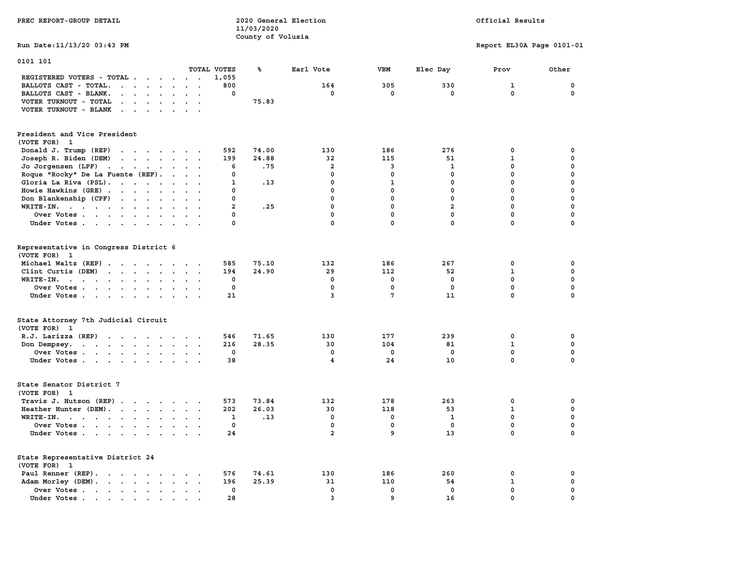PREC REPORT-GROUP DETAIL

# 2020 General Election
11/03/2020
County of Volusia

Official Results

Run Date:11/13/20 03:43 PM

Report EL30A Page 0101-01

## 0101 101

| | TOTAL VOTES | % | Earl Vote | VBM | Elec Day | Prov | Other |
|---|---|---|---|---|---|---|---|
| REGISTERED VOTERS - TOTAL | 1,055 | | | | | | |
| BALLOTS CAST - TOTAL. | 800 | | 164 | 305 | 330 | 1 | 0 |
| BALLOTS CAST - BLANK. | 0 | | 0 | 0 | 0 | 0 | 0 |
| VOTER TURNOUT - TOTAL | | 75.83 | | | | | |
| VOTER TURNOUT - BLANK | | | | | | | |

### President and Vice President
(VOTE FOR) 1

| | TOTAL VOTES | % | Earl Vote | VBM | Elec Day | Prov | Other |
|---|---|---|---|---|---|---|---|
| Donald J. Trump (REP) | 592 | 74.00 | 130 | 186 | 276 | 0 | 0 |
| Joseph R. Biden (DEM) | 199 | 24.88 | 32 | 115 | 51 | 1 | 0 |
| Jo Jorgensen (LPF) | 6 | .75 | 2 | 3 | 1 | 0 | 0 |
| Roque "Rocky" De La Fuente (REF). | 0 | | 0 | 0 | 0 | 0 | 0 |
| Gloria La Riva (PSL). | 1 | .13 | 0 | 1 | 0 | 0 | 0 |
| Howie Hawkins (GRE) | 0 | | 0 | 0 | 0 | 0 | 0 |
| Don Blankenship (CPF) | 0 | | 0 | 0 | 0 | 0 | 0 |
| WRITE-IN. | 2 | .25 | 0 | 0 | 2 | 0 | 0 |
| Over Votes | 0 | | 0 | 0 | 0 | 0 | 0 |
| Under Votes | 0 | | 0 | 0 | 0 | 0 | 0 |

### Representative in Congress District 6
(VOTE FOR) 1

| | TOTAL VOTES | % | Earl Vote | VBM | Elec Day | Prov | Other |
|---|---|---|---|---|---|---|---|
| Michael Waltz (REP) | 585 | 75.10 | 132 | 186 | 267 | 0 | 0 |
| Clint Curtis (DEM) | 194 | 24.90 | 29 | 112 | 52 | 1 | 0 |
| WRITE-IN. | 0 | | 0 | 0 | 0 | 0 | 0 |
| Over Votes | 0 | | 0 | 0 | 0 | 0 | 0 |
| Under Votes | 21 | | 3 | 7 | 11 | 0 | 0 |

### State Attorney 7th Judicial Circuit
(VOTE FOR) 1

| | TOTAL VOTES | % | Earl Vote | VBM | Elec Day | Prov | Other |
|---|---|---|---|---|---|---|---|
| R.J. Larizza (REP) | 546 | 71.65 | 130 | 177 | 239 | 0 | 0 |
| Don Dempsey. | 216 | 28.35 | 30 | 104 | 81 | 1 | 0 |
| Over Votes | 0 | | 0 | 0 | 0 | 0 | 0 |
| Under Votes | 38 | | 4 | 24 | 10 | 0 | 0 |

### State Senator District 7
(VOTE FOR) 1

| | TOTAL VOTES | % | Earl Vote | VBM | Elec Day | Prov | Other |
|---|---|---|---|---|---|---|---|
| Travis J. Hutson (REP) | 573 | 73.84 | 132 | 178 | 263 | 0 | 0 |
| Heather Hunter (DEM). | 202 | 26.03 | 30 | 118 | 53 | 1 | 0 |
| WRITE-IN. | 1 | .13 | 0 | 0 | 1 | 0 | 0 |
| Over Votes | 0 | | 0 | 0 | 0 | 0 | 0 |
| Under Votes | 24 | | 2 | 9 | 13 | 0 | 0 |

### State Representative District 24
(VOTE FOR) 1

| | TOTAL VOTES | % | Earl Vote | VBM | Elec Day | Prov | Other |
|---|---|---|---|---|---|---|---|
| Paul Renner (REP). | 576 | 74.61 | 130 | 186 | 260 | 0 | 0 |
| Adam Morley (DEM). | 196 | 25.39 | 31 | 110 | 54 | 1 | 0 |
| Over Votes | 0 | | 0 | 0 | 0 | 0 | 0 |
| Under Votes | 28 | | 3 | 9 | 16 | 0 | 0 |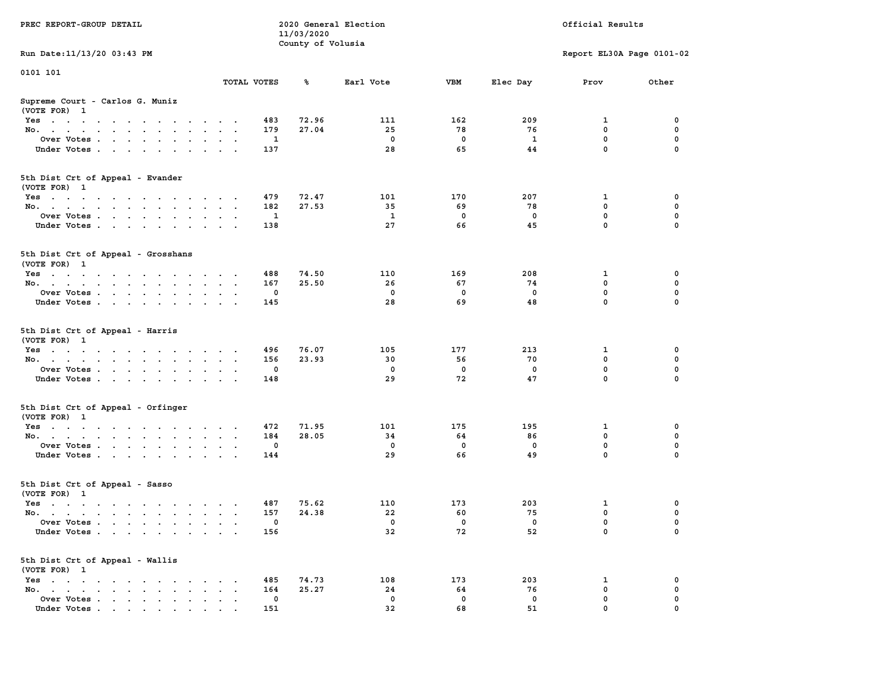PREC REPORT-GROUP DETAIL

2020 General Election
11/03/2020
County of Volusia

Official Results

Run Date:11/13/20 03:43 PM

Report EL30A Page 0101-02

0101 101

| | TOTAL VOTES | % | Earl Vote | VBM | Elec Day | Prov | Other |
|---|---|---|---|---|---|---|---|
| **Supreme Court - Carlos G. Muniz** | | | | | | | |
| (VOTE FOR) 1 | | | | | | | |
| Yes | 483 | 72.96 | 111 | 162 | 209 | 1 | 0 |
| No. | 179 | 27.04 | 25 | 78 | 76 | 0 | 0 |
| Over Votes | 1 | | 0 | 0 | 1 | 0 | 0 |
| Under Votes | 137 | | 28 | 65 | 44 | 0 | 0 |
| **5th Dist Crt of Appeal - Evander** | | | | | | | |
| (VOTE FOR) 1 | | | | | | | |
| Yes | 479 | 72.47 | 101 | 170 | 207 | 1 | 0 |
| No. | 182 | 27.53 | 35 | 69 | 78 | 0 | 0 |
| Over Votes | 1 | | 1 | 0 | 0 | 0 | 0 |
| Under Votes | 138 | | 27 | 66 | 45 | 0 | 0 |
| **5th Dist Crt of Appeal - Grosshans** | | | | | | | |
| (VOTE FOR) 1 | | | | | | | |
| Yes | 488 | 74.50 | 110 | 169 | 208 | 1 | 0 |
| No. | 167 | 25.50 | 26 | 67 | 74 | 0 | 0 |
| Over Votes | 0 | | 0 | 0 | 0 | 0 | 0 |
| Under Votes | 145 | | 28 | 69 | 48 | 0 | 0 |
| **5th Dist Crt of Appeal - Harris** | | | | | | | |
| (VOTE FOR) 1 | | | | | | | |
| Yes | 496 | 76.07 | 105 | 177 | 213 | 1 | 0 |
| No. | 156 | 23.93 | 30 | 56 | 70 | 0 | 0 |
| Over Votes | 0 | | 0 | 0 | 0 | 0 | 0 |
| Under Votes | 148 | | 29 | 72 | 47 | 0 | 0 |
| **5th Dist Crt of Appeal - Orfinger** | | | | | | | |
| (VOTE FOR) 1 | | | | | | | |
| Yes | 472 | 71.95 | 101 | 175 | 195 | 1 | 0 |
| No. | 184 | 28.05 | 34 | 64 | 86 | 0 | 0 |
| Over Votes | 0 | | 0 | 0 | 0 | 0 | 0 |
| Under Votes | 144 | | 29 | 66 | 49 | 0 | 0 |
| **5th Dist Crt of Appeal - Sasso** | | | | | | | |
| (VOTE FOR) 1 | | | | | | | |
| Yes | 487 | 75.62 | 110 | 173 | 203 | 1 | 0 |
| No. | 157 | 24.38 | 22 | 60 | 75 | 0 | 0 |
| Over Votes | 0 | | 0 | 0 | 0 | 0 | 0 |
| Under Votes | 156 | | 32 | 72 | 52 | 0 | 0 |
| **5th Dist Crt of Appeal - Wallis** | | | | | | | |
| (VOTE FOR) 1 | | | | | | | |
| Yes | 485 | 74.73 | 108 | 173 | 203 | 1 | 0 |
| No. | 164 | 25.27 | 24 | 64 | 76 | 0 | 0 |
| Over Votes | 0 | | 0 | 0 | 0 | 0 | 0 |
| Under Votes | 151 | | 32 | 68 | 51 | 0 | 0 |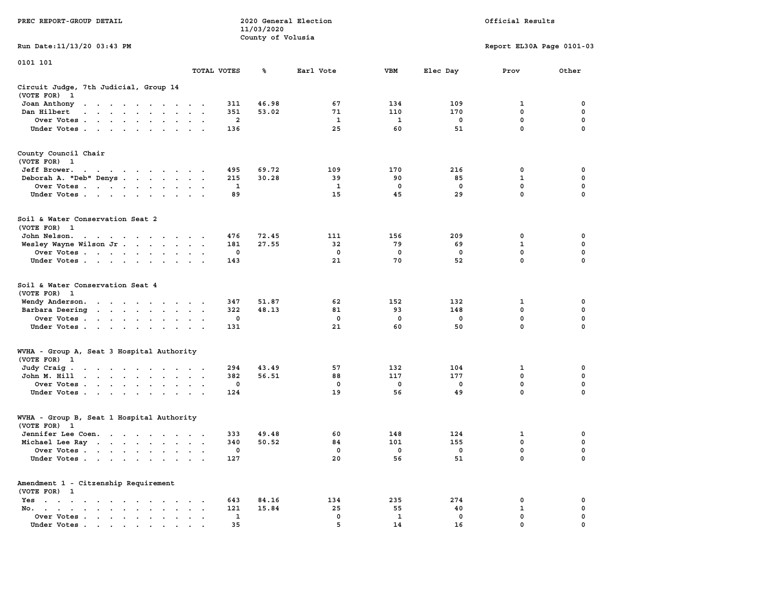PREC REPORT-GROUP DETAIL

2020 General Election
11/03/2020
County of Volusia

Official Results

Run Date:11/13/20 03:43 PM

Report EL30A Page 0101-03

0101 101

### Circuit Judge, 7th Judicial, Group 14
(VOTE FOR) 1

| | TOTAL VOTES | % | Earl Vote | VBM | Elec Day | Prov | Other |
|---|---|---|---|---|---|---|---|
| Joan Anthony | 311 | 46.98 | 67 | 134 | 109 | 1 | 0 |
| Dan Hilbert | 351 | 53.02 | 71 | 110 | 170 | 0 | 0 |
| Over Votes | 2 | | 1 | 1 | 0 | 0 | 0 |
| Under Votes | 136 | | 25 | 60 | 51 | 0 | 0 |

### County Council Chair
(VOTE FOR) 1

| | TOTAL VOTES | % | Earl Vote | VBM | Elec Day | Prov | Other |
|---|---|---|---|---|---|---|---|
| Jeff Brower | 495 | 69.72 | 109 | 170 | 216 | 0 | 0 |
| Deborah A. "Deb" Denys | 215 | 30.28 | 39 | 90 | 85 | 1 | 0 |
| Over Votes | 1 | | 1 | 0 | 0 | 0 | 0 |
| Under Votes | 89 | | 15 | 45 | 29 | 0 | 0 |

### Soil & Water Conservation Seat 2
(VOTE FOR) 1

| | TOTAL VOTES | % | Earl Vote | VBM | Elec Day | Prov | Other |
|---|---|---|---|---|---|---|---|
| John Nelson | 476 | 72.45 | 111 | 156 | 209 | 0 | 0 |
| Wesley Wayne Wilson Jr | 181 | 27.55 | 32 | 79 | 69 | 1 | 0 |
| Over Votes | 0 | | 0 | 0 | 0 | 0 | 0 |
| Under Votes | 143 | | 21 | 70 | 52 | 0 | 0 |

### Soil & Water Conservation Seat 4
(VOTE FOR) 1

| | TOTAL VOTES | % | Earl Vote | VBM | Elec Day | Prov | Other |
|---|---|---|---|---|---|---|---|
| Wendy Anderson | 347 | 51.87 | 62 | 152 | 132 | 1 | 0 |
| Barbara Deering | 322 | 48.13 | 81 | 93 | 148 | 0 | 0 |
| Over Votes | 0 | | 0 | 0 | 0 | 0 | 0 |
| Under Votes | 131 | | 21 | 60 | 50 | 0 | 0 |

### WVHA - Group A, Seat 3 Hospital Authority
(VOTE FOR) 1

| | TOTAL VOTES | % | Earl Vote | VBM | Elec Day | Prov | Other |
|---|---|---|---|---|---|---|---|
| Judy Craig | 294 | 43.49 | 57 | 132 | 104 | 1 | 0 |
| John M. Hill | 382 | 56.51 | 88 | 117 | 177 | 0 | 0 |
| Over Votes | 0 | | 0 | 0 | 0 | 0 | 0 |
| Under Votes | 124 | | 19 | 56 | 49 | 0 | 0 |

### WVHA - Group B, Seat 1 Hospital Authority
(VOTE FOR) 1

| | TOTAL VOTES | % | Earl Vote | VBM | Elec Day | Prov | Other |
|---|---|---|---|---|---|---|---|
| Jennifer Lee Coen | 333 | 49.48 | 60 | 148 | 124 | 1 | 0 |
| Michael Lee Ray | 340 | 50.52 | 84 | 101 | 155 | 0 | 0 |
| Over Votes | 0 | | 0 | 0 | 0 | 0 | 0 |
| Under Votes | 127 | | 20 | 56 | 51 | 0 | 0 |

### Amendment 1 - Citzenship Requirement
(VOTE FOR) 1

| | TOTAL VOTES | % | Earl Vote | VBM | Elec Day | Prov | Other |
|---|---|---|---|---|---|---|---|
| Yes | 643 | 84.16 | 134 | 235 | 274 | 0 | 0 |
| No | 121 | 15.84 | 25 | 55 | 40 | 1 | 0 |
| Over Votes | 1 | | 0 | 1 | 0 | 0 | 0 |
| Under Votes | 35 | | 5 | 14 | 16 | 0 | 0 |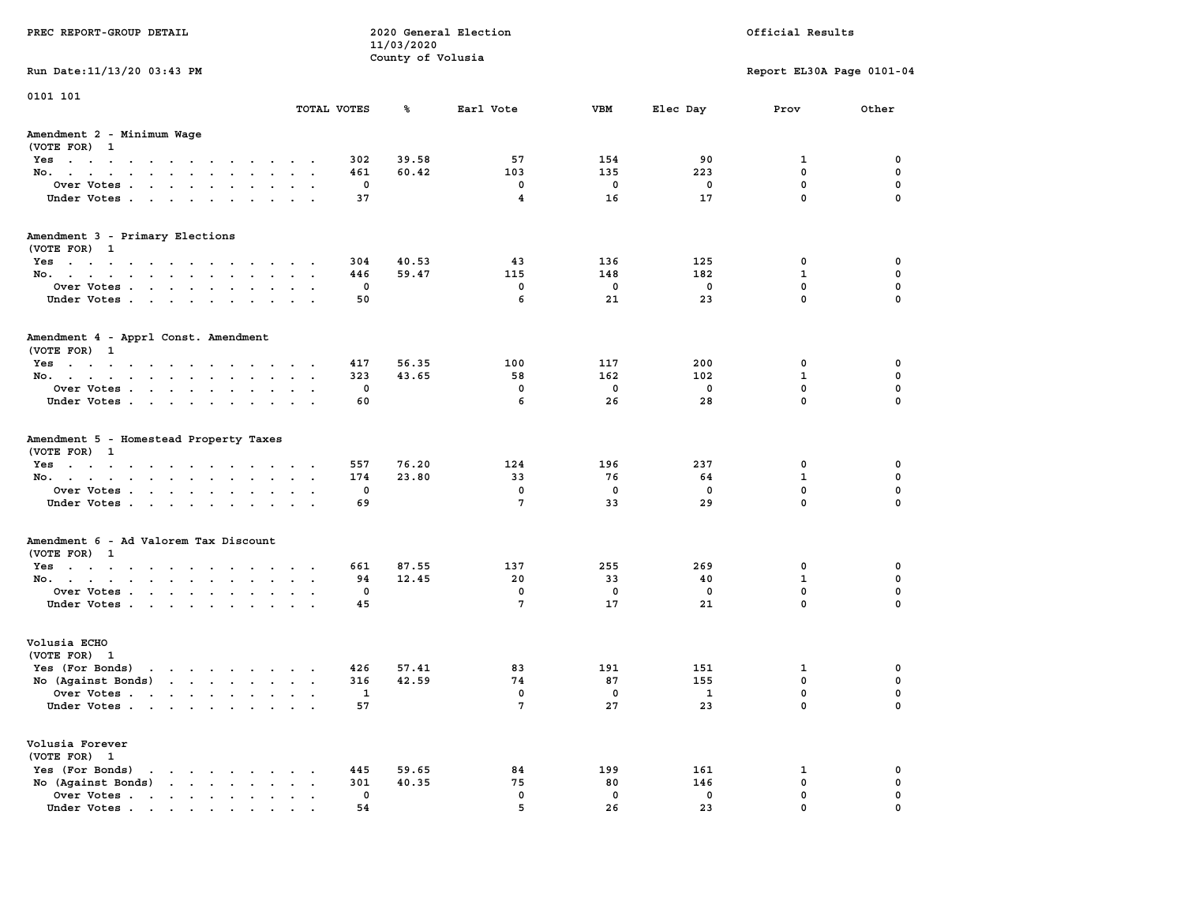PREC REPORT-GROUP DETAIL

2020 General Election
11/03/2020
County of Volusia

Official Results

Run Date:11/13/20 03:43 PM

Report EL30A Page 0101-04

0101 101

## Amendment 2 - Minimum Wage

(VOTE FOR) 1

| | TOTAL VOTES | % | Earl Vote | VBM | Elec Day | Prov | Other |
|---|---|---|---|---|---|---|---|
| Yes | 302 | 39.58 | 57 | 154 | 90 | 1 | 0 |
| No. | 461 | 60.42 | 103 | 135 | 223 | 0 | 0 |
| Over Votes | 0 | | 0 | 0 | 0 | 0 | 0 |
| Under Votes | 37 | | 4 | 16 | 17 | 0 | 0 |

## Amendment 3 - Primary Elections

(VOTE FOR) 1

| | TOTAL VOTES | % | Earl Vote | VBM | Elec Day | Prov | Other |
|---|---|---|---|---|---|---|---|
| Yes | 304 | 40.53 | 43 | 136 | 125 | 0 | 0 |
| No. | 446 | 59.47 | 115 | 148 | 182 | 1 | 0 |
| Over Votes | 0 | | 0 | 0 | 0 | 0 | 0 |
| Under Votes | 50 | | 6 | 21 | 23 | 0 | 0 |

## Amendment 4 - Apprl Const. Amendment

(VOTE FOR) 1

| | TOTAL VOTES | % | Earl Vote | VBM | Elec Day | Prov | Other |
|---|---|---|---|---|---|---|---|
| Yes | 417 | 56.35 | 100 | 117 | 200 | 0 | 0 |
| No. | 323 | 43.65 | 58 | 162 | 102 | 1 | 0 |
| Over Votes | 0 | | 0 | 0 | 0 | 0 | 0 |
| Under Votes | 60 | | 6 | 26 | 28 | 0 | 0 |

## Amendment 5 - Homestead Property Taxes

(VOTE FOR) 1

| | TOTAL VOTES | % | Earl Vote | VBM | Elec Day | Prov | Other |
|---|---|---|---|---|---|---|---|
| Yes | 557 | 76.20 | 124 | 196 | 237 | 0 | 0 |
| No. | 174 | 23.80 | 33 | 76 | 64 | 1 | 0 |
| Over Votes | 0 | | 0 | 0 | 0 | 0 | 0 |
| Under Votes | 69 | | 7 | 33 | 29 | 0 | 0 |

## Amendment 6 - Ad Valorem Tax Discount

(VOTE FOR) 1

| | TOTAL VOTES | % | Earl Vote | VBM | Elec Day | Prov | Other |
|---|---|---|---|---|---|---|---|
| Yes | 661 | 87.55 | 137 | 255 | 269 | 0 | 0 |
| No. | 94 | 12.45 | 20 | 33 | 40 | 1 | 0 |
| Over Votes | 0 | | 0 | 0 | 0 | 0 | 0 |
| Under Votes | 45 | | 7 | 17 | 21 | 0 | 0 |

## Volusia ECHO

(VOTE FOR) 1

| | TOTAL VOTES | % | Earl Vote | VBM | Elec Day | Prov | Other |
|---|---|---|---|---|---|---|---|
| Yes (For Bonds) | 426 | 57.41 | 83 | 191 | 151 | 1 | 0 |
| No (Against Bonds) | 316 | 42.59 | 74 | 87 | 155 | 0 | 0 |
| Over Votes | 1 | | 0 | 0 | 1 | 0 | 0 |
| Under Votes | 57 | | 7 | 27 | 23 | 0 | 0 |

## Volusia Forever

(VOTE FOR) 1

| | TOTAL VOTES | % | Earl Vote | VBM | Elec Day | Prov | Other |
|---|---|---|---|---|---|---|---|
| Yes (For Bonds) | 445 | 59.65 | 84 | 199 | 161 | 1 | 0 |
| No (Against Bonds) | 301 | 40.35 | 75 | 80 | 146 | 0 | 0 |
| Over Votes | 0 | | 0 | 0 | 0 | 0 | 0 |
| Under Votes | 54 | | 5 | 26 | 23 | 0 | 0 |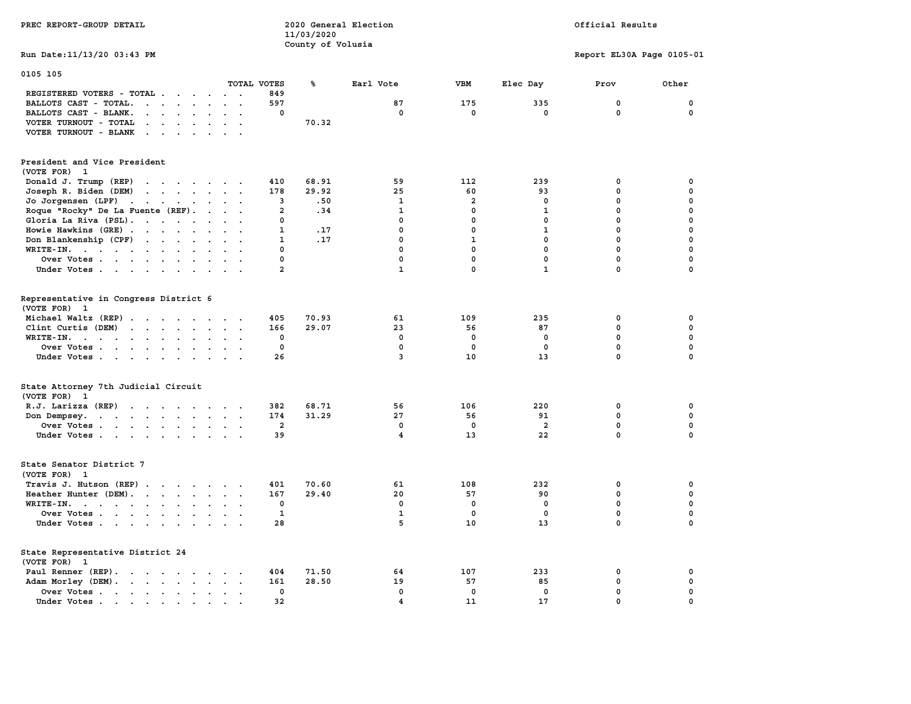PREC REPORT-GROUP DETAIL

2020 General Election
11/03/2020
County of Volusia

Official Results

Run Date:11/13/20 03:43 PM

Report EL30A Page 0105-01

0105 105

| | TOTAL VOTES | % | Earl Vote | VBM | Elec Day | Prov | Other |
|---|---|---|---|---|---|---|---|
| REGISTERED VOTERS - TOTAL | 849 | | | | | | |
| BALLOTS CAST - TOTAL. | 597 | | 87 | 175 | 335 | 0 | 0 |
| BALLOTS CAST - BLANK. | 0 | | 0 | 0 | 0 | 0 | 0 |
| VOTER TURNOUT - TOTAL | | 70.32 | | | | | |
| VOTER TURNOUT - BLANK | | | | | | | |

President and Vice President
(VOTE FOR) 1

| | TOTAL VOTES | % | Earl Vote | VBM | Elec Day | Prov | Other |
|---|---|---|---|---|---|---|---|
| Donald J. Trump (REP) | 410 | 68.91 | 59 | 112 | 239 | 0 | 0 |
| Joseph R. Biden (DEM) | 178 | 29.92 | 25 | 60 | 93 | 0 | 0 |
| Jo Jorgensen (LPF) | 3 | .50 | 1 | 2 | 0 | 0 | 0 |
| Roque "Rocky" De La Fuente (REF). | 2 | .34 | 1 | 0 | 1 | 0 | 0 |
| Gloria La Riva (PSL). | 0 | | 0 | 0 | 0 | 0 | 0 |
| Howie Hawkins (GRE) | 1 | .17 | 0 | 0 | 1 | 0 | 0 |
| Don Blankenship (CPF) | 1 | .17 | 0 | 1 | 0 | 0 | 0 |
| WRITE-IN. | 0 | | 0 | 0 | 0 | 0 | 0 |
| Over Votes | 0 | | 0 | 0 | 0 | 0 | 0 |
| Under Votes | 2 | | 1 | 0 | 1 | 0 | 0 |

Representative in Congress District 6
(VOTE FOR) 1

| | TOTAL VOTES | % | Earl Vote | VBM | Elec Day | Prov | Other |
|---|---|---|---|---|---|---|---|
| Michael Waltz (REP) | 405 | 70.93 | 61 | 109 | 235 | 0 | 0 |
| Clint Curtis (DEM) | 166 | 29.07 | 23 | 56 | 87 | 0 | 0 |
| WRITE-IN. | 0 | | 0 | 0 | 0 | 0 | 0 |
| Over Votes | 0 | | 0 | 0 | 0 | 0 | 0 |
| Under Votes | 26 | | 3 | 10 | 13 | 0 | 0 |

State Attorney 7th Judicial Circuit
(VOTE FOR) 1

| | TOTAL VOTES | % | Earl Vote | VBM | Elec Day | Prov | Other |
|---|---|---|---|---|---|---|---|
| R.J. Larizza (REP) | 382 | 68.71 | 56 | 106 | 220 | 0 | 0 |
| Don Dempsey. | 174 | 31.29 | 27 | 56 | 91 | 0 | 0 |
| Over Votes | 2 | | 0 | 0 | 2 | 0 | 0 |
| Under Votes | 39 | | 4 | 13 | 22 | 0 | 0 |

State Senator District 7
(VOTE FOR) 1

| | TOTAL VOTES | % | Earl Vote | VBM | Elec Day | Prov | Other |
|---|---|---|---|---|---|---|---|
| Travis J. Hutson (REP) | 401 | 70.60 | 61 | 108 | 232 | 0 | 0 |
| Heather Hunter (DEM). | 167 | 29.40 | 20 | 57 | 90 | 0 | 0 |
| WRITE-IN. | 0 | | 0 | 0 | 0 | 0 | 0 |
| Over Votes | 1 | | 1 | 0 | 0 | 0 | 0 |
| Under Votes | 28 | | 5 | 10 | 13 | 0 | 0 |

State Representative District 24
(VOTE FOR) 1

| | TOTAL VOTES | % | Earl Vote | VBM | Elec Day | Prov | Other |
|---|---|---|---|---|---|---|---|
| Paul Renner (REP). | 404 | 71.50 | 64 | 107 | 233 | 0 | 0 |
| Adam Morley (DEM). | 161 | 28.50 | 19 | 57 | 85 | 0 | 0 |
| Over Votes | 0 | | 0 | 0 | 0 | 0 | 0 |
| Under Votes | 32 | | 4 | 11 | 17 | 0 | 0 |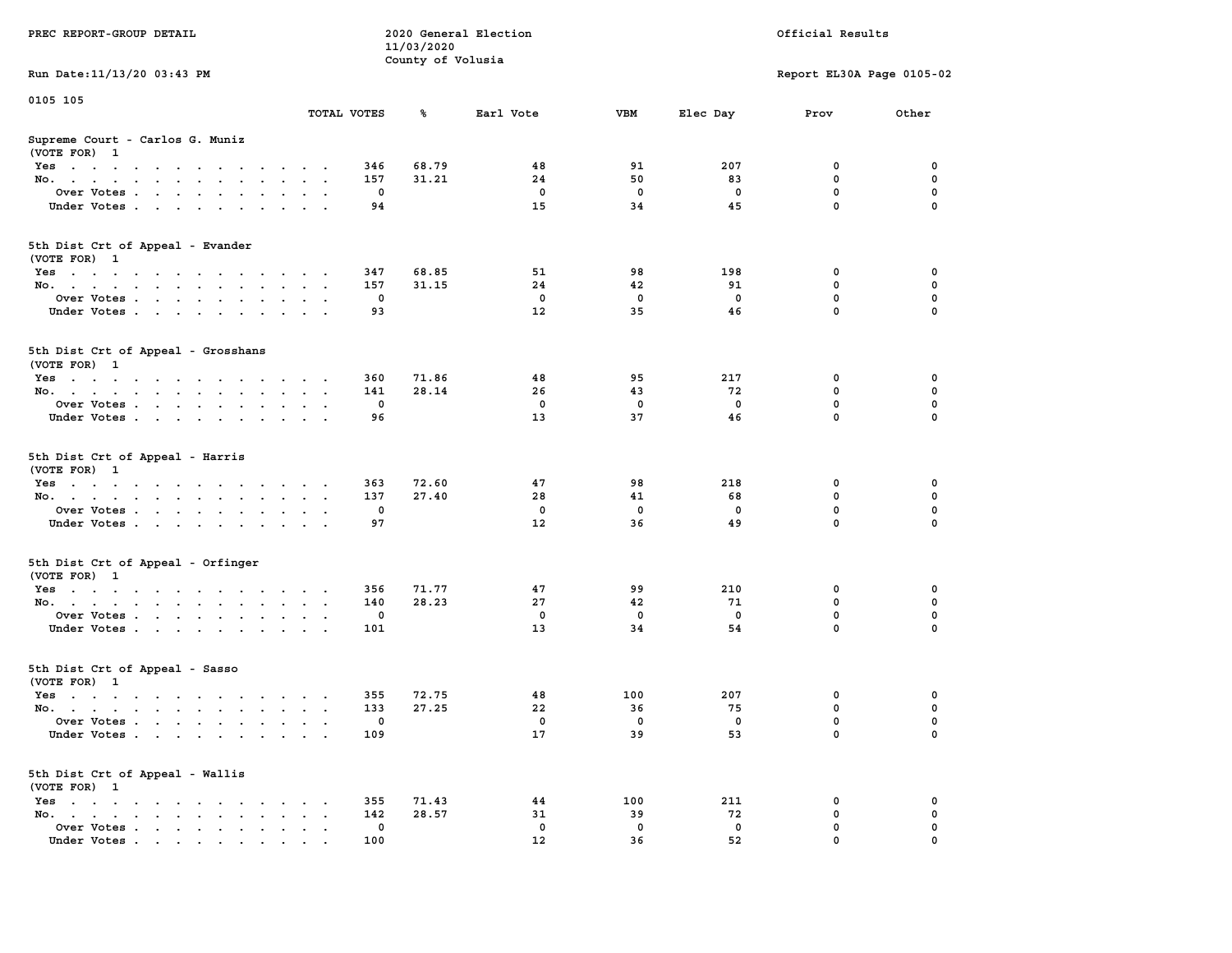PREC REPORT-GROUP DETAIL

2020 General Election
11/03/2020
County of Volusia

Official Results

Run Date:11/13/20 03:43 PM

Report EL30A Page 0105-02

0105 105

| | TOTAL VOTES | % | Earl Vote | VBM | Elec Day | Prov | Other |
|---|---|---|---|---|---|---|---|
| **Supreme Court - Carlos G. Muniz (VOTE FOR) 1** | | | | | | | |
| Yes | 346 | 68.79 | 48 | 91 | 207 | 0 | 0 |
| No. | 157 | 31.21 | 24 | 50 | 83 | 0 | 0 |
| Over Votes | 0 | | 0 | 0 | 0 | 0 | 0 |
| Under Votes | 94 | | 15 | 34 | 45 | 0 | 0 |
| **5th Dist Crt of Appeal - Evander (VOTE FOR) 1** | | | | | | | |
| Yes | 347 | 68.85 | 51 | 98 | 198 | 0 | 0 |
| No. | 157 | 31.15 | 24 | 42 | 91 | 0 | 0 |
| Over Votes | 0 | | 0 | 0 | 0 | 0 | 0 |
| Under Votes | 93 | | 12 | 35 | 46 | 0 | 0 |
| **5th Dist Crt of Appeal - Grosshans (VOTE FOR) 1** | | | | | | | |
| Yes | 360 | 71.86 | 48 | 95 | 217 | 0 | 0 |
| No. | 141 | 28.14 | 26 | 43 | 72 | 0 | 0 |
| Over Votes | 0 | | 0 | 0 | 0 | 0 | 0 |
| Under Votes | 96 | | 13 | 37 | 46 | 0 | 0 |
| **5th Dist Crt of Appeal - Harris (VOTE FOR) 1** | | | | | | | |
| Yes | 363 | 72.60 | 47 | 98 | 218 | 0 | 0 |
| No. | 137 | 27.40 | 28 | 41 | 68 | 0 | 0 |
| Over Votes | 0 | | 0 | 0 | 0 | 0 | 0 |
| Under Votes | 97 | | 12 | 36 | 49 | 0 | 0 |
| **5th Dist Crt of Appeal - Orfinger (VOTE FOR) 1** | | | | | | | |
| Yes | 356 | 71.77 | 47 | 99 | 210 | 0 | 0 |
| No. | 140 | 28.23 | 27 | 42 | 71 | 0 | 0 |
| Over Votes | 0 | | 0 | 0 | 0 | 0 | 0 |
| Under Votes | 101 | | 13 | 34 | 54 | 0 | 0 |
| **5th Dist Crt of Appeal - Sasso (VOTE FOR) 1** | | | | | | | |
| Yes | 355 | 72.75 | 48 | 100 | 207 | 0 | 0 |
| No. | 133 | 27.25 | 22 | 36 | 75 | 0 | 0 |
| Over Votes | 0 | | 0 | 0 | 0 | 0 | 0 |
| Under Votes | 109 | | 17 | 39 | 53 | 0 | 0 |
| **5th Dist Crt of Appeal - Wallis (VOTE FOR) 1** | | | | | | | |
| Yes | 355 | 71.43 | 44 | 100 | 211 | 0 | 0 |
| No. | 142 | 28.57 | 31 | 39 | 72 | 0 | 0 |
| Over Votes | 0 | | 0 | 0 | 0 | 0 | 0 |
| Under Votes | 100 | | 12 | 36 | 52 | 0 | 0 |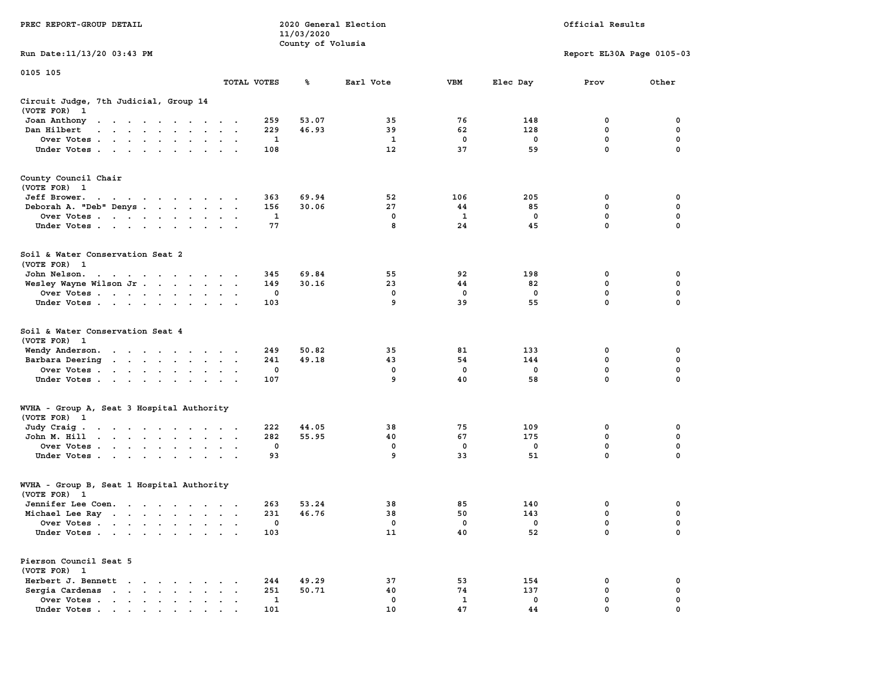PREC REPORT-GROUP DETAIL

2020 General Election
11/03/2020
County of Volusia

Official Results

Run Date:11/13/20 03:43 PM

Report EL30A Page 0105-03

0105 105

**Circuit Judge, 7th Judicial, Group 14**
(VOTE FOR) 1

| | TOTAL VOTES | % | Earl Vote | VBM | Elec Day | Prov | Other |
|---|---|---|---|---|---|---|---|
| Joan Anthony | 259 | 53.07 | 35 | 76 | 148 | 0 | 0 |
| Dan Hilbert | 229 | 46.93 | 39 | 62 | 128 | 0 | 0 |
| Over Votes | 1 | | 1 | 0 | 0 | 0 | 0 |
| Under Votes | 108 | | 12 | 37 | 59 | 0 | 0 |

**County Council Chair**
(VOTE FOR) 1

| | TOTAL VOTES | % | Earl Vote | VBM | Elec Day | Prov | Other |
|---|---|---|---|---|---|---|---|
| Jeff Brower. | 363 | 69.94 | 52 | 106 | 205 | 0 | 0 |
| Deborah A. "Deb" Denys | 156 | 30.06 | 27 | 44 | 85 | 0 | 0 |
| Over Votes | 1 | | 0 | 1 | 0 | 0 | 0 |
| Under Votes | 77 | | 8 | 24 | 45 | 0 | 0 |

**Soil & Water Conservation Seat 2**
(VOTE FOR) 1

| | TOTAL VOTES | % | Earl Vote | VBM | Elec Day | Prov | Other |
|---|---|---|---|---|---|---|---|
| John Nelson. | 345 | 69.84 | 55 | 92 | 198 | 0 | 0 |
| Wesley Wayne Wilson Jr | 149 | 30.16 | 23 | 44 | 82 | 0 | 0 |
| Over Votes | 0 | | 0 | 0 | 0 | 0 | 0 |
| Under Votes | 103 | | 9 | 39 | 55 | 0 | 0 |

**Soil & Water Conservation Seat 4**
(VOTE FOR) 1

| | TOTAL VOTES | % | Earl Vote | VBM | Elec Day | Prov | Other |
|---|---|---|---|---|---|---|---|
| Wendy Anderson. | 249 | 50.82 | 35 | 81 | 133 | 0 | 0 |
| Barbara Deering | 241 | 49.18 | 43 | 54 | 144 | 0 | 0 |
| Over Votes | 0 | | 0 | 0 | 0 | 0 | 0 |
| Under Votes | 107 | | 9 | 40 | 58 | 0 | 0 |

**WVHA - Group A, Seat 3 Hospital Authority**
(VOTE FOR) 1

| | TOTAL VOTES | % | Earl Vote | VBM | Elec Day | Prov | Other |
|---|---|---|---|---|---|---|---|
| Judy Craig | 222 | 44.05 | 38 | 75 | 109 | 0 | 0 |
| John M. Hill | 282 | 55.95 | 40 | 67 | 175 | 0 | 0 |
| Over Votes | 0 | | 0 | 0 | 0 | 0 | 0 |
| Under Votes | 93 | | 9 | 33 | 51 | 0 | 0 |

**WVHA - Group B, Seat 1 Hospital Authority**
(VOTE FOR) 1

| | TOTAL VOTES | % | Earl Vote | VBM | Elec Day | Prov | Other |
|---|---|---|---|---|---|---|---|
| Jennifer Lee Coen. | 263 | 53.24 | 38 | 85 | 140 | 0 | 0 |
| Michael Lee Ray | 231 | 46.76 | 38 | 50 | 143 | 0 | 0 |
| Over Votes | 0 | | 0 | 0 | 0 | 0 | 0 |
| Under Votes | 103 | | 11 | 40 | 52 | 0 | 0 |

**Pierson Council Seat 5**
(VOTE FOR) 1

| | TOTAL VOTES | % | Earl Vote | VBM | Elec Day | Prov | Other |
|---|---|---|---|---|---|---|---|
| Herbert J. Bennett | 244 | 49.29 | 37 | 53 | 154 | 0 | 0 |
| Sergia Cardenas | 251 | 50.71 | 40 | 74 | 137 | 0 | 0 |
| Over Votes | 1 | | 0 | 1 | 0 | 0 | 0 |
| Under Votes | 101 | | 10 | 47 | 44 | 0 | 0 |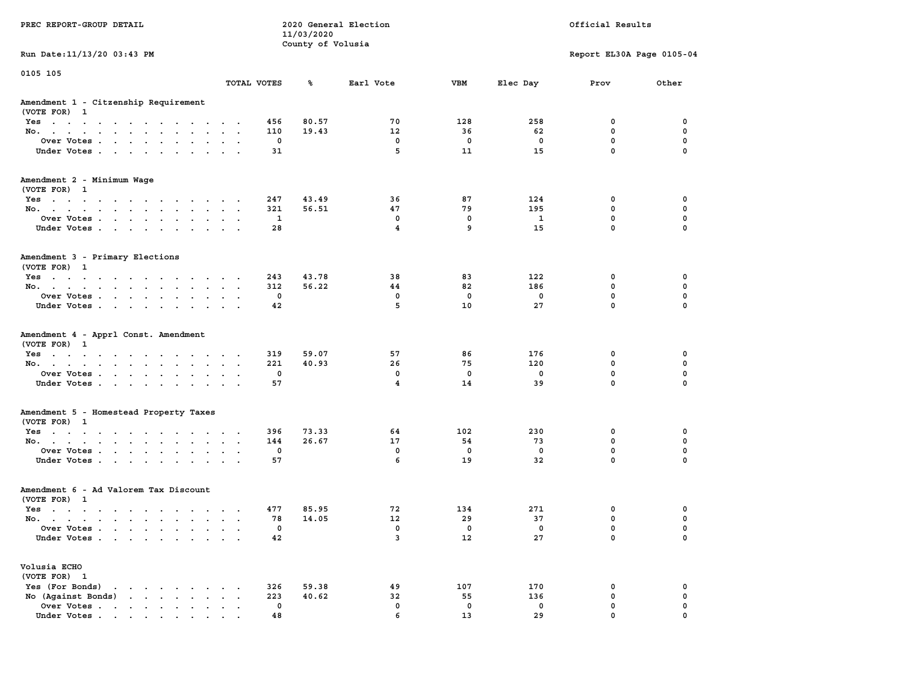PREC REPORT-GROUP DETAIL

2020 General Election
11/03/2020
County of Volusia

Official Results

Run Date:11/13/20 03:43 PM

Report EL30A Page 0105-04

0105 105

| | TOTAL VOTES | % | Earl Vote | VBM | Elec Day | Prov | Other |
|---|---|---|---|---|---|---|---|
| **Amendment 1 - Citzenship Requirement** | | | | | | | |
| (VOTE FOR) 1 | | | | | | | |
| Yes | 456 | 80.57 | 70 | 128 | 258 | 0 | 0 |
| No. | 110 | 19.43 | 12 | 36 | 62 | 0 | 0 |
| Over Votes | 0 | | 0 | 0 | 0 | 0 | 0 |
| Under Votes | 31 | | 5 | 11 | 15 | 0 | 0 |
| **Amendment 2 - Minimum Wage** | | | | | | | |
| (VOTE FOR) 1 | | | | | | | |
| Yes | 247 | 43.49 | 36 | 87 | 124 | 0 | 0 |
| No. | 321 | 56.51 | 47 | 79 | 195 | 0 | 0 |
| Over Votes | 1 | | 0 | 0 | 1 | 0 | 0 |
| Under Votes | 28 | | 4 | 9 | 15 | 0 | 0 |
| **Amendment 3 - Primary Elections** | | | | | | | |
| (VOTE FOR) 1 | | | | | | | |
| Yes | 243 | 43.78 | 38 | 83 | 122 | 0 | 0 |
| No. | 312 | 56.22 | 44 | 82 | 186 | 0 | 0 |
| Over Votes | 0 | | 0 | 0 | 0 | 0 | 0 |
| Under Votes | 42 | | 5 | 10 | 27 | 0 | 0 |
| **Amendment 4 - Apprl Const. Amendment** | | | | | | | |
| (VOTE FOR) 1 | | | | | | | |
| Yes | 319 | 59.07 | 57 | 86 | 176 | 0 | 0 |
| No. | 221 | 40.93 | 26 | 75 | 120 | 0 | 0 |
| Over Votes | 0 | | 0 | 0 | 0 | 0 | 0 |
| Under Votes | 57 | | 4 | 14 | 39 | 0 | 0 |
| **Amendment 5 - Homestead Property Taxes** | | | | | | | |
| (VOTE FOR) 1 | | | | | | | |
| Yes | 396 | 73.33 | 64 | 102 | 230 | 0 | 0 |
| No. | 144 | 26.67 | 17 | 54 | 73 | 0 | 0 |
| Over Votes | 0 | | 0 | 0 | 0 | 0 | 0 |
| Under Votes | 57 | | 6 | 19 | 32 | 0 | 0 |
| **Amendment 6 - Ad Valorem Tax Discount** | | | | | | | |
| (VOTE FOR) 1 | | | | | | | |
| Yes | 477 | 85.95 | 72 | 134 | 271 | 0 | 0 |
| No. | 78 | 14.05 | 12 | 29 | 37 | 0 | 0 |
| Over Votes | 0 | | 0 | 0 | 0 | 0 | 0 |
| Under Votes | 42 | | 3 | 12 | 27 | 0 | 0 |
| **Volusia ECHO** | | | | | | | |
| (VOTE FOR) 1 | | | | | | | |
| Yes (For Bonds) | 326 | 59.38 | 49 | 107 | 170 | 0 | 0 |
| No (Against Bonds) | 223 | 40.62 | 32 | 55 | 136 | 0 | 0 |
| Over Votes | 0 | | 0 | 0 | 0 | 0 | 0 |
| Under Votes | 48 | | 6 | 13 | 29 | 0 | 0 |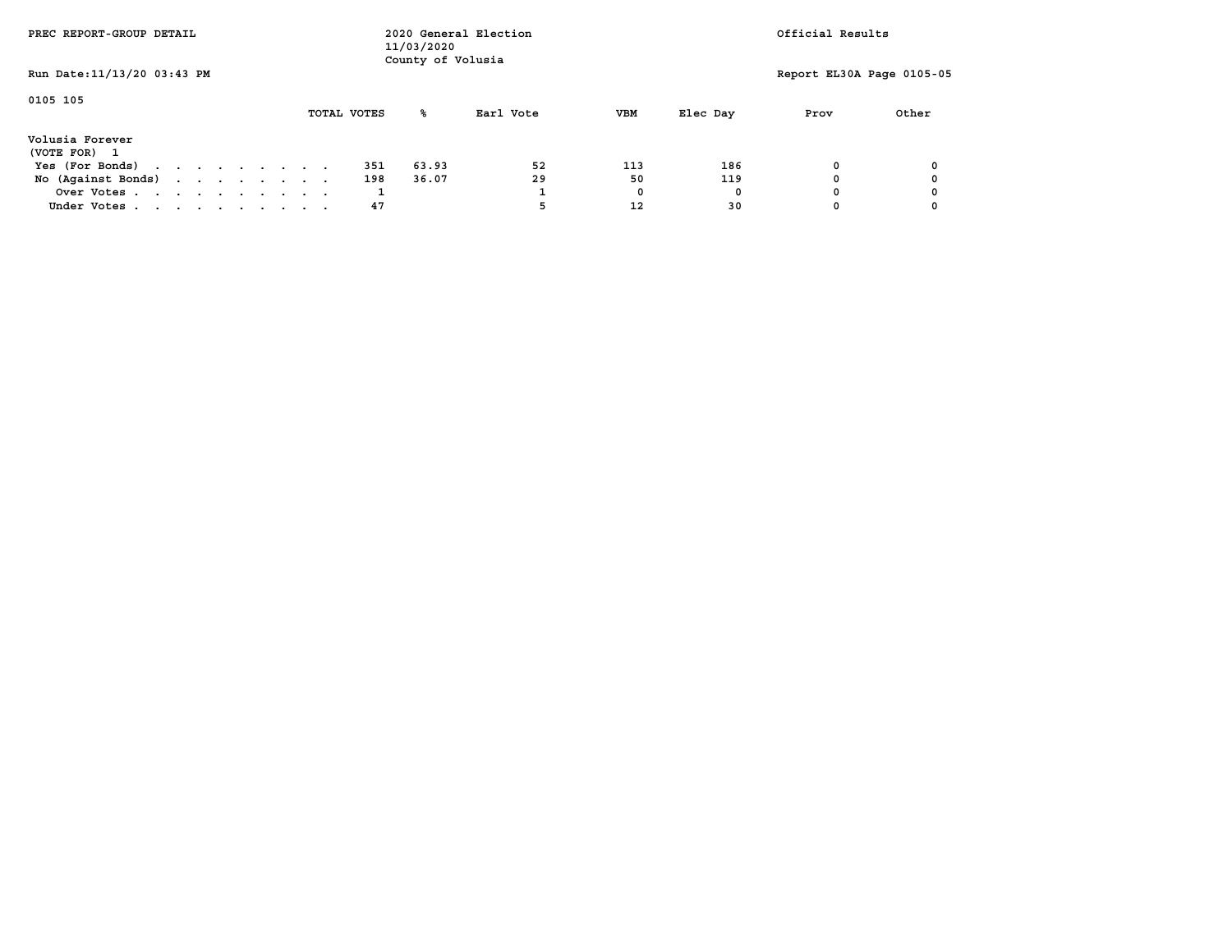PREC REPORT-GROUP DETAIL

2020 General Election
11/03/2020
County of Volusia

Official Results

Run Date:11/13/20 03:43 PM

Report EL30A Page 0105-05

0105 105

| | TOTAL VOTES | % | Earl Vote | VBM | Elec Day | Prov | Other |
|---|---|---|---|---|---|---|---|
| **Volusia Forever** | | | | | | | |
| (VOTE FOR) 1 | | | | | | | |
| Yes (For Bonds) | 351 | 63.93 | 52 | 113 | 186 | 0 | 0 |
| No (Against Bonds) | 198 | 36.07 | 29 | 50 | 119 | 0 | 0 |
| Over Votes | 1 | | 1 | 0 | 0 | 0 | 0 |
| Under Votes | 47 | | 5 | 12 | 30 | 0 | 0 |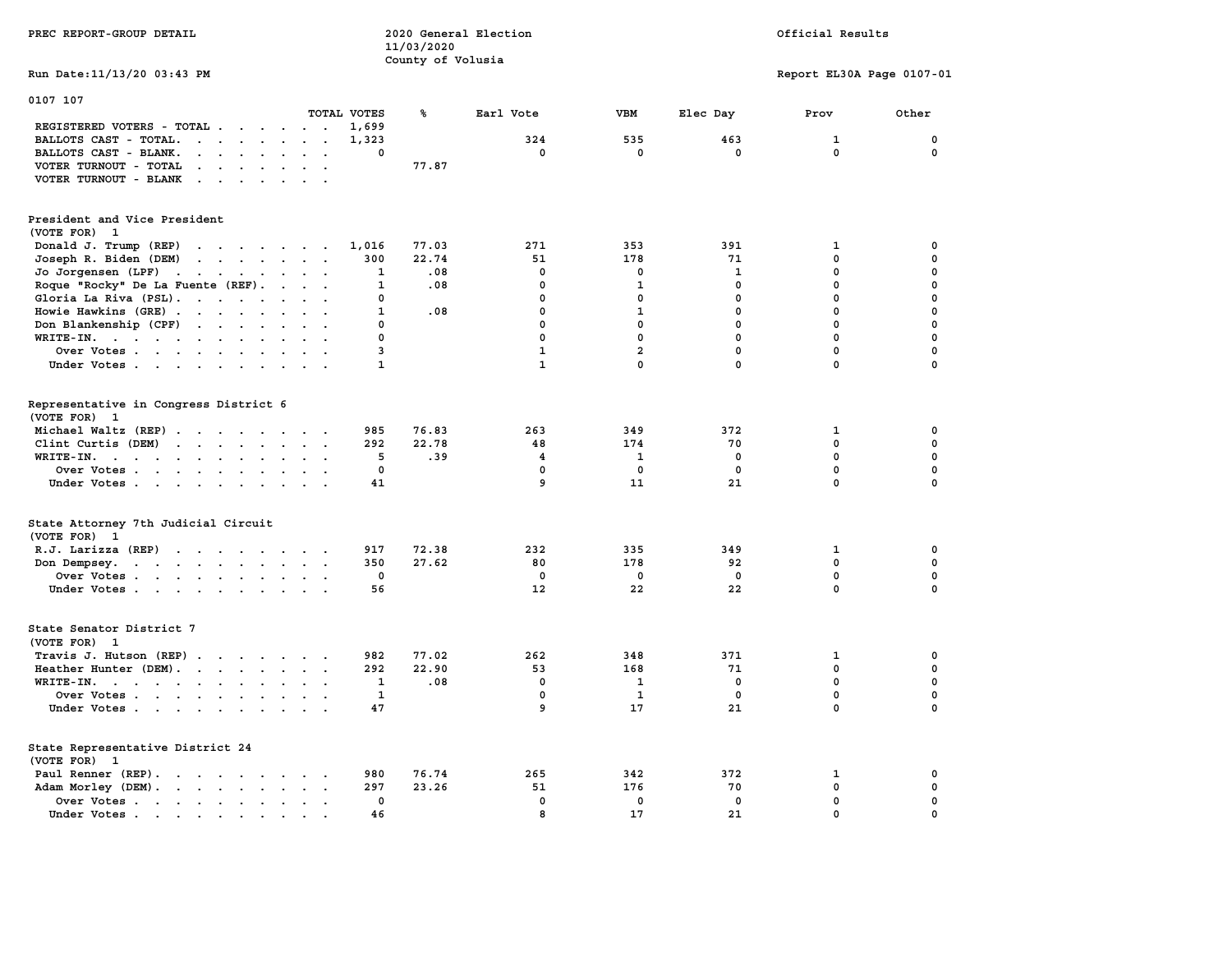PREC REPORT-GROUP DETAIL

2020 General Election
11/03/2020
County of Volusia

Official Results

Run Date:11/13/20 03:43 PM

Report EL30A Page 0107-01

0107 107

| | TOTAL VOTES | % | Earl Vote | VBM | Elec Day | Prov | Other |
|---|---|---|---|---|---|---|---|
| REGISTERED VOTERS - TOTAL | 1,699 | | | | | | |
| BALLOTS CAST - TOTAL. | 1,323 | | 324 | 535 | 463 | 1 | 0 |
| BALLOTS CAST - BLANK. | 0 | | 0 | 0 | 0 | 0 | 0 |
| VOTER TURNOUT - TOTAL | | 77.87 | | | | | |
| VOTER TURNOUT - BLANK | | | | | | | |

President and Vice President
(VOTE FOR) 1

| | TOTAL VOTES | % | Earl Vote | VBM | Elec Day | Prov | Other |
|---|---|---|---|---|---|---|---|
| Donald J. Trump (REP) | 1,016 | 77.03 | 271 | 353 | 391 | 1 | 0 |
| Joseph R. Biden (DEM) | 300 | 22.74 | 51 | 178 | 71 | 0 | 0 |
| Jo Jorgensen (LPF) | 1 | .08 | 0 | 0 | 1 | 0 | 0 |
| Roque "Rocky" De La Fuente (REF). | 1 | .08 | 0 | 1 | 0 | 0 | 0 |
| Gloria La Riva (PSL). | 0 | | 0 | 0 | 0 | 0 | 0 |
| Howie Hawkins (GRE) | 1 | .08 | 0 | 1 | 0 | 0 | 0 |
| Don Blankenship (CPF) | 0 | | 0 | 0 | 0 | 0 | 0 |
| WRITE-IN. | 0 | | 0 | 0 | 0 | 0 | 0 |
| Over Votes | 3 | | 1 | 2 | 0 | 0 | 0 |
| Under Votes | 1 | | 1 | 0 | 0 | 0 | 0 |

Representative in Congress District 6
(VOTE FOR) 1

| | TOTAL VOTES | % | Earl Vote | VBM | Elec Day | Prov | Other |
|---|---|---|---|---|---|---|---|
| Michael Waltz (REP) | 985 | 76.83 | 263 | 349 | 372 | 1 | 0 |
| Clint Curtis (DEM) | 292 | 22.78 | 48 | 174 | 70 | 0 | 0 |
| WRITE-IN. | 5 | .39 | 4 | 1 | 0 | 0 | 0 |
| Over Votes | 0 | | 0 | 0 | 0 | 0 | 0 |
| Under Votes | 41 | | 9 | 11 | 21 | 0 | 0 |

State Attorney 7th Judicial Circuit
(VOTE FOR) 1

| | TOTAL VOTES | % | Earl Vote | VBM | Elec Day | Prov | Other |
|---|---|---|---|---|---|---|---|
| R.J. Larizza (REP) | 917 | 72.38 | 232 | 335 | 349 | 1 | 0 |
| Don Dempsey. | 350 | 27.62 | 80 | 178 | 92 | 0 | 0 |
| Over Votes | 0 | | 0 | 0 | 0 | 0 | 0 |
| Under Votes | 56 | | 12 | 22 | 22 | 0 | 0 |

State Senator District 7
(VOTE FOR) 1

| | TOTAL VOTES | % | Earl Vote | VBM | Elec Day | Prov | Other |
|---|---|---|---|---|---|---|---|
| Travis J. Hutson (REP) | 982 | 77.02 | 262 | 348 | 371 | 1 | 0 |
| Heather Hunter (DEM). | 292 | 22.90 | 53 | 168 | 71 | 0 | 0 |
| WRITE-IN. | 1 | .08 | 0 | 1 | 0 | 0 | 0 |
| Over Votes | 1 | | 0 | 1 | 0 | 0 | 0 |
| Under Votes | 47 | | 9 | 17 | 21 | 0 | 0 |

State Representative District 24
(VOTE FOR) 1

| | TOTAL VOTES | % | Earl Vote | VBM | Elec Day | Prov | Other |
|---|---|---|---|---|---|---|---|
| Paul Renner (REP). | 980 | 76.74 | 265 | 342 | 372 | 1 | 0 |
| Adam Morley (DEM). | 297 | 23.26 | 51 | 176 | 70 | 0 | 0 |
| Over Votes | 0 | | 0 | 0 | 0 | 0 | 0 |
| Under Votes | 46 | | 8 | 17 | 21 | 0 | 0 |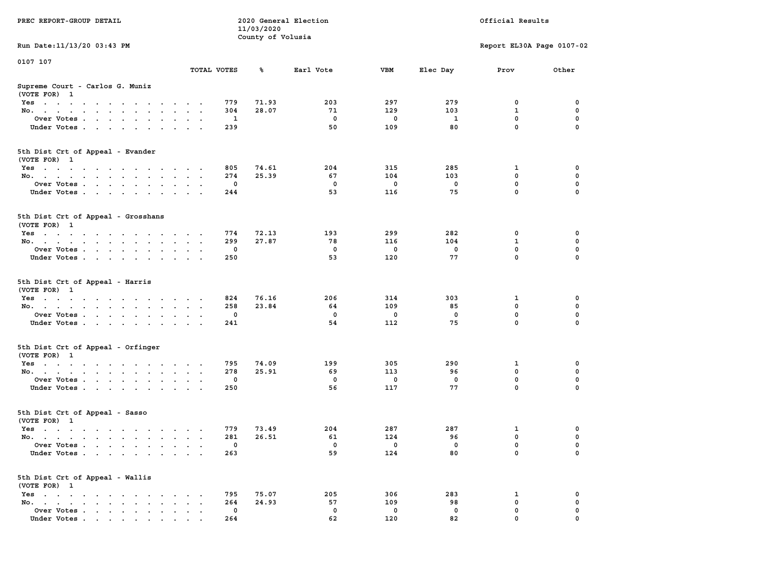PREC REPORT-GROUP DETAIL

2020 General Election
11/03/2020
County of Volusia

Official Results

Run Date:11/13/20 03:43 PM

Report EL30A Page 0107-02

0107 107

### Supreme Court - Carlos G. Muniz
(VOTE FOR) 1

| | TOTAL VOTES | % | Earl Vote | VBM | Elec Day | Prov | Other |
|---|---|---|---|---|---|---|---|
| Yes | 779 | 71.93 | 203 | 297 | 279 | 0 | 0 |
| No. | 304 | 28.07 | 71 | 129 | 103 | 1 | 0 |
| Over Votes | 1 | | 0 | 0 | 1 | 0 | 0 |
| Under Votes | 239 | | 50 | 109 | 80 | 0 | 0 |

### 5th Dist Crt of Appeal - Evander
(VOTE FOR) 1

| | TOTAL VOTES | % | Earl Vote | VBM | Elec Day | Prov | Other |
|---|---|---|---|---|---|---|---|
| Yes | 805 | 74.61 | 204 | 315 | 285 | 1 | 0 |
| No. | 274 | 25.39 | 67 | 104 | 103 | 0 | 0 |
| Over Votes | 0 | | 0 | 0 | 0 | 0 | 0 |
| Under Votes | 244 | | 53 | 116 | 75 | 0 | 0 |

### 5th Dist Crt of Appeal - Grosshans
(VOTE FOR) 1

| | TOTAL VOTES | % | Earl Vote | VBM | Elec Day | Prov | Other |
|---|---|---|---|---|---|---|---|
| Yes | 774 | 72.13 | 193 | 299 | 282 | 0 | 0 |
| No. | 299 | 27.87 | 78 | 116 | 104 | 1 | 0 |
| Over Votes | 0 | | 0 | 0 | 0 | 0 | 0 |
| Under Votes | 250 | | 53 | 120 | 77 | 0 | 0 |

### 5th Dist Crt of Appeal - Harris
(VOTE FOR) 1

| | TOTAL VOTES | % | Earl Vote | VBM | Elec Day | Prov | Other |
|---|---|---|---|---|---|---|---|
| Yes | 824 | 76.16 | 206 | 314 | 303 | 1 | 0 |
| No. | 258 | 23.84 | 64 | 109 | 85 | 0 | 0 |
| Over Votes | 0 | | 0 | 0 | 0 | 0 | 0 |
| Under Votes | 241 | | 54 | 112 | 75 | 0 | 0 |

### 5th Dist Crt of Appeal - Orfinger
(VOTE FOR) 1

| | TOTAL VOTES | % | Earl Vote | VBM | Elec Day | Prov | Other |
|---|---|---|---|---|---|---|---|
| Yes | 795 | 74.09 | 199 | 305 | 290 | 1 | 0 |
| No. | 278 | 25.91 | 69 | 113 | 96 | 0 | 0 |
| Over Votes | 0 | | 0 | 0 | 0 | 0 | 0 |
| Under Votes | 250 | | 56 | 117 | 77 | 0 | 0 |

### 5th Dist Crt of Appeal - Sasso
(VOTE FOR) 1

| | TOTAL VOTES | % | Earl Vote | VBM | Elec Day | Prov | Other |
|---|---|---|---|---|---|---|---|
| Yes | 779 | 73.49 | 204 | 287 | 287 | 1 | 0 |
| No. | 281 | 26.51 | 61 | 124 | 96 | 0 | 0 |
| Over Votes | 0 | | 0 | 0 | 0 | 0 | 0 |
| Under Votes | 263 | | 59 | 124 | 80 | 0 | 0 |

### 5th Dist Crt of Appeal - Wallis
(VOTE FOR) 1

| | TOTAL VOTES | % | Earl Vote | VBM | Elec Day | Prov | Other |
|---|---|---|---|---|---|---|---|
| Yes | 795 | 75.07 | 205 | 306 | 283 | 1 | 0 |
| No. | 264 | 24.93 | 57 | 109 | 98 | 0 | 0 |
| Over Votes | 0 | | 0 | 0 | 0 | 0 | 0 |
| Under Votes | 264 | | 62 | 120 | 82 | 0 | 0 |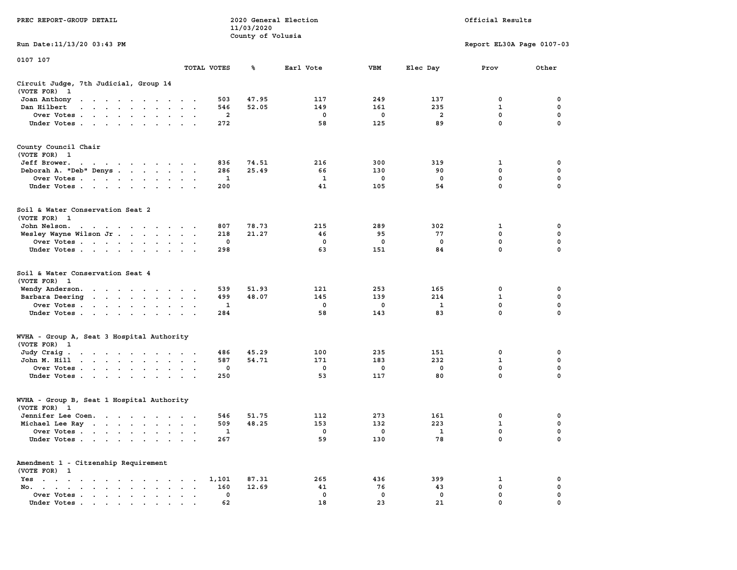PREC REPORT-GROUP DETAIL

2020 General Election
11/03/2020
County of Volusia

Official Results

Run Date:11/13/20 03:43 PM

Report EL30A Page 0107-03

0107 107

| | TOTAL VOTES | % | Earl Vote | VBM | Elec Day | Prov | Other |
|---|---|---|---|---|---|---|---|
| **Circuit Judge, 7th Judicial, Group 14** | | | | | | | |
| (VOTE FOR) 1 | | | | | | | |
| Joan Anthony | 503 | 47.95 | 117 | 249 | 137 | 0 | 0 |
| Dan Hilbert | 546 | 52.05 | 149 | 161 | 235 | 1 | 0 |
| Over Votes | 2 | | 0 | 0 | 2 | 0 | 0 |
| Under Votes | 272 | | 58 | 125 | 89 | 0 | 0 |
| **County Council Chair** | | | | | | | |
| (VOTE FOR) 1 | | | | | | | |
| Jeff Brower. | 836 | 74.51 | 216 | 300 | 319 | 1 | 0 |
| Deborah A. "Deb" Denys | 286 | 25.49 | 66 | 130 | 90 | 0 | 0 |
| Over Votes | 1 | | 1 | 0 | 0 | 0 | 0 |
| Under Votes | 200 | | 41 | 105 | 54 | 0 | 0 |
| **Soil & Water Conservation Seat 2** | | | | | | | |
| (VOTE FOR) 1 | | | | | | | |
| John Nelson. | 807 | 78.73 | 215 | 289 | 302 | 1 | 0 |
| Wesley Wayne Wilson Jr | 218 | 21.27 | 46 | 95 | 77 | 0 | 0 |
| Over Votes | 0 | | 0 | 0 | 0 | 0 | 0 |
| Under Votes | 298 | | 63 | 151 | 84 | 0 | 0 |
| **Soil & Water Conservation Seat 4** | | | | | | | |
| (VOTE FOR) 1 | | | | | | | |
| Wendy Anderson. | 539 | 51.93 | 121 | 253 | 165 | 0 | 0 |
| Barbara Deering | 499 | 48.07 | 145 | 139 | 214 | 1 | 0 |
| Over Votes | 1 | | 0 | 0 | 1 | 0 | 0 |
| Under Votes | 284 | | 58 | 143 | 83 | 0 | 0 |
| **WVHA - Group A, Seat 3 Hospital Authority** | | | | | | | |
| (VOTE FOR) 1 | | | | | | | |
| Judy Craig | 486 | 45.29 | 100 | 235 | 151 | 0 | 0 |
| John M. Hill | 587 | 54.71 | 171 | 183 | 232 | 1 | 0 |
| Over Votes | 0 | | 0 | 0 | 0 | 0 | 0 |
| Under Votes | 250 | | 53 | 117 | 80 | 0 | 0 |
| **WVHA - Group B, Seat 1 Hospital Authority** | | | | | | | |
| (VOTE FOR) 1 | | | | | | | |
| Jennifer Lee Coen. | 546 | 51.75 | 112 | 273 | 161 | 0 | 0 |
| Michael Lee Ray | 509 | 48.25 | 153 | 132 | 223 | 1 | 0 |
| Over Votes | 1 | | 0 | 0 | 1 | 0 | 0 |
| Under Votes | 267 | | 59 | 130 | 78 | 0 | 0 |
| **Amendment 1 - Citzenship Requirement** | | | | | | | |
| (VOTE FOR) 1 | | | | | | | |
| Yes | 1,101 | 87.31 | 265 | 436 | 399 | 1 | 0 |
| No. | 160 | 12.69 | 41 | 76 | 43 | 0 | 0 |
| Over Votes | 0 | | 0 | 0 | 0 | 0 | 0 |
| Under Votes | 62 | | 18 | 23 | 21 | 0 | 0 |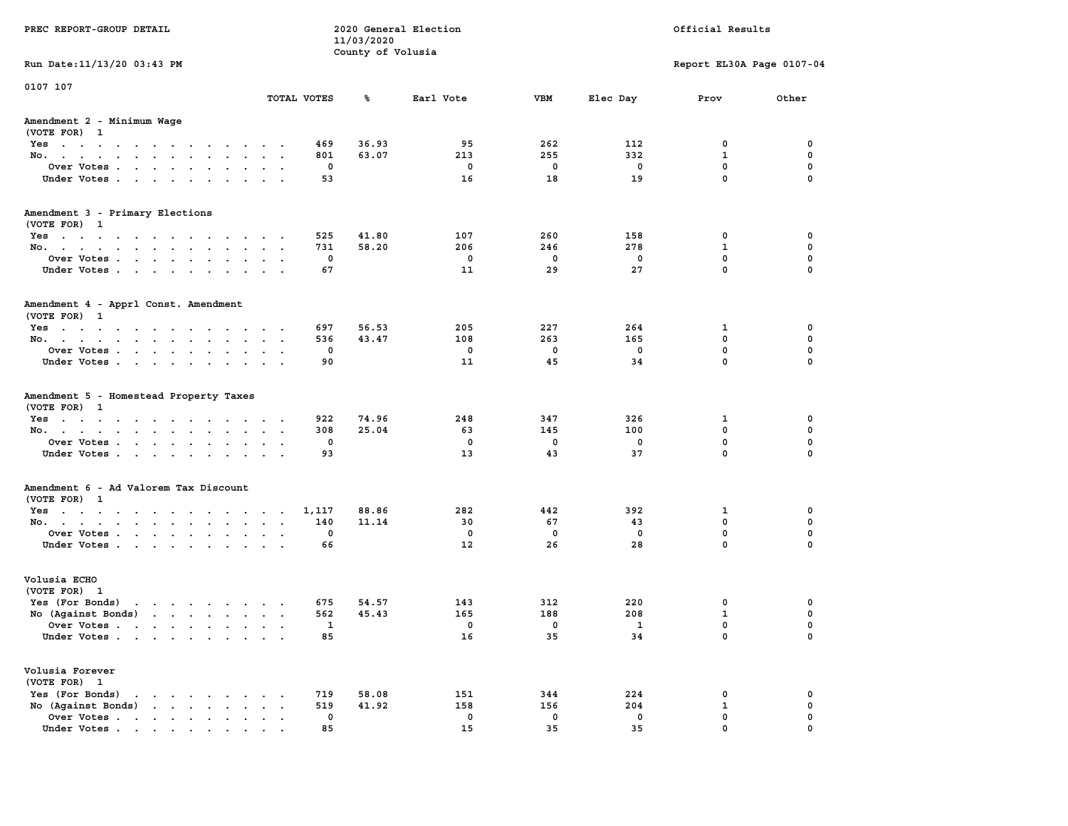0107 107

## Amendment 2 - Minimum Wage

(VOTE FOR) 1

| | TOTAL VOTES | % | Earl Vote | VBM | Elec Day | Prov | Other |
|---|---|---|---|---|---|---|---|
| Yes | 469 | 36.93 | 95 | 262 | 112 | 0 | 0 |
| No. | 801 | 63.07 | 213 | 255 | 332 | 1 | 0 |
| Over Votes | 0 | | 0 | 0 | 0 | 0 | 0 |
| Under Votes | 53 | | 16 | 18 | 19 | 0 | 0 |

## Amendment 3 - Primary Elections

(VOTE FOR) 1

| | TOTAL VOTES | % | Earl Vote | VBM | Elec Day | Prov | Other |
|---|---|---|---|---|---|---|---|
| Yes | 525 | 41.80 | 107 | 260 | 158 | 0 | 0 |
| No. | 731 | 58.20 | 206 | 246 | 278 | 1 | 0 |
| Over Votes | 0 | | 0 | 0 | 0 | 0 | 0 |
| Under Votes | 67 | | 11 | 29 | 27 | 0 | 0 |

## Amendment 4 - Apprl Const. Amendment

(VOTE FOR) 1

| | TOTAL VOTES | % | Earl Vote | VBM | Elec Day | Prov | Other |
|---|---|---|---|---|---|---|---|
| Yes | 697 | 56.53 | 205 | 227 | 264 | 1 | 0 |
| No. | 536 | 43.47 | 108 | 263 | 165 | 0 | 0 |
| Over Votes | 0 | | 0 | 0 | 0 | 0 | 0 |
| Under Votes | 90 | | 11 | 45 | 34 | 0 | 0 |

## Amendment 5 - Homestead Property Taxes

(VOTE FOR) 1

| | TOTAL VOTES | % | Earl Vote | VBM | Elec Day | Prov | Other |
|---|---|---|---|---|---|---|---|
| Yes | 922 | 74.96 | 248 | 347 | 326 | 1 | 0 |
| No. | 308 | 25.04 | 63 | 145 | 100 | 0 | 0 |
| Over Votes | 0 | | 0 | 0 | 0 | 0 | 0 |
| Under Votes | 93 | | 13 | 43 | 37 | 0 | 0 |

## Amendment 6 - Ad Valorem Tax Discount

(VOTE FOR) 1

| | TOTAL VOTES | % | Earl Vote | VBM | Elec Day | Prov | Other |
|---|---|---|---|---|---|---|---|
| Yes | 1,117 | 88.86 | 282 | 442 | 392 | 1 | 0 |
| No. | 140 | 11.14 | 30 | 67 | 43 | 0 | 0 |
| Over Votes | 0 | | 0 | 0 | 0 | 0 | 0 |
| Under Votes | 66 | | 12 | 26 | 28 | 0 | 0 |

## Volusia ECHO

(VOTE FOR) 1

| | TOTAL VOTES | % | Earl Vote | VBM | Elec Day | Prov | Other |
|---|---|---|---|---|---|---|---|
| Yes (For Bonds) | 675 | 54.57 | 143 | 312 | 220 | 0 | 0 |
| No (Against Bonds) | 562 | 45.43 | 165 | 188 | 208 | 1 | 0 |
| Over Votes | 1 | | 0 | 0 | 1 | 0 | 0 |
| Under Votes | 85 | | 16 | 35 | 34 | 0 | 0 |

## Volusia Forever

(VOTE FOR) 1

| | TOTAL VOTES | % | Earl Vote | VBM | Elec Day | Prov | Other |
|---|---|---|---|---|---|---|---|
| Yes (For Bonds) | 719 | 58.08 | 151 | 344 | 224 | 0 | 0 |
| No (Against Bonds) | 519 | 41.92 | 158 | 156 | 204 | 1 | 0 |
| Over Votes | 0 | | 0 | 0 | 0 | 0 | 0 |
| Under Votes | 85 | | 15 | 35 | 35 | 0 | 0 |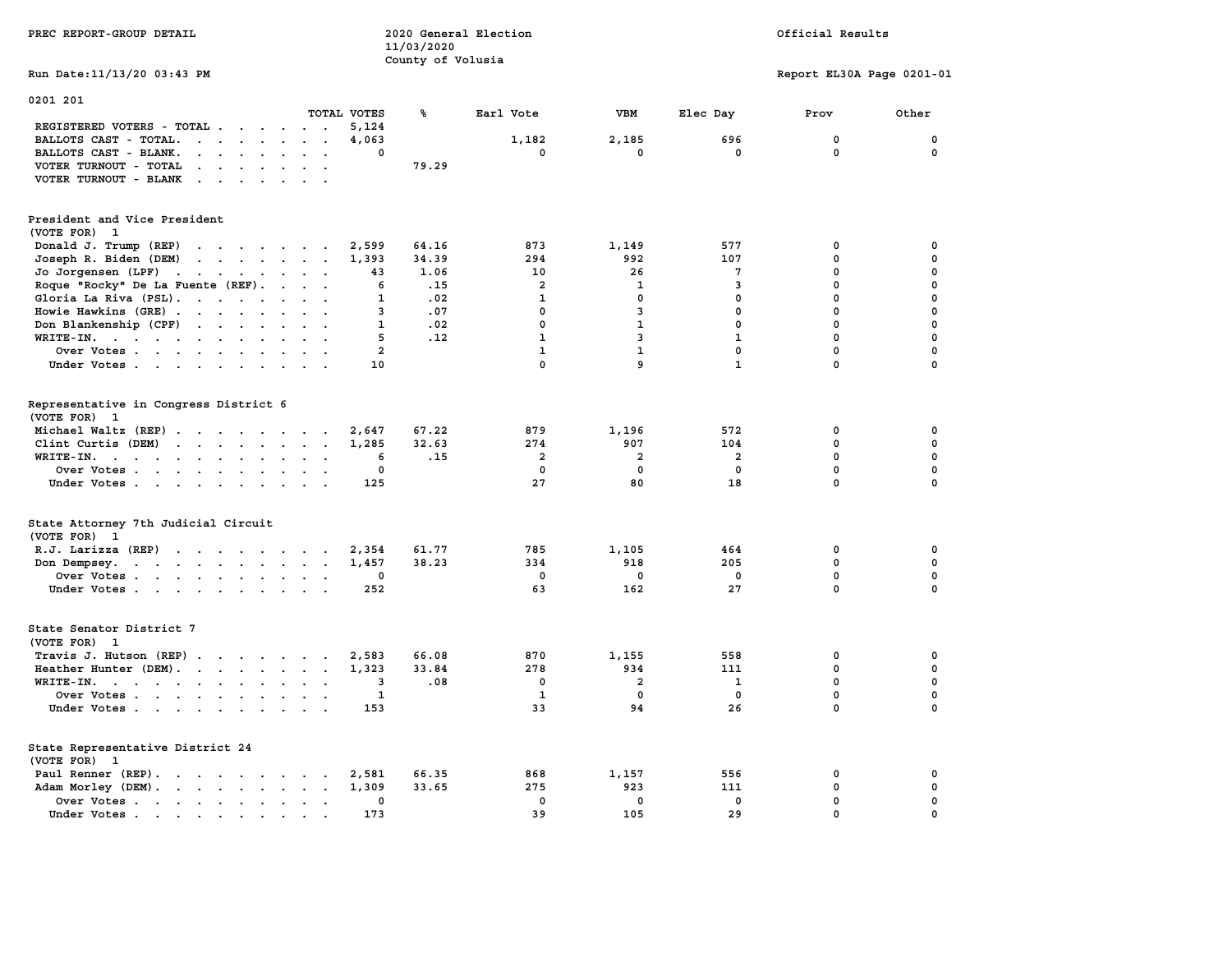PREC REPORT-GROUP DETAIL

2020 General Election
11/03/2020
County of Volusia

Official Results

Run Date:11/13/20 03:43 PM

Report EL30A Page 0201-01

## 0201 201

| | TOTAL VOTES | % | Earl Vote | VBM | Elec Day | Prov | Other |
|---|---|---|---|---|---|---|---|
| REGISTERED VOTERS - TOTAL | 5,124 | | | | | | |
| BALLOTS CAST - TOTAL. | 4,063 | | 1,182 | 2,185 | 696 | 0 | 0 |
| BALLOTS CAST - BLANK. | 0 | | 0 | 0 | 0 | 0 | 0 |
| VOTER TURNOUT - TOTAL | | 79.29 | | | | | |
| VOTER TURNOUT - BLANK | | | | | | | |

### President and Vice President
(VOTE FOR) 1

| | TOTAL VOTES | % | Earl Vote | VBM | Elec Day | Prov | Other |
|---|---|---|---|---|---|---|---|
| Donald J. Trump (REP) | 2,599 | 64.16 | 873 | 1,149 | 577 | 0 | 0 |
| Joseph R. Biden (DEM) | 1,393 | 34.39 | 294 | 992 | 107 | 0 | 0 |
| Jo Jorgensen (LPF) | 43 | 1.06 | 10 | 26 | 7 | 0 | 0 |
| Roque "Rocky" De La Fuente (REF). | 6 | .15 | 2 | 1 | 3 | 0 | 0 |
| Gloria La Riva (PSL). | 1 | .02 | 1 | 0 | 0 | 0 | 0 |
| Howie Hawkins (GRE) | 3 | .07 | 0 | 3 | 0 | 0 | 0 |
| Don Blankenship (CPF) | 1 | .02 | 0 | 1 | 0 | 0 | 0 |
| WRITE-IN. | 5 | .12 | 1 | 3 | 1 | 0 | 0 |
| Over Votes | 2 | | 1 | 1 | 0 | 0 | 0 |
| Under Votes | 10 | | 0 | 9 | 1 | 0 | 0 |

### Representative in Congress District 6
(VOTE FOR) 1

| | TOTAL VOTES | % | Earl Vote | VBM | Elec Day | Prov | Other |
|---|---|---|---|---|---|---|---|
| Michael Waltz (REP) | 2,647 | 67.22 | 879 | 1,196 | 572 | 0 | 0 |
| Clint Curtis (DEM) | 1,285 | 32.63 | 274 | 907 | 104 | 0 | 0 |
| WRITE-IN. | 6 | .15 | 2 | 2 | 2 | 0 | 0 |
| Over Votes | 0 | | 0 | 0 | 0 | 0 | 0 |
| Under Votes | 125 | | 27 | 80 | 18 | 0 | 0 |

### State Attorney 7th Judicial Circuit
(VOTE FOR) 1

| | TOTAL VOTES | % | Earl Vote | VBM | Elec Day | Prov | Other |
|---|---|---|---|---|---|---|---|
| R.J. Larizza (REP) | 2,354 | 61.77 | 785 | 1,105 | 464 | 0 | 0 |
| Don Dempsey. | 1,457 | 38.23 | 334 | 918 | 205 | 0 | 0 |
| Over Votes | 0 | | 0 | 0 | 0 | 0 | 0 |
| Under Votes | 252 | | 63 | 162 | 27 | 0 | 0 |

### State Senator District 7
(VOTE FOR) 1

| | TOTAL VOTES | % | Earl Vote | VBM | Elec Day | Prov | Other |
|---|---|---|---|---|---|---|---|
| Travis J. Hutson (REP) | 2,583 | 66.08 | 870 | 1,155 | 558 | 0 | 0 |
| Heather Hunter (DEM). | 1,323 | 33.84 | 278 | 934 | 111 | 0 | 0 |
| WRITE-IN. | 3 | .08 | 0 | 2 | 1 | 0 | 0 |
| Over Votes | 1 | | 1 | 0 | 0 | 0 | 0 |
| Under Votes | 153 | | 33 | 94 | 26 | 0 | 0 |

### State Representative District 24
(VOTE FOR) 1

| | TOTAL VOTES | % | Earl Vote | VBM | Elec Day | Prov | Other |
|---|---|---|---|---|---|---|---|
| Paul Renner (REP). | 2,581 | 66.35 | 868 | 1,157 | 556 | 0 | 0 |
| Adam Morley (DEM). | 1,309 | 33.65 | 275 | 923 | 111 | 0 | 0 |
| Over Votes | 0 | | 0 | 0 | 0 | 0 | 0 |
| Under Votes | 173 | | 39 | 105 | 29 | 0 | 0 |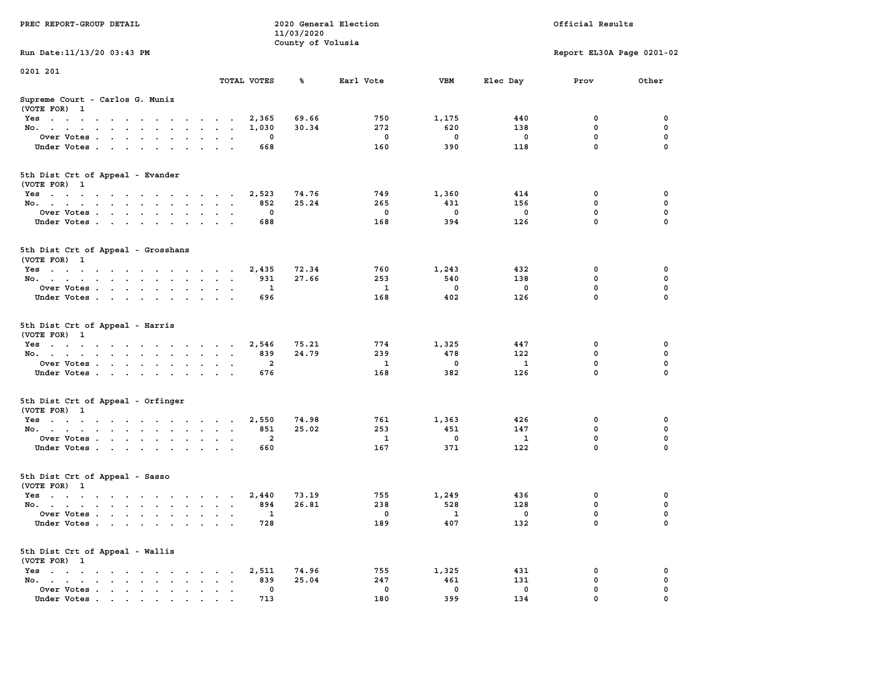PREC REPORT-GROUP DETAIL

2020 General Election
11/03/2020
County of Volusia

Official Results

Run Date:11/13/20 03:43 PM

Report EL30A Page 0201-02

0201 201

## Supreme Court - Carlos G. Muniz
(VOTE FOR) 1

| | TOTAL VOTES | % | Earl Vote | VBM | Elec Day | Prov | Other |
|---|---|---|---|---|---|---|---|
| Yes | 2,365 | 69.66 | 750 | 1,175 | 440 | 0 | 0 |
| No. | 1,030 | 30.34 | 272 | 620 | 138 | 0 | 0 |
| Over Votes | 0 | | 0 | 0 | 0 | 0 | 0 |
| Under Votes | 668 | | 160 | 390 | 118 | 0 | 0 |

## 5th Dist Crt of Appeal - Evander
(VOTE FOR) 1

| | TOTAL VOTES | % | Earl Vote | VBM | Elec Day | Prov | Other |
|---|---|---|---|---|---|---|---|
| Yes | 2,523 | 74.76 | 749 | 1,360 | 414 | 0 | 0 |
| No. | 852 | 25.24 | 265 | 431 | 156 | 0 | 0 |
| Over Votes | 0 | | 0 | 0 | 0 | 0 | 0 |
| Under Votes | 688 | | 168 | 394 | 126 | 0 | 0 |

## 5th Dist Crt of Appeal - Grosshans
(VOTE FOR) 1

| | TOTAL VOTES | % | Earl Vote | VBM | Elec Day | Prov | Other |
|---|---|---|---|---|---|---|---|
| Yes | 2,435 | 72.34 | 760 | 1,243 | 432 | 0 | 0 |
| No. | 931 | 27.66 | 253 | 540 | 138 | 0 | 0 |
| Over Votes | 1 | | 1 | 0 | 0 | 0 | 0 |
| Under Votes | 696 | | 168 | 402 | 126 | 0 | 0 |

## 5th Dist Crt of Appeal - Harris
(VOTE FOR) 1

| | TOTAL VOTES | % | Earl Vote | VBM | Elec Day | Prov | Other |
|---|---|---|---|---|---|---|---|
| Yes | 2,546 | 75.21 | 774 | 1,325 | 447 | 0 | 0 |
| No. | 839 | 24.79 | 239 | 478 | 122 | 0 | 0 |
| Over Votes | 2 | | 1 | 0 | 1 | 0 | 0 |
| Under Votes | 676 | | 168 | 382 | 126 | 0 | 0 |

## 5th Dist Crt of Appeal - Orfinger
(VOTE FOR) 1

| | TOTAL VOTES | % | Earl Vote | VBM | Elec Day | Prov | Other |
|---|---|---|---|---|---|---|---|
| Yes | 2,550 | 74.98 | 761 | 1,363 | 426 | 0 | 0 |
| No. | 851 | 25.02 | 253 | 451 | 147 | 0 | 0 |
| Over Votes | 2 | | 1 | 0 | 1 | 0 | 0 |
| Under Votes | 660 | | 167 | 371 | 122 | 0 | 0 |

## 5th Dist Crt of Appeal - Sasso
(VOTE FOR) 1

| | TOTAL VOTES | % | Earl Vote | VBM | Elec Day | Prov | Other |
|---|---|---|---|---|---|---|---|
| Yes | 2,440 | 73.19 | 755 | 1,249 | 436 | 0 | 0 |
| No. | 894 | 26.81 | 238 | 528 | 128 | 0 | 0 |
| Over Votes | 1 | | 0 | 1 | 0 | 0 | 0 |
| Under Votes | 728 | | 189 | 407 | 132 | 0 | 0 |

## 5th Dist Crt of Appeal - Wallis
(VOTE FOR) 1

| | TOTAL VOTES | % | Earl Vote | VBM | Elec Day | Prov | Other |
|---|---|---|---|---|---|---|---|
| Yes | 2,511 | 74.96 | 755 | 1,325 | 431 | 0 | 0 |
| No. | 839 | 25.04 | 247 | 461 | 131 | 0 | 0 |
| Over Votes | 0 | | 0 | 0 | 0 | 0 | 0 |
| Under Votes | 713 | | 180 | 399 | 134 | 0 | 0 |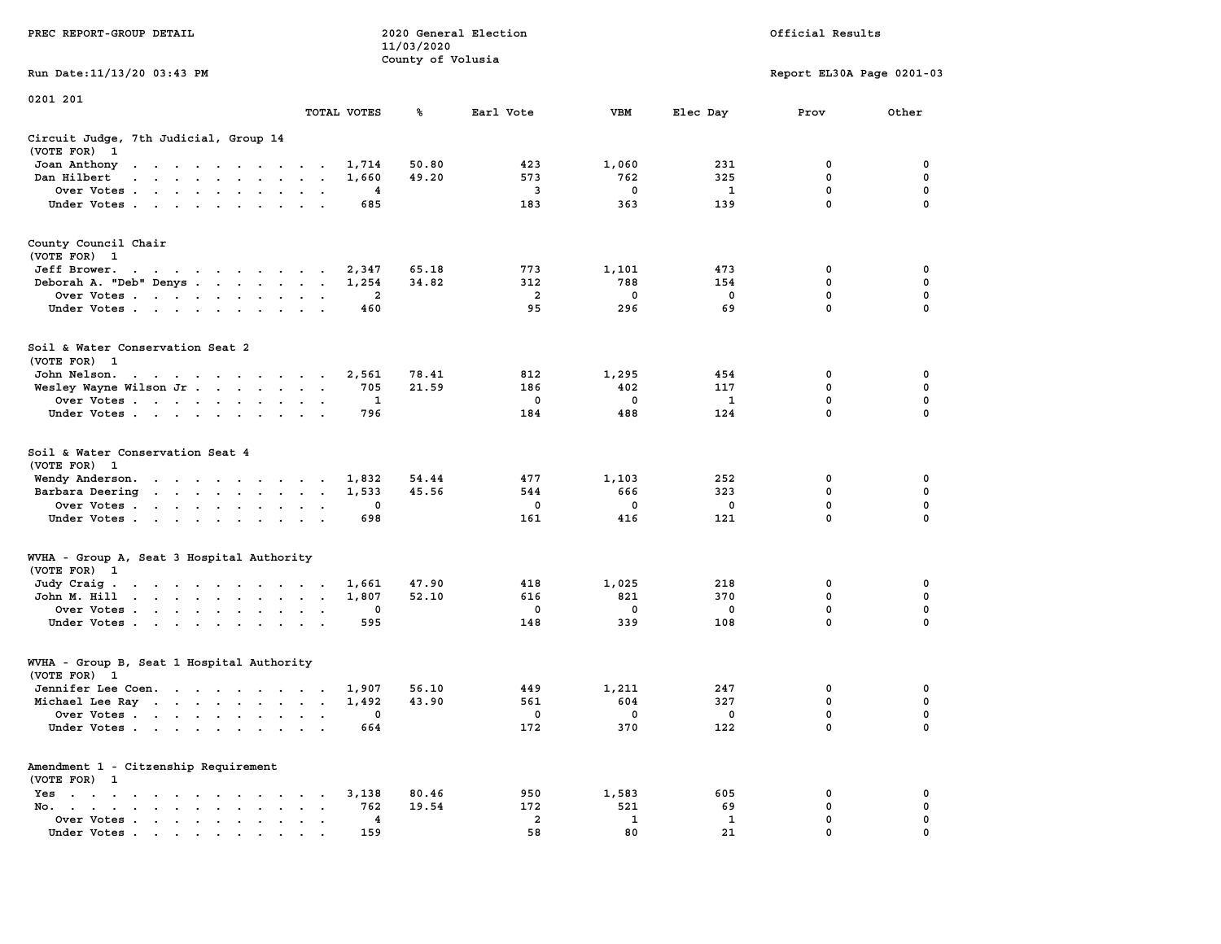PREC REPORT-GROUP DETAIL

2020 General Election
11/03/2020
County of Volusia

Official Results

Run Date:11/13/20 03:43 PM

Report EL30A Page 0201-03

0201 201

| | TOTAL VOTES | % | Earl Vote | VBM | Elec Day | Prov | Other |
|---|---|---|---|---|---|---|---|
| **Circuit Judge, 7th Judicial, Group 14** | | | | | | | |
| (VOTE FOR) 1 | | | | | | | |
| Joan Anthony | 1,714 | 50.80 | 423 | 1,060 | 231 | 0 | 0 |
| Dan Hilbert | 1,660 | 49.20 | 573 | 762 | 325 | 0 | 0 |
| Over Votes | 4 | | 3 | 0 | 1 | 0 | 0 |
| Under Votes | 685 | | 183 | 363 | 139 | 0 | 0 |
| **County Council Chair** | | | | | | | |
| (VOTE FOR) 1 | | | | | | | |
| Jeff Brower. | 2,347 | 65.18 | 773 | 1,101 | 473 | 0 | 0 |
| Deborah A. "Deb" Denys | 1,254 | 34.82 | 312 | 788 | 154 | 0 | 0 |
| Over Votes | 2 | | 2 | 0 | 0 | 0 | 0 |
| Under Votes | 460 | | 95 | 296 | 69 | 0 | 0 |
| **Soil & Water Conservation Seat 2** | | | | | | | |
| (VOTE FOR) 1 | | | | | | | |
| John Nelson. | 2,561 | 78.41 | 812 | 1,295 | 454 | 0 | 0 |
| Wesley Wayne Wilson Jr | 705 | 21.59 | 186 | 402 | 117 | 0 | 0 |
| Over Votes | 1 | | 0 | 0 | 1 | 0 | 0 |
| Under Votes | 796 | | 184 | 488 | 124 | 0 | 0 |
| **Soil & Water Conservation Seat 4** | | | | | | | |
| (VOTE FOR) 1 | | | | | | | |
| Wendy Anderson. | 1,832 | 54.44 | 477 | 1,103 | 252 | 0 | 0 |
| Barbara Deering | 1,533 | 45.56 | 544 | 666 | 323 | 0 | 0 |
| Over Votes | 0 | | 0 | 0 | 0 | 0 | 0 |
| Under Votes | 698 | | 161 | 416 | 121 | 0 | 0 |
| **WVHA - Group A, Seat 3 Hospital Authority** | | | | | | | |
| (VOTE FOR) 1 | | | | | | | |
| Judy Craig | 1,661 | 47.90 | 418 | 1,025 | 218 | 0 | 0 |
| John M. Hill | 1,807 | 52.10 | 616 | 821 | 370 | 0 | 0 |
| Over Votes | 0 | | 0 | 0 | 0 | 0 | 0 |
| Under Votes | 595 | | 148 | 339 | 108 | 0 | 0 |
| **WVHA - Group B, Seat 1 Hospital Authority** | | | | | | | |
| (VOTE FOR) 1 | | | | | | | |
| Jennifer Lee Coen. | 1,907 | 56.10 | 449 | 1,211 | 247 | 0 | 0 |
| Michael Lee Ray | 1,492 | 43.90 | 561 | 604 | 327 | 0 | 0 |
| Over Votes | 0 | | 0 | 0 | 0 | 0 | 0 |
| Under Votes | 664 | | 172 | 370 | 122 | 0 | 0 |
| **Amendment 1 - Citzenship Requirement** | | | | | | | |
| (VOTE FOR) 1 | | | | | | | |
| Yes | 3,138 | 80.46 | 950 | 1,583 | 605 | 0 | 0 |
| No. | 762 | 19.54 | 172 | 521 | 69 | 0 | 0 |
| Over Votes | 4 | | 2 | 1 | 1 | 0 | 0 |
| Under Votes | 159 | | 58 | 80 | 21 | 0 | 0 |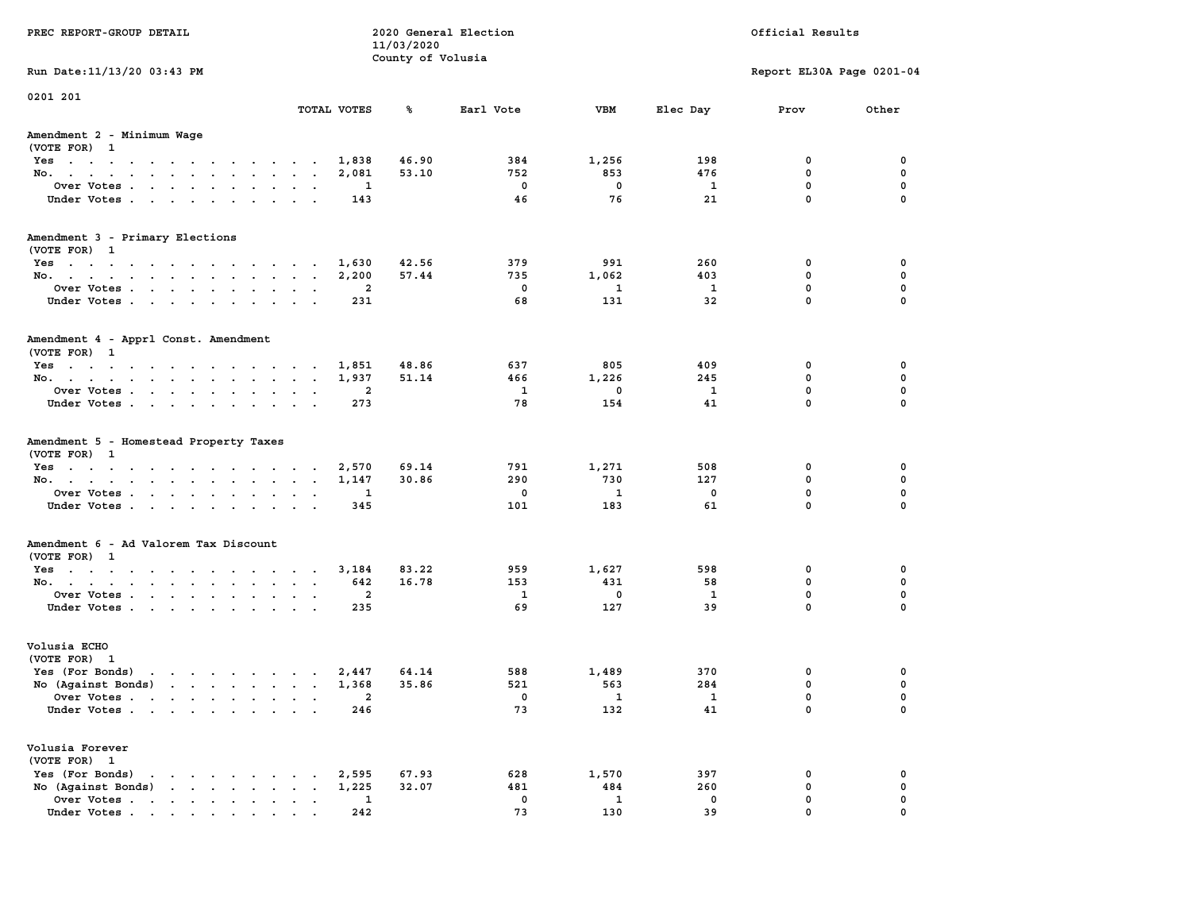PREC REPORT-GROUP DETAIL

2020 General Election
11/03/2020
County of Volusia

Official Results

Run Date:11/13/20 03:43 PM

Report EL30A Page 0201-04

0201 201

| | TOTAL VOTES | % | Earl Vote | VBM | Elec Day | Prov | Other |
|---|---|---|---|---|---|---|---|
| **Amendment 2 - Minimum Wage** | | | | | | | |
| (VOTE FOR) 1 | | | | | | | |
| Yes | 1,838 | 46.90 | 384 | 1,256 | 198 | 0 | 0 |
| No. | 2,081 | 53.10 | 752 | 853 | 476 | 0 | 0 |
| Over Votes | 1 | | 0 | 0 | 1 | 0 | 0 |
| Under Votes | 143 | | 46 | 76 | 21 | 0 | 0 |
| **Amendment 3 - Primary Elections** | | | | | | | |
| (VOTE FOR) 1 | | | | | | | |
| Yes | 1,630 | 42.56 | 379 | 991 | 260 | 0 | 0 |
| No. | 2,200 | 57.44 | 735 | 1,062 | 403 | 0 | 0 |
| Over Votes | 2 | | 0 | 1 | 1 | 0 | 0 |
| Under Votes | 231 | | 68 | 131 | 32 | 0 | 0 |
| **Amendment 4 - Apprl Const. Amendment** | | | | | | | |
| (VOTE FOR) 1 | | | | | | | |
| Yes | 1,851 | 48.86 | 637 | 805 | 409 | 0 | 0 |
| No. | 1,937 | 51.14 | 466 | 1,226 | 245 | 0 | 0 |
| Over Votes | 2 | | 1 | 0 | 1 | 0 | 0 |
| Under Votes | 273 | | 78 | 154 | 41 | 0 | 0 |
| **Amendment 5 - Homestead Property Taxes** | | | | | | | |
| (VOTE FOR) 1 | | | | | | | |
| Yes | 2,570 | 69.14 | 791 | 1,271 | 508 | 0 | 0 |
| No. | 1,147 | 30.86 | 290 | 730 | 127 | 0 | 0 |
| Over Votes | 1 | | 0 | 1 | 0 | 0 | 0 |
| Under Votes | 345 | | 101 | 183 | 61 | 0 | 0 |
| **Amendment 6 - Ad Valorem Tax Discount** | | | | | | | |
| (VOTE FOR) 1 | | | | | | | |
| Yes | 3,184 | 83.22 | 959 | 1,627 | 598 | 0 | 0 |
| No. | 642 | 16.78 | 153 | 431 | 58 | 0 | 0 |
| Over Votes | 2 | | 1 | 0 | 1 | 0 | 0 |
| Under Votes | 235 | | 69 | 127 | 39 | 0 | 0 |
| **Volusia ECHO** | | | | | | | |
| (VOTE FOR) 1 | | | | | | | |
| Yes (For Bonds) | 2,447 | 64.14 | 588 | 1,489 | 370 | 0 | 0 |
| No (Against Bonds) | 1,368 | 35.86 | 521 | 563 | 284 | 0 | 0 |
| Over Votes | 2 | | 0 | 1 | 1 | 0 | 0 |
| Under Votes | 246 | | 73 | 132 | 41 | 0 | 0 |
| **Volusia Forever** | | | | | | | |
| (VOTE FOR) 1 | | | | | | | |
| Yes (For Bonds) | 2,595 | 67.93 | 628 | 1,570 | 397 | 0 | 0 |
| No (Against Bonds) | 1,225 | 32.07 | 481 | 484 | 260 | 0 | 0 |
| Over Votes | 1 | | 0 | 1 | 0 | 0 | 0 |
| Under Votes | 242 | | 73 | 130 | 39 | 0 | 0 |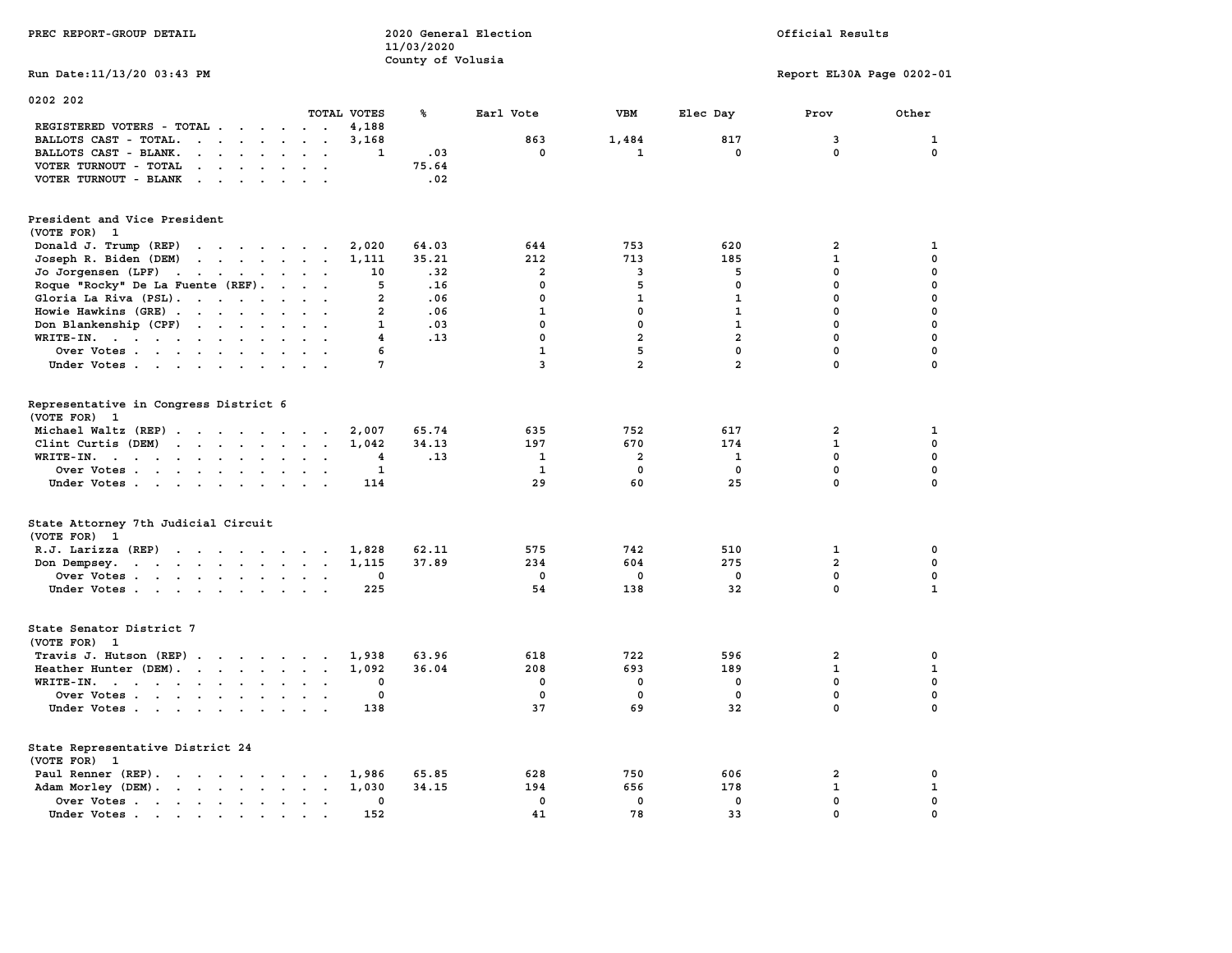PREC REPORT-GROUP DETAIL

2020 General Election
11/03/2020
County of Volusia

Official Results

Run Date:11/13/20 03:43 PM

Report EL30A Page 0202-01

0202 202

| | TOTAL VOTES | % | Earl Vote | VBM | Elec Day | Prov | Other |
|---|---|---|---|---|---|---|---|
| REGISTERED VOTERS - TOTAL | 4,188 | | | | | | |
| BALLOTS CAST - TOTAL. | 3,168 | | 863 | 1,484 | 817 | 3 | 1 |
| BALLOTS CAST - BLANK. | 1 | .03 | 0 | 1 | 0 | 0 | 0 |
| VOTER TURNOUT - TOTAL | | 75.64 | | | | | |
| VOTER TURNOUT - BLANK | | .02 | | | | | |

President and Vice President
(VOTE FOR) 1

| | TOTAL VOTES | % | Earl Vote | VBM | Elec Day | Prov | Other |
|---|---|---|---|---|---|---|---|
| Donald J. Trump (REP) | 2,020 | 64.03 | 644 | 753 | 620 | 2 | 1 |
| Joseph R. Biden (DEM) | 1,111 | 35.21 | 212 | 713 | 185 | 1 | 0 |
| Jo Jorgensen (LPF) | 10 | .32 | 2 | 3 | 5 | 0 | 0 |
| Roque "Rocky" De La Fuente (REF). | 5 | .16 | 0 | 5 | 0 | 0 | 0 |
| Gloria La Riva (PSL). | 2 | .06 | 0 | 1 | 1 | 0 | 0 |
| Howie Hawkins (GRE) | 2 | .06 | 1 | 0 | 1 | 0 | 0 |
| Don Blankenship (CPF) | 1 | .03 | 0 | 0 | 1 | 0 | 0 |
| WRITE-IN. | 4 | .13 | 0 | 2 | 2 | 0 | 0 |
| Over Votes | 6 | | 1 | 5 | 0 | 0 | 0 |
| Under Votes | 7 | | 3 | 2 | 2 | 0 | 0 |

Representative in Congress District 6
(VOTE FOR) 1

| | TOTAL VOTES | % | Earl Vote | VBM | Elec Day | Prov | Other |
|---|---|---|---|---|---|---|---|
| Michael Waltz (REP) | 2,007 | 65.74 | 635 | 752 | 617 | 2 | 1 |
| Clint Curtis (DEM) | 1,042 | 34.13 | 197 | 670 | 174 | 1 | 0 |
| WRITE-IN. | 4 | .13 | 1 | 2 | 1 | 0 | 0 |
| Over Votes | 1 | | 1 | 0 | 0 | 0 | 0 |
| Under Votes | 114 | | 29 | 60 | 25 | 0 | 0 |

State Attorney 7th Judicial Circuit
(VOTE FOR) 1

| | TOTAL VOTES | % | Earl Vote | VBM | Elec Day | Prov | Other |
|---|---|---|---|---|---|---|---|
| R.J. Larizza (REP) | 1,828 | 62.11 | 575 | 742 | 510 | 1 | 0 |
| Don Dempsey. | 1,115 | 37.89 | 234 | 604 | 275 | 2 | 0 |
| Over Votes | 0 | | 0 | 0 | 0 | 0 | 0 |
| Under Votes | 225 | | 54 | 138 | 32 | 0 | 1 |

State Senator District 7
(VOTE FOR) 1

| | TOTAL VOTES | % | Earl Vote | VBM | Elec Day | Prov | Other |
|---|---|---|---|---|---|---|---|
| Travis J. Hutson (REP) | 1,938 | 63.96 | 618 | 722 | 596 | 2 | 0 |
| Heather Hunter (DEM). | 1,092 | 36.04 | 208 | 693 | 189 | 1 | 1 |
| WRITE-IN. | 0 | | 0 | 0 | 0 | 0 | 0 |
| Over Votes | 0 | | 0 | 0 | 0 | 0 | 0 |
| Under Votes | 138 | | 37 | 69 | 32 | 0 | 0 |

State Representative District 24
(VOTE FOR) 1

| | TOTAL VOTES | % | Earl Vote | VBM | Elec Day | Prov | Other |
|---|---|---|---|---|---|---|---|
| Paul Renner (REP). | 1,986 | 65.85 | 628 | 750 | 606 | 2 | 0 |
| Adam Morley (DEM). | 1,030 | 34.15 | 194 | 656 | 178 | 1 | 1 |
| Over Votes | 0 | | 0 | 0 | 0 | 0 | 0 |
| Under Votes | 152 | | 41 | 78 | 33 | 0 | 0 |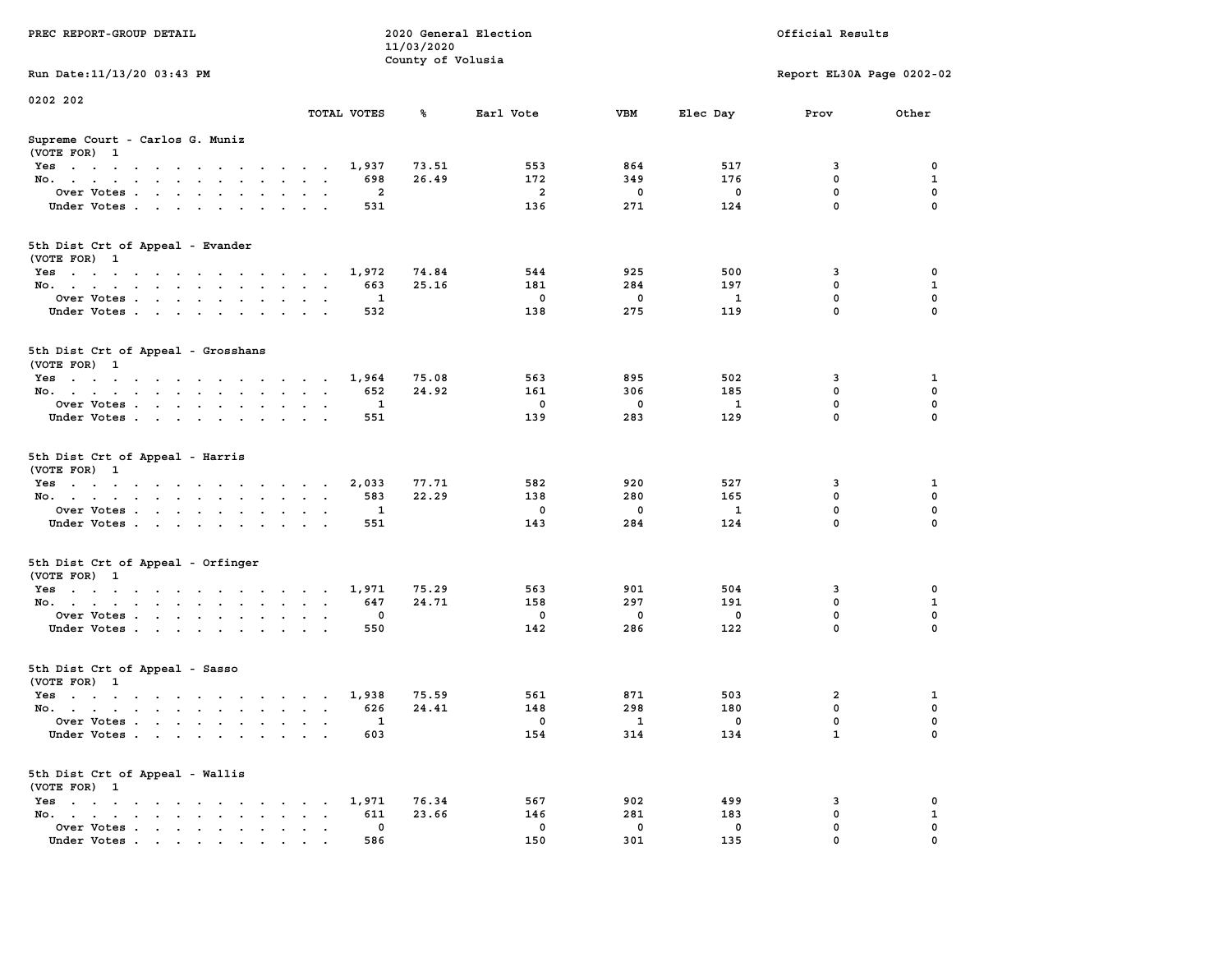PREC REPORT-GROUP DETAIL

2020 General Election
11/03/2020
County of Volusia

Official Results

Run Date:11/13/20 03:43 PM

Report EL30A Page 0202-02

0202 202

## Supreme Court - Carlos G. Muniz
(VOTE FOR) 1

| | TOTAL VOTES | % | Earl Vote | VBM | Elec Day | Prov | Other |
|---|---|---|---|---|---|---|---|
| Yes | 1,937 | 73.51 | 553 | 864 | 517 | 3 | 0 |
| No. | 698 | 26.49 | 172 | 349 | 176 | 0 | 1 |
| Over Votes | 2 | | 2 | 0 | 0 | 0 | 0 |
| Under Votes | 531 | | 136 | 271 | 124 | 0 | 0 |

## 5th Dist Crt of Appeal - Evander
(VOTE FOR) 1

| | TOTAL VOTES | % | Earl Vote | VBM | Elec Day | Prov | Other |
|---|---|---|---|---|---|---|---|
| Yes | 1,972 | 74.84 | 544 | 925 | 500 | 3 | 0 |
| No. | 663 | 25.16 | 181 | 284 | 197 | 0 | 1 |
| Over Votes | 1 | | 0 | 0 | 1 | 0 | 0 |
| Under Votes | 532 | | 138 | 275 | 119 | 0 | 0 |

## 5th Dist Crt of Appeal - Grosshans
(VOTE FOR) 1

| | TOTAL VOTES | % | Earl Vote | VBM | Elec Day | Prov | Other |
|---|---|---|---|---|---|---|---|
| Yes | 1,964 | 75.08 | 563 | 895 | 502 | 3 | 1 |
| No. | 652 | 24.92 | 161 | 306 | 185 | 0 | 0 |
| Over Votes | 1 | | 0 | 0 | 1 | 0 | 0 |
| Under Votes | 551 | | 139 | 283 | 129 | 0 | 0 |

## 5th Dist Crt of Appeal - Harris
(VOTE FOR) 1

| | TOTAL VOTES | % | Earl Vote | VBM | Elec Day | Prov | Other |
|---|---|---|---|---|---|---|---|
| Yes | 2,033 | 77.71 | 582 | 920 | 527 | 3 | 1 |
| No. | 583 | 22.29 | 138 | 280 | 165 | 0 | 0 |
| Over Votes | 1 | | 0 | 0 | 1 | 0 | 0 |
| Under Votes | 551 | | 143 | 284 | 124 | 0 | 0 |

## 5th Dist Crt of Appeal - Orfinger
(VOTE FOR) 1

| | TOTAL VOTES | % | Earl Vote | VBM | Elec Day | Prov | Other |
|---|---|---|---|---|---|---|---|
| Yes | 1,971 | 75.29 | 563 | 901 | 504 | 3 | 0 |
| No. | 647 | 24.71 | 158 | 297 | 191 | 0 | 1 |
| Over Votes | 0 | | 0 | 0 | 0 | 0 | 0 |
| Under Votes | 550 | | 142 | 286 | 122 | 0 | 0 |

## 5th Dist Crt of Appeal - Sasso
(VOTE FOR) 1

| | TOTAL VOTES | % | Earl Vote | VBM | Elec Day | Prov | Other |
|---|---|---|---|---|---|---|---|
| Yes | 1,938 | 75.59 | 561 | 871 | 503 | 2 | 1 |
| No. | 626 | 24.41 | 148 | 298 | 180 | 0 | 0 |
| Over Votes | 1 | | 0 | 1 | 0 | 0 | 0 |
| Under Votes | 603 | | 154 | 314 | 134 | 1 | 0 |

## 5th Dist Crt of Appeal - Wallis
(VOTE FOR) 1

| | TOTAL VOTES | % | Earl Vote | VBM | Elec Day | Prov | Other |
|---|---|---|---|---|---|---|---|
| Yes | 1,971 | 76.34 | 567 | 902 | 499 | 3 | 0 |
| No. | 611 | 23.66 | 146 | 281 | 183 | 0 | 1 |
| Over Votes | 0 | | 0 | 0 | 0 | 0 | 0 |
| Under Votes | 586 | | 150 | 301 | 135 | 0 | 0 |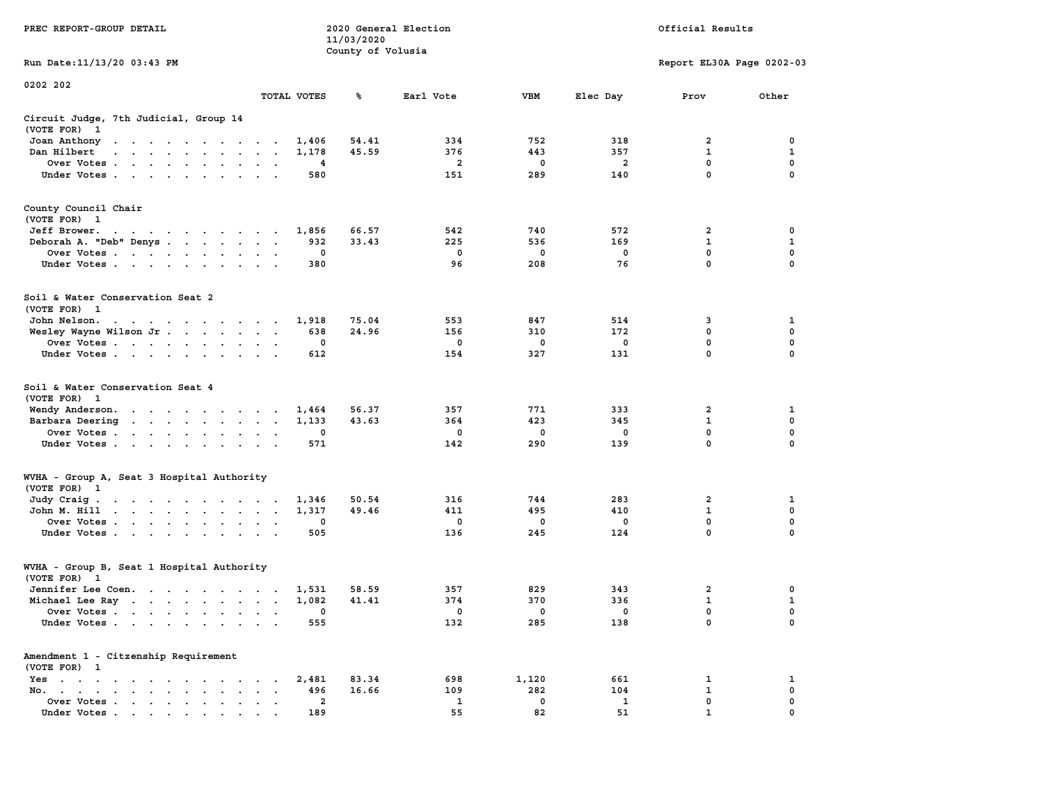PREC REPORT-GROUP DETAIL

2020 General Election
11/03/2020
County of Volusia

Official Results

Run Date:11/13/20 03:43 PM

Report EL30A Page 0202-03

0202 202

| | TOTAL VOTES | % | Earl Vote | VBM | Elec Day | Prov | Other |
|---|---|---|---|---|---|---|---|
| **Circuit Judge, 7th Judicial, Group 14** | | | | | | | |
| (VOTE FOR) 1 | | | | | | | |
| Joan Anthony | 1,406 | 54.41 | 334 | 752 | 318 | 2 | 0 |
| Dan Hilbert | 1,178 | 45.59 | 376 | 443 | 357 | 1 | 1 |
| Over Votes | 4 | | 2 | 0 | 2 | 0 | 0 |
| Under Votes | 580 | | 151 | 289 | 140 | 0 | 0 |
| **County Council Chair** | | | | | | | |
| (VOTE FOR) 1 | | | | | | | |
| Jeff Brower | 1,856 | 66.57 | 542 | 740 | 572 | 2 | 0 |
| Deborah A. "Deb" Denys | 932 | 33.43 | 225 | 536 | 169 | 1 | 1 |
| Over Votes | 0 | | 0 | 0 | 0 | 0 | 0 |
| Under Votes | 380 | | 96 | 208 | 76 | 0 | 0 |
| **Soil & Water Conservation Seat 2** | | | | | | | |
| (VOTE FOR) 1 | | | | | | | |
| John Nelson | 1,918 | 75.04 | 553 | 847 | 514 | 3 | 1 |
| Wesley Wayne Wilson Jr | 638 | 24.96 | 156 | 310 | 172 | 0 | 0 |
| Over Votes | 0 | | 0 | 0 | 0 | 0 | 0 |
| Under Votes | 612 | | 154 | 327 | 131 | 0 | 0 |
| **Soil & Water Conservation Seat 4** | | | | | | | |
| (VOTE FOR) 1 | | | | | | | |
| Wendy Anderson | 1,464 | 56.37 | 357 | 771 | 333 | 2 | 1 |
| Barbara Deering | 1,133 | 43.63 | 364 | 423 | 345 | 1 | 0 |
| Over Votes | 0 | | 0 | 0 | 0 | 0 | 0 |
| Under Votes | 571 | | 142 | 290 | 139 | 0 | 0 |
| **WVHA - Group A, Seat 3 Hospital Authority** | | | | | | | |
| (VOTE FOR) 1 | | | | | | | |
| Judy Craig | 1,346 | 50.54 | 316 | 744 | 283 | 2 | 1 |
| John M. Hill | 1,317 | 49.46 | 411 | 495 | 410 | 1 | 0 |
| Over Votes | 0 | | 0 | 0 | 0 | 0 | 0 |
| Under Votes | 505 | | 136 | 245 | 124 | 0 | 0 |
| **WVHA - Group B, Seat 1 Hospital Authority** | | | | | | | |
| (VOTE FOR) 1 | | | | | | | |
| Jennifer Lee Coen | 1,531 | 58.59 | 357 | 829 | 343 | 2 | 0 |
| Michael Lee Ray | 1,082 | 41.41 | 374 | 370 | 336 | 1 | 1 |
| Over Votes | 0 | | 0 | 0 | 0 | 0 | 0 |
| Under Votes | 555 | | 132 | 285 | 138 | 0 | 0 |
| **Amendment 1 - Citizenship Requirement** | | | | | | | |
| (VOTE FOR) 1 | | | | | | | |
| Yes | 2,481 | 83.34 | 698 | 1,120 | 661 | 1 | 1 |
| No | 496 | 16.66 | 109 | 282 | 104 | 1 | 0 |
| Over Votes | 2 | | 1 | 0 | 1 | 0 | 0 |
| Under Votes | 189 | | 55 | 82 | 51 | 1 | 0 |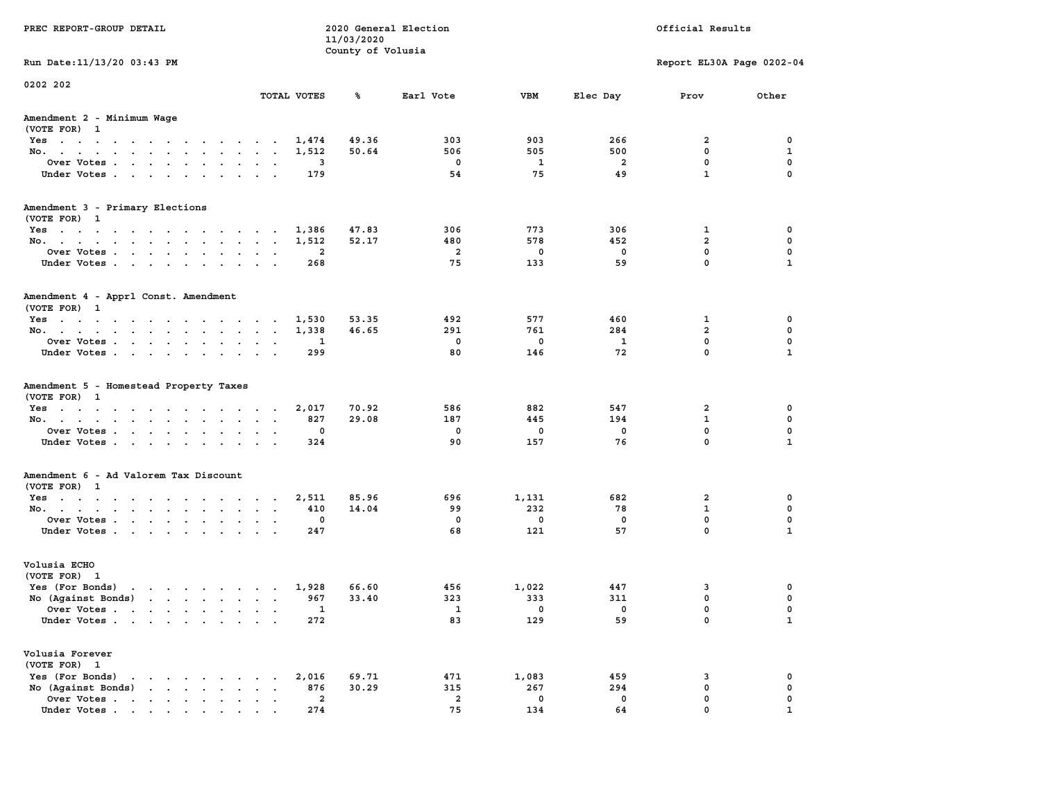PREC REPORT-GROUP DETAIL

2020 General Election
11/03/2020
County of Volusia

Official Results

Run Date:11/13/20 03:43 PM

Report EL30A Page 0202-04

0202 202

## Amendment 2 - Minimum Wage
(VOTE FOR) 1

| | TOTAL VOTES | % | Earl Vote | VBM | Elec Day | Prov | Other |
|---|---|---|---|---|---|---|---|
| Yes | 1,474 | 49.36 | 303 | 903 | 266 | 2 | 0 |
| No. | 1,512 | 50.64 | 506 | 505 | 500 | 0 | 1 |
| Over Votes | 3 | | 0 | 1 | 2 | 0 | 0 |
| Under Votes | 179 | | 54 | 75 | 49 | 1 | 0 |

## Amendment 3 - Primary Elections
(VOTE FOR) 1

| | TOTAL VOTES | % | Earl Vote | VBM | Elec Day | Prov | Other |
|---|---|---|---|---|---|---|---|
| Yes | 1,386 | 47.83 | 306 | 773 | 306 | 1 | 0 |
| No. | 1,512 | 52.17 | 480 | 578 | 452 | 2 | 0 |
| Over Votes | 2 | | 2 | 0 | 0 | 0 | 0 |
| Under Votes | 268 | | 75 | 133 | 59 | 0 | 1 |

## Amendment 4 - Apprl Const. Amendment
(VOTE FOR) 1

| | TOTAL VOTES | % | Earl Vote | VBM | Elec Day | Prov | Other |
|---|---|---|---|---|---|---|---|
| Yes | 1,530 | 53.35 | 492 | 577 | 460 | 1 | 0 |
| No. | 1,338 | 46.65 | 291 | 761 | 284 | 2 | 0 |
| Over Votes | 1 | | 0 | 0 | 1 | 0 | 0 |
| Under Votes | 299 | | 80 | 146 | 72 | 0 | 1 |

## Amendment 5 - Homestead Property Taxes
(VOTE FOR) 1

| | TOTAL VOTES | % | Earl Vote | VBM | Elec Day | Prov | Other |
|---|---|---|---|---|---|---|---|
| Yes | 2,017 | 70.92 | 586 | 882 | 547 | 2 | 0 |
| No. | 827 | 29.08 | 187 | 445 | 194 | 1 | 0 |
| Over Votes | 0 | | 0 | 0 | 0 | 0 | 0 |
| Under Votes | 324 | | 90 | 157 | 76 | 0 | 1 |

## Amendment 6 - Ad Valorem Tax Discount
(VOTE FOR) 1

| | TOTAL VOTES | % | Earl Vote | VBM | Elec Day | Prov | Other |
|---|---|---|---|---|---|---|---|
| Yes | 2,511 | 85.96 | 696 | 1,131 | 682 | 2 | 0 |
| No. | 410 | 14.04 | 99 | 232 | 78 | 1 | 0 |
| Over Votes | 0 | | 0 | 0 | 0 | 0 | 0 |
| Under Votes | 247 | | 68 | 121 | 57 | 0 | 1 |

## Volusia ECHO
(VOTE FOR) 1

| | TOTAL VOTES | % | Earl Vote | VBM | Elec Day | Prov | Other |
|---|---|---|---|---|---|---|---|
| Yes (For Bonds) | 1,928 | 66.60 | 456 | 1,022 | 447 | 3 | 0 |
| No (Against Bonds) | 967 | 33.40 | 323 | 333 | 311 | 0 | 0 |
| Over Votes | 1 | | 1 | 0 | 0 | 0 | 0 |
| Under Votes | 272 | | 83 | 129 | 59 | 0 | 1 |

## Volusia Forever
(VOTE FOR) 1

| | TOTAL VOTES | % | Earl Vote | VBM | Elec Day | Prov | Other |
|---|---|---|---|---|---|---|---|
| Yes (For Bonds) | 2,016 | 69.71 | 471 | 1,083 | 459 | 3 | 0 |
| No (Against Bonds) | 876 | 30.29 | 315 | 267 | 294 | 0 | 0 |
| Over Votes | 2 | | 2 | 0 | 0 | 0 | 0 |
| Under Votes | 274 | | 75 | 134 | 64 | 0 | 1 |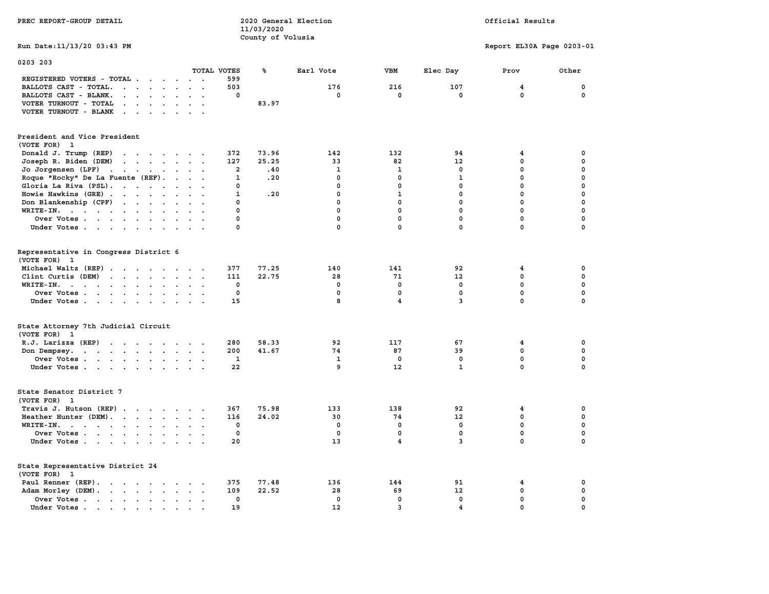PREC REPORT-GROUP DETAIL

2020 General Election
11/03/2020
County of Volusia

Official Results

Run Date:11/13/20 03:43 PM

Report EL30A Page 0203-01

## 0203 203

| | TOTAL VOTES | % | Earl Vote | VBM | Elec Day | Prov | Other |
|---|---|---|---|---|---|---|---|
| REGISTERED VOTERS - TOTAL | 599 | | | | | | |
| BALLOTS CAST - TOTAL. | 503 | | 176 | 216 | 107 | 4 | 0 |
| BALLOTS CAST - BLANK. | 0 | | 0 | 0 | 0 | 0 | 0 |
| VOTER TURNOUT - TOTAL | | 83.97 | | | | | |
| VOTER TURNOUT - BLANK | | | | | | | |

### President and Vice President
(VOTE FOR) 1

| | TOTAL VOTES | % | Earl Vote | VBM | Elec Day | Prov | Other |
|---|---|---|---|---|---|---|---|
| Donald J. Trump (REP) | 372 | 73.96 | 142 | 132 | 94 | 4 | 0 |
| Joseph R. Biden (DEM) | 127 | 25.25 | 33 | 82 | 12 | 0 | 0 |
| Jo Jorgensen (LPF) | 2 | .40 | 1 | 1 | 0 | 0 | 0 |
| Roque "Rocky" De La Fuente (REF). | 1 | .20 | 0 | 0 | 1 | 0 | 0 |
| Gloria La Riva (PSL). | 0 | | 0 | 0 | 0 | 0 | 0 |
| Howie Hawkins (GRE) | 1 | .20 | 0 | 1 | 0 | 0 | 0 |
| Don Blankenship (CPF) | 0 | | 0 | 0 | 0 | 0 | 0 |
| WRITE-IN. | 0 | | 0 | 0 | 0 | 0 | 0 |
| Over Votes | 0 | | 0 | 0 | 0 | 0 | 0 |
| Under Votes | 0 | | 0 | 0 | 0 | 0 | 0 |

### Representative in Congress District 6
(VOTE FOR) 1

| | TOTAL VOTES | % | Earl Vote | VBM | Elec Day | Prov | Other |
|---|---|---|---|---|---|---|---|
| Michael Waltz (REP) | 377 | 77.25 | 140 | 141 | 92 | 4 | 0 |
| Clint Curtis (DEM) | 111 | 22.75 | 28 | 71 | 12 | 0 | 0 |
| WRITE-IN. | 0 | | 0 | 0 | 0 | 0 | 0 |
| Over Votes | 0 | | 0 | 0 | 0 | 0 | 0 |
| Under Votes | 15 | | 8 | 4 | 3 | 0 | 0 |

### State Attorney 7th Judicial Circuit
(VOTE FOR) 1

| | TOTAL VOTES | % | Earl Vote | VBM | Elec Day | Prov | Other |
|---|---|---|---|---|---|---|---|
| R.J. Larizza (REP) | 280 | 58.33 | 92 | 117 | 67 | 4 | 0 |
| Don Dempsey. | 200 | 41.67 | 74 | 87 | 39 | 0 | 0 |
| Over Votes | 1 | | 1 | 0 | 0 | 0 | 0 |
| Under Votes | 22 | | 9 | 12 | 1 | 0 | 0 |

### State Senator District 7
(VOTE FOR) 1

| | TOTAL VOTES | % | Earl Vote | VBM | Elec Day | Prov | Other |
|---|---|---|---|---|---|---|---|
| Travis J. Hutson (REP) | 367 | 75.98 | 133 | 138 | 92 | 4 | 0 |
| Heather Hunter (DEM). | 116 | 24.02 | 30 | 74 | 12 | 0 | 0 |
| WRITE-IN. | 0 | | 0 | 0 | 0 | 0 | 0 |
| Over Votes | 0 | | 0 | 0 | 0 | 0 | 0 |
| Under Votes | 20 | | 13 | 4 | 3 | 0 | 0 |

### State Representative District 24
(VOTE FOR) 1

| | TOTAL VOTES | % | Earl Vote | VBM | Elec Day | Prov | Other |
|---|---|---|---|---|---|---|---|
| Paul Renner (REP). | 375 | 77.48 | 136 | 144 | 91 | 4 | 0 |
| Adam Morley (DEM). | 109 | 22.52 | 28 | 69 | 12 | 0 | 0 |
| Over Votes | 0 | | 0 | 0 | 0 | 0 | 0 |
| Under Votes | 19 | | 12 | 3 | 4 | 0 | 0 |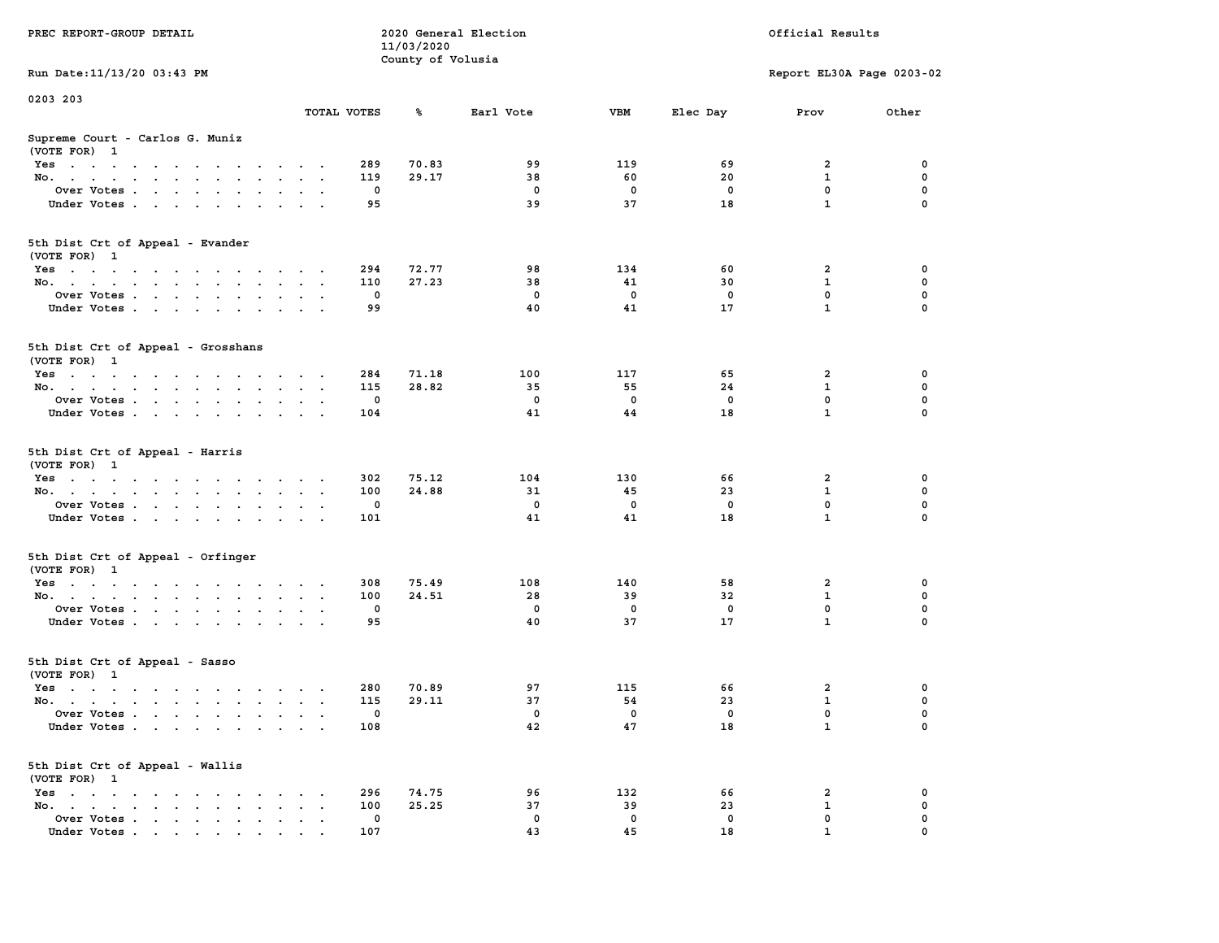PREC REPORT-GROUP DETAIL

2020 General Election
11/03/2020
County of Volusia

Official Results

Run Date:11/13/20 03:43 PM

Report EL30A Page 0203-02

0203 203

**Supreme Court - Carlos G. Muniz**
(VOTE FOR) 1

| | TOTAL VOTES | % | Earl Vote | VBM | Elec Day | Prov | Other |
|---|---|---|---|---|---|---|---|
| Yes | 289 | 70.83 | 99 | 119 | 69 | 2 | 0 |
| No. | 119 | 29.17 | 38 | 60 | 20 | 1 | 0 |
| Over Votes | 0 | | 0 | 0 | 0 | 0 | 0 |
| Under Votes | 95 | | 39 | 37 | 18 | 1 | 0 |

**5th Dist Crt of Appeal - Evander**
(VOTE FOR) 1

| | TOTAL VOTES | % | Earl Vote | VBM | Elec Day | Prov | Other |
|---|---|---|---|---|---|---|---|
| Yes | 294 | 72.77 | 98 | 134 | 60 | 2 | 0 |
| No. | 110 | 27.23 | 38 | 41 | 30 | 1 | 0 |
| Over Votes | 0 | | 0 | 0 | 0 | 0 | 0 |
| Under Votes | 99 | | 40 | 41 | 17 | 1 | 0 |

**5th Dist Crt of Appeal - Grosshans**
(VOTE FOR) 1

| | TOTAL VOTES | % | Earl Vote | VBM | Elec Day | Prov | Other |
|---|---|---|---|---|---|---|---|
| Yes | 284 | 71.18 | 100 | 117 | 65 | 2 | 0 |
| No. | 115 | 28.82 | 35 | 55 | 24 | 1 | 0 |
| Over Votes | 0 | | 0 | 0 | 0 | 0 | 0 |
| Under Votes | 104 | | 41 | 44 | 18 | 1 | 0 |

**5th Dist Crt of Appeal - Harris**
(VOTE FOR) 1

| | TOTAL VOTES | % | Earl Vote | VBM | Elec Day | Prov | Other |
|---|---|---|---|---|---|---|---|
| Yes | 302 | 75.12 | 104 | 130 | 66 | 2 | 0 |
| No. | 100 | 24.88 | 31 | 45 | 23 | 1 | 0 |
| Over Votes | 0 | | 0 | 0 | 0 | 0 | 0 |
| Under Votes | 101 | | 41 | 41 | 18 | 1 | 0 |

**5th Dist Crt of Appeal - Orfinger**
(VOTE FOR) 1

| | TOTAL VOTES | % | Earl Vote | VBM | Elec Day | Prov | Other |
|---|---|---|---|---|---|---|---|
| Yes | 308 | 75.49 | 108 | 140 | 58 | 2 | 0 |
| No. | 100 | 24.51 | 28 | 39 | 32 | 1 | 0 |
| Over Votes | 0 | | 0 | 0 | 0 | 0 | 0 |
| Under Votes | 95 | | 40 | 37 | 17 | 1 | 0 |

**5th Dist Crt of Appeal - Sasso**
(VOTE FOR) 1

| | TOTAL VOTES | % | Earl Vote | VBM | Elec Day | Prov | Other |
|---|---|---|---|---|---|---|---|
| Yes | 280 | 70.89 | 97 | 115 | 66 | 2 | 0 |
| No. | 115 | 29.11 | 37 | 54 | 23 | 1 | 0 |
| Over Votes | 0 | | 0 | 0 | 0 | 0 | 0 |
| Under Votes | 108 | | 42 | 47 | 18 | 1 | 0 |

**5th Dist Crt of Appeal - Wallis**
(VOTE FOR) 1

| | TOTAL VOTES | % | Earl Vote | VBM | Elec Day | Prov | Other |
|---|---|---|---|---|---|---|---|
| Yes | 296 | 74.75 | 96 | 132 | 66 | 2 | 0 |
| No. | 100 | 25.25 | 37 | 39 | 23 | 1 | 0 |
| Over Votes | 0 | | 0 | 0 | 0 | 0 | 0 |
| Under Votes | 107 | | 43 | 45 | 18 | 1 | 0 |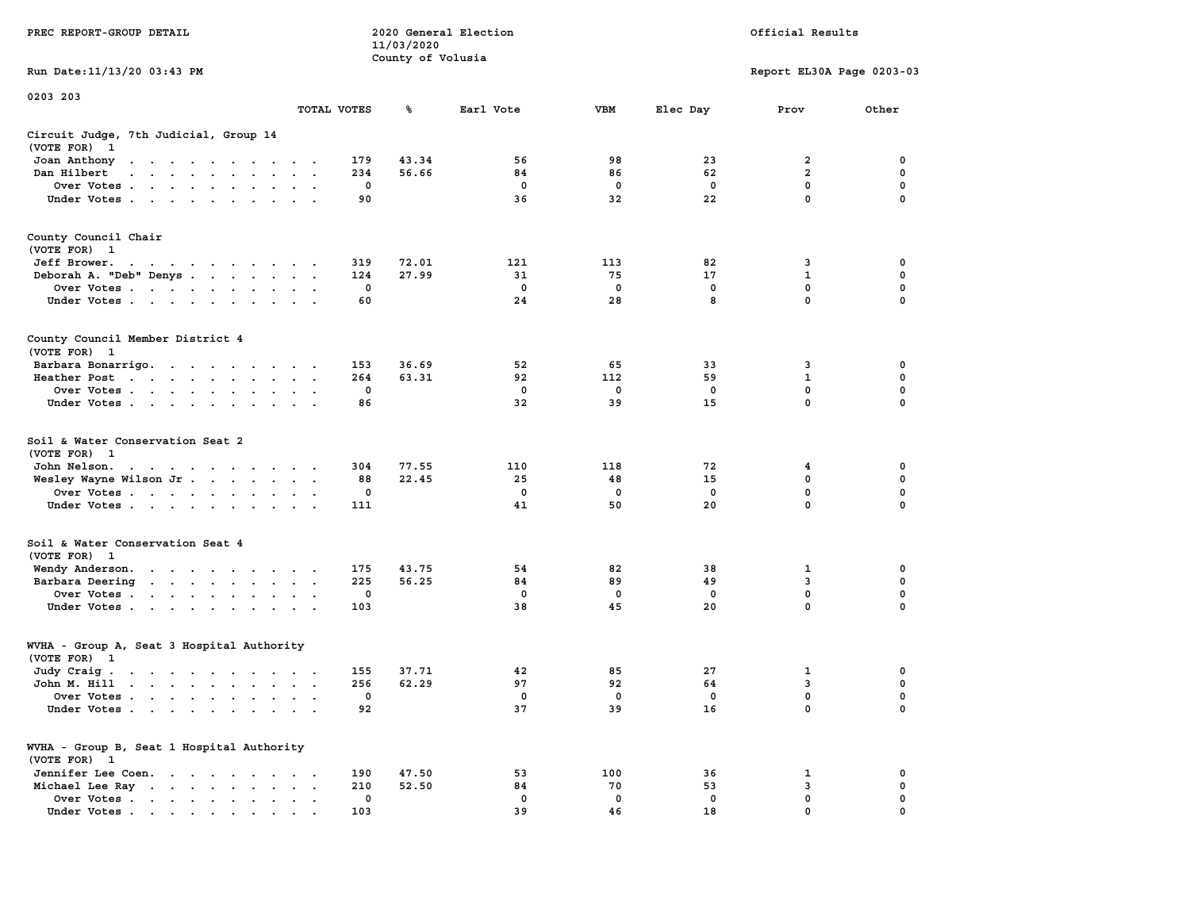PREC REPORT-GROUP DETAIL

2020 General Election
11/03/2020
County of Volusia

Official Results

Run Date:11/13/20 03:43 PM

Report EL30A Page 0203-03

0203 203

| | TOTAL VOTES | % | Earl Vote | VBM | Elec Day | Prov | Other |
|---|---|---|---|---|---|---|---|
| **Circuit Judge, 7th Judicial, Group 14** | | | | | | | |
| (VOTE FOR) 1 | | | | | | | |
| Joan Anthony | 179 | 43.34 | 56 | 98 | 23 | 2 | 0 |
| Dan Hilbert | 234 | 56.66 | 84 | 86 | 62 | 2 | 0 |
| Over Votes | 0 | | 0 | 0 | 0 | 0 | 0 |
| Under Votes | 90 | | 36 | 32 | 22 | 0 | 0 |
| **County Council Chair** | | | | | | | |
| (VOTE FOR) 1 | | | | | | | |
| Jeff Brower. | 319 | 72.01 | 121 | 113 | 82 | 3 | 0 |
| Deborah A. "Deb" Denys | 124 | 27.99 | 31 | 75 | 17 | 1 | 0 |
| Over Votes | 0 | | 0 | 0 | 0 | 0 | 0 |
| Under Votes | 60 | | 24 | 28 | 8 | 0 | 0 |
| **County Council Member District 4** | | | | | | | |
| (VOTE FOR) 1 | | | | | | | |
| Barbara Bonarrigo. | 153 | 36.69 | 52 | 65 | 33 | 3 | 0 |
| Heather Post | 264 | 63.31 | 92 | 112 | 59 | 1 | 0 |
| Over Votes | 0 | | 0 | 0 | 0 | 0 | 0 |
| Under Votes | 86 | | 32 | 39 | 15 | 0 | 0 |
| **Soil & Water Conservation Seat 2** | | | | | | | |
| (VOTE FOR) 1 | | | | | | | |
| John Nelson. | 304 | 77.55 | 110 | 118 | 72 | 4 | 0 |
| Wesley Wayne Wilson Jr | 88 | 22.45 | 25 | 48 | 15 | 0 | 0 |
| Over Votes | 0 | | 0 | 0 | 0 | 0 | 0 |
| Under Votes | 111 | | 41 | 50 | 20 | 0 | 0 |
| **Soil & Water Conservation Seat 4** | | | | | | | |
| (VOTE FOR) 1 | | | | | | | |
| Wendy Anderson. | 175 | 43.75 | 54 | 82 | 38 | 1 | 0 |
| Barbara Deering | 225 | 56.25 | 84 | 89 | 49 | 3 | 0 |
| Over Votes | 0 | | 0 | 0 | 0 | 0 | 0 |
| Under Votes | 103 | | 38 | 45 | 20 | 0 | 0 |
| **WVHA - Group A, Seat 3 Hospital Authority** | | | | | | | |
| (VOTE FOR) 1 | | | | | | | |
| Judy Craig | 155 | 37.71 | 42 | 85 | 27 | 1 | 0 |
| John M. Hill | 256 | 62.29 | 97 | 92 | 64 | 3 | 0 |
| Over Votes | 0 | | 0 | 0 | 0 | 0 | 0 |
| Under Votes | 92 | | 37 | 39 | 16 | 0 | 0 |
| **WVHA - Group B, Seat 1 Hospital Authority** | | | | | | | |
| (VOTE FOR) 1 | | | | | | | |
| Jennifer Lee Coen. | 190 | 47.50 | 53 | 100 | 36 | 1 | 0 |
| Michael Lee Ray | 210 | 52.50 | 84 | 70 | 53 | 3 | 0 |
| Over Votes | 0 | | 0 | 0 | 0 | 0 | 0 |
| Under Votes | 103 | | 39 | 46 | 18 | 0 | 0 |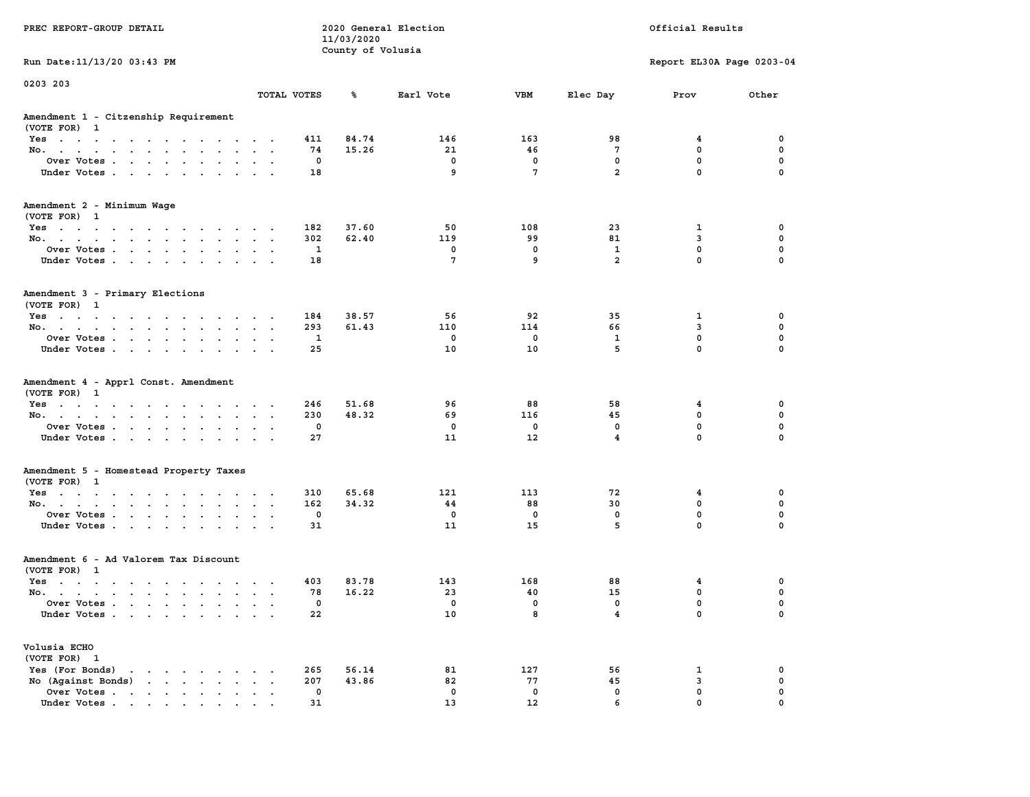PREC REPORT-GROUP DETAIL

2020 General Election
11/03/2020
County of Volusia

Official Results

Run Date:11/13/20 03:43 PM

Report EL30A Page 0203-04

0203 203

## Amendment 1 - Citzenship Requirement

(VOTE FOR) 1

| | TOTAL VOTES | % | Earl Vote | VBM | Elec Day | Prov | Other |
|---|---|---|---|---|---|---|---|
| Yes | 411 | 84.74 | 146 | 163 | 98 | 4 | 0 |
| No. | 74 | 15.26 | 21 | 46 | 7 | 0 | 0 |
| Over Votes | 0 | | 0 | 0 | 0 | 0 | 0 |
| Under Votes | 18 | | 9 | 7 | 2 | 0 | 0 |

## Amendment 2 - Minimum Wage

(VOTE FOR) 1

| | TOTAL VOTES | % | Earl Vote | VBM | Elec Day | Prov | Other |
|---|---|---|---|---|---|---|---|
| Yes | 182 | 37.60 | 50 | 108 | 23 | 1 | 0 |
| No. | 302 | 62.40 | 119 | 99 | 81 | 3 | 0 |
| Over Votes | 1 | | 0 | 0 | 1 | 0 | 0 |
| Under Votes | 18 | | 7 | 9 | 2 | 0 | 0 |

## Amendment 3 - Primary Elections

(VOTE FOR) 1

| | TOTAL VOTES | % | Earl Vote | VBM | Elec Day | Prov | Other |
|---|---|---|---|---|---|---|---|
| Yes | 184 | 38.57 | 56 | 92 | 35 | 1 | 0 |
| No. | 293 | 61.43 | 110 | 114 | 66 | 3 | 0 |
| Over Votes | 1 | | 0 | 0 | 1 | 0 | 0 |
| Under Votes | 25 | | 10 | 10 | 5 | 0 | 0 |

## Amendment 4 - Apprl Const. Amendment

(VOTE FOR) 1

| | TOTAL VOTES | % | Earl Vote | VBM | Elec Day | Prov | Other |
|---|---|---|---|---|---|---|---|
| Yes | 246 | 51.68 | 96 | 88 | 58 | 4 | 0 |
| No. | 230 | 48.32 | 69 | 116 | 45 | 0 | 0 |
| Over Votes | 0 | | 0 | 0 | 0 | 0 | 0 |
| Under Votes | 27 | | 11 | 12 | 4 | 0 | 0 |

## Amendment 5 - Homestead Property Taxes

(VOTE FOR) 1

| | TOTAL VOTES | % | Earl Vote | VBM | Elec Day | Prov | Other |
|---|---|---|---|---|---|---|---|
| Yes | 310 | 65.68 | 121 | 113 | 72 | 4 | 0 |
| No. | 162 | 34.32 | 44 | 88 | 30 | 0 | 0 |
| Over Votes | 0 | | 0 | 0 | 0 | 0 | 0 |
| Under Votes | 31 | | 11 | 15 | 5 | 0 | 0 |

## Amendment 6 - Ad Valorem Tax Discount

(VOTE FOR) 1

| | TOTAL VOTES | % | Earl Vote | VBM | Elec Day | Prov | Other |
|---|---|---|---|---|---|---|---|
| Yes | 403 | 83.78 | 143 | 168 | 88 | 4 | 0 |
| No. | 78 | 16.22 | 23 | 40 | 15 | 0 | 0 |
| Over Votes | 0 | | 0 | 0 | 0 | 0 | 0 |
| Under Votes | 22 | | 10 | 8 | 4 | 0 | 0 |

## Volusia ECHO

(VOTE FOR) 1

| | TOTAL VOTES | % | Earl Vote | VBM | Elec Day | Prov | Other |
|---|---|---|---|---|---|---|---|
| Yes (For Bonds) | 265 | 56.14 | 81 | 127 | 56 | 1 | 0 |
| No (Against Bonds) | 207 | 43.86 | 82 | 77 | 45 | 3 | 0 |
| Over Votes | 0 | | 0 | 0 | 0 | 0 | 0 |
| Under Votes | 31 | | 13 | 12 | 6 | 0 | 0 |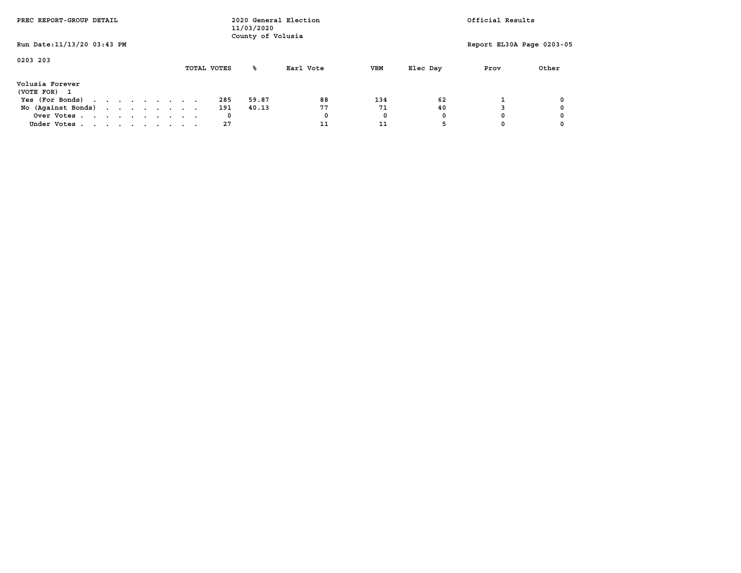PREC REPORT-GROUP DETAIL

2020 General Election
11/03/2020
County of Volusia

Official Results

Run Date:11/13/20 03:43 PM

Report EL30A Page 0203-05

0203 203

| | TOTAL VOTES | % | Earl Vote | VBM | Elec Day | Prov | Other |
|---|---|---|---|---|---|---|---|
| **Volusia Forever** | | | | | | | |
| (VOTE FOR) 1 | | | | | | | |
| Yes (For Bonds) . . . . . . . . . . | 285 | 59.87 | 88 | 134 | 62 | 1 | 0 |
| No (Against Bonds) . . . . . . . . . | 191 | 40.13 | 77 | 71 | 40 | 3 | 0 |
| Over Votes . . . . . . . . . . . | 0 | | 0 | 0 | 0 | 0 | 0 |
| Under Votes . . . . . . . . . . . | 27 | | 11 | 11 | 5 | 0 | 0 |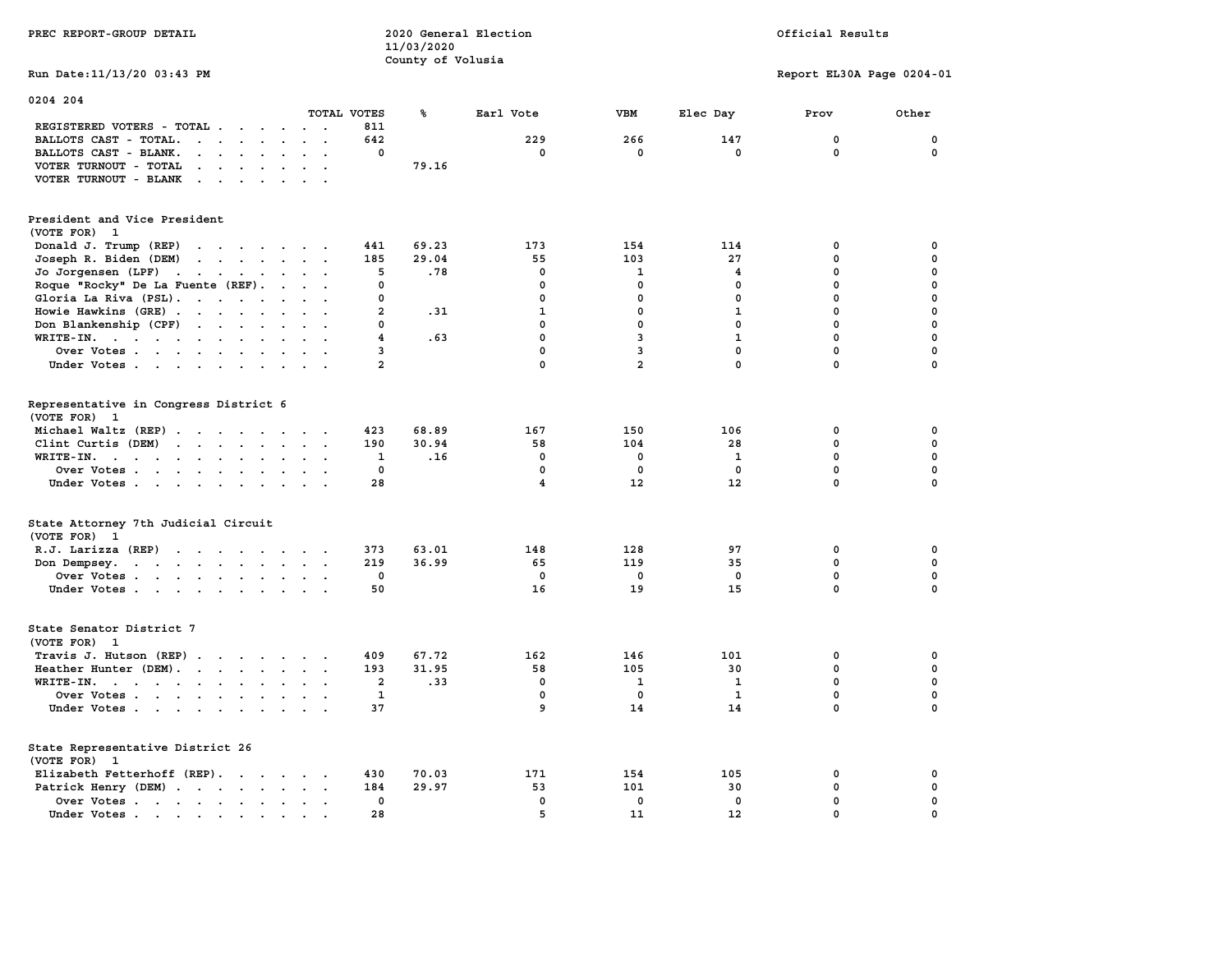PREC REPORT-GROUP DETAIL

2020 General Election
11/03/2020
County of Volusia

Official Results

Run Date:11/13/20 03:43 PM

Report EL30A Page 0204-01

## 0204 204

| | TOTAL VOTES | % | Earl Vote | VBM | Elec Day | Prov | Other |
|---|---|---|---|---|---|---|---|
| REGISTERED VOTERS - TOTAL | 811 | | | | | | |
| BALLOTS CAST - TOTAL. | 642 | | 229 | 266 | 147 | 0 | 0 |
| BALLOTS CAST - BLANK. | 0 | | 0 | 0 | 0 | 0 | 0 |
| VOTER TURNOUT - TOTAL | | 79.16 | | | | | |
| VOTER TURNOUT - BLANK | | | | | | | |

### President and Vice President
(VOTE FOR) 1

| | TOTAL VOTES | % | Earl Vote | VBM | Elec Day | Prov | Other |
|---|---|---|---|---|---|---|---|
| Donald J. Trump (REP) | 441 | 69.23 | 173 | 154 | 114 | 0 | 0 |
| Joseph R. Biden (DEM) | 185 | 29.04 | 55 | 103 | 27 | 0 | 0 |
| Jo Jorgensen (LPF) | 5 | .78 | 0 | 1 | 4 | 0 | 0 |
| Roque "Rocky" De La Fuente (REF). | 0 | | 0 | 0 | 0 | 0 | 0 |
| Gloria La Riva (PSL). | 0 | | 0 | 0 | 0 | 0 | 0 |
| Howie Hawkins (GRE) | 2 | .31 | 1 | 0 | 1 | 0 | 0 |
| Don Blankenship (CPF) | 0 | | 0 | 0 | 0 | 0 | 0 |
| WRITE-IN. | 4 | .63 | 0 | 3 | 1 | 0 | 0 |
| Over Votes | 3 | | 0 | 3 | 0 | 0 | 0 |
| Under Votes | 2 | | 0 | 2 | 0 | 0 | 0 |

### Representative in Congress District 6
(VOTE FOR) 1

| | TOTAL VOTES | % | Earl Vote | VBM | Elec Day | Prov | Other |
|---|---|---|---|---|---|---|---|
| Michael Waltz (REP) | 423 | 68.89 | 167 | 150 | 106 | 0 | 0 |
| Clint Curtis (DEM) | 190 | 30.94 | 58 | 104 | 28 | 0 | 0 |
| WRITE-IN. | 1 | .16 | 0 | 0 | 1 | 0 | 0 |
| Over Votes | 0 | | 0 | 0 | 0 | 0 | 0 |
| Under Votes | 28 | | 4 | 12 | 12 | 0 | 0 |

### State Attorney 7th Judicial Circuit
(VOTE FOR) 1

| | TOTAL VOTES | % | Earl Vote | VBM | Elec Day | Prov | Other |
|---|---|---|---|---|---|---|---|
| R.J. Larizza (REP) | 373 | 63.01 | 148 | 128 | 97 | 0 | 0 |
| Don Dempsey. | 219 | 36.99 | 65 | 119 | 35 | 0 | 0 |
| Over Votes | 0 | | 0 | 0 | 0 | 0 | 0 |
| Under Votes | 50 | | 16 | 19 | 15 | 0 | 0 |

### State Senator District 7
(VOTE FOR) 1

| | TOTAL VOTES | % | Earl Vote | VBM | Elec Day | Prov | Other |
|---|---|---|---|---|---|---|---|
| Travis J. Hutson (REP) | 409 | 67.72 | 162 | 146 | 101 | 0 | 0 |
| Heather Hunter (DEM). | 193 | 31.95 | 58 | 105 | 30 | 0 | 0 |
| WRITE-IN. | 2 | .33 | 0 | 1 | 1 | 0 | 0 |
| Over Votes | 1 | | 0 | 0 | 1 | 0 | 0 |
| Under Votes | 37 | | 9 | 14 | 14 | 0 | 0 |

### State Representative District 26
(VOTE FOR) 1

| | TOTAL VOTES | % | Earl Vote | VBM | Elec Day | Prov | Other |
|---|---|---|---|---|---|---|---|
| Elizabeth Fetterhoff (REP). | 430 | 70.03 | 171 | 154 | 105 | 0 | 0 |
| Patrick Henry (DEM) | 184 | 29.97 | 53 | 101 | 30 | 0 | 0 |
| Over Votes | 0 | | 0 | 0 | 0 | 0 | 0 |
| Under Votes | 28 | | 5 | 11 | 12 | 0 | 0 |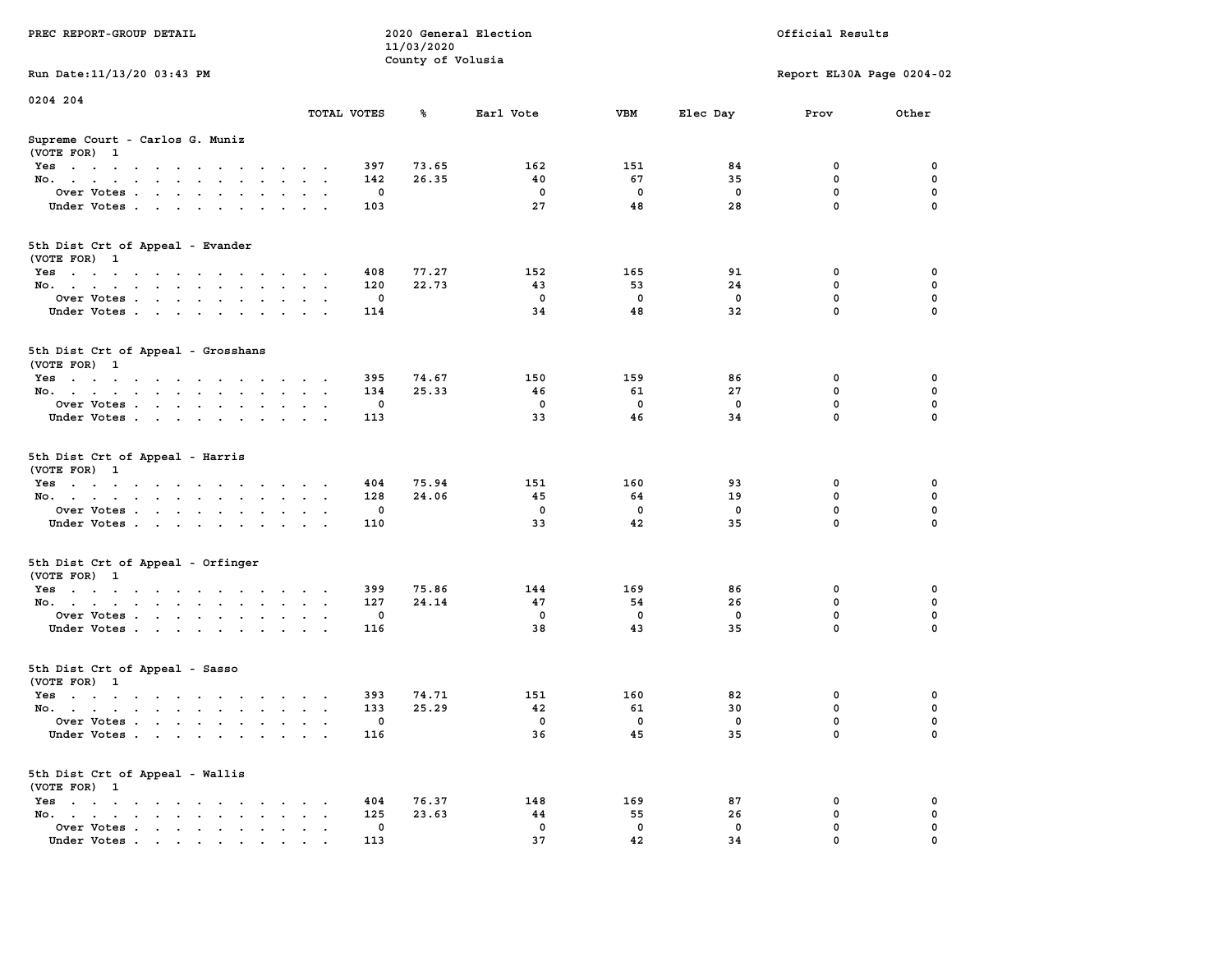PREC REPORT-GROUP DETAIL

2020 General Election
11/03/2020
County of Volusia

Official Results

Run Date:11/13/20 03:43 PM

Report EL30A Page 0204-02

0204 204

| | TOTAL VOTES | % | Earl Vote | VBM | Elec Day | Prov | Other |
|---|---|---|---|---|---|---|---|
| **Supreme Court - Carlos G. Muniz** | | | | | | | |
| (VOTE FOR) 1 | | | | | | | |
| Yes | 397 | 73.65 | 162 | 151 | 84 | 0 | 0 |
| No. | 142 | 26.35 | 40 | 67 | 35 | 0 | 0 |
| Over Votes | 0 | | 0 | 0 | 0 | 0 | 0 |
| Under Votes | 103 | | 27 | 48 | 28 | 0 | 0 |
| **5th Dist Crt of Appeal - Evander** | | | | | | | |
| (VOTE FOR) 1 | | | | | | | |
| Yes | 408 | 77.27 | 152 | 165 | 91 | 0 | 0 |
| No. | 120 | 22.73 | 43 | 53 | 24 | 0 | 0 |
| Over Votes | 0 | | 0 | 0 | 0 | 0 | 0 |
| Under Votes | 114 | | 34 | 48 | 32 | 0 | 0 |
| **5th Dist Crt of Appeal - Grosshans** | | | | | | | |
| (VOTE FOR) 1 | | | | | | | |
| Yes | 395 | 74.67 | 150 | 159 | 86 | 0 | 0 |
| No. | 134 | 25.33 | 46 | 61 | 27 | 0 | 0 |
| Over Votes | 0 | | 0 | 0 | 0 | 0 | 0 |
| Under Votes | 113 | | 33 | 46 | 34 | 0 | 0 |
| **5th Dist Crt of Appeal - Harris** | | | | | | | |
| (VOTE FOR) 1 | | | | | | | |
| Yes | 404 | 75.94 | 151 | 160 | 93 | 0 | 0 |
| No. | 128 | 24.06 | 45 | 64 | 19 | 0 | 0 |
| Over Votes | 0 | | 0 | 0 | 0 | 0 | 0 |
| Under Votes | 110 | | 33 | 42 | 35 | 0 | 0 |
| **5th Dist Crt of Appeal - Orfinger** | | | | | | | |
| (VOTE FOR) 1 | | | | | | | |
| Yes | 399 | 75.86 | 144 | 169 | 86 | 0 | 0 |
| No. | 127 | 24.14 | 47 | 54 | 26 | 0 | 0 |
| Over Votes | 0 | | 0 | 0 | 0 | 0 | 0 |
| Under Votes | 116 | | 38 | 43 | 35 | 0 | 0 |
| **5th Dist Crt of Appeal - Sasso** | | | | | | | |
| (VOTE FOR) 1 | | | | | | | |
| Yes | 393 | 74.71 | 151 | 160 | 82 | 0 | 0 |
| No. | 133 | 25.29 | 42 | 61 | 30 | 0 | 0 |
| Over Votes | 0 | | 0 | 0 | 0 | 0 | 0 |
| Under Votes | 116 | | 36 | 45 | 35 | 0 | 0 |
| **5th Dist Crt of Appeal - Wallis** | | | | | | | |
| (VOTE FOR) 1 | | | | | | | |
| Yes | 404 | 76.37 | 148 | 169 | 87 | 0 | 0 |
| No. | 125 | 23.63 | 44 | 55 | 26 | 0 | 0 |
| Over Votes | 0 | | 0 | 0 | 0 | 0 | 0 |
| Under Votes | 113 | | 37 | 42 | 34 | 0 | 0 |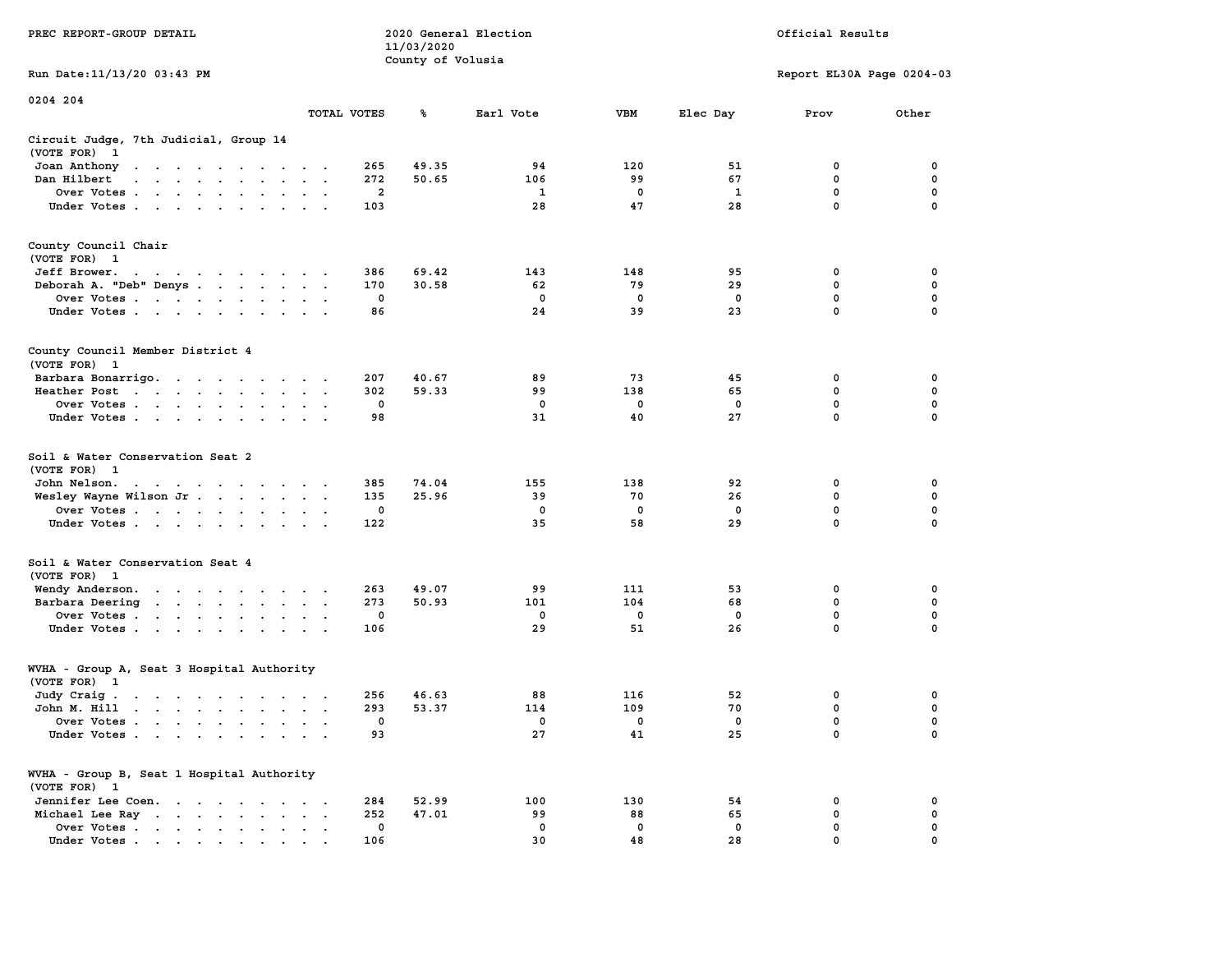PREC REPORT-GROUP DETAIL

2020 General Election
11/03/2020
County of Volusia

Official Results

Run Date:11/13/20 03:43 PM

Report EL30A Page 0204-03

0204 204

| | TOTAL VOTES | % | Earl Vote | VBM | Elec Day | Prov | Other |
|---|---|---|---|---|---|---|---|
| **Circuit Judge, 7th Judicial, Group 14** | | | | | | | |
| (VOTE FOR) 1 | | | | | | | |
| Joan Anthony | 265 | 49.35 | 94 | 120 | 51 | 0 | 0 |
| Dan Hilbert | 272 | 50.65 | 106 | 99 | 67 | 0 | 0 |
| Over Votes | 2 | | 1 | 0 | 1 | 0 | 0 |
| Under Votes | 103 | | 28 | 47 | 28 | 0 | 0 |
| **County Council Chair** | | | | | | | |
| (VOTE FOR) 1 | | | | | | | |
| Jeff Brower. | 386 | 69.42 | 143 | 148 | 95 | 0 | 0 |
| Deborah A. "Deb" Denys | 170 | 30.58 | 62 | 79 | 29 | 0 | 0 |
| Over Votes | 0 | | 0 | 0 | 0 | 0 | 0 |
| Under Votes | 86 | | 24 | 39 | 23 | 0 | 0 |
| **County Council Member District 4** | | | | | | | |
| (VOTE FOR) 1 | | | | | | | |
| Barbara Bonarrigo. | 207 | 40.67 | 89 | 73 | 45 | 0 | 0 |
| Heather Post | 302 | 59.33 | 99 | 138 | 65 | 0 | 0 |
| Over Votes | 0 | | 0 | 0 | 0 | 0 | 0 |
| Under Votes | 98 | | 31 | 40 | 27 | 0 | 0 |
| **Soil & Water Conservation Seat 2** | | | | | | | |
| (VOTE FOR) 1 | | | | | | | |
| John Nelson. | 385 | 74.04 | 155 | 138 | 92 | 0 | 0 |
| Wesley Wayne Wilson Jr | 135 | 25.96 | 39 | 70 | 26 | 0 | 0 |
| Over Votes | 0 | | 0 | 0 | 0 | 0 | 0 |
| Under Votes | 122 | | 35 | 58 | 29 | 0 | 0 |
| **Soil & Water Conservation Seat 4** | | | | | | | |
| (VOTE FOR) 1 | | | | | | | |
| Wendy Anderson. | 263 | 49.07 | 99 | 111 | 53 | 0 | 0 |
| Barbara Deering | 273 | 50.93 | 101 | 104 | 68 | 0 | 0 |
| Over Votes | 0 | | 0 | 0 | 0 | 0 | 0 |
| Under Votes | 106 | | 29 | 51 | 26 | 0 | 0 |
| **WVHA - Group A, Seat 3 Hospital Authority** | | | | | | | |
| (VOTE FOR) 1 | | | | | | | |
| Judy Craig | 256 | 46.63 | 88 | 116 | 52 | 0 | 0 |
| John M. Hill | 293 | 53.37 | 114 | 109 | 70 | 0 | 0 |
| Over Votes | 0 | | 0 | 0 | 0 | 0 | 0 |
| Under Votes | 93 | | 27 | 41 | 25 | 0 | 0 |
| **WVHA - Group B, Seat 1 Hospital Authority** | | | | | | | |
| (VOTE FOR) 1 | | | | | | | |
| Jennifer Lee Coen. | 284 | 52.99 | 100 | 130 | 54 | 0 | 0 |
| Michael Lee Ray | 252 | 47.01 | 99 | 88 | 65 | 0 | 0 |
| Over Votes | 0 | | 0 | 0 | 0 | 0 | 0 |
| Under Votes | 106 | | 30 | 48 | 28 | 0 | 0 |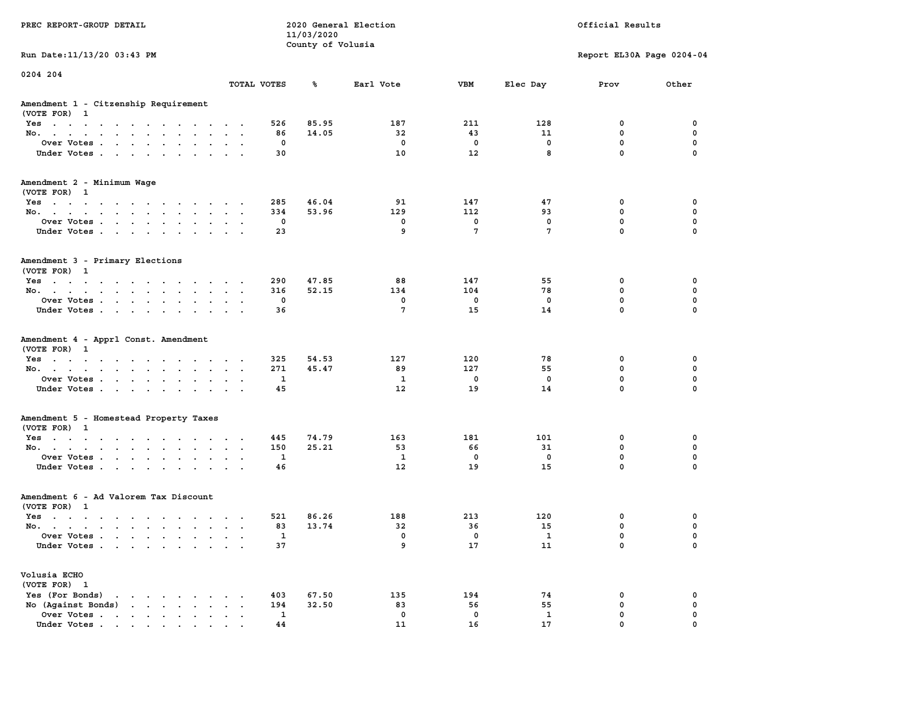PREC REPORT-GROUP DETAIL

2020 General Election
11/03/2020
County of Volusia

Official Results

Run Date:11/13/20 03:43 PM

Report EL30A Page 0204-04

0204 204

| | TOTAL VOTES | % | Earl Vote | VBM | Elec Day | Prov | Other |
|---|---|---|---|---|---|---|---|
| **Amendment 1 - Citzenship Requirement** | | | | | | | |
| (VOTE FOR) 1 | | | | | | | |
| Yes | 526 | 85.95 | 187 | 211 | 128 | 0 | 0 |
| No. | 86 | 14.05 | 32 | 43 | 11 | 0 | 0 |
| Over Votes | 0 | | 0 | 0 | 0 | 0 | 0 |
| Under Votes | 30 | | 10 | 12 | 8 | 0 | 0 |
| **Amendment 2 - Minimum Wage** | | | | | | | |
| (VOTE FOR) 1 | | | | | | | |
| Yes | 285 | 46.04 | 91 | 147 | 47 | 0 | 0 |
| No. | 334 | 53.96 | 129 | 112 | 93 | 0 | 0 |
| Over Votes | 0 | | 0 | 0 | 0 | 0 | 0 |
| Under Votes | 23 | | 9 | 7 | 7 | 0 | 0 |
| **Amendment 3 - Primary Elections** | | | | | | | |
| (VOTE FOR) 1 | | | | | | | |
| Yes | 290 | 47.85 | 88 | 147 | 55 | 0 | 0 |
| No. | 316 | 52.15 | 134 | 104 | 78 | 0 | 0 |
| Over Votes | 0 | | 0 | 0 | 0 | 0 | 0 |
| Under Votes | 36 | | 7 | 15 | 14 | 0 | 0 |
| **Amendment 4 - Apprl Const. Amendment** | | | | | | | |
| (VOTE FOR) 1 | | | | | | | |
| Yes | 325 | 54.53 | 127 | 120 | 78 | 0 | 0 |
| No. | 271 | 45.47 | 89 | 127 | 55 | 0 | 0 |
| Over Votes | 1 | | 1 | 0 | 0 | 0 | 0 |
| Under Votes | 45 | | 12 | 19 | 14 | 0 | 0 |
| **Amendment 5 - Homestead Property Taxes** | | | | | | | |
| (VOTE FOR) 1 | | | | | | | |
| Yes | 445 | 74.79 | 163 | 181 | 101 | 0 | 0 |
| No. | 150 | 25.21 | 53 | 66 | 31 | 0 | 0 |
| Over Votes | 1 | | 1 | 0 | 0 | 0 | 0 |
| Under Votes | 46 | | 12 | 19 | 15 | 0 | 0 |
| **Amendment 6 - Ad Valorem Tax Discount** | | | | | | | |
| (VOTE FOR) 1 | | | | | | | |
| Yes | 521 | 86.26 | 188 | 213 | 120 | 0 | 0 |
| No. | 83 | 13.74 | 32 | 36 | 15 | 0 | 0 |
| Over Votes | 1 | | 0 | 0 | 1 | 0 | 0 |
| Under Votes | 37 | | 9 | 17 | 11 | 0 | 0 |
| **Volusia ECHO** | | | | | | | |
| (VOTE FOR) 1 | | | | | | | |
| Yes (For Bonds) | 403 | 67.50 | 135 | 194 | 74 | 0 | 0 |
| No (Against Bonds) | 194 | 32.50 | 83 | 56 | 55 | 0 | 0 |
| Over Votes | 1 | | 0 | 0 | 1 | 0 | 0 |
| Under Votes | 44 | | 11 | 16 | 17 | 0 | 0 |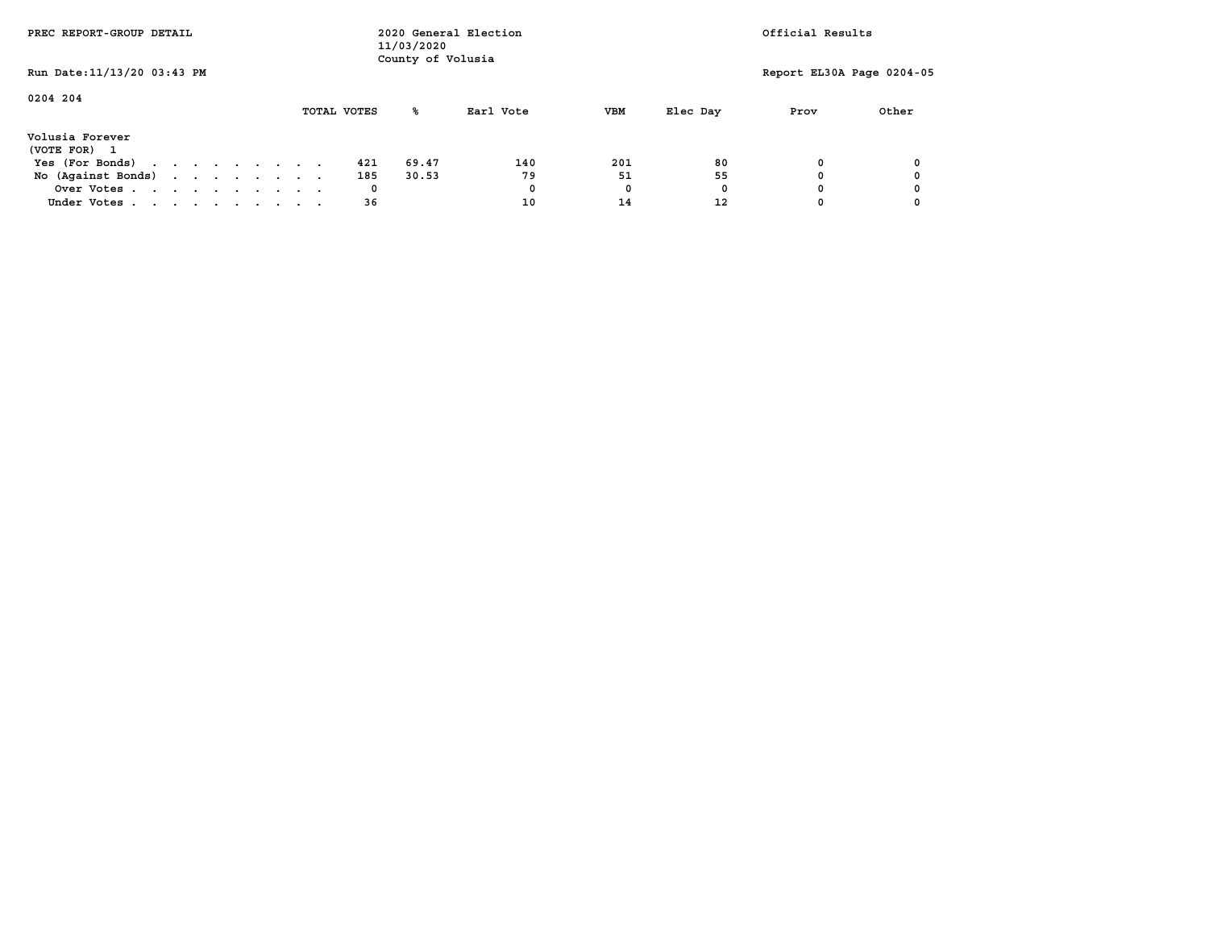PREC REPORT-GROUP DETAIL

2020 General Election
11/03/2020
County of Volusia

Official Results

Run Date:11/13/20 03:43 PM

Report EL30A Page 0204-05

0204 204

| | TOTAL VOTES | % | Earl Vote | VBM | Elec Day | Prov | Other |
|---|---|---|---|---|---|---|---|
| **Volusia Forever** | | | | | | | |
| (VOTE FOR) 1 | | | | | | | |
| Yes (For Bonds) | 421 | 69.47 | 140 | 201 | 80 | 0 | 0 |
| No (Against Bonds) | 185 | 30.53 | 79 | 51 | 55 | 0 | 0 |
| Over Votes | 0 | | 0 | 0 | 0 | 0 | 0 |
| Under Votes | 36 | | 10 | 14 | 12 | 0 | 0 |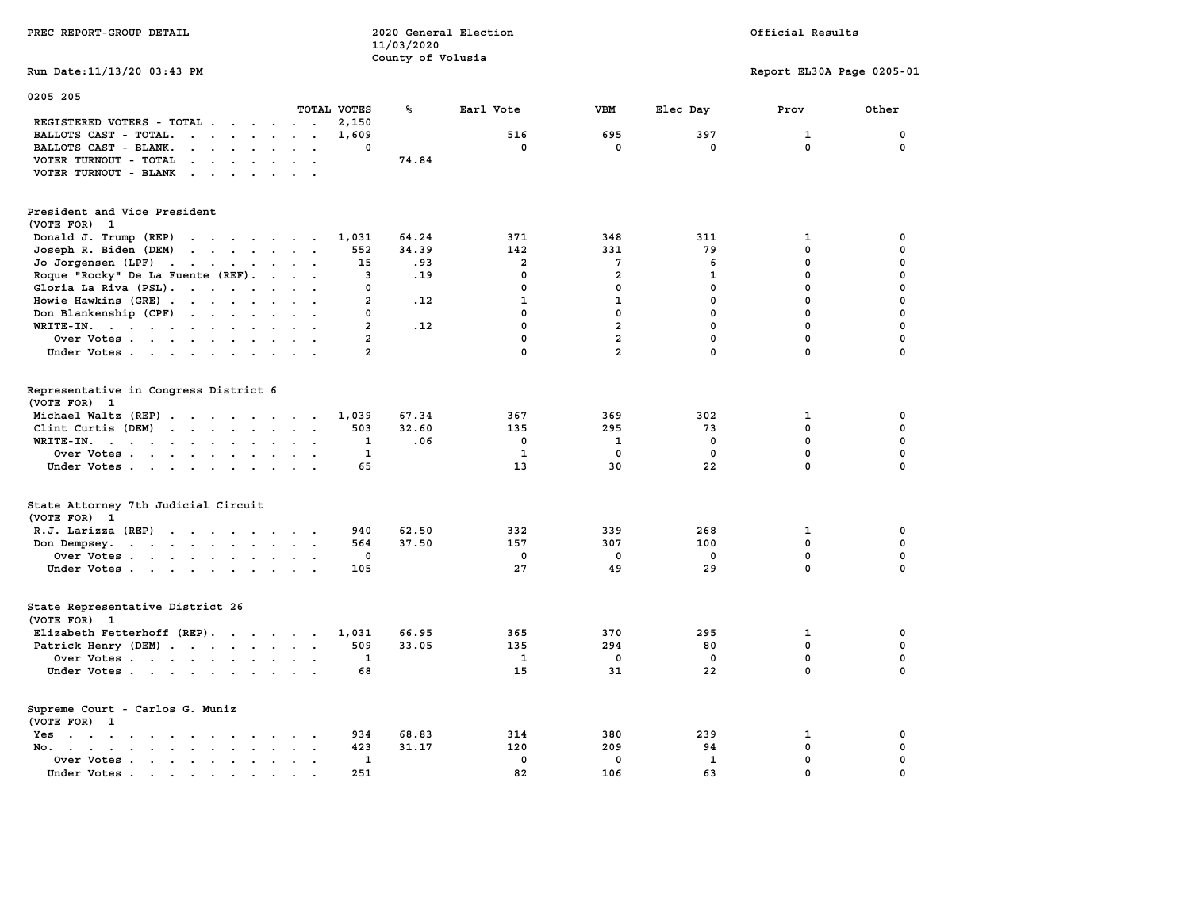PREC REPORT-GROUP DETAIL

2020 General Election
11/03/2020
County of Volusia

Official Results

Run Date:11/13/20 03:43 PM

Report EL30A Page 0205-01

0205 205

| | TOTAL VOTES | % | Earl Vote | VBM | Elec Day | Prov | Other |
|---|---|---|---|---|---|---|---|
| REGISTERED VOTERS - TOTAL | 2,150 | | | | | | |
| BALLOTS CAST - TOTAL. | 1,609 | | 516 | 695 | 397 | 1 | 0 |
| BALLOTS CAST - BLANK. | 0 | | 0 | 0 | 0 | 0 | 0 |
| VOTER TURNOUT - TOTAL | | 74.84 | | | | | |
| VOTER TURNOUT - BLANK | | | | | | | |

**President and Vice President**
(VOTE FOR) 1

| | TOTAL VOTES | % | Earl Vote | VBM | Elec Day | Prov | Other |
|---|---|---|---|---|---|---|---|
| Donald J. Trump (REP) | 1,031 | 64.24 | 371 | 348 | 311 | 1 | 0 |
| Joseph R. Biden (DEM) | 552 | 34.39 | 142 | 331 | 79 | 0 | 0 |
| Jo Jorgensen (LPF) | 15 | .93 | 2 | 7 | 6 | 0 | 0 |
| Roque "Rocky" De La Fuente (REF). | 3 | .19 | 0 | 2 | 1 | 0 | 0 |
| Gloria La Riva (PSL). | 0 | | 0 | 0 | 0 | 0 | 0 |
| Howie Hawkins (GRE) | 2 | .12 | 1 | 1 | 0 | 0 | 0 |
| Don Blankenship (CPF) | 0 | | 0 | 0 | 0 | 0 | 0 |
| WRITE-IN. | 2 | .12 | 0 | 2 | 0 | 0 | 0 |
| Over Votes | 2 | | 0 | 2 | 0 | 0 | 0 |
| Under Votes | 2 | | 0 | 2 | 0 | 0 | 0 |

**Representative in Congress District 6**
(VOTE FOR) 1

| | TOTAL VOTES | % | Earl Vote | VBM | Elec Day | Prov | Other |
|---|---|---|---|---|---|---|---|
| Michael Waltz (REP) | 1,039 | 67.34 | 367 | 369 | 302 | 1 | 0 |
| Clint Curtis (DEM) | 503 | 32.60 | 135 | 295 | 73 | 0 | 0 |
| WRITE-IN. | 1 | .06 | 0 | 1 | 0 | 0 | 0 |
| Over Votes | 1 | | 1 | 0 | 0 | 0 | 0 |
| Under Votes | 65 | | 13 | 30 | 22 | 0 | 0 |

**State Attorney 7th Judicial Circuit**
(VOTE FOR) 1

| | TOTAL VOTES | % | Earl Vote | VBM | Elec Day | Prov | Other |
|---|---|---|---|---|---|---|---|
| R.J. Larizza (REP) | 940 | 62.50 | 332 | 339 | 268 | 1 | 0 |
| Don Dempsey. | 564 | 37.50 | 157 | 307 | 100 | 0 | 0 |
| Over Votes | 0 | | 0 | 0 | 0 | 0 | 0 |
| Under Votes | 105 | | 27 | 49 | 29 | 0 | 0 |

**State Representative District 26**
(VOTE FOR) 1

| | TOTAL VOTES | % | Earl Vote | VBM | Elec Day | Prov | Other |
|---|---|---|---|---|---|---|---|
| Elizabeth Fetterhoff (REP). | 1,031 | 66.95 | 365 | 370 | 295 | 1 | 0 |
| Patrick Henry (DEM) | 509 | 33.05 | 135 | 294 | 80 | 0 | 0 |
| Over Votes | 1 | | 1 | 0 | 0 | 0 | 0 |
| Under Votes | 68 | | 15 | 31 | 22 | 0 | 0 |

**Supreme Court - Carlos G. Muniz**
(VOTE FOR) 1

| | TOTAL VOTES | % | Earl Vote | VBM | Elec Day | Prov | Other |
|---|---|---|---|---|---|---|---|
| Yes | 934 | 68.83 | 314 | 380 | 239 | 1 | 0 |
| No. | 423 | 31.17 | 120 | 209 | 94 | 0 | 0 |
| Over Votes | 1 | | 0 | 0 | 1 | 0 | 0 |
| Under Votes | 251 | | 82 | 106 | 63 | 0 | 0 |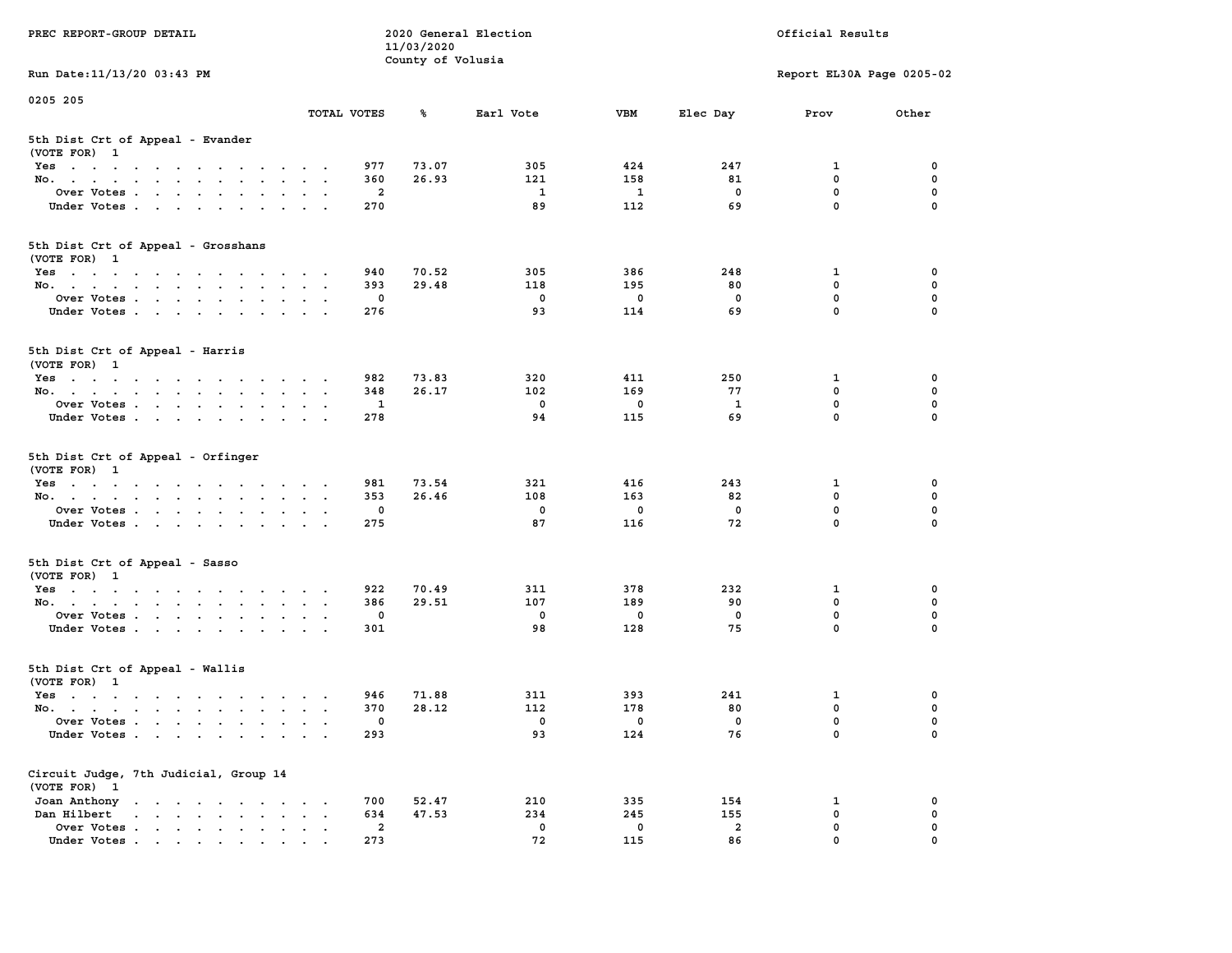PREC REPORT-GROUP DETAIL — 2020 General Election — 11/03/2020 — County of Volusia — Official Results

Run Date:11/13/20 03:43 PM — Report EL30A Page 0205-02

0205 205

### 5th Dist Crt of Appeal - Evander
(VOTE FOR) 1

| | TOTAL VOTES | % | Earl Vote | VBM | Elec Day | Prov | Other |
|---|---|---|---|---|---|---|---|
| Yes | 977 | 73.07 | 305 | 424 | 247 | 1 | 0 |
| No. | 360 | 26.93 | 121 | 158 | 81 | 0 | 0 |
| Over Votes | 2 | | 1 | 1 | 0 | 0 | 0 |
| Under Votes | 270 | | 89 | 112 | 69 | 0 | 0 |

### 5th Dist Crt of Appeal - Grosshans
(VOTE FOR) 1

| | TOTAL VOTES | % | Earl Vote | VBM | Elec Day | Prov | Other |
|---|---|---|---|---|---|---|---|
| Yes | 940 | 70.52 | 305 | 386 | 248 | 1 | 0 |
| No. | 393 | 29.48 | 118 | 195 | 80 | 0 | 0 |
| Over Votes | 0 | | 0 | 0 | 0 | 0 | 0 |
| Under Votes | 276 | | 93 | 114 | 69 | 0 | 0 |

### 5th Dist Crt of Appeal - Harris
(VOTE FOR) 1

| | TOTAL VOTES | % | Earl Vote | VBM | Elec Day | Prov | Other |
|---|---|---|---|---|---|---|---|
| Yes | 982 | 73.83 | 320 | 411 | 250 | 1 | 0 |
| No. | 348 | 26.17 | 102 | 169 | 77 | 0 | 0 |
| Over Votes | 1 | | 0 | 0 | 1 | 0 | 0 |
| Under Votes | 278 | | 94 | 115 | 69 | 0 | 0 |

### 5th Dist Crt of Appeal - Orfinger
(VOTE FOR) 1

| | TOTAL VOTES | % | Earl Vote | VBM | Elec Day | Prov | Other |
|---|---|---|---|---|---|---|---|
| Yes | 981 | 73.54 | 321 | 416 | 243 | 1 | 0 |
| No. | 353 | 26.46 | 108 | 163 | 82 | 0 | 0 |
| Over Votes | 0 | | 0 | 0 | 0 | 0 | 0 |
| Under Votes | 275 | | 87 | 116 | 72 | 0 | 0 |

### 5th Dist Crt of Appeal - Sasso
(VOTE FOR) 1

| | TOTAL VOTES | % | Earl Vote | VBM | Elec Day | Prov | Other |
|---|---|---|---|---|---|---|---|
| Yes | 922 | 70.49 | 311 | 378 | 232 | 1 | 0 |
| No. | 386 | 29.51 | 107 | 189 | 90 | 0 | 0 |
| Over Votes | 0 | | 0 | 0 | 0 | 0 | 0 |
| Under Votes | 301 | | 98 | 128 | 75 | 0 | 0 |

### 5th Dist Crt of Appeal - Wallis
(VOTE FOR) 1

| | TOTAL VOTES | % | Earl Vote | VBM | Elec Day | Prov | Other |
|---|---|---|---|---|---|---|---|
| Yes | 946 | 71.88 | 311 | 393 | 241 | 1 | 0 |
| No. | 370 | 28.12 | 112 | 178 | 80 | 0 | 0 |
| Over Votes | 0 | | 0 | 0 | 0 | 0 | 0 |
| Under Votes | 293 | | 93 | 124 | 76 | 0 | 0 |

### Circuit Judge, 7th Judicial, Group 14
(VOTE FOR) 1

| | TOTAL VOTES | % | Earl Vote | VBM | Elec Day | Prov | Other |
|---|---|---|---|---|---|---|---|
| Joan Anthony | 700 | 52.47 | 210 | 335 | 154 | 1 | 0 |
| Dan Hilbert | 634 | 47.53 | 234 | 245 | 155 | 0 | 0 |
| Over Votes | 2 | | 0 | 0 | 2 | 0 | 0 |
| Under Votes | 273 | | 72 | 115 | 86 | 0 | 0 |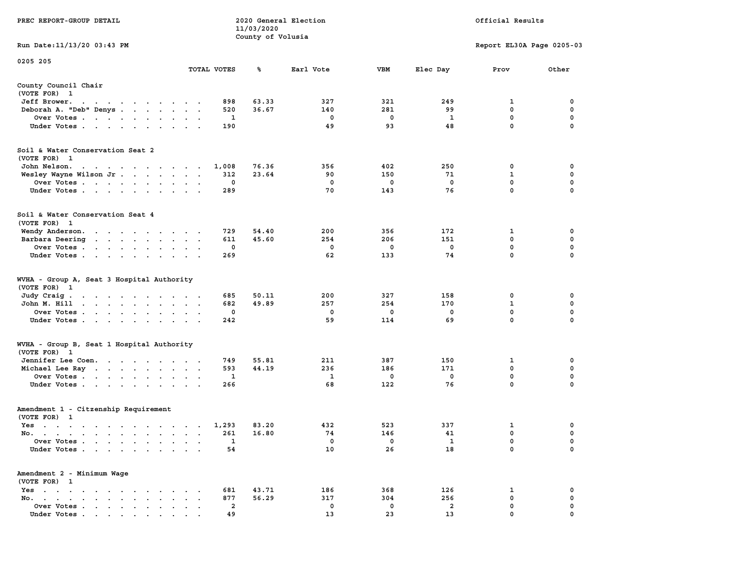PREC REPORT-GROUP DETAIL

2020 General Election
11/03/2020
County of Volusia

Official Results

Run Date:11/13/20 03:43 PM

Report EL30A Page 0205-03

0205 205

| | TOTAL VOTES | % | Earl Vote | VBM | Elec Day | Prov | Other |
|---|---|---|---|---|---|---|---|
| **County Council Chair** | | | | | | | |
| (VOTE FOR) 1 | | | | | | | |
| Jeff Brower | 898 | 63.33 | 327 | 321 | 249 | 1 | 0 |
| Deborah A. "Deb" Denys | 520 | 36.67 | 140 | 281 | 99 | 0 | 0 |
| Over Votes | 1 | | 0 | 0 | 1 | 0 | 0 |
| Under Votes | 190 | | 49 | 93 | 48 | 0 | 0 |
| **Soil & Water Conservation Seat 2** | | | | | | | |
| (VOTE FOR) 1 | | | | | | | |
| John Nelson | 1,008 | 76.36 | 356 | 402 | 250 | 0 | 0 |
| Wesley Wayne Wilson Jr | 312 | 23.64 | 90 | 150 | 71 | 1 | 0 |
| Over Votes | 0 | | 0 | 0 | 0 | 0 | 0 |
| Under Votes | 289 | | 70 | 143 | 76 | 0 | 0 |
| **Soil & Water Conservation Seat 4** | | | | | | | |
| (VOTE FOR) 1 | | | | | | | |
| Wendy Anderson | 729 | 54.40 | 200 | 356 | 172 | 1 | 0 |
| Barbara Deering | 611 | 45.60 | 254 | 206 | 151 | 0 | 0 |
| Over Votes | 0 | | 0 | 0 | 0 | 0 | 0 |
| Under Votes | 269 | | 62 | 133 | 74 | 0 | 0 |
| **WVHA - Group A, Seat 3 Hospital Authority** | | | | | | | |
| (VOTE FOR) 1 | | | | | | | |
| Judy Craig | 685 | 50.11 | 200 | 327 | 158 | 0 | 0 |
| John M. Hill | 682 | 49.89 | 257 | 254 | 170 | 1 | 0 |
| Over Votes | 0 | | 0 | 0 | 0 | 0 | 0 |
| Under Votes | 242 | | 59 | 114 | 69 | 0 | 0 |
| **WVHA - Group B, Seat 1 Hospital Authority** | | | | | | | |
| (VOTE FOR) 1 | | | | | | | |
| Jennifer Lee Coen | 749 | 55.81 | 211 | 387 | 150 | 1 | 0 |
| Michael Lee Ray | 593 | 44.19 | 236 | 186 | 171 | 0 | 0 |
| Over Votes | 1 | | 1 | 0 | 0 | 0 | 0 |
| Under Votes | 266 | | 68 | 122 | 76 | 0 | 0 |
| **Amendment 1 - Citzenship Requirement** | | | | | | | |
| (VOTE FOR) 1 | | | | | | | |
| Yes | 1,293 | 83.20 | 432 | 523 | 337 | 1 | 0 |
| No | 261 | 16.80 | 74 | 146 | 41 | 0 | 0 |
| Over Votes | 1 | | 0 | 0 | 1 | 0 | 0 |
| Under Votes | 54 | | 10 | 26 | 18 | 0 | 0 |
| **Amendment 2 - Minimum Wage** | | | | | | | |
| (VOTE FOR) 1 | | | | | | | |
| Yes | 681 | 43.71 | 186 | 368 | 126 | 1 | 0 |
| No | 877 | 56.29 | 317 | 304 | 256 | 0 | 0 |
| Over Votes | 2 | | 0 | 0 | 2 | 0 | 0 |
| Under Votes | 49 | | 13 | 23 | 13 | 0 | 0 |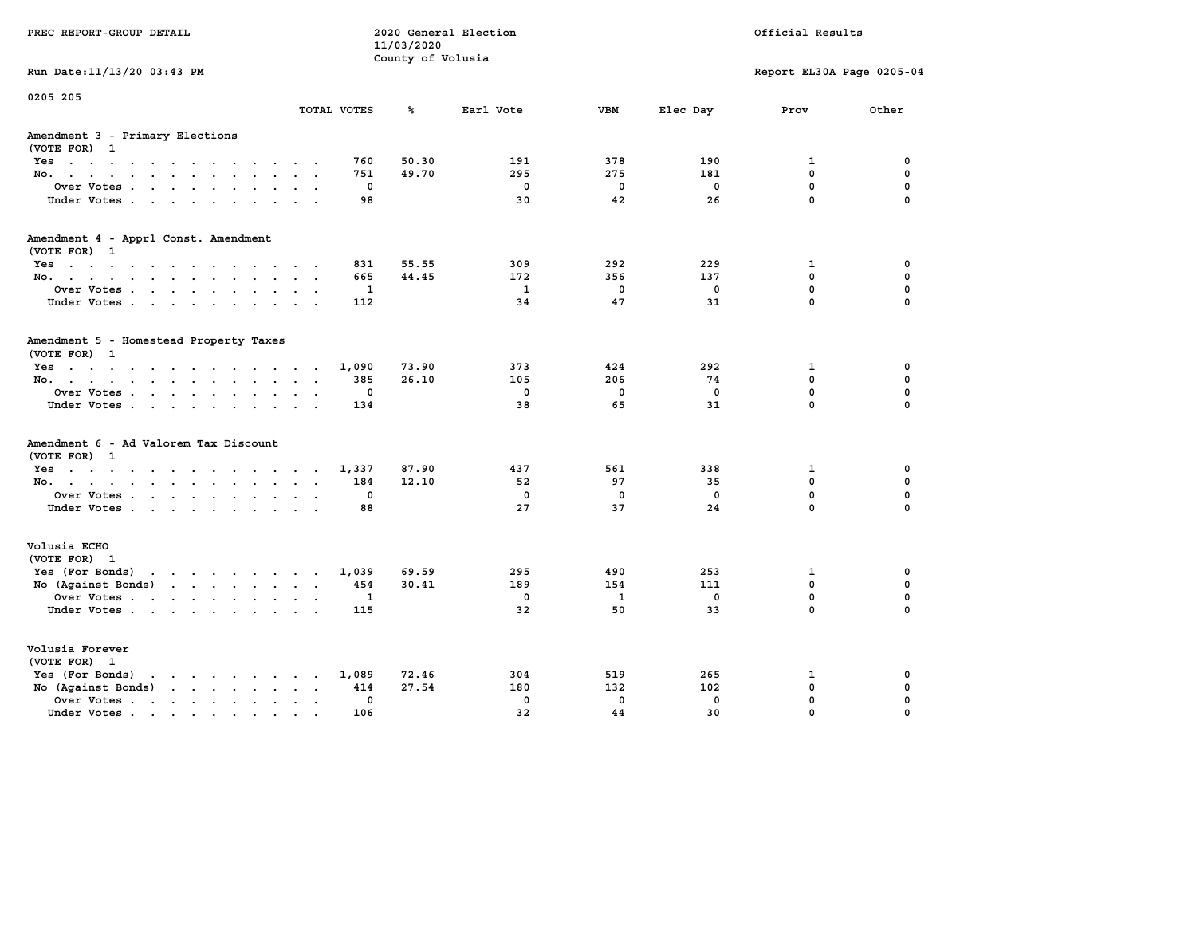PREC REPORT-GROUP DETAIL

2020 General Election
11/03/2020
County of Volusia

Official Results

Run Date:11/13/20 03:43 PM

Report EL30A Page 0205-04

0205 205

| | TOTAL VOTES | % | Earl Vote | VBM | Elec Day | Prov | Other |
|---|---|---|---|---|---|---|---|
| **Amendment 3 - Primary Elections** | | | | | | | |
| (VOTE FOR) 1 | | | | | | | |
| Yes | 760 | 50.30 | 191 | 378 | 190 | 1 | 0 |
| No. | 751 | 49.70 | 295 | 275 | 181 | 0 | 0 |
| Over Votes | 0 | | 0 | 0 | 0 | 0 | 0 |
| Under Votes | 98 | | 30 | 42 | 26 | 0 | 0 |
| **Amendment 4 - Apprl Const. Amendment** | | | | | | | |
| (VOTE FOR) 1 | | | | | | | |
| Yes | 831 | 55.55 | 309 | 292 | 229 | 1 | 0 |
| No. | 665 | 44.45 | 172 | 356 | 137 | 0 | 0 |
| Over Votes | 1 | | 1 | 0 | 0 | 0 | 0 |
| Under Votes | 112 | | 34 | 47 | 31 | 0 | 0 |
| **Amendment 5 - Homestead Property Taxes** | | | | | | | |
| (VOTE FOR) 1 | | | | | | | |
| Yes | 1,090 | 73.90 | 373 | 424 | 292 | 1 | 0 |
| No. | 385 | 26.10 | 105 | 206 | 74 | 0 | 0 |
| Over Votes | 0 | | 0 | 0 | 0 | 0 | 0 |
| Under Votes | 134 | | 38 | 65 | 31 | 0 | 0 |
| **Amendment 6 - Ad Valorem Tax Discount** | | | | | | | |
| (VOTE FOR) 1 | | | | | | | |
| Yes | 1,337 | 87.90 | 437 | 561 | 338 | 1 | 0 |
| No. | 184 | 12.10 | 52 | 97 | 35 | 0 | 0 |
| Over Votes | 0 | | 0 | 0 | 0 | 0 | 0 |
| Under Votes | 88 | | 27 | 37 | 24 | 0 | 0 |
| **Volusia ECHO** | | | | | | | |
| (VOTE FOR) 1 | | | | | | | |
| Yes (For Bonds) | 1,039 | 69.59 | 295 | 490 | 253 | 1 | 0 |
| No (Against Bonds) | 454 | 30.41 | 189 | 154 | 111 | 0 | 0 |
| Over Votes | 1 | | 0 | 1 | 0 | 0 | 0 |
| Under Votes | 115 | | 32 | 50 | 33 | 0 | 0 |
| **Volusia Forever** | | | | | | | |
| (VOTE FOR) 1 | | | | | | | |
| Yes (For Bonds) | 1,089 | 72.46 | 304 | 519 | 265 | 1 | 0 |
| No (Against Bonds) | 414 | 27.54 | 180 | 132 | 102 | 0 | 0 |
| Over Votes | 0 | | 0 | 0 | 0 | 0 | 0 |
| Under Votes | 106 | | 32 | 44 | 30 | 0 | 0 |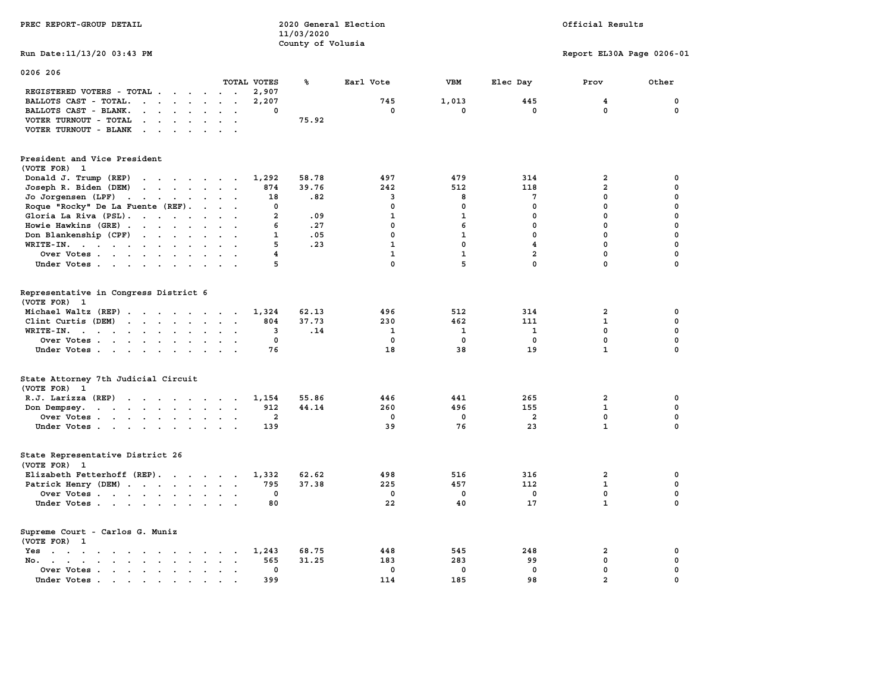PREC REPORT-GROUP DETAIL

2020 General Election
11/03/2020
County of Volusia

Official Results

Run Date:11/13/20 03:43 PM

Report EL30A Page 0206-01

## 0206 206

| | TOTAL VOTES | % | Earl Vote | VBM | Elec Day | Prov | Other |
|---|---|---|---|---|---|---|---|
| REGISTERED VOTERS - TOTAL | 2,907 | | | | | | |
| BALLOTS CAST - TOTAL. | 2,207 | | 745 | 1,013 | 445 | 4 | 0 |
| BALLOTS CAST - BLANK. | 0 | | 0 | 0 | 0 | 0 | 0 |
| VOTER TURNOUT - TOTAL | | 75.92 | | | | | |
| VOTER TURNOUT - BLANK | | | | | | | |

### President and Vice President
(VOTE FOR) 1

| | TOTAL VOTES | % | Earl Vote | VBM | Elec Day | Prov | Other |
|---|---|---|---|---|---|---|---|
| Donald J. Trump (REP) | 1,292 | 58.78 | 497 | 479 | 314 | 2 | 0 |
| Joseph R. Biden (DEM) | 874 | 39.76 | 242 | 512 | 118 | 2 | 0 |
| Jo Jorgensen (LPF) | 18 | .82 | 3 | 8 | 7 | 0 | 0 |
| Roque "Rocky" De La Fuente (REF). | 0 | | 0 | 0 | 0 | 0 | 0 |
| Gloria La Riva (PSL). | 2 | .09 | 1 | 1 | 0 | 0 | 0 |
| Howie Hawkins (GRE) | 6 | .27 | 0 | 6 | 0 | 0 | 0 |
| Don Blankenship (CPF) | 1 | .05 | 0 | 1 | 0 | 0 | 0 |
| WRITE-IN. | 5 | .23 | 1 | 0 | 4 | 0 | 0 |
| Over Votes | 4 | | 1 | 1 | 2 | 0 | 0 |
| Under Votes | 5 | | 0 | 5 | 0 | 0 | 0 |

### Representative in Congress District 6
(VOTE FOR) 1

| | TOTAL VOTES | % | Earl Vote | VBM | Elec Day | Prov | Other |
|---|---|---|---|---|---|---|---|
| Michael Waltz (REP) | 1,324 | 62.13 | 496 | 512 | 314 | 2 | 0 |
| Clint Curtis (DEM) | 804 | 37.73 | 230 | 462 | 111 | 1 | 0 |
| WRITE-IN. | 3 | .14 | 1 | 1 | 1 | 0 | 0 |
| Over Votes | 0 | | 0 | 0 | 0 | 0 | 0 |
| Under Votes | 76 | | 18 | 38 | 19 | 1 | 0 |

### State Attorney 7th Judicial Circuit
(VOTE FOR) 1

| | TOTAL VOTES | % | Earl Vote | VBM | Elec Day | Prov | Other |
|---|---|---|---|---|---|---|---|
| R.J. Larizza (REP) | 1,154 | 55.86 | 446 | 441 | 265 | 2 | 0 |
| Don Dempsey. | 912 | 44.14 | 260 | 496 | 155 | 1 | 0 |
| Over Votes | 2 | | 0 | 0 | 2 | 0 | 0 |
| Under Votes | 139 | | 39 | 76 | 23 | 1 | 0 |

### State Representative District 26
(VOTE FOR) 1

| | TOTAL VOTES | % | Earl Vote | VBM | Elec Day | Prov | Other |
|---|---|---|---|---|---|---|---|
| Elizabeth Fetterhoff (REP). | 1,332 | 62.62 | 498 | 516 | 316 | 2 | 0 |
| Patrick Henry (DEM) | 795 | 37.38 | 225 | 457 | 112 | 1 | 0 |
| Over Votes | 0 | | 0 | 0 | 0 | 0 | 0 |
| Under Votes | 80 | | 22 | 40 | 17 | 1 | 0 |

### Supreme Court - Carlos G. Muniz
(VOTE FOR) 1

| | TOTAL VOTES | % | Earl Vote | VBM | Elec Day | Prov | Other |
|---|---|---|---|---|---|---|---|
| Yes | 1,243 | 68.75 | 448 | 545 | 248 | 2 | 0 |
| No. | 565 | 31.25 | 183 | 283 | 99 | 0 | 0 |
| Over Votes | 0 | | 0 | 0 | 0 | 0 | 0 |
| Under Votes | 399 | | 114 | 185 | 98 | 2 | 0 |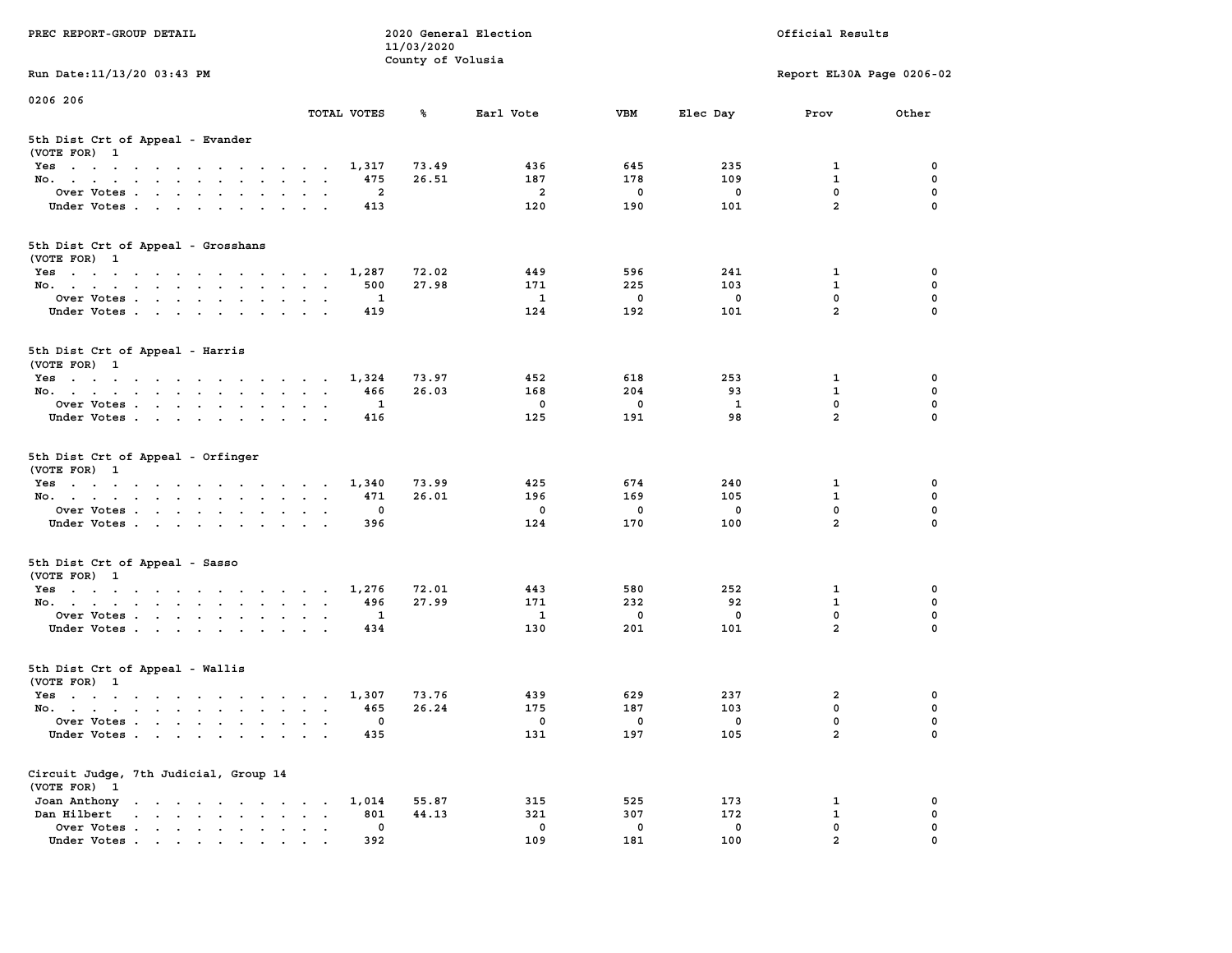PREC REPORT-GROUP DETAIL

2020 General Election
11/03/2020
County of Volusia

Official Results

Run Date:11/13/20 03:43 PM

Report EL30A Page 0206-02

0206 206

| | TOTAL VOTES | % | Earl Vote | VBM | Elec Day | Prov | Other |
|---|---|---|---|---|---|---|---|
| **5th Dist Crt of Appeal - Evander** | | | | | | | |
| (VOTE FOR) 1 | | | | | | | |
| Yes | 1,317 | 73.49 | 436 | 645 | 235 | 1 | 0 |
| No. | 475 | 26.51 | 187 | 178 | 109 | 1 | 0 |
| Over Votes | 2 | | 2 | 0 | 0 | 0 | 0 |
| Under Votes | 413 | | 120 | 190 | 101 | 2 | 0 |
| **5th Dist Crt of Appeal - Grosshans** | | | | | | | |
| (VOTE FOR) 1 | | | | | | | |
| Yes | 1,287 | 72.02 | 449 | 596 | 241 | 1 | 0 |
| No. | 500 | 27.98 | 171 | 225 | 103 | 1 | 0 |
| Over Votes | 1 | | 1 | 0 | 0 | 0 | 0 |
| Under Votes | 419 | | 124 | 192 | 101 | 2 | 0 |
| **5th Dist Crt of Appeal - Harris** | | | | | | | |
| (VOTE FOR) 1 | | | | | | | |
| Yes | 1,324 | 73.97 | 452 | 618 | 253 | 1 | 0 |
| No. | 466 | 26.03 | 168 | 204 | 93 | 1 | 0 |
| Over Votes | 1 | | 0 | 0 | 1 | 0 | 0 |
| Under Votes | 416 | | 125 | 191 | 98 | 2 | 0 |
| **5th Dist Crt of Appeal - Orfinger** | | | | | | | |
| (VOTE FOR) 1 | | | | | | | |
| Yes | 1,340 | 73.99 | 425 | 674 | 240 | 1 | 0 |
| No. | 471 | 26.01 | 196 | 169 | 105 | 1 | 0 |
| Over Votes | 0 | | 0 | 0 | 0 | 0 | 0 |
| Under Votes | 396 | | 124 | 170 | 100 | 2 | 0 |
| **5th Dist Crt of Appeal - Sasso** | | | | | | | |
| (VOTE FOR) 1 | | | | | | | |
| Yes | 1,276 | 72.01 | 443 | 580 | 252 | 1 | 0 |
| No. | 496 | 27.99 | 171 | 232 | 92 | 1 | 0 |
| Over Votes | 1 | | 1 | 0 | 0 | 0 | 0 |
| Under Votes | 434 | | 130 | 201 | 101 | 2 | 0 |
| **5th Dist Crt of Appeal - Wallis** | | | | | | | |
| (VOTE FOR) 1 | | | | | | | |
| Yes | 1,307 | 73.76 | 439 | 629 | 237 | 2 | 0 |
| No. | 465 | 26.24 | 175 | 187 | 103 | 0 | 0 |
| Over Votes | 0 | | 0 | 0 | 0 | 0 | 0 |
| Under Votes | 435 | | 131 | 197 | 105 | 2 | 0 |
| **Circuit Judge, 7th Judicial, Group 14** | | | | | | | |
| (VOTE FOR) 1 | | | | | | | |
| Joan Anthony | 1,014 | 55.87 | 315 | 525 | 173 | 1 | 0 |
| Dan Hilbert | 801 | 44.13 | 321 | 307 | 172 | 1 | 0 |
| Over Votes | 0 | | 0 | 0 | 0 | 0 | 0 |
| Under Votes | 392 | | 109 | 181 | 100 | 2 | 0 |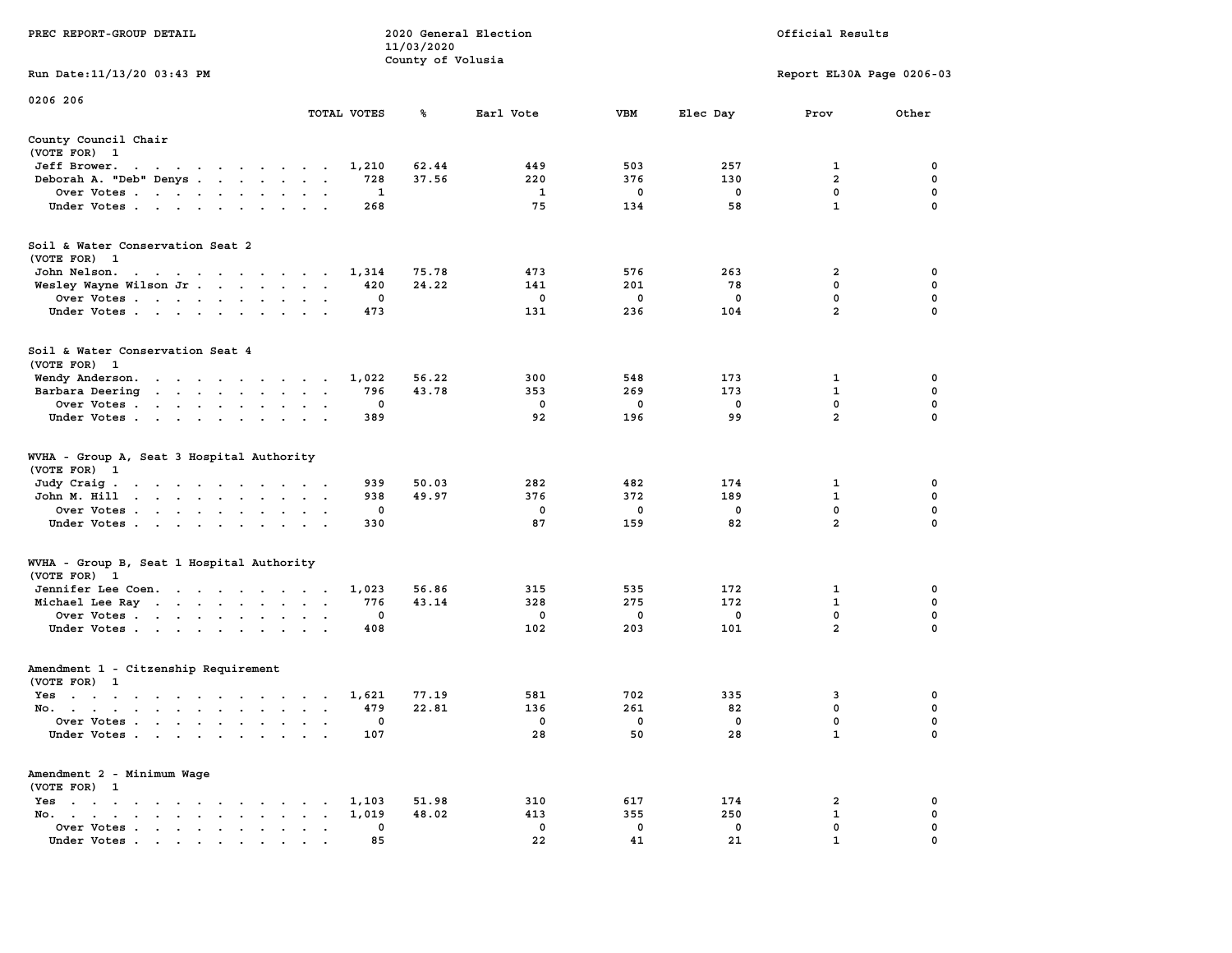PREC REPORT-GROUP DETAIL

2020 General Election
11/03/2020
County of Volusia

Official Results

Run Date:11/13/20 03:43 PM

Report EL30A Page 0206-03

0206 206

## County Council Chair
(VOTE FOR) 1

| | TOTAL VOTES | % | Earl Vote | VBM | Elec Day | Prov | Other |
|---|---|---|---|---|---|---|---|
| Jeff Brower | 1,210 | 62.44 | 449 | 503 | 257 | 1 | 0 |
| Deborah A. "Deb" Denys | 728 | 37.56 | 220 | 376 | 130 | 2 | 0 |
| Over Votes | 1 | | 1 | 0 | 0 | 0 | 0 |
| Under Votes | 268 | | 75 | 134 | 58 | 1 | 0 |

## Soil & Water Conservation Seat 2
(VOTE FOR) 1

| | TOTAL VOTES | % | Earl Vote | VBM | Elec Day | Prov | Other |
|---|---|---|---|---|---|---|---|
| John Nelson | 1,314 | 75.78 | 473 | 576 | 263 | 2 | 0 |
| Wesley Wayne Wilson Jr | 420 | 24.22 | 141 | 201 | 78 | 0 | 0 |
| Over Votes | 0 | | 0 | 0 | 0 | 0 | 0 |
| Under Votes | 473 | | 131 | 236 | 104 | 2 | 0 |

## Soil & Water Conservation Seat 4
(VOTE FOR) 1

| | TOTAL VOTES | % | Earl Vote | VBM | Elec Day | Prov | Other |
|---|---|---|---|---|---|---|---|
| Wendy Anderson | 1,022 | 56.22 | 300 | 548 | 173 | 1 | 0 |
| Barbara Deering | 796 | 43.78 | 353 | 269 | 173 | 1 | 0 |
| Over Votes | 0 | | 0 | 0 | 0 | 0 | 0 |
| Under Votes | 389 | | 92 | 196 | 99 | 2 | 0 |

## WVHA - Group A, Seat 3 Hospital Authority
(VOTE FOR) 1

| | TOTAL VOTES | % | Earl Vote | VBM | Elec Day | Prov | Other |
|---|---|---|---|---|---|---|---|
| Judy Craig | 939 | 50.03 | 282 | 482 | 174 | 1 | 0 |
| John M. Hill | 938 | 49.97 | 376 | 372 | 189 | 1 | 0 |
| Over Votes | 0 | | 0 | 0 | 0 | 0 | 0 |
| Under Votes | 330 | | 87 | 159 | 82 | 2 | 0 |

## WVHA - Group B, Seat 1 Hospital Authority
(VOTE FOR) 1

| | TOTAL VOTES | % | Earl Vote | VBM | Elec Day | Prov | Other |
|---|---|---|---|---|---|---|---|
| Jennifer Lee Coen | 1,023 | 56.86 | 315 | 535 | 172 | 1 | 0 |
| Michael Lee Ray | 776 | 43.14 | 328 | 275 | 172 | 1 | 0 |
| Over Votes | 0 | | 0 | 0 | 0 | 0 | 0 |
| Under Votes | 408 | | 102 | 203 | 101 | 2 | 0 |

## Amendment 1 - Citzenship Requirement
(VOTE FOR) 1

| | TOTAL VOTES | % | Earl Vote | VBM | Elec Day | Prov | Other |
|---|---|---|---|---|---|---|---|
| Yes | 1,621 | 77.19 | 581 | 702 | 335 | 3 | 0 |
| No | 479 | 22.81 | 136 | 261 | 82 | 0 | 0 |
| Over Votes | 0 | | 0 | 0 | 0 | 0 | 0 |
| Under Votes | 107 | | 28 | 50 | 28 | 1 | 0 |

## Amendment 2 - Minimum Wage
(VOTE FOR) 1

| | TOTAL VOTES | % | Earl Vote | VBM | Elec Day | Prov | Other |
|---|---|---|---|---|---|---|---|
| Yes | 1,103 | 51.98 | 310 | 617 | 174 | 2 | 0 |
| No | 1,019 | 48.02 | 413 | 355 | 250 | 1 | 0 |
| Over Votes | 0 | | 0 | 0 | 0 | 0 | 0 |
| Under Votes | 85 | | 22 | 41 | 21 | 1 | 0 |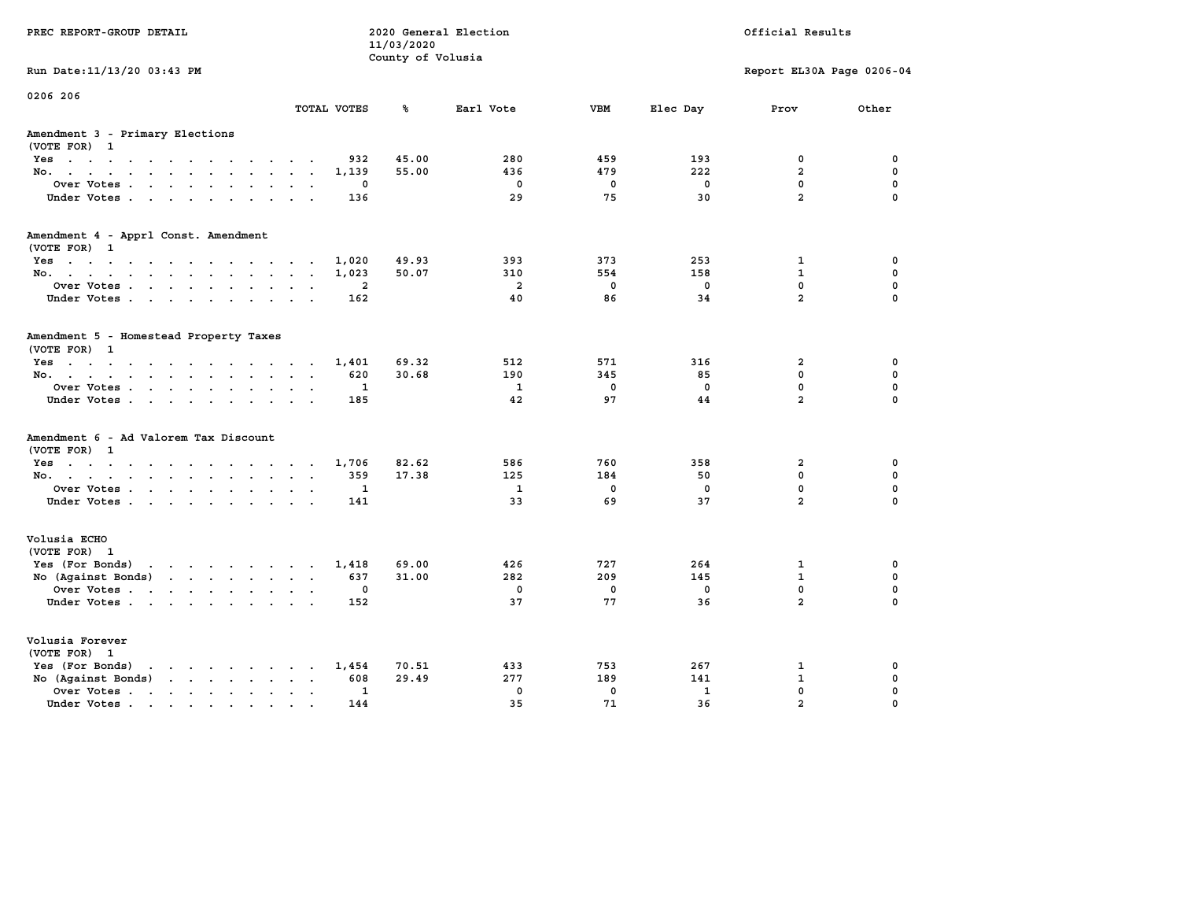PREC REPORT-GROUP DETAIL

2020 General Election
11/03/2020
County of Volusia

Official Results

Run Date:11/13/20 03:43 PM

Report EL30A Page 0206-04

0206 206

| | TOTAL VOTES | % | Earl Vote | VBM | Elec Day | Prov | Other |
|---|---|---|---|---|---|---|---|
| **Amendment 3 - Primary Elections** | | | | | | | |
| (VOTE FOR) 1 | | | | | | | |
| Yes | 932 | 45.00 | 280 | 459 | 193 | 0 | 0 |
| No. | 1,139 | 55.00 | 436 | 479 | 222 | 2 | 0 |
| Over Votes | 0 | | 0 | 0 | 0 | 0 | 0 |
| Under Votes | 136 | | 29 | 75 | 30 | 2 | 0 |
| **Amendment 4 - Apprl Const. Amendment** | | | | | | | |
| (VOTE FOR) 1 | | | | | | | |
| Yes | 1,020 | 49.93 | 393 | 373 | 253 | 1 | 0 |
| No. | 1,023 | 50.07 | 310 | 554 | 158 | 1 | 0 |
| Over Votes | 2 | | 2 | 0 | 0 | 0 | 0 |
| Under Votes | 162 | | 40 | 86 | 34 | 2 | 0 |
| **Amendment 5 - Homestead Property Taxes** | | | | | | | |
| (VOTE FOR) 1 | | | | | | | |
| Yes | 1,401 | 69.32 | 512 | 571 | 316 | 2 | 0 |
| No. | 620 | 30.68 | 190 | 345 | 85 | 0 | 0 |
| Over Votes | 1 | | 1 | 0 | 0 | 0 | 0 |
| Under Votes | 185 | | 42 | 97 | 44 | 2 | 0 |
| **Amendment 6 - Ad Valorem Tax Discount** | | | | | | | |
| (VOTE FOR) 1 | | | | | | | |
| Yes | 1,706 | 82.62 | 586 | 760 | 358 | 2 | 0 |
| No. | 359 | 17.38 | 125 | 184 | 50 | 0 | 0 |
| Over Votes | 1 | | 1 | 0 | 0 | 0 | 0 |
| Under Votes | 141 | | 33 | 69 | 37 | 2 | 0 |
| **Volusia ECHO** | | | | | | | |
| (VOTE FOR) 1 | | | | | | | |
| Yes (For Bonds) | 1,418 | 69.00 | 426 | 727 | 264 | 1 | 0 |
| No (Against Bonds) | 637 | 31.00 | 282 | 209 | 145 | 1 | 0 |
| Over Votes | 0 | | 0 | 0 | 0 | 0 | 0 |
| Under Votes | 152 | | 37 | 77 | 36 | 2 | 0 |
| **Volusia Forever** | | | | | | | |
| (VOTE FOR) 1 | | | | | | | |
| Yes (For Bonds) | 1,454 | 70.51 | 433 | 753 | 267 | 1 | 0 |
| No (Against Bonds) | 608 | 29.49 | 277 | 189 | 141 | 1 | 0 |
| Over Votes | 1 | | 0 | 0 | 1 | 0 | 0 |
| Under Votes | 144 | | 35 | 71 | 36 | 2 | 0 |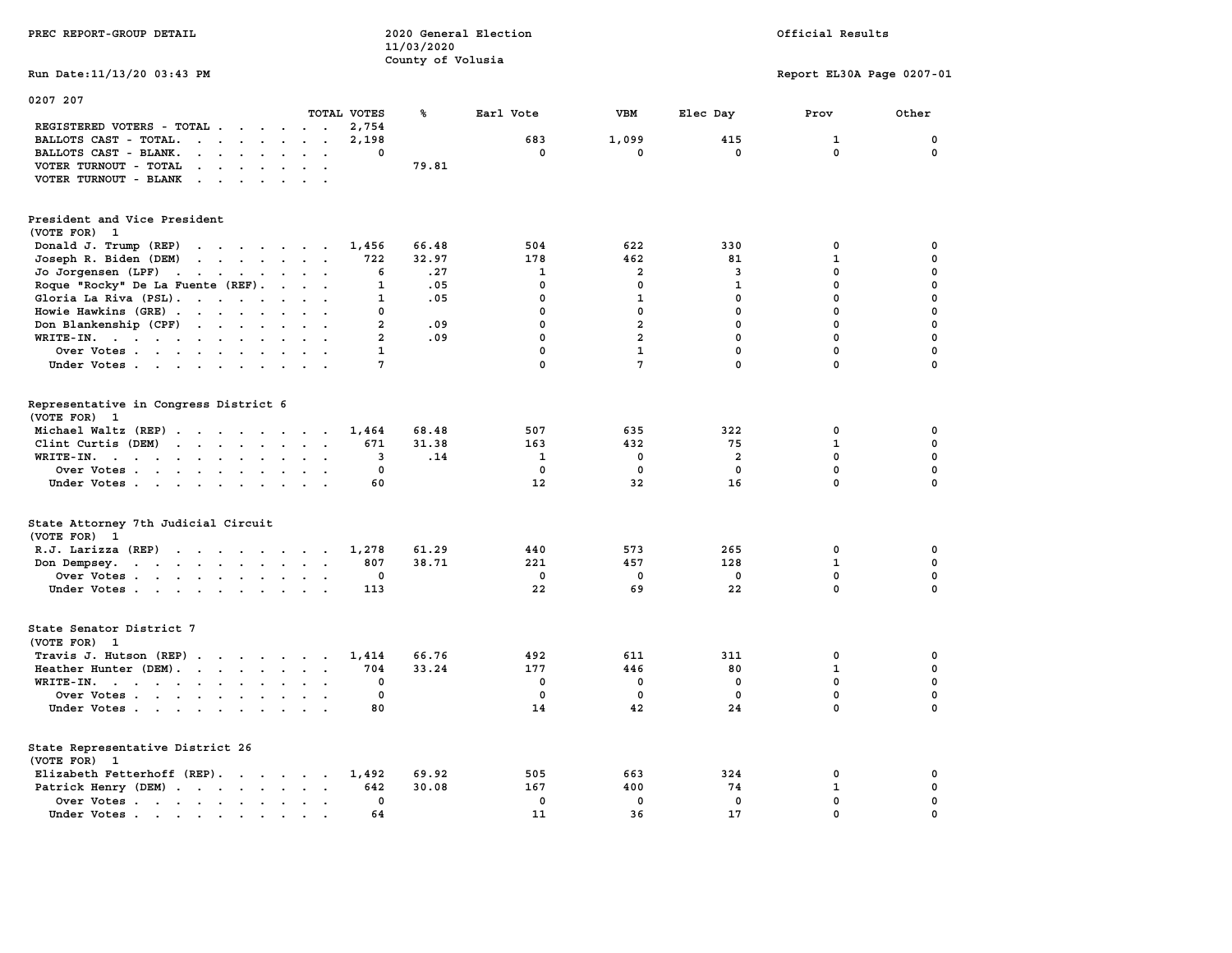PREC REPORT-GROUP DETAIL

2020 General Election
11/03/2020
County of Volusia

Official Results

Run Date:11/13/20 03:43 PM

Report EL30A Page 0207-01

0207 207

| | TOTAL VOTES | % | Earl Vote | VBM | Elec Day | Prov | Other |
|---|---|---|---|---|---|---|---|
| REGISTERED VOTERS - TOTAL | 2,754 | | | | | | |
| BALLOTS CAST - TOTAL. | 2,198 | | 683 | 1,099 | 415 | 1 | 0 |
| BALLOTS CAST - BLANK. | 0 | | 0 | 0 | 0 | 0 | 0 |
| VOTER TURNOUT - TOTAL | | 79.81 | | | | | |
| VOTER TURNOUT - BLANK | | | | | | | |

President and Vice President
(VOTE FOR) 1

| | TOTAL VOTES | % | Earl Vote | VBM | Elec Day | Prov | Other |
|---|---|---|---|---|---|---|---|
| Donald J. Trump (REP) | 1,456 | 66.48 | 504 | 622 | 330 | 0 | 0 |
| Joseph R. Biden (DEM) | 722 | 32.97 | 178 | 462 | 81 | 1 | 0 |
| Jo Jorgensen (LPF) | 6 | .27 | 1 | 2 | 3 | 0 | 0 |
| Roque "Rocky" De La Fuente (REF). | 1 | .05 | 0 | 0 | 1 | 0 | 0 |
| Gloria La Riva (PSL). | 1 | .05 | 0 | 1 | 0 | 0 | 0 |
| Howie Hawkins (GRE) | 0 | | 0 | 0 | 0 | 0 | 0 |
| Don Blankenship (CPF) | 2 | .09 | 0 | 2 | 0 | 0 | 0 |
| WRITE-IN. | 2 | .09 | 0 | 2 | 0 | 0 | 0 |
| Over Votes | 1 | | 0 | 1 | 0 | 0 | 0 |
| Under Votes | 7 | | 0 | 7 | 0 | 0 | 0 |

Representative in Congress District 6
(VOTE FOR) 1

| | TOTAL VOTES | % | Earl Vote | VBM | Elec Day | Prov | Other |
|---|---|---|---|---|---|---|---|
| Michael Waltz (REP) | 1,464 | 68.48 | 507 | 635 | 322 | 0 | 0 |
| Clint Curtis (DEM) | 671 | 31.38 | 163 | 432 | 75 | 1 | 0 |
| WRITE-IN. | 3 | .14 | 1 | 0 | 2 | 0 | 0 |
| Over Votes | 0 | | 0 | 0 | 0 | 0 | 0 |
| Under Votes | 60 | | 12 | 32 | 16 | 0 | 0 |

State Attorney 7th Judicial Circuit
(VOTE FOR) 1

| | TOTAL VOTES | % | Earl Vote | VBM | Elec Day | Prov | Other |
|---|---|---|---|---|---|---|---|
| R.J. Larizza (REP) | 1,278 | 61.29 | 440 | 573 | 265 | 0 | 0 |
| Don Dempsey. | 807 | 38.71 | 221 | 457 | 128 | 1 | 0 |
| Over Votes | 0 | | 0 | 0 | 0 | 0 | 0 |
| Under Votes | 113 | | 22 | 69 | 22 | 0 | 0 |

State Senator District 7
(VOTE FOR) 1

| | TOTAL VOTES | % | Earl Vote | VBM | Elec Day | Prov | Other |
|---|---|---|---|---|---|---|---|
| Travis J. Hutson (REP) | 1,414 | 66.76 | 492 | 611 | 311 | 0 | 0 |
| Heather Hunter (DEM). | 704 | 33.24 | 177 | 446 | 80 | 1 | 0 |
| WRITE-IN. | 0 | | 0 | 0 | 0 | 0 | 0 |
| Over Votes | 0 | | 0 | 0 | 0 | 0 | 0 |
| Under Votes | 80 | | 14 | 42 | 24 | 0 | 0 |

State Representative District 26
(VOTE FOR) 1

| | TOTAL VOTES | % | Earl Vote | VBM | Elec Day | Prov | Other |
|---|---|---|---|---|---|---|---|
| Elizabeth Fetterhoff (REP). | 1,492 | 69.92 | 505 | 663 | 324 | 0 | 0 |
| Patrick Henry (DEM) | 642 | 30.08 | 167 | 400 | 74 | 1 | 0 |
| Over Votes | 0 | | 0 | 0 | 0 | 0 | 0 |
| Under Votes | 64 | | 11 | 36 | 17 | 0 | 0 |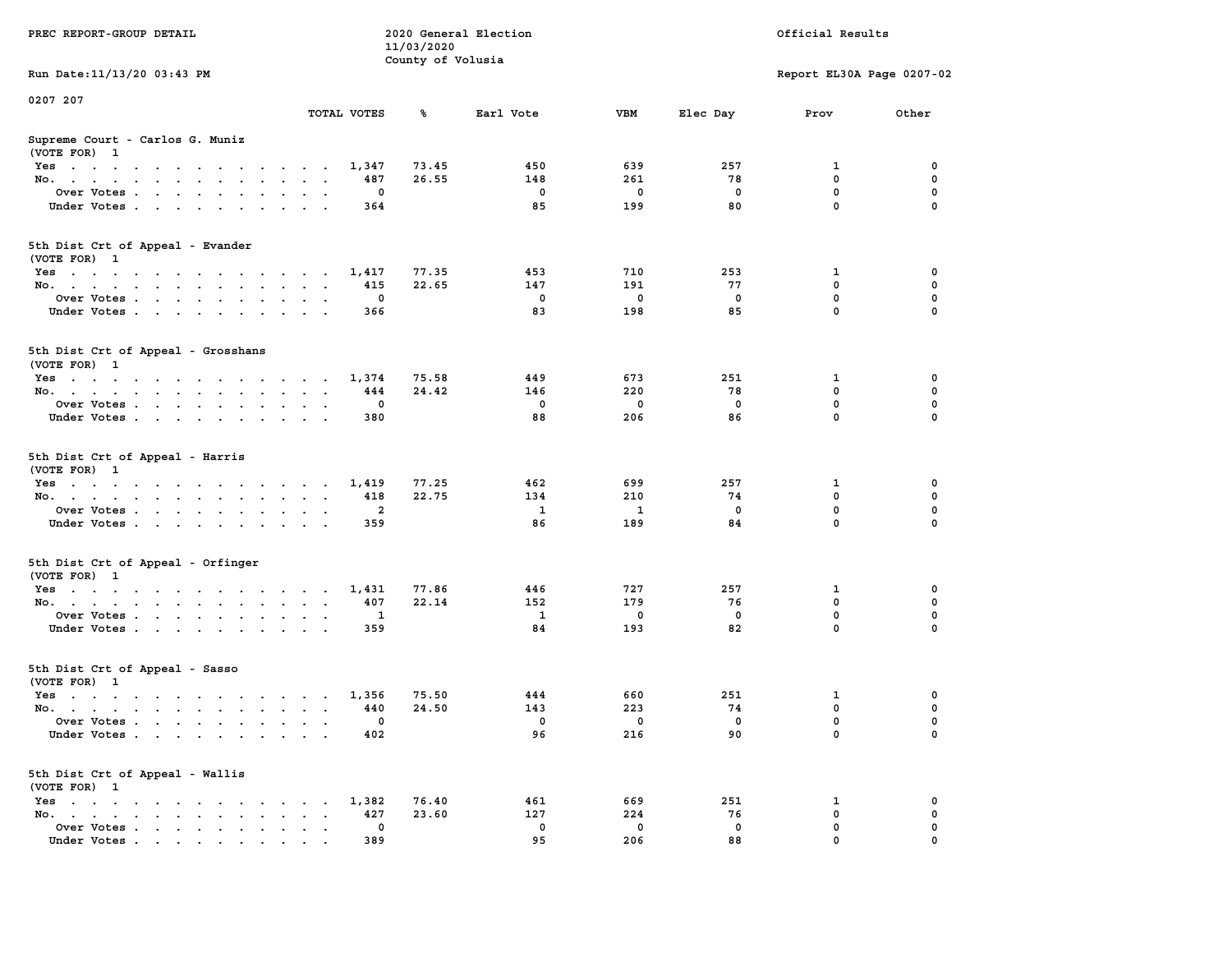PREC REPORT-GROUP DETAIL

2020 General Election
11/03/2020
County of Volusia

Official Results

Run Date:11/13/20 03:43 PM

Report EL30A Page 0207-02

0207 207

### Supreme Court - Carlos G. Muniz
(VOTE FOR) 1

| | TOTAL VOTES | % | Earl Vote | VBM | Elec Day | Prov | Other |
|---|---|---|---|---|---|---|---|
| Yes | 1,347 | 73.45 | 450 | 639 | 257 | 1 | 0 |
| No. | 487 | 26.55 | 148 | 261 | 78 | 0 | 0 |
| Over Votes | 0 | | 0 | 0 | 0 | 0 | 0 |
| Under Votes | 364 | | 85 | 199 | 80 | 0 | 0 |

### 5th Dist Crt of Appeal - Evander
(VOTE FOR) 1

| | TOTAL VOTES | % | Earl Vote | VBM | Elec Day | Prov | Other |
|---|---|---|---|---|---|---|---|
| Yes | 1,417 | 77.35 | 453 | 710 | 253 | 1 | 0 |
| No. | 415 | 22.65 | 147 | 191 | 77 | 0 | 0 |
| Over Votes | 0 | | 0 | 0 | 0 | 0 | 0 |
| Under Votes | 366 | | 83 | 198 | 85 | 0 | 0 |

### 5th Dist Crt of Appeal - Grosshans
(VOTE FOR) 1

| | TOTAL VOTES | % | Earl Vote | VBM | Elec Day | Prov | Other |
|---|---|---|---|---|---|---|---|
| Yes | 1,374 | 75.58 | 449 | 673 | 251 | 1 | 0 |
| No. | 444 | 24.42 | 146 | 220 | 78 | 0 | 0 |
| Over Votes | 0 | | 0 | 0 | 0 | 0 | 0 |
| Under Votes | 380 | | 88 | 206 | 86 | 0 | 0 |

### 5th Dist Crt of Appeal - Harris
(VOTE FOR) 1

| | TOTAL VOTES | % | Earl Vote | VBM | Elec Day | Prov | Other |
|---|---|---|---|---|---|---|---|
| Yes | 1,419 | 77.25 | 462 | 699 | 257 | 1 | 0 |
| No. | 418 | 22.75 | 134 | 210 | 74 | 0 | 0 |
| Over Votes | 2 | | 1 | 1 | 0 | 0 | 0 |
| Under Votes | 359 | | 86 | 189 | 84 | 0 | 0 |

### 5th Dist Crt of Appeal - Orfinger
(VOTE FOR) 1

| | TOTAL VOTES | % | Earl Vote | VBM | Elec Day | Prov | Other |
|---|---|---|---|---|---|---|---|
| Yes | 1,431 | 77.86 | 446 | 727 | 257 | 1 | 0 |
| No. | 407 | 22.14 | 152 | 179 | 76 | 0 | 0 |
| Over Votes | 1 | | 1 | 0 | 0 | 0 | 0 |
| Under Votes | 359 | | 84 | 193 | 82 | 0 | 0 |

### 5th Dist Crt of Appeal - Sasso
(VOTE FOR) 1

| | TOTAL VOTES | % | Earl Vote | VBM | Elec Day | Prov | Other |
|---|---|---|---|---|---|---|---|
| Yes | 1,356 | 75.50 | 444 | 660 | 251 | 1 | 0 |
| No. | 440 | 24.50 | 143 | 223 | 74 | 0 | 0 |
| Over Votes | 0 | | 0 | 0 | 0 | 0 | 0 |
| Under Votes | 402 | | 96 | 216 | 90 | 0 | 0 |

### 5th Dist Crt of Appeal - Wallis
(VOTE FOR) 1

| | TOTAL VOTES | % | Earl Vote | VBM | Elec Day | Prov | Other |
|---|---|---|---|---|---|---|---|
| Yes | 1,382 | 76.40 | 461 | 669 | 251 | 1 | 0 |
| No. | 427 | 23.60 | 127 | 224 | 76 | 0 | 0 |
| Over Votes | 0 | | 0 | 0 | 0 | 0 | 0 |
| Under Votes | 389 | | 95 | 206 | 88 | 0 | 0 |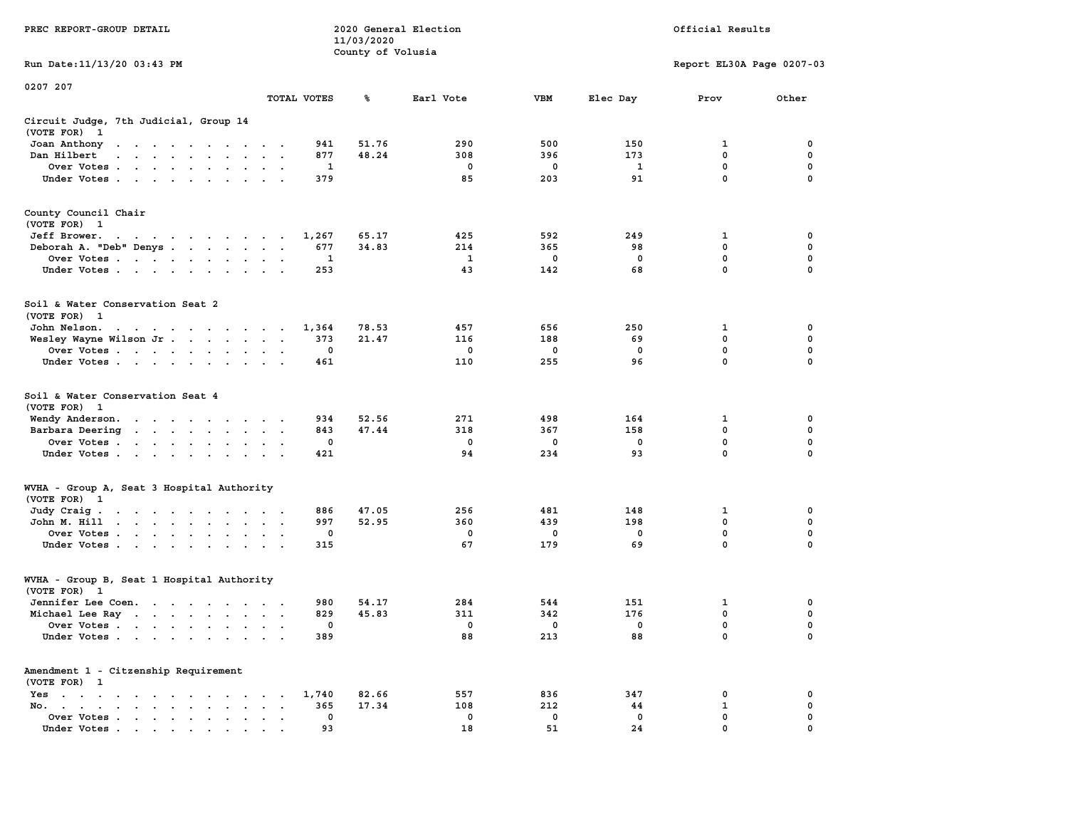PREC REPORT-GROUP DETAIL

2020 General Election
11/03/2020
County of Volusia

Official Results

Run Date:11/13/20 03:43 PM

Report EL30A Page 0207-03

0207 207

| | TOTAL VOTES | % | Earl Vote | VBM | Elec Day | Prov | Other |
|---|---|---|---|---|---|---|---|
| **Circuit Judge, 7th Judicial, Group 14** | | | | | | | |
| (VOTE FOR) 1 | | | | | | | |
| Joan Anthony | 941 | 51.76 | 290 | 500 | 150 | 1 | 0 |
| Dan Hilbert | 877 | 48.24 | 308 | 396 | 173 | 0 | 0 |
| Over Votes | 1 | | 0 | 0 | 1 | 0 | 0 |
| Under Votes | 379 | | 85 | 203 | 91 | 0 | 0 |
| **County Council Chair** | | | | | | | |
| (VOTE FOR) 1 | | | | | | | |
| Jeff Brower. | 1,267 | 65.17 | 425 | 592 | 249 | 1 | 0 |
| Deborah A. "Deb" Denys | 677 | 34.83 | 214 | 365 | 98 | 0 | 0 |
| Over Votes | 1 | | 1 | 0 | 0 | 0 | 0 |
| Under Votes | 253 | | 43 | 142 | 68 | 0 | 0 |
| **Soil & Water Conservation Seat 2** | | | | | | | |
| (VOTE FOR) 1 | | | | | | | |
| John Nelson. | 1,364 | 78.53 | 457 | 656 | 250 | 1 | 0 |
| Wesley Wayne Wilson Jr | 373 | 21.47 | 116 | 188 | 69 | 0 | 0 |
| Over Votes | 0 | | 0 | 0 | 0 | 0 | 0 |
| Under Votes | 461 | | 110 | 255 | 96 | 0 | 0 |
| **Soil & Water Conservation Seat 4** | | | | | | | |
| (VOTE FOR) 1 | | | | | | | |
| Wendy Anderson. | 934 | 52.56 | 271 | 498 | 164 | 1 | 0 |
| Barbara Deering | 843 | 47.44 | 318 | 367 | 158 | 0 | 0 |
| Over Votes | 0 | | 0 | 0 | 0 | 0 | 0 |
| Under Votes | 421 | | 94 | 234 | 93 | 0 | 0 |
| **WVHA - Group A, Seat 3 Hospital Authority** | | | | | | | |
| (VOTE FOR) 1 | | | | | | | |
| Judy Craig | 886 | 47.05 | 256 | 481 | 148 | 1 | 0 |
| John M. Hill | 997 | 52.95 | 360 | 439 | 198 | 0 | 0 |
| Over Votes | 0 | | 0 | 0 | 0 | 0 | 0 |
| Under Votes | 315 | | 67 | 179 | 69 | 0 | 0 |
| **WVHA - Group B, Seat 1 Hospital Authority** | | | | | | | |
| (VOTE FOR) 1 | | | | | | | |
| Jennifer Lee Coen. | 980 | 54.17 | 284 | 544 | 151 | 1 | 0 |
| Michael Lee Ray | 829 | 45.83 | 311 | 342 | 176 | 0 | 0 |
| Over Votes | 0 | | 0 | 0 | 0 | 0 | 0 |
| Under Votes | 389 | | 88 | 213 | 88 | 0 | 0 |
| **Amendment 1 - Citzenship Requirement** | | | | | | | |
| (VOTE FOR) 1 | | | | | | | |
| Yes | 1,740 | 82.66 | 557 | 836 | 347 | 0 | 0 |
| No. | 365 | 17.34 | 108 | 212 | 44 | 1 | 0 |
| Over Votes | 0 | | 0 | 0 | 0 | 0 | 0 |
| Under Votes | 93 | | 18 | 51 | 24 | 0 | 0 |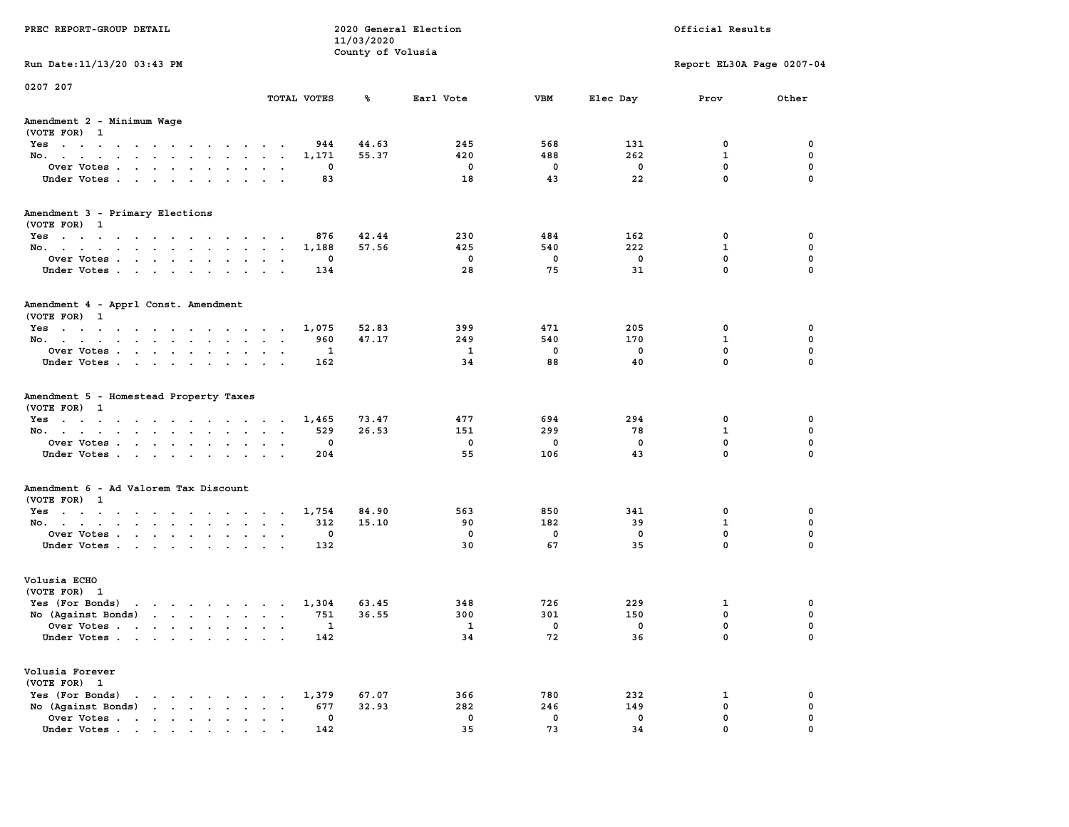PREC REPORT-GROUP DETAIL

2020 General Election
11/03/2020
County of Volusia

Official Results

Run Date:11/13/20 03:43 PM

Report EL30A Page 0207-04

0207 207

## Amendment 2 - Minimum Wage
(VOTE FOR) 1

| | TOTAL VOTES | % | Earl Vote | VBM | Elec Day | Prov | Other |
|---|---|---|---|---|---|---|---|
| Yes | 944 | 44.63 | 245 | 568 | 131 | 0 | 0 |
| No. | 1,171 | 55.37 | 420 | 488 | 262 | 1 | 0 |
| Over Votes | 0 | | 0 | 0 | 0 | 0 | 0 |
| Under Votes | 83 | | 18 | 43 | 22 | 0 | 0 |

## Amendment 3 - Primary Elections
(VOTE FOR) 1

| | TOTAL VOTES | % | Earl Vote | VBM | Elec Day | Prov | Other |
|---|---|---|---|---|---|---|---|
| Yes | 876 | 42.44 | 230 | 484 | 162 | 0 | 0 |
| No. | 1,188 | 57.56 | 425 | 540 | 222 | 1 | 0 |
| Over Votes | 0 | | 0 | 0 | 0 | 0 | 0 |
| Under Votes | 134 | | 28 | 75 | 31 | 0 | 0 |

## Amendment 4 - Apprl Const. Amendment
(VOTE FOR) 1

| | TOTAL VOTES | % | Earl Vote | VBM | Elec Day | Prov | Other |
|---|---|---|---|---|---|---|---|
| Yes | 1,075 | 52.83 | 399 | 471 | 205 | 0 | 0 |
| No. | 960 | 47.17 | 249 | 540 | 170 | 1 | 0 |
| Over Votes | 1 | | 1 | 0 | 0 | 0 | 0 |
| Under Votes | 162 | | 34 | 88 | 40 | 0 | 0 |

## Amendment 5 - Homestead Property Taxes
(VOTE FOR) 1

| | TOTAL VOTES | % | Earl Vote | VBM | Elec Day | Prov | Other |
|---|---|---|---|---|---|---|---|
| Yes | 1,465 | 73.47 | 477 | 694 | 294 | 0 | 0 |
| No. | 529 | 26.53 | 151 | 299 | 78 | 1 | 0 |
| Over Votes | 0 | | 0 | 0 | 0 | 0 | 0 |
| Under Votes | 204 | | 55 | 106 | 43 | 0 | 0 |

## Amendment 6 - Ad Valorem Tax Discount
(VOTE FOR) 1

| | TOTAL VOTES | % | Earl Vote | VBM | Elec Day | Prov | Other |
|---|---|---|---|---|---|---|---|
| Yes | 1,754 | 84.90 | 563 | 850 | 341 | 0 | 0 |
| No. | 312 | 15.10 | 90 | 182 | 39 | 1 | 0 |
| Over Votes | 0 | | 0 | 0 | 0 | 0 | 0 |
| Under Votes | 132 | | 30 | 67 | 35 | 0 | 0 |

## Volusia ECHO
(VOTE FOR) 1

| | TOTAL VOTES | % | Earl Vote | VBM | Elec Day | Prov | Other |
|---|---|---|---|---|---|---|---|
| Yes (For Bonds) | 1,304 | 63.45 | 348 | 726 | 229 | 1 | 0 |
| No (Against Bonds) | 751 | 36.55 | 300 | 301 | 150 | 0 | 0 |
| Over Votes | 1 | | 1 | 0 | 0 | 0 | 0 |
| Under Votes | 142 | | 34 | 72 | 36 | 0 | 0 |

## Volusia Forever
(VOTE FOR) 1

| | TOTAL VOTES | % | Earl Vote | VBM | Elec Day | Prov | Other |
|---|---|---|---|---|---|---|---|
| Yes (For Bonds) | 1,379 | 67.07 | 366 | 780 | 232 | 1 | 0 |
| No (Against Bonds) | 677 | 32.93 | 282 | 246 | 149 | 0 | 0 |
| Over Votes | 0 | | 0 | 0 | 0 | 0 | 0 |
| Under Votes | 142 | | 35 | 73 | 34 | 0 | 0 |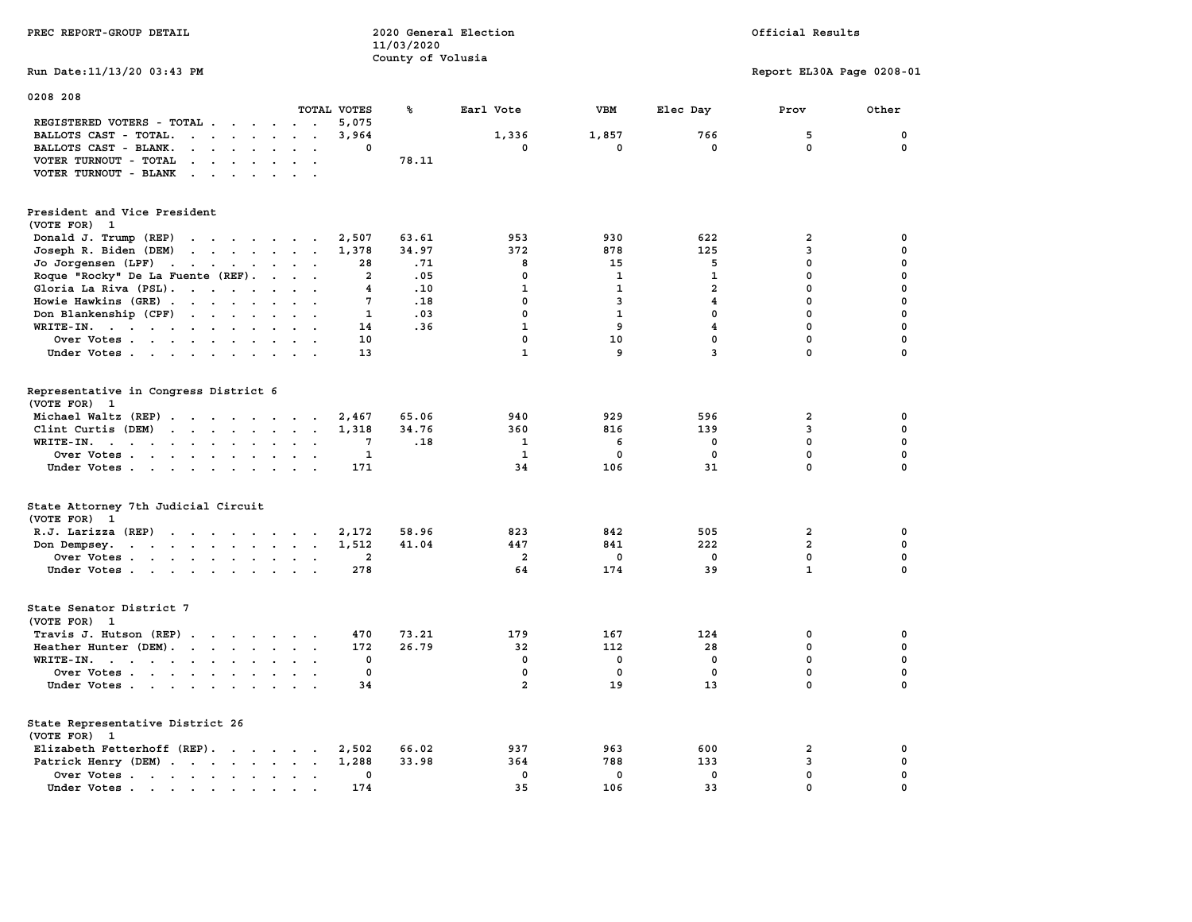PREC REPORT-GROUP DETAIL

2020 General Election
11/03/2020
County of Volusia

Official Results

Run Date:11/13/20 03:43 PM

Report EL30A Page 0208-01

0208 208

| | TOTAL VOTES | % | Earl Vote | VBM | Elec Day | Prov | Other |
|---|---|---|---|---|---|---|---|
| REGISTERED VOTERS - TOTAL | 5,075 | | | | | | |
| BALLOTS CAST - TOTAL. | 3,964 | | 1,336 | 1,857 | 766 | 5 | 0 |
| BALLOTS CAST - BLANK. | 0 | | 0 | 0 | 0 | 0 | 0 |
| VOTER TURNOUT - TOTAL | | 78.11 | | | | | |
| VOTER TURNOUT - BLANK | | | | | | | |

President and Vice President
(VOTE FOR) 1

| | TOTAL VOTES | % | Earl Vote | VBM | Elec Day | Prov | Other |
|---|---|---|---|---|---|---|---|
| Donald J. Trump (REP) | 2,507 | 63.61 | 953 | 930 | 622 | 2 | 0 |
| Joseph R. Biden (DEM) | 1,378 | 34.97 | 372 | 878 | 125 | 3 | 0 |
| Jo Jorgensen (LPF) | 28 | .71 | 8 | 15 | 5 | 0 | 0 |
| Roque "Rocky" De La Fuente (REF). | 2 | .05 | 0 | 1 | 1 | 0 | 0 |
| Gloria La Riva (PSL). | 4 | .10 | 1 | 1 | 2 | 0 | 0 |
| Howie Hawkins (GRE) | 7 | .18 | 0 | 3 | 4 | 0 | 0 |
| Don Blankenship (CPF) | 1 | .03 | 0 | 1 | 0 | 0 | 0 |
| WRITE-IN. | 14 | .36 | 1 | 9 | 4 | 0 | 0 |
| Over Votes | 10 | | 0 | 10 | 0 | 0 | 0 |
| Under Votes | 13 | | 1 | 9 | 3 | 0 | 0 |

Representative in Congress District 6
(VOTE FOR) 1

| | TOTAL VOTES | % | Earl Vote | VBM | Elec Day | Prov | Other |
|---|---|---|---|---|---|---|---|
| Michael Waltz (REP) | 2,467 | 65.06 | 940 | 929 | 596 | 2 | 0 |
| Clint Curtis (DEM) | 1,318 | 34.76 | 360 | 816 | 139 | 3 | 0 |
| WRITE-IN. | 7 | .18 | 1 | 6 | 0 | 0 | 0 |
| Over Votes | 1 | | 1 | 0 | 0 | 0 | 0 |
| Under Votes | 171 | | 34 | 106 | 31 | 0 | 0 |

State Attorney 7th Judicial Circuit
(VOTE FOR) 1

| | TOTAL VOTES | % | Earl Vote | VBM | Elec Day | Prov | Other |
|---|---|---|---|---|---|---|---|
| R.J. Larizza (REP) | 2,172 | 58.96 | 823 | 842 | 505 | 2 | 0 |
| Don Dempsey. | 1,512 | 41.04 | 447 | 841 | 222 | 2 | 0 |
| Over Votes | 2 | | 2 | 0 | 0 | 0 | 0 |
| Under Votes | 278 | | 64 | 174 | 39 | 1 | 0 |

State Senator District 7
(VOTE FOR) 1

| | TOTAL VOTES | % | Earl Vote | VBM | Elec Day | Prov | Other |
|---|---|---|---|---|---|---|---|
| Travis J. Hutson (REP) | 470 | 73.21 | 179 | 167 | 124 | 0 | 0 |
| Heather Hunter (DEM). | 172 | 26.79 | 32 | 112 | 28 | 0 | 0 |
| WRITE-IN. | 0 | | 0 | 0 | 0 | 0 | 0 |
| Over Votes | 0 | | 0 | 0 | 0 | 0 | 0 |
| Under Votes | 34 | | 2 | 19 | 13 | 0 | 0 |

State Representative District 26
(VOTE FOR) 1

| | TOTAL VOTES | % | Earl Vote | VBM | Elec Day | Prov | Other |
|---|---|---|---|---|---|---|---|
| Elizabeth Fetterhoff (REP). | 2,502 | 66.02 | 937 | 963 | 600 | 2 | 0 |
| Patrick Henry (DEM) | 1,288 | 33.98 | 364 | 788 | 133 | 3 | 0 |
| Over Votes | 0 | | 0 | 0 | 0 | 0 | 0 |
| Under Votes | 174 | | 35 | 106 | 33 | 0 | 0 |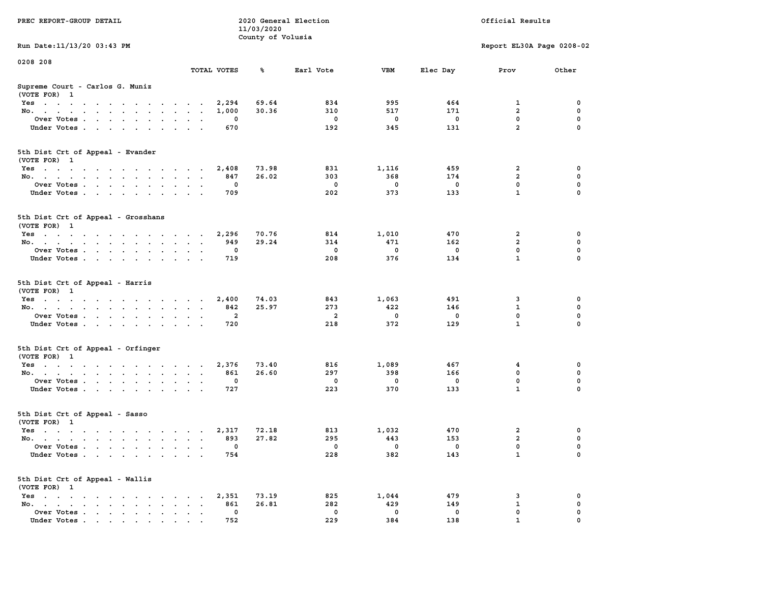PREC REPORT-GROUP DETAIL

2020 General Election
11/03/2020
County of Volusia

Official Results

Run Date:11/13/20 03:43 PM

Report EL30A Page 0208-02

0208 208

## Supreme Court - Carlos G. Muniz
(VOTE FOR) 1

| | TOTAL VOTES | % | Earl Vote | VBM | Elec Day | Prov | Other |
|---|---|---|---|---|---|---|---|
| Yes | 2,294 | 69.64 | 834 | 995 | 464 | 1 | 0 |
| No. | 1,000 | 30.36 | 310 | 517 | 171 | 2 | 0 |
| Over Votes | 0 | | 0 | 0 | 0 | 0 | 0 |
| Under Votes | 670 | | 192 | 345 | 131 | 2 | 0 |

## 5th Dist Crt of Appeal - Evander
(VOTE FOR) 1

| | TOTAL VOTES | % | Earl Vote | VBM | Elec Day | Prov | Other |
|---|---|---|---|---|---|---|---|
| Yes | 2,408 | 73.98 | 831 | 1,116 | 459 | 2 | 0 |
| No. | 847 | 26.02 | 303 | 368 | 174 | 2 | 0 |
| Over Votes | 0 | | 0 | 0 | 0 | 0 | 0 |
| Under Votes | 709 | | 202 | 373 | 133 | 1 | 0 |

## 5th Dist Crt of Appeal - Grosshans
(VOTE FOR) 1

| | TOTAL VOTES | % | Earl Vote | VBM | Elec Day | Prov | Other |
|---|---|---|---|---|---|---|---|
| Yes | 2,296 | 70.76 | 814 | 1,010 | 470 | 2 | 0 |
| No. | 949 | 29.24 | 314 | 471 | 162 | 2 | 0 |
| Over Votes | 0 | | 0 | 0 | 0 | 0 | 0 |
| Under Votes | 719 | | 208 | 376 | 134 | 1 | 0 |

## 5th Dist Crt of Appeal - Harris
(VOTE FOR) 1

| | TOTAL VOTES | % | Earl Vote | VBM | Elec Day | Prov | Other |
|---|---|---|---|---|---|---|---|
| Yes | 2,400 | 74.03 | 843 | 1,063 | 491 | 3 | 0 |
| No. | 842 | 25.97 | 273 | 422 | 146 | 1 | 0 |
| Over Votes | 2 | | 2 | 0 | 0 | 0 | 0 |
| Under Votes | 720 | | 218 | 372 | 129 | 1 | 0 |

## 5th Dist Crt of Appeal - Orfinger
(VOTE FOR) 1

| | TOTAL VOTES | % | Earl Vote | VBM | Elec Day | Prov | Other |
|---|---|---|---|---|---|---|---|
| Yes | 2,376 | 73.40 | 816 | 1,089 | 467 | 4 | 0 |
| No. | 861 | 26.60 | 297 | 398 | 166 | 0 | 0 |
| Over Votes | 0 | | 0 | 0 | 0 | 0 | 0 |
| Under Votes | 727 | | 223 | 370 | 133 | 1 | 0 |

## 5th Dist Crt of Appeal - Sasso
(VOTE FOR) 1

| | TOTAL VOTES | % | Earl Vote | VBM | Elec Day | Prov | Other |
|---|---|---|---|---|---|---|---|
| Yes | 2,317 | 72.18 | 813 | 1,032 | 470 | 2 | 0 |
| No. | 893 | 27.82 | 295 | 443 | 153 | 2 | 0 |
| Over Votes | 0 | | 0 | 0 | 0 | 0 | 0 |
| Under Votes | 754 | | 228 | 382 | 143 | 1 | 0 |

## 5th Dist Crt of Appeal - Wallis
(VOTE FOR) 1

| | TOTAL VOTES | % | Earl Vote | VBM | Elec Day | Prov | Other |
|---|---|---|---|---|---|---|---|
| Yes | 2,351 | 73.19 | 825 | 1,044 | 479 | 3 | 0 |
| No. | 861 | 26.81 | 282 | 429 | 149 | 1 | 0 |
| Over Votes | 0 | | 0 | 0 | 0 | 0 | 0 |
| Under Votes | 752 | | 229 | 384 | 138 | 1 | 0 |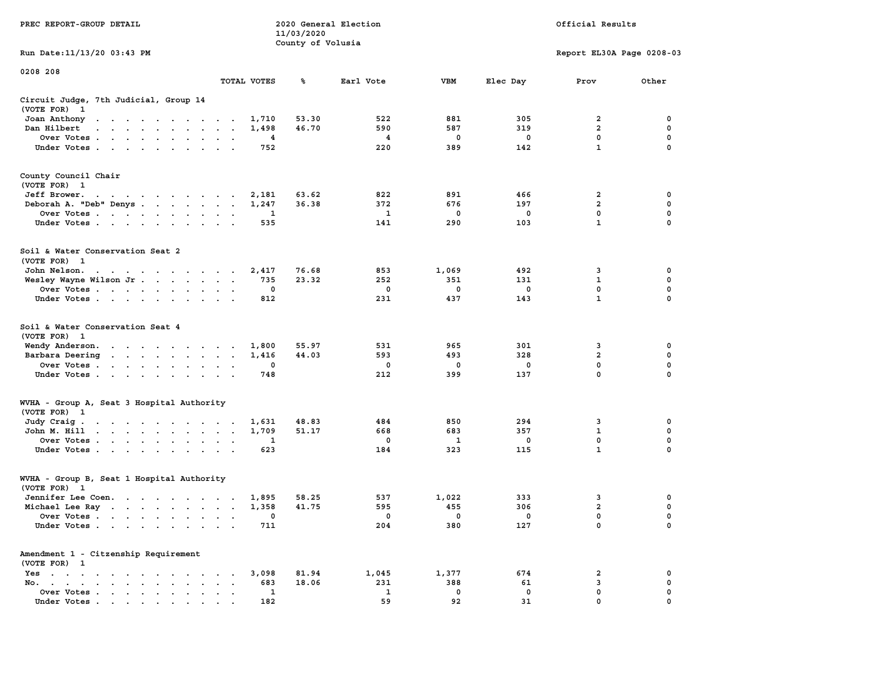PREC REPORT-GROUP DETAIL

2020 General Election
11/03/2020
County of Volusia

Official Results

Run Date:11/13/20 03:43 PM

Report EL30A Page 0208-03

0208 208

| | TOTAL VOTES | % | Earl Vote | VBM | Elec Day | Prov | Other |
|---|---|---|---|---|---|---|---|
| **Circuit Judge, 7th Judicial, Group 14** | | | | | | | |
| (VOTE FOR) 1 | | | | | | | |
| Joan Anthony | 1,710 | 53.30 | 522 | 881 | 305 | 2 | 0 |
| Dan Hilbert | 1,498 | 46.70 | 590 | 587 | 319 | 2 | 0 |
| Over Votes | 4 | | 4 | 0 | 0 | 0 | 0 |
| Under Votes | 752 | | 220 | 389 | 142 | 1 | 0 |
| **County Council Chair** | | | | | | | |
| (VOTE FOR) 1 | | | | | | | |
| Jeff Brower. | 2,181 | 63.62 | 822 | 891 | 466 | 2 | 0 |
| Deborah A. "Deb" Denys | 1,247 | 36.38 | 372 | 676 | 197 | 2 | 0 |
| Over Votes | 1 | | 1 | 0 | 0 | 0 | 0 |
| Under Votes | 535 | | 141 | 290 | 103 | 1 | 0 |
| **Soil & Water Conservation Seat 2** | | | | | | | |
| (VOTE FOR) 1 | | | | | | | |
| John Nelson. | 2,417 | 76.68 | 853 | 1,069 | 492 | 3 | 0 |
| Wesley Wayne Wilson Jr | 735 | 23.32 | 252 | 351 | 131 | 1 | 0 |
| Over Votes | 0 | | 0 | 0 | 0 | 0 | 0 |
| Under Votes | 812 | | 231 | 437 | 143 | 1 | 0 |
| **Soil & Water Conservation Seat 4** | | | | | | | |
| (VOTE FOR) 1 | | | | | | | |
| Wendy Anderson. | 1,800 | 55.97 | 531 | 965 | 301 | 3 | 0 |
| Barbara Deering | 1,416 | 44.03 | 593 | 493 | 328 | 2 | 0 |
| Over Votes | 0 | | 0 | 0 | 0 | 0 | 0 |
| Under Votes | 748 | | 212 | 399 | 137 | 0 | 0 |
| **WVHA - Group A, Seat 3 Hospital Authority** | | | | | | | |
| (VOTE FOR) 1 | | | | | | | |
| Judy Craig | 1,631 | 48.83 | 484 | 850 | 294 | 3 | 0 |
| John M. Hill | 1,709 | 51.17 | 668 | 683 | 357 | 1 | 0 |
| Over Votes | 1 | | 0 | 1 | 0 | 0 | 0 |
| Under Votes | 623 | | 184 | 323 | 115 | 1 | 0 |
| **WVHA - Group B, Seat 1 Hospital Authority** | | | | | | | |
| (VOTE FOR) 1 | | | | | | | |
| Jennifer Lee Coen. | 1,895 | 58.25 | 537 | 1,022 | 333 | 3 | 0 |
| Michael Lee Ray | 1,358 | 41.75 | 595 | 455 | 306 | 2 | 0 |
| Over Votes | 0 | | 0 | 0 | 0 | 0 | 0 |
| Under Votes | 711 | | 204 | 380 | 127 | 0 | 0 |
| **Amendment 1 - Citizenship Requirement** | | | | | | | |
| (VOTE FOR) 1 | | | | | | | |
| Yes | 3,098 | 81.94 | 1,045 | 1,377 | 674 | 2 | 0 |
| No. | 683 | 18.06 | 231 | 388 | 61 | 3 | 0 |
| Over Votes | 1 | | 1 | 0 | 0 | 0 | 0 |
| Under Votes | 182 | | 59 | 92 | 31 | 0 | 0 |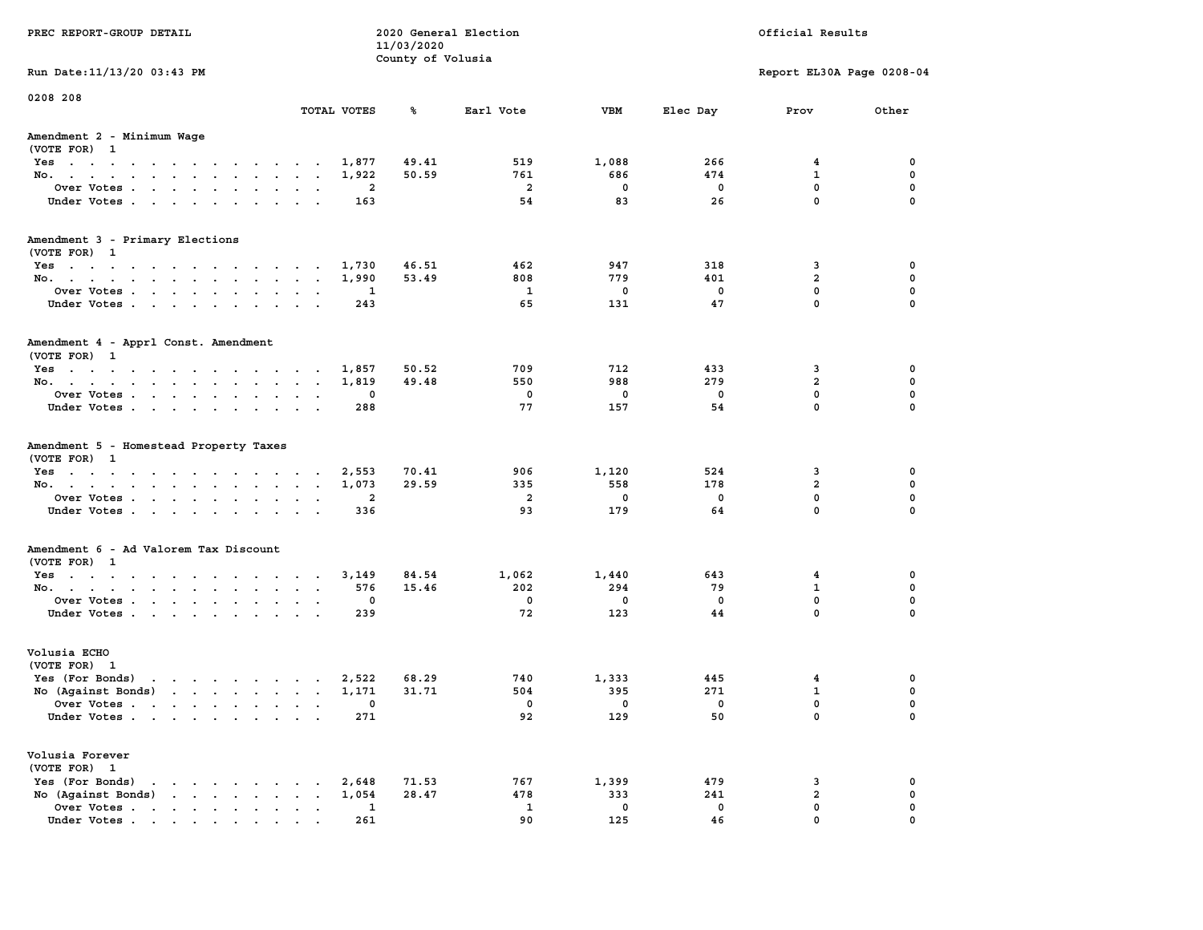PREC REPORT-GROUP DETAIL

2020 General Election
11/03/2020
County of Volusia

Official Results

Run Date:11/13/20 03:43 PM

Report EL30A Page 0208-04

0208 208

### Amendment 2 - Minimum Wage
(VOTE FOR) 1

| | TOTAL VOTES | % | Earl Vote | VBM | Elec Day | Prov | Other |
|---|---|---|---|---|---|---|---|
| Yes | 1,877 | 49.41 | 519 | 1,088 | 266 | 4 | 0 |
| No. | 1,922 | 50.59 | 761 | 686 | 474 | 1 | 0 |
| Over Votes | 2 | | 2 | 0 | 0 | 0 | 0 |
| Under Votes | 163 | | 54 | 83 | 26 | 0 | 0 |

### Amendment 3 - Primary Elections
(VOTE FOR) 1

| | TOTAL VOTES | % | Earl Vote | VBM | Elec Day | Prov | Other |
|---|---|---|---|---|---|---|---|
| Yes | 1,730 | 46.51 | 462 | 947 | 318 | 3 | 0 |
| No. | 1,990 | 53.49 | 808 | 779 | 401 | 2 | 0 |
| Over Votes | 1 | | 1 | 0 | 0 | 0 | 0 |
| Under Votes | 243 | | 65 | 131 | 47 | 0 | 0 |

### Amendment 4 - Apprl Const. Amendment
(VOTE FOR) 1

| | TOTAL VOTES | % | Earl Vote | VBM | Elec Day | Prov | Other |
|---|---|---|---|---|---|---|---|
| Yes | 1,857 | 50.52 | 709 | 712 | 433 | 3 | 0 |
| No. | 1,819 | 49.48 | 550 | 988 | 279 | 2 | 0 |
| Over Votes | 0 | | 0 | 0 | 0 | 0 | 0 |
| Under Votes | 288 | | 77 | 157 | 54 | 0 | 0 |

### Amendment 5 - Homestead Property Taxes
(VOTE FOR) 1

| | TOTAL VOTES | % | Earl Vote | VBM | Elec Day | Prov | Other |
|---|---|---|---|---|---|---|---|
| Yes | 2,553 | 70.41 | 906 | 1,120 | 524 | 3 | 0 |
| No. | 1,073 | 29.59 | 335 | 558 | 178 | 2 | 0 |
| Over Votes | 2 | | 2 | 0 | 0 | 0 | 0 |
| Under Votes | 336 | | 93 | 179 | 64 | 0 | 0 |

### Amendment 6 - Ad Valorem Tax Discount
(VOTE FOR) 1

| | TOTAL VOTES | % | Earl Vote | VBM | Elec Day | Prov | Other |
|---|---|---|---|---|---|---|---|
| Yes | 3,149 | 84.54 | 1,062 | 1,440 | 643 | 4 | 0 |
| No. | 576 | 15.46 | 202 | 294 | 79 | 1 | 0 |
| Over Votes | 0 | | 0 | 0 | 0 | 0 | 0 |
| Under Votes | 239 | | 72 | 123 | 44 | 0 | 0 |

### Volusia ECHO
(VOTE FOR) 1

| | TOTAL VOTES | % | Earl Vote | VBM | Elec Day | Prov | Other |
|---|---|---|---|---|---|---|---|
| Yes (For Bonds) | 2,522 | 68.29 | 740 | 1,333 | 445 | 4 | 0 |
| No (Against Bonds) | 1,171 | 31.71 | 504 | 395 | 271 | 1 | 0 |
| Over Votes | 0 | | 0 | 0 | 0 | 0 | 0 |
| Under Votes | 271 | | 92 | 129 | 50 | 0 | 0 |

### Volusia Forever
(VOTE FOR) 1

| | TOTAL VOTES | % | Earl Vote | VBM | Elec Day | Prov | Other |
|---|---|---|---|---|---|---|---|
| Yes (For Bonds) | 2,648 | 71.53 | 767 | 1,399 | 479 | 3 | 0 |
| No (Against Bonds) | 1,054 | 28.47 | 478 | 333 | 241 | 2 | 0 |
| Over Votes | 1 | | 1 | 0 | 0 | 0 | 0 |
| Under Votes | 261 | | 90 | 125 | 46 | 0 | 0 |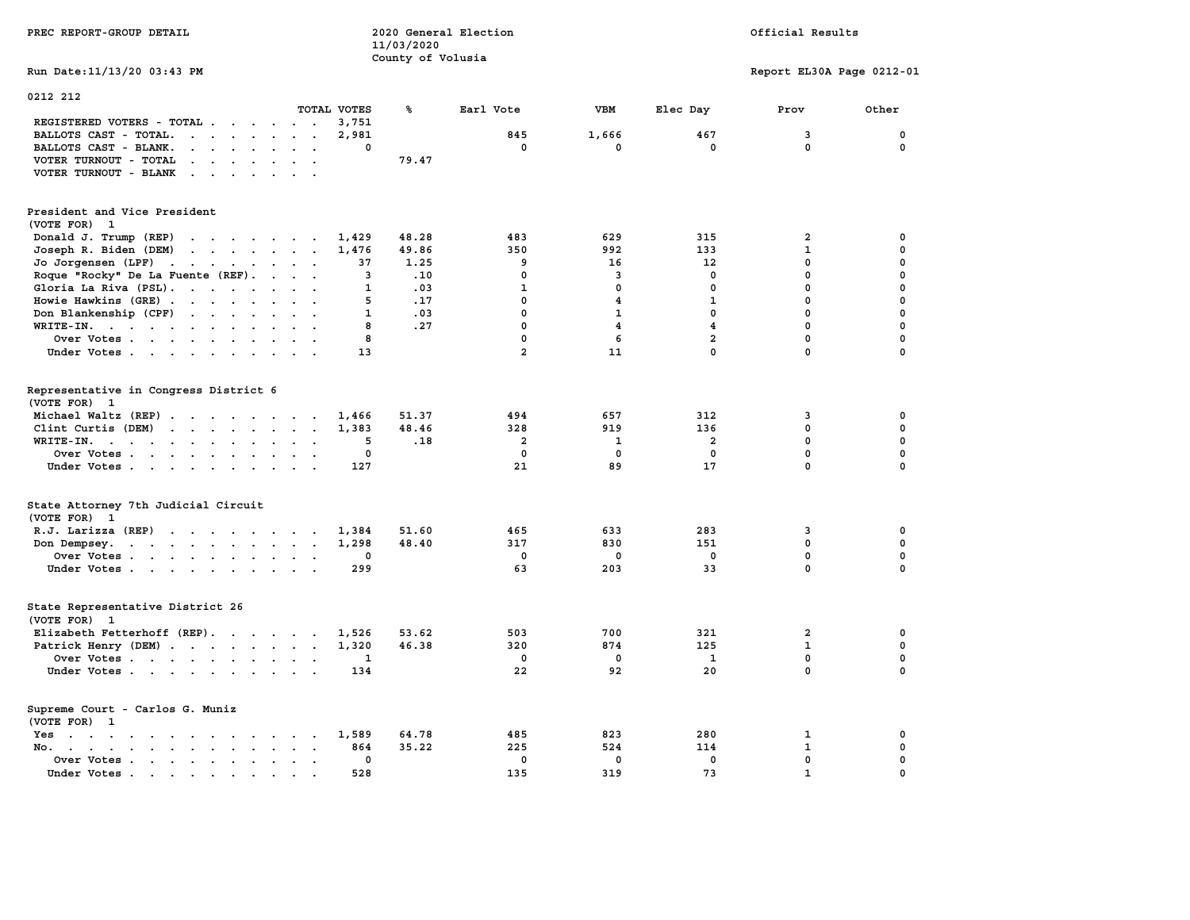PREC REPORT-GROUP DETAIL

2020 General Election
11/03/2020
County of Volusia

Official Results

Run Date:11/13/20 03:43 PM

Report EL30A Page 0212-01

## 0212 212

| | TOTAL VOTES | % | Earl Vote | VBM | Elec Day | Prov | Other |
|---|---|---|---|---|---|---|---|
| REGISTERED VOTERS - TOTAL | 3,751 | | | | | | |
| BALLOTS CAST - TOTAL. | 2,981 | | 845 | 1,666 | 467 | 3 | 0 |
| BALLOTS CAST - BLANK. | 0 | | 0 | 0 | 0 | 0 | 0 |
| VOTER TURNOUT - TOTAL | | 79.47 | | | | | |
| VOTER TURNOUT - BLANK | | | | | | | |

### President and Vice President
(VOTE FOR) 1

| | TOTAL VOTES | % | Earl Vote | VBM | Elec Day | Prov | Other |
|---|---|---|---|---|---|---|---|
| Donald J. Trump (REP) | 1,429 | 48.28 | 483 | 629 | 315 | 2 | 0 |
| Joseph R. Biden (DEM) | 1,476 | 49.86 | 350 | 992 | 133 | 1 | 0 |
| Jo Jorgensen (LPF) | 37 | 1.25 | 9 | 16 | 12 | 0 | 0 |
| Roque "Rocky" De La Fuente (REF). | 3 | .10 | 0 | 3 | 0 | 0 | 0 |
| Gloria La Riva (PSL). | 1 | .03 | 1 | 0 | 0 | 0 | 0 |
| Howie Hawkins (GRE) | 5 | .17 | 0 | 4 | 1 | 0 | 0 |
| Don Blankenship (CPF) | 1 | .03 | 0 | 1 | 0 | 0 | 0 |
| WRITE-IN. | 8 | .27 | 0 | 4 | 4 | 0 | 0 |
| Over Votes | 8 | | 0 | 6 | 2 | 0 | 0 |
| Under Votes | 13 | | 2 | 11 | 0 | 0 | 0 |

### Representative in Congress District 6
(VOTE FOR) 1

| | TOTAL VOTES | % | Earl Vote | VBM | Elec Day | Prov | Other |
|---|---|---|---|---|---|---|---|
| Michael Waltz (REP) | 1,466 | 51.37 | 494 | 657 | 312 | 3 | 0 |
| Clint Curtis (DEM) | 1,383 | 48.46 | 328 | 919 | 136 | 0 | 0 |
| WRITE-IN. | 5 | .18 | 2 | 1 | 2 | 0 | 0 |
| Over Votes | 0 | | 0 | 0 | 0 | 0 | 0 |
| Under Votes | 127 | | 21 | 89 | 17 | 0 | 0 |

### State Attorney 7th Judicial Circuit
(VOTE FOR) 1

| | TOTAL VOTES | % | Earl Vote | VBM | Elec Day | Prov | Other |
|---|---|---|---|---|---|---|---|
| R.J. Larizza (REP) | 1,384 | 51.60 | 465 | 633 | 283 | 3 | 0 |
| Don Dempsey. | 1,298 | 48.40 | 317 | 830 | 151 | 0 | 0 |
| Over Votes | 0 | | 0 | 0 | 0 | 0 | 0 |
| Under Votes | 299 | | 63 | 203 | 33 | 0 | 0 |

### State Representative District 26
(VOTE FOR) 1

| | TOTAL VOTES | % | Earl Vote | VBM | Elec Day | Prov | Other |
|---|---|---|---|---|---|---|---|
| Elizabeth Fetterhoff (REP). | 1,526 | 53.62 | 503 | 700 | 321 | 2 | 0 |
| Patrick Henry (DEM) | 1,320 | 46.38 | 320 | 874 | 125 | 1 | 0 |
| Over Votes | 1 | | 0 | 0 | 1 | 0 | 0 |
| Under Votes | 134 | | 22 | 92 | 20 | 0 | 0 |

### Supreme Court - Carlos G. Muniz
(VOTE FOR) 1

| | TOTAL VOTES | % | Earl Vote | VBM | Elec Day | Prov | Other |
|---|---|---|---|---|---|---|---|
| Yes | 1,589 | 64.78 | 485 | 823 | 280 | 1 | 0 |
| No. | 864 | 35.22 | 225 | 524 | 114 | 1 | 0 |
| Over Votes | 0 | | 0 | 0 | 0 | 0 | 0 |
| Under Votes | 528 | | 135 | 319 | 73 | 1 | 0 |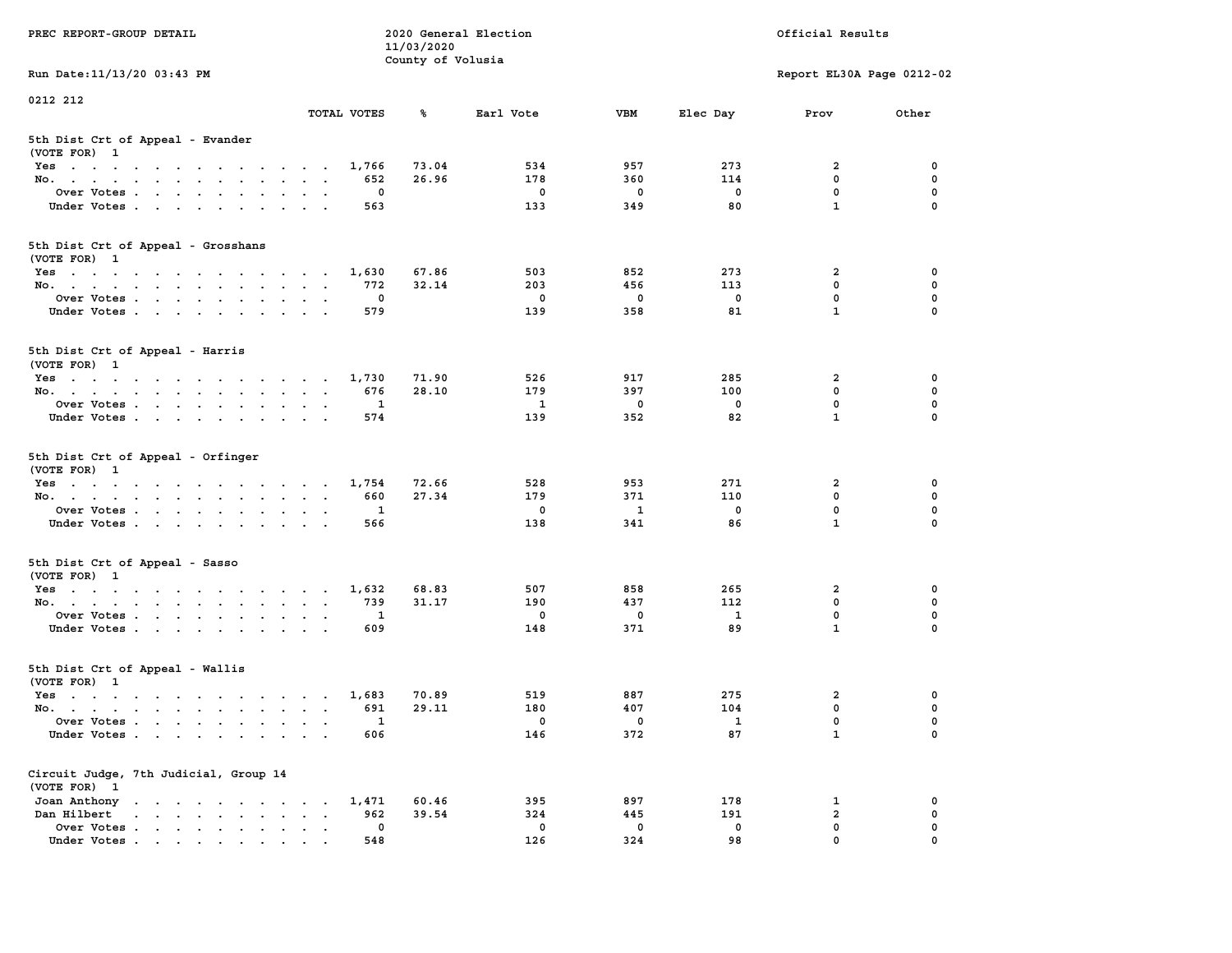PREC REPORT-GROUP DETAIL

2020 General Election
11/03/2020
County of Volusia

Official Results

Run Date:11/13/20 03:43 PM

Report EL30A Page 0212-02

0212 212

### 5th Dist Crt of Appeal - Evander
(VOTE FOR) 1

| | TOTAL VOTES | % | Earl Vote | VBM | Elec Day | Prov | Other |
|---|---|---|---|---|---|---|---|
| Yes | 1,766 | 73.04 | 534 | 957 | 273 | 2 | 0 |
| No. | 652 | 26.96 | 178 | 360 | 114 | 0 | 0 |
| Over Votes | 0 | | 0 | 0 | 0 | 0 | 0 |
| Under Votes | 563 | | 133 | 349 | 80 | 1 | 0 |

### 5th Dist Crt of Appeal - Grosshans
(VOTE FOR) 1

| | TOTAL VOTES | % | Earl Vote | VBM | Elec Day | Prov | Other |
|---|---|---|---|---|---|---|---|
| Yes | 1,630 | 67.86 | 503 | 852 | 273 | 2 | 0 |
| No. | 772 | 32.14 | 203 | 456 | 113 | 0 | 0 |
| Over Votes | 0 | | 0 | 0 | 0 | 0 | 0 |
| Under Votes | 579 | | 139 | 358 | 81 | 1 | 0 |

### 5th Dist Crt of Appeal - Harris
(VOTE FOR) 1

| | TOTAL VOTES | % | Earl Vote | VBM | Elec Day | Prov | Other |
|---|---|---|---|---|---|---|---|
| Yes | 1,730 | 71.90 | 526 | 917 | 285 | 2 | 0 |
| No. | 676 | 28.10 | 179 | 397 | 100 | 0 | 0 |
| Over Votes | 1 | | 1 | 0 | 0 | 0 | 0 |
| Under Votes | 574 | | 139 | 352 | 82 | 1 | 0 |

### 5th Dist Crt of Appeal - Orfinger
(VOTE FOR) 1

| | TOTAL VOTES | % | Earl Vote | VBM | Elec Day | Prov | Other |
|---|---|---|---|---|---|---|---|
| Yes | 1,754 | 72.66 | 528 | 953 | 271 | 2 | 0 |
| No. | 660 | 27.34 | 179 | 371 | 110 | 0 | 0 |
| Over Votes | 1 | | 0 | 1 | 0 | 0 | 0 |
| Under Votes | 566 | | 138 | 341 | 86 | 1 | 0 |

### 5th Dist Crt of Appeal - Sasso
(VOTE FOR) 1

| | TOTAL VOTES | % | Earl Vote | VBM | Elec Day | Prov | Other |
|---|---|---|---|---|---|---|---|
| Yes | 1,632 | 68.83 | 507 | 858 | 265 | 2 | 0 |
| No. | 739 | 31.17 | 190 | 437 | 112 | 0 | 0 |
| Over Votes | 1 | | 0 | 0 | 1 | 0 | 0 |
| Under Votes | 609 | | 148 | 371 | 89 | 1 | 0 |

### 5th Dist Crt of Appeal - Wallis
(VOTE FOR) 1

| | TOTAL VOTES | % | Earl Vote | VBM | Elec Day | Prov | Other |
|---|---|---|---|---|---|---|---|
| Yes | 1,683 | 70.89 | 519 | 887 | 275 | 2 | 0 |
| No. | 691 | 29.11 | 180 | 407 | 104 | 0 | 0 |
| Over Votes | 1 | | 0 | 0 | 1 | 0 | 0 |
| Under Votes | 606 | | 146 | 372 | 87 | 1 | 0 |

### Circuit Judge, 7th Judicial, Group 14
(VOTE FOR) 1

| | TOTAL VOTES | % | Earl Vote | VBM | Elec Day | Prov | Other |
|---|---|---|---|---|---|---|---|
| Joan Anthony | 1,471 | 60.46 | 395 | 897 | 178 | 1 | 0 |
| Dan Hilbert | 962 | 39.54 | 324 | 445 | 191 | 2 | 0 |
| Over Votes | 0 | | 0 | 0 | 0 | 0 | 0 |
| Under Votes | 548 | | 126 | 324 | 98 | 0 | 0 |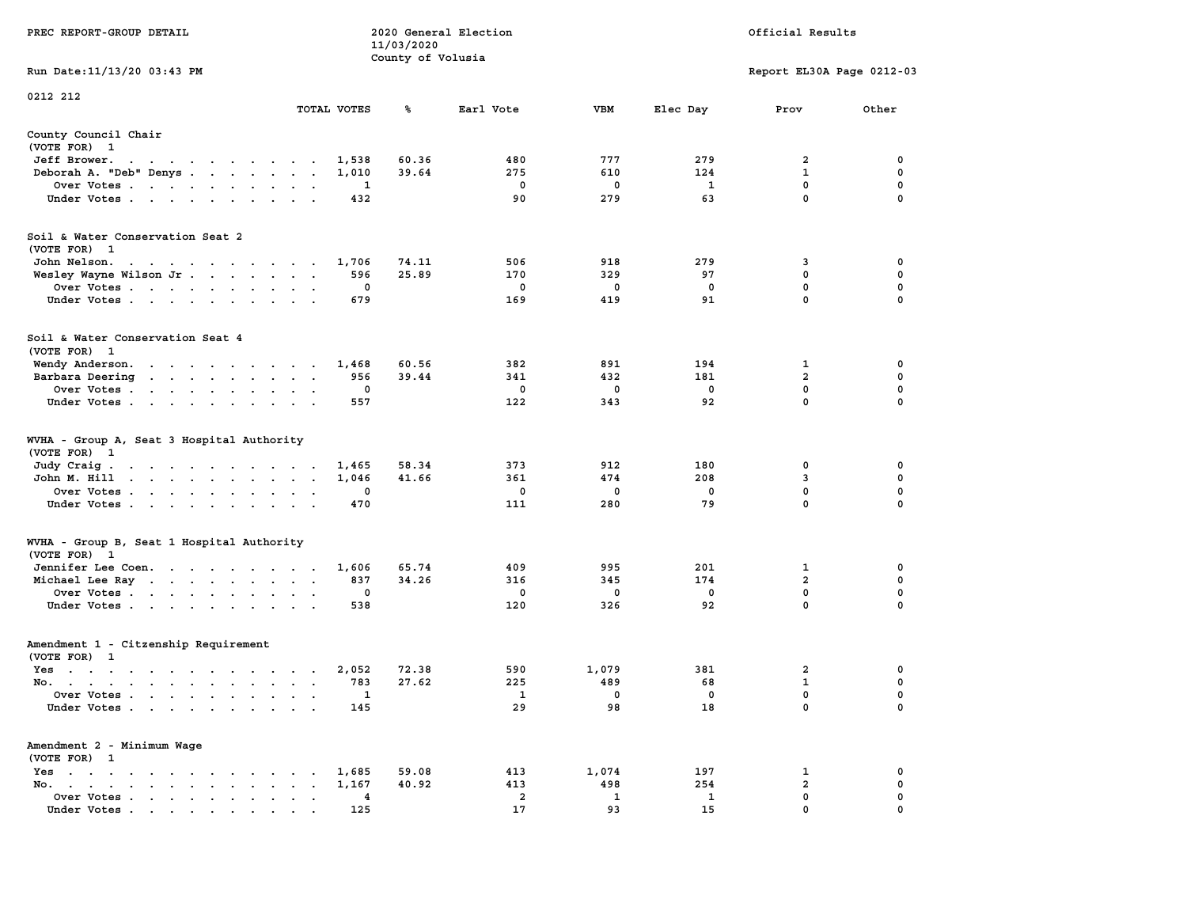PREC REPORT-GROUP DETAIL

2020 General Election
11/03/2020
County of Volusia

Official Results

Run Date:11/13/20 03:43 PM

Report EL30A Page 0212-03

0212 212

| | TOTAL VOTES | % | Earl Vote | VBM | Elec Day | Prov | Other |
|---|---|---|---|---|---|---|---|
| **County Council Chair** | | | | | | | |
| (VOTE FOR) 1 | | | | | | | |
| Jeff Brower | 1,538 | 60.36 | 480 | 777 | 279 | 2 | 0 |
| Deborah A. "Deb" Denys | 1,010 | 39.64 | 275 | 610 | 124 | 1 | 0 |
| Over Votes | 1 | | 0 | 0 | 1 | 0 | 0 |
| Under Votes | 432 | | 90 | 279 | 63 | 0 | 0 |
| **Soil & Water Conservation Seat 2** | | | | | | | |
| (VOTE FOR) 1 | | | | | | | |
| John Nelson | 1,706 | 74.11 | 506 | 918 | 279 | 3 | 0 |
| Wesley Wayne Wilson Jr | 596 | 25.89 | 170 | 329 | 97 | 0 | 0 |
| Over Votes | 0 | | 0 | 0 | 0 | 0 | 0 |
| Under Votes | 679 | | 169 | 419 | 91 | 0 | 0 |
| **Soil & Water Conservation Seat 4** | | | | | | | |
| (VOTE FOR) 1 | | | | | | | |
| Wendy Anderson | 1,468 | 60.56 | 382 | 891 | 194 | 1 | 0 |
| Barbara Deering | 956 | 39.44 | 341 | 432 | 181 | 2 | 0 |
| Over Votes | 0 | | 0 | 0 | 0 | 0 | 0 |
| Under Votes | 557 | | 122 | 343 | 92 | 0 | 0 |
| **WVHA - Group A, Seat 3 Hospital Authority** | | | | | | | |
| (VOTE FOR) 1 | | | | | | | |
| Judy Craig | 1,465 | 58.34 | 373 | 912 | 180 | 0 | 0 |
| John M. Hill | 1,046 | 41.66 | 361 | 474 | 208 | 3 | 0 |
| Over Votes | 0 | | 0 | 0 | 0 | 0 | 0 |
| Under Votes | 470 | | 111 | 280 | 79 | 0 | 0 |
| **WVHA - Group B, Seat 1 Hospital Authority** | | | | | | | |
| (VOTE FOR) 1 | | | | | | | |
| Jennifer Lee Coen | 1,606 | 65.74 | 409 | 995 | 201 | 1 | 0 |
| Michael Lee Ray | 837 | 34.26 | 316 | 345 | 174 | 2 | 0 |
| Over Votes | 0 | | 0 | 0 | 0 | 0 | 0 |
| Under Votes | 538 | | 120 | 326 | 92 | 0 | 0 |
| **Amendment 1 - Citzenship Requirement** | | | | | | | |
| (VOTE FOR) 1 | | | | | | | |
| Yes | 2,052 | 72.38 | 590 | 1,079 | 381 | 2 | 0 |
| No | 783 | 27.62 | 225 | 489 | 68 | 1 | 0 |
| Over Votes | 1 | | 1 | 0 | 0 | 0 | 0 |
| Under Votes | 145 | | 29 | 98 | 18 | 0 | 0 |
| **Amendment 2 - Minimum Wage** | | | | | | | |
| (VOTE FOR) 1 | | | | | | | |
| Yes | 1,685 | 59.08 | 413 | 1,074 | 197 | 1 | 0 |
| No | 1,167 | 40.92 | 413 | 498 | 254 | 2 | 0 |
| Over Votes | 4 | | 2 | 1 | 1 | 0 | 0 |
| Under Votes | 125 | | 17 | 93 | 15 | 0 | 0 |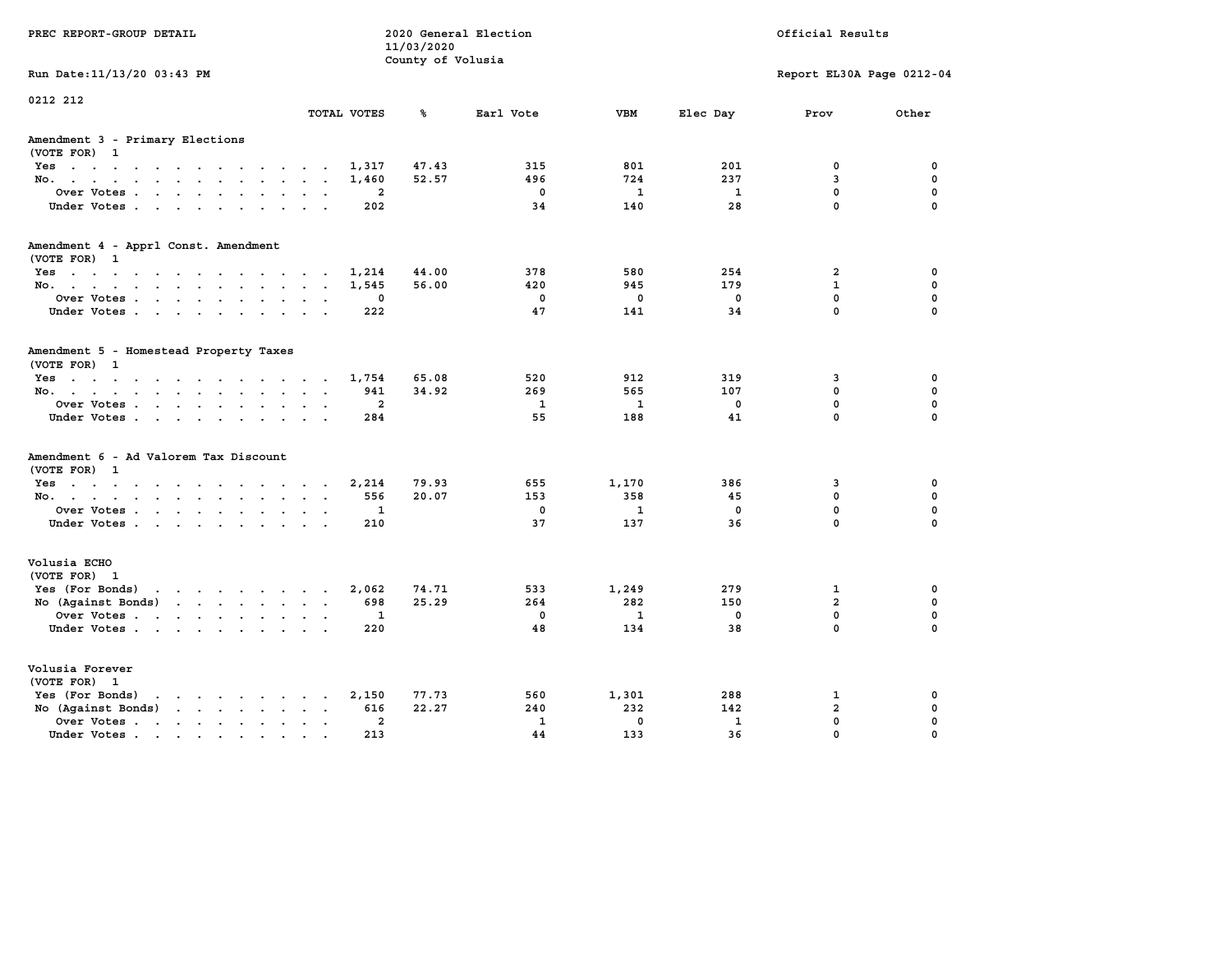PREC REPORT-GROUP DETAIL

2020 General Election
11/03/2020
County of Volusia

Official Results

Run Date:11/13/20 03:43 PM

Report EL30A Page 0212-04

0212 212

| | TOTAL VOTES | % | Earl Vote | VBM | Elec Day | Prov | Other |
|---|---|---|---|---|---|---|---|
| **Amendment 3 - Primary Elections** | | | | | | | |
| (VOTE FOR) 1 | | | | | | | |
| Yes | 1,317 | 47.43 | 315 | 801 | 201 | 0 | 0 |
| No. | 1,460 | 52.57 | 496 | 724 | 237 | 3 | 0 |
| Over Votes | 2 | | 0 | 1 | 1 | 0 | 0 |
| Under Votes | 202 | | 34 | 140 | 28 | 0 | 0 |
| **Amendment 4 - Apprl Const. Amendment** | | | | | | | |
| (VOTE FOR) 1 | | | | | | | |
| Yes | 1,214 | 44.00 | 378 | 580 | 254 | 2 | 0 |
| No. | 1,545 | 56.00 | 420 | 945 | 179 | 1 | 0 |
| Over Votes | 0 | | 0 | 0 | 0 | 0 | 0 |
| Under Votes | 222 | | 47 | 141 | 34 | 0 | 0 |
| **Amendment 5 - Homestead Property Taxes** | | | | | | | |
| (VOTE FOR) 1 | | | | | | | |
| Yes | 1,754 | 65.08 | 520 | 912 | 319 | 3 | 0 |
| No. | 941 | 34.92 | 269 | 565 | 107 | 0 | 0 |
| Over Votes | 2 | | 1 | 1 | 0 | 0 | 0 |
| Under Votes | 284 | | 55 | 188 | 41 | 0 | 0 |
| **Amendment 6 - Ad Valorem Tax Discount** | | | | | | | |
| (VOTE FOR) 1 | | | | | | | |
| Yes | 2,214 | 79.93 | 655 | 1,170 | 386 | 3 | 0 |
| No. | 556 | 20.07 | 153 | 358 | 45 | 0 | 0 |
| Over Votes | 1 | | 0 | 1 | 0 | 0 | 0 |
| Under Votes | 210 | | 37 | 137 | 36 | 0 | 0 |
| **Volusia ECHO** | | | | | | | |
| (VOTE FOR) 1 | | | | | | | |
| Yes (For Bonds) | 2,062 | 74.71 | 533 | 1,249 | 279 | 1 | 0 |
| No (Against Bonds) | 698 | 25.29 | 264 | 282 | 150 | 2 | 0 |
| Over Votes | 1 | | 0 | 1 | 0 | 0 | 0 |
| Under Votes | 220 | | 48 | 134 | 38 | 0 | 0 |
| **Volusia Forever** | | | | | | | |
| (VOTE FOR) 1 | | | | | | | |
| Yes (For Bonds) | 2,150 | 77.73 | 560 | 1,301 | 288 | 1 | 0 |
| No (Against Bonds) | 616 | 22.27 | 240 | 232 | 142 | 2 | 0 |
| Over Votes | 2 | | 1 | 0 | 1 | 0 | 0 |
| Under Votes | 213 | | 44 | 133 | 36 | 0 | 0 |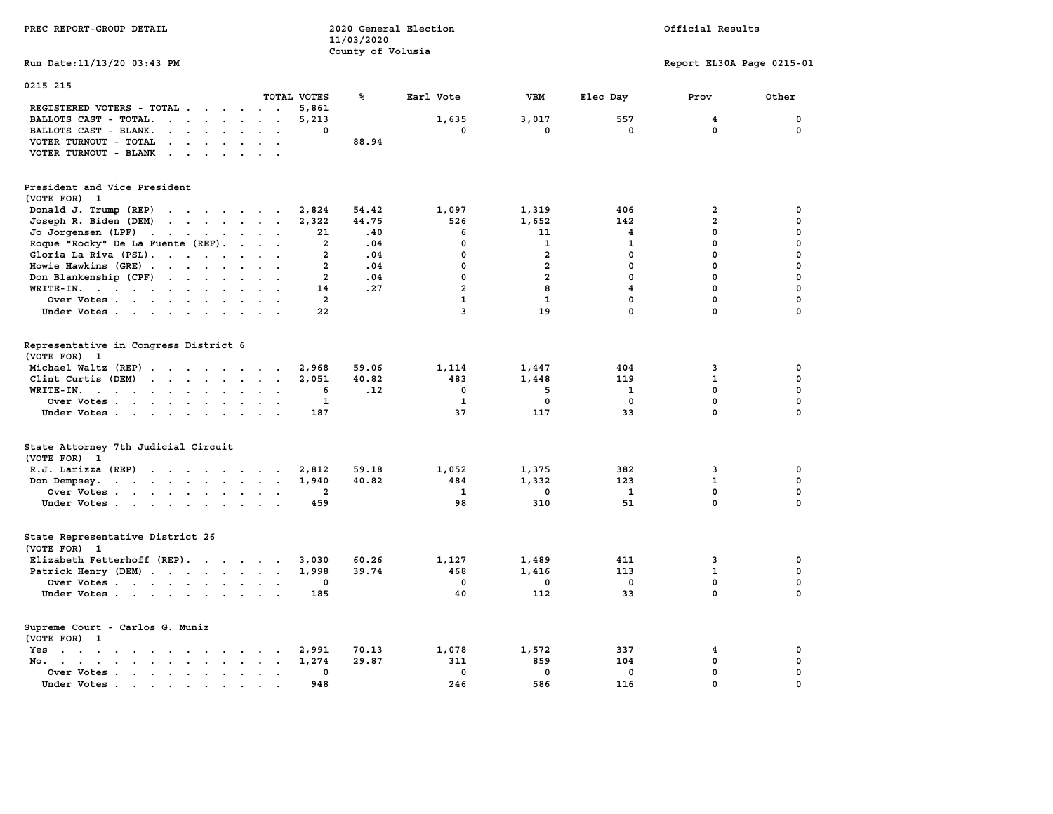PREC REPORT-GROUP DETAIL

2020 General Election
11/03/2020
County of Volusia

Official Results

Run Date:11/13/20 03:43 PM

Report EL30A Page 0215-01

## 0215 215

| | TOTAL VOTES | % | Earl Vote | VBM | Elec Day | Prov | Other |
|---|---|---|---|---|---|---|---|
| REGISTERED VOTERS - TOTAL | 5,861 | | | | | | |
| BALLOTS CAST - TOTAL. | 5,213 | | 1,635 | 3,017 | 557 | 4 | 0 |
| BALLOTS CAST - BLANK. | 0 | | 0 | 0 | 0 | 0 | 0 |
| VOTER TURNOUT - TOTAL | | 88.94 | | | | | |
| VOTER TURNOUT - BLANK | | | | | | | |

### President and Vice President
(VOTE FOR) 1

| | TOTAL VOTES | % | Earl Vote | VBM | Elec Day | Prov | Other |
|---|---|---|---|---|---|---|---|
| Donald J. Trump (REP) | 2,824 | 54.42 | 1,097 | 1,319 | 406 | 2 | 0 |
| Joseph R. Biden (DEM) | 2,322 | 44.75 | 526 | 1,652 | 142 | 2 | 0 |
| Jo Jorgensen (LPF) | 21 | .40 | 6 | 11 | 4 | 0 | 0 |
| Roque "Rocky" De La Fuente (REF). | 2 | .04 | 0 | 1 | 1 | 0 | 0 |
| Gloria La Riva (PSL). | 2 | .04 | 0 | 2 | 0 | 0 | 0 |
| Howie Hawkins (GRE) | 2 | .04 | 0 | 2 | 0 | 0 | 0 |
| Don Blankenship (CPF) | 2 | .04 | 0 | 2 | 0 | 0 | 0 |
| WRITE-IN. | 14 | .27 | 2 | 8 | 4 | 0 | 0 |
| Over Votes | 2 | | 1 | 1 | 0 | 0 | 0 |
| Under Votes | 22 | | 3 | 19 | 0 | 0 | 0 |

### Representative in Congress District 6
(VOTE FOR) 1

| | TOTAL VOTES | % | Earl Vote | VBM | Elec Day | Prov | Other |
|---|---|---|---|---|---|---|---|
| Michael Waltz (REP) | 2,968 | 59.06 | 1,114 | 1,447 | 404 | 3 | 0 |
| Clint Curtis (DEM) | 2,051 | 40.82 | 483 | 1,448 | 119 | 1 | 0 |
| WRITE-IN. | 6 | .12 | 0 | 5 | 1 | 0 | 0 |
| Over Votes | 1 | | 1 | 0 | 0 | 0 | 0 |
| Under Votes | 187 | | 37 | 117 | 33 | 0 | 0 |

### State Attorney 7th Judicial Circuit
(VOTE FOR) 1

| | TOTAL VOTES | % | Earl Vote | VBM | Elec Day | Prov | Other |
|---|---|---|---|---|---|---|---|
| R.J. Larizza (REP) | 2,812 | 59.18 | 1,052 | 1,375 | 382 | 3 | 0 |
| Don Dempsey. | 1,940 | 40.82 | 484 | 1,332 | 123 | 1 | 0 |
| Over Votes | 2 | | 1 | 0 | 1 | 0 | 0 |
| Under Votes | 459 | | 98 | 310 | 51 | 0 | 0 |

### State Representative District 26
(VOTE FOR) 1

| | TOTAL VOTES | % | Earl Vote | VBM | Elec Day | Prov | Other |
|---|---|---|---|---|---|---|---|
| Elizabeth Fetterhoff (REP). | 3,030 | 60.26 | 1,127 | 1,489 | 411 | 3 | 0 |
| Patrick Henry (DEM) | 1,998 | 39.74 | 468 | 1,416 | 113 | 1 | 0 |
| Over Votes | 0 | | 0 | 0 | 0 | 0 | 0 |
| Under Votes | 185 | | 40 | 112 | 33 | 0 | 0 |

### Supreme Court - Carlos G. Muniz
(VOTE FOR) 1

| | TOTAL VOTES | % | Earl Vote | VBM | Elec Day | Prov | Other |
|---|---|---|---|---|---|---|---|
| Yes | 2,991 | 70.13 | 1,078 | 1,572 | 337 | 4 | 0 |
| No. | 1,274 | 29.87 | 311 | 859 | 104 | 0 | 0 |
| Over Votes | 0 | | 0 | 0 | 0 | 0 | 0 |
| Under Votes | 948 | | 246 | 586 | 116 | 0 | 0 |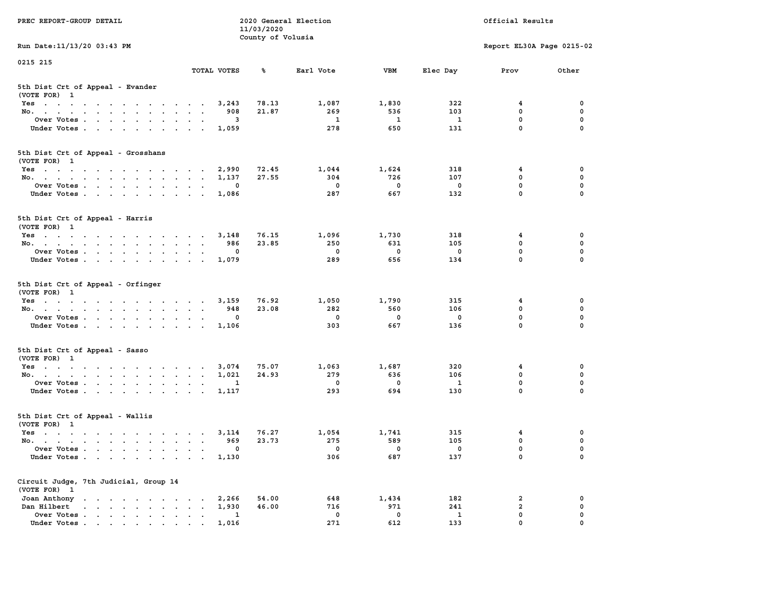PREC REPORT-GROUP DETAIL

2020 General Election
11/03/2020
County of Volusia

Official Results

Run Date:11/13/20 03:43 PM

Report EL30A Page 0215-02

0215 215

## 5th Dist Crt of Appeal - Evander

(VOTE FOR) 1

| | TOTAL VOTES | % | Earl Vote | VBM | Elec Day | Prov | Other |
|---|---|---|---|---|---|---|---|
| Yes | 3,243 | 78.13 | 1,087 | 1,830 | 322 | 4 | 0 |
| No. | 908 | 21.87 | 269 | 536 | 103 | 0 | 0 |
| Over Votes | 3 | | 1 | 1 | 1 | 0 | 0 |
| Under Votes | 1,059 | | 278 | 650 | 131 | 0 | 0 |

## 5th Dist Crt of Appeal - Grosshans

(VOTE FOR) 1

| | TOTAL VOTES | % | Earl Vote | VBM | Elec Day | Prov | Other |
|---|---|---|---|---|---|---|---|
| Yes | 2,990 | 72.45 | 1,044 | 1,624 | 318 | 4 | 0 |
| No. | 1,137 | 27.55 | 304 | 726 | 107 | 0 | 0 |
| Over Votes | 0 | | 0 | 0 | 0 | 0 | 0 |
| Under Votes | 1,086 | | 287 | 667 | 132 | 0 | 0 |

## 5th Dist Crt of Appeal - Harris

(VOTE FOR) 1

| | TOTAL VOTES | % | Earl Vote | VBM | Elec Day | Prov | Other |
|---|---|---|---|---|---|---|---|
| Yes | 3,148 | 76.15 | 1,096 | 1,730 | 318 | 4 | 0 |
| No. | 986 | 23.85 | 250 | 631 | 105 | 0 | 0 |
| Over Votes | 0 | | 0 | 0 | 0 | 0 | 0 |
| Under Votes | 1,079 | | 289 | 656 | 134 | 0 | 0 |

## 5th Dist Crt of Appeal - Orfinger

(VOTE FOR) 1

| | TOTAL VOTES | % | Earl Vote | VBM | Elec Day | Prov | Other |
|---|---|---|---|---|---|---|---|
| Yes | 3,159 | 76.92 | 1,050 | 1,790 | 315 | 4 | 0 |
| No. | 948 | 23.08 | 282 | 560 | 106 | 0 | 0 |
| Over Votes | 0 | | 0 | 0 | 0 | 0 | 0 |
| Under Votes | 1,106 | | 303 | 667 | 136 | 0 | 0 |

## 5th Dist Crt of Appeal - Sasso

(VOTE FOR) 1

| | TOTAL VOTES | % | Earl Vote | VBM | Elec Day | Prov | Other |
|---|---|---|---|---|---|---|---|
| Yes | 3,074 | 75.07 | 1,063 | 1,687 | 320 | 4 | 0 |
| No. | 1,021 | 24.93 | 279 | 636 | 106 | 0 | 0 |
| Over Votes | 1 | | 0 | 0 | 1 | 0 | 0 |
| Under Votes | 1,117 | | 293 | 694 | 130 | 0 | 0 |

## 5th Dist Crt of Appeal - Wallis

(VOTE FOR) 1

| | TOTAL VOTES | % | Earl Vote | VBM | Elec Day | Prov | Other |
|---|---|---|---|---|---|---|---|
| Yes | 3,114 | 76.27 | 1,054 | 1,741 | 315 | 4 | 0 |
| No. | 969 | 23.73 | 275 | 589 | 105 | 0 | 0 |
| Over Votes | 0 | | 0 | 0 | 0 | 0 | 0 |
| Under Votes | 1,130 | | 306 | 687 | 137 | 0 | 0 |

## Circuit Judge, 7th Judicial, Group 14

(VOTE FOR) 1

| | TOTAL VOTES | % | Earl Vote | VBM | Elec Day | Prov | Other |
|---|---|---|---|---|---|---|---|
| Joan Anthony | 2,266 | 54.00 | 648 | 1,434 | 182 | 2 | 0 |
| Dan Hilbert | 1,930 | 46.00 | 716 | 971 | 241 | 2 | 0 |
| Over Votes | 1 | | 0 | 0 | 1 | 0 | 0 |
| Under Votes | 1,016 | | 271 | 612 | 133 | 0 | 0 |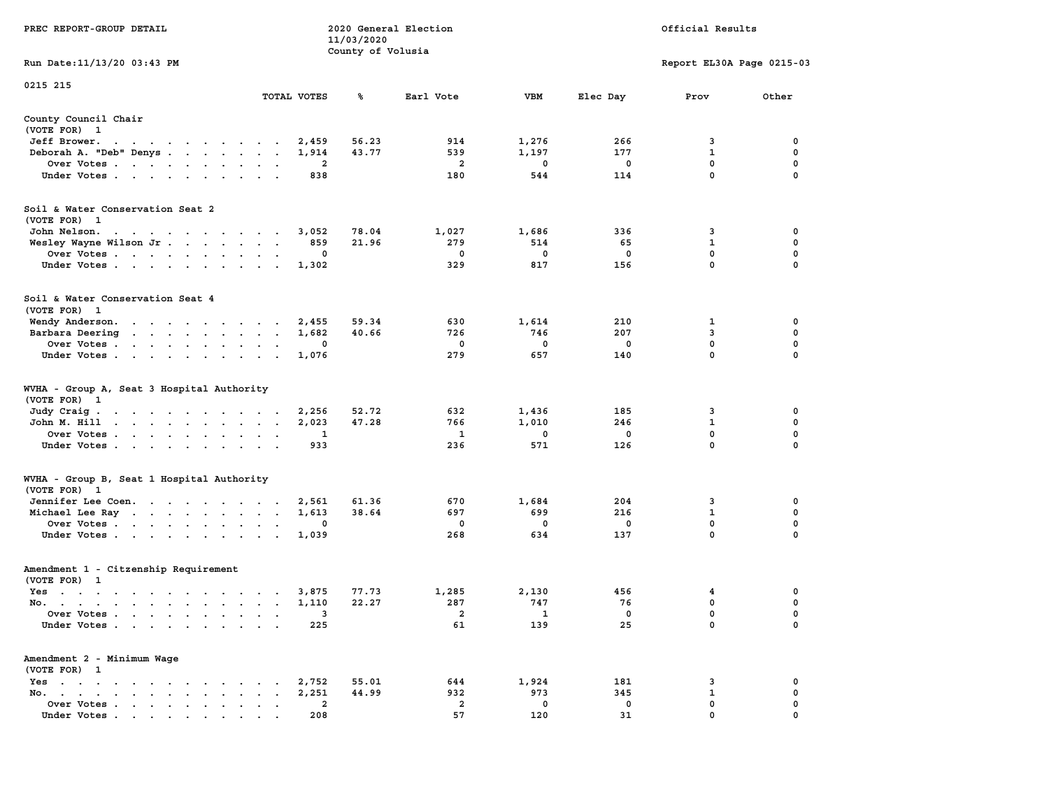PREC REPORT-GROUP DETAIL

2020 General Election
11/03/2020
County of Volusia

Official Results

Run Date:11/13/20 03:43 PM

Report EL30A Page 0215-03

0215 215

| | TOTAL VOTES | % | Earl Vote | VBM | Elec Day | Prov | Other |
|---|---|---|---|---|---|---|---|
| **County Council Chair** | | | | | | | |
| (VOTE FOR) 1 | | | | | | | |
| Jeff Brower | 2,459 | 56.23 | 914 | 1,276 | 266 | 3 | 0 |
| Deborah A. "Deb" Denys | 1,914 | 43.77 | 539 | 1,197 | 177 | 1 | 0 |
| Over Votes | 2 | | 2 | 0 | 0 | 0 | 0 |
| Under Votes | 838 | | 180 | 544 | 114 | 0 | 0 |
| **Soil & Water Conservation Seat 2** | | | | | | | |
| (VOTE FOR) 1 | | | | | | | |
| John Nelson | 3,052 | 78.04 | 1,027 | 1,686 | 336 | 3 | 0 |
| Wesley Wayne Wilson Jr | 859 | 21.96 | 279 | 514 | 65 | 1 | 0 |
| Over Votes | 0 | | 0 | 0 | 0 | 0 | 0 |
| Under Votes | 1,302 | | 329 | 817 | 156 | 0 | 0 |
| **Soil & Water Conservation Seat 4** | | | | | | | |
| (VOTE FOR) 1 | | | | | | | |
| Wendy Anderson | 2,455 | 59.34 | 630 | 1,614 | 210 | 1 | 0 |
| Barbara Deering | 1,682 | 40.66 | 726 | 746 | 207 | 3 | 0 |
| Over Votes | 0 | | 0 | 0 | 0 | 0 | 0 |
| Under Votes | 1,076 | | 279 | 657 | 140 | 0 | 0 |
| **WVHA - Group A, Seat 3 Hospital Authority** | | | | | | | |
| (VOTE FOR) 1 | | | | | | | |
| Judy Craig | 2,256 | 52.72 | 632 | 1,436 | 185 | 3 | 0 |
| John M. Hill | 2,023 | 47.28 | 766 | 1,010 | 246 | 1 | 0 |
| Over Votes | 1 | | 1 | 0 | 0 | 0 | 0 |
| Under Votes | 933 | | 236 | 571 | 126 | 0 | 0 |
| **WVHA - Group B, Seat 1 Hospital Authority** | | | | | | | |
| (VOTE FOR) 1 | | | | | | | |
| Jennifer Lee Coen | 2,561 | 61.36 | 670 | 1,684 | 204 | 3 | 0 |
| Michael Lee Ray | 1,613 | 38.64 | 697 | 699 | 216 | 1 | 0 |
| Over Votes | 0 | | 0 | 0 | 0 | 0 | 0 |
| Under Votes | 1,039 | | 268 | 634 | 137 | 0 | 0 |
| **Amendment 1 - Citzenship Requirement** | | | | | | | |
| (VOTE FOR) 1 | | | | | | | |
| Yes | 3,875 | 77.73 | 1,285 | 2,130 | 456 | 4 | 0 |
| No | 1,110 | 22.27 | 287 | 747 | 76 | 0 | 0 |
| Over Votes | 3 | | 2 | 1 | 0 | 0 | 0 |
| Under Votes | 225 | | 61 | 139 | 25 | 0 | 0 |
| **Amendment 2 - Minimum Wage** | | | | | | | |
| (VOTE FOR) 1 | | | | | | | |
| Yes | 2,752 | 55.01 | 644 | 1,924 | 181 | 3 | 0 |
| No | 2,251 | 44.99 | 932 | 973 | 345 | 1 | 0 |
| Over Votes | 2 | | 2 | 0 | 0 | 0 | 0 |
| Under Votes | 208 | | 57 | 120 | 31 | 0 | 0 |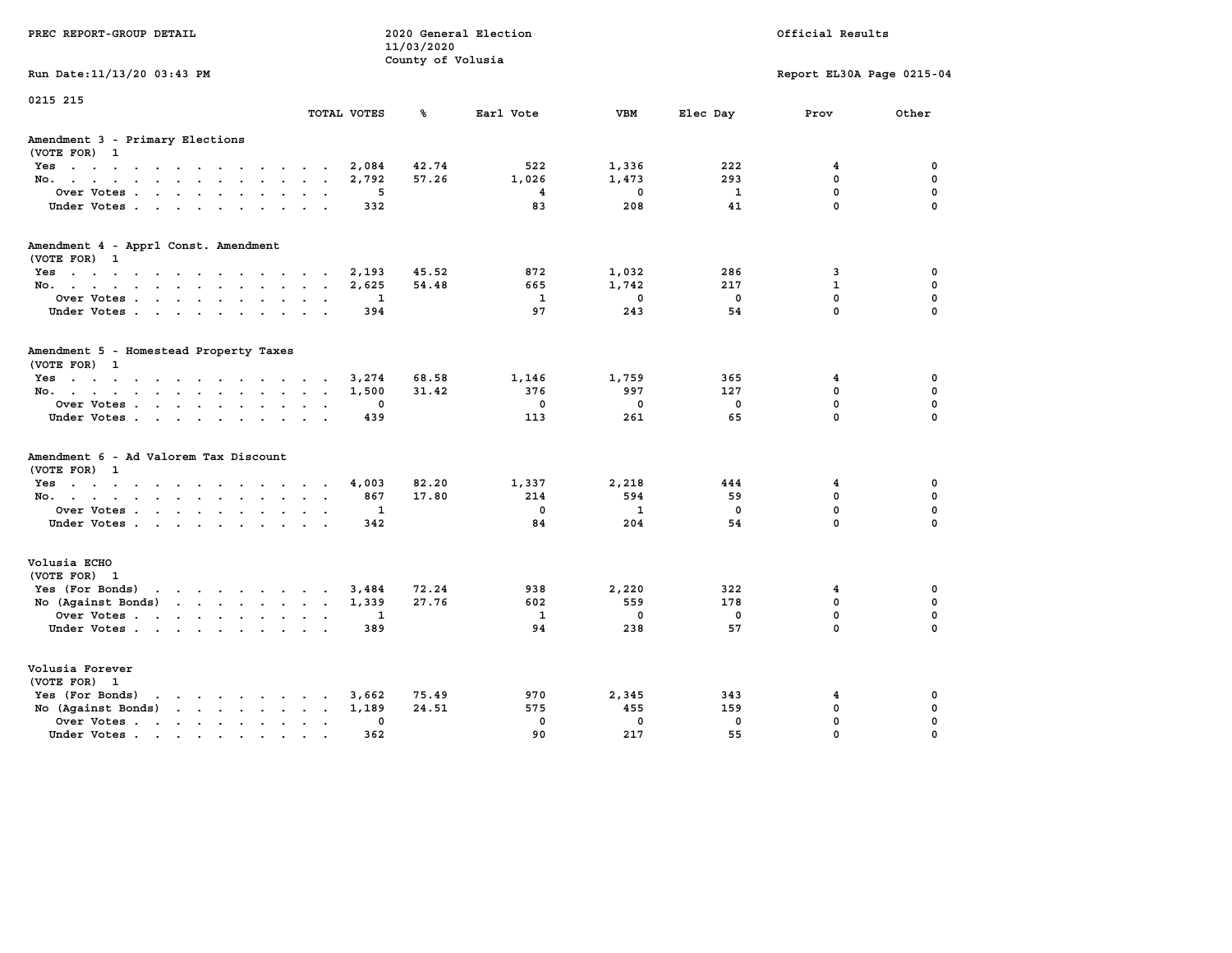PREC REPORT-GROUP DETAIL

2020 General Election
11/03/2020
County of Volusia

Official Results

Run Date:11/13/20 03:43 PM

Report EL30A Page 0215-04

0215 215

| | TOTAL VOTES | % | Earl Vote | VBM | Elec Day | Prov | Other |
|---|---|---|---|---|---|---|---|
| **Amendment 3 - Primary Elections** | | | | | | | |
| (VOTE FOR) 1 | | | | | | | |
| Yes | 2,084 | 42.74 | 522 | 1,336 | 222 | 4 | 0 |
| No. | 2,792 | 57.26 | 1,026 | 1,473 | 293 | 0 | 0 |
| Over Votes | 5 | | 4 | 0 | 1 | 0 | 0 |
| Under Votes | 332 | | 83 | 208 | 41 | 0 | 0 |
| **Amendment 4 - Apprl Const. Amendment** | | | | | | | |
| (VOTE FOR) 1 | | | | | | | |
| Yes | 2,193 | 45.52 | 872 | 1,032 | 286 | 3 | 0 |
| No. | 2,625 | 54.48 | 665 | 1,742 | 217 | 1 | 0 |
| Over Votes | 1 | | 1 | 0 | 0 | 0 | 0 |
| Under Votes | 394 | | 97 | 243 | 54 | 0 | 0 |
| **Amendment 5 - Homestead Property Taxes** | | | | | | | |
| (VOTE FOR) 1 | | | | | | | |
| Yes | 3,274 | 68.58 | 1,146 | 1,759 | 365 | 4 | 0 |
| No. | 1,500 | 31.42 | 376 | 997 | 127 | 0 | 0 |
| Over Votes | 0 | | 0 | 0 | 0 | 0 | 0 |
| Under Votes | 439 | | 113 | 261 | 65 | 0 | 0 |
| **Amendment 6 - Ad Valorem Tax Discount** | | | | | | | |
| (VOTE FOR) 1 | | | | | | | |
| Yes | 4,003 | 82.20 | 1,337 | 2,218 | 444 | 4 | 0 |
| No. | 867 | 17.80 | 214 | 594 | 59 | 0 | 0 |
| Over Votes | 1 | | 0 | 1 | 0 | 0 | 0 |
| Under Votes | 342 | | 84 | 204 | 54 | 0 | 0 |
| **Volusia ECHO** | | | | | | | |
| (VOTE FOR) 1 | | | | | | | |
| Yes (For Bonds) | 3,484 | 72.24 | 938 | 2,220 | 322 | 4 | 0 |
| No (Against Bonds) | 1,339 | 27.76 | 602 | 559 | 178 | 0 | 0 |
| Over Votes | 1 | | 1 | 0 | 0 | 0 | 0 |
| Under Votes | 389 | | 94 | 238 | 57 | 0 | 0 |
| **Volusia Forever** | | | | | | | |
| (VOTE FOR) 1 | | | | | | | |
| Yes (For Bonds) | 3,662 | 75.49 | 970 | 2,345 | 343 | 4 | 0 |
| No (Against Bonds) | 1,189 | 24.51 | 575 | 455 | 159 | 0 | 0 |
| Over Votes | 0 | | 0 | 0 | 0 | 0 | 0 |
| Under Votes | 362 | | 90 | 217 | 55 | 0 | 0 |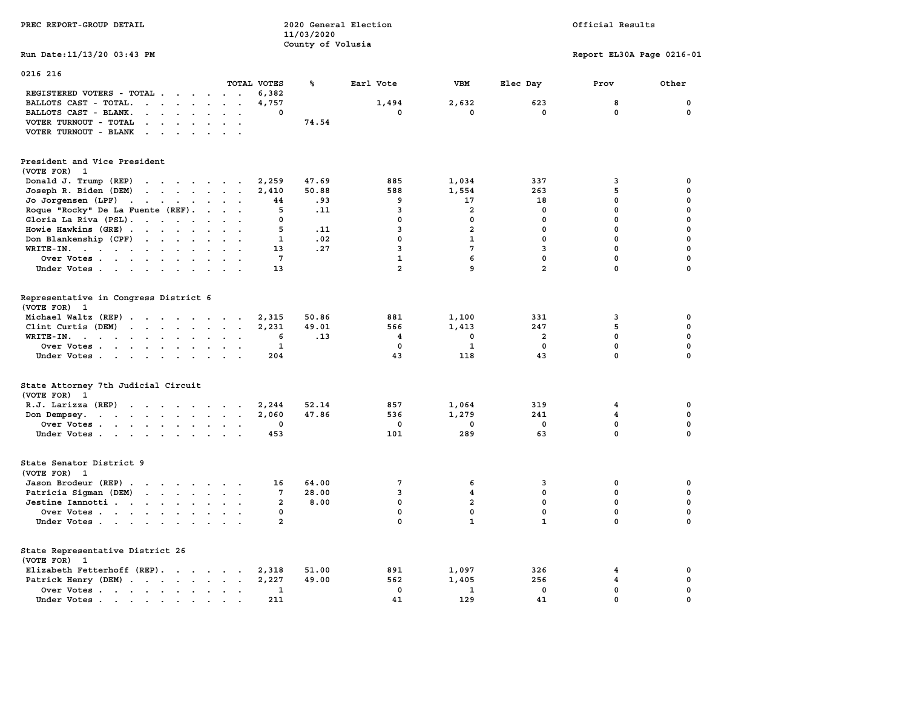PREC REPORT-GROUP DETAIL

2020 General Election
11/03/2020
County of Volusia

Official Results

Run Date:11/13/20 03:43 PM

Report EL30A Page 0216-01

0216 216

| | TOTAL VOTES | % | Earl Vote | VBM | Elec Day | Prov | Other |
|---|---|---|---|---|---|---|---|
| REGISTERED VOTERS - TOTAL | 6,382 | | | | | | |
| BALLOTS CAST - TOTAL. | 4,757 | | 1,494 | 2,632 | 623 | 8 | 0 |
| BALLOTS CAST - BLANK. | 0 | | 0 | 0 | 0 | 0 | 0 |
| VOTER TURNOUT - TOTAL | | 74.54 | | | | | |
| VOTER TURNOUT - BLANK | | | | | | | |

President and Vice President
(VOTE FOR) 1

| | TOTAL VOTES | % | Earl Vote | VBM | Elec Day | Prov | Other |
|---|---|---|---|---|---|---|---|
| Donald J. Trump (REP) | 2,259 | 47.69 | 885 | 1,034 | 337 | 3 | 0 |
| Joseph R. Biden (DEM) | 2,410 | 50.88 | 588 | 1,554 | 263 | 5 | 0 |
| Jo Jorgensen (LPF) | 44 | .93 | 9 | 17 | 18 | 0 | 0 |
| Roque "Rocky" De La Fuente (REF). | 5 | .11 | 3 | 2 | 0 | 0 | 0 |
| Gloria La Riva (PSL). | 0 | | 0 | 0 | 0 | 0 | 0 |
| Howie Hawkins (GRE) | 5 | .11 | 3 | 2 | 0 | 0 | 0 |
| Don Blankenship (CPF) | 1 | .02 | 0 | 1 | 0 | 0 | 0 |
| WRITE-IN. | 13 | .27 | 3 | 7 | 3 | 0 | 0 |
| Over Votes | 7 | | 1 | 6 | 0 | 0 | 0 |
| Under Votes | 13 | | 2 | 9 | 2 | 0 | 0 |

Representative in Congress District 6
(VOTE FOR) 1

| | TOTAL VOTES | % | Earl Vote | VBM | Elec Day | Prov | Other |
|---|---|---|---|---|---|---|---|
| Michael Waltz (REP) | 2,315 | 50.86 | 881 | 1,100 | 331 | 3 | 0 |
| Clint Curtis (DEM) | 2,231 | 49.01 | 566 | 1,413 | 247 | 5 | 0 |
| WRITE-IN. | 6 | .13 | 4 | 0 | 2 | 0 | 0 |
| Over Votes | 1 | | 0 | 1 | 0 | 0 | 0 |
| Under Votes | 204 | | 43 | 118 | 43 | 0 | 0 |

State Attorney 7th Judicial Circuit
(VOTE FOR) 1

| | TOTAL VOTES | % | Earl Vote | VBM | Elec Day | Prov | Other |
|---|---|---|---|---|---|---|---|
| R.J. Larizza (REP) | 2,244 | 52.14 | 857 | 1,064 | 319 | 4 | 0 |
| Don Dempsey. | 2,060 | 47.86 | 536 | 1,279 | 241 | 4 | 0 |
| Over Votes | 0 | | 0 | 0 | 0 | 0 | 0 |
| Under Votes | 453 | | 101 | 289 | 63 | 0 | 0 |

State Senator District 9
(VOTE FOR) 1

| | TOTAL VOTES | % | Earl Vote | VBM | Elec Day | Prov | Other |
|---|---|---|---|---|---|---|---|
| Jason Brodeur (REP) | 16 | 64.00 | 7 | 6 | 3 | 0 | 0 |
| Patricia Sigman (DEM) | 7 | 28.00 | 3 | 4 | 0 | 0 | 0 |
| Jestine Iannotti | 2 | 8.00 | 0 | 2 | 0 | 0 | 0 |
| Over Votes | 0 | | 0 | 0 | 0 | 0 | 0 |
| Under Votes | 2 | | 0 | 1 | 1 | 0 | 0 |

State Representative District 26
(VOTE FOR) 1

| | TOTAL VOTES | % | Earl Vote | VBM | Elec Day | Prov | Other |
|---|---|---|---|---|---|---|---|
| Elizabeth Fetterhoff (REP). | 2,318 | 51.00 | 891 | 1,097 | 326 | 4 | 0 |
| Patrick Henry (DEM) | 2,227 | 49.00 | 562 | 1,405 | 256 | 4 | 0 |
| Over Votes | 1 | | 0 | 1 | 0 | 0 | 0 |
| Under Votes | 211 | | 41 | 129 | 41 | 0 | 0 |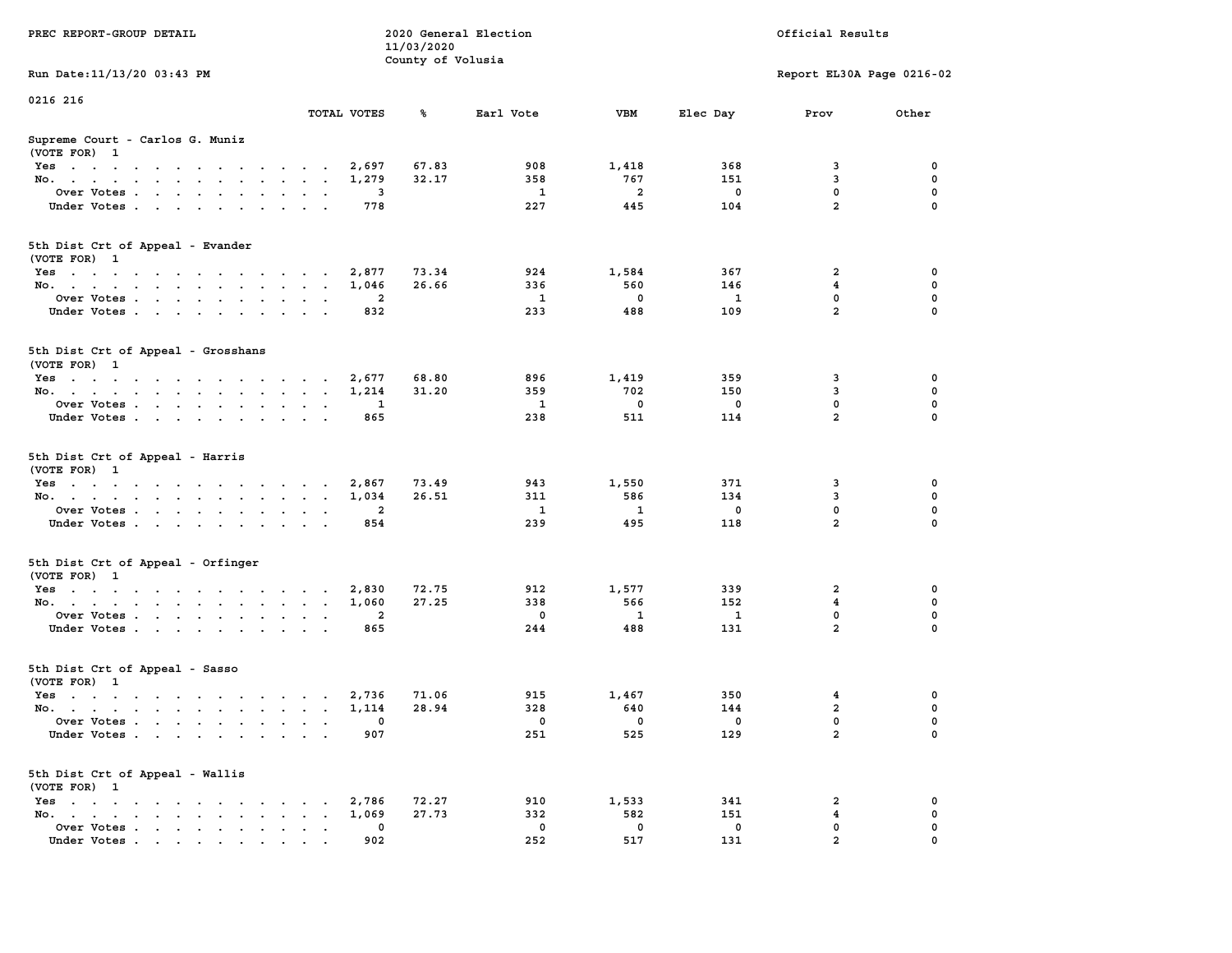PREC REPORT-GROUP DETAIL

2020 General Election
11/03/2020
County of Volusia

Official Results

Run Date:11/13/20 03:43 PM

Report EL30A Page 0216-02

0216 216

| | TOTAL VOTES | % | Earl Vote | VBM | Elec Day | Prov | Other |
|---|---|---|---|---|---|---|---|
| **Supreme Court - Carlos G. Muniz** (VOTE FOR) 1 | | | | | | | |
| Yes | 2,697 | 67.83 | 908 | 1,418 | 368 | 3 | 0 |
| No. | 1,279 | 32.17 | 358 | 767 | 151 | 3 | 0 |
| Over Votes | 3 | | 1 | 2 | 0 | 0 | 0 |
| Under Votes | 778 | | 227 | 445 | 104 | 2 | 0 |
| **5th Dist Crt of Appeal - Evander** (VOTE FOR) 1 | | | | | | | |
| Yes | 2,877 | 73.34 | 924 | 1,584 | 367 | 2 | 0 |
| No. | 1,046 | 26.66 | 336 | 560 | 146 | 4 | 0 |
| Over Votes | 2 | | 1 | 0 | 1 | 0 | 0 |
| Under Votes | 832 | | 233 | 488 | 109 | 2 | 0 |
| **5th Dist Crt of Appeal - Grosshans** (VOTE FOR) 1 | | | | | | | |
| Yes | 2,677 | 68.80 | 896 | 1,419 | 359 | 3 | 0 |
| No. | 1,214 | 31.20 | 359 | 702 | 150 | 3 | 0 |
| Over Votes | 1 | | 1 | 0 | 0 | 0 | 0 |
| Under Votes | 865 | | 238 | 511 | 114 | 2 | 0 |
| **5th Dist Crt of Appeal - Harris** (VOTE FOR) 1 | | | | | | | |
| Yes | 2,867 | 73.49 | 943 | 1,550 | 371 | 3 | 0 |
| No. | 1,034 | 26.51 | 311 | 586 | 134 | 3 | 0 |
| Over Votes | 2 | | 1 | 1 | 0 | 0 | 0 |
| Under Votes | 854 | | 239 | 495 | 118 | 2 | 0 |
| **5th Dist Crt of Appeal - Orfinger** (VOTE FOR) 1 | | | | | | | |
| Yes | 2,830 | 72.75 | 912 | 1,577 | 339 | 2 | 0 |
| No. | 1,060 | 27.25 | 338 | 566 | 152 | 4 | 0 |
| Over Votes | 2 | | 0 | 1 | 1 | 0 | 0 |
| Under Votes | 865 | | 244 | 488 | 131 | 2 | 0 |
| **5th Dist Crt of Appeal - Sasso** (VOTE FOR) 1 | | | | | | | |
| Yes | 2,736 | 71.06 | 915 | 1,467 | 350 | 4 | 0 |
| No. | 1,114 | 28.94 | 328 | 640 | 144 | 2 | 0 |
| Over Votes | 0 | | 0 | 0 | 0 | 0 | 0 |
| Under Votes | 907 | | 251 | 525 | 129 | 2 | 0 |
| **5th Dist Crt of Appeal - Wallis** (VOTE FOR) 1 | | | | | | | |
| Yes | 2,786 | 72.27 | 910 | 1,533 | 341 | 2 | 0 |
| No. | 1,069 | 27.73 | 332 | 582 | 151 | 4 | 0 |
| Over Votes | 0 | | 0 | 0 | 0 | 0 | 0 |
| Under Votes | 902 | | 252 | 517 | 131 | 2 | 0 |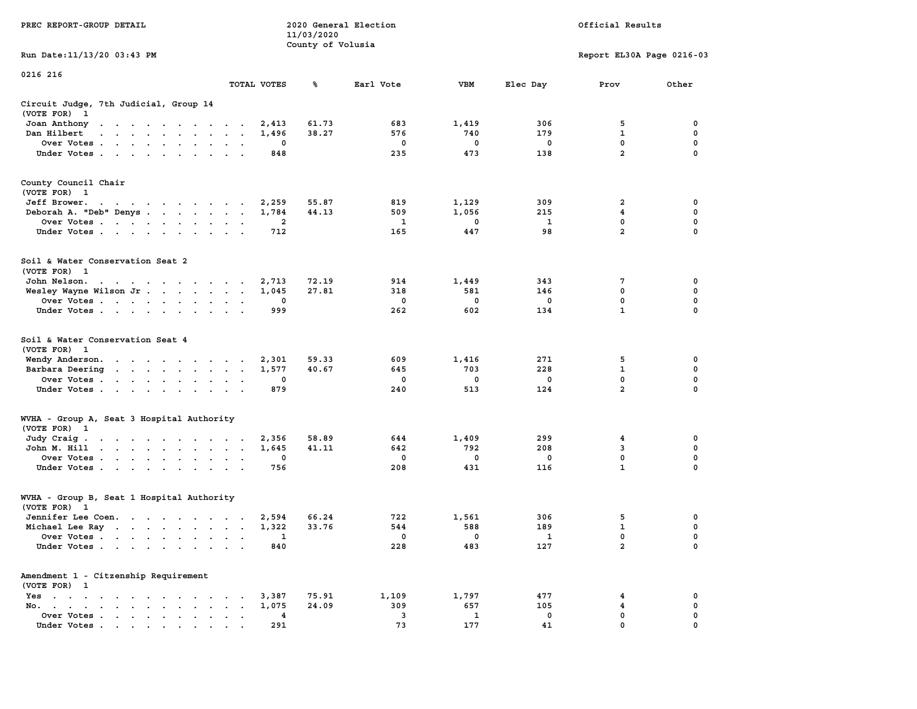PREC REPORT-GROUP DETAIL

2020 General Election
11/03/2020
County of Volusia

Official Results

Run Date:11/13/20 03:43 PM

Report EL30A Page 0216-03

0216 216

**Circuit Judge, 7th Judicial, Group 14**
(VOTE FOR) 1

| | TOTAL VOTES | % | Earl Vote | VBM | Elec Day | Prov | Other |
|---|---|---|---|---|---|---|---|
| Joan Anthony | 2,413 | 61.73 | 683 | 1,419 | 306 | 5 | 0 |
| Dan Hilbert | 1,496 | 38.27 | 576 | 740 | 179 | 1 | 0 |
| Over Votes | 0 | | 0 | 0 | 0 | 0 | 0 |
| Under Votes | 848 | | 235 | 473 | 138 | 2 | 0 |

**County Council Chair**
(VOTE FOR) 1

| | TOTAL VOTES | % | Earl Vote | VBM | Elec Day | Prov | Other |
|---|---|---|---|---|---|---|---|
| Jeff Brower | 2,259 | 55.87 | 819 | 1,129 | 309 | 2 | 0 |
| Deborah A. "Deb" Denys | 1,784 | 44.13 | 509 | 1,056 | 215 | 4 | 0 |
| Over Votes | 2 | | 1 | 0 | 1 | 0 | 0 |
| Under Votes | 712 | | 165 | 447 | 98 | 2 | 0 |

**Soil & Water Conservation Seat 2**
(VOTE FOR) 1

| | TOTAL VOTES | % | Earl Vote | VBM | Elec Day | Prov | Other |
|---|---|---|---|---|---|---|---|
| John Nelson | 2,713 | 72.19 | 914 | 1,449 | 343 | 7 | 0 |
| Wesley Wayne Wilson Jr | 1,045 | 27.81 | 318 | 581 | 146 | 0 | 0 |
| Over Votes | 0 | | 0 | 0 | 0 | 0 | 0 |
| Under Votes | 999 | | 262 | 602 | 134 | 1 | 0 |

**Soil & Water Conservation Seat 4**
(VOTE FOR) 1

| | TOTAL VOTES | % | Earl Vote | VBM | Elec Day | Prov | Other |
|---|---|---|---|---|---|---|---|
| Wendy Anderson | 2,301 | 59.33 | 609 | 1,416 | 271 | 5 | 0 |
| Barbara Deering | 1,577 | 40.67 | 645 | 703 | 228 | 1 | 0 |
| Over Votes | 0 | | 0 | 0 | 0 | 0 | 0 |
| Under Votes | 879 | | 240 | 513 | 124 | 2 | 0 |

**WVHA - Group A, Seat 3 Hospital Authority**
(VOTE FOR) 1

| | TOTAL VOTES | % | Earl Vote | VBM | Elec Day | Prov | Other |
|---|---|---|---|---|---|---|---|
| Judy Craig | 2,356 | 58.89 | 644 | 1,409 | 299 | 4 | 0 |
| John M. Hill | 1,645 | 41.11 | 642 | 792 | 208 | 3 | 0 |
| Over Votes | 0 | | 0 | 0 | 0 | 0 | 0 |
| Under Votes | 756 | | 208 | 431 | 116 | 1 | 0 |

**WVHA - Group B, Seat 1 Hospital Authority**
(VOTE FOR) 1

| | TOTAL VOTES | % | Earl Vote | VBM | Elec Day | Prov | Other |
|---|---|---|---|---|---|---|---|
| Jennifer Lee Coen | 2,594 | 66.24 | 722 | 1,561 | 306 | 5 | 0 |
| Michael Lee Ray | 1,322 | 33.76 | 544 | 588 | 189 | 1 | 0 |
| Over Votes | 1 | | 0 | 0 | 1 | 0 | 0 |
| Under Votes | 840 | | 228 | 483 | 127 | 2 | 0 |

**Amendment 1 - Citizenship Requirement**
(VOTE FOR) 1

| | TOTAL VOTES | % | Earl Vote | VBM | Elec Day | Prov | Other |
|---|---|---|---|---|---|---|---|
| Yes | 3,387 | 75.91 | 1,109 | 1,797 | 477 | 4 | 0 |
| No | 1,075 | 24.09 | 309 | 657 | 105 | 4 | 0 |
| Over Votes | 4 | | 3 | 1 | 0 | 0 | 0 |
| Under Votes | 291 | | 73 | 177 | 41 | 0 | 0 |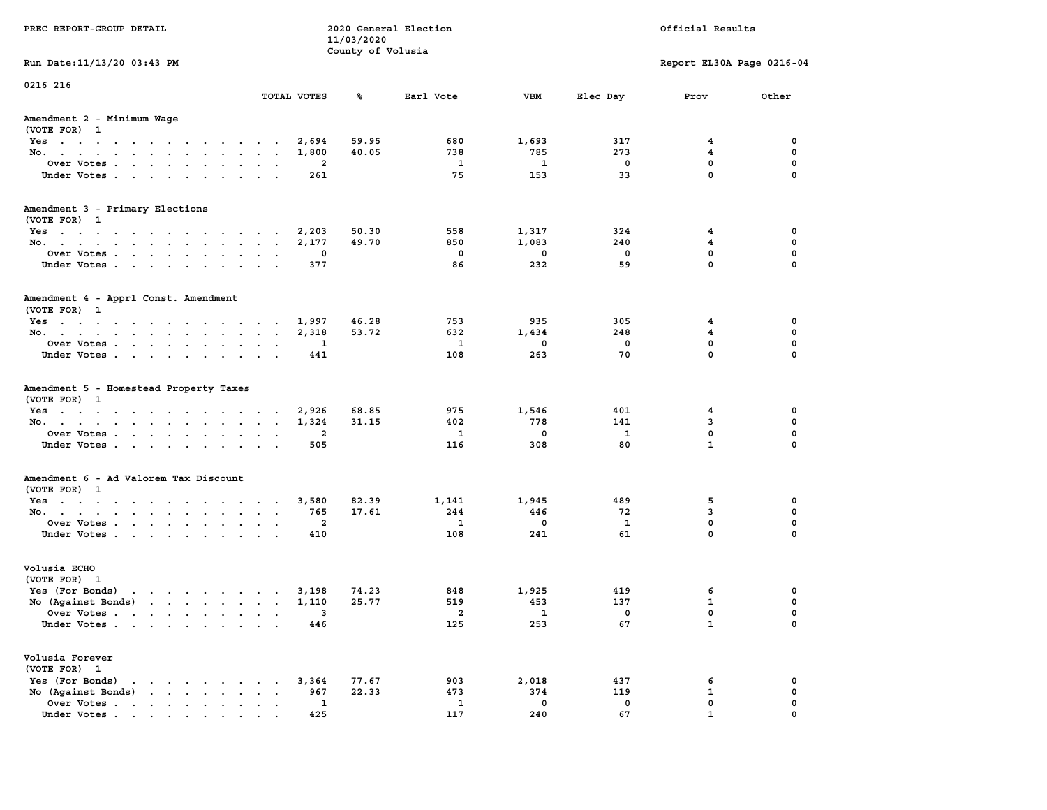PREC REPORT-GROUP DETAIL

2020 General Election
11/03/2020
County of Volusia

Official Results

Run Date:11/13/20 03:43 PM

Report EL30A Page 0216-04

0216 216

| | TOTAL VOTES | % | Earl Vote | VBM | Elec Day | Prov | Other |
|---|---|---|---|---|---|---|---|
| **Amendment 2 - Minimum Wage** | | | | | | | |
| (VOTE FOR) 1 | | | | | | | |
| Yes | 2,694 | 59.95 | 680 | 1,693 | 317 | 4 | 0 |
| No. | 1,800 | 40.05 | 738 | 785 | 273 | 4 | 0 |
| Over Votes | 2 | | 1 | 1 | 0 | 0 | 0 |
| Under Votes | 261 | | 75 | 153 | 33 | 0 | 0 |
| **Amendment 3 - Primary Elections** | | | | | | | |
| (VOTE FOR) 1 | | | | | | | |
| Yes | 2,203 | 50.30 | 558 | 1,317 | 324 | 4 | 0 |
| No. | 2,177 | 49.70 | 850 | 1,083 | 240 | 4 | 0 |
| Over Votes | 0 | | 0 | 0 | 0 | 0 | 0 |
| Under Votes | 377 | | 86 | 232 | 59 | 0 | 0 |
| **Amendment 4 - Apprl Const. Amendment** | | | | | | | |
| (VOTE FOR) 1 | | | | | | | |
| Yes | 1,997 | 46.28 | 753 | 935 | 305 | 4 | 0 |
| No. | 2,318 | 53.72 | 632 | 1,434 | 248 | 4 | 0 |
| Over Votes | 1 | | 1 | 0 | 0 | 0 | 0 |
| Under Votes | 441 | | 108 | 263 | 70 | 0 | 0 |
| **Amendment 5 - Homestead Property Taxes** | | | | | | | |
| (VOTE FOR) 1 | | | | | | | |
| Yes | 2,926 | 68.85 | 975 | 1,546 | 401 | 4 | 0 |
| No. | 1,324 | 31.15 | 402 | 778 | 141 | 3 | 0 |
| Over Votes | 2 | | 1 | 0 | 1 | 0 | 0 |
| Under Votes | 505 | | 116 | 308 | 80 | 1 | 0 |
| **Amendment 6 - Ad Valorem Tax Discount** | | | | | | | |
| (VOTE FOR) 1 | | | | | | | |
| Yes | 3,580 | 82.39 | 1,141 | 1,945 | 489 | 5 | 0 |
| No. | 765 | 17.61 | 244 | 446 | 72 | 3 | 0 |
| Over Votes | 2 | | 1 | 0 | 1 | 0 | 0 |
| Under Votes | 410 | | 108 | 241 | 61 | 0 | 0 |
| **Volusia ECHO** | | | | | | | |
| (VOTE FOR) 1 | | | | | | | |
| Yes (For Bonds) | 3,198 | 74.23 | 848 | 1,925 | 419 | 6 | 0 |
| No (Against Bonds) | 1,110 | 25.77 | 519 | 453 | 137 | 1 | 0 |
| Over Votes | 3 | | 2 | 1 | 0 | 0 | 0 |
| Under Votes | 446 | | 125 | 253 | 67 | 1 | 0 |
| **Volusia Forever** | | | | | | | |
| (VOTE FOR) 1 | | | | | | | |
| Yes (For Bonds) | 3,364 | 77.67 | 903 | 2,018 | 437 | 6 | 0 |
| No (Against Bonds) | 967 | 22.33 | 473 | 374 | 119 | 1 | 0 |
| Over Votes | 1 | | 1 | 0 | 0 | 0 | 0 |
| Under Votes | 425 | | 117 | 240 | 67 | 1 | 0 |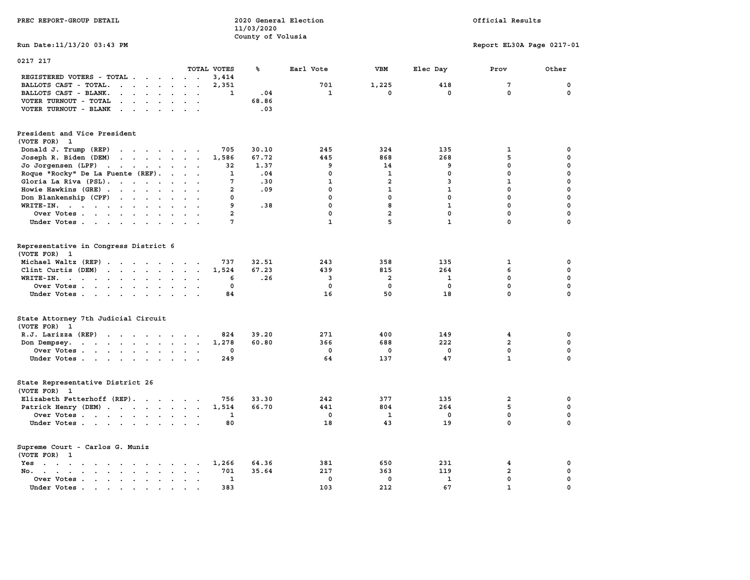PREC REPORT-GROUP DETAIL

2020 General Election
11/03/2020
County of Volusia

Official Results

Run Date:11/13/20 03:43 PM

Report EL30A Page 0217-01

## 0217 217

| | TOTAL VOTES | % | Earl Vote | VBM | Elec Day | Prov | Other |
|---|---|---|---|---|---|---|---|
| REGISTERED VOTERS - TOTAL | 3,414 | | | | | | |
| BALLOTS CAST - TOTAL. | 2,351 | | 701 | 1,225 | 418 | 7 | 0 |
| BALLOTS CAST - BLANK. | 1 | .04 | 1 | 0 | 0 | 0 | 0 |
| VOTER TURNOUT - TOTAL | | 68.86 | | | | | |
| VOTER TURNOUT - BLANK | | .03 | | | | | |

### President and Vice President
(VOTE FOR) 1

| | TOTAL VOTES | % | Earl Vote | VBM | Elec Day | Prov | Other |
|---|---|---|---|---|---|---|---|
| Donald J. Trump (REP) | 705 | 30.10 | 245 | 324 | 135 | 1 | 0 |
| Joseph R. Biden (DEM) | 1,586 | 67.72 | 445 | 868 | 268 | 5 | 0 |
| Jo Jorgensen (LPF) | 32 | 1.37 | 9 | 14 | 9 | 0 | 0 |
| Roque "Rocky" De La Fuente (REF). | 1 | .04 | 0 | 1 | 0 | 0 | 0 |
| Gloria La Riva (PSL). | 7 | .30 | 1 | 2 | 3 | 1 | 0 |
| Howie Hawkins (GRE) | 2 | .09 | 0 | 1 | 1 | 0 | 0 |
| Don Blankenship (CPF) | 0 | | 0 | 0 | 0 | 0 | 0 |
| WRITE-IN. | 9 | .38 | 0 | 8 | 1 | 0 | 0 |
| Over Votes | 2 | | 0 | 2 | 0 | 0 | 0 |
| Under Votes | 7 | | 1 | 5 | 1 | 0 | 0 |

### Representative in Congress District 6
(VOTE FOR) 1

| | TOTAL VOTES | % | Earl Vote | VBM | Elec Day | Prov | Other |
|---|---|---|---|---|---|---|---|
| Michael Waltz (REP) | 737 | 32.51 | 243 | 358 | 135 | 1 | 0 |
| Clint Curtis (DEM) | 1,524 | 67.23 | 439 | 815 | 264 | 6 | 0 |
| WRITE-IN. | 6 | .26 | 3 | 2 | 1 | 0 | 0 |
| Over Votes | 0 | | 0 | 0 | 0 | 0 | 0 |
| Under Votes | 84 | | 16 | 50 | 18 | 0 | 0 |

### State Attorney 7th Judicial Circuit
(VOTE FOR) 1

| | TOTAL VOTES | % | Earl Vote | VBM | Elec Day | Prov | Other |
|---|---|---|---|---|---|---|---|
| R.J. Larizza (REP) | 824 | 39.20 | 271 | 400 | 149 | 4 | 0 |
| Don Dempsey. | 1,278 | 60.80 | 366 | 688 | 222 | 2 | 0 |
| Over Votes | 0 | | 0 | 0 | 0 | 0 | 0 |
| Under Votes | 249 | | 64 | 137 | 47 | 1 | 0 |

### State Representative District 26
(VOTE FOR) 1

| | TOTAL VOTES | % | Earl Vote | VBM | Elec Day | Prov | Other |
|---|---|---|---|---|---|---|---|
| Elizabeth Fetterhoff (REP). | 756 | 33.30 | 242 | 377 | 135 | 2 | 0 |
| Patrick Henry (DEM) | 1,514 | 66.70 | 441 | 804 | 264 | 5 | 0 |
| Over Votes | 1 | | 0 | 1 | 0 | 0 | 0 |
| Under Votes | 80 | | 18 | 43 | 19 | 0 | 0 |

### Supreme Court - Carlos G. Muniz
(VOTE FOR) 1

| | TOTAL VOTES | % | Earl Vote | VBM | Elec Day | Prov | Other |
|---|---|---|---|---|---|---|---|
| Yes | 1,266 | 64.36 | 381 | 650 | 231 | 4 | 0 |
| No. | 701 | 35.64 | 217 | 363 | 119 | 2 | 0 |
| Over Votes | 1 | | 0 | 0 | 1 | 0 | 0 |
| Under Votes | 383 | | 103 | 212 | 67 | 1 | 0 |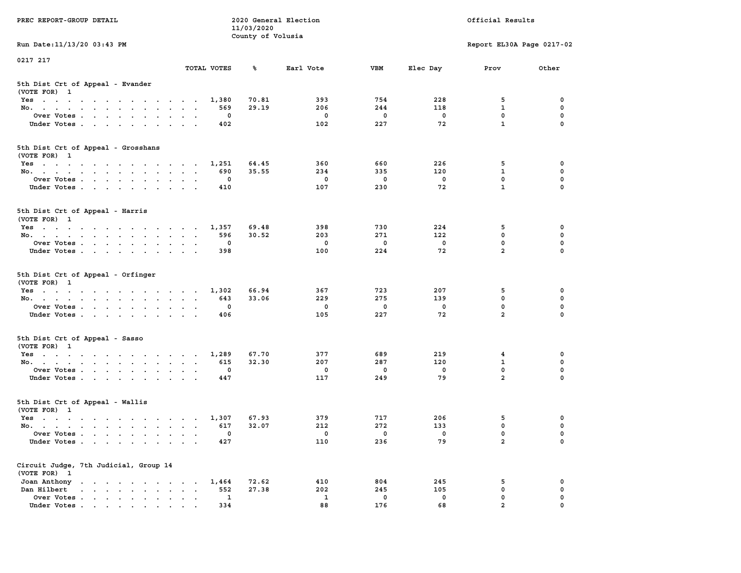PREC REPORT-GROUP DETAIL

2020 General Election
11/03/2020
County of Volusia

Official Results

Run Date:11/13/20 03:43 PM

Report EL30A Page 0217-02

0217 217

| | TOTAL VOTES | % | Earl Vote | VBM | Elec Day | Prov | Other |
|---|---|---|---|---|---|---|---|
| **5th Dist Crt of Appeal - Evander** | | | | | | | |
| (VOTE FOR) 1 | | | | | | | |
| Yes | 1,380 | 70.81 | 393 | 754 | 228 | 5 | 0 |
| No. | 569 | 29.19 | 206 | 244 | 118 | 1 | 0 |
| Over Votes | 0 | | 0 | 0 | 0 | 0 | 0 |
| Under Votes | 402 | | 102 | 227 | 72 | 1 | 0 |
| **5th Dist Crt of Appeal - Grosshans** | | | | | | | |
| (VOTE FOR) 1 | | | | | | | |
| Yes | 1,251 | 64.45 | 360 | 660 | 226 | 5 | 0 |
| No. | 690 | 35.55 | 234 | 335 | 120 | 1 | 0 |
| Over Votes | 0 | | 0 | 0 | 0 | 0 | 0 |
| Under Votes | 410 | | 107 | 230 | 72 | 1 | 0 |
| **5th Dist Crt of Appeal - Harris** | | | | | | | |
| (VOTE FOR) 1 | | | | | | | |
| Yes | 1,357 | 69.48 | 398 | 730 | 224 | 5 | 0 |
| No. | 596 | 30.52 | 203 | 271 | 122 | 0 | 0 |
| Over Votes | 0 | | 0 | 0 | 0 | 0 | 0 |
| Under Votes | 398 | | 100 | 224 | 72 | 2 | 0 |
| **5th Dist Crt of Appeal - Orfinger** | | | | | | | |
| (VOTE FOR) 1 | | | | | | | |
| Yes | 1,302 | 66.94 | 367 | 723 | 207 | 5 | 0 |
| No. | 643 | 33.06 | 229 | 275 | 139 | 0 | 0 |
| Over Votes | 0 | | 0 | 0 | 0 | 0 | 0 |
| Under Votes | 406 | | 105 | 227 | 72 | 2 | 0 |
| **5th Dist Crt of Appeal - Sasso** | | | | | | | |
| (VOTE FOR) 1 | | | | | | | |
| Yes | 1,289 | 67.70 | 377 | 689 | 219 | 4 | 0 |
| No. | 615 | 32.30 | 207 | 287 | 120 | 1 | 0 |
| Over Votes | 0 | | 0 | 0 | 0 | 0 | 0 |
| Under Votes | 447 | | 117 | 249 | 79 | 2 | 0 |
| **5th Dist Crt of Appeal - Wallis** | | | | | | | |
| (VOTE FOR) 1 | | | | | | | |
| Yes | 1,307 | 67.93 | 379 | 717 | 206 | 5 | 0 |
| No. | 617 | 32.07 | 212 | 272 | 133 | 0 | 0 |
| Over Votes | 0 | | 0 | 0 | 0 | 0 | 0 |
| Under Votes | 427 | | 110 | 236 | 79 | 2 | 0 |
| **Circuit Judge, 7th Judicial, Group 14** | | | | | | | |
| (VOTE FOR) 1 | | | | | | | |
| Joan Anthony | 1,464 | 72.62 | 410 | 804 | 245 | 5 | 0 |
| Dan Hilbert | 552 | 27.38 | 202 | 245 | 105 | 0 | 0 |
| Over Votes | 1 | | 1 | 0 | 0 | 0 | 0 |
| Under Votes | 334 | | 88 | 176 | 68 | 2 | 0 |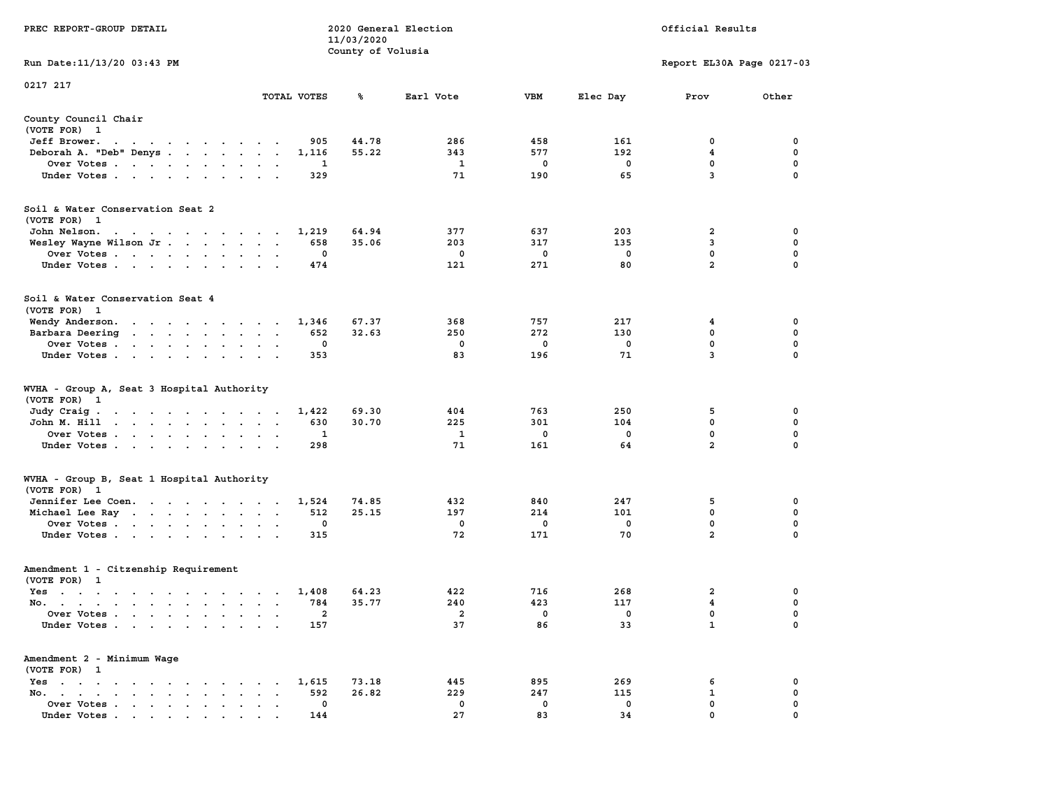PREC REPORT-GROUP DETAIL

2020 General Election
11/03/2020
County of Volusia

Official Results

Run Date:11/13/20 03:43 PM

Report EL30A Page 0217-03

0217 217

| | TOTAL VOTES | % | Earl Vote | VBM | Elec Day | Prov | Other |
|---|---|---|---|---|---|---|---|
| **County Council Chair** | | | | | | | |
| (VOTE FOR) 1 | | | | | | | |
| Jeff Brower | 905 | 44.78 | 286 | 458 | 161 | 0 | 0 |
| Deborah A. "Deb" Denys | 1,116 | 55.22 | 343 | 577 | 192 | 4 | 0 |
| Over Votes | 1 | | 1 | 0 | 0 | 0 | 0 |
| Under Votes | 329 | | 71 | 190 | 65 | 3 | 0 |
| **Soil & Water Conservation Seat 2** | | | | | | | |
| (VOTE FOR) 1 | | | | | | | |
| John Nelson | 1,219 | 64.94 | 377 | 637 | 203 | 2 | 0 |
| Wesley Wayne Wilson Jr | 658 | 35.06 | 203 | 317 | 135 | 3 | 0 |
| Over Votes | 0 | | 0 | 0 | 0 | 0 | 0 |
| Under Votes | 474 | | 121 | 271 | 80 | 2 | 0 |
| **Soil & Water Conservation Seat 4** | | | | | | | |
| (VOTE FOR) 1 | | | | | | | |
| Wendy Anderson | 1,346 | 67.37 | 368 | 757 | 217 | 4 | 0 |
| Barbara Deering | 652 | 32.63 | 250 | 272 | 130 | 0 | 0 |
| Over Votes | 0 | | 0 | 0 | 0 | 0 | 0 |
| Under Votes | 353 | | 83 | 196 | 71 | 3 | 0 |
| **WVHA - Group A, Seat 3 Hospital Authority** | | | | | | | |
| (VOTE FOR) 1 | | | | | | | |
| Judy Craig | 1,422 | 69.30 | 404 | 763 | 250 | 5 | 0 |
| John M. Hill | 630 | 30.70 | 225 | 301 | 104 | 0 | 0 |
| Over Votes | 1 | | 1 | 0 | 0 | 0 | 0 |
| Under Votes | 298 | | 71 | 161 | 64 | 2 | 0 |
| **WVHA - Group B, Seat 1 Hospital Authority** | | | | | | | |
| (VOTE FOR) 1 | | | | | | | |
| Jennifer Lee Coen | 1,524 | 74.85 | 432 | 840 | 247 | 5 | 0 |
| Michael Lee Ray | 512 | 25.15 | 197 | 214 | 101 | 0 | 0 |
| Over Votes | 0 | | 0 | 0 | 0 | 0 | 0 |
| Under Votes | 315 | | 72 | 171 | 70 | 2 | 0 |
| **Amendment 1 - Citzenship Requirement** | | | | | | | |
| (VOTE FOR) 1 | | | | | | | |
| Yes | 1,408 | 64.23 | 422 | 716 | 268 | 2 | 0 |
| No | 784 | 35.77 | 240 | 423 | 117 | 4 | 0 |
| Over Votes | 2 | | 2 | 0 | 0 | 0 | 0 |
| Under Votes | 157 | | 37 | 86 | 33 | 1 | 0 |
| **Amendment 2 - Minimum Wage** | | | | | | | |
| (VOTE FOR) 1 | | | | | | | |
| Yes | 1,615 | 73.18 | 445 | 895 | 269 | 6 | 0 |
| No | 592 | 26.82 | 229 | 247 | 115 | 1 | 0 |
| Over Votes | 0 | | 0 | 0 | 0 | 0 | 0 |
| Under Votes | 144 | | 27 | 83 | 34 | 0 | 0 |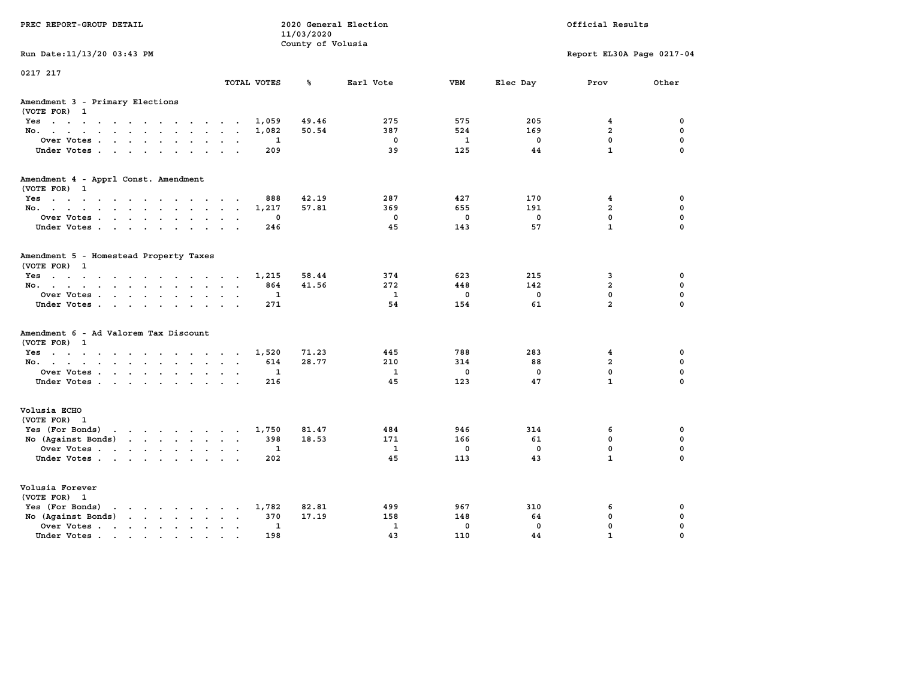PREC REPORT-GROUP DETAIL

2020 General Election
11/03/2020
County of Volusia

Official Results

Run Date:11/13/20 03:43 PM

Report EL30A Page 0217-04

0217 217

| | TOTAL VOTES | % | Earl Vote | VBM | Elec Day | Prov | Other |
|---|---|---|---|---|---|---|---|
| **Amendment 3 - Primary Elections** | | | | | | | |
| (VOTE FOR) 1 | | | | | | | |
| Yes | 1,059 | 49.46 | 275 | 575 | 205 | 4 | 0 |
| No. | 1,082 | 50.54 | 387 | 524 | 169 | 2 | 0 |
| Over Votes | 1 | | 0 | 1 | 0 | 0 | 0 |
| Under Votes | 209 | | 39 | 125 | 44 | 1 | 0 |
| **Amendment 4 - Apprl Const. Amendment** | | | | | | | |
| (VOTE FOR) 1 | | | | | | | |
| Yes | 888 | 42.19 | 287 | 427 | 170 | 4 | 0 |
| No. | 1,217 | 57.81 | 369 | 655 | 191 | 2 | 0 |
| Over Votes | 0 | | 0 | 0 | 0 | 0 | 0 |
| Under Votes | 246 | | 45 | 143 | 57 | 1 | 0 |
| **Amendment 5 - Homestead Property Taxes** | | | | | | | |
| (VOTE FOR) 1 | | | | | | | |
| Yes | 1,215 | 58.44 | 374 | 623 | 215 | 3 | 0 |
| No. | 864 | 41.56 | 272 | 448 | 142 | 2 | 0 |
| Over Votes | 1 | | 1 | 0 | 0 | 0 | 0 |
| Under Votes | 271 | | 54 | 154 | 61 | 2 | 0 |
| **Amendment 6 - Ad Valorem Tax Discount** | | | | | | | |
| (VOTE FOR) 1 | | | | | | | |
| Yes | 1,520 | 71.23 | 445 | 788 | 283 | 4 | 0 |
| No. | 614 | 28.77 | 210 | 314 | 88 | 2 | 0 |
| Over Votes | 1 | | 1 | 0 | 0 | 0 | 0 |
| Under Votes | 216 | | 45 | 123 | 47 | 1 | 0 |
| **Volusia ECHO** | | | | | | | |
| (VOTE FOR) 1 | | | | | | | |
| Yes (For Bonds) | 1,750 | 81.47 | 484 | 946 | 314 | 6 | 0 |
| No (Against Bonds) | 398 | 18.53 | 171 | 166 | 61 | 0 | 0 |
| Over Votes | 1 | | 1 | 0 | 0 | 0 | 0 |
| Under Votes | 202 | | 45 | 113 | 43 | 1 | 0 |
| **Volusia Forever** | | | | | | | |
| (VOTE FOR) 1 | | | | | | | |
| Yes (For Bonds) | 1,782 | 82.81 | 499 | 967 | 310 | 6 | 0 |
| No (Against Bonds) | 370 | 17.19 | 158 | 148 | 64 | 0 | 0 |
| Over Votes | 1 | | 1 | 0 | 0 | 0 | 0 |
| Under Votes | 198 | | 43 | 110 | 44 | 1 | 0 |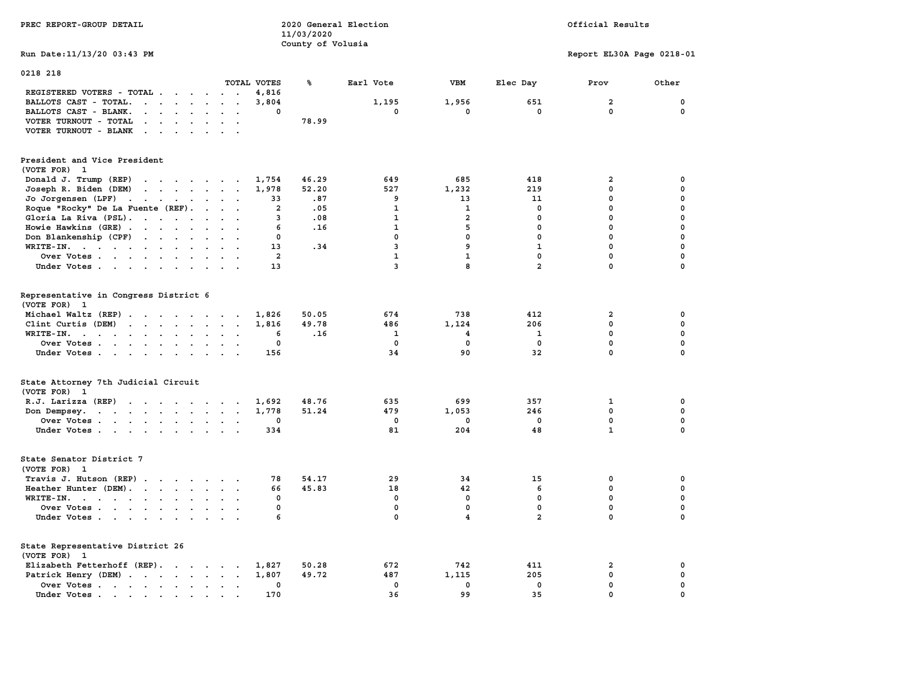PREC REPORT-GROUP DETAIL

2020 General Election
11/03/2020
County of Volusia

Official Results

Run Date:11/13/20 03:43 PM

Report EL30A Page 0218-01

0218 218

| | TOTAL VOTES | % | Earl Vote | VBM | Elec Day | Prov | Other |
|---|---|---|---|---|---|---|---|
| REGISTERED VOTERS - TOTAL | 4,816 | | | | | | |
| BALLOTS CAST - TOTAL. | 3,804 | | 1,195 | 1,956 | 651 | 2 | 0 |
| BALLOTS CAST - BLANK. | 0 | | 0 | 0 | 0 | 0 | 0 |
| VOTER TURNOUT - TOTAL | | 78.99 | | | | | |
| VOTER TURNOUT - BLANK | | | | | | | |

President and Vice President
(VOTE FOR) 1

| | TOTAL VOTES | % | Earl Vote | VBM | Elec Day | Prov | Other |
|---|---|---|---|---|---|---|---|
| Donald J. Trump (REP) | 1,754 | 46.29 | 649 | 685 | 418 | 2 | 0 |
| Joseph R. Biden (DEM) | 1,978 | 52.20 | 527 | 1,232 | 219 | 0 | 0 |
| Jo Jorgensen (LPF) | 33 | .87 | 9 | 13 | 11 | 0 | 0 |
| Roque "Rocky" De La Fuente (REF). | 2 | .05 | 1 | 1 | 0 | 0 | 0 |
| Gloria La Riva (PSL). | 3 | .08 | 1 | 2 | 0 | 0 | 0 |
| Howie Hawkins (GRE) | 6 | .16 | 1 | 5 | 0 | 0 | 0 |
| Don Blankenship (CPF) | 0 | | 0 | 0 | 0 | 0 | 0 |
| WRITE-IN. | 13 | .34 | 3 | 9 | 1 | 0 | 0 |
| Over Votes | 2 | | 1 | 1 | 0 | 0 | 0 |
| Under Votes | 13 | | 3 | 8 | 2 | 0 | 0 |

Representative in Congress District 6
(VOTE FOR) 1

| | TOTAL VOTES | % | Earl Vote | VBM | Elec Day | Prov | Other |
|---|---|---|---|---|---|---|---|
| Michael Waltz (REP) | 1,826 | 50.05 | 674 | 738 | 412 | 2 | 0 |
| Clint Curtis (DEM) | 1,816 | 49.78 | 486 | 1,124 | 206 | 0 | 0 |
| WRITE-IN. | 6 | .16 | 1 | 4 | 1 | 0 | 0 |
| Over Votes | 0 | | 0 | 0 | 0 | 0 | 0 |
| Under Votes | 156 | | 34 | 90 | 32 | 0 | 0 |

State Attorney 7th Judicial Circuit
(VOTE FOR) 1

| | TOTAL VOTES | % | Earl Vote | VBM | Elec Day | Prov | Other |
|---|---|---|---|---|---|---|---|
| R.J. Larizza (REP) | 1,692 | 48.76 | 635 | 699 | 357 | 1 | 0 |
| Don Dempsey. | 1,778 | 51.24 | 479 | 1,053 | 246 | 0 | 0 |
| Over Votes | 0 | | 0 | 0 | 0 | 0 | 0 |
| Under Votes | 334 | | 81 | 204 | 48 | 1 | 0 |

State Senator District 7
(VOTE FOR) 1

| | TOTAL VOTES | % | Earl Vote | VBM | Elec Day | Prov | Other |
|---|---|---|---|---|---|---|---|
| Travis J. Hutson (REP) | 78 | 54.17 | 29 | 34 | 15 | 0 | 0 |
| Heather Hunter (DEM). | 66 | 45.83 | 18 | 42 | 6 | 0 | 0 |
| WRITE-IN. | 0 | | 0 | 0 | 0 | 0 | 0 |
| Over Votes | 0 | | 0 | 0 | 0 | 0 | 0 |
| Under Votes | 6 | | 0 | 4 | 2 | 0 | 0 |

State Representative District 26
(VOTE FOR) 1

| | TOTAL VOTES | % | Earl Vote | VBM | Elec Day | Prov | Other |
|---|---|---|---|---|---|---|---|
| Elizabeth Fetterhoff (REP). | 1,827 | 50.28 | 672 | 742 | 411 | 2 | 0 |
| Patrick Henry (DEM) | 1,807 | 49.72 | 487 | 1,115 | 205 | 0 | 0 |
| Over Votes | 0 | | 0 | 0 | 0 | 0 | 0 |
| Under Votes | 170 | | 36 | 99 | 35 | 0 | 0 |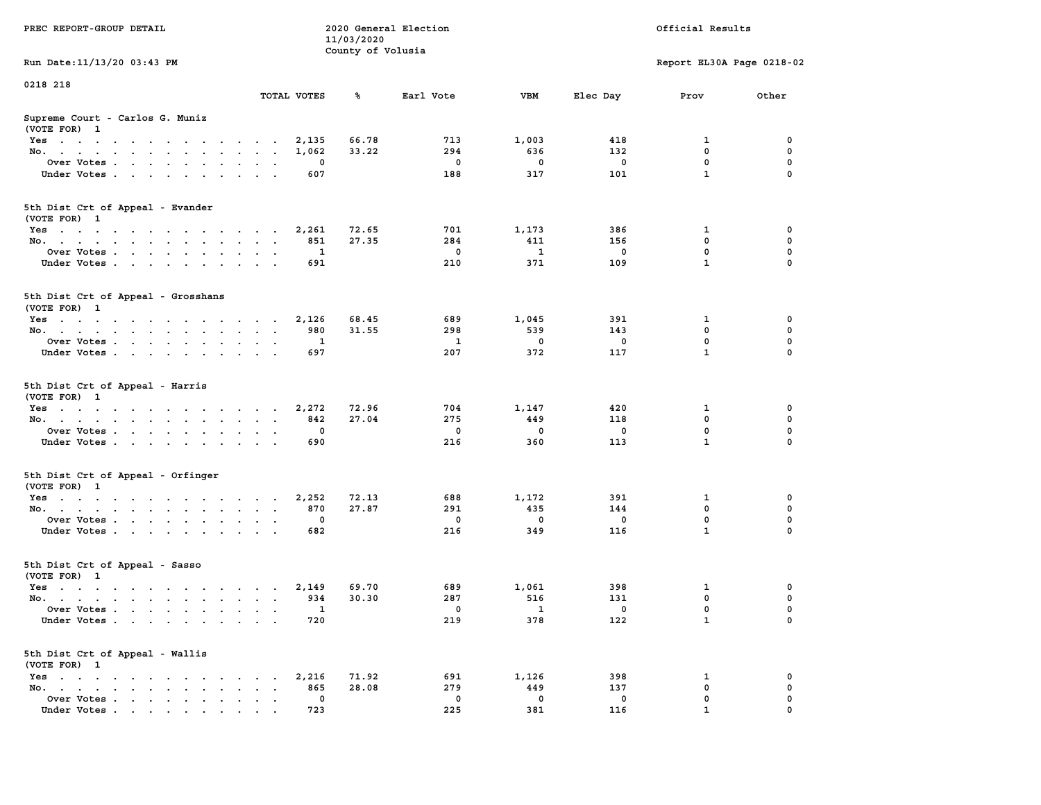PREC REPORT-GROUP DETAIL

2020 General Election
11/03/2020
County of Volusia

Official Results

Run Date:11/13/20 03:43 PM

Report EL30A Page 0218-02

0218 218

| | TOTAL VOTES | % | Earl Vote | VBM | Elec Day | Prov | Other |
|---|---|---|---|---|---|---|---|
| **Supreme Court - Carlos G. Muniz** | | | | | | | |
| (VOTE FOR) 1 | | | | | | | |
| Yes | 2,135 | 66.78 | 713 | 1,003 | 418 | 1 | 0 |
| No. | 1,062 | 33.22 | 294 | 636 | 132 | 0 | 0 |
| Over Votes | 0 | | 0 | 0 | 0 | 0 | 0 |
| Under Votes | 607 | | 188 | 317 | 101 | 1 | 0 |
| **5th Dist Crt of Appeal - Evander** | | | | | | | |
| (VOTE FOR) 1 | | | | | | | |
| Yes | 2,261 | 72.65 | 701 | 1,173 | 386 | 1 | 0 |
| No. | 851 | 27.35 | 284 | 411 | 156 | 0 | 0 |
| Over Votes | 1 | | 0 | 1 | 0 | 0 | 0 |
| Under Votes | 691 | | 210 | 371 | 109 | 1 | 0 |
| **5th Dist Crt of Appeal - Grosshans** | | | | | | | |
| (VOTE FOR) 1 | | | | | | | |
| Yes | 2,126 | 68.45 | 689 | 1,045 | 391 | 1 | 0 |
| No. | 980 | 31.55 | 298 | 539 | 143 | 0 | 0 |
| Over Votes | 1 | | 1 | 0 | 0 | 0 | 0 |
| Under Votes | 697 | | 207 | 372 | 117 | 1 | 0 |
| **5th Dist Crt of Appeal - Harris** | | | | | | | |
| (VOTE FOR) 1 | | | | | | | |
| Yes | 2,272 | 72.96 | 704 | 1,147 | 420 | 1 | 0 |
| No. | 842 | 27.04 | 275 | 449 | 118 | 0 | 0 |
| Over Votes | 0 | | 0 | 0 | 0 | 0 | 0 |
| Under Votes | 690 | | 216 | 360 | 113 | 1 | 0 |
| **5th Dist Crt of Appeal - Orfinger** | | | | | | | |
| (VOTE FOR) 1 | | | | | | | |
| Yes | 2,252 | 72.13 | 688 | 1,172 | 391 | 1 | 0 |
| No. | 870 | 27.87 | 291 | 435 | 144 | 0 | 0 |
| Over Votes | 0 | | 0 | 0 | 0 | 0 | 0 |
| Under Votes | 682 | | 216 | 349 | 116 | 1 | 0 |
| **5th Dist Crt of Appeal - Sasso** | | | | | | | |
| (VOTE FOR) 1 | | | | | | | |
| Yes | 2,149 | 69.70 | 689 | 1,061 | 398 | 1 | 0 |
| No. | 934 | 30.30 | 287 | 516 | 131 | 0 | 0 |
| Over Votes | 1 | | 0 | 1 | 0 | 0 | 0 |
| Under Votes | 720 | | 219 | 378 | 122 | 1 | 0 |
| **5th Dist Crt of Appeal - Wallis** | | | | | | | |
| (VOTE FOR) 1 | | | | | | | |
| Yes | 2,216 | 71.92 | 691 | 1,126 | 398 | 1 | 0 |
| No. | 865 | 28.08 | 279 | 449 | 137 | 0 | 0 |
| Over Votes | 0 | | 0 | 0 | 0 | 0 | 0 |
| Under Votes | 723 | | 225 | 381 | 116 | 1 | 0 |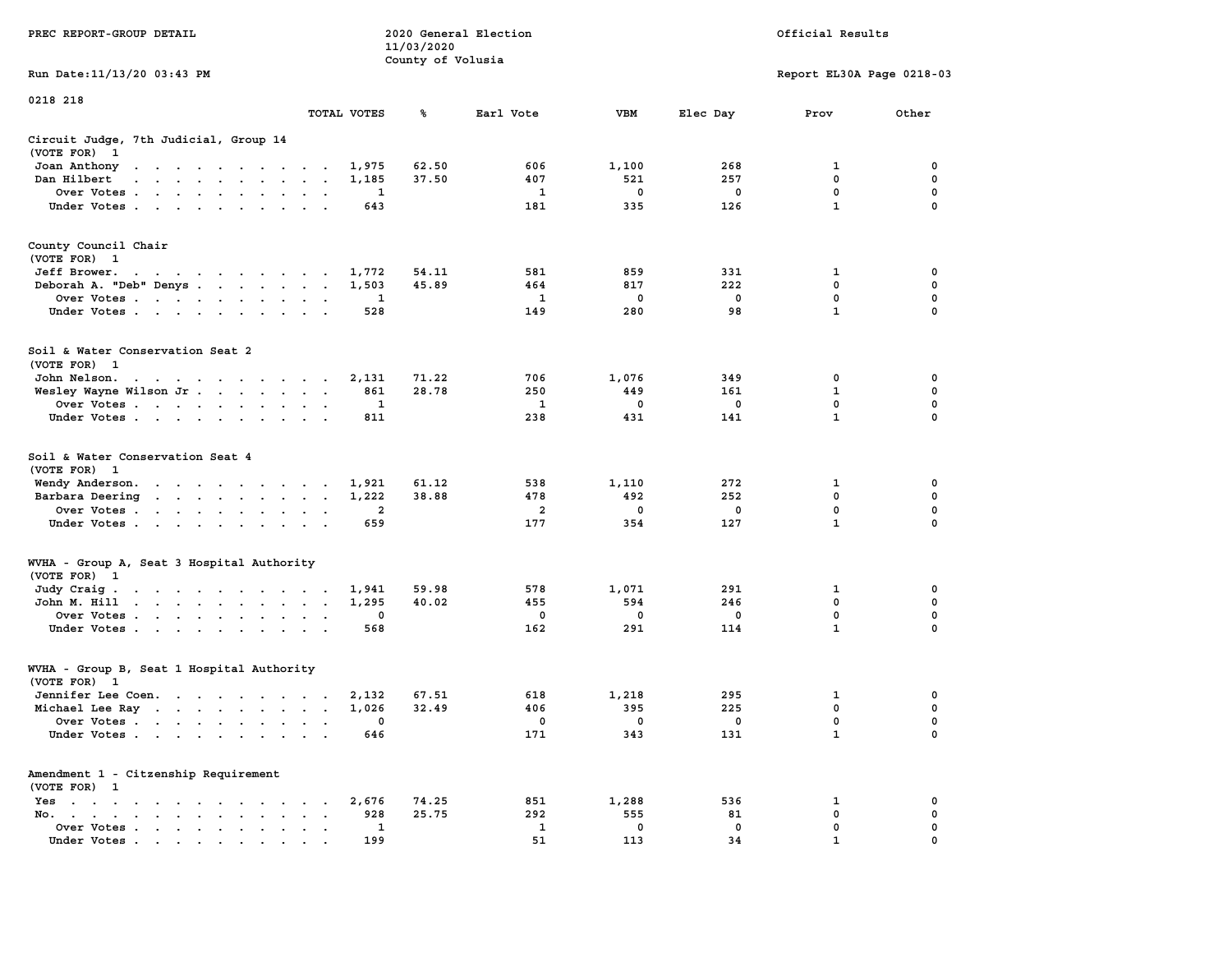PREC REPORT-GROUP DETAIL

2020 General Election
11/03/2020
County of Volusia

Official Results

Run Date:11/13/20 03:43 PM

Report EL30A Page 0218-03

0218 218

| | TOTAL VOTES | % | Earl Vote | VBM | Elec Day | Prov | Other |
|---|---|---|---|---|---|---|---|
| **Circuit Judge, 7th Judicial, Group 14** | | | | | | | |
| (VOTE FOR) 1 | | | | | | | |
| Joan Anthony | 1,975 | 62.50 | 606 | 1,100 | 268 | 1 | 0 |
| Dan Hilbert | 1,185 | 37.50 | 407 | 521 | 257 | 0 | 0 |
| Over Votes | 1 | | 1 | 0 | 0 | 0 | 0 |
| Under Votes | 643 | | 181 | 335 | 126 | 1 | 0 |
| **County Council Chair** | | | | | | | |
| (VOTE FOR) 1 | | | | | | | |
| Jeff Brower. | 1,772 | 54.11 | 581 | 859 | 331 | 1 | 0 |
| Deborah A. "Deb" Denys | 1,503 | 45.89 | 464 | 817 | 222 | 0 | 0 |
| Over Votes | 1 | | 1 | 0 | 0 | 0 | 0 |
| Under Votes | 528 | | 149 | 280 | 98 | 1 | 0 |
| **Soil & Water Conservation Seat 2** | | | | | | | |
| (VOTE FOR) 1 | | | | | | | |
| John Nelson. | 2,131 | 71.22 | 706 | 1,076 | 349 | 0 | 0 |
| Wesley Wayne Wilson Jr | 861 | 28.78 | 250 | 449 | 161 | 1 | 0 |
| Over Votes | 1 | | 1 | 0 | 0 | 0 | 0 |
| Under Votes | 811 | | 238 | 431 | 141 | 1 | 0 |
| **Soil & Water Conservation Seat 4** | | | | | | | |
| (VOTE FOR) 1 | | | | | | | |
| Wendy Anderson. | 1,921 | 61.12 | 538 | 1,110 | 272 | 1 | 0 |
| Barbara Deering | 1,222 | 38.88 | 478 | 492 | 252 | 0 | 0 |
| Over Votes | 2 | | 2 | 0 | 0 | 0 | 0 |
| Under Votes | 659 | | 177 | 354 | 127 | 1 | 0 |
| **WVHA - Group A, Seat 3 Hospital Authority** | | | | | | | |
| (VOTE FOR) 1 | | | | | | | |
| Judy Craig | 1,941 | 59.98 | 578 | 1,071 | 291 | 1 | 0 |
| John M. Hill | 1,295 | 40.02 | 455 | 594 | 246 | 0 | 0 |
| Over Votes | 0 | | 0 | 0 | 0 | 0 | 0 |
| Under Votes | 568 | | 162 | 291 | 114 | 1 | 0 |
| **WVHA - Group B, Seat 1 Hospital Authority** | | | | | | | |
| (VOTE FOR) 1 | | | | | | | |
| Jennifer Lee Coen. | 2,132 | 67.51 | 618 | 1,218 | 295 | 1 | 0 |
| Michael Lee Ray | 1,026 | 32.49 | 406 | 395 | 225 | 0 | 0 |
| Over Votes | 0 | | 0 | 0 | 0 | 0 | 0 |
| Under Votes | 646 | | 171 | 343 | 131 | 1 | 0 |
| **Amendment 1 - Citzenship Requirement** | | | | | | | |
| (VOTE FOR) 1 | | | | | | | |
| Yes | 2,676 | 74.25 | 851 | 1,288 | 536 | 1 | 0 |
| No. | 928 | 25.75 | 292 | 555 | 81 | 0 | 0 |
| Over Votes | 1 | | 1 | 0 | 0 | 0 | 0 |
| Under Votes | 199 | | 51 | 113 | 34 | 1 | 0 |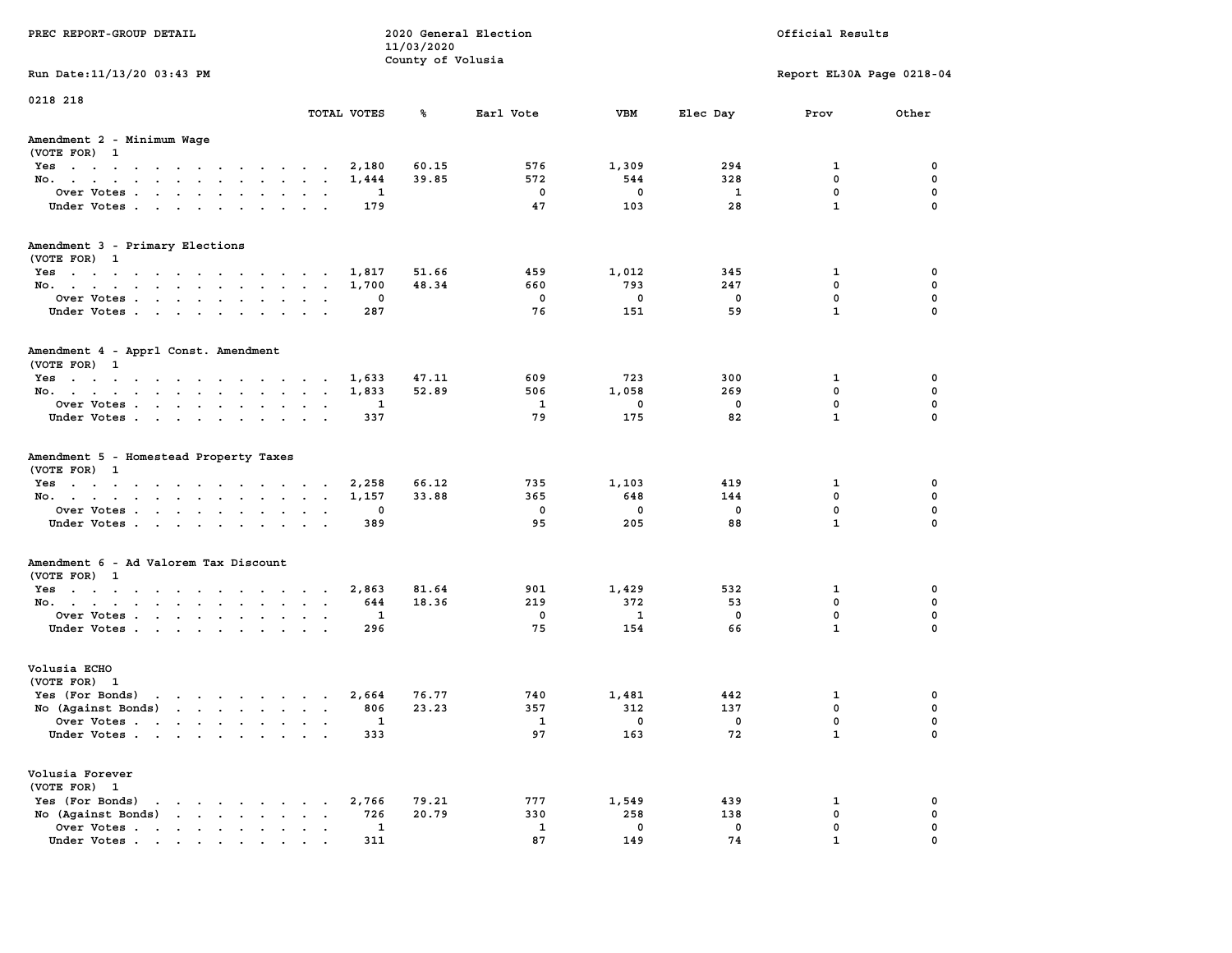PREC REPORT-GROUP DETAIL

2020 General Election
11/03/2020
County of Volusia

Official Results

Run Date:11/13/20 03:43 PM

Report EL30A Page 0218-04

0218 218

## Amendment 2 - Minimum Wage
(VOTE FOR) 1

| | TOTAL VOTES | % | Earl Vote | VBM | Elec Day | Prov | Other |
|---|---|---|---|---|---|---|---|
| Yes | 2,180 | 60.15 | 576 | 1,309 | 294 | 1 | 0 |
| No. | 1,444 | 39.85 | 572 | 544 | 328 | 0 | 0 |
| Over Votes | 1 | | 0 | 0 | 1 | 0 | 0 |
| Under Votes | 179 | | 47 | 103 | 28 | 1 | 0 |

## Amendment 3 - Primary Elections
(VOTE FOR) 1

| | TOTAL VOTES | % | Earl Vote | VBM | Elec Day | Prov | Other |
|---|---|---|---|---|---|---|---|
| Yes | 1,817 | 51.66 | 459 | 1,012 | 345 | 1 | 0 |
| No. | 1,700 | 48.34 | 660 | 793 | 247 | 0 | 0 |
| Over Votes | 0 | | 0 | 0 | 0 | 0 | 0 |
| Under Votes | 287 | | 76 | 151 | 59 | 1 | 0 |

## Amendment 4 - Apprl Const. Amendment
(VOTE FOR) 1

| | TOTAL VOTES | % | Earl Vote | VBM | Elec Day | Prov | Other |
|---|---|---|---|---|---|---|---|
| Yes | 1,633 | 47.11 | 609 | 723 | 300 | 1 | 0 |
| No. | 1,833 | 52.89 | 506 | 1,058 | 269 | 0 | 0 |
| Over Votes | 1 | | 1 | 0 | 0 | 0 | 0 |
| Under Votes | 337 | | 79 | 175 | 82 | 1 | 0 |

## Amendment 5 - Homestead Property Taxes
(VOTE FOR) 1

| | TOTAL VOTES | % | Earl Vote | VBM | Elec Day | Prov | Other |
|---|---|---|---|---|---|---|---|
| Yes | 2,258 | 66.12 | 735 | 1,103 | 419 | 1 | 0 |
| No. | 1,157 | 33.88 | 365 | 648 | 144 | 0 | 0 |
| Over Votes | 0 | | 0 | 0 | 0 | 0 | 0 |
| Under Votes | 389 | | 95 | 205 | 88 | 1 | 0 |

## Amendment 6 - Ad Valorem Tax Discount
(VOTE FOR) 1

| | TOTAL VOTES | % | Earl Vote | VBM | Elec Day | Prov | Other |
|---|---|---|---|---|---|---|---|
| Yes | 2,863 | 81.64 | 901 | 1,429 | 532 | 1 | 0 |
| No. | 644 | 18.36 | 219 | 372 | 53 | 0 | 0 |
| Over Votes | 1 | | 0 | 1 | 0 | 0 | 0 |
| Under Votes | 296 | | 75 | 154 | 66 | 1 | 0 |

## Volusia ECHO
(VOTE FOR) 1

| | TOTAL VOTES | % | Earl Vote | VBM | Elec Day | Prov | Other |
|---|---|---|---|---|---|---|---|
| Yes (For Bonds) | 2,664 | 76.77 | 740 | 1,481 | 442 | 1 | 0 |
| No (Against Bonds) | 806 | 23.23 | 357 | 312 | 137 | 0 | 0 |
| Over Votes | 1 | | 1 | 0 | 0 | 0 | 0 |
| Under Votes | 333 | | 97 | 163 | 72 | 1 | 0 |

## Volusia Forever
(VOTE FOR) 1

| | TOTAL VOTES | % | Earl Vote | VBM | Elec Day | Prov | Other |
|---|---|---|---|---|---|---|---|
| Yes (For Bonds) | 2,766 | 79.21 | 777 | 1,549 | 439 | 1 | 0 |
| No (Against Bonds) | 726 | 20.79 | 330 | 258 | 138 | 0 | 0 |
| Over Votes | 1 | | 1 | 0 | 0 | 0 | 0 |
| Under Votes | 311 | | 87 | 149 | 74 | 1 | 0 |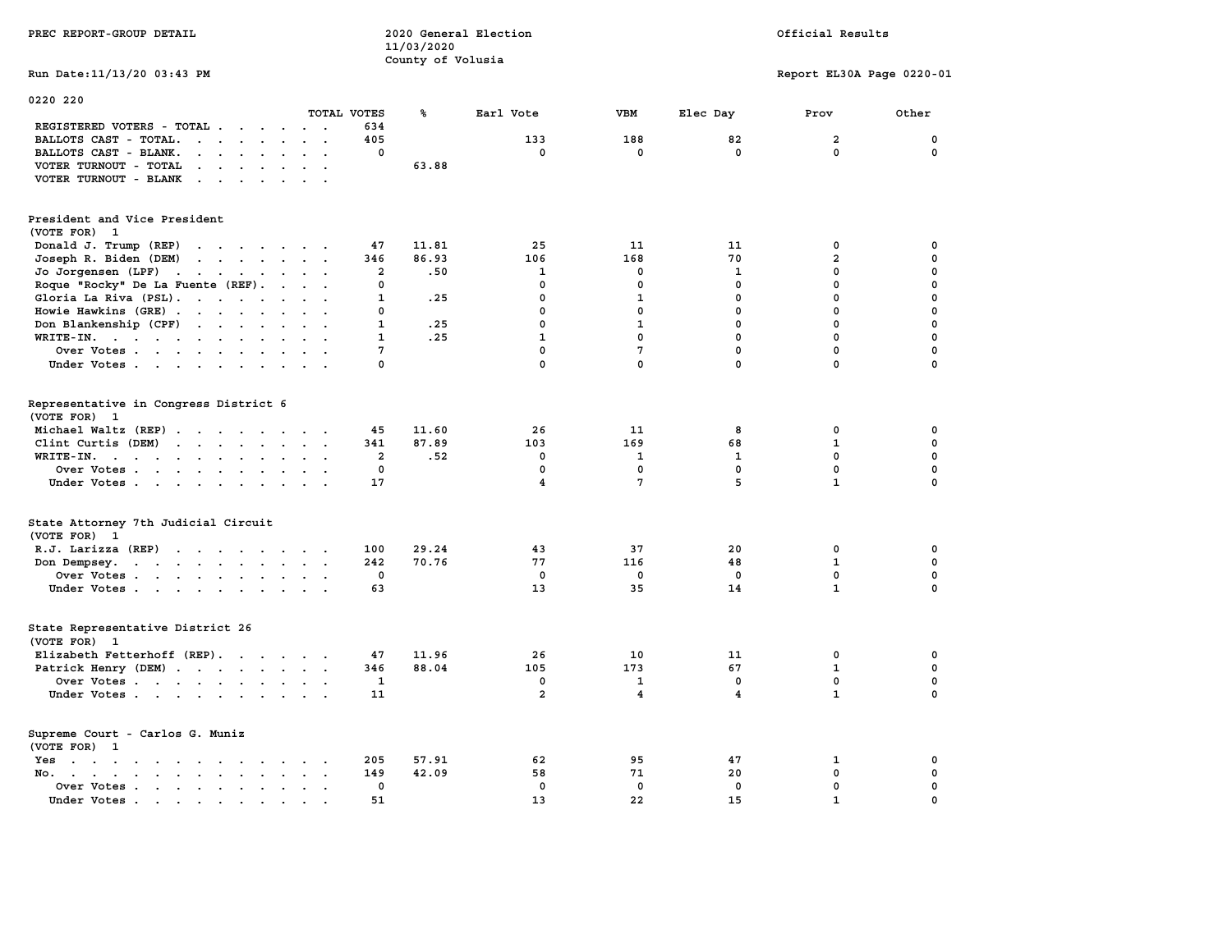PREC REPORT-GROUP DETAIL

2020 General Election
11/03/2020
County of Volusia

Official Results

Run Date:11/13/20 03:43 PM

Report EL30A Page 0220-01

## 0220 220

| | TOTAL VOTES | % | Earl Vote | VBM | Elec Day | Prov | Other |
|---|---|---|---|---|---|---|---|
| REGISTERED VOTERS - TOTAL | 634 | | | | | | |
| BALLOTS CAST - TOTAL. | 405 | | 133 | 188 | 82 | 2 | 0 |
| BALLOTS CAST - BLANK. | 0 | | 0 | 0 | 0 | 0 | 0 |
| VOTER TURNOUT - TOTAL | | 63.88 | | | | | |
| VOTER TURNOUT - BLANK | | | | | | | |

### President and Vice President
(VOTE FOR) 1

| | TOTAL VOTES | % | Earl Vote | VBM | Elec Day | Prov | Other |
|---|---|---|---|---|---|---|---|
| Donald J. Trump (REP) | 47 | 11.81 | 25 | 11 | 11 | 0 | 0 |
| Joseph R. Biden (DEM) | 346 | 86.93 | 106 | 168 | 70 | 2 | 0 |
| Jo Jorgensen (LPF) | 2 | .50 | 1 | 0 | 1 | 0 | 0 |
| Roque "Rocky" De La Fuente (REF). | 0 | | 0 | 0 | 0 | 0 | 0 |
| Gloria La Riva (PSL). | 1 | .25 | 0 | 1 | 0 | 0 | 0 |
| Howie Hawkins (GRE) | 0 | | 0 | 0 | 0 | 0 | 0 |
| Don Blankenship (CPF) | 1 | .25 | 0 | 1 | 0 | 0 | 0 |
| WRITE-IN. | 1 | .25 | 1 | 0 | 0 | 0 | 0 |
| Over Votes | 7 | | 0 | 7 | 0 | 0 | 0 |
| Under Votes | 0 | | 0 | 0 | 0 | 0 | 0 |

### Representative in Congress District 6
(VOTE FOR) 1

| | TOTAL VOTES | % | Earl Vote | VBM | Elec Day | Prov | Other |
|---|---|---|---|---|---|---|---|
| Michael Waltz (REP) | 45 | 11.60 | 26 | 11 | 8 | 0 | 0 |
| Clint Curtis (DEM) | 341 | 87.89 | 103 | 169 | 68 | 1 | 0 |
| WRITE-IN. | 2 | .52 | 0 | 1 | 1 | 0 | 0 |
| Over Votes | 0 | | 0 | 0 | 0 | 0 | 0 |
| Under Votes | 17 | | 4 | 7 | 5 | 1 | 0 |

### State Attorney 7th Judicial Circuit
(VOTE FOR) 1

| | TOTAL VOTES | % | Earl Vote | VBM | Elec Day | Prov | Other |
|---|---|---|---|---|---|---|---|
| R.J. Larizza (REP) | 100 | 29.24 | 43 | 37 | 20 | 0 | 0 |
| Don Dempsey. | 242 | 70.76 | 77 | 116 | 48 | 1 | 0 |
| Over Votes | 0 | | 0 | 0 | 0 | 0 | 0 |
| Under Votes | 63 | | 13 | 35 | 14 | 1 | 0 |

### State Representative District 26
(VOTE FOR) 1

| | TOTAL VOTES | % | Earl Vote | VBM | Elec Day | Prov | Other |
|---|---|---|---|---|---|---|---|
| Elizabeth Fetterhoff (REP). | 47 | 11.96 | 26 | 10 | 11 | 0 | 0 |
| Patrick Henry (DEM) | 346 | 88.04 | 105 | 173 | 67 | 1 | 0 |
| Over Votes | 1 | | 0 | 1 | 0 | 0 | 0 |
| Under Votes | 11 | | 2 | 4 | 4 | 1 | 0 |

### Supreme Court - Carlos G. Muniz
(VOTE FOR) 1

| | TOTAL VOTES | % | Earl Vote | VBM | Elec Day | Prov | Other |
|---|---|---|---|---|---|---|---|
| Yes | 205 | 57.91 | 62 | 95 | 47 | 1 | 0 |
| No. | 149 | 42.09 | 58 | 71 | 20 | 0 | 0 |
| Over Votes | 0 | | 0 | 0 | 0 | 0 | 0 |
| Under Votes | 51 | | 13 | 22 | 15 | 1 | 0 |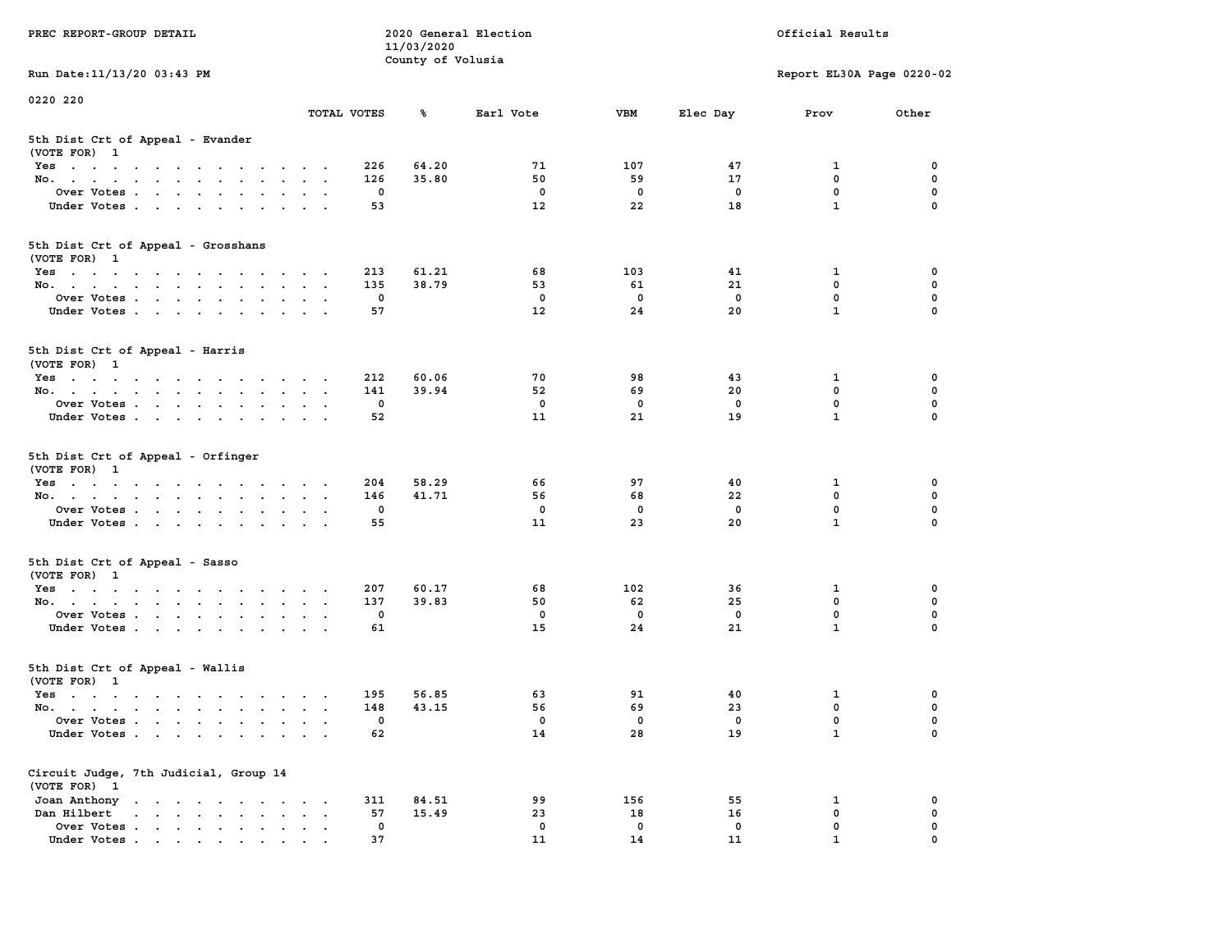PREC REPORT-GROUP DETAIL

2020 General Election
11/03/2020
County of Volusia

Official Results

Run Date:11/13/20 03:43 PM

Report EL30A Page 0220-02

0220 220

## 5th Dist Crt of Appeal - Evander
(VOTE FOR) 1

| | TOTAL VOTES | % | Earl Vote | VBM | Elec Day | Prov | Other |
|---|---|---|---|---|---|---|---|
| Yes | 226 | 64.20 | 71 | 107 | 47 | 1 | 0 |
| No. | 126 | 35.80 | 50 | 59 | 17 | 0 | 0 |
| Over Votes | 0 | | 0 | 0 | 0 | 0 | 0 |
| Under Votes | 53 | | 12 | 22 | 18 | 1 | 0 |

## 5th Dist Crt of Appeal - Grosshans
(VOTE FOR) 1

| | TOTAL VOTES | % | Earl Vote | VBM | Elec Day | Prov | Other |
|---|---|---|---|---|---|---|---|
| Yes | 213 | 61.21 | 68 | 103 | 41 | 1 | 0 |
| No. | 135 | 38.79 | 53 | 61 | 21 | 0 | 0 |
| Over Votes | 0 | | 0 | 0 | 0 | 0 | 0 |
| Under Votes | 57 | | 12 | 24 | 20 | 1 | 0 |

## 5th Dist Crt of Appeal - Harris
(VOTE FOR) 1

| | TOTAL VOTES | % | Earl Vote | VBM | Elec Day | Prov | Other |
|---|---|---|---|---|---|---|---|
| Yes | 212 | 60.06 | 70 | 98 | 43 | 1 | 0 |
| No. | 141 | 39.94 | 52 | 69 | 20 | 0 | 0 |
| Over Votes | 0 | | 0 | 0 | 0 | 0 | 0 |
| Under Votes | 52 | | 11 | 21 | 19 | 1 | 0 |

## 5th Dist Crt of Appeal - Orfinger
(VOTE FOR) 1

| | TOTAL VOTES | % | Earl Vote | VBM | Elec Day | Prov | Other |
|---|---|---|---|---|---|---|---|
| Yes | 204 | 58.29 | 66 | 97 | 40 | 1 | 0 |
| No. | 146 | 41.71 | 56 | 68 | 22 | 0 | 0 |
| Over Votes | 0 | | 0 | 0 | 0 | 0 | 0 |
| Under Votes | 55 | | 11 | 23 | 20 | 1 | 0 |

## 5th Dist Crt of Appeal - Sasso
(VOTE FOR) 1

| | TOTAL VOTES | % | Earl Vote | VBM | Elec Day | Prov | Other |
|---|---|---|---|---|---|---|---|
| Yes | 207 | 60.17 | 68 | 102 | 36 | 1 | 0 |
| No. | 137 | 39.83 | 50 | 62 | 25 | 0 | 0 |
| Over Votes | 0 | | 0 | 0 | 0 | 0 | 0 |
| Under Votes | 61 | | 15 | 24 | 21 | 1 | 0 |

## 5th Dist Crt of Appeal - Wallis
(VOTE FOR) 1

| | TOTAL VOTES | % | Earl Vote | VBM | Elec Day | Prov | Other |
|---|---|---|---|---|---|---|---|
| Yes | 195 | 56.85 | 63 | 91 | 40 | 1 | 0 |
| No. | 148 | 43.15 | 56 | 69 | 23 | 0 | 0 |
| Over Votes | 0 | | 0 | 0 | 0 | 0 | 0 |
| Under Votes | 62 | | 14 | 28 | 19 | 1 | 0 |

## Circuit Judge, 7th Judicial, Group 14
(VOTE FOR) 1

| | TOTAL VOTES | % | Earl Vote | VBM | Elec Day | Prov | Other |
|---|---|---|---|---|---|---|---|
| Joan Anthony | 311 | 84.51 | 99 | 156 | 55 | 1 | 0 |
| Dan Hilbert | 57 | 15.49 | 23 | 18 | 16 | 0 | 0 |
| Over Votes | 0 | | 0 | 0 | 0 | 0 | 0 |
| Under Votes | 37 | | 11 | 14 | 11 | 1 | 0 |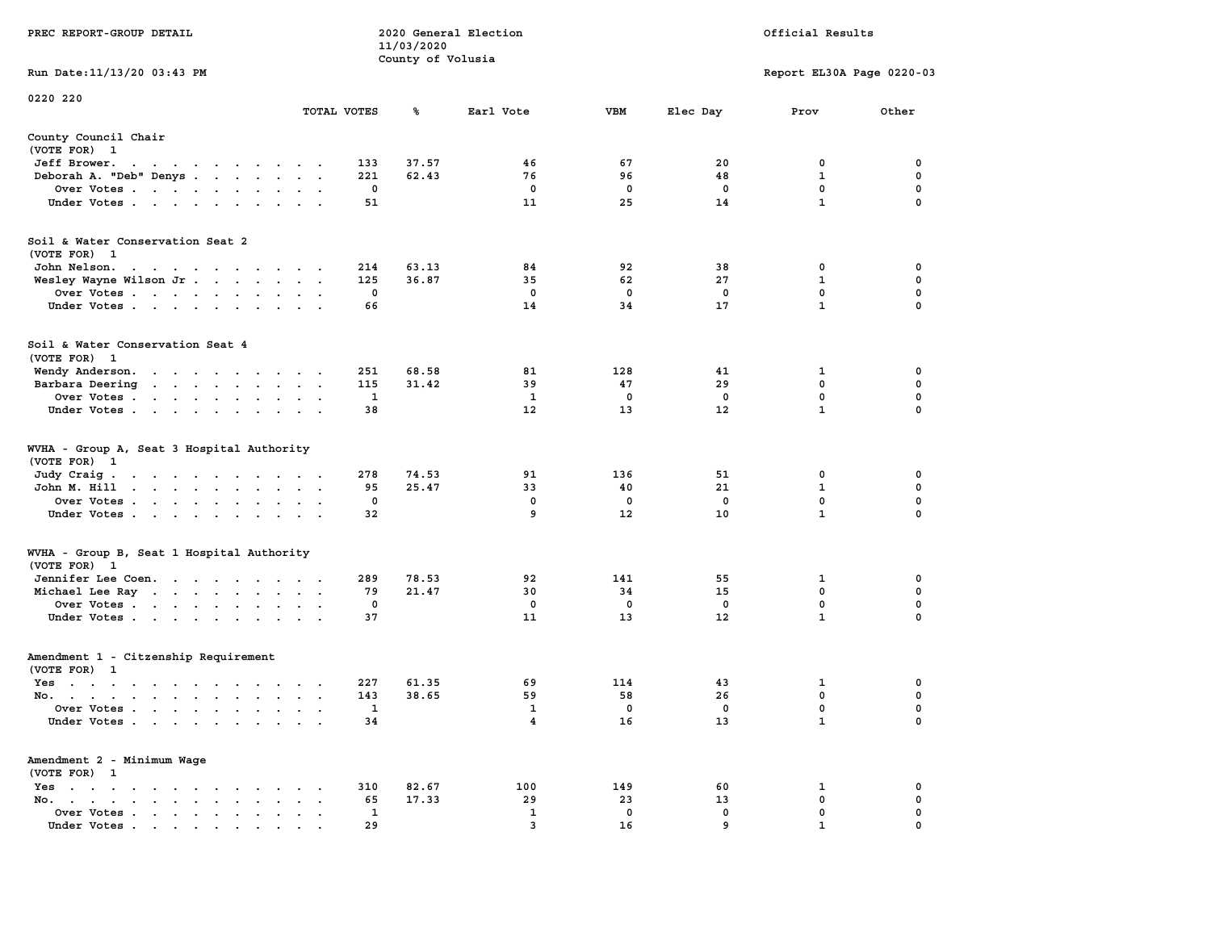PREC REPORT-GROUP DETAIL

2020 General Election
11/03/2020
County of Volusia

Official Results

Run Date:11/13/20 03:43 PM

Report EL30A Page 0220-03

0220 220

| | TOTAL VOTES | % | Earl Vote | VBM | Elec Day | Prov | Other |
|---|---|---|---|---|---|---|---|
| **County Council Chair** | | | | | | | |
| (VOTE FOR) 1 | | | | | | | |
| Jeff Brower | 133 | 37.57 | 46 | 67 | 20 | 0 | 0 |
| Deborah A. "Deb" Denys | 221 | 62.43 | 76 | 96 | 48 | 1 | 0 |
| Over Votes | 0 | | 0 | 0 | 0 | 0 | 0 |
| Under Votes | 51 | | 11 | 25 | 14 | 1 | 0 |
| **Soil & Water Conservation Seat 2** | | | | | | | |
| (VOTE FOR) 1 | | | | | | | |
| John Nelson | 214 | 63.13 | 84 | 92 | 38 | 0 | 0 |
| Wesley Wayne Wilson Jr | 125 | 36.87 | 35 | 62 | 27 | 1 | 0 |
| Over Votes | 0 | | 0 | 0 | 0 | 0 | 0 |
| Under Votes | 66 | | 14 | 34 | 17 | 1 | 0 |
| **Soil & Water Conservation Seat 4** | | | | | | | |
| (VOTE FOR) 1 | | | | | | | |
| Wendy Anderson | 251 | 68.58 | 81 | 128 | 41 | 1 | 0 |
| Barbara Deering | 115 | 31.42 | 39 | 47 | 29 | 0 | 0 |
| Over Votes | 1 | | 1 | 0 | 0 | 0 | 0 |
| Under Votes | 38 | | 12 | 13 | 12 | 1 | 0 |
| **WVHA - Group A, Seat 3 Hospital Authority** | | | | | | | |
| (VOTE FOR) 1 | | | | | | | |
| Judy Craig | 278 | 74.53 | 91 | 136 | 51 | 0 | 0 |
| John M. Hill | 95 | 25.47 | 33 | 40 | 21 | 1 | 0 |
| Over Votes | 0 | | 0 | 0 | 0 | 0 | 0 |
| Under Votes | 32 | | 9 | 12 | 10 | 1 | 0 |
| **WVHA - Group B, Seat 1 Hospital Authority** | | | | | | | |
| (VOTE FOR) 1 | | | | | | | |
| Jennifer Lee Coen | 289 | 78.53 | 92 | 141 | 55 | 1 | 0 |
| Michael Lee Ray | 79 | 21.47 | 30 | 34 | 15 | 0 | 0 |
| Over Votes | 0 | | 0 | 0 | 0 | 0 | 0 |
| Under Votes | 37 | | 11 | 13 | 12 | 1 | 0 |
| **Amendment 1 - Citzenship Requirement** | | | | | | | |
| (VOTE FOR) 1 | | | | | | | |
| Yes | 227 | 61.35 | 69 | 114 | 43 | 1 | 0 |
| No | 143 | 38.65 | 59 | 58 | 26 | 0 | 0 |
| Over Votes | 1 | | 1 | 0 | 0 | 0 | 0 |
| Under Votes | 34 | | 4 | 16 | 13 | 1 | 0 |
| **Amendment 2 - Minimum Wage** | | | | | | | |
| (VOTE FOR) 1 | | | | | | | |
| Yes | 310 | 82.67 | 100 | 149 | 60 | 1 | 0 |
| No | 65 | 17.33 | 29 | 23 | 13 | 0 | 0 |
| Over Votes | 1 | | 1 | 0 | 0 | 0 | 0 |
| Under Votes | 29 | | 3 | 16 | 9 | 1 | 0 |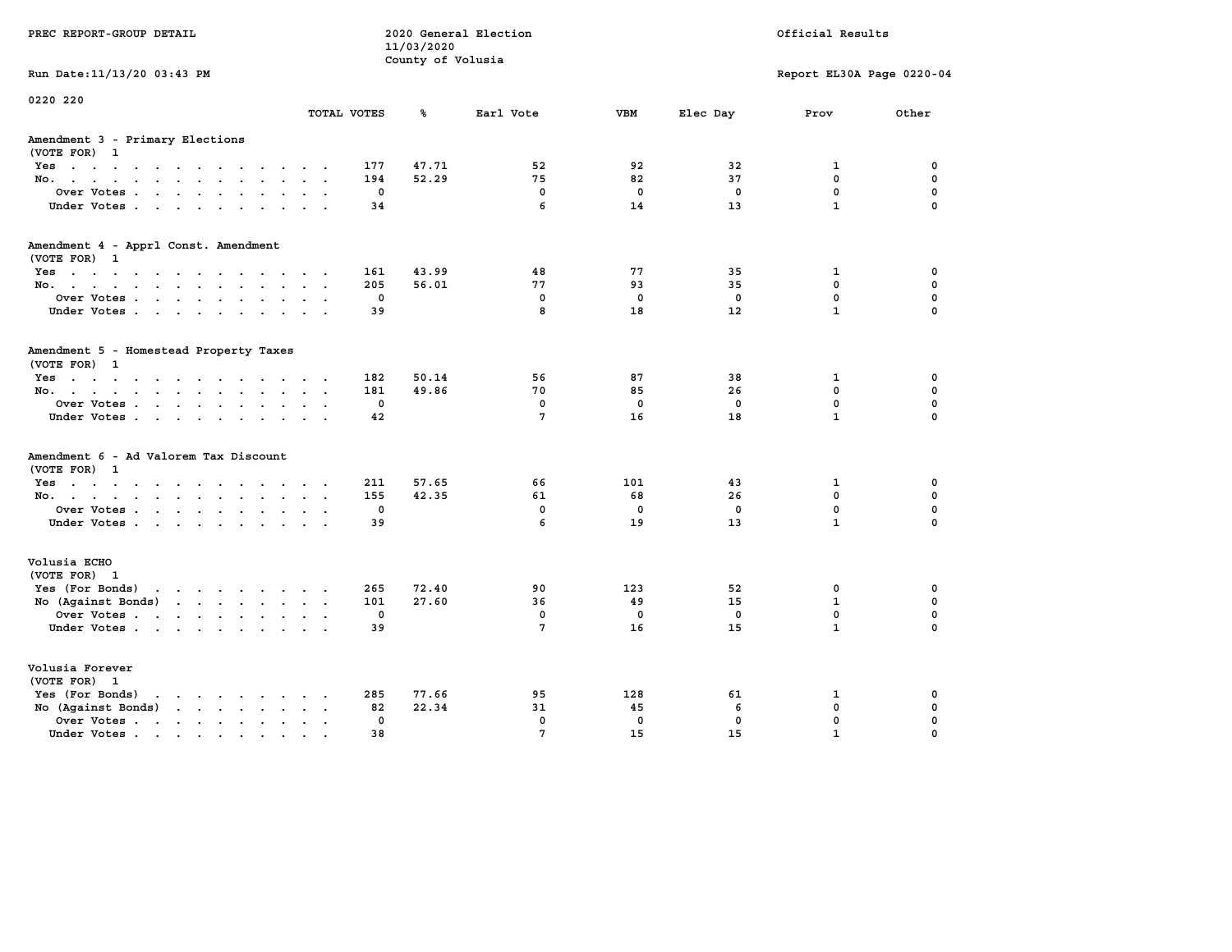PREC REPORT-GROUP DETAIL

2020 General Election
11/03/2020
County of Volusia

Official Results

Run Date:11/13/20 03:43 PM

Report EL30A Page 0220-04

0220 220

| | TOTAL VOTES | % | Earl Vote | VBM | Elec Day | Prov | Other |
|---|---|---|---|---|---|---|---|
| **Amendment 3 - Primary Elections** | | | | | | | |
| (VOTE FOR) 1 | | | | | | | |
| Yes | 177 | 47.71 | 52 | 92 | 32 | 1 | 0 |
| No. | 194 | 52.29 | 75 | 82 | 37 | 0 | 0 |
| Over Votes | 0 | | 0 | 0 | 0 | 0 | 0 |
| Under Votes | 34 | | 6 | 14 | 13 | 1 | 0 |
| **Amendment 4 - Apprl Const. Amendment** | | | | | | | |
| (VOTE FOR) 1 | | | | | | | |
| Yes | 161 | 43.99 | 48 | 77 | 35 | 1 | 0 |
| No. | 205 | 56.01 | 77 | 93 | 35 | 0 | 0 |
| Over Votes | 0 | | 0 | 0 | 0 | 0 | 0 |
| Under Votes | 39 | | 8 | 18 | 12 | 1 | 0 |
| **Amendment 5 - Homestead Property Taxes** | | | | | | | |
| (VOTE FOR) 1 | | | | | | | |
| Yes | 182 | 50.14 | 56 | 87 | 38 | 1 | 0 |
| No. | 181 | 49.86 | 70 | 85 | 26 | 0 | 0 |
| Over Votes | 0 | | 0 | 0 | 0 | 0 | 0 |
| Under Votes | 42 | | 7 | 16 | 18 | 1 | 0 |
| **Amendment 6 - Ad Valorem Tax Discount** | | | | | | | |
| (VOTE FOR) 1 | | | | | | | |
| Yes | 211 | 57.65 | 66 | 101 | 43 | 1 | 0 |
| No. | 155 | 42.35 | 61 | 68 | 26 | 0 | 0 |
| Over Votes | 0 | | 0 | 0 | 0 | 0 | 0 |
| Under Votes | 39 | | 6 | 19 | 13 | 1 | 0 |
| **Volusia ECHO** | | | | | | | |
| (VOTE FOR) 1 | | | | | | | |
| Yes (For Bonds) | 265 | 72.40 | 90 | 123 | 52 | 0 | 0 |
| No (Against Bonds) | 101 | 27.60 | 36 | 49 | 15 | 1 | 0 |
| Over Votes | 0 | | 0 | 0 | 0 | 0 | 0 |
| Under Votes | 39 | | 7 | 16 | 15 | 1 | 0 |
| **Volusia Forever** | | | | | | | |
| (VOTE FOR) 1 | | | | | | | |
| Yes (For Bonds) | 285 | 77.66 | 95 | 128 | 61 | 1 | 0 |
| No (Against Bonds) | 82 | 22.34 | 31 | 45 | 6 | 0 | 0 |
| Over Votes | 0 | | 0 | 0 | 0 | 0 | 0 |
| Under Votes | 38 | | 7 | 15 | 15 | 1 | 0 |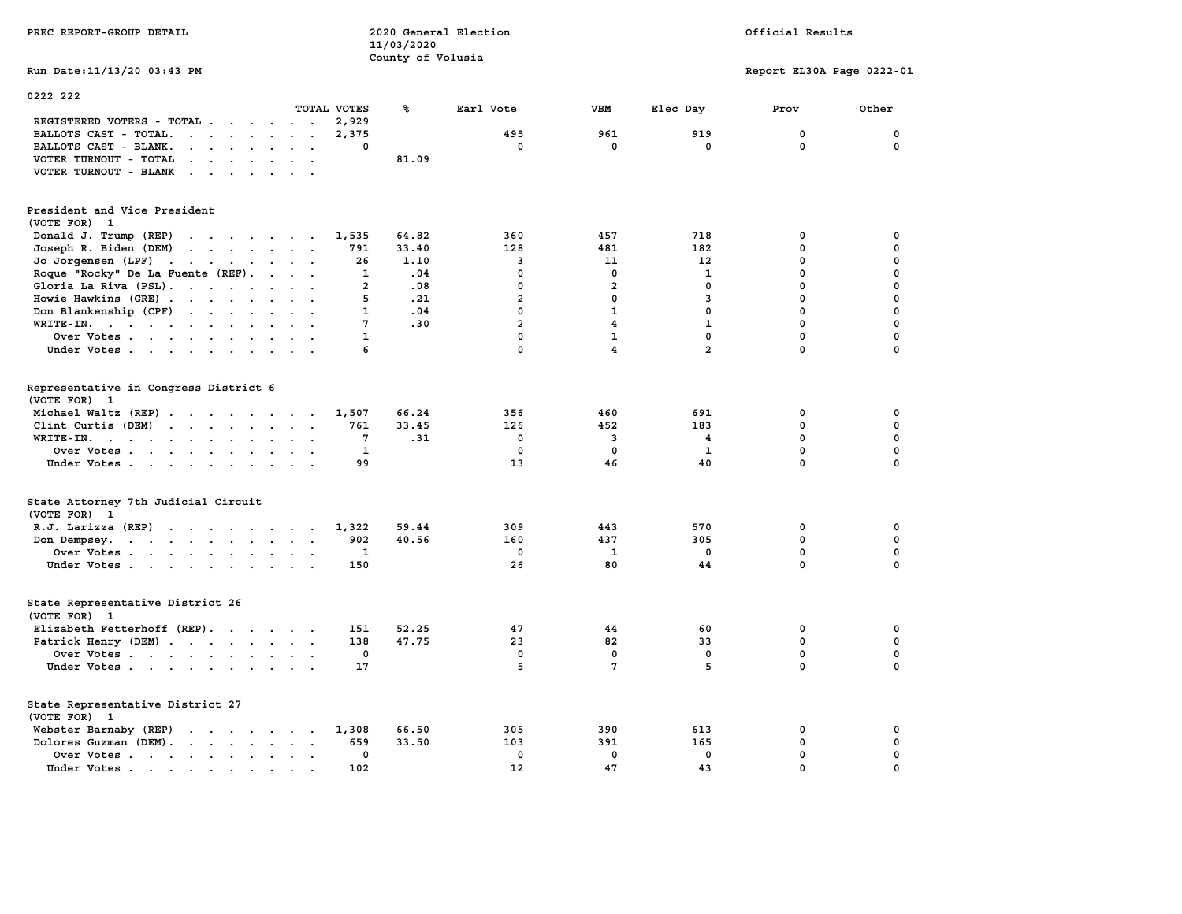PREC REPORT-GROUP DETAIL

2020 General Election
11/03/2020
County of Volusia

Official Results

Run Date:11/13/20 03:43 PM

Report EL30A Page 0222-01

## 0222 222

| | TOTAL VOTES | % | Earl Vote | VBM | Elec Day | Prov | Other |
|---|---|---|---|---|---|---|---|
| REGISTERED VOTERS - TOTAL | 2,929 | | | | | | |
| BALLOTS CAST - TOTAL. | 2,375 | | 495 | 961 | 919 | 0 | 0 |
| BALLOTS CAST - BLANK. | 0 | | 0 | 0 | 0 | 0 | 0 |
| VOTER TURNOUT - TOTAL | | 81.09 | | | | | |
| VOTER TURNOUT - BLANK | | | | | | | |

### President and Vice President
(VOTE FOR) 1

| | TOTAL VOTES | % | Earl Vote | VBM | Elec Day | Prov | Other |
|---|---|---|---|---|---|---|---|
| Donald J. Trump (REP) | 1,535 | 64.82 | 360 | 457 | 718 | 0 | 0 |
| Joseph R. Biden (DEM) | 791 | 33.40 | 128 | 481 | 182 | 0 | 0 |
| Jo Jorgensen (LPF) | 26 | 1.10 | 3 | 11 | 12 | 0 | 0 |
| Roque "Rocky" De La Fuente (REF). | 1 | .04 | 0 | 0 | 1 | 0 | 0 |
| Gloria La Riva (PSL). | 2 | .08 | 0 | 2 | 0 | 0 | 0 |
| Howie Hawkins (GRE) | 5 | .21 | 2 | 0 | 3 | 0 | 0 |
| Don Blankenship (CPF) | 1 | .04 | 0 | 1 | 0 | 0 | 0 |
| WRITE-IN. | 7 | .30 | 2 | 4 | 1 | 0 | 0 |
| Over Votes | 1 | | 0 | 1 | 0 | 0 | 0 |
| Under Votes | 6 | | 0 | 4 | 2 | 0 | 0 |

### Representative in Congress District 6
(VOTE FOR) 1

| | TOTAL VOTES | % | Earl Vote | VBM | Elec Day | Prov | Other |
|---|---|---|---|---|---|---|---|
| Michael Waltz (REP) | 1,507 | 66.24 | 356 | 460 | 691 | 0 | 0 |
| Clint Curtis (DEM) | 761 | 33.45 | 126 | 452 | 183 | 0 | 0 |
| WRITE-IN. | 7 | .31 | 0 | 3 | 4 | 0 | 0 |
| Over Votes | 1 | | 0 | 0 | 1 | 0 | 0 |
| Under Votes | 99 | | 13 | 46 | 40 | 0 | 0 |

### State Attorney 7th Judicial Circuit
(VOTE FOR) 1

| | TOTAL VOTES | % | Earl Vote | VBM | Elec Day | Prov | Other |
|---|---|---|---|---|---|---|---|
| R.J. Larizza (REP) | 1,322 | 59.44 | 309 | 443 | 570 | 0 | 0 |
| Don Dempsey. | 902 | 40.56 | 160 | 437 | 305 | 0 | 0 |
| Over Votes | 1 | | 0 | 1 | 0 | 0 | 0 |
| Under Votes | 150 | | 26 | 80 | 44 | 0 | 0 |

### State Representative District 26
(VOTE FOR) 1

| | TOTAL VOTES | % | Earl Vote | VBM | Elec Day | Prov | Other |
|---|---|---|---|---|---|---|---|
| Elizabeth Fetterhoff (REP). | 151 | 52.25 | 47 | 44 | 60 | 0 | 0 |
| Patrick Henry (DEM) | 138 | 47.75 | 23 | 82 | 33 | 0 | 0 |
| Over Votes | 0 | | 0 | 0 | 0 | 0 | 0 |
| Under Votes | 17 | | 5 | 7 | 5 | 0 | 0 |

### State Representative District 27
(VOTE FOR) 1

| | TOTAL VOTES | % | Earl Vote | VBM | Elec Day | Prov | Other |
|---|---|---|---|---|---|---|---|
| Webster Barnaby (REP) | 1,308 | 66.50 | 305 | 390 | 613 | 0 | 0 |
| Dolores Guzman (DEM). | 659 | 33.50 | 103 | 391 | 165 | 0 | 0 |
| Over Votes | 0 | | 0 | 0 | 0 | 0 | 0 |
| Under Votes | 102 | | 12 | 47 | 43 | 0 | 0 |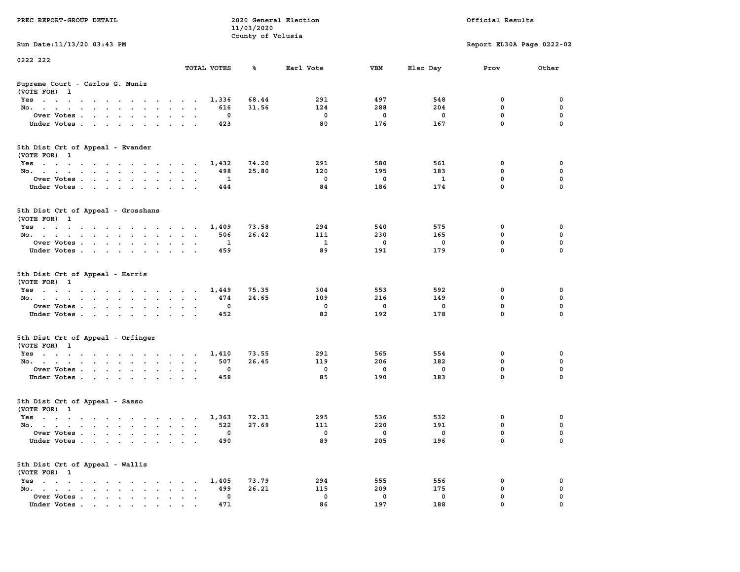PREC REPORT-GROUP DETAIL

2020 General Election
11/03/2020
County of Volusia

Official Results

Run Date:11/13/20 03:43 PM

Report EL30A Page 0222-02

0222 222

### Supreme Court - Carlos G. Muniz
(VOTE FOR) 1

| | TOTAL VOTES | % | Earl Vote | VBM | Elec Day | Prov | Other |
|---|---|---|---|---|---|---|---|
| Yes | 1,336 | 68.44 | 291 | 497 | 548 | 0 | 0 |
| No. | 616 | 31.56 | 124 | 288 | 204 | 0 | 0 |
| Over Votes | 0 | | 0 | 0 | 0 | 0 | 0 |
| Under Votes | 423 | | 80 | 176 | 167 | 0 | 0 |

### 5th Dist Crt of Appeal - Evander
(VOTE FOR) 1

| | TOTAL VOTES | % | Earl Vote | VBM | Elec Day | Prov | Other |
|---|---|---|---|---|---|---|---|
| Yes | 1,432 | 74.20 | 291 | 580 | 561 | 0 | 0 |
| No. | 498 | 25.80 | 120 | 195 | 183 | 0 | 0 |
| Over Votes | 1 | | 0 | 0 | 1 | 0 | 0 |
| Under Votes | 444 | | 84 | 186 | 174 | 0 | 0 |

### 5th Dist Crt of Appeal - Grosshans
(VOTE FOR) 1

| | TOTAL VOTES | % | Earl Vote | VBM | Elec Day | Prov | Other |
|---|---|---|---|---|---|---|---|
| Yes | 1,409 | 73.58 | 294 | 540 | 575 | 0 | 0 |
| No. | 506 | 26.42 | 111 | 230 | 165 | 0 | 0 |
| Over Votes | 1 | | 1 | 0 | 0 | 0 | 0 |
| Under Votes | 459 | | 89 | 191 | 179 | 0 | 0 |

### 5th Dist Crt of Appeal - Harris
(VOTE FOR) 1

| | TOTAL VOTES | % | Earl Vote | VBM | Elec Day | Prov | Other |
|---|---|---|---|---|---|---|---|
| Yes | 1,449 | 75.35 | 304 | 553 | 592 | 0 | 0 |
| No. | 474 | 24.65 | 109 | 216 | 149 | 0 | 0 |
| Over Votes | 0 | | 0 | 0 | 0 | 0 | 0 |
| Under Votes | 452 | | 82 | 192 | 178 | 0 | 0 |

### 5th Dist Crt of Appeal - Orfinger
(VOTE FOR) 1

| | TOTAL VOTES | % | Earl Vote | VBM | Elec Day | Prov | Other |
|---|---|---|---|---|---|---|---|
| Yes | 1,410 | 73.55 | 291 | 565 | 554 | 0 | 0 |
| No. | 507 | 26.45 | 119 | 206 | 182 | 0 | 0 |
| Over Votes | 0 | | 0 | 0 | 0 | 0 | 0 |
| Under Votes | 458 | | 85 | 190 | 183 | 0 | 0 |

### 5th Dist Crt of Appeal - Sasso
(VOTE FOR) 1

| | TOTAL VOTES | % | Earl Vote | VBM | Elec Day | Prov | Other |
|---|---|---|---|---|---|---|---|
| Yes | 1,363 | 72.31 | 295 | 536 | 532 | 0 | 0 |
| No. | 522 | 27.69 | 111 | 220 | 191 | 0 | 0 |
| Over Votes | 0 | | 0 | 0 | 0 | 0 | 0 |
| Under Votes | 490 | | 89 | 205 | 196 | 0 | 0 |

### 5th Dist Crt of Appeal - Wallis
(VOTE FOR) 1

| | TOTAL VOTES | % | Earl Vote | VBM | Elec Day | Prov | Other |
|---|---|---|---|---|---|---|---|
| Yes | 1,405 | 73.79 | 294 | 555 | 556 | 0 | 0 |
| No. | 499 | 26.21 | 115 | 209 | 175 | 0 | 0 |
| Over Votes | 0 | | 0 | 0 | 0 | 0 | 0 |
| Under Votes | 471 | | 86 | 197 | 188 | 0 | 0 |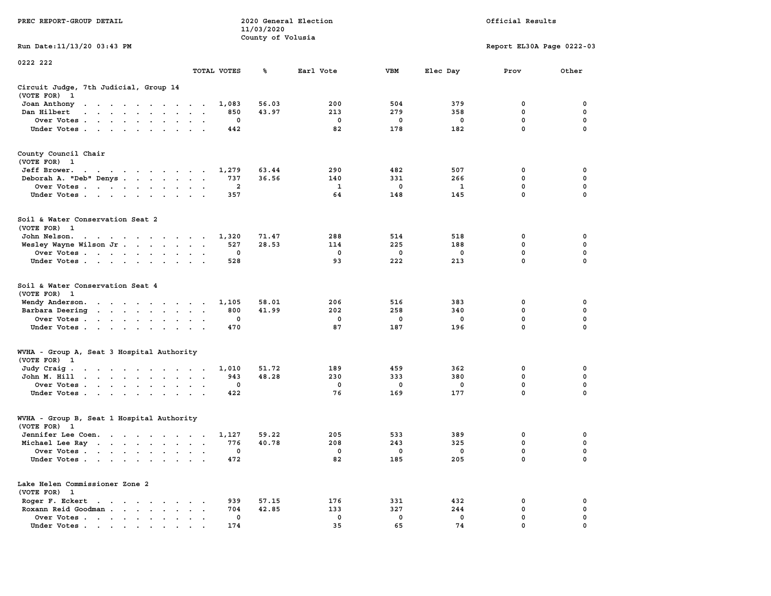PREC REPORT-GROUP DETAIL

2020 General Election
11/03/2020
County of Volusia

Official Results

Run Date:11/13/20 03:43 PM

Report EL30A Page 0222-03

0222 222

| | TOTAL VOTES | % | Earl Vote | VBM | Elec Day | Prov | Other |
|---|---|---|---|---|---|---|---|
| **Circuit Judge, 7th Judicial, Group 14** | | | | | | | |
| (VOTE FOR) 1 | | | | | | | |
| Joan Anthony | 1,083 | 56.03 | 200 | 504 | 379 | 0 | 0 |
| Dan Hilbert | 850 | 43.97 | 213 | 279 | 358 | 0 | 0 |
| Over Votes | 0 | | 0 | 0 | 0 | 0 | 0 |
| Under Votes | 442 | | 82 | 178 | 182 | 0 | 0 |
| **County Council Chair** | | | | | | | |
| (VOTE FOR) 1 | | | | | | | |
| Jeff Brower. | 1,279 | 63.44 | 290 | 482 | 507 | 0 | 0 |
| Deborah A. "Deb" Denys | 737 | 36.56 | 140 | 331 | 266 | 0 | 0 |
| Over Votes | 2 | | 1 | 0 | 1 | 0 | 0 |
| Under Votes | 357 | | 64 | 148 | 145 | 0 | 0 |
| **Soil & Water Conservation Seat 2** | | | | | | | |
| (VOTE FOR) 1 | | | | | | | |
| John Nelson. | 1,320 | 71.47 | 288 | 514 | 518 | 0 | 0 |
| Wesley Wayne Wilson Jr | 527 | 28.53 | 114 | 225 | 188 | 0 | 0 |
| Over Votes | 0 | | 0 | 0 | 0 | 0 | 0 |
| Under Votes | 528 | | 93 | 222 | 213 | 0 | 0 |
| **Soil & Water Conservation Seat 4** | | | | | | | |
| (VOTE FOR) 1 | | | | | | | |
| Wendy Anderson. | 1,105 | 58.01 | 206 | 516 | 383 | 0 | 0 |
| Barbara Deering | 800 | 41.99 | 202 | 258 | 340 | 0 | 0 |
| Over Votes | 0 | | 0 | 0 | 0 | 0 | 0 |
| Under Votes | 470 | | 87 | 187 | 196 | 0 | 0 |
| **WVHA - Group A, Seat 3 Hospital Authority** | | | | | | | |
| (VOTE FOR) 1 | | | | | | | |
| Judy Craig | 1,010 | 51.72 | 189 | 459 | 362 | 0 | 0 |
| John M. Hill | 943 | 48.28 | 230 | 333 | 380 | 0 | 0 |
| Over Votes | 0 | | 0 | 0 | 0 | 0 | 0 |
| Under Votes | 422 | | 76 | 169 | 177 | 0 | 0 |
| **WVHA - Group B, Seat 1 Hospital Authority** | | | | | | | |
| (VOTE FOR) 1 | | | | | | | |
| Jennifer Lee Coen. | 1,127 | 59.22 | 205 | 533 | 389 | 0 | 0 |
| Michael Lee Ray | 776 | 40.78 | 208 | 243 | 325 | 0 | 0 |
| Over Votes | 0 | | 0 | 0 | 0 | 0 | 0 |
| Under Votes | 472 | | 82 | 185 | 205 | 0 | 0 |
| **Lake Helen Commissioner Zone 2** | | | | | | | |
| (VOTE FOR) 1 | | | | | | | |
| Roger F. Eckert | 939 | 57.15 | 176 | 331 | 432 | 0 | 0 |
| Roxann Reid Goodman | 704 | 42.85 | 133 | 327 | 244 | 0 | 0 |
| Over Votes | 0 | | 0 | 0 | 0 | 0 | 0 |
| Under Votes | 174 | | 35 | 65 | 74 | 0 | 0 |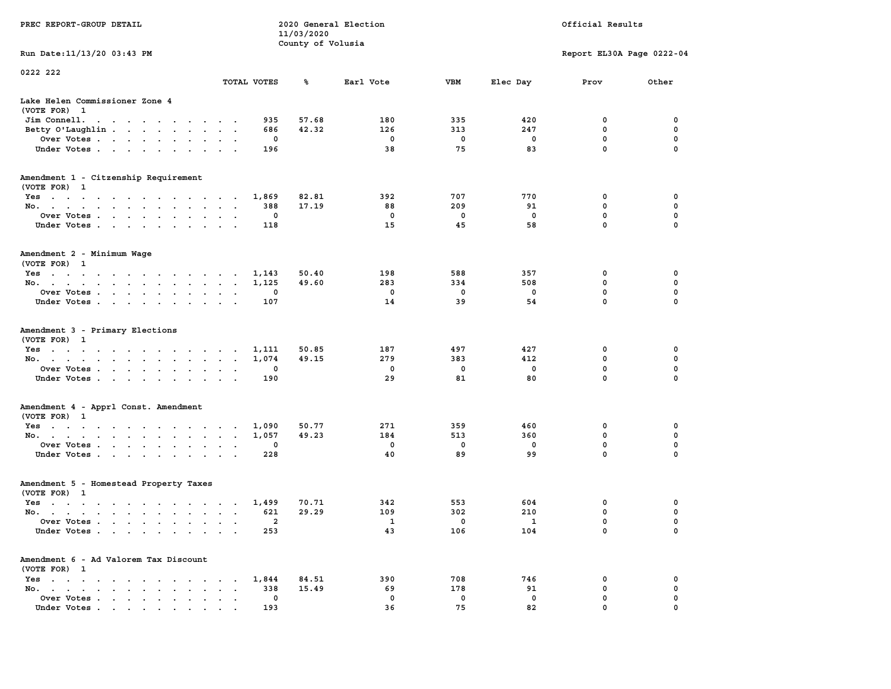PREC REPORT-GROUP DETAIL

2020 General Election
11/03/2020
County of Volusia

Official Results

Run Date:11/13/20 03:43 PM

Report EL30A Page 0222-04

0222 222

| | TOTAL VOTES | % | Earl Vote | VBM | Elec Day | Prov | Other |
|---|---|---|---|---|---|---|---|
| **Lake Helen Commissioner Zone 4** | | | | | | | |
| (VOTE FOR) 1 | | | | | | | |
| Jim Connell. | 935 | 57.68 | 180 | 335 | 420 | 0 | 0 |
| Betty O'Laughlin | 686 | 42.32 | 126 | 313 | 247 | 0 | 0 |
| Over Votes | 0 | | 0 | 0 | 0 | 0 | 0 |
| Under Votes | 196 | | 38 | 75 | 83 | 0 | 0 |
| **Amendment 1 - Citzenship Requirement** | | | | | | | |
| (VOTE FOR) 1 | | | | | | | |
| Yes | 1,869 | 82.81 | 392 | 707 | 770 | 0 | 0 |
| No. | 388 | 17.19 | 88 | 209 | 91 | 0 | 0 |
| Over Votes | 0 | | 0 | 0 | 0 | 0 | 0 |
| Under Votes | 118 | | 15 | 45 | 58 | 0 | 0 |
| **Amendment 2 - Minimum Wage** | | | | | | | |
| (VOTE FOR) 1 | | | | | | | |
| Yes | 1,143 | 50.40 | 198 | 588 | 357 | 0 | 0 |
| No. | 1,125 | 49.60 | 283 | 334 | 508 | 0 | 0 |
| Over Votes | 0 | | 0 | 0 | 0 | 0 | 0 |
| Under Votes | 107 | | 14 | 39 | 54 | 0 | 0 |
| **Amendment 3 - Primary Elections** | | | | | | | |
| (VOTE FOR) 1 | | | | | | | |
| Yes | 1,111 | 50.85 | 187 | 497 | 427 | 0 | 0 |
| No. | 1,074 | 49.15 | 279 | 383 | 412 | 0 | 0 |
| Over Votes | 0 | | 0 | 0 | 0 | 0 | 0 |
| Under Votes | 190 | | 29 | 81 | 80 | 0 | 0 |
| **Amendment 4 - Apprl Const. Amendment** | | | | | | | |
| (VOTE FOR) 1 | | | | | | | |
| Yes | 1,090 | 50.77 | 271 | 359 | 460 | 0 | 0 |
| No. | 1,057 | 49.23 | 184 | 513 | 360 | 0 | 0 |
| Over Votes | 0 | | 0 | 0 | 0 | 0 | 0 |
| Under Votes | 228 | | 40 | 89 | 99 | 0 | 0 |
| **Amendment 5 - Homestead Property Taxes** | | | | | | | |
| (VOTE FOR) 1 | | | | | | | |
| Yes | 1,499 | 70.71 | 342 | 553 | 604 | 0 | 0 |
| No. | 621 | 29.29 | 109 | 302 | 210 | 0 | 0 |
| Over Votes | 2 | | 1 | 0 | 1 | 0 | 0 |
| Under Votes | 253 | | 43 | 106 | 104 | 0 | 0 |
| **Amendment 6 - Ad Valorem Tax Discount** | | | | | | | |
| (VOTE FOR) 1 | | | | | | | |
| Yes | 1,844 | 84.51 | 390 | 708 | 746 | 0 | 0 |
| No. | 338 | 15.49 | 69 | 178 | 91 | 0 | 0 |
| Over Votes | 0 | | 0 | 0 | 0 | 0 | 0 |
| Under Votes | 193 | | 36 | 75 | 82 | 0 | 0 |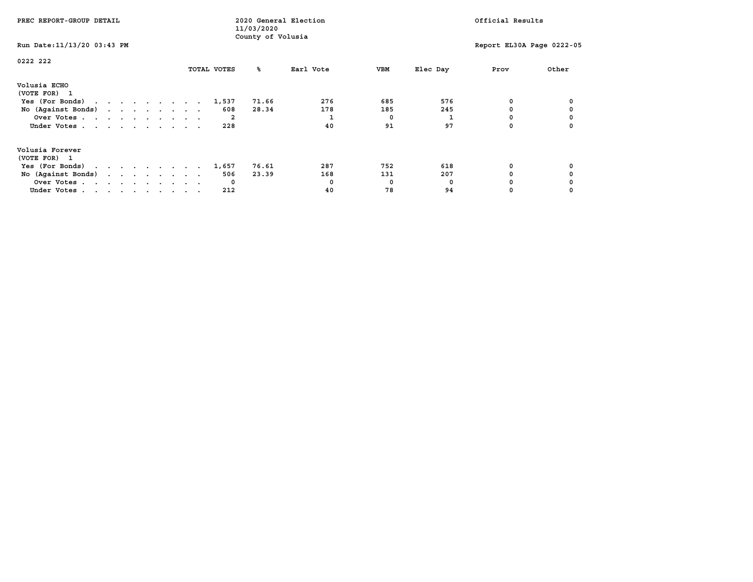PREC REPORT-GROUP DETAIL

2020 General Election
11/03/2020
County of Volusia

Official Results

Run Date:11/13/20 03:43 PM

Report EL30A Page 0222-05

0222 222

| | TOTAL VOTES | % | Earl Vote | VBM | Elec Day | Prov | Other |
|---|---|---|---|---|---|---|---|
| **Volusia ECHO** | | | | | | | |
| (VOTE FOR) 1 | | | | | | | |
| Yes (For Bonds) | 1,537 | 71.66 | 276 | 685 | 576 | 0 | 0 |
| No (Against Bonds) | 608 | 28.34 | 178 | 185 | 245 | 0 | 0 |
| Over Votes | 2 | | 1 | 0 | 1 | 0 | 0 |
| Under Votes | 228 | | 40 | 91 | 97 | 0 | 0 |
| **Volusia Forever** | | | | | | | |
| (VOTE FOR) 1 | | | | | | | |
| Yes (For Bonds) | 1,657 | 76.61 | 287 | 752 | 618 | 0 | 0 |
| No (Against Bonds) | 506 | 23.39 | 168 | 131 | 207 | 0 | 0 |
| Over Votes | 0 | | 0 | 0 | 0 | 0 | 0 |
| Under Votes | 212 | | 40 | 78 | 94 | 0 | 0 |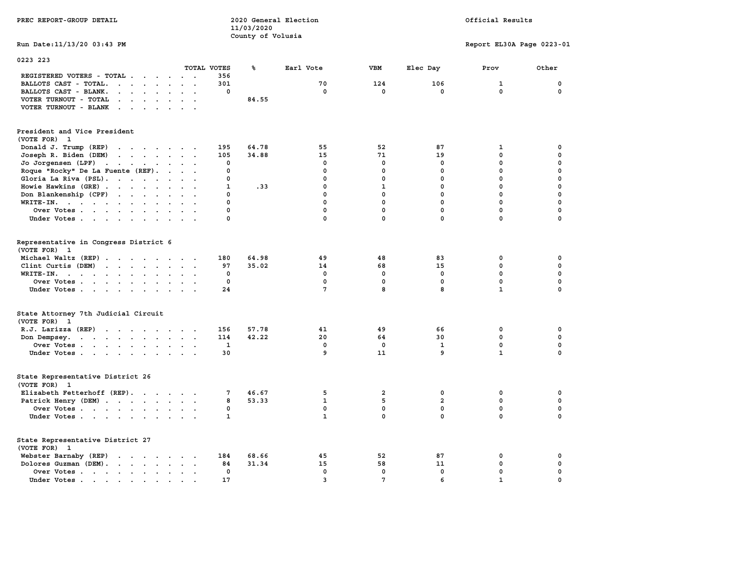PREC REPORT-GROUP DETAIL

2020 General Election
11/03/2020
County of Volusia

Official Results

Run Date:11/13/20 03:43 PM

Report EL30A Page 0223-01

0223 223

| | TOTAL VOTES | % | Earl Vote | VBM | Elec Day | Prov | Other |
|---|---|---|---|---|---|---|---|
| REGISTERED VOTERS - TOTAL | 356 | | | | | | |
| BALLOTS CAST - TOTAL. | 301 | | 70 | 124 | 106 | 1 | 0 |
| BALLOTS CAST - BLANK. | 0 | | 0 | 0 | 0 | 0 | 0 |
| VOTER TURNOUT - TOTAL | | 84.55 | | | | | |
| VOTER TURNOUT - BLANK | | | | | | | |

**President and Vice President**
(VOTE FOR) 1

| | TOTAL VOTES | % | Earl Vote | VBM | Elec Day | Prov | Other |
|---|---|---|---|---|---|---|---|
| Donald J. Trump (REP) | 195 | 64.78 | 55 | 52 | 87 | 1 | 0 |
| Joseph R. Biden (DEM) | 105 | 34.88 | 15 | 71 | 19 | 0 | 0 |
| Jo Jorgensen (LPF) | 0 | | 0 | 0 | 0 | 0 | 0 |
| Roque "Rocky" De La Fuente (REF). | 0 | | 0 | 0 | 0 | 0 | 0 |
| Gloria La Riva (PSL). | 0 | | 0 | 0 | 0 | 0 | 0 |
| Howie Hawkins (GRE) | 1 | .33 | 0 | 1 | 0 | 0 | 0 |
| Don Blankenship (CPF) | 0 | | 0 | 0 | 0 | 0 | 0 |
| WRITE-IN. | 0 | | 0 | 0 | 0 | 0 | 0 |
| Over Votes | 0 | | 0 | 0 | 0 | 0 | 0 |
| Under Votes | 0 | | 0 | 0 | 0 | 0 | 0 |

**Representative in Congress District 6**
(VOTE FOR) 1

| | TOTAL VOTES | % | Earl Vote | VBM | Elec Day | Prov | Other |
|---|---|---|---|---|---|---|---|
| Michael Waltz (REP) | 180 | 64.98 | 49 | 48 | 83 | 0 | 0 |
| Clint Curtis (DEM) | 97 | 35.02 | 14 | 68 | 15 | 0 | 0 |
| WRITE-IN. | 0 | | 0 | 0 | 0 | 0 | 0 |
| Over Votes | 0 | | 0 | 0 | 0 | 0 | 0 |
| Under Votes | 24 | | 7 | 8 | 8 | 1 | 0 |

**State Attorney 7th Judicial Circuit**
(VOTE FOR) 1

| | TOTAL VOTES | % | Earl Vote | VBM | Elec Day | Prov | Other |
|---|---|---|---|---|---|---|---|
| R.J. Larizza (REP) | 156 | 57.78 | 41 | 49 | 66 | 0 | 0 |
| Don Dempsey. | 114 | 42.22 | 20 | 64 | 30 | 0 | 0 |
| Over Votes | 1 | | 0 | 0 | 1 | 0 | 0 |
| Under Votes | 30 | | 9 | 11 | 9 | 1 | 0 |

**State Representative District 26**
(VOTE FOR) 1

| | TOTAL VOTES | % | Earl Vote | VBM | Elec Day | Prov | Other |
|---|---|---|---|---|---|---|---|
| Elizabeth Fetterhoff (REP). | 7 | 46.67 | 5 | 2 | 0 | 0 | 0 |
| Patrick Henry (DEM) | 8 | 53.33 | 1 | 5 | 2 | 0 | 0 |
| Over Votes | 0 | | 0 | 0 | 0 | 0 | 0 |
| Under Votes | 1 | | 1 | 0 | 0 | 0 | 0 |

**State Representative District 27**
(VOTE FOR) 1

| | TOTAL VOTES | % | Earl Vote | VBM | Elec Day | Prov | Other |
|---|---|---|---|---|---|---|---|
| Webster Barnaby (REP) | 184 | 68.66 | 45 | 52 | 87 | 0 | 0 |
| Dolores Guzman (DEM). | 84 | 31.34 | 15 | 58 | 11 | 0 | 0 |
| Over Votes | 0 | | 0 | 0 | 0 | 0 | 0 |
| Under Votes | 17 | | 3 | 7 | 6 | 1 | 0 |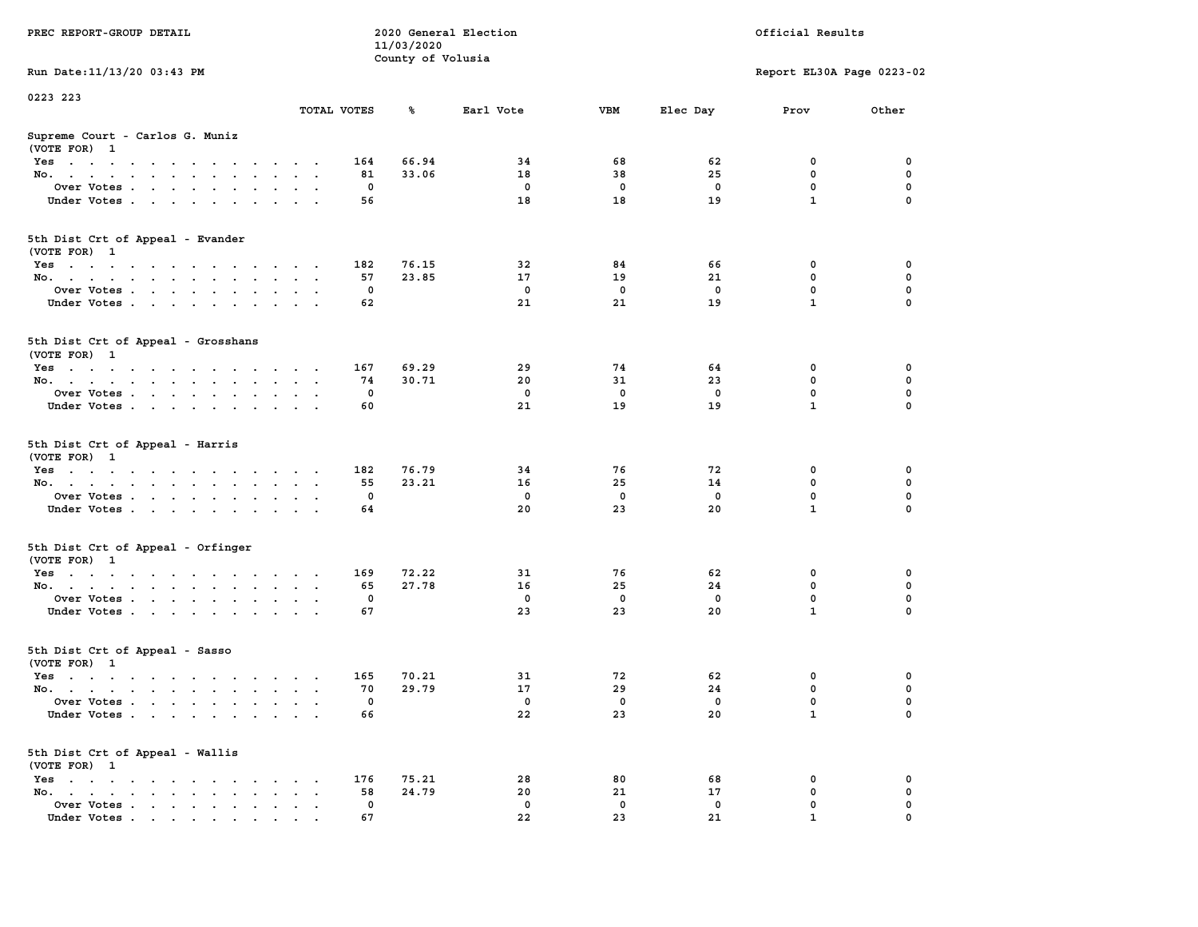PREC REPORT-GROUP DETAIL

2020 General Election
11/03/2020
County of Volusia

Official Results

Run Date:11/13/20 03:43 PM

Report EL30A Page 0223-02

0223 223

| | TOTAL VOTES | % | Earl Vote | VBM | Elec Day | Prov | Other |
|---|---|---|---|---|---|---|---|
| **Supreme Court - Carlos G. Muniz** | | | | | | | |
| (VOTE FOR) 1 | | | | | | | |
| Yes | 164 | 66.94 | 34 | 68 | 62 | 0 | 0 |
| No. | 81 | 33.06 | 18 | 38 | 25 | 0 | 0 |
| Over Votes | 0 | | 0 | 0 | 0 | 0 | 0 |
| Under Votes | 56 | | 18 | 18 | 19 | 1 | 0 |
| **5th Dist Crt of Appeal - Evander** | | | | | | | |
| (VOTE FOR) 1 | | | | | | | |
| Yes | 182 | 76.15 | 32 | 84 | 66 | 0 | 0 |
| No. | 57 | 23.85 | 17 | 19 | 21 | 0 | 0 |
| Over Votes | 0 | | 0 | 0 | 0 | 0 | 0 |
| Under Votes | 62 | | 21 | 21 | 19 | 1 | 0 |
| **5th Dist Crt of Appeal - Grosshans** | | | | | | | |
| (VOTE FOR) 1 | | | | | | | |
| Yes | 167 | 69.29 | 29 | 74 | 64 | 0 | 0 |
| No. | 74 | 30.71 | 20 | 31 | 23 | 0 | 0 |
| Over Votes | 0 | | 0 | 0 | 0 | 0 | 0 |
| Under Votes | 60 | | 21 | 19 | 19 | 1 | 0 |
| **5th Dist Crt of Appeal - Harris** | | | | | | | |
| (VOTE FOR) 1 | | | | | | | |
| Yes | 182 | 76.79 | 34 | 76 | 72 | 0 | 0 |
| No. | 55 | 23.21 | 16 | 25 | 14 | 0 | 0 |
| Over Votes | 0 | | 0 | 0 | 0 | 0 | 0 |
| Under Votes | 64 | | 20 | 23 | 20 | 1 | 0 |
| **5th Dist Crt of Appeal - Orfinger** | | | | | | | |
| (VOTE FOR) 1 | | | | | | | |
| Yes | 169 | 72.22 | 31 | 76 | 62 | 0 | 0 |
| No. | 65 | 27.78 | 16 | 25 | 24 | 0 | 0 |
| Over Votes | 0 | | 0 | 0 | 0 | 0 | 0 |
| Under Votes | 67 | | 23 | 23 | 20 | 1 | 0 |
| **5th Dist Crt of Appeal - Sasso** | | | | | | | |
| (VOTE FOR) 1 | | | | | | | |
| Yes | 165 | 70.21 | 31 | 72 | 62 | 0 | 0 |
| No. | 70 | 29.79 | 17 | 29 | 24 | 0 | 0 |
| Over Votes | 0 | | 0 | 0 | 0 | 0 | 0 |
| Under Votes | 66 | | 22 | 23 | 20 | 1 | 0 |
| **5th Dist Crt of Appeal - Wallis** | | | | | | | |
| (VOTE FOR) 1 | | | | | | | |
| Yes | 176 | 75.21 | 28 | 80 | 68 | 0 | 0 |
| No. | 58 | 24.79 | 20 | 21 | 17 | 0 | 0 |
| Over Votes | 0 | | 0 | 0 | 0 | 0 | 0 |
| Under Votes | 67 | | 22 | 23 | 21 | 1 | 0 |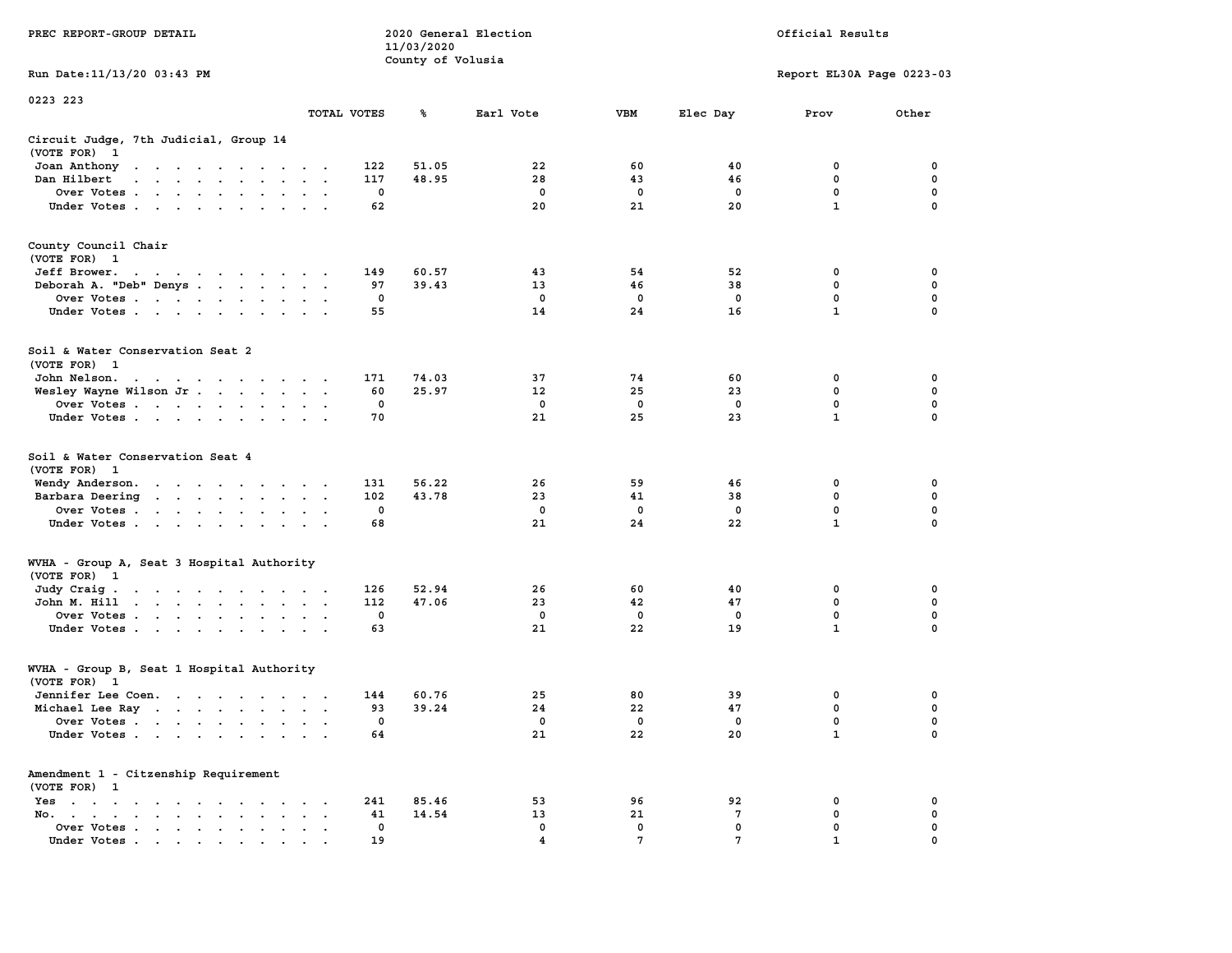PREC REPORT-GROUP DETAIL

2020 General Election
11/03/2020
County of Volusia

Official Results

Run Date:11/13/20 03:43 PM

Report EL30A Page 0223-03

0223 223

### Circuit Judge, 7th Judicial, Group 14
(VOTE FOR) 1

| | TOTAL VOTES | % | Earl Vote | VBM | Elec Day | Prov | Other |
|---|---|---|---|---|---|---|---|
| Joan Anthony | 122 | 51.05 | 22 | 60 | 40 | 0 | 0 |
| Dan Hilbert | 117 | 48.95 | 28 | 43 | 46 | 0 | 0 |
| Over Votes | 0 | | 0 | 0 | 0 | 0 | 0 |
| Under Votes | 62 | | 20 | 21 | 20 | 1 | 0 |

### County Council Chair
(VOTE FOR) 1

| | TOTAL VOTES | % | Earl Vote | VBM | Elec Day | Prov | Other |
|---|---|---|---|---|---|---|---|
| Jeff Brower. | 149 | 60.57 | 43 | 54 | 52 | 0 | 0 |
| Deborah A. "Deb" Denys | 97 | 39.43 | 13 | 46 | 38 | 0 | 0 |
| Over Votes | 0 | | 0 | 0 | 0 | 0 | 0 |
| Under Votes | 55 | | 14 | 24 | 16 | 1 | 0 |

### Soil & Water Conservation Seat 2
(VOTE FOR) 1

| | TOTAL VOTES | % | Earl Vote | VBM | Elec Day | Prov | Other |
|---|---|---|---|---|---|---|---|
| John Nelson. | 171 | 74.03 | 37 | 74 | 60 | 0 | 0 |
| Wesley Wayne Wilson Jr | 60 | 25.97 | 12 | 25 | 23 | 0 | 0 |
| Over Votes | 0 | | 0 | 0 | 0 | 0 | 0 |
| Under Votes | 70 | | 21 | 25 | 23 | 1 | 0 |

### Soil & Water Conservation Seat 4
(VOTE FOR) 1

| | TOTAL VOTES | % | Earl Vote | VBM | Elec Day | Prov | Other |
|---|---|---|---|---|---|---|---|
| Wendy Anderson. | 131 | 56.22 | 26 | 59 | 46 | 0 | 0 |
| Barbara Deering | 102 | 43.78 | 23 | 41 | 38 | 0 | 0 |
| Over Votes | 0 | | 0 | 0 | 0 | 0 | 0 |
| Under Votes | 68 | | 21 | 24 | 22 | 1 | 0 |

### WVHA - Group A, Seat 3 Hospital Authority
(VOTE FOR) 1

| | TOTAL VOTES | % | Earl Vote | VBM | Elec Day | Prov | Other |
|---|---|---|---|---|---|---|---|
| Judy Craig | 126 | 52.94 | 26 | 60 | 40 | 0 | 0 |
| John M. Hill | 112 | 47.06 | 23 | 42 | 47 | 0 | 0 |
| Over Votes | 0 | | 0 | 0 | 0 | 0 | 0 |
| Under Votes | 63 | | 21 | 22 | 19 | 1 | 0 |

### WVHA - Group B, Seat 1 Hospital Authority
(VOTE FOR) 1

| | TOTAL VOTES | % | Earl Vote | VBM | Elec Day | Prov | Other |
|---|---|---|---|---|---|---|---|
| Jennifer Lee Coen. | 144 | 60.76 | 25 | 80 | 39 | 0 | 0 |
| Michael Lee Ray | 93 | 39.24 | 24 | 22 | 47 | 0 | 0 |
| Over Votes | 0 | | 0 | 0 | 0 | 0 | 0 |
| Under Votes | 64 | | 21 | 22 | 20 | 1 | 0 |

### Amendment 1 - Citzenship Requirement
(VOTE FOR) 1

| | TOTAL VOTES | % | Earl Vote | VBM | Elec Day | Prov | Other |
|---|---|---|---|---|---|---|---|
| Yes | 241 | 85.46 | 53 | 96 | 92 | 0 | 0 |
| No. | 41 | 14.54 | 13 | 21 | 7 | 0 | 0 |
| Over Votes | 0 | | 0 | 0 | 0 | 0 | 0 |
| Under Votes | 19 | | 4 | 7 | 7 | 1 | 0 |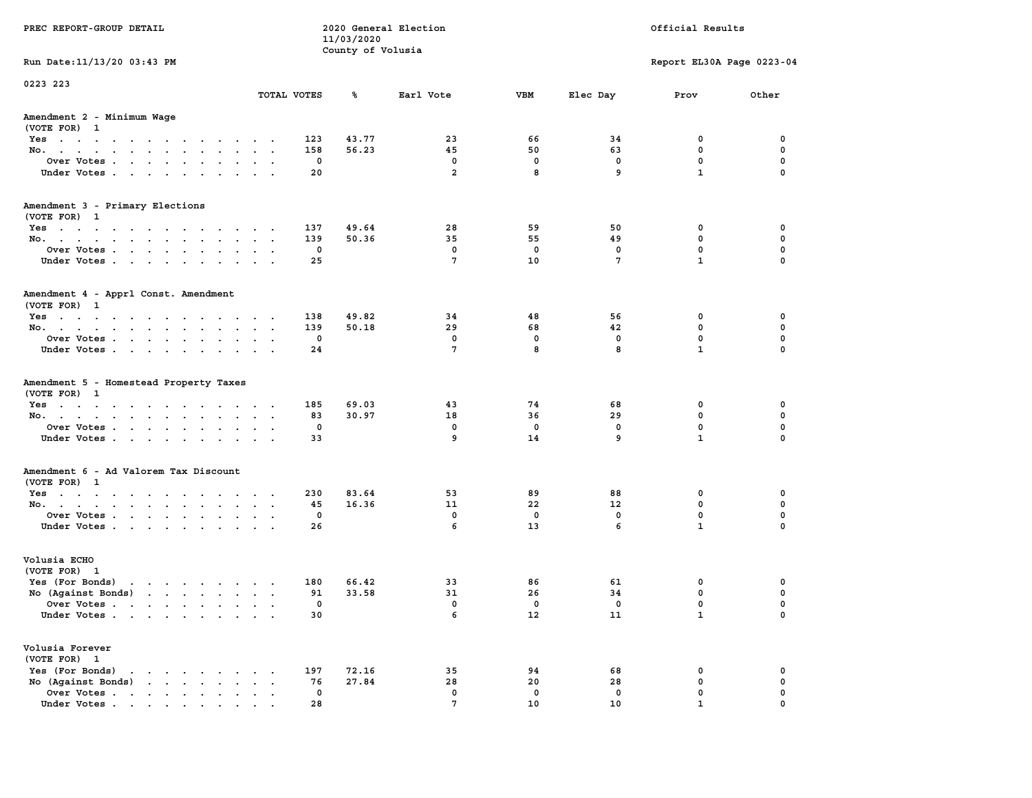PREC REPORT-GROUP DETAIL

2020 General Election
11/03/2020
County of Volusia

Official Results

Run Date:11/13/20 03:43 PM

Report EL30A Page 0223-04

0223 223

## Amendment 2 - Minimum Wage
(VOTE FOR) 1

| | TOTAL VOTES | % | Earl Vote | VBM | Elec Day | Prov | Other |
|---|---|---|---|---|---|---|---|
| Yes | 123 | 43.77 | 23 | 66 | 34 | 0 | 0 |
| No. | 158 | 56.23 | 45 | 50 | 63 | 0 | 0 |
| Over Votes | 0 | | 0 | 0 | 0 | 0 | 0 |
| Under Votes | 20 | | 2 | 8 | 9 | 1 | 0 |

## Amendment 3 - Primary Elections
(VOTE FOR) 1

| | TOTAL VOTES | % | Earl Vote | VBM | Elec Day | Prov | Other |
|---|---|---|---|---|---|---|---|
| Yes | 137 | 49.64 | 28 | 59 | 50 | 0 | 0 |
| No. | 139 | 50.36 | 35 | 55 | 49 | 0 | 0 |
| Over Votes | 0 | | 0 | 0 | 0 | 0 | 0 |
| Under Votes | 25 | | 7 | 10 | 7 | 1 | 0 |

## Amendment 4 - Apprl Const. Amendment
(VOTE FOR) 1

| | TOTAL VOTES | % | Earl Vote | VBM | Elec Day | Prov | Other |
|---|---|---|---|---|---|---|---|
| Yes | 138 | 49.82 | 34 | 48 | 56 | 0 | 0 |
| No. | 139 | 50.18 | 29 | 68 | 42 | 0 | 0 |
| Over Votes | 0 | | 0 | 0 | 0 | 0 | 0 |
| Under Votes | 24 | | 7 | 8 | 8 | 1 | 0 |

## Amendment 5 - Homestead Property Taxes
(VOTE FOR) 1

| | TOTAL VOTES | % | Earl Vote | VBM | Elec Day | Prov | Other |
|---|---|---|---|---|---|---|---|
| Yes | 185 | 69.03 | 43 | 74 | 68 | 0 | 0 |
| No. | 83 | 30.97 | 18 | 36 | 29 | 0 | 0 |
| Over Votes | 0 | | 0 | 0 | 0 | 0 | 0 |
| Under Votes | 33 | | 9 | 14 | 9 | 1 | 0 |

## Amendment 6 - Ad Valorem Tax Discount
(VOTE FOR) 1

| | TOTAL VOTES | % | Earl Vote | VBM | Elec Day | Prov | Other |
|---|---|---|---|---|---|---|---|
| Yes | 230 | 83.64 | 53 | 89 | 88 | 0 | 0 |
| No. | 45 | 16.36 | 11 | 22 | 12 | 0 | 0 |
| Over Votes | 0 | | 0 | 0 | 0 | 0 | 0 |
| Under Votes | 26 | | 6 | 13 | 6 | 1 | 0 |

## Volusia ECHO
(VOTE FOR) 1

| | TOTAL VOTES | % | Earl Vote | VBM | Elec Day | Prov | Other |
|---|---|---|---|---|---|---|---|
| Yes (For Bonds) | 180 | 66.42 | 33 | 86 | 61 | 0 | 0 |
| No (Against Bonds) | 91 | 33.58 | 31 | 26 | 34 | 0 | 0 |
| Over Votes | 0 | | 0 | 0 | 0 | 0 | 0 |
| Under Votes | 30 | | 6 | 12 | 11 | 1 | 0 |

## Volusia Forever
(VOTE FOR) 1

| | TOTAL VOTES | % | Earl Vote | VBM | Elec Day | Prov | Other |
|---|---|---|---|---|---|---|---|
| Yes (For Bonds) | 197 | 72.16 | 35 | 94 | 68 | 0 | 0 |
| No (Against Bonds) | 76 | 27.84 | 28 | 20 | 28 | 0 | 0 |
| Over Votes | 0 | | 0 | 0 | 0 | 0 | 0 |
| Under Votes | 28 | | 7 | 10 | 10 | 1 | 0 |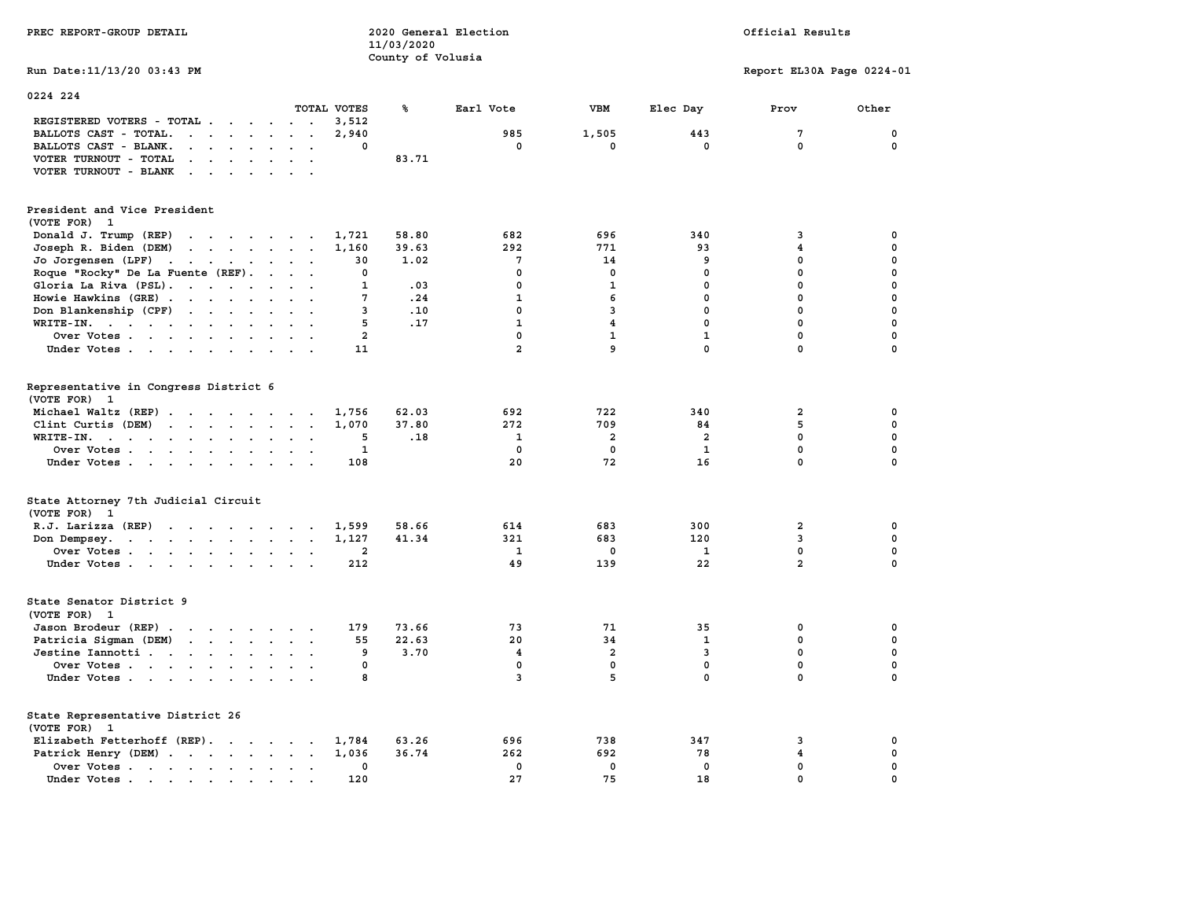PREC REPORT-GROUP DETAIL

2020 General Election
11/03/2020
County of Volusia

Official Results

Run Date:11/13/20 03:43 PM

Report EL30A Page 0224-01

0224 224

| | TOTAL VOTES | % | Earl Vote | VBM | Elec Day | Prov | Other |
|---|---|---|---|---|---|---|---|
| REGISTERED VOTERS - TOTAL | 3,512 | | | | | | |
| BALLOTS CAST - TOTAL. | 2,940 | | 985 | 1,505 | 443 | 7 | 0 |
| BALLOTS CAST - BLANK. | 0 | | 0 | 0 | 0 | 0 | 0 |
| VOTER TURNOUT - TOTAL | | 83.71 | | | | | |
| VOTER TURNOUT - BLANK | | | | | | | |

**President and Vice President**
(VOTE FOR) 1

| | TOTAL VOTES | % | Earl Vote | VBM | Elec Day | Prov | Other |
|---|---|---|---|---|---|---|---|
| Donald J. Trump (REP) | 1,721 | 58.80 | 682 | 696 | 340 | 3 | 0 |
| Joseph R. Biden (DEM) | 1,160 | 39.63 | 292 | 771 | 93 | 4 | 0 |
| Jo Jorgensen (LPF) | 30 | 1.02 | 7 | 14 | 9 | 0 | 0 |
| Roque "Rocky" De La Fuente (REF). | 0 | | 0 | 0 | 0 | 0 | 0 |
| Gloria La Riva (PSL). | 1 | .03 | 0 | 1 | 0 | 0 | 0 |
| Howie Hawkins (GRE) | 7 | .24 | 1 | 6 | 0 | 0 | 0 |
| Don Blankenship (CPF) | 3 | .10 | 0 | 3 | 0 | 0 | 0 |
| WRITE-IN. | 5 | .17 | 1 | 4 | 0 | 0 | 0 |
| Over Votes | 2 | | 0 | 1 | 1 | 0 | 0 |
| Under Votes | 11 | | 2 | 9 | 0 | 0 | 0 |

**Representative in Congress District 6**
(VOTE FOR) 1

| | TOTAL VOTES | % | Earl Vote | VBM | Elec Day | Prov | Other |
|---|---|---|---|---|---|---|---|
| Michael Waltz (REP) | 1,756 | 62.03 | 692 | 722 | 340 | 2 | 0 |
| Clint Curtis (DEM) | 1,070 | 37.80 | 272 | 709 | 84 | 5 | 0 |
| WRITE-IN. | 5 | .18 | 1 | 2 | 2 | 0 | 0 |
| Over Votes | 1 | | 0 | 0 | 1 | 0 | 0 |
| Under Votes | 108 | | 20 | 72 | 16 | 0 | 0 |

**State Attorney 7th Judicial Circuit**
(VOTE FOR) 1

| | TOTAL VOTES | % | Earl Vote | VBM | Elec Day | Prov | Other |
|---|---|---|---|---|---|---|---|
| R.J. Larizza (REP) | 1,599 | 58.66 | 614 | 683 | 300 | 2 | 0 |
| Don Dempsey. | 1,127 | 41.34 | 321 | 683 | 120 | 3 | 0 |
| Over Votes | 2 | | 1 | 0 | 1 | 0 | 0 |
| Under Votes | 212 | | 49 | 139 | 22 | 2 | 0 |

**State Senator District 9**
(VOTE FOR) 1

| | TOTAL VOTES | % | Earl Vote | VBM | Elec Day | Prov | Other |
|---|---|---|---|---|---|---|---|
| Jason Brodeur (REP) | 179 | 73.66 | 73 | 71 | 35 | 0 | 0 |
| Patricia Sigman (DEM) | 55 | 22.63 | 20 | 34 | 1 | 0 | 0 |
| Jestine Iannotti | 9 | 3.70 | 4 | 2 | 3 | 0 | 0 |
| Over Votes | 0 | | 0 | 0 | 0 | 0 | 0 |
| Under Votes | 8 | | 3 | 5 | 0 | 0 | 0 |

**State Representative District 26**
(VOTE FOR) 1

| | TOTAL VOTES | % | Earl Vote | VBM | Elec Day | Prov | Other |
|---|---|---|---|---|---|---|---|
| Elizabeth Fetterhoff (REP). | 1,784 | 63.26 | 696 | 738 | 347 | 3 | 0 |
| Patrick Henry (DEM) | 1,036 | 36.74 | 262 | 692 | 78 | 4 | 0 |
| Over Votes | 0 | | 0 | 0 | 0 | 0 | 0 |
| Under Votes | 120 | | 27 | 75 | 18 | 0 | 0 |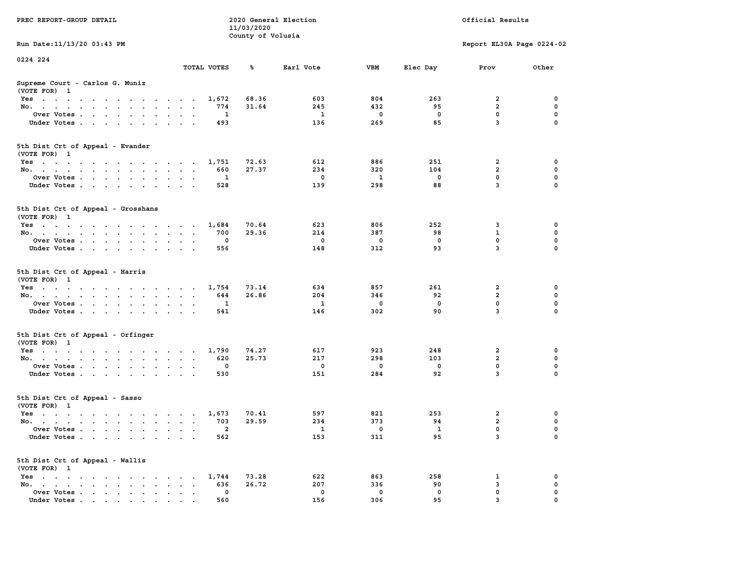PREC REPORT-GROUP DETAIL — 2020 General Election 11/03/2020 County of Volusia — Official Results

Run Date:11/13/20 03:43 PM — Report EL30A Page 0224-02

0224 224

## Supreme Court - Carlos G. Muniz
(VOTE FOR) 1

| | TOTAL VOTES | % | Earl Vote | VBM | Elec Day | Prov | Other |
|---|---|---|---|---|---|---|---|
| Yes | 1,672 | 68.36 | 603 | 804 | 263 | 2 | 0 |
| No. | 774 | 31.64 | 245 | 432 | 95 | 2 | 0 |
| Over Votes | 1 | | 1 | 0 | 0 | 0 | 0 |
| Under Votes | 493 | | 136 | 269 | 85 | 3 | 0 |

## 5th Dist Crt of Appeal - Evander
(VOTE FOR) 1

| | TOTAL VOTES | % | Earl Vote | VBM | Elec Day | Prov | Other |
|---|---|---|---|---|---|---|---|
| Yes | 1,751 | 72.63 | 612 | 886 | 251 | 2 | 0 |
| No. | 660 | 27.37 | 234 | 320 | 104 | 2 | 0 |
| Over Votes | 1 | | 0 | 1 | 0 | 0 | 0 |
| Under Votes | 528 | | 139 | 298 | 88 | 3 | 0 |

## 5th Dist Crt of Appeal - Grosshans
(VOTE FOR) 1

| | TOTAL VOTES | % | Earl Vote | VBM | Elec Day | Prov | Other |
|---|---|---|---|---|---|---|---|
| Yes | 1,684 | 70.64 | 623 | 806 | 252 | 3 | 0 |
| No. | 700 | 29.36 | 214 | 387 | 98 | 1 | 0 |
| Over Votes | 0 | | 0 | 0 | 0 | 0 | 0 |
| Under Votes | 556 | | 148 | 312 | 93 | 3 | 0 |

## 5th Dist Crt of Appeal - Harris
(VOTE FOR) 1

| | TOTAL VOTES | % | Earl Vote | VBM | Elec Day | Prov | Other |
|---|---|---|---|---|---|---|---|
| Yes | 1,754 | 73.14 | 634 | 857 | 261 | 2 | 0 |
| No. | 644 | 26.86 | 204 | 346 | 92 | 2 | 0 |
| Over Votes | 1 | | 1 | 0 | 0 | 0 | 0 |
| Under Votes | 541 | | 146 | 302 | 90 | 3 | 0 |

## 5th Dist Crt of Appeal - Orfinger
(VOTE FOR) 1

| | TOTAL VOTES | % | Earl Vote | VBM | Elec Day | Prov | Other |
|---|---|---|---|---|---|---|---|
| Yes | 1,790 | 74.27 | 617 | 923 | 248 | 2 | 0 |
| No. | 620 | 25.73 | 217 | 298 | 103 | 2 | 0 |
| Over Votes | 0 | | 0 | 0 | 0 | 0 | 0 |
| Under Votes | 530 | | 151 | 284 | 92 | 3 | 0 |

## 5th Dist Crt of Appeal - Sasso
(VOTE FOR) 1

| | TOTAL VOTES | % | Earl Vote | VBM | Elec Day | Prov | Other |
|---|---|---|---|---|---|---|---|
| Yes | 1,673 | 70.41 | 597 | 821 | 253 | 2 | 0 |
| No. | 703 | 29.59 | 234 | 373 | 94 | 2 | 0 |
| Over Votes | 2 | | 1 | 0 | 1 | 0 | 0 |
| Under Votes | 562 | | 153 | 311 | 95 | 3 | 0 |

## 5th Dist Crt of Appeal - Wallis
(VOTE FOR) 1

| | TOTAL VOTES | % | Earl Vote | VBM | Elec Day | Prov | Other |
|---|---|---|---|---|---|---|---|
| Yes | 1,744 | 73.28 | 622 | 863 | 258 | 1 | 0 |
| No. | 636 | 26.72 | 207 | 336 | 90 | 3 | 0 |
| Over Votes | 0 | | 0 | 0 | 0 | 0 | 0 |
| Under Votes | 560 | | 156 | 306 | 95 | 3 | 0 |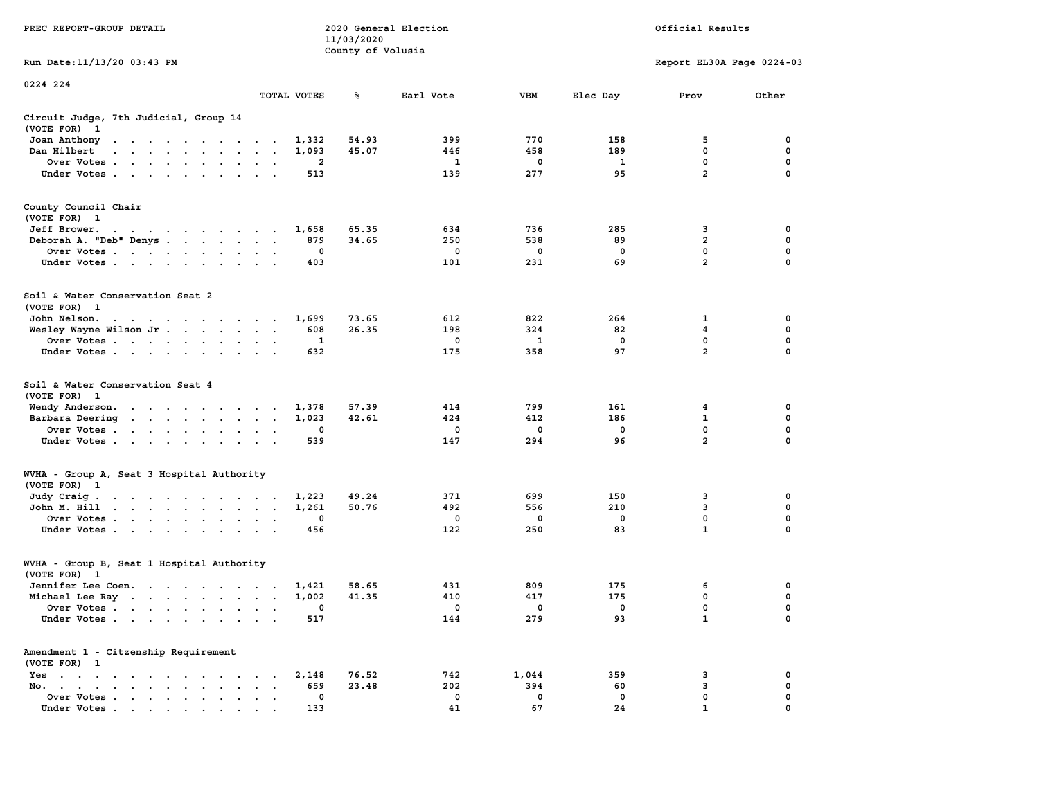PREC REPORT-GROUP DETAIL — 2020 General Election, 11/03/2020, County of Volusia — Official Results

Run Date:11/13/20 03:43 PM — Report EL30A Page 0224-03

0224 224

## Circuit Judge, 7th Judicial, Group 14
(VOTE FOR) 1

| | TOTAL VOTES | % | Earl Vote | VBM | Elec Day | Prov | Other |
|---|---|---|---|---|---|---|---|
| Joan Anthony | 1,332 | 54.93 | 399 | 770 | 158 | 5 | 0 |
| Dan Hilbert | 1,093 | 45.07 | 446 | 458 | 189 | 0 | 0 |
| Over Votes | 2 | | 1 | 0 | 1 | 0 | 0 |
| Under Votes | 513 | | 139 | 277 | 95 | 2 | 0 |

## County Council Chair
(VOTE FOR) 1

| | TOTAL VOTES | % | Earl Vote | VBM | Elec Day | Prov | Other |
|---|---|---|---|---|---|---|---|
| Jeff Brower | 1,658 | 65.35 | 634 | 736 | 285 | 3 | 0 |
| Deborah A. "Deb" Denys | 879 | 34.65 | 250 | 538 | 89 | 2 | 0 |
| Over Votes | 0 | | 0 | 0 | 0 | 0 | 0 |
| Under Votes | 403 | | 101 | 231 | 69 | 2 | 0 |

## Soil & Water Conservation Seat 2
(VOTE FOR) 1

| | TOTAL VOTES | % | Earl Vote | VBM | Elec Day | Prov | Other |
|---|---|---|---|---|---|---|---|
| John Nelson | 1,699 | 73.65 | 612 | 822 | 264 | 1 | 0 |
| Wesley Wayne Wilson Jr | 608 | 26.35 | 198 | 324 | 82 | 4 | 0 |
| Over Votes | 1 | | 0 | 1 | 0 | 0 | 0 |
| Under Votes | 632 | | 175 | 358 | 97 | 2 | 0 |

## Soil & Water Conservation Seat 4
(VOTE FOR) 1

| | TOTAL VOTES | % | Earl Vote | VBM | Elec Day | Prov | Other |
|---|---|---|---|---|---|---|---|
| Wendy Anderson | 1,378 | 57.39 | 414 | 799 | 161 | 4 | 0 |
| Barbara Deering | 1,023 | 42.61 | 424 | 412 | 186 | 1 | 0 |
| Over Votes | 0 | | 0 | 0 | 0 | 0 | 0 |
| Under Votes | 539 | | 147 | 294 | 96 | 2 | 0 |

## WVHA - Group A, Seat 3 Hospital Authority
(VOTE FOR) 1

| | TOTAL VOTES | % | Earl Vote | VBM | Elec Day | Prov | Other |
|---|---|---|---|---|---|---|---|
| Judy Craig | 1,223 | 49.24 | 371 | 699 | 150 | 3 | 0 |
| John M. Hill | 1,261 | 50.76 | 492 | 556 | 210 | 3 | 0 |
| Over Votes | 0 | | 0 | 0 | 0 | 0 | 0 |
| Under Votes | 456 | | 122 | 250 | 83 | 1 | 0 |

## WVHA - Group B, Seat 1 Hospital Authority
(VOTE FOR) 1

| | TOTAL VOTES | % | Earl Vote | VBM | Elec Day | Prov | Other |
|---|---|---|---|---|---|---|---|
| Jennifer Lee Coen | 1,421 | 58.65 | 431 | 809 | 175 | 6 | 0 |
| Michael Lee Ray | 1,002 | 41.35 | 410 | 417 | 175 | 0 | 0 |
| Over Votes | 0 | | 0 | 0 | 0 | 0 | 0 |
| Under Votes | 517 | | 144 | 279 | 93 | 1 | 0 |

## Amendment 1 - Citzenship Requirement
(VOTE FOR) 1

| | TOTAL VOTES | % | Earl Vote | VBM | Elec Day | Prov | Other |
|---|---|---|---|---|---|---|---|
| Yes | 2,148 | 76.52 | 742 | 1,044 | 359 | 3 | 0 |
| No | 659 | 23.48 | 202 | 394 | 60 | 3 | 0 |
| Over Votes | 0 | | 0 | 0 | 0 | 0 | 0 |
| Under Votes | 133 | | 41 | 67 | 24 | 1 | 0 |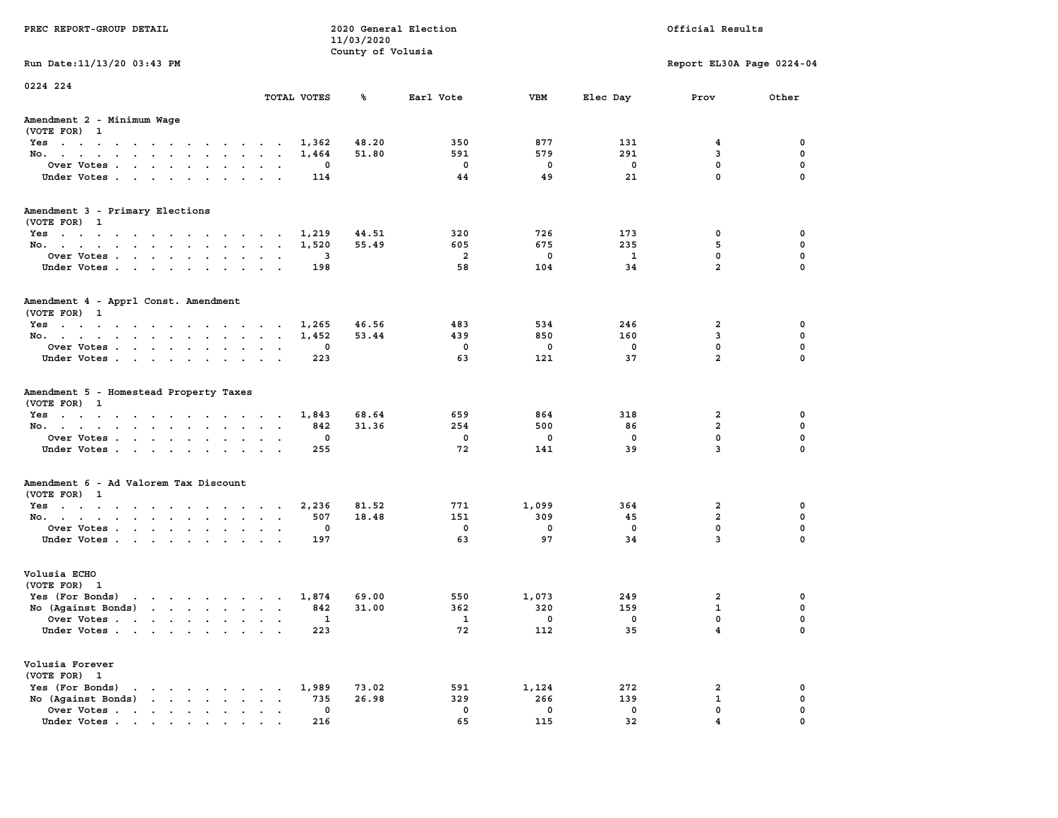PREC REPORT-GROUP DETAIL

2020 General Election
11/03/2020
County of Volusia

Official Results

Run Date:11/13/20 03:43 PM

Report EL30A Page 0224-04

0224 224

## Amendment 2 - Minimum Wage
(VOTE FOR) 1

| | TOTAL VOTES | % | Earl Vote | VBM | Elec Day | Prov | Other |
|---|---|---|---|---|---|---|---|
| Yes | 1,362 | 48.20 | 350 | 877 | 131 | 4 | 0 |
| No. | 1,464 | 51.80 | 591 | 579 | 291 | 3 | 0 |
| Over Votes | 0 | | 0 | 0 | 0 | 0 | 0 |
| Under Votes | 114 | | 44 | 49 | 21 | 0 | 0 |

## Amendment 3 - Primary Elections
(VOTE FOR) 1

| | TOTAL VOTES | % | Earl Vote | VBM | Elec Day | Prov | Other |
|---|---|---|---|---|---|---|---|
| Yes | 1,219 | 44.51 | 320 | 726 | 173 | 0 | 0 |
| No. | 1,520 | 55.49 | 605 | 675 | 235 | 5 | 0 |
| Over Votes | 3 | | 2 | 0 | 1 | 0 | 0 |
| Under Votes | 198 | | 58 | 104 | 34 | 2 | 0 |

## Amendment 4 - Apprl Const. Amendment
(VOTE FOR) 1

| | TOTAL VOTES | % | Earl Vote | VBM | Elec Day | Prov | Other |
|---|---|---|---|---|---|---|---|
| Yes | 1,265 | 46.56 | 483 | 534 | 246 | 2 | 0 |
| No. | 1,452 | 53.44 | 439 | 850 | 160 | 3 | 0 |
| Over Votes | 0 | | 0 | 0 | 0 | 0 | 0 |
| Under Votes | 223 | | 63 | 121 | 37 | 2 | 0 |

## Amendment 5 - Homestead Property Taxes
(VOTE FOR) 1

| | TOTAL VOTES | % | Earl Vote | VBM | Elec Day | Prov | Other |
|---|---|---|---|---|---|---|---|
| Yes | 1,843 | 68.64 | 659 | 864 | 318 | 2 | 0 |
| No. | 842 | 31.36 | 254 | 500 | 86 | 2 | 0 |
| Over Votes | 0 | | 0 | 0 | 0 | 0 | 0 |
| Under Votes | 255 | | 72 | 141 | 39 | 3 | 0 |

## Amendment 6 - Ad Valorem Tax Discount
(VOTE FOR) 1

| | TOTAL VOTES | % | Earl Vote | VBM | Elec Day | Prov | Other |
|---|---|---|---|---|---|---|---|
| Yes | 2,236 | 81.52 | 771 | 1,099 | 364 | 2 | 0 |
| No. | 507 | 18.48 | 151 | 309 | 45 | 2 | 0 |
| Over Votes | 0 | | 0 | 0 | 0 | 0 | 0 |
| Under Votes | 197 | | 63 | 97 | 34 | 3 | 0 |

## Volusia ECHO
(VOTE FOR) 1

| | TOTAL VOTES | % | Earl Vote | VBM | Elec Day | Prov | Other |
|---|---|---|---|---|---|---|---|
| Yes (For Bonds) | 1,874 | 69.00 | 550 | 1,073 | 249 | 2 | 0 |
| No (Against Bonds) | 842 | 31.00 | 362 | 320 | 159 | 1 | 0 |
| Over Votes | 1 | | 1 | 0 | 0 | 0 | 0 |
| Under Votes | 223 | | 72 | 112 | 35 | 4 | 0 |

## Volusia Forever
(VOTE FOR) 1

| | TOTAL VOTES | % | Earl Vote | VBM | Elec Day | Prov | Other |
|---|---|---|---|---|---|---|---|
| Yes (For Bonds) | 1,989 | 73.02 | 591 | 1,124 | 272 | 2 | 0 |
| No (Against Bonds) | 735 | 26.98 | 329 | 266 | 139 | 1 | 0 |
| Over Votes | 0 | | 0 | 0 | 0 | 0 | 0 |
| Under Votes | 216 | | 65 | 115 | 32 | 4 | 0 |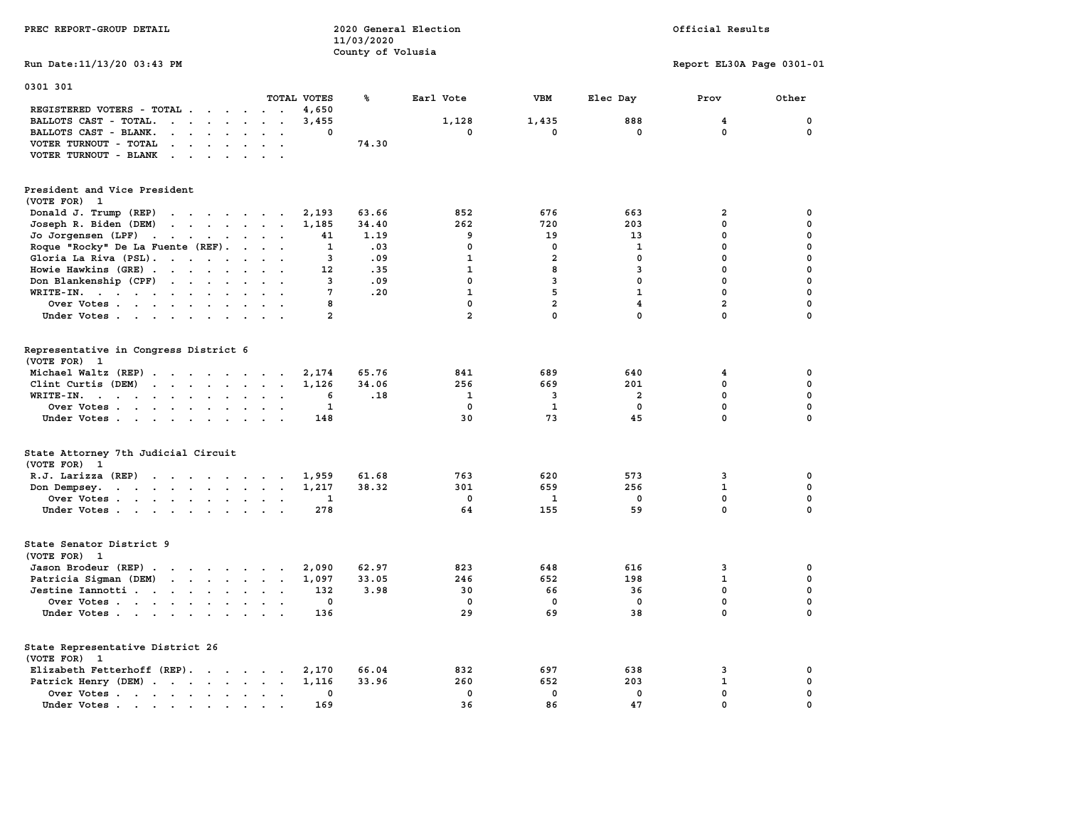PREC REPORT-GROUP DETAIL

2020 General Election
11/03/2020
County of Volusia

Official Results

Run Date:11/13/20 03:43 PM

Report EL30A Page 0301-01

## 0301 301

| | TOTAL VOTES | % | Earl Vote | VBM | Elec Day | Prov | Other |
|---|---|---|---|---|---|---|---|
| REGISTERED VOTERS - TOTAL | 4,650 | | | | | | |
| BALLOTS CAST - TOTAL. | 3,455 | | 1,128 | 1,435 | 888 | 4 | 0 |
| BALLOTS CAST - BLANK. | 0 | | 0 | 0 | 0 | 0 | 0 |
| VOTER TURNOUT - TOTAL | | 74.30 | | | | | |
| VOTER TURNOUT - BLANK | | | | | | | |

### President and Vice President
(VOTE FOR) 1

| | TOTAL VOTES | % | Earl Vote | VBM | Elec Day | Prov | Other |
|---|---|---|---|---|---|---|---|
| Donald J. Trump (REP) | 2,193 | 63.66 | 852 | 676 | 663 | 2 | 0 |
| Joseph R. Biden (DEM) | 1,185 | 34.40 | 262 | 720 | 203 | 0 | 0 |
| Jo Jorgensen (LPF) | 41 | 1.19 | 9 | 19 | 13 | 0 | 0 |
| Roque "Rocky" De La Fuente (REF). | 1 | .03 | 0 | 0 | 1 | 0 | 0 |
| Gloria La Riva (PSL). | 3 | .09 | 1 | 2 | 0 | 0 | 0 |
| Howie Hawkins (GRE) | 12 | .35 | 1 | 8 | 3 | 0 | 0 |
| Don Blankenship (CPF) | 3 | .09 | 0 | 3 | 0 | 0 | 0 |
| WRITE-IN. | 7 | .20 | 1 | 5 | 1 | 0 | 0 |
| Over Votes | 8 | | 0 | 2 | 4 | 2 | 0 |
| Under Votes | 2 | | 2 | 0 | 0 | 0 | 0 |

### Representative in Congress District 6
(VOTE FOR) 1

| | TOTAL VOTES | % | Earl Vote | VBM | Elec Day | Prov | Other |
|---|---|---|---|---|---|---|---|
| Michael Waltz (REP) | 2,174 | 65.76 | 841 | 689 | 640 | 4 | 0 |
| Clint Curtis (DEM) | 1,126 | 34.06 | 256 | 669 | 201 | 0 | 0 |
| WRITE-IN. | 6 | .18 | 1 | 3 | 2 | 0 | 0 |
| Over Votes | 1 | | 0 | 1 | 0 | 0 | 0 |
| Under Votes | 148 | | 30 | 73 | 45 | 0 | 0 |

### State Attorney 7th Judicial Circuit
(VOTE FOR) 1

| | TOTAL VOTES | % | Earl Vote | VBM | Elec Day | Prov | Other |
|---|---|---|---|---|---|---|---|
| R.J. Larizza (REP) | 1,959 | 61.68 | 763 | 620 | 573 | 3 | 0 |
| Don Dempsey. | 1,217 | 38.32 | 301 | 659 | 256 | 1 | 0 |
| Over Votes | 1 | | 0 | 1 | 0 | 0 | 0 |
| Under Votes | 278 | | 64 | 155 | 59 | 0 | 0 |

### State Senator District 9
(VOTE FOR) 1

| | TOTAL VOTES | % | Earl Vote | VBM | Elec Day | Prov | Other |
|---|---|---|---|---|---|---|---|
| Jason Brodeur (REP) | 2,090 | 62.97 | 823 | 648 | 616 | 3 | 0 |
| Patricia Sigman (DEM) | 1,097 | 33.05 | 246 | 652 | 198 | 1 | 0 |
| Jestine Iannotti | 132 | 3.98 | 30 | 66 | 36 | 0 | 0 |
| Over Votes | 0 | | 0 | 0 | 0 | 0 | 0 |
| Under Votes | 136 | | 29 | 69 | 38 | 0 | 0 |

### State Representative District 26
(VOTE FOR) 1

| | TOTAL VOTES | % | Earl Vote | VBM | Elec Day | Prov | Other |
|---|---|---|---|---|---|---|---|
| Elizabeth Fetterhoff (REP). | 2,170 | 66.04 | 832 | 697 | 638 | 3 | 0 |
| Patrick Henry (DEM) | 1,116 | 33.96 | 260 | 652 | 203 | 1 | 0 |
| Over Votes | 0 | | 0 | 0 | 0 | 0 | 0 |
| Under Votes | 169 | | 36 | 86 | 47 | 0 | 0 |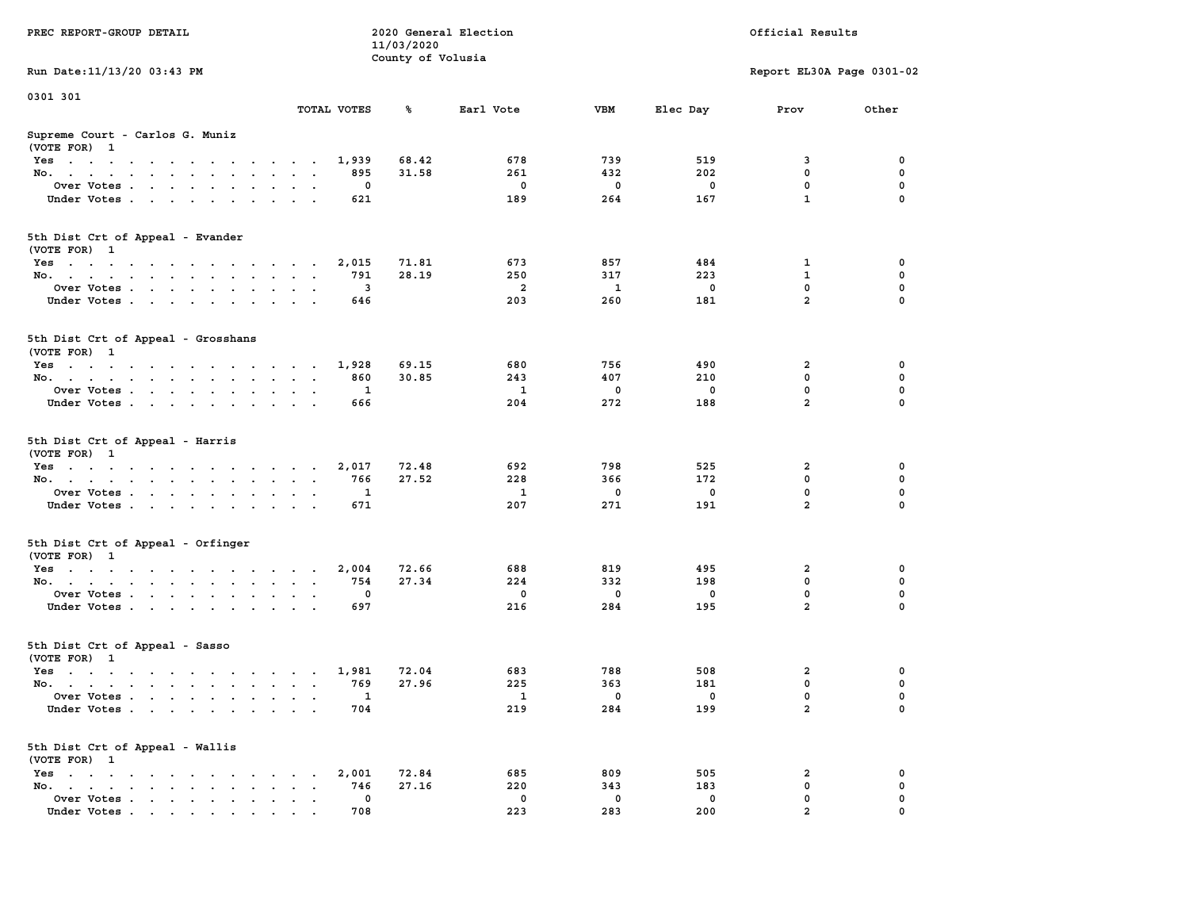PREC REPORT-GROUP DETAIL

2020 General Election
11/03/2020
County of Volusia

Official Results

Run Date:11/13/20 03:43 PM

Report EL30A Page 0301-02

0301 301

### Supreme Court - Carlos G. Muniz
(VOTE FOR) 1

| | TOTAL VOTES | % | Earl Vote | VBM | Elec Day | Prov | Other |
|---|---|---|---|---|---|---|---|
| Yes | 1,939 | 68.42 | 678 | 739 | 519 | 3 | 0 |
| No. | 895 | 31.58 | 261 | 432 | 202 | 0 | 0 |
| Over Votes | 0 | | 0 | 0 | 0 | 0 | 0 |
| Under Votes | 621 | | 189 | 264 | 167 | 1 | 0 |

### 5th Dist Crt of Appeal - Evander
(VOTE FOR) 1

| | TOTAL VOTES | % | Earl Vote | VBM | Elec Day | Prov | Other |
|---|---|---|---|---|---|---|---|
| Yes | 2,015 | 71.81 | 673 | 857 | 484 | 1 | 0 |
| No. | 791 | 28.19 | 250 | 317 | 223 | 1 | 0 |
| Over Votes | 3 | | 2 | 1 | 0 | 0 | 0 |
| Under Votes | 646 | | 203 | 260 | 181 | 2 | 0 |

### 5th Dist Crt of Appeal - Grosshans
(VOTE FOR) 1

| | TOTAL VOTES | % | Earl Vote | VBM | Elec Day | Prov | Other |
|---|---|---|---|---|---|---|---|
| Yes | 1,928 | 69.15 | 680 | 756 | 490 | 2 | 0 |
| No. | 860 | 30.85 | 243 | 407 | 210 | 0 | 0 |
| Over Votes | 1 | | 1 | 0 | 0 | 0 | 0 |
| Under Votes | 666 | | 204 | 272 | 188 | 2 | 0 |

### 5th Dist Crt of Appeal - Harris
(VOTE FOR) 1

| | TOTAL VOTES | % | Earl Vote | VBM | Elec Day | Prov | Other |
|---|---|---|---|---|---|---|---|
| Yes | 2,017 | 72.48 | 692 | 798 | 525 | 2 | 0 |
| No. | 766 | 27.52 | 228 | 366 | 172 | 0 | 0 |
| Over Votes | 1 | | 1 | 0 | 0 | 0 | 0 |
| Under Votes | 671 | | 207 | 271 | 191 | 2 | 0 |

### 5th Dist Crt of Appeal - Orfinger
(VOTE FOR) 1

| | TOTAL VOTES | % | Earl Vote | VBM | Elec Day | Prov | Other |
|---|---|---|---|---|---|---|---|
| Yes | 2,004 | 72.66 | 688 | 819 | 495 | 2 | 0 |
| No. | 754 | 27.34 | 224 | 332 | 198 | 0 | 0 |
| Over Votes | 0 | | 0 | 0 | 0 | 0 | 0 |
| Under Votes | 697 | | 216 | 284 | 195 | 2 | 0 |

### 5th Dist Crt of Appeal - Sasso
(VOTE FOR) 1

| | TOTAL VOTES | % | Earl Vote | VBM | Elec Day | Prov | Other |
|---|---|---|---|---|---|---|---|
| Yes | 1,981 | 72.04 | 683 | 788 | 508 | 2 | 0 |
| No. | 769 | 27.96 | 225 | 363 | 181 | 0 | 0 |
| Over Votes | 1 | | 1 | 0 | 0 | 0 | 0 |
| Under Votes | 704 | | 219 | 284 | 199 | 2 | 0 |

### 5th Dist Crt of Appeal - Wallis
(VOTE FOR) 1

| | TOTAL VOTES | % | Earl Vote | VBM | Elec Day | Prov | Other |
|---|---|---|---|---|---|---|---|
| Yes | 2,001 | 72.84 | 685 | 809 | 505 | 2 | 0 |
| No. | 746 | 27.16 | 220 | 343 | 183 | 0 | 0 |
| Over Votes | 0 | | 0 | 0 | 0 | 0 | 0 |
| Under Votes | 708 | | 223 | 283 | 200 | 2 | 0 |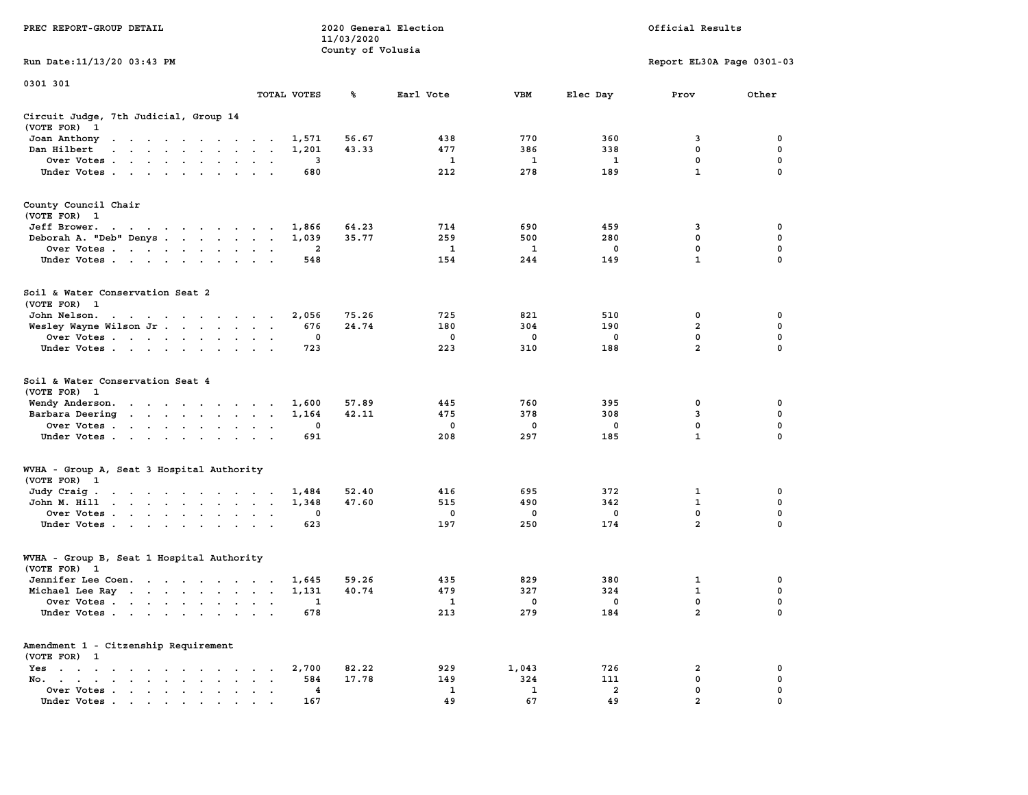PREC REPORT-GROUP DETAIL

2020 General Election
11/03/2020
County of Volusia

Official Results

Run Date:11/13/20 03:43 PM

Report EL30A Page 0301-03

0301 301

## Circuit Judge, 7th Judicial, Group 14
(VOTE FOR) 1

| | TOTAL VOTES | % | Earl Vote | VBM | Elec Day | Prov | Other |
|---|---|---|---|---|---|---|---|
| Joan Anthony | 1,571 | 56.67 | 438 | 770 | 360 | 3 | 0 |
| Dan Hilbert | 1,201 | 43.33 | 477 | 386 | 338 | 0 | 0 |
| Over Votes | 3 | | 1 | 1 | 1 | 0 | 0 |
| Under Votes | 680 | | 212 | 278 | 189 | 1 | 0 |

## County Council Chair
(VOTE FOR) 1

| | TOTAL VOTES | % | Earl Vote | VBM | Elec Day | Prov | Other |
|---|---|---|---|---|---|---|---|
| Jeff Brower | 1,866 | 64.23 | 714 | 690 | 459 | 3 | 0 |
| Deborah A. "Deb" Denys | 1,039 | 35.77 | 259 | 500 | 280 | 0 | 0 |
| Over Votes | 2 | | 1 | 1 | 0 | 0 | 0 |
| Under Votes | 548 | | 154 | 244 | 149 | 1 | 0 |

## Soil & Water Conservation Seat 2
(VOTE FOR) 1

| | TOTAL VOTES | % | Earl Vote | VBM | Elec Day | Prov | Other |
|---|---|---|---|---|---|---|---|
| John Nelson | 2,056 | 75.26 | 725 | 821 | 510 | 0 | 0 |
| Wesley Wayne Wilson Jr | 676 | 24.74 | 180 | 304 | 190 | 2 | 0 |
| Over Votes | 0 | | 0 | 0 | 0 | 0 | 0 |
| Under Votes | 723 | | 223 | 310 | 188 | 2 | 0 |

## Soil & Water Conservation Seat 4
(VOTE FOR) 1

| | TOTAL VOTES | % | Earl Vote | VBM | Elec Day | Prov | Other |
|---|---|---|---|---|---|---|---|
| Wendy Anderson | 1,600 | 57.89 | 445 | 760 | 395 | 0 | 0 |
| Barbara Deering | 1,164 | 42.11 | 475 | 378 | 308 | 3 | 0 |
| Over Votes | 0 | | 0 | 0 | 0 | 0 | 0 |
| Under Votes | 691 | | 208 | 297 | 185 | 1 | 0 |

## WVHA - Group A, Seat 3 Hospital Authority
(VOTE FOR) 1

| | TOTAL VOTES | % | Earl Vote | VBM | Elec Day | Prov | Other |
|---|---|---|---|---|---|---|---|
| Judy Craig | 1,484 | 52.40 | 416 | 695 | 372 | 1 | 0 |
| John M. Hill | 1,348 | 47.60 | 515 | 490 | 342 | 1 | 0 |
| Over Votes | 0 | | 0 | 0 | 0 | 0 | 0 |
| Under Votes | 623 | | 197 | 250 | 174 | 2 | 0 |

## WVHA - Group B, Seat 1 Hospital Authority
(VOTE FOR) 1

| | TOTAL VOTES | % | Earl Vote | VBM | Elec Day | Prov | Other |
|---|---|---|---|---|---|---|---|
| Jennifer Lee Coen | 1,645 | 59.26 | 435 | 829 | 380 | 1 | 0 |
| Michael Lee Ray | 1,131 | 40.74 | 479 | 327 | 324 | 1 | 0 |
| Over Votes | 1 | | 1 | 0 | 0 | 0 | 0 |
| Under Votes | 678 | | 213 | 279 | 184 | 2 | 0 |

## Amendment 1 - Citizenship Requirement
(VOTE FOR) 1

| | TOTAL VOTES | % | Earl Vote | VBM | Elec Day | Prov | Other |
|---|---|---|---|---|---|---|---|
| Yes | 2,700 | 82.22 | 929 | 1,043 | 726 | 2 | 0 |
| No | 584 | 17.78 | 149 | 324 | 111 | 0 | 0 |
| Over Votes | 4 | | 1 | 1 | 2 | 0 | 0 |
| Under Votes | 167 | | 49 | 67 | 49 | 2 | 0 |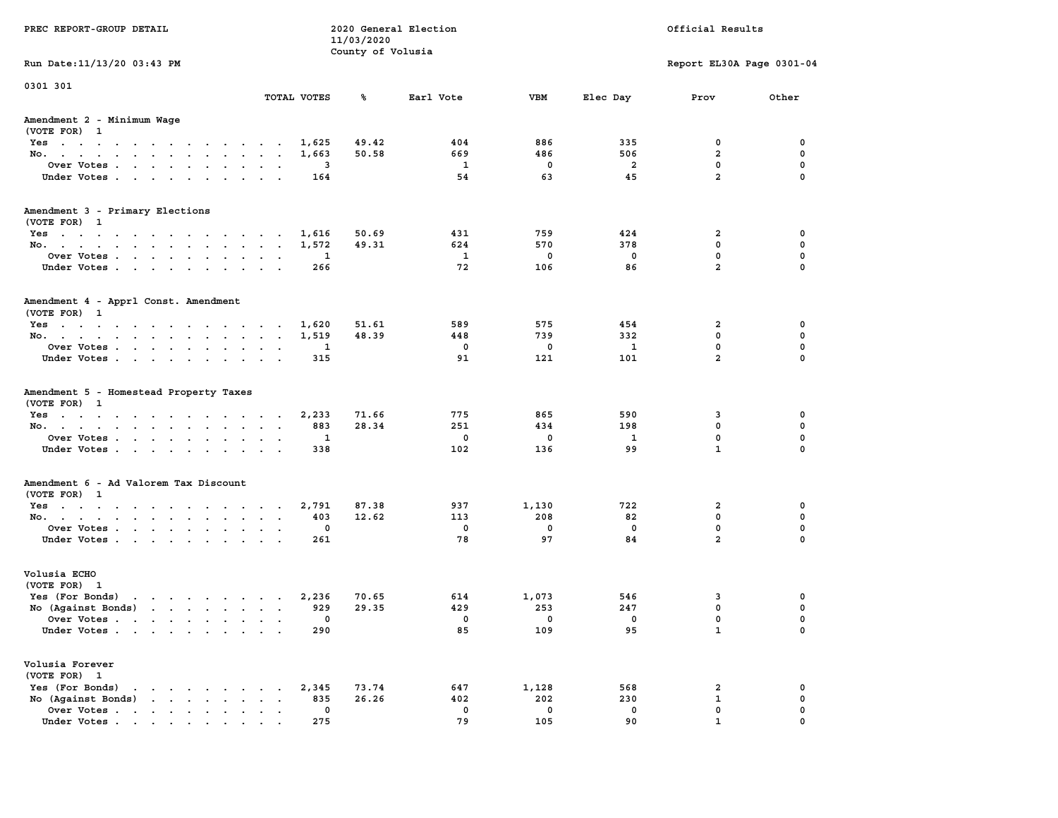PREC REPORT-GROUP DETAIL

2020 General Election
11/03/2020
County of Volusia

Official Results

Run Date:11/13/20 03:43 PM

Report EL30A Page 0301-04

0301 301

| | TOTAL VOTES | % | Earl Vote | VBM | Elec Day | Prov | Other |
|---|---|---|---|---|---|---|---|
| **Amendment 2 - Minimum Wage** | | | | | | | |
| (VOTE FOR) 1 | | | | | | | |
| Yes | 1,625 | 49.42 | 404 | 886 | 335 | 0 | 0 |
| No. | 1,663 | 50.58 | 669 | 486 | 506 | 2 | 0 |
| Over Votes | 3 | | 1 | 0 | 2 | 0 | 0 |
| Under Votes | 164 | | 54 | 63 | 45 | 2 | 0 |
| **Amendment 3 - Primary Elections** | | | | | | | |
| (VOTE FOR) 1 | | | | | | | |
| Yes | 1,616 | 50.69 | 431 | 759 | 424 | 2 | 0 |
| No. | 1,572 | 49.31 | 624 | 570 | 378 | 0 | 0 |
| Over Votes | 1 | | 1 | 0 | 0 | 0 | 0 |
| Under Votes | 266 | | 72 | 106 | 86 | 2 | 0 |
| **Amendment 4 - Apprl Const. Amendment** | | | | | | | |
| (VOTE FOR) 1 | | | | | | | |
| Yes | 1,620 | 51.61 | 589 | 575 | 454 | 2 | 0 |
| No. | 1,519 | 48.39 | 448 | 739 | 332 | 0 | 0 |
| Over Votes | 1 | | 0 | 0 | 1 | 0 | 0 |
| Under Votes | 315 | | 91 | 121 | 101 | 2 | 0 |
| **Amendment 5 - Homestead Property Taxes** | | | | | | | |
| (VOTE FOR) 1 | | | | | | | |
| Yes | 2,233 | 71.66 | 775 | 865 | 590 | 3 | 0 |
| No. | 883 | 28.34 | 251 | 434 | 198 | 0 | 0 |
| Over Votes | 1 | | 0 | 0 | 1 | 0 | 0 |
| Under Votes | 338 | | 102 | 136 | 99 | 1 | 0 |
| **Amendment 6 - Ad Valorem Tax Discount** | | | | | | | |
| (VOTE FOR) 1 | | | | | | | |
| Yes | 2,791 | 87.38 | 937 | 1,130 | 722 | 2 | 0 |
| No. | 403 | 12.62 | 113 | 208 | 82 | 0 | 0 |
| Over Votes | 0 | | 0 | 0 | 0 | 0 | 0 |
| Under Votes | 261 | | 78 | 97 | 84 | 2 | 0 |
| **Volusia ECHO** | | | | | | | |
| (VOTE FOR) 1 | | | | | | | |
| Yes (For Bonds) | 2,236 | 70.65 | 614 | 1,073 | 546 | 3 | 0 |
| No (Against Bonds) | 929 | 29.35 | 429 | 253 | 247 | 0 | 0 |
| Over Votes | 0 | | 0 | 0 | 0 | 0 | 0 |
| Under Votes | 290 | | 85 | 109 | 95 | 1 | 0 |
| **Volusia Forever** | | | | | | | |
| (VOTE FOR) 1 | | | | | | | |
| Yes (For Bonds) | 2,345 | 73.74 | 647 | 1,128 | 568 | 2 | 0 |
| No (Against Bonds) | 835 | 26.26 | 402 | 202 | 230 | 1 | 0 |
| Over Votes | 0 | | 0 | 0 | 0 | 0 | 0 |
| Under Votes | 275 | | 79 | 105 | 90 | 1 | 0 |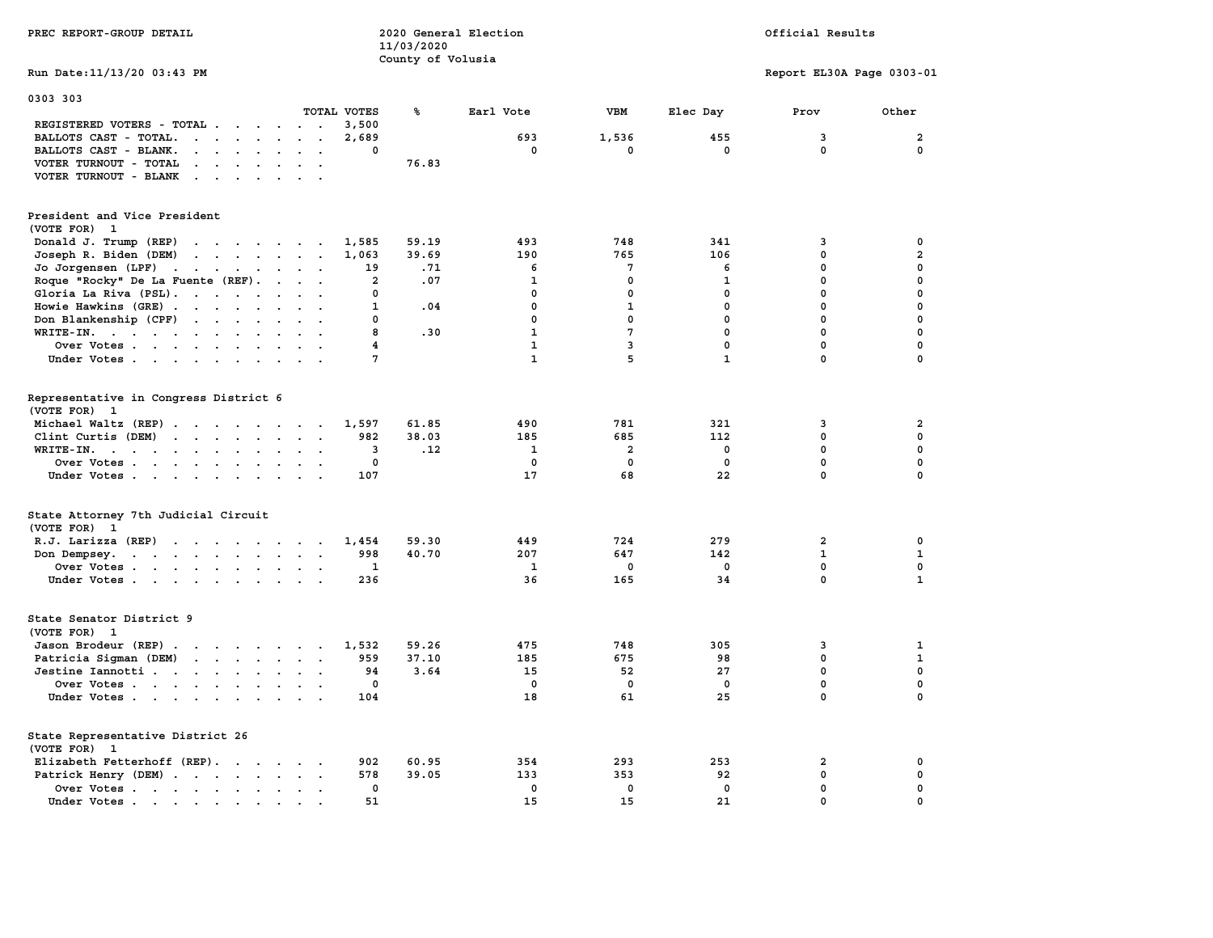PREC REPORT-GROUP DETAIL

2020 General Election
11/03/2020
County of Volusia

Official Results

Run Date:11/13/20 03:43 PM

Report EL30A Page 0303-01

0303 303

| | TOTAL VOTES | % | Earl Vote | VBM | Elec Day | Prov | Other |
|---|---|---|---|---|---|---|---|
| REGISTERED VOTERS - TOTAL | 3,500 | | | | | | |
| BALLOTS CAST - TOTAL. | 2,689 | | 693 | 1,536 | 455 | 3 | 2 |
| BALLOTS CAST - BLANK. | 0 | | 0 | 0 | 0 | 0 | 0 |
| VOTER TURNOUT - TOTAL | | 76.83 | | | | | |
| VOTER TURNOUT - BLANK | | | | | | | |

## President and Vice President
(VOTE FOR) 1

| | TOTAL VOTES | % | Earl Vote | VBM | Elec Day | Prov | Other |
|---|---|---|---|---|---|---|---|
| Donald J. Trump (REP) | 1,585 | 59.19 | 493 | 748 | 341 | 3 | 0 |
| Joseph R. Biden (DEM) | 1,063 | 39.69 | 190 | 765 | 106 | 0 | 2 |
| Jo Jorgensen (LPF) | 19 | .71 | 6 | 7 | 6 | 0 | 0 |
| Roque "Rocky" De La Fuente (REF) | 2 | .07 | 1 | 0 | 1 | 0 | 0 |
| Gloria La Riva (PSL) | 0 | | 0 | 0 | 0 | 0 | 0 |
| Howie Hawkins (GRE) | 1 | .04 | 0 | 1 | 0 | 0 | 0 |
| Don Blankenship (CPF) | 0 | | 0 | 0 | 0 | 0 | 0 |
| WRITE-IN. | 8 | .30 | 1 | 7 | 0 | 0 | 0 |
| Over Votes | 4 | | 1 | 3 | 0 | 0 | 0 |
| Under Votes | 7 | | 1 | 5 | 1 | 0 | 0 |

## Representative in Congress District 6
(VOTE FOR) 1

| | TOTAL VOTES | % | Earl Vote | VBM | Elec Day | Prov | Other |
|---|---|---|---|---|---|---|---|
| Michael Waltz (REP) | 1,597 | 61.85 | 490 | 781 | 321 | 3 | 2 |
| Clint Curtis (DEM) | 982 | 38.03 | 185 | 685 | 112 | 0 | 0 |
| WRITE-IN. | 3 | .12 | 1 | 2 | 0 | 0 | 0 |
| Over Votes | 0 | | 0 | 0 | 0 | 0 | 0 |
| Under Votes | 107 | | 17 | 68 | 22 | 0 | 0 |

## State Attorney 7th Judicial Circuit
(VOTE FOR) 1

| | TOTAL VOTES | % | Earl Vote | VBM | Elec Day | Prov | Other |
|---|---|---|---|---|---|---|---|
| R.J. Larizza (REP) | 1,454 | 59.30 | 449 | 724 | 279 | 2 | 0 |
| Don Dempsey. | 998 | 40.70 | 207 | 647 | 142 | 1 | 1 |
| Over Votes | 1 | | 1 | 0 | 0 | 0 | 0 |
| Under Votes | 236 | | 36 | 165 | 34 | 0 | 1 |

## State Senator District 9
(VOTE FOR) 1

| | TOTAL VOTES | % | Earl Vote | VBM | Elec Day | Prov | Other |
|---|---|---|---|---|---|---|---|
| Jason Brodeur (REP) | 1,532 | 59.26 | 475 | 748 | 305 | 3 | 1 |
| Patricia Sigman (DEM) | 959 | 37.10 | 185 | 675 | 98 | 0 | 1 |
| Jestine Iannotti | 94 | 3.64 | 15 | 52 | 27 | 0 | 0 |
| Over Votes | 0 | | 0 | 0 | 0 | 0 | 0 |
| Under Votes | 104 | | 18 | 61 | 25 | 0 | 0 |

## State Representative District 26
(VOTE FOR) 1

| | TOTAL VOTES | % | Earl Vote | VBM | Elec Day | Prov | Other |
|---|---|---|---|---|---|---|---|
| Elizabeth Fetterhoff (REP) | 902 | 60.95 | 354 | 293 | 253 | 2 | 0 |
| Patrick Henry (DEM) | 578 | 39.05 | 133 | 353 | 92 | 0 | 0 |
| Over Votes | 0 | | 0 | 0 | 0 | 0 | 0 |
| Under Votes | 51 | | 15 | 15 | 21 | 0 | 0 |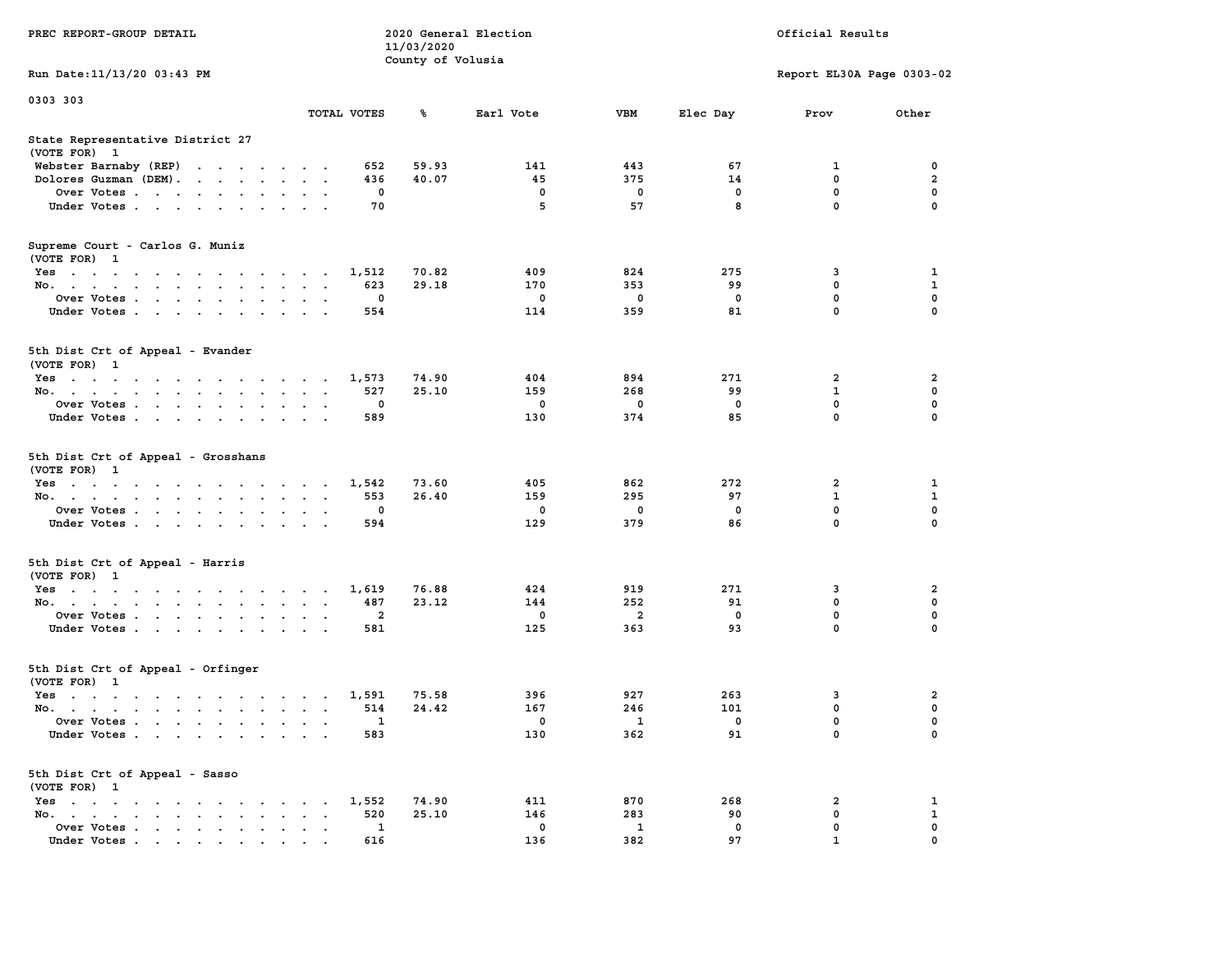PREC REPORT-GROUP DETAIL

2020 General Election
11/03/2020
County of Volusia

Official Results

Run Date:11/13/20 03:43 PM

Report EL30A Page 0303-02

0303 303

| | TOTAL VOTES | % | Earl Vote | VBM | Elec Day | Prov | Other |
|---|---|---|---|---|---|---|---|
| **State Representative District 27** | | | | | | | |
| (VOTE FOR) 1 | | | | | | | |
| Webster Barnaby (REP) | 652 | 59.93 | 141 | 443 | 67 | 1 | 0 |
| Dolores Guzman (DEM) | 436 | 40.07 | 45 | 375 | 14 | 0 | 2 |
| Over Votes | 0 | | 0 | 0 | 0 | 0 | 0 |
| Under Votes | 70 | | 5 | 57 | 8 | 0 | 0 |
| **Supreme Court - Carlos G. Muniz** | | | | | | | |
| (VOTE FOR) 1 | | | | | | | |
| Yes | 1,512 | 70.82 | 409 | 824 | 275 | 3 | 1 |
| No | 623 | 29.18 | 170 | 353 | 99 | 0 | 1 |
| Over Votes | 0 | | 0 | 0 | 0 | 0 | 0 |
| Under Votes | 554 | | 114 | 359 | 81 | 0 | 0 |
| **5th Dist Crt of Appeal - Evander** | | | | | | | |
| (VOTE FOR) 1 | | | | | | | |
| Yes | 1,573 | 74.90 | 404 | 894 | 271 | 2 | 2 |
| No | 527 | 25.10 | 159 | 268 | 99 | 1 | 0 |
| Over Votes | 0 | | 0 | 0 | 0 | 0 | 0 |
| Under Votes | 589 | | 130 | 374 | 85 | 0 | 0 |
| **5th Dist Crt of Appeal - Grosshans** | | | | | | | |
| (VOTE FOR) 1 | | | | | | | |
| Yes | 1,542 | 73.60 | 405 | 862 | 272 | 2 | 1 |
| No | 553 | 26.40 | 159 | 295 | 97 | 1 | 1 |
| Over Votes | 0 | | 0 | 0 | 0 | 0 | 0 |
| Under Votes | 594 | | 129 | 379 | 86 | 0 | 0 |
| **5th Dist Crt of Appeal - Harris** | | | | | | | |
| (VOTE FOR) 1 | | | | | | | |
| Yes | 1,619 | 76.88 | 424 | 919 | 271 | 3 | 2 |
| No | 487 | 23.12 | 144 | 252 | 91 | 0 | 0 |
| Over Votes | 2 | | 0 | 2 | 0 | 0 | 0 |
| Under Votes | 581 | | 125 | 363 | 93 | 0 | 0 |
| **5th Dist Crt of Appeal - Orfinger** | | | | | | | |
| (VOTE FOR) 1 | | | | | | | |
| Yes | 1,591 | 75.58 | 396 | 927 | 263 | 3 | 2 |
| No | 514 | 24.42 | 167 | 246 | 101 | 0 | 0 |
| Over Votes | 1 | | 0 | 1 | 0 | 0 | 0 |
| Under Votes | 583 | | 130 | 362 | 91 | 0 | 0 |
| **5th Dist Crt of Appeal - Sasso** | | | | | | | |
| (VOTE FOR) 1 | | | | | | | |
| Yes | 1,552 | 74.90 | 411 | 870 | 268 | 2 | 1 |
| No | 520 | 25.10 | 146 | 283 | 90 | 0 | 1 |
| Over Votes | 1 | | 0 | 1 | 0 | 0 | 0 |
| Under Votes | 616 | | 136 | 382 | 97 | 1 | 0 |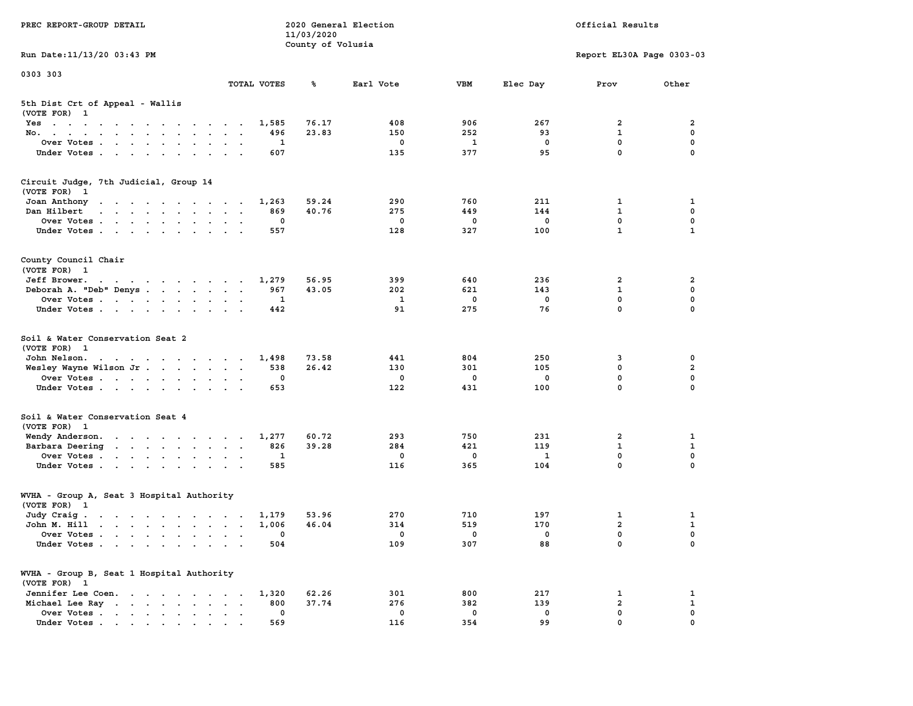PREC REPORT-GROUP DETAIL

2020 General Election
11/03/2020
County of Volusia

Official Results

Run Date:11/13/20 03:43 PM

Report EL30A Page 0303-03

0303 303

### 5th Dist Crt of Appeal - Wallis
(VOTE FOR) 1

| | TOTAL VOTES | % | Earl Vote | VBM | Elec Day | Prov | Other |
|---|---|---|---|---|---|---|---|
| Yes | 1,585 | 76.17 | 408 | 906 | 267 | 2 | 2 |
| No. | 496 | 23.83 | 150 | 252 | 93 | 1 | 0 |
| Over Votes | 1 | | 0 | 1 | 0 | 0 | 0 |
| Under Votes | 607 | | 135 | 377 | 95 | 0 | 0 |

### Circuit Judge, 7th Judicial, Group 14
(VOTE FOR) 1

| | TOTAL VOTES | % | Earl Vote | VBM | Elec Day | Prov | Other |
|---|---|---|---|---|---|---|---|
| Joan Anthony | 1,263 | 59.24 | 290 | 760 | 211 | 1 | 1 |
| Dan Hilbert | 869 | 40.76 | 275 | 449 | 144 | 1 | 0 |
| Over Votes | 0 | | 0 | 0 | 0 | 0 | 0 |
| Under Votes | 557 | | 128 | 327 | 100 | 1 | 1 |

### County Council Chair
(VOTE FOR) 1

| | TOTAL VOTES | % | Earl Vote | VBM | Elec Day | Prov | Other |
|---|---|---|---|---|---|---|---|
| Jeff Brower. | 1,279 | 56.95 | 399 | 640 | 236 | 2 | 2 |
| Deborah A. "Deb" Denys | 967 | 43.05 | 202 | 621 | 143 | 1 | 0 |
| Over Votes | 1 | | 1 | 0 | 0 | 0 | 0 |
| Under Votes | 442 | | 91 | 275 | 76 | 0 | 0 |

### Soil & Water Conservation Seat 2
(VOTE FOR) 1

| | TOTAL VOTES | % | Earl Vote | VBM | Elec Day | Prov | Other |
|---|---|---|---|---|---|---|---|
| John Nelson. | 1,498 | 73.58 | 441 | 804 | 250 | 3 | 0 |
| Wesley Wayne Wilson Jr | 538 | 26.42 | 130 | 301 | 105 | 0 | 2 |
| Over Votes | 0 | | 0 | 0 | 0 | 0 | 0 |
| Under Votes | 653 | | 122 | 431 | 100 | 0 | 0 |

### Soil & Water Conservation Seat 4
(VOTE FOR) 1

| | TOTAL VOTES | % | Earl Vote | VBM | Elec Day | Prov | Other |
|---|---|---|---|---|---|---|---|
| Wendy Anderson. | 1,277 | 60.72 | 293 | 750 | 231 | 2 | 1 |
| Barbara Deering | 826 | 39.28 | 284 | 421 | 119 | 1 | 1 |
| Over Votes | 1 | | 0 | 0 | 1 | 0 | 0 |
| Under Votes | 585 | | 116 | 365 | 104 | 0 | 0 |

### WVHA - Group A, Seat 3 Hospital Authority
(VOTE FOR) 1

| | TOTAL VOTES | % | Earl Vote | VBM | Elec Day | Prov | Other |
|---|---|---|---|---|---|---|---|
| Judy Craig | 1,179 | 53.96 | 270 | 710 | 197 | 1 | 1 |
| John M. Hill | 1,006 | 46.04 | 314 | 519 | 170 | 2 | 1 |
| Over Votes | 0 | | 0 | 0 | 0 | 0 | 0 |
| Under Votes | 504 | | 109 | 307 | 88 | 0 | 0 |

### WVHA - Group B, Seat 1 Hospital Authority
(VOTE FOR) 1

| | TOTAL VOTES | % | Earl Vote | VBM | Elec Day | Prov | Other |
|---|---|---|---|---|---|---|---|
| Jennifer Lee Coen. | 1,320 | 62.26 | 301 | 800 | 217 | 1 | 1 |
| Michael Lee Ray | 800 | 37.74 | 276 | 382 | 139 | 2 | 1 |
| Over Votes | 0 | | 0 | 0 | 0 | 0 | 0 |
| Under Votes | 569 | | 116 | 354 | 99 | 0 | 0 |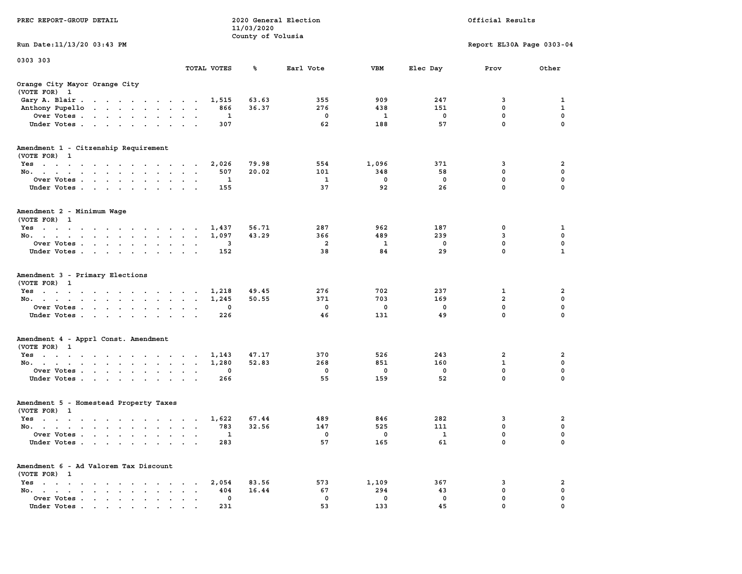PREC REPORT-GROUP DETAIL

2020 General Election
11/03/2020
County of Volusia

Official Results

Run Date:11/13/20 03:43 PM

Report EL30A Page 0303-04

0303 303

## Orange City Mayor Orange City
(VOTE FOR) 1

| | TOTAL VOTES | % | Earl Vote | VBM | Elec Day | Prov | Other |
|---|---|---|---|---|---|---|---|
| Gary A. Blair | 1,515 | 63.63 | 355 | 909 | 247 | 3 | 1 |
| Anthony Pupello | 866 | 36.37 | 276 | 438 | 151 | 0 | 1 |
| Over Votes | 1 | | 0 | 1 | 0 | 0 | 0 |
| Under Votes | 307 | | 62 | 188 | 57 | 0 | 0 |

## Amendment 1 - Citzenship Requirement
(VOTE FOR) 1

| | TOTAL VOTES | % | Earl Vote | VBM | Elec Day | Prov | Other |
|---|---|---|---|---|---|---|---|
| Yes | 2,026 | 79.98 | 554 | 1,096 | 371 | 3 | 2 |
| No. | 507 | 20.02 | 101 | 348 | 58 | 0 | 0 |
| Over Votes | 1 | | 1 | 0 | 0 | 0 | 0 |
| Under Votes | 155 | | 37 | 92 | 26 | 0 | 0 |

## Amendment 2 - Minimum Wage
(VOTE FOR) 1

| | TOTAL VOTES | % | Earl Vote | VBM | Elec Day | Prov | Other |
|---|---|---|---|---|---|---|---|
| Yes | 1,437 | 56.71 | 287 | 962 | 187 | 0 | 1 |
| No. | 1,097 | 43.29 | 366 | 489 | 239 | 3 | 0 |
| Over Votes | 3 | | 2 | 1 | 0 | 0 | 0 |
| Under Votes | 152 | | 38 | 84 | 29 | 0 | 1 |

## Amendment 3 - Primary Elections
(VOTE FOR) 1

| | TOTAL VOTES | % | Earl Vote | VBM | Elec Day | Prov | Other |
|---|---|---|---|---|---|---|---|
| Yes | 1,218 | 49.45 | 276 | 702 | 237 | 1 | 2 |
| No. | 1,245 | 50.55 | 371 | 703 | 169 | 2 | 0 |
| Over Votes | 0 | | 0 | 0 | 0 | 0 | 0 |
| Under Votes | 226 | | 46 | 131 | 49 | 0 | 0 |

## Amendment 4 - Apprl Const. Amendment
(VOTE FOR) 1

| | TOTAL VOTES | % | Earl Vote | VBM | Elec Day | Prov | Other |
|---|---|---|---|---|---|---|---|
| Yes | 1,143 | 47.17 | 370 | 526 | 243 | 2 | 2 |
| No. | 1,280 | 52.83 | 268 | 851 | 160 | 1 | 0 |
| Over Votes | 0 | | 0 | 0 | 0 | 0 | 0 |
| Under Votes | 266 | | 55 | 159 | 52 | 0 | 0 |

## Amendment 5 - Homestead Property Taxes
(VOTE FOR) 1

| | TOTAL VOTES | % | Earl Vote | VBM | Elec Day | Prov | Other |
|---|---|---|---|---|---|---|---|
| Yes | 1,622 | 67.44 | 489 | 846 | 282 | 3 | 2 |
| No. | 783 | 32.56 | 147 | 525 | 111 | 0 | 0 |
| Over Votes | 1 | | 0 | 0 | 1 | 0 | 0 |
| Under Votes | 283 | | 57 | 165 | 61 | 0 | 0 |

## Amendment 6 - Ad Valorem Tax Discount
(VOTE FOR) 1

| | TOTAL VOTES | % | Earl Vote | VBM | Elec Day | Prov | Other |
|---|---|---|---|---|---|---|---|
| Yes | 2,054 | 83.56 | 573 | 1,109 | 367 | 3 | 2 |
| No. | 404 | 16.44 | 67 | 294 | 43 | 0 | 0 |
| Over Votes | 0 | | 0 | 0 | 0 | 0 | 0 |
| Under Votes | 231 | | 53 | 133 | 45 | 0 | 0 |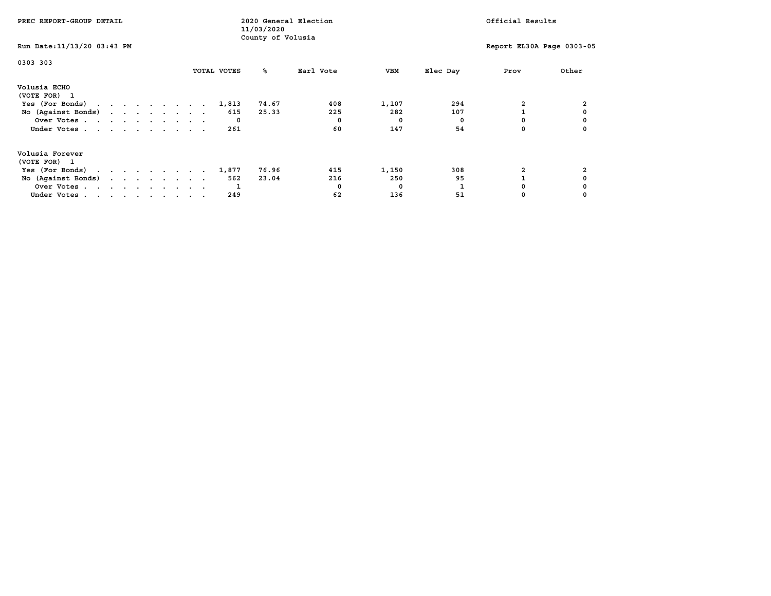PREC REPORT-GROUP DETAIL

2020 General Election
11/03/2020
County of Volusia

Official Results

Run Date:11/13/20 03:43 PM

Report EL30A Page 0303-05

0303 303

| | TOTAL VOTES | % | Earl Vote | VBM | Elec Day | Prov | Other |
|---|---|---|---|---|---|---|---|
| **Volusia ECHO** | | | | | | | |
| (VOTE FOR) 1 | | | | | | | |
| Yes (For Bonds) | 1,813 | 74.67 | 408 | 1,107 | 294 | 2 | 2 |
| No (Against Bonds) | 615 | 25.33 | 225 | 282 | 107 | 1 | 0 |
| Over Votes | 0 | | 0 | 0 | 0 | 0 | 0 |
| Under Votes | 261 | | 60 | 147 | 54 | 0 | 0 |
| **Volusia Forever** | | | | | | | |
| (VOTE FOR) 1 | | | | | | | |
| Yes (For Bonds) | 1,877 | 76.96 | 415 | 1,150 | 308 | 2 | 2 |
| No (Against Bonds) | 562 | 23.04 | 216 | 250 | 95 | 1 | 0 |
| Over Votes | 1 | | 0 | 0 | 1 | 0 | 0 |
| Under Votes | 249 | | 62 | 136 | 51 | 0 | 0 |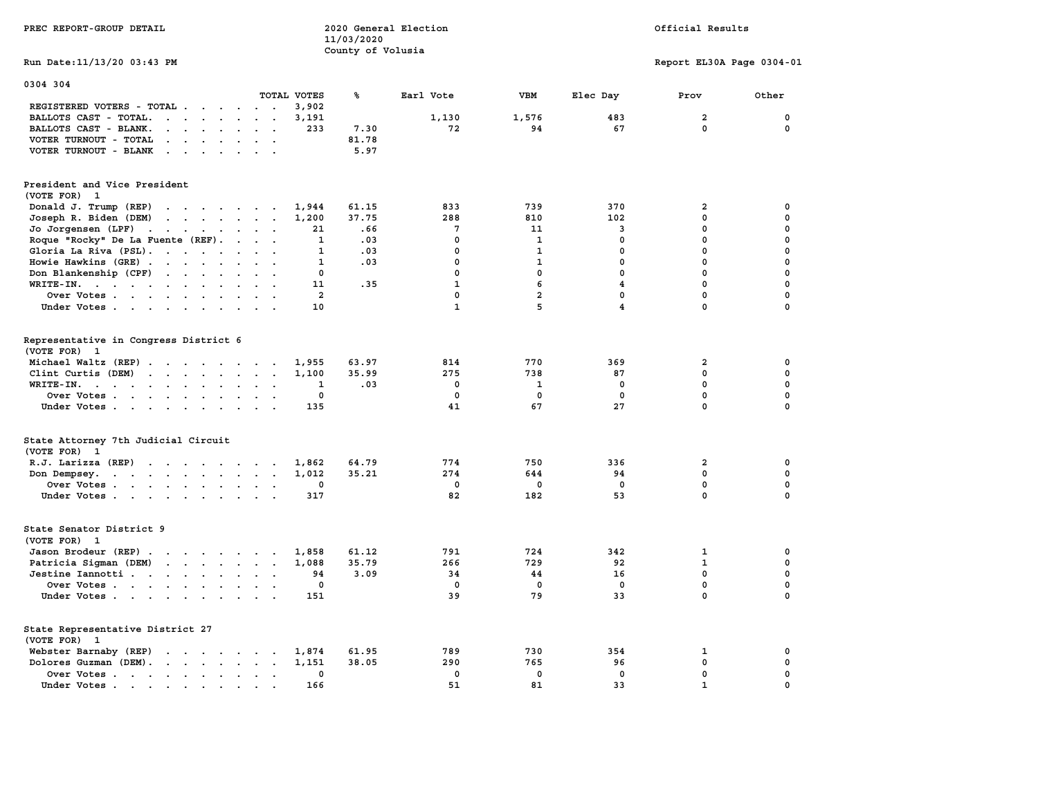PREC REPORT-GROUP DETAIL

2020 General Election
11/03/2020
County of Volusia

Official Results

Run Date:11/13/20 03:43 PM

Report EL30A Page 0304-01

0304 304

| | TOTAL VOTES | % | Earl Vote | VBM | Elec Day | Prov | Other |
|---|---|---|---|---|---|---|---|
| REGISTERED VOTERS - TOTAL | 3,902 | | | | | | |
| BALLOTS CAST - TOTAL. | 3,191 | | 1,130 | 1,576 | 483 | 2 | 0 |
| BALLOTS CAST - BLANK. | 233 | 7.30 | 72 | 94 | 67 | 0 | 0 |
| VOTER TURNOUT - TOTAL | | 81.78 | | | | | |
| VOTER TURNOUT - BLANK | | 5.97 | | | | | |

President and Vice President
(VOTE FOR) 1

| | TOTAL VOTES | % | Earl Vote | VBM | Elec Day | Prov | Other |
|---|---|---|---|---|---|---|---|
| Donald J. Trump (REP) | 1,944 | 61.15 | 833 | 739 | 370 | 2 | 0 |
| Joseph R. Biden (DEM) | 1,200 | 37.75 | 288 | 810 | 102 | 0 | 0 |
| Jo Jorgensen (LPF) | 21 | .66 | 7 | 11 | 3 | 0 | 0 |
| Roque "Rocky" De La Fuente (REF). | 1 | .03 | 0 | 1 | 0 | 0 | 0 |
| Gloria La Riva (PSL). | 1 | .03 | 0 | 1 | 0 | 0 | 0 |
| Howie Hawkins (GRE) | 1 | .03 | 0 | 1 | 0 | 0 | 0 |
| Don Blankenship (CPF) | 0 | | 0 | 0 | 0 | 0 | 0 |
| WRITE-IN. | 11 | .35 | 1 | 6 | 4 | 0 | 0 |
| Over Votes | 2 | | 0 | 2 | 0 | 0 | 0 |
| Under Votes | 10 | | 1 | 5 | 4 | 0 | 0 |

Representative in Congress District 6
(VOTE FOR) 1

| | TOTAL VOTES | % | Earl Vote | VBM | Elec Day | Prov | Other |
|---|---|---|---|---|---|---|---|
| Michael Waltz (REP) | 1,955 | 63.97 | 814 | 770 | 369 | 2 | 0 |
| Clint Curtis (DEM) | 1,100 | 35.99 | 275 | 738 | 87 | 0 | 0 |
| WRITE-IN. | 1 | .03 | 0 | 1 | 0 | 0 | 0 |
| Over Votes | 0 | | 0 | 0 | 0 | 0 | 0 |
| Under Votes | 135 | | 41 | 67 | 27 | 0 | 0 |

State Attorney 7th Judicial Circuit
(VOTE FOR) 1

| | TOTAL VOTES | % | Earl Vote | VBM | Elec Day | Prov | Other |
|---|---|---|---|---|---|---|---|
| R.J. Larizza (REP) | 1,862 | 64.79 | 774 | 750 | 336 | 2 | 0 |
| Don Dempsey. | 1,012 | 35.21 | 274 | 644 | 94 | 0 | 0 |
| Over Votes | 0 | | 0 | 0 | 0 | 0 | 0 |
| Under Votes | 317 | | 82 | 182 | 53 | 0 | 0 |

State Senator District 9
(VOTE FOR) 1

| | TOTAL VOTES | % | Earl Vote | VBM | Elec Day | Prov | Other |
|---|---|---|---|---|---|---|---|
| Jason Brodeur (REP) | 1,858 | 61.12 | 791 | 724 | 342 | 1 | 0 |
| Patricia Sigman (DEM) | 1,088 | 35.79 | 266 | 729 | 92 | 1 | 0 |
| Jestine Iannotti | 94 | 3.09 | 34 | 44 | 16 | 0 | 0 |
| Over Votes | 0 | | 0 | 0 | 0 | 0 | 0 |
| Under Votes | 151 | | 39 | 79 | 33 | 0 | 0 |

State Representative District 27
(VOTE FOR) 1

| | TOTAL VOTES | % | Earl Vote | VBM | Elec Day | Prov | Other |
|---|---|---|---|---|---|---|---|
| Webster Barnaby (REP) | 1,874 | 61.95 | 789 | 730 | 354 | 1 | 0 |
| Dolores Guzman (DEM). | 1,151 | 38.05 | 290 | 765 | 96 | 0 | 0 |
| Over Votes | 0 | | 0 | 0 | 0 | 0 | 0 |
| Under Votes | 166 | | 51 | 81 | 33 | 1 | 0 |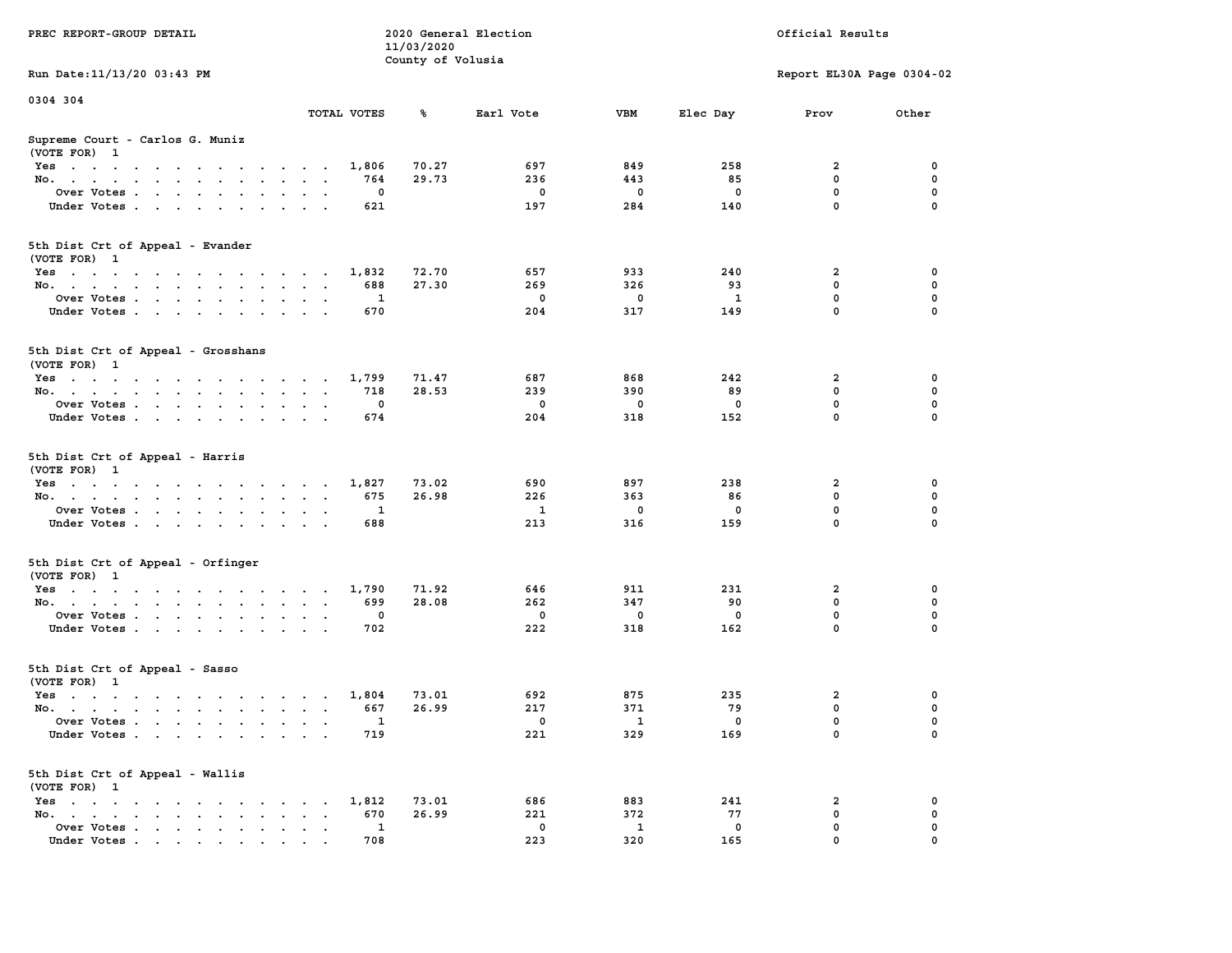PREC REPORT-GROUP DETAIL

2020 General Election
11/03/2020
County of Volusia

Official Results

Run Date:11/13/20 03:43 PM

Report EL30A Page 0304-02

0304 304

## Supreme Court - Carlos G. Muniz
(VOTE FOR) 1

| | TOTAL VOTES | % | Earl Vote | VBM | Elec Day | Prov | Other |
|---|---|---|---|---|---|---|---|
| Yes | 1,806 | 70.27 | 697 | 849 | 258 | 2 | 0 |
| No. | 764 | 29.73 | 236 | 443 | 85 | 0 | 0 |
| Over Votes | 0 | | 0 | 0 | 0 | 0 | 0 |
| Under Votes | 621 | | 197 | 284 | 140 | 0 | 0 |

## 5th Dist Crt of Appeal - Evander
(VOTE FOR) 1

| | TOTAL VOTES | % | Earl Vote | VBM | Elec Day | Prov | Other |
|---|---|---|---|---|---|---|---|
| Yes | 1,832 | 72.70 | 657 | 933 | 240 | 2 | 0 |
| No. | 688 | 27.30 | 269 | 326 | 93 | 0 | 0 |
| Over Votes | 1 | | 0 | 0 | 1 | 0 | 0 |
| Under Votes | 670 | | 204 | 317 | 149 | 0 | 0 |

## 5th Dist Crt of Appeal - Grosshans
(VOTE FOR) 1

| | TOTAL VOTES | % | Earl Vote | VBM | Elec Day | Prov | Other |
|---|---|---|---|---|---|---|---|
| Yes | 1,799 | 71.47 | 687 | 868 | 242 | 2 | 0 |
| No. | 718 | 28.53 | 239 | 390 | 89 | 0 | 0 |
| Over Votes | 0 | | 0 | 0 | 0 | 0 | 0 |
| Under Votes | 674 | | 204 | 318 | 152 | 0 | 0 |

## 5th Dist Crt of Appeal - Harris
(VOTE FOR) 1

| | TOTAL VOTES | % | Earl Vote | VBM | Elec Day | Prov | Other |
|---|---|---|---|---|---|---|---|
| Yes | 1,827 | 73.02 | 690 | 897 | 238 | 2 | 0 |
| No. | 675 | 26.98 | 226 | 363 | 86 | 0 | 0 |
| Over Votes | 1 | | 1 | 0 | 0 | 0 | 0 |
| Under Votes | 688 | | 213 | 316 | 159 | 0 | 0 |

## 5th Dist Crt of Appeal - Orfinger
(VOTE FOR) 1

| | TOTAL VOTES | % | Earl Vote | VBM | Elec Day | Prov | Other |
|---|---|---|---|---|---|---|---|
| Yes | 1,790 | 71.92 | 646 | 911 | 231 | 2 | 0 |
| No. | 699 | 28.08 | 262 | 347 | 90 | 0 | 0 |
| Over Votes | 0 | | 0 | 0 | 0 | 0 | 0 |
| Under Votes | 702 | | 222 | 318 | 162 | 0 | 0 |

## 5th Dist Crt of Appeal - Sasso
(VOTE FOR) 1

| | TOTAL VOTES | % | Earl Vote | VBM | Elec Day | Prov | Other |
|---|---|---|---|---|---|---|---|
| Yes | 1,804 | 73.01 | 692 | 875 | 235 | 2 | 0 |
| No. | 667 | 26.99 | 217 | 371 | 79 | 0 | 0 |
| Over Votes | 1 | | 0 | 1 | 0 | 0 | 0 |
| Under Votes | 719 | | 221 | 329 | 169 | 0 | 0 |

## 5th Dist Crt of Appeal - Wallis
(VOTE FOR) 1

| | TOTAL VOTES | % | Earl Vote | VBM | Elec Day | Prov | Other |
|---|---|---|---|---|---|---|---|
| Yes | 1,812 | 73.01 | 686 | 883 | 241 | 2 | 0 |
| No. | 670 | 26.99 | 221 | 372 | 77 | 0 | 0 |
| Over Votes | 1 | | 0 | 1 | 0 | 0 | 0 |
| Under Votes | 708 | | 223 | 320 | 165 | 0 | 0 |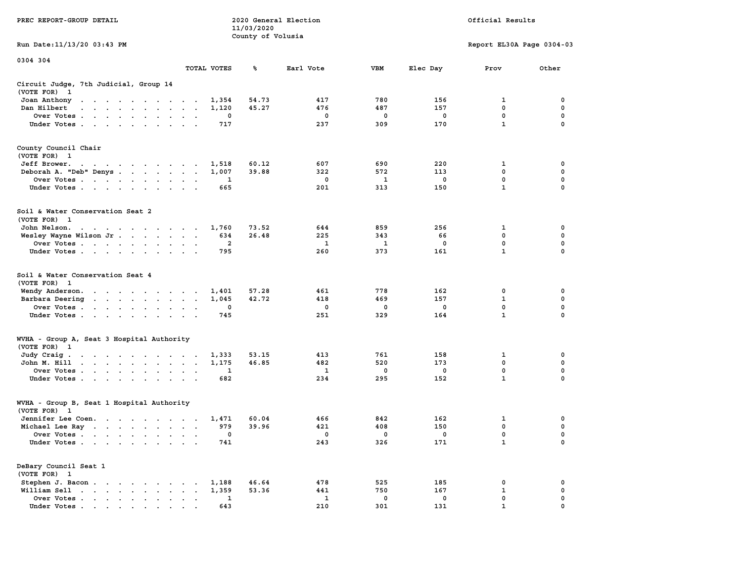PREC REPORT-GROUP DETAIL

2020 General Election
11/03/2020
County of Volusia

Official Results

Run Date:11/13/20 03:43 PM

Report EL30A Page 0304-03

0304 304

## Circuit Judge, 7th Judicial, Group 14
(VOTE FOR) 1

| | TOTAL VOTES | % | Earl Vote | VBM | Elec Day | Prov | Other |
|---|---|---|---|---|---|---|---|
| Joan Anthony | 1,354 | 54.73 | 417 | 780 | 156 | 1 | 0 |
| Dan Hilbert | 1,120 | 45.27 | 476 | 487 | 157 | 0 | 0 |
| Over Votes | 0 | | 0 | 0 | 0 | 0 | 0 |
| Under Votes | 717 | | 237 | 309 | 170 | 1 | 0 |

## County Council Chair
(VOTE FOR) 1

| | TOTAL VOTES | % | Earl Vote | VBM | Elec Day | Prov | Other |
|---|---|---|---|---|---|---|---|
| Jeff Brower | 1,518 | 60.12 | 607 | 690 | 220 | 1 | 0 |
| Deborah A. "Deb" Denys | 1,007 | 39.88 | 322 | 572 | 113 | 0 | 0 |
| Over Votes | 1 | | 0 | 1 | 0 | 0 | 0 |
| Under Votes | 665 | | 201 | 313 | 150 | 1 | 0 |

## Soil & Water Conservation Seat 2
(VOTE FOR) 1

| | TOTAL VOTES | % | Earl Vote | VBM | Elec Day | Prov | Other |
|---|---|---|---|---|---|---|---|
| John Nelson | 1,760 | 73.52 | 644 | 859 | 256 | 1 | 0 |
| Wesley Wayne Wilson Jr | 634 | 26.48 | 225 | 343 | 66 | 0 | 0 |
| Over Votes | 2 | | 1 | 1 | 0 | 0 | 0 |
| Under Votes | 795 | | 260 | 373 | 161 | 1 | 0 |

## Soil & Water Conservation Seat 4
(VOTE FOR) 1

| | TOTAL VOTES | % | Earl Vote | VBM | Elec Day | Prov | Other |
|---|---|---|---|---|---|---|---|
| Wendy Anderson | 1,401 | 57.28 | 461 | 778 | 162 | 0 | 0 |
| Barbara Deering | 1,045 | 42.72 | 418 | 469 | 157 | 1 | 0 |
| Over Votes | 0 | | 0 | 0 | 0 | 0 | 0 |
| Under Votes | 745 | | 251 | 329 | 164 | 1 | 0 |

## WVHA - Group A, Seat 3 Hospital Authority
(VOTE FOR) 1

| | TOTAL VOTES | % | Earl Vote | VBM | Elec Day | Prov | Other |
|---|---|---|---|---|---|---|---|
| Judy Craig | 1,333 | 53.15 | 413 | 761 | 158 | 1 | 0 |
| John M. Hill | 1,175 | 46.85 | 482 | 520 | 173 | 0 | 0 |
| Over Votes | 1 | | 1 | 0 | 0 | 0 | 0 |
| Under Votes | 682 | | 234 | 295 | 152 | 1 | 0 |

## WVHA - Group B, Seat 1 Hospital Authority
(VOTE FOR) 1

| | TOTAL VOTES | % | Earl Vote | VBM | Elec Day | Prov | Other |
|---|---|---|---|---|---|---|---|
| Jennifer Lee Coen | 1,471 | 60.04 | 466 | 842 | 162 | 1 | 0 |
| Michael Lee Ray | 979 | 39.96 | 421 | 408 | 150 | 0 | 0 |
| Over Votes | 0 | | 0 | 0 | 0 | 0 | 0 |
| Under Votes | 741 | | 243 | 326 | 171 | 1 | 0 |

## DeBary Council Seat 1
(VOTE FOR) 1

| | TOTAL VOTES | % | Earl Vote | VBM | Elec Day | Prov | Other |
|---|---|---|---|---|---|---|---|
| Stephen J. Bacon | 1,188 | 46.64 | 478 | 525 | 185 | 0 | 0 |
| William Sell | 1,359 | 53.36 | 441 | 750 | 167 | 1 | 0 |
| Over Votes | 1 | | 1 | 0 | 0 | 0 | 0 |
| Under Votes | 643 | | 210 | 301 | 131 | 1 | 0 |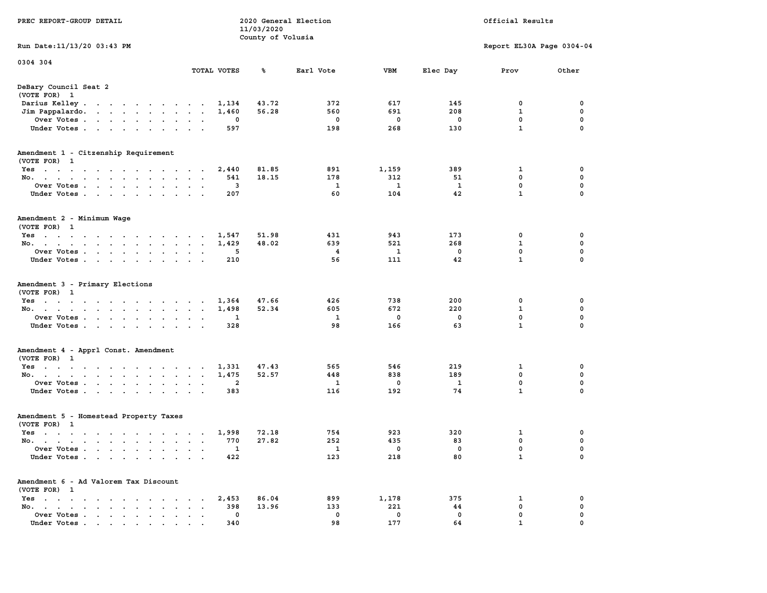PREC REPORT-GROUP DETAIL

2020 General Election
11/03/2020
County of Volusia

Official Results

Run Date:11/13/20 03:43 PM

Report EL30A Page 0304-04

0304 304

| | TOTAL VOTES | % | Earl Vote | VBM | Elec Day | Prov | Other |
|---|---|---|---|---|---|---|---|
| **DeBary Council Seat 2** | | | | | | | |
| (VOTE FOR) 1 | | | | | | | |
| Darius Kelley | 1,134 | 43.72 | 372 | 617 | 145 | 0 | 0 |
| Jim Pappalardo | 1,460 | 56.28 | 560 | 691 | 208 | 1 | 0 |
| Over Votes | 0 | | 0 | 0 | 0 | 0 | 0 |
| Under Votes | 597 | | 198 | 268 | 130 | 1 | 0 |
| **Amendment 1 - Citzenship Requirement** | | | | | | | |
| (VOTE FOR) 1 | | | | | | | |
| Yes | 2,440 | 81.85 | 891 | 1,159 | 389 | 1 | 0 |
| No | 541 | 18.15 | 178 | 312 | 51 | 0 | 0 |
| Over Votes | 3 | | 1 | 1 | 1 | 0 | 0 |
| Under Votes | 207 | | 60 | 104 | 42 | 1 | 0 |
| **Amendment 2 - Minimum Wage** | | | | | | | |
| (VOTE FOR) 1 | | | | | | | |
| Yes | 1,547 | 51.98 | 431 | 943 | 173 | 0 | 0 |
| No | 1,429 | 48.02 | 639 | 521 | 268 | 1 | 0 |
| Over Votes | 5 | | 4 | 1 | 0 | 0 | 0 |
| Under Votes | 210 | | 56 | 111 | 42 | 1 | 0 |
| **Amendment 3 - Primary Elections** | | | | | | | |
| (VOTE FOR) 1 | | | | | | | |
| Yes | 1,364 | 47.66 | 426 | 738 | 200 | 0 | 0 |
| No | 1,498 | 52.34 | 605 | 672 | 220 | 1 | 0 |
| Over Votes | 1 | | 1 | 0 | 0 | 0 | 0 |
| Under Votes | 328 | | 98 | 166 | 63 | 1 | 0 |
| **Amendment 4 - Apprl Const. Amendment** | | | | | | | |
| (VOTE FOR) 1 | | | | | | | |
| Yes | 1,331 | 47.43 | 565 | 546 | 219 | 1 | 0 |
| No | 1,475 | 52.57 | 448 | 838 | 189 | 0 | 0 |
| Over Votes | 2 | | 1 | 0 | 1 | 0 | 0 |
| Under Votes | 383 | | 116 | 192 | 74 | 1 | 0 |
| **Amendment 5 - Homestead Property Taxes** | | | | | | | |
| (VOTE FOR) 1 | | | | | | | |
| Yes | 1,998 | 72.18 | 754 | 923 | 320 | 1 | 0 |
| No | 770 | 27.82 | 252 | 435 | 83 | 0 | 0 |
| Over Votes | 1 | | 1 | 0 | 0 | 0 | 0 |
| Under Votes | 422 | | 123 | 218 | 80 | 1 | 0 |
| **Amendment 6 - Ad Valorem Tax Discount** | | | | | | | |
| (VOTE FOR) 1 | | | | | | | |
| Yes | 2,453 | 86.04 | 899 | 1,178 | 375 | 1 | 0 |
| No | 398 | 13.96 | 133 | 221 | 44 | 0 | 0 |
| Over Votes | 0 | | 0 | 0 | 0 | 0 | 0 |
| Under Votes | 340 | | 98 | 177 | 64 | 1 | 0 |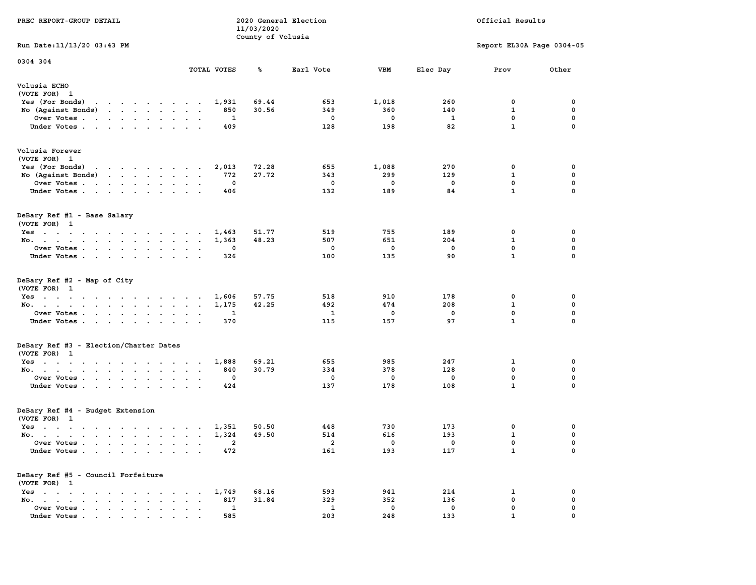PREC REPORT-GROUP DETAIL

2020 General Election
11/03/2020
County of Volusia

Official Results

Run Date:11/13/20 03:43 PM

Report EL30A Page 0304-05

0304 304

## Volusia ECHO
(VOTE FOR) 1

| | TOTAL VOTES | % | Earl Vote | VBM | Elec Day | Prov | Other |
|---|---|---|---|---|---|---|---|
| Yes (For Bonds) | 1,931 | 69.44 | 653 | 1,018 | 260 | 0 | 0 |
| No (Against Bonds) | 850 | 30.56 | 349 | 360 | 140 | 1 | 0 |
| Over Votes | 1 | | 0 | 0 | 1 | 0 | 0 |
| Under Votes | 409 | | 128 | 198 | 82 | 1 | 0 |

## Volusia Forever
(VOTE FOR) 1

| | TOTAL VOTES | % | Earl Vote | VBM | Elec Day | Prov | Other |
|---|---|---|---|---|---|---|---|
| Yes (For Bonds) | 2,013 | 72.28 | 655 | 1,088 | 270 | 0 | 0 |
| No (Against Bonds) | 772 | 27.72 | 343 | 299 | 129 | 1 | 0 |
| Over Votes | 0 | | 0 | 0 | 0 | 0 | 0 |
| Under Votes | 406 | | 132 | 189 | 84 | 1 | 0 |

## DeBary Ref #1 - Base Salary
(VOTE FOR) 1

| | TOTAL VOTES | % | Earl Vote | VBM | Elec Day | Prov | Other |
|---|---|---|---|---|---|---|---|
| Yes | 1,463 | 51.77 | 519 | 755 | 189 | 0 | 0 |
| No. | 1,363 | 48.23 | 507 | 651 | 204 | 1 | 0 |
| Over Votes | 0 | | 0 | 0 | 0 | 0 | 0 |
| Under Votes | 326 | | 100 | 135 | 90 | 1 | 0 |

## DeBary Ref #2 - Map of City
(VOTE FOR) 1

| | TOTAL VOTES | % | Earl Vote | VBM | Elec Day | Prov | Other |
|---|---|---|---|---|---|---|---|
| Yes | 1,606 | 57.75 | 518 | 910 | 178 | 0 | 0 |
| No. | 1,175 | 42.25 | 492 | 474 | 208 | 1 | 0 |
| Over Votes | 1 | | 1 | 0 | 0 | 0 | 0 |
| Under Votes | 370 | | 115 | 157 | 97 | 1 | 0 |

## DeBary Ref #3 - Election/Charter Dates
(VOTE FOR) 1

| | TOTAL VOTES | % | Earl Vote | VBM | Elec Day | Prov | Other |
|---|---|---|---|---|---|---|---|
| Yes | 1,888 | 69.21 | 655 | 985 | 247 | 1 | 0 |
| No. | 840 | 30.79 | 334 | 378 | 128 | 0 | 0 |
| Over Votes | 0 | | 0 | 0 | 0 | 0 | 0 |
| Under Votes | 424 | | 137 | 178 | 108 | 1 | 0 |

## DeBary Ref #4 - Budget Extension
(VOTE FOR) 1

| | TOTAL VOTES | % | Earl Vote | VBM | Elec Day | Prov | Other |
|---|---|---|---|---|---|---|---|
| Yes | 1,351 | 50.50 | 448 | 730 | 173 | 0 | 0 |
| No. | 1,324 | 49.50 | 514 | 616 | 193 | 1 | 0 |
| Over Votes | 2 | | 2 | 0 | 0 | 0 | 0 |
| Under Votes | 472 | | 161 | 193 | 117 | 1 | 0 |

## DeBary Ref #5 - Council Forfeiture
(VOTE FOR) 1

| | TOTAL VOTES | % | Earl Vote | VBM | Elec Day | Prov | Other |
|---|---|---|---|---|---|---|---|
| Yes | 1,749 | 68.16 | 593 | 941 | 214 | 1 | 0 |
| No. | 817 | 31.84 | 329 | 352 | 136 | 0 | 0 |
| Over Votes | 1 | | 1 | 0 | 0 | 0 | 0 |
| Under Votes | 585 | | 203 | 248 | 133 | 1 | 0 |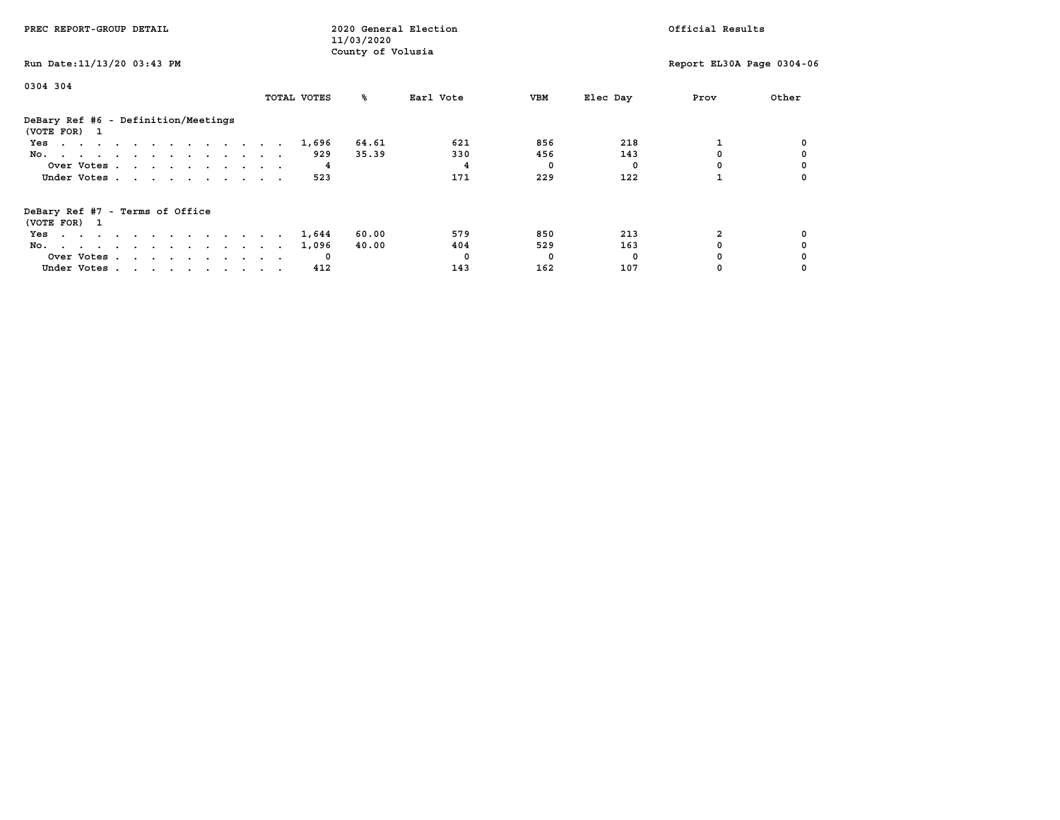0304 304

| | TOTAL VOTES | % | Earl Vote | VBM | Elec Day | Prov | Other |
|---|---|---|---|---|---|---|---|
| **DeBary Ref #6 - Definition/Meetings** | | | | | | | |
| (VOTE FOR) 1 | | | | | | | |
| Yes | 1,696 | 64.61 | 621 | 856 | 218 | 1 | 0 |
| No. | 929 | 35.39 | 330 | 456 | 143 | 0 | 0 |
| Over Votes | 4 | | 4 | 0 | 0 | 0 | 0 |
| Under Votes | 523 | | 171 | 229 | 122 | 1 | 0 |
| **DeBary Ref #7 - Terms of Office** | | | | | | | |
| (VOTE FOR) 1 | | | | | | | |
| Yes | 1,644 | 60.00 | 579 | 850 | 213 | 2 | 0 |
| No. | 1,096 | 40.00 | 404 | 529 | 163 | 0 | 0 |
| Over Votes | 0 | | 0 | 0 | 0 | 0 | 0 |
| Under Votes | 412 | | 143 | 162 | 107 | 0 | 0 |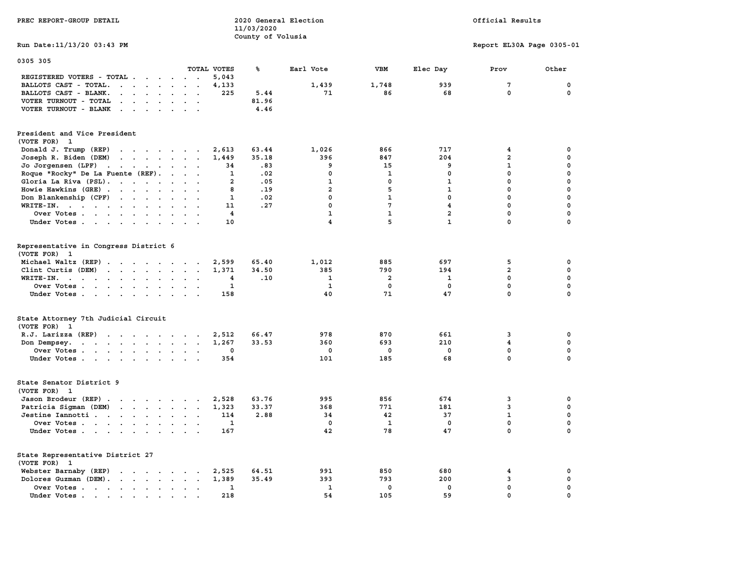PREC REPORT-GROUP DETAIL

2020 General Election
11/03/2020
County of Volusia

Official Results

Run Date:11/13/20 03:43 PM

Report EL30A Page 0305-01

## 0305 305

| | TOTAL VOTES | % | Earl Vote | VBM | Elec Day | Prov | Other |
|---|---|---|---|---|---|---|---|
| REGISTERED VOTERS - TOTAL | 5,043 | | | | | | |
| BALLOTS CAST - TOTAL. | 4,133 | | 1,439 | 1,748 | 939 | 7 | 0 |
| BALLOTS CAST - BLANK. | 225 | 5.44 | 71 | 86 | 68 | 0 | 0 |
| VOTER TURNOUT - TOTAL | | 81.96 | | | | | |
| VOTER TURNOUT - BLANK | | 4.46 | | | | | |

### President and Vice President
(VOTE FOR) 1

| | TOTAL VOTES | % | Earl Vote | VBM | Elec Day | Prov | Other |
|---|---|---|---|---|---|---|---|
| Donald J. Trump (REP) | 2,613 | 63.44 | 1,026 | 866 | 717 | 4 | 0 |
| Joseph R. Biden (DEM) | 1,449 | 35.18 | 396 | 847 | 204 | 2 | 0 |
| Jo Jorgensen (LPF) | 34 | .83 | 9 | 15 | 9 | 1 | 0 |
| Roque "Rocky" De La Fuente (REF). | 1 | .02 | 0 | 1 | 0 | 0 | 0 |
| Gloria La Riva (PSL). | 2 | .05 | 1 | 0 | 1 | 0 | 0 |
| Howie Hawkins (GRE) | 8 | .19 | 2 | 5 | 1 | 0 | 0 |
| Don Blankenship (CPF) | 1 | .02 | 0 | 1 | 0 | 0 | 0 |
| WRITE-IN. | 11 | .27 | 0 | 7 | 4 | 0 | 0 |
| Over Votes | 4 | | 1 | 1 | 2 | 0 | 0 |
| Under Votes | 10 | | 4 | 5 | 1 | 0 | 0 |

### Representative in Congress District 6
(VOTE FOR) 1

| | TOTAL VOTES | % | Earl Vote | VBM | Elec Day | Prov | Other |
|---|---|---|---|---|---|---|---|
| Michael Waltz (REP) | 2,599 | 65.40 | 1,012 | 885 | 697 | 5 | 0 |
| Clint Curtis (DEM) | 1,371 | 34.50 | 385 | 790 | 194 | 2 | 0 |
| WRITE-IN. | 4 | .10 | 1 | 2 | 1 | 0 | 0 |
| Over Votes | 1 | | 1 | 0 | 0 | 0 | 0 |
| Under Votes | 158 | | 40 | 71 | 47 | 0 | 0 |

### State Attorney 7th Judicial Circuit
(VOTE FOR) 1

| | TOTAL VOTES | % | Earl Vote | VBM | Elec Day | Prov | Other |
|---|---|---|---|---|---|---|---|
| R.J. Larizza (REP) | 2,512 | 66.47 | 978 | 870 | 661 | 3 | 0 |
| Don Dempsey. | 1,267 | 33.53 | 360 | 693 | 210 | 4 | 0 |
| Over Votes | 0 | | 0 | 0 | 0 | 0 | 0 |
| Under Votes | 354 | | 101 | 185 | 68 | 0 | 0 |

### State Senator District 9
(VOTE FOR) 1

| | TOTAL VOTES | % | Earl Vote | VBM | Elec Day | Prov | Other |
|---|---|---|---|---|---|---|---|
| Jason Brodeur (REP) | 2,528 | 63.76 | 995 | 856 | 674 | 3 | 0 |
| Patricia Sigman (DEM) | 1,323 | 33.37 | 368 | 771 | 181 | 3 | 0 |
| Jestine Iannotti | 114 | 2.88 | 34 | 42 | 37 | 1 | 0 |
| Over Votes | 1 | | 0 | 1 | 0 | 0 | 0 |
| Under Votes | 167 | | 42 | 78 | 47 | 0 | 0 |

### State Representative District 27
(VOTE FOR) 1

| | TOTAL VOTES | % | Earl Vote | VBM | Elec Day | Prov | Other |
|---|---|---|---|---|---|---|---|
| Webster Barnaby (REP) | 2,525 | 64.51 | 991 | 850 | 680 | 4 | 0 |
| Dolores Guzman (DEM). | 1,389 | 35.49 | 393 | 793 | 200 | 3 | 0 |
| Over Votes | 1 | | 1 | 0 | 0 | 0 | 0 |
| Under Votes | 218 | | 54 | 105 | 59 | 0 | 0 |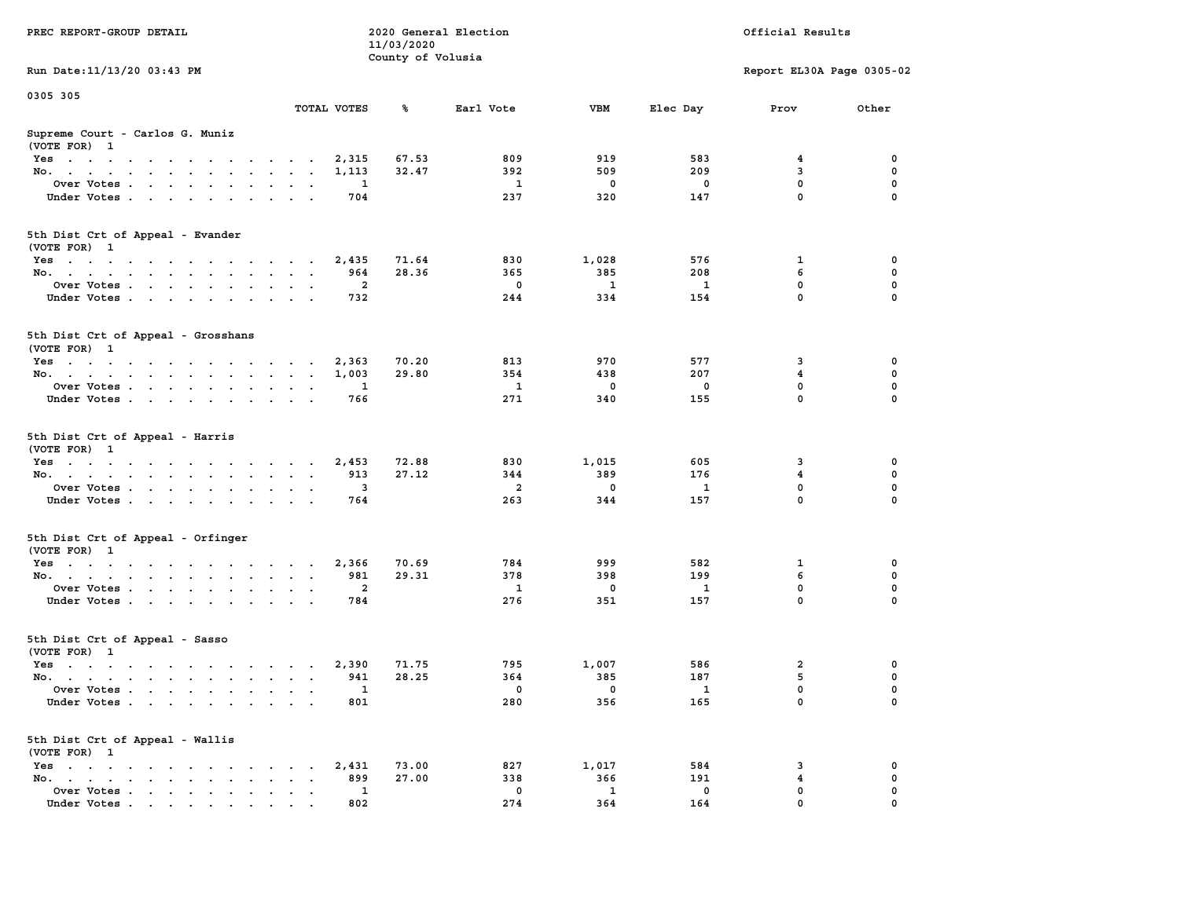PREC REPORT-GROUP DETAIL

2020 General Election
11/03/2020
County of Volusia

Official Results

Run Date:11/13/20 03:43 PM

Report EL30A Page 0305-02

0305 305

| | TOTAL VOTES | % | Earl Vote | VBM | Elec Day | Prov | Other |
|---|---|---|---|---|---|---|---|
| **Supreme Court - Carlos G. Muniz (VOTE FOR) 1** | | | | | | | |
| Yes | 2,315 | 67.53 | 809 | 919 | 583 | 4 | 0 |
| No. | 1,113 | 32.47 | 392 | 509 | 209 | 3 | 0 |
| Over Votes | 1 | | 1 | 0 | 0 | 0 | 0 |
| Under Votes | 704 | | 237 | 320 | 147 | 0 | 0 |
| **5th Dist Crt of Appeal - Evander (VOTE FOR) 1** | | | | | | | |
| Yes | 2,435 | 71.64 | 830 | 1,028 | 576 | 1 | 0 |
| No. | 964 | 28.36 | 365 | 385 | 208 | 6 | 0 |
| Over Votes | 2 | | 0 | 1 | 1 | 0 | 0 |
| Under Votes | 732 | | 244 | 334 | 154 | 0 | 0 |
| **5th Dist Crt of Appeal - Grosshans (VOTE FOR) 1** | | | | | | | |
| Yes | 2,363 | 70.20 | 813 | 970 | 577 | 3 | 0 |
| No. | 1,003 | 29.80 | 354 | 438 | 207 | 4 | 0 |
| Over Votes | 1 | | 1 | 0 | 0 | 0 | 0 |
| Under Votes | 766 | | 271 | 340 | 155 | 0 | 0 |
| **5th Dist Crt of Appeal - Harris (VOTE FOR) 1** | | | | | | | |
| Yes | 2,453 | 72.88 | 830 | 1,015 | 605 | 3 | 0 |
| No. | 913 | 27.12 | 344 | 389 | 176 | 4 | 0 |
| Over Votes | 3 | | 2 | 0 | 1 | 0 | 0 |
| Under Votes | 764 | | 263 | 344 | 157 | 0 | 0 |
| **5th Dist Crt of Appeal - Orfinger (VOTE FOR) 1** | | | | | | | |
| Yes | 2,366 | 70.69 | 784 | 999 | 582 | 1 | 0 |
| No. | 981 | 29.31 | 378 | 398 | 199 | 6 | 0 |
| Over Votes | 2 | | 1 | 0 | 1 | 0 | 0 |
| Under Votes | 784 | | 276 | 351 | 157 | 0 | 0 |
| **5th Dist Crt of Appeal - Sasso (VOTE FOR) 1** | | | | | | | |
| Yes | 2,390 | 71.75 | 795 | 1,007 | 586 | 2 | 0 |
| No. | 941 | 28.25 | 364 | 385 | 187 | 5 | 0 |
| Over Votes | 1 | | 0 | 0 | 1 | 0 | 0 |
| Under Votes | 801 | | 280 | 356 | 165 | 0 | 0 |
| **5th Dist Crt of Appeal - Wallis (VOTE FOR) 1** | | | | | | | |
| Yes | 2,431 | 73.00 | 827 | 1,017 | 584 | 3 | 0 |
| No. | 899 | 27.00 | 338 | 366 | 191 | 4 | 0 |
| Over Votes | 1 | | 0 | 1 | 0 | 0 | 0 |
| Under Votes | 802 | | 274 | 364 | 164 | 0 | 0 |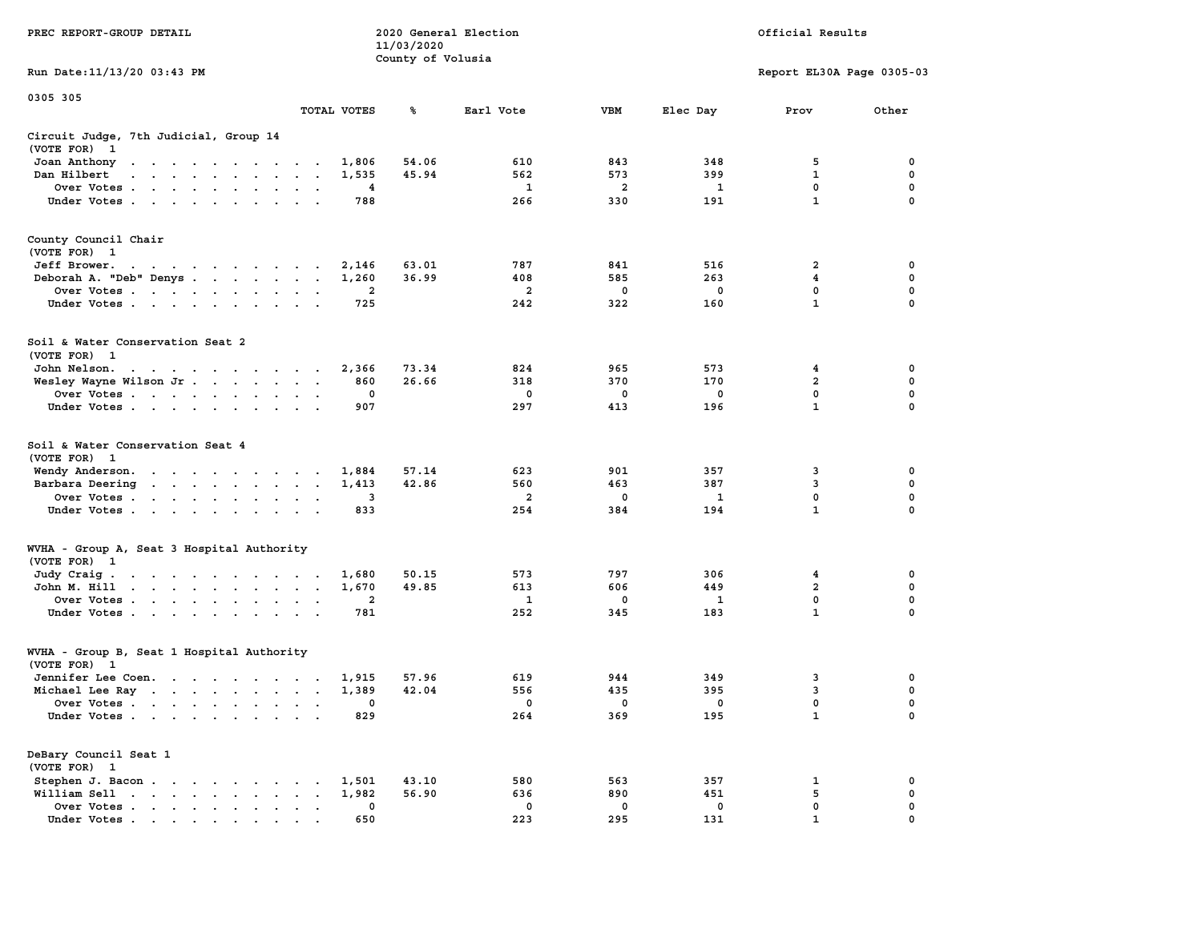PREC REPORT-GROUP DETAIL

2020 General Election
11/03/2020
County of Volusia

Official Results

Run Date:11/13/20 03:43 PM

Report EL30A Page 0305-03

0305 305

### Circuit Judge, 7th Judicial, Group 14
(VOTE FOR) 1

| | TOTAL VOTES | % | Earl Vote | VBM | Elec Day | Prov | Other |
|---|---|---|---|---|---|---|---|
| Joan Anthony | 1,806 | 54.06 | 610 | 843 | 348 | 5 | 0 |
| Dan Hilbert | 1,535 | 45.94 | 562 | 573 | 399 | 1 | 0 |
| Over Votes | 4 | | 1 | 2 | 1 | 0 | 0 |
| Under Votes | 788 | | 266 | 330 | 191 | 1 | 0 |

### County Council Chair
(VOTE FOR) 1

| | TOTAL VOTES | % | Earl Vote | VBM | Elec Day | Prov | Other |
|---|---|---|---|---|---|---|---|
| Jeff Brower | 2,146 | 63.01 | 787 | 841 | 516 | 2 | 0 |
| Deborah A. "Deb" Denys | 1,260 | 36.99 | 408 | 585 | 263 | 4 | 0 |
| Over Votes | 2 | | 2 | 0 | 0 | 0 | 0 |
| Under Votes | 725 | | 242 | 322 | 160 | 1 | 0 |

### Soil & Water Conservation Seat 2
(VOTE FOR) 1

| | TOTAL VOTES | % | Earl Vote | VBM | Elec Day | Prov | Other |
|---|---|---|---|---|---|---|---|
| John Nelson | 2,366 | 73.34 | 824 | 965 | 573 | 4 | 0 |
| Wesley Wayne Wilson Jr | 860 | 26.66 | 318 | 370 | 170 | 2 | 0 |
| Over Votes | 0 | | 0 | 0 | 0 | 0 | 0 |
| Under Votes | 907 | | 297 | 413 | 196 | 1 | 0 |

### Soil & Water Conservation Seat 4
(VOTE FOR) 1

| | TOTAL VOTES | % | Earl Vote | VBM | Elec Day | Prov | Other |
|---|---|---|---|---|---|---|---|
| Wendy Anderson | 1,884 | 57.14 | 623 | 901 | 357 | 3 | 0 |
| Barbara Deering | 1,413 | 42.86 | 560 | 463 | 387 | 3 | 0 |
| Over Votes | 3 | | 2 | 0 | 1 | 0 | 0 |
| Under Votes | 833 | | 254 | 384 | 194 | 1 | 0 |

### WVHA - Group A, Seat 3 Hospital Authority
(VOTE FOR) 1

| | TOTAL VOTES | % | Earl Vote | VBM | Elec Day | Prov | Other |
|---|---|---|---|---|---|---|---|
| Judy Craig | 1,680 | 50.15 | 573 | 797 | 306 | 4 | 0 |
| John M. Hill | 1,670 | 49.85 | 613 | 606 | 449 | 2 | 0 |
| Over Votes | 2 | | 1 | 0 | 1 | 0 | 0 |
| Under Votes | 781 | | 252 | 345 | 183 | 1 | 0 |

### WVHA - Group B, Seat 1 Hospital Authority
(VOTE FOR) 1

| | TOTAL VOTES | % | Earl Vote | VBM | Elec Day | Prov | Other |
|---|---|---|---|---|---|---|---|
| Jennifer Lee Coen | 1,915 | 57.96 | 619 | 944 | 349 | 3 | 0 |
| Michael Lee Ray | 1,389 | 42.04 | 556 | 435 | 395 | 3 | 0 |
| Over Votes | 0 | | 0 | 0 | 0 | 0 | 0 |
| Under Votes | 829 | | 264 | 369 | 195 | 1 | 0 |

### DeBary Council Seat 1
(VOTE FOR) 1

| | TOTAL VOTES | % | Earl Vote | VBM | Elec Day | Prov | Other |
|---|---|---|---|---|---|---|---|
| Stephen J. Bacon | 1,501 | 43.10 | 580 | 563 | 357 | 1 | 0 |
| William Sell | 1,982 | 56.90 | 636 | 890 | 451 | 5 | 0 |
| Over Votes | 0 | | 0 | 0 | 0 | 0 | 0 |
| Under Votes | 650 | | 223 | 295 | 131 | 1 | 0 |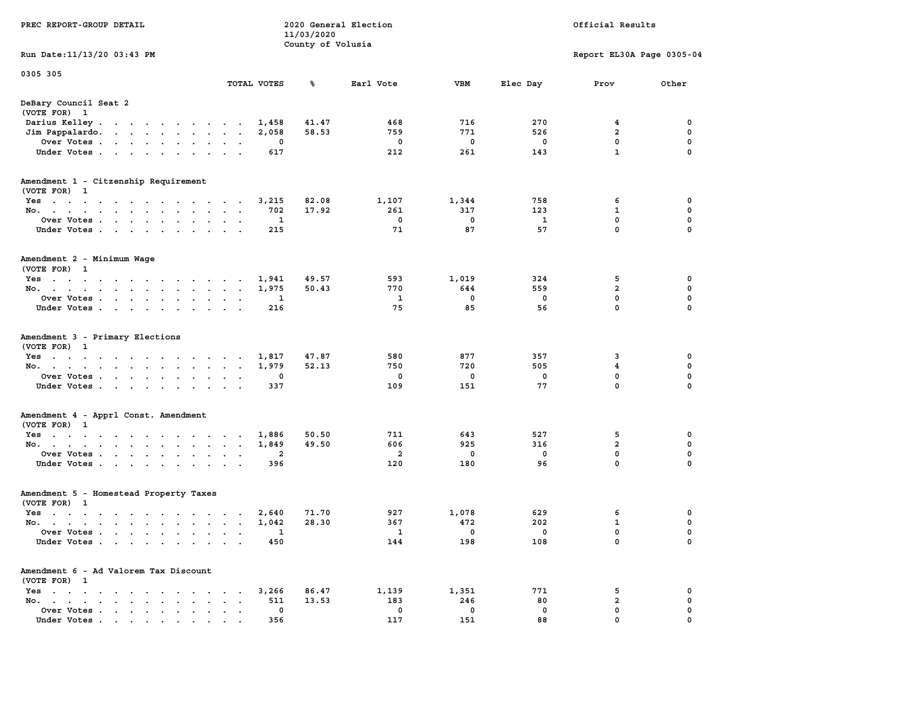PREC REPORT-GROUP DETAIL

2020 General Election
11/03/2020
County of Volusia

Official Results

Run Date:11/13/20 03:43 PM

Report EL30A Page 0305-04

0305 305

| | TOTAL VOTES | % | Earl Vote | VBM | Elec Day | Prov | Other |
|---|---|---|---|---|---|---|---|
| **DeBary Council Seat 2** | | | | | | | |
| (VOTE FOR) 1 | | | | | | | |
| Darius Kelley | 1,458 | 41.47 | 468 | 716 | 270 | 4 | 0 |
| Jim Pappalardo | 2,058 | 58.53 | 759 | 771 | 526 | 2 | 0 |
| Over Votes | 0 | | 0 | 0 | 0 | 0 | 0 |
| Under Votes | 617 | | 212 | 261 | 143 | 1 | 0 |
| **Amendment 1 - Citzenship Requirement** | | | | | | | |
| (VOTE FOR) 1 | | | | | | | |
| Yes | 3,215 | 82.08 | 1,107 | 1,344 | 758 | 6 | 0 |
| No | 702 | 17.92 | 261 | 317 | 123 | 1 | 0 |
| Over Votes | 1 | | 0 | 0 | 1 | 0 | 0 |
| Under Votes | 215 | | 71 | 87 | 57 | 0 | 0 |
| **Amendment 2 - Minimum Wage** | | | | | | | |
| (VOTE FOR) 1 | | | | | | | |
| Yes | 1,941 | 49.57 | 593 | 1,019 | 324 | 5 | 0 |
| No | 1,975 | 50.43 | 770 | 644 | 559 | 2 | 0 |
| Over Votes | 1 | | 1 | 0 | 0 | 0 | 0 |
| Under Votes | 216 | | 75 | 85 | 56 | 0 | 0 |
| **Amendment 3 - Primary Elections** | | | | | | | |
| (VOTE FOR) 1 | | | | | | | |
| Yes | 1,817 | 47.87 | 580 | 877 | 357 | 3 | 0 |
| No | 1,979 | 52.13 | 750 | 720 | 505 | 4 | 0 |
| Over Votes | 0 | | 0 | 0 | 0 | 0 | 0 |
| Under Votes | 337 | | 109 | 151 | 77 | 0 | 0 |
| **Amendment 4 - Apprl Const. Amendment** | | | | | | | |
| (VOTE FOR) 1 | | | | | | | |
| Yes | 1,886 | 50.50 | 711 | 643 | 527 | 5 | 0 |
| No | 1,849 | 49.50 | 606 | 925 | 316 | 2 | 0 |
| Over Votes | 2 | | 2 | 0 | 0 | 0 | 0 |
| Under Votes | 396 | | 120 | 180 | 96 | 0 | 0 |
| **Amendment 5 - Homestead Property Taxes** | | | | | | | |
| (VOTE FOR) 1 | | | | | | | |
| Yes | 2,640 | 71.70 | 927 | 1,078 | 629 | 6 | 0 |
| No | 1,042 | 28.30 | 367 | 472 | 202 | 1 | 0 |
| Over Votes | 1 | | 1 | 0 | 0 | 0 | 0 |
| Under Votes | 450 | | 144 | 198 | 108 | 0 | 0 |
| **Amendment 6 - Ad Valorem Tax Discount** | | | | | | | |
| (VOTE FOR) 1 | | | | | | | |
| Yes | 3,266 | 86.47 | 1,139 | 1,351 | 771 | 5 | 0 |
| No | 511 | 13.53 | 183 | 246 | 80 | 2 | 0 |
| Over Votes | 0 | | 0 | 0 | 0 | 0 | 0 |
| Under Votes | 356 | | 117 | 151 | 88 | 0 | 0 |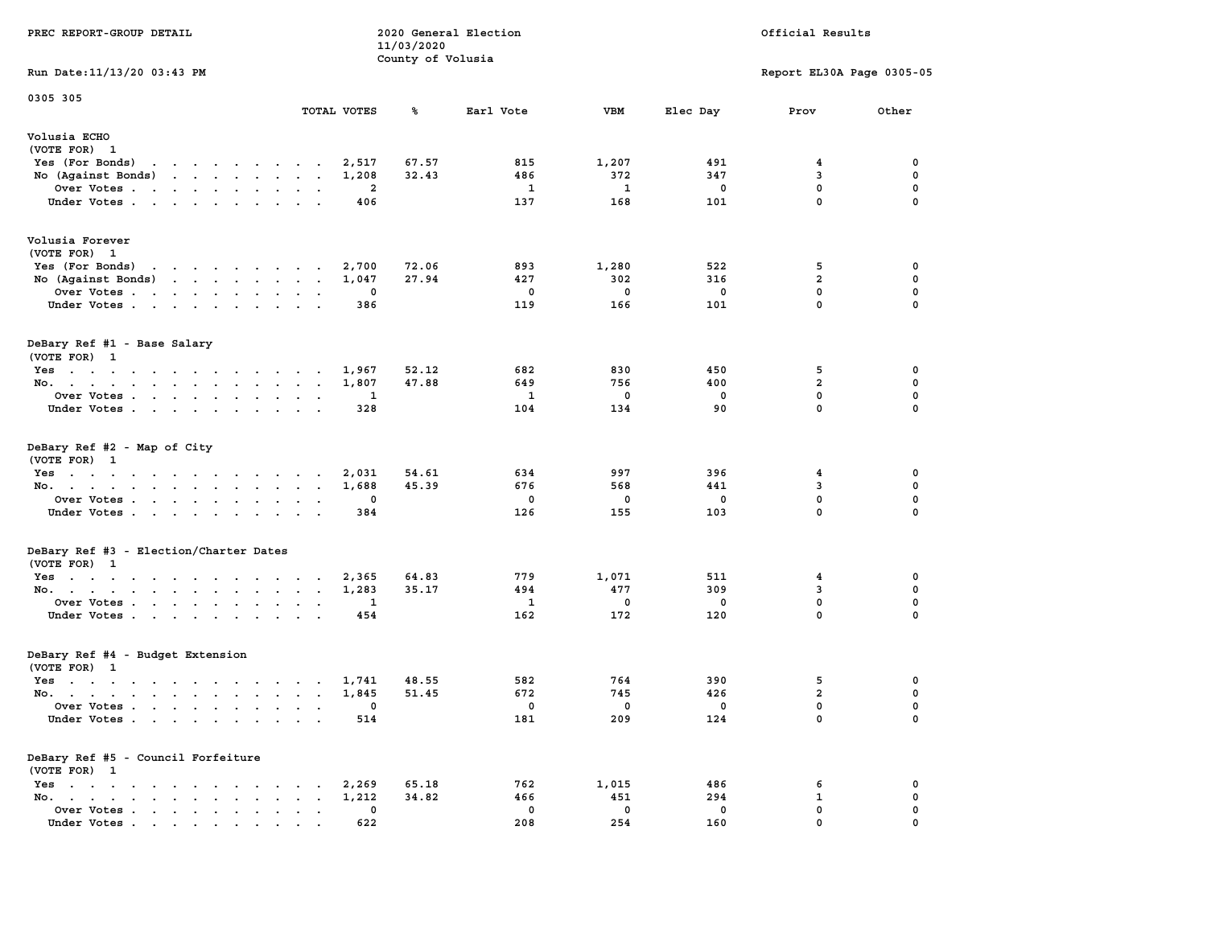PREC REPORT-GROUP DETAIL

2020 General Election
11/03/2020
County of Volusia

Official Results

Run Date:11/13/20 03:43 PM

Report EL30A Page 0305-05

0305 305

| | TOTAL VOTES | % | Earl Vote | VBM | Elec Day | Prov | Other |
|---|---|---|---|---|---|---|---|
| **Volusia ECHO** | | | | | | | |
| (VOTE FOR) 1 | | | | | | | |
| Yes (For Bonds) | 2,517 | 67.57 | 815 | 1,207 | 491 | 4 | 0 |
| No (Against Bonds) | 1,208 | 32.43 | 486 | 372 | 347 | 3 | 0 |
| Over Votes | 2 | | 1 | 1 | 0 | 0 | 0 |
| Under Votes | 406 | | 137 | 168 | 101 | 0 | 0 |
| **Volusia Forever** | | | | | | | |
| (VOTE FOR) 1 | | | | | | | |
| Yes (For Bonds) | 2,700 | 72.06 | 893 | 1,280 | 522 | 5 | 0 |
| No (Against Bonds) | 1,047 | 27.94 | 427 | 302 | 316 | 2 | 0 |
| Over Votes | 0 | | 0 | 0 | 0 | 0 | 0 |
| Under Votes | 386 | | 119 | 166 | 101 | 0 | 0 |
| **DeBary Ref #1 - Base Salary** | | | | | | | |
| (VOTE FOR) 1 | | | | | | | |
| Yes | 1,967 | 52.12 | 682 | 830 | 450 | 5 | 0 |
| No. | 1,807 | 47.88 | 649 | 756 | 400 | 2 | 0 |
| Over Votes | 1 | | 1 | 0 | 0 | 0 | 0 |
| Under Votes | 328 | | 104 | 134 | 90 | 0 | 0 |
| **DeBary Ref #2 - Map of City** | | | | | | | |
| (VOTE FOR) 1 | | | | | | | |
| Yes | 2,031 | 54.61 | 634 | 997 | 396 | 4 | 0 |
| No. | 1,688 | 45.39 | 676 | 568 | 441 | 3 | 0 |
| Over Votes | 0 | | 0 | 0 | 0 | 0 | 0 |
| Under Votes | 384 | | 126 | 155 | 103 | 0 | 0 |
| **DeBary Ref #3 - Election/Charter Dates** | | | | | | | |
| (VOTE FOR) 1 | | | | | | | |
| Yes | 2,365 | 64.83 | 779 | 1,071 | 511 | 4 | 0 |
| No. | 1,283 | 35.17 | 494 | 477 | 309 | 3 | 0 |
| Over Votes | 1 | | 1 | 0 | 0 | 0 | 0 |
| Under Votes | 454 | | 162 | 172 | 120 | 0 | 0 |
| **DeBary Ref #4 - Budget Extension** | | | | | | | |
| (VOTE FOR) 1 | | | | | | | |
| Yes | 1,741 | 48.55 | 582 | 764 | 390 | 5 | 0 |
| No. | 1,845 | 51.45 | 672 | 745 | 426 | 2 | 0 |
| Over Votes | 0 | | 0 | 0 | 0 | 0 | 0 |
| Under Votes | 514 | | 181 | 209 | 124 | 0 | 0 |
| **DeBary Ref #5 - Council Forfeiture** | | | | | | | |
| (VOTE FOR) 1 | | | | | | | |
| Yes | 2,269 | 65.18 | 762 | 1,015 | 486 | 6 | 0 |
| No. | 1,212 | 34.82 | 466 | 451 | 294 | 1 | 0 |
| Over Votes | 0 | | 0 | 0 | 0 | 0 | 0 |
| Under Votes | 622 | | 208 | 254 | 160 | 0 | 0 |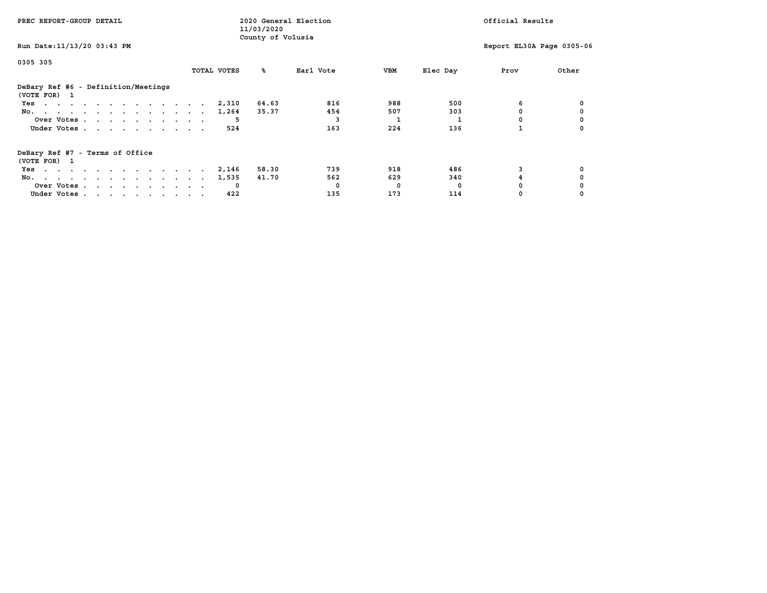PREC REPORT-GROUP DETAIL

2020 General Election
11/03/2020
County of Volusia

Official Results

Run Date:11/13/20 03:43 PM

Report EL30A Page 0305-06

0305 305

| | TOTAL VOTES | % | Earl Vote | VBM | Elec Day | Prov | Other |
|---|---|---|---|---|---|---|---|
| **DeBary Ref #6 - Definition/Meetings** | | | | | | | |
| (VOTE FOR) 1 | | | | | | | |
| Yes | 2,310 | 64.63 | 816 | 988 | 500 | 6 | 0 |
| No. | 1,264 | 35.37 | 454 | 507 | 303 | 0 | 0 |
| Over Votes | 5 | | 3 | 1 | 1 | 0 | 0 |
| Under Votes | 524 | | 163 | 224 | 136 | 1 | 0 |
| **DeBary Ref #7 - Terms of Office** | | | | | | | |
| (VOTE FOR) 1 | | | | | | | |
| Yes | 2,146 | 58.30 | 739 | 918 | 486 | 3 | 0 |
| No. | 1,535 | 41.70 | 562 | 629 | 340 | 4 | 0 |
| Over Votes | 0 | | 0 | 0 | 0 | 0 | 0 |
| Under Votes | 422 | | 135 | 173 | 114 | 0 | 0 |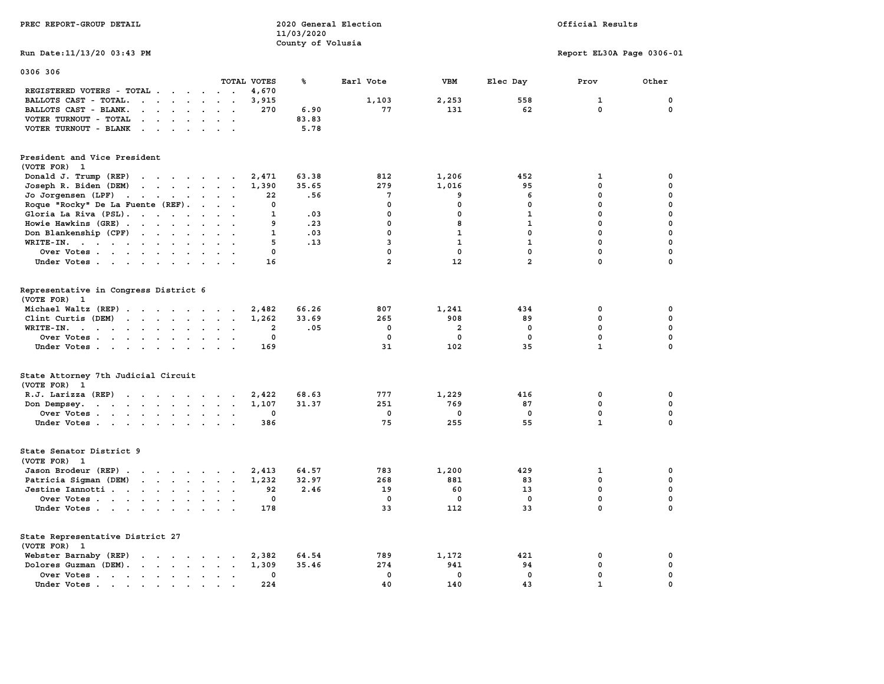PREC REPORT-GROUP DETAIL

2020 General Election
11/03/2020
County of Volusia

Official Results

Run Date:11/13/20 03:43 PM

Report EL30A Page 0306-01

0306 306

| | TOTAL VOTES | % | Earl Vote | VBM | Elec Day | Prov | Other |
|---|---|---|---|---|---|---|---|
| REGISTERED VOTERS - TOTAL | 4,670 | | | | | | |
| BALLOTS CAST - TOTAL. | 3,915 | | 1,103 | 2,253 | 558 | 1 | 0 |
| BALLOTS CAST - BLANK. | 270 | 6.90 | 77 | 131 | 62 | 0 | 0 |
| VOTER TURNOUT - TOTAL | | 83.83 | | | | | |
| VOTER TURNOUT - BLANK | | 5.78 | | | | | |

## President and Vice President
(VOTE FOR) 1

| | TOTAL VOTES | % | Earl Vote | VBM | Elec Day | Prov | Other |
|---|---|---|---|---|---|---|---|
| Donald J. Trump (REP) | 2,471 | 63.38 | 812 | 1,206 | 452 | 1 | 0 |
| Joseph R. Biden (DEM) | 1,390 | 35.65 | 279 | 1,016 | 95 | 0 | 0 |
| Jo Jorgensen (LPF) | 22 | .56 | 7 | 9 | 6 | 0 | 0 |
| Roque "Rocky" De La Fuente (REF). | 0 | | 0 | 0 | 0 | 0 | 0 |
| Gloria La Riva (PSL). | 1 | .03 | 0 | 0 | 1 | 0 | 0 |
| Howie Hawkins (GRE) | 9 | .23 | 0 | 8 | 1 | 0 | 0 |
| Don Blankenship (CPF) | 1 | .03 | 0 | 1 | 0 | 0 | 0 |
| WRITE-IN. | 5 | .13 | 3 | 1 | 1 | 0 | 0 |
| Over Votes | 0 | | 0 | 0 | 0 | 0 | 0 |
| Under Votes | 16 | | 2 | 12 | 2 | 0 | 0 |

## Representative in Congress District 6
(VOTE FOR) 1

| | TOTAL VOTES | % | Earl Vote | VBM | Elec Day | Prov | Other |
|---|---|---|---|---|---|---|---|
| Michael Waltz (REP) | 2,482 | 66.26 | 807 | 1,241 | 434 | 0 | 0 |
| Clint Curtis (DEM) | 1,262 | 33.69 | 265 | 908 | 89 | 0 | 0 |
| WRITE-IN. | 2 | .05 | 0 | 2 | 0 | 0 | 0 |
| Over Votes | 0 | | 0 | 0 | 0 | 0 | 0 |
| Under Votes | 169 | | 31 | 102 | 35 | 1 | 0 |

## State Attorney 7th Judicial Circuit
(VOTE FOR) 1

| | TOTAL VOTES | % | Earl Vote | VBM | Elec Day | Prov | Other |
|---|---|---|---|---|---|---|---|
| R.J. Larizza (REP) | 2,422 | 68.63 | 777 | 1,229 | 416 | 0 | 0 |
| Don Dempsey. | 1,107 | 31.37 | 251 | 769 | 87 | 0 | 0 |
| Over Votes | 0 | | 0 | 0 | 0 | 0 | 0 |
| Under Votes | 386 | | 75 | 255 | 55 | 1 | 0 |

## State Senator District 9
(VOTE FOR) 1

| | TOTAL VOTES | % | Earl Vote | VBM | Elec Day | Prov | Other |
|---|---|---|---|---|---|---|---|
| Jason Brodeur (REP) | 2,413 | 64.57 | 783 | 1,200 | 429 | 1 | 0 |
| Patricia Sigman (DEM) | 1,232 | 32.97 | 268 | 881 | 83 | 0 | 0 |
| Jestine Iannotti | 92 | 2.46 | 19 | 60 | 13 | 0 | 0 |
| Over Votes | 0 | | 0 | 0 | 0 | 0 | 0 |
| Under Votes | 178 | | 33 | 112 | 33 | 0 | 0 |

## State Representative District 27
(VOTE FOR) 1

| | TOTAL VOTES | % | Earl Vote | VBM | Elec Day | Prov | Other |
|---|---|---|---|---|---|---|---|
| Webster Barnaby (REP) | 2,382 | 64.54 | 789 | 1,172 | 421 | 0 | 0 |
| Dolores Guzman (DEM). | 1,309 | 35.46 | 274 | 941 | 94 | 0 | 0 |
| Over Votes | 0 | | 0 | 0 | 0 | 0 | 0 |
| Under Votes | 224 | | 40 | 140 | 43 | 1 | 0 |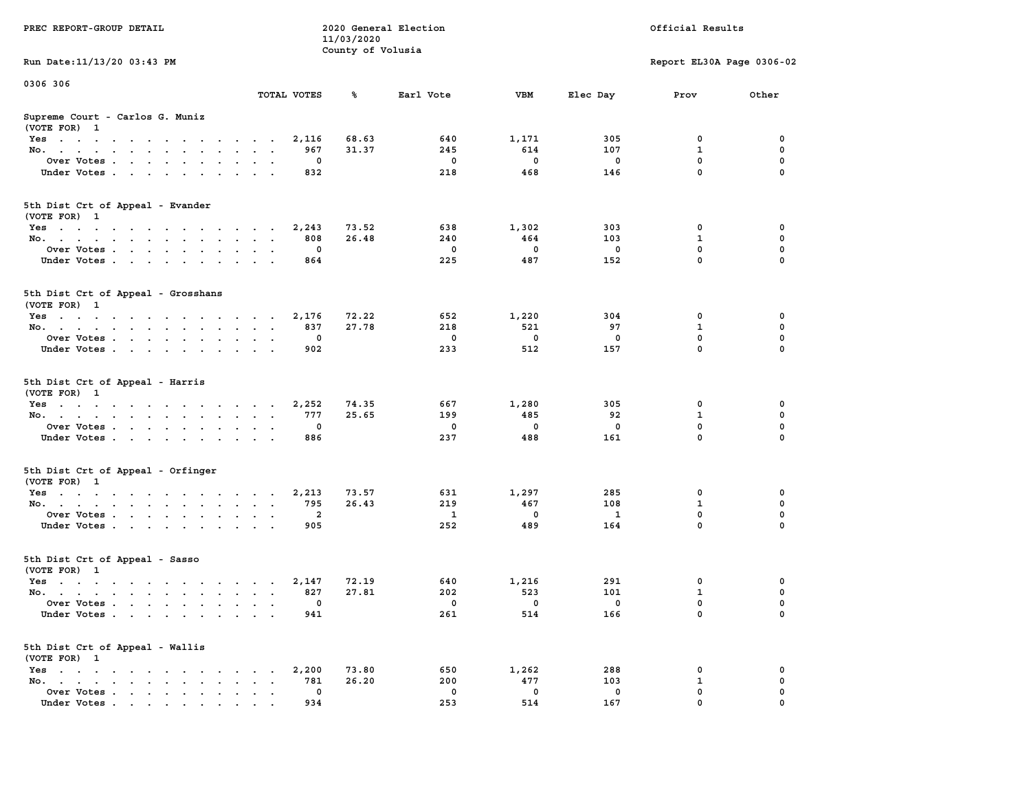PREC REPORT-GROUP DETAIL

2020 General Election
11/03/2020
County of Volusia

Official Results

Run Date:11/13/20 03:43 PM

Report EL30A Page 0306-02

0306 306

| | TOTAL VOTES | % | Earl Vote | VBM | Elec Day | Prov | Other |
|---|---|---|---|---|---|---|---|
| **Supreme Court - Carlos G. Muniz (VOTE FOR) 1** | | | | | | | |
| Yes | 2,116 | 68.63 | 640 | 1,171 | 305 | 0 | 0 |
| No. | 967 | 31.37 | 245 | 614 | 107 | 1 | 0 |
| Over Votes | 0 | | 0 | 0 | 0 | 0 | 0 |
| Under Votes | 832 | | 218 | 468 | 146 | 0 | 0 |
| **5th Dist Crt of Appeal - Evander (VOTE FOR) 1** | | | | | | | |
| Yes | 2,243 | 73.52 | 638 | 1,302 | 303 | 0 | 0 |
| No. | 808 | 26.48 | 240 | 464 | 103 | 1 | 0 |
| Over Votes | 0 | | 0 | 0 | 0 | 0 | 0 |
| Under Votes | 864 | | 225 | 487 | 152 | 0 | 0 |
| **5th Dist Crt of Appeal - Grosshans (VOTE FOR) 1** | | | | | | | |
| Yes | 2,176 | 72.22 | 652 | 1,220 | 304 | 0 | 0 |
| No. | 837 | 27.78 | 218 | 521 | 97 | 1 | 0 |
| Over Votes | 0 | | 0 | 0 | 0 | 0 | 0 |
| Under Votes | 902 | | 233 | 512 | 157 | 0 | 0 |
| **5th Dist Crt of Appeal - Harris (VOTE FOR) 1** | | | | | | | |
| Yes | 2,252 | 74.35 | 667 | 1,280 | 305 | 0 | 0 |
| No. | 777 | 25.65 | 199 | 485 | 92 | 1 | 0 |
| Over Votes | 0 | | 0 | 0 | 0 | 0 | 0 |
| Under Votes | 886 | | 237 | 488 | 161 | 0 | 0 |
| **5th Dist Crt of Appeal - Orfinger (VOTE FOR) 1** | | | | | | | |
| Yes | 2,213 | 73.57 | 631 | 1,297 | 285 | 0 | 0 |
| No. | 795 | 26.43 | 219 | 467 | 108 | 1 | 0 |
| Over Votes | 2 | | 1 | 0 | 1 | 0 | 0 |
| Under Votes | 905 | | 252 | 489 | 164 | 0 | 0 |
| **5th Dist Crt of Appeal - Sasso (VOTE FOR) 1** | | | | | | | |
| Yes | 2,147 | 72.19 | 640 | 1,216 | 291 | 0 | 0 |
| No. | 827 | 27.81 | 202 | 523 | 101 | 1 | 0 |
| Over Votes | 0 | | 0 | 0 | 0 | 0 | 0 |
| Under Votes | 941 | | 261 | 514 | 166 | 0 | 0 |
| **5th Dist Crt of Appeal - Wallis (VOTE FOR) 1** | | | | | | | |
| Yes | 2,200 | 73.80 | 650 | 1,262 | 288 | 0 | 0 |
| No. | 781 | 26.20 | 200 | 477 | 103 | 1 | 0 |
| Over Votes | 0 | | 0 | 0 | 0 | 0 | 0 |
| Under Votes | 934 | | 253 | 514 | 167 | 0 | 0 |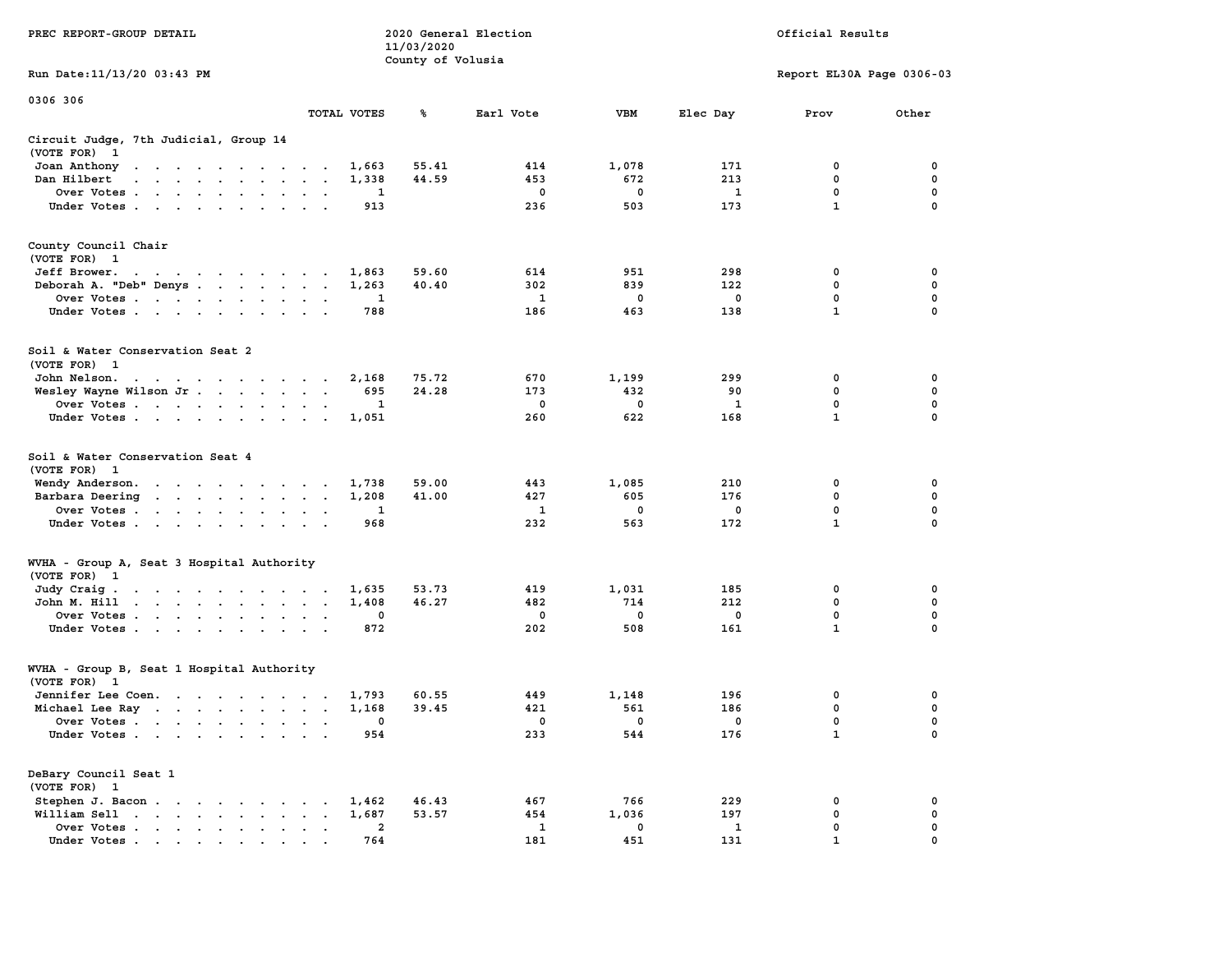PREC REPORT-GROUP DETAIL

2020 General Election
11/03/2020
County of Volusia

Official Results

Run Date:11/13/20 03:43 PM

Report EL30A Page 0306-03

0306 306

| | TOTAL VOTES | % | Earl Vote | VBM | Elec Day | Prov | Other |
|---|---|---|---|---|---|---|---|
| **Circuit Judge, 7th Judicial, Group 14** | | | | | | | |
| (VOTE FOR) 1 | | | | | | | |
| Joan Anthony | 1,663 | 55.41 | 414 | 1,078 | 171 | 0 | 0 |
| Dan Hilbert | 1,338 | 44.59 | 453 | 672 | 213 | 0 | 0 |
| Over Votes | 1 | | 0 | 0 | 1 | 0 | 0 |
| Under Votes | 913 | | 236 | 503 | 173 | 1 | 0 |
| **County Council Chair** | | | | | | | |
| (VOTE FOR) 1 | | | | | | | |
| Jeff Brower. | 1,863 | 59.60 | 614 | 951 | 298 | 0 | 0 |
| Deborah A. "Deb" Denys | 1,263 | 40.40 | 302 | 839 | 122 | 0 | 0 |
| Over Votes | 1 | | 1 | 0 | 0 | 0 | 0 |
| Under Votes | 788 | | 186 | 463 | 138 | 1 | 0 |
| **Soil & Water Conservation Seat 2** | | | | | | | |
| (VOTE FOR) 1 | | | | | | | |
| John Nelson. | 2,168 | 75.72 | 670 | 1,199 | 299 | 0 | 0 |
| Wesley Wayne Wilson Jr | 695 | 24.28 | 173 | 432 | 90 | 0 | 0 |
| Over Votes | 1 | | 0 | 0 | 1 | 0 | 0 |
| Under Votes | 1,051 | | 260 | 622 | 168 | 1 | 0 |
| **Soil & Water Conservation Seat 4** | | | | | | | |
| (VOTE FOR) 1 | | | | | | | |
| Wendy Anderson. | 1,738 | 59.00 | 443 | 1,085 | 210 | 0 | 0 |
| Barbara Deering | 1,208 | 41.00 | 427 | 605 | 176 | 0 | 0 |
| Over Votes | 1 | | 1 | 0 | 0 | 0 | 0 |
| Under Votes | 968 | | 232 | 563 | 172 | 1 | 0 |
| **WVHA - Group A, Seat 3 Hospital Authority** | | | | | | | |
| (VOTE FOR) 1 | | | | | | | |
| Judy Craig | 1,635 | 53.73 | 419 | 1,031 | 185 | 0 | 0 |
| John M. Hill | 1,408 | 46.27 | 482 | 714 | 212 | 0 | 0 |
| Over Votes | 0 | | 0 | 0 | 0 | 0 | 0 |
| Under Votes | 872 | | 202 | 508 | 161 | 1 | 0 |
| **WVHA - Group B, Seat 1 Hospital Authority** | | | | | | | |
| (VOTE FOR) 1 | | | | | | | |
| Jennifer Lee Coen. | 1,793 | 60.55 | 449 | 1,148 | 196 | 0 | 0 |
| Michael Lee Ray | 1,168 | 39.45 | 421 | 561 | 186 | 0 | 0 |
| Over Votes | 0 | | 0 | 0 | 0 | 0 | 0 |
| Under Votes | 954 | | 233 | 544 | 176 | 1 | 0 |
| **DeBary Council Seat 1** | | | | | | | |
| (VOTE FOR) 1 | | | | | | | |
| Stephen J. Bacon | 1,462 | 46.43 | 467 | 766 | 229 | 0 | 0 |
| William Sell | 1,687 | 53.57 | 454 | 1,036 | 197 | 0 | 0 |
| Over Votes | 2 | | 1 | 0 | 1 | 0 | 0 |
| Under Votes | 764 | | 181 | 451 | 131 | 1 | 0 |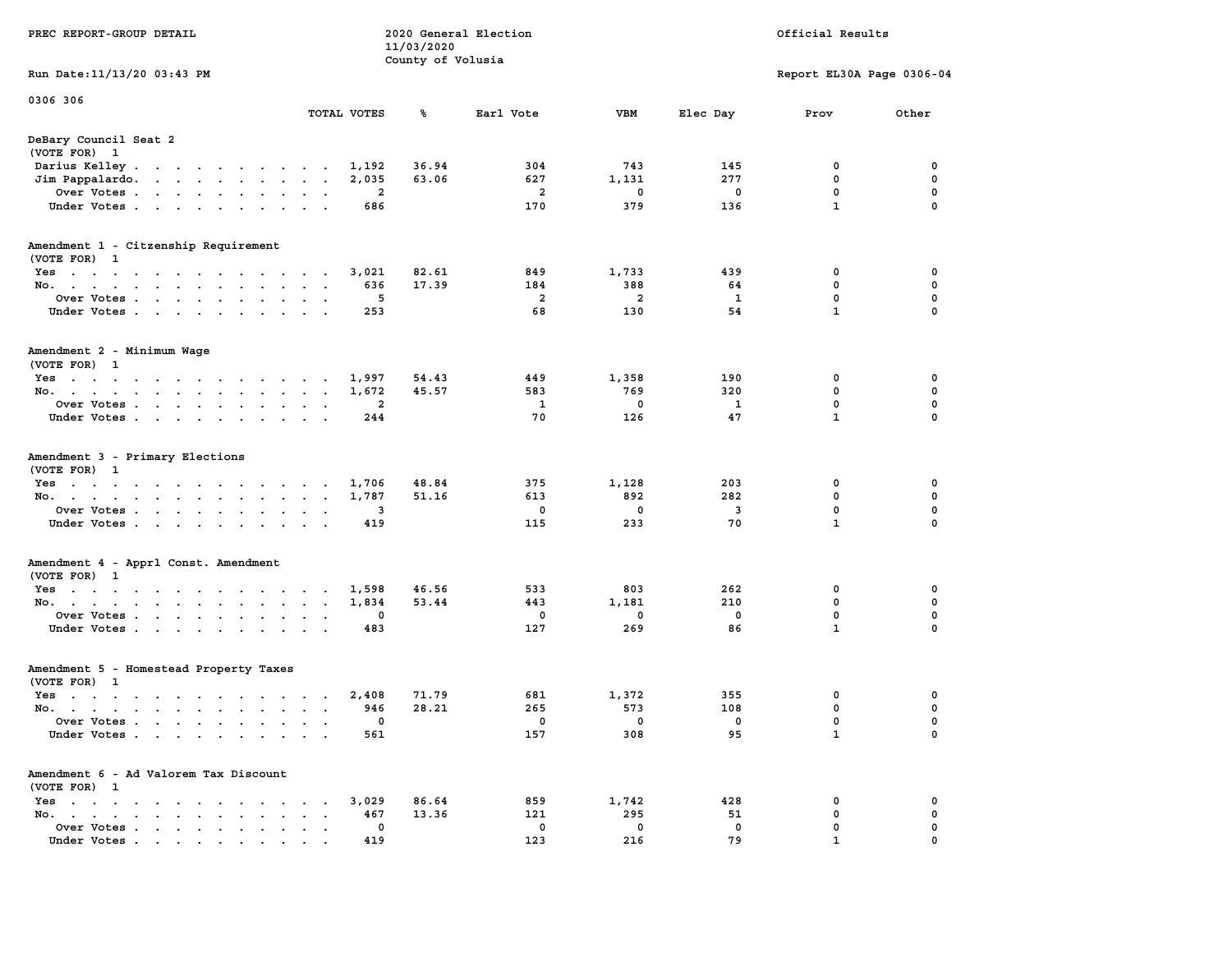PREC REPORT-GROUP DETAIL — 2020 General Election, 11/03/2020, County of Volusia — Official Results

Run Date:11/13/20 03:43 PM — Report EL30A Page 0306-04

0306 306

## DeBary Council Seat 2
(VOTE FOR) 1

| | TOTAL VOTES | % | Earl Vote | VBM | Elec Day | Prov | Other |
|---|---|---|---|---|---|---|---|
| Darius Kelley | 1,192 | 36.94 | 304 | 743 | 145 | 0 | 0 |
| Jim Pappalardo | 2,035 | 63.06 | 627 | 1,131 | 277 | 0 | 0 |
| Over Votes | 2 | | 2 | 0 | 0 | 0 | 0 |
| Under Votes | 686 | | 170 | 379 | 136 | 1 | 0 |

## Amendment 1 - Citizenship Requirement
(VOTE FOR) 1

| | TOTAL VOTES | % | Earl Vote | VBM | Elec Day | Prov | Other |
|---|---|---|---|---|---|---|---|
| Yes | 3,021 | 82.61 | 849 | 1,733 | 439 | 0 | 0 |
| No | 636 | 17.39 | 184 | 388 | 64 | 0 | 0 |
| Over Votes | 5 | | 2 | 2 | 1 | 0 | 0 |
| Under Votes | 253 | | 68 | 130 | 54 | 1 | 0 |

## Amendment 2 - Minimum Wage
(VOTE FOR) 1

| | TOTAL VOTES | % | Earl Vote | VBM | Elec Day | Prov | Other |
|---|---|---|---|---|---|---|---|
| Yes | 1,997 | 54.43 | 449 | 1,358 | 190 | 0 | 0 |
| No | 1,672 | 45.57 | 583 | 769 | 320 | 0 | 0 |
| Over Votes | 2 | | 1 | 0 | 1 | 0 | 0 |
| Under Votes | 244 | | 70 | 126 | 47 | 1 | 0 |

## Amendment 3 - Primary Elections
(VOTE FOR) 1

| | TOTAL VOTES | % | Earl Vote | VBM | Elec Day | Prov | Other |
|---|---|---|---|---|---|---|---|
| Yes | 1,706 | 48.84 | 375 | 1,128 | 203 | 0 | 0 |
| No | 1,787 | 51.16 | 613 | 892 | 282 | 0 | 0 |
| Over Votes | 3 | | 0 | 0 | 3 | 0 | 0 |
| Under Votes | 419 | | 115 | 233 | 70 | 1 | 0 |

## Amendment 4 - Apprl Const. Amendment
(VOTE FOR) 1

| | TOTAL VOTES | % | Earl Vote | VBM | Elec Day | Prov | Other |
|---|---|---|---|---|---|---|---|
| Yes | 1,598 | 46.56 | 533 | 803 | 262 | 0 | 0 |
| No | 1,834 | 53.44 | 443 | 1,181 | 210 | 0 | 0 |
| Over Votes | 0 | | 0 | 0 | 0 | 0 | 0 |
| Under Votes | 483 | | 127 | 269 | 86 | 1 | 0 |

## Amendment 5 - Homestead Property Taxes
(VOTE FOR) 1

| | TOTAL VOTES | % | Earl Vote | VBM | Elec Day | Prov | Other |
|---|---|---|---|---|---|---|---|
| Yes | 2,408 | 71.79 | 681 | 1,372 | 355 | 0 | 0 |
| No | 946 | 28.21 | 265 | 573 | 108 | 0 | 0 |
| Over Votes | 0 | | 0 | 0 | 0 | 0 | 0 |
| Under Votes | 561 | | 157 | 308 | 95 | 1 | 0 |

## Amendment 6 - Ad Valorem Tax Discount
(VOTE FOR) 1

| | TOTAL VOTES | % | Earl Vote | VBM | Elec Day | Prov | Other |
|---|---|---|---|---|---|---|---|
| Yes | 3,029 | 86.64 | 859 | 1,742 | 428 | 0 | 0 |
| No | 467 | 13.36 | 121 | 295 | 51 | 0 | 0 |
| Over Votes | 0 | | 0 | 0 | 0 | 0 | 0 |
| Under Votes | 419 | | 123 | 216 | 79 | 1 | 0 |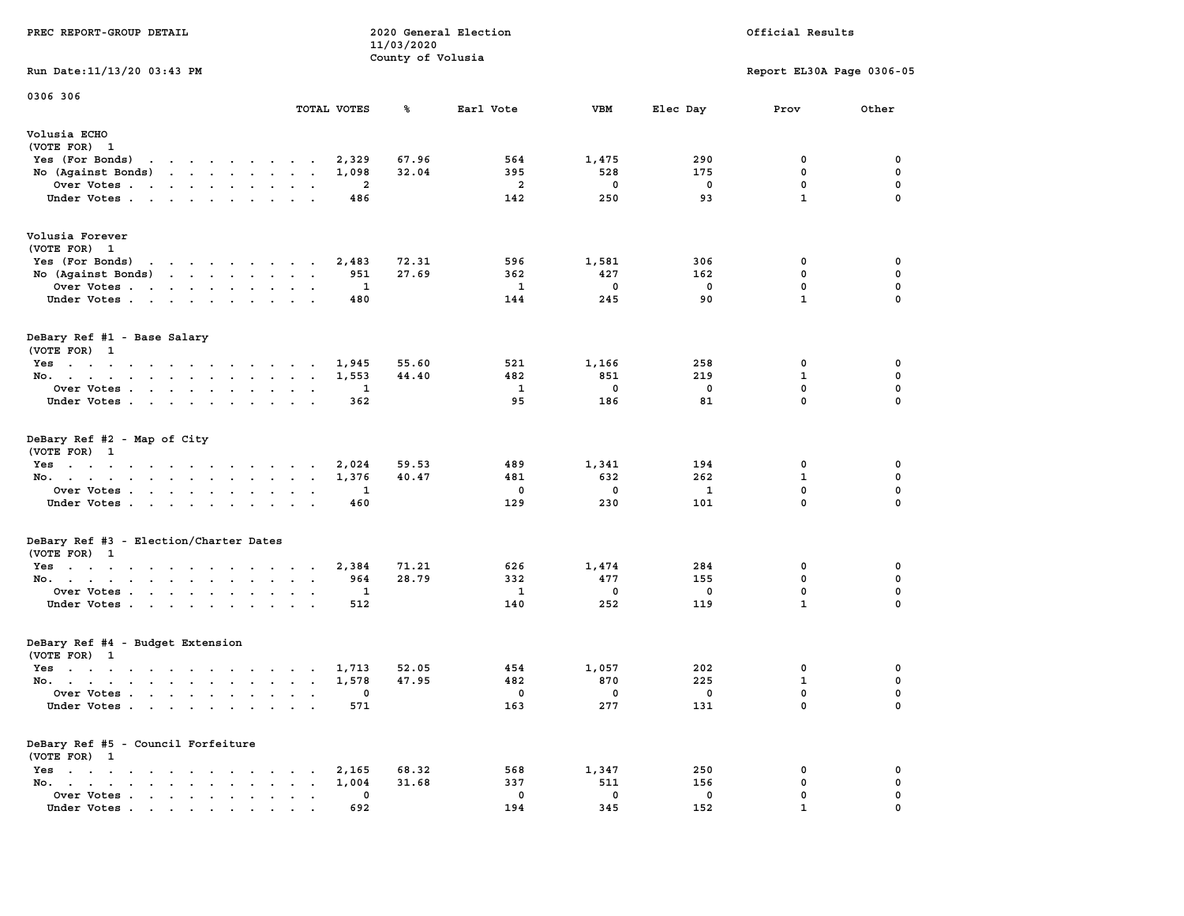PREC REPORT-GROUP DETAIL

2020 General Election
11/03/2020
County of Volusia

Official Results

Run Date:11/13/20 03:43 PM

Report EL30A Page 0306-05

0306 306

## Volusia ECHO
(VOTE FOR) 1

| | TOTAL VOTES | % | Earl Vote | VBM | Elec Day | Prov | Other |
|---|---|---|---|---|---|---|---|
| Yes (For Bonds) | 2,329 | 67.96 | 564 | 1,475 | 290 | 0 | 0 |
| No (Against Bonds) | 1,098 | 32.04 | 395 | 528 | 175 | 0 | 0 |
| Over Votes | 2 | | 2 | 0 | 0 | 0 | 0 |
| Under Votes | 486 | | 142 | 250 | 93 | 1 | 0 |

## Volusia Forever
(VOTE FOR) 1

| | TOTAL VOTES | % | Earl Vote | VBM | Elec Day | Prov | Other |
|---|---|---|---|---|---|---|---|
| Yes (For Bonds) | 2,483 | 72.31 | 596 | 1,581 | 306 | 0 | 0 |
| No (Against Bonds) | 951 | 27.69 | 362 | 427 | 162 | 0 | 0 |
| Over Votes | 1 | | 1 | 0 | 0 | 0 | 0 |
| Under Votes | 480 | | 144 | 245 | 90 | 1 | 0 |

## DeBary Ref #1 - Base Salary
(VOTE FOR) 1

| | TOTAL VOTES | % | Earl Vote | VBM | Elec Day | Prov | Other |
|---|---|---|---|---|---|---|---|
| Yes | 1,945 | 55.60 | 521 | 1,166 | 258 | 0 | 0 |
| No | 1,553 | 44.40 | 482 | 851 | 219 | 1 | 0 |
| Over Votes | 1 | | 1 | 0 | 0 | 0 | 0 |
| Under Votes | 362 | | 95 | 186 | 81 | 0 | 0 |

## DeBary Ref #2 - Map of City
(VOTE FOR) 1

| | TOTAL VOTES | % | Earl Vote | VBM | Elec Day | Prov | Other |
|---|---|---|---|---|---|---|---|
| Yes | 2,024 | 59.53 | 489 | 1,341 | 194 | 0 | 0 |
| No | 1,376 | 40.47 | 481 | 632 | 262 | 1 | 0 |
| Over Votes | 1 | | 0 | 0 | 1 | 0 | 0 |
| Under Votes | 460 | | 129 | 230 | 101 | 0 | 0 |

## DeBary Ref #3 - Election/Charter Dates
(VOTE FOR) 1

| | TOTAL VOTES | % | Earl Vote | VBM | Elec Day | Prov | Other |
|---|---|---|---|---|---|---|---|
| Yes | 2,384 | 71.21 | 626 | 1,474 | 284 | 0 | 0 |
| No | 964 | 28.79 | 332 | 477 | 155 | 0 | 0 |
| Over Votes | 1 | | 1 | 0 | 0 | 0 | 0 |
| Under Votes | 512 | | 140 | 252 | 119 | 1 | 0 |

## DeBary Ref #4 - Budget Extension
(VOTE FOR) 1

| | TOTAL VOTES | % | Earl Vote | VBM | Elec Day | Prov | Other |
|---|---|---|---|---|---|---|---|
| Yes | 1,713 | 52.05 | 454 | 1,057 | 202 | 0 | 0 |
| No | 1,578 | 47.95 | 482 | 870 | 225 | 1 | 0 |
| Over Votes | 0 | | 0 | 0 | 0 | 0 | 0 |
| Under Votes | 571 | | 163 | 277 | 131 | 0 | 0 |

## DeBary Ref #5 - Council Forfeiture
(VOTE FOR) 1

| | TOTAL VOTES | % | Earl Vote | VBM | Elec Day | Prov | Other |
|---|---|---|---|---|---|---|---|
| Yes | 2,165 | 68.32 | 568 | 1,347 | 250 | 0 | 0 |
| No | 1,004 | 31.68 | 337 | 511 | 156 | 0 | 0 |
| Over Votes | 0 | | 0 | 0 | 0 | 0 | 0 |
| Under Votes | 692 | | 194 | 345 | 152 | 1 | 0 |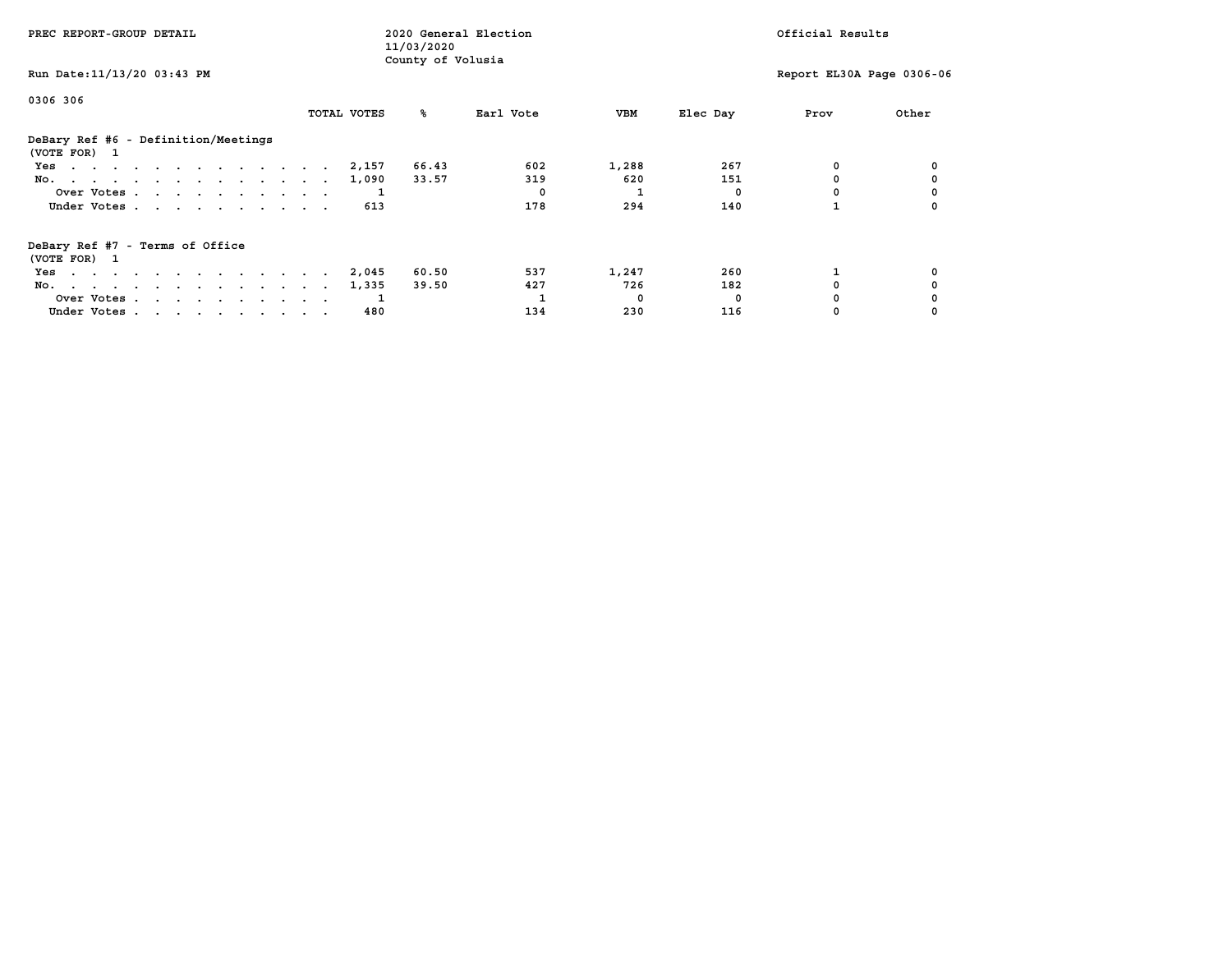PREC REPORT-GROUP DETAIL

2020 General Election
11/03/2020
County of Volusia

Official Results

Run Date:11/13/20 03:43 PM

Report EL30A Page 0306-06

0306 306

| | TOTAL VOTES | % | Earl Vote | VBM | Elec Day | Prov | Other |
|---|---|---|---|---|---|---|---|
| **DeBary Ref #6 - Definition/Meetings** | | | | | | | |
| (VOTE FOR) 1 | | | | | | | |
| Yes | 2,157 | 66.43 | 602 | 1,288 | 267 | 0 | 0 |
| No. | 1,090 | 33.57 | 319 | 620 | 151 | 0 | 0 |
| Over Votes | 1 | | 0 | 1 | 0 | 0 | 0 |
| Under Votes | 613 | | 178 | 294 | 140 | 1 | 0 |
| **DeBary Ref #7 - Terms of Office** | | | | | | | |
| (VOTE FOR) 1 | | | | | | | |
| Yes | 2,045 | 60.50 | 537 | 1,247 | 260 | 1 | 0 |
| No. | 1,335 | 39.50 | 427 | 726 | 182 | 0 | 0 |
| Over Votes | 1 | | 1 | 0 | 0 | 0 | 0 |
| Under Votes | 480 | | 134 | 230 | 116 | 0 | 0 |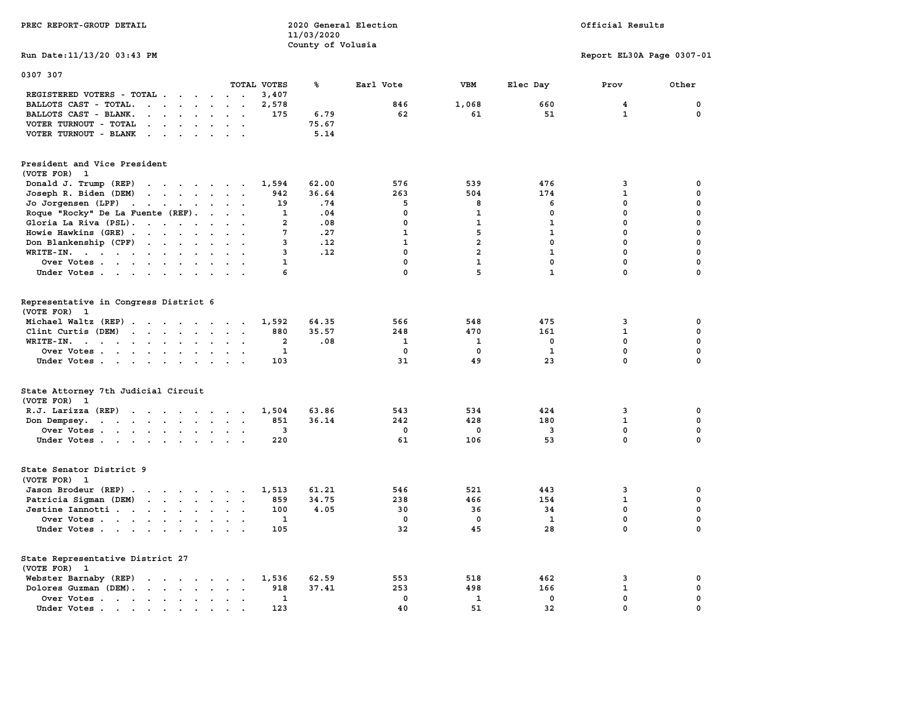PREC REPORT-GROUP DETAIL

2020 General Election
11/03/2020
County of Volusia

Official Results

Run Date:11/13/20 03:43 PM

Report EL30A Page 0307-01

## 0307 307

| | TOTAL VOTES | % | Earl Vote | VBM | Elec Day | Prov | Other |
|---|---|---|---|---|---|---|---|
| REGISTERED VOTERS - TOTAL | 3,407 | | | | | | |
| BALLOTS CAST - TOTAL. | 2,578 | | 846 | 1,068 | 660 | 4 | 0 |
| BALLOTS CAST - BLANK. | 175 | 6.79 | 62 | 61 | 51 | 1 | 0 |
| VOTER TURNOUT - TOTAL | | 75.67 | | | | | |
| VOTER TURNOUT - BLANK | | 5.14 | | | | | |

### President and Vice President
(VOTE FOR) 1

| | TOTAL VOTES | % | Earl Vote | VBM | Elec Day | Prov | Other |
|---|---|---|---|---|---|---|---|
| Donald J. Trump (REP) | 1,594 | 62.00 | 576 | 539 | 476 | 3 | 0 |
| Joseph R. Biden (DEM) | 942 | 36.64 | 263 | 504 | 174 | 1 | 0 |
| Jo Jorgensen (LPF) | 19 | .74 | 5 | 8 | 6 | 0 | 0 |
| Roque "Rocky" De La Fuente (REF). | 1 | .04 | 0 | 1 | 0 | 0 | 0 |
| Gloria La Riva (PSL). | 2 | .08 | 0 | 1 | 1 | 0 | 0 |
| Howie Hawkins (GRE) | 7 | .27 | 1 | 5 | 1 | 0 | 0 |
| Don Blankenship (CPF) | 3 | .12 | 1 | 2 | 0 | 0 | 0 |
| WRITE-IN. | 3 | .12 | 0 | 2 | 1 | 0 | 0 |
| Over Votes | 1 | | 0 | 1 | 0 | 0 | 0 |
| Under Votes | 6 | | 0 | 5 | 1 | 0 | 0 |

### Representative in Congress District 6
(VOTE FOR) 1

| | TOTAL VOTES | % | Earl Vote | VBM | Elec Day | Prov | Other |
|---|---|---|---|---|---|---|---|
| Michael Waltz (REP) | 1,592 | 64.35 | 566 | 548 | 475 | 3 | 0 |
| Clint Curtis (DEM) | 880 | 35.57 | 248 | 470 | 161 | 1 | 0 |
| WRITE-IN. | 2 | .08 | 1 | 1 | 0 | 0 | 0 |
| Over Votes | 1 | | 0 | 0 | 1 | 0 | 0 |
| Under Votes | 103 | | 31 | 49 | 23 | 0 | 0 |

### State Attorney 7th Judicial Circuit
(VOTE FOR) 1

| | TOTAL VOTES | % | Earl Vote | VBM | Elec Day | Prov | Other |
|---|---|---|---|---|---|---|---|
| R.J. Larizza (REP) | 1,504 | 63.86 | 543 | 534 | 424 | 3 | 0 |
| Don Dempsey. | 851 | 36.14 | 242 | 428 | 180 | 1 | 0 |
| Over Votes | 3 | | 0 | 0 | 3 | 0 | 0 |
| Under Votes | 220 | | 61 | 106 | 53 | 0 | 0 |

### State Senator District 9
(VOTE FOR) 1

| | TOTAL VOTES | % | Earl Vote | VBM | Elec Day | Prov | Other |
|---|---|---|---|---|---|---|---|
| Jason Brodeur (REP) | 1,513 | 61.21 | 546 | 521 | 443 | 3 | 0 |
| Patricia Sigman (DEM) | 859 | 34.75 | 238 | 466 | 154 | 1 | 0 |
| Jestine Iannotti | 100 | 4.05 | 30 | 36 | 34 | 0 | 0 |
| Over Votes | 1 | | 0 | 0 | 1 | 0 | 0 |
| Under Votes | 105 | | 32 | 45 | 28 | 0 | 0 |

### State Representative District 27
(VOTE FOR) 1

| | TOTAL VOTES | % | Earl Vote | VBM | Elec Day | Prov | Other |
|---|---|---|---|---|---|---|---|
| Webster Barnaby (REP) | 1,536 | 62.59 | 553 | 518 | 462 | 3 | 0 |
| Dolores Guzman (DEM). | 918 | 37.41 | 253 | 498 | 166 | 1 | 0 |
| Over Votes | 1 | | 0 | 1 | 0 | 0 | 0 |
| Under Votes | 123 | | 40 | 51 | 32 | 0 | 0 |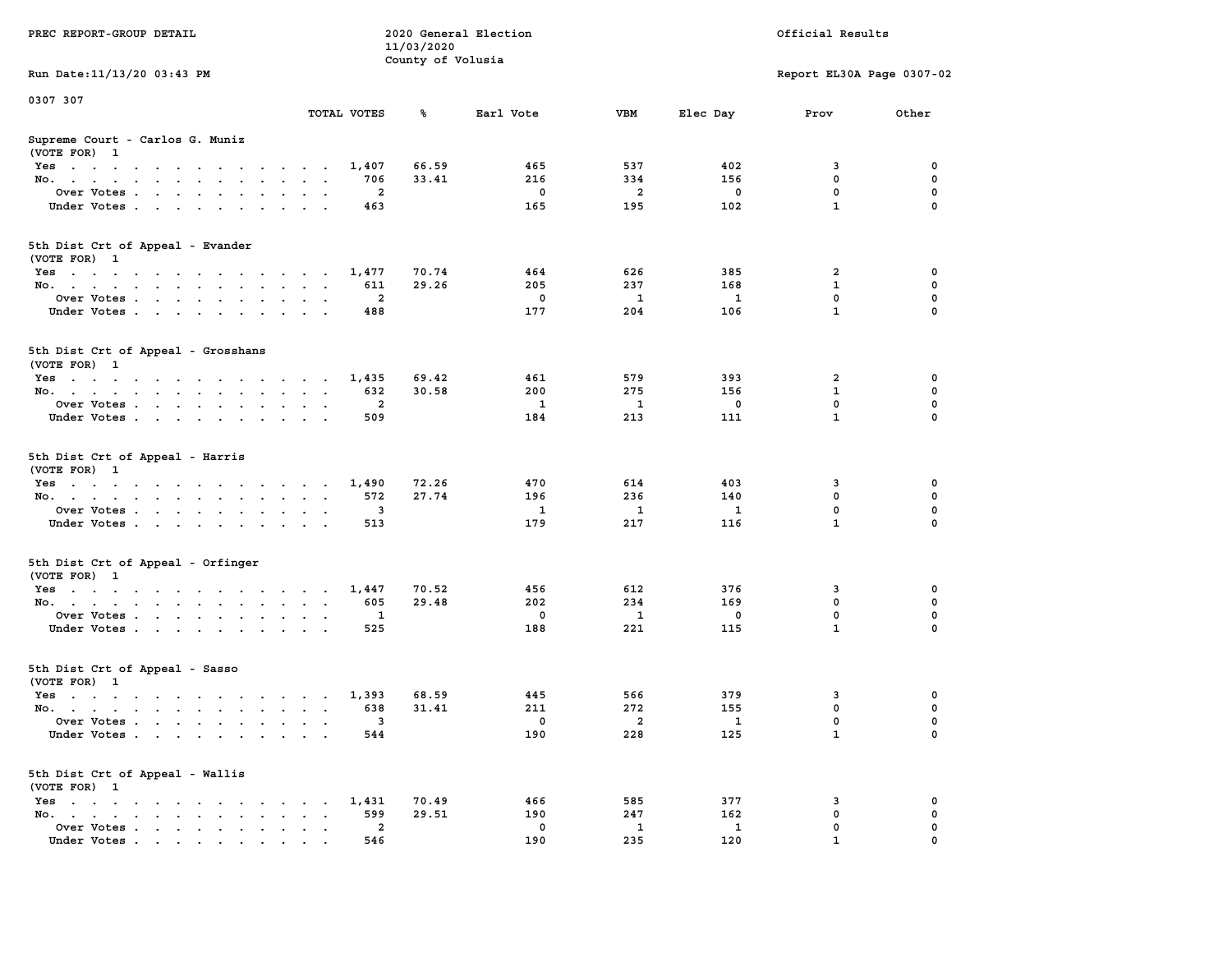PREC REPORT-GROUP DETAIL

2020 General Election
11/03/2020
County of Volusia

Official Results

Run Date:11/13/20 03:43 PM

Report EL30A Page 0307-02

0307 307

| | TOTAL VOTES | % | Earl Vote | VBM | Elec Day | Prov | Other |
|---|---|---|---|---|---|---|---|
| **Supreme Court - Carlos G. Muniz (VOTE FOR) 1** | | | | | | | |
| Yes | 1,407 | 66.59 | 465 | 537 | 402 | 3 | 0 |
| No. | 706 | 33.41 | 216 | 334 | 156 | 0 | 0 |
| Over Votes | 2 | | 0 | 2 | 0 | 0 | 0 |
| Under Votes | 463 | | 165 | 195 | 102 | 1 | 0 |
| **5th Dist Crt of Appeal - Evander (VOTE FOR) 1** | | | | | | | |
| Yes | 1,477 | 70.74 | 464 | 626 | 385 | 2 | 0 |
| No. | 611 | 29.26 | 205 | 237 | 168 | 1 | 0 |
| Over Votes | 2 | | 0 | 1 | 1 | 0 | 0 |
| Under Votes | 488 | | 177 | 204 | 106 | 1 | 0 |
| **5th Dist Crt of Appeal - Grosshans (VOTE FOR) 1** | | | | | | | |
| Yes | 1,435 | 69.42 | 461 | 579 | 393 | 2 | 0 |
| No. | 632 | 30.58 | 200 | 275 | 156 | 1 | 0 |
| Over Votes | 2 | | 1 | 1 | 0 | 0 | 0 |
| Under Votes | 509 | | 184 | 213 | 111 | 1 | 0 |
| **5th Dist Crt of Appeal - Harris (VOTE FOR) 1** | | | | | | | |
| Yes | 1,490 | 72.26 | 470 | 614 | 403 | 3 | 0 |
| No. | 572 | 27.74 | 196 | 236 | 140 | 0 | 0 |
| Over Votes | 3 | | 1 | 1 | 1 | 0 | 0 |
| Under Votes | 513 | | 179 | 217 | 116 | 1 | 0 |
| **5th Dist Crt of Appeal - Orfinger (VOTE FOR) 1** | | | | | | | |
| Yes | 1,447 | 70.52 | 456 | 612 | 376 | 3 | 0 |
| No. | 605 | 29.48 | 202 | 234 | 169 | 0 | 0 |
| Over Votes | 1 | | 0 | 1 | 0 | 0 | 0 |
| Under Votes | 525 | | 188 | 221 | 115 | 1 | 0 |
| **5th Dist Crt of Appeal - Sasso (VOTE FOR) 1** | | | | | | | |
| Yes | 1,393 | 68.59 | 445 | 566 | 379 | 3 | 0 |
| No. | 638 | 31.41 | 211 | 272 | 155 | 0 | 0 |
| Over Votes | 3 | | 0 | 2 | 1 | 0 | 0 |
| Under Votes | 544 | | 190 | 228 | 125 | 1 | 0 |
| **5th Dist Crt of Appeal - Wallis (VOTE FOR) 1** | | | | | | | |
| Yes | 1,431 | 70.49 | 466 | 585 | 377 | 3 | 0 |
| No. | 599 | 29.51 | 190 | 247 | 162 | 0 | 0 |
| Over Votes | 2 | | 0 | 1 | 1 | 0 | 0 |
| Under Votes | 546 | | 190 | 235 | 120 | 1 | 0 |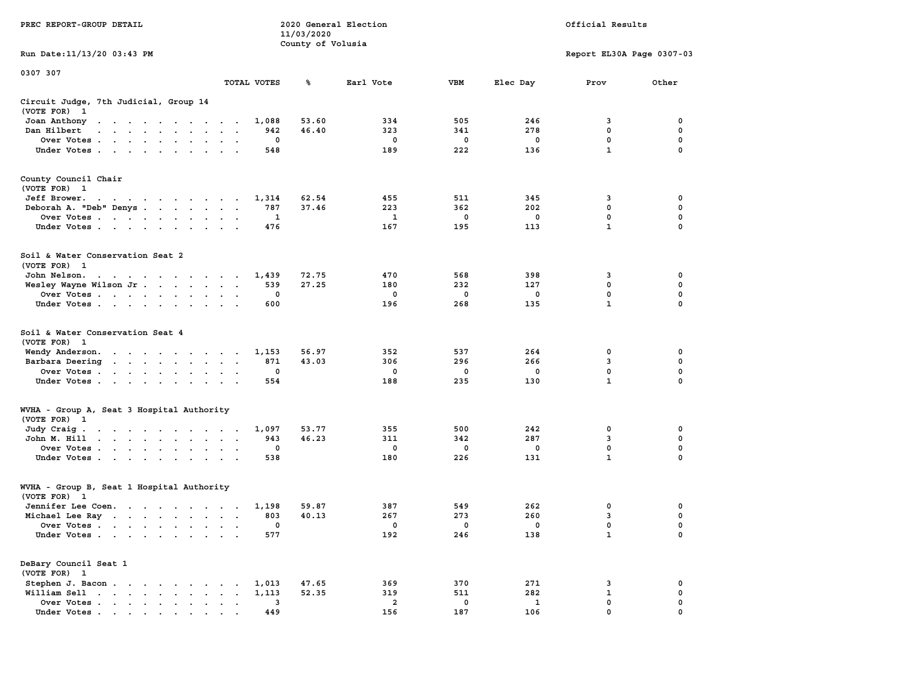PREC REPORT-GROUP DETAIL

2020 General Election
11/03/2020
County of Volusia

Official Results

Run Date:11/13/20 03:43 PM

Report EL30A Page 0307-03

0307 307

| | TOTAL VOTES | % | Earl Vote | VBM | Elec Day | Prov | Other |
|---|---|---|---|---|---|---|---|
| **Circuit Judge, 7th Judicial, Group 14** | | | | | | | |
| (VOTE FOR) 1 | | | | | | | |
| Joan Anthony | 1,088 | 53.60 | 334 | 505 | 246 | 3 | 0 |
| Dan Hilbert | 942 | 46.40 | 323 | 341 | 278 | 0 | 0 |
| Over Votes | 0 | | 0 | 0 | 0 | 0 | 0 |
| Under Votes | 548 | | 189 | 222 | 136 | 1 | 0 |
| **County Council Chair** | | | | | | | |
| (VOTE FOR) 1 | | | | | | | |
| Jeff Brower. | 1,314 | 62.54 | 455 | 511 | 345 | 3 | 0 |
| Deborah A. "Deb" Denys | 787 | 37.46 | 223 | 362 | 202 | 0 | 0 |
| Over Votes | 1 | | 1 | 0 | 0 | 0 | 0 |
| Under Votes | 476 | | 167 | 195 | 113 | 1 | 0 |
| **Soil & Water Conservation Seat 2** | | | | | | | |
| (VOTE FOR) 1 | | | | | | | |
| John Nelson. | 1,439 | 72.75 | 470 | 568 | 398 | 3 | 0 |
| Wesley Wayne Wilson Jr | 539 | 27.25 | 180 | 232 | 127 | 0 | 0 |
| Over Votes | 0 | | 0 | 0 | 0 | 0 | 0 |
| Under Votes | 600 | | 196 | 268 | 135 | 1 | 0 |
| **Soil & Water Conservation Seat 4** | | | | | | | |
| (VOTE FOR) 1 | | | | | | | |
| Wendy Anderson. | 1,153 | 56.97 | 352 | 537 | 264 | 0 | 0 |
| Barbara Deering | 871 | 43.03 | 306 | 296 | 266 | 3 | 0 |
| Over Votes | 0 | | 0 | 0 | 0 | 0 | 0 |
| Under Votes | 554 | | 188 | 235 | 130 | 1 | 0 |
| **WVHA - Group A, Seat 3 Hospital Authority** | | | | | | | |
| (VOTE FOR) 1 | | | | | | | |
| Judy Craig | 1,097 | 53.77 | 355 | 500 | 242 | 0 | 0 |
| John M. Hill | 943 | 46.23 | 311 | 342 | 287 | 3 | 0 |
| Over Votes | 0 | | 0 | 0 | 0 | 0 | 0 |
| Under Votes | 538 | | 180 | 226 | 131 | 1 | 0 |
| **WVHA - Group B, Seat 1 Hospital Authority** | | | | | | | |
| (VOTE FOR) 1 | | | | | | | |
| Jennifer Lee Coen. | 1,198 | 59.87 | 387 | 549 | 262 | 0 | 0 |
| Michael Lee Ray | 803 | 40.13 | 267 | 273 | 260 | 3 | 0 |
| Over Votes | 0 | | 0 | 0 | 0 | 0 | 0 |
| Under Votes | 577 | | 192 | 246 | 138 | 1 | 0 |
| **DeBary Council Seat 1** | | | | | | | |
| (VOTE FOR) 1 | | | | | | | |
| Stephen J. Bacon | 1,013 | 47.65 | 369 | 370 | 271 | 3 | 0 |
| William Sell | 1,113 | 52.35 | 319 | 511 | 282 | 1 | 0 |
| Over Votes | 3 | | 2 | 0 | 1 | 0 | 0 |
| Under Votes | 449 | | 156 | 187 | 106 | 0 | 0 |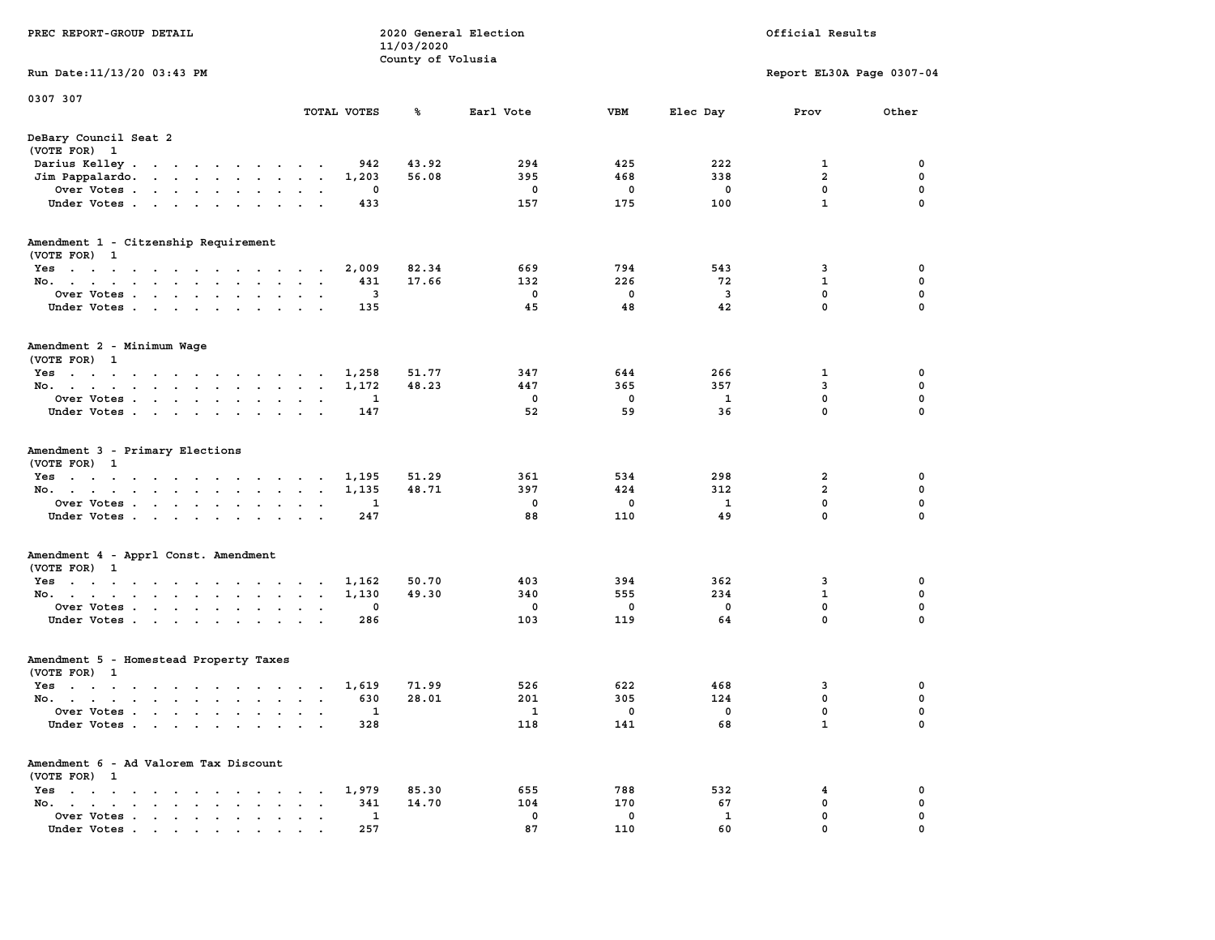PREC REPORT-GROUP DETAIL

2020 General Election
11/03/2020
County of Volusia

Official Results

Run Date:11/13/20 03:43 PM

Report EL30A Page 0307-04

0307 307

| | TOTAL VOTES | % | Earl Vote | VBM | Elec Day | Prov | Other |
|---|---|---|---|---|---|---|---|
| **DeBary Council Seat 2** | | | | | | | |
| (VOTE FOR) 1 | | | | | | | |
| Darius Kelley | 942 | 43.92 | 294 | 425 | 222 | 1 | 0 |
| Jim Pappalardo | 1,203 | 56.08 | 395 | 468 | 338 | 2 | 0 |
| Over Votes | 0 | | 0 | 0 | 0 | 0 | 0 |
| Under Votes | 433 | | 157 | 175 | 100 | 1 | 0 |
| **Amendment 1 - Citzenship Requirement** | | | | | | | |
| (VOTE FOR) 1 | | | | | | | |
| Yes | 2,009 | 82.34 | 669 | 794 | 543 | 3 | 0 |
| No | 431 | 17.66 | 132 | 226 | 72 | 1 | 0 |
| Over Votes | 3 | | 0 | 0 | 3 | 0 | 0 |
| Under Votes | 135 | | 45 | 48 | 42 | 0 | 0 |
| **Amendment 2 - Minimum Wage** | | | | | | | |
| (VOTE FOR) 1 | | | | | | | |
| Yes | 1,258 | 51.77 | 347 | 644 | 266 | 1 | 0 |
| No | 1,172 | 48.23 | 447 | 365 | 357 | 3 | 0 |
| Over Votes | 1 | | 0 | 0 | 1 | 0 | 0 |
| Under Votes | 147 | | 52 | 59 | 36 | 0 | 0 |
| **Amendment 3 - Primary Elections** | | | | | | | |
| (VOTE FOR) 1 | | | | | | | |
| Yes | 1,195 | 51.29 | 361 | 534 | 298 | 2 | 0 |
| No | 1,135 | 48.71 | 397 | 424 | 312 | 2 | 0 |
| Over Votes | 1 | | 0 | 0 | 1 | 0 | 0 |
| Under Votes | 247 | | 88 | 110 | 49 | 0 | 0 |
| **Amendment 4 - Apprl Const. Amendment** | | | | | | | |
| (VOTE FOR) 1 | | | | | | | |
| Yes | 1,162 | 50.70 | 403 | 394 | 362 | 3 | 0 |
| No | 1,130 | 49.30 | 340 | 555 | 234 | 1 | 0 |
| Over Votes | 0 | | 0 | 0 | 0 | 0 | 0 |
| Under Votes | 286 | | 103 | 119 | 64 | 0 | 0 |
| **Amendment 5 - Homestead Property Taxes** | | | | | | | |
| (VOTE FOR) 1 | | | | | | | |
| Yes | 1,619 | 71.99 | 526 | 622 | 468 | 3 | 0 |
| No | 630 | 28.01 | 201 | 305 | 124 | 0 | 0 |
| Over Votes | 1 | | 1 | 0 | 0 | 0 | 0 |
| Under Votes | 328 | | 118 | 141 | 68 | 1 | 0 |
| **Amendment 6 - Ad Valorem Tax Discount** | | | | | | | |
| (VOTE FOR) 1 | | | | | | | |
| Yes | 1,979 | 85.30 | 655 | 788 | 532 | 4 | 0 |
| No | 341 | 14.70 | 104 | 170 | 67 | 0 | 0 |
| Over Votes | 1 | | 0 | 0 | 1 | 0 | 0 |
| Under Votes | 257 | | 87 | 110 | 60 | 0 | 0 |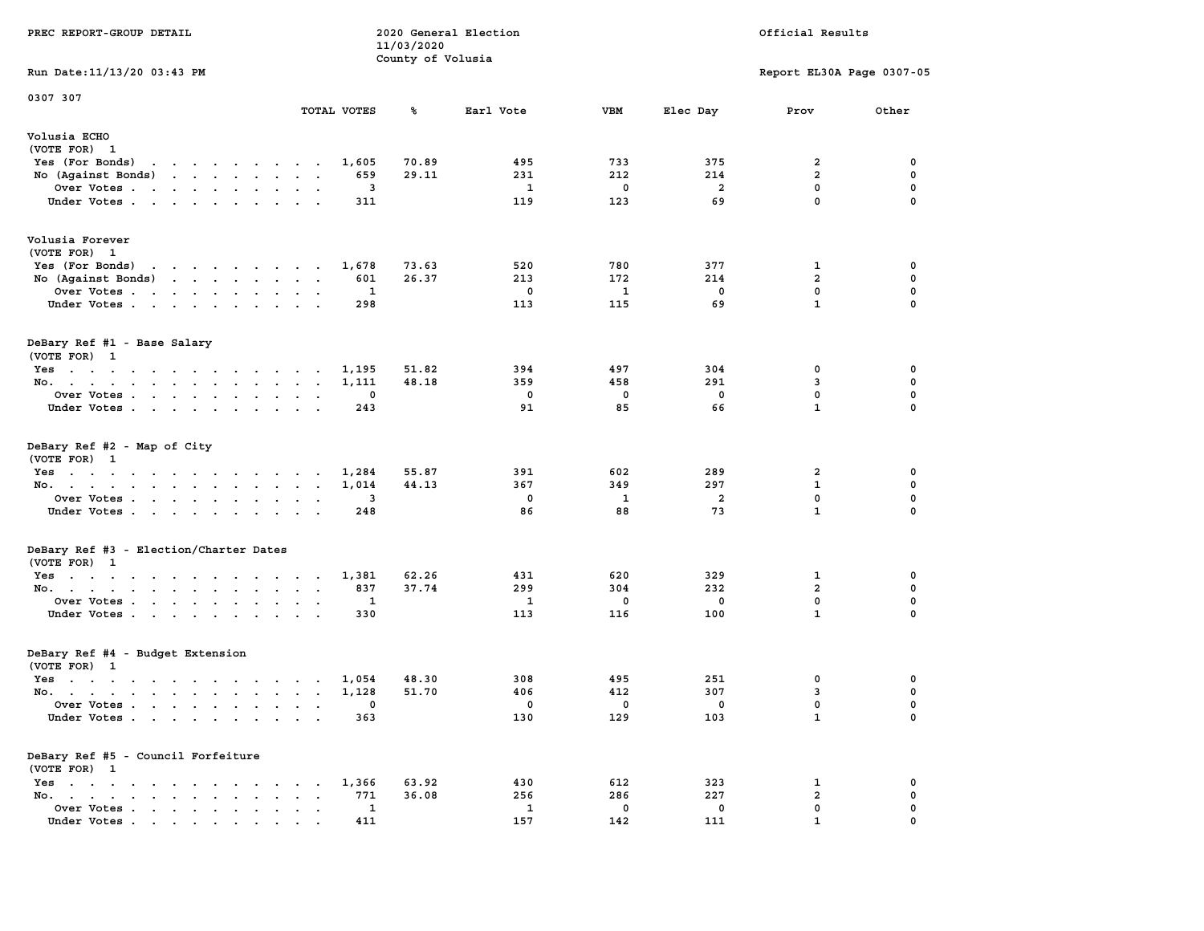PREC REPORT-GROUP DETAIL — 2020 General Election — 11/03/2020 — County of Volusia — Official Results

Run Date:11/13/20 03:43 PM — Report EL30A Page 0307-05

0307 307

### Volusia ECHO
(VOTE FOR) 1

| | TOTAL VOTES | % | Earl Vote | VBM | Elec Day | Prov | Other |
|---|---|---|---|---|---|---|---|
| Yes (For Bonds) | 1,605 | 70.89 | 495 | 733 | 375 | 2 | 0 |
| No (Against Bonds) | 659 | 29.11 | 231 | 212 | 214 | 2 | 0 |
| Over Votes | 3 | | 1 | 0 | 2 | 0 | 0 |
| Under Votes | 311 | | 119 | 123 | 69 | 0 | 0 |

### Volusia Forever
(VOTE FOR) 1

| | TOTAL VOTES | % | Earl Vote | VBM | Elec Day | Prov | Other |
|---|---|---|---|---|---|---|---|
| Yes (For Bonds) | 1,678 | 73.63 | 520 | 780 | 377 | 1 | 0 |
| No (Against Bonds) | 601 | 26.37 | 213 | 172 | 214 | 2 | 0 |
| Over Votes | 1 | | 0 | 1 | 0 | 0 | 0 |
| Under Votes | 298 | | 113 | 115 | 69 | 1 | 0 |

### DeBary Ref #1 - Base Salary
(VOTE FOR) 1

| | TOTAL VOTES | % | Earl Vote | VBM | Elec Day | Prov | Other |
|---|---|---|---|---|---|---|---|
| Yes | 1,195 | 51.82 | 394 | 497 | 304 | 0 | 0 |
| No. | 1,111 | 48.18 | 359 | 458 | 291 | 3 | 0 |
| Over Votes | 0 | | 0 | 0 | 0 | 0 | 0 |
| Under Votes | 243 | | 91 | 85 | 66 | 1 | 0 |

### DeBary Ref #2 - Map of City
(VOTE FOR) 1

| | TOTAL VOTES | % | Earl Vote | VBM | Elec Day | Prov | Other |
|---|---|---|---|---|---|---|---|
| Yes | 1,284 | 55.87 | 391 | 602 | 289 | 2 | 0 |
| No. | 1,014 | 44.13 | 367 | 349 | 297 | 1 | 0 |
| Over Votes | 3 | | 0 | 1 | 2 | 0 | 0 |
| Under Votes | 248 | | 86 | 88 | 73 | 1 | 0 |

### DeBary Ref #3 - Election/Charter Dates
(VOTE FOR) 1

| | TOTAL VOTES | % | Earl Vote | VBM | Elec Day | Prov | Other |
|---|---|---|---|---|---|---|---|
| Yes | 1,381 | 62.26 | 431 | 620 | 329 | 1 | 0 |
| No. | 837 | 37.74 | 299 | 304 | 232 | 2 | 0 |
| Over Votes | 1 | | 1 | 0 | 0 | 0 | 0 |
| Under Votes | 330 | | 113 | 116 | 100 | 1 | 0 |

### DeBary Ref #4 - Budget Extension
(VOTE FOR) 1

| | TOTAL VOTES | % | Earl Vote | VBM | Elec Day | Prov | Other |
|---|---|---|---|---|---|---|---|
| Yes | 1,054 | 48.30 | 308 | 495 | 251 | 0 | 0 |
| No. | 1,128 | 51.70 | 406 | 412 | 307 | 3 | 0 |
| Over Votes | 0 | | 0 | 0 | 0 | 0 | 0 |
| Under Votes | 363 | | 130 | 129 | 103 | 1 | 0 |

### DeBary Ref #5 - Council Forfeiture
(VOTE FOR) 1

| | TOTAL VOTES | % | Earl Vote | VBM | Elec Day | Prov | Other |
|---|---|---|---|---|---|---|---|
| Yes | 1,366 | 63.92 | 430 | 612 | 323 | 1 | 0 |
| No. | 771 | 36.08 | 256 | 286 | 227 | 2 | 0 |
| Over Votes | 1 | | 1 | 0 | 0 | 0 | 0 |
| Under Votes | 411 | | 157 | 142 | 111 | 1 | 0 |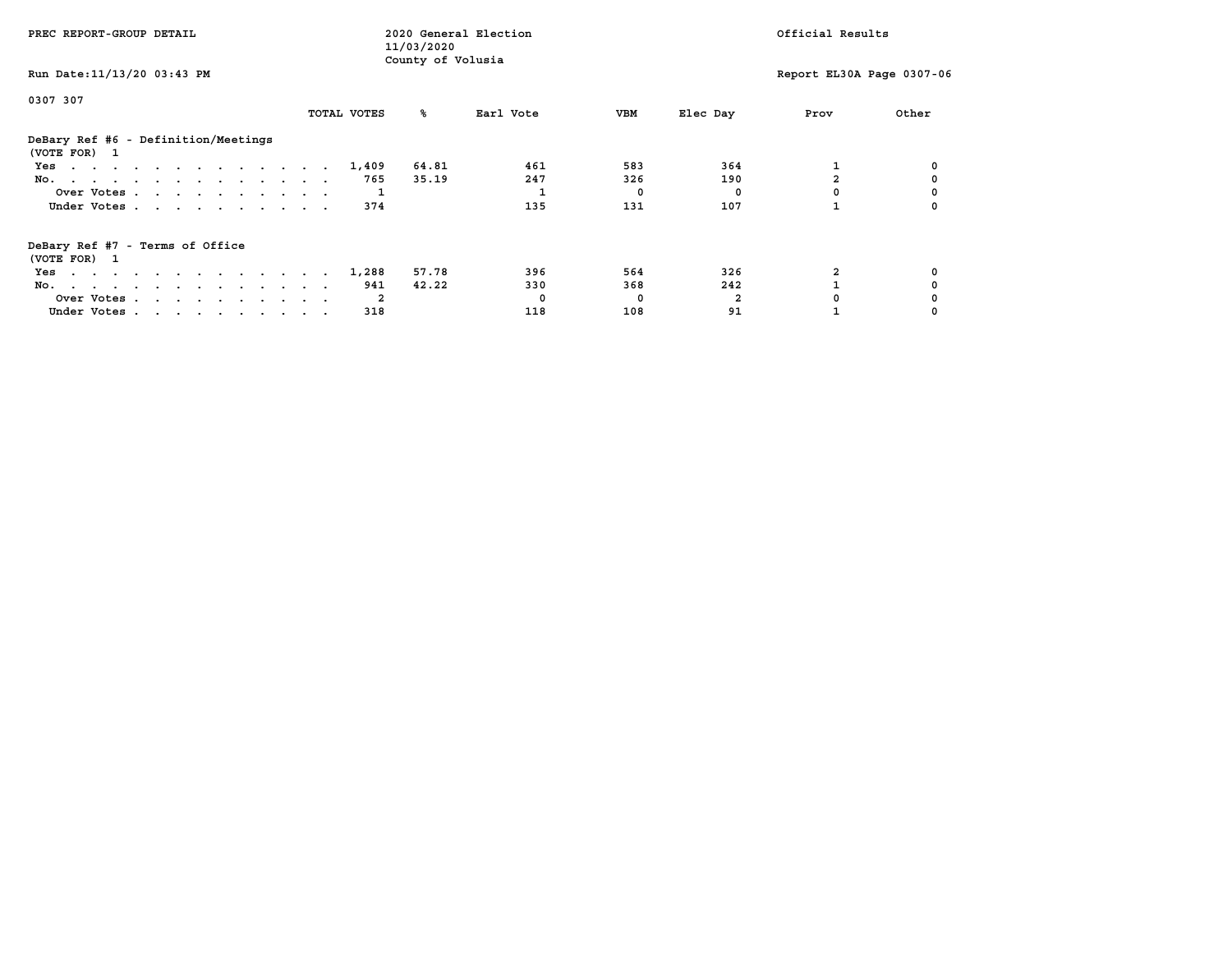PREC REPORT-GROUP DETAIL

2020 General Election
11/03/2020
County of Volusia

Official Results

Run Date:11/13/20 03:43 PM

Report EL30A Page 0307-06

0307 307

| DeBary Ref #6 - Definition/Meetings (VOTE FOR) 1 | TOTAL VOTES | % | Earl Vote | VBM | Elec Day | Prov | Other |
|---|---|---|---|---|---|---|---|
| Yes | 1,409 | 64.81 | 461 | 583 | 364 | 1 | 0 |
| No. | 765 | 35.19 | 247 | 326 | 190 | 2 | 0 |
| Over Votes | 1 | | 1 | 0 | 0 | 0 | 0 |
| Under Votes | 374 | | 135 | 131 | 107 | 1 | 0 |

| DeBary Ref #7 - Terms of Office (VOTE FOR) 1 | TOTAL VOTES | % | Earl Vote | VBM | Elec Day | Prov | Other |
|---|---|---|---|---|---|---|---|
| Yes | 1,288 | 57.78 | 396 | 564 | 326 | 2 | 0 |
| No. | 941 | 42.22 | 330 | 368 | 242 | 1 | 0 |
| Over Votes | 2 | | 0 | 0 | 2 | 0 | 0 |
| Under Votes | 318 | | 118 | 108 | 91 | 1 | 0 |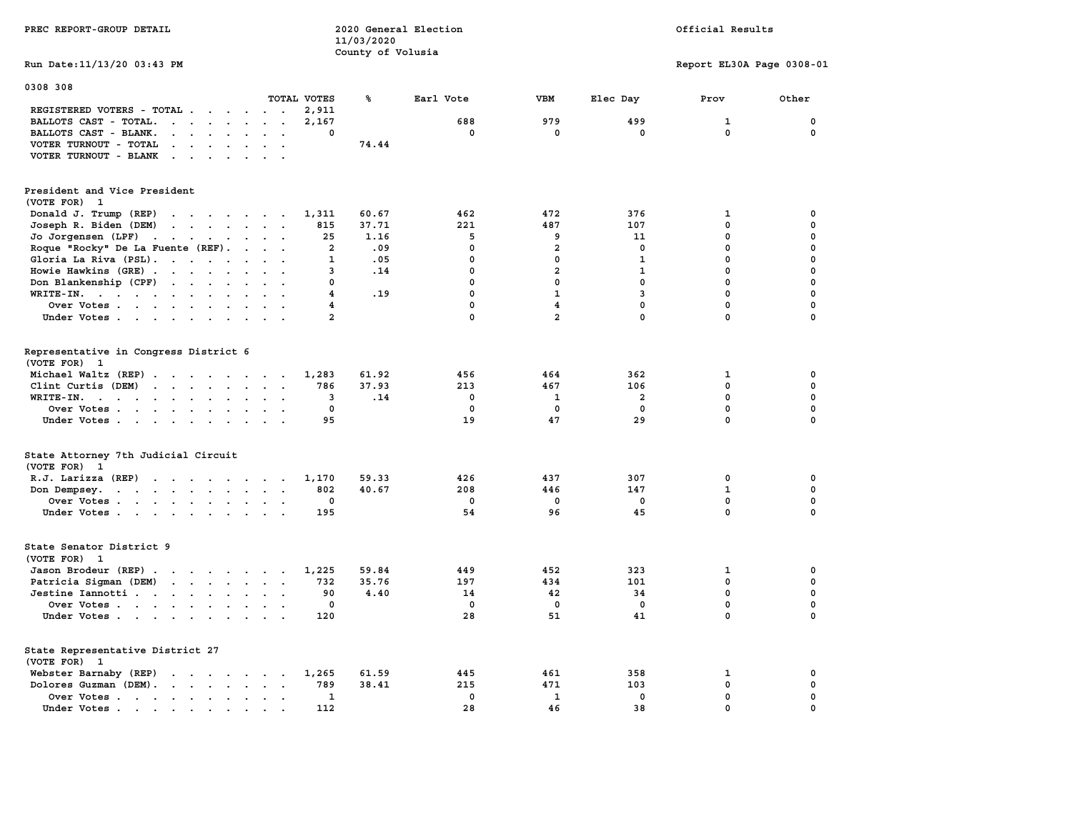PREC REPORT-GROUP DETAIL

2020 General Election
11/03/2020
County of Volusia

Official Results

Run Date:11/13/20 03:43 PM

Report EL30A Page 0308-01

0308 308

| | TOTAL VOTES | % | Earl Vote | VBM | Elec Day | Prov | Other |
|---|---|---|---|---|---|---|---|
| REGISTERED VOTERS - TOTAL | 2,911 | | | | | | |
| BALLOTS CAST - TOTAL. | 2,167 | | 688 | 979 | 499 | 1 | 0 |
| BALLOTS CAST - BLANK. | 0 | | 0 | 0 | 0 | 0 | 0 |
| VOTER TURNOUT - TOTAL | | 74.44 | | | | | |
| VOTER TURNOUT - BLANK | | | | | | | |

President and Vice President
(VOTE FOR) 1

| | TOTAL VOTES | % | Earl Vote | VBM | Elec Day | Prov | Other |
|---|---|---|---|---|---|---|---|
| Donald J. Trump (REP) | 1,311 | 60.67 | 462 | 472 | 376 | 1 | 0 |
| Joseph R. Biden (DEM) | 815 | 37.71 | 221 | 487 | 107 | 0 | 0 |
| Jo Jorgensen (LPF) | 25 | 1.16 | 5 | 9 | 11 | 0 | 0 |
| Roque "Rocky" De La Fuente (REF). | 2 | .09 | 0 | 2 | 0 | 0 | 0 |
| Gloria La Riva (PSL). | 1 | .05 | 0 | 0 | 1 | 0 | 0 |
| Howie Hawkins (GRE) | 3 | .14 | 0 | 2 | 1 | 0 | 0 |
| Don Blankenship (CPF) | 0 | | 0 | 0 | 0 | 0 | 0 |
| WRITE-IN. | 4 | .19 | 0 | 1 | 3 | 0 | 0 |
| Over Votes | 4 | | 0 | 4 | 0 | 0 | 0 |
| Under Votes | 2 | | 0 | 2 | 0 | 0 | 0 |

Representative in Congress District 6
(VOTE FOR) 1

| | TOTAL VOTES | % | Earl Vote | VBM | Elec Day | Prov | Other |
|---|---|---|---|---|---|---|---|
| Michael Waltz (REP) | 1,283 | 61.92 | 456 | 464 | 362 | 1 | 0 |
| Clint Curtis (DEM) | 786 | 37.93 | 213 | 467 | 106 | 0 | 0 |
| WRITE-IN. | 3 | .14 | 0 | 1 | 2 | 0 | 0 |
| Over Votes | 0 | | 0 | 0 | 0 | 0 | 0 |
| Under Votes | 95 | | 19 | 47 | 29 | 0 | 0 |

State Attorney 7th Judicial Circuit
(VOTE FOR) 1

| | TOTAL VOTES | % | Earl Vote | VBM | Elec Day | Prov | Other |
|---|---|---|---|---|---|---|---|
| R.J. Larizza (REP) | 1,170 | 59.33 | 426 | 437 | 307 | 0 | 0 |
| Don Dempsey. | 802 | 40.67 | 208 | 446 | 147 | 1 | 0 |
| Over Votes | 0 | | 0 | 0 | 0 | 0 | 0 |
| Under Votes | 195 | | 54 | 96 | 45 | 0 | 0 |

State Senator District 9
(VOTE FOR) 1

| | TOTAL VOTES | % | Earl Vote | VBM | Elec Day | Prov | Other |
|---|---|---|---|---|---|---|---|
| Jason Brodeur (REP) | 1,225 | 59.84 | 449 | 452 | 323 | 1 | 0 |
| Patricia Sigman (DEM) | 732 | 35.76 | 197 | 434 | 101 | 0 | 0 |
| Jestine Iannotti | 90 | 4.40 | 14 | 42 | 34 | 0 | 0 |
| Over Votes | 0 | | 0 | 0 | 0 | 0 | 0 |
| Under Votes | 120 | | 28 | 51 | 41 | 0 | 0 |

State Representative District 27
(VOTE FOR) 1

| | TOTAL VOTES | % | Earl Vote | VBM | Elec Day | Prov | Other |
|---|---|---|---|---|---|---|---|
| Webster Barnaby (REP) | 1,265 | 61.59 | 445 | 461 | 358 | 1 | 0 |
| Dolores Guzman (DEM). | 789 | 38.41 | 215 | 471 | 103 | 0 | 0 |
| Over Votes | 1 | | 0 | 1 | 0 | 0 | 0 |
| Under Votes | 112 | | 28 | 46 | 38 | 0 | 0 |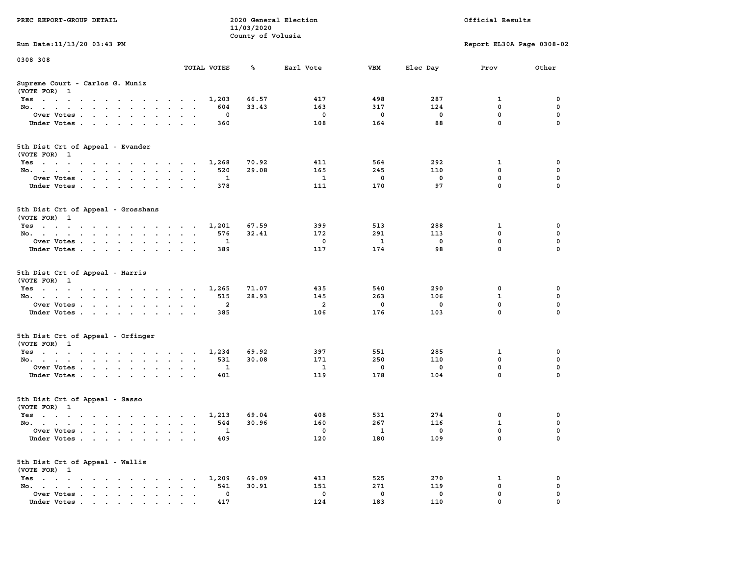PREC REPORT-GROUP DETAIL — 2020 General Election — 11/03/2020 — County of Volusia — Official Results

Run Date:11/13/20 03:43 PM — Report EL30A Page 0308-02

0308 308

## Supreme Court - Carlos G. Muniz
(VOTE FOR) 1

| | TOTAL VOTES | % | Earl Vote | VBM | Elec Day | Prov | Other |
|---|---|---|---|---|---|---|---|
| Yes | 1,203 | 66.57 | 417 | 498 | 287 | 1 | 0 |
| No. | 604 | 33.43 | 163 | 317 | 124 | 0 | 0 |
| Over Votes | 0 | | 0 | 0 | 0 | 0 | 0 |
| Under Votes | 360 | | 108 | 164 | 88 | 0 | 0 |

## 5th Dist Crt of Appeal - Evander
(VOTE FOR) 1

| | TOTAL VOTES | % | Earl Vote | VBM | Elec Day | Prov | Other |
|---|---|---|---|---|---|---|---|
| Yes | 1,268 | 70.92 | 411 | 564 | 292 | 1 | 0 |
| No. | 520 | 29.08 | 165 | 245 | 110 | 0 | 0 |
| Over Votes | 1 | | 1 | 0 | 0 | 0 | 0 |
| Under Votes | 378 | | 111 | 170 | 97 | 0 | 0 |

## 5th Dist Crt of Appeal - Grosshans
(VOTE FOR) 1

| | TOTAL VOTES | % | Earl Vote | VBM | Elec Day | Prov | Other |
|---|---|---|---|---|---|---|---|
| Yes | 1,201 | 67.59 | 399 | 513 | 288 | 1 | 0 |
| No. | 576 | 32.41 | 172 | 291 | 113 | 0 | 0 |
| Over Votes | 1 | | 0 | 1 | 0 | 0 | 0 |
| Under Votes | 389 | | 117 | 174 | 98 | 0 | 0 |

## 5th Dist Crt of Appeal - Harris
(VOTE FOR) 1

| | TOTAL VOTES | % | Earl Vote | VBM | Elec Day | Prov | Other |
|---|---|---|---|---|---|---|---|
| Yes | 1,265 | 71.07 | 435 | 540 | 290 | 0 | 0 |
| No. | 515 | 28.93 | 145 | 263 | 106 | 1 | 0 |
| Over Votes | 2 | | 2 | 0 | 0 | 0 | 0 |
| Under Votes | 385 | | 106 | 176 | 103 | 0 | 0 |

## 5th Dist Crt of Appeal - Orfinger
(VOTE FOR) 1

| | TOTAL VOTES | % | Earl Vote | VBM | Elec Day | Prov | Other |
|---|---|---|---|---|---|---|---|
| Yes | 1,234 | 69.92 | 397 | 551 | 285 | 1 | 0 |
| No. | 531 | 30.08 | 171 | 250 | 110 | 0 | 0 |
| Over Votes | 1 | | 1 | 0 | 0 | 0 | 0 |
| Under Votes | 401 | | 119 | 178 | 104 | 0 | 0 |

## 5th Dist Crt of Appeal - Sasso
(VOTE FOR) 1

| | TOTAL VOTES | % | Earl Vote | VBM | Elec Day | Prov | Other |
|---|---|---|---|---|---|---|---|
| Yes | 1,213 | 69.04 | 408 | 531 | 274 | 0 | 0 |
| No. | 544 | 30.96 | 160 | 267 | 116 | 1 | 0 |
| Over Votes | 1 | | 0 | 1 | 0 | 0 | 0 |
| Under Votes | 409 | | 120 | 180 | 109 | 0 | 0 |

## 5th Dist Crt of Appeal - Wallis
(VOTE FOR) 1

| | TOTAL VOTES | % | Earl Vote | VBM | Elec Day | Prov | Other |
|---|---|---|---|---|---|---|---|
| Yes | 1,209 | 69.09 | 413 | 525 | 270 | 1 | 0 |
| No. | 541 | 30.91 | 151 | 271 | 119 | 0 | 0 |
| Over Votes | 0 | | 0 | 0 | 0 | 0 | 0 |
| Under Votes | 417 | | 124 | 183 | 110 | 0 | 0 |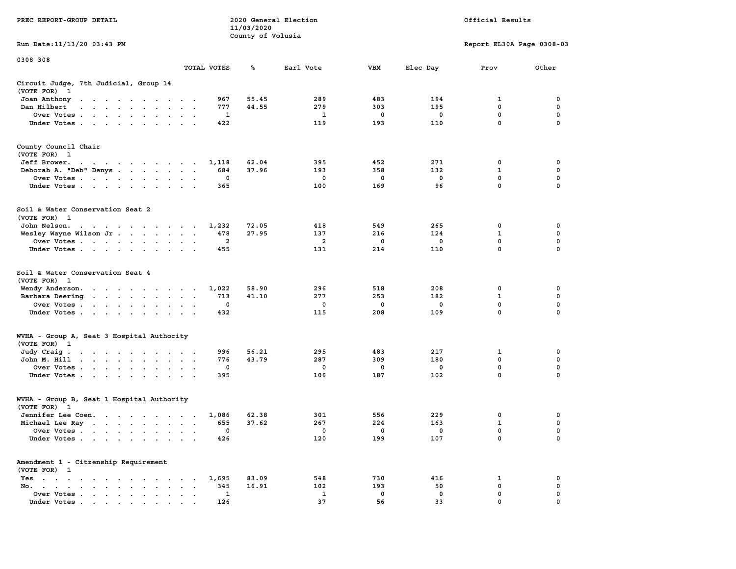PREC REPORT-GROUP DETAIL

2020 General Election
11/03/2020
County of Volusia

Official Results

Run Date:11/13/20 03:43 PM

Report EL30A Page 0308-03

0308 308

| | TOTAL VOTES | % | Earl Vote | VBM | Elec Day | Prov | Other |
|---|---|---|---|---|---|---|---|
| **Circuit Judge, 7th Judicial, Group 14** | | | | | | | |
| (VOTE FOR) 1 | | | | | | | |
| Joan Anthony | 967 | 55.45 | 289 | 483 | 194 | 1 | 0 |
| Dan Hilbert | 777 | 44.55 | 279 | 303 | 195 | 0 | 0 |
| Over Votes | 1 | | 1 | 0 | 0 | 0 | 0 |
| Under Votes | 422 | | 119 | 193 | 110 | 0 | 0 |
| **County Council Chair** | | | | | | | |
| (VOTE FOR) 1 | | | | | | | |
| Jeff Brower. | 1,118 | 62.04 | 395 | 452 | 271 | 0 | 0 |
| Deborah A. "Deb" Denys | 684 | 37.96 | 193 | 358 | 132 | 1 | 0 |
| Over Votes | 0 | | 0 | 0 | 0 | 0 | 0 |
| Under Votes | 365 | | 100 | 169 | 96 | 0 | 0 |
| **Soil & Water Conservation Seat 2** | | | | | | | |
| (VOTE FOR) 1 | | | | | | | |
| John Nelson. | 1,232 | 72.05 | 418 | 549 | 265 | 0 | 0 |
| Wesley Wayne Wilson Jr | 478 | 27.95 | 137 | 216 | 124 | 1 | 0 |
| Over Votes | 2 | | 2 | 0 | 0 | 0 | 0 |
| Under Votes | 455 | | 131 | 214 | 110 | 0 | 0 |
| **Soil & Water Conservation Seat 4** | | | | | | | |
| (VOTE FOR) 1 | | | | | | | |
| Wendy Anderson. | 1,022 | 58.90 | 296 | 518 | 208 | 0 | 0 |
| Barbara Deering | 713 | 41.10 | 277 | 253 | 182 | 1 | 0 |
| Over Votes | 0 | | 0 | 0 | 0 | 0 | 0 |
| Under Votes | 432 | | 115 | 208 | 109 | 0 | 0 |
| **WVHA - Group A, Seat 3 Hospital Authority** | | | | | | | |
| (VOTE FOR) 1 | | | | | | | |
| Judy Craig | 996 | 56.21 | 295 | 483 | 217 | 1 | 0 |
| John M. Hill | 776 | 43.79 | 287 | 309 | 180 | 0 | 0 |
| Over Votes | 0 | | 0 | 0 | 0 | 0 | 0 |
| Under Votes | 395 | | 106 | 187 | 102 | 0 | 0 |
| **WVHA - Group B, Seat 1 Hospital Authority** | | | | | | | |
| (VOTE FOR) 1 | | | | | | | |
| Jennifer Lee Coen. | 1,086 | 62.38 | 301 | 556 | 229 | 0 | 0 |
| Michael Lee Ray | 655 | 37.62 | 267 | 224 | 163 | 1 | 0 |
| Over Votes | 0 | | 0 | 0 | 0 | 0 | 0 |
| Under Votes | 426 | | 120 | 199 | 107 | 0 | 0 |
| **Amendment 1 - Citzenship Requirement** | | | | | | | |
| (VOTE FOR) 1 | | | | | | | |
| Yes | 1,695 | 83.09 | 548 | 730 | 416 | 1 | 0 |
| No. | 345 | 16.91 | 102 | 193 | 50 | 0 | 0 |
| Over Votes | 1 | | 1 | 0 | 0 | 0 | 0 |
| Under Votes | 126 | | 37 | 56 | 33 | 0 | 0 |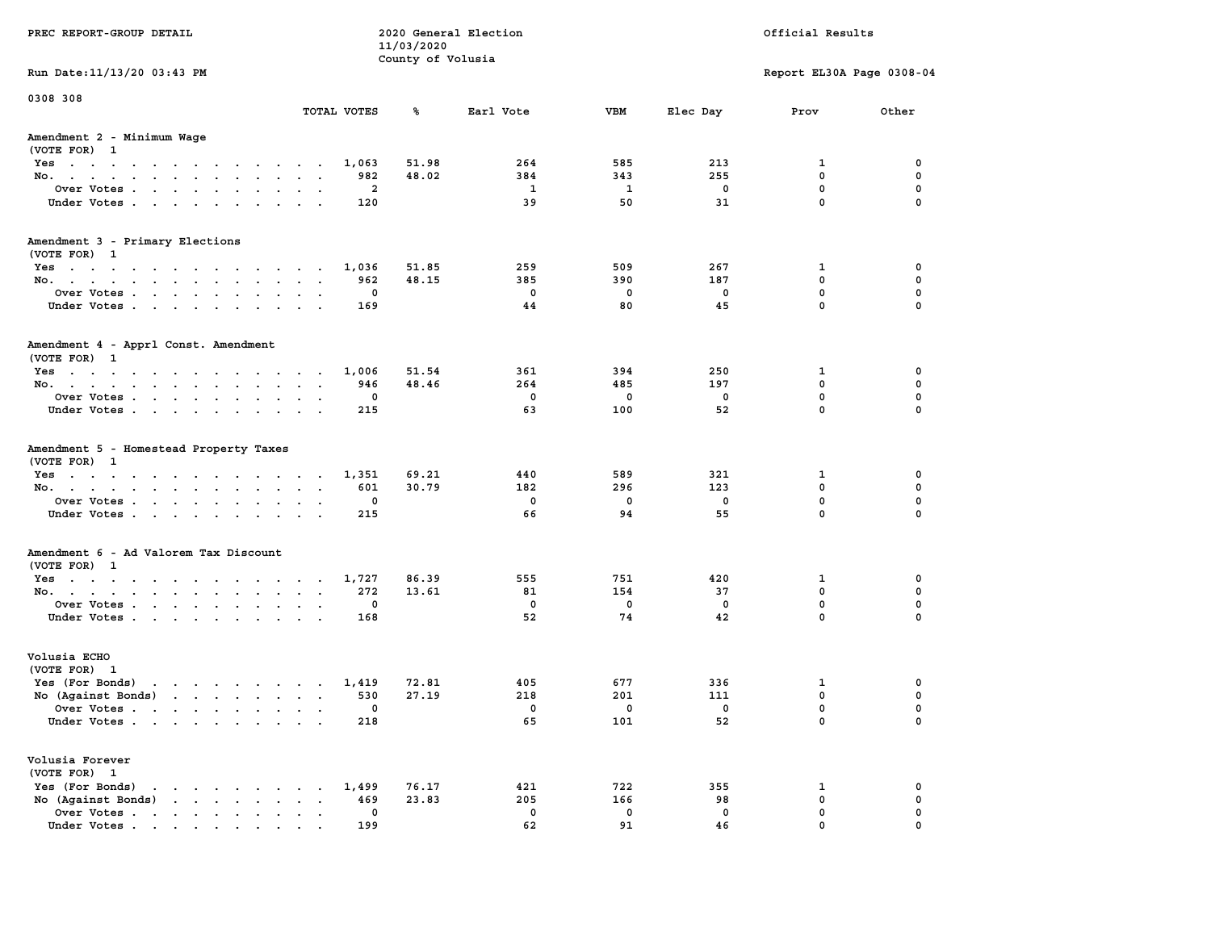PREC REPORT-GROUP DETAIL

2020 General Election
11/03/2020
County of Volusia

Official Results

Run Date:11/13/20 03:43 PM

Report EL30A Page 0308-04

0308 308

## Amendment 2 - Minimum Wage
(VOTE FOR) 1

| | TOTAL VOTES | % | Earl Vote | VBM | Elec Day | Prov | Other |
|---|---|---|---|---|---|---|---|
| Yes | 1,063 | 51.98 | 264 | 585 | 213 | 1 | 0 |
| No. | 982 | 48.02 | 384 | 343 | 255 | 0 | 0 |
| Over Votes | 2 | | 1 | 1 | 0 | 0 | 0 |
| Under Votes | 120 | | 39 | 50 | 31 | 0 | 0 |

## Amendment 3 - Primary Elections
(VOTE FOR) 1

| | TOTAL VOTES | % | Earl Vote | VBM | Elec Day | Prov | Other |
|---|---|---|---|---|---|---|---|
| Yes | 1,036 | 51.85 | 259 | 509 | 267 | 1 | 0 |
| No. | 962 | 48.15 | 385 | 390 | 187 | 0 | 0 |
| Over Votes | 0 | | 0 | 0 | 0 | 0 | 0 |
| Under Votes | 169 | | 44 | 80 | 45 | 0 | 0 |

## Amendment 4 - Apprl Const. Amendment
(VOTE FOR) 1

| | TOTAL VOTES | % | Earl Vote | VBM | Elec Day | Prov | Other |
|---|---|---|---|---|---|---|---|
| Yes | 1,006 | 51.54 | 361 | 394 | 250 | 1 | 0 |
| No. | 946 | 48.46 | 264 | 485 | 197 | 0 | 0 |
| Over Votes | 0 | | 0 | 0 | 0 | 0 | 0 |
| Under Votes | 215 | | 63 | 100 | 52 | 0 | 0 |

## Amendment 5 - Homestead Property Taxes
(VOTE FOR) 1

| | TOTAL VOTES | % | Earl Vote | VBM | Elec Day | Prov | Other |
|---|---|---|---|---|---|---|---|
| Yes | 1,351 | 69.21 | 440 | 589 | 321 | 1 | 0 |
| No. | 601 | 30.79 | 182 | 296 | 123 | 0 | 0 |
| Over Votes | 0 | | 0 | 0 | 0 | 0 | 0 |
| Under Votes | 215 | | 66 | 94 | 55 | 0 | 0 |

## Amendment 6 - Ad Valorem Tax Discount
(VOTE FOR) 1

| | TOTAL VOTES | % | Earl Vote | VBM | Elec Day | Prov | Other |
|---|---|---|---|---|---|---|---|
| Yes | 1,727 | 86.39 | 555 | 751 | 420 | 1 | 0 |
| No. | 272 | 13.61 | 81 | 154 | 37 | 0 | 0 |
| Over Votes | 0 | | 0 | 0 | 0 | 0 | 0 |
| Under Votes | 168 | | 52 | 74 | 42 | 0 | 0 |

## Volusia ECHO
(VOTE FOR) 1

| | TOTAL VOTES | % | Earl Vote | VBM | Elec Day | Prov | Other |
|---|---|---|---|---|---|---|---|
| Yes (For Bonds) | 1,419 | 72.81 | 405 | 677 | 336 | 1 | 0 |
| No (Against Bonds) | 530 | 27.19 | 218 | 201 | 111 | 0 | 0 |
| Over Votes | 0 | | 0 | 0 | 0 | 0 | 0 |
| Under Votes | 218 | | 65 | 101 | 52 | 0 | 0 |

## Volusia Forever
(VOTE FOR) 1

| | TOTAL VOTES | % | Earl Vote | VBM | Elec Day | Prov | Other |
|---|---|---|---|---|---|---|---|
| Yes (For Bonds) | 1,499 | 76.17 | 421 | 722 | 355 | 1 | 0 |
| No (Against Bonds) | 469 | 23.83 | 205 | 166 | 98 | 0 | 0 |
| Over Votes | 0 | | 0 | 0 | 0 | 0 | 0 |
| Under Votes | 199 | | 62 | 91 | 46 | 0 | 0 |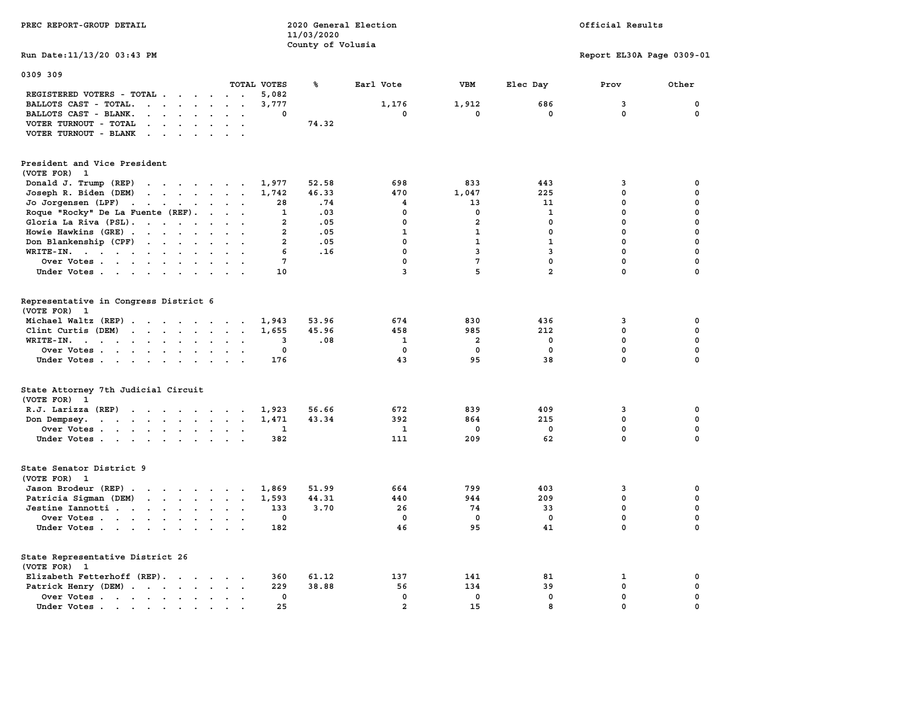PREC REPORT-GROUP DETAIL

2020 General Election
11/03/2020
County of Volusia

Official Results

Run Date:11/13/20 03:43 PM

Report EL30A Page 0309-01

0309 309

| | TOTAL VOTES | % | Earl Vote | VBM | Elec Day | Prov | Other |
|---|---|---|---|---|---|---|---|
| REGISTERED VOTERS - TOTAL | 5,082 | | | | | | |
| BALLOTS CAST - TOTAL. | 3,777 | | 1,176 | 1,912 | 686 | 3 | 0 |
| BALLOTS CAST - BLANK. | 0 | | 0 | 0 | 0 | 0 | 0 |
| VOTER TURNOUT - TOTAL | | 74.32 | | | | | |
| VOTER TURNOUT - BLANK | | | | | | | |

**President and Vice President**
(VOTE FOR) 1

| | TOTAL VOTES | % | Earl Vote | VBM | Elec Day | Prov | Other |
|---|---|---|---|---|---|---|---|
| Donald J. Trump (REP) | 1,977 | 52.58 | 698 | 833 | 443 | 3 | 0 |
| Joseph R. Biden (DEM) | 1,742 | 46.33 | 470 | 1,047 | 225 | 0 | 0 |
| Jo Jorgensen (LPF) | 28 | .74 | 4 | 13 | 11 | 0 | 0 |
| Roque "Rocky" De La Fuente (REF). | 1 | .03 | 0 | 0 | 1 | 0 | 0 |
| Gloria La Riva (PSL). | 2 | .05 | 0 | 2 | 0 | 0 | 0 |
| Howie Hawkins (GRE) | 2 | .05 | 1 | 1 | 0 | 0 | 0 |
| Don Blankenship (CPF) | 2 | .05 | 0 | 1 | 1 | 0 | 0 |
| WRITE-IN. | 6 | .16 | 0 | 3 | 3 | 0 | 0 |
| Over Votes | 7 | | 0 | 7 | 0 | 0 | 0 |
| Under Votes | 10 | | 3 | 5 | 2 | 0 | 0 |

**Representative in Congress District 6**
(VOTE FOR) 1

| | TOTAL VOTES | % | Earl Vote | VBM | Elec Day | Prov | Other |
|---|---|---|---|---|---|---|---|
| Michael Waltz (REP) | 1,943 | 53.96 | 674 | 830 | 436 | 3 | 0 |
| Clint Curtis (DEM) | 1,655 | 45.96 | 458 | 985 | 212 | 0 | 0 |
| WRITE-IN. | 3 | .08 | 1 | 2 | 0 | 0 | 0 |
| Over Votes | 0 | | 0 | 0 | 0 | 0 | 0 |
| Under Votes | 176 | | 43 | 95 | 38 | 0 | 0 |

**State Attorney 7th Judicial Circuit**
(VOTE FOR) 1

| | TOTAL VOTES | % | Earl Vote | VBM | Elec Day | Prov | Other |
|---|---|---|---|---|---|---|---|
| R.J. Larizza (REP) | 1,923 | 56.66 | 672 | 839 | 409 | 3 | 0 |
| Don Dempsey. | 1,471 | 43.34 | 392 | 864 | 215 | 0 | 0 |
| Over Votes | 1 | | 1 | 0 | 0 | 0 | 0 |
| Under Votes | 382 | | 111 | 209 | 62 | 0 | 0 |

**State Senator District 9**
(VOTE FOR) 1

| | TOTAL VOTES | % | Earl Vote | VBM | Elec Day | Prov | Other |
|---|---|---|---|---|---|---|---|
| Jason Brodeur (REP) | 1,869 | 51.99 | 664 | 799 | 403 | 3 | 0 |
| Patricia Sigman (DEM) | 1,593 | 44.31 | 440 | 944 | 209 | 0 | 0 |
| Jestine Iannotti | 133 | 3.70 | 26 | 74 | 33 | 0 | 0 |
| Over Votes | 0 | | 0 | 0 | 0 | 0 | 0 |
| Under Votes | 182 | | 46 | 95 | 41 | 0 | 0 |

**State Representative District 26**
(VOTE FOR) 1

| | TOTAL VOTES | % | Earl Vote | VBM | Elec Day | Prov | Other |
|---|---|---|---|---|---|---|---|
| Elizabeth Fetterhoff (REP). | 360 | 61.12 | 137 | 141 | 81 | 1 | 0 |
| Patrick Henry (DEM) | 229 | 38.88 | 56 | 134 | 39 | 0 | 0 |
| Over Votes | 0 | | 0 | 0 | 0 | 0 | 0 |
| Under Votes | 25 | | 2 | 15 | 8 | 0 | 0 |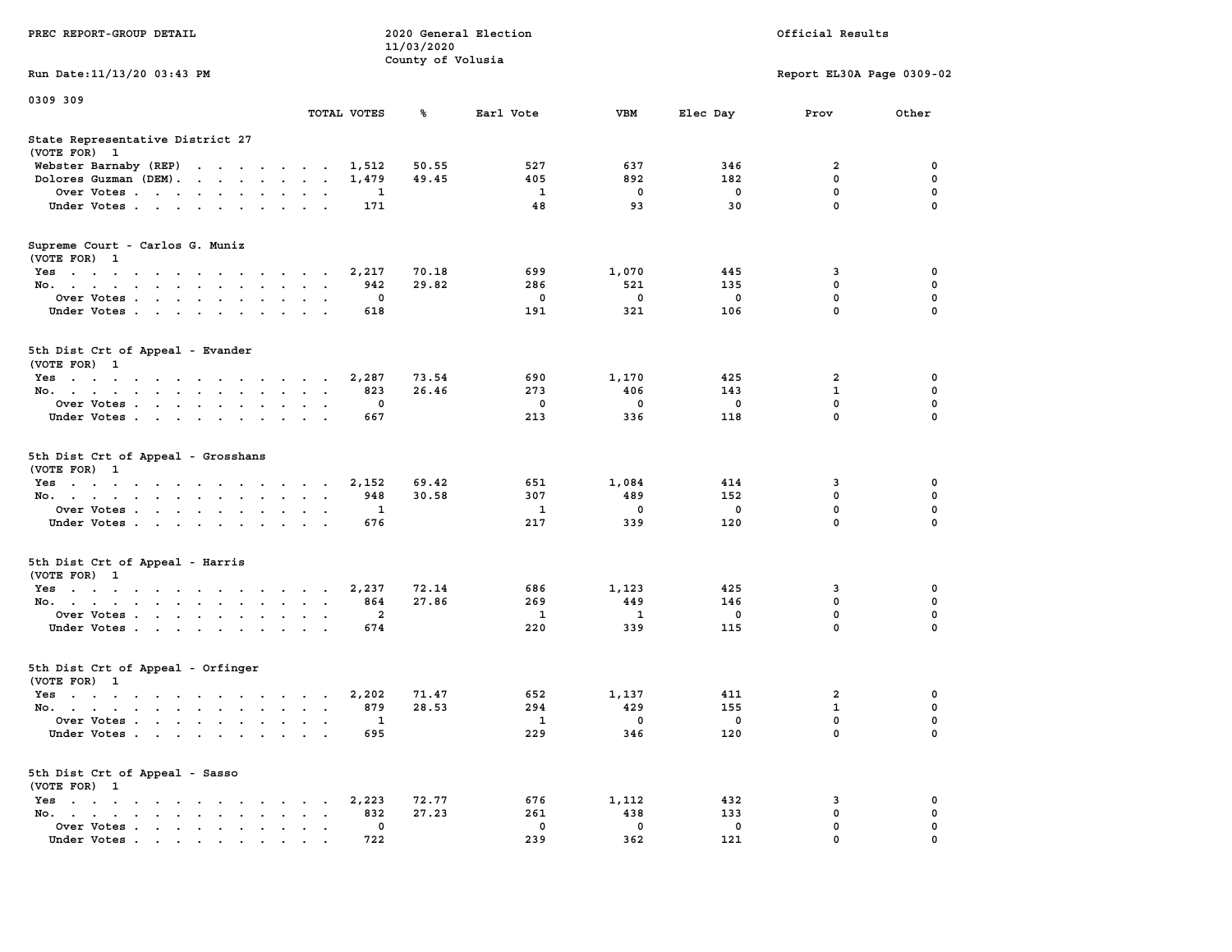PREC REPORT-GROUP DETAIL

2020 General Election
11/03/2020
County of Volusia

Official Results

Run Date:11/13/20 03:43 PM

Report EL30A Page 0309-02

0309 309

| | TOTAL VOTES | % | Earl Vote | VBM | Elec Day | Prov | Other |
|---|---|---|---|---|---|---|---|
| **State Representative District 27** | | | | | | | |
| (VOTE FOR) 1 | | | | | | | |
| Webster Barnaby (REP) | 1,512 | 50.55 | 527 | 637 | 346 | 2 | 0 |
| Dolores Guzman (DEM) | 1,479 | 49.45 | 405 | 892 | 182 | 0 | 0 |
| Over Votes | 1 | | 1 | 0 | 0 | 0 | 0 |
| Under Votes | 171 | | 48 | 93 | 30 | 0 | 0 |
| **Supreme Court - Carlos G. Muniz** | | | | | | | |
| (VOTE FOR) 1 | | | | | | | |
| Yes | 2,217 | 70.18 | 699 | 1,070 | 445 | 3 | 0 |
| No | 942 | 29.82 | 286 | 521 | 135 | 0 | 0 |
| Over Votes | 0 | | 0 | 0 | 0 | 0 | 0 |
| Under Votes | 618 | | 191 | 321 | 106 | 0 | 0 |
| **5th Dist Crt of Appeal - Evander** | | | | | | | |
| (VOTE FOR) 1 | | | | | | | |
| Yes | 2,287 | 73.54 | 690 | 1,170 | 425 | 2 | 0 |
| No | 823 | 26.46 | 273 | 406 | 143 | 1 | 0 |
| Over Votes | 0 | | 0 | 0 | 0 | 0 | 0 |
| Under Votes | 667 | | 213 | 336 | 118 | 0 | 0 |
| **5th Dist Crt of Appeal - Grosshans** | | | | | | | |
| (VOTE FOR) 1 | | | | | | | |
| Yes | 2,152 | 69.42 | 651 | 1,084 | 414 | 3 | 0 |
| No | 948 | 30.58 | 307 | 489 | 152 | 0 | 0 |
| Over Votes | 1 | | 1 | 0 | 0 | 0 | 0 |
| Under Votes | 676 | | 217 | 339 | 120 | 0 | 0 |
| **5th Dist Crt of Appeal - Harris** | | | | | | | |
| (VOTE FOR) 1 | | | | | | | |
| Yes | 2,237 | 72.14 | 686 | 1,123 | 425 | 3 | 0 |
| No | 864 | 27.86 | 269 | 449 | 146 | 0 | 0 |
| Over Votes | 2 | | 1 | 1 | 0 | 0 | 0 |
| Under Votes | 674 | | 220 | 339 | 115 | 0 | 0 |
| **5th Dist Crt of Appeal - Orfinger** | | | | | | | |
| (VOTE FOR) 1 | | | | | | | |
| Yes | 2,202 | 71.47 | 652 | 1,137 | 411 | 2 | 0 |
| No | 879 | 28.53 | 294 | 429 | 155 | 1 | 0 |
| Over Votes | 1 | | 1 | 0 | 0 | 0 | 0 |
| Under Votes | 695 | | 229 | 346 | 120 | 0 | 0 |
| **5th Dist Crt of Appeal - Sasso** | | | | | | | |
| (VOTE FOR) 1 | | | | | | | |
| Yes | 2,223 | 72.77 | 676 | 1,112 | 432 | 3 | 0 |
| No | 832 | 27.23 | 261 | 438 | 133 | 0 | 0 |
| Over Votes | 0 | | 0 | 0 | 0 | 0 | 0 |
| Under Votes | 722 | | 239 | 362 | 121 | 0 | 0 |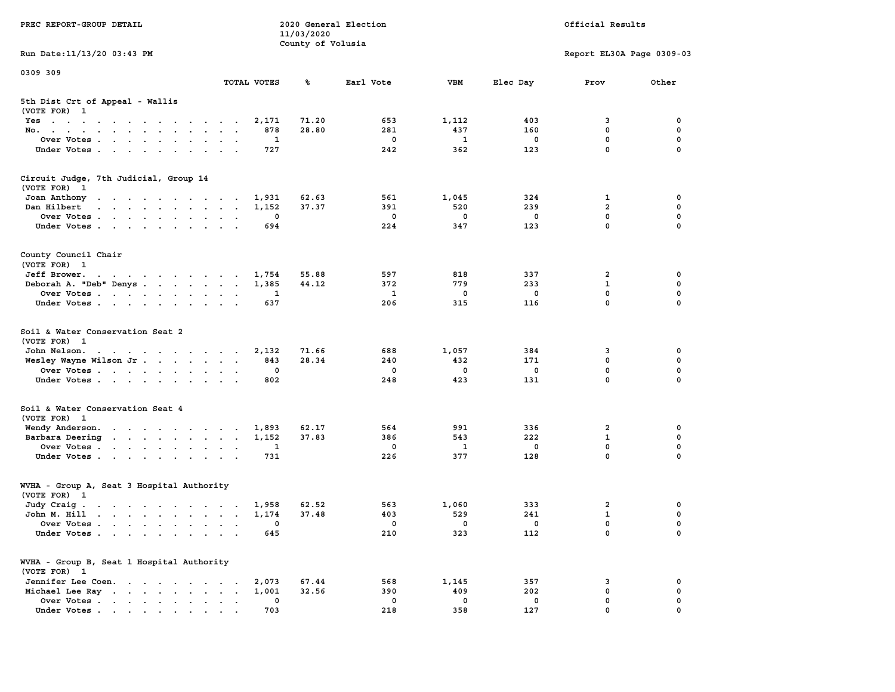PREC REPORT-GROUP DETAIL

2020 General Election
11/03/2020
County of Volusia

Official Results

Run Date:11/13/20 03:43 PM

Report EL30A Page 0309-03

0309 309

### 5th Dist Crt of Appeal - Wallis
(VOTE FOR) 1

| | TOTAL VOTES | % | Earl Vote | VBM | Elec Day | Prov | Other |
|---|---|---|---|---|---|---|---|
| Yes | 2,171 | 71.20 | 653 | 1,112 | 403 | 3 | 0 |
| No. | 878 | 28.80 | 281 | 437 | 160 | 0 | 0 |
| Over Votes | 1 | | 0 | 1 | 0 | 0 | 0 |
| Under Votes | 727 | | 242 | 362 | 123 | 0 | 0 |

### Circuit Judge, 7th Judicial, Group 14
(VOTE FOR) 1

| | TOTAL VOTES | % | Earl Vote | VBM | Elec Day | Prov | Other |
|---|---|---|---|---|---|---|---|
| Joan Anthony | 1,931 | 62.63 | 561 | 1,045 | 324 | 1 | 0 |
| Dan Hilbert | 1,152 | 37.37 | 391 | 520 | 239 | 2 | 0 |
| Over Votes | 0 | | 0 | 0 | 0 | 0 | 0 |
| Under Votes | 694 | | 224 | 347 | 123 | 0 | 0 |

### County Council Chair
(VOTE FOR) 1

| | TOTAL VOTES | % | Earl Vote | VBM | Elec Day | Prov | Other |
|---|---|---|---|---|---|---|---|
| Jeff Brower. | 1,754 | 55.88 | 597 | 818 | 337 | 2 | 0 |
| Deborah A. "Deb" Denys | 1,385 | 44.12 | 372 | 779 | 233 | 1 | 0 |
| Over Votes | 1 | | 1 | 0 | 0 | 0 | 0 |
| Under Votes | 637 | | 206 | 315 | 116 | 0 | 0 |

### Soil & Water Conservation Seat 2
(VOTE FOR) 1

| | TOTAL VOTES | % | Earl Vote | VBM | Elec Day | Prov | Other |
|---|---|---|---|---|---|---|---|
| John Nelson. | 2,132 | 71.66 | 688 | 1,057 | 384 | 3 | 0 |
| Wesley Wayne Wilson Jr | 843 | 28.34 | 240 | 432 | 171 | 0 | 0 |
| Over Votes | 0 | | 0 | 0 | 0 | 0 | 0 |
| Under Votes | 802 | | 248 | 423 | 131 | 0 | 0 |

### Soil & Water Conservation Seat 4
(VOTE FOR) 1

| | TOTAL VOTES | % | Earl Vote | VBM | Elec Day | Prov | Other |
|---|---|---|---|---|---|---|---|
| Wendy Anderson. | 1,893 | 62.17 | 564 | 991 | 336 | 2 | 0 |
| Barbara Deering | 1,152 | 37.83 | 386 | 543 | 222 | 1 | 0 |
| Over Votes | 1 | | 0 | 1 | 0 | 0 | 0 |
| Under Votes | 731 | | 226 | 377 | 128 | 0 | 0 |

### WVHA - Group A, Seat 3 Hospital Authority
(VOTE FOR) 1

| | TOTAL VOTES | % | Earl Vote | VBM | Elec Day | Prov | Other |
|---|---|---|---|---|---|---|---|
| Judy Craig | 1,958 | 62.52 | 563 | 1,060 | 333 | 2 | 0 |
| John M. Hill | 1,174 | 37.48 | 403 | 529 | 241 | 1 | 0 |
| Over Votes | 0 | | 0 | 0 | 0 | 0 | 0 |
| Under Votes | 645 | | 210 | 323 | 112 | 0 | 0 |

### WVHA - Group B, Seat 1 Hospital Authority
(VOTE FOR) 1

| | TOTAL VOTES | % | Earl Vote | VBM | Elec Day | Prov | Other |
|---|---|---|---|---|---|---|---|
| Jennifer Lee Coen. | 2,073 | 67.44 | 568 | 1,145 | 357 | 3 | 0 |
| Michael Lee Ray | 1,001 | 32.56 | 390 | 409 | 202 | 0 | 0 |
| Over Votes | 0 | | 0 | 0 | 0 | 0 | 0 |
| Under Votes | 703 | | 218 | 358 | 127 | 0 | 0 |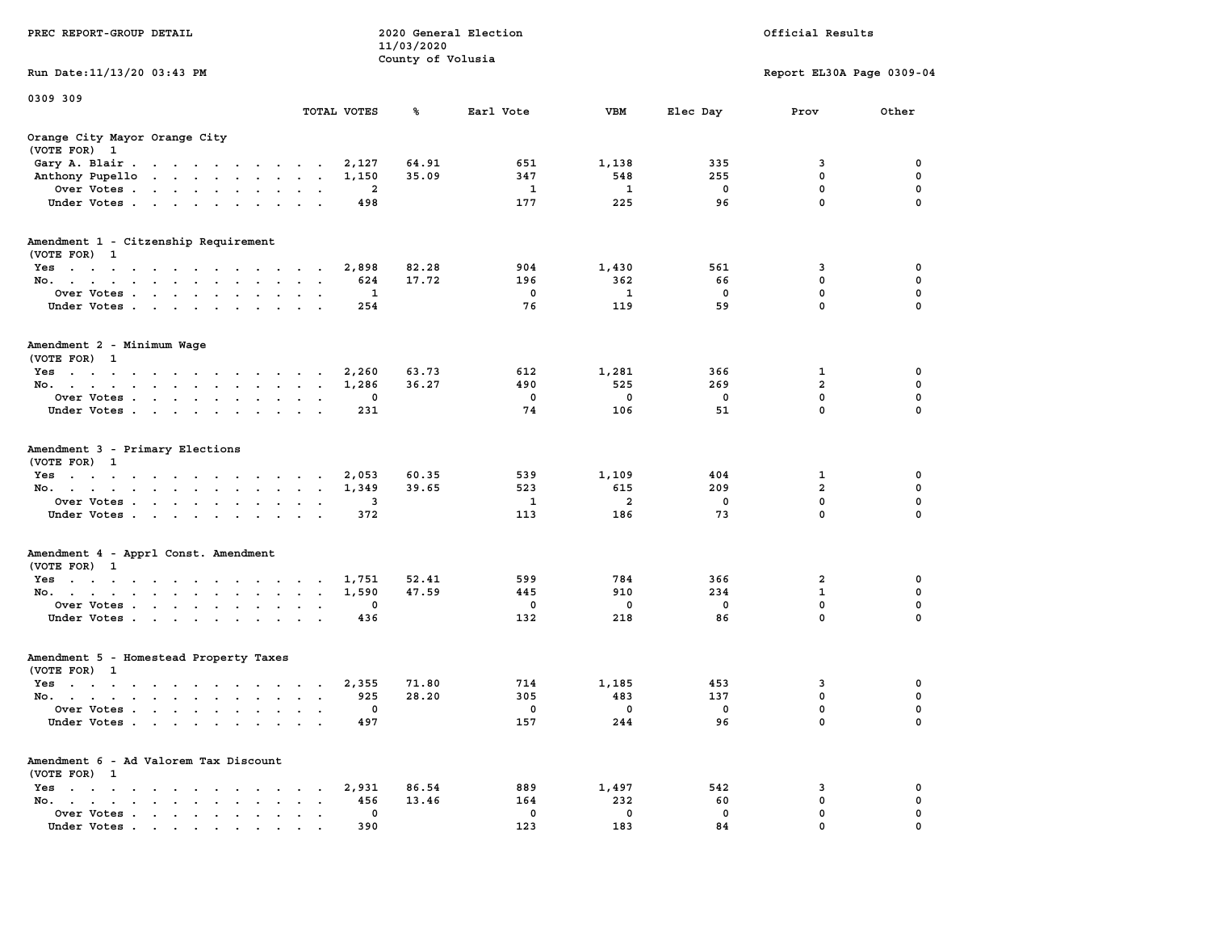PREC REPORT-GROUP DETAIL

2020 General Election
11/03/2020
County of Volusia

Official Results

Run Date:11/13/20 03:43 PM

Report EL30A Page 0309-04

0309 309

| | TOTAL VOTES | % | Earl Vote | VBM | Elec Day | Prov | Other |
|---|---|---|---|---|---|---|---|
| **Orange City Mayor Orange City** | | | | | | | |
| (VOTE FOR) 1 | | | | | | | |
| Gary A. Blair | 2,127 | 64.91 | 651 | 1,138 | 335 | 3 | 0 |
| Anthony Pupello | 1,150 | 35.09 | 347 | 548 | 255 | 0 | 0 |
| Over Votes | 2 | | 1 | 1 | 0 | 0 | 0 |
| Under Votes | 498 | | 177 | 225 | 96 | 0 | 0 |
| **Amendment 1 - Citzenship Requirement** | | | | | | | |
| (VOTE FOR) 1 | | | | | | | |
| Yes | 2,898 | 82.28 | 904 | 1,430 | 561 | 3 | 0 |
| No. | 624 | 17.72 | 196 | 362 | 66 | 0 | 0 |
| Over Votes | 1 | | 0 | 1 | 0 | 0 | 0 |
| Under Votes | 254 | | 76 | 119 | 59 | 0 | 0 |
| **Amendment 2 - Minimum Wage** | | | | | | | |
| (VOTE FOR) 1 | | | | | | | |
| Yes | 2,260 | 63.73 | 612 | 1,281 | 366 | 1 | 0 |
| No. | 1,286 | 36.27 | 490 | 525 | 269 | 2 | 0 |
| Over Votes | 0 | | 0 | 0 | 0 | 0 | 0 |
| Under Votes | 231 | | 74 | 106 | 51 | 0 | 0 |
| **Amendment 3 - Primary Elections** | | | | | | | |
| (VOTE FOR) 1 | | | | | | | |
| Yes | 2,053 | 60.35 | 539 | 1,109 | 404 | 1 | 0 |
| No. | 1,349 | 39.65 | 523 | 615 | 209 | 2 | 0 |
| Over Votes | 3 | | 1 | 2 | 0 | 0 | 0 |
| Under Votes | 372 | | 113 | 186 | 73 | 0 | 0 |
| **Amendment 4 - Apprl Const. Amendment** | | | | | | | |
| (VOTE FOR) 1 | | | | | | | |
| Yes | 1,751 | 52.41 | 599 | 784 | 366 | 2 | 0 |
| No. | 1,590 | 47.59 | 445 | 910 | 234 | 1 | 0 |
| Over Votes | 0 | | 0 | 0 | 0 | 0 | 0 |
| Under Votes | 436 | | 132 | 218 | 86 | 0 | 0 |
| **Amendment 5 - Homestead Property Taxes** | | | | | | | |
| (VOTE FOR) 1 | | | | | | | |
| Yes | 2,355 | 71.80 | 714 | 1,185 | 453 | 3 | 0 |
| No. | 925 | 28.20 | 305 | 483 | 137 | 0 | 0 |
| Over Votes | 0 | | 0 | 0 | 0 | 0 | 0 |
| Under Votes | 497 | | 157 | 244 | 96 | 0 | 0 |
| **Amendment 6 - Ad Valorem Tax Discount** | | | | | | | |
| (VOTE FOR) 1 | | | | | | | |
| Yes | 2,931 | 86.54 | 889 | 1,497 | 542 | 3 | 0 |
| No. | 456 | 13.46 | 164 | 232 | 60 | 0 | 0 |
| Over Votes | 0 | | 0 | 0 | 0 | 0 | 0 |
| Under Votes | 390 | | 123 | 183 | 84 | 0 | 0 |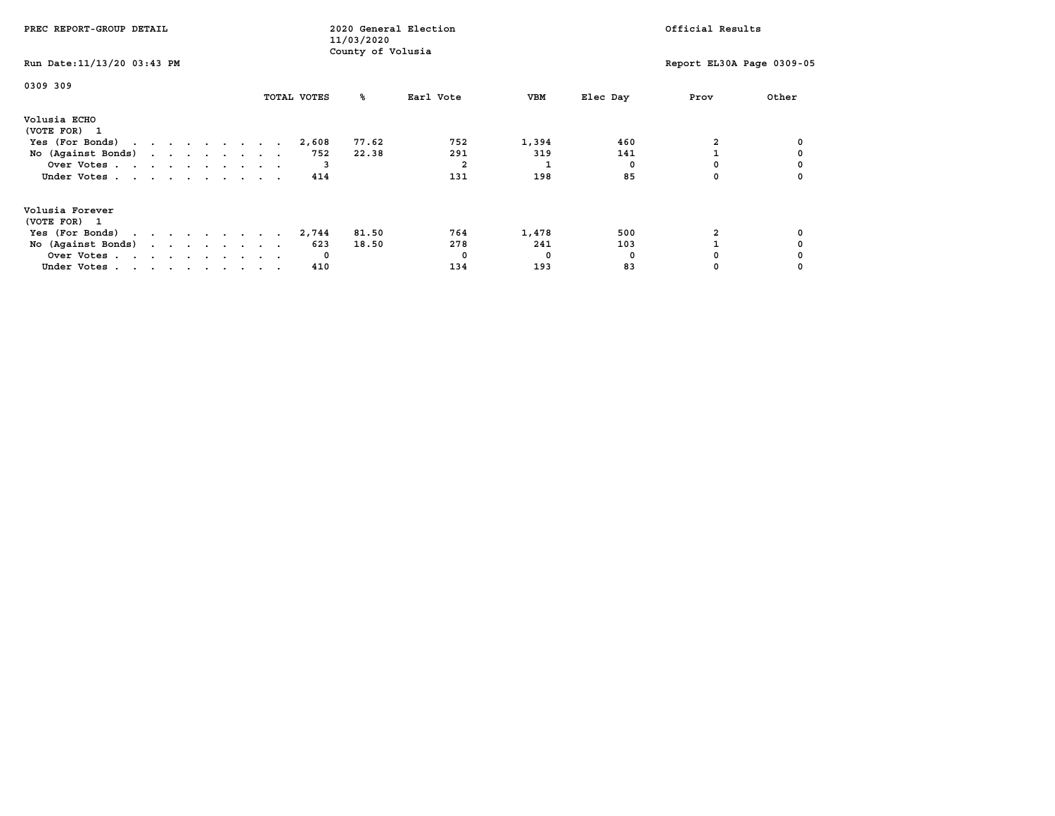PREC REPORT-GROUP DETAIL

2020 General Election
11/03/2020
County of Volusia

Official Results

Run Date:11/13/20 03:43 PM

Report EL30A Page 0309-05

0309 309

| | TOTAL VOTES | % | Earl Vote | VBM | Elec Day | Prov | Other |
|---|---|---|---|---|---|---|---|
| **Volusia ECHO** | | | | | | | |
| (VOTE FOR) 1 | | | | | | | |
| Yes (For Bonds) | 2,608 | 77.62 | 752 | 1,394 | 460 | 2 | 0 |
| No (Against Bonds) | 752 | 22.38 | 291 | 319 | 141 | 1 | 0 |
| Over Votes | 3 | | 2 | 1 | 0 | 0 | 0 |
| Under Votes | 414 | | 131 | 198 | 85 | 0 | 0 |
| **Volusia Forever** | | | | | | | |
| (VOTE FOR) 1 | | | | | | | |
| Yes (For Bonds) | 2,744 | 81.50 | 764 | 1,478 | 500 | 2 | 0 |
| No (Against Bonds) | 623 | 18.50 | 278 | 241 | 103 | 1 | 0 |
| Over Votes | 0 | | 0 | 0 | 0 | 0 | 0 |
| Under Votes | 410 | | 134 | 193 | 83 | 0 | 0 |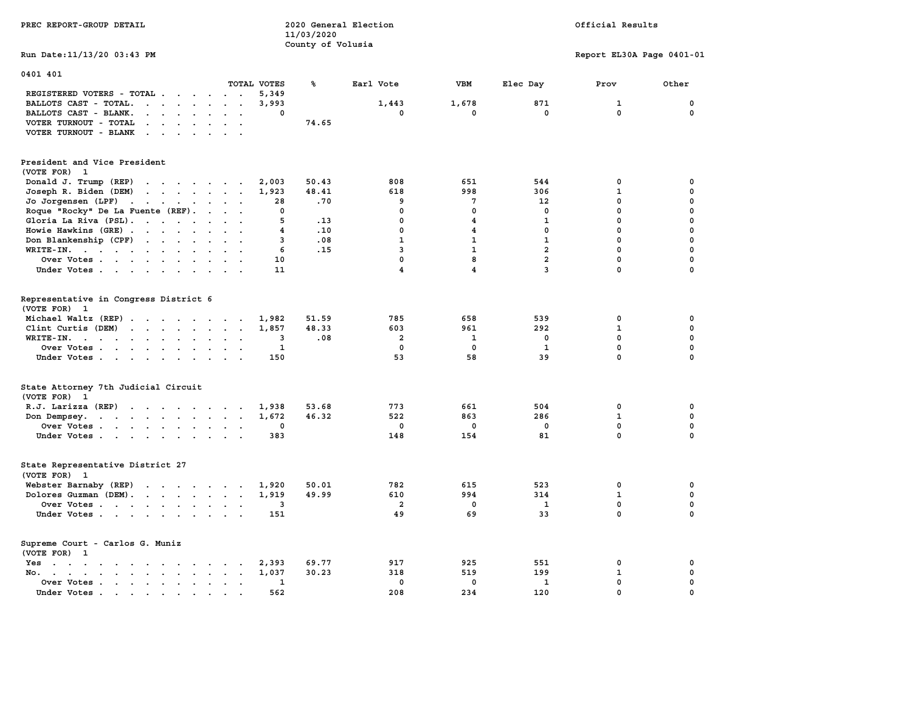PREC REPORT-GROUP DETAIL

2020 General Election
11/03/2020
County of Volusia

Official Results

Run Date:11/13/20 03:43 PM

Report EL30A Page 0401-01

## 0401 401

| | TOTAL VOTES | % | Earl Vote | VBM | Elec Day | Prov | Other |
|---|---|---|---|---|---|---|---|
| REGISTERED VOTERS - TOTAL | 5,349 | | | | | | |
| BALLOTS CAST - TOTAL. | 3,993 | | 1,443 | 1,678 | 871 | 1 | 0 |
| BALLOTS CAST - BLANK. | 0 | | 0 | 0 | 0 | 0 | 0 |
| VOTER TURNOUT - TOTAL | | 74.65 | | | | | |
| VOTER TURNOUT - BLANK | | | | | | | |

### President and Vice President
(VOTE FOR) 1

| | TOTAL VOTES | % | Earl Vote | VBM | Elec Day | Prov | Other |
|---|---|---|---|---|---|---|---|
| Donald J. Trump (REP) | 2,003 | 50.43 | 808 | 651 | 544 | 0 | 0 |
| Joseph R. Biden (DEM) | 1,923 | 48.41 | 618 | 998 | 306 | 1 | 0 |
| Jo Jorgensen (LPF) | 28 | .70 | 9 | 7 | 12 | 0 | 0 |
| Roque "Rocky" De La Fuente (REF). | 0 | | 0 | 0 | 0 | 0 | 0 |
| Gloria La Riva (PSL). | 5 | .13 | 0 | 4 | 1 | 0 | 0 |
| Howie Hawkins (GRE) | 4 | .10 | 0 | 4 | 0 | 0 | 0 |
| Don Blankenship (CPF) | 3 | .08 | 1 | 1 | 1 | 0 | 0 |
| WRITE-IN. | 6 | .15 | 3 | 1 | 2 | 0 | 0 |
| Over Votes | 10 | | 0 | 8 | 2 | 0 | 0 |
| Under Votes | 11 | | 4 | 4 | 3 | 0 | 0 |

### Representative in Congress District 6
(VOTE FOR) 1

| | TOTAL VOTES | % | Earl Vote | VBM | Elec Day | Prov | Other |
|---|---|---|---|---|---|---|---|
| Michael Waltz (REP) | 1,982 | 51.59 | 785 | 658 | 539 | 0 | 0 |
| Clint Curtis (DEM) | 1,857 | 48.33 | 603 | 961 | 292 | 1 | 0 |
| WRITE-IN. | 3 | .08 | 2 | 1 | 0 | 0 | 0 |
| Over Votes | 1 | | 0 | 0 | 1 | 0 | 0 |
| Under Votes | 150 | | 53 | 58 | 39 | 0 | 0 |

### State Attorney 7th Judicial Circuit
(VOTE FOR) 1

| | TOTAL VOTES | % | Earl Vote | VBM | Elec Day | Prov | Other |
|---|---|---|---|---|---|---|---|
| R.J. Larizza (REP) | 1,938 | 53.68 | 773 | 661 | 504 | 0 | 0 |
| Don Dempsey. | 1,672 | 46.32 | 522 | 863 | 286 | 1 | 0 |
| Over Votes | 0 | | 0 | 0 | 0 | 0 | 0 |
| Under Votes | 383 | | 148 | 154 | 81 | 0 | 0 |

### State Representative District 27
(VOTE FOR) 1

| | TOTAL VOTES | % | Earl Vote | VBM | Elec Day | Prov | Other |
|---|---|---|---|---|---|---|---|
| Webster Barnaby (REP) | 1,920 | 50.01 | 782 | 615 | 523 | 0 | 0 |
| Dolores Guzman (DEM). | 1,919 | 49.99 | 610 | 994 | 314 | 1 | 0 |
| Over Votes | 3 | | 2 | 0 | 1 | 0 | 0 |
| Under Votes | 151 | | 49 | 69 | 33 | 0 | 0 |

### Supreme Court - Carlos G. Muniz
(VOTE FOR) 1

| | TOTAL VOTES | % | Earl Vote | VBM | Elec Day | Prov | Other |
|---|---|---|---|---|---|---|---|
| Yes | 2,393 | 69.77 | 917 | 925 | 551 | 0 | 0 |
| No. | 1,037 | 30.23 | 318 | 519 | 199 | 1 | 0 |
| Over Votes | 1 | | 0 | 0 | 1 | 0 | 0 |
| Under Votes | 562 | | 208 | 234 | 120 | 0 | 0 |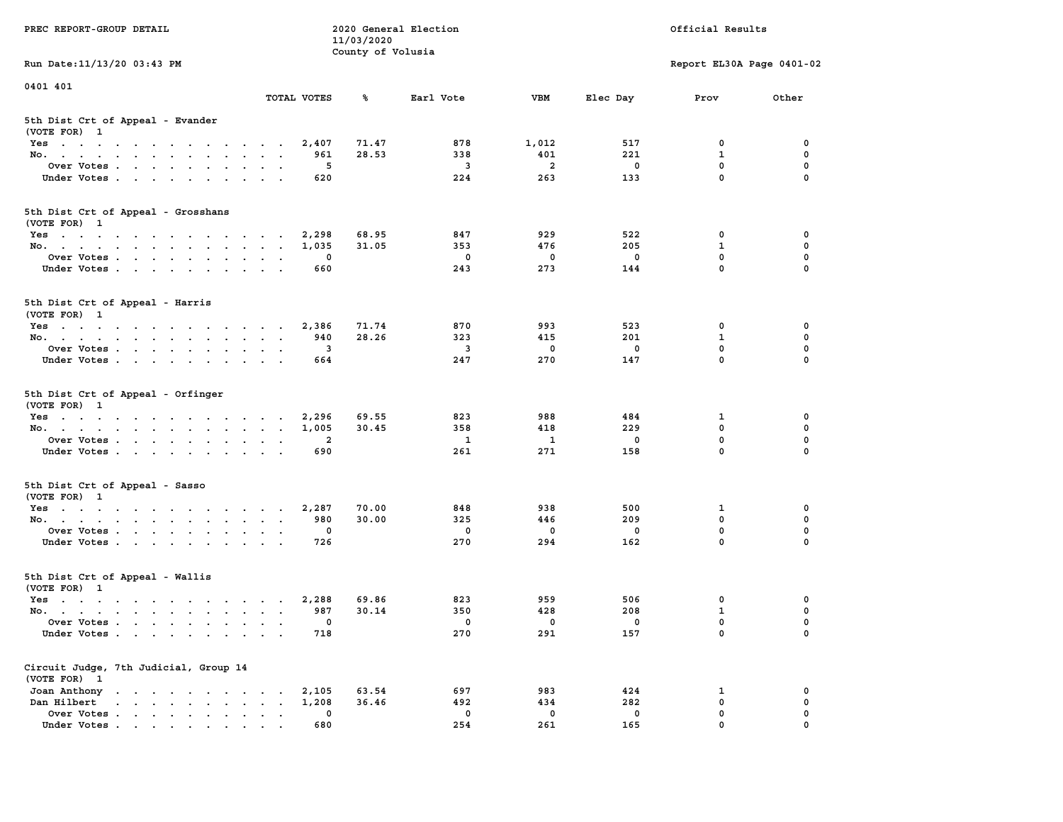PREC REPORT-GROUP DETAIL

2020 General Election
11/03/2020
County of Volusia

Official Results

Run Date:11/13/20 03:43 PM

Report EL30A Page 0401-02

0401 401

| | TOTAL VOTES | % | Earl Vote | VBM | Elec Day | Prov | Other |
|---|---|---|---|---|---|---|---|
| **5th Dist Crt of Appeal - Evander** | | | | | | | |
| (VOTE FOR) 1 | | | | | | | |
| Yes | 2,407 | 71.47 | 878 | 1,012 | 517 | 0 | 0 |
| No. | 961 | 28.53 | 338 | 401 | 221 | 1 | 0 |
| Over Votes | 5 | | 3 | 2 | 0 | 0 | 0 |
| Under Votes | 620 | | 224 | 263 | 133 | 0 | 0 |
| **5th Dist Crt of Appeal - Grosshans** | | | | | | | |
| (VOTE FOR) 1 | | | | | | | |
| Yes | 2,298 | 68.95 | 847 | 929 | 522 | 0 | 0 |
| No. | 1,035 | 31.05 | 353 | 476 | 205 | 1 | 0 |
| Over Votes | 0 | | 0 | 0 | 0 | 0 | 0 |
| Under Votes | 660 | | 243 | 273 | 144 | 0 | 0 |
| **5th Dist Crt of Appeal - Harris** | | | | | | | |
| (VOTE FOR) 1 | | | | | | | |
| Yes | 2,386 | 71.74 | 870 | 993 | 523 | 0 | 0 |
| No. | 940 | 28.26 | 323 | 415 | 201 | 1 | 0 |
| Over Votes | 3 | | 3 | 0 | 0 | 0 | 0 |
| Under Votes | 664 | | 247 | 270 | 147 | 0 | 0 |
| **5th Dist Crt of Appeal - Orfinger** | | | | | | | |
| (VOTE FOR) 1 | | | | | | | |
| Yes | 2,296 | 69.55 | 823 | 988 | 484 | 1 | 0 |
| No. | 1,005 | 30.45 | 358 | 418 | 229 | 0 | 0 |
| Over Votes | 2 | | 1 | 1 | 0 | 0 | 0 |
| Under Votes | 690 | | 261 | 271 | 158 | 0 | 0 |
| **5th Dist Crt of Appeal - Sasso** | | | | | | | |
| (VOTE FOR) 1 | | | | | | | |
| Yes | 2,287 | 70.00 | 848 | 938 | 500 | 1 | 0 |
| No. | 980 | 30.00 | 325 | 446 | 209 | 0 | 0 |
| Over Votes | 0 | | 0 | 0 | 0 | 0 | 0 |
| Under Votes | 726 | | 270 | 294 | 162 | 0 | 0 |
| **5th Dist Crt of Appeal - Wallis** | | | | | | | |
| (VOTE FOR) 1 | | | | | | | |
| Yes | 2,288 | 69.86 | 823 | 959 | 506 | 0 | 0 |
| No. | 987 | 30.14 | 350 | 428 | 208 | 1 | 0 |
| Over Votes | 0 | | 0 | 0 | 0 | 0 | 0 |
| Under Votes | 718 | | 270 | 291 | 157 | 0 | 0 |
| **Circuit Judge, 7th Judicial, Group 14** | | | | | | | |
| (VOTE FOR) 1 | | | | | | | |
| Joan Anthony | 2,105 | 63.54 | 697 | 983 | 424 | 1 | 0 |
| Dan Hilbert | 1,208 | 36.46 | 492 | 434 | 282 | 0 | 0 |
| Over Votes | 0 | | 0 | 0 | 0 | 0 | 0 |
| Under Votes | 680 | | 254 | 261 | 165 | 0 | 0 |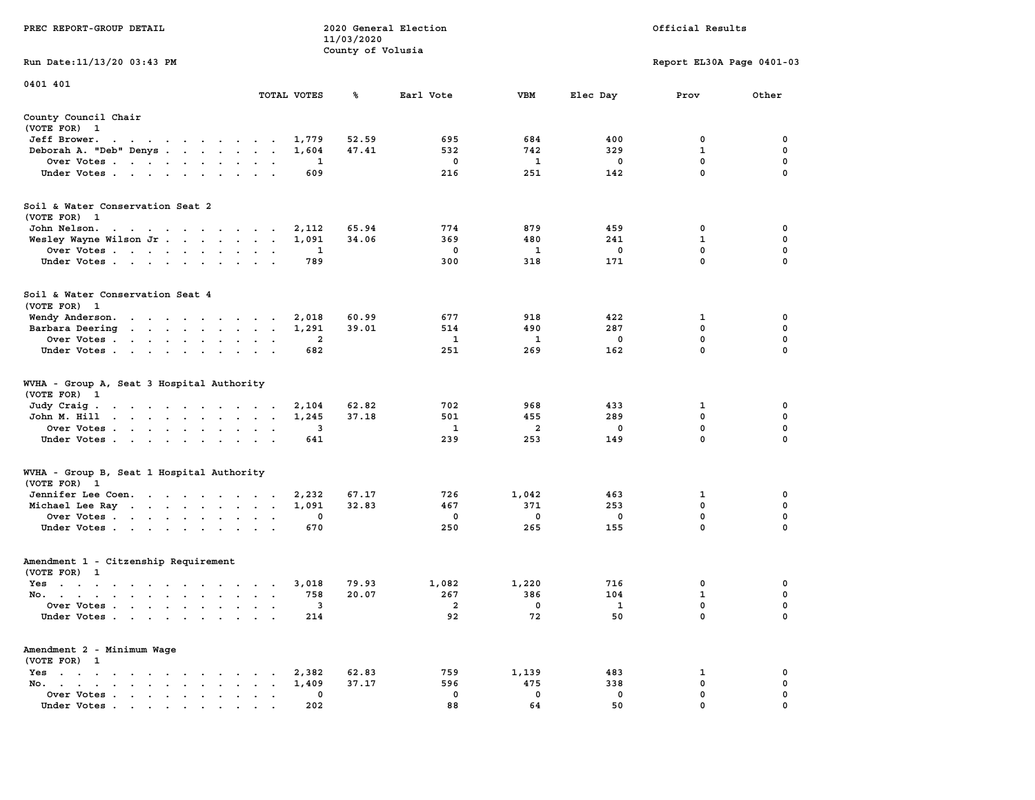PREC REPORT-GROUP DETAIL

2020 General Election
11/03/2020
County of Volusia

Official Results

Run Date:11/13/20 03:43 PM

Report EL30A Page 0401-03

0401 401

| | TOTAL VOTES | % | Earl Vote | VBM | Elec Day | Prov | Other |
|---|---|---|---|---|---|---|---|
| **County Council Chair** | | | | | | | |
| (VOTE FOR) 1 | | | | | | | |
| Jeff Brower | 1,779 | 52.59 | 695 | 684 | 400 | 0 | 0 |
| Deborah A. "Deb" Denys | 1,604 | 47.41 | 532 | 742 | 329 | 1 | 0 |
| Over Votes | 1 | | 0 | 1 | 0 | 0 | 0 |
| Under Votes | 609 | | 216 | 251 | 142 | 0 | 0 |
| **Soil & Water Conservation Seat 2** | | | | | | | |
| (VOTE FOR) 1 | | | | | | | |
| John Nelson | 2,112 | 65.94 | 774 | 879 | 459 | 0 | 0 |
| Wesley Wayne Wilson Jr | 1,091 | 34.06 | 369 | 480 | 241 | 1 | 0 |
| Over Votes | 1 | | 0 | 1 | 0 | 0 | 0 |
| Under Votes | 789 | | 300 | 318 | 171 | 0 | 0 |
| **Soil & Water Conservation Seat 4** | | | | | | | |
| (VOTE FOR) 1 | | | | | | | |
| Wendy Anderson | 2,018 | 60.99 | 677 | 918 | 422 | 1 | 0 |
| Barbara Deering | 1,291 | 39.01 | 514 | 490 | 287 | 0 | 0 |
| Over Votes | 2 | | 1 | 1 | 0 | 0 | 0 |
| Under Votes | 682 | | 251 | 269 | 162 | 0 | 0 |
| **WVHA - Group A, Seat 3 Hospital Authority** | | | | | | | |
| (VOTE FOR) 1 | | | | | | | |
| Judy Craig | 2,104 | 62.82 | 702 | 968 | 433 | 1 | 0 |
| John M. Hill | 1,245 | 37.18 | 501 | 455 | 289 | 0 | 0 |
| Over Votes | 3 | | 1 | 2 | 0 | 0 | 0 |
| Under Votes | 641 | | 239 | 253 | 149 | 0 | 0 |
| **WVHA - Group B, Seat 1 Hospital Authority** | | | | | | | |
| (VOTE FOR) 1 | | | | | | | |
| Jennifer Lee Coen | 2,232 | 67.17 | 726 | 1,042 | 463 | 1 | 0 |
| Michael Lee Ray | 1,091 | 32.83 | 467 | 371 | 253 | 0 | 0 |
| Over Votes | 0 | | 0 | 0 | 0 | 0 | 0 |
| Under Votes | 670 | | 250 | 265 | 155 | 0 | 0 |
| **Amendment 1 - Citzenship Requirement** | | | | | | | |
| (VOTE FOR) 1 | | | | | | | |
| Yes | 3,018 | 79.93 | 1,082 | 1,220 | 716 | 0 | 0 |
| No | 758 | 20.07 | 267 | 386 | 104 | 1 | 0 |
| Over Votes | 3 | | 2 | 0 | 1 | 0 | 0 |
| Under Votes | 214 | | 92 | 72 | 50 | 0 | 0 |
| **Amendment 2 - Minimum Wage** | | | | | | | |
| (VOTE FOR) 1 | | | | | | | |
| Yes | 2,382 | 62.83 | 759 | 1,139 | 483 | 1 | 0 |
| No | 1,409 | 37.17 | 596 | 475 | 338 | 0 | 0 |
| Over Votes | 0 | | 0 | 0 | 0 | 0 | 0 |
| Under Votes | 202 | | 88 | 64 | 50 | 0 | 0 |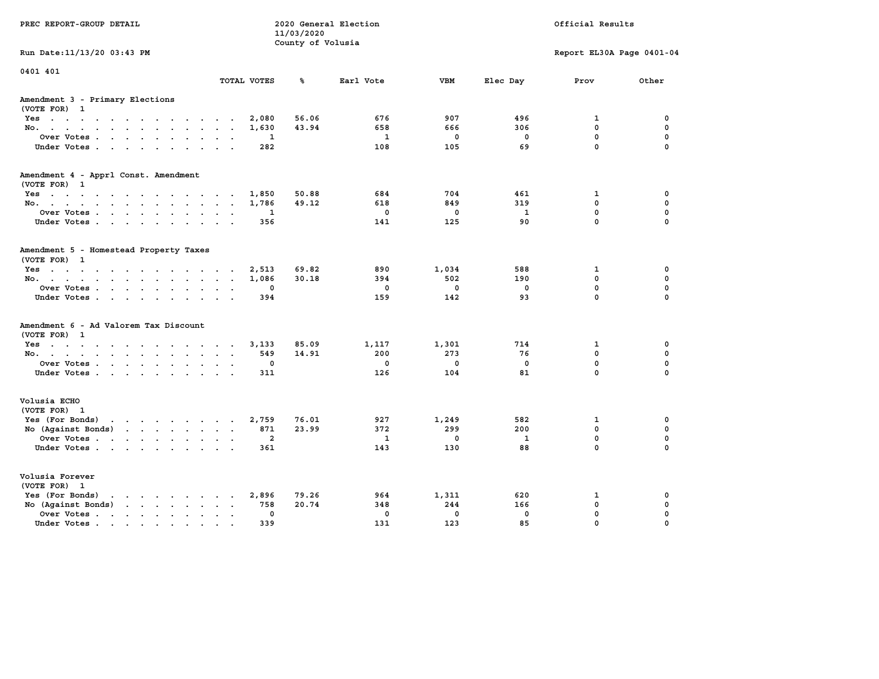PREC REPORT-GROUP DETAIL

2020 General Election
11/03/2020
County of Volusia

Official Results

Run Date:11/13/20 03:43 PM

Report EL30A Page 0401-04

0401 401

| | TOTAL VOTES | % | Earl Vote | VBM | Elec Day | Prov | Other |
|---|---|---|---|---|---|---|---|
| **Amendment 3 - Primary Elections** | | | | | | | |
| (VOTE FOR) 1 | | | | | | | |
| Yes | 2,080 | 56.06 | 676 | 907 | 496 | 1 | 0 |
| No. | 1,630 | 43.94 | 658 | 666 | 306 | 0 | 0 |
| Over Votes | 1 | | 1 | 0 | 0 | 0 | 0 |
| Under Votes | 282 | | 108 | 105 | 69 | 0 | 0 |
| **Amendment 4 - Apprl Const. Amendment** | | | | | | | |
| (VOTE FOR) 1 | | | | | | | |
| Yes | 1,850 | 50.88 | 684 | 704 | 461 | 1 | 0 |
| No. | 1,786 | 49.12 | 618 | 849 | 319 | 0 | 0 |
| Over Votes | 1 | | 0 | 0 | 1 | 0 | 0 |
| Under Votes | 356 | | 141 | 125 | 90 | 0 | 0 |
| **Amendment 5 - Homestead Property Taxes** | | | | | | | |
| (VOTE FOR) 1 | | | | | | | |
| Yes | 2,513 | 69.82 | 890 | 1,034 | 588 | 1 | 0 |
| No. | 1,086 | 30.18 | 394 | 502 | 190 | 0 | 0 |
| Over Votes | 0 | | 0 | 0 | 0 | 0 | 0 |
| Under Votes | 394 | | 159 | 142 | 93 | 0 | 0 |
| **Amendment 6 - Ad Valorem Tax Discount** | | | | | | | |
| (VOTE FOR) 1 | | | | | | | |
| Yes | 3,133 | 85.09 | 1,117 | 1,301 | 714 | 1 | 0 |
| No. | 549 | 14.91 | 200 | 273 | 76 | 0 | 0 |
| Over Votes | 0 | | 0 | 0 | 0 | 0 | 0 |
| Under Votes | 311 | | 126 | 104 | 81 | 0 | 0 |
| **Volusia ECHO** | | | | | | | |
| (VOTE FOR) 1 | | | | | | | |
| Yes (For Bonds) | 2,759 | 76.01 | 927 | 1,249 | 582 | 1 | 0 |
| No (Against Bonds) | 871 | 23.99 | 372 | 299 | 200 | 0 | 0 |
| Over Votes | 2 | | 1 | 0 | 1 | 0 | 0 |
| Under Votes | 361 | | 143 | 130 | 88 | 0 | 0 |
| **Volusia Forever** | | | | | | | |
| (VOTE FOR) 1 | | | | | | | |
| Yes (For Bonds) | 2,896 | 79.26 | 964 | 1,311 | 620 | 1 | 0 |
| No (Against Bonds) | 758 | 20.74 | 348 | 244 | 166 | 0 | 0 |
| Over Votes | 0 | | 0 | 0 | 0 | 0 | 0 |
| Under Votes | 339 | | 131 | 123 | 85 | 0 | 0 |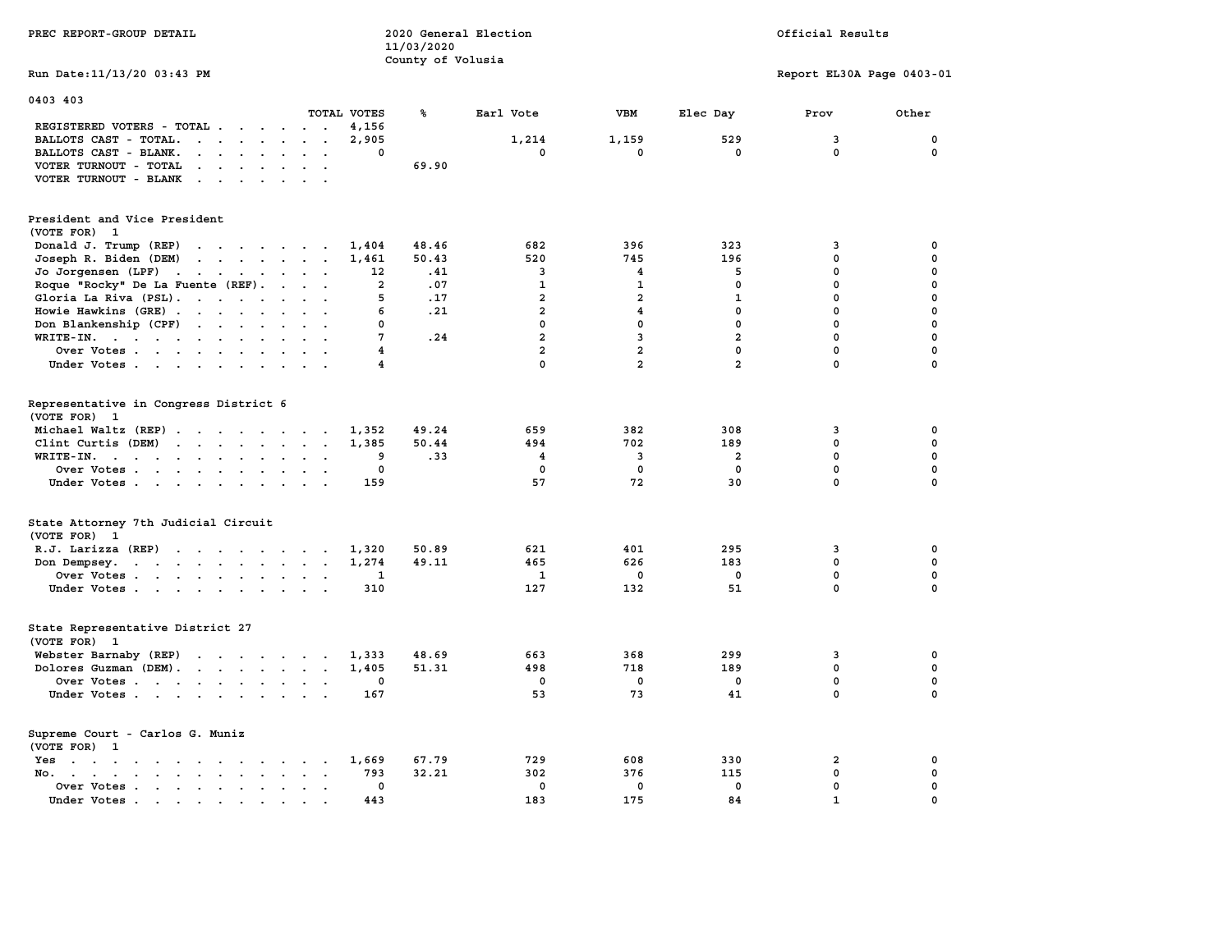PREC REPORT-GROUP DETAIL

2020 General Election
11/03/2020
County of Volusia

Official Results

Run Date:11/13/20 03:43 PM

Report EL30A Page 0403-01

## 0403 403

| | TOTAL VOTES | % | Earl Vote | VBM | Elec Day | Prov | Other |
|---|---|---|---|---|---|---|---|
| REGISTERED VOTERS - TOTAL | 4,156 | | | | | | |
| BALLOTS CAST - TOTAL. | 2,905 | | 1,214 | 1,159 | 529 | 3 | 0 |
| BALLOTS CAST - BLANK. | 0 | | 0 | 0 | 0 | 0 | 0 |
| VOTER TURNOUT - TOTAL | | 69.90 | | | | | |
| VOTER TURNOUT - BLANK | | | | | | | |

### President and Vice President
(VOTE FOR) 1

| | TOTAL VOTES | % | Earl Vote | VBM | Elec Day | Prov | Other |
|---|---|---|---|---|---|---|---|
| Donald J. Trump (REP) | 1,404 | 48.46 | 682 | 396 | 323 | 3 | 0 |
| Joseph R. Biden (DEM) | 1,461 | 50.43 | 520 | 745 | 196 | 0 | 0 |
| Jo Jorgensen (LPF) | 12 | .41 | 3 | 4 | 5 | 0 | 0 |
| Roque "Rocky" De La Fuente (REF). | 2 | .07 | 1 | 1 | 0 | 0 | 0 |
| Gloria La Riva (PSL). | 5 | .17 | 2 | 2 | 1 | 0 | 0 |
| Howie Hawkins (GRE) | 6 | .21 | 2 | 4 | 0 | 0 | 0 |
| Don Blankenship (CPF) | 0 | | 0 | 0 | 0 | 0 | 0 |
| WRITE-IN. | 7 | .24 | 2 | 3 | 2 | 0 | 0 |
| Over Votes | 4 | | 2 | 2 | 0 | 0 | 0 |
| Under Votes | 4 | | 0 | 2 | 2 | 0 | 0 |

### Representative in Congress District 6
(VOTE FOR) 1

| | TOTAL VOTES | % | Earl Vote | VBM | Elec Day | Prov | Other |
|---|---|---|---|---|---|---|---|
| Michael Waltz (REP) | 1,352 | 49.24 | 659 | 382 | 308 | 3 | 0 |
| Clint Curtis (DEM) | 1,385 | 50.44 | 494 | 702 | 189 | 0 | 0 |
| WRITE-IN. | 9 | .33 | 4 | 3 | 2 | 0 | 0 |
| Over Votes | 0 | | 0 | 0 | 0 | 0 | 0 |
| Under Votes | 159 | | 57 | 72 | 30 | 0 | 0 |

### State Attorney 7th Judicial Circuit
(VOTE FOR) 1

| | TOTAL VOTES | % | Earl Vote | VBM | Elec Day | Prov | Other |
|---|---|---|---|---|---|---|---|
| R.J. Larizza (REP) | 1,320 | 50.89 | 621 | 401 | 295 | 3 | 0 |
| Don Dempsey. | 1,274 | 49.11 | 465 | 626 | 183 | 0 | 0 |
| Over Votes | 1 | | 1 | 0 | 0 | 0 | 0 |
| Under Votes | 310 | | 127 | 132 | 51 | 0 | 0 |

### State Representative District 27
(VOTE FOR) 1

| | TOTAL VOTES | % | Earl Vote | VBM | Elec Day | Prov | Other |
|---|---|---|---|---|---|---|---|
| Webster Barnaby (REP) | 1,333 | 48.69 | 663 | 368 | 299 | 3 | 0 |
| Dolores Guzman (DEM). | 1,405 | 51.31 | 498 | 718 | 189 | 0 | 0 |
| Over Votes | 0 | | 0 | 0 | 0 | 0 | 0 |
| Under Votes | 167 | | 53 | 73 | 41 | 0 | 0 |

### Supreme Court - Carlos G. Muniz
(VOTE FOR) 1

| | TOTAL VOTES | % | Earl Vote | VBM | Elec Day | Prov | Other |
|---|---|---|---|---|---|---|---|
| Yes | 1,669 | 67.79 | 729 | 608 | 330 | 2 | 0 |
| No. | 793 | 32.21 | 302 | 376 | 115 | 0 | 0 |
| Over Votes | 0 | | 0 | 0 | 0 | 0 | 0 |
| Under Votes | 443 | | 183 | 175 | 84 | 1 | 0 |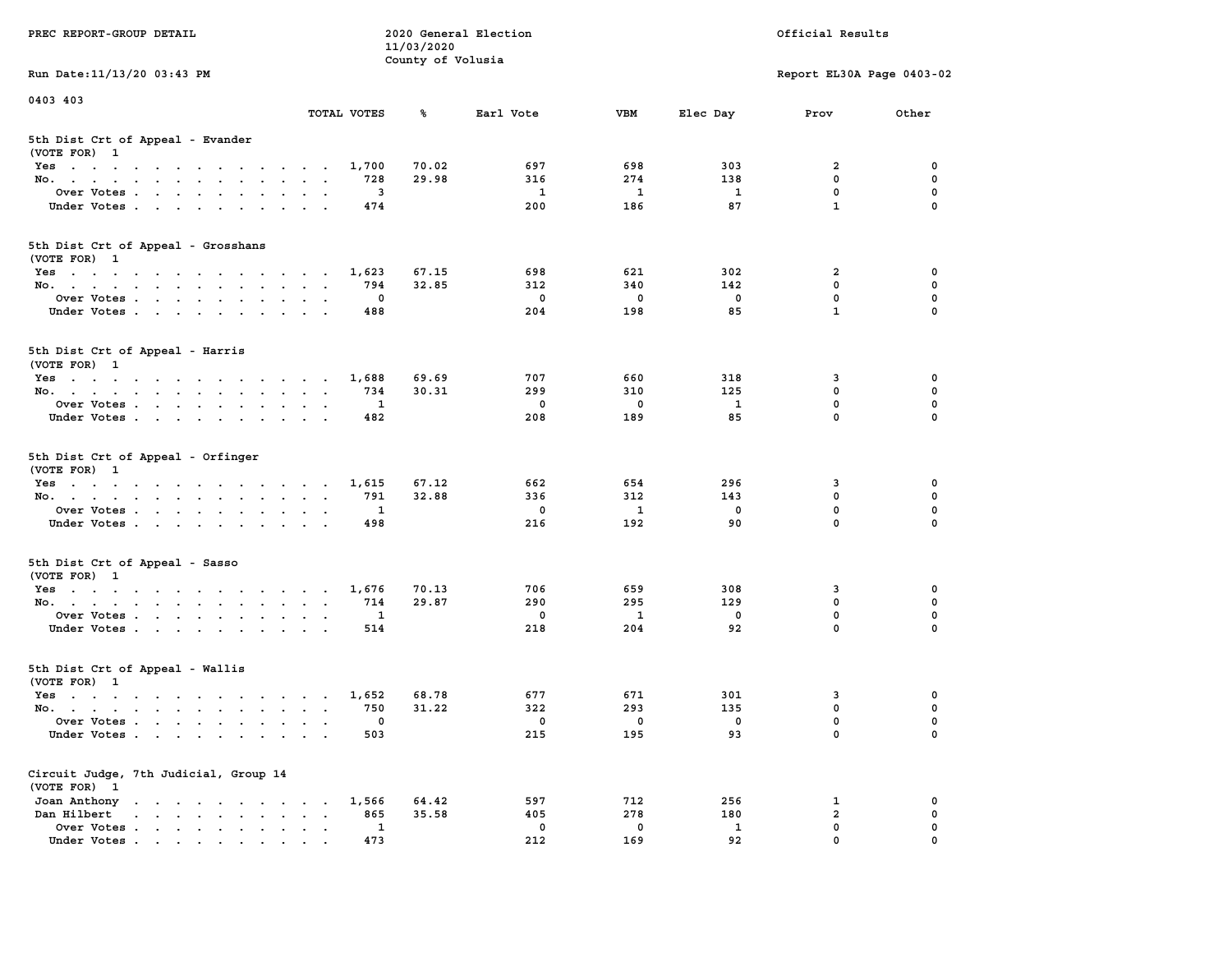0403 403

| | TOTAL VOTES | % | Earl Vote | VBM | Elec Day | Prov | Other |
|---|---|---|---|---|---|---|---|
| **5th Dist Crt of Appeal - Evander** | | | | | | | |
| (VOTE FOR) 1 | | | | | | | |
| Yes | 1,700 | 70.02 | 697 | 698 | 303 | 2 | 0 |
| No. | 728 | 29.98 | 316 | 274 | 138 | 0 | 0 |
| Over Votes | 3 | | 1 | 1 | 1 | 0 | 0 |
| Under Votes | 474 | | 200 | 186 | 87 | 1 | 0 |
| **5th Dist Crt of Appeal - Grosshans** | | | | | | | |
| (VOTE FOR) 1 | | | | | | | |
| Yes | 1,623 | 67.15 | 698 | 621 | 302 | 2 | 0 |
| No. | 794 | 32.85 | 312 | 340 | 142 | 0 | 0 |
| Over Votes | 0 | | 0 | 0 | 0 | 0 | 0 |
| Under Votes | 488 | | 204 | 198 | 85 | 1 | 0 |
| **5th Dist Crt of Appeal - Harris** | | | | | | | |
| (VOTE FOR) 1 | | | | | | | |
| Yes | 1,688 | 69.69 | 707 | 660 | 318 | 3 | 0 |
| No. | 734 | 30.31 | 299 | 310 | 125 | 0 | 0 |
| Over Votes | 1 | | 0 | 0 | 1 | 0 | 0 |
| Under Votes | 482 | | 208 | 189 | 85 | 0 | 0 |
| **5th Dist Crt of Appeal - Orfinger** | | | | | | | |
| (VOTE FOR) 1 | | | | | | | |
| Yes | 1,615 | 67.12 | 662 | 654 | 296 | 3 | 0 |
| No. | 791 | 32.88 | 336 | 312 | 143 | 0 | 0 |
| Over Votes | 1 | | 0 | 1 | 0 | 0 | 0 |
| Under Votes | 498 | | 216 | 192 | 90 | 0 | 0 |
| **5th Dist Crt of Appeal - Sasso** | | | | | | | |
| (VOTE FOR) 1 | | | | | | | |
| Yes | 1,676 | 70.13 | 706 | 659 | 308 | 3 | 0 |
| No. | 714 | 29.87 | 290 | 295 | 129 | 0 | 0 |
| Over Votes | 1 | | 0 | 1 | 0 | 0 | 0 |
| Under Votes | 514 | | 218 | 204 | 92 | 0 | 0 |
| **5th Dist Crt of Appeal - Wallis** | | | | | | | |
| (VOTE FOR) 1 | | | | | | | |
| Yes | 1,652 | 68.78 | 677 | 671 | 301 | 3 | 0 |
| No. | 750 | 31.22 | 322 | 293 | 135 | 0 | 0 |
| Over Votes | 0 | | 0 | 0 | 0 | 0 | 0 |
| Under Votes | 503 | | 215 | 195 | 93 | 0 | 0 |
| **Circuit Judge, 7th Judicial, Group 14** | | | | | | | |
| (VOTE FOR) 1 | | | | | | | |
| Joan Anthony | 1,566 | 64.42 | 597 | 712 | 256 | 1 | 0 |
| Dan Hilbert | 865 | 35.58 | 405 | 278 | 180 | 2 | 0 |
| Over Votes | 1 | | 0 | 0 | 1 | 0 | 0 |
| Under Votes | 473 | | 212 | 169 | 92 | 0 | 0 |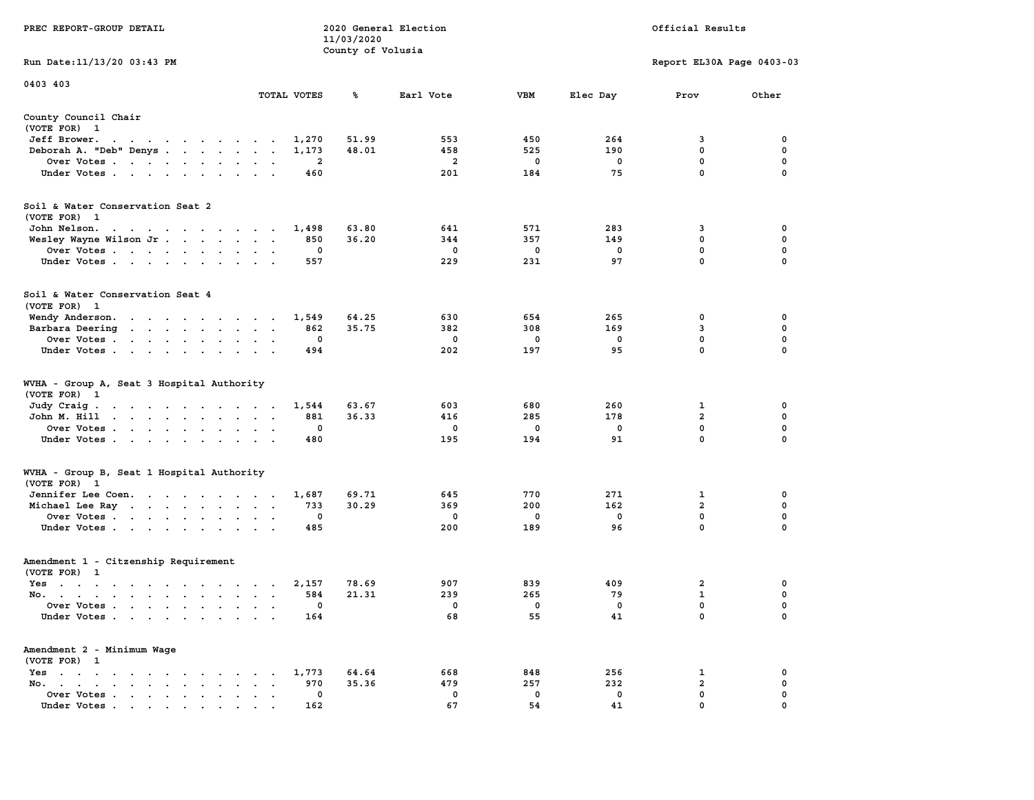PREC REPORT-GROUP DETAIL

2020 General Election
11/03/2020
County of Volusia

Official Results

Run Date:11/13/20 03:43 PM

Report EL30A Page 0403-03

0403 403

| | TOTAL VOTES | % | Earl Vote | VBM | Elec Day | Prov | Other |
|---|---|---|---|---|---|---|---|
| **County Council Chair** | | | | | | | |
| (VOTE FOR) 1 | | | | | | | |
| Jeff Brower | 1,270 | 51.99 | 553 | 450 | 264 | 3 | 0 |
| Deborah A. "Deb" Denys | 1,173 | 48.01 | 458 | 525 | 190 | 0 | 0 |
| Over Votes | 2 | | 2 | 0 | 0 | 0 | 0 |
| Under Votes | 460 | | 201 | 184 | 75 | 0 | 0 |
| **Soil & Water Conservation Seat 2** | | | | | | | |
| (VOTE FOR) 1 | | | | | | | |
| John Nelson | 1,498 | 63.80 | 641 | 571 | 283 | 3 | 0 |
| Wesley Wayne Wilson Jr | 850 | 36.20 | 344 | 357 | 149 | 0 | 0 |
| Over Votes | 0 | | 0 | 0 | 0 | 0 | 0 |
| Under Votes | 557 | | 229 | 231 | 97 | 0 | 0 |
| **Soil & Water Conservation Seat 4** | | | | | | | |
| (VOTE FOR) 1 | | | | | | | |
| Wendy Anderson | 1,549 | 64.25 | 630 | 654 | 265 | 0 | 0 |
| Barbara Deering | 862 | 35.75 | 382 | 308 | 169 | 3 | 0 |
| Over Votes | 0 | | 0 | 0 | 0 | 0 | 0 |
| Under Votes | 494 | | 202 | 197 | 95 | 0 | 0 |
| **WVHA - Group A, Seat 3 Hospital Authority** | | | | | | | |
| (VOTE FOR) 1 | | | | | | | |
| Judy Craig | 1,544 | 63.67 | 603 | 680 | 260 | 1 | 0 |
| John M. Hill | 881 | 36.33 | 416 | 285 | 178 | 2 | 0 |
| Over Votes | 0 | | 0 | 0 | 0 | 0 | 0 |
| Under Votes | 480 | | 195 | 194 | 91 | 0 | 0 |
| **WVHA - Group B, Seat 1 Hospital Authority** | | | | | | | |
| (VOTE FOR) 1 | | | | | | | |
| Jennifer Lee Coen | 1,687 | 69.71 | 645 | 770 | 271 | 1 | 0 |
| Michael Lee Ray | 733 | 30.29 | 369 | 200 | 162 | 2 | 0 |
| Over Votes | 0 | | 0 | 0 | 0 | 0 | 0 |
| Under Votes | 485 | | 200 | 189 | 96 | 0 | 0 |
| **Amendment 1 - Citzenship Requirement** | | | | | | | |
| (VOTE FOR) 1 | | | | | | | |
| Yes | 2,157 | 78.69 | 907 | 839 | 409 | 2 | 0 |
| No | 584 | 21.31 | 239 | 265 | 79 | 1 | 0 |
| Over Votes | 0 | | 0 | 0 | 0 | 0 | 0 |
| Under Votes | 164 | | 68 | 55 | 41 | 0 | 0 |
| **Amendment 2 - Minimum Wage** | | | | | | | |
| (VOTE FOR) 1 | | | | | | | |
| Yes | 1,773 | 64.64 | 668 | 848 | 256 | 1 | 0 |
| No | 970 | 35.36 | 479 | 257 | 232 | 2 | 0 |
| Over Votes | 0 | | 0 | 0 | 0 | 0 | 0 |
| Under Votes | 162 | | 67 | 54 | 41 | 0 | 0 |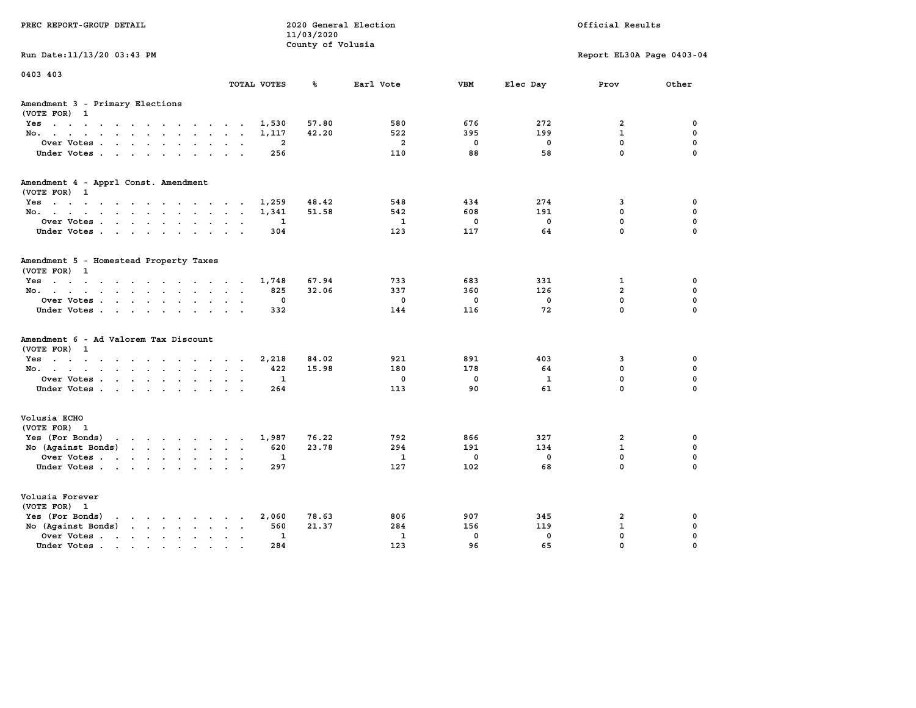PREC REPORT-GROUP DETAIL

2020 General Election
11/03/2020
County of Volusia

Official Results

Run Date:11/13/20 03:43 PM

Report EL30A Page 0403-04

0403 403

| | TOTAL VOTES | % | Earl Vote | VBM | Elec Day | Prov | Other |
|---|---|---|---|---|---|---|---|
| **Amendment 3 - Primary Elections** | | | | | | | |
| (VOTE FOR) 1 | | | | | | | |
| Yes | 1,530 | 57.80 | 580 | 676 | 272 | 2 | 0 |
| No. | 1,117 | 42.20 | 522 | 395 | 199 | 1 | 0 |
| Over Votes | 2 | | 2 | 0 | 0 | 0 | 0 |
| Under Votes | 256 | | 110 | 88 | 58 | 0 | 0 |
| **Amendment 4 - Apprl Const. Amendment** | | | | | | | |
| (VOTE FOR) 1 | | | | | | | |
| Yes | 1,259 | 48.42 | 548 | 434 | 274 | 3 | 0 |
| No. | 1,341 | 51.58 | 542 | 608 | 191 | 0 | 0 |
| Over Votes | 1 | | 1 | 0 | 0 | 0 | 0 |
| Under Votes | 304 | | 123 | 117 | 64 | 0 | 0 |
| **Amendment 5 - Homestead Property Taxes** | | | | | | | |
| (VOTE FOR) 1 | | | | | | | |
| Yes | 1,748 | 67.94 | 733 | 683 | 331 | 1 | 0 |
| No. | 825 | 32.06 | 337 | 360 | 126 | 2 | 0 |
| Over Votes | 0 | | 0 | 0 | 0 | 0 | 0 |
| Under Votes | 332 | | 144 | 116 | 72 | 0 | 0 |
| **Amendment 6 - Ad Valorem Tax Discount** | | | | | | | |
| (VOTE FOR) 1 | | | | | | | |
| Yes | 2,218 | 84.02 | 921 | 891 | 403 | 3 | 0 |
| No. | 422 | 15.98 | 180 | 178 | 64 | 0 | 0 |
| Over Votes | 1 | | 0 | 0 | 1 | 0 | 0 |
| Under Votes | 264 | | 113 | 90 | 61 | 0 | 0 |
| **Volusia ECHO** | | | | | | | |
| (VOTE FOR) 1 | | | | | | | |
| Yes (For Bonds) | 1,987 | 76.22 | 792 | 866 | 327 | 2 | 0 |
| No (Against Bonds) | 620 | 23.78 | 294 | 191 | 134 | 1 | 0 |
| Over Votes | 1 | | 1 | 0 | 0 | 0 | 0 |
| Under Votes | 297 | | 127 | 102 | 68 | 0 | 0 |
| **Volusia Forever** | | | | | | | |
| (VOTE FOR) 1 | | | | | | | |
| Yes (For Bonds) | 2,060 | 78.63 | 806 | 907 | 345 | 2 | 0 |
| No (Against Bonds) | 560 | 21.37 | 284 | 156 | 119 | 1 | 0 |
| Over Votes | 1 | | 1 | 0 | 0 | 0 | 0 |
| Under Votes | 284 | | 123 | 96 | 65 | 0 | 0 |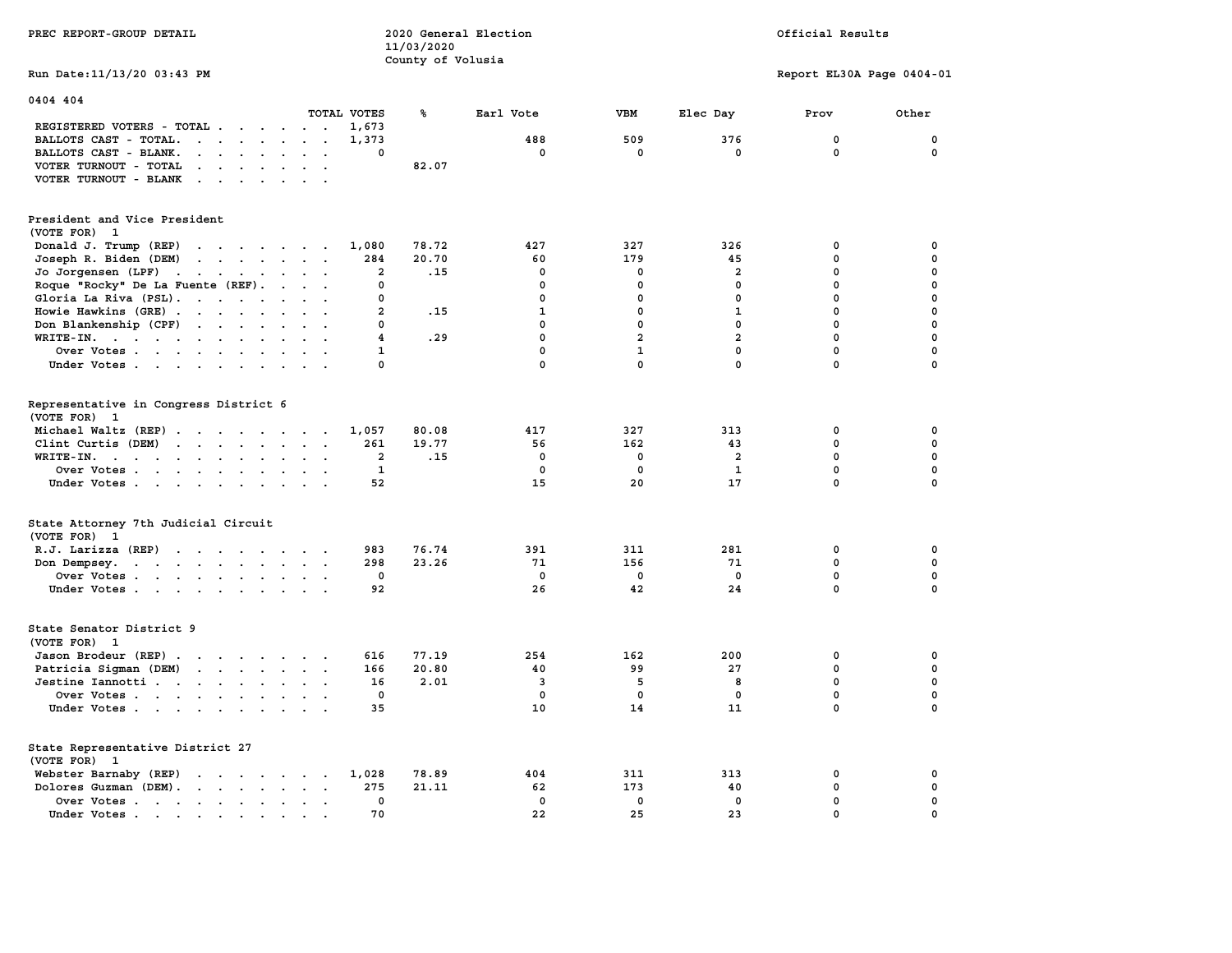PREC REPORT-GROUP DETAIL

2020 General Election
11/03/2020
County of Volusia

Official Results

Run Date:11/13/20 03:43 PM

Report EL30A Page 0404-01

0404 404

| | TOTAL VOTES | % | Earl Vote | VBM | Elec Day | Prov | Other |
|---|---|---|---|---|---|---|---|
| REGISTERED VOTERS - TOTAL | 1,673 | | | | | | |
| BALLOTS CAST - TOTAL. | 1,373 | | 488 | 509 | 376 | 0 | 0 |
| BALLOTS CAST - BLANK. | 0 | | 0 | 0 | 0 | 0 | 0 |
| VOTER TURNOUT - TOTAL | | 82.07 | | | | | |
| VOTER TURNOUT - BLANK | | | | | | | |

**President and Vice President**
(VOTE FOR) 1

| | TOTAL VOTES | % | Earl Vote | VBM | Elec Day | Prov | Other |
|---|---|---|---|---|---|---|---|
| Donald J. Trump (REP) | 1,080 | 78.72 | 427 | 327 | 326 | 0 | 0 |
| Joseph R. Biden (DEM) | 284 | 20.70 | 60 | 179 | 45 | 0 | 0 |
| Jo Jorgensen (LPF) | 2 | .15 | 0 | 0 | 2 | 0 | 0 |
| Roque "Rocky" De La Fuente (REF). | 0 | | 0 | 0 | 0 | 0 | 0 |
| Gloria La Riva (PSL). | 0 | | 0 | 0 | 0 | 0 | 0 |
| Howie Hawkins (GRE) | 2 | .15 | 1 | 0 | 1 | 0 | 0 |
| Don Blankenship (CPF) | 0 | | 0 | 0 | 0 | 0 | 0 |
| WRITE-IN. | 4 | .29 | 0 | 2 | 2 | 0 | 0 |
| Over Votes | 1 | | 0 | 1 | 0 | 0 | 0 |
| Under Votes | 0 | | 0 | 0 | 0 | 0 | 0 |

**Representative in Congress District 6**
(VOTE FOR) 1

| | TOTAL VOTES | % | Earl Vote | VBM | Elec Day | Prov | Other |
|---|---|---|---|---|---|---|---|
| Michael Waltz (REP) | 1,057 | 80.08 | 417 | 327 | 313 | 0 | 0 |
| Clint Curtis (DEM) | 261 | 19.77 | 56 | 162 | 43 | 0 | 0 |
| WRITE-IN. | 2 | .15 | 0 | 0 | 2 | 0 | 0 |
| Over Votes | 1 | | 0 | 0 | 1 | 0 | 0 |
| Under Votes | 52 | | 15 | 20 | 17 | 0 | 0 |

**State Attorney 7th Judicial Circuit**
(VOTE FOR) 1

| | TOTAL VOTES | % | Earl Vote | VBM | Elec Day | Prov | Other |
|---|---|---|---|---|---|---|---|
| R.J. Larizza (REP) | 983 | 76.74 | 391 | 311 | 281 | 0 | 0 |
| Don Dempsey. | 298 | 23.26 | 71 | 156 | 71 | 0 | 0 |
| Over Votes | 0 | | 0 | 0 | 0 | 0 | 0 |
| Under Votes | 92 | | 26 | 42 | 24 | 0 | 0 |

**State Senator District 9**
(VOTE FOR) 1

| | TOTAL VOTES | % | Earl Vote | VBM | Elec Day | Prov | Other |
|---|---|---|---|---|---|---|---|
| Jason Brodeur (REP) | 616 | 77.19 | 254 | 162 | 200 | 0 | 0 |
| Patricia Sigman (DEM) | 166 | 20.80 | 40 | 99 | 27 | 0 | 0 |
| Jestine Iannotti | 16 | 2.01 | 3 | 5 | 8 | 0 | 0 |
| Over Votes | 0 | | 0 | 0 | 0 | 0 | 0 |
| Under Votes | 35 | | 10 | 14 | 11 | 0 | 0 |

**State Representative District 27**
(VOTE FOR) 1

| | TOTAL VOTES | % | Earl Vote | VBM | Elec Day | Prov | Other |
|---|---|---|---|---|---|---|---|
| Webster Barnaby (REP) | 1,028 | 78.89 | 404 | 311 | 313 | 0 | 0 |
| Dolores Guzman (DEM). | 275 | 21.11 | 62 | 173 | 40 | 0 | 0 |
| Over Votes | 0 | | 0 | 0 | 0 | 0 | 0 |
| Under Votes | 70 | | 22 | 25 | 23 | 0 | 0 |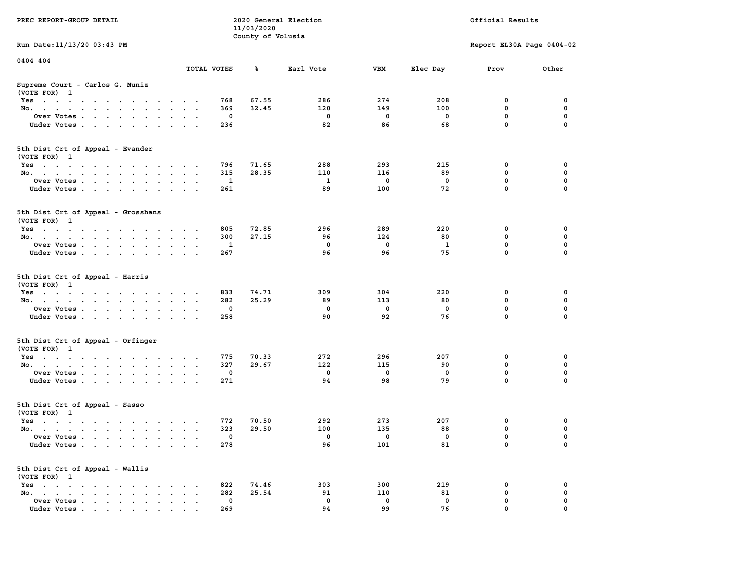PREC REPORT-GROUP DETAIL

2020 General Election
11/03/2020
County of Volusia

Official Results

Run Date:11/13/20 03:43 PM

Report EL30A Page 0404-02

0404 404

| | TOTAL VOTES | % | Earl Vote | VBM | Elec Day | Prov | Other |
|---|---|---|---|---|---|---|---|
| **Supreme Court - Carlos G. Muniz** | | | | | | | |
| (VOTE FOR) 1 | | | | | | | |
| Yes | 768 | 67.55 | 286 | 274 | 208 | 0 | 0 |
| No. | 369 | 32.45 | 120 | 149 | 100 | 0 | 0 |
| Over Votes | 0 | | 0 | 0 | 0 | 0 | 0 |
| Under Votes | 236 | | 82 | 86 | 68 | 0 | 0 |
| **5th Dist Crt of Appeal - Evander** | | | | | | | |
| (VOTE FOR) 1 | | | | | | | |
| Yes | 796 | 71.65 | 288 | 293 | 215 | 0 | 0 |
| No. | 315 | 28.35 | 110 | 116 | 89 | 0 | 0 |
| Over Votes | 1 | | 1 | 0 | 0 | 0 | 0 |
| Under Votes | 261 | | 89 | 100 | 72 | 0 | 0 |
| **5th Dist Crt of Appeal - Grosshans** | | | | | | | |
| (VOTE FOR) 1 | | | | | | | |
| Yes | 805 | 72.85 | 296 | 289 | 220 | 0 | 0 |
| No. | 300 | 27.15 | 96 | 124 | 80 | 0 | 0 |
| Over Votes | 1 | | 0 | 0 | 1 | 0 | 0 |
| Under Votes | 267 | | 96 | 96 | 75 | 0 | 0 |
| **5th Dist Crt of Appeal - Harris** | | | | | | | |
| (VOTE FOR) 1 | | | | | | | |
| Yes | 833 | 74.71 | 309 | 304 | 220 | 0 | 0 |
| No. | 282 | 25.29 | 89 | 113 | 80 | 0 | 0 |
| Over Votes | 0 | | 0 | 0 | 0 | 0 | 0 |
| Under Votes | 258 | | 90 | 92 | 76 | 0 | 0 |
| **5th Dist Crt of Appeal - Orfinger** | | | | | | | |
| (VOTE FOR) 1 | | | | | | | |
| Yes | 775 | 70.33 | 272 | 296 | 207 | 0 | 0 |
| No. | 327 | 29.67 | 122 | 115 | 90 | 0 | 0 |
| Over Votes | 0 | | 0 | 0 | 0 | 0 | 0 |
| Under Votes | 271 | | 94 | 98 | 79 | 0 | 0 |
| **5th Dist Crt of Appeal - Sasso** | | | | | | | |
| (VOTE FOR) 1 | | | | | | | |
| Yes | 772 | 70.50 | 292 | 273 | 207 | 0 | 0 |
| No. | 323 | 29.50 | 100 | 135 | 88 | 0 | 0 |
| Over Votes | 0 | | 0 | 0 | 0 | 0 | 0 |
| Under Votes | 278 | | 96 | 101 | 81 | 0 | 0 |
| **5th Dist Crt of Appeal - Wallis** | | | | | | | |
| (VOTE FOR) 1 | | | | | | | |
| Yes | 822 | 74.46 | 303 | 300 | 219 | 0 | 0 |
| No. | 282 | 25.54 | 91 | 110 | 81 | 0 | 0 |
| Over Votes | 0 | | 0 | 0 | 0 | 0 | 0 |
| Under Votes | 269 | | 94 | 99 | 76 | 0 | 0 |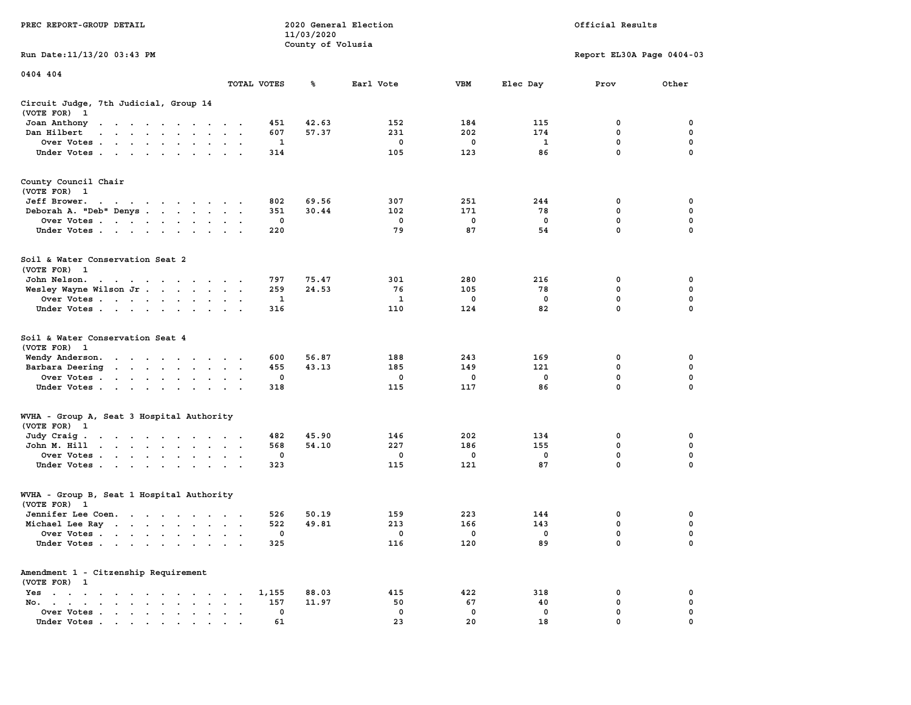PREC REPORT-GROUP DETAIL

2020 General Election
11/03/2020
County of Volusia

Official Results

Run Date:11/13/20 03:43 PM

Report EL30A Page 0404-03

0404 404

| | TOTAL VOTES | % | Earl Vote | VBM | Elec Day | Prov | Other |
|---|---|---|---|---|---|---|---|
| **Circuit Judge, 7th Judicial, Group 14** | | | | | | | |
| (VOTE FOR) 1 | | | | | | | |
| Joan Anthony | 451 | 42.63 | 152 | 184 | 115 | 0 | 0 |
| Dan Hilbert | 607 | 57.37 | 231 | 202 | 174 | 0 | 0 |
| Over Votes | 1 | | 0 | 0 | 1 | 0 | 0 |
| Under Votes | 314 | | 105 | 123 | 86 | 0 | 0 |
| **County Council Chair** | | | | | | | |
| (VOTE FOR) 1 | | | | | | | |
| Jeff Brower. | 802 | 69.56 | 307 | 251 | 244 | 0 | 0 |
| Deborah A. "Deb" Denys | 351 | 30.44 | 102 | 171 | 78 | 0 | 0 |
| Over Votes | 0 | | 0 | 0 | 0 | 0 | 0 |
| Under Votes | 220 | | 79 | 87 | 54 | 0 | 0 |
| **Soil & Water Conservation Seat 2** | | | | | | | |
| (VOTE FOR) 1 | | | | | | | |
| John Nelson. | 797 | 75.47 | 301 | 280 | 216 | 0 | 0 |
| Wesley Wayne Wilson Jr | 259 | 24.53 | 76 | 105 | 78 | 0 | 0 |
| Over Votes | 1 | | 1 | 0 | 0 | 0 | 0 |
| Under Votes | 316 | | 110 | 124 | 82 | 0 | 0 |
| **Soil & Water Conservation Seat 4** | | | | | | | |
| (VOTE FOR) 1 | | | | | | | |
| Wendy Anderson. | 600 | 56.87 | 188 | 243 | 169 | 0 | 0 |
| Barbara Deering | 455 | 43.13 | 185 | 149 | 121 | 0 | 0 |
| Over Votes | 0 | | 0 | 0 | 0 | 0 | 0 |
| Under Votes | 318 | | 115 | 117 | 86 | 0 | 0 |
| **WVHA - Group A, Seat 3 Hospital Authority** | | | | | | | |
| (VOTE FOR) 1 | | | | | | | |
| Judy Craig | 482 | 45.90 | 146 | 202 | 134 | 0 | 0 |
| John M. Hill | 568 | 54.10 | 227 | 186 | 155 | 0 | 0 |
| Over Votes | 0 | | 0 | 0 | 0 | 0 | 0 |
| Under Votes | 323 | | 115 | 121 | 87 | 0 | 0 |
| **WVHA - Group B, Seat 1 Hospital Authority** | | | | | | | |
| (VOTE FOR) 1 | | | | | | | |
| Jennifer Lee Coen. | 526 | 50.19 | 159 | 223 | 144 | 0 | 0 |
| Michael Lee Ray | 522 | 49.81 | 213 | 166 | 143 | 0 | 0 |
| Over Votes | 0 | | 0 | 0 | 0 | 0 | 0 |
| Under Votes | 325 | | 116 | 120 | 89 | 0 | 0 |
| **Amendment 1 - Citzenship Requirement** | | | | | | | |
| (VOTE FOR) 1 | | | | | | | |
| Yes | 1,155 | 88.03 | 415 | 422 | 318 | 0 | 0 |
| No. | 157 | 11.97 | 50 | 67 | 40 | 0 | 0 |
| Over Votes | 0 | | 0 | 0 | 0 | 0 | 0 |
| Under Votes | 61 | | 23 | 20 | 18 | 0 | 0 |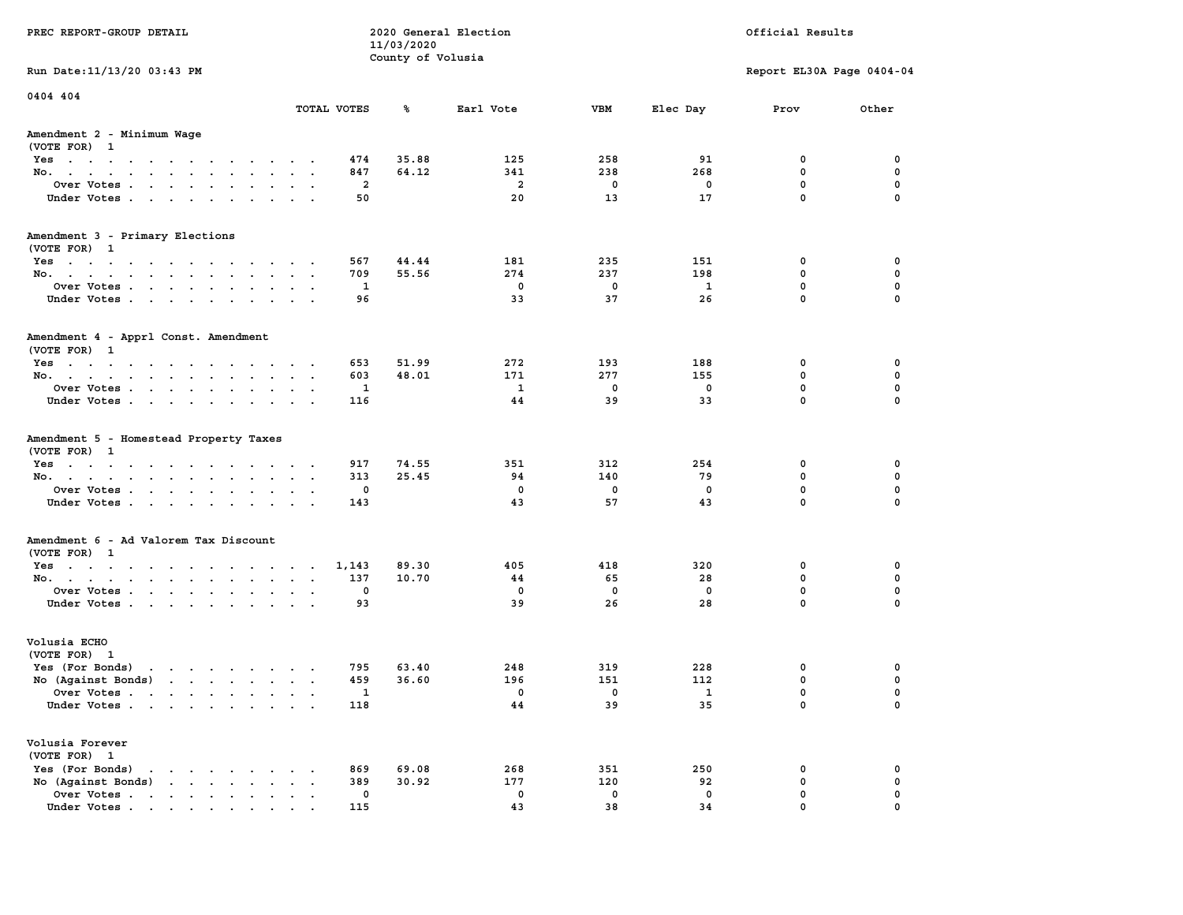PREC REPORT-GROUP DETAIL

2020 General Election
11/03/2020
County of Volusia

Official Results

Run Date:11/13/20 03:43 PM

Report EL30A Page 0404-04

0404 404

| | TOTAL VOTES | % | Earl Vote | VBM | Elec Day | Prov | Other |
|---|---|---|---|---|---|---|---|
| **Amendment 2 - Minimum Wage** | | | | | | | |
| (VOTE FOR) 1 | | | | | | | |
| Yes | 474 | 35.88 | 125 | 258 | 91 | 0 | 0 |
| No. | 847 | 64.12 | 341 | 238 | 268 | 0 | 0 |
| Over Votes | 2 | | 2 | 0 | 0 | 0 | 0 |
| Under Votes | 50 | | 20 | 13 | 17 | 0 | 0 |
| **Amendment 3 - Primary Elections** | | | | | | | |
| (VOTE FOR) 1 | | | | | | | |
| Yes | 567 | 44.44 | 181 | 235 | 151 | 0 | 0 |
| No. | 709 | 55.56 | 274 | 237 | 198 | 0 | 0 |
| Over Votes | 1 | | 0 | 0 | 1 | 0 | 0 |
| Under Votes | 96 | | 33 | 37 | 26 | 0 | 0 |
| **Amendment 4 - Apprl Const. Amendment** | | | | | | | |
| (VOTE FOR) 1 | | | | | | | |
| Yes | 653 | 51.99 | 272 | 193 | 188 | 0 | 0 |
| No. | 603 | 48.01 | 171 | 277 | 155 | 0 | 0 |
| Over Votes | 1 | | 1 | 0 | 0 | 0 | 0 |
| Under Votes | 116 | | 44 | 39 | 33 | 0 | 0 |
| **Amendment 5 - Homestead Property Taxes** | | | | | | | |
| (VOTE FOR) 1 | | | | | | | |
| Yes | 917 | 74.55 | 351 | 312 | 254 | 0 | 0 |
| No. | 313 | 25.45 | 94 | 140 | 79 | 0 | 0 |
| Over Votes | 0 | | 0 | 0 | 0 | 0 | 0 |
| Under Votes | 143 | | 43 | 57 | 43 | 0 | 0 |
| **Amendment 6 - Ad Valorem Tax Discount** | | | | | | | |
| (VOTE FOR) 1 | | | | | | | |
| Yes | 1,143 | 89.30 | 405 | 418 | 320 | 0 | 0 |
| No. | 137 | 10.70 | 44 | 65 | 28 | 0 | 0 |
| Over Votes | 0 | | 0 | 0 | 0 | 0 | 0 |
| Under Votes | 93 | | 39 | 26 | 28 | 0 | 0 |
| **Volusia ECHO** | | | | | | | |
| (VOTE FOR) 1 | | | | | | | |
| Yes (For Bonds) | 795 | 63.40 | 248 | 319 | 228 | 0 | 0 |
| No (Against Bonds) | 459 | 36.60 | 196 | 151 | 112 | 0 | 0 |
| Over Votes | 1 | | 0 | 0 | 1 | 0 | 0 |
| Under Votes | 118 | | 44 | 39 | 35 | 0 | 0 |
| **Volusia Forever** | | | | | | | |
| (VOTE FOR) 1 | | | | | | | |
| Yes (For Bonds) | 869 | 69.08 | 268 | 351 | 250 | 0 | 0 |
| No (Against Bonds) | 389 | 30.92 | 177 | 120 | 92 | 0 | 0 |
| Over Votes | 0 | | 0 | 0 | 0 | 0 | 0 |
| Under Votes | 115 | | 43 | 38 | 34 | 0 | 0 |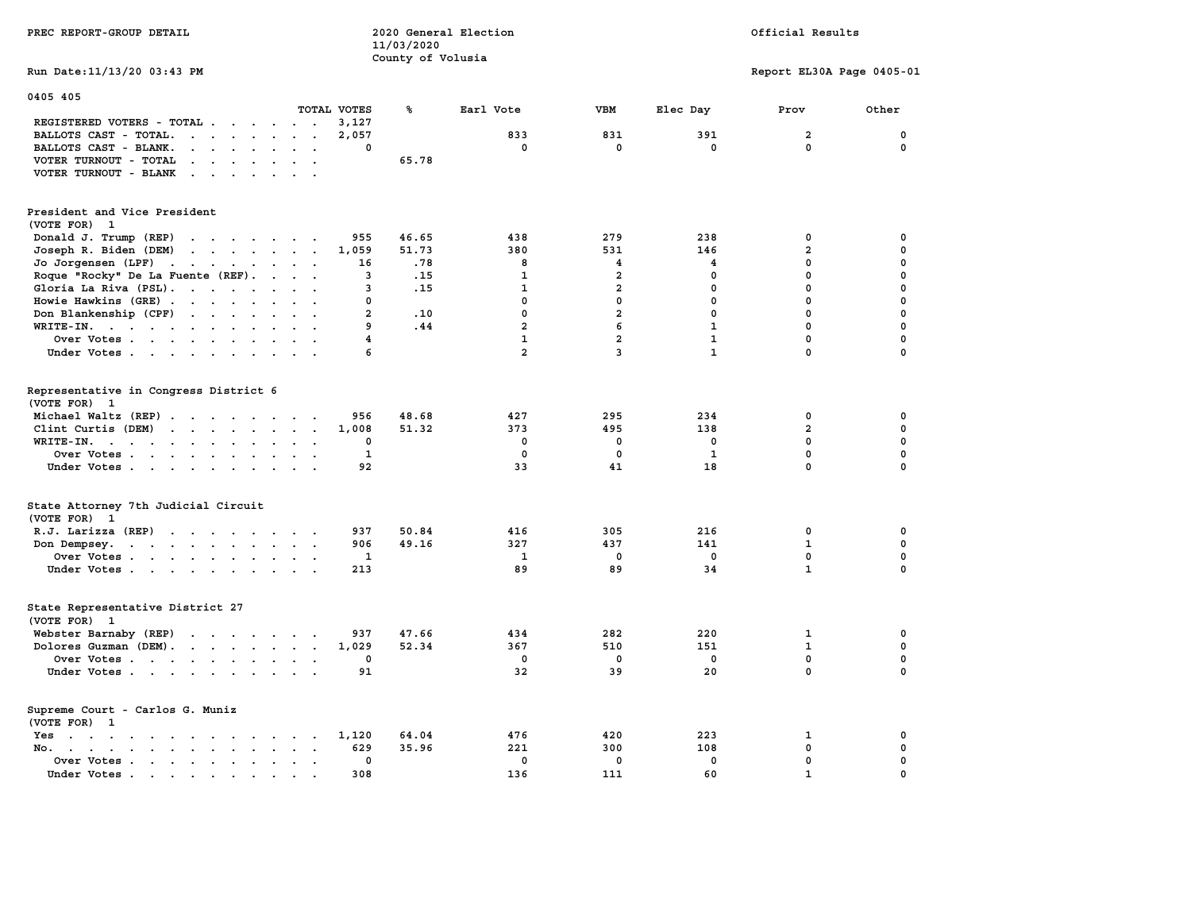PREC REPORT-GROUP DETAIL

2020 General Election
11/03/2020
County of Volusia

Official Results

Run Date:11/13/20 03:43 PM

Report EL30A Page 0405-01

0405 405

| | TOTAL VOTES | % | Earl Vote | VBM | Elec Day | Prov | Other |
|---|---|---|---|---|---|---|---|
| REGISTERED VOTERS - TOTAL | 3,127 | | | | | | |
| BALLOTS CAST - TOTAL. | 2,057 | | 833 | 831 | 391 | 2 | 0 |
| BALLOTS CAST - BLANK. | 0 | | 0 | 0 | 0 | 0 | 0 |
| VOTER TURNOUT - TOTAL | | 65.78 | | | | | |
| VOTER TURNOUT - BLANK | | | | | | | |

**President and Vice President**
(VOTE FOR) 1

| | TOTAL VOTES | % | Earl Vote | VBM | Elec Day | Prov | Other |
|---|---|---|---|---|---|---|---|
| Donald J. Trump (REP) | 955 | 46.65 | 438 | 279 | 238 | 0 | 0 |
| Joseph R. Biden (DEM) | 1,059 | 51.73 | 380 | 531 | 146 | 2 | 0 |
| Jo Jorgensen (LPF) | 16 | .78 | 8 | 4 | 4 | 0 | 0 |
| Roque "Rocky" De La Fuente (REF). | 3 | .15 | 1 | 2 | 0 | 0 | 0 |
| Gloria La Riva (PSL). | 3 | .15 | 1 | 2 | 0 | 0 | 0 |
| Howie Hawkins (GRE) | 0 | | 0 | 0 | 0 | 0 | 0 |
| Don Blankenship (CPF) | 2 | .10 | 0 | 2 | 0 | 0 | 0 |
| WRITE-IN. | 9 | .44 | 2 | 6 | 1 | 0 | 0 |
| Over Votes | 4 | | 1 | 2 | 1 | 0 | 0 |
| Under Votes | 6 | | 2 | 3 | 1 | 0 | 0 |

**Representative in Congress District 6**
(VOTE FOR) 1

| | TOTAL VOTES | % | Earl Vote | VBM | Elec Day | Prov | Other |
|---|---|---|---|---|---|---|---|
| Michael Waltz (REP) | 956 | 48.68 | 427 | 295 | 234 | 0 | 0 |
| Clint Curtis (DEM) | 1,008 | 51.32 | 373 | 495 | 138 | 2 | 0 |
| WRITE-IN. | 0 | | 0 | 0 | 0 | 0 | 0 |
| Over Votes | 1 | | 0 | 0 | 1 | 0 | 0 |
| Under Votes | 92 | | 33 | 41 | 18 | 0 | 0 |

**State Attorney 7th Judicial Circuit**
(VOTE FOR) 1

| | TOTAL VOTES | % | Earl Vote | VBM | Elec Day | Prov | Other |
|---|---|---|---|---|---|---|---|
| R.J. Larizza (REP) | 937 | 50.84 | 416 | 305 | 216 | 0 | 0 |
| Don Dempsey. | 906 | 49.16 | 327 | 437 | 141 | 1 | 0 |
| Over Votes | 1 | | 1 | 0 | 0 | 0 | 0 |
| Under Votes | 213 | | 89 | 89 | 34 | 1 | 0 |

**State Representative District 27**
(VOTE FOR) 1

| | TOTAL VOTES | % | Earl Vote | VBM | Elec Day | Prov | Other |
|---|---|---|---|---|---|---|---|
| Webster Barnaby (REP) | 937 | 47.66 | 434 | 282 | 220 | 1 | 0 |
| Dolores Guzman (DEM). | 1,029 | 52.34 | 367 | 510 | 151 | 1 | 0 |
| Over Votes | 0 | | 0 | 0 | 0 | 0 | 0 |
| Under Votes | 91 | | 32 | 39 | 20 | 0 | 0 |

**Supreme Court - Carlos G. Muniz**
(VOTE FOR) 1

| | TOTAL VOTES | % | Earl Vote | VBM | Elec Day | Prov | Other |
|---|---|---|---|---|---|---|---|
| Yes | 1,120 | 64.04 | 476 | 420 | 223 | 1 | 0 |
| No. | 629 | 35.96 | 221 | 300 | 108 | 0 | 0 |
| Over Votes | 0 | | 0 | 0 | 0 | 0 | 0 |
| Under Votes | 308 | | 136 | 111 | 60 | 1 | 0 |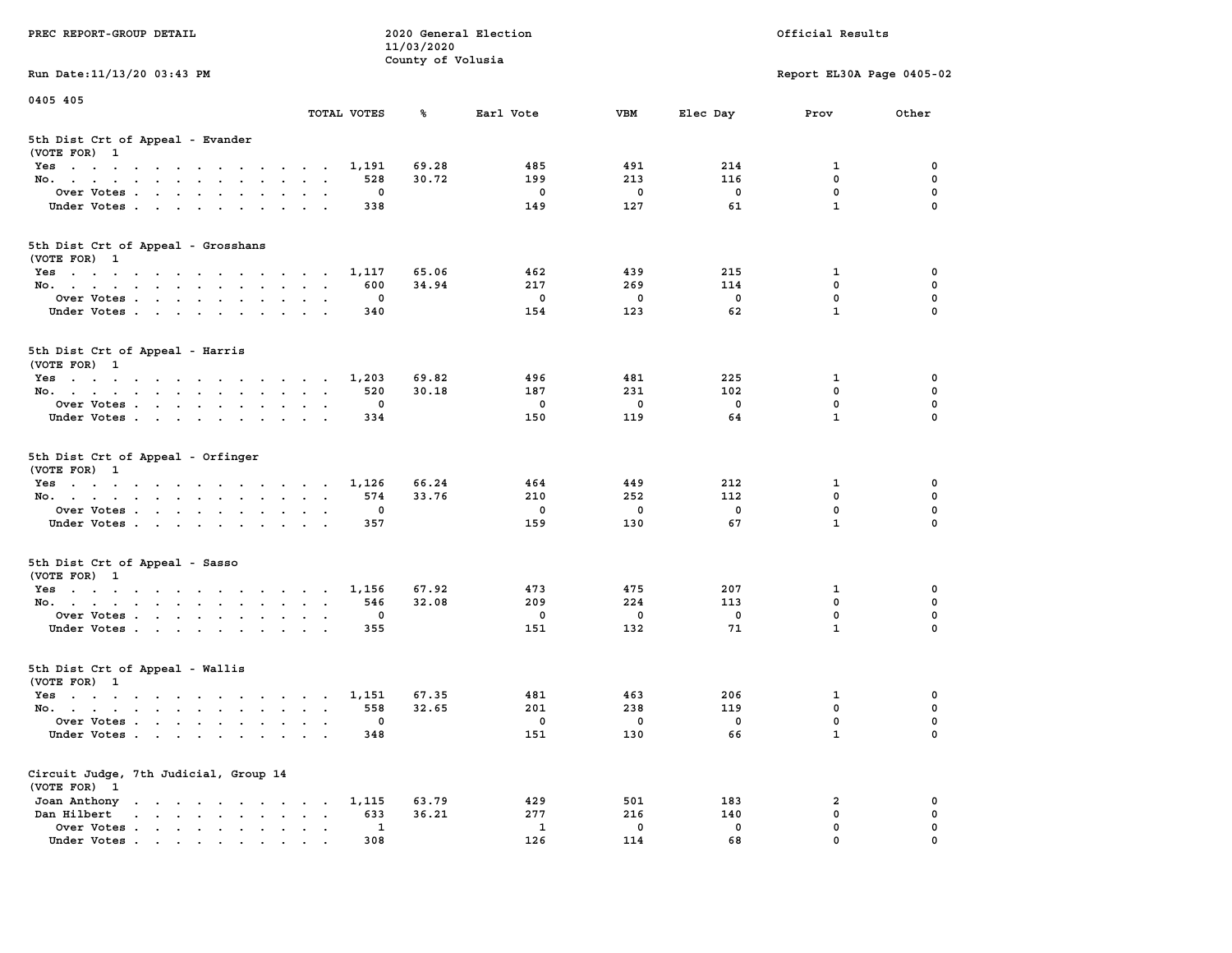PREC REPORT-GROUP DETAIL

2020 General Election
11/03/2020
County of Volusia

Official Results

Run Date:11/13/20 03:43 PM

Report EL30A Page 0405-02

0405 405

## 5th Dist Crt of Appeal - Evander
(VOTE FOR) 1

| | TOTAL VOTES | % | Earl Vote | VBM | Elec Day | Prov | Other |
|---|---|---|---|---|---|---|---|
| Yes | 1,191 | 69.28 | 485 | 491 | 214 | 1 | 0 |
| No. | 528 | 30.72 | 199 | 213 | 116 | 0 | 0 |
| Over Votes | 0 | | 0 | 0 | 0 | 0 | 0 |
| Under Votes | 338 | | 149 | 127 | 61 | 1 | 0 |

## 5th Dist Crt of Appeal - Grosshans
(VOTE FOR) 1

| | TOTAL VOTES | % | Earl Vote | VBM | Elec Day | Prov | Other |
|---|---|---|---|---|---|---|---|
| Yes | 1,117 | 65.06 | 462 | 439 | 215 | 1 | 0 |
| No. | 600 | 34.94 | 217 | 269 | 114 | 0 | 0 |
| Over Votes | 0 | | 0 | 0 | 0 | 0 | 0 |
| Under Votes | 340 | | 154 | 123 | 62 | 1 | 0 |

## 5th Dist Crt of Appeal - Harris
(VOTE FOR) 1

| | TOTAL VOTES | % | Earl Vote | VBM | Elec Day | Prov | Other |
|---|---|---|---|---|---|---|---|
| Yes | 1,203 | 69.82 | 496 | 481 | 225 | 1 | 0 |
| No. | 520 | 30.18 | 187 | 231 | 102 | 0 | 0 |
| Over Votes | 0 | | 0 | 0 | 0 | 0 | 0 |
| Under Votes | 334 | | 150 | 119 | 64 | 1 | 0 |

## 5th Dist Crt of Appeal - Orfinger
(VOTE FOR) 1

| | TOTAL VOTES | % | Earl Vote | VBM | Elec Day | Prov | Other |
|---|---|---|---|---|---|---|---|
| Yes | 1,126 | 66.24 | 464 | 449 | 212 | 1 | 0 |
| No. | 574 | 33.76 | 210 | 252 | 112 | 0 | 0 |
| Over Votes | 0 | | 0 | 0 | 0 | 0 | 0 |
| Under Votes | 357 | | 159 | 130 | 67 | 1 | 0 |

## 5th Dist Crt of Appeal - Sasso
(VOTE FOR) 1

| | TOTAL VOTES | % | Earl Vote | VBM | Elec Day | Prov | Other |
|---|---|---|---|---|---|---|---|
| Yes | 1,156 | 67.92 | 473 | 475 | 207 | 1 | 0 |
| No. | 546 | 32.08 | 209 | 224 | 113 | 0 | 0 |
| Over Votes | 0 | | 0 | 0 | 0 | 0 | 0 |
| Under Votes | 355 | | 151 | 132 | 71 | 1 | 0 |

## 5th Dist Crt of Appeal - Wallis
(VOTE FOR) 1

| | TOTAL VOTES | % | Earl Vote | VBM | Elec Day | Prov | Other |
|---|---|---|---|---|---|---|---|
| Yes | 1,151 | 67.35 | 481 | 463 | 206 | 1 | 0 |
| No. | 558 | 32.65 | 201 | 238 | 119 | 0 | 0 |
| Over Votes | 0 | | 0 | 0 | 0 | 0 | 0 |
| Under Votes | 348 | | 151 | 130 | 66 | 1 | 0 |

## Circuit Judge, 7th Judicial, Group 14
(VOTE FOR) 1

| | TOTAL VOTES | % | Earl Vote | VBM | Elec Day | Prov | Other |
|---|---|---|---|---|---|---|---|
| Joan Anthony | 1,115 | 63.79 | 429 | 501 | 183 | 2 | 0 |
| Dan Hilbert | 633 | 36.21 | 277 | 216 | 140 | 0 | 0 |
| Over Votes | 1 | | 1 | 0 | 0 | 0 | 0 |
| Under Votes | 308 | | 126 | 114 | 68 | 0 | 0 |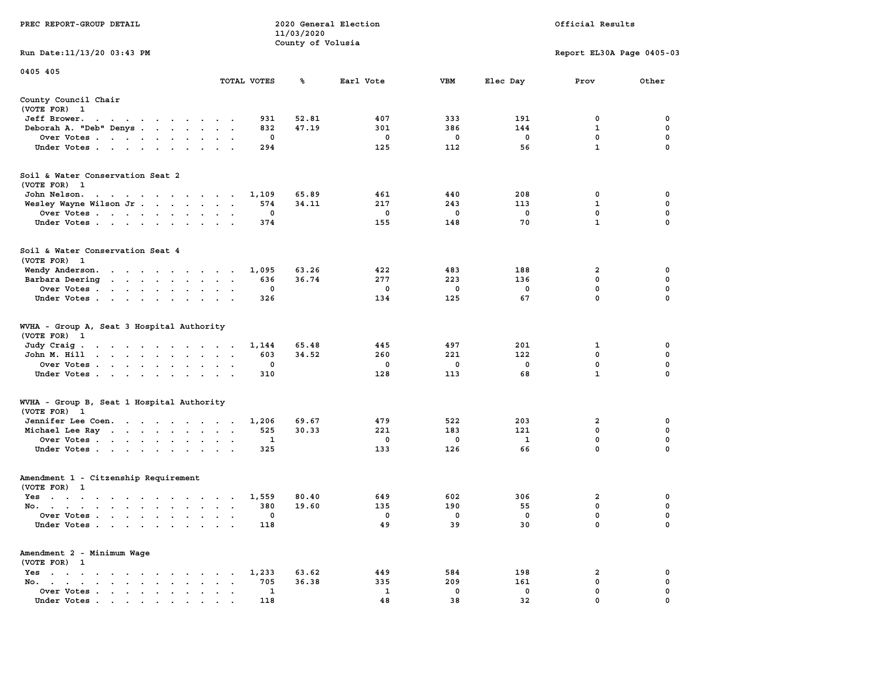PREC REPORT-GROUP DETAIL

2020 General Election
11/03/2020
County of Volusia

Official Results

Run Date:11/13/20 03:43 PM

Report EL30A Page 0405-03

0405 405

| | TOTAL VOTES | % | Earl Vote | VBM | Elec Day | Prov | Other |
|---|---|---|---|---|---|---|---|
| **County Council Chair** | | | | | | | |
| (VOTE FOR) 1 | | | | | | | |
| Jeff Brower | 931 | 52.81 | 407 | 333 | 191 | 0 | 0 |
| Deborah A. "Deb" Denys | 832 | 47.19 | 301 | 386 | 144 | 1 | 0 |
| Over Votes | 0 | | 0 | 0 | 0 | 0 | 0 |
| Under Votes | 294 | | 125 | 112 | 56 | 1 | 0 |
| **Soil & Water Conservation Seat 2** | | | | | | | |
| (VOTE FOR) 1 | | | | | | | |
| John Nelson | 1,109 | 65.89 | 461 | 440 | 208 | 0 | 0 |
| Wesley Wayne Wilson Jr | 574 | 34.11 | 217 | 243 | 113 | 1 | 0 |
| Over Votes | 0 | | 0 | 0 | 0 | 0 | 0 |
| Under Votes | 374 | | 155 | 148 | 70 | 1 | 0 |
| **Soil & Water Conservation Seat 4** | | | | | | | |
| (VOTE FOR) 1 | | | | | | | |
| Wendy Anderson | 1,095 | 63.26 | 422 | 483 | 188 | 2 | 0 |
| Barbara Deering | 636 | 36.74 | 277 | 223 | 136 | 0 | 0 |
| Over Votes | 0 | | 0 | 0 | 0 | 0 | 0 |
| Under Votes | 326 | | 134 | 125 | 67 | 0 | 0 |
| **WVHA - Group A, Seat 3 Hospital Authority** | | | | | | | |
| (VOTE FOR) 1 | | | | | | | |
| Judy Craig | 1,144 | 65.48 | 445 | 497 | 201 | 1 | 0 |
| John M. Hill | 603 | 34.52 | 260 | 221 | 122 | 0 | 0 |
| Over Votes | 0 | | 0 | 0 | 0 | 0 | 0 |
| Under Votes | 310 | | 128 | 113 | 68 | 1 | 0 |
| **WVHA - Group B, Seat 1 Hospital Authority** | | | | | | | |
| (VOTE FOR) 1 | | | | | | | |
| Jennifer Lee Coen | 1,206 | 69.67 | 479 | 522 | 203 | 2 | 0 |
| Michael Lee Ray | 525 | 30.33 | 221 | 183 | 121 | 0 | 0 |
| Over Votes | 1 | | 0 | 0 | 1 | 0 | 0 |
| Under Votes | 325 | | 133 | 126 | 66 | 0 | 0 |
| **Amendment 1 - Citzenship Requirement** | | | | | | | |
| (VOTE FOR) 1 | | | | | | | |
| Yes | 1,559 | 80.40 | 649 | 602 | 306 | 2 | 0 |
| No | 380 | 19.60 | 135 | 190 | 55 | 0 | 0 |
| Over Votes | 0 | | 0 | 0 | 0 | 0 | 0 |
| Under Votes | 118 | | 49 | 39 | 30 | 0 | 0 |
| **Amendment 2 - Minimum Wage** | | | | | | | |
| (VOTE FOR) 1 | | | | | | | |
| Yes | 1,233 | 63.62 | 449 | 584 | 198 | 2 | 0 |
| No | 705 | 36.38 | 335 | 209 | 161 | 0 | 0 |
| Over Votes | 1 | | 1 | 0 | 0 | 0 | 0 |
| Under Votes | 118 | | 48 | 38 | 32 | 0 | 0 |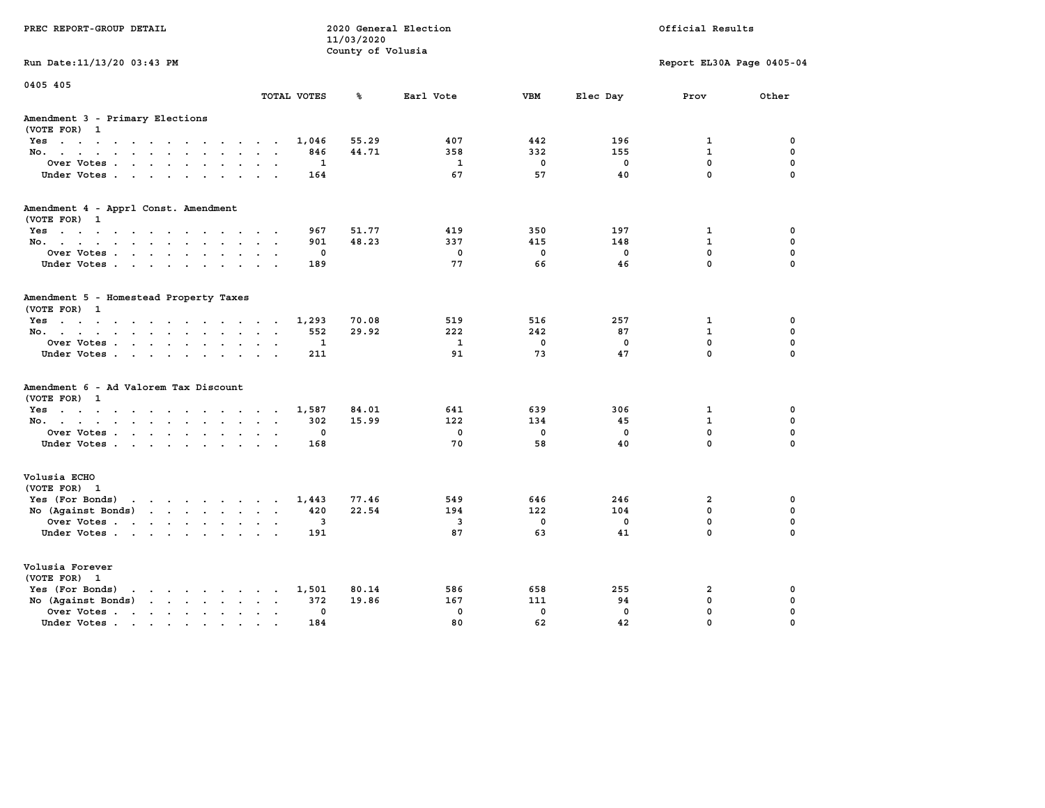PREC REPORT-GROUP DETAIL

2020 General Election
11/03/2020
County of Volusia

Official Results

Run Date:11/13/20 03:43 PM

Report EL30A Page 0405-04

0405 405

| | TOTAL VOTES | % | Earl Vote | VBM | Elec Day | Prov | Other |
|---|---|---|---|---|---|---|---|
| **Amendment 3 - Primary Elections** | | | | | | | |
| (VOTE FOR) 1 | | | | | | | |
| Yes | 1,046 | 55.29 | 407 | 442 | 196 | 1 | 0 |
| No. | 846 | 44.71 | 358 | 332 | 155 | 1 | 0 |
| Over Votes | 1 | | 1 | 0 | 0 | 0 | 0 |
| Under Votes | 164 | | 67 | 57 | 40 | 0 | 0 |
| **Amendment 4 - Apprl Const. Amendment** | | | | | | | |
| (VOTE FOR) 1 | | | | | | | |
| Yes | 967 | 51.77 | 419 | 350 | 197 | 1 | 0 |
| No. | 901 | 48.23 | 337 | 415 | 148 | 1 | 0 |
| Over Votes | 0 | | 0 | 0 | 0 | 0 | 0 |
| Under Votes | 189 | | 77 | 66 | 46 | 0 | 0 |
| **Amendment 5 - Homestead Property Taxes** | | | | | | | |
| (VOTE FOR) 1 | | | | | | | |
| Yes | 1,293 | 70.08 | 519 | 516 | 257 | 1 | 0 |
| No. | 552 | 29.92 | 222 | 242 | 87 | 1 | 0 |
| Over Votes | 1 | | 1 | 0 | 0 | 0 | 0 |
| Under Votes | 211 | | 91 | 73 | 47 | 0 | 0 |
| **Amendment 6 - Ad Valorem Tax Discount** | | | | | | | |
| (VOTE FOR) 1 | | | | | | | |
| Yes | 1,587 | 84.01 | 641 | 639 | 306 | 1 | 0 |
| No. | 302 | 15.99 | 122 | 134 | 45 | 1 | 0 |
| Over Votes | 0 | | 0 | 0 | 0 | 0 | 0 |
| Under Votes | 168 | | 70 | 58 | 40 | 0 | 0 |
| **Volusia ECHO** | | | | | | | |
| (VOTE FOR) 1 | | | | | | | |
| Yes (For Bonds) | 1,443 | 77.46 | 549 | 646 | 246 | 2 | 0 |
| No (Against Bonds) | 420 | 22.54 | 194 | 122 | 104 | 0 | 0 |
| Over Votes | 3 | | 3 | 0 | 0 | 0 | 0 |
| Under Votes | 191 | | 87 | 63 | 41 | 0 | 0 |
| **Volusia Forever** | | | | | | | |
| (VOTE FOR) 1 | | | | | | | |
| Yes (For Bonds) | 1,501 | 80.14 | 586 | 658 | 255 | 2 | 0 |
| No (Against Bonds) | 372 | 19.86 | 167 | 111 | 94 | 0 | 0 |
| Over Votes | 0 | | 0 | 0 | 0 | 0 | 0 |
| Under Votes | 184 | | 80 | 62 | 42 | 0 | 0 |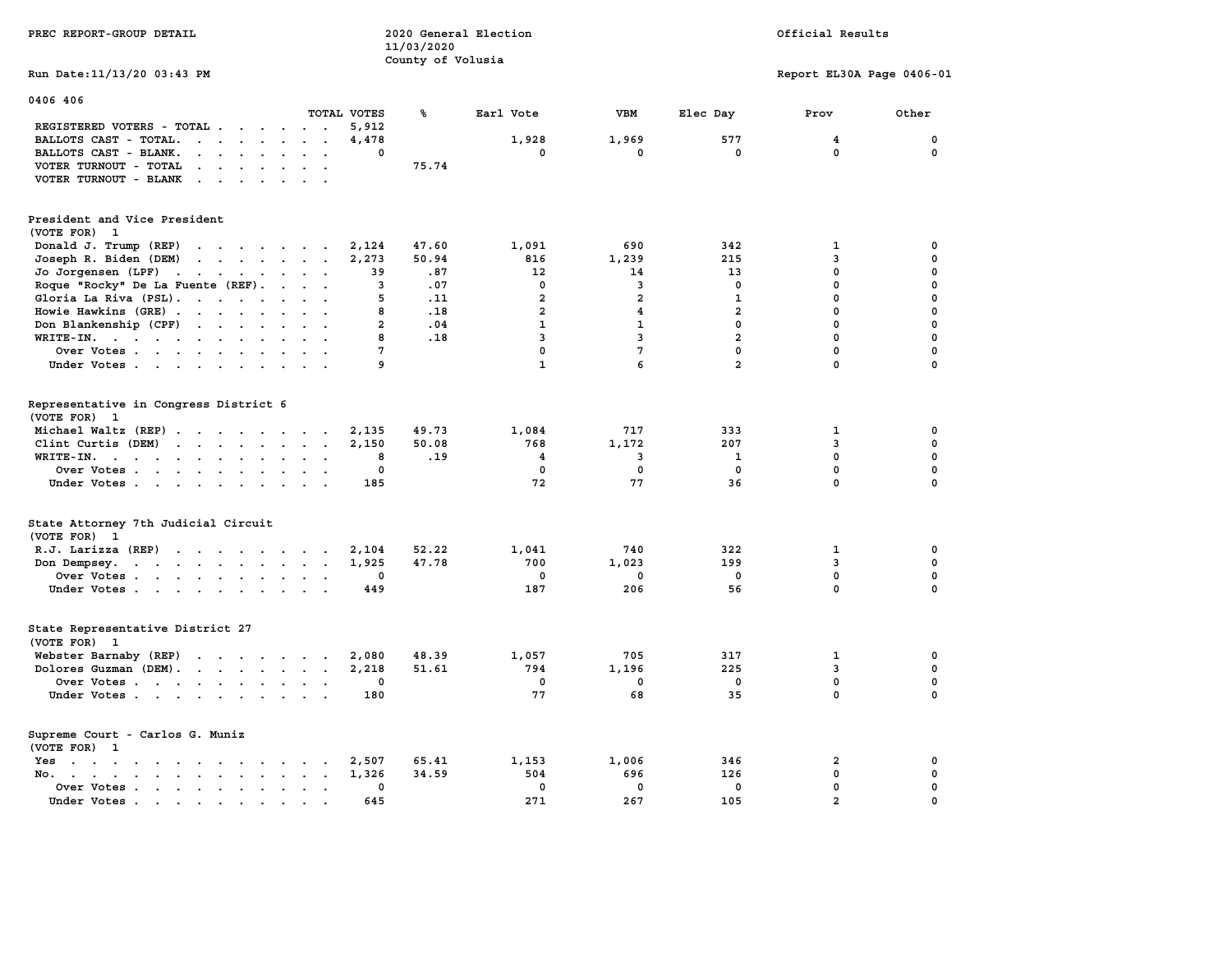PREC REPORT-GROUP DETAIL

2020 General Election
11/03/2020
County of Volusia

Official Results

Run Date:11/13/20 03:43 PM

Report EL30A Page 0406-01

0406 406

| | TOTAL VOTES | % | Earl Vote | VBM | Elec Day | Prov | Other |
|---|---|---|---|---|---|---|---|
| REGISTERED VOTERS - TOTAL | 5,912 | | | | | | |
| BALLOTS CAST - TOTAL. | 4,478 | | 1,928 | 1,969 | 577 | 4 | 0 |
| BALLOTS CAST - BLANK. | 0 | | 0 | 0 | 0 | 0 | 0 |
| VOTER TURNOUT - TOTAL | | 75.74 | | | | | |
| VOTER TURNOUT - BLANK | | | | | | | |

## President and Vice President
(VOTE FOR) 1

| | TOTAL VOTES | % | Earl Vote | VBM | Elec Day | Prov | Other |
|---|---|---|---|---|---|---|---|
| Donald J. Trump (REP) | 2,124 | 47.60 | 1,091 | 690 | 342 | 1 | 0 |
| Joseph R. Biden (DEM) | 2,273 | 50.94 | 816 | 1,239 | 215 | 3 | 0 |
| Jo Jorgensen (LPF) | 39 | .87 | 12 | 14 | 13 | 0 | 0 |
| Roque "Rocky" De La Fuente (REF). | 3 | .07 | 0 | 3 | 0 | 0 | 0 |
| Gloria La Riva (PSL). | 5 | .11 | 2 | 2 | 1 | 0 | 0 |
| Howie Hawkins (GRE) | 8 | .18 | 2 | 4 | 2 | 0 | 0 |
| Don Blankenship (CPF) | 2 | .04 | 1 | 1 | 0 | 0 | 0 |
| WRITE-IN. | 8 | .18 | 3 | 3 | 2 | 0 | 0 |
| Over Votes | 7 | | 0 | 7 | 0 | 0 | 0 |
| Under Votes | 9 | | 1 | 6 | 2 | 0 | 0 |

## Representative in Congress District 6
(VOTE FOR) 1

| | TOTAL VOTES | % | Earl Vote | VBM | Elec Day | Prov | Other |
|---|---|---|---|---|---|---|---|
| Michael Waltz (REP) | 2,135 | 49.73 | 1,084 | 717 | 333 | 1 | 0 |
| Clint Curtis (DEM) | 2,150 | 50.08 | 768 | 1,172 | 207 | 3 | 0 |
| WRITE-IN. | 8 | .19 | 4 | 3 | 1 | 0 | 0 |
| Over Votes | 0 | | 0 | 0 | 0 | 0 | 0 |
| Under Votes | 185 | | 72 | 77 | 36 | 0 | 0 |

## State Attorney 7th Judicial Circuit
(VOTE FOR) 1

| | TOTAL VOTES | % | Earl Vote | VBM | Elec Day | Prov | Other |
|---|---|---|---|---|---|---|---|
| R.J. Larizza (REP) | 2,104 | 52.22 | 1,041 | 740 | 322 | 1 | 0 |
| Don Dempsey. | 1,925 | 47.78 | 700 | 1,023 | 199 | 3 | 0 |
| Over Votes | 0 | | 0 | 0 | 0 | 0 | 0 |
| Under Votes | 449 | | 187 | 206 | 56 | 0 | 0 |

## State Representative District 27
(VOTE FOR) 1

| | TOTAL VOTES | % | Earl Vote | VBM | Elec Day | Prov | Other |
|---|---|---|---|---|---|---|---|
| Webster Barnaby (REP) | 2,080 | 48.39 | 1,057 | 705 | 317 | 1 | 0 |
| Dolores Guzman (DEM). | 2,218 | 51.61 | 794 | 1,196 | 225 | 3 | 0 |
| Over Votes | 0 | | 0 | 0 | 0 | 0 | 0 |
| Under Votes | 180 | | 77 | 68 | 35 | 0 | 0 |

## Supreme Court - Carlos G. Muniz
(VOTE FOR) 1

| | TOTAL VOTES | % | Earl Vote | VBM | Elec Day | Prov | Other |
|---|---|---|---|---|---|---|---|
| Yes | 2,507 | 65.41 | 1,153 | 1,006 | 346 | 2 | 0 |
| No. | 1,326 | 34.59 | 504 | 696 | 126 | 0 | 0 |
| Over Votes | 0 | | 0 | 0 | 0 | 0 | 0 |
| Under Votes | 645 | | 271 | 267 | 105 | 2 | 0 |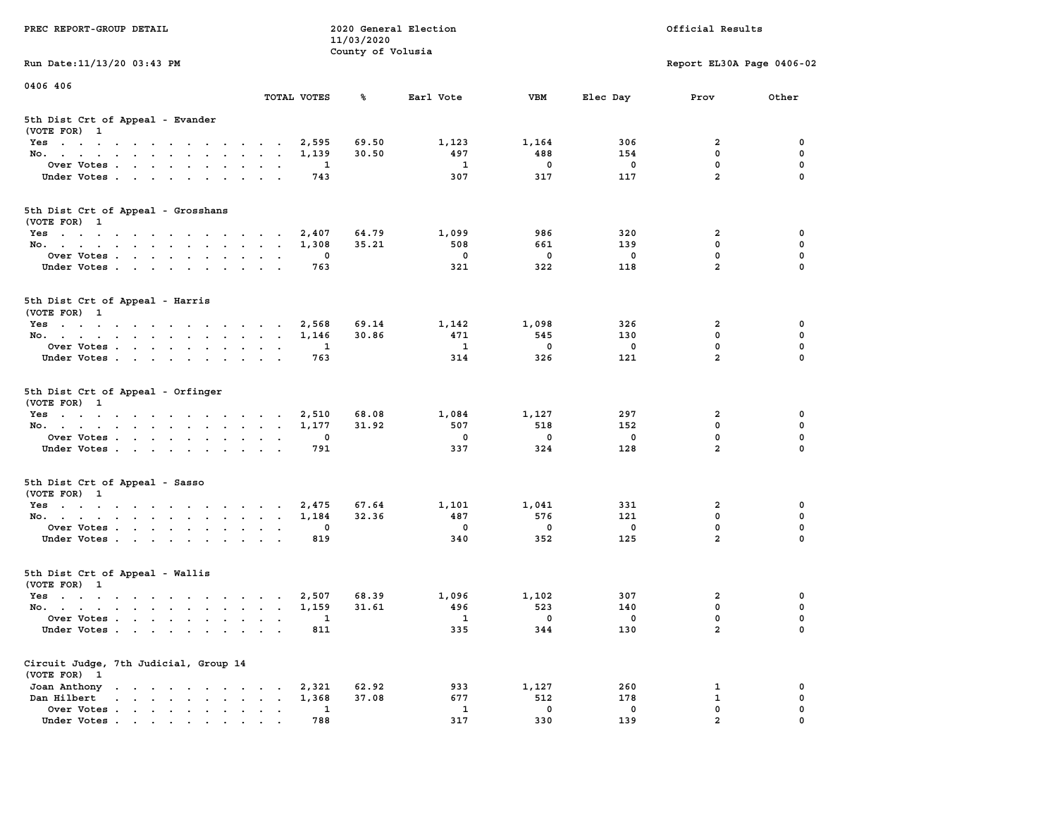PREC REPORT-GROUP DETAIL

2020 General Election
11/03/2020
County of Volusia

Official Results

Run Date:11/13/20 03:43 PM

Report EL30A Page 0406-02

0406 406

| | TOTAL VOTES | % | Earl Vote | VBM | Elec Day | Prov | Other |
|---|---|---|---|---|---|---|---|
| **5th Dist Crt of Appeal - Evander** | | | | | | | |
| (VOTE FOR) 1 | | | | | | | |
| Yes | 2,595 | 69.50 | 1,123 | 1,164 | 306 | 2 | 0 |
| No. | 1,139 | 30.50 | 497 | 488 | 154 | 0 | 0 |
| Over Votes | 1 | | 1 | 0 | 0 | 0 | 0 |
| Under Votes | 743 | | 307 | 317 | 117 | 2 | 0 |
| **5th Dist Crt of Appeal - Grosshans** | | | | | | | |
| (VOTE FOR) 1 | | | | | | | |
| Yes | 2,407 | 64.79 | 1,099 | 986 | 320 | 2 | 0 |
| No. | 1,308 | 35.21 | 508 | 661 | 139 | 0 | 0 |
| Over Votes | 0 | | 0 | 0 | 0 | 0 | 0 |
| Under Votes | 763 | | 321 | 322 | 118 | 2 | 0 |
| **5th Dist Crt of Appeal - Harris** | | | | | | | |
| (VOTE FOR) 1 | | | | | | | |
| Yes | 2,568 | 69.14 | 1,142 | 1,098 | 326 | 2 | 0 |
| No. | 1,146 | 30.86 | 471 | 545 | 130 | 0 | 0 |
| Over Votes | 1 | | 1 | 0 | 0 | 0 | 0 |
| Under Votes | 763 | | 314 | 326 | 121 | 2 | 0 |
| **5th Dist Crt of Appeal - Orfinger** | | | | | | | |
| (VOTE FOR) 1 | | | | | | | |
| Yes | 2,510 | 68.08 | 1,084 | 1,127 | 297 | 2 | 0 |
| No. | 1,177 | 31.92 | 507 | 518 | 152 | 0 | 0 |
| Over Votes | 0 | | 0 | 0 | 0 | 0 | 0 |
| Under Votes | 791 | | 337 | 324 | 128 | 2 | 0 |
| **5th Dist Crt of Appeal - Sasso** | | | | | | | |
| (VOTE FOR) 1 | | | | | | | |
| Yes | 2,475 | 67.64 | 1,101 | 1,041 | 331 | 2 | 0 |
| No. | 1,184 | 32.36 | 487 | 576 | 121 | 0 | 0 |
| Over Votes | 0 | | 0 | 0 | 0 | 0 | 0 |
| Under Votes | 819 | | 340 | 352 | 125 | 2 | 0 |
| **5th Dist Crt of Appeal - Wallis** | | | | | | | |
| (VOTE FOR) 1 | | | | | | | |
| Yes | 2,507 | 68.39 | 1,096 | 1,102 | 307 | 2 | 0 |
| No. | 1,159 | 31.61 | 496 | 523 | 140 | 0 | 0 |
| Over Votes | 1 | | 1 | 0 | 0 | 0 | 0 |
| Under Votes | 811 | | 335 | 344 | 130 | 2 | 0 |
| **Circuit Judge, 7th Judicial, Group 14** | | | | | | | |
| (VOTE FOR) 1 | | | | | | | |
| Joan Anthony | 2,321 | 62.92 | 933 | 1,127 | 260 | 1 | 0 |
| Dan Hilbert | 1,368 | 37.08 | 677 | 512 | 178 | 1 | 0 |
| Over Votes | 1 | | 1 | 0 | 0 | 0 | 0 |
| Under Votes | 788 | | 317 | 330 | 139 | 2 | 0 |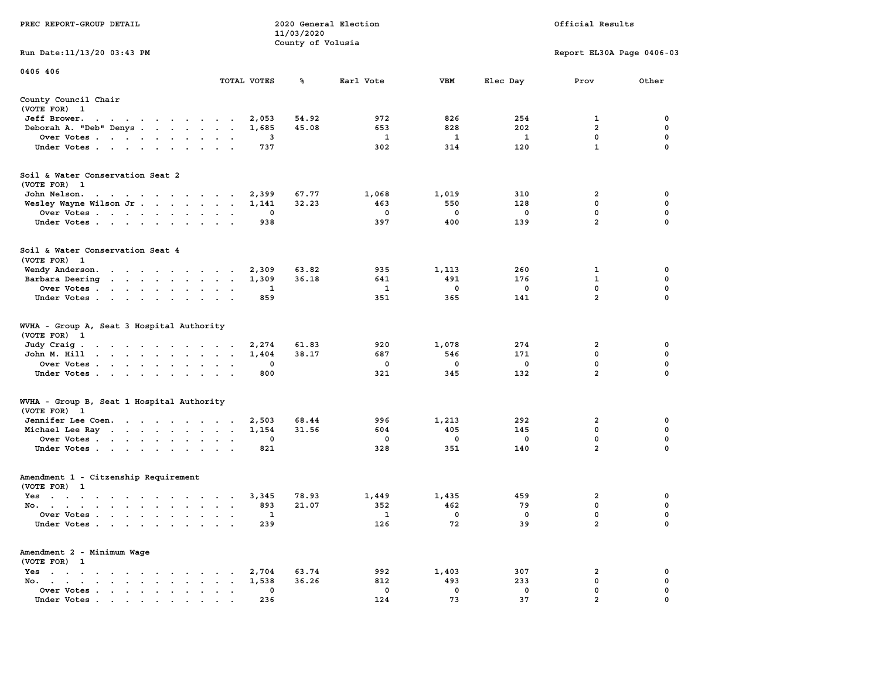PREC REPORT-GROUP DETAIL

2020 General Election
11/03/2020
County of Volusia

Official Results

Run Date:11/13/20 03:43 PM

Report EL30A Page 0406-03

0406 406

## County Council Chair
(VOTE FOR) 1

| | TOTAL VOTES | % | Earl Vote | VBM | Elec Day | Prov | Other |
|---|---|---|---|---|---|---|---|
| Jeff Brower | 2,053 | 54.92 | 972 | 826 | 254 | 1 | 0 |
| Deborah A. "Deb" Denys | 1,685 | 45.08 | 653 | 828 | 202 | 2 | 0 |
| Over Votes | 3 | | 1 | 1 | 1 | 0 | 0 |
| Under Votes | 737 | | 302 | 314 | 120 | 1 | 0 |

## Soil & Water Conservation Seat 2
(VOTE FOR) 1

| | TOTAL VOTES | % | Earl Vote | VBM | Elec Day | Prov | Other |
|---|---|---|---|---|---|---|---|
| John Nelson | 2,399 | 67.77 | 1,068 | 1,019 | 310 | 2 | 0 |
| Wesley Wayne Wilson Jr | 1,141 | 32.23 | 463 | 550 | 128 | 0 | 0 |
| Over Votes | 0 | | 0 | 0 | 0 | 0 | 0 |
| Under Votes | 938 | | 397 | 400 | 139 | 2 | 0 |

## Soil & Water Conservation Seat 4
(VOTE FOR) 1

| | TOTAL VOTES | % | Earl Vote | VBM | Elec Day | Prov | Other |
|---|---|---|---|---|---|---|---|
| Wendy Anderson | 2,309 | 63.82 | 935 | 1,113 | 260 | 1 | 0 |
| Barbara Deering | 1,309 | 36.18 | 641 | 491 | 176 | 1 | 0 |
| Over Votes | 1 | | 1 | 0 | 0 | 0 | 0 |
| Under Votes | 859 | | 351 | 365 | 141 | 2 | 0 |

## WVHA - Group A, Seat 3 Hospital Authority
(VOTE FOR) 1

| | TOTAL VOTES | % | Earl Vote | VBM | Elec Day | Prov | Other |
|---|---|---|---|---|---|---|---|
| Judy Craig | 2,274 | 61.83 | 920 | 1,078 | 274 | 2 | 0 |
| John M. Hill | 1,404 | 38.17 | 687 | 546 | 171 | 0 | 0 |
| Over Votes | 0 | | 0 | 0 | 0 | 0 | 0 |
| Under Votes | 800 | | 321 | 345 | 132 | 2 | 0 |

## WVHA - Group B, Seat 1 Hospital Authority
(VOTE FOR) 1

| | TOTAL VOTES | % | Earl Vote | VBM | Elec Day | Prov | Other |
|---|---|---|---|---|---|---|---|
| Jennifer Lee Coen | 2,503 | 68.44 | 996 | 1,213 | 292 | 2 | 0 |
| Michael Lee Ray | 1,154 | 31.56 | 604 | 405 | 145 | 0 | 0 |
| Over Votes | 0 | | 0 | 0 | 0 | 0 | 0 |
| Under Votes | 821 | | 328 | 351 | 140 | 2 | 0 |

## Amendment 1 - Citzenship Requirement
(VOTE FOR) 1

| | TOTAL VOTES | % | Earl Vote | VBM | Elec Day | Prov | Other |
|---|---|---|---|---|---|---|---|
| Yes | 3,345 | 78.93 | 1,449 | 1,435 | 459 | 2 | 0 |
| No | 893 | 21.07 | 352 | 462 | 79 | 0 | 0 |
| Over Votes | 1 | | 1 | 0 | 0 | 0 | 0 |
| Under Votes | 239 | | 126 | 72 | 39 | 2 | 0 |

## Amendment 2 - Minimum Wage
(VOTE FOR) 1

| | TOTAL VOTES | % | Earl Vote | VBM | Elec Day | Prov | Other |
|---|---|---|---|---|---|---|---|
| Yes | 2,704 | 63.74 | 992 | 1,403 | 307 | 2 | 0 |
| No | 1,538 | 36.26 | 812 | 493 | 233 | 0 | 0 |
| Over Votes | 0 | | 0 | 0 | 0 | 0 | 0 |
| Under Votes | 236 | | 124 | 73 | 37 | 2 | 0 |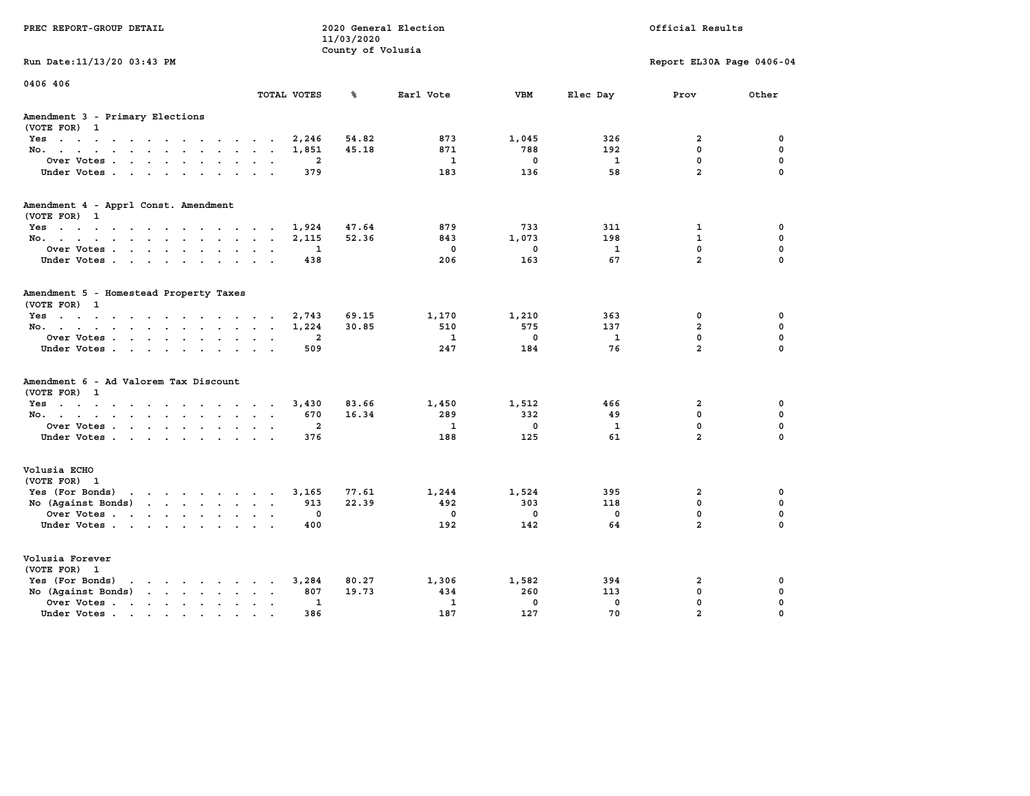PREC REPORT-GROUP DETAIL

2020 General Election
11/03/2020
County of Volusia

Official Results

Run Date:11/13/20 03:43 PM

Report EL30A Page 0406-04

0406 406

## Amendment 3 - Primary Elections
(VOTE FOR) 1

| | TOTAL VOTES | % | Earl Vote | VBM | Elec Day | Prov | Other |
|---|---|---|---|---|---|---|---|
| Yes | 2,246 | 54.82 | 873 | 1,045 | 326 | 2 | 0 |
| No. | 1,851 | 45.18 | 871 | 788 | 192 | 0 | 0 |
| Over Votes | 2 | | 1 | 0 | 1 | 0 | 0 |
| Under Votes | 379 | | 183 | 136 | 58 | 2 | 0 |

## Amendment 4 - Apprl Const. Amendment
(VOTE FOR) 1

| | TOTAL VOTES | % | Earl Vote | VBM | Elec Day | Prov | Other |
|---|---|---|---|---|---|---|---|
| Yes | 1,924 | 47.64 | 879 | 733 | 311 | 1 | 0 |
| No. | 2,115 | 52.36 | 843 | 1,073 | 198 | 1 | 0 |
| Over Votes | 1 | | 0 | 0 | 1 | 0 | 0 |
| Under Votes | 438 | | 206 | 163 | 67 | 2 | 0 |

## Amendment 5 - Homestead Property Taxes
(VOTE FOR) 1

| | TOTAL VOTES | % | Earl Vote | VBM | Elec Day | Prov | Other |
|---|---|---|---|---|---|---|---|
| Yes | 2,743 | 69.15 | 1,170 | 1,210 | 363 | 0 | 0 |
| No. | 1,224 | 30.85 | 510 | 575 | 137 | 2 | 0 |
| Over Votes | 2 | | 1 | 0 | 1 | 0 | 0 |
| Under Votes | 509 | | 247 | 184 | 76 | 2 | 0 |

## Amendment 6 - Ad Valorem Tax Discount
(VOTE FOR) 1

| | TOTAL VOTES | % | Earl Vote | VBM | Elec Day | Prov | Other |
|---|---|---|---|---|---|---|---|
| Yes | 3,430 | 83.66 | 1,450 | 1,512 | 466 | 2 | 0 |
| No. | 670 | 16.34 | 289 | 332 | 49 | 0 | 0 |
| Over Votes | 2 | | 1 | 0 | 1 | 0 | 0 |
| Under Votes | 376 | | 188 | 125 | 61 | 2 | 0 |

## Volusia ECHO
(VOTE FOR) 1

| | TOTAL VOTES | % | Earl Vote | VBM | Elec Day | Prov | Other |
|---|---|---|---|---|---|---|---|
| Yes (For Bonds) | 3,165 | 77.61 | 1,244 | 1,524 | 395 | 2 | 0 |
| No (Against Bonds) | 913 | 22.39 | 492 | 303 | 118 | 0 | 0 |
| Over Votes | 0 | | 0 | 0 | 0 | 0 | 0 |
| Under Votes | 400 | | 192 | 142 | 64 | 2 | 0 |

## Volusia Forever
(VOTE FOR) 1

| | TOTAL VOTES | % | Earl Vote | VBM | Elec Day | Prov | Other |
|---|---|---|---|---|---|---|---|
| Yes (For Bonds) | 3,284 | 80.27 | 1,306 | 1,582 | 394 | 2 | 0 |
| No (Against Bonds) | 807 | 19.73 | 434 | 260 | 113 | 0 | 0 |
| Over Votes | 1 | | 1 | 0 | 0 | 0 | 0 |
| Under Votes | 386 | | 187 | 127 | 70 | 2 | 0 |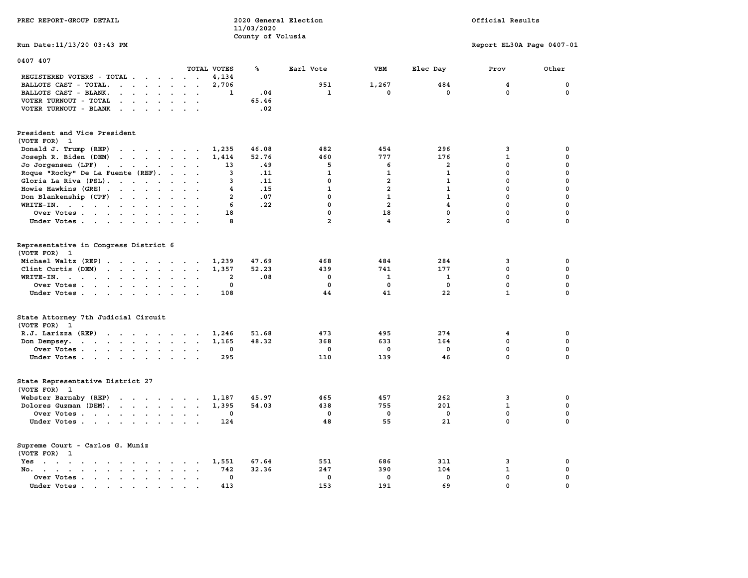PREC REPORT-GROUP DETAIL

2020 General Election
11/03/2020
County of Volusia

Official Results

Run Date:11/13/20 03:43 PM

Report EL30A Page 0407-01

## 0407 407

| | TOTAL VOTES | % | Earl Vote | VBM | Elec Day | Prov | Other |
|---|---|---|---|---|---|---|---|
| REGISTERED VOTERS - TOTAL | 4,134 | | | | | | |
| BALLOTS CAST - TOTAL. | 2,706 | | 951 | 1,267 | 484 | 4 | 0 |
| BALLOTS CAST - BLANK. | 1 | .04 | 1 | 0 | 0 | 0 | 0 |
| VOTER TURNOUT - TOTAL | | 65.46 | | | | | |
| VOTER TURNOUT - BLANK | | .02 | | | | | |

### President and Vice President
(VOTE FOR) 1

| | TOTAL VOTES | % | Earl Vote | VBM | Elec Day | Prov | Other |
|---|---|---|---|---|---|---|---|
| Donald J. Trump (REP) | 1,235 | 46.08 | 482 | 454 | 296 | 3 | 0 |
| Joseph R. Biden (DEM) | 1,414 | 52.76 | 460 | 777 | 176 | 1 | 0 |
| Jo Jorgensen (LPF) | 13 | .49 | 5 | 6 | 2 | 0 | 0 |
| Roque "Rocky" De La Fuente (REF). | 3 | .11 | 1 | 1 | 1 | 0 | 0 |
| Gloria La Riva (PSL). | 3 | .11 | 0 | 2 | 1 | 0 | 0 |
| Howie Hawkins (GRE) | 4 | .15 | 1 | 2 | 1 | 0 | 0 |
| Don Blankenship (CPF) | 2 | .07 | 0 | 1 | 1 | 0 | 0 |
| WRITE-IN. | 6 | .22 | 0 | 2 | 4 | 0 | 0 |
| Over Votes | 18 | | 0 | 18 | 0 | 0 | 0 |
| Under Votes | 8 | | 2 | 4 | 2 | 0 | 0 |

### Representative in Congress District 6
(VOTE FOR) 1

| | TOTAL VOTES | % | Earl Vote | VBM | Elec Day | Prov | Other |
|---|---|---|---|---|---|---|---|
| Michael Waltz (REP) | 1,239 | 47.69 | 468 | 484 | 284 | 3 | 0 |
| Clint Curtis (DEM) | 1,357 | 52.23 | 439 | 741 | 177 | 0 | 0 |
| WRITE-IN. | 2 | .08 | 0 | 1 | 1 | 0 | 0 |
| Over Votes | 0 | | 0 | 0 | 0 | 0 | 0 |
| Under Votes | 108 | | 44 | 41 | 22 | 1 | 0 |

### State Attorney 7th Judicial Circuit
(VOTE FOR) 1

| | TOTAL VOTES | % | Earl Vote | VBM | Elec Day | Prov | Other |
|---|---|---|---|---|---|---|---|
| R.J. Larizza (REP) | 1,246 | 51.68 | 473 | 495 | 274 | 4 | 0 |
| Don Dempsey. | 1,165 | 48.32 | 368 | 633 | 164 | 0 | 0 |
| Over Votes | 0 | | 0 | 0 | 0 | 0 | 0 |
| Under Votes | 295 | | 110 | 139 | 46 | 0 | 0 |

### State Representative District 27
(VOTE FOR) 1

| | TOTAL VOTES | % | Earl Vote | VBM | Elec Day | Prov | Other |
|---|---|---|---|---|---|---|---|
| Webster Barnaby (REP) | 1,187 | 45.97 | 465 | 457 | 262 | 3 | 0 |
| Dolores Guzman (DEM). | 1,395 | 54.03 | 438 | 755 | 201 | 1 | 0 |
| Over Votes | 0 | | 0 | 0 | 0 | 0 | 0 |
| Under Votes | 124 | | 48 | 55 | 21 | 0 | 0 |

### Supreme Court - Carlos G. Muniz
(VOTE FOR) 1

| | TOTAL VOTES | % | Earl Vote | VBM | Elec Day | Prov | Other |
|---|---|---|---|---|---|---|---|
| Yes | 1,551 | 67.64 | 551 | 686 | 311 | 3 | 0 |
| No. | 742 | 32.36 | 247 | 390 | 104 | 1 | 0 |
| Over Votes | 0 | | 0 | 0 | 0 | 0 | 0 |
| Under Votes | 413 | | 153 | 191 | 69 | 0 | 0 |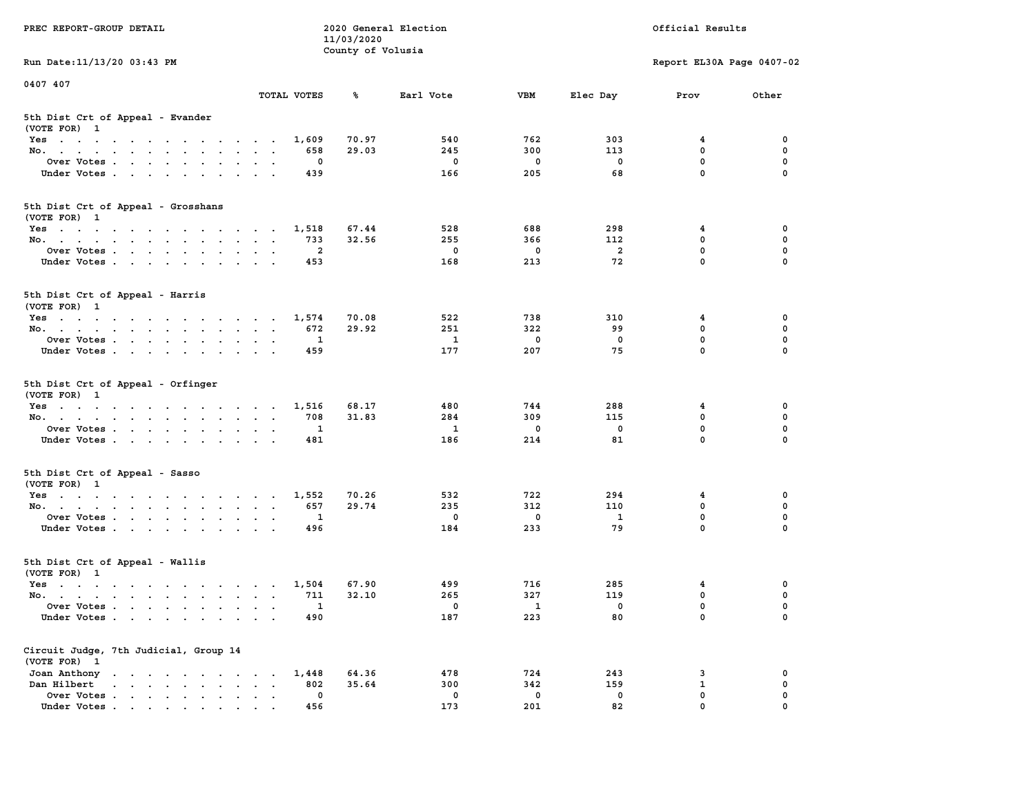PREC REPORT-GROUP DETAIL

2020 General Election
11/03/2020
County of Volusia

Official Results

Run Date:11/13/20 03:43 PM

Report EL30A Page 0407-02

0407 407

| | TOTAL VOTES | % | Earl Vote | VBM | Elec Day | Prov | Other |
|---|---|---|---|---|---|---|---|
| **5th Dist Crt of Appeal - Evander** | | | | | | | |
| (VOTE FOR) 1 | | | | | | | |
| Yes | 1,609 | 70.97 | 540 | 762 | 303 | 4 | 0 |
| No. | 658 | 29.03 | 245 | 300 | 113 | 0 | 0 |
| Over Votes | 0 | | 0 | 0 | 0 | 0 | 0 |
| Under Votes | 439 | | 166 | 205 | 68 | 0 | 0 |
| **5th Dist Crt of Appeal - Grosshans** | | | | | | | |
| (VOTE FOR) 1 | | | | | | | |
| Yes | 1,518 | 67.44 | 528 | 688 | 298 | 4 | 0 |
| No. | 733 | 32.56 | 255 | 366 | 112 | 0 | 0 |
| Over Votes | 2 | | 0 | 0 | 2 | 0 | 0 |
| Under Votes | 453 | | 168 | 213 | 72 | 0 | 0 |
| **5th Dist Crt of Appeal - Harris** | | | | | | | |
| (VOTE FOR) 1 | | | | | | | |
| Yes | 1,574 | 70.08 | 522 | 738 | 310 | 4 | 0 |
| No. | 672 | 29.92 | 251 | 322 | 99 | 0 | 0 |
| Over Votes | 1 | | 1 | 0 | 0 | 0 | 0 |
| Under Votes | 459 | | 177 | 207 | 75 | 0 | 0 |
| **5th Dist Crt of Appeal - Orfinger** | | | | | | | |
| (VOTE FOR) 1 | | | | | | | |
| Yes | 1,516 | 68.17 | 480 | 744 | 288 | 4 | 0 |
| No. | 708 | 31.83 | 284 | 309 | 115 | 0 | 0 |
| Over Votes | 1 | | 1 | 0 | 0 | 0 | 0 |
| Under Votes | 481 | | 186 | 214 | 81 | 0 | 0 |
| **5th Dist Crt of Appeal - Sasso** | | | | | | | |
| (VOTE FOR) 1 | | | | | | | |
| Yes | 1,552 | 70.26 | 532 | 722 | 294 | 4 | 0 |
| No. | 657 | 29.74 | 235 | 312 | 110 | 0 | 0 |
| Over Votes | 1 | | 0 | 0 | 1 | 0 | 0 |
| Under Votes | 496 | | 184 | 233 | 79 | 0 | 0 |
| **5th Dist Crt of Appeal - Wallis** | | | | | | | |
| (VOTE FOR) 1 | | | | | | | |
| Yes | 1,504 | 67.90 | 499 | 716 | 285 | 4 | 0 |
| No. | 711 | 32.10 | 265 | 327 | 119 | 0 | 0 |
| Over Votes | 1 | | 0 | 1 | 0 | 0 | 0 |
| Under Votes | 490 | | 187 | 223 | 80 | 0 | 0 |
| **Circuit Judge, 7th Judicial, Group 14** | | | | | | | |
| (VOTE FOR) 1 | | | | | | | |
| Joan Anthony | 1,448 | 64.36 | 478 | 724 | 243 | 3 | 0 |
| Dan Hilbert | 802 | 35.64 | 300 | 342 | 159 | 1 | 0 |
| Over Votes | 0 | | 0 | 0 | 0 | 0 | 0 |
| Under Votes | 456 | | 173 | 201 | 82 | 0 | 0 |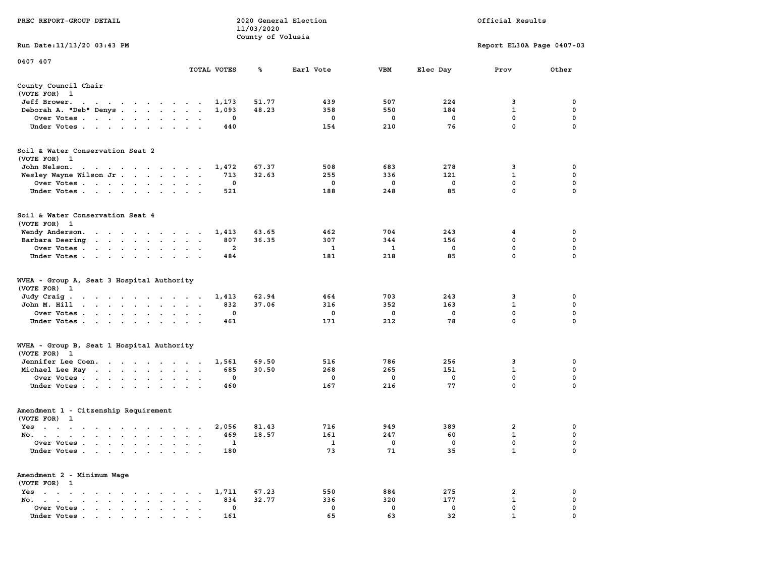PREC REPORT-GROUP DETAIL

2020 General Election
11/03/2020
County of Volusia

Official Results

Run Date:11/13/20 03:43 PM

Report EL30A Page 0407-03

0407 407

## County Council Chair
(VOTE FOR) 1

| | TOTAL VOTES | % | Earl Vote | VBM | Elec Day | Prov | Other |
|---|---|---|---|---|---|---|---|
| Jeff Brower | 1,173 | 51.77 | 439 | 507 | 224 | 3 | 0 |
| Deborah A. "Deb" Denys | 1,093 | 48.23 | 358 | 550 | 184 | 1 | 0 |
| Over Votes | 0 | | 0 | 0 | 0 | 0 | 0 |
| Under Votes | 440 | | 154 | 210 | 76 | 0 | 0 |

## Soil & Water Conservation Seat 2
(VOTE FOR) 1

| | TOTAL VOTES | % | Earl Vote | VBM | Elec Day | Prov | Other |
|---|---|---|---|---|---|---|---|
| John Nelson | 1,472 | 67.37 | 508 | 683 | 278 | 3 | 0 |
| Wesley Wayne Wilson Jr | 713 | 32.63 | 255 | 336 | 121 | 1 | 0 |
| Over Votes | 0 | | 0 | 0 | 0 | 0 | 0 |
| Under Votes | 521 | | 188 | 248 | 85 | 0 | 0 |

## Soil & Water Conservation Seat 4
(VOTE FOR) 1

| | TOTAL VOTES | % | Earl Vote | VBM | Elec Day | Prov | Other |
|---|---|---|---|---|---|---|---|
| Wendy Anderson | 1,413 | 63.65 | 462 | 704 | 243 | 4 | 0 |
| Barbara Deering | 807 | 36.35 | 307 | 344 | 156 | 0 | 0 |
| Over Votes | 2 | | 1 | 1 | 0 | 0 | 0 |
| Under Votes | 484 | | 181 | 218 | 85 | 0 | 0 |

## WVHA - Group A, Seat 3 Hospital Authority
(VOTE FOR) 1

| | TOTAL VOTES | % | Earl Vote | VBM | Elec Day | Prov | Other |
|---|---|---|---|---|---|---|---|
| Judy Craig | 1,413 | 62.94 | 464 | 703 | 243 | 3 | 0 |
| John M. Hill | 832 | 37.06 | 316 | 352 | 163 | 1 | 0 |
| Over Votes | 0 | | 0 | 0 | 0 | 0 | 0 |
| Under Votes | 461 | | 171 | 212 | 78 | 0 | 0 |

## WVHA - Group B, Seat 1 Hospital Authority
(VOTE FOR) 1

| | TOTAL VOTES | % | Earl Vote | VBM | Elec Day | Prov | Other |
|---|---|---|---|---|---|---|---|
| Jennifer Lee Coen | 1,561 | 69.50 | 516 | 786 | 256 | 3 | 0 |
| Michael Lee Ray | 685 | 30.50 | 268 | 265 | 151 | 1 | 0 |
| Over Votes | 0 | | 0 | 0 | 0 | 0 | 0 |
| Under Votes | 460 | | 167 | 216 | 77 | 0 | 0 |

## Amendment 1 - Citzenship Requirement
(VOTE FOR) 1

| | TOTAL VOTES | % | Earl Vote | VBM | Elec Day | Prov | Other |
|---|---|---|---|---|---|---|---|
| Yes | 2,056 | 81.43 | 716 | 949 | 389 | 2 | 0 |
| No | 469 | 18.57 | 161 | 247 | 60 | 1 | 0 |
| Over Votes | 1 | | 1 | 0 | 0 | 0 | 0 |
| Under Votes | 180 | | 73 | 71 | 35 | 1 | 0 |

## Amendment 2 - Minimum Wage
(VOTE FOR) 1

| | TOTAL VOTES | % | Earl Vote | VBM | Elec Day | Prov | Other |
|---|---|---|---|---|---|---|---|
| Yes | 1,711 | 67.23 | 550 | 884 | 275 | 2 | 0 |
| No | 834 | 32.77 | 336 | 320 | 177 | 1 | 0 |
| Over Votes | 0 | | 0 | 0 | 0 | 0 | 0 |
| Under Votes | 161 | | 65 | 63 | 32 | 1 | 0 |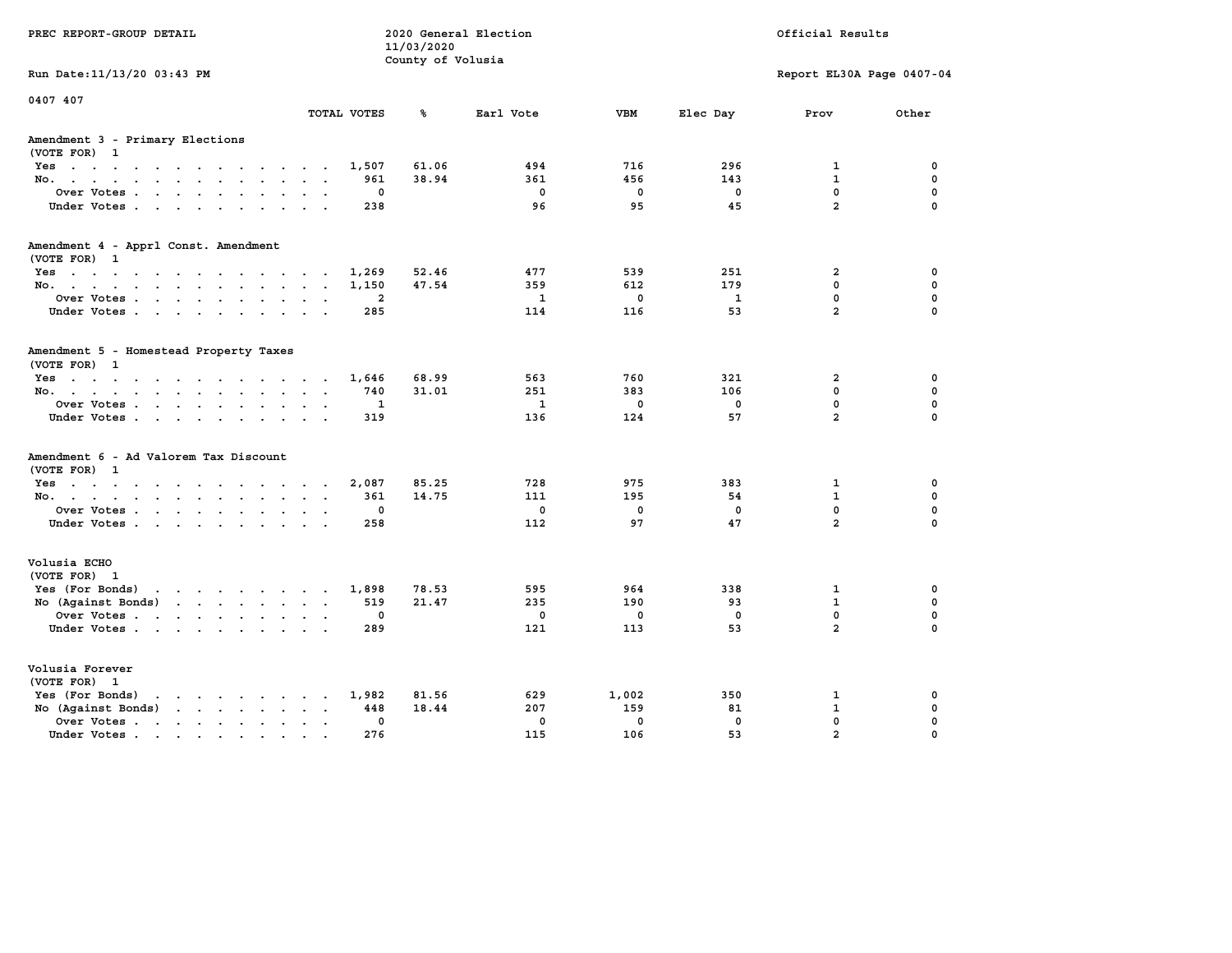PREC REPORT-GROUP DETAIL

2020 General Election
11/03/2020
County of Volusia

Official Results

Run Date:11/13/20 03:43 PM

Report EL30A Page 0407-04

0407 407

| | TOTAL VOTES | % | Earl Vote | VBM | Elec Day | Prov | Other |
|---|---|---|---|---|---|---|---|
| **Amendment 3 - Primary Elections** | | | | | | | |
| (VOTE FOR) 1 | | | | | | | |
| Yes | 1,507 | 61.06 | 494 | 716 | 296 | 1 | 0 |
| No. | 961 | 38.94 | 361 | 456 | 143 | 1 | 0 |
| Over Votes | 0 | | 0 | 0 | 0 | 0 | 0 |
| Under Votes | 238 | | 96 | 95 | 45 | 2 | 0 |
| **Amendment 4 - Apprl Const. Amendment** | | | | | | | |
| (VOTE FOR) 1 | | | | | | | |
| Yes | 1,269 | 52.46 | 477 | 539 | 251 | 2 | 0 |
| No. | 1,150 | 47.54 | 359 | 612 | 179 | 0 | 0 |
| Over Votes | 2 | | 1 | 0 | 1 | 0 | 0 |
| Under Votes | 285 | | 114 | 116 | 53 | 2 | 0 |
| **Amendment 5 - Homestead Property Taxes** | | | | | | | |
| (VOTE FOR) 1 | | | | | | | |
| Yes | 1,646 | 68.99 | 563 | 760 | 321 | 2 | 0 |
| No. | 740 | 31.01 | 251 | 383 | 106 | 0 | 0 |
| Over Votes | 1 | | 1 | 0 | 0 | 0 | 0 |
| Under Votes | 319 | | 136 | 124 | 57 | 2 | 0 |
| **Amendment 6 - Ad Valorem Tax Discount** | | | | | | | |
| (VOTE FOR) 1 | | | | | | | |
| Yes | 2,087 | 85.25 | 728 | 975 | 383 | 1 | 0 |
| No. | 361 | 14.75 | 111 | 195 | 54 | 1 | 0 |
| Over Votes | 0 | | 0 | 0 | 0 | 0 | 0 |
| Under Votes | 258 | | 112 | 97 | 47 | 2 | 0 |
| **Volusia ECHO** | | | | | | | |
| (VOTE FOR) 1 | | | | | | | |
| Yes (For Bonds) | 1,898 | 78.53 | 595 | 964 | 338 | 1 | 0 |
| No (Against Bonds) | 519 | 21.47 | 235 | 190 | 93 | 1 | 0 |
| Over Votes | 0 | | 0 | 0 | 0 | 0 | 0 |
| Under Votes | 289 | | 121 | 113 | 53 | 2 | 0 |
| **Volusia Forever** | | | | | | | |
| (VOTE FOR) 1 | | | | | | | |
| Yes (For Bonds) | 1,982 | 81.56 | 629 | 1,002 | 350 | 1 | 0 |
| No (Against Bonds) | 448 | 18.44 | 207 | 159 | 81 | 1 | 0 |
| Over Votes | 0 | | 0 | 0 | 0 | 0 | 0 |
| Under Votes | 276 | | 115 | 106 | 53 | 2 | 0 |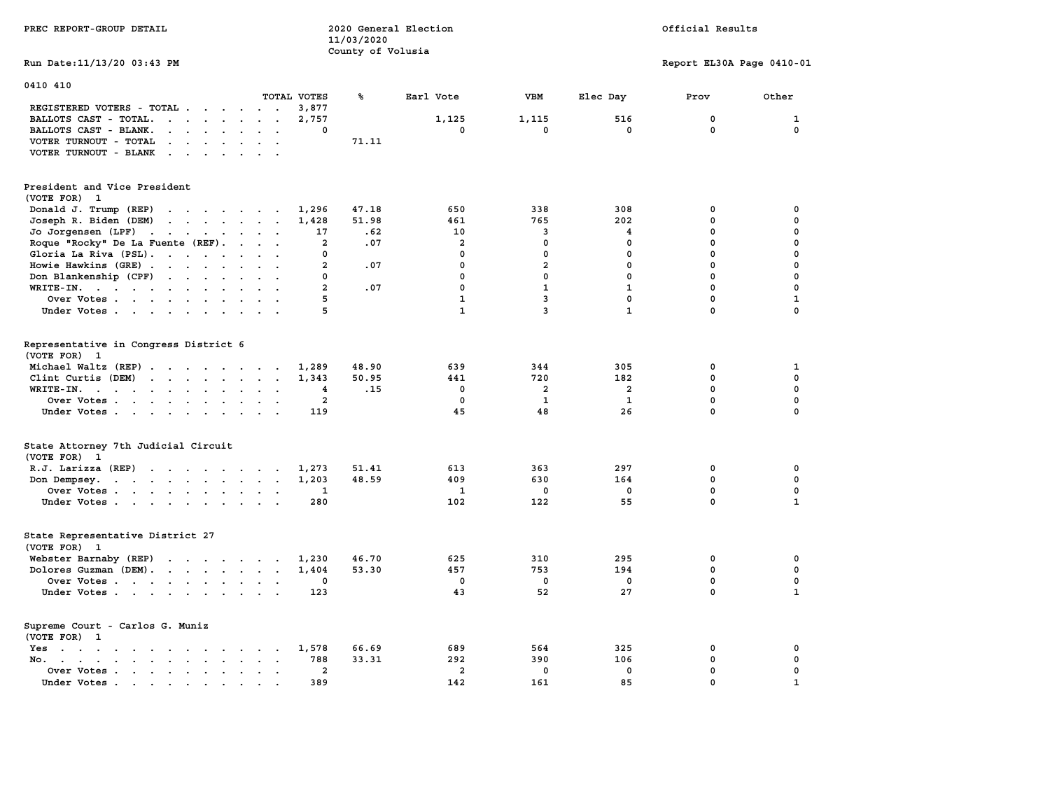PREC REPORT-GROUP DETAIL

2020 General Election
11/03/2020
County of Volusia

Official Results

Run Date:11/13/20 03:43 PM

Report EL30A Page 0410-01

0410 410

| | TOTAL VOTES | % | Earl Vote | VBM | Elec Day | Prov | Other |
|---|---|---|---|---|---|---|---|
| REGISTERED VOTERS - TOTAL | 3,877 | | | | | | |
| BALLOTS CAST - TOTAL. | 2,757 | | 1,125 | 1,115 | 516 | 0 | 1 |
| BALLOTS CAST - BLANK. | 0 | | 0 | 0 | 0 | 0 | 0 |
| VOTER TURNOUT - TOTAL | | 71.11 | | | | | |
| VOTER TURNOUT - BLANK | | | | | | | |

## President and Vice President
(VOTE FOR) 1

| | TOTAL VOTES | % | Earl Vote | VBM | Elec Day | Prov | Other |
|---|---|---|---|---|---|---|---|
| Donald J. Trump (REP) | 1,296 | 47.18 | 650 | 338 | 308 | 0 | 0 |
| Joseph R. Biden (DEM) | 1,428 | 51.98 | 461 | 765 | 202 | 0 | 0 |
| Jo Jorgensen (LPF) | 17 | .62 | 10 | 3 | 4 | 0 | 0 |
| Roque "Rocky" De La Fuente (REF). | 2 | .07 | 2 | 0 | 0 | 0 | 0 |
| Gloria La Riva (PSL). | 0 | | 0 | 0 | 0 | 0 | 0 |
| Howie Hawkins (GRE) | 2 | .07 | 0 | 2 | 0 | 0 | 0 |
| Don Blankenship (CPF) | 0 | | 0 | 0 | 0 | 0 | 0 |
| WRITE-IN. | 2 | .07 | 0 | 1 | 1 | 0 | 0 |
| Over Votes | 5 | | 1 | 3 | 0 | 0 | 1 |
| Under Votes | 5 | | 1 | 3 | 1 | 0 | 0 |

## Representative in Congress District 6
(VOTE FOR) 1

| | TOTAL VOTES | % | Earl Vote | VBM | Elec Day | Prov | Other |
|---|---|---|---|---|---|---|---|
| Michael Waltz (REP) | 1,289 | 48.90 | 639 | 344 | 305 | 0 | 1 |
| Clint Curtis (DEM) | 1,343 | 50.95 | 441 | 720 | 182 | 0 | 0 |
| WRITE-IN. | 4 | .15 | 0 | 2 | 2 | 0 | 0 |
| Over Votes | 2 | | 0 | 1 | 1 | 0 | 0 |
| Under Votes | 119 | | 45 | 48 | 26 | 0 | 0 |

## State Attorney 7th Judicial Circuit
(VOTE FOR) 1

| | TOTAL VOTES | % | Earl Vote | VBM | Elec Day | Prov | Other |
|---|---|---|---|---|---|---|---|
| R.J. Larizza (REP) | 1,273 | 51.41 | 613 | 363 | 297 | 0 | 0 |
| Don Dempsey. | 1,203 | 48.59 | 409 | 630 | 164 | 0 | 0 |
| Over Votes | 1 | | 1 | 0 | 0 | 0 | 0 |
| Under Votes | 280 | | 102 | 122 | 55 | 0 | 1 |

## State Representative District 27
(VOTE FOR) 1

| | TOTAL VOTES | % | Earl Vote | VBM | Elec Day | Prov | Other |
|---|---|---|---|---|---|---|---|
| Webster Barnaby (REP) | 1,230 | 46.70 | 625 | 310 | 295 | 0 | 0 |
| Dolores Guzman (DEM). | 1,404 | 53.30 | 457 | 753 | 194 | 0 | 0 |
| Over Votes | 0 | | 0 | 0 | 0 | 0 | 0 |
| Under Votes | 123 | | 43 | 52 | 27 | 0 | 1 |

## Supreme Court - Carlos G. Muniz
(VOTE FOR) 1

| | TOTAL VOTES | % | Earl Vote | VBM | Elec Day | Prov | Other |
|---|---|---|---|---|---|---|---|
| Yes | 1,578 | 66.69 | 689 | 564 | 325 | 0 | 0 |
| No. | 788 | 33.31 | 292 | 390 | 106 | 0 | 0 |
| Over Votes | 2 | | 2 | 0 | 0 | 0 | 0 |
| Under Votes | 389 | | 142 | 161 | 85 | 0 | 1 |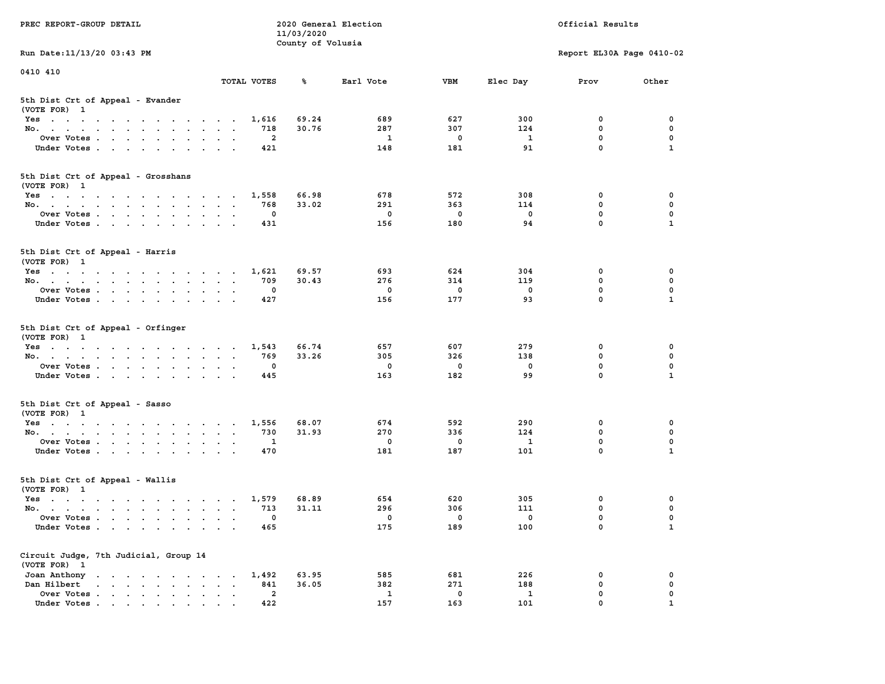PREC REPORT-GROUP DETAIL

2020 General Election
11/03/2020
County of Volusia

Official Results

Run Date:11/13/20 03:43 PM

Report EL30A Page 0410-02

0410 410

| | TOTAL VOTES | % | Earl Vote | VBM | Elec Day | Prov | Other |
|---|---|---|---|---|---|---|---|
| **5th Dist Crt of Appeal - Evander** | | | | | | | |
| (VOTE FOR) 1 | | | | | | | |
| Yes | 1,616 | 69.24 | 689 | 627 | 300 | 0 | 0 |
| No. | 718 | 30.76 | 287 | 307 | 124 | 0 | 0 |
| Over Votes | 2 | | 1 | 0 | 1 | 0 | 0 |
| Under Votes | 421 | | 148 | 181 | 91 | 0 | 1 |
| **5th Dist Crt of Appeal - Grosshans** | | | | | | | |
| (VOTE FOR) 1 | | | | | | | |
| Yes | 1,558 | 66.98 | 678 | 572 | 308 | 0 | 0 |
| No. | 768 | 33.02 | 291 | 363 | 114 | 0 | 0 |
| Over Votes | 0 | | 0 | 0 | 0 | 0 | 0 |
| Under Votes | 431 | | 156 | 180 | 94 | 0 | 1 |
| **5th Dist Crt of Appeal - Harris** | | | | | | | |
| (VOTE FOR) 1 | | | | | | | |
| Yes | 1,621 | 69.57 | 693 | 624 | 304 | 0 | 0 |
| No. | 709 | 30.43 | 276 | 314 | 119 | 0 | 0 |
| Over Votes | 0 | | 0 | 0 | 0 | 0 | 0 |
| Under Votes | 427 | | 156 | 177 | 93 | 0 | 1 |
| **5th Dist Crt of Appeal - Orfinger** | | | | | | | |
| (VOTE FOR) 1 | | | | | | | |
| Yes | 1,543 | 66.74 | 657 | 607 | 279 | 0 | 0 |
| No. | 769 | 33.26 | 305 | 326 | 138 | 0 | 0 |
| Over Votes | 0 | | 0 | 0 | 0 | 0 | 0 |
| Under Votes | 445 | | 163 | 182 | 99 | 0 | 1 |
| **5th Dist Crt of Appeal - Sasso** | | | | | | | |
| (VOTE FOR) 1 | | | | | | | |
| Yes | 1,556 | 68.07 | 674 | 592 | 290 | 0 | 0 |
| No. | 730 | 31.93 | 270 | 336 | 124 | 0 | 0 |
| Over Votes | 1 | | 0 | 0 | 1 | 0 | 0 |
| Under Votes | 470 | | 181 | 187 | 101 | 0 | 1 |
| **5th Dist Crt of Appeal - Wallis** | | | | | | | |
| (VOTE FOR) 1 | | | | | | | |
| Yes | 1,579 | 68.89 | 654 | 620 | 305 | 0 | 0 |
| No. | 713 | 31.11 | 296 | 306 | 111 | 0 | 0 |
| Over Votes | 0 | | 0 | 0 | 0 | 0 | 0 |
| Under Votes | 465 | | 175 | 189 | 100 | 0 | 1 |
| **Circuit Judge, 7th Judicial, Group 14** | | | | | | | |
| (VOTE FOR) 1 | | | | | | | |
| Joan Anthony | 1,492 | 63.95 | 585 | 681 | 226 | 0 | 0 |
| Dan Hilbert | 841 | 36.05 | 382 | 271 | 188 | 0 | 0 |
| Over Votes | 2 | | 1 | 0 | 1 | 0 | 0 |
| Under Votes | 422 | | 157 | 163 | 101 | 0 | 1 |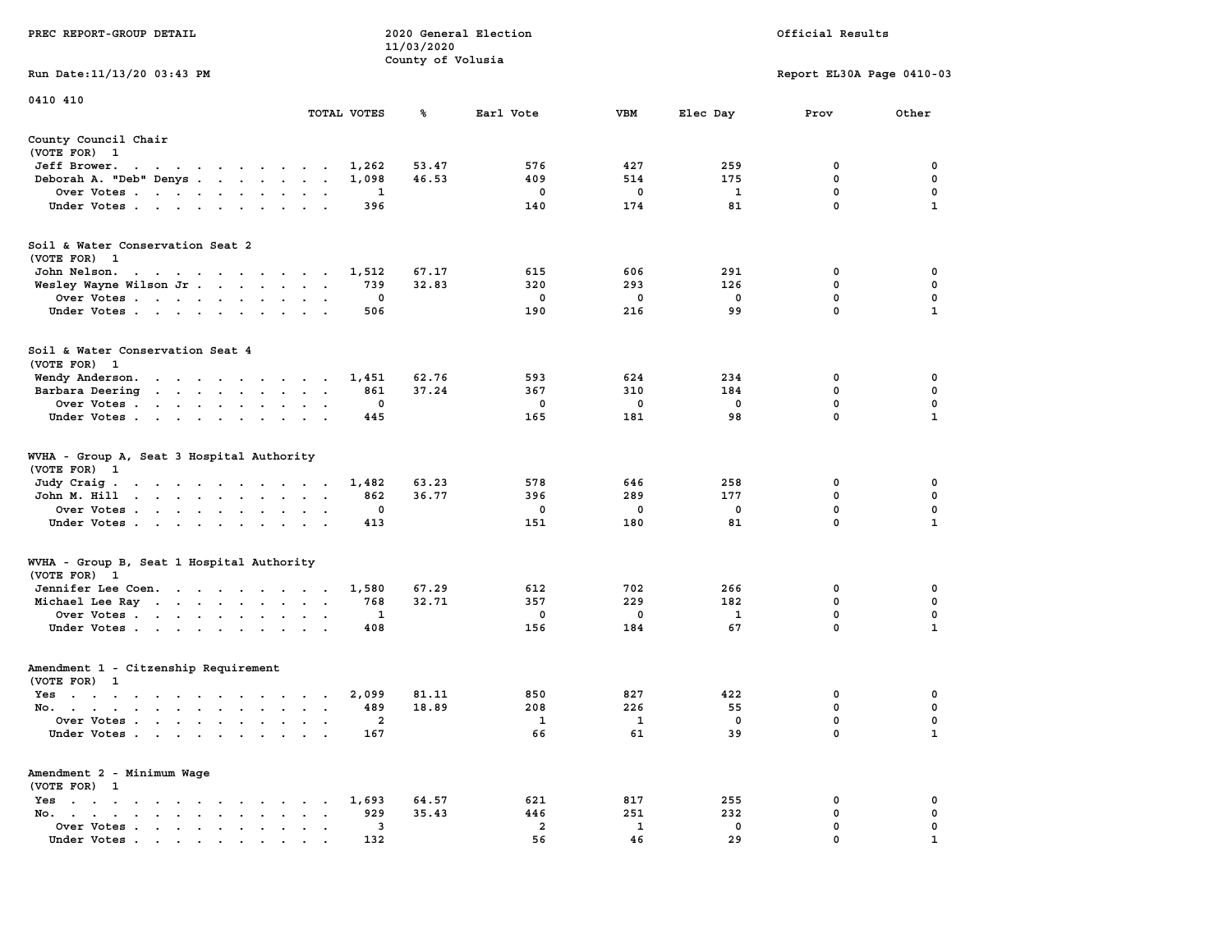PREC REPORT-GROUP DETAIL

2020 General Election
11/03/2020
County of Volusia

Official Results

Run Date:11/13/20 03:43 PM

Report EL30A Page 0410-03

0410 410

## County Council Chair
(VOTE FOR) 1

| | TOTAL VOTES | % | Earl Vote | VBM | Elec Day | Prov | Other |
|---|---|---|---|---|---|---|---|
| Jeff Brower | 1,262 | 53.47 | 576 | 427 | 259 | 0 | 0 |
| Deborah A. "Deb" Denys | 1,098 | 46.53 | 409 | 514 | 175 | 0 | 0 |
| Over Votes | 1 | | 0 | 0 | 1 | 0 | 0 |
| Under Votes | 396 | | 140 | 174 | 81 | 0 | 1 |

## Soil & Water Conservation Seat 2
(VOTE FOR) 1

| | TOTAL VOTES | % | Earl Vote | VBM | Elec Day | Prov | Other |
|---|---|---|---|---|---|---|---|
| John Nelson | 1,512 | 67.17 | 615 | 606 | 291 | 0 | 0 |
| Wesley Wayne Wilson Jr | 739 | 32.83 | 320 | 293 | 126 | 0 | 0 |
| Over Votes | 0 | | 0 | 0 | 0 | 0 | 0 |
| Under Votes | 506 | | 190 | 216 | 99 | 0 | 1 |

## Soil & Water Conservation Seat 4
(VOTE FOR) 1

| | TOTAL VOTES | % | Earl Vote | VBM | Elec Day | Prov | Other |
|---|---|---|---|---|---|---|---|
| Wendy Anderson | 1,451 | 62.76 | 593 | 624 | 234 | 0 | 0 |
| Barbara Deering | 861 | 37.24 | 367 | 310 | 184 | 0 | 0 |
| Over Votes | 0 | | 0 | 0 | 0 | 0 | 0 |
| Under Votes | 445 | | 165 | 181 | 98 | 0 | 1 |

## WVHA - Group A, Seat 3 Hospital Authority
(VOTE FOR) 1

| | TOTAL VOTES | % | Earl Vote | VBM | Elec Day | Prov | Other |
|---|---|---|---|---|---|---|---|
| Judy Craig | 1,482 | 63.23 | 578 | 646 | 258 | 0 | 0 |
| John M. Hill | 862 | 36.77 | 396 | 289 | 177 | 0 | 0 |
| Over Votes | 0 | | 0 | 0 | 0 | 0 | 0 |
| Under Votes | 413 | | 151 | 180 | 81 | 0 | 1 |

## WVHA - Group B, Seat 1 Hospital Authority
(VOTE FOR) 1

| | TOTAL VOTES | % | Earl Vote | VBM | Elec Day | Prov | Other |
|---|---|---|---|---|---|---|---|
| Jennifer Lee Coen | 1,580 | 67.29 | 612 | 702 | 266 | 0 | 0 |
| Michael Lee Ray | 768 | 32.71 | 357 | 229 | 182 | 0 | 0 |
| Over Votes | 1 | | 0 | 0 | 1 | 0 | 0 |
| Under Votes | 408 | | 156 | 184 | 67 | 0 | 1 |

## Amendment 1 - Citzenship Requirement
(VOTE FOR) 1

| | TOTAL VOTES | % | Earl Vote | VBM | Elec Day | Prov | Other |
|---|---|---|---|---|---|---|---|
| Yes | 2,099 | 81.11 | 850 | 827 | 422 | 0 | 0 |
| No | 489 | 18.89 | 208 | 226 | 55 | 0 | 0 |
| Over Votes | 2 | | 1 | 1 | 0 | 0 | 0 |
| Under Votes | 167 | | 66 | 61 | 39 | 0 | 1 |

## Amendment 2 - Minimum Wage
(VOTE FOR) 1

| | TOTAL VOTES | % | Earl Vote | VBM | Elec Day | Prov | Other |
|---|---|---|---|---|---|---|---|
| Yes | 1,693 | 64.57 | 621 | 817 | 255 | 0 | 0 |
| No | 929 | 35.43 | 446 | 251 | 232 | 0 | 0 |
| Over Votes | 3 | | 2 | 1 | 0 | 0 | 0 |
| Under Votes | 132 | | 56 | 46 | 29 | 0 | 1 |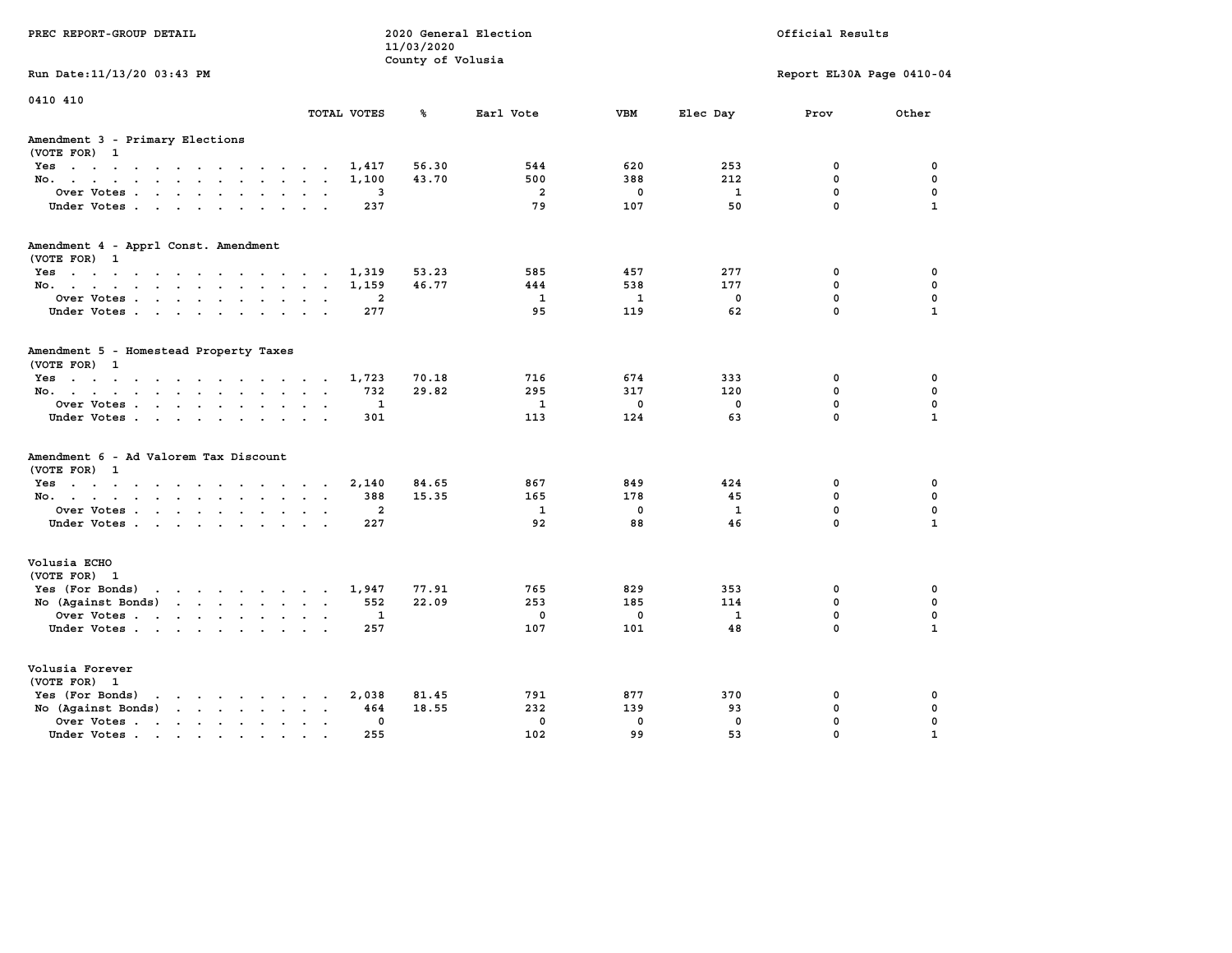PREC REPORT-GROUP DETAIL

2020 General Election
11/03/2020
County of Volusia

Official Results

Run Date:11/13/20 03:43 PM

Report EL30A Page 0410-04

0410 410

## Amendment 3 - Primary Elections
(VOTE FOR) 1

| | TOTAL VOTES | % | Earl Vote | VBM | Elec Day | Prov | Other |
|---|---|---|---|---|---|---|---|
| Yes | 1,417 | 56.30 | 544 | 620 | 253 | 0 | 0 |
| No. | 1,100 | 43.70 | 500 | 388 | 212 | 0 | 0 |
| Over Votes | 3 | | 2 | 0 | 1 | 0 | 0 |
| Under Votes | 237 | | 79 | 107 | 50 | 0 | 1 |

## Amendment 4 - Apprl Const. Amendment
(VOTE FOR) 1

| | TOTAL VOTES | % | Earl Vote | VBM | Elec Day | Prov | Other |
|---|---|---|---|---|---|---|---|
| Yes | 1,319 | 53.23 | 585 | 457 | 277 | 0 | 0 |
| No. | 1,159 | 46.77 | 444 | 538 | 177 | 0 | 0 |
| Over Votes | 2 | | 1 | 1 | 0 | 0 | 0 |
| Under Votes | 277 | | 95 | 119 | 62 | 0 | 1 |

## Amendment 5 - Homestead Property Taxes
(VOTE FOR) 1

| | TOTAL VOTES | % | Earl Vote | VBM | Elec Day | Prov | Other |
|---|---|---|---|---|---|---|---|
| Yes | 1,723 | 70.18 | 716 | 674 | 333 | 0 | 0 |
| No. | 732 | 29.82 | 295 | 317 | 120 | 0 | 0 |
| Over Votes | 1 | | 1 | 0 | 0 | 0 | 0 |
| Under Votes | 301 | | 113 | 124 | 63 | 0 | 1 |

## Amendment 6 - Ad Valorem Tax Discount
(VOTE FOR) 1

| | TOTAL VOTES | % | Earl Vote | VBM | Elec Day | Prov | Other |
|---|---|---|---|---|---|---|---|
| Yes | 2,140 | 84.65 | 867 | 849 | 424 | 0 | 0 |
| No. | 388 | 15.35 | 165 | 178 | 45 | 0 | 0 |
| Over Votes | 2 | | 1 | 0 | 1 | 0 | 0 |
| Under Votes | 227 | | 92 | 88 | 46 | 0 | 1 |

## Volusia ECHO
(VOTE FOR) 1

| | TOTAL VOTES | % | Earl Vote | VBM | Elec Day | Prov | Other |
|---|---|---|---|---|---|---|---|
| Yes (For Bonds) | 1,947 | 77.91 | 765 | 829 | 353 | 0 | 0 |
| No (Against Bonds) | 552 | 22.09 | 253 | 185 | 114 | 0 | 0 |
| Over Votes | 1 | | 0 | 0 | 1 | 0 | 0 |
| Under Votes | 257 | | 107 | 101 | 48 | 0 | 1 |

## Volusia Forever
(VOTE FOR) 1

| | TOTAL VOTES | % | Earl Vote | VBM | Elec Day | Prov | Other |
|---|---|---|---|---|---|---|---|
| Yes (For Bonds) | 2,038 | 81.45 | 791 | 877 | 370 | 0 | 0 |
| No (Against Bonds) | 464 | 18.55 | 232 | 139 | 93 | 0 | 0 |
| Over Votes | 0 | | 0 | 0 | 0 | 0 | 0 |
| Under Votes | 255 | | 102 | 99 | 53 | 0 | 1 |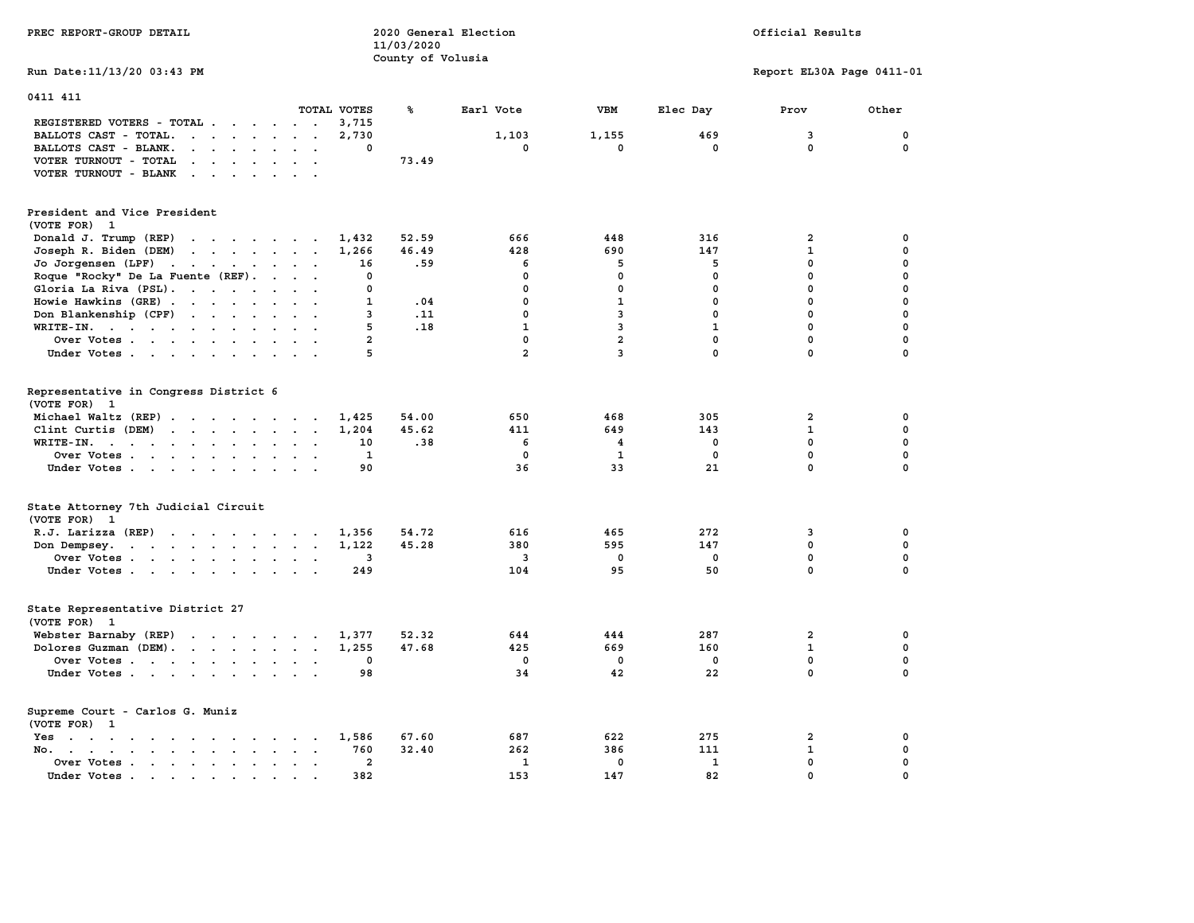PREC REPORT-GROUP DETAIL

2020 General Election
11/03/2020
County of Volusia

Official Results

Run Date:11/13/20 03:43 PM

Report EL30A Page 0411-01

## 0411 411

| | TOTAL VOTES | % | Earl Vote | VBM | Elec Day | Prov | Other |
|---|---|---|---|---|---|---|---|
| REGISTERED VOTERS - TOTAL | 3,715 | | | | | | |
| BALLOTS CAST - TOTAL. | 2,730 | | 1,103 | 1,155 | 469 | 3 | 0 |
| BALLOTS CAST - BLANK. | 0 | | 0 | 0 | 0 | 0 | 0 |
| VOTER TURNOUT - TOTAL | | 73.49 | | | | | |
| VOTER TURNOUT - BLANK | | | | | | | |

### President and Vice President
(VOTE FOR) 1

| | TOTAL VOTES | % | Earl Vote | VBM | Elec Day | Prov | Other |
|---|---|---|---|---|---|---|---|
| Donald J. Trump (REP) | 1,432 | 52.59 | 666 | 448 | 316 | 2 | 0 |
| Joseph R. Biden (DEM) | 1,266 | 46.49 | 428 | 690 | 147 | 1 | 0 |
| Jo Jorgensen (LPF) | 16 | .59 | 6 | 5 | 5 | 0 | 0 |
| Roque "Rocky" De La Fuente (REF). | 0 | | 0 | 0 | 0 | 0 | 0 |
| Gloria La Riva (PSL). | 0 | | 0 | 0 | 0 | 0 | 0 |
| Howie Hawkins (GRE) | 1 | .04 | 0 | 1 | 0 | 0 | 0 |
| Don Blankenship (CPF) | 3 | .11 | 0 | 3 | 0 | 0 | 0 |
| WRITE-IN. | 5 | .18 | 1 | 3 | 1 | 0 | 0 |
| Over Votes | 2 | | 0 | 2 | 0 | 0 | 0 |
| Under Votes | 5 | | 2 | 3 | 0 | 0 | 0 |

### Representative in Congress District 6
(VOTE FOR) 1

| | TOTAL VOTES | % | Earl Vote | VBM | Elec Day | Prov | Other |
|---|---|---|---|---|---|---|---|
| Michael Waltz (REP) | 1,425 | 54.00 | 650 | 468 | 305 | 2 | 0 |
| Clint Curtis (DEM) | 1,204 | 45.62 | 411 | 649 | 143 | 1 | 0 |
| WRITE-IN. | 10 | .38 | 6 | 4 | 0 | 0 | 0 |
| Over Votes | 1 | | 0 | 1 | 0 | 0 | 0 |
| Under Votes | 90 | | 36 | 33 | 21 | 0 | 0 |

### State Attorney 7th Judicial Circuit
(VOTE FOR) 1

| | TOTAL VOTES | % | Earl Vote | VBM | Elec Day | Prov | Other |
|---|---|---|---|---|---|---|---|
| R.J. Larizza (REP) | 1,356 | 54.72 | 616 | 465 | 272 | 3 | 0 |
| Don Dempsey. | 1,122 | 45.28 | 380 | 595 | 147 | 0 | 0 |
| Over Votes | 3 | | 3 | 0 | 0 | 0 | 0 |
| Under Votes | 249 | | 104 | 95 | 50 | 0 | 0 |

### State Representative District 27
(VOTE FOR) 1

| | TOTAL VOTES | % | Earl Vote | VBM | Elec Day | Prov | Other |
|---|---|---|---|---|---|---|---|
| Webster Barnaby (REP) | 1,377 | 52.32 | 644 | 444 | 287 | 2 | 0 |
| Dolores Guzman (DEM). | 1,255 | 47.68 | 425 | 669 | 160 | 1 | 0 |
| Over Votes | 0 | | 0 | 0 | 0 | 0 | 0 |
| Under Votes | 98 | | 34 | 42 | 22 | 0 | 0 |

### Supreme Court - Carlos G. Muniz
(VOTE FOR) 1

| | TOTAL VOTES | % | Earl Vote | VBM | Elec Day | Prov | Other |
|---|---|---|---|---|---|---|---|
| Yes | 1,586 | 67.60 | 687 | 622 | 275 | 2 | 0 |
| No. | 760 | 32.40 | 262 | 386 | 111 | 1 | 0 |
| Over Votes | 2 | | 1 | 0 | 1 | 0 | 0 |
| Under Votes | 382 | | 153 | 147 | 82 | 0 | 0 |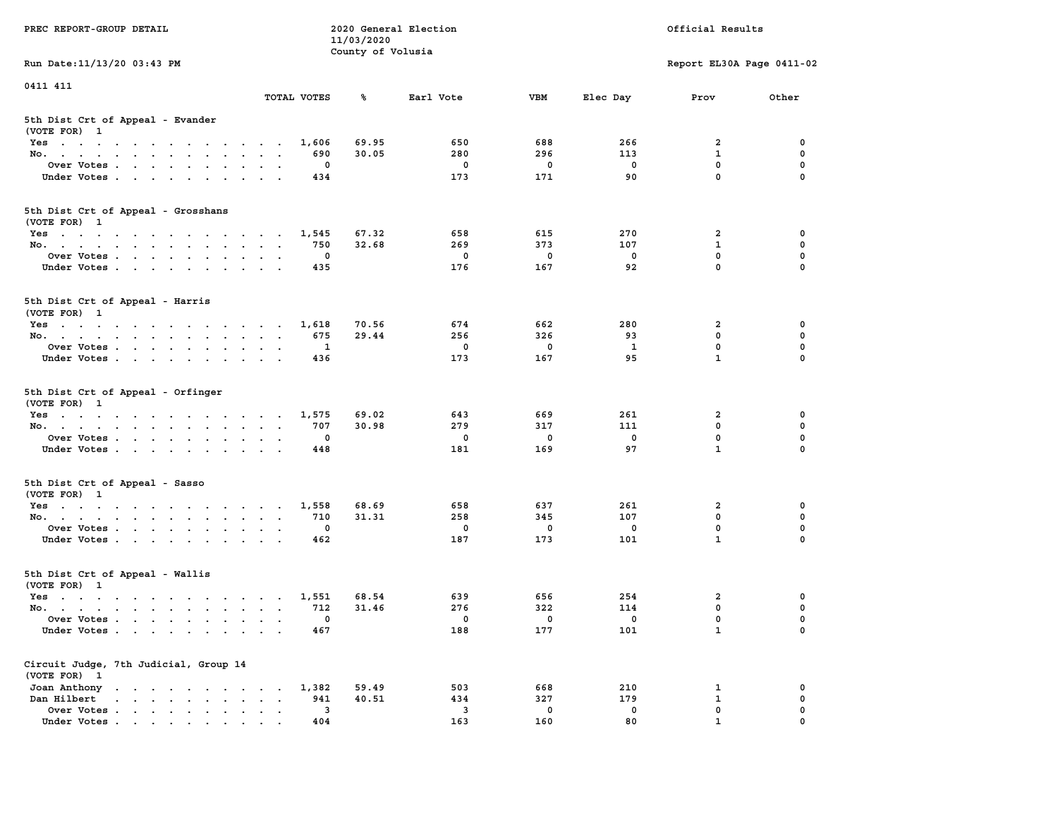0411 411

## 5th Dist Crt of Appeal - Evander

(VOTE FOR) 1

| | TOTAL VOTES | % | Earl Vote | VBM | Elec Day | Prov | Other |
|---|---|---|---|---|---|---|---|
| Yes | 1,606 | 69.95 | 650 | 688 | 266 | 2 | 0 |
| No. | 690 | 30.05 | 280 | 296 | 113 | 1 | 0 |
| Over Votes | 0 | | 0 | 0 | 0 | 0 | 0 |
| Under Votes | 434 | | 173 | 171 | 90 | 0 | 0 |

## 5th Dist Crt of Appeal - Grosshans

(VOTE FOR) 1

| | TOTAL VOTES | % | Earl Vote | VBM | Elec Day | Prov | Other |
|---|---|---|---|---|---|---|---|
| Yes | 1,545 | 67.32 | 658 | 615 | 270 | 2 | 0 |
| No. | 750 | 32.68 | 269 | 373 | 107 | 1 | 0 |
| Over Votes | 0 | | 0 | 0 | 0 | 0 | 0 |
| Under Votes | 435 | | 176 | 167 | 92 | 0 | 0 |

## 5th Dist Crt of Appeal - Harris

(VOTE FOR) 1

| | TOTAL VOTES | % | Earl Vote | VBM | Elec Day | Prov | Other |
|---|---|---|---|---|---|---|---|
| Yes | 1,618 | 70.56 | 674 | 662 | 280 | 2 | 0 |
| No. | 675 | 29.44 | 256 | 326 | 93 | 0 | 0 |
| Over Votes | 1 | | 0 | 0 | 1 | 0 | 0 |
| Under Votes | 436 | | 173 | 167 | 95 | 1 | 0 |

## 5th Dist Crt of Appeal - Orfinger

(VOTE FOR) 1

| | TOTAL VOTES | % | Earl Vote | VBM | Elec Day | Prov | Other |
|---|---|---|---|---|---|---|---|
| Yes | 1,575 | 69.02 | 643 | 669 | 261 | 2 | 0 |
| No. | 707 | 30.98 | 279 | 317 | 111 | 0 | 0 |
| Over Votes | 0 | | 0 | 0 | 0 | 0 | 0 |
| Under Votes | 448 | | 181 | 169 | 97 | 1 | 0 |

## 5th Dist Crt of Appeal - Sasso

(VOTE FOR) 1

| | TOTAL VOTES | % | Earl Vote | VBM | Elec Day | Prov | Other |
|---|---|---|---|---|---|---|---|
| Yes | 1,558 | 68.69 | 658 | 637 | 261 | 2 | 0 |
| No. | 710 | 31.31 | 258 | 345 | 107 | 0 | 0 |
| Over Votes | 0 | | 0 | 0 | 0 | 0 | 0 |
| Under Votes | 462 | | 187 | 173 | 101 | 1 | 0 |

## 5th Dist Crt of Appeal - Wallis

(VOTE FOR) 1

| | TOTAL VOTES | % | Earl Vote | VBM | Elec Day | Prov | Other |
|---|---|---|---|---|---|---|---|
| Yes | 1,551 | 68.54 | 639 | 656 | 254 | 2 | 0 |
| No. | 712 | 31.46 | 276 | 322 | 114 | 0 | 0 |
| Over Votes | 0 | | 0 | 0 | 0 | 0 | 0 |
| Under Votes | 467 | | 188 | 177 | 101 | 1 | 0 |

## Circuit Judge, 7th Judicial, Group 14

(VOTE FOR) 1

| | TOTAL VOTES | % | Earl Vote | VBM | Elec Day | Prov | Other |
|---|---|---|---|---|---|---|---|
| Joan Anthony | 1,382 | 59.49 | 503 | 668 | 210 | 1 | 0 |
| Dan Hilbert | 941 | 40.51 | 434 | 327 | 179 | 1 | 0 |
| Over Votes | 3 | | 3 | 0 | 0 | 0 | 0 |
| Under Votes | 404 | | 163 | 160 | 80 | 1 | 0 |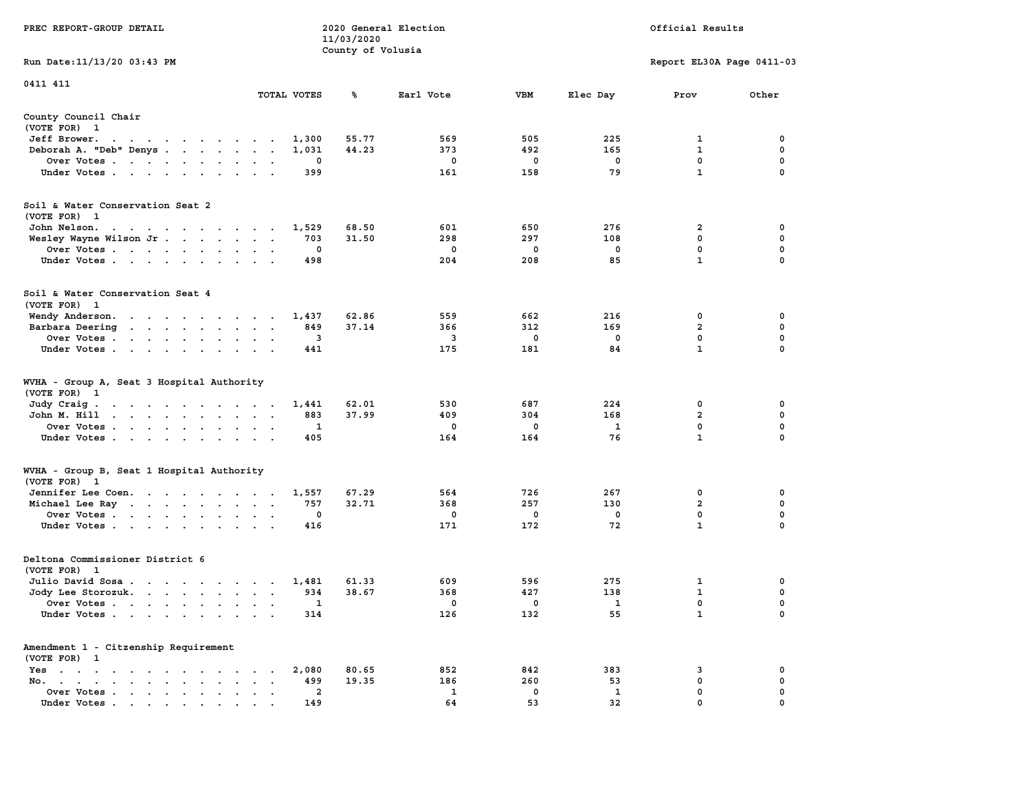0411 411

## County Council Chair
(VOTE FOR) 1

| | TOTAL VOTES | % | Earl Vote | VBM | Elec Day | Prov | Other |
|---|---|---|---|---|---|---|---|
| Jeff Brower | 1,300 | 55.77 | 569 | 505 | 225 | 1 | 0 |
| Deborah A. "Deb" Denys | 1,031 | 44.23 | 373 | 492 | 165 | 1 | 0 |
| Over Votes | 0 | | 0 | 0 | 0 | 0 | 0 |
| Under Votes | 399 | | 161 | 158 | 79 | 1 | 0 |

## Soil & Water Conservation Seat 2
(VOTE FOR) 1

| | TOTAL VOTES | % | Earl Vote | VBM | Elec Day | Prov | Other |
|---|---|---|---|---|---|---|---|
| John Nelson | 1,529 | 68.50 | 601 | 650 | 276 | 2 | 0 |
| Wesley Wayne Wilson Jr | 703 | 31.50 | 298 | 297 | 108 | 0 | 0 |
| Over Votes | 0 | | 0 | 0 | 0 | 0 | 0 |
| Under Votes | 498 | | 204 | 208 | 85 | 1 | 0 |

## Soil & Water Conservation Seat 4
(VOTE FOR) 1

| | TOTAL VOTES | % | Earl Vote | VBM | Elec Day | Prov | Other |
|---|---|---|---|---|---|---|---|
| Wendy Anderson | 1,437 | 62.86 | 559 | 662 | 216 | 0 | 0 |
| Barbara Deering | 849 | 37.14 | 366 | 312 | 169 | 2 | 0 |
| Over Votes | 3 | | 3 | 0 | 0 | 0 | 0 |
| Under Votes | 441 | | 175 | 181 | 84 | 1 | 0 |

## WVHA - Group A, Seat 3 Hospital Authority
(VOTE FOR) 1

| | TOTAL VOTES | % | Earl Vote | VBM | Elec Day | Prov | Other |
|---|---|---|---|---|---|---|---|
| Judy Craig | 1,441 | 62.01 | 530 | 687 | 224 | 0 | 0 |
| John M. Hill | 883 | 37.99 | 409 | 304 | 168 | 2 | 0 |
| Over Votes | 1 | | 0 | 0 | 1 | 0 | 0 |
| Under Votes | 405 | | 164 | 164 | 76 | 1 | 0 |

## WVHA - Group B, Seat 1 Hospital Authority
(VOTE FOR) 1

| | TOTAL VOTES | % | Earl Vote | VBM | Elec Day | Prov | Other |
|---|---|---|---|---|---|---|---|
| Jennifer Lee Coen | 1,557 | 67.29 | 564 | 726 | 267 | 0 | 0 |
| Michael Lee Ray | 757 | 32.71 | 368 | 257 | 130 | 2 | 0 |
| Over Votes | 0 | | 0 | 0 | 0 | 0 | 0 |
| Under Votes | 416 | | 171 | 172 | 72 | 1 | 0 |

## Deltona Commissioner District 6
(VOTE FOR) 1

| | TOTAL VOTES | % | Earl Vote | VBM | Elec Day | Prov | Other |
|---|---|---|---|---|---|---|---|
| Julio David Sosa | 1,481 | 61.33 | 609 | 596 | 275 | 1 | 0 |
| Jody Lee Storozuk | 934 | 38.67 | 368 | 427 | 138 | 1 | 0 |
| Over Votes | 1 | | 0 | 0 | 1 | 0 | 0 |
| Under Votes | 314 | | 126 | 132 | 55 | 1 | 0 |

## Amendment 1 - Citzenship Requirement
(VOTE FOR) 1

| | TOTAL VOTES | % | Earl Vote | VBM | Elec Day | Prov | Other |
|---|---|---|---|---|---|---|---|
| Yes | 2,080 | 80.65 | 852 | 842 | 383 | 3 | 0 |
| No | 499 | 19.35 | 186 | 260 | 53 | 0 | 0 |
| Over Votes | 2 | | 1 | 0 | 1 | 0 | 0 |
| Under Votes | 149 | | 64 | 53 | 32 | 0 | 0 |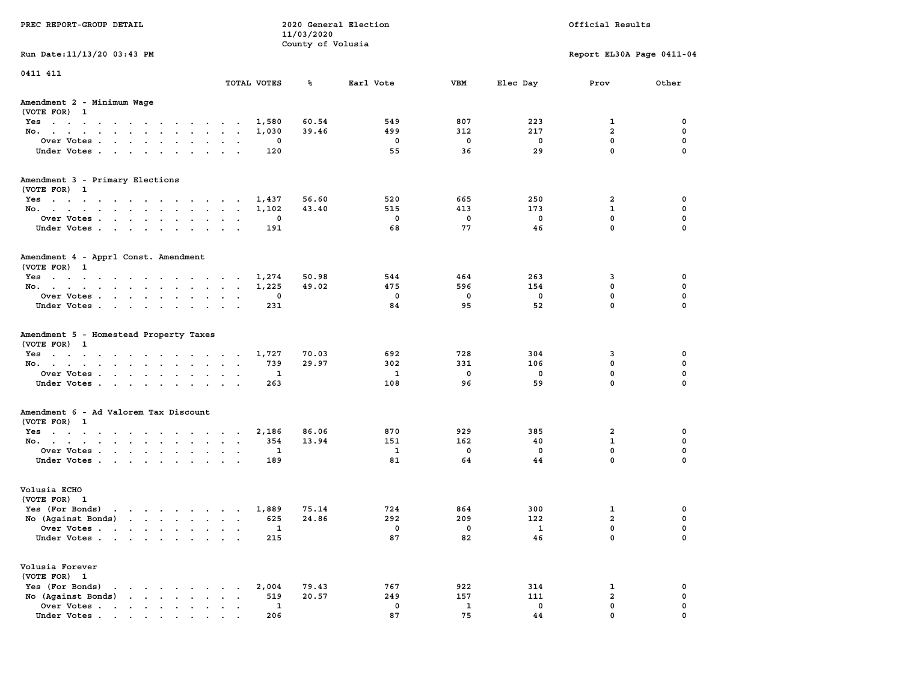PREC REPORT-GROUP DETAIL

2020 General Election
11/03/2020
County of Volusia

Official Results

Run Date:11/13/20 03:43 PM

Report EL30A Page 0411-04

0411 411

### Amendment 2 - Minimum Wage
(VOTE FOR) 1

| | TOTAL VOTES | % | Earl Vote | VBM | Elec Day | Prov | Other |
|---|---|---|---|---|---|---|---|
| Yes | 1,580 | 60.54 | 549 | 807 | 223 | 1 | 0 |
| No. | 1,030 | 39.46 | 499 | 312 | 217 | 2 | 0 |
| Over Votes | 0 | | 0 | 0 | 0 | 0 | 0 |
| Under Votes | 120 | | 55 | 36 | 29 | 0 | 0 |

### Amendment 3 - Primary Elections
(VOTE FOR) 1

| | TOTAL VOTES | % | Earl Vote | VBM | Elec Day | Prov | Other |
|---|---|---|---|---|---|---|---|
| Yes | 1,437 | 56.60 | 520 | 665 | 250 | 2 | 0 |
| No. | 1,102 | 43.40 | 515 | 413 | 173 | 1 | 0 |
| Over Votes | 0 | | 0 | 0 | 0 | 0 | 0 |
| Under Votes | 191 | | 68 | 77 | 46 | 0 | 0 |

### Amendment 4 - Apprl Const. Amendment
(VOTE FOR) 1

| | TOTAL VOTES | % | Earl Vote | VBM | Elec Day | Prov | Other |
|---|---|---|---|---|---|---|---|
| Yes | 1,274 | 50.98 | 544 | 464 | 263 | 3 | 0 |
| No. | 1,225 | 49.02 | 475 | 596 | 154 | 0 | 0 |
| Over Votes | 0 | | 0 | 0 | 0 | 0 | 0 |
| Under Votes | 231 | | 84 | 95 | 52 | 0 | 0 |

### Amendment 5 - Homestead Property Taxes
(VOTE FOR) 1

| | TOTAL VOTES | % | Earl Vote | VBM | Elec Day | Prov | Other |
|---|---|---|---|---|---|---|---|
| Yes | 1,727 | 70.03 | 692 | 728 | 304 | 3 | 0 |
| No. | 739 | 29.97 | 302 | 331 | 106 | 0 | 0 |
| Over Votes | 1 | | 1 | 0 | 0 | 0 | 0 |
| Under Votes | 263 | | 108 | 96 | 59 | 0 | 0 |

### Amendment 6 - Ad Valorem Tax Discount
(VOTE FOR) 1

| | TOTAL VOTES | % | Earl Vote | VBM | Elec Day | Prov | Other |
|---|---|---|---|---|---|---|---|
| Yes | 2,186 | 86.06 | 870 | 929 | 385 | 2 | 0 |
| No. | 354 | 13.94 | 151 | 162 | 40 | 1 | 0 |
| Over Votes | 1 | | 1 | 0 | 0 | 0 | 0 |
| Under Votes | 189 | | 81 | 64 | 44 | 0 | 0 |

### Volusia ECHO
(VOTE FOR) 1

| | TOTAL VOTES | % | Earl Vote | VBM | Elec Day | Prov | Other |
|---|---|---|---|---|---|---|---|
| Yes (For Bonds) | 1,889 | 75.14 | 724 | 864 | 300 | 1 | 0 |
| No (Against Bonds) | 625 | 24.86 | 292 | 209 | 122 | 2 | 0 |
| Over Votes | 1 | | 0 | 0 | 1 | 0 | 0 |
| Under Votes | 215 | | 87 | 82 | 46 | 0 | 0 |

### Volusia Forever
(VOTE FOR) 1

| | TOTAL VOTES | % | Earl Vote | VBM | Elec Day | Prov | Other |
|---|---|---|---|---|---|---|---|
| Yes (For Bonds) | 2,004 | 79.43 | 767 | 922 | 314 | 1 | 0 |
| No (Against Bonds) | 519 | 20.57 | 249 | 157 | 111 | 2 | 0 |
| Over Votes | 1 | | 0 | 1 | 0 | 0 | 0 |
| Under Votes | 206 | | 87 | 75 | 44 | 0 | 0 |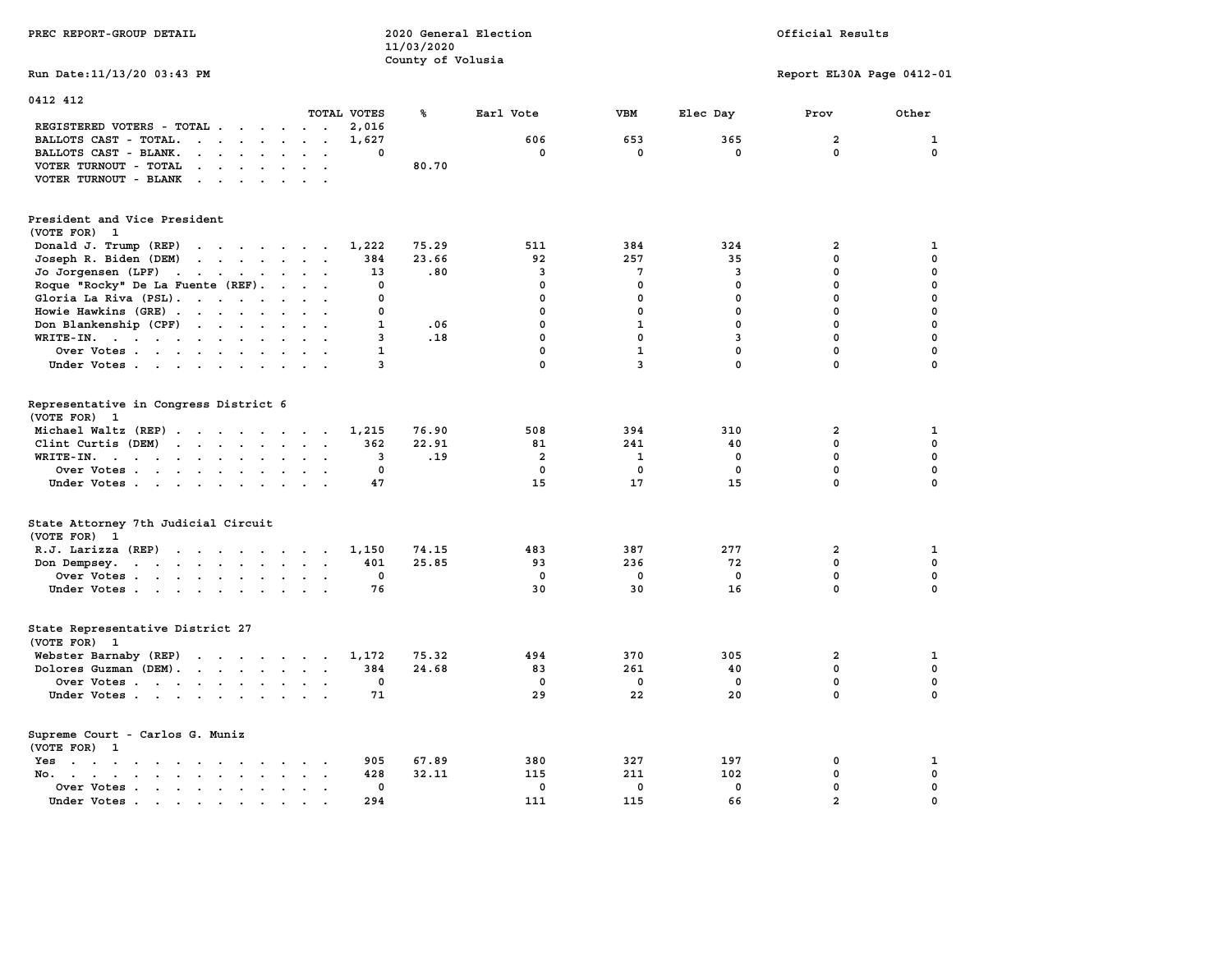PREC REPORT-GROUP DETAIL

2020 General Election
11/03/2020
County of Volusia

Official Results

Run Date:11/13/20 03:43 PM

Report EL30A Page 0412-01

## 0412 412

| | TOTAL VOTES | % | Earl Vote | VBM | Elec Day | Prov | Other |
|---|---|---|---|---|---|---|---|
| REGISTERED VOTERS - TOTAL | 2,016 | | | | | | |
| BALLOTS CAST - TOTAL. | 1,627 | | 606 | 653 | 365 | 2 | 1 |
| BALLOTS CAST - BLANK. | 0 | | 0 | 0 | 0 | 0 | 0 |
| VOTER TURNOUT - TOTAL | | 80.70 | | | | | |
| VOTER TURNOUT - BLANK | | | | | | | |

### President and Vice President
(VOTE FOR) 1

| | TOTAL VOTES | % | Earl Vote | VBM | Elec Day | Prov | Other |
|---|---|---|---|---|---|---|---|
| Donald J. Trump (REP) | 1,222 | 75.29 | 511 | 384 | 324 | 2 | 1 |
| Joseph R. Biden (DEM) | 384 | 23.66 | 92 | 257 | 35 | 0 | 0 |
| Jo Jorgensen (LPF) | 13 | .80 | 3 | 7 | 3 | 0 | 0 |
| Roque "Rocky" De La Fuente (REF). | 0 | | 0 | 0 | 0 | 0 | 0 |
| Gloria La Riva (PSL). | 0 | | 0 | 0 | 0 | 0 | 0 |
| Howie Hawkins (GRE) | 0 | | 0 | 0 | 0 | 0 | 0 |
| Don Blankenship (CPF) | 1 | .06 | 0 | 1 | 0 | 0 | 0 |
| WRITE-IN. | 3 | .18 | 0 | 0 | 3 | 0 | 0 |
| Over Votes | 1 | | 0 | 1 | 0 | 0 | 0 |
| Under Votes | 3 | | 0 | 3 | 0 | 0 | 0 |

### Representative in Congress District 6
(VOTE FOR) 1

| | TOTAL VOTES | % | Earl Vote | VBM | Elec Day | Prov | Other |
|---|---|---|---|---|---|---|---|
| Michael Waltz (REP) | 1,215 | 76.90 | 508 | 394 | 310 | 2 | 1 |
| Clint Curtis (DEM) | 362 | 22.91 | 81 | 241 | 40 | 0 | 0 |
| WRITE-IN. | 3 | .19 | 2 | 1 | 0 | 0 | 0 |
| Over Votes | 0 | | 0 | 0 | 0 | 0 | 0 |
| Under Votes | 47 | | 15 | 17 | 15 | 0 | 0 |

### State Attorney 7th Judicial Circuit
(VOTE FOR) 1

| | TOTAL VOTES | % | Earl Vote | VBM | Elec Day | Prov | Other |
|---|---|---|---|---|---|---|---|
| R.J. Larizza (REP) | 1,150 | 74.15 | 483 | 387 | 277 | 2 | 1 |
| Don Dempsey. | 401 | 25.85 | 93 | 236 | 72 | 0 | 0 |
| Over Votes | 0 | | 0 | 0 | 0 | 0 | 0 |
| Under Votes | 76 | | 30 | 30 | 16 | 0 | 0 |

### State Representative District 27
(VOTE FOR) 1

| | TOTAL VOTES | % | Earl Vote | VBM | Elec Day | Prov | Other |
|---|---|---|---|---|---|---|---|
| Webster Barnaby (REP) | 1,172 | 75.32 | 494 | 370 | 305 | 2 | 1 |
| Dolores Guzman (DEM). | 384 | 24.68 | 83 | 261 | 40 | 0 | 0 |
| Over Votes | 0 | | 0 | 0 | 0 | 0 | 0 |
| Under Votes | 71 | | 29 | 22 | 20 | 0 | 0 |

### Supreme Court - Carlos G. Muniz
(VOTE FOR) 1

| | TOTAL VOTES | % | Earl Vote | VBM | Elec Day | Prov | Other |
|---|---|---|---|---|---|---|---|
| Yes | 905 | 67.89 | 380 | 327 | 197 | 0 | 1 |
| No. | 428 | 32.11 | 115 | 211 | 102 | 0 | 0 |
| Over Votes | 0 | | 0 | 0 | 0 | 0 | 0 |
| Under Votes | 294 | | 111 | 115 | 66 | 2 | 0 |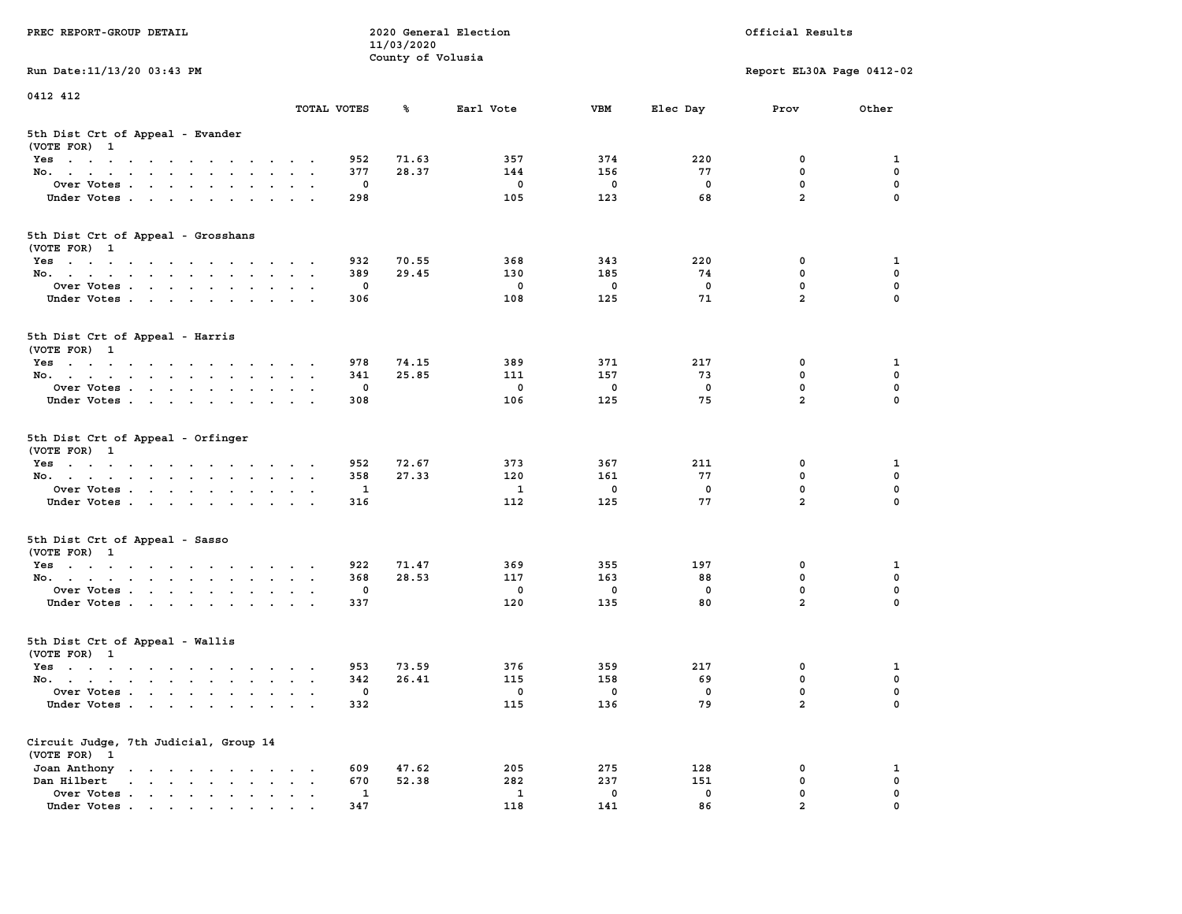PREC REPORT-GROUP DETAIL

2020 General Election
11/03/2020
County of Volusia

Official Results

Run Date:11/13/20 03:43 PM

Report EL30A Page 0412-02

0412 412

### 5th Dist Crt of Appeal - Evander
(VOTE FOR) 1

| | TOTAL VOTES | % | Earl Vote | VBM | Elec Day | Prov | Other |
|---|---|---|---|---|---|---|---|
| Yes | 952 | 71.63 | 357 | 374 | 220 | 0 | 1 |
| No. | 377 | 28.37 | 144 | 156 | 77 | 0 | 0 |
| Over Votes | 0 | | 0 | 0 | 0 | 0 | 0 |
| Under Votes | 298 | | 105 | 123 | 68 | 2 | 0 |

### 5th Dist Crt of Appeal - Grosshans
(VOTE FOR) 1

| | TOTAL VOTES | % | Earl Vote | VBM | Elec Day | Prov | Other |
|---|---|---|---|---|---|---|---|
| Yes | 932 | 70.55 | 368 | 343 | 220 | 0 | 1 |
| No. | 389 | 29.45 | 130 | 185 | 74 | 0 | 0 |
| Over Votes | 0 | | 0 | 0 | 0 | 0 | 0 |
| Under Votes | 306 | | 108 | 125 | 71 | 2 | 0 |

### 5th Dist Crt of Appeal - Harris
(VOTE FOR) 1

| | TOTAL VOTES | % | Earl Vote | VBM | Elec Day | Prov | Other |
|---|---|---|---|---|---|---|---|
| Yes | 978 | 74.15 | 389 | 371 | 217 | 0 | 1 |
| No. | 341 | 25.85 | 111 | 157 | 73 | 0 | 0 |
| Over Votes | 0 | | 0 | 0 | 0 | 0 | 0 |
| Under Votes | 308 | | 106 | 125 | 75 | 2 | 0 |

### 5th Dist Crt of Appeal - Orfinger
(VOTE FOR) 1

| | TOTAL VOTES | % | Earl Vote | VBM | Elec Day | Prov | Other |
|---|---|---|---|---|---|---|---|
| Yes | 952 | 72.67 | 373 | 367 | 211 | 0 | 1 |
| No. | 358 | 27.33 | 120 | 161 | 77 | 0 | 0 |
| Over Votes | 1 | | 1 | 0 | 0 | 0 | 0 |
| Under Votes | 316 | | 112 | 125 | 77 | 2 | 0 |

### 5th Dist Crt of Appeal - Sasso
(VOTE FOR) 1

| | TOTAL VOTES | % | Earl Vote | VBM | Elec Day | Prov | Other |
|---|---|---|---|---|---|---|---|
| Yes | 922 | 71.47 | 369 | 355 | 197 | 0 | 1 |
| No. | 368 | 28.53 | 117 | 163 | 88 | 0 | 0 |
| Over Votes | 0 | | 0 | 0 | 0 | 0 | 0 |
| Under Votes | 337 | | 120 | 135 | 80 | 2 | 0 |

### 5th Dist Crt of Appeal - Wallis
(VOTE FOR) 1

| | TOTAL VOTES | % | Earl Vote | VBM | Elec Day | Prov | Other |
|---|---|---|---|---|---|---|---|
| Yes | 953 | 73.59 | 376 | 359 | 217 | 0 | 1 |
| No. | 342 | 26.41 | 115 | 158 | 69 | 0 | 0 |
| Over Votes | 0 | | 0 | 0 | 0 | 0 | 0 |
| Under Votes | 332 | | 115 | 136 | 79 | 2 | 0 |

### Circuit Judge, 7th Judicial, Group 14
(VOTE FOR) 1

| | TOTAL VOTES | % | Earl Vote | VBM | Elec Day | Prov | Other |
|---|---|---|---|---|---|---|---|
| Joan Anthony | 609 | 47.62 | 205 | 275 | 128 | 0 | 1 |
| Dan Hilbert | 670 | 52.38 | 282 | 237 | 151 | 0 | 0 |
| Over Votes | 1 | | 1 | 0 | 0 | 0 | 0 |
| Under Votes | 347 | | 118 | 141 | 86 | 2 | 0 |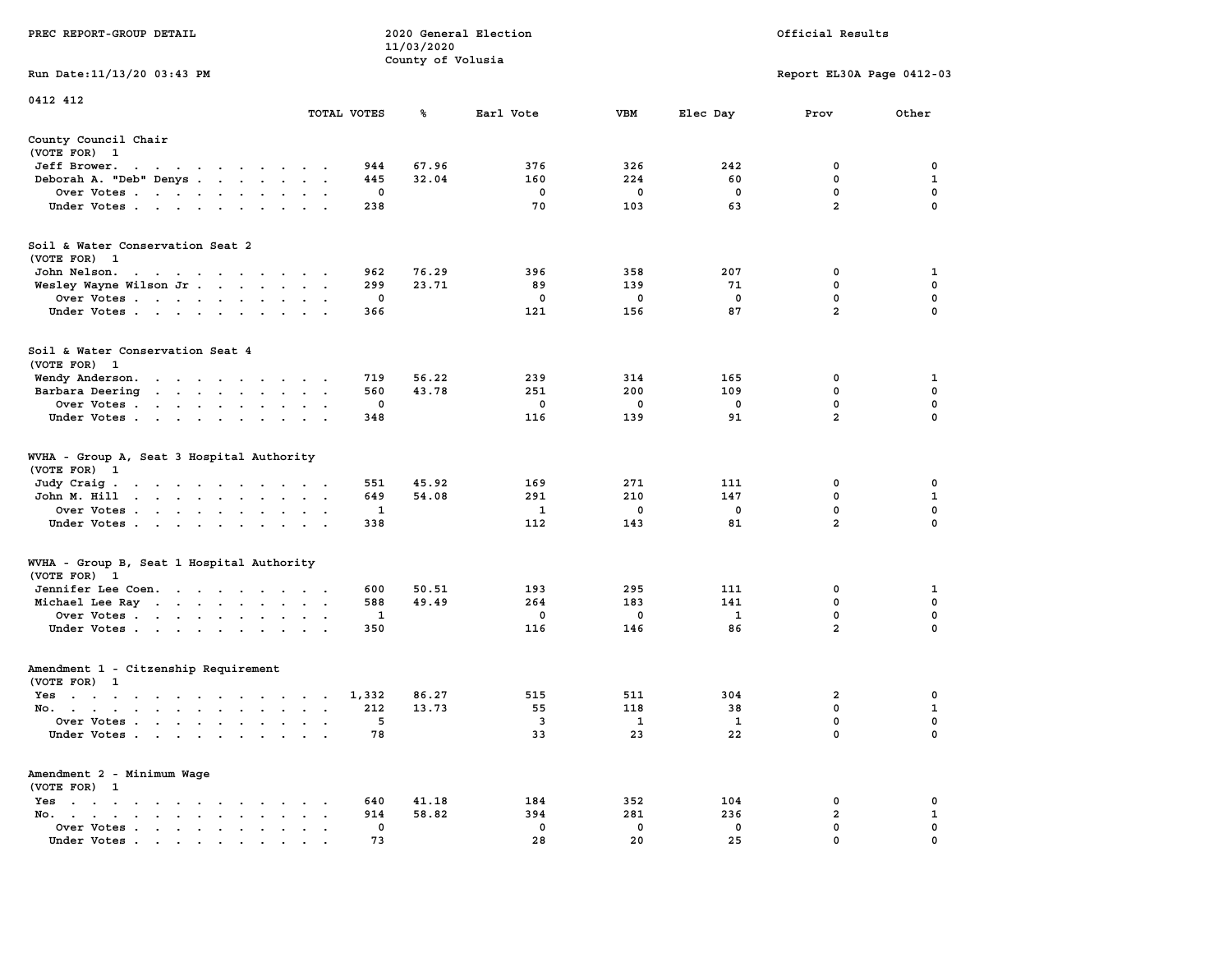PREC REPORT-GROUP DETAIL

2020 General Election
11/03/2020
County of Volusia

Official Results

Run Date:11/13/20 03:43 PM

Report EL30A Page 0412-03

0412 412

| | TOTAL VOTES | % | Earl Vote | VBM | Elec Day | Prov | Other |
|---|---|---|---|---|---|---|---|
| **County Council Chair** | | | | | | | |
| (VOTE FOR) 1 | | | | | | | |
| Jeff Brower | 944 | 67.96 | 376 | 326 | 242 | 0 | 0 |
| Deborah A. "Deb" Denys | 445 | 32.04 | 160 | 224 | 60 | 0 | 1 |
| Over Votes | 0 | | 0 | 0 | 0 | 0 | 0 |
| Under Votes | 238 | | 70 | 103 | 63 | 2 | 0 |
| **Soil & Water Conservation Seat 2** | | | | | | | |
| (VOTE FOR) 1 | | | | | | | |
| John Nelson | 962 | 76.29 | 396 | 358 | 207 | 0 | 1 |
| Wesley Wayne Wilson Jr | 299 | 23.71 | 89 | 139 | 71 | 0 | 0 |
| Over Votes | 0 | | 0 | 0 | 0 | 0 | 0 |
| Under Votes | 366 | | 121 | 156 | 87 | 2 | 0 |
| **Soil & Water Conservation Seat 4** | | | | | | | |
| (VOTE FOR) 1 | | | | | | | |
| Wendy Anderson | 719 | 56.22 | 239 | 314 | 165 | 0 | 1 |
| Barbara Deering | 560 | 43.78 | 251 | 200 | 109 | 0 | 0 |
| Over Votes | 0 | | 0 | 0 | 0 | 0 | 0 |
| Under Votes | 348 | | 116 | 139 | 91 | 2 | 0 |
| **WVHA - Group A, Seat 3 Hospital Authority** | | | | | | | |
| (VOTE FOR) 1 | | | | | | | |
| Judy Craig | 551 | 45.92 | 169 | 271 | 111 | 0 | 0 |
| John M. Hill | 649 | 54.08 | 291 | 210 | 147 | 0 | 1 |
| Over Votes | 1 | | 1 | 0 | 0 | 0 | 0 |
| Under Votes | 338 | | 112 | 143 | 81 | 2 | 0 |
| **WVHA - Group B, Seat 1 Hospital Authority** | | | | | | | |
| (VOTE FOR) 1 | | | | | | | |
| Jennifer Lee Coen | 600 | 50.51 | 193 | 295 | 111 | 0 | 1 |
| Michael Lee Ray | 588 | 49.49 | 264 | 183 | 141 | 0 | 0 |
| Over Votes | 1 | | 0 | 0 | 1 | 0 | 0 |
| Under Votes | 350 | | 116 | 146 | 86 | 2 | 0 |
| **Amendment 1 - Citzenship Requirement** | | | | | | | |
| (VOTE FOR) 1 | | | | | | | |
| Yes | 1,332 | 86.27 | 515 | 511 | 304 | 2 | 0 |
| No | 212 | 13.73 | 55 | 118 | 38 | 0 | 1 |
| Over Votes | 5 | | 3 | 1 | 1 | 0 | 0 |
| Under Votes | 78 | | 33 | 23 | 22 | 0 | 0 |
| **Amendment 2 - Minimum Wage** | | | | | | | |
| (VOTE FOR) 1 | | | | | | | |
| Yes | 640 | 41.18 | 184 | 352 | 104 | 0 | 0 |
| No | 914 | 58.82 | 394 | 281 | 236 | 2 | 1 |
| Over Votes | 0 | | 0 | 0 | 0 | 0 | 0 |
| Under Votes | 73 | | 28 | 20 | 25 | 0 | 0 |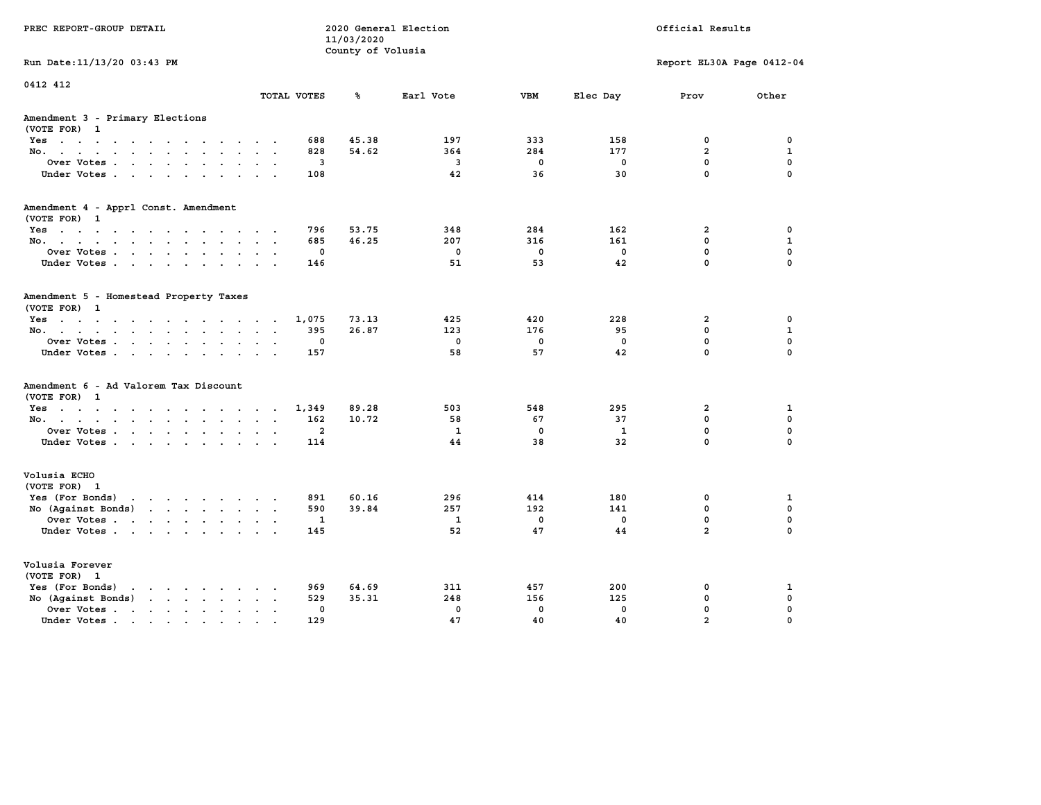PREC REPORT-GROUP DETAIL

2020 General Election
11/03/2020
County of Volusia

Official Results

Run Date:11/13/20 03:43 PM

Report EL30A Page 0412-04

0412 412

| | TOTAL VOTES | % | Earl Vote | VBM | Elec Day | Prov | Other |
|---|---|---|---|---|---|---|---|
| **Amendment 3 - Primary Elections** | | | | | | | |
| (VOTE FOR) 1 | | | | | | | |
| Yes | 688 | 45.38 | 197 | 333 | 158 | 0 | 0 |
| No. | 828 | 54.62 | 364 | 284 | 177 | 2 | 1 |
| Over Votes | 3 | | 3 | 0 | 0 | 0 | 0 |
| Under Votes | 108 | | 42 | 36 | 30 | 0 | 0 |
| **Amendment 4 - Apprl Const. Amendment** | | | | | | | |
| (VOTE FOR) 1 | | | | | | | |
| Yes | 796 | 53.75 | 348 | 284 | 162 | 2 | 0 |
| No. | 685 | 46.25 | 207 | 316 | 161 | 0 | 1 |
| Over Votes | 0 | | 0 | 0 | 0 | 0 | 0 |
| Under Votes | 146 | | 51 | 53 | 42 | 0 | 0 |
| **Amendment 5 - Homestead Property Taxes** | | | | | | | |
| (VOTE FOR) 1 | | | | | | | |
| Yes | 1,075 | 73.13 | 425 | 420 | 228 | 2 | 0 |
| No. | 395 | 26.87 | 123 | 176 | 95 | 0 | 1 |
| Over Votes | 0 | | 0 | 0 | 0 | 0 | 0 |
| Under Votes | 157 | | 58 | 57 | 42 | 0 | 0 |
| **Amendment 6 - Ad Valorem Tax Discount** | | | | | | | |
| (VOTE FOR) 1 | | | | | | | |
| Yes | 1,349 | 89.28 | 503 | 548 | 295 | 2 | 1 |
| No. | 162 | 10.72 | 58 | 67 | 37 | 0 | 0 |
| Over Votes | 2 | | 1 | 0 | 1 | 0 | 0 |
| Under Votes | 114 | | 44 | 38 | 32 | 0 | 0 |
| **Volusia ECHO** | | | | | | | |
| (VOTE FOR) 1 | | | | | | | |
| Yes (For Bonds) | 891 | 60.16 | 296 | 414 | 180 | 0 | 1 |
| No (Against Bonds) | 590 | 39.84 | 257 | 192 | 141 | 0 | 0 |
| Over Votes | 1 | | 1 | 0 | 0 | 0 | 0 |
| Under Votes | 145 | | 52 | 47 | 44 | 2 | 0 |
| **Volusia Forever** | | | | | | | |
| (VOTE FOR) 1 | | | | | | | |
| Yes (For Bonds) | 969 | 64.69 | 311 | 457 | 200 | 0 | 1 |
| No (Against Bonds) | 529 | 35.31 | 248 | 156 | 125 | 0 | 0 |
| Over Votes | 0 | | 0 | 0 | 0 | 0 | 0 |
| Under Votes | 129 | | 47 | 40 | 40 | 2 | 0 |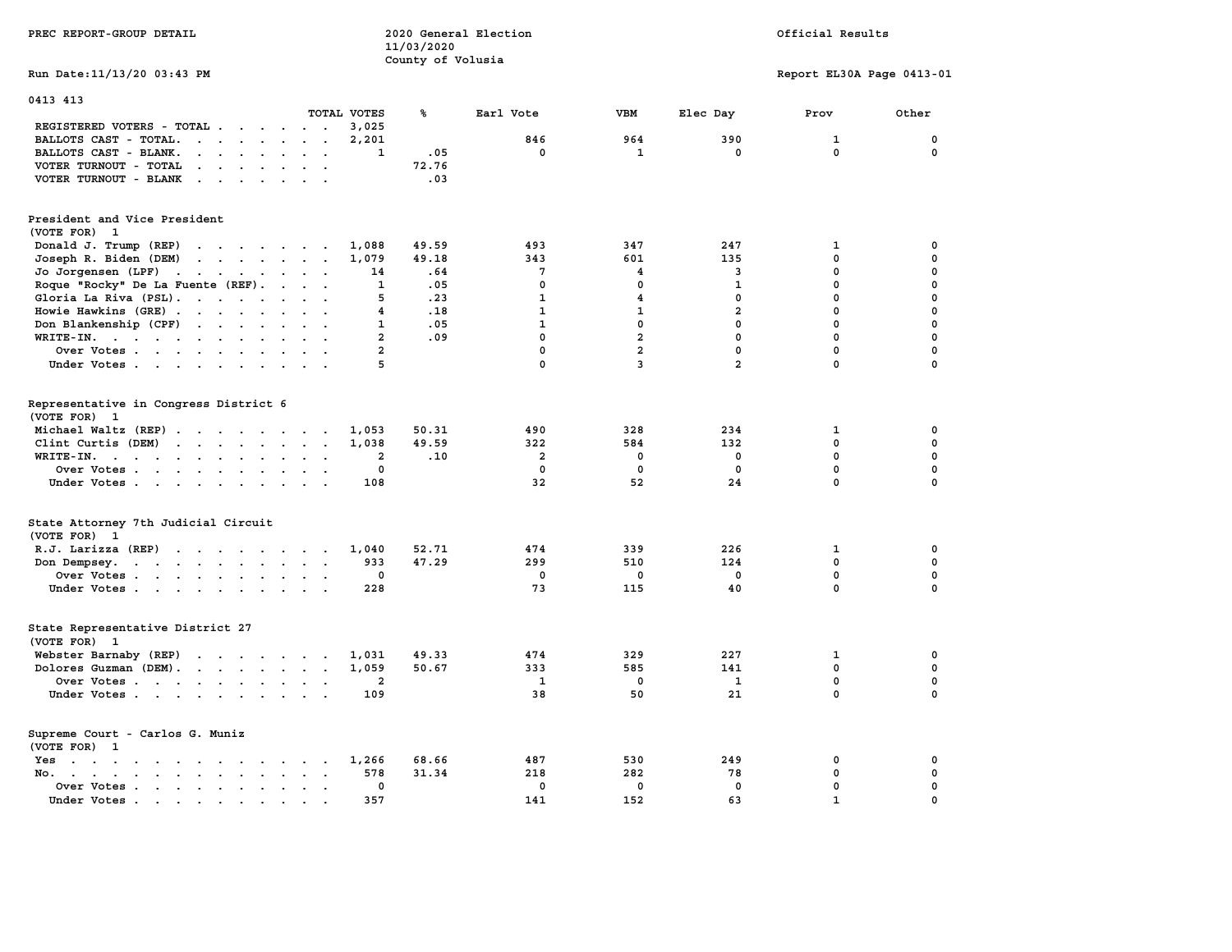PREC REPORT-GROUP DETAIL

2020 General Election
11/03/2020
County of Volusia

Official Results

Run Date:11/13/20 03:43 PM

Report EL30A Page 0413-01

## 0413 413

| | TOTAL VOTES | % | Earl Vote | VBM | Elec Day | Prov | Other |
|---|---|---|---|---|---|---|---|
| REGISTERED VOTERS - TOTAL | 3,025 | | | | | | |
| BALLOTS CAST - TOTAL. | 2,201 | | 846 | 964 | 390 | 1 | 0 |
| BALLOTS CAST - BLANK. | 1 | .05 | 0 | 1 | 0 | 0 | 0 |
| VOTER TURNOUT - TOTAL | | 72.76 | | | | | |
| VOTER TURNOUT - BLANK | | .03 | | | | | |

### President and Vice President
(VOTE FOR) 1

| | TOTAL VOTES | % | Earl Vote | VBM | Elec Day | Prov | Other |
|---|---|---|---|---|---|---|---|
| Donald J. Trump (REP) | 1,088 | 49.59 | 493 | 347 | 247 | 1 | 0 |
| Joseph R. Biden (DEM) | 1,079 | 49.18 | 343 | 601 | 135 | 0 | 0 |
| Jo Jorgensen (LPF) | 14 | .64 | 7 | 4 | 3 | 0 | 0 |
| Roque "Rocky" De La Fuente (REF). | 1 | .05 | 0 | 0 | 1 | 0 | 0 |
| Gloria La Riva (PSL). | 5 | .23 | 1 | 4 | 0 | 0 | 0 |
| Howie Hawkins (GRE) | 4 | .18 | 1 | 1 | 2 | 0 | 0 |
| Don Blankenship (CPF) | 1 | .05 | 1 | 0 | 0 | 0 | 0 |
| WRITE-IN. | 2 | .09 | 0 | 2 | 0 | 0 | 0 |
| Over Votes | 2 | | 0 | 2 | 0 | 0 | 0 |
| Under Votes | 5 | | 0 | 3 | 2 | 0 | 0 |

### Representative in Congress District 6
(VOTE FOR) 1

| | TOTAL VOTES | % | Earl Vote | VBM | Elec Day | Prov | Other |
|---|---|---|---|---|---|---|---|
| Michael Waltz (REP) | 1,053 | 50.31 | 490 | 328 | 234 | 1 | 0 |
| Clint Curtis (DEM) | 1,038 | 49.59 | 322 | 584 | 132 | 0 | 0 |
| WRITE-IN. | 2 | .10 | 2 | 0 | 0 | 0 | 0 |
| Over Votes | 0 | | 0 | 0 | 0 | 0 | 0 |
| Under Votes | 108 | | 32 | 52 | 24 | 0 | 0 |

### State Attorney 7th Judicial Circuit
(VOTE FOR) 1

| | TOTAL VOTES | % | Earl Vote | VBM | Elec Day | Prov | Other |
|---|---|---|---|---|---|---|---|
| R.J. Larizza (REP) | 1,040 | 52.71 | 474 | 339 | 226 | 1 | 0 |
| Don Dempsey. | 933 | 47.29 | 299 | 510 | 124 | 0 | 0 |
| Over Votes | 0 | | 0 | 0 | 0 | 0 | 0 |
| Under Votes | 228 | | 73 | 115 | 40 | 0 | 0 |

### State Representative District 27
(VOTE FOR) 1

| | TOTAL VOTES | % | Earl Vote | VBM | Elec Day | Prov | Other |
|---|---|---|---|---|---|---|---|
| Webster Barnaby (REP) | 1,031 | 49.33 | 474 | 329 | 227 | 1 | 0 |
| Dolores Guzman (DEM). | 1,059 | 50.67 | 333 | 585 | 141 | 0 | 0 |
| Over Votes | 2 | | 1 | 0 | 1 | 0 | 0 |
| Under Votes | 109 | | 38 | 50 | 21 | 0 | 0 |

### Supreme Court - Carlos G. Muniz
(VOTE FOR) 1

| | TOTAL VOTES | % | Earl Vote | VBM | Elec Day | Prov | Other |
|---|---|---|---|---|---|---|---|
| Yes | 1,266 | 68.66 | 487 | 530 | 249 | 0 | 0 |
| No. | 578 | 31.34 | 218 | 282 | 78 | 0 | 0 |
| Over Votes | 0 | | 0 | 0 | 0 | 0 | 0 |
| Under Votes | 357 | | 141 | 152 | 63 | 1 | 0 |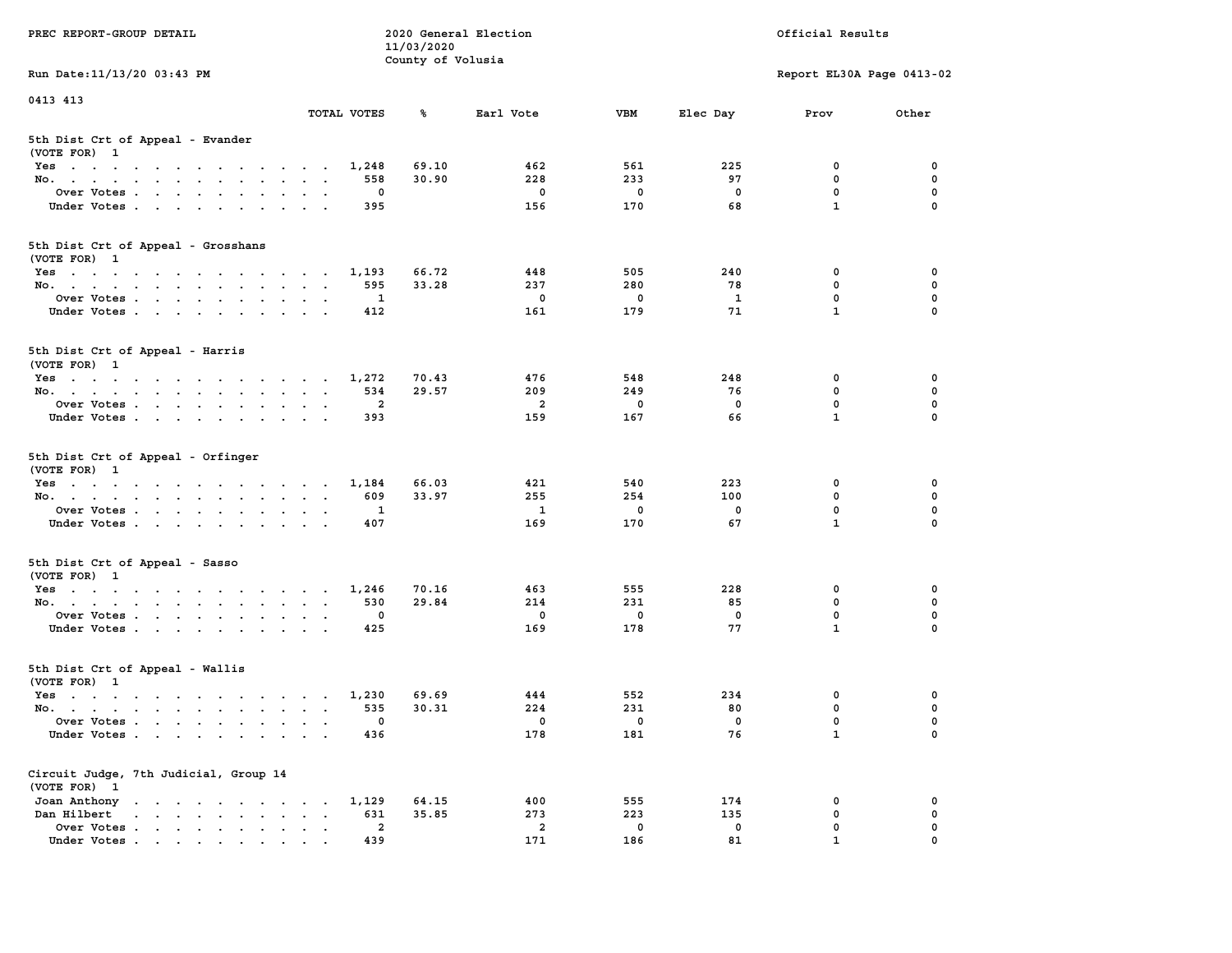0413 413

### 5th Dist Crt of Appeal - Evander

(VOTE FOR) 1

| | TOTAL VOTES | % | Earl Vote | VBM | Elec Day | Prov | Other |
|---|---|---|---|---|---|---|---|
| Yes | 1,248 | 69.10 | 462 | 561 | 225 | 0 | 0 |
| No. | 558 | 30.90 | 228 | 233 | 97 | 0 | 0 |
| Over Votes | 0 | | 0 | 0 | 0 | 0 | 0 |
| Under Votes | 395 | | 156 | 170 | 68 | 1 | 0 |

### 5th Dist Crt of Appeal - Grosshans

(VOTE FOR) 1

| | TOTAL VOTES | % | Earl Vote | VBM | Elec Day | Prov | Other |
|---|---|---|---|---|---|---|---|
| Yes | 1,193 | 66.72 | 448 | 505 | 240 | 0 | 0 |
| No. | 595 | 33.28 | 237 | 280 | 78 | 0 | 0 |
| Over Votes | 1 | | 0 | 0 | 1 | 0 | 0 |
| Under Votes | 412 | | 161 | 179 | 71 | 1 | 0 |

### 5th Dist Crt of Appeal - Harris

(VOTE FOR) 1

| | TOTAL VOTES | % | Earl Vote | VBM | Elec Day | Prov | Other |
|---|---|---|---|---|---|---|---|
| Yes | 1,272 | 70.43 | 476 | 548 | 248 | 0 | 0 |
| No. | 534 | 29.57 | 209 | 249 | 76 | 0 | 0 |
| Over Votes | 2 | | 2 | 0 | 0 | 0 | 0 |
| Under Votes | 393 | | 159 | 167 | 66 | 1 | 0 |

### 5th Dist Crt of Appeal - Orfinger

(VOTE FOR) 1

| | TOTAL VOTES | % | Earl Vote | VBM | Elec Day | Prov | Other |
|---|---|---|---|---|---|---|---|
| Yes | 1,184 | 66.03 | 421 | 540 | 223 | 0 | 0 |
| No. | 609 | 33.97 | 255 | 254 | 100 | 0 | 0 |
| Over Votes | 1 | | 1 | 0 | 0 | 0 | 0 |
| Under Votes | 407 | | 169 | 170 | 67 | 1 | 0 |

### 5th Dist Crt of Appeal - Sasso

(VOTE FOR) 1

| | TOTAL VOTES | % | Earl Vote | VBM | Elec Day | Prov | Other |
|---|---|---|---|---|---|---|---|
| Yes | 1,246 | 70.16 | 463 | 555 | 228 | 0 | 0 |
| No. | 530 | 29.84 | 214 | 231 | 85 | 0 | 0 |
| Over Votes | 0 | | 0 | 0 | 0 | 0 | 0 |
| Under Votes | 425 | | 169 | 178 | 77 | 1 | 0 |

### 5th Dist Crt of Appeal - Wallis

(VOTE FOR) 1

| | TOTAL VOTES | % | Earl Vote | VBM | Elec Day | Prov | Other |
|---|---|---|---|---|---|---|---|
| Yes | 1,230 | 69.69 | 444 | 552 | 234 | 0 | 0 |
| No. | 535 | 30.31 | 224 | 231 | 80 | 0 | 0 |
| Over Votes | 0 | | 0 | 0 | 0 | 0 | 0 |
| Under Votes | 436 | | 178 | 181 | 76 | 1 | 0 |

### Circuit Judge, 7th Judicial, Group 14

(VOTE FOR) 1

| | TOTAL VOTES | % | Earl Vote | VBM | Elec Day | Prov | Other |
|---|---|---|---|---|---|---|---|
| Joan Anthony | 1,129 | 64.15 | 400 | 555 | 174 | 0 | 0 |
| Dan Hilbert | 631 | 35.85 | 273 | 223 | 135 | 0 | 0 |
| Over Votes | 2 | | 2 | 0 | 0 | 0 | 0 |
| Under Votes | 439 | | 171 | 186 | 81 | 1 | 0 |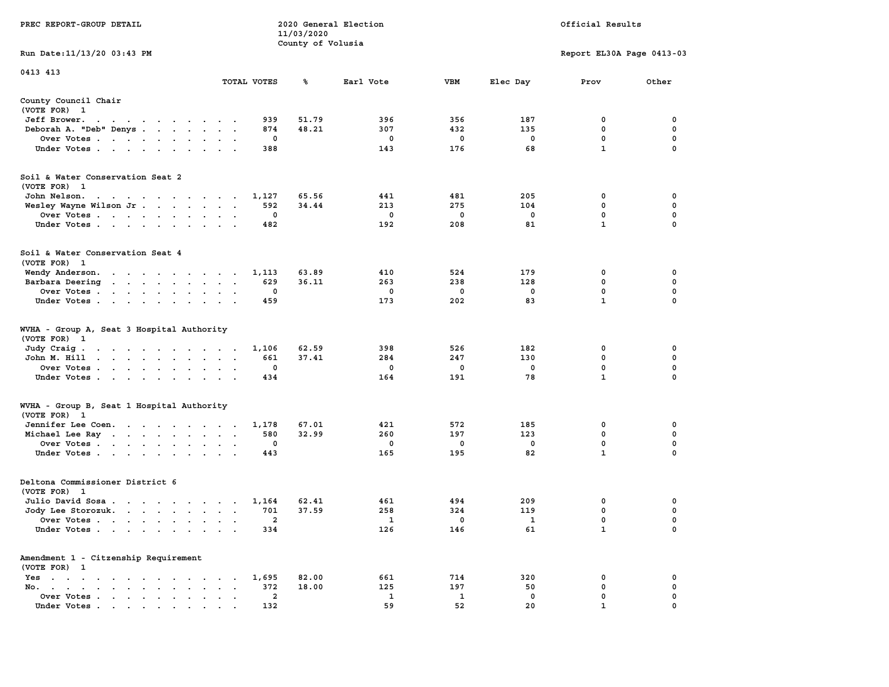PREC REPORT-GROUP DETAIL

2020 General Election
11/03/2020
County of Volusia

Official Results

Run Date:11/13/20 03:43 PM

Report EL30A Page 0413-03

0413 413

| | TOTAL VOTES | % | Earl Vote | VBM | Elec Day | Prov | Other |
|---|---|---|---|---|---|---|---|
| **County Council Chair** | | | | | | | |
| (VOTE FOR) 1 | | | | | | | |
| Jeff Brower | 939 | 51.79 | 396 | 356 | 187 | 0 | 0 |
| Deborah A. "Deb" Denys | 874 | 48.21 | 307 | 432 | 135 | 0 | 0 |
| Over Votes | 0 | | 0 | 0 | 0 | 0 | 0 |
| Under Votes | 388 | | 143 | 176 | 68 | 1 | 0 |
| **Soil & Water Conservation Seat 2** | | | | | | | |
| (VOTE FOR) 1 | | | | | | | |
| John Nelson | 1,127 | 65.56 | 441 | 481 | 205 | 0 | 0 |
| Wesley Wayne Wilson Jr | 592 | 34.44 | 213 | 275 | 104 | 0 | 0 |
| Over Votes | 0 | | 0 | 0 | 0 | 0 | 0 |
| Under Votes | 482 | | 192 | 208 | 81 | 1 | 0 |
| **Soil & Water Conservation Seat 4** | | | | | | | |
| (VOTE FOR) 1 | | | | | | | |
| Wendy Anderson | 1,113 | 63.89 | 410 | 524 | 179 | 0 | 0 |
| Barbara Deering | 629 | 36.11 | 263 | 238 | 128 | 0 | 0 |
| Over Votes | 0 | | 0 | 0 | 0 | 0 | 0 |
| Under Votes | 459 | | 173 | 202 | 83 | 1 | 0 |
| **WVHA - Group A, Seat 3 Hospital Authority** | | | | | | | |
| (VOTE FOR) 1 | | | | | | | |
| Judy Craig | 1,106 | 62.59 | 398 | 526 | 182 | 0 | 0 |
| John M. Hill | 661 | 37.41 | 284 | 247 | 130 | 0 | 0 |
| Over Votes | 0 | | 0 | 0 | 0 | 0 | 0 |
| Under Votes | 434 | | 164 | 191 | 78 | 1 | 0 |
| **WVHA - Group B, Seat 1 Hospital Authority** | | | | | | | |
| (VOTE FOR) 1 | | | | | | | |
| Jennifer Lee Coen | 1,178 | 67.01 | 421 | 572 | 185 | 0 | 0 |
| Michael Lee Ray | 580 | 32.99 | 260 | 197 | 123 | 0 | 0 |
| Over Votes | 0 | | 0 | 0 | 0 | 0 | 0 |
| Under Votes | 443 | | 165 | 195 | 82 | 1 | 0 |
| **Deltona Commissioner District 6** | | | | | | | |
| (VOTE FOR) 1 | | | | | | | |
| Julio David Sosa | 1,164 | 62.41 | 461 | 494 | 209 | 0 | 0 |
| Jody Lee Storozuk | 701 | 37.59 | 258 | 324 | 119 | 0 | 0 |
| Over Votes | 2 | | 1 | 0 | 1 | 0 | 0 |
| Under Votes | 334 | | 126 | 146 | 61 | 1 | 0 |
| **Amendment 1 - Citzenship Requirement** | | | | | | | |
| (VOTE FOR) 1 | | | | | | | |
| Yes | 1,695 | 82.00 | 661 | 714 | 320 | 0 | 0 |
| No | 372 | 18.00 | 125 | 197 | 50 | 0 | 0 |
| Over Votes | 2 | | 1 | 1 | 0 | 0 | 0 |
| Under Votes | 132 | | 59 | 52 | 20 | 1 | 0 |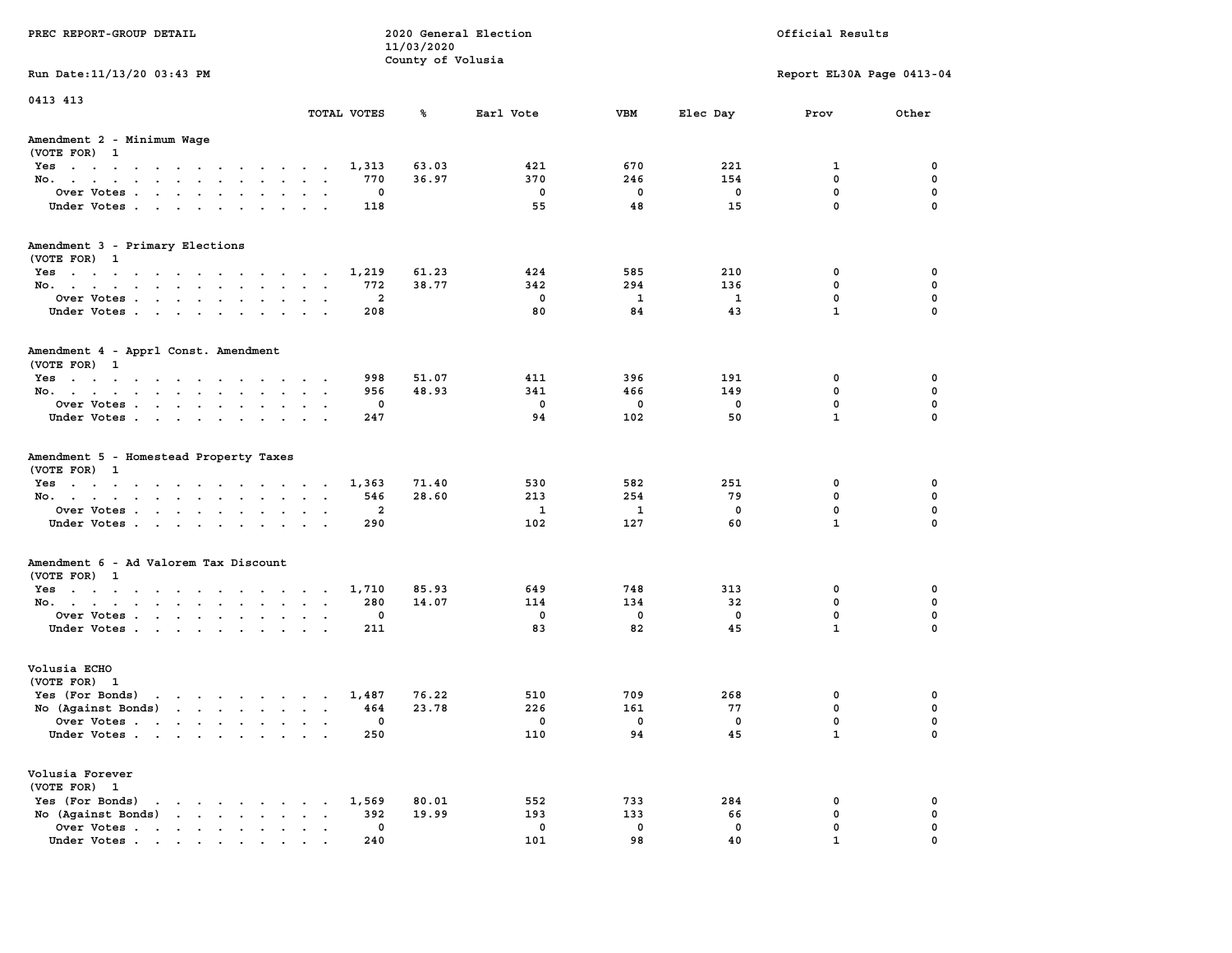PREC REPORT-GROUP DETAIL

2020 General Election
11/03/2020
County of Volusia

Official Results

Run Date:11/13/20 03:43 PM

Report EL30A Page 0413-04

0413 413

| | TOTAL VOTES | % | Earl Vote | VBM | Elec Day | Prov | Other |
|---|---|---|---|---|---|---|---|
| **Amendment 2 - Minimum Wage** | | | | | | | |
| (VOTE FOR) 1 | | | | | | | |
| Yes | 1,313 | 63.03 | 421 | 670 | 221 | 1 | 0 |
| No. | 770 | 36.97 | 370 | 246 | 154 | 0 | 0 |
| Over Votes | 0 | | 0 | 0 | 0 | 0 | 0 |
| Under Votes | 118 | | 55 | 48 | 15 | 0 | 0 |
| **Amendment 3 - Primary Elections** | | | | | | | |
| (VOTE FOR) 1 | | | | | | | |
| Yes | 1,219 | 61.23 | 424 | 585 | 210 | 0 | 0 |
| No. | 772 | 38.77 | 342 | 294 | 136 | 0 | 0 |
| Over Votes | 2 | | 0 | 1 | 1 | 0 | 0 |
| Under Votes | 208 | | 80 | 84 | 43 | 1 | 0 |
| **Amendment 4 - Apprl Const. Amendment** | | | | | | | |
| (VOTE FOR) 1 | | | | | | | |
| Yes | 998 | 51.07 | 411 | 396 | 191 | 0 | 0 |
| No. | 956 | 48.93 | 341 | 466 | 149 | 0 | 0 |
| Over Votes | 0 | | 0 | 0 | 0 | 0 | 0 |
| Under Votes | 247 | | 94 | 102 | 50 | 1 | 0 |
| **Amendment 5 - Homestead Property Taxes** | | | | | | | |
| (VOTE FOR) 1 | | | | | | | |
| Yes | 1,363 | 71.40 | 530 | 582 | 251 | 0 | 0 |
| No. | 546 | 28.60 | 213 | 254 | 79 | 0 | 0 |
| Over Votes | 2 | | 1 | 1 | 0 | 0 | 0 |
| Under Votes | 290 | | 102 | 127 | 60 | 1 | 0 |
| **Amendment 6 - Ad Valorem Tax Discount** | | | | | | | |
| (VOTE FOR) 1 | | | | | | | |
| Yes | 1,710 | 85.93 | 649 | 748 | 313 | 0 | 0 |
| No. | 280 | 14.07 | 114 | 134 | 32 | 0 | 0 |
| Over Votes | 0 | | 0 | 0 | 0 | 0 | 0 |
| Under Votes | 211 | | 83 | 82 | 45 | 1 | 0 |
| **Volusia ECHO** | | | | | | | |
| (VOTE FOR) 1 | | | | | | | |
| Yes (For Bonds) | 1,487 | 76.22 | 510 | 709 | 268 | 0 | 0 |
| No (Against Bonds) | 464 | 23.78 | 226 | 161 | 77 | 0 | 0 |
| Over Votes | 0 | | 0 | 0 | 0 | 0 | 0 |
| Under Votes | 250 | | 110 | 94 | 45 | 1 | 0 |
| **Volusia Forever** | | | | | | | |
| (VOTE FOR) 1 | | | | | | | |
| Yes (For Bonds) | 1,569 | 80.01 | 552 | 733 | 284 | 0 | 0 |
| No (Against Bonds) | 392 | 19.99 | 193 | 133 | 66 | 0 | 0 |
| Over Votes | 0 | | 0 | 0 | 0 | 0 | 0 |
| Under Votes | 240 | | 101 | 98 | 40 | 1 | 0 |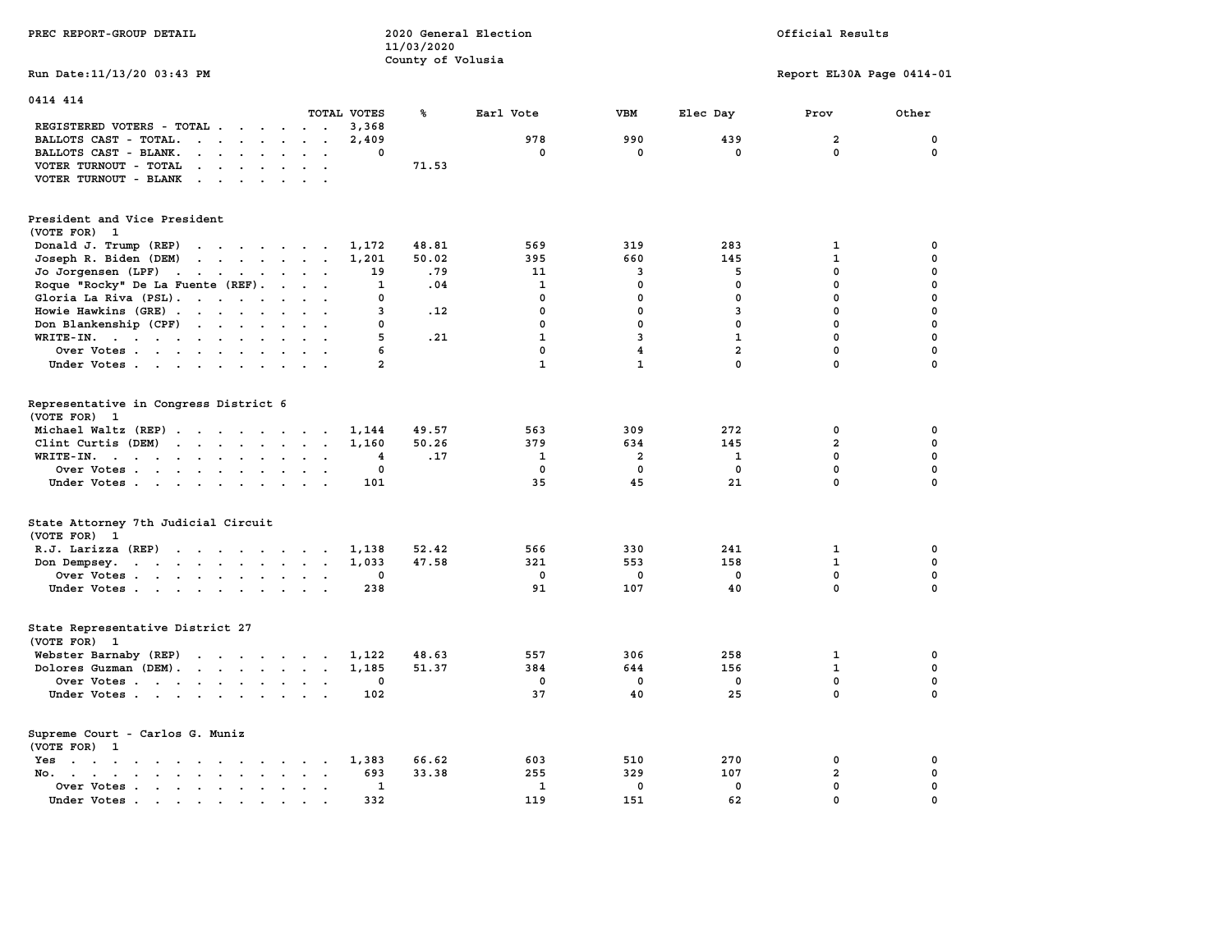PREC REPORT-GROUP DETAIL

2020 General Election
11/03/2020
County of Volusia

Official Results

Run Date:11/13/20 03:43 PM

Report EL30A Page 0414-01

## 0414 414

| | TOTAL VOTES | % | Earl Vote | VBM | Elec Day | Prov | Other |
|---|---|---|---|---|---|---|---|
| REGISTERED VOTERS - TOTAL | 3,368 | | | | | | |
| BALLOTS CAST - TOTAL. | 2,409 | | 978 | 990 | 439 | 2 | 0 |
| BALLOTS CAST - BLANK. | 0 | | 0 | 0 | 0 | 0 | 0 |
| VOTER TURNOUT - TOTAL | | 71.53 | | | | | |
| VOTER TURNOUT - BLANK | | | | | | | |

### President and Vice President
(VOTE FOR) 1

| | TOTAL VOTES | % | Earl Vote | VBM | Elec Day | Prov | Other |
|---|---|---|---|---|---|---|---|
| Donald J. Trump (REP) | 1,172 | 48.81 | 569 | 319 | 283 | 1 | 0 |
| Joseph R. Biden (DEM) | 1,201 | 50.02 | 395 | 660 | 145 | 1 | 0 |
| Jo Jorgensen (LPF) | 19 | .79 | 11 | 3 | 5 | 0 | 0 |
| Roque "Rocky" De La Fuente (REF). | 1 | .04 | 1 | 0 | 0 | 0 | 0 |
| Gloria La Riva (PSL). | 0 | | 0 | 0 | 0 | 0 | 0 |
| Howie Hawkins (GRE) | 3 | .12 | 0 | 0 | 3 | 0 | 0 |
| Don Blankenship (CPF) | 0 | | 0 | 0 | 0 | 0 | 0 |
| WRITE-IN. | 5 | .21 | 1 | 3 | 1 | 0 | 0 |
| Over Votes | 6 | | 0 | 4 | 2 | 0 | 0 |
| Under Votes | 2 | | 1 | 1 | 0 | 0 | 0 |

### Representative in Congress District 6
(VOTE FOR) 1

| | TOTAL VOTES | % | Earl Vote | VBM | Elec Day | Prov | Other |
|---|---|---|---|---|---|---|---|
| Michael Waltz (REP) | 1,144 | 49.57 | 563 | 309 | 272 | 0 | 0 |
| Clint Curtis (DEM) | 1,160 | 50.26 | 379 | 634 | 145 | 2 | 0 |
| WRITE-IN. | 4 | .17 | 1 | 2 | 1 | 0 | 0 |
| Over Votes | 0 | | 0 | 0 | 0 | 0 | 0 |
| Under Votes | 101 | | 35 | 45 | 21 | 0 | 0 |

### State Attorney 7th Judicial Circuit
(VOTE FOR) 1

| | TOTAL VOTES | % | Earl Vote | VBM | Elec Day | Prov | Other |
|---|---|---|---|---|---|---|---|
| R.J. Larizza (REP) | 1,138 | 52.42 | 566 | 330 | 241 | 1 | 0 |
| Don Dempsey. | 1,033 | 47.58 | 321 | 553 | 158 | 1 | 0 |
| Over Votes | 0 | | 0 | 0 | 0 | 0 | 0 |
| Under Votes | 238 | | 91 | 107 | 40 | 0 | 0 |

### State Representative District 27
(VOTE FOR) 1

| | TOTAL VOTES | % | Earl Vote | VBM | Elec Day | Prov | Other |
|---|---|---|---|---|---|---|---|
| Webster Barnaby (REP) | 1,122 | 48.63 | 557 | 306 | 258 | 1 | 0 |
| Dolores Guzman (DEM). | 1,185 | 51.37 | 384 | 644 | 156 | 1 | 0 |
| Over Votes | 0 | | 0 | 0 | 0 | 0 | 0 |
| Under Votes | 102 | | 37 | 40 | 25 | 0 | 0 |

### Supreme Court - Carlos G. Muniz
(VOTE FOR) 1

| | TOTAL VOTES | % | Earl Vote | VBM | Elec Day | Prov | Other |
|---|---|---|---|---|---|---|---|
| Yes | 1,383 | 66.62 | 603 | 510 | 270 | 0 | 0 |
| No. | 693 | 33.38 | 255 | 329 | 107 | 2 | 0 |
| Over Votes | 1 | | 1 | 0 | 0 | 0 | 0 |
| Under Votes | 332 | | 119 | 151 | 62 | 0 | 0 |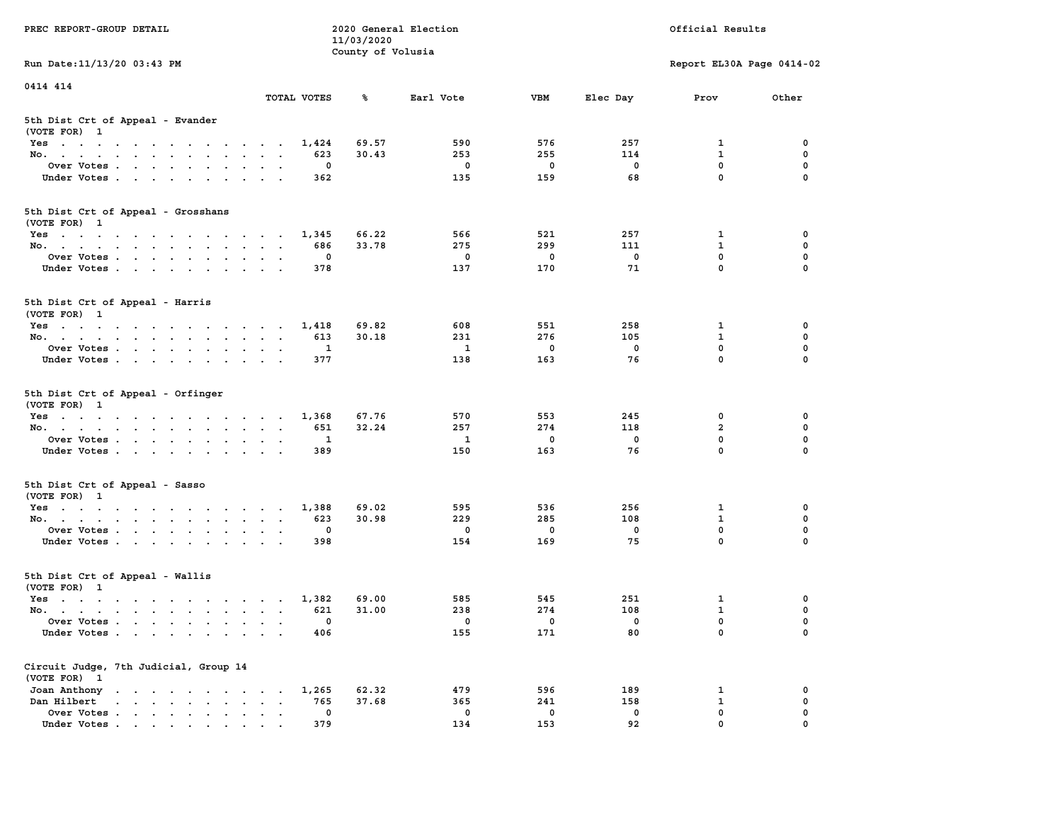PREC REPORT-GROUP DETAIL

2020 General Election
11/03/2020
County of Volusia

Official Results

Run Date:11/13/20 03:43 PM

Report EL30A Page 0414-02

0414 414

### 5th Dist Crt of Appeal - Evander
(VOTE FOR) 1

| | TOTAL VOTES | % | Earl Vote | VBM | Elec Day | Prov | Other |
|---|---|---|---|---|---|---|---|
| Yes | 1,424 | 69.57 | 590 | 576 | 257 | 1 | 0 |
| No. | 623 | 30.43 | 253 | 255 | 114 | 1 | 0 |
| Over Votes | 0 | | 0 | 0 | 0 | 0 | 0 |
| Under Votes | 362 | | 135 | 159 | 68 | 0 | 0 |

### 5th Dist Crt of Appeal - Grosshans
(VOTE FOR) 1

| | TOTAL VOTES | % | Earl Vote | VBM | Elec Day | Prov | Other |
|---|---|---|---|---|---|---|---|
| Yes | 1,345 | 66.22 | 566 | 521 | 257 | 1 | 0 |
| No. | 686 | 33.78 | 275 | 299 | 111 | 1 | 0 |
| Over Votes | 0 | | 0 | 0 | 0 | 0 | 0 |
| Under Votes | 378 | | 137 | 170 | 71 | 0 | 0 |

### 5th Dist Crt of Appeal - Harris
(VOTE FOR) 1

| | TOTAL VOTES | % | Earl Vote | VBM | Elec Day | Prov | Other |
|---|---|---|---|---|---|---|---|
| Yes | 1,418 | 69.82 | 608 | 551 | 258 | 1 | 0 |
| No. | 613 | 30.18 | 231 | 276 | 105 | 1 | 0 |
| Over Votes | 1 | | 1 | 0 | 0 | 0 | 0 |
| Under Votes | 377 | | 138 | 163 | 76 | 0 | 0 |

### 5th Dist Crt of Appeal - Orfinger
(VOTE FOR) 1

| | TOTAL VOTES | % | Earl Vote | VBM | Elec Day | Prov | Other |
|---|---|---|---|---|---|---|---|
| Yes | 1,368 | 67.76 | 570 | 553 | 245 | 0 | 0 |
| No. | 651 | 32.24 | 257 | 274 | 118 | 2 | 0 |
| Over Votes | 1 | | 1 | 0 | 0 | 0 | 0 |
| Under Votes | 389 | | 150 | 163 | 76 | 0 | 0 |

### 5th Dist Crt of Appeal - Sasso
(VOTE FOR) 1

| | TOTAL VOTES | % | Earl Vote | VBM | Elec Day | Prov | Other |
|---|---|---|---|---|---|---|---|
| Yes | 1,388 | 69.02 | 595 | 536 | 256 | 1 | 0 |
| No. | 623 | 30.98 | 229 | 285 | 108 | 1 | 0 |
| Over Votes | 0 | | 0 | 0 | 0 | 0 | 0 |
| Under Votes | 398 | | 154 | 169 | 75 | 0 | 0 |

### 5th Dist Crt of Appeal - Wallis
(VOTE FOR) 1

| | TOTAL VOTES | % | Earl Vote | VBM | Elec Day | Prov | Other |
|---|---|---|---|---|---|---|---|
| Yes | 1,382 | 69.00 | 585 | 545 | 251 | 1 | 0 |
| No. | 621 | 31.00 | 238 | 274 | 108 | 1 | 0 |
| Over Votes | 0 | | 0 | 0 | 0 | 0 | 0 |
| Under Votes | 406 | | 155 | 171 | 80 | 0 | 0 |

### Circuit Judge, 7th Judicial, Group 14
(VOTE FOR) 1

| | TOTAL VOTES | % | Earl Vote | VBM | Elec Day | Prov | Other |
|---|---|---|---|---|---|---|---|
| Joan Anthony | 1,265 | 62.32 | 479 | 596 | 189 | 1 | 0 |
| Dan Hilbert | 765 | 37.68 | 365 | 241 | 158 | 1 | 0 |
| Over Votes | 0 | | 0 | 0 | 0 | 0 | 0 |
| Under Votes | 379 | | 134 | 153 | 92 | 0 | 0 |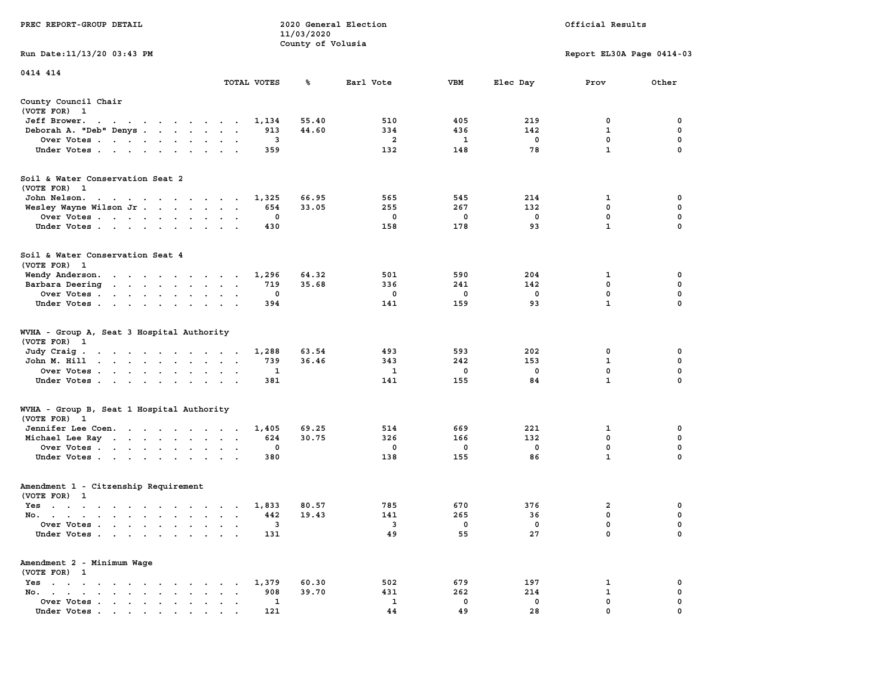PREC REPORT-GROUP DETAIL

2020 General Election
11/03/2020
County of Volusia

Official Results

Run Date:11/13/20 03:43 PM

Report EL30A Page 0414-03

0414 414

| | TOTAL VOTES | % | Earl Vote | VBM | Elec Day | Prov | Other |
|---|---|---|---|---|---|---|---|
| **County Council Chair** | | | | | | | |
| (VOTE FOR) 1 | | | | | | | |
| Jeff Brower | 1,134 | 55.40 | 510 | 405 | 219 | 0 | 0 |
| Deborah A. "Deb" Denys | 913 | 44.60 | 334 | 436 | 142 | 1 | 0 |
| Over Votes | 3 | | 2 | 1 | 0 | 0 | 0 |
| Under Votes | 359 | | 132 | 148 | 78 | 1 | 0 |
| **Soil & Water Conservation Seat 2** | | | | | | | |
| (VOTE FOR) 1 | | | | | | | |
| John Nelson | 1,325 | 66.95 | 565 | 545 | 214 | 1 | 0 |
| Wesley Wayne Wilson Jr | 654 | 33.05 | 255 | 267 | 132 | 0 | 0 |
| Over Votes | 0 | | 0 | 0 | 0 | 0 | 0 |
| Under Votes | 430 | | 158 | 178 | 93 | 1 | 0 |
| **Soil & Water Conservation Seat 4** | | | | | | | |
| (VOTE FOR) 1 | | | | | | | |
| Wendy Anderson | 1,296 | 64.32 | 501 | 590 | 204 | 1 | 0 |
| Barbara Deering | 719 | 35.68 | 336 | 241 | 142 | 0 | 0 |
| Over Votes | 0 | | 0 | 0 | 0 | 0 | 0 |
| Under Votes | 394 | | 141 | 159 | 93 | 1 | 0 |
| **WVHA - Group A, Seat 3 Hospital Authority** | | | | | | | |
| (VOTE FOR) 1 | | | | | | | |
| Judy Craig | 1,288 | 63.54 | 493 | 593 | 202 | 0 | 0 |
| John M. Hill | 739 | 36.46 | 343 | 242 | 153 | 1 | 0 |
| Over Votes | 1 | | 1 | 0 | 0 | 0 | 0 |
| Under Votes | 381 | | 141 | 155 | 84 | 1 | 0 |
| **WVHA - Group B, Seat 1 Hospital Authority** | | | | | | | |
| (VOTE FOR) 1 | | | | | | | |
| Jennifer Lee Coen | 1,405 | 69.25 | 514 | 669 | 221 | 1 | 0 |
| Michael Lee Ray | 624 | 30.75 | 326 | 166 | 132 | 0 | 0 |
| Over Votes | 0 | | 0 | 0 | 0 | 0 | 0 |
| Under Votes | 380 | | 138 | 155 | 86 | 1 | 0 |
| **Amendment 1 - Citzenship Requirement** | | | | | | | |
| (VOTE FOR) 1 | | | | | | | |
| Yes | 1,833 | 80.57 | 785 | 670 | 376 | 2 | 0 |
| No | 442 | 19.43 | 141 | 265 | 36 | 0 | 0 |
| Over Votes | 3 | | 3 | 0 | 0 | 0 | 0 |
| Under Votes | 131 | | 49 | 55 | 27 | 0 | 0 |
| **Amendment 2 - Minimum Wage** | | | | | | | |
| (VOTE FOR) 1 | | | | | | | |
| Yes | 1,379 | 60.30 | 502 | 679 | 197 | 1 | 0 |
| No | 908 | 39.70 | 431 | 262 | 214 | 1 | 0 |
| Over Votes | 1 | | 1 | 0 | 0 | 0 | 0 |
| Under Votes | 121 | | 44 | 49 | 28 | 0 | 0 |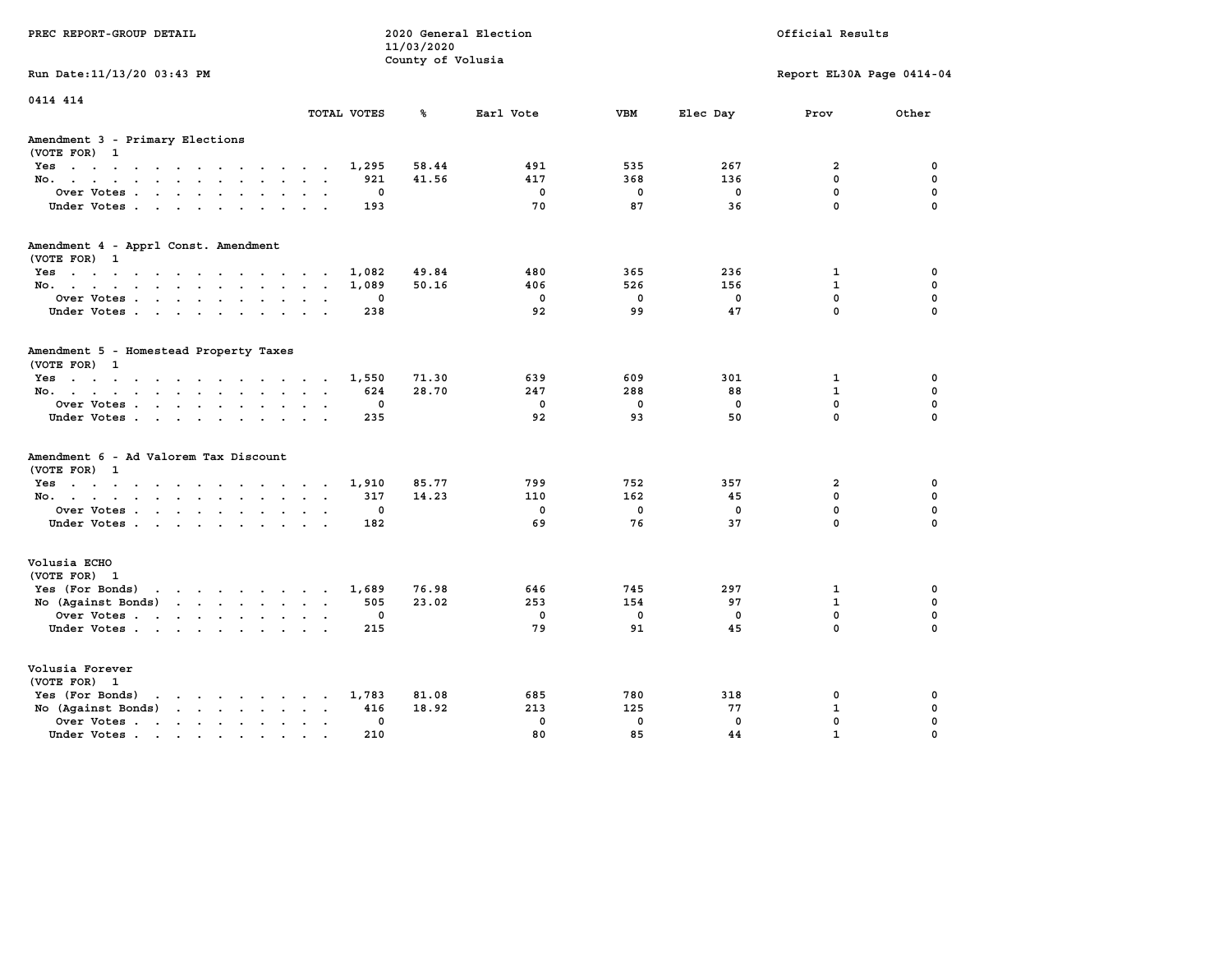PREC REPORT-GROUP DETAIL

2020 General Election
11/03/2020
County of Volusia

Official Results

Run Date:11/13/20 03:43 PM

Report EL30A Page 0414-04

0414 414

## Amendment 3 - Primary Elections
(VOTE FOR) 1

| | TOTAL VOTES | % | Earl Vote | VBM | Elec Day | Prov | Other |
|---|---|---|---|---|---|---|---|
| Yes | 1,295 | 58.44 | 491 | 535 | 267 | 2 | 0 |
| No. | 921 | 41.56 | 417 | 368 | 136 | 0 | 0 |
| Over Votes | 0 | | 0 | 0 | 0 | 0 | 0 |
| Under Votes | 193 | | 70 | 87 | 36 | 0 | 0 |

## Amendment 4 - Apprl Const. Amendment
(VOTE FOR) 1

| | TOTAL VOTES | % | Earl Vote | VBM | Elec Day | Prov | Other |
|---|---|---|---|---|---|---|---|
| Yes | 1,082 | 49.84 | 480 | 365 | 236 | 1 | 0 |
| No. | 1,089 | 50.16 | 406 | 526 | 156 | 1 | 0 |
| Over Votes | 0 | | 0 | 0 | 0 | 0 | 0 |
| Under Votes | 238 | | 92 | 99 | 47 | 0 | 0 |

## Amendment 5 - Homestead Property Taxes
(VOTE FOR) 1

| | TOTAL VOTES | % | Earl Vote | VBM | Elec Day | Prov | Other |
|---|---|---|---|---|---|---|---|
| Yes | 1,550 | 71.30 | 639 | 609 | 301 | 1 | 0 |
| No. | 624 | 28.70 | 247 | 288 | 88 | 1 | 0 |
| Over Votes | 0 | | 0 | 0 | 0 | 0 | 0 |
| Under Votes | 235 | | 92 | 93 | 50 | 0 | 0 |

## Amendment 6 - Ad Valorem Tax Discount
(VOTE FOR) 1

| | TOTAL VOTES | % | Earl Vote | VBM | Elec Day | Prov | Other |
|---|---|---|---|---|---|---|---|
| Yes | 1,910 | 85.77 | 799 | 752 | 357 | 2 | 0 |
| No. | 317 | 14.23 | 110 | 162 | 45 | 0 | 0 |
| Over Votes | 0 | | 0 | 0 | 0 | 0 | 0 |
| Under Votes | 182 | | 69 | 76 | 37 | 0 | 0 |

## Volusia ECHO
(VOTE FOR) 1

| | TOTAL VOTES | % | Earl Vote | VBM | Elec Day | Prov | Other |
|---|---|---|---|---|---|---|---|
| Yes (For Bonds) | 1,689 | 76.98 | 646 | 745 | 297 | 1 | 0 |
| No (Against Bonds) | 505 | 23.02 | 253 | 154 | 97 | 1 | 0 |
| Over Votes | 0 | | 0 | 0 | 0 | 0 | 0 |
| Under Votes | 215 | | 79 | 91 | 45 | 0 | 0 |

## Volusia Forever
(VOTE FOR) 1

| | TOTAL VOTES | % | Earl Vote | VBM | Elec Day | Prov | Other |
|---|---|---|---|---|---|---|---|
| Yes (For Bonds) | 1,783 | 81.08 | 685 | 780 | 318 | 0 | 0 |
| No (Against Bonds) | 416 | 18.92 | 213 | 125 | 77 | 1 | 0 |
| Over Votes | 0 | | 0 | 0 | 0 | 0 | 0 |
| Under Votes | 210 | | 80 | 85 | 44 | 1 | 0 |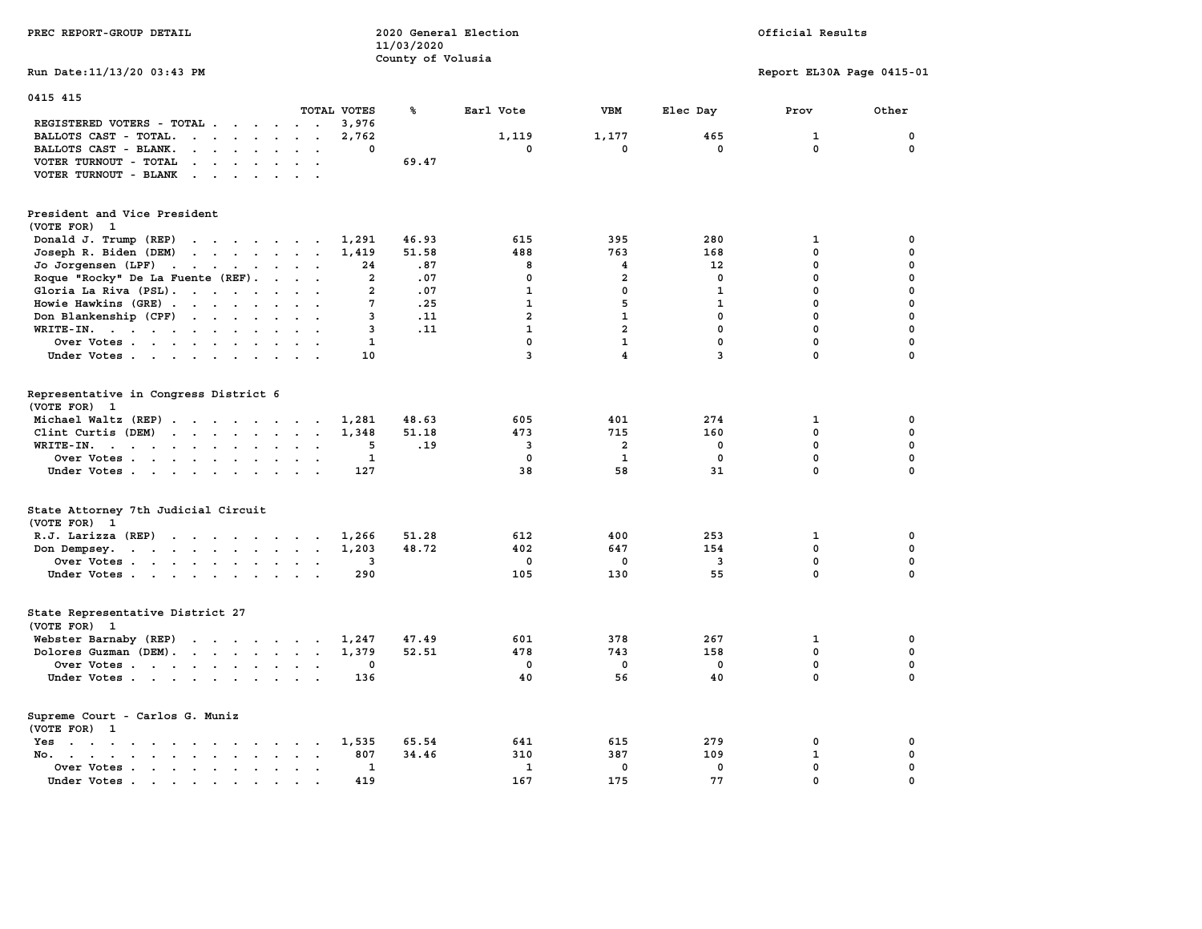PREC REPORT-GROUP DETAIL

2020 General Election
11/03/2020
County of Volusia

Official Results

Run Date:11/13/20 03:43 PM

Report EL30A Page 0415-01

## 0415 415

| | TOTAL VOTES | % | Earl Vote | VBM | Elec Day | Prov | Other |
|---|---|---|---|---|---|---|---|
| REGISTERED VOTERS - TOTAL | 3,976 | | | | | | |
| BALLOTS CAST - TOTAL. | 2,762 | | 1,119 | 1,177 | 465 | 1 | 0 |
| BALLOTS CAST - BLANK. | 0 | | 0 | 0 | 0 | 0 | 0 |
| VOTER TURNOUT - TOTAL | | 69.47 | | | | | |
| VOTER TURNOUT - BLANK | | | | | | | |

### President and Vice President
(VOTE FOR) 1

| | TOTAL VOTES | % | Earl Vote | VBM | Elec Day | Prov | Other |
|---|---|---|---|---|---|---|---|
| Donald J. Trump (REP) | 1,291 | 46.93 | 615 | 395 | 280 | 1 | 0 |
| Joseph R. Biden (DEM) | 1,419 | 51.58 | 488 | 763 | 168 | 0 | 0 |
| Jo Jorgensen (LPF) | 24 | .87 | 8 | 4 | 12 | 0 | 0 |
| Roque "Rocky" De La Fuente (REF). | 2 | .07 | 0 | 2 | 0 | 0 | 0 |
| Gloria La Riva (PSL). | 2 | .07 | 1 | 0 | 1 | 0 | 0 |
| Howie Hawkins (GRE) | 7 | .25 | 1 | 5 | 1 | 0 | 0 |
| Don Blankenship (CPF) | 3 | .11 | 2 | 1 | 0 | 0 | 0 |
| WRITE-IN. | 3 | .11 | 1 | 2 | 0 | 0 | 0 |
| Over Votes | 1 | | 0 | 1 | 0 | 0 | 0 |
| Under Votes | 10 | | 3 | 4 | 3 | 0 | 0 |

### Representative in Congress District 6
(VOTE FOR) 1

| | TOTAL VOTES | % | Earl Vote | VBM | Elec Day | Prov | Other |
|---|---|---|---|---|---|---|---|
| Michael Waltz (REP) | 1,281 | 48.63 | 605 | 401 | 274 | 1 | 0 |
| Clint Curtis (DEM) | 1,348 | 51.18 | 473 | 715 | 160 | 0 | 0 |
| WRITE-IN. | 5 | .19 | 3 | 2 | 0 | 0 | 0 |
| Over Votes | 1 | | 0 | 1 | 0 | 0 | 0 |
| Under Votes | 127 | | 38 | 58 | 31 | 0 | 0 |

### State Attorney 7th Judicial Circuit
(VOTE FOR) 1

| | TOTAL VOTES | % | Earl Vote | VBM | Elec Day | Prov | Other |
|---|---|---|---|---|---|---|---|
| R.J. Larizza (REP) | 1,266 | 51.28 | 612 | 400 | 253 | 1 | 0 |
| Don Dempsey. | 1,203 | 48.72 | 402 | 647 | 154 | 0 | 0 |
| Over Votes | 3 | | 0 | 0 | 3 | 0 | 0 |
| Under Votes | 290 | | 105 | 130 | 55 | 0 | 0 |

### State Representative District 27
(VOTE FOR) 1

| | TOTAL VOTES | % | Earl Vote | VBM | Elec Day | Prov | Other |
|---|---|---|---|---|---|---|---|
| Webster Barnaby (REP) | 1,247 | 47.49 | 601 | 378 | 267 | 1 | 0 |
| Dolores Guzman (DEM). | 1,379 | 52.51 | 478 | 743 | 158 | 0 | 0 |
| Over Votes | 0 | | 0 | 0 | 0 | 0 | 0 |
| Under Votes | 136 | | 40 | 56 | 40 | 0 | 0 |

### Supreme Court - Carlos G. Muniz
(VOTE FOR) 1

| | TOTAL VOTES | % | Earl Vote | VBM | Elec Day | Prov | Other |
|---|---|---|---|---|---|---|---|
| Yes | 1,535 | 65.54 | 641 | 615 | 279 | 0 | 0 |
| No. | 807 | 34.46 | 310 | 387 | 109 | 1 | 0 |
| Over Votes | 1 | | 1 | 0 | 0 | 0 | 0 |
| Under Votes | 419 | | 167 | 175 | 77 | 0 | 0 |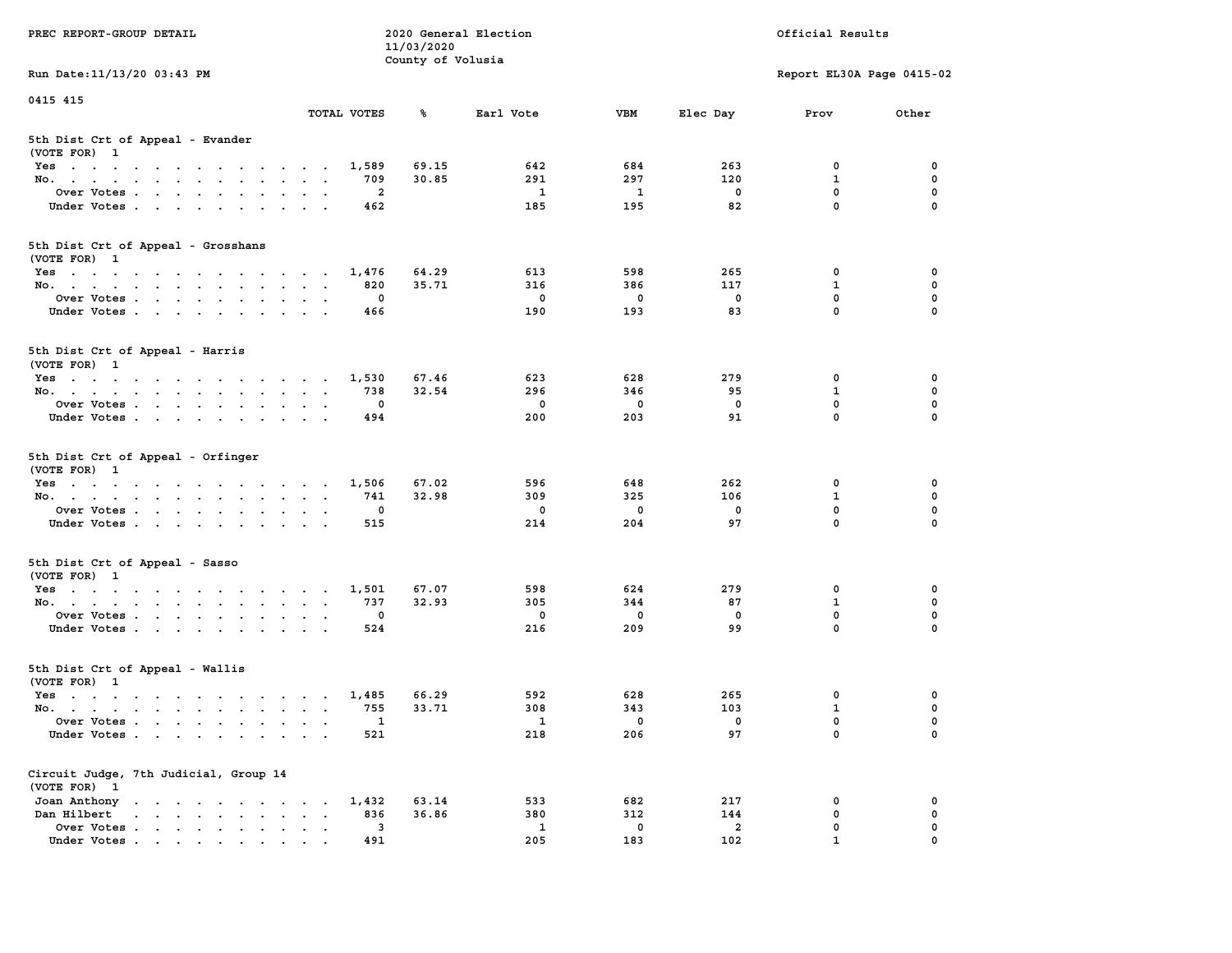PREC REPORT-GROUP DETAIL

2020 General Election
11/03/2020
County of Volusia

Official Results

Run Date:11/13/20 03:43 PM

Report EL30A Page 0415-02

0415 415

### 5th Dist Crt of Appeal - Evander
(VOTE FOR) 1

| | TOTAL VOTES | % | Earl Vote | VBM | Elec Day | Prov | Other |
|---|---|---|---|---|---|---|---|
| Yes | 1,589 | 69.15 | 642 | 684 | 263 | 0 | 0 |
| No. | 709 | 30.85 | 291 | 297 | 120 | 1 | 0 |
| Over Votes | 2 | | 1 | 1 | 0 | 0 | 0 |
| Under Votes | 462 | | 185 | 195 | 82 | 0 | 0 |

### 5th Dist Crt of Appeal - Grosshans
(VOTE FOR) 1

| | TOTAL VOTES | % | Earl Vote | VBM | Elec Day | Prov | Other |
|---|---|---|---|---|---|---|---|
| Yes | 1,476 | 64.29 | 613 | 598 | 265 | 0 | 0 |
| No. | 820 | 35.71 | 316 | 386 | 117 | 1 | 0 |
| Over Votes | 0 | | 0 | 0 | 0 | 0 | 0 |
| Under Votes | 466 | | 190 | 193 | 83 | 0 | 0 |

### 5th Dist Crt of Appeal - Harris
(VOTE FOR) 1

| | TOTAL VOTES | % | Earl Vote | VBM | Elec Day | Prov | Other |
|---|---|---|---|---|---|---|---|
| Yes | 1,530 | 67.46 | 623 | 628 | 279 | 0 | 0 |
| No. | 738 | 32.54 | 296 | 346 | 95 | 1 | 0 |
| Over Votes | 0 | | 0 | 0 | 0 | 0 | 0 |
| Under Votes | 494 | | 200 | 203 | 91 | 0 | 0 |

### 5th Dist Crt of Appeal - Orfinger
(VOTE FOR) 1

| | TOTAL VOTES | % | Earl Vote | VBM | Elec Day | Prov | Other |
|---|---|---|---|---|---|---|---|
| Yes | 1,506 | 67.02 | 596 | 648 | 262 | 0 | 0 |
| No. | 741 | 32.98 | 309 | 325 | 106 | 1 | 0 |
| Over Votes | 0 | | 0 | 0 | 0 | 0 | 0 |
| Under Votes | 515 | | 214 | 204 | 97 | 0 | 0 |

### 5th Dist Crt of Appeal - Sasso
(VOTE FOR) 1

| | TOTAL VOTES | % | Earl Vote | VBM | Elec Day | Prov | Other |
|---|---|---|---|---|---|---|---|
| Yes | 1,501 | 67.07 | 598 | 624 | 279 | 0 | 0 |
| No. | 737 | 32.93 | 305 | 344 | 87 | 1 | 0 |
| Over Votes | 0 | | 0 | 0 | 0 | 0 | 0 |
| Under Votes | 524 | | 216 | 209 | 99 | 0 | 0 |

### 5th Dist Crt of Appeal - Wallis
(VOTE FOR) 1

| | TOTAL VOTES | % | Earl Vote | VBM | Elec Day | Prov | Other |
|---|---|---|---|---|---|---|---|
| Yes | 1,485 | 66.29 | 592 | 628 | 265 | 0 | 0 |
| No. | 755 | 33.71 | 308 | 343 | 103 | 1 | 0 |
| Over Votes | 1 | | 1 | 0 | 0 | 0 | 0 |
| Under Votes | 521 | | 218 | 206 | 97 | 0 | 0 |

### Circuit Judge, 7th Judicial, Group 14
(VOTE FOR) 1

| | TOTAL VOTES | % | Earl Vote | VBM | Elec Day | Prov | Other |
|---|---|---|---|---|---|---|---|
| Joan Anthony | 1,432 | 63.14 | 533 | 682 | 217 | 0 | 0 |
| Dan Hilbert | 836 | 36.86 | 380 | 312 | 144 | 0 | 0 |
| Over Votes | 3 | | 1 | 0 | 2 | 0 | 0 |
| Under Votes | 491 | | 205 | 183 | 102 | 1 | 0 |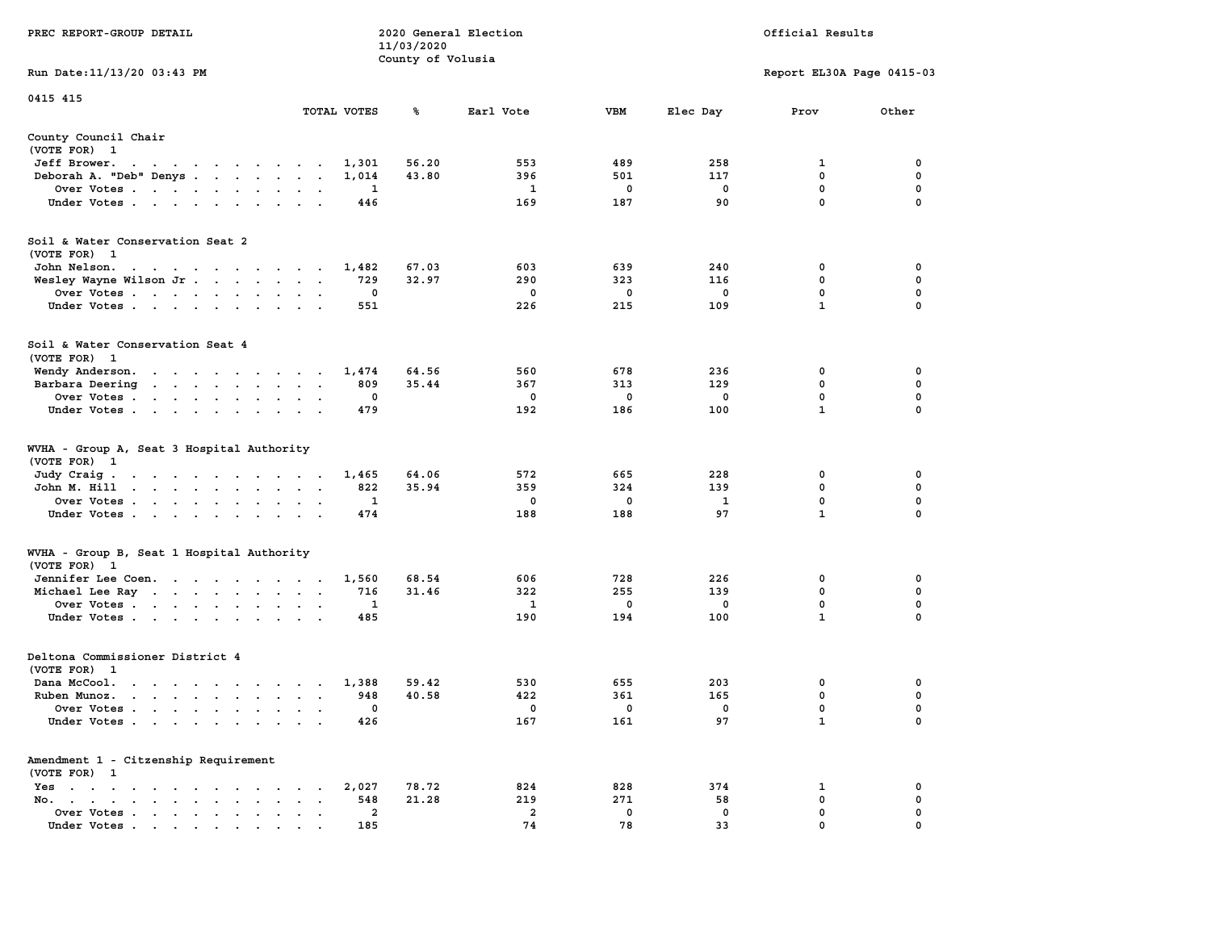PREC REPORT-GROUP DETAIL

2020 General Election
11/03/2020
County of Volusia

Official Results

Run Date:11/13/20 03:43 PM

Report EL30A Page 0415-03

0415 415

### County Council Chair
(VOTE FOR) 1

| | TOTAL VOTES | % | Earl Vote | VBM | Elec Day | Prov | Other |
|---|---|---|---|---|---|---|---|
| Jeff Brower | 1,301 | 56.20 | 553 | 489 | 258 | 1 | 0 |
| Deborah A. "Deb" Denys | 1,014 | 43.80 | 396 | 501 | 117 | 0 | 0 |
| Over Votes | 1 | | 1 | 0 | 0 | 0 | 0 |
| Under Votes | 446 | | 169 | 187 | 90 | 0 | 0 |

### Soil & Water Conservation Seat 2
(VOTE FOR) 1

| | TOTAL VOTES | % | Earl Vote | VBM | Elec Day | Prov | Other |
|---|---|---|---|---|---|---|---|
| John Nelson | 1,482 | 67.03 | 603 | 639 | 240 | 0 | 0 |
| Wesley Wayne Wilson Jr | 729 | 32.97 | 290 | 323 | 116 | 0 | 0 |
| Over Votes | 0 | | 0 | 0 | 0 | 0 | 0 |
| Under Votes | 551 | | 226 | 215 | 109 | 1 | 0 |

### Soil & Water Conservation Seat 4
(VOTE FOR) 1

| | TOTAL VOTES | % | Earl Vote | VBM | Elec Day | Prov | Other |
|---|---|---|---|---|---|---|---|
| Wendy Anderson | 1,474 | 64.56 | 560 | 678 | 236 | 0 | 0 |
| Barbara Deering | 809 | 35.44 | 367 | 313 | 129 | 0 | 0 |
| Over Votes | 0 | | 0 | 0 | 0 | 0 | 0 |
| Under Votes | 479 | | 192 | 186 | 100 | 1 | 0 |

### WVHA - Group A, Seat 3 Hospital Authority
(VOTE FOR) 1

| | TOTAL VOTES | % | Earl Vote | VBM | Elec Day | Prov | Other |
|---|---|---|---|---|---|---|---|
| Judy Craig | 1,465 | 64.06 | 572 | 665 | 228 | 0 | 0 |
| John M. Hill | 822 | 35.94 | 359 | 324 | 139 | 0 | 0 |
| Over Votes | 1 | | 0 | 0 | 1 | 0 | 0 |
| Under Votes | 474 | | 188 | 188 | 97 | 1 | 0 |

### WVHA - Group B, Seat 1 Hospital Authority
(VOTE FOR) 1

| | TOTAL VOTES | % | Earl Vote | VBM | Elec Day | Prov | Other |
|---|---|---|---|---|---|---|---|
| Jennifer Lee Coen | 1,560 | 68.54 | 606 | 728 | 226 | 0 | 0 |
| Michael Lee Ray | 716 | 31.46 | 322 | 255 | 139 | 0 | 0 |
| Over Votes | 1 | | 1 | 0 | 0 | 0 | 0 |
| Under Votes | 485 | | 190 | 194 | 100 | 1 | 0 |

### Deltona Commissioner District 4
(VOTE FOR) 1

| | TOTAL VOTES | % | Earl Vote | VBM | Elec Day | Prov | Other |
|---|---|---|---|---|---|---|---|
| Dana McCool | 1,388 | 59.42 | 530 | 655 | 203 | 0 | 0 |
| Ruben Munoz | 948 | 40.58 | 422 | 361 | 165 | 0 | 0 |
| Over Votes | 0 | | 0 | 0 | 0 | 0 | 0 |
| Under Votes | 426 | | 167 | 161 | 97 | 1 | 0 |

### Amendment 1 - Citizenship Requirement
(VOTE FOR) 1

| | TOTAL VOTES | % | Earl Vote | VBM | Elec Day | Prov | Other |
|---|---|---|---|---|---|---|---|
| Yes | 2,027 | 78.72 | 824 | 828 | 374 | 1 | 0 |
| No | 548 | 21.28 | 219 | 271 | 58 | 0 | 0 |
| Over Votes | 2 | | 2 | 0 | 0 | 0 | 0 |
| Under Votes | 185 | | 74 | 78 | 33 | 0 | 0 |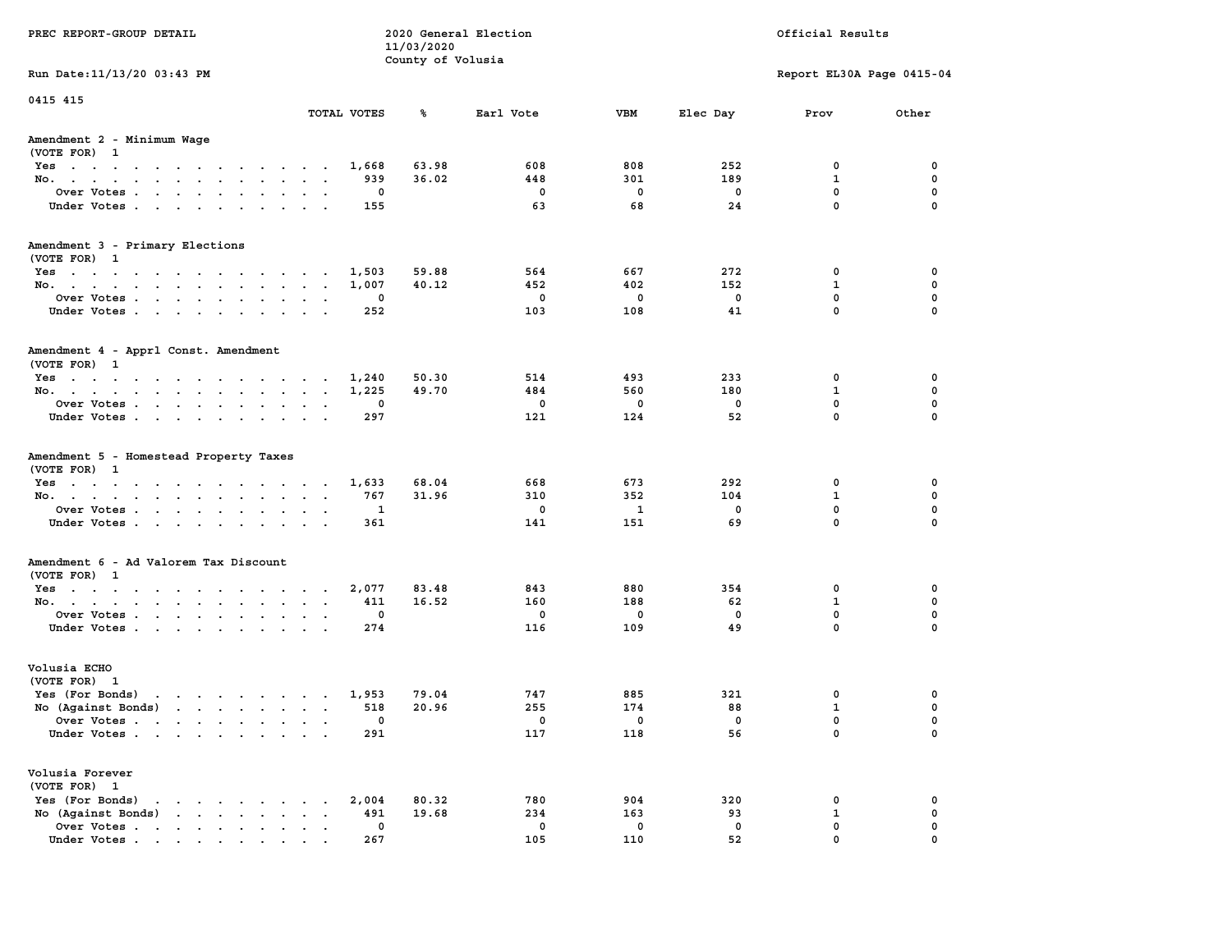PREC REPORT-GROUP DETAIL

2020 General Election
11/03/2020
County of Volusia

Official Results

Run Date:11/13/20 03:43 PM

Report EL30A Page 0415-04

0415 415

## Amendment 2 - Minimum Wage
(VOTE FOR) 1

| | TOTAL VOTES | % | Earl Vote | VBM | Elec Day | Prov | Other |
|---|---|---|---|---|---|---|---|
| Yes | 1,668 | 63.98 | 608 | 808 | 252 | 0 | 0 |
| No. | 939 | 36.02 | 448 | 301 | 189 | 1 | 0 |
| Over Votes | 0 | | 0 | 0 | 0 | 0 | 0 |
| Under Votes | 155 | | 63 | 68 | 24 | 0 | 0 |

## Amendment 3 - Primary Elections
(VOTE FOR) 1

| | TOTAL VOTES | % | Earl Vote | VBM | Elec Day | Prov | Other |
|---|---|---|---|---|---|---|---|
| Yes | 1,503 | 59.88 | 564 | 667 | 272 | 0 | 0 |
| No. | 1,007 | 40.12 | 452 | 402 | 152 | 1 | 0 |
| Over Votes | 0 | | 0 | 0 | 0 | 0 | 0 |
| Under Votes | 252 | | 103 | 108 | 41 | 0 | 0 |

## Amendment 4 - Apprl Const. Amendment
(VOTE FOR) 1

| | TOTAL VOTES | % | Earl Vote | VBM | Elec Day | Prov | Other |
|---|---|---|---|---|---|---|---|
| Yes | 1,240 | 50.30 | 514 | 493 | 233 | 0 | 0 |
| No. | 1,225 | 49.70 | 484 | 560 | 180 | 1 | 0 |
| Over Votes | 0 | | 0 | 0 | 0 | 0 | 0 |
| Under Votes | 297 | | 121 | 124 | 52 | 0 | 0 |

## Amendment 5 - Homestead Property Taxes
(VOTE FOR) 1

| | TOTAL VOTES | % | Earl Vote | VBM | Elec Day | Prov | Other |
|---|---|---|---|---|---|---|---|
| Yes | 1,633 | 68.04 | 668 | 673 | 292 | 0 | 0 |
| No. | 767 | 31.96 | 310 | 352 | 104 | 1 | 0 |
| Over Votes | 1 | | 0 | 1 | 0 | 0 | 0 |
| Under Votes | 361 | | 141 | 151 | 69 | 0 | 0 |

## Amendment 6 - Ad Valorem Tax Discount
(VOTE FOR) 1

| | TOTAL VOTES | % | Earl Vote | VBM | Elec Day | Prov | Other |
|---|---|---|---|---|---|---|---|
| Yes | 2,077 | 83.48 | 843 | 880 | 354 | 0 | 0 |
| No. | 411 | 16.52 | 160 | 188 | 62 | 1 | 0 |
| Over Votes | 0 | | 0 | 0 | 0 | 0 | 0 |
| Under Votes | 274 | | 116 | 109 | 49 | 0 | 0 |

## Volusia ECHO
(VOTE FOR) 1

| | TOTAL VOTES | % | Earl Vote | VBM | Elec Day | Prov | Other |
|---|---|---|---|---|---|---|---|
| Yes (For Bonds) | 1,953 | 79.04 | 747 | 885 | 321 | 0 | 0 |
| No (Against Bonds) | 518 | 20.96 | 255 | 174 | 88 | 1 | 0 |
| Over Votes | 0 | | 0 | 0 | 0 | 0 | 0 |
| Under Votes | 291 | | 117 | 118 | 56 | 0 | 0 |

## Volusia Forever
(VOTE FOR) 1

| | TOTAL VOTES | % | Earl Vote | VBM | Elec Day | Prov | Other |
|---|---|---|---|---|---|---|---|
| Yes (For Bonds) | 2,004 | 80.32 | 780 | 904 | 320 | 0 | 0 |
| No (Against Bonds) | 491 | 19.68 | 234 | 163 | 93 | 1 | 0 |
| Over Votes | 0 | | 0 | 0 | 0 | 0 | 0 |
| Under Votes | 267 | | 105 | 110 | 52 | 0 | 0 |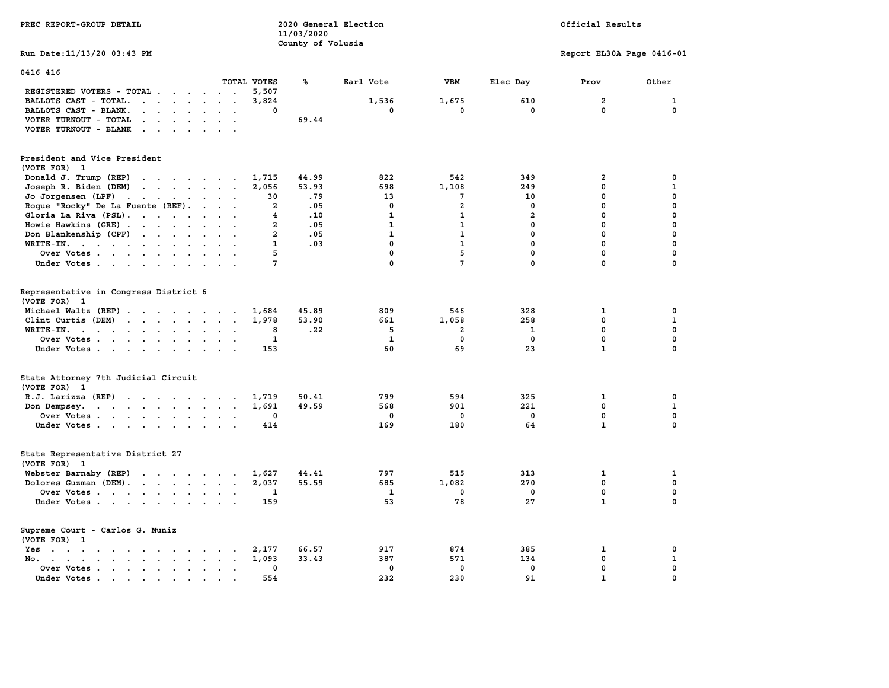PREC REPORT-GROUP DETAIL

2020 General Election
11/03/2020
County of Volusia

Official Results

Run Date:11/13/20 03:43 PM

Report EL30A Page 0416-01

0416 416

| | TOTAL VOTES | % | Earl Vote | VBM | Elec Day | Prov | Other |
|---|---|---|---|---|---|---|---|
| REGISTERED VOTERS - TOTAL | 5,507 | | | | | | |
| BALLOTS CAST - TOTAL. | 3,824 | | 1,536 | 1,675 | 610 | 2 | 1 |
| BALLOTS CAST - BLANK. | 0 | | 0 | 0 | 0 | 0 | 0 |
| VOTER TURNOUT - TOTAL | | 69.44 | | | | | |
| VOTER TURNOUT - BLANK | | | | | | | |

President and Vice President
(VOTE FOR) 1

| | TOTAL VOTES | % | Earl Vote | VBM | Elec Day | Prov | Other |
|---|---|---|---|---|---|---|---|
| Donald J. Trump (REP) | 1,715 | 44.99 | 822 | 542 | 349 | 2 | 0 |
| Joseph R. Biden (DEM) | 2,056 | 53.93 | 698 | 1,108 | 249 | 0 | 1 |
| Jo Jorgensen (LPF) | 30 | .79 | 13 | 7 | 10 | 0 | 0 |
| Roque "Rocky" De La Fuente (REF). | 2 | .05 | 0 | 2 | 0 | 0 | 0 |
| Gloria La Riva (PSL). | 4 | .10 | 1 | 1 | 2 | 0 | 0 |
| Howie Hawkins (GRE) | 2 | .05 | 1 | 1 | 0 | 0 | 0 |
| Don Blankenship (CPF) | 2 | .05 | 1 | 1 | 0 | 0 | 0 |
| WRITE-IN. | 1 | .03 | 0 | 1 | 0 | 0 | 0 |
| Over Votes | 5 | | 0 | 5 | 0 | 0 | 0 |
| Under Votes | 7 | | 0 | 7 | 0 | 0 | 0 |

Representative in Congress District 6
(VOTE FOR) 1

| | TOTAL VOTES | % | Earl Vote | VBM | Elec Day | Prov | Other |
|---|---|---|---|---|---|---|---|
| Michael Waltz (REP) | 1,684 | 45.89 | 809 | 546 | 328 | 1 | 0 |
| Clint Curtis (DEM) | 1,978 | 53.90 | 661 | 1,058 | 258 | 0 | 1 |
| WRITE-IN. | 8 | .22 | 5 | 2 | 1 | 0 | 0 |
| Over Votes | 1 | | 1 | 0 | 0 | 0 | 0 |
| Under Votes | 153 | | 60 | 69 | 23 | 1 | 0 |

State Attorney 7th Judicial Circuit
(VOTE FOR) 1

| | TOTAL VOTES | % | Earl Vote | VBM | Elec Day | Prov | Other |
|---|---|---|---|---|---|---|---|
| R.J. Larizza (REP) | 1,719 | 50.41 | 799 | 594 | 325 | 1 | 0 |
| Don Dempsey. | 1,691 | 49.59 | 568 | 901 | 221 | 0 | 1 |
| Over Votes | 0 | | 0 | 0 | 0 | 0 | 0 |
| Under Votes | 414 | | 169 | 180 | 64 | 1 | 0 |

State Representative District 27
(VOTE FOR) 1

| | TOTAL VOTES | % | Earl Vote | VBM | Elec Day | Prov | Other |
|---|---|---|---|---|---|---|---|
| Webster Barnaby (REP) | 1,627 | 44.41 | 797 | 515 | 313 | 1 | 1 |
| Dolores Guzman (DEM). | 2,037 | 55.59 | 685 | 1,082 | 270 | 0 | 0 |
| Over Votes | 1 | | 1 | 0 | 0 | 0 | 0 |
| Under Votes | 159 | | 53 | 78 | 27 | 1 | 0 |

Supreme Court - Carlos G. Muniz
(VOTE FOR) 1

| | TOTAL VOTES | % | Earl Vote | VBM | Elec Day | Prov | Other |
|---|---|---|---|---|---|---|---|
| Yes | 2,177 | 66.57 | 917 | 874 | 385 | 1 | 0 |
| No. | 1,093 | 33.43 | 387 | 571 | 134 | 0 | 1 |
| Over Votes | 0 | | 0 | 0 | 0 | 0 | 0 |
| Under Votes | 554 | | 232 | 230 | 91 | 1 | 0 |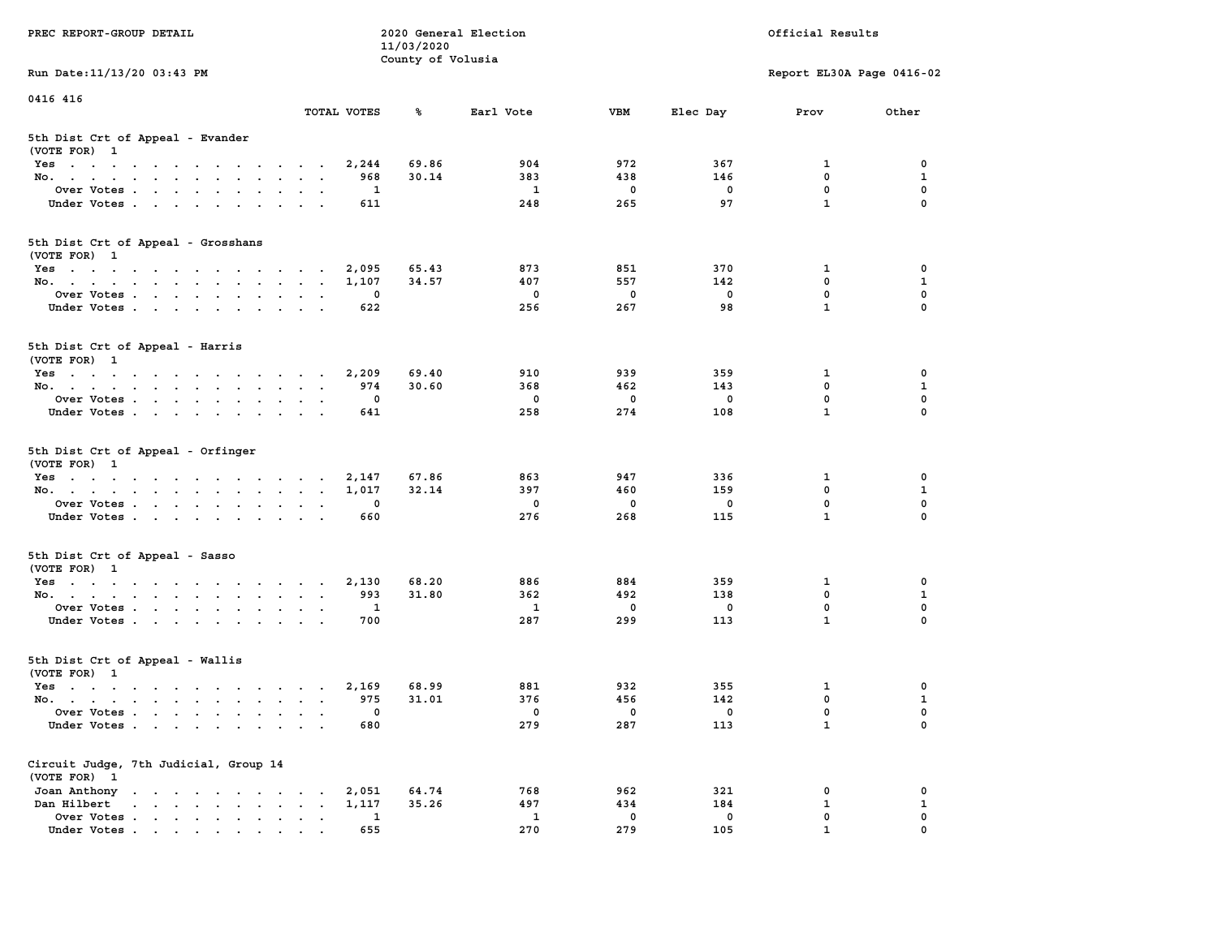PREC REPORT-GROUP DETAIL

2020 General Election
11/03/2020
County of Volusia

Official Results

Run Date:11/13/20 03:43 PM

Report EL30A Page 0416-02

0416 416

| | TOTAL VOTES | % | Earl Vote | VBM | Elec Day | Prov | Other |
|---|---|---|---|---|---|---|---|
| **5th Dist Crt of Appeal - Evander** | | | | | | | |
| (VOTE FOR) 1 | | | | | | | |
| Yes | 2,244 | 69.86 | 904 | 972 | 367 | 1 | 0 |
| No. | 968 | 30.14 | 383 | 438 | 146 | 0 | 1 |
| Over Votes | 1 | | 1 | 0 | 0 | 0 | 0 |
| Under Votes | 611 | | 248 | 265 | 97 | 1 | 0 |
| **5th Dist Crt of Appeal - Grosshans** | | | | | | | |
| (VOTE FOR) 1 | | | | | | | |
| Yes | 2,095 | 65.43 | 873 | 851 | 370 | 1 | 0 |
| No. | 1,107 | 34.57 | 407 | 557 | 142 | 0 | 1 |
| Over Votes | 0 | | 0 | 0 | 0 | 0 | 0 |
| Under Votes | 622 | | 256 | 267 | 98 | 1 | 0 |
| **5th Dist Crt of Appeal - Harris** | | | | | | | |
| (VOTE FOR) 1 | | | | | | | |
| Yes | 2,209 | 69.40 | 910 | 939 | 359 | 1 | 0 |
| No. | 974 | 30.60 | 368 | 462 | 143 | 0 | 1 |
| Over Votes | 0 | | 0 | 0 | 0 | 0 | 0 |
| Under Votes | 641 | | 258 | 274 | 108 | 1 | 0 |
| **5th Dist Crt of Appeal - Orfinger** | | | | | | | |
| (VOTE FOR) 1 | | | | | | | |
| Yes | 2,147 | 67.86 | 863 | 947 | 336 | 1 | 0 |
| No. | 1,017 | 32.14 | 397 | 460 | 159 | 0 | 1 |
| Over Votes | 0 | | 0 | 0 | 0 | 0 | 0 |
| Under Votes | 660 | | 276 | 268 | 115 | 1 | 0 |
| **5th Dist Crt of Appeal - Sasso** | | | | | | | |
| (VOTE FOR) 1 | | | | | | | |
| Yes | 2,130 | 68.20 | 886 | 884 | 359 | 1 | 0 |
| No. | 993 | 31.80 | 362 | 492 | 138 | 0 | 1 |
| Over Votes | 1 | | 1 | 0 | 0 | 0 | 0 |
| Under Votes | 700 | | 287 | 299 | 113 | 1 | 0 |
| **5th Dist Crt of Appeal - Wallis** | | | | | | | |
| (VOTE FOR) 1 | | | | | | | |
| Yes | 2,169 | 68.99 | 881 | 932 | 355 | 1 | 0 |
| No. | 975 | 31.01 | 376 | 456 | 142 | 0 | 1 |
| Over Votes | 0 | | 0 | 0 | 0 | 0 | 0 |
| Under Votes | 680 | | 279 | 287 | 113 | 1 | 0 |
| **Circuit Judge, 7th Judicial, Group 14** | | | | | | | |
| (VOTE FOR) 1 | | | | | | | |
| Joan Anthony | 2,051 | 64.74 | 768 | 962 | 321 | 0 | 0 |
| Dan Hilbert | 1,117 | 35.26 | 497 | 434 | 184 | 1 | 1 |
| Over Votes | 1 | | 1 | 0 | 0 | 0 | 0 |
| Under Votes | 655 | | 270 | 279 | 105 | 1 | 0 |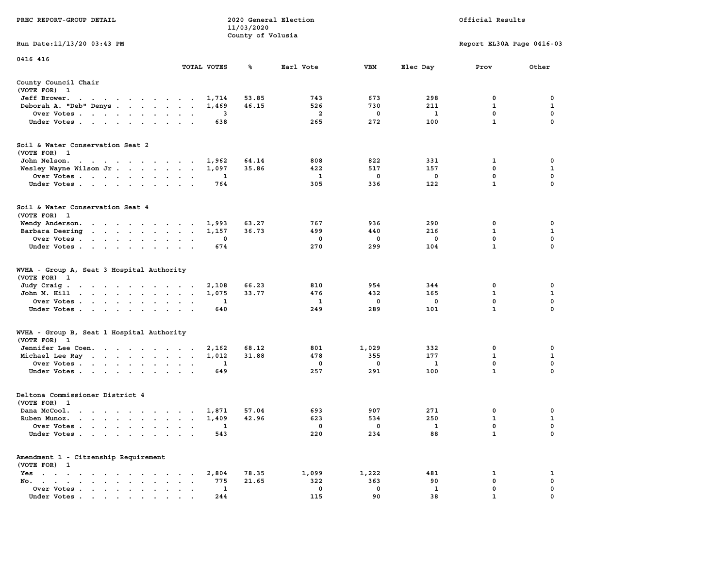PREC REPORT-GROUP DETAIL

2020 General Election
11/03/2020
County of Volusia

Official Results

Run Date:11/13/20 03:43 PM

Report EL30A Page 0416-03

0416 416

| | TOTAL VOTES | % | Earl Vote | VBM | Elec Day | Prov | Other |
|---|---|---|---|---|---|---|---|
| **County Council Chair** | | | | | | | |
| (VOTE FOR) 1 | | | | | | | |
| Jeff Brower | 1,714 | 53.85 | 743 | 673 | 298 | 0 | 0 |
| Deborah A. "Deb" Denys | 1,469 | 46.15 | 526 | 730 | 211 | 1 | 1 |
| Over Votes | 3 | | 2 | 0 | 1 | 0 | 0 |
| Under Votes | 638 | | 265 | 272 | 100 | 1 | 0 |
| **Soil & Water Conservation Seat 2** | | | | | | | |
| (VOTE FOR) 1 | | | | | | | |
| John Nelson | 1,962 | 64.14 | 808 | 822 | 331 | 1 | 0 |
| Wesley Wayne Wilson Jr | 1,097 | 35.86 | 422 | 517 | 157 | 0 | 1 |
| Over Votes | 1 | | 1 | 0 | 0 | 0 | 0 |
| Under Votes | 764 | | 305 | 336 | 122 | 1 | 0 |
| **Soil & Water Conservation Seat 4** | | | | | | | |
| (VOTE FOR) 1 | | | | | | | |
| Wendy Anderson | 1,993 | 63.27 | 767 | 936 | 290 | 0 | 0 |
| Barbara Deering | 1,157 | 36.73 | 499 | 440 | 216 | 1 | 1 |
| Over Votes | 0 | | 0 | 0 | 0 | 0 | 0 |
| Under Votes | 674 | | 270 | 299 | 104 | 1 | 0 |
| **WVHA - Group A, Seat 3 Hospital Authority** | | | | | | | |
| (VOTE FOR) 1 | | | | | | | |
| Judy Craig | 2,108 | 66.23 | 810 | 954 | 344 | 0 | 0 |
| John M. Hill | 1,075 | 33.77 | 476 | 432 | 165 | 1 | 1 |
| Over Votes | 1 | | 1 | 0 | 0 | 0 | 0 |
| Under Votes | 640 | | 249 | 289 | 101 | 1 | 0 |
| **WVHA - Group B, Seat 1 Hospital Authority** | | | | | | | |
| (VOTE FOR) 1 | | | | | | | |
| Jennifer Lee Coen | 2,162 | 68.12 | 801 | 1,029 | 332 | 0 | 0 |
| Michael Lee Ray | 1,012 | 31.88 | 478 | 355 | 177 | 1 | 1 |
| Over Votes | 1 | | 0 | 0 | 1 | 0 | 0 |
| Under Votes | 649 | | 257 | 291 | 100 | 1 | 0 |
| **Deltona Commissioner District 4** | | | | | | | |
| (VOTE FOR) 1 | | | | | | | |
| Dana McCool | 1,871 | 57.04 | 693 | 907 | 271 | 0 | 0 |
| Ruben Munoz | 1,409 | 42.96 | 623 | 534 | 250 | 1 | 1 |
| Over Votes | 1 | | 0 | 0 | 1 | 0 | 0 |
| Under Votes | 543 | | 220 | 234 | 88 | 1 | 0 |
| **Amendment 1 - Citzenship Requirement** | | | | | | | |
| (VOTE FOR) 1 | | | | | | | |
| Yes | 2,804 | 78.35 | 1,099 | 1,222 | 481 | 1 | 1 |
| No | 775 | 21.65 | 322 | 363 | 90 | 0 | 0 |
| Over Votes | 1 | | 0 | 0 | 1 | 0 | 0 |
| Under Votes | 244 | | 115 | 90 | 38 | 1 | 0 |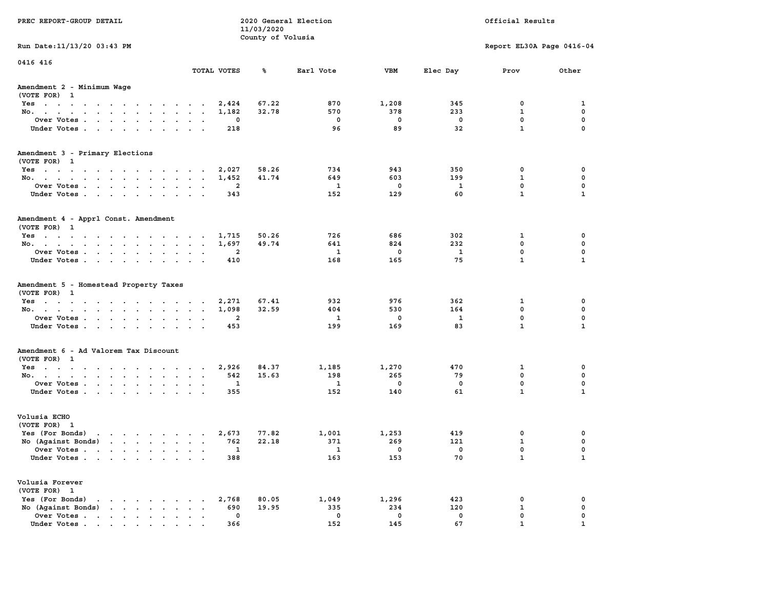0416 416

| | TOTAL VOTES | % | Earl Vote | VBM | Elec Day | Prov | Other |
|---|---|---|---|---|---|---|---|
| **Amendment 2 - Minimum Wage** | | | | | | | |
| (VOTE FOR) 1 | | | | | | | |
| Yes | 2,424 | 67.22 | 870 | 1,208 | 345 | 0 | 1 |
| No. | 1,182 | 32.78 | 570 | 378 | 233 | 1 | 0 |
| Over Votes | 0 | | 0 | 0 | 0 | 0 | 0 |
| Under Votes | 218 | | 96 | 89 | 32 | 1 | 0 |
| **Amendment 3 - Primary Elections** | | | | | | | |
| (VOTE FOR) 1 | | | | | | | |
| Yes | 2,027 | 58.26 | 734 | 943 | 350 | 0 | 0 |
| No. | 1,452 | 41.74 | 649 | 603 | 199 | 1 | 0 |
| Over Votes | 2 | | 1 | 0 | 1 | 0 | 0 |
| Under Votes | 343 | | 152 | 129 | 60 | 1 | 1 |
| **Amendment 4 - Apprl Const. Amendment** | | | | | | | |
| (VOTE FOR) 1 | | | | | | | |
| Yes | 1,715 | 50.26 | 726 | 686 | 302 | 1 | 0 |
| No. | 1,697 | 49.74 | 641 | 824 | 232 | 0 | 0 |
| Over Votes | 2 | | 1 | 0 | 1 | 0 | 0 |
| Under Votes | 410 | | 168 | 165 | 75 | 1 | 1 |
| **Amendment 5 - Homestead Property Taxes** | | | | | | | |
| (VOTE FOR) 1 | | | | | | | |
| Yes | 2,271 | 67.41 | 932 | 976 | 362 | 1 | 0 |
| No. | 1,098 | 32.59 | 404 | 530 | 164 | 0 | 0 |
| Over Votes | 2 | | 1 | 0 | 1 | 0 | 0 |
| Under Votes | 453 | | 199 | 169 | 83 | 1 | 1 |
| **Amendment 6 - Ad Valorem Tax Discount** | | | | | | | |
| (VOTE FOR) 1 | | | | | | | |
| Yes | 2,926 | 84.37 | 1,185 | 1,270 | 470 | 1 | 0 |
| No. | 542 | 15.63 | 198 | 265 | 79 | 0 | 0 |
| Over Votes | 1 | | 1 | 0 | 0 | 0 | 0 |
| Under Votes | 355 | | 152 | 140 | 61 | 1 | 1 |
| **Volusia ECHO** | | | | | | | |
| (VOTE FOR) 1 | | | | | | | |
| Yes (For Bonds) | 2,673 | 77.82 | 1,001 | 1,253 | 419 | 0 | 0 |
| No (Against Bonds) | 762 | 22.18 | 371 | 269 | 121 | 1 | 0 |
| Over Votes | 1 | | 1 | 0 | 0 | 0 | 0 |
| Under Votes | 388 | | 163 | 153 | 70 | 1 | 1 |
| **Volusia Forever** | | | | | | | |
| (VOTE FOR) 1 | | | | | | | |
| Yes (For Bonds) | 2,768 | 80.05 | 1,049 | 1,296 | 423 | 0 | 0 |
| No (Against Bonds) | 690 | 19.95 | 335 | 234 | 120 | 1 | 0 |
| Over Votes | 0 | | 0 | 0 | 0 | 0 | 0 |
| Under Votes | 366 | | 152 | 145 | 67 | 1 | 1 |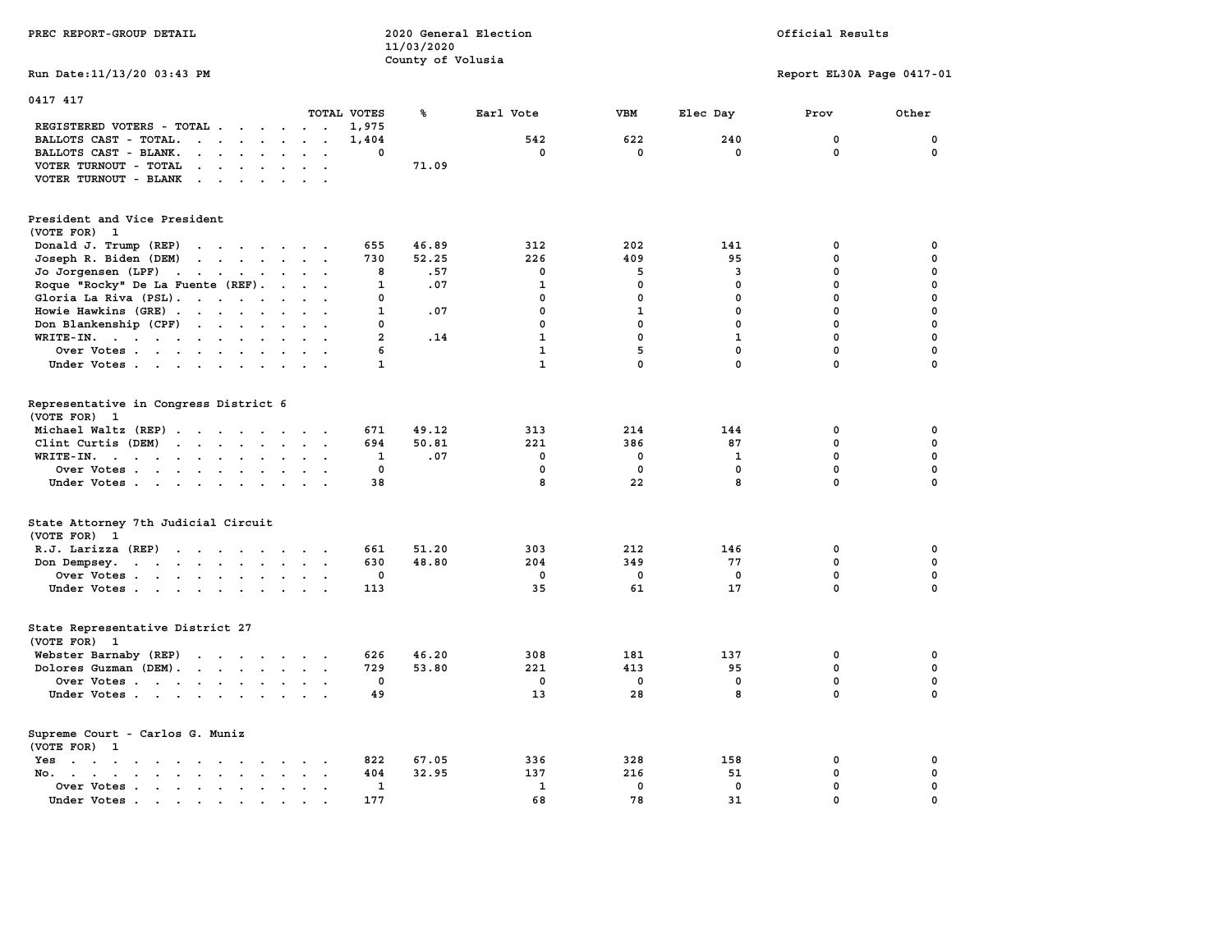PREC REPORT-GROUP DETAIL

2020 General Election
11/03/2020
County of Volusia

Official Results

Run Date:11/13/20 03:43 PM

Report EL30A Page 0417-01

0417 417

| | TOTAL VOTES | % | Earl Vote | VBM | Elec Day | Prov | Other |
|---|---|---|---|---|---|---|---|
| REGISTERED VOTERS - TOTAL | 1,975 | | | | | | |
| BALLOTS CAST - TOTAL. | 1,404 | | 542 | 622 | 240 | 0 | 0 |
| BALLOTS CAST - BLANK. | 0 | | 0 | 0 | 0 | 0 | 0 |
| VOTER TURNOUT - TOTAL | | 71.09 | | | | | |
| VOTER TURNOUT - BLANK | | | | | | | |

President and Vice President
(VOTE FOR) 1

| | TOTAL VOTES | % | Earl Vote | VBM | Elec Day | Prov | Other |
|---|---|---|---|---|---|---|---|
| Donald J. Trump (REP) | 655 | 46.89 | 312 | 202 | 141 | 0 | 0 |
| Joseph R. Biden (DEM) | 730 | 52.25 | 226 | 409 | 95 | 0 | 0 |
| Jo Jorgensen (LPF) | 8 | .57 | 0 | 5 | 3 | 0 | 0 |
| Roque "Rocky" De La Fuente (REF). | 1 | .07 | 1 | 0 | 0 | 0 | 0 |
| Gloria La Riva (PSL). | 0 | | 0 | 0 | 0 | 0 | 0 |
| Howie Hawkins (GRE) | 1 | .07 | 0 | 1 | 0 | 0 | 0 |
| Don Blankenship (CPF) | 0 | | 0 | 0 | 0 | 0 | 0 |
| WRITE-IN. | 2 | .14 | 1 | 0 | 1 | 0 | 0 |
| Over Votes | 6 | | 1 | 5 | 0 | 0 | 0 |
| Under Votes | 1 | | 1 | 0 | 0 | 0 | 0 |

Representative in Congress District 6
(VOTE FOR) 1

| | TOTAL VOTES | % | Earl Vote | VBM | Elec Day | Prov | Other |
|---|---|---|---|---|---|---|---|
| Michael Waltz (REP) | 671 | 49.12 | 313 | 214 | 144 | 0 | 0 |
| Clint Curtis (DEM) | 694 | 50.81 | 221 | 386 | 87 | 0 | 0 |
| WRITE-IN. | 1 | .07 | 0 | 0 | 1 | 0 | 0 |
| Over Votes | 0 | | 0 | 0 | 0 | 0 | 0 |
| Under Votes | 38 | | 8 | 22 | 8 | 0 | 0 |

State Attorney 7th Judicial Circuit
(VOTE FOR) 1

| | TOTAL VOTES | % | Earl Vote | VBM | Elec Day | Prov | Other |
|---|---|---|---|---|---|---|---|
| R.J. Larizza (REP) | 661 | 51.20 | 303 | 212 | 146 | 0 | 0 |
| Don Dempsey. | 630 | 48.80 | 204 | 349 | 77 | 0 | 0 |
| Over Votes | 0 | | 0 | 0 | 0 | 0 | 0 |
| Under Votes | 113 | | 35 | 61 | 17 | 0 | 0 |

State Representative District 27
(VOTE FOR) 1

| | TOTAL VOTES | % | Earl Vote | VBM | Elec Day | Prov | Other |
|---|---|---|---|---|---|---|---|
| Webster Barnaby (REP) | 626 | 46.20 | 308 | 181 | 137 | 0 | 0 |
| Dolores Guzman (DEM). | 729 | 53.80 | 221 | 413 | 95 | 0 | 0 |
| Over Votes | 0 | | 0 | 0 | 0 | 0 | 0 |
| Under Votes | 49 | | 13 | 28 | 8 | 0 | 0 |

Supreme Court - Carlos G. Muniz
(VOTE FOR) 1

| | TOTAL VOTES | % | Earl Vote | VBM | Elec Day | Prov | Other |
|---|---|---|---|---|---|---|---|
| Yes | 822 | 67.05 | 336 | 328 | 158 | 0 | 0 |
| No. | 404 | 32.95 | 137 | 216 | 51 | 0 | 0 |
| Over Votes | 1 | | 1 | 0 | 0 | 0 | 0 |
| Under Votes | 177 | | 68 | 78 | 31 | 0 | 0 |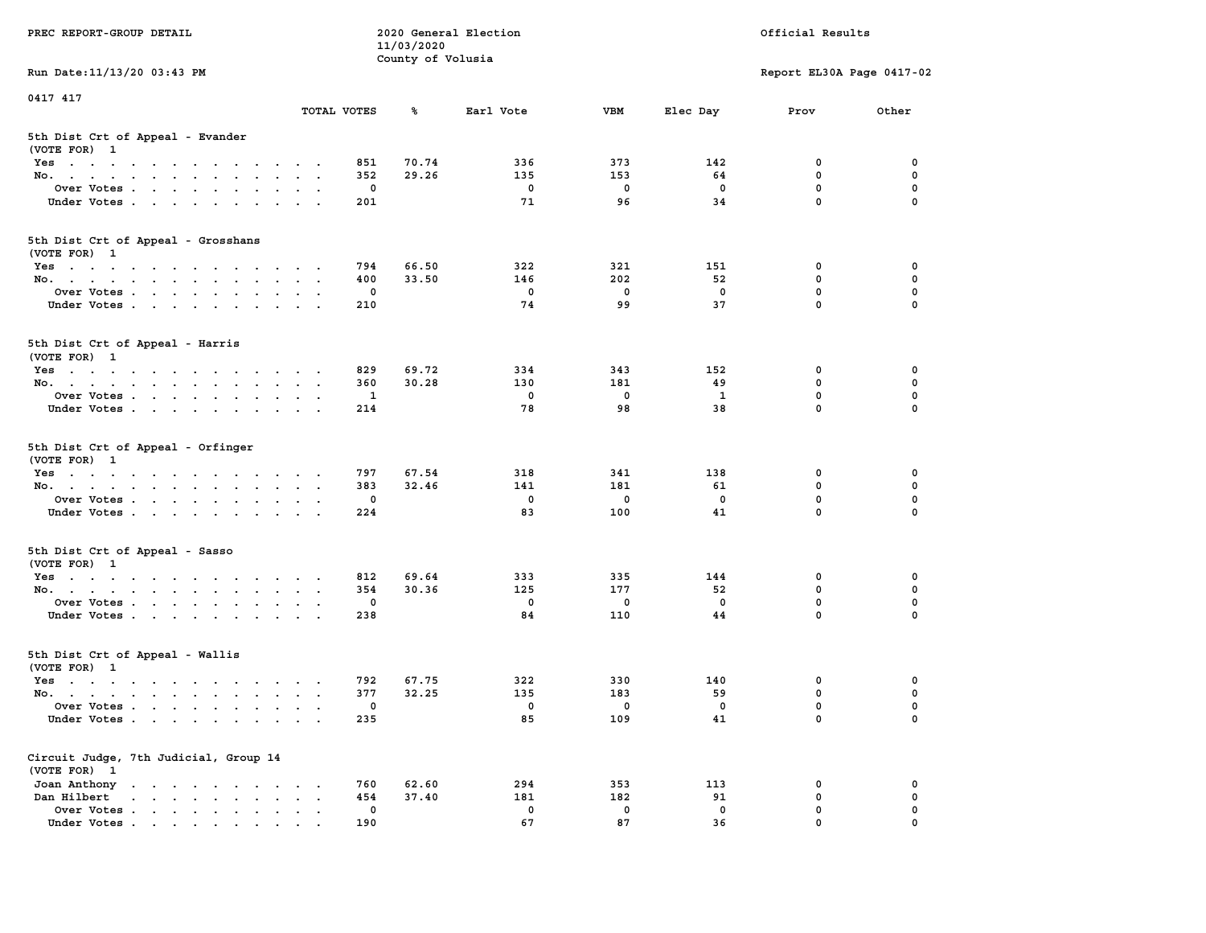0417 417

### 5th Dist Crt of Appeal - Evander
(VOTE FOR) 1

| | TOTAL VOTES | % | Earl Vote | VBM | Elec Day | Prov | Other |
|---|---|---|---|---|---|---|---|
| Yes | 851 | 70.74 | 336 | 373 | 142 | 0 | 0 |
| No. | 352 | 29.26 | 135 | 153 | 64 | 0 | 0 |
| Over Votes | 0 | | 0 | 0 | 0 | 0 | 0 |
| Under Votes | 201 | | 71 | 96 | 34 | 0 | 0 |

### 5th Dist Crt of Appeal - Grosshans
(VOTE FOR) 1

| | TOTAL VOTES | % | Earl Vote | VBM | Elec Day | Prov | Other |
|---|---|---|---|---|---|---|---|
| Yes | 794 | 66.50 | 322 | 321 | 151 | 0 | 0 |
| No. | 400 | 33.50 | 146 | 202 | 52 | 0 | 0 |
| Over Votes | 0 | | 0 | 0 | 0 | 0 | 0 |
| Under Votes | 210 | | 74 | 99 | 37 | 0 | 0 |

### 5th Dist Crt of Appeal - Harris
(VOTE FOR) 1

| | TOTAL VOTES | % | Earl Vote | VBM | Elec Day | Prov | Other |
|---|---|---|---|---|---|---|---|
| Yes | 829 | 69.72 | 334 | 343 | 152 | 0 | 0 |
| No. | 360 | 30.28 | 130 | 181 | 49 | 0 | 0 |
| Over Votes | 1 | | 0 | 0 | 1 | 0 | 0 |
| Under Votes | 214 | | 78 | 98 | 38 | 0 | 0 |

### 5th Dist Crt of Appeal - Orfinger
(VOTE FOR) 1

| | TOTAL VOTES | % | Earl Vote | VBM | Elec Day | Prov | Other |
|---|---|---|---|---|---|---|---|
| Yes | 797 | 67.54 | 318 | 341 | 138 | 0 | 0 |
| No. | 383 | 32.46 | 141 | 181 | 61 | 0 | 0 |
| Over Votes | 0 | | 0 | 0 | 0 | 0 | 0 |
| Under Votes | 224 | | 83 | 100 | 41 | 0 | 0 |

### 5th Dist Crt of Appeal - Sasso
(VOTE FOR) 1

| | TOTAL VOTES | % | Earl Vote | VBM | Elec Day | Prov | Other |
|---|---|---|---|---|---|---|---|
| Yes | 812 | 69.64 | 333 | 335 | 144 | 0 | 0 |
| No. | 354 | 30.36 | 125 | 177 | 52 | 0 | 0 |
| Over Votes | 0 | | 0 | 0 | 0 | 0 | 0 |
| Under Votes | 238 | | 84 | 110 | 44 | 0 | 0 |

### 5th Dist Crt of Appeal - Wallis
(VOTE FOR) 1

| | TOTAL VOTES | % | Earl Vote | VBM | Elec Day | Prov | Other |
|---|---|---|---|---|---|---|---|
| Yes | 792 | 67.75 | 322 | 330 | 140 | 0 | 0 |
| No. | 377 | 32.25 | 135 | 183 | 59 | 0 | 0 |
| Over Votes | 0 | | 0 | 0 | 0 | 0 | 0 |
| Under Votes | 235 | | 85 | 109 | 41 | 0 | 0 |

### Circuit Judge, 7th Judicial, Group 14
(VOTE FOR) 1

| | TOTAL VOTES | % | Earl Vote | VBM | Elec Day | Prov | Other |
|---|---|---|---|---|---|---|---|
| Joan Anthony | 760 | 62.60 | 294 | 353 | 113 | 0 | 0 |
| Dan Hilbert | 454 | 37.40 | 181 | 182 | 91 | 0 | 0 |
| Over Votes | 0 | | 0 | 0 | 0 | 0 | 0 |
| Under Votes | 190 | | 67 | 87 | 36 | 0 | 0 |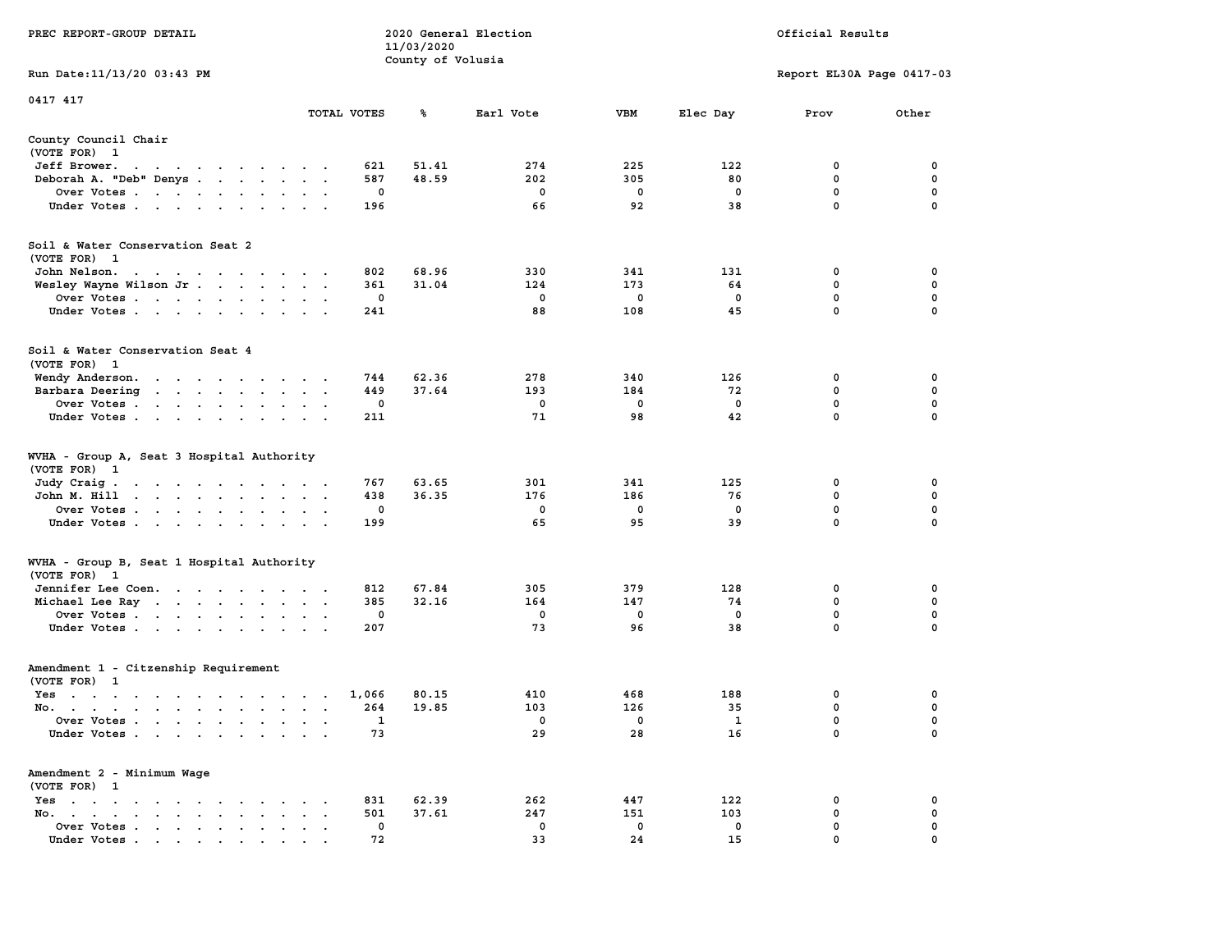PREC REPORT-GROUP DETAIL

2020 General Election
11/03/2020
County of Volusia

Official Results

Run Date:11/13/20 03:43 PM

Report EL30A Page 0417-03

0417 417

| | TOTAL VOTES | % | Earl Vote | VBM | Elec Day | Prov | Other |
|---|---|---|---|---|---|---|---|
| **County Council Chair** | | | | | | | |
| (VOTE FOR) 1 | | | | | | | |
| Jeff Brower | 621 | 51.41 | 274 | 225 | 122 | 0 | 0 |
| Deborah A. "Deb" Denys | 587 | 48.59 | 202 | 305 | 80 | 0 | 0 |
| Over Votes | 0 | | 0 | 0 | 0 | 0 | 0 |
| Under Votes | 196 | | 66 | 92 | 38 | 0 | 0 |
| **Soil & Water Conservation Seat 2** | | | | | | | |
| (VOTE FOR) 1 | | | | | | | |
| John Nelson | 802 | 68.96 | 330 | 341 | 131 | 0 | 0 |
| Wesley Wayne Wilson Jr | 361 | 31.04 | 124 | 173 | 64 | 0 | 0 |
| Over Votes | 0 | | 0 | 0 | 0 | 0 | 0 |
| Under Votes | 241 | | 88 | 108 | 45 | 0 | 0 |
| **Soil & Water Conservation Seat 4** | | | | | | | |
| (VOTE FOR) 1 | | | | | | | |
| Wendy Anderson | 744 | 62.36 | 278 | 340 | 126 | 0 | 0 |
| Barbara Deering | 449 | 37.64 | 193 | 184 | 72 | 0 | 0 |
| Over Votes | 0 | | 0 | 0 | 0 | 0 | 0 |
| Under Votes | 211 | | 71 | 98 | 42 | 0 | 0 |
| **WVHA - Group A, Seat 3 Hospital Authority** | | | | | | | |
| (VOTE FOR) 1 | | | | | | | |
| Judy Craig | 767 | 63.65 | 301 | 341 | 125 | 0 | 0 |
| John M. Hill | 438 | 36.35 | 176 | 186 | 76 | 0 | 0 |
| Over Votes | 0 | | 0 | 0 | 0 | 0 | 0 |
| Under Votes | 199 | | 65 | 95 | 39 | 0 | 0 |
| **WVHA - Group B, Seat 1 Hospital Authority** | | | | | | | |
| (VOTE FOR) 1 | | | | | | | |
| Jennifer Lee Coen | 812 | 67.84 | 305 | 379 | 128 | 0 | 0 |
| Michael Lee Ray | 385 | 32.16 | 164 | 147 | 74 | 0 | 0 |
| Over Votes | 0 | | 0 | 0 | 0 | 0 | 0 |
| Under Votes | 207 | | 73 | 96 | 38 | 0 | 0 |
| **Amendment 1 - Citzenship Requirement** | | | | | | | |
| (VOTE FOR) 1 | | | | | | | |
| Yes | 1,066 | 80.15 | 410 | 468 | 188 | 0 | 0 |
| No | 264 | 19.85 | 103 | 126 | 35 | 0 | 0 |
| Over Votes | 1 | | 0 | 0 | 1 | 0 | 0 |
| Under Votes | 73 | | 29 | 28 | 16 | 0 | 0 |
| **Amendment 2 - Minimum Wage** | | | | | | | |
| (VOTE FOR) 1 | | | | | | | |
| Yes | 831 | 62.39 | 262 | 447 | 122 | 0 | 0 |
| No | 501 | 37.61 | 247 | 151 | 103 | 0 | 0 |
| Over Votes | 0 | | 0 | 0 | 0 | 0 | 0 |
| Under Votes | 72 | | 33 | 24 | 15 | 0 | 0 |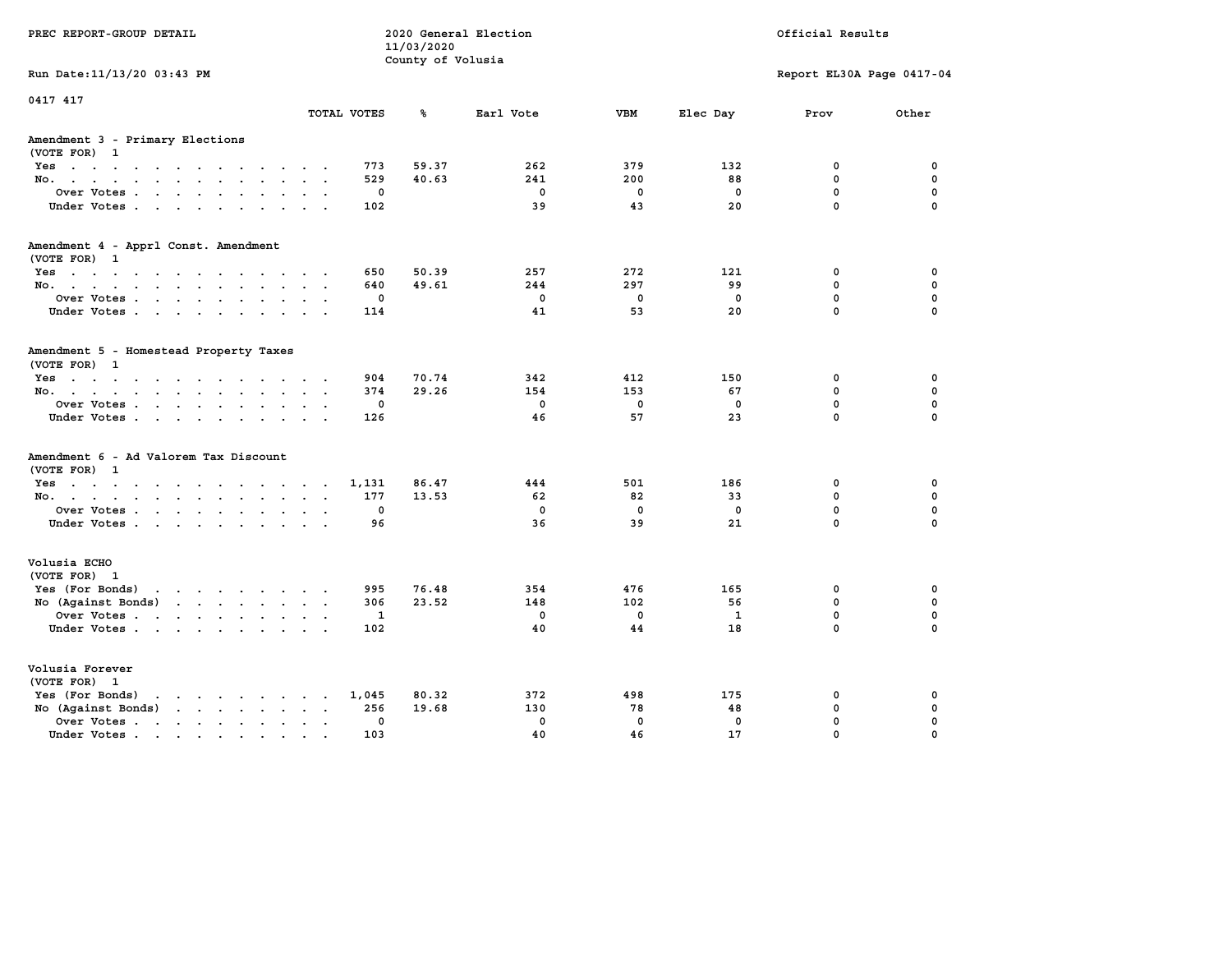PREC REPORT-GROUP DETAIL

2020 General Election
11/03/2020
County of Volusia

Official Results

Run Date:11/13/20 03:43 PM

Report EL30A Page 0417-04

0417 417

| | TOTAL VOTES | % | Earl Vote | VBM | Elec Day | Prov | Other |
|---|---|---|---|---|---|---|---|
| **Amendment 3 - Primary Elections** | | | | | | | |
| (VOTE FOR) 1 | | | | | | | |
| Yes | 773 | 59.37 | 262 | 379 | 132 | 0 | 0 |
| No. | 529 | 40.63 | 241 | 200 | 88 | 0 | 0 |
| Over Votes | 0 | | 0 | 0 | 0 | 0 | 0 |
| Under Votes | 102 | | 39 | 43 | 20 | 0 | 0 |
| **Amendment 4 - Apprl Const. Amendment** | | | | | | | |
| (VOTE FOR) 1 | | | | | | | |
| Yes | 650 | 50.39 | 257 | 272 | 121 | 0 | 0 |
| No. | 640 | 49.61 | 244 | 297 | 99 | 0 | 0 |
| Over Votes | 0 | | 0 | 0 | 0 | 0 | 0 |
| Under Votes | 114 | | 41 | 53 | 20 | 0 | 0 |
| **Amendment 5 - Homestead Property Taxes** | | | | | | | |
| (VOTE FOR) 1 | | | | | | | |
| Yes | 904 | 70.74 | 342 | 412 | 150 | 0 | 0 |
| No. | 374 | 29.26 | 154 | 153 | 67 | 0 | 0 |
| Over Votes | 0 | | 0 | 0 | 0 | 0 | 0 |
| Under Votes | 126 | | 46 | 57 | 23 | 0 | 0 |
| **Amendment 6 - Ad Valorem Tax Discount** | | | | | | | |
| (VOTE FOR) 1 | | | | | | | |
| Yes | 1,131 | 86.47 | 444 | 501 | 186 | 0 | 0 |
| No. | 177 | 13.53 | 62 | 82 | 33 | 0 | 0 |
| Over Votes | 0 | | 0 | 0 | 0 | 0 | 0 |
| Under Votes | 96 | | 36 | 39 | 21 | 0 | 0 |
| **Volusia ECHO** | | | | | | | |
| (VOTE FOR) 1 | | | | | | | |
| Yes (For Bonds) | 995 | 76.48 | 354 | 476 | 165 | 0 | 0 |
| No (Against Bonds) | 306 | 23.52 | 148 | 102 | 56 | 0 | 0 |
| Over Votes | 1 | | 0 | 0 | 1 | 0 | 0 |
| Under Votes | 102 | | 40 | 44 | 18 | 0 | 0 |
| **Volusia Forever** | | | | | | | |
| (VOTE FOR) 1 | | | | | | | |
| Yes (For Bonds) | 1,045 | 80.32 | 372 | 498 | 175 | 0 | 0 |
| No (Against Bonds) | 256 | 19.68 | 130 | 78 | 48 | 0 | 0 |
| Over Votes | 0 | | 0 | 0 | 0 | 0 | 0 |
| Under Votes | 103 | | 40 | 46 | 17 | 0 | 0 |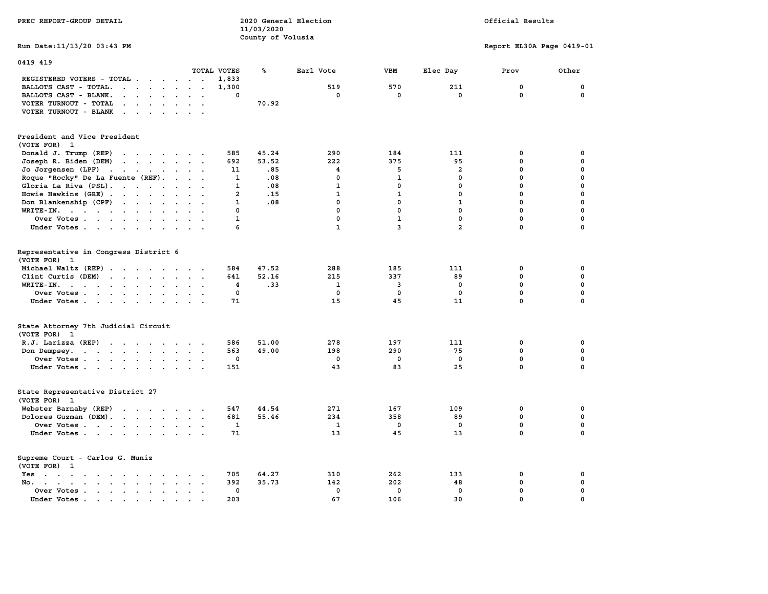PREC REPORT-GROUP DETAIL

2020 General Election
11/03/2020
County of Volusia

Official Results

Run Date:11/13/20 03:43 PM

Report EL30A Page 0419-01

## 0419 419

| | TOTAL VOTES | % | Earl Vote | VBM | Elec Day | Prov | Other |
|---|---|---|---|---|---|---|---|
| REGISTERED VOTERS - TOTAL | 1,833 | | | | | | |
| BALLOTS CAST - TOTAL. | 1,300 | | 519 | 570 | 211 | 0 | 0 |
| BALLOTS CAST - BLANK. | 0 | | 0 | 0 | 0 | 0 | 0 |
| VOTER TURNOUT - TOTAL | | 70.92 | | | | | |
| VOTER TURNOUT - BLANK | | | | | | | |

### President and Vice President
(VOTE FOR) 1

| | TOTAL VOTES | % | Earl Vote | VBM | Elec Day | Prov | Other |
|---|---|---|---|---|---|---|---|
| Donald J. Trump (REP) | 585 | 45.24 | 290 | 184 | 111 | 0 | 0 |
| Joseph R. Biden (DEM) | 692 | 53.52 | 222 | 375 | 95 | 0 | 0 |
| Jo Jorgensen (LPF) | 11 | .85 | 4 | 5 | 2 | 0 | 0 |
| Roque "Rocky" De La Fuente (REF). | 1 | .08 | 0 | 1 | 0 | 0 | 0 |
| Gloria La Riva (PSL). | 1 | .08 | 1 | 0 | 0 | 0 | 0 |
| Howie Hawkins (GRE) | 2 | .15 | 1 | 1 | 0 | 0 | 0 |
| Don Blankenship (CPF) | 1 | .08 | 0 | 0 | 1 | 0 | 0 |
| WRITE-IN. | 0 | | 0 | 0 | 0 | 0 | 0 |
| Over Votes | 1 | | 0 | 1 | 0 | 0 | 0 |
| Under Votes | 6 | | 1 | 3 | 2 | 0 | 0 |

### Representative in Congress District 6
(VOTE FOR) 1

| | TOTAL VOTES | % | Earl Vote | VBM | Elec Day | Prov | Other |
|---|---|---|---|---|---|---|---|
| Michael Waltz (REP) | 584 | 47.52 | 288 | 185 | 111 | 0 | 0 |
| Clint Curtis (DEM) | 641 | 52.16 | 215 | 337 | 89 | 0 | 0 |
| WRITE-IN. | 4 | .33 | 1 | 3 | 0 | 0 | 0 |
| Over Votes | 0 | | 0 | 0 | 0 | 0 | 0 |
| Under Votes | 71 | | 15 | 45 | 11 | 0 | 0 |

### State Attorney 7th Judicial Circuit
(VOTE FOR) 1

| | TOTAL VOTES | % | Earl Vote | VBM | Elec Day | Prov | Other |
|---|---|---|---|---|---|---|---|
| R.J. Larizza (REP) | 586 | 51.00 | 278 | 197 | 111 | 0 | 0 |
| Don Dempsey. | 563 | 49.00 | 198 | 290 | 75 | 0 | 0 |
| Over Votes | 0 | | 0 | 0 | 0 | 0 | 0 |
| Under Votes | 151 | | 43 | 83 | 25 | 0 | 0 |

### State Representative District 27
(VOTE FOR) 1

| | TOTAL VOTES | % | Earl Vote | VBM | Elec Day | Prov | Other |
|---|---|---|---|---|---|---|---|
| Webster Barnaby (REP) | 547 | 44.54 | 271 | 167 | 109 | 0 | 0 |
| Dolores Guzman (DEM). | 681 | 55.46 | 234 | 358 | 89 | 0 | 0 |
| Over Votes | 1 | | 1 | 0 | 0 | 0 | 0 |
| Under Votes | 71 | | 13 | 45 | 13 | 0 | 0 |

### Supreme Court - Carlos G. Muniz
(VOTE FOR) 1

| | TOTAL VOTES | % | Earl Vote | VBM | Elec Day | Prov | Other |
|---|---|---|---|---|---|---|---|
| Yes | 705 | 64.27 | 310 | 262 | 133 | 0 | 0 |
| No. | 392 | 35.73 | 142 | 202 | 48 | 0 | 0 |
| Over Votes | 0 | | 0 | 0 | 0 | 0 | 0 |
| Under Votes | 203 | | 67 | 106 | 30 | 0 | 0 |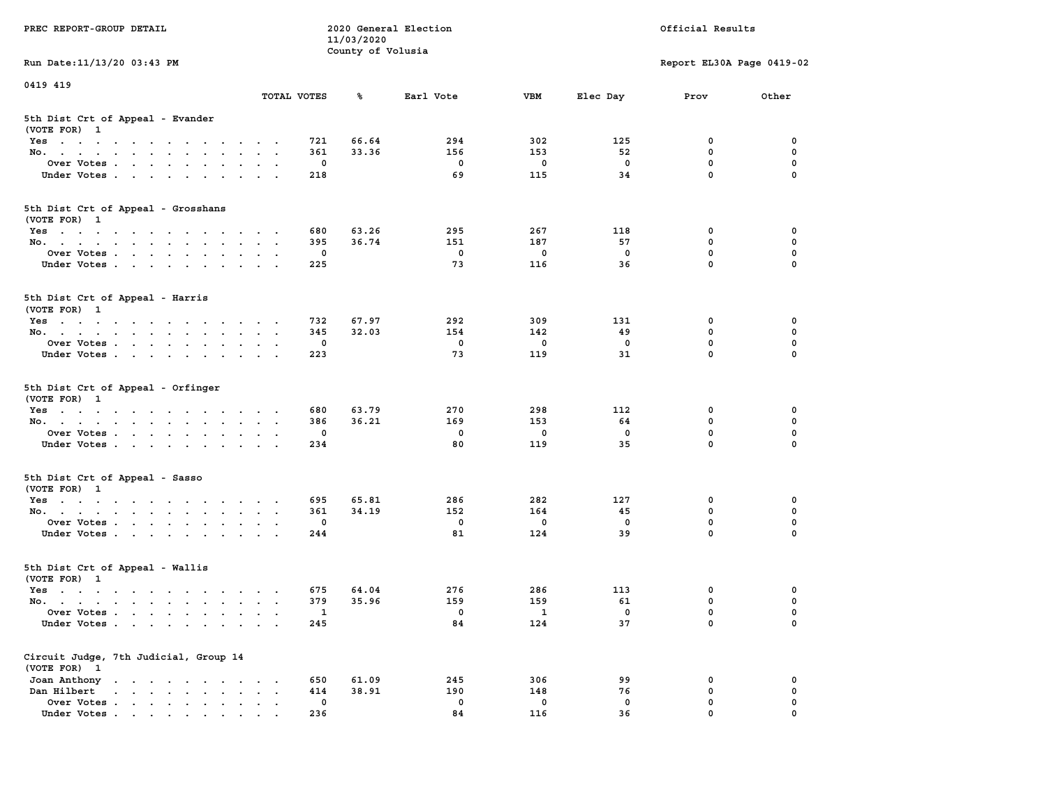PREC REPORT-GROUP DETAIL

2020 General Election
11/03/2020
County of Volusia

Official Results

Run Date:11/13/20 03:43 PM

Report EL30A Page 0419-02

0419 419

| | TOTAL VOTES | % | Earl Vote | VBM | Elec Day | Prov | Other |
|---|---|---|---|---|---|---|---|
| **5th Dist Crt of Appeal - Evander** | | | | | | | |
| (VOTE FOR) 1 | | | | | | | |
| Yes | 721 | 66.64 | 294 | 302 | 125 | 0 | 0 |
| No. | 361 | 33.36 | 156 | 153 | 52 | 0 | 0 |
| Over Votes | 0 | | 0 | 0 | 0 | 0 | 0 |
| Under Votes | 218 | | 69 | 115 | 34 | 0 | 0 |
| **5th Dist Crt of Appeal - Grosshans** | | | | | | | |
| (VOTE FOR) 1 | | | | | | | |
| Yes | 680 | 63.26 | 295 | 267 | 118 | 0 | 0 |
| No. | 395 | 36.74 | 151 | 187 | 57 | 0 | 0 |
| Over Votes | 0 | | 0 | 0 | 0 | 0 | 0 |
| Under Votes | 225 | | 73 | 116 | 36 | 0 | 0 |
| **5th Dist Crt of Appeal - Harris** | | | | | | | |
| (VOTE FOR) 1 | | | | | | | |
| Yes | 732 | 67.97 | 292 | 309 | 131 | 0 | 0 |
| No. | 345 | 32.03 | 154 | 142 | 49 | 0 | 0 |
| Over Votes | 0 | | 0 | 0 | 0 | 0 | 0 |
| Under Votes | 223 | | 73 | 119 | 31 | 0 | 0 |
| **5th Dist Crt of Appeal - Orfinger** | | | | | | | |
| (VOTE FOR) 1 | | | | | | | |
| Yes | 680 | 63.79 | 270 | 298 | 112 | 0 | 0 |
| No. | 386 | 36.21 | 169 | 153 | 64 | 0 | 0 |
| Over Votes | 0 | | 0 | 0 | 0 | 0 | 0 |
| Under Votes | 234 | | 80 | 119 | 35 | 0 | 0 |
| **5th Dist Crt of Appeal - Sasso** | | | | | | | |
| (VOTE FOR) 1 | | | | | | | |
| Yes | 695 | 65.81 | 286 | 282 | 127 | 0 | 0 |
| No. | 361 | 34.19 | 152 | 164 | 45 | 0 | 0 |
| Over Votes | 0 | | 0 | 0 | 0 | 0 | 0 |
| Under Votes | 244 | | 81 | 124 | 39 | 0 | 0 |
| **5th Dist Crt of Appeal - Wallis** | | | | | | | |
| (VOTE FOR) 1 | | | | | | | |
| Yes | 675 | 64.04 | 276 | 286 | 113 | 0 | 0 |
| No. | 379 | 35.96 | 159 | 159 | 61 | 0 | 0 |
| Over Votes | 1 | | 0 | 1 | 0 | 0 | 0 |
| Under Votes | 245 | | 84 | 124 | 37 | 0 | 0 |
| **Circuit Judge, 7th Judicial, Group 14** | | | | | | | |
| (VOTE FOR) 1 | | | | | | | |
| Joan Anthony | 650 | 61.09 | 245 | 306 | 99 | 0 | 0 |
| Dan Hilbert | 414 | 38.91 | 190 | 148 | 76 | 0 | 0 |
| Over Votes | 0 | | 0 | 0 | 0 | 0 | 0 |
| Under Votes | 236 | | 84 | 116 | 36 | 0 | 0 |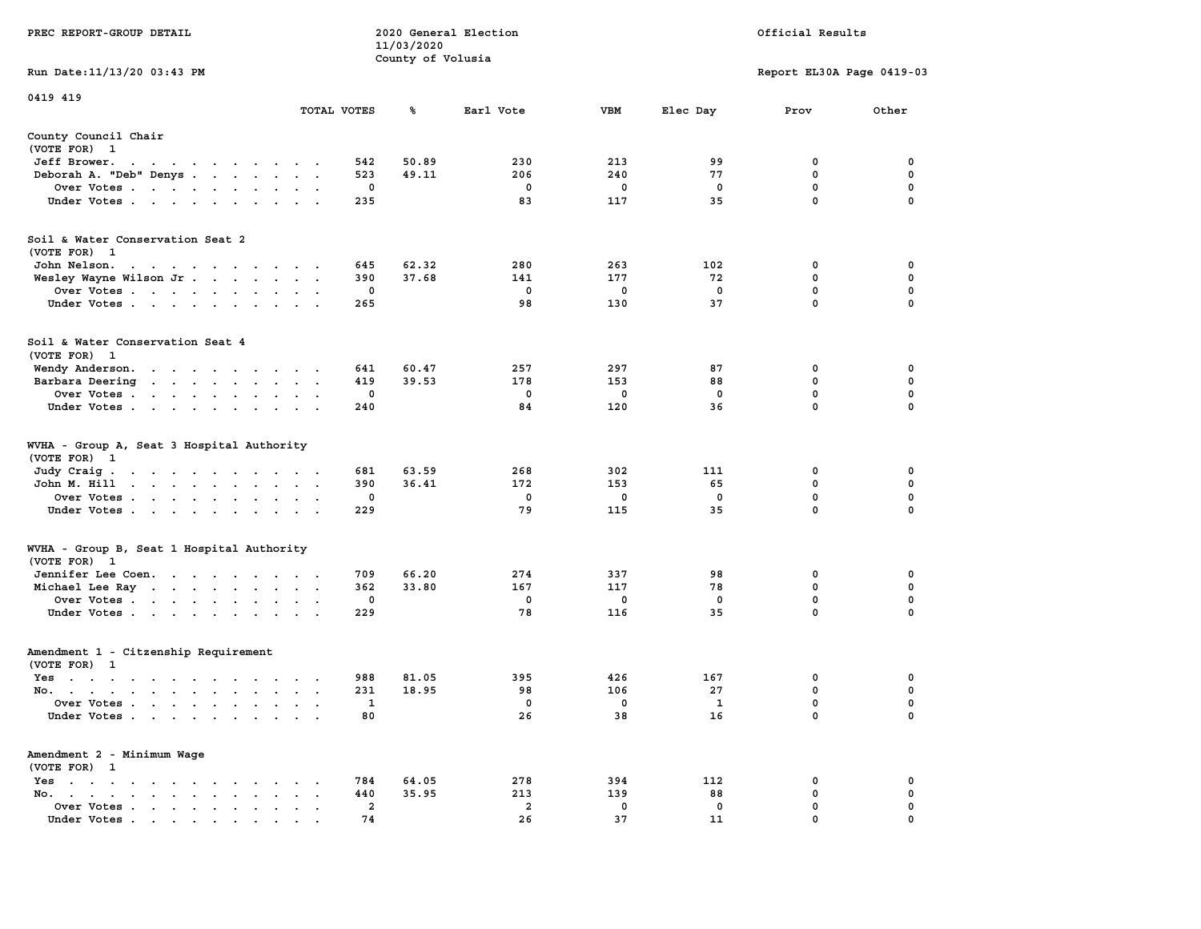PREC REPORT-GROUP DETAIL

2020 General Election
11/03/2020
County of Volusia

Official Results

Run Date:11/13/20 03:43 PM

Report EL30A Page 0419-03

0419 419

| | TOTAL VOTES | % | Earl Vote | VBM | Elec Day | Prov | Other |
|---|---|---|---|---|---|---|---|
| **County Council Chair** | | | | | | | |
| (VOTE FOR) 1 | | | | | | | |
| Jeff Brower | 542 | 50.89 | 230 | 213 | 99 | 0 | 0 |
| Deborah A. "Deb" Denys | 523 | 49.11 | 206 | 240 | 77 | 0 | 0 |
| Over Votes | 0 | | 0 | 0 | 0 | 0 | 0 |
| Under Votes | 235 | | 83 | 117 | 35 | 0 | 0 |
| **Soil & Water Conservation Seat 2** | | | | | | | |
| (VOTE FOR) 1 | | | | | | | |
| John Nelson | 645 | 62.32 | 280 | 263 | 102 | 0 | 0 |
| Wesley Wayne Wilson Jr | 390 | 37.68 | 141 | 177 | 72 | 0 | 0 |
| Over Votes | 0 | | 0 | 0 | 0 | 0 | 0 |
| Under Votes | 265 | | 98 | 130 | 37 | 0 | 0 |
| **Soil & Water Conservation Seat 4** | | | | | | | |
| (VOTE FOR) 1 | | | | | | | |
| Wendy Anderson | 641 | 60.47 | 257 | 297 | 87 | 0 | 0 |
| Barbara Deering | 419 | 39.53 | 178 | 153 | 88 | 0 | 0 |
| Over Votes | 0 | | 0 | 0 | 0 | 0 | 0 |
| Under Votes | 240 | | 84 | 120 | 36 | 0 | 0 |
| **WVHA - Group A, Seat 3 Hospital Authority** | | | | | | | |
| (VOTE FOR) 1 | | | | | | | |
| Judy Craig | 681 | 63.59 | 268 | 302 | 111 | 0 | 0 |
| John M. Hill | 390 | 36.41 | 172 | 153 | 65 | 0 | 0 |
| Over Votes | 0 | | 0 | 0 | 0 | 0 | 0 |
| Under Votes | 229 | | 79 | 115 | 35 | 0 | 0 |
| **WVHA - Group B, Seat 1 Hospital Authority** | | | | | | | |
| (VOTE FOR) 1 | | | | | | | |
| Jennifer Lee Coen | 709 | 66.20 | 274 | 337 | 98 | 0 | 0 |
| Michael Lee Ray | 362 | 33.80 | 167 | 117 | 78 | 0 | 0 |
| Over Votes | 0 | | 0 | 0 | 0 | 0 | 0 |
| Under Votes | 229 | | 78 | 116 | 35 | 0 | 0 |
| **Amendment 1 - Citzenship Requirement** | | | | | | | |
| (VOTE FOR) 1 | | | | | | | |
| Yes | 988 | 81.05 | 395 | 426 | 167 | 0 | 0 |
| No | 231 | 18.95 | 98 | 106 | 27 | 0 | 0 |
| Over Votes | 1 | | 0 | 0 | 1 | 0 | 0 |
| Under Votes | 80 | | 26 | 38 | 16 | 0 | 0 |
| **Amendment 2 - Minimum Wage** | | | | | | | |
| (VOTE FOR) 1 | | | | | | | |
| Yes | 784 | 64.05 | 278 | 394 | 112 | 0 | 0 |
| No | 440 | 35.95 | 213 | 139 | 88 | 0 | 0 |
| Over Votes | 2 | | 2 | 0 | 0 | 0 | 0 |
| Under Votes | 74 | | 26 | 37 | 11 | 0 | 0 |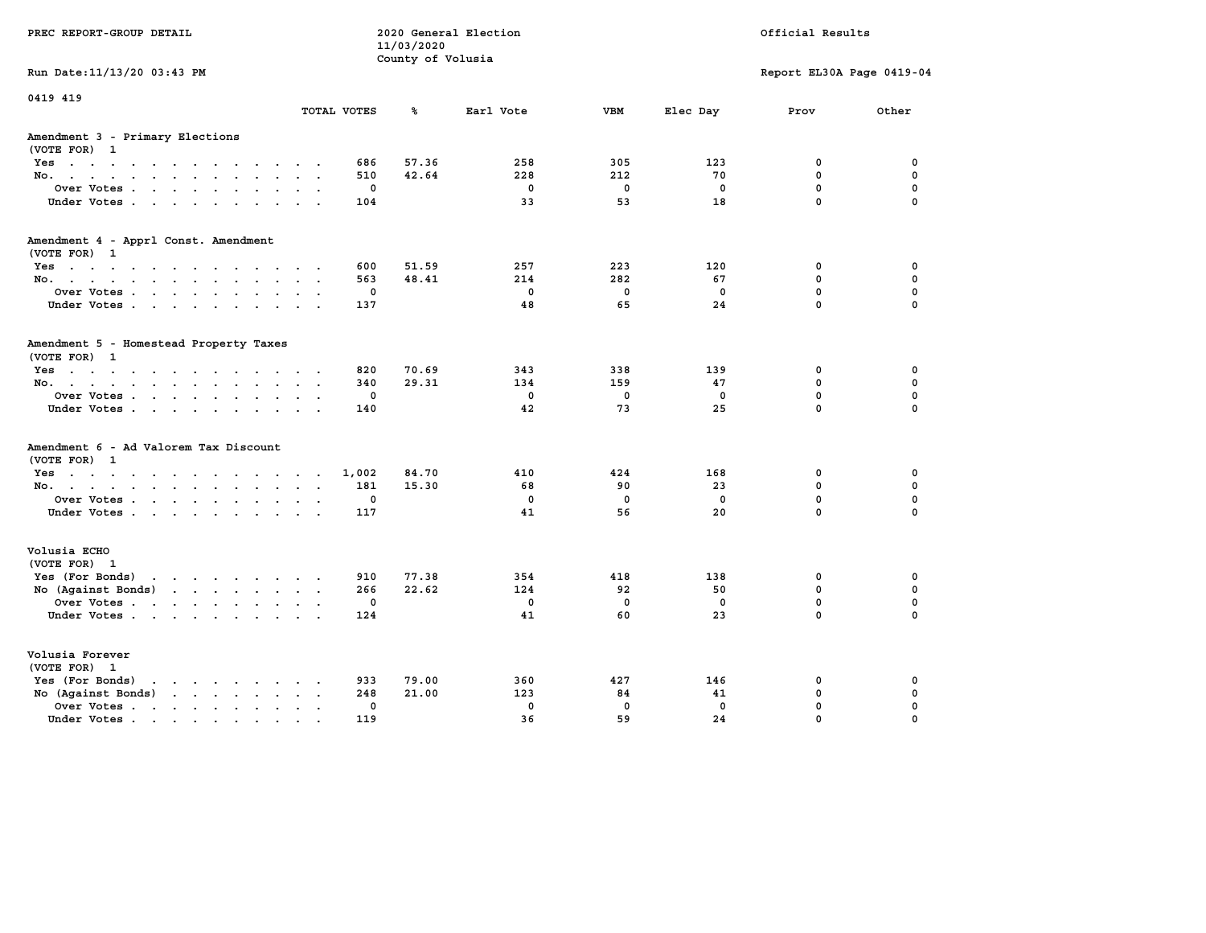PREC REPORT-GROUP DETAIL

2020 General Election
11/03/2020
County of Volusia

Official Results

Run Date:11/13/20 03:43 PM

Report EL30A Page 0419-04

0419 419

| | TOTAL VOTES | % | Earl Vote | VBM | Elec Day | Prov | Other |
|---|---|---|---|---|---|---|---|
| **Amendment 3 - Primary Elections** | | | | | | | |
| (VOTE FOR) 1 | | | | | | | |
| Yes | 686 | 57.36 | 258 | 305 | 123 | 0 | 0 |
| No. | 510 | 42.64 | 228 | 212 | 70 | 0 | 0 |
| Over Votes | 0 | | 0 | 0 | 0 | 0 | 0 |
| Under Votes | 104 | | 33 | 53 | 18 | 0 | 0 |
| **Amendment 4 - Apprl Const. Amendment** | | | | | | | |
| (VOTE FOR) 1 | | | | | | | |
| Yes | 600 | 51.59 | 257 | 223 | 120 | 0 | 0 |
| No. | 563 | 48.41 | 214 | 282 | 67 | 0 | 0 |
| Over Votes | 0 | | 0 | 0 | 0 | 0 | 0 |
| Under Votes | 137 | | 48 | 65 | 24 | 0 | 0 |
| **Amendment 5 - Homestead Property Taxes** | | | | | | | |
| (VOTE FOR) 1 | | | | | | | |
| Yes | 820 | 70.69 | 343 | 338 | 139 | 0 | 0 |
| No. | 340 | 29.31 | 134 | 159 | 47 | 0 | 0 |
| Over Votes | 0 | | 0 | 0 | 0 | 0 | 0 |
| Under Votes | 140 | | 42 | 73 | 25 | 0 | 0 |
| **Amendment 6 - Ad Valorem Tax Discount** | | | | | | | |
| (VOTE FOR) 1 | | | | | | | |
| Yes | 1,002 | 84.70 | 410 | 424 | 168 | 0 | 0 |
| No. | 181 | 15.30 | 68 | 90 | 23 | 0 | 0 |
| Over Votes | 0 | | 0 | 0 | 0 | 0 | 0 |
| Under Votes | 117 | | 41 | 56 | 20 | 0 | 0 |
| **Volusia ECHO** | | | | | | | |
| (VOTE FOR) 1 | | | | | | | |
| Yes (For Bonds) | 910 | 77.38 | 354 | 418 | 138 | 0 | 0 |
| No (Against Bonds) | 266 | 22.62 | 124 | 92 | 50 | 0 | 0 |
| Over Votes | 0 | | 0 | 0 | 0 | 0 | 0 |
| Under Votes | 124 | | 41 | 60 | 23 | 0 | 0 |
| **Volusia Forever** | | | | | | | |
| (VOTE FOR) 1 | | | | | | | |
| Yes (For Bonds) | 933 | 79.00 | 360 | 427 | 146 | 0 | 0 |
| No (Against Bonds) | 248 | 21.00 | 123 | 84 | 41 | 0 | 0 |
| Over Votes | 0 | | 0 | 0 | 0 | 0 | 0 |
| Under Votes | 119 | | 36 | 59 | 24 | 0 | 0 |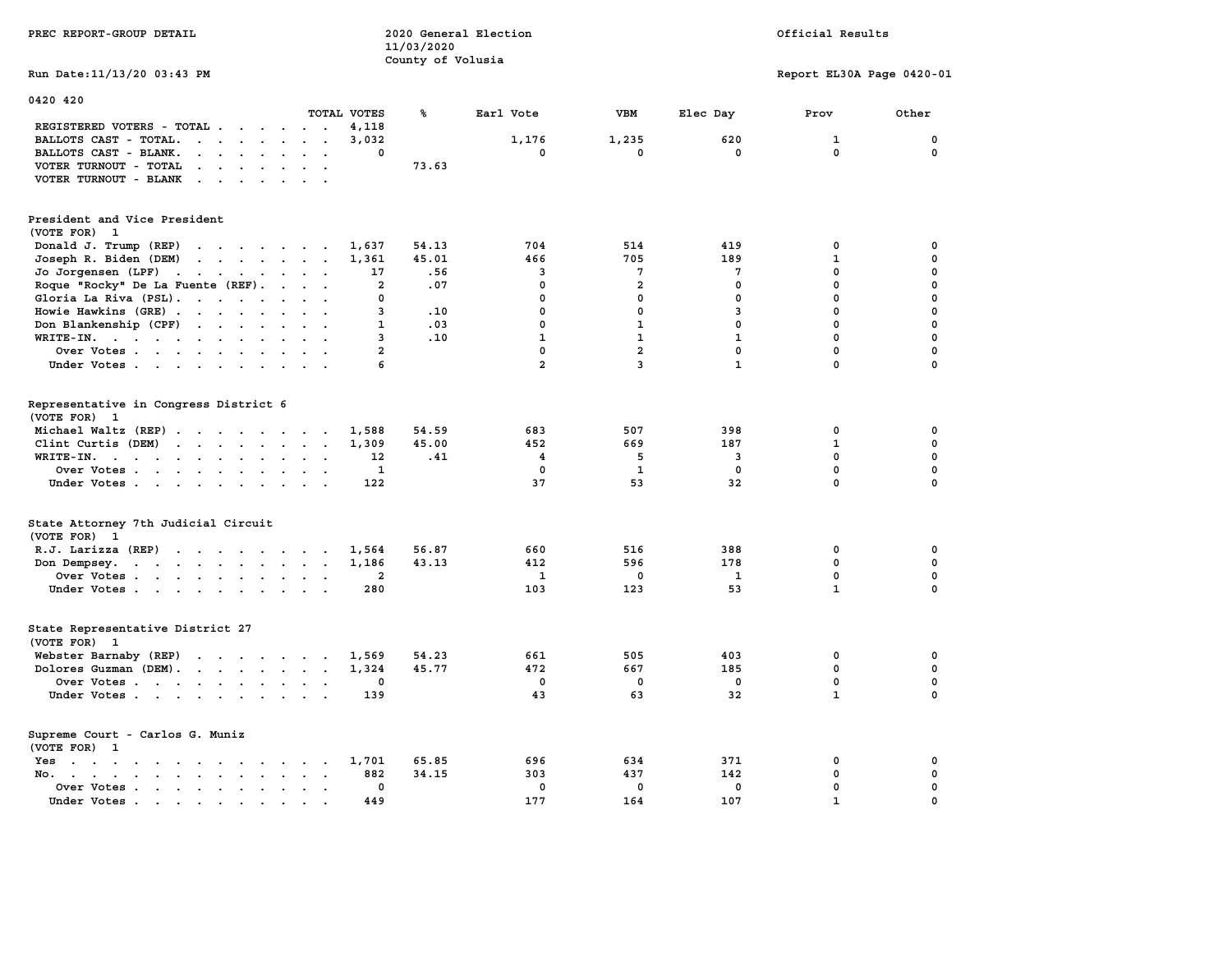PREC REPORT-GROUP DETAIL

2020 General Election
11/03/2020
County of Volusia

Official Results

Run Date:11/13/20 03:43 PM

Report EL30A Page 0420-01

## 0420 420

| | TOTAL VOTES | % | Earl Vote | VBM | Elec Day | Prov | Other |
|---|---|---|---|---|---|---|---|
| REGISTERED VOTERS - TOTAL | 4,118 | | | | | | |
| BALLOTS CAST - TOTAL. | 3,032 | | 1,176 | 1,235 | 620 | 1 | 0 |
| BALLOTS CAST - BLANK. | 0 | | 0 | 0 | 0 | 0 | 0 |
| VOTER TURNOUT - TOTAL | | 73.63 | | | | | |
| VOTER TURNOUT - BLANK | | | | | | | |

### President and Vice President
(VOTE FOR) 1

| | TOTAL VOTES | % | Earl Vote | VBM | Elec Day | Prov | Other |
|---|---|---|---|---|---|---|---|
| Donald J. Trump (REP) | 1,637 | 54.13 | 704 | 514 | 419 | 0 | 0 |
| Joseph R. Biden (DEM) | 1,361 | 45.01 | 466 | 705 | 189 | 1 | 0 |
| Jo Jorgensen (LPF) | 17 | .56 | 3 | 7 | 7 | 0 | 0 |
| Roque "Rocky" De La Fuente (REF). | 2 | .07 | 0 | 2 | 0 | 0 | 0 |
| Gloria La Riva (PSL). | 0 | | 0 | 0 | 0 | 0 | 0 |
| Howie Hawkins (GRE) | 3 | .10 | 0 | 0 | 3 | 0 | 0 |
| Don Blankenship (CPF) | 1 | .03 | 0 | 1 | 0 | 0 | 0 |
| WRITE-IN. | 3 | .10 | 1 | 1 | 1 | 0 | 0 |
| Over Votes | 2 | | 0 | 2 | 0 | 0 | 0 |
| Under Votes | 6 | | 2 | 3 | 1 | 0 | 0 |

### Representative in Congress District 6
(VOTE FOR) 1

| | TOTAL VOTES | % | Earl Vote | VBM | Elec Day | Prov | Other |
|---|---|---|---|---|---|---|---|
| Michael Waltz (REP) | 1,588 | 54.59 | 683 | 507 | 398 | 0 | 0 |
| Clint Curtis (DEM) | 1,309 | 45.00 | 452 | 669 | 187 | 1 | 0 |
| WRITE-IN. | 12 | .41 | 4 | 5 | 3 | 0 | 0 |
| Over Votes | 1 | | 0 | 1 | 0 | 0 | 0 |
| Under Votes | 122 | | 37 | 53 | 32 | 0 | 0 |

### State Attorney 7th Judicial Circuit
(VOTE FOR) 1

| | TOTAL VOTES | % | Earl Vote | VBM | Elec Day | Prov | Other |
|---|---|---|---|---|---|---|---|
| R.J. Larizza (REP) | 1,564 | 56.87 | 660 | 516 | 388 | 0 | 0 |
| Don Dempsey. | 1,186 | 43.13 | 412 | 596 | 178 | 0 | 0 |
| Over Votes | 2 | | 1 | 0 | 1 | 0 | 0 |
| Under Votes | 280 | | 103 | 123 | 53 | 1 | 0 |

### State Representative District 27
(VOTE FOR) 1

| | TOTAL VOTES | % | Earl Vote | VBM | Elec Day | Prov | Other |
|---|---|---|---|---|---|---|---|
| Webster Barnaby (REP) | 1,569 | 54.23 | 661 | 505 | 403 | 0 | 0 |
| Dolores Guzman (DEM). | 1,324 | 45.77 | 472 | 667 | 185 | 0 | 0 |
| Over Votes | 0 | | 0 | 0 | 0 | 0 | 0 |
| Under Votes | 139 | | 43 | 63 | 32 | 1 | 0 |

### Supreme Court - Carlos G. Muniz
(VOTE FOR) 1

| | TOTAL VOTES | % | Earl Vote | VBM | Elec Day | Prov | Other |
|---|---|---|---|---|---|---|---|
| Yes | 1,701 | 65.85 | 696 | 634 | 371 | 0 | 0 |
| No. | 882 | 34.15 | 303 | 437 | 142 | 0 | 0 |
| Over Votes | 0 | | 0 | 0 | 0 | 0 | 0 |
| Under Votes | 449 | | 177 | 164 | 107 | 1 | 0 |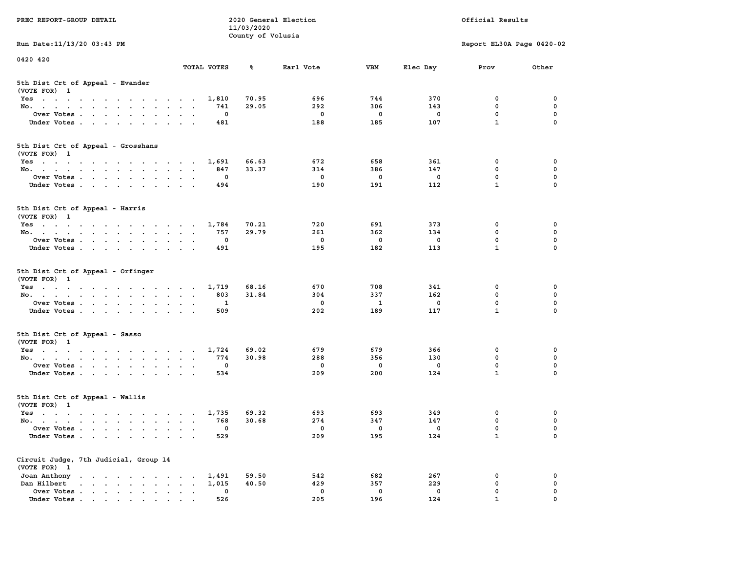PREC REPORT-GROUP DETAIL — 2020 General Election 11/03/2020 County of Volusia — Official Results

Run Date:11/13/20 03:43 PM — Report EL30A Page 0420-02

0420 420

## 5th Dist Crt of Appeal - Evander
(VOTE FOR) 1

| | TOTAL VOTES | % | Earl Vote | VBM | Elec Day | Prov | Other |
|---|---|---|---|---|---|---|---|
| Yes | 1,810 | 70.95 | 696 | 744 | 370 | 0 | 0 |
| No. | 741 | 29.05 | 292 | 306 | 143 | 0 | 0 |
| Over Votes | 0 | | 0 | 0 | 0 | 0 | 0 |
| Under Votes | 481 | | 188 | 185 | 107 | 1 | 0 |

## 5th Dist Crt of Appeal - Grosshans
(VOTE FOR) 1

| | TOTAL VOTES | % | Earl Vote | VBM | Elec Day | Prov | Other |
|---|---|---|---|---|---|---|---|
| Yes | 1,691 | 66.63 | 672 | 658 | 361 | 0 | 0 |
| No. | 847 | 33.37 | 314 | 386 | 147 | 0 | 0 |
| Over Votes | 0 | | 0 | 0 | 0 | 0 | 0 |
| Under Votes | 494 | | 190 | 191 | 112 | 1 | 0 |

## 5th Dist Crt of Appeal - Harris
(VOTE FOR) 1

| | TOTAL VOTES | % | Earl Vote | VBM | Elec Day | Prov | Other |
|---|---|---|---|---|---|---|---|
| Yes | 1,784 | 70.21 | 720 | 691 | 373 | 0 | 0 |
| No. | 757 | 29.79 | 261 | 362 | 134 | 0 | 0 |
| Over Votes | 0 | | 0 | 0 | 0 | 0 | 0 |
| Under Votes | 491 | | 195 | 182 | 113 | 1 | 0 |

## 5th Dist Crt of Appeal - Orfinger
(VOTE FOR) 1

| | TOTAL VOTES | % | Earl Vote | VBM | Elec Day | Prov | Other |
|---|---|---|---|---|---|---|---|
| Yes | 1,719 | 68.16 | 670 | 708 | 341 | 0 | 0 |
| No. | 803 | 31.84 | 304 | 337 | 162 | 0 | 0 |
| Over Votes | 1 | | 0 | 1 | 0 | 0 | 0 |
| Under Votes | 509 | | 202 | 189 | 117 | 1 | 0 |

## 5th Dist Crt of Appeal - Sasso
(VOTE FOR) 1

| | TOTAL VOTES | % | Earl Vote | VBM | Elec Day | Prov | Other |
|---|---|---|---|---|---|---|---|
| Yes | 1,724 | 69.02 | 679 | 679 | 366 | 0 | 0 |
| No. | 774 | 30.98 | 288 | 356 | 130 | 0 | 0 |
| Over Votes | 0 | | 0 | 0 | 0 | 0 | 0 |
| Under Votes | 534 | | 209 | 200 | 124 | 1 | 0 |

## 5th Dist Crt of Appeal - Wallis
(VOTE FOR) 1

| | TOTAL VOTES | % | Earl Vote | VBM | Elec Day | Prov | Other |
|---|---|---|---|---|---|---|---|
| Yes | 1,735 | 69.32 | 693 | 693 | 349 | 0 | 0 |
| No. | 768 | 30.68 | 274 | 347 | 147 | 0 | 0 |
| Over Votes | 0 | | 0 | 0 | 0 | 0 | 0 |
| Under Votes | 529 | | 209 | 195 | 124 | 1 | 0 |

## Circuit Judge, 7th Judicial, Group 14
(VOTE FOR) 1

| | TOTAL VOTES | % | Earl Vote | VBM | Elec Day | Prov | Other |
|---|---|---|---|---|---|---|---|
| Joan Anthony | 1,491 | 59.50 | 542 | 682 | 267 | 0 | 0 |
| Dan Hilbert | 1,015 | 40.50 | 429 | 357 | 229 | 0 | 0 |
| Over Votes | 0 | | 0 | 0 | 0 | 0 | 0 |
| Under Votes | 526 | | 205 | 196 | 124 | 1 | 0 |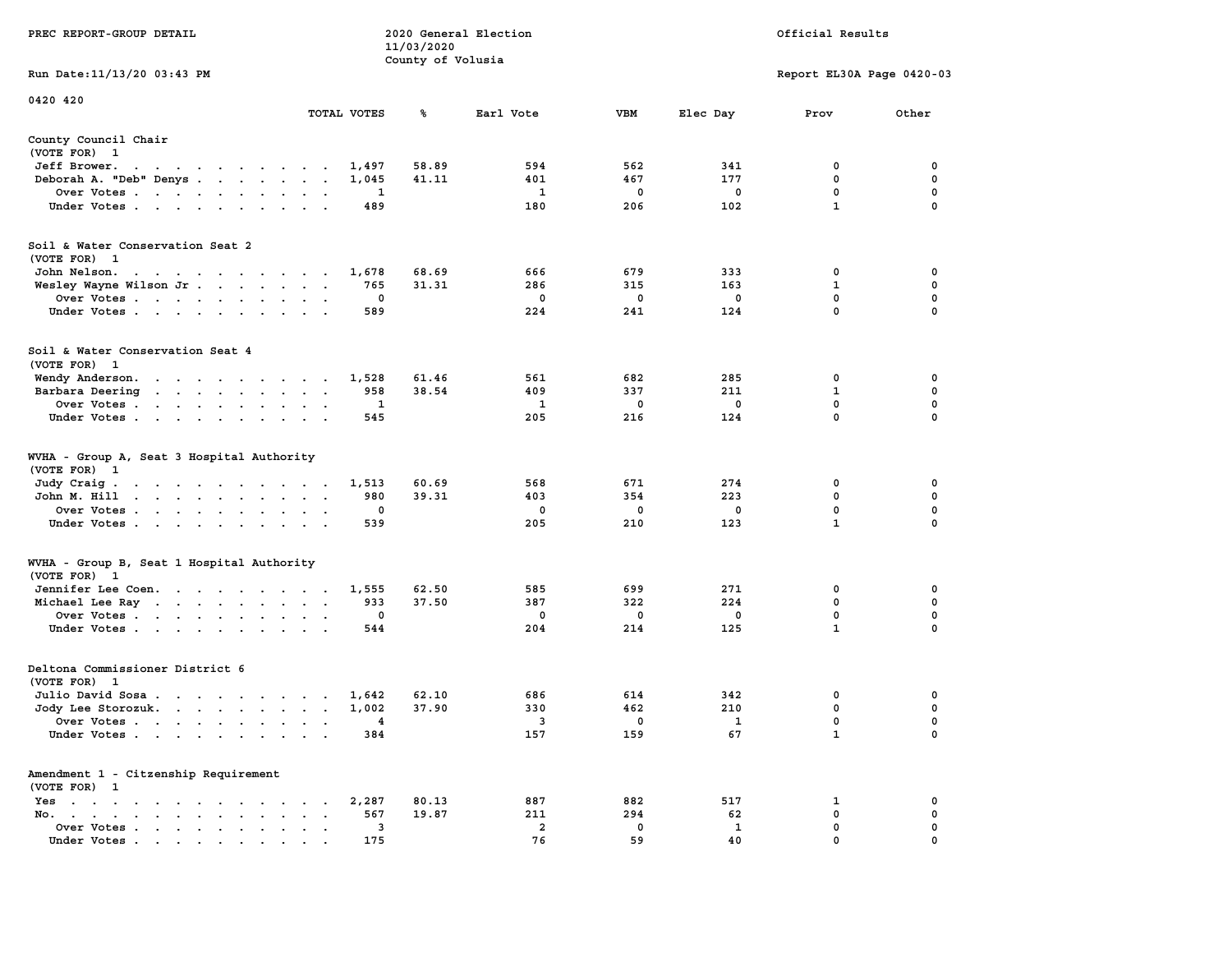PREC REPORT-GROUP DETAIL

2020 General Election
11/03/2020
County of Volusia

Official Results

Run Date:11/13/20 03:43 PM

Report EL30A Page 0420-03

0420 420

| | TOTAL VOTES | % | Earl Vote | VBM | Elec Day | Prov | Other |
|---|---|---|---|---|---|---|---|
| **County Council Chair** | | | | | | | |
| (VOTE FOR) 1 | | | | | | | |
| Jeff Brower | 1,497 | 58.89 | 594 | 562 | 341 | 0 | 0 |
| Deborah A. "Deb" Denys | 1,045 | 41.11 | 401 | 467 | 177 | 0 | 0 |
| Over Votes | 1 | | 1 | 0 | 0 | 0 | 0 |
| Under Votes | 489 | | 180 | 206 | 102 | 1 | 0 |
| **Soil & Water Conservation Seat 2** | | | | | | | |
| (VOTE FOR) 1 | | | | | | | |
| John Nelson | 1,678 | 68.69 | 666 | 679 | 333 | 0 | 0 |
| Wesley Wayne Wilson Jr | 765 | 31.31 | 286 | 315 | 163 | 1 | 0 |
| Over Votes | 0 | | 0 | 0 | 0 | 0 | 0 |
| Under Votes | 589 | | 224 | 241 | 124 | 0 | 0 |
| **Soil & Water Conservation Seat 4** | | | | | | | |
| (VOTE FOR) 1 | | | | | | | |
| Wendy Anderson | 1,528 | 61.46 | 561 | 682 | 285 | 0 | 0 |
| Barbara Deering | 958 | 38.54 | 409 | 337 | 211 | 1 | 0 |
| Over Votes | 1 | | 1 | 0 | 0 | 0 | 0 |
| Under Votes | 545 | | 205 | 216 | 124 | 0 | 0 |
| **WVHA - Group A, Seat 3 Hospital Authority** | | | | | | | |
| (VOTE FOR) 1 | | | | | | | |
| Judy Craig | 1,513 | 60.69 | 568 | 671 | 274 | 0 | 0 |
| John M. Hill | 980 | 39.31 | 403 | 354 | 223 | 0 | 0 |
| Over Votes | 0 | | 0 | 0 | 0 | 0 | 0 |
| Under Votes | 539 | | 205 | 210 | 123 | 1 | 0 |
| **WVHA - Group B, Seat 1 Hospital Authority** | | | | | | | |
| (VOTE FOR) 1 | | | | | | | |
| Jennifer Lee Coen | 1,555 | 62.50 | 585 | 699 | 271 | 0 | 0 |
| Michael Lee Ray | 933 | 37.50 | 387 | 322 | 224 | 0 | 0 |
| Over Votes | 0 | | 0 | 0 | 0 | 0 | 0 |
| Under Votes | 544 | | 204 | 214 | 125 | 1 | 0 |
| **Deltona Commissioner District 6** | | | | | | | |
| (VOTE FOR) 1 | | | | | | | |
| Julio David Sosa | 1,642 | 62.10 | 686 | 614 | 342 | 0 | 0 |
| Jody Lee Storozuk | 1,002 | 37.90 | 330 | 462 | 210 | 0 | 0 |
| Over Votes | 4 | | 3 | 0 | 1 | 0 | 0 |
| Under Votes | 384 | | 157 | 159 | 67 | 1 | 0 |
| **Amendment 1 - Citzenship Requirement** | | | | | | | |
| (VOTE FOR) 1 | | | | | | | |
| Yes | 2,287 | 80.13 | 887 | 882 | 517 | 1 | 0 |
| No | 567 | 19.87 | 211 | 294 | 62 | 0 | 0 |
| Over Votes | 3 | | 2 | 0 | 1 | 0 | 0 |
| Under Votes | 175 | | 76 | 59 | 40 | 0 | 0 |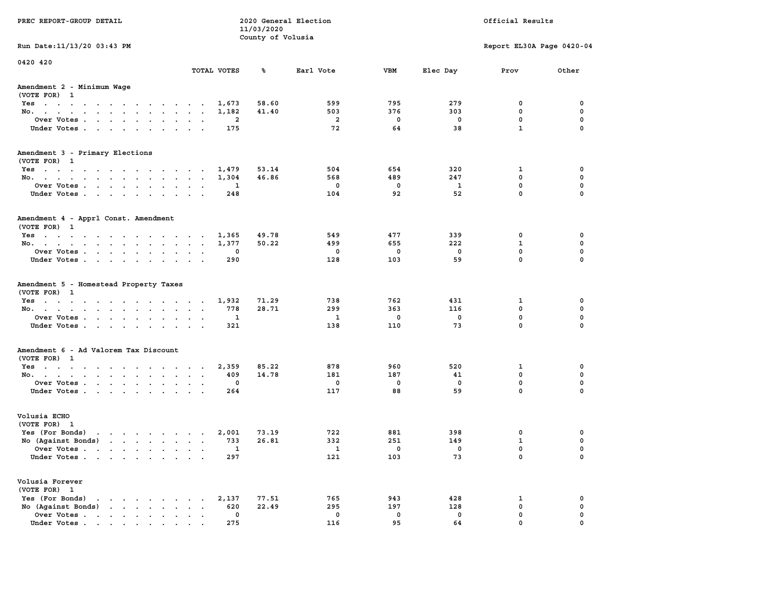PREC REPORT-GROUP DETAIL

2020 General Election
11/03/2020
County of Volusia

Official Results

Run Date:11/13/20 03:43 PM

Report EL30A Page 0420-04

0420 420

## Amendment 2 - Minimum Wage

(VOTE FOR) 1

| | TOTAL VOTES | % | Earl Vote | VBM | Elec Day | Prov | Other |
|---|---|---|---|---|---|---|---|
| Yes | 1,673 | 58.60 | 599 | 795 | 279 | 0 | 0 |
| No. | 1,182 | 41.40 | 503 | 376 | 303 | 0 | 0 |
| Over Votes | 2 | | 2 | 0 | 0 | 0 | 0 |
| Under Votes | 175 | | 72 | 64 | 38 | 1 | 0 |

## Amendment 3 - Primary Elections

(VOTE FOR) 1

| | TOTAL VOTES | % | Earl Vote | VBM | Elec Day | Prov | Other |
|---|---|---|---|---|---|---|---|
| Yes | 1,479 | 53.14 | 504 | 654 | 320 | 1 | 0 |
| No. | 1,304 | 46.86 | 568 | 489 | 247 | 0 | 0 |
| Over Votes | 1 | | 0 | 0 | 1 | 0 | 0 |
| Under Votes | 248 | | 104 | 92 | 52 | 0 | 0 |

## Amendment 4 - Apprl Const. Amendment

(VOTE FOR) 1

| | TOTAL VOTES | % | Earl Vote | VBM | Elec Day | Prov | Other |
|---|---|---|---|---|---|---|---|
| Yes | 1,365 | 49.78 | 549 | 477 | 339 | 0 | 0 |
| No. | 1,377 | 50.22 | 499 | 655 | 222 | 1 | 0 |
| Over Votes | 0 | | 0 | 0 | 0 | 0 | 0 |
| Under Votes | 290 | | 128 | 103 | 59 | 0 | 0 |

## Amendment 5 - Homestead Property Taxes

(VOTE FOR) 1

| | TOTAL VOTES | % | Earl Vote | VBM | Elec Day | Prov | Other |
|---|---|---|---|---|---|---|---|
| Yes | 1,932 | 71.29 | 738 | 762 | 431 | 1 | 0 |
| No. | 778 | 28.71 | 299 | 363 | 116 | 0 | 0 |
| Over Votes | 1 | | 1 | 0 | 0 | 0 | 0 |
| Under Votes | 321 | | 138 | 110 | 73 | 0 | 0 |

## Amendment 6 - Ad Valorem Tax Discount

(VOTE FOR) 1

| | TOTAL VOTES | % | Earl Vote | VBM | Elec Day | Prov | Other |
|---|---|---|---|---|---|---|---|
| Yes | 2,359 | 85.22 | 878 | 960 | 520 | 1 | 0 |
| No. | 409 | 14.78 | 181 | 187 | 41 | 0 | 0 |
| Over Votes | 0 | | 0 | 0 | 0 | 0 | 0 |
| Under Votes | 264 | | 117 | 88 | 59 | 0 | 0 |

## Volusia ECHO

(VOTE FOR) 1

| | TOTAL VOTES | % | Earl Vote | VBM | Elec Day | Prov | Other |
|---|---|---|---|---|---|---|---|
| Yes (For Bonds) | 2,001 | 73.19 | 722 | 881 | 398 | 0 | 0 |
| No (Against Bonds) | 733 | 26.81 | 332 | 251 | 149 | 1 | 0 |
| Over Votes | 1 | | 1 | 0 | 0 | 0 | 0 |
| Under Votes | 297 | | 121 | 103 | 73 | 0 | 0 |

## Volusia Forever

(VOTE FOR) 1

| | TOTAL VOTES | % | Earl Vote | VBM | Elec Day | Prov | Other |
|---|---|---|---|---|---|---|---|
| Yes (For Bonds) | 2,137 | 77.51 | 765 | 943 | 428 | 1 | 0 |
| No (Against Bonds) | 620 | 22.49 | 295 | 197 | 128 | 0 | 0 |
| Over Votes | 0 | | 0 | 0 | 0 | 0 | 0 |
| Under Votes | 275 | | 116 | 95 | 64 | 0 | 0 |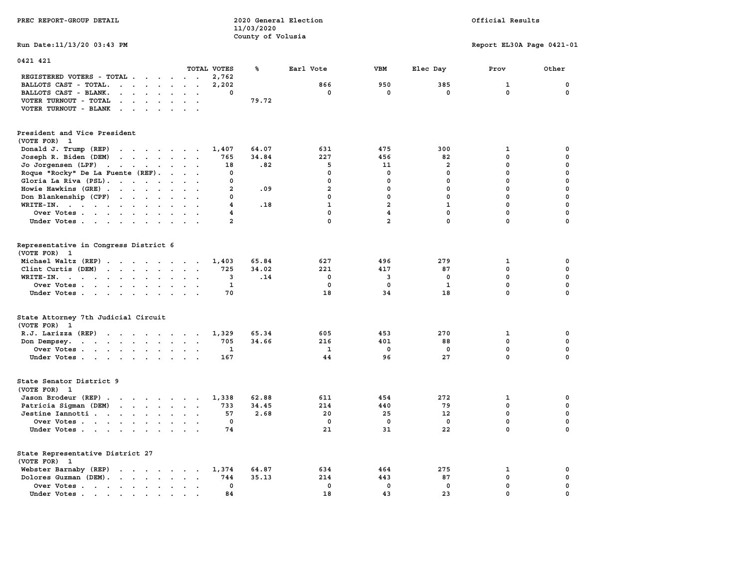PREC REPORT-GROUP DETAIL

2020 General Election
11/03/2020
County of Volusia

Official Results

Run Date:11/13/20 03:43 PM

Report EL30A Page 0421-01

## 0421 421

| | TOTAL VOTES | % | Earl Vote | VBM | Elec Day | Prov | Other |
|---|---|---|---|---|---|---|---|
| REGISTERED VOTERS - TOTAL | 2,762 | | | | | | |
| BALLOTS CAST - TOTAL. | 2,202 | | 866 | 950 | 385 | 1 | 0 |
| BALLOTS CAST - BLANK. | 0 | | 0 | 0 | 0 | 0 | 0 |
| VOTER TURNOUT - TOTAL | | 79.72 | | | | | |
| VOTER TURNOUT - BLANK | | | | | | | |

### President and Vice President
(VOTE FOR) 1

| | TOTAL VOTES | % | Earl Vote | VBM | Elec Day | Prov | Other |
|---|---|---|---|---|---|---|---|
| Donald J. Trump (REP) | 1,407 | 64.07 | 631 | 475 | 300 | 1 | 0 |
| Joseph R. Biden (DEM) | 765 | 34.84 | 227 | 456 | 82 | 0 | 0 |
| Jo Jorgensen (LPF) | 18 | .82 | 5 | 11 | 2 | 0 | 0 |
| Roque "Rocky" De La Fuente (REF). | 0 | | 0 | 0 | 0 | 0 | 0 |
| Gloria La Riva (PSL). | 0 | | 0 | 0 | 0 | 0 | 0 |
| Howie Hawkins (GRE) | 2 | .09 | 2 | 0 | 0 | 0 | 0 |
| Don Blankenship (CPF) | 0 | | 0 | 0 | 0 | 0 | 0 |
| WRITE-IN. | 4 | .18 | 1 | 2 | 1 | 0 | 0 |
| Over Votes | 4 | | 0 | 4 | 0 | 0 | 0 |
| Under Votes | 2 | | 0 | 2 | 0 | 0 | 0 |

### Representative in Congress District 6
(VOTE FOR) 1

| | TOTAL VOTES | % | Earl Vote | VBM | Elec Day | Prov | Other |
|---|---|---|---|---|---|---|---|
| Michael Waltz (REP) | 1,403 | 65.84 | 627 | 496 | 279 | 1 | 0 |
| Clint Curtis (DEM) | 725 | 34.02 | 221 | 417 | 87 | 0 | 0 |
| WRITE-IN. | 3 | .14 | 0 | 3 | 0 | 0 | 0 |
| Over Votes | 1 | | 0 | 0 | 1 | 0 | 0 |
| Under Votes | 70 | | 18 | 34 | 18 | 0 | 0 |

### State Attorney 7th Judicial Circuit
(VOTE FOR) 1

| | TOTAL VOTES | % | Earl Vote | VBM | Elec Day | Prov | Other |
|---|---|---|---|---|---|---|---|
| R.J. Larizza (REP) | 1,329 | 65.34 | 605 | 453 | 270 | 1 | 0 |
| Don Dempsey. | 705 | 34.66 | 216 | 401 | 88 | 0 | 0 |
| Over Votes | 1 | | 1 | 0 | 0 | 0 | 0 |
| Under Votes | 167 | | 44 | 96 | 27 | 0 | 0 |

### State Senator District 9
(VOTE FOR) 1

| | TOTAL VOTES | % | Earl Vote | VBM | Elec Day | Prov | Other |
|---|---|---|---|---|---|---|---|
| Jason Brodeur (REP) | 1,338 | 62.88 | 611 | 454 | 272 | 1 | 0 |
| Patricia Sigman (DEM) | 733 | 34.45 | 214 | 440 | 79 | 0 | 0 |
| Jestine Iannotti | 57 | 2.68 | 20 | 25 | 12 | 0 | 0 |
| Over Votes | 0 | | 0 | 0 | 0 | 0 | 0 |
| Under Votes | 74 | | 21 | 31 | 22 | 0 | 0 |

### State Representative District 27
(VOTE FOR) 1

| | TOTAL VOTES | % | Earl Vote | VBM | Elec Day | Prov | Other |
|---|---|---|---|---|---|---|---|
| Webster Barnaby (REP) | 1,374 | 64.87 | 634 | 464 | 275 | 1 | 0 |
| Dolores Guzman (DEM). | 744 | 35.13 | 214 | 443 | 87 | 0 | 0 |
| Over Votes | 0 | | 0 | 0 | 0 | 0 | 0 |
| Under Votes | 84 | | 18 | 43 | 23 | 0 | 0 |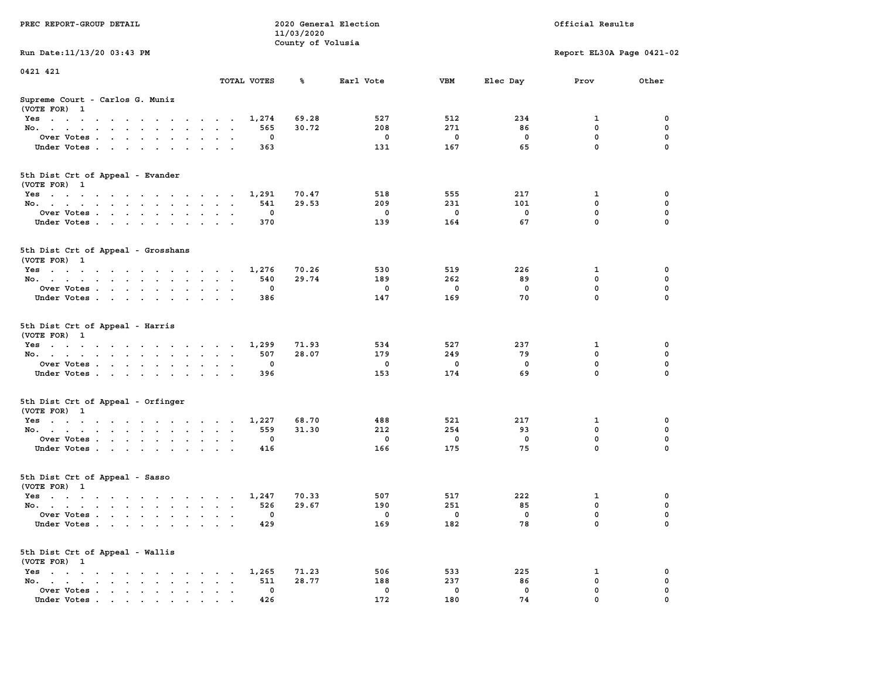PREC REPORT-GROUP DETAIL

2020 General Election
11/03/2020
County of Volusia

Official Results

Run Date:11/13/20 03:43 PM

Report EL30A Page 0421-02

0421 421

**Supreme Court - Carlos G. Muniz**
(VOTE FOR) 1

| | TOTAL VOTES | % | Earl Vote | VBM | Elec Day | Prov | Other |
|---|---|---|---|---|---|---|---|
| Yes | 1,274 | 69.28 | 527 | 512 | 234 | 1 | 0 |
| No. | 565 | 30.72 | 208 | 271 | 86 | 0 | 0 |
| Over Votes | 0 | | 0 | 0 | 0 | 0 | 0 |
| Under Votes | 363 | | 131 | 167 | 65 | 0 | 0 |

**5th Dist Crt of Appeal - Evander**
(VOTE FOR) 1

| | TOTAL VOTES | % | Earl Vote | VBM | Elec Day | Prov | Other |
|---|---|---|---|---|---|---|---|
| Yes | 1,291 | 70.47 | 518 | 555 | 217 | 1 | 0 |
| No. | 541 | 29.53 | 209 | 231 | 101 | 0 | 0 |
| Over Votes | 0 | | 0 | 0 | 0 | 0 | 0 |
| Under Votes | 370 | | 139 | 164 | 67 | 0 | 0 |

**5th Dist Crt of Appeal - Grosshans**
(VOTE FOR) 1

| | TOTAL VOTES | % | Earl Vote | VBM | Elec Day | Prov | Other |
|---|---|---|---|---|---|---|---|
| Yes | 1,276 | 70.26 | 530 | 519 | 226 | 1 | 0 |
| No. | 540 | 29.74 | 189 | 262 | 89 | 0 | 0 |
| Over Votes | 0 | | 0 | 0 | 0 | 0 | 0 |
| Under Votes | 386 | | 147 | 169 | 70 | 0 | 0 |

**5th Dist Crt of Appeal - Harris**
(VOTE FOR) 1

| | TOTAL VOTES | % | Earl Vote | VBM | Elec Day | Prov | Other |
|---|---|---|---|---|---|---|---|
| Yes | 1,299 | 71.93 | 534 | 527 | 237 | 1 | 0 |
| No. | 507 | 28.07 | 179 | 249 | 79 | 0 | 0 |
| Over Votes | 0 | | 0 | 0 | 0 | 0 | 0 |
| Under Votes | 396 | | 153 | 174 | 69 | 0 | 0 |

**5th Dist Crt of Appeal - Orfinger**
(VOTE FOR) 1

| | TOTAL VOTES | % | Earl Vote | VBM | Elec Day | Prov | Other |
|---|---|---|---|---|---|---|---|
| Yes | 1,227 | 68.70 | 488 | 521 | 217 | 1 | 0 |
| No. | 559 | 31.30 | 212 | 254 | 93 | 0 | 0 |
| Over Votes | 0 | | 0 | 0 | 0 | 0 | 0 |
| Under Votes | 416 | | 166 | 175 | 75 | 0 | 0 |

**5th Dist Crt of Appeal - Sasso**
(VOTE FOR) 1

| | TOTAL VOTES | % | Earl Vote | VBM | Elec Day | Prov | Other |
|---|---|---|---|---|---|---|---|
| Yes | 1,247 | 70.33 | 507 | 517 | 222 | 1 | 0 |
| No. | 526 | 29.67 | 190 | 251 | 85 | 0 | 0 |
| Over Votes | 0 | | 0 | 0 | 0 | 0 | 0 |
| Under Votes | 429 | | 169 | 182 | 78 | 0 | 0 |

**5th Dist Crt of Appeal - Wallis**
(VOTE FOR) 1

| | TOTAL VOTES | % | Earl Vote | VBM | Elec Day | Prov | Other |
|---|---|---|---|---|---|---|---|
| Yes | 1,265 | 71.23 | 506 | 533 | 225 | 1 | 0 |
| No. | 511 | 28.77 | 188 | 237 | 86 | 0 | 0 |
| Over Votes | 0 | | 0 | 0 | 0 | 0 | 0 |
| Under Votes | 426 | | 172 | 180 | 74 | 0 | 0 |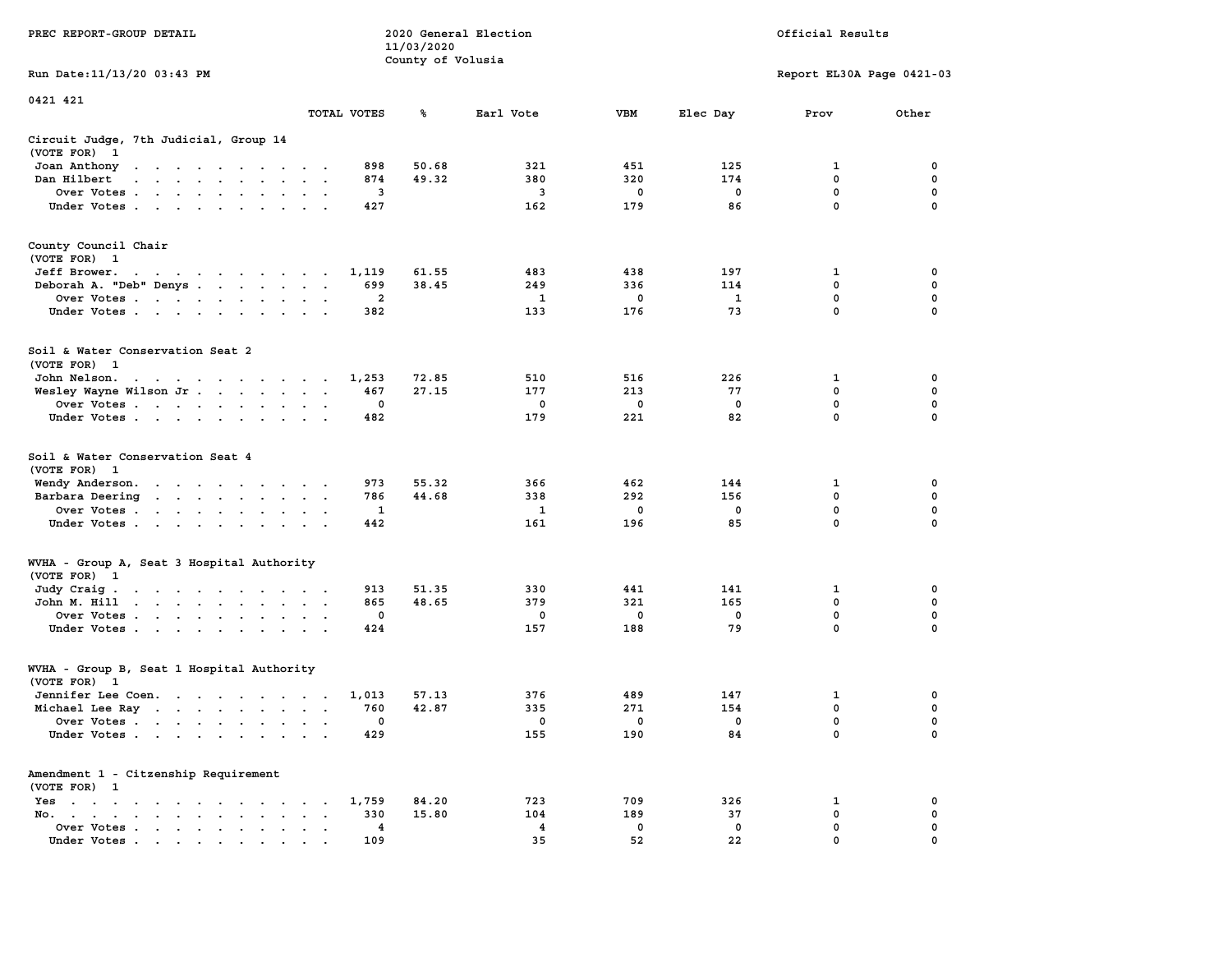PREC REPORT-GROUP DETAIL

2020 General Election
11/03/2020
County of Volusia

Official Results

Run Date:11/13/20 03:43 PM

Report EL30A Page 0421-03

0421 421

| | TOTAL VOTES | % | Earl Vote | VBM | Elec Day | Prov | Other |
|---|---|---|---|---|---|---|---|
| **Circuit Judge, 7th Judicial, Group 14** | | | | | | | |
| (VOTE FOR) 1 | | | | | | | |
| Joan Anthony | 898 | 50.68 | 321 | 451 | 125 | 1 | 0 |
| Dan Hilbert | 874 | 49.32 | 380 | 320 | 174 | 0 | 0 |
| Over Votes | 3 | | 3 | 0 | 0 | 0 | 0 |
| Under Votes | 427 | | 162 | 179 | 86 | 0 | 0 |
| **County Council Chair** | | | | | | | |
| (VOTE FOR) 1 | | | | | | | |
| Jeff Brower | 1,119 | 61.55 | 483 | 438 | 197 | 1 | 0 |
| Deborah A. "Deb" Denys | 699 | 38.45 | 249 | 336 | 114 | 0 | 0 |
| Over Votes | 2 | | 1 | 0 | 1 | 0 | 0 |
| Under Votes | 382 | | 133 | 176 | 73 | 0 | 0 |
| **Soil & Water Conservation Seat 2** | | | | | | | |
| (VOTE FOR) 1 | | | | | | | |
| John Nelson | 1,253 | 72.85 | 510 | 516 | 226 | 1 | 0 |
| Wesley Wayne Wilson Jr | 467 | 27.15 | 177 | 213 | 77 | 0 | 0 |
| Over Votes | 0 | | 0 | 0 | 0 | 0 | 0 |
| Under Votes | 482 | | 179 | 221 | 82 | 0 | 0 |
| **Soil & Water Conservation Seat 4** | | | | | | | |
| (VOTE FOR) 1 | | | | | | | |
| Wendy Anderson | 973 | 55.32 | 366 | 462 | 144 | 1 | 0 |
| Barbara Deering | 786 | 44.68 | 338 | 292 | 156 | 0 | 0 |
| Over Votes | 1 | | 1 | 0 | 0 | 0 | 0 |
| Under Votes | 442 | | 161 | 196 | 85 | 0 | 0 |
| **WVHA - Group A, Seat 3 Hospital Authority** | | | | | | | |
| (VOTE FOR) 1 | | | | | | | |
| Judy Craig | 913 | 51.35 | 330 | 441 | 141 | 1 | 0 |
| John M. Hill | 865 | 48.65 | 379 | 321 | 165 | 0 | 0 |
| Over Votes | 0 | | 0 | 0 | 0 | 0 | 0 |
| Under Votes | 424 | | 157 | 188 | 79 | 0 | 0 |
| **WVHA - Group B, Seat 1 Hospital Authority** | | | | | | | |
| (VOTE FOR) 1 | | | | | | | |
| Jennifer Lee Coen | 1,013 | 57.13 | 376 | 489 | 147 | 1 | 0 |
| Michael Lee Ray | 760 | 42.87 | 335 | 271 | 154 | 0 | 0 |
| Over Votes | 0 | | 0 | 0 | 0 | 0 | 0 |
| Under Votes | 429 | | 155 | 190 | 84 | 0 | 0 |
| **Amendment 1 - Citizenship Requirement** | | | | | | | |
| (VOTE FOR) 1 | | | | | | | |
| Yes | 1,759 | 84.20 | 723 | 709 | 326 | 1 | 0 |
| No | 330 | 15.80 | 104 | 189 | 37 | 0 | 0 |
| Over Votes | 4 | | 4 | 0 | 0 | 0 | 0 |
| Under Votes | 109 | | 35 | 52 | 22 | 0 | 0 |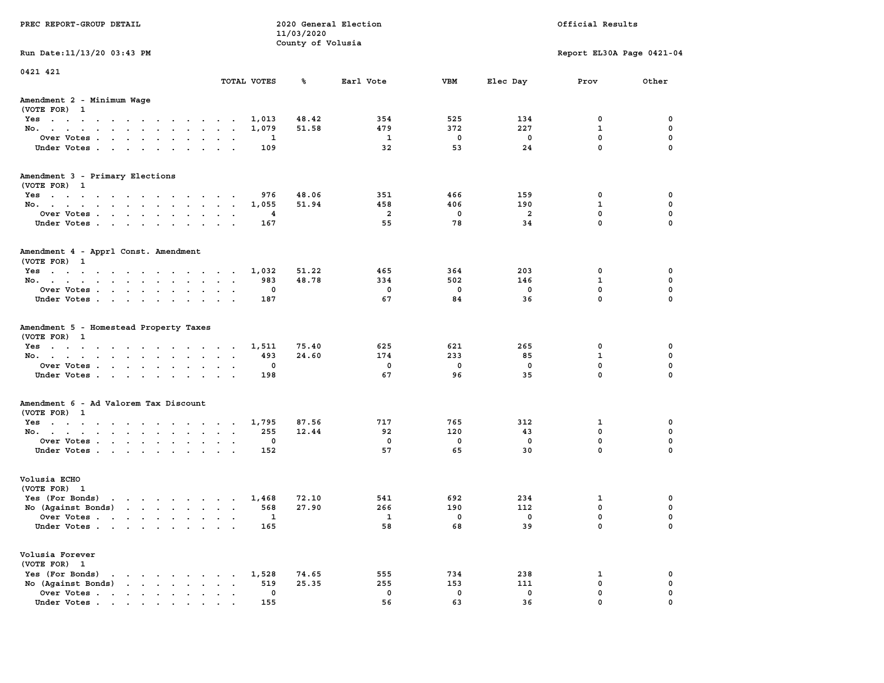PREC REPORT-GROUP DETAIL

2020 General Election
11/03/2020
County of Volusia

Official Results

Run Date:11/13/20 03:43 PM

Report EL30A Page 0421-04

0421 421

## Amendment 2 - Minimum Wage
(VOTE FOR) 1

| | TOTAL VOTES | % | Earl Vote | VBM | Elec Day | Prov | Other |
|---|---|---|---|---|---|---|---|
| Yes | 1,013 | 48.42 | 354 | 525 | 134 | 0 | 0 |
| No. | 1,079 | 51.58 | 479 | 372 | 227 | 1 | 0 |
| Over Votes | 1 | | 1 | 0 | 0 | 0 | 0 |
| Under Votes | 109 | | 32 | 53 | 24 | 0 | 0 |

## Amendment 3 - Primary Elections
(VOTE FOR) 1

| | TOTAL VOTES | % | Earl Vote | VBM | Elec Day | Prov | Other |
|---|---|---|---|---|---|---|---|
| Yes | 976 | 48.06 | 351 | 466 | 159 | 0 | 0 |
| No. | 1,055 | 51.94 | 458 | 406 | 190 | 1 | 0 |
| Over Votes | 4 | | 2 | 0 | 2 | 0 | 0 |
| Under Votes | 167 | | 55 | 78 | 34 | 0 | 0 |

## Amendment 4 - Apprl Const. Amendment
(VOTE FOR) 1

| | TOTAL VOTES | % | Earl Vote | VBM | Elec Day | Prov | Other |
|---|---|---|---|---|---|---|---|
| Yes | 1,032 | 51.22 | 465 | 364 | 203 | 0 | 0 |
| No. | 983 | 48.78 | 334 | 502 | 146 | 1 | 0 |
| Over Votes | 0 | | 0 | 0 | 0 | 0 | 0 |
| Under Votes | 187 | | 67 | 84 | 36 | 0 | 0 |

## Amendment 5 - Homestead Property Taxes
(VOTE FOR) 1

| | TOTAL VOTES | % | Earl Vote | VBM | Elec Day | Prov | Other |
|---|---|---|---|---|---|---|---|
| Yes | 1,511 | 75.40 | 625 | 621 | 265 | 0 | 0 |
| No. | 493 | 24.60 | 174 | 233 | 85 | 1 | 0 |
| Over Votes | 0 | | 0 | 0 | 0 | 0 | 0 |
| Under Votes | 198 | | 67 | 96 | 35 | 0 | 0 |

## Amendment 6 - Ad Valorem Tax Discount
(VOTE FOR) 1

| | TOTAL VOTES | % | Earl Vote | VBM | Elec Day | Prov | Other |
|---|---|---|---|---|---|---|---|
| Yes | 1,795 | 87.56 | 717 | 765 | 312 | 1 | 0 |
| No. | 255 | 12.44 | 92 | 120 | 43 | 0 | 0 |
| Over Votes | 0 | | 0 | 0 | 0 | 0 | 0 |
| Under Votes | 152 | | 57 | 65 | 30 | 0 | 0 |

## Volusia ECHO
(VOTE FOR) 1

| | TOTAL VOTES | % | Earl Vote | VBM | Elec Day | Prov | Other |
|---|---|---|---|---|---|---|---|
| Yes (For Bonds) | 1,468 | 72.10 | 541 | 692 | 234 | 1 | 0 |
| No (Against Bonds) | 568 | 27.90 | 266 | 190 | 112 | 0 | 0 |
| Over Votes | 1 | | 1 | 0 | 0 | 0 | 0 |
| Under Votes | 165 | | 58 | 68 | 39 | 0 | 0 |

## Volusia Forever
(VOTE FOR) 1

| | TOTAL VOTES | % | Earl Vote | VBM | Elec Day | Prov | Other |
|---|---|---|---|---|---|---|---|
| Yes (For Bonds) | 1,528 | 74.65 | 555 | 734 | 238 | 1 | 0 |
| No (Against Bonds) | 519 | 25.35 | 255 | 153 | 111 | 0 | 0 |
| Over Votes | 0 | | 0 | 0 | 0 | 0 | 0 |
| Under Votes | 155 | | 56 | 63 | 36 | 0 | 0 |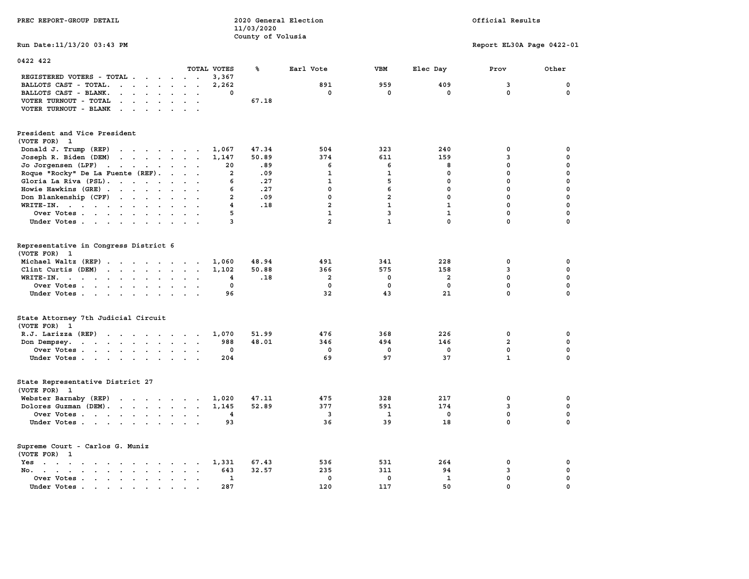PREC REPORT-GROUP DETAIL

2020 General Election
11/03/2020
County of Volusia

Official Results

Run Date:11/13/20 03:43 PM

Report EL30A Page 0422-01

## 0422 422

| | TOTAL VOTES | % | Earl Vote | VBM | Elec Day | Prov | Other |
|---|---|---|---|---|---|---|---|
| REGISTERED VOTERS - TOTAL | 3,367 | | | | | | |
| BALLOTS CAST - TOTAL. | 2,262 | | 891 | 959 | 409 | 3 | 0 |
| BALLOTS CAST - BLANK. | 0 | | 0 | 0 | 0 | 0 | 0 |
| VOTER TURNOUT - TOTAL | | 67.18 | | | | | |
| VOTER TURNOUT - BLANK | | | | | | | |

### President and Vice President
(VOTE FOR) 1

| | TOTAL VOTES | % | Earl Vote | VBM | Elec Day | Prov | Other |
|---|---|---|---|---|---|---|---|
| Donald J. Trump (REP) | 1,067 | 47.34 | 504 | 323 | 240 | 0 | 0 |
| Joseph R. Biden (DEM) | 1,147 | 50.89 | 374 | 611 | 159 | 3 | 0 |
| Jo Jorgensen (LPF) | 20 | .89 | 6 | 6 | 8 | 0 | 0 |
| Roque "Rocky" De La Fuente (REF). | 2 | .09 | 1 | 1 | 0 | 0 | 0 |
| Gloria La Riva (PSL). | 6 | .27 | 1 | 5 | 0 | 0 | 0 |
| Howie Hawkins (GRE) | 6 | .27 | 0 | 6 | 0 | 0 | 0 |
| Don Blankenship (CPF) | 2 | .09 | 0 | 2 | 0 | 0 | 0 |
| WRITE-IN. | 4 | .18 | 2 | 1 | 1 | 0 | 0 |
| Over Votes | 5 | | 1 | 3 | 1 | 0 | 0 |
| Under Votes | 3 | | 2 | 1 | 0 | 0 | 0 |

### Representative in Congress District 6
(VOTE FOR) 1

| | TOTAL VOTES | % | Earl Vote | VBM | Elec Day | Prov | Other |
|---|---|---|---|---|---|---|---|
| Michael Waltz (REP) | 1,060 | 48.94 | 491 | 341 | 228 | 0 | 0 |
| Clint Curtis (DEM) | 1,102 | 50.88 | 366 | 575 | 158 | 3 | 0 |
| WRITE-IN. | 4 | .18 | 2 | 0 | 2 | 0 | 0 |
| Over Votes | 0 | | 0 | 0 | 0 | 0 | 0 |
| Under Votes | 96 | | 32 | 43 | 21 | 0 | 0 |

### State Attorney 7th Judicial Circuit
(VOTE FOR) 1

| | TOTAL VOTES | % | Earl Vote | VBM | Elec Day | Prov | Other |
|---|---|---|---|---|---|---|---|
| R.J. Larizza (REP) | 1,070 | 51.99 | 476 | 368 | 226 | 0 | 0 |
| Don Dempsey. | 988 | 48.01 | 346 | 494 | 146 | 2 | 0 |
| Over Votes | 0 | | 0 | 0 | 0 | 0 | 0 |
| Under Votes | 204 | | 69 | 97 | 37 | 1 | 0 |

### State Representative District 27
(VOTE FOR) 1

| | TOTAL VOTES | % | Earl Vote | VBM | Elec Day | Prov | Other |
|---|---|---|---|---|---|---|---|
| Webster Barnaby (REP) | 1,020 | 47.11 | 475 | 328 | 217 | 0 | 0 |
| Dolores Guzman (DEM). | 1,145 | 52.89 | 377 | 591 | 174 | 3 | 0 |
| Over Votes | 4 | | 3 | 1 | 0 | 0 | 0 |
| Under Votes | 93 | | 36 | 39 | 18 | 0 | 0 |

### Supreme Court - Carlos G. Muniz
(VOTE FOR) 1

| | TOTAL VOTES | % | Earl Vote | VBM | Elec Day | Prov | Other |
|---|---|---|---|---|---|---|---|
| Yes | 1,331 | 67.43 | 536 | 531 | 264 | 0 | 0 |
| No. | 643 | 32.57 | 235 | 311 | 94 | 3 | 0 |
| Over Votes | 1 | | 0 | 0 | 1 | 0 | 0 |
| Under Votes | 287 | | 120 | 117 | 50 | 0 | 0 |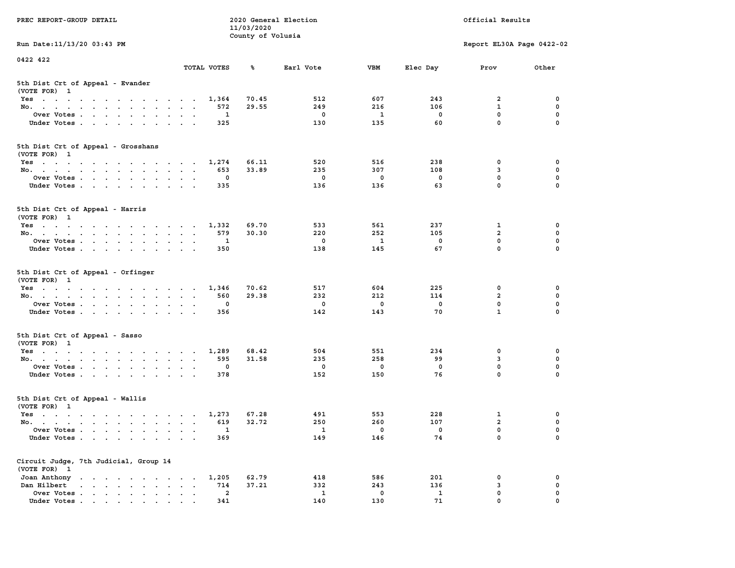PREC REPORT-GROUP DETAIL

2020 General Election
11/03/2020
County of Volusia

Official Results

Run Date:11/13/20 03:43 PM

Report EL30A Page 0422-02

0422 422

### 5th Dist Crt of Appeal - Evander
(VOTE FOR) 1

| | TOTAL VOTES | % | Earl Vote | VBM | Elec Day | Prov | Other |
|---|---|---|---|---|---|---|---|
| Yes | 1,364 | 70.45 | 512 | 607 | 243 | 2 | 0 |
| No. | 572 | 29.55 | 249 | 216 | 106 | 1 | 0 |
| Over Votes | 1 | | 0 | 1 | 0 | 0 | 0 |
| Under Votes | 325 | | 130 | 135 | 60 | 0 | 0 |

### 5th Dist Crt of Appeal - Grosshans
(VOTE FOR) 1

| | TOTAL VOTES | % | Earl Vote | VBM | Elec Day | Prov | Other |
|---|---|---|---|---|---|---|---|
| Yes | 1,274 | 66.11 | 520 | 516 | 238 | 0 | 0 |
| No. | 653 | 33.89 | 235 | 307 | 108 | 3 | 0 |
| Over Votes | 0 | | 0 | 0 | 0 | 0 | 0 |
| Under Votes | 335 | | 136 | 136 | 63 | 0 | 0 |

### 5th Dist Crt of Appeal - Harris
(VOTE FOR) 1

| | TOTAL VOTES | % | Earl Vote | VBM | Elec Day | Prov | Other |
|---|---|---|---|---|---|---|---|
| Yes | 1,332 | 69.70 | 533 | 561 | 237 | 1 | 0 |
| No. | 579 | 30.30 | 220 | 252 | 105 | 2 | 0 |
| Over Votes | 1 | | 0 | 1 | 0 | 0 | 0 |
| Under Votes | 350 | | 138 | 145 | 67 | 0 | 0 |

### 5th Dist Crt of Appeal - Orfinger
(VOTE FOR) 1

| | TOTAL VOTES | % | Earl Vote | VBM | Elec Day | Prov | Other |
|---|---|---|---|---|---|---|---|
| Yes | 1,346 | 70.62 | 517 | 604 | 225 | 0 | 0 |
| No. | 560 | 29.38 | 232 | 212 | 114 | 2 | 0 |
| Over Votes | 0 | | 0 | 0 | 0 | 0 | 0 |
| Under Votes | 356 | | 142 | 143 | 70 | 1 | 0 |

### 5th Dist Crt of Appeal - Sasso
(VOTE FOR) 1

| | TOTAL VOTES | % | Earl Vote | VBM | Elec Day | Prov | Other |
|---|---|---|---|---|---|---|---|
| Yes | 1,289 | 68.42 | 504 | 551 | 234 | 0 | 0 |
| No. | 595 | 31.58 | 235 | 258 | 99 | 3 | 0 |
| Over Votes | 0 | | 0 | 0 | 0 | 0 | 0 |
| Under Votes | 378 | | 152 | 150 | 76 | 0 | 0 |

### 5th Dist Crt of Appeal - Wallis
(VOTE FOR) 1

| | TOTAL VOTES | % | Earl Vote | VBM | Elec Day | Prov | Other |
|---|---|---|---|---|---|---|---|
| Yes | 1,273 | 67.28 | 491 | 553 | 228 | 1 | 0 |
| No. | 619 | 32.72 | 250 | 260 | 107 | 2 | 0 |
| Over Votes | 1 | | 1 | 0 | 0 | 0 | 0 |
| Under Votes | 369 | | 149 | 146 | 74 | 0 | 0 |

### Circuit Judge, 7th Judicial, Group 14
(VOTE FOR) 1

| | TOTAL VOTES | % | Earl Vote | VBM | Elec Day | Prov | Other |
|---|---|---|---|---|---|---|---|
| Joan Anthony | 1,205 | 62.79 | 418 | 586 | 201 | 0 | 0 |
| Dan Hilbert | 714 | 37.21 | 332 | 243 | 136 | 3 | 0 |
| Over Votes | 2 | | 1 | 0 | 1 | 0 | 0 |
| Under Votes | 341 | | 140 | 130 | 71 | 0 | 0 |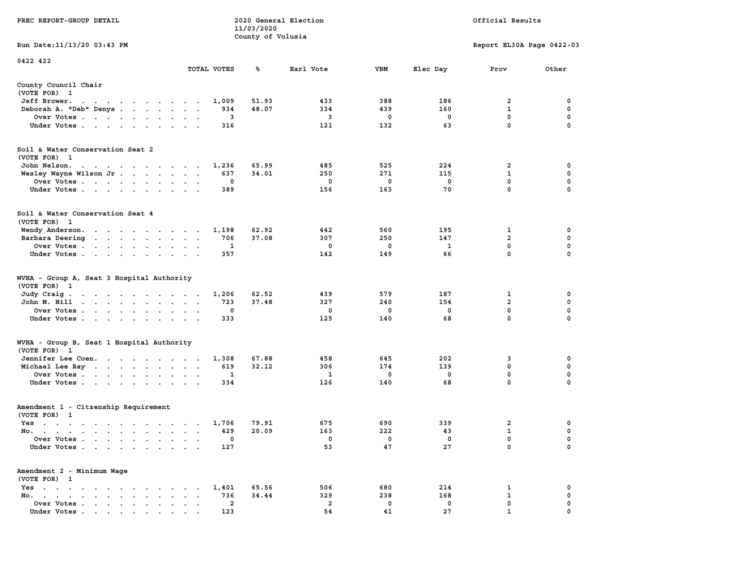PREC REPORT-GROUP DETAIL

2020 General Election
11/03/2020
County of Volusia

Official Results

Run Date:11/13/20 03:43 PM

Report EL30A Page 0422-03

0422 422

## County Council Chair
(VOTE FOR) 1

| | TOTAL VOTES | % | Earl Vote | VBM | Elec Day | Prov | Other |
|---|---|---|---|---|---|---|---|
| Jeff Brower | 1,009 | 51.93 | 433 | 388 | 186 | 2 | 0 |
| Deborah A. "Deb" Denys | 934 | 48.07 | 334 | 439 | 160 | 1 | 0 |
| Over Votes | 3 | | 3 | 0 | 0 | 0 | 0 |
| Under Votes | 316 | | 121 | 132 | 63 | 0 | 0 |

## Soil & Water Conservation Seat 2
(VOTE FOR) 1

| | TOTAL VOTES | % | Earl Vote | VBM | Elec Day | Prov | Other |
|---|---|---|---|---|---|---|---|
| John Nelson | 1,236 | 65.99 | 485 | 525 | 224 | 2 | 0 |
| Wesley Wayne Wilson Jr | 637 | 34.01 | 250 | 271 | 115 | 1 | 0 |
| Over Votes | 0 | | 0 | 0 | 0 | 0 | 0 |
| Under Votes | 389 | | 156 | 163 | 70 | 0 | 0 |

## Soil & Water Conservation Seat 4
(VOTE FOR) 1

| | TOTAL VOTES | % | Earl Vote | VBM | Elec Day | Prov | Other |
|---|---|---|---|---|---|---|---|
| Wendy Anderson | 1,198 | 62.92 | 442 | 560 | 195 | 1 | 0 |
| Barbara Deering | 706 | 37.08 | 307 | 250 | 147 | 2 | 0 |
| Over Votes | 1 | | 0 | 0 | 1 | 0 | 0 |
| Under Votes | 357 | | 142 | 149 | 66 | 0 | 0 |

## WVHA - Group A, Seat 3 Hospital Authority
(VOTE FOR) 1

| | TOTAL VOTES | % | Earl Vote | VBM | Elec Day | Prov | Other |
|---|---|---|---|---|---|---|---|
| Judy Craig | 1,206 | 62.52 | 439 | 579 | 187 | 1 | 0 |
| John M. Hill | 723 | 37.48 | 327 | 240 | 154 | 2 | 0 |
| Over Votes | 0 | | 0 | 0 | 0 | 0 | 0 |
| Under Votes | 333 | | 125 | 140 | 68 | 0 | 0 |

## WVHA - Group B, Seat 1 Hospital Authority
(VOTE FOR) 1

| | TOTAL VOTES | % | Earl Vote | VBM | Elec Day | Prov | Other |
|---|---|---|---|---|---|---|---|
| Jennifer Lee Coen | 1,308 | 67.88 | 458 | 645 | 202 | 3 | 0 |
| Michael Lee Ray | 619 | 32.12 | 306 | 174 | 139 | 0 | 0 |
| Over Votes | 1 | | 1 | 0 | 0 | 0 | 0 |
| Under Votes | 334 | | 126 | 140 | 68 | 0 | 0 |

## Amendment 1 - Citzenship Requirement
(VOTE FOR) 1

| | TOTAL VOTES | % | Earl Vote | VBM | Elec Day | Prov | Other |
|---|---|---|---|---|---|---|---|
| Yes | 1,706 | 79.91 | 675 | 690 | 339 | 2 | 0 |
| No | 429 | 20.09 | 163 | 222 | 43 | 1 | 0 |
| Over Votes | 0 | | 0 | 0 | 0 | 0 | 0 |
| Under Votes | 127 | | 53 | 47 | 27 | 0 | 0 |

## Amendment 2 - Minimum Wage
(VOTE FOR) 1

| | TOTAL VOTES | % | Earl Vote | VBM | Elec Day | Prov | Other |
|---|---|---|---|---|---|---|---|
| Yes | 1,401 | 65.56 | 506 | 680 | 214 | 1 | 0 |
| No | 736 | 34.44 | 329 | 238 | 168 | 1 | 0 |
| Over Votes | 2 | | 2 | 0 | 0 | 0 | 0 |
| Under Votes | 123 | | 54 | 41 | 27 | 1 | 0 |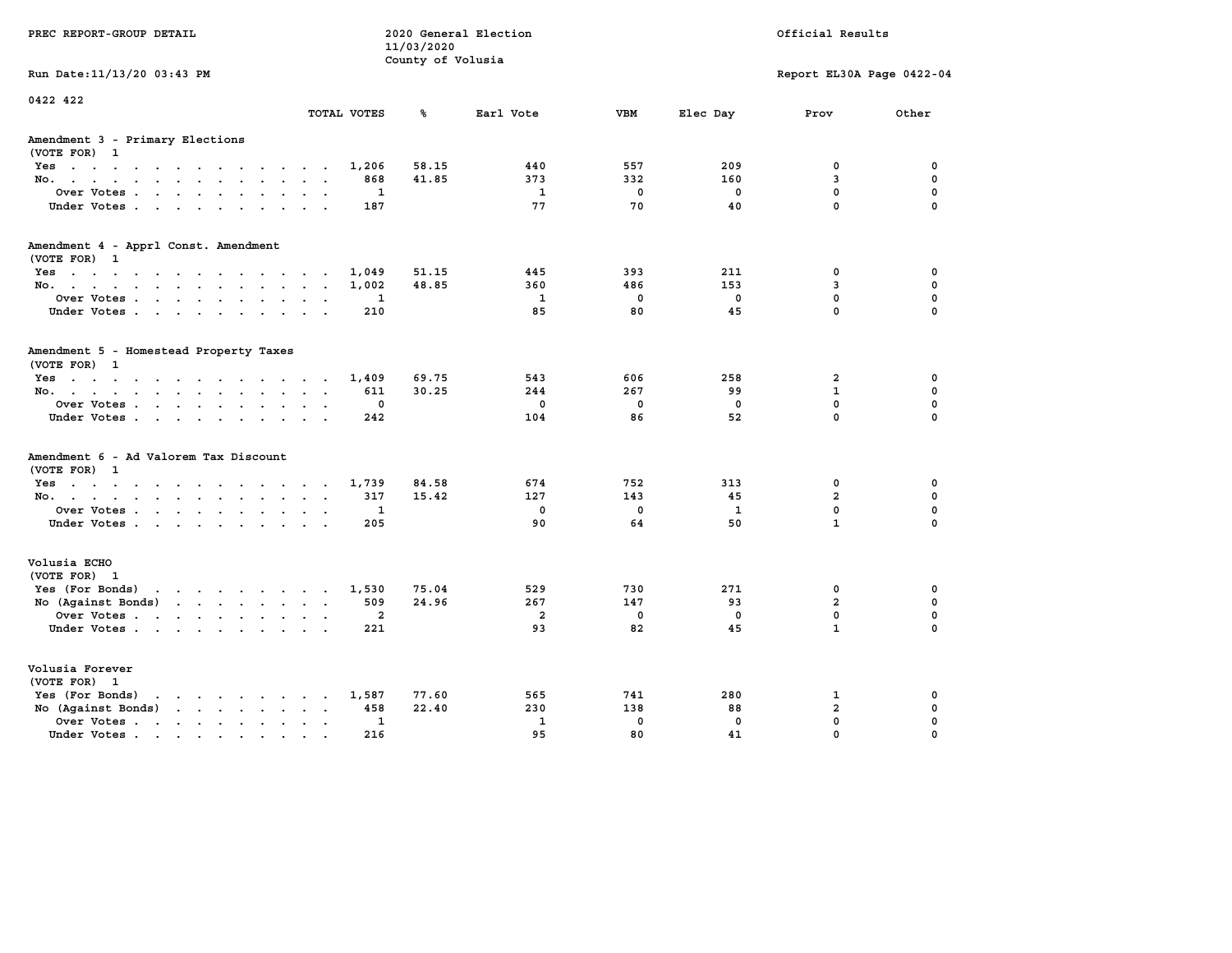PREC REPORT-GROUP DETAIL

2020 General Election
11/03/2020
County of Volusia

Official Results

Run Date:11/13/20 03:43 PM

Report EL30A Page 0422-04

0422 422

| | TOTAL VOTES | % | Earl Vote | VBM | Elec Day | Prov | Other |
|---|---|---|---|---|---|---|---|
| **Amendment 3 - Primary Elections** | | | | | | | |
| (VOTE FOR) 1 | | | | | | | |
| Yes | 1,206 | 58.15 | 440 | 557 | 209 | 0 | 0 |
| No. | 868 | 41.85 | 373 | 332 | 160 | 3 | 0 |
| Over Votes | 1 | | 1 | 0 | 0 | 0 | 0 |
| Under Votes | 187 | | 77 | 70 | 40 | 0 | 0 |
| **Amendment 4 - Apprl Const. Amendment** | | | | | | | |
| (VOTE FOR) 1 | | | | | | | |
| Yes | 1,049 | 51.15 | 445 | 393 | 211 | 0 | 0 |
| No. | 1,002 | 48.85 | 360 | 486 | 153 | 3 | 0 |
| Over Votes | 1 | | 1 | 0 | 0 | 0 | 0 |
| Under Votes | 210 | | 85 | 80 | 45 | 0 | 0 |
| **Amendment 5 - Homestead Property Taxes** | | | | | | | |
| (VOTE FOR) 1 | | | | | | | |
| Yes | 1,409 | 69.75 | 543 | 606 | 258 | 2 | 0 |
| No. | 611 | 30.25 | 244 | 267 | 99 | 1 | 0 |
| Over Votes | 0 | | 0 | 0 | 0 | 0 | 0 |
| Under Votes | 242 | | 104 | 86 | 52 | 0 | 0 |
| **Amendment 6 - Ad Valorem Tax Discount** | | | | | | | |
| (VOTE FOR) 1 | | | | | | | |
| Yes | 1,739 | 84.58 | 674 | 752 | 313 | 0 | 0 |
| No. | 317 | 15.42 | 127 | 143 | 45 | 2 | 0 |
| Over Votes | 1 | | 0 | 0 | 1 | 0 | 0 |
| Under Votes | 205 | | 90 | 64 | 50 | 1 | 0 |
| **Volusia ECHO** | | | | | | | |
| (VOTE FOR) 1 | | | | | | | |
| Yes (For Bonds) | 1,530 | 75.04 | 529 | 730 | 271 | 0 | 0 |
| No (Against Bonds) | 509 | 24.96 | 267 | 147 | 93 | 2 | 0 |
| Over Votes | 2 | | 2 | 0 | 0 | 0 | 0 |
| Under Votes | 221 | | 93 | 82 | 45 | 1 | 0 |
| **Volusia Forever** | | | | | | | |
| (VOTE FOR) 1 | | | | | | | |
| Yes (For Bonds) | 1,587 | 77.60 | 565 | 741 | 280 | 1 | 0 |
| No (Against Bonds) | 458 | 22.40 | 230 | 138 | 88 | 2 | 0 |
| Over Votes | 1 | | 1 | 0 | 0 | 0 | 0 |
| Under Votes | 216 | | 95 | 80 | 41 | 0 | 0 |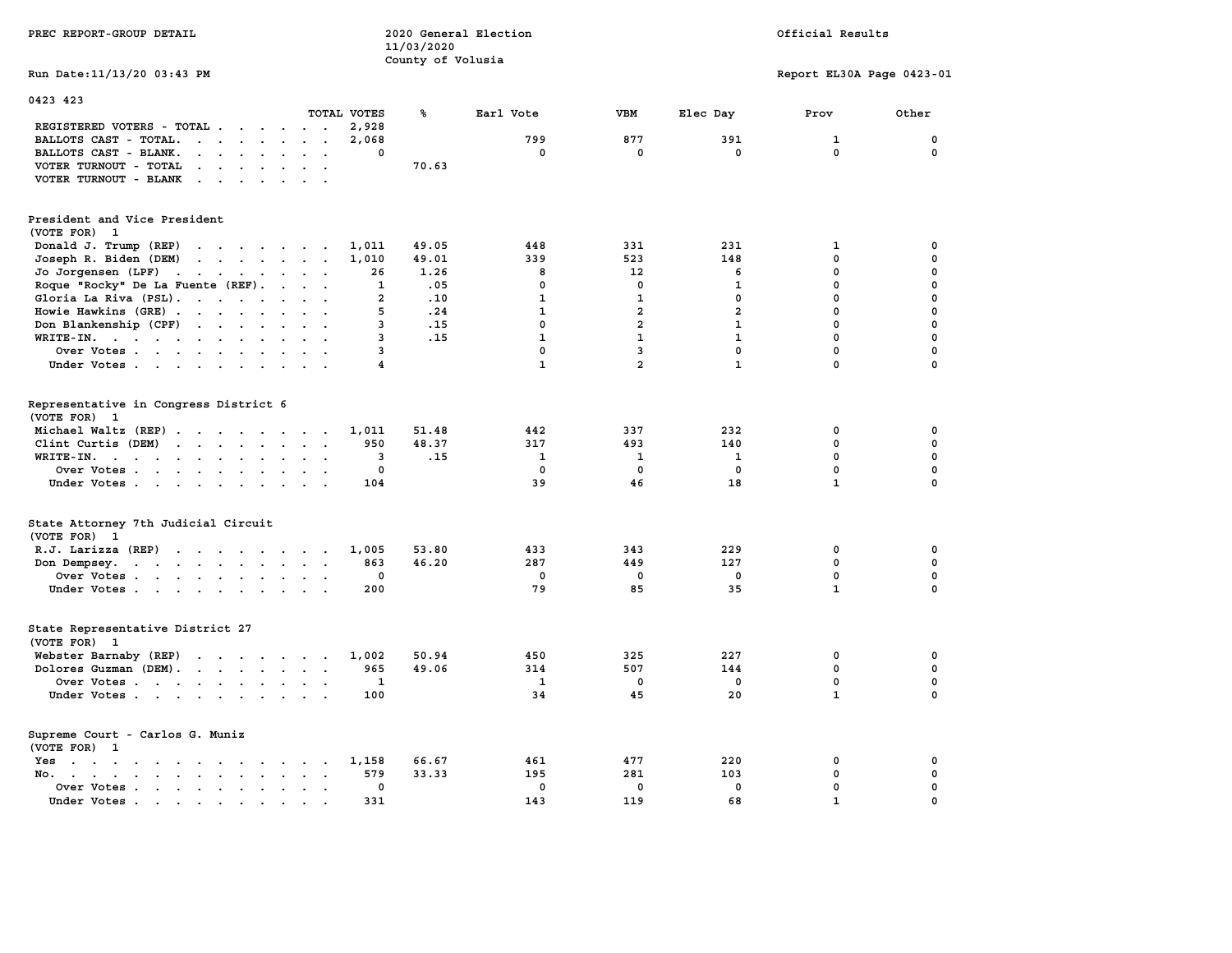PREC REPORT-GROUP DETAIL

2020 General Election
11/03/2020
County of Volusia

Official Results

Run Date:11/13/20 03:43 PM

Report EL30A Page 0423-01

0423 423

| | TOTAL VOTES | % | Earl Vote | VBM | Elec Day | Prov | Other |
|---|---|---|---|---|---|---|---|
| REGISTERED VOTERS - TOTAL | 2,928 | | | | | | |
| BALLOTS CAST - TOTAL. | 2,068 | | 799 | 877 | 391 | 1 | 0 |
| BALLOTS CAST - BLANK. | 0 | | 0 | 0 | 0 | 0 | 0 |
| VOTER TURNOUT - TOTAL | | 70.63 | | | | | |
| VOTER TURNOUT - BLANK | | | | | | | |

President and Vice President
(VOTE FOR) 1

| | TOTAL VOTES | % | Earl Vote | VBM | Elec Day | Prov | Other |
|---|---|---|---|---|---|---|---|
| Donald J. Trump (REP) | 1,011 | 49.05 | 448 | 331 | 231 | 1 | 0 |
| Joseph R. Biden (DEM) | 1,010 | 49.01 | 339 | 523 | 148 | 0 | 0 |
| Jo Jorgensen (LPF) | 26 | 1.26 | 8 | 12 | 6 | 0 | 0 |
| Roque "Rocky" De La Fuente (REF). | 1 | .05 | 0 | 0 | 1 | 0 | 0 |
| Gloria La Riva (PSL). | 2 | .10 | 1 | 1 | 0 | 0 | 0 |
| Howie Hawkins (GRE) | 5 | .24 | 1 | 2 | 2 | 0 | 0 |
| Don Blankenship (CPF) | 3 | .15 | 0 | 2 | 1 | 0 | 0 |
| WRITE-IN. | 3 | .15 | 1 | 1 | 1 | 0 | 0 |
| Over Votes | 3 | | 0 | 3 | 0 | 0 | 0 |
| Under Votes | 4 | | 1 | 2 | 1 | 0 | 0 |

Representative in Congress District 6
(VOTE FOR) 1

| | TOTAL VOTES | % | Earl Vote | VBM | Elec Day | Prov | Other |
|---|---|---|---|---|---|---|---|
| Michael Waltz (REP) | 1,011 | 51.48 | 442 | 337 | 232 | 0 | 0 |
| Clint Curtis (DEM) | 950 | 48.37 | 317 | 493 | 140 | 0 | 0 |
| WRITE-IN. | 3 | .15 | 1 | 1 | 1 | 0 | 0 |
| Over Votes | 0 | | 0 | 0 | 0 | 0 | 0 |
| Under Votes | 104 | | 39 | 46 | 18 | 1 | 0 |

State Attorney 7th Judicial Circuit
(VOTE FOR) 1

| | TOTAL VOTES | % | Earl Vote | VBM | Elec Day | Prov | Other |
|---|---|---|---|---|---|---|---|
| R.J. Larizza (REP) | 1,005 | 53.80 | 433 | 343 | 229 | 0 | 0 |
| Don Dempsey. | 863 | 46.20 | 287 | 449 | 127 | 0 | 0 |
| Over Votes | 0 | | 0 | 0 | 0 | 0 | 0 |
| Under Votes | 200 | | 79 | 85 | 35 | 1 | 0 |

State Representative District 27
(VOTE FOR) 1

| | TOTAL VOTES | % | Earl Vote | VBM | Elec Day | Prov | Other |
|---|---|---|---|---|---|---|---|
| Webster Barnaby (REP) | 1,002 | 50.94 | 450 | 325 | 227 | 0 | 0 |
| Dolores Guzman (DEM). | 965 | 49.06 | 314 | 507 | 144 | 0 | 0 |
| Over Votes | 1 | | 1 | 0 | 0 | 0 | 0 |
| Under Votes | 100 | | 34 | 45 | 20 | 1 | 0 |

Supreme Court - Carlos G. Muniz
(VOTE FOR) 1

| | TOTAL VOTES | % | Earl Vote | VBM | Elec Day | Prov | Other |
|---|---|---|---|---|---|---|---|
| Yes | 1,158 | 66.67 | 461 | 477 | 220 | 0 | 0 |
| No. | 579 | 33.33 | 195 | 281 | 103 | 0 | 0 |
| Over Votes | 0 | | 0 | 0 | 0 | 0 | 0 |
| Under Votes | 331 | | 143 | 119 | 68 | 1 | 0 |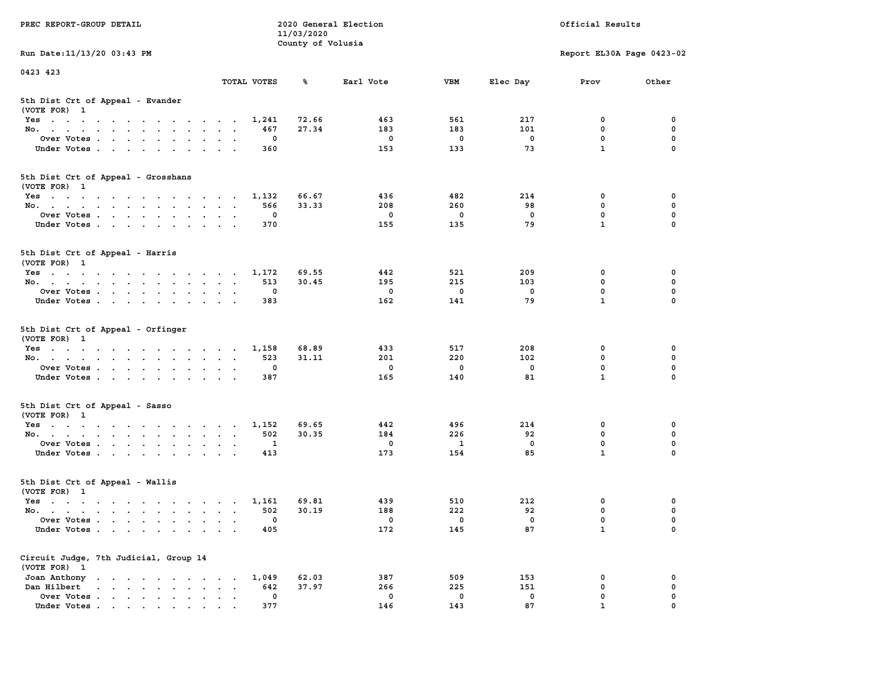PREC REPORT-GROUP DETAIL — 2020 General Election 11/03/2020 County of Volusia — Official Results

Run Date:11/13/20 03:43 PM — Report EL30A Page 0423-02

0423 423

### 5th Dist Crt of Appeal - Evander
(VOTE FOR) 1

| | TOTAL VOTES | % | Earl Vote | VBM | Elec Day | Prov | Other |
|---|---|---|---|---|---|---|---|
| Yes | 1,241 | 72.66 | 463 | 561 | 217 | 0 | 0 |
| No. | 467 | 27.34 | 183 | 183 | 101 | 0 | 0 |
| Over Votes | 0 | | 0 | 0 | 0 | 0 | 0 |
| Under Votes | 360 | | 153 | 133 | 73 | 1 | 0 |

### 5th Dist Crt of Appeal - Grosshans
(VOTE FOR) 1

| | TOTAL VOTES | % | Earl Vote | VBM | Elec Day | Prov | Other |
|---|---|---|---|---|---|---|---|
| Yes | 1,132 | 66.67 | 436 | 482 | 214 | 0 | 0 |
| No. | 566 | 33.33 | 208 | 260 | 98 | 0 | 0 |
| Over Votes | 0 | | 0 | 0 | 0 | 0 | 0 |
| Under Votes | 370 | | 155 | 135 | 79 | 1 | 0 |

### 5th Dist Crt of Appeal - Harris
(VOTE FOR) 1

| | TOTAL VOTES | % | Earl Vote | VBM | Elec Day | Prov | Other |
|---|---|---|---|---|---|---|---|
| Yes | 1,172 | 69.55 | 442 | 521 | 209 | 0 | 0 |
| No. | 513 | 30.45 | 195 | 215 | 103 | 0 | 0 |
| Over Votes | 0 | | 0 | 0 | 0 | 0 | 0 |
| Under Votes | 383 | | 162 | 141 | 79 | 1 | 0 |

### 5th Dist Crt of Appeal - Orfinger
(VOTE FOR) 1

| | TOTAL VOTES | % | Earl Vote | VBM | Elec Day | Prov | Other |
|---|---|---|---|---|---|---|---|
| Yes | 1,158 | 68.89 | 433 | 517 | 208 | 0 | 0 |
| No. | 523 | 31.11 | 201 | 220 | 102 | 0 | 0 |
| Over Votes | 0 | | 0 | 0 | 0 | 0 | 0 |
| Under Votes | 387 | | 165 | 140 | 81 | 1 | 0 |

### 5th Dist Crt of Appeal - Sasso
(VOTE FOR) 1

| | TOTAL VOTES | % | Earl Vote | VBM | Elec Day | Prov | Other |
|---|---|---|---|---|---|---|---|
| Yes | 1,152 | 69.65 | 442 | 496 | 214 | 0 | 0 |
| No. | 502 | 30.35 | 184 | 226 | 92 | 0 | 0 |
| Over Votes | 1 | | 0 | 1 | 0 | 0 | 0 |
| Under Votes | 413 | | 173 | 154 | 85 | 1 | 0 |

### 5th Dist Crt of Appeal - Wallis
(VOTE FOR) 1

| | TOTAL VOTES | % | Earl Vote | VBM | Elec Day | Prov | Other |
|---|---|---|---|---|---|---|---|
| Yes | 1,161 | 69.81 | 439 | 510 | 212 | 0 | 0 |
| No. | 502 | 30.19 | 188 | 222 | 92 | 0 | 0 |
| Over Votes | 0 | | 0 | 0 | 0 | 0 | 0 |
| Under Votes | 405 | | 172 | 145 | 87 | 1 | 0 |

### Circuit Judge, 7th Judicial, Group 14
(VOTE FOR) 1

| | TOTAL VOTES | % | Earl Vote | VBM | Elec Day | Prov | Other |
|---|---|---|---|---|---|---|---|
| Joan Anthony | 1,049 | 62.03 | 387 | 509 | 153 | 0 | 0 |
| Dan Hilbert | 642 | 37.97 | 266 | 225 | 151 | 0 | 0 |
| Over Votes | 0 | | 0 | 0 | 0 | 0 | 0 |
| Under Votes | 377 | | 146 | 143 | 87 | 1 | 0 |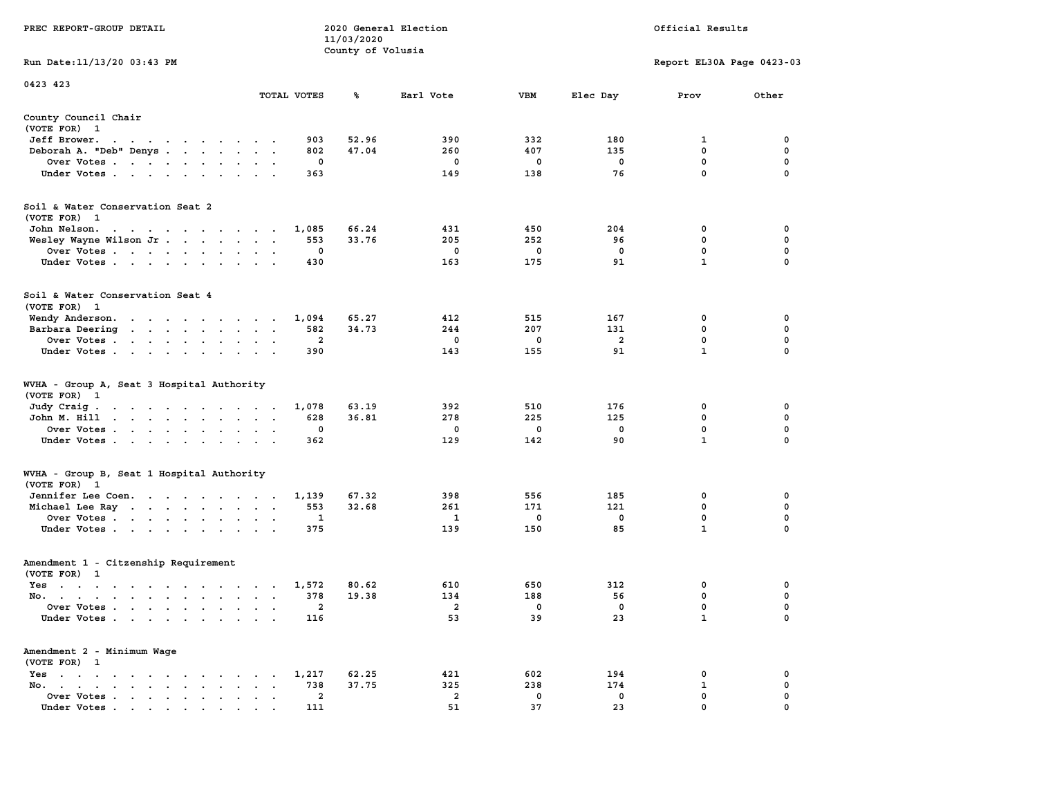PREC REPORT-GROUP DETAIL

2020 General Election
11/03/2020
County of Volusia

Official Results

Run Date:11/13/20 03:43 PM

Report EL30A Page 0423-03

0423 423

| | TOTAL VOTES | % | Earl Vote | VBM | Elec Day | Prov | Other |
|---|---|---|---|---|---|---|---|
| **County Council Chair** | | | | | | | |
| (VOTE FOR) 1 | | | | | | | |
| Jeff Brower | 903 | 52.96 | 390 | 332 | 180 | 1 | 0 |
| Deborah A. "Deb" Denys | 802 | 47.04 | 260 | 407 | 135 | 0 | 0 |
| Over Votes | 0 | | 0 | 0 | 0 | 0 | 0 |
| Under Votes | 363 | | 149 | 138 | 76 | 0 | 0 |
| **Soil & Water Conservation Seat 2** | | | | | | | |
| (VOTE FOR) 1 | | | | | | | |
| John Nelson | 1,085 | 66.24 | 431 | 450 | 204 | 0 | 0 |
| Wesley Wayne Wilson Jr | 553 | 33.76 | 205 | 252 | 96 | 0 | 0 |
| Over Votes | 0 | | 0 | 0 | 0 | 0 | 0 |
| Under Votes | 430 | | 163 | 175 | 91 | 1 | 0 |
| **Soil & Water Conservation Seat 4** | | | | | | | |
| (VOTE FOR) 1 | | | | | | | |
| Wendy Anderson | 1,094 | 65.27 | 412 | 515 | 167 | 0 | 0 |
| Barbara Deering | 582 | 34.73 | 244 | 207 | 131 | 0 | 0 |
| Over Votes | 2 | | 0 | 0 | 2 | 0 | 0 |
| Under Votes | 390 | | 143 | 155 | 91 | 1 | 0 |
| **WVHA - Group A, Seat 3 Hospital Authority** | | | | | | | |
| (VOTE FOR) 1 | | | | | | | |
| Judy Craig | 1,078 | 63.19 | 392 | 510 | 176 | 0 | 0 |
| John M. Hill | 628 | 36.81 | 278 | 225 | 125 | 0 | 0 |
| Over Votes | 0 | | 0 | 0 | 0 | 0 | 0 |
| Under Votes | 362 | | 129 | 142 | 90 | 1 | 0 |
| **WVHA - Group B, Seat 1 Hospital Authority** | | | | | | | |
| (VOTE FOR) 1 | | | | | | | |
| Jennifer Lee Coen | 1,139 | 67.32 | 398 | 556 | 185 | 0 | 0 |
| Michael Lee Ray | 553 | 32.68 | 261 | 171 | 121 | 0 | 0 |
| Over Votes | 1 | | 1 | 0 | 0 | 0 | 0 |
| Under Votes | 375 | | 139 | 150 | 85 | 1 | 0 |
| **Amendment 1 - Citzenship Requirement** | | | | | | | |
| (VOTE FOR) 1 | | | | | | | |
| Yes | 1,572 | 80.62 | 610 | 650 | 312 | 0 | 0 |
| No | 378 | 19.38 | 134 | 188 | 56 | 0 | 0 |
| Over Votes | 2 | | 2 | 0 | 0 | 0 | 0 |
| Under Votes | 116 | | 53 | 39 | 23 | 1 | 0 |
| **Amendment 2 - Minimum Wage** | | | | | | | |
| (VOTE FOR) 1 | | | | | | | |
| Yes | 1,217 | 62.25 | 421 | 602 | 194 | 0 | 0 |
| No | 738 | 37.75 | 325 | 238 | 174 | 1 | 0 |
| Over Votes | 2 | | 2 | 0 | 0 | 0 | 0 |
| Under Votes | 111 | | 51 | 37 | 23 | 0 | 0 |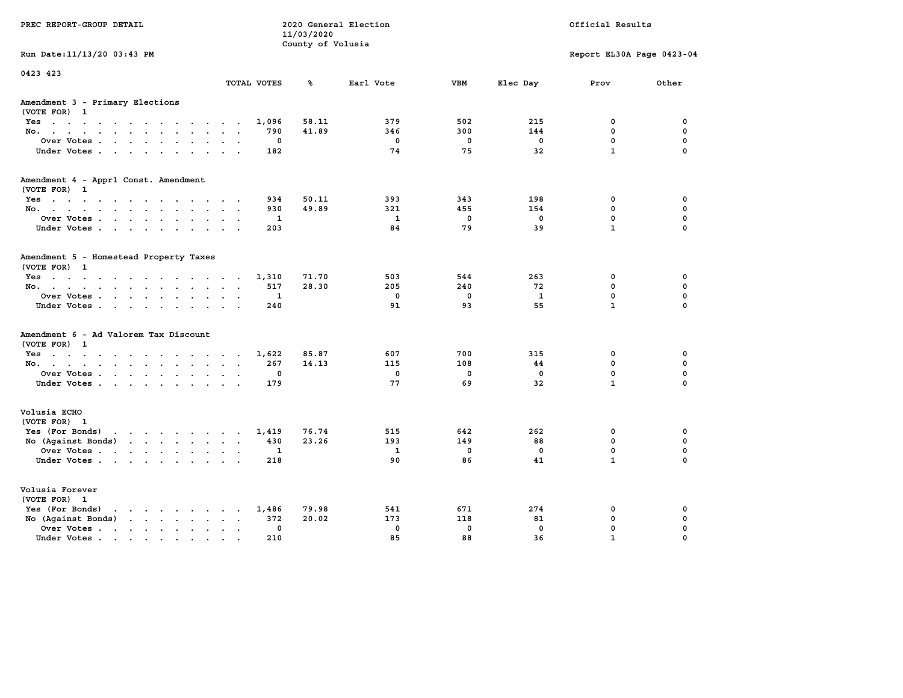PREC REPORT-GROUP DETAIL

2020 General Election
11/03/2020
County of Volusia

Official Results

Run Date:11/13/20 03:43 PM

Report EL30A Page 0423-04

0423 423

| | TOTAL VOTES | % | Earl Vote | VBM | Elec Day | Prov | Other |
|---|---|---|---|---|---|---|---|
| **Amendment 3 - Primary Elections** | | | | | | | |
| (VOTE FOR) 1 | | | | | | | |
| Yes | 1,096 | 58.11 | 379 | 502 | 215 | 0 | 0 |
| No. | 790 | 41.89 | 346 | 300 | 144 | 0 | 0 |
| Over Votes | 0 | | 0 | 0 | 0 | 0 | 0 |
| Under Votes | 182 | | 74 | 75 | 32 | 1 | 0 |
| **Amendment 4 - Apprl Const. Amendment** | | | | | | | |
| (VOTE FOR) 1 | | | | | | | |
| Yes | 934 | 50.11 | 393 | 343 | 198 | 0 | 0 |
| No. | 930 | 49.89 | 321 | 455 | 154 | 0 | 0 |
| Over Votes | 1 | | 1 | 0 | 0 | 0 | 0 |
| Under Votes | 203 | | 84 | 79 | 39 | 1 | 0 |
| **Amendment 5 - Homestead Property Taxes** | | | | | | | |
| (VOTE FOR) 1 | | | | | | | |
| Yes | 1,310 | 71.70 | 503 | 544 | 263 | 0 | 0 |
| No. | 517 | 28.30 | 205 | 240 | 72 | 0 | 0 |
| Over Votes | 1 | | 0 | 0 | 1 | 0 | 0 |
| Under Votes | 240 | | 91 | 93 | 55 | 1 | 0 |
| **Amendment 6 - Ad Valorem Tax Discount** | | | | | | | |
| (VOTE FOR) 1 | | | | | | | |
| Yes | 1,622 | 85.87 | 607 | 700 | 315 | 0 | 0 |
| No. | 267 | 14.13 | 115 | 108 | 44 | 0 | 0 |
| Over Votes | 0 | | 0 | 0 | 0 | 0 | 0 |
| Under Votes | 179 | | 77 | 69 | 32 | 1 | 0 |
| **Volusia ECHO** | | | | | | | |
| (VOTE FOR) 1 | | | | | | | |
| Yes (For Bonds) | 1,419 | 76.74 | 515 | 642 | 262 | 0 | 0 |
| No (Against Bonds) | 430 | 23.26 | 193 | 149 | 88 | 0 | 0 |
| Over Votes | 1 | | 1 | 0 | 0 | 0 | 0 |
| Under Votes | 218 | | 90 | 86 | 41 | 1 | 0 |
| **Volusia Forever** | | | | | | | |
| (VOTE FOR) 1 | | | | | | | |
| Yes (For Bonds) | 1,486 | 79.98 | 541 | 671 | 274 | 0 | 0 |
| No (Against Bonds) | 372 | 20.02 | 173 | 118 | 81 | 0 | 0 |
| Over Votes | 0 | | 0 | 0 | 0 | 0 | 0 |
| Under Votes | 210 | | 85 | 88 | 36 | 1 | 0 |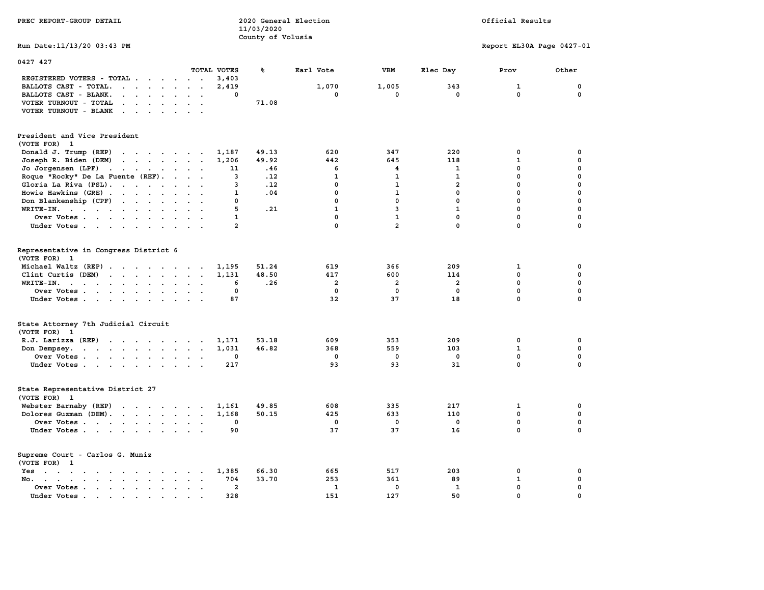PREC REPORT-GROUP DETAIL

2020 General Election
11/03/2020
County of Volusia

Official Results

Run Date:11/13/20 03:43 PM

Report EL30A Page 0427-01

0427 427

| | TOTAL VOTES | % | Earl Vote | VBM | Elec Day | Prov | Other |
|---|---|---|---|---|---|---|---|
| REGISTERED VOTERS - TOTAL | 3,403 | | | | | | |
| BALLOTS CAST - TOTAL. | 2,419 | | 1,070 | 1,005 | 343 | 1 | 0 |
| BALLOTS CAST - BLANK. | 0 | | 0 | 0 | 0 | 0 | 0 |
| VOTER TURNOUT - TOTAL | | 71.08 | | | | | |
| VOTER TURNOUT - BLANK | | | | | | | |

## President and Vice President
(VOTE FOR) 1

| | TOTAL VOTES | % | Earl Vote | VBM | Elec Day | Prov | Other |
|---|---|---|---|---|---|---|---|
| Donald J. Trump (REP) | 1,187 | 49.13 | 620 | 347 | 220 | 0 | 0 |
| Joseph R. Biden (DEM) | 1,206 | 49.92 | 442 | 645 | 118 | 1 | 0 |
| Jo Jorgensen (LPF) | 11 | .46 | 6 | 4 | 1 | 0 | 0 |
| Roque "Rocky" De La Fuente (REF). | 3 | .12 | 1 | 1 | 1 | 0 | 0 |
| Gloria La Riva (PSL). | 3 | .12 | 0 | 1 | 2 | 0 | 0 |
| Howie Hawkins (GRE) | 1 | .04 | 0 | 1 | 0 | 0 | 0 |
| Don Blankenship (CPF) | 0 | | 0 | 0 | 0 | 0 | 0 |
| WRITE-IN. | 5 | .21 | 1 | 3 | 1 | 0 | 0 |
| Over Votes | 1 | | 0 | 1 | 0 | 0 | 0 |
| Under Votes | 2 | | 0 | 2 | 0 | 0 | 0 |

## Representative in Congress District 6
(VOTE FOR) 1

| | TOTAL VOTES | % | Earl Vote | VBM | Elec Day | Prov | Other |
|---|---|---|---|---|---|---|---|
| Michael Waltz (REP) | 1,195 | 51.24 | 619 | 366 | 209 | 1 | 0 |
| Clint Curtis (DEM) | 1,131 | 48.50 | 417 | 600 | 114 | 0 | 0 |
| WRITE-IN. | 6 | .26 | 2 | 2 | 2 | 0 | 0 |
| Over Votes | 0 | | 0 | 0 | 0 | 0 | 0 |
| Under Votes | 87 | | 32 | 37 | 18 | 0 | 0 |

## State Attorney 7th Judicial Circuit
(VOTE FOR) 1

| | TOTAL VOTES | % | Earl Vote | VBM | Elec Day | Prov | Other |
|---|---|---|---|---|---|---|---|
| R.J. Larizza (REP) | 1,171 | 53.18 | 609 | 353 | 209 | 0 | 0 |
| Don Dempsey. | 1,031 | 46.82 | 368 | 559 | 103 | 1 | 0 |
| Over Votes | 0 | | 0 | 0 | 0 | 0 | 0 |
| Under Votes | 217 | | 93 | 93 | 31 | 0 | 0 |

## State Representative District 27
(VOTE FOR) 1

| | TOTAL VOTES | % | Earl Vote | VBM | Elec Day | Prov | Other |
|---|---|---|---|---|---|---|---|
| Webster Barnaby (REP) | 1,161 | 49.85 | 608 | 335 | 217 | 1 | 0 |
| Dolores Guzman (DEM). | 1,168 | 50.15 | 425 | 633 | 110 | 0 | 0 |
| Over Votes | 0 | | 0 | 0 | 0 | 0 | 0 |
| Under Votes | 90 | | 37 | 37 | 16 | 0 | 0 |

## Supreme Court - Carlos G. Muniz
(VOTE FOR) 1

| | TOTAL VOTES | % | Earl Vote | VBM | Elec Day | Prov | Other |
|---|---|---|---|---|---|---|---|
| Yes | 1,385 | 66.30 | 665 | 517 | 203 | 0 | 0 |
| No. | 704 | 33.70 | 253 | 361 | 89 | 1 | 0 |
| Over Votes | 2 | | 1 | 0 | 1 | 0 | 0 |
| Under Votes | 328 | | 151 | 127 | 50 | 0 | 0 |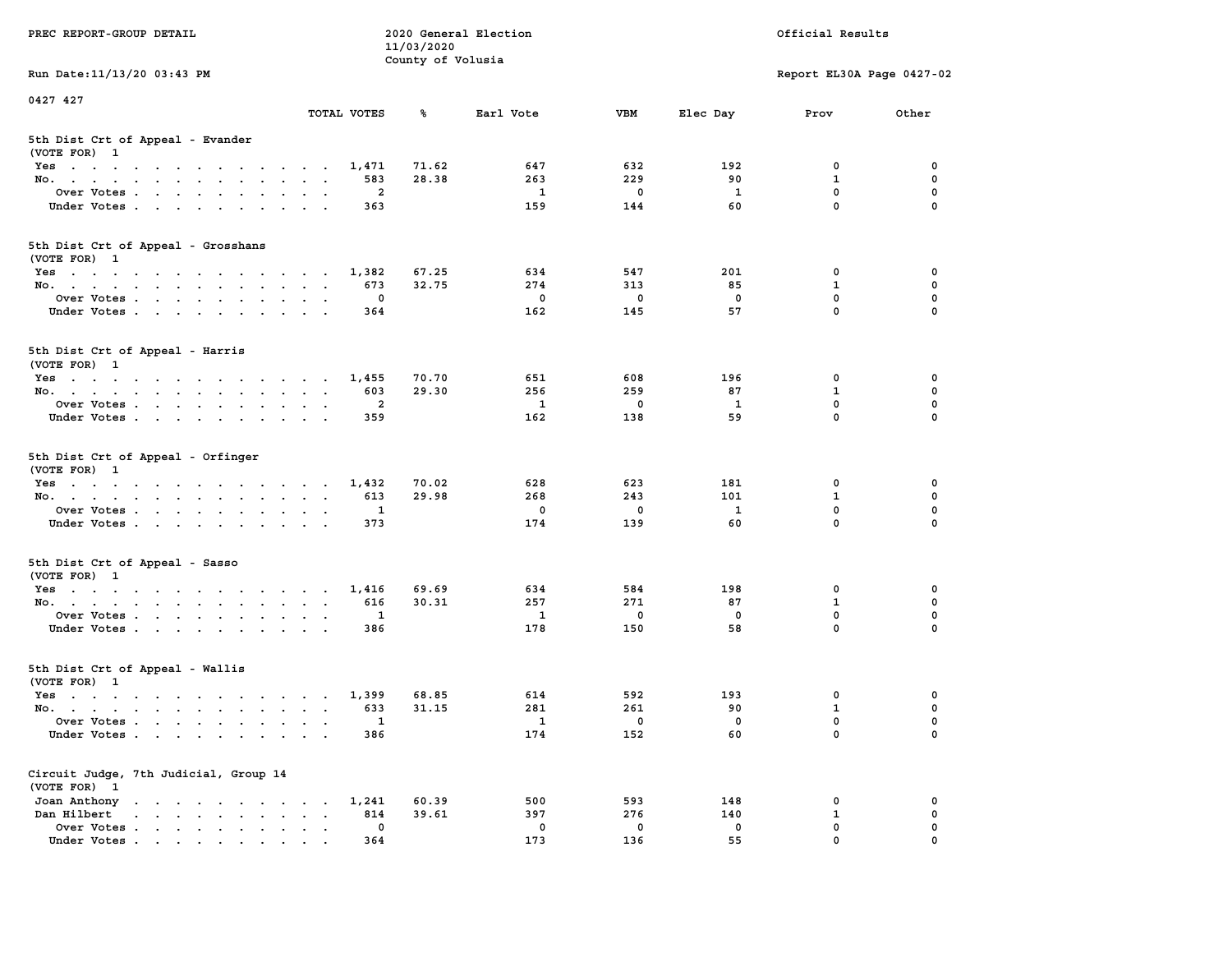PREC REPORT-GROUP DETAIL

2020 General Election
11/03/2020
County of Volusia

Official Results

Run Date:11/13/20 03:43 PM

Report EL30A Page 0427-02

0427 427

### 5th Dist Crt of Appeal - Evander
(VOTE FOR) 1

| | TOTAL VOTES | % | Earl Vote | VBM | Elec Day | Prov | Other |
|---|---|---|---|---|---|---|---|
| Yes | 1,471 | 71.62 | 647 | 632 | 192 | 0 | 0 |
| No. | 583 | 28.38 | 263 | 229 | 90 | 1 | 0 |
| Over Votes | 2 | | 1 | 0 | 1 | 0 | 0 |
| Under Votes | 363 | | 159 | 144 | 60 | 0 | 0 |

### 5th Dist Crt of Appeal - Grosshans
(VOTE FOR) 1

| | TOTAL VOTES | % | Earl Vote | VBM | Elec Day | Prov | Other |
|---|---|---|---|---|---|---|---|
| Yes | 1,382 | 67.25 | 634 | 547 | 201 | 0 | 0 |
| No. | 673 | 32.75 | 274 | 313 | 85 | 1 | 0 |
| Over Votes | 0 | | 0 | 0 | 0 | 0 | 0 |
| Under Votes | 364 | | 162 | 145 | 57 | 0 | 0 |

### 5th Dist Crt of Appeal - Harris
(VOTE FOR) 1

| | TOTAL VOTES | % | Earl Vote | VBM | Elec Day | Prov | Other |
|---|---|---|---|---|---|---|---|
| Yes | 1,455 | 70.70 | 651 | 608 | 196 | 0 | 0 |
| No. | 603 | 29.30 | 256 | 259 | 87 | 1 | 0 |
| Over Votes | 2 | | 1 | 0 | 1 | 0 | 0 |
| Under Votes | 359 | | 162 | 138 | 59 | 0 | 0 |

### 5th Dist Crt of Appeal - Orfinger
(VOTE FOR) 1

| | TOTAL VOTES | % | Earl Vote | VBM | Elec Day | Prov | Other |
|---|---|---|---|---|---|---|---|
| Yes | 1,432 | 70.02 | 628 | 623 | 181 | 0 | 0 |
| No. | 613 | 29.98 | 268 | 243 | 101 | 1 | 0 |
| Over Votes | 1 | | 0 | 0 | 1 | 0 | 0 |
| Under Votes | 373 | | 174 | 139 | 60 | 0 | 0 |

### 5th Dist Crt of Appeal - Sasso
(VOTE FOR) 1

| | TOTAL VOTES | % | Earl Vote | VBM | Elec Day | Prov | Other |
|---|---|---|---|---|---|---|---|
| Yes | 1,416 | 69.69 | 634 | 584 | 198 | 0 | 0 |
| No. | 616 | 30.31 | 257 | 271 | 87 | 1 | 0 |
| Over Votes | 1 | | 1 | 0 | 0 | 0 | 0 |
| Under Votes | 386 | | 178 | 150 | 58 | 0 | 0 |

### 5th Dist Crt of Appeal - Wallis
(VOTE FOR) 1

| | TOTAL VOTES | % | Earl Vote | VBM | Elec Day | Prov | Other |
|---|---|---|---|---|---|---|---|
| Yes | 1,399 | 68.85 | 614 | 592 | 193 | 0 | 0 |
| No. | 633 | 31.15 | 281 | 261 | 90 | 1 | 0 |
| Over Votes | 1 | | 1 | 0 | 0 | 0 | 0 |
| Under Votes | 386 | | 174 | 152 | 60 | 0 | 0 |

### Circuit Judge, 7th Judicial, Group 14
(VOTE FOR) 1

| | TOTAL VOTES | % | Earl Vote | VBM | Elec Day | Prov | Other |
|---|---|---|---|---|---|---|---|
| Joan Anthony | 1,241 | 60.39 | 500 | 593 | 148 | 0 | 0 |
| Dan Hilbert | 814 | 39.61 | 397 | 276 | 140 | 1 | 0 |
| Over Votes | 0 | | 0 | 0 | 0 | 0 | 0 |
| Under Votes | 364 | | 173 | 136 | 55 | 0 | 0 |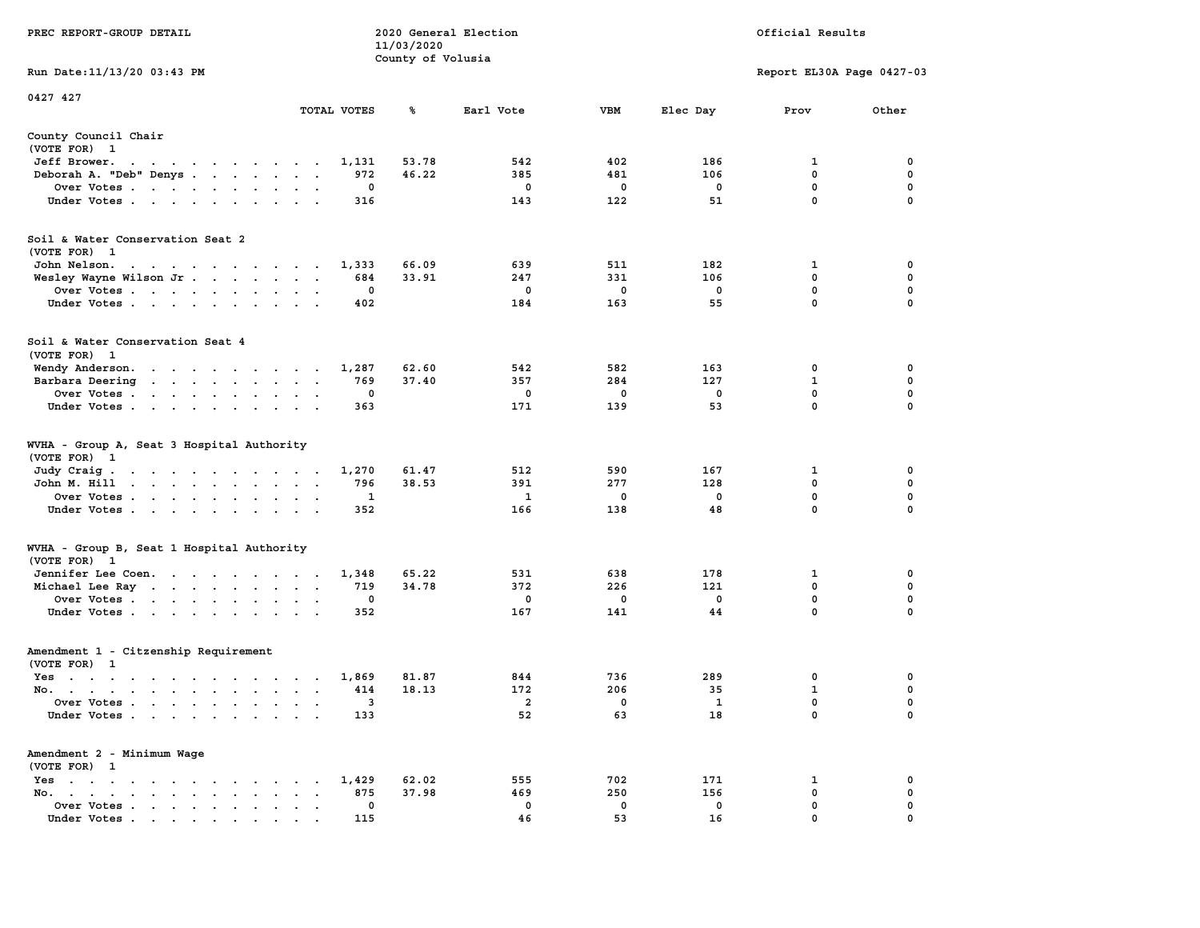PREC REPORT-GROUP DETAIL

2020 General Election
11/03/2020
County of Volusia

Official Results

Run Date:11/13/20 03:43 PM

Report EL30A Page 0427-03

0427 427

| | TOTAL VOTES | % | Earl Vote | VBM | Elec Day | Prov | Other |
|---|---|---|---|---|---|---|---|
| **County Council Chair** | | | | | | | |
| (VOTE FOR) 1 | | | | | | | |
| Jeff Brower | 1,131 | 53.78 | 542 | 402 | 186 | 1 | 0 |
| Deborah A. "Deb" Denys | 972 | 46.22 | 385 | 481 | 106 | 0 | 0 |
| Over Votes | 0 | | 0 | 0 | 0 | 0 | 0 |
| Under Votes | 316 | | 143 | 122 | 51 | 0 | 0 |
| **Soil & Water Conservation Seat 2** | | | | | | | |
| (VOTE FOR) 1 | | | | | | | |
| John Nelson | 1,333 | 66.09 | 639 | 511 | 182 | 1 | 0 |
| Wesley Wayne Wilson Jr | 684 | 33.91 | 247 | 331 | 106 | 0 | 0 |
| Over Votes | 0 | | 0 | 0 | 0 | 0 | 0 |
| Under Votes | 402 | | 184 | 163 | 55 | 0 | 0 |
| **Soil & Water Conservation Seat 4** | | | | | | | |
| (VOTE FOR) 1 | | | | | | | |
| Wendy Anderson | 1,287 | 62.60 | 542 | 582 | 163 | 0 | 0 |
| Barbara Deering | 769 | 37.40 | 357 | 284 | 127 | 1 | 0 |
| Over Votes | 0 | | 0 | 0 | 0 | 0 | 0 |
| Under Votes | 363 | | 171 | 139 | 53 | 0 | 0 |
| **WVHA - Group A, Seat 3 Hospital Authority** | | | | | | | |
| (VOTE FOR) 1 | | | | | | | |
| Judy Craig | 1,270 | 61.47 | 512 | 590 | 167 | 1 | 0 |
| John M. Hill | 796 | 38.53 | 391 | 277 | 128 | 0 | 0 |
| Over Votes | 1 | | 1 | 0 | 0 | 0 | 0 |
| Under Votes | 352 | | 166 | 138 | 48 | 0 | 0 |
| **WVHA - Group B, Seat 1 Hospital Authority** | | | | | | | |
| (VOTE FOR) 1 | | | | | | | |
| Jennifer Lee Coen | 1,348 | 65.22 | 531 | 638 | 178 | 1 | 0 |
| Michael Lee Ray | 719 | 34.78 | 372 | 226 | 121 | 0 | 0 |
| Over Votes | 0 | | 0 | 0 | 0 | 0 | 0 |
| Under Votes | 352 | | 167 | 141 | 44 | 0 | 0 |
| **Amendment 1 - Citzenship Requirement** | | | | | | | |
| (VOTE FOR) 1 | | | | | | | |
| Yes | 1,869 | 81.87 | 844 | 736 | 289 | 0 | 0 |
| No | 414 | 18.13 | 172 | 206 | 35 | 1 | 0 |
| Over Votes | 3 | | 2 | 0 | 1 | 0 | 0 |
| Under Votes | 133 | | 52 | 63 | 18 | 0 | 0 |
| **Amendment 2 - Minimum Wage** | | | | | | | |
| (VOTE FOR) 1 | | | | | | | |
| Yes | 1,429 | 62.02 | 555 | 702 | 171 | 1 | 0 |
| No | 875 | 37.98 | 469 | 250 | 156 | 0 | 0 |
| Over Votes | 0 | | 0 | 0 | 0 | 0 | 0 |
| Under Votes | 115 | | 46 | 53 | 16 | 0 | 0 |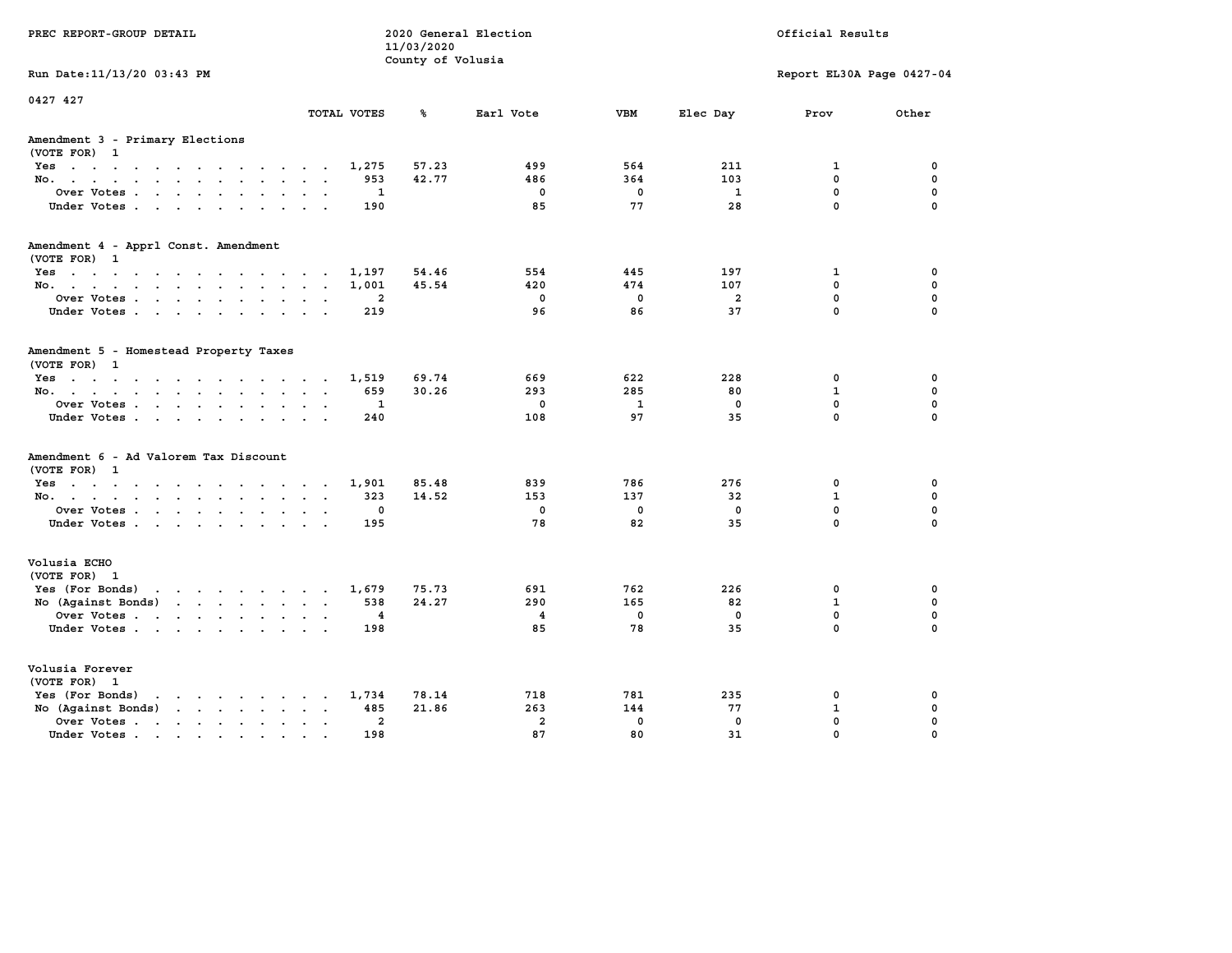PREC REPORT-GROUP DETAIL

2020 General Election
11/03/2020
County of Volusia

Official Results

Run Date:11/13/20 03:43 PM

Report EL30A Page 0427-04

0427 427

## Amendment 3 - Primary Elections

(VOTE FOR) 1

| | TOTAL VOTES | % | Earl Vote | VBM | Elec Day | Prov | Other |
|---|---|---|---|---|---|---|---|
| Yes | 1,275 | 57.23 | 499 | 564 | 211 | 1 | 0 |
| No. | 953 | 42.77 | 486 | 364 | 103 | 0 | 0 |
| Over Votes | 1 | | 0 | 0 | 1 | 0 | 0 |
| Under Votes | 190 | | 85 | 77 | 28 | 0 | 0 |

## Amendment 4 - Apprl Const. Amendment

(VOTE FOR) 1

| | TOTAL VOTES | % | Earl Vote | VBM | Elec Day | Prov | Other |
|---|---|---|---|---|---|---|---|
| Yes | 1,197 | 54.46 | 554 | 445 | 197 | 1 | 0 |
| No. | 1,001 | 45.54 | 420 | 474 | 107 | 0 | 0 |
| Over Votes | 2 | | 0 | 0 | 2 | 0 | 0 |
| Under Votes | 219 | | 96 | 86 | 37 | 0 | 0 |

## Amendment 5 - Homestead Property Taxes

(VOTE FOR) 1

| | TOTAL VOTES | % | Earl Vote | VBM | Elec Day | Prov | Other |
|---|---|---|---|---|---|---|---|
| Yes | 1,519 | 69.74 | 669 | 622 | 228 | 0 | 0 |
| No. | 659 | 30.26 | 293 | 285 | 80 | 1 | 0 |
| Over Votes | 1 | | 0 | 1 | 0 | 0 | 0 |
| Under Votes | 240 | | 108 | 97 | 35 | 0 | 0 |

## Amendment 6 - Ad Valorem Tax Discount

(VOTE FOR) 1

| | TOTAL VOTES | % | Earl Vote | VBM | Elec Day | Prov | Other |
|---|---|---|---|---|---|---|---|
| Yes | 1,901 | 85.48 | 839 | 786 | 276 | 0 | 0 |
| No. | 323 | 14.52 | 153 | 137 | 32 | 1 | 0 |
| Over Votes | 0 | | 0 | 0 | 0 | 0 | 0 |
| Under Votes | 195 | | 78 | 82 | 35 | 0 | 0 |

## Volusia ECHO

(VOTE FOR) 1

| | TOTAL VOTES | % | Earl Vote | VBM | Elec Day | Prov | Other |
|---|---|---|---|---|---|---|---|
| Yes (For Bonds) | 1,679 | 75.73 | 691 | 762 | 226 | 0 | 0 |
| No (Against Bonds) | 538 | 24.27 | 290 | 165 | 82 | 1 | 0 |
| Over Votes | 4 | | 4 | 0 | 0 | 0 | 0 |
| Under Votes | 198 | | 85 | 78 | 35 | 0 | 0 |

## Volusia Forever

(VOTE FOR) 1

| | TOTAL VOTES | % | Earl Vote | VBM | Elec Day | Prov | Other |
|---|---|---|---|---|---|---|---|
| Yes (For Bonds) | 1,734 | 78.14 | 718 | 781 | 235 | 0 | 0 |
| No (Against Bonds) | 485 | 21.86 | 263 | 144 | 77 | 1 | 0 |
| Over Votes | 2 | | 2 | 0 | 0 | 0 | 0 |
| Under Votes | 198 | | 87 | 80 | 31 | 0 | 0 |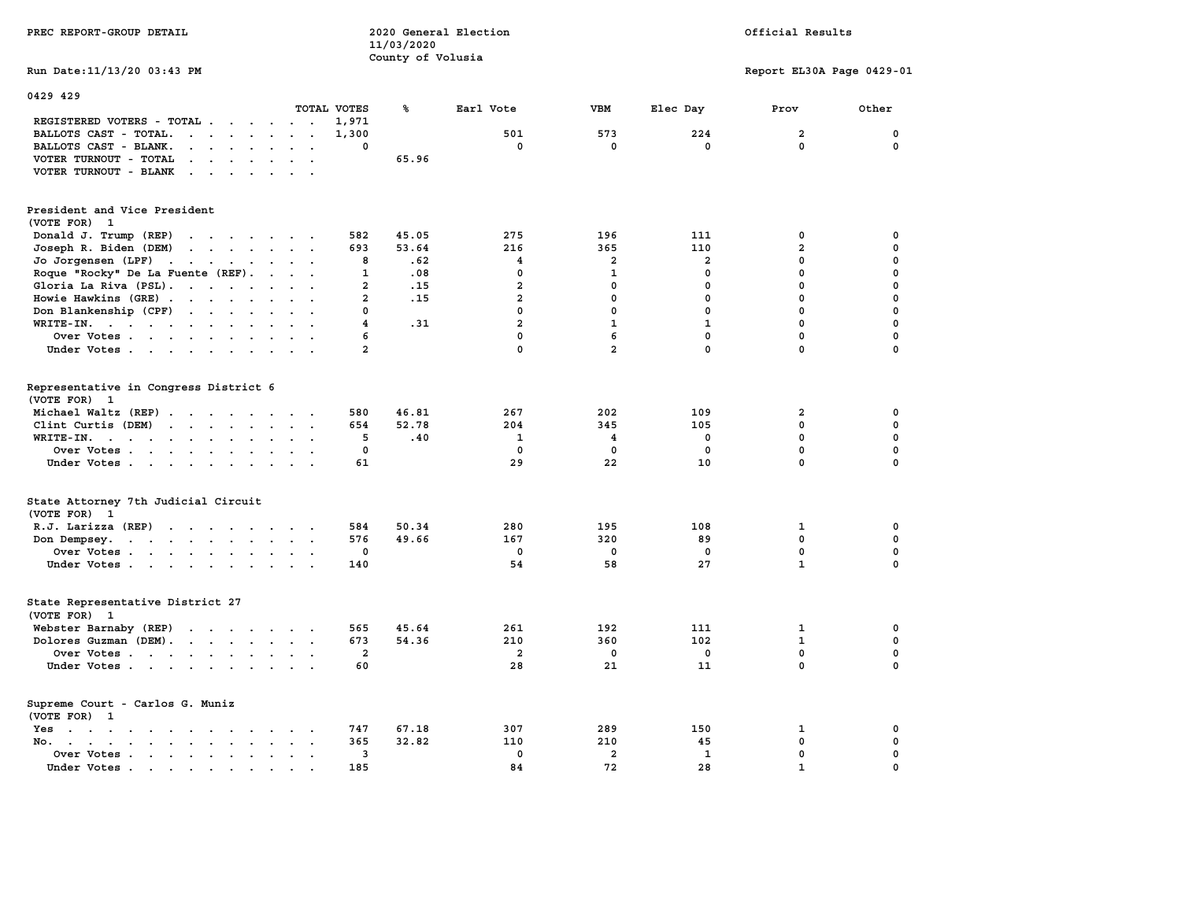PREC REPORT-GROUP DETAIL

2020 General Election
11/03/2020
County of Volusia

Official Results

Run Date:11/13/20 03:43 PM

Report EL30A Page 0429-01

0429 429

| | TOTAL VOTES | % | Earl Vote | VBM | Elec Day | Prov | Other |
|---|---|---|---|---|---|---|---|
| REGISTERED VOTERS - TOTAL | 1,971 | | | | | | |
| BALLOTS CAST - TOTAL. | 1,300 | | 501 | 573 | 224 | 2 | 0 |
| BALLOTS CAST - BLANK. | 0 | | 0 | 0 | 0 | 0 | 0 |
| VOTER TURNOUT - TOTAL | | 65.96 | | | | | |
| VOTER TURNOUT - BLANK | | | | | | | |

## President and Vice President
(VOTE FOR) 1

| | TOTAL VOTES | % | Earl Vote | VBM | Elec Day | Prov | Other |
|---|---|---|---|---|---|---|---|
| Donald J. Trump (REP) | 582 | 45.05 | 275 | 196 | 111 | 0 | 0 |
| Joseph R. Biden (DEM) | 693 | 53.64 | 216 | 365 | 110 | 2 | 0 |
| Jo Jorgensen (LPF) | 8 | .62 | 4 | 2 | 2 | 0 | 0 |
| Roque "Rocky" De La Fuente (REF). | 1 | .08 | 0 | 1 | 0 | 0 | 0 |
| Gloria La Riva (PSL). | 2 | .15 | 2 | 0 | 0 | 0 | 0 |
| Howie Hawkins (GRE) | 2 | .15 | 2 | 0 | 0 | 0 | 0 |
| Don Blankenship (CPF) | 0 | | 0 | 0 | 0 | 0 | 0 |
| WRITE-IN. | 4 | .31 | 2 | 1 | 1 | 0 | 0 |
| Over Votes | 6 | | 0 | 6 | 0 | 0 | 0 |
| Under Votes | 2 | | 0 | 2 | 0 | 0 | 0 |

## Representative in Congress District 6
(VOTE FOR) 1

| | TOTAL VOTES | % | Earl Vote | VBM | Elec Day | Prov | Other |
|---|---|---|---|---|---|---|---|
| Michael Waltz (REP) | 580 | 46.81 | 267 | 202 | 109 | 2 | 0 |
| Clint Curtis (DEM) | 654 | 52.78 | 204 | 345 | 105 | 0 | 0 |
| WRITE-IN. | 5 | .40 | 1 | 4 | 0 | 0 | 0 |
| Over Votes | 0 | | 0 | 0 | 0 | 0 | 0 |
| Under Votes | 61 | | 29 | 22 | 10 | 0 | 0 |

## State Attorney 7th Judicial Circuit
(VOTE FOR) 1

| | TOTAL VOTES | % | Earl Vote | VBM | Elec Day | Prov | Other |
|---|---|---|---|---|---|---|---|
| R.J. Larizza (REP) | 584 | 50.34 | 280 | 195 | 108 | 1 | 0 |
| Don Dempsey. | 576 | 49.66 | 167 | 320 | 89 | 0 | 0 |
| Over Votes | 0 | | 0 | 0 | 0 | 0 | 0 |
| Under Votes | 140 | | 54 | 58 | 27 | 1 | 0 |

## State Representative District 27
(VOTE FOR) 1

| | TOTAL VOTES | % | Earl Vote | VBM | Elec Day | Prov | Other |
|---|---|---|---|---|---|---|---|
| Webster Barnaby (REP) | 565 | 45.64 | 261 | 192 | 111 | 1 | 0 |
| Dolores Guzman (DEM). | 673 | 54.36 | 210 | 360 | 102 | 1 | 0 |
| Over Votes | 2 | | 2 | 0 | 0 | 0 | 0 |
| Under Votes | 60 | | 28 | 21 | 11 | 0 | 0 |

## Supreme Court - Carlos G. Muniz
(VOTE FOR) 1

| | TOTAL VOTES | % | Earl Vote | VBM | Elec Day | Prov | Other |
|---|---|---|---|---|---|---|---|
| Yes | 747 | 67.18 | 307 | 289 | 150 | 1 | 0 |
| No. | 365 | 32.82 | 110 | 210 | 45 | 0 | 0 |
| Over Votes | 3 | | 0 | 2 | 1 | 0 | 0 |
| Under Votes | 185 | | 84 | 72 | 28 | 1 | 0 |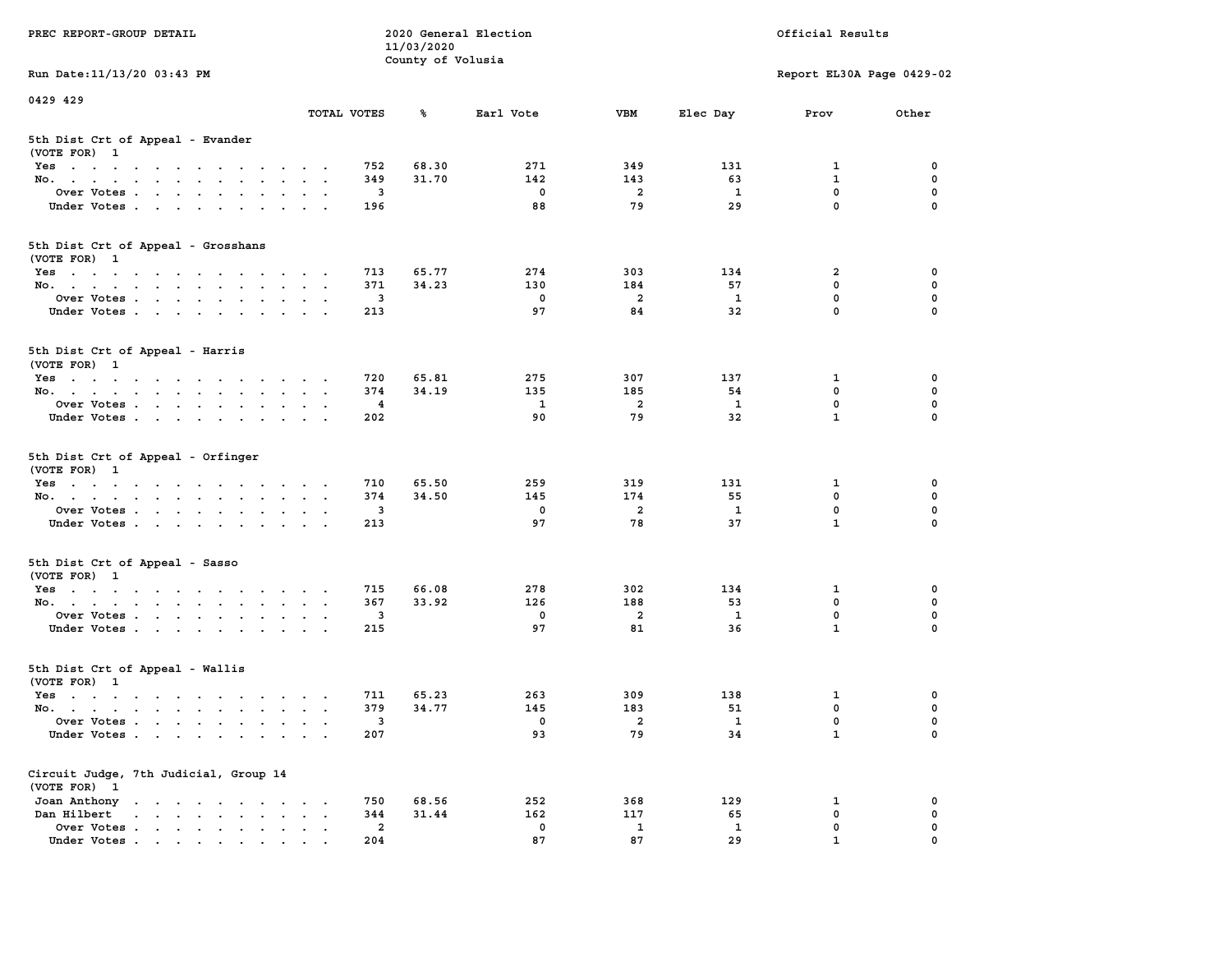0429 429

| | TOTAL VOTES | % | Earl Vote | VBM | Elec Day | Prov | Other |
|---|---|---|---|---|---|---|---|
| **5th Dist Crt of Appeal - Evander** | | | | | | | |
| (VOTE FOR) 1 | | | | | | | |
| Yes | 752 | 68.30 | 271 | 349 | 131 | 1 | 0 |
| No. | 349 | 31.70 | 142 | 143 | 63 | 1 | 0 |
| Over Votes | 3 | | 0 | 2 | 1 | 0 | 0 |
| Under Votes | 196 | | 88 | 79 | 29 | 0 | 0 |
| **5th Dist Crt of Appeal - Grosshans** | | | | | | | |
| (VOTE FOR) 1 | | | | | | | |
| Yes | 713 | 65.77 | 274 | 303 | 134 | 2 | 0 |
| No. | 371 | 34.23 | 130 | 184 | 57 | 0 | 0 |
| Over Votes | 3 | | 0 | 2 | 1 | 0 | 0 |
| Under Votes | 213 | | 97 | 84 | 32 | 0 | 0 |
| **5th Dist Crt of Appeal - Harris** | | | | | | | |
| (VOTE FOR) 1 | | | | | | | |
| Yes | 720 | 65.81 | 275 | 307 | 137 | 1 | 0 |
| No. | 374 | 34.19 | 135 | 185 | 54 | 0 | 0 |
| Over Votes | 4 | | 1 | 2 | 1 | 0 | 0 |
| Under Votes | 202 | | 90 | 79 | 32 | 1 | 0 |
| **5th Dist Crt of Appeal - Orfinger** | | | | | | | |
| (VOTE FOR) 1 | | | | | | | |
| Yes | 710 | 65.50 | 259 | 319 | 131 | 1 | 0 |
| No. | 374 | 34.50 | 145 | 174 | 55 | 0 | 0 |
| Over Votes | 3 | | 0 | 2 | 1 | 0 | 0 |
| Under Votes | 213 | | 97 | 78 | 37 | 1 | 0 |
| **5th Dist Crt of Appeal - Sasso** | | | | | | | |
| (VOTE FOR) 1 | | | | | | | |
| Yes | 715 | 66.08 | 278 | 302 | 134 | 1 | 0 |
| No. | 367 | 33.92 | 126 | 188 | 53 | 0 | 0 |
| Over Votes | 3 | | 0 | 2 | 1 | 0 | 0 |
| Under Votes | 215 | | 97 | 81 | 36 | 1 | 0 |
| **5th Dist Crt of Appeal - Wallis** | | | | | | | |
| (VOTE FOR) 1 | | | | | | | |
| Yes | 711 | 65.23 | 263 | 309 | 138 | 1 | 0 |
| No. | 379 | 34.77 | 145 | 183 | 51 | 0 | 0 |
| Over Votes | 3 | | 0 | 2 | 1 | 0 | 0 |
| Under Votes | 207 | | 93 | 79 | 34 | 1 | 0 |
| **Circuit Judge, 7th Judicial, Group 14** | | | | | | | |
| (VOTE FOR) 1 | | | | | | | |
| Joan Anthony | 750 | 68.56 | 252 | 368 | 129 | 1 | 0 |
| Dan Hilbert | 344 | 31.44 | 162 | 117 | 65 | 0 | 0 |
| Over Votes | 2 | | 0 | 1 | 1 | 0 | 0 |
| Under Votes | 204 | | 87 | 87 | 29 | 1 | 0 |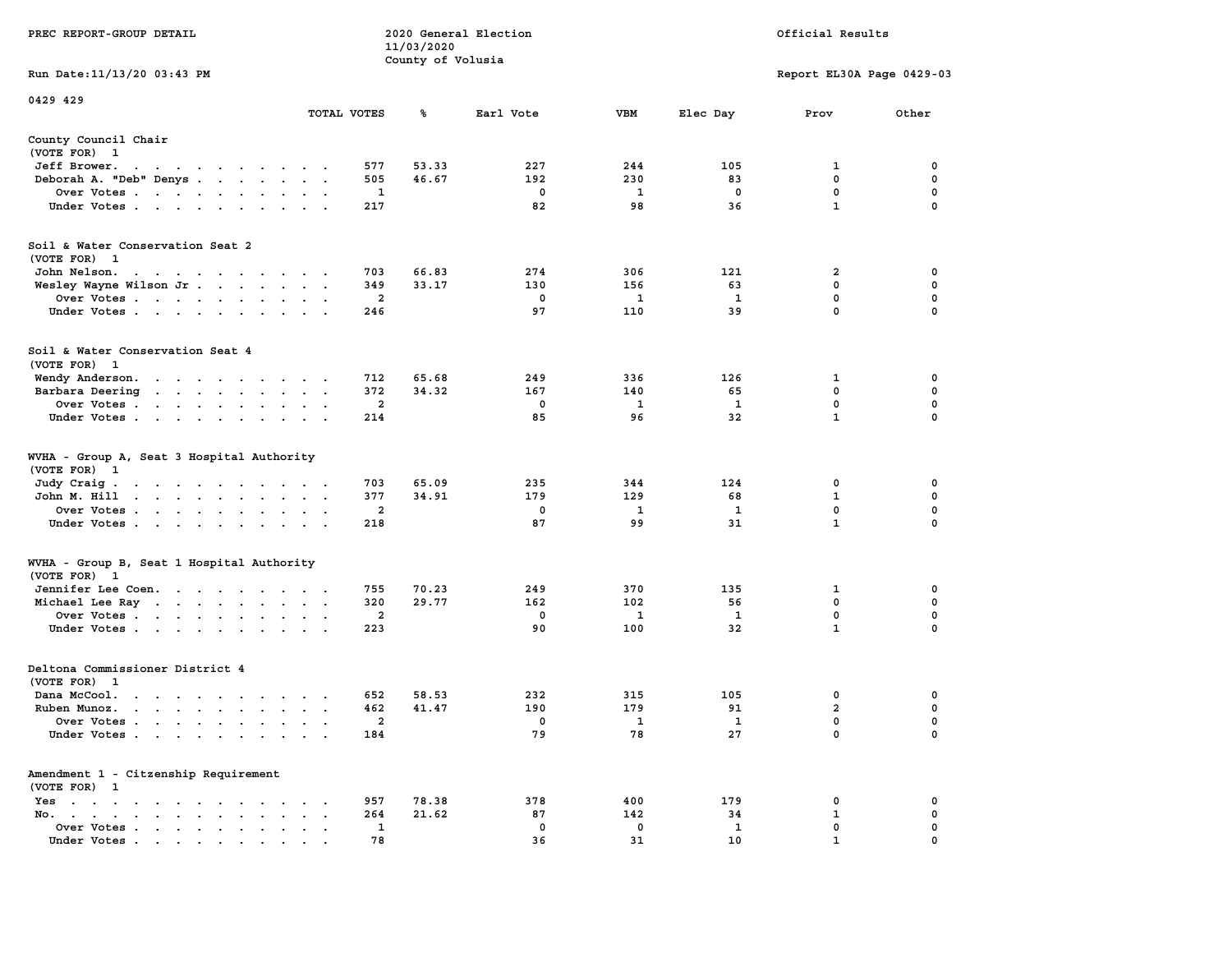PREC REPORT-GROUP DETAIL

2020 General Election
11/03/2020
County of Volusia

Official Results

Run Date:11/13/20 03:43 PM

Report EL30A Page 0429-03

0429 429

| | TOTAL VOTES | % | Earl Vote | VBM | Elec Day | Prov | Other |
|---|---|---|---|---|---|---|---|
| **County Council Chair** | | | | | | | |
| (VOTE FOR) 1 | | | | | | | |
| Jeff Brower | 577 | 53.33 | 227 | 244 | 105 | 1 | 0 |
| Deborah A. "Deb" Denys | 505 | 46.67 | 192 | 230 | 83 | 0 | 0 |
| Over Votes | 1 | | 0 | 1 | 0 | 0 | 0 |
| Under Votes | 217 | | 82 | 98 | 36 | 1 | 0 |
| **Soil & Water Conservation Seat 2** | | | | | | | |
| (VOTE FOR) 1 | | | | | | | |
| John Nelson | 703 | 66.83 | 274 | 306 | 121 | 2 | 0 |
| Wesley Wayne Wilson Jr | 349 | 33.17 | 130 | 156 | 63 | 0 | 0 |
| Over Votes | 2 | | 0 | 1 | 1 | 0 | 0 |
| Under Votes | 246 | | 97 | 110 | 39 | 0 | 0 |
| **Soil & Water Conservation Seat 4** | | | | | | | |
| (VOTE FOR) 1 | | | | | | | |
| Wendy Anderson | 712 | 65.68 | 249 | 336 | 126 | 1 | 0 |
| Barbara Deering | 372 | 34.32 | 167 | 140 | 65 | 0 | 0 |
| Over Votes | 2 | | 0 | 1 | 1 | 0 | 0 |
| Under Votes | 214 | | 85 | 96 | 32 | 1 | 0 |
| **WVHA - Group A, Seat 3 Hospital Authority** | | | | | | | |
| (VOTE FOR) 1 | | | | | | | |
| Judy Craig | 703 | 65.09 | 235 | 344 | 124 | 0 | 0 |
| John M. Hill | 377 | 34.91 | 179 | 129 | 68 | 1 | 0 |
| Over Votes | 2 | | 0 | 1 | 1 | 0 | 0 |
| Under Votes | 218 | | 87 | 99 | 31 | 1 | 0 |
| **WVHA - Group B, Seat 1 Hospital Authority** | | | | | | | |
| (VOTE FOR) 1 | | | | | | | |
| Jennifer Lee Coen | 755 | 70.23 | 249 | 370 | 135 | 1 | 0 |
| Michael Lee Ray | 320 | 29.77 | 162 | 102 | 56 | 0 | 0 |
| Over Votes | 2 | | 0 | 1 | 1 | 0 | 0 |
| Under Votes | 223 | | 90 | 100 | 32 | 1 | 0 |
| **Deltona Commissioner District 4** | | | | | | | |
| (VOTE FOR) 1 | | | | | | | |
| Dana McCool | 652 | 58.53 | 232 | 315 | 105 | 0 | 0 |
| Ruben Munoz | 462 | 41.47 | 190 | 179 | 91 | 2 | 0 |
| Over Votes | 2 | | 0 | 1 | 1 | 0 | 0 |
| Under Votes | 184 | | 79 | 78 | 27 | 0 | 0 |
| **Amendment 1 - Citzenship Requirement** | | | | | | | |
| (VOTE FOR) 1 | | | | | | | |
| Yes | 957 | 78.38 | 378 | 400 | 179 | 0 | 0 |
| No | 264 | 21.62 | 87 | 142 | 34 | 1 | 0 |
| Over Votes | 1 | | 0 | 0 | 1 | 0 | 0 |
| Under Votes | 78 | | 36 | 31 | 10 | 1 | 0 |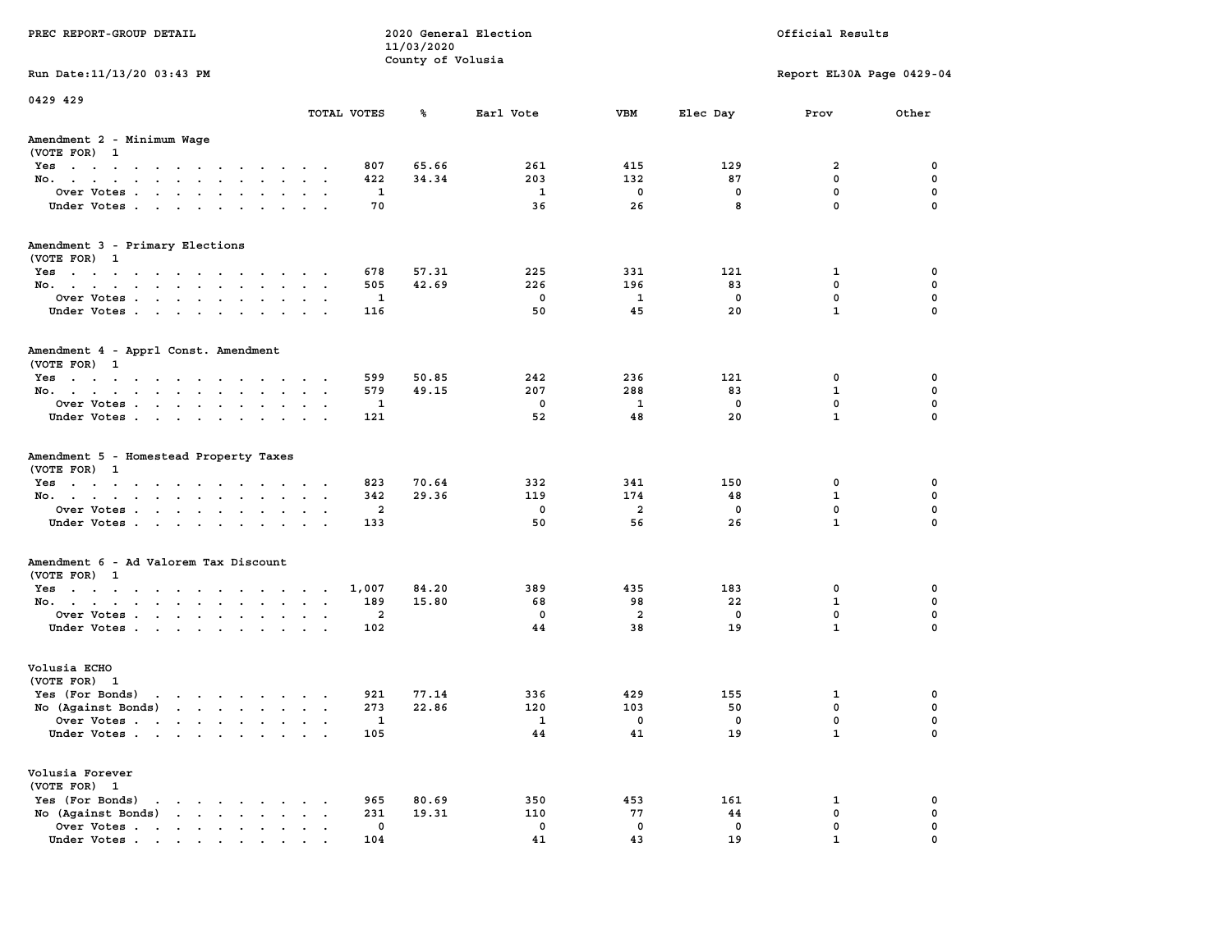PREC REPORT-GROUP DETAIL

2020 General Election
11/03/2020
County of Volusia

Official Results

Run Date:11/13/20 03:43 PM

Report EL30A Page 0429-04

0429 429

| | TOTAL VOTES | % | Earl Vote | VBM | Elec Day | Prov | Other |
|---|---|---|---|---|---|---|---|
| **Amendment 2 - Minimum Wage** | | | | | | | |
| (VOTE FOR) 1 | | | | | | | |
| Yes | 807 | 65.66 | 261 | 415 | 129 | 2 | 0 |
| No. | 422 | 34.34 | 203 | 132 | 87 | 0 | 0 |
| Over Votes | 1 | | 1 | 0 | 0 | 0 | 0 |
| Under Votes | 70 | | 36 | 26 | 8 | 0 | 0 |
| **Amendment 3 - Primary Elections** | | | | | | | |
| (VOTE FOR) 1 | | | | | | | |
| Yes | 678 | 57.31 | 225 | 331 | 121 | 1 | 0 |
| No. | 505 | 42.69 | 226 | 196 | 83 | 0 | 0 |
| Over Votes | 1 | | 0 | 1 | 0 | 0 | 0 |
| Under Votes | 116 | | 50 | 45 | 20 | 1 | 0 |
| **Amendment 4 - Apprl Const. Amendment** | | | | | | | |
| (VOTE FOR) 1 | | | | | | | |
| Yes | 599 | 50.85 | 242 | 236 | 121 | 0 | 0 |
| No. | 579 | 49.15 | 207 | 288 | 83 | 1 | 0 |
| Over Votes | 1 | | 0 | 1 | 0 | 0 | 0 |
| Under Votes | 121 | | 52 | 48 | 20 | 1 | 0 |
| **Amendment 5 - Homestead Property Taxes** | | | | | | | |
| (VOTE FOR) 1 | | | | | | | |
| Yes | 823 | 70.64 | 332 | 341 | 150 | 0 | 0 |
| No. | 342 | 29.36 | 119 | 174 | 48 | 1 | 0 |
| Over Votes | 2 | | 0 | 2 | 0 | 0 | 0 |
| Under Votes | 133 | | 50 | 56 | 26 | 1 | 0 |
| **Amendment 6 - Ad Valorem Tax Discount** | | | | | | | |
| (VOTE FOR) 1 | | | | | | | |
| Yes | 1,007 | 84.20 | 389 | 435 | 183 | 0 | 0 |
| No. | 189 | 15.80 | 68 | 98 | 22 | 1 | 0 |
| Over Votes | 2 | | 0 | 2 | 0 | 0 | 0 |
| Under Votes | 102 | | 44 | 38 | 19 | 1 | 0 |
| **Volusia ECHO** | | | | | | | |
| (VOTE FOR) 1 | | | | | | | |
| Yes (For Bonds) | 921 | 77.14 | 336 | 429 | 155 | 1 | 0 |
| No (Against Bonds) | 273 | 22.86 | 120 | 103 | 50 | 0 | 0 |
| Over Votes | 1 | | 1 | 0 | 0 | 0 | 0 |
| Under Votes | 105 | | 44 | 41 | 19 | 1 | 0 |
| **Volusia Forever** | | | | | | | |
| (VOTE FOR) 1 | | | | | | | |
| Yes (For Bonds) | 965 | 80.69 | 350 | 453 | 161 | 1 | 0 |
| No (Against Bonds) | 231 | 19.31 | 110 | 77 | 44 | 0 | 0 |
| Over Votes | 0 | | 0 | 0 | 0 | 0 | 0 |
| Under Votes | 104 | | 41 | 43 | 19 | 1 | 0 |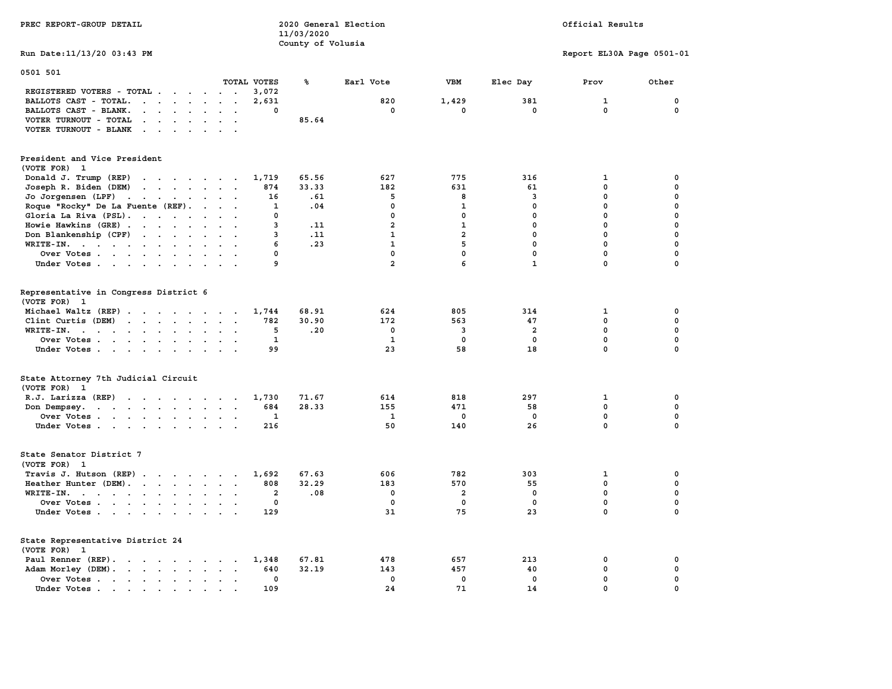PREC REPORT-GROUP DETAIL

2020 General Election
11/03/2020
County of Volusia

Official Results

Run Date:11/13/20 03:43 PM

Report EL30A Page 0501-01

0501 501

| | TOTAL VOTES | % | Earl Vote | VBM | Elec Day | Prov | Other |
|---|---|---|---|---|---|---|---|
| REGISTERED VOTERS - TOTAL | 3,072 | | | | | | |
| BALLOTS CAST - TOTAL. | 2,631 | | 820 | 1,429 | 381 | 1 | 0 |
| BALLOTS CAST - BLANK. | 0 | | 0 | 0 | 0 | 0 | 0 |
| VOTER TURNOUT - TOTAL | | 85.64 | | | | | |
| VOTER TURNOUT - BLANK | | | | | | | |

**President and Vice President**
(VOTE FOR) 1

| | TOTAL VOTES | % | Earl Vote | VBM | Elec Day | Prov | Other |
|---|---|---|---|---|---|---|---|
| Donald J. Trump (REP) | 1,719 | 65.56 | 627 | 775 | 316 | 1 | 0 |
| Joseph R. Biden (DEM) | 874 | 33.33 | 182 | 631 | 61 | 0 | 0 |
| Jo Jorgensen (LPF) | 16 | .61 | 5 | 8 | 3 | 0 | 0 |
| Roque "Rocky" De La Fuente (REF). | 1 | .04 | 0 | 1 | 0 | 0 | 0 |
| Gloria La Riva (PSL). | 0 | | 0 | 0 | 0 | 0 | 0 |
| Howie Hawkins (GRE) | 3 | .11 | 2 | 1 | 0 | 0 | 0 |
| Don Blankenship (CPF) | 3 | .11 | 1 | 2 | 0 | 0 | 0 |
| WRITE-IN. | 6 | .23 | 1 | 5 | 0 | 0 | 0 |
| Over Votes | 0 | | 0 | 0 | 0 | 0 | 0 |
| Under Votes | 9 | | 2 | 6 | 1 | 0 | 0 |

**Representative in Congress District 6**
(VOTE FOR) 1

| | TOTAL VOTES | % | Earl Vote | VBM | Elec Day | Prov | Other |
|---|---|---|---|---|---|---|---|
| Michael Waltz (REP) | 1,744 | 68.91 | 624 | 805 | 314 | 1 | 0 |
| Clint Curtis (DEM) | 782 | 30.90 | 172 | 563 | 47 | 0 | 0 |
| WRITE-IN. | 5 | .20 | 0 | 3 | 2 | 0 | 0 |
| Over Votes | 1 | | 1 | 0 | 0 | 0 | 0 |
| Under Votes | 99 | | 23 | 58 | 18 | 0 | 0 |

**State Attorney 7th Judicial Circuit**
(VOTE FOR) 1

| | TOTAL VOTES | % | Earl Vote | VBM | Elec Day | Prov | Other |
|---|---|---|---|---|---|---|---|
| R.J. Larizza (REP) | 1,730 | 71.67 | 614 | 818 | 297 | 1 | 0 |
| Don Dempsey. | 684 | 28.33 | 155 | 471 | 58 | 0 | 0 |
| Over Votes | 1 | | 1 | 0 | 0 | 0 | 0 |
| Under Votes | 216 | | 50 | 140 | 26 | 0 | 0 |

**State Senator District 7**
(VOTE FOR) 1

| | TOTAL VOTES | % | Earl Vote | VBM | Elec Day | Prov | Other |
|---|---|---|---|---|---|---|---|
| Travis J. Hutson (REP) | 1,692 | 67.63 | 606 | 782 | 303 | 1 | 0 |
| Heather Hunter (DEM). | 808 | 32.29 | 183 | 570 | 55 | 0 | 0 |
| WRITE-IN. | 2 | .08 | 0 | 2 | 0 | 0 | 0 |
| Over Votes | 0 | | 0 | 0 | 0 | 0 | 0 |
| Under Votes | 129 | | 31 | 75 | 23 | 0 | 0 |

**State Representative District 24**
(VOTE FOR) 1

| | TOTAL VOTES | % | Earl Vote | VBM | Elec Day | Prov | Other |
|---|---|---|---|---|---|---|---|
| Paul Renner (REP). | 1,348 | 67.81 | 478 | 657 | 213 | 0 | 0 |
| Adam Morley (DEM). | 640 | 32.19 | 143 | 457 | 40 | 0 | 0 |
| Over Votes | 0 | | 0 | 0 | 0 | 0 | 0 |
| Under Votes | 109 | | 24 | 71 | 14 | 0 | 0 |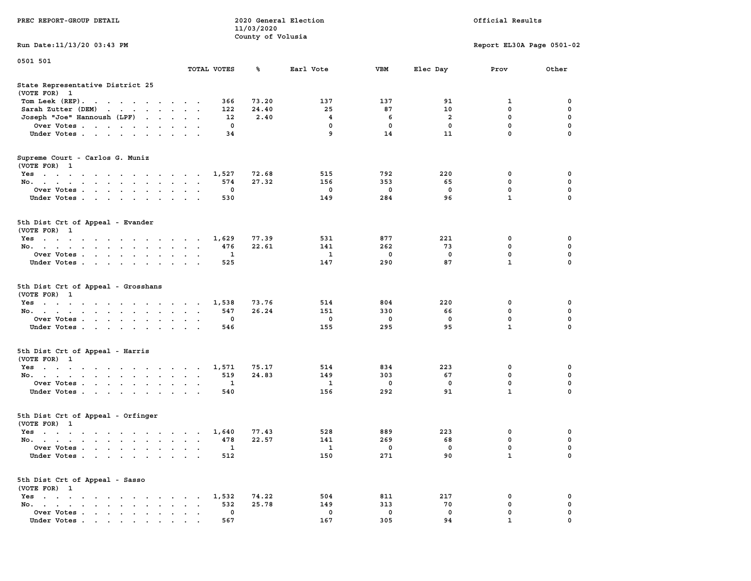PREC REPORT-GROUP DETAIL

2020 General Election
11/03/2020
County of Volusia

Official Results

Run Date:11/13/20 03:43 PM

Report EL30A Page 0501-02

0501 501

## State Representative District 25
(VOTE FOR) 1

| | TOTAL VOTES | % | Earl Vote | VBM | Elec Day | Prov | Other |
|---|---|---|---|---|---|---|---|
| Tom Leek (REP) | 366 | 73.20 | 137 | 137 | 91 | 1 | 0 |
| Sarah Zutter (DEM) | 122 | 24.40 | 25 | 87 | 10 | 0 | 0 |
| Joseph "Joe" Hannoush (LPF) | 12 | 2.40 | 4 | 6 | 2 | 0 | 0 |
| Over Votes | 0 | | 0 | 0 | 0 | 0 | 0 |
| Under Votes | 34 | | 9 | 14 | 11 | 0 | 0 |

## Supreme Court - Carlos G. Muniz
(VOTE FOR) 1

| | TOTAL VOTES | % | Earl Vote | VBM | Elec Day | Prov | Other |
|---|---|---|---|---|---|---|---|
| Yes | 1,527 | 72.68 | 515 | 792 | 220 | 0 | 0 |
| No | 574 | 27.32 | 156 | 353 | 65 | 0 | 0 |
| Over Votes | 0 | | 0 | 0 | 0 | 0 | 0 |
| Under Votes | 530 | | 149 | 284 | 96 | 1 | 0 |

## 5th Dist Crt of Appeal - Evander
(VOTE FOR) 1

| | TOTAL VOTES | % | Earl Vote | VBM | Elec Day | Prov | Other |
|---|---|---|---|---|---|---|---|
| Yes | 1,629 | 77.39 | 531 | 877 | 221 | 0 | 0 |
| No | 476 | 22.61 | 141 | 262 | 73 | 0 | 0 |
| Over Votes | 1 | | 1 | 0 | 0 | 0 | 0 |
| Under Votes | 525 | | 147 | 290 | 87 | 1 | 0 |

## 5th Dist Crt of Appeal - Grosshans
(VOTE FOR) 1

| | TOTAL VOTES | % | Earl Vote | VBM | Elec Day | Prov | Other |
|---|---|---|---|---|---|---|---|
| Yes | 1,538 | 73.76 | 514 | 804 | 220 | 0 | 0 |
| No | 547 | 26.24 | 151 | 330 | 66 | 0 | 0 |
| Over Votes | 0 | | 0 | 0 | 0 | 0 | 0 |
| Under Votes | 546 | | 155 | 295 | 95 | 1 | 0 |

## 5th Dist Crt of Appeal - Harris
(VOTE FOR) 1

| | TOTAL VOTES | % | Earl Vote | VBM | Elec Day | Prov | Other |
|---|---|---|---|---|---|---|---|
| Yes | 1,571 | 75.17 | 514 | 834 | 223 | 0 | 0 |
| No | 519 | 24.83 | 149 | 303 | 67 | 0 | 0 |
| Over Votes | 1 | | 1 | 0 | 0 | 0 | 0 |
| Under Votes | 540 | | 156 | 292 | 91 | 1 | 0 |

## 5th Dist Crt of Appeal - Orfinger
(VOTE FOR) 1

| | TOTAL VOTES | % | Earl Vote | VBM | Elec Day | Prov | Other |
|---|---|---|---|---|---|---|---|
| Yes | 1,640 | 77.43 | 528 | 889 | 223 | 0 | 0 |
| No | 478 | 22.57 | 141 | 269 | 68 | 0 | 0 |
| Over Votes | 1 | | 1 | 0 | 0 | 0 | 0 |
| Under Votes | 512 | | 150 | 271 | 90 | 1 | 0 |

## 5th Dist Crt of Appeal - Sasso
(VOTE FOR) 1

| | TOTAL VOTES | % | Earl Vote | VBM | Elec Day | Prov | Other |
|---|---|---|---|---|---|---|---|
| Yes | 1,532 | 74.22 | 504 | 811 | 217 | 0 | 0 |
| No | 532 | 25.78 | 149 | 313 | 70 | 0 | 0 |
| Over Votes | 0 | | 0 | 0 | 0 | 0 | 0 |
| Under Votes | 567 | | 167 | 305 | 94 | 1 | 0 |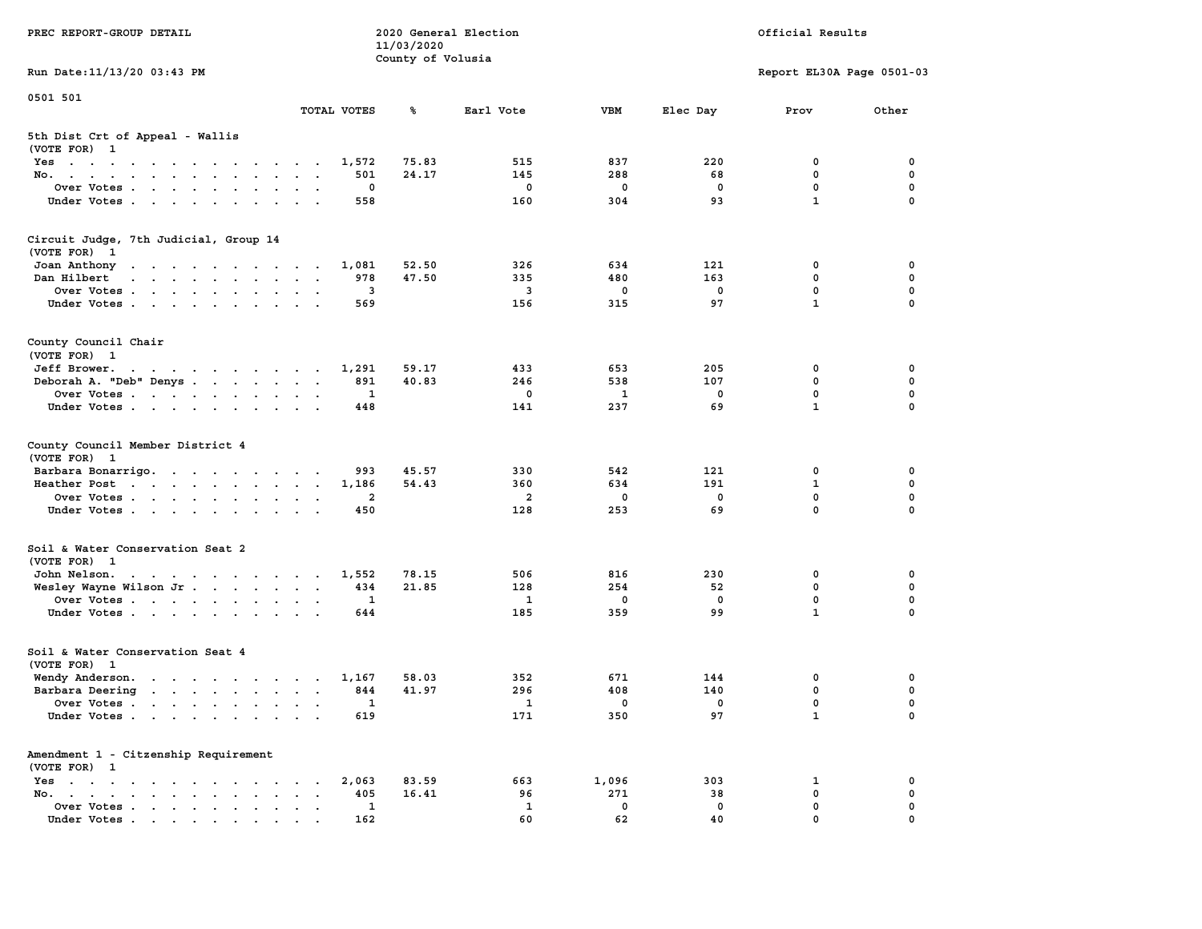PREC REPORT-GROUP DETAIL

2020 General Election
11/03/2020
County of Volusia

Official Results

Run Date:11/13/20 03:43 PM

Report EL30A Page 0501-03

0501 501

| | TOTAL VOTES | % | Earl Vote | VBM | Elec Day | Prov | Other |
|---|---|---|---|---|---|---|---|
| **5th Dist Crt of Appeal - Wallis** | | | | | | | |
| (VOTE FOR) 1 | | | | | | | |
| Yes | 1,572 | 75.83 | 515 | 837 | 220 | 0 | 0 |
| No. | 501 | 24.17 | 145 | 288 | 68 | 0 | 0 |
| Over Votes | 0 | | 0 | 0 | 0 | 0 | 0 |
| Under Votes | 558 | | 160 | 304 | 93 | 1 | 0 |
| **Circuit Judge, 7th Judicial, Group 14** | | | | | | | |
| (VOTE FOR) 1 | | | | | | | |
| Joan Anthony | 1,081 | 52.50 | 326 | 634 | 121 | 0 | 0 |
| Dan Hilbert | 978 | 47.50 | 335 | 480 | 163 | 0 | 0 |
| Over Votes | 3 | | 3 | 0 | 0 | 0 | 0 |
| Under Votes | 569 | | 156 | 315 | 97 | 1 | 0 |
| **County Council Chair** | | | | | | | |
| (VOTE FOR) 1 | | | | | | | |
| Jeff Brower. | 1,291 | 59.17 | 433 | 653 | 205 | 0 | 0 |
| Deborah A. "Deb" Denys | 891 | 40.83 | 246 | 538 | 107 | 0 | 0 |
| Over Votes | 1 | | 0 | 1 | 0 | 0 | 0 |
| Under Votes | 448 | | 141 | 237 | 69 | 1 | 0 |
| **County Council Member District 4** | | | | | | | |
| (VOTE FOR) 1 | | | | | | | |
| Barbara Bonarrigo. | 993 | 45.57 | 330 | 542 | 121 | 0 | 0 |
| Heather Post | 1,186 | 54.43 | 360 | 634 | 191 | 1 | 0 |
| Over Votes | 2 | | 2 | 0 | 0 | 0 | 0 |
| Under Votes | 450 | | 128 | 253 | 69 | 0 | 0 |
| **Soil & Water Conservation Seat 2** | | | | | | | |
| (VOTE FOR) 1 | | | | | | | |
| John Nelson. | 1,552 | 78.15 | 506 | 816 | 230 | 0 | 0 |
| Wesley Wayne Wilson Jr | 434 | 21.85 | 128 | 254 | 52 | 0 | 0 |
| Over Votes | 1 | | 1 | 0 | 0 | 0 | 0 |
| Under Votes | 644 | | 185 | 359 | 99 | 1 | 0 |
| **Soil & Water Conservation Seat 4** | | | | | | | |
| (VOTE FOR) 1 | | | | | | | |
| Wendy Anderson. | 1,167 | 58.03 | 352 | 671 | 144 | 0 | 0 |
| Barbara Deering | 844 | 41.97 | 296 | 408 | 140 | 0 | 0 |
| Over Votes | 1 | | 1 | 0 | 0 | 0 | 0 |
| Under Votes | 619 | | 171 | 350 | 97 | 1 | 0 |
| **Amendment 1 - Citzenship Requirement** | | | | | | | |
| (VOTE FOR) 1 | | | | | | | |
| Yes | 2,063 | 83.59 | 663 | 1,096 | 303 | 1 | 0 |
| No. | 405 | 16.41 | 96 | 271 | 38 | 0 | 0 |
| Over Votes | 1 | | 1 | 0 | 0 | 0 | 0 |
| Under Votes | 162 | | 60 | 62 | 40 | 0 | 0 |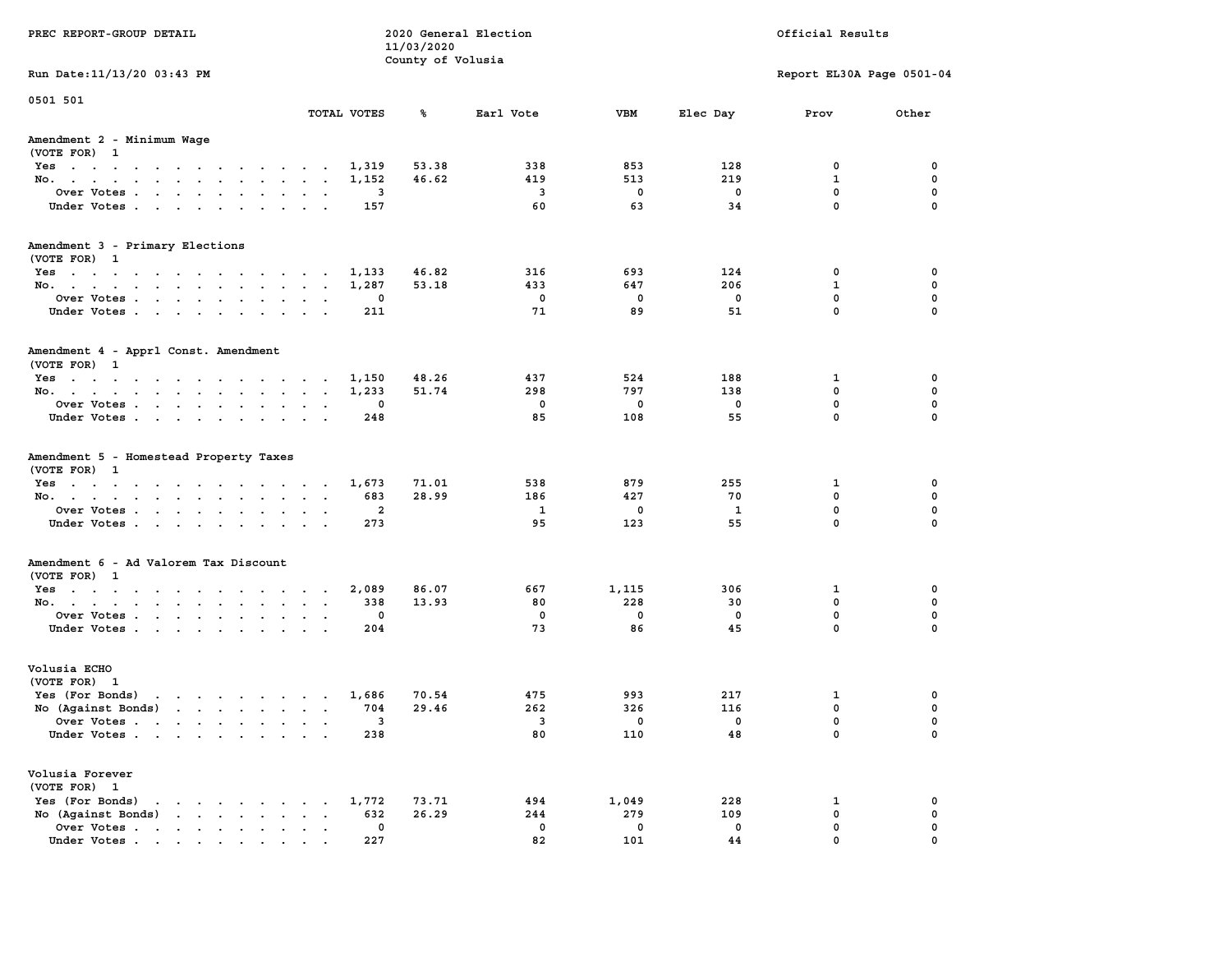PREC REPORT-GROUP DETAIL

2020 General Election
11/03/2020
County of Volusia

Official Results

Run Date:11/13/20 03:43 PM

Report EL30A Page 0501-04

0501 501

| | TOTAL VOTES | % | Earl Vote | VBM | Elec Day | Prov | Other |
|---|---|---|---|---|---|---|---|
| **Amendment 2 - Minimum Wage** | | | | | | | |
| (VOTE FOR) 1 | | | | | | | |
| Yes | 1,319 | 53.38 | 338 | 853 | 128 | 0 | 0 |
| No. | 1,152 | 46.62 | 419 | 513 | 219 | 1 | 0 |
| Over Votes | 3 | | 3 | 0 | 0 | 0 | 0 |
| Under Votes | 157 | | 60 | 63 | 34 | 0 | 0 |
| **Amendment 3 - Primary Elections** | | | | | | | |
| (VOTE FOR) 1 | | | | | | | |
| Yes | 1,133 | 46.82 | 316 | 693 | 124 | 0 | 0 |
| No. | 1,287 | 53.18 | 433 | 647 | 206 | 1 | 0 |
| Over Votes | 0 | | 0 | 0 | 0 | 0 | 0 |
| Under Votes | 211 | | 71 | 89 | 51 | 0 | 0 |
| **Amendment 4 - Apprl Const. Amendment** | | | | | | | |
| (VOTE FOR) 1 | | | | | | | |
| Yes | 1,150 | 48.26 | 437 | 524 | 188 | 1 | 0 |
| No. | 1,233 | 51.74 | 298 | 797 | 138 | 0 | 0 |
| Over Votes | 0 | | 0 | 0 | 0 | 0 | 0 |
| Under Votes | 248 | | 85 | 108 | 55 | 0 | 0 |
| **Amendment 5 - Homestead Property Taxes** | | | | | | | |
| (VOTE FOR) 1 | | | | | | | |
| Yes | 1,673 | 71.01 | 538 | 879 | 255 | 1 | 0 |
| No. | 683 | 28.99 | 186 | 427 | 70 | 0 | 0 |
| Over Votes | 2 | | 1 | 0 | 1 | 0 | 0 |
| Under Votes | 273 | | 95 | 123 | 55 | 0 | 0 |
| **Amendment 6 - Ad Valorem Tax Discount** | | | | | | | |
| (VOTE FOR) 1 | | | | | | | |
| Yes | 2,089 | 86.07 | 667 | 1,115 | 306 | 1 | 0 |
| No. | 338 | 13.93 | 80 | 228 | 30 | 0 | 0 |
| Over Votes | 0 | | 0 | 0 | 0 | 0 | 0 |
| Under Votes | 204 | | 73 | 86 | 45 | 0 | 0 |
| **Volusia ECHO** | | | | | | | |
| (VOTE FOR) 1 | | | | | | | |
| Yes (For Bonds) | 1,686 | 70.54 | 475 | 993 | 217 | 1 | 0 |
| No (Against Bonds) | 704 | 29.46 | 262 | 326 | 116 | 0 | 0 |
| Over Votes | 3 | | 3 | 0 | 0 | 0 | 0 |
| Under Votes | 238 | | 80 | 110 | 48 | 0 | 0 |
| **Volusia Forever** | | | | | | | |
| (VOTE FOR) 1 | | | | | | | |
| Yes (For Bonds) | 1,772 | 73.71 | 494 | 1,049 | 228 | 1 | 0 |
| No (Against Bonds) | 632 | 26.29 | 244 | 279 | 109 | 0 | 0 |
| Over Votes | 0 | | 0 | 0 | 0 | 0 | 0 |
| Under Votes | 227 | | 82 | 101 | 44 | 0 | 0 |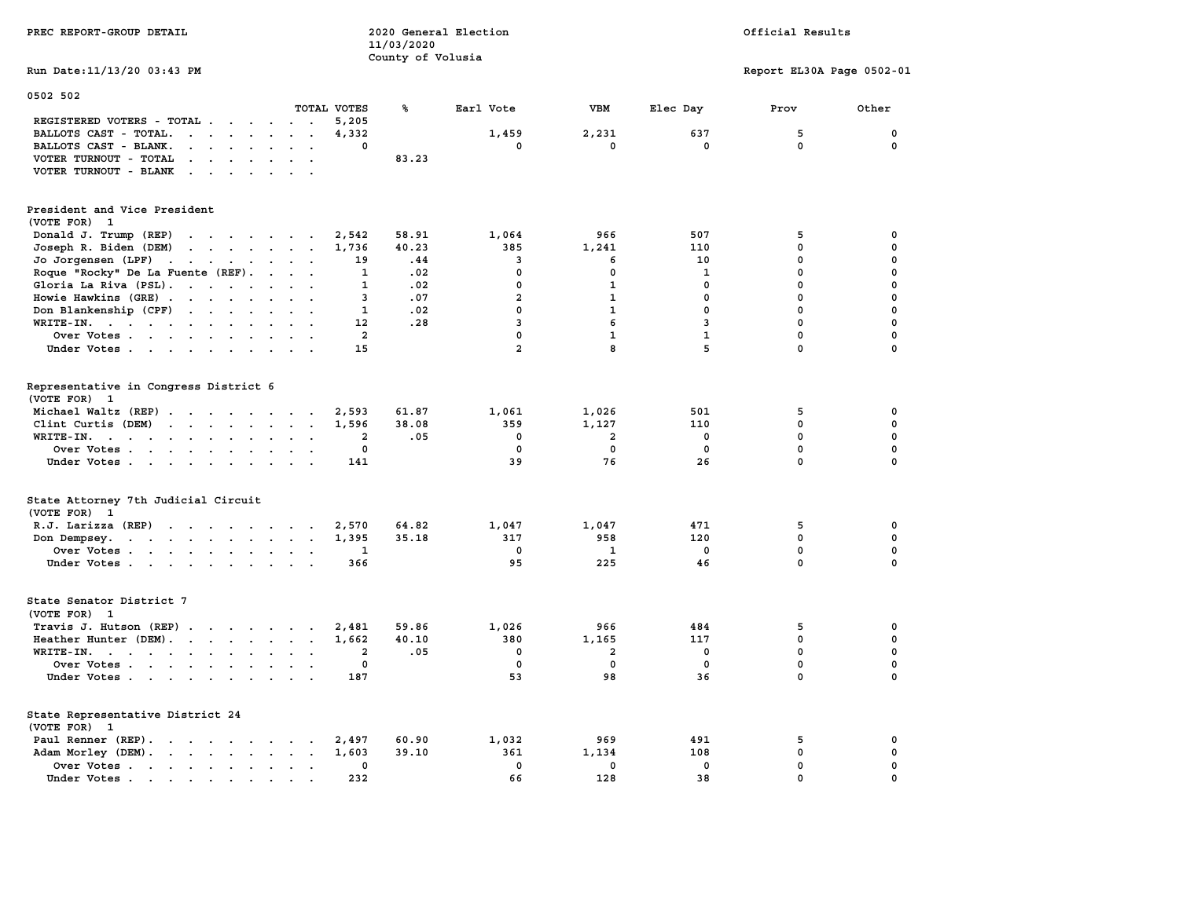PREC REPORT-GROUP DETAIL

2020 General Election
11/03/2020
County of Volusia

Official Results

Run Date:11/13/20 03:43 PM

Report EL30A Page 0502-01

0502 502

| | TOTAL VOTES | % | Earl Vote | VBM | Elec Day | Prov | Other |
|---|---|---|---|---|---|---|---|
| REGISTERED VOTERS - TOTAL | 5,205 | | | | | | |
| BALLOTS CAST - TOTAL. | 4,332 | | 1,459 | 2,231 | 637 | 5 | 0 |
| BALLOTS CAST - BLANK. | 0 | | 0 | 0 | 0 | 0 | 0 |
| VOTER TURNOUT - TOTAL | | 83.23 | | | | | |
| VOTER TURNOUT - BLANK | | | | | | | |

President and Vice President
(VOTE FOR) 1

| | TOTAL VOTES | % | Earl Vote | VBM | Elec Day | Prov | Other |
|---|---|---|---|---|---|---|---|
| Donald J. Trump (REP) | 2,542 | 58.91 | 1,064 | 966 | 507 | 5 | 0 |
| Joseph R. Biden (DEM) | 1,736 | 40.23 | 385 | 1,241 | 110 | 0 | 0 |
| Jo Jorgensen (LPF) | 19 | .44 | 3 | 6 | 10 | 0 | 0 |
| Roque "Rocky" De La Fuente (REF). | 1 | .02 | 0 | 0 | 1 | 0 | 0 |
| Gloria La Riva (PSL). | 1 | .02 | 0 | 1 | 0 | 0 | 0 |
| Howie Hawkins (GRE) | 3 | .07 | 2 | 1 | 0 | 0 | 0 |
| Don Blankenship (CPF) | 1 | .02 | 0 | 1 | 0 | 0 | 0 |
| WRITE-IN. | 12 | .28 | 3 | 6 | 3 | 0 | 0 |
| Over Votes | 2 | | 0 | 1 | 1 | 0 | 0 |
| Under Votes | 15 | | 2 | 8 | 5 | 0 | 0 |

Representative in Congress District 6
(VOTE FOR) 1

| | TOTAL VOTES | % | Earl Vote | VBM | Elec Day | Prov | Other |
|---|---|---|---|---|---|---|---|
| Michael Waltz (REP) | 2,593 | 61.87 | 1,061 | 1,026 | 501 | 5 | 0 |
| Clint Curtis (DEM) | 1,596 | 38.08 | 359 | 1,127 | 110 | 0 | 0 |
| WRITE-IN. | 2 | .05 | 0 | 2 | 0 | 0 | 0 |
| Over Votes | 0 | | 0 | 0 | 0 | 0 | 0 |
| Under Votes | 141 | | 39 | 76 | 26 | 0 | 0 |

State Attorney 7th Judicial Circuit
(VOTE FOR) 1

| | TOTAL VOTES | % | Earl Vote | VBM | Elec Day | Prov | Other |
|---|---|---|---|---|---|---|---|
| R.J. Larizza (REP) | 2,570 | 64.82 | 1,047 | 1,047 | 471 | 5 | 0 |
| Don Dempsey. | 1,395 | 35.18 | 317 | 958 | 120 | 0 | 0 |
| Over Votes | 1 | | 0 | 1 | 0 | 0 | 0 |
| Under Votes | 366 | | 95 | 225 | 46 | 0 | 0 |

State Senator District 7
(VOTE FOR) 1

| | TOTAL VOTES | % | Earl Vote | VBM | Elec Day | Prov | Other |
|---|---|---|---|---|---|---|---|
| Travis J. Hutson (REP) | 2,481 | 59.86 | 1,026 | 966 | 484 | 5 | 0 |
| Heather Hunter (DEM). | 1,662 | 40.10 | 380 | 1,165 | 117 | 0 | 0 |
| WRITE-IN. | 2 | .05 | 0 | 2 | 0 | 0 | 0 |
| Over Votes | 0 | | 0 | 0 | 0 | 0 | 0 |
| Under Votes | 187 | | 53 | 98 | 36 | 0 | 0 |

State Representative District 24
(VOTE FOR) 1

| | TOTAL VOTES | % | Earl Vote | VBM | Elec Day | Prov | Other |
|---|---|---|---|---|---|---|---|
| Paul Renner (REP). | 2,497 | 60.90 | 1,032 | 969 | 491 | 5 | 0 |
| Adam Morley (DEM). | 1,603 | 39.10 | 361 | 1,134 | 108 | 0 | 0 |
| Over Votes | 0 | | 0 | 0 | 0 | 0 | 0 |
| Under Votes | 232 | | 66 | 128 | 38 | 0 | 0 |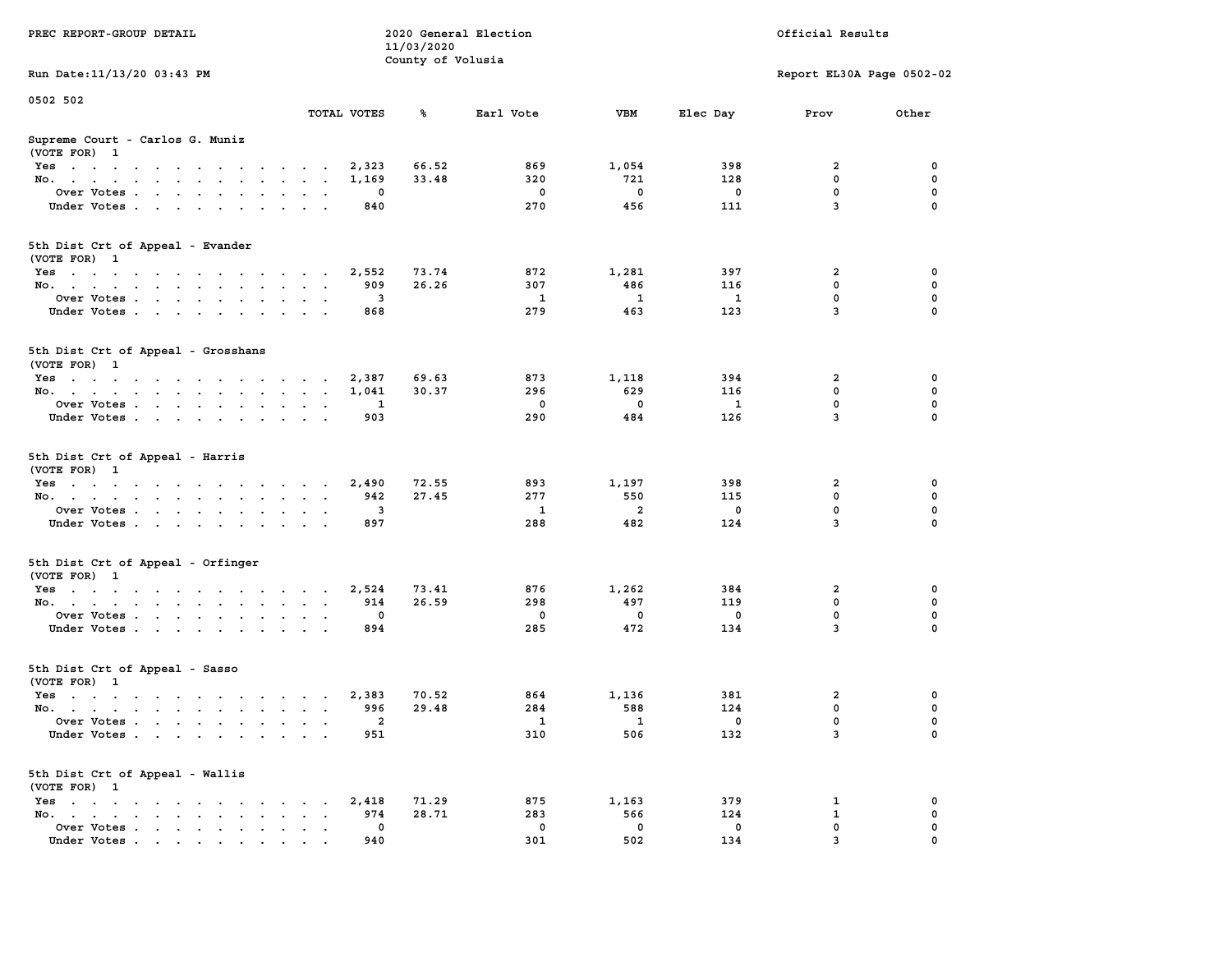PREC REPORT-GROUP DETAIL

2020 General Election
11/03/2020
County of Volusia

Official Results

Run Date:11/13/20 03:43 PM

Report EL30A Page 0502-02

0502 502

### Supreme Court - Carlos G. Muniz
(VOTE FOR) 1

| | TOTAL VOTES | % | Earl Vote | VBM | Elec Day | Prov | Other |
|---|---|---|---|---|---|---|---|
| Yes | 2,323 | 66.52 | 869 | 1,054 | 398 | 2 | 0 |
| No. | 1,169 | 33.48 | 320 | 721 | 128 | 0 | 0 |
| Over Votes | 0 | | 0 | 0 | 0 | 0 | 0 |
| Under Votes | 840 | | 270 | 456 | 111 | 3 | 0 |

### 5th Dist Crt of Appeal - Evander
(VOTE FOR) 1

| | TOTAL VOTES | % | Earl Vote | VBM | Elec Day | Prov | Other |
|---|---|---|---|---|---|---|---|
| Yes | 2,552 | 73.74 | 872 | 1,281 | 397 | 2 | 0 |
| No. | 909 | 26.26 | 307 | 486 | 116 | 0 | 0 |
| Over Votes | 3 | | 1 | 1 | 1 | 0 | 0 |
| Under Votes | 868 | | 279 | 463 | 123 | 3 | 0 |

### 5th Dist Crt of Appeal - Grosshans
(VOTE FOR) 1

| | TOTAL VOTES | % | Earl Vote | VBM | Elec Day | Prov | Other |
|---|---|---|---|---|---|---|---|
| Yes | 2,387 | 69.63 | 873 | 1,118 | 394 | 2 | 0 |
| No. | 1,041 | 30.37 | 296 | 629 | 116 | 0 | 0 |
| Over Votes | 1 | | 0 | 0 | 1 | 0 | 0 |
| Under Votes | 903 | | 290 | 484 | 126 | 3 | 0 |

### 5th Dist Crt of Appeal - Harris
(VOTE FOR) 1

| | TOTAL VOTES | % | Earl Vote | VBM | Elec Day | Prov | Other |
|---|---|---|---|---|---|---|---|
| Yes | 2,490 | 72.55 | 893 | 1,197 | 398 | 2 | 0 |
| No. | 942 | 27.45 | 277 | 550 | 115 | 0 | 0 |
| Over Votes | 3 | | 1 | 2 | 0 | 0 | 0 |
| Under Votes | 897 | | 288 | 482 | 124 | 3 | 0 |

### 5th Dist Crt of Appeal - Orfinger
(VOTE FOR) 1

| | TOTAL VOTES | % | Earl Vote | VBM | Elec Day | Prov | Other |
|---|---|---|---|---|---|---|---|
| Yes | 2,524 | 73.41 | 876 | 1,262 | 384 | 2 | 0 |
| No. | 914 | 26.59 | 298 | 497 | 119 | 0 | 0 |
| Over Votes | 0 | | 0 | 0 | 0 | 0 | 0 |
| Under Votes | 894 | | 285 | 472 | 134 | 3 | 0 |

### 5th Dist Crt of Appeal - Sasso
(VOTE FOR) 1

| | TOTAL VOTES | % | Earl Vote | VBM | Elec Day | Prov | Other |
|---|---|---|---|---|---|---|---|
| Yes | 2,383 | 70.52 | 864 | 1,136 | 381 | 2 | 0 |
| No. | 996 | 29.48 | 284 | 588 | 124 | 0 | 0 |
| Over Votes | 2 | | 1 | 1 | 0 | 0 | 0 |
| Under Votes | 951 | | 310 | 506 | 132 | 3 | 0 |

### 5th Dist Crt of Appeal - Wallis
(VOTE FOR) 1

| | TOTAL VOTES | % | Earl Vote | VBM | Elec Day | Prov | Other |
|---|---|---|---|---|---|---|---|
| Yes | 2,418 | 71.29 | 875 | 1,163 | 379 | 1 | 0 |
| No. | 974 | 28.71 | 283 | 566 | 124 | 1 | 0 |
| Over Votes | 0 | | 0 | 0 | 0 | 0 | 0 |
| Under Votes | 940 | | 301 | 502 | 134 | 3 | 0 |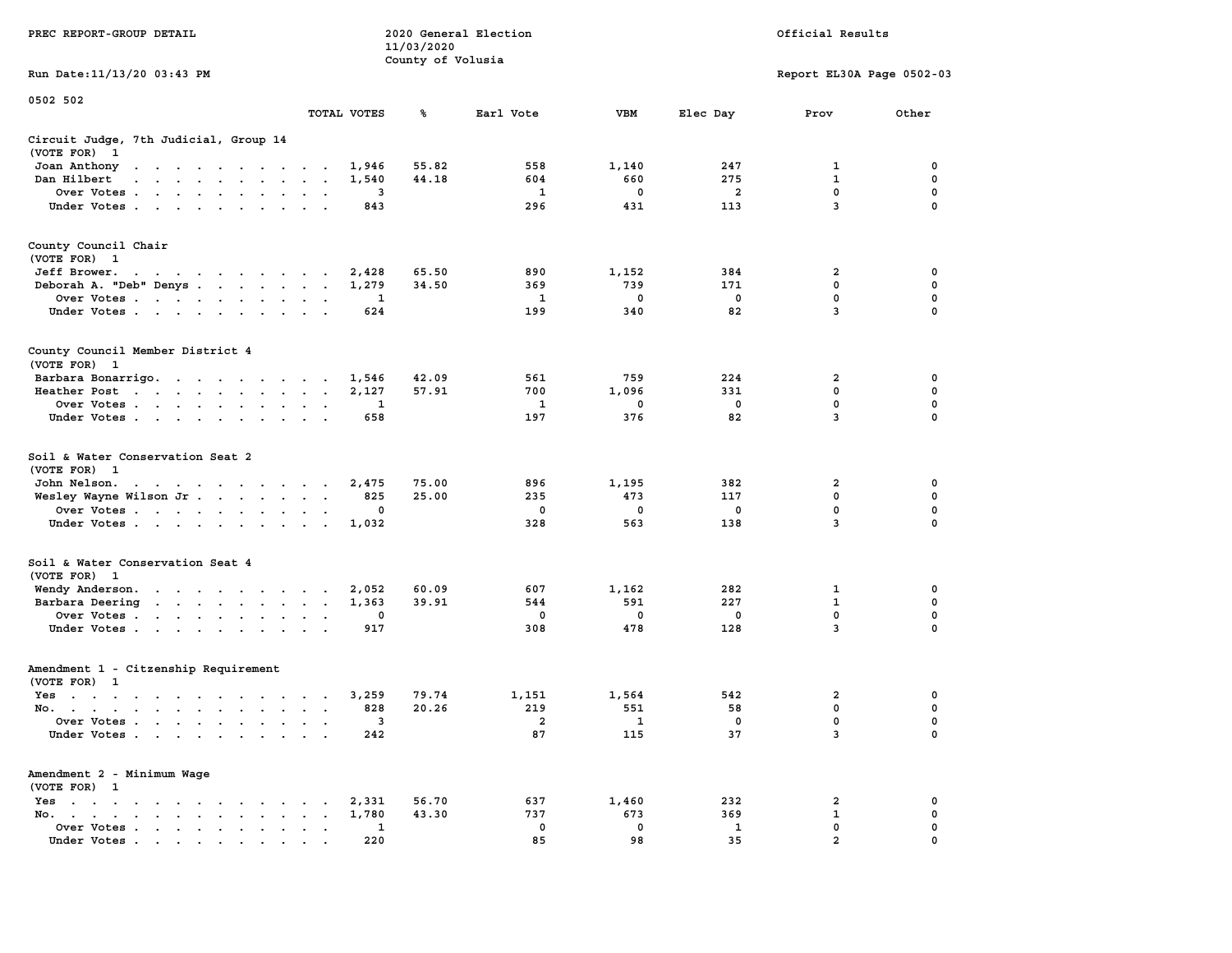PREC REPORT-GROUP DETAIL

2020 General Election
11/03/2020
County of Volusia

Official Results

Run Date:11/13/20 03:43 PM

Report EL30A Page 0502-03

0502 502

| | TOTAL VOTES | % | Earl Vote | VBM | Elec Day | Prov | Other |
|---|---|---|---|---|---|---|---|
| **Circuit Judge, 7th Judicial, Group 14** | | | | | | | |
| (VOTE FOR) 1 | | | | | | | |
| Joan Anthony | 1,946 | 55.82 | 558 | 1,140 | 247 | 1 | 0 |
| Dan Hilbert | 1,540 | 44.18 | 604 | 660 | 275 | 1 | 0 |
| Over Votes | 3 | | 1 | 0 | 2 | 0 | 0 |
| Under Votes | 843 | | 296 | 431 | 113 | 3 | 0 |
| **County Council Chair** | | | | | | | |
| (VOTE FOR) 1 | | | | | | | |
| Jeff Brower. | 2,428 | 65.50 | 890 | 1,152 | 384 | 2 | 0 |
| Deborah A. "Deb" Denys | 1,279 | 34.50 | 369 | 739 | 171 | 0 | 0 |
| Over Votes | 1 | | 1 | 0 | 0 | 0 | 0 |
| Under Votes | 624 | | 199 | 340 | 82 | 3 | 0 |
| **County Council Member District 4** | | | | | | | |
| (VOTE FOR) 1 | | | | | | | |
| Barbara Bonarrigo. | 1,546 | 42.09 | 561 | 759 | 224 | 2 | 0 |
| Heather Post | 2,127 | 57.91 | 700 | 1,096 | 331 | 0 | 0 |
| Over Votes | 1 | | 1 | 0 | 0 | 0 | 0 |
| Under Votes | 658 | | 197 | 376 | 82 | 3 | 0 |
| **Soil & Water Conservation Seat 2** | | | | | | | |
| (VOTE FOR) 1 | | | | | | | |
| John Nelson. | 2,475 | 75.00 | 896 | 1,195 | 382 | 2 | 0 |
| Wesley Wayne Wilson Jr | 825 | 25.00 | 235 | 473 | 117 | 0 | 0 |
| Over Votes | 0 | | 0 | 0 | 0 | 0 | 0 |
| Under Votes | 1,032 | | 328 | 563 | 138 | 3 | 0 |
| **Soil & Water Conservation Seat 4** | | | | | | | |
| (VOTE FOR) 1 | | | | | | | |
| Wendy Anderson. | 2,052 | 60.09 | 607 | 1,162 | 282 | 1 | 0 |
| Barbara Deering | 1,363 | 39.91 | 544 | 591 | 227 | 1 | 0 |
| Over Votes | 0 | | 0 | 0 | 0 | 0 | 0 |
| Under Votes | 917 | | 308 | 478 | 128 | 3 | 0 |
| **Amendment 1 - Citzenship Requirement** | | | | | | | |
| (VOTE FOR) 1 | | | | | | | |
| Yes | 3,259 | 79.74 | 1,151 | 1,564 | 542 | 2 | 0 |
| No. | 828 | 20.26 | 219 | 551 | 58 | 0 | 0 |
| Over Votes | 3 | | 2 | 1 | 0 | 0 | 0 |
| Under Votes | 242 | | 87 | 115 | 37 | 3 | 0 |
| **Amendment 2 - Minimum Wage** | | | | | | | |
| (VOTE FOR) 1 | | | | | | | |
| Yes | 2,331 | 56.70 | 637 | 1,460 | 232 | 2 | 0 |
| No. | 1,780 | 43.30 | 737 | 673 | 369 | 1 | 0 |
| Over Votes | 1 | | 0 | 0 | 1 | 0 | 0 |
| Under Votes | 220 | | 85 | 98 | 35 | 2 | 0 |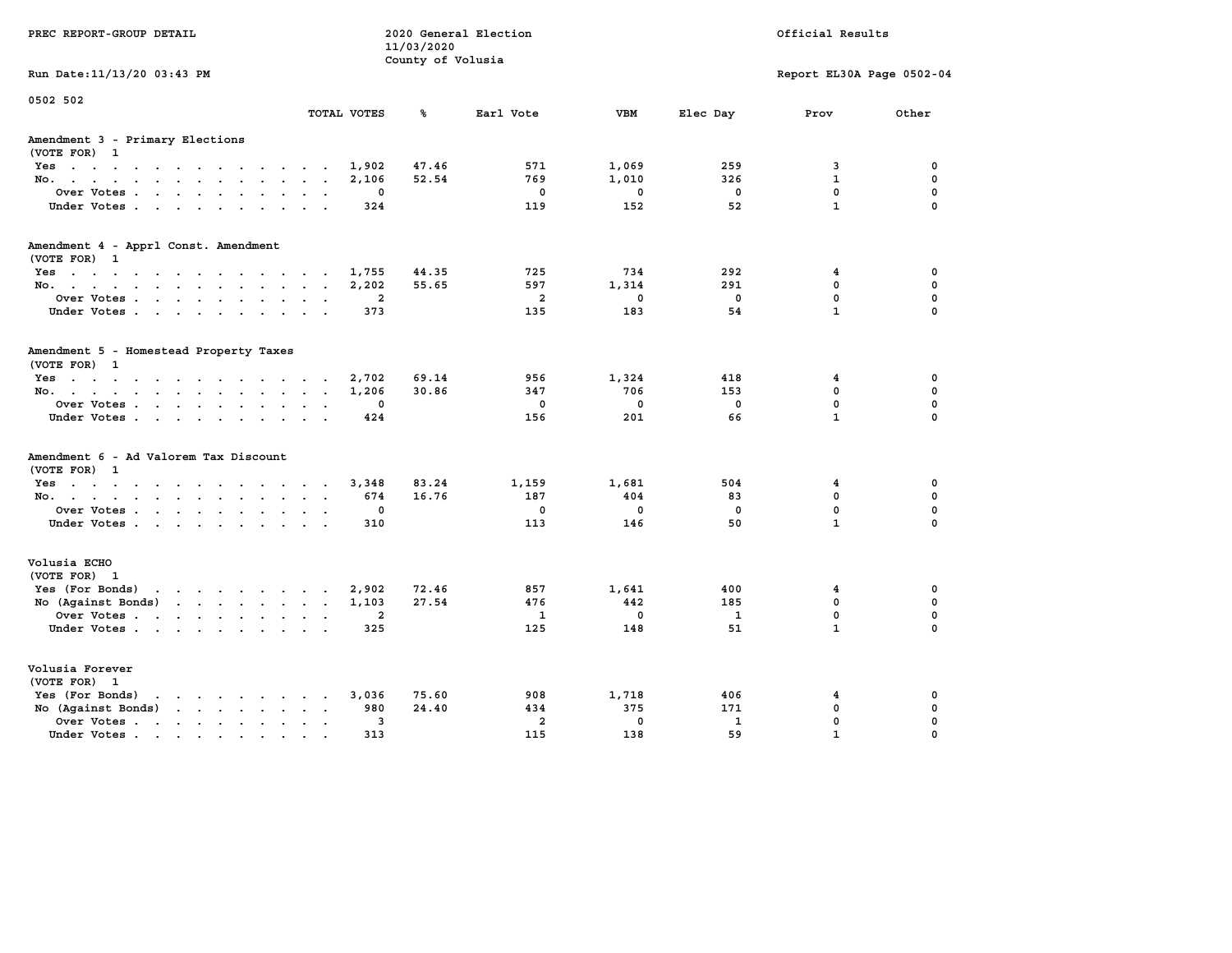PREC REPORT-GROUP DETAIL — 2020 General Election, 11/03/2020, County of Volusia — Official Results

Run Date:11/13/20 03:43 PM — Report EL30A Page 0502-04

0502 502

## Amendment 3 - Primary Elections
(VOTE FOR) 1

| | TOTAL VOTES | % | Earl Vote | VBM | Elec Day | Prov | Other |
|---|---|---|---|---|---|---|---|
| Yes | 1,902 | 47.46 | 571 | 1,069 | 259 | 3 | 0 |
| No. | 2,106 | 52.54 | 769 | 1,010 | 326 | 1 | 0 |
| Over Votes | 0 | | 0 | 0 | 0 | 0 | 0 |
| Under Votes | 324 | | 119 | 152 | 52 | 1 | 0 |

## Amendment 4 - Apprl Const. Amendment
(VOTE FOR) 1

| | TOTAL VOTES | % | Earl Vote | VBM | Elec Day | Prov | Other |
|---|---|---|---|---|---|---|---|
| Yes | 1,755 | 44.35 | 725 | 734 | 292 | 4 | 0 |
| No. | 2,202 | 55.65 | 597 | 1,314 | 291 | 0 | 0 |
| Over Votes | 2 | | 2 | 0 | 0 | 0 | 0 |
| Under Votes | 373 | | 135 | 183 | 54 | 1 | 0 |

## Amendment 5 - Homestead Property Taxes
(VOTE FOR) 1

| | TOTAL VOTES | % | Earl Vote | VBM | Elec Day | Prov | Other |
|---|---|---|---|---|---|---|---|
| Yes | 2,702 | 69.14 | 956 | 1,324 | 418 | 4 | 0 |
| No. | 1,206 | 30.86 | 347 | 706 | 153 | 0 | 0 |
| Over Votes | 0 | | 0 | 0 | 0 | 0 | 0 |
| Under Votes | 424 | | 156 | 201 | 66 | 1 | 0 |

## Amendment 6 - Ad Valorem Tax Discount
(VOTE FOR) 1

| | TOTAL VOTES | % | Earl Vote | VBM | Elec Day | Prov | Other |
|---|---|---|---|---|---|---|---|
| Yes | 3,348 | 83.24 | 1,159 | 1,681 | 504 | 4 | 0 |
| No. | 674 | 16.76 | 187 | 404 | 83 | 0 | 0 |
| Over Votes | 0 | | 0 | 0 | 0 | 0 | 0 |
| Under Votes | 310 | | 113 | 146 | 50 | 1 | 0 |

## Volusia ECHO
(VOTE FOR) 1

| | TOTAL VOTES | % | Earl Vote | VBM | Elec Day | Prov | Other |
|---|---|---|---|---|---|---|---|
| Yes (For Bonds) | 2,902 | 72.46 | 857 | 1,641 | 400 | 4 | 0 |
| No (Against Bonds) | 1,103 | 27.54 | 476 | 442 | 185 | 0 | 0 |
| Over Votes | 2 | | 1 | 0 | 1 | 0 | 0 |
| Under Votes | 325 | | 125 | 148 | 51 | 1 | 0 |

## Volusia Forever
(VOTE FOR) 1

| | TOTAL VOTES | % | Earl Vote | VBM | Elec Day | Prov | Other |
|---|---|---|---|---|---|---|---|
| Yes (For Bonds) | 3,036 | 75.60 | 908 | 1,718 | 406 | 4 | 0 |
| No (Against Bonds) | 980 | 24.40 | 434 | 375 | 171 | 0 | 0 |
| Over Votes | 3 | | 2 | 0 | 1 | 0 | 0 |
| Under Votes | 313 | | 115 | 138 | 59 | 1 | 0 |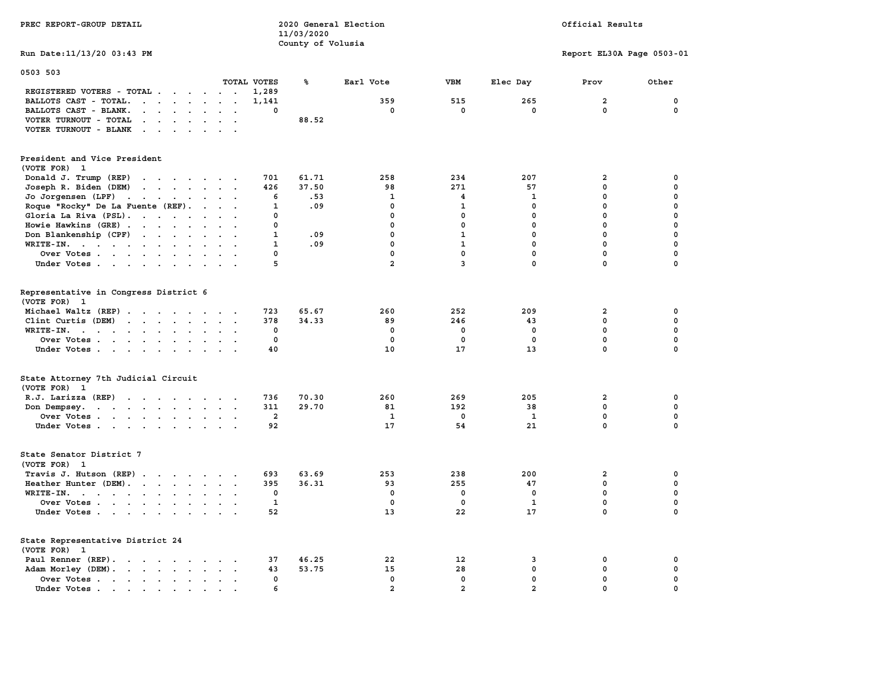PREC REPORT-GROUP DETAIL

2020 General Election
11/03/2020
County of Volusia

Official Results

Run Date:11/13/20 03:43 PM

Report EL30A Page 0503-01

## 0503 503

| | TOTAL VOTES | % | Earl Vote | VBM | Elec Day | Prov | Other |
|---|---|---|---|---|---|---|---|
| REGISTERED VOTERS - TOTAL | 1,289 | | | | | | |
| BALLOTS CAST - TOTAL. | 1,141 | | 359 | 515 | 265 | 2 | 0 |
| BALLOTS CAST - BLANK. | 0 | | 0 | 0 | 0 | 0 | 0 |
| VOTER TURNOUT - TOTAL | | 88.52 | | | | | |
| VOTER TURNOUT - BLANK | | | | | | | |

### President and Vice President
(VOTE FOR) 1

| | TOTAL VOTES | % | Earl Vote | VBM | Elec Day | Prov | Other |
|---|---|---|---|---|---|---|---|
| Donald J. Trump (REP) | 701 | 61.71 | 258 | 234 | 207 | 2 | 0 |
| Joseph R. Biden (DEM) | 426 | 37.50 | 98 | 271 | 57 | 0 | 0 |
| Jo Jorgensen (LPF) | 6 | .53 | 1 | 4 | 1 | 0 | 0 |
| Roque "Rocky" De La Fuente (REF). | 1 | .09 | 0 | 1 | 0 | 0 | 0 |
| Gloria La Riva (PSL). | 0 | | 0 | 0 | 0 | 0 | 0 |
| Howie Hawkins (GRE) | 0 | | 0 | 0 | 0 | 0 | 0 |
| Don Blankenship (CPF) | 1 | .09 | 0 | 1 | 0 | 0 | 0 |
| WRITE-IN. | 1 | .09 | 0 | 1 | 0 | 0 | 0 |
| Over Votes | 0 | | 0 | 0 | 0 | 0 | 0 |
| Under Votes | 5 | | 2 | 3 | 0 | 0 | 0 |

### Representative in Congress District 6
(VOTE FOR) 1

| | TOTAL VOTES | % | Earl Vote | VBM | Elec Day | Prov | Other |
|---|---|---|---|---|---|---|---|
| Michael Waltz (REP) | 723 | 65.67 | 260 | 252 | 209 | 2 | 0 |
| Clint Curtis (DEM) | 378 | 34.33 | 89 | 246 | 43 | 0 | 0 |
| WRITE-IN. | 0 | | 0 | 0 | 0 | 0 | 0 |
| Over Votes | 0 | | 0 | 0 | 0 | 0 | 0 |
| Under Votes | 40 | | 10 | 17 | 13 | 0 | 0 |

### State Attorney 7th Judicial Circuit
(VOTE FOR) 1

| | TOTAL VOTES | % | Earl Vote | VBM | Elec Day | Prov | Other |
|---|---|---|---|---|---|---|---|
| R.J. Larizza (REP) | 736 | 70.30 | 260 | 269 | 205 | 2 | 0 |
| Don Dempsey. | 311 | 29.70 | 81 | 192 | 38 | 0 | 0 |
| Over Votes | 2 | | 1 | 0 | 1 | 0 | 0 |
| Under Votes | 92 | | 17 | 54 | 21 | 0 | 0 |

### State Senator District 7
(VOTE FOR) 1

| | TOTAL VOTES | % | Earl Vote | VBM | Elec Day | Prov | Other |
|---|---|---|---|---|---|---|---|
| Travis J. Hutson (REP) | 693 | 63.69 | 253 | 238 | 200 | 2 | 0 |
| Heather Hunter (DEM). | 395 | 36.31 | 93 | 255 | 47 | 0 | 0 |
| WRITE-IN. | 0 | | 0 | 0 | 0 | 0 | 0 |
| Over Votes | 1 | | 0 | 0 | 1 | 0 | 0 |
| Under Votes | 52 | | 13 | 22 | 17 | 0 | 0 |

### State Representative District 24
(VOTE FOR) 1

| | TOTAL VOTES | % | Earl Vote | VBM | Elec Day | Prov | Other |
|---|---|---|---|---|---|---|---|
| Paul Renner (REP). | 37 | 46.25 | 22 | 12 | 3 | 0 | 0 |
| Adam Morley (DEM). | 43 | 53.75 | 15 | 28 | 0 | 0 | 0 |
| Over Votes | 0 | | 0 | 0 | 0 | 0 | 0 |
| Under Votes | 6 | | 2 | 2 | 2 | 0 | 0 |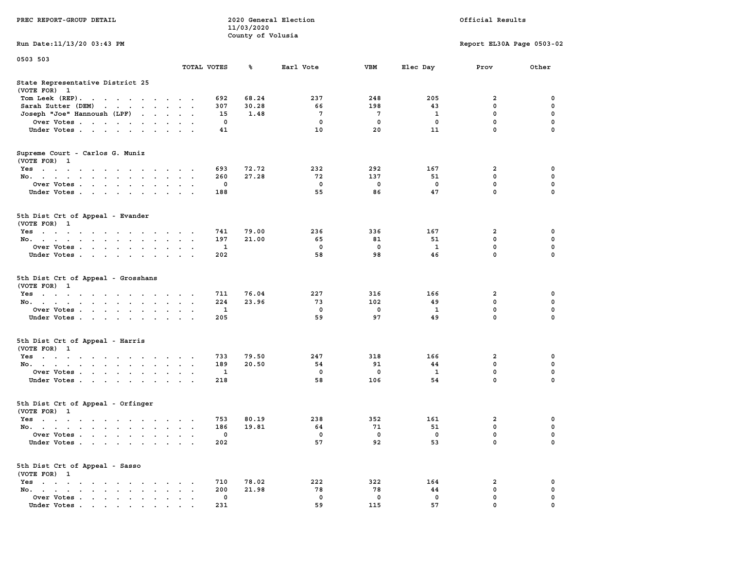PREC REPORT-GROUP DETAIL

2020 General Election
11/03/2020
County of Volusia

Official Results

Run Date:11/13/20 03:43 PM

Report EL30A Page 0503-02

0503 503

| | TOTAL VOTES | % | Earl Vote | VBM | Elec Day | Prov | Other |
|---|---|---|---|---|---|---|---|
| **State Representative District 25** | | | | | | | |
| (VOTE FOR) 1 | | | | | | | |
| Tom Leek (REP) | 692 | 68.24 | 237 | 248 | 205 | 2 | 0 |
| Sarah Zutter (DEM) | 307 | 30.28 | 66 | 198 | 43 | 0 | 0 |
| Joseph "Joe" Hannoush (LPF) | 15 | 1.48 | 7 | 7 | 1 | 0 | 0 |
| Over Votes | 0 | | 0 | 0 | 0 | 0 | 0 |
| Under Votes | 41 | | 10 | 20 | 11 | 0 | 0 |
| **Supreme Court - Carlos G. Muniz** | | | | | | | |
| (VOTE FOR) 1 | | | | | | | |
| Yes | 693 | 72.72 | 232 | 292 | 167 | 2 | 0 |
| No | 260 | 27.28 | 72 | 137 | 51 | 0 | 0 |
| Over Votes | 0 | | 0 | 0 | 0 | 0 | 0 |
| Under Votes | 188 | | 55 | 86 | 47 | 0 | 0 |
| **5th Dist Crt of Appeal - Evander** | | | | | | | |
| (VOTE FOR) 1 | | | | | | | |
| Yes | 741 | 79.00 | 236 | 336 | 167 | 2 | 0 |
| No | 197 | 21.00 | 65 | 81 | 51 | 0 | 0 |
| Over Votes | 1 | | 0 | 0 | 1 | 0 | 0 |
| Under Votes | 202 | | 58 | 98 | 46 | 0 | 0 |
| **5th Dist Crt of Appeal - Grosshans** | | | | | | | |
| (VOTE FOR) 1 | | | | | | | |
| Yes | 711 | 76.04 | 227 | 316 | 166 | 2 | 0 |
| No | 224 | 23.96 | 73 | 102 | 49 | 0 | 0 |
| Over Votes | 1 | | 0 | 0 | 1 | 0 | 0 |
| Under Votes | 205 | | 59 | 97 | 49 | 0 | 0 |
| **5th Dist Crt of Appeal - Harris** | | | | | | | |
| (VOTE FOR) 1 | | | | | | | |
| Yes | 733 | 79.50 | 247 | 318 | 166 | 2 | 0 |
| No | 189 | 20.50 | 54 | 91 | 44 | 0 | 0 |
| Over Votes | 1 | | 0 | 0 | 1 | 0 | 0 |
| Under Votes | 218 | | 58 | 106 | 54 | 0 | 0 |
| **5th Dist Crt of Appeal - Orfinger** | | | | | | | |
| (VOTE FOR) 1 | | | | | | | |
| Yes | 753 | 80.19 | 238 | 352 | 161 | 2 | 0 |
| No | 186 | 19.81 | 64 | 71 | 51 | 0 | 0 |
| Over Votes | 0 | | 0 | 0 | 0 | 0 | 0 |
| Under Votes | 202 | | 57 | 92 | 53 | 0 | 0 |
| **5th Dist Crt of Appeal - Sasso** | | | | | | | |
| (VOTE FOR) 1 | | | | | | | |
| Yes | 710 | 78.02 | 222 | 322 | 164 | 2 | 0 |
| No | 200 | 21.98 | 78 | 78 | 44 | 0 | 0 |
| Over Votes | 0 | | 0 | 0 | 0 | 0 | 0 |
| Under Votes | 231 | | 59 | 115 | 57 | 0 | 0 |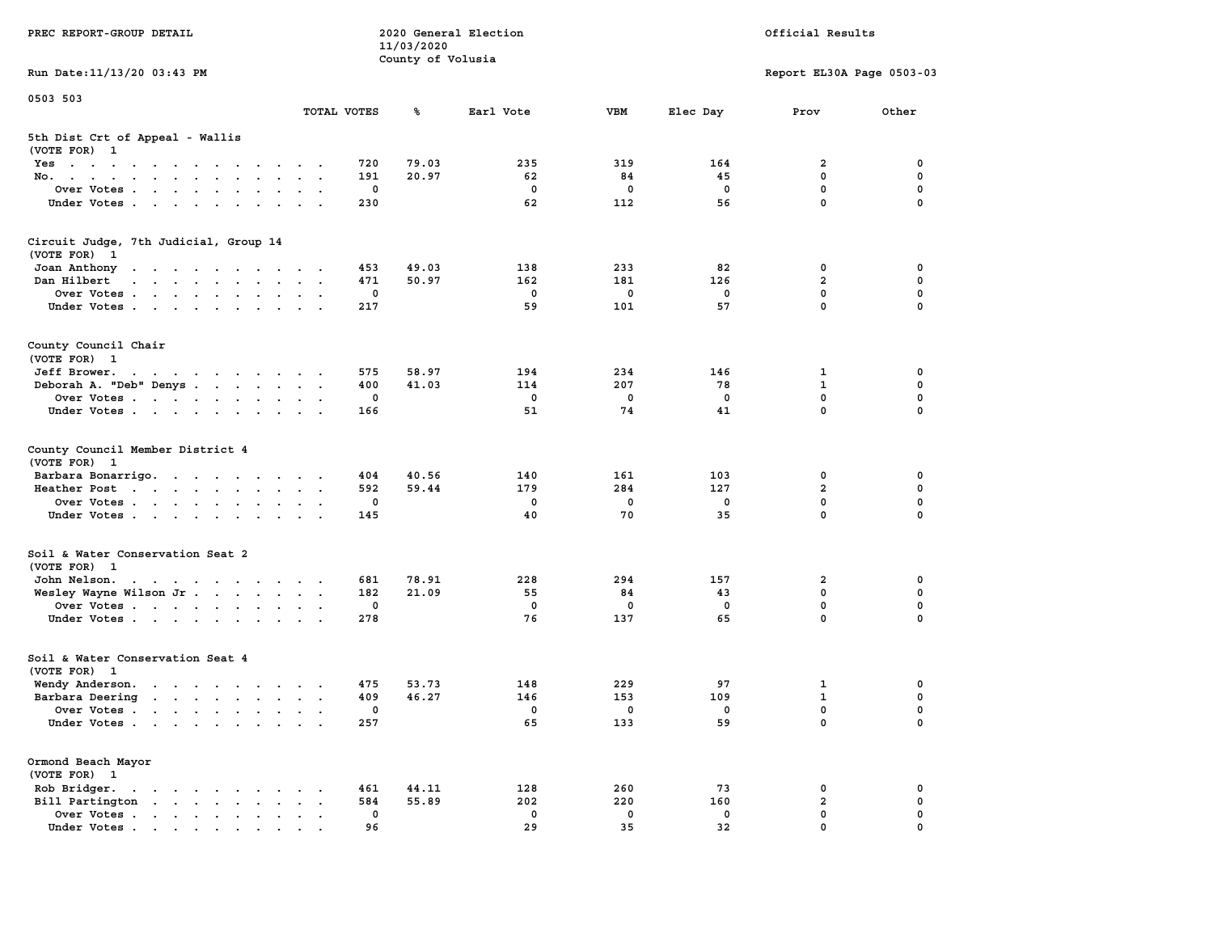PREC REPORT-GROUP DETAIL

2020 General Election
11/03/2020
County of Volusia

Official Results

Run Date:11/13/20 03:43 PM

Report EL30A Page 0503-03

0503 503

| | TOTAL VOTES | % | Earl Vote | VBM | Elec Day | Prov | Other |
|---|---|---|---|---|---|---|---|
| **5th Dist Crt of Appeal - Wallis** | | | | | | | |
| (VOTE FOR) 1 | | | | | | | |
| Yes | 720 | 79.03 | 235 | 319 | 164 | 2 | 0 |
| No. | 191 | 20.97 | 62 | 84 | 45 | 0 | 0 |
| Over Votes | 0 | | 0 | 0 | 0 | 0 | 0 |
| Under Votes | 230 | | 62 | 112 | 56 | 0 | 0 |
| **Circuit Judge, 7th Judicial, Group 14** | | | | | | | |
| (VOTE FOR) 1 | | | | | | | |
| Joan Anthony | 453 | 49.03 | 138 | 233 | 82 | 0 | 0 |
| Dan Hilbert | 471 | 50.97 | 162 | 181 | 126 | 2 | 0 |
| Over Votes | 0 | | 0 | 0 | 0 | 0 | 0 |
| Under Votes | 217 | | 59 | 101 | 57 | 0 | 0 |
| **County Council Chair** | | | | | | | |
| (VOTE FOR) 1 | | | | | | | |
| Jeff Brower. | 575 | 58.97 | 194 | 234 | 146 | 1 | 0 |
| Deborah A. "Deb" Denys | 400 | 41.03 | 114 | 207 | 78 | 1 | 0 |
| Over Votes | 0 | | 0 | 0 | 0 | 0 | 0 |
| Under Votes | 166 | | 51 | 74 | 41 | 0 | 0 |
| **County Council Member District 4** | | | | | | | |
| (VOTE FOR) 1 | | | | | | | |
| Barbara Bonarrigo. | 404 | 40.56 | 140 | 161 | 103 | 0 | 0 |
| Heather Post | 592 | 59.44 | 179 | 284 | 127 | 2 | 0 |
| Over Votes | 0 | | 0 | 0 | 0 | 0 | 0 |
| Under Votes | 145 | | 40 | 70 | 35 | 0 | 0 |
| **Soil & Water Conservation Seat 2** | | | | | | | |
| (VOTE FOR) 1 | | | | | | | |
| John Nelson. | 681 | 78.91 | 228 | 294 | 157 | 2 | 0 |
| Wesley Wayne Wilson Jr | 182 | 21.09 | 55 | 84 | 43 | 0 | 0 |
| Over Votes | 0 | | 0 | 0 | 0 | 0 | 0 |
| Under Votes | 278 | | 76 | 137 | 65 | 0 | 0 |
| **Soil & Water Conservation Seat 4** | | | | | | | |
| (VOTE FOR) 1 | | | | | | | |
| Wendy Anderson. | 475 | 53.73 | 148 | 229 | 97 | 1 | 0 |
| Barbara Deering | 409 | 46.27 | 146 | 153 | 109 | 1 | 0 |
| Over Votes | 0 | | 0 | 0 | 0 | 0 | 0 |
| Under Votes | 257 | | 65 | 133 | 59 | 0 | 0 |
| **Ormond Beach Mayor** | | | | | | | |
| (VOTE FOR) 1 | | | | | | | |
| Rob Bridger. | 461 | 44.11 | 128 | 260 | 73 | 0 | 0 |
| Bill Partington | 584 | 55.89 | 202 | 220 | 160 | 2 | 0 |
| Over Votes | 0 | | 0 | 0 | 0 | 0 | 0 |
| Under Votes | 96 | | 29 | 35 | 32 | 0 | 0 |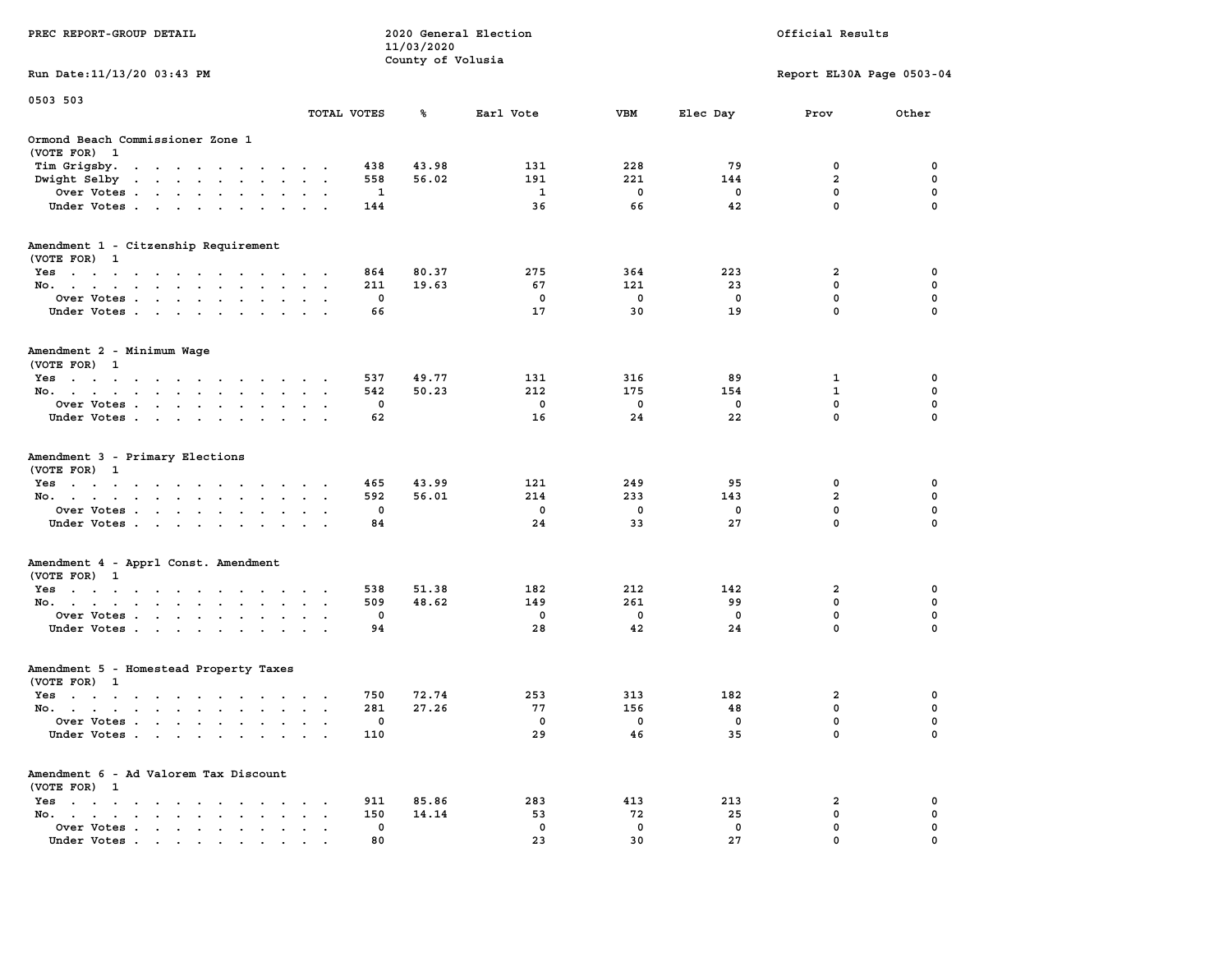PREC REPORT-GROUP DETAIL

2020 General Election
11/03/2020
County of Volusia

Official Results

Run Date:11/13/20 03:43 PM

Report EL30A Page 0503-04

0503 503

| | TOTAL VOTES | % | Earl Vote | VBM | Elec Day | Prov | Other |
|---|---|---|---|---|---|---|---|
| **Ormond Beach Commissioner Zone 1** | | | | | | | |
| (VOTE FOR) 1 | | | | | | | |
| Tim Grigsby | 438 | 43.98 | 131 | 228 | 79 | 0 | 0 |
| Dwight Selby | 558 | 56.02 | 191 | 221 | 144 | 2 | 0 |
| Over Votes | 1 | | 1 | 0 | 0 | 0 | 0 |
| Under Votes | 144 | | 36 | 66 | 42 | 0 | 0 |
| **Amendment 1 - Citzenship Requirement** | | | | | | | |
| (VOTE FOR) 1 | | | | | | | |
| Yes | 864 | 80.37 | 275 | 364 | 223 | 2 | 0 |
| No | 211 | 19.63 | 67 | 121 | 23 | 0 | 0 |
| Over Votes | 0 | | 0 | 0 | 0 | 0 | 0 |
| Under Votes | 66 | | 17 | 30 | 19 | 0 | 0 |
| **Amendment 2 - Minimum Wage** | | | | | | | |
| (VOTE FOR) 1 | | | | | | | |
| Yes | 537 | 49.77 | 131 | 316 | 89 | 1 | 0 |
| No | 542 | 50.23 | 212 | 175 | 154 | 1 | 0 |
| Over Votes | 0 | | 0 | 0 | 0 | 0 | 0 |
| Under Votes | 62 | | 16 | 24 | 22 | 0 | 0 |
| **Amendment 3 - Primary Elections** | | | | | | | |
| (VOTE FOR) 1 | | | | | | | |
| Yes | 465 | 43.99 | 121 | 249 | 95 | 0 | 0 |
| No | 592 | 56.01 | 214 | 233 | 143 | 2 | 0 |
| Over Votes | 0 | | 0 | 0 | 0 | 0 | 0 |
| Under Votes | 84 | | 24 | 33 | 27 | 0 | 0 |
| **Amendment 4 - Apprl Const. Amendment** | | | | | | | |
| (VOTE FOR) 1 | | | | | | | |
| Yes | 538 | 51.38 | 182 | 212 | 142 | 2 | 0 |
| No | 509 | 48.62 | 149 | 261 | 99 | 0 | 0 |
| Over Votes | 0 | | 0 | 0 | 0 | 0 | 0 |
| Under Votes | 94 | | 28 | 42 | 24 | 0 | 0 |
| **Amendment 5 - Homestead Property Taxes** | | | | | | | |
| (VOTE FOR) 1 | | | | | | | |
| Yes | 750 | 72.74 | 253 | 313 | 182 | 2 | 0 |
| No | 281 | 27.26 | 77 | 156 | 48 | 0 | 0 |
| Over Votes | 0 | | 0 | 0 | 0 | 0 | 0 |
| Under Votes | 110 | | 29 | 46 | 35 | 0 | 0 |
| **Amendment 6 - Ad Valorem Tax Discount** | | | | | | | |
| (VOTE FOR) 1 | | | | | | | |
| Yes | 911 | 85.86 | 283 | 413 | 213 | 2 | 0 |
| No | 150 | 14.14 | 53 | 72 | 25 | 0 | 0 |
| Over Votes | 0 | | 0 | 0 | 0 | 0 | 0 |
| Under Votes | 80 | | 23 | 30 | 27 | 0 | 0 |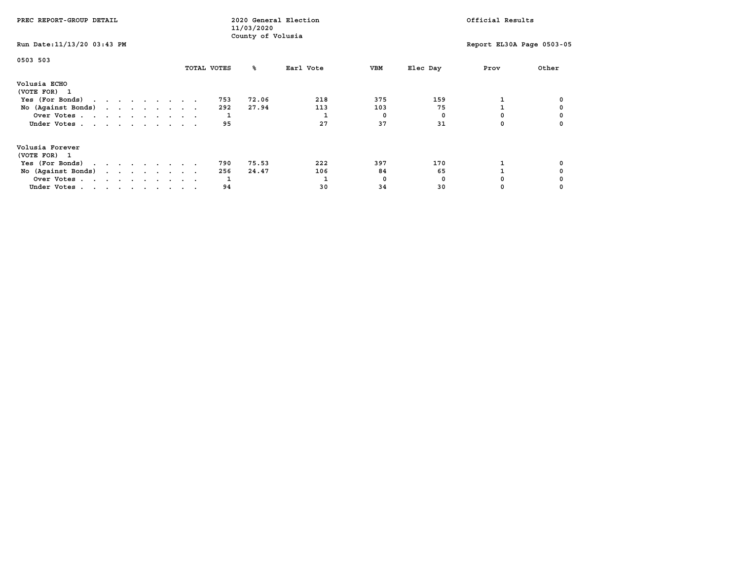PREC REPORT-GROUP DETAIL

2020 General Election
11/03/2020
County of Volusia

Official Results

Run Date:11/13/20 03:43 PM

Report EL30A Page 0503-05

0503 503

| | TOTAL VOTES | % | Earl Vote | VBM | Elec Day | Prov | Other |
|---|---|---|---|---|---|---|---|
| **Volusia ECHO** | | | | | | | |
| (VOTE FOR) 1 | | | | | | | |
| Yes (For Bonds) | 753 | 72.06 | 218 | 375 | 159 | 1 | 0 |
| No (Against Bonds) | 292 | 27.94 | 113 | 103 | 75 | 1 | 0 |
| Over Votes | 1 | | 1 | 0 | 0 | 0 | 0 |
| Under Votes | 95 | | 27 | 37 | 31 | 0 | 0 |
| **Volusia Forever** | | | | | | | |
| (VOTE FOR) 1 | | | | | | | |
| Yes (For Bonds) | 790 | 75.53 | 222 | 397 | 170 | 1 | 0 |
| No (Against Bonds) | 256 | 24.47 | 106 | 84 | 65 | 1 | 0 |
| Over Votes | 1 | | 1 | 0 | 0 | 0 | 0 |
| Under Votes | 94 | | 30 | 34 | 30 | 0 | 0 |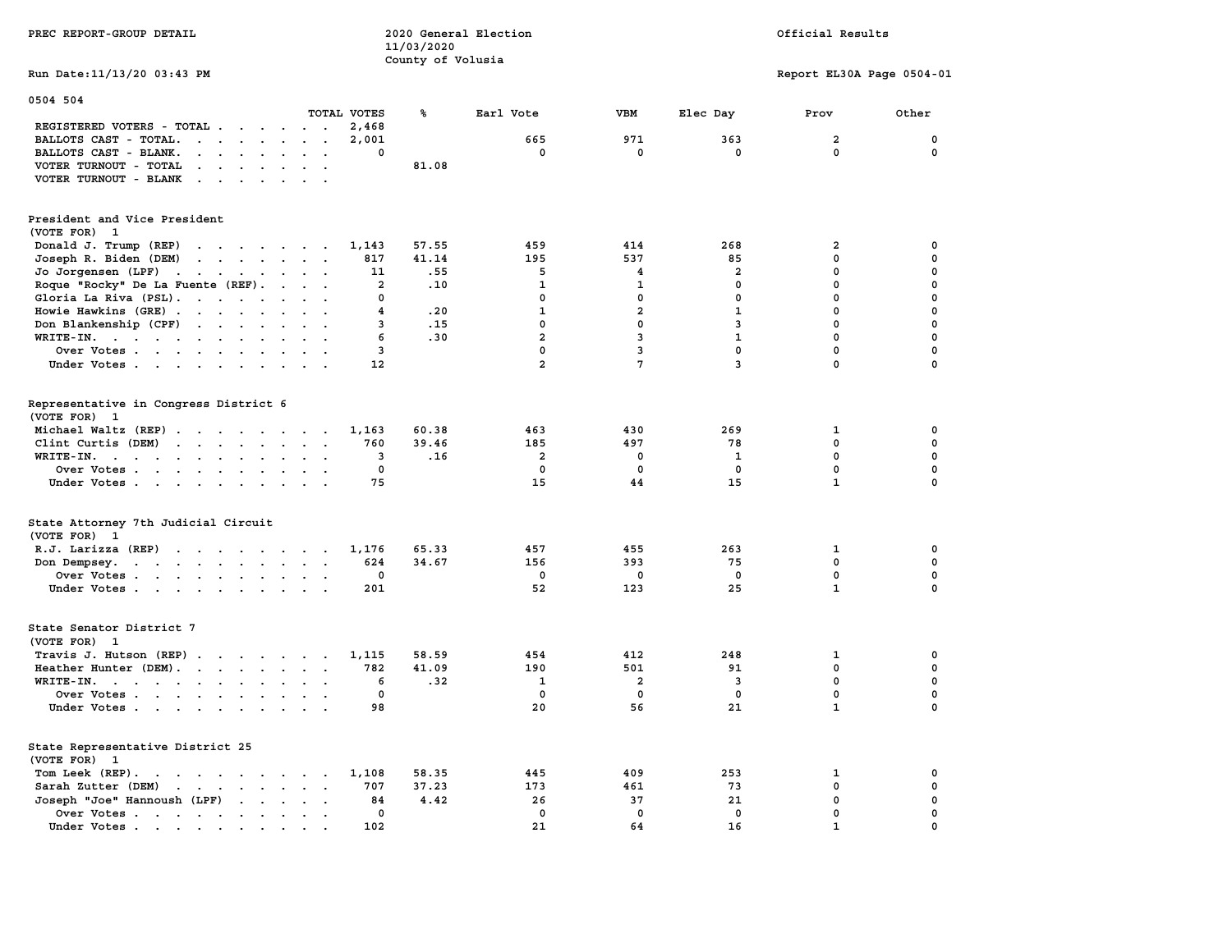PREC REPORT-GROUP DETAIL

2020 General Election
11/03/2020
County of Volusia

Official Results

Run Date:11/13/20 03:43 PM

Report EL30A Page 0504-01

0504 504

| | TOTAL VOTES | % | Earl Vote | VBM | Elec Day | Prov | Other |
|---|---|---|---|---|---|---|---|
| REGISTERED VOTERS - TOTAL | 2,468 | | | | | | |
| BALLOTS CAST - TOTAL. | 2,001 | | 665 | 971 | 363 | 2 | 0 |
| BALLOTS CAST - BLANK. | 0 | | 0 | 0 | 0 | 0 | 0 |
| VOTER TURNOUT - TOTAL | | 81.08 | | | | | |
| VOTER TURNOUT - BLANK | | | | | | | |

**President and Vice President**
(VOTE FOR) 1

| | TOTAL VOTES | % | Earl Vote | VBM | Elec Day | Prov | Other |
|---|---|---|---|---|---|---|---|
| Donald J. Trump (REP) | 1,143 | 57.55 | 459 | 414 | 268 | 2 | 0 |
| Joseph R. Biden (DEM) | 817 | 41.14 | 195 | 537 | 85 | 0 | 0 |
| Jo Jorgensen (LPF) | 11 | .55 | 5 | 4 | 2 | 0 | 0 |
| Roque "Rocky" De La Fuente (REF). | 2 | .10 | 1 | 1 | 0 | 0 | 0 |
| Gloria La Riva (PSL). | 0 | | 0 | 0 | 0 | 0 | 0 |
| Howie Hawkins (GRE) | 4 | .20 | 1 | 2 | 1 | 0 | 0 |
| Don Blankenship (CPF) | 3 | .15 | 0 | 0 | 3 | 0 | 0 |
| WRITE-IN. | 6 | .30 | 2 | 3 | 1 | 0 | 0 |
| Over Votes | 3 | | 0 | 3 | 0 | 0 | 0 |
| Under Votes | 12 | | 2 | 7 | 3 | 0 | 0 |

**Representative in Congress District 6**
(VOTE FOR) 1

| | TOTAL VOTES | % | Earl Vote | VBM | Elec Day | Prov | Other |
|---|---|---|---|---|---|---|---|
| Michael Waltz (REP) | 1,163 | 60.38 | 463 | 430 | 269 | 1 | 0 |
| Clint Curtis (DEM) | 760 | 39.46 | 185 | 497 | 78 | 0 | 0 |
| WRITE-IN. | 3 | .16 | 2 | 0 | 1 | 0 | 0 |
| Over Votes | 0 | | 0 | 0 | 0 | 0 | 0 |
| Under Votes | 75 | | 15 | 44 | 15 | 1 | 0 |

**State Attorney 7th Judicial Circuit**
(VOTE FOR) 1

| | TOTAL VOTES | % | Earl Vote | VBM | Elec Day | Prov | Other |
|---|---|---|---|---|---|---|---|
| R.J. Larizza (REP) | 1,176 | 65.33 | 457 | 455 | 263 | 1 | 0 |
| Don Dempsey. | 624 | 34.67 | 156 | 393 | 75 | 0 | 0 |
| Over Votes | 0 | | 0 | 0 | 0 | 0 | 0 |
| Under Votes | 201 | | 52 | 123 | 25 | 1 | 0 |

**State Senator District 7**
(VOTE FOR) 1

| | TOTAL VOTES | % | Earl Vote | VBM | Elec Day | Prov | Other |
|---|---|---|---|---|---|---|---|
| Travis J. Hutson (REP) | 1,115 | 58.59 | 454 | 412 | 248 | 1 | 0 |
| Heather Hunter (DEM). | 782 | 41.09 | 190 | 501 | 91 | 0 | 0 |
| WRITE-IN. | 6 | .32 | 1 | 2 | 3 | 0 | 0 |
| Over Votes | 0 | | 0 | 0 | 0 | 0 | 0 |
| Under Votes | 98 | | 20 | 56 | 21 | 1 | 0 |

**State Representative District 25**
(VOTE FOR) 1

| | TOTAL VOTES | % | Earl Vote | VBM | Elec Day | Prov | Other |
|---|---|---|---|---|---|---|---|
| Tom Leek (REP). | 1,108 | 58.35 | 445 | 409 | 253 | 1 | 0 |
| Sarah Zutter (DEM) | 707 | 37.23 | 173 | 461 | 73 | 0 | 0 |
| Joseph "Joe" Hannoush (LPF) | 84 | 4.42 | 26 | 37 | 21 | 0 | 0 |
| Over Votes | 0 | | 0 | 0 | 0 | 0 | 0 |
| Under Votes | 102 | | 21 | 64 | 16 | 1 | 0 |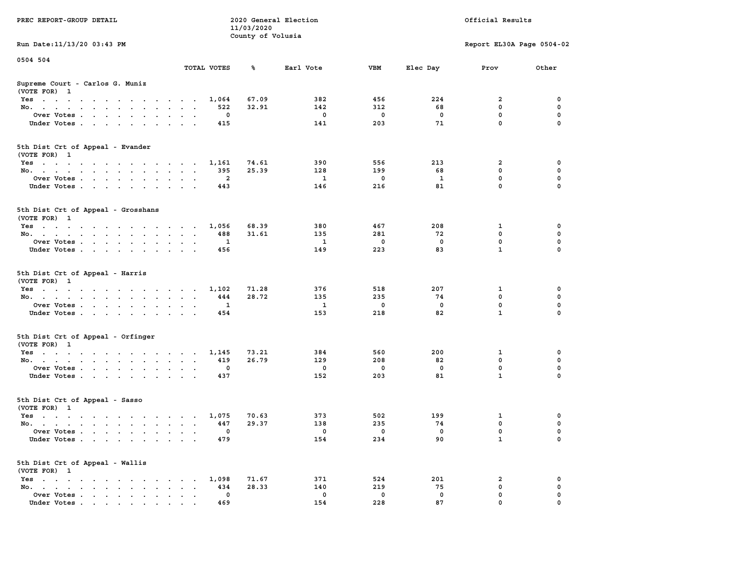PREC REPORT-GROUP DETAIL

2020 General Election
11/03/2020
County of Volusia

Official Results

Run Date:11/13/20 03:43 PM

Report EL30A Page 0504-02

0504 504

## Supreme Court - Carlos G. Muniz
(VOTE FOR) 1

| | TOTAL VOTES | % | Earl Vote | VBM | Elec Day | Prov | Other |
|---|---|---|---|---|---|---|---|
| Yes | 1,064 | 67.09 | 382 | 456 | 224 | 2 | 0 |
| No. | 522 | 32.91 | 142 | 312 | 68 | 0 | 0 |
| Over Votes | 0 | | 0 | 0 | 0 | 0 | 0 |
| Under Votes | 415 | | 141 | 203 | 71 | 0 | 0 |

## 5th Dist Crt of Appeal - Evander
(VOTE FOR) 1

| | TOTAL VOTES | % | Earl Vote | VBM | Elec Day | Prov | Other |
|---|---|---|---|---|---|---|---|
| Yes | 1,161 | 74.61 | 390 | 556 | 213 | 2 | 0 |
| No. | 395 | 25.39 | 128 | 199 | 68 | 0 | 0 |
| Over Votes | 2 | | 1 | 0 | 1 | 0 | 0 |
| Under Votes | 443 | | 146 | 216 | 81 | 0 | 0 |

## 5th Dist Crt of Appeal - Grosshans
(VOTE FOR) 1

| | TOTAL VOTES | % | Earl Vote | VBM | Elec Day | Prov | Other |
|---|---|---|---|---|---|---|---|
| Yes | 1,056 | 68.39 | 380 | 467 | 208 | 1 | 0 |
| No. | 488 | 31.61 | 135 | 281 | 72 | 0 | 0 |
| Over Votes | 1 | | 1 | 0 | 0 | 0 | 0 |
| Under Votes | 456 | | 149 | 223 | 83 | 1 | 0 |

## 5th Dist Crt of Appeal - Harris
(VOTE FOR) 1

| | TOTAL VOTES | % | Earl Vote | VBM | Elec Day | Prov | Other |
|---|---|---|---|---|---|---|---|
| Yes | 1,102 | 71.28 | 376 | 518 | 207 | 1 | 0 |
| No. | 444 | 28.72 | 135 | 235 | 74 | 0 | 0 |
| Over Votes | 1 | | 1 | 0 | 0 | 0 | 0 |
| Under Votes | 454 | | 153 | 218 | 82 | 1 | 0 |

## 5th Dist Crt of Appeal - Orfinger
(VOTE FOR) 1

| | TOTAL VOTES | % | Earl Vote | VBM | Elec Day | Prov | Other |
|---|---|---|---|---|---|---|---|
| Yes | 1,145 | 73.21 | 384 | 560 | 200 | 1 | 0 |
| No. | 419 | 26.79 | 129 | 208 | 82 | 0 | 0 |
| Over Votes | 0 | | 0 | 0 | 0 | 0 | 0 |
| Under Votes | 437 | | 152 | 203 | 81 | 1 | 0 |

## 5th Dist Crt of Appeal - Sasso
(VOTE FOR) 1

| | TOTAL VOTES | % | Earl Vote | VBM | Elec Day | Prov | Other |
|---|---|---|---|---|---|---|---|
| Yes | 1,075 | 70.63 | 373 | 502 | 199 | 1 | 0 |
| No. | 447 | 29.37 | 138 | 235 | 74 | 0 | 0 |
| Over Votes | 0 | | 0 | 0 | 0 | 0 | 0 |
| Under Votes | 479 | | 154 | 234 | 90 | 1 | 0 |

## 5th Dist Crt of Appeal - Wallis
(VOTE FOR) 1

| | TOTAL VOTES | % | Earl Vote | VBM | Elec Day | Prov | Other |
|---|---|---|---|---|---|---|---|
| Yes | 1,098 | 71.67 | 371 | 524 | 201 | 2 | 0 |
| No. | 434 | 28.33 | 140 | 219 | 75 | 0 | 0 |
| Over Votes | 0 | | 0 | 0 | 0 | 0 | 0 |
| Under Votes | 469 | | 154 | 228 | 87 | 0 | 0 |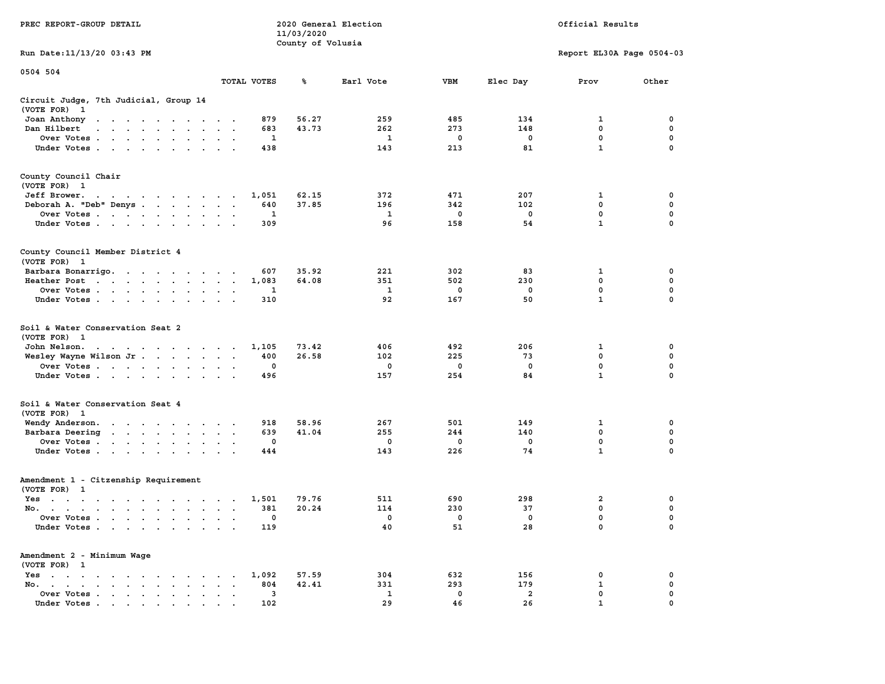PREC REPORT-GROUP DETAIL — 2020 General Election, 11/03/2020, County of Volusia — Official Results

Run Date:11/13/20 03:43 PM — Report EL30A Page 0504-03

0504 504

| | TOTAL VOTES | % | Earl Vote | VBM | Elec Day | Prov | Other |
|---|---|---|---|---|---|---|---|
| **Circuit Judge, 7th Judicial, Group 14** | | | | | | | |
| (VOTE FOR) 1 | | | | | | | |
| Joan Anthony | 879 | 56.27 | 259 | 485 | 134 | 1 | 0 |
| Dan Hilbert | 683 | 43.73 | 262 | 273 | 148 | 0 | 0 |
| Over Votes | 1 | | 1 | 0 | 0 | 0 | 0 |
| Under Votes | 438 | | 143 | 213 | 81 | 1 | 0 |
| **County Council Chair** | | | | | | | |
| (VOTE FOR) 1 | | | | | | | |
| Jeff Brower. | 1,051 | 62.15 | 372 | 471 | 207 | 1 | 0 |
| Deborah A. "Deb" Denys | 640 | 37.85 | 196 | 342 | 102 | 0 | 0 |
| Over Votes | 1 | | 1 | 0 | 0 | 0 | 0 |
| Under Votes | 309 | | 96 | 158 | 54 | 1 | 0 |
| **County Council Member District 4** | | | | | | | |
| (VOTE FOR) 1 | | | | | | | |
| Barbara Bonarrigo. | 607 | 35.92 | 221 | 302 | 83 | 1 | 0 |
| Heather Post | 1,083 | 64.08 | 351 | 502 | 230 | 0 | 0 |
| Over Votes | 1 | | 1 | 0 | 0 | 0 | 0 |
| Under Votes | 310 | | 92 | 167 | 50 | 1 | 0 |
| **Soil & Water Conservation Seat 2** | | | | | | | |
| (VOTE FOR) 1 | | | | | | | |
| John Nelson. | 1,105 | 73.42 | 406 | 492 | 206 | 1 | 0 |
| Wesley Wayne Wilson Jr | 400 | 26.58 | 102 | 225 | 73 | 0 | 0 |
| Over Votes | 0 | | 0 | 0 | 0 | 0 | 0 |
| Under Votes | 496 | | 157 | 254 | 84 | 1 | 0 |
| **Soil & Water Conservation Seat 4** | | | | | | | |
| (VOTE FOR) 1 | | | | | | | |
| Wendy Anderson. | 918 | 58.96 | 267 | 501 | 149 | 1 | 0 |
| Barbara Deering | 639 | 41.04 | 255 | 244 | 140 | 0 | 0 |
| Over Votes | 0 | | 0 | 0 | 0 | 0 | 0 |
| Under Votes | 444 | | 143 | 226 | 74 | 1 | 0 |
| **Amendment 1 - Citzenship Requirement** | | | | | | | |
| (VOTE FOR) 1 | | | | | | | |
| Yes | 1,501 | 79.76 | 511 | 690 | 298 | 2 | 0 |
| No. | 381 | 20.24 | 114 | 230 | 37 | 0 | 0 |
| Over Votes | 0 | | 0 | 0 | 0 | 0 | 0 |
| Under Votes | 119 | | 40 | 51 | 28 | 0 | 0 |
| **Amendment 2 - Minimum Wage** | | | | | | | |
| (VOTE FOR) 1 | | | | | | | |
| Yes | 1,092 | 57.59 | 304 | 632 | 156 | 0 | 0 |
| No. | 804 | 42.41 | 331 | 293 | 179 | 1 | 0 |
| Over Votes | 3 | | 1 | 0 | 2 | 0 | 0 |
| Under Votes | 102 | | 29 | 46 | 26 | 1 | 0 |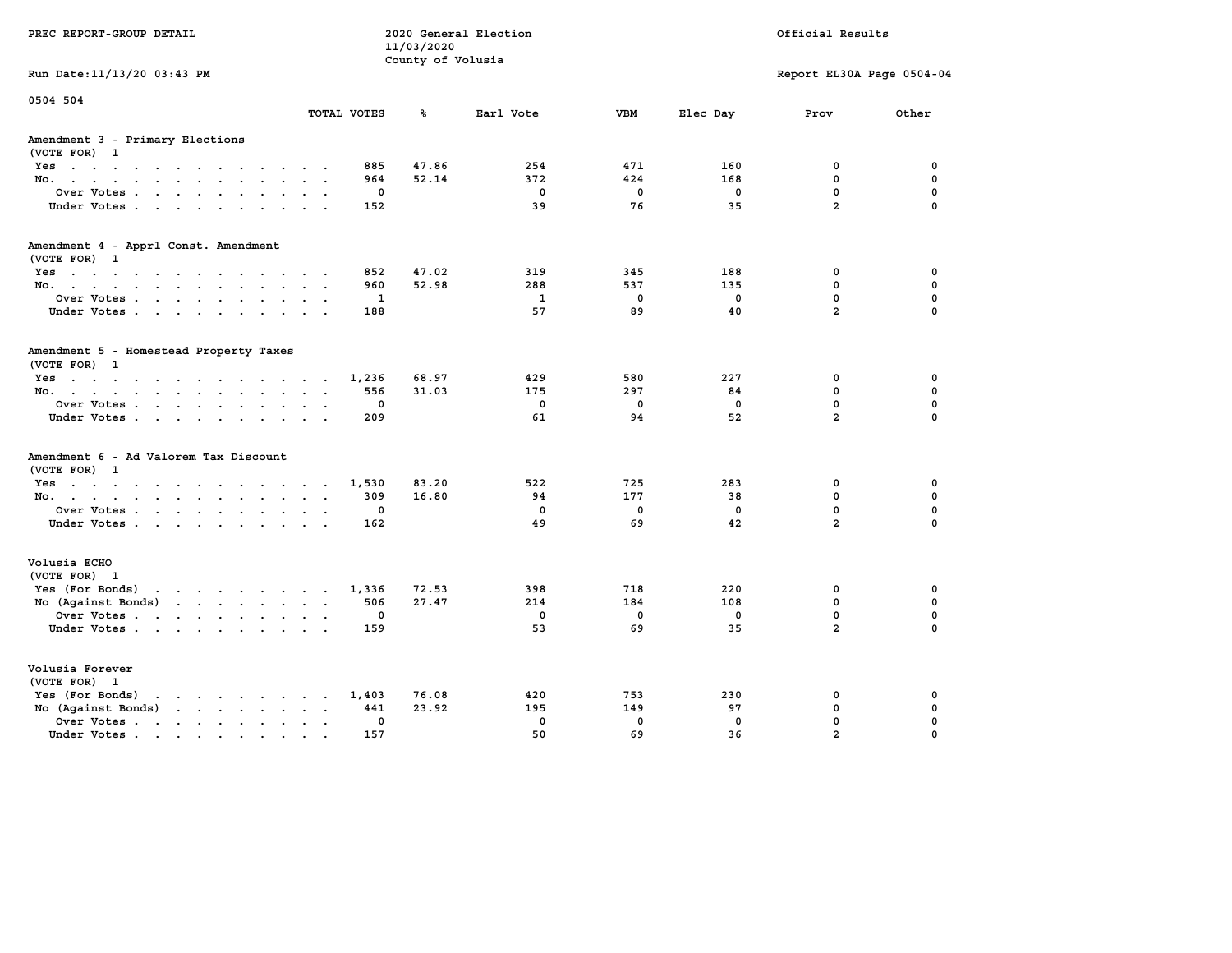PREC REPORT-GROUP DETAIL

2020 General Election
11/03/2020
County of Volusia

Official Results

Run Date:11/13/20 03:43 PM

Report EL30A Page 0504-04

0504 504

| | TOTAL VOTES | % | Earl Vote | VBM | Elec Day | Prov | Other |
|---|---|---|---|---|---|---|---|
| **Amendment 3 - Primary Elections** | | | | | | | |
| (VOTE FOR) 1 | | | | | | | |
| Yes | 885 | 47.86 | 254 | 471 | 160 | 0 | 0 |
| No. | 964 | 52.14 | 372 | 424 | 168 | 0 | 0 |
| Over Votes | 0 | | 0 | 0 | 0 | 0 | 0 |
| Under Votes | 152 | | 39 | 76 | 35 | 2 | 0 |
| **Amendment 4 - Apprl Const. Amendment** | | | | | | | |
| (VOTE FOR) 1 | | | | | | | |
| Yes | 852 | 47.02 | 319 | 345 | 188 | 0 | 0 |
| No. | 960 | 52.98 | 288 | 537 | 135 | 0 | 0 |
| Over Votes | 1 | | 1 | 0 | 0 | 0 | 0 |
| Under Votes | 188 | | 57 | 89 | 40 | 2 | 0 |
| **Amendment 5 - Homestead Property Taxes** | | | | | | | |
| (VOTE FOR) 1 | | | | | | | |
| Yes | 1,236 | 68.97 | 429 | 580 | 227 | 0 | 0 |
| No. | 556 | 31.03 | 175 | 297 | 84 | 0 | 0 |
| Over Votes | 0 | | 0 | 0 | 0 | 0 | 0 |
| Under Votes | 209 | | 61 | 94 | 52 | 2 | 0 |
| **Amendment 6 - Ad Valorem Tax Discount** | | | | | | | |
| (VOTE FOR) 1 | | | | | | | |
| Yes | 1,530 | 83.20 | 522 | 725 | 283 | 0 | 0 |
| No. | 309 | 16.80 | 94 | 177 | 38 | 0 | 0 |
| Over Votes | 0 | | 0 | 0 | 0 | 0 | 0 |
| Under Votes | 162 | | 49 | 69 | 42 | 2 | 0 |
| **Volusia ECHO** | | | | | | | |
| (VOTE FOR) 1 | | | | | | | |
| Yes (For Bonds) | 1,336 | 72.53 | 398 | 718 | 220 | 0 | 0 |
| No (Against Bonds) | 506 | 27.47 | 214 | 184 | 108 | 0 | 0 |
| Over Votes | 0 | | 0 | 0 | 0 | 0 | 0 |
| Under Votes | 159 | | 53 | 69 | 35 | 2 | 0 |
| **Volusia Forever** | | | | | | | |
| (VOTE FOR) 1 | | | | | | | |
| Yes (For Bonds) | 1,403 | 76.08 | 420 | 753 | 230 | 0 | 0 |
| No (Against Bonds) | 441 | 23.92 | 195 | 149 | 97 | 0 | 0 |
| Over Votes | 0 | | 0 | 0 | 0 | 0 | 0 |
| Under Votes | 157 | | 50 | 69 | 36 | 2 | 0 |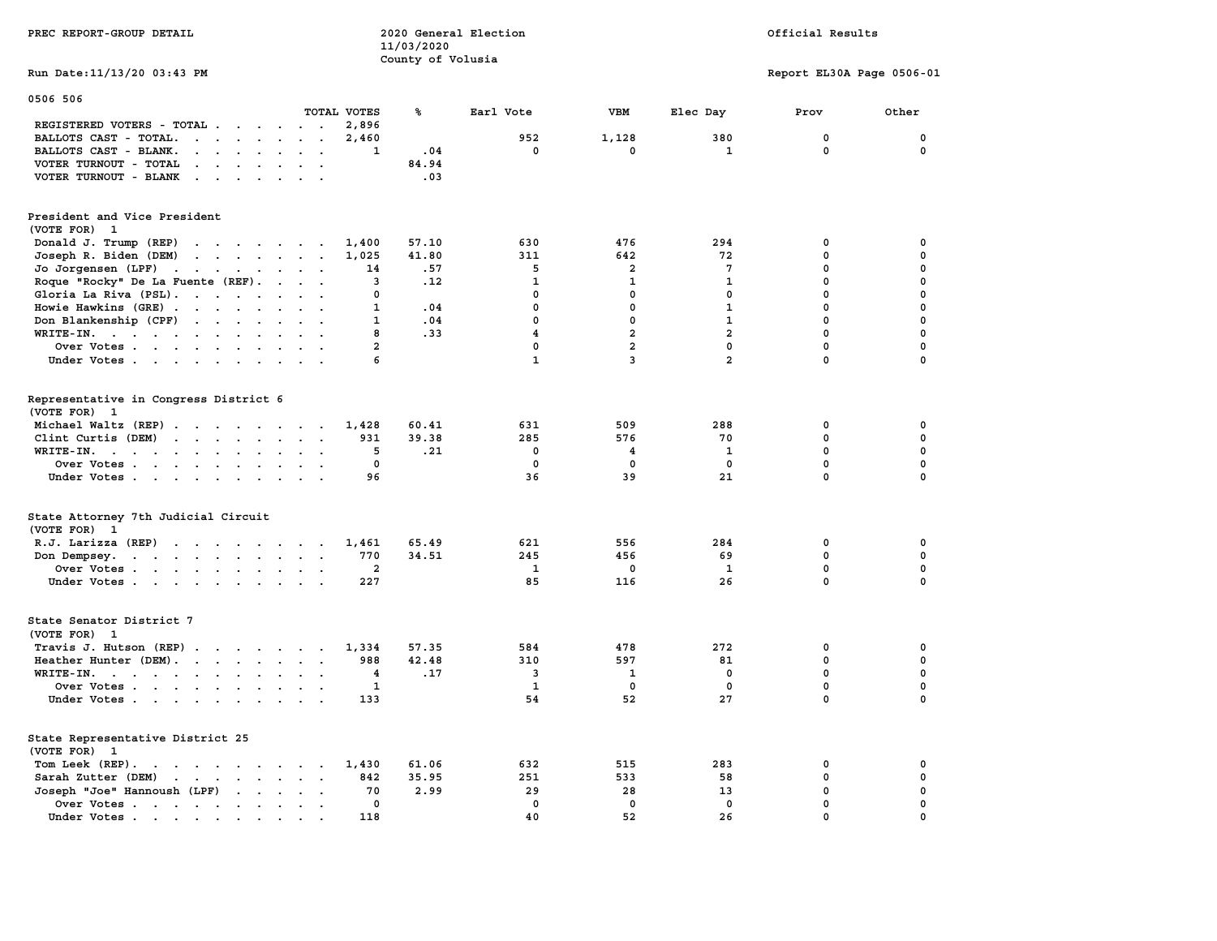PREC REPORT-GROUP DETAIL

2020 General Election
11/03/2020
County of Volusia

Official Results

Run Date:11/13/20 03:43 PM

Report EL30A Page 0506-01

0506 506

| | TOTAL VOTES | % | Earl Vote | VBM | Elec Day | Prov | Other |
|---|---|---|---|---|---|---|---|
| REGISTERED VOTERS - TOTAL | 2,896 | | | | | | |
| BALLOTS CAST - TOTAL. | 2,460 | | 952 | 1,128 | 380 | 0 | 0 |
| BALLOTS CAST - BLANK. | 1 | .04 | 0 | 0 | 1 | 0 | 0 |
| VOTER TURNOUT - TOTAL | | 84.94 | | | | | |
| VOTER TURNOUT - BLANK | | .03 | | | | | |

President and Vice President
(VOTE FOR) 1

| | TOTAL VOTES | % | Earl Vote | VBM | Elec Day | Prov | Other |
|---|---|---|---|---|---|---|---|
| Donald J. Trump (REP) | 1,400 | 57.10 | 630 | 476 | 294 | 0 | 0 |
| Joseph R. Biden (DEM) | 1,025 | 41.80 | 311 | 642 | 72 | 0 | 0 |
| Jo Jorgensen (LPF) | 14 | .57 | 5 | 2 | 7 | 0 | 0 |
| Roque "Rocky" De La Fuente (REF). | 3 | .12 | 1 | 1 | 1 | 0 | 0 |
| Gloria La Riva (PSL). | 0 | | 0 | 0 | 0 | 0 | 0 |
| Howie Hawkins (GRE) | 1 | .04 | 0 | 0 | 1 | 0 | 0 |
| Don Blankenship (CPF) | 1 | .04 | 0 | 0 | 1 | 0 | 0 |
| WRITE-IN. | 8 | .33 | 4 | 2 | 2 | 0 | 0 |
| Over Votes | 2 | | 0 | 2 | 0 | 0 | 0 |
| Under Votes | 6 | | 1 | 3 | 2 | 0 | 0 |

Representative in Congress District 6
(VOTE FOR) 1

| | TOTAL VOTES | % | Earl Vote | VBM | Elec Day | Prov | Other |
|---|---|---|---|---|---|---|---|
| Michael Waltz (REP) | 1,428 | 60.41 | 631 | 509 | 288 | 0 | 0 |
| Clint Curtis (DEM) | 931 | 39.38 | 285 | 576 | 70 | 0 | 0 |
| WRITE-IN. | 5 | .21 | 0 | 4 | 1 | 0 | 0 |
| Over Votes | 0 | | 0 | 0 | 0 | 0 | 0 |
| Under Votes | 96 | | 36 | 39 | 21 | 0 | 0 |

State Attorney 7th Judicial Circuit
(VOTE FOR) 1

| | TOTAL VOTES | % | Earl Vote | VBM | Elec Day | Prov | Other |
|---|---|---|---|---|---|---|---|
| R.J. Larizza (REP) | 1,461 | 65.49 | 621 | 556 | 284 | 0 | 0 |
| Don Dempsey. | 770 | 34.51 | 245 | 456 | 69 | 0 | 0 |
| Over Votes | 2 | | 1 | 0 | 1 | 0 | 0 |
| Under Votes | 227 | | 85 | 116 | 26 | 0 | 0 |

State Senator District 7
(VOTE FOR) 1

| | TOTAL VOTES | % | Earl Vote | VBM | Elec Day | Prov | Other |
|---|---|---|---|---|---|---|---|
| Travis J. Hutson (REP) | 1,334 | 57.35 | 584 | 478 | 272 | 0 | 0 |
| Heather Hunter (DEM). | 988 | 42.48 | 310 | 597 | 81 | 0 | 0 |
| WRITE-IN. | 4 | .17 | 3 | 1 | 0 | 0 | 0 |
| Over Votes | 1 | | 1 | 0 | 0 | 0 | 0 |
| Under Votes | 133 | | 54 | 52 | 27 | 0 | 0 |

State Representative District 25
(VOTE FOR) 1

| | TOTAL VOTES | % | Earl Vote | VBM | Elec Day | Prov | Other |
|---|---|---|---|---|---|---|---|
| Tom Leek (REP). | 1,430 | 61.06 | 632 | 515 | 283 | 0 | 0 |
| Sarah Zutter (DEM) | 842 | 35.95 | 251 | 533 | 58 | 0 | 0 |
| Joseph "Joe" Hannoush (LPF) | 70 | 2.99 | 29 | 28 | 13 | 0 | 0 |
| Over Votes | 0 | | 0 | 0 | 0 | 0 | 0 |
| Under Votes | 118 | | 40 | 52 | 26 | 0 | 0 |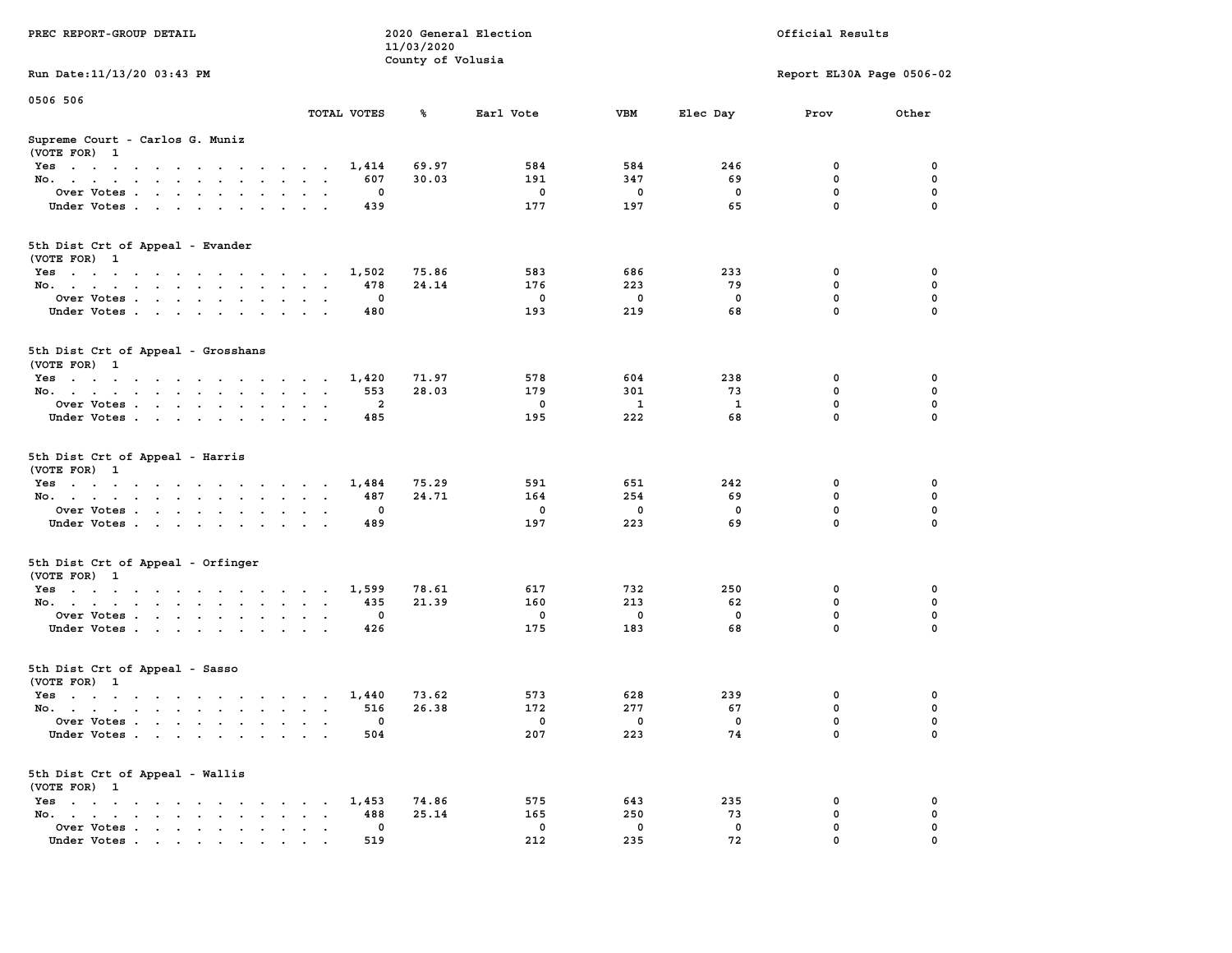PREC REPORT-GROUP DETAIL

2020 General Election
11/03/2020
County of Volusia

Official Results

Run Date:11/13/20 03:43 PM

Report EL30A Page 0506-02

0506 506

**Supreme Court - Carlos G. Muniz**
(VOTE FOR) 1

| | TOTAL VOTES | % | Earl Vote | VBM | Elec Day | Prov | Other |
|---|---|---|---|---|---|---|---|
| Yes | 1,414 | 69.97 | 584 | 584 | 246 | 0 | 0 |
| No. | 607 | 30.03 | 191 | 347 | 69 | 0 | 0 |
| Over Votes | 0 | | 0 | 0 | 0 | 0 | 0 |
| Under Votes | 439 | | 177 | 197 | 65 | 0 | 0 |

**5th Dist Crt of Appeal - Evander**
(VOTE FOR) 1

| | TOTAL VOTES | % | Earl Vote | VBM | Elec Day | Prov | Other |
|---|---|---|---|---|---|---|---|
| Yes | 1,502 | 75.86 | 583 | 686 | 233 | 0 | 0 |
| No. | 478 | 24.14 | 176 | 223 | 79 | 0 | 0 |
| Over Votes | 0 | | 0 | 0 | 0 | 0 | 0 |
| Under Votes | 480 | | 193 | 219 | 68 | 0 | 0 |

**5th Dist Crt of Appeal - Grosshans**
(VOTE FOR) 1

| | TOTAL VOTES | % | Earl Vote | VBM | Elec Day | Prov | Other |
|---|---|---|---|---|---|---|---|
| Yes | 1,420 | 71.97 | 578 | 604 | 238 | 0 | 0 |
| No. | 553 | 28.03 | 179 | 301 | 73 | 0 | 0 |
| Over Votes | 2 | | 0 | 1 | 1 | 0 | 0 |
| Under Votes | 485 | | 195 | 222 | 68 | 0 | 0 |

**5th Dist Crt of Appeal - Harris**
(VOTE FOR) 1

| | TOTAL VOTES | % | Earl Vote | VBM | Elec Day | Prov | Other |
|---|---|---|---|---|---|---|---|
| Yes | 1,484 | 75.29 | 591 | 651 | 242 | 0 | 0 |
| No. | 487 | 24.71 | 164 | 254 | 69 | 0 | 0 |
| Over Votes | 0 | | 0 | 0 | 0 | 0 | 0 |
| Under Votes | 489 | | 197 | 223 | 69 | 0 | 0 |

**5th Dist Crt of Appeal - Orfinger**
(VOTE FOR) 1

| | TOTAL VOTES | % | Earl Vote | VBM | Elec Day | Prov | Other |
|---|---|---|---|---|---|---|---|
| Yes | 1,599 | 78.61 | 617 | 732 | 250 | 0 | 0 |
| No. | 435 | 21.39 | 160 | 213 | 62 | 0 | 0 |
| Over Votes | 0 | | 0 | 0 | 0 | 0 | 0 |
| Under Votes | 426 | | 175 | 183 | 68 | 0 | 0 |

**5th Dist Crt of Appeal - Sasso**
(VOTE FOR) 1

| | TOTAL VOTES | % | Earl Vote | VBM | Elec Day | Prov | Other |
|---|---|---|---|---|---|---|---|
| Yes | 1,440 | 73.62 | 573 | 628 | 239 | 0 | 0 |
| No. | 516 | 26.38 | 172 | 277 | 67 | 0 | 0 |
| Over Votes | 0 | | 0 | 0 | 0 | 0 | 0 |
| Under Votes | 504 | | 207 | 223 | 74 | 0 | 0 |

**5th Dist Crt of Appeal - Wallis**
(VOTE FOR) 1

| | TOTAL VOTES | % | Earl Vote | VBM | Elec Day | Prov | Other |
|---|---|---|---|---|---|---|---|
| Yes | 1,453 | 74.86 | 575 | 643 | 235 | 0 | 0 |
| No. | 488 | 25.14 | 165 | 250 | 73 | 0 | 0 |
| Over Votes | 0 | | 0 | 0 | 0 | 0 | 0 |
| Under Votes | 519 | | 212 | 235 | 72 | 0 | 0 |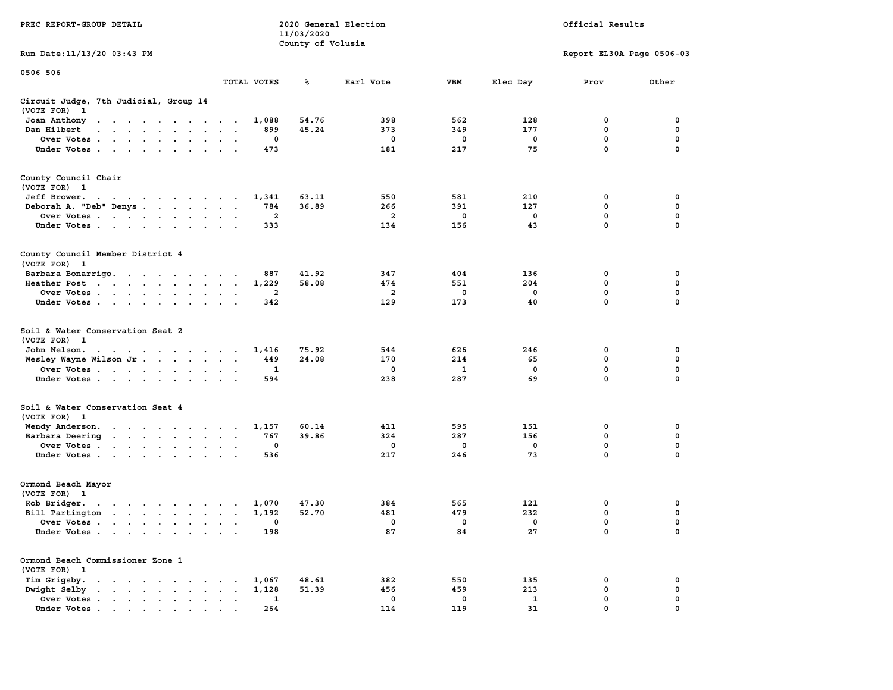PREC REPORT-GROUP DETAIL

2020 General Election
11/03/2020
County of Volusia

Official Results

Run Date:11/13/20 03:43 PM

Report EL30A Page 0506-03

0506 506

| | TOTAL VOTES | % | Earl Vote | VBM | Elec Day | Prov | Other |
|---|---|---|---|---|---|---|---|
| **Circuit Judge, 7th Judicial, Group 14** | | | | | | | |
| (VOTE FOR) 1 | | | | | | | |
| Joan Anthony | 1,088 | 54.76 | 398 | 562 | 128 | 0 | 0 |
| Dan Hilbert | 899 | 45.24 | 373 | 349 | 177 | 0 | 0 |
| Over Votes | 0 | | 0 | 0 | 0 | 0 | 0 |
| Under Votes | 473 | | 181 | 217 | 75 | 0 | 0 |
| **County Council Chair** | | | | | | | |
| (VOTE FOR) 1 | | | | | | | |
| Jeff Brower. | 1,341 | 63.11 | 550 | 581 | 210 | 0 | 0 |
| Deborah A. "Deb" Denys | 784 | 36.89 | 266 | 391 | 127 | 0 | 0 |
| Over Votes | 2 | | 2 | 0 | 0 | 0 | 0 |
| Under Votes | 333 | | 134 | 156 | 43 | 0 | 0 |
| **County Council Member District 4** | | | | | | | |
| (VOTE FOR) 1 | | | | | | | |
| Barbara Bonarrigo. | 887 | 41.92 | 347 | 404 | 136 | 0 | 0 |
| Heather Post | 1,229 | 58.08 | 474 | 551 | 204 | 0 | 0 |
| Over Votes | 2 | | 2 | 0 | 0 | 0 | 0 |
| Under Votes | 342 | | 129 | 173 | 40 | 0 | 0 |
| **Soil & Water Conservation Seat 2** | | | | | | | |
| (VOTE FOR) 1 | | | | | | | |
| John Nelson. | 1,416 | 75.92 | 544 | 626 | 246 | 0 | 0 |
| Wesley Wayne Wilson Jr | 449 | 24.08 | 170 | 214 | 65 | 0 | 0 |
| Over Votes | 1 | | 0 | 1 | 0 | 0 | 0 |
| Under Votes | 594 | | 238 | 287 | 69 | 0 | 0 |
| **Soil & Water Conservation Seat 4** | | | | | | | |
| (VOTE FOR) 1 | | | | | | | |
| Wendy Anderson. | 1,157 | 60.14 | 411 | 595 | 151 | 0 | 0 |
| Barbara Deering | 767 | 39.86 | 324 | 287 | 156 | 0 | 0 |
| Over Votes | 0 | | 0 | 0 | 0 | 0 | 0 |
| Under Votes | 536 | | 217 | 246 | 73 | 0 | 0 |
| **Ormond Beach Mayor** | | | | | | | |
| (VOTE FOR) 1 | | | | | | | |
| Rob Bridger. | 1,070 | 47.30 | 384 | 565 | 121 | 0 | 0 |
| Bill Partington | 1,192 | 52.70 | 481 | 479 | 232 | 0 | 0 |
| Over Votes | 0 | | 0 | 0 | 0 | 0 | 0 |
| Under Votes | 198 | | 87 | 84 | 27 | 0 | 0 |
| **Ormond Beach Commissioner Zone 1** | | | | | | | |
| (VOTE FOR) 1 | | | | | | | |
| Tim Grigsby. | 1,067 | 48.61 | 382 | 550 | 135 | 0 | 0 |
| Dwight Selby | 1,128 | 51.39 | 456 | 459 | 213 | 0 | 0 |
| Over Votes | 1 | | 0 | 0 | 1 | 0 | 0 |
| Under Votes | 264 | | 114 | 119 | 31 | 0 | 0 |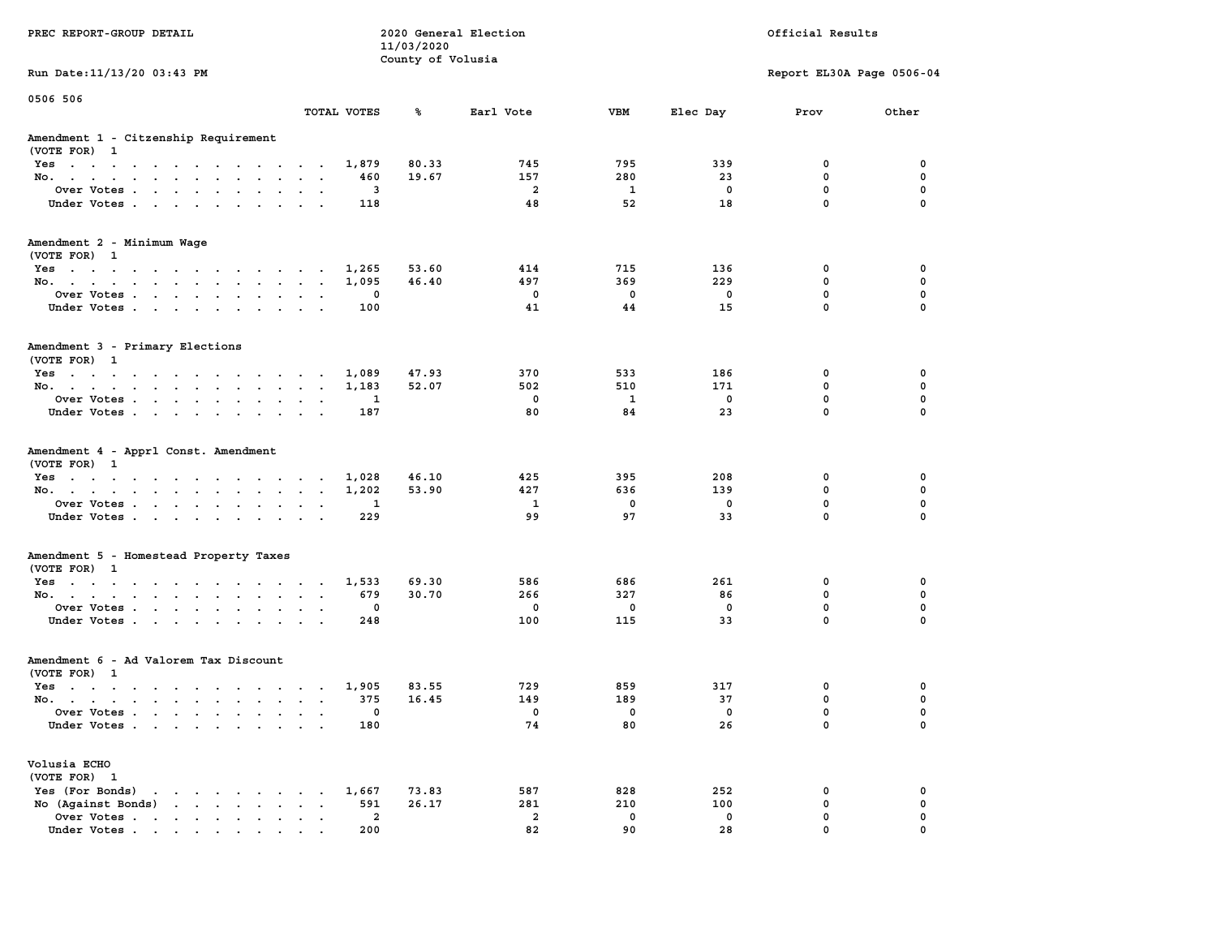PREC REPORT-GROUP DETAIL

2020 General Election
11/03/2020
County of Volusia

Official Results

Run Date:11/13/20 03:43 PM

Report EL30A Page 0506-04

0506 506

| | TOTAL VOTES | % | Earl Vote | VBM | Elec Day | Prov | Other |
|---|---|---|---|---|---|---|---|
| **Amendment 1 - Citzenship Requirement** | | | | | | | |
| (VOTE FOR) 1 | | | | | | | |
| Yes | 1,879 | 80.33 | 745 | 795 | 339 | 0 | 0 |
| No. | 460 | 19.67 | 157 | 280 | 23 | 0 | 0 |
| Over Votes | 3 | | 2 | 1 | 0 | 0 | 0 |
| Under Votes | 118 | | 48 | 52 | 18 | 0 | 0 |
| **Amendment 2 - Minimum Wage** | | | | | | | |
| (VOTE FOR) 1 | | | | | | | |
| Yes | 1,265 | 53.60 | 414 | 715 | 136 | 0 | 0 |
| No. | 1,095 | 46.40 | 497 | 369 | 229 | 0 | 0 |
| Over Votes | 0 | | 0 | 0 | 0 | 0 | 0 |
| Under Votes | 100 | | 41 | 44 | 15 | 0 | 0 |
| **Amendment 3 - Primary Elections** | | | | | | | |
| (VOTE FOR) 1 | | | | | | | |
| Yes | 1,089 | 47.93 | 370 | 533 | 186 | 0 | 0 |
| No. | 1,183 | 52.07 | 502 | 510 | 171 | 0 | 0 |
| Over Votes | 1 | | 0 | 1 | 0 | 0 | 0 |
| Under Votes | 187 | | 80 | 84 | 23 | 0 | 0 |
| **Amendment 4 - Apprl Const. Amendment** | | | | | | | |
| (VOTE FOR) 1 | | | | | | | |
| Yes | 1,028 | 46.10 | 425 | 395 | 208 | 0 | 0 |
| No. | 1,202 | 53.90 | 427 | 636 | 139 | 0 | 0 |
| Over Votes | 1 | | 1 | 0 | 0 | 0 | 0 |
| Under Votes | 229 | | 99 | 97 | 33 | 0 | 0 |
| **Amendment 5 - Homestead Property Taxes** | | | | | | | |
| (VOTE FOR) 1 | | | | | | | |
| Yes | 1,533 | 69.30 | 586 | 686 | 261 | 0 | 0 |
| No. | 679 | 30.70 | 266 | 327 | 86 | 0 | 0 |
| Over Votes | 0 | | 0 | 0 | 0 | 0 | 0 |
| Under Votes | 248 | | 100 | 115 | 33 | 0 | 0 |
| **Amendment 6 - Ad Valorem Tax Discount** | | | | | | | |
| (VOTE FOR) 1 | | | | | | | |
| Yes | 1,905 | 83.55 | 729 | 859 | 317 | 0 | 0 |
| No. | 375 | 16.45 | 149 | 189 | 37 | 0 | 0 |
| Over Votes | 0 | | 0 | 0 | 0 | 0 | 0 |
| Under Votes | 180 | | 74 | 80 | 26 | 0 | 0 |
| **Volusia ECHO** | | | | | | | |
| (VOTE FOR) 1 | | | | | | | |
| Yes (For Bonds) | 1,667 | 73.83 | 587 | 828 | 252 | 0 | 0 |
| No (Against Bonds) | 591 | 26.17 | 281 | 210 | 100 | 0 | 0 |
| Over Votes | 2 | | 2 | 0 | 0 | 0 | 0 |
| Under Votes | 200 | | 82 | 90 | 28 | 0 | 0 |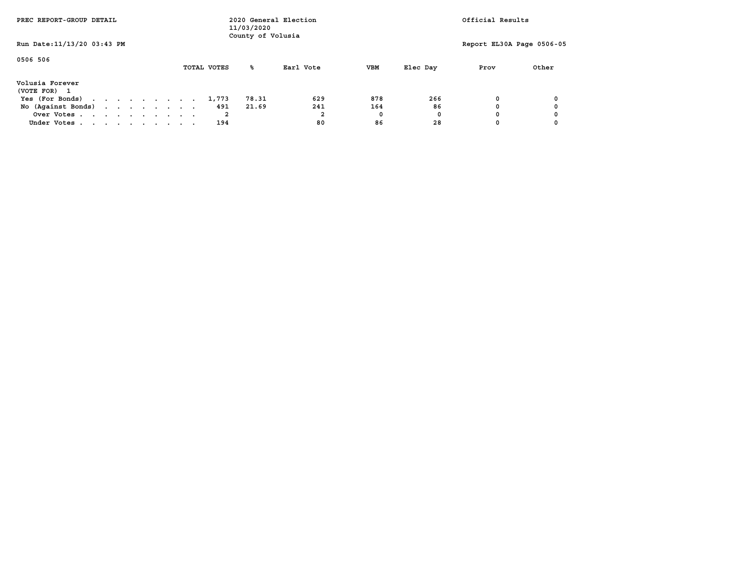PREC REPORT-GROUP DETAIL

2020 General Election
11/03/2020
County of Volusia

Official Results

Run Date:11/13/20 03:43 PM

Report EL30A Page 0506-05

0506 506

| Volusia Forever (VOTE FOR) 1 | TOTAL VOTES | % | Earl Vote | VBM | Elec Day | Prov | Other |
|---|---|---|---|---|---|---|---|
| Yes (For Bonds) | 1,773 | 78.31 | 629 | 878 | 266 | 0 | 0 |
| No (Against Bonds) | 491 | 21.69 | 241 | 164 | 86 | 0 | 0 |
| Over Votes | 2 | | 2 | 0 | 0 | 0 | 0 |
| Under Votes | 194 | | 80 | 86 | 28 | 0 | 0 |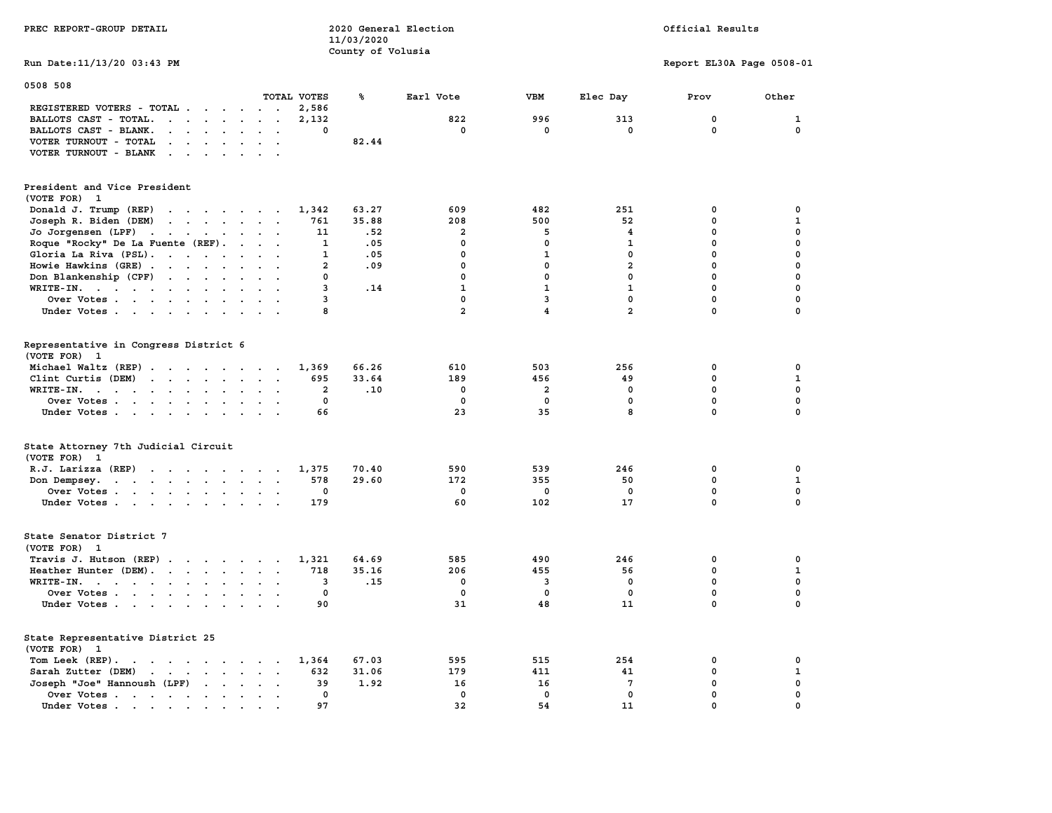PREC REPORT-GROUP DETAIL — 2020 General Election, 11/03/2020, County of Volusia — Official Results

Run Date:11/13/20 03:43 PM — Report EL30A Page 0508-01

## 0508 508

| | TOTAL VOTES | % | Earl Vote | VBM | Elec Day | Prov | Other |
|---|---|---|---|---|---|---|---|
| REGISTERED VOTERS - TOTAL | 2,586 | | | | | | |
| BALLOTS CAST - TOTAL. | 2,132 | | 822 | 996 | 313 | 0 | 1 |
| BALLOTS CAST - BLANK. | 0 | | 0 | 0 | 0 | 0 | 0 |
| VOTER TURNOUT - TOTAL | | 82.44 | | | | | |
| VOTER TURNOUT - BLANK | | | | | | | |

### President and Vice President
(VOTE FOR) 1

| | TOTAL VOTES | % | Earl Vote | VBM | Elec Day | Prov | Other |
|---|---|---|---|---|---|---|---|
| Donald J. Trump (REP) | 1,342 | 63.27 | 609 | 482 | 251 | 0 | 0 |
| Joseph R. Biden (DEM) | 761 | 35.88 | 208 | 500 | 52 | 0 | 1 |
| Jo Jorgensen (LPF) | 11 | .52 | 2 | 5 | 4 | 0 | 0 |
| Roque "Rocky" De La Fuente (REF). | 1 | .05 | 0 | 0 | 1 | 0 | 0 |
| Gloria La Riva (PSL). | 1 | .05 | 0 | 1 | 0 | 0 | 0 |
| Howie Hawkins (GRE) | 2 | .09 | 0 | 0 | 2 | 0 | 0 |
| Don Blankenship (CPF) | 0 | | 0 | 0 | 0 | 0 | 0 |
| WRITE-IN. | 3 | .14 | 1 | 1 | 1 | 0 | 0 |
| Over Votes | 3 | | 0 | 3 | 0 | 0 | 0 |
| Under Votes | 8 | | 2 | 4 | 2 | 0 | 0 |

### Representative in Congress District 6
(VOTE FOR) 1

| | TOTAL VOTES | % | Earl Vote | VBM | Elec Day | Prov | Other |
|---|---|---|---|---|---|---|---|
| Michael Waltz (REP) | 1,369 | 66.26 | 610 | 503 | 256 | 0 | 0 |
| Clint Curtis (DEM) | 695 | 33.64 | 189 | 456 | 49 | 0 | 1 |
| WRITE-IN. | 2 | .10 | 0 | 2 | 0 | 0 | 0 |
| Over Votes | 0 | | 0 | 0 | 0 | 0 | 0 |
| Under Votes | 66 | | 23 | 35 | 8 | 0 | 0 |

### State Attorney 7th Judicial Circuit
(VOTE FOR) 1

| | TOTAL VOTES | % | Earl Vote | VBM | Elec Day | Prov | Other |
|---|---|---|---|---|---|---|---|
| R.J. Larizza (REP) | 1,375 | 70.40 | 590 | 539 | 246 | 0 | 0 |
| Don Dempsey. | 578 | 29.60 | 172 | 355 | 50 | 0 | 1 |
| Over Votes | 0 | | 0 | 0 | 0 | 0 | 0 |
| Under Votes | 179 | | 60 | 102 | 17 | 0 | 0 |

### State Senator District 7
(VOTE FOR) 1

| | TOTAL VOTES | % | Earl Vote | VBM | Elec Day | Prov | Other |
|---|---|---|---|---|---|---|---|
| Travis J. Hutson (REP) | 1,321 | 64.69 | 585 | 490 | 246 | 0 | 0 |
| Heather Hunter (DEM). | 718 | 35.16 | 206 | 455 | 56 | 0 | 1 |
| WRITE-IN. | 3 | .15 | 0 | 3 | 0 | 0 | 0 |
| Over Votes | 0 | | 0 | 0 | 0 | 0 | 0 |
| Under Votes | 90 | | 31 | 48 | 11 | 0 | 0 |

### State Representative District 25
(VOTE FOR) 1

| | TOTAL VOTES | % | Earl Vote | VBM | Elec Day | Prov | Other |
|---|---|---|---|---|---|---|---|
| Tom Leek (REP). | 1,364 | 67.03 | 595 | 515 | 254 | 0 | 0 |
| Sarah Zutter (DEM) | 632 | 31.06 | 179 | 411 | 41 | 0 | 1 |
| Joseph "Joe" Hannoush (LPF) | 39 | 1.92 | 16 | 16 | 7 | 0 | 0 |
| Over Votes | 0 | | 0 | 0 | 0 | 0 | 0 |
| Under Votes | 97 | | 32 | 54 | 11 | 0 | 0 |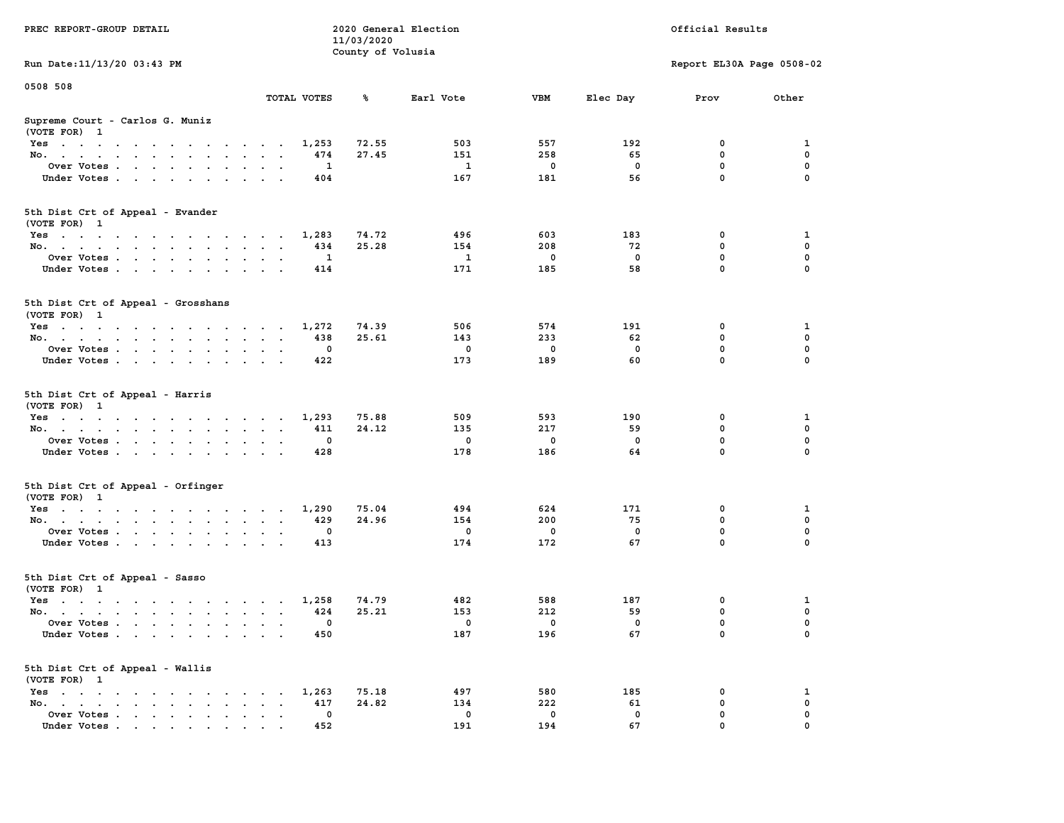PREC REPORT-GROUP DETAIL

2020 General Election
11/03/2020
County of Volusia

Official Results

Run Date:11/13/20 03:43 PM

Report EL30A Page 0508-02

0508 508

## Supreme Court - Carlos G. Muniz
(VOTE FOR) 1

| | TOTAL VOTES | % | Earl Vote | VBM | Elec Day | Prov | Other |
|---|---|---|---|---|---|---|---|
| Yes | 1,253 | 72.55 | 503 | 557 | 192 | 0 | 1 |
| No. | 474 | 27.45 | 151 | 258 | 65 | 0 | 0 |
| Over Votes | 1 | | 1 | 0 | 0 | 0 | 0 |
| Under Votes | 404 | | 167 | 181 | 56 | 0 | 0 |

## 5th Dist Crt of Appeal - Evander
(VOTE FOR) 1

| | TOTAL VOTES | % | Earl Vote | VBM | Elec Day | Prov | Other |
|---|---|---|---|---|---|---|---|
| Yes | 1,283 | 74.72 | 496 | 603 | 183 | 0 | 1 |
| No. | 434 | 25.28 | 154 | 208 | 72 | 0 | 0 |
| Over Votes | 1 | | 1 | 0 | 0 | 0 | 0 |
| Under Votes | 414 | | 171 | 185 | 58 | 0 | 0 |

## 5th Dist Crt of Appeal - Grosshans
(VOTE FOR) 1

| | TOTAL VOTES | % | Earl Vote | VBM | Elec Day | Prov | Other |
|---|---|---|---|---|---|---|---|
| Yes | 1,272 | 74.39 | 506 | 574 | 191 | 0 | 1 |
| No. | 438 | 25.61 | 143 | 233 | 62 | 0 | 0 |
| Over Votes | 0 | | 0 | 0 | 0 | 0 | 0 |
| Under Votes | 422 | | 173 | 189 | 60 | 0 | 0 |

## 5th Dist Crt of Appeal - Harris
(VOTE FOR) 1

| | TOTAL VOTES | % | Earl Vote | VBM | Elec Day | Prov | Other |
|---|---|---|---|---|---|---|---|
| Yes | 1,293 | 75.88 | 509 | 593 | 190 | 0 | 1 |
| No. | 411 | 24.12 | 135 | 217 | 59 | 0 | 0 |
| Over Votes | 0 | | 0 | 0 | 0 | 0 | 0 |
| Under Votes | 428 | | 178 | 186 | 64 | 0 | 0 |

## 5th Dist Crt of Appeal - Orfinger
(VOTE FOR) 1

| | TOTAL VOTES | % | Earl Vote | VBM | Elec Day | Prov | Other |
|---|---|---|---|---|---|---|---|
| Yes | 1,290 | 75.04 | 494 | 624 | 171 | 0 | 1 |
| No. | 429 | 24.96 | 154 | 200 | 75 | 0 | 0 |
| Over Votes | 0 | | 0 | 0 | 0 | 0 | 0 |
| Under Votes | 413 | | 174 | 172 | 67 | 0 | 0 |

## 5th Dist Crt of Appeal - Sasso
(VOTE FOR) 1

| | TOTAL VOTES | % | Earl Vote | VBM | Elec Day | Prov | Other |
|---|---|---|---|---|---|---|---|
| Yes | 1,258 | 74.79 | 482 | 588 | 187 | 0 | 1 |
| No. | 424 | 25.21 | 153 | 212 | 59 | 0 | 0 |
| Over Votes | 0 | | 0 | 0 | 0 | 0 | 0 |
| Under Votes | 450 | | 187 | 196 | 67 | 0 | 0 |

## 5th Dist Crt of Appeal - Wallis
(VOTE FOR) 1

| | TOTAL VOTES | % | Earl Vote | VBM | Elec Day | Prov | Other |
|---|---|---|---|---|---|---|---|
| Yes | 1,263 | 75.18 | 497 | 580 | 185 | 0 | 1 |
| No. | 417 | 24.82 | 134 | 222 | 61 | 0 | 0 |
| Over Votes | 0 | | 0 | 0 | 0 | 0 | 0 |
| Under Votes | 452 | | 191 | 194 | 67 | 0 | 0 |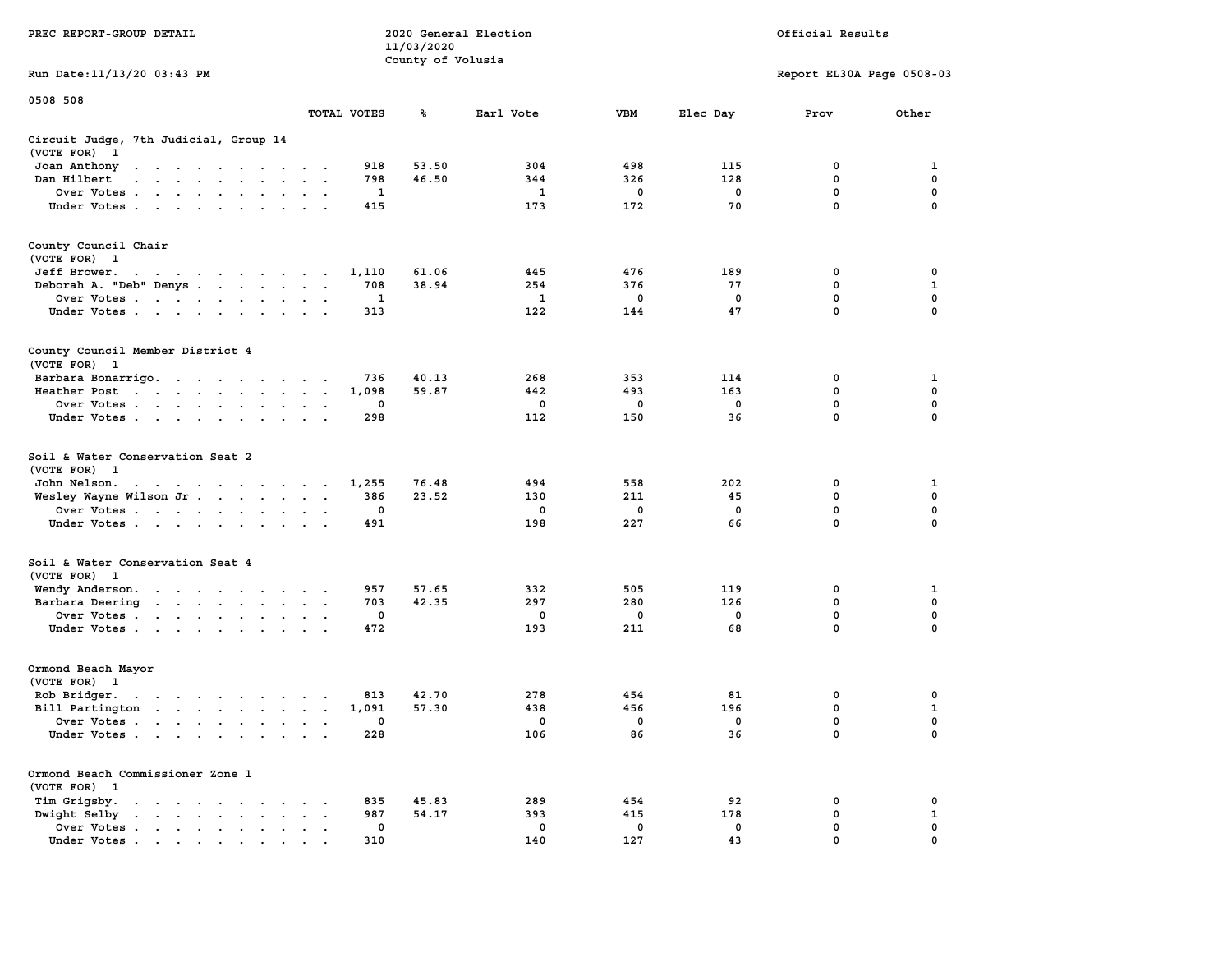PREC REPORT-GROUP DETAIL

2020 General Election
11/03/2020
County of Volusia

Official Results

Run Date:11/13/20 03:43 PM

Report EL30A Page 0508-03

0508 508

| | TOTAL VOTES | % | Earl Vote | VBM | Elec Day | Prov | Other |
|---|---|---|---|---|---|---|---|
| **Circuit Judge, 7th Judicial, Group 14** | | | | | | | |
| (VOTE FOR) 1 | | | | | | | |
| Joan Anthony | 918 | 53.50 | 304 | 498 | 115 | 0 | 1 |
| Dan Hilbert | 798 | 46.50 | 344 | 326 | 128 | 0 | 0 |
| Over Votes | 1 | | 1 | 0 | 0 | 0 | 0 |
| Under Votes | 415 | | 173 | 172 | 70 | 0 | 0 |
| **County Council Chair** | | | | | | | |
| (VOTE FOR) 1 | | | | | | | |
| Jeff Brower | 1,110 | 61.06 | 445 | 476 | 189 | 0 | 0 |
| Deborah A. "Deb" Denys | 708 | 38.94 | 254 | 376 | 77 | 0 | 1 |
| Over Votes | 1 | | 1 | 0 | 0 | 0 | 0 |
| Under Votes | 313 | | 122 | 144 | 47 | 0 | 0 |
| **County Council Member District 4** | | | | | | | |
| (VOTE FOR) 1 | | | | | | | |
| Barbara Bonarrigo | 736 | 40.13 | 268 | 353 | 114 | 0 | 1 |
| Heather Post | 1,098 | 59.87 | 442 | 493 | 163 | 0 | 0 |
| Over Votes | 0 | | 0 | 0 | 0 | 0 | 0 |
| Under Votes | 298 | | 112 | 150 | 36 | 0 | 0 |
| **Soil & Water Conservation Seat 2** | | | | | | | |
| (VOTE FOR) 1 | | | | | | | |
| John Nelson | 1,255 | 76.48 | 494 | 558 | 202 | 0 | 1 |
| Wesley Wayne Wilson Jr | 386 | 23.52 | 130 | 211 | 45 | 0 | 0 |
| Over Votes | 0 | | 0 | 0 | 0 | 0 | 0 |
| Under Votes | 491 | | 198 | 227 | 66 | 0 | 0 |
| **Soil & Water Conservation Seat 4** | | | | | | | |
| (VOTE FOR) 1 | | | | | | | |
| Wendy Anderson | 957 | 57.65 | 332 | 505 | 119 | 0 | 1 |
| Barbara Deering | 703 | 42.35 | 297 | 280 | 126 | 0 | 0 |
| Over Votes | 0 | | 0 | 0 | 0 | 0 | 0 |
| Under Votes | 472 | | 193 | 211 | 68 | 0 | 0 |
| **Ormond Beach Mayor** | | | | | | | |
| (VOTE FOR) 1 | | | | | | | |
| Rob Bridger | 813 | 42.70 | 278 | 454 | 81 | 0 | 0 |
| Bill Partington | 1,091 | 57.30 | 438 | 456 | 196 | 0 | 1 |
| Over Votes | 0 | | 0 | 0 | 0 | 0 | 0 |
| Under Votes | 228 | | 106 | 86 | 36 | 0 | 0 |
| **Ormond Beach Commissioner Zone 1** | | | | | | | |
| (VOTE FOR) 1 | | | | | | | |
| Tim Grigsby | 835 | 45.83 | 289 | 454 | 92 | 0 | 0 |
| Dwight Selby | 987 | 54.17 | 393 | 415 | 178 | 0 | 1 |
| Over Votes | 0 | | 0 | 0 | 0 | 0 | 0 |
| Under Votes | 310 | | 140 | 127 | 43 | 0 | 0 |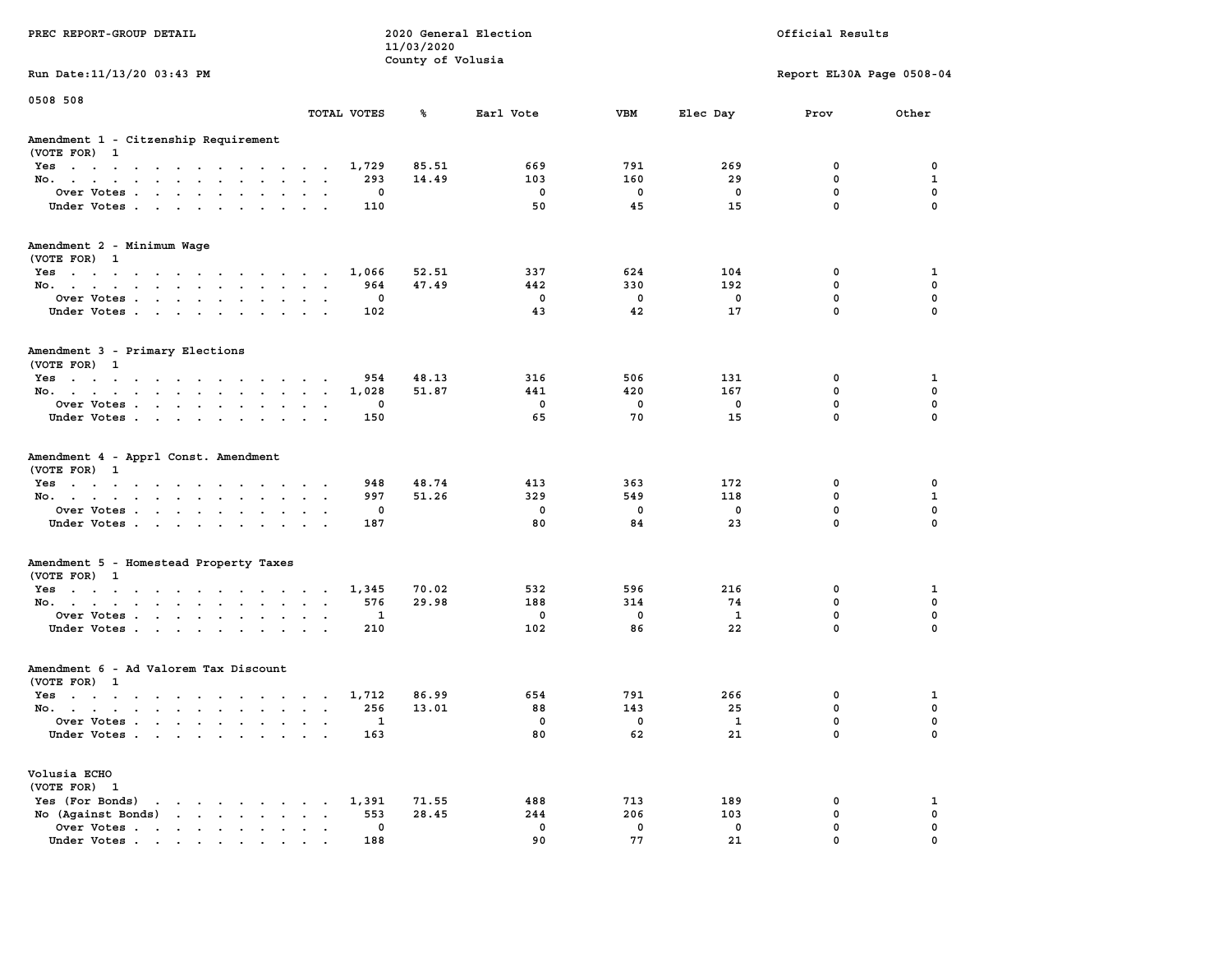PREC REPORT-GROUP DETAIL

2020 General Election
11/03/2020
County of Volusia

Official Results

Run Date:11/13/20 03:43 PM

Report EL30A Page 0508-04

0508 508

| | TOTAL VOTES | % | Earl Vote | VBM | Elec Day | Prov | Other |
|---|---|---|---|---|---|---|---|
| **Amendment 1 - Citzenship Requirement** | | | | | | | |
| (VOTE FOR) 1 | | | | | | | |
| Yes | 1,729 | 85.51 | 669 | 791 | 269 | 0 | 0 |
| No. | 293 | 14.49 | 103 | 160 | 29 | 0 | 1 |
| Over Votes | 0 | | 0 | 0 | 0 | 0 | 0 |
| Under Votes | 110 | | 50 | 45 | 15 | 0 | 0 |
| **Amendment 2 - Minimum Wage** | | | | | | | |
| (VOTE FOR) 1 | | | | | | | |
| Yes | 1,066 | 52.51 | 337 | 624 | 104 | 0 | 1 |
| No. | 964 | 47.49 | 442 | 330 | 192 | 0 | 0 |
| Over Votes | 0 | | 0 | 0 | 0 | 0 | 0 |
| Under Votes | 102 | | 43 | 42 | 17 | 0 | 0 |
| **Amendment 3 - Primary Elections** | | | | | | | |
| (VOTE FOR) 1 | | | | | | | |
| Yes | 954 | 48.13 | 316 | 506 | 131 | 0 | 1 |
| No. | 1,028 | 51.87 | 441 | 420 | 167 | 0 | 0 |
| Over Votes | 0 | | 0 | 0 | 0 | 0 | 0 |
| Under Votes | 150 | | 65 | 70 | 15 | 0 | 0 |
| **Amendment 4 - Apprl Const. Amendment** | | | | | | | |
| (VOTE FOR) 1 | | | | | | | |
| Yes | 948 | 48.74 | 413 | 363 | 172 | 0 | 0 |
| No. | 997 | 51.26 | 329 | 549 | 118 | 0 | 1 |
| Over Votes | 0 | | 0 | 0 | 0 | 0 | 0 |
| Under Votes | 187 | | 80 | 84 | 23 | 0 | 0 |
| **Amendment 5 - Homestead Property Taxes** | | | | | | | |
| (VOTE FOR) 1 | | | | | | | |
| Yes | 1,345 | 70.02 | 532 | 596 | 216 | 0 | 1 |
| No. | 576 | 29.98 | 188 | 314 | 74 | 0 | 0 |
| Over Votes | 1 | | 0 | 0 | 1 | 0 | 0 |
| Under Votes | 210 | | 102 | 86 | 22 | 0 | 0 |
| **Amendment 6 - Ad Valorem Tax Discount** | | | | | | | |
| (VOTE FOR) 1 | | | | | | | |
| Yes | 1,712 | 86.99 | 654 | 791 | 266 | 0 | 1 |
| No. | 256 | 13.01 | 88 | 143 | 25 | 0 | 0 |
| Over Votes | 1 | | 0 | 0 | 1 | 0 | 0 |
| Under Votes | 163 | | 80 | 62 | 21 | 0 | 0 |
| **Volusia ECHO** | | | | | | | |
| (VOTE FOR) 1 | | | | | | | |
| Yes (For Bonds) | 1,391 | 71.55 | 488 | 713 | 189 | 0 | 1 |
| No (Against Bonds) | 553 | 28.45 | 244 | 206 | 103 | 0 | 0 |
| Over Votes | 0 | | 0 | 0 | 0 | 0 | 0 |
| Under Votes | 188 | | 90 | 77 | 21 | 0 | 0 |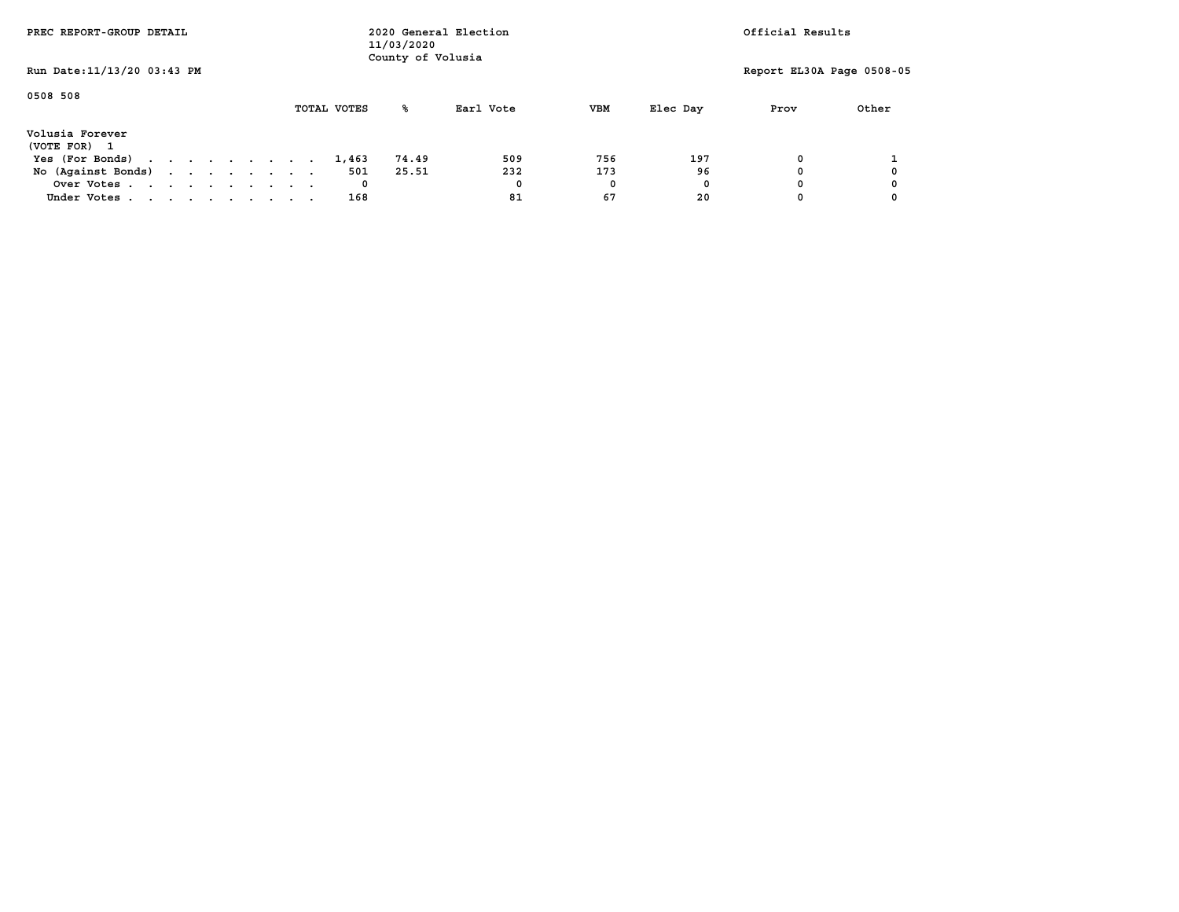PREC REPORT-GROUP DETAIL

2020 General Election
11/03/2020
County of Volusia

Official Results

Run Date:11/13/20 03:43 PM

Report EL30A Page 0508-05

0508 508

**Volusia Forever**
(VOTE FOR) 1

| | TOTAL VOTES | % | Earl Vote | VBM | Elec Day | Prov | Other |
|---|---|---|---|---|---|---|---|
| Yes (For Bonds) | 1,463 | 74.49 | 509 | 756 | 197 | 0 | 1 |
| No (Against Bonds) | 501 | 25.51 | 232 | 173 | 96 | 0 | 0 |
| Over Votes | 0 | | 0 | 0 | 0 | 0 | 0 |
| Under Votes | 168 | | 81 | 67 | 20 | 0 | 0 |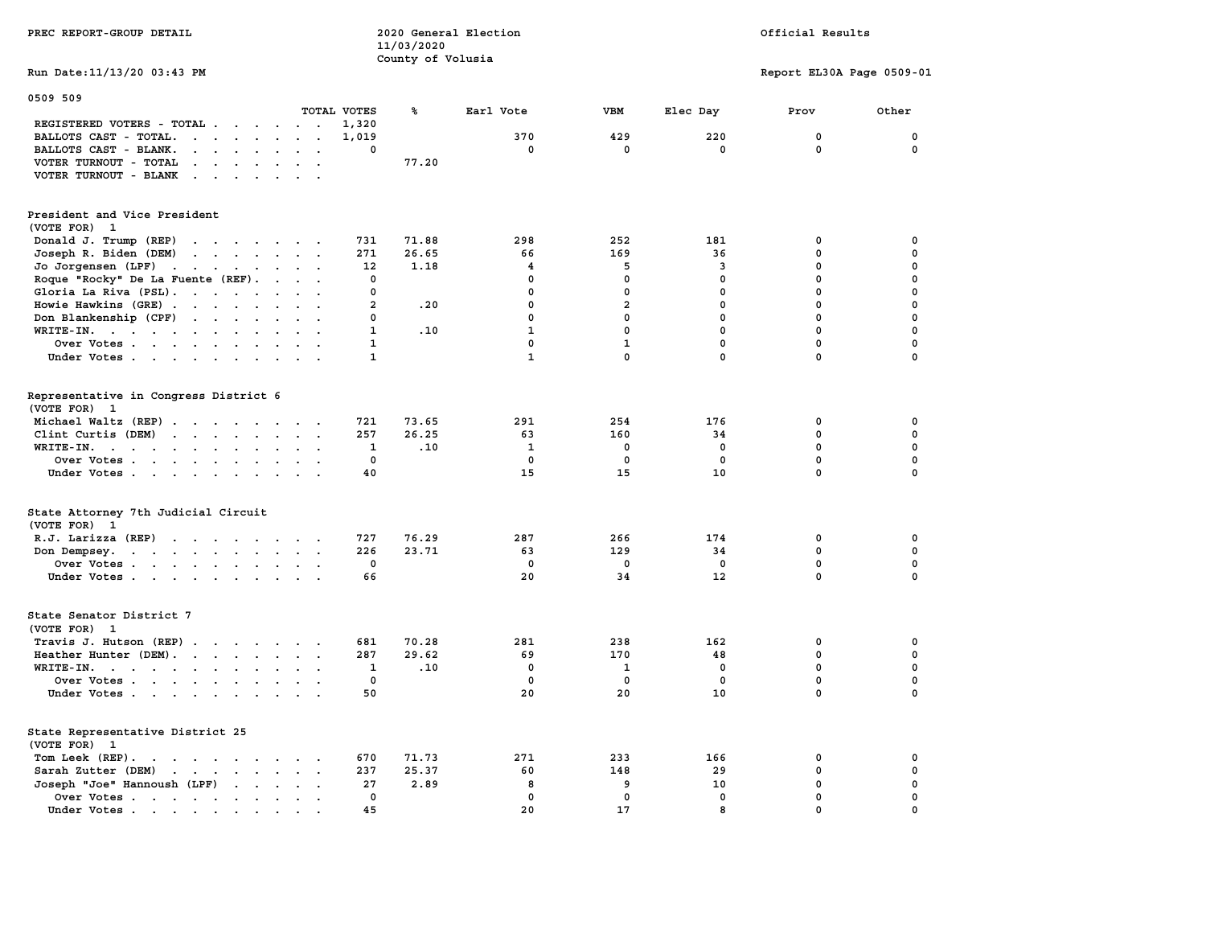PREC REPORT-GROUP DETAIL

2020 General Election
11/03/2020
County of Volusia

Official Results

Run Date:11/13/20 03:43 PM

Report EL30A Page 0509-01

0509 509

| | TOTAL VOTES | % | Earl Vote | VBM | Elec Day | Prov | Other |
|---|---|---|---|---|---|---|---|
| REGISTERED VOTERS - TOTAL | 1,320 | | | | | | |
| BALLOTS CAST - TOTAL. | 1,019 | | 370 | 429 | 220 | 0 | 0 |
| BALLOTS CAST - BLANK. | 0 | | 0 | 0 | 0 | 0 | 0 |
| VOTER TURNOUT - TOTAL | | 77.20 | | | | | |
| VOTER TURNOUT - BLANK | | | | | | | |

**President and Vice President**
(VOTE FOR) 1

| | TOTAL VOTES | % | Earl Vote | VBM | Elec Day | Prov | Other |
|---|---|---|---|---|---|---|---|
| Donald J. Trump (REP) | 731 | 71.88 | 298 | 252 | 181 | 0 | 0 |
| Joseph R. Biden (DEM) | 271 | 26.65 | 66 | 169 | 36 | 0 | 0 |
| Jo Jorgensen (LPF) | 12 | 1.18 | 4 | 5 | 3 | 0 | 0 |
| Roque "Rocky" De La Fuente (REF). | 0 | | 0 | 0 | 0 | 0 | 0 |
| Gloria La Riva (PSL). | 0 | | 0 | 0 | 0 | 0 | 0 |
| Howie Hawkins (GRE) | 2 | .20 | 0 | 2 | 0 | 0 | 0 |
| Don Blankenship (CPF) | 0 | | 0 | 0 | 0 | 0 | 0 |
| WRITE-IN. | 1 | .10 | 1 | 0 | 0 | 0 | 0 |
| Over Votes | 1 | | 0 | 1 | 0 | 0 | 0 |
| Under Votes | 1 | | 1 | 0 | 0 | 0 | 0 |

**Representative in Congress District 6**
(VOTE FOR) 1

| | TOTAL VOTES | % | Earl Vote | VBM | Elec Day | Prov | Other |
|---|---|---|---|---|---|---|---|
| Michael Waltz (REP) | 721 | 73.65 | 291 | 254 | 176 | 0 | 0 |
| Clint Curtis (DEM) | 257 | 26.25 | 63 | 160 | 34 | 0 | 0 |
| WRITE-IN. | 1 | .10 | 1 | 0 | 0 | 0 | 0 |
| Over Votes | 0 | | 0 | 0 | 0 | 0 | 0 |
| Under Votes | 40 | | 15 | 15 | 10 | 0 | 0 |

**State Attorney 7th Judicial Circuit**
(VOTE FOR) 1

| | TOTAL VOTES | % | Earl Vote | VBM | Elec Day | Prov | Other |
|---|---|---|---|---|---|---|---|
| R.J. Larizza (REP) | 727 | 76.29 | 287 | 266 | 174 | 0 | 0 |
| Don Dempsey. | 226 | 23.71 | 63 | 129 | 34 | 0 | 0 |
| Over Votes | 0 | | 0 | 0 | 0 | 0 | 0 |
| Under Votes | 66 | | 20 | 34 | 12 | 0 | 0 |

**State Senator District 7**
(VOTE FOR) 1

| | TOTAL VOTES | % | Earl Vote | VBM | Elec Day | Prov | Other |
|---|---|---|---|---|---|---|---|
| Travis J. Hutson (REP) | 681 | 70.28 | 281 | 238 | 162 | 0 | 0 |
| Heather Hunter (DEM). | 287 | 29.62 | 69 | 170 | 48 | 0 | 0 |
| WRITE-IN. | 1 | .10 | 0 | 1 | 0 | 0 | 0 |
| Over Votes | 0 | | 0 | 0 | 0 | 0 | 0 |
| Under Votes | 50 | | 20 | 20 | 10 | 0 | 0 |

**State Representative District 25**
(VOTE FOR) 1

| | TOTAL VOTES | % | Earl Vote | VBM | Elec Day | Prov | Other |
|---|---|---|---|---|---|---|---|
| Tom Leek (REP). | 670 | 71.73 | 271 | 233 | 166 | 0 | 0 |
| Sarah Zutter (DEM) | 237 | 25.37 | 60 | 148 | 29 | 0 | 0 |
| Joseph "Joe" Hannoush (LPF) | 27 | 2.89 | 8 | 9 | 10 | 0 | 0 |
| Over Votes | 0 | | 0 | 0 | 0 | 0 | 0 |
| Under Votes | 45 | | 20 | 17 | 8 | 0 | 0 |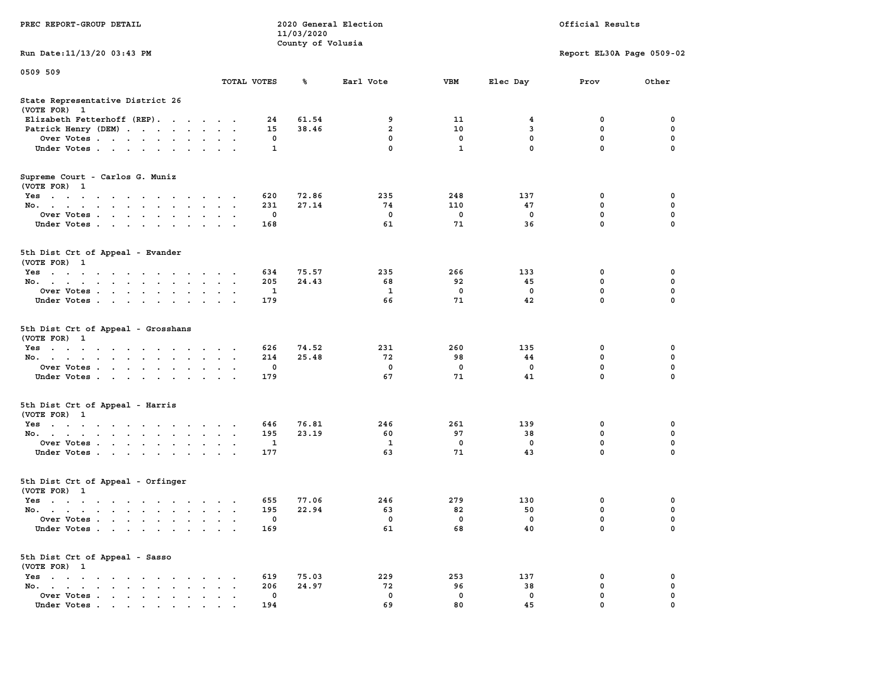PREC REPORT-GROUP DETAIL

2020 General Election
11/03/2020
County of Volusia

Official Results

Run Date:11/13/20 03:43 PM

Report EL30A Page 0509-02

0509 509

| | TOTAL VOTES | % | Earl Vote | VBM | Elec Day | Prov | Other |
|---|---|---|---|---|---|---|---|
| **State Representative District 26** | | | | | | | |
| (VOTE FOR) 1 | | | | | | | |
| Elizabeth Fetterhoff (REP). . . . . . . | 24 | 61.54 | 9 | 11 | 4 | 0 | 0 |
| Patrick Henry (DEM) . . . . . . . . . | 15 | 38.46 | 2 | 10 | 3 | 0 | 0 |
| Over Votes . . . . . . . . . . . | 0 | | 0 | 0 | 0 | 0 | 0 |
| Under Votes . . . . . . . . . . . | 1 | | 0 | 1 | 0 | 0 | 0 |
| **Supreme Court - Carlos G. Muniz** | | | | | | | |
| (VOTE FOR) 1 | | | | | | | |
| Yes . . . . . . . . . . . . . . | 620 | 72.86 | 235 | 248 | 137 | 0 | 0 |
| No. . . . . . . . . . . . . . . | 231 | 27.14 | 74 | 110 | 47 | 0 | 0 |
| Over Votes . . . . . . . . . . . | 0 | | 0 | 0 | 0 | 0 | 0 |
| Under Votes . . . . . . . . . . . | 168 | | 61 | 71 | 36 | 0 | 0 |
| **5th Dist Crt of Appeal - Evander** | | | | | | | |
| (VOTE FOR) 1 | | | | | | | |
| Yes . . . . . . . . . . . . . . | 634 | 75.57 | 235 | 266 | 133 | 0 | 0 |
| No. . . . . . . . . . . . . . . | 205 | 24.43 | 68 | 92 | 45 | 0 | 0 |
| Over Votes . . . . . . . . . . . | 1 | | 1 | 0 | 0 | 0 | 0 |
| Under Votes . . . . . . . . . . . | 179 | | 66 | 71 | 42 | 0 | 0 |
| **5th Dist Crt of Appeal - Grosshans** | | | | | | | |
| (VOTE FOR) 1 | | | | | | | |
| Yes . . . . . . . . . . . . . . | 626 | 74.52 | 231 | 260 | 135 | 0 | 0 |
| No. . . . . . . . . . . . . . . | 214 | 25.48 | 72 | 98 | 44 | 0 | 0 |
| Over Votes . . . . . . . . . . . | 0 | | 0 | 0 | 0 | 0 | 0 |
| Under Votes . . . . . . . . . . . | 179 | | 67 | 71 | 41 | 0 | 0 |
| **5th Dist Crt of Appeal - Harris** | | | | | | | |
| (VOTE FOR) 1 | | | | | | | |
| Yes . . . . . . . . . . . . . . | 646 | 76.81 | 246 | 261 | 139 | 0 | 0 |
| No. . . . . . . . . . . . . . . | 195 | 23.19 | 60 | 97 | 38 | 0 | 0 |
| Over Votes . . . . . . . . . . . | 1 | | 1 | 0 | 0 | 0 | 0 |
| Under Votes . . . . . . . . . . . | 177 | | 63 | 71 | 43 | 0 | 0 |
| **5th Dist Crt of Appeal - Orfinger** | | | | | | | |
| (VOTE FOR) 1 | | | | | | | |
| Yes . . . . . . . . . . . . . . | 655 | 77.06 | 246 | 279 | 130 | 0 | 0 |
| No. . . . . . . . . . . . . . . | 195 | 22.94 | 63 | 82 | 50 | 0 | 0 |
| Over Votes . . . . . . . . . . . | 0 | | 0 | 0 | 0 | 0 | 0 |
| Under Votes . . . . . . . . . . . | 169 | | 61 | 68 | 40 | 0 | 0 |
| **5th Dist Crt of Appeal - Sasso** | | | | | | | |
| (VOTE FOR) 1 | | | | | | | |
| Yes . . . . . . . . . . . . . . | 619 | 75.03 | 229 | 253 | 137 | 0 | 0 |
| No. . . . . . . . . . . . . . . | 206 | 24.97 | 72 | 96 | 38 | 0 | 0 |
| Over Votes . . . . . . . . . . . | 0 | | 0 | 0 | 0 | 0 | 0 |
| Under Votes . . . . . . . . . . . | 194 | | 69 | 80 | 45 | 0 | 0 |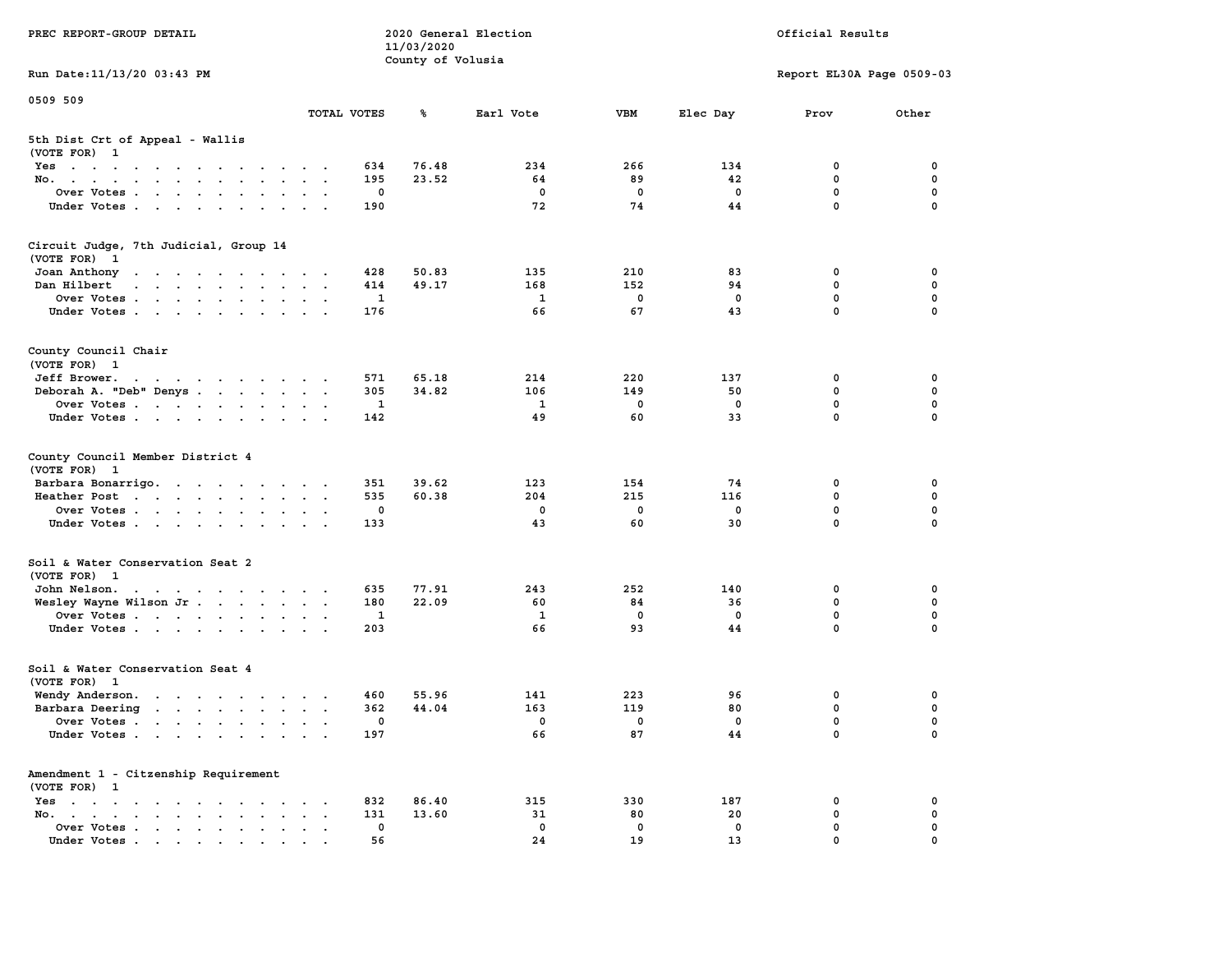PREC REPORT-GROUP DETAIL

2020 General Election
11/03/2020
County of Volusia

Official Results

Run Date:11/13/20 03:43 PM

Report EL30A Page 0509-03

0509 509

| | TOTAL VOTES | % | Earl Vote | VBM | Elec Day | Prov | Other |
|---|---|---|---|---|---|---|---|
| **5th Dist Crt of Appeal - Wallis** | | | | | | | |
| (VOTE FOR) 1 | | | | | | | |
| Yes | 634 | 76.48 | 234 | 266 | 134 | 0 | 0 |
| No. | 195 | 23.52 | 64 | 89 | 42 | 0 | 0 |
| Over Votes | 0 | | 0 | 0 | 0 | 0 | 0 |
| Under Votes | 190 | | 72 | 74 | 44 | 0 | 0 |
| **Circuit Judge, 7th Judicial, Group 14** | | | | | | | |
| (VOTE FOR) 1 | | | | | | | |
| Joan Anthony | 428 | 50.83 | 135 | 210 | 83 | 0 | 0 |
| Dan Hilbert | 414 | 49.17 | 168 | 152 | 94 | 0 | 0 |
| Over Votes | 1 | | 1 | 0 | 0 | 0 | 0 |
| Under Votes | 176 | | 66 | 67 | 43 | 0 | 0 |
| **County Council Chair** | | | | | | | |
| (VOTE FOR) 1 | | | | | | | |
| Jeff Brower. | 571 | 65.18 | 214 | 220 | 137 | 0 | 0 |
| Deborah A. "Deb" Denys | 305 | 34.82 | 106 | 149 | 50 | 0 | 0 |
| Over Votes | 1 | | 1 | 0 | 0 | 0 | 0 |
| Under Votes | 142 | | 49 | 60 | 33 | 0 | 0 |
| **County Council Member District 4** | | | | | | | |
| (VOTE FOR) 1 | | | | | | | |
| Barbara Bonarrigo. | 351 | 39.62 | 123 | 154 | 74 | 0 | 0 |
| Heather Post | 535 | 60.38 | 204 | 215 | 116 | 0 | 0 |
| Over Votes | 0 | | 0 | 0 | 0 | 0 | 0 |
| Under Votes | 133 | | 43 | 60 | 30 | 0 | 0 |
| **Soil & Water Conservation Seat 2** | | | | | | | |
| (VOTE FOR) 1 | | | | | | | |
| John Nelson. | 635 | 77.91 | 243 | 252 | 140 | 0 | 0 |
| Wesley Wayne Wilson Jr | 180 | 22.09 | 60 | 84 | 36 | 0 | 0 |
| Over Votes | 1 | | 1 | 0 | 0 | 0 | 0 |
| Under Votes | 203 | | 66 | 93 | 44 | 0 | 0 |
| **Soil & Water Conservation Seat 4** | | | | | | | |
| (VOTE FOR) 1 | | | | | | | |
| Wendy Anderson. | 460 | 55.96 | 141 | 223 | 96 | 0 | 0 |
| Barbara Deering | 362 | 44.04 | 163 | 119 | 80 | 0 | 0 |
| Over Votes | 0 | | 0 | 0 | 0 | 0 | 0 |
| Under Votes | 197 | | 66 | 87 | 44 | 0 | 0 |
| **Amendment 1 - Citzenship Requirement** | | | | | | | |
| (VOTE FOR) 1 | | | | | | | |
| Yes | 832 | 86.40 | 315 | 330 | 187 | 0 | 0 |
| No. | 131 | 13.60 | 31 | 80 | 20 | 0 | 0 |
| Over Votes | 0 | | 0 | 0 | 0 | 0 | 0 |
| Under Votes | 56 | | 24 | 19 | 13 | 0 | 0 |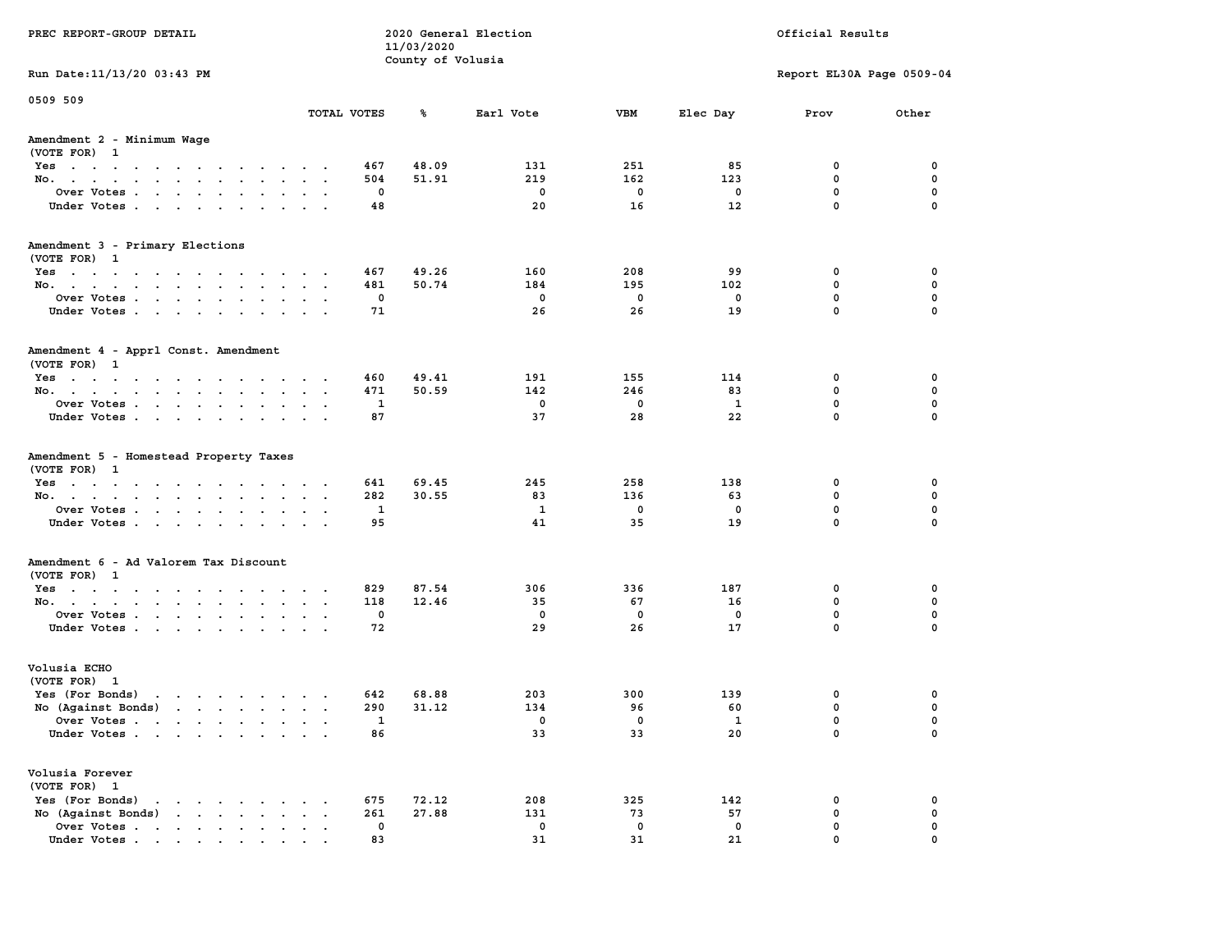PREC REPORT-GROUP DETAIL

2020 General Election
11/03/2020
County of Volusia

Official Results

Run Date:11/13/20 03:43 PM

Report EL30A Page 0509-04

0509 509

| | TOTAL VOTES | % | Earl Vote | VBM | Elec Day | Prov | Other |
|---|---|---|---|---|---|---|---|
| **Amendment 2 - Minimum Wage** | | | | | | | |
| (VOTE FOR) 1 | | | | | | | |
| Yes | 467 | 48.09 | 131 | 251 | 85 | 0 | 0 |
| No. | 504 | 51.91 | 219 | 162 | 123 | 0 | 0 |
| Over Votes | 0 | | 0 | 0 | 0 | 0 | 0 |
| Under Votes | 48 | | 20 | 16 | 12 | 0 | 0 |
| **Amendment 3 - Primary Elections** | | | | | | | |
| (VOTE FOR) 1 | | | | | | | |
| Yes | 467 | 49.26 | 160 | 208 | 99 | 0 | 0 |
| No. | 481 | 50.74 | 184 | 195 | 102 | 0 | 0 |
| Over Votes | 0 | | 0 | 0 | 0 | 0 | 0 |
| Under Votes | 71 | | 26 | 26 | 19 | 0 | 0 |
| **Amendment 4 - Apprl Const. Amendment** | | | | | | | |
| (VOTE FOR) 1 | | | | | | | |
| Yes | 460 | 49.41 | 191 | 155 | 114 | 0 | 0 |
| No. | 471 | 50.59 | 142 | 246 | 83 | 0 | 0 |
| Over Votes | 1 | | 0 | 0 | 1 | 0 | 0 |
| Under Votes | 87 | | 37 | 28 | 22 | 0 | 0 |
| **Amendment 5 - Homestead Property Taxes** | | | | | | | |
| (VOTE FOR) 1 | | | | | | | |
| Yes | 641 | 69.45 | 245 | 258 | 138 | 0 | 0 |
| No. | 282 | 30.55 | 83 | 136 | 63 | 0 | 0 |
| Over Votes | 1 | | 1 | 0 | 0 | 0 | 0 |
| Under Votes | 95 | | 41 | 35 | 19 | 0 | 0 |
| **Amendment 6 - Ad Valorem Tax Discount** | | | | | | | |
| (VOTE FOR) 1 | | | | | | | |
| Yes | 829 | 87.54 | 306 | 336 | 187 | 0 | 0 |
| No. | 118 | 12.46 | 35 | 67 | 16 | 0 | 0 |
| Over Votes | 0 | | 0 | 0 | 0 | 0 | 0 |
| Under Votes | 72 | | 29 | 26 | 17 | 0 | 0 |
| **Volusia ECHO** | | | | | | | |
| (VOTE FOR) 1 | | | | | | | |
| Yes (For Bonds) | 642 | 68.88 | 203 | 300 | 139 | 0 | 0 |
| No (Against Bonds) | 290 | 31.12 | 134 | 96 | 60 | 0 | 0 |
| Over Votes | 1 | | 0 | 0 | 1 | 0 | 0 |
| Under Votes | 86 | | 33 | 33 | 20 | 0 | 0 |
| **Volusia Forever** | | | | | | | |
| (VOTE FOR) 1 | | | | | | | |
| Yes (For Bonds) | 675 | 72.12 | 208 | 325 | 142 | 0 | 0 |
| No (Against Bonds) | 261 | 27.88 | 131 | 73 | 57 | 0 | 0 |
| Over Votes | 0 | | 0 | 0 | 0 | 0 | 0 |
| Under Votes | 83 | | 31 | 31 | 21 | 0 | 0 |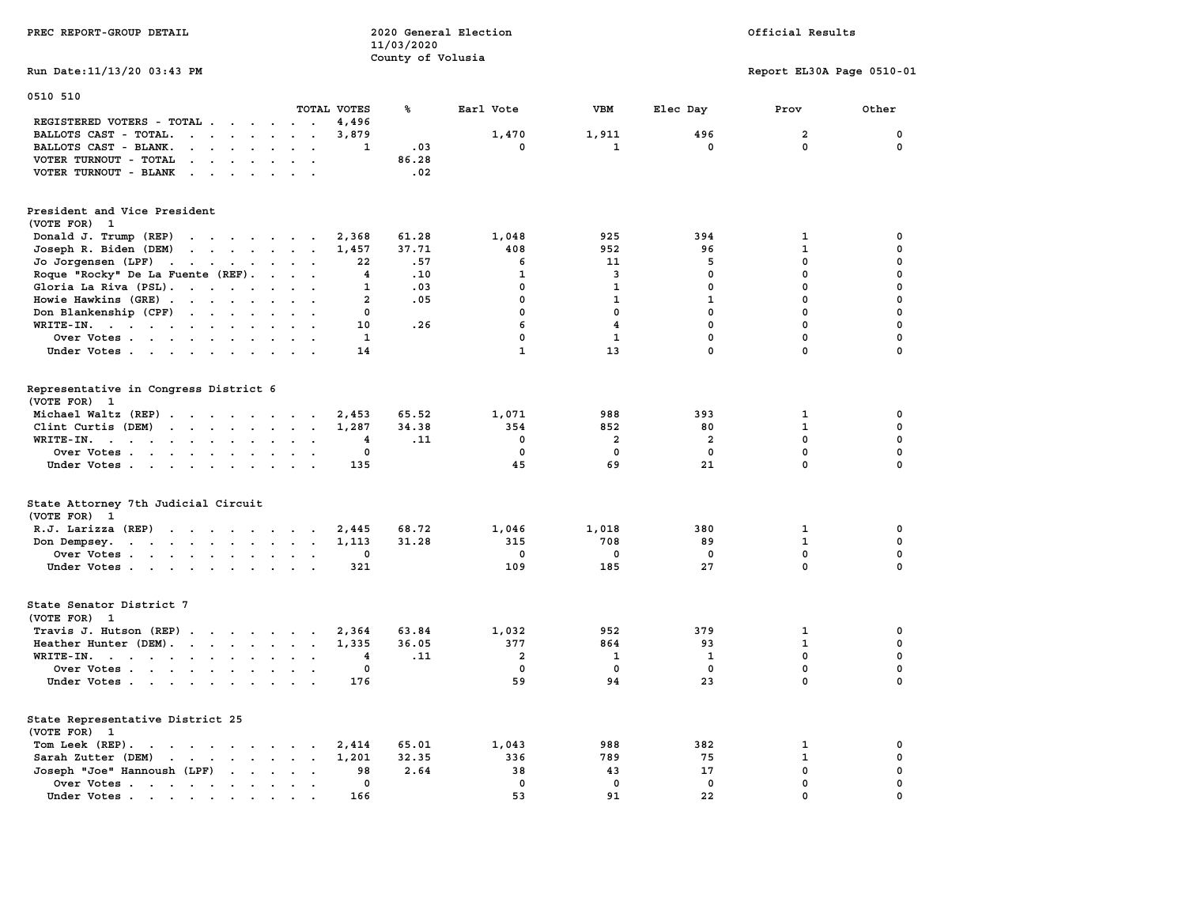PREC REPORT-GROUP DETAIL

2020 General Election
11/03/2020
County of Volusia

Official Results

Run Date:11/13/20 03:43 PM

Report EL30A Page 0510-01

0510 510

| | TOTAL VOTES | % | Earl Vote | VBM | Elec Day | Prov | Other |
|---|---|---|---|---|---|---|---|
| REGISTERED VOTERS - TOTAL | 4,496 | | | | | | |
| BALLOTS CAST - TOTAL. | 3,879 | | 1,470 | 1,911 | 496 | 2 | 0 |
| BALLOTS CAST - BLANK. | 1 | .03 | 0 | 1 | 0 | 0 | 0 |
| VOTER TURNOUT - TOTAL | | 86.28 | | | | | |
| VOTER TURNOUT - BLANK | | .02 | | | | | |

**President and Vice President**
(VOTE FOR) 1

| | TOTAL VOTES | % | Earl Vote | VBM | Elec Day | Prov | Other |
|---|---|---|---|---|---|---|---|
| Donald J. Trump (REP) | 2,368 | 61.28 | 1,048 | 925 | 394 | 1 | 0 |
| Joseph R. Biden (DEM) | 1,457 | 37.71 | 408 | 952 | 96 | 1 | 0 |
| Jo Jorgensen (LPF) | 22 | .57 | 6 | 11 | 5 | 0 | 0 |
| Roque "Rocky" De La Fuente (REF) | 4 | .10 | 1 | 3 | 0 | 0 | 0 |
| Gloria La Riva (PSL) | 1 | .03 | 0 | 1 | 0 | 0 | 0 |
| Howie Hawkins (GRE) | 2 | .05 | 0 | 1 | 1 | 0 | 0 |
| Don Blankenship (CPF) | 0 | | 0 | 0 | 0 | 0 | 0 |
| WRITE-IN. | 10 | .26 | 6 | 4 | 0 | 0 | 0 |
| Over Votes | 1 | | 0 | 1 | 0 | 0 | 0 |
| Under Votes | 14 | | 1 | 13 | 0 | 0 | 0 |

**Representative in Congress District 6**
(VOTE FOR) 1

| | TOTAL VOTES | % | Earl Vote | VBM | Elec Day | Prov | Other |
|---|---|---|---|---|---|---|---|
| Michael Waltz (REP) | 2,453 | 65.52 | 1,071 | 988 | 393 | 1 | 0 |
| Clint Curtis (DEM) | 1,287 | 34.38 | 354 | 852 | 80 | 1 | 0 |
| WRITE-IN. | 4 | .11 | 0 | 2 | 2 | 0 | 0 |
| Over Votes | 0 | | 0 | 0 | 0 | 0 | 0 |
| Under Votes | 135 | | 45 | 69 | 21 | 0 | 0 |

**State Attorney 7th Judicial Circuit**
(VOTE FOR) 1

| | TOTAL VOTES | % | Earl Vote | VBM | Elec Day | Prov | Other |
|---|---|---|---|---|---|---|---|
| R.J. Larizza (REP) | 2,445 | 68.72 | 1,046 | 1,018 | 380 | 1 | 0 |
| Don Dempsey. | 1,113 | 31.28 | 315 | 708 | 89 | 1 | 0 |
| Over Votes | 0 | | 0 | 0 | 0 | 0 | 0 |
| Under Votes | 321 | | 109 | 185 | 27 | 0 | 0 |

**State Senator District 7**
(VOTE FOR) 1

| | TOTAL VOTES | % | Earl Vote | VBM | Elec Day | Prov | Other |
|---|---|---|---|---|---|---|---|
| Travis J. Hutson (REP) | 2,364 | 63.84 | 1,032 | 952 | 379 | 1 | 0 |
| Heather Hunter (DEM). | 1,335 | 36.05 | 377 | 864 | 93 | 1 | 0 |
| WRITE-IN. | 4 | .11 | 2 | 1 | 1 | 0 | 0 |
| Over Votes | 0 | | 0 | 0 | 0 | 0 | 0 |
| Under Votes | 176 | | 59 | 94 | 23 | 0 | 0 |

**State Representative District 25**
(VOTE FOR) 1

| | TOTAL VOTES | % | Earl Vote | VBM | Elec Day | Prov | Other |
|---|---|---|---|---|---|---|---|
| Tom Leek (REP). | 2,414 | 65.01 | 1,043 | 988 | 382 | 1 | 0 |
| Sarah Zutter (DEM) | 1,201 | 32.35 | 336 | 789 | 75 | 1 | 0 |
| Joseph "Joe" Hannoush (LPF) | 98 | 2.64 | 38 | 43 | 17 | 0 | 0 |
| Over Votes | 0 | | 0 | 0 | 0 | 0 | 0 |
| Under Votes | 166 | | 53 | 91 | 22 | 0 | 0 |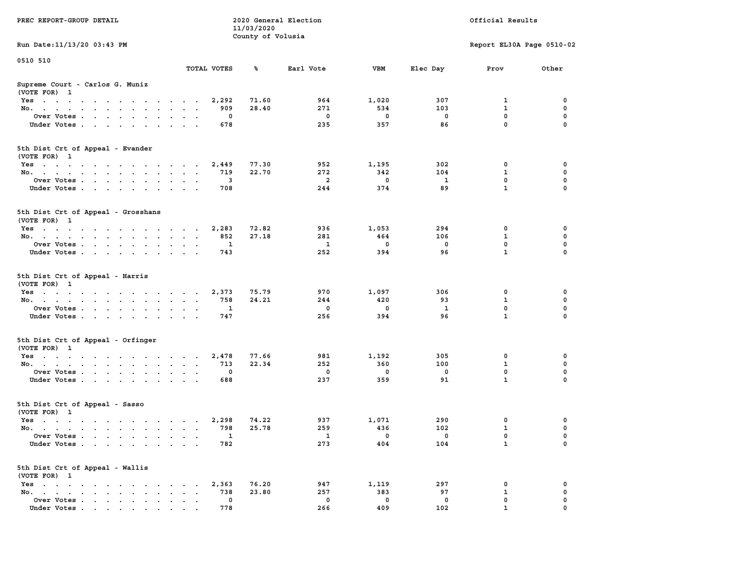PREC REPORT-GROUP DETAIL

2020 General Election
11/03/2020
County of Volusia

Official Results

Run Date:11/13/20 03:43 PM

Report EL30A Page 0510-02

0510 510

## Supreme Court - Carlos G. Muniz
(VOTE FOR) 1

| | TOTAL VOTES | % | Earl Vote | VBM | Elec Day | Prov | Other |
|---|---|---|---|---|---|---|---|
| Yes | 2,292 | 71.60 | 964 | 1,020 | 307 | 1 | 0 |
| No. | 909 | 28.40 | 271 | 534 | 103 | 1 | 0 |
| Over Votes | 0 | | 0 | 0 | 0 | 0 | 0 |
| Under Votes | 678 | | 235 | 357 | 86 | 0 | 0 |

## 5th Dist Crt of Appeal - Evander
(VOTE FOR) 1

| | TOTAL VOTES | % | Earl Vote | VBM | Elec Day | Prov | Other |
|---|---|---|---|---|---|---|---|
| Yes | 2,449 | 77.30 | 952 | 1,195 | 302 | 0 | 0 |
| No. | 719 | 22.70 | 272 | 342 | 104 | 1 | 0 |
| Over Votes | 3 | | 2 | 0 | 1 | 0 | 0 |
| Under Votes | 708 | | 244 | 374 | 89 | 1 | 0 |

## 5th Dist Crt of Appeal - Grosshans
(VOTE FOR) 1

| | TOTAL VOTES | % | Earl Vote | VBM | Elec Day | Prov | Other |
|---|---|---|---|---|---|---|---|
| Yes | 2,283 | 72.82 | 936 | 1,053 | 294 | 0 | 0 |
| No. | 852 | 27.18 | 281 | 464 | 106 | 1 | 0 |
| Over Votes | 1 | | 1 | 0 | 0 | 0 | 0 |
| Under Votes | 743 | | 252 | 394 | 96 | 1 | 0 |

## 5th Dist Crt of Appeal - Harris
(VOTE FOR) 1

| | TOTAL VOTES | % | Earl Vote | VBM | Elec Day | Prov | Other |
|---|---|---|---|---|---|---|---|
| Yes | 2,373 | 75.79 | 970 | 1,097 | 306 | 0 | 0 |
| No. | 758 | 24.21 | 244 | 420 | 93 | 1 | 0 |
| Over Votes | 1 | | 0 | 0 | 1 | 0 | 0 |
| Under Votes | 747 | | 256 | 394 | 96 | 1 | 0 |

## 5th Dist Crt of Appeal - Orfinger
(VOTE FOR) 1

| | TOTAL VOTES | % | Earl Vote | VBM | Elec Day | Prov | Other |
|---|---|---|---|---|---|---|---|
| Yes | 2,478 | 77.66 | 981 | 1,192 | 305 | 0 | 0 |
| No. | 713 | 22.34 | 252 | 360 | 100 | 1 | 0 |
| Over Votes | 0 | | 0 | 0 | 0 | 0 | 0 |
| Under Votes | 688 | | 237 | 359 | 91 | 1 | 0 |

## 5th Dist Crt of Appeal - Sasso
(VOTE FOR) 1

| | TOTAL VOTES | % | Earl Vote | VBM | Elec Day | Prov | Other |
|---|---|---|---|---|---|---|---|
| Yes | 2,298 | 74.22 | 937 | 1,071 | 290 | 0 | 0 |
| No. | 798 | 25.78 | 259 | 436 | 102 | 1 | 0 |
| Over Votes | 1 | | 1 | 0 | 0 | 0 | 0 |
| Under Votes | 782 | | 273 | 404 | 104 | 1 | 0 |

## 5th Dist Crt of Appeal - Wallis
(VOTE FOR) 1

| | TOTAL VOTES | % | Earl Vote | VBM | Elec Day | Prov | Other |
|---|---|---|---|---|---|---|---|
| Yes | 2,363 | 76.20 | 947 | 1,119 | 297 | 0 | 0 |
| No. | 738 | 23.80 | 257 | 383 | 97 | 1 | 0 |
| Over Votes | 0 | | 0 | 0 | 0 | 0 | 0 |
| Under Votes | 778 | | 266 | 409 | 102 | 1 | 0 |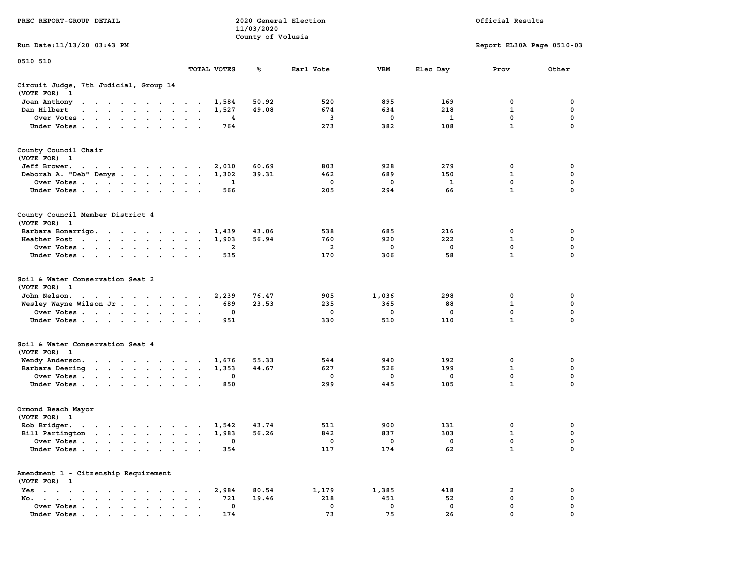PREC REPORT-GROUP DETAIL

2020 General Election
11/03/2020
County of Volusia

Official Results

Run Date:11/13/20 03:43 PM

Report EL30A Page 0510-03

0510 510

| | TOTAL VOTES | % | Earl Vote | VBM | Elec Day | Prov | Other |
|---|---|---|---|---|---|---|---|
| **Circuit Judge, 7th Judicial, Group 14** | | | | | | | |
| (VOTE FOR) 1 | | | | | | | |
| Joan Anthony | 1,584 | 50.92 | 520 | 895 | 169 | 0 | 0 |
| Dan Hilbert | 1,527 | 49.08 | 674 | 634 | 218 | 1 | 0 |
| Over Votes | 4 | | 3 | 0 | 1 | 0 | 0 |
| Under Votes | 764 | | 273 | 382 | 108 | 1 | 0 |
| **County Council Chair** | | | | | | | |
| (VOTE FOR) 1 | | | | | | | |
| Jeff Brower | 2,010 | 60.69 | 803 | 928 | 279 | 0 | 0 |
| Deborah A. "Deb" Denys | 1,302 | 39.31 | 462 | 689 | 150 | 1 | 0 |
| Over Votes | 1 | | 0 | 0 | 1 | 0 | 0 |
| Under Votes | 566 | | 205 | 294 | 66 | 1 | 0 |
| **County Council Member District 4** | | | | | | | |
| (VOTE FOR) 1 | | | | | | | |
| Barbara Bonarrigo | 1,439 | 43.06 | 538 | 685 | 216 | 0 | 0 |
| Heather Post | 1,903 | 56.94 | 760 | 920 | 222 | 1 | 0 |
| Over Votes | 2 | | 2 | 0 | 0 | 0 | 0 |
| Under Votes | 535 | | 170 | 306 | 58 | 1 | 0 |
| **Soil & Water Conservation Seat 2** | | | | | | | |
| (VOTE FOR) 1 | | | | | | | |
| John Nelson | 2,239 | 76.47 | 905 | 1,036 | 298 | 0 | 0 |
| Wesley Wayne Wilson Jr | 689 | 23.53 | 235 | 365 | 88 | 1 | 0 |
| Over Votes | 0 | | 0 | 0 | 0 | 0 | 0 |
| Under Votes | 951 | | 330 | 510 | 110 | 1 | 0 |
| **Soil & Water Conservation Seat 4** | | | | | | | |
| (VOTE FOR) 1 | | | | | | | |
| Wendy Anderson | 1,676 | 55.33 | 544 | 940 | 192 | 0 | 0 |
| Barbara Deering | 1,353 | 44.67 | 627 | 526 | 199 | 1 | 0 |
| Over Votes | 0 | | 0 | 0 | 0 | 0 | 0 |
| Under Votes | 850 | | 299 | 445 | 105 | 1 | 0 |
| **Ormond Beach Mayor** | | | | | | | |
| (VOTE FOR) 1 | | | | | | | |
| Rob Bridger | 1,542 | 43.74 | 511 | 900 | 131 | 0 | 0 |
| Bill Partington | 1,983 | 56.26 | 842 | 837 | 303 | 1 | 0 |
| Over Votes | 0 | | 0 | 0 | 0 | 0 | 0 |
| Under Votes | 354 | | 117 | 174 | 62 | 1 | 0 |
| **Amendment 1 - Citizenship Requirement** | | | | | | | |
| (VOTE FOR) 1 | | | | | | | |
| Yes | 2,984 | 80.54 | 1,179 | 1,385 | 418 | 2 | 0 |
| No | 721 | 19.46 | 218 | 451 | 52 | 0 | 0 |
| Over Votes | 0 | | 0 | 0 | 0 | 0 | 0 |
| Under Votes | 174 | | 73 | 75 | 26 | 0 | 0 |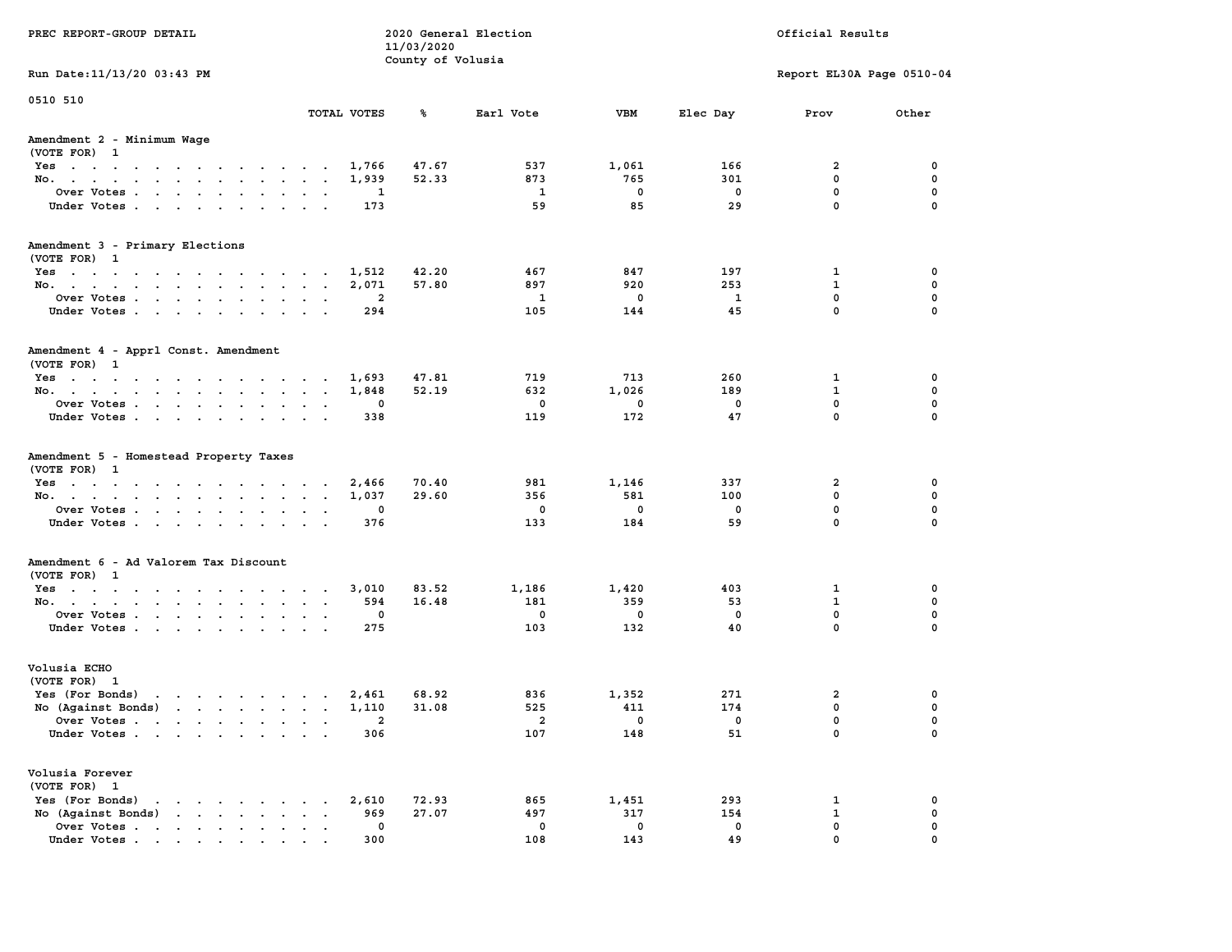PREC REPORT-GROUP DETAIL

2020 General Election
11/03/2020
County of Volusia

Official Results

Run Date:11/13/20 03:43 PM

Report EL30A Page 0510-04

0510 510

## Amendment 2 - Minimum Wage
(VOTE FOR) 1

| | TOTAL VOTES | % | Earl Vote | VBM | Elec Day | Prov | Other |
|---|---|---|---|---|---|---|---|
| Yes | 1,766 | 47.67 | 537 | 1,061 | 166 | 2 | 0 |
| No. | 1,939 | 52.33 | 873 | 765 | 301 | 0 | 0 |
| Over Votes | 1 | | 1 | 0 | 0 | 0 | 0 |
| Under Votes | 173 | | 59 | 85 | 29 | 0 | 0 |

## Amendment 3 - Primary Elections
(VOTE FOR) 1

| | TOTAL VOTES | % | Earl Vote | VBM | Elec Day | Prov | Other |
|---|---|---|---|---|---|---|---|
| Yes | 1,512 | 42.20 | 467 | 847 | 197 | 1 | 0 |
| No. | 2,071 | 57.80 | 897 | 920 | 253 | 1 | 0 |
| Over Votes | 2 | | 1 | 0 | 1 | 0 | 0 |
| Under Votes | 294 | | 105 | 144 | 45 | 0 | 0 |

## Amendment 4 - Apprl Const. Amendment
(VOTE FOR) 1

| | TOTAL VOTES | % | Earl Vote | VBM | Elec Day | Prov | Other |
|---|---|---|---|---|---|---|---|
| Yes | 1,693 | 47.81 | 719 | 713 | 260 | 1 | 0 |
| No. | 1,848 | 52.19 | 632 | 1,026 | 189 | 1 | 0 |
| Over Votes | 0 | | 0 | 0 | 0 | 0 | 0 |
| Under Votes | 338 | | 119 | 172 | 47 | 0 | 0 |

## Amendment 5 - Homestead Property Taxes
(VOTE FOR) 1

| | TOTAL VOTES | % | Earl Vote | VBM | Elec Day | Prov | Other |
|---|---|---|---|---|---|---|---|
| Yes | 2,466 | 70.40 | 981 | 1,146 | 337 | 2 | 0 |
| No. | 1,037 | 29.60 | 356 | 581 | 100 | 0 | 0 |
| Over Votes | 0 | | 0 | 0 | 0 | 0 | 0 |
| Under Votes | 376 | | 133 | 184 | 59 | 0 | 0 |

## Amendment 6 - Ad Valorem Tax Discount
(VOTE FOR) 1

| | TOTAL VOTES | % | Earl Vote | VBM | Elec Day | Prov | Other |
|---|---|---|---|---|---|---|---|
| Yes | 3,010 | 83.52 | 1,186 | 1,420 | 403 | 1 | 0 |
| No. | 594 | 16.48 | 181 | 359 | 53 | 1 | 0 |
| Over Votes | 0 | | 0 | 0 | 0 | 0 | 0 |
| Under Votes | 275 | | 103 | 132 | 40 | 0 | 0 |

## Volusia ECHO
(VOTE FOR) 1

| | TOTAL VOTES | % | Earl Vote | VBM | Elec Day | Prov | Other |
|---|---|---|---|---|---|---|---|
| Yes (For Bonds) | 2,461 | 68.92 | 836 | 1,352 | 271 | 2 | 0 |
| No (Against Bonds) | 1,110 | 31.08 | 525 | 411 | 174 | 0 | 0 |
| Over Votes | 2 | | 2 | 0 | 0 | 0 | 0 |
| Under Votes | 306 | | 107 | 148 | 51 | 0 | 0 |

## Volusia Forever
(VOTE FOR) 1

| | TOTAL VOTES | % | Earl Vote | VBM | Elec Day | Prov | Other |
|---|---|---|---|---|---|---|---|
| Yes (For Bonds) | 2,610 | 72.93 | 865 | 1,451 | 293 | 1 | 0 |
| No (Against Bonds) | 969 | 27.07 | 497 | 317 | 154 | 1 | 0 |
| Over Votes | 0 | | 0 | 0 | 0 | 0 | 0 |
| Under Votes | 300 | | 108 | 143 | 49 | 0 | 0 |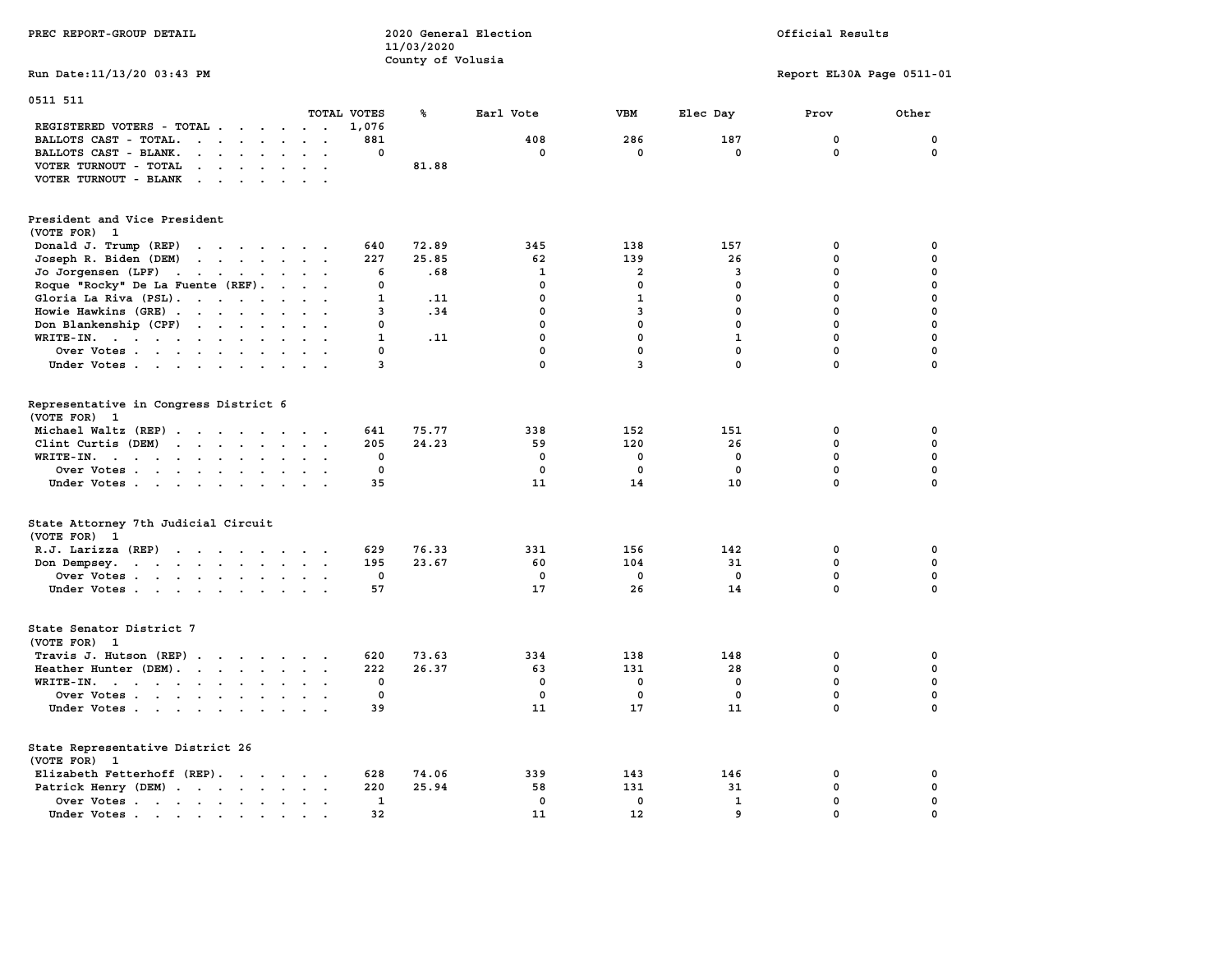PREC REPORT-GROUP DETAIL

2020 General Election
11/03/2020
County of Volusia

Official Results

Run Date:11/13/20 03:43 PM

Report EL30A Page 0511-01

## 0511 511

| | TOTAL VOTES | % | Earl Vote | VBM | Elec Day | Prov | Other |
|---|---|---|---|---|---|---|---|
| REGISTERED VOTERS - TOTAL | 1,076 | | | | | | |
| BALLOTS CAST - TOTAL. | 881 | | 408 | 286 | 187 | 0 | 0 |
| BALLOTS CAST - BLANK. | 0 | | 0 | 0 | 0 | 0 | 0 |
| VOTER TURNOUT - TOTAL | | 81.88 | | | | | |
| VOTER TURNOUT - BLANK | | | | | | | |

### President and Vice President
(VOTE FOR) 1

| | TOTAL VOTES | % | Earl Vote | VBM | Elec Day | Prov | Other |
|---|---|---|---|---|---|---|---|
| Donald J. Trump (REP) | 640 | 72.89 | 345 | 138 | 157 | 0 | 0 |
| Joseph R. Biden (DEM) | 227 | 25.85 | 62 | 139 | 26 | 0 | 0 |
| Jo Jorgensen (LPF) | 6 | .68 | 1 | 2 | 3 | 0 | 0 |
| Roque "Rocky" De La Fuente (REF). | 0 | | 0 | 0 | 0 | 0 | 0 |
| Gloria La Riva (PSL). | 1 | .11 | 0 | 1 | 0 | 0 | 0 |
| Howie Hawkins (GRE) | 3 | .34 | 0 | 3 | 0 | 0 | 0 |
| Don Blankenship (CPF) | 0 | | 0 | 0 | 0 | 0 | 0 |
| WRITE-IN. | 1 | .11 | 0 | 0 | 1 | 0 | 0 |
| Over Votes | 0 | | 0 | 0 | 0 | 0 | 0 |
| Under Votes | 3 | | 0 | 3 | 0 | 0 | 0 |

### Representative in Congress District 6
(VOTE FOR) 1

| | TOTAL VOTES | % | Earl Vote | VBM | Elec Day | Prov | Other |
|---|---|---|---|---|---|---|---|
| Michael Waltz (REP) | 641 | 75.77 | 338 | 152 | 151 | 0 | 0 |
| Clint Curtis (DEM) | 205 | 24.23 | 59 | 120 | 26 | 0 | 0 |
| WRITE-IN. | 0 | | 0 | 0 | 0 | 0 | 0 |
| Over Votes | 0 | | 0 | 0 | 0 | 0 | 0 |
| Under Votes | 35 | | 11 | 14 | 10 | 0 | 0 |

### State Attorney 7th Judicial Circuit
(VOTE FOR) 1

| | TOTAL VOTES | % | Earl Vote | VBM | Elec Day | Prov | Other |
|---|---|---|---|---|---|---|---|
| R.J. Larizza (REP) | 629 | 76.33 | 331 | 156 | 142 | 0 | 0 |
| Don Dempsey. | 195 | 23.67 | 60 | 104 | 31 | 0 | 0 |
| Over Votes | 0 | | 0 | 0 | 0 | 0 | 0 |
| Under Votes | 57 | | 17 | 26 | 14 | 0 | 0 |

### State Senator District 7
(VOTE FOR) 1

| | TOTAL VOTES | % | Earl Vote | VBM | Elec Day | Prov | Other |
|---|---|---|---|---|---|---|---|
| Travis J. Hutson (REP) | 620 | 73.63 | 334 | 138 | 148 | 0 | 0 |
| Heather Hunter (DEM). | 222 | 26.37 | 63 | 131 | 28 | 0 | 0 |
| WRITE-IN. | 0 | | 0 | 0 | 0 | 0 | 0 |
| Over Votes | 0 | | 0 | 0 | 0 | 0 | 0 |
| Under Votes | 39 | | 11 | 17 | 11 | 0 | 0 |

### State Representative District 26
(VOTE FOR) 1

| | TOTAL VOTES | % | Earl Vote | VBM | Elec Day | Prov | Other |
|---|---|---|---|---|---|---|---|
| Elizabeth Fetterhoff (REP). | 628 | 74.06 | 339 | 143 | 146 | 0 | 0 |
| Patrick Henry (DEM) | 220 | 25.94 | 58 | 131 | 31 | 0 | 0 |
| Over Votes | 1 | | 0 | 0 | 1 | 0 | 0 |
| Under Votes | 32 | | 11 | 12 | 9 | 0 | 0 |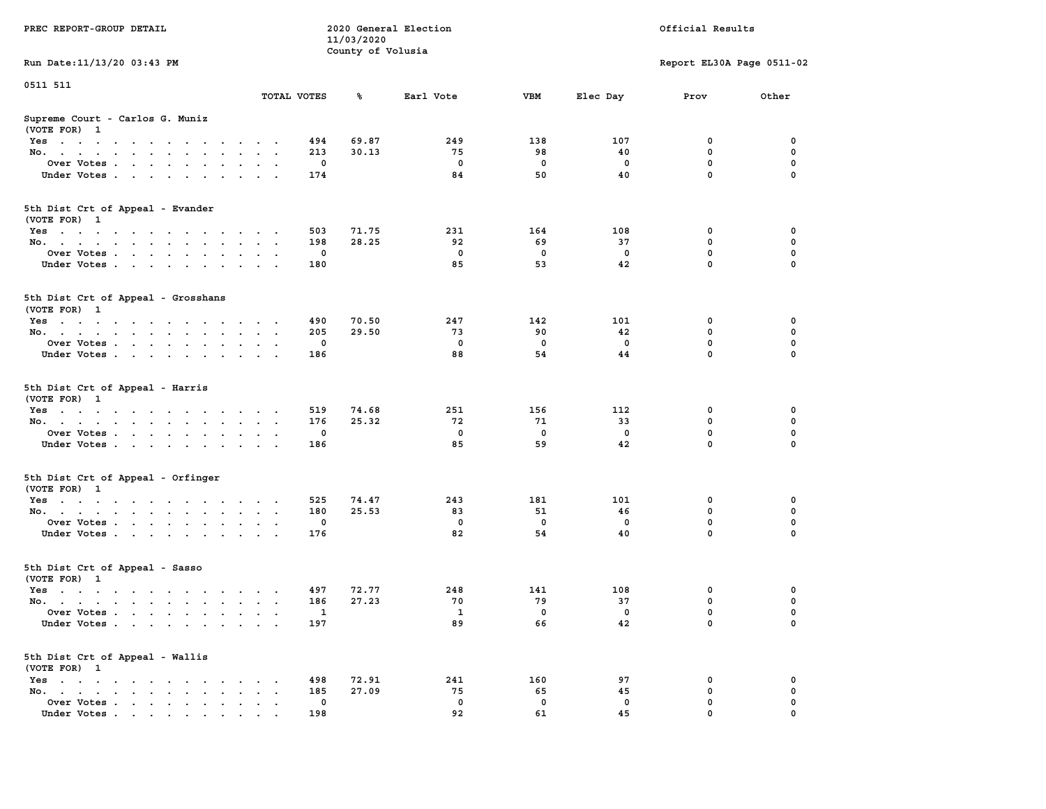PREC REPORT-GROUP DETAIL

2020 General Election
11/03/2020
County of Volusia

Official Results

Run Date:11/13/20 03:43 PM

Report EL30A Page 0511-02

0511 511

| | TOTAL VOTES | % | Earl Vote | VBM | Elec Day | Prov | Other |
|---|---|---|---|---|---|---|---|
| **Supreme Court - Carlos G. Muniz** | | | | | | | |
| (VOTE FOR) 1 | | | | | | | |
| Yes | 494 | 69.87 | 249 | 138 | 107 | 0 | 0 |
| No. | 213 | 30.13 | 75 | 98 | 40 | 0 | 0 |
| Over Votes | 0 | | 0 | 0 | 0 | 0 | 0 |
| Under Votes | 174 | | 84 | 50 | 40 | 0 | 0 |
| **5th Dist Crt of Appeal - Evander** | | | | | | | |
| (VOTE FOR) 1 | | | | | | | |
| Yes | 503 | 71.75 | 231 | 164 | 108 | 0 | 0 |
| No. | 198 | 28.25 | 92 | 69 | 37 | 0 | 0 |
| Over Votes | 0 | | 0 | 0 | 0 | 0 | 0 |
| Under Votes | 180 | | 85 | 53 | 42 | 0 | 0 |
| **5th Dist Crt of Appeal - Grosshans** | | | | | | | |
| (VOTE FOR) 1 | | | | | | | |
| Yes | 490 | 70.50 | 247 | 142 | 101 | 0 | 0 |
| No. | 205 | 29.50 | 73 | 90 | 42 | 0 | 0 |
| Over Votes | 0 | | 0 | 0 | 0 | 0 | 0 |
| Under Votes | 186 | | 88 | 54 | 44 | 0 | 0 |
| **5th Dist Crt of Appeal - Harris** | | | | | | | |
| (VOTE FOR) 1 | | | | | | | |
| Yes | 519 | 74.68 | 251 | 156 | 112 | 0 | 0 |
| No. | 176 | 25.32 | 72 | 71 | 33 | 0 | 0 |
| Over Votes | 0 | | 0 | 0 | 0 | 0 | 0 |
| Under Votes | 186 | | 85 | 59 | 42 | 0 | 0 |
| **5th Dist Crt of Appeal - Orfinger** | | | | | | | |
| (VOTE FOR) 1 | | | | | | | |
| Yes | 525 | 74.47 | 243 | 181 | 101 | 0 | 0 |
| No. | 180 | 25.53 | 83 | 51 | 46 | 0 | 0 |
| Over Votes | 0 | | 0 | 0 | 0 | 0 | 0 |
| Under Votes | 176 | | 82 | 54 | 40 | 0 | 0 |
| **5th Dist Crt of Appeal - Sasso** | | | | | | | |
| (VOTE FOR) 1 | | | | | | | |
| Yes | 497 | 72.77 | 248 | 141 | 108 | 0 | 0 |
| No. | 186 | 27.23 | 70 | 79 | 37 | 0 | 0 |
| Over Votes | 1 | | 1 | 0 | 0 | 0 | 0 |
| Under Votes | 197 | | 89 | 66 | 42 | 0 | 0 |
| **5th Dist Crt of Appeal - Wallis** | | | | | | | |
| (VOTE FOR) 1 | | | | | | | |
| Yes | 498 | 72.91 | 241 | 160 | 97 | 0 | 0 |
| No. | 185 | 27.09 | 75 | 65 | 45 | 0 | 0 |
| Over Votes | 0 | | 0 | 0 | 0 | 0 | 0 |
| Under Votes | 198 | | 92 | 61 | 45 | 0 | 0 |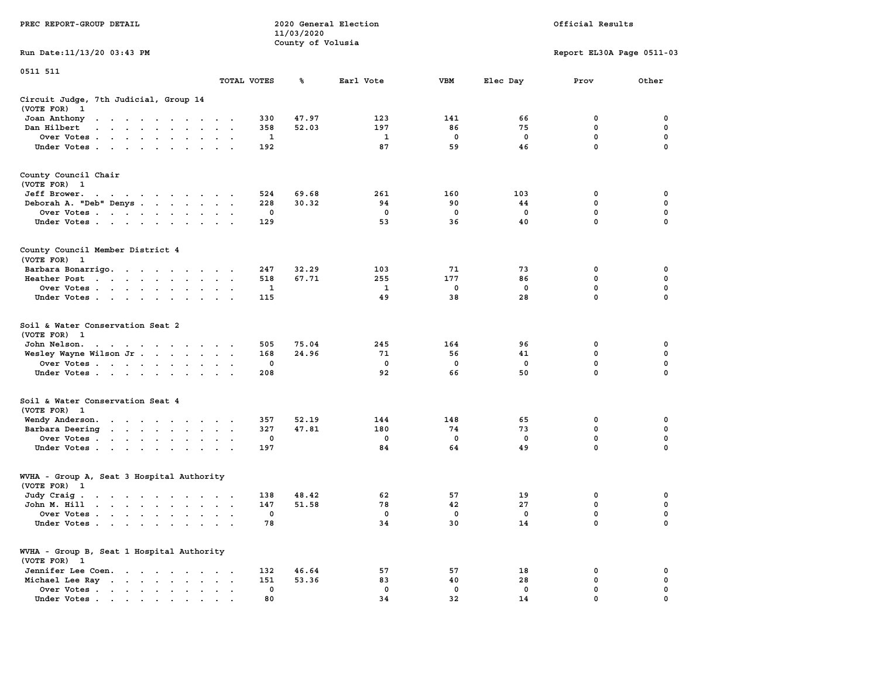PREC REPORT-GROUP DETAIL

2020 General Election
11/03/2020
County of Volusia

Official Results

Run Date:11/13/20 03:43 PM

Report EL30A Page 0511-03

0511 511

| | TOTAL VOTES | % | Earl Vote | VBM | Elec Day | Prov | Other |
|---|---|---|---|---|---|---|---|
| **Circuit Judge, 7th Judicial, Group 14** | | | | | | | |
| (VOTE FOR) 1 | | | | | | | |
| Joan Anthony | 330 | 47.97 | 123 | 141 | 66 | 0 | 0 |
| Dan Hilbert | 358 | 52.03 | 197 | 86 | 75 | 0 | 0 |
| Over Votes | 1 | | 1 | 0 | 0 | 0 | 0 |
| Under Votes | 192 | | 87 | 59 | 46 | 0 | 0 |
| **County Council Chair** | | | | | | | |
| (VOTE FOR) 1 | | | | | | | |
| Jeff Brower. | 524 | 69.68 | 261 | 160 | 103 | 0 | 0 |
| Deborah A. "Deb" Denys | 228 | 30.32 | 94 | 90 | 44 | 0 | 0 |
| Over Votes | 0 | | 0 | 0 | 0 | 0 | 0 |
| Under Votes | 129 | | 53 | 36 | 40 | 0 | 0 |
| **County Council Member District 4** | | | | | | | |
| (VOTE FOR) 1 | | | | | | | |
| Barbara Bonarrigo. | 247 | 32.29 | 103 | 71 | 73 | 0 | 0 |
| Heather Post | 518 | 67.71 | 255 | 177 | 86 | 0 | 0 |
| Over Votes | 1 | | 1 | 0 | 0 | 0 | 0 |
| Under Votes | 115 | | 49 | 38 | 28 | 0 | 0 |
| **Soil & Water Conservation Seat 2** | | | | | | | |
| (VOTE FOR) 1 | | | | | | | |
| John Nelson. | 505 | 75.04 | 245 | 164 | 96 | 0 | 0 |
| Wesley Wayne Wilson Jr | 168 | 24.96 | 71 | 56 | 41 | 0 | 0 |
| Over Votes | 0 | | 0 | 0 | 0 | 0 | 0 |
| Under Votes | 208 | | 92 | 66 | 50 | 0 | 0 |
| **Soil & Water Conservation Seat 4** | | | | | | | |
| (VOTE FOR) 1 | | | | | | | |
| Wendy Anderson. | 357 | 52.19 | 144 | 148 | 65 | 0 | 0 |
| Barbara Deering | 327 | 47.81 | 180 | 74 | 73 | 0 | 0 |
| Over Votes | 0 | | 0 | 0 | 0 | 0 | 0 |
| Under Votes | 197 | | 84 | 64 | 49 | 0 | 0 |
| **WVHA - Group A, Seat 3 Hospital Authority** | | | | | | | |
| (VOTE FOR) 1 | | | | | | | |
| Judy Craig | 138 | 48.42 | 62 | 57 | 19 | 0 | 0 |
| John M. Hill | 147 | 51.58 | 78 | 42 | 27 | 0 | 0 |
| Over Votes | 0 | | 0 | 0 | 0 | 0 | 0 |
| Under Votes | 78 | | 34 | 30 | 14 | 0 | 0 |
| **WVHA - Group B, Seat 1 Hospital Authority** | | | | | | | |
| (VOTE FOR) 1 | | | | | | | |
| Jennifer Lee Coen. | 132 | 46.64 | 57 | 57 | 18 | 0 | 0 |
| Michael Lee Ray | 151 | 53.36 | 83 | 40 | 28 | 0 | 0 |
| Over Votes | 0 | | 0 | 0 | 0 | 0 | 0 |
| Under Votes | 80 | | 34 | 32 | 14 | 0 | 0 |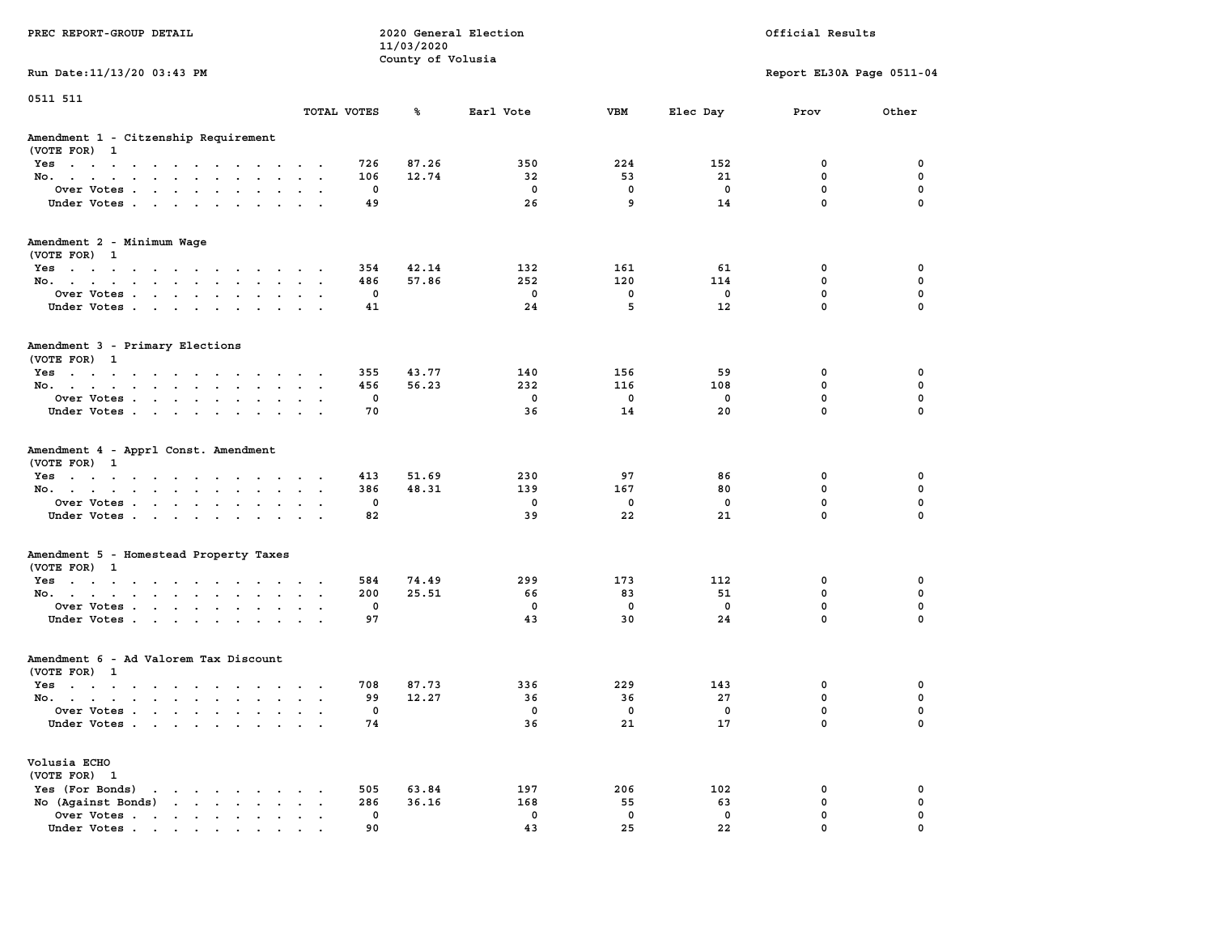PREC REPORT-GROUP DETAIL

2020 General Election
11/03/2020
County of Volusia

Official Results

Run Date:11/13/20 03:43 PM

Report EL30A Page 0511-04

0511 511

| | TOTAL VOTES | % | Earl Vote | VBM | Elec Day | Prov | Other |
|---|---|---|---|---|---|---|---|
| **Amendment 1 - Citzenship Requirement** | | | | | | | |
| (VOTE FOR) 1 | | | | | | | |
| Yes | 726 | 87.26 | 350 | 224 | 152 | 0 | 0 |
| No. | 106 | 12.74 | 32 | 53 | 21 | 0 | 0 |
| Over Votes | 0 | | 0 | 0 | 0 | 0 | 0 |
| Under Votes | 49 | | 26 | 9 | 14 | 0 | 0 |
| **Amendment 2 - Minimum Wage** | | | | | | | |
| (VOTE FOR) 1 | | | | | | | |
| Yes | 354 | 42.14 | 132 | 161 | 61 | 0 | 0 |
| No. | 486 | 57.86 | 252 | 120 | 114 | 0 | 0 |
| Over Votes | 0 | | 0 | 0 | 0 | 0 | 0 |
| Under Votes | 41 | | 24 | 5 | 12 | 0 | 0 |
| **Amendment 3 - Primary Elections** | | | | | | | |
| (VOTE FOR) 1 | | | | | | | |
| Yes | 355 | 43.77 | 140 | 156 | 59 | 0 | 0 |
| No. | 456 | 56.23 | 232 | 116 | 108 | 0 | 0 |
| Over Votes | 0 | | 0 | 0 | 0 | 0 | 0 |
| Under Votes | 70 | | 36 | 14 | 20 | 0 | 0 |
| **Amendment 4 - Apprl Const. Amendment** | | | | | | | |
| (VOTE FOR) 1 | | | | | | | |
| Yes | 413 | 51.69 | 230 | 97 | 86 | 0 | 0 |
| No. | 386 | 48.31 | 139 | 167 | 80 | 0 | 0 |
| Over Votes | 0 | | 0 | 0 | 0 | 0 | 0 |
| Under Votes | 82 | | 39 | 22 | 21 | 0 | 0 |
| **Amendment 5 - Homestead Property Taxes** | | | | | | | |
| (VOTE FOR) 1 | | | | | | | |
| Yes | 584 | 74.49 | 299 | 173 | 112 | 0 | 0 |
| No. | 200 | 25.51 | 66 | 83 | 51 | 0 | 0 |
| Over Votes | 0 | | 0 | 0 | 0 | 0 | 0 |
| Under Votes | 97 | | 43 | 30 | 24 | 0 | 0 |
| **Amendment 6 - Ad Valorem Tax Discount** | | | | | | | |
| (VOTE FOR) 1 | | | | | | | |
| Yes | 708 | 87.73 | 336 | 229 | 143 | 0 | 0 |
| No. | 99 | 12.27 | 36 | 36 | 27 | 0 | 0 |
| Over Votes | 0 | | 0 | 0 | 0 | 0 | 0 |
| Under Votes | 74 | | 36 | 21 | 17 | 0 | 0 |
| **Volusia ECHO** | | | | | | | |
| (VOTE FOR) 1 | | | | | | | |
| Yes (For Bonds) | 505 | 63.84 | 197 | 206 | 102 | 0 | 0 |
| No (Against Bonds) | 286 | 36.16 | 168 | 55 | 63 | 0 | 0 |
| Over Votes | 0 | | 0 | 0 | 0 | 0 | 0 |
| Under Votes | 90 | | 43 | 25 | 22 | 0 | 0 |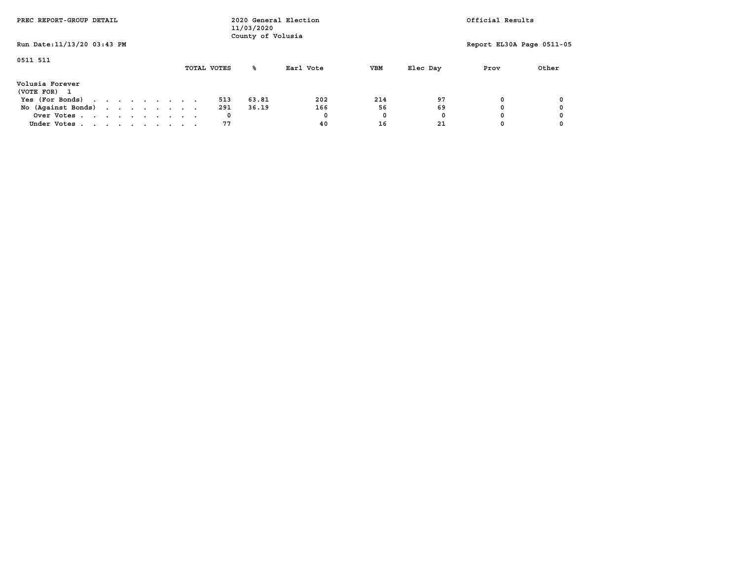PREC REPORT-GROUP DETAIL

2020 General Election
11/03/2020
County of Volusia

Official Results

Run Date:11/13/20 03:43 PM

Report EL30A Page 0511-05

0511 511

| | TOTAL VOTES | % | Earl Vote | VBM | Elec Day | Prov | Other |
|---|---|---|---|---|---|---|---|
| **Volusia Forever** | | | | | | | |
| (VOTE FOR) 1 | | | | | | | |
| Yes (For Bonds) . . . . . . . . . . | 513 | 63.81 | 202 | 214 | 97 | 0 | 0 |
| No (Against Bonds) . . . . . . . . . | 291 | 36.19 | 166 | 56 | 69 | 0 | 0 |
| Over Votes . . . . . . . . . . . | 0 | | 0 | 0 | 0 | 0 | 0 |
| Under Votes . . . . . . . . . . . | 77 | | 40 | 16 | 21 | 0 | 0 |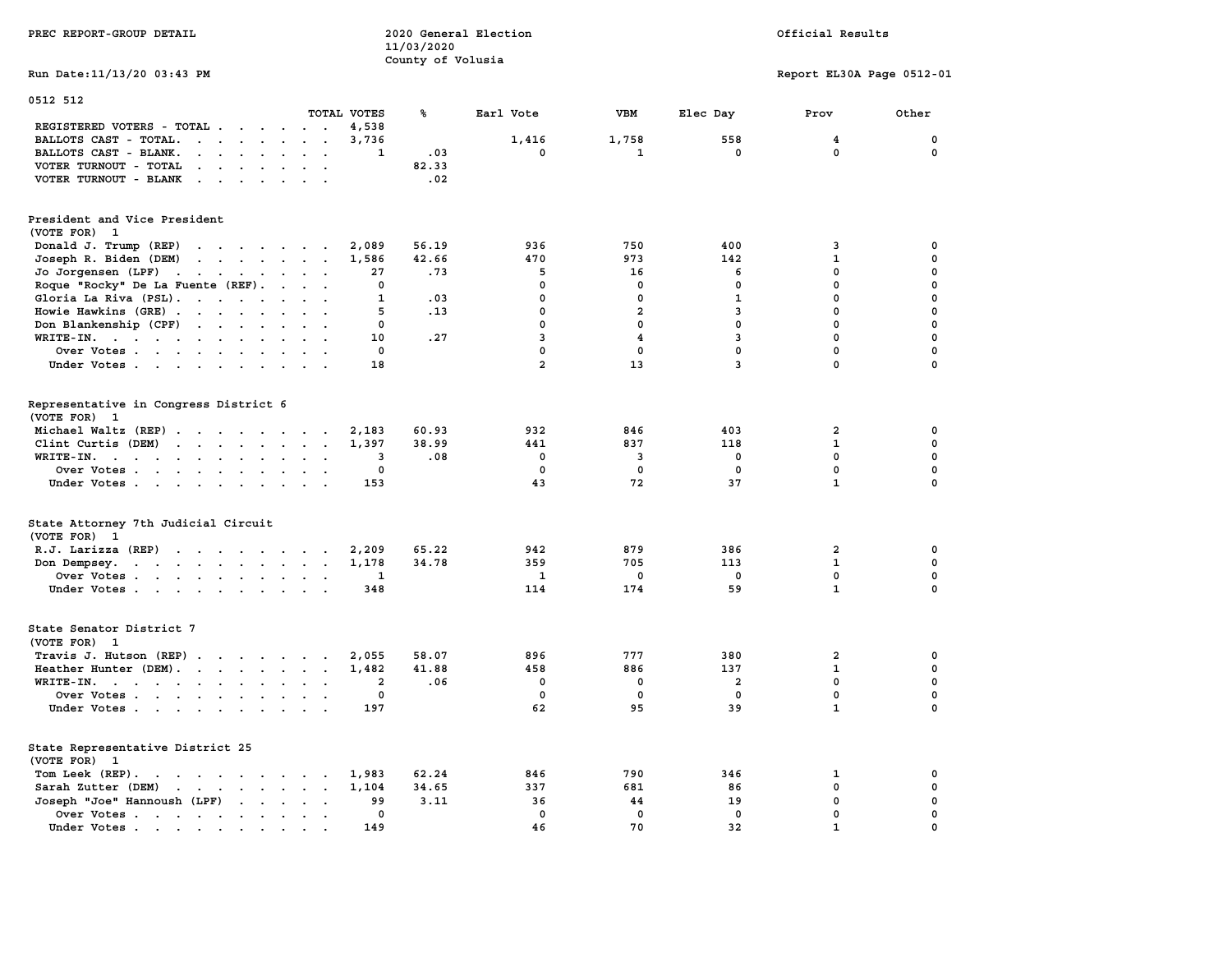PREC REPORT-GROUP DETAIL

2020 General Election
11/03/2020
County of Volusia

Official Results

Run Date:11/13/20 03:43 PM

Report EL30A Page 0512-01

0512 512

| | TOTAL VOTES | % | Earl Vote | VBM | Elec Day | Prov | Other |
|---|---|---|---|---|---|---|---|
| REGISTERED VOTERS - TOTAL | 4,538 | | | | | | |
| BALLOTS CAST - TOTAL. | 3,736 | | 1,416 | 1,758 | 558 | 4 | 0 |
| BALLOTS CAST - BLANK. | 1 | .03 | 0 | 1 | 0 | 0 | 0 |
| VOTER TURNOUT - TOTAL | | 82.33 | | | | | |
| VOTER TURNOUT - BLANK | | .02 | | | | | |

**President and Vice President**
(VOTE FOR) 1

| | TOTAL VOTES | % | Earl Vote | VBM | Elec Day | Prov | Other |
|---|---|---|---|---|---|---|---|
| Donald J. Trump (REP) | 2,089 | 56.19 | 936 | 750 | 400 | 3 | 0 |
| Joseph R. Biden (DEM) | 1,586 | 42.66 | 470 | 973 | 142 | 1 | 0 |
| Jo Jorgensen (LPF) | 27 | .73 | 5 | 16 | 6 | 0 | 0 |
| Roque "Rocky" De La Fuente (REF). | 0 | | 0 | 0 | 0 | 0 | 0 |
| Gloria La Riva (PSL). | 1 | .03 | 0 | 0 | 1 | 0 | 0 |
| Howie Hawkins (GRE) | 5 | .13 | 0 | 2 | 3 | 0 | 0 |
| Don Blankenship (CPF) | 0 | | 0 | 0 | 0 | 0 | 0 |
| WRITE-IN. | 10 | .27 | 3 | 4 | 3 | 0 | 0 |
| Over Votes | 0 | | 0 | 0 | 0 | 0 | 0 |
| Under Votes | 18 | | 2 | 13 | 3 | 0 | 0 |

**Representative in Congress District 6**
(VOTE FOR) 1

| | TOTAL VOTES | % | Earl Vote | VBM | Elec Day | Prov | Other |
|---|---|---|---|---|---|---|---|
| Michael Waltz (REP) | 2,183 | 60.93 | 932 | 846 | 403 | 2 | 0 |
| Clint Curtis (DEM) | 1,397 | 38.99 | 441 | 837 | 118 | 1 | 0 |
| WRITE-IN. | 3 | .08 | 0 | 3 | 0 | 0 | 0 |
| Over Votes | 0 | | 0 | 0 | 0 | 0 | 0 |
| Under Votes | 153 | | 43 | 72 | 37 | 1 | 0 |

**State Attorney 7th Judicial Circuit**
(VOTE FOR) 1

| | TOTAL VOTES | % | Earl Vote | VBM | Elec Day | Prov | Other |
|---|---|---|---|---|---|---|---|
| R.J. Larizza (REP) | 2,209 | 65.22 | 942 | 879 | 386 | 2 | 0 |
| Don Dempsey. | 1,178 | 34.78 | 359 | 705 | 113 | 1 | 0 |
| Over Votes | 1 | | 1 | 0 | 0 | 0 | 0 |
| Under Votes | 348 | | 114 | 174 | 59 | 1 | 0 |

**State Senator District 7**
(VOTE FOR) 1

| | TOTAL VOTES | % | Earl Vote | VBM | Elec Day | Prov | Other |
|---|---|---|---|---|---|---|---|
| Travis J. Hutson (REP) | 2,055 | 58.07 | 896 | 777 | 380 | 2 | 0 |
| Heather Hunter (DEM). | 1,482 | 41.88 | 458 | 886 | 137 | 1 | 0 |
| WRITE-IN. | 2 | .06 | 0 | 0 | 2 | 0 | 0 |
| Over Votes | 0 | | 0 | 0 | 0 | 0 | 0 |
| Under Votes | 197 | | 62 | 95 | 39 | 1 | 0 |

**State Representative District 25**
(VOTE FOR) 1

| | TOTAL VOTES | % | Earl Vote | VBM | Elec Day | Prov | Other |
|---|---|---|---|---|---|---|---|
| Tom Leek (REP). | 1,983 | 62.24 | 846 | 790 | 346 | 1 | 0 |
| Sarah Zutter (DEM) | 1,104 | 34.65 | 337 | 681 | 86 | 0 | 0 |
| Joseph "Joe" Hannoush (LPF) | 99 | 3.11 | 36 | 44 | 19 | 0 | 0 |
| Over Votes | 0 | | 0 | 0 | 0 | 0 | 0 |
| Under Votes | 149 | | 46 | 70 | 32 | 1 | 0 |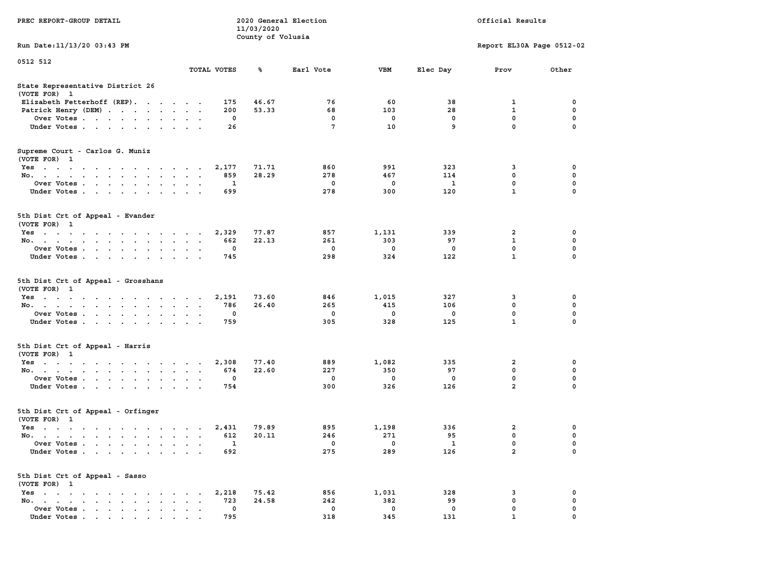PREC REPORT-GROUP DETAIL

2020 General Election
11/03/2020
County of Volusia

Official Results

Run Date:11/13/20 03:43 PM

Report EL30A Page 0512-02

0512 512

| | TOTAL VOTES | % | Earl Vote | VBM | Elec Day | Prov | Other |
|---|---|---|---|---|---|---|---|
| **State Representative District 26** | | | | | | | |
| (VOTE FOR) 1 | | | | | | | |
| Elizabeth Fetterhoff (REP) | 175 | 46.67 | 76 | 60 | 38 | 1 | 0 |
| Patrick Henry (DEM) | 200 | 53.33 | 68 | 103 | 28 | 1 | 0 |
| Over Votes | 0 | | 0 | 0 | 0 | 0 | 0 |
| Under Votes | 26 | | 7 | 10 | 9 | 0 | 0 |
| **Supreme Court - Carlos G. Muniz** | | | | | | | |
| (VOTE FOR) 1 | | | | | | | |
| Yes | 2,177 | 71.71 | 860 | 991 | 323 | 3 | 0 |
| No | 859 | 28.29 | 278 | 467 | 114 | 0 | 0 |
| Over Votes | 1 | | 0 | 0 | 1 | 0 | 0 |
| Under Votes | 699 | | 278 | 300 | 120 | 1 | 0 |
| **5th Dist Crt of Appeal - Evander** | | | | | | | |
| (VOTE FOR) 1 | | | | | | | |
| Yes | 2,329 | 77.87 | 857 | 1,131 | 339 | 2 | 0 |
| No | 662 | 22.13 | 261 | 303 | 97 | 1 | 0 |
| Over Votes | 0 | | 0 | 0 | 0 | 0 | 0 |
| Under Votes | 745 | | 298 | 324 | 122 | 1 | 0 |
| **5th Dist Crt of Appeal - Grosshans** | | | | | | | |
| (VOTE FOR) 1 | | | | | | | |
| Yes | 2,191 | 73.60 | 846 | 1,015 | 327 | 3 | 0 |
| No | 786 | 26.40 | 265 | 415 | 106 | 0 | 0 |
| Over Votes | 0 | | 0 | 0 | 0 | 0 | 0 |
| Under Votes | 759 | | 305 | 328 | 125 | 1 | 0 |
| **5th Dist Crt of Appeal - Harris** | | | | | | | |
| (VOTE FOR) 1 | | | | | | | |
| Yes | 2,308 | 77.40 | 889 | 1,082 | 335 | 2 | 0 |
| No | 674 | 22.60 | 227 | 350 | 97 | 0 | 0 |
| Over Votes | 0 | | 0 | 0 | 0 | 0 | 0 |
| Under Votes | 754 | | 300 | 326 | 126 | 2 | 0 |
| **5th Dist Crt of Appeal - Orfinger** | | | | | | | |
| (VOTE FOR) 1 | | | | | | | |
| Yes | 2,431 | 79.89 | 895 | 1,198 | 336 | 2 | 0 |
| No | 612 | 20.11 | 246 | 271 | 95 | 0 | 0 |
| Over Votes | 1 | | 0 | 0 | 1 | 0 | 0 |
| Under Votes | 692 | | 275 | 289 | 126 | 2 | 0 |
| **5th Dist Crt of Appeal - Sasso** | | | | | | | |
| (VOTE FOR) 1 | | | | | | | |
| Yes | 2,218 | 75.42 | 856 | 1,031 | 328 | 3 | 0 |
| No | 723 | 24.58 | 242 | 382 | 99 | 0 | 0 |
| Over Votes | 0 | | 0 | 0 | 0 | 0 | 0 |
| Under Votes | 795 | | 318 | 345 | 131 | 1 | 0 |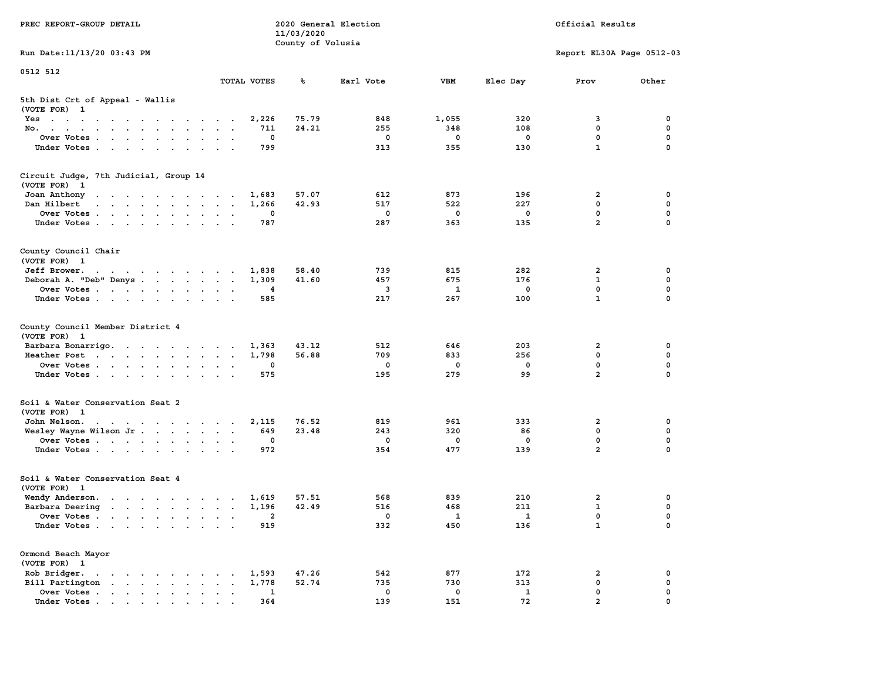PREC REPORT-GROUP DETAIL — 2020 General Election — 11/03/2020 — County of Volusia — Official Results

Run Date:11/13/20 03:43 PM — Report EL30A Page 0512-03

0512 512

## 5th Dist Crt of Appeal - Wallis
(VOTE FOR) 1

| | TOTAL VOTES | % | Earl Vote | VBM | Elec Day | Prov | Other |
|---|---|---|---|---|---|---|---|
| Yes | 2,226 | 75.79 | 848 | 1,055 | 320 | 3 | 0 |
| No. | 711 | 24.21 | 255 | 348 | 108 | 0 | 0 |
| Over Votes | 0 | | 0 | 0 | 0 | 0 | 0 |
| Under Votes | 799 | | 313 | 355 | 130 | 1 | 0 |

## Circuit Judge, 7th Judicial, Group 14
(VOTE FOR) 1

| | TOTAL VOTES | % | Earl Vote | VBM | Elec Day | Prov | Other |
|---|---|---|---|---|---|---|---|
| Joan Anthony | 1,683 | 57.07 | 612 | 873 | 196 | 2 | 0 |
| Dan Hilbert | 1,266 | 42.93 | 517 | 522 | 227 | 0 | 0 |
| Over Votes | 0 | | 0 | 0 | 0 | 0 | 0 |
| Under Votes | 787 | | 287 | 363 | 135 | 2 | 0 |

## County Council Chair
(VOTE FOR) 1

| | TOTAL VOTES | % | Earl Vote | VBM | Elec Day | Prov | Other |
|---|---|---|---|---|---|---|---|
| Jeff Brower. | 1,838 | 58.40 | 739 | 815 | 282 | 2 | 0 |
| Deborah A. "Deb" Denys | 1,309 | 41.60 | 457 | 675 | 176 | 1 | 0 |
| Over Votes | 4 | | 3 | 1 | 0 | 0 | 0 |
| Under Votes | 585 | | 217 | 267 | 100 | 1 | 0 |

## County Council Member District 4
(VOTE FOR) 1

| | TOTAL VOTES | % | Earl Vote | VBM | Elec Day | Prov | Other |
|---|---|---|---|---|---|---|---|
| Barbara Bonarrigo. | 1,363 | 43.12 | 512 | 646 | 203 | 2 | 0 |
| Heather Post | 1,798 | 56.88 | 709 | 833 | 256 | 0 | 0 |
| Over Votes | 0 | | 0 | 0 | 0 | 0 | 0 |
| Under Votes | 575 | | 195 | 279 | 99 | 2 | 0 |

## Soil & Water Conservation Seat 2
(VOTE FOR) 1

| | TOTAL VOTES | % | Earl Vote | VBM | Elec Day | Prov | Other |
|---|---|---|---|---|---|---|---|
| John Nelson. | 2,115 | 76.52 | 819 | 961 | 333 | 2 | 0 |
| Wesley Wayne Wilson Jr | 649 | 23.48 | 243 | 320 | 86 | 0 | 0 |
| Over Votes | 0 | | 0 | 0 | 0 | 0 | 0 |
| Under Votes | 972 | | 354 | 477 | 139 | 2 | 0 |

## Soil & Water Conservation Seat 4
(VOTE FOR) 1

| | TOTAL VOTES | % | Earl Vote | VBM | Elec Day | Prov | Other |
|---|---|---|---|---|---|---|---|
| Wendy Anderson. | 1,619 | 57.51 | 568 | 839 | 210 | 2 | 0 |
| Barbara Deering | 1,196 | 42.49 | 516 | 468 | 211 | 1 | 0 |
| Over Votes | 2 | | 0 | 1 | 1 | 0 | 0 |
| Under Votes | 919 | | 332 | 450 | 136 | 1 | 0 |

## Ormond Beach Mayor
(VOTE FOR) 1

| | TOTAL VOTES | % | Earl Vote | VBM | Elec Day | Prov | Other |
|---|---|---|---|---|---|---|---|
| Rob Bridger. | 1,593 | 47.26 | 542 | 877 | 172 | 2 | 0 |
| Bill Partington | 1,778 | 52.74 | 735 | 730 | 313 | 0 | 0 |
| Over Votes | 1 | | 0 | 0 | 1 | 0 | 0 |
| Under Votes | 364 | | 139 | 151 | 72 | 2 | 0 |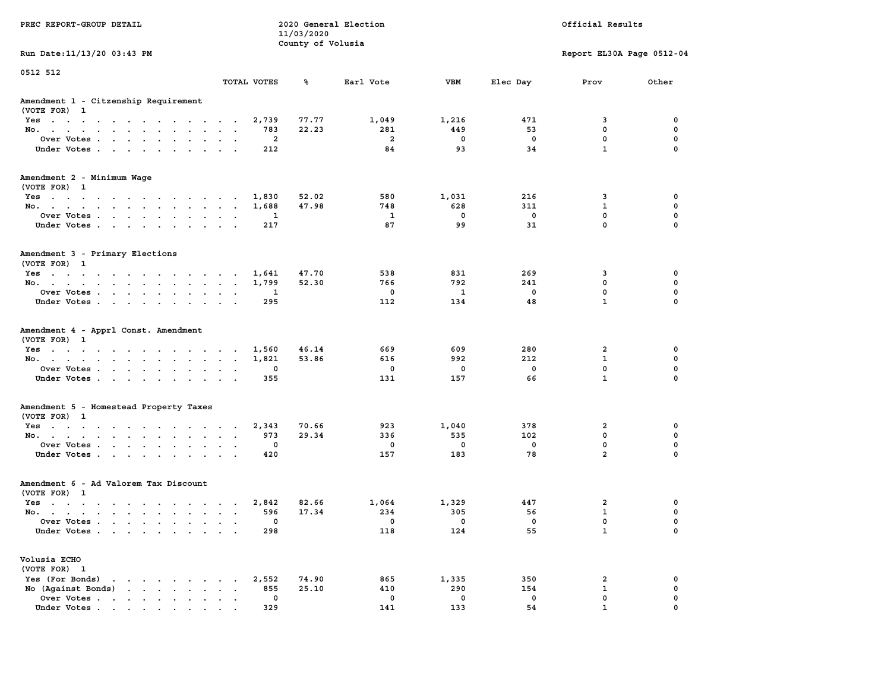PREC REPORT-GROUP DETAIL

2020 General Election
11/03/2020
County of Volusia

Official Results

Run Date:11/13/20 03:43 PM

Report EL30A Page 0512-04

0512 512

| | TOTAL VOTES | % | Earl Vote | VBM | Elec Day | Prov | Other |
|---|---|---|---|---|---|---|---|
| **Amendment 1 - Citzenship Requirement** | | | | | | | |
| (VOTE FOR) 1 | | | | | | | |
| Yes | 2,739 | 77.77 | 1,049 | 1,216 | 471 | 3 | 0 |
| No. | 783 | 22.23 | 281 | 449 | 53 | 0 | 0 |
| Over Votes | 2 | | 2 | 0 | 0 | 0 | 0 |
| Under Votes | 212 | | 84 | 93 | 34 | 1 | 0 |
| **Amendment 2 - Minimum Wage** | | | | | | | |
| (VOTE FOR) 1 | | | | | | | |
| Yes | 1,830 | 52.02 | 580 | 1,031 | 216 | 3 | 0 |
| No. | 1,688 | 47.98 | 748 | 628 | 311 | 1 | 0 |
| Over Votes | 1 | | 1 | 0 | 0 | 0 | 0 |
| Under Votes | 217 | | 87 | 99 | 31 | 0 | 0 |
| **Amendment 3 - Primary Elections** | | | | | | | |
| (VOTE FOR) 1 | | | | | | | |
| Yes | 1,641 | 47.70 | 538 | 831 | 269 | 3 | 0 |
| No. | 1,799 | 52.30 | 766 | 792 | 241 | 0 | 0 |
| Over Votes | 1 | | 0 | 1 | 0 | 0 | 0 |
| Under Votes | 295 | | 112 | 134 | 48 | 1 | 0 |
| **Amendment 4 - Apprl Const. Amendment** | | | | | | | |
| (VOTE FOR) 1 | | | | | | | |
| Yes | 1,560 | 46.14 | 669 | 609 | 280 | 2 | 0 |
| No. | 1,821 | 53.86 | 616 | 992 | 212 | 1 | 0 |
| Over Votes | 0 | | 0 | 0 | 0 | 0 | 0 |
| Under Votes | 355 | | 131 | 157 | 66 | 1 | 0 |
| **Amendment 5 - Homestead Property Taxes** | | | | | | | |
| (VOTE FOR) 1 | | | | | | | |
| Yes | 2,343 | 70.66 | 923 | 1,040 | 378 | 2 | 0 |
| No. | 973 | 29.34 | 336 | 535 | 102 | 0 | 0 |
| Over Votes | 0 | | 0 | 0 | 0 | 0 | 0 |
| Under Votes | 420 | | 157 | 183 | 78 | 2 | 0 |
| **Amendment 6 - Ad Valorem Tax Discount** | | | | | | | |
| (VOTE FOR) 1 | | | | | | | |
| Yes | 2,842 | 82.66 | 1,064 | 1,329 | 447 | 2 | 0 |
| No. | 596 | 17.34 | 234 | 305 | 56 | 1 | 0 |
| Over Votes | 0 | | 0 | 0 | 0 | 0 | 0 |
| Under Votes | 298 | | 118 | 124 | 55 | 1 | 0 |
| **Volusia ECHO** | | | | | | | |
| (VOTE FOR) 1 | | | | | | | |
| Yes (For Bonds) | 2,552 | 74.90 | 865 | 1,335 | 350 | 2 | 0 |
| No (Against Bonds) | 855 | 25.10 | 410 | 290 | 154 | 1 | 0 |
| Over Votes | 0 | | 0 | 0 | 0 | 0 | 0 |
| Under Votes | 329 | | 141 | 133 | 54 | 1 | 0 |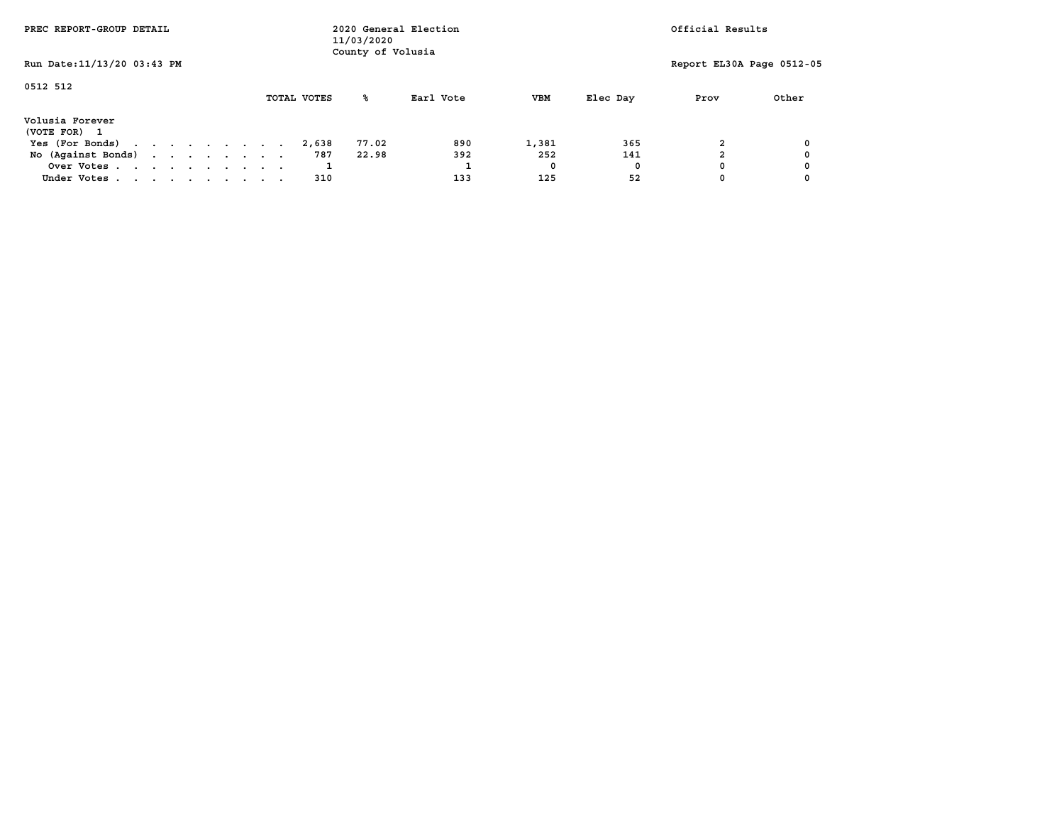PREC REPORT-GROUP DETAIL

2020 General Election
11/03/2020
County of Volusia

Official Results

Run Date:11/13/20 03:43 PM

Report EL30A Page 0512-05

0512 512

| Volusia Forever (VOTE FOR) 1 | TOTAL VOTES | % | Earl Vote | VBM | Elec Day | Prov | Other |
|---|---|---|---|---|---|---|---|
| Yes (For Bonds) | 2,638 | 77.02 | 890 | 1,381 | 365 | 2 | 0 |
| No (Against Bonds) | 787 | 22.98 | 392 | 252 | 141 | 2 | 0 |
| Over Votes | 1 | | 1 | 0 | 0 | 0 | 0 |
| Under Votes | 310 | | 133 | 125 | 52 | 0 | 0 |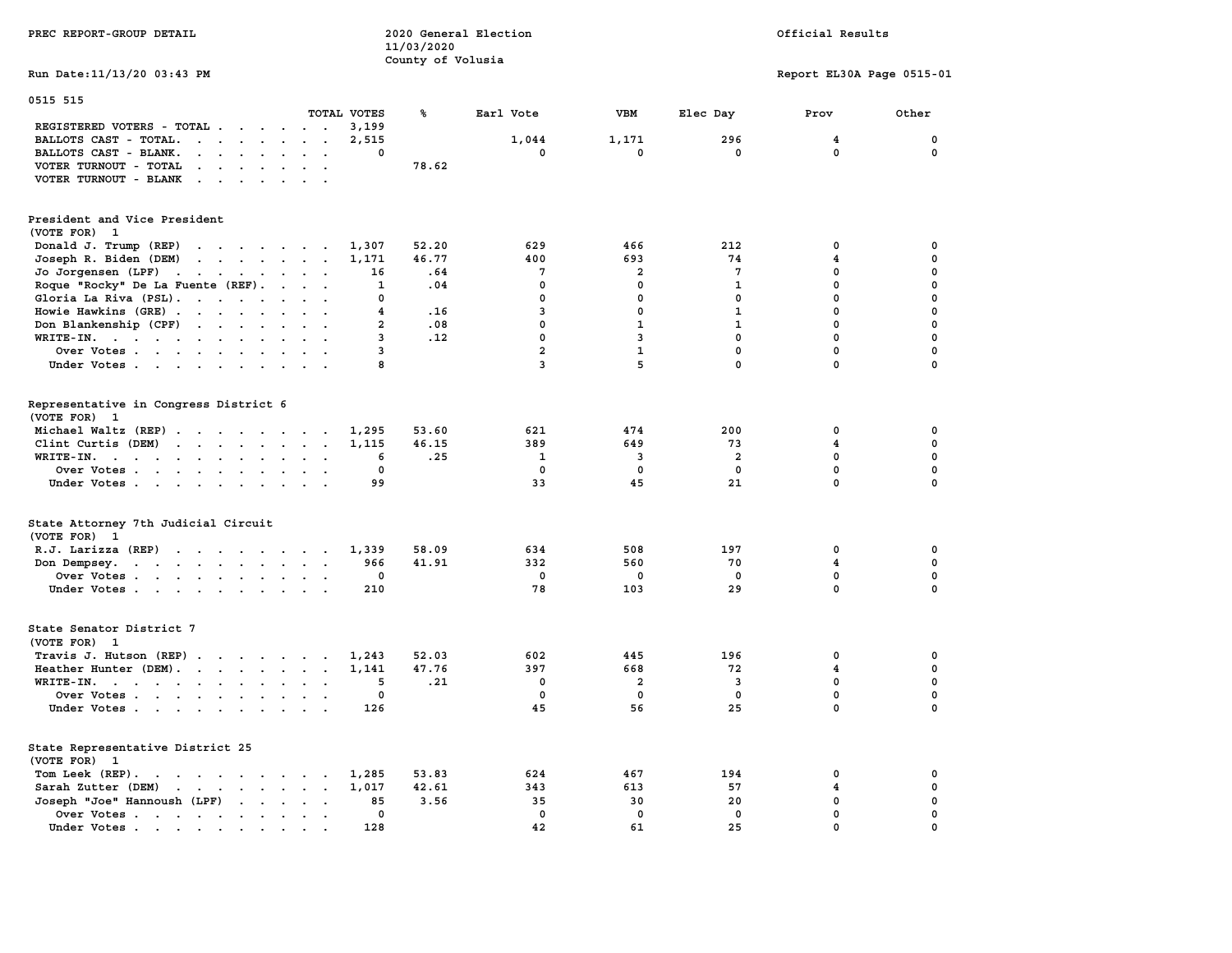PREC REPORT-GROUP DETAIL

2020 General Election
11/03/2020
County of Volusia

Official Results

Run Date:11/13/20 03:43 PM

Report EL30A Page 0515-01

0515 515

| | TOTAL VOTES | % | Earl Vote | VBM | Elec Day | Prov | Other |
|---|---|---|---|---|---|---|---|
| REGISTERED VOTERS - TOTAL | 3,199 | | | | | | |
| BALLOTS CAST - TOTAL. | 2,515 | | 1,044 | 1,171 | 296 | 4 | 0 |
| BALLOTS CAST - BLANK. | 0 | | 0 | 0 | 0 | 0 | 0 |
| VOTER TURNOUT - TOTAL | | 78.62 | | | | | |
| VOTER TURNOUT - BLANK | | | | | | | |

President and Vice President
(VOTE FOR) 1

| | TOTAL VOTES | % | Earl Vote | VBM | Elec Day | Prov | Other |
|---|---|---|---|---|---|---|---|
| Donald J. Trump (REP) | 1,307 | 52.20 | 629 | 466 | 212 | 0 | 0 |
| Joseph R. Biden (DEM) | 1,171 | 46.77 | 400 | 693 | 74 | 4 | 0 |
| Jo Jorgensen (LPF) | 16 | .64 | 7 | 2 | 7 | 0 | 0 |
| Roque "Rocky" De La Fuente (REF). | 1 | .04 | 0 | 0 | 1 | 0 | 0 |
| Gloria La Riva (PSL). | 0 | | 0 | 0 | 0 | 0 | 0 |
| Howie Hawkins (GRE) | 4 | .16 | 3 | 0 | 1 | 0 | 0 |
| Don Blankenship (CPF) | 2 | .08 | 0 | 1 | 1 | 0 | 0 |
| WRITE-IN. | 3 | .12 | 0 | 3 | 0 | 0 | 0 |
| Over Votes | 3 | | 2 | 1 | 0 | 0 | 0 |
| Under Votes | 8 | | 3 | 5 | 0 | 0 | 0 |

Representative in Congress District 6
(VOTE FOR) 1

| | TOTAL VOTES | % | Earl Vote | VBM | Elec Day | Prov | Other |
|---|---|---|---|---|---|---|---|
| Michael Waltz (REP) | 1,295 | 53.60 | 621 | 474 | 200 | 0 | 0 |
| Clint Curtis (DEM) | 1,115 | 46.15 | 389 | 649 | 73 | 4 | 0 |
| WRITE-IN. | 6 | .25 | 1 | 3 | 2 | 0 | 0 |
| Over Votes | 0 | | 0 | 0 | 0 | 0 | 0 |
| Under Votes | 99 | | 33 | 45 | 21 | 0 | 0 |

State Attorney 7th Judicial Circuit
(VOTE FOR) 1

| | TOTAL VOTES | % | Earl Vote | VBM | Elec Day | Prov | Other |
|---|---|---|---|---|---|---|---|
| R.J. Larizza (REP) | 1,339 | 58.09 | 634 | 508 | 197 | 0 | 0 |
| Don Dempsey. | 966 | 41.91 | 332 | 560 | 70 | 4 | 0 |
| Over Votes | 0 | | 0 | 0 | 0 | 0 | 0 |
| Under Votes | 210 | | 78 | 103 | 29 | 0 | 0 |

State Senator District 7
(VOTE FOR) 1

| | TOTAL VOTES | % | Earl Vote | VBM | Elec Day | Prov | Other |
|---|---|---|---|---|---|---|---|
| Travis J. Hutson (REP) | 1,243 | 52.03 | 602 | 445 | 196 | 0 | 0 |
| Heather Hunter (DEM). | 1,141 | 47.76 | 397 | 668 | 72 | 4 | 0 |
| WRITE-IN. | 5 | .21 | 0 | 2 | 3 | 0 | 0 |
| Over Votes | 0 | | 0 | 0 | 0 | 0 | 0 |
| Under Votes | 126 | | 45 | 56 | 25 | 0 | 0 |

State Representative District 25
(VOTE FOR) 1

| | TOTAL VOTES | % | Earl Vote | VBM | Elec Day | Prov | Other |
|---|---|---|---|---|---|---|---|
| Tom Leek (REP). | 1,285 | 53.83 | 624 | 467 | 194 | 0 | 0 |
| Sarah Zutter (DEM) | 1,017 | 42.61 | 343 | 613 | 57 | 4 | 0 |
| Joseph "Joe" Hannoush (LPF) | 85 | 3.56 | 35 | 30 | 20 | 0 | 0 |
| Over Votes | 0 | | 0 | 0 | 0 | 0 | 0 |
| Under Votes | 128 | | 42 | 61 | 25 | 0 | 0 |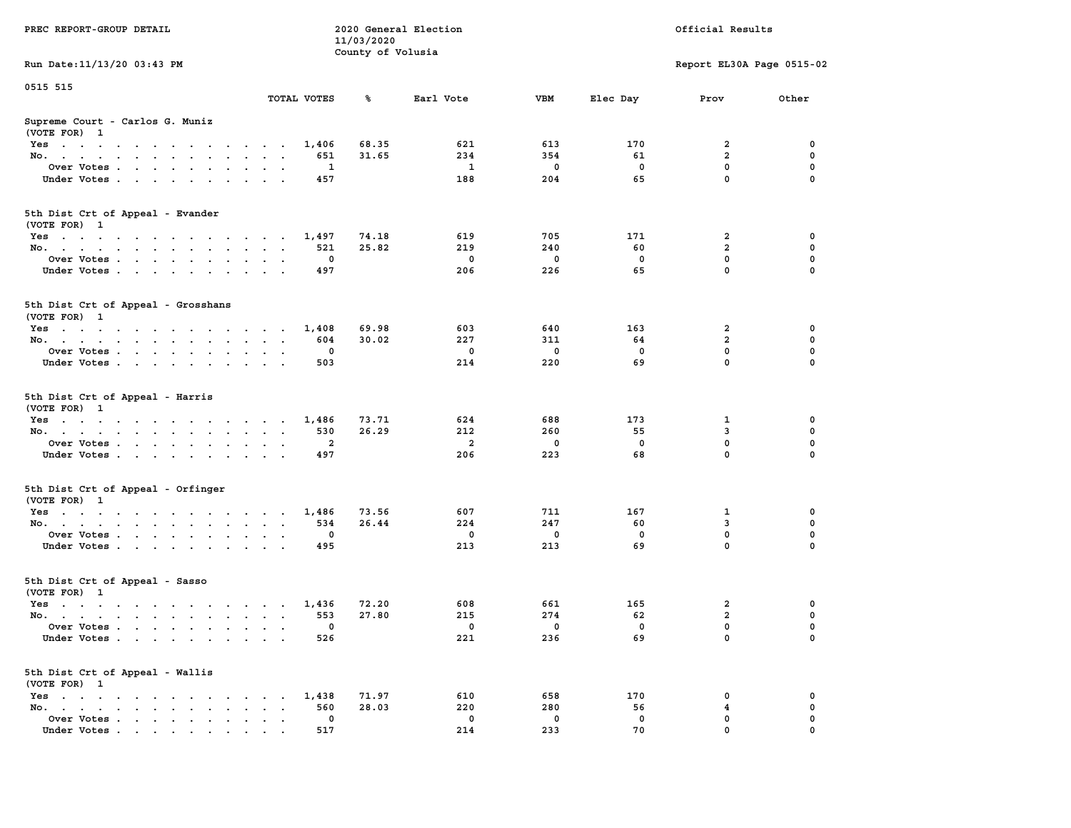PREC REPORT-GROUP DETAIL

2020 General Election
11/03/2020
County of Volusia

Official Results

Run Date:11/13/20 03:43 PM

Report EL30A Page 0515-02

0515 515

**Supreme Court - Carlos G. Muniz**
(VOTE FOR) 1

| | TOTAL VOTES | % | Earl Vote | VBM | Elec Day | Prov | Other |
|---|---|---|---|---|---|---|---|
| Yes | 1,406 | 68.35 | 621 | 613 | 170 | 2 | 0 |
| No. | 651 | 31.65 | 234 | 354 | 61 | 2 | 0 |
| Over Votes | 1 | | 1 | 0 | 0 | 0 | 0 |
| Under Votes | 457 | | 188 | 204 | 65 | 0 | 0 |

**5th Dist Crt of Appeal - Evander**
(VOTE FOR) 1

| | TOTAL VOTES | % | Earl Vote | VBM | Elec Day | Prov | Other |
|---|---|---|---|---|---|---|---|
| Yes | 1,497 | 74.18 | 619 | 705 | 171 | 2 | 0 |
| No. | 521 | 25.82 | 219 | 240 | 60 | 2 | 0 |
| Over Votes | 0 | | 0 | 0 | 0 | 0 | 0 |
| Under Votes | 497 | | 206 | 226 | 65 | 0 | 0 |

**5th Dist Crt of Appeal - Grosshans**
(VOTE FOR) 1

| | TOTAL VOTES | % | Earl Vote | VBM | Elec Day | Prov | Other |
|---|---|---|---|---|---|---|---|
| Yes | 1,408 | 69.98 | 603 | 640 | 163 | 2 | 0 |
| No. | 604 | 30.02 | 227 | 311 | 64 | 2 | 0 |
| Over Votes | 0 | | 0 | 0 | 0 | 0 | 0 |
| Under Votes | 503 | | 214 | 220 | 69 | 0 | 0 |

**5th Dist Crt of Appeal - Harris**
(VOTE FOR) 1

| | TOTAL VOTES | % | Earl Vote | VBM | Elec Day | Prov | Other |
|---|---|---|---|---|---|---|---|
| Yes | 1,486 | 73.71 | 624 | 688 | 173 | 1 | 0 |
| No. | 530 | 26.29 | 212 | 260 | 55 | 3 | 0 |
| Over Votes | 2 | | 2 | 0 | 0 | 0 | 0 |
| Under Votes | 497 | | 206 | 223 | 68 | 0 | 0 |

**5th Dist Crt of Appeal - Orfinger**
(VOTE FOR) 1

| | TOTAL VOTES | % | Earl Vote | VBM | Elec Day | Prov | Other |
|---|---|---|---|---|---|---|---|
| Yes | 1,486 | 73.56 | 607 | 711 | 167 | 1 | 0 |
| No. | 534 | 26.44 | 224 | 247 | 60 | 3 | 0 |
| Over Votes | 0 | | 0 | 0 | 0 | 0 | 0 |
| Under Votes | 495 | | 213 | 213 | 69 | 0 | 0 |

**5th Dist Crt of Appeal - Sasso**
(VOTE FOR) 1

| | TOTAL VOTES | % | Earl Vote | VBM | Elec Day | Prov | Other |
|---|---|---|---|---|---|---|---|
| Yes | 1,436 | 72.20 | 608 | 661 | 165 | 2 | 0 |
| No. | 553 | 27.80 | 215 | 274 | 62 | 2 | 0 |
| Over Votes | 0 | | 0 | 0 | 0 | 0 | 0 |
| Under Votes | 526 | | 221 | 236 | 69 | 0 | 0 |

**5th Dist Crt of Appeal - Wallis**
(VOTE FOR) 1

| | TOTAL VOTES | % | Earl Vote | VBM | Elec Day | Prov | Other |
|---|---|---|---|---|---|---|---|
| Yes | 1,438 | 71.97 | 610 | 658 | 170 | 0 | 0 |
| No. | 560 | 28.03 | 220 | 280 | 56 | 4 | 0 |
| Over Votes | 0 | | 0 | 0 | 0 | 0 | 0 |
| Under Votes | 517 | | 214 | 233 | 70 | 0 | 0 |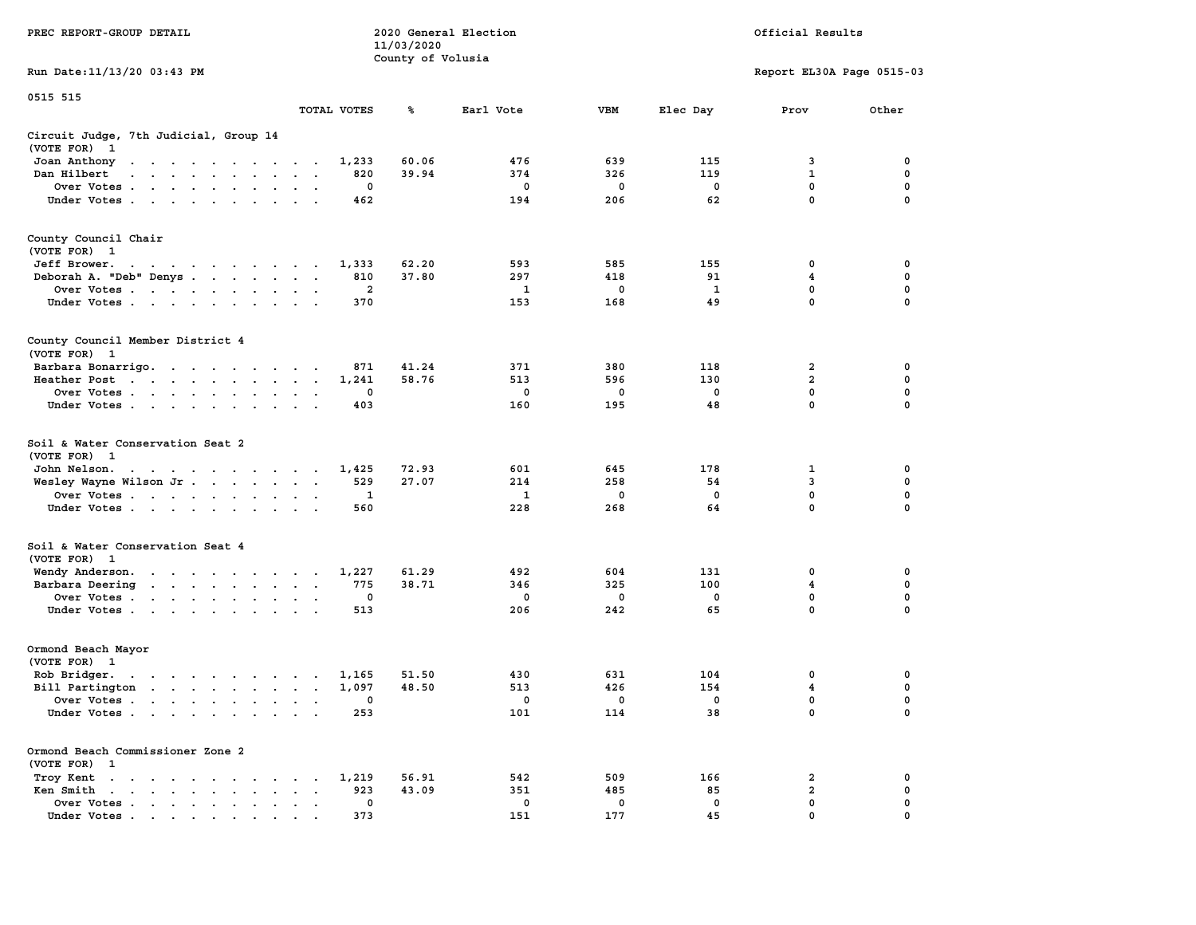PREC REPORT-GROUP DETAIL

2020 General Election
11/03/2020
County of Volusia

Official Results

Run Date:11/13/20 03:43 PM

Report EL30A Page 0515-03

0515 515

| | TOTAL VOTES | % | Earl Vote | VBM | Elec Day | Prov | Other |
|---|---|---|---|---|---|---|---|
| **Circuit Judge, 7th Judicial, Group 14** | | | | | | | |
| (VOTE FOR) 1 | | | | | | | |
| Joan Anthony | 1,233 | 60.06 | 476 | 639 | 115 | 3 | 0 |
| Dan Hilbert | 820 | 39.94 | 374 | 326 | 119 | 1 | 0 |
| Over Votes | 0 | | 0 | 0 | 0 | 0 | 0 |
| Under Votes | 462 | | 194 | 206 | 62 | 0 | 0 |
| **County Council Chair** | | | | | | | |
| (VOTE FOR) 1 | | | | | | | |
| Jeff Brower. | 1,333 | 62.20 | 593 | 585 | 155 | 0 | 0 |
| Deborah A. "Deb" Denys | 810 | 37.80 | 297 | 418 | 91 | 4 | 0 |
| Over Votes | 2 | | 1 | 0 | 1 | 0 | 0 |
| Under Votes | 370 | | 153 | 168 | 49 | 0 | 0 |
| **County Council Member District 4** | | | | | | | |
| (VOTE FOR) 1 | | | | | | | |
| Barbara Bonarrigo. | 871 | 41.24 | 371 | 380 | 118 | 2 | 0 |
| Heather Post | 1,241 | 58.76 | 513 | 596 | 130 | 2 | 0 |
| Over Votes | 0 | | 0 | 0 | 0 | 0 | 0 |
| Under Votes | 403 | | 160 | 195 | 48 | 0 | 0 |
| **Soil & Water Conservation Seat 2** | | | | | | | |
| (VOTE FOR) 1 | | | | | | | |
| John Nelson. | 1,425 | 72.93 | 601 | 645 | 178 | 1 | 0 |
| Wesley Wayne Wilson Jr | 529 | 27.07 | 214 | 258 | 54 | 3 | 0 |
| Over Votes | 1 | | 1 | 0 | 0 | 0 | 0 |
| Under Votes | 560 | | 228 | 268 | 64 | 0 | 0 |
| **Soil & Water Conservation Seat 4** | | | | | | | |
| (VOTE FOR) 1 | | | | | | | |
| Wendy Anderson. | 1,227 | 61.29 | 492 | 604 | 131 | 0 | 0 |
| Barbara Deering | 775 | 38.71 | 346 | 325 | 100 | 4 | 0 |
| Over Votes | 0 | | 0 | 0 | 0 | 0 | 0 |
| Under Votes | 513 | | 206 | 242 | 65 | 0 | 0 |
| **Ormond Beach Mayor** | | | | | | | |
| (VOTE FOR) 1 | | | | | | | |
| Rob Bridger. | 1,165 | 51.50 | 430 | 631 | 104 | 0 | 0 |
| Bill Partington | 1,097 | 48.50 | 513 | 426 | 154 | 4 | 0 |
| Over Votes | 0 | | 0 | 0 | 0 | 0 | 0 |
| Under Votes | 253 | | 101 | 114 | 38 | 0 | 0 |
| **Ormond Beach Commissioner Zone 2** | | | | | | | |
| (VOTE FOR) 1 | | | | | | | |
| Troy Kent | 1,219 | 56.91 | 542 | 509 | 166 | 2 | 0 |
| Ken Smith | 923 | 43.09 | 351 | 485 | 85 | 2 | 0 |
| Over Votes | 0 | | 0 | 0 | 0 | 0 | 0 |
| Under Votes | 373 | | 151 | 177 | 45 | 0 | 0 |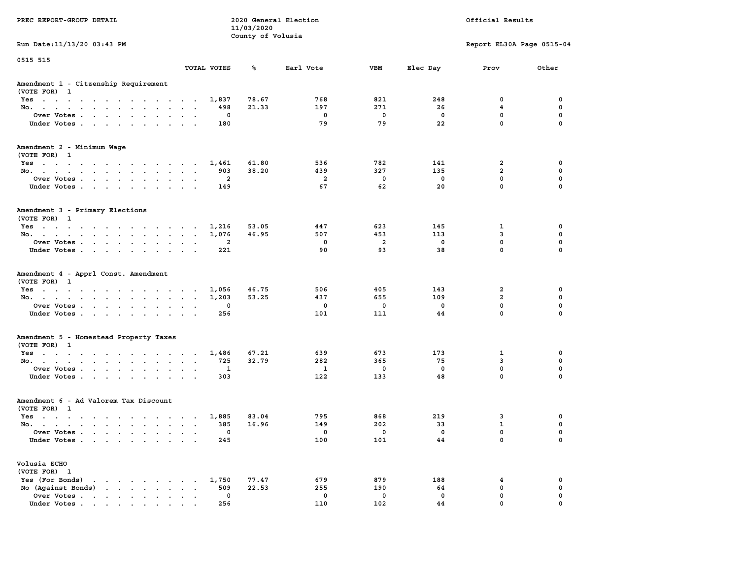PREC REPORT-GROUP DETAIL

2020 General Election
11/03/2020
County of Volusia

Official Results

Run Date:11/13/20 03:43 PM

Report EL30A Page 0515-04

0515 515

| | TOTAL VOTES | % | Earl Vote | VBM | Elec Day | Prov | Other |
|---|---|---|---|---|---|---|---|
| **Amendment 1 - Citzenship Requirement** | | | | | | | |
| (VOTE FOR) 1 | | | | | | | |
| Yes | 1,837 | 78.67 | 768 | 821 | 248 | 0 | 0 |
| No. | 498 | 21.33 | 197 | 271 | 26 | 4 | 0 |
| Over Votes | 0 | | 0 | 0 | 0 | 0 | 0 |
| Under Votes | 180 | | 79 | 79 | 22 | 0 | 0 |
| **Amendment 2 - Minimum Wage** | | | | | | | |
| (VOTE FOR) 1 | | | | | | | |
| Yes | 1,461 | 61.80 | 536 | 782 | 141 | 2 | 0 |
| No. | 903 | 38.20 | 439 | 327 | 135 | 2 | 0 |
| Over Votes | 2 | | 2 | 0 | 0 | 0 | 0 |
| Under Votes | 149 | | 67 | 62 | 20 | 0 | 0 |
| **Amendment 3 - Primary Elections** | | | | | | | |
| (VOTE FOR) 1 | | | | | | | |
| Yes | 1,216 | 53.05 | 447 | 623 | 145 | 1 | 0 |
| No. | 1,076 | 46.95 | 507 | 453 | 113 | 3 | 0 |
| Over Votes | 2 | | 0 | 2 | 0 | 0 | 0 |
| Under Votes | 221 | | 90 | 93 | 38 | 0 | 0 |
| **Amendment 4 - Apprl Const. Amendment** | | | | | | | |
| (VOTE FOR) 1 | | | | | | | |
| Yes | 1,056 | 46.75 | 506 | 405 | 143 | 2 | 0 |
| No. | 1,203 | 53.25 | 437 | 655 | 109 | 2 | 0 |
| Over Votes | 0 | | 0 | 0 | 0 | 0 | 0 |
| Under Votes | 256 | | 101 | 111 | 44 | 0 | 0 |
| **Amendment 5 - Homestead Property Taxes** | | | | | | | |
| (VOTE FOR) 1 | | | | | | | |
| Yes | 1,486 | 67.21 | 639 | 673 | 173 | 1 | 0 |
| No. | 725 | 32.79 | 282 | 365 | 75 | 3 | 0 |
| Over Votes | 1 | | 1 | 0 | 0 | 0 | 0 |
| Under Votes | 303 | | 122 | 133 | 48 | 0 | 0 |
| **Amendment 6 - Ad Valorem Tax Discount** | | | | | | | |
| (VOTE FOR) 1 | | | | | | | |
| Yes | 1,885 | 83.04 | 795 | 868 | 219 | 3 | 0 |
| No. | 385 | 16.96 | 149 | 202 | 33 | 1 | 0 |
| Over Votes | 0 | | 0 | 0 | 0 | 0 | 0 |
| Under Votes | 245 | | 100 | 101 | 44 | 0 | 0 |
| **Volusia ECHO** | | | | | | | |
| (VOTE FOR) 1 | | | | | | | |
| Yes (For Bonds) | 1,750 | 77.47 | 679 | 879 | 188 | 4 | 0 |
| No (Against Bonds) | 509 | 22.53 | 255 | 190 | 64 | 0 | 0 |
| Over Votes | 0 | | 0 | 0 | 0 | 0 | 0 |
| Under Votes | 256 | | 110 | 102 | 44 | 0 | 0 |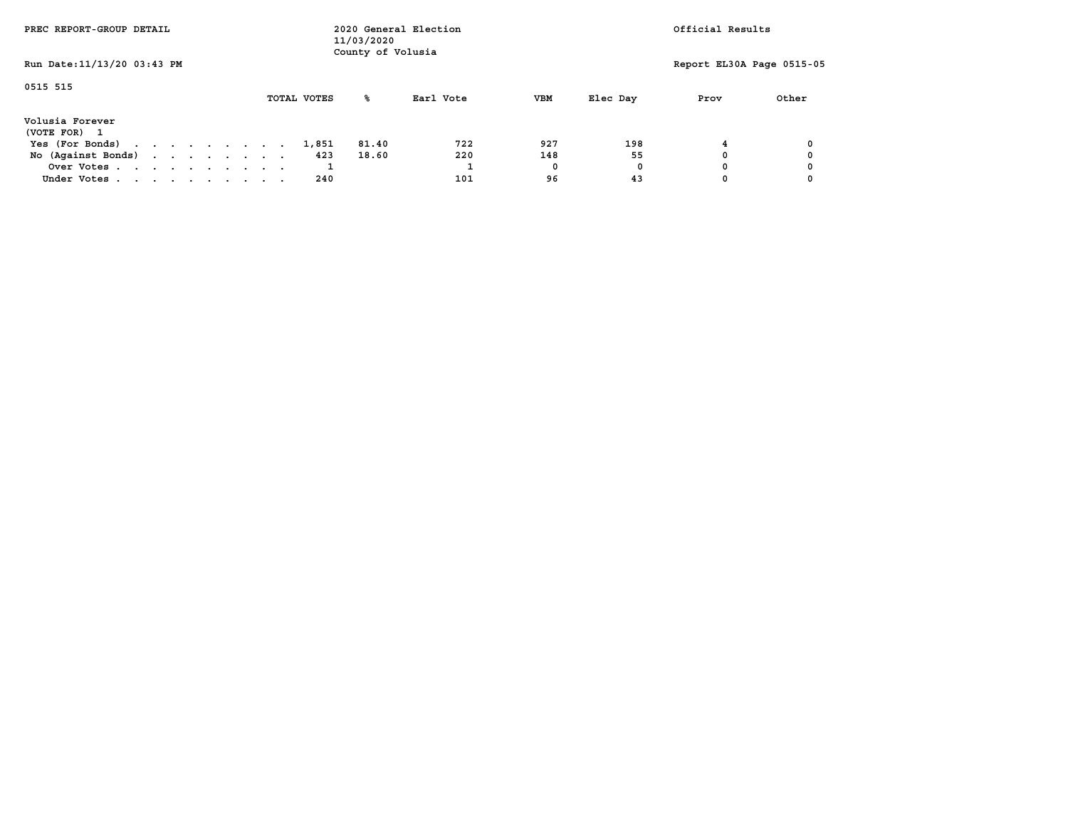PREC REPORT-GROUP DETAIL

2020 General Election
11/03/2020
County of Volusia

Official Results

Run Date:11/13/20 03:43 PM

Report EL30A Page 0515-05

0515 515

**Volusia Forever**
(VOTE FOR) 1

| | TOTAL VOTES | % | Earl Vote | VBM | Elec Day | Prov | Other |
|---|---|---|---|---|---|---|---|
| Yes (For Bonds) | 1,851 | 81.40 | 722 | 927 | 198 | 4 | 0 |
| No (Against Bonds) | 423 | 18.60 | 220 | 148 | 55 | 0 | 0 |
| Over Votes | 1 | | 1 | 0 | 0 | 0 | 0 |
| Under Votes | 240 | | 101 | 96 | 43 | 0 | 0 |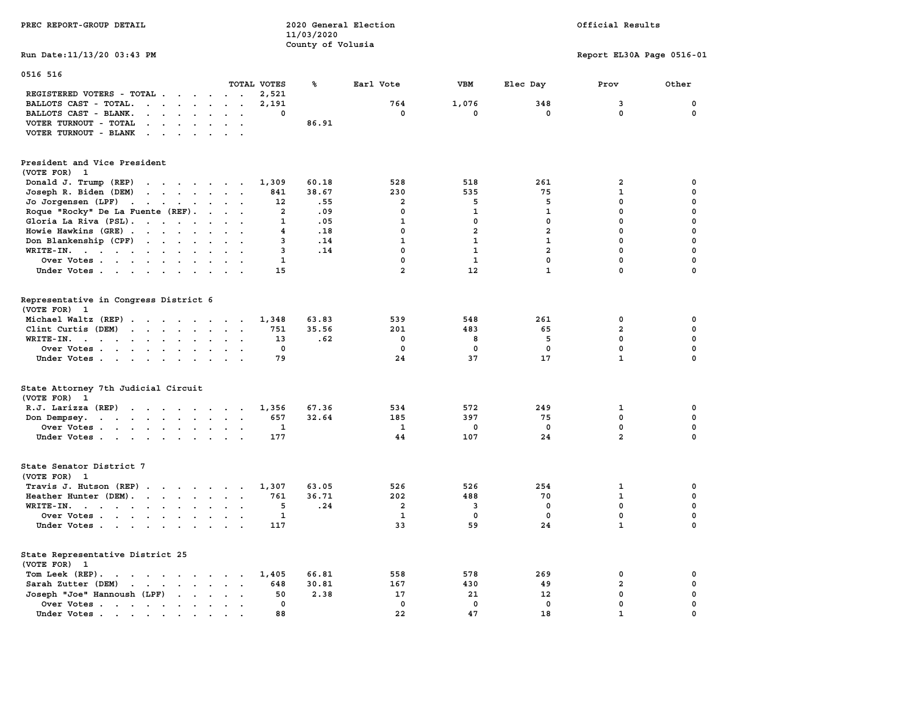PREC REPORT-GROUP DETAIL

2020 General Election
11/03/2020
County of Volusia

Official Results

Run Date:11/13/20 03:43 PM

Report EL30A Page 0516-01

0516 516

| | TOTAL VOTES | % | Earl Vote | VBM | Elec Day | Prov | Other |
|---|---|---|---|---|---|---|---|
| REGISTERED VOTERS - TOTAL | 2,521 | | | | | | |
| BALLOTS CAST - TOTAL. | 2,191 | | 764 | 1,076 | 348 | 3 | 0 |
| BALLOTS CAST - BLANK. | 0 | | 0 | 0 | 0 | 0 | 0 |
| VOTER TURNOUT - TOTAL | | 86.91 | | | | | |
| VOTER TURNOUT - BLANK | | | | | | | |

President and Vice President
(VOTE FOR) 1

| | TOTAL VOTES | % | Earl Vote | VBM | Elec Day | Prov | Other |
|---|---|---|---|---|---|---|---|
| Donald J. Trump (REP) | 1,309 | 60.18 | 528 | 518 | 261 | 2 | 0 |
| Joseph R. Biden (DEM) | 841 | 38.67 | 230 | 535 | 75 | 1 | 0 |
| Jo Jorgensen (LPF) | 12 | .55 | 2 | 5 | 5 | 0 | 0 |
| Roque "Rocky" De La Fuente (REF). | 2 | .09 | 0 | 1 | 1 | 0 | 0 |
| Gloria La Riva (PSL). | 1 | .05 | 1 | 0 | 0 | 0 | 0 |
| Howie Hawkins (GRE) | 4 | .18 | 0 | 2 | 2 | 0 | 0 |
| Don Blankenship (CPF) | 3 | .14 | 1 | 1 | 1 | 0 | 0 |
| WRITE-IN. | 3 | .14 | 0 | 1 | 2 | 0 | 0 |
| Over Votes | 1 | | 0 | 1 | 0 | 0 | 0 |
| Under Votes | 15 | | 2 | 12 | 1 | 0 | 0 |

Representative in Congress District 6
(VOTE FOR) 1

| | TOTAL VOTES | % | Earl Vote | VBM | Elec Day | Prov | Other |
|---|---|---|---|---|---|---|---|
| Michael Waltz (REP) | 1,348 | 63.83 | 539 | 548 | 261 | 0 | 0 |
| Clint Curtis (DEM) | 751 | 35.56 | 201 | 483 | 65 | 2 | 0 |
| WRITE-IN. | 13 | .62 | 0 | 8 | 5 | 0 | 0 |
| Over Votes | 0 | | 0 | 0 | 0 | 0 | 0 |
| Under Votes | 79 | | 24 | 37 | 17 | 1 | 0 |

State Attorney 7th Judicial Circuit
(VOTE FOR) 1

| | TOTAL VOTES | % | Earl Vote | VBM | Elec Day | Prov | Other |
|---|---|---|---|---|---|---|---|
| R.J. Larizza (REP) | 1,356 | 67.36 | 534 | 572 | 249 | 1 | 0 |
| Don Dempsey. | 657 | 32.64 | 185 | 397 | 75 | 0 | 0 |
| Over Votes | 1 | | 1 | 0 | 0 | 0 | 0 |
| Under Votes | 177 | | 44 | 107 | 24 | 2 | 0 |

State Senator District 7
(VOTE FOR) 1

| | TOTAL VOTES | % | Earl Vote | VBM | Elec Day | Prov | Other |
|---|---|---|---|---|---|---|---|
| Travis J. Hutson (REP) | 1,307 | 63.05 | 526 | 526 | 254 | 1 | 0 |
| Heather Hunter (DEM). | 761 | 36.71 | 202 | 488 | 70 | 1 | 0 |
| WRITE-IN. | 5 | .24 | 2 | 3 | 0 | 0 | 0 |
| Over Votes | 1 | | 1 | 0 | 0 | 0 | 0 |
| Under Votes | 117 | | 33 | 59 | 24 | 1 | 0 |

State Representative District 25
(VOTE FOR) 1

| | TOTAL VOTES | % | Earl Vote | VBM | Elec Day | Prov | Other |
|---|---|---|---|---|---|---|---|
| Tom Leek (REP). | 1,405 | 66.81 | 558 | 578 | 269 | 0 | 0 |
| Sarah Zutter (DEM) | 648 | 30.81 | 167 | 430 | 49 | 2 | 0 |
| Joseph "Joe" Hannoush (LPF) | 50 | 2.38 | 17 | 21 | 12 | 0 | 0 |
| Over Votes | 0 | | 0 | 0 | 0 | 0 | 0 |
| Under Votes | 88 | | 22 | 47 | 18 | 1 | 0 |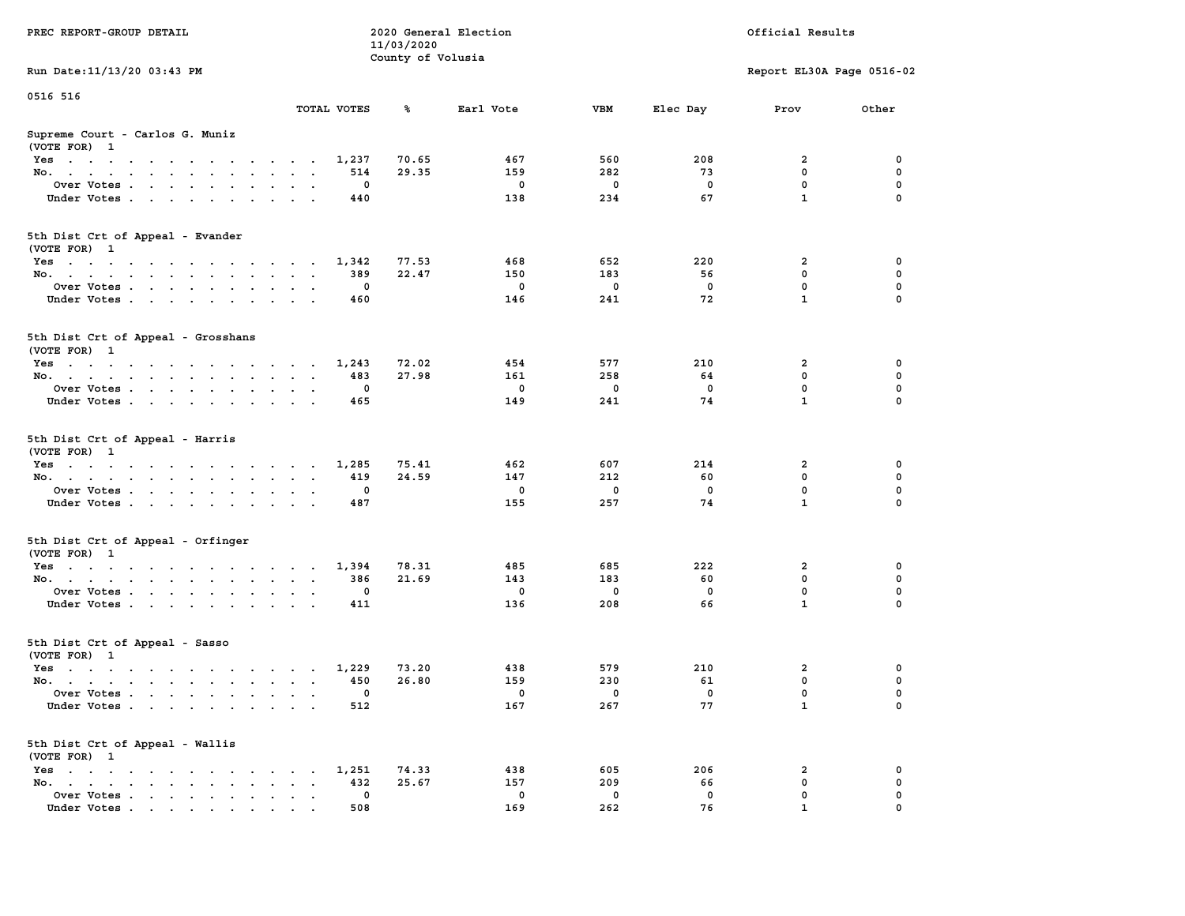PREC REPORT-GROUP DETAIL

2020 General Election
11/03/2020
County of Volusia

Official Results

Run Date:11/13/20 03:43 PM

Report EL30A Page 0516-02

0516 516

## Supreme Court - Carlos G. Muniz
(VOTE FOR) 1

| | TOTAL VOTES | % | Earl Vote | VBM | Elec Day | Prov | Other |
|---|---|---|---|---|---|---|---|
| Yes | 1,237 | 70.65 | 467 | 560 | 208 | 2 | 0 |
| No. | 514 | 29.35 | 159 | 282 | 73 | 0 | 0 |
| Over Votes | 0 | | 0 | 0 | 0 | 0 | 0 |
| Under Votes | 440 | | 138 | 234 | 67 | 1 | 0 |

## 5th Dist Crt of Appeal - Evander
(VOTE FOR) 1

| | TOTAL VOTES | % | Earl Vote | VBM | Elec Day | Prov | Other |
|---|---|---|---|---|---|---|---|
| Yes | 1,342 | 77.53 | 468 | 652 | 220 | 2 | 0 |
| No. | 389 | 22.47 | 150 | 183 | 56 | 0 | 0 |
| Over Votes | 0 | | 0 | 0 | 0 | 0 | 0 |
| Under Votes | 460 | | 146 | 241 | 72 | 1 | 0 |

## 5th Dist Crt of Appeal - Grosshans
(VOTE FOR) 1

| | TOTAL VOTES | % | Earl Vote | VBM | Elec Day | Prov | Other |
|---|---|---|---|---|---|---|---|
| Yes | 1,243 | 72.02 | 454 | 577 | 210 | 2 | 0 |
| No. | 483 | 27.98 | 161 | 258 | 64 | 0 | 0 |
| Over Votes | 0 | | 0 | 0 | 0 | 0 | 0 |
| Under Votes | 465 | | 149 | 241 | 74 | 1 | 0 |

## 5th Dist Crt of Appeal - Harris
(VOTE FOR) 1

| | TOTAL VOTES | % | Earl Vote | VBM | Elec Day | Prov | Other |
|---|---|---|---|---|---|---|---|
| Yes | 1,285 | 75.41 | 462 | 607 | 214 | 2 | 0 |
| No. | 419 | 24.59 | 147 | 212 | 60 | 0 | 0 |
| Over Votes | 0 | | 0 | 0 | 0 | 0 | 0 |
| Under Votes | 487 | | 155 | 257 | 74 | 1 | 0 |

## 5th Dist Crt of Appeal - Orfinger
(VOTE FOR) 1

| | TOTAL VOTES | % | Earl Vote | VBM | Elec Day | Prov | Other |
|---|---|---|---|---|---|---|---|
| Yes | 1,394 | 78.31 | 485 | 685 | 222 | 2 | 0 |
| No. | 386 | 21.69 | 143 | 183 | 60 | 0 | 0 |
| Over Votes | 0 | | 0 | 0 | 0 | 0 | 0 |
| Under Votes | 411 | | 136 | 208 | 66 | 1 | 0 |

## 5th Dist Crt of Appeal - Sasso
(VOTE FOR) 1

| | TOTAL VOTES | % | Earl Vote | VBM | Elec Day | Prov | Other |
|---|---|---|---|---|---|---|---|
| Yes | 1,229 | 73.20 | 438 | 579 | 210 | 2 | 0 |
| No. | 450 | 26.80 | 159 | 230 | 61 | 0 | 0 |
| Over Votes | 0 | | 0 | 0 | 0 | 0 | 0 |
| Under Votes | 512 | | 167 | 267 | 77 | 1 | 0 |

## 5th Dist Crt of Appeal - Wallis
(VOTE FOR) 1

| | TOTAL VOTES | % | Earl Vote | VBM | Elec Day | Prov | Other |
|---|---|---|---|---|---|---|---|
| Yes | 1,251 | 74.33 | 438 | 605 | 206 | 2 | 0 |
| No. | 432 | 25.67 | 157 | 209 | 66 | 0 | 0 |
| Over Votes | 0 | | 0 | 0 | 0 | 0 | 0 |
| Under Votes | 508 | | 169 | 262 | 76 | 1 | 0 |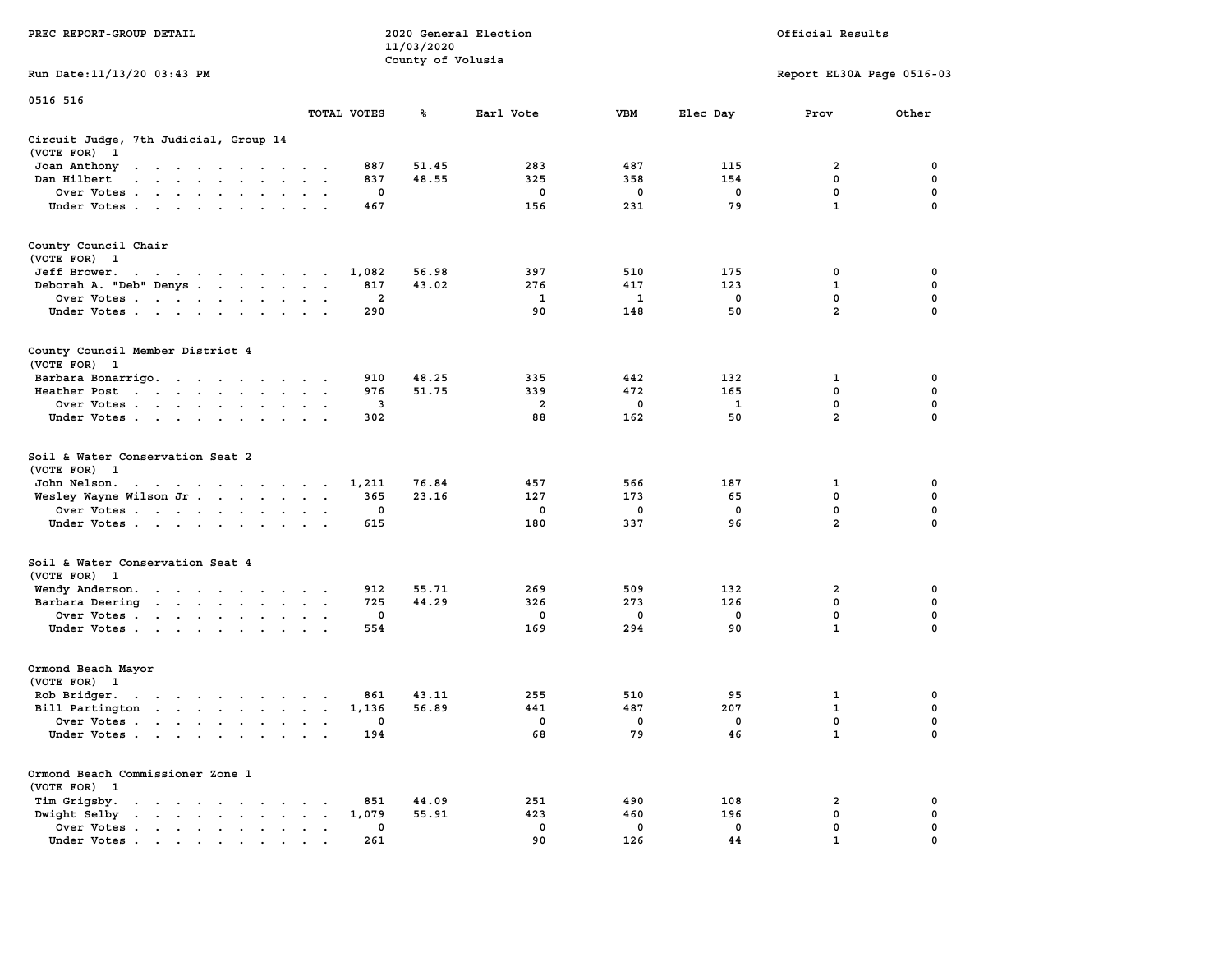PREC REPORT-GROUP DETAIL

2020 General Election
11/03/2020
County of Volusia

Official Results

Run Date:11/13/20 03:43 PM

Report EL30A Page 0516-03

0516 516

| | TOTAL VOTES | % | Earl Vote | VBM | Elec Day | Prov | Other |
|---|---|---|---|---|---|---|---|
| **Circuit Judge, 7th Judicial, Group 14** | | | | | | | |
| (VOTE FOR) 1 | | | | | | | |
| Joan Anthony | 887 | 51.45 | 283 | 487 | 115 | 2 | 0 |
| Dan Hilbert | 837 | 48.55 | 325 | 358 | 154 | 0 | 0 |
| Over Votes | 0 | | 0 | 0 | 0 | 0 | 0 |
| Under Votes | 467 | | 156 | 231 | 79 | 1 | 0 |
| **County Council Chair** | | | | | | | |
| (VOTE FOR) 1 | | | | | | | |
| Jeff Brower. | 1,082 | 56.98 | 397 | 510 | 175 | 0 | 0 |
| Deborah A. "Deb" Denys | 817 | 43.02 | 276 | 417 | 123 | 1 | 0 |
| Over Votes | 2 | | 1 | 1 | 0 | 0 | 0 |
| Under Votes | 290 | | 90 | 148 | 50 | 2 | 0 |
| **County Council Member District 4** | | | | | | | |
| (VOTE FOR) 1 | | | | | | | |
| Barbara Bonarrigo. | 910 | 48.25 | 335 | 442 | 132 | 1 | 0 |
| Heather Post | 976 | 51.75 | 339 | 472 | 165 | 0 | 0 |
| Over Votes | 3 | | 2 | 0 | 1 | 0 | 0 |
| Under Votes | 302 | | 88 | 162 | 50 | 2 | 0 |
| **Soil & Water Conservation Seat 2** | | | | | | | |
| (VOTE FOR) 1 | | | | | | | |
| John Nelson. | 1,211 | 76.84 | 457 | 566 | 187 | 1 | 0 |
| Wesley Wayne Wilson Jr | 365 | 23.16 | 127 | 173 | 65 | 0 | 0 |
| Over Votes | 0 | | 0 | 0 | 0 | 0 | 0 |
| Under Votes | 615 | | 180 | 337 | 96 | 2 | 0 |
| **Soil & Water Conservation Seat 4** | | | | | | | |
| (VOTE FOR) 1 | | | | | | | |
| Wendy Anderson. | 912 | 55.71 | 269 | 509 | 132 | 2 | 0 |
| Barbara Deering | 725 | 44.29 | 326 | 273 | 126 | 0 | 0 |
| Over Votes | 0 | | 0 | 0 | 0 | 0 | 0 |
| Under Votes | 554 | | 169 | 294 | 90 | 1 | 0 |
| **Ormond Beach Mayor** | | | | | | | |
| (VOTE FOR) 1 | | | | | | | |
| Rob Bridger. | 861 | 43.11 | 255 | 510 | 95 | 1 | 0 |
| Bill Partington | 1,136 | 56.89 | 441 | 487 | 207 | 1 | 0 |
| Over Votes | 0 | | 0 | 0 | 0 | 0 | 0 |
| Under Votes | 194 | | 68 | 79 | 46 | 1 | 0 |
| **Ormond Beach Commissioner Zone 1** | | | | | | | |
| (VOTE FOR) 1 | | | | | | | |
| Tim Grigsby. | 851 | 44.09 | 251 | 490 | 108 | 2 | 0 |
| Dwight Selby | 1,079 | 55.91 | 423 | 460 | 196 | 0 | 0 |
| Over Votes | 0 | | 0 | 0 | 0 | 0 | 0 |
| Under Votes | 261 | | 90 | 126 | 44 | 1 | 0 |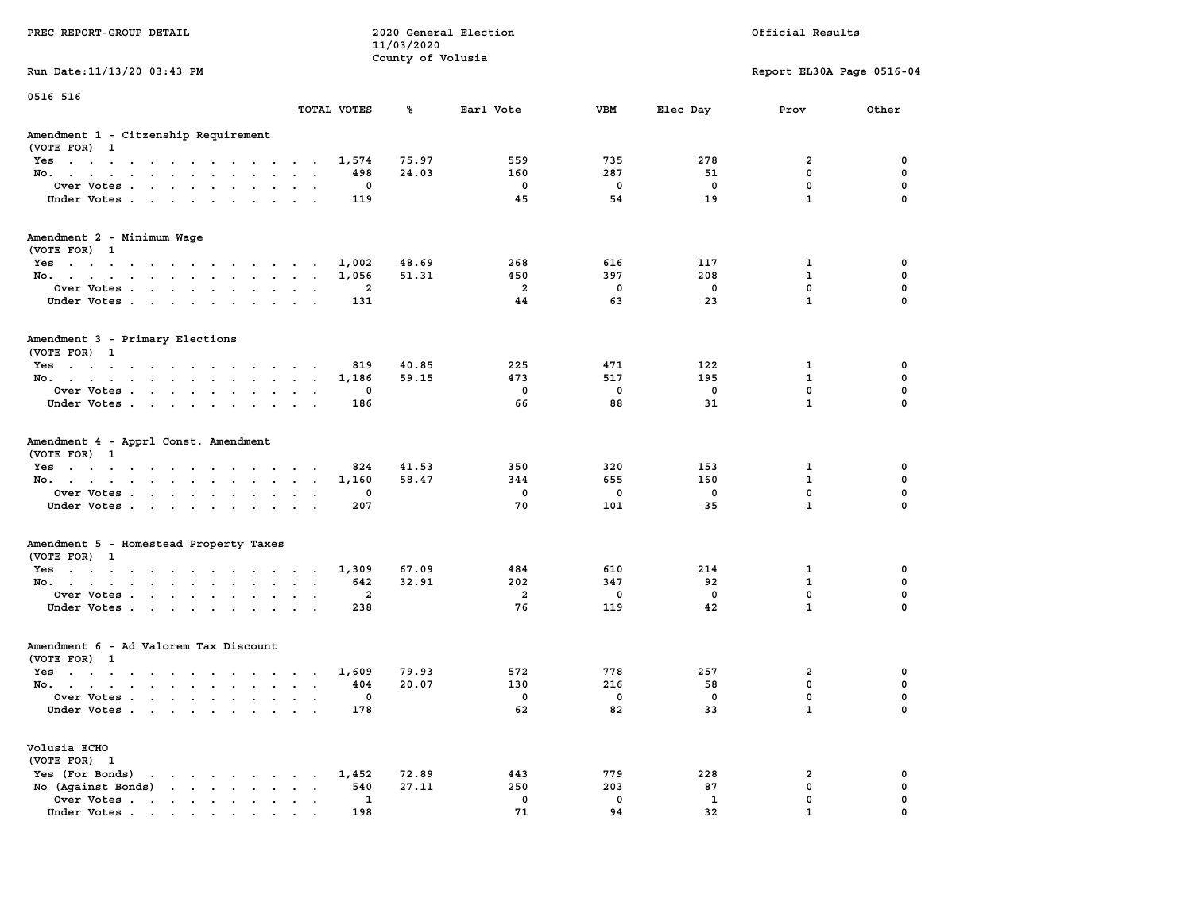PREC REPORT-GROUP DETAIL

2020 General Election
11/03/2020
County of Volusia

Official Results

Run Date:11/13/20 03:43 PM

Report EL30A Page 0516-04

0516 516

## Amendment 1 - Citzenship Requirement
(VOTE FOR) 1

| | TOTAL VOTES | % | Earl Vote | VBM | Elec Day | Prov | Other |
|---|---|---|---|---|---|---|---|
| Yes | 1,574 | 75.97 | 559 | 735 | 278 | 2 | 0 |
| No. | 498 | 24.03 | 160 | 287 | 51 | 0 | 0 |
| Over Votes | 0 | | 0 | 0 | 0 | 0 | 0 |
| Under Votes | 119 | | 45 | 54 | 19 | 1 | 0 |

## Amendment 2 - Minimum Wage
(VOTE FOR) 1

| | TOTAL VOTES | % | Earl Vote | VBM | Elec Day | Prov | Other |
|---|---|---|---|---|---|---|---|
| Yes | 1,002 | 48.69 | 268 | 616 | 117 | 1 | 0 |
| No. | 1,056 | 51.31 | 450 | 397 | 208 | 1 | 0 |
| Over Votes | 2 | | 2 | 0 | 0 | 0 | 0 |
| Under Votes | 131 | | 44 | 63 | 23 | 1 | 0 |

## Amendment 3 - Primary Elections
(VOTE FOR) 1

| | TOTAL VOTES | % | Earl Vote | VBM | Elec Day | Prov | Other |
|---|---|---|---|---|---|---|---|
| Yes | 819 | 40.85 | 225 | 471 | 122 | 1 | 0 |
| No. | 1,186 | 59.15 | 473 | 517 | 195 | 1 | 0 |
| Over Votes | 0 | | 0 | 0 | 0 | 0 | 0 |
| Under Votes | 186 | | 66 | 88 | 31 | 1 | 0 |

## Amendment 4 - Apprl Const. Amendment
(VOTE FOR) 1

| | TOTAL VOTES | % | Earl Vote | VBM | Elec Day | Prov | Other |
|---|---|---|---|---|---|---|---|
| Yes | 824 | 41.53 | 350 | 320 | 153 | 1 | 0 |
| No. | 1,160 | 58.47 | 344 | 655 | 160 | 1 | 0 |
| Over Votes | 0 | | 0 | 0 | 0 | 0 | 0 |
| Under Votes | 207 | | 70 | 101 | 35 | 1 | 0 |

## Amendment 5 - Homestead Property Taxes
(VOTE FOR) 1

| | TOTAL VOTES | % | Earl Vote | VBM | Elec Day | Prov | Other |
|---|---|---|---|---|---|---|---|
| Yes | 1,309 | 67.09 | 484 | 610 | 214 | 1 | 0 |
| No. | 642 | 32.91 | 202 | 347 | 92 | 1 | 0 |
| Over Votes | 2 | | 2 | 0 | 0 | 0 | 0 |
| Under Votes | 238 | | 76 | 119 | 42 | 1 | 0 |

## Amendment 6 - Ad Valorem Tax Discount
(VOTE FOR) 1

| | TOTAL VOTES | % | Earl Vote | VBM | Elec Day | Prov | Other |
|---|---|---|---|---|---|---|---|
| Yes | 1,609 | 79.93 | 572 | 778 | 257 | 2 | 0 |
| No. | 404 | 20.07 | 130 | 216 | 58 | 0 | 0 |
| Over Votes | 0 | | 0 | 0 | 0 | 0 | 0 |
| Under Votes | 178 | | 62 | 82 | 33 | 1 | 0 |

## Volusia ECHO
(VOTE FOR) 1

| | TOTAL VOTES | % | Earl Vote | VBM | Elec Day | Prov | Other |
|---|---|---|---|---|---|---|---|
| Yes (For Bonds) | 1,452 | 72.89 | 443 | 779 | 228 | 2 | 0 |
| No (Against Bonds) | 540 | 27.11 | 250 | 203 | 87 | 0 | 0 |
| Over Votes | 1 | | 0 | 0 | 1 | 0 | 0 |
| Under Votes | 198 | | 71 | 94 | 32 | 1 | 0 |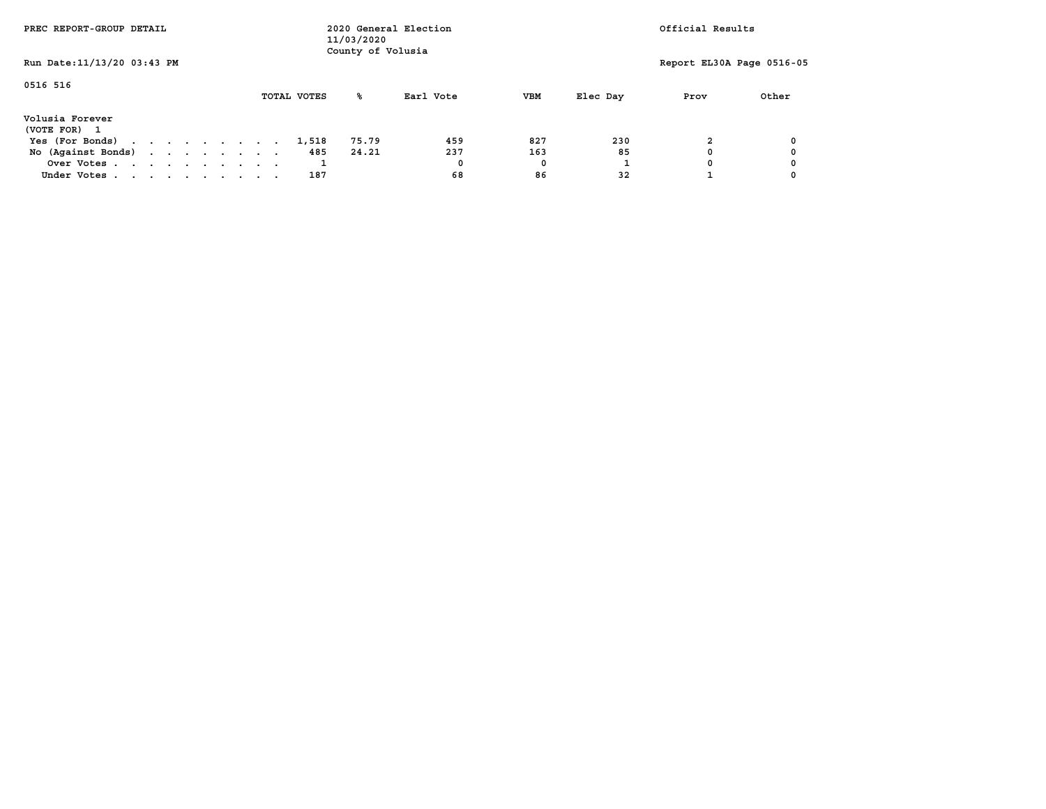PREC REPORT-GROUP DETAIL

2020 General Election
11/03/2020
County of Volusia

Official Results

Run Date:11/13/20 03:43 PM

Report EL30A Page 0516-05

0516 516

**Volusia Forever**
(VOTE FOR) 1

| | TOTAL VOTES | % | Earl Vote | VBM | Elec Day | Prov | Other |
|---|---|---|---|---|---|---|---|
| Yes (For Bonds) | 1,518 | 75.79 | 459 | 827 | 230 | 2 | 0 |
| No (Against Bonds) | 485 | 24.21 | 237 | 163 | 85 | 0 | 0 |
| Over Votes | 1 | | 0 | 0 | 1 | 0 | 0 |
| Under Votes | 187 | | 68 | 86 | 32 | 1 | 0 |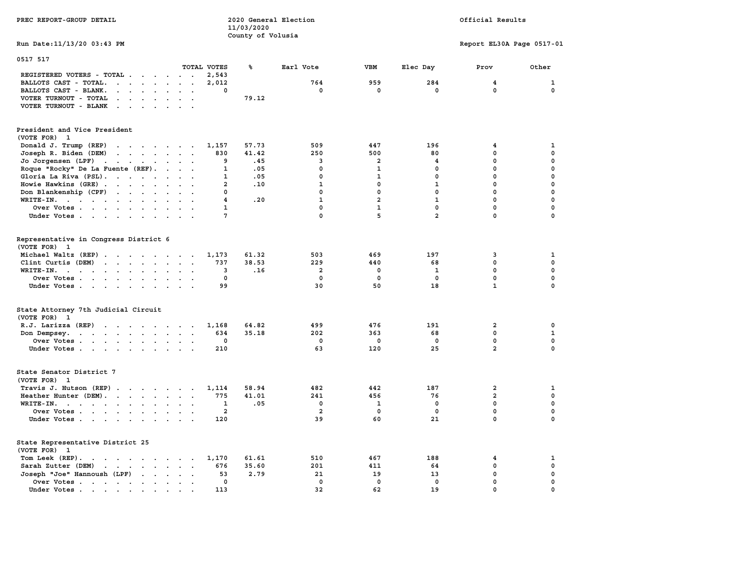PREC REPORT-GROUP DETAIL

2020 General Election
11/03/2020
County of Volusia

Official Results

Run Date:11/13/20 03:43 PM

Report EL30A Page 0517-01

0517 517

| | TOTAL VOTES | % | Earl Vote | VBM | Elec Day | Prov | Other |
|---|---|---|---|---|---|---|---|
| REGISTERED VOTERS - TOTAL | 2,543 | | | | | | |
| BALLOTS CAST - TOTAL. | 2,012 | | 764 | 959 | 284 | 4 | 1 |
| BALLOTS CAST - BLANK. | 0 | | 0 | 0 | 0 | 0 | 0 |
| VOTER TURNOUT - TOTAL | | 79.12 | | | | | |
| VOTER TURNOUT - BLANK | | | | | | | |

**President and Vice President**
(VOTE FOR) 1

| | TOTAL VOTES | % | Earl Vote | VBM | Elec Day | Prov | Other |
|---|---|---|---|---|---|---|---|
| Donald J. Trump (REP) | 1,157 | 57.73 | 509 | 447 | 196 | 4 | 1 |
| Joseph R. Biden (DEM) | 830 | 41.42 | 250 | 500 | 80 | 0 | 0 |
| Jo Jorgensen (LPF) | 9 | .45 | 3 | 2 | 4 | 0 | 0 |
| Roque "Rocky" De La Fuente (REF). | 1 | .05 | 0 | 1 | 0 | 0 | 0 |
| Gloria La Riva (PSL). | 1 | .05 | 0 | 1 | 0 | 0 | 0 |
| Howie Hawkins (GRE) | 2 | .10 | 1 | 0 | 1 | 0 | 0 |
| Don Blankenship (CPF) | 0 | | 0 | 0 | 0 | 0 | 0 |
| WRITE-IN. | 4 | .20 | 1 | 2 | 1 | 0 | 0 |
| Over Votes | 1 | | 0 | 1 | 0 | 0 | 0 |
| Under Votes | 7 | | 0 | 5 | 2 | 0 | 0 |

**Representative in Congress District 6**
(VOTE FOR) 1

| | TOTAL VOTES | % | Earl Vote | VBM | Elec Day | Prov | Other |
|---|---|---|---|---|---|---|---|
| Michael Waltz (REP) | 1,173 | 61.32 | 503 | 469 | 197 | 3 | 1 |
| Clint Curtis (DEM) | 737 | 38.53 | 229 | 440 | 68 | 0 | 0 |
| WRITE-IN. | 3 | .16 | 2 | 0 | 1 | 0 | 0 |
| Over Votes | 0 | | 0 | 0 | 0 | 0 | 0 |
| Under Votes | 99 | | 30 | 50 | 18 | 1 | 0 |

**State Attorney 7th Judicial Circuit**
(VOTE FOR) 1

| | TOTAL VOTES | % | Earl Vote | VBM | Elec Day | Prov | Other |
|---|---|---|---|---|---|---|---|
| R.J. Larizza (REP) | 1,168 | 64.82 | 499 | 476 | 191 | 2 | 0 |
| Don Dempsey. | 634 | 35.18 | 202 | 363 | 68 | 0 | 1 |
| Over Votes | 0 | | 0 | 0 | 0 | 0 | 0 |
| Under Votes | 210 | | 63 | 120 | 25 | 2 | 0 |

**State Senator District 7**
(VOTE FOR) 1

| | TOTAL VOTES | % | Earl Vote | VBM | Elec Day | Prov | Other |
|---|---|---|---|---|---|---|---|
| Travis J. Hutson (REP) | 1,114 | 58.94 | 482 | 442 | 187 | 2 | 1 |
| Heather Hunter (DEM). | 775 | 41.01 | 241 | 456 | 76 | 2 | 0 |
| WRITE-IN. | 1 | .05 | 0 | 1 | 0 | 0 | 0 |
| Over Votes | 2 | | 2 | 0 | 0 | 0 | 0 |
| Under Votes | 120 | | 39 | 60 | 21 | 0 | 0 |

**State Representative District 25**
(VOTE FOR) 1

| | TOTAL VOTES | % | Earl Vote | VBM | Elec Day | Prov | Other |
|---|---|---|---|---|---|---|---|
| Tom Leek (REP). | 1,170 | 61.61 | 510 | 467 | 188 | 4 | 1 |
| Sarah Zutter (DEM) | 676 | 35.60 | 201 | 411 | 64 | 0 | 0 |
| Joseph "Joe" Hannoush (LPF) | 53 | 2.79 | 21 | 19 | 13 | 0 | 0 |
| Over Votes | 0 | | 0 | 0 | 0 | 0 | 0 |
| Under Votes | 113 | | 32 | 62 | 19 | 0 | 0 |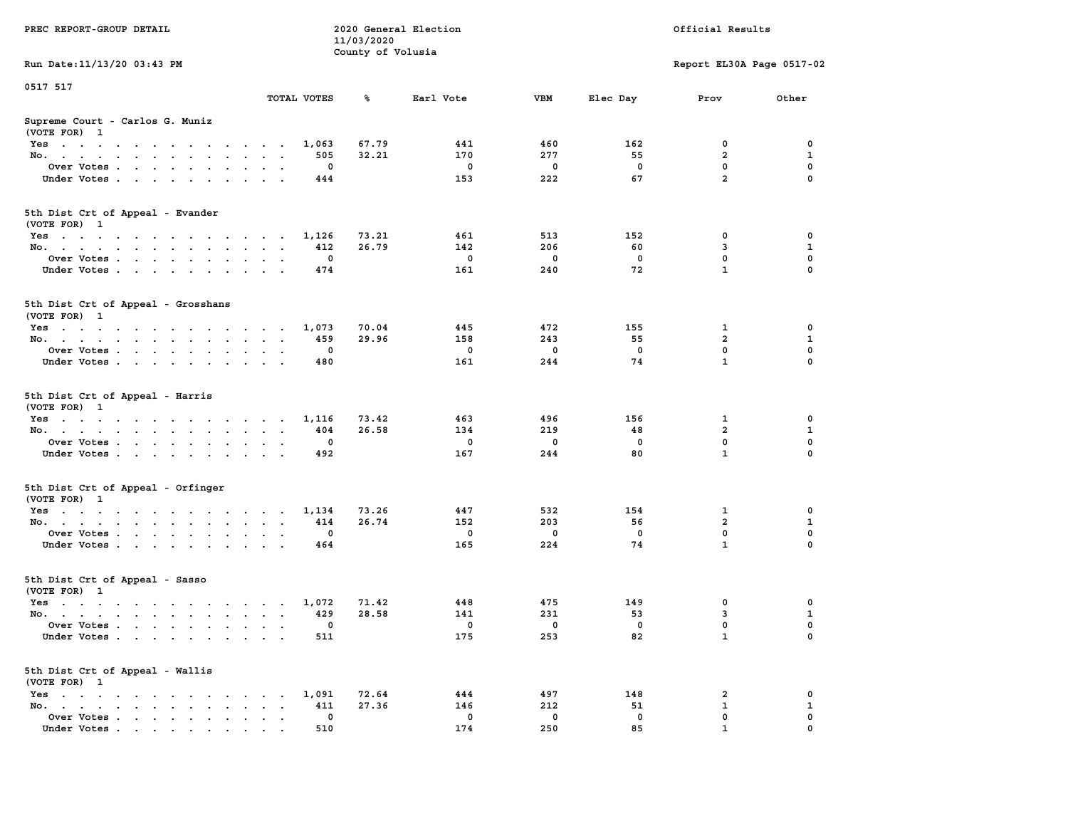PREC REPORT-GROUP DETAIL — 2020 General Election, 11/03/2020, County of Volusia — Official Results

Run Date:11/13/20 03:43 PM — Report EL30A Page 0517-02

0517 517

## Supreme Court - Carlos G. Muniz
(VOTE FOR) 1

| | TOTAL VOTES | % | Earl Vote | VBM | Elec Day | Prov | Other |
|---|---|---|---|---|---|---|---|
| Yes | 1,063 | 67.79 | 441 | 460 | 162 | 0 | 0 |
| No. | 505 | 32.21 | 170 | 277 | 55 | 2 | 1 |
| Over Votes | 0 | | 0 | 0 | 0 | 0 | 0 |
| Under Votes | 444 | | 153 | 222 | 67 | 2 | 0 |

## 5th Dist Crt of Appeal - Evander
(VOTE FOR) 1

| | TOTAL VOTES | % | Earl Vote | VBM | Elec Day | Prov | Other |
|---|---|---|---|---|---|---|---|
| Yes | 1,126 | 73.21 | 461 | 513 | 152 | 0 | 0 |
| No. | 412 | 26.79 | 142 | 206 | 60 | 3 | 1 |
| Over Votes | 0 | | 0 | 0 | 0 | 0 | 0 |
| Under Votes | 474 | | 161 | 240 | 72 | 1 | 0 |

## 5th Dist Crt of Appeal - Grosshans
(VOTE FOR) 1

| | TOTAL VOTES | % | Earl Vote | VBM | Elec Day | Prov | Other |
|---|---|---|---|---|---|---|---|
| Yes | 1,073 | 70.04 | 445 | 472 | 155 | 1 | 0 |
| No. | 459 | 29.96 | 158 | 243 | 55 | 2 | 1 |
| Over Votes | 0 | | 0 | 0 | 0 | 0 | 0 |
| Under Votes | 480 | | 161 | 244 | 74 | 1 | 0 |

## 5th Dist Crt of Appeal - Harris
(VOTE FOR) 1

| | TOTAL VOTES | % | Earl Vote | VBM | Elec Day | Prov | Other |
|---|---|---|---|---|---|---|---|
| Yes | 1,116 | 73.42 | 463 | 496 | 156 | 1 | 0 |
| No. | 404 | 26.58 | 134 | 219 | 48 | 2 | 1 |
| Over Votes | 0 | | 0 | 0 | 0 | 0 | 0 |
| Under Votes | 492 | | 167 | 244 | 80 | 1 | 0 |

## 5th Dist Crt of Appeal - Orfinger
(VOTE FOR) 1

| | TOTAL VOTES | % | Earl Vote | VBM | Elec Day | Prov | Other |
|---|---|---|---|---|---|---|---|
| Yes | 1,134 | 73.26 | 447 | 532 | 154 | 1 | 0 |
| No. | 414 | 26.74 | 152 | 203 | 56 | 2 | 1 |
| Over Votes | 0 | | 0 | 0 | 0 | 0 | 0 |
| Under Votes | 464 | | 165 | 224 | 74 | 1 | 0 |

## 5th Dist Crt of Appeal - Sasso
(VOTE FOR) 1

| | TOTAL VOTES | % | Earl Vote | VBM | Elec Day | Prov | Other |
|---|---|---|---|---|---|---|---|
| Yes | 1,072 | 71.42 | 448 | 475 | 149 | 0 | 0 |
| No. | 429 | 28.58 | 141 | 231 | 53 | 3 | 1 |
| Over Votes | 0 | | 0 | 0 | 0 | 0 | 0 |
| Under Votes | 511 | | 175 | 253 | 82 | 1 | 0 |

## 5th Dist Crt of Appeal - Wallis
(VOTE FOR) 1

| | TOTAL VOTES | % | Earl Vote | VBM | Elec Day | Prov | Other |
|---|---|---|---|---|---|---|---|
| Yes | 1,091 | 72.64 | 444 | 497 | 148 | 2 | 0 |
| No. | 411 | 27.36 | 146 | 212 | 51 | 1 | 1 |
| Over Votes | 0 | | 0 | 0 | 0 | 0 | 0 |
| Under Votes | 510 | | 174 | 250 | 85 | 1 | 0 |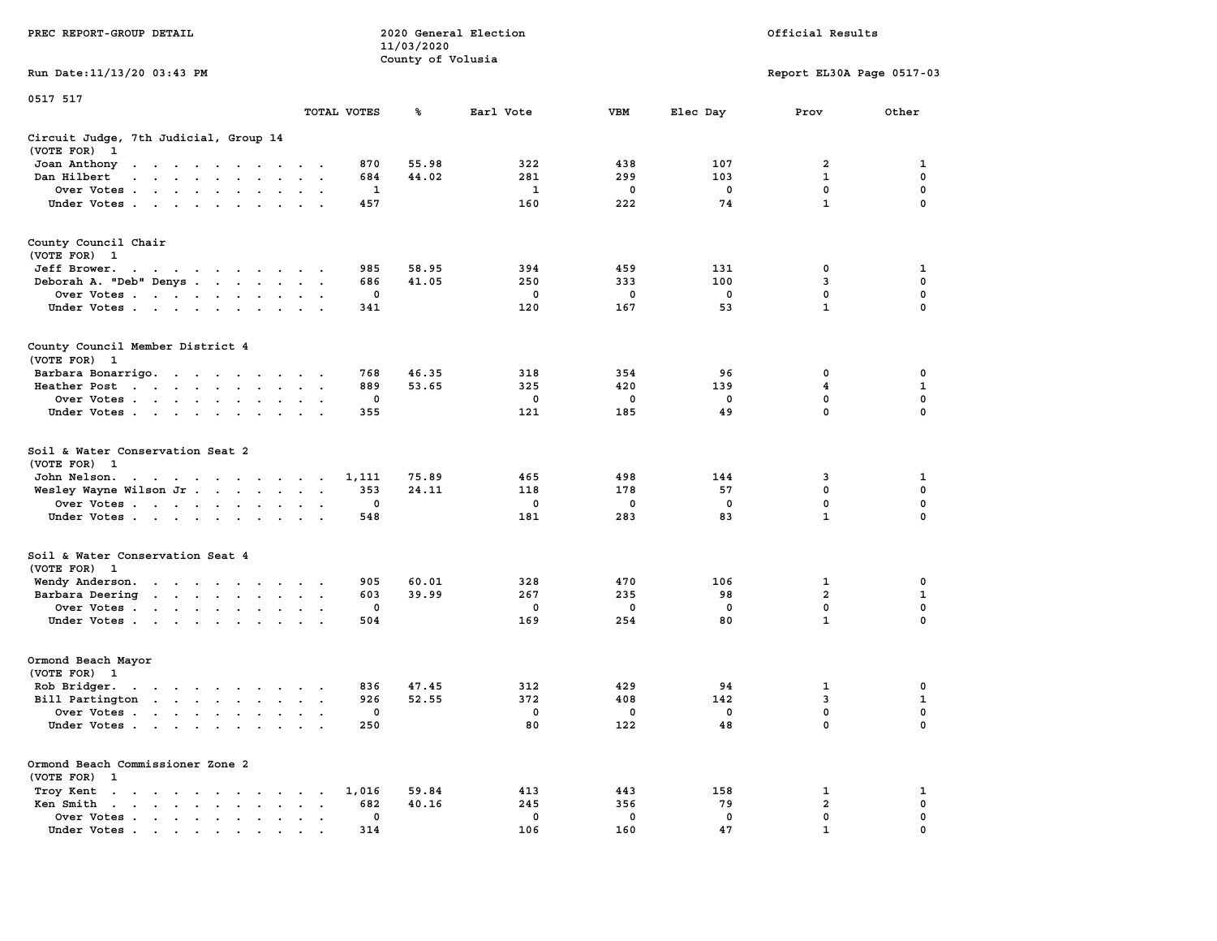PREC REPORT-GROUP DETAIL

2020 General Election
11/03/2020
County of Volusia

Official Results

Run Date:11/13/20 03:43 PM

Report EL30A Page 0517-03

0517 517

## Circuit Judge, 7th Judicial, Group 14
(VOTE FOR) 1

| | TOTAL VOTES | % | Earl Vote | VBM | Elec Day | Prov | Other |
|---|---|---|---|---|---|---|---|
| Joan Anthony | 870 | 55.98 | 322 | 438 | 107 | 2 | 1 |
| Dan Hilbert | 684 | 44.02 | 281 | 299 | 103 | 1 | 0 |
| Over Votes | 1 | | 1 | 0 | 0 | 0 | 0 |
| Under Votes | 457 | | 160 | 222 | 74 | 1 | 0 |

## County Council Chair
(VOTE FOR) 1

| | TOTAL VOTES | % | Earl Vote | VBM | Elec Day | Prov | Other |
|---|---|---|---|---|---|---|---|
| Jeff Brower | 985 | 58.95 | 394 | 459 | 131 | 0 | 1 |
| Deborah A. "Deb" Denys | 686 | 41.05 | 250 | 333 | 100 | 3 | 0 |
| Over Votes | 0 | | 0 | 0 | 0 | 0 | 0 |
| Under Votes | 341 | | 120 | 167 | 53 | 1 | 0 |

## County Council Member District 4
(VOTE FOR) 1

| | TOTAL VOTES | % | Earl Vote | VBM | Elec Day | Prov | Other |
|---|---|---|---|---|---|---|---|
| Barbara Bonarrigo | 768 | 46.35 | 318 | 354 | 96 | 0 | 0 |
| Heather Post | 889 | 53.65 | 325 | 420 | 139 | 4 | 1 |
| Over Votes | 0 | | 0 | 0 | 0 | 0 | 0 |
| Under Votes | 355 | | 121 | 185 | 49 | 0 | 0 |

## Soil & Water Conservation Seat 2
(VOTE FOR) 1

| | TOTAL VOTES | % | Earl Vote | VBM | Elec Day | Prov | Other |
|---|---|---|---|---|---|---|---|
| John Nelson | 1,111 | 75.89 | 465 | 498 | 144 | 3 | 1 |
| Wesley Wayne Wilson Jr | 353 | 24.11 | 118 | 178 | 57 | 0 | 0 |
| Over Votes | 0 | | 0 | 0 | 0 | 0 | 0 |
| Under Votes | 548 | | 181 | 283 | 83 | 1 | 0 |

## Soil & Water Conservation Seat 4
(VOTE FOR) 1

| | TOTAL VOTES | % | Earl Vote | VBM | Elec Day | Prov | Other |
|---|---|---|---|---|---|---|---|
| Wendy Anderson | 905 | 60.01 | 328 | 470 | 106 | 1 | 0 |
| Barbara Deering | 603 | 39.99 | 267 | 235 | 98 | 2 | 1 |
| Over Votes | 0 | | 0 | 0 | 0 | 0 | 0 |
| Under Votes | 504 | | 169 | 254 | 80 | 1 | 0 |

## Ormond Beach Mayor
(VOTE FOR) 1

| | TOTAL VOTES | % | Earl Vote | VBM | Elec Day | Prov | Other |
|---|---|---|---|---|---|---|---|
| Rob Bridger | 836 | 47.45 | 312 | 429 | 94 | 1 | 0 |
| Bill Partington | 926 | 52.55 | 372 | 408 | 142 | 3 | 1 |
| Over Votes | 0 | | 0 | 0 | 0 | 0 | 0 |
| Under Votes | 250 | | 80 | 122 | 48 | 0 | 0 |

## Ormond Beach Commissioner Zone 2
(VOTE FOR) 1

| | TOTAL VOTES | % | Earl Vote | VBM | Elec Day | Prov | Other |
|---|---|---|---|---|---|---|---|
| Troy Kent | 1,016 | 59.84 | 413 | 443 | 158 | 1 | 1 |
| Ken Smith | 682 | 40.16 | 245 | 356 | 79 | 2 | 0 |
| Over Votes | 0 | | 0 | 0 | 0 | 0 | 0 |
| Under Votes | 314 | | 106 | 160 | 47 | 1 | 0 |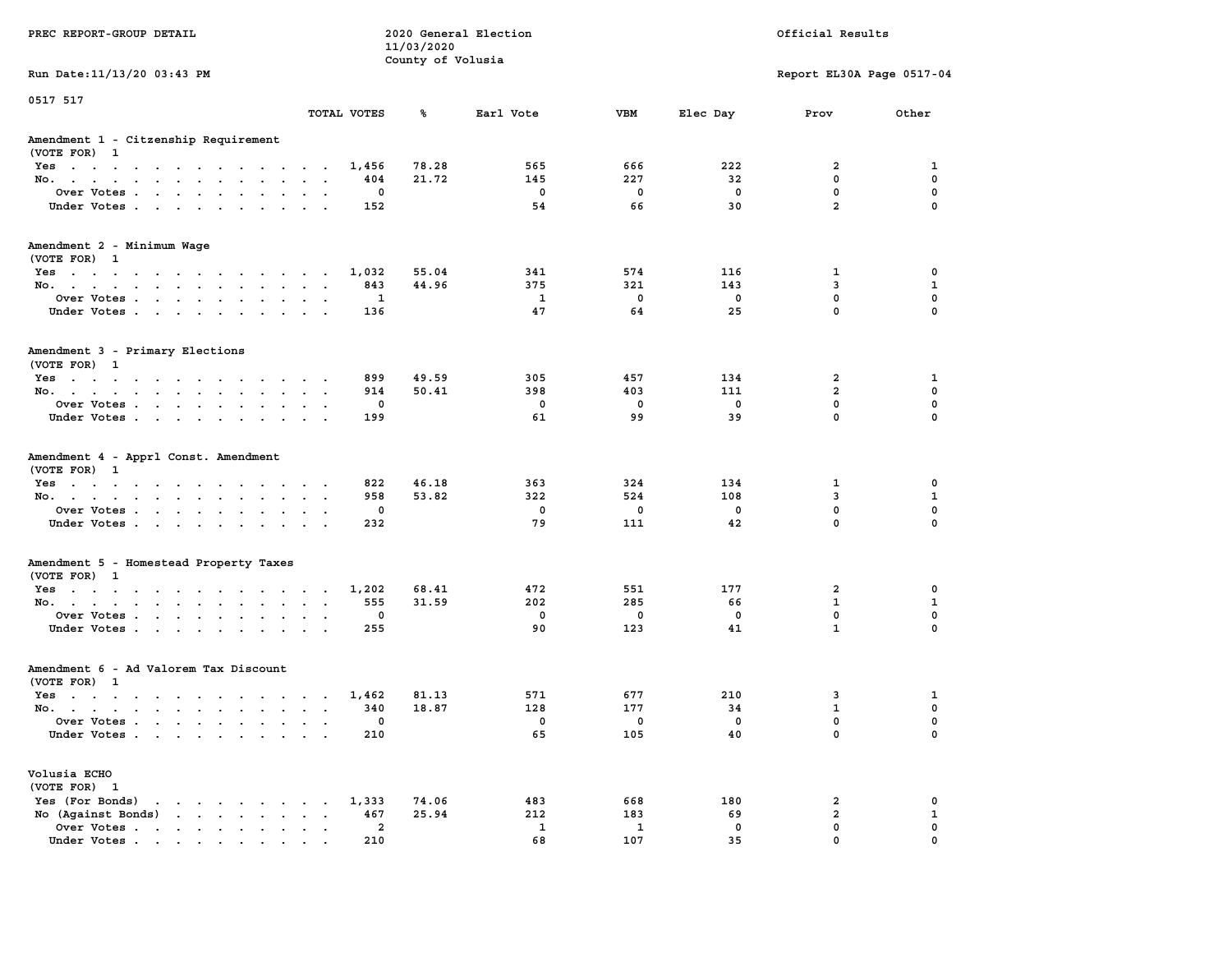PREC REPORT-GROUP DETAIL

2020 General Election
11/03/2020
County of Volusia

Official Results

Run Date:11/13/20 03:43 PM

Report EL30A Page 0517-04

0517 517

## Amendment 1 - Citzenship Requirement

(VOTE FOR) 1

| | TOTAL VOTES | % | Earl Vote | VBM | Elec Day | Prov | Other |
|---|---|---|---|---|---|---|---|
| Yes | 1,456 | 78.28 | 565 | 666 | 222 | 2 | 1 |
| No. | 404 | 21.72 | 145 | 227 | 32 | 0 | 0 |
| Over Votes | 0 | | 0 | 0 | 0 | 0 | 0 |
| Under Votes | 152 | | 54 | 66 | 30 | 2 | 0 |

## Amendment 2 - Minimum Wage

(VOTE FOR) 1

| | TOTAL VOTES | % | Earl Vote | VBM | Elec Day | Prov | Other |
|---|---|---|---|---|---|---|---|
| Yes | 1,032 | 55.04 | 341 | 574 | 116 | 1 | 0 |
| No. | 843 | 44.96 | 375 | 321 | 143 | 3 | 1 |
| Over Votes | 1 | | 1 | 0 | 0 | 0 | 0 |
| Under Votes | 136 | | 47 | 64 | 25 | 0 | 0 |

## Amendment 3 - Primary Elections

(VOTE FOR) 1

| | TOTAL VOTES | % | Earl Vote | VBM | Elec Day | Prov | Other |
|---|---|---|---|---|---|---|---|
| Yes | 899 | 49.59 | 305 | 457 | 134 | 2 | 1 |
| No. | 914 | 50.41 | 398 | 403 | 111 | 2 | 0 |
| Over Votes | 0 | | 0 | 0 | 0 | 0 | 0 |
| Under Votes | 199 | | 61 | 99 | 39 | 0 | 0 |

## Amendment 4 - Apprl Const. Amendment

(VOTE FOR) 1

| | TOTAL VOTES | % | Earl Vote | VBM | Elec Day | Prov | Other |
|---|---|---|---|---|---|---|---|
| Yes | 822 | 46.18 | 363 | 324 | 134 | 1 | 0 |
| No. | 958 | 53.82 | 322 | 524 | 108 | 3 | 1 |
| Over Votes | 0 | | 0 | 0 | 0 | 0 | 0 |
| Under Votes | 232 | | 79 | 111 | 42 | 0 | 0 |

## Amendment 5 - Homestead Property Taxes

(VOTE FOR) 1

| | TOTAL VOTES | % | Earl Vote | VBM | Elec Day | Prov | Other |
|---|---|---|---|---|---|---|---|
| Yes | 1,202 | 68.41 | 472 | 551 | 177 | 2 | 0 |
| No. | 555 | 31.59 | 202 | 285 | 66 | 1 | 1 |
| Over Votes | 0 | | 0 | 0 | 0 | 0 | 0 |
| Under Votes | 255 | | 90 | 123 | 41 | 1 | 0 |

## Amendment 6 - Ad Valorem Tax Discount

(VOTE FOR) 1

| | TOTAL VOTES | % | Earl Vote | VBM | Elec Day | Prov | Other |
|---|---|---|---|---|---|---|---|
| Yes | 1,462 | 81.13 | 571 | 677 | 210 | 3 | 1 |
| No. | 340 | 18.87 | 128 | 177 | 34 | 1 | 0 |
| Over Votes | 0 | | 0 | 0 | 0 | 0 | 0 |
| Under Votes | 210 | | 65 | 105 | 40 | 0 | 0 |

## Volusia ECHO

(VOTE FOR) 1

| | TOTAL VOTES | % | Earl Vote | VBM | Elec Day | Prov | Other |
|---|---|---|---|---|---|---|---|
| Yes (For Bonds) | 1,333 | 74.06 | 483 | 668 | 180 | 2 | 0 |
| No (Against Bonds) | 467 | 25.94 | 212 | 183 | 69 | 2 | 1 |
| Over Votes | 2 | | 1 | 1 | 0 | 0 | 0 |
| Under Votes | 210 | | 68 | 107 | 35 | 0 | 0 |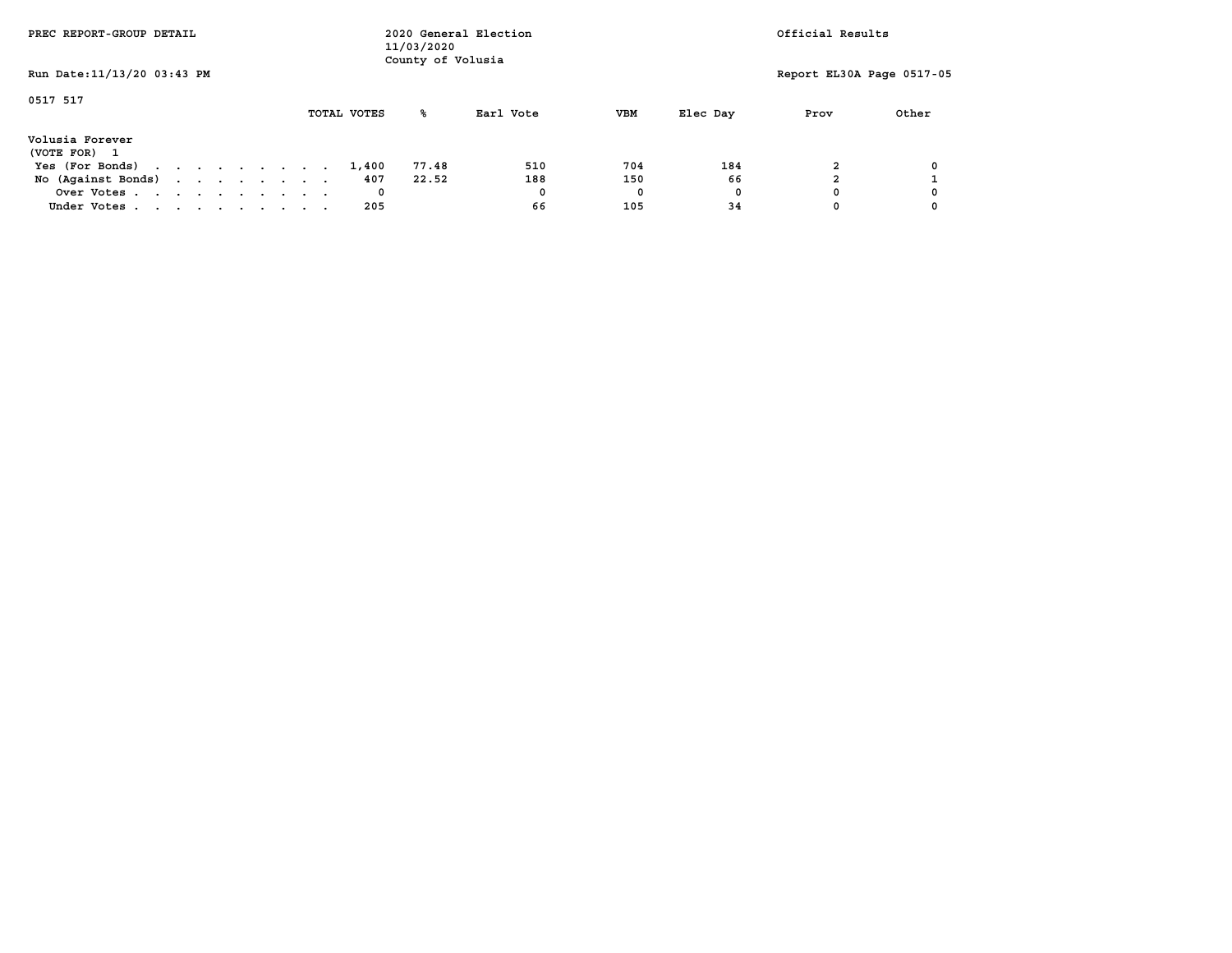PREC REPORT-GROUP DETAIL

2020 General Election
11/03/2020
County of Volusia

Official Results

Run Date:11/13/20 03:43 PM

Report EL30A Page 0517-05

0517 517

| Volusia Forever (VOTE FOR) 1 | TOTAL VOTES | % | Earl Vote | VBM | Elec Day | Prov | Other |
|---|---|---|---|---|---|---|---|
| Yes (For Bonds) | 1,400 | 77.48 | 510 | 704 | 184 | 2 | 0 |
| No (Against Bonds) | 407 | 22.52 | 188 | 150 | 66 | 2 | 1 |
| Over Votes | 0 | | 0 | 0 | 0 | 0 | 0 |
| Under Votes | 205 | | 66 | 105 | 34 | 0 | 0 |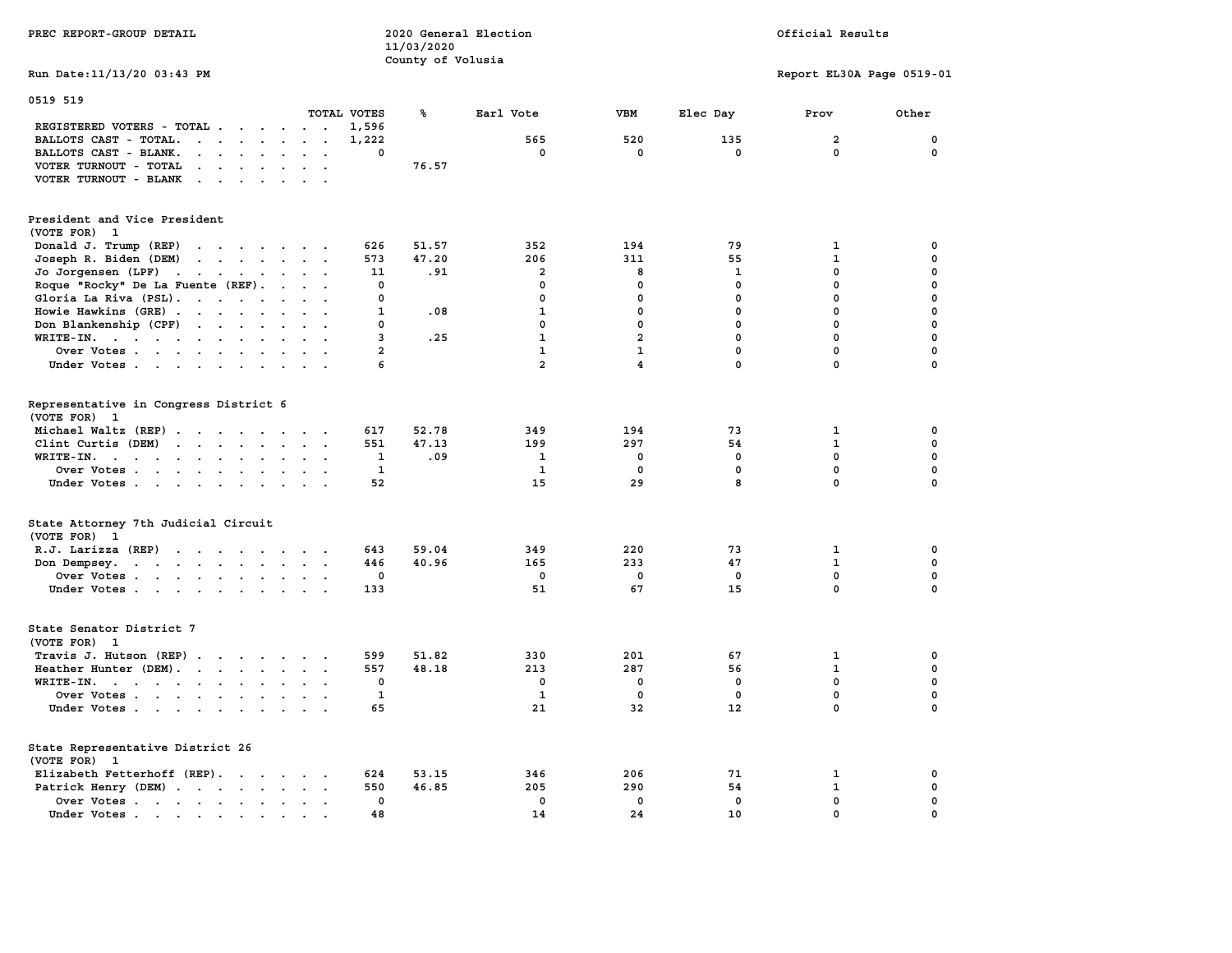PREC REPORT-GROUP DETAIL

2020 General Election
11/03/2020
County of Volusia

Official Results

Run Date:11/13/20 03:43 PM

Report EL30A Page 0519-01

0519 519

| | TOTAL VOTES | % | Earl Vote | VBM | Elec Day | Prov | Other |
|---|---|---|---|---|---|---|---|
| REGISTERED VOTERS - TOTAL | 1,596 | | | | | | |
| BALLOTS CAST - TOTAL. | 1,222 | | 565 | 520 | 135 | 2 | 0 |
| BALLOTS CAST - BLANK. | 0 | | 0 | 0 | 0 | 0 | 0 |
| VOTER TURNOUT - TOTAL | | 76.57 | | | | | |
| VOTER TURNOUT - BLANK | | | | | | | |

President and Vice President
(VOTE FOR) 1

| | TOTAL VOTES | % | Earl Vote | VBM | Elec Day | Prov | Other |
|---|---|---|---|---|---|---|---|
| Donald J. Trump (REP) | 626 | 51.57 | 352 | 194 | 79 | 1 | 0 |
| Joseph R. Biden (DEM) | 573 | 47.20 | 206 | 311 | 55 | 1 | 0 |
| Jo Jorgensen (LPF) | 11 | .91 | 2 | 8 | 1 | 0 | 0 |
| Roque "Rocky" De La Fuente (REF). | 0 | | 0 | 0 | 0 | 0 | 0 |
| Gloria La Riva (PSL). | 0 | | 0 | 0 | 0 | 0 | 0 |
| Howie Hawkins (GRE) | 1 | .08 | 1 | 0 | 0 | 0 | 0 |
| Don Blankenship (CPF) | 0 | | 0 | 0 | 0 | 0 | 0 |
| WRITE-IN. | 3 | .25 | 1 | 2 | 0 | 0 | 0 |
| Over Votes | 2 | | 1 | 1 | 0 | 0 | 0 |
| Under Votes | 6 | | 2 | 4 | 0 | 0 | 0 |

Representative in Congress District 6
(VOTE FOR) 1

| | TOTAL VOTES | % | Earl Vote | VBM | Elec Day | Prov | Other |
|---|---|---|---|---|---|---|---|
| Michael Waltz (REP) | 617 | 52.78 | 349 | 194 | 73 | 1 | 0 |
| Clint Curtis (DEM) | 551 | 47.13 | 199 | 297 | 54 | 1 | 0 |
| WRITE-IN. | 1 | .09 | 1 | 0 | 0 | 0 | 0 |
| Over Votes | 1 | | 1 | 0 | 0 | 0 | 0 |
| Under Votes | 52 | | 15 | 29 | 8 | 0 | 0 |

State Attorney 7th Judicial Circuit
(VOTE FOR) 1

| | TOTAL VOTES | % | Earl Vote | VBM | Elec Day | Prov | Other |
|---|---|---|---|---|---|---|---|
| R.J. Larizza (REP) | 643 | 59.04 | 349 | 220 | 73 | 1 | 0 |
| Don Dempsey. | 446 | 40.96 | 165 | 233 | 47 | 1 | 0 |
| Over Votes | 0 | | 0 | 0 | 0 | 0 | 0 |
| Under Votes | 133 | | 51 | 67 | 15 | 0 | 0 |

State Senator District 7
(VOTE FOR) 1

| | TOTAL VOTES | % | Earl Vote | VBM | Elec Day | Prov | Other |
|---|---|---|---|---|---|---|---|
| Travis J. Hutson (REP) | 599 | 51.82 | 330 | 201 | 67 | 1 | 0 |
| Heather Hunter (DEM). | 557 | 48.18 | 213 | 287 | 56 | 1 | 0 |
| WRITE-IN. | 0 | | 0 | 0 | 0 | 0 | 0 |
| Over Votes | 1 | | 1 | 0 | 0 | 0 | 0 |
| Under Votes | 65 | | 21 | 32 | 12 | 0 | 0 |

State Representative District 26
(VOTE FOR) 1

| | TOTAL VOTES | % | Earl Vote | VBM | Elec Day | Prov | Other |
|---|---|---|---|---|---|---|---|
| Elizabeth Fetterhoff (REP). | 624 | 53.15 | 346 | 206 | 71 | 1 | 0 |
| Patrick Henry (DEM) | 550 | 46.85 | 205 | 290 | 54 | 1 | 0 |
| Over Votes | 0 | | 0 | 0 | 0 | 0 | 0 |
| Under Votes | 48 | | 14 | 24 | 10 | 0 | 0 |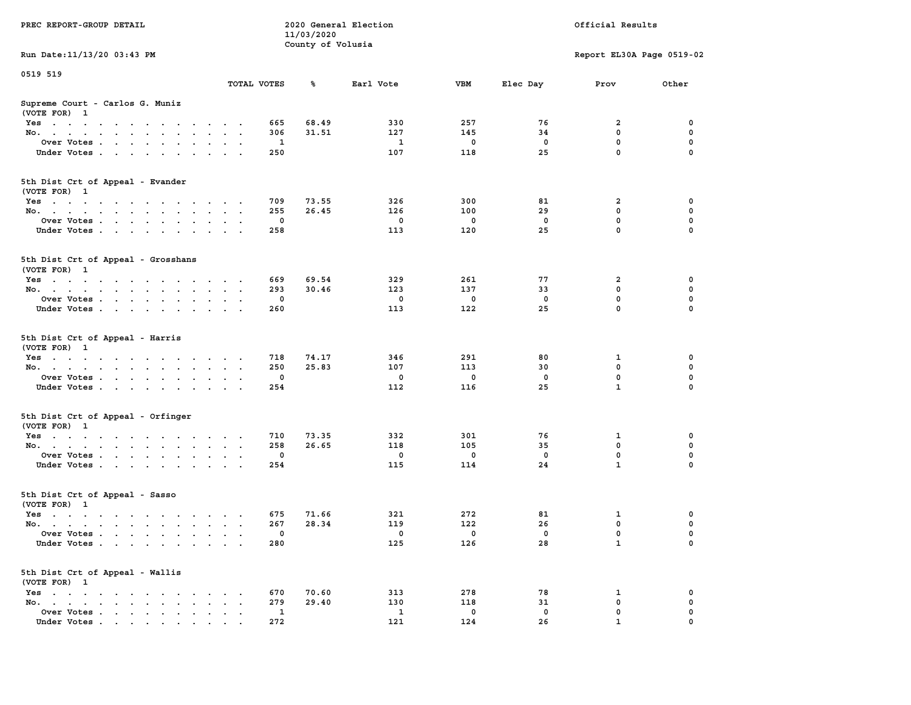PREC REPORT-GROUP DETAIL

2020 General Election
11/03/2020
County of Volusia

Official Results

Run Date:11/13/20 03:43 PM

Report EL30A Page 0519-02

0519 519

### Supreme Court - Carlos G. Muniz
(VOTE FOR) 1

| | TOTAL VOTES | % | Earl Vote | VBM | Elec Day | Prov | Other |
|---|---|---|---|---|---|---|---|
| Yes | 665 | 68.49 | 330 | 257 | 76 | 2 | 0 |
| No. | 306 | 31.51 | 127 | 145 | 34 | 0 | 0 |
| Over Votes | 1 | | 1 | 0 | 0 | 0 | 0 |
| Under Votes | 250 | | 107 | 118 | 25 | 0 | 0 |

### 5th Dist Crt of Appeal - Evander
(VOTE FOR) 1

| | TOTAL VOTES | % | Earl Vote | VBM | Elec Day | Prov | Other |
|---|---|---|---|---|---|---|---|
| Yes | 709 | 73.55 | 326 | 300 | 81 | 2 | 0 |
| No. | 255 | 26.45 | 126 | 100 | 29 | 0 | 0 |
| Over Votes | 0 | | 0 | 0 | 0 | 0 | 0 |
| Under Votes | 258 | | 113 | 120 | 25 | 0 | 0 |

### 5th Dist Crt of Appeal - Grosshans
(VOTE FOR) 1

| | TOTAL VOTES | % | Earl Vote | VBM | Elec Day | Prov | Other |
|---|---|---|---|---|---|---|---|
| Yes | 669 | 69.54 | 329 | 261 | 77 | 2 | 0 |
| No. | 293 | 30.46 | 123 | 137 | 33 | 0 | 0 |
| Over Votes | 0 | | 0 | 0 | 0 | 0 | 0 |
| Under Votes | 260 | | 113 | 122 | 25 | 0 | 0 |

### 5th Dist Crt of Appeal - Harris
(VOTE FOR) 1

| | TOTAL VOTES | % | Earl Vote | VBM | Elec Day | Prov | Other |
|---|---|---|---|---|---|---|---|
| Yes | 718 | 74.17 | 346 | 291 | 80 | 1 | 0 |
| No. | 250 | 25.83 | 107 | 113 | 30 | 0 | 0 |
| Over Votes | 0 | | 0 | 0 | 0 | 0 | 0 |
| Under Votes | 254 | | 112 | 116 | 25 | 1 | 0 |

### 5th Dist Crt of Appeal - Orfinger
(VOTE FOR) 1

| | TOTAL VOTES | % | Earl Vote | VBM | Elec Day | Prov | Other |
|---|---|---|---|---|---|---|---|
| Yes | 710 | 73.35 | 332 | 301 | 76 | 1 | 0 |
| No. | 258 | 26.65 | 118 | 105 | 35 | 0 | 0 |
| Over Votes | 0 | | 0 | 0 | 0 | 0 | 0 |
| Under Votes | 254 | | 115 | 114 | 24 | 1 | 0 |

### 5th Dist Crt of Appeal - Sasso
(VOTE FOR) 1

| | TOTAL VOTES | % | Earl Vote | VBM | Elec Day | Prov | Other |
|---|---|---|---|---|---|---|---|
| Yes | 675 | 71.66 | 321 | 272 | 81 | 1 | 0 |
| No. | 267 | 28.34 | 119 | 122 | 26 | 0 | 0 |
| Over Votes | 0 | | 0 | 0 | 0 | 0 | 0 |
| Under Votes | 280 | | 125 | 126 | 28 | 1 | 0 |

### 5th Dist Crt of Appeal - Wallis
(VOTE FOR) 1

| | TOTAL VOTES | % | Earl Vote | VBM | Elec Day | Prov | Other |
|---|---|---|---|---|---|---|---|
| Yes | 670 | 70.60 | 313 | 278 | 78 | 1 | 0 |
| No. | 279 | 29.40 | 130 | 118 | 31 | 0 | 0 |
| Over Votes | 1 | | 1 | 0 | 0 | 0 | 0 |
| Under Votes | 272 | | 121 | 124 | 26 | 1 | 0 |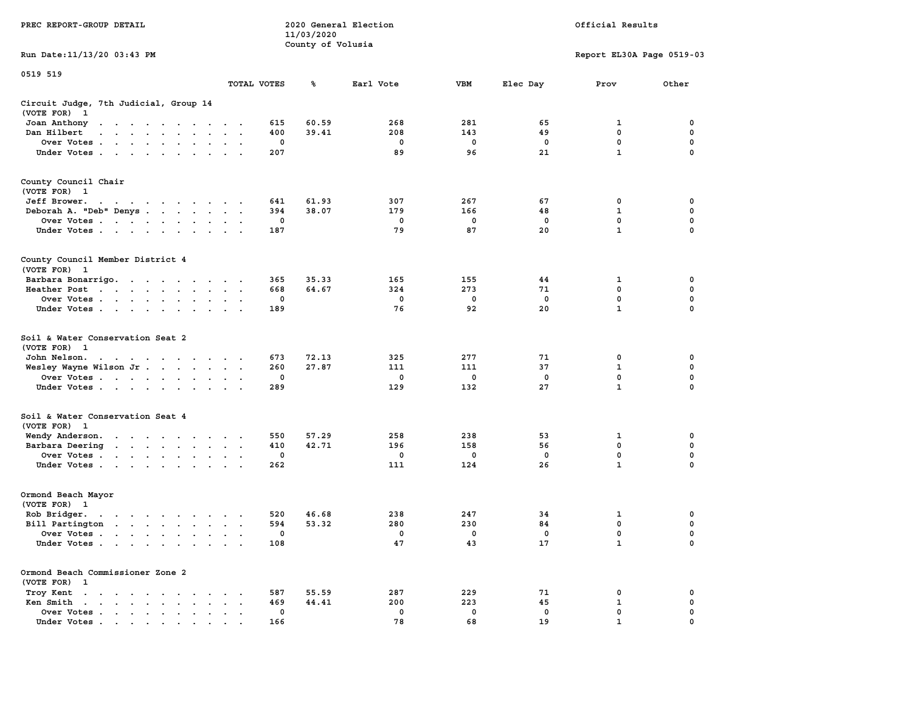0519 519

## Circuit Judge, 7th Judicial, Group 14

(VOTE FOR) 1

| | TOTAL VOTES | % | Earl Vote | VBM | Elec Day | Prov | Other |
|---|---|---|---|---|---|---|---|
| Joan Anthony | 615 | 60.59 | 268 | 281 | 65 | 1 | 0 |
| Dan Hilbert | 400 | 39.41 | 208 | 143 | 49 | 0 | 0 |
| Over Votes | 0 | | 0 | 0 | 0 | 0 | 0 |
| Under Votes | 207 | | 89 | 96 | 21 | 1 | 0 |

## County Council Chair

(VOTE FOR) 1

| | TOTAL VOTES | % | Earl Vote | VBM | Elec Day | Prov | Other |
|---|---|---|---|---|---|---|---|
| Jeff Brower | 641 | 61.93 | 307 | 267 | 67 | 0 | 0 |
| Deborah A. "Deb" Denys | 394 | 38.07 | 179 | 166 | 48 | 1 | 0 |
| Over Votes | 0 | | 0 | 0 | 0 | 0 | 0 |
| Under Votes | 187 | | 79 | 87 | 20 | 1 | 0 |

## County Council Member District 4

(VOTE FOR) 1

| | TOTAL VOTES | % | Earl Vote | VBM | Elec Day | Prov | Other |
|---|---|---|---|---|---|---|---|
| Barbara Bonarrigo | 365 | 35.33 | 165 | 155 | 44 | 1 | 0 |
| Heather Post | 668 | 64.67 | 324 | 273 | 71 | 0 | 0 |
| Over Votes | 0 | | 0 | 0 | 0 | 0 | 0 |
| Under Votes | 189 | | 76 | 92 | 20 | 1 | 0 |

## Soil & Water Conservation Seat 2

(VOTE FOR) 1

| | TOTAL VOTES | % | Earl Vote | VBM | Elec Day | Prov | Other |
|---|---|---|---|---|---|---|---|
| John Nelson | 673 | 72.13 | 325 | 277 | 71 | 0 | 0 |
| Wesley Wayne Wilson Jr | 260 | 27.87 | 111 | 111 | 37 | 1 | 0 |
| Over Votes | 0 | | 0 | 0 | 0 | 0 | 0 |
| Under Votes | 289 | | 129 | 132 | 27 | 1 | 0 |

## Soil & Water Conservation Seat 4

(VOTE FOR) 1

| | TOTAL VOTES | % | Earl Vote | VBM | Elec Day | Prov | Other |
|---|---|---|---|---|---|---|---|
| Wendy Anderson | 550 | 57.29 | 258 | 238 | 53 | 1 | 0 |
| Barbara Deering | 410 | 42.71 | 196 | 158 | 56 | 0 | 0 |
| Over Votes | 0 | | 0 | 0 | 0 | 0 | 0 |
| Under Votes | 262 | | 111 | 124 | 26 | 1 | 0 |

## Ormond Beach Mayor

(VOTE FOR) 1

| | TOTAL VOTES | % | Earl Vote | VBM | Elec Day | Prov | Other |
|---|---|---|---|---|---|---|---|
| Rob Bridger | 520 | 46.68 | 238 | 247 | 34 | 1 | 0 |
| Bill Partington | 594 | 53.32 | 280 | 230 | 84 | 0 | 0 |
| Over Votes | 0 | | 0 | 0 | 0 | 0 | 0 |
| Under Votes | 108 | | 47 | 43 | 17 | 1 | 0 |

## Ormond Beach Commissioner Zone 2

(VOTE FOR) 1

| | TOTAL VOTES | % | Earl Vote | VBM | Elec Day | Prov | Other |
|---|---|---|---|---|---|---|---|
| Troy Kent | 587 | 55.59 | 287 | 229 | 71 | 0 | 0 |
| Ken Smith | 469 | 44.41 | 200 | 223 | 45 | 1 | 0 |
| Over Votes | 0 | | 0 | 0 | 0 | 0 | 0 |
| Under Votes | 166 | | 78 | 68 | 19 | 1 | 0 |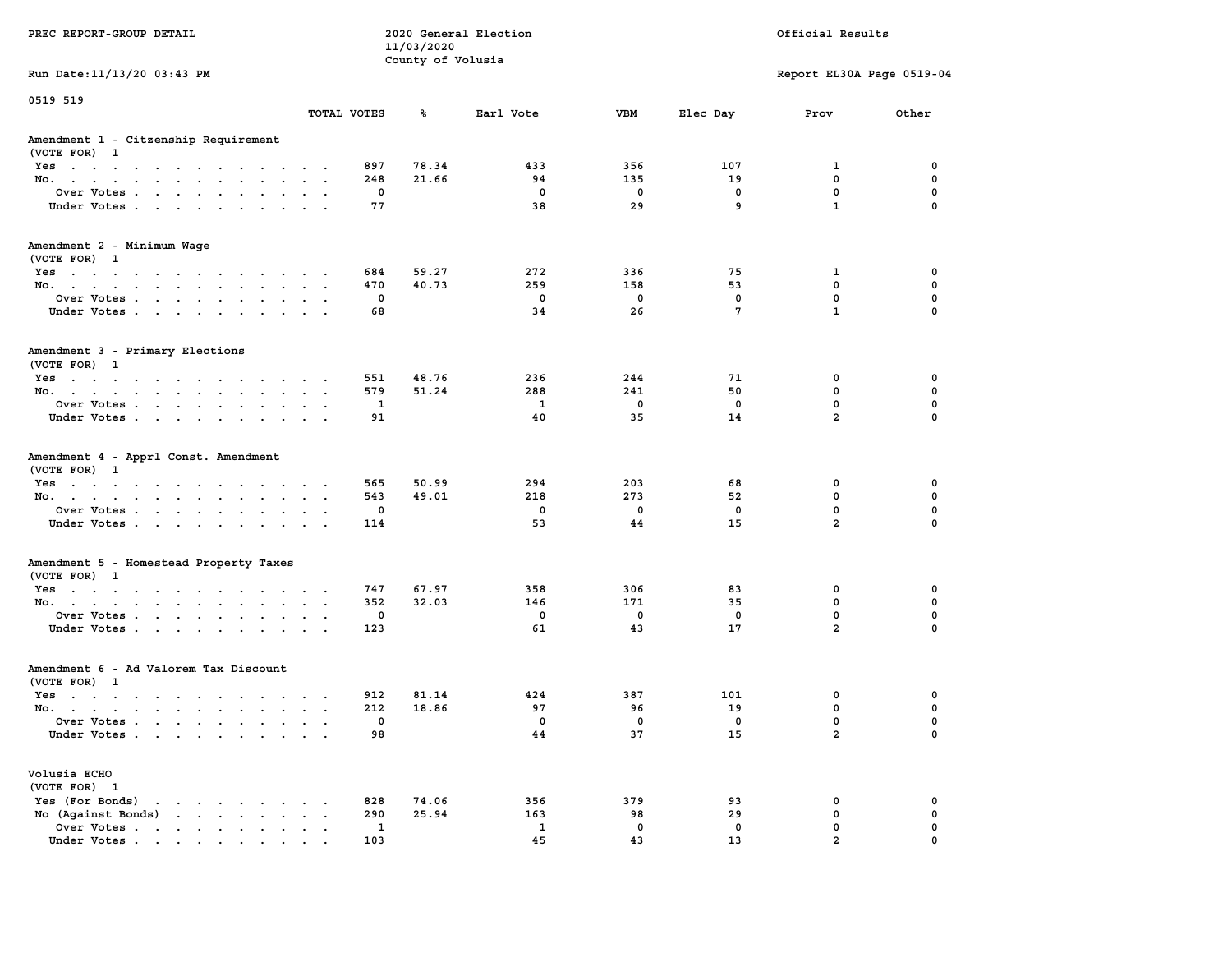PREC REPORT-GROUP DETAIL

2020 General Election
11/03/2020
County of Volusia

Official Results

Run Date:11/13/20 03:43 PM

Report EL30A Page 0519-04

0519 519

**Amendment 1 - Citzenship Requirement**
(VOTE FOR) 1

| | TOTAL VOTES | % | Earl Vote | VBM | Elec Day | Prov | Other |
|---|---|---|---|---|---|---|---|
| Yes | 897 | 78.34 | 433 | 356 | 107 | 1 | 0 |
| No. | 248 | 21.66 | 94 | 135 | 19 | 0 | 0 |
| Over Votes | 0 | | 0 | 0 | 0 | 0 | 0 |
| Under Votes | 77 | | 38 | 29 | 9 | 1 | 0 |

**Amendment 2 - Minimum Wage**
(VOTE FOR) 1

| | TOTAL VOTES | % | Earl Vote | VBM | Elec Day | Prov | Other |
|---|---|---|---|---|---|---|---|
| Yes | 684 | 59.27 | 272 | 336 | 75 | 1 | 0 |
| No. | 470 | 40.73 | 259 | 158 | 53 | 0 | 0 |
| Over Votes | 0 | | 0 | 0 | 0 | 0 | 0 |
| Under Votes | 68 | | 34 | 26 | 7 | 1 | 0 |

**Amendment 3 - Primary Elections**
(VOTE FOR) 1

| | TOTAL VOTES | % | Earl Vote | VBM | Elec Day | Prov | Other |
|---|---|---|---|---|---|---|---|
| Yes | 551 | 48.76 | 236 | 244 | 71 | 0 | 0 |
| No. | 579 | 51.24 | 288 | 241 | 50 | 0 | 0 |
| Over Votes | 1 | | 1 | 0 | 0 | 0 | 0 |
| Under Votes | 91 | | 40 | 35 | 14 | 2 | 0 |

**Amendment 4 - Apprl Const. Amendment**
(VOTE FOR) 1

| | TOTAL VOTES | % | Earl Vote | VBM | Elec Day | Prov | Other |
|---|---|---|---|---|---|---|---|
| Yes | 565 | 50.99 | 294 | 203 | 68 | 0 | 0 |
| No. | 543 | 49.01 | 218 | 273 | 52 | 0 | 0 |
| Over Votes | 0 | | 0 | 0 | 0 | 0 | 0 |
| Under Votes | 114 | | 53 | 44 | 15 | 2 | 0 |

**Amendment 5 - Homestead Property Taxes**
(VOTE FOR) 1

| | TOTAL VOTES | % | Earl Vote | VBM | Elec Day | Prov | Other |
|---|---|---|---|---|---|---|---|
| Yes | 747 | 67.97 | 358 | 306 | 83 | 0 | 0 |
| No. | 352 | 32.03 | 146 | 171 | 35 | 0 | 0 |
| Over Votes | 0 | | 0 | 0 | 0 | 0 | 0 |
| Under Votes | 123 | | 61 | 43 | 17 | 2 | 0 |

**Amendment 6 - Ad Valorem Tax Discount**
(VOTE FOR) 1

| | TOTAL VOTES | % | Earl Vote | VBM | Elec Day | Prov | Other |
|---|---|---|---|---|---|---|---|
| Yes | 912 | 81.14 | 424 | 387 | 101 | 0 | 0 |
| No. | 212 | 18.86 | 97 | 96 | 19 | 0 | 0 |
| Over Votes | 0 | | 0 | 0 | 0 | 0 | 0 |
| Under Votes | 98 | | 44 | 37 | 15 | 2 | 0 |

**Volusia ECHO**
(VOTE FOR) 1

| | TOTAL VOTES | % | Earl Vote | VBM | Elec Day | Prov | Other |
|---|---|---|---|---|---|---|---|
| Yes (For Bonds) | 828 | 74.06 | 356 | 379 | 93 | 0 | 0 |
| No (Against Bonds) | 290 | 25.94 | 163 | 98 | 29 | 0 | 0 |
| Over Votes | 1 | | 1 | 0 | 0 | 0 | 0 |
| Under Votes | 103 | | 45 | 43 | 13 | 2 | 0 |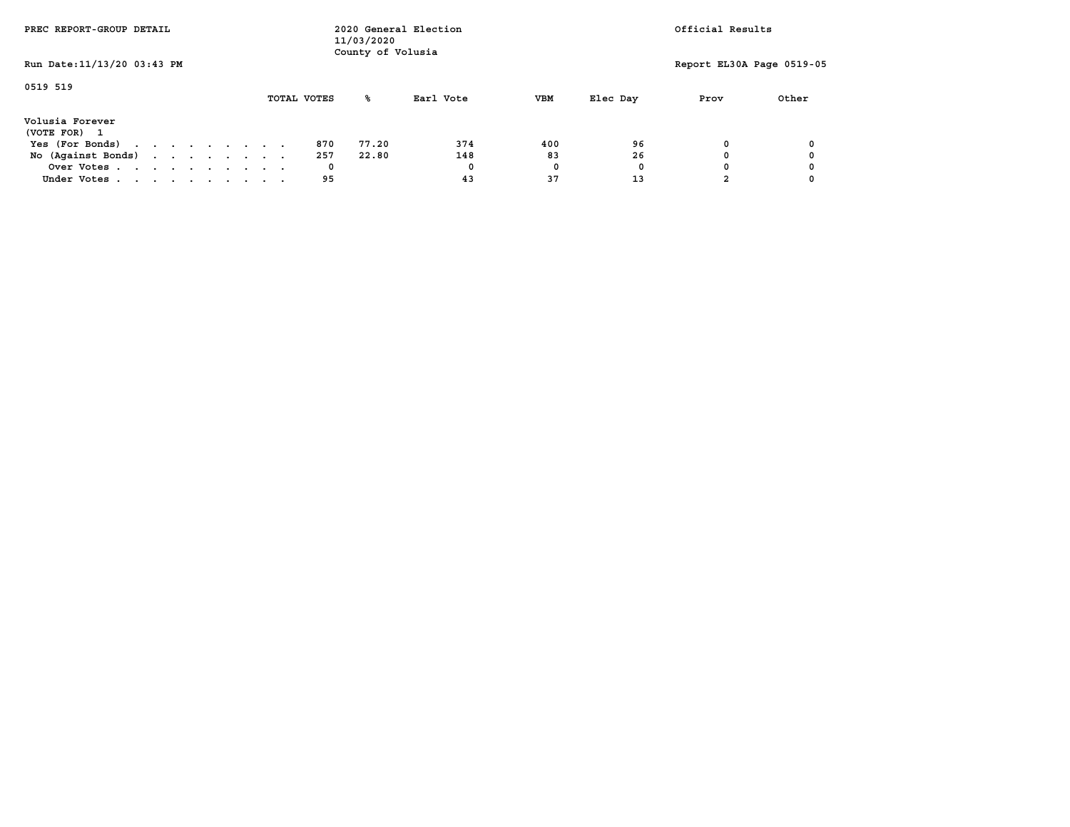PREC REPORT-GROUP DETAIL

2020 General Election
11/03/2020
County of Volusia

Official Results

Run Date:11/13/20 03:43 PM

Report EL30A Page 0519-05

0519 519

**Volusia Forever**
(VOTE FOR) 1

| | TOTAL VOTES | % | Earl Vote | VBM | Elec Day | Prov | Other |
|---|---|---|---|---|---|---|---|
| Yes (For Bonds) | 870 | 77.20 | 374 | 400 | 96 | 0 | 0 |
| No (Against Bonds) | 257 | 22.80 | 148 | 83 | 26 | 0 | 0 |
| Over Votes | 0 | | 0 | 0 | 0 | 0 | 0 |
| Under Votes | 95 | | 43 | 37 | 13 | 2 | 0 |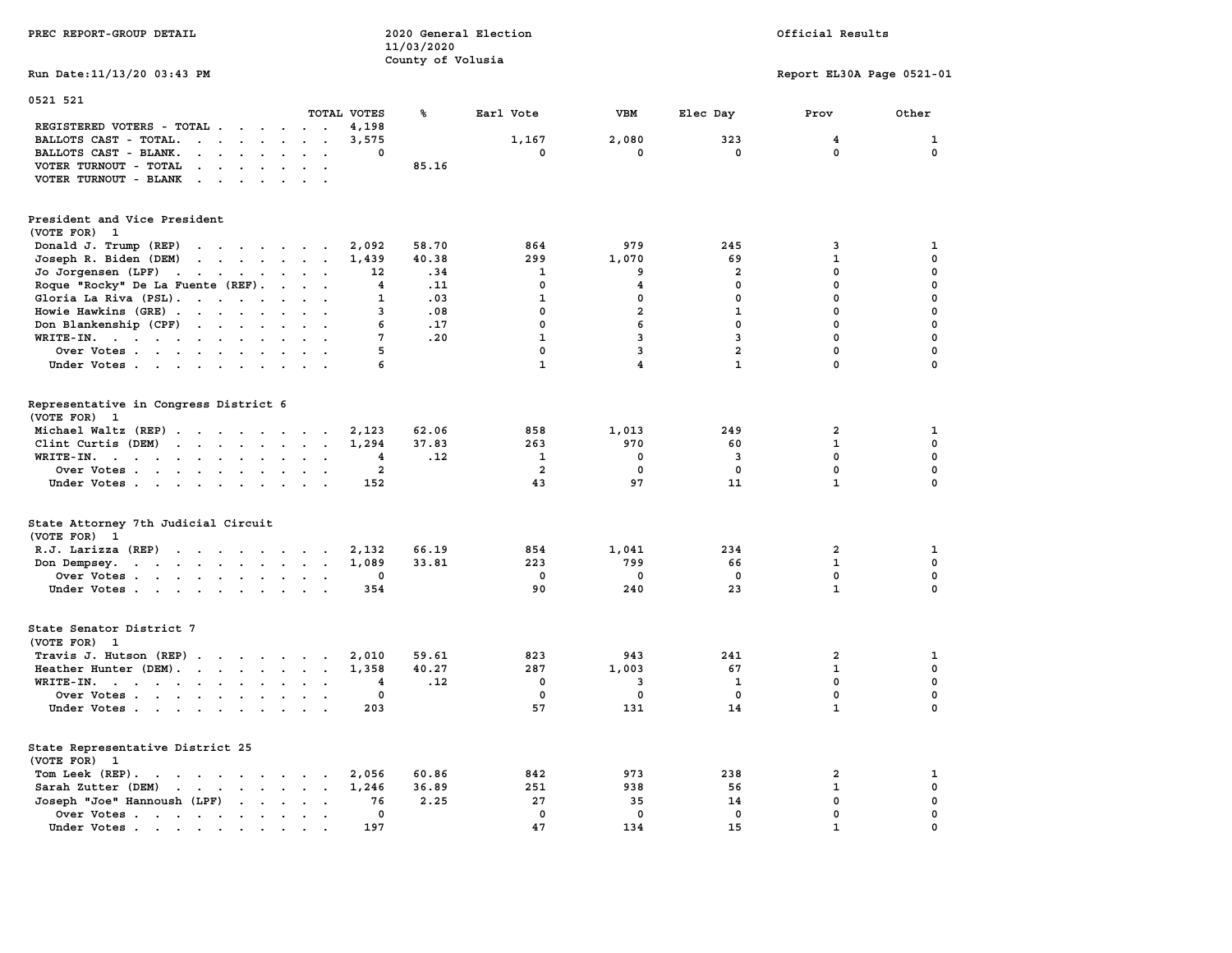PREC REPORT-GROUP DETAIL

2020 General Election
11/03/2020
County of Volusia

Official Results

Run Date:11/13/20 03:43 PM

Report EL30A Page 0521-01

0521 521

| | TOTAL VOTES | % | Earl Vote | VBM | Elec Day | Prov | Other |
|---|---|---|---|---|---|---|---|
| REGISTERED VOTERS - TOTAL | 4,198 | | | | | | |
| BALLOTS CAST - TOTAL. | 3,575 | | 1,167 | 2,080 | 323 | 4 | 1 |
| BALLOTS CAST - BLANK. | 0 | | 0 | 0 | 0 | 0 | 0 |
| VOTER TURNOUT - TOTAL | | 85.16 | | | | | |
| VOTER TURNOUT - BLANK | | | | | | | |

**President and Vice President**
(VOTE FOR) 1

| | TOTAL VOTES | % | Earl Vote | VBM | Elec Day | Prov | Other |
|---|---|---|---|---|---|---|---|
| Donald J. Trump (REP) | 2,092 | 58.70 | 864 | 979 | 245 | 3 | 1 |
| Joseph R. Biden (DEM) | 1,439 | 40.38 | 299 | 1,070 | 69 | 1 | 0 |
| Jo Jorgensen (LPF) | 12 | .34 | 1 | 9 | 2 | 0 | 0 |
| Roque "Rocky" De La Fuente (REF). | 4 | .11 | 0 | 4 | 0 | 0 | 0 |
| Gloria La Riva (PSL). | 1 | .03 | 1 | 0 | 0 | 0 | 0 |
| Howie Hawkins (GRE) | 3 | .08 | 0 | 2 | 1 | 0 | 0 |
| Don Blankenship (CPF) | 6 | .17 | 0 | 6 | 0 | 0 | 0 |
| WRITE-IN. | 7 | .20 | 1 | 3 | 3 | 0 | 0 |
| Over Votes | 5 | | 0 | 3 | 2 | 0 | 0 |
| Under Votes | 6 | | 1 | 4 | 1 | 0 | 0 |

**Representative in Congress District 6**
(VOTE FOR) 1

| | TOTAL VOTES | % | Earl Vote | VBM | Elec Day | Prov | Other |
|---|---|---|---|---|---|---|---|
| Michael Waltz (REP) | 2,123 | 62.06 | 858 | 1,013 | 249 | 2 | 1 |
| Clint Curtis (DEM) | 1,294 | 37.83 | 263 | 970 | 60 | 1 | 0 |
| WRITE-IN. | 4 | .12 | 1 | 0 | 3 | 0 | 0 |
| Over Votes | 2 | | 2 | 0 | 0 | 0 | 0 |
| Under Votes | 152 | | 43 | 97 | 11 | 1 | 0 |

**State Attorney 7th Judicial Circuit**
(VOTE FOR) 1

| | TOTAL VOTES | % | Earl Vote | VBM | Elec Day | Prov | Other |
|---|---|---|---|---|---|---|---|
| R.J. Larizza (REP) | 2,132 | 66.19 | 854 | 1,041 | 234 | 2 | 1 |
| Don Dempsey. | 1,089 | 33.81 | 223 | 799 | 66 | 1 | 0 |
| Over Votes | 0 | | 0 | 0 | 0 | 0 | 0 |
| Under Votes | 354 | | 90 | 240 | 23 | 1 | 0 |

**State Senator District 7**
(VOTE FOR) 1

| | TOTAL VOTES | % | Earl Vote | VBM | Elec Day | Prov | Other |
|---|---|---|---|---|---|---|---|
| Travis J. Hutson (REP) | 2,010 | 59.61 | 823 | 943 | 241 | 2 | 1 |
| Heather Hunter (DEM). | 1,358 | 40.27 | 287 | 1,003 | 67 | 1 | 0 |
| WRITE-IN. | 4 | .12 | 0 | 3 | 1 | 0 | 0 |
| Over Votes | 0 | | 0 | 0 | 0 | 0 | 0 |
| Under Votes | 203 | | 57 | 131 | 14 | 1 | 0 |

**State Representative District 25**
(VOTE FOR) 1

| | TOTAL VOTES | % | Earl Vote | VBM | Elec Day | Prov | Other |
|---|---|---|---|---|---|---|---|
| Tom Leek (REP). | 2,056 | 60.86 | 842 | 973 | 238 | 2 | 1 |
| Sarah Zutter (DEM) | 1,246 | 36.89 | 251 | 938 | 56 | 1 | 0 |
| Joseph "Joe" Hannoush (LPF) | 76 | 2.25 | 27 | 35 | 14 | 0 | 0 |
| Over Votes | 0 | | 0 | 0 | 0 | 0 | 0 |
| Under Votes | 197 | | 47 | 134 | 15 | 1 | 0 |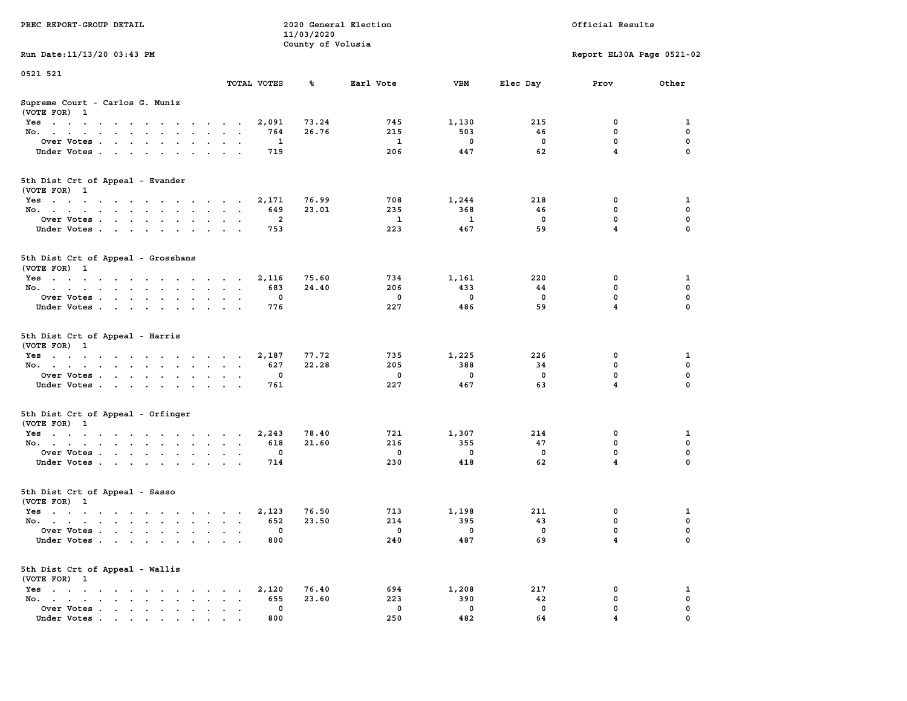PREC REPORT-GROUP DETAIL

2020 General Election
11/03/2020
County of Volusia

Official Results

Run Date:11/13/20 03:43 PM

Report EL30A Page 0521-02

0521 521

| | TOTAL VOTES | % | Earl Vote | VBM | Elec Day | Prov | Other |
|---|---|---|---|---|---|---|---|
| **Supreme Court - Carlos G. Muniz (VOTE FOR) 1** | | | | | | | |
| Yes | 2,091 | 73.24 | 745 | 1,130 | 215 | 0 | 1 |
| No. | 764 | 26.76 | 215 | 503 | 46 | 0 | 0 |
| Over Votes | 1 | | 1 | 0 | 0 | 0 | 0 |
| Under Votes | 719 | | 206 | 447 | 62 | 4 | 0 |
| **5th Dist Crt of Appeal - Evander (VOTE FOR) 1** | | | | | | | |
| Yes | 2,171 | 76.99 | 708 | 1,244 | 218 | 0 | 1 |
| No. | 649 | 23.01 | 235 | 368 | 46 | 0 | 0 |
| Over Votes | 2 | | 1 | 1 | 0 | 0 | 0 |
| Under Votes | 753 | | 223 | 467 | 59 | 4 | 0 |
| **5th Dist Crt of Appeal - Grosshans (VOTE FOR) 1** | | | | | | | |
| Yes | 2,116 | 75.60 | 734 | 1,161 | 220 | 0 | 1 |
| No. | 683 | 24.40 | 206 | 433 | 44 | 0 | 0 |
| Over Votes | 0 | | 0 | 0 | 0 | 0 | 0 |
| Under Votes | 776 | | 227 | 486 | 59 | 4 | 0 |
| **5th Dist Crt of Appeal - Harris (VOTE FOR) 1** | | | | | | | |
| Yes | 2,187 | 77.72 | 735 | 1,225 | 226 | 0 | 1 |
| No. | 627 | 22.28 | 205 | 388 | 34 | 0 | 0 |
| Over Votes | 0 | | 0 | 0 | 0 | 0 | 0 |
| Under Votes | 761 | | 227 | 467 | 63 | 4 | 0 |
| **5th Dist Crt of Appeal - Orfinger (VOTE FOR) 1** | | | | | | | |
| Yes | 2,243 | 78.40 | 721 | 1,307 | 214 | 0 | 1 |
| No. | 618 | 21.60 | 216 | 355 | 47 | 0 | 0 |
| Over Votes | 0 | | 0 | 0 | 0 | 0 | 0 |
| Under Votes | 714 | | 230 | 418 | 62 | 4 | 0 |
| **5th Dist Crt of Appeal - Sasso (VOTE FOR) 1** | | | | | | | |
| Yes | 2,123 | 76.50 | 713 | 1,198 | 211 | 0 | 1 |
| No. | 652 | 23.50 | 214 | 395 | 43 | 0 | 0 |
| Over Votes | 0 | | 0 | 0 | 0 | 0 | 0 |
| Under Votes | 800 | | 240 | 487 | 69 | 4 | 0 |
| **5th Dist Crt of Appeal - Wallis (VOTE FOR) 1** | | | | | | | |
| Yes | 2,120 | 76.40 | 694 | 1,208 | 217 | 0 | 1 |
| No. | 655 | 23.60 | 223 | 390 | 42 | 0 | 0 |
| Over Votes | 0 | | 0 | 0 | 0 | 0 | 0 |
| Under Votes | 800 | | 250 | 482 | 64 | 4 | 0 |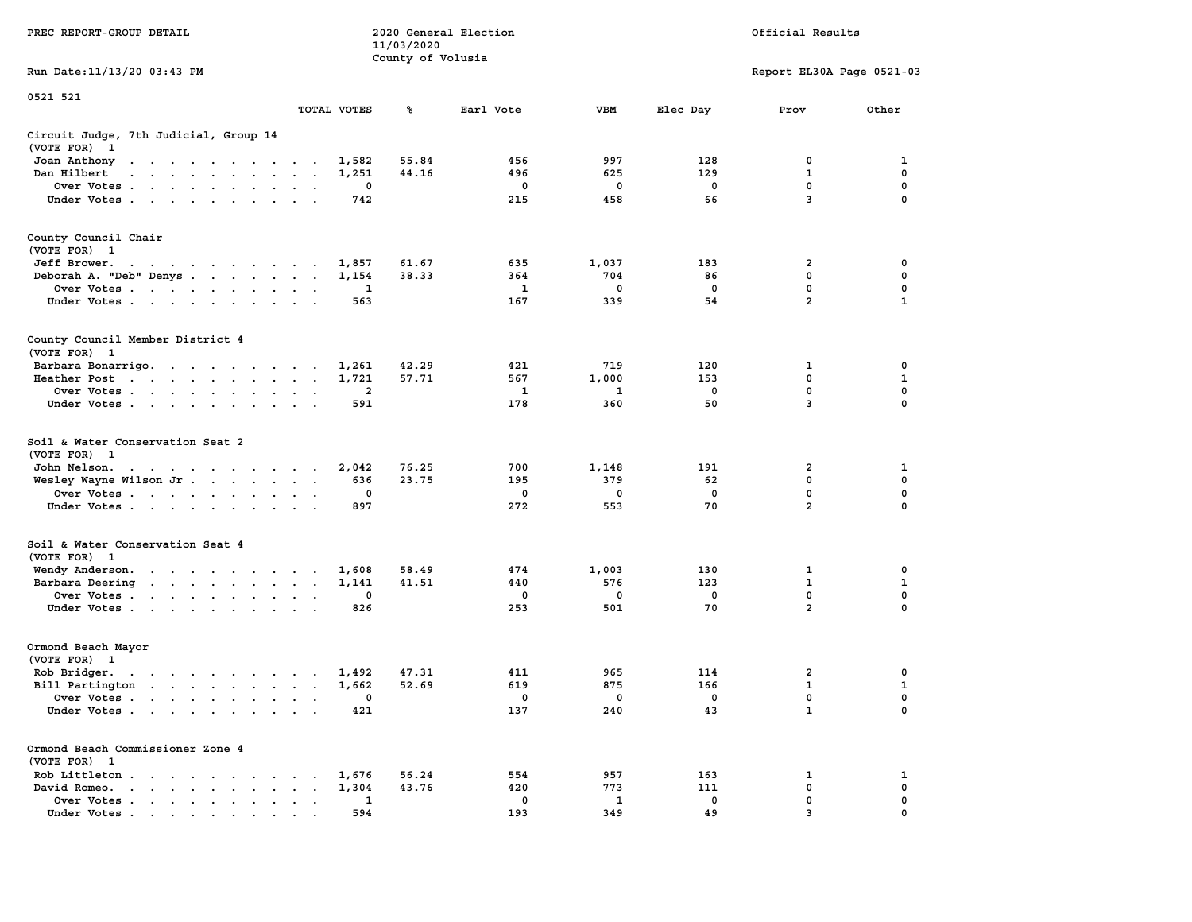PREC REPORT-GROUP DETAIL

2020 General Election
11/03/2020
County of Volusia

Official Results

Run Date:11/13/20 03:43 PM

Report EL30A Page 0521-03

0521 521

| | TOTAL VOTES | % | Earl Vote | VBM | Elec Day | Prov | Other |
|---|---|---|---|---|---|---|---|
| **Circuit Judge, 7th Judicial, Group 14** | | | | | | | |
| (VOTE FOR) 1 | | | | | | | |
| Joan Anthony | 1,582 | 55.84 | 456 | 997 | 128 | 0 | 1 |
| Dan Hilbert | 1,251 | 44.16 | 496 | 625 | 129 | 1 | 0 |
| Over Votes | 0 | | 0 | 0 | 0 | 0 | 0 |
| Under Votes | 742 | | 215 | 458 | 66 | 3 | 0 |
| **County Council Chair** | | | | | | | |
| (VOTE FOR) 1 | | | | | | | |
| Jeff Brower | 1,857 | 61.67 | 635 | 1,037 | 183 | 2 | 0 |
| Deborah A. "Deb" Denys | 1,154 | 38.33 | 364 | 704 | 86 | 0 | 0 |
| Over Votes | 1 | | 1 | 0 | 0 | 0 | 0 |
| Under Votes | 563 | | 167 | 339 | 54 | 2 | 1 |
| **County Council Member District 4** | | | | | | | |
| (VOTE FOR) 1 | | | | | | | |
| Barbara Bonarrigo | 1,261 | 42.29 | 421 | 719 | 120 | 1 | 0 |
| Heather Post | 1,721 | 57.71 | 567 | 1,000 | 153 | 0 | 1 |
| Over Votes | 2 | | 1 | 1 | 0 | 0 | 0 |
| Under Votes | 591 | | 178 | 360 | 50 | 3 | 0 |
| **Soil & Water Conservation Seat 2** | | | | | | | |
| (VOTE FOR) 1 | | | | | | | |
| John Nelson | 2,042 | 76.25 | 700 | 1,148 | 191 | 2 | 1 |
| Wesley Wayne Wilson Jr | 636 | 23.75 | 195 | 379 | 62 | 0 | 0 |
| Over Votes | 0 | | 0 | 0 | 0 | 0 | 0 |
| Under Votes | 897 | | 272 | 553 | 70 | 2 | 0 |
| **Soil & Water Conservation Seat 4** | | | | | | | |
| (VOTE FOR) 1 | | | | | | | |
| Wendy Anderson | 1,608 | 58.49 | 474 | 1,003 | 130 | 1 | 0 |
| Barbara Deering | 1,141 | 41.51 | 440 | 576 | 123 | 1 | 1 |
| Over Votes | 0 | | 0 | 0 | 0 | 0 | 0 |
| Under Votes | 826 | | 253 | 501 | 70 | 2 | 0 |
| **Ormond Beach Mayor** | | | | | | | |
| (VOTE FOR) 1 | | | | | | | |
| Rob Bridger | 1,492 | 47.31 | 411 | 965 | 114 | 2 | 0 |
| Bill Partington | 1,662 | 52.69 | 619 | 875 | 166 | 1 | 1 |
| Over Votes | 0 | | 0 | 0 | 0 | 0 | 0 |
| Under Votes | 421 | | 137 | 240 | 43 | 1 | 0 |
| **Ormond Beach Commissioner Zone 4** | | | | | | | |
| (VOTE FOR) 1 | | | | | | | |
| Rob Littleton | 1,676 | 56.24 | 554 | 957 | 163 | 1 | 1 |
| David Romeo | 1,304 | 43.76 | 420 | 773 | 111 | 0 | 0 |
| Over Votes | 1 | | 0 | 1 | 0 | 0 | 0 |
| Under Votes | 594 | | 193 | 349 | 49 | 3 | 0 |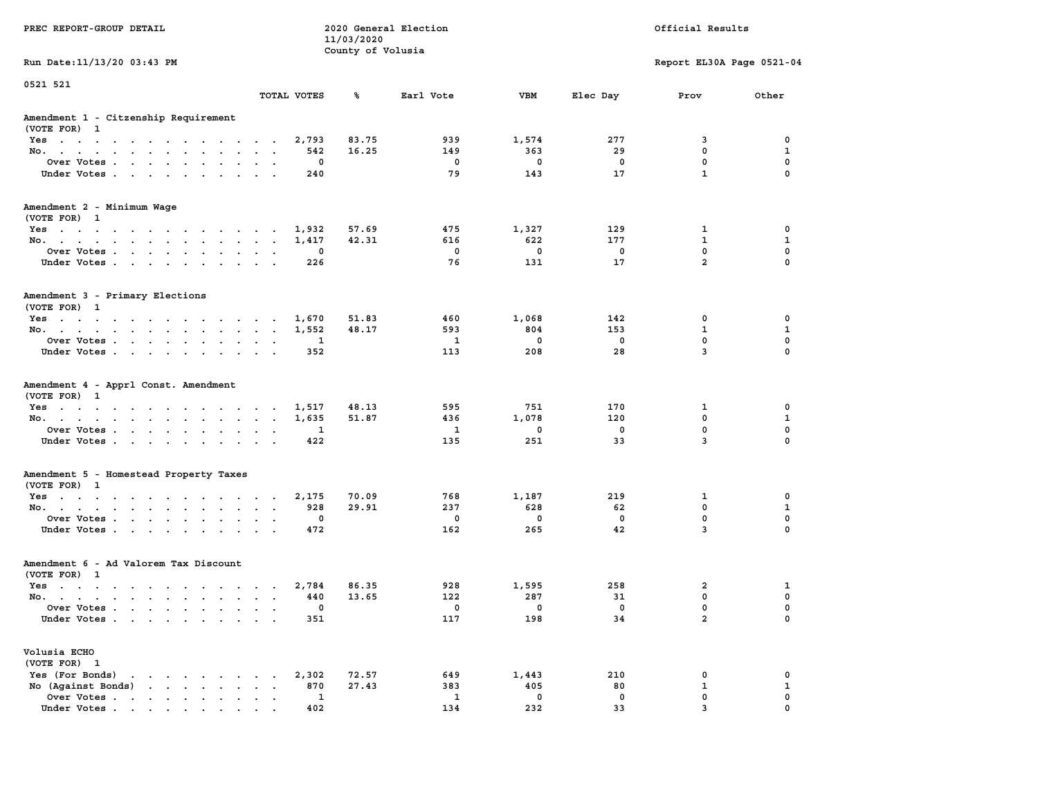PREC REPORT-GROUP DETAIL

2020 General Election
11/03/2020
County of Volusia

Official Results

Run Date:11/13/20 03:43 PM

Report EL30A Page 0521-04

0521 521

## Amendment 1 - Citzenship Requirement
(VOTE FOR) 1

| | TOTAL VOTES | % | Earl Vote | VBM | Elec Day | Prov | Other |
|---|---|---|---|---|---|---|---|
| Yes | 2,793 | 83.75 | 939 | 1,574 | 277 | 3 | 0 |
| No. | 542 | 16.25 | 149 | 363 | 29 | 0 | 1 |
| Over Votes | 0 | | 0 | 0 | 0 | 0 | 0 |
| Under Votes | 240 | | 79 | 143 | 17 | 1 | 0 |

## Amendment 2 - Minimum Wage
(VOTE FOR) 1

| | TOTAL VOTES | % | Earl Vote | VBM | Elec Day | Prov | Other |
|---|---|---|---|---|---|---|---|
| Yes | 1,932 | 57.69 | 475 | 1,327 | 129 | 1 | 0 |
| No. | 1,417 | 42.31 | 616 | 622 | 177 | 1 | 1 |
| Over Votes | 0 | | 0 | 0 | 0 | 0 | 0 |
| Under Votes | 226 | | 76 | 131 | 17 | 2 | 0 |

## Amendment 3 - Primary Elections
(VOTE FOR) 1

| | TOTAL VOTES | % | Earl Vote | VBM | Elec Day | Prov | Other |
|---|---|---|---|---|---|---|---|
| Yes | 1,670 | 51.83 | 460 | 1,068 | 142 | 0 | 0 |
| No. | 1,552 | 48.17 | 593 | 804 | 153 | 1 | 1 |
| Over Votes | 1 | | 1 | 0 | 0 | 0 | 0 |
| Under Votes | 352 | | 113 | 208 | 28 | 3 | 0 |

## Amendment 4 - Apprl Const. Amendment
(VOTE FOR) 1

| | TOTAL VOTES | % | Earl Vote | VBM | Elec Day | Prov | Other |
|---|---|---|---|---|---|---|---|
| Yes | 1,517 | 48.13 | 595 | 751 | 170 | 1 | 0 |
| No. | 1,635 | 51.87 | 436 | 1,078 | 120 | 0 | 1 |
| Over Votes | 1 | | 1 | 0 | 0 | 0 | 0 |
| Under Votes | 422 | | 135 | 251 | 33 | 3 | 0 |

## Amendment 5 - Homestead Property Taxes
(VOTE FOR) 1

| | TOTAL VOTES | % | Earl Vote | VBM | Elec Day | Prov | Other |
|---|---|---|---|---|---|---|---|
| Yes | 2,175 | 70.09 | 768 | 1,187 | 219 | 1 | 0 |
| No. | 928 | 29.91 | 237 | 628 | 62 | 0 | 1 |
| Over Votes | 0 | | 0 | 0 | 0 | 0 | 0 |
| Under Votes | 472 | | 162 | 265 | 42 | 3 | 0 |

## Amendment 6 - Ad Valorem Tax Discount
(VOTE FOR) 1

| | TOTAL VOTES | % | Earl Vote | VBM | Elec Day | Prov | Other |
|---|---|---|---|---|---|---|---|
| Yes | 2,784 | 86.35 | 928 | 1,595 | 258 | 2 | 1 |
| No. | 440 | 13.65 | 122 | 287 | 31 | 0 | 0 |
| Over Votes | 0 | | 0 | 0 | 0 | 0 | 0 |
| Under Votes | 351 | | 117 | 198 | 34 | 2 | 0 |

## Volusia ECHO
(VOTE FOR) 1

| | TOTAL VOTES | % | Earl Vote | VBM | Elec Day | Prov | Other |
|---|---|---|---|---|---|---|---|
| Yes (For Bonds) | 2,302 | 72.57 | 649 | 1,443 | 210 | 0 | 0 |
| No (Against Bonds) | 870 | 27.43 | 383 | 405 | 80 | 1 | 1 |
| Over Votes | 1 | | 1 | 0 | 0 | 0 | 0 |
| Under Votes | 402 | | 134 | 232 | 33 | 3 | 0 |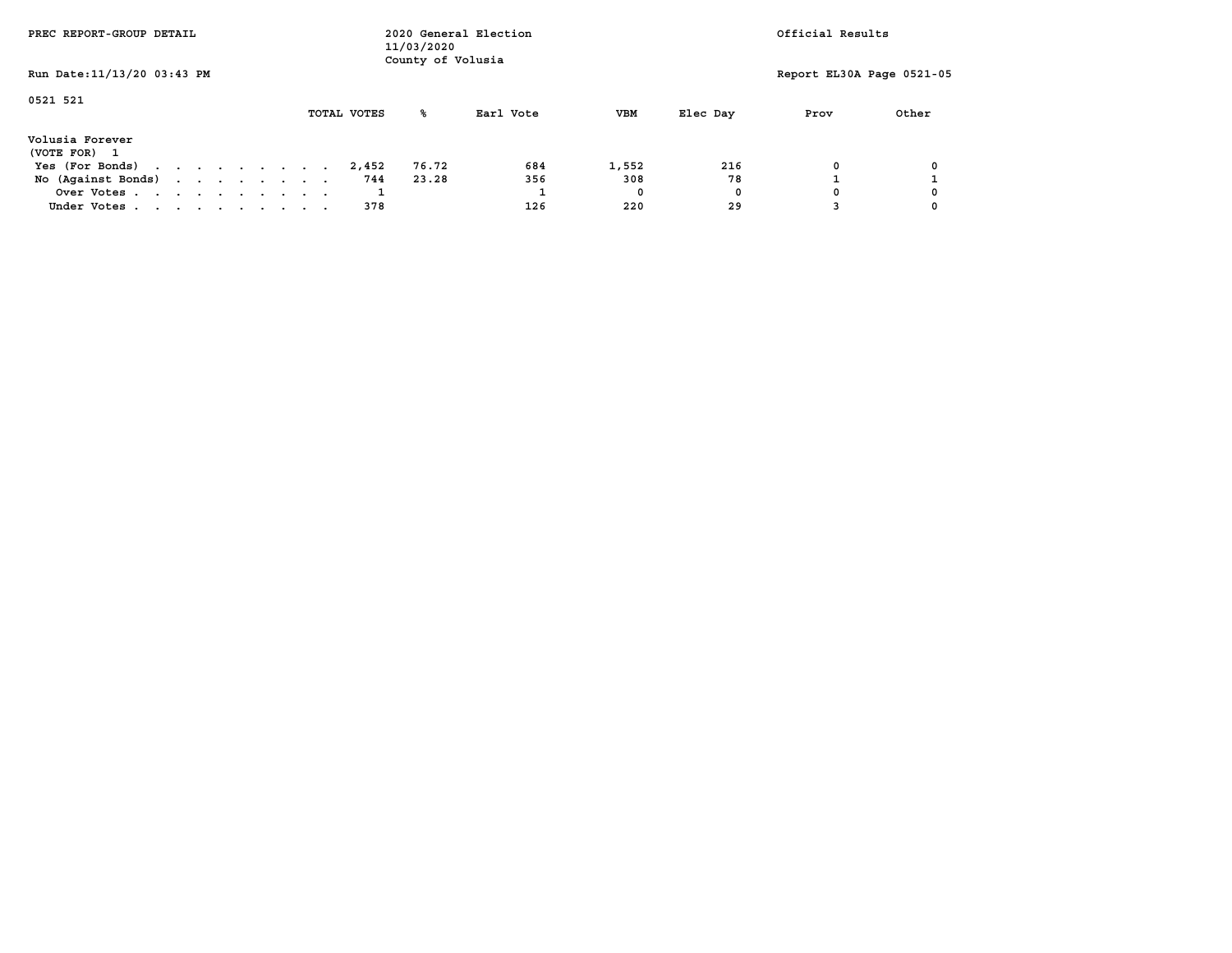PREC REPORT-GROUP DETAIL

2020 General Election
11/03/2020
County of Volusia

Official Results

Run Date:11/13/20 03:43 PM

Report EL30A Page 0521-05

0521 521

**Volusia Forever**
(VOTE FOR) 1

| | TOTAL VOTES | % | Earl Vote | VBM | Elec Day | Prov | Other |
|---|---|---|---|---|---|---|---|
| Yes (For Bonds) | 2,452 | 76.72 | 684 | 1,552 | 216 | 0 | 0 |
| No (Against Bonds) | 744 | 23.28 | 356 | 308 | 78 | 1 | 1 |
| Over Votes | 1 | | 1 | 0 | 0 | 0 | 0 |
| Under Votes | 378 | | 126 | 220 | 29 | 3 | 0 |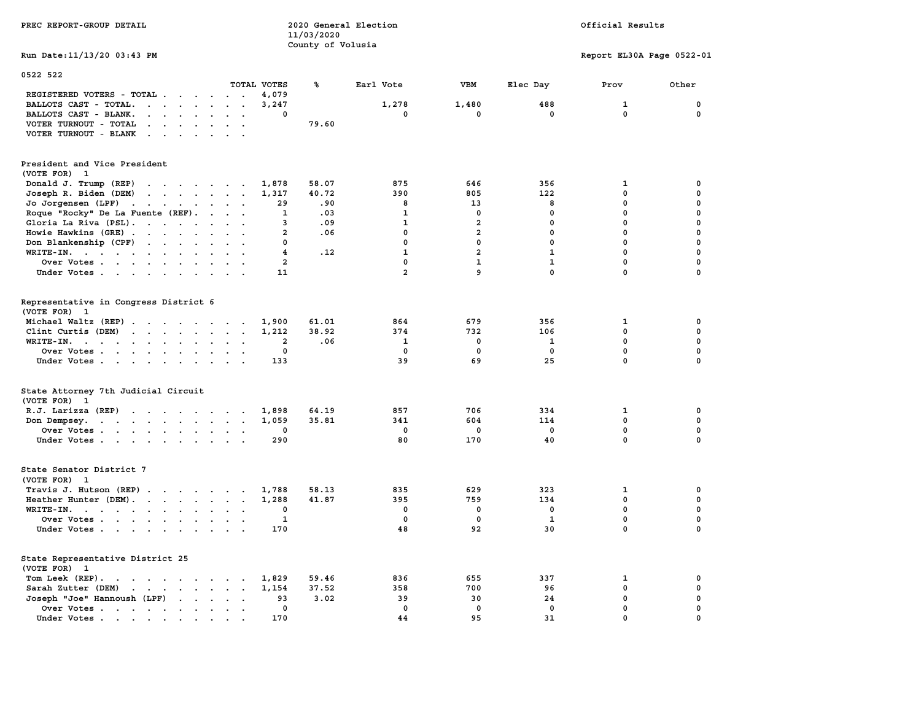PREC REPORT-GROUP DETAIL

2020 General Election
11/03/2020
County of Volusia

Official Results

Run Date:11/13/20 03:43 PM

Report EL30A Page 0522-01

0522 522

| | TOTAL VOTES | % | Earl Vote | VBM | Elec Day | Prov | Other |
|---|---|---|---|---|---|---|---|
| REGISTERED VOTERS - TOTAL | 4,079 | | | | | | |
| BALLOTS CAST - TOTAL. | 3,247 | | 1,278 | 1,480 | 488 | 1 | 0 |
| BALLOTS CAST - BLANK. | 0 | | 0 | 0 | 0 | 0 | 0 |
| VOTER TURNOUT - TOTAL | | 79.60 | | | | | |
| VOTER TURNOUT - BLANK | | | | | | | |

## President and Vice President
(VOTE FOR) 1

| | TOTAL VOTES | % | Earl Vote | VBM | Elec Day | Prov | Other |
|---|---|---|---|---|---|---|---|
| Donald J. Trump (REP) | 1,878 | 58.07 | 875 | 646 | 356 | 1 | 0 |
| Joseph R. Biden (DEM) | 1,317 | 40.72 | 390 | 805 | 122 | 0 | 0 |
| Jo Jorgensen (LPF) | 29 | .90 | 8 | 13 | 8 | 0 | 0 |
| Roque "Rocky" De La Fuente (REF). | 1 | .03 | 1 | 0 | 0 | 0 | 0 |
| Gloria La Riva (PSL). | 3 | .09 | 1 | 2 | 0 | 0 | 0 |
| Howie Hawkins (GRE) | 2 | .06 | 0 | 2 | 0 | 0 | 0 |
| Don Blankenship (CPF) | 0 | | 0 | 0 | 0 | 0 | 0 |
| WRITE-IN. | 4 | .12 | 1 | 2 | 1 | 0 | 0 |
| Over Votes | 2 | | 0 | 1 | 1 | 0 | 0 |
| Under Votes | 11 | | 2 | 9 | 0 | 0 | 0 |

## Representative in Congress District 6
(VOTE FOR) 1

| | TOTAL VOTES | % | Earl Vote | VBM | Elec Day | Prov | Other |
|---|---|---|---|---|---|---|---|
| Michael Waltz (REP) | 1,900 | 61.01 | 864 | 679 | 356 | 1 | 0 |
| Clint Curtis (DEM) | 1,212 | 38.92 | 374 | 732 | 106 | 0 | 0 |
| WRITE-IN. | 2 | .06 | 1 | 0 | 1 | 0 | 0 |
| Over Votes | 0 | | 0 | 0 | 0 | 0 | 0 |
| Under Votes | 133 | | 39 | 69 | 25 | 0 | 0 |

## State Attorney 7th Judicial Circuit
(VOTE FOR) 1

| | TOTAL VOTES | % | Earl Vote | VBM | Elec Day | Prov | Other |
|---|---|---|---|---|---|---|---|
| R.J. Larizza (REP) | 1,898 | 64.19 | 857 | 706 | 334 | 1 | 0 |
| Don Dempsey. | 1,059 | 35.81 | 341 | 604 | 114 | 0 | 0 |
| Over Votes | 0 | | 0 | 0 | 0 | 0 | 0 |
| Under Votes | 290 | | 80 | 170 | 40 | 0 | 0 |

## State Senator District 7
(VOTE FOR) 1

| | TOTAL VOTES | % | Earl Vote | VBM | Elec Day | Prov | Other |
|---|---|---|---|---|---|---|---|
| Travis J. Hutson (REP) | 1,788 | 58.13 | 835 | 629 | 323 | 1 | 0 |
| Heather Hunter (DEM). | 1,288 | 41.87 | 395 | 759 | 134 | 0 | 0 |
| WRITE-IN. | 0 | | 0 | 0 | 0 | 0 | 0 |
| Over Votes | 1 | | 0 | 0 | 1 | 0 | 0 |
| Under Votes | 170 | | 48 | 92 | 30 | 0 | 0 |

## State Representative District 25
(VOTE FOR) 1

| | TOTAL VOTES | % | Earl Vote | VBM | Elec Day | Prov | Other |
|---|---|---|---|---|---|---|---|
| Tom Leek (REP). | 1,829 | 59.46 | 836 | 655 | 337 | 1 | 0 |
| Sarah Zutter (DEM) | 1,154 | 37.52 | 358 | 700 | 96 | 0 | 0 |
| Joseph "Joe" Hannoush (LPF) | 93 | 3.02 | 39 | 30 | 24 | 0 | 0 |
| Over Votes | 0 | | 0 | 0 | 0 | 0 | 0 |
| Under Votes | 170 | | 44 | 95 | 31 | 0 | 0 |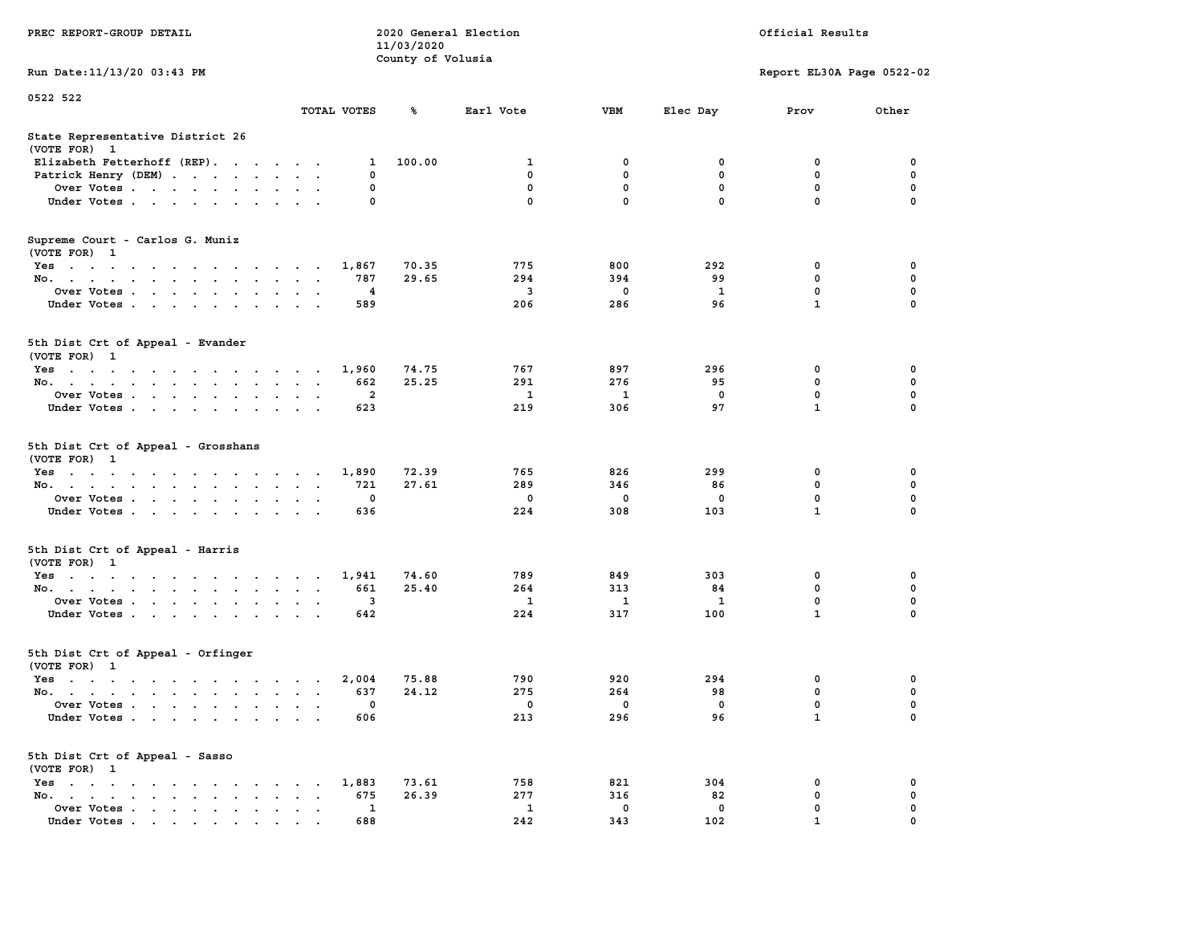PREC REPORT-GROUP DETAIL

2020 General Election
11/03/2020
County of Volusia

Official Results

Run Date:11/13/20 03:43 PM

Report EL30A Page 0522-02

0522 522

| | TOTAL VOTES | % | Earl Vote | VBM | Elec Day | Prov | Other |
|---|---|---|---|---|---|---|---|
| **State Representative District 26** | | | | | | | |
| (VOTE FOR) 1 | | | | | | | |
| Elizabeth Fetterhoff (REP) | 1 | 100.00 | 1 | 0 | 0 | 0 | 0 |
| Patrick Henry (DEM) | 0 | | 0 | 0 | 0 | 0 | 0 |
| Over Votes | 0 | | 0 | 0 | 0 | 0 | 0 |
| Under Votes | 0 | | 0 | 0 | 0 | 0 | 0 |
| **Supreme Court - Carlos G. Muniz** | | | | | | | |
| (VOTE FOR) 1 | | | | | | | |
| Yes | 1,867 | 70.35 | 775 | 800 | 292 | 0 | 0 |
| No | 787 | 29.65 | 294 | 394 | 99 | 0 | 0 |
| Over Votes | 4 | | 3 | 0 | 1 | 0 | 0 |
| Under Votes | 589 | | 206 | 286 | 96 | 1 | 0 |
| **5th Dist Crt of Appeal - Evander** | | | | | | | |
| (VOTE FOR) 1 | | | | | | | |
| Yes | 1,960 | 74.75 | 767 | 897 | 296 | 0 | 0 |
| No | 662 | 25.25 | 291 | 276 | 95 | 0 | 0 |
| Over Votes | 2 | | 1 | 1 | 0 | 0 | 0 |
| Under Votes | 623 | | 219 | 306 | 97 | 1 | 0 |
| **5th Dist Crt of Appeal - Grosshans** | | | | | | | |
| (VOTE FOR) 1 | | | | | | | |
| Yes | 1,890 | 72.39 | 765 | 826 | 299 | 0 | 0 |
| No | 721 | 27.61 | 289 | 346 | 86 | 0 | 0 |
| Over Votes | 0 | | 0 | 0 | 0 | 0 | 0 |
| Under Votes | 636 | | 224 | 308 | 103 | 1 | 0 |
| **5th Dist Crt of Appeal - Harris** | | | | | | | |
| (VOTE FOR) 1 | | | | | | | |
| Yes | 1,941 | 74.60 | 789 | 849 | 303 | 0 | 0 |
| No | 661 | 25.40 | 264 | 313 | 84 | 0 | 0 |
| Over Votes | 3 | | 1 | 1 | 1 | 0 | 0 |
| Under Votes | 642 | | 224 | 317 | 100 | 1 | 0 |
| **5th Dist Crt of Appeal - Orfinger** | | | | | | | |
| (VOTE FOR) 1 | | | | | | | |
| Yes | 2,004 | 75.88 | 790 | 920 | 294 | 0 | 0 |
| No | 637 | 24.12 | 275 | 264 | 98 | 0 | 0 |
| Over Votes | 0 | | 0 | 0 | 0 | 0 | 0 |
| Under Votes | 606 | | 213 | 296 | 96 | 1 | 0 |
| **5th Dist Crt of Appeal - Sasso** | | | | | | | |
| (VOTE FOR) 1 | | | | | | | |
| Yes | 1,883 | 73.61 | 758 | 821 | 304 | 0 | 0 |
| No | 675 | 26.39 | 277 | 316 | 82 | 0 | 0 |
| Over Votes | 1 | | 1 | 0 | 0 | 0 | 0 |
| Under Votes | 688 | | 242 | 343 | 102 | 1 | 0 |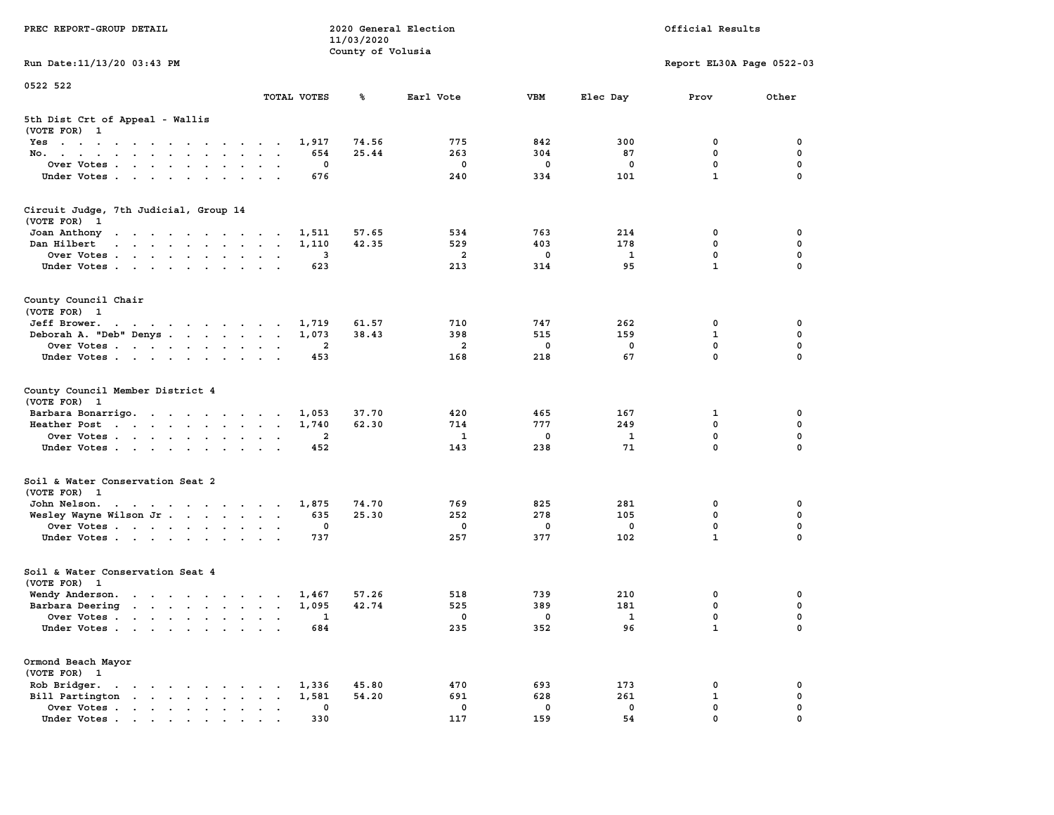PREC REPORT-GROUP DETAIL

2020 General Election
11/03/2020
County of Volusia

Official Results

Run Date:11/13/20 03:43 PM

Report EL30A Page 0522-03

0522 522

| | TOTAL VOTES | % | Earl Vote | VBM | Elec Day | Prov | Other |
|---|---|---|---|---|---|---|---|
| **5th Dist Crt of Appeal - Wallis** | | | | | | | |
| (VOTE FOR) 1 | | | | | | | |
| Yes | 1,917 | 74.56 | 775 | 842 | 300 | 0 | 0 |
| No. | 654 | 25.44 | 263 | 304 | 87 | 0 | 0 |
| Over Votes | 0 | | 0 | 0 | 0 | 0 | 0 |
| Under Votes | 676 | | 240 | 334 | 101 | 1 | 0 |
| **Circuit Judge, 7th Judicial, Group 14** | | | | | | | |
| (VOTE FOR) 1 | | | | | | | |
| Joan Anthony | 1,511 | 57.65 | 534 | 763 | 214 | 0 | 0 |
| Dan Hilbert | 1,110 | 42.35 | 529 | 403 | 178 | 0 | 0 |
| Over Votes | 3 | | 2 | 0 | 1 | 0 | 0 |
| Under Votes | 623 | | 213 | 314 | 95 | 1 | 0 |
| **County Council Chair** | | | | | | | |
| (VOTE FOR) 1 | | | | | | | |
| Jeff Brower. | 1,719 | 61.57 | 710 | 747 | 262 | 0 | 0 |
| Deborah A. "Deb" Denys | 1,073 | 38.43 | 398 | 515 | 159 | 1 | 0 |
| Over Votes | 2 | | 2 | 0 | 0 | 0 | 0 |
| Under Votes | 453 | | 168 | 218 | 67 | 0 | 0 |
| **County Council Member District 4** | | | | | | | |
| (VOTE FOR) 1 | | | | | | | |
| Barbara Bonarrigo. | 1,053 | 37.70 | 420 | 465 | 167 | 1 | 0 |
| Heather Post | 1,740 | 62.30 | 714 | 777 | 249 | 0 | 0 |
| Over Votes | 2 | | 1 | 0 | 1 | 0 | 0 |
| Under Votes | 452 | | 143 | 238 | 71 | 0 | 0 |
| **Soil & Water Conservation Seat 2** | | | | | | | |
| (VOTE FOR) 1 | | | | | | | |
| John Nelson. | 1,875 | 74.70 | 769 | 825 | 281 | 0 | 0 |
| Wesley Wayne Wilson Jr | 635 | 25.30 | 252 | 278 | 105 | 0 | 0 |
| Over Votes | 0 | | 0 | 0 | 0 | 0 | 0 |
| Under Votes | 737 | | 257 | 377 | 102 | 1 | 0 |
| **Soil & Water Conservation Seat 4** | | | | | | | |
| (VOTE FOR) 1 | | | | | | | |
| Wendy Anderson. | 1,467 | 57.26 | 518 | 739 | 210 | 0 | 0 |
| Barbara Deering | 1,095 | 42.74 | 525 | 389 | 181 | 0 | 0 |
| Over Votes | 1 | | 0 | 0 | 1 | 0 | 0 |
| Under Votes | 684 | | 235 | 352 | 96 | 1 | 0 |
| **Ormond Beach Mayor** | | | | | | | |
| (VOTE FOR) 1 | | | | | | | |
| Rob Bridger. | 1,336 | 45.80 | 470 | 693 | 173 | 0 | 0 |
| Bill Partington | 1,581 | 54.20 | 691 | 628 | 261 | 1 | 0 |
| Over Votes | 0 | | 0 | 0 | 0 | 0 | 0 |
| Under Votes | 330 | | 117 | 159 | 54 | 0 | 0 |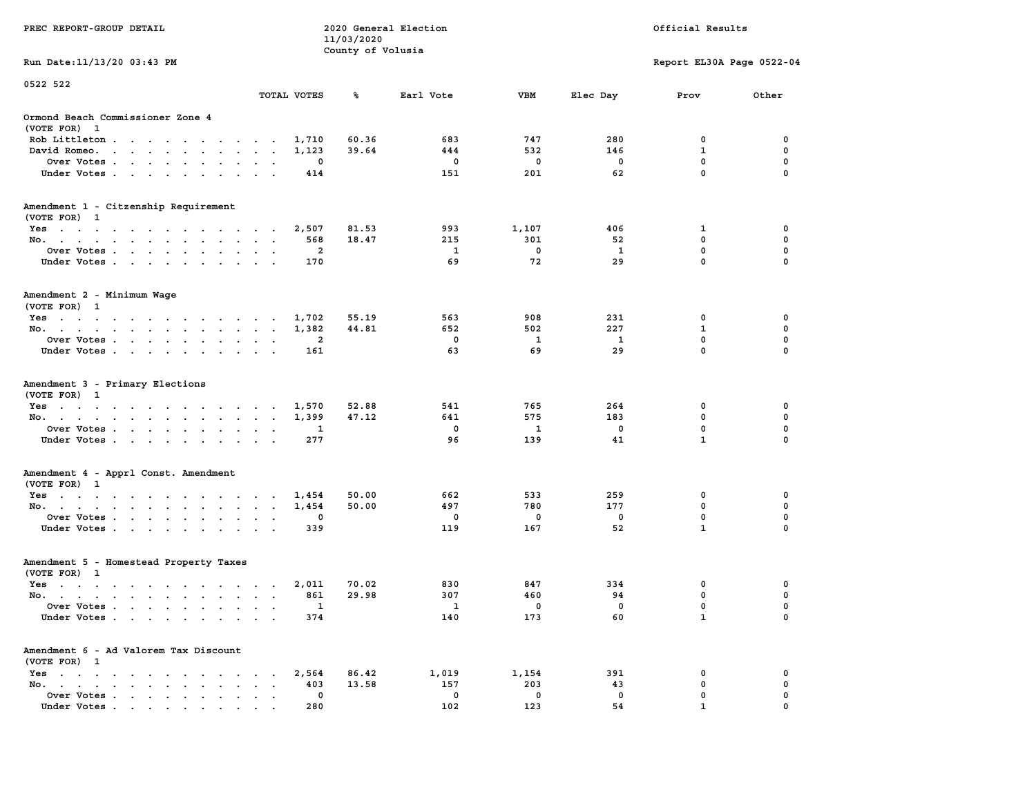PREC REPORT-GROUP DETAIL

2020 General Election
11/03/2020
County of Volusia

Official Results

Run Date:11/13/20 03:43 PM

Report EL30A Page 0522-04

0522 522

### Ormond Beach Commissioner Zone 4
(VOTE FOR) 1

| | TOTAL VOTES | % | Earl Vote | VBM | Elec Day | Prov | Other |
|---|---|---|---|---|---|---|---|
| Rob Littleton | 1,710 | 60.36 | 683 | 747 | 280 | 0 | 0 |
| David Romeo. | 1,123 | 39.64 | 444 | 532 | 146 | 1 | 0 |
| Over Votes | 0 | | 0 | 0 | 0 | 0 | 0 |
| Under Votes | 414 | | 151 | 201 | 62 | 0 | 0 |

### Amendment 1 - Citzenship Requirement
(VOTE FOR) 1

| | TOTAL VOTES | % | Earl Vote | VBM | Elec Day | Prov | Other |
|---|---|---|---|---|---|---|---|
| Yes | 2,507 | 81.53 | 993 | 1,107 | 406 | 1 | 0 |
| No. | 568 | 18.47 | 215 | 301 | 52 | 0 | 0 |
| Over Votes | 2 | | 1 | 0 | 1 | 0 | 0 |
| Under Votes | 170 | | 69 | 72 | 29 | 0 | 0 |

### Amendment 2 - Minimum Wage
(VOTE FOR) 1

| | TOTAL VOTES | % | Earl Vote | VBM | Elec Day | Prov | Other |
|---|---|---|---|---|---|---|---|
| Yes | 1,702 | 55.19 | 563 | 908 | 231 | 0 | 0 |
| No. | 1,382 | 44.81 | 652 | 502 | 227 | 1 | 0 |
| Over Votes | 2 | | 0 | 1 | 1 | 0 | 0 |
| Under Votes | 161 | | 63 | 69 | 29 | 0 | 0 |

### Amendment 3 - Primary Elections
(VOTE FOR) 1

| | TOTAL VOTES | % | Earl Vote | VBM | Elec Day | Prov | Other |
|---|---|---|---|---|---|---|---|
| Yes | 1,570 | 52.88 | 541 | 765 | 264 | 0 | 0 |
| No. | 1,399 | 47.12 | 641 | 575 | 183 | 0 | 0 |
| Over Votes | 1 | | 0 | 1 | 0 | 0 | 0 |
| Under Votes | 277 | | 96 | 139 | 41 | 1 | 0 |

### Amendment 4 - Apprl Const. Amendment
(VOTE FOR) 1

| | TOTAL VOTES | % | Earl Vote | VBM | Elec Day | Prov | Other |
|---|---|---|---|---|---|---|---|
| Yes | 1,454 | 50.00 | 662 | 533 | 259 | 0 | 0 |
| No. | 1,454 | 50.00 | 497 | 780 | 177 | 0 | 0 |
| Over Votes | 0 | | 0 | 0 | 0 | 0 | 0 |
| Under Votes | 339 | | 119 | 167 | 52 | 1 | 0 |

### Amendment 5 - Homestead Property Taxes
(VOTE FOR) 1

| | TOTAL VOTES | % | Earl Vote | VBM | Elec Day | Prov | Other |
|---|---|---|---|---|---|---|---|
| Yes | 2,011 | 70.02 | 830 | 847 | 334 | 0 | 0 |
| No. | 861 | 29.98 | 307 | 460 | 94 | 0 | 0 |
| Over Votes | 1 | | 1 | 0 | 0 | 0 | 0 |
| Under Votes | 374 | | 140 | 173 | 60 | 1 | 0 |

### Amendment 6 - Ad Valorem Tax Discount
(VOTE FOR) 1

| | TOTAL VOTES | % | Earl Vote | VBM | Elec Day | Prov | Other |
|---|---|---|---|---|---|---|---|
| Yes | 2,564 | 86.42 | 1,019 | 1,154 | 391 | 0 | 0 |
| No. | 403 | 13.58 | 157 | 203 | 43 | 0 | 0 |
| Over Votes | 0 | | 0 | 0 | 0 | 0 | 0 |
| Under Votes | 280 | | 102 | 123 | 54 | 1 | 0 |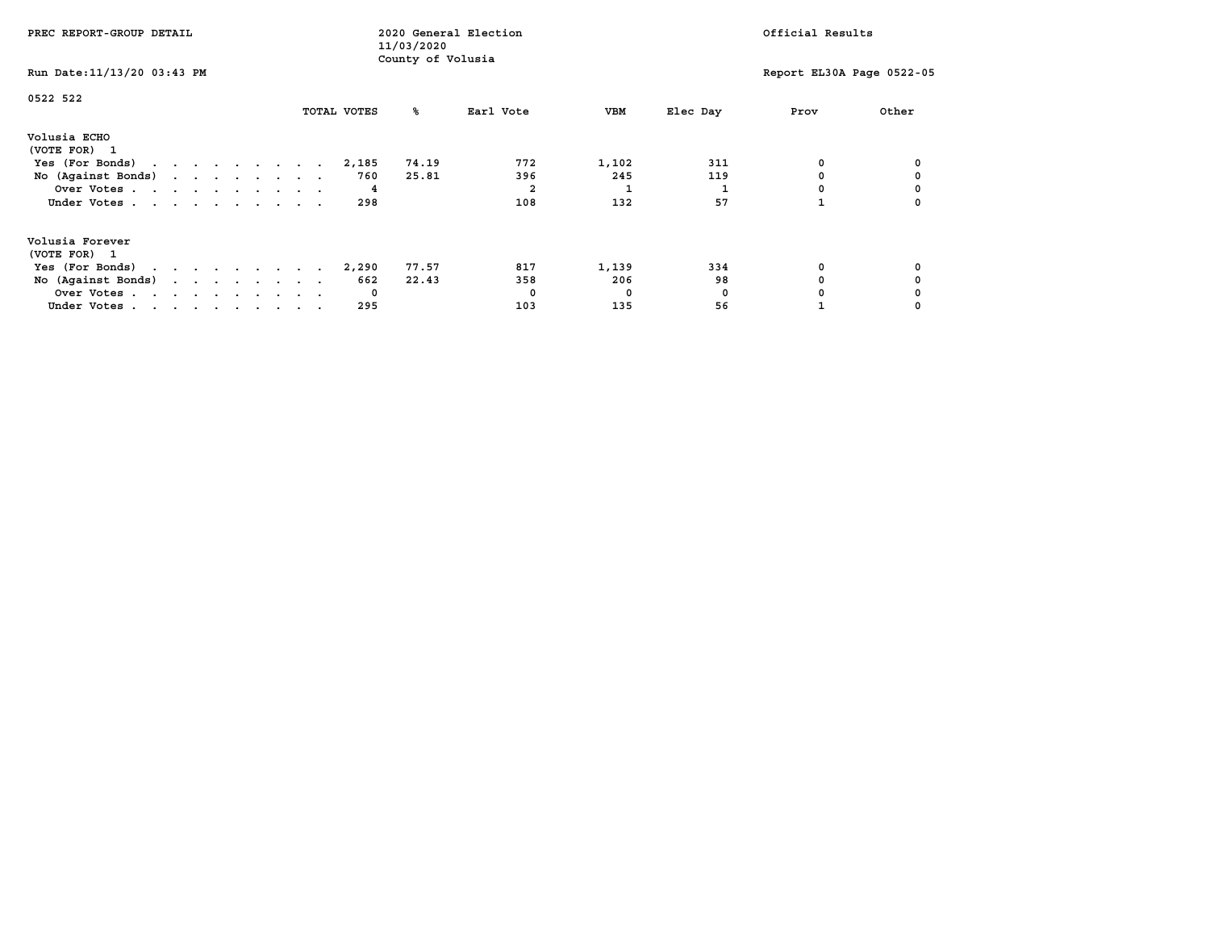PREC REPORT-GROUP DETAIL

2020 General Election
11/03/2020
County of Volusia

Official Results

Run Date:11/13/20 03:43 PM

Report EL30A Page 0522-05

0522 522

| | TOTAL VOTES | % | Earl Vote | VBM | Elec Day | Prov | Other |
|---|---|---|---|---|---|---|---|
| **Volusia ECHO** | | | | | | | |
| (VOTE FOR) 1 | | | | | | | |
| Yes (For Bonds) | 2,185 | 74.19 | 772 | 1,102 | 311 | 0 | 0 |
| No (Against Bonds) | 760 | 25.81 | 396 | 245 | 119 | 0 | 0 |
| Over Votes | 4 | | 2 | 1 | 1 | 0 | 0 |
| Under Votes | 298 | | 108 | 132 | 57 | 1 | 0 |
| **Volusia Forever** | | | | | | | |
| (VOTE FOR) 1 | | | | | | | |
| Yes (For Bonds) | 2,290 | 77.57 | 817 | 1,139 | 334 | 0 | 0 |
| No (Against Bonds) | 662 | 22.43 | 358 | 206 | 98 | 0 | 0 |
| Over Votes | 0 | | 0 | 0 | 0 | 0 | 0 |
| Under Votes | 295 | | 103 | 135 | 56 | 1 | 0 |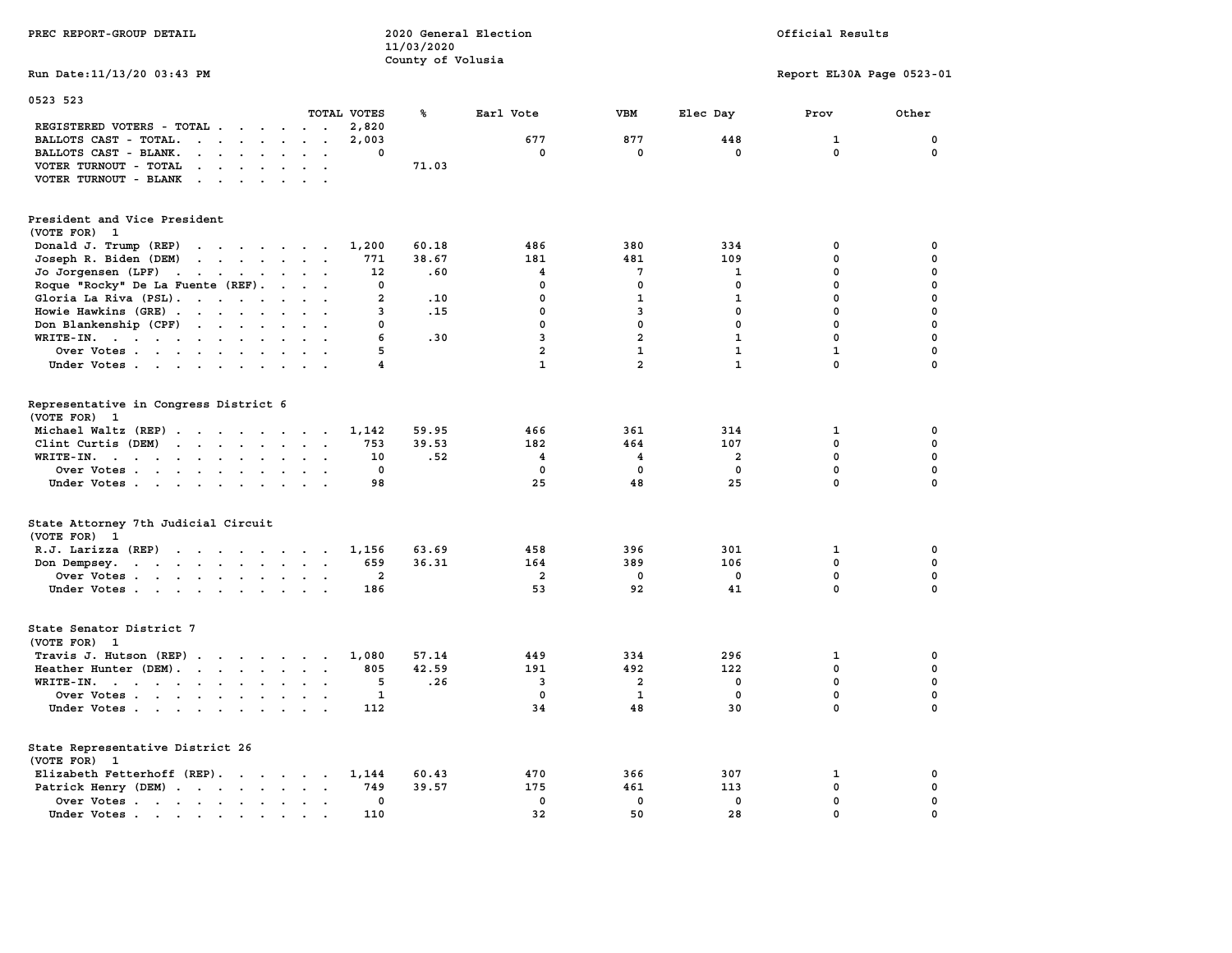PREC REPORT-GROUP DETAIL

2020 General Election
11/03/2020
County of Volusia

Official Results

Run Date:11/13/20 03:43 PM

Report EL30A Page 0523-01

0523 523

| | TOTAL VOTES | % | Earl Vote | VBM | Elec Day | Prov | Other |
|---|---|---|---|---|---|---|---|
| REGISTERED VOTERS - TOTAL | 2,820 | | | | | | |
| BALLOTS CAST - TOTAL. | 2,003 | | 677 | 877 | 448 | 1 | 0 |
| BALLOTS CAST - BLANK. | 0 | | 0 | 0 | 0 | 0 | 0 |
| VOTER TURNOUT - TOTAL | | 71.03 | | | | | |
| VOTER TURNOUT - BLANK | | | | | | | |

## President and Vice President
(VOTE FOR) 1

| | TOTAL VOTES | % | Earl Vote | VBM | Elec Day | Prov | Other |
|---|---|---|---|---|---|---|---|
| Donald J. Trump (REP) | 1,200 | 60.18 | 486 | 380 | 334 | 0 | 0 |
| Joseph R. Biden (DEM) | 771 | 38.67 | 181 | 481 | 109 | 0 | 0 |
| Jo Jorgensen (LPF) | 12 | .60 | 4 | 7 | 1 | 0 | 0 |
| Roque "Rocky" De La Fuente (REF). | 0 | | 0 | 0 | 0 | 0 | 0 |
| Gloria La Riva (PSL). | 2 | .10 | 0 | 1 | 1 | 0 | 0 |
| Howie Hawkins (GRE) | 3 | .15 | 0 | 3 | 0 | 0 | 0 |
| Don Blankenship (CPF) | 0 | | 0 | 0 | 0 | 0 | 0 |
| WRITE-IN. | 6 | .30 | 3 | 2 | 1 | 0 | 0 |
| Over Votes | 5 | | 2 | 1 | 1 | 1 | 0 |
| Under Votes | 4 | | 1 | 2 | 1 | 0 | 0 |

## Representative in Congress District 6
(VOTE FOR) 1

| | TOTAL VOTES | % | Earl Vote | VBM | Elec Day | Prov | Other |
|---|---|---|---|---|---|---|---|
| Michael Waltz (REP) | 1,142 | 59.95 | 466 | 361 | 314 | 1 | 0 |
| Clint Curtis (DEM) | 753 | 39.53 | 182 | 464 | 107 | 0 | 0 |
| WRITE-IN. | 10 | .52 | 4 | 4 | 2 | 0 | 0 |
| Over Votes | 0 | | 0 | 0 | 0 | 0 | 0 |
| Under Votes | 98 | | 25 | 48 | 25 | 0 | 0 |

## State Attorney 7th Judicial Circuit
(VOTE FOR) 1

| | TOTAL VOTES | % | Earl Vote | VBM | Elec Day | Prov | Other |
|---|---|---|---|---|---|---|---|
| R.J. Larizza (REP) | 1,156 | 63.69 | 458 | 396 | 301 | 1 | 0 |
| Don Dempsey. | 659 | 36.31 | 164 | 389 | 106 | 0 | 0 |
| Over Votes | 2 | | 2 | 0 | 0 | 0 | 0 |
| Under Votes | 186 | | 53 | 92 | 41 | 0 | 0 |

## State Senator District 7
(VOTE FOR) 1

| | TOTAL VOTES | % | Earl Vote | VBM | Elec Day | Prov | Other |
|---|---|---|---|---|---|---|---|
| Travis J. Hutson (REP) | 1,080 | 57.14 | 449 | 334 | 296 | 1 | 0 |
| Heather Hunter (DEM). | 805 | 42.59 | 191 | 492 | 122 | 0 | 0 |
| WRITE-IN. | 5 | .26 | 3 | 2 | 0 | 0 | 0 |
| Over Votes | 1 | | 0 | 1 | 0 | 0 | 0 |
| Under Votes | 112 | | 34 | 48 | 30 | 0 | 0 |

## State Representative District 26
(VOTE FOR) 1

| | TOTAL VOTES | % | Earl Vote | VBM | Elec Day | Prov | Other |
|---|---|---|---|---|---|---|---|
| Elizabeth Fetterhoff (REP). | 1,144 | 60.43 | 470 | 366 | 307 | 1 | 0 |
| Patrick Henry (DEM) | 749 | 39.57 | 175 | 461 | 113 | 0 | 0 |
| Over Votes | 0 | | 0 | 0 | 0 | 0 | 0 |
| Under Votes | 110 | | 32 | 50 | 28 | 0 | 0 |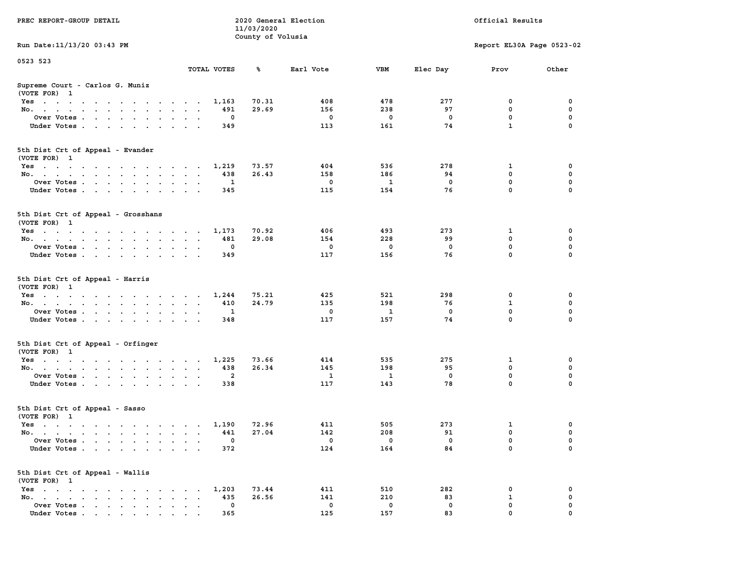PREC REPORT-GROUP DETAIL

2020 General Election
11/03/2020
County of Volusia

Official Results

Run Date:11/13/20 03:43 PM

Report EL30A Page 0523-02

0523 523

| | TOTAL VOTES | % | Earl Vote | VBM | Elec Day | Prov | Other |
|---|---|---|---|---|---|---|---|
| **Supreme Court - Carlos G. Muniz** | | | | | | | |
| (VOTE FOR) 1 | | | | | | | |
| Yes | 1,163 | 70.31 | 408 | 478 | 277 | 0 | 0 |
| No. | 491 | 29.69 | 156 | 238 | 97 | 0 | 0 |
| Over Votes | 0 | | 0 | 0 | 0 | 0 | 0 |
| Under Votes | 349 | | 113 | 161 | 74 | 1 | 0 |
| **5th Dist Crt of Appeal - Evander** | | | | | | | |
| (VOTE FOR) 1 | | | | | | | |
| Yes | 1,219 | 73.57 | 404 | 536 | 278 | 1 | 0 |
| No. | 438 | 26.43 | 158 | 186 | 94 | 0 | 0 |
| Over Votes | 1 | | 0 | 1 | 0 | 0 | 0 |
| Under Votes | 345 | | 115 | 154 | 76 | 0 | 0 |
| **5th Dist Crt of Appeal - Grosshans** | | | | | | | |
| (VOTE FOR) 1 | | | | | | | |
| Yes | 1,173 | 70.92 | 406 | 493 | 273 | 1 | 0 |
| No. | 481 | 29.08 | 154 | 228 | 99 | 0 | 0 |
| Over Votes | 0 | | 0 | 0 | 0 | 0 | 0 |
| Under Votes | 349 | | 117 | 156 | 76 | 0 | 0 |
| **5th Dist Crt of Appeal - Harris** | | | | | | | |
| (VOTE FOR) 1 | | | | | | | |
| Yes | 1,244 | 75.21 | 425 | 521 | 298 | 0 | 0 |
| No. | 410 | 24.79 | 135 | 198 | 76 | 1 | 0 |
| Over Votes | 1 | | 0 | 1 | 0 | 0 | 0 |
| Under Votes | 348 | | 117 | 157 | 74 | 0 | 0 |
| **5th Dist Crt of Appeal - Orfinger** | | | | | | | |
| (VOTE FOR) 1 | | | | | | | |
| Yes | 1,225 | 73.66 | 414 | 535 | 275 | 1 | 0 |
| No. | 438 | 26.34 | 145 | 198 | 95 | 0 | 0 |
| Over Votes | 2 | | 1 | 1 | 0 | 0 | 0 |
| Under Votes | 338 | | 117 | 143 | 78 | 0 | 0 |
| **5th Dist Crt of Appeal - Sasso** | | | | | | | |
| (VOTE FOR) 1 | | | | | | | |
| Yes | 1,190 | 72.96 | 411 | 505 | 273 | 1 | 0 |
| No. | 441 | 27.04 | 142 | 208 | 91 | 0 | 0 |
| Over Votes | 0 | | 0 | 0 | 0 | 0 | 0 |
| Under Votes | 372 | | 124 | 164 | 84 | 0 | 0 |
| **5th Dist Crt of Appeal - Wallis** | | | | | | | |
| (VOTE FOR) 1 | | | | | | | |
| Yes | 1,203 | 73.44 | 411 | 510 | 282 | 0 | 0 |
| No. | 435 | 26.56 | 141 | 210 | 83 | 1 | 0 |
| Over Votes | 0 | | 0 | 0 | 0 | 0 | 0 |
| Under Votes | 365 | | 125 | 157 | 83 | 0 | 0 |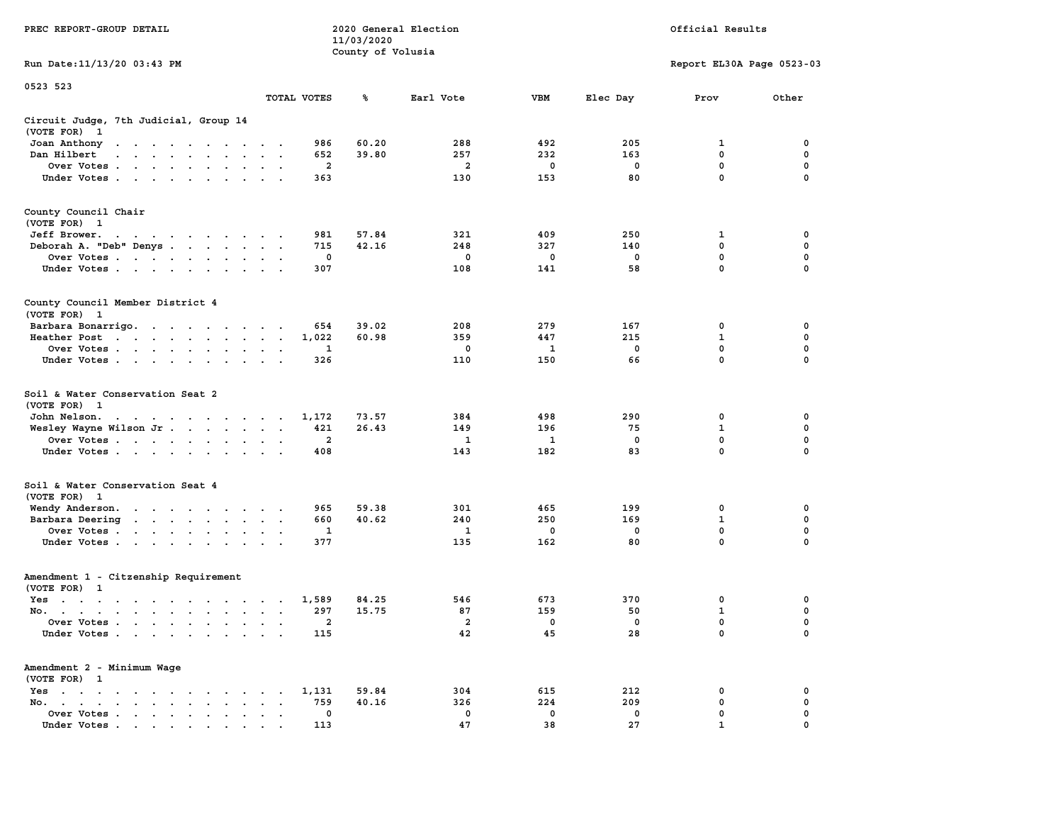PREC REPORT-GROUP DETAIL

2020 General Election
11/03/2020
County of Volusia

Official Results

Run Date:11/13/20 03:43 PM

Report EL30A Page 0523-03

0523 523

| | TOTAL VOTES | % | Earl Vote | VBM | Elec Day | Prov | Other |
|---|---|---|---|---|---|---|---|
| **Circuit Judge, 7th Judicial, Group 14** | | | | | | | |
| (VOTE FOR) 1 | | | | | | | |
| Joan Anthony | 986 | 60.20 | 288 | 492 | 205 | 1 | 0 |
| Dan Hilbert | 652 | 39.80 | 257 | 232 | 163 | 0 | 0 |
| Over Votes | 2 | | 2 | 0 | 0 | 0 | 0 |
| Under Votes | 363 | | 130 | 153 | 80 | 0 | 0 |
| **County Council Chair** | | | | | | | |
| (VOTE FOR) 1 | | | | | | | |
| Jeff Brower | 981 | 57.84 | 321 | 409 | 250 | 1 | 0 |
| Deborah A. "Deb" Denys | 715 | 42.16 | 248 | 327 | 140 | 0 | 0 |
| Over Votes | 0 | | 0 | 0 | 0 | 0 | 0 |
| Under Votes | 307 | | 108 | 141 | 58 | 0 | 0 |
| **County Council Member District 4** | | | | | | | |
| (VOTE FOR) 1 | | | | | | | |
| Barbara Bonarrigo | 654 | 39.02 | 208 | 279 | 167 | 0 | 0 |
| Heather Post | 1,022 | 60.98 | 359 | 447 | 215 | 1 | 0 |
| Over Votes | 1 | | 0 | 1 | 0 | 0 | 0 |
| Under Votes | 326 | | 110 | 150 | 66 | 0 | 0 |
| **Soil & Water Conservation Seat 2** | | | | | | | |
| (VOTE FOR) 1 | | | | | | | |
| John Nelson | 1,172 | 73.57 | 384 | 498 | 290 | 0 | 0 |
| Wesley Wayne Wilson Jr | 421 | 26.43 | 149 | 196 | 75 | 1 | 0 |
| Over Votes | 2 | | 1 | 1 | 0 | 0 | 0 |
| Under Votes | 408 | | 143 | 182 | 83 | 0 | 0 |
| **Soil & Water Conservation Seat 4** | | | | | | | |
| (VOTE FOR) 1 | | | | | | | |
| Wendy Anderson | 965 | 59.38 | 301 | 465 | 199 | 0 | 0 |
| Barbara Deering | 660 | 40.62 | 240 | 250 | 169 | 1 | 0 |
| Over Votes | 1 | | 1 | 0 | 0 | 0 | 0 |
| Under Votes | 377 | | 135 | 162 | 80 | 0 | 0 |
| **Amendment 1 - Citzenship Requirement** | | | | | | | |
| (VOTE FOR) 1 | | | | | | | |
| Yes | 1,589 | 84.25 | 546 | 673 | 370 | 0 | 0 |
| No. | 297 | 15.75 | 87 | 159 | 50 | 1 | 0 |
| Over Votes | 2 | | 2 | 0 | 0 | 0 | 0 |
| Under Votes | 115 | | 42 | 45 | 28 | 0 | 0 |
| **Amendment 2 - Minimum Wage** | | | | | | | |
| (VOTE FOR) 1 | | | | | | | |
| Yes | 1,131 | 59.84 | 304 | 615 | 212 | 0 | 0 |
| No. | 759 | 40.16 | 326 | 224 | 209 | 0 | 0 |
| Over Votes | 0 | | 0 | 0 | 0 | 0 | 0 |
| Under Votes | 113 | | 47 | 38 | 27 | 1 | 0 |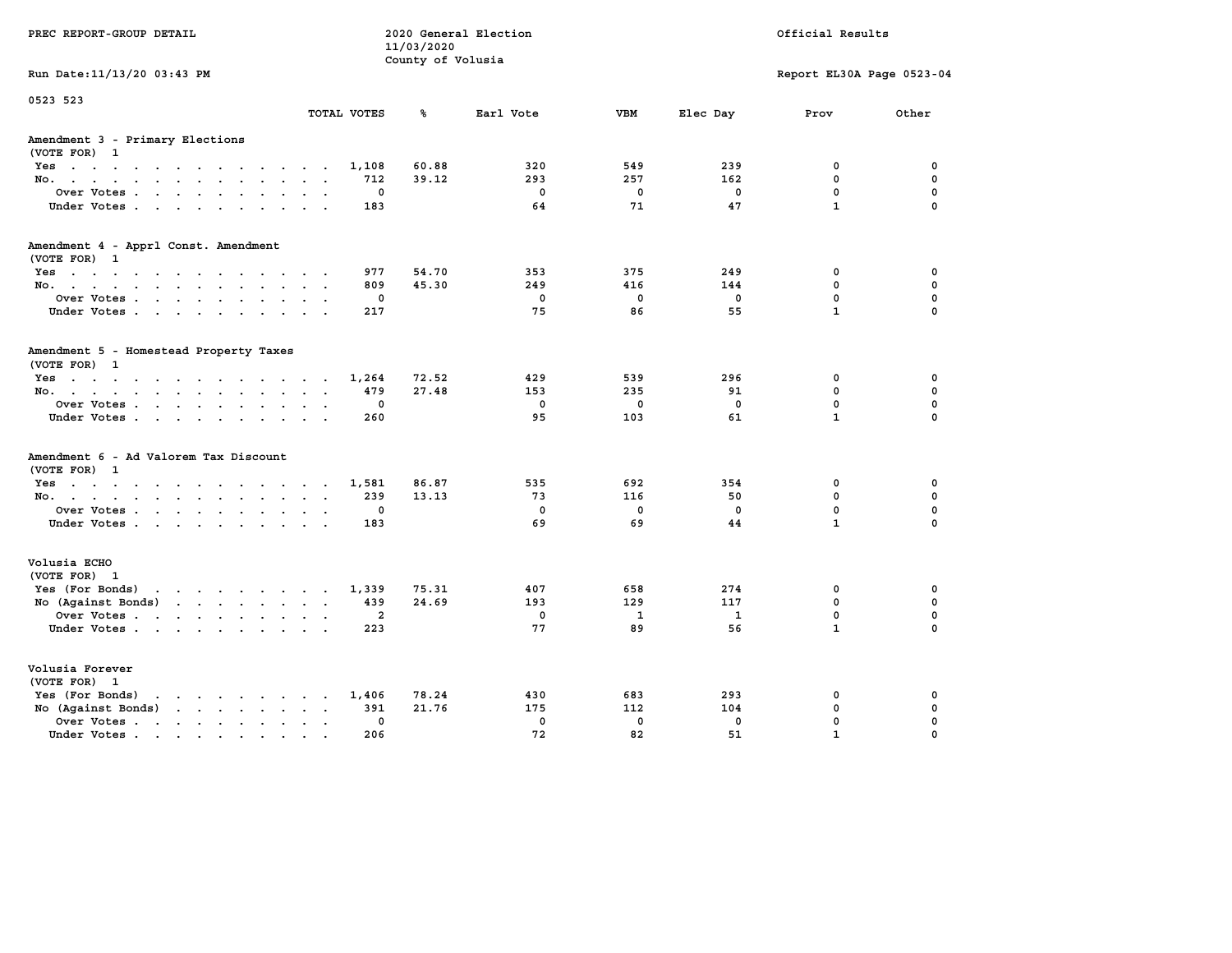PREC REPORT-GROUP DETAIL

2020 General Election
11/03/2020
County of Volusia

Official Results

Run Date:11/13/20 03:43 PM

Report EL30A Page 0523-04

0523 523

| | TOTAL VOTES | % | Earl Vote | VBM | Elec Day | Prov | Other |
|---|---|---|---|---|---|---|---|
| **Amendment 3 - Primary Elections** | | | | | | | |
| (VOTE FOR) 1 | | | | | | | |
| Yes | 1,108 | 60.88 | 320 | 549 | 239 | 0 | 0 |
| No. | 712 | 39.12 | 293 | 257 | 162 | 0 | 0 |
| Over Votes | 0 | | 0 | 0 | 0 | 0 | 0 |
| Under Votes | 183 | | 64 | 71 | 47 | 1 | 0 |
| **Amendment 4 - Apprl Const. Amendment** | | | | | | | |
| (VOTE FOR) 1 | | | | | | | |
| Yes | 977 | 54.70 | 353 | 375 | 249 | 0 | 0 |
| No. | 809 | 45.30 | 249 | 416 | 144 | 0 | 0 |
| Over Votes | 0 | | 0 | 0 | 0 | 0 | 0 |
| Under Votes | 217 | | 75 | 86 | 55 | 1 | 0 |
| **Amendment 5 - Homestead Property Taxes** | | | | | | | |
| (VOTE FOR) 1 | | | | | | | |
| Yes | 1,264 | 72.52 | 429 | 539 | 296 | 0 | 0 |
| No. | 479 | 27.48 | 153 | 235 | 91 | 0 | 0 |
| Over Votes | 0 | | 0 | 0 | 0 | 0 | 0 |
| Under Votes | 260 | | 95 | 103 | 61 | 1 | 0 |
| **Amendment 6 - Ad Valorem Tax Discount** | | | | | | | |
| (VOTE FOR) 1 | | | | | | | |
| Yes | 1,581 | 86.87 | 535 | 692 | 354 | 0 | 0 |
| No. | 239 | 13.13 | 73 | 116 | 50 | 0 | 0 |
| Over Votes | 0 | | 0 | 0 | 0 | 0 | 0 |
| Under Votes | 183 | | 69 | 69 | 44 | 1 | 0 |
| **Volusia ECHO** | | | | | | | |
| (VOTE FOR) 1 | | | | | | | |
| Yes (For Bonds) | 1,339 | 75.31 | 407 | 658 | 274 | 0 | 0 |
| No (Against Bonds) | 439 | 24.69 | 193 | 129 | 117 | 0 | 0 |
| Over Votes | 2 | | 0 | 1 | 1 | 0 | 0 |
| Under Votes | 223 | | 77 | 89 | 56 | 1 | 0 |
| **Volusia Forever** | | | | | | | |
| (VOTE FOR) 1 | | | | | | | |
| Yes (For Bonds) | 1,406 | 78.24 | 430 | 683 | 293 | 0 | 0 |
| No (Against Bonds) | 391 | 21.76 | 175 | 112 | 104 | 0 | 0 |
| Over Votes | 0 | | 0 | 0 | 0 | 0 | 0 |
| Under Votes | 206 | | 72 | 82 | 51 | 1 | 0 |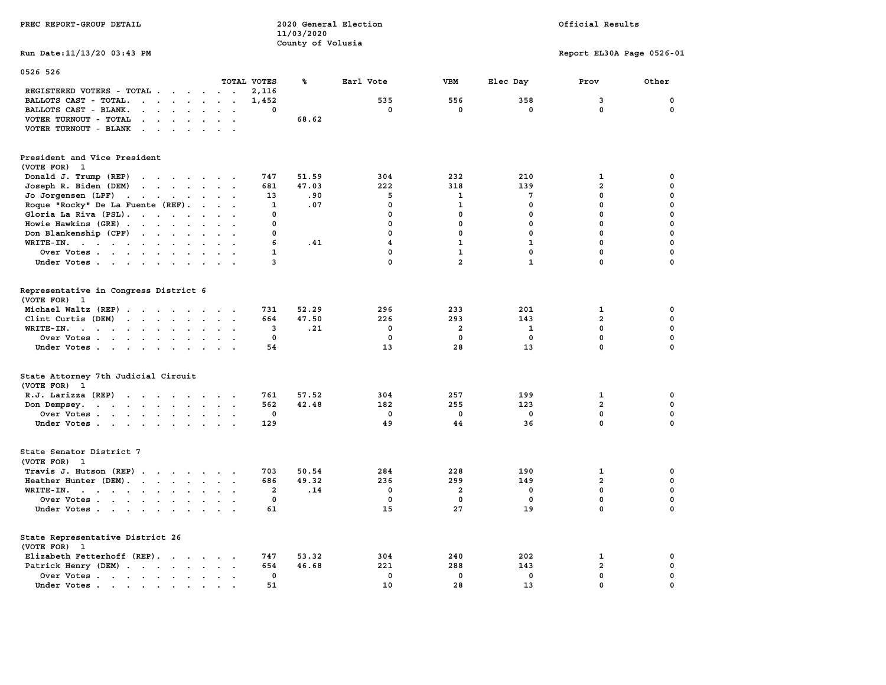PREC REPORT-GROUP DETAIL

2020 General Election
11/03/2020
County of Volusia

Official Results

Run Date:11/13/20 03:43 PM

Report EL30A Page 0526-01

0526 526

| | TOTAL VOTES | % | Earl Vote | VBM | Elec Day | Prov | Other |
|---|---|---|---|---|---|---|---|
| REGISTERED VOTERS - TOTAL | 2,116 | | | | | | |
| BALLOTS CAST - TOTAL. | 1,452 | | 535 | 556 | 358 | 3 | 0 |
| BALLOTS CAST - BLANK. | 0 | | 0 | 0 | 0 | 0 | 0 |
| VOTER TURNOUT - TOTAL | | 68.62 | | | | | |
| VOTER TURNOUT - BLANK | | | | | | | |

**President and Vice President**
(VOTE FOR) 1

| | TOTAL VOTES | % | Earl Vote | VBM | Elec Day | Prov | Other |
|---|---|---|---|---|---|---|---|
| Donald J. Trump (REP) | 747 | 51.59 | 304 | 232 | 210 | 1 | 0 |
| Joseph R. Biden (DEM) | 681 | 47.03 | 222 | 318 | 139 | 2 | 0 |
| Jo Jorgensen (LPF) | 13 | .90 | 5 | 1 | 7 | 0 | 0 |
| Roque "Rocky" De La Fuente (REF). | 1 | .07 | 0 | 1 | 0 | 0 | 0 |
| Gloria La Riva (PSL). | 0 | | 0 | 0 | 0 | 0 | 0 |
| Howie Hawkins (GRE) | 0 | | 0 | 0 | 0 | 0 | 0 |
| Don Blankenship (CPF) | 0 | | 0 | 0 | 0 | 0 | 0 |
| WRITE-IN. | 6 | .41 | 4 | 1 | 1 | 0 | 0 |
| Over Votes | 1 | | 0 | 1 | 0 | 0 | 0 |
| Under Votes | 3 | | 0 | 2 | 1 | 0 | 0 |

**Representative in Congress District 6**
(VOTE FOR) 1

| | TOTAL VOTES | % | Earl Vote | VBM | Elec Day | Prov | Other |
|---|---|---|---|---|---|---|---|
| Michael Waltz (REP) | 731 | 52.29 | 296 | 233 | 201 | 1 | 0 |
| Clint Curtis (DEM) | 664 | 47.50 | 226 | 293 | 143 | 2 | 0 |
| WRITE-IN. | 3 | .21 | 0 | 2 | 1 | 0 | 0 |
| Over Votes | 0 | | 0 | 0 | 0 | 0 | 0 |
| Under Votes | 54 | | 13 | 28 | 13 | 0 | 0 |

**State Attorney 7th Judicial Circuit**
(VOTE FOR) 1

| | TOTAL VOTES | % | Earl Vote | VBM | Elec Day | Prov | Other |
|---|---|---|---|---|---|---|---|
| R.J. Larizza (REP) | 761 | 57.52 | 304 | 257 | 199 | 1 | 0 |
| Don Dempsey. | 562 | 42.48 | 182 | 255 | 123 | 2 | 0 |
| Over Votes | 0 | | 0 | 0 | 0 | 0 | 0 |
| Under Votes | 129 | | 49 | 44 | 36 | 0 | 0 |

**State Senator District 7**
(VOTE FOR) 1

| | TOTAL VOTES | % | Earl Vote | VBM | Elec Day | Prov | Other |
|---|---|---|---|---|---|---|---|
| Travis J. Hutson (REP) | 703 | 50.54 | 284 | 228 | 190 | 1 | 0 |
| Heather Hunter (DEM). | 686 | 49.32 | 236 | 299 | 149 | 2 | 0 |
| WRITE-IN. | 2 | .14 | 0 | 2 | 0 | 0 | 0 |
| Over Votes | 0 | | 0 | 0 | 0 | 0 | 0 |
| Under Votes | 61 | | 15 | 27 | 19 | 0 | 0 |

**State Representative District 26**
(VOTE FOR) 1

| | TOTAL VOTES | % | Earl Vote | VBM | Elec Day | Prov | Other |
|---|---|---|---|---|---|---|---|
| Elizabeth Fetterhoff (REP). | 747 | 53.32 | 304 | 240 | 202 | 1 | 0 |
| Patrick Henry (DEM) | 654 | 46.68 | 221 | 288 | 143 | 2 | 0 |
| Over Votes | 0 | | 0 | 0 | 0 | 0 | 0 |
| Under Votes | 51 | | 10 | 28 | 13 | 0 | 0 |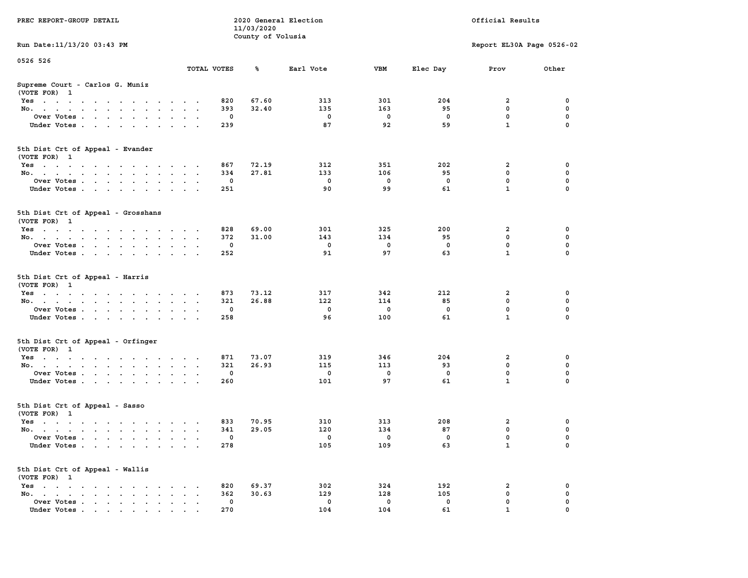PREC REPORT-GROUP DETAIL

2020 General Election
11/03/2020
County of Volusia

Official Results

Run Date:11/13/20 03:43 PM

Report EL30A Page 0526-02

0526 526

| | TOTAL VOTES | % | Earl Vote | VBM | Elec Day | Prov | Other |
|---|---|---|---|---|---|---|---|
| **Supreme Court - Carlos G. Muniz** | | | | | | | |
| (VOTE FOR) 1 | | | | | | | |
| Yes | 820 | 67.60 | 313 | 301 | 204 | 2 | 0 |
| No. | 393 | 32.40 | 135 | 163 | 95 | 0 | 0 |
| Over Votes | 0 | | 0 | 0 | 0 | 0 | 0 |
| Under Votes | 239 | | 87 | 92 | 59 | 1 | 0 |
| **5th Dist Crt of Appeal - Evander** | | | | | | | |
| (VOTE FOR) 1 | | | | | | | |
| Yes | 867 | 72.19 | 312 | 351 | 202 | 2 | 0 |
| No. | 334 | 27.81 | 133 | 106 | 95 | 0 | 0 |
| Over Votes | 0 | | 0 | 0 | 0 | 0 | 0 |
| Under Votes | 251 | | 90 | 99 | 61 | 1 | 0 |
| **5th Dist Crt of Appeal - Grosshans** | | | | | | | |
| (VOTE FOR) 1 | | | | | | | |
| Yes | 828 | 69.00 | 301 | 325 | 200 | 2 | 0 |
| No. | 372 | 31.00 | 143 | 134 | 95 | 0 | 0 |
| Over Votes | 0 | | 0 | 0 | 0 | 0 | 0 |
| Under Votes | 252 | | 91 | 97 | 63 | 1 | 0 |
| **5th Dist Crt of Appeal - Harris** | | | | | | | |
| (VOTE FOR) 1 | | | | | | | |
| Yes | 873 | 73.12 | 317 | 342 | 212 | 2 | 0 |
| No. | 321 | 26.88 | 122 | 114 | 85 | 0 | 0 |
| Over Votes | 0 | | 0 | 0 | 0 | 0 | 0 |
| Under Votes | 258 | | 96 | 100 | 61 | 1 | 0 |
| **5th Dist Crt of Appeal - Orfinger** | | | | | | | |
| (VOTE FOR) 1 | | | | | | | |
| Yes | 871 | 73.07 | 319 | 346 | 204 | 2 | 0 |
| No. | 321 | 26.93 | 115 | 113 | 93 | 0 | 0 |
| Over Votes | 0 | | 0 | 0 | 0 | 0 | 0 |
| Under Votes | 260 | | 101 | 97 | 61 | 1 | 0 |
| **5th Dist Crt of Appeal - Sasso** | | | | | | | |
| (VOTE FOR) 1 | | | | | | | |
| Yes | 833 | 70.95 | 310 | 313 | 208 | 2 | 0 |
| No. | 341 | 29.05 | 120 | 134 | 87 | 0 | 0 |
| Over Votes | 0 | | 0 | 0 | 0 | 0 | 0 |
| Under Votes | 278 | | 105 | 109 | 63 | 1 | 0 |
| **5th Dist Crt of Appeal - Wallis** | | | | | | | |
| (VOTE FOR) 1 | | | | | | | |
| Yes | 820 | 69.37 | 302 | 324 | 192 | 2 | 0 |
| No. | 362 | 30.63 | 129 | 128 | 105 | 0 | 0 |
| Over Votes | 0 | | 0 | 0 | 0 | 0 | 0 |
| Under Votes | 270 | | 104 | 104 | 61 | 1 | 0 |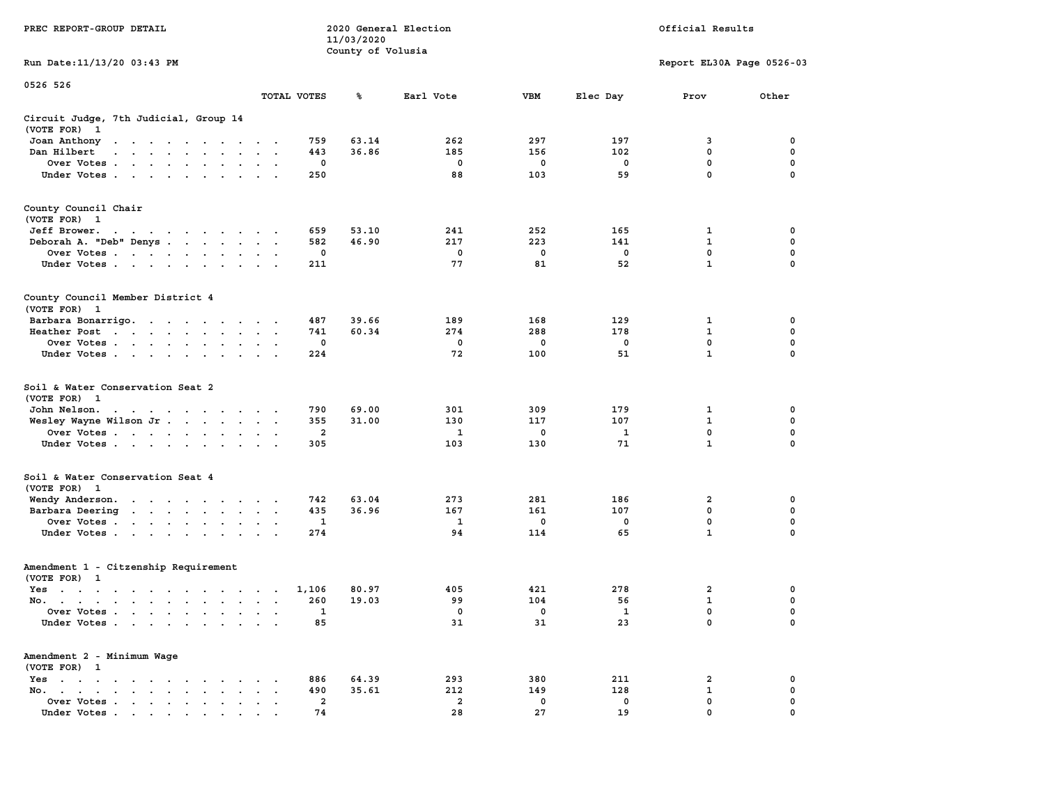PREC REPORT-GROUP DETAIL

2020 General Election
11/03/2020
County of Volusia

Official Results

Run Date:11/13/20 03:43 PM

Report EL30A Page 0526-03

0526 526

| | TOTAL VOTES | % | Earl Vote | VBM | Elec Day | Prov | Other |
|---|---|---|---|---|---|---|---|
| **Circuit Judge, 7th Judicial, Group 14** | | | | | | | |
| (VOTE FOR) 1 | | | | | | | |
| Joan Anthony | 759 | 63.14 | 262 | 297 | 197 | 3 | 0 |
| Dan Hilbert | 443 | 36.86 | 185 | 156 | 102 | 0 | 0 |
| Over Votes | 0 | | 0 | 0 | 0 | 0 | 0 |
| Under Votes | 250 | | 88 | 103 | 59 | 0 | 0 |
| **County Council Chair** | | | | | | | |
| (VOTE FOR) 1 | | | | | | | |
| Jeff Brower | 659 | 53.10 | 241 | 252 | 165 | 1 | 0 |
| Deborah A. "Deb" Denys | 582 | 46.90 | 217 | 223 | 141 | 1 | 0 |
| Over Votes | 0 | | 0 | 0 | 0 | 0 | 0 |
| Under Votes | 211 | | 77 | 81 | 52 | 1 | 0 |
| **County Council Member District 4** | | | | | | | |
| (VOTE FOR) 1 | | | | | | | |
| Barbara Bonarrigo | 487 | 39.66 | 189 | 168 | 129 | 1 | 0 |
| Heather Post | 741 | 60.34 | 274 | 288 | 178 | 1 | 0 |
| Over Votes | 0 | | 0 | 0 | 0 | 0 | 0 |
| Under Votes | 224 | | 72 | 100 | 51 | 1 | 0 |
| **Soil & Water Conservation Seat 2** | | | | | | | |
| (VOTE FOR) 1 | | | | | | | |
| John Nelson | 790 | 69.00 | 301 | 309 | 179 | 1 | 0 |
| Wesley Wayne Wilson Jr | 355 | 31.00 | 130 | 117 | 107 | 1 | 0 |
| Over Votes | 2 | | 1 | 0 | 1 | 0 | 0 |
| Under Votes | 305 | | 103 | 130 | 71 | 1 | 0 |
| **Soil & Water Conservation Seat 4** | | | | | | | |
| (VOTE FOR) 1 | | | | | | | |
| Wendy Anderson | 742 | 63.04 | 273 | 281 | 186 | 2 | 0 |
| Barbara Deering | 435 | 36.96 | 167 | 161 | 107 | 0 | 0 |
| Over Votes | 1 | | 1 | 0 | 0 | 0 | 0 |
| Under Votes | 274 | | 94 | 114 | 65 | 1 | 0 |
| **Amendment 1 - Citzenship Requirement** | | | | | | | |
| (VOTE FOR) 1 | | | | | | | |
| Yes | 1,106 | 80.97 | 405 | 421 | 278 | 2 | 0 |
| No | 260 | 19.03 | 99 | 104 | 56 | 1 | 0 |
| Over Votes | 1 | | 0 | 0 | 1 | 0 | 0 |
| Under Votes | 85 | | 31 | 31 | 23 | 0 | 0 |
| **Amendment 2 - Minimum Wage** | | | | | | | |
| (VOTE FOR) 1 | | | | | | | |
| Yes | 886 | 64.39 | 293 | 380 | 211 | 2 | 0 |
| No | 490 | 35.61 | 212 | 149 | 128 | 1 | 0 |
| Over Votes | 2 | | 2 | 0 | 0 | 0 | 0 |
| Under Votes | 74 | | 28 | 27 | 19 | 0 | 0 |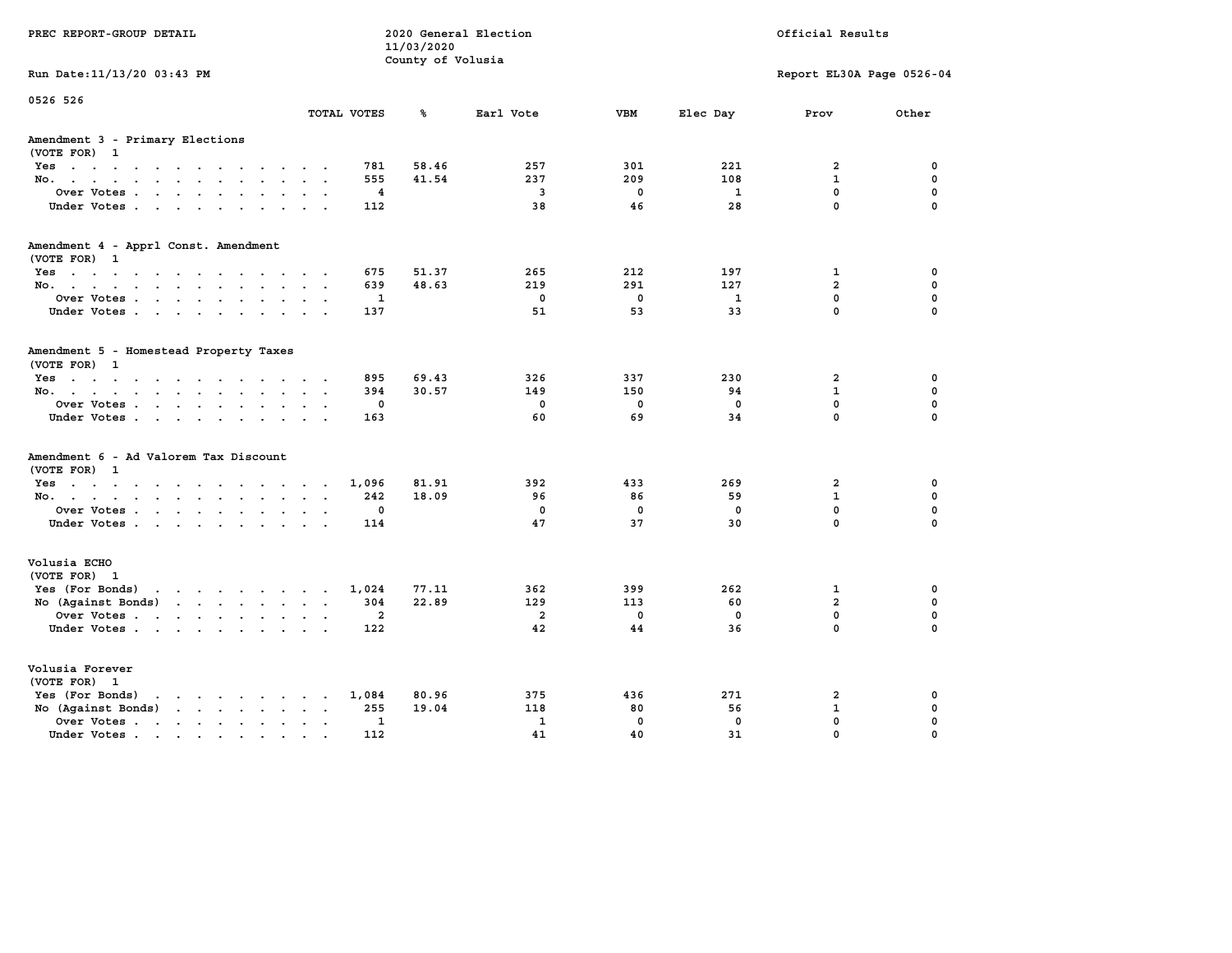PREC REPORT-GROUP DETAIL

2020 General Election
11/03/2020
County of Volusia

Official Results

Run Date:11/13/20 03:43 PM

Report EL30A Page 0526-04

0526 526

| | TOTAL VOTES | % | Earl Vote | VBM | Elec Day | Prov | Other |
|---|---|---|---|---|---|---|---|
| **Amendment 3 - Primary Elections** | | | | | | | |
| (VOTE FOR) 1 | | | | | | | |
| Yes | 781 | 58.46 | 257 | 301 | 221 | 2 | 0 |
| No. | 555 | 41.54 | 237 | 209 | 108 | 1 | 0 |
| Over Votes | 4 | | 3 | 0 | 1 | 0 | 0 |
| Under Votes | 112 | | 38 | 46 | 28 | 0 | 0 |
| **Amendment 4 - Apprl Const. Amendment** | | | | | | | |
| (VOTE FOR) 1 | | | | | | | |
| Yes | 675 | 51.37 | 265 | 212 | 197 | 1 | 0 |
| No. | 639 | 48.63 | 219 | 291 | 127 | 2 | 0 |
| Over Votes | 1 | | 0 | 0 | 1 | 0 | 0 |
| Under Votes | 137 | | 51 | 53 | 33 | 0 | 0 |
| **Amendment 5 - Homestead Property Taxes** | | | | | | | |
| (VOTE FOR) 1 | | | | | | | |
| Yes | 895 | 69.43 | 326 | 337 | 230 | 2 | 0 |
| No. | 394 | 30.57 | 149 | 150 | 94 | 1 | 0 |
| Over Votes | 0 | | 0 | 0 | 0 | 0 | 0 |
| Under Votes | 163 | | 60 | 69 | 34 | 0 | 0 |
| **Amendment 6 - Ad Valorem Tax Discount** | | | | | | | |
| (VOTE FOR) 1 | | | | | | | |
| Yes | 1,096 | 81.91 | 392 | 433 | 269 | 2 | 0 |
| No. | 242 | 18.09 | 96 | 86 | 59 | 1 | 0 |
| Over Votes | 0 | | 0 | 0 | 0 | 0 | 0 |
| Under Votes | 114 | | 47 | 37 | 30 | 0 | 0 |
| **Volusia ECHO** | | | | | | | |
| (VOTE FOR) 1 | | | | | | | |
| Yes (For Bonds) | 1,024 | 77.11 | 362 | 399 | 262 | 1 | 0 |
| No (Against Bonds) | 304 | 22.89 | 129 | 113 | 60 | 2 | 0 |
| Over Votes | 2 | | 2 | 0 | 0 | 0 | 0 |
| Under Votes | 122 | | 42 | 44 | 36 | 0 | 0 |
| **Volusia Forever** | | | | | | | |
| (VOTE FOR) 1 | | | | | | | |
| Yes (For Bonds) | 1,084 | 80.96 | 375 | 436 | 271 | 2 | 0 |
| No (Against Bonds) | 255 | 19.04 | 118 | 80 | 56 | 1 | 0 |
| Over Votes | 1 | | 1 | 0 | 0 | 0 | 0 |
| Under Votes | 112 | | 41 | 40 | 31 | 0 | 0 |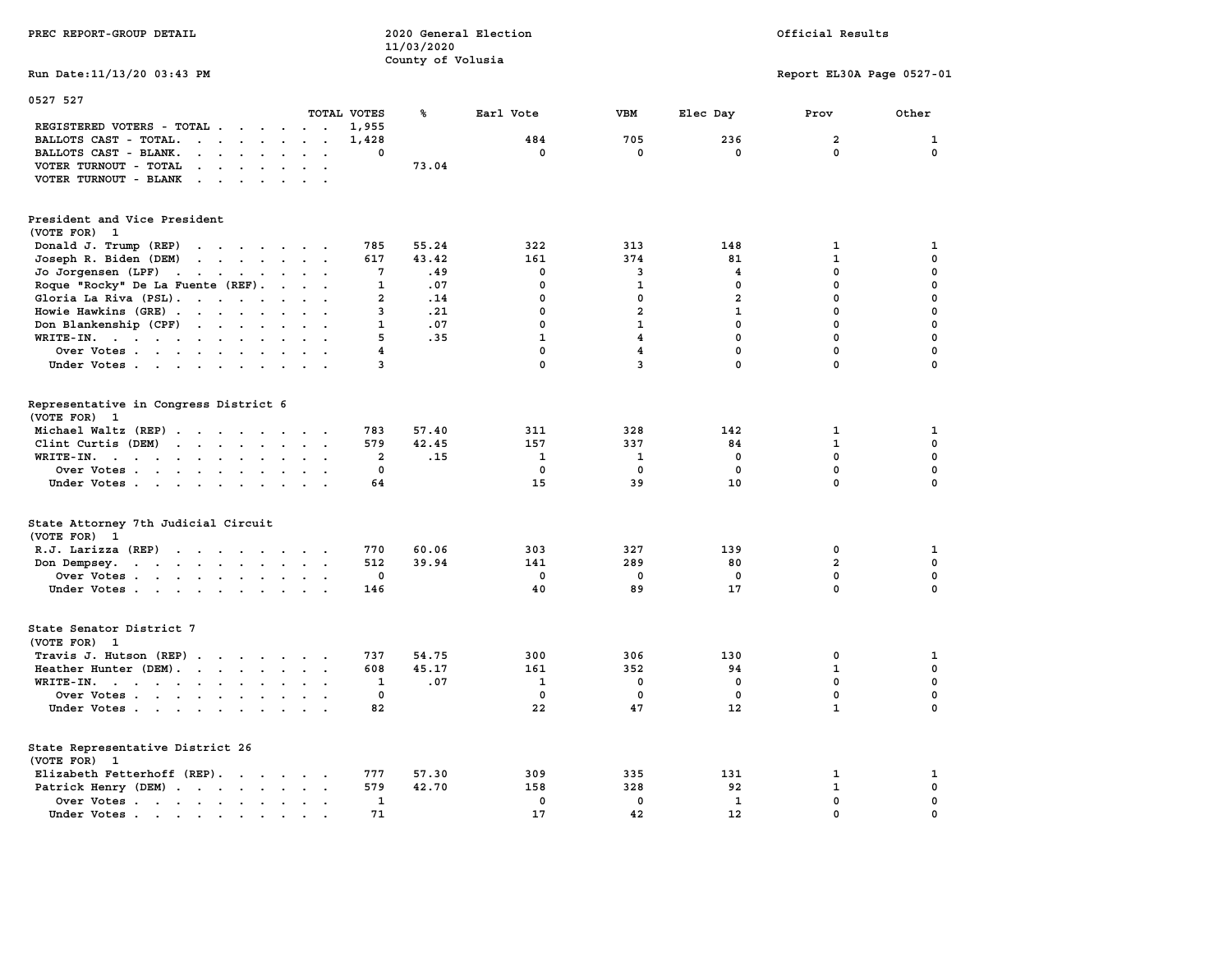PREC REPORT-GROUP DETAIL

2020 General Election
11/03/2020
County of Volusia

Official Results

Run Date:11/13/20 03:43 PM

Report EL30A Page 0527-01

0527 527

| | TOTAL VOTES | % | Earl Vote | VBM | Elec Day | Prov | Other |
|---|---|---|---|---|---|---|---|
| REGISTERED VOTERS - TOTAL | 1,955 | | | | | | |
| BALLOTS CAST - TOTAL. | 1,428 | | 484 | 705 | 236 | 2 | 1 |
| BALLOTS CAST - BLANK. | 0 | | 0 | 0 | 0 | 0 | 0 |
| VOTER TURNOUT - TOTAL | | 73.04 | | | | | |
| VOTER TURNOUT - BLANK | | | | | | | |

**President and Vice President**
(VOTE FOR) 1

| | TOTAL VOTES | % | Earl Vote | VBM | Elec Day | Prov | Other |
|---|---|---|---|---|---|---|---|
| Donald J. Trump (REP) | 785 | 55.24 | 322 | 313 | 148 | 1 | 1 |
| Joseph R. Biden (DEM) | 617 | 43.42 | 161 | 374 | 81 | 1 | 0 |
| Jo Jorgensen (LPF) | 7 | .49 | 0 | 3 | 4 | 0 | 0 |
| Roque "Rocky" De La Fuente (REF). | 1 | .07 | 0 | 1 | 0 | 0 | 0 |
| Gloria La Riva (PSL). | 2 | .14 | 0 | 0 | 2 | 0 | 0 |
| Howie Hawkins (GRE) | 3 | .21 | 0 | 2 | 1 | 0 | 0 |
| Don Blankenship (CPF) | 1 | .07 | 0 | 1 | 0 | 0 | 0 |
| WRITE-IN. | 5 | .35 | 1 | 4 | 0 | 0 | 0 |
| Over Votes | 4 | | 0 | 4 | 0 | 0 | 0 |
| Under Votes | 3 | | 0 | 3 | 0 | 0 | 0 |

**Representative in Congress District 6**
(VOTE FOR) 1

| | TOTAL VOTES | % | Earl Vote | VBM | Elec Day | Prov | Other |
|---|---|---|---|---|---|---|---|
| Michael Waltz (REP) | 783 | 57.40 | 311 | 328 | 142 | 1 | 1 |
| Clint Curtis (DEM) | 579 | 42.45 | 157 | 337 | 84 | 1 | 0 |
| WRITE-IN. | 2 | .15 | 1 | 1 | 0 | 0 | 0 |
| Over Votes | 0 | | 0 | 0 | 0 | 0 | 0 |
| Under Votes | 64 | | 15 | 39 | 10 | 0 | 0 |

**State Attorney 7th Judicial Circuit**
(VOTE FOR) 1

| | TOTAL VOTES | % | Earl Vote | VBM | Elec Day | Prov | Other |
|---|---|---|---|---|---|---|---|
| R.J. Larizza (REP) | 770 | 60.06 | 303 | 327 | 139 | 0 | 1 |
| Don Dempsey. | 512 | 39.94 | 141 | 289 | 80 | 2 | 0 |
| Over Votes | 0 | | 0 | 0 | 0 | 0 | 0 |
| Under Votes | 146 | | 40 | 89 | 17 | 0 | 0 |

**State Senator District 7**
(VOTE FOR) 1

| | TOTAL VOTES | % | Earl Vote | VBM | Elec Day | Prov | Other |
|---|---|---|---|---|---|---|---|
| Travis J. Hutson (REP) | 737 | 54.75 | 300 | 306 | 130 | 0 | 1 |
| Heather Hunter (DEM). | 608 | 45.17 | 161 | 352 | 94 | 1 | 0 |
| WRITE-IN. | 1 | .07 | 1 | 0 | 0 | 0 | 0 |
| Over Votes | 0 | | 0 | 0 | 0 | 0 | 0 |
| Under Votes | 82 | | 22 | 47 | 12 | 1 | 0 |

**State Representative District 26**
(VOTE FOR) 1

| | TOTAL VOTES | % | Earl Vote | VBM | Elec Day | Prov | Other |
|---|---|---|---|---|---|---|---|
| Elizabeth Fetterhoff (REP). | 777 | 57.30 | 309 | 335 | 131 | 1 | 1 |
| Patrick Henry (DEM) | 579 | 42.70 | 158 | 328 | 92 | 1 | 0 |
| Over Votes | 1 | | 0 | 0 | 1 | 0 | 0 |
| Under Votes | 71 | | 17 | 42 | 12 | 0 | 0 |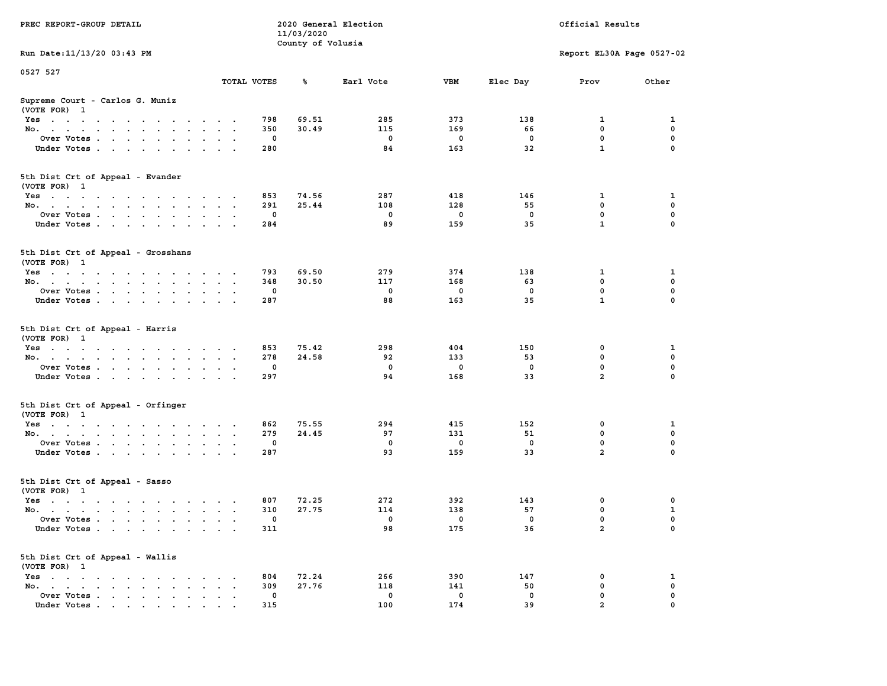PREC REPORT-GROUP DETAIL

2020 General Election
11/03/2020
County of Volusia

Official Results

Run Date:11/13/20 03:43 PM

Report EL30A Page 0527-02

0527 527

### Supreme Court - Carlos G. Muniz
(VOTE FOR) 1

| | TOTAL VOTES | % | Earl Vote | VBM | Elec Day | Prov | Other |
|---|---|---|---|---|---|---|---|
| Yes | 798 | 69.51 | 285 | 373 | 138 | 1 | 1 |
| No. | 350 | 30.49 | 115 | 169 | 66 | 0 | 0 |
| Over Votes | 0 | | 0 | 0 | 0 | 0 | 0 |
| Under Votes | 280 | | 84 | 163 | 32 | 1 | 0 |

### 5th Dist Crt of Appeal - Evander
(VOTE FOR) 1

| | TOTAL VOTES | % | Earl Vote | VBM | Elec Day | Prov | Other |
|---|---|---|---|---|---|---|---|
| Yes | 853 | 74.56 | 287 | 418 | 146 | 1 | 1 |
| No. | 291 | 25.44 | 108 | 128 | 55 | 0 | 0 |
| Over Votes | 0 | | 0 | 0 | 0 | 0 | 0 |
| Under Votes | 284 | | 89 | 159 | 35 | 1 | 0 |

### 5th Dist Crt of Appeal - Grosshans
(VOTE FOR) 1

| | TOTAL VOTES | % | Earl Vote | VBM | Elec Day | Prov | Other |
|---|---|---|---|---|---|---|---|
| Yes | 793 | 69.50 | 279 | 374 | 138 | 1 | 1 |
| No. | 348 | 30.50 | 117 | 168 | 63 | 0 | 0 |
| Over Votes | 0 | | 0 | 0 | 0 | 0 | 0 |
| Under Votes | 287 | | 88 | 163 | 35 | 1 | 0 |

### 5th Dist Crt of Appeal - Harris
(VOTE FOR) 1

| | TOTAL VOTES | % | Earl Vote | VBM | Elec Day | Prov | Other |
|---|---|---|---|---|---|---|---|
| Yes | 853 | 75.42 | 298 | 404 | 150 | 0 | 1 |
| No. | 278 | 24.58 | 92 | 133 | 53 | 0 | 0 |
| Over Votes | 0 | | 0 | 0 | 0 | 0 | 0 |
| Under Votes | 297 | | 94 | 168 | 33 | 2 | 0 |

### 5th Dist Crt of Appeal - Orfinger
(VOTE FOR) 1

| | TOTAL VOTES | % | Earl Vote | VBM | Elec Day | Prov | Other |
|---|---|---|---|---|---|---|---|
| Yes | 862 | 75.55 | 294 | 415 | 152 | 0 | 1 |
| No. | 279 | 24.45 | 97 | 131 | 51 | 0 | 0 |
| Over Votes | 0 | | 0 | 0 | 0 | 0 | 0 |
| Under Votes | 287 | | 93 | 159 | 33 | 2 | 0 |

### 5th Dist Crt of Appeal - Sasso
(VOTE FOR) 1

| | TOTAL VOTES | % | Earl Vote | VBM | Elec Day | Prov | Other |
|---|---|---|---|---|---|---|---|
| Yes | 807 | 72.25 | 272 | 392 | 143 | 0 | 0 |
| No. | 310 | 27.75 | 114 | 138 | 57 | 0 | 1 |
| Over Votes | 0 | | 0 | 0 | 0 | 0 | 0 |
| Under Votes | 311 | | 98 | 175 | 36 | 2 | 0 |

### 5th Dist Crt of Appeal - Wallis
(VOTE FOR) 1

| | TOTAL VOTES | % | Earl Vote | VBM | Elec Day | Prov | Other |
|---|---|---|---|---|---|---|---|
| Yes | 804 | 72.24 | 266 | 390 | 147 | 0 | 1 |
| No. | 309 | 27.76 | 118 | 141 | 50 | 0 | 0 |
| Over Votes | 0 | | 0 | 0 | 0 | 0 | 0 |
| Under Votes | 315 | | 100 | 174 | 39 | 2 | 0 |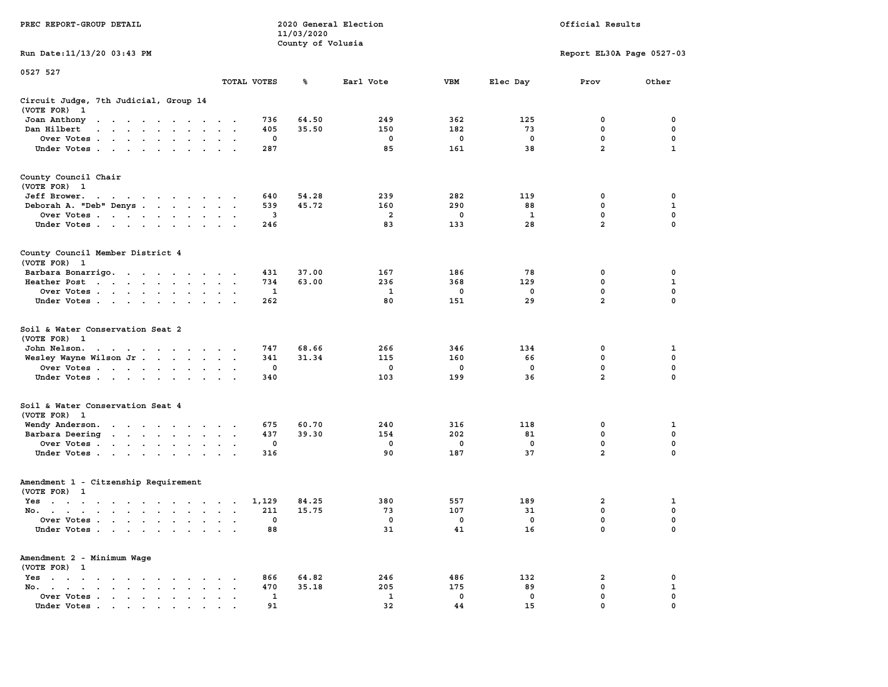PREC REPORT-GROUP DETAIL

2020 General Election
11/03/2020
County of Volusia

Official Results

Run Date:11/13/20 03:43 PM

Report EL30A Page 0527-03

0527 527

| | TOTAL VOTES | % | Earl Vote | VBM | Elec Day | Prov | Other |
|---|---|---|---|---|---|---|---|
| **Circuit Judge, 7th Judicial, Group 14** | | | | | | | |
| (VOTE FOR) 1 | | | | | | | |
| Joan Anthony | 736 | 64.50 | 249 | 362 | 125 | 0 | 0 |
| Dan Hilbert | 405 | 35.50 | 150 | 182 | 73 | 0 | 0 |
| Over Votes | 0 | | 0 | 0 | 0 | 0 | 0 |
| Under Votes | 287 | | 85 | 161 | 38 | 2 | 1 |
| **County Council Chair** | | | | | | | |
| (VOTE FOR) 1 | | | | | | | |
| Jeff Brower. | 640 | 54.28 | 239 | 282 | 119 | 0 | 0 |
| Deborah A. "Deb" Denys | 539 | 45.72 | 160 | 290 | 88 | 0 | 1 |
| Over Votes | 3 | | 2 | 0 | 1 | 0 | 0 |
| Under Votes | 246 | | 83 | 133 | 28 | 2 | 0 |
| **County Council Member District 4** | | | | | | | |
| (VOTE FOR) 1 | | | | | | | |
| Barbara Bonarrigo. | 431 | 37.00 | 167 | 186 | 78 | 0 | 0 |
| Heather Post | 734 | 63.00 | 236 | 368 | 129 | 0 | 1 |
| Over Votes | 1 | | 1 | 0 | 0 | 0 | 0 |
| Under Votes | 262 | | 80 | 151 | 29 | 2 | 0 |
| **Soil & Water Conservation Seat 2** | | | | | | | |
| (VOTE FOR) 1 | | | | | | | |
| John Nelson. | 747 | 68.66 | 266 | 346 | 134 | 0 | 1 |
| Wesley Wayne Wilson Jr | 341 | 31.34 | 115 | 160 | 66 | 0 | 0 |
| Over Votes | 0 | | 0 | 0 | 0 | 0 | 0 |
| Under Votes | 340 | | 103 | 199 | 36 | 2 | 0 |
| **Soil & Water Conservation Seat 4** | | | | | | | |
| (VOTE FOR) 1 | | | | | | | |
| Wendy Anderson. | 675 | 60.70 | 240 | 316 | 118 | 0 | 1 |
| Barbara Deering | 437 | 39.30 | 154 | 202 | 81 | 0 | 0 |
| Over Votes | 0 | | 0 | 0 | 0 | 0 | 0 |
| Under Votes | 316 | | 90 | 187 | 37 | 2 | 0 |
| **Amendment 1 - Citzenship Requirement** | | | | | | | |
| (VOTE FOR) 1 | | | | | | | |
| Yes | 1,129 | 84.25 | 380 | 557 | 189 | 2 | 1 |
| No. | 211 | 15.75 | 73 | 107 | 31 | 0 | 0 |
| Over Votes | 0 | | 0 | 0 | 0 | 0 | 0 |
| Under Votes | 88 | | 31 | 41 | 16 | 0 | 0 |
| **Amendment 2 - Minimum Wage** | | | | | | | |
| (VOTE FOR) 1 | | | | | | | |
| Yes | 866 | 64.82 | 246 | 486 | 132 | 2 | 0 |
| No. | 470 | 35.18 | 205 | 175 | 89 | 0 | 1 |
| Over Votes | 1 | | 1 | 0 | 0 | 0 | 0 |
| Under Votes | 91 | | 32 | 44 | 15 | 0 | 0 |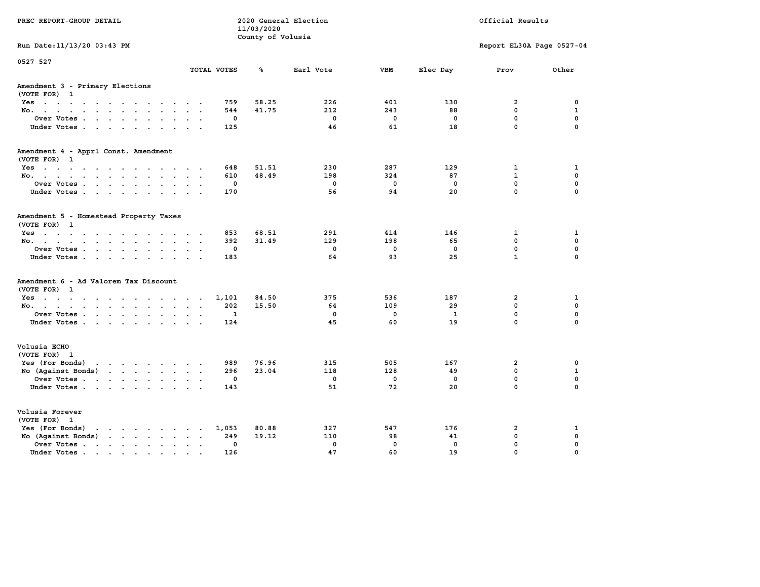PREC REPORT-GROUP DETAIL

2020 General Election
11/03/2020
County of Volusia

Official Results

Run Date:11/13/20 03:43 PM

Report EL30A Page 0527-04

0527 527

| | TOTAL VOTES | % | Earl Vote | VBM | Elec Day | Prov | Other |
|---|---|---|---|---|---|---|---|
| **Amendment 3 - Primary Elections** | | | | | | | |
| (VOTE FOR) 1 | | | | | | | |
| Yes | 759 | 58.25 | 226 | 401 | 130 | 2 | 0 |
| No. | 544 | 41.75 | 212 | 243 | 88 | 0 | 1 |
| Over Votes | 0 | | 0 | 0 | 0 | 0 | 0 |
| Under Votes | 125 | | 46 | 61 | 18 | 0 | 0 |
| **Amendment 4 - Apprl Const. Amendment** | | | | | | | |
| (VOTE FOR) 1 | | | | | | | |
| Yes | 648 | 51.51 | 230 | 287 | 129 | 1 | 1 |
| No. | 610 | 48.49 | 198 | 324 | 87 | 1 | 0 |
| Over Votes | 0 | | 0 | 0 | 0 | 0 | 0 |
| Under Votes | 170 | | 56 | 94 | 20 | 0 | 0 |
| **Amendment 5 - Homestead Property Taxes** | | | | | | | |
| (VOTE FOR) 1 | | | | | | | |
| Yes | 853 | 68.51 | 291 | 414 | 146 | 1 | 1 |
| No. | 392 | 31.49 | 129 | 198 | 65 | 0 | 0 |
| Over Votes | 0 | | 0 | 0 | 0 | 0 | 0 |
| Under Votes | 183 | | 64 | 93 | 25 | 1 | 0 |
| **Amendment 6 - Ad Valorem Tax Discount** | | | | | | | |
| (VOTE FOR) 1 | | | | | | | |
| Yes | 1,101 | 84.50 | 375 | 536 | 187 | 2 | 1 |
| No. | 202 | 15.50 | 64 | 109 | 29 | 0 | 0 |
| Over Votes | 1 | | 0 | 0 | 1 | 0 | 0 |
| Under Votes | 124 | | 45 | 60 | 19 | 0 | 0 |
| **Volusia ECHO** | | | | | | | |
| (VOTE FOR) 1 | | | | | | | |
| Yes (For Bonds) | 989 | 76.96 | 315 | 505 | 167 | 2 | 0 |
| No (Against Bonds) | 296 | 23.04 | 118 | 128 | 49 | 0 | 1 |
| Over Votes | 0 | | 0 | 0 | 0 | 0 | 0 |
| Under Votes | 143 | | 51 | 72 | 20 | 0 | 0 |
| **Volusia Forever** | | | | | | | |
| (VOTE FOR) 1 | | | | | | | |
| Yes (For Bonds) | 1,053 | 80.88 | 327 | 547 | 176 | 2 | 1 |
| No (Against Bonds) | 249 | 19.12 | 110 | 98 | 41 | 0 | 0 |
| Over Votes | 0 | | 0 | 0 | 0 | 0 | 0 |
| Under Votes | 126 | | 47 | 60 | 19 | 0 | 0 |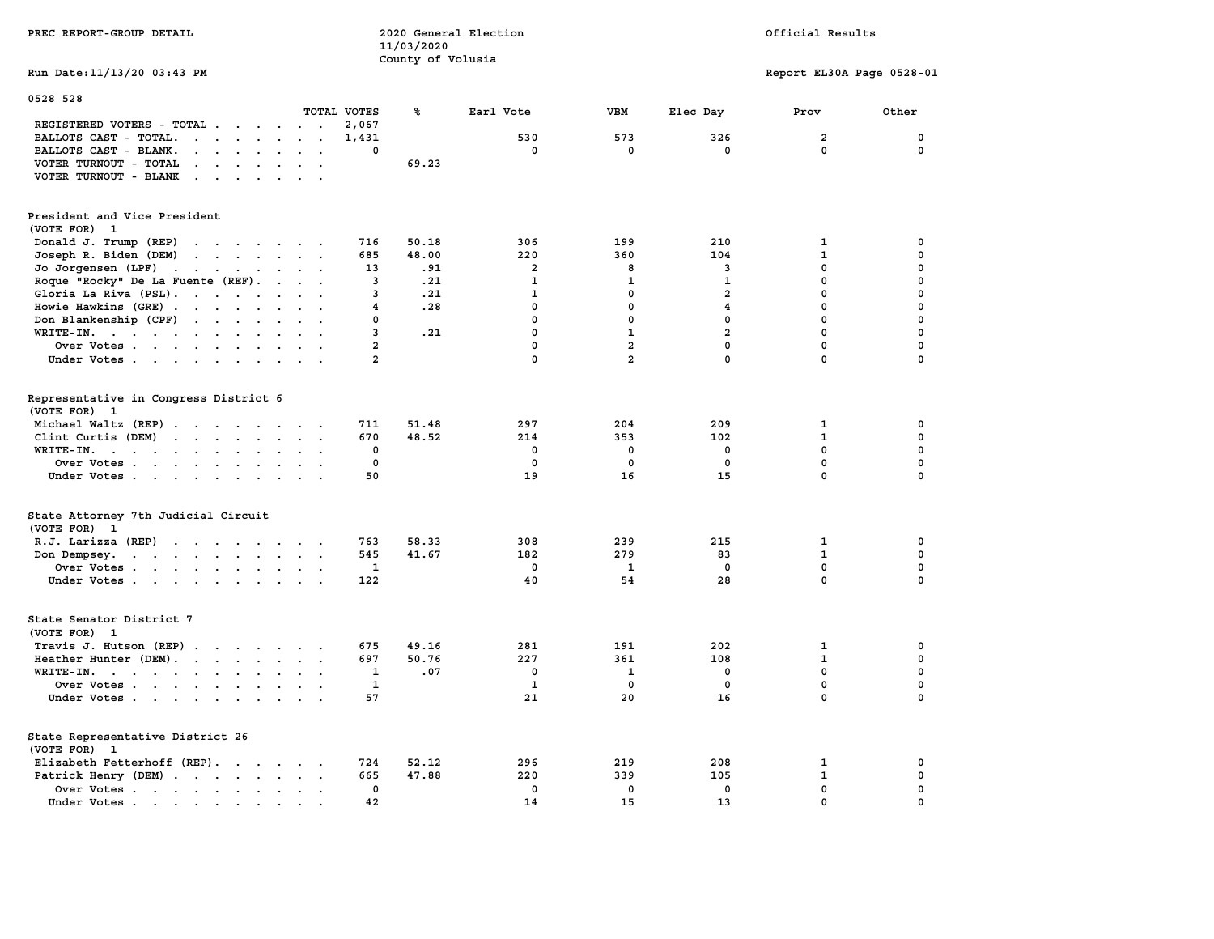PREC REPORT-GROUP DETAIL

2020 General Election
11/03/2020
County of Volusia

Official Results

Run Date:11/13/20 03:43 PM

Report EL30A Page 0528-01

0528 528

| | TOTAL VOTES | % | Earl Vote | VBM | Elec Day | Prov | Other |
|---|---|---|---|---|---|---|---|
| REGISTERED VOTERS - TOTAL | 2,067 | | | | | | |
| BALLOTS CAST - TOTAL. | 1,431 | | 530 | 573 | 326 | 2 | 0 |
| BALLOTS CAST - BLANK. | 0 | | 0 | 0 | 0 | 0 | 0 |
| VOTER TURNOUT - TOTAL | | 69.23 | | | | | |
| VOTER TURNOUT - BLANK | | | | | | | |

## President and Vice President
(VOTE FOR) 1

| | TOTAL VOTES | % | Earl Vote | VBM | Elec Day | Prov | Other |
|---|---|---|---|---|---|---|---|
| Donald J. Trump (REP) | 716 | 50.18 | 306 | 199 | 210 | 1 | 0 |
| Joseph R. Biden (DEM) | 685 | 48.00 | 220 | 360 | 104 | 1 | 0 |
| Jo Jorgensen (LPF) | 13 | .91 | 2 | 8 | 3 | 0 | 0 |
| Roque "Rocky" De La Fuente (REF). | 3 | .21 | 1 | 1 | 1 | 0 | 0 |
| Gloria La Riva (PSL). | 3 | .21 | 1 | 0 | 2 | 0 | 0 |
| Howie Hawkins (GRE) | 4 | .28 | 0 | 0 | 4 | 0 | 0 |
| Don Blankenship (CPF) | 0 | | 0 | 0 | 0 | 0 | 0 |
| WRITE-IN. | 3 | .21 | 0 | 1 | 2 | 0 | 0 |
| Over Votes | 2 | | 0 | 2 | 0 | 0 | 0 |
| Under Votes | 2 | | 0 | 2 | 0 | 0 | 0 |

## Representative in Congress District 6
(VOTE FOR) 1

| | TOTAL VOTES | % | Earl Vote | VBM | Elec Day | Prov | Other |
|---|---|---|---|---|---|---|---|
| Michael Waltz (REP) | 711 | 51.48 | 297 | 204 | 209 | 1 | 0 |
| Clint Curtis (DEM) | 670 | 48.52 | 214 | 353 | 102 | 1 | 0 |
| WRITE-IN. | 0 | | 0 | 0 | 0 | 0 | 0 |
| Over Votes | 0 | | 0 | 0 | 0 | 0 | 0 |
| Under Votes | 50 | | 19 | 16 | 15 | 0 | 0 |

## State Attorney 7th Judicial Circuit
(VOTE FOR) 1

| | TOTAL VOTES | % | Earl Vote | VBM | Elec Day | Prov | Other |
|---|---|---|---|---|---|---|---|
| R.J. Larizza (REP) | 763 | 58.33 | 308 | 239 | 215 | 1 | 0 |
| Don Dempsey. | 545 | 41.67 | 182 | 279 | 83 | 1 | 0 |
| Over Votes | 1 | | 0 | 1 | 0 | 0 | 0 |
| Under Votes | 122 | | 40 | 54 | 28 | 0 | 0 |

## State Senator District 7
(VOTE FOR) 1

| | TOTAL VOTES | % | Earl Vote | VBM | Elec Day | Prov | Other |
|---|---|---|---|---|---|---|---|
| Travis J. Hutson (REP) | 675 | 49.16 | 281 | 191 | 202 | 1 | 0 |
| Heather Hunter (DEM). | 697 | 50.76 | 227 | 361 | 108 | 1 | 0 |
| WRITE-IN. | 1 | .07 | 0 | 1 | 0 | 0 | 0 |
| Over Votes | 1 | | 1 | 0 | 0 | 0 | 0 |
| Under Votes | 57 | | 21 | 20 | 16 | 0 | 0 |

## State Representative District 26
(VOTE FOR) 1

| | TOTAL VOTES | % | Earl Vote | VBM | Elec Day | Prov | Other |
|---|---|---|---|---|---|---|---|
| Elizabeth Fetterhoff (REP). | 724 | 52.12 | 296 | 219 | 208 | 1 | 0 |
| Patrick Henry (DEM) | 665 | 47.88 | 220 | 339 | 105 | 1 | 0 |
| Over Votes | 0 | | 0 | 0 | 0 | 0 | 0 |
| Under Votes | 42 | | 14 | 15 | 13 | 0 | 0 |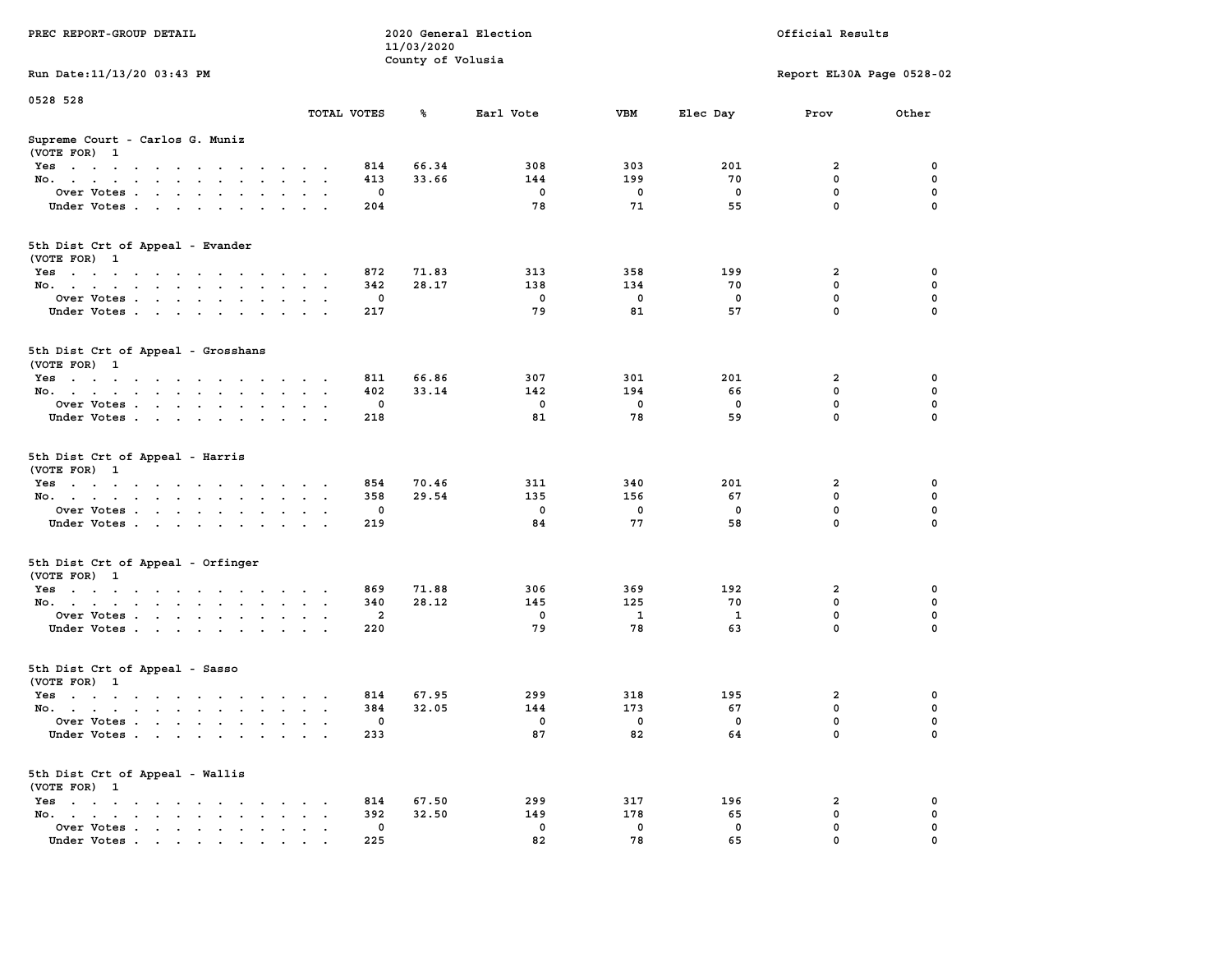PREC REPORT-GROUP DETAIL

2020 General Election
11/03/2020
County of Volusia

Official Results

Run Date:11/13/20 03:43 PM

Report EL30A Page 0528-02

0528 528

| | TOTAL VOTES | % | Earl Vote | VBM | Elec Day | Prov | Other |
|---|---|---|---|---|---|---|---|
| **Supreme Court - Carlos G. Muniz (VOTE FOR) 1** | | | | | | | |
| Yes | 814 | 66.34 | 308 | 303 | 201 | 2 | 0 |
| No. | 413 | 33.66 | 144 | 199 | 70 | 0 | 0 |
| Over Votes | 0 | | 0 | 0 | 0 | 0 | 0 |
| Under Votes | 204 | | 78 | 71 | 55 | 0 | 0 |
| **5th Dist Crt of Appeal - Evander (VOTE FOR) 1** | | | | | | | |
| Yes | 872 | 71.83 | 313 | 358 | 199 | 2 | 0 |
| No. | 342 | 28.17 | 138 | 134 | 70 | 0 | 0 |
| Over Votes | 0 | | 0 | 0 | 0 | 0 | 0 |
| Under Votes | 217 | | 79 | 81 | 57 | 0 | 0 |
| **5th Dist Crt of Appeal - Grosshans (VOTE FOR) 1** | | | | | | | |
| Yes | 811 | 66.86 | 307 | 301 | 201 | 2 | 0 |
| No. | 402 | 33.14 | 142 | 194 | 66 | 0 | 0 |
| Over Votes | 0 | | 0 | 0 | 0 | 0 | 0 |
| Under Votes | 218 | | 81 | 78 | 59 | 0 | 0 |
| **5th Dist Crt of Appeal - Harris (VOTE FOR) 1** | | | | | | | |
| Yes | 854 | 70.46 | 311 | 340 | 201 | 2 | 0 |
| No. | 358 | 29.54 | 135 | 156 | 67 | 0 | 0 |
| Over Votes | 0 | | 0 | 0 | 0 | 0 | 0 |
| Under Votes | 219 | | 84 | 77 | 58 | 0 | 0 |
| **5th Dist Crt of Appeal - Orfinger (VOTE FOR) 1** | | | | | | | |
| Yes | 869 | 71.88 | 306 | 369 | 192 | 2 | 0 |
| No. | 340 | 28.12 | 145 | 125 | 70 | 0 | 0 |
| Over Votes | 2 | | 0 | 1 | 1 | 0 | 0 |
| Under Votes | 220 | | 79 | 78 | 63 | 0 | 0 |
| **5th Dist Crt of Appeal - Sasso (VOTE FOR) 1** | | | | | | | |
| Yes | 814 | 67.95 | 299 | 318 | 195 | 2 | 0 |
| No. | 384 | 32.05 | 144 | 173 | 67 | 0 | 0 |
| Over Votes | 0 | | 0 | 0 | 0 | 0 | 0 |
| Under Votes | 233 | | 87 | 82 | 64 | 0 | 0 |
| **5th Dist Crt of Appeal - Wallis (VOTE FOR) 1** | | | | | | | |
| Yes | 814 | 67.50 | 299 | 317 | 196 | 2 | 0 |
| No. | 392 | 32.50 | 149 | 178 | 65 | 0 | 0 |
| Over Votes | 0 | | 0 | 0 | 0 | 0 | 0 |
| Under Votes | 225 | | 82 | 78 | 65 | 0 | 0 |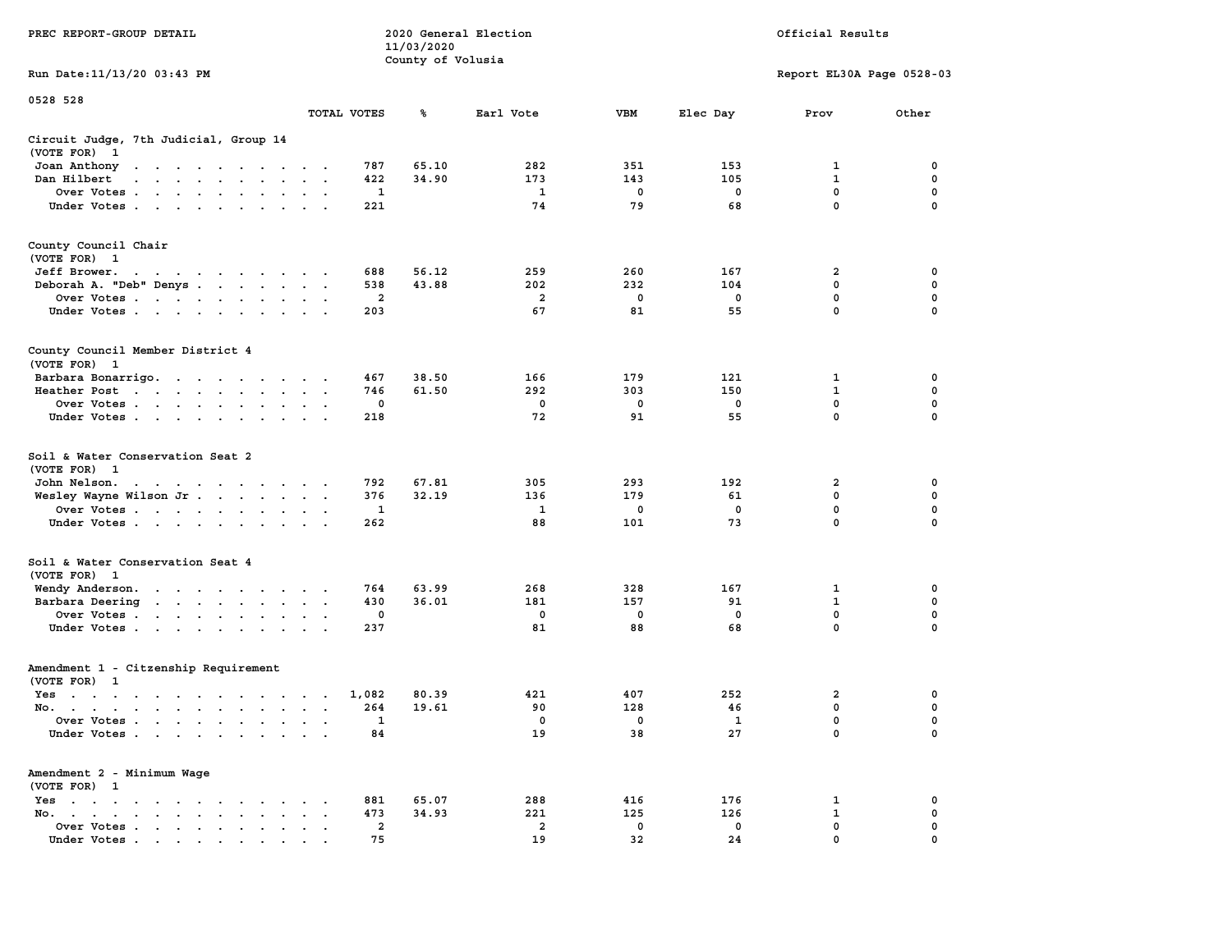PREC REPORT-GROUP DETAIL

2020 General Election
11/03/2020
County of Volusia

Official Results

Run Date:11/13/20 03:43 PM

Report EL30A Page 0528-03

0528 528

| | TOTAL VOTES | % | Earl Vote | VBM | Elec Day | Prov | Other |
|---|---|---|---|---|---|---|---|
| **Circuit Judge, 7th Judicial, Group 14** | | | | | | | |
| (VOTE FOR) 1 | | | | | | | |
| Joan Anthony | 787 | 65.10 | 282 | 351 | 153 | 1 | 0 |
| Dan Hilbert | 422 | 34.90 | 173 | 143 | 105 | 1 | 0 |
| Over Votes | 1 | | 1 | 0 | 0 | 0 | 0 |
| Under Votes | 221 | | 74 | 79 | 68 | 0 | 0 |
| **County Council Chair** | | | | | | | |
| (VOTE FOR) 1 | | | | | | | |
| Jeff Brower | 688 | 56.12 | 259 | 260 | 167 | 2 | 0 |
| Deborah A. "Deb" Denys | 538 | 43.88 | 202 | 232 | 104 | 0 | 0 |
| Over Votes | 2 | | 2 | 0 | 0 | 0 | 0 |
| Under Votes | 203 | | 67 | 81 | 55 | 0 | 0 |
| **County Council Member District 4** | | | | | | | |
| (VOTE FOR) 1 | | | | | | | |
| Barbara Bonarrigo | 467 | 38.50 | 166 | 179 | 121 | 1 | 0 |
| Heather Post | 746 | 61.50 | 292 | 303 | 150 | 1 | 0 |
| Over Votes | 0 | | 0 | 0 | 0 | 0 | 0 |
| Under Votes | 218 | | 72 | 91 | 55 | 0 | 0 |
| **Soil & Water Conservation Seat 2** | | | | | | | |
| (VOTE FOR) 1 | | | | | | | |
| John Nelson | 792 | 67.81 | 305 | 293 | 192 | 2 | 0 |
| Wesley Wayne Wilson Jr | 376 | 32.19 | 136 | 179 | 61 | 0 | 0 |
| Over Votes | 1 | | 1 | 0 | 0 | 0 | 0 |
| Under Votes | 262 | | 88 | 101 | 73 | 0 | 0 |
| **Soil & Water Conservation Seat 4** | | | | | | | |
| (VOTE FOR) 1 | | | | | | | |
| Wendy Anderson | 764 | 63.99 | 268 | 328 | 167 | 1 | 0 |
| Barbara Deering | 430 | 36.01 | 181 | 157 | 91 | 1 | 0 |
| Over Votes | 0 | | 0 | 0 | 0 | 0 | 0 |
| Under Votes | 237 | | 81 | 88 | 68 | 0 | 0 |
| **Amendment 1 - Citzenship Requirement** | | | | | | | |
| (VOTE FOR) 1 | | | | | | | |
| Yes | 1,082 | 80.39 | 421 | 407 | 252 | 2 | 0 |
| No | 264 | 19.61 | 90 | 128 | 46 | 0 | 0 |
| Over Votes | 1 | | 0 | 0 | 1 | 0 | 0 |
| Under Votes | 84 | | 19 | 38 | 27 | 0 | 0 |
| **Amendment 2 - Minimum Wage** | | | | | | | |
| (VOTE FOR) 1 | | | | | | | |
| Yes | 881 | 65.07 | 288 | 416 | 176 | 1 | 0 |
| No | 473 | 34.93 | 221 | 125 | 126 | 1 | 0 |
| Over Votes | 2 | | 2 | 0 | 0 | 0 | 0 |
| Under Votes | 75 | | 19 | 32 | 24 | 0 | 0 |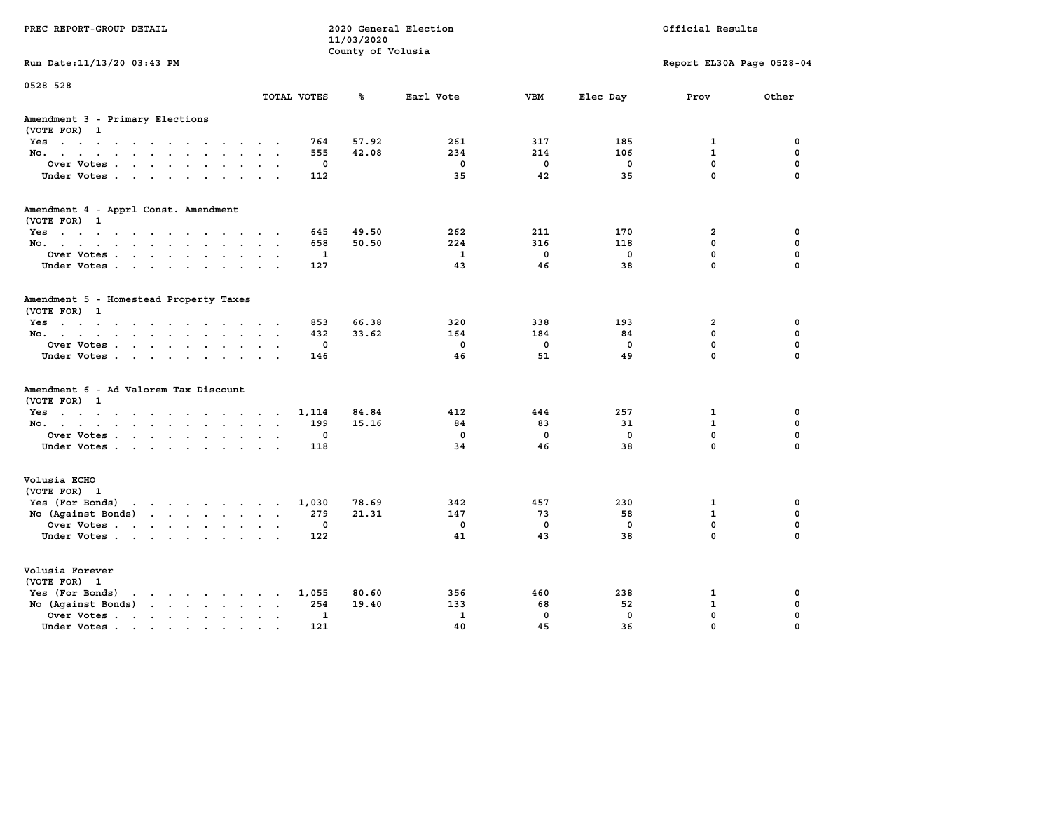PREC REPORT-GROUP DETAIL — 2020 General Election — 11/03/2020 — County of Volusia — Official Results

Run Date:11/13/20 03:43 PM — Report EL30A Page 0528-04

0528 528

## Amendment 3 - Primary Elections
(VOTE FOR) 1

| | TOTAL VOTES | % | Earl Vote | VBM | Elec Day | Prov | Other |
|---|---|---|---|---|---|---|---|
| Yes | 764 | 57.92 | 261 | 317 | 185 | 1 | 0 |
| No. | 555 | 42.08 | 234 | 214 | 106 | 1 | 0 |
| Over Votes | 0 | | 0 | 0 | 0 | 0 | 0 |
| Under Votes | 112 | | 35 | 42 | 35 | 0 | 0 |

## Amendment 4 - Apprl Const. Amendment
(VOTE FOR) 1

| | TOTAL VOTES | % | Earl Vote | VBM | Elec Day | Prov | Other |
|---|---|---|---|---|---|---|---|
| Yes | 645 | 49.50 | 262 | 211 | 170 | 2 | 0 |
| No. | 658 | 50.50 | 224 | 316 | 118 | 0 | 0 |
| Over Votes | 1 | | 1 | 0 | 0 | 0 | 0 |
| Under Votes | 127 | | 43 | 46 | 38 | 0 | 0 |

## Amendment 5 - Homestead Property Taxes
(VOTE FOR) 1

| | TOTAL VOTES | % | Earl Vote | VBM | Elec Day | Prov | Other |
|---|---|---|---|---|---|---|---|
| Yes | 853 | 66.38 | 320 | 338 | 193 | 2 | 0 |
| No. | 432 | 33.62 | 164 | 184 | 84 | 0 | 0 |
| Over Votes | 0 | | 0 | 0 | 0 | 0 | 0 |
| Under Votes | 146 | | 46 | 51 | 49 | 0 | 0 |

## Amendment 6 - Ad Valorem Tax Discount
(VOTE FOR) 1

| | TOTAL VOTES | % | Earl Vote | VBM | Elec Day | Prov | Other |
|---|---|---|---|---|---|---|---|
| Yes | 1,114 | 84.84 | 412 | 444 | 257 | 1 | 0 |
| No. | 199 | 15.16 | 84 | 83 | 31 | 1 | 0 |
| Over Votes | 0 | | 0 | 0 | 0 | 0 | 0 |
| Under Votes | 118 | | 34 | 46 | 38 | 0 | 0 |

## Volusia ECHO
(VOTE FOR) 1

| | TOTAL VOTES | % | Earl Vote | VBM | Elec Day | Prov | Other |
|---|---|---|---|---|---|---|---|
| Yes (For Bonds) | 1,030 | 78.69 | 342 | 457 | 230 | 1 | 0 |
| No (Against Bonds) | 279 | 21.31 | 147 | 73 | 58 | 1 | 0 |
| Over Votes | 0 | | 0 | 0 | 0 | 0 | 0 |
| Under Votes | 122 | | 41 | 43 | 38 | 0 | 0 |

## Volusia Forever
(VOTE FOR) 1

| | TOTAL VOTES | % | Earl Vote | VBM | Elec Day | Prov | Other |
|---|---|---|---|---|---|---|---|
| Yes (For Bonds) | 1,055 | 80.60 | 356 | 460 | 238 | 1 | 0 |
| No (Against Bonds) | 254 | 19.40 | 133 | 68 | 52 | 1 | 0 |
| Over Votes | 1 | | 1 | 0 | 0 | 0 | 0 |
| Under Votes | 121 | | 40 | 45 | 36 | 0 | 0 |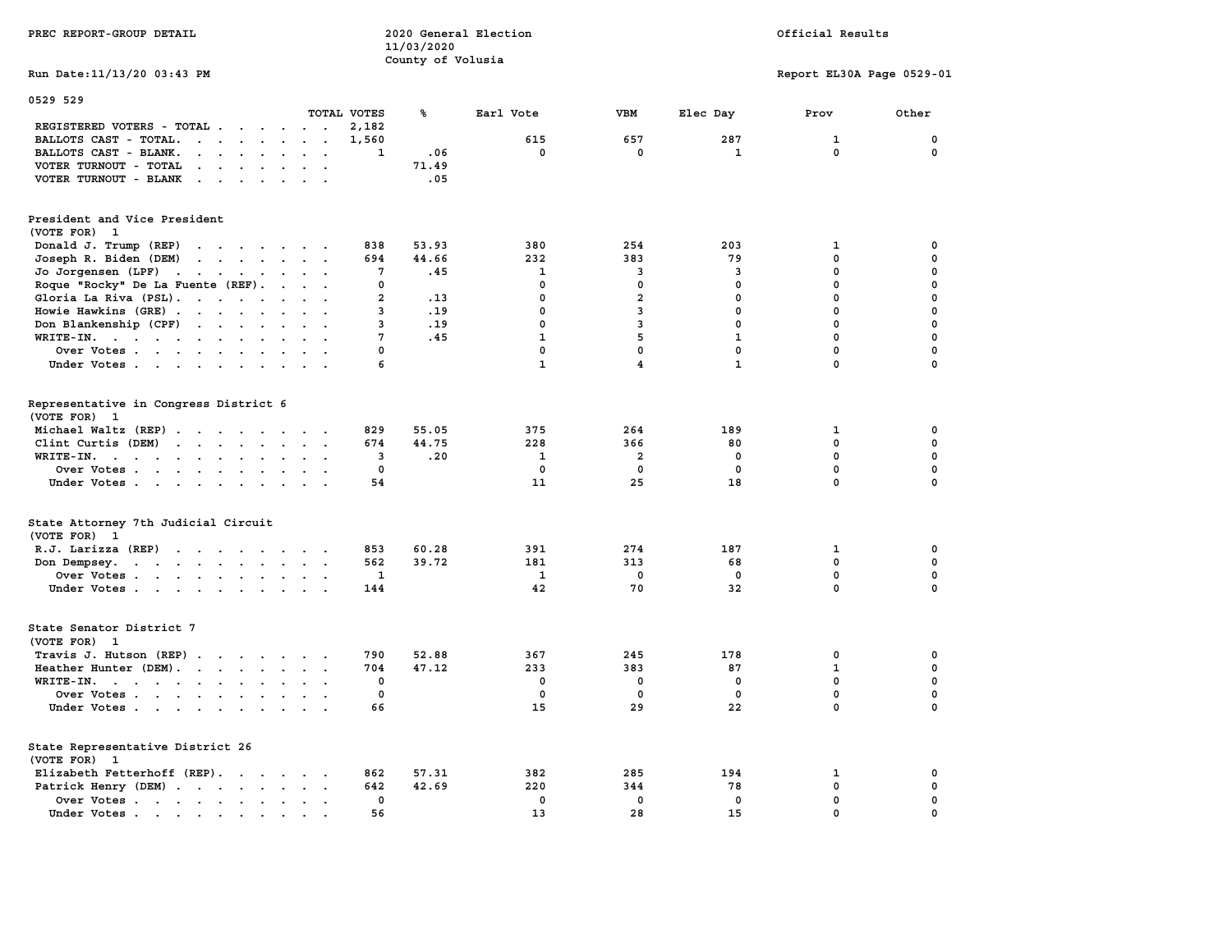PREC REPORT-GROUP DETAIL

2020 General Election
11/03/2020
County of Volusia

Official Results

Run Date:11/13/20 03:43 PM

Report EL30A Page 0529-01

0529 529

| | TOTAL VOTES | % | Earl Vote | VBM | Elec Day | Prov | Other |
|---|---|---|---|---|---|---|---|
| REGISTERED VOTERS - TOTAL | 2,182 | | | | | | |
| BALLOTS CAST - TOTAL. | 1,560 | | 615 | 657 | 287 | 1 | 0 |
| BALLOTS CAST - BLANK. | 1 | .06 | 0 | 0 | 1 | 0 | 0 |
| VOTER TURNOUT - TOTAL | | 71.49 | | | | | |
| VOTER TURNOUT - BLANK | | .05 | | | | | |

## President and Vice President
(VOTE FOR) 1

| | TOTAL VOTES | % | Earl Vote | VBM | Elec Day | Prov | Other |
|---|---|---|---|---|---|---|---|
| Donald J. Trump (REP) | 838 | 53.93 | 380 | 254 | 203 | 1 | 0 |
| Joseph R. Biden (DEM) | 694 | 44.66 | 232 | 383 | 79 | 0 | 0 |
| Jo Jorgensen (LPF) | 7 | .45 | 1 | 3 | 3 | 0 | 0 |
| Roque "Rocky" De La Fuente (REF). | 0 | | 0 | 0 | 0 | 0 | 0 |
| Gloria La Riva (PSL). | 2 | .13 | 0 | 2 | 0 | 0 | 0 |
| Howie Hawkins (GRE) | 3 | .19 | 0 | 3 | 0 | 0 | 0 |
| Don Blankenship (CPF) | 3 | .19 | 0 | 3 | 0 | 0 | 0 |
| WRITE-IN. | 7 | .45 | 1 | 5 | 1 | 0 | 0 |
| Over Votes | 0 | | 0 | 0 | 0 | 0 | 0 |
| Under Votes | 6 | | 1 | 4 | 1 | 0 | 0 |

## Representative in Congress District 6
(VOTE FOR) 1

| | TOTAL VOTES | % | Earl Vote | VBM | Elec Day | Prov | Other |
|---|---|---|---|---|---|---|---|
| Michael Waltz (REP) | 829 | 55.05 | 375 | 264 | 189 | 1 | 0 |
| Clint Curtis (DEM) | 674 | 44.75 | 228 | 366 | 80 | 0 | 0 |
| WRITE-IN. | 3 | .20 | 1 | 2 | 0 | 0 | 0 |
| Over Votes | 0 | | 0 | 0 | 0 | 0 | 0 |
| Under Votes | 54 | | 11 | 25 | 18 | 0 | 0 |

## State Attorney 7th Judicial Circuit
(VOTE FOR) 1

| | TOTAL VOTES | % | Earl Vote | VBM | Elec Day | Prov | Other |
|---|---|---|---|---|---|---|---|
| R.J. Larizza (REP) | 853 | 60.28 | 391 | 274 | 187 | 1 | 0 |
| Don Dempsey. | 562 | 39.72 | 181 | 313 | 68 | 0 | 0 |
| Over Votes | 1 | | 1 | 0 | 0 | 0 | 0 |
| Under Votes | 144 | | 42 | 70 | 32 | 0 | 0 |

## State Senator District 7
(VOTE FOR) 1

| | TOTAL VOTES | % | Earl Vote | VBM | Elec Day | Prov | Other |
|---|---|---|---|---|---|---|---|
| Travis J. Hutson (REP) | 790 | 52.88 | 367 | 245 | 178 | 0 | 0 |
| Heather Hunter (DEM). | 704 | 47.12 | 233 | 383 | 87 | 1 | 0 |
| WRITE-IN. | 0 | | 0 | 0 | 0 | 0 | 0 |
| Over Votes | 0 | | 0 | 0 | 0 | 0 | 0 |
| Under Votes | 66 | | 15 | 29 | 22 | 0 | 0 |

## State Representative District 26
(VOTE FOR) 1

| | TOTAL VOTES | % | Earl Vote | VBM | Elec Day | Prov | Other |
|---|---|---|---|---|---|---|---|
| Elizabeth Fetterhoff (REP). | 862 | 57.31 | 382 | 285 | 194 | 1 | 0 |
| Patrick Henry (DEM) | 642 | 42.69 | 220 | 344 | 78 | 0 | 0 |
| Over Votes | 0 | | 0 | 0 | 0 | 0 | 0 |
| Under Votes | 56 | | 13 | 28 | 15 | 0 | 0 |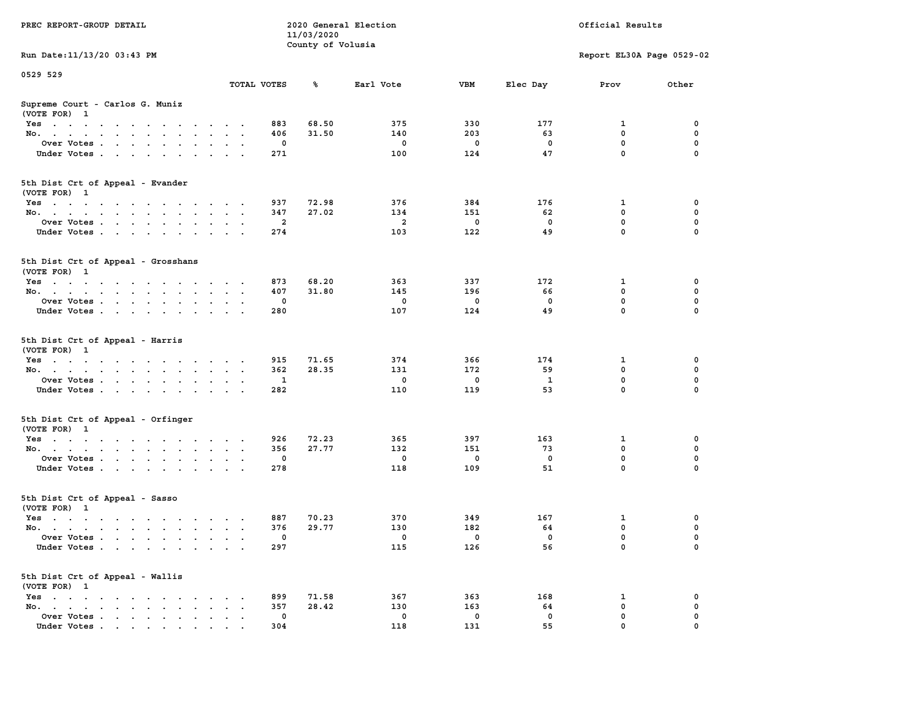PREC REPORT-GROUP DETAIL

2020 General Election
11/03/2020
County of Volusia

Official Results

Run Date:11/13/20 03:43 PM

Report EL30A Page 0529-02

0529 529

| | TOTAL VOTES | % | Earl Vote | VBM | Elec Day | Prov | Other |
|---|---|---|---|---|---|---|---|
| **Supreme Court - Carlos G. Muniz** | | | | | | | |
| (VOTE FOR) 1 | | | | | | | |
| Yes | 883 | 68.50 | 375 | 330 | 177 | 1 | 0 |
| No. | 406 | 31.50 | 140 | 203 | 63 | 0 | 0 |
| Over Votes | 0 | | 0 | 0 | 0 | 0 | 0 |
| Under Votes | 271 | | 100 | 124 | 47 | 0 | 0 |
| **5th Dist Crt of Appeal - Evander** | | | | | | | |
| (VOTE FOR) 1 | | | | | | | |
| Yes | 937 | 72.98 | 376 | 384 | 176 | 1 | 0 |
| No. | 347 | 27.02 | 134 | 151 | 62 | 0 | 0 |
| Over Votes | 2 | | 2 | 0 | 0 | 0 | 0 |
| Under Votes | 274 | | 103 | 122 | 49 | 0 | 0 |
| **5th Dist Crt of Appeal - Grosshans** | | | | | | | |
| (VOTE FOR) 1 | | | | | | | |
| Yes | 873 | 68.20 | 363 | 337 | 172 | 1 | 0 |
| No. | 407 | 31.80 | 145 | 196 | 66 | 0 | 0 |
| Over Votes | 0 | | 0 | 0 | 0 | 0 | 0 |
| Under Votes | 280 | | 107 | 124 | 49 | 0 | 0 |
| **5th Dist Crt of Appeal - Harris** | | | | | | | |
| (VOTE FOR) 1 | | | | | | | |
| Yes | 915 | 71.65 | 374 | 366 | 174 | 1 | 0 |
| No. | 362 | 28.35 | 131 | 172 | 59 | 0 | 0 |
| Over Votes | 1 | | 0 | 0 | 1 | 0 | 0 |
| Under Votes | 282 | | 110 | 119 | 53 | 0 | 0 |
| **5th Dist Crt of Appeal - Orfinger** | | | | | | | |
| (VOTE FOR) 1 | | | | | | | |
| Yes | 926 | 72.23 | 365 | 397 | 163 | 1 | 0 |
| No. | 356 | 27.77 | 132 | 151 | 73 | 0 | 0 |
| Over Votes | 0 | | 0 | 0 | 0 | 0 | 0 |
| Under Votes | 278 | | 118 | 109 | 51 | 0 | 0 |
| **5th Dist Crt of Appeal - Sasso** | | | | | | | |
| (VOTE FOR) 1 | | | | | | | |
| Yes | 887 | 70.23 | 370 | 349 | 167 | 1 | 0 |
| No. | 376 | 29.77 | 130 | 182 | 64 | 0 | 0 |
| Over Votes | 0 | | 0 | 0 | 0 | 0 | 0 |
| Under Votes | 297 | | 115 | 126 | 56 | 0 | 0 |
| **5th Dist Crt of Appeal - Wallis** | | | | | | | |
| (VOTE FOR) 1 | | | | | | | |
| Yes | 899 | 71.58 | 367 | 363 | 168 | 1 | 0 |
| No. | 357 | 28.42 | 130 | 163 | 64 | 0 | 0 |
| Over Votes | 0 | | 0 | 0 | 0 | 0 | 0 |
| Under Votes | 304 | | 118 | 131 | 55 | 0 | 0 |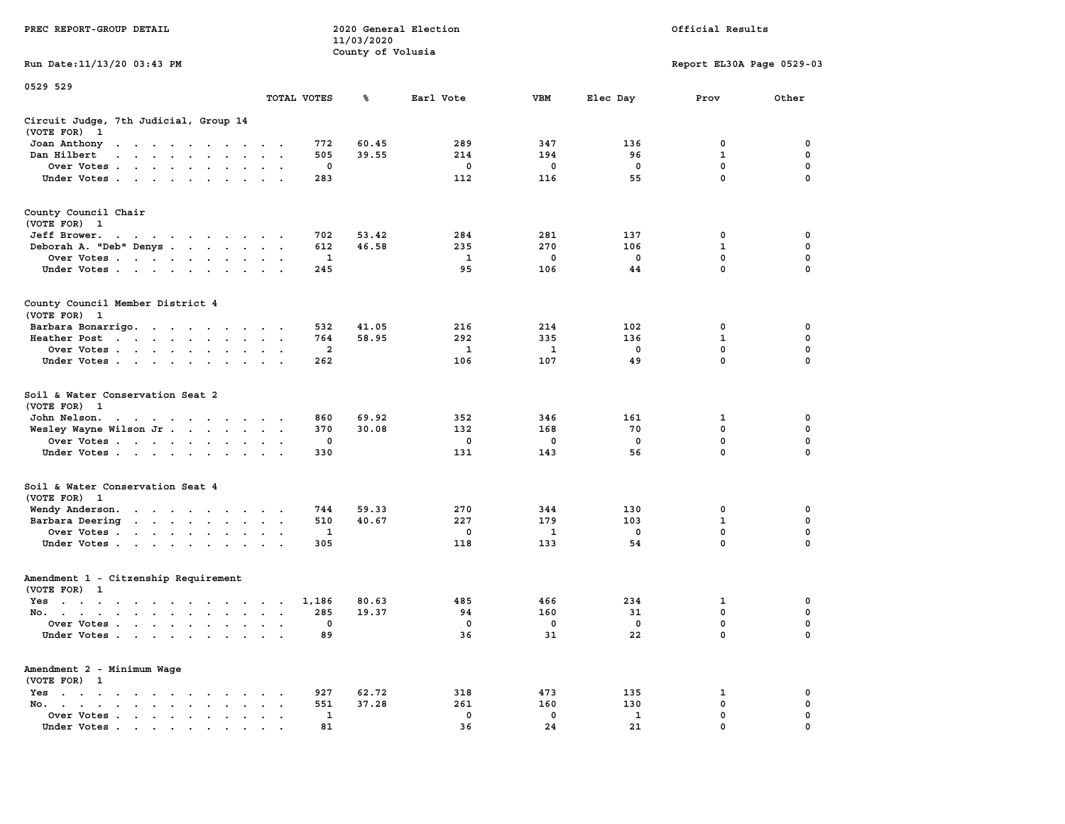PREC REPORT-GROUP DETAIL

2020 General Election
11/03/2020
County of Volusia

Official Results

Run Date:11/13/20 03:43 PM

Report EL30A Page 0529-03

0529 529

| | TOTAL VOTES | % | Earl Vote | VBM | Elec Day | Prov | Other |
|---|---|---|---|---|---|---|---|
| **Circuit Judge, 7th Judicial, Group 14** | | | | | | | |
| (VOTE FOR) 1 | | | | | | | |
| Joan Anthony | 772 | 60.45 | 289 | 347 | 136 | 0 | 0 |
| Dan Hilbert | 505 | 39.55 | 214 | 194 | 96 | 1 | 0 |
| Over Votes | 0 | | 0 | 0 | 0 | 0 | 0 |
| Under Votes | 283 | | 112 | 116 | 55 | 0 | 0 |
| **County Council Chair** | | | | | | | |
| (VOTE FOR) 1 | | | | | | | |
| Jeff Brower | 702 | 53.42 | 284 | 281 | 137 | 0 | 0 |
| Deborah A. "Deb" Denys | 612 | 46.58 | 235 | 270 | 106 | 1 | 0 |
| Over Votes | 1 | | 1 | 0 | 0 | 0 | 0 |
| Under Votes | 245 | | 95 | 106 | 44 | 0 | 0 |
| **County Council Member District 4** | | | | | | | |
| (VOTE FOR) 1 | | | | | | | |
| Barbara Bonarrigo | 532 | 41.05 | 216 | 214 | 102 | 0 | 0 |
| Heather Post | 764 | 58.95 | 292 | 335 | 136 | 1 | 0 |
| Over Votes | 2 | | 1 | 1 | 0 | 0 | 0 |
| Under Votes | 262 | | 106 | 107 | 49 | 0 | 0 |
| **Soil & Water Conservation Seat 2** | | | | | | | |
| (VOTE FOR) 1 | | | | | | | |
| John Nelson | 860 | 69.92 | 352 | 346 | 161 | 1 | 0 |
| Wesley Wayne Wilson Jr | 370 | 30.08 | 132 | 168 | 70 | 0 | 0 |
| Over Votes | 0 | | 0 | 0 | 0 | 0 | 0 |
| Under Votes | 330 | | 131 | 143 | 56 | 0 | 0 |
| **Soil & Water Conservation Seat 4** | | | | | | | |
| (VOTE FOR) 1 | | | | | | | |
| Wendy Anderson | 744 | 59.33 | 270 | 344 | 130 | 0 | 0 |
| Barbara Deering | 510 | 40.67 | 227 | 179 | 103 | 1 | 0 |
| Over Votes | 1 | | 0 | 1 | 0 | 0 | 0 |
| Under Votes | 305 | | 118 | 133 | 54 | 0 | 0 |
| **Amendment 1 - Citzenship Requirement** | | | | | | | |
| (VOTE FOR) 1 | | | | | | | |
| Yes | 1,186 | 80.63 | 485 | 466 | 234 | 1 | 0 |
| No | 285 | 19.37 | 94 | 160 | 31 | 0 | 0 |
| Over Votes | 0 | | 0 | 0 | 0 | 0 | 0 |
| Under Votes | 89 | | 36 | 31 | 22 | 0 | 0 |
| **Amendment 2 - Minimum Wage** | | | | | | | |
| (VOTE FOR) 1 | | | | | | | |
| Yes | 927 | 62.72 | 318 | 473 | 135 | 1 | 0 |
| No | 551 | 37.28 | 261 | 160 | 130 | 0 | 0 |
| Over Votes | 1 | | 0 | 0 | 1 | 0 | 0 |
| Under Votes | 81 | | 36 | 24 | 21 | 0 | 0 |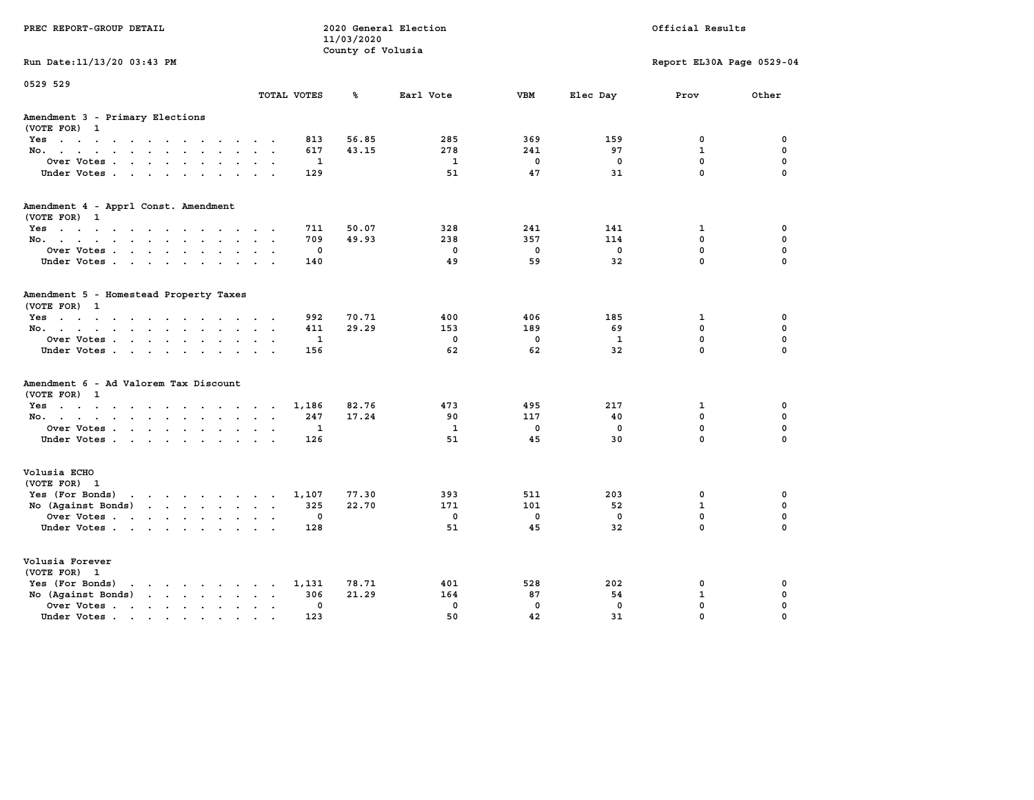PREC REPORT-GROUP DETAIL

2020 General Election
11/03/2020
County of Volusia

Official Results

Run Date:11/13/20 03:43 PM

Report EL30A Page 0529-04

0529 529

## Amendment 3 - Primary Elections
(VOTE FOR) 1

| | TOTAL VOTES | % | Earl Vote | VBM | Elec Day | Prov | Other |
|---|---|---|---|---|---|---|---|
| Yes | 813 | 56.85 | 285 | 369 | 159 | 0 | 0 |
| No. | 617 | 43.15 | 278 | 241 | 97 | 1 | 0 |
| Over Votes | 1 | | 1 | 0 | 0 | 0 | 0 |
| Under Votes | 129 | | 51 | 47 | 31 | 0 | 0 |

## Amendment 4 - Apprl Const. Amendment
(VOTE FOR) 1

| | TOTAL VOTES | % | Earl Vote | VBM | Elec Day | Prov | Other |
|---|---|---|---|---|---|---|---|
| Yes | 711 | 50.07 | 328 | 241 | 141 | 1 | 0 |
| No. | 709 | 49.93 | 238 | 357 | 114 | 0 | 0 |
| Over Votes | 0 | | 0 | 0 | 0 | 0 | 0 |
| Under Votes | 140 | | 49 | 59 | 32 | 0 | 0 |

## Amendment 5 - Homestead Property Taxes
(VOTE FOR) 1

| | TOTAL VOTES | % | Earl Vote | VBM | Elec Day | Prov | Other |
|---|---|---|---|---|---|---|---|
| Yes | 992 | 70.71 | 400 | 406 | 185 | 1 | 0 |
| No. | 411 | 29.29 | 153 | 189 | 69 | 0 | 0 |
| Over Votes | 1 | | 0 | 0 | 1 | 0 | 0 |
| Under Votes | 156 | | 62 | 62 | 32 | 0 | 0 |

## Amendment 6 - Ad Valorem Tax Discount
(VOTE FOR) 1

| | TOTAL VOTES | % | Earl Vote | VBM | Elec Day | Prov | Other |
|---|---|---|---|---|---|---|---|
| Yes | 1,186 | 82.76 | 473 | 495 | 217 | 1 | 0 |
| No. | 247 | 17.24 | 90 | 117 | 40 | 0 | 0 |
| Over Votes | 1 | | 1 | 0 | 0 | 0 | 0 |
| Under Votes | 126 | | 51 | 45 | 30 | 0 | 0 |

## Volusia ECHO
(VOTE FOR) 1

| | TOTAL VOTES | % | Earl Vote | VBM | Elec Day | Prov | Other |
|---|---|---|---|---|---|---|---|
| Yes (For Bonds) | 1,107 | 77.30 | 393 | 511 | 203 | 0 | 0 |
| No (Against Bonds) | 325 | 22.70 | 171 | 101 | 52 | 1 | 0 |
| Over Votes | 0 | | 0 | 0 | 0 | 0 | 0 |
| Under Votes | 128 | | 51 | 45 | 32 | 0 | 0 |

## Volusia Forever
(VOTE FOR) 1

| | TOTAL VOTES | % | Earl Vote | VBM | Elec Day | Prov | Other |
|---|---|---|---|---|---|---|---|
| Yes (For Bonds) | 1,131 | 78.71 | 401 | 528 | 202 | 0 | 0 |
| No (Against Bonds) | 306 | 21.29 | 164 | 87 | 54 | 1 | 0 |
| Over Votes | 0 | | 0 | 0 | 0 | 0 | 0 |
| Under Votes | 123 | | 50 | 42 | 31 | 0 | 0 |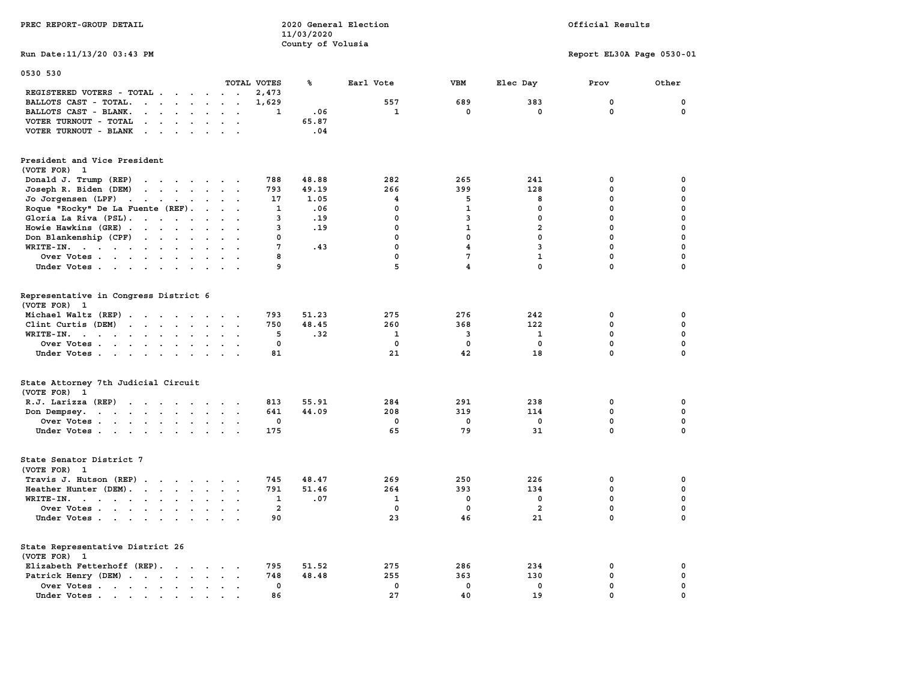PREC REPORT-GROUP DETAIL

2020 General Election
11/03/2020
County of Volusia

Official Results

Run Date:11/13/20 03:43 PM

Report EL30A Page 0530-01

0530 530

| | TOTAL VOTES | % | Earl Vote | VBM | Elec Day | Prov | Other |
|---|---|---|---|---|---|---|---|
| REGISTERED VOTERS - TOTAL | 2,473 | | | | | | |
| BALLOTS CAST - TOTAL. | 1,629 | | 557 | 689 | 383 | 0 | 0 |
| BALLOTS CAST - BLANK. | 1 | .06 | 1 | 0 | 0 | 0 | 0 |
| VOTER TURNOUT - TOTAL | | 65.87 | | | | | |
| VOTER TURNOUT - BLANK | | .04 | | | | | |

President and Vice President
(VOTE FOR) 1

| | TOTAL VOTES | % | Earl Vote | VBM | Elec Day | Prov | Other |
|---|---|---|---|---|---|---|---|
| Donald J. Trump (REP) | 788 | 48.88 | 282 | 265 | 241 | 0 | 0 |
| Joseph R. Biden (DEM) | 793 | 49.19 | 266 | 399 | 128 | 0 | 0 |
| Jo Jorgensen (LPF) | 17 | 1.05 | 4 | 5 | 8 | 0 | 0 |
| Roque "Rocky" De La Fuente (REF). | 1 | .06 | 0 | 1 | 0 | 0 | 0 |
| Gloria La Riva (PSL). | 3 | .19 | 0 | 3 | 0 | 0 | 0 |
| Howie Hawkins (GRE) | 3 | .19 | 0 | 1 | 2 | 0 | 0 |
| Don Blankenship (CPF) | 0 | | 0 | 0 | 0 | 0 | 0 |
| WRITE-IN. | 7 | .43 | 0 | 4 | 3 | 0 | 0 |
| Over Votes | 8 | | 0 | 7 | 1 | 0 | 0 |
| Under Votes | 9 | | 5 | 4 | 0 | 0 | 0 |

Representative in Congress District 6
(VOTE FOR) 1

| | TOTAL VOTES | % | Earl Vote | VBM | Elec Day | Prov | Other |
|---|---|---|---|---|---|---|---|
| Michael Waltz (REP) | 793 | 51.23 | 275 | 276 | 242 | 0 | 0 |
| Clint Curtis (DEM) | 750 | 48.45 | 260 | 368 | 122 | 0 | 0 |
| WRITE-IN. | 5 | .32 | 1 | 3 | 1 | 0 | 0 |
| Over Votes | 0 | | 0 | 0 | 0 | 0 | 0 |
| Under Votes | 81 | | 21 | 42 | 18 | 0 | 0 |

State Attorney 7th Judicial Circuit
(VOTE FOR) 1

| | TOTAL VOTES | % | Earl Vote | VBM | Elec Day | Prov | Other |
|---|---|---|---|---|---|---|---|
| R.J. Larizza (REP) | 813 | 55.91 | 284 | 291 | 238 | 0 | 0 |
| Don Dempsey. | 641 | 44.09 | 208 | 319 | 114 | 0 | 0 |
| Over Votes | 0 | | 0 | 0 | 0 | 0 | 0 |
| Under Votes | 175 | | 65 | 79 | 31 | 0 | 0 |

State Senator District 7
(VOTE FOR) 1

| | TOTAL VOTES | % | Earl Vote | VBM | Elec Day | Prov | Other |
|---|---|---|---|---|---|---|---|
| Travis J. Hutson (REP) | 745 | 48.47 | 269 | 250 | 226 | 0 | 0 |
| Heather Hunter (DEM). | 791 | 51.46 | 264 | 393 | 134 | 0 | 0 |
| WRITE-IN. | 1 | .07 | 1 | 0 | 0 | 0 | 0 |
| Over Votes | 2 | | 0 | 0 | 2 | 0 | 0 |
| Under Votes | 90 | | 23 | 46 | 21 | 0 | 0 |

State Representative District 26
(VOTE FOR) 1

| | TOTAL VOTES | % | Earl Vote | VBM | Elec Day | Prov | Other |
|---|---|---|---|---|---|---|---|
| Elizabeth Fetterhoff (REP). | 795 | 51.52 | 275 | 286 | 234 | 0 | 0 |
| Patrick Henry (DEM) | 748 | 48.48 | 255 | 363 | 130 | 0 | 0 |
| Over Votes | 0 | | 0 | 0 | 0 | 0 | 0 |
| Under Votes | 86 | | 27 | 40 | 19 | 0 | 0 |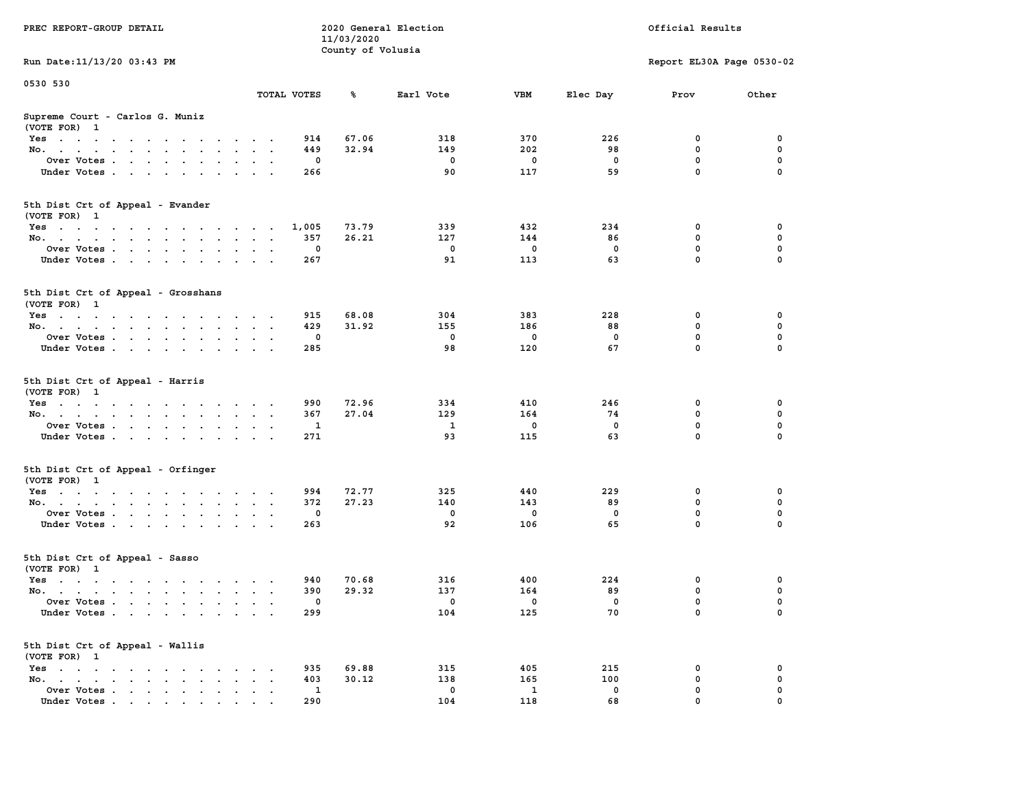PREC REPORT-GROUP DETAIL

2020 General Election
11/03/2020
County of Volusia

Official Results

Run Date:11/13/20 03:43 PM

Report EL30A Page 0530-02

0530 530

| | TOTAL VOTES | % | Earl Vote | VBM | Elec Day | Prov | Other |
|---|---|---|---|---|---|---|---|
| **Supreme Court - Carlos G. Muniz** | | | | | | | |
| (VOTE FOR) 1 | | | | | | | |
| Yes | 914 | 67.06 | 318 | 370 | 226 | 0 | 0 |
| No. | 449 | 32.94 | 149 | 202 | 98 | 0 | 0 |
| Over Votes | 0 | | 0 | 0 | 0 | 0 | 0 |
| Under Votes | 266 | | 90 | 117 | 59 | 0 | 0 |
| **5th Dist Crt of Appeal - Evander** | | | | | | | |
| (VOTE FOR) 1 | | | | | | | |
| Yes | 1,005 | 73.79 | 339 | 432 | 234 | 0 | 0 |
| No. | 357 | 26.21 | 127 | 144 | 86 | 0 | 0 |
| Over Votes | 0 | | 0 | 0 | 0 | 0 | 0 |
| Under Votes | 267 | | 91 | 113 | 63 | 0 | 0 |
| **5th Dist Crt of Appeal - Grosshans** | | | | | | | |
| (VOTE FOR) 1 | | | | | | | |
| Yes | 915 | 68.08 | 304 | 383 | 228 | 0 | 0 |
| No. | 429 | 31.92 | 155 | 186 | 88 | 0 | 0 |
| Over Votes | 0 | | 0 | 0 | 0 | 0 | 0 |
| Under Votes | 285 | | 98 | 120 | 67 | 0 | 0 |
| **5th Dist Crt of Appeal - Harris** | | | | | | | |
| (VOTE FOR) 1 | | | | | | | |
| Yes | 990 | 72.96 | 334 | 410 | 246 | 0 | 0 |
| No. | 367 | 27.04 | 129 | 164 | 74 | 0 | 0 |
| Over Votes | 1 | | 1 | 0 | 0 | 0 | 0 |
| Under Votes | 271 | | 93 | 115 | 63 | 0 | 0 |
| **5th Dist Crt of Appeal - Orfinger** | | | | | | | |
| (VOTE FOR) 1 | | | | | | | |
| Yes | 994 | 72.77 | 325 | 440 | 229 | 0 | 0 |
| No. | 372 | 27.23 | 140 | 143 | 89 | 0 | 0 |
| Over Votes | 0 | | 0 | 0 | 0 | 0 | 0 |
| Under Votes | 263 | | 92 | 106 | 65 | 0 | 0 |
| **5th Dist Crt of Appeal - Sasso** | | | | | | | |
| (VOTE FOR) 1 | | | | | | | |
| Yes | 940 | 70.68 | 316 | 400 | 224 | 0 | 0 |
| No. | 390 | 29.32 | 137 | 164 | 89 | 0 | 0 |
| Over Votes | 0 | | 0 | 0 | 0 | 0 | 0 |
| Under Votes | 299 | | 104 | 125 | 70 | 0 | 0 |
| **5th Dist Crt of Appeal - Wallis** | | | | | | | |
| (VOTE FOR) 1 | | | | | | | |
| Yes | 935 | 69.88 | 315 | 405 | 215 | 0 | 0 |
| No. | 403 | 30.12 | 138 | 165 | 100 | 0 | 0 |
| Over Votes | 1 | | 0 | 1 | 0 | 0 | 0 |
| Under Votes | 290 | | 104 | 118 | 68 | 0 | 0 |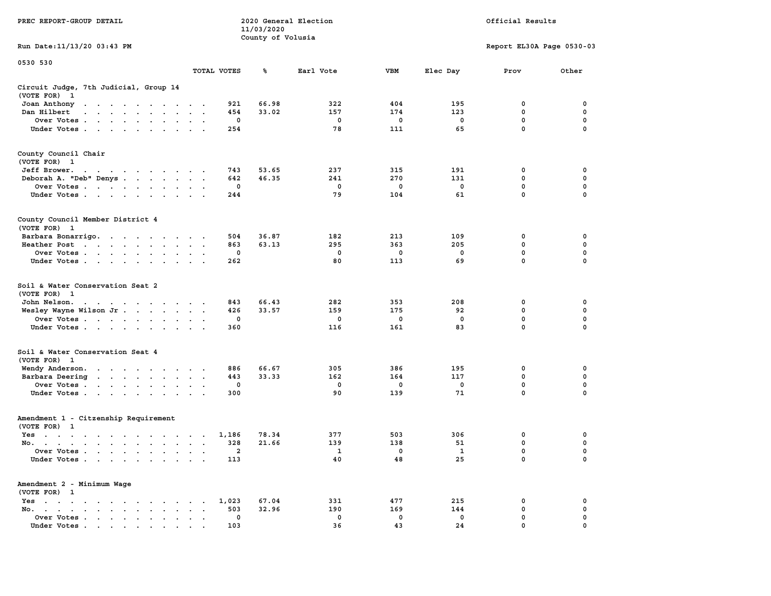PREC REPORT-GROUP DETAIL

2020 General Election
11/03/2020
County of Volusia

Official Results

Run Date:11/13/20 03:43 PM

Report EL30A Page 0530-03

0530 530

| | TOTAL VOTES | % | Earl Vote | VBM | Elec Day | Prov | Other |
|---|---|---|---|---|---|---|---|
| **Circuit Judge, 7th Judicial, Group 14** | | | | | | | |
| (VOTE FOR) 1 | | | | | | | |
| Joan Anthony | 921 | 66.98 | 322 | 404 | 195 | 0 | 0 |
| Dan Hilbert | 454 | 33.02 | 157 | 174 | 123 | 0 | 0 |
| Over Votes | 0 | | 0 | 0 | 0 | 0 | 0 |
| Under Votes | 254 | | 78 | 111 | 65 | 0 | 0 |
| **County Council Chair** | | | | | | | |
| (VOTE FOR) 1 | | | | | | | |
| Jeff Brower. | 743 | 53.65 | 237 | 315 | 191 | 0 | 0 |
| Deborah A. "Deb" Denys | 642 | 46.35 | 241 | 270 | 131 | 0 | 0 |
| Over Votes | 0 | | 0 | 0 | 0 | 0 | 0 |
| Under Votes | 244 | | 79 | 104 | 61 | 0 | 0 |
| **County Council Member District 4** | | | | | | | |
| (VOTE FOR) 1 | | | | | | | |
| Barbara Bonarrigo. | 504 | 36.87 | 182 | 213 | 109 | 0 | 0 |
| Heather Post | 863 | 63.13 | 295 | 363 | 205 | 0 | 0 |
| Over Votes | 0 | | 0 | 0 | 0 | 0 | 0 |
| Under Votes | 262 | | 80 | 113 | 69 | 0 | 0 |
| **Soil & Water Conservation Seat 2** | | | | | | | |
| (VOTE FOR) 1 | | | | | | | |
| John Nelson. | 843 | 66.43 | 282 | 353 | 208 | 0 | 0 |
| Wesley Wayne Wilson Jr | 426 | 33.57 | 159 | 175 | 92 | 0 | 0 |
| Over Votes | 0 | | 0 | 0 | 0 | 0 | 0 |
| Under Votes | 360 | | 116 | 161 | 83 | 0 | 0 |
| **Soil & Water Conservation Seat 4** | | | | | | | |
| (VOTE FOR) 1 | | | | | | | |
| Wendy Anderson. | 886 | 66.67 | 305 | 386 | 195 | 0 | 0 |
| Barbara Deering | 443 | 33.33 | 162 | 164 | 117 | 0 | 0 |
| Over Votes | 0 | | 0 | 0 | 0 | 0 | 0 |
| Under Votes | 300 | | 90 | 139 | 71 | 0 | 0 |
| **Amendment 1 - Citzenship Requirement** | | | | | | | |
| (VOTE FOR) 1 | | | | | | | |
| Yes | 1,186 | 78.34 | 377 | 503 | 306 | 0 | 0 |
| No. | 328 | 21.66 | 139 | 138 | 51 | 0 | 0 |
| Over Votes | 2 | | 1 | 0 | 1 | 0 | 0 |
| Under Votes | 113 | | 40 | 48 | 25 | 0 | 0 |
| **Amendment 2 - Minimum Wage** | | | | | | | |
| (VOTE FOR) 1 | | | | | | | |
| Yes | 1,023 | 67.04 | 331 | 477 | 215 | 0 | 0 |
| No. | 503 | 32.96 | 190 | 169 | 144 | 0 | 0 |
| Over Votes | 0 | | 0 | 0 | 0 | 0 | 0 |
| Under Votes | 103 | | 36 | 43 | 24 | 0 | 0 |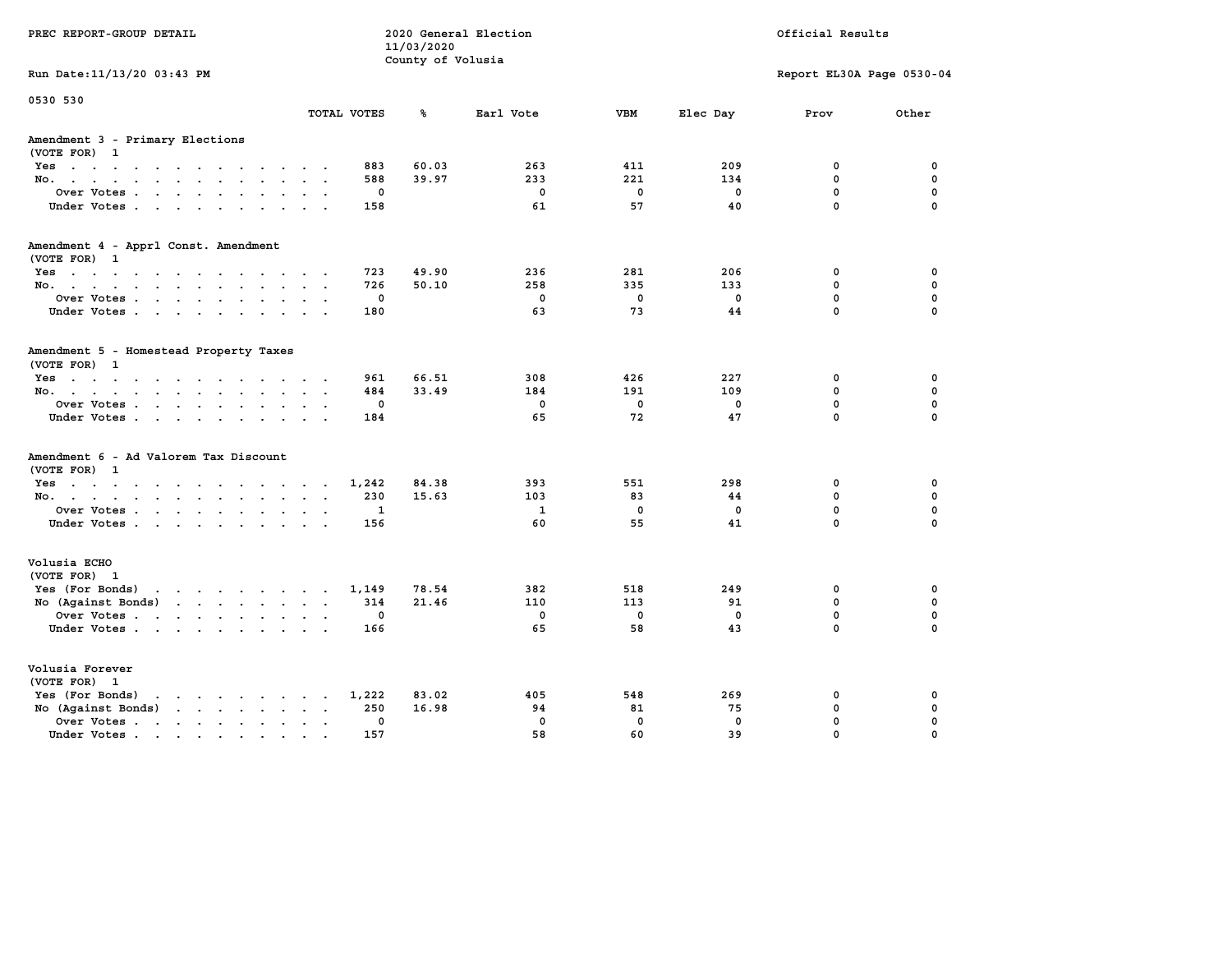PREC REPORT-GROUP DETAIL

2020 General Election
11/03/2020
County of Volusia

Official Results

Run Date:11/13/20 03:43 PM

Report EL30A Page 0530-04

0530 530

### Amendment 3 - Primary Elections
(VOTE FOR) 1

| | TOTAL VOTES | % | Earl Vote | VBM | Elec Day | Prov | Other |
|---|---|---|---|---|---|---|---|
| Yes | 883 | 60.03 | 263 | 411 | 209 | 0 | 0 |
| No. | 588 | 39.97 | 233 | 221 | 134 | 0 | 0 |
| Over Votes | 0 | | 0 | 0 | 0 | 0 | 0 |
| Under Votes | 158 | | 61 | 57 | 40 | 0 | 0 |

### Amendment 4 - Apprl Const. Amendment
(VOTE FOR) 1

| | TOTAL VOTES | % | Earl Vote | VBM | Elec Day | Prov | Other |
|---|---|---|---|---|---|---|---|
| Yes | 723 | 49.90 | 236 | 281 | 206 | 0 | 0 |
| No. | 726 | 50.10 | 258 | 335 | 133 | 0 | 0 |
| Over Votes | 0 | | 0 | 0 | 0 | 0 | 0 |
| Under Votes | 180 | | 63 | 73 | 44 | 0 | 0 |

### Amendment 5 - Homestead Property Taxes
(VOTE FOR) 1

| | TOTAL VOTES | % | Earl Vote | VBM | Elec Day | Prov | Other |
|---|---|---|---|---|---|---|---|
| Yes | 961 | 66.51 | 308 | 426 | 227 | 0 | 0 |
| No. | 484 | 33.49 | 184 | 191 | 109 | 0 | 0 |
| Over Votes | 0 | | 0 | 0 | 0 | 0 | 0 |
| Under Votes | 184 | | 65 | 72 | 47 | 0 | 0 |

### Amendment 6 - Ad Valorem Tax Discount
(VOTE FOR) 1

| | TOTAL VOTES | % | Earl Vote | VBM | Elec Day | Prov | Other |
|---|---|---|---|---|---|---|---|
| Yes | 1,242 | 84.38 | 393 | 551 | 298 | 0 | 0 |
| No. | 230 | 15.63 | 103 | 83 | 44 | 0 | 0 |
| Over Votes | 1 | | 1 | 0 | 0 | 0 | 0 |
| Under Votes | 156 | | 60 | 55 | 41 | 0 | 0 |

### Volusia ECHO
(VOTE FOR) 1

| | TOTAL VOTES | % | Earl Vote | VBM | Elec Day | Prov | Other |
|---|---|---|---|---|---|---|---|
| Yes (For Bonds) | 1,149 | 78.54 | 382 | 518 | 249 | 0 | 0 |
| No (Against Bonds) | 314 | 21.46 | 110 | 113 | 91 | 0 | 0 |
| Over Votes | 0 | | 0 | 0 | 0 | 0 | 0 |
| Under Votes | 166 | | 65 | 58 | 43 | 0 | 0 |

### Volusia Forever
(VOTE FOR) 1

| | TOTAL VOTES | % | Earl Vote | VBM | Elec Day | Prov | Other |
|---|---|---|---|---|---|---|---|
| Yes (For Bonds) | 1,222 | 83.02 | 405 | 548 | 269 | 0 | 0 |
| No (Against Bonds) | 250 | 16.98 | 94 | 81 | 75 | 0 | 0 |
| Over Votes | 0 | | 0 | 0 | 0 | 0 | 0 |
| Under Votes | 157 | | 58 | 60 | 39 | 0 | 0 |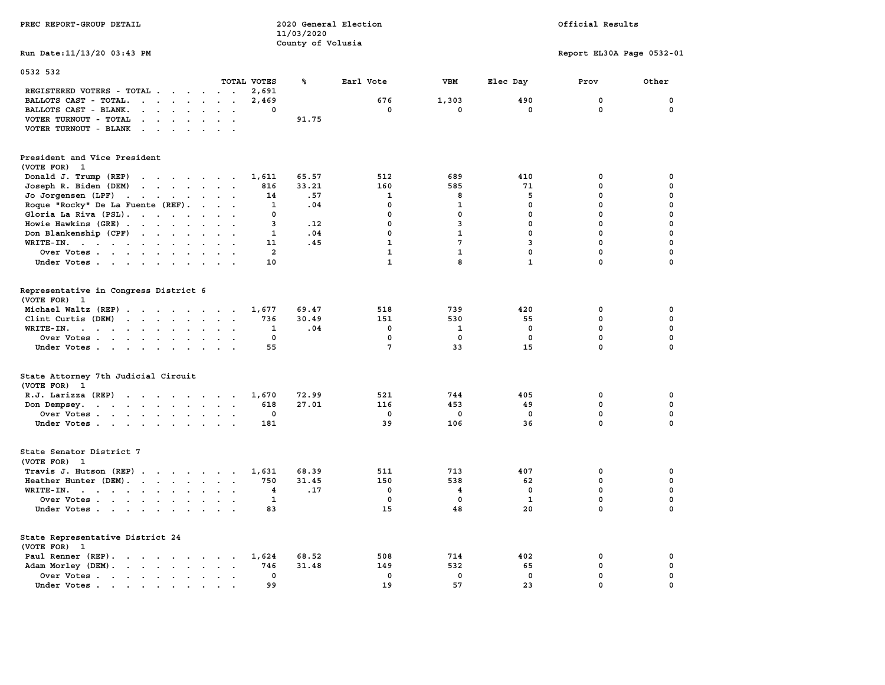PREC REPORT-GROUP DETAIL

2020 General Election
11/03/2020
County of Volusia

Official Results

Run Date:11/13/20 03:43 PM

Report EL30A Page 0532-01

0532 532

| | TOTAL VOTES | % | Earl Vote | VBM | Elec Day | Prov | Other |
|---|---|---|---|---|---|---|---|
| REGISTERED VOTERS - TOTAL | 2,691 | | | | | | |
| BALLOTS CAST - TOTAL. | 2,469 | | 676 | 1,303 | 490 | 0 | 0 |
| BALLOTS CAST - BLANK. | 0 | | 0 | 0 | 0 | 0 | 0 |
| VOTER TURNOUT - TOTAL | | 91.75 | | | | | |
| VOTER TURNOUT - BLANK | | | | | | | |

President and Vice President
(VOTE FOR) 1

| | TOTAL VOTES | % | Earl Vote | VBM | Elec Day | Prov | Other |
|---|---|---|---|---|---|---|---|
| Donald J. Trump (REP) | 1,611 | 65.57 | 512 | 689 | 410 | 0 | 0 |
| Joseph R. Biden (DEM) | 816 | 33.21 | 160 | 585 | 71 | 0 | 0 |
| Jo Jorgensen (LPF) | 14 | .57 | 1 | 8 | 5 | 0 | 0 |
| Roque "Rocky" De La Fuente (REF). | 1 | .04 | 0 | 1 | 0 | 0 | 0 |
| Gloria La Riva (PSL). | 0 | | 0 | 0 | 0 | 0 | 0 |
| Howie Hawkins (GRE) | 3 | .12 | 0 | 3 | 0 | 0 | 0 |
| Don Blankenship (CPF) | 1 | .04 | 0 | 1 | 0 | 0 | 0 |
| WRITE-IN. | 11 | .45 | 1 | 7 | 3 | 0 | 0 |
| Over Votes | 2 | | 1 | 1 | 0 | 0 | 0 |
| Under Votes | 10 | | 1 | 8 | 1 | 0 | 0 |

Representative in Congress District 6
(VOTE FOR) 1

| | TOTAL VOTES | % | Earl Vote | VBM | Elec Day | Prov | Other |
|---|---|---|---|---|---|---|---|
| Michael Waltz (REP) | 1,677 | 69.47 | 518 | 739 | 420 | 0 | 0 |
| Clint Curtis (DEM) | 736 | 30.49 | 151 | 530 | 55 | 0 | 0 |
| WRITE-IN. | 1 | .04 | 0 | 1 | 0 | 0 | 0 |
| Over Votes | 0 | | 0 | 0 | 0 | 0 | 0 |
| Under Votes | 55 | | 7 | 33 | 15 | 0 | 0 |

State Attorney 7th Judicial Circuit
(VOTE FOR) 1

| | TOTAL VOTES | % | Earl Vote | VBM | Elec Day | Prov | Other |
|---|---|---|---|---|---|---|---|
| R.J. Larizza (REP) | 1,670 | 72.99 | 521 | 744 | 405 | 0 | 0 |
| Don Dempsey. | 618 | 27.01 | 116 | 453 | 49 | 0 | 0 |
| Over Votes | 0 | | 0 | 0 | 0 | 0 | 0 |
| Under Votes | 181 | | 39 | 106 | 36 | 0 | 0 |

State Senator District 7
(VOTE FOR) 1

| | TOTAL VOTES | % | Earl Vote | VBM | Elec Day | Prov | Other |
|---|---|---|---|---|---|---|---|
| Travis J. Hutson (REP) | 1,631 | 68.39 | 511 | 713 | 407 | 0 | 0 |
| Heather Hunter (DEM). | 750 | 31.45 | 150 | 538 | 62 | 0 | 0 |
| WRITE-IN. | 4 | .17 | 0 | 4 | 0 | 0 | 0 |
| Over Votes | 1 | | 0 | 0 | 1 | 0 | 0 |
| Under Votes | 83 | | 15 | 48 | 20 | 0 | 0 |

State Representative District 24
(VOTE FOR) 1

| | TOTAL VOTES | % | Earl Vote | VBM | Elec Day | Prov | Other |
|---|---|---|---|---|---|---|---|
| Paul Renner (REP). | 1,624 | 68.52 | 508 | 714 | 402 | 0 | 0 |
| Adam Morley (DEM). | 746 | 31.48 | 149 | 532 | 65 | 0 | 0 |
| Over Votes | 0 | | 0 | 0 | 0 | 0 | 0 |
| Under Votes | 99 | | 19 | 57 | 23 | 0 | 0 |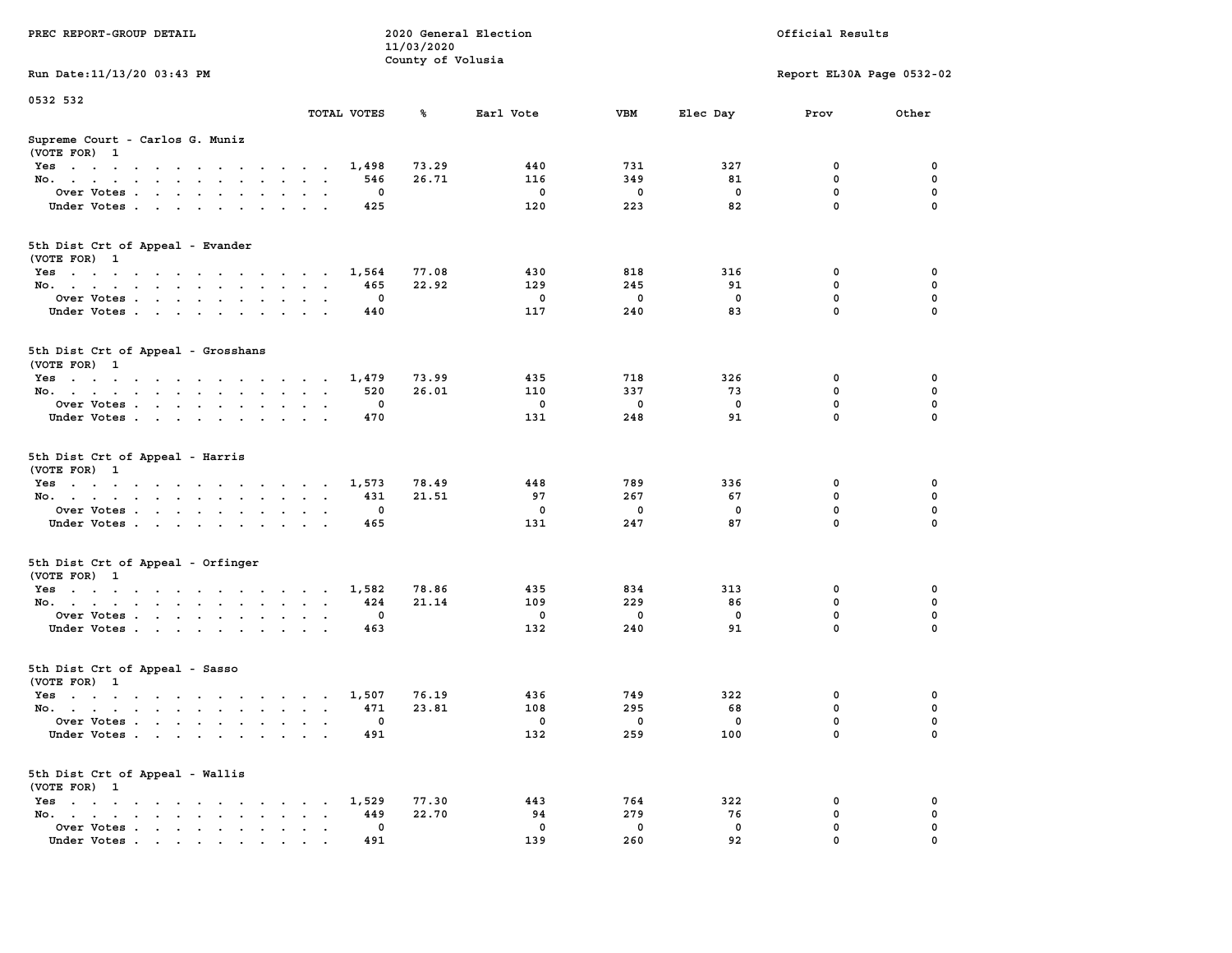PREC REPORT-GROUP DETAIL

2020 General Election
11/03/2020
County of Volusia

Official Results

Run Date:11/13/20 03:43 PM

Report EL30A Page 0532-02

0532 532

| | TOTAL VOTES | % | Earl Vote | VBM | Elec Day | Prov | Other |
|---|---|---|---|---|---|---|---|
| **Supreme Court - Carlos G. Muniz** | | | | | | | |
| (VOTE FOR) 1 | | | | | | | |
| Yes | 1,498 | 73.29 | 440 | 731 | 327 | 0 | 0 |
| No. | 546 | 26.71 | 116 | 349 | 81 | 0 | 0 |
| Over Votes | 0 | | 0 | 0 | 0 | 0 | 0 |
| Under Votes | 425 | | 120 | 223 | 82 | 0 | 0 |
| **5th Dist Crt of Appeal - Evander** | | | | | | | |
| (VOTE FOR) 1 | | | | | | | |
| Yes | 1,564 | 77.08 | 430 | 818 | 316 | 0 | 0 |
| No. | 465 | 22.92 | 129 | 245 | 91 | 0 | 0 |
| Over Votes | 0 | | 0 | 0 | 0 | 0 | 0 |
| Under Votes | 440 | | 117 | 240 | 83 | 0 | 0 |
| **5th Dist Crt of Appeal - Grosshans** | | | | | | | |
| (VOTE FOR) 1 | | | | | | | |
| Yes | 1,479 | 73.99 | 435 | 718 | 326 | 0 | 0 |
| No. | 520 | 26.01 | 110 | 337 | 73 | 0 | 0 |
| Over Votes | 0 | | 0 | 0 | 0 | 0 | 0 |
| Under Votes | 470 | | 131 | 248 | 91 | 0 | 0 |
| **5th Dist Crt of Appeal - Harris** | | | | | | | |
| (VOTE FOR) 1 | | | | | | | |
| Yes | 1,573 | 78.49 | 448 | 789 | 336 | 0 | 0 |
| No. | 431 | 21.51 | 97 | 267 | 67 | 0 | 0 |
| Over Votes | 0 | | 0 | 0 | 0 | 0 | 0 |
| Under Votes | 465 | | 131 | 247 | 87 | 0 | 0 |
| **5th Dist Crt of Appeal - Orfinger** | | | | | | | |
| (VOTE FOR) 1 | | | | | | | |
| Yes | 1,582 | 78.86 | 435 | 834 | 313 | 0 | 0 |
| No. | 424 | 21.14 | 109 | 229 | 86 | 0 | 0 |
| Over Votes | 0 | | 0 | 0 | 0 | 0 | 0 |
| Under Votes | 463 | | 132 | 240 | 91 | 0 | 0 |
| **5th Dist Crt of Appeal - Sasso** | | | | | | | |
| (VOTE FOR) 1 | | | | | | | |
| Yes | 1,507 | 76.19 | 436 | 749 | 322 | 0 | 0 |
| No. | 471 | 23.81 | 108 | 295 | 68 | 0 | 0 |
| Over Votes | 0 | | 0 | 0 | 0 | 0 | 0 |
| Under Votes | 491 | | 132 | 259 | 100 | 0 | 0 |
| **5th Dist Crt of Appeal - Wallis** | | | | | | | |
| (VOTE FOR) 1 | | | | | | | |
| Yes | 1,529 | 77.30 | 443 | 764 | 322 | 0 | 0 |
| No. | 449 | 22.70 | 94 | 279 | 76 | 0 | 0 |
| Over Votes | 0 | | 0 | 0 | 0 | 0 | 0 |
| Under Votes | 491 | | 139 | 260 | 92 | 0 | 0 |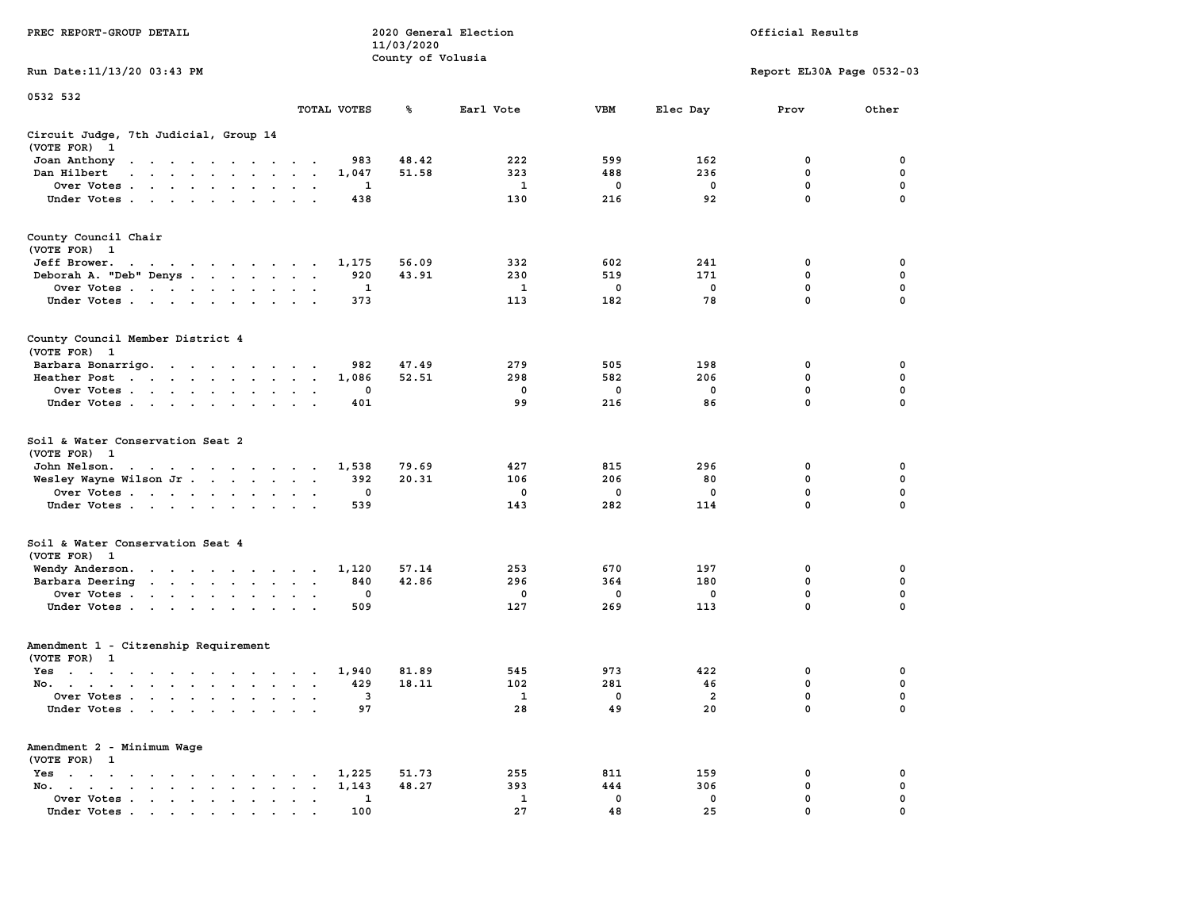PREC REPORT-GROUP DETAIL

2020 General Election
11/03/2020
County of Volusia

Official Results

Run Date:11/13/20 03:43 PM

Report EL30A Page 0532-03

0532 532

| | TOTAL VOTES | % | Earl Vote | VBM | Elec Day | Prov | Other |
|---|---|---|---|---|---|---|---|
| **Circuit Judge, 7th Judicial, Group 14** | | | | | | | |
| (VOTE FOR) 1 | | | | | | | |
| Joan Anthony | 983 | 48.42 | 222 | 599 | 162 | 0 | 0 |
| Dan Hilbert | 1,047 | 51.58 | 323 | 488 | 236 | 0 | 0 |
| Over Votes | 1 | | 1 | 0 | 0 | 0 | 0 |
| Under Votes | 438 | | 130 | 216 | 92 | 0 | 0 |
| **County Council Chair** | | | | | | | |
| (VOTE FOR) 1 | | | | | | | |
| Jeff Brower | 1,175 | 56.09 | 332 | 602 | 241 | 0 | 0 |
| Deborah A. "Deb" Denys | 920 | 43.91 | 230 | 519 | 171 | 0 | 0 |
| Over Votes | 1 | | 1 | 0 | 0 | 0 | 0 |
| Under Votes | 373 | | 113 | 182 | 78 | 0 | 0 |
| **County Council Member District 4** | | | | | | | |
| (VOTE FOR) 1 | | | | | | | |
| Barbara Bonarrigo | 982 | 47.49 | 279 | 505 | 198 | 0 | 0 |
| Heather Post | 1,086 | 52.51 | 298 | 582 | 206 | 0 | 0 |
| Over Votes | 0 | | 0 | 0 | 0 | 0 | 0 |
| Under Votes | 401 | | 99 | 216 | 86 | 0 | 0 |
| **Soil & Water Conservation Seat 2** | | | | | | | |
| (VOTE FOR) 1 | | | | | | | |
| John Nelson | 1,538 | 79.69 | 427 | 815 | 296 | 0 | 0 |
| Wesley Wayne Wilson Jr | 392 | 20.31 | 106 | 206 | 80 | 0 | 0 |
| Over Votes | 0 | | 0 | 0 | 0 | 0 | 0 |
| Under Votes | 539 | | 143 | 282 | 114 | 0 | 0 |
| **Soil & Water Conservation Seat 4** | | | | | | | |
| (VOTE FOR) 1 | | | | | | | |
| Wendy Anderson | 1,120 | 57.14 | 253 | 670 | 197 | 0 | 0 |
| Barbara Deering | 840 | 42.86 | 296 | 364 | 180 | 0 | 0 |
| Over Votes | 0 | | 0 | 0 | 0 | 0 | 0 |
| Under Votes | 509 | | 127 | 269 | 113 | 0 | 0 |
| **Amendment 1 - Citzenship Requirement** | | | | | | | |
| (VOTE FOR) 1 | | | | | | | |
| Yes | 1,940 | 81.89 | 545 | 973 | 422 | 0 | 0 |
| No | 429 | 18.11 | 102 | 281 | 46 | 0 | 0 |
| Over Votes | 3 | | 1 | 0 | 2 | 0 | 0 |
| Under Votes | 97 | | 28 | 49 | 20 | 0 | 0 |
| **Amendment 2 - Minimum Wage** | | | | | | | |
| (VOTE FOR) 1 | | | | | | | |
| Yes | 1,225 | 51.73 | 255 | 811 | 159 | 0 | 0 |
| No | 1,143 | 48.27 | 393 | 444 | 306 | 0 | 0 |
| Over Votes | 1 | | 1 | 0 | 0 | 0 | 0 |
| Under Votes | 100 | | 27 | 48 | 25 | 0 | 0 |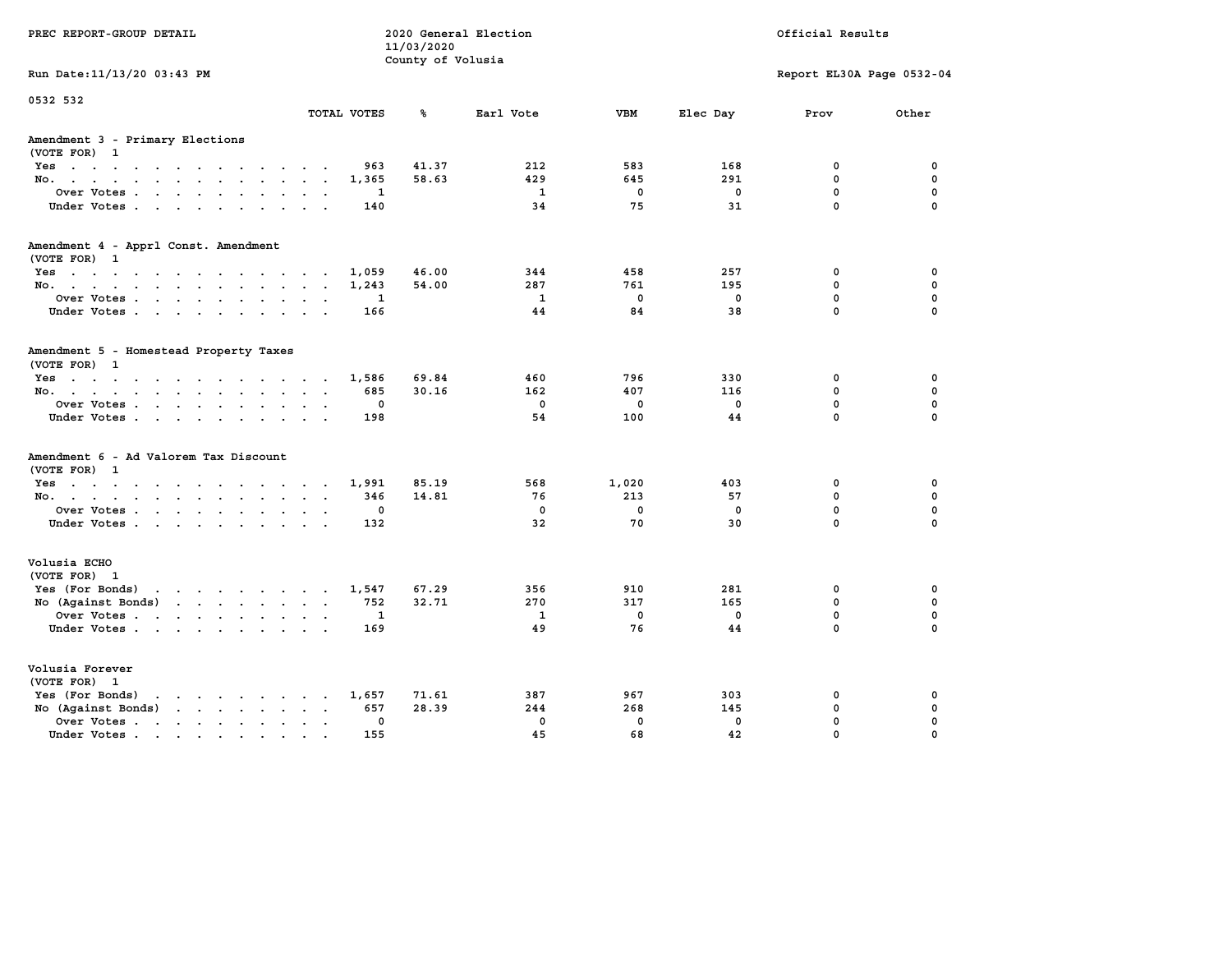PREC REPORT-GROUP DETAIL

2020 General Election
11/03/2020
County of Volusia

Official Results

Run Date:11/13/20 03:43 PM

Report EL30A Page 0532-04

0532 532

| | TOTAL VOTES | % | Earl Vote | VBM | Elec Day | Prov | Other |
|---|---|---|---|---|---|---|---|
| **Amendment 3 - Primary Elections** | | | | | | | |
| (VOTE FOR) 1 | | | | | | | |
| Yes | 963 | 41.37 | 212 | 583 | 168 | 0 | 0 |
| No. | 1,365 | 58.63 | 429 | 645 | 291 | 0 | 0 |
| Over Votes | 1 | | 1 | 0 | 0 | 0 | 0 |
| Under Votes | 140 | | 34 | 75 | 31 | 0 | 0 |
| **Amendment 4 - Apprl Const. Amendment** | | | | | | | |
| (VOTE FOR) 1 | | | | | | | |
| Yes | 1,059 | 46.00 | 344 | 458 | 257 | 0 | 0 |
| No. | 1,243 | 54.00 | 287 | 761 | 195 | 0 | 0 |
| Over Votes | 1 | | 1 | 0 | 0 | 0 | 0 |
| Under Votes | 166 | | 44 | 84 | 38 | 0 | 0 |
| **Amendment 5 - Homestead Property Taxes** | | | | | | | |
| (VOTE FOR) 1 | | | | | | | |
| Yes | 1,586 | 69.84 | 460 | 796 | 330 | 0 | 0 |
| No. | 685 | 30.16 | 162 | 407 | 116 | 0 | 0 |
| Over Votes | 0 | | 0 | 0 | 0 | 0 | 0 |
| Under Votes | 198 | | 54 | 100 | 44 | 0 | 0 |
| **Amendment 6 - Ad Valorem Tax Discount** | | | | | | | |
| (VOTE FOR) 1 | | | | | | | |
| Yes | 1,991 | 85.19 | 568 | 1,020 | 403 | 0 | 0 |
| No. | 346 | 14.81 | 76 | 213 | 57 | 0 | 0 |
| Over Votes | 0 | | 0 | 0 | 0 | 0 | 0 |
| Under Votes | 132 | | 32 | 70 | 30 | 0 | 0 |
| **Volusia ECHO** | | | | | | | |
| (VOTE FOR) 1 | | | | | | | |
| Yes (For Bonds) | 1,547 | 67.29 | 356 | 910 | 281 | 0 | 0 |
| No (Against Bonds) | 752 | 32.71 | 270 | 317 | 165 | 0 | 0 |
| Over Votes | 1 | | 1 | 0 | 0 | 0 | 0 |
| Under Votes | 169 | | 49 | 76 | 44 | 0 | 0 |
| **Volusia Forever** | | | | | | | |
| (VOTE FOR) 1 | | | | | | | |
| Yes (For Bonds) | 1,657 | 71.61 | 387 | 967 | 303 | 0 | 0 |
| No (Against Bonds) | 657 | 28.39 | 244 | 268 | 145 | 0 | 0 |
| Over Votes | 0 | | 0 | 0 | 0 | 0 | 0 |
| Under Votes | 155 | | 45 | 68 | 42 | 0 | 0 |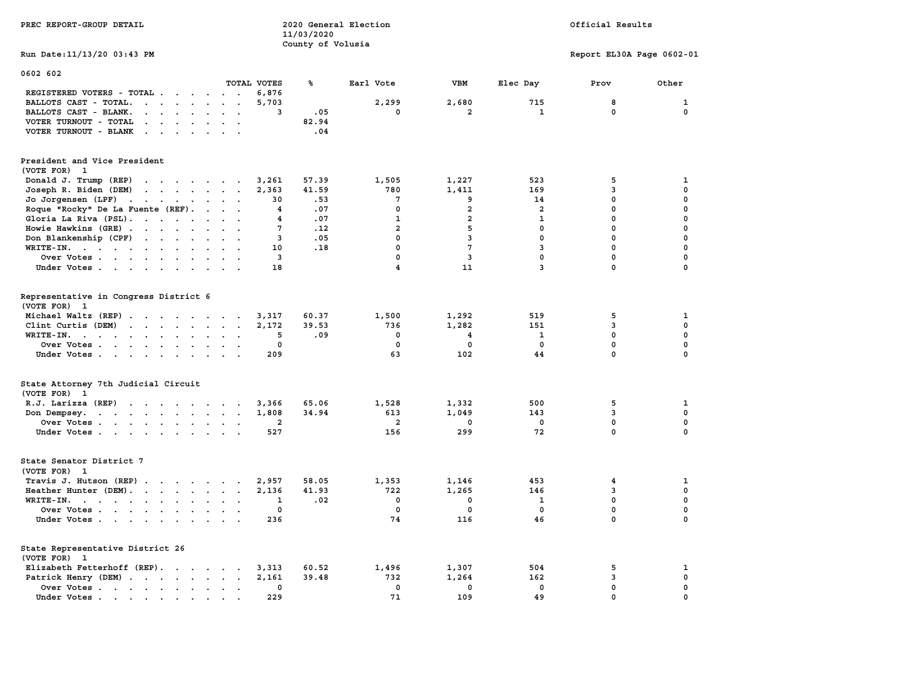PREC REPORT-GROUP DETAIL

2020 General Election
11/03/2020
County of Volusia

Official Results

Run Date:11/13/20 03:43 PM

Report EL30A Page 0602-01

0602 602

| | TOTAL VOTES | % | Earl Vote | VBM | Elec Day | Prov | Other |
|---|---|---|---|---|---|---|---|
| REGISTERED VOTERS - TOTAL | 6,876 | | | | | | |
| BALLOTS CAST - TOTAL. | 5,703 | | 2,299 | 2,680 | 715 | 8 | 1 |
| BALLOTS CAST - BLANK. | 3 | .05 | 0 | 2 | 1 | 0 | 0 |
| VOTER TURNOUT - TOTAL | | 82.94 | | | | | |
| VOTER TURNOUT - BLANK | | .04 | | | | | |

## President and Vice President
(VOTE FOR) 1

| | TOTAL VOTES | % | Earl Vote | VBM | Elec Day | Prov | Other |
|---|---|---|---|---|---|---|---|
| Donald J. Trump (REP) | 3,261 | 57.39 | 1,505 | 1,227 | 523 | 5 | 1 |
| Joseph R. Biden (DEM) | 2,363 | 41.59 | 780 | 1,411 | 169 | 3 | 0 |
| Jo Jorgensen (LPF) | 30 | .53 | 7 | 9 | 14 | 0 | 0 |
| Roque "Rocky" De La Fuente (REF). | 4 | .07 | 0 | 2 | 2 | 0 | 0 |
| Gloria La Riva (PSL). | 4 | .07 | 1 | 2 | 1 | 0 | 0 |
| Howie Hawkins (GRE) | 7 | .12 | 2 | 5 | 0 | 0 | 0 |
| Don Blankenship (CPF) | 3 | .05 | 0 | 3 | 0 | 0 | 0 |
| WRITE-IN. | 10 | .18 | 0 | 7 | 3 | 0 | 0 |
| Over Votes | 3 | | 0 | 3 | 0 | 0 | 0 |
| Under Votes | 18 | | 4 | 11 | 3 | 0 | 0 |

## Representative in Congress District 6
(VOTE FOR) 1

| | TOTAL VOTES | % | Earl Vote | VBM | Elec Day | Prov | Other |
|---|---|---|---|---|---|---|---|
| Michael Waltz (REP) | 3,317 | 60.37 | 1,500 | 1,292 | 519 | 5 | 1 |
| Clint Curtis (DEM) | 2,172 | 39.53 | 736 | 1,282 | 151 | 3 | 0 |
| WRITE-IN. | 5 | .09 | 0 | 4 | 1 | 0 | 0 |
| Over Votes | 0 | | 0 | 0 | 0 | 0 | 0 |
| Under Votes | 209 | | 63 | 102 | 44 | 0 | 0 |

## State Attorney 7th Judicial Circuit
(VOTE FOR) 1

| | TOTAL VOTES | % | Earl Vote | VBM | Elec Day | Prov | Other |
|---|---|---|---|---|---|---|---|
| R.J. Larizza (REP) | 3,366 | 65.06 | 1,528 | 1,332 | 500 | 5 | 1 |
| Don Dempsey. | 1,808 | 34.94 | 613 | 1,049 | 143 | 3 | 0 |
| Over Votes | 2 | | 2 | 0 | 0 | 0 | 0 |
| Under Votes | 527 | | 156 | 299 | 72 | 0 | 0 |

## State Senator District 7
(VOTE FOR) 1

| | TOTAL VOTES | % | Earl Vote | VBM | Elec Day | Prov | Other |
|---|---|---|---|---|---|---|---|
| Travis J. Hutson (REP) | 2,957 | 58.05 | 1,353 | 1,146 | 453 | 4 | 1 |
| Heather Hunter (DEM). | 2,136 | 41.93 | 722 | 1,265 | 146 | 3 | 0 |
| WRITE-IN. | 1 | .02 | 0 | 0 | 1 | 0 | 0 |
| Over Votes | 0 | | 0 | 0 | 0 | 0 | 0 |
| Under Votes | 236 | | 74 | 116 | 46 | 0 | 0 |

## State Representative District 26
(VOTE FOR) 1

| | TOTAL VOTES | % | Earl Vote | VBM | Elec Day | Prov | Other |
|---|---|---|---|---|---|---|---|
| Elizabeth Fetterhoff (REP). | 3,313 | 60.52 | 1,496 | 1,307 | 504 | 5 | 1 |
| Patrick Henry (DEM) | 2,161 | 39.48 | 732 | 1,264 | 162 | 3 | 0 |
| Over Votes | 0 | | 0 | 0 | 0 | 0 | 0 |
| Under Votes | 229 | | 71 | 109 | 49 | 0 | 0 |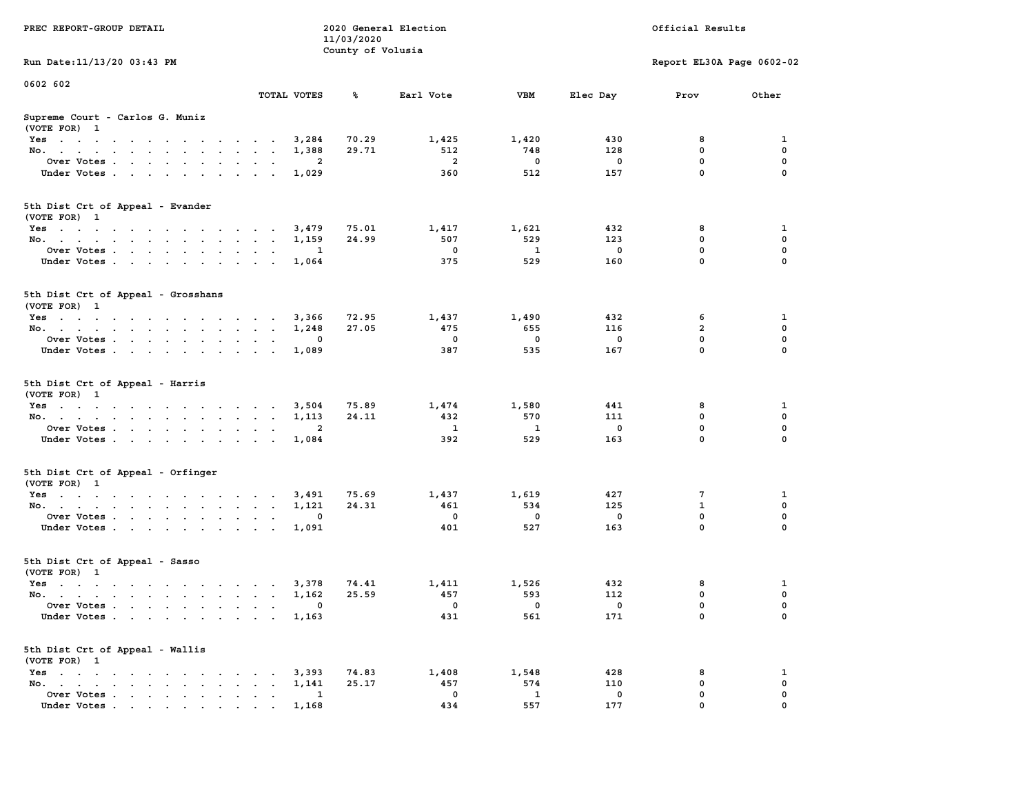PREC REPORT-GROUP DETAIL

2020 General Election
11/03/2020
County of Volusia

Official Results

Run Date:11/13/20 03:43 PM

Report EL30A Page 0602-02

0602 602

### Supreme Court - Carlos G. Muniz
(VOTE FOR) 1

| | TOTAL VOTES | % | Earl Vote | VBM | Elec Day | Prov | Other |
|---|---|---|---|---|---|---|---|
| Yes | 3,284 | 70.29 | 1,425 | 1,420 | 430 | 8 | 1 |
| No. | 1,388 | 29.71 | 512 | 748 | 128 | 0 | 0 |
| Over Votes | 2 | | 2 | 0 | 0 | 0 | 0 |
| Under Votes | 1,029 | | 360 | 512 | 157 | 0 | 0 |

### 5th Dist Crt of Appeal - Evander
(VOTE FOR) 1

| | TOTAL VOTES | % | Earl Vote | VBM | Elec Day | Prov | Other |
|---|---|---|---|---|---|---|---|
| Yes | 3,479 | 75.01 | 1,417 | 1,621 | 432 | 8 | 1 |
| No. | 1,159 | 24.99 | 507 | 529 | 123 | 0 | 0 |
| Over Votes | 1 | | 0 | 1 | 0 | 0 | 0 |
| Under Votes | 1,064 | | 375 | 529 | 160 | 0 | 0 |

### 5th Dist Crt of Appeal - Grosshans
(VOTE FOR) 1

| | TOTAL VOTES | % | Earl Vote | VBM | Elec Day | Prov | Other |
|---|---|---|---|---|---|---|---|
| Yes | 3,366 | 72.95 | 1,437 | 1,490 | 432 | 6 | 1 |
| No. | 1,248 | 27.05 | 475 | 655 | 116 | 2 | 0 |
| Over Votes | 0 | | 0 | 0 | 0 | 0 | 0 |
| Under Votes | 1,089 | | 387 | 535 | 167 | 0 | 0 |

### 5th Dist Crt of Appeal - Harris
(VOTE FOR) 1

| | TOTAL VOTES | % | Earl Vote | VBM | Elec Day | Prov | Other |
|---|---|---|---|---|---|---|---|
| Yes | 3,504 | 75.89 | 1,474 | 1,580 | 441 | 8 | 1 |
| No. | 1,113 | 24.11 | 432 | 570 | 111 | 0 | 0 |
| Over Votes | 2 | | 1 | 1 | 0 | 0 | 0 |
| Under Votes | 1,084 | | 392 | 529 | 163 | 0 | 0 |

### 5th Dist Crt of Appeal - Orfinger
(VOTE FOR) 1

| | TOTAL VOTES | % | Earl Vote | VBM | Elec Day | Prov | Other |
|---|---|---|---|---|---|---|---|
| Yes | 3,491 | 75.69 | 1,437 | 1,619 | 427 | 7 | 1 |
| No. | 1,121 | 24.31 | 461 | 534 | 125 | 1 | 0 |
| Over Votes | 0 | | 0 | 0 | 0 | 0 | 0 |
| Under Votes | 1,091 | | 401 | 527 | 163 | 0 | 0 |

### 5th Dist Crt of Appeal - Sasso
(VOTE FOR) 1

| | TOTAL VOTES | % | Earl Vote | VBM | Elec Day | Prov | Other |
|---|---|---|---|---|---|---|---|
| Yes | 3,378 | 74.41 | 1,411 | 1,526 | 432 | 8 | 1 |
| No. | 1,162 | 25.59 | 457 | 593 | 112 | 0 | 0 |
| Over Votes | 0 | | 0 | 0 | 0 | 0 | 0 |
| Under Votes | 1,163 | | 431 | 561 | 171 | 0 | 0 |

### 5th Dist Crt of Appeal - Wallis
(VOTE FOR) 1

| | TOTAL VOTES | % | Earl Vote | VBM | Elec Day | Prov | Other |
|---|---|---|---|---|---|---|---|
| Yes | 3,393 | 74.83 | 1,408 | 1,548 | 428 | 8 | 1 |
| No. | 1,141 | 25.17 | 457 | 574 | 110 | 0 | 0 |
| Over Votes | 1 | | 0 | 1 | 0 | 0 | 0 |
| Under Votes | 1,168 | | 434 | 557 | 177 | 0 | 0 |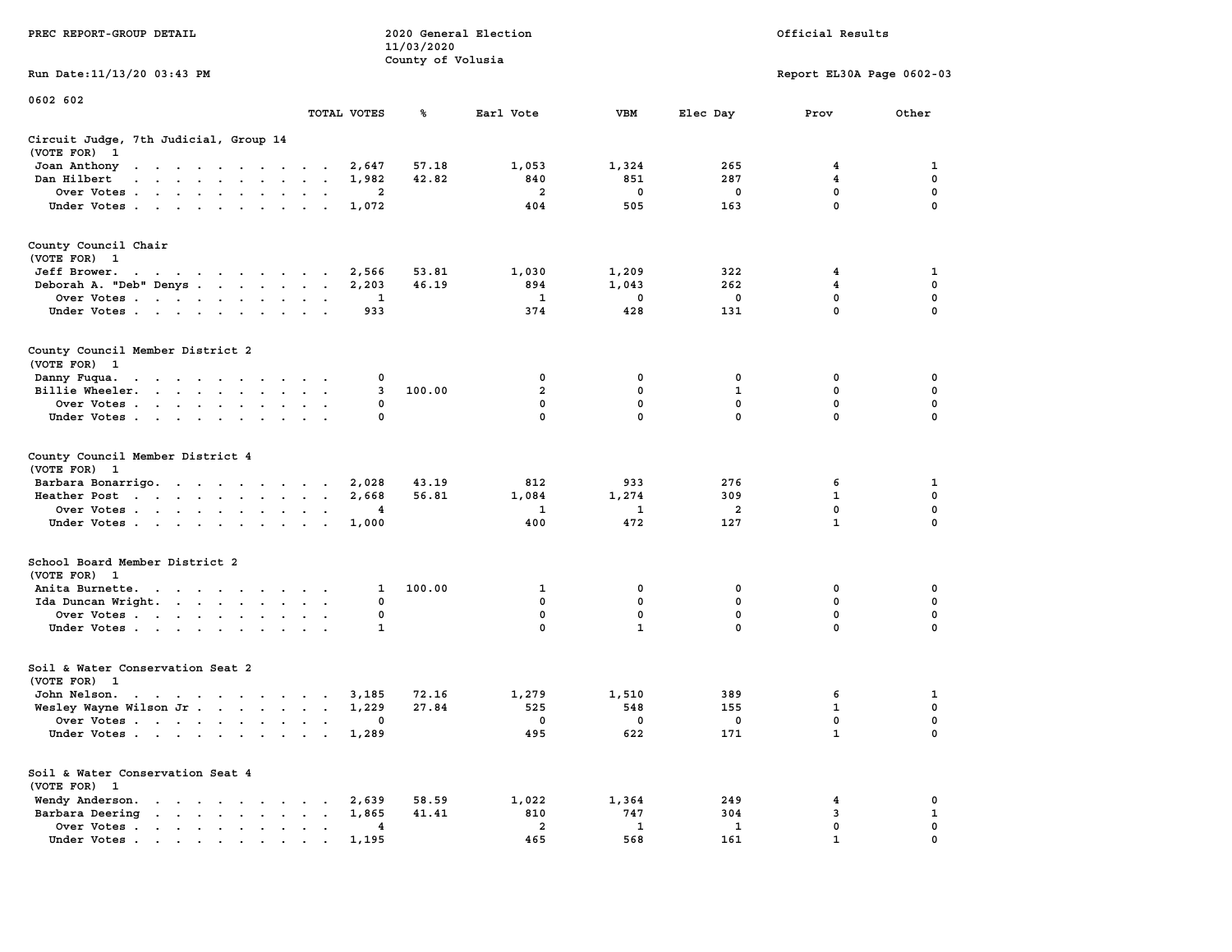PREC REPORT-GROUP DETAIL

2020 General Election
11/03/2020
County of Volusia

Official Results

Run Date:11/13/20 03:43 PM

Report EL30A Page 0602-03

0602 602

### Circuit Judge, 7th Judicial, Group 14
(VOTE FOR) 1

| | TOTAL VOTES | % | Earl Vote | VBM | Elec Day | Prov | Other |
|---|---|---|---|---|---|---|---|
| Joan Anthony | 2,647 | 57.18 | 1,053 | 1,324 | 265 | 4 | 1 |
| Dan Hilbert | 1,982 | 42.82 | 840 | 851 | 287 | 4 | 0 |
| Over Votes | 2 | | 2 | 0 | 0 | 0 | 0 |
| Under Votes | 1,072 | | 404 | 505 | 163 | 0 | 0 |

### County Council Chair
(VOTE FOR) 1

| | TOTAL VOTES | % | Earl Vote | VBM | Elec Day | Prov | Other |
|---|---|---|---|---|---|---|---|
| Jeff Brower | 2,566 | 53.81 | 1,030 | 1,209 | 322 | 4 | 1 |
| Deborah A. "Deb" Denys | 2,203 | 46.19 | 894 | 1,043 | 262 | 4 | 0 |
| Over Votes | 1 | | 1 | 0 | 0 | 0 | 0 |
| Under Votes | 933 | | 374 | 428 | 131 | 0 | 0 |

### County Council Member District 2
(VOTE FOR) 1

| | TOTAL VOTES | % | Earl Vote | VBM | Elec Day | Prov | Other |
|---|---|---|---|---|---|---|---|
| Danny Fuqua | 0 | | 0 | 0 | 0 | 0 | 0 |
| Billie Wheeler | 3 | 100.00 | 2 | 0 | 1 | 0 | 0 |
| Over Votes | 0 | | 0 | 0 | 0 | 0 | 0 |
| Under Votes | 0 | | 0 | 0 | 0 | 0 | 0 |

### County Council Member District 4
(VOTE FOR) 1

| | TOTAL VOTES | % | Earl Vote | VBM | Elec Day | Prov | Other |
|---|---|---|---|---|---|---|---|
| Barbara Bonarrigo | 2,028 | 43.19 | 812 | 933 | 276 | 6 | 1 |
| Heather Post | 2,668 | 56.81 | 1,084 | 1,274 | 309 | 1 | 0 |
| Over Votes | 4 | | 1 | 1 | 2 | 0 | 0 |
| Under Votes | 1,000 | | 400 | 472 | 127 | 1 | 0 |

### School Board Member District 2
(VOTE FOR) 1

| | TOTAL VOTES | % | Earl Vote | VBM | Elec Day | Prov | Other |
|---|---|---|---|---|---|---|---|
| Anita Burnette | 1 | 100.00 | 1 | 0 | 0 | 0 | 0 |
| Ida Duncan Wright | 0 | | 0 | 0 | 0 | 0 | 0 |
| Over Votes | 0 | | 0 | 0 | 0 | 0 | 0 |
| Under Votes | 1 | | 0 | 1 | 0 | 0 | 0 |

### Soil & Water Conservation Seat 2
(VOTE FOR) 1

| | TOTAL VOTES | % | Earl Vote | VBM | Elec Day | Prov | Other |
|---|---|---|---|---|---|---|---|
| John Nelson | 3,185 | 72.16 | 1,279 | 1,510 | 389 | 6 | 1 |
| Wesley Wayne Wilson Jr | 1,229 | 27.84 | 525 | 548 | 155 | 1 | 0 |
| Over Votes | 0 | | 0 | 0 | 0 | 0 | 0 |
| Under Votes | 1,289 | | 495 | 622 | 171 | 1 | 0 |

### Soil & Water Conservation Seat 4
(VOTE FOR) 1

| | TOTAL VOTES | % | Earl Vote | VBM | Elec Day | Prov | Other |
|---|---|---|---|---|---|---|---|
| Wendy Anderson | 2,639 | 58.59 | 1,022 | 1,364 | 249 | 4 | 0 |
| Barbara Deering | 1,865 | 41.41 | 810 | 747 | 304 | 3 | 1 |
| Over Votes | 4 | | 2 | 1 | 1 | 0 | 0 |
| Under Votes | 1,195 | | 465 | 568 | 161 | 1 | 0 |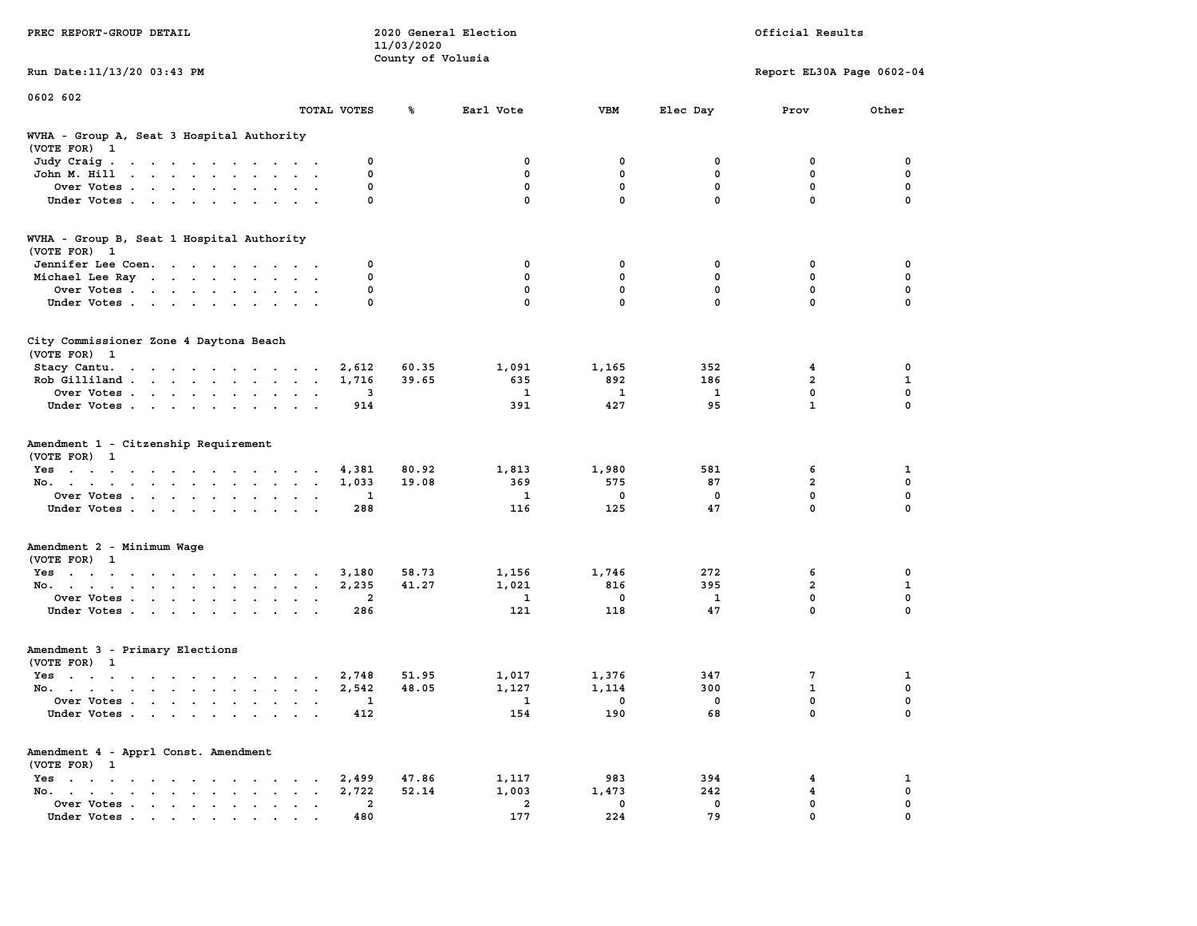PREC REPORT-GROUP DETAIL

2020 General Election
11/03/2020
County of Volusia

Official Results

Run Date:11/13/20 03:43 PM

Report EL30A Page 0602-04

0602 602

| | TOTAL VOTES | % | Earl Vote | VBM | Elec Day | Prov | Other |
|---|---|---|---|---|---|---|---|
| **WVHA - Group A, Seat 3 Hospital Authority (VOTE FOR) 1** | | | | | | | |
| Judy Craig | 0 | | 0 | 0 | 0 | 0 | 0 |
| John M. Hill | 0 | | 0 | 0 | 0 | 0 | 0 |
| Over Votes | 0 | | 0 | 0 | 0 | 0 | 0 |
| Under Votes | 0 | | 0 | 0 | 0 | 0 | 0 |
| **WVHA - Group B, Seat 1 Hospital Authority (VOTE FOR) 1** | | | | | | | |
| Jennifer Lee Coen | 0 | | 0 | 0 | 0 | 0 | 0 |
| Michael Lee Ray | 0 | | 0 | 0 | 0 | 0 | 0 |
| Over Votes | 0 | | 0 | 0 | 0 | 0 | 0 |
| Under Votes | 0 | | 0 | 0 | 0 | 0 | 0 |
| **City Commissioner Zone 4 Daytona Beach (VOTE FOR) 1** | | | | | | | |
| Stacy Cantu | 2,612 | 60.35 | 1,091 | 1,165 | 352 | 4 | 0 |
| Rob Gilliland | 1,716 | 39.65 | 635 | 892 | 186 | 2 | 1 |
| Over Votes | 3 | | 1 | 1 | 1 | 0 | 0 |
| Under Votes | 914 | | 391 | 427 | 95 | 1 | 0 |
| **Amendment 1 - Citzenship Requirement (VOTE FOR) 1** | | | | | | | |
| Yes | 4,381 | 80.92 | 1,813 | 1,980 | 581 | 6 | 1 |
| No | 1,033 | 19.08 | 369 | 575 | 87 | 2 | 0 |
| Over Votes | 1 | | 1 | 0 | 0 | 0 | 0 |
| Under Votes | 288 | | 116 | 125 | 47 | 0 | 0 |
| **Amendment 2 - Minimum Wage (VOTE FOR) 1** | | | | | | | |
| Yes | 3,180 | 58.73 | 1,156 | 1,746 | 272 | 6 | 0 |
| No | 2,235 | 41.27 | 1,021 | 816 | 395 | 2 | 1 |
| Over Votes | 2 | | 1 | 0 | 1 | 0 | 0 |
| Under Votes | 286 | | 121 | 118 | 47 | 0 | 0 |
| **Amendment 3 - Primary Elections (VOTE FOR) 1** | | | | | | | |
| Yes | 2,748 | 51.95 | 1,017 | 1,376 | 347 | 7 | 1 |
| No | 2,542 | 48.05 | 1,127 | 1,114 | 300 | 1 | 0 |
| Over Votes | 1 | | 1 | 0 | 0 | 0 | 0 |
| Under Votes | 412 | | 154 | 190 | 68 | 0 | 0 |
| **Amendment 4 - Apprl Const. Amendment (VOTE FOR) 1** | | | | | | | |
| Yes | 2,499 | 47.86 | 1,117 | 983 | 394 | 4 | 1 |
| No | 2,722 | 52.14 | 1,003 | 1,473 | 242 | 4 | 0 |
| Over Votes | 2 | | 2 | 0 | 0 | 0 | 0 |
| Under Votes | 480 | | 177 | 224 | 79 | 0 | 0 |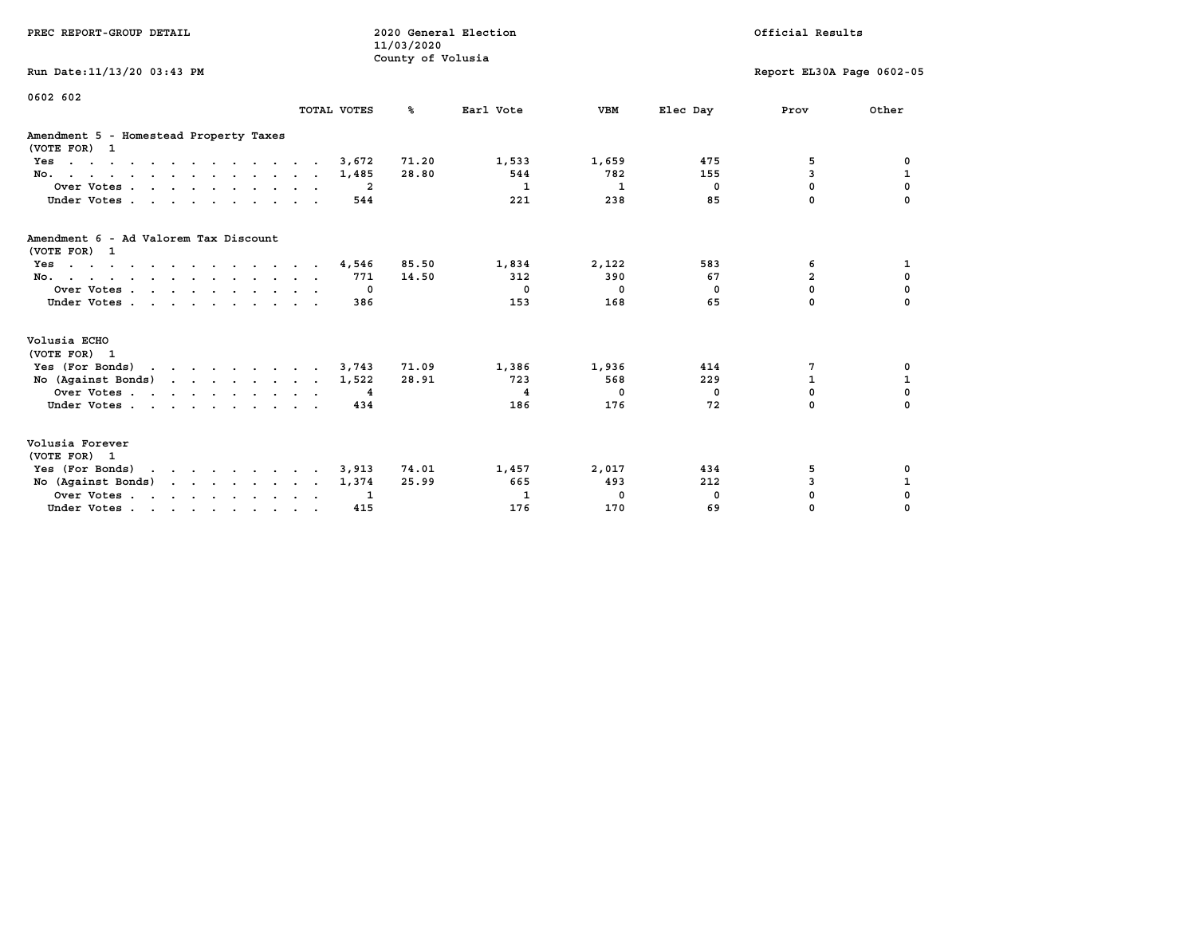PREC REPORT-GROUP DETAIL

2020 General Election
11/03/2020
County of Volusia

Official Results

Run Date:11/13/20 03:43 PM

Report EL30A Page 0602-05

0602 602

| | TOTAL VOTES | % | Earl Vote | VBM | Elec Day | Prov | Other |
|---|---|---|---|---|---|---|---|
| **Amendment 5 - Homestead Property Taxes** | | | | | | | |
| (VOTE FOR) 1 | | | | | | | |
| Yes | 3,672 | 71.20 | 1,533 | 1,659 | 475 | 5 | 0 |
| No. | 1,485 | 28.80 | 544 | 782 | 155 | 3 | 1 |
| Over Votes | 2 | | 1 | 1 | 0 | 0 | 0 |
| Under Votes | 544 | | 221 | 238 | 85 | 0 | 0 |
| **Amendment 6 - Ad Valorem Tax Discount** | | | | | | | |
| (VOTE FOR) 1 | | | | | | | |
| Yes | 4,546 | 85.50 | 1,834 | 2,122 | 583 | 6 | 1 |
| No. | 771 | 14.50 | 312 | 390 | 67 | 2 | 0 |
| Over Votes | 0 | | 0 | 0 | 0 | 0 | 0 |
| Under Votes | 386 | | 153 | 168 | 65 | 0 | 0 |
| **Volusia ECHO** | | | | | | | |
| (VOTE FOR) 1 | | | | | | | |
| Yes (For Bonds) | 3,743 | 71.09 | 1,386 | 1,936 | 414 | 7 | 0 |
| No (Against Bonds) | 1,522 | 28.91 | 723 | 568 | 229 | 1 | 1 |
| Over Votes | 4 | | 4 | 0 | 0 | 0 | 0 |
| Under Votes | 434 | | 186 | 176 | 72 | 0 | 0 |
| **Volusia Forever** | | | | | | | |
| (VOTE FOR) 1 | | | | | | | |
| Yes (For Bonds) | 3,913 | 74.01 | 1,457 | 2,017 | 434 | 5 | 0 |
| No (Against Bonds) | 1,374 | 25.99 | 665 | 493 | 212 | 3 | 1 |
| Over Votes | 1 | | 1 | 0 | 0 | 0 | 0 |
| Under Votes | 415 | | 176 | 170 | 69 | 0 | 0 |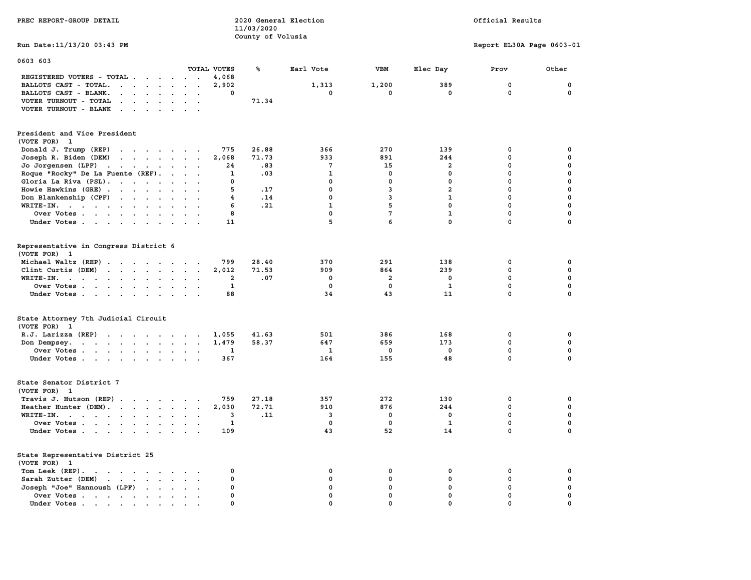PREC REPORT-GROUP DETAIL

2020 General Election
11/03/2020
County of Volusia

Official Results

Run Date:11/13/20 03:43 PM

Report EL30A Page 0603-01

0603 603

| | TOTAL VOTES | % | Earl Vote | VBM | Elec Day | Prov | Other |
|---|---|---|---|---|---|---|---|
| REGISTERED VOTERS - TOTAL | 4,068 | | | | | | |
| BALLOTS CAST - TOTAL. | 2,902 | | 1,313 | 1,200 | 389 | 0 | 0 |
| BALLOTS CAST - BLANK. | 0 | | 0 | 0 | 0 | 0 | 0 |
| VOTER TURNOUT - TOTAL | | 71.34 | | | | | |
| VOTER TURNOUT - BLANK | | | | | | | |

**President and Vice President**
(VOTE FOR) 1

| | TOTAL VOTES | % | Earl Vote | VBM | Elec Day | Prov | Other |
|---|---|---|---|---|---|---|---|
| Donald J. Trump (REP) | 775 | 26.88 | 366 | 270 | 139 | 0 | 0 |
| Joseph R. Biden (DEM) | 2,068 | 71.73 | 933 | 891 | 244 | 0 | 0 |
| Jo Jorgensen (LPF) | 24 | .83 | 7 | 15 | 2 | 0 | 0 |
| Roque "Rocky" De La Fuente (REF). | 1 | .03 | 1 | 0 | 0 | 0 | 0 |
| Gloria La Riva (PSL). | 0 | | 0 | 0 | 0 | 0 | 0 |
| Howie Hawkins (GRE) | 5 | .17 | 0 | 3 | 2 | 0 | 0 |
| Don Blankenship (CPF) | 4 | .14 | 0 | 3 | 1 | 0 | 0 |
| WRITE-IN. | 6 | .21 | 1 | 5 | 0 | 0 | 0 |
| Over Votes | 8 | | 0 | 7 | 1 | 0 | 0 |
| Under Votes | 11 | | 5 | 6 | 0 | 0 | 0 |

**Representative in Congress District 6**
(VOTE FOR) 1

| | TOTAL VOTES | % | Earl Vote | VBM | Elec Day | Prov | Other |
|---|---|---|---|---|---|---|---|
| Michael Waltz (REP) | 799 | 28.40 | 370 | 291 | 138 | 0 | 0 |
| Clint Curtis (DEM) | 2,012 | 71.53 | 909 | 864 | 239 | 0 | 0 |
| WRITE-IN. | 2 | .07 | 0 | 2 | 0 | 0 | 0 |
| Over Votes | 1 | | 0 | 0 | 1 | 0 | 0 |
| Under Votes | 88 | | 34 | 43 | 11 | 0 | 0 |

**State Attorney 7th Judicial Circuit**
(VOTE FOR) 1

| | TOTAL VOTES | % | Earl Vote | VBM | Elec Day | Prov | Other |
|---|---|---|---|---|---|---|---|
| R.J. Larizza (REP) | 1,055 | 41.63 | 501 | 386 | 168 | 0 | 0 |
| Don Dempsey. | 1,479 | 58.37 | 647 | 659 | 173 | 0 | 0 |
| Over Votes | 1 | | 1 | 0 | 0 | 0 | 0 |
| Under Votes | 367 | | 164 | 155 | 48 | 0 | 0 |

**State Senator District 7**
(VOTE FOR) 1

| | TOTAL VOTES | % | Earl Vote | VBM | Elec Day | Prov | Other |
|---|---|---|---|---|---|---|---|
| Travis J. Hutson (REP) | 759 | 27.18 | 357 | 272 | 130 | 0 | 0 |
| Heather Hunter (DEM). | 2,030 | 72.71 | 910 | 876 | 244 | 0 | 0 |
| WRITE-IN. | 3 | .11 | 3 | 0 | 0 | 0 | 0 |
| Over Votes | 1 | | 0 | 0 | 1 | 0 | 0 |
| Under Votes | 109 | | 43 | 52 | 14 | 0 | 0 |

**State Representative District 25**
(VOTE FOR) 1

| | TOTAL VOTES | % | Earl Vote | VBM | Elec Day | Prov | Other |
|---|---|---|---|---|---|---|---|
| Tom Leek (REP). | 0 | | 0 | 0 | 0 | 0 | 0 |
| Sarah Zutter (DEM) | 0 | | 0 | 0 | 0 | 0 | 0 |
| Joseph "Joe" Hannoush (LPF) | 0 | | 0 | 0 | 0 | 0 | 0 |
| Over Votes | 0 | | 0 | 0 | 0 | 0 | 0 |
| Under Votes | 0 | | 0 | 0 | 0 | 0 | 0 |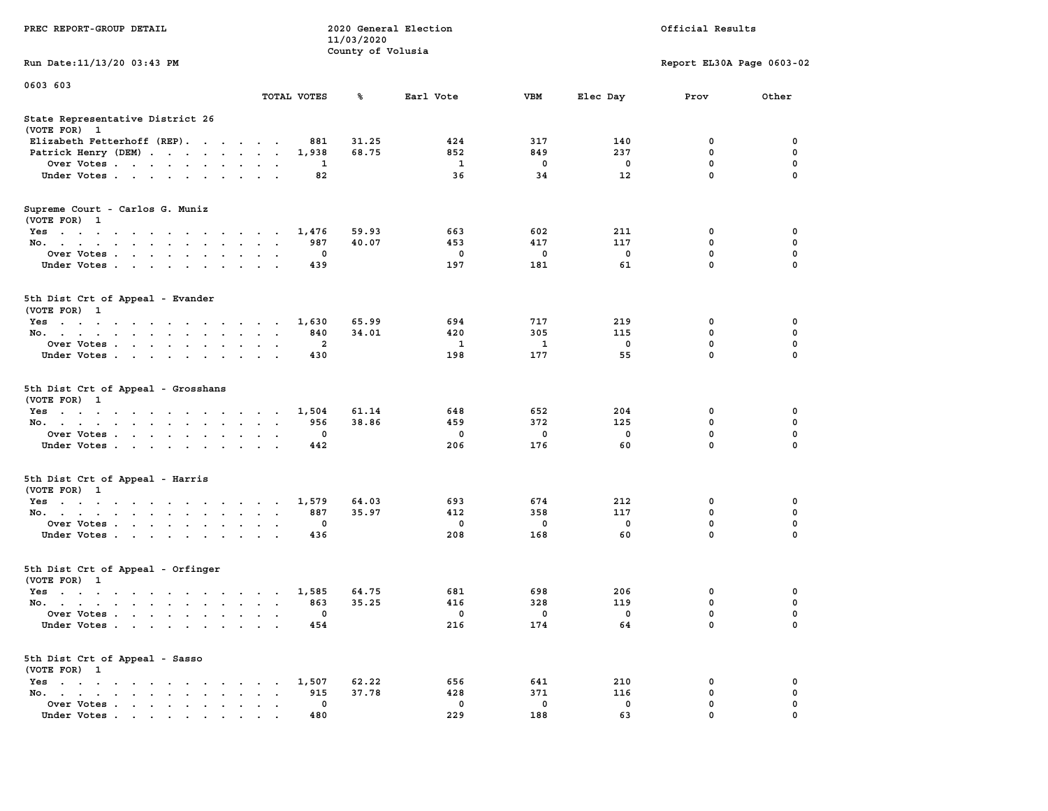PREC REPORT-GROUP DETAIL — 2020 General Election — 11/03/2020 — County of Volusia — Official Results

Run Date:11/13/20 03:43 PM — Report EL30A Page 0603-02

0603 603

| | TOTAL VOTES | % | Earl Vote | VBM | Elec Day | Prov | Other |
|---|---|---|---|---|---|---|---|
| **State Representative District 26 (VOTE FOR) 1** | | | | | | | |
| Elizabeth Fetterhoff (REP) | 881 | 31.25 | 424 | 317 | 140 | 0 | 0 |
| Patrick Henry (DEM) | 1,938 | 68.75 | 852 | 849 | 237 | 0 | 0 |
| Over Votes | 1 | | 1 | 0 | 0 | 0 | 0 |
| Under Votes | 82 | | 36 | 34 | 12 | 0 | 0 |
| **Supreme Court - Carlos G. Muniz (VOTE FOR) 1** | | | | | | | |
| Yes | 1,476 | 59.93 | 663 | 602 | 211 | 0 | 0 |
| No | 987 | 40.07 | 453 | 417 | 117 | 0 | 0 |
| Over Votes | 0 | | 0 | 0 | 0 | 0 | 0 |
| Under Votes | 439 | | 197 | 181 | 61 | 0 | 0 |
| **5th Dist Crt of Appeal - Evander (VOTE FOR) 1** | | | | | | | |
| Yes | 1,630 | 65.99 | 694 | 717 | 219 | 0 | 0 |
| No | 840 | 34.01 | 420 | 305 | 115 | 0 | 0 |
| Over Votes | 2 | | 1 | 1 | 0 | 0 | 0 |
| Under Votes | 430 | | 198 | 177 | 55 | 0 | 0 |
| **5th Dist Crt of Appeal - Grosshans (VOTE FOR) 1** | | | | | | | |
| Yes | 1,504 | 61.14 | 648 | 652 | 204 | 0 | 0 |
| No | 956 | 38.86 | 459 | 372 | 125 | 0 | 0 |
| Over Votes | 0 | | 0 | 0 | 0 | 0 | 0 |
| Under Votes | 442 | | 206 | 176 | 60 | 0 | 0 |
| **5th Dist Crt of Appeal - Harris (VOTE FOR) 1** | | | | | | | |
| Yes | 1,579 | 64.03 | 693 | 674 | 212 | 0 | 0 |
| No | 887 | 35.97 | 412 | 358 | 117 | 0 | 0 |
| Over Votes | 0 | | 0 | 0 | 0 | 0 | 0 |
| Under Votes | 436 | | 208 | 168 | 60 | 0 | 0 |
| **5th Dist Crt of Appeal - Orfinger (VOTE FOR) 1** | | | | | | | |
| Yes | 1,585 | 64.75 | 681 | 698 | 206 | 0 | 0 |
| No | 863 | 35.25 | 416 | 328 | 119 | 0 | 0 |
| Over Votes | 0 | | 0 | 0 | 0 | 0 | 0 |
| Under Votes | 454 | | 216 | 174 | 64 | 0 | 0 |
| **5th Dist Crt of Appeal - Sasso (VOTE FOR) 1** | | | | | | | |
| Yes | 1,507 | 62.22 | 656 | 641 | 210 | 0 | 0 |
| No | 915 | 37.78 | 428 | 371 | 116 | 0 | 0 |
| Over Votes | 0 | | 0 | 0 | 0 | 0 | 0 |
| Under Votes | 480 | | 229 | 188 | 63 | 0 | 0 |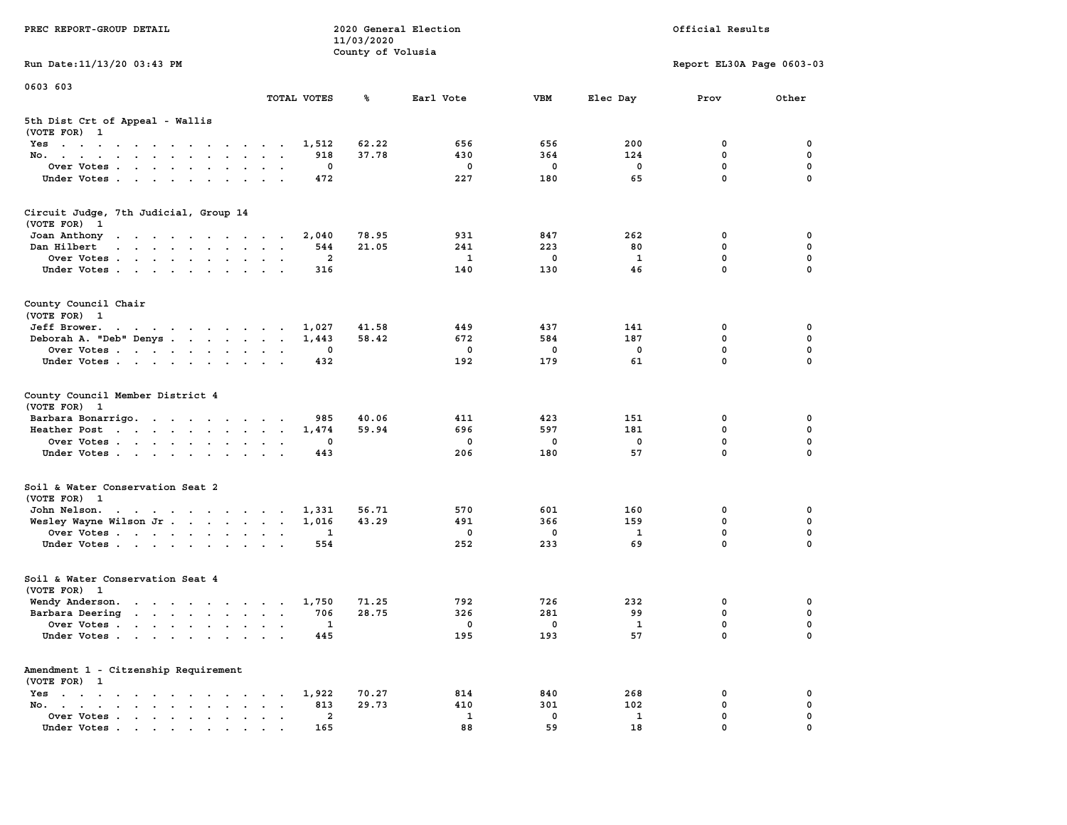PREC REPORT-GROUP DETAIL

2020 General Election
11/03/2020
County of Volusia

Official Results

Run Date:11/13/20 03:43 PM

Report EL30A Page 0603-03

0603 603

| | TOTAL VOTES | % | Earl Vote | VBM | Elec Day | Prov | Other |
|---|---|---|---|---|---|---|---|
| **5th Dist Crt of Appeal - Wallis** | | | | | | | |
| (VOTE FOR) 1 | | | | | | | |
| Yes | 1,512 | 62.22 | 656 | 656 | 200 | 0 | 0 |
| No. | 918 | 37.78 | 430 | 364 | 124 | 0 | 0 |
| Over Votes | 0 | | 0 | 0 | 0 | 0 | 0 |
| Under Votes | 472 | | 227 | 180 | 65 | 0 | 0 |
| **Circuit Judge, 7th Judicial, Group 14** | | | | | | | |
| (VOTE FOR) 1 | | | | | | | |
| Joan Anthony | 2,040 | 78.95 | 931 | 847 | 262 | 0 | 0 |
| Dan Hilbert | 544 | 21.05 | 241 | 223 | 80 | 0 | 0 |
| Over Votes | 2 | | 1 | 0 | 1 | 0 | 0 |
| Under Votes | 316 | | 140 | 130 | 46 | 0 | 0 |
| **County Council Chair** | | | | | | | |
| (VOTE FOR) 1 | | | | | | | |
| Jeff Brower. | 1,027 | 41.58 | 449 | 437 | 141 | 0 | 0 |
| Deborah A. "Deb" Denys | 1,443 | 58.42 | 672 | 584 | 187 | 0 | 0 |
| Over Votes | 0 | | 0 | 0 | 0 | 0 | 0 |
| Under Votes | 432 | | 192 | 179 | 61 | 0 | 0 |
| **County Council Member District 4** | | | | | | | |
| (VOTE FOR) 1 | | | | | | | |
| Barbara Bonarrigo. | 985 | 40.06 | 411 | 423 | 151 | 0 | 0 |
| Heather Post | 1,474 | 59.94 | 696 | 597 | 181 | 0 | 0 |
| Over Votes | 0 | | 0 | 0 | 0 | 0 | 0 |
| Under Votes | 443 | | 206 | 180 | 57 | 0 | 0 |
| **Soil & Water Conservation Seat 2** | | | | | | | |
| (VOTE FOR) 1 | | | | | | | |
| John Nelson. | 1,331 | 56.71 | 570 | 601 | 160 | 0 | 0 |
| Wesley Wayne Wilson Jr | 1,016 | 43.29 | 491 | 366 | 159 | 0 | 0 |
| Over Votes | 1 | | 0 | 0 | 1 | 0 | 0 |
| Under Votes | 554 | | 252 | 233 | 69 | 0 | 0 |
| **Soil & Water Conservation Seat 4** | | | | | | | |
| (VOTE FOR) 1 | | | | | | | |
| Wendy Anderson. | 1,750 | 71.25 | 792 | 726 | 232 | 0 | 0 |
| Barbara Deering | 706 | 28.75 | 326 | 281 | 99 | 0 | 0 |
| Over Votes | 1 | | 0 | 0 | 1 | 0 | 0 |
| Under Votes | 445 | | 195 | 193 | 57 | 0 | 0 |
| **Amendment 1 - Citzenship Requirement** | | | | | | | |
| (VOTE FOR) 1 | | | | | | | |
| Yes | 1,922 | 70.27 | 814 | 840 | 268 | 0 | 0 |
| No. | 813 | 29.73 | 410 | 301 | 102 | 0 | 0 |
| Over Votes | 2 | | 1 | 0 | 1 | 0 | 0 |
| Under Votes | 165 | | 88 | 59 | 18 | 0 | 0 |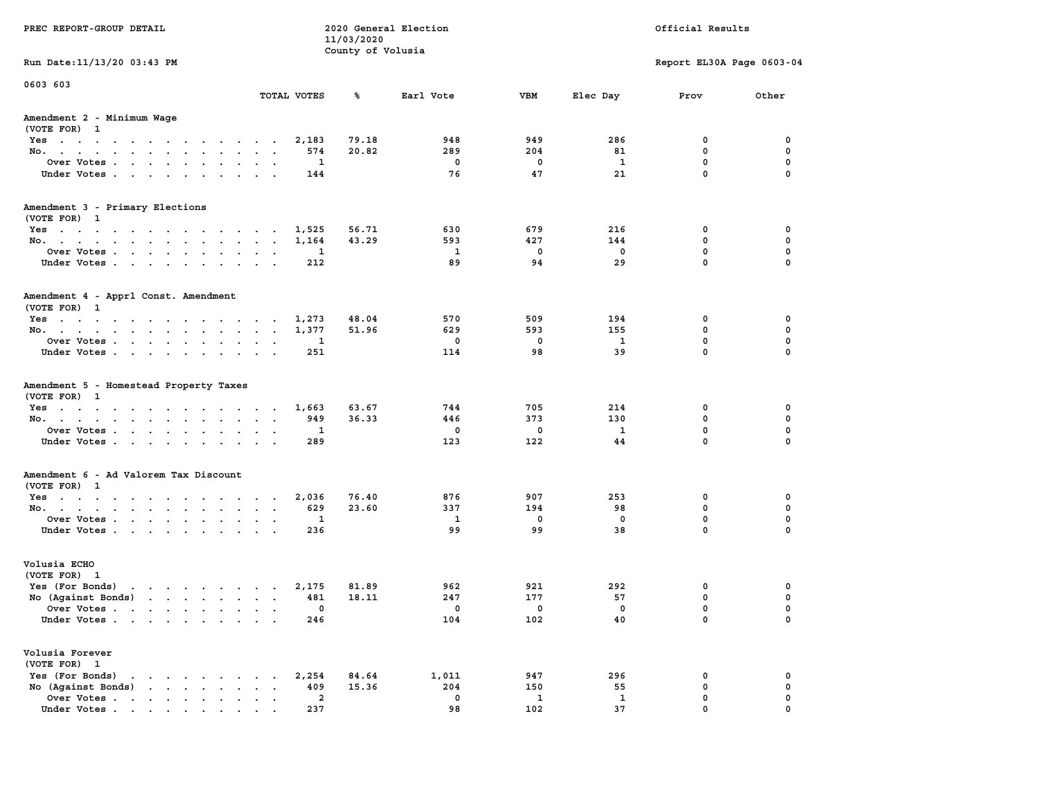PREC REPORT-GROUP DETAIL

2020 General Election
11/03/2020
County of Volusia

Official Results

Run Date:11/13/20 03:43 PM

Report EL30A Page 0603-04

0603 603

| | TOTAL VOTES | % | Earl Vote | VBM | Elec Day | Prov | Other |
|---|---|---|---|---|---|---|---|
| **Amendment 2 - Minimum Wage** | | | | | | | |
| (VOTE FOR) 1 | | | | | | | |
| Yes | 2,183 | 79.18 | 948 | 949 | 286 | 0 | 0 |
| No. | 574 | 20.82 | 289 | 204 | 81 | 0 | 0 |
| Over Votes | 1 | | 0 | 0 | 1 | 0 | 0 |
| Under Votes | 144 | | 76 | 47 | 21 | 0 | 0 |
| **Amendment 3 - Primary Elections** | | | | | | | |
| (VOTE FOR) 1 | | | | | | | |
| Yes | 1,525 | 56.71 | 630 | 679 | 216 | 0 | 0 |
| No. | 1,164 | 43.29 | 593 | 427 | 144 | 0 | 0 |
| Over Votes | 1 | | 1 | 0 | 0 | 0 | 0 |
| Under Votes | 212 | | 89 | 94 | 29 | 0 | 0 |
| **Amendment 4 - Apprl Const. Amendment** | | | | | | | |
| (VOTE FOR) 1 | | | | | | | |
| Yes | 1,273 | 48.04 | 570 | 509 | 194 | 0 | 0 |
| No. | 1,377 | 51.96 | 629 | 593 | 155 | 0 | 0 |
| Over Votes | 1 | | 0 | 0 | 1 | 0 | 0 |
| Under Votes | 251 | | 114 | 98 | 39 | 0 | 0 |
| **Amendment 5 - Homestead Property Taxes** | | | | | | | |
| (VOTE FOR) 1 | | | | | | | |
| Yes | 1,663 | 63.67 | 744 | 705 | 214 | 0 | 0 |
| No. | 949 | 36.33 | 446 | 373 | 130 | 0 | 0 |
| Over Votes | 1 | | 0 | 0 | 1 | 0 | 0 |
| Under Votes | 289 | | 123 | 122 | 44 | 0 | 0 |
| **Amendment 6 - Ad Valorem Tax Discount** | | | | | | | |
| (VOTE FOR) 1 | | | | | | | |
| Yes | 2,036 | 76.40 | 876 | 907 | 253 | 0 | 0 |
| No. | 629 | 23.60 | 337 | 194 | 98 | 0 | 0 |
| Over Votes | 1 | | 1 | 0 | 0 | 0 | 0 |
| Under Votes | 236 | | 99 | 99 | 38 | 0 | 0 |
| **Volusia ECHO** | | | | | | | |
| (VOTE FOR) 1 | | | | | | | |
| Yes (For Bonds) | 2,175 | 81.89 | 962 | 921 | 292 | 0 | 0 |
| No (Against Bonds) | 481 | 18.11 | 247 | 177 | 57 | 0 | 0 |
| Over Votes | 0 | | 0 | 0 | 0 | 0 | 0 |
| Under Votes | 246 | | 104 | 102 | 40 | 0 | 0 |
| **Volusia Forever** | | | | | | | |
| (VOTE FOR) 1 | | | | | | | |
| Yes (For Bonds) | 2,254 | 84.64 | 1,011 | 947 | 296 | 0 | 0 |
| No (Against Bonds) | 409 | 15.36 | 204 | 150 | 55 | 0 | 0 |
| Over Votes | 2 | | 0 | 1 | 1 | 0 | 0 |
| Under Votes | 237 | | 98 | 102 | 37 | 0 | 0 |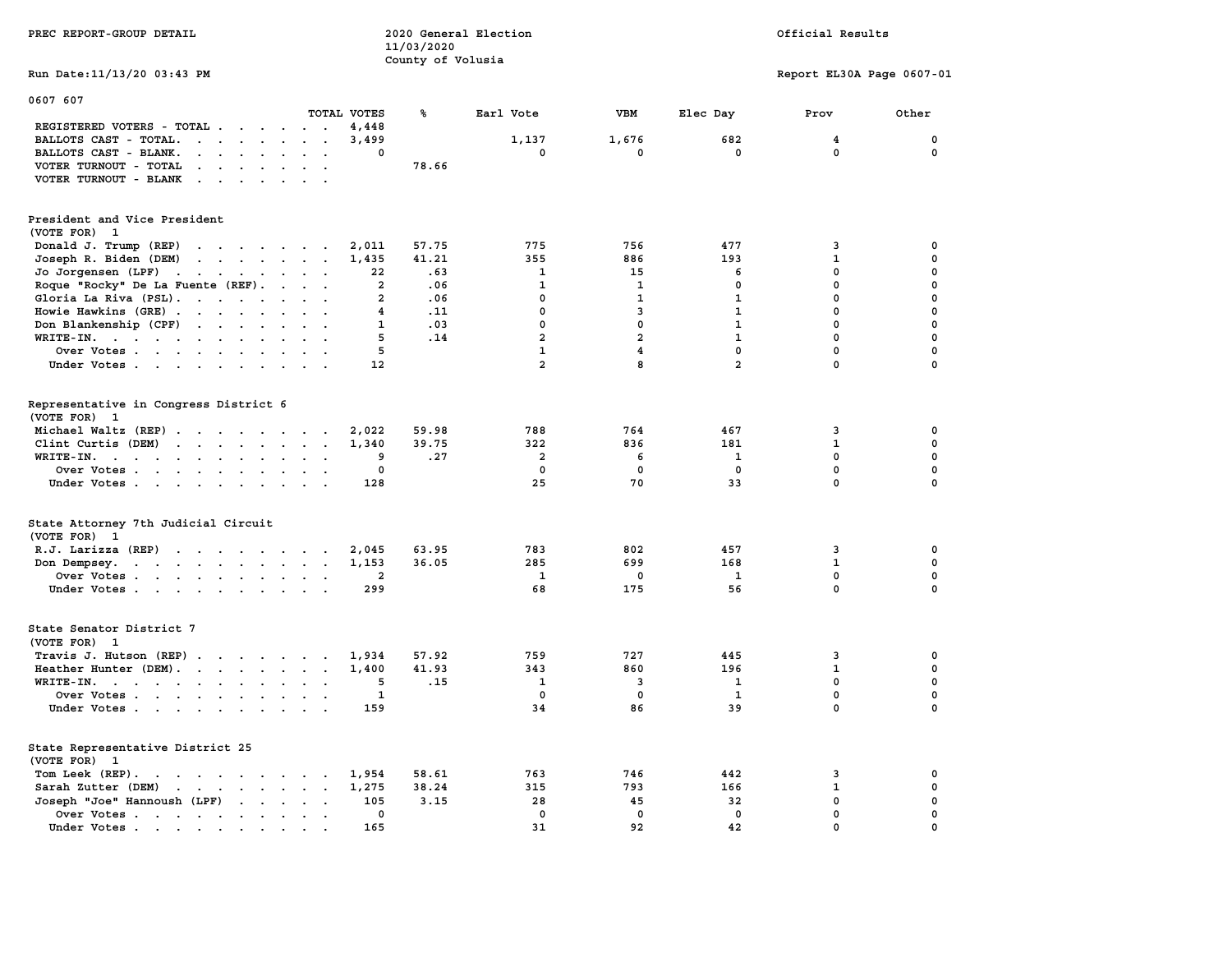PREC REPORT-GROUP DETAIL

2020 General Election
11/03/2020
County of Volusia

Official Results

Run Date:11/13/20 03:43 PM

Report EL30A Page 0607-01

## 0607 607

| | TOTAL VOTES | % | Earl Vote | VBM | Elec Day | Prov | Other |
|---|---|---|---|---|---|---|---|
| REGISTERED VOTERS - TOTAL | 4,448 | | | | | | |
| BALLOTS CAST - TOTAL. | 3,499 | | 1,137 | 1,676 | 682 | 4 | 0 |
| BALLOTS CAST - BLANK. | 0 | | 0 | 0 | 0 | 0 | 0 |
| VOTER TURNOUT - TOTAL | | 78.66 | | | | | |
| VOTER TURNOUT - BLANK | | | | | | | |

### President and Vice President
(VOTE FOR) 1

| | TOTAL VOTES | % | Earl Vote | VBM | Elec Day | Prov | Other |
|---|---|---|---|---|---|---|---|
| Donald J. Trump (REP) | 2,011 | 57.75 | 775 | 756 | 477 | 3 | 0 |
| Joseph R. Biden (DEM) | 1,435 | 41.21 | 355 | 886 | 193 | 1 | 0 |
| Jo Jorgensen (LPF) | 22 | .63 | 1 | 15 | 6 | 0 | 0 |
| Roque "Rocky" De La Fuente (REF). | 2 | .06 | 1 | 1 | 0 | 0 | 0 |
| Gloria La Riva (PSL). | 2 | .06 | 0 | 1 | 1 | 0 | 0 |
| Howie Hawkins (GRE) | 4 | .11 | 0 | 3 | 1 | 0 | 0 |
| Don Blankenship (CPF) | 1 | .03 | 0 | 0 | 1 | 0 | 0 |
| WRITE-IN. | 5 | .14 | 2 | 2 | 1 | 0 | 0 |
| Over Votes | 5 | | 1 | 4 | 0 | 0 | 0 |
| Under Votes | 12 | | 2 | 8 | 2 | 0 | 0 |

### Representative in Congress District 6
(VOTE FOR) 1

| | TOTAL VOTES | % | Earl Vote | VBM | Elec Day | Prov | Other |
|---|---|---|---|---|---|---|---|
| Michael Waltz (REP) | 2,022 | 59.98 | 788 | 764 | 467 | 3 | 0 |
| Clint Curtis (DEM) | 1,340 | 39.75 | 322 | 836 | 181 | 1 | 0 |
| WRITE-IN. | 9 | .27 | 2 | 6 | 1 | 0 | 0 |
| Over Votes | 0 | | 0 | 0 | 0 | 0 | 0 |
| Under Votes | 128 | | 25 | 70 | 33 | 0 | 0 |

### State Attorney 7th Judicial Circuit
(VOTE FOR) 1

| | TOTAL VOTES | % | Earl Vote | VBM | Elec Day | Prov | Other |
|---|---|---|---|---|---|---|---|
| R.J. Larizza (REP) | 2,045 | 63.95 | 783 | 802 | 457 | 3 | 0 |
| Don Dempsey. | 1,153 | 36.05 | 285 | 699 | 168 | 1 | 0 |
| Over Votes | 2 | | 1 | 0 | 1 | 0 | 0 |
| Under Votes | 299 | | 68 | 175 | 56 | 0 | 0 |

### State Senator District 7
(VOTE FOR) 1

| | TOTAL VOTES | % | Earl Vote | VBM | Elec Day | Prov | Other |
|---|---|---|---|---|---|---|---|
| Travis J. Hutson (REP) | 1,934 | 57.92 | 759 | 727 | 445 | 3 | 0 |
| Heather Hunter (DEM). | 1,400 | 41.93 | 343 | 860 | 196 | 1 | 0 |
| WRITE-IN. | 5 | .15 | 1 | 3 | 1 | 0 | 0 |
| Over Votes | 1 | | 0 | 0 | 1 | 0 | 0 |
| Under Votes | 159 | | 34 | 86 | 39 | 0 | 0 |

### State Representative District 25
(VOTE FOR) 1

| | TOTAL VOTES | % | Earl Vote | VBM | Elec Day | Prov | Other |
|---|---|---|---|---|---|---|---|
| Tom Leek (REP). | 1,954 | 58.61 | 763 | 746 | 442 | 3 | 0 |
| Sarah Zutter (DEM) | 1,275 | 38.24 | 315 | 793 | 166 | 1 | 0 |
| Joseph "Joe" Hannoush (LPF) | 105 | 3.15 | 28 | 45 | 32 | 0 | 0 |
| Over Votes | 0 | | 0 | 0 | 0 | 0 | 0 |
| Under Votes | 165 | | 31 | 92 | 42 | 0 | 0 |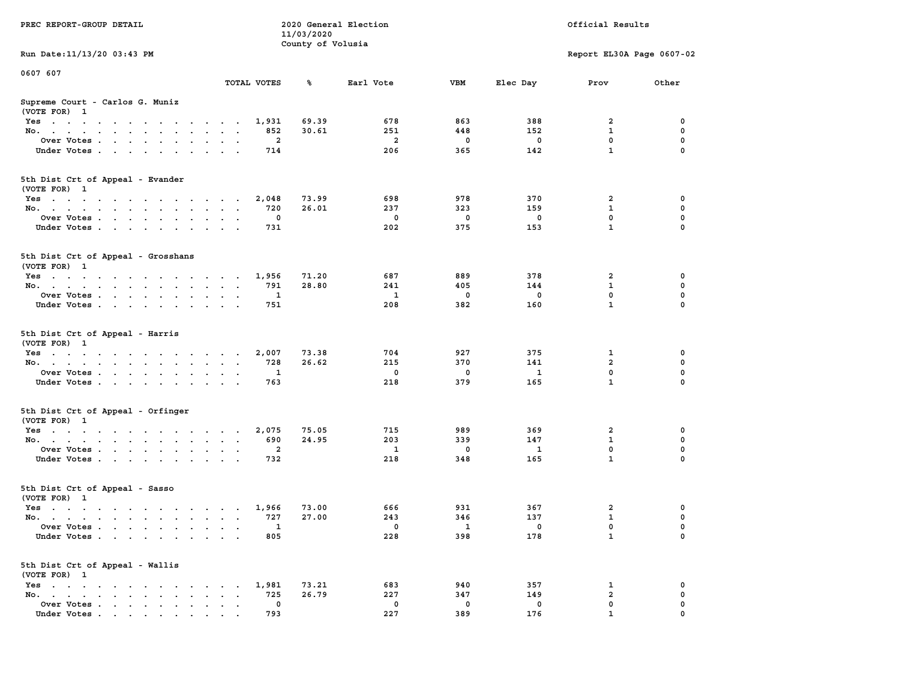PREC REPORT-GROUP DETAIL

2020 General Election
11/03/2020
County of Volusia

Official Results

Run Date:11/13/20 03:43 PM

Report EL30A Page 0607-02

0607 607

### Supreme Court - Carlos G. Muniz
(VOTE FOR) 1

| | TOTAL VOTES | % | Earl Vote | VBM | Elec Day | Prov | Other |
|---|---|---|---|---|---|---|---|
| Yes | 1,931 | 69.39 | 678 | 863 | 388 | 2 | 0 |
| No. | 852 | 30.61 | 251 | 448 | 152 | 1 | 0 |
| Over Votes | 2 | | 2 | 0 | 0 | 0 | 0 |
| Under Votes | 714 | | 206 | 365 | 142 | 1 | 0 |

### 5th Dist Crt of Appeal - Evander
(VOTE FOR) 1

| | TOTAL VOTES | % | Earl Vote | VBM | Elec Day | Prov | Other |
|---|---|---|---|---|---|---|---|
| Yes | 2,048 | 73.99 | 698 | 978 | 370 | 2 | 0 |
| No. | 720 | 26.01 | 237 | 323 | 159 | 1 | 0 |
| Over Votes | 0 | | 0 | 0 | 0 | 0 | 0 |
| Under Votes | 731 | | 202 | 375 | 153 | 1 | 0 |

### 5th Dist Crt of Appeal - Grosshans
(VOTE FOR) 1

| | TOTAL VOTES | % | Earl Vote | VBM | Elec Day | Prov | Other |
|---|---|---|---|---|---|---|---|
| Yes | 1,956 | 71.20 | 687 | 889 | 378 | 2 | 0 |
| No. | 791 | 28.80 | 241 | 405 | 144 | 1 | 0 |
| Over Votes | 1 | | 1 | 0 | 0 | 0 | 0 |
| Under Votes | 751 | | 208 | 382 | 160 | 1 | 0 |

### 5th Dist Crt of Appeal - Harris
(VOTE FOR) 1

| | TOTAL VOTES | % | Earl Vote | VBM | Elec Day | Prov | Other |
|---|---|---|---|---|---|---|---|
| Yes | 2,007 | 73.38 | 704 | 927 | 375 | 1 | 0 |
| No. | 728 | 26.62 | 215 | 370 | 141 | 2 | 0 |
| Over Votes | 1 | | 0 | 0 | 1 | 0 | 0 |
| Under Votes | 763 | | 218 | 379 | 165 | 1 | 0 |

### 5th Dist Crt of Appeal - Orfinger
(VOTE FOR) 1

| | TOTAL VOTES | % | Earl Vote | VBM | Elec Day | Prov | Other |
|---|---|---|---|---|---|---|---|
| Yes | 2,075 | 75.05 | 715 | 989 | 369 | 2 | 0 |
| No. | 690 | 24.95 | 203 | 339 | 147 | 1 | 0 |
| Over Votes | 2 | | 1 | 0 | 1 | 0 | 0 |
| Under Votes | 732 | | 218 | 348 | 165 | 1 | 0 |

### 5th Dist Crt of Appeal - Sasso
(VOTE FOR) 1

| | TOTAL VOTES | % | Earl Vote | VBM | Elec Day | Prov | Other |
|---|---|---|---|---|---|---|---|
| Yes | 1,966 | 73.00 | 666 | 931 | 367 | 2 | 0 |
| No. | 727 | 27.00 | 243 | 346 | 137 | 1 | 0 |
| Over Votes | 1 | | 0 | 1 | 0 | 0 | 0 |
| Under Votes | 805 | | 228 | 398 | 178 | 1 | 0 |

### 5th Dist Crt of Appeal - Wallis
(VOTE FOR) 1

| | TOTAL VOTES | % | Earl Vote | VBM | Elec Day | Prov | Other |
|---|---|---|---|---|---|---|---|
| Yes | 1,981 | 73.21 | 683 | 940 | 357 | 1 | 0 |
| No. | 725 | 26.79 | 227 | 347 | 149 | 2 | 0 |
| Over Votes | 0 | | 0 | 0 | 0 | 0 | 0 |
| Under Votes | 793 | | 227 | 389 | 176 | 1 | 0 |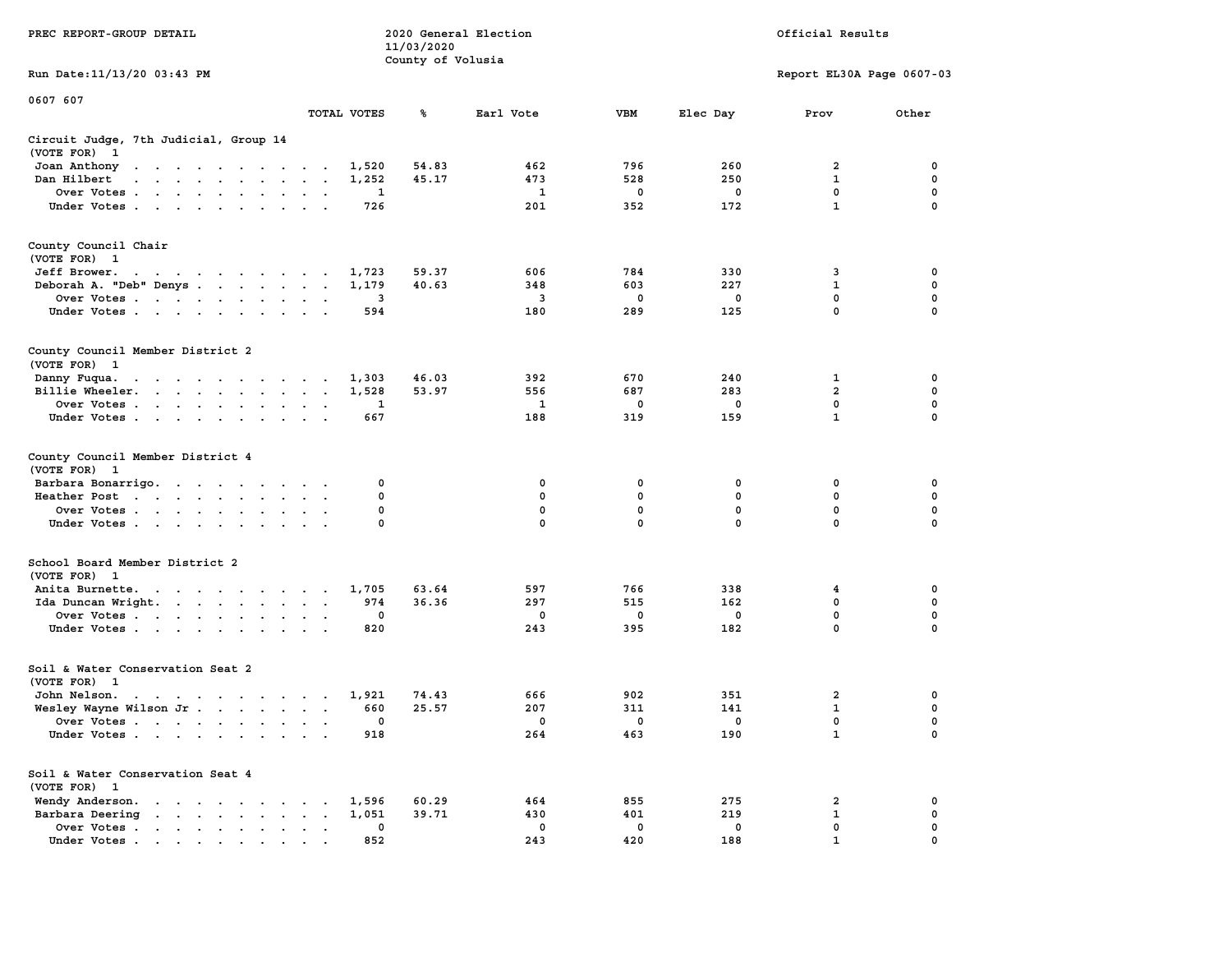PREC REPORT-GROUP DETAIL

2020 General Election
11/03/2020
County of Volusia

Official Results

Run Date:11/13/20 03:43 PM

Report EL30A Page 0607-03

0607 607

**Circuit Judge, 7th Judicial, Group 14**
(VOTE FOR) 1

| | TOTAL VOTES | % | Earl Vote | VBM | Elec Day | Prov | Other |
|---|---|---|---|---|---|---|---|
| Joan Anthony | 1,520 | 54.83 | 462 | 796 | 260 | 2 | 0 |
| Dan Hilbert | 1,252 | 45.17 | 473 | 528 | 250 | 1 | 0 |
| Over Votes | 1 | | 1 | 0 | 0 | 0 | 0 |
| Under Votes | 726 | | 201 | 352 | 172 | 1 | 0 |

**County Council Chair**
(VOTE FOR) 1

| | TOTAL VOTES | % | Earl Vote | VBM | Elec Day | Prov | Other |
|---|---|---|---|---|---|---|---|
| Jeff Brower | 1,723 | 59.37 | 606 | 784 | 330 | 3 | 0 |
| Deborah A. "Deb" Denys | 1,179 | 40.63 | 348 | 603 | 227 | 1 | 0 |
| Over Votes | 3 | | 3 | 0 | 0 | 0 | 0 |
| Under Votes | 594 | | 180 | 289 | 125 | 0 | 0 |

**County Council Member District 2**
(VOTE FOR) 1

| | TOTAL VOTES | % | Earl Vote | VBM | Elec Day | Prov | Other |
|---|---|---|---|---|---|---|---|
| Danny Fuqua | 1,303 | 46.03 | 392 | 670 | 240 | 1 | 0 |
| Billie Wheeler | 1,528 | 53.97 | 556 | 687 | 283 | 2 | 0 |
| Over Votes | 1 | | 1 | 0 | 0 | 0 | 0 |
| Under Votes | 667 | | 188 | 319 | 159 | 1 | 0 |

**County Council Member District 4**
(VOTE FOR) 1

| | TOTAL VOTES | % | Earl Vote | VBM | Elec Day | Prov | Other |
|---|---|---|---|---|---|---|---|
| Barbara Bonarrigo | 0 | | 0 | 0 | 0 | 0 | 0 |
| Heather Post | 0 | | 0 | 0 | 0 | 0 | 0 |
| Over Votes | 0 | | 0 | 0 | 0 | 0 | 0 |
| Under Votes | 0 | | 0 | 0 | 0 | 0 | 0 |

**School Board Member District 2**
(VOTE FOR) 1

| | TOTAL VOTES | % | Earl Vote | VBM | Elec Day | Prov | Other |
|---|---|---|---|---|---|---|---|
| Anita Burnette | 1,705 | 63.64 | 597 | 766 | 338 | 4 | 0 |
| Ida Duncan Wright | 974 | 36.36 | 297 | 515 | 162 | 0 | 0 |
| Over Votes | 0 | | 0 | 0 | 0 | 0 | 0 |
| Under Votes | 820 | | 243 | 395 | 182 | 0 | 0 |

**Soil & Water Conservation Seat 2**
(VOTE FOR) 1

| | TOTAL VOTES | % | Earl Vote | VBM | Elec Day | Prov | Other |
|---|---|---|---|---|---|---|---|
| John Nelson | 1,921 | 74.43 | 666 | 902 | 351 | 2 | 0 |
| Wesley Wayne Wilson Jr | 660 | 25.57 | 207 | 311 | 141 | 1 | 0 |
| Over Votes | 0 | | 0 | 0 | 0 | 0 | 0 |
| Under Votes | 918 | | 264 | 463 | 190 | 1 | 0 |

**Soil & Water Conservation Seat 4**
(VOTE FOR) 1

| | TOTAL VOTES | % | Earl Vote | VBM | Elec Day | Prov | Other |
|---|---|---|---|---|---|---|---|
| Wendy Anderson | 1,596 | 60.29 | 464 | 855 | 275 | 2 | 0 |
| Barbara Deering | 1,051 | 39.71 | 430 | 401 | 219 | 1 | 0 |
| Over Votes | 0 | | 0 | 0 | 0 | 0 | 0 |
| Under Votes | 852 | | 243 | 420 | 188 | 1 | 0 |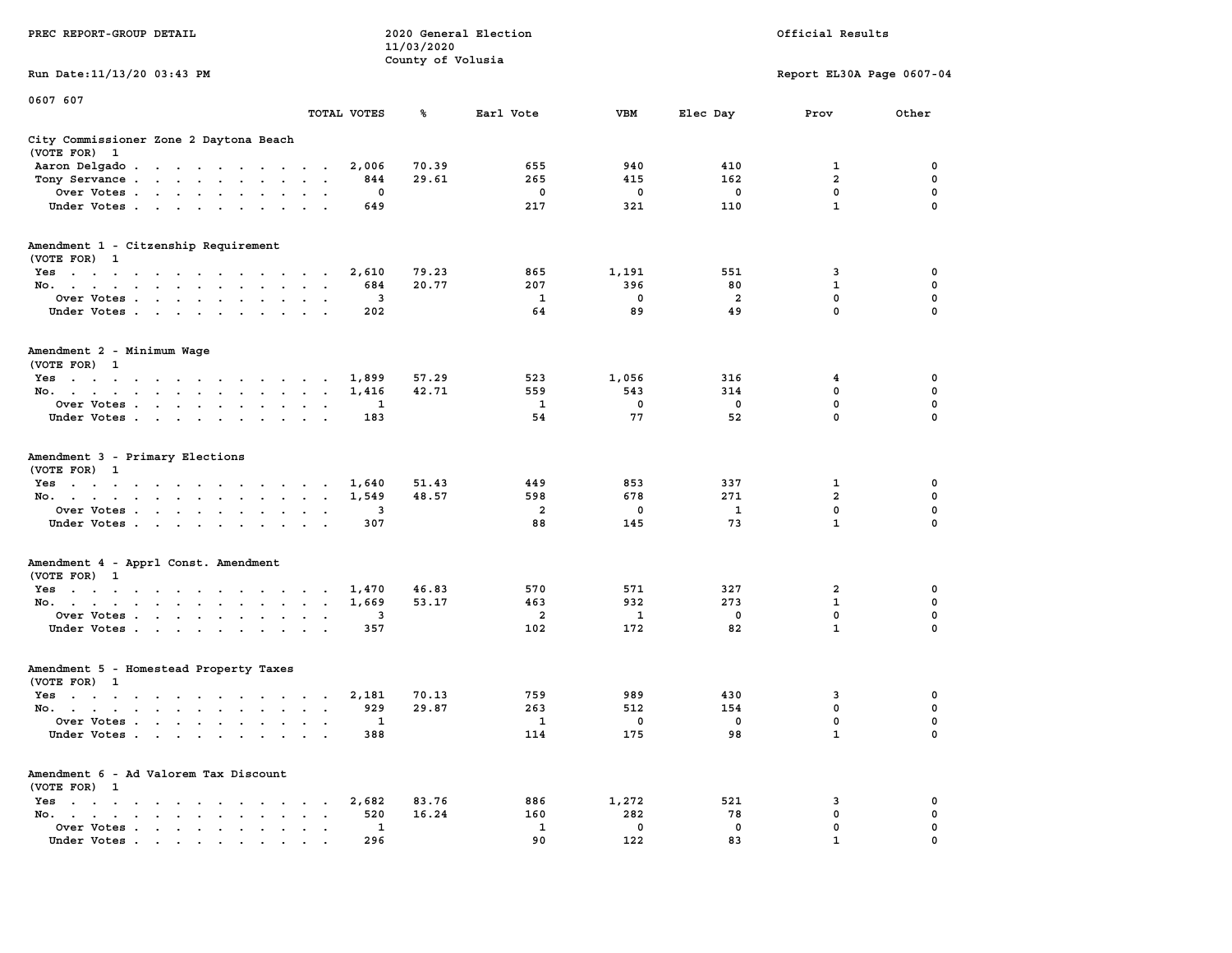PREC REPORT-GROUP DETAIL

2020 General Election
11/03/2020
County of Volusia

Official Results

Run Date:11/13/20 03:43 PM

Report EL30A Page 0607-04

0607 607

| | TOTAL VOTES | % | Earl Vote | VBM | Elec Day | Prov | Other |
|---|---|---|---|---|---|---|---|
| **City Commissioner Zone 2 Daytona Beach** | | | | | | | |
| (VOTE FOR) 1 | | | | | | | |
| Aaron Delgado | 2,006 | 70.39 | 655 | 940 | 410 | 1 | 0 |
| Tony Servance | 844 | 29.61 | 265 | 415 | 162 | 2 | 0 |
| Over Votes | 0 | | 0 | 0 | 0 | 0 | 0 |
| Under Votes | 649 | | 217 | 321 | 110 | 1 | 0 |
| **Amendment 1 - Citzenship Requirement** | | | | | | | |
| (VOTE FOR) 1 | | | | | | | |
| Yes | 2,610 | 79.23 | 865 | 1,191 | 551 | 3 | 0 |
| No. | 684 | 20.77 | 207 | 396 | 80 | 1 | 0 |
| Over Votes | 3 | | 1 | 0 | 2 | 0 | 0 |
| Under Votes | 202 | | 64 | 89 | 49 | 0 | 0 |
| **Amendment 2 - Minimum Wage** | | | | | | | |
| (VOTE FOR) 1 | | | | | | | |
| Yes | 1,899 | 57.29 | 523 | 1,056 | 316 | 4 | 0 |
| No. | 1,416 | 42.71 | 559 | 543 | 314 | 0 | 0 |
| Over Votes | 1 | | 1 | 0 | 0 | 0 | 0 |
| Under Votes | 183 | | 54 | 77 | 52 | 0 | 0 |
| **Amendment 3 - Primary Elections** | | | | | | | |
| (VOTE FOR) 1 | | | | | | | |
| Yes | 1,640 | 51.43 | 449 | 853 | 337 | 1 | 0 |
| No. | 1,549 | 48.57 | 598 | 678 | 271 | 2 | 0 |
| Over Votes | 3 | | 2 | 0 | 1 | 0 | 0 |
| Under Votes | 307 | | 88 | 145 | 73 | 1 | 0 |
| **Amendment 4 - Apprl Const. Amendment** | | | | | | | |
| (VOTE FOR) 1 | | | | | | | |
| Yes | 1,470 | 46.83 | 570 | 571 | 327 | 2 | 0 |
| No. | 1,669 | 53.17 | 463 | 932 | 273 | 1 | 0 |
| Over Votes | 3 | | 2 | 1 | 0 | 0 | 0 |
| Under Votes | 357 | | 102 | 172 | 82 | 1 | 0 |
| **Amendment 5 - Homestead Property Taxes** | | | | | | | |
| (VOTE FOR) 1 | | | | | | | |
| Yes | 2,181 | 70.13 | 759 | 989 | 430 | 3 | 0 |
| No. | 929 | 29.87 | 263 | 512 | 154 | 0 | 0 |
| Over Votes | 1 | | 1 | 0 | 0 | 0 | 0 |
| Under Votes | 388 | | 114 | 175 | 98 | 1 | 0 |
| **Amendment 6 - Ad Valorem Tax Discount** | | | | | | | |
| (VOTE FOR) 1 | | | | | | | |
| Yes | 2,682 | 83.76 | 886 | 1,272 | 521 | 3 | 0 |
| No. | 520 | 16.24 | 160 | 282 | 78 | 0 | 0 |
| Over Votes | 1 | | 1 | 0 | 0 | 0 | 0 |
| Under Votes | 296 | | 90 | 122 | 83 | 1 | 0 |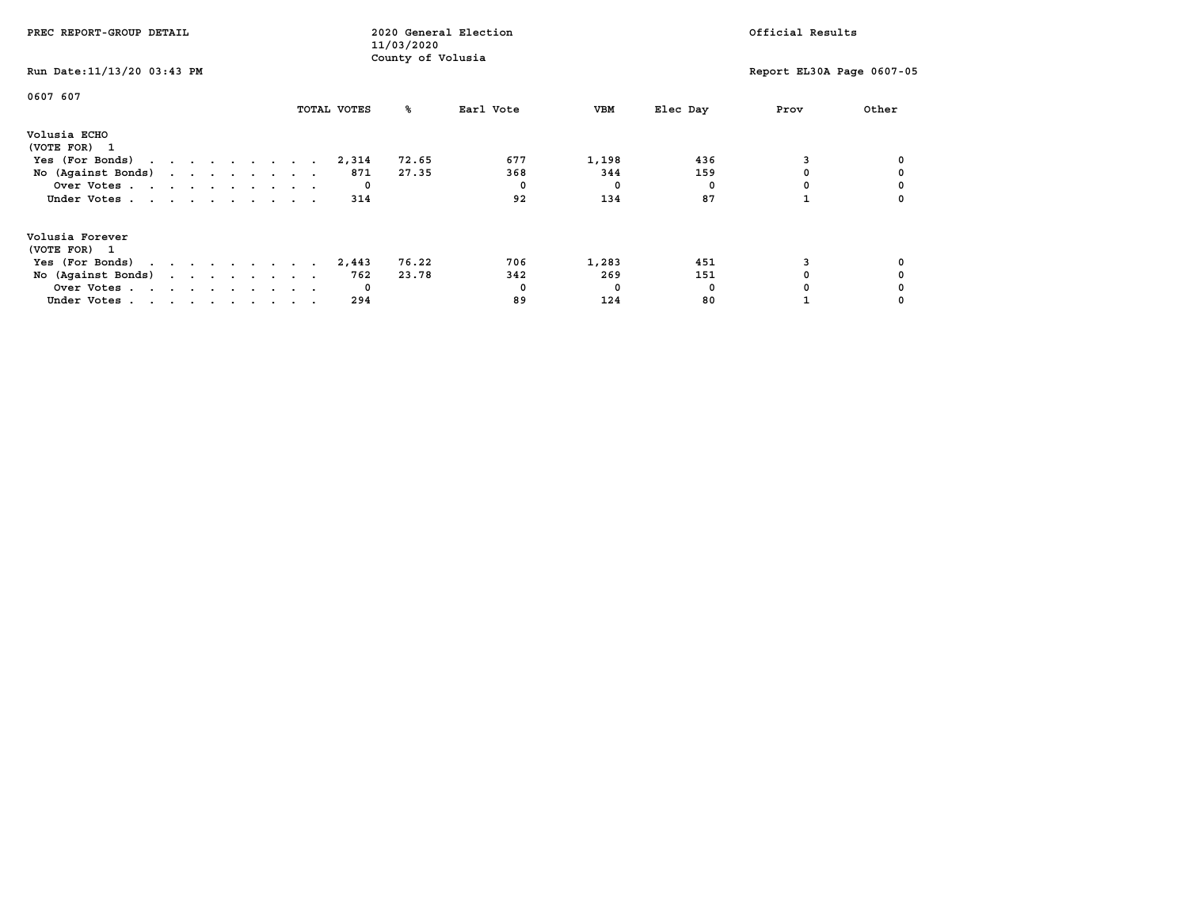PREC REPORT-GROUP DETAIL

2020 General Election
11/03/2020
County of Volusia

Official Results

Run Date:11/13/20 03:43 PM

Report EL30A Page 0607-05

0607 607

| | TOTAL VOTES | % | Earl Vote | VBM | Elec Day | Prov | Other |
|---|---|---|---|---|---|---|---|
| **Volusia ECHO** | | | | | | | |
| (VOTE FOR) 1 | | | | | | | |
| Yes (For Bonds) | 2,314 | 72.65 | 677 | 1,198 | 436 | 3 | 0 |
| No (Against Bonds) | 871 | 27.35 | 368 | 344 | 159 | 0 | 0 |
| Over Votes | 0 | | 0 | 0 | 0 | 0 | 0 |
| Under Votes | 314 | | 92 | 134 | 87 | 1 | 0 |
| **Volusia Forever** | | | | | | | |
| (VOTE FOR) 1 | | | | | | | |
| Yes (For Bonds) | 2,443 | 76.22 | 706 | 1,283 | 451 | 3 | 0 |
| No (Against Bonds) | 762 | 23.78 | 342 | 269 | 151 | 0 | 0 |
| Over Votes | 0 | | 0 | 0 | 0 | 0 | 0 |
| Under Votes | 294 | | 89 | 124 | 80 | 1 | 0 |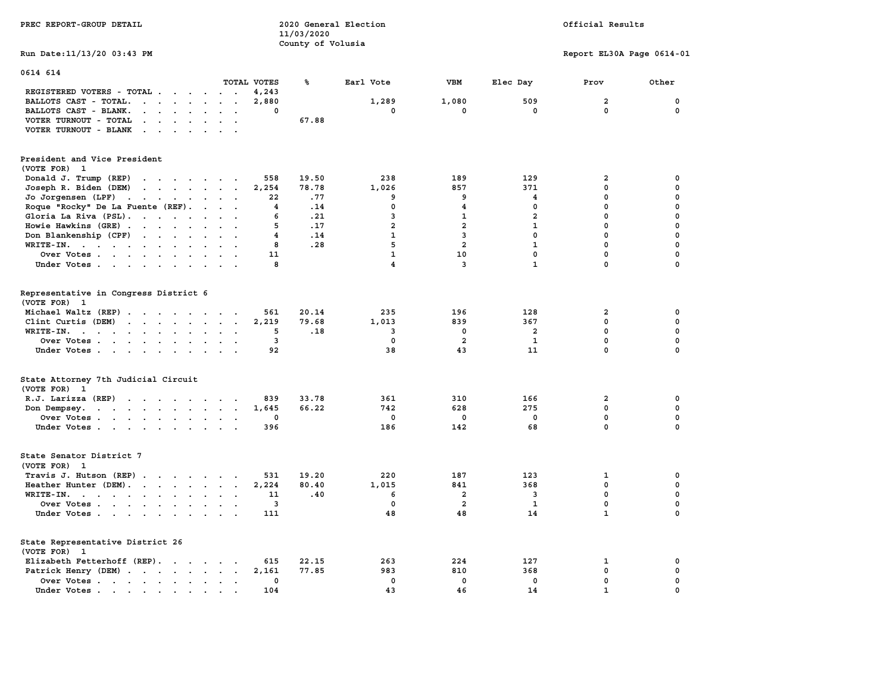PREC REPORT-GROUP DETAIL

2020 General Election
11/03/2020
County of Volusia

Official Results

Run Date:11/13/20 03:43 PM

Report EL30A Page 0614-01

## 0614 614

| | TOTAL VOTES | % | Earl Vote | VBM | Elec Day | Prov | Other |
|---|---|---|---|---|---|---|---|
| REGISTERED VOTERS - TOTAL | 4,243 | | | | | | |
| BALLOTS CAST - TOTAL. | 2,880 | | 1,289 | 1,080 | 509 | 2 | 0 |
| BALLOTS CAST - BLANK. | 0 | | 0 | 0 | 0 | 0 | 0 |
| VOTER TURNOUT - TOTAL | | 67.88 | | | | | |
| VOTER TURNOUT - BLANK | | | | | | | |

### President and Vice President
(VOTE FOR) 1

| | TOTAL VOTES | % | Earl Vote | VBM | Elec Day | Prov | Other |
|---|---|---|---|---|---|---|---|
| Donald J. Trump (REP) | 558 | 19.50 | 238 | 189 | 129 | 2 | 0 |
| Joseph R. Biden (DEM) | 2,254 | 78.78 | 1,026 | 857 | 371 | 0 | 0 |
| Jo Jorgensen (LPF) | 22 | .77 | 9 | 9 | 4 | 0 | 0 |
| Roque "Rocky" De La Fuente (REF). | 4 | .14 | 0 | 4 | 0 | 0 | 0 |
| Gloria La Riva (PSL). | 6 | .21 | 3 | 1 | 2 | 0 | 0 |
| Howie Hawkins (GRE) | 5 | .17 | 2 | 2 | 1 | 0 | 0 |
| Don Blankenship (CPF) | 4 | .14 | 1 | 3 | 0 | 0 | 0 |
| WRITE-IN. | 8 | .28 | 5 | 2 | 1 | 0 | 0 |
| Over Votes | 11 | | 1 | 10 | 0 | 0 | 0 |
| Under Votes | 8 | | 4 | 3 | 1 | 0 | 0 |

### Representative in Congress District 6
(VOTE FOR) 1

| | TOTAL VOTES | % | Earl Vote | VBM | Elec Day | Prov | Other |
|---|---|---|---|---|---|---|---|
| Michael Waltz (REP) | 561 | 20.14 | 235 | 196 | 128 | 2 | 0 |
| Clint Curtis (DEM) | 2,219 | 79.68 | 1,013 | 839 | 367 | 0 | 0 |
| WRITE-IN. | 5 | .18 | 3 | 0 | 2 | 0 | 0 |
| Over Votes | 3 | | 0 | 2 | 1 | 0 | 0 |
| Under Votes | 92 | | 38 | 43 | 11 | 0 | 0 |

### State Attorney 7th Judicial Circuit
(VOTE FOR) 1

| | TOTAL VOTES | % | Earl Vote | VBM | Elec Day | Prov | Other |
|---|---|---|---|---|---|---|---|
| R.J. Larizza (REP) | 839 | 33.78 | 361 | 310 | 166 | 2 | 0 |
| Don Dempsey. | 1,645 | 66.22 | 742 | 628 | 275 | 0 | 0 |
| Over Votes | 0 | | 0 | 0 | 0 | 0 | 0 |
| Under Votes | 396 | | 186 | 142 | 68 | 0 | 0 |

### State Senator District 7
(VOTE FOR) 1

| | TOTAL VOTES | % | Earl Vote | VBM | Elec Day | Prov | Other |
|---|---|---|---|---|---|---|---|
| Travis J. Hutson (REP) | 531 | 19.20 | 220 | 187 | 123 | 1 | 0 |
| Heather Hunter (DEM). | 2,224 | 80.40 | 1,015 | 841 | 368 | 0 | 0 |
| WRITE-IN. | 11 | .40 | 6 | 2 | 3 | 0 | 0 |
| Over Votes | 3 | | 0 | 2 | 1 | 0 | 0 |
| Under Votes | 111 | | 48 | 48 | 14 | 1 | 0 |

### State Representative District 26
(VOTE FOR) 1

| | TOTAL VOTES | % | Earl Vote | VBM | Elec Day | Prov | Other |
|---|---|---|---|---|---|---|---|
| Elizabeth Fetterhoff (REP). | 615 | 22.15 | 263 | 224 | 127 | 1 | 0 |
| Patrick Henry (DEM) | 2,161 | 77.85 | 983 | 810 | 368 | 0 | 0 |
| Over Votes | 0 | | 0 | 0 | 0 | 0 | 0 |
| Under Votes | 104 | | 43 | 46 | 14 | 1 | 0 |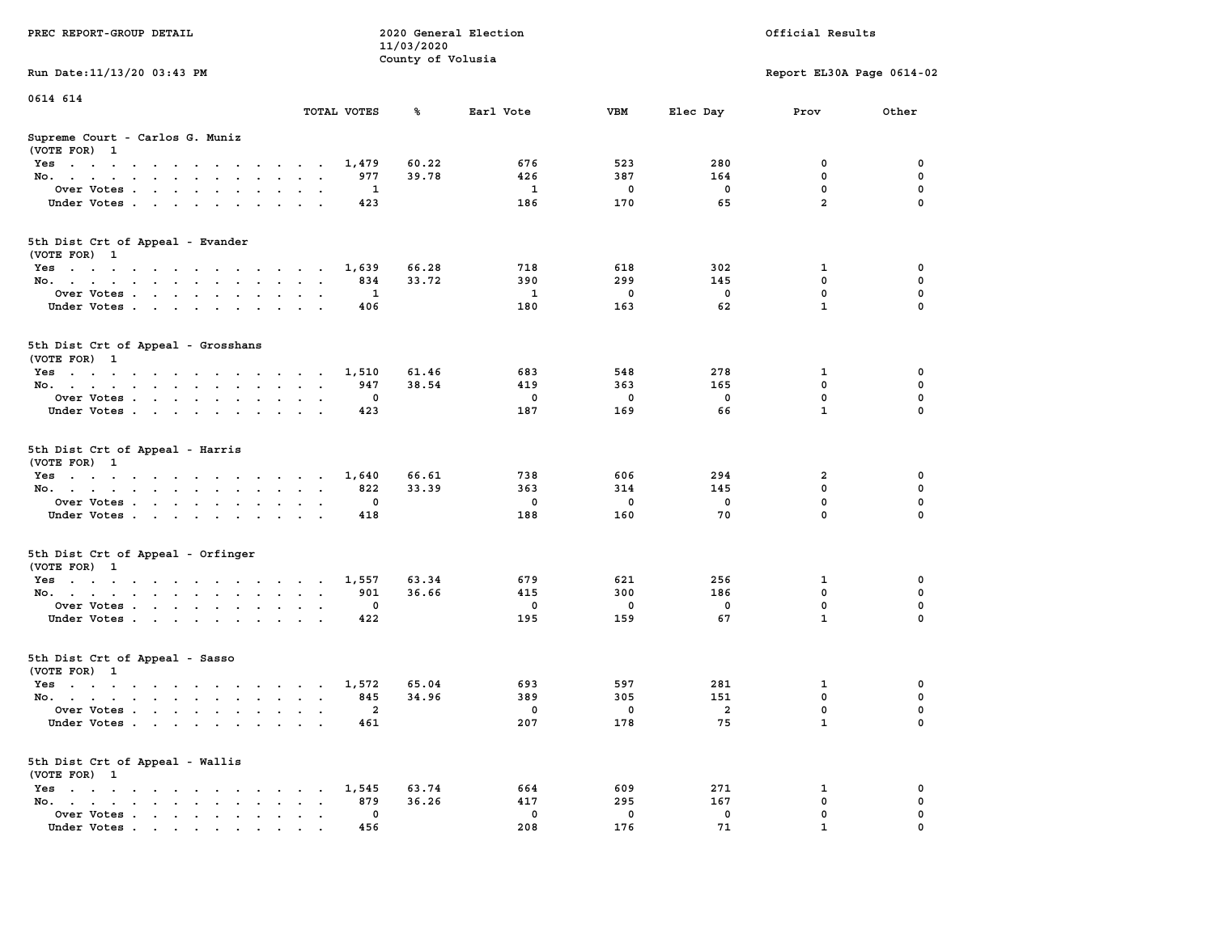PREC REPORT-GROUP DETAIL

2020 General Election
11/03/2020
County of Volusia

Official Results

Run Date:11/13/20 03:43 PM

Report EL30A Page 0614-02

0614 614

| | TOTAL VOTES | % | Earl Vote | VBM | Elec Day | Prov | Other |
|---|---|---|---|---|---|---|---|
| **Supreme Court - Carlos G. Muniz** | | | | | | | |
| (VOTE FOR) 1 | | | | | | | |
| Yes | 1,479 | 60.22 | 676 | 523 | 280 | 0 | 0 |
| No. | 977 | 39.78 | 426 | 387 | 164 | 0 | 0 |
| Over Votes | 1 | | 1 | 0 | 0 | 0 | 0 |
| Under Votes | 423 | | 186 | 170 | 65 | 2 | 0 |
| **5th Dist Crt of Appeal - Evander** | | | | | | | |
| (VOTE FOR) 1 | | | | | | | |
| Yes | 1,639 | 66.28 | 718 | 618 | 302 | 1 | 0 |
| No. | 834 | 33.72 | 390 | 299 | 145 | 0 | 0 |
| Over Votes | 1 | | 1 | 0 | 0 | 0 | 0 |
| Under Votes | 406 | | 180 | 163 | 62 | 1 | 0 |
| **5th Dist Crt of Appeal - Grosshans** | | | | | | | |
| (VOTE FOR) 1 | | | | | | | |
| Yes | 1,510 | 61.46 | 683 | 548 | 278 | 1 | 0 |
| No. | 947 | 38.54 | 419 | 363 | 165 | 0 | 0 |
| Over Votes | 0 | | 0 | 0 | 0 | 0 | 0 |
| Under Votes | 423 | | 187 | 169 | 66 | 1 | 0 |
| **5th Dist Crt of Appeal - Harris** | | | | | | | |
| (VOTE FOR) 1 | | | | | | | |
| Yes | 1,640 | 66.61 | 738 | 606 | 294 | 2 | 0 |
| No. | 822 | 33.39 | 363 | 314 | 145 | 0 | 0 |
| Over Votes | 0 | | 0 | 0 | 0 | 0 | 0 |
| Under Votes | 418 | | 188 | 160 | 70 | 0 | 0 |
| **5th Dist Crt of Appeal - Orfinger** | | | | | | | |
| (VOTE FOR) 1 | | | | | | | |
| Yes | 1,557 | 63.34 | 679 | 621 | 256 | 1 | 0 |
| No. | 901 | 36.66 | 415 | 300 | 186 | 0 | 0 |
| Over Votes | 0 | | 0 | 0 | 0 | 0 | 0 |
| Under Votes | 422 | | 195 | 159 | 67 | 1 | 0 |
| **5th Dist Crt of Appeal - Sasso** | | | | | | | |
| (VOTE FOR) 1 | | | | | | | |
| Yes | 1,572 | 65.04 | 693 | 597 | 281 | 1 | 0 |
| No. | 845 | 34.96 | 389 | 305 | 151 | 0 | 0 |
| Over Votes | 2 | | 0 | 0 | 2 | 0 | 0 |
| Under Votes | 461 | | 207 | 178 | 75 | 1 | 0 |
| **5th Dist Crt of Appeal - Wallis** | | | | | | | |
| (VOTE FOR) 1 | | | | | | | |
| Yes | 1,545 | 63.74 | 664 | 609 | 271 | 1 | 0 |
| No. | 879 | 36.26 | 417 | 295 | 167 | 0 | 0 |
| Over Votes | 0 | | 0 | 0 | 0 | 0 | 0 |
| Under Votes | 456 | | 208 | 176 | 71 | 1 | 0 |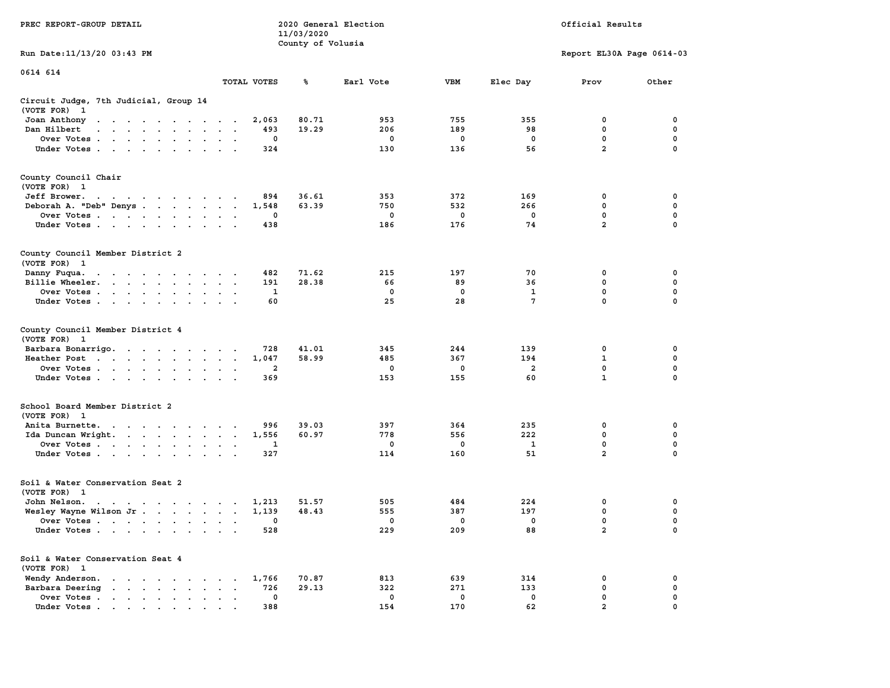PREC REPORT-GROUP DETAIL

2020 General Election
11/03/2020
County of Volusia

Official Results

Run Date:11/13/20 03:43 PM

Report EL30A Page 0614-03

0614 614

| | TOTAL VOTES | % | Earl Vote | VBM | Elec Day | Prov | Other |
|---|---|---|---|---|---|---|---|
| **Circuit Judge, 7th Judicial, Group 14** | | | | | | | |
| (VOTE FOR) 1 | | | | | | | |
| Joan Anthony | 2,063 | 80.71 | 953 | 755 | 355 | 0 | 0 |
| Dan Hilbert | 493 | 19.29 | 206 | 189 | 98 | 0 | 0 |
| Over Votes | 0 | | 0 | 0 | 0 | 0 | 0 |
| Under Votes | 324 | | 130 | 136 | 56 | 2 | 0 |
| **County Council Chair** | | | | | | | |
| (VOTE FOR) 1 | | | | | | | |
| Jeff Brower | 894 | 36.61 | 353 | 372 | 169 | 0 | 0 |
| Deborah A. "Deb" Denys | 1,548 | 63.39 | 750 | 532 | 266 | 0 | 0 |
| Over Votes | 0 | | 0 | 0 | 0 | 0 | 0 |
| Under Votes | 438 | | 186 | 176 | 74 | 2 | 0 |
| **County Council Member District 2** | | | | | | | |
| (VOTE FOR) 1 | | | | | | | |
| Danny Fuqua | 482 | 71.62 | 215 | 197 | 70 | 0 | 0 |
| Billie Wheeler | 191 | 28.38 | 66 | 89 | 36 | 0 | 0 |
| Over Votes | 1 | | 0 | 0 | 1 | 0 | 0 |
| Under Votes | 60 | | 25 | 28 | 7 | 0 | 0 |
| **County Council Member District 4** | | | | | | | |
| (VOTE FOR) 1 | | | | | | | |
| Barbara Bonarrigo | 728 | 41.01 | 345 | 244 | 139 | 0 | 0 |
| Heather Post | 1,047 | 58.99 | 485 | 367 | 194 | 1 | 0 |
| Over Votes | 2 | | 0 | 0 | 2 | 0 | 0 |
| Under Votes | 369 | | 153 | 155 | 60 | 1 | 0 |
| **School Board Member District 2** | | | | | | | |
| (VOTE FOR) 1 | | | | | | | |
| Anita Burnette | 996 | 39.03 | 397 | 364 | 235 | 0 | 0 |
| Ida Duncan Wright | 1,556 | 60.97 | 778 | 556 | 222 | 0 | 0 |
| Over Votes | 1 | | 0 | 0 | 1 | 0 | 0 |
| Under Votes | 327 | | 114 | 160 | 51 | 2 | 0 |
| **Soil & Water Conservation Seat 2** | | | | | | | |
| (VOTE FOR) 1 | | | | | | | |
| John Nelson | 1,213 | 51.57 | 505 | 484 | 224 | 0 | 0 |
| Wesley Wayne Wilson Jr | 1,139 | 48.43 | 555 | 387 | 197 | 0 | 0 |
| Over Votes | 0 | | 0 | 0 | 0 | 0 | 0 |
| Under Votes | 528 | | 229 | 209 | 88 | 2 | 0 |
| **Soil & Water Conservation Seat 4** | | | | | | | |
| (VOTE FOR) 1 | | | | | | | |
| Wendy Anderson | 1,766 | 70.87 | 813 | 639 | 314 | 0 | 0 |
| Barbara Deering | 726 | 29.13 | 322 | 271 | 133 | 0 | 0 |
| Over Votes | 0 | | 0 | 0 | 0 | 0 | 0 |
| Under Votes | 388 | | 154 | 170 | 62 | 2 | 0 |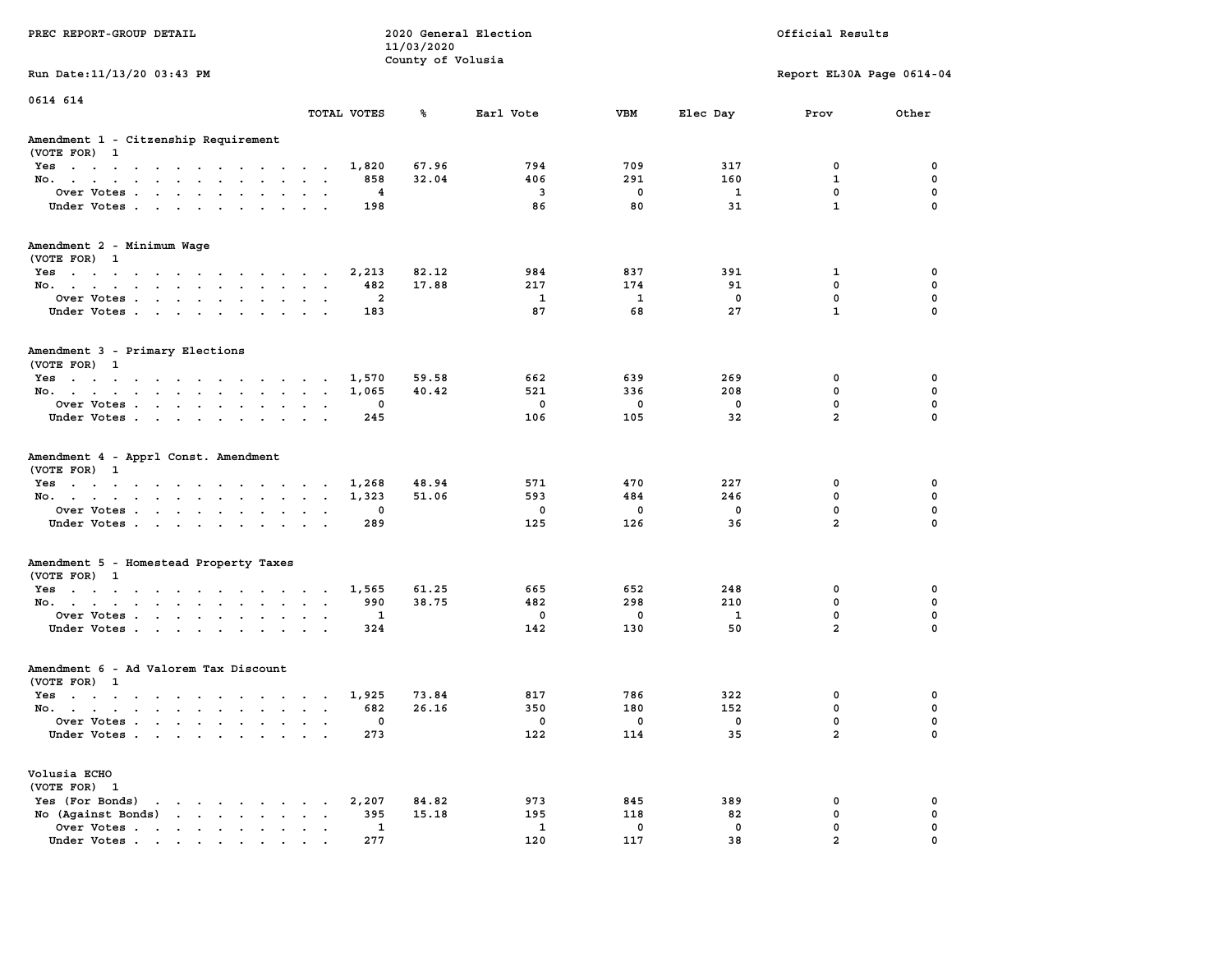PREC REPORT-GROUP DETAIL

2020 General Election
11/03/2020
County of Volusia

Official Results

Run Date:11/13/20 03:43 PM

Report EL30A Page 0614-04

0614 614

| | TOTAL VOTES | % | Earl Vote | VBM | Elec Day | Prov | Other |
|---|---|---|---|---|---|---|---|
| **Amendment 1 - Citzenship Requirement** | | | | | | | |
| (VOTE FOR) 1 | | | | | | | |
| Yes | 1,820 | 67.96 | 794 | 709 | 317 | 0 | 0 |
| No. | 858 | 32.04 | 406 | 291 | 160 | 1 | 0 |
| Over Votes | 4 | | 3 | 0 | 1 | 0 | 0 |
| Under Votes | 198 | | 86 | 80 | 31 | 1 | 0 |
| **Amendment 2 - Minimum Wage** | | | | | | | |
| (VOTE FOR) 1 | | | | | | | |
| Yes | 2,213 | 82.12 | 984 | 837 | 391 | 1 | 0 |
| No. | 482 | 17.88 | 217 | 174 | 91 | 0 | 0 |
| Over Votes | 2 | | 1 | 1 | 0 | 0 | 0 |
| Under Votes | 183 | | 87 | 68 | 27 | 1 | 0 |
| **Amendment 3 - Primary Elections** | | | | | | | |
| (VOTE FOR) 1 | | | | | | | |
| Yes | 1,570 | 59.58 | 662 | 639 | 269 | 0 | 0 |
| No. | 1,065 | 40.42 | 521 | 336 | 208 | 0 | 0 |
| Over Votes | 0 | | 0 | 0 | 0 | 0 | 0 |
| Under Votes | 245 | | 106 | 105 | 32 | 2 | 0 |
| **Amendment 4 - Apprl Const. Amendment** | | | | | | | |
| (VOTE FOR) 1 | | | | | | | |
| Yes | 1,268 | 48.94 | 571 | 470 | 227 | 0 | 0 |
| No. | 1,323 | 51.06 | 593 | 484 | 246 | 0 | 0 |
| Over Votes | 0 | | 0 | 0 | 0 | 0 | 0 |
| Under Votes | 289 | | 125 | 126 | 36 | 2 | 0 |
| **Amendment 5 - Homestead Property Taxes** | | | | | | | |
| (VOTE FOR) 1 | | | | | | | |
| Yes | 1,565 | 61.25 | 665 | 652 | 248 | 0 | 0 |
| No. | 990 | 38.75 | 482 | 298 | 210 | 0 | 0 |
| Over Votes | 1 | | 0 | 0 | 1 | 0 | 0 |
| Under Votes | 324 | | 142 | 130 | 50 | 2 | 0 |
| **Amendment 6 - Ad Valorem Tax Discount** | | | | | | | |
| (VOTE FOR) 1 | | | | | | | |
| Yes | 1,925 | 73.84 | 817 | 786 | 322 | 0 | 0 |
| No. | 682 | 26.16 | 350 | 180 | 152 | 0 | 0 |
| Over Votes | 0 | | 0 | 0 | 0 | 0 | 0 |
| Under Votes | 273 | | 122 | 114 | 35 | 2 | 0 |
| **Volusia ECHO** | | | | | | | |
| (VOTE FOR) 1 | | | | | | | |
| Yes (For Bonds) | 2,207 | 84.82 | 973 | 845 | 389 | 0 | 0 |
| No (Against Bonds) | 395 | 15.18 | 195 | 118 | 82 | 0 | 0 |
| Over Votes | 1 | | 1 | 0 | 0 | 0 | 0 |
| Under Votes | 277 | | 120 | 117 | 38 | 2 | 0 |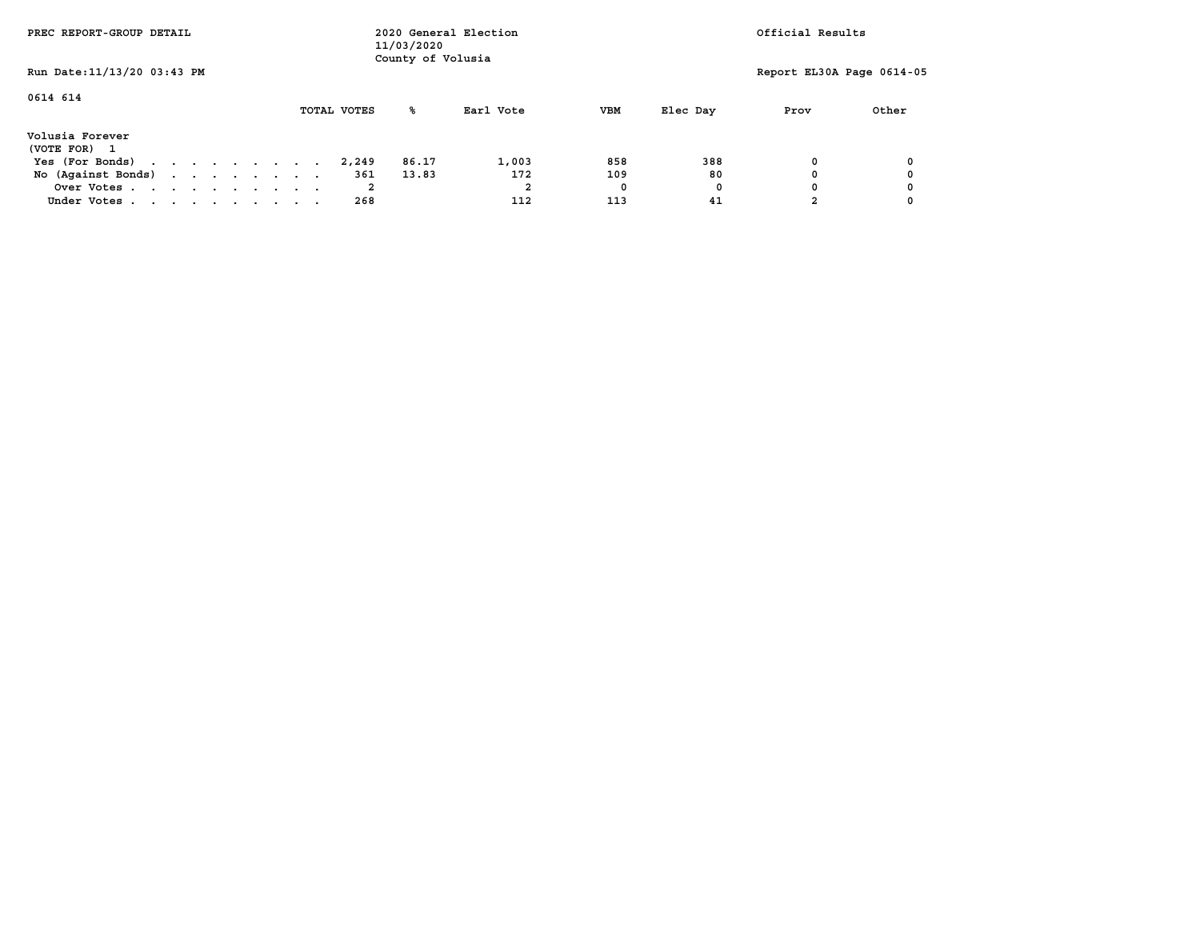PREC REPORT-GROUP DETAIL

2020 General Election
11/03/2020
County of Volusia

Official Results

Run Date:11/13/20 03:43 PM

Report EL30A Page 0614-05

0614 614

**Volusia Forever**
(VOTE FOR) 1

| | TOTAL VOTES | % | Earl Vote | VBM | Elec Day | Prov | Other |
|---|---|---|---|---|---|---|---|
| Yes (For Bonds) | 2,249 | 86.17 | 1,003 | 858 | 388 | 0 | 0 |
| No (Against Bonds) | 361 | 13.83 | 172 | 109 | 80 | 0 | 0 |
| Over Votes | 2 | | 2 | 0 | 0 | 0 | 0 |
| Under Votes | 268 | | 112 | 113 | 41 | 2 | 0 |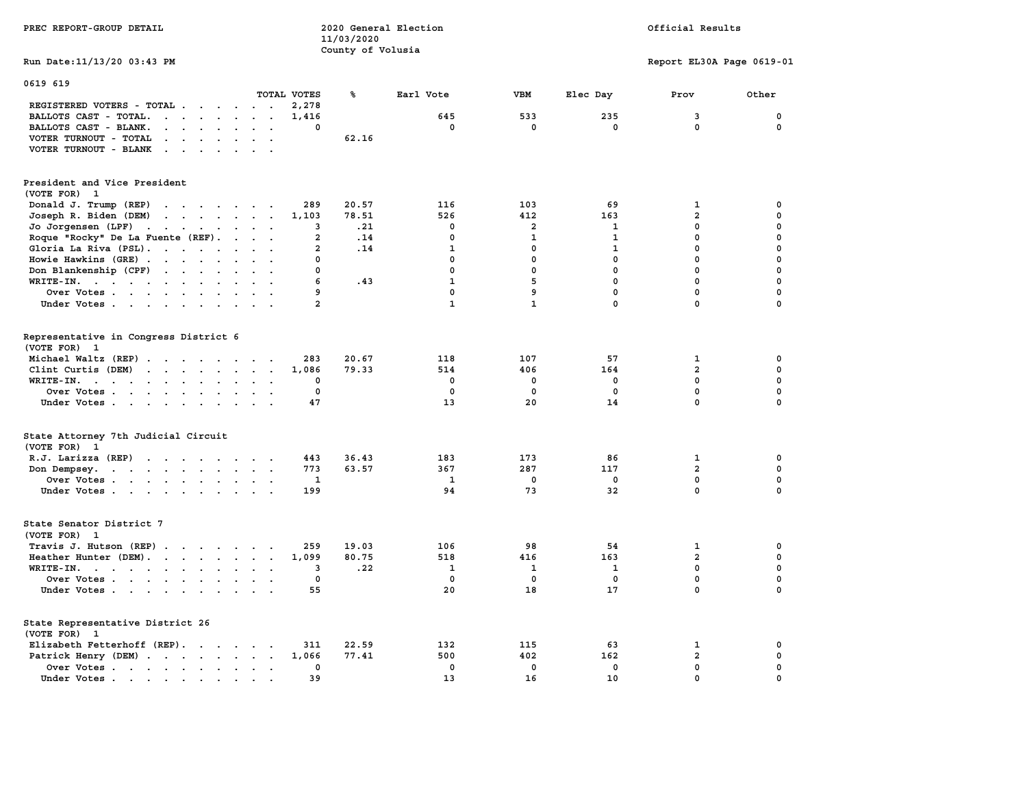PREC REPORT-GROUP DETAIL

2020 General Election
11/03/2020
County of Volusia

Official Results

Run Date:11/13/20 03:43 PM

Report EL30A Page 0619-01

0619 619

| | TOTAL VOTES | % | Earl Vote | VBM | Elec Day | Prov | Other |
|---|---|---|---|---|---|---|---|
| REGISTERED VOTERS - TOTAL | 2,278 | | | | | | |
| BALLOTS CAST - TOTAL. | 1,416 | | 645 | 533 | 235 | 3 | 0 |
| BALLOTS CAST - BLANK. | 0 | | 0 | 0 | 0 | 0 | 0 |
| VOTER TURNOUT - TOTAL | | 62.16 | | | | | |
| VOTER TURNOUT - BLANK | | | | | | | |

## President and Vice President
(VOTE FOR) 1

| | TOTAL VOTES | % | Earl Vote | VBM | Elec Day | Prov | Other |
|---|---|---|---|---|---|---|---|
| Donald J. Trump (REP) | 289 | 20.57 | 116 | 103 | 69 | 1 | 0 |
| Joseph R. Biden (DEM) | 1,103 | 78.51 | 526 | 412 | 163 | 2 | 0 |
| Jo Jorgensen (LPF) | 3 | .21 | 0 | 2 | 1 | 0 | 0 |
| Roque "Rocky" De La Fuente (REF). | 2 | .14 | 0 | 1 | 1 | 0 | 0 |
| Gloria La Riva (PSL). | 2 | .14 | 1 | 0 | 1 | 0 | 0 |
| Howie Hawkins (GRE) | 0 | | 0 | 0 | 0 | 0 | 0 |
| Don Blankenship (CPF) | 0 | | 0 | 0 | 0 | 0 | 0 |
| WRITE-IN. | 6 | .43 | 1 | 5 | 0 | 0 | 0 |
| Over Votes | 9 | | 0 | 9 | 0 | 0 | 0 |
| Under Votes | 2 | | 1 | 1 | 0 | 0 | 0 |

## Representative in Congress District 6
(VOTE FOR) 1

| | TOTAL VOTES | % | Earl Vote | VBM | Elec Day | Prov | Other |
|---|---|---|---|---|---|---|---|
| Michael Waltz (REP) | 283 | 20.67 | 118 | 107 | 57 | 1 | 0 |
| Clint Curtis (DEM) | 1,086 | 79.33 | 514 | 406 | 164 | 2 | 0 |
| WRITE-IN. | 0 | | 0 | 0 | 0 | 0 | 0 |
| Over Votes | 0 | | 0 | 0 | 0 | 0 | 0 |
| Under Votes | 47 | | 13 | 20 | 14 | 0 | 0 |

## State Attorney 7th Judicial Circuit
(VOTE FOR) 1

| | TOTAL VOTES | % | Earl Vote | VBM | Elec Day | Prov | Other |
|---|---|---|---|---|---|---|---|
| R.J. Larizza (REP) | 443 | 36.43 | 183 | 173 | 86 | 1 | 0 |
| Don Dempsey. | 773 | 63.57 | 367 | 287 | 117 | 2 | 0 |
| Over Votes | 1 | | 1 | 0 | 0 | 0 | 0 |
| Under Votes | 199 | | 94 | 73 | 32 | 0 | 0 |

## State Senator District 7
(VOTE FOR) 1

| | TOTAL VOTES | % | Earl Vote | VBM | Elec Day | Prov | Other |
|---|---|---|---|---|---|---|---|
| Travis J. Hutson (REP) | 259 | 19.03 | 106 | 98 | 54 | 1 | 0 |
| Heather Hunter (DEM). | 1,099 | 80.75 | 518 | 416 | 163 | 2 | 0 |
| WRITE-IN. | 3 | .22 | 1 | 1 | 1 | 0 | 0 |
| Over Votes | 0 | | 0 | 0 | 0 | 0 | 0 |
| Under Votes | 55 | | 20 | 18 | 17 | 0 | 0 |

## State Representative District 26
(VOTE FOR) 1

| | TOTAL VOTES | % | Earl Vote | VBM | Elec Day | Prov | Other |
|---|---|---|---|---|---|---|---|
| Elizabeth Fetterhoff (REP). | 311 | 22.59 | 132 | 115 | 63 | 1 | 0 |
| Patrick Henry (DEM) | 1,066 | 77.41 | 500 | 402 | 162 | 2 | 0 |
| Over Votes | 0 | | 0 | 0 | 0 | 0 | 0 |
| Under Votes | 39 | | 13 | 16 | 10 | 0 | 0 |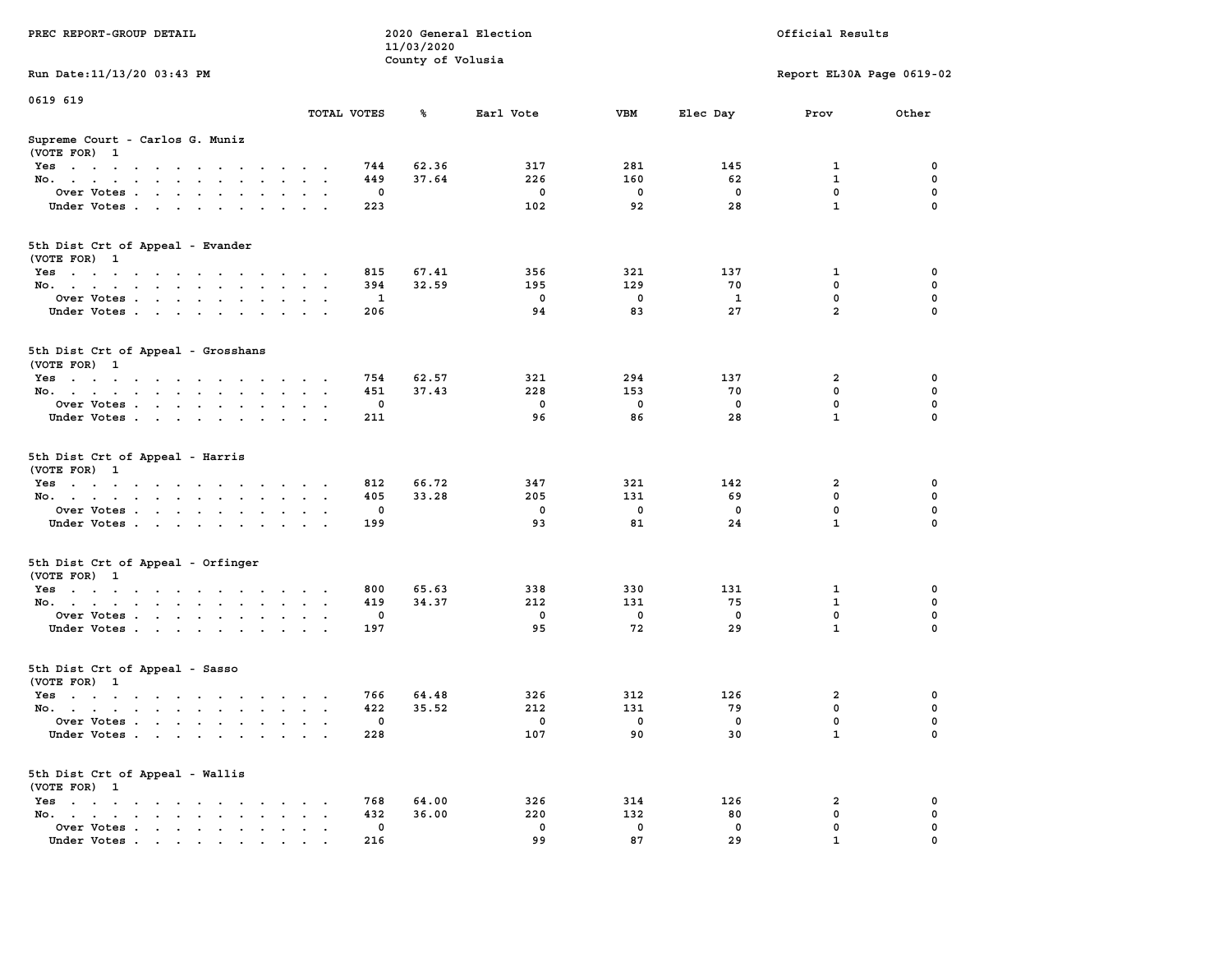PREC REPORT-GROUP DETAIL

2020 General Election
11/03/2020
County of Volusia

Official Results

Run Date:11/13/20 03:43 PM

Report EL30A Page 0619-02

0619 619

| | TOTAL VOTES | % | Earl Vote | VBM | Elec Day | Prov | Other |
|---|---|---|---|---|---|---|---|
| **Supreme Court - Carlos G. Muniz (VOTE FOR) 1** | | | | | | | |
| Yes | 744 | 62.36 | 317 | 281 | 145 | 1 | 0 |
| No. | 449 | 37.64 | 226 | 160 | 62 | 1 | 0 |
| Over Votes | 0 | | 0 | 0 | 0 | 0 | 0 |
| Under Votes | 223 | | 102 | 92 | 28 | 1 | 0 |
| **5th Dist Crt of Appeal - Evander (VOTE FOR) 1** | | | | | | | |
| Yes | 815 | 67.41 | 356 | 321 | 137 | 1 | 0 |
| No. | 394 | 32.59 | 195 | 129 | 70 | 0 | 0 |
| Over Votes | 1 | | 0 | 0 | 1 | 0 | 0 |
| Under Votes | 206 | | 94 | 83 | 27 | 2 | 0 |
| **5th Dist Crt of Appeal - Grosshans (VOTE FOR) 1** | | | | | | | |
| Yes | 754 | 62.57 | 321 | 294 | 137 | 2 | 0 |
| No. | 451 | 37.43 | 228 | 153 | 70 | 0 | 0 |
| Over Votes | 0 | | 0 | 0 | 0 | 0 | 0 |
| Under Votes | 211 | | 96 | 86 | 28 | 1 | 0 |
| **5th Dist Crt of Appeal - Harris (VOTE FOR) 1** | | | | | | | |
| Yes | 812 | 66.72 | 347 | 321 | 142 | 2 | 0 |
| No. | 405 | 33.28 | 205 | 131 | 69 | 0 | 0 |
| Over Votes | 0 | | 0 | 0 | 0 | 0 | 0 |
| Under Votes | 199 | | 93 | 81 | 24 | 1 | 0 |
| **5th Dist Crt of Appeal - Orfinger (VOTE FOR) 1** | | | | | | | |
| Yes | 800 | 65.63 | 338 | 330 | 131 | 1 | 0 |
| No. | 419 | 34.37 | 212 | 131 | 75 | 1 | 0 |
| Over Votes | 0 | | 0 | 0 | 0 | 0 | 0 |
| Under Votes | 197 | | 95 | 72 | 29 | 1 | 0 |
| **5th Dist Crt of Appeal - Sasso (VOTE FOR) 1** | | | | | | | |
| Yes | 766 | 64.48 | 326 | 312 | 126 | 2 | 0 |
| No. | 422 | 35.52 | 212 | 131 | 79 | 0 | 0 |
| Over Votes | 0 | | 0 | 0 | 0 | 0 | 0 |
| Under Votes | 228 | | 107 | 90 | 30 | 1 | 0 |
| **5th Dist Crt of Appeal - Wallis (VOTE FOR) 1** | | | | | | | |
| Yes | 768 | 64.00 | 326 | 314 | 126 | 2 | 0 |
| No. | 432 | 36.00 | 220 | 132 | 80 | 0 | 0 |
| Over Votes | 0 | | 0 | 0 | 0 | 0 | 0 |
| Under Votes | 216 | | 99 | 87 | 29 | 1 | 0 |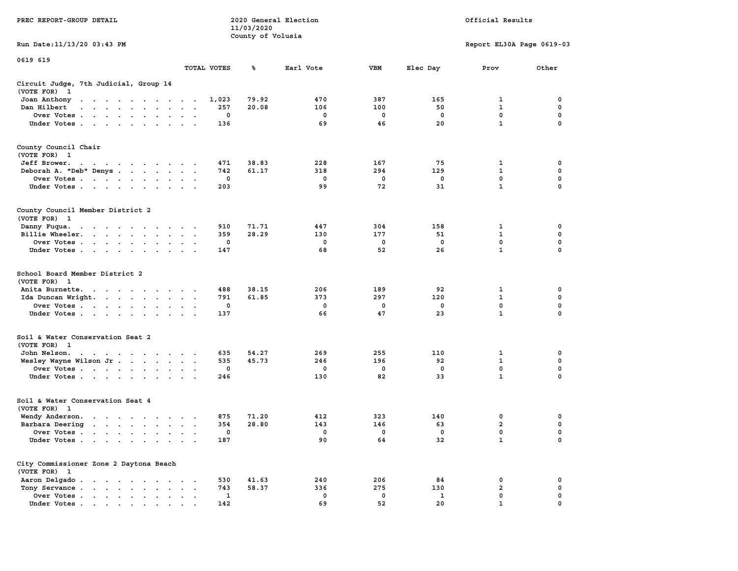PREC REPORT-GROUP DETAIL

2020 General Election
11/03/2020
County of Volusia

Official Results

Run Date:11/13/20 03:43 PM

Report EL30A Page 0619-03

0619 619

| | TOTAL VOTES | % | Earl Vote | VBM | Elec Day | Prov | Other |
|---|---|---|---|---|---|---|---|
| **Circuit Judge, 7th Judicial, Group 14** | | | | | | | |
| (VOTE FOR) 1 | | | | | | | |
| Joan Anthony | 1,023 | 79.92 | 470 | 387 | 165 | 1 | 0 |
| Dan Hilbert | 257 | 20.08 | 106 | 100 | 50 | 1 | 0 |
| Over Votes | 0 | | 0 | 0 | 0 | 0 | 0 |
| Under Votes | 136 | | 69 | 46 | 20 | 1 | 0 |
| **County Council Chair** | | | | | | | |
| (VOTE FOR) 1 | | | | | | | |
| Jeff Brower | 471 | 38.83 | 228 | 167 | 75 | 1 | 0 |
| Deborah A. "Deb" Denys | 742 | 61.17 | 318 | 294 | 129 | 1 | 0 |
| Over Votes | 0 | | 0 | 0 | 0 | 0 | 0 |
| Under Votes | 203 | | 99 | 72 | 31 | 1 | 0 |
| **County Council Member District 2** | | | | | | | |
| (VOTE FOR) 1 | | | | | | | |
| Danny Fuqua | 910 | 71.71 | 447 | 304 | 158 | 1 | 0 |
| Billie Wheeler | 359 | 28.29 | 130 | 177 | 51 | 1 | 0 |
| Over Votes | 0 | | 0 | 0 | 0 | 0 | 0 |
| Under Votes | 147 | | 68 | 52 | 26 | 1 | 0 |
| **School Board Member District 2** | | | | | | | |
| (VOTE FOR) 1 | | | | | | | |
| Anita Burnette | 488 | 38.15 | 206 | 189 | 92 | 1 | 0 |
| Ida Duncan Wright | 791 | 61.85 | 373 | 297 | 120 | 1 | 0 |
| Over Votes | 0 | | 0 | 0 | 0 | 0 | 0 |
| Under Votes | 137 | | 66 | 47 | 23 | 1 | 0 |
| **Soil & Water Conservation Seat 2** | | | | | | | |
| (VOTE FOR) 1 | | | | | | | |
| John Nelson | 635 | 54.27 | 269 | 255 | 110 | 1 | 0 |
| Wesley Wayne Wilson Jr | 535 | 45.73 | 246 | 196 | 92 | 1 | 0 |
| Over Votes | 0 | | 0 | 0 | 0 | 0 | 0 |
| Under Votes | 246 | | 130 | 82 | 33 | 1 | 0 |
| **Soil & Water Conservation Seat 4** | | | | | | | |
| (VOTE FOR) 1 | | | | | | | |
| Wendy Anderson | 875 | 71.20 | 412 | 323 | 140 | 0 | 0 |
| Barbara Deering | 354 | 28.80 | 143 | 146 | 63 | 2 | 0 |
| Over Votes | 0 | | 0 | 0 | 0 | 0 | 0 |
| Under Votes | 187 | | 90 | 64 | 32 | 1 | 0 |
| **City Commissioner Zone 2 Daytona Beach** | | | | | | | |
| (VOTE FOR) 1 | | | | | | | |
| Aaron Delgado | 530 | 41.63 | 240 | 206 | 84 | 0 | 0 |
| Tony Servance | 743 | 58.37 | 336 | 275 | 130 | 2 | 0 |
| Over Votes | 1 | | 0 | 0 | 1 | 0 | 0 |
| Under Votes | 142 | | 69 | 52 | 20 | 1 | 0 |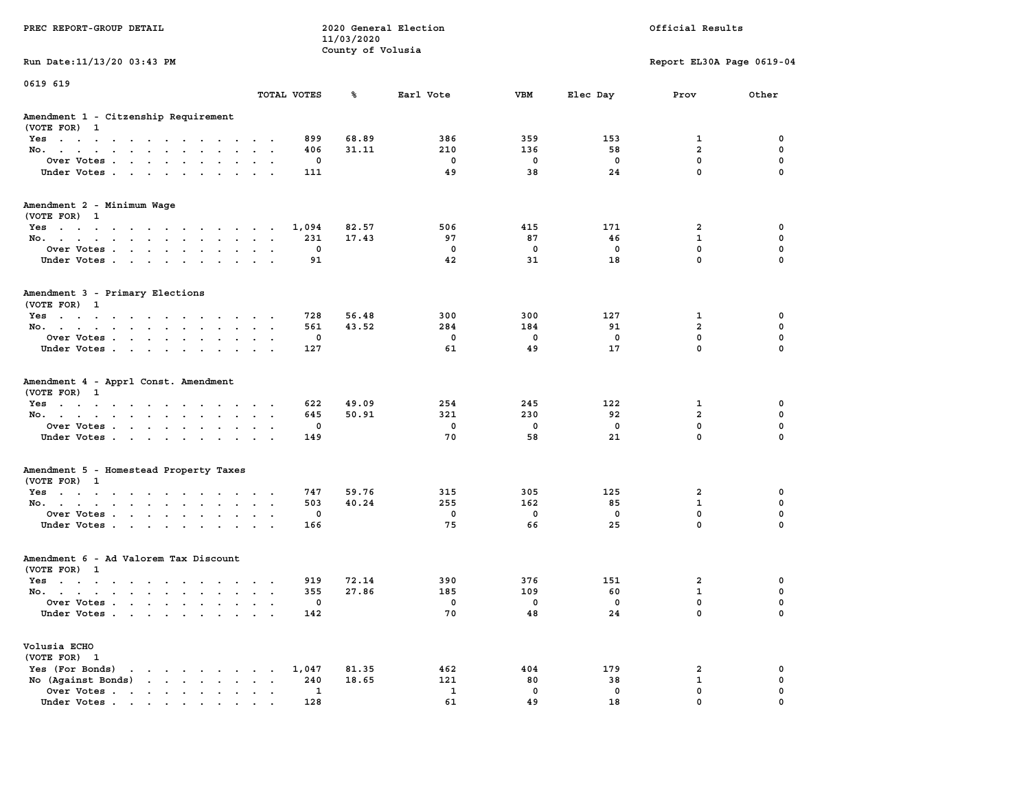PREC REPORT-GROUP DETAIL

2020 General Election
11/03/2020
County of Volusia

Official Results

Run Date:11/13/20 03:43 PM

Report EL30A Page 0619-04

0619 619

| | TOTAL VOTES | % | Earl Vote | VBM | Elec Day | Prov | Other |
|---|---|---|---|---|---|---|---|
| **Amendment 1 - Citzenship Requirement** | | | | | | | |
| (VOTE FOR) 1 | | | | | | | |
| Yes | 899 | 68.89 | 386 | 359 | 153 | 1 | 0 |
| No. | 406 | 31.11 | 210 | 136 | 58 | 2 | 0 |
| Over Votes | 0 | | 0 | 0 | 0 | 0 | 0 |
| Under Votes | 111 | | 49 | 38 | 24 | 0 | 0 |
| **Amendment 2 - Minimum Wage** | | | | | | | |
| (VOTE FOR) 1 | | | | | | | |
| Yes | 1,094 | 82.57 | 506 | 415 | 171 | 2 | 0 |
| No. | 231 | 17.43 | 97 | 87 | 46 | 1 | 0 |
| Over Votes | 0 | | 0 | 0 | 0 | 0 | 0 |
| Under Votes | 91 | | 42 | 31 | 18 | 0 | 0 |
| **Amendment 3 - Primary Elections** | | | | | | | |
| (VOTE FOR) 1 | | | | | | | |
| Yes | 728 | 56.48 | 300 | 300 | 127 | 1 | 0 |
| No. | 561 | 43.52 | 284 | 184 | 91 | 2 | 0 |
| Over Votes | 0 | | 0 | 0 | 0 | 0 | 0 |
| Under Votes | 127 | | 61 | 49 | 17 | 0 | 0 |
| **Amendment 4 - Apprl Const. Amendment** | | | | | | | |
| (VOTE FOR) 1 | | | | | | | |
| Yes | 622 | 49.09 | 254 | 245 | 122 | 1 | 0 |
| No. | 645 | 50.91 | 321 | 230 | 92 | 2 | 0 |
| Over Votes | 0 | | 0 | 0 | 0 | 0 | 0 |
| Under Votes | 149 | | 70 | 58 | 21 | 0 | 0 |
| **Amendment 5 - Homestead Property Taxes** | | | | | | | |
| (VOTE FOR) 1 | | | | | | | |
| Yes | 747 | 59.76 | 315 | 305 | 125 | 2 | 0 |
| No. | 503 | 40.24 | 255 | 162 | 85 | 1 | 0 |
| Over Votes | 0 | | 0 | 0 | 0 | 0 | 0 |
| Under Votes | 166 | | 75 | 66 | 25 | 0 | 0 |
| **Amendment 6 - Ad Valorem Tax Discount** | | | | | | | |
| (VOTE FOR) 1 | | | | | | | |
| Yes | 919 | 72.14 | 390 | 376 | 151 | 2 | 0 |
| No. | 355 | 27.86 | 185 | 109 | 60 | 1 | 0 |
| Over Votes | 0 | | 0 | 0 | 0 | 0 | 0 |
| Under Votes | 142 | | 70 | 48 | 24 | 0 | 0 |
| **Volusia ECHO** | | | | | | | |
| (VOTE FOR) 1 | | | | | | | |
| Yes (For Bonds) | 1,047 | 81.35 | 462 | 404 | 179 | 2 | 0 |
| No (Against Bonds) | 240 | 18.65 | 121 | 80 | 38 | 1 | 0 |
| Over Votes | 1 | | 1 | 0 | 0 | 0 | 0 |
| Under Votes | 128 | | 61 | 49 | 18 | 0 | 0 |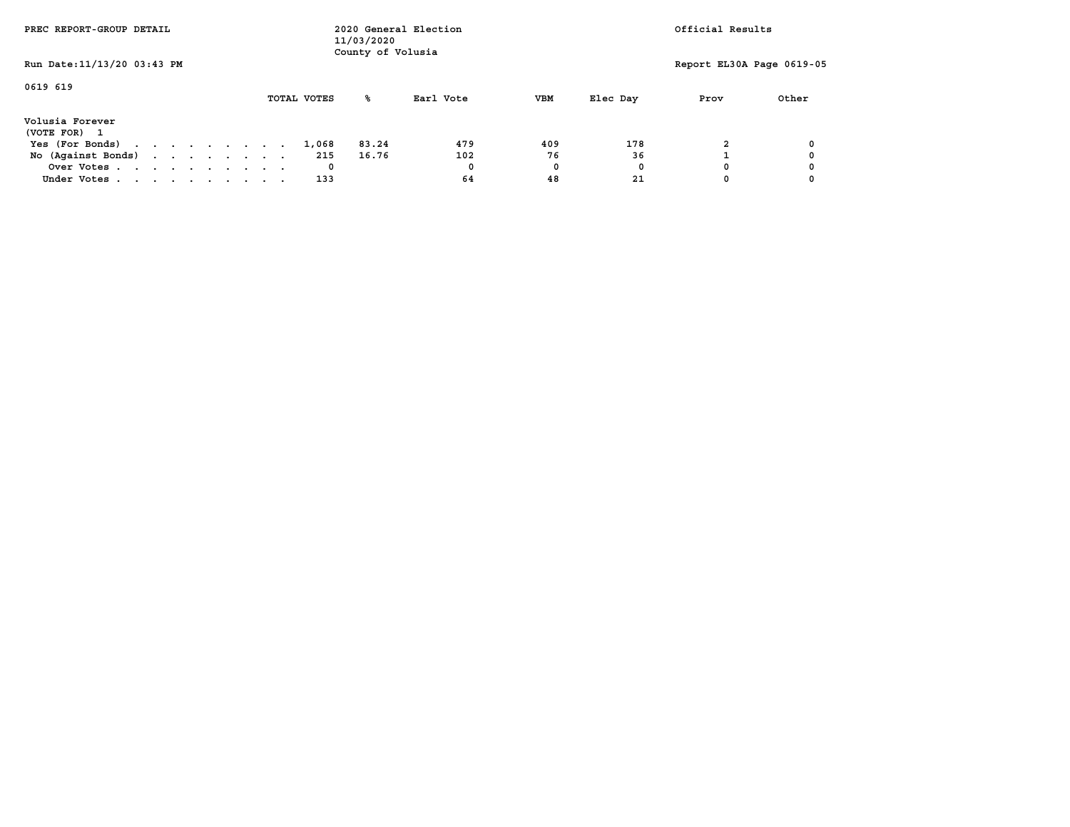PREC REPORT-GROUP DETAIL

2020 General Election
11/03/2020
County of Volusia

Official Results

Run Date:11/13/20 03:43 PM

Report EL30A Page 0619-05

0619 619

**Volusia Forever**
(VOTE FOR) 1

| | TOTAL VOTES | % | Earl Vote | VBM | Elec Day | Prov | Other |
|---|---|---|---|---|---|---|---|
| Yes (For Bonds) | 1,068 | 83.24 | 479 | 409 | 178 | 2 | 0 |
| No (Against Bonds) | 215 | 16.76 | 102 | 76 | 36 | 1 | 0 |
| Over Votes | 0 | | 0 | 0 | 0 | 0 | 0 |
| Under Votes | 133 | | 64 | 48 | 21 | 0 | 0 |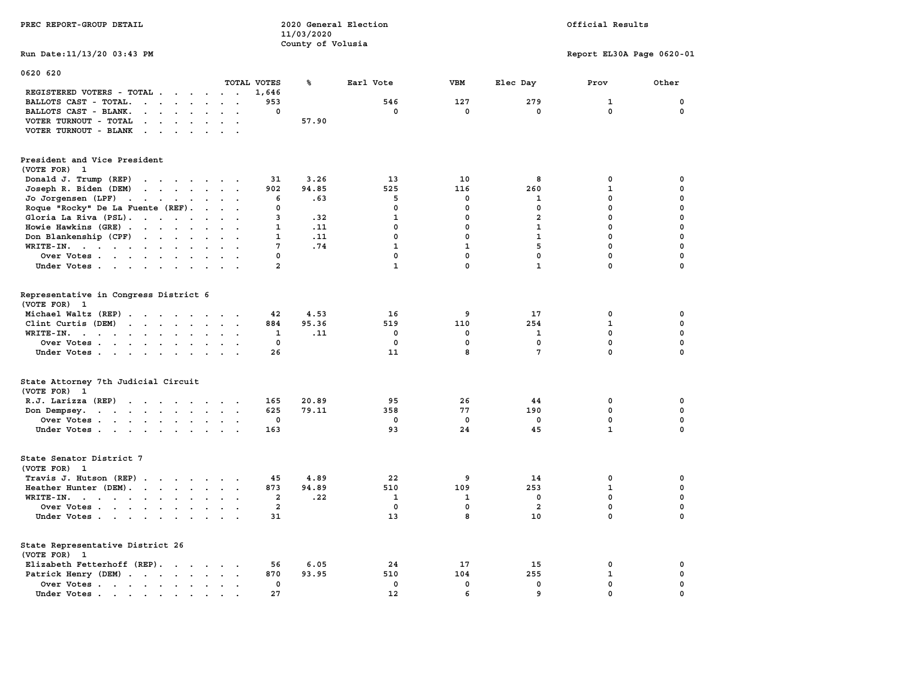PREC REPORT-GROUP DETAIL

2020 General Election
11/03/2020
County of Volusia

Official Results

Run Date:11/13/20 03:43 PM

Report EL30A Page 0620-01

## 0620 620

| | TOTAL VOTES | % | Earl Vote | VBM | Elec Day | Prov | Other |
|---|---|---|---|---|---|---|---|
| REGISTERED VOTERS - TOTAL | 1,646 | | | | | | |
| BALLOTS CAST - TOTAL. | 953 | | 546 | 127 | 279 | 1 | 0 |
| BALLOTS CAST - BLANK. | 0 | | 0 | 0 | 0 | 0 | 0 |
| VOTER TURNOUT - TOTAL | | 57.90 | | | | | |
| VOTER TURNOUT - BLANK | | | | | | | |

### President and Vice President
(VOTE FOR) 1

| | TOTAL VOTES | % | Earl Vote | VBM | Elec Day | Prov | Other |
|---|---|---|---|---|---|---|---|
| Donald J. Trump (REP) | 31 | 3.26 | 13 | 10 | 8 | 0 | 0 |
| Joseph R. Biden (DEM) | 902 | 94.85 | 525 | 116 | 260 | 1 | 0 |
| Jo Jorgensen (LPF) | 6 | .63 | 5 | 0 | 1 | 0 | 0 |
| Roque "Rocky" De La Fuente (REF). | 0 | | 0 | 0 | 0 | 0 | 0 |
| Gloria La Riva (PSL). | 3 | .32 | 1 | 0 | 2 | 0 | 0 |
| Howie Hawkins (GRE) | 1 | .11 | 0 | 0 | 1 | 0 | 0 |
| Don Blankenship (CPF) | 1 | .11 | 0 | 0 | 1 | 0 | 0 |
| WRITE-IN. | 7 | .74 | 1 | 1 | 5 | 0 | 0 |
| Over Votes | 0 | | 0 | 0 | 0 | 0 | 0 |
| Under Votes | 2 | | 1 | 0 | 1 | 0 | 0 |

### Representative in Congress District 6
(VOTE FOR) 1

| | TOTAL VOTES | % | Earl Vote | VBM | Elec Day | Prov | Other |
|---|---|---|---|---|---|---|---|
| Michael Waltz (REP) | 42 | 4.53 | 16 | 9 | 17 | 0 | 0 |
| Clint Curtis (DEM) | 884 | 95.36 | 519 | 110 | 254 | 1 | 0 |
| WRITE-IN. | 1 | .11 | 0 | 0 | 1 | 0 | 0 |
| Over Votes | 0 | | 0 | 0 | 0 | 0 | 0 |
| Under Votes | 26 | | 11 | 8 | 7 | 0 | 0 |

### State Attorney 7th Judicial Circuit
(VOTE FOR) 1

| | TOTAL VOTES | % | Earl Vote | VBM | Elec Day | Prov | Other |
|---|---|---|---|---|---|---|---|
| R.J. Larizza (REP) | 165 | 20.89 | 95 | 26 | 44 | 0 | 0 |
| Don Dempsey. | 625 | 79.11 | 358 | 77 | 190 | 0 | 0 |
| Over Votes | 0 | | 0 | 0 | 0 | 0 | 0 |
| Under Votes | 163 | | 93 | 24 | 45 | 1 | 0 |

### State Senator District 7
(VOTE FOR) 1

| | TOTAL VOTES | % | Earl Vote | VBM | Elec Day | Prov | Other |
|---|---|---|---|---|---|---|---|
| Travis J. Hutson (REP) | 45 | 4.89 | 22 | 9 | 14 | 0 | 0 |
| Heather Hunter (DEM). | 873 | 94.89 | 510 | 109 | 253 | 1 | 0 |
| WRITE-IN. | 2 | .22 | 1 | 1 | 0 | 0 | 0 |
| Over Votes | 2 | | 0 | 0 | 2 | 0 | 0 |
| Under Votes | 31 | | 13 | 8 | 10 | 0 | 0 |

### State Representative District 26
(VOTE FOR) 1

| | TOTAL VOTES | % | Earl Vote | VBM | Elec Day | Prov | Other |
|---|---|---|---|---|---|---|---|
| Elizabeth Fetterhoff (REP). | 56 | 6.05 | 24 | 17 | 15 | 0 | 0 |
| Patrick Henry (DEM) | 870 | 93.95 | 510 | 104 | 255 | 1 | 0 |
| Over Votes | 0 | | 0 | 0 | 0 | 0 | 0 |
| Under Votes | 27 | | 12 | 6 | 9 | 0 | 0 |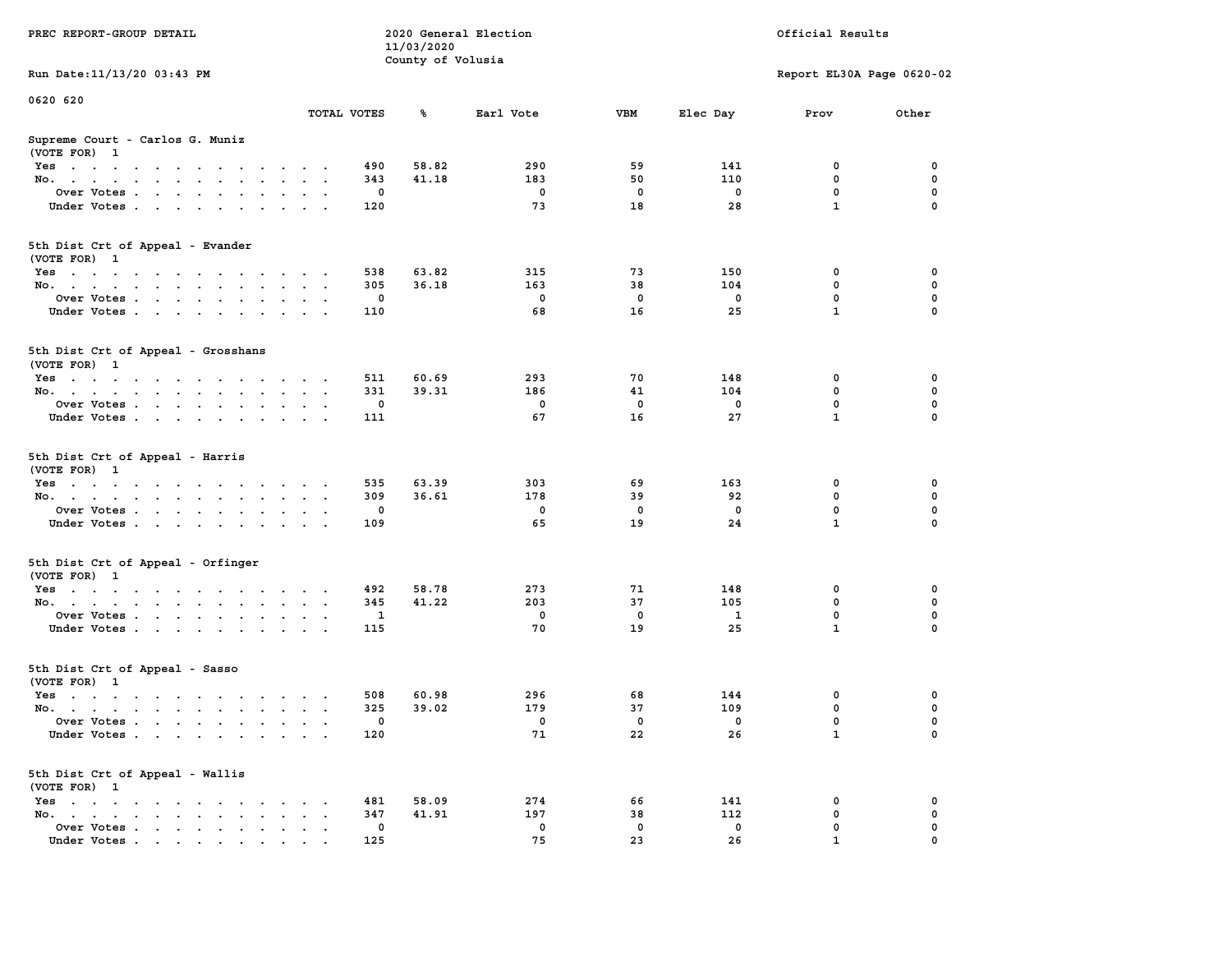PREC REPORT-GROUP DETAIL

2020 General Election
11/03/2020
County of Volusia

Official Results

Run Date:11/13/20 03:43 PM

Report EL30A Page 0620-02

0620 620

| | TOTAL VOTES | % | Earl Vote | VBM | Elec Day | Prov | Other |
|---|---|---|---|---|---|---|---|
| **Supreme Court - Carlos G. Muniz** | | | | | | | |
| (VOTE FOR) 1 | | | | | | | |
| Yes | 490 | 58.82 | 290 | 59 | 141 | 0 | 0 |
| No. | 343 | 41.18 | 183 | 50 | 110 | 0 | 0 |
| Over Votes | 0 | | 0 | 0 | 0 | 0 | 0 |
| Under Votes | 120 | | 73 | 18 | 28 | 1 | 0 |
| **5th Dist Crt of Appeal - Evander** | | | | | | | |
| (VOTE FOR) 1 | | | | | | | |
| Yes | 538 | 63.82 | 315 | 73 | 150 | 0 | 0 |
| No. | 305 | 36.18 | 163 | 38 | 104 | 0 | 0 |
| Over Votes | 0 | | 0 | 0 | 0 | 0 | 0 |
| Under Votes | 110 | | 68 | 16 | 25 | 1 | 0 |
| **5th Dist Crt of Appeal - Grosshans** | | | | | | | |
| (VOTE FOR) 1 | | | | | | | |
| Yes | 511 | 60.69 | 293 | 70 | 148 | 0 | 0 |
| No. | 331 | 39.31 | 186 | 41 | 104 | 0 | 0 |
| Over Votes | 0 | | 0 | 0 | 0 | 0 | 0 |
| Under Votes | 111 | | 67 | 16 | 27 | 1 | 0 |
| **5th Dist Crt of Appeal - Harris** | | | | | | | |
| (VOTE FOR) 1 | | | | | | | |
| Yes | 535 | 63.39 | 303 | 69 | 163 | 0 | 0 |
| No. | 309 | 36.61 | 178 | 39 | 92 | 0 | 0 |
| Over Votes | 0 | | 0 | 0 | 0 | 0 | 0 |
| Under Votes | 109 | | 65 | 19 | 24 | 1 | 0 |
| **5th Dist Crt of Appeal - Orfinger** | | | | | | | |
| (VOTE FOR) 1 | | | | | | | |
| Yes | 492 | 58.78 | 273 | 71 | 148 | 0 | 0 |
| No. | 345 | 41.22 | 203 | 37 | 105 | 0 | 0 |
| Over Votes | 1 | | 0 | 0 | 1 | 0 | 0 |
| Under Votes | 115 | | 70 | 19 | 25 | 1 | 0 |
| **5th Dist Crt of Appeal - Sasso** | | | | | | | |
| (VOTE FOR) 1 | | | | | | | |
| Yes | 508 | 60.98 | 296 | 68 | 144 | 0 | 0 |
| No. | 325 | 39.02 | 179 | 37 | 109 | 0 | 0 |
| Over Votes | 0 | | 0 | 0 | 0 | 0 | 0 |
| Under Votes | 120 | | 71 | 22 | 26 | 1 | 0 |
| **5th Dist Crt of Appeal - Wallis** | | | | | | | |
| (VOTE FOR) 1 | | | | | | | |
| Yes | 481 | 58.09 | 274 | 66 | 141 | 0 | 0 |
| No. | 347 | 41.91 | 197 | 38 | 112 | 0 | 0 |
| Over Votes | 0 | | 0 | 0 | 0 | 0 | 0 |
| Under Votes | 125 | | 75 | 23 | 26 | 1 | 0 |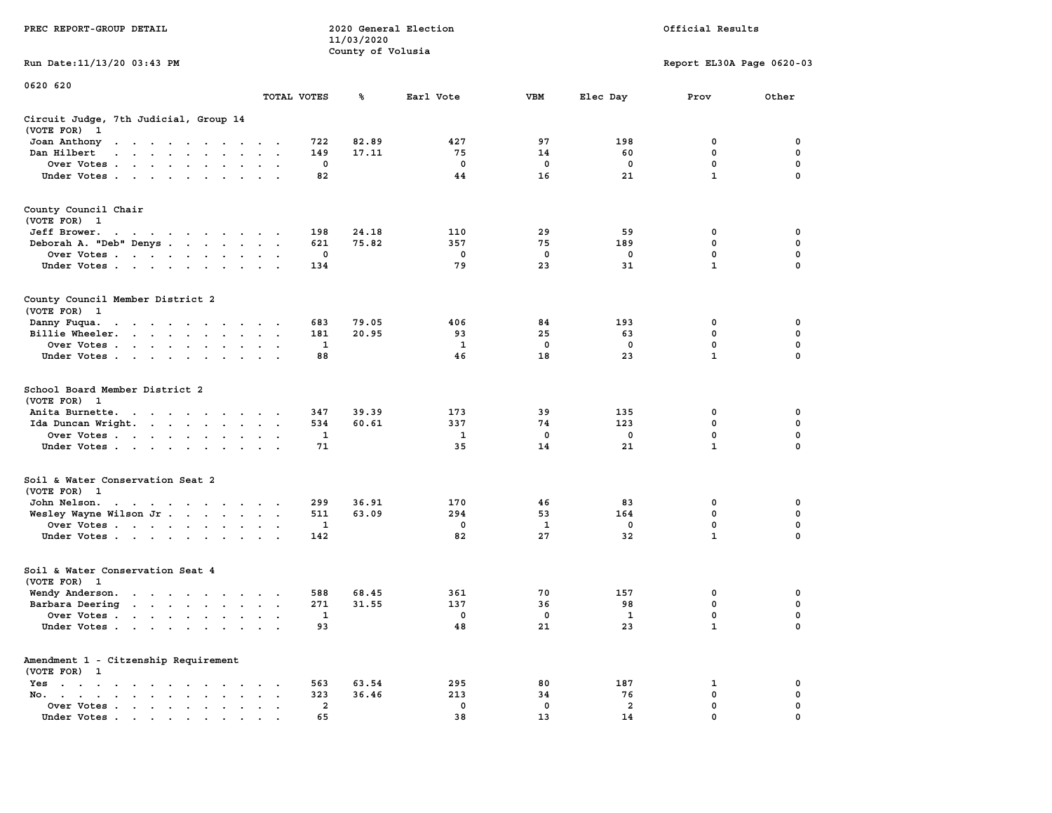PREC REPORT-GROUP DETAIL

2020 General Election
11/03/2020
County of Volusia

Official Results

Run Date:11/13/20 03:43 PM

Report EL30A Page 0620-03

0620 620

| | TOTAL VOTES | % | Earl Vote | VBM | Elec Day | Prov | Other |
|---|---|---|---|---|---|---|---|
| **Circuit Judge, 7th Judicial, Group 14** | | | | | | | |
| (VOTE FOR) 1 | | | | | | | |
| Joan Anthony | 722 | 82.89 | 427 | 97 | 198 | 0 | 0 |
| Dan Hilbert | 149 | 17.11 | 75 | 14 | 60 | 0 | 0 |
| Over Votes | 0 | | 0 | 0 | 0 | 0 | 0 |
| Under Votes | 82 | | 44 | 16 | 21 | 1 | 0 |
| **County Council Chair** | | | | | | | |
| (VOTE FOR) 1 | | | | | | | |
| Jeff Brower. | 198 | 24.18 | 110 | 29 | 59 | 0 | 0 |
| Deborah A. "Deb" Denys | 621 | 75.82 | 357 | 75 | 189 | 0 | 0 |
| Over Votes | 0 | | 0 | 0 | 0 | 0 | 0 |
| Under Votes | 134 | | 79 | 23 | 31 | 1 | 0 |
| **County Council Member District 2** | | | | | | | |
| (VOTE FOR) 1 | | | | | | | |
| Danny Fuqua. | 683 | 79.05 | 406 | 84 | 193 | 0 | 0 |
| Billie Wheeler. | 181 | 20.95 | 93 | 25 | 63 | 0 | 0 |
| Over Votes | 1 | | 1 | 0 | 0 | 0 | 0 |
| Under Votes | 88 | | 46 | 18 | 23 | 1 | 0 |
| **School Board Member District 2** | | | | | | | |
| (VOTE FOR) 1 | | | | | | | |
| Anita Burnette. | 347 | 39.39 | 173 | 39 | 135 | 0 | 0 |
| Ida Duncan Wright. | 534 | 60.61 | 337 | 74 | 123 | 0 | 0 |
| Over Votes | 1 | | 1 | 0 | 0 | 0 | 0 |
| Under Votes | 71 | | 35 | 14 | 21 | 1 | 0 |
| **Soil & Water Conservation Seat 2** | | | | | | | |
| (VOTE FOR) 1 | | | | | | | |
| John Nelson. | 299 | 36.91 | 170 | 46 | 83 | 0 | 0 |
| Wesley Wayne Wilson Jr | 511 | 63.09 | 294 | 53 | 164 | 0 | 0 |
| Over Votes | 1 | | 0 | 1 | 0 | 0 | 0 |
| Under Votes | 142 | | 82 | 27 | 32 | 1 | 0 |
| **Soil & Water Conservation Seat 4** | | | | | | | |
| (VOTE FOR) 1 | | | | | | | |
| Wendy Anderson. | 588 | 68.45 | 361 | 70 | 157 | 0 | 0 |
| Barbara Deering | 271 | 31.55 | 137 | 36 | 98 | 0 | 0 |
| Over Votes | 1 | | 0 | 0 | 1 | 0 | 0 |
| Under Votes | 93 | | 48 | 21 | 23 | 1 | 0 |
| **Amendment 1 - Citzenship Requirement** | | | | | | | |
| (VOTE FOR) 1 | | | | | | | |
| Yes | 563 | 63.54 | 295 | 80 | 187 | 1 | 0 |
| No. | 323 | 36.46 | 213 | 34 | 76 | 0 | 0 |
| Over Votes | 2 | | 0 | 0 | 2 | 0 | 0 |
| Under Votes | 65 | | 38 | 13 | 14 | 0 | 0 |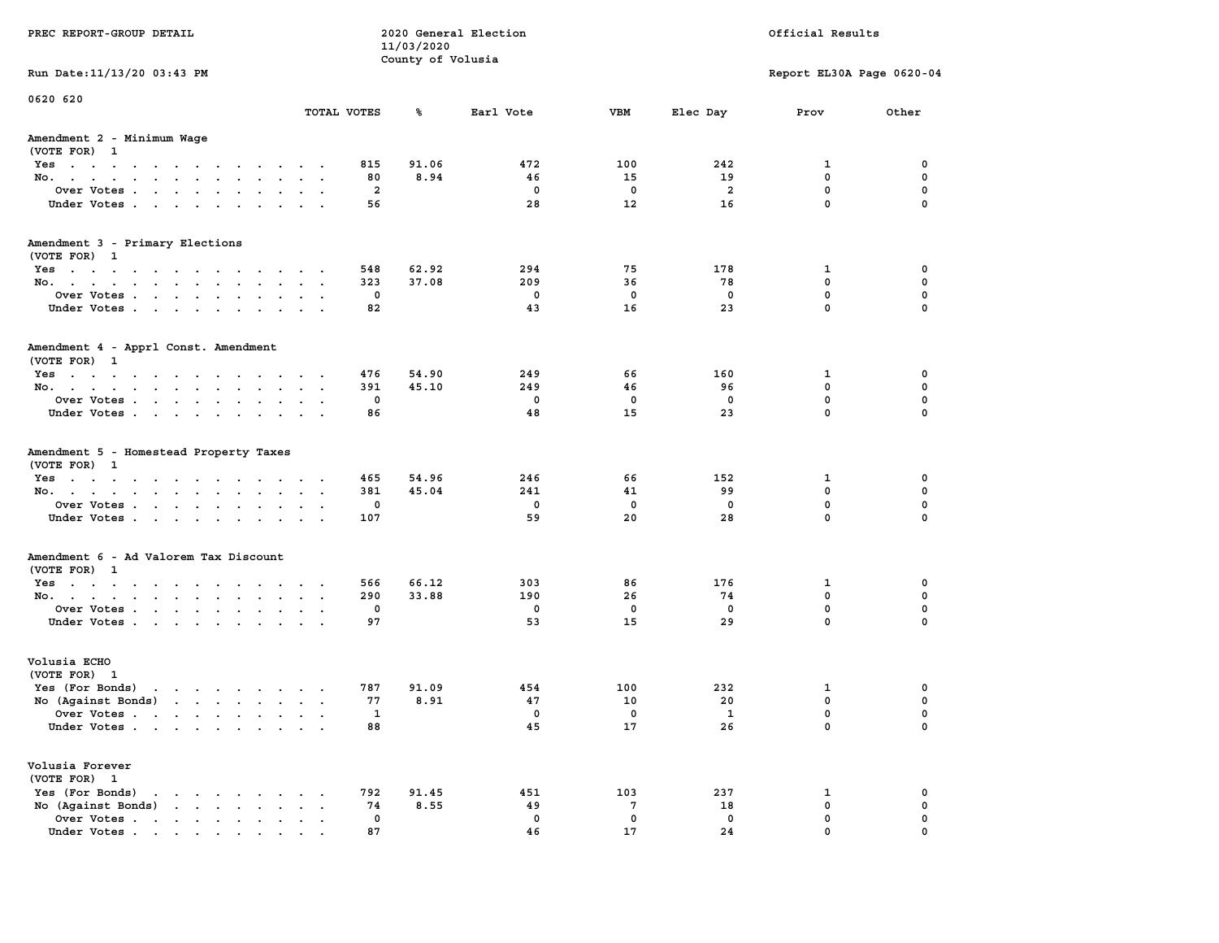PREC REPORT-GROUP DETAIL

2020 General Election
11/03/2020
County of Volusia

Official Results

Run Date:11/13/20 03:43 PM

Report EL30A Page 0620-04

0620 620

| | TOTAL VOTES | % | Earl Vote | VBM | Elec Day | Prov | Other |
|---|---|---|---|---|---|---|---|
| **Amendment 2 - Minimum Wage** | | | | | | | |
| (VOTE FOR) 1 | | | | | | | |
| Yes | 815 | 91.06 | 472 | 100 | 242 | 1 | 0 |
| No. | 80 | 8.94 | 46 | 15 | 19 | 0 | 0 |
| Over Votes | 2 | | 0 | 0 | 2 | 0 | 0 |
| Under Votes | 56 | | 28 | 12 | 16 | 0 | 0 |
| **Amendment 3 - Primary Elections** | | | | | | | |
| (VOTE FOR) 1 | | | | | | | |
| Yes | 548 | 62.92 | 294 | 75 | 178 | 1 | 0 |
| No. | 323 | 37.08 | 209 | 36 | 78 | 0 | 0 |
| Over Votes | 0 | | 0 | 0 | 0 | 0 | 0 |
| Under Votes | 82 | | 43 | 16 | 23 | 0 | 0 |
| **Amendment 4 - Apprl Const. Amendment** | | | | | | | |
| (VOTE FOR) 1 | | | | | | | |
| Yes | 476 | 54.90 | 249 | 66 | 160 | 1 | 0 |
| No. | 391 | 45.10 | 249 | 46 | 96 | 0 | 0 |
| Over Votes | 0 | | 0 | 0 | 0 | 0 | 0 |
| Under Votes | 86 | | 48 | 15 | 23 | 0 | 0 |
| **Amendment 5 - Homestead Property Taxes** | | | | | | | |
| (VOTE FOR) 1 | | | | | | | |
| Yes | 465 | 54.96 | 246 | 66 | 152 | 1 | 0 |
| No. | 381 | 45.04 | 241 | 41 | 99 | 0 | 0 |
| Over Votes | 0 | | 0 | 0 | 0 | 0 | 0 |
| Under Votes | 107 | | 59 | 20 | 28 | 0 | 0 |
| **Amendment 6 - Ad Valorem Tax Discount** | | | | | | | |
| (VOTE FOR) 1 | | | | | | | |
| Yes | 566 | 66.12 | 303 | 86 | 176 | 1 | 0 |
| No. | 290 | 33.88 | 190 | 26 | 74 | 0 | 0 |
| Over Votes | 0 | | 0 | 0 | 0 | 0 | 0 |
| Under Votes | 97 | | 53 | 15 | 29 | 0 | 0 |
| **Volusia ECHO** | | | | | | | |
| (VOTE FOR) 1 | | | | | | | |
| Yes (For Bonds) | 787 | 91.09 | 454 | 100 | 232 | 1 | 0 |
| No (Against Bonds) | 77 | 8.91 | 47 | 10 | 20 | 0 | 0 |
| Over Votes | 1 | | 0 | 0 | 1 | 0 | 0 |
| Under Votes | 88 | | 45 | 17 | 26 | 0 | 0 |
| **Volusia Forever** | | | | | | | |
| (VOTE FOR) 1 | | | | | | | |
| Yes (For Bonds) | 792 | 91.45 | 451 | 103 | 237 | 1 | 0 |
| No (Against Bonds) | 74 | 8.55 | 49 | 7 | 18 | 0 | 0 |
| Over Votes | 0 | | 0 | 0 | 0 | 0 | 0 |
| Under Votes | 87 | | 46 | 17 | 24 | 0 | 0 |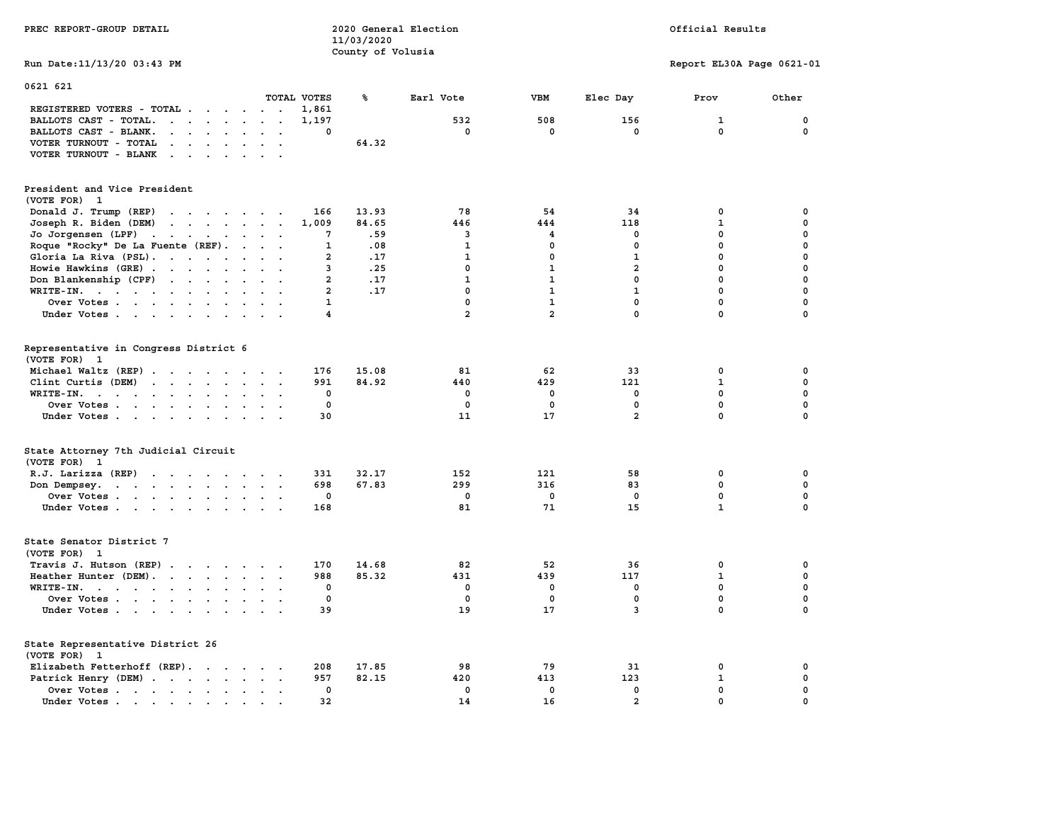PREC REPORT-GROUP DETAIL

2020 General Election
11/03/2020
County of Volusia

Official Results

Run Date:11/13/20 03:43 PM

Report EL30A Page 0621-01

## 0621 621

| | TOTAL VOTES | % | Earl Vote | VBM | Elec Day | Prov | Other |
|---|---|---|---|---|---|---|---|
| REGISTERED VOTERS - TOTAL | 1,861 | | | | | | |
| BALLOTS CAST - TOTAL. | 1,197 | | 532 | 508 | 156 | 1 | 0 |
| BALLOTS CAST - BLANK. | 0 | | 0 | 0 | 0 | 0 | 0 |
| VOTER TURNOUT - TOTAL | | 64.32 | | | | | |
| VOTER TURNOUT - BLANK | | | | | | | |

### President and Vice President
(VOTE FOR) 1

| | TOTAL VOTES | % | Earl Vote | VBM | Elec Day | Prov | Other |
|---|---|---|---|---|---|---|---|
| Donald J. Trump (REP) | 166 | 13.93 | 78 | 54 | 34 | 0 | 0 |
| Joseph R. Biden (DEM) | 1,009 | 84.65 | 446 | 444 | 118 | 1 | 0 |
| Jo Jorgensen (LPF) | 7 | .59 | 3 | 4 | 0 | 0 | 0 |
| Roque "Rocky" De La Fuente (REF). | 1 | .08 | 1 | 0 | 0 | 0 | 0 |
| Gloria La Riva (PSL). | 2 | .17 | 1 | 0 | 1 | 0 | 0 |
| Howie Hawkins (GRE) | 3 | .25 | 0 | 1 | 2 | 0 | 0 |
| Don Blankenship (CPF) | 2 | .17 | 1 | 1 | 0 | 0 | 0 |
| WRITE-IN. | 2 | .17 | 0 | 1 | 1 | 0 | 0 |
| Over Votes | 1 | | 0 | 1 | 0 | 0 | 0 |
| Under Votes | 4 | | 2 | 2 | 0 | 0 | 0 |

### Representative in Congress District 6
(VOTE FOR) 1

| | TOTAL VOTES | % | Earl Vote | VBM | Elec Day | Prov | Other |
|---|---|---|---|---|---|---|---|
| Michael Waltz (REP) | 176 | 15.08 | 81 | 62 | 33 | 0 | 0 |
| Clint Curtis (DEM) | 991 | 84.92 | 440 | 429 | 121 | 1 | 0 |
| WRITE-IN. | 0 | | 0 | 0 | 0 | 0 | 0 |
| Over Votes | 0 | | 0 | 0 | 0 | 0 | 0 |
| Under Votes | 30 | | 11 | 17 | 2 | 0 | 0 |

### State Attorney 7th Judicial Circuit
(VOTE FOR) 1

| | TOTAL VOTES | % | Earl Vote | VBM | Elec Day | Prov | Other |
|---|---|---|---|---|---|---|---|
| R.J. Larizza (REP) | 331 | 32.17 | 152 | 121 | 58 | 0 | 0 |
| Don Dempsey. | 698 | 67.83 | 299 | 316 | 83 | 0 | 0 |
| Over Votes | 0 | | 0 | 0 | 0 | 0 | 0 |
| Under Votes | 168 | | 81 | 71 | 15 | 1 | 0 |

### State Senator District 7
(VOTE FOR) 1

| | TOTAL VOTES | % | Earl Vote | VBM | Elec Day | Prov | Other |
|---|---|---|---|---|---|---|---|
| Travis J. Hutson (REP) | 170 | 14.68 | 82 | 52 | 36 | 0 | 0 |
| Heather Hunter (DEM). | 988 | 85.32 | 431 | 439 | 117 | 1 | 0 |
| WRITE-IN. | 0 | | 0 | 0 | 0 | 0 | 0 |
| Over Votes | 0 | | 0 | 0 | 0 | 0 | 0 |
| Under Votes | 39 | | 19 | 17 | 3 | 0 | 0 |

### State Representative District 26
(VOTE FOR) 1

| | TOTAL VOTES | % | Earl Vote | VBM | Elec Day | Prov | Other |
|---|---|---|---|---|---|---|---|
| Elizabeth Fetterhoff (REP). | 208 | 17.85 | 98 | 79 | 31 | 0 | 0 |
| Patrick Henry (DEM) | 957 | 82.15 | 420 | 413 | 123 | 1 | 0 |
| Over Votes | 0 | | 0 | 0 | 0 | 0 | 0 |
| Under Votes | 32 | | 14 | 16 | 2 | 0 | 0 |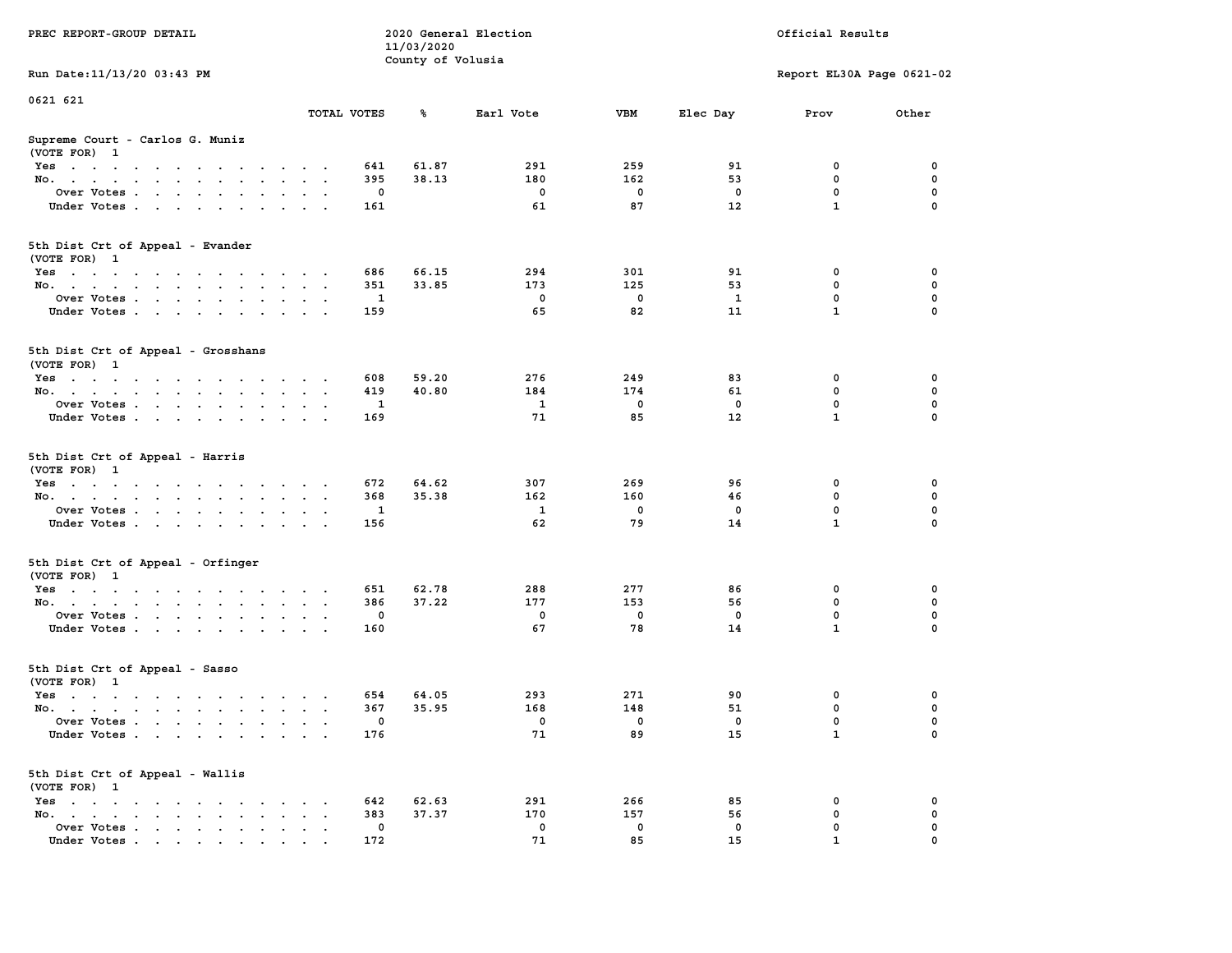PREC REPORT-GROUP DETAIL

2020 General Election
11/03/2020
County of Volusia

Official Results

Run Date:11/13/20 03:43 PM

Report EL30A Page 0621-02

0621 621

| | TOTAL VOTES | % | Earl Vote | VBM | Elec Day | Prov | Other |
|---|---|---|---|---|---|---|---|
| **Supreme Court - Carlos G. Muniz** | | | | | | | |
| (VOTE FOR) 1 | | | | | | | |
| Yes | 641 | 61.87 | 291 | 259 | 91 | 0 | 0 |
| No. | 395 | 38.13 | 180 | 162 | 53 | 0 | 0 |
| Over Votes | 0 | | 0 | 0 | 0 | 0 | 0 |
| Under Votes | 161 | | 61 | 87 | 12 | 1 | 0 |
| **5th Dist Crt of Appeal - Evander** | | | | | | | |
| (VOTE FOR) 1 | | | | | | | |
| Yes | 686 | 66.15 | 294 | 301 | 91 | 0 | 0 |
| No. | 351 | 33.85 | 173 | 125 | 53 | 0 | 0 |
| Over Votes | 1 | | 0 | 0 | 1 | 0 | 0 |
| Under Votes | 159 | | 65 | 82 | 11 | 1 | 0 |
| **5th Dist Crt of Appeal - Grosshans** | | | | | | | |
| (VOTE FOR) 1 | | | | | | | |
| Yes | 608 | 59.20 | 276 | 249 | 83 | 0 | 0 |
| No. | 419 | 40.80 | 184 | 174 | 61 | 0 | 0 |
| Over Votes | 1 | | 1 | 0 | 0 | 0 | 0 |
| Under Votes | 169 | | 71 | 85 | 12 | 1 | 0 |
| **5th Dist Crt of Appeal - Harris** | | | | | | | |
| (VOTE FOR) 1 | | | | | | | |
| Yes | 672 | 64.62 | 307 | 269 | 96 | 0 | 0 |
| No. | 368 | 35.38 | 162 | 160 | 46 | 0 | 0 |
| Over Votes | 1 | | 1 | 0 | 0 | 0 | 0 |
| Under Votes | 156 | | 62 | 79 | 14 | 1 | 0 |
| **5th Dist Crt of Appeal - Orfinger** | | | | | | | |
| (VOTE FOR) 1 | | | | | | | |
| Yes | 651 | 62.78 | 288 | 277 | 86 | 0 | 0 |
| No. | 386 | 37.22 | 177 | 153 | 56 | 0 | 0 |
| Over Votes | 0 | | 0 | 0 | 0 | 0 | 0 |
| Under Votes | 160 | | 67 | 78 | 14 | 1 | 0 |
| **5th Dist Crt of Appeal - Sasso** | | | | | | | |
| (VOTE FOR) 1 | | | | | | | |
| Yes | 654 | 64.05 | 293 | 271 | 90 | 0 | 0 |
| No. | 367 | 35.95 | 168 | 148 | 51 | 0 | 0 |
| Over Votes | 0 | | 0 | 0 | 0 | 0 | 0 |
| Under Votes | 176 | | 71 | 89 | 15 | 1 | 0 |
| **5th Dist Crt of Appeal - Wallis** | | | | | | | |
| (VOTE FOR) 1 | | | | | | | |
| Yes | 642 | 62.63 | 291 | 266 | 85 | 0 | 0 |
| No. | 383 | 37.37 | 170 | 157 | 56 | 0 | 0 |
| Over Votes | 0 | | 0 | 0 | 0 | 0 | 0 |
| Under Votes | 172 | | 71 | 85 | 15 | 1 | 0 |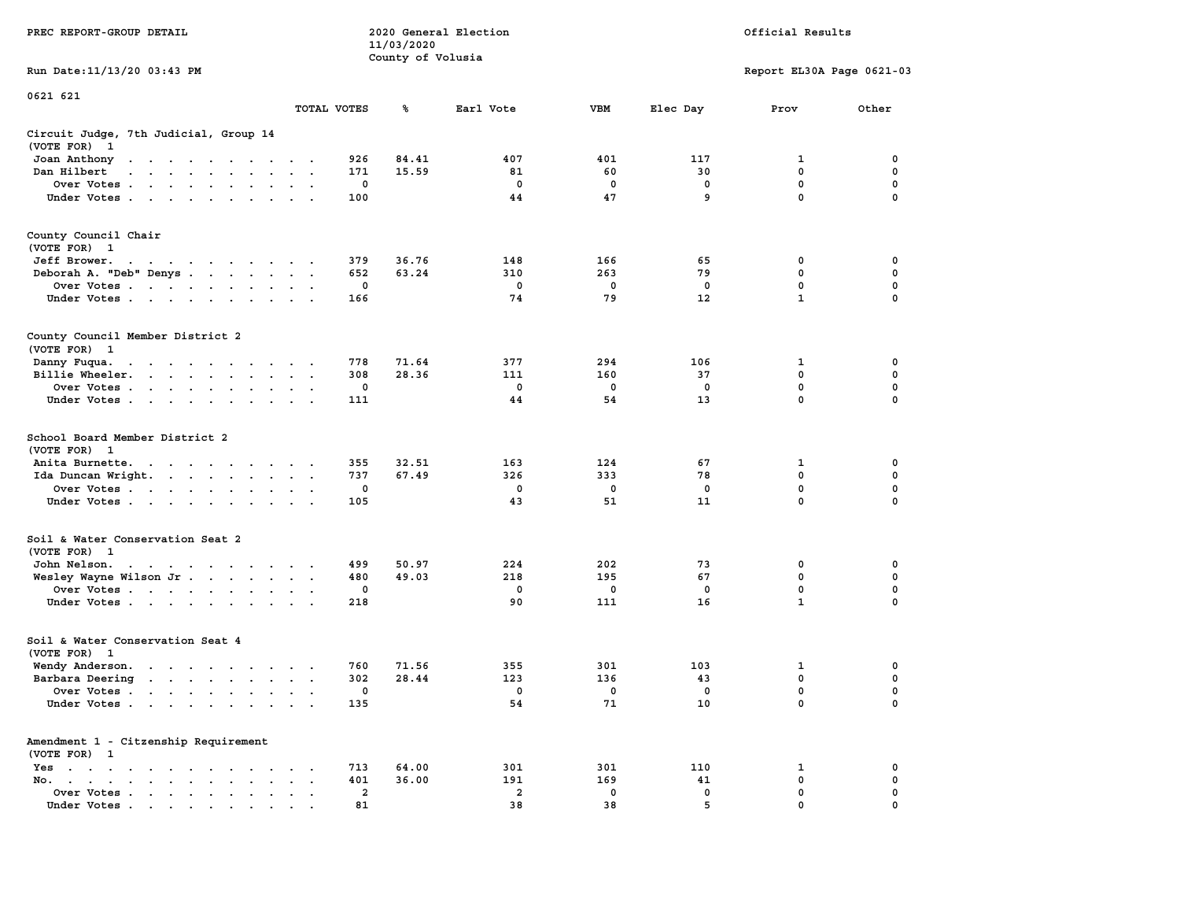PREC REPORT-GROUP DETAIL

2020 General Election
11/03/2020
County of Volusia

Official Results

Run Date:11/13/20 03:43 PM

Report EL30A Page 0621-03

0621 621

| | TOTAL VOTES | % | Earl Vote | VBM | Elec Day | Prov | Other |
|---|---|---|---|---|---|---|---|
| **Circuit Judge, 7th Judicial, Group 14** | | | | | | | |
| (VOTE FOR) 1 | | | | | | | |
| Joan Anthony | 926 | 84.41 | 407 | 401 | 117 | 1 | 0 |
| Dan Hilbert | 171 | 15.59 | 81 | 60 | 30 | 0 | 0 |
| Over Votes | 0 | | 0 | 0 | 0 | 0 | 0 |
| Under Votes | 100 | | 44 | 47 | 9 | 0 | 0 |
| **County Council Chair** | | | | | | | |
| (VOTE FOR) 1 | | | | | | | |
| Jeff Brower. | 379 | 36.76 | 148 | 166 | 65 | 0 | 0 |
| Deborah A. "Deb" Denys | 652 | 63.24 | 310 | 263 | 79 | 0 | 0 |
| Over Votes | 0 | | 0 | 0 | 0 | 0 | 0 |
| Under Votes | 166 | | 74 | 79 | 12 | 1 | 0 |
| **County Council Member District 2** | | | | | | | |
| (VOTE FOR) 1 | | | | | | | |
| Danny Fuqua. | 778 | 71.64 | 377 | 294 | 106 | 1 | 0 |
| Billie Wheeler. | 308 | 28.36 | 111 | 160 | 37 | 0 | 0 |
| Over Votes | 0 | | 0 | 0 | 0 | 0 | 0 |
| Under Votes | 111 | | 44 | 54 | 13 | 0 | 0 |
| **School Board Member District 2** | | | | | | | |
| (VOTE FOR) 1 | | | | | | | |
| Anita Burnette. | 355 | 32.51 | 163 | 124 | 67 | 1 | 0 |
| Ida Duncan Wright. | 737 | 67.49 | 326 | 333 | 78 | 0 | 0 |
| Over Votes | 0 | | 0 | 0 | 0 | 0 | 0 |
| Under Votes | 105 | | 43 | 51 | 11 | 0 | 0 |
| **Soil & Water Conservation Seat 2** | | | | | | | |
| (VOTE FOR) 1 | | | | | | | |
| John Nelson. | 499 | 50.97 | 224 | 202 | 73 | 0 | 0 |
| Wesley Wayne Wilson Jr | 480 | 49.03 | 218 | 195 | 67 | 0 | 0 |
| Over Votes | 0 | | 0 | 0 | 0 | 0 | 0 |
| Under Votes | 218 | | 90 | 111 | 16 | 1 | 0 |
| **Soil & Water Conservation Seat 4** | | | | | | | |
| (VOTE FOR) 1 | | | | | | | |
| Wendy Anderson. | 760 | 71.56 | 355 | 301 | 103 | 1 | 0 |
| Barbara Deering | 302 | 28.44 | 123 | 136 | 43 | 0 | 0 |
| Over Votes | 0 | | 0 | 0 | 0 | 0 | 0 |
| Under Votes | 135 | | 54 | 71 | 10 | 0 | 0 |
| **Amendment 1 - Citzenship Requirement** | | | | | | | |
| (VOTE FOR) 1 | | | | | | | |
| Yes | 713 | 64.00 | 301 | 301 | 110 | 1 | 0 |
| No. | 401 | 36.00 | 191 | 169 | 41 | 0 | 0 |
| Over Votes | 2 | | 2 | 0 | 0 | 0 | 0 |
| Under Votes | 81 | | 38 | 38 | 5 | 0 | 0 |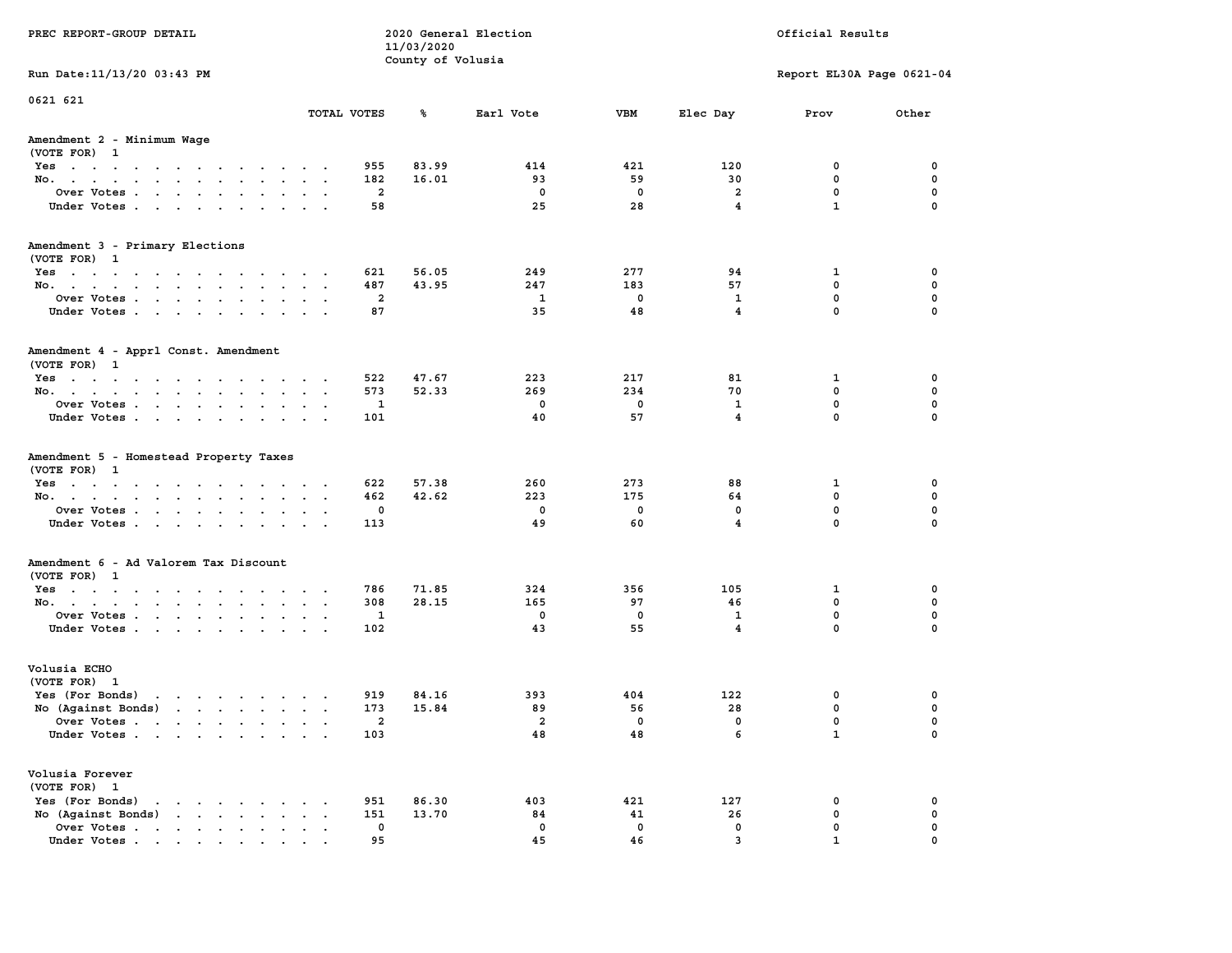PREC REPORT-GROUP DETAIL

2020 General Election
11/03/2020
County of Volusia

Official Results

Run Date:11/13/20 03:43 PM

Report EL30A Page 0621-04

0621 621

| | TOTAL VOTES | % | Earl Vote | VBM | Elec Day | Prov | Other |
|---|---|---|---|---|---|---|---|
| **Amendment 2 - Minimum Wage** | | | | | | | |
| (VOTE FOR) 1 | | | | | | | |
| Yes | 955 | 83.99 | 414 | 421 | 120 | 0 | 0 |
| No. | 182 | 16.01 | 93 | 59 | 30 | 0 | 0 |
| Over Votes | 2 | | 0 | 0 | 2 | 0 | 0 |
| Under Votes | 58 | | 25 | 28 | 4 | 1 | 0 |
| **Amendment 3 - Primary Elections** | | | | | | | |
| (VOTE FOR) 1 | | | | | | | |
| Yes | 621 | 56.05 | 249 | 277 | 94 | 1 | 0 |
| No. | 487 | 43.95 | 247 | 183 | 57 | 0 | 0 |
| Over Votes | 2 | | 1 | 0 | 1 | 0 | 0 |
| Under Votes | 87 | | 35 | 48 | 4 | 0 | 0 |
| **Amendment 4 - Apprl Const. Amendment** | | | | | | | |
| (VOTE FOR) 1 | | | | | | | |
| Yes | 522 | 47.67 | 223 | 217 | 81 | 1 | 0 |
| No. | 573 | 52.33 | 269 | 234 | 70 | 0 | 0 |
| Over Votes | 1 | | 0 | 0 | 1 | 0 | 0 |
| Under Votes | 101 | | 40 | 57 | 4 | 0 | 0 |
| **Amendment 5 - Homestead Property Taxes** | | | | | | | |
| (VOTE FOR) 1 | | | | | | | |
| Yes | 622 | 57.38 | 260 | 273 | 88 | 1 | 0 |
| No. | 462 | 42.62 | 223 | 175 | 64 | 0 | 0 |
| Over Votes | 0 | | 0 | 0 | 0 | 0 | 0 |
| Under Votes | 113 | | 49 | 60 | 4 | 0 | 0 |
| **Amendment 6 - Ad Valorem Tax Discount** | | | | | | | |
| (VOTE FOR) 1 | | | | | | | |
| Yes | 786 | 71.85 | 324 | 356 | 105 | 1 | 0 |
| No. | 308 | 28.15 | 165 | 97 | 46 | 0 | 0 |
| Over Votes | 1 | | 0 | 0 | 1 | 0 | 0 |
| Under Votes | 102 | | 43 | 55 | 4 | 0 | 0 |
| **Volusia ECHO** | | | | | | | |
| (VOTE FOR) 1 | | | | | | | |
| Yes (For Bonds) | 919 | 84.16 | 393 | 404 | 122 | 0 | 0 |
| No (Against Bonds) | 173 | 15.84 | 89 | 56 | 28 | 0 | 0 |
| Over Votes | 2 | | 2 | 0 | 0 | 0 | 0 |
| Under Votes | 103 | | 48 | 48 | 6 | 1 | 0 |
| **Volusia Forever** | | | | | | | |
| (VOTE FOR) 1 | | | | | | | |
| Yes (For Bonds) | 951 | 86.30 | 403 | 421 | 127 | 0 | 0 |
| No (Against Bonds) | 151 | 13.70 | 84 | 41 | 26 | 0 | 0 |
| Over Votes | 0 | | 0 | 0 | 0 | 0 | 0 |
| Under Votes | 95 | | 45 | 46 | 3 | 1 | 0 |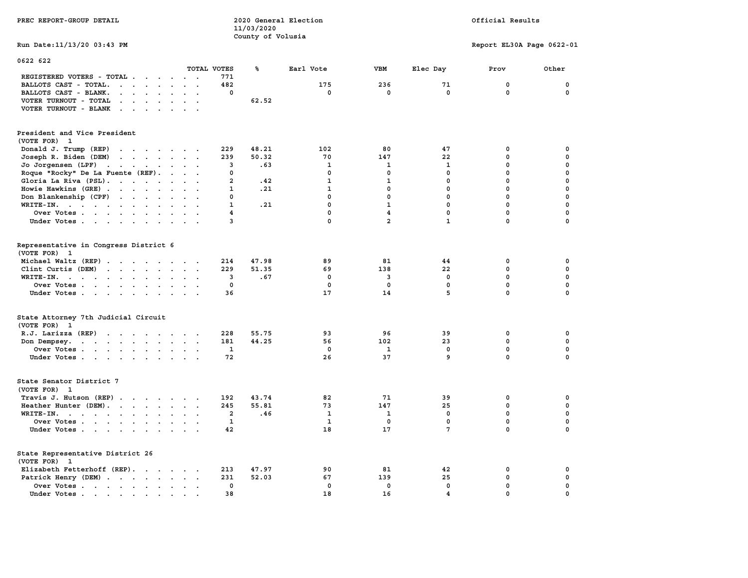PREC REPORT-GROUP DETAIL

2020 General Election
11/03/2020
County of Volusia

Official Results

Run Date:11/13/20 03:43 PM

Report EL30A Page 0622-01

0622 622

| | TOTAL VOTES | % | Earl Vote | VBM | Elec Day | Prov | Other |
|---|---|---|---|---|---|---|---|
| REGISTERED VOTERS - TOTAL | 771 | | | | | | |
| BALLOTS CAST - TOTAL. | 482 | | 175 | 236 | 71 | 0 | 0 |
| BALLOTS CAST - BLANK. | 0 | | 0 | 0 | 0 | 0 | 0 |
| VOTER TURNOUT - TOTAL | | 62.52 | | | | | |
| VOTER TURNOUT - BLANK | | | | | | | |

## President and Vice President
(VOTE FOR) 1

| | TOTAL VOTES | % | Earl Vote | VBM | Elec Day | Prov | Other |
|---|---|---|---|---|---|---|---|
| Donald J. Trump (REP) | 229 | 48.21 | 102 | 80 | 47 | 0 | 0 |
| Joseph R. Biden (DEM) | 239 | 50.32 | 70 | 147 | 22 | 0 | 0 |
| Jo Jorgensen (LPF) | 3 | .63 | 1 | 1 | 1 | 0 | 0 |
| Roque "Rocky" De La Fuente (REF). | 0 | | 0 | 0 | 0 | 0 | 0 |
| Gloria La Riva (PSL). | 2 | .42 | 1 | 1 | 0 | 0 | 0 |
| Howie Hawkins (GRE) | 1 | .21 | 1 | 0 | 0 | 0 | 0 |
| Don Blankenship (CPF) | 0 | | 0 | 0 | 0 | 0 | 0 |
| WRITE-IN. | 1 | .21 | 0 | 1 | 0 | 0 | 0 |
| Over Votes | 4 | | 0 | 4 | 0 | 0 | 0 |
| Under Votes | 3 | | 0 | 2 | 1 | 0 | 0 |

## Representative in Congress District 6
(VOTE FOR) 1

| | TOTAL VOTES | % | Earl Vote | VBM | Elec Day | Prov | Other |
|---|---|---|---|---|---|---|---|
| Michael Waltz (REP) | 214 | 47.98 | 89 | 81 | 44 | 0 | 0 |
| Clint Curtis (DEM) | 229 | 51.35 | 69 | 138 | 22 | 0 | 0 |
| WRITE-IN. | 3 | .67 | 0 | 3 | 0 | 0 | 0 |
| Over Votes | 0 | | 0 | 0 | 0 | 0 | 0 |
| Under Votes | 36 | | 17 | 14 | 5 | 0 | 0 |

## State Attorney 7th Judicial Circuit
(VOTE FOR) 1

| | TOTAL VOTES | % | Earl Vote | VBM | Elec Day | Prov | Other |
|---|---|---|---|---|---|---|---|
| R.J. Larizza (REP) | 228 | 55.75 | 93 | 96 | 39 | 0 | 0 |
| Don Dempsey. | 181 | 44.25 | 56 | 102 | 23 | 0 | 0 |
| Over Votes | 1 | | 0 | 1 | 0 | 0 | 0 |
| Under Votes | 72 | | 26 | 37 | 9 | 0 | 0 |

## State Senator District 7
(VOTE FOR) 1

| | TOTAL VOTES | % | Earl Vote | VBM | Elec Day | Prov | Other |
|---|---|---|---|---|---|---|---|
| Travis J. Hutson (REP) | 192 | 43.74 | 82 | 71 | 39 | 0 | 0 |
| Heather Hunter (DEM). | 245 | 55.81 | 73 | 147 | 25 | 0 | 0 |
| WRITE-IN. | 2 | .46 | 1 | 1 | 0 | 0 | 0 |
| Over Votes | 1 | | 1 | 0 | 0 | 0 | 0 |
| Under Votes | 42 | | 18 | 17 | 7 | 0 | 0 |

## State Representative District 26
(VOTE FOR) 1

| | TOTAL VOTES | % | Earl Vote | VBM | Elec Day | Prov | Other |
|---|---|---|---|---|---|---|---|
| Elizabeth Fetterhoff (REP). | 213 | 47.97 | 90 | 81 | 42 | 0 | 0 |
| Patrick Henry (DEM) | 231 | 52.03 | 67 | 139 | 25 | 0 | 0 |
| Over Votes | 0 | | 0 | 0 | 0 | 0 | 0 |
| Under Votes | 38 | | 18 | 16 | 4 | 0 | 0 |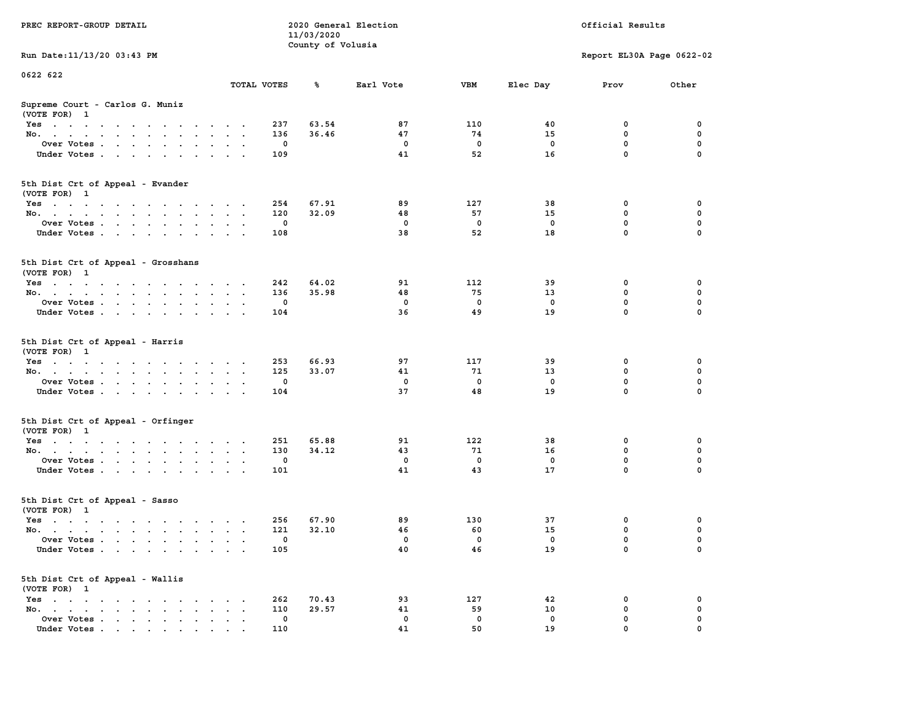0622 622

### Supreme Court - Carlos G. Muniz
(VOTE FOR) 1

| | TOTAL VOTES | % | Earl Vote | VBM | Elec Day | Prov | Other |
|---|---|---|---|---|---|---|---|
| Yes | 237 | 63.54 | 87 | 110 | 40 | 0 | 0 |
| No. | 136 | 36.46 | 47 | 74 | 15 | 0 | 0 |
| Over Votes | 0 | | 0 | 0 | 0 | 0 | 0 |
| Under Votes | 109 | | 41 | 52 | 16 | 0 | 0 |

### 5th Dist Crt of Appeal - Evander
(VOTE FOR) 1

| | TOTAL VOTES | % | Earl Vote | VBM | Elec Day | Prov | Other |
|---|---|---|---|---|---|---|---|
| Yes | 254 | 67.91 | 89 | 127 | 38 | 0 | 0 |
| No. | 120 | 32.09 | 48 | 57 | 15 | 0 | 0 |
| Over Votes | 0 | | 0 | 0 | 0 | 0 | 0 |
| Under Votes | 108 | | 38 | 52 | 18 | 0 | 0 |

### 5th Dist Crt of Appeal - Grosshans
(VOTE FOR) 1

| | TOTAL VOTES | % | Earl Vote | VBM | Elec Day | Prov | Other |
|---|---|---|---|---|---|---|---|
| Yes | 242 | 64.02 | 91 | 112 | 39 | 0 | 0 |
| No. | 136 | 35.98 | 48 | 75 | 13 | 0 | 0 |
| Over Votes | 0 | | 0 | 0 | 0 | 0 | 0 |
| Under Votes | 104 | | 36 | 49 | 19 | 0 | 0 |

### 5th Dist Crt of Appeal - Harris
(VOTE FOR) 1

| | TOTAL VOTES | % | Earl Vote | VBM | Elec Day | Prov | Other |
|---|---|---|---|---|---|---|---|
| Yes | 253 | 66.93 | 97 | 117 | 39 | 0 | 0 |
| No. | 125 | 33.07 | 41 | 71 | 13 | 0 | 0 |
| Over Votes | 0 | | 0 | 0 | 0 | 0 | 0 |
| Under Votes | 104 | | 37 | 48 | 19 | 0 | 0 |

### 5th Dist Crt of Appeal - Orfinger
(VOTE FOR) 1

| | TOTAL VOTES | % | Earl Vote | VBM | Elec Day | Prov | Other |
|---|---|---|---|---|---|---|---|
| Yes | 251 | 65.88 | 91 | 122 | 38 | 0 | 0 |
| No. | 130 | 34.12 | 43 | 71 | 16 | 0 | 0 |
| Over Votes | 0 | | 0 | 0 | 0 | 0 | 0 |
| Under Votes | 101 | | 41 | 43 | 17 | 0 | 0 |

### 5th Dist Crt of Appeal - Sasso
(VOTE FOR) 1

| | TOTAL VOTES | % | Earl Vote | VBM | Elec Day | Prov | Other |
|---|---|---|---|---|---|---|---|
| Yes | 256 | 67.90 | 89 | 130 | 37 | 0 | 0 |
| No. | 121 | 32.10 | 46 | 60 | 15 | 0 | 0 |
| Over Votes | 0 | | 0 | 0 | 0 | 0 | 0 |
| Under Votes | 105 | | 40 | 46 | 19 | 0 | 0 |

### 5th Dist Crt of Appeal - Wallis
(VOTE FOR) 1

| | TOTAL VOTES | % | Earl Vote | VBM | Elec Day | Prov | Other |
|---|---|---|---|---|---|---|---|
| Yes | 262 | 70.43 | 93 | 127 | 42 | 0 | 0 |
| No. | 110 | 29.57 | 41 | 59 | 10 | 0 | 0 |
| Over Votes | 0 | | 0 | 0 | 0 | 0 | 0 |
| Under Votes | 110 | | 41 | 50 | 19 | 0 | 0 |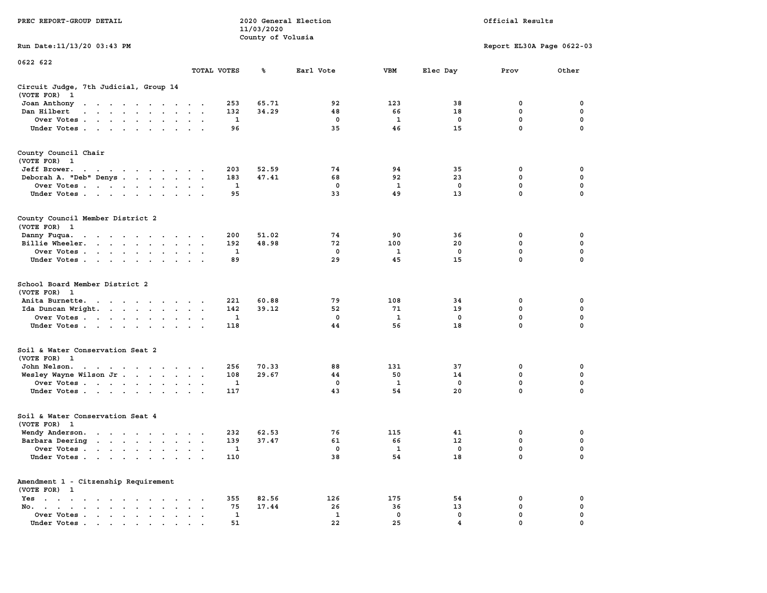PREC REPORT-GROUP DETAIL

2020 General Election
11/03/2020
County of Volusia

Official Results

Run Date:11/13/20 03:43 PM

Report EL30A Page 0622-03

0622 622

| | TOTAL VOTES | % | Earl Vote | VBM | Elec Day | Prov | Other |
|---|---|---|---|---|---|---|---|
| **Circuit Judge, 7th Judicial, Group 14** | | | | | | | |
| (VOTE FOR) 1 | | | | | | | |
| Joan Anthony | 253 | 65.71 | 92 | 123 | 38 | 0 | 0 |
| Dan Hilbert | 132 | 34.29 | 48 | 66 | 18 | 0 | 0 |
| Over Votes | 1 | | 0 | 1 | 0 | 0 | 0 |
| Under Votes | 96 | | 35 | 46 | 15 | 0 | 0 |
| **County Council Chair** | | | | | | | |
| (VOTE FOR) 1 | | | | | | | |
| Jeff Brower. | 203 | 52.59 | 74 | 94 | 35 | 0 | 0 |
| Deborah A. "Deb" Denys | 183 | 47.41 | 68 | 92 | 23 | 0 | 0 |
| Over Votes | 1 | | 0 | 1 | 0 | 0 | 0 |
| Under Votes | 95 | | 33 | 49 | 13 | 0 | 0 |
| **County Council Member District 2** | | | | | | | |
| (VOTE FOR) 1 | | | | | | | |
| Danny Fuqua. | 200 | 51.02 | 74 | 90 | 36 | 0 | 0 |
| Billie Wheeler. | 192 | 48.98 | 72 | 100 | 20 | 0 | 0 |
| Over Votes | 1 | | 0 | 1 | 0 | 0 | 0 |
| Under Votes | 89 | | 29 | 45 | 15 | 0 | 0 |
| **School Board Member District 2** | | | | | | | |
| (VOTE FOR) 1 | | | | | | | |
| Anita Burnette. | 221 | 60.88 | 79 | 108 | 34 | 0 | 0 |
| Ida Duncan Wright. | 142 | 39.12 | 52 | 71 | 19 | 0 | 0 |
| Over Votes | 1 | | 0 | 1 | 0 | 0 | 0 |
| Under Votes | 118 | | 44 | 56 | 18 | 0 | 0 |
| **Soil & Water Conservation Seat 2** | | | | | | | |
| (VOTE FOR) 1 | | | | | | | |
| John Nelson. | 256 | 70.33 | 88 | 131 | 37 | 0 | 0 |
| Wesley Wayne Wilson Jr | 108 | 29.67 | 44 | 50 | 14 | 0 | 0 |
| Over Votes | 1 | | 0 | 1 | 0 | 0 | 0 |
| Under Votes | 117 | | 43 | 54 | 20 | 0 | 0 |
| **Soil & Water Conservation Seat 4** | | | | | | | |
| (VOTE FOR) 1 | | | | | | | |
| Wendy Anderson. | 232 | 62.53 | 76 | 115 | 41 | 0 | 0 |
| Barbara Deering | 139 | 37.47 | 61 | 66 | 12 | 0 | 0 |
| Over Votes | 1 | | 0 | 1 | 0 | 0 | 0 |
| Under Votes | 110 | | 38 | 54 | 18 | 0 | 0 |
| **Amendment 1 - Citzenship Requirement** | | | | | | | |
| (VOTE FOR) 1 | | | | | | | |
| Yes | 355 | 82.56 | 126 | 175 | 54 | 0 | 0 |
| No. | 75 | 17.44 | 26 | 36 | 13 | 0 | 0 |
| Over Votes | 1 | | 1 | 0 | 0 | 0 | 0 |
| Under Votes | 51 | | 22 | 25 | 4 | 0 | 0 |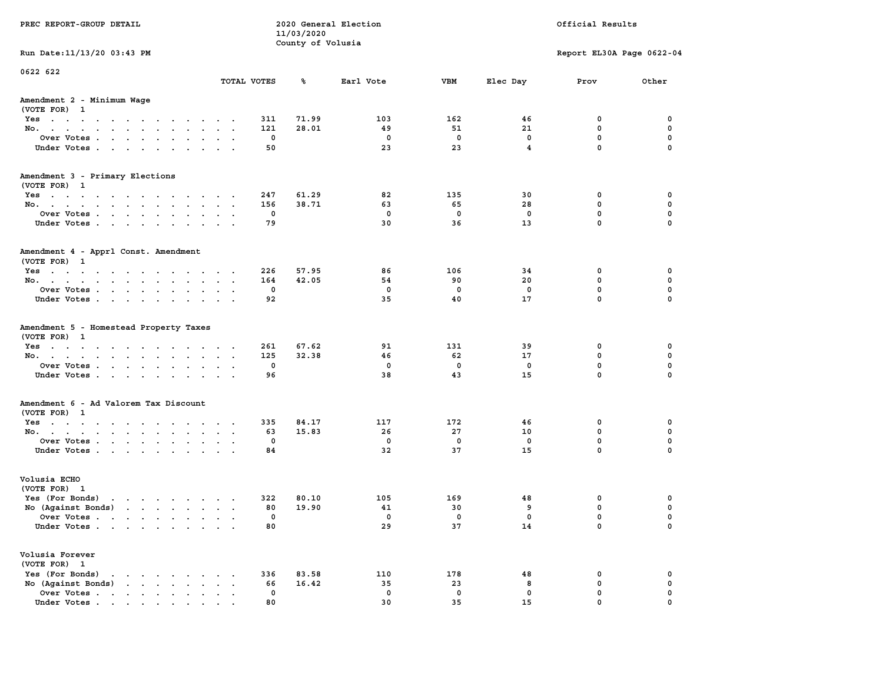PREC REPORT-GROUP DETAIL

2020 General Election
11/03/2020
County of Volusia

Official Results

Run Date:11/13/20 03:43 PM

Report EL30A Page 0622-04

0622 622

| | TOTAL VOTES | % | Earl Vote | VBM | Elec Day | Prov | Other |
|---|---|---|---|---|---|---|---|
| **Amendment 2 - Minimum Wage** | | | | | | | |
| (VOTE FOR) 1 | | | | | | | |
| Yes | 311 | 71.99 | 103 | 162 | 46 | 0 | 0 |
| No. | 121 | 28.01 | 49 | 51 | 21 | 0 | 0 |
| Over Votes | 0 | | 0 | 0 | 0 | 0 | 0 |
| Under Votes | 50 | | 23 | 23 | 4 | 0 | 0 |
| **Amendment 3 - Primary Elections** | | | | | | | |
| (VOTE FOR) 1 | | | | | | | |
| Yes | 247 | 61.29 | 82 | 135 | 30 | 0 | 0 |
| No. | 156 | 38.71 | 63 | 65 | 28 | 0 | 0 |
| Over Votes | 0 | | 0 | 0 | 0 | 0 | 0 |
| Under Votes | 79 | | 30 | 36 | 13 | 0 | 0 |
| **Amendment 4 - Apprl Const. Amendment** | | | | | | | |
| (VOTE FOR) 1 | | | | | | | |
| Yes | 226 | 57.95 | 86 | 106 | 34 | 0 | 0 |
| No. | 164 | 42.05 | 54 | 90 | 20 | 0 | 0 |
| Over Votes | 0 | | 0 | 0 | 0 | 0 | 0 |
| Under Votes | 92 | | 35 | 40 | 17 | 0 | 0 |
| **Amendment 5 - Homestead Property Taxes** | | | | | | | |
| (VOTE FOR) 1 | | | | | | | |
| Yes | 261 | 67.62 | 91 | 131 | 39 | 0 | 0 |
| No. | 125 | 32.38 | 46 | 62 | 17 | 0 | 0 |
| Over Votes | 0 | | 0 | 0 | 0 | 0 | 0 |
| Under Votes | 96 | | 38 | 43 | 15 | 0 | 0 |
| **Amendment 6 - Ad Valorem Tax Discount** | | | | | | | |
| (VOTE FOR) 1 | | | | | | | |
| Yes | 335 | 84.17 | 117 | 172 | 46 | 0 | 0 |
| No. | 63 | 15.83 | 26 | 27 | 10 | 0 | 0 |
| Over Votes | 0 | | 0 | 0 | 0 | 0 | 0 |
| Under Votes | 84 | | 32 | 37 | 15 | 0 | 0 |
| **Volusia ECHO** | | | | | | | |
| (VOTE FOR) 1 | | | | | | | |
| Yes (For Bonds) | 322 | 80.10 | 105 | 169 | 48 | 0 | 0 |
| No (Against Bonds) | 80 | 19.90 | 41 | 30 | 9 | 0 | 0 |
| Over Votes | 0 | | 0 | 0 | 0 | 0 | 0 |
| Under Votes | 80 | | 29 | 37 | 14 | 0 | 0 |
| **Volusia Forever** | | | | | | | |
| (VOTE FOR) 1 | | | | | | | |
| Yes (For Bonds) | 336 | 83.58 | 110 | 178 | 48 | 0 | 0 |
| No (Against Bonds) | 66 | 16.42 | 35 | 23 | 8 | 0 | 0 |
| Over Votes | 0 | | 0 | 0 | 0 | 0 | 0 |
| Under Votes | 80 | | 30 | 35 | 15 | 0 | 0 |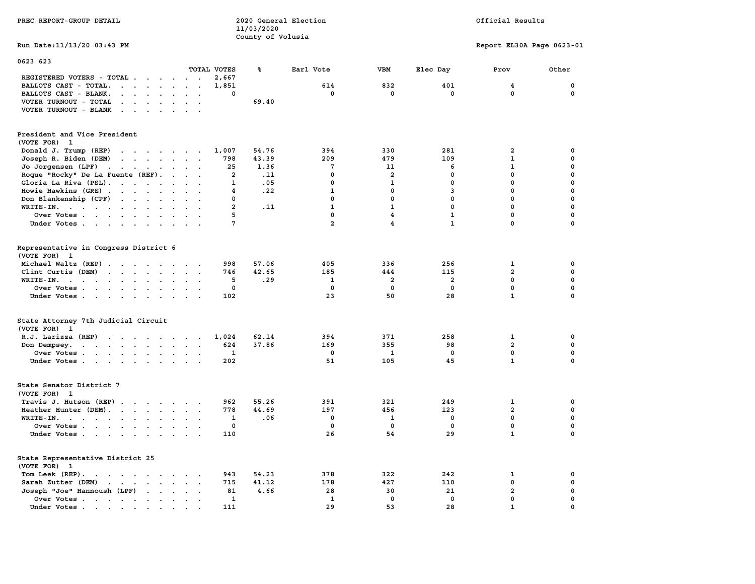PREC REPORT-GROUP DETAIL

2020 General Election
11/03/2020
County of Volusia

Official Results

Run Date:11/13/20 03:43 PM

Report EL30A Page 0623-01

0623 623

| | TOTAL VOTES | % | Earl Vote | VBM | Elec Day | Prov | Other |
|---|---|---|---|---|---|---|---|
| REGISTERED VOTERS - TOTAL | 2,667 | | | | | | |
| BALLOTS CAST - TOTAL. | 1,851 | | 614 | 832 | 401 | 4 | 0 |
| BALLOTS CAST - BLANK. | 0 | | 0 | 0 | 0 | 0 | 0 |
| VOTER TURNOUT - TOTAL | | 69.40 | | | | | |
| VOTER TURNOUT - BLANK | | | | | | | |

**President and Vice President**
(VOTE FOR) 1

| | TOTAL VOTES | % | Earl Vote | VBM | Elec Day | Prov | Other |
|---|---|---|---|---|---|---|---|
| Donald J. Trump (REP) | 1,007 | 54.76 | 394 | 330 | 281 | 2 | 0 |
| Joseph R. Biden (DEM) | 798 | 43.39 | 209 | 479 | 109 | 1 | 0 |
| Jo Jorgensen (LPF) | 25 | 1.36 | 7 | 11 | 6 | 1 | 0 |
| Roque "Rocky" De La Fuente (REF). | 2 | .11 | 0 | 2 | 0 | 0 | 0 |
| Gloria La Riva (PSL). | 1 | .05 | 0 | 1 | 0 | 0 | 0 |
| Howie Hawkins (GRE) | 4 | .22 | 1 | 0 | 3 | 0 | 0 |
| Don Blankenship (CPF) | 0 | | 0 | 0 | 0 | 0 | 0 |
| WRITE-IN. | 2 | .11 | 1 | 1 | 0 | 0 | 0 |
| Over Votes | 5 | | 0 | 4 | 1 | 0 | 0 |
| Under Votes | 7 | | 2 | 4 | 1 | 0 | 0 |

**Representative in Congress District 6**
(VOTE FOR) 1

| | TOTAL VOTES | % | Earl Vote | VBM | Elec Day | Prov | Other |
|---|---|---|---|---|---|---|---|
| Michael Waltz (REP) | 998 | 57.06 | 405 | 336 | 256 | 1 | 0 |
| Clint Curtis (DEM) | 746 | 42.65 | 185 | 444 | 115 | 2 | 0 |
| WRITE-IN. | 5 | .29 | 1 | 2 | 2 | 0 | 0 |
| Over Votes | 0 | | 0 | 0 | 0 | 0 | 0 |
| Under Votes | 102 | | 23 | 50 | 28 | 1 | 0 |

**State Attorney 7th Judicial Circuit**
(VOTE FOR) 1

| | TOTAL VOTES | % | Earl Vote | VBM | Elec Day | Prov | Other |
|---|---|---|---|---|---|---|---|
| R.J. Larizza (REP) | 1,024 | 62.14 | 394 | 371 | 258 | 1 | 0 |
| Don Dempsey. | 624 | 37.86 | 169 | 355 | 98 | 2 | 0 |
| Over Votes | 1 | | 0 | 1 | 0 | 0 | 0 |
| Under Votes | 202 | | 51 | 105 | 45 | 1 | 0 |

**State Senator District 7**
(VOTE FOR) 1

| | TOTAL VOTES | % | Earl Vote | VBM | Elec Day | Prov | Other |
|---|---|---|---|---|---|---|---|
| Travis J. Hutson (REP) | 962 | 55.26 | 391 | 321 | 249 | 1 | 0 |
| Heather Hunter (DEM). | 778 | 44.69 | 197 | 456 | 123 | 2 | 0 |
| WRITE-IN. | 1 | .06 | 0 | 1 | 0 | 0 | 0 |
| Over Votes | 0 | | 0 | 0 | 0 | 0 | 0 |
| Under Votes | 110 | | 26 | 54 | 29 | 1 | 0 |

**State Representative District 25**
(VOTE FOR) 1

| | TOTAL VOTES | % | Earl Vote | VBM | Elec Day | Prov | Other |
|---|---|---|---|---|---|---|---|
| Tom Leek (REP). | 943 | 54.23 | 378 | 322 | 242 | 1 | 0 |
| Sarah Zutter (DEM) | 715 | 41.12 | 178 | 427 | 110 | 0 | 0 |
| Joseph "Joe" Hannoush (LPF) | 81 | 4.66 | 28 | 30 | 21 | 2 | 0 |
| Over Votes | 1 | | 1 | 0 | 0 | 0 | 0 |
| Under Votes | 111 | | 29 | 53 | 28 | 1 | 0 |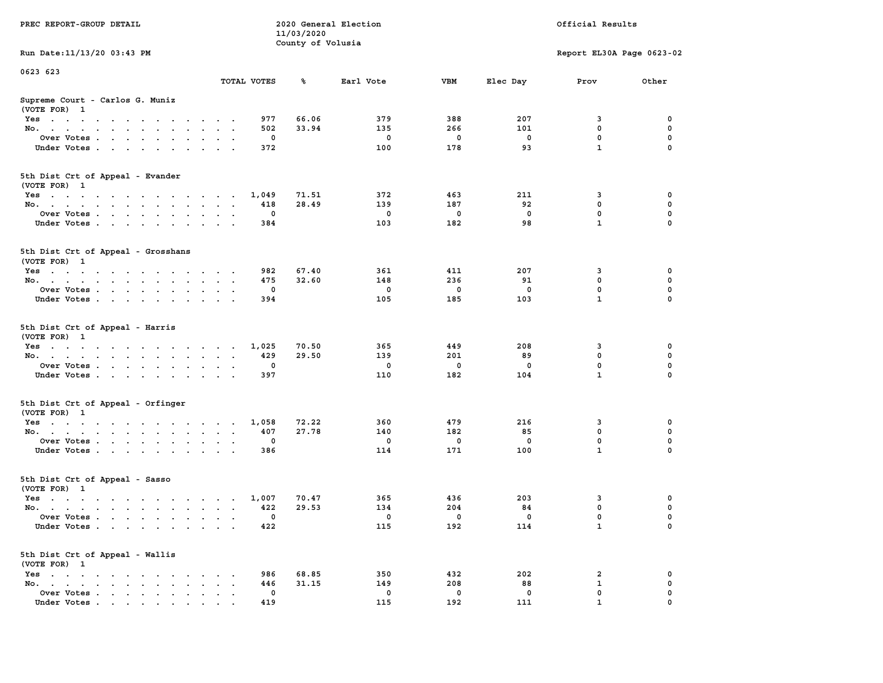PREC REPORT-GROUP DETAIL

2020 General Election
11/03/2020
County of Volusia

Official Results

Run Date:11/13/20 03:43 PM

Report EL30A Page 0623-02

0623 623

| | TOTAL VOTES | % | Earl Vote | VBM | Elec Day | Prov | Other |
|---|---|---|---|---|---|---|---|
| **Supreme Court - Carlos G. Muniz (VOTE FOR) 1** | | | | | | | |
| Yes | 977 | 66.06 | 379 | 388 | 207 | 3 | 0 |
| No. | 502 | 33.94 | 135 | 266 | 101 | 0 | 0 |
| Over Votes | 0 | | 0 | 0 | 0 | 0 | 0 |
| Under Votes | 372 | | 100 | 178 | 93 | 1 | 0 |
| **5th Dist Crt of Appeal - Evander (VOTE FOR) 1** | | | | | | | |
| Yes | 1,049 | 71.51 | 372 | 463 | 211 | 3 | 0 |
| No. | 418 | 28.49 | 139 | 187 | 92 | 0 | 0 |
| Over Votes | 0 | | 0 | 0 | 0 | 0 | 0 |
| Under Votes | 384 | | 103 | 182 | 98 | 1 | 0 |
| **5th Dist Crt of Appeal - Grosshans (VOTE FOR) 1** | | | | | | | |
| Yes | 982 | 67.40 | 361 | 411 | 207 | 3 | 0 |
| No. | 475 | 32.60 | 148 | 236 | 91 | 0 | 0 |
| Over Votes | 0 | | 0 | 0 | 0 | 0 | 0 |
| Under Votes | 394 | | 105 | 185 | 103 | 1 | 0 |
| **5th Dist Crt of Appeal - Harris (VOTE FOR) 1** | | | | | | | |
| Yes | 1,025 | 70.50 | 365 | 449 | 208 | 3 | 0 |
| No. | 429 | 29.50 | 139 | 201 | 89 | 0 | 0 |
| Over Votes | 0 | | 0 | 0 | 0 | 0 | 0 |
| Under Votes | 397 | | 110 | 182 | 104 | 1 | 0 |
| **5th Dist Crt of Appeal - Orfinger (VOTE FOR) 1** | | | | | | | |
| Yes | 1,058 | 72.22 | 360 | 479 | 216 | 3 | 0 |
| No. | 407 | 27.78 | 140 | 182 | 85 | 0 | 0 |
| Over Votes | 0 | | 0 | 0 | 0 | 0 | 0 |
| Under Votes | 386 | | 114 | 171 | 100 | 1 | 0 |
| **5th Dist Crt of Appeal - Sasso (VOTE FOR) 1** | | | | | | | |
| Yes | 1,007 | 70.47 | 365 | 436 | 203 | 3 | 0 |
| No. | 422 | 29.53 | 134 | 204 | 84 | 0 | 0 |
| Over Votes | 0 | | 0 | 0 | 0 | 0 | 0 |
| Under Votes | 422 | | 115 | 192 | 114 | 1 | 0 |
| **5th Dist Crt of Appeal - Wallis (VOTE FOR) 1** | | | | | | | |
| Yes | 986 | 68.85 | 350 | 432 | 202 | 2 | 0 |
| No. | 446 | 31.15 | 149 | 208 | 88 | 1 | 0 |
| Over Votes | 0 | | 0 | 0 | 0 | 0 | 0 |
| Under Votes | 419 | | 115 | 192 | 111 | 1 | 0 |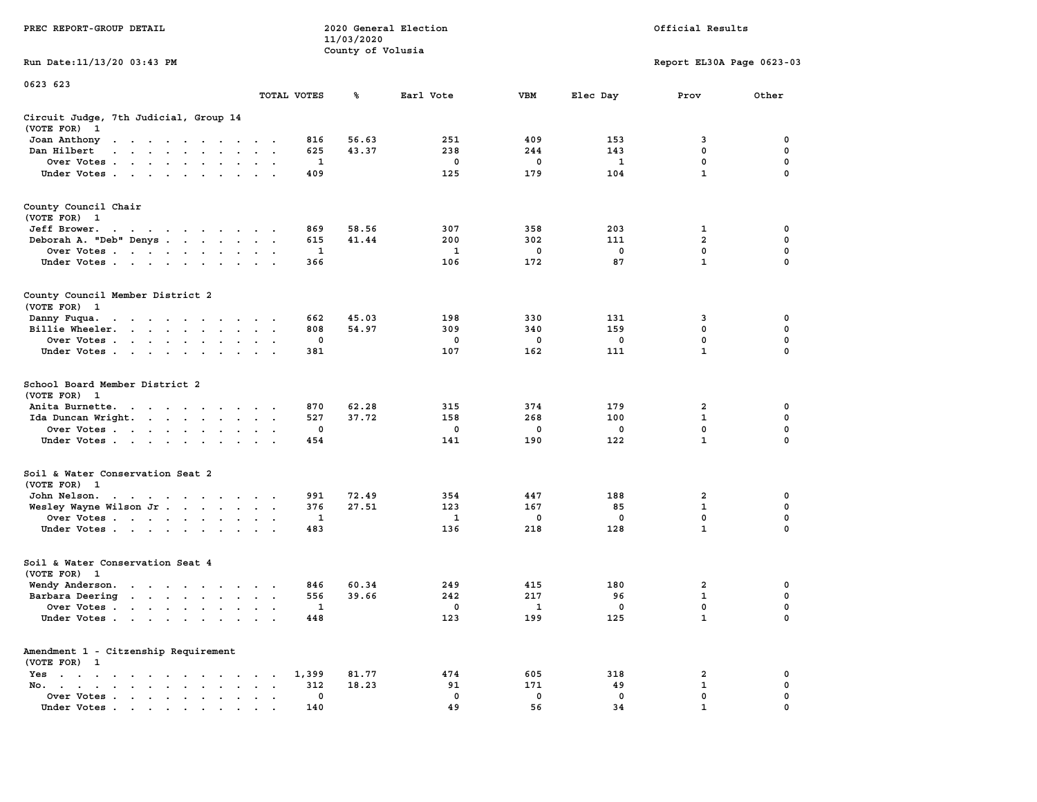PREC REPORT-GROUP DETAIL

2020 General Election
11/03/2020
County of Volusia

Official Results

Run Date:11/13/20 03:43 PM

Report EL30A Page 0623-03

0623 623

| | TOTAL VOTES | % | Earl Vote | VBM | Elec Day | Prov | Other |
|---|---|---|---|---|---|---|---|
| **Circuit Judge, 7th Judicial, Group 14** | | | | | | | |
| (VOTE FOR) 1 | | | | | | | |
| Joan Anthony | 816 | 56.63 | 251 | 409 | 153 | 3 | 0 |
| Dan Hilbert | 625 | 43.37 | 238 | 244 | 143 | 0 | 0 |
| Over Votes | 1 | | 0 | 0 | 1 | 0 | 0 |
| Under Votes | 409 | | 125 | 179 | 104 | 1 | 0 |
| **County Council Chair** | | | | | | | |
| (VOTE FOR) 1 | | | | | | | |
| Jeff Brower. | 869 | 58.56 | 307 | 358 | 203 | 1 | 0 |
| Deborah A. "Deb" Denys | 615 | 41.44 | 200 | 302 | 111 | 2 | 0 |
| Over Votes | 1 | | 1 | 0 | 0 | 0 | 0 |
| Under Votes | 366 | | 106 | 172 | 87 | 1 | 0 |
| **County Council Member District 2** | | | | | | | |
| (VOTE FOR) 1 | | | | | | | |
| Danny Fuqua. | 662 | 45.03 | 198 | 330 | 131 | 3 | 0 |
| Billie Wheeler. | 808 | 54.97 | 309 | 340 | 159 | 0 | 0 |
| Over Votes | 0 | | 0 | 0 | 0 | 0 | 0 |
| Under Votes | 381 | | 107 | 162 | 111 | 1 | 0 |
| **School Board Member District 2** | | | | | | | |
| (VOTE FOR) 1 | | | | | | | |
| Anita Burnette. | 870 | 62.28 | 315 | 374 | 179 | 2 | 0 |
| Ida Duncan Wright. | 527 | 37.72 | 158 | 268 | 100 | 1 | 0 |
| Over Votes | 0 | | 0 | 0 | 0 | 0 | 0 |
| Under Votes | 454 | | 141 | 190 | 122 | 1 | 0 |
| **Soil & Water Conservation Seat 2** | | | | | | | |
| (VOTE FOR) 1 | | | | | | | |
| John Nelson. | 991 | 72.49 | 354 | 447 | 188 | 2 | 0 |
| Wesley Wayne Wilson Jr | 376 | 27.51 | 123 | 167 | 85 | 1 | 0 |
| Over Votes | 1 | | 1 | 0 | 0 | 0 | 0 |
| Under Votes | 483 | | 136 | 218 | 128 | 1 | 0 |
| **Soil & Water Conservation Seat 4** | | | | | | | |
| (VOTE FOR) 1 | | | | | | | |
| Wendy Anderson. | 846 | 60.34 | 249 | 415 | 180 | 2 | 0 |
| Barbara Deering | 556 | 39.66 | 242 | 217 | 96 | 1 | 0 |
| Over Votes | 1 | | 0 | 1 | 0 | 0 | 0 |
| Under Votes | 448 | | 123 | 199 | 125 | 1 | 0 |
| **Amendment 1 - Citzenship Requirement** | | | | | | | |
| (VOTE FOR) 1 | | | | | | | |
| Yes | 1,399 | 81.77 | 474 | 605 | 318 | 2 | 0 |
| No. | 312 | 18.23 | 91 | 171 | 49 | 1 | 0 |
| Over Votes | 0 | | 0 | 0 | 0 | 0 | 0 |
| Under Votes | 140 | | 49 | 56 | 34 | 1 | 0 |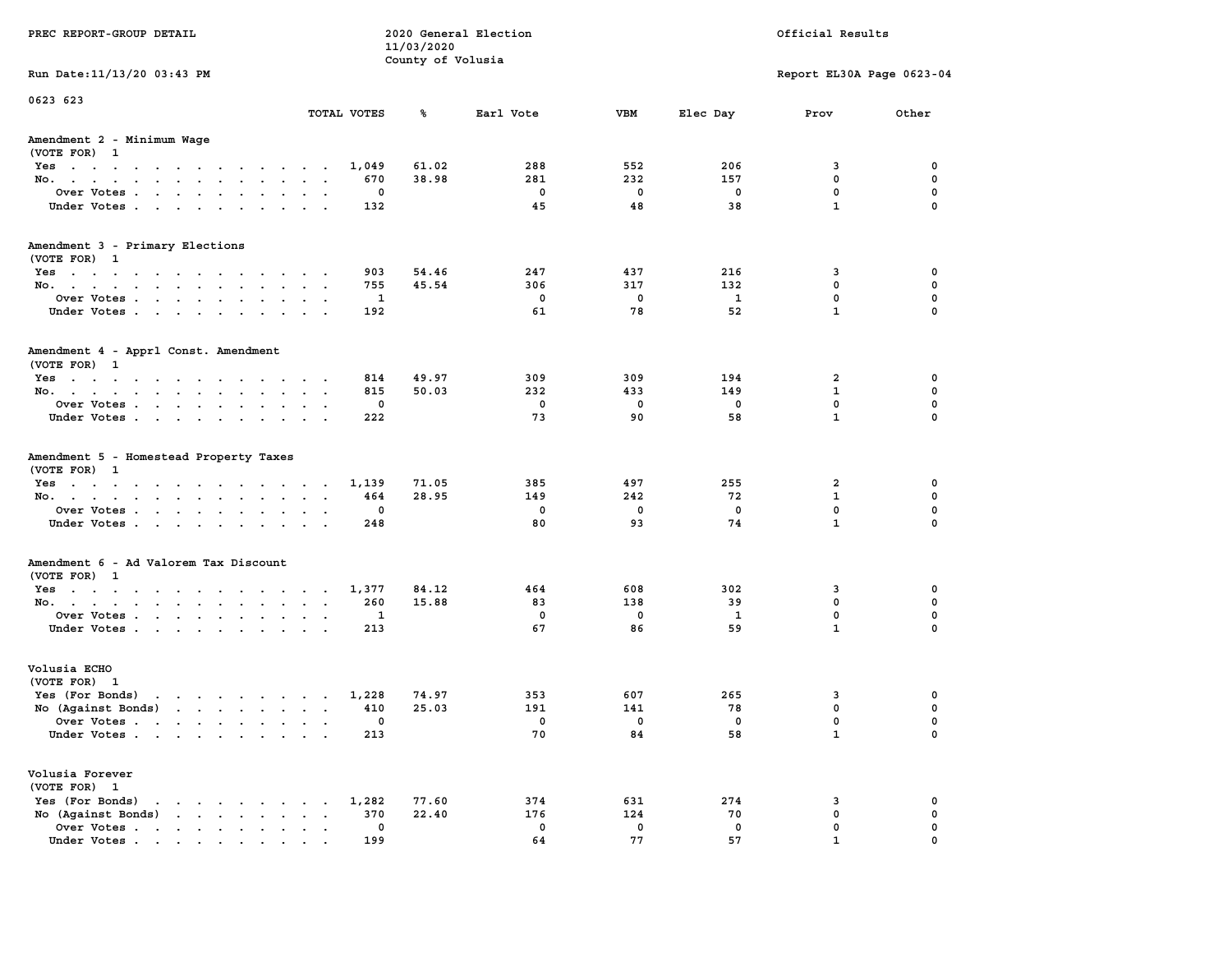PREC REPORT-GROUP DETAIL

2020 General Election
11/03/2020
County of Volusia

Official Results

Run Date:11/13/20 03:43 PM

Report EL30A Page 0623-04

0623 623

| | TOTAL VOTES | % | Earl Vote | VBM | Elec Day | Prov | Other |
|---|---|---|---|---|---|---|---|
| **Amendment 2 - Minimum Wage** | | | | | | | |
| (VOTE FOR) 1 | | | | | | | |
| Yes | 1,049 | 61.02 | 288 | 552 | 206 | 3 | 0 |
| No. | 670 | 38.98 | 281 | 232 | 157 | 0 | 0 |
| Over Votes | 0 | | 0 | 0 | 0 | 0 | 0 |
| Under Votes | 132 | | 45 | 48 | 38 | 1 | 0 |
| **Amendment 3 - Primary Elections** | | | | | | | |
| (VOTE FOR) 1 | | | | | | | |
| Yes | 903 | 54.46 | 247 | 437 | 216 | 3 | 0 |
| No. | 755 | 45.54 | 306 | 317 | 132 | 0 | 0 |
| Over Votes | 1 | | 0 | 0 | 1 | 0 | 0 |
| Under Votes | 192 | | 61 | 78 | 52 | 1 | 0 |
| **Amendment 4 - Apprl Const. Amendment** | | | | | | | |
| (VOTE FOR) 1 | | | | | | | |
| Yes | 814 | 49.97 | 309 | 309 | 194 | 2 | 0 |
| No. | 815 | 50.03 | 232 | 433 | 149 | 1 | 0 |
| Over Votes | 0 | | 0 | 0 | 0 | 0 | 0 |
| Under Votes | 222 | | 73 | 90 | 58 | 1 | 0 |
| **Amendment 5 - Homestead Property Taxes** | | | | | | | |
| (VOTE FOR) 1 | | | | | | | |
| Yes | 1,139 | 71.05 | 385 | 497 | 255 | 2 | 0 |
| No. | 464 | 28.95 | 149 | 242 | 72 | 1 | 0 |
| Over Votes | 0 | | 0 | 0 | 0 | 0 | 0 |
| Under Votes | 248 | | 80 | 93 | 74 | 1 | 0 |
| **Amendment 6 - Ad Valorem Tax Discount** | | | | | | | |
| (VOTE FOR) 1 | | | | | | | |
| Yes | 1,377 | 84.12 | 464 | 608 | 302 | 3 | 0 |
| No. | 260 | 15.88 | 83 | 138 | 39 | 0 | 0 |
| Over Votes | 1 | | 0 | 0 | 1 | 0 | 0 |
| Under Votes | 213 | | 67 | 86 | 59 | 1 | 0 |
| **Volusia ECHO** | | | | | | | |
| (VOTE FOR) 1 | | | | | | | |
| Yes (For Bonds) | 1,228 | 74.97 | 353 | 607 | 265 | 3 | 0 |
| No (Against Bonds) | 410 | 25.03 | 191 | 141 | 78 | 0 | 0 |
| Over Votes | 0 | | 0 | 0 | 0 | 0 | 0 |
| Under Votes | 213 | | 70 | 84 | 58 | 1 | 0 |
| **Volusia Forever** | | | | | | | |
| (VOTE FOR) 1 | | | | | | | |
| Yes (For Bonds) | 1,282 | 77.60 | 374 | 631 | 274 | 3 | 0 |
| No (Against Bonds) | 370 | 22.40 | 176 | 124 | 70 | 0 | 0 |
| Over Votes | 0 | | 0 | 0 | 0 | 0 | 0 |
| Under Votes | 199 | | 64 | 77 | 57 | 1 | 0 |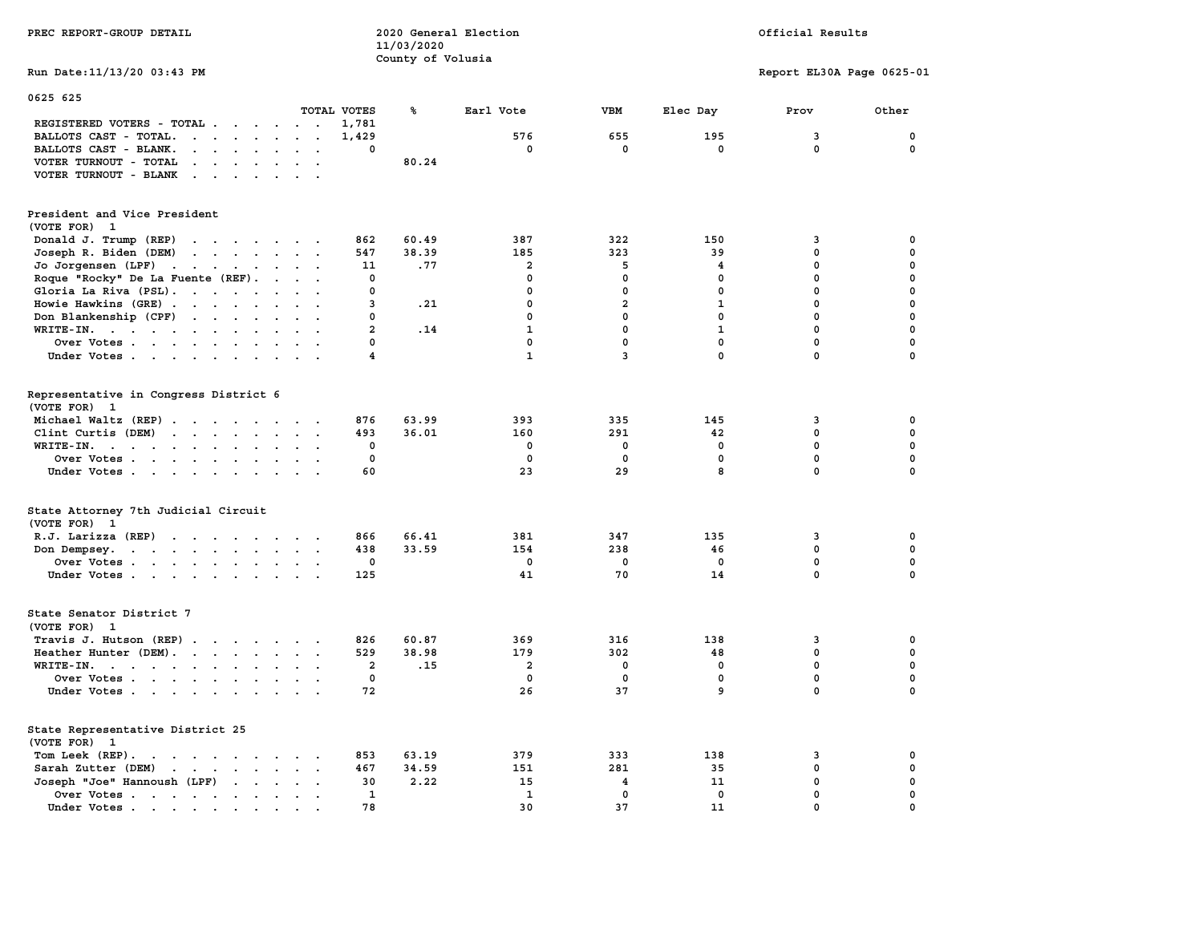PREC REPORT-GROUP DETAIL

2020 General Election
11/03/2020
County of Volusia

Official Results

Run Date:11/13/20 03:43 PM

Report EL30A Page 0625-01

0625 625

| | TOTAL VOTES | % | Earl Vote | VBM | Elec Day | Prov | Other |
|---|---|---|---|---|---|---|---|
| REGISTERED VOTERS - TOTAL | 1,781 | | | | | | |
| BALLOTS CAST - TOTAL. | 1,429 | | 576 | 655 | 195 | 3 | 0 |
| BALLOTS CAST - BLANK. | 0 | | 0 | 0 | 0 | 0 | 0 |
| VOTER TURNOUT - TOTAL | | 80.24 | | | | | |
| VOTER TURNOUT - BLANK | | | | | | | |

President and Vice President
(VOTE FOR) 1

| | TOTAL VOTES | % | Earl Vote | VBM | Elec Day | Prov | Other |
|---|---|---|---|---|---|---|---|
| Donald J. Trump (REP) | 862 | 60.49 | 387 | 322 | 150 | 3 | 0 |
| Joseph R. Biden (DEM) | 547 | 38.39 | 185 | 323 | 39 | 0 | 0 |
| Jo Jorgensen (LPF) | 11 | .77 | 2 | 5 | 4 | 0 | 0 |
| Roque "Rocky" De La Fuente (REF). | 0 | | 0 | 0 | 0 | 0 | 0 |
| Gloria La Riva (PSL). | 0 | | 0 | 0 | 0 | 0 | 0 |
| Howie Hawkins (GRE) | 3 | .21 | 0 | 2 | 1 | 0 | 0 |
| Don Blankenship (CPF) | 0 | | 0 | 0 | 0 | 0 | 0 |
| WRITE-IN. | 2 | .14 | 1 | 0 | 1 | 0 | 0 |
| Over Votes | 0 | | 0 | 0 | 0 | 0 | 0 |
| Under Votes | 4 | | 1 | 3 | 0 | 0 | 0 |

Representative in Congress District 6
(VOTE FOR) 1

| | TOTAL VOTES | % | Earl Vote | VBM | Elec Day | Prov | Other |
|---|---|---|---|---|---|---|---|
| Michael Waltz (REP) | 876 | 63.99 | 393 | 335 | 145 | 3 | 0 |
| Clint Curtis (DEM) | 493 | 36.01 | 160 | 291 | 42 | 0 | 0 |
| WRITE-IN. | 0 | | 0 | 0 | 0 | 0 | 0 |
| Over Votes | 0 | | 0 | 0 | 0 | 0 | 0 |
| Under Votes | 60 | | 23 | 29 | 8 | 0 | 0 |

State Attorney 7th Judicial Circuit
(VOTE FOR) 1

| | TOTAL VOTES | % | Earl Vote | VBM | Elec Day | Prov | Other |
|---|---|---|---|---|---|---|---|
| R.J. Larizza (REP) | 866 | 66.41 | 381 | 347 | 135 | 3 | 0 |
| Don Dempsey. | 438 | 33.59 | 154 | 238 | 46 | 0 | 0 |
| Over Votes | 0 | | 0 | 0 | 0 | 0 | 0 |
| Under Votes | 125 | | 41 | 70 | 14 | 0 | 0 |

State Senator District 7
(VOTE FOR) 1

| | TOTAL VOTES | % | Earl Vote | VBM | Elec Day | Prov | Other |
|---|---|---|---|---|---|---|---|
| Travis J. Hutson (REP) | 826 | 60.87 | 369 | 316 | 138 | 3 | 0 |
| Heather Hunter (DEM). | 529 | 38.98 | 179 | 302 | 48 | 0 | 0 |
| WRITE-IN. | 2 | .15 | 2 | 0 | 0 | 0 | 0 |
| Over Votes | 0 | | 0 | 0 | 0 | 0 | 0 |
| Under Votes | 72 | | 26 | 37 | 9 | 0 | 0 |

State Representative District 25
(VOTE FOR) 1

| | TOTAL VOTES | % | Earl Vote | VBM | Elec Day | Prov | Other |
|---|---|---|---|---|---|---|---|
| Tom Leek (REP). | 853 | 63.19 | 379 | 333 | 138 | 3 | 0 |
| Sarah Zutter (DEM) | 467 | 34.59 | 151 | 281 | 35 | 0 | 0 |
| Joseph "Joe" Hannoush (LPF) | 30 | 2.22 | 15 | 4 | 11 | 0 | 0 |
| Over Votes | 1 | | 1 | 0 | 0 | 0 | 0 |
| Under Votes | 78 | | 30 | 37 | 11 | 0 | 0 |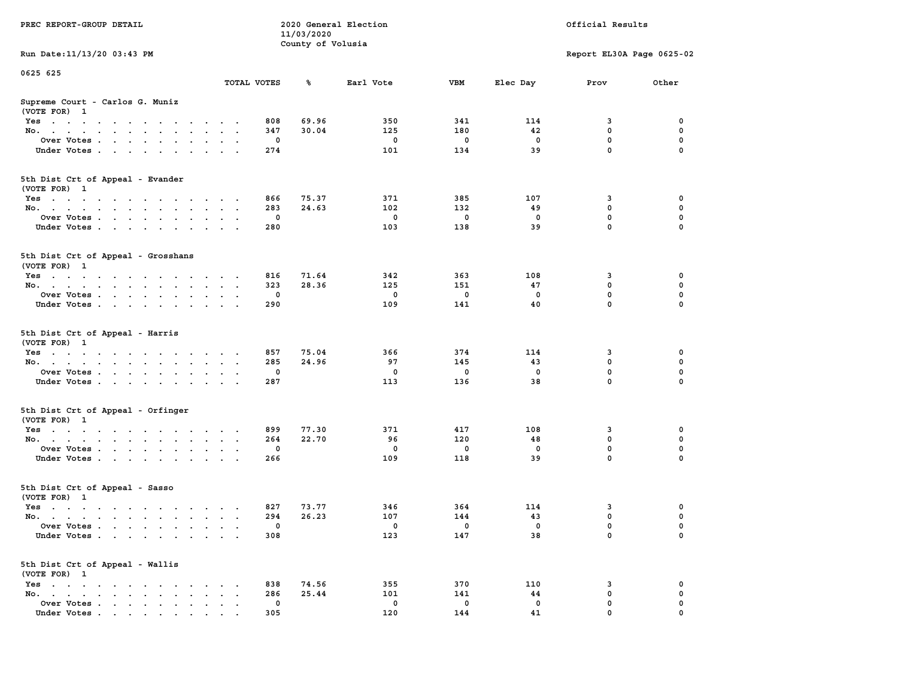PREC REPORT-GROUP DETAIL

2020 General Election
11/03/2020
County of Volusia

Official Results

Run Date:11/13/20 03:43 PM

Report EL30A Page 0625-02

0625 625

## Supreme Court - Carlos G. Muniz
(VOTE FOR) 1

| | TOTAL VOTES | % | Earl Vote | VBM | Elec Day | Prov | Other |
|---|---|---|---|---|---|---|---|
| Yes | 808 | 69.96 | 350 | 341 | 114 | 3 | 0 |
| No. | 347 | 30.04 | 125 | 180 | 42 | 0 | 0 |
| Over Votes | 0 | | 0 | 0 | 0 | 0 | 0 |
| Under Votes | 274 | | 101 | 134 | 39 | 0 | 0 |

## 5th Dist Crt of Appeal - Evander
(VOTE FOR) 1

| | TOTAL VOTES | % | Earl Vote | VBM | Elec Day | Prov | Other |
|---|---|---|---|---|---|---|---|
| Yes | 866 | 75.37 | 371 | 385 | 107 | 3 | 0 |
| No. | 283 | 24.63 | 102 | 132 | 49 | 0 | 0 |
| Over Votes | 0 | | 0 | 0 | 0 | 0 | 0 |
| Under Votes | 280 | | 103 | 138 | 39 | 0 | 0 |

## 5th Dist Crt of Appeal - Grosshans
(VOTE FOR) 1

| | TOTAL VOTES | % | Earl Vote | VBM | Elec Day | Prov | Other |
|---|---|---|---|---|---|---|---|
| Yes | 816 | 71.64 | 342 | 363 | 108 | 3 | 0 |
| No. | 323 | 28.36 | 125 | 151 | 47 | 0 | 0 |
| Over Votes | 0 | | 0 | 0 | 0 | 0 | 0 |
| Under Votes | 290 | | 109 | 141 | 40 | 0 | 0 |

## 5th Dist Crt of Appeal - Harris
(VOTE FOR) 1

| | TOTAL VOTES | % | Earl Vote | VBM | Elec Day | Prov | Other |
|---|---|---|---|---|---|---|---|
| Yes | 857 | 75.04 | 366 | 374 | 114 | 3 | 0 |
| No. | 285 | 24.96 | 97 | 145 | 43 | 0 | 0 |
| Over Votes | 0 | | 0 | 0 | 0 | 0 | 0 |
| Under Votes | 287 | | 113 | 136 | 38 | 0 | 0 |

## 5th Dist Crt of Appeal - Orfinger
(VOTE FOR) 1

| | TOTAL VOTES | % | Earl Vote | VBM | Elec Day | Prov | Other |
|---|---|---|---|---|---|---|---|
| Yes | 899 | 77.30 | 371 | 417 | 108 | 3 | 0 |
| No. | 264 | 22.70 | 96 | 120 | 48 | 0 | 0 |
| Over Votes | 0 | | 0 | 0 | 0 | 0 | 0 |
| Under Votes | 266 | | 109 | 118 | 39 | 0 | 0 |

## 5th Dist Crt of Appeal - Sasso
(VOTE FOR) 1

| | TOTAL VOTES | % | Earl Vote | VBM | Elec Day | Prov | Other |
|---|---|---|---|---|---|---|---|
| Yes | 827 | 73.77 | 346 | 364 | 114 | 3 | 0 |
| No. | 294 | 26.23 | 107 | 144 | 43 | 0 | 0 |
| Over Votes | 0 | | 0 | 0 | 0 | 0 | 0 |
| Under Votes | 308 | | 123 | 147 | 38 | 0 | 0 |

## 5th Dist Crt of Appeal - Wallis
(VOTE FOR) 1

| | TOTAL VOTES | % | Earl Vote | VBM | Elec Day | Prov | Other |
|---|---|---|---|---|---|---|---|
| Yes | 838 | 74.56 | 355 | 370 | 110 | 3 | 0 |
| No. | 286 | 25.44 | 101 | 141 | 44 | 0 | 0 |
| Over Votes | 0 | | 0 | 0 | 0 | 0 | 0 |
| Under Votes | 305 | | 120 | 144 | 41 | 0 | 0 |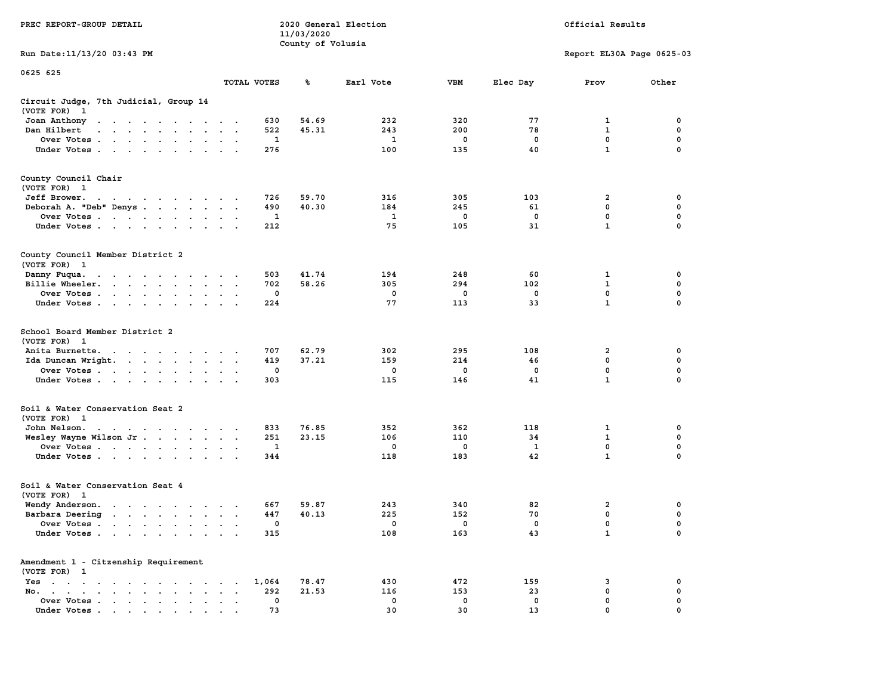PREC REPORT-GROUP DETAIL

2020 General Election
11/03/2020
County of Volusia

Official Results

Run Date:11/13/20 03:43 PM

Report EL30A Page 0625-03

0625 625

| | TOTAL VOTES | % | Earl Vote | VBM | Elec Day | Prov | Other |
|---|---|---|---|---|---|---|---|
| **Circuit Judge, 7th Judicial, Group 14** | | | | | | | |
| (VOTE FOR) 1 | | | | | | | |
| Joan Anthony | 630 | 54.69 | 232 | 320 | 77 | 1 | 0 |
| Dan Hilbert | 522 | 45.31 | 243 | 200 | 78 | 1 | 0 |
| Over Votes | 1 | | 1 | 0 | 0 | 0 | 0 |
| Under Votes | 276 | | 100 | 135 | 40 | 1 | 0 |
| **County Council Chair** | | | | | | | |
| (VOTE FOR) 1 | | | | | | | |
| Jeff Brower. | 726 | 59.70 | 316 | 305 | 103 | 2 | 0 |
| Deborah A. "Deb" Denys | 490 | 40.30 | 184 | 245 | 61 | 0 | 0 |
| Over Votes | 1 | | 1 | 0 | 0 | 0 | 0 |
| Under Votes | 212 | | 75 | 105 | 31 | 1 | 0 |
| **County Council Member District 2** | | | | | | | |
| (VOTE FOR) 1 | | | | | | | |
| Danny Fuqua. | 503 | 41.74 | 194 | 248 | 60 | 1 | 0 |
| Billie Wheeler. | 702 | 58.26 | 305 | 294 | 102 | 1 | 0 |
| Over Votes | 0 | | 0 | 0 | 0 | 0 | 0 |
| Under Votes | 224 | | 77 | 113 | 33 | 1 | 0 |
| **School Board Member District 2** | | | | | | | |
| (VOTE FOR) 1 | | | | | | | |
| Anita Burnette. | 707 | 62.79 | 302 | 295 | 108 | 2 | 0 |
| Ida Duncan Wright. | 419 | 37.21 | 159 | 214 | 46 | 0 | 0 |
| Over Votes | 0 | | 0 | 0 | 0 | 0 | 0 |
| Under Votes | 303 | | 115 | 146 | 41 | 1 | 0 |
| **Soil & Water Conservation Seat 2** | | | | | | | |
| (VOTE FOR) 1 | | | | | | | |
| John Nelson. | 833 | 76.85 | 352 | 362 | 118 | 1 | 0 |
| Wesley Wayne Wilson Jr | 251 | 23.15 | 106 | 110 | 34 | 1 | 0 |
| Over Votes | 1 | | 0 | 0 | 1 | 0 | 0 |
| Under Votes | 344 | | 118 | 183 | 42 | 1 | 0 |
| **Soil & Water Conservation Seat 4** | | | | | | | |
| (VOTE FOR) 1 | | | | | | | |
| Wendy Anderson. | 667 | 59.87 | 243 | 340 | 82 | 2 | 0 |
| Barbara Deering | 447 | 40.13 | 225 | 152 | 70 | 0 | 0 |
| Over Votes | 0 | | 0 | 0 | 0 | 0 | 0 |
| Under Votes | 315 | | 108 | 163 | 43 | 1 | 0 |
| **Amendment 1 - Citzenship Requirement** | | | | | | | |
| (VOTE FOR) 1 | | | | | | | |
| Yes | 1,064 | 78.47 | 430 | 472 | 159 | 3 | 0 |
| No. | 292 | 21.53 | 116 | 153 | 23 | 0 | 0 |
| Over Votes | 0 | | 0 | 0 | 0 | 0 | 0 |
| Under Votes | 73 | | 30 | 30 | 13 | 0 | 0 |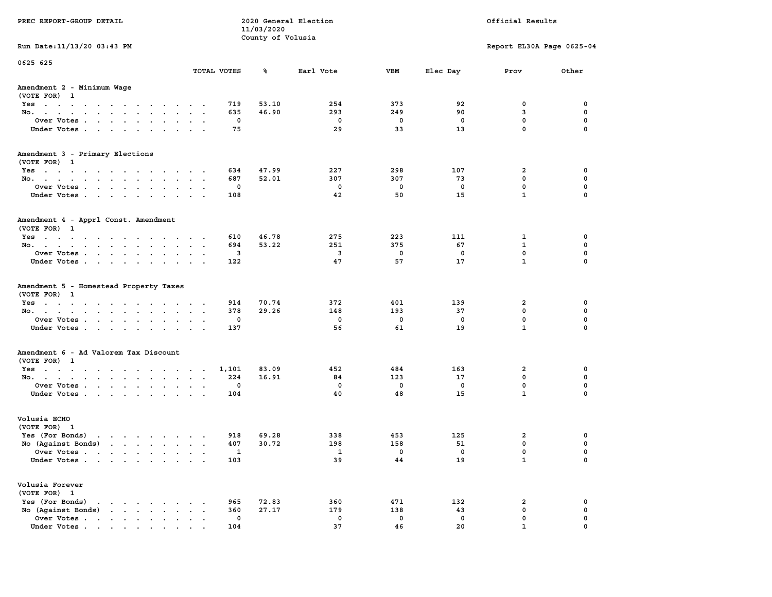PREC REPORT-GROUP DETAIL

2020 General Election
11/03/2020
County of Volusia

Official Results

Run Date:11/13/20 03:43 PM

Report EL30A Page 0625-04

0625 625

| | TOTAL VOTES | % | Earl Vote | VBM | Elec Day | Prov | Other |
|---|---|---|---|---|---|---|---|
| **Amendment 2 - Minimum Wage** | | | | | | | |
| (VOTE FOR) 1 | | | | | | | |
| Yes | 719 | 53.10 | 254 | 373 | 92 | 0 | 0 |
| No. | 635 | 46.90 | 293 | 249 | 90 | 3 | 0 |
| Over Votes | 0 | | 0 | 0 | 0 | 0 | 0 |
| Under Votes | 75 | | 29 | 33 | 13 | 0 | 0 |
| **Amendment 3 - Primary Elections** | | | | | | | |
| (VOTE FOR) 1 | | | | | | | |
| Yes | 634 | 47.99 | 227 | 298 | 107 | 2 | 0 |
| No. | 687 | 52.01 | 307 | 307 | 73 | 0 | 0 |
| Over Votes | 0 | | 0 | 0 | 0 | 0 | 0 |
| Under Votes | 108 | | 42 | 50 | 15 | 1 | 0 |
| **Amendment 4 - Apprl Const. Amendment** | | | | | | | |
| (VOTE FOR) 1 | | | | | | | |
| Yes | 610 | 46.78 | 275 | 223 | 111 | 1 | 0 |
| No. | 694 | 53.22 | 251 | 375 | 67 | 1 | 0 |
| Over Votes | 3 | | 3 | 0 | 0 | 0 | 0 |
| Under Votes | 122 | | 47 | 57 | 17 | 1 | 0 |
| **Amendment 5 - Homestead Property Taxes** | | | | | | | |
| (VOTE FOR) 1 | | | | | | | |
| Yes | 914 | 70.74 | 372 | 401 | 139 | 2 | 0 |
| No. | 378 | 29.26 | 148 | 193 | 37 | 0 | 0 |
| Over Votes | 0 | | 0 | 0 | 0 | 0 | 0 |
| Under Votes | 137 | | 56 | 61 | 19 | 1 | 0 |
| **Amendment 6 - Ad Valorem Tax Discount** | | | | | | | |
| (VOTE FOR) 1 | | | | | | | |
| Yes | 1,101 | 83.09 | 452 | 484 | 163 | 2 | 0 |
| No. | 224 | 16.91 | 84 | 123 | 17 | 0 | 0 |
| Over Votes | 0 | | 0 | 0 | 0 | 0 | 0 |
| Under Votes | 104 | | 40 | 48 | 15 | 1 | 0 |
| **Volusia ECHO** | | | | | | | |
| (VOTE FOR) 1 | | | | | | | |
| Yes (For Bonds) | 918 | 69.28 | 338 | 453 | 125 | 2 | 0 |
| No (Against Bonds) | 407 | 30.72 | 198 | 158 | 51 | 0 | 0 |
| Over Votes | 1 | | 1 | 0 | 0 | 0 | 0 |
| Under Votes | 103 | | 39 | 44 | 19 | 1 | 0 |
| **Volusia Forever** | | | | | | | |
| (VOTE FOR) 1 | | | | | | | |
| Yes (For Bonds) | 965 | 72.83 | 360 | 471 | 132 | 2 | 0 |
| No (Against Bonds) | 360 | 27.17 | 179 | 138 | 43 | 0 | 0 |
| Over Votes | 0 | | 0 | 0 | 0 | 0 | 0 |
| Under Votes | 104 | | 37 | 46 | 20 | 1 | 0 |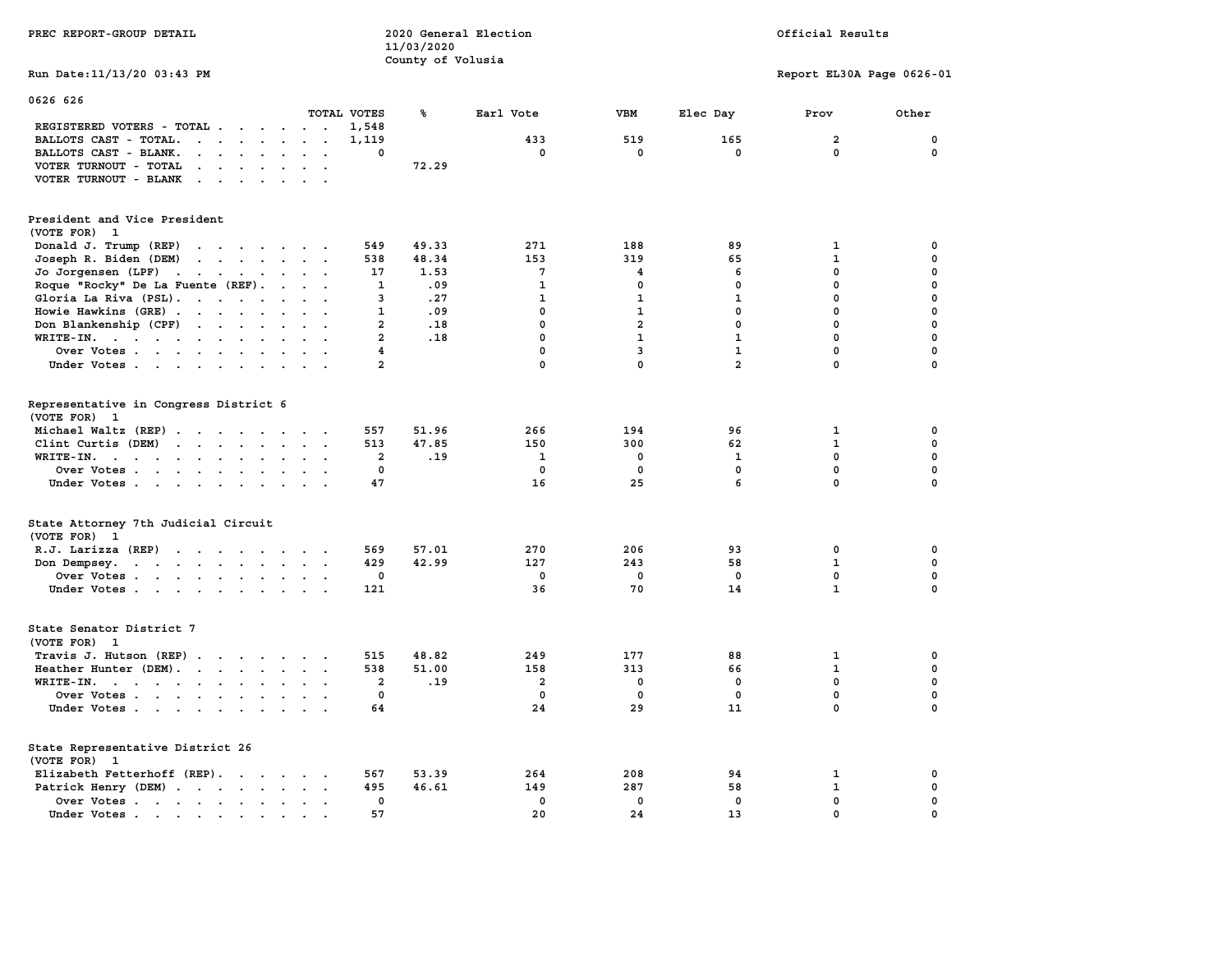PREC REPORT-GROUP DETAIL

2020 General Election
11/03/2020
County of Volusia

Official Results

Run Date:11/13/20 03:43 PM

Report EL30A Page 0626-01

0626 626

| | TOTAL VOTES | % | Earl Vote | VBM | Elec Day | Prov | Other |
|---|---|---|---|---|---|---|---|
| REGISTERED VOTERS - TOTAL | 1,548 | | | | | | |
| BALLOTS CAST - TOTAL. | 1,119 | | 433 | 519 | 165 | 2 | 0 |
| BALLOTS CAST - BLANK. | 0 | | 0 | 0 | 0 | 0 | 0 |
| VOTER TURNOUT - TOTAL | | 72.29 | | | | | |
| VOTER TURNOUT - BLANK | | | | | | | |

## President and Vice President
(VOTE FOR) 1

| | TOTAL VOTES | % | Earl Vote | VBM | Elec Day | Prov | Other |
|---|---|---|---|---|---|---|---|
| Donald J. Trump (REP) | 549 | 49.33 | 271 | 188 | 89 | 1 | 0 |
| Joseph R. Biden (DEM) | 538 | 48.34 | 153 | 319 | 65 | 1 | 0 |
| Jo Jorgensen (LPF) | 17 | 1.53 | 7 | 4 | 6 | 0 | 0 |
| Roque "Rocky" De La Fuente (REF). | 1 | .09 | 1 | 0 | 0 | 0 | 0 |
| Gloria La Riva (PSL). | 3 | .27 | 1 | 1 | 1 | 0 | 0 |
| Howie Hawkins (GRE) | 1 | .09 | 0 | 1 | 0 | 0 | 0 |
| Don Blankenship (CPF) | 2 | .18 | 0 | 2 | 0 | 0 | 0 |
| WRITE-IN. | 2 | .18 | 0 | 1 | 1 | 0 | 0 |
| Over Votes | 4 | | 0 | 3 | 1 | 0 | 0 |
| Under Votes | 2 | | 0 | 0 | 2 | 0 | 0 |

## Representative in Congress District 6
(VOTE FOR) 1

| | TOTAL VOTES | % | Earl Vote | VBM | Elec Day | Prov | Other |
|---|---|---|---|---|---|---|---|
| Michael Waltz (REP) | 557 | 51.96 | 266 | 194 | 96 | 1 | 0 |
| Clint Curtis (DEM) | 513 | 47.85 | 150 | 300 | 62 | 1 | 0 |
| WRITE-IN. | 2 | .19 | 1 | 0 | 1 | 0 | 0 |
| Over Votes | 0 | | 0 | 0 | 0 | 0 | 0 |
| Under Votes | 47 | | 16 | 25 | 6 | 0 | 0 |

## State Attorney 7th Judicial Circuit
(VOTE FOR) 1

| | TOTAL VOTES | % | Earl Vote | VBM | Elec Day | Prov | Other |
|---|---|---|---|---|---|---|---|
| R.J. Larizza (REP) | 569 | 57.01 | 270 | 206 | 93 | 0 | 0 |
| Don Dempsey. | 429 | 42.99 | 127 | 243 | 58 | 1 | 0 |
| Over Votes | 0 | | 0 | 0 | 0 | 0 | 0 |
| Under Votes | 121 | | 36 | 70 | 14 | 1 | 0 |

## State Senator District 7
(VOTE FOR) 1

| | TOTAL VOTES | % | Earl Vote | VBM | Elec Day | Prov | Other |
|---|---|---|---|---|---|---|---|
| Travis J. Hutson (REP) | 515 | 48.82 | 249 | 177 | 88 | 1 | 0 |
| Heather Hunter (DEM). | 538 | 51.00 | 158 | 313 | 66 | 1 | 0 |
| WRITE-IN. | 2 | .19 | 2 | 0 | 0 | 0 | 0 |
| Over Votes | 0 | | 0 | 0 | 0 | 0 | 0 |
| Under Votes | 64 | | 24 | 29 | 11 | 0 | 0 |

## State Representative District 26
(VOTE FOR) 1

| | TOTAL VOTES | % | Earl Vote | VBM | Elec Day | Prov | Other |
|---|---|---|---|---|---|---|---|
| Elizabeth Fetterhoff (REP). | 567 | 53.39 | 264 | 208 | 94 | 1 | 0 |
| Patrick Henry (DEM) | 495 | 46.61 | 149 | 287 | 58 | 1 | 0 |
| Over Votes | 0 | | 0 | 0 | 0 | 0 | 0 |
| Under Votes | 57 | | 20 | 24 | 13 | 0 | 0 |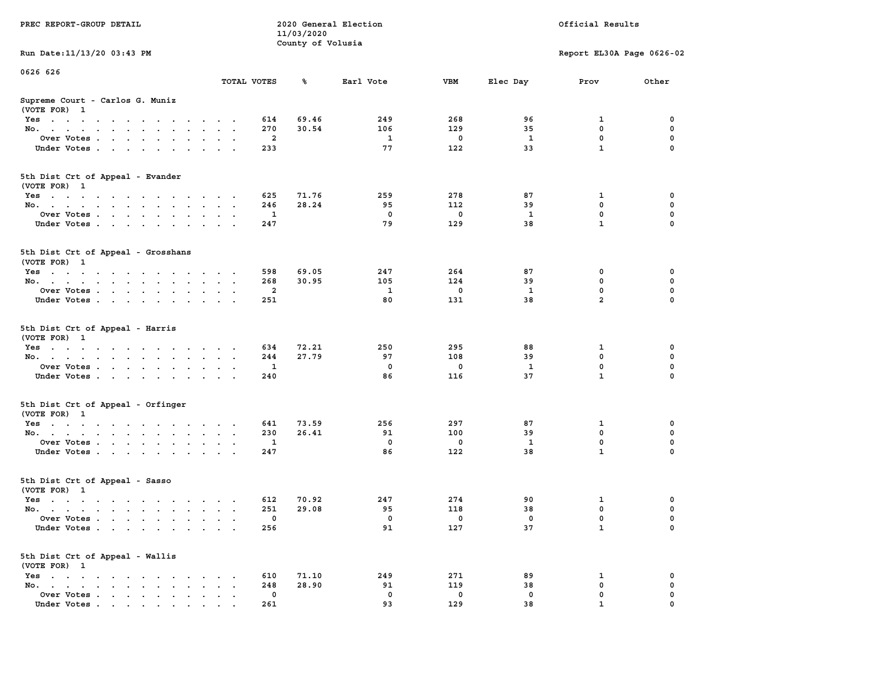PREC REPORT-GROUP DETAIL

2020 General Election
11/03/2020
County of Volusia

Official Results

Run Date:11/13/20 03:43 PM

Report EL30A Page 0626-02

0626 626

| | TOTAL VOTES | % | Earl Vote | VBM | Elec Day | Prov | Other |
|---|---|---|---|---|---|---|---|
| **Supreme Court - Carlos G. Muniz** | | | | | | | |
| (VOTE FOR) 1 | | | | | | | |
| Yes | 614 | 69.46 | 249 | 268 | 96 | 1 | 0 |
| No. | 270 | 30.54 | 106 | 129 | 35 | 0 | 0 |
| Over Votes | 2 | | 1 | 0 | 1 | 0 | 0 |
| Under Votes | 233 | | 77 | 122 | 33 | 1 | 0 |
| **5th Dist Crt of Appeal - Evander** | | | | | | | |
| (VOTE FOR) 1 | | | | | | | |
| Yes | 625 | 71.76 | 259 | 278 | 87 | 1 | 0 |
| No. | 246 | 28.24 | 95 | 112 | 39 | 0 | 0 |
| Over Votes | 1 | | 0 | 0 | 1 | 0 | 0 |
| Under Votes | 247 | | 79 | 129 | 38 | 1 | 0 |
| **5th Dist Crt of Appeal - Grosshans** | | | | | | | |
| (VOTE FOR) 1 | | | | | | | |
| Yes | 598 | 69.05 | 247 | 264 | 87 | 0 | 0 |
| No. | 268 | 30.95 | 105 | 124 | 39 | 0 | 0 |
| Over Votes | 2 | | 1 | 0 | 1 | 0 | 0 |
| Under Votes | 251 | | 80 | 131 | 38 | 2 | 0 |
| **5th Dist Crt of Appeal - Harris** | | | | | | | |
| (VOTE FOR) 1 | | | | | | | |
| Yes | 634 | 72.21 | 250 | 295 | 88 | 1 | 0 |
| No. | 244 | 27.79 | 97 | 108 | 39 | 0 | 0 |
| Over Votes | 1 | | 0 | 0 | 1 | 0 | 0 |
| Under Votes | 240 | | 86 | 116 | 37 | 1 | 0 |
| **5th Dist Crt of Appeal - Orfinger** | | | | | | | |
| (VOTE FOR) 1 | | | | | | | |
| Yes | 641 | 73.59 | 256 | 297 | 87 | 1 | 0 |
| No. | 230 | 26.41 | 91 | 100 | 39 | 0 | 0 |
| Over Votes | 1 | | 0 | 0 | 1 | 0 | 0 |
| Under Votes | 247 | | 86 | 122 | 38 | 1 | 0 |
| **5th Dist Crt of Appeal - Sasso** | | | | | | | |
| (VOTE FOR) 1 | | | | | | | |
| Yes | 612 | 70.92 | 247 | 274 | 90 | 1 | 0 |
| No. | 251 | 29.08 | 95 | 118 | 38 | 0 | 0 |
| Over Votes | 0 | | 0 | 0 | 0 | 0 | 0 |
| Under Votes | 256 | | 91 | 127 | 37 | 1 | 0 |
| **5th Dist Crt of Appeal - Wallis** | | | | | | | |
| (VOTE FOR) 1 | | | | | | | |
| Yes | 610 | 71.10 | 249 | 271 | 89 | 1 | 0 |
| No. | 248 | 28.90 | 91 | 119 | 38 | 0 | 0 |
| Over Votes | 0 | | 0 | 0 | 0 | 0 | 0 |
| Under Votes | 261 | | 93 | 129 | 38 | 1 | 0 |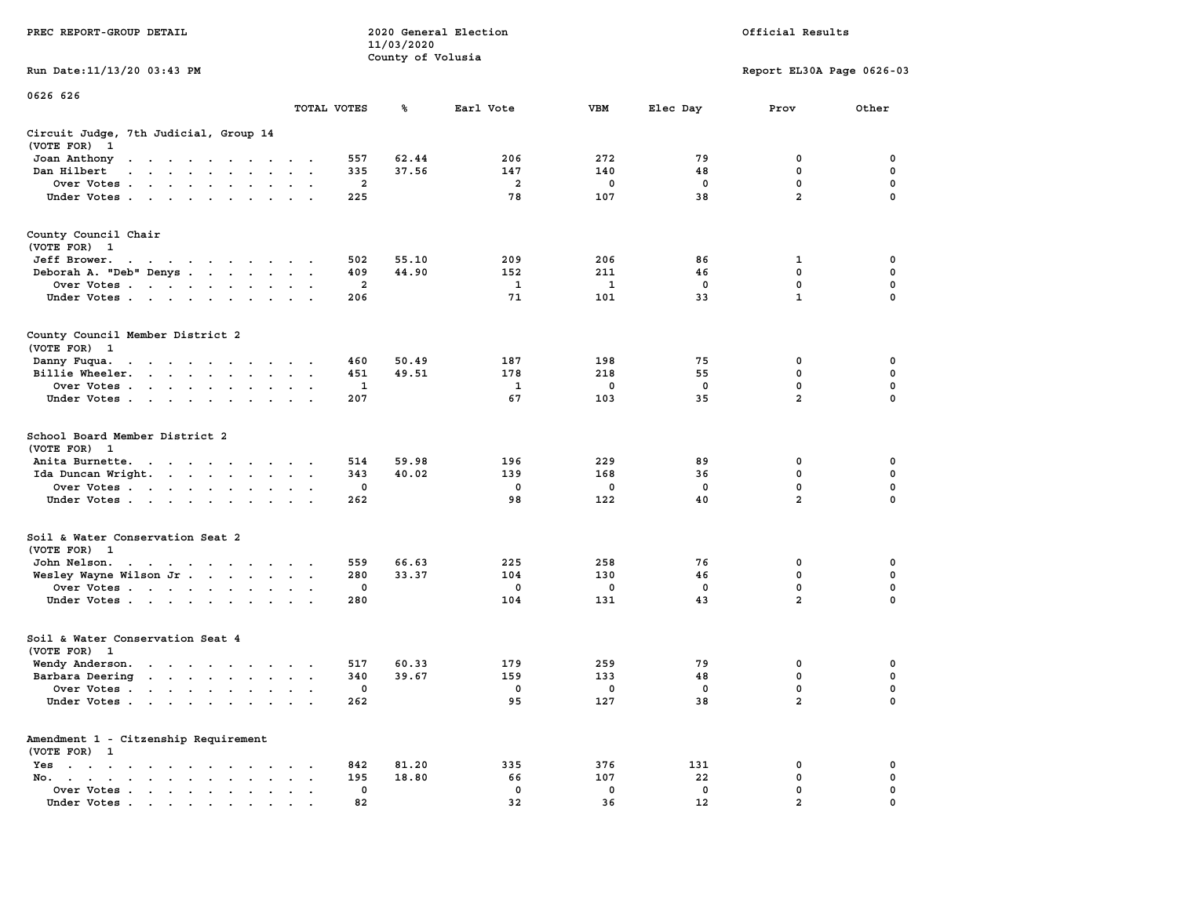PREC REPORT-GROUP DETAIL

2020 General Election
11/03/2020
County of Volusia

Official Results

Run Date:11/13/20 03:43 PM

Report EL30A Page 0626-03

0626 626

## Circuit Judge, 7th Judicial, Group 14
(VOTE FOR) 1

| | TOTAL VOTES | % | Earl Vote | VBM | Elec Day | Prov | Other |
|---|---|---|---|---|---|---|---|
| Joan Anthony | 557 | 62.44 | 206 | 272 | 79 | 0 | 0 |
| Dan Hilbert | 335 | 37.56 | 147 | 140 | 48 | 0 | 0 |
| Over Votes | 2 | | 2 | 0 | 0 | 0 | 0 |
| Under Votes | 225 | | 78 | 107 | 38 | 2 | 0 |

## County Council Chair
(VOTE FOR) 1

| | TOTAL VOTES | % | Earl Vote | VBM | Elec Day | Prov | Other |
|---|---|---|---|---|---|---|---|
| Jeff Brower | 502 | 55.10 | 209 | 206 | 86 | 1 | 0 |
| Deborah A. "Deb" Denys | 409 | 44.90 | 152 | 211 | 46 | 0 | 0 |
| Over Votes | 2 | | 1 | 1 | 0 | 0 | 0 |
| Under Votes | 206 | | 71 | 101 | 33 | 1 | 0 |

## County Council Member District 2
(VOTE FOR) 1

| | TOTAL VOTES | % | Earl Vote | VBM | Elec Day | Prov | Other |
|---|---|---|---|---|---|---|---|
| Danny Fuqua | 460 | 50.49 | 187 | 198 | 75 | 0 | 0 |
| Billie Wheeler | 451 | 49.51 | 178 | 218 | 55 | 0 | 0 |
| Over Votes | 1 | | 1 | 0 | 0 | 0 | 0 |
| Under Votes | 207 | | 67 | 103 | 35 | 2 | 0 |

## School Board Member District 2
(VOTE FOR) 1

| | TOTAL VOTES | % | Earl Vote | VBM | Elec Day | Prov | Other |
|---|---|---|---|---|---|---|---|
| Anita Burnette | 514 | 59.98 | 196 | 229 | 89 | 0 | 0 |
| Ida Duncan Wright | 343 | 40.02 | 139 | 168 | 36 | 0 | 0 |
| Over Votes | 0 | | 0 | 0 | 0 | 0 | 0 |
| Under Votes | 262 | | 98 | 122 | 40 | 2 | 0 |

## Soil & Water Conservation Seat 2
(VOTE FOR) 1

| | TOTAL VOTES | % | Earl Vote | VBM | Elec Day | Prov | Other |
|---|---|---|---|---|---|---|---|
| John Nelson | 559 | 66.63 | 225 | 258 | 76 | 0 | 0 |
| Wesley Wayne Wilson Jr | 280 | 33.37 | 104 | 130 | 46 | 0 | 0 |
| Over Votes | 0 | | 0 | 0 | 0 | 0 | 0 |
| Under Votes | 280 | | 104 | 131 | 43 | 2 | 0 |

## Soil & Water Conservation Seat 4
(VOTE FOR) 1

| | TOTAL VOTES | % | Earl Vote | VBM | Elec Day | Prov | Other |
|---|---|---|---|---|---|---|---|
| Wendy Anderson | 517 | 60.33 | 179 | 259 | 79 | 0 | 0 |
| Barbara Deering | 340 | 39.67 | 159 | 133 | 48 | 0 | 0 |
| Over Votes | 0 | | 0 | 0 | 0 | 0 | 0 |
| Under Votes | 262 | | 95 | 127 | 38 | 2 | 0 |

## Amendment 1 - Citzenship Requirement
(VOTE FOR) 1

| | TOTAL VOTES | % | Earl Vote | VBM | Elec Day | Prov | Other |
|---|---|---|---|---|---|---|---|
| Yes | 842 | 81.20 | 335 | 376 | 131 | 0 | 0 |
| No | 195 | 18.80 | 66 | 107 | 22 | 0 | 0 |
| Over Votes | 0 | | 0 | 0 | 0 | 0 | 0 |
| Under Votes | 82 | | 32 | 36 | 12 | 2 | 0 |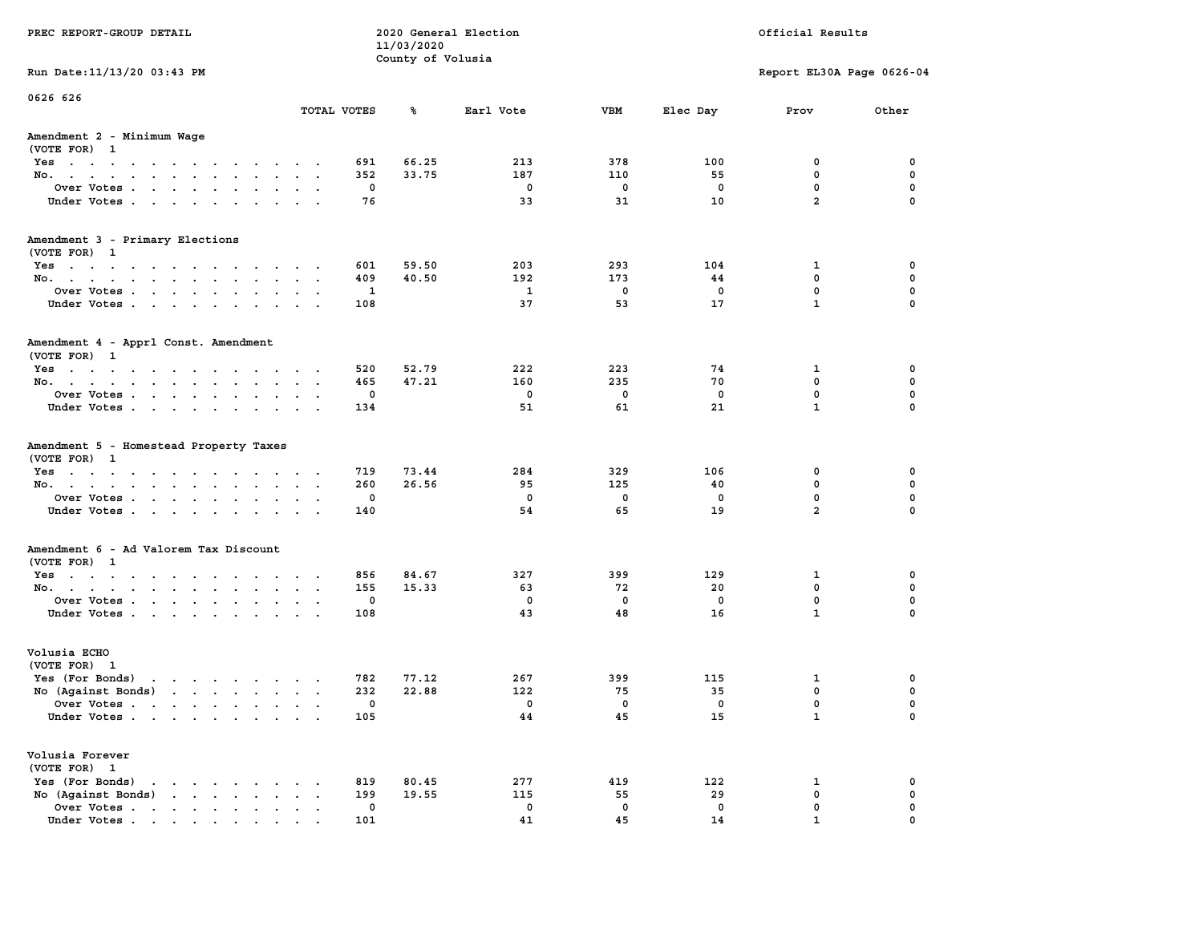PREC REPORT-GROUP DETAIL

2020 General Election
11/03/2020
County of Volusia

Official Results

Run Date:11/13/20 03:43 PM

Report EL30A Page 0626-04

0626 626

| | TOTAL VOTES | % | Earl Vote | VBM | Elec Day | Prov | Other |
|---|---|---|---|---|---|---|---|
| **Amendment 2 - Minimum Wage** | | | | | | | |
| (VOTE FOR) 1 | | | | | | | |
| Yes | 691 | 66.25 | 213 | 378 | 100 | 0 | 0 |
| No. | 352 | 33.75 | 187 | 110 | 55 | 0 | 0 |
| Over Votes | 0 | | 0 | 0 | 0 | 0 | 0 |
| Under Votes | 76 | | 33 | 31 | 10 | 2 | 0 |
| **Amendment 3 - Primary Elections** | | | | | | | |
| (VOTE FOR) 1 | | | | | | | |
| Yes | 601 | 59.50 | 203 | 293 | 104 | 1 | 0 |
| No. | 409 | 40.50 | 192 | 173 | 44 | 0 | 0 |
| Over Votes | 1 | | 1 | 0 | 0 | 0 | 0 |
| Under Votes | 108 | | 37 | 53 | 17 | 1 | 0 |
| **Amendment 4 - Apprl Const. Amendment** | | | | | | | |
| (VOTE FOR) 1 | | | | | | | |
| Yes | 520 | 52.79 | 222 | 223 | 74 | 1 | 0 |
| No. | 465 | 47.21 | 160 | 235 | 70 | 0 | 0 |
| Over Votes | 0 | | 0 | 0 | 0 | 0 | 0 |
| Under Votes | 134 | | 51 | 61 | 21 | 1 | 0 |
| **Amendment 5 - Homestead Property Taxes** | | | | | | | |
| (VOTE FOR) 1 | | | | | | | |
| Yes | 719 | 73.44 | 284 | 329 | 106 | 0 | 0 |
| No. | 260 | 26.56 | 95 | 125 | 40 | 0 | 0 |
| Over Votes | 0 | | 0 | 0 | 0 | 0 | 0 |
| Under Votes | 140 | | 54 | 65 | 19 | 2 | 0 |
| **Amendment 6 - Ad Valorem Tax Discount** | | | | | | | |
| (VOTE FOR) 1 | | | | | | | |
| Yes | 856 | 84.67 | 327 | 399 | 129 | 1 | 0 |
| No. | 155 | 15.33 | 63 | 72 | 20 | 0 | 0 |
| Over Votes | 0 | | 0 | 0 | 0 | 0 | 0 |
| Under Votes | 108 | | 43 | 48 | 16 | 1 | 0 |
| **Volusia ECHO** | | | | | | | |
| (VOTE FOR) 1 | | | | | | | |
| Yes (For Bonds) | 782 | 77.12 | 267 | 399 | 115 | 1 | 0 |
| No (Against Bonds) | 232 | 22.88 | 122 | 75 | 35 | 0 | 0 |
| Over Votes | 0 | | 0 | 0 | 0 | 0 | 0 |
| Under Votes | 105 | | 44 | 45 | 15 | 1 | 0 |
| **Volusia Forever** | | | | | | | |
| (VOTE FOR) 1 | | | | | | | |
| Yes (For Bonds) | 819 | 80.45 | 277 | 419 | 122 | 1 | 0 |
| No (Against Bonds) | 199 | 19.55 | 115 | 55 | 29 | 0 | 0 |
| Over Votes | 0 | | 0 | 0 | 0 | 0 | 0 |
| Under Votes | 101 | | 41 | 45 | 14 | 1 | 0 |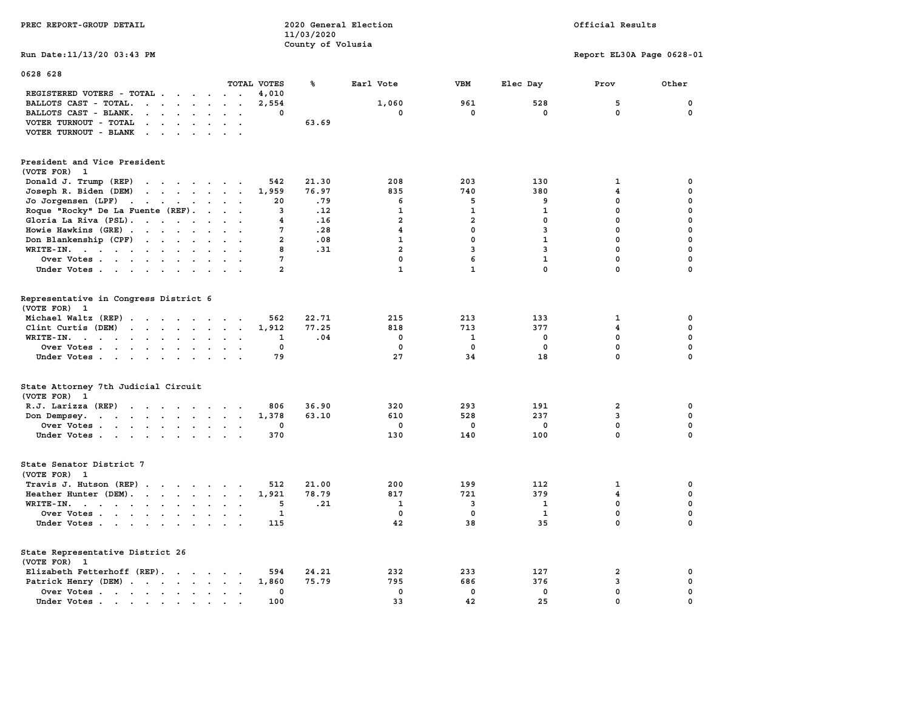PREC REPORT-GROUP DETAIL

2020 General Election
11/03/2020
County of Volusia

Official Results

Run Date:11/13/20 03:43 PM

Report EL30A Page 0628-01

## 0628 628

| | TOTAL VOTES | % | Earl Vote | VBM | Elec Day | Prov | Other |
|---|---|---|---|---|---|---|---|
| REGISTERED VOTERS - TOTAL | 4,010 | | | | | | |
| BALLOTS CAST - TOTAL. | 2,554 | | 1,060 | 961 | 528 | 5 | 0 |
| BALLOTS CAST - BLANK. | 0 | | 0 | 0 | 0 | 0 | 0 |
| VOTER TURNOUT - TOTAL | | 63.69 | | | | | |
| VOTER TURNOUT - BLANK | | | | | | | |

### President and Vice President
(VOTE FOR) 1

| | TOTAL VOTES | % | Earl Vote | VBM | Elec Day | Prov | Other |
|---|---|---|---|---|---|---|---|
| Donald J. Trump (REP) | 542 | 21.30 | 208 | 203 | 130 | 1 | 0 |
| Joseph R. Biden (DEM) | 1,959 | 76.97 | 835 | 740 | 380 | 4 | 0 |
| Jo Jorgensen (LPF) | 20 | .79 | 6 | 5 | 9 | 0 | 0 |
| Roque "Rocky" De La Fuente (REF). | 3 | .12 | 1 | 1 | 1 | 0 | 0 |
| Gloria La Riva (PSL). | 4 | .16 | 2 | 2 | 0 | 0 | 0 |
| Howie Hawkins (GRE) | 7 | .28 | 4 | 0 | 3 | 0 | 0 |
| Don Blankenship (CPF) | 2 | .08 | 1 | 0 | 1 | 0 | 0 |
| WRITE-IN. | 8 | .31 | 2 | 3 | 3 | 0 | 0 |
| Over Votes | 7 | | 0 | 6 | 1 | 0 | 0 |
| Under Votes | 2 | | 1 | 1 | 0 | 0 | 0 |

### Representative in Congress District 6
(VOTE FOR) 1

| | TOTAL VOTES | % | Earl Vote | VBM | Elec Day | Prov | Other |
|---|---|---|---|---|---|---|---|
| Michael Waltz (REP) | 562 | 22.71 | 215 | 213 | 133 | 1 | 0 |
| Clint Curtis (DEM) | 1,912 | 77.25 | 818 | 713 | 377 | 4 | 0 |
| WRITE-IN. | 1 | .04 | 0 | 1 | 0 | 0 | 0 |
| Over Votes | 0 | | 0 | 0 | 0 | 0 | 0 |
| Under Votes | 79 | | 27 | 34 | 18 | 0 | 0 |

### State Attorney 7th Judicial Circuit
(VOTE FOR) 1

| | TOTAL VOTES | % | Earl Vote | VBM | Elec Day | Prov | Other |
|---|---|---|---|---|---|---|---|
| R.J. Larizza (REP) | 806 | 36.90 | 320 | 293 | 191 | 2 | 0 |
| Don Dempsey. | 1,378 | 63.10 | 610 | 528 | 237 | 3 | 0 |
| Over Votes | 0 | | 0 | 0 | 0 | 0 | 0 |
| Under Votes | 370 | | 130 | 140 | 100 | 0 | 0 |

### State Senator District 7
(VOTE FOR) 1

| | TOTAL VOTES | % | Earl Vote | VBM | Elec Day | Prov | Other |
|---|---|---|---|---|---|---|---|
| Travis J. Hutson (REP) | 512 | 21.00 | 200 | 199 | 112 | 1 | 0 |
| Heather Hunter (DEM). | 1,921 | 78.79 | 817 | 721 | 379 | 4 | 0 |
| WRITE-IN. | 5 | .21 | 1 | 3 | 1 | 0 | 0 |
| Over Votes | 1 | | 0 | 0 | 1 | 0 | 0 |
| Under Votes | 115 | | 42 | 38 | 35 | 0 | 0 |

### State Representative District 26
(VOTE FOR) 1

| | TOTAL VOTES | % | Earl Vote | VBM | Elec Day | Prov | Other |
|---|---|---|---|---|---|---|---|
| Elizabeth Fetterhoff (REP). | 594 | 24.21 | 232 | 233 | 127 | 2 | 0 |
| Patrick Henry (DEM) | 1,860 | 75.79 | 795 | 686 | 376 | 3 | 0 |
| Over Votes | 0 | | 0 | 0 | 0 | 0 | 0 |
| Under Votes | 100 | | 33 | 42 | 25 | 0 | 0 |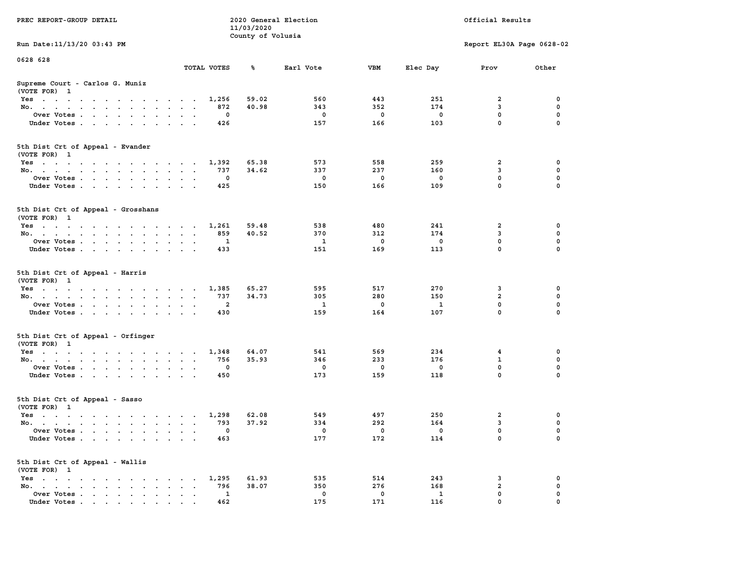PREC REPORT-GROUP DETAIL

2020 General Election
11/03/2020
County of Volusia

Official Results

Run Date:11/13/20 03:43 PM

Report EL30A Page 0628-02

0628 628

**Supreme Court - Carlos G. Muniz**
(VOTE FOR) 1

| | TOTAL VOTES | % | Earl Vote | VBM | Elec Day | Prov | Other |
|---|---|---|---|---|---|---|---|
| Yes | 1,256 | 59.02 | 560 | 443 | 251 | 2 | 0 |
| No. | 872 | 40.98 | 343 | 352 | 174 | 3 | 0 |
| Over Votes | 0 | | 0 | 0 | 0 | 0 | 0 |
| Under Votes | 426 | | 157 | 166 | 103 | 0 | 0 |

**5th Dist Crt of Appeal - Evander**
(VOTE FOR) 1

| | TOTAL VOTES | % | Earl Vote | VBM | Elec Day | Prov | Other |
|---|---|---|---|---|---|---|---|
| Yes | 1,392 | 65.38 | 573 | 558 | 259 | 2 | 0 |
| No. | 737 | 34.62 | 337 | 237 | 160 | 3 | 0 |
| Over Votes | 0 | | 0 | 0 | 0 | 0 | 0 |
| Under Votes | 425 | | 150 | 166 | 109 | 0 | 0 |

**5th Dist Crt of Appeal - Grosshans**
(VOTE FOR) 1

| | TOTAL VOTES | % | Earl Vote | VBM | Elec Day | Prov | Other |
|---|---|---|---|---|---|---|---|
| Yes | 1,261 | 59.48 | 538 | 480 | 241 | 2 | 0 |
| No. | 859 | 40.52 | 370 | 312 | 174 | 3 | 0 |
| Over Votes | 1 | | 1 | 0 | 0 | 0 | 0 |
| Under Votes | 433 | | 151 | 169 | 113 | 0 | 0 |

**5th Dist Crt of Appeal - Harris**
(VOTE FOR) 1

| | TOTAL VOTES | % | Earl Vote | VBM | Elec Day | Prov | Other |
|---|---|---|---|---|---|---|---|
| Yes | 1,385 | 65.27 | 595 | 517 | 270 | 3 | 0 |
| No. | 737 | 34.73 | 305 | 280 | 150 | 2 | 0 |
| Over Votes | 2 | | 1 | 0 | 1 | 0 | 0 |
| Under Votes | 430 | | 159 | 164 | 107 | 0 | 0 |

**5th Dist Crt of Appeal - Orfinger**
(VOTE FOR) 1

| | TOTAL VOTES | % | Earl Vote | VBM | Elec Day | Prov | Other |
|---|---|---|---|---|---|---|---|
| Yes | 1,348 | 64.07 | 541 | 569 | 234 | 4 | 0 |
| No. | 756 | 35.93 | 346 | 233 | 176 | 1 | 0 |
| Over Votes | 0 | | 0 | 0 | 0 | 0 | 0 |
| Under Votes | 450 | | 173 | 159 | 118 | 0 | 0 |

**5th Dist Crt of Appeal - Sasso**
(VOTE FOR) 1

| | TOTAL VOTES | % | Earl Vote | VBM | Elec Day | Prov | Other |
|---|---|---|---|---|---|---|---|
| Yes | 1,298 | 62.08 | 549 | 497 | 250 | 2 | 0 |
| No. | 793 | 37.92 | 334 | 292 | 164 | 3 | 0 |
| Over Votes | 0 | | 0 | 0 | 0 | 0 | 0 |
| Under Votes | 463 | | 177 | 172 | 114 | 0 | 0 |

**5th Dist Crt of Appeal - Wallis**
(VOTE FOR) 1

| | TOTAL VOTES | % | Earl Vote | VBM | Elec Day | Prov | Other |
|---|---|---|---|---|---|---|---|
| Yes | 1,295 | 61.93 | 535 | 514 | 243 | 3 | 0 |
| No. | 796 | 38.07 | 350 | 276 | 168 | 2 | 0 |
| Over Votes | 1 | | 0 | 0 | 1 | 0 | 0 |
| Under Votes | 462 | | 175 | 171 | 116 | 0 | 0 |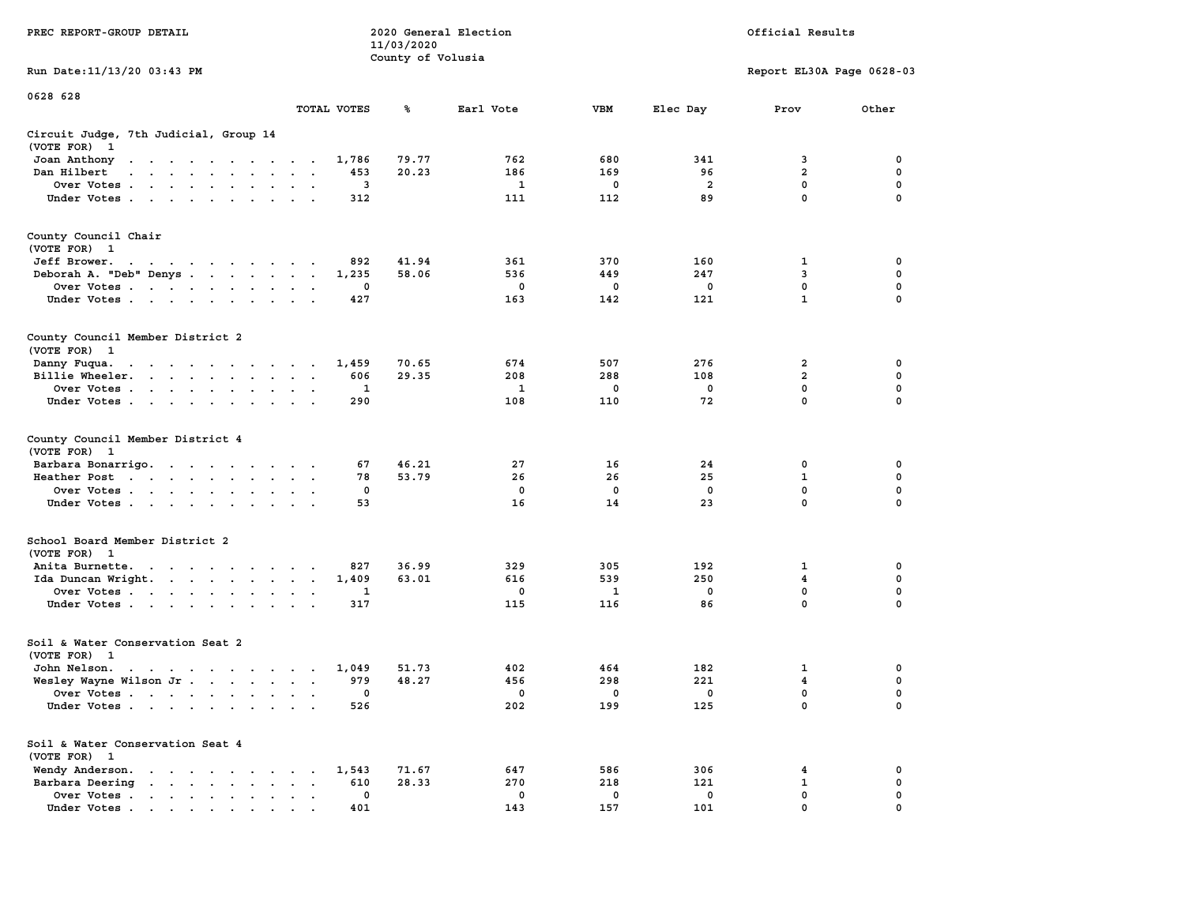PREC REPORT-GROUP DETAIL

2020 General Election
11/03/2020
County of Volusia

Official Results

Run Date:11/13/20 03:43 PM

Report EL30A Page 0628-03

0628 628

| | TOTAL VOTES | % | Earl Vote | VBM | Elec Day | Prov | Other |
|---|---|---|---|---|---|---|---|
| **Circuit Judge, 7th Judicial, Group 14** | | | | | | | |
| (VOTE FOR) 1 | | | | | | | |
| Joan Anthony | 1,786 | 79.77 | 762 | 680 | 341 | 3 | 0 |
| Dan Hilbert | 453 | 20.23 | 186 | 169 | 96 | 2 | 0 |
| Over Votes | 3 | | 1 | 0 | 2 | 0 | 0 |
| Under Votes | 312 | | 111 | 112 | 89 | 0 | 0 |
| **County Council Chair** | | | | | | | |
| (VOTE FOR) 1 | | | | | | | |
| Jeff Brower. | 892 | 41.94 | 361 | 370 | 160 | 1 | 0 |
| Deborah A. "Deb" Denys | 1,235 | 58.06 | 536 | 449 | 247 | 3 | 0 |
| Over Votes | 0 | | 0 | 0 | 0 | 0 | 0 |
| Under Votes | 427 | | 163 | 142 | 121 | 1 | 0 |
| **County Council Member District 2** | | | | | | | |
| (VOTE FOR) 1 | | | | | | | |
| Danny Fuqua. | 1,459 | 70.65 | 674 | 507 | 276 | 2 | 0 |
| Billie Wheeler. | 606 | 29.35 | 208 | 288 | 108 | 2 | 0 |
| Over Votes | 1 | | 1 | 0 | 0 | 0 | 0 |
| Under Votes | 290 | | 108 | 110 | 72 | 0 | 0 |
| **County Council Member District 4** | | | | | | | |
| (VOTE FOR) 1 | | | | | | | |
| Barbara Bonarrigo. | 67 | 46.21 | 27 | 16 | 24 | 0 | 0 |
| Heather Post | 78 | 53.79 | 26 | 26 | 25 | 1 | 0 |
| Over Votes | 0 | | 0 | 0 | 0 | 0 | 0 |
| Under Votes | 53 | | 16 | 14 | 23 | 0 | 0 |
| **School Board Member District 2** | | | | | | | |
| (VOTE FOR) 1 | | | | | | | |
| Anita Burnette. | 827 | 36.99 | 329 | 305 | 192 | 1 | 0 |
| Ida Duncan Wright. | 1,409 | 63.01 | 616 | 539 | 250 | 4 | 0 |
| Over Votes | 1 | | 0 | 1 | 0 | 0 | 0 |
| Under Votes | 317 | | 115 | 116 | 86 | 0 | 0 |
| **Soil & Water Conservation Seat 2** | | | | | | | |
| (VOTE FOR) 1 | | | | | | | |
| John Nelson. | 1,049 | 51.73 | 402 | 464 | 182 | 1 | 0 |
| Wesley Wayne Wilson Jr | 979 | 48.27 | 456 | 298 | 221 | 4 | 0 |
| Over Votes | 0 | | 0 | 0 | 0 | 0 | 0 |
| Under Votes | 526 | | 202 | 199 | 125 | 0 | 0 |
| **Soil & Water Conservation Seat 4** | | | | | | | |
| (VOTE FOR) 1 | | | | | | | |
| Wendy Anderson. | 1,543 | 71.67 | 647 | 586 | 306 | 4 | 0 |
| Barbara Deering | 610 | 28.33 | 270 | 218 | 121 | 1 | 0 |
| Over Votes | 0 | | 0 | 0 | 0 | 0 | 0 |
| Under Votes | 401 | | 143 | 157 | 101 | 0 | 0 |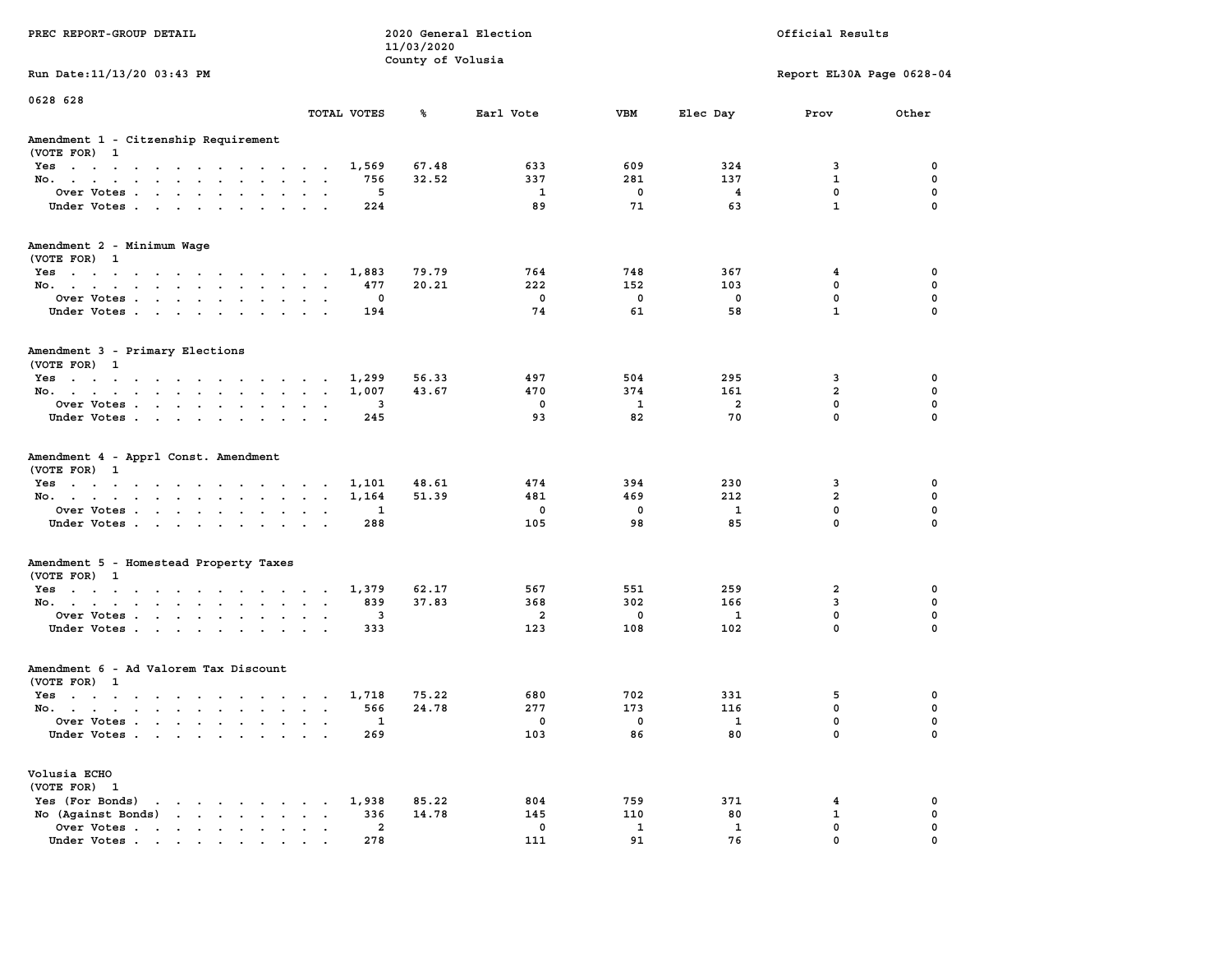PREC REPORT-GROUP DETAIL

2020 General Election
11/03/2020
County of Volusia

Official Results

Run Date:11/13/20 03:43 PM

Report EL30A Page 0628-04

0628 628

## Amendment 1 - Citzenship Requirement
(VOTE FOR) 1

| | TOTAL VOTES | % | Earl Vote | VBM | Elec Day | Prov | Other |
|---|---|---|---|---|---|---|---|
| Yes | 1,569 | 67.48 | 633 | 609 | 324 | 3 | 0 |
| No. | 756 | 32.52 | 337 | 281 | 137 | 1 | 0 |
| Over Votes | 5 | | 1 | 0 | 4 | 0 | 0 |
| Under Votes | 224 | | 89 | 71 | 63 | 1 | 0 |

## Amendment 2 - Minimum Wage
(VOTE FOR) 1

| | TOTAL VOTES | % | Earl Vote | VBM | Elec Day | Prov | Other |
|---|---|---|---|---|---|---|---|
| Yes | 1,883 | 79.79 | 764 | 748 | 367 | 4 | 0 |
| No. | 477 | 20.21 | 222 | 152 | 103 | 0 | 0 |
| Over Votes | 0 | | 0 | 0 | 0 | 0 | 0 |
| Under Votes | 194 | | 74 | 61 | 58 | 1 | 0 |

## Amendment 3 - Primary Elections
(VOTE FOR) 1

| | TOTAL VOTES | % | Earl Vote | VBM | Elec Day | Prov | Other |
|---|---|---|---|---|---|---|---|
| Yes | 1,299 | 56.33 | 497 | 504 | 295 | 3 | 0 |
| No. | 1,007 | 43.67 | 470 | 374 | 161 | 2 | 0 |
| Over Votes | 3 | | 0 | 1 | 2 | 0 | 0 |
| Under Votes | 245 | | 93 | 82 | 70 | 0 | 0 |

## Amendment 4 - Apprl Const. Amendment
(VOTE FOR) 1

| | TOTAL VOTES | % | Earl Vote | VBM | Elec Day | Prov | Other |
|---|---|---|---|---|---|---|---|
| Yes | 1,101 | 48.61 | 474 | 394 | 230 | 3 | 0 |
| No. | 1,164 | 51.39 | 481 | 469 | 212 | 2 | 0 |
| Over Votes | 1 | | 0 | 0 | 1 | 0 | 0 |
| Under Votes | 288 | | 105 | 98 | 85 | 0 | 0 |

## Amendment 5 - Homestead Property Taxes
(VOTE FOR) 1

| | TOTAL VOTES | % | Earl Vote | VBM | Elec Day | Prov | Other |
|---|---|---|---|---|---|---|---|
| Yes | 1,379 | 62.17 | 567 | 551 | 259 | 2 | 0 |
| No. | 839 | 37.83 | 368 | 302 | 166 | 3 | 0 |
| Over Votes | 3 | | 2 | 0 | 1 | 0 | 0 |
| Under Votes | 333 | | 123 | 108 | 102 | 0 | 0 |

## Amendment 6 - Ad Valorem Tax Discount
(VOTE FOR) 1

| | TOTAL VOTES | % | Earl Vote | VBM | Elec Day | Prov | Other |
|---|---|---|---|---|---|---|---|
| Yes | 1,718 | 75.22 | 680 | 702 | 331 | 5 | 0 |
| No. | 566 | 24.78 | 277 | 173 | 116 | 0 | 0 |
| Over Votes | 1 | | 0 | 0 | 1 | 0 | 0 |
| Under Votes | 269 | | 103 | 86 | 80 | 0 | 0 |

## Volusia ECHO
(VOTE FOR) 1

| | TOTAL VOTES | % | Earl Vote | VBM | Elec Day | Prov | Other |
|---|---|---|---|---|---|---|---|
| Yes (For Bonds) | 1,938 | 85.22 | 804 | 759 | 371 | 4 | 0 |
| No (Against Bonds) | 336 | 14.78 | 145 | 110 | 80 | 1 | 0 |
| Over Votes | 2 | | 0 | 1 | 1 | 0 | 0 |
| Under Votes | 278 | | 111 | 91 | 76 | 0 | 0 |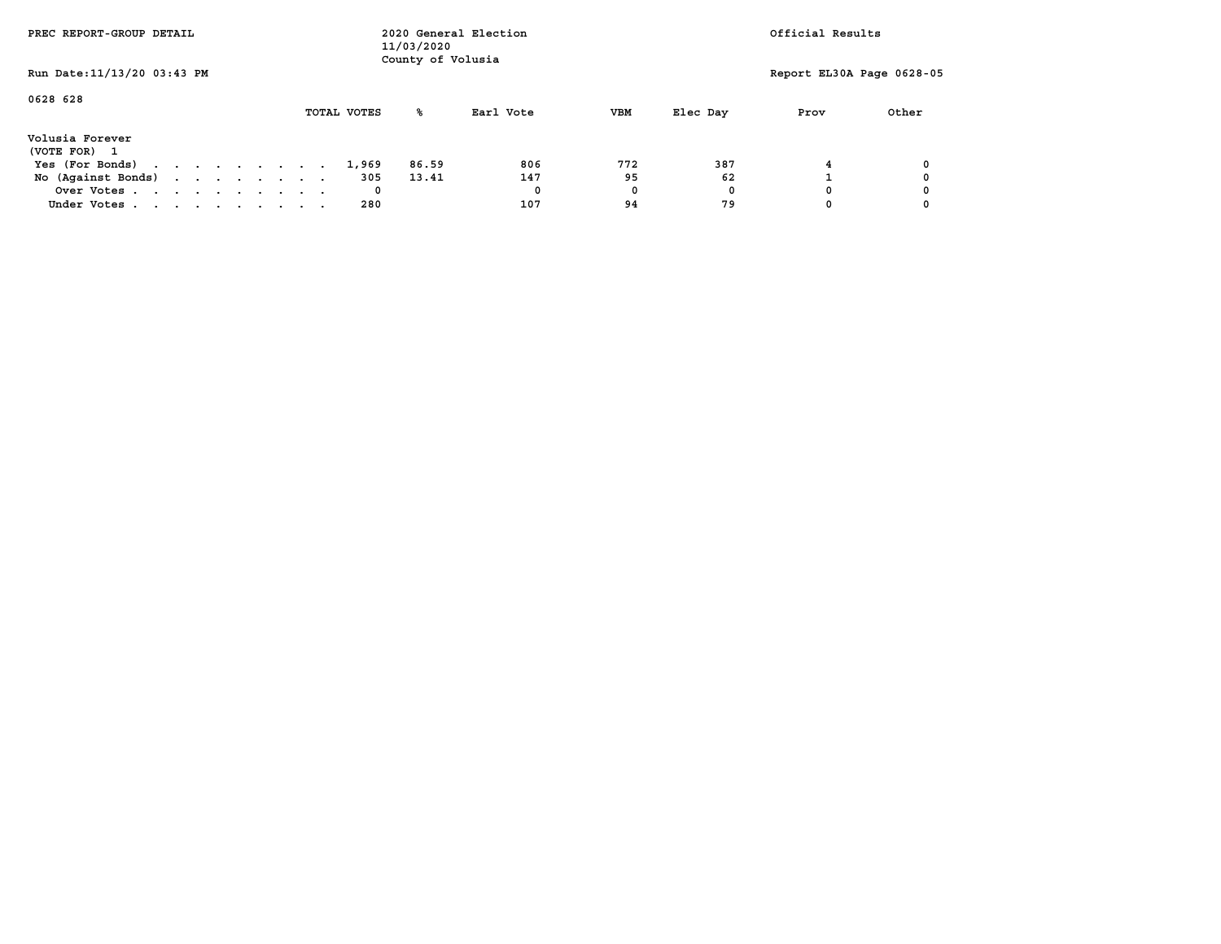PREC REPORT-GROUP DETAIL

2020 General Election
11/03/2020
County of Volusia

Official Results

Run Date:11/13/20 03:43 PM

Report EL30A Page 0628-05

0628 628

**Volusia Forever**
(VOTE FOR) 1

| | TOTAL VOTES | % | Earl Vote | VBM | Elec Day | Prov | Other |
|---|---|---|---|---|---|---|---|
| Yes (For Bonds) | 1,969 | 86.59 | 806 | 772 | 387 | 4 | 0 |
| No (Against Bonds) | 305 | 13.41 | 147 | 95 | 62 | 1 | 0 |
| Over Votes | 0 | | 0 | 0 | 0 | 0 | 0 |
| Under Votes | 280 | | 107 | 94 | 79 | 0 | 0 |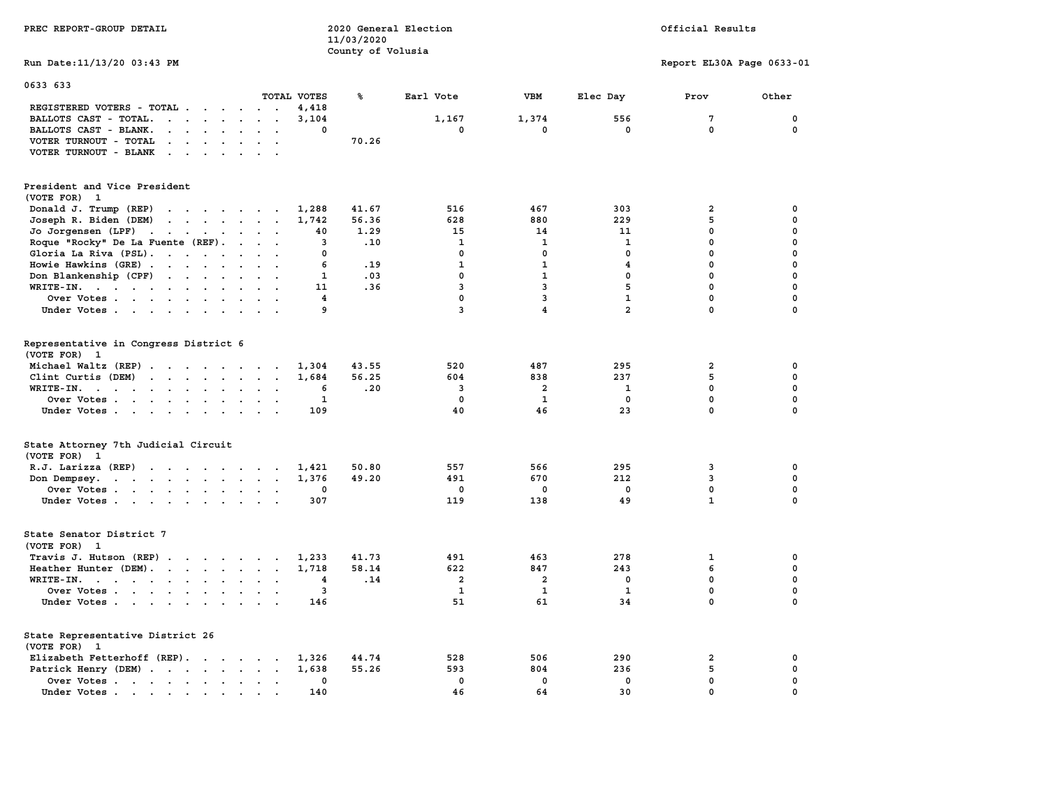PREC REPORT-GROUP DETAIL

2020 General Election
11/03/2020
County of Volusia

Official Results

Run Date:11/13/20 03:43 PM

Report EL30A Page 0633-01

0633 633

| | TOTAL VOTES | % | Earl Vote | VBM | Elec Day | Prov | Other |
|---|---|---|---|---|---|---|---|
| REGISTERED VOTERS - TOTAL | 4,418 | | | | | | |
| BALLOTS CAST - TOTAL. | 3,104 | | 1,167 | 1,374 | 556 | 7 | 0 |
| BALLOTS CAST - BLANK. | 0 | | 0 | 0 | 0 | 0 | 0 |
| VOTER TURNOUT - TOTAL | | 70.26 | | | | | |
| VOTER TURNOUT - BLANK | | | | | | | |

President and Vice President
(VOTE FOR) 1

| | TOTAL VOTES | % | Earl Vote | VBM | Elec Day | Prov | Other |
|---|---|---|---|---|---|---|---|
| Donald J. Trump (REP) | 1,288 | 41.67 | 516 | 467 | 303 | 2 | 0 |
| Joseph R. Biden (DEM) | 1,742 | 56.36 | 628 | 880 | 229 | 5 | 0 |
| Jo Jorgensen (LPF) | 40 | 1.29 | 15 | 14 | 11 | 0 | 0 |
| Roque "Rocky" De La Fuente (REF). | 3 | .10 | 1 | 1 | 1 | 0 | 0 |
| Gloria La Riva (PSL). | 0 | | 0 | 0 | 0 | 0 | 0 |
| Howie Hawkins (GRE) | 6 | .19 | 1 | 1 | 4 | 0 | 0 |
| Don Blankenship (CPF) | 1 | .03 | 0 | 1 | 0 | 0 | 0 |
| WRITE-IN. | 11 | .36 | 3 | 3 | 5 | 0 | 0 |
| Over Votes | 4 | | 0 | 3 | 1 | 0 | 0 |
| Under Votes | 9 | | 3 | 4 | 2 | 0 | 0 |

Representative in Congress District 6
(VOTE FOR) 1

| | TOTAL VOTES | % | Earl Vote | VBM | Elec Day | Prov | Other |
|---|---|---|---|---|---|---|---|
| Michael Waltz (REP) | 1,304 | 43.55 | 520 | 487 | 295 | 2 | 0 |
| Clint Curtis (DEM) | 1,684 | 56.25 | 604 | 838 | 237 | 5 | 0 |
| WRITE-IN. | 6 | .20 | 3 | 2 | 1 | 0 | 0 |
| Over Votes | 1 | | 0 | 1 | 0 | 0 | 0 |
| Under Votes | 109 | | 40 | 46 | 23 | 0 | 0 |

State Attorney 7th Judicial Circuit
(VOTE FOR) 1

| | TOTAL VOTES | % | Earl Vote | VBM | Elec Day | Prov | Other |
|---|---|---|---|---|---|---|---|
| R.J. Larizza (REP) | 1,421 | 50.80 | 557 | 566 | 295 | 3 | 0 |
| Don Dempsey. | 1,376 | 49.20 | 491 | 670 | 212 | 3 | 0 |
| Over Votes | 0 | | 0 | 0 | 0 | 0 | 0 |
| Under Votes | 307 | | 119 | 138 | 49 | 1 | 0 |

State Senator District 7
(VOTE FOR) 1

| | TOTAL VOTES | % | Earl Vote | VBM | Elec Day | Prov | Other |
|---|---|---|---|---|---|---|---|
| Travis J. Hutson (REP) | 1,233 | 41.73 | 491 | 463 | 278 | 1 | 0 |
| Heather Hunter (DEM). | 1,718 | 58.14 | 622 | 847 | 243 | 6 | 0 |
| WRITE-IN. | 4 | .14 | 2 | 2 | 0 | 0 | 0 |
| Over Votes | 3 | | 1 | 1 | 1 | 0 | 0 |
| Under Votes | 146 | | 51 | 61 | 34 | 0 | 0 |

State Representative District 26
(VOTE FOR) 1

| | TOTAL VOTES | % | Earl Vote | VBM | Elec Day | Prov | Other |
|---|---|---|---|---|---|---|---|
| Elizabeth Fetterhoff (REP). | 1,326 | 44.74 | 528 | 506 | 290 | 2 | 0 |
| Patrick Henry (DEM) | 1,638 | 55.26 | 593 | 804 | 236 | 5 | 0 |
| Over Votes | 0 | | 0 | 0 | 0 | 0 | 0 |
| Under Votes | 140 | | 46 | 64 | 30 | 0 | 0 |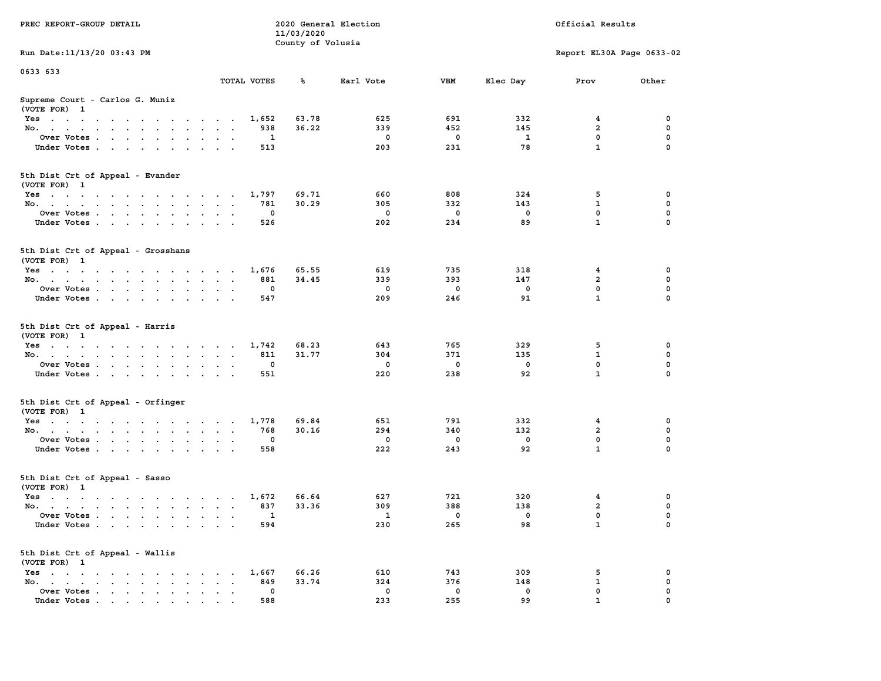PREC REPORT-GROUP DETAIL

2020 General Election
11/03/2020
County of Volusia

Official Results

Run Date:11/13/20 03:43 PM

Report EL30A Page 0633-02

0633 633

### Supreme Court - Carlos G. Muniz
(VOTE FOR) 1

| | TOTAL VOTES | % | Earl Vote | VBM | Elec Day | Prov | Other |
|---|---|---|---|---|---|---|---|
| Yes | 1,652 | 63.78 | 625 | 691 | 332 | 4 | 0 |
| No. | 938 | 36.22 | 339 | 452 | 145 | 2 | 0 |
| Over Votes | 1 | | 0 | 0 | 1 | 0 | 0 |
| Under Votes | 513 | | 203 | 231 | 78 | 1 | 0 |

### 5th Dist Crt of Appeal - Evander
(VOTE FOR) 1

| | TOTAL VOTES | % | Earl Vote | VBM | Elec Day | Prov | Other |
|---|---|---|---|---|---|---|---|
| Yes | 1,797 | 69.71 | 660 | 808 | 324 | 5 | 0 |
| No. | 781 | 30.29 | 305 | 332 | 143 | 1 | 0 |
| Over Votes | 0 | | 0 | 0 | 0 | 0 | 0 |
| Under Votes | 526 | | 202 | 234 | 89 | 1 | 0 |

### 5th Dist Crt of Appeal - Grosshans
(VOTE FOR) 1

| | TOTAL VOTES | % | Earl Vote | VBM | Elec Day | Prov | Other |
|---|---|---|---|---|---|---|---|
| Yes | 1,676 | 65.55 | 619 | 735 | 318 | 4 | 0 |
| No. | 881 | 34.45 | 339 | 393 | 147 | 2 | 0 |
| Over Votes | 0 | | 0 | 0 | 0 | 0 | 0 |
| Under Votes | 547 | | 209 | 246 | 91 | 1 | 0 |

### 5th Dist Crt of Appeal - Harris
(VOTE FOR) 1

| | TOTAL VOTES | % | Earl Vote | VBM | Elec Day | Prov | Other |
|---|---|---|---|---|---|---|---|
| Yes | 1,742 | 68.23 | 643 | 765 | 329 | 5 | 0 |
| No. | 811 | 31.77 | 304 | 371 | 135 | 1 | 0 |
| Over Votes | 0 | | 0 | 0 | 0 | 0 | 0 |
| Under Votes | 551 | | 220 | 238 | 92 | 1 | 0 |

### 5th Dist Crt of Appeal - Orfinger
(VOTE FOR) 1

| | TOTAL VOTES | % | Earl Vote | VBM | Elec Day | Prov | Other |
|---|---|---|---|---|---|---|---|
| Yes | 1,778 | 69.84 | 651 | 791 | 332 | 4 | 0 |
| No. | 768 | 30.16 | 294 | 340 | 132 | 2 | 0 |
| Over Votes | 0 | | 0 | 0 | 0 | 0 | 0 |
| Under Votes | 558 | | 222 | 243 | 92 | 1 | 0 |

### 5th Dist Crt of Appeal - Sasso
(VOTE FOR) 1

| | TOTAL VOTES | % | Earl Vote | VBM | Elec Day | Prov | Other |
|---|---|---|---|---|---|---|---|
| Yes | 1,672 | 66.64 | 627 | 721 | 320 | 4 | 0 |
| No. | 837 | 33.36 | 309 | 388 | 138 | 2 | 0 |
| Over Votes | 1 | | 1 | 0 | 0 | 0 | 0 |
| Under Votes | 594 | | 230 | 265 | 98 | 1 | 0 |

### 5th Dist Crt of Appeal - Wallis
(VOTE FOR) 1

| | TOTAL VOTES | % | Earl Vote | VBM | Elec Day | Prov | Other |
|---|---|---|---|---|---|---|---|
| Yes | 1,667 | 66.26 | 610 | 743 | 309 | 5 | 0 |
| No. | 849 | 33.74 | 324 | 376 | 148 | 1 | 0 |
| Over Votes | 0 | | 0 | 0 | 0 | 0 | 0 |
| Under Votes | 588 | | 233 | 255 | 99 | 1 | 0 |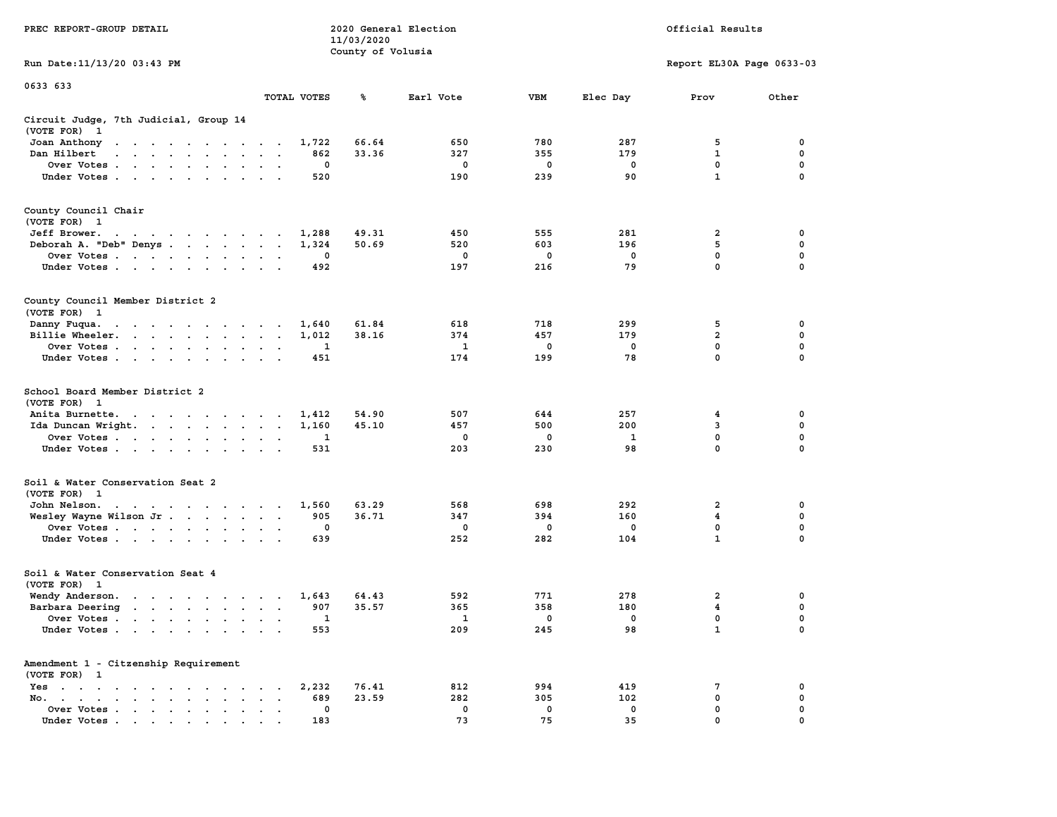PREC REPORT-GROUP DETAIL

2020 General Election
11/03/2020
County of Volusia

Official Results

Run Date:11/13/20 03:43 PM

Report EL30A Page 0633-03

0633 633

| | TOTAL VOTES | % | Earl Vote | VBM | Elec Day | Prov | Other |
|---|---|---|---|---|---|---|---|
| **Circuit Judge, 7th Judicial, Group 14** | | | | | | | |
| (VOTE FOR) 1 | | | | | | | |
| Joan Anthony | 1,722 | 66.64 | 650 | 780 | 287 | 5 | 0 |
| Dan Hilbert | 862 | 33.36 | 327 | 355 | 179 | 1 | 0 |
| Over Votes | 0 | | 0 | 0 | 0 | 0 | 0 |
| Under Votes | 520 | | 190 | 239 | 90 | 1 | 0 |
| **County Council Chair** | | | | | | | |
| (VOTE FOR) 1 | | | | | | | |
| Jeff Brower. | 1,288 | 49.31 | 450 | 555 | 281 | 2 | 0 |
| Deborah A. "Deb" Denys | 1,324 | 50.69 | 520 | 603 | 196 | 5 | 0 |
| Over Votes | 0 | | 0 | 0 | 0 | 0 | 0 |
| Under Votes | 492 | | 197 | 216 | 79 | 0 | 0 |
| **County Council Member District 2** | | | | | | | |
| (VOTE FOR) 1 | | | | | | | |
| Danny Fuqua. | 1,640 | 61.84 | 618 | 718 | 299 | 5 | 0 |
| Billie Wheeler. | 1,012 | 38.16 | 374 | 457 | 179 | 2 | 0 |
| Over Votes | 1 | | 1 | 0 | 0 | 0 | 0 |
| Under Votes | 451 | | 174 | 199 | 78 | 0 | 0 |
| **School Board Member District 2** | | | | | | | |
| (VOTE FOR) 1 | | | | | | | |
| Anita Burnette. | 1,412 | 54.90 | 507 | 644 | 257 | 4 | 0 |
| Ida Duncan Wright. | 1,160 | 45.10 | 457 | 500 | 200 | 3 | 0 |
| Over Votes | 1 | | 0 | 0 | 1 | 0 | 0 |
| Under Votes | 531 | | 203 | 230 | 98 | 0 | 0 |
| **Soil & Water Conservation Seat 2** | | | | | | | |
| (VOTE FOR) 1 | | | | | | | |
| John Nelson. | 1,560 | 63.29 | 568 | 698 | 292 | 2 | 0 |
| Wesley Wayne Wilson Jr | 905 | 36.71 | 347 | 394 | 160 | 4 | 0 |
| Over Votes | 0 | | 0 | 0 | 0 | 0 | 0 |
| Under Votes | 639 | | 252 | 282 | 104 | 1 | 0 |
| **Soil & Water Conservation Seat 4** | | | | | | | |
| (VOTE FOR) 1 | | | | | | | |
| Wendy Anderson. | 1,643 | 64.43 | 592 | 771 | 278 | 2 | 0 |
| Barbara Deering | 907 | 35.57 | 365 | 358 | 180 | 4 | 0 |
| Over Votes | 1 | | 1 | 0 | 0 | 0 | 0 |
| Under Votes | 553 | | 209 | 245 | 98 | 1 | 0 |
| **Amendment 1 - Citizenship Requirement** | | | | | | | |
| (VOTE FOR) 1 | | | | | | | |
| Yes | 2,232 | 76.41 | 812 | 994 | 419 | 7 | 0 |
| No. | 689 | 23.59 | 282 | 305 | 102 | 0 | 0 |
| Over Votes | 0 | | 0 | 0 | 0 | 0 | 0 |
| Under Votes | 183 | | 73 | 75 | 35 | 0 | 0 |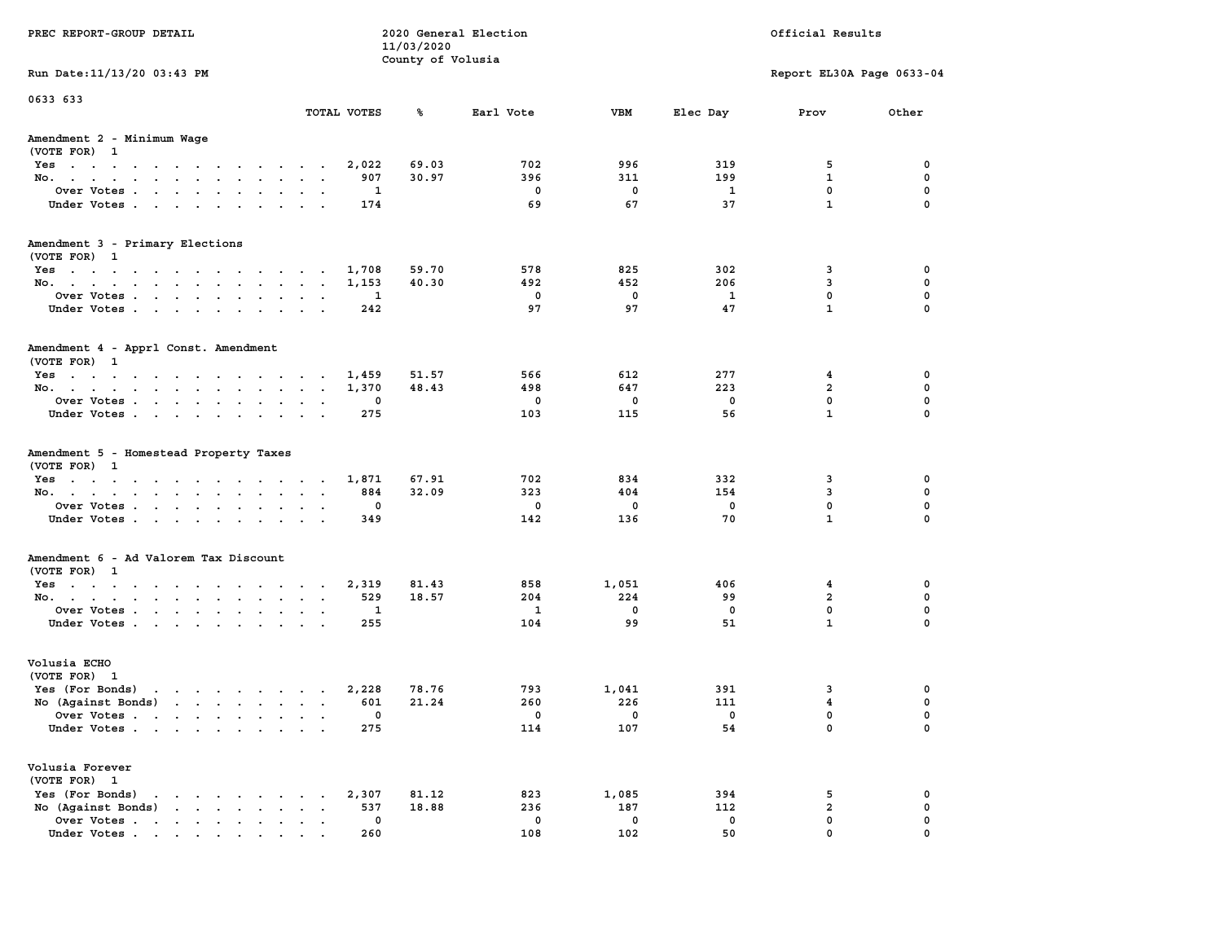PREC REPORT-GROUP DETAIL

2020 General Election
11/03/2020
County of Volusia

Official Results

Run Date:11/13/20 03:43 PM

Report EL30A Page 0633-04

0633 633

| | TOTAL VOTES | % | Earl Vote | VBM | Elec Day | Prov | Other |
|---|---|---|---|---|---|---|---|
| **Amendment 2 - Minimum Wage** | | | | | | | |
| (VOTE FOR) 1 | | | | | | | |
| Yes | 2,022 | 69.03 | 702 | 996 | 319 | 5 | 0 |
| No. | 907 | 30.97 | 396 | 311 | 199 | 1 | 0 |
| Over Votes | 1 | | 0 | 0 | 1 | 0 | 0 |
| Under Votes | 174 | | 69 | 67 | 37 | 1 | 0 |
| **Amendment 3 - Primary Elections** | | | | | | | |
| (VOTE FOR) 1 | | | | | | | |
| Yes | 1,708 | 59.70 | 578 | 825 | 302 | 3 | 0 |
| No. | 1,153 | 40.30 | 492 | 452 | 206 | 3 | 0 |
| Over Votes | 1 | | 0 | 0 | 1 | 0 | 0 |
| Under Votes | 242 | | 97 | 97 | 47 | 1 | 0 |
| **Amendment 4 - Apprl Const. Amendment** | | | | | | | |
| (VOTE FOR) 1 | | | | | | | |
| Yes | 1,459 | 51.57 | 566 | 612 | 277 | 4 | 0 |
| No. | 1,370 | 48.43 | 498 | 647 | 223 | 2 | 0 |
| Over Votes | 0 | | 0 | 0 | 0 | 0 | 0 |
| Under Votes | 275 | | 103 | 115 | 56 | 1 | 0 |
| **Amendment 5 - Homestead Property Taxes** | | | | | | | |
| (VOTE FOR) 1 | | | | | | | |
| Yes | 1,871 | 67.91 | 702 | 834 | 332 | 3 | 0 |
| No. | 884 | 32.09 | 323 | 404 | 154 | 3 | 0 |
| Over Votes | 0 | | 0 | 0 | 0 | 0 | 0 |
| Under Votes | 349 | | 142 | 136 | 70 | 1 | 0 |
| **Amendment 6 - Ad Valorem Tax Discount** | | | | | | | |
| (VOTE FOR) 1 | | | | | | | |
| Yes | 2,319 | 81.43 | 858 | 1,051 | 406 | 4 | 0 |
| No. | 529 | 18.57 | 204 | 224 | 99 | 2 | 0 |
| Over Votes | 1 | | 1 | 0 | 0 | 0 | 0 |
| Under Votes | 255 | | 104 | 99 | 51 | 1 | 0 |
| **Volusia ECHO** | | | | | | | |
| (VOTE FOR) 1 | | | | | | | |
| Yes (For Bonds) | 2,228 | 78.76 | 793 | 1,041 | 391 | 3 | 0 |
| No (Against Bonds) | 601 | 21.24 | 260 | 226 | 111 | 4 | 0 |
| Over Votes | 0 | | 0 | 0 | 0 | 0 | 0 |
| Under Votes | 275 | | 114 | 107 | 54 | 0 | 0 |
| **Volusia Forever** | | | | | | | |
| (VOTE FOR) 1 | | | | | | | |
| Yes (For Bonds) | 2,307 | 81.12 | 823 | 1,085 | 394 | 5 | 0 |
| No (Against Bonds) | 537 | 18.88 | 236 | 187 | 112 | 2 | 0 |
| Over Votes | 0 | | 0 | 0 | 0 | 0 | 0 |
| Under Votes | 260 | | 108 | 102 | 50 | 0 | 0 |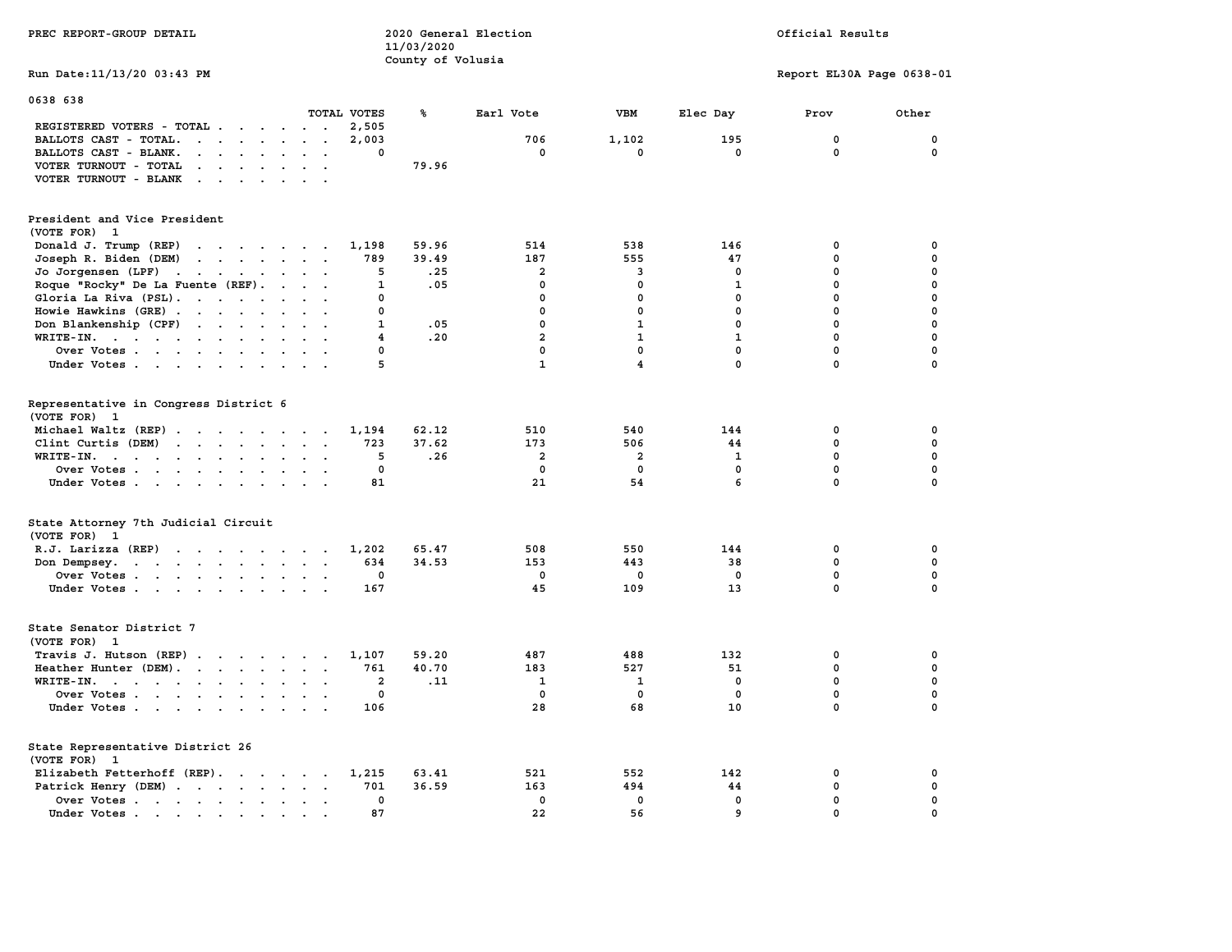PREC REPORT-GROUP DETAIL

2020 General Election
11/03/2020
County of Volusia

Official Results

Run Date:11/13/20 03:43 PM

Report EL30A Page 0638-01

## 0638 638

| | TOTAL VOTES | % | Earl Vote | VBM | Elec Day | Prov | Other |
|---|---|---|---|---|---|---|---|
| REGISTERED VOTERS - TOTAL | 2,505 | | | | | | |
| BALLOTS CAST - TOTAL. | 2,003 | | 706 | 1,102 | 195 | 0 | 0 |
| BALLOTS CAST - BLANK. | 0 | | 0 | 0 | 0 | 0 | 0 |
| VOTER TURNOUT - TOTAL | | 79.96 | | | | | |
| VOTER TURNOUT - BLANK | | | | | | | |

### President and Vice President
(VOTE FOR) 1

| | TOTAL VOTES | % | Earl Vote | VBM | Elec Day | Prov | Other |
|---|---|---|---|---|---|---|---|
| Donald J. Trump (REP) | 1,198 | 59.96 | 514 | 538 | 146 | 0 | 0 |
| Joseph R. Biden (DEM) | 789 | 39.49 | 187 | 555 | 47 | 0 | 0 |
| Jo Jorgensen (LPF) | 5 | .25 | 2 | 3 | 0 | 0 | 0 |
| Roque "Rocky" De La Fuente (REF). | 1 | .05 | 0 | 0 | 1 | 0 | 0 |
| Gloria La Riva (PSL). | 0 | | 0 | 0 | 0 | 0 | 0 |
| Howie Hawkins (GRE) | 0 | | 0 | 0 | 0 | 0 | 0 |
| Don Blankenship (CPF) | 1 | .05 | 0 | 1 | 0 | 0 | 0 |
| WRITE-IN. | 4 | .20 | 2 | 1 | 1 | 0 | 0 |
| Over Votes | 0 | | 0 | 0 | 0 | 0 | 0 |
| Under Votes | 5 | | 1 | 4 | 0 | 0 | 0 |

### Representative in Congress District 6
(VOTE FOR) 1

| | TOTAL VOTES | % | Earl Vote | VBM | Elec Day | Prov | Other |
|---|---|---|---|---|---|---|---|
| Michael Waltz (REP) | 1,194 | 62.12 | 510 | 540 | 144 | 0 | 0 |
| Clint Curtis (DEM) | 723 | 37.62 | 173 | 506 | 44 | 0 | 0 |
| WRITE-IN. | 5 | .26 | 2 | 2 | 1 | 0 | 0 |
| Over Votes | 0 | | 0 | 0 | 0 | 0 | 0 |
| Under Votes | 81 | | 21 | 54 | 6 | 0 | 0 |

### State Attorney 7th Judicial Circuit
(VOTE FOR) 1

| | TOTAL VOTES | % | Earl Vote | VBM | Elec Day | Prov | Other |
|---|---|---|---|---|---|---|---|
| R.J. Larizza (REP) | 1,202 | 65.47 | 508 | 550 | 144 | 0 | 0 |
| Don Dempsey. | 634 | 34.53 | 153 | 443 | 38 | 0 | 0 |
| Over Votes | 0 | | 0 | 0 | 0 | 0 | 0 |
| Under Votes | 167 | | 45 | 109 | 13 | 0 | 0 |

### State Senator District 7
(VOTE FOR) 1

| | TOTAL VOTES | % | Earl Vote | VBM | Elec Day | Prov | Other |
|---|---|---|---|---|---|---|---|
| Travis J. Hutson (REP) | 1,107 | 59.20 | 487 | 488 | 132 | 0 | 0 |
| Heather Hunter (DEM). | 761 | 40.70 | 183 | 527 | 51 | 0 | 0 |
| WRITE-IN. | 2 | .11 | 1 | 1 | 0 | 0 | 0 |
| Over Votes | 0 | | 0 | 0 | 0 | 0 | 0 |
| Under Votes | 106 | | 28 | 68 | 10 | 0 | 0 |

### State Representative District 26
(VOTE FOR) 1

| | TOTAL VOTES | % | Earl Vote | VBM | Elec Day | Prov | Other |
|---|---|---|---|---|---|---|---|
| Elizabeth Fetterhoff (REP). | 1,215 | 63.41 | 521 | 552 | 142 | 0 | 0 |
| Patrick Henry (DEM) | 701 | 36.59 | 163 | 494 | 44 | 0 | 0 |
| Over Votes | 0 | | 0 | 0 | 0 | 0 | 0 |
| Under Votes | 87 | | 22 | 56 | 9 | 0 | 0 |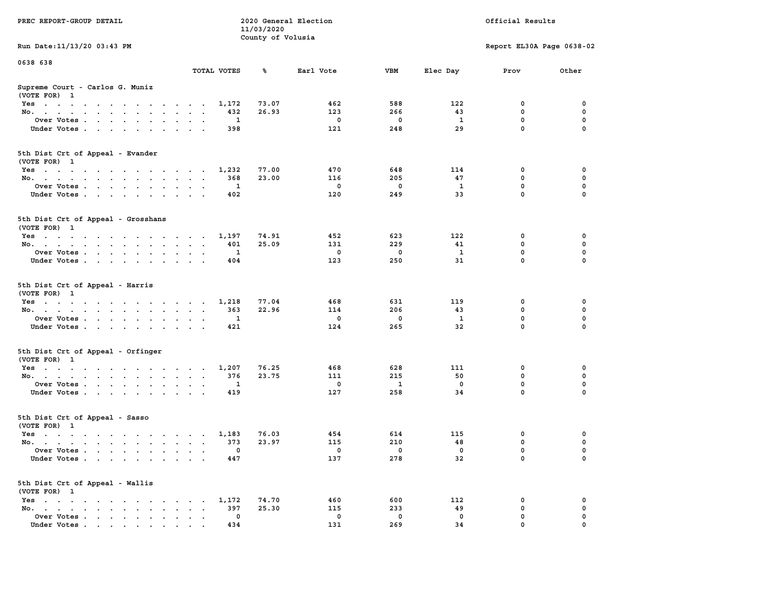PREC REPORT-GROUP DETAIL

2020 General Election
11/03/2020
County of Volusia

Official Results

Run Date:11/13/20 03:43 PM

Report EL30A Page 0638-02

0638 638

## Supreme Court - Carlos G. Muniz
(VOTE FOR) 1

| | TOTAL VOTES | % | Earl Vote | VBM | Elec Day | Prov | Other |
|---|---|---|---|---|---|---|---|
| Yes | 1,172 | 73.07 | 462 | 588 | 122 | 0 | 0 |
| No. | 432 | 26.93 | 123 | 266 | 43 | 0 | 0 |
| Over Votes | 1 | | 0 | 0 | 1 | 0 | 0 |
| Under Votes | 398 | | 121 | 248 | 29 | 0 | 0 |

## 5th Dist Crt of Appeal - Evander
(VOTE FOR) 1

| | TOTAL VOTES | % | Earl Vote | VBM | Elec Day | Prov | Other |
|---|---|---|---|---|---|---|---|
| Yes | 1,232 | 77.00 | 470 | 648 | 114 | 0 | 0 |
| No. | 368 | 23.00 | 116 | 205 | 47 | 0 | 0 |
| Over Votes | 1 | | 0 | 0 | 1 | 0 | 0 |
| Under Votes | 402 | | 120 | 249 | 33 | 0 | 0 |

## 5th Dist Crt of Appeal - Grosshans
(VOTE FOR) 1

| | TOTAL VOTES | % | Earl Vote | VBM | Elec Day | Prov | Other |
|---|---|---|---|---|---|---|---|
| Yes | 1,197 | 74.91 | 452 | 623 | 122 | 0 | 0 |
| No. | 401 | 25.09 | 131 | 229 | 41 | 0 | 0 |
| Over Votes | 1 | | 0 | 0 | 1 | 0 | 0 |
| Under Votes | 404 | | 123 | 250 | 31 | 0 | 0 |

## 5th Dist Crt of Appeal - Harris
(VOTE FOR) 1

| | TOTAL VOTES | % | Earl Vote | VBM | Elec Day | Prov | Other |
|---|---|---|---|---|---|---|---|
| Yes | 1,218 | 77.04 | 468 | 631 | 119 | 0 | 0 |
| No. | 363 | 22.96 | 114 | 206 | 43 | 0 | 0 |
| Over Votes | 1 | | 0 | 0 | 1 | 0 | 0 |
| Under Votes | 421 | | 124 | 265 | 32 | 0 | 0 |

## 5th Dist Crt of Appeal - Orfinger
(VOTE FOR) 1

| | TOTAL VOTES | % | Earl Vote | VBM | Elec Day | Prov | Other |
|---|---|---|---|---|---|---|---|
| Yes | 1,207 | 76.25 | 468 | 628 | 111 | 0 | 0 |
| No. | 376 | 23.75 | 111 | 215 | 50 | 0 | 0 |
| Over Votes | 1 | | 0 | 1 | 0 | 0 | 0 |
| Under Votes | 419 | | 127 | 258 | 34 | 0 | 0 |

## 5th Dist Crt of Appeal - Sasso
(VOTE FOR) 1

| | TOTAL VOTES | % | Earl Vote | VBM | Elec Day | Prov | Other |
|---|---|---|---|---|---|---|---|
| Yes | 1,183 | 76.03 | 454 | 614 | 115 | 0 | 0 |
| No. | 373 | 23.97 | 115 | 210 | 48 | 0 | 0 |
| Over Votes | 0 | | 0 | 0 | 0 | 0 | 0 |
| Under Votes | 447 | | 137 | 278 | 32 | 0 | 0 |

## 5th Dist Crt of Appeal - Wallis
(VOTE FOR) 1

| | TOTAL VOTES | % | Earl Vote | VBM | Elec Day | Prov | Other |
|---|---|---|---|---|---|---|---|
| Yes | 1,172 | 74.70 | 460 | 600 | 112 | 0 | 0 |
| No. | 397 | 25.30 | 115 | 233 | 49 | 0 | 0 |
| Over Votes | 0 | | 0 | 0 | 0 | 0 | 0 |
| Under Votes | 434 | | 131 | 269 | 34 | 0 | 0 |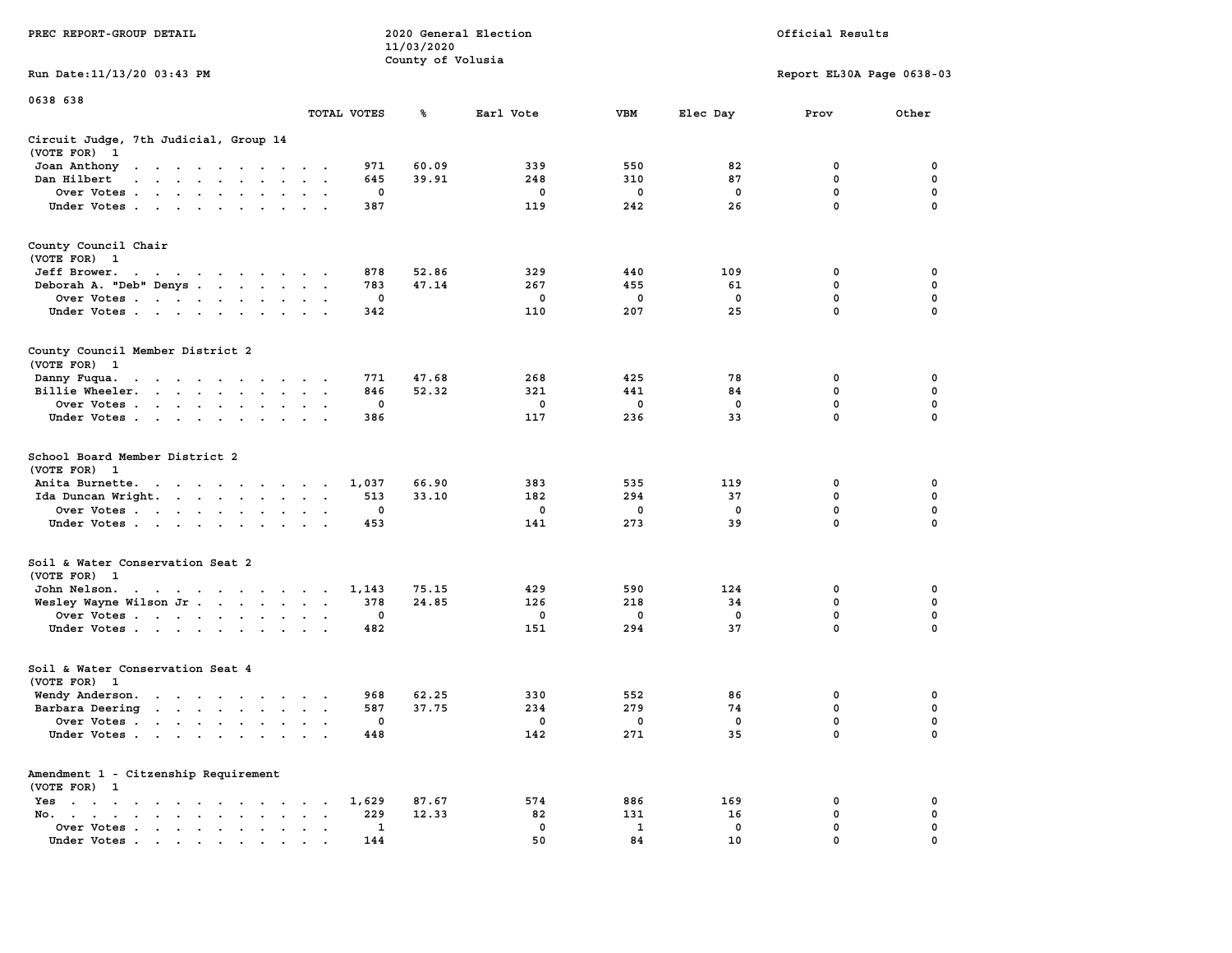PREC REPORT-GROUP DETAIL

2020 General Election
11/03/2020
County of Volusia

Official Results

Run Date:11/13/20 03:43 PM

Report EL30A Page 0638-03

0638 638

| | TOTAL VOTES | % | Earl Vote | VBM | Elec Day | Prov | Other |
|---|---|---|---|---|---|---|---|
| **Circuit Judge, 7th Judicial, Group 14** | | | | | | | |
| (VOTE FOR) 1 | | | | | | | |
| Joan Anthony | 971 | 60.09 | 339 | 550 | 82 | 0 | 0 |
| Dan Hilbert | 645 | 39.91 | 248 | 310 | 87 | 0 | 0 |
| Over Votes | 0 | | 0 | 0 | 0 | 0 | 0 |
| Under Votes | 387 | | 119 | 242 | 26 | 0 | 0 |
| **County Council Chair** | | | | | | | |
| (VOTE FOR) 1 | | | | | | | |
| Jeff Brower. | 878 | 52.86 | 329 | 440 | 109 | 0 | 0 |
| Deborah A. "Deb" Denys | 783 | 47.14 | 267 | 455 | 61 | 0 | 0 |
| Over Votes | 0 | | 0 | 0 | 0 | 0 | 0 |
| Under Votes | 342 | | 110 | 207 | 25 | 0 | 0 |
| **County Council Member District 2** | | | | | | | |
| (VOTE FOR) 1 | | | | | | | |
| Danny Fuqua. | 771 | 47.68 | 268 | 425 | 78 | 0 | 0 |
| Billie Wheeler. | 846 | 52.32 | 321 | 441 | 84 | 0 | 0 |
| Over Votes | 0 | | 0 | 0 | 0 | 0 | 0 |
| Under Votes | 386 | | 117 | 236 | 33 | 0 | 0 |
| **School Board Member District 2** | | | | | | | |
| (VOTE FOR) 1 | | | | | | | |
| Anita Burnette. | 1,037 | 66.90 | 383 | 535 | 119 | 0 | 0 |
| Ida Duncan Wright. | 513 | 33.10 | 182 | 294 | 37 | 0 | 0 |
| Over Votes | 0 | | 0 | 0 | 0 | 0 | 0 |
| Under Votes | 453 | | 141 | 273 | 39 | 0 | 0 |
| **Soil & Water Conservation Seat 2** | | | | | | | |
| (VOTE FOR) 1 | | | | | | | |
| John Nelson. | 1,143 | 75.15 | 429 | 590 | 124 | 0 | 0 |
| Wesley Wayne Wilson Jr | 378 | 24.85 | 126 | 218 | 34 | 0 | 0 |
| Over Votes | 0 | | 0 | 0 | 0 | 0 | 0 |
| Under Votes | 482 | | 151 | 294 | 37 | 0 | 0 |
| **Soil & Water Conservation Seat 4** | | | | | | | |
| (VOTE FOR) 1 | | | | | | | |
| Wendy Anderson. | 968 | 62.25 | 330 | 552 | 86 | 0 | 0 |
| Barbara Deering | 587 | 37.75 | 234 | 279 | 74 | 0 | 0 |
| Over Votes | 0 | | 0 | 0 | 0 | 0 | 0 |
| Under Votes | 448 | | 142 | 271 | 35 | 0 | 0 |
| **Amendment 1 - Citzenship Requirement** | | | | | | | |
| (VOTE FOR) 1 | | | | | | | |
| Yes | 1,629 | 87.67 | 574 | 886 | 169 | 0 | 0 |
| No. | 229 | 12.33 | 82 | 131 | 16 | 0 | 0 |
| Over Votes | 1 | | 0 | 1 | 0 | 0 | 0 |
| Under Votes | 144 | | 50 | 84 | 10 | 0 | 0 |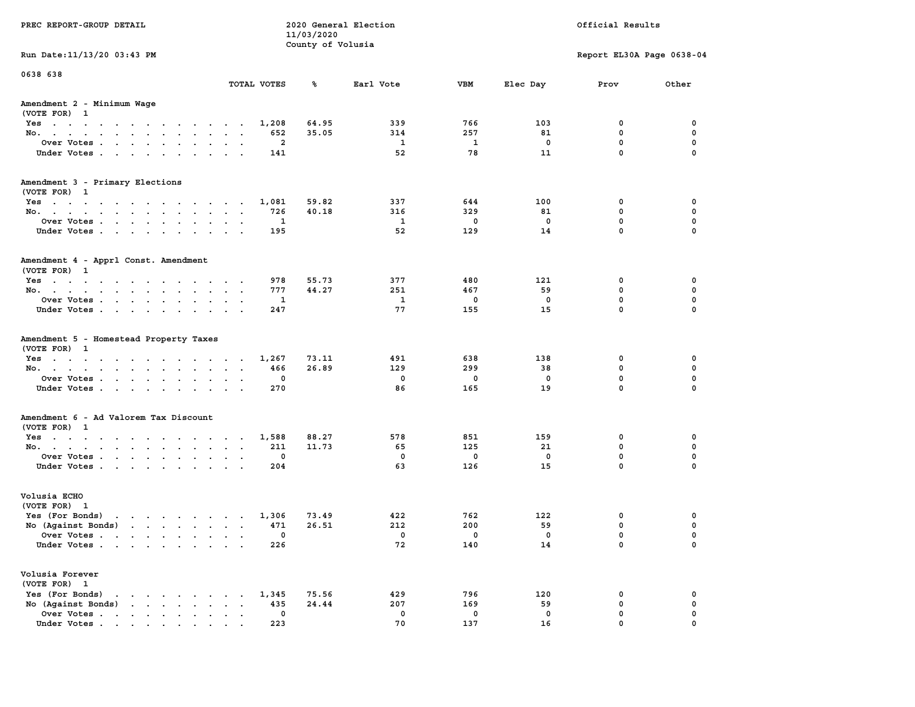PREC REPORT-GROUP DETAIL

2020 General Election
11/03/2020
County of Volusia

Official Results

Run Date:11/13/20 03:43 PM

Report EL30A Page 0638-04

0638 638

## Amendment 2 - Minimum Wage
(VOTE FOR) 1

| | TOTAL VOTES | % | Earl Vote | VBM | Elec Day | Prov | Other |
|---|---|---|---|---|---|---|---|
| Yes | 1,208 | 64.95 | 339 | 766 | 103 | 0 | 0 |
| No. | 652 | 35.05 | 314 | 257 | 81 | 0 | 0 |
| Over Votes | 2 | | 1 | 1 | 0 | 0 | 0 |
| Under Votes | 141 | | 52 | 78 | 11 | 0 | 0 |

## Amendment 3 - Primary Elections
(VOTE FOR) 1

| | TOTAL VOTES | % | Earl Vote | VBM | Elec Day | Prov | Other |
|---|---|---|---|---|---|---|---|
| Yes | 1,081 | 59.82 | 337 | 644 | 100 | 0 | 0 |
| No. | 726 | 40.18 | 316 | 329 | 81 | 0 | 0 |
| Over Votes | 1 | | 1 | 0 | 0 | 0 | 0 |
| Under Votes | 195 | | 52 | 129 | 14 | 0 | 0 |

## Amendment 4 - Apprl Const. Amendment
(VOTE FOR) 1

| | TOTAL VOTES | % | Earl Vote | VBM | Elec Day | Prov | Other |
|---|---|---|---|---|---|---|---|
| Yes | 978 | 55.73 | 377 | 480 | 121 | 0 | 0 |
| No. | 777 | 44.27 | 251 | 467 | 59 | 0 | 0 |
| Over Votes | 1 | | 1 | 0 | 0 | 0 | 0 |
| Under Votes | 247 | | 77 | 155 | 15 | 0 | 0 |

## Amendment 5 - Homestead Property Taxes
(VOTE FOR) 1

| | TOTAL VOTES | % | Earl Vote | VBM | Elec Day | Prov | Other |
|---|---|---|---|---|---|---|---|
| Yes | 1,267 | 73.11 | 491 | 638 | 138 | 0 | 0 |
| No. | 466 | 26.89 | 129 | 299 | 38 | 0 | 0 |
| Over Votes | 0 | | 0 | 0 | 0 | 0 | 0 |
| Under Votes | 270 | | 86 | 165 | 19 | 0 | 0 |

## Amendment 6 - Ad Valorem Tax Discount
(VOTE FOR) 1

| | TOTAL VOTES | % | Earl Vote | VBM | Elec Day | Prov | Other |
|---|---|---|---|---|---|---|---|
| Yes | 1,588 | 88.27 | 578 | 851 | 159 | 0 | 0 |
| No. | 211 | 11.73 | 65 | 125 | 21 | 0 | 0 |
| Over Votes | 0 | | 0 | 0 | 0 | 0 | 0 |
| Under Votes | 204 | | 63 | 126 | 15 | 0 | 0 |

## Volusia ECHO
(VOTE FOR) 1

| | TOTAL VOTES | % | Earl Vote | VBM | Elec Day | Prov | Other |
|---|---|---|---|---|---|---|---|
| Yes (For Bonds) | 1,306 | 73.49 | 422 | 762 | 122 | 0 | 0 |
| No (Against Bonds) | 471 | 26.51 | 212 | 200 | 59 | 0 | 0 |
| Over Votes | 0 | | 0 | 0 | 0 | 0 | 0 |
| Under Votes | 226 | | 72 | 140 | 14 | 0 | 0 |

## Volusia Forever
(VOTE FOR) 1

| | TOTAL VOTES | % | Earl Vote | VBM | Elec Day | Prov | Other |
|---|---|---|---|---|---|---|---|
| Yes (For Bonds) | 1,345 | 75.56 | 429 | 796 | 120 | 0 | 0 |
| No (Against Bonds) | 435 | 24.44 | 207 | 169 | 59 | 0 | 0 |
| Over Votes | 0 | | 0 | 0 | 0 | 0 | 0 |
| Under Votes | 223 | | 70 | 137 | 16 | 0 | 0 |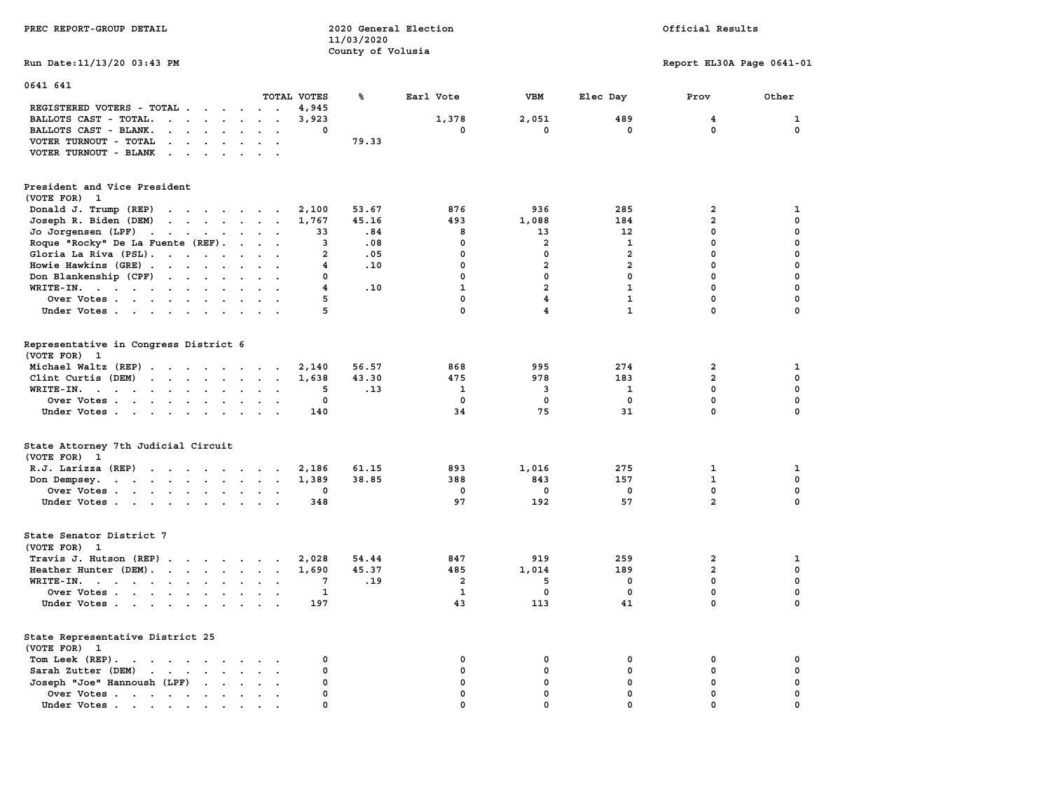PREC REPORT-GROUP DETAIL

2020 General Election
11/03/2020
County of Volusia

Official Results

Run Date:11/13/20 03:43 PM

Report EL30A Page 0641-01

## 0641 641

| | TOTAL VOTES | % | Earl Vote | VBM | Elec Day | Prov | Other |
|---|---|---|---|---|---|---|---|
| REGISTERED VOTERS - TOTAL | 4,945 | | | | | | |
| BALLOTS CAST - TOTAL. | 3,923 | | 1,378 | 2,051 | 489 | 4 | 1 |
| BALLOTS CAST - BLANK. | 0 | | 0 | 0 | 0 | 0 | 0 |
| VOTER TURNOUT - TOTAL | | 79.33 | | | | | |
| VOTER TURNOUT - BLANK | | | | | | | |

### President and Vice President
(VOTE FOR) 1

| | TOTAL VOTES | % | Earl Vote | VBM | Elec Day | Prov | Other |
|---|---|---|---|---|---|---|---|
| Donald J. Trump (REP) | 2,100 | 53.67 | 876 | 936 | 285 | 2 | 1 |
| Joseph R. Biden (DEM) | 1,767 | 45.16 | 493 | 1,088 | 184 | 2 | 0 |
| Jo Jorgensen (LPF) | 33 | .84 | 8 | 13 | 12 | 0 | 0 |
| Roque "Rocky" De La Fuente (REF). | 3 | .08 | 0 | 2 | 1 | 0 | 0 |
| Gloria La Riva (PSL). | 2 | .05 | 0 | 0 | 2 | 0 | 0 |
| Howie Hawkins (GRE) | 4 | .10 | 0 | 2 | 2 | 0 | 0 |
| Don Blankenship (CPF) | 0 | | 0 | 0 | 0 | 0 | 0 |
| WRITE-IN. | 4 | .10 | 1 | 2 | 1 | 0 | 0 |
| Over Votes | 5 | | 0 | 4 | 1 | 0 | 0 |
| Under Votes | 5 | | 0 | 4 | 1 | 0 | 0 |

### Representative in Congress District 6
(VOTE FOR) 1

| | TOTAL VOTES | % | Earl Vote | VBM | Elec Day | Prov | Other |
|---|---|---|---|---|---|---|---|
| Michael Waltz (REP) | 2,140 | 56.57 | 868 | 995 | 274 | 2 | 1 |
| Clint Curtis (DEM) | 1,638 | 43.30 | 475 | 978 | 183 | 2 | 0 |
| WRITE-IN. | 5 | .13 | 1 | 3 | 1 | 0 | 0 |
| Over Votes | 0 | | 0 | 0 | 0 | 0 | 0 |
| Under Votes | 140 | | 34 | 75 | 31 | 0 | 0 |

### State Attorney 7th Judicial Circuit
(VOTE FOR) 1

| | TOTAL VOTES | % | Earl Vote | VBM | Elec Day | Prov | Other |
|---|---|---|---|---|---|---|---|
| R.J. Larizza (REP) | 2,186 | 61.15 | 893 | 1,016 | 275 | 1 | 1 |
| Don Dempsey. | 1,389 | 38.85 | 388 | 843 | 157 | 1 | 0 |
| Over Votes | 0 | | 0 | 0 | 0 | 0 | 0 |
| Under Votes | 348 | | 97 | 192 | 57 | 2 | 0 |

### State Senator District 7
(VOTE FOR) 1

| | TOTAL VOTES | % | Earl Vote | VBM | Elec Day | Prov | Other |
|---|---|---|---|---|---|---|---|
| Travis J. Hutson (REP) | 2,028 | 54.44 | 847 | 919 | 259 | 2 | 1 |
| Heather Hunter (DEM). | 1,690 | 45.37 | 485 | 1,014 | 189 | 2 | 0 |
| WRITE-IN. | 7 | .19 | 2 | 5 | 0 | 0 | 0 |
| Over Votes | 1 | | 1 | 0 | 0 | 0 | 0 |
| Under Votes | 197 | | 43 | 113 | 41 | 0 | 0 |

### State Representative District 25
(VOTE FOR) 1

| | TOTAL VOTES | % | Earl Vote | VBM | Elec Day | Prov | Other |
|---|---|---|---|---|---|---|---|
| Tom Leek (REP). | 0 | | 0 | 0 | 0 | 0 | 0 |
| Sarah Zutter (DEM) | 0 | | 0 | 0 | 0 | 0 | 0 |
| Joseph "Joe" Hannoush (LPF) | 0 | | 0 | 0 | 0 | 0 | 0 |
| Over Votes | 0 | | 0 | 0 | 0 | 0 | 0 |
| Under Votes | 0 | | 0 | 0 | 0 | 0 | 0 |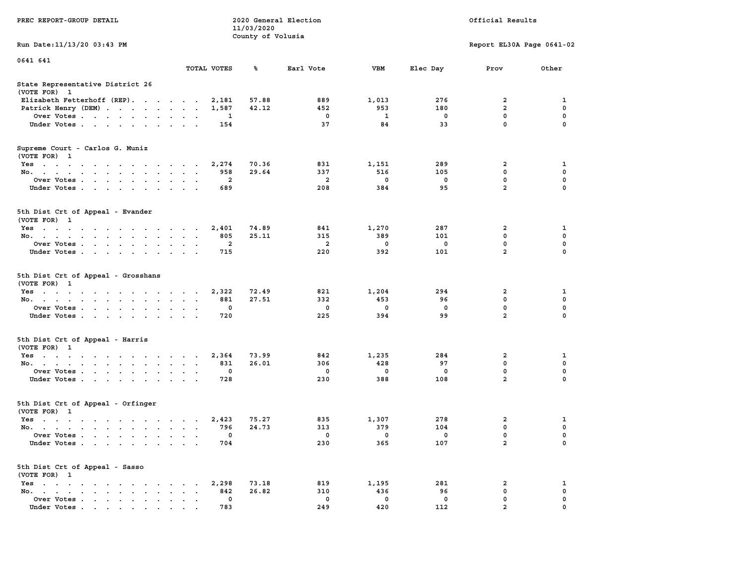PREC REPORT-GROUP DETAIL

2020 General Election
11/03/2020
County of Volusia

Official Results

Run Date:11/13/20 03:43 PM

Report EL30A Page 0641-02

0641 641

| | TOTAL VOTES | % | Earl Vote | VBM | Elec Day | Prov | Other |
|---|---|---|---|---|---|---|---|
| **State Representative District 26 (VOTE FOR) 1** | | | | | | | |
| Elizabeth Fetterhoff (REP) | 2,181 | 57.88 | 889 | 1,013 | 276 | 2 | 1 |
| Patrick Henry (DEM) | 1,587 | 42.12 | 452 | 953 | 180 | 2 | 0 |
| Over Votes | 1 | | 0 | 1 | 0 | 0 | 0 |
| Under Votes | 154 | | 37 | 84 | 33 | 0 | 0 |
| **Supreme Court - Carlos G. Muniz (VOTE FOR) 1** | | | | | | | |
| Yes | 2,274 | 70.36 | 831 | 1,151 | 289 | 2 | 1 |
| No | 958 | 29.64 | 337 | 516 | 105 | 0 | 0 |
| Over Votes | 2 | | 2 | 0 | 0 | 0 | 0 |
| Under Votes | 689 | | 208 | 384 | 95 | 2 | 0 |
| **5th Dist Crt of Appeal - Evander (VOTE FOR) 1** | | | | | | | |
| Yes | 2,401 | 74.89 | 841 | 1,270 | 287 | 2 | 1 |
| No | 805 | 25.11 | 315 | 389 | 101 | 0 | 0 |
| Over Votes | 2 | | 2 | 0 | 0 | 0 | 0 |
| Under Votes | 715 | | 220 | 392 | 101 | 2 | 0 |
| **5th Dist Crt of Appeal - Grosshans (VOTE FOR) 1** | | | | | | | |
| Yes | 2,322 | 72.49 | 821 | 1,204 | 294 | 2 | 1 |
| No | 881 | 27.51 | 332 | 453 | 96 | 0 | 0 |
| Over Votes | 0 | | 0 | 0 | 0 | 0 | 0 |
| Under Votes | 720 | | 225 | 394 | 99 | 2 | 0 |
| **5th Dist Crt of Appeal - Harris (VOTE FOR) 1** | | | | | | | |
| Yes | 2,364 | 73.99 | 842 | 1,235 | 284 | 2 | 1 |
| No | 831 | 26.01 | 306 | 428 | 97 | 0 | 0 |
| Over Votes | 0 | | 0 | 0 | 0 | 0 | 0 |
| Under Votes | 728 | | 230 | 388 | 108 | 2 | 0 |
| **5th Dist Crt of Appeal - Orfinger (VOTE FOR) 1** | | | | | | | |
| Yes | 2,423 | 75.27 | 835 | 1,307 | 278 | 2 | 1 |
| No | 796 | 24.73 | 313 | 379 | 104 | 0 | 0 |
| Over Votes | 0 | | 0 | 0 | 0 | 0 | 0 |
| Under Votes | 704 | | 230 | 365 | 107 | 2 | 0 |
| **5th Dist Crt of Appeal - Sasso (VOTE FOR) 1** | | | | | | | |
| Yes | 2,298 | 73.18 | 819 | 1,195 | 281 | 2 | 1 |
| No | 842 | 26.82 | 310 | 436 | 96 | 0 | 0 |
| Over Votes | 0 | | 0 | 0 | 0 | 0 | 0 |
| Under Votes | 783 | | 249 | 420 | 112 | 2 | 0 |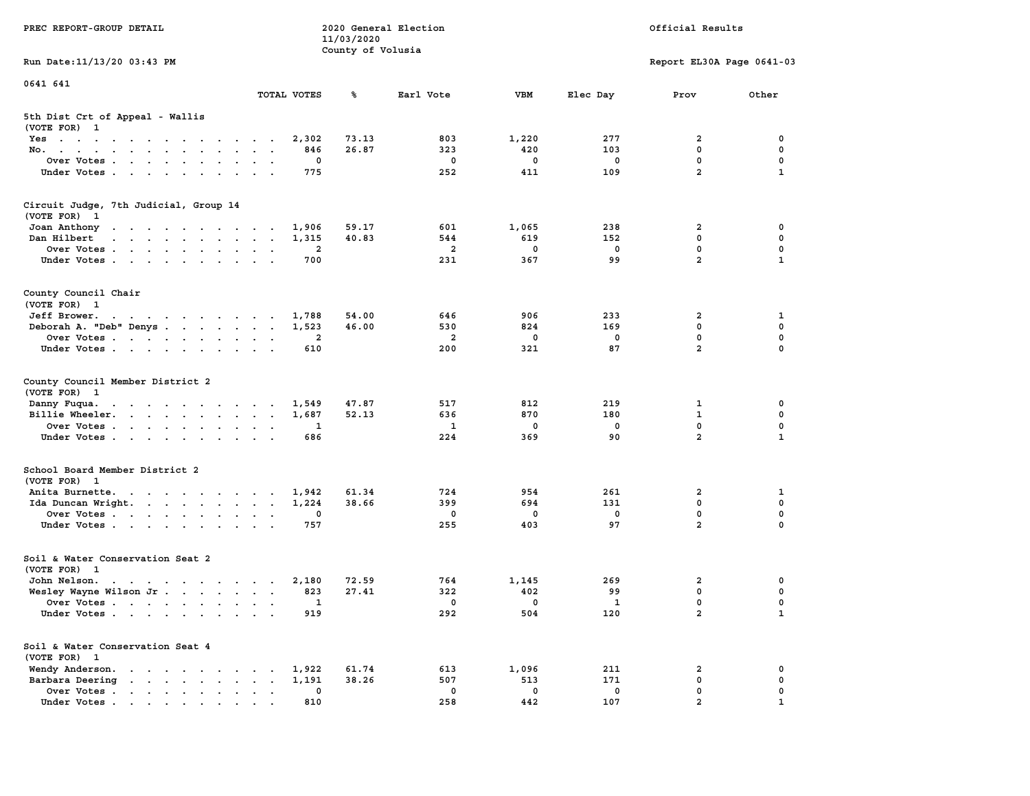PREC REPORT-GROUP DETAIL

2020 General Election
11/03/2020
County of Volusia

Official Results

Run Date:11/13/20 03:43 PM

Report EL30A Page 0641-03

0641 641

## 5th Dist Crt of Appeal - Wallis
(VOTE FOR) 1

| | TOTAL VOTES | % | Earl Vote | VBM | Elec Day | Prov | Other |
|---|---|---|---|---|---|---|---|
| Yes | 2,302 | 73.13 | 803 | 1,220 | 277 | 2 | 0 |
| No. | 846 | 26.87 | 323 | 420 | 103 | 0 | 0 |
| Over Votes | 0 | | 0 | 0 | 0 | 0 | 0 |
| Under Votes | 775 | | 252 | 411 | 109 | 2 | 1 |

## Circuit Judge, 7th Judicial, Group 14
(VOTE FOR) 1

| | TOTAL VOTES | % | Earl Vote | VBM | Elec Day | Prov | Other |
|---|---|---|---|---|---|---|---|
| Joan Anthony | 1,906 | 59.17 | 601 | 1,065 | 238 | 2 | 0 |
| Dan Hilbert | 1,315 | 40.83 | 544 | 619 | 152 | 0 | 0 |
| Over Votes | 2 | | 2 | 0 | 0 | 0 | 0 |
| Under Votes | 700 | | 231 | 367 | 99 | 2 | 1 |

## County Council Chair
(VOTE FOR) 1

| | TOTAL VOTES | % | Earl Vote | VBM | Elec Day | Prov | Other |
|---|---|---|---|---|---|---|---|
| Jeff Brower. | 1,788 | 54.00 | 646 | 906 | 233 | 2 | 1 |
| Deborah A. "Deb" Denys | 1,523 | 46.00 | 530 | 824 | 169 | 0 | 0 |
| Over Votes | 2 | | 2 | 0 | 0 | 0 | 0 |
| Under Votes | 610 | | 200 | 321 | 87 | 2 | 0 |

## County Council Member District 2
(VOTE FOR) 1

| | TOTAL VOTES | % | Earl Vote | VBM | Elec Day | Prov | Other |
|---|---|---|---|---|---|---|---|
| Danny Fuqua. | 1,549 | 47.87 | 517 | 812 | 219 | 1 | 0 |
| Billie Wheeler. | 1,687 | 52.13 | 636 | 870 | 180 | 1 | 0 |
| Over Votes | 1 | | 1 | 0 | 0 | 0 | 0 |
| Under Votes | 686 | | 224 | 369 | 90 | 2 | 1 |

## School Board Member District 2
(VOTE FOR) 1

| | TOTAL VOTES | % | Earl Vote | VBM | Elec Day | Prov | Other |
|---|---|---|---|---|---|---|---|
| Anita Burnette. | 1,942 | 61.34 | 724 | 954 | 261 | 2 | 1 |
| Ida Duncan Wright. | 1,224 | 38.66 | 399 | 694 | 131 | 0 | 0 |
| Over Votes | 0 | | 0 | 0 | 0 | 0 | 0 |
| Under Votes | 757 | | 255 | 403 | 97 | 2 | 0 |

## Soil & Water Conservation Seat 2
(VOTE FOR) 1

| | TOTAL VOTES | % | Earl Vote | VBM | Elec Day | Prov | Other |
|---|---|---|---|---|---|---|---|
| John Nelson. | 2,180 | 72.59 | 764 | 1,145 | 269 | 2 | 0 |
| Wesley Wayne Wilson Jr | 823 | 27.41 | 322 | 402 | 99 | 0 | 0 |
| Over Votes | 1 | | 0 | 0 | 1 | 0 | 0 |
| Under Votes | 919 | | 292 | 504 | 120 | 2 | 1 |

## Soil & Water Conservation Seat 4
(VOTE FOR) 1

| | TOTAL VOTES | % | Earl Vote | VBM | Elec Day | Prov | Other |
|---|---|---|---|---|---|---|---|
| Wendy Anderson. | 1,922 | 61.74 | 613 | 1,096 | 211 | 2 | 0 |
| Barbara Deering | 1,191 | 38.26 | 507 | 513 | 171 | 0 | 0 |
| Over Votes | 0 | | 0 | 0 | 0 | 0 | 0 |
| Under Votes | 810 | | 258 | 442 | 107 | 2 | 1 |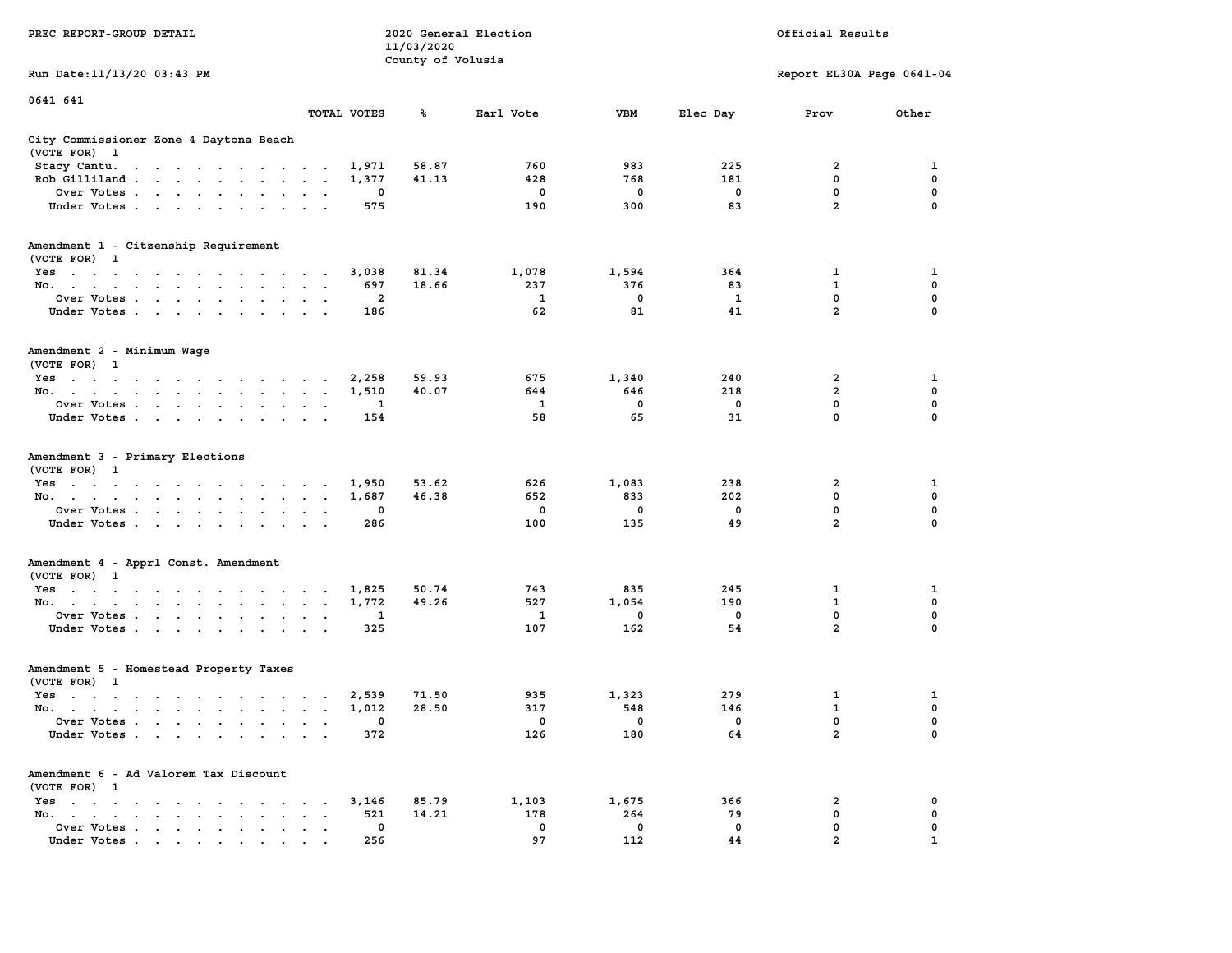PREC REPORT-GROUP DETAIL

2020 General Election
11/03/2020
County of Volusia

Official Results

Run Date:11/13/20 03:43 PM

Report EL30A Page 0641-04

0641 641

## City Commissioner Zone 4 Daytona Beach
(VOTE FOR) 1

| | TOTAL VOTES | % | Earl Vote | VBM | Elec Day | Prov | Other |
|---|---|---|---|---|---|---|---|
| Stacy Cantu. | 1,971 | 58.87 | 760 | 983 | 225 | 2 | 1 |
| Rob Gilliland | 1,377 | 41.13 | 428 | 768 | 181 | 0 | 0 |
| Over Votes | 0 | | 0 | 0 | 0 | 0 | 0 |
| Under Votes | 575 | | 190 | 300 | 83 | 2 | 0 |

## Amendment 1 - Citzenship Requirement
(VOTE FOR) 1

| | TOTAL VOTES | % | Earl Vote | VBM | Elec Day | Prov | Other |
|---|---|---|---|---|---|---|---|
| Yes | 3,038 | 81.34 | 1,078 | 1,594 | 364 | 1 | 1 |
| No. | 697 | 18.66 | 237 | 376 | 83 | 1 | 0 |
| Over Votes | 2 | | 1 | 0 | 1 | 0 | 0 |
| Under Votes | 186 | | 62 | 81 | 41 | 2 | 0 |

## Amendment 2 - Minimum Wage
(VOTE FOR) 1

| | TOTAL VOTES | % | Earl Vote | VBM | Elec Day | Prov | Other |
|---|---|---|---|---|---|---|---|
| Yes | 2,258 | 59.93 | 675 | 1,340 | 240 | 2 | 1 |
| No. | 1,510 | 40.07 | 644 | 646 | 218 | 2 | 0 |
| Over Votes | 1 | | 1 | 0 | 0 | 0 | 0 |
| Under Votes | 154 | | 58 | 65 | 31 | 0 | 0 |

## Amendment 3 - Primary Elections
(VOTE FOR) 1

| | TOTAL VOTES | % | Earl Vote | VBM | Elec Day | Prov | Other |
|---|---|---|---|---|---|---|---|
| Yes | 1,950 | 53.62 | 626 | 1,083 | 238 | 2 | 1 |
| No. | 1,687 | 46.38 | 652 | 833 | 202 | 0 | 0 |
| Over Votes | 0 | | 0 | 0 | 0 | 0 | 0 |
| Under Votes | 286 | | 100 | 135 | 49 | 2 | 0 |

## Amendment 4 - Apprl Const. Amendment
(VOTE FOR) 1

| | TOTAL VOTES | % | Earl Vote | VBM | Elec Day | Prov | Other |
|---|---|---|---|---|---|---|---|
| Yes | 1,825 | 50.74 | 743 | 835 | 245 | 1 | 1 |
| No. | 1,772 | 49.26 | 527 | 1,054 | 190 | 1 | 0 |
| Over Votes | 1 | | 1 | 0 | 0 | 0 | 0 |
| Under Votes | 325 | | 107 | 162 | 54 | 2 | 0 |

## Amendment 5 - Homestead Property Taxes
(VOTE FOR) 1

| | TOTAL VOTES | % | Earl Vote | VBM | Elec Day | Prov | Other |
|---|---|---|---|---|---|---|---|
| Yes | 2,539 | 71.50 | 935 | 1,323 | 279 | 1 | 1 |
| No. | 1,012 | 28.50 | 317 | 548 | 146 | 1 | 0 |
| Over Votes | 0 | | 0 | 0 | 0 | 0 | 0 |
| Under Votes | 372 | | 126 | 180 | 64 | 2 | 0 |

## Amendment 6 - Ad Valorem Tax Discount
(VOTE FOR) 1

| | TOTAL VOTES | % | Earl Vote | VBM | Elec Day | Prov | Other |
|---|---|---|---|---|---|---|---|
| Yes | 3,146 | 85.79 | 1,103 | 1,675 | 366 | 2 | 0 |
| No. | 521 | 14.21 | 178 | 264 | 79 | 0 | 0 |
| Over Votes | 0 | | 0 | 0 | 0 | 0 | 0 |
| Under Votes | 256 | | 97 | 112 | 44 | 2 | 1 |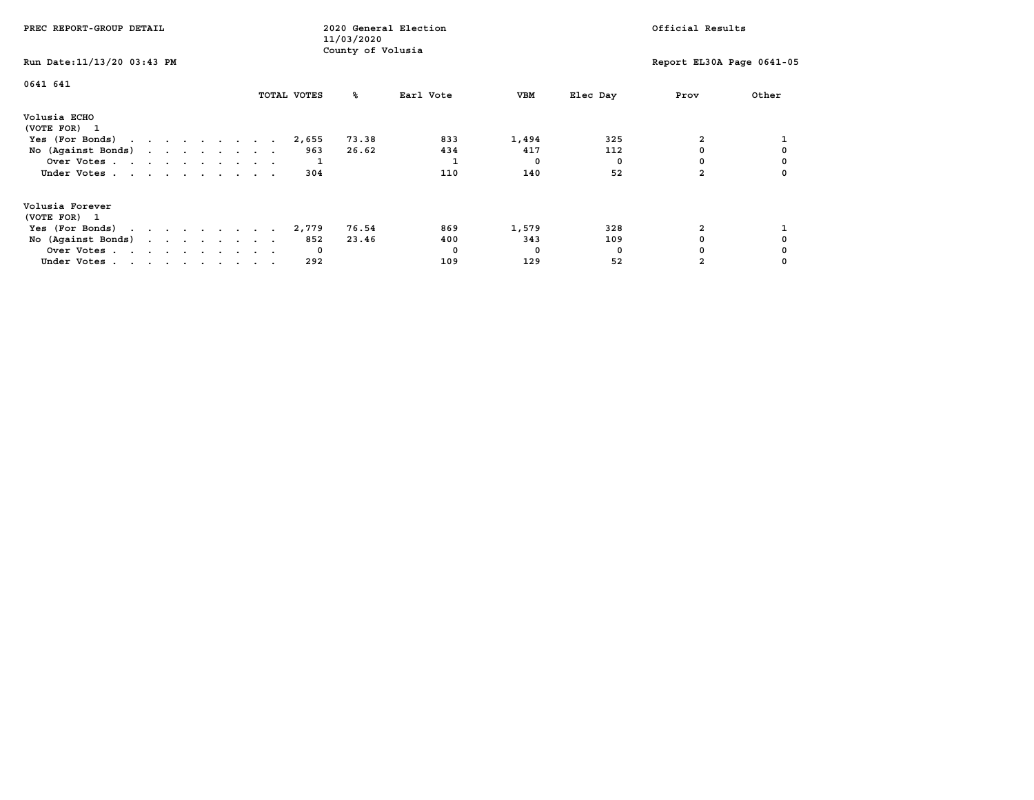PREC REPORT-GROUP DETAIL

2020 General Election
11/03/2020
County of Volusia

Official Results

Run Date:11/13/20 03:43 PM

Report EL30A Page 0641-05

0641 641

| | TOTAL VOTES | % | Earl Vote | VBM | Elec Day | Prov | Other |
|---|---|---|---|---|---|---|---|
| **Volusia ECHO** | | | | | | | |
| (VOTE FOR) 1 | | | | | | | |
| Yes (For Bonds) | 2,655 | 73.38 | 833 | 1,494 | 325 | 2 | 1 |
| No (Against Bonds) | 963 | 26.62 | 434 | 417 | 112 | 0 | 0 |
| Over Votes | 1 | | 1 | 0 | 0 | 0 | 0 |
| Under Votes | 304 | | 110 | 140 | 52 | 2 | 0 |
| **Volusia Forever** | | | | | | | |
| (VOTE FOR) 1 | | | | | | | |
| Yes (For Bonds) | 2,779 | 76.54 | 869 | 1,579 | 328 | 2 | 1 |
| No (Against Bonds) | 852 | 23.46 | 400 | 343 | 109 | 0 | 0 |
| Over Votes | 0 | | 0 | 0 | 0 | 0 | 0 |
| Under Votes | 292 | | 109 | 129 | 52 | 2 | 0 |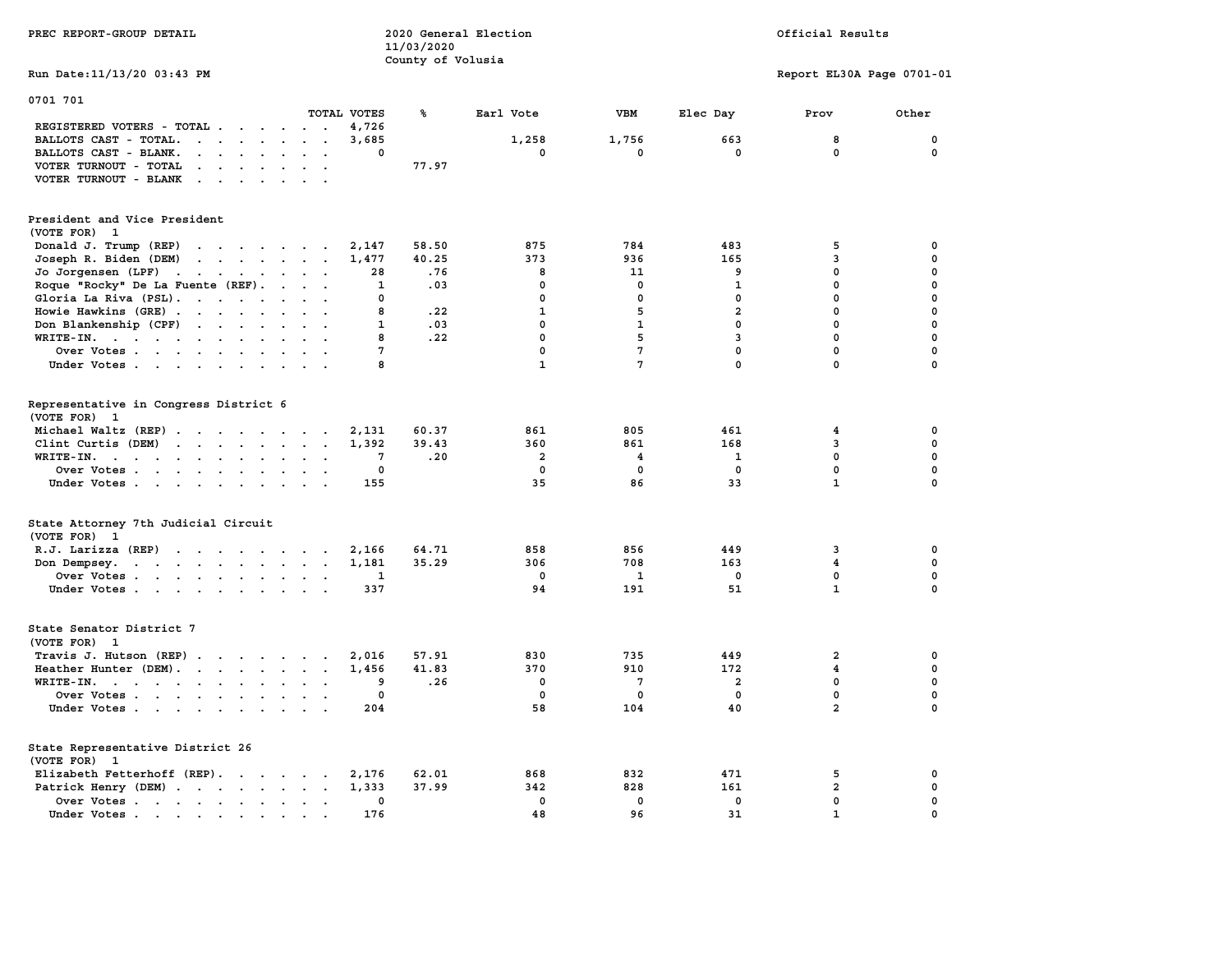PREC REPORT-GROUP DETAIL

2020 General Election
11/03/2020
County of Volusia

Official Results

Run Date:11/13/20 03:43 PM

Report EL30A Page 0701-01

## 0701 701

| | TOTAL VOTES | % | Earl Vote | VBM | Elec Day | Prov | Other |
|---|---|---|---|---|---|---|---|
| REGISTERED VOTERS - TOTAL | 4,726 | | | | | | |
| BALLOTS CAST - TOTAL. | 3,685 | | 1,258 | 1,756 | 663 | 8 | 0 |
| BALLOTS CAST - BLANK. | 0 | | 0 | 0 | 0 | 0 | 0 |
| VOTER TURNOUT - TOTAL | | 77.97 | | | | | |
| VOTER TURNOUT - BLANK | | | | | | | |

### President and Vice President
(VOTE FOR) 1

| | TOTAL VOTES | % | Earl Vote | VBM | Elec Day | Prov | Other |
|---|---|---|---|---|---|---|---|
| Donald J. Trump (REP) | 2,147 | 58.50 | 875 | 784 | 483 | 5 | 0 |
| Joseph R. Biden (DEM) | 1,477 | 40.25 | 373 | 936 | 165 | 3 | 0 |
| Jo Jorgensen (LPF) | 28 | .76 | 8 | 11 | 9 | 0 | 0 |
| Roque "Rocky" De La Fuente (REF). | 1 | .03 | 0 | 0 | 1 | 0 | 0 |
| Gloria La Riva (PSL). | 0 | | 0 | 0 | 0 | 0 | 0 |
| Howie Hawkins (GRE) | 8 | .22 | 1 | 5 | 2 | 0 | 0 |
| Don Blankenship (CPF) | 1 | .03 | 0 | 1 | 0 | 0 | 0 |
| WRITE-IN. | 8 | .22 | 0 | 5 | 3 | 0 | 0 |
| Over Votes | 7 | | 0 | 7 | 0 | 0 | 0 |
| Under Votes | 8 | | 1 | 7 | 0 | 0 | 0 |

### Representative in Congress District 6
(VOTE FOR) 1

| | TOTAL VOTES | % | Earl Vote | VBM | Elec Day | Prov | Other |
|---|---|---|---|---|---|---|---|
| Michael Waltz (REP) | 2,131 | 60.37 | 861 | 805 | 461 | 4 | 0 |
| Clint Curtis (DEM) | 1,392 | 39.43 | 360 | 861 | 168 | 3 | 0 |
| WRITE-IN. | 7 | .20 | 2 | 4 | 1 | 0 | 0 |
| Over Votes | 0 | | 0 | 0 | 0 | 0 | 0 |
| Under Votes | 155 | | 35 | 86 | 33 | 1 | 0 |

### State Attorney 7th Judicial Circuit
(VOTE FOR) 1

| | TOTAL VOTES | % | Earl Vote | VBM | Elec Day | Prov | Other |
|---|---|---|---|---|---|---|---|
| R.J. Larizza (REP) | 2,166 | 64.71 | 858 | 856 | 449 | 3 | 0 |
| Don Dempsey. | 1,181 | 35.29 | 306 | 708 | 163 | 4 | 0 |
| Over Votes | 1 | | 0 | 1 | 0 | 0 | 0 |
| Under Votes | 337 | | 94 | 191 | 51 | 1 | 0 |

### State Senator District 7
(VOTE FOR) 1

| | TOTAL VOTES | % | Earl Vote | VBM | Elec Day | Prov | Other |
|---|---|---|---|---|---|---|---|
| Travis J. Hutson (REP) | 2,016 | 57.91 | 830 | 735 | 449 | 2 | 0 |
| Heather Hunter (DEM). | 1,456 | 41.83 | 370 | 910 | 172 | 4 | 0 |
| WRITE-IN. | 9 | .26 | 0 | 7 | 2 | 0 | 0 |
| Over Votes | 0 | | 0 | 0 | 0 | 0 | 0 |
| Under Votes | 204 | | 58 | 104 | 40 | 2 | 0 |

### State Representative District 26
(VOTE FOR) 1

| | TOTAL VOTES | % | Earl Vote | VBM | Elec Day | Prov | Other |
|---|---|---|---|---|---|---|---|
| Elizabeth Fetterhoff (REP). | 2,176 | 62.01 | 868 | 832 | 471 | 5 | 0 |
| Patrick Henry (DEM) | 1,333 | 37.99 | 342 | 828 | 161 | 2 | 0 |
| Over Votes | 0 | | 0 | 0 | 0 | 0 | 0 |
| Under Votes | 176 | | 48 | 96 | 31 | 1 | 0 |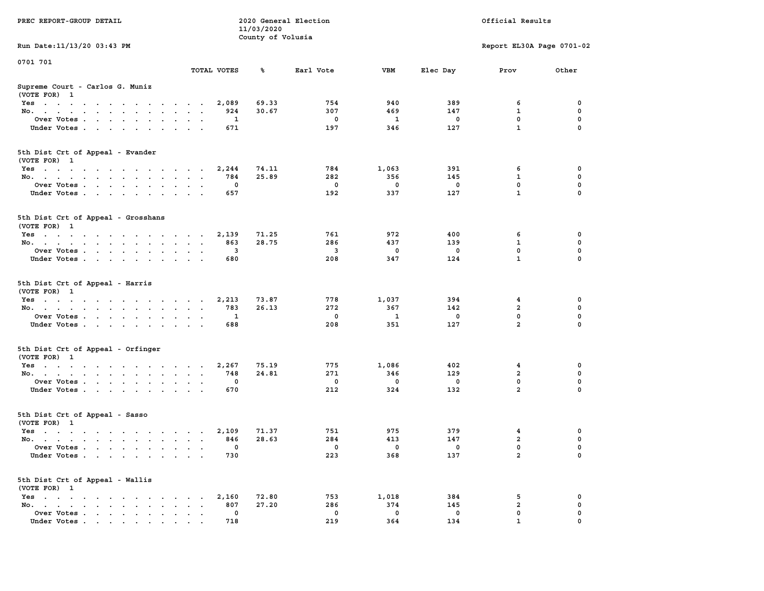PREC REPORT-GROUP DETAIL

2020 General Election
11/03/2020
County of Volusia

Official Results

Run Date:11/13/20 03:43 PM

Report EL30A Page 0701-02

0701 701

| | TOTAL VOTES | % | Earl Vote | VBM | Elec Day | Prov | Other |
|---|---|---|---|---|---|---|---|
| **Supreme Court - Carlos G. Muniz** | | | | | | | |
| (VOTE FOR) 1 | | | | | | | |
| Yes | 2,089 | 69.33 | 754 | 940 | 389 | 6 | 0 |
| No. | 924 | 30.67 | 307 | 469 | 147 | 1 | 0 |
| Over Votes | 1 | | 0 | 1 | 0 | 0 | 0 |
| Under Votes | 671 | | 197 | 346 | 127 | 1 | 0 |
| **5th Dist Crt of Appeal - Evander** | | | | | | | |
| (VOTE FOR) 1 | | | | | | | |
| Yes | 2,244 | 74.11 | 784 | 1,063 | 391 | 6 | 0 |
| No. | 784 | 25.89 | 282 | 356 | 145 | 1 | 0 |
| Over Votes | 0 | | 0 | 0 | 0 | 0 | 0 |
| Under Votes | 657 | | 192 | 337 | 127 | 1 | 0 |
| **5th Dist Crt of Appeal - Grosshans** | | | | | | | |
| (VOTE FOR) 1 | | | | | | | |
| Yes | 2,139 | 71.25 | 761 | 972 | 400 | 6 | 0 |
| No. | 863 | 28.75 | 286 | 437 | 139 | 1 | 0 |
| Over Votes | 3 | | 3 | 0 | 0 | 0 | 0 |
| Under Votes | 680 | | 208 | 347 | 124 | 1 | 0 |
| **5th Dist Crt of Appeal - Harris** | | | | | | | |
| (VOTE FOR) 1 | | | | | | | |
| Yes | 2,213 | 73.87 | 778 | 1,037 | 394 | 4 | 0 |
| No. | 783 | 26.13 | 272 | 367 | 142 | 2 | 0 |
| Over Votes | 1 | | 0 | 1 | 0 | 0 | 0 |
| Under Votes | 688 | | 208 | 351 | 127 | 2 | 0 |
| **5th Dist Crt of Appeal - Orfinger** | | | | | | | |
| (VOTE FOR) 1 | | | | | | | |
| Yes | 2,267 | 75.19 | 775 | 1,086 | 402 | 4 | 0 |
| No. | 748 | 24.81 | 271 | 346 | 129 | 2 | 0 |
| Over Votes | 0 | | 0 | 0 | 0 | 0 | 0 |
| Under Votes | 670 | | 212 | 324 | 132 | 2 | 0 |
| **5th Dist Crt of Appeal - Sasso** | | | | | | | |
| (VOTE FOR) 1 | | | | | | | |
| Yes | 2,109 | 71.37 | 751 | 975 | 379 | 4 | 0 |
| No. | 846 | 28.63 | 284 | 413 | 147 | 2 | 0 |
| Over Votes | 0 | | 0 | 0 | 0 | 0 | 0 |
| Under Votes | 730 | | 223 | 368 | 137 | 2 | 0 |
| **5th Dist Crt of Appeal - Wallis** | | | | | | | |
| (VOTE FOR) 1 | | | | | | | |
| Yes | 2,160 | 72.80 | 753 | 1,018 | 384 | 5 | 0 |
| No. | 807 | 27.20 | 286 | 374 | 145 | 2 | 0 |
| Over Votes | 0 | | 0 | 0 | 0 | 0 | 0 |
| Under Votes | 718 | | 219 | 364 | 134 | 1 | 0 |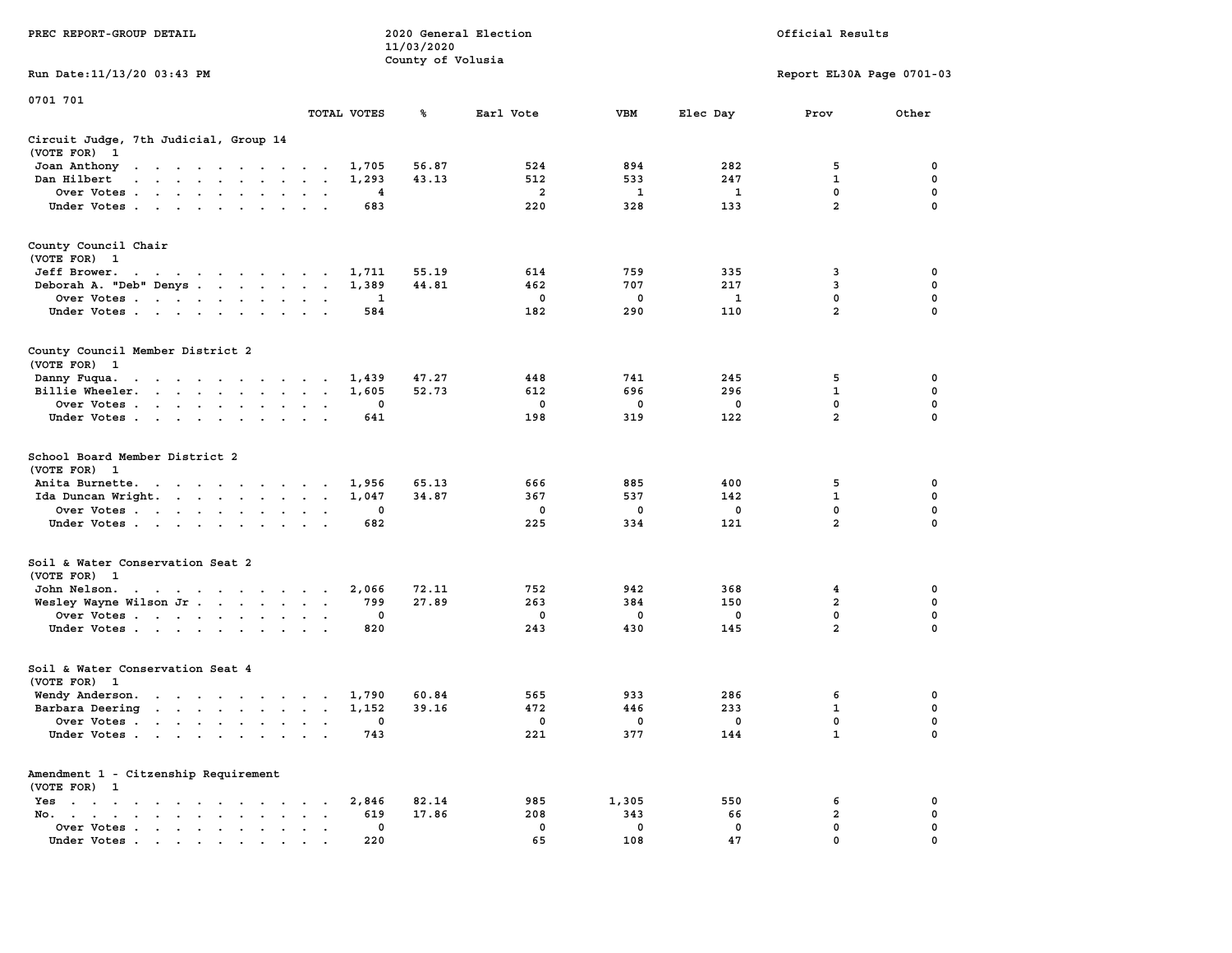PREC REPORT-GROUP DETAIL

2020 General Election
11/03/2020
County of Volusia

Official Results

Run Date:11/13/20 03:43 PM

Report EL30A Page 0701-03

0701 701

| | TOTAL VOTES | % | Earl Vote | VBM | Elec Day | Prov | Other |
|---|---|---|---|---|---|---|---|
| **Circuit Judge, 7th Judicial, Group 14** | | | | | | | |
| (VOTE FOR) 1 | | | | | | | |
| Joan Anthony | 1,705 | 56.87 | 524 | 894 | 282 | 5 | 0 |
| Dan Hilbert | 1,293 | 43.13 | 512 | 533 | 247 | 1 | 0 |
| Over Votes | 4 | | 2 | 1 | 1 | 0 | 0 |
| Under Votes | 683 | | 220 | 328 | 133 | 2 | 0 |
| **County Council Chair** | | | | | | | |
| (VOTE FOR) 1 | | | | | | | |
| Jeff Brower | 1,711 | 55.19 | 614 | 759 | 335 | 3 | 0 |
| Deborah A. "Deb" Denys | 1,389 | 44.81 | 462 | 707 | 217 | 3 | 0 |
| Over Votes | 1 | | 0 | 0 | 1 | 0 | 0 |
| Under Votes | 584 | | 182 | 290 | 110 | 2 | 0 |
| **County Council Member District 2** | | | | | | | |
| (VOTE FOR) 1 | | | | | | | |
| Danny Fuqua | 1,439 | 47.27 | 448 | 741 | 245 | 5 | 0 |
| Billie Wheeler | 1,605 | 52.73 | 612 | 696 | 296 | 1 | 0 |
| Over Votes | 0 | | 0 | 0 | 0 | 0 | 0 |
| Under Votes | 641 | | 198 | 319 | 122 | 2 | 0 |
| **School Board Member District 2** | | | | | | | |
| (VOTE FOR) 1 | | | | | | | |
| Anita Burnette | 1,956 | 65.13 | 666 | 885 | 400 | 5 | 0 |
| Ida Duncan Wright | 1,047 | 34.87 | 367 | 537 | 142 | 1 | 0 |
| Over Votes | 0 | | 0 | 0 | 0 | 0 | 0 |
| Under Votes | 682 | | 225 | 334 | 121 | 2 | 0 |
| **Soil & Water Conservation Seat 2** | | | | | | | |
| (VOTE FOR) 1 | | | | | | | |
| John Nelson | 2,066 | 72.11 | 752 | 942 | 368 | 4 | 0 |
| Wesley Wayne Wilson Jr | 799 | 27.89 | 263 | 384 | 150 | 2 | 0 |
| Over Votes | 0 | | 0 | 0 | 0 | 0 | 0 |
| Under Votes | 820 | | 243 | 430 | 145 | 2 | 0 |
| **Soil & Water Conservation Seat 4** | | | | | | | |
| (VOTE FOR) 1 | | | | | | | |
| Wendy Anderson | 1,790 | 60.84 | 565 | 933 | 286 | 6 | 0 |
| Barbara Deering | 1,152 | 39.16 | 472 | 446 | 233 | 1 | 0 |
| Over Votes | 0 | | 0 | 0 | 0 | 0 | 0 |
| Under Votes | 743 | | 221 | 377 | 144 | 1 | 0 |
| **Amendment 1 - Citizenship Requirement** | | | | | | | |
| (VOTE FOR) 1 | | | | | | | |
| Yes | 2,846 | 82.14 | 985 | 1,305 | 550 | 6 | 0 |
| No | 619 | 17.86 | 208 | 343 | 66 | 2 | 0 |
| Over Votes | 0 | | 0 | 0 | 0 | 0 | 0 |
| Under Votes | 220 | | 65 | 108 | 47 | 0 | 0 |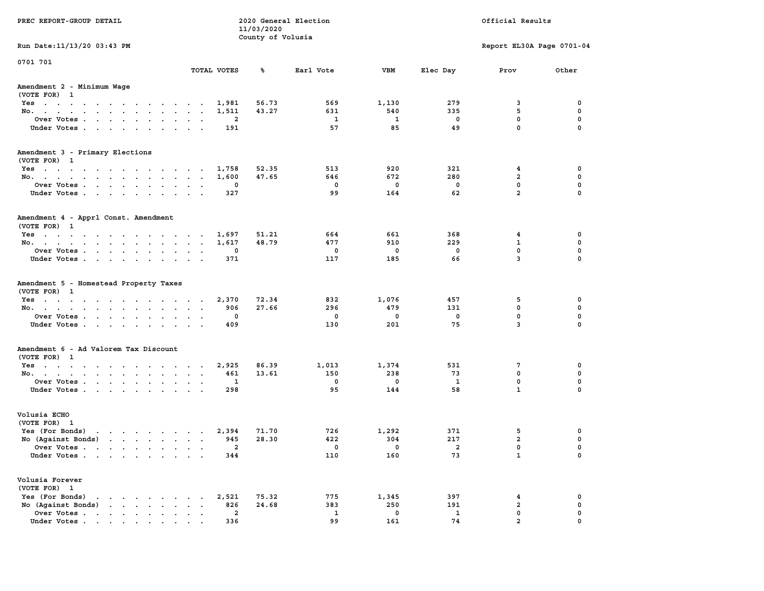PREC REPORT-GROUP DETAIL

2020 General Election
11/03/2020
County of Volusia

Official Results

Run Date:11/13/20 03:43 PM

Report EL30A Page 0701-04

0701 701

## Amendment 2 - Minimum Wage
(VOTE FOR) 1

| | TOTAL VOTES | % | Earl Vote | VBM | Elec Day | Prov | Other |
|---|---|---|---|---|---|---|---|
| Yes | 1,981 | 56.73 | 569 | 1,130 | 279 | 3 | 0 |
| No. | 1,511 | 43.27 | 631 | 540 | 335 | 5 | 0 |
| Over Votes | 2 | | 1 | 1 | 0 | 0 | 0 |
| Under Votes | 191 | | 57 | 85 | 49 | 0 | 0 |

## Amendment 3 - Primary Elections
(VOTE FOR) 1

| | TOTAL VOTES | % | Earl Vote | VBM | Elec Day | Prov | Other |
|---|---|---|---|---|---|---|---|
| Yes | 1,758 | 52.35 | 513 | 920 | 321 | 4 | 0 |
| No. | 1,600 | 47.65 | 646 | 672 | 280 | 2 | 0 |
| Over Votes | 0 | | 0 | 0 | 0 | 0 | 0 |
| Under Votes | 327 | | 99 | 164 | 62 | 2 | 0 |

## Amendment 4 - Apprl Const. Amendment
(VOTE FOR) 1

| | TOTAL VOTES | % | Earl Vote | VBM | Elec Day | Prov | Other |
|---|---|---|---|---|---|---|---|
| Yes | 1,697 | 51.21 | 664 | 661 | 368 | 4 | 0 |
| No. | 1,617 | 48.79 | 477 | 910 | 229 | 1 | 0 |
| Over Votes | 0 | | 0 | 0 | 0 | 0 | 0 |
| Under Votes | 371 | | 117 | 185 | 66 | 3 | 0 |

## Amendment 5 - Homestead Property Taxes
(VOTE FOR) 1

| | TOTAL VOTES | % | Earl Vote | VBM | Elec Day | Prov | Other |
|---|---|---|---|---|---|---|---|
| Yes | 2,370 | 72.34 | 832 | 1,076 | 457 | 5 | 0 |
| No. | 906 | 27.66 | 296 | 479 | 131 | 0 | 0 |
| Over Votes | 0 | | 0 | 0 | 0 | 0 | 0 |
| Under Votes | 409 | | 130 | 201 | 75 | 3 | 0 |

## Amendment 6 - Ad Valorem Tax Discount
(VOTE FOR) 1

| | TOTAL VOTES | % | Earl Vote | VBM | Elec Day | Prov | Other |
|---|---|---|---|---|---|---|---|
| Yes | 2,925 | 86.39 | 1,013 | 1,374 | 531 | 7 | 0 |
| No. | 461 | 13.61 | 150 | 238 | 73 | 0 | 0 |
| Over Votes | 1 | | 0 | 0 | 1 | 0 | 0 |
| Under Votes | 298 | | 95 | 144 | 58 | 1 | 0 |

## Volusia ECHO
(VOTE FOR) 1

| | TOTAL VOTES | % | Earl Vote | VBM | Elec Day | Prov | Other |
|---|---|---|---|---|---|---|---|
| Yes (For Bonds) | 2,394 | 71.70 | 726 | 1,292 | 371 | 5 | 0 |
| No (Against Bonds) | 945 | 28.30 | 422 | 304 | 217 | 2 | 0 |
| Over Votes | 2 | | 0 | 0 | 2 | 0 | 0 |
| Under Votes | 344 | | 110 | 160 | 73 | 1 | 0 |

## Volusia Forever
(VOTE FOR) 1

| | TOTAL VOTES | % | Earl Vote | VBM | Elec Day | Prov | Other |
|---|---|---|---|---|---|---|---|
| Yes (For Bonds) | 2,521 | 75.32 | 775 | 1,345 | 397 | 4 | 0 |
| No (Against Bonds) | 826 | 24.68 | 383 | 250 | 191 | 2 | 0 |
| Over Votes | 2 | | 1 | 0 | 1 | 0 | 0 |
| Under Votes | 336 | | 99 | 161 | 74 | 2 | 0 |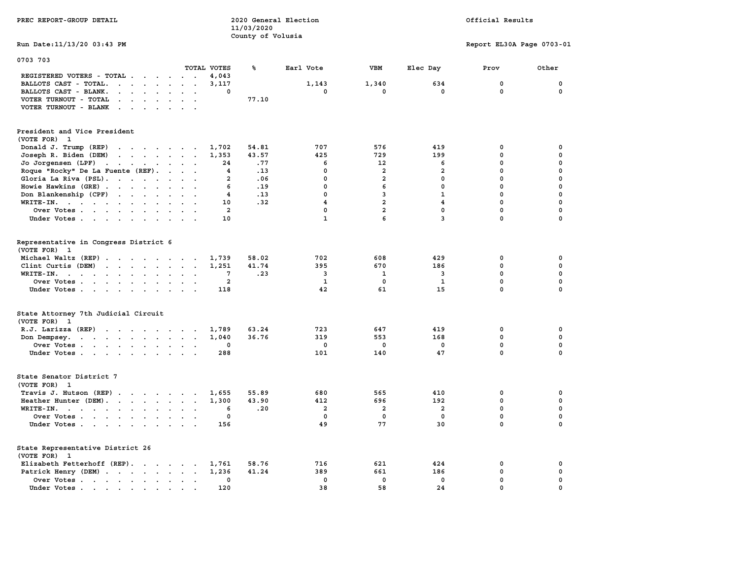PREC REPORT-GROUP DETAIL

2020 General Election
11/03/2020
County of Volusia

Official Results

Run Date:11/13/20 03:43 PM

Report EL30A Page 0703-01

0703 703

| | TOTAL VOTES | % | Earl Vote | VBM | Elec Day | Prov | Other |
|---|---|---|---|---|---|---|---|
| REGISTERED VOTERS - TOTAL | 4,043 | | | | | | |
| BALLOTS CAST - TOTAL. | 3,117 | | 1,143 | 1,340 | 634 | 0 | 0 |
| BALLOTS CAST - BLANK. | 0 | | 0 | 0 | 0 | 0 | 0 |
| VOTER TURNOUT - TOTAL | | 77.10 | | | | | |
| VOTER TURNOUT - BLANK | | | | | | | |

## President and Vice President
(VOTE FOR) 1

| | TOTAL VOTES | % | Earl Vote | VBM | Elec Day | Prov | Other |
|---|---|---|---|---|---|---|---|
| Donald J. Trump (REP) | 1,702 | 54.81 | 707 | 576 | 419 | 0 | 0 |
| Joseph R. Biden (DEM) | 1,353 | 43.57 | 425 | 729 | 199 | 0 | 0 |
| Jo Jorgensen (LPF) | 24 | .77 | 6 | 12 | 6 | 0 | 0 |
| Roque "Rocky" De La Fuente (REF). | 4 | .13 | 0 | 2 | 2 | 0 | 0 |
| Gloria La Riva (PSL). | 2 | .06 | 0 | 2 | 0 | 0 | 0 |
| Howie Hawkins (GRE) | 6 | .19 | 0 | 6 | 0 | 0 | 0 |
| Don Blankenship (CPF) | 4 | .13 | 0 | 3 | 1 | 0 | 0 |
| WRITE-IN. | 10 | .32 | 4 | 2 | 4 | 0 | 0 |
| Over Votes | 2 | | 0 | 2 | 0 | 0 | 0 |
| Under Votes | 10 | | 1 | 6 | 3 | 0 | 0 |

## Representative in Congress District 6
(VOTE FOR) 1

| | TOTAL VOTES | % | Earl Vote | VBM | Elec Day | Prov | Other |
|---|---|---|---|---|---|---|---|
| Michael Waltz (REP) | 1,739 | 58.02 | 702 | 608 | 429 | 0 | 0 |
| Clint Curtis (DEM) | 1,251 | 41.74 | 395 | 670 | 186 | 0 | 0 |
| WRITE-IN. | 7 | .23 | 3 | 1 | 3 | 0 | 0 |
| Over Votes | 2 | | 1 | 0 | 1 | 0 | 0 |
| Under Votes | 118 | | 42 | 61 | 15 | 0 | 0 |

## State Attorney 7th Judicial Circuit
(VOTE FOR) 1

| | TOTAL VOTES | % | Earl Vote | VBM | Elec Day | Prov | Other |
|---|---|---|---|---|---|---|---|
| R.J. Larizza (REP) | 1,789 | 63.24 | 723 | 647 | 419 | 0 | 0 |
| Don Dempsey. | 1,040 | 36.76 | 319 | 553 | 168 | 0 | 0 |
| Over Votes | 0 | | 0 | 0 | 0 | 0 | 0 |
| Under Votes | 288 | | 101 | 140 | 47 | 0 | 0 |

## State Senator District 7
(VOTE FOR) 1

| | TOTAL VOTES | % | Earl Vote | VBM | Elec Day | Prov | Other |
|---|---|---|---|---|---|---|---|
| Travis J. Hutson (REP) | 1,655 | 55.89 | 680 | 565 | 410 | 0 | 0 |
| Heather Hunter (DEM). | 1,300 | 43.90 | 412 | 696 | 192 | 0 | 0 |
| WRITE-IN. | 6 | .20 | 2 | 2 | 2 | 0 | 0 |
| Over Votes | 0 | | 0 | 0 | 0 | 0 | 0 |
| Under Votes | 156 | | 49 | 77 | 30 | 0 | 0 |

## State Representative District 26
(VOTE FOR) 1

| | TOTAL VOTES | % | Earl Vote | VBM | Elec Day | Prov | Other |
|---|---|---|---|---|---|---|---|
| Elizabeth Fetterhoff (REP). | 1,761 | 58.76 | 716 | 621 | 424 | 0 | 0 |
| Patrick Henry (DEM) | 1,236 | 41.24 | 389 | 661 | 186 | 0 | 0 |
| Over Votes | 0 | | 0 | 0 | 0 | 0 | 0 |
| Under Votes | 120 | | 38 | 58 | 24 | 0 | 0 |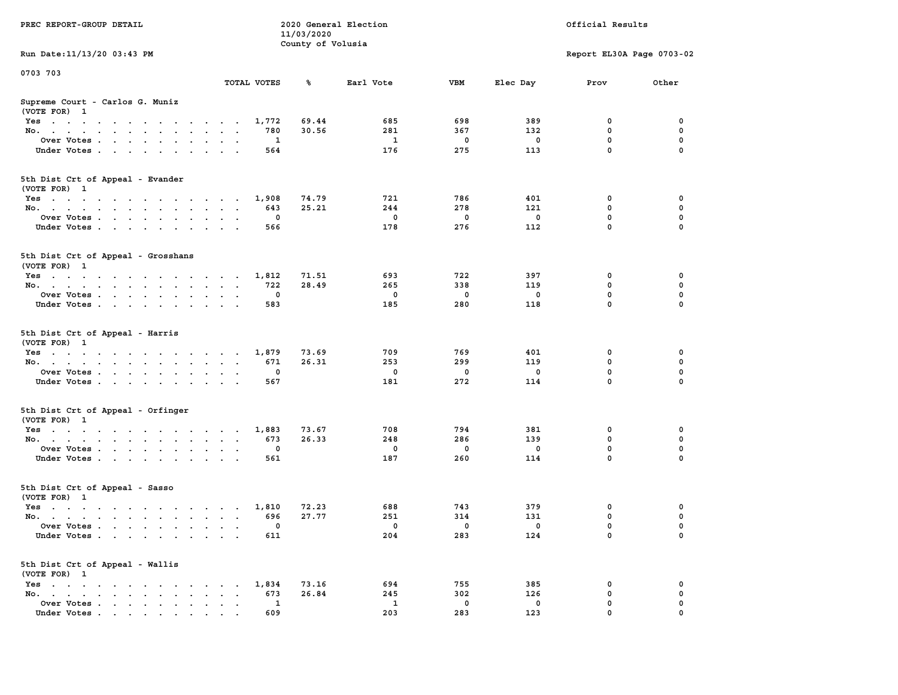PREC REPORT-GROUP DETAIL

2020 General Election
11/03/2020
County of Volusia

Official Results

Run Date:11/13/20 03:43 PM

Report EL30A Page 0703-02

0703 703

| | TOTAL VOTES | % | Earl Vote | VBM | Elec Day | Prov | Other |
|---|---|---|---|---|---|---|---|
| **Supreme Court - Carlos G. Muniz** | | | | | | | |
| (VOTE FOR) 1 | | | | | | | |
| Yes | 1,772 | 69.44 | 685 | 698 | 389 | 0 | 0 |
| No. | 780 | 30.56 | 281 | 367 | 132 | 0 | 0 |
| Over Votes | 1 | | 1 | 0 | 0 | 0 | 0 |
| Under Votes | 564 | | 176 | 275 | 113 | 0 | 0 |
| **5th Dist Crt of Appeal - Evander** | | | | | | | |
| (VOTE FOR) 1 | | | | | | | |
| Yes | 1,908 | 74.79 | 721 | 786 | 401 | 0 | 0 |
| No. | 643 | 25.21 | 244 | 278 | 121 | 0 | 0 |
| Over Votes | 0 | | 0 | 0 | 0 | 0 | 0 |
| Under Votes | 566 | | 178 | 276 | 112 | 0 | 0 |
| **5th Dist Crt of Appeal - Grosshans** | | | | | | | |
| (VOTE FOR) 1 | | | | | | | |
| Yes | 1,812 | 71.51 | 693 | 722 | 397 | 0 | 0 |
| No. | 722 | 28.49 | 265 | 338 | 119 | 0 | 0 |
| Over Votes | 0 | | 0 | 0 | 0 | 0 | 0 |
| Under Votes | 583 | | 185 | 280 | 118 | 0 | 0 |
| **5th Dist Crt of Appeal - Harris** | | | | | | | |
| (VOTE FOR) 1 | | | | | | | |
| Yes | 1,879 | 73.69 | 709 | 769 | 401 | 0 | 0 |
| No. | 671 | 26.31 | 253 | 299 | 119 | 0 | 0 |
| Over Votes | 0 | | 0 | 0 | 0 | 0 | 0 |
| Under Votes | 567 | | 181 | 272 | 114 | 0 | 0 |
| **5th Dist Crt of Appeal - Orfinger** | | | | | | | |
| (VOTE FOR) 1 | | | | | | | |
| Yes | 1,883 | 73.67 | 708 | 794 | 381 | 0 | 0 |
| No. | 673 | 26.33 | 248 | 286 | 139 | 0 | 0 |
| Over Votes | 0 | | 0 | 0 | 0 | 0 | 0 |
| Under Votes | 561 | | 187 | 260 | 114 | 0 | 0 |
| **5th Dist Crt of Appeal - Sasso** | | | | | | | |
| (VOTE FOR) 1 | | | | | | | |
| Yes | 1,810 | 72.23 | 688 | 743 | 379 | 0 | 0 |
| No. | 696 | 27.77 | 251 | 314 | 131 | 0 | 0 |
| Over Votes | 0 | | 0 | 0 | 0 | 0 | 0 |
| Under Votes | 611 | | 204 | 283 | 124 | 0 | 0 |
| **5th Dist Crt of Appeal - Wallis** | | | | | | | |
| (VOTE FOR) 1 | | | | | | | |
| Yes | 1,834 | 73.16 | 694 | 755 | 385 | 0 | 0 |
| No. | 673 | 26.84 | 245 | 302 | 126 | 0 | 0 |
| Over Votes | 1 | | 1 | 0 | 0 | 0 | 0 |
| Under Votes | 609 | | 203 | 283 | 123 | 0 | 0 |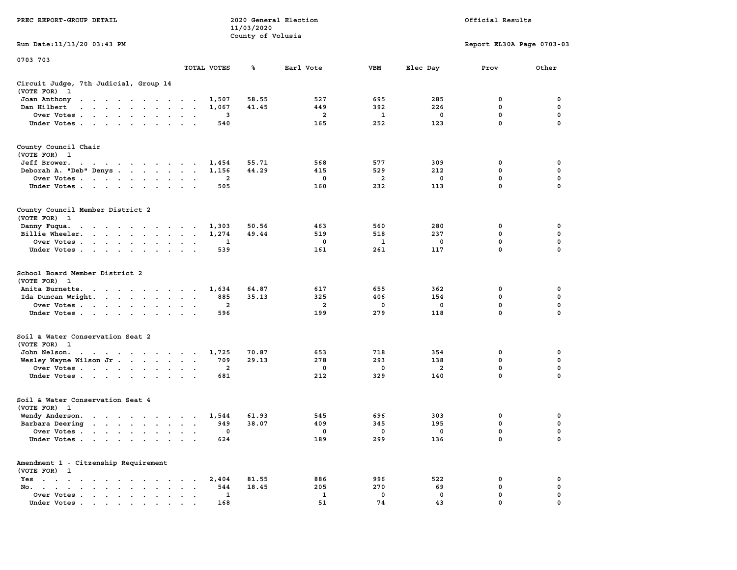PREC REPORT-GROUP DETAIL

2020 General Election
11/03/2020
County of Volusia

Official Results

Run Date:11/13/20 03:43 PM

Report EL30A Page 0703-03

0703 703

## Circuit Judge, 7th Judicial, Group 14
(VOTE FOR) 1

| | TOTAL VOTES | % | Earl Vote | VBM | Elec Day | Prov | Other |
|---|---|---|---|---|---|---|---|
| Joan Anthony | 1,507 | 58.55 | 527 | 695 | 285 | 0 | 0 |
| Dan Hilbert | 1,067 | 41.45 | 449 | 392 | 226 | 0 | 0 |
| Over Votes | 3 | | 2 | 1 | 0 | 0 | 0 |
| Under Votes | 540 | | 165 | 252 | 123 | 0 | 0 |

## County Council Chair
(VOTE FOR) 1

| | TOTAL VOTES | % | Earl Vote | VBM | Elec Day | Prov | Other |
|---|---|---|---|---|---|---|---|
| Jeff Brower | 1,454 | 55.71 | 568 | 577 | 309 | 0 | 0 |
| Deborah A. "Deb" Denys | 1,156 | 44.29 | 415 | 529 | 212 | 0 | 0 |
| Over Votes | 2 | | 0 | 2 | 0 | 0 | 0 |
| Under Votes | 505 | | 160 | 232 | 113 | 0 | 0 |

## County Council Member District 2
(VOTE FOR) 1

| | TOTAL VOTES | % | Earl Vote | VBM | Elec Day | Prov | Other |
|---|---|---|---|---|---|---|---|
| Danny Fuqua | 1,303 | 50.56 | 463 | 560 | 280 | 0 | 0 |
| Billie Wheeler | 1,274 | 49.44 | 519 | 518 | 237 | 0 | 0 |
| Over Votes | 1 | | 0 | 1 | 0 | 0 | 0 |
| Under Votes | 539 | | 161 | 261 | 117 | 0 | 0 |

## School Board Member District 2
(VOTE FOR) 1

| | TOTAL VOTES | % | Earl Vote | VBM | Elec Day | Prov | Other |
|---|---|---|---|---|---|---|---|
| Anita Burnette | 1,634 | 64.87 | 617 | 655 | 362 | 0 | 0 |
| Ida Duncan Wright | 885 | 35.13 | 325 | 406 | 154 | 0 | 0 |
| Over Votes | 2 | | 2 | 0 | 0 | 0 | 0 |
| Under Votes | 596 | | 199 | 279 | 118 | 0 | 0 |

## Soil & Water Conservation Seat 2
(VOTE FOR) 1

| | TOTAL VOTES | % | Earl Vote | VBM | Elec Day | Prov | Other |
|---|---|---|---|---|---|---|---|
| John Nelson | 1,725 | 70.87 | 653 | 718 | 354 | 0 | 0 |
| Wesley Wayne Wilson Jr | 709 | 29.13 | 278 | 293 | 138 | 0 | 0 |
| Over Votes | 2 | | 0 | 0 | 2 | 0 | 0 |
| Under Votes | 681 | | 212 | 329 | 140 | 0 | 0 |

## Soil & Water Conservation Seat 4
(VOTE FOR) 1

| | TOTAL VOTES | % | Earl Vote | VBM | Elec Day | Prov | Other |
|---|---|---|---|---|---|---|---|
| Wendy Anderson | 1,544 | 61.93 | 545 | 696 | 303 | 0 | 0 |
| Barbara Deering | 949 | 38.07 | 409 | 345 | 195 | 0 | 0 |
| Over Votes | 0 | | 0 | 0 | 0 | 0 | 0 |
| Under Votes | 624 | | 189 | 299 | 136 | 0 | 0 |

## Amendment 1 - Citizenship Requirement
(VOTE FOR) 1

| | TOTAL VOTES | % | Earl Vote | VBM | Elec Day | Prov | Other |
|---|---|---|---|---|---|---|---|
| Yes | 2,404 | 81.55 | 886 | 996 | 522 | 0 | 0 |
| No | 544 | 18.45 | 205 | 270 | 69 | 0 | 0 |
| Over Votes | 1 | | 1 | 0 | 0 | 0 | 0 |
| Under Votes | 168 | | 51 | 74 | 43 | 0 | 0 |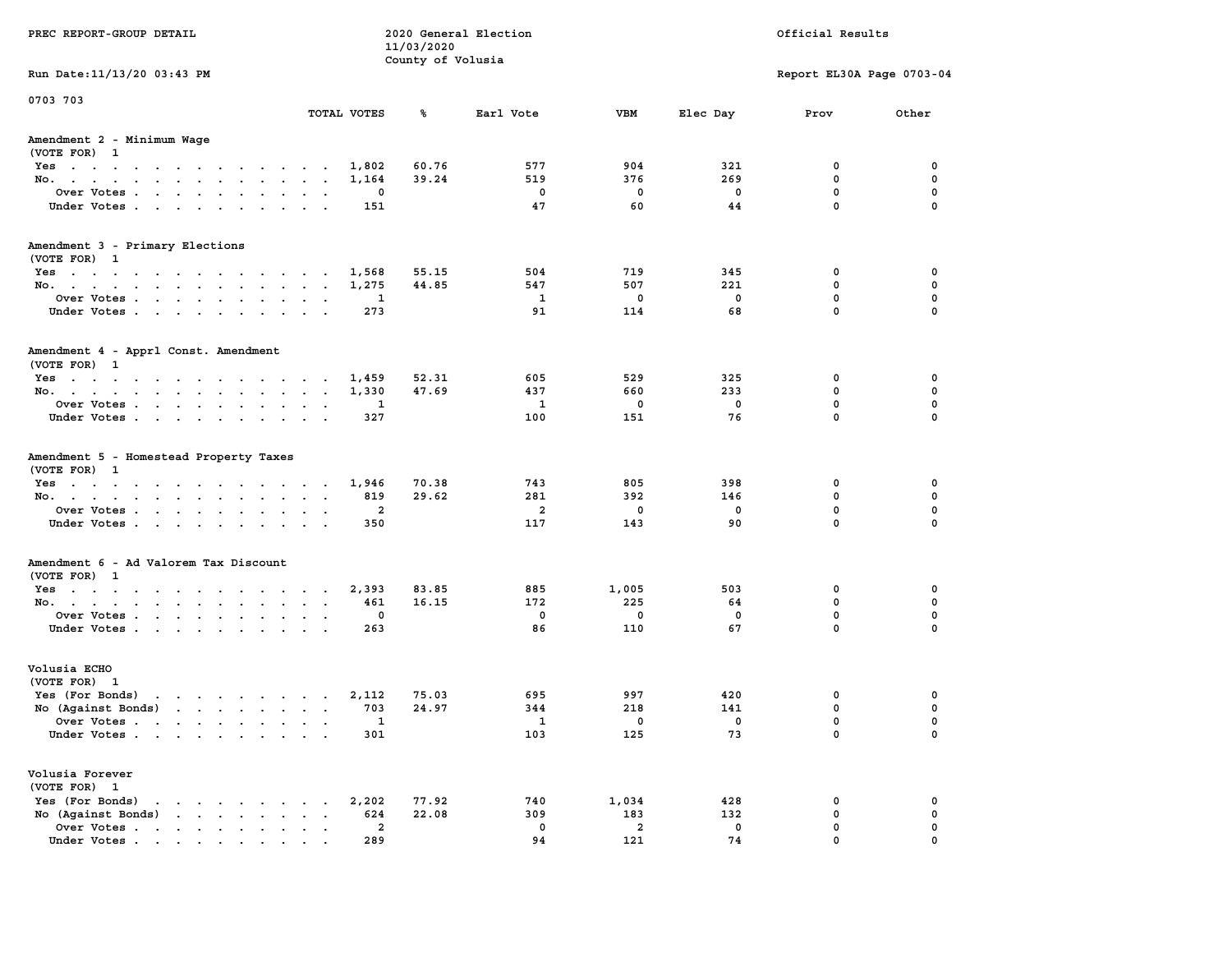PREC REPORT-GROUP DETAIL

2020 General Election
11/03/2020
County of Volusia

Official Results

Run Date:11/13/20 03:43 PM

Report EL30A Page 0703-04

0703 703

## Amendment 2 - Minimum Wage
(VOTE FOR) 1

| | TOTAL VOTES | % | Earl Vote | VBM | Elec Day | Prov | Other |
|---|---|---|---|---|---|---|---|
| Yes | 1,802 | 60.76 | 577 | 904 | 321 | 0 | 0 |
| No. | 1,164 | 39.24 | 519 | 376 | 269 | 0 | 0 |
| Over Votes | 0 | | 0 | 0 | 0 | 0 | 0 |
| Under Votes | 151 | | 47 | 60 | 44 | 0 | 0 |

## Amendment 3 - Primary Elections
(VOTE FOR) 1

| | TOTAL VOTES | % | Earl Vote | VBM | Elec Day | Prov | Other |
|---|---|---|---|---|---|---|---|
| Yes | 1,568 | 55.15 | 504 | 719 | 345 | 0 | 0 |
| No. | 1,275 | 44.85 | 547 | 507 | 221 | 0 | 0 |
| Over Votes | 1 | | 1 | 0 | 0 | 0 | 0 |
| Under Votes | 273 | | 91 | 114 | 68 | 0 | 0 |

## Amendment 4 - Apprl Const. Amendment
(VOTE FOR) 1

| | TOTAL VOTES | % | Earl Vote | VBM | Elec Day | Prov | Other |
|---|---|---|---|---|---|---|---|
| Yes | 1,459 | 52.31 | 605 | 529 | 325 | 0 | 0 |
| No. | 1,330 | 47.69 | 437 | 660 | 233 | 0 | 0 |
| Over Votes | 1 | | 1 | 0 | 0 | 0 | 0 |
| Under Votes | 327 | | 100 | 151 | 76 | 0 | 0 |

## Amendment 5 - Homestead Property Taxes
(VOTE FOR) 1

| | TOTAL VOTES | % | Earl Vote | VBM | Elec Day | Prov | Other |
|---|---|---|---|---|---|---|---|
| Yes | 1,946 | 70.38 | 743 | 805 | 398 | 0 | 0 |
| No. | 819 | 29.62 | 281 | 392 | 146 | 0 | 0 |
| Over Votes | 2 | | 2 | 0 | 0 | 0 | 0 |
| Under Votes | 350 | | 117 | 143 | 90 | 0 | 0 |

## Amendment 6 - Ad Valorem Tax Discount
(VOTE FOR) 1

| | TOTAL VOTES | % | Earl Vote | VBM | Elec Day | Prov | Other |
|---|---|---|---|---|---|---|---|
| Yes | 2,393 | 83.85 | 885 | 1,005 | 503 | 0 | 0 |
| No. | 461 | 16.15 | 172 | 225 | 64 | 0 | 0 |
| Over Votes | 0 | | 0 | 0 | 0 | 0 | 0 |
| Under Votes | 263 | | 86 | 110 | 67 | 0 | 0 |

## Volusia ECHO
(VOTE FOR) 1

| | TOTAL VOTES | % | Earl Vote | VBM | Elec Day | Prov | Other |
|---|---|---|---|---|---|---|---|
| Yes (For Bonds) | 2,112 | 75.03 | 695 | 997 | 420 | 0 | 0 |
| No (Against Bonds) | 703 | 24.97 | 344 | 218 | 141 | 0 | 0 |
| Over Votes | 1 | | 1 | 0 | 0 | 0 | 0 |
| Under Votes | 301 | | 103 | 125 | 73 | 0 | 0 |

## Volusia Forever
(VOTE FOR) 1

| | TOTAL VOTES | % | Earl Vote | VBM | Elec Day | Prov | Other |
|---|---|---|---|---|---|---|---|
| Yes (For Bonds) | 2,202 | 77.92 | 740 | 1,034 | 428 | 0 | 0 |
| No (Against Bonds) | 624 | 22.08 | 309 | 183 | 132 | 0 | 0 |
| Over Votes | 2 | | 0 | 2 | 0 | 0 | 0 |
| Under Votes | 289 | | 94 | 121 | 74 | 0 | 0 |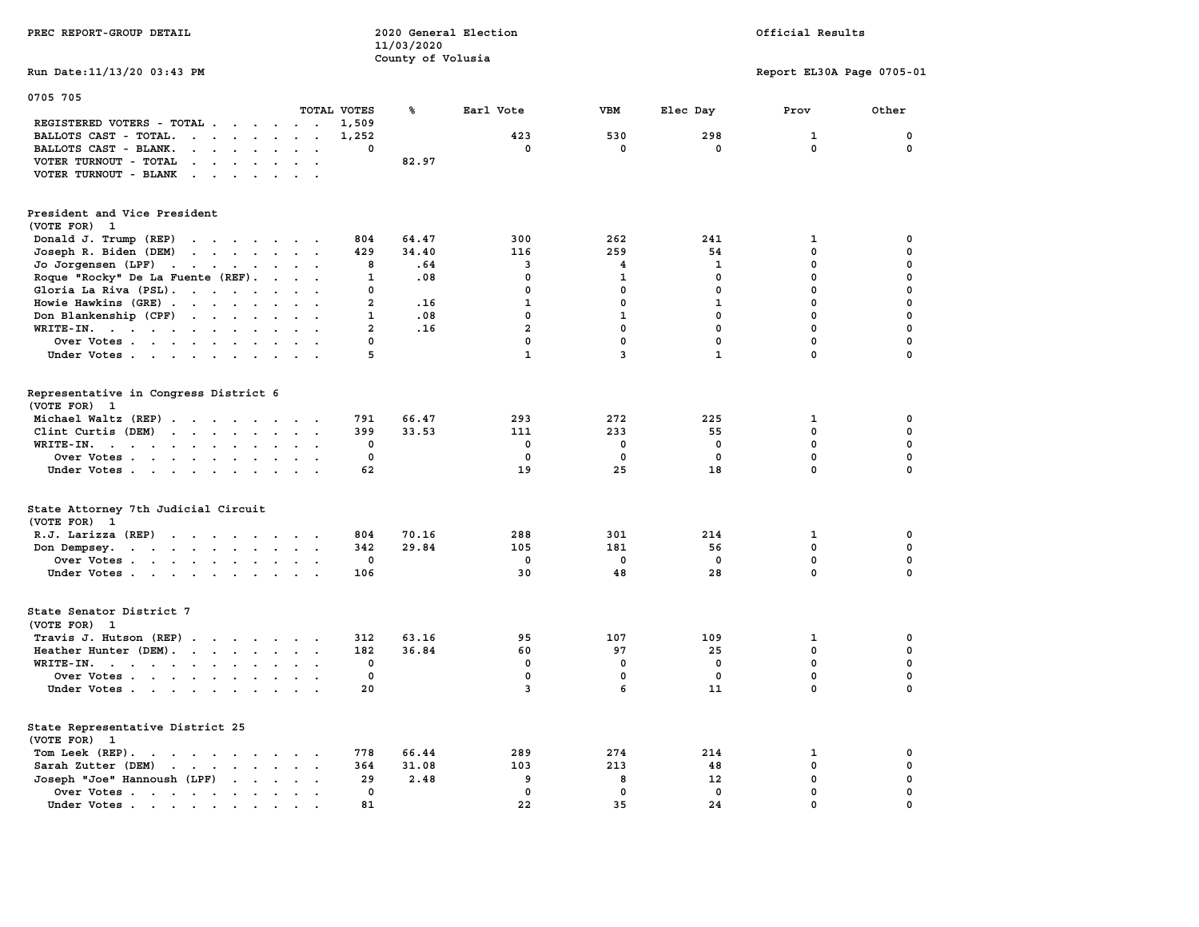PREC REPORT-GROUP DETAIL

2020 General Election
11/03/2020
County of Volusia

Official Results

Run Date:11/13/20 03:43 PM

Report EL30A Page 0705-01

0705 705

| | TOTAL VOTES | % | Earl Vote | VBM | Elec Day | Prov | Other |
|---|---|---|---|---|---|---|---|
| REGISTERED VOTERS - TOTAL | 1,509 | | | | | | |
| BALLOTS CAST - TOTAL. | 1,252 | | 423 | 530 | 298 | 1 | 0 |
| BALLOTS CAST - BLANK. | 0 | | 0 | 0 | 0 | 0 | 0 |
| VOTER TURNOUT - TOTAL | | 82.97 | | | | | |
| VOTER TURNOUT - BLANK | | | | | | | |

## President and Vice President
(VOTE FOR) 1

| | TOTAL VOTES | % | Earl Vote | VBM | Elec Day | Prov | Other |
|---|---|---|---|---|---|---|---|
| Donald J. Trump (REP) | 804 | 64.47 | 300 | 262 | 241 | 1 | 0 |
| Joseph R. Biden (DEM) | 429 | 34.40 | 116 | 259 | 54 | 0 | 0 |
| Jo Jorgensen (LPF) | 8 | .64 | 3 | 4 | 1 | 0 | 0 |
| Roque "Rocky" De La Fuente (REF). | 1 | .08 | 0 | 1 | 0 | 0 | 0 |
| Gloria La Riva (PSL). | 0 | | 0 | 0 | 0 | 0 | 0 |
| Howie Hawkins (GRE) | 2 | .16 | 1 | 0 | 1 | 0 | 0 |
| Don Blankenship (CPF) | 1 | .08 | 0 | 1 | 0 | 0 | 0 |
| WRITE-IN. | 2 | .16 | 2 | 0 | 0 | 0 | 0 |
| Over Votes | 0 | | 0 | 0 | 0 | 0 | 0 |
| Under Votes | 5 | | 1 | 3 | 1 | 0 | 0 |

## Representative in Congress District 6
(VOTE FOR) 1

| | TOTAL VOTES | % | Earl Vote | VBM | Elec Day | Prov | Other |
|---|---|---|---|---|---|---|---|
| Michael Waltz (REP) | 791 | 66.47 | 293 | 272 | 225 | 1 | 0 |
| Clint Curtis (DEM) | 399 | 33.53 | 111 | 233 | 55 | 0 | 0 |
| WRITE-IN. | 0 | | 0 | 0 | 0 | 0 | 0 |
| Over Votes | 0 | | 0 | 0 | 0 | 0 | 0 |
| Under Votes | 62 | | 19 | 25 | 18 | 0 | 0 |

## State Attorney 7th Judicial Circuit
(VOTE FOR) 1

| | TOTAL VOTES | % | Earl Vote | VBM | Elec Day | Prov | Other |
|---|---|---|---|---|---|---|---|
| R.J. Larizza (REP) | 804 | 70.16 | 288 | 301 | 214 | 1 | 0 |
| Don Dempsey. | 342 | 29.84 | 105 | 181 | 56 | 0 | 0 |
| Over Votes | 0 | | 0 | 0 | 0 | 0 | 0 |
| Under Votes | 106 | | 30 | 48 | 28 | 0 | 0 |

## State Senator District 7
(VOTE FOR) 1

| | TOTAL VOTES | % | Earl Vote | VBM | Elec Day | Prov | Other |
|---|---|---|---|---|---|---|---|
| Travis J. Hutson (REP) | 312 | 63.16 | 95 | 107 | 109 | 1 | 0 |
| Heather Hunter (DEM). | 182 | 36.84 | 60 | 97 | 25 | 0 | 0 |
| WRITE-IN. | 0 | | 0 | 0 | 0 | 0 | 0 |
| Over Votes | 0 | | 0 | 0 | 0 | 0 | 0 |
| Under Votes | 20 | | 3 | 6 | 11 | 0 | 0 |

## State Representative District 25
(VOTE FOR) 1

| | TOTAL VOTES | % | Earl Vote | VBM | Elec Day | Prov | Other |
|---|---|---|---|---|---|---|---|
| Tom Leek (REP). | 778 | 66.44 | 289 | 274 | 214 | 1 | 0 |
| Sarah Zutter (DEM) | 364 | 31.08 | 103 | 213 | 48 | 0 | 0 |
| Joseph "Joe" Hannoush (LPF) | 29 | 2.48 | 9 | 8 | 12 | 0 | 0 |
| Over Votes | 0 | | 0 | 0 | 0 | 0 | 0 |
| Under Votes | 81 | | 22 | 35 | 24 | 0 | 0 |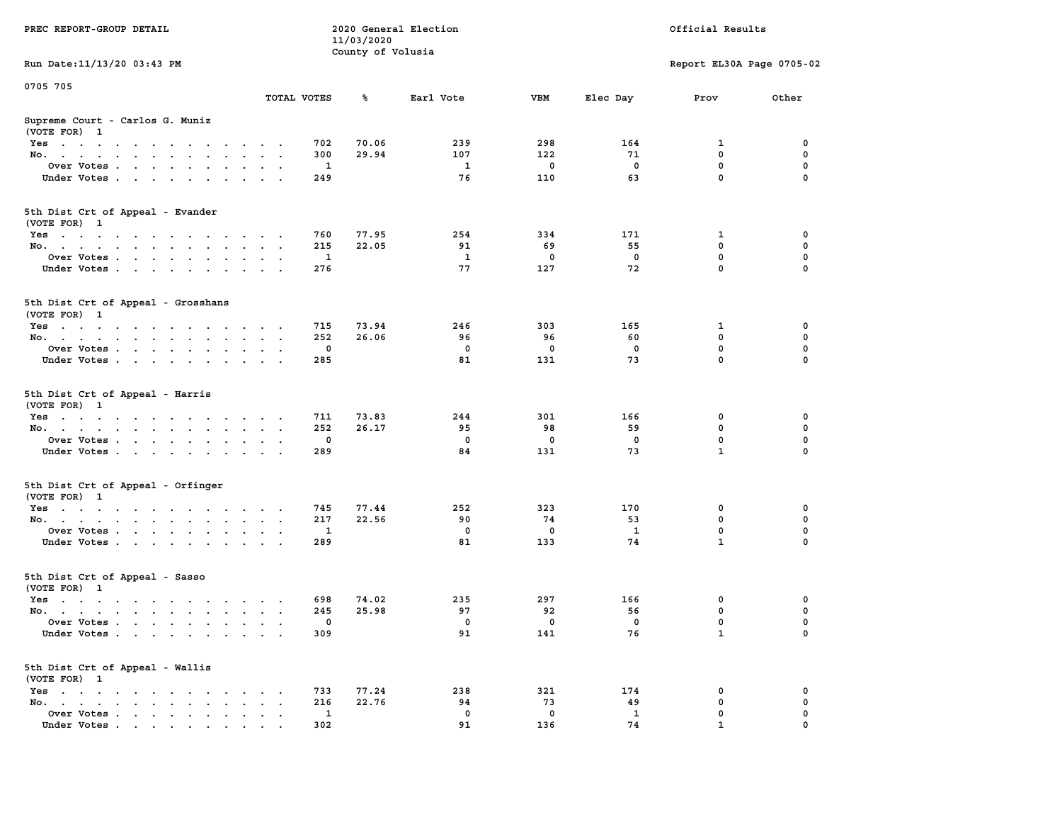PREC REPORT-GROUP DETAIL

2020 General Election
11/03/2020
County of Volusia

Official Results

Run Date:11/13/20 03:43 PM

Report EL30A Page 0705-02

0705 705

**Supreme Court - Carlos G. Muniz**
(VOTE FOR) 1

| | TOTAL VOTES | % | Earl Vote | VBM | Elec Day | Prov | Other |
|---|---|---|---|---|---|---|---|
| Yes | 702 | 70.06 | 239 | 298 | 164 | 1 | 0 |
| No. | 300 | 29.94 | 107 | 122 | 71 | 0 | 0 |
| Over Votes | 1 | | 1 | 0 | 0 | 0 | 0 |
| Under Votes | 249 | | 76 | 110 | 63 | 0 | 0 |

**5th Dist Crt of Appeal - Evander**
(VOTE FOR) 1

| | TOTAL VOTES | % | Earl Vote | VBM | Elec Day | Prov | Other |
|---|---|---|---|---|---|---|---|
| Yes | 760 | 77.95 | 254 | 334 | 171 | 1 | 0 |
| No. | 215 | 22.05 | 91 | 69 | 55 | 0 | 0 |
| Over Votes | 1 | | 1 | 0 | 0 | 0 | 0 |
| Under Votes | 276 | | 77 | 127 | 72 | 0 | 0 |

**5th Dist Crt of Appeal - Grosshans**
(VOTE FOR) 1

| | TOTAL VOTES | % | Earl Vote | VBM | Elec Day | Prov | Other |
|---|---|---|---|---|---|---|---|
| Yes | 715 | 73.94 | 246 | 303 | 165 | 1 | 0 |
| No. | 252 | 26.06 | 96 | 96 | 60 | 0 | 0 |
| Over Votes | 0 | | 0 | 0 | 0 | 0 | 0 |
| Under Votes | 285 | | 81 | 131 | 73 | 0 | 0 |

**5th Dist Crt of Appeal - Harris**
(VOTE FOR) 1

| | TOTAL VOTES | % | Earl Vote | VBM | Elec Day | Prov | Other |
|---|---|---|---|---|---|---|---|
| Yes | 711 | 73.83 | 244 | 301 | 166 | 0 | 0 |
| No. | 252 | 26.17 | 95 | 98 | 59 | 0 | 0 |
| Over Votes | 0 | | 0 | 0 | 0 | 0 | 0 |
| Under Votes | 289 | | 84 | 131 | 73 | 1 | 0 |

**5th Dist Crt of Appeal - Orfinger**
(VOTE FOR) 1

| | TOTAL VOTES | % | Earl Vote | VBM | Elec Day | Prov | Other |
|---|---|---|---|---|---|---|---|
| Yes | 745 | 77.44 | 252 | 323 | 170 | 0 | 0 |
| No. | 217 | 22.56 | 90 | 74 | 53 | 0 | 0 |
| Over Votes | 1 | | 0 | 0 | 1 | 0 | 0 |
| Under Votes | 289 | | 81 | 133 | 74 | 1 | 0 |

**5th Dist Crt of Appeal - Sasso**
(VOTE FOR) 1

| | TOTAL VOTES | % | Earl Vote | VBM | Elec Day | Prov | Other |
|---|---|---|---|---|---|---|---|
| Yes | 698 | 74.02 | 235 | 297 | 166 | 0 | 0 |
| No. | 245 | 25.98 | 97 | 92 | 56 | 0 | 0 |
| Over Votes | 0 | | 0 | 0 | 0 | 0 | 0 |
| Under Votes | 309 | | 91 | 141 | 76 | 1 | 0 |

**5th Dist Crt of Appeal - Wallis**
(VOTE FOR) 1

| | TOTAL VOTES | % | Earl Vote | VBM | Elec Day | Prov | Other |
|---|---|---|---|---|---|---|---|
| Yes | 733 | 77.24 | 238 | 321 | 174 | 0 | 0 |
| No. | 216 | 22.76 | 94 | 73 | 49 | 0 | 0 |
| Over Votes | 1 | | 0 | 0 | 1 | 0 | 0 |
| Under Votes | 302 | | 91 | 136 | 74 | 1 | 0 |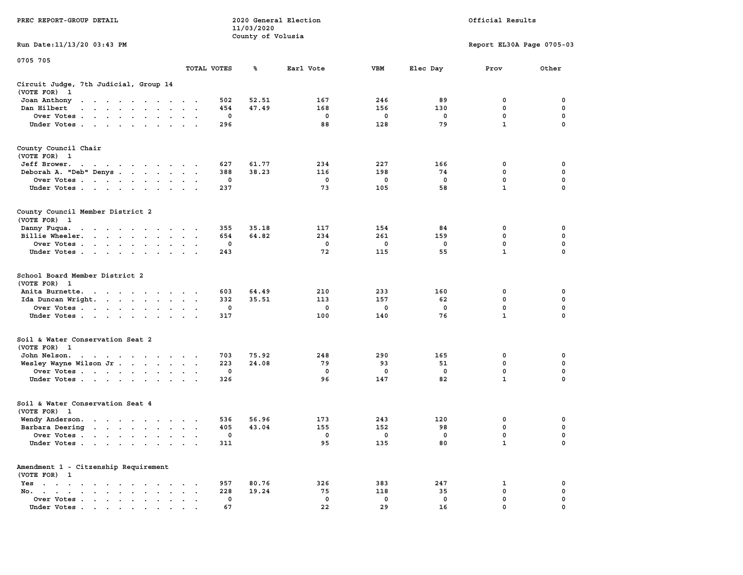PREC REPORT-GROUP DETAIL

2020 General Election
11/03/2020
County of Volusia

Official Results

Run Date:11/13/20 03:43 PM

Report EL30A Page 0705-03

0705 705

| | TOTAL VOTES | % | Earl Vote | VBM | Elec Day | Prov | Other |
|---|---|---|---|---|---|---|---|
| **Circuit Judge, 7th Judicial, Group 14** | | | | | | | |
| (VOTE FOR) 1 | | | | | | | |
| Joan Anthony | 502 | 52.51 | 167 | 246 | 89 | 0 | 0 |
| Dan Hilbert | 454 | 47.49 | 168 | 156 | 130 | 0 | 0 |
| Over Votes | 0 | | 0 | 0 | 0 | 0 | 0 |
| Under Votes | 296 | | 88 | 128 | 79 | 1 | 0 |
| **County Council Chair** | | | | | | | |
| (VOTE FOR) 1 | | | | | | | |
| Jeff Brower. | 627 | 61.77 | 234 | 227 | 166 | 0 | 0 |
| Deborah A. "Deb" Denys | 388 | 38.23 | 116 | 198 | 74 | 0 | 0 |
| Over Votes | 0 | | 0 | 0 | 0 | 0 | 0 |
| Under Votes | 237 | | 73 | 105 | 58 | 1 | 0 |
| **County Council Member District 2** | | | | | | | |
| (VOTE FOR) 1 | | | | | | | |
| Danny Fuqua. | 355 | 35.18 | 117 | 154 | 84 | 0 | 0 |
| Billie Wheeler. | 654 | 64.82 | 234 | 261 | 159 | 0 | 0 |
| Over Votes | 0 | | 0 | 0 | 0 | 0 | 0 |
| Under Votes | 243 | | 72 | 115 | 55 | 1 | 0 |
| **School Board Member District 2** | | | | | | | |
| (VOTE FOR) 1 | | | | | | | |
| Anita Burnette. | 603 | 64.49 | 210 | 233 | 160 | 0 | 0 |
| Ida Duncan Wright. | 332 | 35.51 | 113 | 157 | 62 | 0 | 0 |
| Over Votes | 0 | | 0 | 0 | 0 | 0 | 0 |
| Under Votes | 317 | | 100 | 140 | 76 | 1 | 0 |
| **Soil & Water Conservation Seat 2** | | | | | | | |
| (VOTE FOR) 1 | | | | | | | |
| John Nelson. | 703 | 75.92 | 248 | 290 | 165 | 0 | 0 |
| Wesley Wayne Wilson Jr | 223 | 24.08 | 79 | 93 | 51 | 0 | 0 |
| Over Votes | 0 | | 0 | 0 | 0 | 0 | 0 |
| Under Votes | 326 | | 96 | 147 | 82 | 1 | 0 |
| **Soil & Water Conservation Seat 4** | | | | | | | |
| (VOTE FOR) 1 | | | | | | | |
| Wendy Anderson. | 536 | 56.96 | 173 | 243 | 120 | 0 | 0 |
| Barbara Deering | 405 | 43.04 | 155 | 152 | 98 | 0 | 0 |
| Over Votes | 0 | | 0 | 0 | 0 | 0 | 0 |
| Under Votes | 311 | | 95 | 135 | 80 | 1 | 0 |
| **Amendment 1 - Citzenship Requirement** | | | | | | | |
| (VOTE FOR) 1 | | | | | | | |
| Yes | 957 | 80.76 | 326 | 383 | 247 | 1 | 0 |
| No. | 228 | 19.24 | 75 | 118 | 35 | 0 | 0 |
| Over Votes | 0 | | 0 | 0 | 0 | 0 | 0 |
| Under Votes | 67 | | 22 | 29 | 16 | 0 | 0 |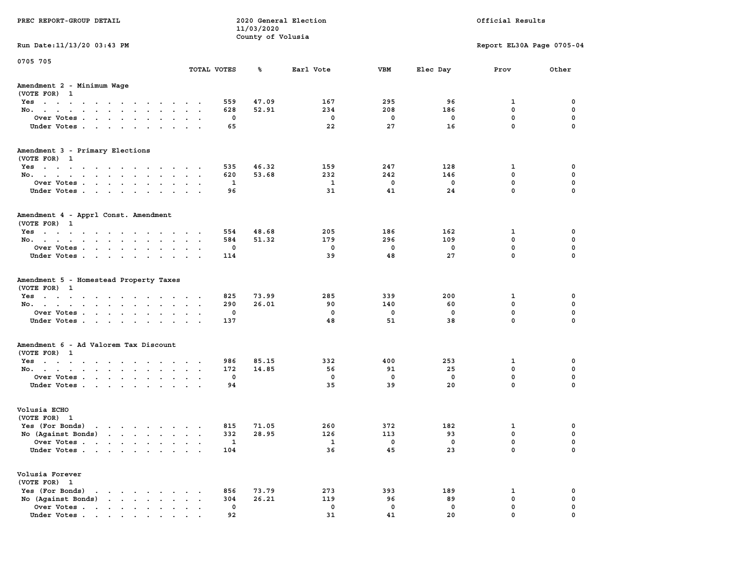PREC REPORT-GROUP DETAIL

2020 General Election
11/03/2020
County of Volusia

Official Results

Run Date:11/13/20 03:43 PM

Report EL30A Page 0705-04

0705 705

| | TOTAL VOTES | % | Earl Vote | VBM | Elec Day | Prov | Other |
|---|---|---|---|---|---|---|---|
| **Amendment 2 - Minimum Wage** | | | | | | | |
| (VOTE FOR) 1 | | | | | | | |
| Yes | 559 | 47.09 | 167 | 295 | 96 | 1 | 0 |
| No. | 628 | 52.91 | 234 | 208 | 186 | 0 | 0 |
| Over Votes | 0 | | 0 | 0 | 0 | 0 | 0 |
| Under Votes | 65 | | 22 | 27 | 16 | 0 | 0 |
| **Amendment 3 - Primary Elections** | | | | | | | |
| (VOTE FOR) 1 | | | | | | | |
| Yes | 535 | 46.32 | 159 | 247 | 128 | 1 | 0 |
| No. | 620 | 53.68 | 232 | 242 | 146 | 0 | 0 |
| Over Votes | 1 | | 1 | 0 | 0 | 0 | 0 |
| Under Votes | 96 | | 31 | 41 | 24 | 0 | 0 |
| **Amendment 4 - Apprl Const. Amendment** | | | | | | | |
| (VOTE FOR) 1 | | | | | | | |
| Yes | 554 | 48.68 | 205 | 186 | 162 | 1 | 0 |
| No. | 584 | 51.32 | 179 | 296 | 109 | 0 | 0 |
| Over Votes | 0 | | 0 | 0 | 0 | 0 | 0 |
| Under Votes | 114 | | 39 | 48 | 27 | 0 | 0 |
| **Amendment 5 - Homestead Property Taxes** | | | | | | | |
| (VOTE FOR) 1 | | | | | | | |
| Yes | 825 | 73.99 | 285 | 339 | 200 | 1 | 0 |
| No. | 290 | 26.01 | 90 | 140 | 60 | 0 | 0 |
| Over Votes | 0 | | 0 | 0 | 0 | 0 | 0 |
| Under Votes | 137 | | 48 | 51 | 38 | 0 | 0 |
| **Amendment 6 - Ad Valorem Tax Discount** | | | | | | | |
| (VOTE FOR) 1 | | | | | | | |
| Yes | 986 | 85.15 | 332 | 400 | 253 | 1 | 0 |
| No. | 172 | 14.85 | 56 | 91 | 25 | 0 | 0 |
| Over Votes | 0 | | 0 | 0 | 0 | 0 | 0 |
| Under Votes | 94 | | 35 | 39 | 20 | 0 | 0 |
| **Volusia ECHO** | | | | | | | |
| (VOTE FOR) 1 | | | | | | | |
| Yes (For Bonds) | 815 | 71.05 | 260 | 372 | 182 | 1 | 0 |
| No (Against Bonds) | 332 | 28.95 | 126 | 113 | 93 | 0 | 0 |
| Over Votes | 1 | | 1 | 0 | 0 | 0 | 0 |
| Under Votes | 104 | | 36 | 45 | 23 | 0 | 0 |
| **Volusia Forever** | | | | | | | |
| (VOTE FOR) 1 | | | | | | | |
| Yes (For Bonds) | 856 | 73.79 | 273 | 393 | 189 | 1 | 0 |
| No (Against Bonds) | 304 | 26.21 | 119 | 96 | 89 | 0 | 0 |
| Over Votes | 0 | | 0 | 0 | 0 | 0 | 0 |
| Under Votes | 92 | | 31 | 41 | 20 | 0 | 0 |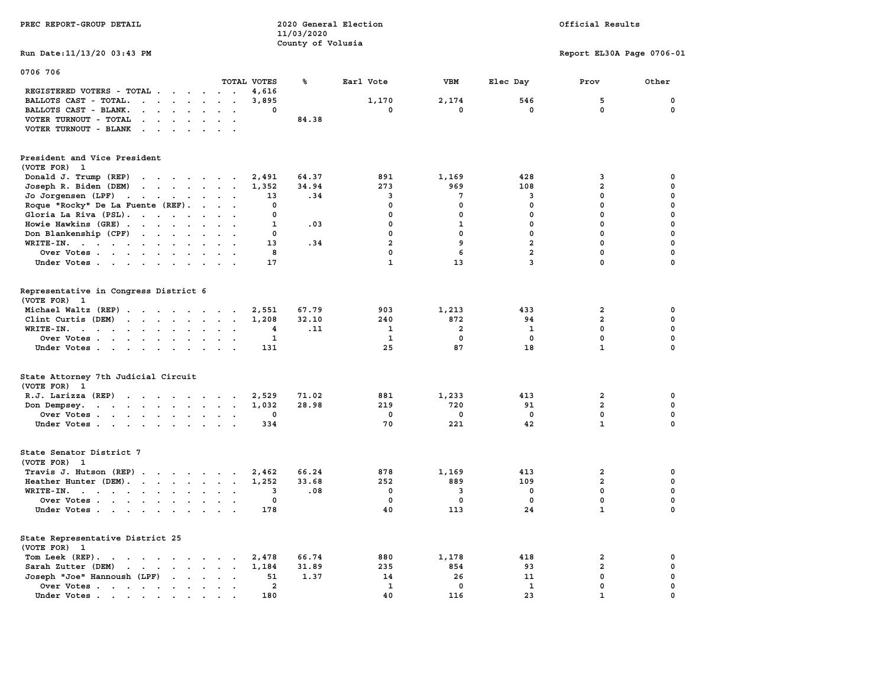PREC REPORT-GROUP DETAIL

2020 General Election
11/03/2020
County of Volusia

Official Results

Run Date:11/13/20 03:43 PM

Report EL30A Page 0706-01

0706 706

| | TOTAL VOTES | % | Earl Vote | VBM | Elec Day | Prov | Other |
|---|---|---|---|---|---|---|---|
| REGISTERED VOTERS - TOTAL | 4,616 | | | | | | |
| BALLOTS CAST - TOTAL. | 3,895 | | 1,170 | 2,174 | 546 | 5 | 0 |
| BALLOTS CAST - BLANK. | 0 | | 0 | 0 | 0 | 0 | 0 |
| VOTER TURNOUT - TOTAL | | 84.38 | | | | | |
| VOTER TURNOUT - BLANK | | | | | | | |

**President and Vice President**
(VOTE FOR) 1

| | TOTAL VOTES | % | Earl Vote | VBM | Elec Day | Prov | Other |
|---|---|---|---|---|---|---|---|
| Donald J. Trump (REP) | 2,491 | 64.37 | 891 | 1,169 | 428 | 3 | 0 |
| Joseph R. Biden (DEM) | 1,352 | 34.94 | 273 | 969 | 108 | 2 | 0 |
| Jo Jorgensen (LPF) | 13 | .34 | 3 | 7 | 3 | 0 | 0 |
| Roque "Rocky" De La Fuente (REF). | 0 | | 0 | 0 | 0 | 0 | 0 |
| Gloria La Riva (PSL). | 0 | | 0 | 0 | 0 | 0 | 0 |
| Howie Hawkins (GRE) | 1 | .03 | 0 | 1 | 0 | 0 | 0 |
| Don Blankenship (CPF) | 0 | | 0 | 0 | 0 | 0 | 0 |
| WRITE-IN. | 13 | .34 | 2 | 9 | 2 | 0 | 0 |
| Over Votes | 8 | | 0 | 6 | 2 | 0 | 0 |
| Under Votes | 17 | | 1 | 13 | 3 | 0 | 0 |

**Representative in Congress District 6**
(VOTE FOR) 1

| | TOTAL VOTES | % | Earl Vote | VBM | Elec Day | Prov | Other |
|---|---|---|---|---|---|---|---|
| Michael Waltz (REP) | 2,551 | 67.79 | 903 | 1,213 | 433 | 2 | 0 |
| Clint Curtis (DEM) | 1,208 | 32.10 | 240 | 872 | 94 | 2 | 0 |
| WRITE-IN. | 4 | .11 | 1 | 2 | 1 | 0 | 0 |
| Over Votes | 1 | | 1 | 0 | 0 | 0 | 0 |
| Under Votes | 131 | | 25 | 87 | 18 | 1 | 0 |

**State Attorney 7th Judicial Circuit**
(VOTE FOR) 1

| | TOTAL VOTES | % | Earl Vote | VBM | Elec Day | Prov | Other |
|---|---|---|---|---|---|---|---|
| R.J. Larizza (REP) | 2,529 | 71.02 | 881 | 1,233 | 413 | 2 | 0 |
| Don Dempsey. | 1,032 | 28.98 | 219 | 720 | 91 | 2 | 0 |
| Over Votes | 0 | | 0 | 0 | 0 | 0 | 0 |
| Under Votes | 334 | | 70 | 221 | 42 | 1 | 0 |

**State Senator District 7**
(VOTE FOR) 1

| | TOTAL VOTES | % | Earl Vote | VBM | Elec Day | Prov | Other |
|---|---|---|---|---|---|---|---|
| Travis J. Hutson (REP) | 2,462 | 66.24 | 878 | 1,169 | 413 | 2 | 0 |
| Heather Hunter (DEM). | 1,252 | 33.68 | 252 | 889 | 109 | 2 | 0 |
| WRITE-IN. | 3 | .08 | 0 | 3 | 0 | 0 | 0 |
| Over Votes | 0 | | 0 | 0 | 0 | 0 | 0 |
| Under Votes | 178 | | 40 | 113 | 24 | 1 | 0 |

**State Representative District 25**
(VOTE FOR) 1

| | TOTAL VOTES | % | Earl Vote | VBM | Elec Day | Prov | Other |
|---|---|---|---|---|---|---|---|
| Tom Leek (REP). | 2,478 | 66.74 | 880 | 1,178 | 418 | 2 | 0 |
| Sarah Zutter (DEM) | 1,184 | 31.89 | 235 | 854 | 93 | 2 | 0 |
| Joseph "Joe" Hannoush (LPF) | 51 | 1.37 | 14 | 26 | 11 | 0 | 0 |
| Over Votes | 2 | | 1 | 0 | 1 | 0 | 0 |
| Under Votes | 180 | | 40 | 116 | 23 | 1 | 0 |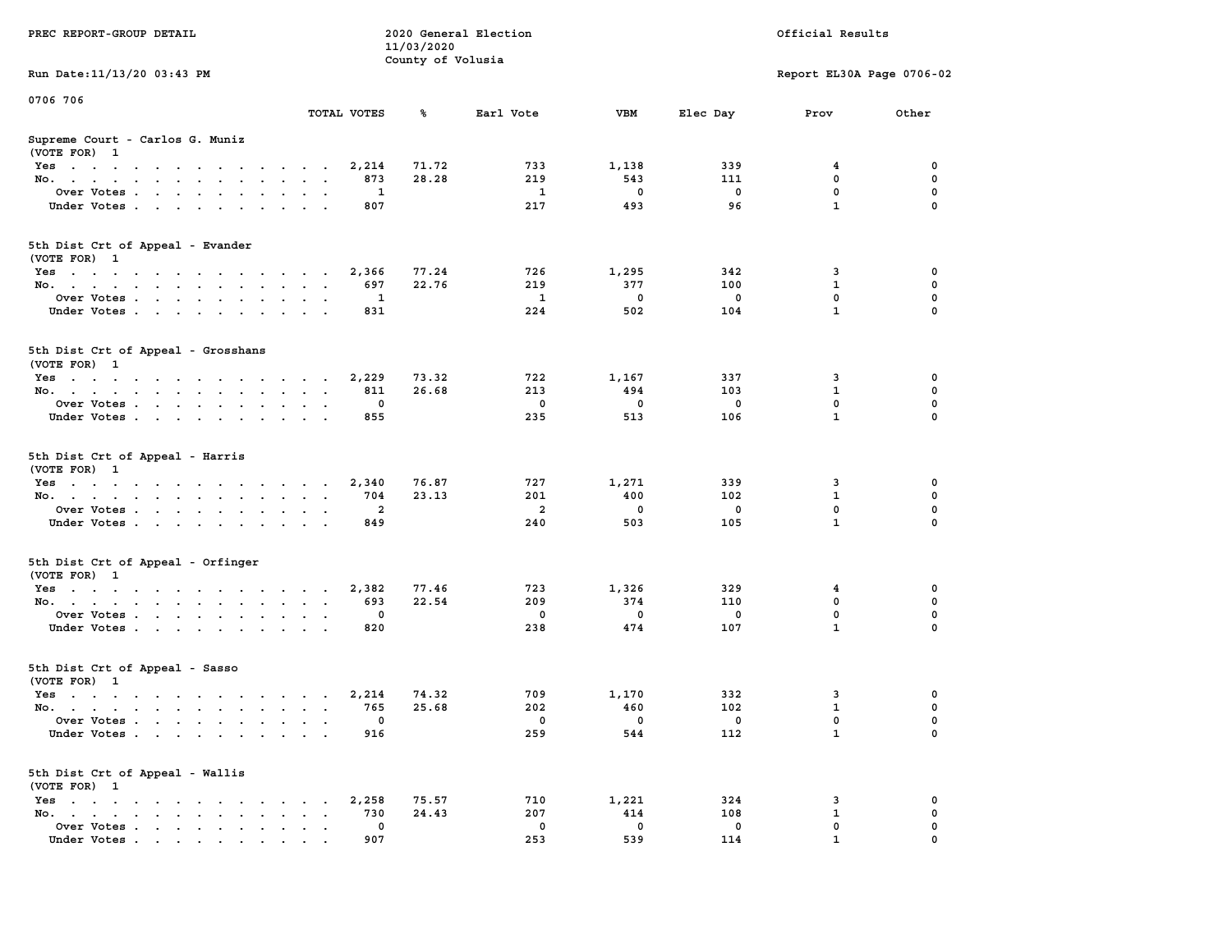PREC REPORT-GROUP DETAIL

2020 General Election
11/03/2020
County of Volusia

Official Results

Run Date:11/13/20 03:43 PM

Report EL30A Page 0706-02

0706 706

## Supreme Court - Carlos G. Muniz
(VOTE FOR) 1

| | TOTAL VOTES | % | Earl Vote | VBM | Elec Day | Prov | Other |
|---|---|---|---|---|---|---|---|
| Yes | 2,214 | 71.72 | 733 | 1,138 | 339 | 4 | 0 |
| No. | 873 | 28.28 | 219 | 543 | 111 | 0 | 0 |
| Over Votes | 1 | | 1 | 0 | 0 | 0 | 0 |
| Under Votes | 807 | | 217 | 493 | 96 | 1 | 0 |

## 5th Dist Crt of Appeal - Evander
(VOTE FOR) 1

| | TOTAL VOTES | % | Earl Vote | VBM | Elec Day | Prov | Other |
|---|---|---|---|---|---|---|---|
| Yes | 2,366 | 77.24 | 726 | 1,295 | 342 | 3 | 0 |
| No. | 697 | 22.76 | 219 | 377 | 100 | 1 | 0 |
| Over Votes | 1 | | 1 | 0 | 0 | 0 | 0 |
| Under Votes | 831 | | 224 | 502 | 104 | 1 | 0 |

## 5th Dist Crt of Appeal - Grosshans
(VOTE FOR) 1

| | TOTAL VOTES | % | Earl Vote | VBM | Elec Day | Prov | Other |
|---|---|---|---|---|---|---|---|
| Yes | 2,229 | 73.32 | 722 | 1,167 | 337 | 3 | 0 |
| No. | 811 | 26.68 | 213 | 494 | 103 | 1 | 0 |
| Over Votes | 0 | | 0 | 0 | 0 | 0 | 0 |
| Under Votes | 855 | | 235 | 513 | 106 | 1 | 0 |

## 5th Dist Crt of Appeal - Harris
(VOTE FOR) 1

| | TOTAL VOTES | % | Earl Vote | VBM | Elec Day | Prov | Other |
|---|---|---|---|---|---|---|---|
| Yes | 2,340 | 76.87 | 727 | 1,271 | 339 | 3 | 0 |
| No. | 704 | 23.13 | 201 | 400 | 102 | 1 | 0 |
| Over Votes | 2 | | 2 | 0 | 0 | 0 | 0 |
| Under Votes | 849 | | 240 | 503 | 105 | 1 | 0 |

## 5th Dist Crt of Appeal - Orfinger
(VOTE FOR) 1

| | TOTAL VOTES | % | Earl Vote | VBM | Elec Day | Prov | Other |
|---|---|---|---|---|---|---|---|
| Yes | 2,382 | 77.46 | 723 | 1,326 | 329 | 4 | 0 |
| No. | 693 | 22.54 | 209 | 374 | 110 | 0 | 0 |
| Over Votes | 0 | | 0 | 0 | 0 | 0 | 0 |
| Under Votes | 820 | | 238 | 474 | 107 | 1 | 0 |

## 5th Dist Crt of Appeal - Sasso
(VOTE FOR) 1

| | TOTAL VOTES | % | Earl Vote | VBM | Elec Day | Prov | Other |
|---|---|---|---|---|---|---|---|
| Yes | 2,214 | 74.32 | 709 | 1,170 | 332 | 3 | 0 |
| No. | 765 | 25.68 | 202 | 460 | 102 | 1 | 0 |
| Over Votes | 0 | | 0 | 0 | 0 | 0 | 0 |
| Under Votes | 916 | | 259 | 544 | 112 | 1 | 0 |

## 5th Dist Crt of Appeal - Wallis
(VOTE FOR) 1

| | TOTAL VOTES | % | Earl Vote | VBM | Elec Day | Prov | Other |
|---|---|---|---|---|---|---|---|
| Yes | 2,258 | 75.57 | 710 | 1,221 | 324 | 3 | 0 |
| No. | 730 | 24.43 | 207 | 414 | 108 | 1 | 0 |
| Over Votes | 0 | | 0 | 0 | 0 | 0 | 0 |
| Under Votes | 907 | | 253 | 539 | 114 | 1 | 0 |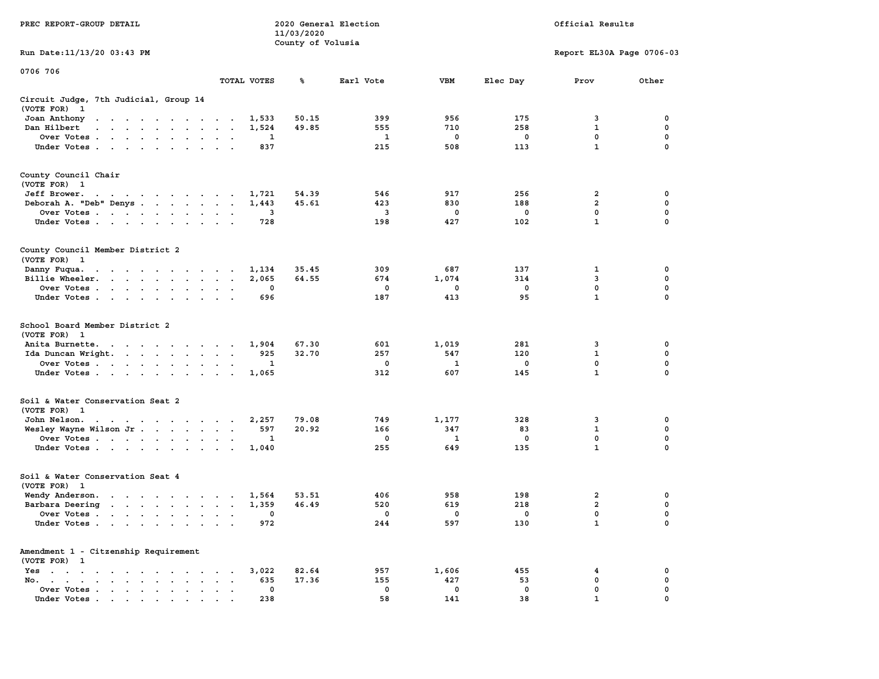PREC REPORT-GROUP DETAIL

2020 General Election
11/03/2020
County of Volusia

Official Results

Run Date:11/13/20 03:43 PM

Report EL30A Page 0706-03

0706 706

| | TOTAL VOTES | % | Earl Vote | VBM | Elec Day | Prov | Other |
|---|---|---|---|---|---|---|---|
| **Circuit Judge, 7th Judicial, Group 14** | | | | | | | |
| (VOTE FOR) 1 | | | | | | | |
| Joan Anthony | 1,533 | 50.15 | 399 | 956 | 175 | 3 | 0 |
| Dan Hilbert | 1,524 | 49.85 | 555 | 710 | 258 | 1 | 0 |
| Over Votes | 1 | | 1 | 0 | 0 | 0 | 0 |
| Under Votes | 837 | | 215 | 508 | 113 | 1 | 0 |
| **County Council Chair** | | | | | | | |
| (VOTE FOR) 1 | | | | | | | |
| Jeff Brower. | 1,721 | 54.39 | 546 | 917 | 256 | 2 | 0 |
| Deborah A. "Deb" Denys | 1,443 | 45.61 | 423 | 830 | 188 | 2 | 0 |
| Over Votes | 3 | | 3 | 0 | 0 | 0 | 0 |
| Under Votes | 728 | | 198 | 427 | 102 | 1 | 0 |
| **County Council Member District 2** | | | | | | | |
| (VOTE FOR) 1 | | | | | | | |
| Danny Fuqua. | 1,134 | 35.45 | 309 | 687 | 137 | 1 | 0 |
| Billie Wheeler. | 2,065 | 64.55 | 674 | 1,074 | 314 | 3 | 0 |
| Over Votes | 0 | | 0 | 0 | 0 | 0 | 0 |
| Under Votes | 696 | | 187 | 413 | 95 | 1 | 0 |
| **School Board Member District 2** | | | | | | | |
| (VOTE FOR) 1 | | | | | | | |
| Anita Burnette. | 1,904 | 67.30 | 601 | 1,019 | 281 | 3 | 0 |
| Ida Duncan Wright. | 925 | 32.70 | 257 | 547 | 120 | 1 | 0 |
| Over Votes | 1 | | 0 | 1 | 0 | 0 | 0 |
| Under Votes | 1,065 | | 312 | 607 | 145 | 1 | 0 |
| **Soil & Water Conservation Seat 2** | | | | | | | |
| (VOTE FOR) 1 | | | | | | | |
| John Nelson. | 2,257 | 79.08 | 749 | 1,177 | 328 | 3 | 0 |
| Wesley Wayne Wilson Jr | 597 | 20.92 | 166 | 347 | 83 | 1 | 0 |
| Over Votes | 1 | | 0 | 1 | 0 | 0 | 0 |
| Under Votes | 1,040 | | 255 | 649 | 135 | 1 | 0 |
| **Soil & Water Conservation Seat 4** | | | | | | | |
| (VOTE FOR) 1 | | | | | | | |
| Wendy Anderson. | 1,564 | 53.51 | 406 | 958 | 198 | 2 | 0 |
| Barbara Deering | 1,359 | 46.49 | 520 | 619 | 218 | 2 | 0 |
| Over Votes | 0 | | 0 | 0 | 0 | 0 | 0 |
| Under Votes | 972 | | 244 | 597 | 130 | 1 | 0 |
| **Amendment 1 - Citzenship Requirement** | | | | | | | |
| (VOTE FOR) 1 | | | | | | | |
| Yes | 3,022 | 82.64 | 957 | 1,606 | 455 | 4 | 0 |
| No. | 635 | 17.36 | 155 | 427 | 53 | 0 | 0 |
| Over Votes | 0 | | 0 | 0 | 0 | 0 | 0 |
| Under Votes | 238 | | 58 | 141 | 38 | 1 | 0 |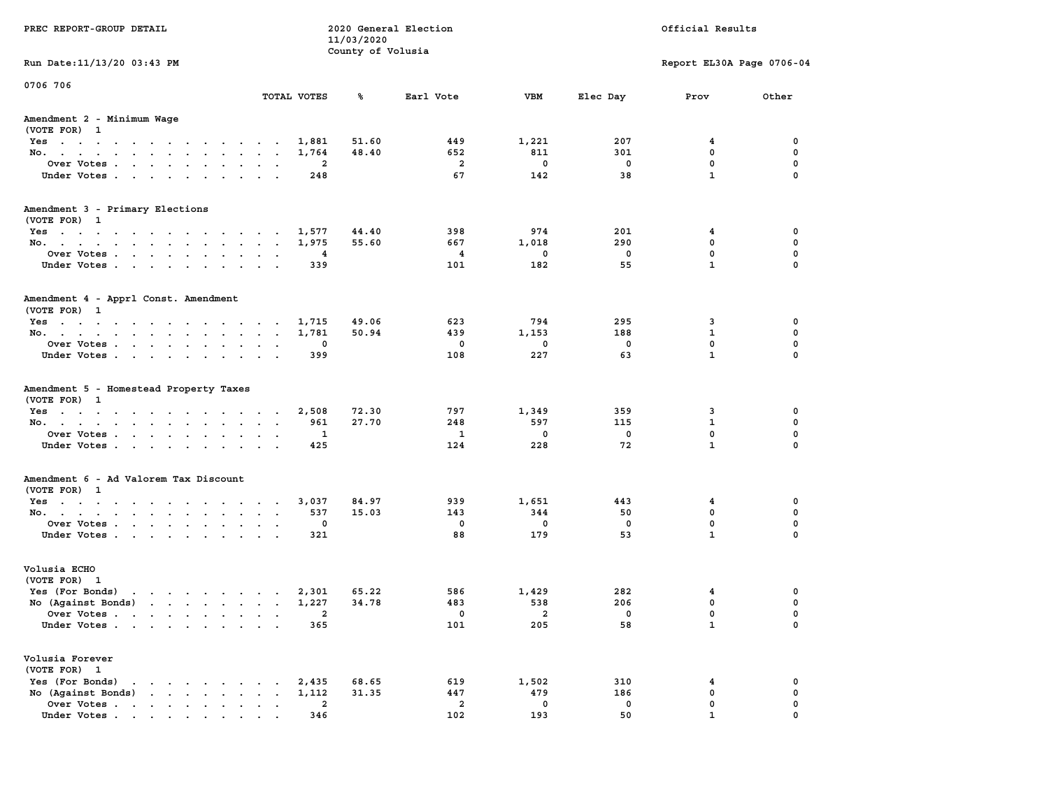PREC REPORT-GROUP DETAIL

2020 General Election
11/03/2020
County of Volusia

Official Results

Run Date:11/13/20 03:43 PM

Report EL30A Page 0706-04

0706 706

## Amendment 2 - Minimum Wage
(VOTE FOR) 1

| | TOTAL VOTES | % | Earl Vote | VBM | Elec Day | Prov | Other |
|---|---|---|---|---|---|---|---|
| Yes | 1,881 | 51.60 | 449 | 1,221 | 207 | 4 | 0 |
| No. | 1,764 | 48.40 | 652 | 811 | 301 | 0 | 0 |
| Over Votes | 2 | | 2 | 0 | 0 | 0 | 0 |
| Under Votes | 248 | | 67 | 142 | 38 | 1 | 0 |

## Amendment 3 - Primary Elections
(VOTE FOR) 1

| | TOTAL VOTES | % | Earl Vote | VBM | Elec Day | Prov | Other |
|---|---|---|---|---|---|---|---|
| Yes | 1,577 | 44.40 | 398 | 974 | 201 | 4 | 0 |
| No. | 1,975 | 55.60 | 667 | 1,018 | 290 | 0 | 0 |
| Over Votes | 4 | | 4 | 0 | 0 | 0 | 0 |
| Under Votes | 339 | | 101 | 182 | 55 | 1 | 0 |

## Amendment 4 - Apprl Const. Amendment
(VOTE FOR) 1

| | TOTAL VOTES | % | Earl Vote | VBM | Elec Day | Prov | Other |
|---|---|---|---|---|---|---|---|
| Yes | 1,715 | 49.06 | 623 | 794 | 295 | 3 | 0 |
| No. | 1,781 | 50.94 | 439 | 1,153 | 188 | 1 | 0 |
| Over Votes | 0 | | 0 | 0 | 0 | 0 | 0 |
| Under Votes | 399 | | 108 | 227 | 63 | 1 | 0 |

## Amendment 5 - Homestead Property Taxes
(VOTE FOR) 1

| | TOTAL VOTES | % | Earl Vote | VBM | Elec Day | Prov | Other |
|---|---|---|---|---|---|---|---|
| Yes | 2,508 | 72.30 | 797 | 1,349 | 359 | 3 | 0 |
| No. | 961 | 27.70 | 248 | 597 | 115 | 1 | 0 |
| Over Votes | 1 | | 1 | 0 | 0 | 0 | 0 |
| Under Votes | 425 | | 124 | 228 | 72 | 1 | 0 |

## Amendment 6 - Ad Valorem Tax Discount
(VOTE FOR) 1

| | TOTAL VOTES | % | Earl Vote | VBM | Elec Day | Prov | Other |
|---|---|---|---|---|---|---|---|
| Yes | 3,037 | 84.97 | 939 | 1,651 | 443 | 4 | 0 |
| No. | 537 | 15.03 | 143 | 344 | 50 | 0 | 0 |
| Over Votes | 0 | | 0 | 0 | 0 | 0 | 0 |
| Under Votes | 321 | | 88 | 179 | 53 | 1 | 0 |

## Volusia ECHO
(VOTE FOR) 1

| | TOTAL VOTES | % | Earl Vote | VBM | Elec Day | Prov | Other |
|---|---|---|---|---|---|---|---|
| Yes (For Bonds) | 2,301 | 65.22 | 586 | 1,429 | 282 | 4 | 0 |
| No (Against Bonds) | 1,227 | 34.78 | 483 | 538 | 206 | 0 | 0 |
| Over Votes | 2 | | 0 | 2 | 0 | 0 | 0 |
| Under Votes | 365 | | 101 | 205 | 58 | 1 | 0 |

## Volusia Forever
(VOTE FOR) 1

| | TOTAL VOTES | % | Earl Vote | VBM | Elec Day | Prov | Other |
|---|---|---|---|---|---|---|---|
| Yes (For Bonds) | 2,435 | 68.65 | 619 | 1,502 | 310 | 4 | 0 |
| No (Against Bonds) | 1,112 | 31.35 | 447 | 479 | 186 | 0 | 0 |
| Over Votes | 2 | | 2 | 0 | 0 | 0 | 0 |
| Under Votes | 346 | | 102 | 193 | 50 | 1 | 0 |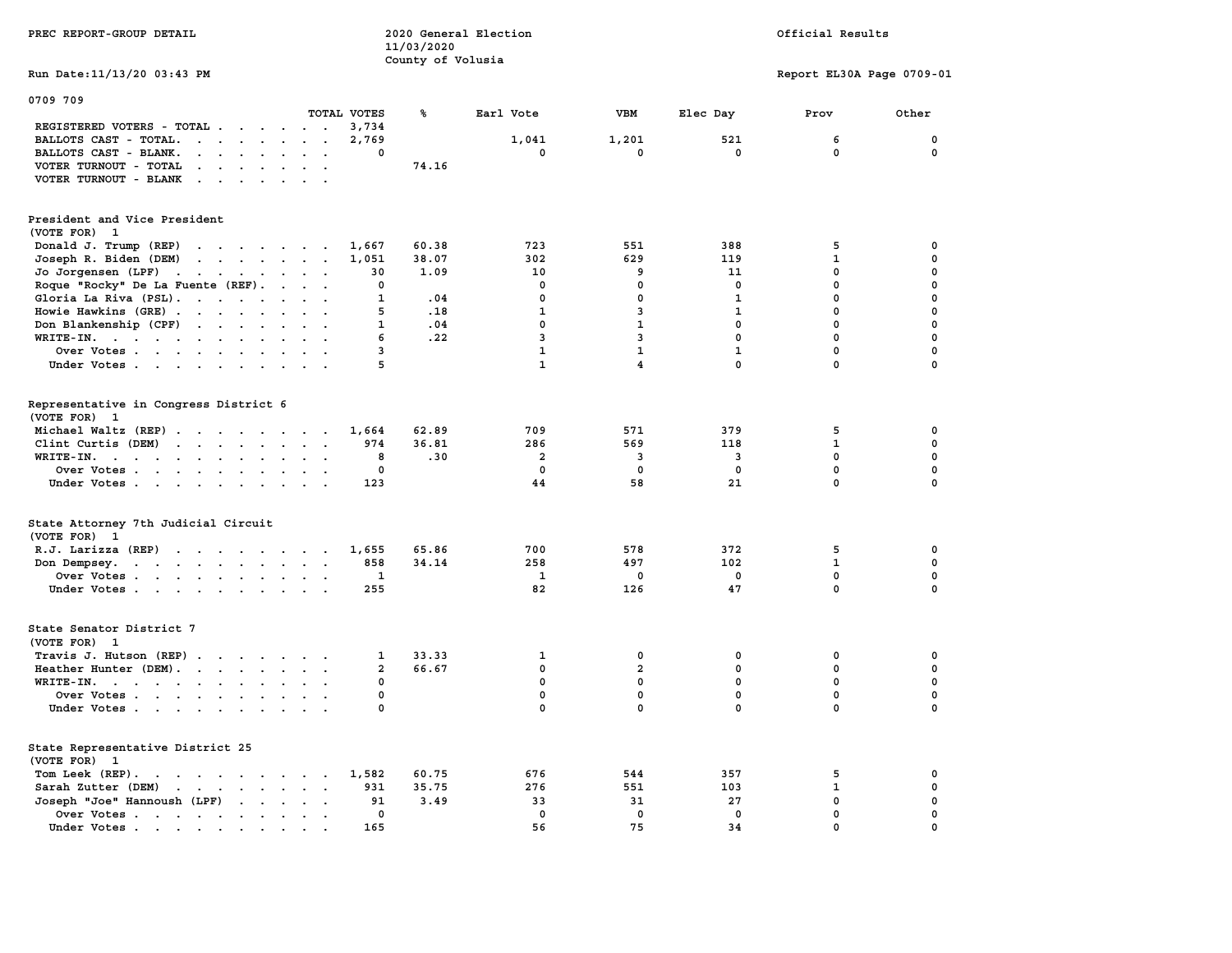PREC REPORT-GROUP DETAIL

2020 General Election
11/03/2020
County of Volusia

Official Results

Run Date:11/13/20 03:43 PM

Report EL30A Page 0709-01

0709 709

| | TOTAL VOTES | % | Earl Vote | VBM | Elec Day | Prov | Other |
|---|---|---|---|---|---|---|---|
| REGISTERED VOTERS - TOTAL | 3,734 | | | | | | |
| BALLOTS CAST - TOTAL. | 2,769 | | 1,041 | 1,201 | 521 | 6 | 0 |
| BALLOTS CAST - BLANK. | 0 | | 0 | 0 | 0 | 0 | 0 |
| VOTER TURNOUT - TOTAL | | 74.16 | | | | | |
| VOTER TURNOUT - BLANK | | | | | | | |

## President and Vice President
(VOTE FOR) 1

| | TOTAL VOTES | % | Earl Vote | VBM | Elec Day | Prov | Other |
|---|---|---|---|---|---|---|---|
| Donald J. Trump (REP) | 1,667 | 60.38 | 723 | 551 | 388 | 5 | 0 |
| Joseph R. Biden (DEM) | 1,051 | 38.07 | 302 | 629 | 119 | 1 | 0 |
| Jo Jorgensen (LPF) | 30 | 1.09 | 10 | 9 | 11 | 0 | 0 |
| Roque "Rocky" De La Fuente (REF). | 0 | | 0 | 0 | 0 | 0 | 0 |
| Gloria La Riva (PSL). | 1 | .04 | 0 | 0 | 1 | 0 | 0 |
| Howie Hawkins (GRE) | 5 | .18 | 1 | 3 | 1 | 0 | 0 |
| Don Blankenship (CPF) | 1 | .04 | 0 | 1 | 0 | 0 | 0 |
| WRITE-IN. | 6 | .22 | 3 | 3 | 0 | 0 | 0 |
| Over Votes | 3 | | 1 | 1 | 1 | 0 | 0 |
| Under Votes | 5 | | 1 | 4 | 0 | 0 | 0 |

## Representative in Congress District 6
(VOTE FOR) 1

| | TOTAL VOTES | % | Earl Vote | VBM | Elec Day | Prov | Other |
|---|---|---|---|---|---|---|---|
| Michael Waltz (REP) | 1,664 | 62.89 | 709 | 571 | 379 | 5 | 0 |
| Clint Curtis (DEM) | 974 | 36.81 | 286 | 569 | 118 | 1 | 0 |
| WRITE-IN. | 8 | .30 | 2 | 3 | 3 | 0 | 0 |
| Over Votes | 0 | | 0 | 0 | 0 | 0 | 0 |
| Under Votes | 123 | | 44 | 58 | 21 | 0 | 0 |

## State Attorney 7th Judicial Circuit
(VOTE FOR) 1

| | TOTAL VOTES | % | Earl Vote | VBM | Elec Day | Prov | Other |
|---|---|---|---|---|---|---|---|
| R.J. Larizza (REP) | 1,655 | 65.86 | 700 | 578 | 372 | 5 | 0 |
| Don Dempsey. | 858 | 34.14 | 258 | 497 | 102 | 1 | 0 |
| Over Votes | 1 | | 1 | 0 | 0 | 0 | 0 |
| Under Votes | 255 | | 82 | 126 | 47 | 0 | 0 |

## State Senator District 7
(VOTE FOR) 1

| | TOTAL VOTES | % | Earl Vote | VBM | Elec Day | Prov | Other |
|---|---|---|---|---|---|---|---|
| Travis J. Hutson (REP) | 1 | 33.33 | 1 | 0 | 0 | 0 | 0 |
| Heather Hunter (DEM). | 2 | 66.67 | 0 | 2 | 0 | 0 | 0 |
| WRITE-IN. | 0 | | 0 | 0 | 0 | 0 | 0 |
| Over Votes | 0 | | 0 | 0 | 0 | 0 | 0 |
| Under Votes | 0 | | 0 | 0 | 0 | 0 | 0 |

## State Representative District 25
(VOTE FOR) 1

| | TOTAL VOTES | % | Earl Vote | VBM | Elec Day | Prov | Other |
|---|---|---|---|---|---|---|---|
| Tom Leek (REP). | 1,582 | 60.75 | 676 | 544 | 357 | 5 | 0 |
| Sarah Zutter (DEM) | 931 | 35.75 | 276 | 551 | 103 | 1 | 0 |
| Joseph "Joe" Hannoush (LPF) | 91 | 3.49 | 33 | 31 | 27 | 0 | 0 |
| Over Votes | 0 | | 0 | 0 | 0 | 0 | 0 |
| Under Votes | 165 | | 56 | 75 | 34 | 0 | 0 |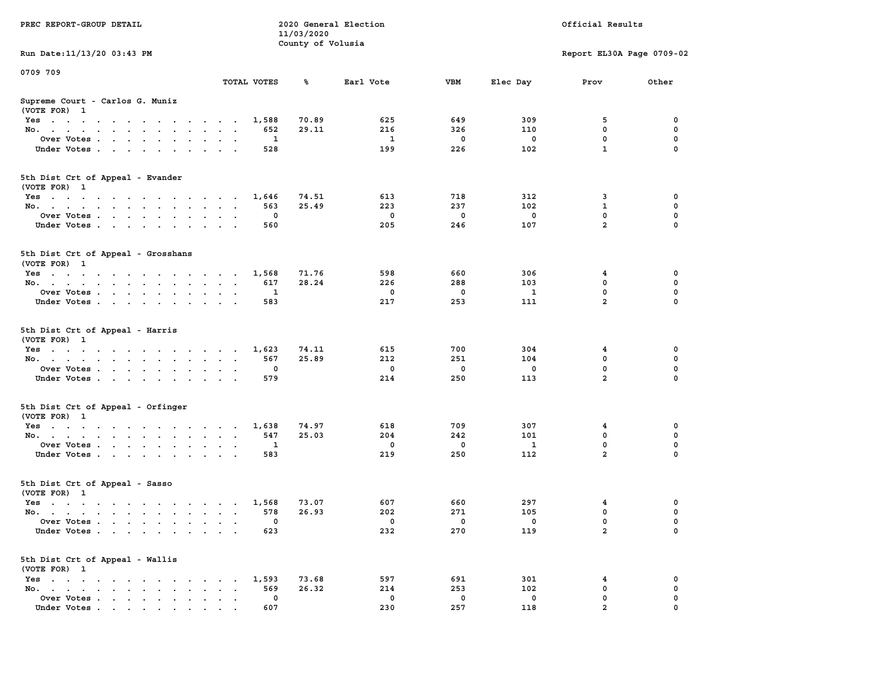PREC REPORT-GROUP DETAIL

2020 General Election
11/03/2020
County of Volusia

Official Results

Run Date:11/13/20 03:43 PM

Report EL30A Page 0709-02

0709 709

## Supreme Court - Carlos G. Muniz
(VOTE FOR) 1

| | TOTAL VOTES | % | Earl Vote | VBM | Elec Day | Prov | Other |
|---|---|---|---|---|---|---|---|
| Yes | 1,588 | 70.89 | 625 | 649 | 309 | 5 | 0 |
| No. | 652 | 29.11 | 216 | 326 | 110 | 0 | 0 |
| Over Votes | 1 | | 1 | 0 | 0 | 0 | 0 |
| Under Votes | 528 | | 199 | 226 | 102 | 1 | 0 |

## 5th Dist Crt of Appeal - Evander
(VOTE FOR) 1

| | TOTAL VOTES | % | Earl Vote | VBM | Elec Day | Prov | Other |
|---|---|---|---|---|---|---|---|
| Yes | 1,646 | 74.51 | 613 | 718 | 312 | 3 | 0 |
| No. | 563 | 25.49 | 223 | 237 | 102 | 1 | 0 |
| Over Votes | 0 | | 0 | 0 | 0 | 0 | 0 |
| Under Votes | 560 | | 205 | 246 | 107 | 2 | 0 |

## 5th Dist Crt of Appeal - Grosshans
(VOTE FOR) 1

| | TOTAL VOTES | % | Earl Vote | VBM | Elec Day | Prov | Other |
|---|---|---|---|---|---|---|---|
| Yes | 1,568 | 71.76 | 598 | 660 | 306 | 4 | 0 |
| No. | 617 | 28.24 | 226 | 288 | 103 | 0 | 0 |
| Over Votes | 1 | | 0 | 0 | 1 | 0 | 0 |
| Under Votes | 583 | | 217 | 253 | 111 | 2 | 0 |

## 5th Dist Crt of Appeal - Harris
(VOTE FOR) 1

| | TOTAL VOTES | % | Earl Vote | VBM | Elec Day | Prov | Other |
|---|---|---|---|---|---|---|---|
| Yes | 1,623 | 74.11 | 615 | 700 | 304 | 4 | 0 |
| No. | 567 | 25.89 | 212 | 251 | 104 | 0 | 0 |
| Over Votes | 0 | | 0 | 0 | 0 | 0 | 0 |
| Under Votes | 579 | | 214 | 250 | 113 | 2 | 0 |

## 5th Dist Crt of Appeal - Orfinger
(VOTE FOR) 1

| | TOTAL VOTES | % | Earl Vote | VBM | Elec Day | Prov | Other |
|---|---|---|---|---|---|---|---|
| Yes | 1,638 | 74.97 | 618 | 709 | 307 | 4 | 0 |
| No. | 547 | 25.03 | 204 | 242 | 101 | 0 | 0 |
| Over Votes | 1 | | 0 | 0 | 1 | 0 | 0 |
| Under Votes | 583 | | 219 | 250 | 112 | 2 | 0 |

## 5th Dist Crt of Appeal - Sasso
(VOTE FOR) 1

| | TOTAL VOTES | % | Earl Vote | VBM | Elec Day | Prov | Other |
|---|---|---|---|---|---|---|---|
| Yes | 1,568 | 73.07 | 607 | 660 | 297 | 4 | 0 |
| No. | 578 | 26.93 | 202 | 271 | 105 | 0 | 0 |
| Over Votes | 0 | | 0 | 0 | 0 | 0 | 0 |
| Under Votes | 623 | | 232 | 270 | 119 | 2 | 0 |

## 5th Dist Crt of Appeal - Wallis
(VOTE FOR) 1

| | TOTAL VOTES | % | Earl Vote | VBM | Elec Day | Prov | Other |
|---|---|---|---|---|---|---|---|
| Yes | 1,593 | 73.68 | 597 | 691 | 301 | 4 | 0 |
| No. | 569 | 26.32 | 214 | 253 | 102 | 0 | 0 |
| Over Votes | 0 | | 0 | 0 | 0 | 0 | 0 |
| Under Votes | 607 | | 230 | 257 | 118 | 2 | 0 |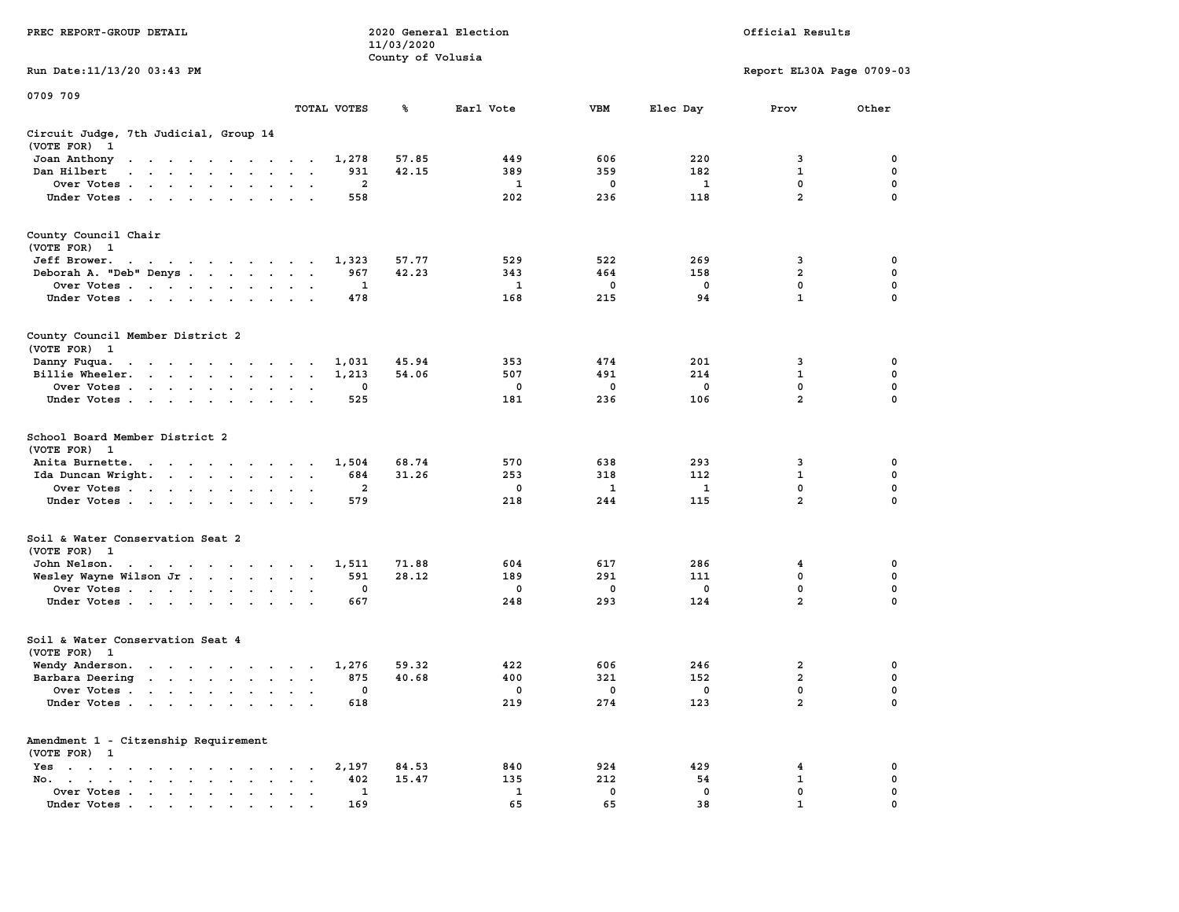PREC REPORT-GROUP DETAIL

2020 General Election
11/03/2020
County of Volusia

Official Results

Run Date:11/13/20 03:43 PM

Report EL30A Page 0709-03

0709 709

| | TOTAL VOTES | % | Earl Vote | VBM | Elec Day | Prov | Other |
|---|---|---|---|---|---|---|---|
| **Circuit Judge, 7th Judicial, Group 14** | | | | | | | |
| (VOTE FOR) 1 | | | | | | | |
| Joan Anthony | 1,278 | 57.85 | 449 | 606 | 220 | 3 | 0 |
| Dan Hilbert | 931 | 42.15 | 389 | 359 | 182 | 1 | 0 |
| Over Votes | 2 | | 1 | 0 | 1 | 0 | 0 |
| Under Votes | 558 | | 202 | 236 | 118 | 2 | 0 |
| **County Council Chair** | | | | | | | |
| (VOTE FOR) 1 | | | | | | | |
| Jeff Brower. | 1,323 | 57.77 | 529 | 522 | 269 | 3 | 0 |
| Deborah A. "Deb" Denys | 967 | 42.23 | 343 | 464 | 158 | 2 | 0 |
| Over Votes | 1 | | 1 | 0 | 0 | 0 | 0 |
| Under Votes | 478 | | 168 | 215 | 94 | 1 | 0 |
| **County Council Member District 2** | | | | | | | |
| (VOTE FOR) 1 | | | | | | | |
| Danny Fuqua. | 1,031 | 45.94 | 353 | 474 | 201 | 3 | 0 |
| Billie Wheeler. | 1,213 | 54.06 | 507 | 491 | 214 | 1 | 0 |
| Over Votes | 0 | | 0 | 0 | 0 | 0 | 0 |
| Under Votes | 525 | | 181 | 236 | 106 | 2 | 0 |
| **School Board Member District 2** | | | | | | | |
| (VOTE FOR) 1 | | | | | | | |
| Anita Burnette. | 1,504 | 68.74 | 570 | 638 | 293 | 3 | 0 |
| Ida Duncan Wright. | 684 | 31.26 | 253 | 318 | 112 | 1 | 0 |
| Over Votes | 2 | | 0 | 1 | 1 | 0 | 0 |
| Under Votes | 579 | | 218 | 244 | 115 | 2 | 0 |
| **Soil & Water Conservation Seat 2** | | | | | | | |
| (VOTE FOR) 1 | | | | | | | |
| John Nelson. | 1,511 | 71.88 | 604 | 617 | 286 | 4 | 0 |
| Wesley Wayne Wilson Jr | 591 | 28.12 | 189 | 291 | 111 | 0 | 0 |
| Over Votes | 0 | | 0 | 0 | 0 | 0 | 0 |
| Under Votes | 667 | | 248 | 293 | 124 | 2 | 0 |
| **Soil & Water Conservation Seat 4** | | | | | | | |
| (VOTE FOR) 1 | | | | | | | |
| Wendy Anderson. | 1,276 | 59.32 | 422 | 606 | 246 | 2 | 0 |
| Barbara Deering | 875 | 40.68 | 400 | 321 | 152 | 2 | 0 |
| Over Votes | 0 | | 0 | 0 | 0 | 0 | 0 |
| Under Votes | 618 | | 219 | 274 | 123 | 2 | 0 |
| **Amendment 1 - Citizenship Requirement** | | | | | | | |
| (VOTE FOR) 1 | | | | | | | |
| Yes | 2,197 | 84.53 | 840 | 924 | 429 | 4 | 0 |
| No. | 402 | 15.47 | 135 | 212 | 54 | 1 | 0 |
| Over Votes | 1 | | 1 | 0 | 0 | 0 | 0 |
| Under Votes | 169 | | 65 | 65 | 38 | 1 | 0 |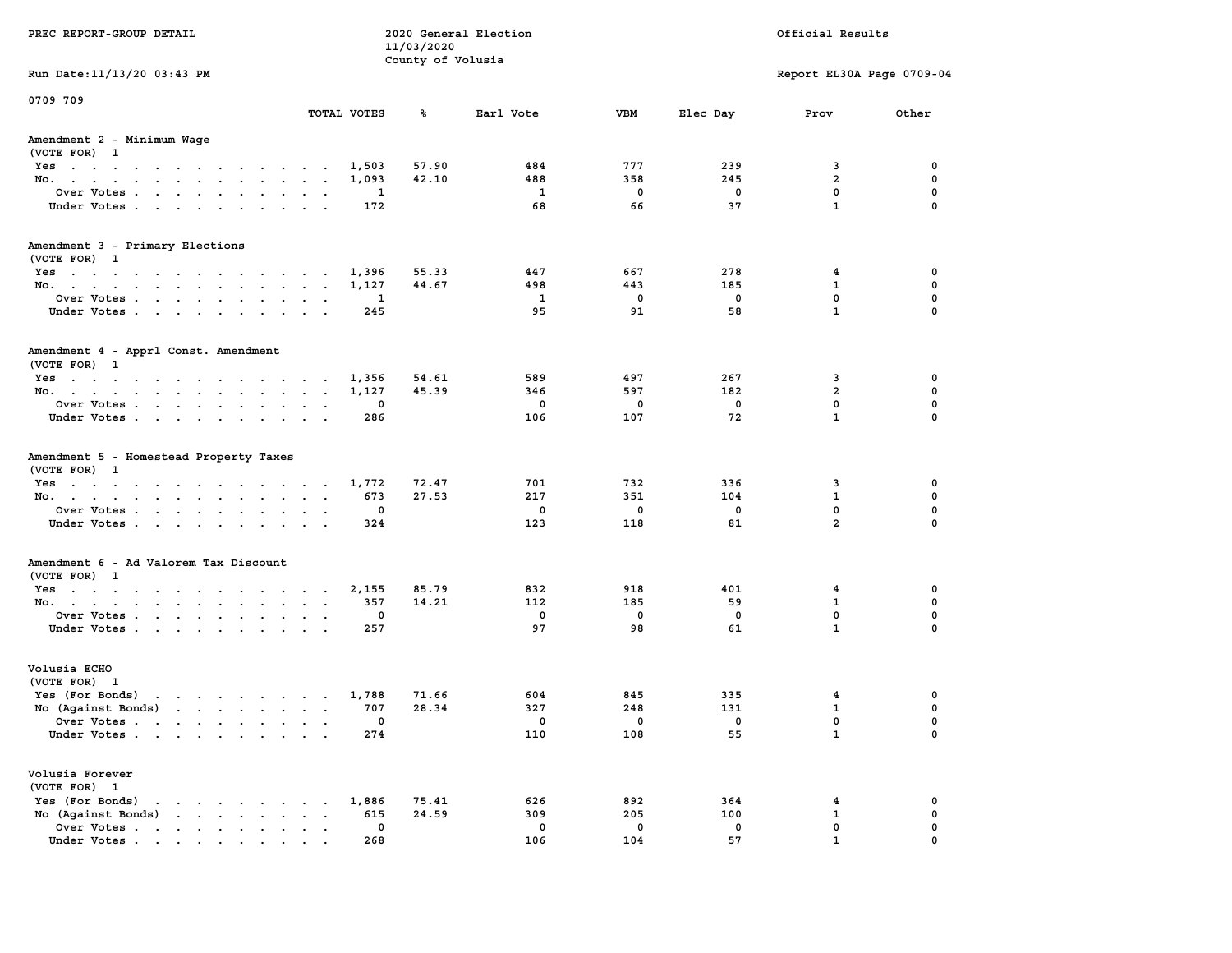PREC REPORT-GROUP DETAIL

2020 General Election
11/03/2020
County of Volusia

Official Results

Run Date:11/13/20 03:43 PM

Report EL30A Page 0709-04

0709 709

## Amendment 2 - Minimum Wage
(VOTE FOR) 1

| | TOTAL VOTES | % | Earl Vote | VBM | Elec Day | Prov | Other |
|---|---|---|---|---|---|---|---|
| Yes | 1,503 | 57.90 | 484 | 777 | 239 | 3 | 0 |
| No. | 1,093 | 42.10 | 488 | 358 | 245 | 2 | 0 |
| Over Votes | 1 | | 1 | 0 | 0 | 0 | 0 |
| Under Votes | 172 | | 68 | 66 | 37 | 1 | 0 |

## Amendment 3 - Primary Elections
(VOTE FOR) 1

| | TOTAL VOTES | % | Earl Vote | VBM | Elec Day | Prov | Other |
|---|---|---|---|---|---|---|---|
| Yes | 1,396 | 55.33 | 447 | 667 | 278 | 4 | 0 |
| No. | 1,127 | 44.67 | 498 | 443 | 185 | 1 | 0 |
| Over Votes | 1 | | 1 | 0 | 0 | 0 | 0 |
| Under Votes | 245 | | 95 | 91 | 58 | 1 | 0 |

## Amendment 4 - Apprl Const. Amendment
(VOTE FOR) 1

| | TOTAL VOTES | % | Earl Vote | VBM | Elec Day | Prov | Other |
|---|---|---|---|---|---|---|---|
| Yes | 1,356 | 54.61 | 589 | 497 | 267 | 3 | 0 |
| No. | 1,127 | 45.39 | 346 | 597 | 182 | 2 | 0 |
| Over Votes | 0 | | 0 | 0 | 0 | 0 | 0 |
| Under Votes | 286 | | 106 | 107 | 72 | 1 | 0 |

## Amendment 5 - Homestead Property Taxes
(VOTE FOR) 1

| | TOTAL VOTES | % | Earl Vote | VBM | Elec Day | Prov | Other |
|---|---|---|---|---|---|---|---|
| Yes | 1,772 | 72.47 | 701 | 732 | 336 | 3 | 0 |
| No. | 673 | 27.53 | 217 | 351 | 104 | 1 | 0 |
| Over Votes | 0 | | 0 | 0 | 0 | 0 | 0 |
| Under Votes | 324 | | 123 | 118 | 81 | 2 | 0 |

## Amendment 6 - Ad Valorem Tax Discount
(VOTE FOR) 1

| | TOTAL VOTES | % | Earl Vote | VBM | Elec Day | Prov | Other |
|---|---|---|---|---|---|---|---|
| Yes | 2,155 | 85.79 | 832 | 918 | 401 | 4 | 0 |
| No. | 357 | 14.21 | 112 | 185 | 59 | 1 | 0 |
| Over Votes | 0 | | 0 | 0 | 0 | 0 | 0 |
| Under Votes | 257 | | 97 | 98 | 61 | 1 | 0 |

## Volusia ECHO
(VOTE FOR) 1

| | TOTAL VOTES | % | Earl Vote | VBM | Elec Day | Prov | Other |
|---|---|---|---|---|---|---|---|
| Yes (For Bonds) | 1,788 | 71.66 | 604 | 845 | 335 | 4 | 0 |
| No (Against Bonds) | 707 | 28.34 | 327 | 248 | 131 | 1 | 0 |
| Over Votes | 0 | | 0 | 0 | 0 | 0 | 0 |
| Under Votes | 274 | | 110 | 108 | 55 | 1 | 0 |

## Volusia Forever
(VOTE FOR) 1

| | TOTAL VOTES | % | Earl Vote | VBM | Elec Day | Prov | Other |
|---|---|---|---|---|---|---|---|
| Yes (For Bonds) | 1,886 | 75.41 | 626 | 892 | 364 | 4 | 0 |
| No (Against Bonds) | 615 | 24.59 | 309 | 205 | 100 | 1 | 0 |
| Over Votes | 0 | | 0 | 0 | 0 | 0 | 0 |
| Under Votes | 268 | | 106 | 104 | 57 | 1 | 0 |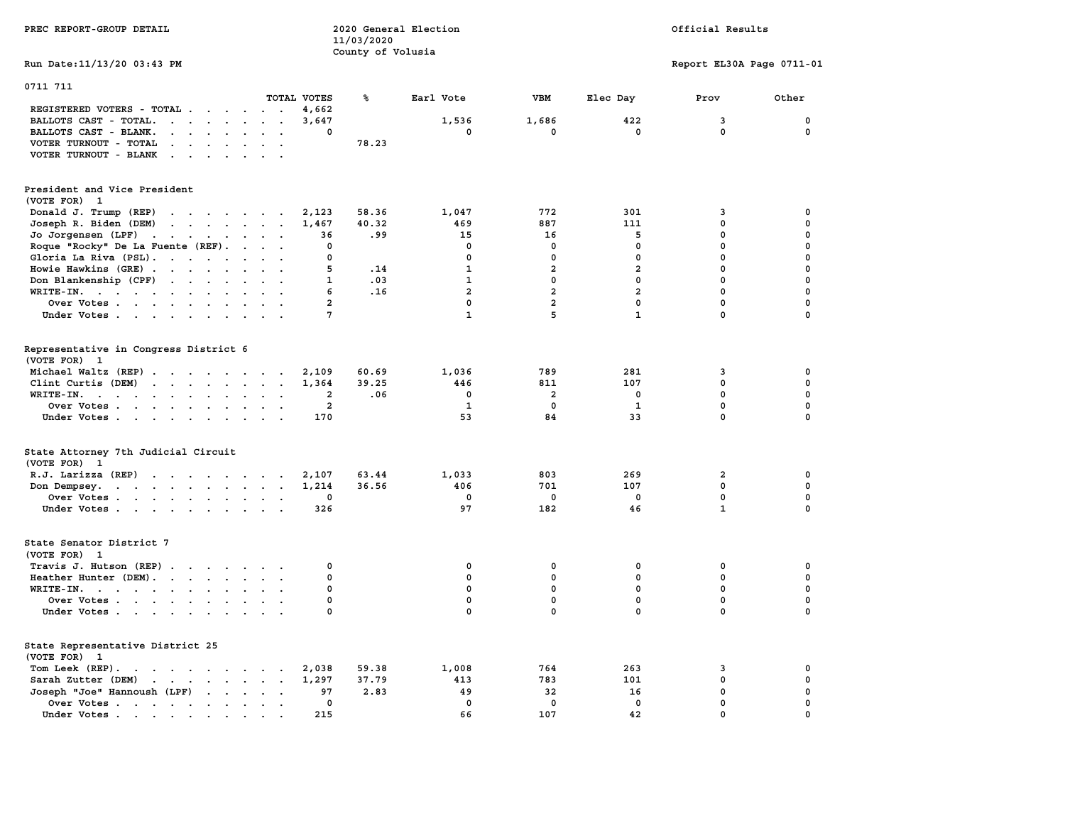PREC REPORT-GROUP DETAIL

2020 General Election
11/03/2020
County of Volusia

Official Results

Run Date:11/13/20 03:43 PM

Report EL30A Page 0711-01

## 0711 711

| | TOTAL VOTES | % | Earl Vote | VBM | Elec Day | Prov | Other |
|---|---|---|---|---|---|---|---|
| REGISTERED VOTERS - TOTAL | 4,662 | | | | | | |
| BALLOTS CAST - TOTAL. | 3,647 | | 1,536 | 1,686 | 422 | 3 | 0 |
| BALLOTS CAST - BLANK. | 0 | | 0 | 0 | 0 | 0 | 0 |
| VOTER TURNOUT - TOTAL | | 78.23 | | | | | |
| VOTER TURNOUT - BLANK | | | | | | | |

### President and Vice President
(VOTE FOR) 1

| | TOTAL VOTES | % | Earl Vote | VBM | Elec Day | Prov | Other |
|---|---|---|---|---|---|---|---|
| Donald J. Trump (REP) | 2,123 | 58.36 | 1,047 | 772 | 301 | 3 | 0 |
| Joseph R. Biden (DEM) | 1,467 | 40.32 | 469 | 887 | 111 | 0 | 0 |
| Jo Jorgensen (LPF) | 36 | .99 | 15 | 16 | 5 | 0 | 0 |
| Roque "Rocky" De La Fuente (REF). | 0 | | 0 | 0 | 0 | 0 | 0 |
| Gloria La Riva (PSL). | 0 | | 0 | 0 | 0 | 0 | 0 |
| Howie Hawkins (GRE) | 5 | .14 | 1 | 2 | 2 | 0 | 0 |
| Don Blankenship (CPF) | 1 | .03 | 1 | 0 | 0 | 0 | 0 |
| WRITE-IN. | 6 | .16 | 2 | 2 | 2 | 0 | 0 |
| Over Votes | 2 | | 0 | 2 | 0 | 0 | 0 |
| Under Votes | 7 | | 1 | 5 | 1 | 0 | 0 |

### Representative in Congress District 6
(VOTE FOR) 1

| | TOTAL VOTES | % | Earl Vote | VBM | Elec Day | Prov | Other |
|---|---|---|---|---|---|---|---|
| Michael Waltz (REP) | 2,109 | 60.69 | 1,036 | 789 | 281 | 3 | 0 |
| Clint Curtis (DEM) | 1,364 | 39.25 | 446 | 811 | 107 | 0 | 0 |
| WRITE-IN. | 2 | .06 | 0 | 2 | 0 | 0 | 0 |
| Over Votes | 2 | | 1 | 0 | 1 | 0 | 0 |
| Under Votes | 170 | | 53 | 84 | 33 | 0 | 0 |

### State Attorney 7th Judicial Circuit
(VOTE FOR) 1

| | TOTAL VOTES | % | Earl Vote | VBM | Elec Day | Prov | Other |
|---|---|---|---|---|---|---|---|
| R.J. Larizza (REP) | 2,107 | 63.44 | 1,033 | 803 | 269 | 2 | 0 |
| Don Dempsey. | 1,214 | 36.56 | 406 | 701 | 107 | 0 | 0 |
| Over Votes | 0 | | 0 | 0 | 0 | 0 | 0 |
| Under Votes | 326 | | 97 | 182 | 46 | 1 | 0 |

### State Senator District 7
(VOTE FOR) 1

| | TOTAL VOTES | % | Earl Vote | VBM | Elec Day | Prov | Other |
|---|---|---|---|---|---|---|---|
| Travis J. Hutson (REP) | 0 | | 0 | 0 | 0 | 0 | 0 |
| Heather Hunter (DEM). | 0 | | 0 | 0 | 0 | 0 | 0 |
| WRITE-IN. | 0 | | 0 | 0 | 0 | 0 | 0 |
| Over Votes | 0 | | 0 | 0 | 0 | 0 | 0 |
| Under Votes | 0 | | 0 | 0 | 0 | 0 | 0 |

### State Representative District 25
(VOTE FOR) 1

| | TOTAL VOTES | % | Earl Vote | VBM | Elec Day | Prov | Other |
|---|---|---|---|---|---|---|---|
| Tom Leek (REP). | 2,038 | 59.38 | 1,008 | 764 | 263 | 3 | 0 |
| Sarah Zutter (DEM) | 1,297 | 37.79 | 413 | 783 | 101 | 0 | 0 |
| Joseph "Joe" Hannoush (LPF) | 97 | 2.83 | 49 | 32 | 16 | 0 | 0 |
| Over Votes | 0 | | 0 | 0 | 0 | 0 | 0 |
| Under Votes | 215 | | 66 | 107 | 42 | 0 | 0 |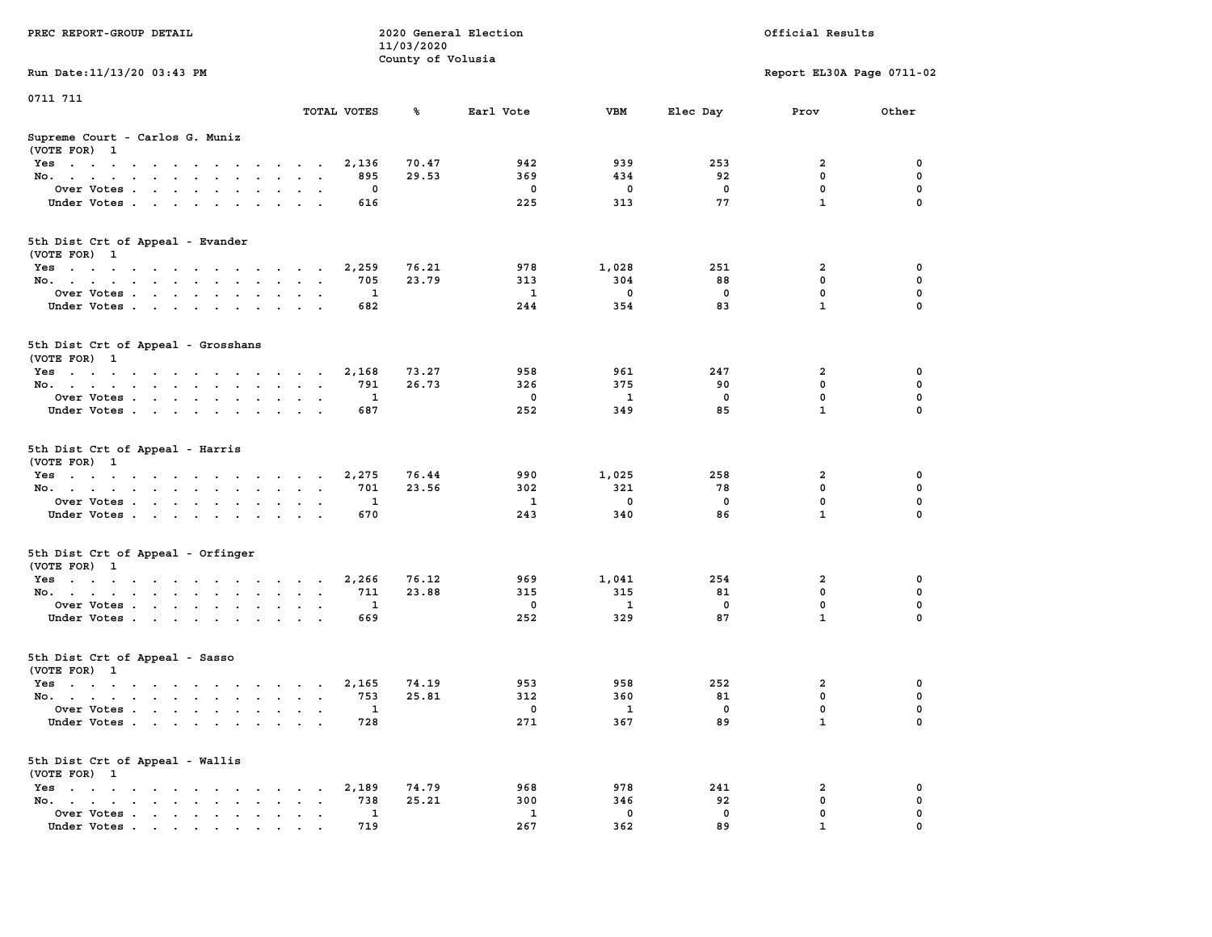PREC REPORT-GROUP DETAIL — 2020 General Election — 11/03/2020 — County of Volusia — Official Results

Run Date:11/13/20 03:43 PM — Report EL30A Page 0711-02

0711 711

### Supreme Court - Carlos G. Muniz
(VOTE FOR) 1

| | TOTAL VOTES | % | Earl Vote | VBM | Elec Day | Prov | Other |
|---|---|---|---|---|---|---|---|
| Yes | 2,136 | 70.47 | 942 | 939 | 253 | 2 | 0 |
| No. | 895 | 29.53 | 369 | 434 | 92 | 0 | 0 |
| Over Votes | 0 | | 0 | 0 | 0 | 0 | 0 |
| Under Votes | 616 | | 225 | 313 | 77 | 1 | 0 |

### 5th Dist Crt of Appeal - Evander
(VOTE FOR) 1

| | TOTAL VOTES | % | Earl Vote | VBM | Elec Day | Prov | Other |
|---|---|---|---|---|---|---|---|
| Yes | 2,259 | 76.21 | 978 | 1,028 | 251 | 2 | 0 |
| No. | 705 | 23.79 | 313 | 304 | 88 | 0 | 0 |
| Over Votes | 1 | | 1 | 0 | 0 | 0 | 0 |
| Under Votes | 682 | | 244 | 354 | 83 | 1 | 0 |

### 5th Dist Crt of Appeal - Grosshans
(VOTE FOR) 1

| | TOTAL VOTES | % | Earl Vote | VBM | Elec Day | Prov | Other |
|---|---|---|---|---|---|---|---|
| Yes | 2,168 | 73.27 | 958 | 961 | 247 | 2 | 0 |
| No. | 791 | 26.73 | 326 | 375 | 90 | 0 | 0 |
| Over Votes | 1 | | 0 | 1 | 0 | 0 | 0 |
| Under Votes | 687 | | 252 | 349 | 85 | 1 | 0 |

### 5th Dist Crt of Appeal - Harris
(VOTE FOR) 1

| | TOTAL VOTES | % | Earl Vote | VBM | Elec Day | Prov | Other |
|---|---|---|---|---|---|---|---|
| Yes | 2,275 | 76.44 | 990 | 1,025 | 258 | 2 | 0 |
| No. | 701 | 23.56 | 302 | 321 | 78 | 0 | 0 |
| Over Votes | 1 | | 1 | 0 | 0 | 0 | 0 |
| Under Votes | 670 | | 243 | 340 | 86 | 1 | 0 |

### 5th Dist Crt of Appeal - Orfinger
(VOTE FOR) 1

| | TOTAL VOTES | % | Earl Vote | VBM | Elec Day | Prov | Other |
|---|---|---|---|---|---|---|---|
| Yes | 2,266 | 76.12 | 969 | 1,041 | 254 | 2 | 0 |
| No. | 711 | 23.88 | 315 | 315 | 81 | 0 | 0 |
| Over Votes | 1 | | 0 | 1 | 0 | 0 | 0 |
| Under Votes | 669 | | 252 | 329 | 87 | 1 | 0 |

### 5th Dist Crt of Appeal - Sasso
(VOTE FOR) 1

| | TOTAL VOTES | % | Earl Vote | VBM | Elec Day | Prov | Other |
|---|---|---|---|---|---|---|---|
| Yes | 2,165 | 74.19 | 953 | 958 | 252 | 2 | 0 |
| No. | 753 | 25.81 | 312 | 360 | 81 | 0 | 0 |
| Over Votes | 1 | | 0 | 1 | 0 | 0 | 0 |
| Under Votes | 728 | | 271 | 367 | 89 | 1 | 0 |

### 5th Dist Crt of Appeal - Wallis
(VOTE FOR) 1

| | TOTAL VOTES | % | Earl Vote | VBM | Elec Day | Prov | Other |
|---|---|---|---|---|---|---|---|
| Yes | 2,189 | 74.79 | 968 | 978 | 241 | 2 | 0 |
| No. | 738 | 25.21 | 300 | 346 | 92 | 0 | 0 |
| Over Votes | 1 | | 1 | 0 | 0 | 0 | 0 |
| Under Votes | 719 | | 267 | 362 | 89 | 1 | 0 |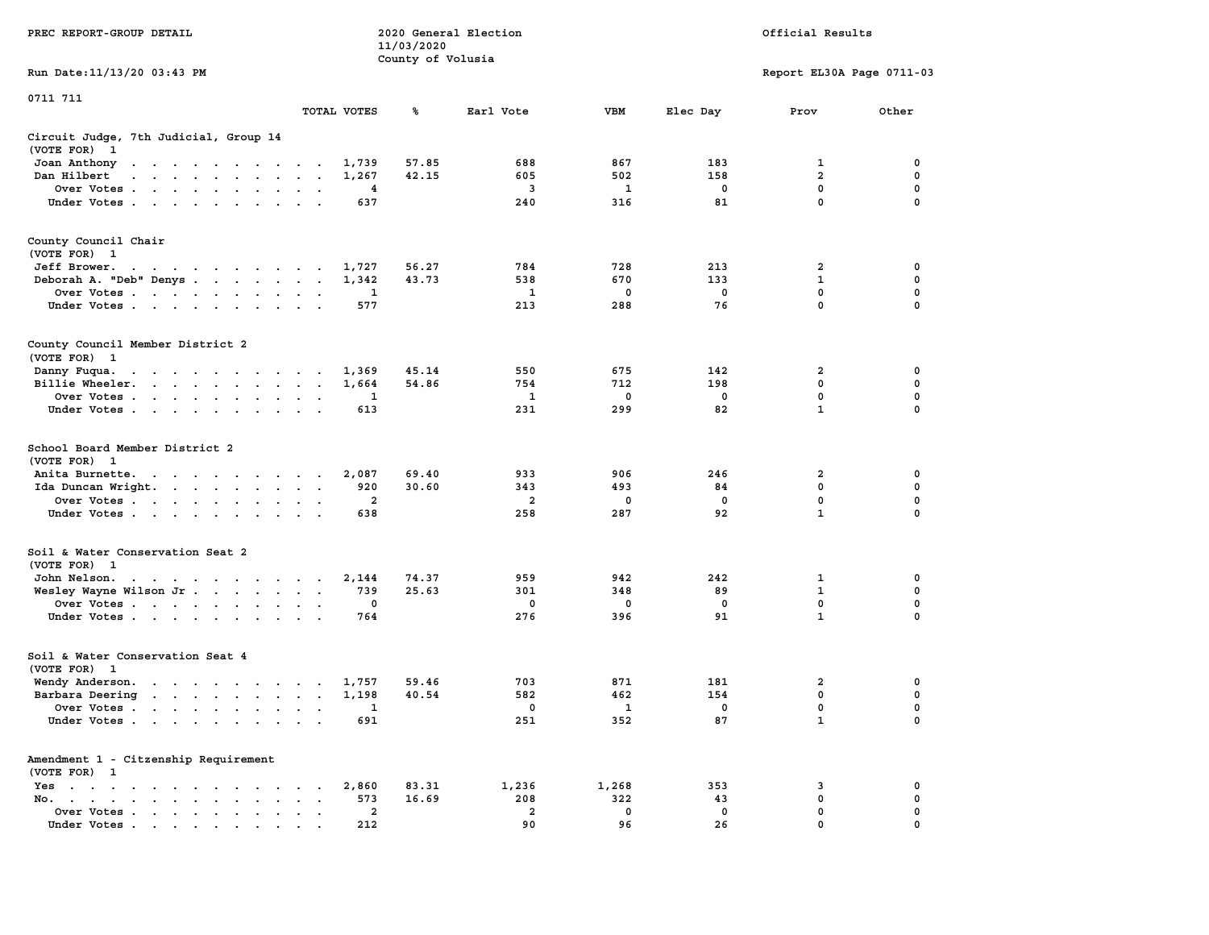PREC REPORT-GROUP DETAIL

2020 General Election
11/03/2020
County of Volusia

Official Results

Run Date:11/13/20 03:43 PM

Report EL30A Page 0711-03

0711 711

| | TOTAL VOTES | % | Earl Vote | VBM | Elec Day | Prov | Other |
|---|---|---|---|---|---|---|---|
| **Circuit Judge, 7th Judicial, Group 14** | | | | | | | |
| (VOTE FOR) 1 | | | | | | | |
| Joan Anthony | 1,739 | 57.85 | 688 | 867 | 183 | 1 | 0 |
| Dan Hilbert | 1,267 | 42.15 | 605 | 502 | 158 | 2 | 0 |
| Over Votes | 4 | | 3 | 1 | 0 | 0 | 0 |
| Under Votes | 637 | | 240 | 316 | 81 | 0 | 0 |
| **County Council Chair** | | | | | | | |
| (VOTE FOR) 1 | | | | | | | |
| Jeff Brower. | 1,727 | 56.27 | 784 | 728 | 213 | 2 | 0 |
| Deborah A. "Deb" Denys | 1,342 | 43.73 | 538 | 670 | 133 | 1 | 0 |
| Over Votes | 1 | | 1 | 0 | 0 | 0 | 0 |
| Under Votes | 577 | | 213 | 288 | 76 | 0 | 0 |
| **County Council Member District 2** | | | | | | | |
| (VOTE FOR) 1 | | | | | | | |
| Danny Fuqua. | 1,369 | 45.14 | 550 | 675 | 142 | 2 | 0 |
| Billie Wheeler. | 1,664 | 54.86 | 754 | 712 | 198 | 0 | 0 |
| Over Votes | 1 | | 1 | 0 | 0 | 0 | 0 |
| Under Votes | 613 | | 231 | 299 | 82 | 1 | 0 |
| **School Board Member District 2** | | | | | | | |
| (VOTE FOR) 1 | | | | | | | |
| Anita Burnette. | 2,087 | 69.40 | 933 | 906 | 246 | 2 | 0 |
| Ida Duncan Wright. | 920 | 30.60 | 343 | 493 | 84 | 0 | 0 |
| Over Votes | 2 | | 2 | 0 | 0 | 0 | 0 |
| Under Votes | 638 | | 258 | 287 | 92 | 1 | 0 |
| **Soil & Water Conservation Seat 2** | | | | | | | |
| (VOTE FOR) 1 | | | | | | | |
| John Nelson. | 2,144 | 74.37 | 959 | 942 | 242 | 1 | 0 |
| Wesley Wayne Wilson Jr | 739 | 25.63 | 301 | 348 | 89 | 1 | 0 |
| Over Votes | 0 | | 0 | 0 | 0 | 0 | 0 |
| Under Votes | 764 | | 276 | 396 | 91 | 1 | 0 |
| **Soil & Water Conservation Seat 4** | | | | | | | |
| (VOTE FOR) 1 | | | | | | | |
| Wendy Anderson. | 1,757 | 59.46 | 703 | 871 | 181 | 2 | 0 |
| Barbara Deering | 1,198 | 40.54 | 582 | 462 | 154 | 0 | 0 |
| Over Votes | 1 | | 0 | 1 | 0 | 0 | 0 |
| Under Votes | 691 | | 251 | 352 | 87 | 1 | 0 |
| **Amendment 1 - Citzenship Requirement** | | | | | | | |
| (VOTE FOR) 1 | | | | | | | |
| Yes | 2,860 | 83.31 | 1,236 | 1,268 | 353 | 3 | 0 |
| No. | 573 | 16.69 | 208 | 322 | 43 | 0 | 0 |
| Over Votes | 2 | | 2 | 0 | 0 | 0 | 0 |
| Under Votes | 212 | | 90 | 96 | 26 | 0 | 0 |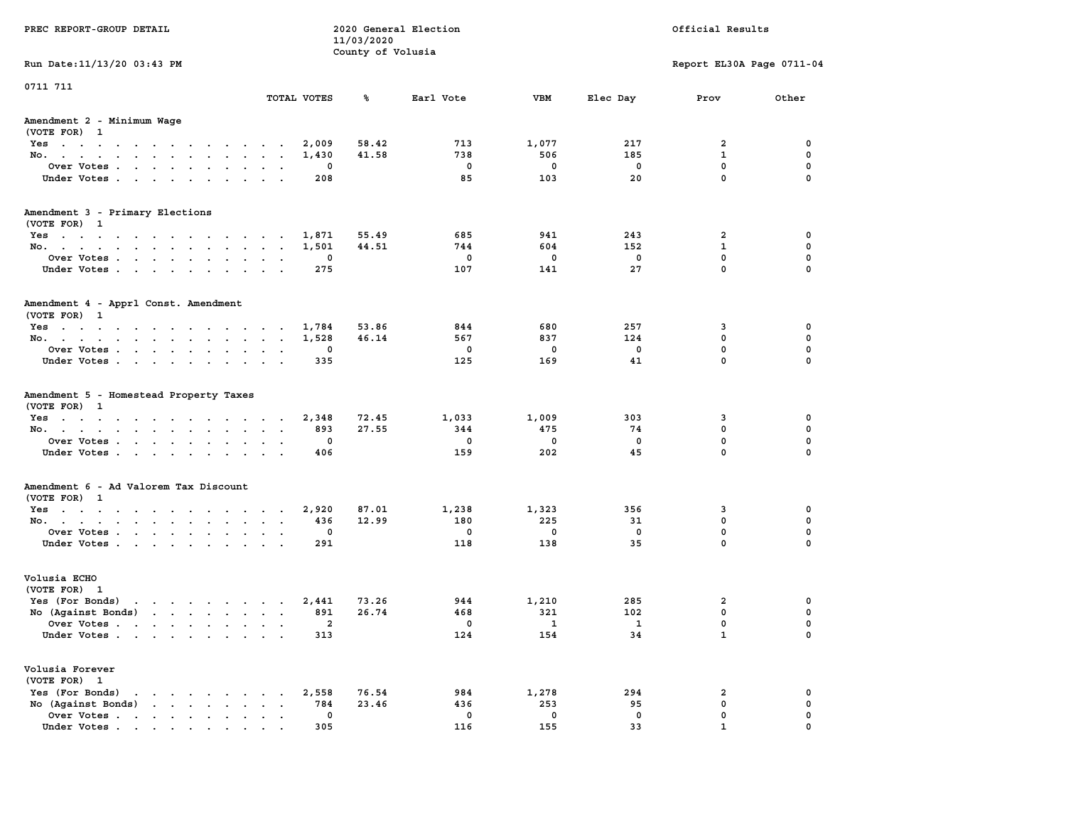PREC REPORT-GROUP DETAIL

2020 General Election
11/03/2020
County of Volusia

Official Results

Run Date:11/13/20 03:43 PM

Report EL30A Page 0711-04

0711 711

| | TOTAL VOTES | % | Earl Vote | VBM | Elec Day | Prov | Other |
|---|---|---|---|---|---|---|---|
| **Amendment 2 - Minimum Wage** | | | | | | | |
| (VOTE FOR) 1 | | | | | | | |
| Yes | 2,009 | 58.42 | 713 | 1,077 | 217 | 2 | 0 |
| No. | 1,430 | 41.58 | 738 | 506 | 185 | 1 | 0 |
| Over Votes | 0 | | 0 | 0 | 0 | 0 | 0 |
| Under Votes | 208 | | 85 | 103 | 20 | 0 | 0 |
| **Amendment 3 - Primary Elections** | | | | | | | |
| (VOTE FOR) 1 | | | | | | | |
| Yes | 1,871 | 55.49 | 685 | 941 | 243 | 2 | 0 |
| No. | 1,501 | 44.51 | 744 | 604 | 152 | 1 | 0 |
| Over Votes | 0 | | 0 | 0 | 0 | 0 | 0 |
| Under Votes | 275 | | 107 | 141 | 27 | 0 | 0 |
| **Amendment 4 - Apprl Const. Amendment** | | | | | | | |
| (VOTE FOR) 1 | | | | | | | |
| Yes | 1,784 | 53.86 | 844 | 680 | 257 | 3 | 0 |
| No. | 1,528 | 46.14 | 567 | 837 | 124 | 0 | 0 |
| Over Votes | 0 | | 0 | 0 | 0 | 0 | 0 |
| Under Votes | 335 | | 125 | 169 | 41 | 0 | 0 |
| **Amendment 5 - Homestead Property Taxes** | | | | | | | |
| (VOTE FOR) 1 | | | | | | | |
| Yes | 2,348 | 72.45 | 1,033 | 1,009 | 303 | 3 | 0 |
| No. | 893 | 27.55 | 344 | 475 | 74 | 0 | 0 |
| Over Votes | 0 | | 0 | 0 | 0 | 0 | 0 |
| Under Votes | 406 | | 159 | 202 | 45 | 0 | 0 |
| **Amendment 6 - Ad Valorem Tax Discount** | | | | | | | |
| (VOTE FOR) 1 | | | | | | | |
| Yes | 2,920 | 87.01 | 1,238 | 1,323 | 356 | 3 | 0 |
| No. | 436 | 12.99 | 180 | 225 | 31 | 0 | 0 |
| Over Votes | 0 | | 0 | 0 | 0 | 0 | 0 |
| Under Votes | 291 | | 118 | 138 | 35 | 0 | 0 |
| **Volusia ECHO** | | | | | | | |
| (VOTE FOR) 1 | | | | | | | |
| Yes (For Bonds) | 2,441 | 73.26 | 944 | 1,210 | 285 | 2 | 0 |
| No (Against Bonds) | 891 | 26.74 | 468 | 321 | 102 | 0 | 0 |
| Over Votes | 2 | | 0 | 1 | 1 | 0 | 0 |
| Under Votes | 313 | | 124 | 154 | 34 | 1 | 0 |
| **Volusia Forever** | | | | | | | |
| (VOTE FOR) 1 | | | | | | | |
| Yes (For Bonds) | 2,558 | 76.54 | 984 | 1,278 | 294 | 2 | 0 |
| No (Against Bonds) | 784 | 23.46 | 436 | 253 | 95 | 0 | 0 |
| Over Votes | 0 | | 0 | 0 | 0 | 0 | 0 |
| Under Votes | 305 | | 116 | 155 | 33 | 1 | 0 |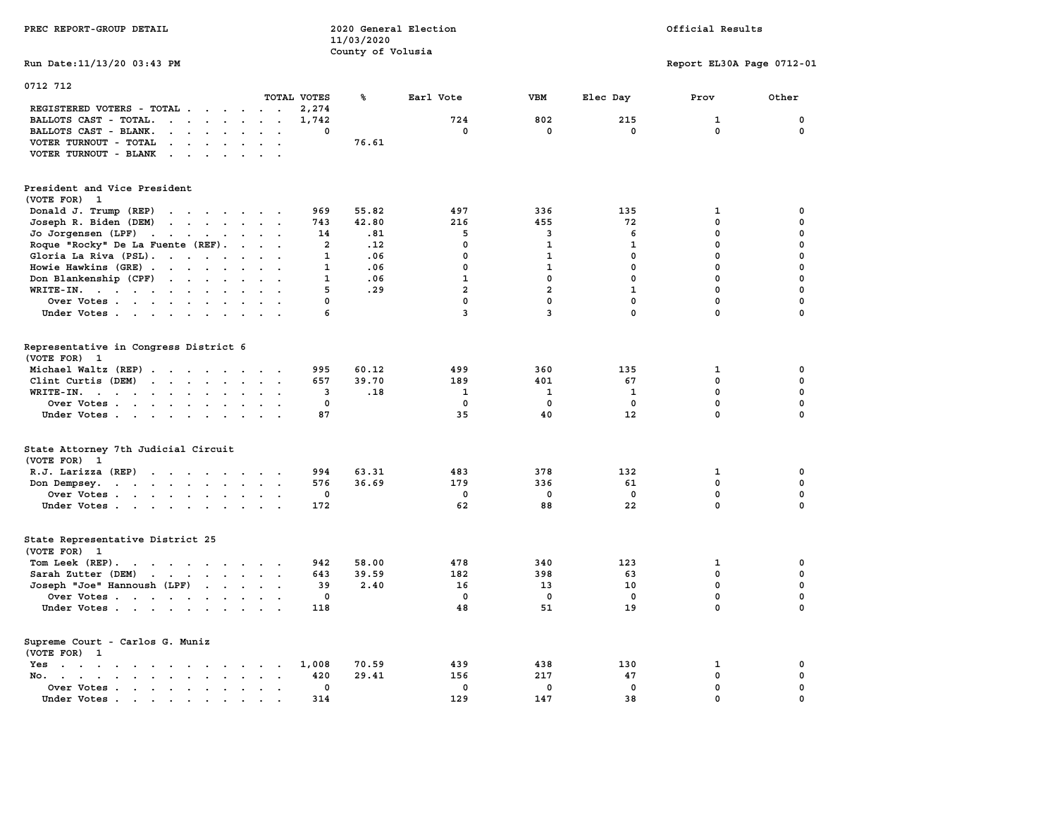PREC REPORT-GROUP DETAIL

2020 General Election
11/03/2020
County of Volusia

Official Results

Run Date:11/13/20 03:43 PM

Report EL30A Page 0712-01

0712 712

| | TOTAL VOTES | % | Earl Vote | VBM | Elec Day | Prov | Other |
|---|---|---|---|---|---|---|---|
| REGISTERED VOTERS - TOTAL | 2,274 | | | | | | |
| BALLOTS CAST - TOTAL. | 1,742 | | 724 | 802 | 215 | 1 | 0 |
| BALLOTS CAST - BLANK. | 0 | | 0 | 0 | 0 | 0 | 0 |
| VOTER TURNOUT - TOTAL | | 76.61 | | | | | |
| VOTER TURNOUT - BLANK | | | | | | | |

## President and Vice President
(VOTE FOR) 1

| | TOTAL VOTES | % | Earl Vote | VBM | Elec Day | Prov | Other |
|---|---|---|---|---|---|---|---|
| Donald J. Trump (REP) | 969 | 55.82 | 497 | 336 | 135 | 1 | 0 |
| Joseph R. Biden (DEM) | 743 | 42.80 | 216 | 455 | 72 | 0 | 0 |
| Jo Jorgensen (LPF) | 14 | .81 | 5 | 3 | 6 | 0 | 0 |
| Roque "Rocky" De La Fuente (REF). | 2 | .12 | 0 | 1 | 1 | 0 | 0 |
| Gloria La Riva (PSL). | 1 | .06 | 0 | 1 | 0 | 0 | 0 |
| Howie Hawkins (GRE) | 1 | .06 | 0 | 1 | 0 | 0 | 0 |
| Don Blankenship (CPF) | 1 | .06 | 1 | 0 | 0 | 0 | 0 |
| WRITE-IN. | 5 | .29 | 2 | 2 | 1 | 0 | 0 |
| Over Votes | 0 | | 0 | 0 | 0 | 0 | 0 |
| Under Votes | 6 | | 3 | 3 | 0 | 0 | 0 |

## Representative in Congress District 6
(VOTE FOR) 1

| | TOTAL VOTES | % | Earl Vote | VBM | Elec Day | Prov | Other |
|---|---|---|---|---|---|---|---|
| Michael Waltz (REP) | 995 | 60.12 | 499 | 360 | 135 | 1 | 0 |
| Clint Curtis (DEM) | 657 | 39.70 | 189 | 401 | 67 | 0 | 0 |
| WRITE-IN. | 3 | .18 | 1 | 1 | 1 | 0 | 0 |
| Over Votes | 0 | | 0 | 0 | 0 | 0 | 0 |
| Under Votes | 87 | | 35 | 40 | 12 | 0 | 0 |

## State Attorney 7th Judicial Circuit
(VOTE FOR) 1

| | TOTAL VOTES | % | Earl Vote | VBM | Elec Day | Prov | Other |
|---|---|---|---|---|---|---|---|
| R.J. Larizza (REP) | 994 | 63.31 | 483 | 378 | 132 | 1 | 0 |
| Don Dempsey. | 576 | 36.69 | 179 | 336 | 61 | 0 | 0 |
| Over Votes | 0 | | 0 | 0 | 0 | 0 | 0 |
| Under Votes | 172 | | 62 | 88 | 22 | 0 | 0 |

## State Representative District 25
(VOTE FOR) 1

| | TOTAL VOTES | % | Earl Vote | VBM | Elec Day | Prov | Other |
|---|---|---|---|---|---|---|---|
| Tom Leek (REP). | 942 | 58.00 | 478 | 340 | 123 | 1 | 0 |
| Sarah Zutter (DEM) | 643 | 39.59 | 182 | 398 | 63 | 0 | 0 |
| Joseph "Joe" Hannoush (LPF) | 39 | 2.40 | 16 | 13 | 10 | 0 | 0 |
| Over Votes | 0 | | 0 | 0 | 0 | 0 | 0 |
| Under Votes | 118 | | 48 | 51 | 19 | 0 | 0 |

## Supreme Court - Carlos G. Muniz
(VOTE FOR) 1

| | TOTAL VOTES | % | Earl Vote | VBM | Elec Day | Prov | Other |
|---|---|---|---|---|---|---|---|
| Yes | 1,008 | 70.59 | 439 | 438 | 130 | 1 | 0 |
| No. | 420 | 29.41 | 156 | 217 | 47 | 0 | 0 |
| Over Votes | 0 | | 0 | 0 | 0 | 0 | 0 |
| Under Votes | 314 | | 129 | 147 | 38 | 0 | 0 |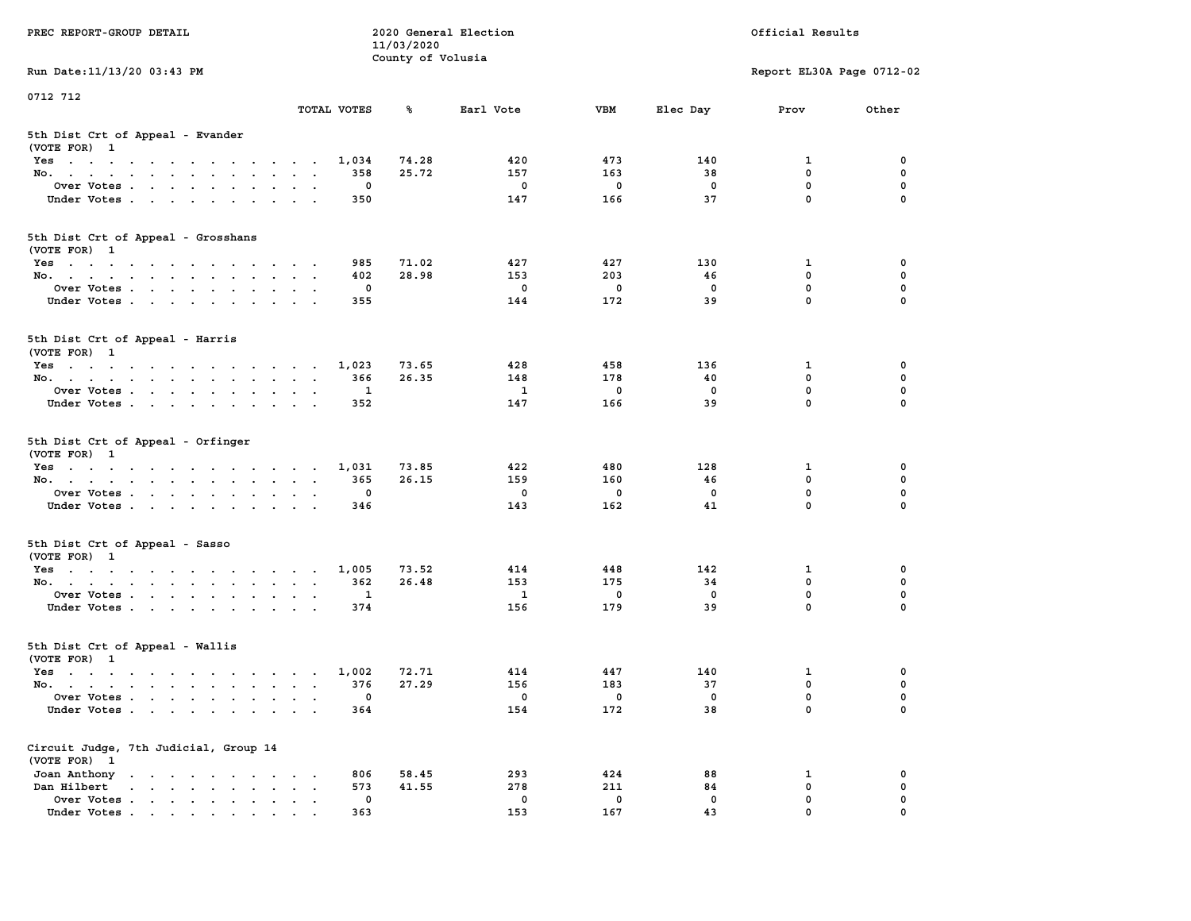PREC REPORT-GROUP DETAIL

2020 General Election
11/03/2020
County of Volusia

Official Results

Run Date:11/13/20 03:43 PM

Report EL30A Page 0712-02

0712 712

## 5th Dist Crt of Appeal - Evander

(VOTE FOR) 1

| | TOTAL VOTES | % | Earl Vote | VBM | Elec Day | Prov | Other |
|---|---|---|---|---|---|---|---|
| Yes | 1,034 | 74.28 | 420 | 473 | 140 | 1 | 0 |
| No. | 358 | 25.72 | 157 | 163 | 38 | 0 | 0 |
| Over Votes | 0 | | 0 | 0 | 0 | 0 | 0 |
| Under Votes | 350 | | 147 | 166 | 37 | 0 | 0 |

## 5th Dist Crt of Appeal - Grosshans

(VOTE FOR) 1

| | TOTAL VOTES | % | Earl Vote | VBM | Elec Day | Prov | Other |
|---|---|---|---|---|---|---|---|
| Yes | 985 | 71.02 | 427 | 427 | 130 | 1 | 0 |
| No. | 402 | 28.98 | 153 | 203 | 46 | 0 | 0 |
| Over Votes | 0 | | 0 | 0 | 0 | 0 | 0 |
| Under Votes | 355 | | 144 | 172 | 39 | 0 | 0 |

## 5th Dist Crt of Appeal - Harris

(VOTE FOR) 1

| | TOTAL VOTES | % | Earl Vote | VBM | Elec Day | Prov | Other |
|---|---|---|---|---|---|---|---|
| Yes | 1,023 | 73.65 | 428 | 458 | 136 | 1 | 0 |
| No. | 366 | 26.35 | 148 | 178 | 40 | 0 | 0 |
| Over Votes | 1 | | 1 | 0 | 0 | 0 | 0 |
| Under Votes | 352 | | 147 | 166 | 39 | 0 | 0 |

## 5th Dist Crt of Appeal - Orfinger

(VOTE FOR) 1

| | TOTAL VOTES | % | Earl Vote | VBM | Elec Day | Prov | Other |
|---|---|---|---|---|---|---|---|
| Yes | 1,031 | 73.85 | 422 | 480 | 128 | 1 | 0 |
| No. | 365 | 26.15 | 159 | 160 | 46 | 0 | 0 |
| Over Votes | 0 | | 0 | 0 | 0 | 0 | 0 |
| Under Votes | 346 | | 143 | 162 | 41 | 0 | 0 |

## 5th Dist Crt of Appeal - Sasso

(VOTE FOR) 1

| | TOTAL VOTES | % | Earl Vote | VBM | Elec Day | Prov | Other |
|---|---|---|---|---|---|---|---|
| Yes | 1,005 | 73.52 | 414 | 448 | 142 | 1 | 0 |
| No. | 362 | 26.48 | 153 | 175 | 34 | 0 | 0 |
| Over Votes | 1 | | 1 | 0 | 0 | 0 | 0 |
| Under Votes | 374 | | 156 | 179 | 39 | 0 | 0 |

## 5th Dist Crt of Appeal - Wallis

(VOTE FOR) 1

| | TOTAL VOTES | % | Earl Vote | VBM | Elec Day | Prov | Other |
|---|---|---|---|---|---|---|---|
| Yes | 1,002 | 72.71 | 414 | 447 | 140 | 1 | 0 |
| No. | 376 | 27.29 | 156 | 183 | 37 | 0 | 0 |
| Over Votes | 0 | | 0 | 0 | 0 | 0 | 0 |
| Under Votes | 364 | | 154 | 172 | 38 | 0 | 0 |

## Circuit Judge, 7th Judicial, Group 14

(VOTE FOR) 1

| | TOTAL VOTES | % | Earl Vote | VBM | Elec Day | Prov | Other |
|---|---|---|---|---|---|---|---|
| Joan Anthony | 806 | 58.45 | 293 | 424 | 88 | 1 | 0 |
| Dan Hilbert | 573 | 41.55 | 278 | 211 | 84 | 0 | 0 |
| Over Votes | 0 | | 0 | 0 | 0 | 0 | 0 |
| Under Votes | 363 | | 153 | 167 | 43 | 0 | 0 |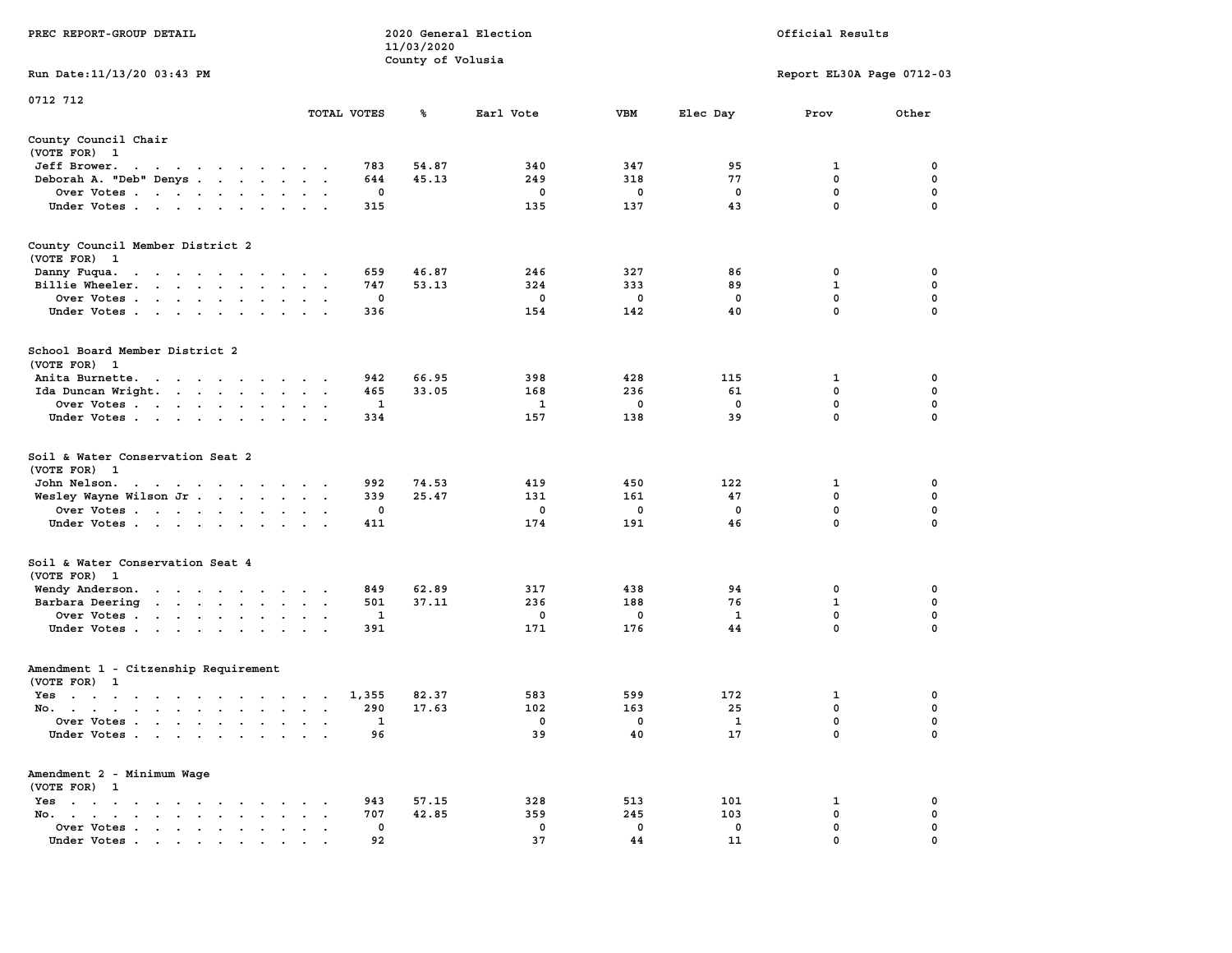PREC REPORT-GROUP DETAIL

2020 General Election
11/03/2020
County of Volusia

Official Results

Run Date:11/13/20 03:43 PM

Report EL30A Page 0712-03

0712 712

| | TOTAL VOTES | % | Earl Vote | VBM | Elec Day | Prov | Other |
|---|---|---|---|---|---|---|---|
| **County Council Chair** | | | | | | | |
| (VOTE FOR) 1 | | | | | | | |
| Jeff Brower | 783 | 54.87 | 340 | 347 | 95 | 1 | 0 |
| Deborah A. "Deb" Denys | 644 | 45.13 | 249 | 318 | 77 | 0 | 0 |
| Over Votes | 0 | | 0 | 0 | 0 | 0 | 0 |
| Under Votes | 315 | | 135 | 137 | 43 | 0 | 0 |
| **County Council Member District 2** | | | | | | | |
| (VOTE FOR) 1 | | | | | | | |
| Danny Fuqua | 659 | 46.87 | 246 | 327 | 86 | 0 | 0 |
| Billie Wheeler | 747 | 53.13 | 324 | 333 | 89 | 1 | 0 |
| Over Votes | 0 | | 0 | 0 | 0 | 0 | 0 |
| Under Votes | 336 | | 154 | 142 | 40 | 0 | 0 |
| **School Board Member District 2** | | | | | | | |
| (VOTE FOR) 1 | | | | | | | |
| Anita Burnette | 942 | 66.95 | 398 | 428 | 115 | 1 | 0 |
| Ida Duncan Wright | 465 | 33.05 | 168 | 236 | 61 | 0 | 0 |
| Over Votes | 1 | | 1 | 0 | 0 | 0 | 0 |
| Under Votes | 334 | | 157 | 138 | 39 | 0 | 0 |
| **Soil & Water Conservation Seat 2** | | | | | | | |
| (VOTE FOR) 1 | | | | | | | |
| John Nelson | 992 | 74.53 | 419 | 450 | 122 | 1 | 0 |
| Wesley Wayne Wilson Jr | 339 | 25.47 | 131 | 161 | 47 | 0 | 0 |
| Over Votes | 0 | | 0 | 0 | 0 | 0 | 0 |
| Under Votes | 411 | | 174 | 191 | 46 | 0 | 0 |
| **Soil & Water Conservation Seat 4** | | | | | | | |
| (VOTE FOR) 1 | | | | | | | |
| Wendy Anderson | 849 | 62.89 | 317 | 438 | 94 | 0 | 0 |
| Barbara Deering | 501 | 37.11 | 236 | 188 | 76 | 1 | 0 |
| Over Votes | 1 | | 0 | 0 | 1 | 0 | 0 |
| Under Votes | 391 | | 171 | 176 | 44 | 0 | 0 |
| **Amendment 1 - Citzenship Requirement** | | | | | | | |
| (VOTE FOR) 1 | | | | | | | |
| Yes | 1,355 | 82.37 | 583 | 599 | 172 | 1 | 0 |
| No | 290 | 17.63 | 102 | 163 | 25 | 0 | 0 |
| Over Votes | 1 | | 0 | 0 | 1 | 0 | 0 |
| Under Votes | 96 | | 39 | 40 | 17 | 0 | 0 |
| **Amendment 2 - Minimum Wage** | | | | | | | |
| (VOTE FOR) 1 | | | | | | | |
| Yes | 943 | 57.15 | 328 | 513 | 101 | 1 | 0 |
| No | 707 | 42.85 | 359 | 245 | 103 | 0 | 0 |
| Over Votes | 0 | | 0 | 0 | 0 | 0 | 0 |
| Under Votes | 92 | | 37 | 44 | 11 | 0 | 0 |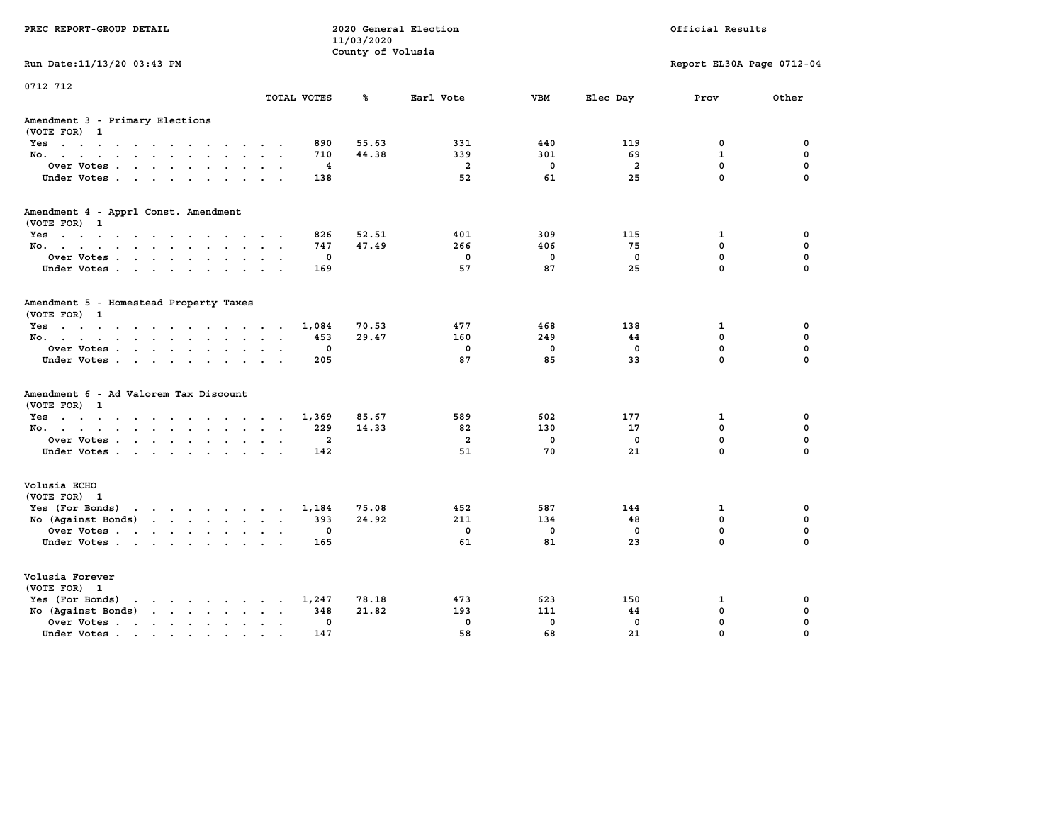PREC REPORT-GROUP DETAIL

2020 General Election
11/03/2020
County of Volusia

Official Results

Run Date:11/13/20 03:43 PM

Report EL30A Page 0712-04

0712 712

| | TOTAL VOTES | % | Earl Vote | VBM | Elec Day | Prov | Other |
|---|---|---|---|---|---|---|---|
| **Amendment 3 - Primary Elections** | | | | | | | |
| (VOTE FOR) 1 | | | | | | | |
| Yes | 890 | 55.63 | 331 | 440 | 119 | 0 | 0 |
| No. | 710 | 44.38 | 339 | 301 | 69 | 1 | 0 |
| Over Votes | 4 | | 2 | 0 | 2 | 0 | 0 |
| Under Votes | 138 | | 52 | 61 | 25 | 0 | 0 |
| **Amendment 4 - Apprl Const. Amendment** | | | | | | | |
| (VOTE FOR) 1 | | | | | | | |
| Yes | 826 | 52.51 | 401 | 309 | 115 | 1 | 0 |
| No. | 747 | 47.49 | 266 | 406 | 75 | 0 | 0 |
| Over Votes | 0 | | 0 | 0 | 0 | 0 | 0 |
| Under Votes | 169 | | 57 | 87 | 25 | 0 | 0 |
| **Amendment 5 - Homestead Property Taxes** | | | | | | | |
| (VOTE FOR) 1 | | | | | | | |
| Yes | 1,084 | 70.53 | 477 | 468 | 138 | 1 | 0 |
| No. | 453 | 29.47 | 160 | 249 | 44 | 0 | 0 |
| Over Votes | 0 | | 0 | 0 | 0 | 0 | 0 |
| Under Votes | 205 | | 87 | 85 | 33 | 0 | 0 |
| **Amendment 6 - Ad Valorem Tax Discount** | | | | | | | |
| (VOTE FOR) 1 | | | | | | | |
| Yes | 1,369 | 85.67 | 589 | 602 | 177 | 1 | 0 |
| No. | 229 | 14.33 | 82 | 130 | 17 | 0 | 0 |
| Over Votes | 2 | | 2 | 0 | 0 | 0 | 0 |
| Under Votes | 142 | | 51 | 70 | 21 | 0 | 0 |
| **Volusia ECHO** | | | | | | | |
| (VOTE FOR) 1 | | | | | | | |
| Yes (For Bonds) | 1,184 | 75.08 | 452 | 587 | 144 | 1 | 0 |
| No (Against Bonds) | 393 | 24.92 | 211 | 134 | 48 | 0 | 0 |
| Over Votes | 0 | | 0 | 0 | 0 | 0 | 0 |
| Under Votes | 165 | | 61 | 81 | 23 | 0 | 0 |
| **Volusia Forever** | | | | | | | |
| (VOTE FOR) 1 | | | | | | | |
| Yes (For Bonds) | 1,247 | 78.18 | 473 | 623 | 150 | 1 | 0 |
| No (Against Bonds) | 348 | 21.82 | 193 | 111 | 44 | 0 | 0 |
| Over Votes | 0 | | 0 | 0 | 0 | 0 | 0 |
| Under Votes | 147 | | 58 | 68 | 21 | 0 | 0 |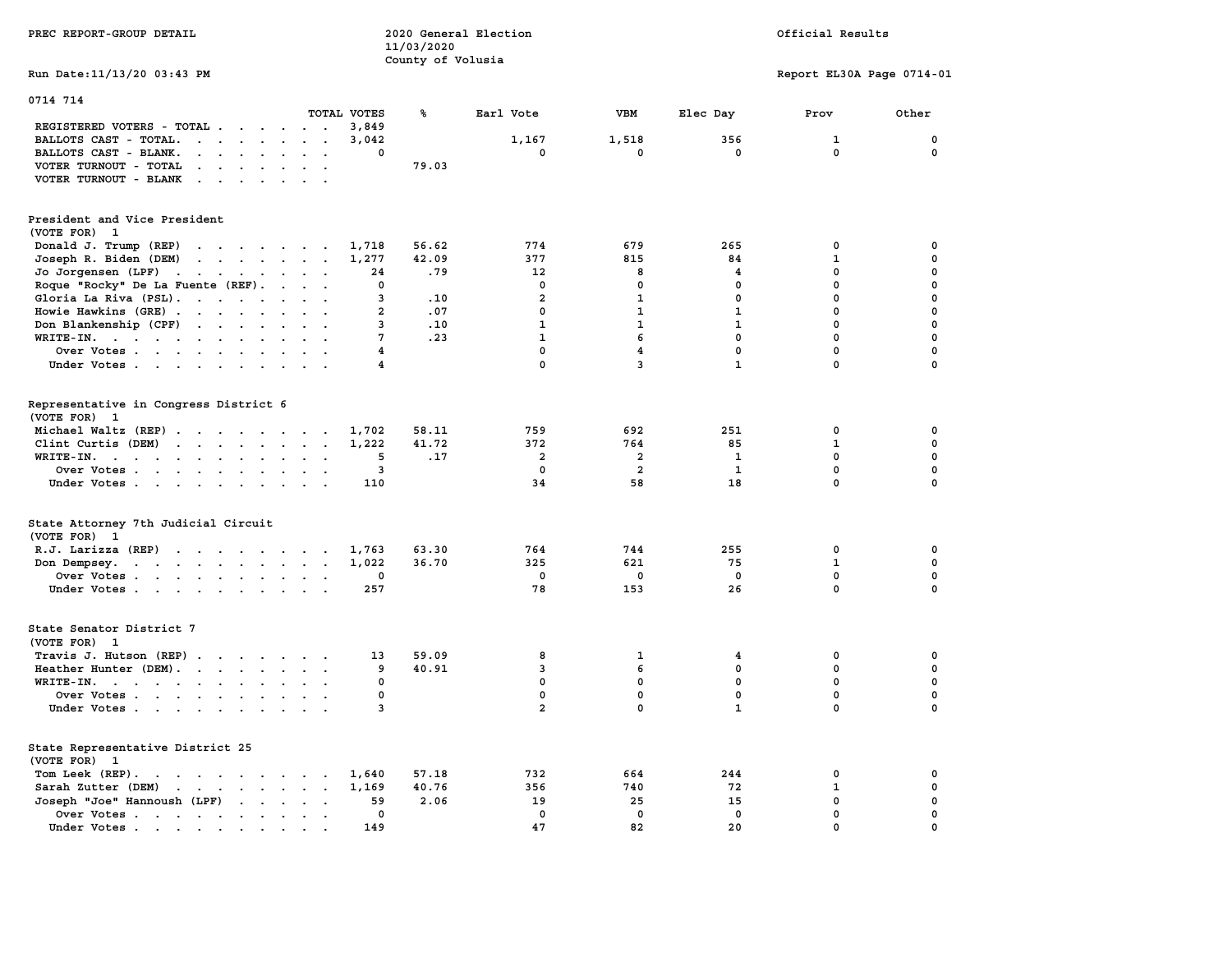PREC REPORT-GROUP DETAIL

2020 General Election
11/03/2020
County of Volusia

Official Results

Run Date:11/13/20 03:43 PM

Report EL30A Page 0714-01

0714 714

| | TOTAL VOTES | % | Earl Vote | VBM | Elec Day | Prov | Other |
|---|---|---|---|---|---|---|---|
| REGISTERED VOTERS - TOTAL | 3,849 | | | | | | |
| BALLOTS CAST - TOTAL. | 3,042 | | 1,167 | 1,518 | 356 | 1 | 0 |
| BALLOTS CAST - BLANK. | 0 | | 0 | 0 | 0 | 0 | 0 |
| VOTER TURNOUT - TOTAL | | 79.03 | | | | | |
| VOTER TURNOUT - BLANK | | | | | | | |

## President and Vice President
(VOTE FOR) 1

| | TOTAL VOTES | % | Earl Vote | VBM | Elec Day | Prov | Other |
|---|---|---|---|---|---|---|---|
| Donald J. Trump (REP) | 1,718 | 56.62 | 774 | 679 | 265 | 0 | 0 |
| Joseph R. Biden (DEM) | 1,277 | 42.09 | 377 | 815 | 84 | 1 | 0 |
| Jo Jorgensen (LPF) | 24 | .79 | 12 | 8 | 4 | 0 | 0 |
| Roque "Rocky" De La Fuente (REF). | 0 | | 0 | 0 | 0 | 0 | 0 |
| Gloria La Riva (PSL). | 3 | .10 | 2 | 1 | 0 | 0 | 0 |
| Howie Hawkins (GRE) | 2 | .07 | 0 | 1 | 1 | 0 | 0 |
| Don Blankenship (CPF) | 3 | .10 | 1 | 1 | 1 | 0 | 0 |
| WRITE-IN. | 7 | .23 | 1 | 6 | 0 | 0 | 0 |
| Over Votes | 4 | | 0 | 4 | 0 | 0 | 0 |
| Under Votes | 4 | | 0 | 3 | 1 | 0 | 0 |

## Representative in Congress District 6
(VOTE FOR) 1

| | TOTAL VOTES | % | Earl Vote | VBM | Elec Day | Prov | Other |
|---|---|---|---|---|---|---|---|
| Michael Waltz (REP) | 1,702 | 58.11 | 759 | 692 | 251 | 0 | 0 |
| Clint Curtis (DEM) | 1,222 | 41.72 | 372 | 764 | 85 | 1 | 0 |
| WRITE-IN. | 5 | .17 | 2 | 2 | 1 | 0 | 0 |
| Over Votes | 3 | | 0 | 2 | 1 | 0 | 0 |
| Under Votes | 110 | | 34 | 58 | 18 | 0 | 0 |

## State Attorney 7th Judicial Circuit
(VOTE FOR) 1

| | TOTAL VOTES | % | Earl Vote | VBM | Elec Day | Prov | Other |
|---|---|---|---|---|---|---|---|
| R.J. Larizza (REP) | 1,763 | 63.30 | 764 | 744 | 255 | 0 | 0 |
| Don Dempsey. | 1,022 | 36.70 | 325 | 621 | 75 | 1 | 0 |
| Over Votes | 0 | | 0 | 0 | 0 | 0 | 0 |
| Under Votes | 257 | | 78 | 153 | 26 | 0 | 0 |

## State Senator District 7
(VOTE FOR) 1

| | TOTAL VOTES | % | Earl Vote | VBM | Elec Day | Prov | Other |
|---|---|---|---|---|---|---|---|
| Travis J. Hutson (REP) | 13 | 59.09 | 8 | 1 | 4 | 0 | 0 |
| Heather Hunter (DEM). | 9 | 40.91 | 3 | 6 | 0 | 0 | 0 |
| WRITE-IN. | 0 | | 0 | 0 | 0 | 0 | 0 |
| Over Votes | 0 | | 0 | 0 | 0 | 0 | 0 |
| Under Votes | 3 | | 2 | 0 | 1 | 0 | 0 |

## State Representative District 25
(VOTE FOR) 1

| | TOTAL VOTES | % | Earl Vote | VBM | Elec Day | Prov | Other |
|---|---|---|---|---|---|---|---|
| Tom Leek (REP). | 1,640 | 57.18 | 732 | 664 | 244 | 0 | 0 |
| Sarah Zutter (DEM) | 1,169 | 40.76 | 356 | 740 | 72 | 1 | 0 |
| Joseph "Joe" Hannoush (LPF) | 59 | 2.06 | 19 | 25 | 15 | 0 | 0 |
| Over Votes | 0 | | 0 | 0 | 0 | 0 | 0 |
| Under Votes | 149 | | 47 | 82 | 20 | 0 | 0 |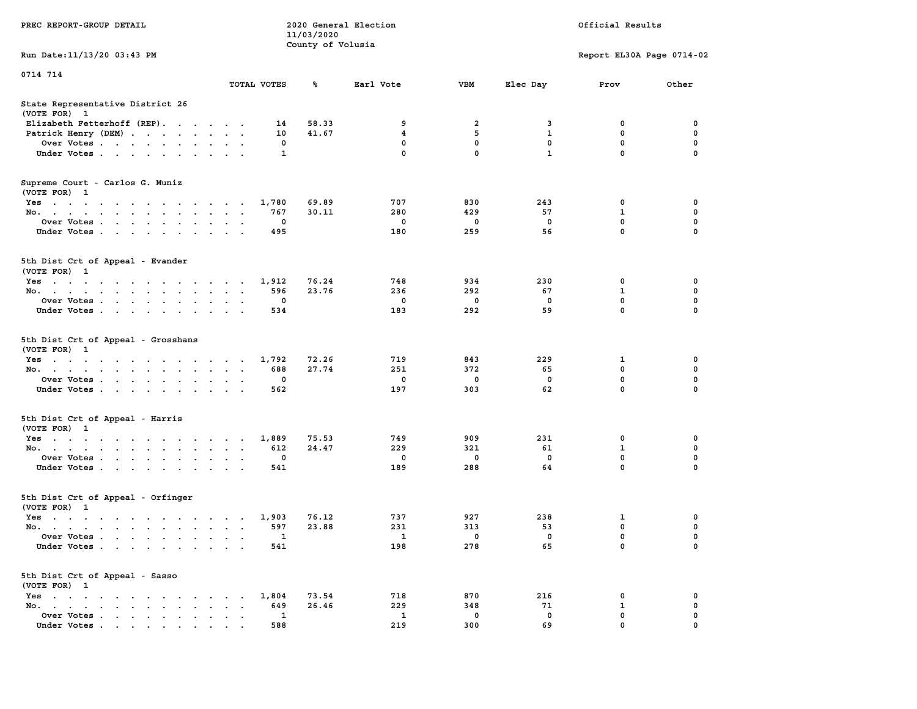PREC REPORT-GROUP DETAIL

2020 General Election
11/03/2020
County of Volusia

Official Results

Run Date:11/13/20 03:43 PM

Report EL30A Page 0714-02

0714 714

| | TOTAL VOTES | % | Earl Vote | VBM | Elec Day | Prov | Other |
|---|---|---|---|---|---|---|---|
| **State Representative District 26** | | | | | | | |
| (VOTE FOR) 1 | | | | | | | |
| Elizabeth Fetterhoff (REP) | 14 | 58.33 | 9 | 2 | 3 | 0 | 0 |
| Patrick Henry (DEM) | 10 | 41.67 | 4 | 5 | 1 | 0 | 0 |
| Over Votes | 0 | | 0 | 0 | 0 | 0 | 0 |
| Under Votes | 1 | | 0 | 0 | 1 | 0 | 0 |
| **Supreme Court - Carlos G. Muniz** | | | | | | | |
| (VOTE FOR) 1 | | | | | | | |
| Yes | 1,780 | 69.89 | 707 | 830 | 243 | 0 | 0 |
| No | 767 | 30.11 | 280 | 429 | 57 | 1 | 0 |
| Over Votes | 0 | | 0 | 0 | 0 | 0 | 0 |
| Under Votes | 495 | | 180 | 259 | 56 | 0 | 0 |
| **5th Dist Crt of Appeal - Evander** | | | | | | | |
| (VOTE FOR) 1 | | | | | | | |
| Yes | 1,912 | 76.24 | 748 | 934 | 230 | 0 | 0 |
| No | 596 | 23.76 | 236 | 292 | 67 | 1 | 0 |
| Over Votes | 0 | | 0 | 0 | 0 | 0 | 0 |
| Under Votes | 534 | | 183 | 292 | 59 | 0 | 0 |
| **5th Dist Crt of Appeal - Grosshans** | | | | | | | |
| (VOTE FOR) 1 | | | | | | | |
| Yes | 1,792 | 72.26 | 719 | 843 | 229 | 1 | 0 |
| No | 688 | 27.74 | 251 | 372 | 65 | 0 | 0 |
| Over Votes | 0 | | 0 | 0 | 0 | 0 | 0 |
| Under Votes | 562 | | 197 | 303 | 62 | 0 | 0 |
| **5th Dist Crt of Appeal - Harris** | | | | | | | |
| (VOTE FOR) 1 | | | | | | | |
| Yes | 1,889 | 75.53 | 749 | 909 | 231 | 0 | 0 |
| No | 612 | 24.47 | 229 | 321 | 61 | 1 | 0 |
| Over Votes | 0 | | 0 | 0 | 0 | 0 | 0 |
| Under Votes | 541 | | 189 | 288 | 64 | 0 | 0 |
| **5th Dist Crt of Appeal - Orfinger** | | | | | | | |
| (VOTE FOR) 1 | | | | | | | |
| Yes | 1,903 | 76.12 | 737 | 927 | 238 | 1 | 0 |
| No | 597 | 23.88 | 231 | 313 | 53 | 0 | 0 |
| Over Votes | 1 | | 1 | 0 | 0 | 0 | 0 |
| Under Votes | 541 | | 198 | 278 | 65 | 0 | 0 |
| **5th Dist Crt of Appeal - Sasso** | | | | | | | |
| (VOTE FOR) 1 | | | | | | | |
| Yes | 1,804 | 73.54 | 718 | 870 | 216 | 0 | 0 |
| No | 649 | 26.46 | 229 | 348 | 71 | 1 | 0 |
| Over Votes | 1 | | 1 | 0 | 0 | 0 | 0 |
| Under Votes | 588 | | 219 | 300 | 69 | 0 | 0 |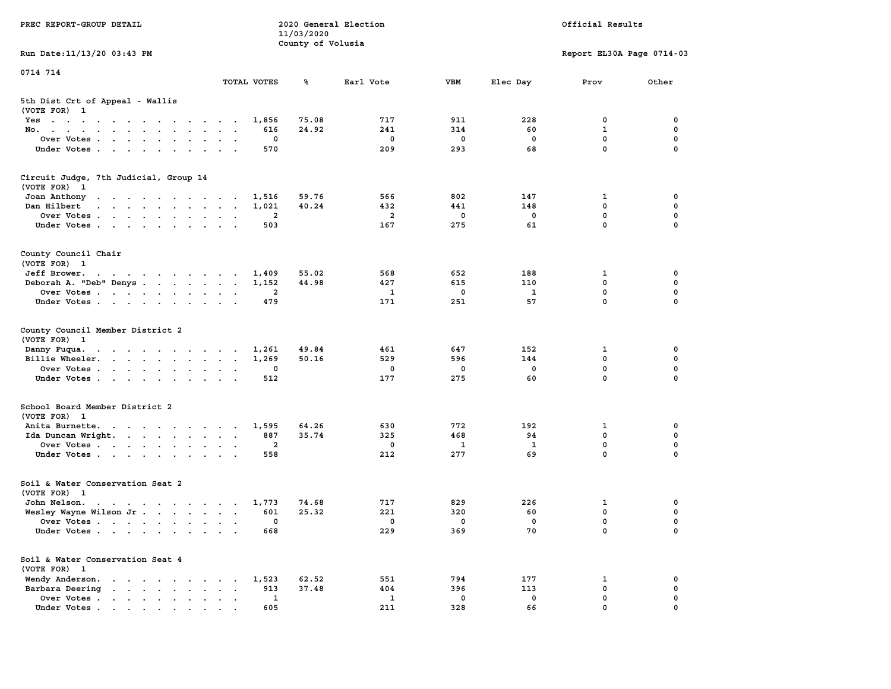PREC REPORT-GROUP DETAIL

2020 General Election
11/03/2020
County of Volusia

Official Results

Run Date:11/13/20 03:43 PM

Report EL30A Page 0714-03

0714 714

### 5th Dist Crt of Appeal - Wallis
(VOTE FOR) 1

| | TOTAL VOTES | % | Earl Vote | VBM | Elec Day | Prov | Other |
|---|---|---|---|---|---|---|---|
| Yes | 1,856 | 75.08 | 717 | 911 | 228 | 0 | 0 |
| No. | 616 | 24.92 | 241 | 314 | 60 | 1 | 0 |
| Over Votes | 0 | | 0 | 0 | 0 | 0 | 0 |
| Under Votes | 570 | | 209 | 293 | 68 | 0 | 0 |

### Circuit Judge, 7th Judicial, Group 14
(VOTE FOR) 1

| | TOTAL VOTES | % | Earl Vote | VBM | Elec Day | Prov | Other |
|---|---|---|---|---|---|---|---|
| Joan Anthony | 1,516 | 59.76 | 566 | 802 | 147 | 1 | 0 |
| Dan Hilbert | 1,021 | 40.24 | 432 | 441 | 148 | 0 | 0 |
| Over Votes | 2 | | 2 | 0 | 0 | 0 | 0 |
| Under Votes | 503 | | 167 | 275 | 61 | 0 | 0 |

### County Council Chair
(VOTE FOR) 1

| | TOTAL VOTES | % | Earl Vote | VBM | Elec Day | Prov | Other |
|---|---|---|---|---|---|---|---|
| Jeff Brower. | 1,409 | 55.02 | 568 | 652 | 188 | 1 | 0 |
| Deborah A. "Deb" Denys | 1,152 | 44.98 | 427 | 615 | 110 | 0 | 0 |
| Over Votes | 2 | | 1 | 0 | 1 | 0 | 0 |
| Under Votes | 479 | | 171 | 251 | 57 | 0 | 0 |

### County Council Member District 2
(VOTE FOR) 1

| | TOTAL VOTES | % | Earl Vote | VBM | Elec Day | Prov | Other |
|---|---|---|---|---|---|---|---|
| Danny Fuqua. | 1,261 | 49.84 | 461 | 647 | 152 | 1 | 0 |
| Billie Wheeler. | 1,269 | 50.16 | 529 | 596 | 144 | 0 | 0 |
| Over Votes | 0 | | 0 | 0 | 0 | 0 | 0 |
| Under Votes | 512 | | 177 | 275 | 60 | 0 | 0 |

### School Board Member District 2
(VOTE FOR) 1

| | TOTAL VOTES | % | Earl Vote | VBM | Elec Day | Prov | Other |
|---|---|---|---|---|---|---|---|
| Anita Burnette. | 1,595 | 64.26 | 630 | 772 | 192 | 1 | 0 |
| Ida Duncan Wright. | 887 | 35.74 | 325 | 468 | 94 | 0 | 0 |
| Over Votes | 2 | | 0 | 1 | 1 | 0 | 0 |
| Under Votes | 558 | | 212 | 277 | 69 | 0 | 0 |

### Soil & Water Conservation Seat 2
(VOTE FOR) 1

| | TOTAL VOTES | % | Earl Vote | VBM | Elec Day | Prov | Other |
|---|---|---|---|---|---|---|---|
| John Nelson. | 1,773 | 74.68 | 717 | 829 | 226 | 1 | 0 |
| Wesley Wayne Wilson Jr | 601 | 25.32 | 221 | 320 | 60 | 0 | 0 |
| Over Votes | 0 | | 0 | 0 | 0 | 0 | 0 |
| Under Votes | 668 | | 229 | 369 | 70 | 0 | 0 |

### Soil & Water Conservation Seat 4
(VOTE FOR) 1

| | TOTAL VOTES | % | Earl Vote | VBM | Elec Day | Prov | Other |
|---|---|---|---|---|---|---|---|
| Wendy Anderson. | 1,523 | 62.52 | 551 | 794 | 177 | 1 | 0 |
| Barbara Deering | 913 | 37.48 | 404 | 396 | 113 | 0 | 0 |
| Over Votes | 1 | | 1 | 0 | 0 | 0 | 0 |
| Under Votes | 605 | | 211 | 328 | 66 | 0 | 0 |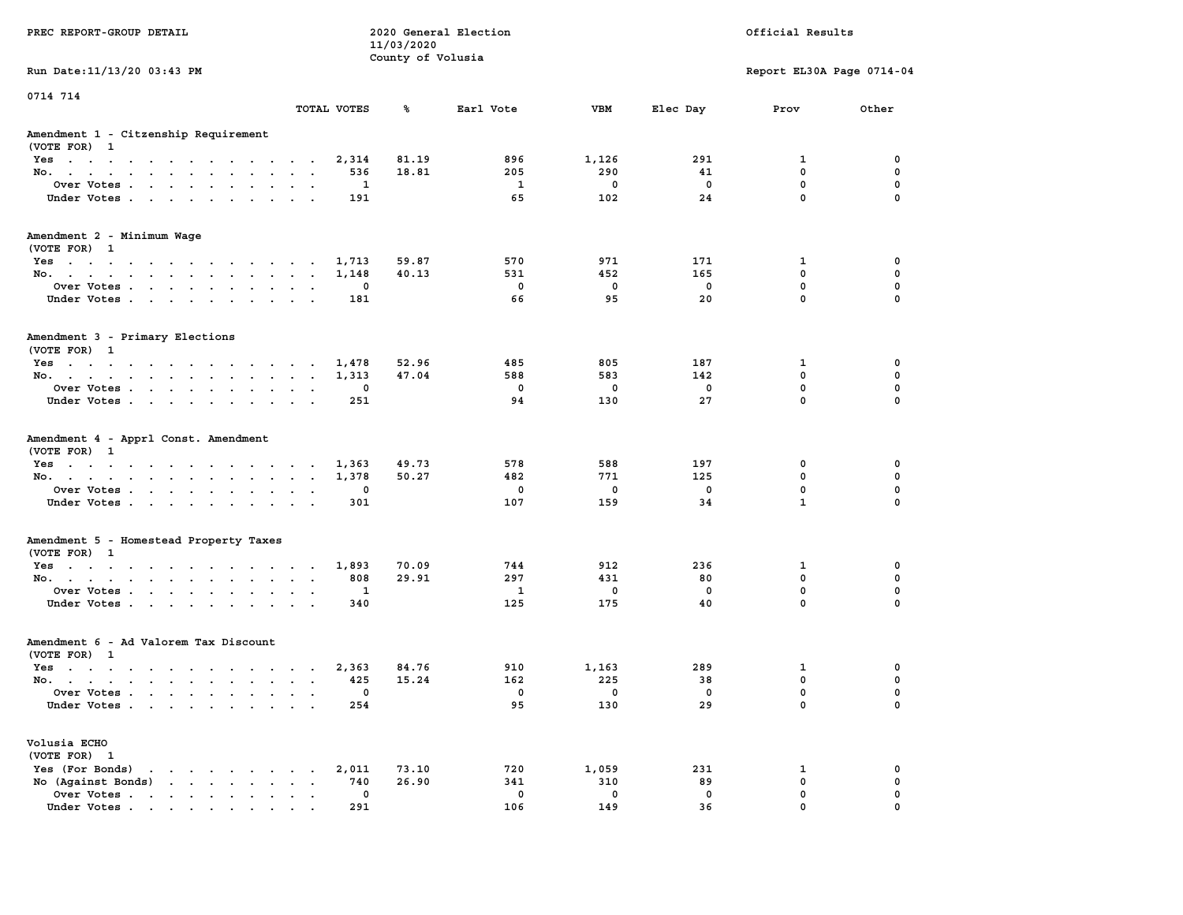PREC REPORT-GROUP DETAIL

2020 General Election
11/03/2020
County of Volusia

Official Results

Run Date:11/13/20 03:43 PM

Report EL30A Page 0714-04

0714 714

### Amendment 1 - Citzenship Requirement
(VOTE FOR) 1

| | TOTAL VOTES | % | Earl Vote | VBM | Elec Day | Prov | Other |
|---|---|---|---|---|---|---|---|
| Yes | 2,314 | 81.19 | 896 | 1,126 | 291 | 1 | 0 |
| No. | 536 | 18.81 | 205 | 290 | 41 | 0 | 0 |
| Over Votes | 1 | | 1 | 0 | 0 | 0 | 0 |
| Under Votes | 191 | | 65 | 102 | 24 | 0 | 0 |

### Amendment 2 - Minimum Wage
(VOTE FOR) 1

| | TOTAL VOTES | % | Earl Vote | VBM | Elec Day | Prov | Other |
|---|---|---|---|---|---|---|---|
| Yes | 1,713 | 59.87 | 570 | 971 | 171 | 1 | 0 |
| No. | 1,148 | 40.13 | 531 | 452 | 165 | 0 | 0 |
| Over Votes | 0 | | 0 | 0 | 0 | 0 | 0 |
| Under Votes | 181 | | 66 | 95 | 20 | 0 | 0 |

### Amendment 3 - Primary Elections
(VOTE FOR) 1

| | TOTAL VOTES | % | Earl Vote | VBM | Elec Day | Prov | Other |
|---|---|---|---|---|---|---|---|
| Yes | 1,478 | 52.96 | 485 | 805 | 187 | 1 | 0 |
| No. | 1,313 | 47.04 | 588 | 583 | 142 | 0 | 0 |
| Over Votes | 0 | | 0 | 0 | 0 | 0 | 0 |
| Under Votes | 251 | | 94 | 130 | 27 | 0 | 0 |

### Amendment 4 - Apprl Const. Amendment
(VOTE FOR) 1

| | TOTAL VOTES | % | Earl Vote | VBM | Elec Day | Prov | Other |
|---|---|---|---|---|---|---|---|
| Yes | 1,363 | 49.73 | 578 | 588 | 197 | 0 | 0 |
| No. | 1,378 | 50.27 | 482 | 771 | 125 | 0 | 0 |
| Over Votes | 0 | | 0 | 0 | 0 | 0 | 0 |
| Under Votes | 301 | | 107 | 159 | 34 | 1 | 0 |

### Amendment 5 - Homestead Property Taxes
(VOTE FOR) 1

| | TOTAL VOTES | % | Earl Vote | VBM | Elec Day | Prov | Other |
|---|---|---|---|---|---|---|---|
| Yes | 1,893 | 70.09 | 744 | 912 | 236 | 1 | 0 |
| No. | 808 | 29.91 | 297 | 431 | 80 | 0 | 0 |
| Over Votes | 1 | | 1 | 0 | 0 | 0 | 0 |
| Under Votes | 340 | | 125 | 175 | 40 | 0 | 0 |

### Amendment 6 - Ad Valorem Tax Discount
(VOTE FOR) 1

| | TOTAL VOTES | % | Earl Vote | VBM | Elec Day | Prov | Other |
|---|---|---|---|---|---|---|---|
| Yes | 2,363 | 84.76 | 910 | 1,163 | 289 | 1 | 0 |
| No. | 425 | 15.24 | 162 | 225 | 38 | 0 | 0 |
| Over Votes | 0 | | 0 | 0 | 0 | 0 | 0 |
| Under Votes | 254 | | 95 | 130 | 29 | 0 | 0 |

### Volusia ECHO
(VOTE FOR) 1

| | TOTAL VOTES | % | Earl Vote | VBM | Elec Day | Prov | Other |
|---|---|---|---|---|---|---|---|
| Yes (For Bonds) | 2,011 | 73.10 | 720 | 1,059 | 231 | 1 | 0 |
| No (Against Bonds) | 740 | 26.90 | 341 | 310 | 89 | 0 | 0 |
| Over Votes | 0 | | 0 | 0 | 0 | 0 | 0 |
| Under Votes | 291 | | 106 | 149 | 36 | 0 | 0 |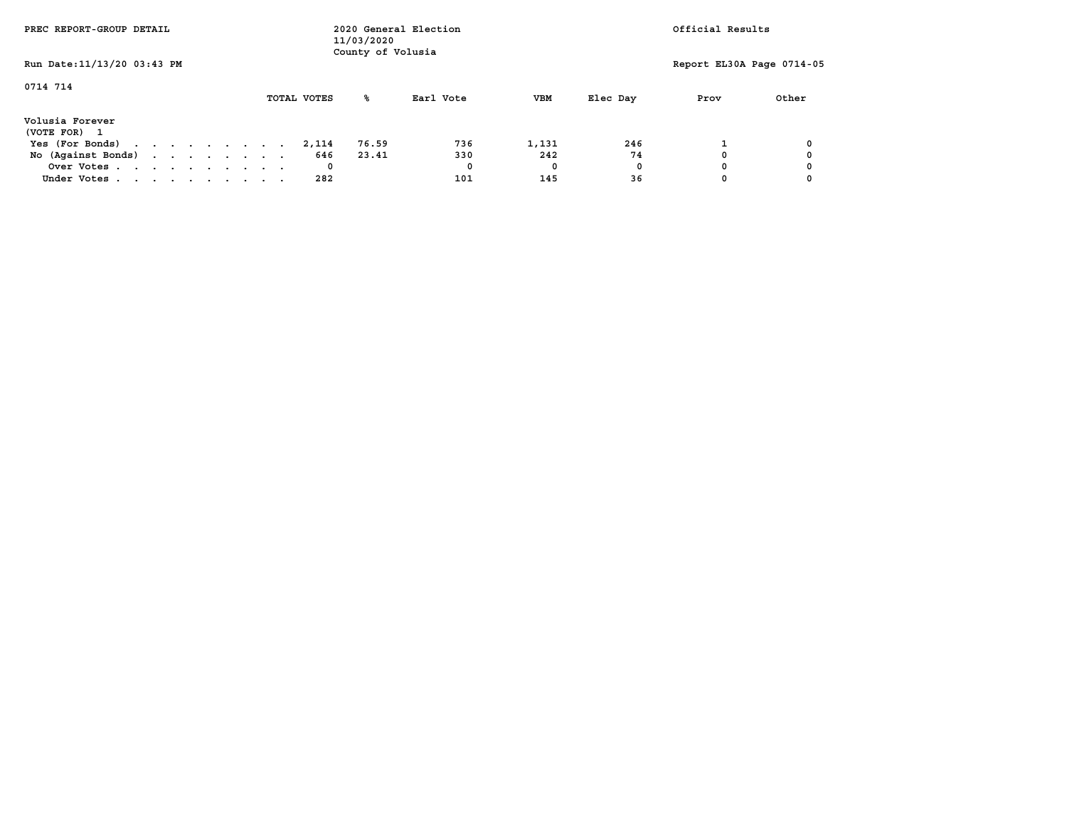PREC REPORT-GROUP DETAIL

2020 General Election
11/03/2020
County of Volusia

Official Results

Run Date:11/13/20 03:43 PM

Report EL30A Page 0714-05

0714 714

**Volusia Forever**
(VOTE FOR) 1

| | TOTAL VOTES | % | Earl Vote | VBM | Elec Day | Prov | Other |
|---|---|---|---|---|---|---|---|
| Yes (For Bonds) | 2,114 | 76.59 | 736 | 1,131 | 246 | 1 | 0 |
| No (Against Bonds) | 646 | 23.41 | 330 | 242 | 74 | 0 | 0 |
| Over Votes | 0 | | 0 | 0 | 0 | 0 | 0 |
| Under Votes | 282 | | 101 | 145 | 36 | 0 | 0 |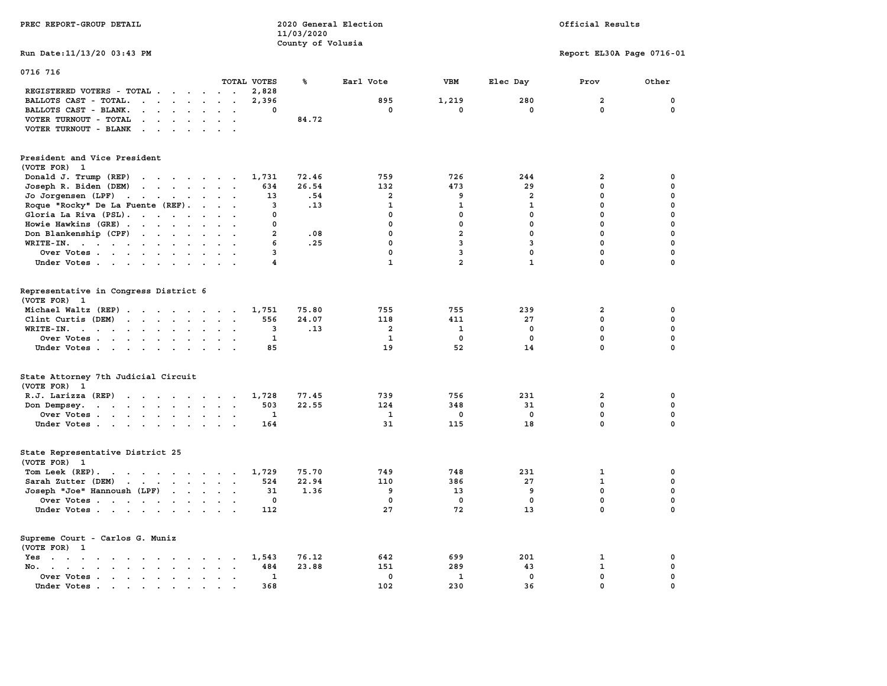PREC REPORT-GROUP DETAIL

2020 General Election
11/03/2020
County of Volusia

Official Results

Run Date:11/13/20 03:43 PM

Report EL30A Page 0716-01

0716 716

| | TOTAL VOTES | % | Earl Vote | VBM | Elec Day | Prov | Other |
|---|---|---|---|---|---|---|---|
| REGISTERED VOTERS - TOTAL | 2,828 | | | | | | |
| BALLOTS CAST - TOTAL. | 2,396 | | 895 | 1,219 | 280 | 2 | 0 |
| BALLOTS CAST - BLANK. | 0 | | 0 | 0 | 0 | 0 | 0 |
| VOTER TURNOUT - TOTAL | | 84.72 | | | | | |
| VOTER TURNOUT - BLANK | | | | | | | |

**President and Vice President**
(VOTE FOR) 1

| | TOTAL VOTES | % | Earl Vote | VBM | Elec Day | Prov | Other |
|---|---|---|---|---|---|---|---|
| Donald J. Trump (REP) | 1,731 | 72.46 | 759 | 726 | 244 | 2 | 0 |
| Joseph R. Biden (DEM) | 634 | 26.54 | 132 | 473 | 29 | 0 | 0 |
| Jo Jorgensen (LPF) | 13 | .54 | 2 | 9 | 2 | 0 | 0 |
| Roque "Rocky" De La Fuente (REF). | 3 | .13 | 1 | 1 | 1 | 0 | 0 |
| Gloria La Riva (PSL). | 0 | | 0 | 0 | 0 | 0 | 0 |
| Howie Hawkins (GRE) | 0 | | 0 | 0 | 0 | 0 | 0 |
| Don Blankenship (CPF) | 2 | .08 | 0 | 2 | 0 | 0 | 0 |
| WRITE-IN. | 6 | .25 | 0 | 3 | 3 | 0 | 0 |
| Over Votes | 3 | | 0 | 3 | 0 | 0 | 0 |
| Under Votes | 4 | | 1 | 2 | 1 | 0 | 0 |

**Representative in Congress District 6**
(VOTE FOR) 1

| | TOTAL VOTES | % | Earl Vote | VBM | Elec Day | Prov | Other |
|---|---|---|---|---|---|---|---|
| Michael Waltz (REP) | 1,751 | 75.80 | 755 | 755 | 239 | 2 | 0 |
| Clint Curtis (DEM) | 556 | 24.07 | 118 | 411 | 27 | 0 | 0 |
| WRITE-IN. | 3 | .13 | 2 | 1 | 0 | 0 | 0 |
| Over Votes | 1 | | 1 | 0 | 0 | 0 | 0 |
| Under Votes | 85 | | 19 | 52 | 14 | 0 | 0 |

**State Attorney 7th Judicial Circuit**
(VOTE FOR) 1

| | TOTAL VOTES | % | Earl Vote | VBM | Elec Day | Prov | Other |
|---|---|---|---|---|---|---|---|
| R.J. Larizza (REP) | 1,728 | 77.45 | 739 | 756 | 231 | 2 | 0 |
| Don Dempsey. | 503 | 22.55 | 124 | 348 | 31 | 0 | 0 |
| Over Votes | 1 | | 1 | 0 | 0 | 0 | 0 |
| Under Votes | 164 | | 31 | 115 | 18 | 0 | 0 |

**State Representative District 25**
(VOTE FOR) 1

| | TOTAL VOTES | % | Earl Vote | VBM | Elec Day | Prov | Other |
|---|---|---|---|---|---|---|---|
| Tom Leek (REP). | 1,729 | 75.70 | 749 | 748 | 231 | 1 | 0 |
| Sarah Zutter (DEM) | 524 | 22.94 | 110 | 386 | 27 | 1 | 0 |
| Joseph "Joe" Hannoush (LPF) | 31 | 1.36 | 9 | 13 | 9 | 0 | 0 |
| Over Votes | 0 | | 0 | 0 | 0 | 0 | 0 |
| Under Votes | 112 | | 27 | 72 | 13 | 0 | 0 |

**Supreme Court - Carlos G. Muniz**
(VOTE FOR) 1

| | TOTAL VOTES | % | Earl Vote | VBM | Elec Day | Prov | Other |
|---|---|---|---|---|---|---|---|
| Yes | 1,543 | 76.12 | 642 | 699 | 201 | 1 | 0 |
| No. | 484 | 23.88 | 151 | 289 | 43 | 1 | 0 |
| Over Votes | 1 | | 0 | 1 | 0 | 0 | 0 |
| Under Votes | 368 | | 102 | 230 | 36 | 0 | 0 |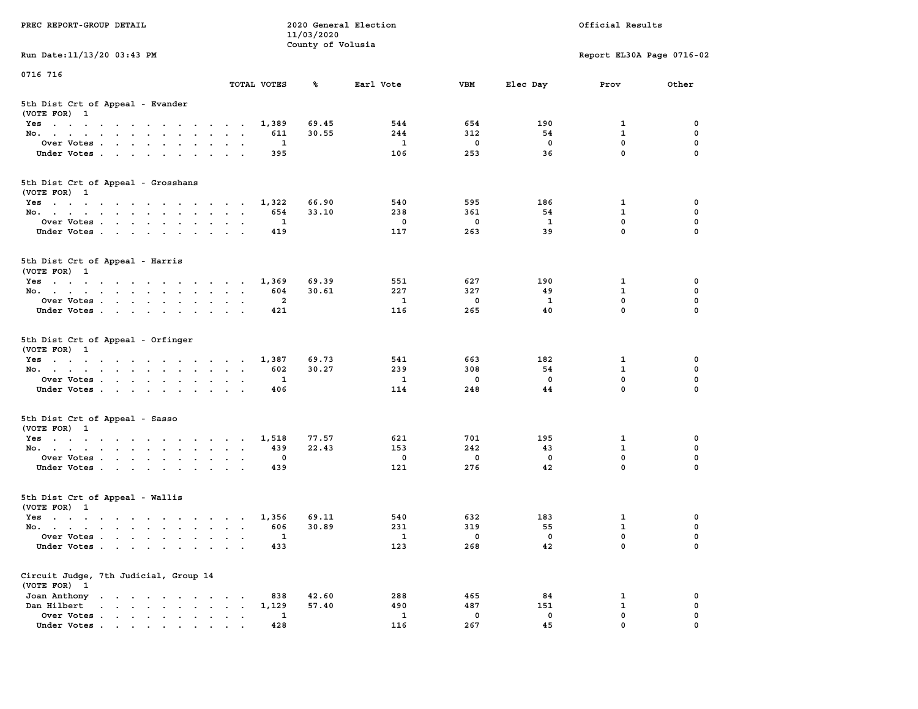PREC REPORT-GROUP DETAIL

2020 General Election
11/03/2020
County of Volusia

Official Results

Run Date:11/13/20 03:43 PM

Report EL30A Page 0716-02

0716 716

## 5th Dist Crt of Appeal - Evander

(VOTE FOR) 1

| | TOTAL VOTES | % | Earl Vote | VBM | Elec Day | Prov | Other |
|---|---|---|---|---|---|---|---|
| Yes | 1,389 | 69.45 | 544 | 654 | 190 | 1 | 0 |
| No. | 611 | 30.55 | 244 | 312 | 54 | 1 | 0 |
| Over Votes | 1 | | 1 | 0 | 0 | 0 | 0 |
| Under Votes | 395 | | 106 | 253 | 36 | 0 | 0 |

## 5th Dist Crt of Appeal - Grosshans

(VOTE FOR) 1

| | TOTAL VOTES | % | Earl Vote | VBM | Elec Day | Prov | Other |
|---|---|---|---|---|---|---|---|
| Yes | 1,322 | 66.90 | 540 | 595 | 186 | 1 | 0 |
| No. | 654 | 33.10 | 238 | 361 | 54 | 1 | 0 |
| Over Votes | 1 | | 0 | 0 | 1 | 0 | 0 |
| Under Votes | 419 | | 117 | 263 | 39 | 0 | 0 |

## 5th Dist Crt of Appeal - Harris

(VOTE FOR) 1

| | TOTAL VOTES | % | Earl Vote | VBM | Elec Day | Prov | Other |
|---|---|---|---|---|---|---|---|
| Yes | 1,369 | 69.39 | 551 | 627 | 190 | 1 | 0 |
| No. | 604 | 30.61 | 227 | 327 | 49 | 1 | 0 |
| Over Votes | 2 | | 1 | 0 | 1 | 0 | 0 |
| Under Votes | 421 | | 116 | 265 | 40 | 0 | 0 |

## 5th Dist Crt of Appeal - Orfinger

(VOTE FOR) 1

| | TOTAL VOTES | % | Earl Vote | VBM | Elec Day | Prov | Other |
|---|---|---|---|---|---|---|---|
| Yes | 1,387 | 69.73 | 541 | 663 | 182 | 1 | 0 |
| No. | 602 | 30.27 | 239 | 308 | 54 | 1 | 0 |
| Over Votes | 1 | | 1 | 0 | 0 | 0 | 0 |
| Under Votes | 406 | | 114 | 248 | 44 | 0 | 0 |

## 5th Dist Crt of Appeal - Sasso

(VOTE FOR) 1

| | TOTAL VOTES | % | Earl Vote | VBM | Elec Day | Prov | Other |
|---|---|---|---|---|---|---|---|
| Yes | 1,518 | 77.57 | 621 | 701 | 195 | 1 | 0 |
| No. | 439 | 22.43 | 153 | 242 | 43 | 1 | 0 |
| Over Votes | 0 | | 0 | 0 | 0 | 0 | 0 |
| Under Votes | 439 | | 121 | 276 | 42 | 0 | 0 |

## 5th Dist Crt of Appeal - Wallis

(VOTE FOR) 1

| | TOTAL VOTES | % | Earl Vote | VBM | Elec Day | Prov | Other |
|---|---|---|---|---|---|---|---|
| Yes | 1,356 | 69.11 | 540 | 632 | 183 | 1 | 0 |
| No. | 606 | 30.89 | 231 | 319 | 55 | 1 | 0 |
| Over Votes | 1 | | 1 | 0 | 0 | 0 | 0 |
| Under Votes | 433 | | 123 | 268 | 42 | 0 | 0 |

## Circuit Judge, 7th Judicial, Group 14

(VOTE FOR) 1

| | TOTAL VOTES | % | Earl Vote | VBM | Elec Day | Prov | Other |
|---|---|---|---|---|---|---|---|
| Joan Anthony | 838 | 42.60 | 288 | 465 | 84 | 1 | 0 |
| Dan Hilbert | 1,129 | 57.40 | 490 | 487 | 151 | 1 | 0 |
| Over Votes | 1 | | 1 | 0 | 0 | 0 | 0 |
| Under Votes | 428 | | 116 | 267 | 45 | 0 | 0 |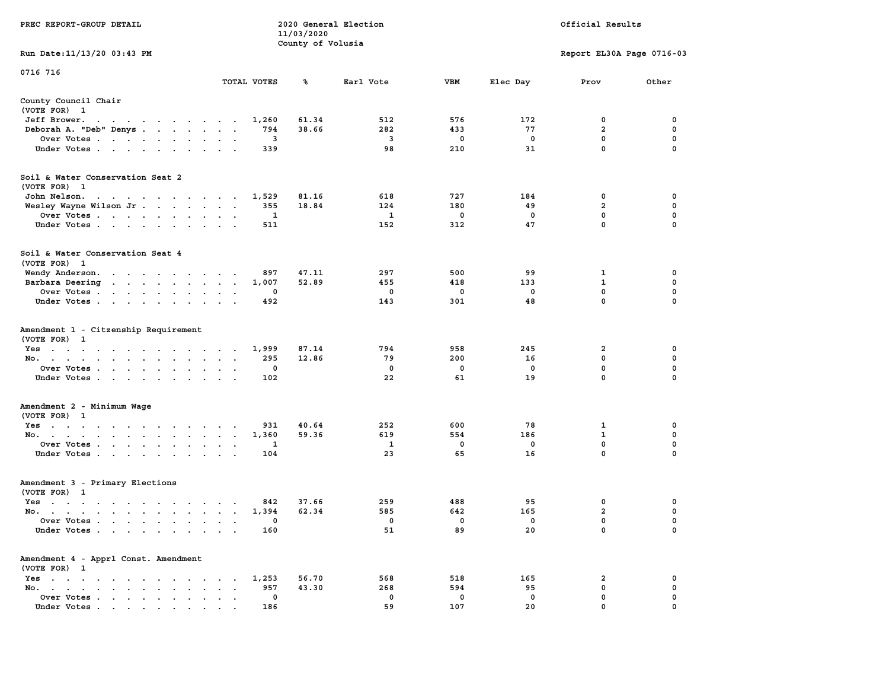PREC REPORT-GROUP DETAIL

2020 General Election
11/03/2020
County of Volusia

Official Results

Run Date:11/13/20 03:43 PM

Report EL30A Page 0716-03

0716 716

| | TOTAL VOTES | % | Earl Vote | VBM | Elec Day | Prov | Other |
|---|---|---|---|---|---|---|---|
| **County Council Chair** | | | | | | | |
| (VOTE FOR) 1 | | | | | | | |
| Jeff Brower | 1,260 | 61.34 | 512 | 576 | 172 | 0 | 0 |
| Deborah A. "Deb" Denys | 794 | 38.66 | 282 | 433 | 77 | 2 | 0 |
| Over Votes | 3 | | 3 | 0 | 0 | 0 | 0 |
| Under Votes | 339 | | 98 | 210 | 31 | 0 | 0 |
| **Soil & Water Conservation Seat 2** | | | | | | | |
| (VOTE FOR) 1 | | | | | | | |
| John Nelson | 1,529 | 81.16 | 618 | 727 | 184 | 0 | 0 |
| Wesley Wayne Wilson Jr | 355 | 18.84 | 124 | 180 | 49 | 2 | 0 |
| Over Votes | 1 | | 1 | 0 | 0 | 0 | 0 |
| Under Votes | 511 | | 152 | 312 | 47 | 0 | 0 |
| **Soil & Water Conservation Seat 4** | | | | | | | |
| (VOTE FOR) 1 | | | | | | | |
| Wendy Anderson | 897 | 47.11 | 297 | 500 | 99 | 1 | 0 |
| Barbara Deering | 1,007 | 52.89 | 455 | 418 | 133 | 1 | 0 |
| Over Votes | 0 | | 0 | 0 | 0 | 0 | 0 |
| Under Votes | 492 | | 143 | 301 | 48 | 0 | 0 |
| **Amendment 1 - Citizenship Requirement** | | | | | | | |
| (VOTE FOR) 1 | | | | | | | |
| Yes | 1,999 | 87.14 | 794 | 958 | 245 | 2 | 0 |
| No | 295 | 12.86 | 79 | 200 | 16 | 0 | 0 |
| Over Votes | 0 | | 0 | 0 | 0 | 0 | 0 |
| Under Votes | 102 | | 22 | 61 | 19 | 0 | 0 |
| **Amendment 2 - Minimum Wage** | | | | | | | |
| (VOTE FOR) 1 | | | | | | | |
| Yes | 931 | 40.64 | 252 | 600 | 78 | 1 | 0 |
| No | 1,360 | 59.36 | 619 | 554 | 186 | 1 | 0 |
| Over Votes | 1 | | 1 | 0 | 0 | 0 | 0 |
| Under Votes | 104 | | 23 | 65 | 16 | 0 | 0 |
| **Amendment 3 - Primary Elections** | | | | | | | |
| (VOTE FOR) 1 | | | | | | | |
| Yes | 842 | 37.66 | 259 | 488 | 95 | 0 | 0 |
| No | 1,394 | 62.34 | 585 | 642 | 165 | 2 | 0 |
| Over Votes | 0 | | 0 | 0 | 0 | 0 | 0 |
| Under Votes | 160 | | 51 | 89 | 20 | 0 | 0 |
| **Amendment 4 - Apprl Const. Amendment** | | | | | | | |
| (VOTE FOR) 1 | | | | | | | |
| Yes | 1,253 | 56.70 | 568 | 518 | 165 | 2 | 0 |
| No | 957 | 43.30 | 268 | 594 | 95 | 0 | 0 |
| Over Votes | 0 | | 0 | 0 | 0 | 0 | 0 |
| Under Votes | 186 | | 59 | 107 | 20 | 0 | 0 |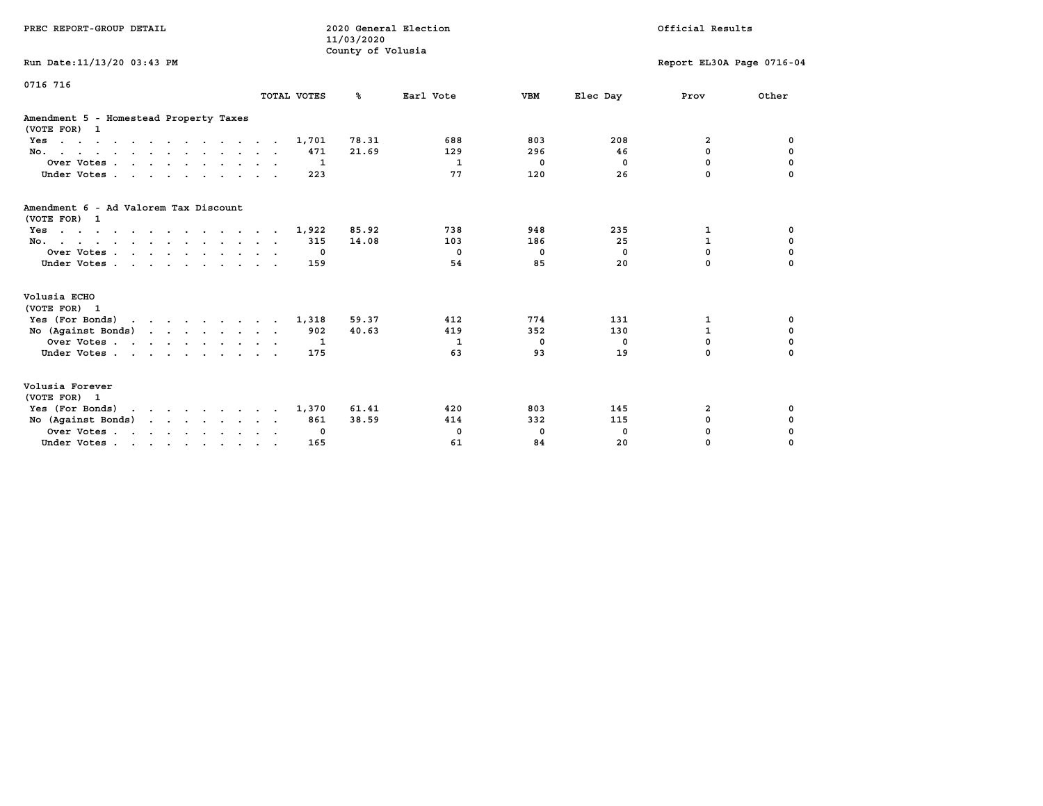PREC REPORT-GROUP DETAIL

2020 General Election
11/03/2020
County of Volusia

Official Results

Run Date:11/13/20 03:43 PM

Report EL30A Page 0716-04

0716 716

## Amendment 5 - Homestead Property Taxes
(VOTE FOR) 1

| | TOTAL VOTES | % | Earl Vote | VBM | Elec Day | Prov | Other |
|---|---|---|---|---|---|---|---|
| Yes | 1,701 | 78.31 | 688 | 803 | 208 | 2 | 0 |
| No. | 471 | 21.69 | 129 | 296 | 46 | 0 | 0 |
| Over Votes | 1 | | 1 | 0 | 0 | 0 | 0 |
| Under Votes | 223 | | 77 | 120 | 26 | 0 | 0 |

## Amendment 6 - Ad Valorem Tax Discount
(VOTE FOR) 1

| | TOTAL VOTES | % | Earl Vote | VBM | Elec Day | Prov | Other |
|---|---|---|---|---|---|---|---|
| Yes | 1,922 | 85.92 | 738 | 948 | 235 | 1 | 0 |
| No. | 315 | 14.08 | 103 | 186 | 25 | 1 | 0 |
| Over Votes | 0 | | 0 | 0 | 0 | 0 | 0 |
| Under Votes | 159 | | 54 | 85 | 20 | 0 | 0 |

## Volusia ECHO
(VOTE FOR) 1

| | TOTAL VOTES | % | Earl Vote | VBM | Elec Day | Prov | Other |
|---|---|---|---|---|---|---|---|
| Yes (For Bonds) | 1,318 | 59.37 | 412 | 774 | 131 | 1 | 0 |
| No (Against Bonds) | 902 | 40.63 | 419 | 352 | 130 | 1 | 0 |
| Over Votes | 1 | | 1 | 0 | 0 | 0 | 0 |
| Under Votes | 175 | | 63 | 93 | 19 | 0 | 0 |

## Volusia Forever
(VOTE FOR) 1

| | TOTAL VOTES | % | Earl Vote | VBM | Elec Day | Prov | Other |
|---|---|---|---|---|---|---|---|
| Yes (For Bonds) | 1,370 | 61.41 | 420 | 803 | 145 | 2 | 0 |
| No (Against Bonds) | 861 | 38.59 | 414 | 332 | 115 | 0 | 0 |
| Over Votes | 0 | | 0 | 0 | 0 | 0 | 0 |
| Under Votes | 165 | | 61 | 84 | 20 | 0 | 0 |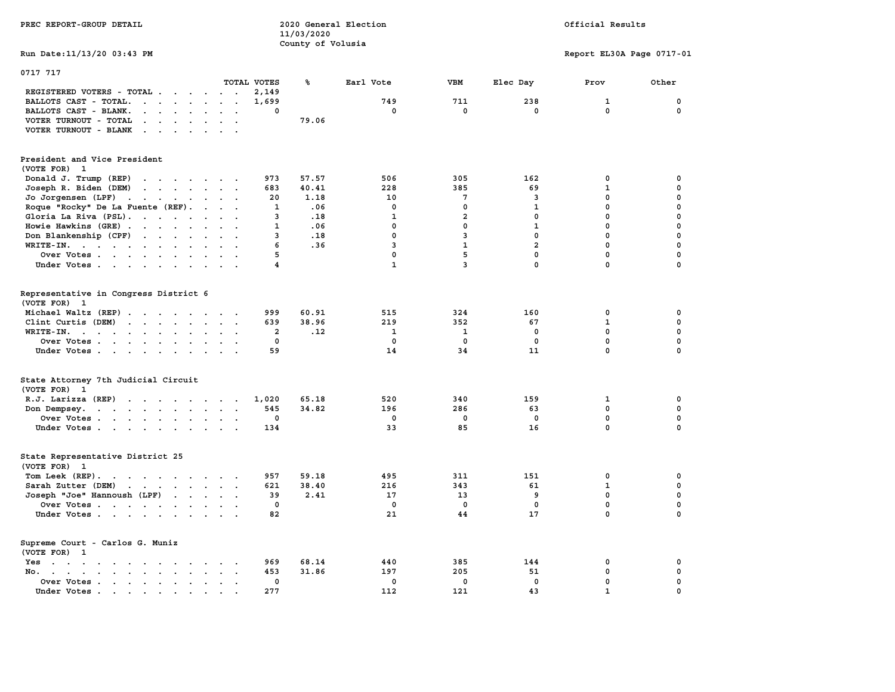PREC REPORT-GROUP DETAIL

2020 General Election
11/03/2020
County of Volusia

Official Results

Run Date:11/13/20 03:43 PM

Report EL30A Page 0717-01

## 0717 717

| | TOTAL VOTES | % | Earl Vote | VBM | Elec Day | Prov | Other |
|---|---|---|---|---|---|---|---|
| REGISTERED VOTERS - TOTAL | 2,149 | | | | | | |
| BALLOTS CAST - TOTAL. | 1,699 | | 749 | 711 | 238 | 1 | 0 |
| BALLOTS CAST - BLANK. | 0 | | 0 | 0 | 0 | 0 | 0 |
| VOTER TURNOUT - TOTAL | | 79.06 | | | | | |
| VOTER TURNOUT - BLANK | | | | | | | |

### President and Vice President
(VOTE FOR) 1

| | TOTAL VOTES | % | Earl Vote | VBM | Elec Day | Prov | Other |
|---|---|---|---|---|---|---|---|
| Donald J. Trump (REP) | 973 | 57.57 | 506 | 305 | 162 | 0 | 0 |
| Joseph R. Biden (DEM) | 683 | 40.41 | 228 | 385 | 69 | 1 | 0 |
| Jo Jorgensen (LPF) | 20 | 1.18 | 10 | 7 | 3 | 0 | 0 |
| Roque "Rocky" De La Fuente (REF). | 1 | .06 | 0 | 0 | 1 | 0 | 0 |
| Gloria La Riva (PSL). | 3 | .18 | 1 | 2 | 0 | 0 | 0 |
| Howie Hawkins (GRE) | 1 | .06 | 0 | 0 | 1 | 0 | 0 |
| Don Blankenship (CPF) | 3 | .18 | 0 | 3 | 0 | 0 | 0 |
| WRITE-IN. | 6 | .36 | 3 | 1 | 2 | 0 | 0 |
| Over Votes | 5 | | 0 | 5 | 0 | 0 | 0 |
| Under Votes | 4 | | 1 | 3 | 0 | 0 | 0 |

### Representative in Congress District 6
(VOTE FOR) 1

| | TOTAL VOTES | % | Earl Vote | VBM | Elec Day | Prov | Other |
|---|---|---|---|---|---|---|---|
| Michael Waltz (REP) | 999 | 60.91 | 515 | 324 | 160 | 0 | 0 |
| Clint Curtis (DEM) | 639 | 38.96 | 219 | 352 | 67 | 1 | 0 |
| WRITE-IN. | 2 | .12 | 1 | 1 | 0 | 0 | 0 |
| Over Votes | 0 | | 0 | 0 | 0 | 0 | 0 |
| Under Votes | 59 | | 14 | 34 | 11 | 0 | 0 |

### State Attorney 7th Judicial Circuit
(VOTE FOR) 1

| | TOTAL VOTES | % | Earl Vote | VBM | Elec Day | Prov | Other |
|---|---|---|---|---|---|---|---|
| R.J. Larizza (REP) | 1,020 | 65.18 | 520 | 340 | 159 | 1 | 0 |
| Don Dempsey. | 545 | 34.82 | 196 | 286 | 63 | 0 | 0 |
| Over Votes | 0 | | 0 | 0 | 0 | 0 | 0 |
| Under Votes | 134 | | 33 | 85 | 16 | 0 | 0 |

### State Representative District 25
(VOTE FOR) 1

| | TOTAL VOTES | % | Earl Vote | VBM | Elec Day | Prov | Other |
|---|---|---|---|---|---|---|---|
| Tom Leek (REP). | 957 | 59.18 | 495 | 311 | 151 | 0 | 0 |
| Sarah Zutter (DEM) | 621 | 38.40 | 216 | 343 | 61 | 1 | 0 |
| Joseph "Joe" Hannoush (LPF) | 39 | 2.41 | 17 | 13 | 9 | 0 | 0 |
| Over Votes | 0 | | 0 | 0 | 0 | 0 | 0 |
| Under Votes | 82 | | 21 | 44 | 17 | 0 | 0 |

### Supreme Court - Carlos G. Muniz
(VOTE FOR) 1

| | TOTAL VOTES | % | Earl Vote | VBM | Elec Day | Prov | Other |
|---|---|---|---|---|---|---|---|
| Yes | 969 | 68.14 | 440 | 385 | 144 | 0 | 0 |
| No. | 453 | 31.86 | 197 | 205 | 51 | 0 | 0 |
| Over Votes | 0 | | 0 | 0 | 0 | 0 | 0 |
| Under Votes | 277 | | 112 | 121 | 43 | 1 | 0 |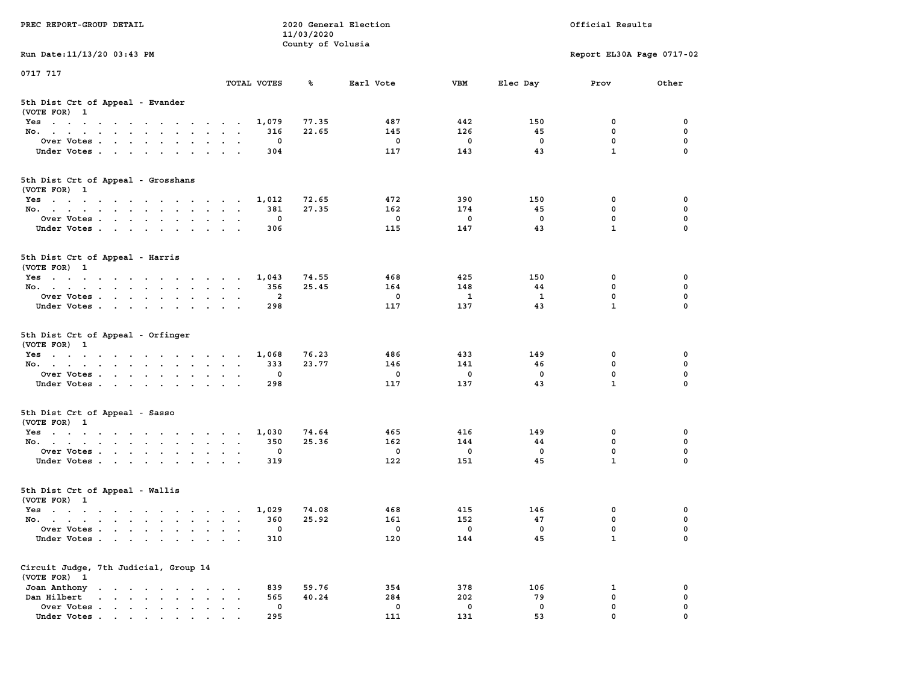PREC REPORT-GROUP DETAIL

2020 General Election
11/03/2020
County of Volusia

Official Results

Run Date:11/13/20 03:43 PM

Report EL30A Page 0717-02

0717 717

| | TOTAL VOTES | % | Earl Vote | VBM | Elec Day | Prov | Other |
|---|---|---|---|---|---|---|---|
| **5th Dist Crt of Appeal - Evander** | | | | | | | |
| (VOTE FOR) 1 | | | | | | | |
| Yes | 1,079 | 77.35 | 487 | 442 | 150 | 0 | 0 |
| No. | 316 | 22.65 | 145 | 126 | 45 | 0 | 0 |
| Over Votes | 0 | | 0 | 0 | 0 | 0 | 0 |
| Under Votes | 304 | | 117 | 143 | 43 | 1 | 0 |
| **5th Dist Crt of Appeal - Grosshans** | | | | | | | |
| (VOTE FOR) 1 | | | | | | | |
| Yes | 1,012 | 72.65 | 472 | 390 | 150 | 0 | 0 |
| No. | 381 | 27.35 | 162 | 174 | 45 | 0 | 0 |
| Over Votes | 0 | | 0 | 0 | 0 | 0 | 0 |
| Under Votes | 306 | | 115 | 147 | 43 | 1 | 0 |
| **5th Dist Crt of Appeal - Harris** | | | | | | | |
| (VOTE FOR) 1 | | | | | | | |
| Yes | 1,043 | 74.55 | 468 | 425 | 150 | 0 | 0 |
| No. | 356 | 25.45 | 164 | 148 | 44 | 0 | 0 |
| Over Votes | 2 | | 0 | 1 | 1 | 0 | 0 |
| Under Votes | 298 | | 117 | 137 | 43 | 1 | 0 |
| **5th Dist Crt of Appeal - Orfinger** | | | | | | | |
| (VOTE FOR) 1 | | | | | | | |
| Yes | 1,068 | 76.23 | 486 | 433 | 149 | 0 | 0 |
| No. | 333 | 23.77 | 146 | 141 | 46 | 0 | 0 |
| Over Votes | 0 | | 0 | 0 | 0 | 0 | 0 |
| Under Votes | 298 | | 117 | 137 | 43 | 1 | 0 |
| **5th Dist Crt of Appeal - Sasso** | | | | | | | |
| (VOTE FOR) 1 | | | | | | | |
| Yes | 1,030 | 74.64 | 465 | 416 | 149 | 0 | 0 |
| No. | 350 | 25.36 | 162 | 144 | 44 | 0 | 0 |
| Over Votes | 0 | | 0 | 0 | 0 | 0 | 0 |
| Under Votes | 319 | | 122 | 151 | 45 | 1 | 0 |
| **5th Dist Crt of Appeal - Wallis** | | | | | | | |
| (VOTE FOR) 1 | | | | | | | |
| Yes | 1,029 | 74.08 | 468 | 415 | 146 | 0 | 0 |
| No. | 360 | 25.92 | 161 | 152 | 47 | 0 | 0 |
| Over Votes | 0 | | 0 | 0 | 0 | 0 | 0 |
| Under Votes | 310 | | 120 | 144 | 45 | 1 | 0 |
| **Circuit Judge, 7th Judicial, Group 14** | | | | | | | |
| (VOTE FOR) 1 | | | | | | | |
| Joan Anthony | 839 | 59.76 | 354 | 378 | 106 | 1 | 0 |
| Dan Hilbert | 565 | 40.24 | 284 | 202 | 79 | 0 | 0 |
| Over Votes | 0 | | 0 | 0 | 0 | 0 | 0 |
| Under Votes | 295 | | 111 | 131 | 53 | 0 | 0 |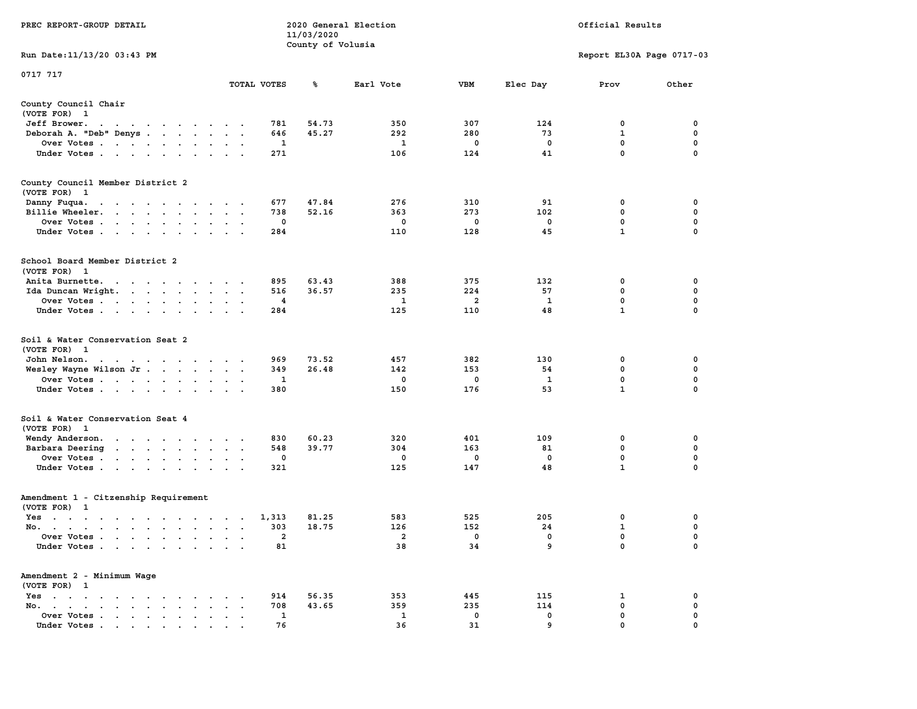PREC REPORT-GROUP DETAIL

2020 General Election
11/03/2020
County of Volusia

Official Results

Run Date:11/13/20 03:43 PM

Report EL30A Page 0717-03

0717 717

| | TOTAL VOTES | % | Earl Vote | VBM | Elec Day | Prov | Other |
|---|---|---|---|---|---|---|---|
| **County Council Chair** | | | | | | | |
| (VOTE FOR) 1 | | | | | | | |
| Jeff Brower | 781 | 54.73 | 350 | 307 | 124 | 0 | 0 |
| Deborah A. "Deb" Denys | 646 | 45.27 | 292 | 280 | 73 | 1 | 0 |
| Over Votes | 1 | | 1 | 0 | 0 | 0 | 0 |
| Under Votes | 271 | | 106 | 124 | 41 | 0 | 0 |
| **County Council Member District 2** | | | | | | | |
| (VOTE FOR) 1 | | | | | | | |
| Danny Fuqua | 677 | 47.84 | 276 | 310 | 91 | 0 | 0 |
| Billie Wheeler | 738 | 52.16 | 363 | 273 | 102 | 0 | 0 |
| Over Votes | 0 | | 0 | 0 | 0 | 0 | 0 |
| Under Votes | 284 | | 110 | 128 | 45 | 1 | 0 |
| **School Board Member District 2** | | | | | | | |
| (VOTE FOR) 1 | | | | | | | |
| Anita Burnette | 895 | 63.43 | 388 | 375 | 132 | 0 | 0 |
| Ida Duncan Wright | 516 | 36.57 | 235 | 224 | 57 | 0 | 0 |
| Over Votes | 4 | | 1 | 2 | 1 | 0 | 0 |
| Under Votes | 284 | | 125 | 110 | 48 | 1 | 0 |
| **Soil & Water Conservation Seat 2** | | | | | | | |
| (VOTE FOR) 1 | | | | | | | |
| John Nelson | 969 | 73.52 | 457 | 382 | 130 | 0 | 0 |
| Wesley Wayne Wilson Jr | 349 | 26.48 | 142 | 153 | 54 | 0 | 0 |
| Over Votes | 1 | | 0 | 0 | 1 | 0 | 0 |
| Under Votes | 380 | | 150 | 176 | 53 | 1 | 0 |
| **Soil & Water Conservation Seat 4** | | | | | | | |
| (VOTE FOR) 1 | | | | | | | |
| Wendy Anderson | 830 | 60.23 | 320 | 401 | 109 | 0 | 0 |
| Barbara Deering | 548 | 39.77 | 304 | 163 | 81 | 0 | 0 |
| Over Votes | 0 | | 0 | 0 | 0 | 0 | 0 |
| Under Votes | 321 | | 125 | 147 | 48 | 1 | 0 |
| **Amendment 1 - Citzenship Requirement** | | | | | | | |
| (VOTE FOR) 1 | | | | | | | |
| Yes | 1,313 | 81.25 | 583 | 525 | 205 | 0 | 0 |
| No | 303 | 18.75 | 126 | 152 | 24 | 1 | 0 |
| Over Votes | 2 | | 2 | 0 | 0 | 0 | 0 |
| Under Votes | 81 | | 38 | 34 | 9 | 0 | 0 |
| **Amendment 2 - Minimum Wage** | | | | | | | |
| (VOTE FOR) 1 | | | | | | | |
| Yes | 914 | 56.35 | 353 | 445 | 115 | 1 | 0 |
| No | 708 | 43.65 | 359 | 235 | 114 | 0 | 0 |
| Over Votes | 1 | | 1 | 0 | 0 | 0 | 0 |
| Under Votes | 76 | | 36 | 31 | 9 | 0 | 0 |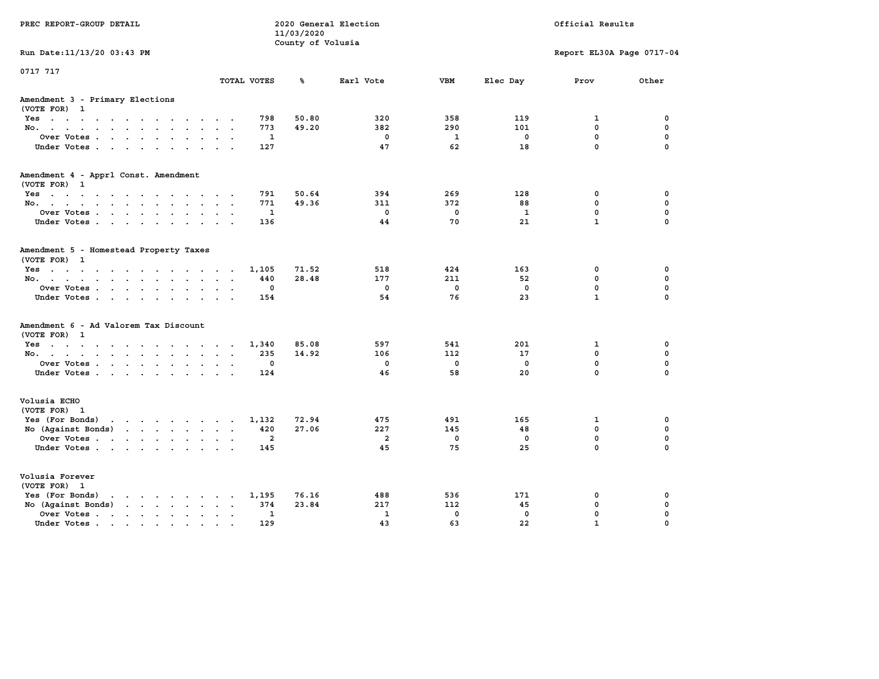PREC REPORT-GROUP DETAIL

2020 General Election
11/03/2020
County of Volusia

Official Results

Run Date:11/13/20 03:43 PM

Report EL30A Page 0717-04

0717 717

| | TOTAL VOTES | % | Earl Vote | VBM | Elec Day | Prov | Other |
|---|---|---|---|---|---|---|---|
| **Amendment 3 - Primary Elections** | | | | | | | |
| (VOTE FOR) 1 | | | | | | | |
| Yes | 798 | 50.80 | 320 | 358 | 119 | 1 | 0 |
| No. | 773 | 49.20 | 382 | 290 | 101 | 0 | 0 |
| Over Votes | 1 | | 0 | 1 | 0 | 0 | 0 |
| Under Votes | 127 | | 47 | 62 | 18 | 0 | 0 |
| **Amendment 4 - Apprl Const. Amendment** | | | | | | | |
| (VOTE FOR) 1 | | | | | | | |
| Yes | 791 | 50.64 | 394 | 269 | 128 | 0 | 0 |
| No. | 771 | 49.36 | 311 | 372 | 88 | 0 | 0 |
| Over Votes | 1 | | 0 | 0 | 1 | 0 | 0 |
| Under Votes | 136 | | 44 | 70 | 21 | 1 | 0 |
| **Amendment 5 - Homestead Property Taxes** | | | | | | | |
| (VOTE FOR) 1 | | | | | | | |
| Yes | 1,105 | 71.52 | 518 | 424 | 163 | 0 | 0 |
| No. | 440 | 28.48 | 177 | 211 | 52 | 0 | 0 |
| Over Votes | 0 | | 0 | 0 | 0 | 0 | 0 |
| Under Votes | 154 | | 54 | 76 | 23 | 1 | 0 |
| **Amendment 6 - Ad Valorem Tax Discount** | | | | | | | |
| (VOTE FOR) 1 | | | | | | | |
| Yes | 1,340 | 85.08 | 597 | 541 | 201 | 1 | 0 |
| No. | 235 | 14.92 | 106 | 112 | 17 | 0 | 0 |
| Over Votes | 0 | | 0 | 0 | 0 | 0 | 0 |
| Under Votes | 124 | | 46 | 58 | 20 | 0 | 0 |
| **Volusia ECHO** | | | | | | | |
| (VOTE FOR) 1 | | | | | | | |
| Yes (For Bonds) | 1,132 | 72.94 | 475 | 491 | 165 | 1 | 0 |
| No (Against Bonds) | 420 | 27.06 | 227 | 145 | 48 | 0 | 0 |
| Over Votes | 2 | | 2 | 0 | 0 | 0 | 0 |
| Under Votes | 145 | | 45 | 75 | 25 | 0 | 0 |
| **Volusia Forever** | | | | | | | |
| (VOTE FOR) 1 | | | | | | | |
| Yes (For Bonds) | 1,195 | 76.16 | 488 | 536 | 171 | 0 | 0 |
| No (Against Bonds) | 374 | 23.84 | 217 | 112 | 45 | 0 | 0 |
| Over Votes | 1 | | 1 | 0 | 0 | 0 | 0 |
| Under Votes | 129 | | 43 | 63 | 22 | 1 | 0 |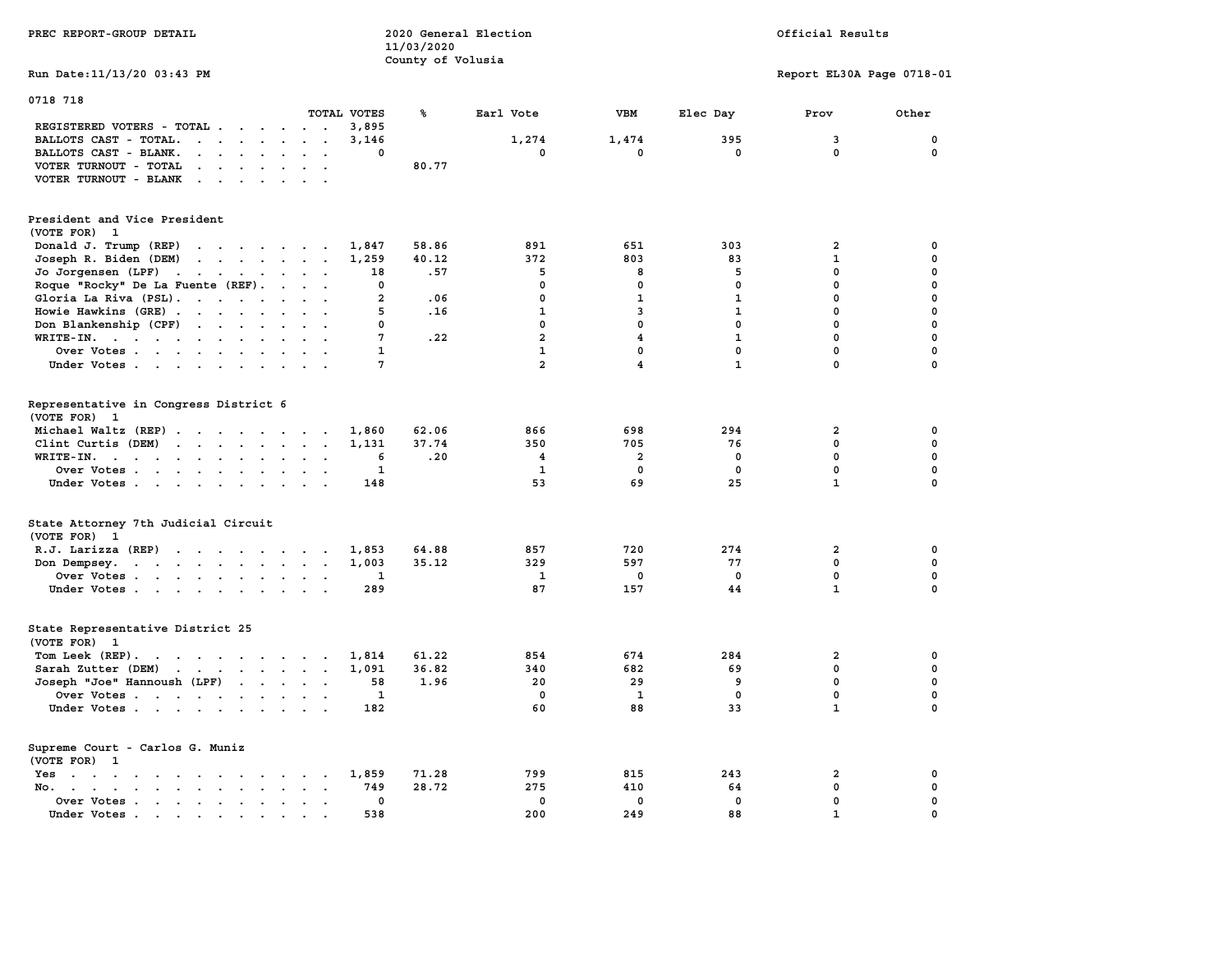PREC REPORT-GROUP DETAIL

2020 General Election
11/03/2020
County of Volusia

Official Results

Run Date:11/13/20 03:43 PM

Report EL30A Page 0718-01

0718 718

| | TOTAL VOTES | % | Earl Vote | VBM | Elec Day | Prov | Other |
|---|---|---|---|---|---|---|---|
| REGISTERED VOTERS - TOTAL | 3,895 | | | | | | |
| BALLOTS CAST - TOTAL. | 3,146 | | 1,274 | 1,474 | 395 | 3 | 0 |
| BALLOTS CAST - BLANK. | 0 | | 0 | 0 | 0 | 0 | 0 |
| VOTER TURNOUT - TOTAL | | 80.77 | | | | | |
| VOTER TURNOUT - BLANK | | | | | | | |

**President and Vice President**
(VOTE FOR) 1

| | TOTAL VOTES | % | Earl Vote | VBM | Elec Day | Prov | Other |
|---|---|---|---|---|---|---|---|
| Donald J. Trump (REP) | 1,847 | 58.86 | 891 | 651 | 303 | 2 | 0 |
| Joseph R. Biden (DEM) | 1,259 | 40.12 | 372 | 803 | 83 | 1 | 0 |
| Jo Jorgensen (LPF) | 18 | .57 | 5 | 8 | 5 | 0 | 0 |
| Roque "Rocky" De La Fuente (REF). | 0 | | 0 | 0 | 0 | 0 | 0 |
| Gloria La Riva (PSL). | 2 | .06 | 0 | 1 | 1 | 0 | 0 |
| Howie Hawkins (GRE) | 5 | .16 | 1 | 3 | 1 | 0 | 0 |
| Don Blankenship (CPF) | 0 | | 0 | 0 | 0 | 0 | 0 |
| WRITE-IN. | 7 | .22 | 2 | 4 | 1 | 0 | 0 |
| Over Votes | 1 | | 1 | 0 | 0 | 0 | 0 |
| Under Votes | 7 | | 2 | 4 | 1 | 0 | 0 |

**Representative in Congress District 6**
(VOTE FOR) 1

| | TOTAL VOTES | % | Earl Vote | VBM | Elec Day | Prov | Other |
|---|---|---|---|---|---|---|---|
| Michael Waltz (REP) | 1,860 | 62.06 | 866 | 698 | 294 | 2 | 0 |
| Clint Curtis (DEM) | 1,131 | 37.74 | 350 | 705 | 76 | 0 | 0 |
| WRITE-IN. | 6 | .20 | 4 | 2 | 0 | 0 | 0 |
| Over Votes | 1 | | 1 | 0 | 0 | 0 | 0 |
| Under Votes | 148 | | 53 | 69 | 25 | 1 | 0 |

**State Attorney 7th Judicial Circuit**
(VOTE FOR) 1

| | TOTAL VOTES | % | Earl Vote | VBM | Elec Day | Prov | Other |
|---|---|---|---|---|---|---|---|
| R.J. Larizza (REP) | 1,853 | 64.88 | 857 | 720 | 274 | 2 | 0 |
| Don Dempsey. | 1,003 | 35.12 | 329 | 597 | 77 | 0 | 0 |
| Over Votes | 1 | | 1 | 0 | 0 | 0 | 0 |
| Under Votes | 289 | | 87 | 157 | 44 | 1 | 0 |

**State Representative District 25**
(VOTE FOR) 1

| | TOTAL VOTES | % | Earl Vote | VBM | Elec Day | Prov | Other |
|---|---|---|---|---|---|---|---|
| Tom Leek (REP). | 1,814 | 61.22 | 854 | 674 | 284 | 2 | 0 |
| Sarah Zutter (DEM) | 1,091 | 36.82 | 340 | 682 | 69 | 0 | 0 |
| Joseph "Joe" Hannoush (LPF) | 58 | 1.96 | 20 | 29 | 9 | 0 | 0 |
| Over Votes | 1 | | 0 | 1 | 0 | 0 | 0 |
| Under Votes | 182 | | 60 | 88 | 33 | 1 | 0 |

**Supreme Court - Carlos G. Muniz**
(VOTE FOR) 1

| | TOTAL VOTES | % | Earl Vote | VBM | Elec Day | Prov | Other |
|---|---|---|---|---|---|---|---|
| Yes | 1,859 | 71.28 | 799 | 815 | 243 | 2 | 0 |
| No. | 749 | 28.72 | 275 | 410 | 64 | 0 | 0 |
| Over Votes | 0 | | 0 | 0 | 0 | 0 | 0 |
| Under Votes | 538 | | 200 | 249 | 88 | 1 | 0 |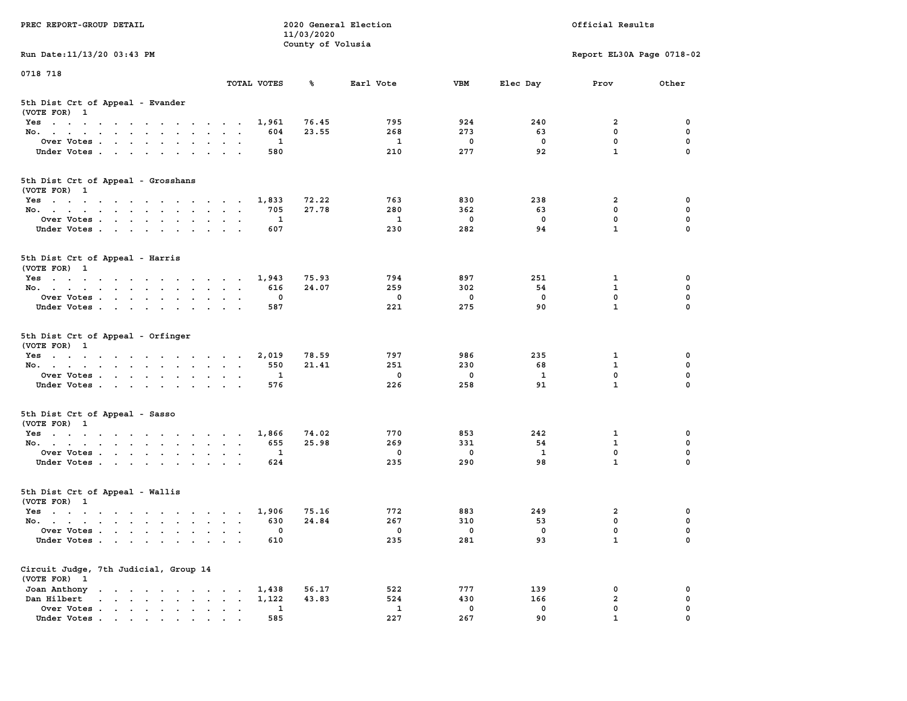PREC REPORT-GROUP DETAIL

2020 General Election
11/03/2020
County of Volusia

Official Results

Run Date:11/13/20 03:43 PM

Report EL30A Page 0718-02

0718 718

## 5th Dist Crt of Appeal - Evander

(VOTE FOR) 1

| | TOTAL VOTES | % | Earl Vote | VBM | Elec Day | Prov | Other |
|---|---|---|---|---|---|---|---|
| Yes | 1,961 | 76.45 | 795 | 924 | 240 | 2 | 0 |
| No. | 604 | 23.55 | 268 | 273 | 63 | 0 | 0 |
| Over Votes | 1 | | 1 | 0 | 0 | 0 | 0 |
| Under Votes | 580 | | 210 | 277 | 92 | 1 | 0 |

## 5th Dist Crt of Appeal - Grosshans

(VOTE FOR) 1

| | TOTAL VOTES | % | Earl Vote | VBM | Elec Day | Prov | Other |
|---|---|---|---|---|---|---|---|
| Yes | 1,833 | 72.22 | 763 | 830 | 238 | 2 | 0 |
| No. | 705 | 27.78 | 280 | 362 | 63 | 0 | 0 |
| Over Votes | 1 | | 1 | 0 | 0 | 0 | 0 |
| Under Votes | 607 | | 230 | 282 | 94 | 1 | 0 |

## 5th Dist Crt of Appeal - Harris

(VOTE FOR) 1

| | TOTAL VOTES | % | Earl Vote | VBM | Elec Day | Prov | Other |
|---|---|---|---|---|---|---|---|
| Yes | 1,943 | 75.93 | 794 | 897 | 251 | 1 | 0 |
| No. | 616 | 24.07 | 259 | 302 | 54 | 1 | 0 |
| Over Votes | 0 | | 0 | 0 | 0 | 0 | 0 |
| Under Votes | 587 | | 221 | 275 | 90 | 1 | 0 |

## 5th Dist Crt of Appeal - Orfinger

(VOTE FOR) 1

| | TOTAL VOTES | % | Earl Vote | VBM | Elec Day | Prov | Other |
|---|---|---|---|---|---|---|---|
| Yes | 2,019 | 78.59 | 797 | 986 | 235 | 1 | 0 |
| No. | 550 | 21.41 | 251 | 230 | 68 | 1 | 0 |
| Over Votes | 1 | | 0 | 0 | 1 | 0 | 0 |
| Under Votes | 576 | | 226 | 258 | 91 | 1 | 0 |

## 5th Dist Crt of Appeal - Sasso

(VOTE FOR) 1

| | TOTAL VOTES | % | Earl Vote | VBM | Elec Day | Prov | Other |
|---|---|---|---|---|---|---|---|
| Yes | 1,866 | 74.02 | 770 | 853 | 242 | 1 | 0 |
| No. | 655 | 25.98 | 269 | 331 | 54 | 1 | 0 |
| Over Votes | 1 | | 0 | 0 | 1 | 0 | 0 |
| Under Votes | 624 | | 235 | 290 | 98 | 1 | 0 |

## 5th Dist Crt of Appeal - Wallis

(VOTE FOR) 1

| | TOTAL VOTES | % | Earl Vote | VBM | Elec Day | Prov | Other |
|---|---|---|---|---|---|---|---|
| Yes | 1,906 | 75.16 | 772 | 883 | 249 | 2 | 0 |
| No. | 630 | 24.84 | 267 | 310 | 53 | 0 | 0 |
| Over Votes | 0 | | 0 | 0 | 0 | 0 | 0 |
| Under Votes | 610 | | 235 | 281 | 93 | 1 | 0 |

## Circuit Judge, 7th Judicial, Group 14

(VOTE FOR) 1

| | TOTAL VOTES | % | Earl Vote | VBM | Elec Day | Prov | Other |
|---|---|---|---|---|---|---|---|
| Joan Anthony | 1,438 | 56.17 | 522 | 777 | 139 | 0 | 0 |
| Dan Hilbert | 1,122 | 43.83 | 524 | 430 | 166 | 2 | 0 |
| Over Votes | 1 | | 1 | 0 | 0 | 0 | 0 |
| Under Votes | 585 | | 227 | 267 | 90 | 1 | 0 |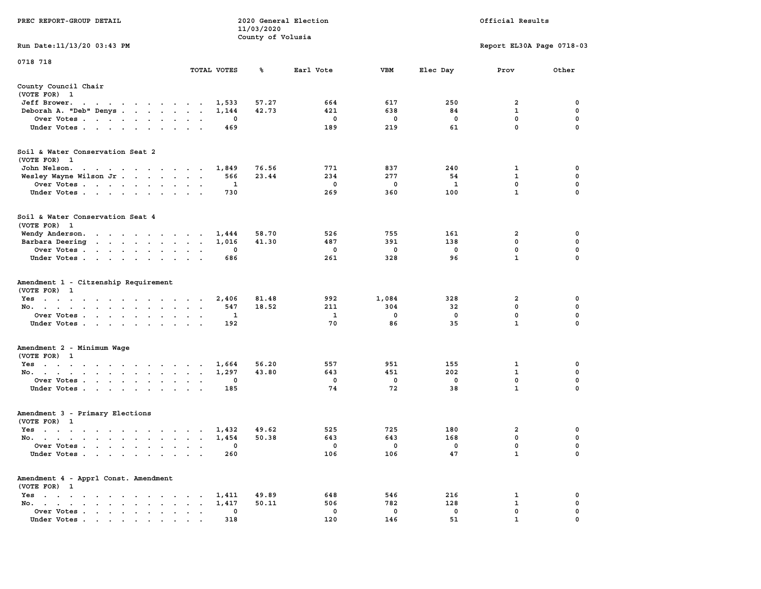PREC REPORT-GROUP DETAIL

2020 General Election
11/03/2020
County of Volusia

Official Results

Run Date:11/13/20 03:43 PM

Report EL30A Page 0718-03

0718 718

| | TOTAL VOTES | % | Earl Vote | VBM | Elec Day | Prov | Other |
|---|---|---|---|---|---|---|---|
| **County Council Chair** | | | | | | | |
| (VOTE FOR) 1 | | | | | | | |
| Jeff Brower | 1,533 | 57.27 | 664 | 617 | 250 | 2 | 0 |
| Deborah A. "Deb" Denys | 1,144 | 42.73 | 421 | 638 | 84 | 1 | 0 |
| Over Votes | 0 | | 0 | 0 | 0 | 0 | 0 |
| Under Votes | 469 | | 189 | 219 | 61 | 0 | 0 |
| **Soil & Water Conservation Seat 2** | | | | | | | |
| (VOTE FOR) 1 | | | | | | | |
| John Nelson | 1,849 | 76.56 | 771 | 837 | 240 | 1 | 0 |
| Wesley Wayne Wilson Jr | 566 | 23.44 | 234 | 277 | 54 | 1 | 0 |
| Over Votes | 1 | | 0 | 0 | 1 | 0 | 0 |
| Under Votes | 730 | | 269 | 360 | 100 | 1 | 0 |
| **Soil & Water Conservation Seat 4** | | | | | | | |
| (VOTE FOR) 1 | | | | | | | |
| Wendy Anderson | 1,444 | 58.70 | 526 | 755 | 161 | 2 | 0 |
| Barbara Deering | 1,016 | 41.30 | 487 | 391 | 138 | 0 | 0 |
| Over Votes | 0 | | 0 | 0 | 0 | 0 | 0 |
| Under Votes | 686 | | 261 | 328 | 96 | 1 | 0 |
| **Amendment 1 - Citizenship Requirement** | | | | | | | |
| (VOTE FOR) 1 | | | | | | | |
| Yes | 2,406 | 81.48 | 992 | 1,084 | 328 | 2 | 0 |
| No | 547 | 18.52 | 211 | 304 | 32 | 0 | 0 |
| Over Votes | 1 | | 1 | 0 | 0 | 0 | 0 |
| Under Votes | 192 | | 70 | 86 | 35 | 1 | 0 |
| **Amendment 2 - Minimum Wage** | | | | | | | |
| (VOTE FOR) 1 | | | | | | | |
| Yes | 1,664 | 56.20 | 557 | 951 | 155 | 1 | 0 |
| No | 1,297 | 43.80 | 643 | 451 | 202 | 1 | 0 |
| Over Votes | 0 | | 0 | 0 | 0 | 0 | 0 |
| Under Votes | 185 | | 74 | 72 | 38 | 1 | 0 |
| **Amendment 3 - Primary Elections** | | | | | | | |
| (VOTE FOR) 1 | | | | | | | |
| Yes | 1,432 | 49.62 | 525 | 725 | 180 | 2 | 0 |
| No | 1,454 | 50.38 | 643 | 643 | 168 | 0 | 0 |
| Over Votes | 0 | | 0 | 0 | 0 | 0 | 0 |
| Under Votes | 260 | | 106 | 106 | 47 | 1 | 0 |
| **Amendment 4 - Apprl Const. Amendment** | | | | | | | |
| (VOTE FOR) 1 | | | | | | | |
| Yes | 1,411 | 49.89 | 648 | 546 | 216 | 1 | 0 |
| No | 1,417 | 50.11 | 506 | 782 | 128 | 1 | 0 |
| Over Votes | 0 | | 0 | 0 | 0 | 0 | 0 |
| Under Votes | 318 | | 120 | 146 | 51 | 1 | 0 |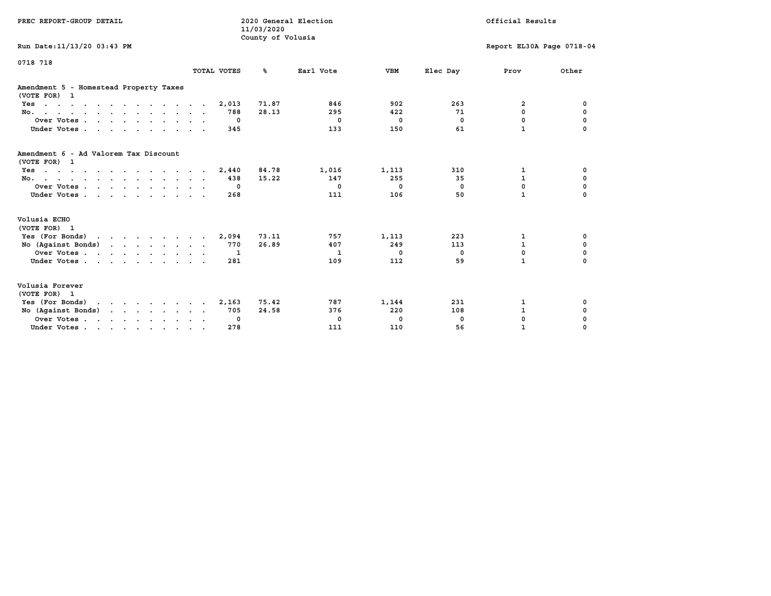PREC REPORT-GROUP DETAIL

2020 General Election
11/03/2020
County of Volusia

Official Results

Run Date:11/13/20 03:43 PM

Report EL30A Page 0718-04

0718 718

## Amendment 5 - Homestead Property Taxes
(VOTE FOR) 1

| | TOTAL VOTES | % | Earl Vote | VBM | Elec Day | Prov | Other |
|---|---|---|---|---|---|---|---|
| Yes | 2,013 | 71.87 | 846 | 902 | 263 | 2 | 0 |
| No. | 788 | 28.13 | 295 | 422 | 71 | 0 | 0 |
| Over Votes | 0 | | 0 | 0 | 0 | 0 | 0 |
| Under Votes | 345 | | 133 | 150 | 61 | 1 | 0 |

## Amendment 6 - Ad Valorem Tax Discount
(VOTE FOR) 1

| | TOTAL VOTES | % | Earl Vote | VBM | Elec Day | Prov | Other |
|---|---|---|---|---|---|---|---|
| Yes | 2,440 | 84.78 | 1,016 | 1,113 | 310 | 1 | 0 |
| No. | 438 | 15.22 | 147 | 255 | 35 | 1 | 0 |
| Over Votes | 0 | | 0 | 0 | 0 | 0 | 0 |
| Under Votes | 268 | | 111 | 106 | 50 | 1 | 0 |

## Volusia ECHO
(VOTE FOR) 1

| | TOTAL VOTES | % | Earl Vote | VBM | Elec Day | Prov | Other |
|---|---|---|---|---|---|---|---|
| Yes (For Bonds) | 2,094 | 73.11 | 757 | 1,113 | 223 | 1 | 0 |
| No (Against Bonds) | 770 | 26.89 | 407 | 249 | 113 | 1 | 0 |
| Over Votes | 1 | | 1 | 0 | 0 | 0 | 0 |
| Under Votes | 281 | | 109 | 112 | 59 | 1 | 0 |

## Volusia Forever
(VOTE FOR) 1

| | TOTAL VOTES | % | Earl Vote | VBM | Elec Day | Prov | Other |
|---|---|---|---|---|---|---|---|
| Yes (For Bonds) | 2,163 | 75.42 | 787 | 1,144 | 231 | 1 | 0 |
| No (Against Bonds) | 705 | 24.58 | 376 | 220 | 108 | 1 | 0 |
| Over Votes | 0 | | 0 | 0 | 0 | 0 | 0 |
| Under Votes | 278 | | 111 | 110 | 56 | 1 | 0 |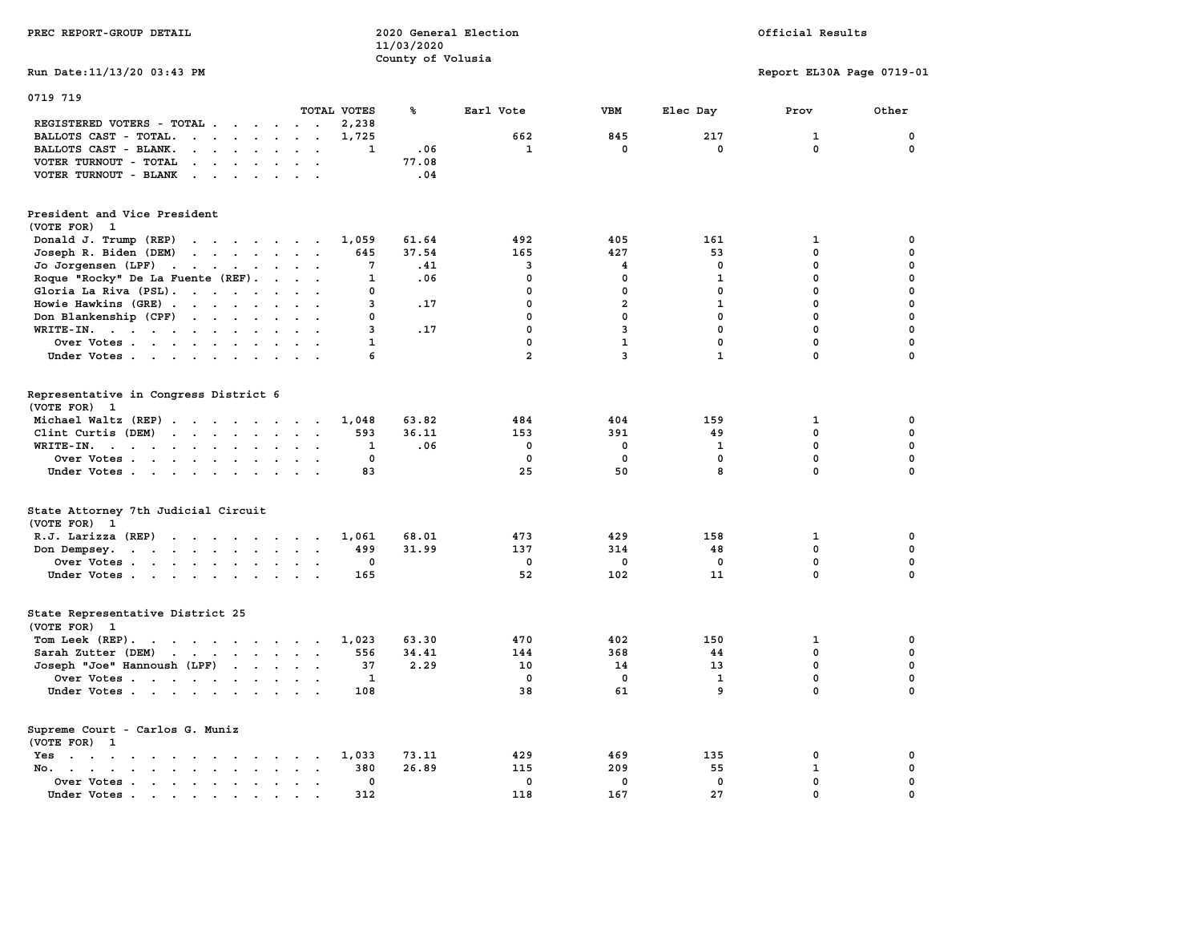PREC REPORT-GROUP DETAIL

2020 General Election
11/03/2020
County of Volusia

Official Results

Run Date:11/13/20 03:43 PM

Report EL30A Page 0719-01

0719 719

| | TOTAL VOTES | % | Earl Vote | VBM | Elec Day | Prov | Other |
|---|---|---|---|---|---|---|---|
| REGISTERED VOTERS - TOTAL | 2,238 | | | | | | |
| BALLOTS CAST - TOTAL. | 1,725 | | 662 | 845 | 217 | 1 | 0 |
| BALLOTS CAST - BLANK. | 1 | .06 | 1 | 0 | 0 | 0 | 0 |
| VOTER TURNOUT - TOTAL | | 77.08 | | | | | |
| VOTER TURNOUT - BLANK | | .04 | | | | | |

President and Vice President
(VOTE FOR) 1

| | TOTAL VOTES | % | Earl Vote | VBM | Elec Day | Prov | Other |
|---|---|---|---|---|---|---|---|
| Donald J. Trump (REP) | 1,059 | 61.64 | 492 | 405 | 161 | 1 | 0 |
| Joseph R. Biden (DEM) | 645 | 37.54 | 165 | 427 | 53 | 0 | 0 |
| Jo Jorgensen (LPF) | 7 | .41 | 3 | 4 | 0 | 0 | 0 |
| Roque "Rocky" De La Fuente (REF). | 1 | .06 | 0 | 0 | 1 | 0 | 0 |
| Gloria La Riva (PSL). | 0 | | 0 | 0 | 0 | 0 | 0 |
| Howie Hawkins (GRE) | 3 | .17 | 0 | 2 | 1 | 0 | 0 |
| Don Blankenship (CPF) | 0 | | 0 | 0 | 0 | 0 | 0 |
| WRITE-IN. | 3 | .17 | 0 | 3 | 0 | 0 | 0 |
| Over Votes | 1 | | 0 | 1 | 0 | 0 | 0 |
| Under Votes | 6 | | 2 | 3 | 1 | 0 | 0 |

Representative in Congress District 6
(VOTE FOR) 1

| | TOTAL VOTES | % | Earl Vote | VBM | Elec Day | Prov | Other |
|---|---|---|---|---|---|---|---|
| Michael Waltz (REP) | 1,048 | 63.82 | 484 | 404 | 159 | 1 | 0 |
| Clint Curtis (DEM) | 593 | 36.11 | 153 | 391 | 49 | 0 | 0 |
| WRITE-IN. | 1 | .06 | 0 | 0 | 1 | 0 | 0 |
| Over Votes | 0 | | 0 | 0 | 0 | 0 | 0 |
| Under Votes | 83 | | 25 | 50 | 8 | 0 | 0 |

State Attorney 7th Judicial Circuit
(VOTE FOR) 1

| | TOTAL VOTES | % | Earl Vote | VBM | Elec Day | Prov | Other |
|---|---|---|---|---|---|---|---|
| R.J. Larizza (REP) | 1,061 | 68.01 | 473 | 429 | 158 | 1 | 0 |
| Don Dempsey. | 499 | 31.99 | 137 | 314 | 48 | 0 | 0 |
| Over Votes | 0 | | 0 | 0 | 0 | 0 | 0 |
| Under Votes | 165 | | 52 | 102 | 11 | 0 | 0 |

State Representative District 25
(VOTE FOR) 1

| | TOTAL VOTES | % | Earl Vote | VBM | Elec Day | Prov | Other |
|---|---|---|---|---|---|---|---|
| Tom Leek (REP). | 1,023 | 63.30 | 470 | 402 | 150 | 1 | 0 |
| Sarah Zutter (DEM) | 556 | 34.41 | 144 | 368 | 44 | 0 | 0 |
| Joseph "Joe" Hannoush (LPF) | 37 | 2.29 | 10 | 14 | 13 | 0 | 0 |
| Over Votes | 1 | | 0 | 0 | 1 | 0 | 0 |
| Under Votes | 108 | | 38 | 61 | 9 | 0 | 0 |

Supreme Court - Carlos G. Muniz
(VOTE FOR) 1

| | TOTAL VOTES | % | Earl Vote | VBM | Elec Day | Prov | Other |
|---|---|---|---|---|---|---|---|
| Yes | 1,033 | 73.11 | 429 | 469 | 135 | 0 | 0 |
| No. | 380 | 26.89 | 115 | 209 | 55 | 1 | 0 |
| Over Votes | 0 | | 0 | 0 | 0 | 0 | 0 |
| Under Votes | 312 | | 118 | 167 | 27 | 0 | 0 |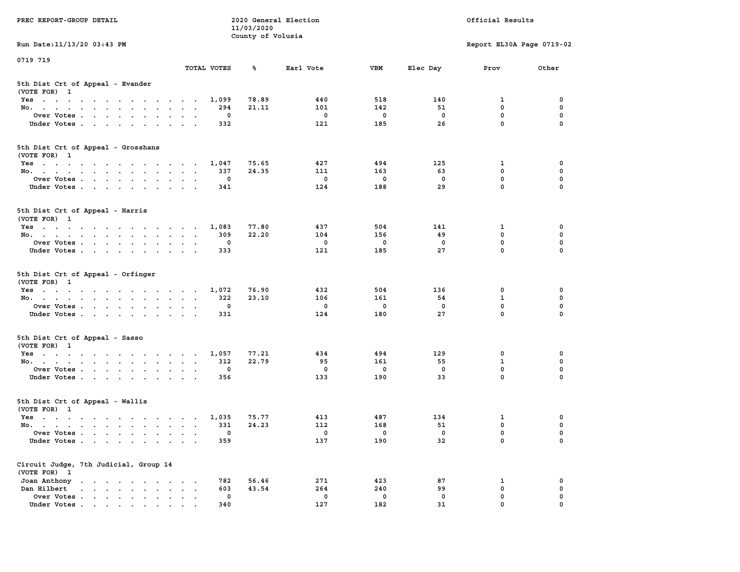PREC REPORT-GROUP DETAIL

2020 General Election
11/03/2020
County of Volusia

Official Results

Run Date:11/13/20 03:43 PM

Report EL30A Page 0719-02

0719 719

| | TOTAL VOTES | % | Earl Vote | VBM | Elec Day | Prov | Other |
|---|---|---|---|---|---|---|---|
| **5th Dist Crt of Appeal - Evander** | | | | | | | |
| (VOTE FOR) 1 | | | | | | | |
| Yes | 1,099 | 78.89 | 440 | 518 | 140 | 1 | 0 |
| No. | 294 | 21.11 | 101 | 142 | 51 | 0 | 0 |
| Over Votes | 0 | | 0 | 0 | 0 | 0 | 0 |
| Under Votes | 332 | | 121 | 185 | 26 | 0 | 0 |
| **5th Dist Crt of Appeal - Grosshans** | | | | | | | |
| (VOTE FOR) 1 | | | | | | | |
| Yes | 1,047 | 75.65 | 427 | 494 | 125 | 1 | 0 |
| No. | 337 | 24.35 | 111 | 163 | 63 | 0 | 0 |
| Over Votes | 0 | | 0 | 0 | 0 | 0 | 0 |
| Under Votes | 341 | | 124 | 188 | 29 | 0 | 0 |
| **5th Dist Crt of Appeal - Harris** | | | | | | | |
| (VOTE FOR) 1 | | | | | | | |
| Yes | 1,083 | 77.80 | 437 | 504 | 141 | 1 | 0 |
| No. | 309 | 22.20 | 104 | 156 | 49 | 0 | 0 |
| Over Votes | 0 | | 0 | 0 | 0 | 0 | 0 |
| Under Votes | 333 | | 121 | 185 | 27 | 0 | 0 |
| **5th Dist Crt of Appeal - Orfinger** | | | | | | | |
| (VOTE FOR) 1 | | | | | | | |
| Yes | 1,072 | 76.90 | 432 | 504 | 136 | 0 | 0 |
| No. | 322 | 23.10 | 106 | 161 | 54 | 1 | 0 |
| Over Votes | 0 | | 0 | 0 | 0 | 0 | 0 |
| Under Votes | 331 | | 124 | 180 | 27 | 0 | 0 |
| **5th Dist Crt of Appeal - Sasso** | | | | | | | |
| (VOTE FOR) 1 | | | | | | | |
| Yes | 1,057 | 77.21 | 434 | 494 | 129 | 0 | 0 |
| No. | 312 | 22.79 | 95 | 161 | 55 | 1 | 0 |
| Over Votes | 0 | | 0 | 0 | 0 | 0 | 0 |
| Under Votes | 356 | | 133 | 190 | 33 | 0 | 0 |
| **5th Dist Crt of Appeal - Wallis** | | | | | | | |
| (VOTE FOR) 1 | | | | | | | |
| Yes | 1,035 | 75.77 | 413 | 487 | 134 | 1 | 0 |
| No. | 331 | 24.23 | 112 | 168 | 51 | 0 | 0 |
| Over Votes | 0 | | 0 | 0 | 0 | 0 | 0 |
| Under Votes | 359 | | 137 | 190 | 32 | 0 | 0 |
| **Circuit Judge, 7th Judicial, Group 14** | | | | | | | |
| (VOTE FOR) 1 | | | | | | | |
| Joan Anthony | 782 | 56.46 | 271 | 423 | 87 | 1 | 0 |
| Dan Hilbert | 603 | 43.54 | 264 | 240 | 99 | 0 | 0 |
| Over Votes | 0 | | 0 | 0 | 0 | 0 | 0 |
| Under Votes | 340 | | 127 | 182 | 31 | 0 | 0 |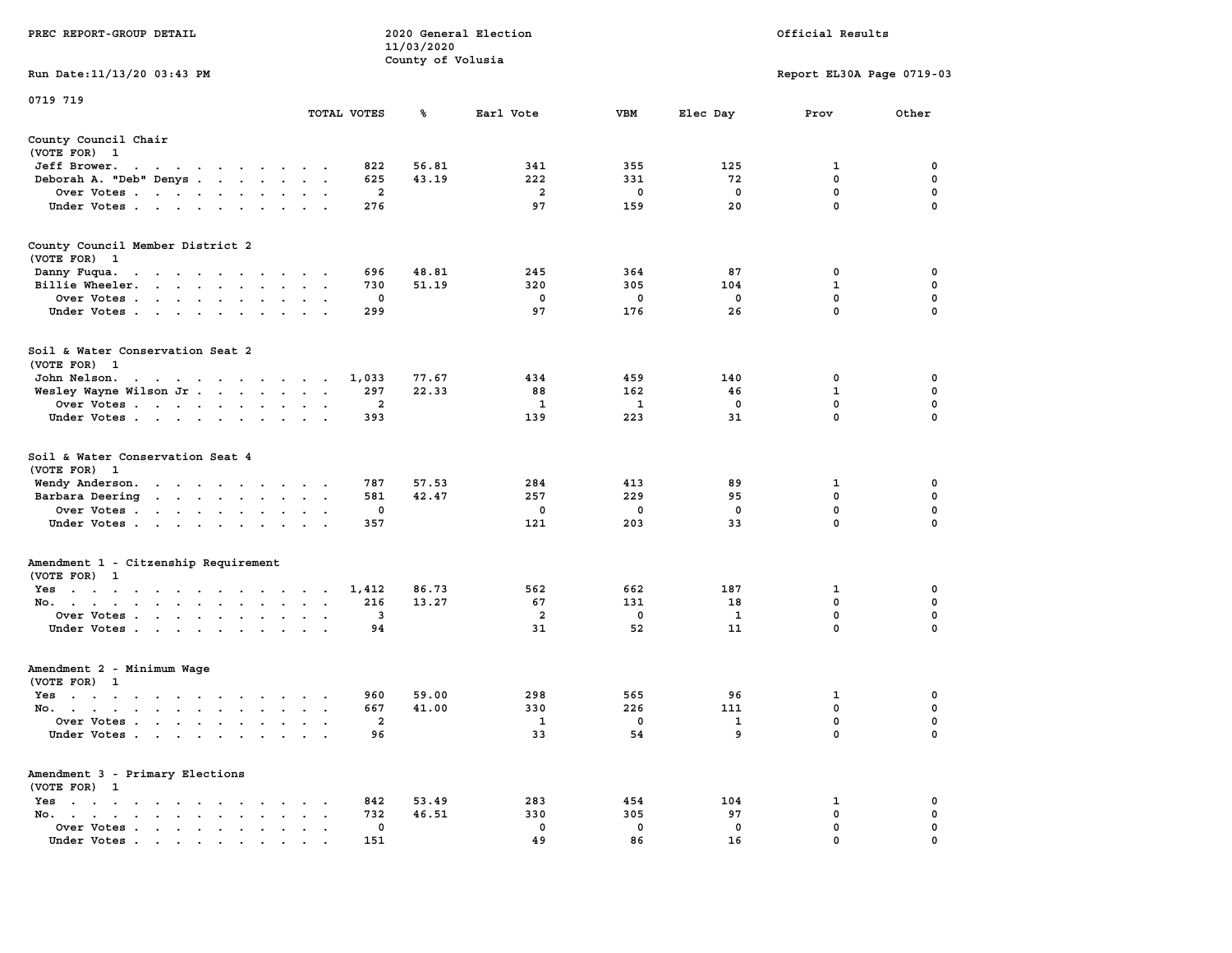PREC REPORT-GROUP DETAIL

2020 General Election
11/03/2020
County of Volusia

Official Results

Run Date:11/13/20 03:43 PM

Report EL30A Page 0719-03

0719 719

## County Council Chair
(VOTE FOR) 1

| | TOTAL VOTES | % | Earl Vote | VBM | Elec Day | Prov | Other |
|---|---|---|---|---|---|---|---|
| Jeff Brower | 822 | 56.81 | 341 | 355 | 125 | 1 | 0 |
| Deborah A. "Deb" Denys | 625 | 43.19 | 222 | 331 | 72 | 0 | 0 |
| Over Votes | 2 | | 2 | 0 | 0 | 0 | 0 |
| Under Votes | 276 | | 97 | 159 | 20 | 0 | 0 |

## County Council Member District 2
(VOTE FOR) 1

| | TOTAL VOTES | % | Earl Vote | VBM | Elec Day | Prov | Other |
|---|---|---|---|---|---|---|---|
| Danny Fuqua | 696 | 48.81 | 245 | 364 | 87 | 0 | 0 |
| Billie Wheeler | 730 | 51.19 | 320 | 305 | 104 | 1 | 0 |
| Over Votes | 0 | | 0 | 0 | 0 | 0 | 0 |
| Under Votes | 299 | | 97 | 176 | 26 | 0 | 0 |

## Soil & Water Conservation Seat 2
(VOTE FOR) 1

| | TOTAL VOTES | % | Earl Vote | VBM | Elec Day | Prov | Other |
|---|---|---|---|---|---|---|---|
| John Nelson | 1,033 | 77.67 | 434 | 459 | 140 | 0 | 0 |
| Wesley Wayne Wilson Jr | 297 | 22.33 | 88 | 162 | 46 | 1 | 0 |
| Over Votes | 2 | | 1 | 1 | 0 | 0 | 0 |
| Under Votes | 393 | | 139 | 223 | 31 | 0 | 0 |

## Soil & Water Conservation Seat 4
(VOTE FOR) 1

| | TOTAL VOTES | % | Earl Vote | VBM | Elec Day | Prov | Other |
|---|---|---|---|---|---|---|---|
| Wendy Anderson | 787 | 57.53 | 284 | 413 | 89 | 1 | 0 |
| Barbara Deering | 581 | 42.47 | 257 | 229 | 95 | 0 | 0 |
| Over Votes | 0 | | 0 | 0 | 0 | 0 | 0 |
| Under Votes | 357 | | 121 | 203 | 33 | 0 | 0 |

## Amendment 1 - Citzenship Requirement
(VOTE FOR) 1

| | TOTAL VOTES | % | Earl Vote | VBM | Elec Day | Prov | Other |
|---|---|---|---|---|---|---|---|
| Yes | 1,412 | 86.73 | 562 | 662 | 187 | 1 | 0 |
| No | 216 | 13.27 | 67 | 131 | 18 | 0 | 0 |
| Over Votes | 3 | | 2 | 0 | 1 | 0 | 0 |
| Under Votes | 94 | | 31 | 52 | 11 | 0 | 0 |

## Amendment 2 - Minimum Wage
(VOTE FOR) 1

| | TOTAL VOTES | % | Earl Vote | VBM | Elec Day | Prov | Other |
|---|---|---|---|---|---|---|---|
| Yes | 960 | 59.00 | 298 | 565 | 96 | 1 | 0 |
| No | 667 | 41.00 | 330 | 226 | 111 | 0 | 0 |
| Over Votes | 2 | | 1 | 0 | 1 | 0 | 0 |
| Under Votes | 96 | | 33 | 54 | 9 | 0 | 0 |

## Amendment 3 - Primary Elections
(VOTE FOR) 1

| | TOTAL VOTES | % | Earl Vote | VBM | Elec Day | Prov | Other |
|---|---|---|---|---|---|---|---|
| Yes | 842 | 53.49 | 283 | 454 | 104 | 1 | 0 |
| No | 732 | 46.51 | 330 | 305 | 97 | 0 | 0 |
| Over Votes | 0 | | 0 | 0 | 0 | 0 | 0 |
| Under Votes | 151 | | 49 | 86 | 16 | 0 | 0 |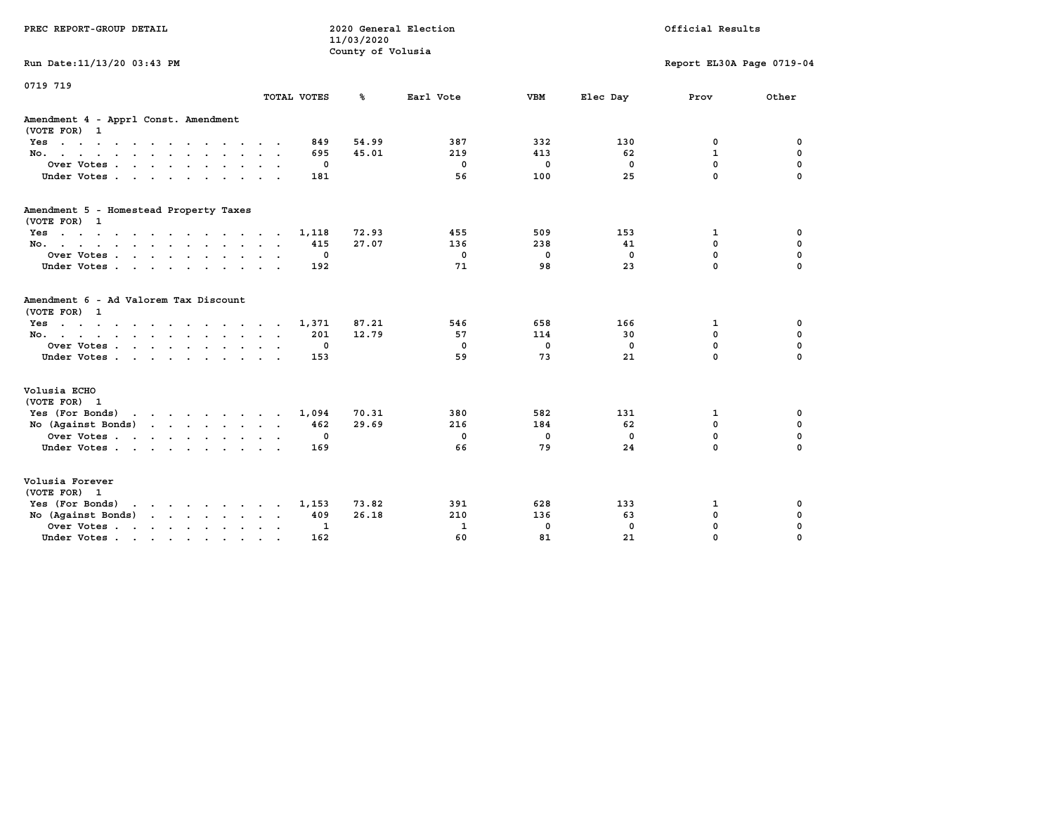PREC REPORT-GROUP DETAIL

2020 General Election
11/03/2020
County of Volusia

Official Results

Run Date:11/13/20 03:43 PM

Report EL30A Page 0719-04

0719 719

| | TOTAL VOTES | % | Earl Vote | VBM | Elec Day | Prov | Other |
|---|---|---|---|---|---|---|---|
| **Amendment 4 - Apprl Const. Amendment** | | | | | | | |
| (VOTE FOR) 1 | | | | | | | |
| Yes | 849 | 54.99 | 387 | 332 | 130 | 0 | 0 |
| No. | 695 | 45.01 | 219 | 413 | 62 | 1 | 0 |
| Over Votes | 0 | | 0 | 0 | 0 | 0 | 0 |
| Under Votes | 181 | | 56 | 100 | 25 | 0 | 0 |
| **Amendment 5 - Homestead Property Taxes** | | | | | | | |
| (VOTE FOR) 1 | | | | | | | |
| Yes | 1,118 | 72.93 | 455 | 509 | 153 | 1 | 0 |
| No. | 415 | 27.07 | 136 | 238 | 41 | 0 | 0 |
| Over Votes | 0 | | 0 | 0 | 0 | 0 | 0 |
| Under Votes | 192 | | 71 | 98 | 23 | 0 | 0 |
| **Amendment 6 - Ad Valorem Tax Discount** | | | | | | | |
| (VOTE FOR) 1 | | | | | | | |
| Yes | 1,371 | 87.21 | 546 | 658 | 166 | 1 | 0 |
| No. | 201 | 12.79 | 57 | 114 | 30 | 0 | 0 |
| Over Votes | 0 | | 0 | 0 | 0 | 0 | 0 |
| Under Votes | 153 | | 59 | 73 | 21 | 0 | 0 |
| **Volusia ECHO** | | | | | | | |
| (VOTE FOR) 1 | | | | | | | |
| Yes (For Bonds) | 1,094 | 70.31 | 380 | 582 | 131 | 1 | 0 |
| No (Against Bonds) | 462 | 29.69 | 216 | 184 | 62 | 0 | 0 |
| Over Votes | 0 | | 0 | 0 | 0 | 0 | 0 |
| Under Votes | 169 | | 66 | 79 | 24 | 0 | 0 |
| **Volusia Forever** | | | | | | | |
| (VOTE FOR) 1 | | | | | | | |
| Yes (For Bonds) | 1,153 | 73.82 | 391 | 628 | 133 | 1 | 0 |
| No (Against Bonds) | 409 | 26.18 | 210 | 136 | 63 | 0 | 0 |
| Over Votes | 1 | | 1 | 0 | 0 | 0 | 0 |
| Under Votes | 162 | | 60 | 81 | 21 | 0 | 0 |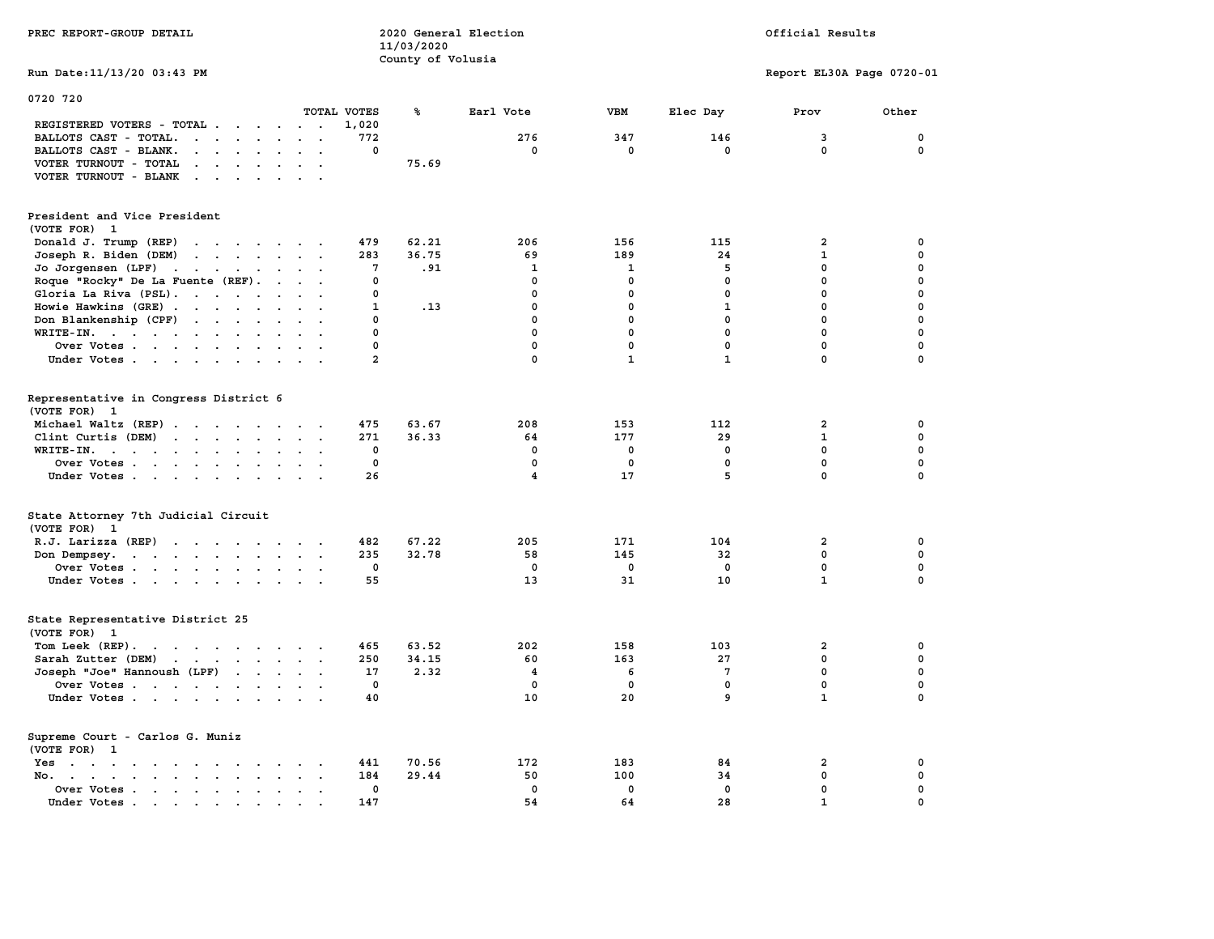PREC REPORT-GROUP DETAIL

2020 General Election
11/03/2020
County of Volusia

Official Results

Run Date:11/13/20 03:43 PM

Report EL30A Page 0720-01

0720 720

| | TOTAL VOTES | % | Earl Vote | VBM | Elec Day | Prov | Other |
|---|---|---|---|---|---|---|---|
| REGISTERED VOTERS - TOTAL | 1,020 | | | | | | |
| BALLOTS CAST - TOTAL. | 772 | | 276 | 347 | 146 | 3 | 0 |
| BALLOTS CAST - BLANK. | 0 | | 0 | 0 | 0 | 0 | 0 |
| VOTER TURNOUT - TOTAL | | 75.69 | | | | | |
| VOTER TURNOUT - BLANK | | | | | | | |

President and Vice President
(VOTE FOR) 1

| | TOTAL VOTES | % | Earl Vote | VBM | Elec Day | Prov | Other |
|---|---|---|---|---|---|---|---|
| Donald J. Trump (REP) | 479 | 62.21 | 206 | 156 | 115 | 2 | 0 |
| Joseph R. Biden (DEM) | 283 | 36.75 | 69 | 189 | 24 | 1 | 0 |
| Jo Jorgensen (LPF) | 7 | .91 | 1 | 1 | 5 | 0 | 0 |
| Roque "Rocky" De La Fuente (REF). | 0 | | 0 | 0 | 0 | 0 | 0 |
| Gloria La Riva (PSL). | 0 | | 0 | 0 | 0 | 0 | 0 |
| Howie Hawkins (GRE) | 1 | .13 | 0 | 0 | 1 | 0 | 0 |
| Don Blankenship (CPF) | 0 | | 0 | 0 | 0 | 0 | 0 |
| WRITE-IN. | 0 | | 0 | 0 | 0 | 0 | 0 |
| Over Votes | 0 | | 0 | 0 | 0 | 0 | 0 |
| Under Votes | 2 | | 0 | 1 | 1 | 0 | 0 |

Representative in Congress District 6
(VOTE FOR) 1

| | TOTAL VOTES | % | Earl Vote | VBM | Elec Day | Prov | Other |
|---|---|---|---|---|---|---|---|
| Michael Waltz (REP) | 475 | 63.67 | 208 | 153 | 112 | 2 | 0 |
| Clint Curtis (DEM) | 271 | 36.33 | 64 | 177 | 29 | 1 | 0 |
| WRITE-IN. | 0 | | 0 | 0 | 0 | 0 | 0 |
| Over Votes | 0 | | 0 | 0 | 0 | 0 | 0 |
| Under Votes | 26 | | 4 | 17 | 5 | 0 | 0 |

State Attorney 7th Judicial Circuit
(VOTE FOR) 1

| | TOTAL VOTES | % | Earl Vote | VBM | Elec Day | Prov | Other |
|---|---|---|---|---|---|---|---|
| R.J. Larizza (REP) | 482 | 67.22 | 205 | 171 | 104 | 2 | 0 |
| Don Dempsey. | 235 | 32.78 | 58 | 145 | 32 | 0 | 0 |
| Over Votes | 0 | | 0 | 0 | 0 | 0 | 0 |
| Under Votes | 55 | | 13 | 31 | 10 | 1 | 0 |

State Representative District 25
(VOTE FOR) 1

| | TOTAL VOTES | % | Earl Vote | VBM | Elec Day | Prov | Other |
|---|---|---|---|---|---|---|---|
| Tom Leek (REP). | 465 | 63.52 | 202 | 158 | 103 | 2 | 0 |
| Sarah Zutter (DEM) | 250 | 34.15 | 60 | 163 | 27 | 0 | 0 |
| Joseph "Joe" Hannoush (LPF) | 17 | 2.32 | 4 | 6 | 7 | 0 | 0 |
| Over Votes | 0 | | 0 | 0 | 0 | 0 | 0 |
| Under Votes | 40 | | 10 | 20 | 9 | 1 | 0 |

Supreme Court - Carlos G. Muniz
(VOTE FOR) 1

| | TOTAL VOTES | % | Earl Vote | VBM | Elec Day | Prov | Other |
|---|---|---|---|---|---|---|---|
| Yes | 441 | 70.56 | 172 | 183 | 84 | 2 | 0 |
| No. | 184 | 29.44 | 50 | 100 | 34 | 0 | 0 |
| Over Votes | 0 | | 0 | 0 | 0 | 0 | 0 |
| Under Votes | 147 | | 54 | 64 | 28 | 1 | 0 |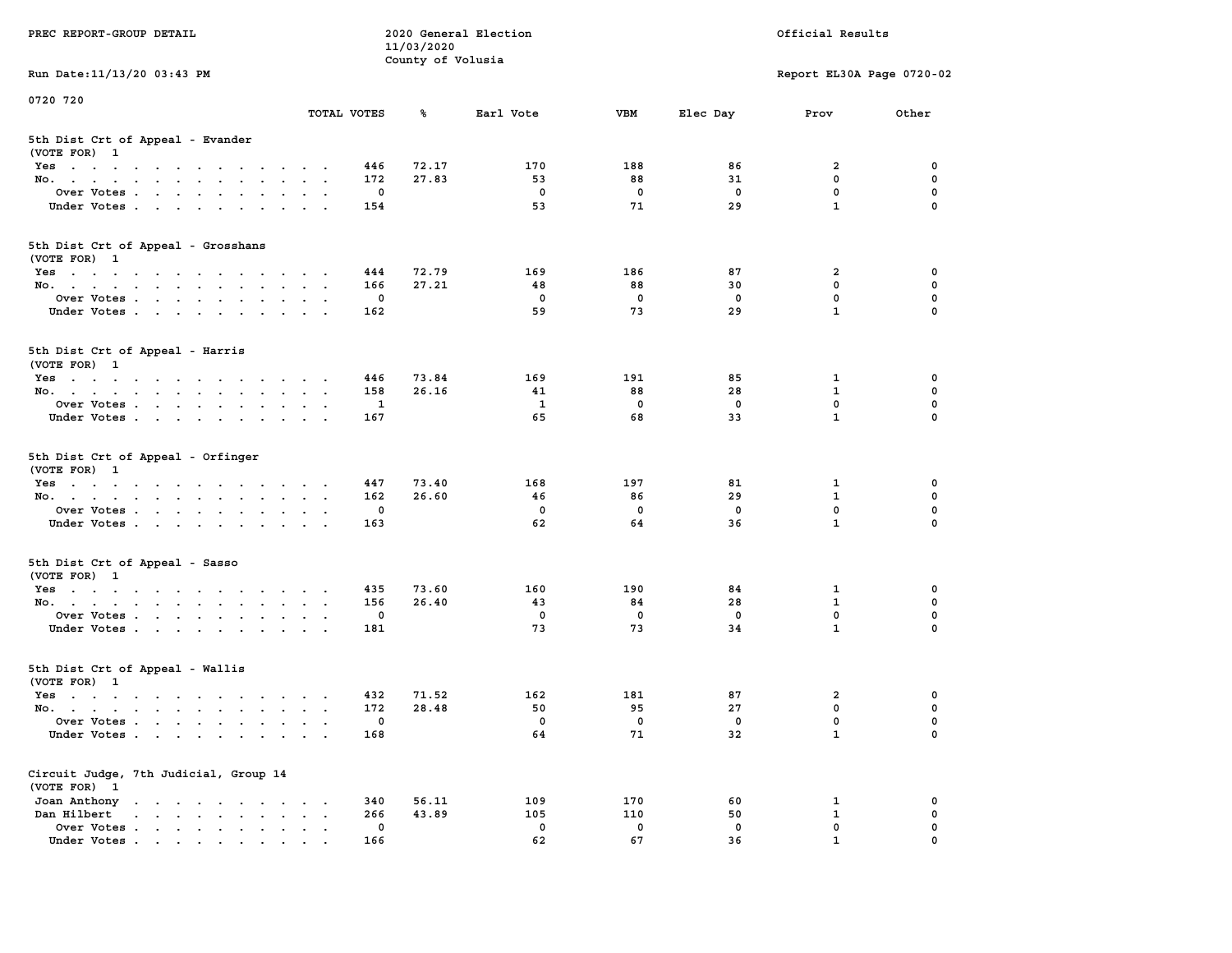PREC REPORT-GROUP DETAIL

2020 General Election
11/03/2020
County of Volusia

Official Results

Run Date:11/13/20 03:43 PM

Report EL30A Page 0720-02

0720 720

| | TOTAL VOTES | % | Earl Vote | VBM | Elec Day | Prov | Other |
|---|---|---|---|---|---|---|---|
| **5th Dist Crt of Appeal - Evander** | | | | | | | |
| (VOTE FOR) 1 | | | | | | | |
| Yes | 446 | 72.17 | 170 | 188 | 86 | 2 | 0 |
| No. | 172 | 27.83 | 53 | 88 | 31 | 0 | 0 |
| Over Votes | 0 | | 0 | 0 | 0 | 0 | 0 |
| Under Votes | 154 | | 53 | 71 | 29 | 1 | 0 |
| **5th Dist Crt of Appeal - Grosshans** | | | | | | | |
| (VOTE FOR) 1 | | | | | | | |
| Yes | 444 | 72.79 | 169 | 186 | 87 | 2 | 0 |
| No. | 166 | 27.21 | 48 | 88 | 30 | 0 | 0 |
| Over Votes | 0 | | 0 | 0 | 0 | 0 | 0 |
| Under Votes | 162 | | 59 | 73 | 29 | 1 | 0 |
| **5th Dist Crt of Appeal - Harris** | | | | | | | |
| (VOTE FOR) 1 | | | | | | | |
| Yes | 446 | 73.84 | 169 | 191 | 85 | 1 | 0 |
| No. | 158 | 26.16 | 41 | 88 | 28 | 1 | 0 |
| Over Votes | 1 | | 1 | 0 | 0 | 0 | 0 |
| Under Votes | 167 | | 65 | 68 | 33 | 1 | 0 |
| **5th Dist Crt of Appeal - Orfinger** | | | | | | | |
| (VOTE FOR) 1 | | | | | | | |
| Yes | 447 | 73.40 | 168 | 197 | 81 | 1 | 0 |
| No. | 162 | 26.60 | 46 | 86 | 29 | 1 | 0 |
| Over Votes | 0 | | 0 | 0 | 0 | 0 | 0 |
| Under Votes | 163 | | 62 | 64 | 36 | 1 | 0 |
| **5th Dist Crt of Appeal - Sasso** | | | | | | | |
| (VOTE FOR) 1 | | | | | | | |
| Yes | 435 | 73.60 | 160 | 190 | 84 | 1 | 0 |
| No. | 156 | 26.40 | 43 | 84 | 28 | 1 | 0 |
| Over Votes | 0 | | 0 | 0 | 0 | 0 | 0 |
| Under Votes | 181 | | 73 | 73 | 34 | 1 | 0 |
| **5th Dist Crt of Appeal - Wallis** | | | | | | | |
| (VOTE FOR) 1 | | | | | | | |
| Yes | 432 | 71.52 | 162 | 181 | 87 | 2 | 0 |
| No. | 172 | 28.48 | 50 | 95 | 27 | 0 | 0 |
| Over Votes | 0 | | 0 | 0 | 0 | 0 | 0 |
| Under Votes | 168 | | 64 | 71 | 32 | 1 | 0 |
| **Circuit Judge, 7th Judicial, Group 14** | | | | | | | |
| (VOTE FOR) 1 | | | | | | | |
| Joan Anthony | 340 | 56.11 | 109 | 170 | 60 | 1 | 0 |
| Dan Hilbert | 266 | 43.89 | 105 | 110 | 50 | 1 | 0 |
| Over Votes | 0 | | 0 | 0 | 0 | 0 | 0 |
| Under Votes | 166 | | 62 | 67 | 36 | 1 | 0 |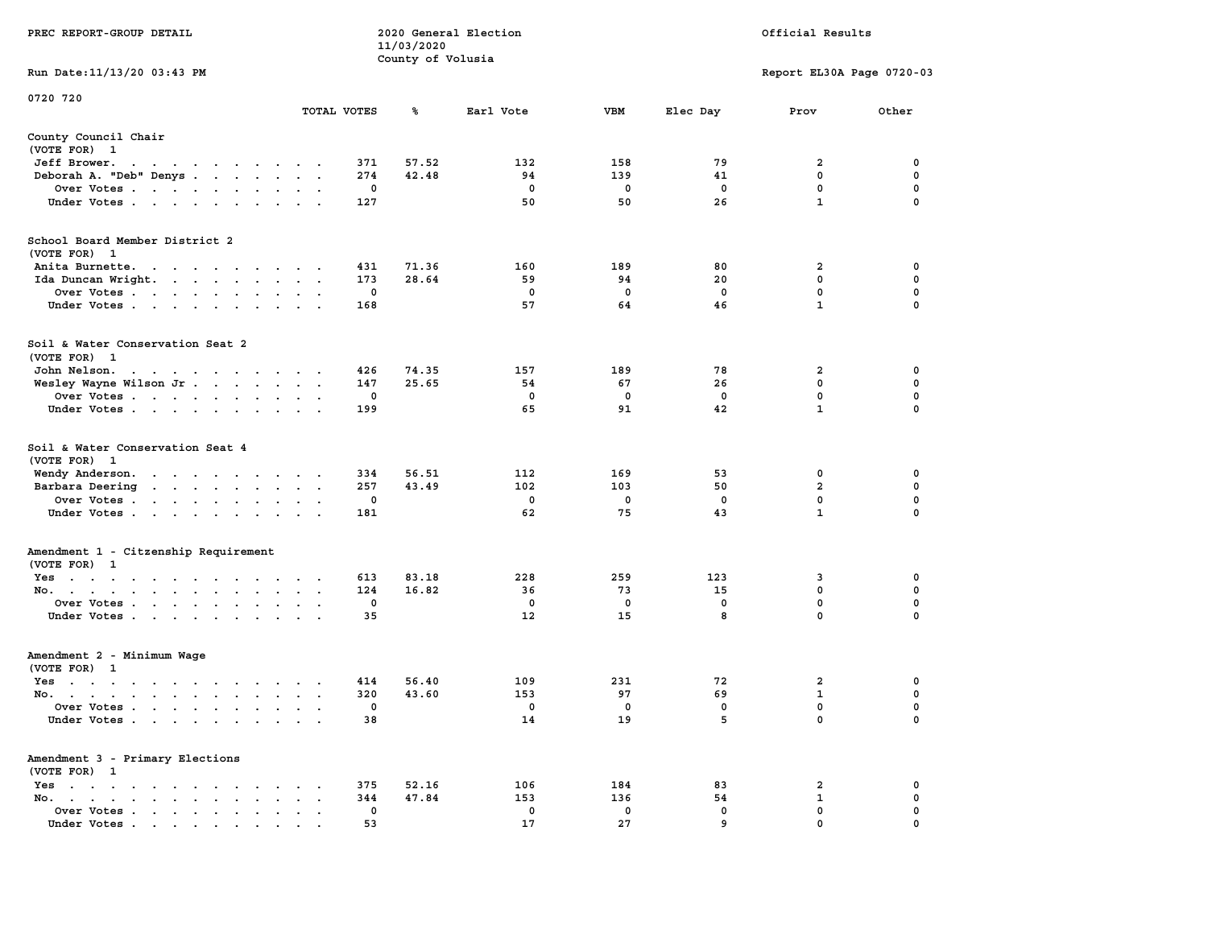PREC REPORT-GROUP DETAIL

2020 General Election
11/03/2020
County of Volusia

Official Results

Run Date:11/13/20 03:43 PM

Report EL30A Page 0720-03

0720 720

## County Council Chair
(VOTE FOR) 1

| | TOTAL VOTES | % | Earl Vote | VBM | Elec Day | Prov | Other |
|---|---|---|---|---|---|---|---|
| Jeff Brower | 371 | 57.52 | 132 | 158 | 79 | 2 | 0 |
| Deborah A. "Deb" Denys | 274 | 42.48 | 94 | 139 | 41 | 0 | 0 |
| Over Votes | 0 | | 0 | 0 | 0 | 0 | 0 |
| Under Votes | 127 | | 50 | 50 | 26 | 1 | 0 |

## School Board Member District 2
(VOTE FOR) 1

| | TOTAL VOTES | % | Earl Vote | VBM | Elec Day | Prov | Other |
|---|---|---|---|---|---|---|---|
| Anita Burnette | 431 | 71.36 | 160 | 189 | 80 | 2 | 0 |
| Ida Duncan Wright | 173 | 28.64 | 59 | 94 | 20 | 0 | 0 |
| Over Votes | 0 | | 0 | 0 | 0 | 0 | 0 |
| Under Votes | 168 | | 57 | 64 | 46 | 1 | 0 |

## Soil & Water Conservation Seat 2
(VOTE FOR) 1

| | TOTAL VOTES | % | Earl Vote | VBM | Elec Day | Prov | Other |
|---|---|---|---|---|---|---|---|
| John Nelson | 426 | 74.35 | 157 | 189 | 78 | 2 | 0 |
| Wesley Wayne Wilson Jr | 147 | 25.65 | 54 | 67 | 26 | 0 | 0 |
| Over Votes | 0 | | 0 | 0 | 0 | 0 | 0 |
| Under Votes | 199 | | 65 | 91 | 42 | 1 | 0 |

## Soil & Water Conservation Seat 4
(VOTE FOR) 1

| | TOTAL VOTES | % | Earl Vote | VBM | Elec Day | Prov | Other |
|---|---|---|---|---|---|---|---|
| Wendy Anderson | 334 | 56.51 | 112 | 169 | 53 | 0 | 0 |
| Barbara Deering | 257 | 43.49 | 102 | 103 | 50 | 2 | 0 |
| Over Votes | 0 | | 0 | 0 | 0 | 0 | 0 |
| Under Votes | 181 | | 62 | 75 | 43 | 1 | 0 |

## Amendment 1 - Citzenship Requirement
(VOTE FOR) 1

| | TOTAL VOTES | % | Earl Vote | VBM | Elec Day | Prov | Other |
|---|---|---|---|---|---|---|---|
| Yes | 613 | 83.18 | 228 | 259 | 123 | 3 | 0 |
| No | 124 | 16.82 | 36 | 73 | 15 | 0 | 0 |
| Over Votes | 0 | | 0 | 0 | 0 | 0 | 0 |
| Under Votes | 35 | | 12 | 15 | 8 | 0 | 0 |

## Amendment 2 - Minimum Wage
(VOTE FOR) 1

| | TOTAL VOTES | % | Earl Vote | VBM | Elec Day | Prov | Other |
|---|---|---|---|---|---|---|---|
| Yes | 414 | 56.40 | 109 | 231 | 72 | 2 | 0 |
| No | 320 | 43.60 | 153 | 97 | 69 | 1 | 0 |
| Over Votes | 0 | | 0 | 0 | 0 | 0 | 0 |
| Under Votes | 38 | | 14 | 19 | 5 | 0 | 0 |

## Amendment 3 - Primary Elections
(VOTE FOR) 1

| | TOTAL VOTES | % | Earl Vote | VBM | Elec Day | Prov | Other |
|---|---|---|---|---|---|---|---|
| Yes | 375 | 52.16 | 106 | 184 | 83 | 2 | 0 |
| No | 344 | 47.84 | 153 | 136 | 54 | 1 | 0 |
| Over Votes | 0 | | 0 | 0 | 0 | 0 | 0 |
| Under Votes | 53 | | 17 | 27 | 9 | 0 | 0 |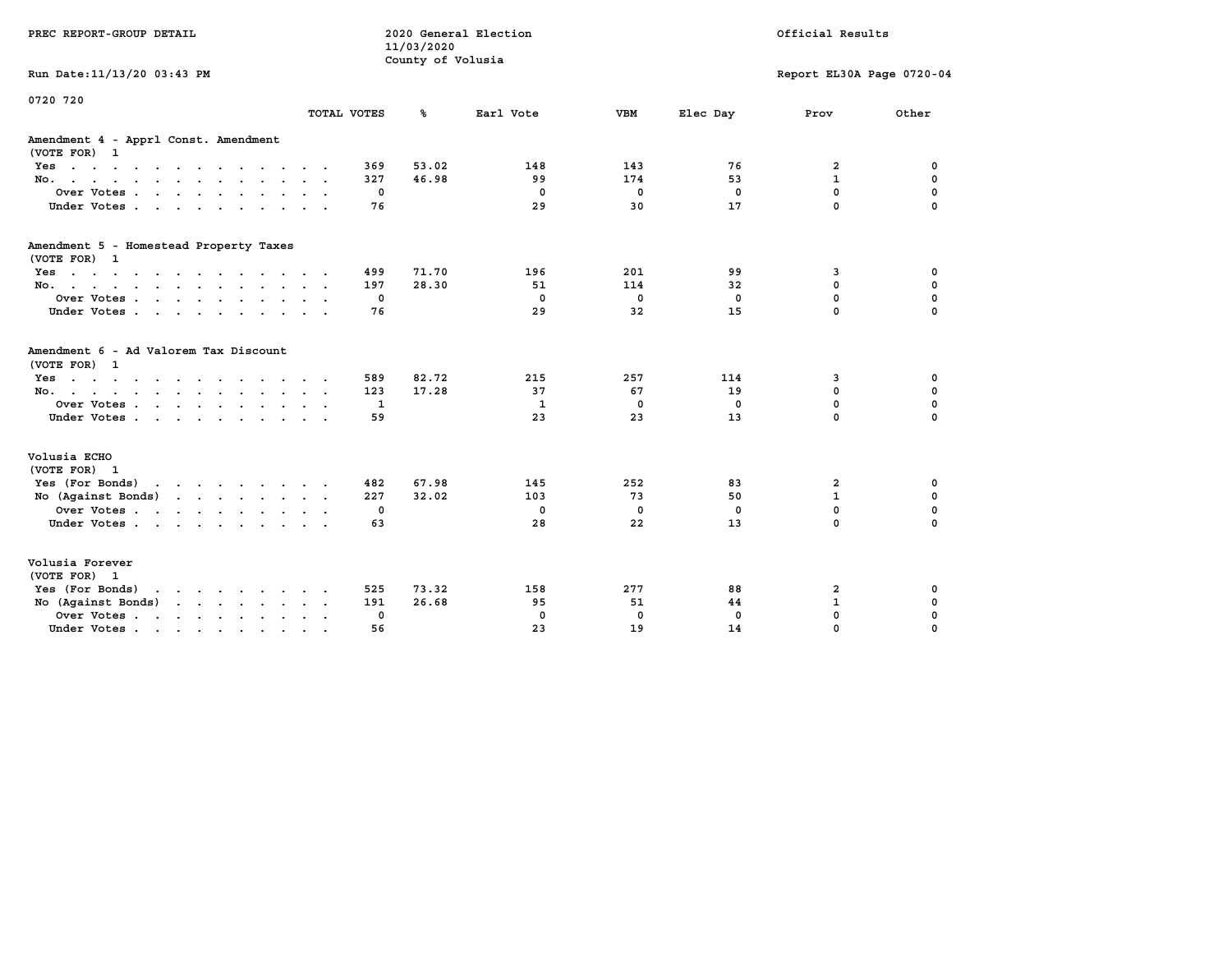PREC REPORT-GROUP DETAIL

2020 General Election
11/03/2020
County of Volusia

Official Results

Run Date:11/13/20 03:43 PM

Report EL30A Page 0720-04

0720 720

| | TOTAL VOTES | % | Earl Vote | VBM | Elec Day | Prov | Other |
|---|---|---|---|---|---|---|---|
| **Amendment 4 - Apprl Const. Amendment** | | | | | | | |
| (VOTE FOR) 1 | | | | | | | |
| Yes | 369 | 53.02 | 148 | 143 | 76 | 2 | 0 |
| No. | 327 | 46.98 | 99 | 174 | 53 | 1 | 0 |
| Over Votes | 0 | | 0 | 0 | 0 | 0 | 0 |
| Under Votes | 76 | | 29 | 30 | 17 | 0 | 0 |
| **Amendment 5 - Homestead Property Taxes** | | | | | | | |
| (VOTE FOR) 1 | | | | | | | |
| Yes | 499 | 71.70 | 196 | 201 | 99 | 3 | 0 |
| No. | 197 | 28.30 | 51 | 114 | 32 | 0 | 0 |
| Over Votes | 0 | | 0 | 0 | 0 | 0 | 0 |
| Under Votes | 76 | | 29 | 32 | 15 | 0 | 0 |
| **Amendment 6 - Ad Valorem Tax Discount** | | | | | | | |
| (VOTE FOR) 1 | | | | | | | |
| Yes | 589 | 82.72 | 215 | 257 | 114 | 3 | 0 |
| No. | 123 | 17.28 | 37 | 67 | 19 | 0 | 0 |
| Over Votes | 1 | | 1 | 0 | 0 | 0 | 0 |
| Under Votes | 59 | | 23 | 23 | 13 | 0 | 0 |
| **Volusia ECHO** | | | | | | | |
| (VOTE FOR) 1 | | | | | | | |
| Yes (For Bonds) | 482 | 67.98 | 145 | 252 | 83 | 2 | 0 |
| No (Against Bonds) | 227 | 32.02 | 103 | 73 | 50 | 1 | 0 |
| Over Votes | 0 | | 0 | 0 | 0 | 0 | 0 |
| Under Votes | 63 | | 28 | 22 | 13 | 0 | 0 |
| **Volusia Forever** | | | | | | | |
| (VOTE FOR) 1 | | | | | | | |
| Yes (For Bonds) | 525 | 73.32 | 158 | 277 | 88 | 2 | 0 |
| No (Against Bonds) | 191 | 26.68 | 95 | 51 | 44 | 1 | 0 |
| Over Votes | 0 | | 0 | 0 | 0 | 0 | 0 |
| Under Votes | 56 | | 23 | 19 | 14 | 0 | 0 |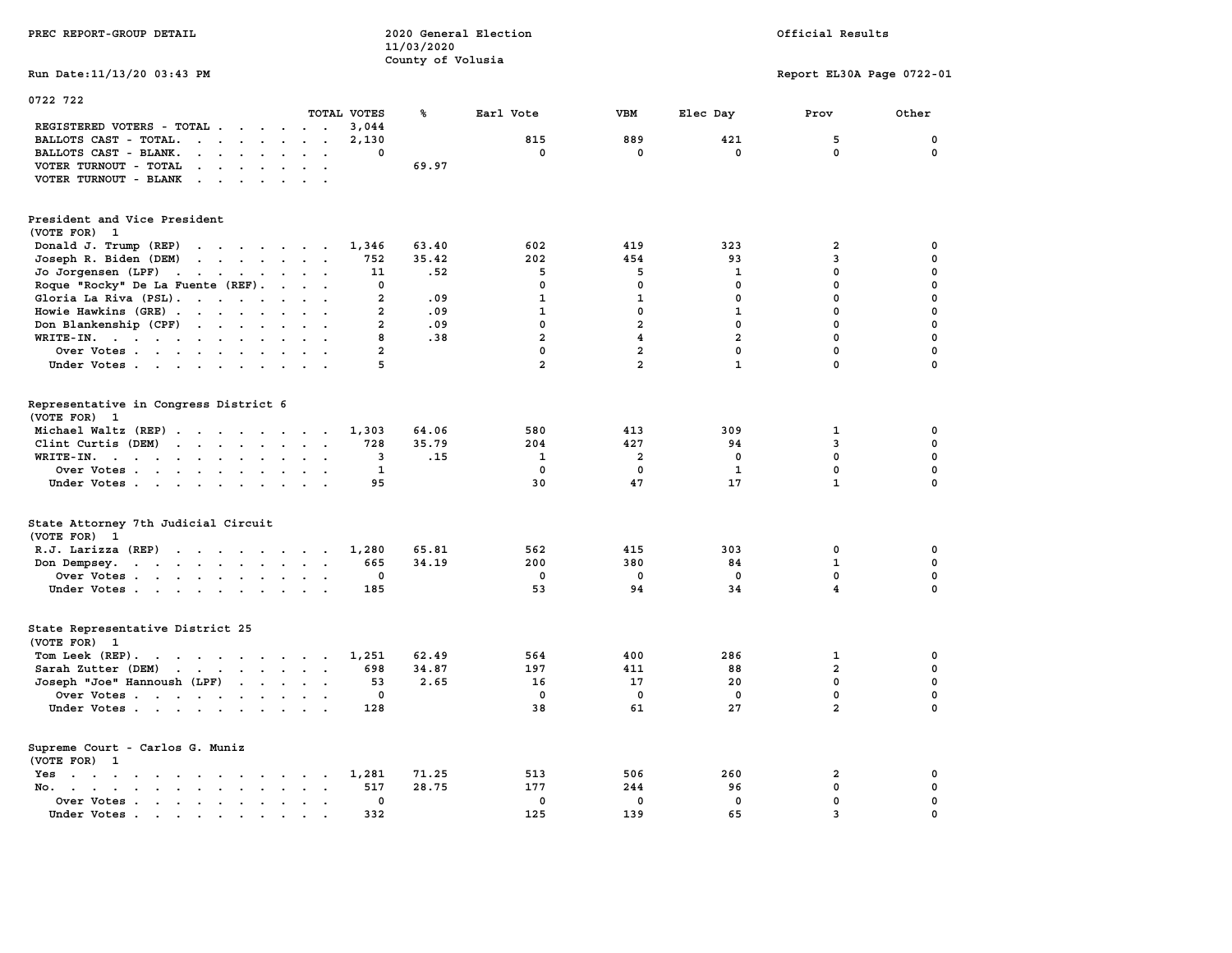PREC REPORT-GROUP DETAIL

2020 General Election
11/03/2020
County of Volusia

Official Results

Run Date:11/13/20 03:43 PM

Report EL30A Page 0722-01

0722 722

| | TOTAL VOTES | % | Earl Vote | VBM | Elec Day | Prov | Other |
|---|---|---|---|---|---|---|---|
| REGISTERED VOTERS - TOTAL | 3,044 | | | | | | |
| BALLOTS CAST - TOTAL. | 2,130 | | 815 | 889 | 421 | 5 | 0 |
| BALLOTS CAST - BLANK. | 0 | | 0 | 0 | 0 | 0 | 0 |
| VOTER TURNOUT - TOTAL | | 69.97 | | | | | |
| VOTER TURNOUT - BLANK | | | | | | | |

**President and Vice President**
(VOTE FOR) 1

| | TOTAL VOTES | % | Earl Vote | VBM | Elec Day | Prov | Other |
|---|---|---|---|---|---|---|---|
| Donald J. Trump (REP) | 1,346 | 63.40 | 602 | 419 | 323 | 2 | 0 |
| Joseph R. Biden (DEM) | 752 | 35.42 | 202 | 454 | 93 | 3 | 0 |
| Jo Jorgensen (LPF) | 11 | .52 | 5 | 5 | 1 | 0 | 0 |
| Roque "Rocky" De La Fuente (REF). | 0 | | 0 | 0 | 0 | 0 | 0 |
| Gloria La Riva (PSL). | 2 | .09 | 1 | 1 | 0 | 0 | 0 |
| Howie Hawkins (GRE) | 2 | .09 | 1 | 0 | 1 | 0 | 0 |
| Don Blankenship (CPF) | 2 | .09 | 0 | 2 | 0 | 0 | 0 |
| WRITE-IN. | 8 | .38 | 2 | 4 | 2 | 0 | 0 |
| Over Votes | 2 | | 0 | 2 | 0 | 0 | 0 |
| Under Votes | 5 | | 2 | 2 | 1 | 0 | 0 |

**Representative in Congress District 6**
(VOTE FOR) 1

| | TOTAL VOTES | % | Earl Vote | VBM | Elec Day | Prov | Other |
|---|---|---|---|---|---|---|---|
| Michael Waltz (REP) | 1,303 | 64.06 | 580 | 413 | 309 | 1 | 0 |
| Clint Curtis (DEM) | 728 | 35.79 | 204 | 427 | 94 | 3 | 0 |
| WRITE-IN. | 3 | .15 | 1 | 2 | 0 | 0 | 0 |
| Over Votes | 1 | | 0 | 0 | 1 | 0 | 0 |
| Under Votes | 95 | | 30 | 47 | 17 | 1 | 0 |

**State Attorney 7th Judicial Circuit**
(VOTE FOR) 1

| | TOTAL VOTES | % | Earl Vote | VBM | Elec Day | Prov | Other |
|---|---|---|---|---|---|---|---|
| R.J. Larizza (REP) | 1,280 | 65.81 | 562 | 415 | 303 | 0 | 0 |
| Don Dempsey. | 665 | 34.19 | 200 | 380 | 84 | 1 | 0 |
| Over Votes | 0 | | 0 | 0 | 0 | 0 | 0 |
| Under Votes | 185 | | 53 | 94 | 34 | 4 | 0 |

**State Representative District 25**
(VOTE FOR) 1

| | TOTAL VOTES | % | Earl Vote | VBM | Elec Day | Prov | Other |
|---|---|---|---|---|---|---|---|
| Tom Leek (REP). | 1,251 | 62.49 | 564 | 400 | 286 | 1 | 0 |
| Sarah Zutter (DEM) | 698 | 34.87 | 197 | 411 | 88 | 2 | 0 |
| Joseph "Joe" Hannoush (LPF) | 53 | 2.65 | 16 | 17 | 20 | 0 | 0 |
| Over Votes | 0 | | 0 | 0 | 0 | 0 | 0 |
| Under Votes | 128 | | 38 | 61 | 27 | 2 | 0 |

**Supreme Court - Carlos G. Muniz**
(VOTE FOR) 1

| | TOTAL VOTES | % | Earl Vote | VBM | Elec Day | Prov | Other |
|---|---|---|---|---|---|---|---|
| Yes | 1,281 | 71.25 | 513 | 506 | 260 | 2 | 0 |
| No. | 517 | 28.75 | 177 | 244 | 96 | 0 | 0 |
| Over Votes | 0 | | 0 | 0 | 0 | 0 | 0 |
| Under Votes | 332 | | 125 | 139 | 65 | 3 | 0 |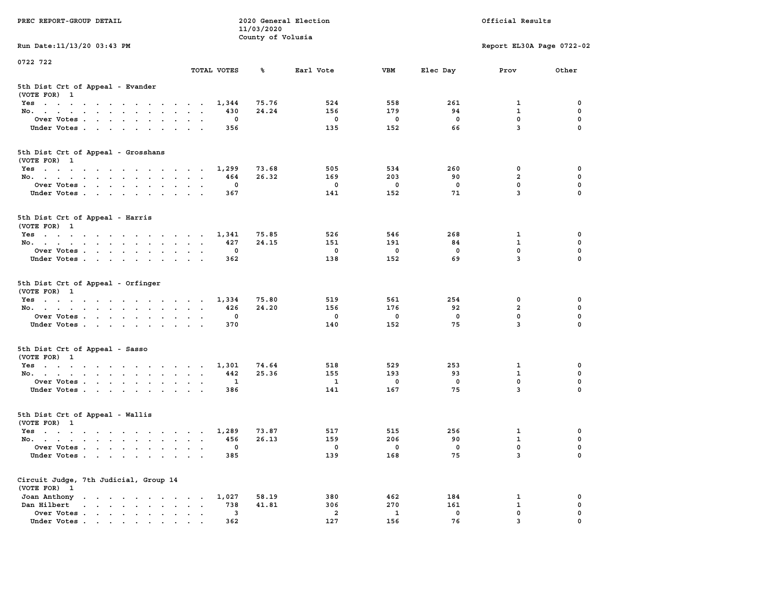PREC REPORT-GROUP DETAIL

2020 General Election
11/03/2020
County of Volusia

Official Results

Run Date:11/13/20 03:43 PM

Report EL30A Page 0722-02

0722 722

| | TOTAL VOTES | % | Earl Vote | VBM | Elec Day | Prov | Other |
|---|---|---|---|---|---|---|---|
| **5th Dist Crt of Appeal - Evander** | | | | | | | |
| (VOTE FOR) 1 | | | | | | | |
| Yes | 1,344 | 75.76 | 524 | 558 | 261 | 1 | 0 |
| No. | 430 | 24.24 | 156 | 179 | 94 | 1 | 0 |
| Over Votes | 0 | | 0 | 0 | 0 | 0 | 0 |
| Under Votes | 356 | | 135 | 152 | 66 | 3 | 0 |
| **5th Dist Crt of Appeal - Grosshans** | | | | | | | |
| (VOTE FOR) 1 | | | | | | | |
| Yes | 1,299 | 73.68 | 505 | 534 | 260 | 0 | 0 |
| No. | 464 | 26.32 | 169 | 203 | 90 | 2 | 0 |
| Over Votes | 0 | | 0 | 0 | 0 | 0 | 0 |
| Under Votes | 367 | | 141 | 152 | 71 | 3 | 0 |
| **5th Dist Crt of Appeal - Harris** | | | | | | | |
| (VOTE FOR) 1 | | | | | | | |
| Yes | 1,341 | 75.85 | 526 | 546 | 268 | 1 | 0 |
| No. | 427 | 24.15 | 151 | 191 | 84 | 1 | 0 |
| Over Votes | 0 | | 0 | 0 | 0 | 0 | 0 |
| Under Votes | 362 | | 138 | 152 | 69 | 3 | 0 |
| **5th Dist Crt of Appeal - Orfinger** | | | | | | | |
| (VOTE FOR) 1 | | | | | | | |
| Yes | 1,334 | 75.80 | 519 | 561 | 254 | 0 | 0 |
| No. | 426 | 24.20 | 156 | 176 | 92 | 2 | 0 |
| Over Votes | 0 | | 0 | 0 | 0 | 0 | 0 |
| Under Votes | 370 | | 140 | 152 | 75 | 3 | 0 |
| **5th Dist Crt of Appeal - Sasso** | | | | | | | |
| (VOTE FOR) 1 | | | | | | | |
| Yes | 1,301 | 74.64 | 518 | 529 | 253 | 1 | 0 |
| No. | 442 | 25.36 | 155 | 193 | 93 | 1 | 0 |
| Over Votes | 1 | | 1 | 0 | 0 | 0 | 0 |
| Under Votes | 386 | | 141 | 167 | 75 | 3 | 0 |
| **5th Dist Crt of Appeal - Wallis** | | | | | | | |
| (VOTE FOR) 1 | | | | | | | |
| Yes | 1,289 | 73.87 | 517 | 515 | 256 | 1 | 0 |
| No. | 456 | 26.13 | 159 | 206 | 90 | 1 | 0 |
| Over Votes | 0 | | 0 | 0 | 0 | 0 | 0 |
| Under Votes | 385 | | 139 | 168 | 75 | 3 | 0 |
| **Circuit Judge, 7th Judicial, Group 14** | | | | | | | |
| (VOTE FOR) 1 | | | | | | | |
| Joan Anthony | 1,027 | 58.19 | 380 | 462 | 184 | 1 | 0 |
| Dan Hilbert | 738 | 41.81 | 306 | 270 | 161 | 1 | 0 |
| Over Votes | 3 | | 2 | 1 | 0 | 0 | 0 |
| Under Votes | 362 | | 127 | 156 | 76 | 3 | 0 |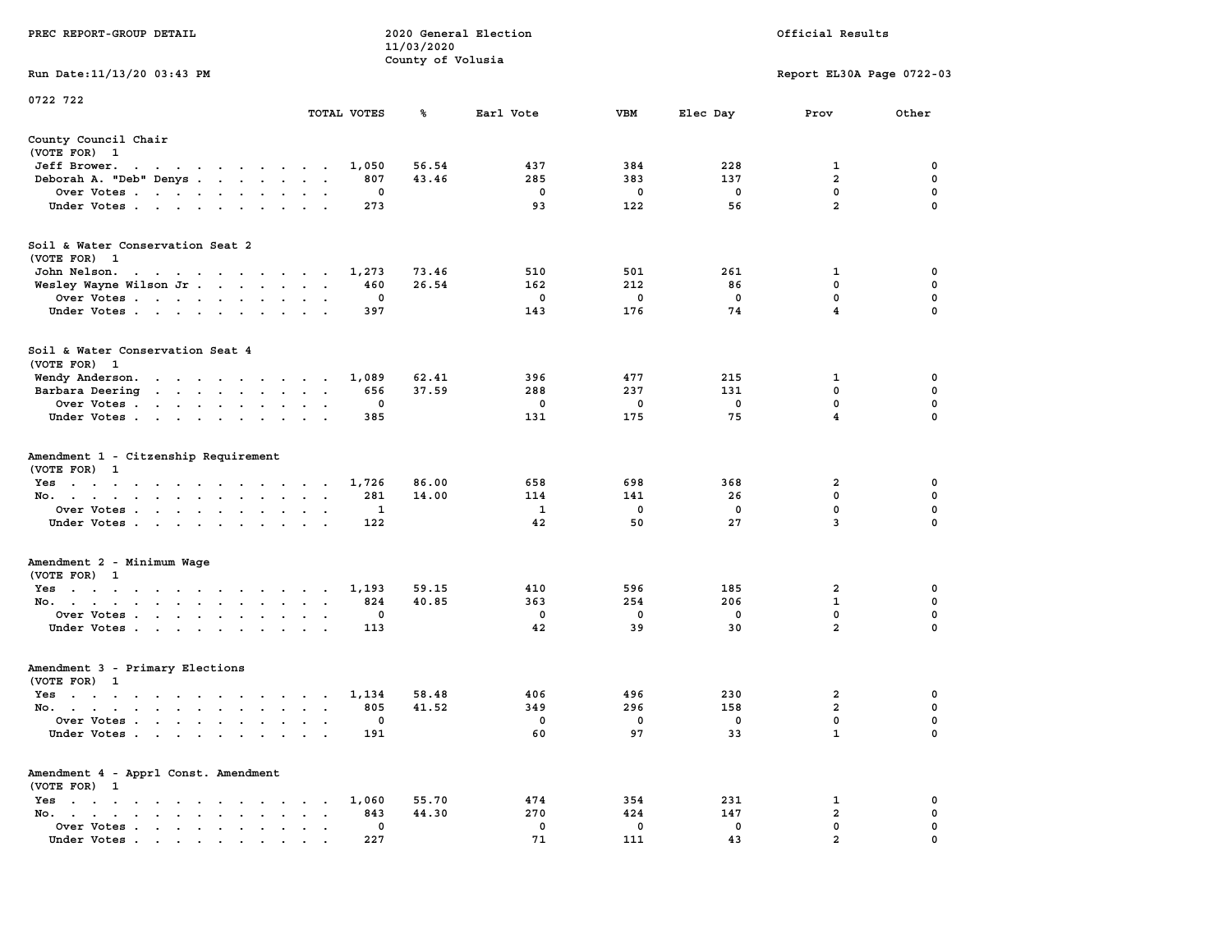PREC REPORT-GROUP DETAIL

2020 General Election
11/03/2020
County of Volusia

Official Results

Run Date:11/13/20 03:43 PM

Report EL30A Page 0722-03

0722 722

### County Council Chair
(VOTE FOR) 1

| | TOTAL VOTES | % | Earl Vote | VBM | Elec Day | Prov | Other |
|---|---|---|---|---|---|---|---|
| Jeff Brower | 1,050 | 56.54 | 437 | 384 | 228 | 1 | 0 |
| Deborah A. "Deb" Denys | 807 | 43.46 | 285 | 383 | 137 | 2 | 0 |
| Over Votes | 0 | | 0 | 0 | 0 | 0 | 0 |
| Under Votes | 273 | | 93 | 122 | 56 | 2 | 0 |

### Soil & Water Conservation Seat 2
(VOTE FOR) 1

| | TOTAL VOTES | % | Earl Vote | VBM | Elec Day | Prov | Other |
|---|---|---|---|---|---|---|---|
| John Nelson | 1,273 | 73.46 | 510 | 501 | 261 | 1 | 0 |
| Wesley Wayne Wilson Jr | 460 | 26.54 | 162 | 212 | 86 | 0 | 0 |
| Over Votes | 0 | | 0 | 0 | 0 | 0 | 0 |
| Under Votes | 397 | | 143 | 176 | 74 | 4 | 0 |

### Soil & Water Conservation Seat 4
(VOTE FOR) 1

| | TOTAL VOTES | % | Earl Vote | VBM | Elec Day | Prov | Other |
|---|---|---|---|---|---|---|---|
| Wendy Anderson | 1,089 | 62.41 | 396 | 477 | 215 | 1 | 0 |
| Barbara Deering | 656 | 37.59 | 288 | 237 | 131 | 0 | 0 |
| Over Votes | 0 | | 0 | 0 | 0 | 0 | 0 |
| Under Votes | 385 | | 131 | 175 | 75 | 4 | 0 |

### Amendment 1 - Citzenship Requirement
(VOTE FOR) 1

| | TOTAL VOTES | % | Earl Vote | VBM | Elec Day | Prov | Other |
|---|---|---|---|---|---|---|---|
| Yes | 1,726 | 86.00 | 658 | 698 | 368 | 2 | 0 |
| No | 281 | 14.00 | 114 | 141 | 26 | 0 | 0 |
| Over Votes | 1 | | 1 | 0 | 0 | 0 | 0 |
| Under Votes | 122 | | 42 | 50 | 27 | 3 | 0 |

### Amendment 2 - Minimum Wage
(VOTE FOR) 1

| | TOTAL VOTES | % | Earl Vote | VBM | Elec Day | Prov | Other |
|---|---|---|---|---|---|---|---|
| Yes | 1,193 | 59.15 | 410 | 596 | 185 | 2 | 0 |
| No | 824 | 40.85 | 363 | 254 | 206 | 1 | 0 |
| Over Votes | 0 | | 0 | 0 | 0 | 0 | 0 |
| Under Votes | 113 | | 42 | 39 | 30 | 2 | 0 |

### Amendment 3 - Primary Elections
(VOTE FOR) 1

| | TOTAL VOTES | % | Earl Vote | VBM | Elec Day | Prov | Other |
|---|---|---|---|---|---|---|---|
| Yes | 1,134 | 58.48 | 406 | 496 | 230 | 2 | 0 |
| No | 805 | 41.52 | 349 | 296 | 158 | 2 | 0 |
| Over Votes | 0 | | 0 | 0 | 0 | 0 | 0 |
| Under Votes | 191 | | 60 | 97 | 33 | 1 | 0 |

### Amendment 4 - Apprl Const. Amendment
(VOTE FOR) 1

| | TOTAL VOTES | % | Earl Vote | VBM | Elec Day | Prov | Other |
|---|---|---|---|---|---|---|---|
| Yes | 1,060 | 55.70 | 474 | 354 | 231 | 1 | 0 |
| No | 843 | 44.30 | 270 | 424 | 147 | 2 | 0 |
| Over Votes | 0 | | 0 | 0 | 0 | 0 | 0 |
| Under Votes | 227 | | 71 | 111 | 43 | 2 | 0 |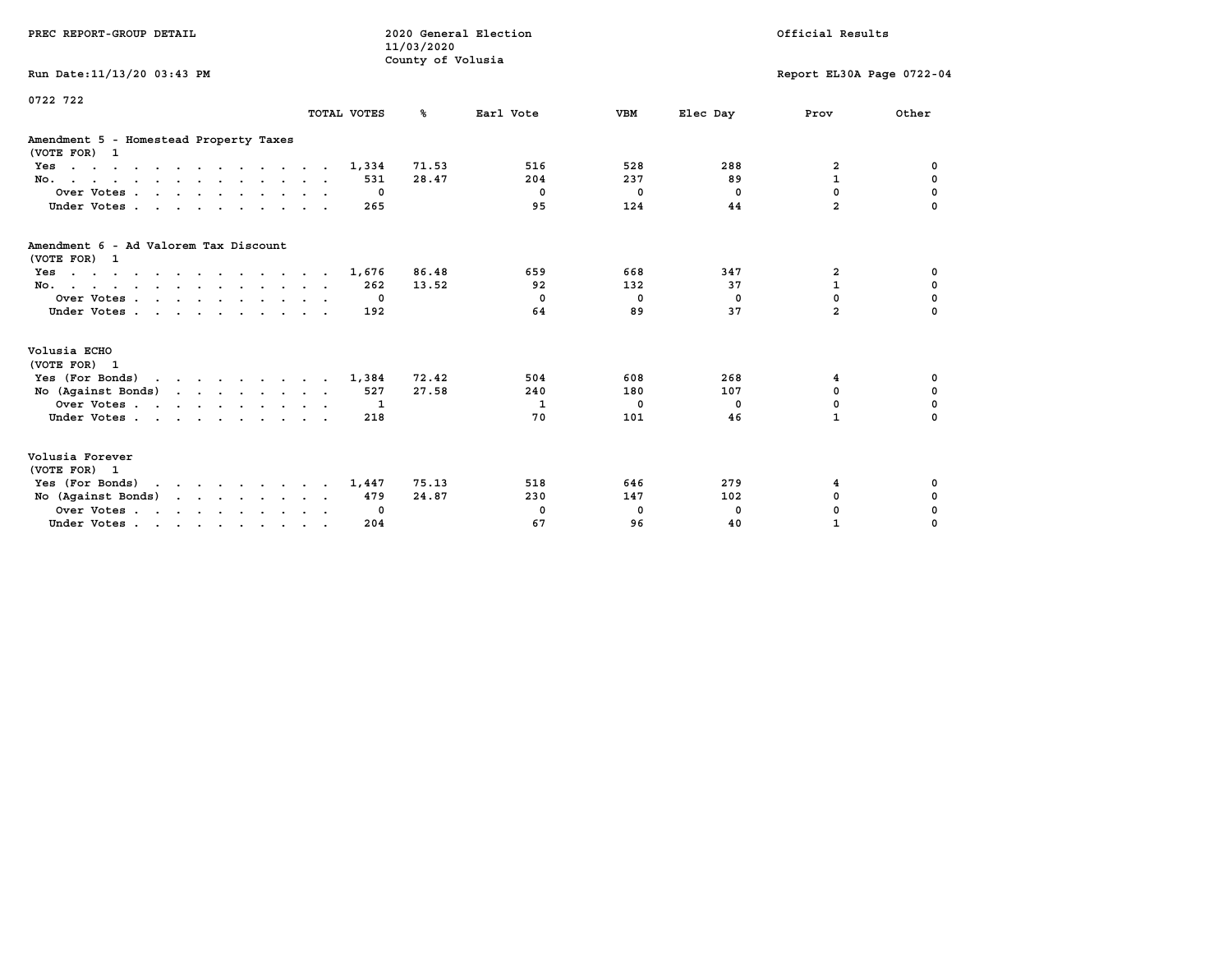0722 722

| | TOTAL VOTES | % | Earl Vote | VBM | Elec Day | Prov | Other |
|---|---|---|---|---|---|---|---|
| **Amendment 5 - Homestead Property Taxes** | | | | | | | |
| (VOTE FOR) 1 | | | | | | | |
| Yes | 1,334 | 71.53 | 516 | 528 | 288 | 2 | 0 |
| No. | 531 | 28.47 | 204 | 237 | 89 | 1 | 0 |
| Over Votes | 0 | | 0 | 0 | 0 | 0 | 0 |
| Under Votes | 265 | | 95 | 124 | 44 | 2 | 0 |
| **Amendment 6 - Ad Valorem Tax Discount** | | | | | | | |
| (VOTE FOR) 1 | | | | | | | |
| Yes | 1,676 | 86.48 | 659 | 668 | 347 | 2 | 0 |
| No. | 262 | 13.52 | 92 | 132 | 37 | 1 | 0 |
| Over Votes | 0 | | 0 | 0 | 0 | 0 | 0 |
| Under Votes | 192 | | 64 | 89 | 37 | 2 | 0 |
| **Volusia ECHO** | | | | | | | |
| (VOTE FOR) 1 | | | | | | | |
| Yes (For Bonds) | 1,384 | 72.42 | 504 | 608 | 268 | 4 | 0 |
| No (Against Bonds) | 527 | 27.58 | 240 | 180 | 107 | 0 | 0 |
| Over Votes | 1 | | 1 | 0 | 0 | 0 | 0 |
| Under Votes | 218 | | 70 | 101 | 46 | 1 | 0 |
| **Volusia Forever** | | | | | | | |
| (VOTE FOR) 1 | | | | | | | |
| Yes (For Bonds) | 1,447 | 75.13 | 518 | 646 | 279 | 4 | 0 |
| No (Against Bonds) | 479 | 24.87 | 230 | 147 | 102 | 0 | 0 |
| Over Votes | 0 | | 0 | 0 | 0 | 0 | 0 |
| Under Votes | 204 | | 67 | 96 | 40 | 1 | 0 |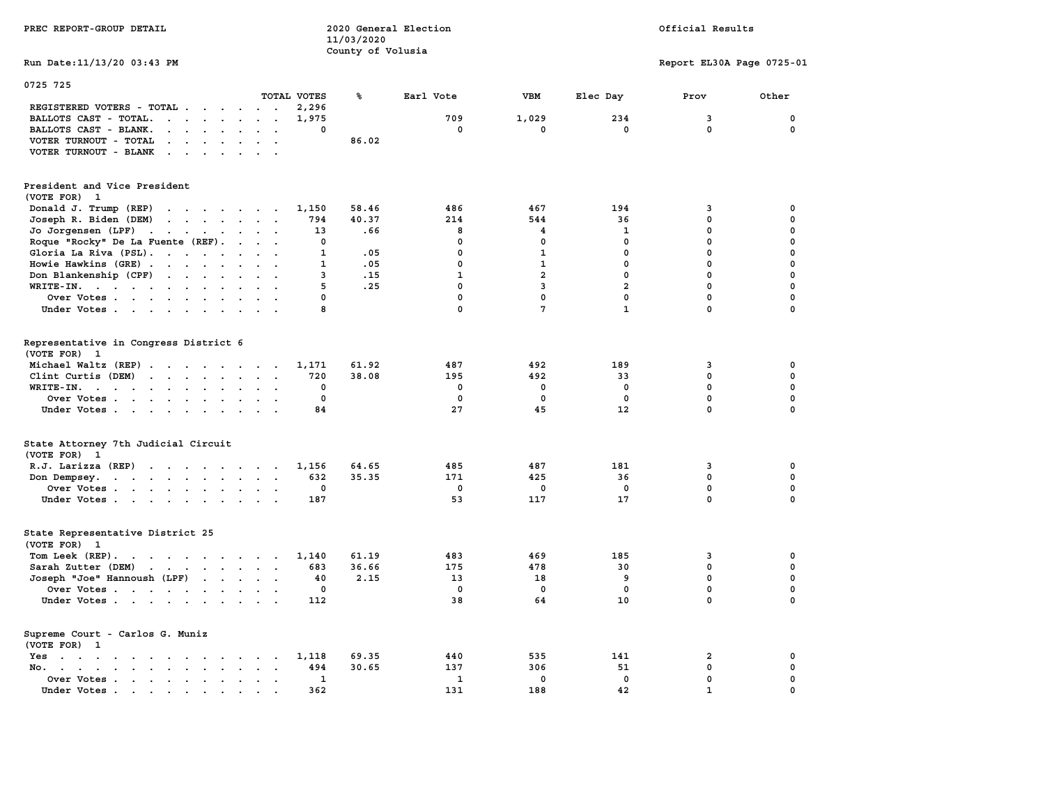PREC REPORT-GROUP DETAIL

2020 General Election
11/03/2020
County of Volusia

Official Results

Run Date:11/13/20 03:43 PM

Report EL30A Page 0725-01

0725 725

| | TOTAL VOTES | % | Earl Vote | VBM | Elec Day | Prov | Other |
|---|---|---|---|---|---|---|---|
| REGISTERED VOTERS - TOTAL | 2,296 | | | | | | |
| BALLOTS CAST - TOTAL. | 1,975 | | 709 | 1,029 | 234 | 3 | 0 |
| BALLOTS CAST - BLANK. | 0 | | 0 | 0 | 0 | 0 | 0 |
| VOTER TURNOUT - TOTAL | | 86.02 | | | | | |
| VOTER TURNOUT - BLANK | | | | | | | |

President and Vice President
(VOTE FOR) 1

| | TOTAL VOTES | % | Earl Vote | VBM | Elec Day | Prov | Other |
|---|---|---|---|---|---|---|---|
| Donald J. Trump (REP) | 1,150 | 58.46 | 486 | 467 | 194 | 3 | 0 |
| Joseph R. Biden (DEM) | 794 | 40.37 | 214 | 544 | 36 | 0 | 0 |
| Jo Jorgensen (LPF) | 13 | .66 | 8 | 4 | 1 | 0 | 0 |
| Roque "Rocky" De La Fuente (REF). | 0 | | 0 | 0 | 0 | 0 | 0 |
| Gloria La Riva (PSL). | 1 | .05 | 0 | 1 | 0 | 0 | 0 |
| Howie Hawkins (GRE) | 1 | .05 | 0 | 1 | 0 | 0 | 0 |
| Don Blankenship (CPF) | 3 | .15 | 1 | 2 | 0 | 0 | 0 |
| WRITE-IN. | 5 | .25 | 0 | 3 | 2 | 0 | 0 |
| Over Votes | 0 | | 0 | 0 | 0 | 0 | 0 |
| Under Votes | 8 | | 0 | 7 | 1 | 0 | 0 |

Representative in Congress District 6
(VOTE FOR) 1

| | TOTAL VOTES | % | Earl Vote | VBM | Elec Day | Prov | Other |
|---|---|---|---|---|---|---|---|
| Michael Waltz (REP) | 1,171 | 61.92 | 487 | 492 | 189 | 3 | 0 |
| Clint Curtis (DEM) | 720 | 38.08 | 195 | 492 | 33 | 0 | 0 |
| WRITE-IN. | 0 | | 0 | 0 | 0 | 0 | 0 |
| Over Votes | 0 | | 0 | 0 | 0 | 0 | 0 |
| Under Votes | 84 | | 27 | 45 | 12 | 0 | 0 |

State Attorney 7th Judicial Circuit
(VOTE FOR) 1

| | TOTAL VOTES | % | Earl Vote | VBM | Elec Day | Prov | Other |
|---|---|---|---|---|---|---|---|
| R.J. Larizza (REP) | 1,156 | 64.65 | 485 | 487 | 181 | 3 | 0 |
| Don Dempsey. | 632 | 35.35 | 171 | 425 | 36 | 0 | 0 |
| Over Votes | 0 | | 0 | 0 | 0 | 0 | 0 |
| Under Votes | 187 | | 53 | 117 | 17 | 0 | 0 |

State Representative District 25
(VOTE FOR) 1

| | TOTAL VOTES | % | Earl Vote | VBM | Elec Day | Prov | Other |
|---|---|---|---|---|---|---|---|
| Tom Leek (REP). | 1,140 | 61.19 | 483 | 469 | 185 | 3 | 0 |
| Sarah Zutter (DEM) | 683 | 36.66 | 175 | 478 | 30 | 0 | 0 |
| Joseph "Joe" Hannoush (LPF) | 40 | 2.15 | 13 | 18 | 9 | 0 | 0 |
| Over Votes | 0 | | 0 | 0 | 0 | 0 | 0 |
| Under Votes | 112 | | 38 | 64 | 10 | 0 | 0 |

Supreme Court - Carlos G. Muniz
(VOTE FOR) 1

| | TOTAL VOTES | % | Earl Vote | VBM | Elec Day | Prov | Other |
|---|---|---|---|---|---|---|---|
| Yes | 1,118 | 69.35 | 440 | 535 | 141 | 2 | 0 |
| No. | 494 | 30.65 | 137 | 306 | 51 | 0 | 0 |
| Over Votes | 1 | | 1 | 0 | 0 | 0 | 0 |
| Under Votes | 362 | | 131 | 188 | 42 | 1 | 0 |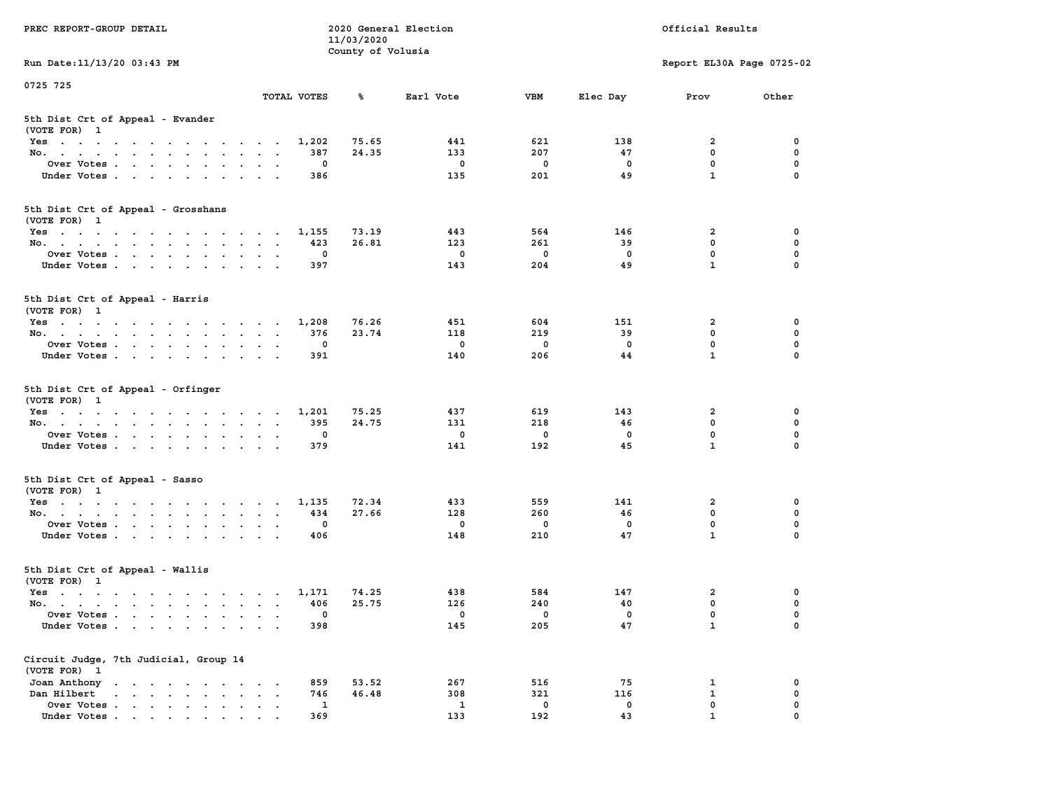PREC REPORT-GROUP DETAIL — 2020 General Election 11/03/2020 County of Volusia — Official Results

Run Date:11/13/20 03:43 PM — Report EL30A Page 0725-02

0725 725

## 5th Dist Crt of Appeal - Evander
(VOTE FOR) 1

| | TOTAL VOTES | % | Earl Vote | VBM | Elec Day | Prov | Other |
|---|---|---|---|---|---|---|---|
| Yes | 1,202 | 75.65 | 441 | 621 | 138 | 2 | 0 |
| No. | 387 | 24.35 | 133 | 207 | 47 | 0 | 0 |
| Over Votes | 0 | | 0 | 0 | 0 | 0 | 0 |
| Under Votes | 386 | | 135 | 201 | 49 | 1 | 0 |

## 5th Dist Crt of Appeal - Grosshans
(VOTE FOR) 1

| | TOTAL VOTES | % | Earl Vote | VBM | Elec Day | Prov | Other |
|---|---|---|---|---|---|---|---|
| Yes | 1,155 | 73.19 | 443 | 564 | 146 | 2 | 0 |
| No. | 423 | 26.81 | 123 | 261 | 39 | 0 | 0 |
| Over Votes | 0 | | 0 | 0 | 0 | 0 | 0 |
| Under Votes | 397 | | 143 | 204 | 49 | 1 | 0 |

## 5th Dist Crt of Appeal - Harris
(VOTE FOR) 1

| | TOTAL VOTES | % | Earl Vote | VBM | Elec Day | Prov | Other |
|---|---|---|---|---|---|---|---|
| Yes | 1,208 | 76.26 | 451 | 604 | 151 | 2 | 0 |
| No. | 376 | 23.74 | 118 | 219 | 39 | 0 | 0 |
| Over Votes | 0 | | 0 | 0 | 0 | 0 | 0 |
| Under Votes | 391 | | 140 | 206 | 44 | 1 | 0 |

## 5th Dist Crt of Appeal - Orfinger
(VOTE FOR) 1

| | TOTAL VOTES | % | Earl Vote | VBM | Elec Day | Prov | Other |
|---|---|---|---|---|---|---|---|
| Yes | 1,201 | 75.25 | 437 | 619 | 143 | 2 | 0 |
| No. | 395 | 24.75 | 131 | 218 | 46 | 0 | 0 |
| Over Votes | 0 | | 0 | 0 | 0 | 0 | 0 |
| Under Votes | 379 | | 141 | 192 | 45 | 1 | 0 |

## 5th Dist Crt of Appeal - Sasso
(VOTE FOR) 1

| | TOTAL VOTES | % | Earl Vote | VBM | Elec Day | Prov | Other |
|---|---|---|---|---|---|---|---|
| Yes | 1,135 | 72.34 | 433 | 559 | 141 | 2 | 0 |
| No. | 434 | 27.66 | 128 | 260 | 46 | 0 | 0 |
| Over Votes | 0 | | 0 | 0 | 0 | 0 | 0 |
| Under Votes | 406 | | 148 | 210 | 47 | 1 | 0 |

## 5th Dist Crt of Appeal - Wallis
(VOTE FOR) 1

| | TOTAL VOTES | % | Earl Vote | VBM | Elec Day | Prov | Other |
|---|---|---|---|---|---|---|---|
| Yes | 1,171 | 74.25 | 438 | 584 | 147 | 2 | 0 |
| No. | 406 | 25.75 | 126 | 240 | 40 | 0 | 0 |
| Over Votes | 0 | | 0 | 0 | 0 | 0 | 0 |
| Under Votes | 398 | | 145 | 205 | 47 | 1 | 0 |

## Circuit Judge, 7th Judicial, Group 14
(VOTE FOR) 1

| | TOTAL VOTES | % | Earl Vote | VBM | Elec Day | Prov | Other |
|---|---|---|---|---|---|---|---|
| Joan Anthony | 859 | 53.52 | 267 | 516 | 75 | 1 | 0 |
| Dan Hilbert | 746 | 46.48 | 308 | 321 | 116 | 1 | 0 |
| Over Votes | 1 | | 1 | 0 | 0 | 0 | 0 |
| Under Votes | 369 | | 133 | 192 | 43 | 1 | 0 |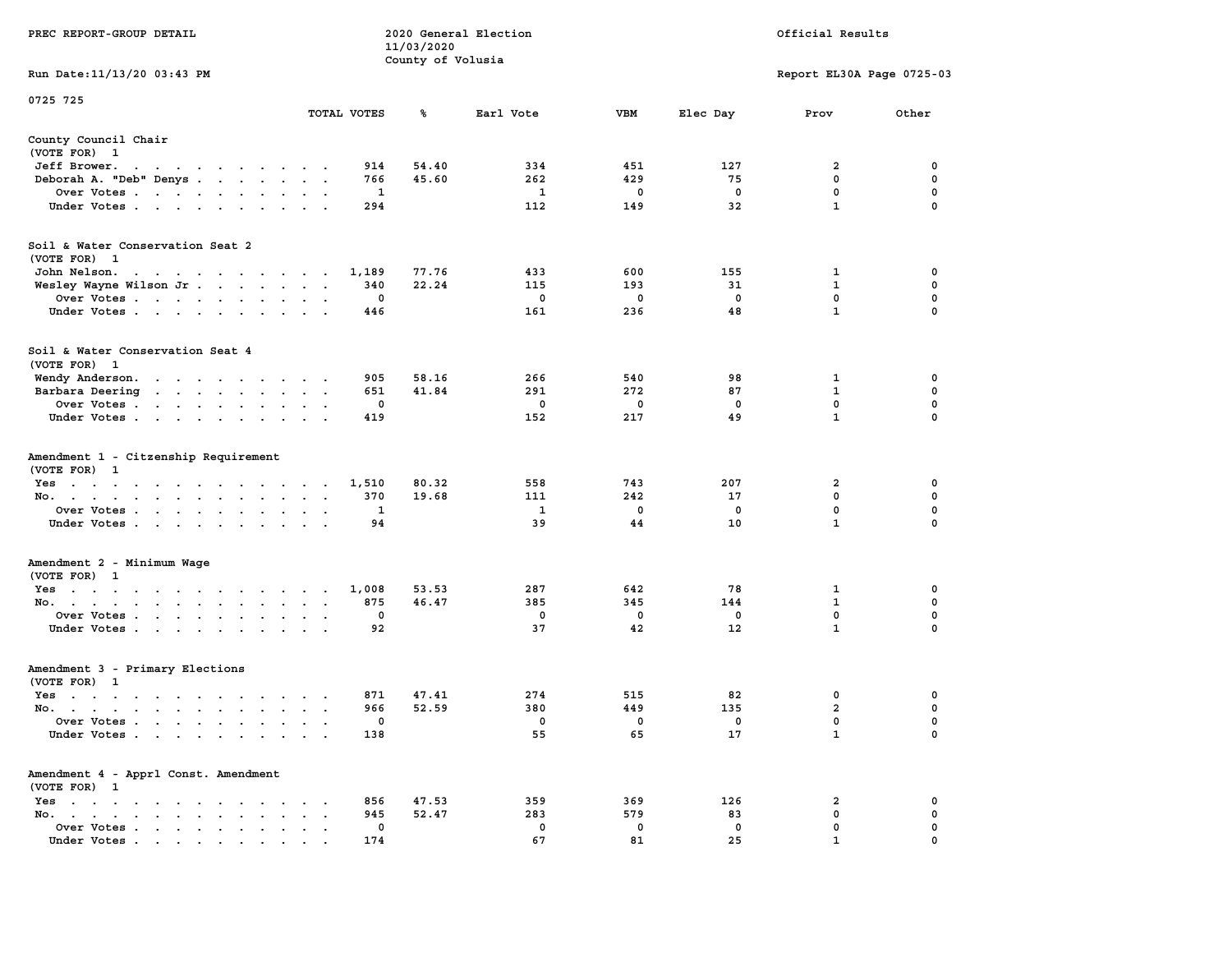PREC REPORT-GROUP DETAIL

2020 General Election
11/03/2020
County of Volusia

Official Results

Run Date:11/13/20 03:43 PM

Report EL30A Page 0725-03

0725 725

| | TOTAL VOTES | % | Earl Vote | VBM | Elec Day | Prov | Other |
|---|---|---|---|---|---|---|---|
| **County Council Chair** | | | | | | | |
| (VOTE FOR) 1 | | | | | | | |
| Jeff Brower | 914 | 54.40 | 334 | 451 | 127 | 2 | 0 |
| Deborah A. "Deb" Denys | 766 | 45.60 | 262 | 429 | 75 | 0 | 0 |
| Over Votes | 1 | | 1 | 0 | 0 | 0 | 0 |
| Under Votes | 294 | | 112 | 149 | 32 | 1 | 0 |
| **Soil & Water Conservation Seat 2** | | | | | | | |
| (VOTE FOR) 1 | | | | | | | |
| John Nelson | 1,189 | 77.76 | 433 | 600 | 155 | 1 | 0 |
| Wesley Wayne Wilson Jr | 340 | 22.24 | 115 | 193 | 31 | 1 | 0 |
| Over Votes | 0 | | 0 | 0 | 0 | 0 | 0 |
| Under Votes | 446 | | 161 | 236 | 48 | 1 | 0 |
| **Soil & Water Conservation Seat 4** | | | | | | | |
| (VOTE FOR) 1 | | | | | | | |
| Wendy Anderson | 905 | 58.16 | 266 | 540 | 98 | 1 | 0 |
| Barbara Deering | 651 | 41.84 | 291 | 272 | 87 | 1 | 0 |
| Over Votes | 0 | | 0 | 0 | 0 | 0 | 0 |
| Under Votes | 419 | | 152 | 217 | 49 | 1 | 0 |
| **Amendment 1 - Citzenship Requirement** | | | | | | | |
| (VOTE FOR) 1 | | | | | | | |
| Yes | 1,510 | 80.32 | 558 | 743 | 207 | 2 | 0 |
| No | 370 | 19.68 | 111 | 242 | 17 | 0 | 0 |
| Over Votes | 1 | | 1 | 0 | 0 | 0 | 0 |
| Under Votes | 94 | | 39 | 44 | 10 | 1 | 0 |
| **Amendment 2 - Minimum Wage** | | | | | | | |
| (VOTE FOR) 1 | | | | | | | |
| Yes | 1,008 | 53.53 | 287 | 642 | 78 | 1 | 0 |
| No | 875 | 46.47 | 385 | 345 | 144 | 1 | 0 |
| Over Votes | 0 | | 0 | 0 | 0 | 0 | 0 |
| Under Votes | 92 | | 37 | 42 | 12 | 1 | 0 |
| **Amendment 3 - Primary Elections** | | | | | | | |
| (VOTE FOR) 1 | | | | | | | |
| Yes | 871 | 47.41 | 274 | 515 | 82 | 0 | 0 |
| No | 966 | 52.59 | 380 | 449 | 135 | 2 | 0 |
| Over Votes | 0 | | 0 | 0 | 0 | 0 | 0 |
| Under Votes | 138 | | 55 | 65 | 17 | 1 | 0 |
| **Amendment 4 - Apprl Const. Amendment** | | | | | | | |
| (VOTE FOR) 1 | | | | | | | |
| Yes | 856 | 47.53 | 359 | 369 | 126 | 2 | 0 |
| No | 945 | 52.47 | 283 | 579 | 83 | 0 | 0 |
| Over Votes | 0 | | 0 | 0 | 0 | 0 | 0 |
| Under Votes | 174 | | 67 | 81 | 25 | 1 | 0 |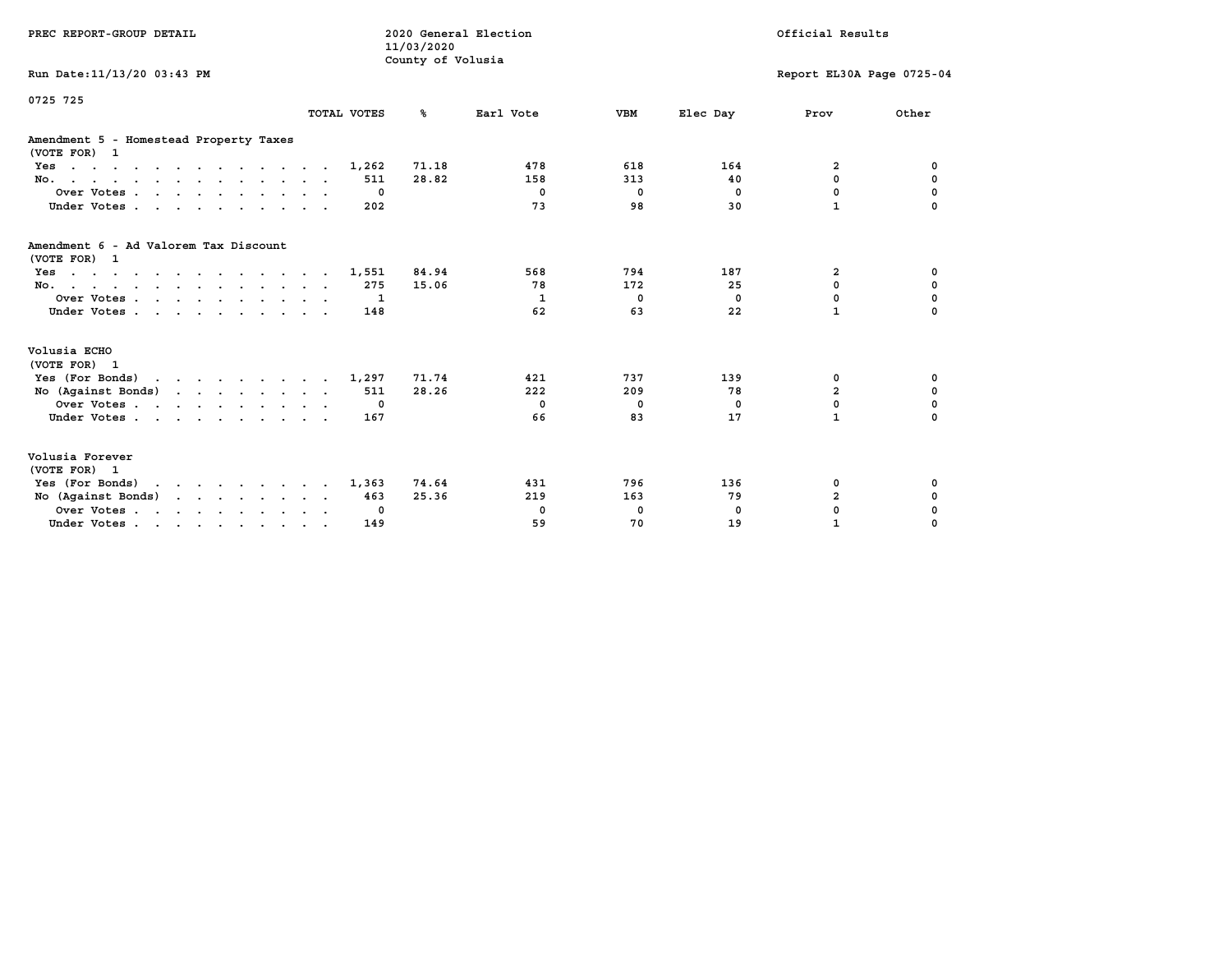PREC REPORT-GROUP DETAIL

2020 General Election
11/03/2020
County of Volusia

Official Results

Run Date:11/13/20 03:43 PM

Report EL30A Page 0725-04

0725 725

| | TOTAL VOTES | % | Earl Vote | VBM | Elec Day | Prov | Other |
|---|---|---|---|---|---|---|---|
| **Amendment 5 - Homestead Property Taxes** | | | | | | | |
| (VOTE FOR) 1 | | | | | | | |
| Yes | 1,262 | 71.18 | 478 | 618 | 164 | 2 | 0 |
| No. | 511 | 28.82 | 158 | 313 | 40 | 0 | 0 |
| Over Votes | 0 | | 0 | 0 | 0 | 0 | 0 |
| Under Votes | 202 | | 73 | 98 | 30 | 1 | 0 |
| **Amendment 6 - Ad Valorem Tax Discount** | | | | | | | |
| (VOTE FOR) 1 | | | | | | | |
| Yes | 1,551 | 84.94 | 568 | 794 | 187 | 2 | 0 |
| No. | 275 | 15.06 | 78 | 172 | 25 | 0 | 0 |
| Over Votes | 1 | | 1 | 0 | 0 | 0 | 0 |
| Under Votes | 148 | | 62 | 63 | 22 | 1 | 0 |
| **Volusia ECHO** | | | | | | | |
| (VOTE FOR) 1 | | | | | | | |
| Yes (For Bonds) | 1,297 | 71.74 | 421 | 737 | 139 | 0 | 0 |
| No (Against Bonds) | 511 | 28.26 | 222 | 209 | 78 | 2 | 0 |
| Over Votes | 0 | | 0 | 0 | 0 | 0 | 0 |
| Under Votes | 167 | | 66 | 83 | 17 | 1 | 0 |
| **Volusia Forever** | | | | | | | |
| (VOTE FOR) 1 | | | | | | | |
| Yes (For Bonds) | 1,363 | 74.64 | 431 | 796 | 136 | 0 | 0 |
| No (Against Bonds) | 463 | 25.36 | 219 | 163 | 79 | 2 | 0 |
| Over Votes | 0 | | 0 | 0 | 0 | 0 | 0 |
| Under Votes | 149 | | 59 | 70 | 19 | 1 | 0 |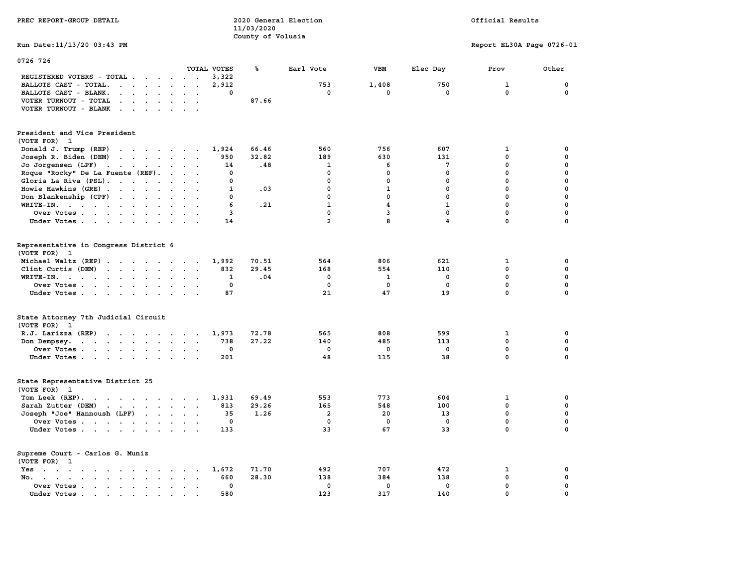PREC REPORT-GROUP DETAIL

2020 General Election
11/03/2020
County of Volusia

Official Results

Run Date:11/13/20 03:43 PM

Report EL30A Page 0726-01

## 0726 726

| | TOTAL VOTES | % | Earl Vote | VBM | Elec Day | Prov | Other |
|---|---|---|---|---|---|---|---|
| REGISTERED VOTERS - TOTAL | 3,322 | | | | | | |
| BALLOTS CAST - TOTAL. | 2,912 | | 753 | 1,408 | 750 | 1 | 0 |
| BALLOTS CAST - BLANK. | 0 | | 0 | 0 | 0 | 0 | 0 |
| VOTER TURNOUT - TOTAL | | 87.66 | | | | | |
| VOTER TURNOUT - BLANK | | | | | | | |

### President and Vice President
(VOTE FOR) 1

| | TOTAL VOTES | % | Earl Vote | VBM | Elec Day | Prov | Other |
|---|---|---|---|---|---|---|---|
| Donald J. Trump (REP) | 1,924 | 66.46 | 560 | 756 | 607 | 1 | 0 |
| Joseph R. Biden (DEM) | 950 | 32.82 | 189 | 630 | 131 | 0 | 0 |
| Jo Jorgensen (LPF) | 14 | .48 | 1 | 6 | 7 | 0 | 0 |
| Roque "Rocky" De La Fuente (REF). | 0 | | 0 | 0 | 0 | 0 | 0 |
| Gloria La Riva (PSL). | 0 | | 0 | 0 | 0 | 0 | 0 |
| Howie Hawkins (GRE) | 1 | .03 | 0 | 1 | 0 | 0 | 0 |
| Don Blankenship (CPF) | 0 | | 0 | 0 | 0 | 0 | 0 |
| WRITE-IN. | 6 | .21 | 1 | 4 | 1 | 0 | 0 |
| Over Votes | 3 | | 0 | 3 | 0 | 0 | 0 |
| Under Votes | 14 | | 2 | 8 | 4 | 0 | 0 |

### Representative in Congress District 6
(VOTE FOR) 1

| | TOTAL VOTES | % | Earl Vote | VBM | Elec Day | Prov | Other |
|---|---|---|---|---|---|---|---|
| Michael Waltz (REP) | 1,992 | 70.51 | 564 | 806 | 621 | 1 | 0 |
| Clint Curtis (DEM) | 832 | 29.45 | 168 | 554 | 110 | 0 | 0 |
| WRITE-IN. | 1 | .04 | 0 | 1 | 0 | 0 | 0 |
| Over Votes | 0 | | 0 | 0 | 0 | 0 | 0 |
| Under Votes | 87 | | 21 | 47 | 19 | 0 | 0 |

### State Attorney 7th Judicial Circuit
(VOTE FOR) 1

| | TOTAL VOTES | % | Earl Vote | VBM | Elec Day | Prov | Other |
|---|---|---|---|---|---|---|---|
| R.J. Larizza (REP) | 1,973 | 72.78 | 565 | 808 | 599 | 1 | 0 |
| Don Dempsey. | 738 | 27.22 | 140 | 485 | 113 | 0 | 0 |
| Over Votes | 0 | | 0 | 0 | 0 | 0 | 0 |
| Under Votes | 201 | | 48 | 115 | 38 | 0 | 0 |

### State Representative District 25
(VOTE FOR) 1

| | TOTAL VOTES | % | Earl Vote | VBM | Elec Day | Prov | Other |
|---|---|---|---|---|---|---|---|
| Tom Leek (REP). | 1,931 | 69.49 | 553 | 773 | 604 | 1 | 0 |
| Sarah Zutter (DEM) | 813 | 29.26 | 165 | 548 | 100 | 0 | 0 |
| Joseph "Joe" Hannoush (LPF) | 35 | 1.26 | 2 | 20 | 13 | 0 | 0 |
| Over Votes | 0 | | 0 | 0 | 0 | 0 | 0 |
| Under Votes | 133 | | 33 | 67 | 33 | 0 | 0 |

### Supreme Court - Carlos G. Muniz
(VOTE FOR) 1

| | TOTAL VOTES | % | Earl Vote | VBM | Elec Day | Prov | Other |
|---|---|---|---|---|---|---|---|
| Yes | 1,672 | 71.70 | 492 | 707 | 472 | 1 | 0 |
| No. | 660 | 28.30 | 138 | 384 | 138 | 0 | 0 |
| Over Votes | 0 | | 0 | 0 | 0 | 0 | 0 |
| Under Votes | 580 | | 123 | 317 | 140 | 0 | 0 |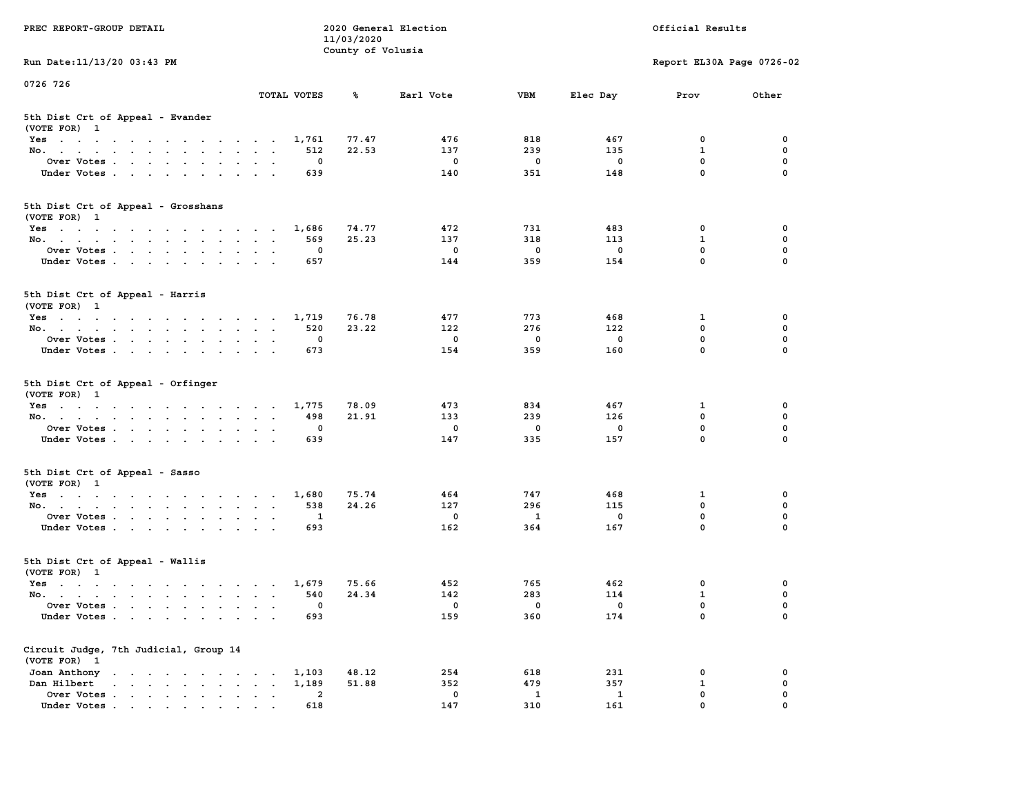PREC REPORT-GROUP DETAIL

2020 General Election
11/03/2020
County of Volusia

Official Results

Run Date:11/13/20 03:43 PM

Report EL30A Page 0726-02

0726 726

| | TOTAL VOTES | % | Earl Vote | VBM | Elec Day | Prov | Other |
|---|---|---|---|---|---|---|---|
| **5th Dist Crt of Appeal - Evander** | | | | | | | |
| (VOTE FOR) 1 | | | | | | | |
| Yes | 1,761 | 77.47 | 476 | 818 | 467 | 0 | 0 |
| No. | 512 | 22.53 | 137 | 239 | 135 | 1 | 0 |
| Over Votes | 0 | | 0 | 0 | 0 | 0 | 0 |
| Under Votes | 639 | | 140 | 351 | 148 | 0 | 0 |
| **5th Dist Crt of Appeal - Grosshans** | | | | | | | |
| (VOTE FOR) 1 | | | | | | | |
| Yes | 1,686 | 74.77 | 472 | 731 | 483 | 0 | 0 |
| No. | 569 | 25.23 | 137 | 318 | 113 | 1 | 0 |
| Over Votes | 0 | | 0 | 0 | 0 | 0 | 0 |
| Under Votes | 657 | | 144 | 359 | 154 | 0 | 0 |
| **5th Dist Crt of Appeal - Harris** | | | | | | | |
| (VOTE FOR) 1 | | | | | | | |
| Yes | 1,719 | 76.78 | 477 | 773 | 468 | 1 | 0 |
| No. | 520 | 23.22 | 122 | 276 | 122 | 0 | 0 |
| Over Votes | 0 | | 0 | 0 | 0 | 0 | 0 |
| Under Votes | 673 | | 154 | 359 | 160 | 0 | 0 |
| **5th Dist Crt of Appeal - Orfinger** | | | | | | | |
| (VOTE FOR) 1 | | | | | | | |
| Yes | 1,775 | 78.09 | 473 | 834 | 467 | 1 | 0 |
| No. | 498 | 21.91 | 133 | 239 | 126 | 0 | 0 |
| Over Votes | 0 | | 0 | 0 | 0 | 0 | 0 |
| Under Votes | 639 | | 147 | 335 | 157 | 0 | 0 |
| **5th Dist Crt of Appeal - Sasso** | | | | | | | |
| (VOTE FOR) 1 | | | | | | | |
| Yes | 1,680 | 75.74 | 464 | 747 | 468 | 1 | 0 |
| No. | 538 | 24.26 | 127 | 296 | 115 | 0 | 0 |
| Over Votes | 1 | | 0 | 1 | 0 | 0 | 0 |
| Under Votes | 693 | | 162 | 364 | 167 | 0 | 0 |
| **5th Dist Crt of Appeal - Wallis** | | | | | | | |
| (VOTE FOR) 1 | | | | | | | |
| Yes | 1,679 | 75.66 | 452 | 765 | 462 | 0 | 0 |
| No. | 540 | 24.34 | 142 | 283 | 114 | 1 | 0 |
| Over Votes | 0 | | 0 | 0 | 0 | 0 | 0 |
| Under Votes | 693 | | 159 | 360 | 174 | 0 | 0 |
| **Circuit Judge, 7th Judicial, Group 14** | | | | | | | |
| (VOTE FOR) 1 | | | | | | | |
| Joan Anthony | 1,103 | 48.12 | 254 | 618 | 231 | 0 | 0 |
| Dan Hilbert | 1,189 | 51.88 | 352 | 479 | 357 | 1 | 0 |
| Over Votes | 2 | | 0 | 1 | 1 | 0 | 0 |
| Under Votes | 618 | | 147 | 310 | 161 | 0 | 0 |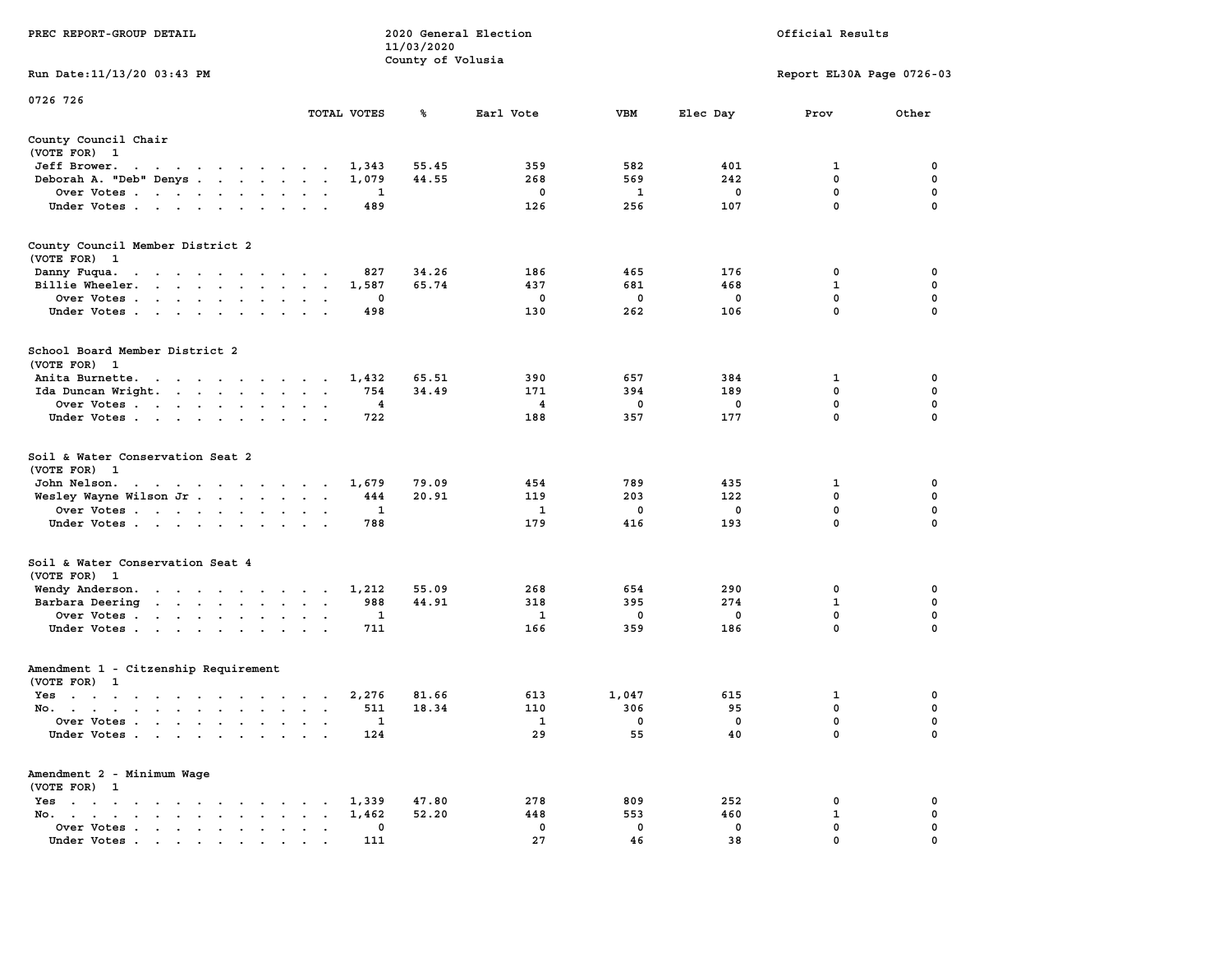PREC REPORT-GROUP DETAIL

2020 General Election
11/03/2020
County of Volusia

Official Results

Run Date:11/13/20 03:43 PM

Report EL30A Page 0726-03

0726 726

| | TOTAL VOTES | % | Earl Vote | VBM | Elec Day | Prov | Other |
|---|---|---|---|---|---|---|---|
| **County Council Chair** | | | | | | | |
| (VOTE FOR) 1 | | | | | | | |
| Jeff Brower | 1,343 | 55.45 | 359 | 582 | 401 | 1 | 0 |
| Deborah A. "Deb" Denys | 1,079 | 44.55 | 268 | 569 | 242 | 0 | 0 |
| Over Votes | 1 | | 0 | 1 | 0 | 0 | 0 |
| Under Votes | 489 | | 126 | 256 | 107 | 0 | 0 |
| **County Council Member District 2** | | | | | | | |
| (VOTE FOR) 1 | | | | | | | |
| Danny Fuqua | 827 | 34.26 | 186 | 465 | 176 | 0 | 0 |
| Billie Wheeler | 1,587 | 65.74 | 437 | 681 | 468 | 1 | 0 |
| Over Votes | 0 | | 0 | 0 | 0 | 0 | 0 |
| Under Votes | 498 | | 130 | 262 | 106 | 0 | 0 |
| **School Board Member District 2** | | | | | | | |
| (VOTE FOR) 1 | | | | | | | |
| Anita Burnette | 1,432 | 65.51 | 390 | 657 | 384 | 1 | 0 |
| Ida Duncan Wright | 754 | 34.49 | 171 | 394 | 189 | 0 | 0 |
| Over Votes | 4 | | 4 | 0 | 0 | 0 | 0 |
| Under Votes | 722 | | 188 | 357 | 177 | 0 | 0 |
| **Soil & Water Conservation Seat 2** | | | | | | | |
| (VOTE FOR) 1 | | | | | | | |
| John Nelson | 1,679 | 79.09 | 454 | 789 | 435 | 1 | 0 |
| Wesley Wayne Wilson Jr | 444 | 20.91 | 119 | 203 | 122 | 0 | 0 |
| Over Votes | 1 | | 1 | 0 | 0 | 0 | 0 |
| Under Votes | 788 | | 179 | 416 | 193 | 0 | 0 |
| **Soil & Water Conservation Seat 4** | | | | | | | |
| (VOTE FOR) 1 | | | | | | | |
| Wendy Anderson | 1,212 | 55.09 | 268 | 654 | 290 | 0 | 0 |
| Barbara Deering | 988 | 44.91 | 318 | 395 | 274 | 1 | 0 |
| Over Votes | 1 | | 1 | 0 | 0 | 0 | 0 |
| Under Votes | 711 | | 166 | 359 | 186 | 0 | 0 |
| **Amendment 1 - Citzenship Requirement** | | | | | | | |
| (VOTE FOR) 1 | | | | | | | |
| Yes | 2,276 | 81.66 | 613 | 1,047 | 615 | 1 | 0 |
| No | 511 | 18.34 | 110 | 306 | 95 | 0 | 0 |
| Over Votes | 1 | | 1 | 0 | 0 | 0 | 0 |
| Under Votes | 124 | | 29 | 55 | 40 | 0 | 0 |
| **Amendment 2 - Minimum Wage** | | | | | | | |
| (VOTE FOR) 1 | | | | | | | |
| Yes | 1,339 | 47.80 | 278 | 809 | 252 | 0 | 0 |
| No | 1,462 | 52.20 | 448 | 553 | 460 | 1 | 0 |
| Over Votes | 0 | | 0 | 0 | 0 | 0 | 0 |
| Under Votes | 111 | | 27 | 46 | 38 | 0 | 0 |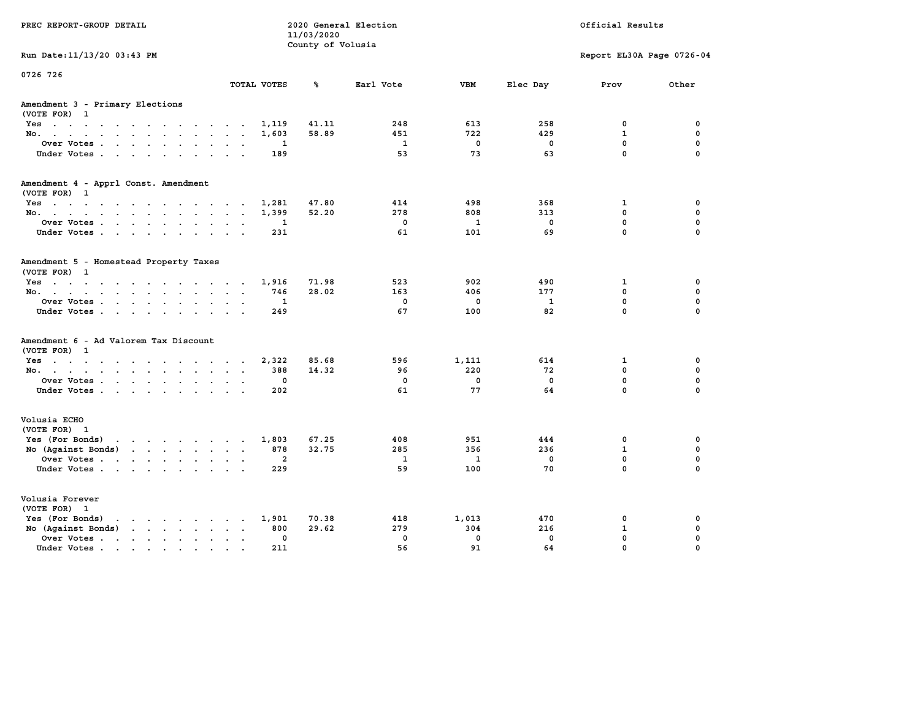PREC REPORT-GROUP DETAIL

2020 General Election
11/03/2020
County of Volusia

Official Results

Run Date:11/13/20 03:43 PM

Report EL30A Page 0726-04

0726 726

## Amendment 3 - Primary Elections
(VOTE FOR) 1

| | TOTAL VOTES | % | Earl Vote | VBM | Elec Day | Prov | Other |
|---|---|---|---|---|---|---|---|
| Yes | 1,119 | 41.11 | 248 | 613 | 258 | 0 | 0 |
| No. | 1,603 | 58.89 | 451 | 722 | 429 | 1 | 0 |
| Over Votes | 1 | | 1 | 0 | 0 | 0 | 0 |
| Under Votes | 189 | | 53 | 73 | 63 | 0 | 0 |

## Amendment 4 - Apprl Const. Amendment
(VOTE FOR) 1

| | TOTAL VOTES | % | Earl Vote | VBM | Elec Day | Prov | Other |
|---|---|---|---|---|---|---|---|
| Yes | 1,281 | 47.80 | 414 | 498 | 368 | 1 | 0 |
| No. | 1,399 | 52.20 | 278 | 808 | 313 | 0 | 0 |
| Over Votes | 1 | | 0 | 1 | 0 | 0 | 0 |
| Under Votes | 231 | | 61 | 101 | 69 | 0 | 0 |

## Amendment 5 - Homestead Property Taxes
(VOTE FOR) 1

| | TOTAL VOTES | % | Earl Vote | VBM | Elec Day | Prov | Other |
|---|---|---|---|---|---|---|---|
| Yes | 1,916 | 71.98 | 523 | 902 | 490 | 1 | 0 |
| No. | 746 | 28.02 | 163 | 406 | 177 | 0 | 0 |
| Over Votes | 1 | | 0 | 0 | 1 | 0 | 0 |
| Under Votes | 249 | | 67 | 100 | 82 | 0 | 0 |

## Amendment 6 - Ad Valorem Tax Discount
(VOTE FOR) 1

| | TOTAL VOTES | % | Earl Vote | VBM | Elec Day | Prov | Other |
|---|---|---|---|---|---|---|---|
| Yes | 2,322 | 85.68 | 596 | 1,111 | 614 | 1 | 0 |
| No. | 388 | 14.32 | 96 | 220 | 72 | 0 | 0 |
| Over Votes | 0 | | 0 | 0 | 0 | 0 | 0 |
| Under Votes | 202 | | 61 | 77 | 64 | 0 | 0 |

## Volusia ECHO
(VOTE FOR) 1

| | TOTAL VOTES | % | Earl Vote | VBM | Elec Day | Prov | Other |
|---|---|---|---|---|---|---|---|
| Yes (For Bonds) | 1,803 | 67.25 | 408 | 951 | 444 | 0 | 0 |
| No (Against Bonds) | 878 | 32.75 | 285 | 356 | 236 | 1 | 0 |
| Over Votes | 2 | | 1 | 1 | 0 | 0 | 0 |
| Under Votes | 229 | | 59 | 100 | 70 | 0 | 0 |

## Volusia Forever
(VOTE FOR) 1

| | TOTAL VOTES | % | Earl Vote | VBM | Elec Day | Prov | Other |
|---|---|---|---|---|---|---|---|
| Yes (For Bonds) | 1,901 | 70.38 | 418 | 1,013 | 470 | 0 | 0 |
| No (Against Bonds) | 800 | 29.62 | 279 | 304 | 216 | 1 | 0 |
| Over Votes | 0 | | 0 | 0 | 0 | 0 | 0 |
| Under Votes | 211 | | 56 | 91 | 64 | 0 | 0 |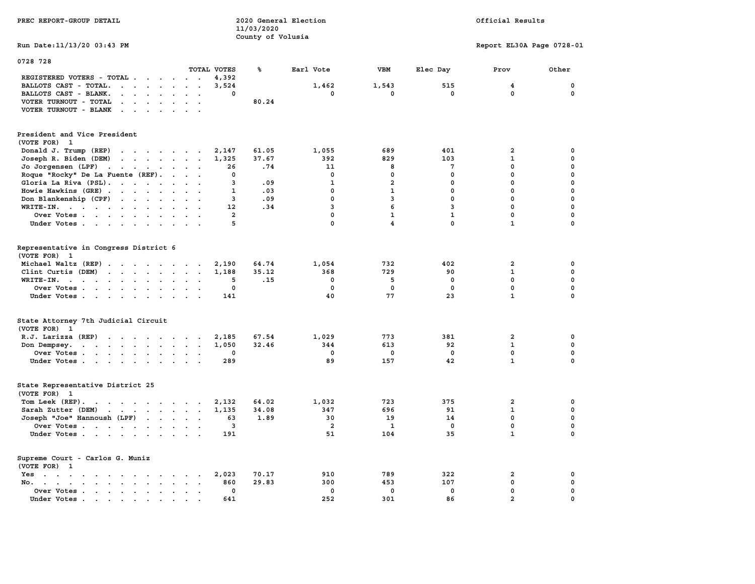PREC REPORT-GROUP DETAIL

2020 General Election
11/03/2020
County of Volusia

Official Results

Run Date:11/13/20 03:43 PM

Report EL30A Page 0728-01

## 0728 728

| | TOTAL VOTES | % | Earl Vote | VBM | Elec Day | Prov | Other |
|---|---|---|---|---|---|---|---|
| REGISTERED VOTERS - TOTAL | 4,392 | | | | | | |
| BALLOTS CAST - TOTAL. | 3,524 | | 1,462 | 1,543 | 515 | 4 | 0 |
| BALLOTS CAST - BLANK. | 0 | | 0 | 0 | 0 | 0 | 0 |
| VOTER TURNOUT - TOTAL | | 80.24 | | | | | |
| VOTER TURNOUT - BLANK | | | | | | | |

### President and Vice President
(VOTE FOR) 1

| | TOTAL VOTES | % | Earl Vote | VBM | Elec Day | Prov | Other |
|---|---|---|---|---|---|---|---|
| Donald J. Trump (REP) | 2,147 | 61.05 | 1,055 | 689 | 401 | 2 | 0 |
| Joseph R. Biden (DEM) | 1,325 | 37.67 | 392 | 829 | 103 | 1 | 0 |
| Jo Jorgensen (LPF) | 26 | .74 | 11 | 8 | 7 | 0 | 0 |
| Roque "Rocky" De La Fuente (REF). | 0 | | 0 | 0 | 0 | 0 | 0 |
| Gloria La Riva (PSL). | 3 | .09 | 1 | 2 | 0 | 0 | 0 |
| Howie Hawkins (GRE) | 1 | .03 | 0 | 1 | 0 | 0 | 0 |
| Don Blankenship (CPF) | 3 | .09 | 0 | 3 | 0 | 0 | 0 |
| WRITE-IN. | 12 | .34 | 3 | 6 | 3 | 0 | 0 |
| Over Votes | 2 | | 0 | 1 | 1 | 0 | 0 |
| Under Votes | 5 | | 0 | 4 | 0 | 1 | 0 |

### Representative in Congress District 6
(VOTE FOR) 1

| | TOTAL VOTES | % | Earl Vote | VBM | Elec Day | Prov | Other |
|---|---|---|---|---|---|---|---|
| Michael Waltz (REP) | 2,190 | 64.74 | 1,054 | 732 | 402 | 2 | 0 |
| Clint Curtis (DEM) | 1,188 | 35.12 | 368 | 729 | 90 | 1 | 0 |
| WRITE-IN. | 5 | .15 | 0 | 5 | 0 | 0 | 0 |
| Over Votes | 0 | | 0 | 0 | 0 | 0 | 0 |
| Under Votes | 141 | | 40 | 77 | 23 | 1 | 0 |

### State Attorney 7th Judicial Circuit
(VOTE FOR) 1

| | TOTAL VOTES | % | Earl Vote | VBM | Elec Day | Prov | Other |
|---|---|---|---|---|---|---|---|
| R.J. Larizza (REP) | 2,185 | 67.54 | 1,029 | 773 | 381 | 2 | 0 |
| Don Dempsey. | 1,050 | 32.46 | 344 | 613 | 92 | 1 | 0 |
| Over Votes | 0 | | 0 | 0 | 0 | 0 | 0 |
| Under Votes | 289 | | 89 | 157 | 42 | 1 | 0 |

### State Representative District 25
(VOTE FOR) 1

| | TOTAL VOTES | % | Earl Vote | VBM | Elec Day | Prov | Other |
|---|---|---|---|---|---|---|---|
| Tom Leek (REP). | 2,132 | 64.02 | 1,032 | 723 | 375 | 2 | 0 |
| Sarah Zutter (DEM) | 1,135 | 34.08 | 347 | 696 | 91 | 1 | 0 |
| Joseph "Joe" Hannoush (LPF) | 63 | 1.89 | 30 | 19 | 14 | 0 | 0 |
| Over Votes | 3 | | 2 | 1 | 0 | 0 | 0 |
| Under Votes | 191 | | 51 | 104 | 35 | 1 | 0 |

### Supreme Court - Carlos G. Muniz
(VOTE FOR) 1

| | TOTAL VOTES | % | Earl Vote | VBM | Elec Day | Prov | Other |
|---|---|---|---|---|---|---|---|
| Yes | 2,023 | 70.17 | 910 | 789 | 322 | 2 | 0 |
| No. | 860 | 29.83 | 300 | 453 | 107 | 0 | 0 |
| Over Votes | 0 | | 0 | 0 | 0 | 0 | 0 |
| Under Votes | 641 | | 252 | 301 | 86 | 2 | 0 |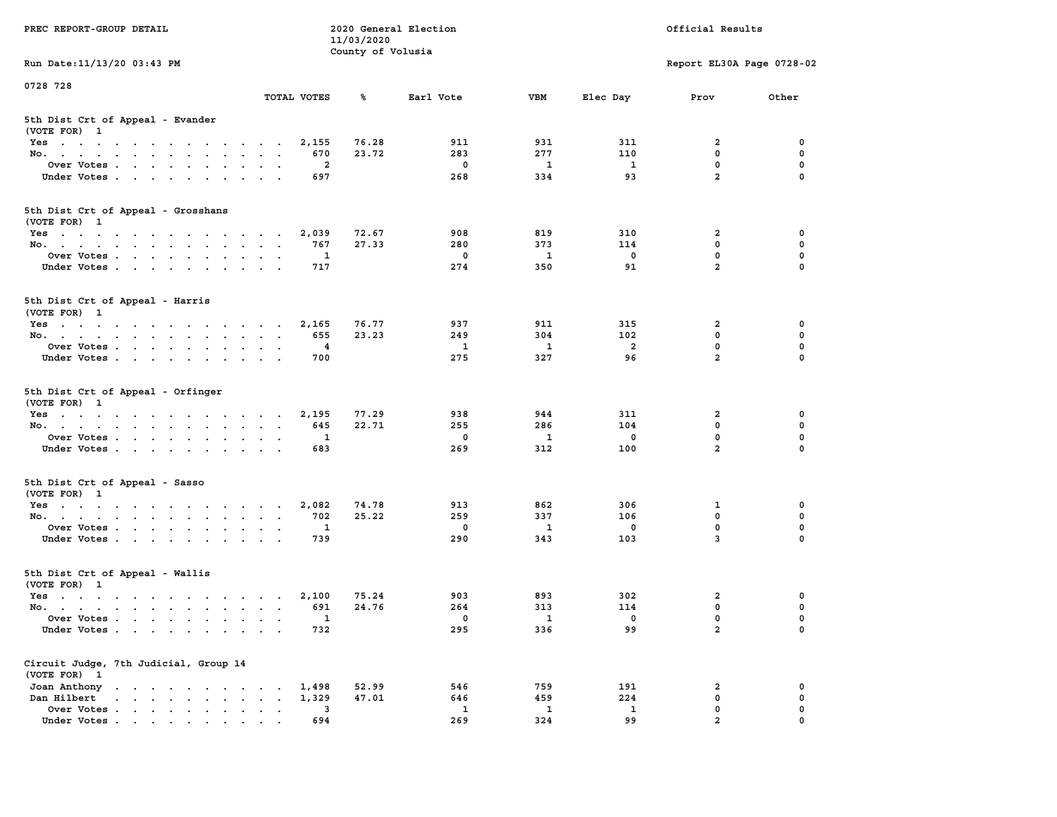PREC REPORT-GROUP DETAIL

2020 General Election
11/03/2020
County of Volusia

Official Results

Run Date:11/13/20 03:43 PM

Report EL30A Page 0728-02

0728 728

### 5th Dist Crt of Appeal - Evander
(VOTE FOR) 1

| | TOTAL VOTES | % | Earl Vote | VBM | Elec Day | Prov | Other |
|---|---|---|---|---|---|---|---|
| Yes | 2,155 | 76.28 | 911 | 931 | 311 | 2 | 0 |
| No. | 670 | 23.72 | 283 | 277 | 110 | 0 | 0 |
| Over Votes | 2 | | 0 | 1 | 1 | 0 | 0 |
| Under Votes | 697 | | 268 | 334 | 93 | 2 | 0 |

### 5th Dist Crt of Appeal - Grosshans
(VOTE FOR) 1

| | TOTAL VOTES | % | Earl Vote | VBM | Elec Day | Prov | Other |
|---|---|---|---|---|---|---|---|
| Yes | 2,039 | 72.67 | 908 | 819 | 310 | 2 | 0 |
| No. | 767 | 27.33 | 280 | 373 | 114 | 0 | 0 |
| Over Votes | 1 | | 0 | 1 | 0 | 0 | 0 |
| Under Votes | 717 | | 274 | 350 | 91 | 2 | 0 |

### 5th Dist Crt of Appeal - Harris
(VOTE FOR) 1

| | TOTAL VOTES | % | Earl Vote | VBM | Elec Day | Prov | Other |
|---|---|---|---|---|---|---|---|
| Yes | 2,165 | 76.77 | 937 | 911 | 315 | 2 | 0 |
| No. | 655 | 23.23 | 249 | 304 | 102 | 0 | 0 |
| Over Votes | 4 | | 1 | 1 | 2 | 0 | 0 |
| Under Votes | 700 | | 275 | 327 | 96 | 2 | 0 |

### 5th Dist Crt of Appeal - Orfinger
(VOTE FOR) 1

| | TOTAL VOTES | % | Earl Vote | VBM | Elec Day | Prov | Other |
|---|---|---|---|---|---|---|---|
| Yes | 2,195 | 77.29 | 938 | 944 | 311 | 2 | 0 |
| No. | 645 | 22.71 | 255 | 286 | 104 | 0 | 0 |
| Over Votes | 1 | | 0 | 1 | 0 | 0 | 0 |
| Under Votes | 683 | | 269 | 312 | 100 | 2 | 0 |

### 5th Dist Crt of Appeal - Sasso
(VOTE FOR) 1

| | TOTAL VOTES | % | Earl Vote | VBM | Elec Day | Prov | Other |
|---|---|---|---|---|---|---|---|
| Yes | 2,082 | 74.78 | 913 | 862 | 306 | 1 | 0 |
| No. | 702 | 25.22 | 259 | 337 | 106 | 0 | 0 |
| Over Votes | 1 | | 0 | 1 | 0 | 0 | 0 |
| Under Votes | 739 | | 290 | 343 | 103 | 3 | 0 |

### 5th Dist Crt of Appeal - Wallis
(VOTE FOR) 1

| | TOTAL VOTES | % | Earl Vote | VBM | Elec Day | Prov | Other |
|---|---|---|---|---|---|---|---|
| Yes | 2,100 | 75.24 | 903 | 893 | 302 | 2 | 0 |
| No. | 691 | 24.76 | 264 | 313 | 114 | 0 | 0 |
| Over Votes | 1 | | 0 | 1 | 0 | 0 | 0 |
| Under Votes | 732 | | 295 | 336 | 99 | 2 | 0 |

### Circuit Judge, 7th Judicial, Group 14
(VOTE FOR) 1

| | TOTAL VOTES | % | Earl Vote | VBM | Elec Day | Prov | Other |
|---|---|---|---|---|---|---|---|
| Joan Anthony | 1,498 | 52.99 | 546 | 759 | 191 | 2 | 0 |
| Dan Hilbert | 1,329 | 47.01 | 646 | 459 | 224 | 0 | 0 |
| Over Votes | 3 | | 1 | 1 | 1 | 0 | 0 |
| Under Votes | 694 | | 269 | 324 | 99 | 2 | 0 |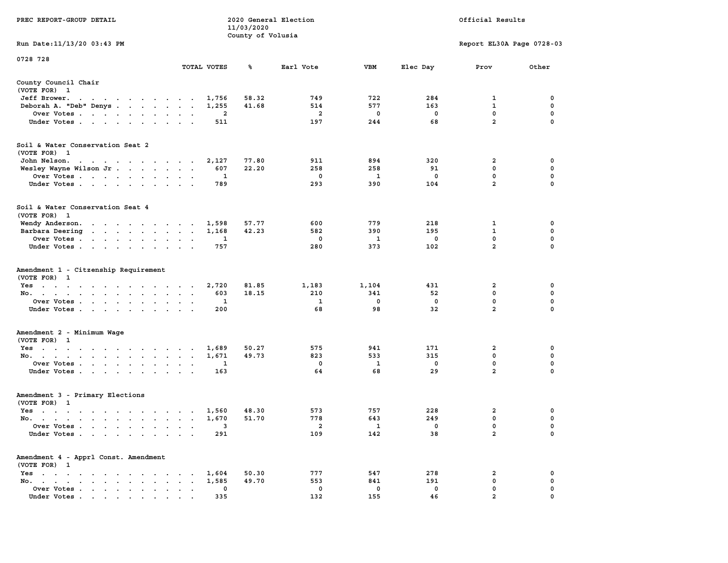PREC REPORT-GROUP DETAIL

2020 General Election
11/03/2020
County of Volusia

Official Results

Run Date:11/13/20 03:43 PM

Report EL30A Page 0728-03

0728 728

| | TOTAL VOTES | % | Earl Vote | VBM | Elec Day | Prov | Other |
|---|---|---|---|---|---|---|---|
| **County Council Chair** | | | | | | | |
| (VOTE FOR) 1 | | | | | | | |
| Jeff Brower | 1,756 | 58.32 | 749 | 722 | 284 | 1 | 0 |
| Deborah A. "Deb" Denys | 1,255 | 41.68 | 514 | 577 | 163 | 1 | 0 |
| Over Votes | 2 | | 2 | 0 | 0 | 0 | 0 |
| Under Votes | 511 | | 197 | 244 | 68 | 2 | 0 |
| **Soil & Water Conservation Seat 2** | | | | | | | |
| (VOTE FOR) 1 | | | | | | | |
| John Nelson | 2,127 | 77.80 | 911 | 894 | 320 | 2 | 0 |
| Wesley Wayne Wilson Jr | 607 | 22.20 | 258 | 258 | 91 | 0 | 0 |
| Over Votes | 1 | | 0 | 1 | 0 | 0 | 0 |
| Under Votes | 789 | | 293 | 390 | 104 | 2 | 0 |
| **Soil & Water Conservation Seat 4** | | | | | | | |
| (VOTE FOR) 1 | | | | | | | |
| Wendy Anderson | 1,598 | 57.77 | 600 | 779 | 218 | 1 | 0 |
| Barbara Deering | 1,168 | 42.23 | 582 | 390 | 195 | 1 | 0 |
| Over Votes | 1 | | 0 | 1 | 0 | 0 | 0 |
| Under Votes | 757 | | 280 | 373 | 102 | 2 | 0 |
| **Amendment 1 - Citizenship Requirement** | | | | | | | |
| (VOTE FOR) 1 | | | | | | | |
| Yes | 2,720 | 81.85 | 1,183 | 1,104 | 431 | 2 | 0 |
| No | 603 | 18.15 | 210 | 341 | 52 | 0 | 0 |
| Over Votes | 1 | | 1 | 0 | 0 | 0 | 0 |
| Under Votes | 200 | | 68 | 98 | 32 | 2 | 0 |
| **Amendment 2 - Minimum Wage** | | | | | | | |
| (VOTE FOR) 1 | | | | | | | |
| Yes | 1,689 | 50.27 | 575 | 941 | 171 | 2 | 0 |
| No | 1,671 | 49.73 | 823 | 533 | 315 | 0 | 0 |
| Over Votes | 1 | | 0 | 1 | 0 | 0 | 0 |
| Under Votes | 163 | | 64 | 68 | 29 | 2 | 0 |
| **Amendment 3 - Primary Elections** | | | | | | | |
| (VOTE FOR) 1 | | | | | | | |
| Yes | 1,560 | 48.30 | 573 | 757 | 228 | 2 | 0 |
| No | 1,670 | 51.70 | 778 | 643 | 249 | 0 | 0 |
| Over Votes | 3 | | 2 | 1 | 0 | 0 | 0 |
| Under Votes | 291 | | 109 | 142 | 38 | 2 | 0 |
| **Amendment 4 - Apprl Const. Amendment** | | | | | | | |
| (VOTE FOR) 1 | | | | | | | |
| Yes | 1,604 | 50.30 | 777 | 547 | 278 | 2 | 0 |
| No | 1,585 | 49.70 | 553 | 841 | 191 | 0 | 0 |
| Over Votes | 0 | | 0 | 0 | 0 | 0 | 0 |
| Under Votes | 335 | | 132 | 155 | 46 | 2 | 0 |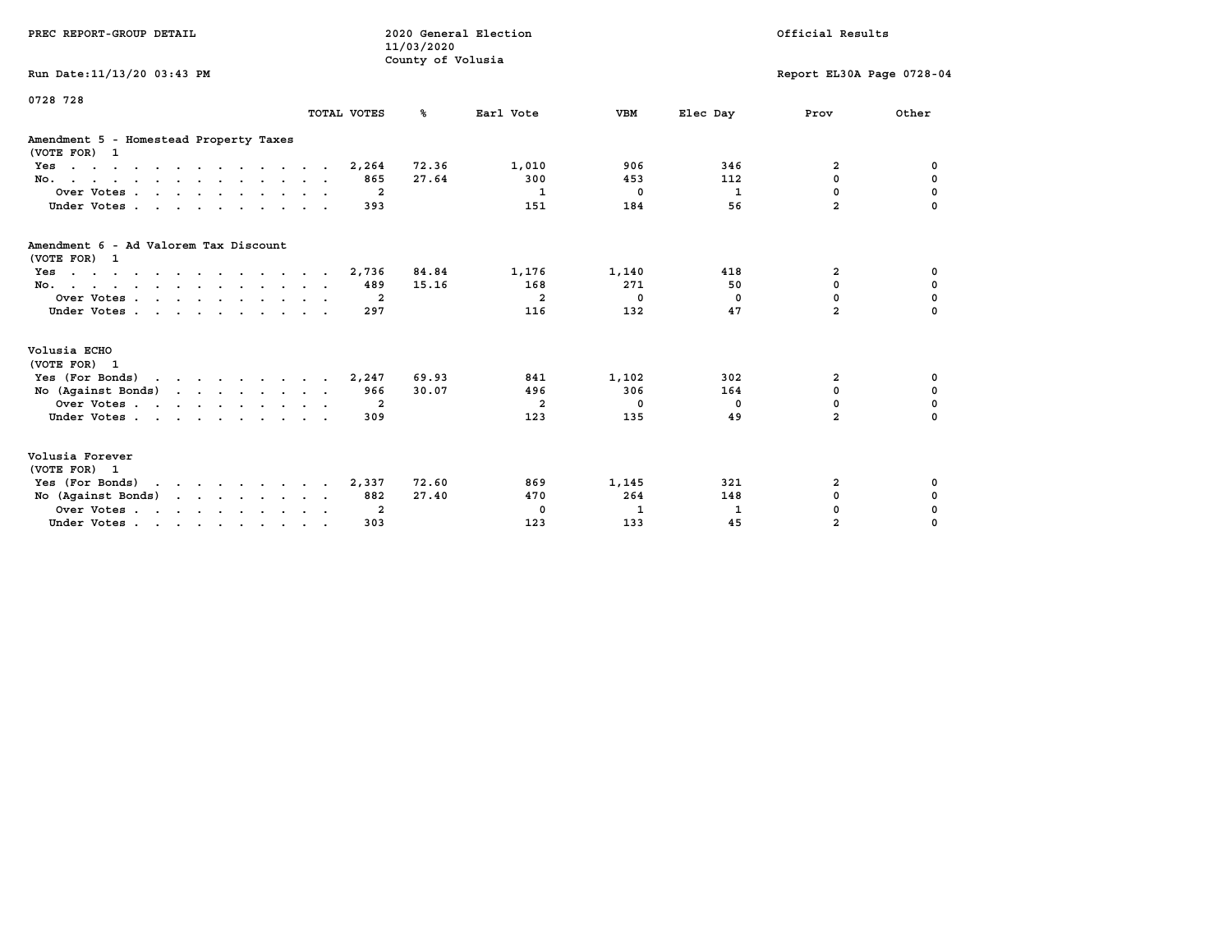PREC REPORT-GROUP DETAIL

2020 General Election
11/03/2020
County of Volusia

Official Results

Run Date:11/13/20 03:43 PM

Report EL30A Page 0728-04

0728 728

| | TOTAL VOTES | % | Earl Vote | VBM | Elec Day | Prov | Other |
|---|---|---|---|---|---|---|---|
| **Amendment 5 - Homestead Property Taxes** | | | | | | | |
| (VOTE FOR) 1 | | | | | | | |
| Yes | 2,264 | 72.36 | 1,010 | 906 | 346 | 2 | 0 |
| No. | 865 | 27.64 | 300 | 453 | 112 | 0 | 0 |
| Over Votes | 2 | | 1 | 0 | 1 | 0 | 0 |
| Under Votes | 393 | | 151 | 184 | 56 | 2 | 0 |
| **Amendment 6 - Ad Valorem Tax Discount** | | | | | | | |
| (VOTE FOR) 1 | | | | | | | |
| Yes | 2,736 | 84.84 | 1,176 | 1,140 | 418 | 2 | 0 |
| No. | 489 | 15.16 | 168 | 271 | 50 | 0 | 0 |
| Over Votes | 2 | | 2 | 0 | 0 | 0 | 0 |
| Under Votes | 297 | | 116 | 132 | 47 | 2 | 0 |
| **Volusia ECHO** | | | | | | | |
| (VOTE FOR) 1 | | | | | | | |
| Yes (For Bonds) | 2,247 | 69.93 | 841 | 1,102 | 302 | 2 | 0 |
| No (Against Bonds) | 966 | 30.07 | 496 | 306 | 164 | 0 | 0 |
| Over Votes | 2 | | 2 | 0 | 0 | 0 | 0 |
| Under Votes | 309 | | 123 | 135 | 49 | 2 | 0 |
| **Volusia Forever** | | | | | | | |
| (VOTE FOR) 1 | | | | | | | |
| Yes (For Bonds) | 2,337 | 72.60 | 869 | 1,145 | 321 | 2 | 0 |
| No (Against Bonds) | 882 | 27.40 | 470 | 264 | 148 | 0 | 0 |
| Over Votes | 2 | | 0 | 1 | 1 | 0 | 0 |
| Under Votes | 303 | | 123 | 133 | 45 | 2 | 0 |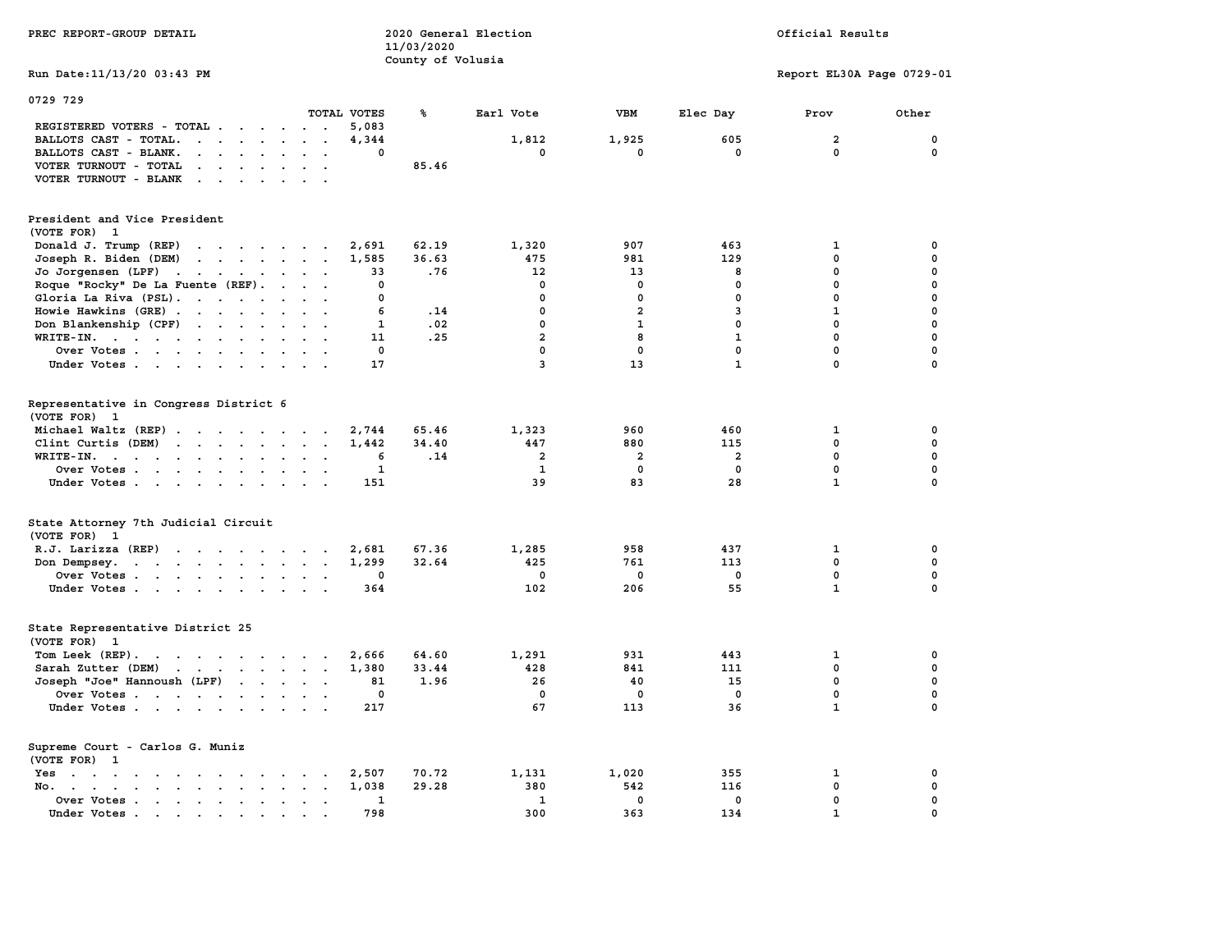PREC REPORT-GROUP DETAIL

2020 General Election
11/03/2020
County of Volusia

Official Results

Run Date:11/13/20 03:43 PM

Report EL30A Page 0729-01

0729 729

| | TOTAL VOTES | % | Earl Vote | VBM | Elec Day | Prov | Other |
|---|---|---|---|---|---|---|---|
| REGISTERED VOTERS - TOTAL | 5,083 | | | | | | |
| BALLOTS CAST - TOTAL. | 4,344 | | 1,812 | 1,925 | 605 | 2 | 0 |
| BALLOTS CAST - BLANK. | 0 | | 0 | 0 | 0 | 0 | 0 |
| VOTER TURNOUT - TOTAL | | 85.46 | | | | | |
| VOTER TURNOUT - BLANK | | | | | | | |

## President and Vice President
(VOTE FOR) 1

| | TOTAL VOTES | % | Earl Vote | VBM | Elec Day | Prov | Other |
|---|---|---|---|---|---|---|---|
| Donald J. Trump (REP) | 2,691 | 62.19 | 1,320 | 907 | 463 | 1 | 0 |
| Joseph R. Biden (DEM) | 1,585 | 36.63 | 475 | 981 | 129 | 0 | 0 |
| Jo Jorgensen (LPF) | 33 | .76 | 12 | 13 | 8 | 0 | 0 |
| Roque "Rocky" De La Fuente (REF). | 0 | | 0 | 0 | 0 | 0 | 0 |
| Gloria La Riva (PSL). | 0 | | 0 | 0 | 0 | 0 | 0 |
| Howie Hawkins (GRE) | 6 | .14 | 0 | 2 | 3 | 1 | 0 |
| Don Blankenship (CPF) | 1 | .02 | 0 | 1 | 0 | 0 | 0 |
| WRITE-IN. | 11 | .25 | 2 | 8 | 1 | 0 | 0 |
| Over Votes | 0 | | 0 | 0 | 0 | 0 | 0 |
| Under Votes | 17 | | 3 | 13 | 1 | 0 | 0 |

## Representative in Congress District 6
(VOTE FOR) 1

| | TOTAL VOTES | % | Earl Vote | VBM | Elec Day | Prov | Other |
|---|---|---|---|---|---|---|---|
| Michael Waltz (REP) | 2,744 | 65.46 | 1,323 | 960 | 460 | 1 | 0 |
| Clint Curtis (DEM) | 1,442 | 34.40 | 447 | 880 | 115 | 0 | 0 |
| WRITE-IN. | 6 | .14 | 2 | 2 | 2 | 0 | 0 |
| Over Votes | 1 | | 1 | 0 | 0 | 0 | 0 |
| Under Votes | 151 | | 39 | 83 | 28 | 1 | 0 |

## State Attorney 7th Judicial Circuit
(VOTE FOR) 1

| | TOTAL VOTES | % | Earl Vote | VBM | Elec Day | Prov | Other |
|---|---|---|---|---|---|---|---|
| R.J. Larizza (REP) | 2,681 | 67.36 | 1,285 | 958 | 437 | 1 | 0 |
| Don Dempsey. | 1,299 | 32.64 | 425 | 761 | 113 | 0 | 0 |
| Over Votes | 0 | | 0 | 0 | 0 | 0 | 0 |
| Under Votes | 364 | | 102 | 206 | 55 | 1 | 0 |

## State Representative District 25
(VOTE FOR) 1

| | TOTAL VOTES | % | Earl Vote | VBM | Elec Day | Prov | Other |
|---|---|---|---|---|---|---|---|
| Tom Leek (REP). | 2,666 | 64.60 | 1,291 | 931 | 443 | 1 | 0 |
| Sarah Zutter (DEM) | 1,380 | 33.44 | 428 | 841 | 111 | 0 | 0 |
| Joseph "Joe" Hannoush (LPF) | 81 | 1.96 | 26 | 40 | 15 | 0 | 0 |
| Over Votes | 0 | | 0 | 0 | 0 | 0 | 0 |
| Under Votes | 217 | | 67 | 113 | 36 | 1 | 0 |

## Supreme Court - Carlos G. Muniz
(VOTE FOR) 1

| | TOTAL VOTES | % | Earl Vote | VBM | Elec Day | Prov | Other |
|---|---|---|---|---|---|---|---|
| Yes | 2,507 | 70.72 | 1,131 | 1,020 | 355 | 1 | 0 |
| No. | 1,038 | 29.28 | 380 | 542 | 116 | 0 | 0 |
| Over Votes | 1 | | 1 | 0 | 0 | 0 | 0 |
| Under Votes | 798 | | 300 | 363 | 134 | 1 | 0 |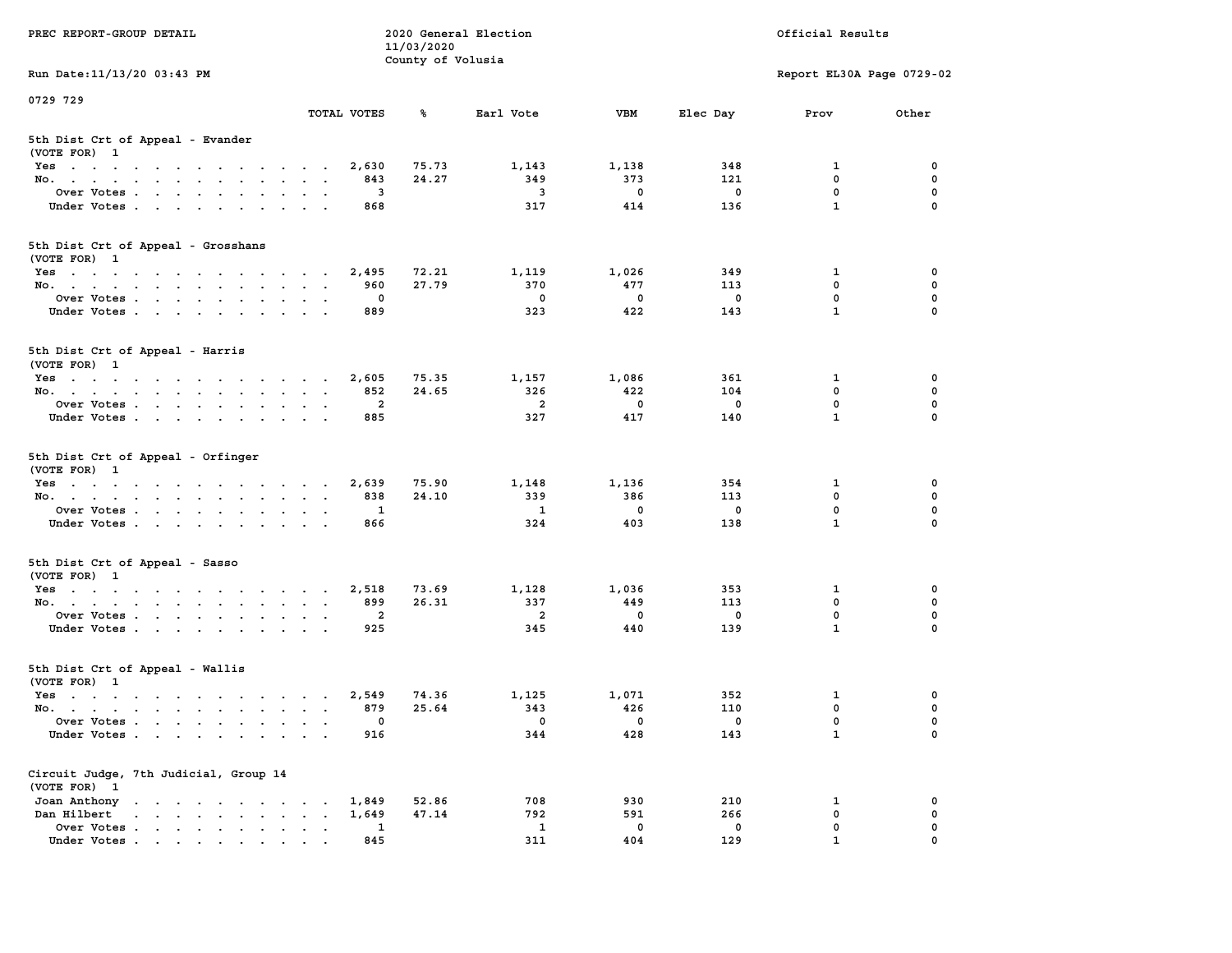PREC REPORT-GROUP DETAIL

2020 General Election
11/03/2020
County of Volusia

Official Results

Run Date:11/13/20 03:43 PM

Report EL30A Page 0729-02

0729 729

### 5th Dist Crt of Appeal - Evander
(VOTE FOR) 1

| | TOTAL VOTES | % | Earl Vote | VBM | Elec Day | Prov | Other |
|---|---|---|---|---|---|---|---|
| Yes | 2,630 | 75.73 | 1,143 | 1,138 | 348 | 1 | 0 |
| No. | 843 | 24.27 | 349 | 373 | 121 | 0 | 0 |
| Over Votes | 3 | | 3 | 0 | 0 | 0 | 0 |
| Under Votes | 868 | | 317 | 414 | 136 | 1 | 0 |

### 5th Dist Crt of Appeal - Grosshans
(VOTE FOR) 1

| | TOTAL VOTES | % | Earl Vote | VBM | Elec Day | Prov | Other |
|---|---|---|---|---|---|---|---|
| Yes | 2,495 | 72.21 | 1,119 | 1,026 | 349 | 1 | 0 |
| No. | 960 | 27.79 | 370 | 477 | 113 | 0 | 0 |
| Over Votes | 0 | | 0 | 0 | 0 | 0 | 0 |
| Under Votes | 889 | | 323 | 422 | 143 | 1 | 0 |

### 5th Dist Crt of Appeal - Harris
(VOTE FOR) 1

| | TOTAL VOTES | % | Earl Vote | VBM | Elec Day | Prov | Other |
|---|---|---|---|---|---|---|---|
| Yes | 2,605 | 75.35 | 1,157 | 1,086 | 361 | 1 | 0 |
| No. | 852 | 24.65 | 326 | 422 | 104 | 0 | 0 |
| Over Votes | 2 | | 2 | 0 | 0 | 0 | 0 |
| Under Votes | 885 | | 327 | 417 | 140 | 1 | 0 |

### 5th Dist Crt of Appeal - Orfinger
(VOTE FOR) 1

| | TOTAL VOTES | % | Earl Vote | VBM | Elec Day | Prov | Other |
|---|---|---|---|---|---|---|---|
| Yes | 2,639 | 75.90 | 1,148 | 1,136 | 354 | 1 | 0 |
| No. | 838 | 24.10 | 339 | 386 | 113 | 0 | 0 |
| Over Votes | 1 | | 1 | 0 | 0 | 0 | 0 |
| Under Votes | 866 | | 324 | 403 | 138 | 1 | 0 |

### 5th Dist Crt of Appeal - Sasso
(VOTE FOR) 1

| | TOTAL VOTES | % | Earl Vote | VBM | Elec Day | Prov | Other |
|---|---|---|---|---|---|---|---|
| Yes | 2,518 | 73.69 | 1,128 | 1,036 | 353 | 1 | 0 |
| No. | 899 | 26.31 | 337 | 449 | 113 | 0 | 0 |
| Over Votes | 2 | | 2 | 0 | 0 | 0 | 0 |
| Under Votes | 925 | | 345 | 440 | 139 | 1 | 0 |

### 5th Dist Crt of Appeal - Wallis
(VOTE FOR) 1

| | TOTAL VOTES | % | Earl Vote | VBM | Elec Day | Prov | Other |
|---|---|---|---|---|---|---|---|
| Yes | 2,549 | 74.36 | 1,125 | 1,071 | 352 | 1 | 0 |
| No. | 879 | 25.64 | 343 | 426 | 110 | 0 | 0 |
| Over Votes | 0 | | 0 | 0 | 0 | 0 | 0 |
| Under Votes | 916 | | 344 | 428 | 143 | 1 | 0 |

### Circuit Judge, 7th Judicial, Group 14
(VOTE FOR) 1

| | TOTAL VOTES | % | Earl Vote | VBM | Elec Day | Prov | Other |
|---|---|---|---|---|---|---|---|
| Joan Anthony | 1,849 | 52.86 | 708 | 930 | 210 | 1 | 0 |
| Dan Hilbert | 1,649 | 47.14 | 792 | 591 | 266 | 0 | 0 |
| Over Votes | 1 | | 1 | 0 | 0 | 0 | 0 |
| Under Votes | 845 | | 311 | 404 | 129 | 1 | 0 |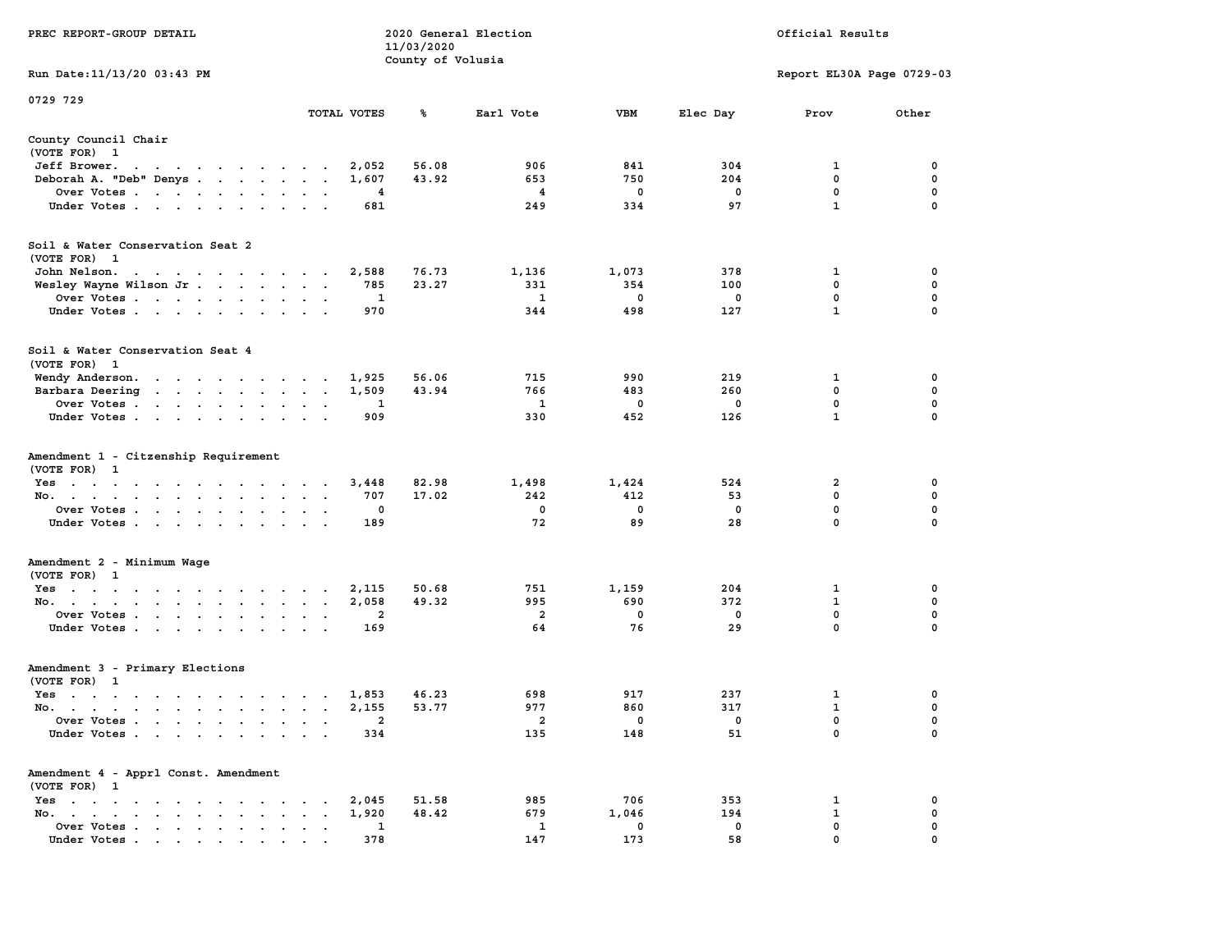PREC REPORT-GROUP DETAIL

2020 General Election
11/03/2020
County of Volusia

Official Results

Run Date:11/13/20 03:43 PM

Report EL30A Page 0729-03

0729 729

## County Council Chair
(VOTE FOR) 1

| | TOTAL VOTES | % | Earl Vote | VBM | Elec Day | Prov | Other |
|---|---|---|---|---|---|---|---|
| Jeff Brower | 2,052 | 56.08 | 906 | 841 | 304 | 1 | 0 |
| Deborah A. "Deb" Denys | 1,607 | 43.92 | 653 | 750 | 204 | 0 | 0 |
| Over Votes | 4 | | 4 | 0 | 0 | 0 | 0 |
| Under Votes | 681 | | 249 | 334 | 97 | 1 | 0 |

## Soil & Water Conservation Seat 2
(VOTE FOR) 1

| | TOTAL VOTES | % | Earl Vote | VBM | Elec Day | Prov | Other |
|---|---|---|---|---|---|---|---|
| John Nelson | 2,588 | 76.73 | 1,136 | 1,073 | 378 | 1 | 0 |
| Wesley Wayne Wilson Jr | 785 | 23.27 | 331 | 354 | 100 | 0 | 0 |
| Over Votes | 1 | | 1 | 0 | 0 | 0 | 0 |
| Under Votes | 970 | | 344 | 498 | 127 | 1 | 0 |

## Soil & Water Conservation Seat 4
(VOTE FOR) 1

| | TOTAL VOTES | % | Earl Vote | VBM | Elec Day | Prov | Other |
|---|---|---|---|---|---|---|---|
| Wendy Anderson | 1,925 | 56.06 | 715 | 990 | 219 | 1 | 0 |
| Barbara Deering | 1,509 | 43.94 | 766 | 483 | 260 | 0 | 0 |
| Over Votes | 1 | | 1 | 0 | 0 | 0 | 0 |
| Under Votes | 909 | | 330 | 452 | 126 | 1 | 0 |

## Amendment 1 - Citzenship Requirement
(VOTE FOR) 1

| | TOTAL VOTES | % | Earl Vote | VBM | Elec Day | Prov | Other |
|---|---|---|---|---|---|---|---|
| Yes | 3,448 | 82.98 | 1,498 | 1,424 | 524 | 2 | 0 |
| No | 707 | 17.02 | 242 | 412 | 53 | 0 | 0 |
| Over Votes | 0 | | 0 | 0 | 0 | 0 | 0 |
| Under Votes | 189 | | 72 | 89 | 28 | 0 | 0 |

## Amendment 2 - Minimum Wage
(VOTE FOR) 1

| | TOTAL VOTES | % | Earl Vote | VBM | Elec Day | Prov | Other |
|---|---|---|---|---|---|---|---|
| Yes | 2,115 | 50.68 | 751 | 1,159 | 204 | 1 | 0 |
| No | 2,058 | 49.32 | 995 | 690 | 372 | 1 | 0 |
| Over Votes | 2 | | 2 | 0 | 0 | 0 | 0 |
| Under Votes | 169 | | 64 | 76 | 29 | 0 | 0 |

## Amendment 3 - Primary Elections
(VOTE FOR) 1

| | TOTAL VOTES | % | Earl Vote | VBM | Elec Day | Prov | Other |
|---|---|---|---|---|---|---|---|
| Yes | 1,853 | 46.23 | 698 | 917 | 237 | 1 | 0 |
| No | 2,155 | 53.77 | 977 | 860 | 317 | 1 | 0 |
| Over Votes | 2 | | 2 | 0 | 0 | 0 | 0 |
| Under Votes | 334 | | 135 | 148 | 51 | 0 | 0 |

## Amendment 4 - Apprl Const. Amendment
(VOTE FOR) 1

| | TOTAL VOTES | % | Earl Vote | VBM | Elec Day | Prov | Other |
|---|---|---|---|---|---|---|---|
| Yes | 2,045 | 51.58 | 985 | 706 | 353 | 1 | 0 |
| No | 1,920 | 48.42 | 679 | 1,046 | 194 | 1 | 0 |
| Over Votes | 1 | | 1 | 0 | 0 | 0 | 0 |
| Under Votes | 378 | | 147 | 173 | 58 | 0 | 0 |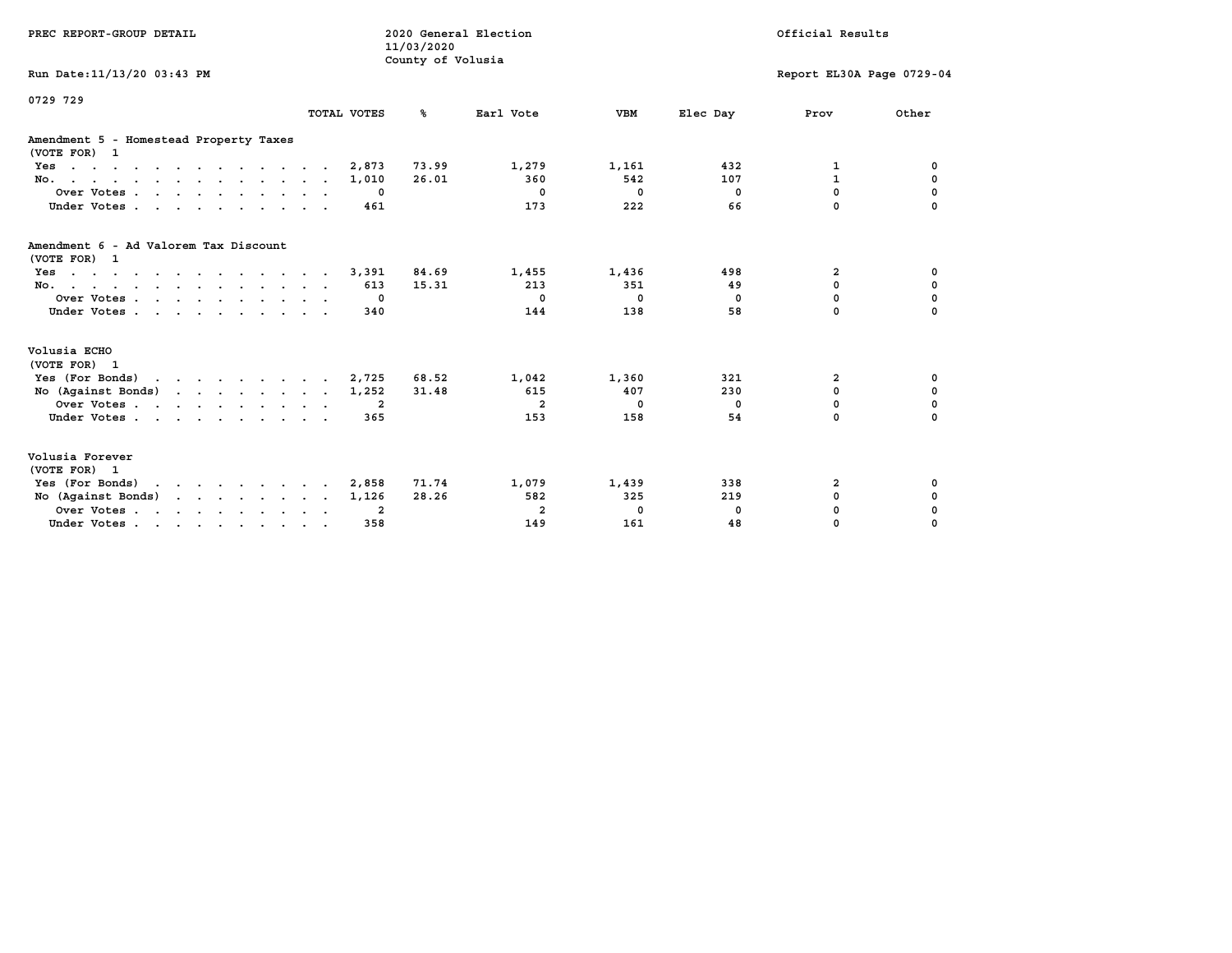PREC REPORT-GROUP DETAIL

2020 General Election
11/03/2020
County of Volusia

Official Results

Run Date:11/13/20 03:43 PM

Report EL30A Page 0729-04

0729 729

| | TOTAL VOTES | % | Earl Vote | VBM | Elec Day | Prov | Other |
|---|---|---|---|---|---|---|---|
| **Amendment 5 - Homestead Property Taxes** | | | | | | | |
| (VOTE FOR) 1 | | | | | | | |
| Yes | 2,873 | 73.99 | 1,279 | 1,161 | 432 | 1 | 0 |
| No. | 1,010 | 26.01 | 360 | 542 | 107 | 1 | 0 |
| Over Votes | 0 | | 0 | 0 | 0 | 0 | 0 |
| Under Votes | 461 | | 173 | 222 | 66 | 0 | 0 |
| **Amendment 6 - Ad Valorem Tax Discount** | | | | | | | |
| (VOTE FOR) 1 | | | | | | | |
| Yes | 3,391 | 84.69 | 1,455 | 1,436 | 498 | 2 | 0 |
| No. | 613 | 15.31 | 213 | 351 | 49 | 0 | 0 |
| Over Votes | 0 | | 0 | 0 | 0 | 0 | 0 |
| Under Votes | 340 | | 144 | 138 | 58 | 0 | 0 |
| **Volusia ECHO** | | | | | | | |
| (VOTE FOR) 1 | | | | | | | |
| Yes (For Bonds) | 2,725 | 68.52 | 1,042 | 1,360 | 321 | 2 | 0 |
| No (Against Bonds) | 1,252 | 31.48 | 615 | 407 | 230 | 0 | 0 |
| Over Votes | 2 | | 2 | 0 | 0 | 0 | 0 |
| Under Votes | 365 | | 153 | 158 | 54 | 0 | 0 |
| **Volusia Forever** | | | | | | | |
| (VOTE FOR) 1 | | | | | | | |
| Yes (For Bonds) | 2,858 | 71.74 | 1,079 | 1,439 | 338 | 2 | 0 |
| No (Against Bonds) | 1,126 | 28.26 | 582 | 325 | 219 | 0 | 0 |
| Over Votes | 2 | | 2 | 0 | 0 | 0 | 0 |
| Under Votes | 358 | | 149 | 161 | 48 | 0 | 0 |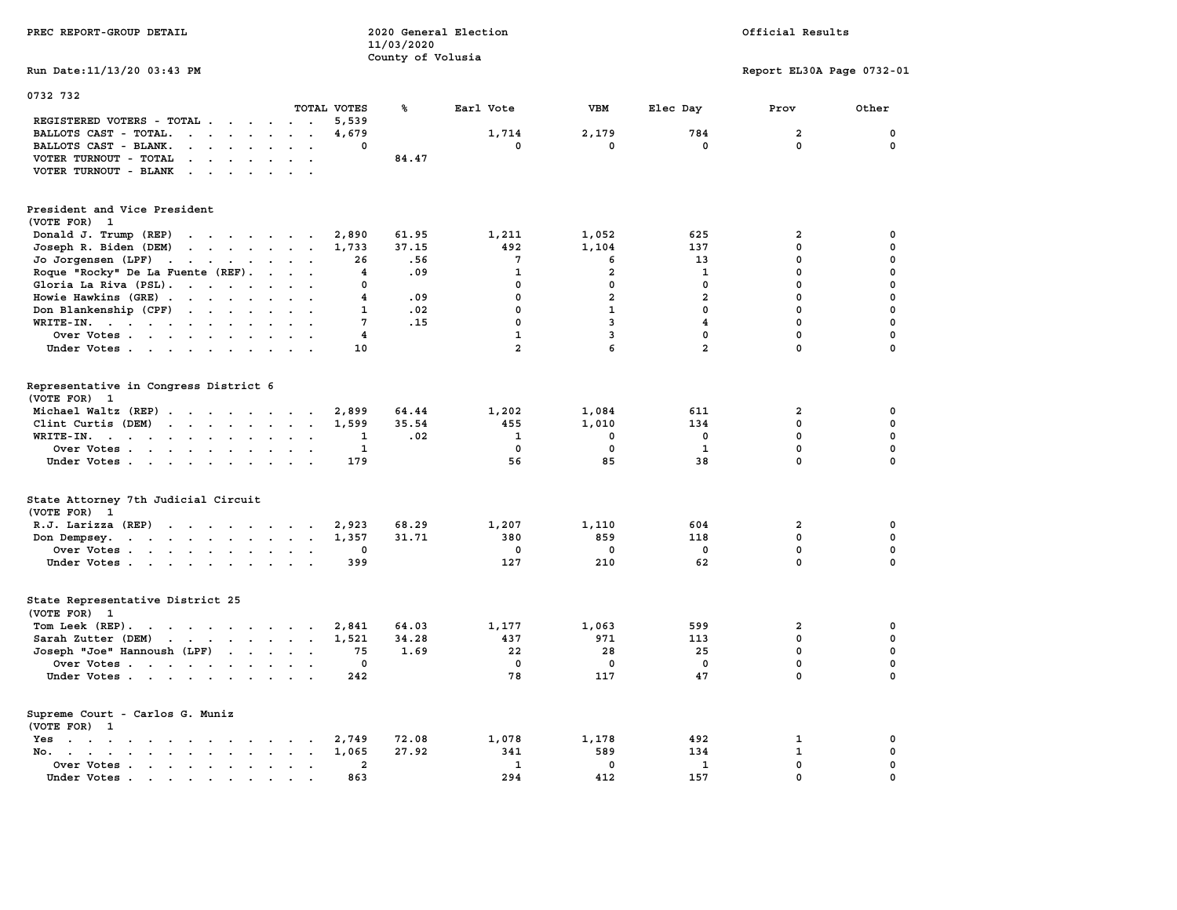PREC REPORT-GROUP DETAIL

2020 General Election
11/03/2020
County of Volusia

Official Results

Run Date:11/13/20 03:43 PM

Report EL30A Page 0732-01

## 0732 732

| | TOTAL VOTES | % | Earl Vote | VBM | Elec Day | Prov | Other |
|---|---|---|---|---|---|---|---|
| REGISTERED VOTERS - TOTAL | 5,539 | | | | | | |
| BALLOTS CAST - TOTAL. | 4,679 | | 1,714 | 2,179 | 784 | 2 | 0 |
| BALLOTS CAST - BLANK. | 0 | | 0 | 0 | 0 | 0 | 0 |
| VOTER TURNOUT - TOTAL | | 84.47 | | | | | |
| VOTER TURNOUT - BLANK | | | | | | | |

### President and Vice President
(VOTE FOR) 1

| | TOTAL VOTES | % | Earl Vote | VBM | Elec Day | Prov | Other |
|---|---|---|---|---|---|---|---|
| Donald J. Trump (REP) | 2,890 | 61.95 | 1,211 | 1,052 | 625 | 2 | 0 |
| Joseph R. Biden (DEM) | 1,733 | 37.15 | 492 | 1,104 | 137 | 0 | 0 |
| Jo Jorgensen (LPF) | 26 | .56 | 7 | 6 | 13 | 0 | 0 |
| Roque "Rocky" De La Fuente (REF). | 4 | .09 | 1 | 2 | 1 | 0 | 0 |
| Gloria La Riva (PSL). | 0 | | 0 | 0 | 0 | 0 | 0 |
| Howie Hawkins (GRE) | 4 | .09 | 0 | 2 | 2 | 0 | 0 |
| Don Blankenship (CPF) | 1 | .02 | 0 | 1 | 0 | 0 | 0 |
| WRITE-IN. | 7 | .15 | 0 | 3 | 4 | 0 | 0 |
| Over Votes | 4 | | 1 | 3 | 0 | 0 | 0 |
| Under Votes | 10 | | 2 | 6 | 2 | 0 | 0 |

### Representative in Congress District 6
(VOTE FOR) 1

| | TOTAL VOTES | % | Earl Vote | VBM | Elec Day | Prov | Other |
|---|---|---|---|---|---|---|---|
| Michael Waltz (REP) | 2,899 | 64.44 | 1,202 | 1,084 | 611 | 2 | 0 |
| Clint Curtis (DEM) | 1,599 | 35.54 | 455 | 1,010 | 134 | 0 | 0 |
| WRITE-IN. | 1 | .02 | 1 | 0 | 0 | 0 | 0 |
| Over Votes | 1 | | 0 | 0 | 1 | 0 | 0 |
| Under Votes | 179 | | 56 | 85 | 38 | 0 | 0 |

### State Attorney 7th Judicial Circuit
(VOTE FOR) 1

| | TOTAL VOTES | % | Earl Vote | VBM | Elec Day | Prov | Other |
|---|---|---|---|---|---|---|---|
| R.J. Larizza (REP) | 2,923 | 68.29 | 1,207 | 1,110 | 604 | 2 | 0 |
| Don Dempsey. | 1,357 | 31.71 | 380 | 859 | 118 | 0 | 0 |
| Over Votes | 0 | | 0 | 0 | 0 | 0 | 0 |
| Under Votes | 399 | | 127 | 210 | 62 | 0 | 0 |

### State Representative District 25
(VOTE FOR) 1

| | TOTAL VOTES | % | Earl Vote | VBM | Elec Day | Prov | Other |
|---|---|---|---|---|---|---|---|
| Tom Leek (REP). | 2,841 | 64.03 | 1,177 | 1,063 | 599 | 2 | 0 |
| Sarah Zutter (DEM) | 1,521 | 34.28 | 437 | 971 | 113 | 0 | 0 |
| Joseph "Joe" Hannoush (LPF) | 75 | 1.69 | 22 | 28 | 25 | 0 | 0 |
| Over Votes | 0 | | 0 | 0 | 0 | 0 | 0 |
| Under Votes | 242 | | 78 | 117 | 47 | 0 | 0 |

### Supreme Court - Carlos G. Muniz
(VOTE FOR) 1

| | TOTAL VOTES | % | Earl Vote | VBM | Elec Day | Prov | Other |
|---|---|---|---|---|---|---|---|
| Yes | 2,749 | 72.08 | 1,078 | 1,178 | 492 | 1 | 0 |
| No. | 1,065 | 27.92 | 341 | 589 | 134 | 1 | 0 |
| Over Votes | 2 | | 1 | 0 | 1 | 0 | 0 |
| Under Votes | 863 | | 294 | 412 | 157 | 0 | 0 |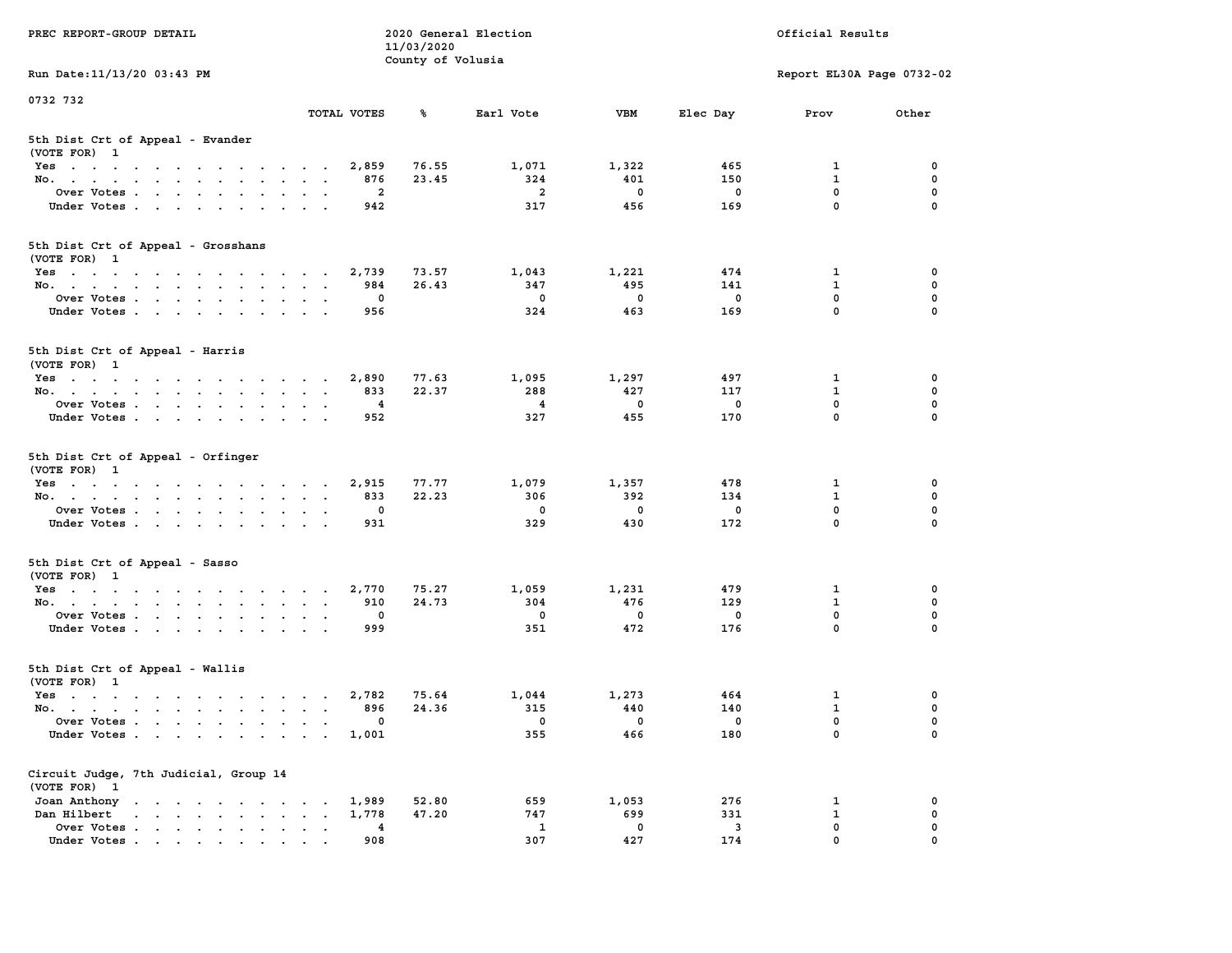PREC REPORT-GROUP DETAIL

2020 General Election
11/03/2020
County of Volusia

Official Results

Run Date:11/13/20 03:43 PM

Report EL30A Page 0732-02

0732 732

### 5th Dist Crt of Appeal - Evander
(VOTE FOR) 1

| | TOTAL VOTES | % | Earl Vote | VBM | Elec Day | Prov | Other |
|---|---|---|---|---|---|---|---|
| Yes | 2,859 | 76.55 | 1,071 | 1,322 | 465 | 1 | 0 |
| No. | 876 | 23.45 | 324 | 401 | 150 | 1 | 0 |
| Over Votes | 2 | | 2 | 0 | 0 | 0 | 0 |
| Under Votes | 942 | | 317 | 456 | 169 | 0 | 0 |

### 5th Dist Crt of Appeal - Grosshans
(VOTE FOR) 1

| | TOTAL VOTES | % | Earl Vote | VBM | Elec Day | Prov | Other |
|---|---|---|---|---|---|---|---|
| Yes | 2,739 | 73.57 | 1,043 | 1,221 | 474 | 1 | 0 |
| No. | 984 | 26.43 | 347 | 495 | 141 | 1 | 0 |
| Over Votes | 0 | | 0 | 0 | 0 | 0 | 0 |
| Under Votes | 956 | | 324 | 463 | 169 | 0 | 0 |

### 5th Dist Crt of Appeal - Harris
(VOTE FOR) 1

| | TOTAL VOTES | % | Earl Vote | VBM | Elec Day | Prov | Other |
|---|---|---|---|---|---|---|---|
| Yes | 2,890 | 77.63 | 1,095 | 1,297 | 497 | 1 | 0 |
| No. | 833 | 22.37 | 288 | 427 | 117 | 1 | 0 |
| Over Votes | 4 | | 4 | 0 | 0 | 0 | 0 |
| Under Votes | 952 | | 327 | 455 | 170 | 0 | 0 |

### 5th Dist Crt of Appeal - Orfinger
(VOTE FOR) 1

| | TOTAL VOTES | % | Earl Vote | VBM | Elec Day | Prov | Other |
|---|---|---|---|---|---|---|---|
| Yes | 2,915 | 77.77 | 1,079 | 1,357 | 478 | 1 | 0 |
| No. | 833 | 22.23 | 306 | 392 | 134 | 1 | 0 |
| Over Votes | 0 | | 0 | 0 | 0 | 0 | 0 |
| Under Votes | 931 | | 329 | 430 | 172 | 0 | 0 |

### 5th Dist Crt of Appeal - Sasso
(VOTE FOR) 1

| | TOTAL VOTES | % | Earl Vote | VBM | Elec Day | Prov | Other |
|---|---|---|---|---|---|---|---|
| Yes | 2,770 | 75.27 | 1,059 | 1,231 | 479 | 1 | 0 |
| No. | 910 | 24.73 | 304 | 476 | 129 | 1 | 0 |
| Over Votes | 0 | | 0 | 0 | 0 | 0 | 0 |
| Under Votes | 999 | | 351 | 472 | 176 | 0 | 0 |

### 5th Dist Crt of Appeal - Wallis
(VOTE FOR) 1

| | TOTAL VOTES | % | Earl Vote | VBM | Elec Day | Prov | Other |
|---|---|---|---|---|---|---|---|
| Yes | 2,782 | 75.64 | 1,044 | 1,273 | 464 | 1 | 0 |
| No. | 896 | 24.36 | 315 | 440 | 140 | 1 | 0 |
| Over Votes | 0 | | 0 | 0 | 0 | 0 | 0 |
| Under Votes | 1,001 | | 355 | 466 | 180 | 0 | 0 |

### Circuit Judge, 7th Judicial, Group 14
(VOTE FOR) 1

| | TOTAL VOTES | % | Earl Vote | VBM | Elec Day | Prov | Other |
|---|---|---|---|---|---|---|---|
| Joan Anthony | 1,989 | 52.80 | 659 | 1,053 | 276 | 1 | 0 |
| Dan Hilbert | 1,778 | 47.20 | 747 | 699 | 331 | 1 | 0 |
| Over Votes | 4 | | 1 | 0 | 3 | 0 | 0 |
| Under Votes | 908 | | 307 | 427 | 174 | 0 | 0 |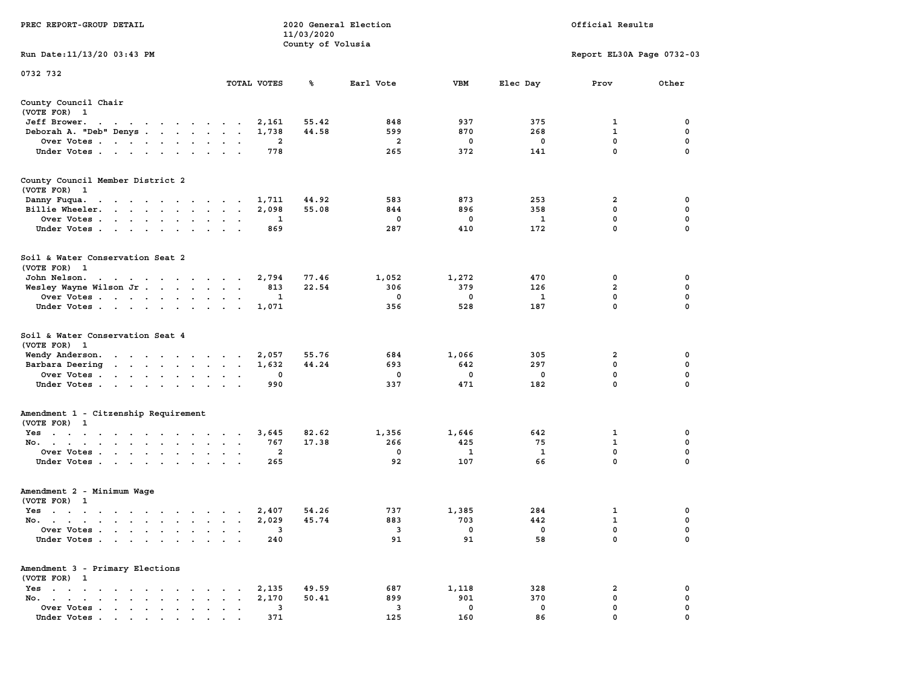PREC REPORT-GROUP DETAIL

2020 General Election
11/03/2020
County of Volusia

Official Results

Run Date:11/13/20 03:43 PM

Report EL30A Page 0732-03

0732 732

## County Council Chair
(VOTE FOR) 1

| | TOTAL VOTES | % | Earl Vote | VBM | Elec Day | Prov | Other |
|---|---|---|---|---|---|---|---|
| Jeff Brower | 2,161 | 55.42 | 848 | 937 | 375 | 1 | 0 |
| Deborah A. "Deb" Denys | 1,738 | 44.58 | 599 | 870 | 268 | 1 | 0 |
| Over Votes | 2 | | 2 | 0 | 0 | 0 | 0 |
| Under Votes | 778 | | 265 | 372 | 141 | 0 | 0 |

## County Council Member District 2
(VOTE FOR) 1

| | TOTAL VOTES | % | Earl Vote | VBM | Elec Day | Prov | Other |
|---|---|---|---|---|---|---|---|
| Danny Fuqua | 1,711 | 44.92 | 583 | 873 | 253 | 2 | 0 |
| Billie Wheeler | 2,098 | 55.08 | 844 | 896 | 358 | 0 | 0 |
| Over Votes | 1 | | 0 | 0 | 1 | 0 | 0 |
| Under Votes | 869 | | 287 | 410 | 172 | 0 | 0 |

## Soil & Water Conservation Seat 2
(VOTE FOR) 1

| | TOTAL VOTES | % | Earl Vote | VBM | Elec Day | Prov | Other |
|---|---|---|---|---|---|---|---|
| John Nelson | 2,794 | 77.46 | 1,052 | 1,272 | 470 | 0 | 0 |
| Wesley Wayne Wilson Jr | 813 | 22.54 | 306 | 379 | 126 | 2 | 0 |
| Over Votes | 1 | | 0 | 0 | 1 | 0 | 0 |
| Under Votes | 1,071 | | 356 | 528 | 187 | 0 | 0 |

## Soil & Water Conservation Seat 4
(VOTE FOR) 1

| | TOTAL VOTES | % | Earl Vote | VBM | Elec Day | Prov | Other |
|---|---|---|---|---|---|---|---|
| Wendy Anderson | 2,057 | 55.76 | 684 | 1,066 | 305 | 2 | 0 |
| Barbara Deering | 1,632 | 44.24 | 693 | 642 | 297 | 0 | 0 |
| Over Votes | 0 | | 0 | 0 | 0 | 0 | 0 |
| Under Votes | 990 | | 337 | 471 | 182 | 0 | 0 |

## Amendment 1 - Citzenship Requirement
(VOTE FOR) 1

| | TOTAL VOTES | % | Earl Vote | VBM | Elec Day | Prov | Other |
|---|---|---|---|---|---|---|---|
| Yes | 3,645 | 82.62 | 1,356 | 1,646 | 642 | 1 | 0 |
| No | 767 | 17.38 | 266 | 425 | 75 | 1 | 0 |
| Over Votes | 2 | | 0 | 1 | 1 | 0 | 0 |
| Under Votes | 265 | | 92 | 107 | 66 | 0 | 0 |

## Amendment 2 - Minimum Wage
(VOTE FOR) 1

| | TOTAL VOTES | % | Earl Vote | VBM | Elec Day | Prov | Other |
|---|---|---|---|---|---|---|---|
| Yes | 2,407 | 54.26 | 737 | 1,385 | 284 | 1 | 0 |
| No | 2,029 | 45.74 | 883 | 703 | 442 | 1 | 0 |
| Over Votes | 3 | | 3 | 0 | 0 | 0 | 0 |
| Under Votes | 240 | | 91 | 91 | 58 | 0 | 0 |

## Amendment 3 - Primary Elections
(VOTE FOR) 1

| | TOTAL VOTES | % | Earl Vote | VBM | Elec Day | Prov | Other |
|---|---|---|---|---|---|---|---|
| Yes | 2,135 | 49.59 | 687 | 1,118 | 328 | 2 | 0 |
| No | 2,170 | 50.41 | 899 | 901 | 370 | 0 | 0 |
| Over Votes | 3 | | 3 | 0 | 0 | 0 | 0 |
| Under Votes | 371 | | 125 | 160 | 86 | 0 | 0 |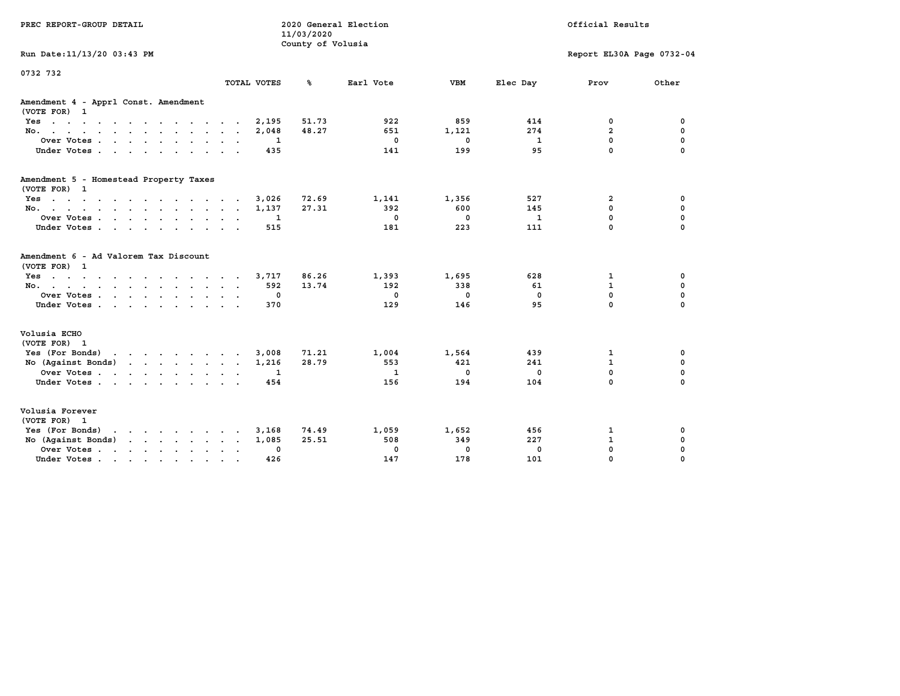PREC REPORT-GROUP DETAIL

2020 General Election
11/03/2020
County of Volusia

Official Results

Run Date:11/13/20 03:43 PM

Report EL30A Page 0732-04

0732 732

| | TOTAL VOTES | % | Earl Vote | VBM | Elec Day | Prov | Other |
|---|---|---|---|---|---|---|---|
| **Amendment 4 - Apprl Const. Amendment** | | | | | | | |
| (VOTE FOR) 1 | | | | | | | |
| Yes | 2,195 | 51.73 | 922 | 859 | 414 | 0 | 0 |
| No. | 2,048 | 48.27 | 651 | 1,121 | 274 | 2 | 0 |
| Over Votes | 1 | | 0 | 0 | 1 | 0 | 0 |
| Under Votes | 435 | | 141 | 199 | 95 | 0 | 0 |
| **Amendment 5 - Homestead Property Taxes** | | | | | | | |
| (VOTE FOR) 1 | | | | | | | |
| Yes | 3,026 | 72.69 | 1,141 | 1,356 | 527 | 2 | 0 |
| No. | 1,137 | 27.31 | 392 | 600 | 145 | 0 | 0 |
| Over Votes | 1 | | 0 | 0 | 1 | 0 | 0 |
| Under Votes | 515 | | 181 | 223 | 111 | 0 | 0 |
| **Amendment 6 - Ad Valorem Tax Discount** | | | | | | | |
| (VOTE FOR) 1 | | | | | | | |
| Yes | 3,717 | 86.26 | 1,393 | 1,695 | 628 | 1 | 0 |
| No. | 592 | 13.74 | 192 | 338 | 61 | 1 | 0 |
| Over Votes | 0 | | 0 | 0 | 0 | 0 | 0 |
| Under Votes | 370 | | 129 | 146 | 95 | 0 | 0 |
| **Volusia ECHO** | | | | | | | |
| (VOTE FOR) 1 | | | | | | | |
| Yes (For Bonds) | 3,008 | 71.21 | 1,004 | 1,564 | 439 | 1 | 0 |
| No (Against Bonds) | 1,216 | 28.79 | 553 | 421 | 241 | 1 | 0 |
| Over Votes | 1 | | 1 | 0 | 0 | 0 | 0 |
| Under Votes | 454 | | 156 | 194 | 104 | 0 | 0 |
| **Volusia Forever** | | | | | | | |
| (VOTE FOR) 1 | | | | | | | |
| Yes (For Bonds) | 3,168 | 74.49 | 1,059 | 1,652 | 456 | 1 | 0 |
| No (Against Bonds) | 1,085 | 25.51 | 508 | 349 | 227 | 1 | 0 |
| Over Votes | 0 | | 0 | 0 | 0 | 0 | 0 |
| Under Votes | 426 | | 147 | 178 | 101 | 0 | 0 |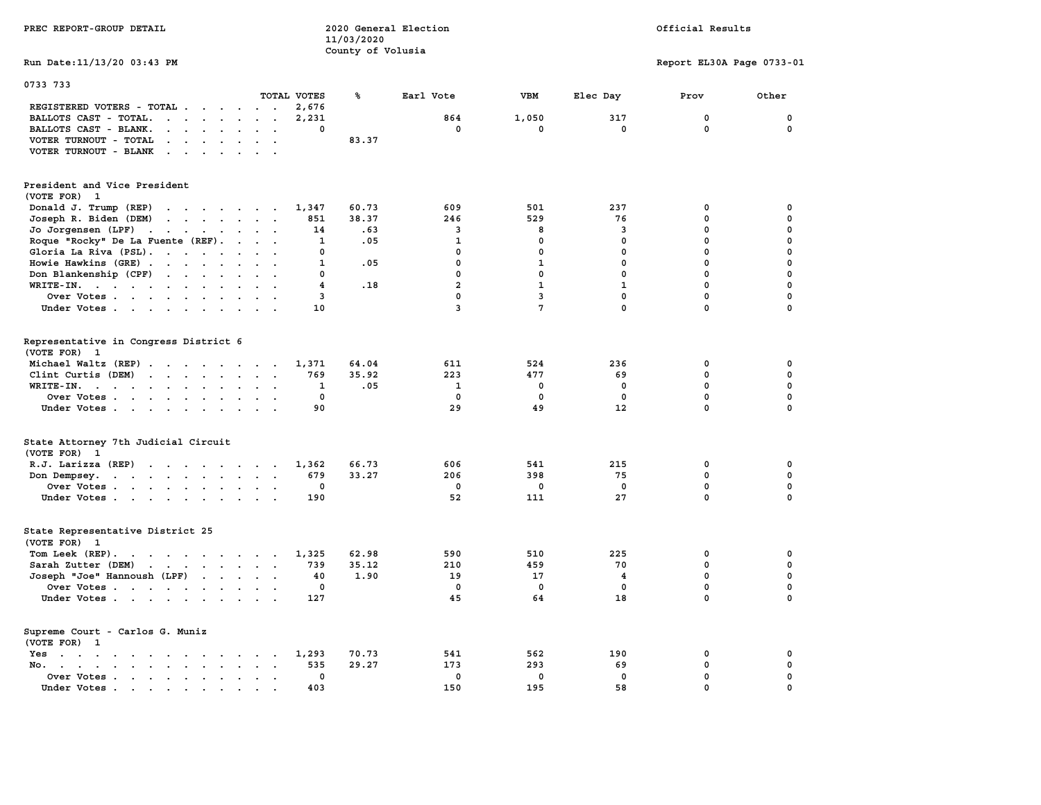PREC REPORT-GROUP DETAIL

2020 General Election
11/03/2020
County of Volusia

Official Results

Run Date:11/13/20 03:43 PM

Report EL30A Page 0733-01

0733 733

| | TOTAL VOTES | % | Earl Vote | VBM | Elec Day | Prov | Other |
|---|---|---|---|---|---|---|---|
| REGISTERED VOTERS - TOTAL | 2,676 | | | | | | |
| BALLOTS CAST - TOTAL. | 2,231 | | 864 | 1,050 | 317 | 0 | 0 |
| BALLOTS CAST - BLANK. | 0 | | 0 | 0 | 0 | 0 | 0 |
| VOTER TURNOUT - TOTAL | | 83.37 | | | | | |
| VOTER TURNOUT - BLANK | | | | | | | |

**President and Vice President**
(VOTE FOR) 1

| | TOTAL VOTES | % | Earl Vote | VBM | Elec Day | Prov | Other |
|---|---|---|---|---|---|---|---|
| Donald J. Trump (REP) | 1,347 | 60.73 | 609 | 501 | 237 | 0 | 0 |
| Joseph R. Biden (DEM) | 851 | 38.37 | 246 | 529 | 76 | 0 | 0 |
| Jo Jorgensen (LPF) | 14 | .63 | 3 | 8 | 3 | 0 | 0 |
| Roque "Rocky" De La Fuente (REF) | 1 | .05 | 1 | 0 | 0 | 0 | 0 |
| Gloria La Riva (PSL) | 0 | | 0 | 0 | 0 | 0 | 0 |
| Howie Hawkins (GRE) | 1 | .05 | 0 | 1 | 0 | 0 | 0 |
| Don Blankenship (CPF) | 0 | | 0 | 0 | 0 | 0 | 0 |
| WRITE-IN. | 4 | .18 | 2 | 1 | 1 | 0 | 0 |
| Over Votes | 3 | | 0 | 3 | 0 | 0 | 0 |
| Under Votes | 10 | | 3 | 7 | 0 | 0 | 0 |

**Representative in Congress District 6**
(VOTE FOR) 1

| | TOTAL VOTES | % | Earl Vote | VBM | Elec Day | Prov | Other |
|---|---|---|---|---|---|---|---|
| Michael Waltz (REP) | 1,371 | 64.04 | 611 | 524 | 236 | 0 | 0 |
| Clint Curtis (DEM) | 769 | 35.92 | 223 | 477 | 69 | 0 | 0 |
| WRITE-IN. | 1 | .05 | 1 | 0 | 0 | 0 | 0 |
| Over Votes | 0 | | 0 | 0 | 0 | 0 | 0 |
| Under Votes | 90 | | 29 | 49 | 12 | 0 | 0 |

**State Attorney 7th Judicial Circuit**
(VOTE FOR) 1

| | TOTAL VOTES | % | Earl Vote | VBM | Elec Day | Prov | Other |
|---|---|---|---|---|---|---|---|
| R.J. Larizza (REP) | 1,362 | 66.73 | 606 | 541 | 215 | 0 | 0 |
| Don Dempsey. | 679 | 33.27 | 206 | 398 | 75 | 0 | 0 |
| Over Votes | 0 | | 0 | 0 | 0 | 0 | 0 |
| Under Votes | 190 | | 52 | 111 | 27 | 0 | 0 |

**State Representative District 25**
(VOTE FOR) 1

| | TOTAL VOTES | % | Earl Vote | VBM | Elec Day | Prov | Other |
|---|---|---|---|---|---|---|---|
| Tom Leek (REP). | 1,325 | 62.98 | 590 | 510 | 225 | 0 | 0 |
| Sarah Zutter (DEM) | 739 | 35.12 | 210 | 459 | 70 | 0 | 0 |
| Joseph "Joe" Hannoush (LPF) | 40 | 1.90 | 19 | 17 | 4 | 0 | 0 |
| Over Votes | 0 | | 0 | 0 | 0 | 0 | 0 |
| Under Votes | 127 | | 45 | 64 | 18 | 0 | 0 |

**Supreme Court - Carlos G. Muniz**
(VOTE FOR) 1

| | TOTAL VOTES | % | Earl Vote | VBM | Elec Day | Prov | Other |
|---|---|---|---|---|---|---|---|
| Yes | 1,293 | 70.73 | 541 | 562 | 190 | 0 | 0 |
| No. | 535 | 29.27 | 173 | 293 | 69 | 0 | 0 |
| Over Votes | 0 | | 0 | 0 | 0 | 0 | 0 |
| Under Votes | 403 | | 150 | 195 | 58 | 0 | 0 |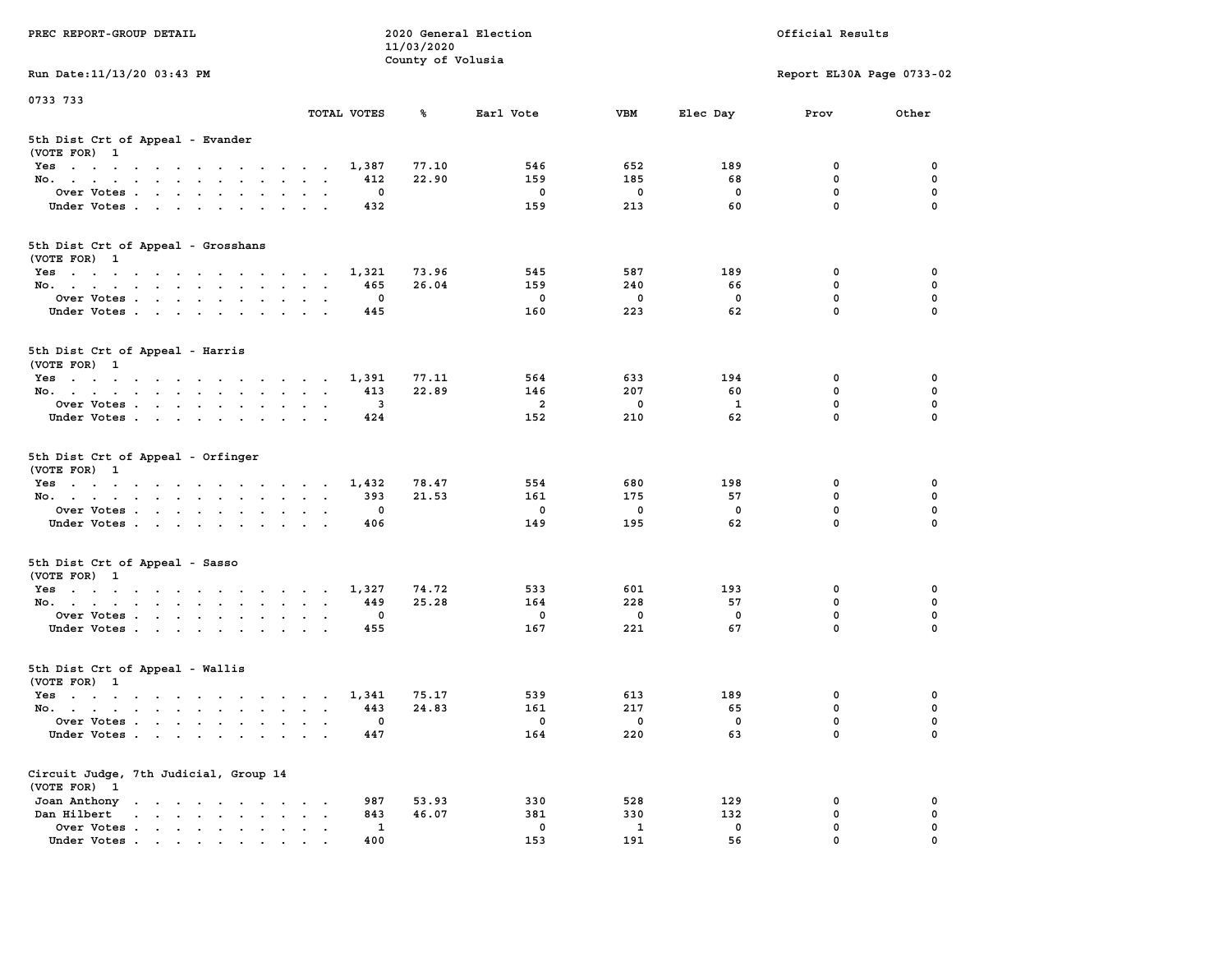0733 733

### 5th Dist Crt of Appeal - Evander
(VOTE FOR) 1

| | TOTAL VOTES | % | Earl Vote | VBM | Elec Day | Prov | Other |
|---|---|---|---|---|---|---|---|
| Yes | 1,387 | 77.10 | 546 | 652 | 189 | 0 | 0 |
| No. | 412 | 22.90 | 159 | 185 | 68 | 0 | 0 |
| Over Votes | 0 | | 0 | 0 | 0 | 0 | 0 |
| Under Votes | 432 | | 159 | 213 | 60 | 0 | 0 |

### 5th Dist Crt of Appeal - Grosshans
(VOTE FOR) 1

| | TOTAL VOTES | % | Earl Vote | VBM | Elec Day | Prov | Other |
|---|---|---|---|---|---|---|---|
| Yes | 1,321 | 73.96 | 545 | 587 | 189 | 0 | 0 |
| No. | 465 | 26.04 | 159 | 240 | 66 | 0 | 0 |
| Over Votes | 0 | | 0 | 0 | 0 | 0 | 0 |
| Under Votes | 445 | | 160 | 223 | 62 | 0 | 0 |

### 5th Dist Crt of Appeal - Harris
(VOTE FOR) 1

| | TOTAL VOTES | % | Earl Vote | VBM | Elec Day | Prov | Other |
|---|---|---|---|---|---|---|---|
| Yes | 1,391 | 77.11 | 564 | 633 | 194 | 0 | 0 |
| No. | 413 | 22.89 | 146 | 207 | 60 | 0 | 0 |
| Over Votes | 3 | | 2 | 0 | 1 | 0 | 0 |
| Under Votes | 424 | | 152 | 210 | 62 | 0 | 0 |

### 5th Dist Crt of Appeal - Orfinger
(VOTE FOR) 1

| | TOTAL VOTES | % | Earl Vote | VBM | Elec Day | Prov | Other |
|---|---|---|---|---|---|---|---|
| Yes | 1,432 | 78.47 | 554 | 680 | 198 | 0 | 0 |
| No. | 393 | 21.53 | 161 | 175 | 57 | 0 | 0 |
| Over Votes | 0 | | 0 | 0 | 0 | 0 | 0 |
| Under Votes | 406 | | 149 | 195 | 62 | 0 | 0 |

### 5th Dist Crt of Appeal - Sasso
(VOTE FOR) 1

| | TOTAL VOTES | % | Earl Vote | VBM | Elec Day | Prov | Other |
|---|---|---|---|---|---|---|---|
| Yes | 1,327 | 74.72 | 533 | 601 | 193 | 0 | 0 |
| No. | 449 | 25.28 | 164 | 228 | 57 | 0 | 0 |
| Over Votes | 0 | | 0 | 0 | 0 | 0 | 0 |
| Under Votes | 455 | | 167 | 221 | 67 | 0 | 0 |

### 5th Dist Crt of Appeal - Wallis
(VOTE FOR) 1

| | TOTAL VOTES | % | Earl Vote | VBM | Elec Day | Prov | Other |
|---|---|---|---|---|---|---|---|
| Yes | 1,341 | 75.17 | 539 | 613 | 189 | 0 | 0 |
| No. | 443 | 24.83 | 161 | 217 | 65 | 0 | 0 |
| Over Votes | 0 | | 0 | 0 | 0 | 0 | 0 |
| Under Votes | 447 | | 164 | 220 | 63 | 0 | 0 |

### Circuit Judge, 7th Judicial, Group 14
(VOTE FOR) 1

| | TOTAL VOTES | % | Earl Vote | VBM | Elec Day | Prov | Other |
|---|---|---|---|---|---|---|---|
| Joan Anthony | 987 | 53.93 | 330 | 528 | 129 | 0 | 0 |
| Dan Hilbert | 843 | 46.07 | 381 | 330 | 132 | 0 | 0 |
| Over Votes | 1 | | 0 | 1 | 0 | 0 | 0 |
| Under Votes | 400 | | 153 | 191 | 56 | 0 | 0 |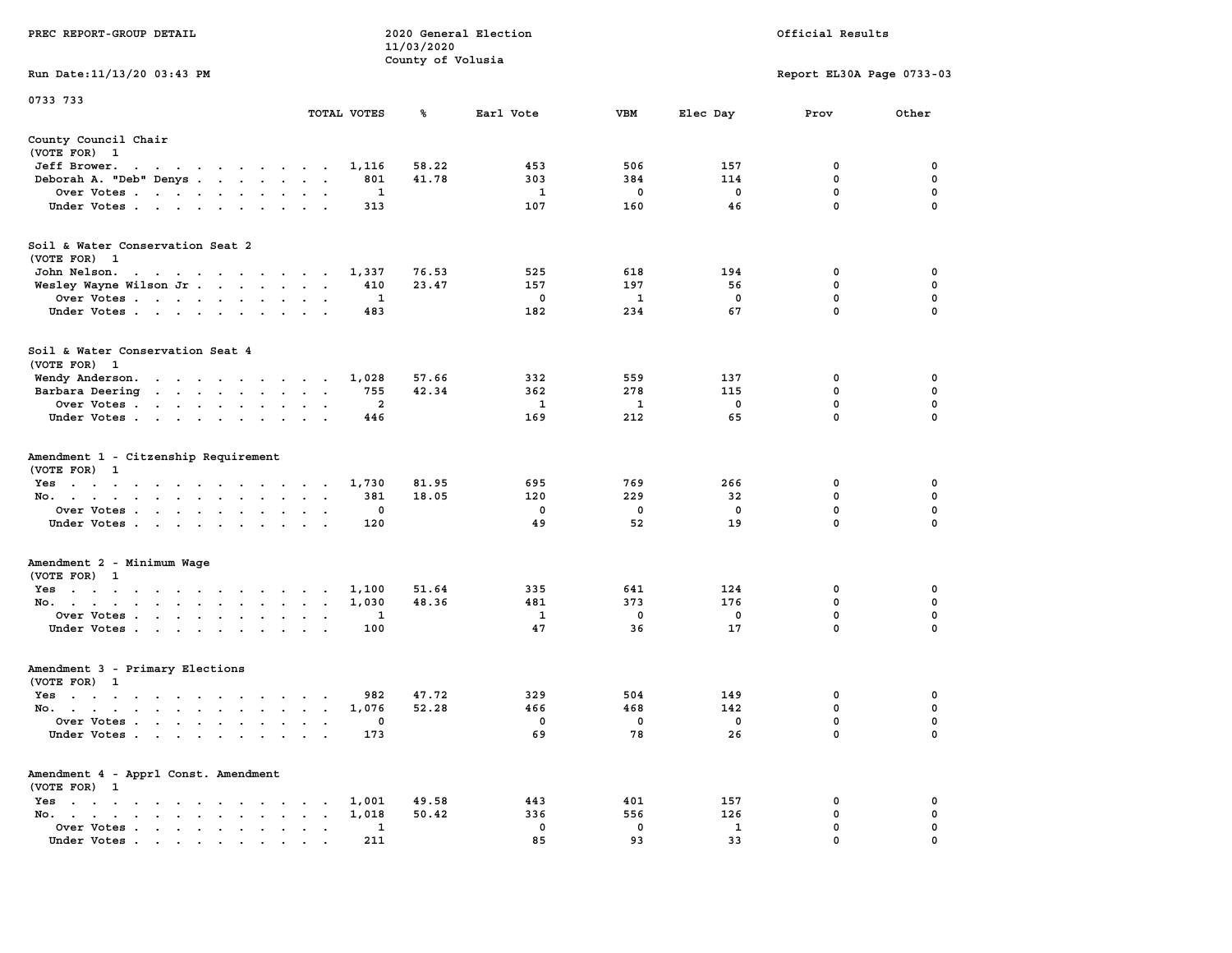PREC REPORT-GROUP DETAIL

2020 General Election
11/03/2020
County of Volusia

Official Results

Run Date:11/13/20 03:43 PM

Report EL30A Page 0733-03

0733 733

| | TOTAL VOTES | % | Earl Vote | VBM | Elec Day | Prov | Other |
|---|---|---|---|---|---|---|---|
| **County Council Chair** | | | | | | | |
| (VOTE FOR) 1 | | | | | | | |
| Jeff Brower | 1,116 | 58.22 | 453 | 506 | 157 | 0 | 0 |
| Deborah A. "Deb" Denys | 801 | 41.78 | 303 | 384 | 114 | 0 | 0 |
| Over Votes | 1 | | 1 | 0 | 0 | 0 | 0 |
| Under Votes | 313 | | 107 | 160 | 46 | 0 | 0 |
| **Soil & Water Conservation Seat 2** | | | | | | | |
| (VOTE FOR) 1 | | | | | | | |
| John Nelson | 1,337 | 76.53 | 525 | 618 | 194 | 0 | 0 |
| Wesley Wayne Wilson Jr | 410 | 23.47 | 157 | 197 | 56 | 0 | 0 |
| Over Votes | 1 | | 0 | 1 | 0 | 0 | 0 |
| Under Votes | 483 | | 182 | 234 | 67 | 0 | 0 |
| **Soil & Water Conservation Seat 4** | | | | | | | |
| (VOTE FOR) 1 | | | | | | | |
| Wendy Anderson | 1,028 | 57.66 | 332 | 559 | 137 | 0 | 0 |
| Barbara Deering | 755 | 42.34 | 362 | 278 | 115 | 0 | 0 |
| Over Votes | 2 | | 1 | 1 | 0 | 0 | 0 |
| Under Votes | 446 | | 169 | 212 | 65 | 0 | 0 |
| **Amendment 1 - Citzenship Requirement** | | | | | | | |
| (VOTE FOR) 1 | | | | | | | |
| Yes | 1,730 | 81.95 | 695 | 769 | 266 | 0 | 0 |
| No | 381 | 18.05 | 120 | 229 | 32 | 0 | 0 |
| Over Votes | 0 | | 0 | 0 | 0 | 0 | 0 |
| Under Votes | 120 | | 49 | 52 | 19 | 0 | 0 |
| **Amendment 2 - Minimum Wage** | | | | | | | |
| (VOTE FOR) 1 | | | | | | | |
| Yes | 1,100 | 51.64 | 335 | 641 | 124 | 0 | 0 |
| No | 1,030 | 48.36 | 481 | 373 | 176 | 0 | 0 |
| Over Votes | 1 | | 1 | 0 | 0 | 0 | 0 |
| Under Votes | 100 | | 47 | 36 | 17 | 0 | 0 |
| **Amendment 3 - Primary Elections** | | | | | | | |
| (VOTE FOR) 1 | | | | | | | |
| Yes | 982 | 47.72 | 329 | 504 | 149 | 0 | 0 |
| No | 1,076 | 52.28 | 466 | 468 | 142 | 0 | 0 |
| Over Votes | 0 | | 0 | 0 | 0 | 0 | 0 |
| Under Votes | 173 | | 69 | 78 | 26 | 0 | 0 |
| **Amendment 4 - Apprl Const. Amendment** | | | | | | | |
| (VOTE FOR) 1 | | | | | | | |
| Yes | 1,001 | 49.58 | 443 | 401 | 157 | 0 | 0 |
| No | 1,018 | 50.42 | 336 | 556 | 126 | 0 | 0 |
| Over Votes | 1 | | 0 | 0 | 1 | 0 | 0 |
| Under Votes | 211 | | 85 | 93 | 33 | 0 | 0 |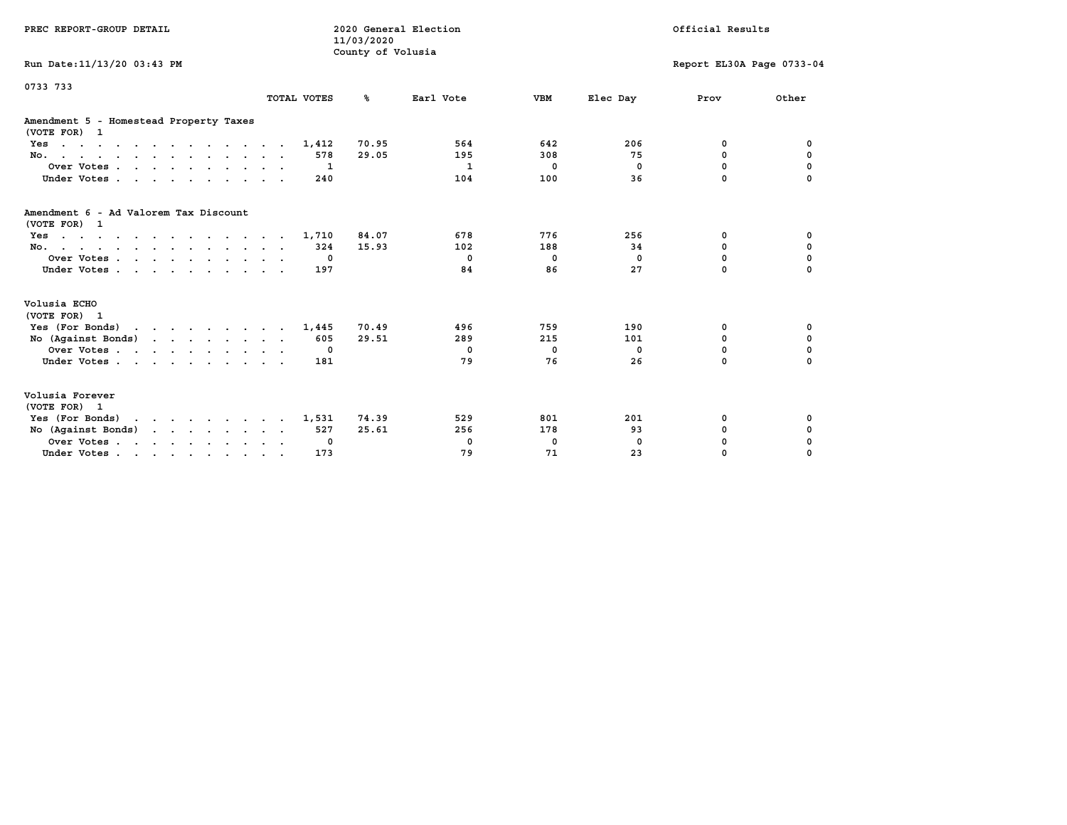PREC REPORT-GROUP DETAIL

2020 General Election
11/03/2020
County of Volusia

Official Results

Run Date:11/13/20 03:43 PM

Report EL30A Page 0733-04

0733 733

## Amendment 5 - Homestead Property Taxes
(VOTE FOR) 1

| | TOTAL VOTES | % | Earl Vote | VBM | Elec Day | Prov | Other |
|---|---|---|---|---|---|---|---|
| Yes | 1,412 | 70.95 | 564 | 642 | 206 | 0 | 0 |
| No. | 578 | 29.05 | 195 | 308 | 75 | 0 | 0 |
| Over Votes | 1 | | 1 | 0 | 0 | 0 | 0 |
| Under Votes | 240 | | 104 | 100 | 36 | 0 | 0 |

## Amendment 6 - Ad Valorem Tax Discount
(VOTE FOR) 1

| | TOTAL VOTES | % | Earl Vote | VBM | Elec Day | Prov | Other |
|---|---|---|---|---|---|---|---|
| Yes | 1,710 | 84.07 | 678 | 776 | 256 | 0 | 0 |
| No. | 324 | 15.93 | 102 | 188 | 34 | 0 | 0 |
| Over Votes | 0 | | 0 | 0 | 0 | 0 | 0 |
| Under Votes | 197 | | 84 | 86 | 27 | 0 | 0 |

## Volusia ECHO
(VOTE FOR) 1

| | TOTAL VOTES | % | Earl Vote | VBM | Elec Day | Prov | Other |
|---|---|---|---|---|---|---|---|
| Yes (For Bonds) | 1,445 | 70.49 | 496 | 759 | 190 | 0 | 0 |
| No (Against Bonds) | 605 | 29.51 | 289 | 215 | 101 | 0 | 0 |
| Over Votes | 0 | | 0 | 0 | 0 | 0 | 0 |
| Under Votes | 181 | | 79 | 76 | 26 | 0 | 0 |

## Volusia Forever
(VOTE FOR) 1

| | TOTAL VOTES | % | Earl Vote | VBM | Elec Day | Prov | Other |
|---|---|---|---|---|---|---|---|
| Yes (For Bonds) | 1,531 | 74.39 | 529 | 801 | 201 | 0 | 0 |
| No (Against Bonds) | 527 | 25.61 | 256 | 178 | 93 | 0 | 0 |
| Over Votes | 0 | | 0 | 0 | 0 | 0 | 0 |
| Under Votes | 173 | | 79 | 71 | 23 | 0 | 0 |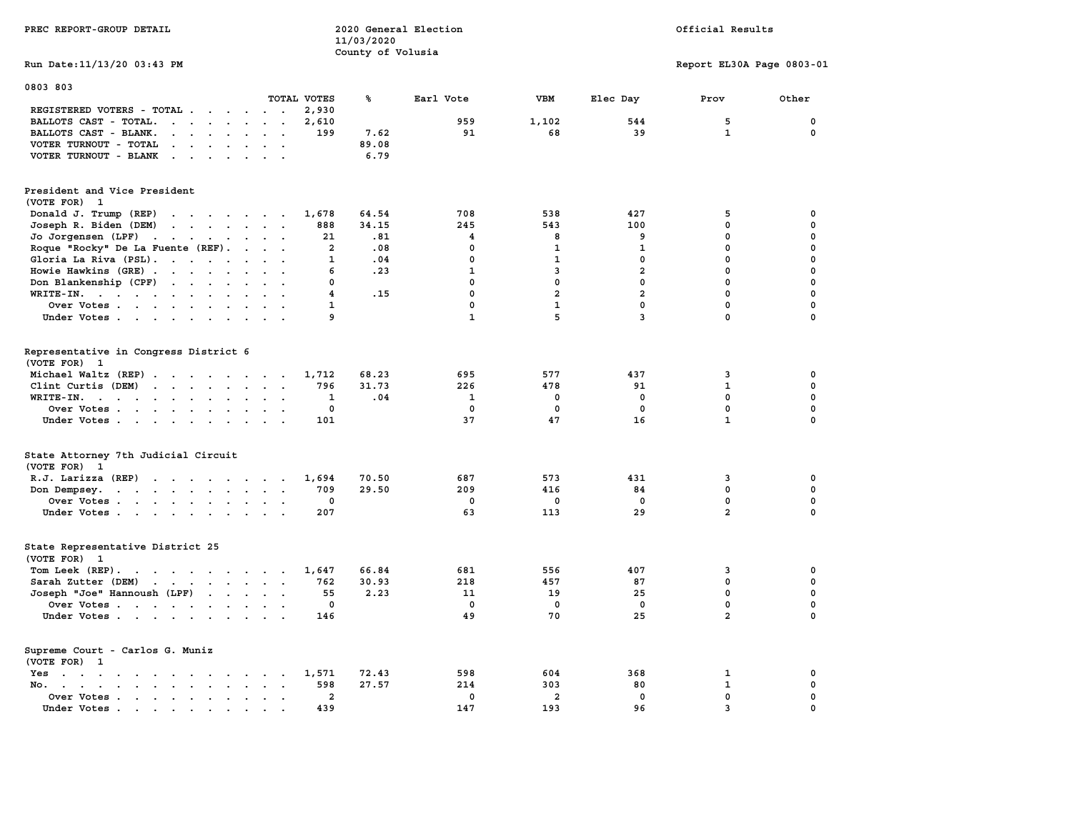PREC REPORT-GROUP DETAIL

2020 General Election
11/03/2020
County of Volusia

Official Results

Run Date:11/13/20 03:43 PM

Report EL30A Page 0803-01

0803 803

| | TOTAL VOTES | % | Earl Vote | VBM | Elec Day | Prov | Other |
|---|---|---|---|---|---|---|---|
| REGISTERED VOTERS - TOTAL | 2,930 | | | | | | |
| BALLOTS CAST - TOTAL. | 2,610 | | 959 | 1,102 | 544 | 5 | 0 |
| BALLOTS CAST - BLANK. | 199 | 7.62 | 91 | 68 | 39 | 1 | 0 |
| VOTER TURNOUT - TOTAL | | 89.08 | | | | | |
| VOTER TURNOUT - BLANK | | 6.79 | | | | | |

**President and Vice President**
(VOTE FOR) 1

| | TOTAL VOTES | % | Earl Vote | VBM | Elec Day | Prov | Other |
|---|---|---|---|---|---|---|---|
| Donald J. Trump (REP) | 1,678 | 64.54 | 708 | 538 | 427 | 5 | 0 |
| Joseph R. Biden (DEM) | 888 | 34.15 | 245 | 543 | 100 | 0 | 0 |
| Jo Jorgensen (LPF) | 21 | .81 | 4 | 8 | 9 | 0 | 0 |
| Roque "Rocky" De La Fuente (REF). | 2 | .08 | 0 | 1 | 1 | 0 | 0 |
| Gloria La Riva (PSL). | 1 | .04 | 0 | 1 | 0 | 0 | 0 |
| Howie Hawkins (GRE) | 6 | .23 | 1 | 3 | 2 | 0 | 0 |
| Don Blankenship (CPF) | 0 | | 0 | 0 | 0 | 0 | 0 |
| WRITE-IN. | 4 | .15 | 0 | 2 | 2 | 0 | 0 |
| Over Votes | 1 | | 0 | 1 | 0 | 0 | 0 |
| Under Votes | 9 | | 1 | 5 | 3 | 0 | 0 |

**Representative in Congress District 6**
(VOTE FOR) 1

| | TOTAL VOTES | % | Earl Vote | VBM | Elec Day | Prov | Other |
|---|---|---|---|---|---|---|---|
| Michael Waltz (REP) | 1,712 | 68.23 | 695 | 577 | 437 | 3 | 0 |
| Clint Curtis (DEM) | 796 | 31.73 | 226 | 478 | 91 | 1 | 0 |
| WRITE-IN. | 1 | .04 | 1 | 0 | 0 | 0 | 0 |
| Over Votes | 0 | | 0 | 0 | 0 | 0 | 0 |
| Under Votes | 101 | | 37 | 47 | 16 | 1 | 0 |

**State Attorney 7th Judicial Circuit**
(VOTE FOR) 1

| | TOTAL VOTES | % | Earl Vote | VBM | Elec Day | Prov | Other |
|---|---|---|---|---|---|---|---|
| R.J. Larizza (REP) | 1,694 | 70.50 | 687 | 573 | 431 | 3 | 0 |
| Don Dempsey. | 709 | 29.50 | 209 | 416 | 84 | 0 | 0 |
| Over Votes | 0 | | 0 | 0 | 0 | 0 | 0 |
| Under Votes | 207 | | 63 | 113 | 29 | 2 | 0 |

**State Representative District 25**
(VOTE FOR) 1

| | TOTAL VOTES | % | Earl Vote | VBM | Elec Day | Prov | Other |
|---|---|---|---|---|---|---|---|
| Tom Leek (REP). | 1,647 | 66.84 | 681 | 556 | 407 | 3 | 0 |
| Sarah Zutter (DEM) | 762 | 30.93 | 218 | 457 | 87 | 0 | 0 |
| Joseph "Joe" Hannoush (LPF) | 55 | 2.23 | 11 | 19 | 25 | 0 | 0 |
| Over Votes | 0 | | 0 | 0 | 0 | 0 | 0 |
| Under Votes | 146 | | 49 | 70 | 25 | 2 | 0 |

**Supreme Court - Carlos G. Muniz**
(VOTE FOR) 1

| | TOTAL VOTES | % | Earl Vote | VBM | Elec Day | Prov | Other |
|---|---|---|---|---|---|---|---|
| Yes | 1,571 | 72.43 | 598 | 604 | 368 | 1 | 0 |
| No. | 598 | 27.57 | 214 | 303 | 80 | 1 | 0 |
| Over Votes | 2 | | 0 | 2 | 0 | 0 | 0 |
| Under Votes | 439 | | 147 | 193 | 96 | 3 | 0 |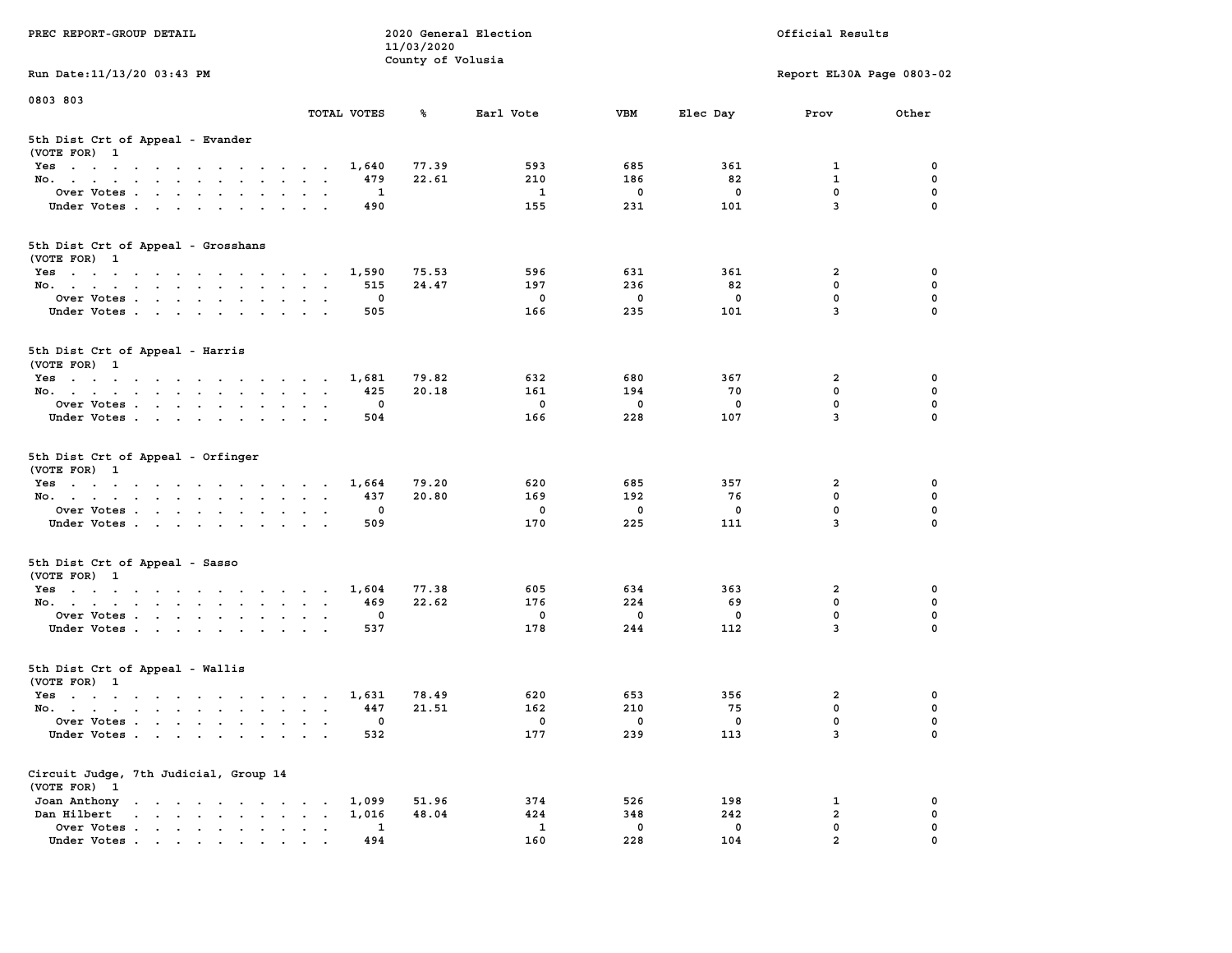PREC REPORT-GROUP DETAIL

2020 General Election
11/03/2020
County of Volusia

Official Results

Run Date:11/13/20 03:43 PM

Report EL30A Page 0803-02

0803 803

| | TOTAL VOTES | % | Earl Vote | VBM | Elec Day | Prov | Other |
|---|---|---|---|---|---|---|---|
| **5th Dist Crt of Appeal - Evander** | | | | | | | |
| (VOTE FOR) 1 | | | | | | | |
| Yes | 1,640 | 77.39 | 593 | 685 | 361 | 1 | 0 |
| No. | 479 | 22.61 | 210 | 186 | 82 | 1 | 0 |
| Over Votes | 1 | | 1 | 0 | 0 | 0 | 0 |
| Under Votes | 490 | | 155 | 231 | 101 | 3 | 0 |
| **5th Dist Crt of Appeal - Grosshans** | | | | | | | |
| (VOTE FOR) 1 | | | | | | | |
| Yes | 1,590 | 75.53 | 596 | 631 | 361 | 2 | 0 |
| No. | 515 | 24.47 | 197 | 236 | 82 | 0 | 0 |
| Over Votes | 0 | | 0 | 0 | 0 | 0 | 0 |
| Under Votes | 505 | | 166 | 235 | 101 | 3 | 0 |
| **5th Dist Crt of Appeal - Harris** | | | | | | | |
| (VOTE FOR) 1 | | | | | | | |
| Yes | 1,681 | 79.82 | 632 | 680 | 367 | 2 | 0 |
| No. | 425 | 20.18 | 161 | 194 | 70 | 0 | 0 |
| Over Votes | 0 | | 0 | 0 | 0 | 0 | 0 |
| Under Votes | 504 | | 166 | 228 | 107 | 3 | 0 |
| **5th Dist Crt of Appeal - Orfinger** | | | | | | | |
| (VOTE FOR) 1 | | | | | | | |
| Yes | 1,664 | 79.20 | 620 | 685 | 357 | 2 | 0 |
| No. | 437 | 20.80 | 169 | 192 | 76 | 0 | 0 |
| Over Votes | 0 | | 0 | 0 | 0 | 0 | 0 |
| Under Votes | 509 | | 170 | 225 | 111 | 3 | 0 |
| **5th Dist Crt of Appeal - Sasso** | | | | | | | |
| (VOTE FOR) 1 | | | | | | | |
| Yes | 1,604 | 77.38 | 605 | 634 | 363 | 2 | 0 |
| No. | 469 | 22.62 | 176 | 224 | 69 | 0 | 0 |
| Over Votes | 0 | | 0 | 0 | 0 | 0 | 0 |
| Under Votes | 537 | | 178 | 244 | 112 | 3 | 0 |
| **5th Dist Crt of Appeal - Wallis** | | | | | | | |
| (VOTE FOR) 1 | | | | | | | |
| Yes | 1,631 | 78.49 | 620 | 653 | 356 | 2 | 0 |
| No. | 447 | 21.51 | 162 | 210 | 75 | 0 | 0 |
| Over Votes | 0 | | 0 | 0 | 0 | 0 | 0 |
| Under Votes | 532 | | 177 | 239 | 113 | 3 | 0 |
| **Circuit Judge, 7th Judicial, Group 14** | | | | | | | |
| (VOTE FOR) 1 | | | | | | | |
| Joan Anthony | 1,099 | 51.96 | 374 | 526 | 198 | 1 | 0 |
| Dan Hilbert | 1,016 | 48.04 | 424 | 348 | 242 | 2 | 0 |
| Over Votes | 1 | | 1 | 0 | 0 | 0 | 0 |
| Under Votes | 494 | | 160 | 228 | 104 | 2 | 0 |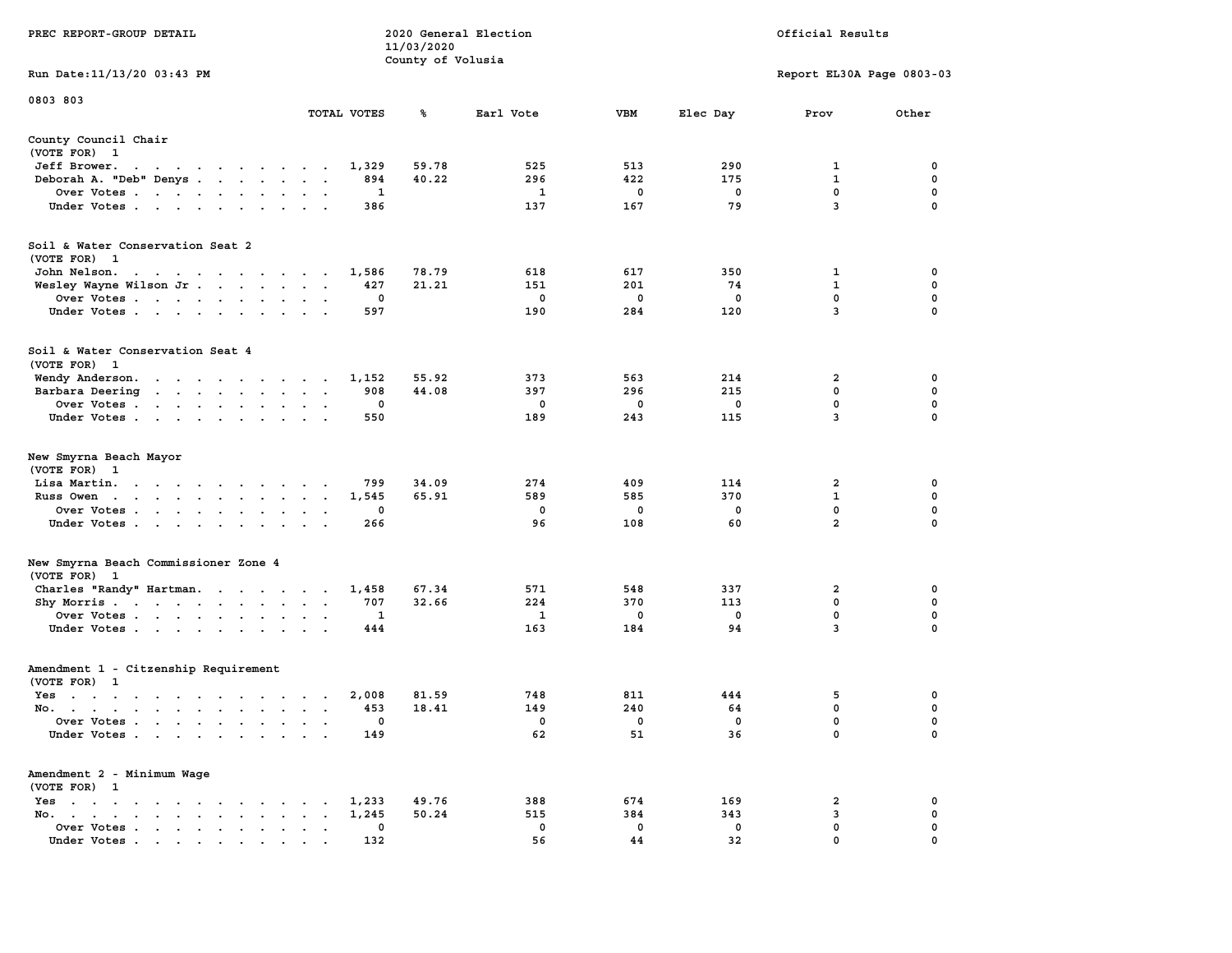PREC REPORT-GROUP DETAIL

2020 General Election
11/03/2020
County of Volusia

Official Results

Run Date:11/13/20 03:43 PM

Report EL30A Page 0803-03

0803 803

| | TOTAL VOTES | % | Earl Vote | VBM | Elec Day | Prov | Other |
|---|---|---|---|---|---|---|---|
| **County Council Chair** | | | | | | | |
| (VOTE FOR) 1 | | | | | | | |
| Jeff Brower | 1,329 | 59.78 | 525 | 513 | 290 | 1 | 0 |
| Deborah A. "Deb" Denys | 894 | 40.22 | 296 | 422 | 175 | 1 | 0 |
| Over Votes | 1 | | 1 | 0 | 0 | 0 | 0 |
| Under Votes | 386 | | 137 | 167 | 79 | 3 | 0 |
| **Soil & Water Conservation Seat 2** | | | | | | | |
| (VOTE FOR) 1 | | | | | | | |
| John Nelson | 1,586 | 78.79 | 618 | 617 | 350 | 1 | 0 |
| Wesley Wayne Wilson Jr | 427 | 21.21 | 151 | 201 | 74 | 1 | 0 |
| Over Votes | 0 | | 0 | 0 | 0 | 0 | 0 |
| Under Votes | 597 | | 190 | 284 | 120 | 3 | 0 |
| **Soil & Water Conservation Seat 4** | | | | | | | |
| (VOTE FOR) 1 | | | | | | | |
| Wendy Anderson | 1,152 | 55.92 | 373 | 563 | 214 | 2 | 0 |
| Barbara Deering | 908 | 44.08 | 397 | 296 | 215 | 0 | 0 |
| Over Votes | 0 | | 0 | 0 | 0 | 0 | 0 |
| Under Votes | 550 | | 189 | 243 | 115 | 3 | 0 |
| **New Smyrna Beach Mayor** | | | | | | | |
| (VOTE FOR) 1 | | | | | | | |
| Lisa Martin | 799 | 34.09 | 274 | 409 | 114 | 2 | 0 |
| Russ Owen | 1,545 | 65.91 | 589 | 585 | 370 | 1 | 0 |
| Over Votes | 0 | | 0 | 0 | 0 | 0 | 0 |
| Under Votes | 266 | | 96 | 108 | 60 | 2 | 0 |
| **New Smyrna Beach Commissioner Zone 4** | | | | | | | |
| (VOTE FOR) 1 | | | | | | | |
| Charles "Randy" Hartman | 1,458 | 67.34 | 571 | 548 | 337 | 2 | 0 |
| Shy Morris | 707 | 32.66 | 224 | 370 | 113 | 0 | 0 |
| Over Votes | 1 | | 1 | 0 | 0 | 0 | 0 |
| Under Votes | 444 | | 163 | 184 | 94 | 3 | 0 |
| **Amendment 1 - Citzenship Requirement** | | | | | | | |
| (VOTE FOR) 1 | | | | | | | |
| Yes | 2,008 | 81.59 | 748 | 811 | 444 | 5 | 0 |
| No | 453 | 18.41 | 149 | 240 | 64 | 0 | 0 |
| Over Votes | 0 | | 0 | 0 | 0 | 0 | 0 |
| Under Votes | 149 | | 62 | 51 | 36 | 0 | 0 |
| **Amendment 2 - Minimum Wage** | | | | | | | |
| (VOTE FOR) 1 | | | | | | | |
| Yes | 1,233 | 49.76 | 388 | 674 | 169 | 2 | 0 |
| No | 1,245 | 50.24 | 515 | 384 | 343 | 3 | 0 |
| Over Votes | 0 | | 0 | 0 | 0 | 0 | 0 |
| Under Votes | 132 | | 56 | 44 | 32 | 0 | 0 |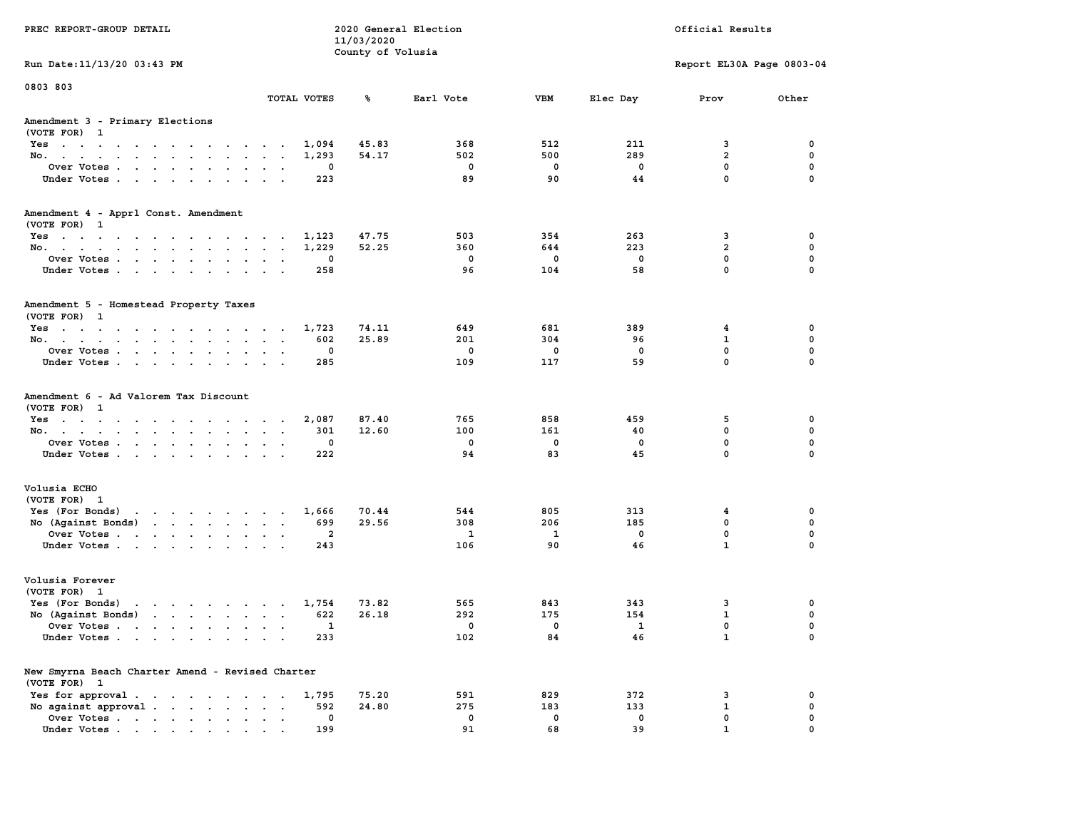PREC REPORT-GROUP DETAIL

2020 General Election
11/03/2020
County of Volusia

Official Results

Run Date:11/13/20 03:43 PM

Report EL30A Page 0803-04

0803 803

| | TOTAL VOTES | % | Earl Vote | VBM | Elec Day | Prov | Other |
|---|---|---|---|---|---|---|---|
| **Amendment 3 - Primary Elections** | | | | | | | |
| (VOTE FOR) 1 | | | | | | | |
| Yes | 1,094 | 45.83 | 368 | 512 | 211 | 3 | 0 |
| No. | 1,293 | 54.17 | 502 | 500 | 289 | 2 | 0 |
| Over Votes | 0 | | 0 | 0 | 0 | 0 | 0 |
| Under Votes | 223 | | 89 | 90 | 44 | 0 | 0 |
| **Amendment 4 - Apprl Const. Amendment** | | | | | | | |
| (VOTE FOR) 1 | | | | | | | |
| Yes | 1,123 | 47.75 | 503 | 354 | 263 | 3 | 0 |
| No. | 1,229 | 52.25 | 360 | 644 | 223 | 2 | 0 |
| Over Votes | 0 | | 0 | 0 | 0 | 0 | 0 |
| Under Votes | 258 | | 96 | 104 | 58 | 0 | 0 |
| **Amendment 5 - Homestead Property Taxes** | | | | | | | |
| (VOTE FOR) 1 | | | | | | | |
| Yes | 1,723 | 74.11 | 649 | 681 | 389 | 4 | 0 |
| No. | 602 | 25.89 | 201 | 304 | 96 | 1 | 0 |
| Over Votes | 0 | | 0 | 0 | 0 | 0 | 0 |
| Under Votes | 285 | | 109 | 117 | 59 | 0 | 0 |
| **Amendment 6 - Ad Valorem Tax Discount** | | | | | | | |
| (VOTE FOR) 1 | | | | | | | |
| Yes | 2,087 | 87.40 | 765 | 858 | 459 | 5 | 0 |
| No. | 301 | 12.60 | 100 | 161 | 40 | 0 | 0 |
| Over Votes | 0 | | 0 | 0 | 0 | 0 | 0 |
| Under Votes | 222 | | 94 | 83 | 45 | 0 | 0 |
| **Volusia ECHO** | | | | | | | |
| (VOTE FOR) 1 | | | | | | | |
| Yes (For Bonds) | 1,666 | 70.44 | 544 | 805 | 313 | 4 | 0 |
| No (Against Bonds) | 699 | 29.56 | 308 | 206 | 185 | 0 | 0 |
| Over Votes | 2 | | 1 | 1 | 0 | 0 | 0 |
| Under Votes | 243 | | 106 | 90 | 46 | 1 | 0 |
| **Volusia Forever** | | | | | | | |
| (VOTE FOR) 1 | | | | | | | |
| Yes (For Bonds) | 1,754 | 73.82 | 565 | 843 | 343 | 3 | 0 |
| No (Against Bonds) | 622 | 26.18 | 292 | 175 | 154 | 1 | 0 |
| Over Votes | 1 | | 0 | 0 | 1 | 0 | 0 |
| Under Votes | 233 | | 102 | 84 | 46 | 1 | 0 |
| **New Smyrna Beach Charter Amend - Revised Charter** | | | | | | | |
| (VOTE FOR) 1 | | | | | | | |
| Yes for approval | 1,795 | 75.20 | 591 | 829 | 372 | 3 | 0 |
| No against approval | 592 | 24.80 | 275 | 183 | 133 | 1 | 0 |
| Over Votes | 0 | | 0 | 0 | 0 | 0 | 0 |
| Under Votes | 199 | | 91 | 68 | 39 | 1 | 0 |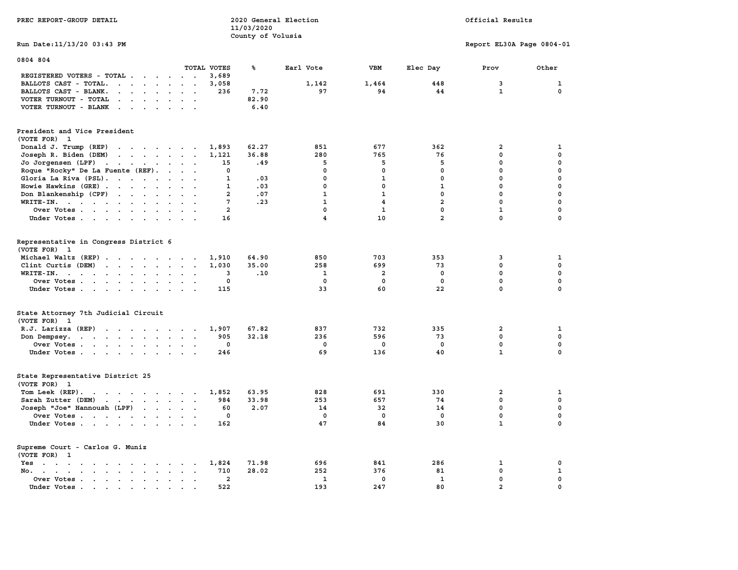PREC REPORT-GROUP DETAIL

2020 General Election
11/03/2020
County of Volusia

Official Results

Run Date:11/13/20 03:43 PM

Report EL30A Page 0804-01

## 0804 804

| | TOTAL VOTES | % | Earl Vote | VBM | Elec Day | Prov | Other |
|---|---|---|---|---|---|---|---|
| REGISTERED VOTERS - TOTAL | 3,689 | | | | | | |
| BALLOTS CAST - TOTAL. | 3,058 | | 1,142 | 1,464 | 448 | 3 | 1 |
| BALLOTS CAST - BLANK. | 236 | 7.72 | 97 | 94 | 44 | 1 | 0 |
| VOTER TURNOUT - TOTAL | | 82.90 | | | | | |
| VOTER TURNOUT - BLANK | | 6.40 | | | | | |

### President and Vice President
(VOTE FOR) 1

| | TOTAL VOTES | % | Earl Vote | VBM | Elec Day | Prov | Other |
|---|---|---|---|---|---|---|---|
| Donald J. Trump (REP) | 1,893 | 62.27 | 851 | 677 | 362 | 2 | 1 |
| Joseph R. Biden (DEM) | 1,121 | 36.88 | 280 | 765 | 76 | 0 | 0 |
| Jo Jorgensen (LPF) | 15 | .49 | 5 | 5 | 5 | 0 | 0 |
| Roque "Rocky" De La Fuente (REF). | 0 | | 0 | 0 | 0 | 0 | 0 |
| Gloria La Riva (PSL). | 1 | .03 | 0 | 1 | 0 | 0 | 0 |
| Howie Hawkins (GRE) | 1 | .03 | 0 | 0 | 1 | 0 | 0 |
| Don Blankenship (CPF) | 2 | .07 | 1 | 1 | 0 | 0 | 0 |
| WRITE-IN. | 7 | .23 | 1 | 4 | 2 | 0 | 0 |
| Over Votes | 2 | | 0 | 1 | 0 | 1 | 0 |
| Under Votes | 16 | | 4 | 10 | 2 | 0 | 0 |

### Representative in Congress District 6
(VOTE FOR) 1

| | TOTAL VOTES | % | Earl Vote | VBM | Elec Day | Prov | Other |
|---|---|---|---|---|---|---|---|
| Michael Waltz (REP) | 1,910 | 64.90 | 850 | 703 | 353 | 3 | 1 |
| Clint Curtis (DEM) | 1,030 | 35.00 | 258 | 699 | 73 | 0 | 0 |
| WRITE-IN. | 3 | .10 | 1 | 2 | 0 | 0 | 0 |
| Over Votes | 0 | | 0 | 0 | 0 | 0 | 0 |
| Under Votes | 115 | | 33 | 60 | 22 | 0 | 0 |

### State Attorney 7th Judicial Circuit
(VOTE FOR) 1

| | TOTAL VOTES | % | Earl Vote | VBM | Elec Day | Prov | Other |
|---|---|---|---|---|---|---|---|
| R.J. Larizza (REP) | 1,907 | 67.82 | 837 | 732 | 335 | 2 | 1 |
| Don Dempsey. | 905 | 32.18 | 236 | 596 | 73 | 0 | 0 |
| Over Votes | 0 | | 0 | 0 | 0 | 0 | 0 |
| Under Votes | 246 | | 69 | 136 | 40 | 1 | 0 |

### State Representative District 25
(VOTE FOR) 1

| | TOTAL VOTES | % | Earl Vote | VBM | Elec Day | Prov | Other |
|---|---|---|---|---|---|---|---|
| Tom Leek (REP). | 1,852 | 63.95 | 828 | 691 | 330 | 2 | 1 |
| Sarah Zutter (DEM) | 984 | 33.98 | 253 | 657 | 74 | 0 | 0 |
| Joseph "Joe" Hannoush (LPF) | 60 | 2.07 | 14 | 32 | 14 | 0 | 0 |
| Over Votes | 0 | | 0 | 0 | 0 | 0 | 0 |
| Under Votes | 162 | | 47 | 84 | 30 | 1 | 0 |

### Supreme Court - Carlos G. Muniz
(VOTE FOR) 1

| | TOTAL VOTES | % | Earl Vote | VBM | Elec Day | Prov | Other |
|---|---|---|---|---|---|---|---|
| Yes | 1,824 | 71.98 | 696 | 841 | 286 | 1 | 0 |
| No. | 710 | 28.02 | 252 | 376 | 81 | 0 | 1 |
| Over Votes | 2 | | 1 | 0 | 1 | 0 | 0 |
| Under Votes | 522 | | 193 | 247 | 80 | 2 | 0 |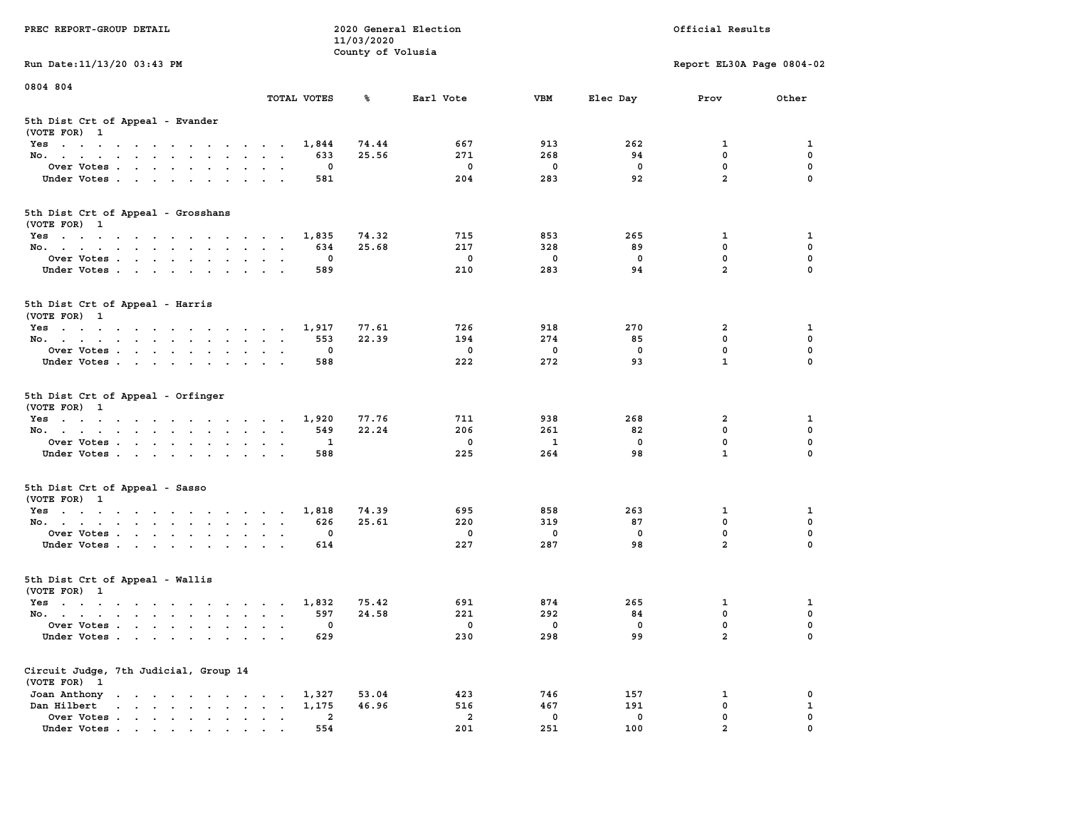PREC REPORT-GROUP DETAIL

2020 General Election
11/03/2020
County of Volusia

Official Results

Run Date:11/13/20 03:43 PM

Report EL30A Page 0804-02

0804 804

## 5th Dist Crt of Appeal - Evander
(VOTE FOR) 1

| | TOTAL VOTES | % | Earl Vote | VBM | Elec Day | Prov | Other |
|---|---|---|---|---|---|---|---|
| Yes | 1,844 | 74.44 | 667 | 913 | 262 | 1 | 1 |
| No. | 633 | 25.56 | 271 | 268 | 94 | 0 | 0 |
| Over Votes | 0 | | 0 | 0 | 0 | 0 | 0 |
| Under Votes | 581 | | 204 | 283 | 92 | 2 | 0 |

## 5th Dist Crt of Appeal - Grosshans
(VOTE FOR) 1

| | TOTAL VOTES | % | Earl Vote | VBM | Elec Day | Prov | Other |
|---|---|---|---|---|---|---|---|
| Yes | 1,835 | 74.32 | 715 | 853 | 265 | 1 | 1 |
| No. | 634 | 25.68 | 217 | 328 | 89 | 0 | 0 |
| Over Votes | 0 | | 0 | 0 | 0 | 0 | 0 |
| Under Votes | 589 | | 210 | 283 | 94 | 2 | 0 |

## 5th Dist Crt of Appeal - Harris
(VOTE FOR) 1

| | TOTAL VOTES | % | Earl Vote | VBM | Elec Day | Prov | Other |
|---|---|---|---|---|---|---|---|
| Yes | 1,917 | 77.61 | 726 | 918 | 270 | 2 | 1 |
| No. | 553 | 22.39 | 194 | 274 | 85 | 0 | 0 |
| Over Votes | 0 | | 0 | 0 | 0 | 0 | 0 |
| Under Votes | 588 | | 222 | 272 | 93 | 1 | 0 |

## 5th Dist Crt of Appeal - Orfinger
(VOTE FOR) 1

| | TOTAL VOTES | % | Earl Vote | VBM | Elec Day | Prov | Other |
|---|---|---|---|---|---|---|---|
| Yes | 1,920 | 77.76 | 711 | 938 | 268 | 2 | 1 |
| No. | 549 | 22.24 | 206 | 261 | 82 | 0 | 0 |
| Over Votes | 1 | | 0 | 1 | 0 | 0 | 0 |
| Under Votes | 588 | | 225 | 264 | 98 | 1 | 0 |

## 5th Dist Crt of Appeal - Sasso
(VOTE FOR) 1

| | TOTAL VOTES | % | Earl Vote | VBM | Elec Day | Prov | Other |
|---|---|---|---|---|---|---|---|
| Yes | 1,818 | 74.39 | 695 | 858 | 263 | 1 | 1 |
| No. | 626 | 25.61 | 220 | 319 | 87 | 0 | 0 |
| Over Votes | 0 | | 0 | 0 | 0 | 0 | 0 |
| Under Votes | 614 | | 227 | 287 | 98 | 2 | 0 |

## 5th Dist Crt of Appeal - Wallis
(VOTE FOR) 1

| | TOTAL VOTES | % | Earl Vote | VBM | Elec Day | Prov | Other |
|---|---|---|---|---|---|---|---|
| Yes | 1,832 | 75.42 | 691 | 874 | 265 | 1 | 1 |
| No. | 597 | 24.58 | 221 | 292 | 84 | 0 | 0 |
| Over Votes | 0 | | 0 | 0 | 0 | 0 | 0 |
| Under Votes | 629 | | 230 | 298 | 99 | 2 | 0 |

## Circuit Judge, 7th Judicial, Group 14
(VOTE FOR) 1

| | TOTAL VOTES | % | Earl Vote | VBM | Elec Day | Prov | Other |
|---|---|---|---|---|---|---|---|
| Joan Anthony | 1,327 | 53.04 | 423 | 746 | 157 | 1 | 0 |
| Dan Hilbert | 1,175 | 46.96 | 516 | 467 | 191 | 0 | 1 |
| Over Votes | 2 | | 2 | 0 | 0 | 0 | 0 |
| Under Votes | 554 | | 201 | 251 | 100 | 2 | 0 |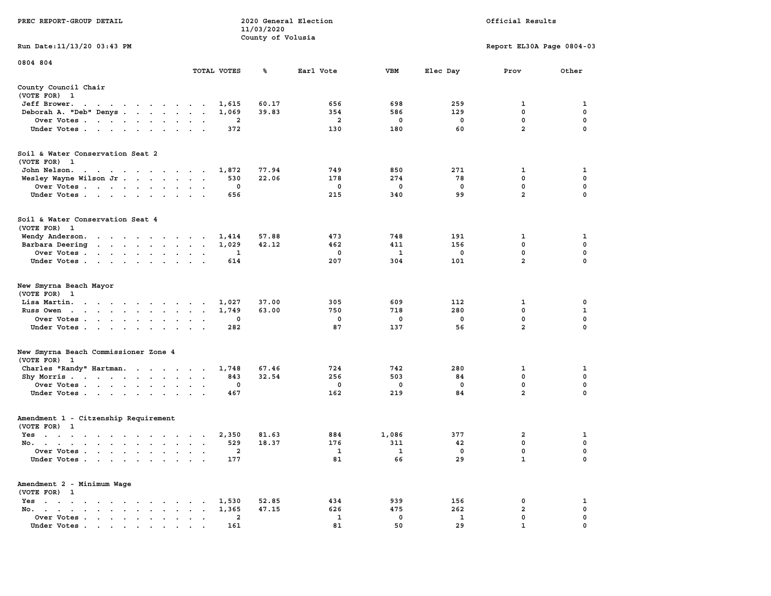PREC REPORT-GROUP DETAIL

2020 General Election
11/03/2020
County of Volusia

Official Results

Run Date:11/13/20 03:43 PM

Report EL30A Page 0804-03

0804 804

| | TOTAL VOTES | % | Earl Vote | VBM | Elec Day | Prov | Other |
|---|---|---|---|---|---|---|---|
| **County Council Chair** | | | | | | | |
| (VOTE FOR) 1 | | | | | | | |
| Jeff Brower | 1,615 | 60.17 | 656 | 698 | 259 | 1 | 1 |
| Deborah A. "Deb" Denys | 1,069 | 39.83 | 354 | 586 | 129 | 0 | 0 |
| Over Votes | 2 | | 2 | 0 | 0 | 0 | 0 |
| Under Votes | 372 | | 130 | 180 | 60 | 2 | 0 |
| **Soil & Water Conservation Seat 2** | | | | | | | |
| (VOTE FOR) 1 | | | | | | | |
| John Nelson | 1,872 | 77.94 | 749 | 850 | 271 | 1 | 1 |
| Wesley Wayne Wilson Jr | 530 | 22.06 | 178 | 274 | 78 | 0 | 0 |
| Over Votes | 0 | | 0 | 0 | 0 | 0 | 0 |
| Under Votes | 656 | | 215 | 340 | 99 | 2 | 0 |
| **Soil & Water Conservation Seat 4** | | | | | | | |
| (VOTE FOR) 1 | | | | | | | |
| Wendy Anderson | 1,414 | 57.88 | 473 | 748 | 191 | 1 | 1 |
| Barbara Deering | 1,029 | 42.12 | 462 | 411 | 156 | 0 | 0 |
| Over Votes | 1 | | 0 | 1 | 0 | 0 | 0 |
| Under Votes | 614 | | 207 | 304 | 101 | 2 | 0 |
| **New Smyrna Beach Mayor** | | | | | | | |
| (VOTE FOR) 1 | | | | | | | |
| Lisa Martin | 1,027 | 37.00 | 305 | 609 | 112 | 1 | 0 |
| Russ Owen | 1,749 | 63.00 | 750 | 718 | 280 | 0 | 1 |
| Over Votes | 0 | | 0 | 0 | 0 | 0 | 0 |
| Under Votes | 282 | | 87 | 137 | 56 | 2 | 0 |
| **New Smyrna Beach Commissioner Zone 4** | | | | | | | |
| (VOTE FOR) 1 | | | | | | | |
| Charles "Randy" Hartman | 1,748 | 67.46 | 724 | 742 | 280 | 1 | 1 |
| Shy Morris | 843 | 32.54 | 256 | 503 | 84 | 0 | 0 |
| Over Votes | 0 | | 0 | 0 | 0 | 0 | 0 |
| Under Votes | 467 | | 162 | 219 | 84 | 2 | 0 |
| **Amendment 1 - Citzenship Requirement** | | | | | | | |
| (VOTE FOR) 1 | | | | | | | |
| Yes | 2,350 | 81.63 | 884 | 1,086 | 377 | 2 | 1 |
| No | 529 | 18.37 | 176 | 311 | 42 | 0 | 0 |
| Over Votes | 2 | | 1 | 1 | 0 | 0 | 0 |
| Under Votes | 177 | | 81 | 66 | 29 | 1 | 0 |
| **Amendment 2 - Minimum Wage** | | | | | | | |
| (VOTE FOR) 1 | | | | | | | |
| Yes | 1,530 | 52.85 | 434 | 939 | 156 | 0 | 1 |
| No | 1,365 | 47.15 | 626 | 475 | 262 | 2 | 0 |
| Over Votes | 2 | | 1 | 0 | 1 | 0 | 0 |
| Under Votes | 161 | | 81 | 50 | 29 | 1 | 0 |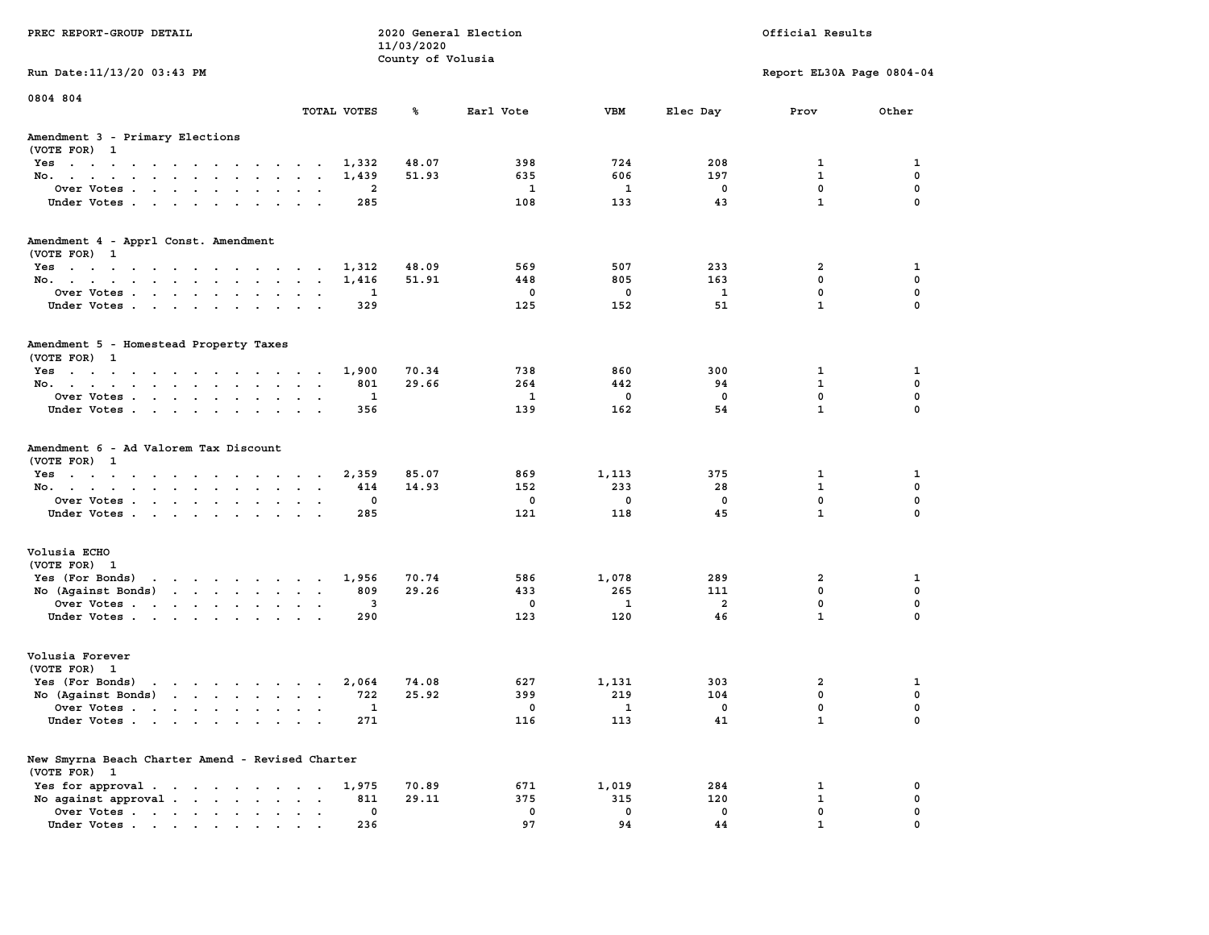PREC REPORT-GROUP DETAIL

2020 General Election
11/03/2020
County of Volusia

Official Results

Run Date:11/13/20 03:43 PM

Report EL30A Page 0804-04

0804 804

| | TOTAL VOTES | % | Earl Vote | VBM | Elec Day | Prov | Other |
|---|---|---|---|---|---|---|---|
| **Amendment 3 - Primary Elections** | | | | | | | |
| (VOTE FOR) 1 | | | | | | | |
| Yes | 1,332 | 48.07 | 398 | 724 | 208 | 1 | 1 |
| No. | 1,439 | 51.93 | 635 | 606 | 197 | 1 | 0 |
| Over Votes | 2 | | 1 | 1 | 0 | 0 | 0 |
| Under Votes | 285 | | 108 | 133 | 43 | 1 | 0 |
| **Amendment 4 - Apprl Const. Amendment** | | | | | | | |
| (VOTE FOR) 1 | | | | | | | |
| Yes | 1,312 | 48.09 | 569 | 507 | 233 | 2 | 1 |
| No. | 1,416 | 51.91 | 448 | 805 | 163 | 0 | 0 |
| Over Votes | 1 | | 0 | 0 | 1 | 0 | 0 |
| Under Votes | 329 | | 125 | 152 | 51 | 1 | 0 |
| **Amendment 5 - Homestead Property Taxes** | | | | | | | |
| (VOTE FOR) 1 | | | | | | | |
| Yes | 1,900 | 70.34 | 738 | 860 | 300 | 1 | 1 |
| No. | 801 | 29.66 | 264 | 442 | 94 | 1 | 0 |
| Over Votes | 1 | | 1 | 0 | 0 | 0 | 0 |
| Under Votes | 356 | | 139 | 162 | 54 | 1 | 0 |
| **Amendment 6 - Ad Valorem Tax Discount** | | | | | | | |
| (VOTE FOR) 1 | | | | | | | |
| Yes | 2,359 | 85.07 | 869 | 1,113 | 375 | 1 | 1 |
| No. | 414 | 14.93 | 152 | 233 | 28 | 1 | 0 |
| Over Votes | 0 | | 0 | 0 | 0 | 0 | 0 |
| Under Votes | 285 | | 121 | 118 | 45 | 1 | 0 |
| **Volusia ECHO** | | | | | | | |
| (VOTE FOR) 1 | | | | | | | |
| Yes (For Bonds) | 1,956 | 70.74 | 586 | 1,078 | 289 | 2 | 1 |
| No (Against Bonds) | 809 | 29.26 | 433 | 265 | 111 | 0 | 0 |
| Over Votes | 3 | | 0 | 1 | 2 | 0 | 0 |
| Under Votes | 290 | | 123 | 120 | 46 | 1 | 0 |
| **Volusia Forever** | | | | | | | |
| (VOTE FOR) 1 | | | | | | | |
| Yes (For Bonds) | 2,064 | 74.08 | 627 | 1,131 | 303 | 2 | 1 |
| No (Against Bonds) | 722 | 25.92 | 399 | 219 | 104 | 0 | 0 |
| Over Votes | 1 | | 0 | 1 | 0 | 0 | 0 |
| Under Votes | 271 | | 116 | 113 | 41 | 1 | 0 |
| **New Smyrna Beach Charter Amend - Revised Charter** | | | | | | | |
| (VOTE FOR) 1 | | | | | | | |
| Yes for approval | 1,975 | 70.89 | 671 | 1,019 | 284 | 1 | 0 |
| No against approval | 811 | 29.11 | 375 | 315 | 120 | 1 | 0 |
| Over Votes | 0 | | 0 | 0 | 0 | 0 | 0 |
| Under Votes | 236 | | 97 | 94 | 44 | 1 | 0 |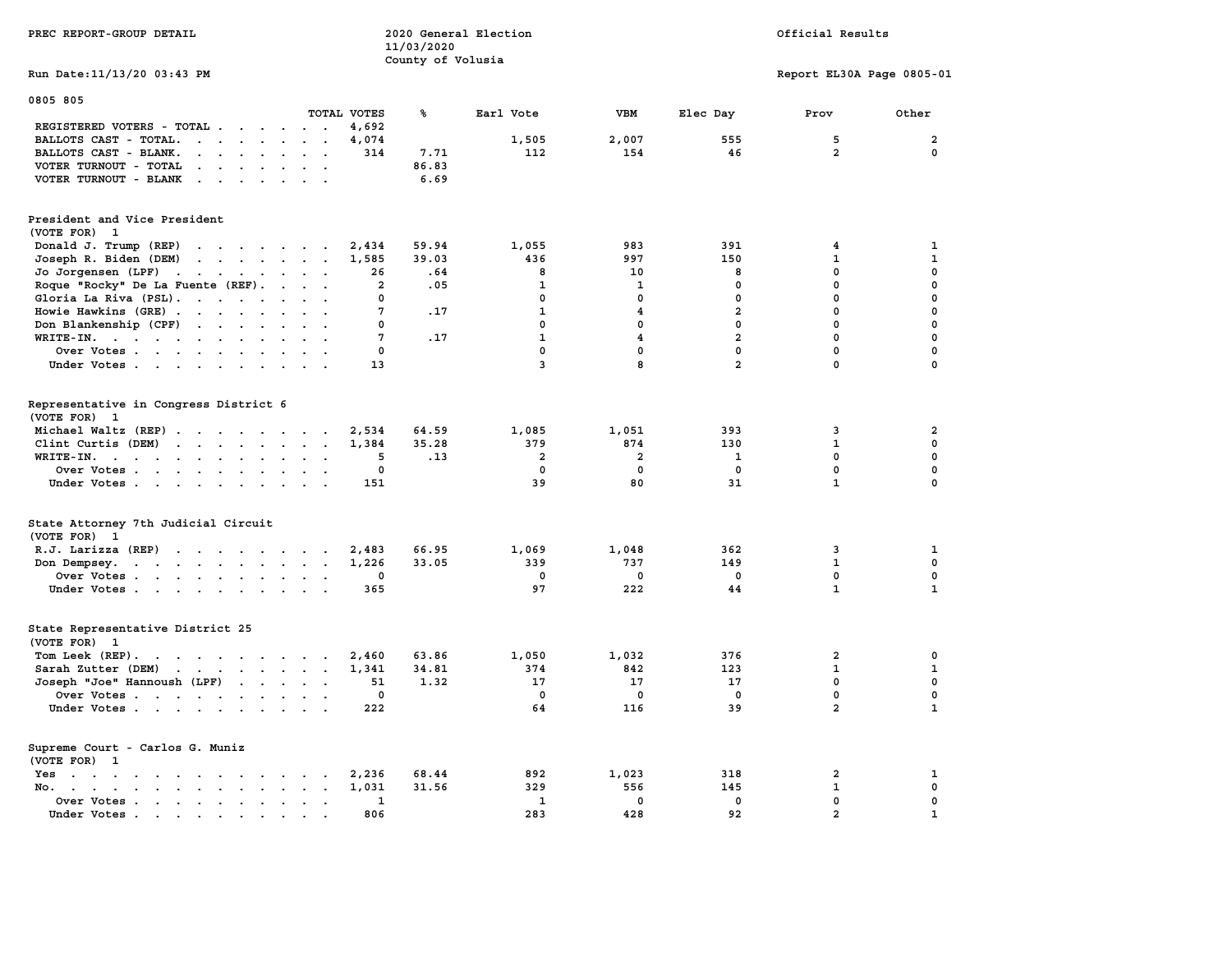PREC REPORT-GROUP DETAIL

2020 General Election
11/03/2020
County of Volusia

Official Results

Run Date:11/13/20 03:43 PM

Report EL30A Page 0805-01

0805 805

| | TOTAL VOTES | % | Earl Vote | VBM | Elec Day | Prov | Other |
|---|---|---|---|---|---|---|---|
| REGISTERED VOTERS - TOTAL | 4,692 | | | | | | |
| BALLOTS CAST - TOTAL. | 4,074 | | 1,505 | 2,007 | 555 | 5 | 2 |
| BALLOTS CAST - BLANK. | 314 | 7.71 | 112 | 154 | 46 | 2 | 0 |
| VOTER TURNOUT - TOTAL | | 86.83 | | | | | |
| VOTER TURNOUT - BLANK | | 6.69 | | | | | |

President and Vice President
(VOTE FOR) 1

| | TOTAL VOTES | % | Earl Vote | VBM | Elec Day | Prov | Other |
|---|---|---|---|---|---|---|---|
| Donald J. Trump (REP) | 2,434 | 59.94 | 1,055 | 983 | 391 | 4 | 1 |
| Joseph R. Biden (DEM) | 1,585 | 39.03 | 436 | 997 | 150 | 1 | 1 |
| Jo Jorgensen (LPF) | 26 | .64 | 8 | 10 | 8 | 0 | 0 |
| Roque "Rocky" De La Fuente (REF). | 2 | .05 | 1 | 1 | 0 | 0 | 0 |
| Gloria La Riva (PSL). | 0 | | 0 | 0 | 0 | 0 | 0 |
| Howie Hawkins (GRE) | 7 | .17 | 1 | 4 | 2 | 0 | 0 |
| Don Blankenship (CPF) | 0 | | 0 | 0 | 0 | 0 | 0 |
| WRITE-IN. | 7 | .17 | 1 | 4 | 2 | 0 | 0 |
| Over Votes | 0 | | 0 | 0 | 0 | 0 | 0 |
| Under Votes | 13 | | 3 | 8 | 2 | 0 | 0 |

Representative in Congress District 6
(VOTE FOR) 1

| | TOTAL VOTES | % | Earl Vote | VBM | Elec Day | Prov | Other |
|---|---|---|---|---|---|---|---|
| Michael Waltz (REP) | 2,534 | 64.59 | 1,085 | 1,051 | 393 | 3 | 2 |
| Clint Curtis (DEM) | 1,384 | 35.28 | 379 | 874 | 130 | 1 | 0 |
| WRITE-IN. | 5 | .13 | 2 | 2 | 1 | 0 | 0 |
| Over Votes | 0 | | 0 | 0 | 0 | 0 | 0 |
| Under Votes | 151 | | 39 | 80 | 31 | 1 | 0 |

State Attorney 7th Judicial Circuit
(VOTE FOR) 1

| | TOTAL VOTES | % | Earl Vote | VBM | Elec Day | Prov | Other |
|---|---|---|---|---|---|---|---|
| R.J. Larizza (REP) | 2,483 | 66.95 | 1,069 | 1,048 | 362 | 3 | 1 |
| Don Dempsey. | 1,226 | 33.05 | 339 | 737 | 149 | 1 | 0 |
| Over Votes | 0 | | 0 | 0 | 0 | 0 | 0 |
| Under Votes | 365 | | 97 | 222 | 44 | 1 | 1 |

State Representative District 25
(VOTE FOR) 1

| | TOTAL VOTES | % | Earl Vote | VBM | Elec Day | Prov | Other |
|---|---|---|---|---|---|---|---|
| Tom Leek (REP). | 2,460 | 63.86 | 1,050 | 1,032 | 376 | 2 | 0 |
| Sarah Zutter (DEM) | 1,341 | 34.81 | 374 | 842 | 123 | 1 | 1 |
| Joseph "Joe" Hannoush (LPF) | 51 | 1.32 | 17 | 17 | 17 | 0 | 0 |
| Over Votes | 0 | | 0 | 0 | 0 | 0 | 0 |
| Under Votes | 222 | | 64 | 116 | 39 | 2 | 1 |

Supreme Court - Carlos G. Muniz
(VOTE FOR) 1

| | TOTAL VOTES | % | Earl Vote | VBM | Elec Day | Prov | Other |
|---|---|---|---|---|---|---|---|
| Yes | 2,236 | 68.44 | 892 | 1,023 | 318 | 2 | 1 |
| No. | 1,031 | 31.56 | 329 | 556 | 145 | 1 | 0 |
| Over Votes | 1 | | 1 | 0 | 0 | 0 | 0 |
| Under Votes | 806 | | 283 | 428 | 92 | 2 | 1 |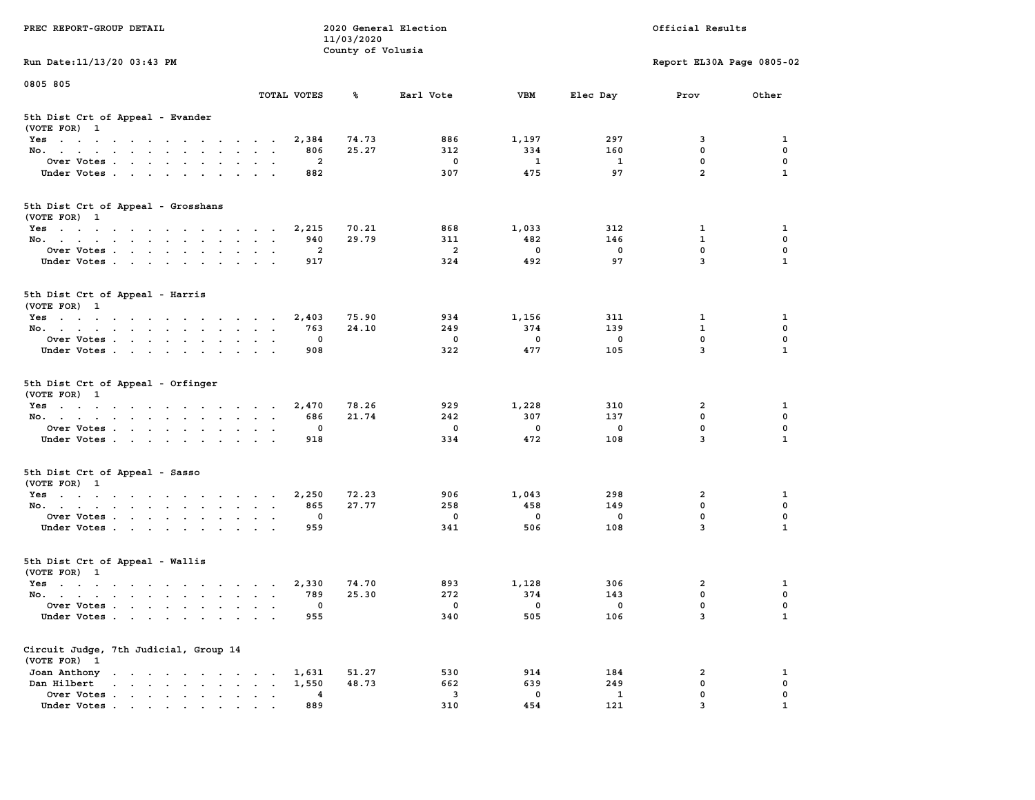PREC REPORT-GROUP DETAIL

2020 General Election
11/03/2020
County of Volusia

Official Results

Run Date:11/13/20 03:43 PM

Report EL30A Page 0805-02

0805 805

| | TOTAL VOTES | % | Earl Vote | VBM | Elec Day | Prov | Other |
|---|---|---|---|---|---|---|---|
| **5th Dist Crt of Appeal - Evander** | | | | | | | |
| (VOTE FOR) 1 | | | | | | | |
| Yes | 2,384 | 74.73 | 886 | 1,197 | 297 | 3 | 1 |
| No. | 806 | 25.27 | 312 | 334 | 160 | 0 | 0 |
| Over Votes | 2 | | 0 | 1 | 1 | 0 | 0 |
| Under Votes | 882 | | 307 | 475 | 97 | 2 | 1 |
| **5th Dist Crt of Appeal - Grosshans** | | | | | | | |
| (VOTE FOR) 1 | | | | | | | |
| Yes | 2,215 | 70.21 | 868 | 1,033 | 312 | 1 | 1 |
| No. | 940 | 29.79 | 311 | 482 | 146 | 1 | 0 |
| Over Votes | 2 | | 2 | 0 | 0 | 0 | 0 |
| Under Votes | 917 | | 324 | 492 | 97 | 3 | 1 |
| **5th Dist Crt of Appeal - Harris** | | | | | | | |
| (VOTE FOR) 1 | | | | | | | |
| Yes | 2,403 | 75.90 | 934 | 1,156 | 311 | 1 | 1 |
| No. | 763 | 24.10 | 249 | 374 | 139 | 1 | 0 |
| Over Votes | 0 | | 0 | 0 | 0 | 0 | 0 |
| Under Votes | 908 | | 322 | 477 | 105 | 3 | 1 |
| **5th Dist Crt of Appeal - Orfinger** | | | | | | | |
| (VOTE FOR) 1 | | | | | | | |
| Yes | 2,470 | 78.26 | 929 | 1,228 | 310 | 2 | 1 |
| No. | 686 | 21.74 | 242 | 307 | 137 | 0 | 0 |
| Over Votes | 0 | | 0 | 0 | 0 | 0 | 0 |
| Under Votes | 918 | | 334 | 472 | 108 | 3 | 1 |
| **5th Dist Crt of Appeal - Sasso** | | | | | | | |
| (VOTE FOR) 1 | | | | | | | |
| Yes | 2,250 | 72.23 | 906 | 1,043 | 298 | 2 | 1 |
| No. | 865 | 27.77 | 258 | 458 | 149 | 0 | 0 |
| Over Votes | 0 | | 0 | 0 | 0 | 0 | 0 |
| Under Votes | 959 | | 341 | 506 | 108 | 3 | 1 |
| **5th Dist Crt of Appeal - Wallis** | | | | | | | |
| (VOTE FOR) 1 | | | | | | | |
| Yes | 2,330 | 74.70 | 893 | 1,128 | 306 | 2 | 1 |
| No. | 789 | 25.30 | 272 | 374 | 143 | 0 | 0 |
| Over Votes | 0 | | 0 | 0 | 0 | 0 | 0 |
| Under Votes | 955 | | 340 | 505 | 106 | 3 | 1 |
| **Circuit Judge, 7th Judicial, Group 14** | | | | | | | |
| (VOTE FOR) 1 | | | | | | | |
| Joan Anthony | 1,631 | 51.27 | 530 | 914 | 184 | 2 | 1 |
| Dan Hilbert | 1,550 | 48.73 | 662 | 639 | 249 | 0 | 0 |
| Over Votes | 4 | | 3 | 0 | 1 | 0 | 0 |
| Under Votes | 889 | | 310 | 454 | 121 | 3 | 1 |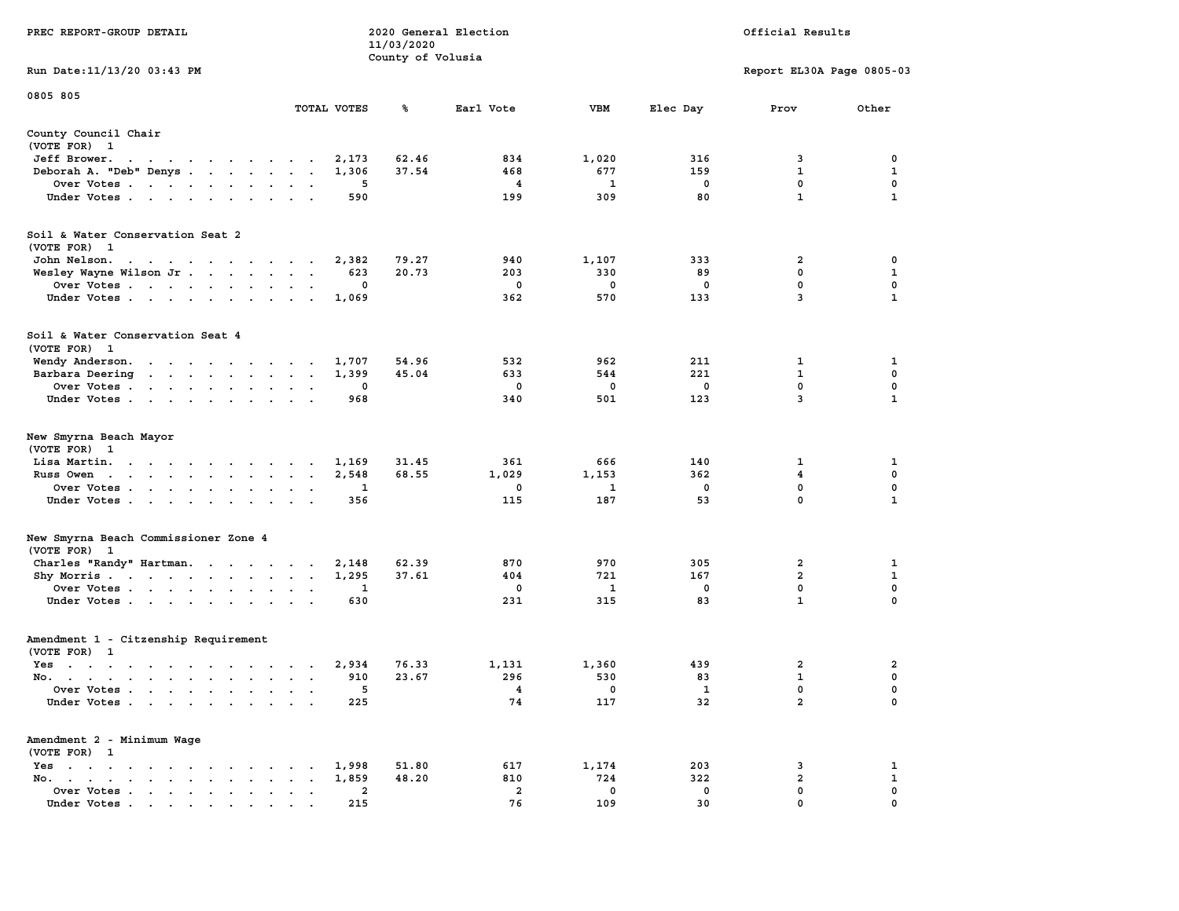PREC REPORT-GROUP DETAIL

2020 General Election
11/03/2020
County of Volusia

Official Results

Run Date:11/13/20 03:43 PM

Report EL30A Page 0805-03

0805 805

## County Council Chair
(VOTE FOR) 1

| | TOTAL VOTES | % | Earl Vote | VBM | Elec Day | Prov | Other |
|---|---|---|---|---|---|---|---|
| Jeff Brower | 2,173 | 62.46 | 834 | 1,020 | 316 | 3 | 0 |
| Deborah A. "Deb" Denys | 1,306 | 37.54 | 468 | 677 | 159 | 1 | 1 |
| Over Votes | 5 | | 4 | 1 | 0 | 0 | 0 |
| Under Votes | 590 | | 199 | 309 | 80 | 1 | 1 |

## Soil & Water Conservation Seat 2
(VOTE FOR) 1

| | TOTAL VOTES | % | Earl Vote | VBM | Elec Day | Prov | Other |
|---|---|---|---|---|---|---|---|
| John Nelson | 2,382 | 79.27 | 940 | 1,107 | 333 | 2 | 0 |
| Wesley Wayne Wilson Jr | 623 | 20.73 | 203 | 330 | 89 | 0 | 1 |
| Over Votes | 0 | | 0 | 0 | 0 | 0 | 0 |
| Under Votes | 1,069 | | 362 | 570 | 133 | 3 | 1 |

## Soil & Water Conservation Seat 4
(VOTE FOR) 1

| | TOTAL VOTES | % | Earl Vote | VBM | Elec Day | Prov | Other |
|---|---|---|---|---|---|---|---|
| Wendy Anderson | 1,707 | 54.96 | 532 | 962 | 211 | 1 | 1 |
| Barbara Deering | 1,399 | 45.04 | 633 | 544 | 221 | 1 | 0 |
| Over Votes | 0 | | 0 | 0 | 0 | 0 | 0 |
| Under Votes | 968 | | 340 | 501 | 123 | 3 | 1 |

## New Smyrna Beach Mayor
(VOTE FOR) 1

| | TOTAL VOTES | % | Earl Vote | VBM | Elec Day | Prov | Other |
|---|---|---|---|---|---|---|---|
| Lisa Martin | 1,169 | 31.45 | 361 | 666 | 140 | 1 | 1 |
| Russ Owen | 2,548 | 68.55 | 1,029 | 1,153 | 362 | 4 | 0 |
| Over Votes | 1 | | 0 | 1 | 0 | 0 | 0 |
| Under Votes | 356 | | 115 | 187 | 53 | 0 | 1 |

## New Smyrna Beach Commissioner Zone 4
(VOTE FOR) 1

| | TOTAL VOTES | % | Earl Vote | VBM | Elec Day | Prov | Other |
|---|---|---|---|---|---|---|---|
| Charles "Randy" Hartman | 2,148 | 62.39 | 870 | 970 | 305 | 2 | 1 |
| Shy Morris | 1,295 | 37.61 | 404 | 721 | 167 | 2 | 1 |
| Over Votes | 1 | | 0 | 1 | 0 | 0 | 0 |
| Under Votes | 630 | | 231 | 315 | 83 | 1 | 0 |

## Amendment 1 - Citzenship Requirement
(VOTE FOR) 1

| | TOTAL VOTES | % | Earl Vote | VBM | Elec Day | Prov | Other |
|---|---|---|---|---|---|---|---|
| Yes | 2,934 | 76.33 | 1,131 | 1,360 | 439 | 2 | 2 |
| No | 910 | 23.67 | 296 | 530 | 83 | 1 | 0 |
| Over Votes | 5 | | 4 | 0 | 1 | 0 | 0 |
| Under Votes | 225 | | 74 | 117 | 32 | 2 | 0 |

## Amendment 2 - Minimum Wage
(VOTE FOR) 1

| | TOTAL VOTES | % | Earl Vote | VBM | Elec Day | Prov | Other |
|---|---|---|---|---|---|---|---|
| Yes | 1,998 | 51.80 | 617 | 1,174 | 203 | 3 | 1 |
| No | 1,859 | 48.20 | 810 | 724 | 322 | 2 | 1 |
| Over Votes | 2 | | 2 | 0 | 0 | 0 | 0 |
| Under Votes | 215 | | 76 | 109 | 30 | 0 | 0 |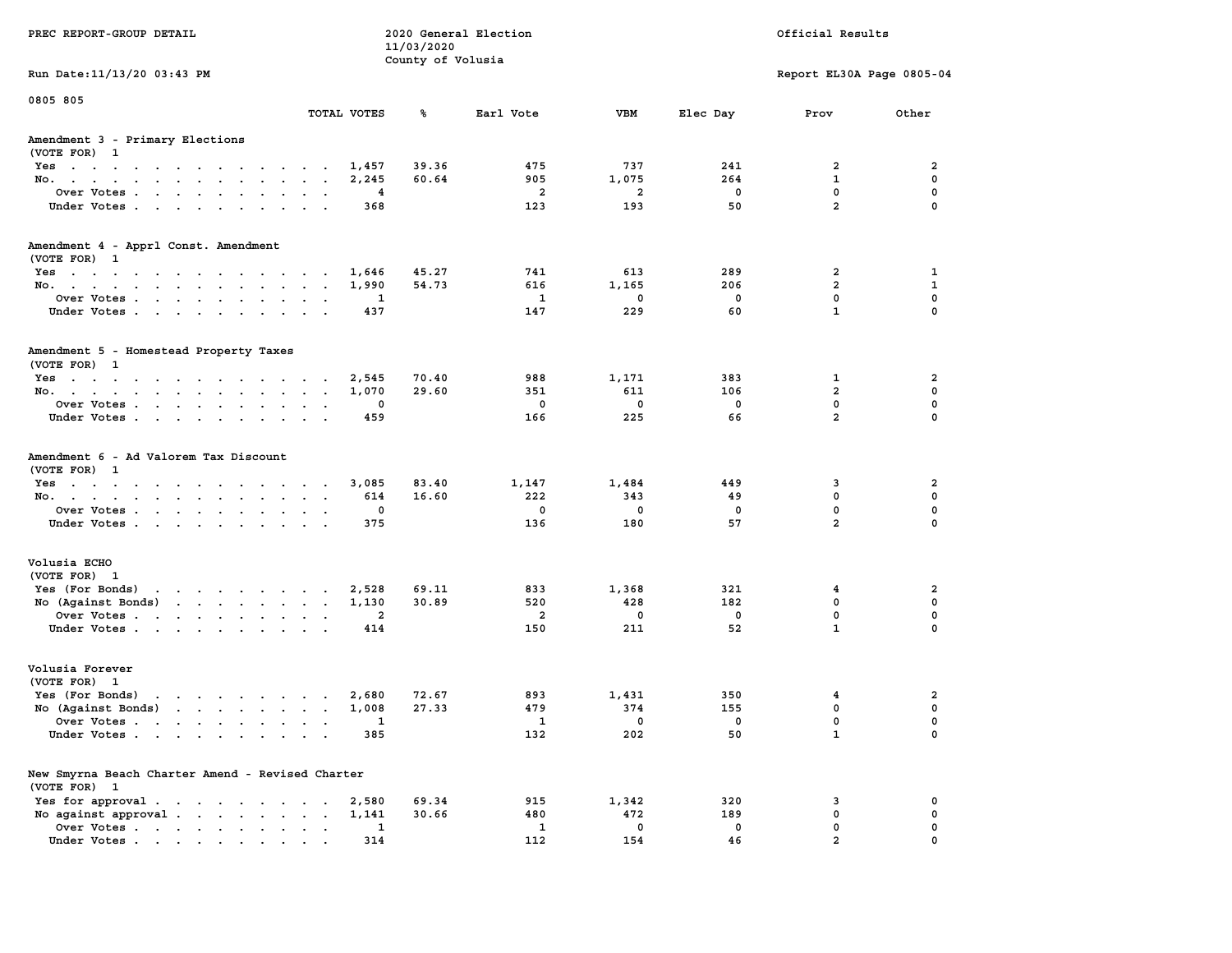PREC REPORT-GROUP DETAIL

2020 General Election
11/03/2020
County of Volusia

Official Results

Run Date:11/13/20 03:43 PM

Report EL30A Page 0805-04

0805 805

| | TOTAL VOTES | % | Earl Vote | VBM | Elec Day | Prov | Other |
|---|---|---|---|---|---|---|---|
| **Amendment 3 - Primary Elections** | | | | | | | |
| (VOTE FOR) 1 | | | | | | | |
| Yes | 1,457 | 39.36 | 475 | 737 | 241 | 2 | 2 |
| No. | 2,245 | 60.64 | 905 | 1,075 | 264 | 1 | 0 |
| Over Votes | 4 | | 2 | 2 | 0 | 0 | 0 |
| Under Votes | 368 | | 123 | 193 | 50 | 2 | 0 |
| **Amendment 4 - Apprl Const. Amendment** | | | | | | | |
| (VOTE FOR) 1 | | | | | | | |
| Yes | 1,646 | 45.27 | 741 | 613 | 289 | 2 | 1 |
| No. | 1,990 | 54.73 | 616 | 1,165 | 206 | 2 | 1 |
| Over Votes | 1 | | 1 | 0 | 0 | 0 | 0 |
| Under Votes | 437 | | 147 | 229 | 60 | 1 | 0 |
| **Amendment 5 - Homestead Property Taxes** | | | | | | | |
| (VOTE FOR) 1 | | | | | | | |
| Yes | 2,545 | 70.40 | 988 | 1,171 | 383 | 1 | 2 |
| No. | 1,070 | 29.60 | 351 | 611 | 106 | 2 | 0 |
| Over Votes | 0 | | 0 | 0 | 0 | 0 | 0 |
| Under Votes | 459 | | 166 | 225 | 66 | 2 | 0 |
| **Amendment 6 - Ad Valorem Tax Discount** | | | | | | | |
| (VOTE FOR) 1 | | | | | | | |
| Yes | 3,085 | 83.40 | 1,147 | 1,484 | 449 | 3 | 2 |
| No. | 614 | 16.60 | 222 | 343 | 49 | 0 | 0 |
| Over Votes | 0 | | 0 | 0 | 0 | 0 | 0 |
| Under Votes | 375 | | 136 | 180 | 57 | 2 | 0 |
| **Volusia ECHO** | | | | | | | |
| (VOTE FOR) 1 | | | | | | | |
| Yes (For Bonds) | 2,528 | 69.11 | 833 | 1,368 | 321 | 4 | 2 |
| No (Against Bonds) | 1,130 | 30.89 | 520 | 428 | 182 | 0 | 0 |
| Over Votes | 2 | | 2 | 0 | 0 | 0 | 0 |
| Under Votes | 414 | | 150 | 211 | 52 | 1 | 0 |
| **Volusia Forever** | | | | | | | |
| (VOTE FOR) 1 | | | | | | | |
| Yes (For Bonds) | 2,680 | 72.67 | 893 | 1,431 | 350 | 4 | 2 |
| No (Against Bonds) | 1,008 | 27.33 | 479 | 374 | 155 | 0 | 0 |
| Over Votes | 1 | | 1 | 0 | 0 | 0 | 0 |
| Under Votes | 385 | | 132 | 202 | 50 | 1 | 0 |
| **New Smyrna Beach Charter Amend - Revised Charter** | | | | | | | |
| (VOTE FOR) 1 | | | | | | | |
| Yes for approval | 2,580 | 69.34 | 915 | 1,342 | 320 | 3 | 0 |
| No against approval | 1,141 | 30.66 | 480 | 472 | 189 | 0 | 0 |
| Over Votes | 1 | | 1 | 0 | 0 | 0 | 0 |
| Under Votes | 314 | | 112 | 154 | 46 | 2 | 0 |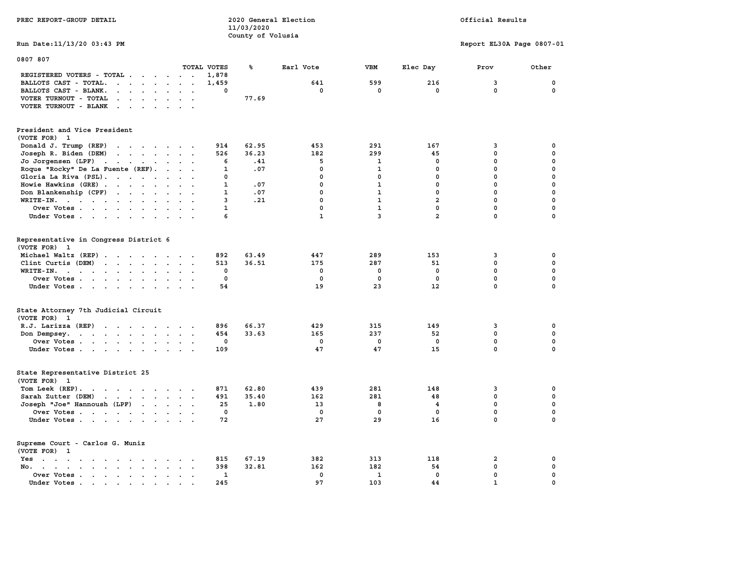PREC REPORT-GROUP DETAIL

2020 General Election
11/03/2020
County of Volusia

Official Results

Run Date:11/13/20 03:43 PM

Report EL30A Page 0807-01

0807 807

| | TOTAL VOTES | % | Earl Vote | VBM | Elec Day | Prov | Other |
|---|---|---|---|---|---|---|---|
| REGISTERED VOTERS - TOTAL | 1,878 | | | | | | |
| BALLOTS CAST - TOTAL. | 1,459 | | 641 | 599 | 216 | 3 | 0 |
| BALLOTS CAST - BLANK. | 0 | | 0 | 0 | 0 | 0 | 0 |
| VOTER TURNOUT - TOTAL | | 77.69 | | | | | |
| VOTER TURNOUT - BLANK | | | | | | | |

**President and Vice President**
(VOTE FOR) 1

| | TOTAL VOTES | % | Earl Vote | VBM | Elec Day | Prov | Other |
|---|---|---|---|---|---|---|---|
| Donald J. Trump (REP) | 914 | 62.95 | 453 | 291 | 167 | 3 | 0 |
| Joseph R. Biden (DEM) | 526 | 36.23 | 182 | 299 | 45 | 0 | 0 |
| Jo Jorgensen (LPF) | 6 | .41 | 5 | 1 | 0 | 0 | 0 |
| Roque "Rocky" De La Fuente (REF). | 1 | .07 | 0 | 1 | 0 | 0 | 0 |
| Gloria La Riva (PSL). | 0 | | 0 | 0 | 0 | 0 | 0 |
| Howie Hawkins (GRE) | 1 | .07 | 0 | 1 | 0 | 0 | 0 |
| Don Blankenship (CPF) | 1 | .07 | 0 | 1 | 0 | 0 | 0 |
| WRITE-IN. | 3 | .21 | 0 | 1 | 2 | 0 | 0 |
| Over Votes | 1 | | 0 | 1 | 0 | 0 | 0 |
| Under Votes | 6 | | 1 | 3 | 2 | 0 | 0 |

**Representative in Congress District 6**
(VOTE FOR) 1

| | TOTAL VOTES | % | Earl Vote | VBM | Elec Day | Prov | Other |
|---|---|---|---|---|---|---|---|
| Michael Waltz (REP) | 892 | 63.49 | 447 | 289 | 153 | 3 | 0 |
| Clint Curtis (DEM) | 513 | 36.51 | 175 | 287 | 51 | 0 | 0 |
| WRITE-IN. | 0 | | 0 | 0 | 0 | 0 | 0 |
| Over Votes | 0 | | 0 | 0 | 0 | 0 | 0 |
| Under Votes | 54 | | 19 | 23 | 12 | 0 | 0 |

**State Attorney 7th Judicial Circuit**
(VOTE FOR) 1

| | TOTAL VOTES | % | Earl Vote | VBM | Elec Day | Prov | Other |
|---|---|---|---|---|---|---|---|
| R.J. Larizza (REP) | 896 | 66.37 | 429 | 315 | 149 | 3 | 0 |
| Don Dempsey. | 454 | 33.63 | 165 | 237 | 52 | 0 | 0 |
| Over Votes | 0 | | 0 | 0 | 0 | 0 | 0 |
| Under Votes | 109 | | 47 | 47 | 15 | 0 | 0 |

**State Representative District 25**
(VOTE FOR) 1

| | TOTAL VOTES | % | Earl Vote | VBM | Elec Day | Prov | Other |
|---|---|---|---|---|---|---|---|
| Tom Leek (REP). | 871 | 62.80 | 439 | 281 | 148 | 3 | 0 |
| Sarah Zutter (DEM) | 491 | 35.40 | 162 | 281 | 48 | 0 | 0 |
| Joseph "Joe" Hannoush (LPF) | 25 | 1.80 | 13 | 8 | 4 | 0 | 0 |
| Over Votes | 0 | | 0 | 0 | 0 | 0 | 0 |
| Under Votes | 72 | | 27 | 29 | 16 | 0 | 0 |

**Supreme Court - Carlos G. Muniz**
(VOTE FOR) 1

| | TOTAL VOTES | % | Earl Vote | VBM | Elec Day | Prov | Other |
|---|---|---|---|---|---|---|---|
| Yes | 815 | 67.19 | 382 | 313 | 118 | 2 | 0 |
| No. | 398 | 32.81 | 162 | 182 | 54 | 0 | 0 |
| Over Votes | 1 | | 0 | 1 | 0 | 0 | 0 |
| Under Votes | 245 | | 97 | 103 | 44 | 1 | 0 |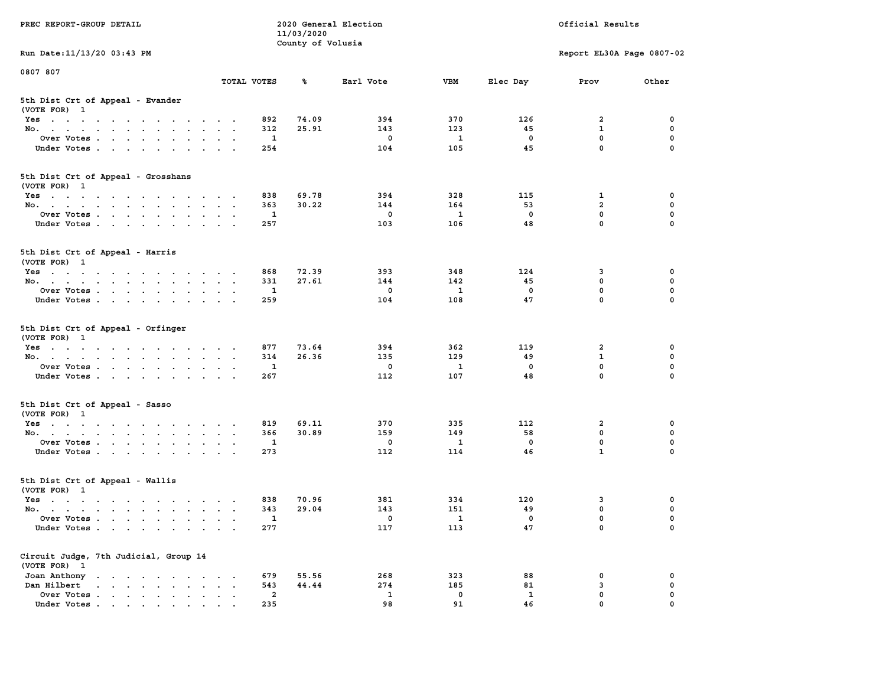PREC REPORT-GROUP DETAIL

2020 General Election
11/03/2020
County of Volusia

Official Results

Run Date:11/13/20 03:43 PM

Report EL30A Page 0807-02

0807 807

### 5th Dist Crt of Appeal - Evander
(VOTE FOR) 1

| | TOTAL VOTES | % | Earl Vote | VBM | Elec Day | Prov | Other |
|---|---|---|---|---|---|---|---|
| Yes | 892 | 74.09 | 394 | 370 | 126 | 2 | 0 |
| No. | 312 | 25.91 | 143 | 123 | 45 | 1 | 0 |
| Over Votes | 1 | | 0 | 1 | 0 | 0 | 0 |
| Under Votes | 254 | | 104 | 105 | 45 | 0 | 0 |

### 5th Dist Crt of Appeal - Grosshans
(VOTE FOR) 1

| | TOTAL VOTES | % | Earl Vote | VBM | Elec Day | Prov | Other |
|---|---|---|---|---|---|---|---|
| Yes | 838 | 69.78 | 394 | 328 | 115 | 1 | 0 |
| No. | 363 | 30.22 | 144 | 164 | 53 | 2 | 0 |
| Over Votes | 1 | | 0 | 1 | 0 | 0 | 0 |
| Under Votes | 257 | | 103 | 106 | 48 | 0 | 0 |

### 5th Dist Crt of Appeal - Harris
(VOTE FOR) 1

| | TOTAL VOTES | % | Earl Vote | VBM | Elec Day | Prov | Other |
|---|---|---|---|---|---|---|---|
| Yes | 868 | 72.39 | 393 | 348 | 124 | 3 | 0 |
| No. | 331 | 27.61 | 144 | 142 | 45 | 0 | 0 |
| Over Votes | 1 | | 0 | 1 | 0 | 0 | 0 |
| Under Votes | 259 | | 104 | 108 | 47 | 0 | 0 |

### 5th Dist Crt of Appeal - Orfinger
(VOTE FOR) 1

| | TOTAL VOTES | % | Earl Vote | VBM | Elec Day | Prov | Other |
|---|---|---|---|---|---|---|---|
| Yes | 877 | 73.64 | 394 | 362 | 119 | 2 | 0 |
| No. | 314 | 26.36 | 135 | 129 | 49 | 1 | 0 |
| Over Votes | 1 | | 0 | 1 | 0 | 0 | 0 |
| Under Votes | 267 | | 112 | 107 | 48 | 0 | 0 |

### 5th Dist Crt of Appeal - Sasso
(VOTE FOR) 1

| | TOTAL VOTES | % | Earl Vote | VBM | Elec Day | Prov | Other |
|---|---|---|---|---|---|---|---|
| Yes | 819 | 69.11 | 370 | 335 | 112 | 2 | 0 |
| No. | 366 | 30.89 | 159 | 149 | 58 | 0 | 0 |
| Over Votes | 1 | | 0 | 1 | 0 | 0 | 0 |
| Under Votes | 273 | | 112 | 114 | 46 | 1 | 0 |

### 5th Dist Crt of Appeal - Wallis
(VOTE FOR) 1

| | TOTAL VOTES | % | Earl Vote | VBM | Elec Day | Prov | Other |
|---|---|---|---|---|---|---|---|
| Yes | 838 | 70.96 | 381 | 334 | 120 | 3 | 0 |
| No. | 343 | 29.04 | 143 | 151 | 49 | 0 | 0 |
| Over Votes | 1 | | 0 | 1 | 0 | 0 | 0 |
| Under Votes | 277 | | 117 | 113 | 47 | 0 | 0 |

### Circuit Judge, 7th Judicial, Group 14
(VOTE FOR) 1

| | TOTAL VOTES | % | Earl Vote | VBM | Elec Day | Prov | Other |
|---|---|---|---|---|---|---|---|
| Joan Anthony | 679 | 55.56 | 268 | 323 | 88 | 0 | 0 |
| Dan Hilbert | 543 | 44.44 | 274 | 185 | 81 | 3 | 0 |
| Over Votes | 2 | | 1 | 0 | 1 | 0 | 0 |
| Under Votes | 235 | | 98 | 91 | 46 | 0 | 0 |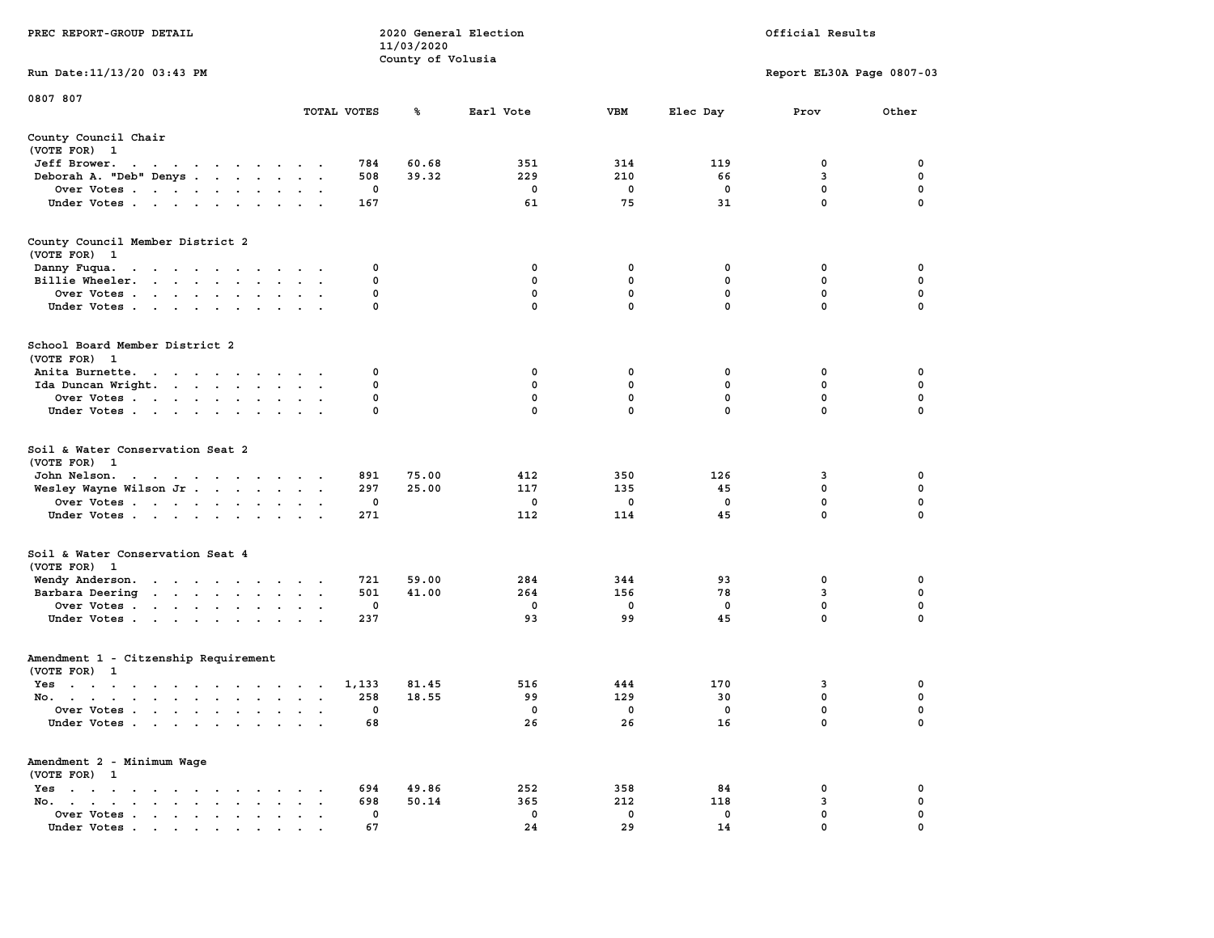PREC REPORT-GROUP DETAIL

2020 General Election
11/03/2020
County of Volusia

Official Results

Run Date:11/13/20 03:43 PM

Report EL30A Page 0807-03

0807 807

| | TOTAL VOTES | % | Earl Vote | VBM | Elec Day | Prov | Other |
|---|---|---|---|---|---|---|---|
| **County Council Chair** | | | | | | | |
| (VOTE FOR) 1 | | | | | | | |
| Jeff Brower. | 784 | 60.68 | 351 | 314 | 119 | 0 | 0 |
| Deborah A. "Deb" Denys | 508 | 39.32 | 229 | 210 | 66 | 3 | 0 |
| Over Votes | 0 | | 0 | 0 | 0 | 0 | 0 |
| Under Votes | 167 | | 61 | 75 | 31 | 0 | 0 |
| **County Council Member District 2** | | | | | | | |
| (VOTE FOR) 1 | | | | | | | |
| Danny Fuqua. | 0 | | 0 | 0 | 0 | 0 | 0 |
| Billie Wheeler. | 0 | | 0 | 0 | 0 | 0 | 0 |
| Over Votes | 0 | | 0 | 0 | 0 | 0 | 0 |
| Under Votes | 0 | | 0 | 0 | 0 | 0 | 0 |
| **School Board Member District 2** | | | | | | | |
| (VOTE FOR) 1 | | | | | | | |
| Anita Burnette. | 0 | | 0 | 0 | 0 | 0 | 0 |
| Ida Duncan Wright. | 0 | | 0 | 0 | 0 | 0 | 0 |
| Over Votes | 0 | | 0 | 0 | 0 | 0 | 0 |
| Under Votes | 0 | | 0 | 0 | 0 | 0 | 0 |
| **Soil & Water Conservation Seat 2** | | | | | | | |
| (VOTE FOR) 1 | | | | | | | |
| John Nelson. | 891 | 75.00 | 412 | 350 | 126 | 3 | 0 |
| Wesley Wayne Wilson Jr | 297 | 25.00 | 117 | 135 | 45 | 0 | 0 |
| Over Votes | 0 | | 0 | 0 | 0 | 0 | 0 |
| Under Votes | 271 | | 112 | 114 | 45 | 0 | 0 |
| **Soil & Water Conservation Seat 4** | | | | | | | |
| (VOTE FOR) 1 | | | | | | | |
| Wendy Anderson. | 721 | 59.00 | 284 | 344 | 93 | 0 | 0 |
| Barbara Deering | 501 | 41.00 | 264 | 156 | 78 | 3 | 0 |
| Over Votes | 0 | | 0 | 0 | 0 | 0 | 0 |
| Under Votes | 237 | | 93 | 99 | 45 | 0 | 0 |
| **Amendment 1 - Citzenship Requirement** | | | | | | | |
| (VOTE FOR) 1 | | | | | | | |
| Yes | 1,133 | 81.45 | 516 | 444 | 170 | 3 | 0 |
| No. | 258 | 18.55 | 99 | 129 | 30 | 0 | 0 |
| Over Votes | 0 | | 0 | 0 | 0 | 0 | 0 |
| Under Votes | 68 | | 26 | 26 | 16 | 0 | 0 |
| **Amendment 2 - Minimum Wage** | | | | | | | |
| (VOTE FOR) 1 | | | | | | | |
| Yes | 694 | 49.86 | 252 | 358 | 84 | 0 | 0 |
| No. | 698 | 50.14 | 365 | 212 | 118 | 3 | 0 |
| Over Votes | 0 | | 0 | 0 | 0 | 0 | 0 |
| Under Votes | 67 | | 24 | 29 | 14 | 0 | 0 |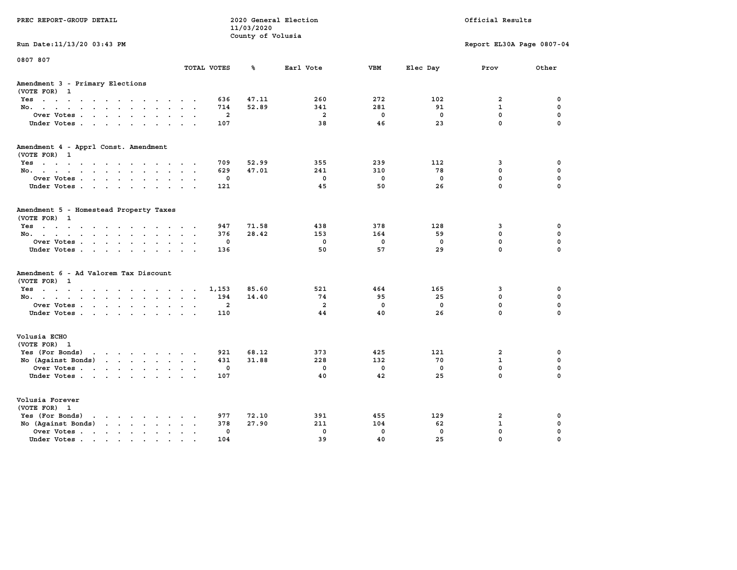PREC REPORT-GROUP DETAIL

2020 General Election
11/03/2020
County of Volusia

Official Results

Run Date:11/13/20 03:43 PM

Report EL30A Page 0807-04

0807 807

| | TOTAL VOTES | % | Earl Vote | VBM | Elec Day | Prov | Other |
|---|---|---|---|---|---|---|---|
| **Amendment 3 - Primary Elections** | | | | | | | |
| (VOTE FOR) 1 | | | | | | | |
| Yes | 636 | 47.11 | 260 | 272 | 102 | 2 | 0 |
| No. | 714 | 52.89 | 341 | 281 | 91 | 1 | 0 |
| Over Votes | 2 | | 2 | 0 | 0 | 0 | 0 |
| Under Votes | 107 | | 38 | 46 | 23 | 0 | 0 |
| **Amendment 4 - Apprl Const. Amendment** | | | | | | | |
| (VOTE FOR) 1 | | | | | | | |
| Yes | 709 | 52.99 | 355 | 239 | 112 | 3 | 0 |
| No. | 629 | 47.01 | 241 | 310 | 78 | 0 | 0 |
| Over Votes | 0 | | 0 | 0 | 0 | 0 | 0 |
| Under Votes | 121 | | 45 | 50 | 26 | 0 | 0 |
| **Amendment 5 - Homestead Property Taxes** | | | | | | | |
| (VOTE FOR) 1 | | | | | | | |
| Yes | 947 | 71.58 | 438 | 378 | 128 | 3 | 0 |
| No. | 376 | 28.42 | 153 | 164 | 59 | 0 | 0 |
| Over Votes | 0 | | 0 | 0 | 0 | 0 | 0 |
| Under Votes | 136 | | 50 | 57 | 29 | 0 | 0 |
| **Amendment 6 - Ad Valorem Tax Discount** | | | | | | | |
| (VOTE FOR) 1 | | | | | | | |
| Yes | 1,153 | 85.60 | 521 | 464 | 165 | 3 | 0 |
| No. | 194 | 14.40 | 74 | 95 | 25 | 0 | 0 |
| Over Votes | 2 | | 2 | 0 | 0 | 0 | 0 |
| Under Votes | 110 | | 44 | 40 | 26 | 0 | 0 |
| **Volusia ECHO** | | | | | | | |
| (VOTE FOR) 1 | | | | | | | |
| Yes (For Bonds) | 921 | 68.12 | 373 | 425 | 121 | 2 | 0 |
| No (Against Bonds) | 431 | 31.88 | 228 | 132 | 70 | 1 | 0 |
| Over Votes | 0 | | 0 | 0 | 0 | 0 | 0 |
| Under Votes | 107 | | 40 | 42 | 25 | 0 | 0 |
| **Volusia Forever** | | | | | | | |
| (VOTE FOR) 1 | | | | | | | |
| Yes (For Bonds) | 977 | 72.10 | 391 | 455 | 129 | 2 | 0 |
| No (Against Bonds) | 378 | 27.90 | 211 | 104 | 62 | 1 | 0 |
| Over Votes | 0 | | 0 | 0 | 0 | 0 | 0 |
| Under Votes | 104 | | 39 | 40 | 25 | 0 | 0 |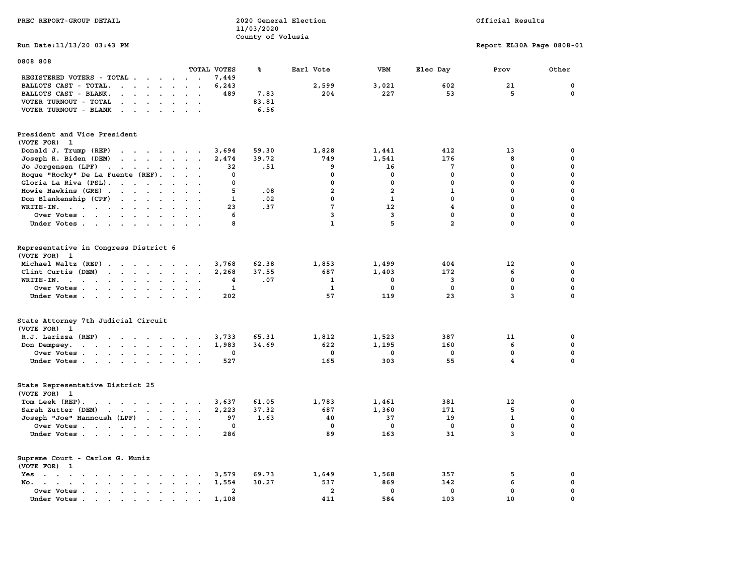PREC REPORT-GROUP DETAIL

2020 General Election
11/03/2020
County of Volusia

Official Results

Run Date:11/13/20 03:43 PM

Report EL30A Page 0808-01

0808 808

| | TOTAL VOTES | % | Earl Vote | VBM | Elec Day | Prov | Other |
|---|---|---|---|---|---|---|---|
| REGISTERED VOTERS - TOTAL | 7,449 | | | | | | |
| BALLOTS CAST - TOTAL. | 6,243 | | 2,599 | 3,021 | 602 | 21 | 0 |
| BALLOTS CAST - BLANK. | 489 | 7.83 | 204 | 227 | 53 | 5 | 0 |
| VOTER TURNOUT - TOTAL | | 83.81 | | | | | |
| VOTER TURNOUT - BLANK | | 6.56 | | | | | |

President and Vice President
(VOTE FOR) 1

| | TOTAL VOTES | % | Earl Vote | VBM | Elec Day | Prov | Other |
|---|---|---|---|---|---|---|---|
| Donald J. Trump (REP) | 3,694 | 59.30 | 1,828 | 1,441 | 412 | 13 | 0 |
| Joseph R. Biden (DEM) | 2,474 | 39.72 | 749 | 1,541 | 176 | 8 | 0 |
| Jo Jorgensen (LPF) | 32 | .51 | 9 | 16 | 7 | 0 | 0 |
| Roque "Rocky" De La Fuente (REF). | 0 | | 0 | 0 | 0 | 0 | 0 |
| Gloria La Riva (PSL). | 0 | | 0 | 0 | 0 | 0 | 0 |
| Howie Hawkins (GRE) | 5 | .08 | 2 | 2 | 1 | 0 | 0 |
| Don Blankenship (CPF) | 1 | .02 | 0 | 1 | 0 | 0 | 0 |
| WRITE-IN. | 23 | .37 | 7 | 12 | 4 | 0 | 0 |
| Over Votes | 6 | | 3 | 3 | 0 | 0 | 0 |
| Under Votes | 8 | | 1 | 5 | 2 | 0 | 0 |

Representative in Congress District 6
(VOTE FOR) 1

| | TOTAL VOTES | % | Earl Vote | VBM | Elec Day | Prov | Other |
|---|---|---|---|---|---|---|---|
| Michael Waltz (REP) | 3,768 | 62.38 | 1,853 | 1,499 | 404 | 12 | 0 |
| Clint Curtis (DEM) | 2,268 | 37.55 | 687 | 1,403 | 172 | 6 | 0 |
| WRITE-IN. | 4 | .07 | 1 | 0 | 3 | 0 | 0 |
| Over Votes | 1 | | 1 | 0 | 0 | 0 | 0 |
| Under Votes | 202 | | 57 | 119 | 23 | 3 | 0 |

State Attorney 7th Judicial Circuit
(VOTE FOR) 1

| | TOTAL VOTES | % | Earl Vote | VBM | Elec Day | Prov | Other |
|---|---|---|---|---|---|---|---|
| R.J. Larizza (REP) | 3,733 | 65.31 | 1,812 | 1,523 | 387 | 11 | 0 |
| Don Dempsey. | 1,983 | 34.69 | 622 | 1,195 | 160 | 6 | 0 |
| Over Votes | 0 | | 0 | 0 | 0 | 0 | 0 |
| Under Votes | 527 | | 165 | 303 | 55 | 4 | 0 |

State Representative District 25
(VOTE FOR) 1

| | TOTAL VOTES | % | Earl Vote | VBM | Elec Day | Prov | Other |
|---|---|---|---|---|---|---|---|
| Tom Leek (REP). | 3,637 | 61.05 | 1,783 | 1,461 | 381 | 12 | 0 |
| Sarah Zutter (DEM) | 2,223 | 37.32 | 687 | 1,360 | 171 | 5 | 0 |
| Joseph "Joe" Hannoush (LPF) | 97 | 1.63 | 40 | 37 | 19 | 1 | 0 |
| Over Votes | 0 | | 0 | 0 | 0 | 0 | 0 |
| Under Votes | 286 | | 89 | 163 | 31 | 3 | 0 |

Supreme Court - Carlos G. Muniz
(VOTE FOR) 1

| | TOTAL VOTES | % | Earl Vote | VBM | Elec Day | Prov | Other |
|---|---|---|---|---|---|---|---|
| Yes | 3,579 | 69.73 | 1,649 | 1,568 | 357 | 5 | 0 |
| No. | 1,554 | 30.27 | 537 | 869 | 142 | 6 | 0 |
| Over Votes | 2 | | 2 | 0 | 0 | 0 | 0 |
| Under Votes | 1,108 | | 411 | 584 | 103 | 10 | 0 |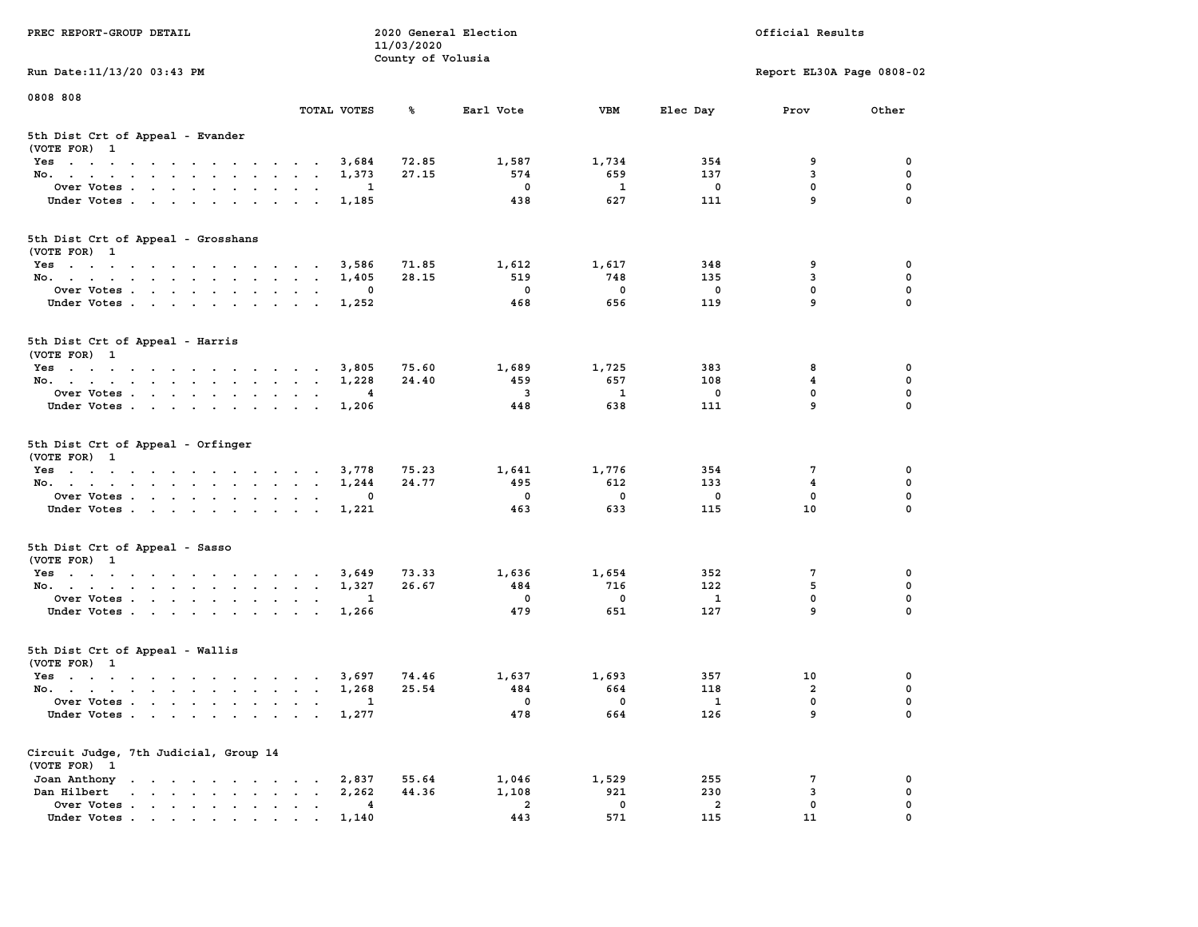PREC REPORT-GROUP DETAIL

2020 General Election
11/03/2020
County of Volusia

Official Results

Run Date:11/13/20 03:43 PM

Report EL30A Page 0808-02

0808 808

### 5th Dist Crt of Appeal - Evander
(VOTE FOR) 1

| | TOTAL VOTES | % | Earl Vote | VBM | Elec Day | Prov | Other |
|---|---|---|---|---|---|---|---|
| Yes | 3,684 | 72.85 | 1,587 | 1,734 | 354 | 9 | 0 |
| No. | 1,373 | 27.15 | 574 | 659 | 137 | 3 | 0 |
| Over Votes | 1 | | 0 | 1 | 0 | 0 | 0 |
| Under Votes | 1,185 | | 438 | 627 | 111 | 9 | 0 |

### 5th Dist Crt of Appeal - Grosshans
(VOTE FOR) 1

| | TOTAL VOTES | % | Earl Vote | VBM | Elec Day | Prov | Other |
|---|---|---|---|---|---|---|---|
| Yes | 3,586 | 71.85 | 1,612 | 1,617 | 348 | 9 | 0 |
| No. | 1,405 | 28.15 | 519 | 748 | 135 | 3 | 0 |
| Over Votes | 0 | | 0 | 0 | 0 | 0 | 0 |
| Under Votes | 1,252 | | 468 | 656 | 119 | 9 | 0 |

### 5th Dist Crt of Appeal - Harris
(VOTE FOR) 1

| | TOTAL VOTES | % | Earl Vote | VBM | Elec Day | Prov | Other |
|---|---|---|---|---|---|---|---|
| Yes | 3,805 | 75.60 | 1,689 | 1,725 | 383 | 8 | 0 |
| No. | 1,228 | 24.40 | 459 | 657 | 108 | 4 | 0 |
| Over Votes | 4 | | 3 | 1 | 0 | 0 | 0 |
| Under Votes | 1,206 | | 448 | 638 | 111 | 9 | 0 |

### 5th Dist Crt of Appeal - Orfinger
(VOTE FOR) 1

| | TOTAL VOTES | % | Earl Vote | VBM | Elec Day | Prov | Other |
|---|---|---|---|---|---|---|---|
| Yes | 3,778 | 75.23 | 1,641 | 1,776 | 354 | 7 | 0 |
| No. | 1,244 | 24.77 | 495 | 612 | 133 | 4 | 0 |
| Over Votes | 0 | | 0 | 0 | 0 | 0 | 0 |
| Under Votes | 1,221 | | 463 | 633 | 115 | 10 | 0 |

### 5th Dist Crt of Appeal - Sasso
(VOTE FOR) 1

| | TOTAL VOTES | % | Earl Vote | VBM | Elec Day | Prov | Other |
|---|---|---|---|---|---|---|---|
| Yes | 3,649 | 73.33 | 1,636 | 1,654 | 352 | 7 | 0 |
| No. | 1,327 | 26.67 | 484 | 716 | 122 | 5 | 0 |
| Over Votes | 1 | | 0 | 0 | 1 | 0 | 0 |
| Under Votes | 1,266 | | 479 | 651 | 127 | 9 | 0 |

### 5th Dist Crt of Appeal - Wallis
(VOTE FOR) 1

| | TOTAL VOTES | % | Earl Vote | VBM | Elec Day | Prov | Other |
|---|---|---|---|---|---|---|---|
| Yes | 3,697 | 74.46 | 1,637 | 1,693 | 357 | 10 | 0 |
| No. | 1,268 | 25.54 | 484 | 664 | 118 | 2 | 0 |
| Over Votes | 1 | | 0 | 0 | 1 | 0 | 0 |
| Under Votes | 1,277 | | 478 | 664 | 126 | 9 | 0 |

### Circuit Judge, 7th Judicial, Group 14
(VOTE FOR) 1

| | TOTAL VOTES | % | Earl Vote | VBM | Elec Day | Prov | Other |
|---|---|---|---|---|---|---|---|
| Joan Anthony | 2,837 | 55.64 | 1,046 | 1,529 | 255 | 7 | 0 |
| Dan Hilbert | 2,262 | 44.36 | 1,108 | 921 | 230 | 3 | 0 |
| Over Votes | 4 | | 2 | 0 | 2 | 0 | 0 |
| Under Votes | 1,140 | | 443 | 571 | 115 | 11 | 0 |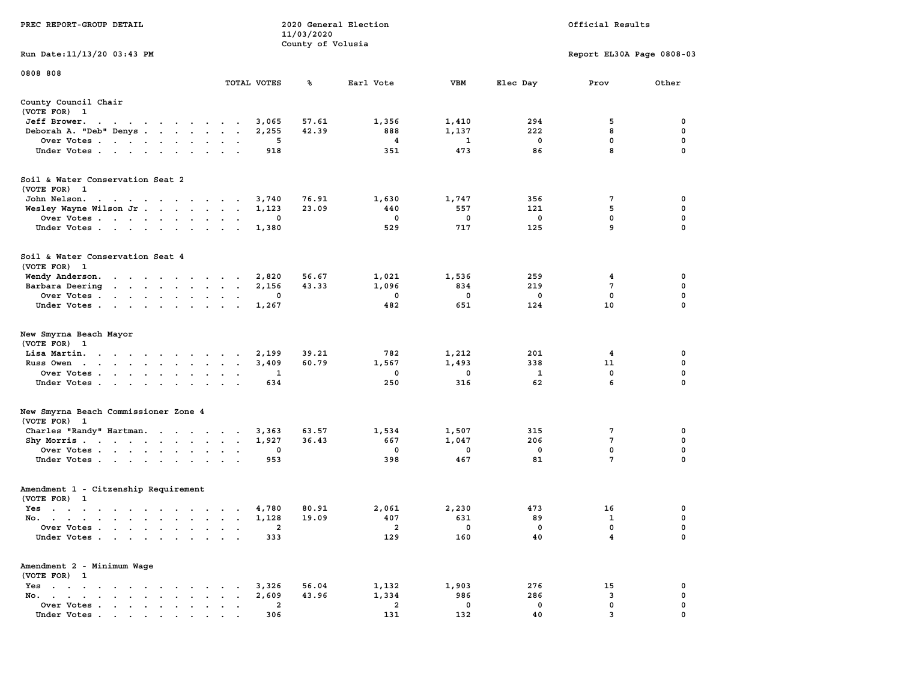PREC REPORT-GROUP DETAIL

2020 General Election
11/03/2020
County of Volusia

Official Results

Run Date:11/13/20 03:43 PM

Report EL30A Page 0808-03

0808 808

| | TOTAL VOTES | % | Earl Vote | VBM | Elec Day | Prov | Other |
|---|---|---|---|---|---|---|---|
| **County Council Chair** | | | | | | | |
| (VOTE FOR) 1 | | | | | | | |
| Jeff Brower | 3,065 | 57.61 | 1,356 | 1,410 | 294 | 5 | 0 |
| Deborah A. "Deb" Denys | 2,255 | 42.39 | 888 | 1,137 | 222 | 8 | 0 |
| Over Votes | 5 | | 4 | 1 | 0 | 0 | 0 |
| Under Votes | 918 | | 351 | 473 | 86 | 8 | 0 |
| **Soil & Water Conservation Seat 2** | | | | | | | |
| (VOTE FOR) 1 | | | | | | | |
| John Nelson | 3,740 | 76.91 | 1,630 | 1,747 | 356 | 7 | 0 |
| Wesley Wayne Wilson Jr | 1,123 | 23.09 | 440 | 557 | 121 | 5 | 0 |
| Over Votes | 0 | | 0 | 0 | 0 | 0 | 0 |
| Under Votes | 1,380 | | 529 | 717 | 125 | 9 | 0 |
| **Soil & Water Conservation Seat 4** | | | | | | | |
| (VOTE FOR) 1 | | | | | | | |
| Wendy Anderson | 2,820 | 56.67 | 1,021 | 1,536 | 259 | 4 | 0 |
| Barbara Deering | 2,156 | 43.33 | 1,096 | 834 | 219 | 7 | 0 |
| Over Votes | 0 | | 0 | 0 | 0 | 0 | 0 |
| Under Votes | 1,267 | | 482 | 651 | 124 | 10 | 0 |
| **New Smyrna Beach Mayor** | | | | | | | |
| (VOTE FOR) 1 | | | | | | | |
| Lisa Martin | 2,199 | 39.21 | 782 | 1,212 | 201 | 4 | 0 |
| Russ Owen | 3,409 | 60.79 | 1,567 | 1,493 | 338 | 11 | 0 |
| Over Votes | 1 | | 0 | 0 | 1 | 0 | 0 |
| Under Votes | 634 | | 250 | 316 | 62 | 6 | 0 |
| **New Smyrna Beach Commissioner Zone 4** | | | | | | | |
| (VOTE FOR) 1 | | | | | | | |
| Charles "Randy" Hartman | 3,363 | 63.57 | 1,534 | 1,507 | 315 | 7 | 0 |
| Shy Morris | 1,927 | 36.43 | 667 | 1,047 | 206 | 7 | 0 |
| Over Votes | 0 | | 0 | 0 | 0 | 0 | 0 |
| Under Votes | 953 | | 398 | 467 | 81 | 7 | 0 |
| **Amendment 1 - Citzenship Requirement** | | | | | | | |
| (VOTE FOR) 1 | | | | | | | |
| Yes | 4,780 | 80.91 | 2,061 | 2,230 | 473 | 16 | 0 |
| No | 1,128 | 19.09 | 407 | 631 | 89 | 1 | 0 |
| Over Votes | 2 | | 2 | 0 | 0 | 0 | 0 |
| Under Votes | 333 | | 129 | 160 | 40 | 4 | 0 |
| **Amendment 2 - Minimum Wage** | | | | | | | |
| (VOTE FOR) 1 | | | | | | | |
| Yes | 3,326 | 56.04 | 1,132 | 1,903 | 276 | 15 | 0 |
| No | 2,609 | 43.96 | 1,334 | 986 | 286 | 3 | 0 |
| Over Votes | 2 | | 2 | 0 | 0 | 0 | 0 |
| Under Votes | 306 | | 131 | 132 | 40 | 3 | 0 |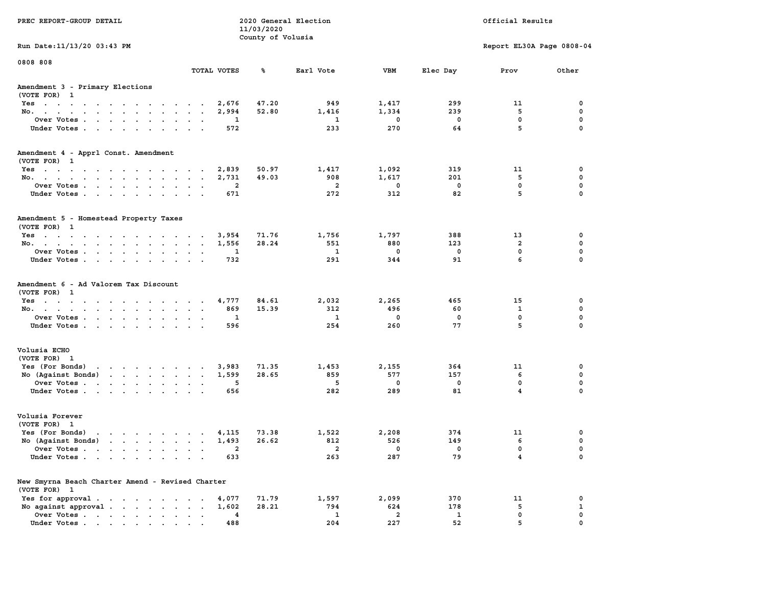PREC REPORT-GROUP DETAIL

2020 General Election
11/03/2020
County of Volusia

Official Results

Run Date:11/13/20 03:43 PM

Report EL30A Page 0808-04

0808 808

## Amendment 3 - Primary Elections
(VOTE FOR) 1

| | TOTAL VOTES | % | Earl Vote | VBM | Elec Day | Prov | Other |
|---|---|---|---|---|---|---|---|
| Yes | 2,676 | 47.20 | 949 | 1,417 | 299 | 11 | 0 |
| No. | 2,994 | 52.80 | 1,416 | 1,334 | 239 | 5 | 0 |
| Over Votes | 1 | | 1 | 0 | 0 | 0 | 0 |
| Under Votes | 572 | | 233 | 270 | 64 | 5 | 0 |

## Amendment 4 - Apprl Const. Amendment
(VOTE FOR) 1

| | TOTAL VOTES | % | Earl Vote | VBM | Elec Day | Prov | Other |
|---|---|---|---|---|---|---|---|
| Yes | 2,839 | 50.97 | 1,417 | 1,092 | 319 | 11 | 0 |
| No. | 2,731 | 49.03 | 908 | 1,617 | 201 | 5 | 0 |
| Over Votes | 2 | | 2 | 0 | 0 | 0 | 0 |
| Under Votes | 671 | | 272 | 312 | 82 | 5 | 0 |

## Amendment 5 - Homestead Property Taxes
(VOTE FOR) 1

| | TOTAL VOTES | % | Earl Vote | VBM | Elec Day | Prov | Other |
|---|---|---|---|---|---|---|---|
| Yes | 3,954 | 71.76 | 1,756 | 1,797 | 388 | 13 | 0 |
| No. | 1,556 | 28.24 | 551 | 880 | 123 | 2 | 0 |
| Over Votes | 1 | | 1 | 0 | 0 | 0 | 0 |
| Under Votes | 732 | | 291 | 344 | 91 | 6 | 0 |

## Amendment 6 - Ad Valorem Tax Discount
(VOTE FOR) 1

| | TOTAL VOTES | % | Earl Vote | VBM | Elec Day | Prov | Other |
|---|---|---|---|---|---|---|---|
| Yes | 4,777 | 84.61 | 2,032 | 2,265 | 465 | 15 | 0 |
| No. | 869 | 15.39 | 312 | 496 | 60 | 1 | 0 |
| Over Votes | 1 | | 1 | 0 | 0 | 0 | 0 |
| Under Votes | 596 | | 254 | 260 | 77 | 5 | 0 |

## Volusia ECHO
(VOTE FOR) 1

| | TOTAL VOTES | % | Earl Vote | VBM | Elec Day | Prov | Other |
|---|---|---|---|---|---|---|---|
| Yes (For Bonds) | 3,983 | 71.35 | 1,453 | 2,155 | 364 | 11 | 0 |
| No (Against Bonds) | 1,599 | 28.65 | 859 | 577 | 157 | 6 | 0 |
| Over Votes | 5 | | 5 | 0 | 0 | 0 | 0 |
| Under Votes | 656 | | 282 | 289 | 81 | 4 | 0 |

## Volusia Forever
(VOTE FOR) 1

| | TOTAL VOTES | % | Earl Vote | VBM | Elec Day | Prov | Other |
|---|---|---|---|---|---|---|---|
| Yes (For Bonds) | 4,115 | 73.38 | 1,522 | 2,208 | 374 | 11 | 0 |
| No (Against Bonds) | 1,493 | 26.62 | 812 | 526 | 149 | 6 | 0 |
| Over Votes | 2 | | 2 | 0 | 0 | 0 | 0 |
| Under Votes | 633 | | 263 | 287 | 79 | 4 | 0 |

## New Smyrna Beach Charter Amend - Revised Charter
(VOTE FOR) 1

| | TOTAL VOTES | % | Earl Vote | VBM | Elec Day | Prov | Other |
|---|---|---|---|---|---|---|---|
| Yes for approval | 4,077 | 71.79 | 1,597 | 2,099 | 370 | 11 | 0 |
| No against approval | 1,602 | 28.21 | 794 | 624 | 178 | 5 | 1 |
| Over Votes | 4 | | 1 | 2 | 1 | 0 | 0 |
| Under Votes | 488 | | 204 | 227 | 52 | 5 | 0 |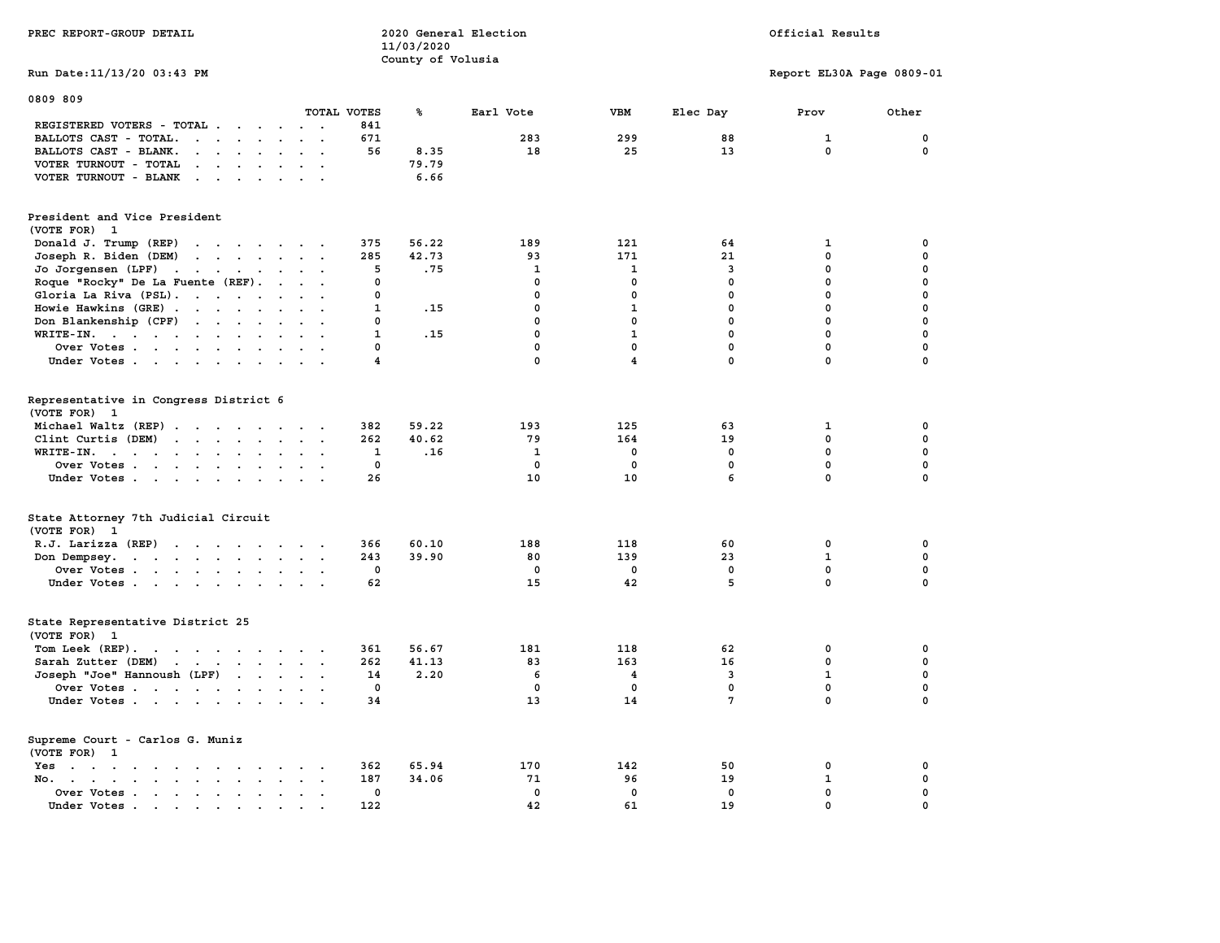PREC REPORT-GROUP DETAIL

2020 General Election
11/03/2020
County of Volusia

Official Results

Run Date:11/13/20 03:43 PM

Report EL30A Page 0809-01

0809 809

| | TOTAL VOTES | % | Earl Vote | VBM | Elec Day | Prov | Other |
|---|---|---|---|---|---|---|---|
| REGISTERED VOTERS - TOTAL | 841 | | | | | | |
| BALLOTS CAST - TOTAL. | 671 | | 283 | 299 | 88 | 1 | 0 |
| BALLOTS CAST - BLANK. | 56 | 8.35 | 18 | 25 | 13 | 0 | 0 |
| VOTER TURNOUT - TOTAL | | 79.79 | | | | | |
| VOTER TURNOUT - BLANK | | 6.66 | | | | | |

President and Vice President
(VOTE FOR) 1

| | TOTAL VOTES | % | Earl Vote | VBM | Elec Day | Prov | Other |
|---|---|---|---|---|---|---|---|
| Donald J. Trump (REP) | 375 | 56.22 | 189 | 121 | 64 | 1 | 0 |
| Joseph R. Biden (DEM) | 285 | 42.73 | 93 | 171 | 21 | 0 | 0 |
| Jo Jorgensen (LPF) | 5 | .75 | 1 | 1 | 3 | 0 | 0 |
| Roque "Rocky" De La Fuente (REF). | 0 | | 0 | 0 | 0 | 0 | 0 |
| Gloria La Riva (PSL). | 0 | | 0 | 0 | 0 | 0 | 0 |
| Howie Hawkins (GRE) | 1 | .15 | 0 | 1 | 0 | 0 | 0 |
| Don Blankenship (CPF) | 0 | | 0 | 0 | 0 | 0 | 0 |
| WRITE-IN. | 1 | .15 | 0 | 1 | 0 | 0 | 0 |
| Over Votes | 0 | | 0 | 0 | 0 | 0 | 0 |
| Under Votes | 4 | | 0 | 4 | 0 | 0 | 0 |

Representative in Congress District 6
(VOTE FOR) 1

| | TOTAL VOTES | % | Earl Vote | VBM | Elec Day | Prov | Other |
|---|---|---|---|---|---|---|---|
| Michael Waltz (REP) | 382 | 59.22 | 193 | 125 | 63 | 1 | 0 |
| Clint Curtis (DEM) | 262 | 40.62 | 79 | 164 | 19 | 0 | 0 |
| WRITE-IN. | 1 | .16 | 1 | 0 | 0 | 0 | 0 |
| Over Votes | 0 | | 0 | 0 | 0 | 0 | 0 |
| Under Votes | 26 | | 10 | 10 | 6 | 0 | 0 |

State Attorney 7th Judicial Circuit
(VOTE FOR) 1

| | TOTAL VOTES | % | Earl Vote | VBM | Elec Day | Prov | Other |
|---|---|---|---|---|---|---|---|
| R.J. Larizza (REP) | 366 | 60.10 | 188 | 118 | 60 | 0 | 0 |
| Don Dempsey. | 243 | 39.90 | 80 | 139 | 23 | 1 | 0 |
| Over Votes | 0 | | 0 | 0 | 0 | 0 | 0 |
| Under Votes | 62 | | 15 | 42 | 5 | 0 | 0 |

State Representative District 25
(VOTE FOR) 1

| | TOTAL VOTES | % | Earl Vote | VBM | Elec Day | Prov | Other |
|---|---|---|---|---|---|---|---|
| Tom Leek (REP). | 361 | 56.67 | 181 | 118 | 62 | 0 | 0 |
| Sarah Zutter (DEM) | 262 | 41.13 | 83 | 163 | 16 | 0 | 0 |
| Joseph "Joe" Hannoush (LPF) | 14 | 2.20 | 6 | 4 | 3 | 1 | 0 |
| Over Votes | 0 | | 0 | 0 | 0 | 0 | 0 |
| Under Votes | 34 | | 13 | 14 | 7 | 0 | 0 |

Supreme Court - Carlos G. Muniz
(VOTE FOR) 1

| | TOTAL VOTES | % | Earl Vote | VBM | Elec Day | Prov | Other |
|---|---|---|---|---|---|---|---|
| Yes | 362 | 65.94 | 170 | 142 | 50 | 0 | 0 |
| No. | 187 | 34.06 | 71 | 96 | 19 | 1 | 0 |
| Over Votes | 0 | | 0 | 0 | 0 | 0 | 0 |
| Under Votes | 122 | | 42 | 61 | 19 | 0 | 0 |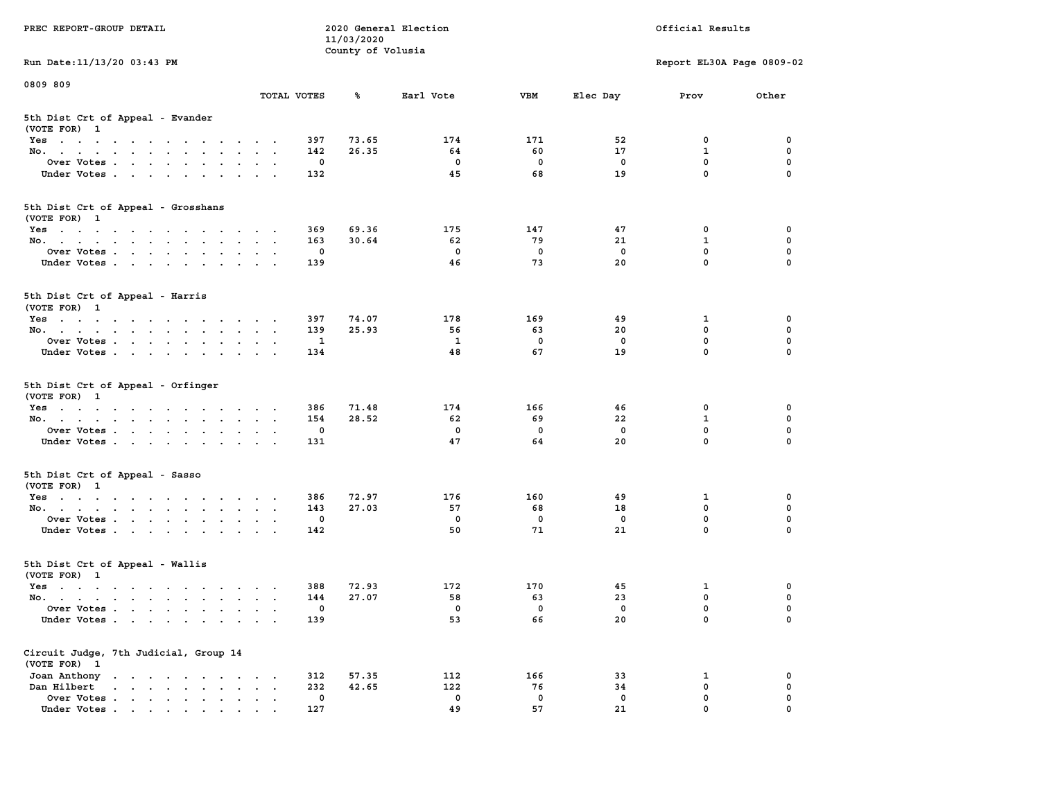PREC REPORT-GROUP DETAIL

2020 General Election
11/03/2020
County of Volusia

Official Results

Run Date:11/13/20 03:43 PM

Report EL30A Page 0809-02

0809 809

## 5th Dist Crt of Appeal - Evander

(VOTE FOR) 1

| | TOTAL VOTES | % | Earl Vote | VBM | Elec Day | Prov | Other |
|---|---|---|---|---|---|---|---|
| Yes | 397 | 73.65 | 174 | 171 | 52 | 0 | 0 |
| No. | 142 | 26.35 | 64 | 60 | 17 | 1 | 0 |
| Over Votes | 0 | | 0 | 0 | 0 | 0 | 0 |
| Under Votes | 132 | | 45 | 68 | 19 | 0 | 0 |

## 5th Dist Crt of Appeal - Grosshans

(VOTE FOR) 1

| | TOTAL VOTES | % | Earl Vote | VBM | Elec Day | Prov | Other |
|---|---|---|---|---|---|---|---|
| Yes | 369 | 69.36 | 175 | 147 | 47 | 0 | 0 |
| No. | 163 | 30.64 | 62 | 79 | 21 | 1 | 0 |
| Over Votes | 0 | | 0 | 0 | 0 | 0 | 0 |
| Under Votes | 139 | | 46 | 73 | 20 | 0 | 0 |

## 5th Dist Crt of Appeal - Harris

(VOTE FOR) 1

| | TOTAL VOTES | % | Earl Vote | VBM | Elec Day | Prov | Other |
|---|---|---|---|---|---|---|---|
| Yes | 397 | 74.07 | 178 | 169 | 49 | 1 | 0 |
| No. | 139 | 25.93 | 56 | 63 | 20 | 0 | 0 |
| Over Votes | 1 | | 1 | 0 | 0 | 0 | 0 |
| Under Votes | 134 | | 48 | 67 | 19 | 0 | 0 |

## 5th Dist Crt of Appeal - Orfinger

(VOTE FOR) 1

| | TOTAL VOTES | % | Earl Vote | VBM | Elec Day | Prov | Other |
|---|---|---|---|---|---|---|---|
| Yes | 386 | 71.48 | 174 | 166 | 46 | 0 | 0 |
| No. | 154 | 28.52 | 62 | 69 | 22 | 1 | 0 |
| Over Votes | 0 | | 0 | 0 | 0 | 0 | 0 |
| Under Votes | 131 | | 47 | 64 | 20 | 0 | 0 |

## 5th Dist Crt of Appeal - Sasso

(VOTE FOR) 1

| | TOTAL VOTES | % | Earl Vote | VBM | Elec Day | Prov | Other |
|---|---|---|---|---|---|---|---|
| Yes | 386 | 72.97 | 176 | 160 | 49 | 1 | 0 |
| No. | 143 | 27.03 | 57 | 68 | 18 | 0 | 0 |
| Over Votes | 0 | | 0 | 0 | 0 | 0 | 0 |
| Under Votes | 142 | | 50 | 71 | 21 | 0 | 0 |

## 5th Dist Crt of Appeal - Wallis

(VOTE FOR) 1

| | TOTAL VOTES | % | Earl Vote | VBM | Elec Day | Prov | Other |
|---|---|---|---|---|---|---|---|
| Yes | 388 | 72.93 | 172 | 170 | 45 | 1 | 0 |
| No. | 144 | 27.07 | 58 | 63 | 23 | 0 | 0 |
| Over Votes | 0 | | 0 | 0 | 0 | 0 | 0 |
| Under Votes | 139 | | 53 | 66 | 20 | 0 | 0 |

## Circuit Judge, 7th Judicial, Group 14

(VOTE FOR) 1

| | TOTAL VOTES | % | Earl Vote | VBM | Elec Day | Prov | Other |
|---|---|---|---|---|---|---|---|
| Joan Anthony | 312 | 57.35 | 112 | 166 | 33 | 1 | 0 |
| Dan Hilbert | 232 | 42.65 | 122 | 76 | 34 | 0 | 0 |
| Over Votes | 0 | | 0 | 0 | 0 | 0 | 0 |
| Under Votes | 127 | | 49 | 57 | 21 | 0 | 0 |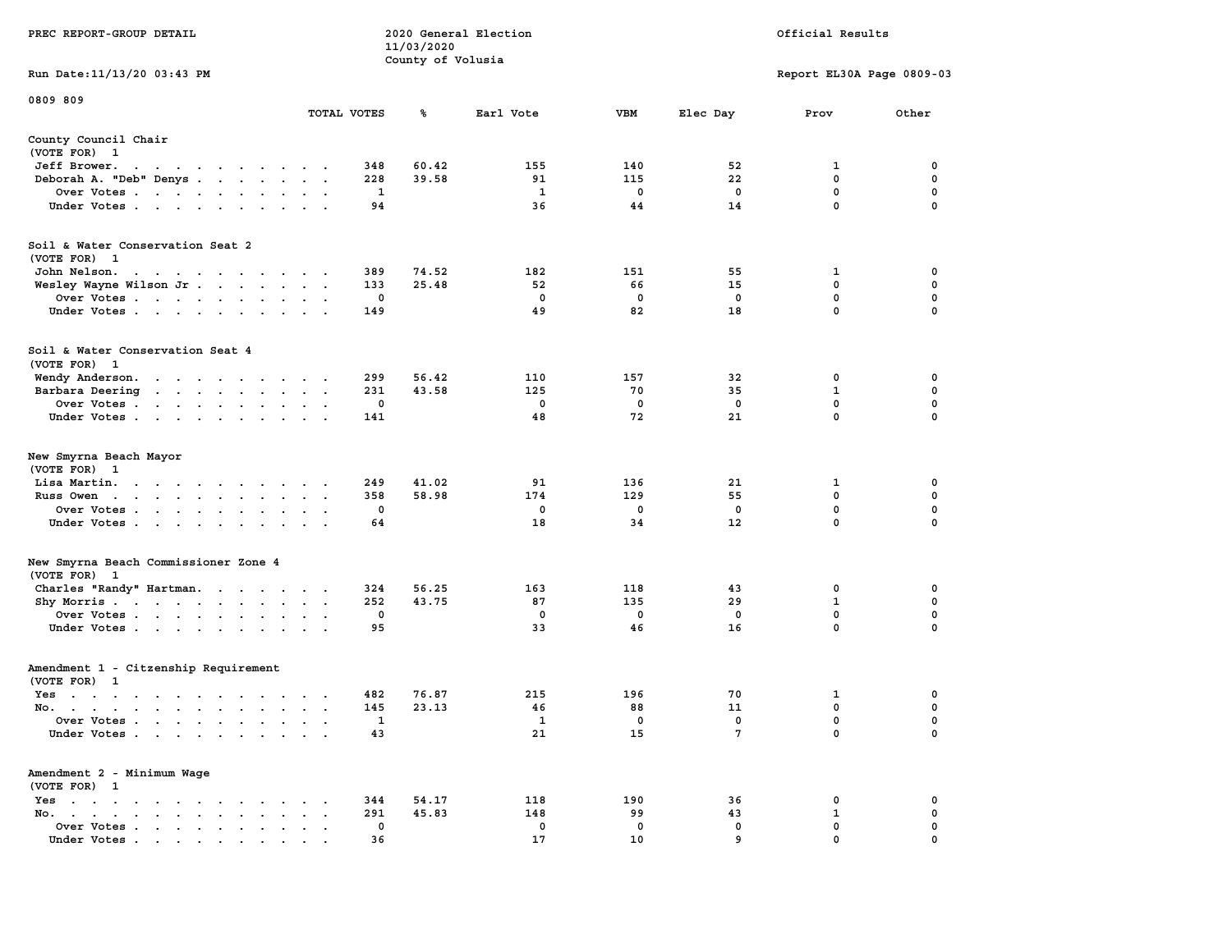PREC REPORT-GROUP DETAIL

2020 General Election
11/03/2020
County of Volusia

Official Results

Run Date:11/13/20 03:43 PM

Report EL30A Page 0809-03

0809 809

### County Council Chair
(VOTE FOR) 1

| | TOTAL VOTES | % | Earl Vote | VBM | Elec Day | Prov | Other |
|---|---|---|---|---|---|---|---|
| Jeff Brower | 348 | 60.42 | 155 | 140 | 52 | 1 | 0 |
| Deborah A. "Deb" Denys | 228 | 39.58 | 91 | 115 | 22 | 0 | 0 |
| Over Votes | 1 | | 1 | 0 | 0 | 0 | 0 |
| Under Votes | 94 | | 36 | 44 | 14 | 0 | 0 |

### Soil & Water Conservation Seat 2
(VOTE FOR) 1

| | TOTAL VOTES | % | Earl Vote | VBM | Elec Day | Prov | Other |
|---|---|---|---|---|---|---|---|
| John Nelson | 389 | 74.52 | 182 | 151 | 55 | 1 | 0 |
| Wesley Wayne Wilson Jr | 133 | 25.48 | 52 | 66 | 15 | 0 | 0 |
| Over Votes | 0 | | 0 | 0 | 0 | 0 | 0 |
| Under Votes | 149 | | 49 | 82 | 18 | 0 | 0 |

### Soil & Water Conservation Seat 4
(VOTE FOR) 1

| | TOTAL VOTES | % | Earl Vote | VBM | Elec Day | Prov | Other |
|---|---|---|---|---|---|---|---|
| Wendy Anderson | 299 | 56.42 | 110 | 157 | 32 | 0 | 0 |
| Barbara Deering | 231 | 43.58 | 125 | 70 | 35 | 1 | 0 |
| Over Votes | 0 | | 0 | 0 | 0 | 0 | 0 |
| Under Votes | 141 | | 48 | 72 | 21 | 0 | 0 |

### New Smyrna Beach Mayor
(VOTE FOR) 1

| | TOTAL VOTES | % | Earl Vote | VBM | Elec Day | Prov | Other |
|---|---|---|---|---|---|---|---|
| Lisa Martin | 249 | 41.02 | 91 | 136 | 21 | 1 | 0 |
| Russ Owen | 358 | 58.98 | 174 | 129 | 55 | 0 | 0 |
| Over Votes | 0 | | 0 | 0 | 0 | 0 | 0 |
| Under Votes | 64 | | 18 | 34 | 12 | 0 | 0 |

### New Smyrna Beach Commissioner Zone 4
(VOTE FOR) 1

| | TOTAL VOTES | % | Earl Vote | VBM | Elec Day | Prov | Other |
|---|---|---|---|---|---|---|---|
| Charles "Randy" Hartman | 324 | 56.25 | 163 | 118 | 43 | 0 | 0 |
| Shy Morris | 252 | 43.75 | 87 | 135 | 29 | 1 | 0 |
| Over Votes | 0 | | 0 | 0 | 0 | 0 | 0 |
| Under Votes | 95 | | 33 | 46 | 16 | 0 | 0 |

### Amendment 1 - Citzenship Requirement
(VOTE FOR) 1

| | TOTAL VOTES | % | Earl Vote | VBM | Elec Day | Prov | Other |
|---|---|---|---|---|---|---|---|
| Yes | 482 | 76.87 | 215 | 196 | 70 | 1 | 0 |
| No | 145 | 23.13 | 46 | 88 | 11 | 0 | 0 |
| Over Votes | 1 | | 1 | 0 | 0 | 0 | 0 |
| Under Votes | 43 | | 21 | 15 | 7 | 0 | 0 |

### Amendment 2 - Minimum Wage
(VOTE FOR) 1

| | TOTAL VOTES | % | Earl Vote | VBM | Elec Day | Prov | Other |
|---|---|---|---|---|---|---|---|
| Yes | 344 | 54.17 | 118 | 190 | 36 | 0 | 0 |
| No | 291 | 45.83 | 148 | 99 | 43 | 1 | 0 |
| Over Votes | 0 | | 0 | 0 | 0 | 0 | 0 |
| Under Votes | 36 | | 17 | 10 | 9 | 0 | 0 |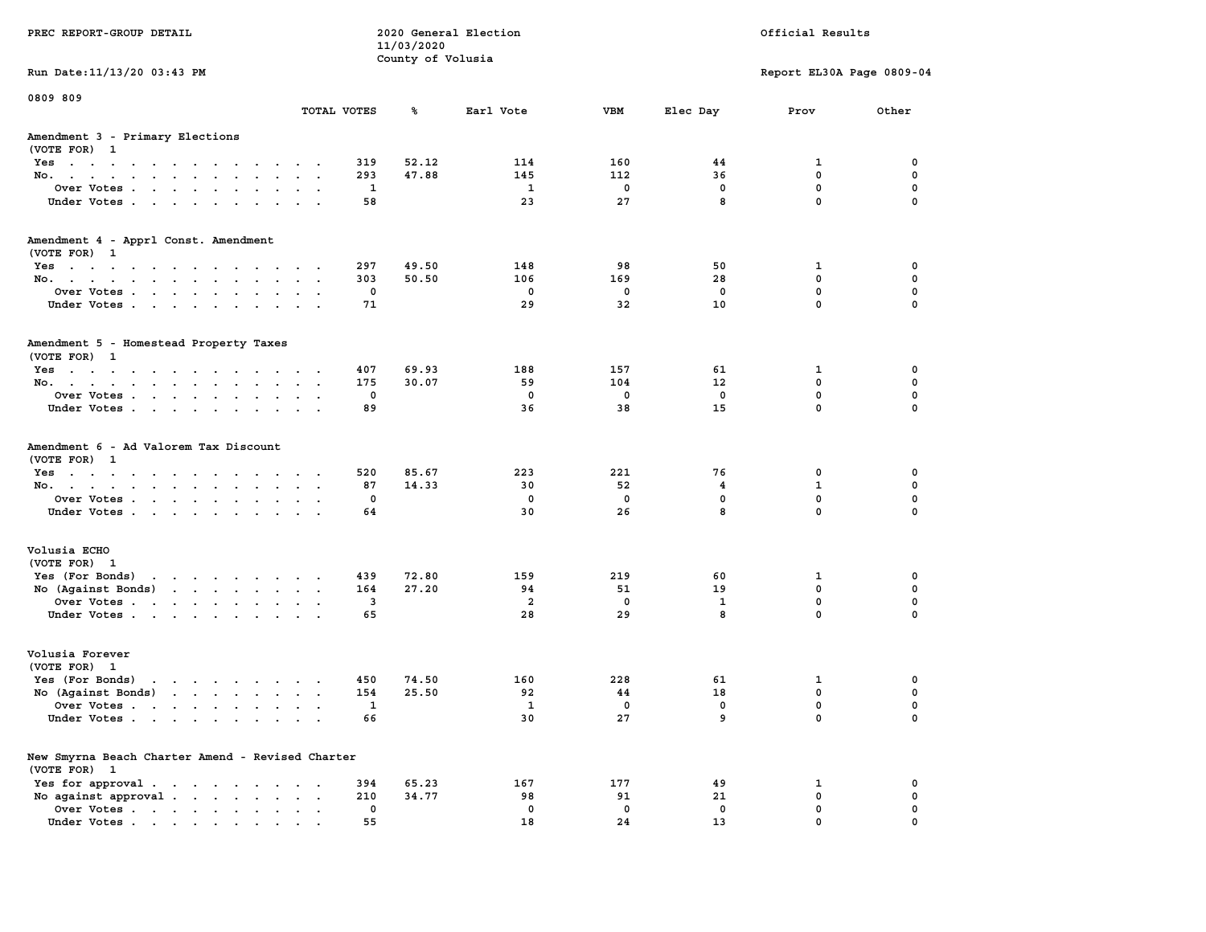PREC REPORT-GROUP DETAIL — 2020 General Election — 11/03/2020 — County of Volusia — Official Results

Run Date:11/13/20 03:43 PM — Report EL30A Page 0809-04

0809 809

## Amendment 3 - Primary Elections
(VOTE FOR) 1

| | TOTAL VOTES | % | Earl Vote | VBM | Elec Day | Prov | Other |
|---|---|---|---|---|---|---|---|
| Yes | 319 | 52.12 | 114 | 160 | 44 | 1 | 0 |
| No. | 293 | 47.88 | 145 | 112 | 36 | 0 | 0 |
| Over Votes | 1 | | 1 | 0 | 0 | 0 | 0 |
| Under Votes | 58 | | 23 | 27 | 8 | 0 | 0 |

## Amendment 4 - Apprl Const. Amendment
(VOTE FOR) 1

| | TOTAL VOTES | % | Earl Vote | VBM | Elec Day | Prov | Other |
|---|---|---|---|---|---|---|---|
| Yes | 297 | 49.50 | 148 | 98 | 50 | 1 | 0 |
| No. | 303 | 50.50 | 106 | 169 | 28 | 0 | 0 |
| Over Votes | 0 | | 0 | 0 | 0 | 0 | 0 |
| Under Votes | 71 | | 29 | 32 | 10 | 0 | 0 |

## Amendment 5 - Homestead Property Taxes
(VOTE FOR) 1

| | TOTAL VOTES | % | Earl Vote | VBM | Elec Day | Prov | Other |
|---|---|---|---|---|---|---|---|
| Yes | 407 | 69.93 | 188 | 157 | 61 | 1 | 0 |
| No. | 175 | 30.07 | 59 | 104 | 12 | 0 | 0 |
| Over Votes | 0 | | 0 | 0 | 0 | 0 | 0 |
| Under Votes | 89 | | 36 | 38 | 15 | 0 | 0 |

## Amendment 6 - Ad Valorem Tax Discount
(VOTE FOR) 1

| | TOTAL VOTES | % | Earl Vote | VBM | Elec Day | Prov | Other |
|---|---|---|---|---|---|---|---|
| Yes | 520 | 85.67 | 223 | 221 | 76 | 0 | 0 |
| No. | 87 | 14.33 | 30 | 52 | 4 | 1 | 0 |
| Over Votes | 0 | | 0 | 0 | 0 | 0 | 0 |
| Under Votes | 64 | | 30 | 26 | 8 | 0 | 0 |

## Volusia ECHO
(VOTE FOR) 1

| | TOTAL VOTES | % | Earl Vote | VBM | Elec Day | Prov | Other |
|---|---|---|---|---|---|---|---|
| Yes (For Bonds) | 439 | 72.80 | 159 | 219 | 60 | 1 | 0 |
| No (Against Bonds) | 164 | 27.20 | 94 | 51 | 19 | 0 | 0 |
| Over Votes | 3 | | 2 | 0 | 1 | 0 | 0 |
| Under Votes | 65 | | 28 | 29 | 8 | 0 | 0 |

## Volusia Forever
(VOTE FOR) 1

| | TOTAL VOTES | % | Earl Vote | VBM | Elec Day | Prov | Other |
|---|---|---|---|---|---|---|---|
| Yes (For Bonds) | 450 | 74.50 | 160 | 228 | 61 | 1 | 0 |
| No (Against Bonds) | 154 | 25.50 | 92 | 44 | 18 | 0 | 0 |
| Over Votes | 1 | | 1 | 0 | 0 | 0 | 0 |
| Under Votes | 66 | | 30 | 27 | 9 | 0 | 0 |

## New Smyrna Beach Charter Amend - Revised Charter
(VOTE FOR) 1

| | TOTAL VOTES | % | Earl Vote | VBM | Elec Day | Prov | Other |
|---|---|---|---|---|---|---|---|
| Yes for approval | 394 | 65.23 | 167 | 177 | 49 | 1 | 0 |
| No against approval | 210 | 34.77 | 98 | 91 | 21 | 0 | 0 |
| Over Votes | 0 | | 0 | 0 | 0 | 0 | 0 |
| Under Votes | 55 | | 18 | 24 | 13 | 0 | 0 |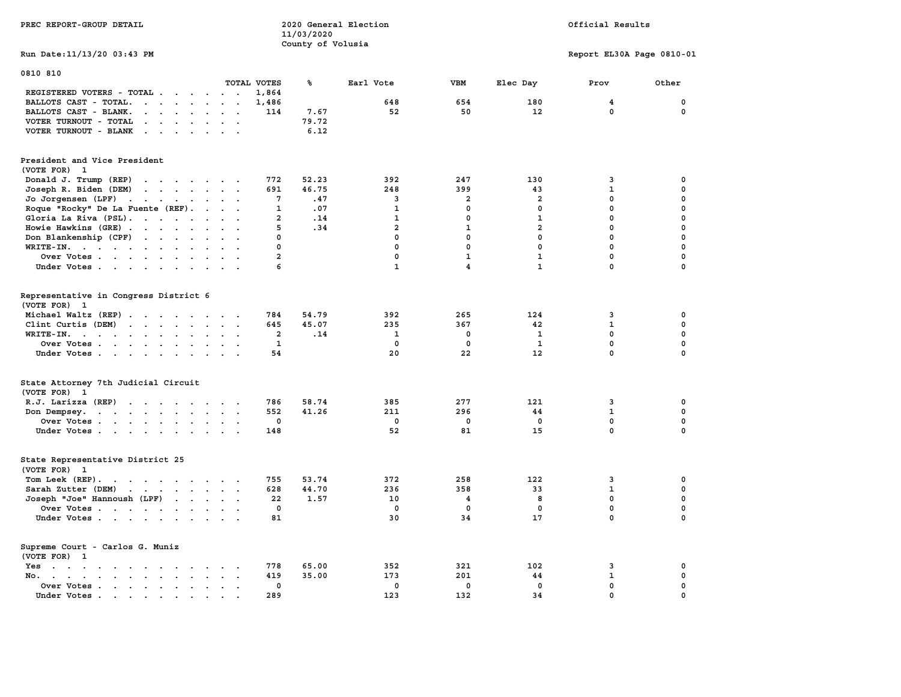PREC REPORT-GROUP DETAIL

2020 General Election
11/03/2020
County of Volusia

Official Results

Run Date:11/13/20 03:43 PM

Report EL30A Page 0810-01

0810 810

| | TOTAL VOTES | % | Earl Vote | VBM | Elec Day | Prov | Other |
|---|---|---|---|---|---|---|---|
| REGISTERED VOTERS - TOTAL | 1,864 | | | | | | |
| BALLOTS CAST - TOTAL. | 1,486 | | 648 | 654 | 180 | 4 | 0 |
| BALLOTS CAST - BLANK. | 114 | 7.67 | 52 | 50 | 12 | 0 | 0 |
| VOTER TURNOUT - TOTAL | | 79.72 | | | | | |
| VOTER TURNOUT - BLANK | | 6.12 | | | | | |

**President and Vice President**
(VOTE FOR) 1

| | TOTAL VOTES | % | Earl Vote | VBM | Elec Day | Prov | Other |
|---|---|---|---|---|---|---|---|
| Donald J. Trump (REP) | 772 | 52.23 | 392 | 247 | 130 | 3 | 0 |
| Joseph R. Biden (DEM) | 691 | 46.75 | 248 | 399 | 43 | 1 | 0 |
| Jo Jorgensen (LPF) | 7 | .47 | 3 | 2 | 2 | 0 | 0 |
| Roque "Rocky" De La Fuente (REF). | 1 | .07 | 1 | 0 | 0 | 0 | 0 |
| Gloria La Riva (PSL). | 2 | .14 | 1 | 0 | 1 | 0 | 0 |
| Howie Hawkins (GRE) | 5 | .34 | 2 | 1 | 2 | 0 | 0 |
| Don Blankenship (CPF) | 0 | | 0 | 0 | 0 | 0 | 0 |
| WRITE-IN. | 0 | | 0 | 0 | 0 | 0 | 0 |
| Over Votes | 2 | | 0 | 1 | 1 | 0 | 0 |
| Under Votes | 6 | | 1 | 4 | 1 | 0 | 0 |

**Representative in Congress District 6**
(VOTE FOR) 1

| | TOTAL VOTES | % | Earl Vote | VBM | Elec Day | Prov | Other |
|---|---|---|---|---|---|---|---|
| Michael Waltz (REP) | 784 | 54.79 | 392 | 265 | 124 | 3 | 0 |
| Clint Curtis (DEM) | 645 | 45.07 | 235 | 367 | 42 | 1 | 0 |
| WRITE-IN. | 2 | .14 | 1 | 0 | 1 | 0 | 0 |
| Over Votes | 1 | | 0 | 0 | 1 | 0 | 0 |
| Under Votes | 54 | | 20 | 22 | 12 | 0 | 0 |

**State Attorney 7th Judicial Circuit**
(VOTE FOR) 1

| | TOTAL VOTES | % | Earl Vote | VBM | Elec Day | Prov | Other |
|---|---|---|---|---|---|---|---|
| R.J. Larizza (REP) | 786 | 58.74 | 385 | 277 | 121 | 3 | 0 |
| Don Dempsey. | 552 | 41.26 | 211 | 296 | 44 | 1 | 0 |
| Over Votes | 0 | | 0 | 0 | 0 | 0 | 0 |
| Under Votes | 148 | | 52 | 81 | 15 | 0 | 0 |

**State Representative District 25**
(VOTE FOR) 1

| | TOTAL VOTES | % | Earl Vote | VBM | Elec Day | Prov | Other |
|---|---|---|---|---|---|---|---|
| Tom Leek (REP). | 755 | 53.74 | 372 | 258 | 122 | 3 | 0 |
| Sarah Zutter (DEM) | 628 | 44.70 | 236 | 358 | 33 | 1 | 0 |
| Joseph "Joe" Hannoush (LPF) | 22 | 1.57 | 10 | 4 | 8 | 0 | 0 |
| Over Votes | 0 | | 0 | 0 | 0 | 0 | 0 |
| Under Votes | 81 | | 30 | 34 | 17 | 0 | 0 |

**Supreme Court - Carlos G. Muniz**
(VOTE FOR) 1

| | TOTAL VOTES | % | Earl Vote | VBM | Elec Day | Prov | Other |
|---|---|---|---|---|---|---|---|
| Yes | 778 | 65.00 | 352 | 321 | 102 | 3 | 0 |
| No. | 419 | 35.00 | 173 | 201 | 44 | 1 | 0 |
| Over Votes | 0 | | 0 | 0 | 0 | 0 | 0 |
| Under Votes | 289 | | 123 | 132 | 34 | 0 | 0 |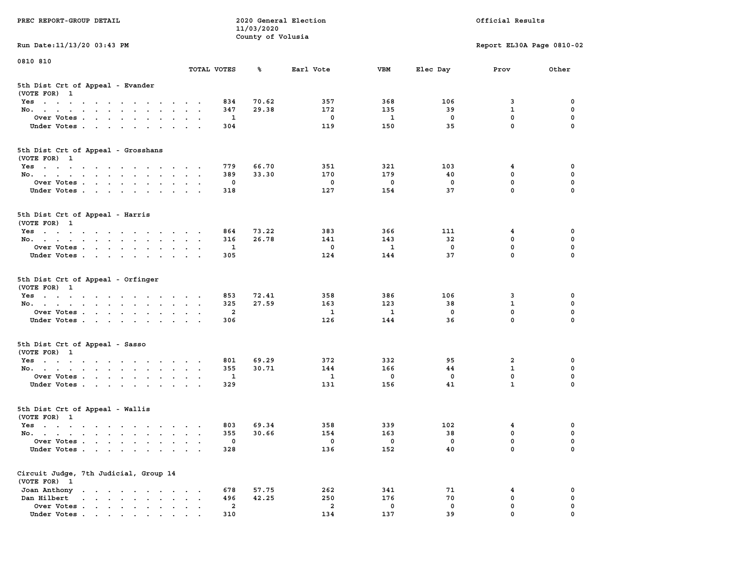PREC REPORT-GROUP DETAIL — 2020 General Election 11/03/2020 County of Volusia — Official Results

Run Date:11/13/20 03:43 PM — Report EL30A Page 0810-02

0810 810

### 5th Dist Crt of Appeal - Evander
(VOTE FOR) 1

| | TOTAL VOTES | % | Earl Vote | VBM | Elec Day | Prov | Other |
|---|---|---|---|---|---|---|---|
| Yes | 834 | 70.62 | 357 | 368 | 106 | 3 | 0 |
| No. | 347 | 29.38 | 172 | 135 | 39 | 1 | 0 |
| Over Votes | 1 | | 0 | 1 | 0 | 0 | 0 |
| Under Votes | 304 | | 119 | 150 | 35 | 0 | 0 |

### 5th Dist Crt of Appeal - Grosshans
(VOTE FOR) 1

| | TOTAL VOTES | % | Earl Vote | VBM | Elec Day | Prov | Other |
|---|---|---|---|---|---|---|---|
| Yes | 779 | 66.70 | 351 | 321 | 103 | 4 | 0 |
| No. | 389 | 33.30 | 170 | 179 | 40 | 0 | 0 |
| Over Votes | 0 | | 0 | 0 | 0 | 0 | 0 |
| Under Votes | 318 | | 127 | 154 | 37 | 0 | 0 |

### 5th Dist Crt of Appeal - Harris
(VOTE FOR) 1

| | TOTAL VOTES | % | Earl Vote | VBM | Elec Day | Prov | Other |
|---|---|---|---|---|---|---|---|
| Yes | 864 | 73.22 | 383 | 366 | 111 | 4 | 0 |
| No. | 316 | 26.78 | 141 | 143 | 32 | 0 | 0 |
| Over Votes | 1 | | 0 | 1 | 0 | 0 | 0 |
| Under Votes | 305 | | 124 | 144 | 37 | 0 | 0 |

### 5th Dist Crt of Appeal - Orfinger
(VOTE FOR) 1

| | TOTAL VOTES | % | Earl Vote | VBM | Elec Day | Prov | Other |
|---|---|---|---|---|---|---|---|
| Yes | 853 | 72.41 | 358 | 386 | 106 | 3 | 0 |
| No. | 325 | 27.59 | 163 | 123 | 38 | 1 | 0 |
| Over Votes | 2 | | 1 | 1 | 0 | 0 | 0 |
| Under Votes | 306 | | 126 | 144 | 36 | 0 | 0 |

### 5th Dist Crt of Appeal - Sasso
(VOTE FOR) 1

| | TOTAL VOTES | % | Earl Vote | VBM | Elec Day | Prov | Other |
|---|---|---|---|---|---|---|---|
| Yes | 801 | 69.29 | 372 | 332 | 95 | 2 | 0 |
| No. | 355 | 30.71 | 144 | 166 | 44 | 1 | 0 |
| Over Votes | 1 | | 1 | 0 | 0 | 0 | 0 |
| Under Votes | 329 | | 131 | 156 | 41 | 1 | 0 |

### 5th Dist Crt of Appeal - Wallis
(VOTE FOR) 1

| | TOTAL VOTES | % | Earl Vote | VBM | Elec Day | Prov | Other |
|---|---|---|---|---|---|---|---|
| Yes | 803 | 69.34 | 358 | 339 | 102 | 4 | 0 |
| No. | 355 | 30.66 | 154 | 163 | 38 | 0 | 0 |
| Over Votes | 0 | | 0 | 0 | 0 | 0 | 0 |
| Under Votes | 328 | | 136 | 152 | 40 | 0 | 0 |

### Circuit Judge, 7th Judicial, Group 14
(VOTE FOR) 1

| | TOTAL VOTES | % | Earl Vote | VBM | Elec Day | Prov | Other |
|---|---|---|---|---|---|---|---|
| Joan Anthony | 678 | 57.75 | 262 | 341 | 71 | 4 | 0 |
| Dan Hilbert | 496 | 42.25 | 250 | 176 | 70 | 0 | 0 |
| Over Votes | 2 | | 2 | 0 | 0 | 0 | 0 |
| Under Votes | 310 | | 134 | 137 | 39 | 0 | 0 |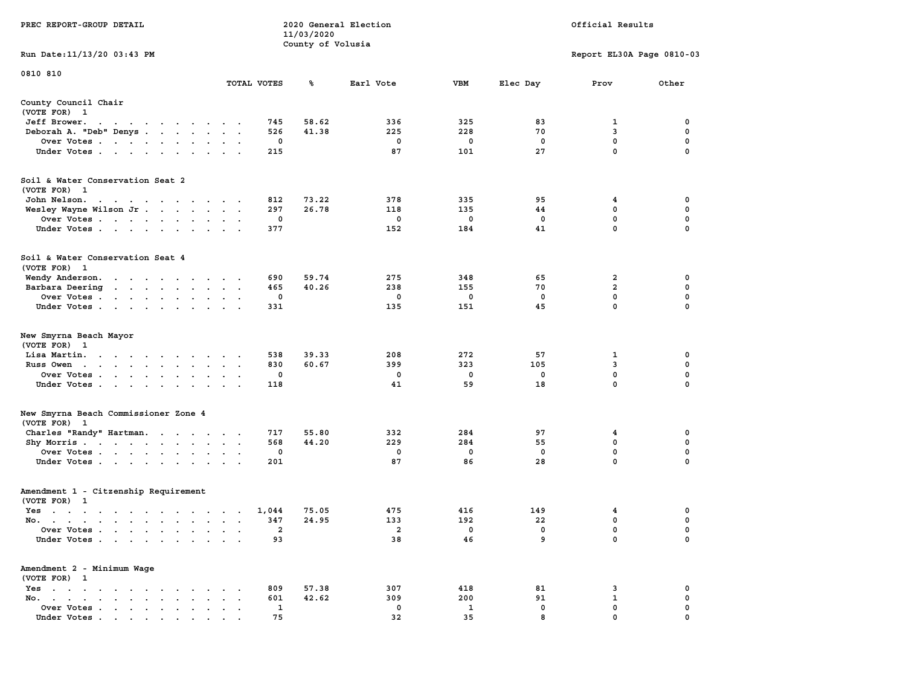PREC REPORT-GROUP DETAIL

2020 General Election
11/03/2020
County of Volusia

Official Results

Run Date:11/13/20 03:43 PM

Report EL30A Page 0810-03

0810 810

| | TOTAL VOTES | % | Earl Vote | VBM | Elec Day | Prov | Other |
|---|---|---|---|---|---|---|---|
| **County Council Chair** | | | | | | | |
| (VOTE FOR) 1 | | | | | | | |
| Jeff Brower | 745 | 58.62 | 336 | 325 | 83 | 1 | 0 |
| Deborah A. "Deb" Denys | 526 | 41.38 | 225 | 228 | 70 | 3 | 0 |
| Over Votes | 0 | | 0 | 0 | 0 | 0 | 0 |
| Under Votes | 215 | | 87 | 101 | 27 | 0 | 0 |
| **Soil & Water Conservation Seat 2** | | | | | | | |
| (VOTE FOR) 1 | | | | | | | |
| John Nelson | 812 | 73.22 | 378 | 335 | 95 | 4 | 0 |
| Wesley Wayne Wilson Jr | 297 | 26.78 | 118 | 135 | 44 | 0 | 0 |
| Over Votes | 0 | | 0 | 0 | 0 | 0 | 0 |
| Under Votes | 377 | | 152 | 184 | 41 | 0 | 0 |
| **Soil & Water Conservation Seat 4** | | | | | | | |
| (VOTE FOR) 1 | | | | | | | |
| Wendy Anderson | 690 | 59.74 | 275 | 348 | 65 | 2 | 0 |
| Barbara Deering | 465 | 40.26 | 238 | 155 | 70 | 2 | 0 |
| Over Votes | 0 | | 0 | 0 | 0 | 0 | 0 |
| Under Votes | 331 | | 135 | 151 | 45 | 0 | 0 |
| **New Smyrna Beach Mayor** | | | | | | | |
| (VOTE FOR) 1 | | | | | | | |
| Lisa Martin | 538 | 39.33 | 208 | 272 | 57 | 1 | 0 |
| Russ Owen | 830 | 60.67 | 399 | 323 | 105 | 3 | 0 |
| Over Votes | 0 | | 0 | 0 | 0 | 0 | 0 |
| Under Votes | 118 | | 41 | 59 | 18 | 0 | 0 |
| **New Smyrna Beach Commissioner Zone 4** | | | | | | | |
| (VOTE FOR) 1 | | | | | | | |
| Charles "Randy" Hartman | 717 | 55.80 | 332 | 284 | 97 | 4 | 0 |
| Shy Morris | 568 | 44.20 | 229 | 284 | 55 | 0 | 0 |
| Over Votes | 0 | | 0 | 0 | 0 | 0 | 0 |
| Under Votes | 201 | | 87 | 86 | 28 | 0 | 0 |
| **Amendment 1 - Citzenship Requirement** | | | | | | | |
| (VOTE FOR) 1 | | | | | | | |
| Yes | 1,044 | 75.05 | 475 | 416 | 149 | 4 | 0 |
| No | 347 | 24.95 | 133 | 192 | 22 | 0 | 0 |
| Over Votes | 2 | | 2 | 0 | 0 | 0 | 0 |
| Under Votes | 93 | | 38 | 46 | 9 | 0 | 0 |
| **Amendment 2 - Minimum Wage** | | | | | | | |
| (VOTE FOR) 1 | | | | | | | |
| Yes | 809 | 57.38 | 307 | 418 | 81 | 3 | 0 |
| No | 601 | 42.62 | 309 | 200 | 91 | 1 | 0 |
| Over Votes | 1 | | 0 | 1 | 0 | 0 | 0 |
| Under Votes | 75 | | 32 | 35 | 8 | 0 | 0 |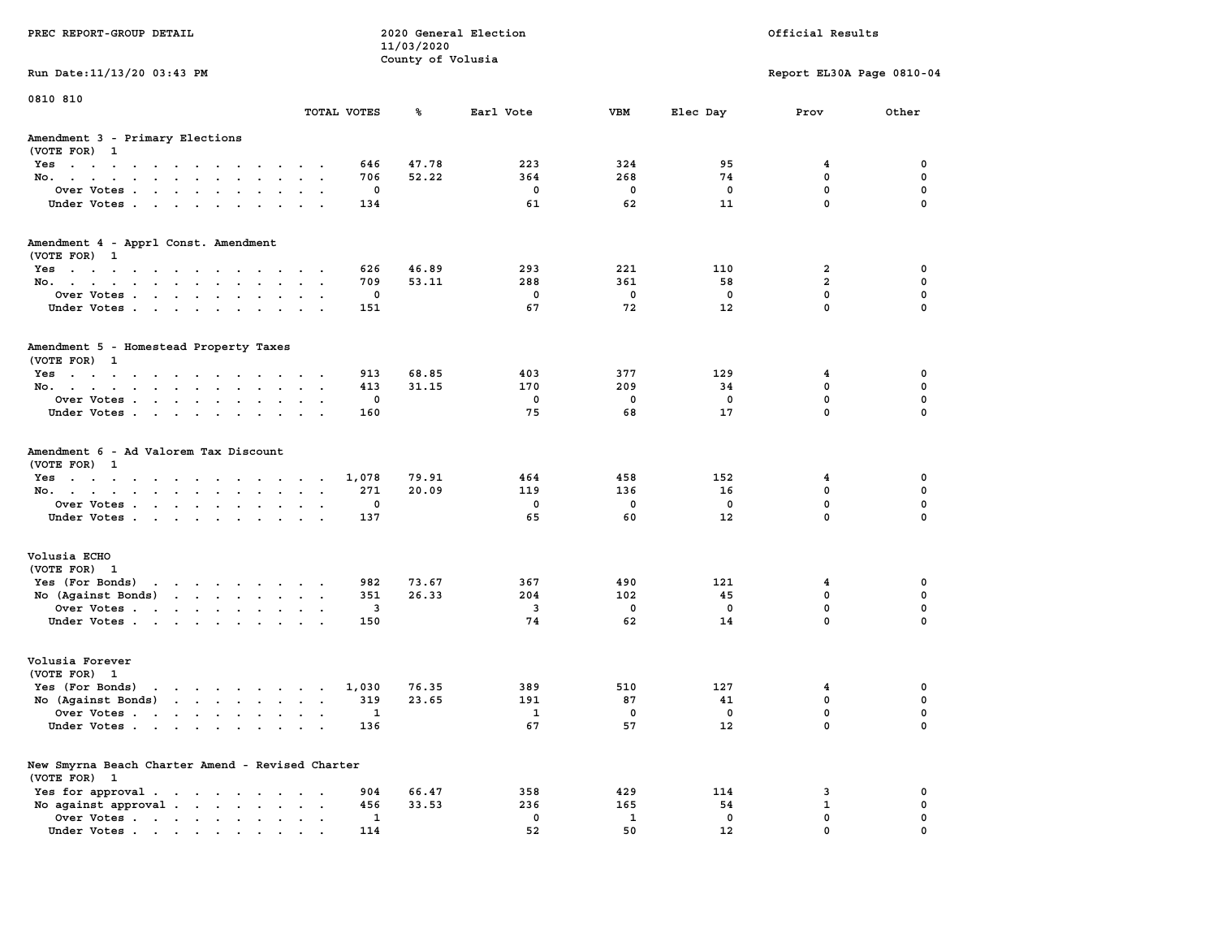PREC REPORT-GROUP DETAIL

2020 General Election
11/03/2020
County of Volusia

Official Results

Run Date:11/13/20 03:43 PM

Report EL30A Page 0810-04

0810 810

### Amendment 3 - Primary Elections
(VOTE FOR) 1

| | TOTAL VOTES | % | Earl Vote | VBM | Elec Day | Prov | Other |
|---|---|---|---|---|---|---|---|
| Yes | 646 | 47.78 | 223 | 324 | 95 | 4 | 0 |
| No. | 706 | 52.22 | 364 | 268 | 74 | 0 | 0 |
| Over Votes | 0 | | 0 | 0 | 0 | 0 | 0 |
| Under Votes | 134 | | 61 | 62 | 11 | 0 | 0 |

### Amendment 4 - Apprl Const. Amendment
(VOTE FOR) 1

| | TOTAL VOTES | % | Earl Vote | VBM | Elec Day | Prov | Other |
|---|---|---|---|---|---|---|---|
| Yes | 626 | 46.89 | 293 | 221 | 110 | 2 | 0 |
| No. | 709 | 53.11 | 288 | 361 | 58 | 2 | 0 |
| Over Votes | 0 | | 0 | 0 | 0 | 0 | 0 |
| Under Votes | 151 | | 67 | 72 | 12 | 0 | 0 |

### Amendment 5 - Homestead Property Taxes
(VOTE FOR) 1

| | TOTAL VOTES | % | Earl Vote | VBM | Elec Day | Prov | Other |
|---|---|---|---|---|---|---|---|
| Yes | 913 | 68.85 | 403 | 377 | 129 | 4 | 0 |
| No. | 413 | 31.15 | 170 | 209 | 34 | 0 | 0 |
| Over Votes | 0 | | 0 | 0 | 0 | 0 | 0 |
| Under Votes | 160 | | 75 | 68 | 17 | 0 | 0 |

### Amendment 6 - Ad Valorem Tax Discount
(VOTE FOR) 1

| | TOTAL VOTES | % | Earl Vote | VBM | Elec Day | Prov | Other |
|---|---|---|---|---|---|---|---|
| Yes | 1,078 | 79.91 | 464 | 458 | 152 | 4 | 0 |
| No. | 271 | 20.09 | 119 | 136 | 16 | 0 | 0 |
| Over Votes | 0 | | 0 | 0 | 0 | 0 | 0 |
| Under Votes | 137 | | 65 | 60 | 12 | 0 | 0 |

### Volusia ECHO
(VOTE FOR) 1

| | TOTAL VOTES | % | Earl Vote | VBM | Elec Day | Prov | Other |
|---|---|---|---|---|---|---|---|
| Yes (For Bonds) | 982 | 73.67 | 367 | 490 | 121 | 4 | 0 |
| No (Against Bonds) | 351 | 26.33 | 204 | 102 | 45 | 0 | 0 |
| Over Votes | 3 | | 3 | 0 | 0 | 0 | 0 |
| Under Votes | 150 | | 74 | 62 | 14 | 0 | 0 |

### Volusia Forever
(VOTE FOR) 1

| | TOTAL VOTES | % | Earl Vote | VBM | Elec Day | Prov | Other |
|---|---|---|---|---|---|---|---|
| Yes (For Bonds) | 1,030 | 76.35 | 389 | 510 | 127 | 4 | 0 |
| No (Against Bonds) | 319 | 23.65 | 191 | 87 | 41 | 0 | 0 |
| Over Votes | 1 | | 1 | 0 | 0 | 0 | 0 |
| Under Votes | 136 | | 67 | 57 | 12 | 0 | 0 |

### New Smyrna Beach Charter Amend - Revised Charter
(VOTE FOR) 1

| | TOTAL VOTES | % | Earl Vote | VBM | Elec Day | Prov | Other |
|---|---|---|---|---|---|---|---|
| Yes for approval | 904 | 66.47 | 358 | 429 | 114 | 3 | 0 |
| No against approval | 456 | 33.53 | 236 | 165 | 54 | 1 | 0 |
| Over Votes | 1 | | 0 | 1 | 0 | 0 | 0 |
| Under Votes | 114 | | 52 | 50 | 12 | 0 | 0 |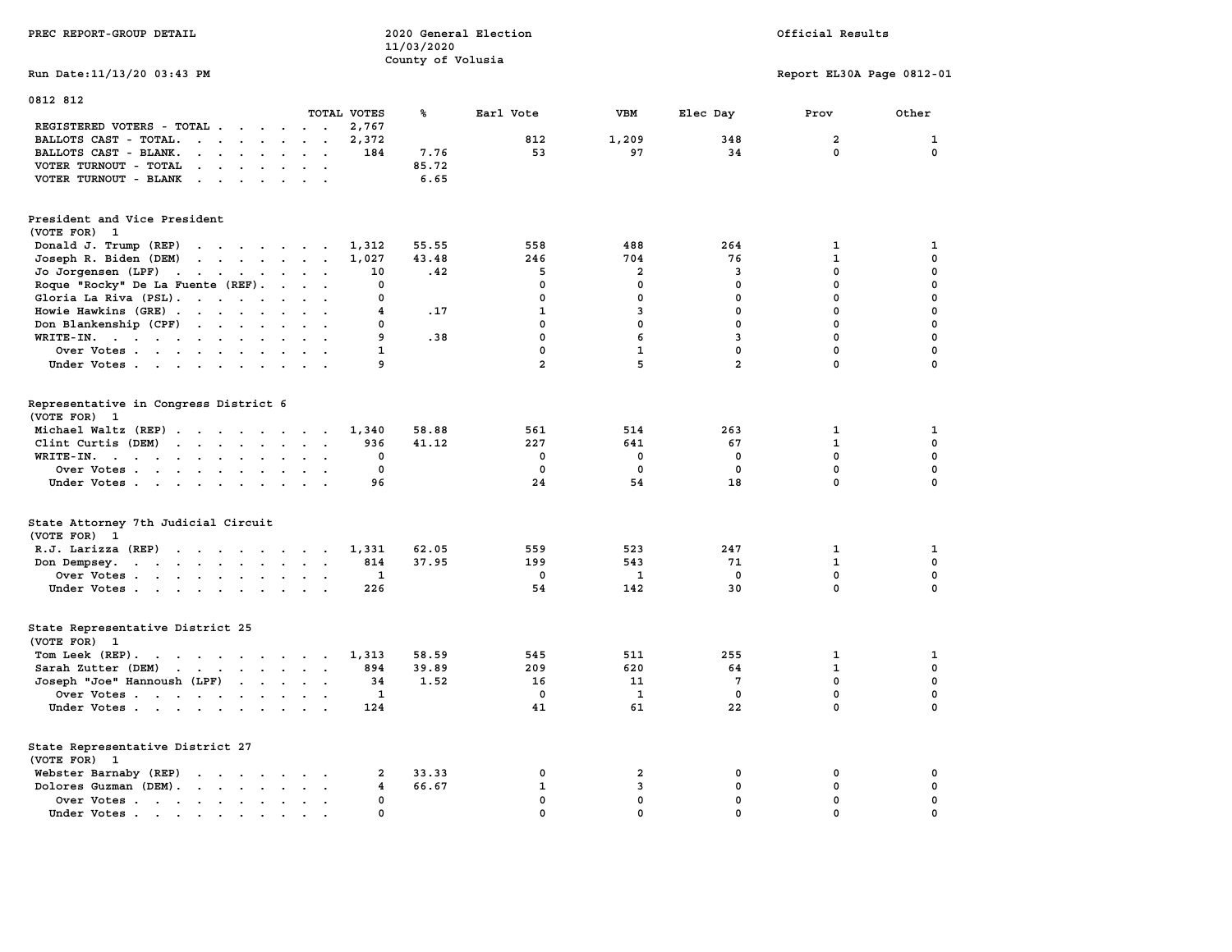PREC REPORT-GROUP DETAIL

2020 General Election
11/03/2020
County of Volusia

Official Results

Run Date:11/13/20 03:43 PM

Report EL30A Page 0812-01

## 0812 812

| | TOTAL VOTES | % | Earl Vote | VBM | Elec Day | Prov | Other |
|---|---|---|---|---|---|---|---|
| REGISTERED VOTERS - TOTAL | 2,767 | | | | | | |
| BALLOTS CAST - TOTAL. | 2,372 | | 812 | 1,209 | 348 | 2 | 1 |
| BALLOTS CAST - BLANK. | 184 | 7.76 | 53 | 97 | 34 | 0 | 0 |
| VOTER TURNOUT - TOTAL | | 85.72 | | | | | |
| VOTER TURNOUT - BLANK | | 6.65 | | | | | |

### President and Vice President
(VOTE FOR) 1

| | TOTAL VOTES | % | Earl Vote | VBM | Elec Day | Prov | Other |
|---|---|---|---|---|---|---|---|
| Donald J. Trump (REP) | 1,312 | 55.55 | 558 | 488 | 264 | 1 | 1 |
| Joseph R. Biden (DEM) | 1,027 | 43.48 | 246 | 704 | 76 | 1 | 0 |
| Jo Jorgensen (LPF) | 10 | .42 | 5 | 2 | 3 | 0 | 0 |
| Roque "Rocky" De La Fuente (REF). | 0 | | 0 | 0 | 0 | 0 | 0 |
| Gloria La Riva (PSL). | 0 | | 0 | 0 | 0 | 0 | 0 |
| Howie Hawkins (GRE) | 4 | .17 | 1 | 3 | 0 | 0 | 0 |
| Don Blankenship (CPF) | 0 | | 0 | 0 | 0 | 0 | 0 |
| WRITE-IN. | 9 | .38 | 0 | 6 | 3 | 0 | 0 |
| Over Votes | 1 | | 0 | 1 | 0 | 0 | 0 |
| Under Votes | 9 | | 2 | 5 | 2 | 0 | 0 |

### Representative in Congress District 6
(VOTE FOR) 1

| | TOTAL VOTES | % | Earl Vote | VBM | Elec Day | Prov | Other |
|---|---|---|---|---|---|---|---|
| Michael Waltz (REP) | 1,340 | 58.88 | 561 | 514 | 263 | 1 | 1 |
| Clint Curtis (DEM) | 936 | 41.12 | 227 | 641 | 67 | 1 | 0 |
| WRITE-IN. | 0 | | 0 | 0 | 0 | 0 | 0 |
| Over Votes | 0 | | 0 | 0 | 0 | 0 | 0 |
| Under Votes | 96 | | 24 | 54 | 18 | 0 | 0 |

### State Attorney 7th Judicial Circuit
(VOTE FOR) 1

| | TOTAL VOTES | % | Earl Vote | VBM | Elec Day | Prov | Other |
|---|---|---|---|---|---|---|---|
| R.J. Larizza (REP) | 1,331 | 62.05 | 559 | 523 | 247 | 1 | 1 |
| Don Dempsey. | 814 | 37.95 | 199 | 543 | 71 | 1 | 0 |
| Over Votes | 1 | | 0 | 1 | 0 | 0 | 0 |
| Under Votes | 226 | | 54 | 142 | 30 | 0 | 0 |

### State Representative District 25
(VOTE FOR) 1

| | TOTAL VOTES | % | Earl Vote | VBM | Elec Day | Prov | Other |
|---|---|---|---|---|---|---|---|
| Tom Leek (REP). | 1,313 | 58.59 | 545 | 511 | 255 | 1 | 1 |
| Sarah Zutter (DEM) | 894 | 39.89 | 209 | 620 | 64 | 1 | 0 |
| Joseph "Joe" Hannoush (LPF) | 34 | 1.52 | 16 | 11 | 7 | 0 | 0 |
| Over Votes | 1 | | 0 | 1 | 0 | 0 | 0 |
| Under Votes | 124 | | 41 | 61 | 22 | 0 | 0 |

### State Representative District 27
(VOTE FOR) 1

| | TOTAL VOTES | % | Earl Vote | VBM | Elec Day | Prov | Other |
|---|---|---|---|---|---|---|---|
| Webster Barnaby (REP) | 2 | 33.33 | 0 | 2 | 0 | 0 | 0 |
| Dolores Guzman (DEM). | 4 | 66.67 | 1 | 3 | 0 | 0 | 0 |
| Over Votes | 0 | | 0 | 0 | 0 | 0 | 0 |
| Under Votes | 0 | | 0 | 0 | 0 | 0 | 0 |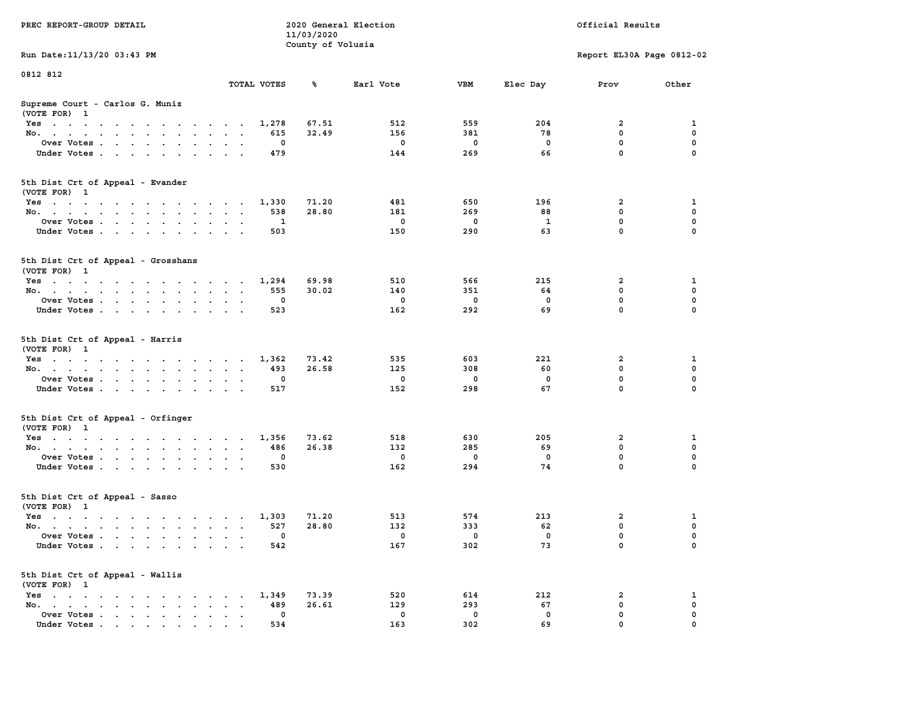PREC REPORT-GROUP DETAIL

2020 General Election
11/03/2020
County of Volusia

Official Results

Run Date:11/13/20 03:43 PM

Report EL30A Page 0812-02

0812 812

## Supreme Court - Carlos G. Muniz
(VOTE FOR) 1

| | TOTAL VOTES | % | Earl Vote | VBM | Elec Day | Prov | Other |
|---|---|---|---|---|---|---|---|
| Yes | 1,278 | 67.51 | 512 | 559 | 204 | 2 | 1 |
| No. | 615 | 32.49 | 156 | 381 | 78 | 0 | 0 |
| Over Votes | 0 | | 0 | 0 | 0 | 0 | 0 |
| Under Votes | 479 | | 144 | 269 | 66 | 0 | 0 |

## 5th Dist Crt of Appeal - Evander
(VOTE FOR) 1

| | TOTAL VOTES | % | Earl Vote | VBM | Elec Day | Prov | Other |
|---|---|---|---|---|---|---|---|
| Yes | 1,330 | 71.20 | 481 | 650 | 196 | 2 | 1 |
| No. | 538 | 28.80 | 181 | 269 | 88 | 0 | 0 |
| Over Votes | 1 | | 0 | 0 | 1 | 0 | 0 |
| Under Votes | 503 | | 150 | 290 | 63 | 0 | 0 |

## 5th Dist Crt of Appeal - Grosshans
(VOTE FOR) 1

| | TOTAL VOTES | % | Earl Vote | VBM | Elec Day | Prov | Other |
|---|---|---|---|---|---|---|---|
| Yes | 1,294 | 69.98 | 510 | 566 | 215 | 2 | 1 |
| No. | 555 | 30.02 | 140 | 351 | 64 | 0 | 0 |
| Over Votes | 0 | | 0 | 0 | 0 | 0 | 0 |
| Under Votes | 523 | | 162 | 292 | 69 | 0 | 0 |

## 5th Dist Crt of Appeal - Harris
(VOTE FOR) 1

| | TOTAL VOTES | % | Earl Vote | VBM | Elec Day | Prov | Other |
|---|---|---|---|---|---|---|---|
| Yes | 1,362 | 73.42 | 535 | 603 | 221 | 2 | 1 |
| No. | 493 | 26.58 | 125 | 308 | 60 | 0 | 0 |
| Over Votes | 0 | | 0 | 0 | 0 | 0 | 0 |
| Under Votes | 517 | | 152 | 298 | 67 | 0 | 0 |

## 5th Dist Crt of Appeal - Orfinger
(VOTE FOR) 1

| | TOTAL VOTES | % | Earl Vote | VBM | Elec Day | Prov | Other |
|---|---|---|---|---|---|---|---|
| Yes | 1,356 | 73.62 | 518 | 630 | 205 | 2 | 1 |
| No. | 486 | 26.38 | 132 | 285 | 69 | 0 | 0 |
| Over Votes | 0 | | 0 | 0 | 0 | 0 | 0 |
| Under Votes | 530 | | 162 | 294 | 74 | 0 | 0 |

## 5th Dist Crt of Appeal - Sasso
(VOTE FOR) 1

| | TOTAL VOTES | % | Earl Vote | VBM | Elec Day | Prov | Other |
|---|---|---|---|---|---|---|---|
| Yes | 1,303 | 71.20 | 513 | 574 | 213 | 2 | 1 |
| No. | 527 | 28.80 | 132 | 333 | 62 | 0 | 0 |
| Over Votes | 0 | | 0 | 0 | 0 | 0 | 0 |
| Under Votes | 542 | | 167 | 302 | 73 | 0 | 0 |

## 5th Dist Crt of Appeal - Wallis
(VOTE FOR) 1

| | TOTAL VOTES | % | Earl Vote | VBM | Elec Day | Prov | Other |
|---|---|---|---|---|---|---|---|
| Yes | 1,349 | 73.39 | 520 | 614 | 212 | 2 | 1 |
| No. | 489 | 26.61 | 129 | 293 | 67 | 0 | 0 |
| Over Votes | 0 | | 0 | 0 | 0 | 0 | 0 |
| Under Votes | 534 | | 163 | 302 | 69 | 0 | 0 |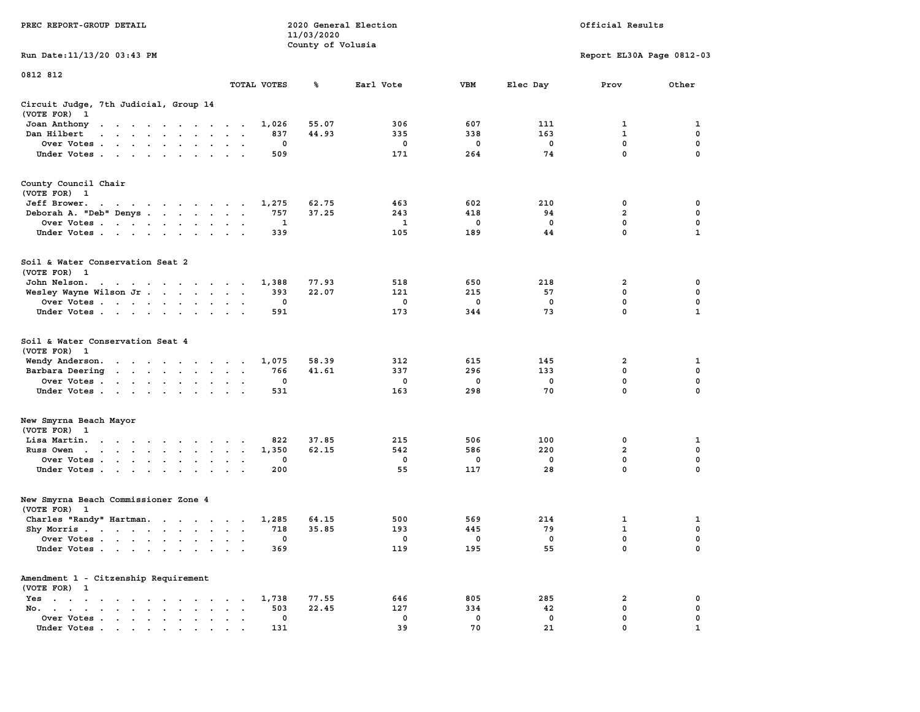PREC REPORT-GROUP DETAIL

2020 General Election
11/03/2020
County of Volusia

Official Results

Run Date:11/13/20 03:43 PM

Report EL30A Page 0812-03

0812 812

## Circuit Judge, 7th Judicial, Group 14
(VOTE FOR) 1

| | TOTAL VOTES | % | Earl Vote | VBM | Elec Day | Prov | Other |
|---|---|---|---|---|---|---|---|
| Joan Anthony | 1,026 | 55.07 | 306 | 607 | 111 | 1 | 1 |
| Dan Hilbert | 837 | 44.93 | 335 | 338 | 163 | 1 | 0 |
| Over Votes | 0 | | 0 | 0 | 0 | 0 | 0 |
| Under Votes | 509 | | 171 | 264 | 74 | 0 | 0 |

## County Council Chair
(VOTE FOR) 1

| | TOTAL VOTES | % | Earl Vote | VBM | Elec Day | Prov | Other |
|---|---|---|---|---|---|---|---|
| Jeff Brower | 1,275 | 62.75 | 463 | 602 | 210 | 0 | 0 |
| Deborah A. "Deb" Denys | 757 | 37.25 | 243 | 418 | 94 | 2 | 0 |
| Over Votes | 1 | | 1 | 0 | 0 | 0 | 0 |
| Under Votes | 339 | | 105 | 189 | 44 | 0 | 1 |

## Soil & Water Conservation Seat 2
(VOTE FOR) 1

| | TOTAL VOTES | % | Earl Vote | VBM | Elec Day | Prov | Other |
|---|---|---|---|---|---|---|---|
| John Nelson | 1,388 | 77.93 | 518 | 650 | 218 | 2 | 0 |
| Wesley Wayne Wilson Jr | 393 | 22.07 | 121 | 215 | 57 | 0 | 0 |
| Over Votes | 0 | | 0 | 0 | 0 | 0 | 0 |
| Under Votes | 591 | | 173 | 344 | 73 | 0 | 1 |

## Soil & Water Conservation Seat 4
(VOTE FOR) 1

| | TOTAL VOTES | % | Earl Vote | VBM | Elec Day | Prov | Other |
|---|---|---|---|---|---|---|---|
| Wendy Anderson | 1,075 | 58.39 | 312 | 615 | 145 | 2 | 1 |
| Barbara Deering | 766 | 41.61 | 337 | 296 | 133 | 0 | 0 |
| Over Votes | 0 | | 0 | 0 | 0 | 0 | 0 |
| Under Votes | 531 | | 163 | 298 | 70 | 0 | 0 |

## New Smyrna Beach Mayor
(VOTE FOR) 1

| | TOTAL VOTES | % | Earl Vote | VBM | Elec Day | Prov | Other |
|---|---|---|---|---|---|---|---|
| Lisa Martin | 822 | 37.85 | 215 | 506 | 100 | 0 | 1 |
| Russ Owen | 1,350 | 62.15 | 542 | 586 | 220 | 2 | 0 |
| Over Votes | 0 | | 0 | 0 | 0 | 0 | 0 |
| Under Votes | 200 | | 55 | 117 | 28 | 0 | 0 |

## New Smyrna Beach Commissioner Zone 4
(VOTE FOR) 1

| | TOTAL VOTES | % | Earl Vote | VBM | Elec Day | Prov | Other |
|---|---|---|---|---|---|---|---|
| Charles "Randy" Hartman | 1,285 | 64.15 | 500 | 569 | 214 | 1 | 1 |
| Shy Morris | 718 | 35.85 | 193 | 445 | 79 | 1 | 0 |
| Over Votes | 0 | | 0 | 0 | 0 | 0 | 0 |
| Under Votes | 369 | | 119 | 195 | 55 | 0 | 0 |

## Amendment 1 - Citzenship Requirement
(VOTE FOR) 1

| | TOTAL VOTES | % | Earl Vote | VBM | Elec Day | Prov | Other |
|---|---|---|---|---|---|---|---|
| Yes | 1,738 | 77.55 | 646 | 805 | 285 | 2 | 0 |
| No | 503 | 22.45 | 127 | 334 | 42 | 0 | 0 |
| Over Votes | 0 | | 0 | 0 | 0 | 0 | 0 |
| Under Votes | 131 | | 39 | 70 | 21 | 0 | 1 |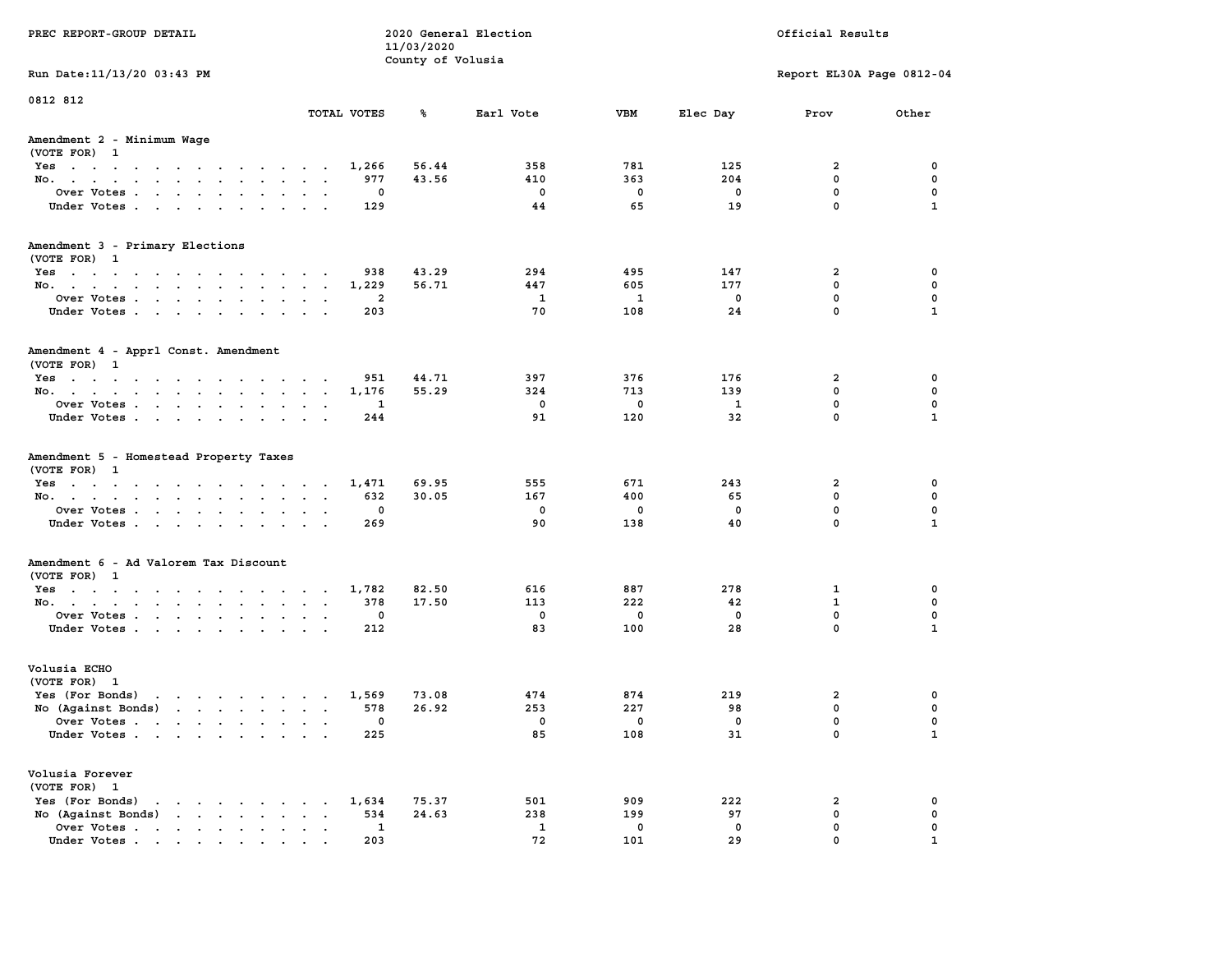PREC REPORT-GROUP DETAIL

2020 General Election
11/03/2020
County of Volusia

Official Results

Run Date:11/13/20 03:43 PM

Report EL30A Page 0812-04

0812 812

## Amendment 2 - Minimum Wage
(VOTE FOR) 1

| | TOTAL VOTES | % | Earl Vote | VBM | Elec Day | Prov | Other |
|---|---|---|---|---|---|---|---|
| Yes | 1,266 | 56.44 | 358 | 781 | 125 | 2 | 0 |
| No. | 977 | 43.56 | 410 | 363 | 204 | 0 | 0 |
| Over Votes | 0 | | 0 | 0 | 0 | 0 | 0 |
| Under Votes | 129 | | 44 | 65 | 19 | 0 | 1 |

## Amendment 3 - Primary Elections
(VOTE FOR) 1

| | TOTAL VOTES | % | Earl Vote | VBM | Elec Day | Prov | Other |
|---|---|---|---|---|---|---|---|
| Yes | 938 | 43.29 | 294 | 495 | 147 | 2 | 0 |
| No. | 1,229 | 56.71 | 447 | 605 | 177 | 0 | 0 |
| Over Votes | 2 | | 1 | 1 | 0 | 0 | 0 |
| Under Votes | 203 | | 70 | 108 | 24 | 0 | 1 |

## Amendment 4 - Apprl Const. Amendment
(VOTE FOR) 1

| | TOTAL VOTES | % | Earl Vote | VBM | Elec Day | Prov | Other |
|---|---|---|---|---|---|---|---|
| Yes | 951 | 44.71 | 397 | 376 | 176 | 2 | 0 |
| No. | 1,176 | 55.29 | 324 | 713 | 139 | 0 | 0 |
| Over Votes | 1 | | 0 | 0 | 1 | 0 | 0 |
| Under Votes | 244 | | 91 | 120 | 32 | 0 | 1 |

## Amendment 5 - Homestead Property Taxes
(VOTE FOR) 1

| | TOTAL VOTES | % | Earl Vote | VBM | Elec Day | Prov | Other |
|---|---|---|---|---|---|---|---|
| Yes | 1,471 | 69.95 | 555 | 671 | 243 | 2 | 0 |
| No. | 632 | 30.05 | 167 | 400 | 65 | 0 | 0 |
| Over Votes | 0 | | 0 | 0 | 0 | 0 | 0 |
| Under Votes | 269 | | 90 | 138 | 40 | 0 | 1 |

## Amendment 6 - Ad Valorem Tax Discount
(VOTE FOR) 1

| | TOTAL VOTES | % | Earl Vote | VBM | Elec Day | Prov | Other |
|---|---|---|---|---|---|---|---|
| Yes | 1,782 | 82.50 | 616 | 887 | 278 | 1 | 0 |
| No. | 378 | 17.50 | 113 | 222 | 42 | 1 | 0 |
| Over Votes | 0 | | 0 | 0 | 0 | 0 | 0 |
| Under Votes | 212 | | 83 | 100 | 28 | 0 | 1 |

## Volusia ECHO
(VOTE FOR) 1

| | TOTAL VOTES | % | Earl Vote | VBM | Elec Day | Prov | Other |
|---|---|---|---|---|---|---|---|
| Yes (For Bonds) | 1,569 | 73.08 | 474 | 874 | 219 | 2 | 0 |
| No (Against Bonds) | 578 | 26.92 | 253 | 227 | 98 | 0 | 0 |
| Over Votes | 0 | | 0 | 0 | 0 | 0 | 0 |
| Under Votes | 225 | | 85 | 108 | 31 | 0 | 1 |

## Volusia Forever
(VOTE FOR) 1

| | TOTAL VOTES | % | Earl Vote | VBM | Elec Day | Prov | Other |
|---|---|---|---|---|---|---|---|
| Yes (For Bonds) | 1,634 | 75.37 | 501 | 909 | 222 | 2 | 0 |
| No (Against Bonds) | 534 | 24.63 | 238 | 199 | 97 | 0 | 0 |
| Over Votes | 1 | | 1 | 0 | 0 | 0 | 0 |
| Under Votes | 203 | | 72 | 101 | 29 | 0 | 1 |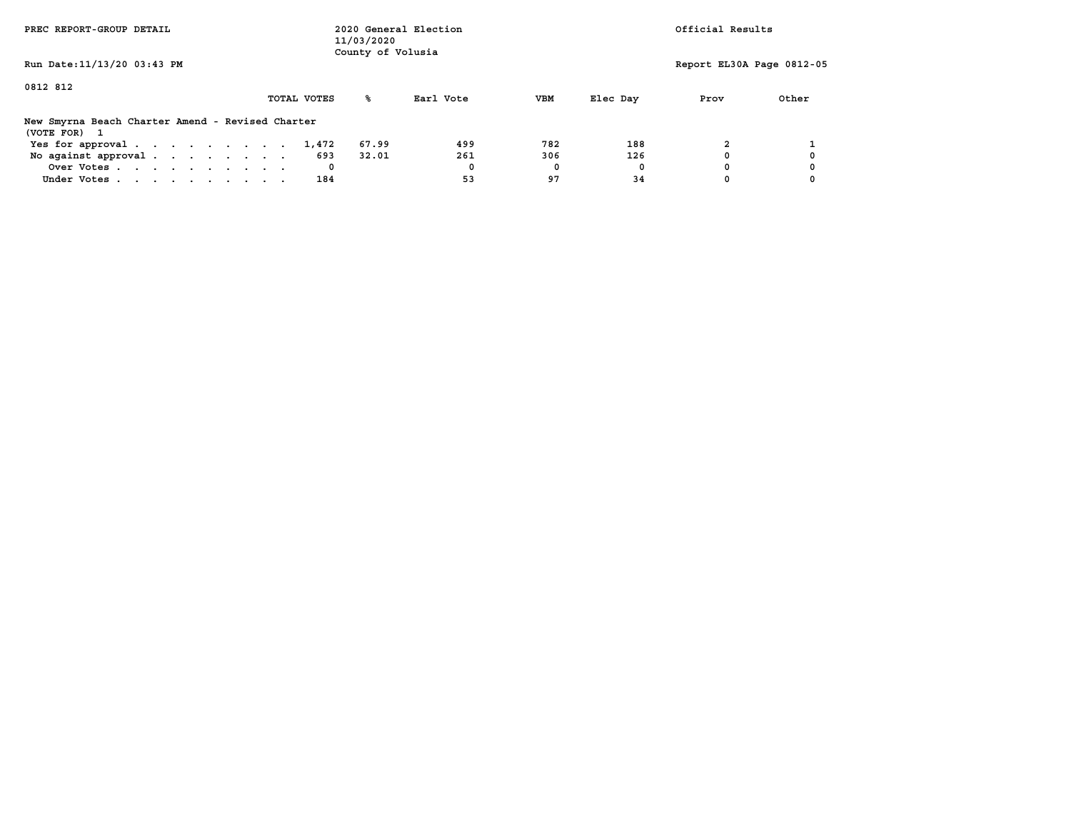PREC REPORT-GROUP DETAIL

2020 General Election
11/03/2020
County of Volusia

Official Results

Run Date:11/13/20 03:43 PM

Report EL30A Page 0812-05

0812 812

New Smyrna Beach Charter Amend - Revised Charter
(VOTE FOR) 1

| | TOTAL VOTES | % | Earl Vote | VBM | Elec Day | Prov | Other |
|---|---|---|---|---|---|---|---|
| Yes for approval | 1,472 | 67.99 | 499 | 782 | 188 | 2 | 1 |
| No against approval | 693 | 32.01 | 261 | 306 | 126 | 0 | 0 |
| Over Votes | 0 | | 0 | 0 | 0 | 0 | 0 |
| Under Votes | 184 | | 53 | 97 | 34 | 0 | 0 |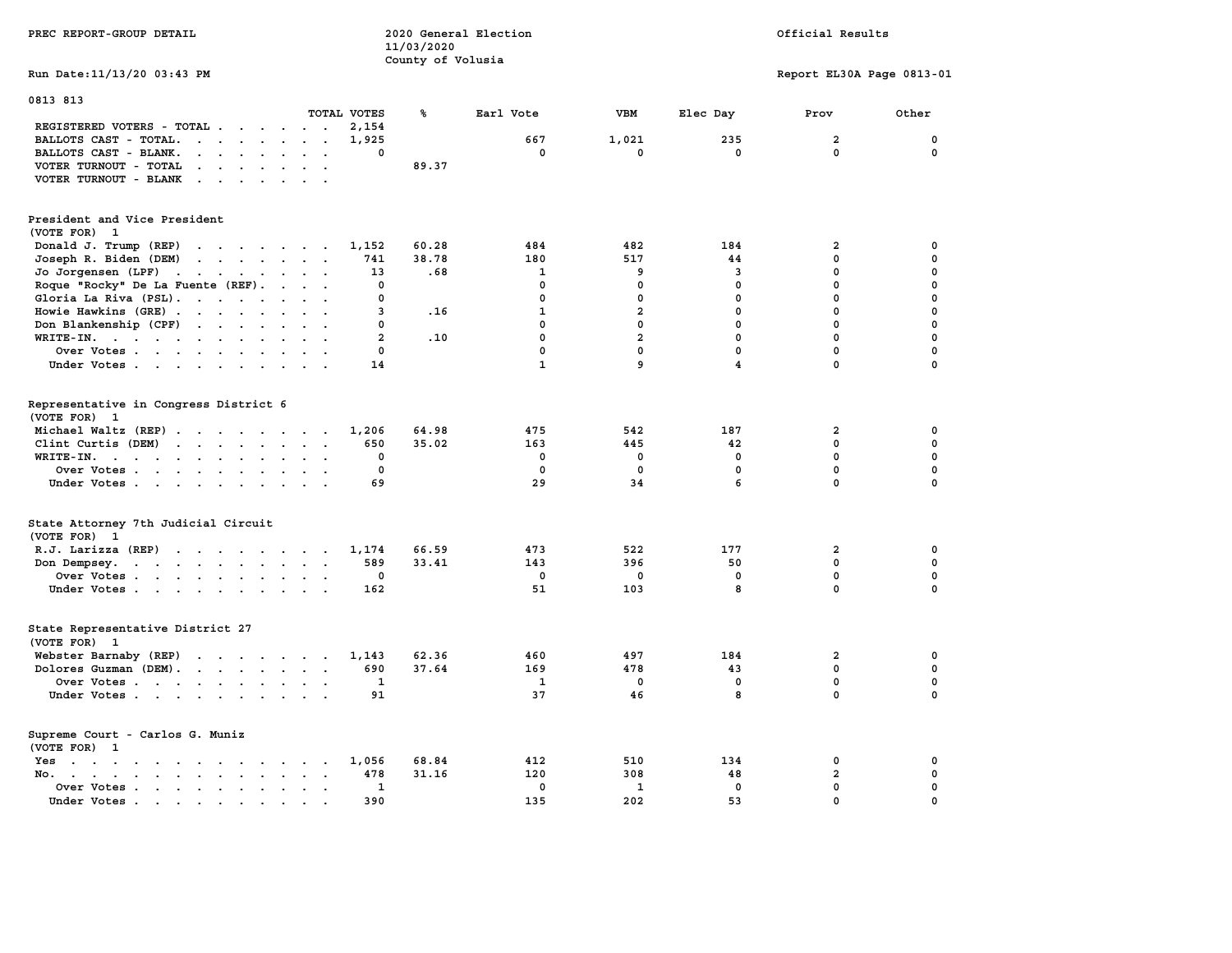PREC REPORT-GROUP DETAIL

2020 General Election
11/03/2020
County of Volusia

Official Results

Run Date:11/13/20 03:43 PM

Report EL30A Page 0813-01

0813 813

| | TOTAL VOTES | % | Earl Vote | VBM | Elec Day | Prov | Other |
|---|---|---|---|---|---|---|---|
| REGISTERED VOTERS - TOTAL | 2,154 | | | | | | |
| BALLOTS CAST - TOTAL. | 1,925 | | 667 | 1,021 | 235 | 2 | 0 |
| BALLOTS CAST - BLANK. | 0 | | 0 | 0 | 0 | 0 | 0 |
| VOTER TURNOUT - TOTAL | | 89.37 | | | | | |
| VOTER TURNOUT - BLANK | | | | | | | |

## President and Vice President
(VOTE FOR) 1

| | TOTAL VOTES | % | Earl Vote | VBM | Elec Day | Prov | Other |
|---|---|---|---|---|---|---|---|
| Donald J. Trump (REP) | 1,152 | 60.28 | 484 | 482 | 184 | 2 | 0 |
| Joseph R. Biden (DEM) | 741 | 38.78 | 180 | 517 | 44 | 0 | 0 |
| Jo Jorgensen (LPF) | 13 | .68 | 1 | 9 | 3 | 0 | 0 |
| Roque "Rocky" De La Fuente (REF). | 0 | | 0 | 0 | 0 | 0 | 0 |
| Gloria La Riva (PSL). | 0 | | 0 | 0 | 0 | 0 | 0 |
| Howie Hawkins (GRE) | 3 | .16 | 1 | 2 | 0 | 0 | 0 |
| Don Blankenship (CPF) | 0 | | 0 | 0 | 0 | 0 | 0 |
| WRITE-IN. | 2 | .10 | 0 | 2 | 0 | 0 | 0 |
| Over Votes | 0 | | 0 | 0 | 0 | 0 | 0 |
| Under Votes | 14 | | 1 | 9 | 4 | 0 | 0 |

## Representative in Congress District 6
(VOTE FOR) 1

| | TOTAL VOTES | % | Earl Vote | VBM | Elec Day | Prov | Other |
|---|---|---|---|---|---|---|---|
| Michael Waltz (REP) | 1,206 | 64.98 | 475 | 542 | 187 | 2 | 0 |
| Clint Curtis (DEM) | 650 | 35.02 | 163 | 445 | 42 | 0 | 0 |
| WRITE-IN. | 0 | | 0 | 0 | 0 | 0 | 0 |
| Over Votes | 0 | | 0 | 0 | 0 | 0 | 0 |
| Under Votes | 69 | | 29 | 34 | 6 | 0 | 0 |

## State Attorney 7th Judicial Circuit
(VOTE FOR) 1

| | TOTAL VOTES | % | Earl Vote | VBM | Elec Day | Prov | Other |
|---|---|---|---|---|---|---|---|
| R.J. Larizza (REP) | 1,174 | 66.59 | 473 | 522 | 177 | 2 | 0 |
| Don Dempsey. | 589 | 33.41 | 143 | 396 | 50 | 0 | 0 |
| Over Votes | 0 | | 0 | 0 | 0 | 0 | 0 |
| Under Votes | 162 | | 51 | 103 | 8 | 0 | 0 |

## State Representative District 27
(VOTE FOR) 1

| | TOTAL VOTES | % | Earl Vote | VBM | Elec Day | Prov | Other |
|---|---|---|---|---|---|---|---|
| Webster Barnaby (REP) | 1,143 | 62.36 | 460 | 497 | 184 | 2 | 0 |
| Dolores Guzman (DEM). | 690 | 37.64 | 169 | 478 | 43 | 0 | 0 |
| Over Votes | 1 | | 1 | 0 | 0 | 0 | 0 |
| Under Votes | 91 | | 37 | 46 | 8 | 0 | 0 |

## Supreme Court - Carlos G. Muniz
(VOTE FOR) 1

| | TOTAL VOTES | % | Earl Vote | VBM | Elec Day | Prov | Other |
|---|---|---|---|---|---|---|---|
| Yes | 1,056 | 68.84 | 412 | 510 | 134 | 0 | 0 |
| No. | 478 | 31.16 | 120 | 308 | 48 | 2 | 0 |
| Over Votes | 1 | | 0 | 1 | 0 | 0 | 0 |
| Under Votes | 390 | | 135 | 202 | 53 | 0 | 0 |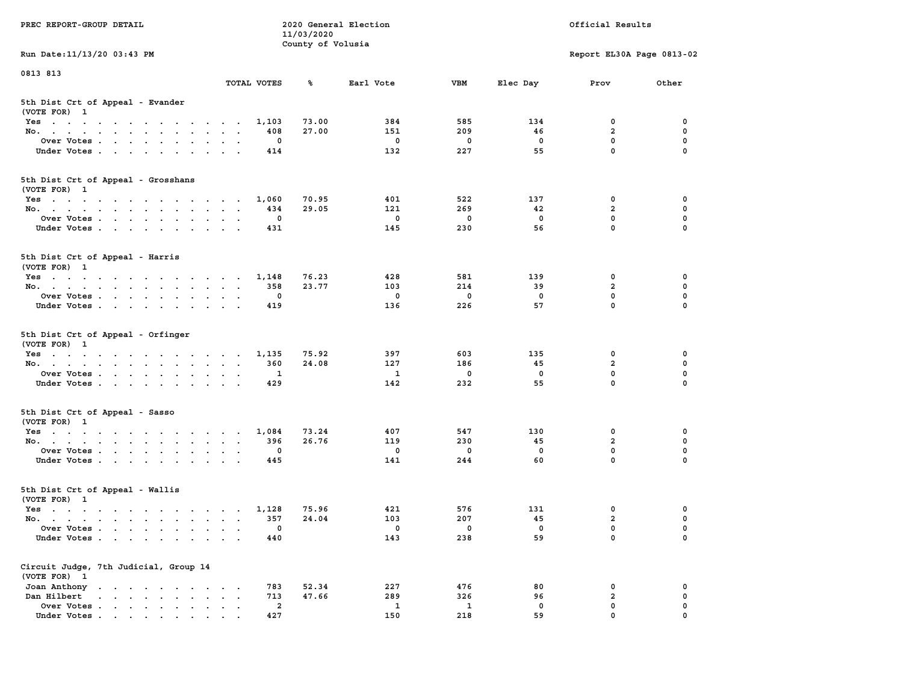PREC REPORT-GROUP DETAIL

2020 General Election
11/03/2020
County of Volusia

Official Results

Run Date:11/13/20 03:43 PM

Report EL30A Page 0813-02

0813 813

### 5th Dist Crt of Appeal - Evander
(VOTE FOR) 1

| | TOTAL VOTES | % | Earl Vote | VBM | Elec Day | Prov | Other |
|---|---|---|---|---|---|---|---|
| Yes | 1,103 | 73.00 | 384 | 585 | 134 | 0 | 0 |
| No. | 408 | 27.00 | 151 | 209 | 46 | 2 | 0 |
| Over Votes | 0 | | 0 | 0 | 0 | 0 | 0 |
| Under Votes | 414 | | 132 | 227 | 55 | 0 | 0 |

### 5th Dist Crt of Appeal - Grosshans
(VOTE FOR) 1

| | TOTAL VOTES | % | Earl Vote | VBM | Elec Day | Prov | Other |
|---|---|---|---|---|---|---|---|
| Yes | 1,060 | 70.95 | 401 | 522 | 137 | 0 | 0 |
| No. | 434 | 29.05 | 121 | 269 | 42 | 2 | 0 |
| Over Votes | 0 | | 0 | 0 | 0 | 0 | 0 |
| Under Votes | 431 | | 145 | 230 | 56 | 0 | 0 |

### 5th Dist Crt of Appeal - Harris
(VOTE FOR) 1

| | TOTAL VOTES | % | Earl Vote | VBM | Elec Day | Prov | Other |
|---|---|---|---|---|---|---|---|
| Yes | 1,148 | 76.23 | 428 | 581 | 139 | 0 | 0 |
| No. | 358 | 23.77 | 103 | 214 | 39 | 2 | 0 |
| Over Votes | 0 | | 0 | 0 | 0 | 0 | 0 |
| Under Votes | 419 | | 136 | 226 | 57 | 0 | 0 |

### 5th Dist Crt of Appeal - Orfinger
(VOTE FOR) 1

| | TOTAL VOTES | % | Earl Vote | VBM | Elec Day | Prov | Other |
|---|---|---|---|---|---|---|---|
| Yes | 1,135 | 75.92 | 397 | 603 | 135 | 0 | 0 |
| No. | 360 | 24.08 | 127 | 186 | 45 | 2 | 0 |
| Over Votes | 1 | | 1 | 0 | 0 | 0 | 0 |
| Under Votes | 429 | | 142 | 232 | 55 | 0 | 0 |

### 5th Dist Crt of Appeal - Sasso
(VOTE FOR) 1

| | TOTAL VOTES | % | Earl Vote | VBM | Elec Day | Prov | Other |
|---|---|---|---|---|---|---|---|
| Yes | 1,084 | 73.24 | 407 | 547 | 130 | 0 | 0 |
| No. | 396 | 26.76 | 119 | 230 | 45 | 2 | 0 |
| Over Votes | 0 | | 0 | 0 | 0 | 0 | 0 |
| Under Votes | 445 | | 141 | 244 | 60 | 0 | 0 |

### 5th Dist Crt of Appeal - Wallis
(VOTE FOR) 1

| | TOTAL VOTES | % | Earl Vote | VBM | Elec Day | Prov | Other |
|---|---|---|---|---|---|---|---|
| Yes | 1,128 | 75.96 | 421 | 576 | 131 | 0 | 0 |
| No. | 357 | 24.04 | 103 | 207 | 45 | 2 | 0 |
| Over Votes | 0 | | 0 | 0 | 0 | 0 | 0 |
| Under Votes | 440 | | 143 | 238 | 59 | 0 | 0 |

### Circuit Judge, 7th Judicial, Group 14
(VOTE FOR) 1

| | TOTAL VOTES | % | Earl Vote | VBM | Elec Day | Prov | Other |
|---|---|---|---|---|---|---|---|
| Joan Anthony | 783 | 52.34 | 227 | 476 | 80 | 0 | 0 |
| Dan Hilbert | 713 | 47.66 | 289 | 326 | 96 | 2 | 0 |
| Over Votes | 2 | | 1 | 1 | 0 | 0 | 0 |
| Under Votes | 427 | | 150 | 218 | 59 | 0 | 0 |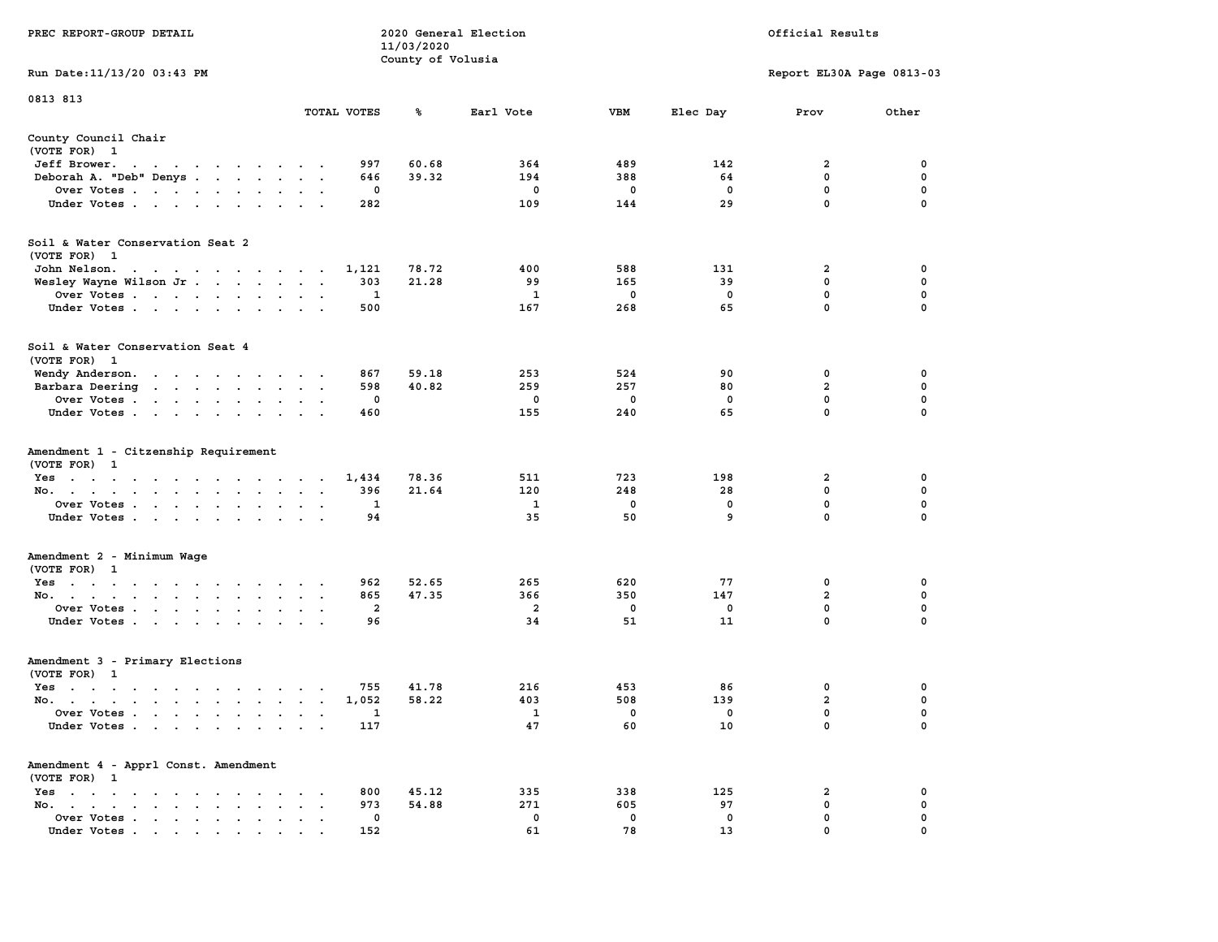PREC REPORT-GROUP DETAIL

2020 General Election
11/03/2020
County of Volusia

Official Results

Run Date:11/13/20 03:43 PM

Report EL30A Page 0813-03

0813 813

| | TOTAL VOTES | % | Earl Vote | VBM | Elec Day | Prov | Other |
|---|---|---|---|---|---|---|---|
| **County Council Chair** | | | | | | | |
| (VOTE FOR) 1 | | | | | | | |
| Jeff Brower | 997 | 60.68 | 364 | 489 | 142 | 2 | 0 |
| Deborah A. "Deb" Denys | 646 | 39.32 | 194 | 388 | 64 | 0 | 0 |
| Over Votes | 0 | | 0 | 0 | 0 | 0 | 0 |
| Under Votes | 282 | | 109 | 144 | 29 | 0 | 0 |
| **Soil & Water Conservation Seat 2** | | | | | | | |
| (VOTE FOR) 1 | | | | | | | |
| John Nelson | 1,121 | 78.72 | 400 | 588 | 131 | 2 | 0 |
| Wesley Wayne Wilson Jr | 303 | 21.28 | 99 | 165 | 39 | 0 | 0 |
| Over Votes | 1 | | 1 | 0 | 0 | 0 | 0 |
| Under Votes | 500 | | 167 | 268 | 65 | 0 | 0 |
| **Soil & Water Conservation Seat 4** | | | | | | | |
| (VOTE FOR) 1 | | | | | | | |
| Wendy Anderson | 867 | 59.18 | 253 | 524 | 90 | 0 | 0 |
| Barbara Deering | 598 | 40.82 | 259 | 257 | 80 | 2 | 0 |
| Over Votes | 0 | | 0 | 0 | 0 | 0 | 0 |
| Under Votes | 460 | | 155 | 240 | 65 | 0 | 0 |
| **Amendment 1 - Citzenship Requirement** | | | | | | | |
| (VOTE FOR) 1 | | | | | | | |
| Yes | 1,434 | 78.36 | 511 | 723 | 198 | 2 | 0 |
| No | 396 | 21.64 | 120 | 248 | 28 | 0 | 0 |
| Over Votes | 1 | | 1 | 0 | 0 | 0 | 0 |
| Under Votes | 94 | | 35 | 50 | 9 | 0 | 0 |
| **Amendment 2 - Minimum Wage** | | | | | | | |
| (VOTE FOR) 1 | | | | | | | |
| Yes | 962 | 52.65 | 265 | 620 | 77 | 0 | 0 |
| No | 865 | 47.35 | 366 | 350 | 147 | 2 | 0 |
| Over Votes | 2 | | 2 | 0 | 0 | 0 | 0 |
| Under Votes | 96 | | 34 | 51 | 11 | 0 | 0 |
| **Amendment 3 - Primary Elections** | | | | | | | |
| (VOTE FOR) 1 | | | | | | | |
| Yes | 755 | 41.78 | 216 | 453 | 86 | 0 | 0 |
| No | 1,052 | 58.22 | 403 | 508 | 139 | 2 | 0 |
| Over Votes | 1 | | 1 | 0 | 0 | 0 | 0 |
| Under Votes | 117 | | 47 | 60 | 10 | 0 | 0 |
| **Amendment 4 - Apprl Const. Amendment** | | | | | | | |
| (VOTE FOR) 1 | | | | | | | |
| Yes | 800 | 45.12 | 335 | 338 | 125 | 2 | 0 |
| No | 973 | 54.88 | 271 | 605 | 97 | 0 | 0 |
| Over Votes | 0 | | 0 | 0 | 0 | 0 | 0 |
| Under Votes | 152 | | 61 | 78 | 13 | 0 | 0 |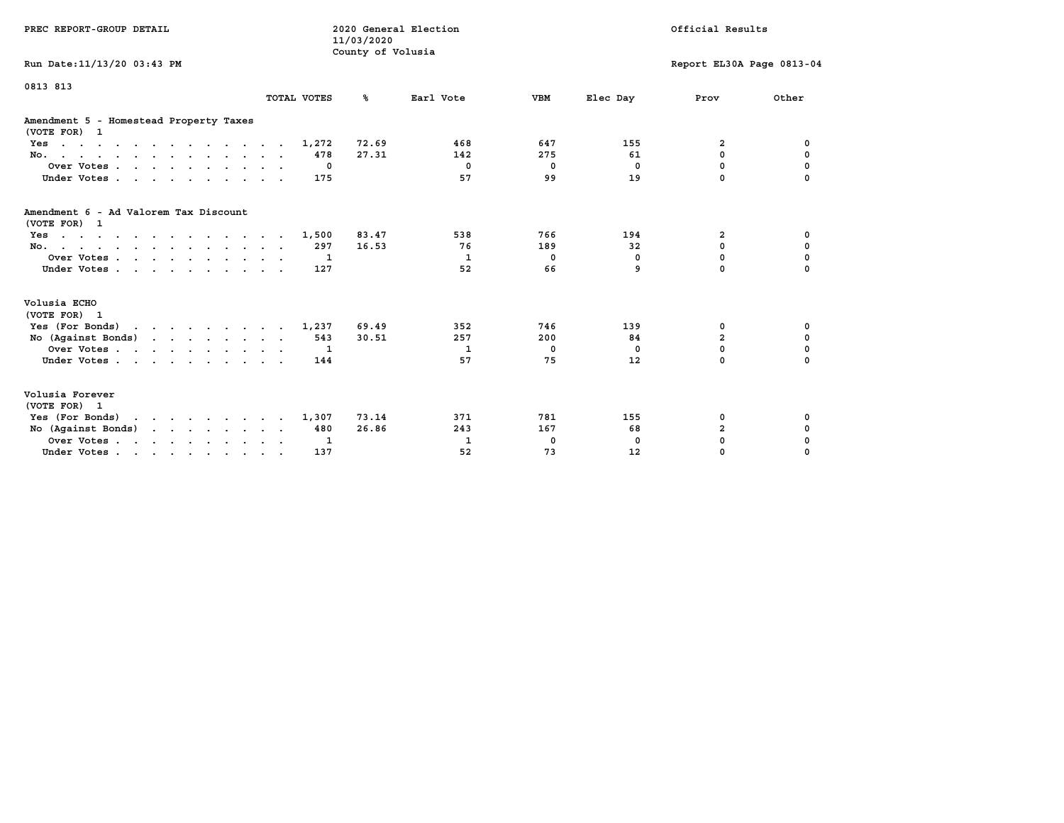PREC REPORT-GROUP DETAIL

2020 General Election
11/03/2020
County of Volusia

Official Results

Run Date:11/13/20 03:43 PM

Report EL30A Page 0813-04

0813 813

## Amendment 5 - Homestead Property Taxes

(VOTE FOR) 1

| | TOTAL VOTES | % | Earl Vote | VBM | Elec Day | Prov | Other |
|---|---|---|---|---|---|---|---|
| Yes | 1,272 | 72.69 | 468 | 647 | 155 | 2 | 0 |
| No. | 478 | 27.31 | 142 | 275 | 61 | 0 | 0 |
| Over Votes | 0 | | 0 | 0 | 0 | 0 | 0 |
| Under Votes | 175 | | 57 | 99 | 19 | 0 | 0 |

## Amendment 6 - Ad Valorem Tax Discount

(VOTE FOR) 1

| | TOTAL VOTES | % | Earl Vote | VBM | Elec Day | Prov | Other |
|---|---|---|---|---|---|---|---|
| Yes | 1,500 | 83.47 | 538 | 766 | 194 | 2 | 0 |
| No. | 297 | 16.53 | 76 | 189 | 32 | 0 | 0 |
| Over Votes | 1 | | 1 | 0 | 0 | 0 | 0 |
| Under Votes | 127 | | 52 | 66 | 9 | 0 | 0 |

## Volusia ECHO

(VOTE FOR) 1

| | TOTAL VOTES | % | Earl Vote | VBM | Elec Day | Prov | Other |
|---|---|---|---|---|---|---|---|
| Yes (For Bonds) | 1,237 | 69.49 | 352 | 746 | 139 | 0 | 0 |
| No (Against Bonds) | 543 | 30.51 | 257 | 200 | 84 | 2 | 0 |
| Over Votes | 1 | | 1 | 0 | 0 | 0 | 0 |
| Under Votes | 144 | | 57 | 75 | 12 | 0 | 0 |

## Volusia Forever

(VOTE FOR) 1

| | TOTAL VOTES | % | Earl Vote | VBM | Elec Day | Prov | Other |
|---|---|---|---|---|---|---|---|
| Yes (For Bonds) | 1,307 | 73.14 | 371 | 781 | 155 | 0 | 0 |
| No (Against Bonds) | 480 | 26.86 | 243 | 167 | 68 | 2 | 0 |
| Over Votes | 1 | | 1 | 0 | 0 | 0 | 0 |
| Under Votes | 137 | | 52 | 73 | 12 | 0 | 0 |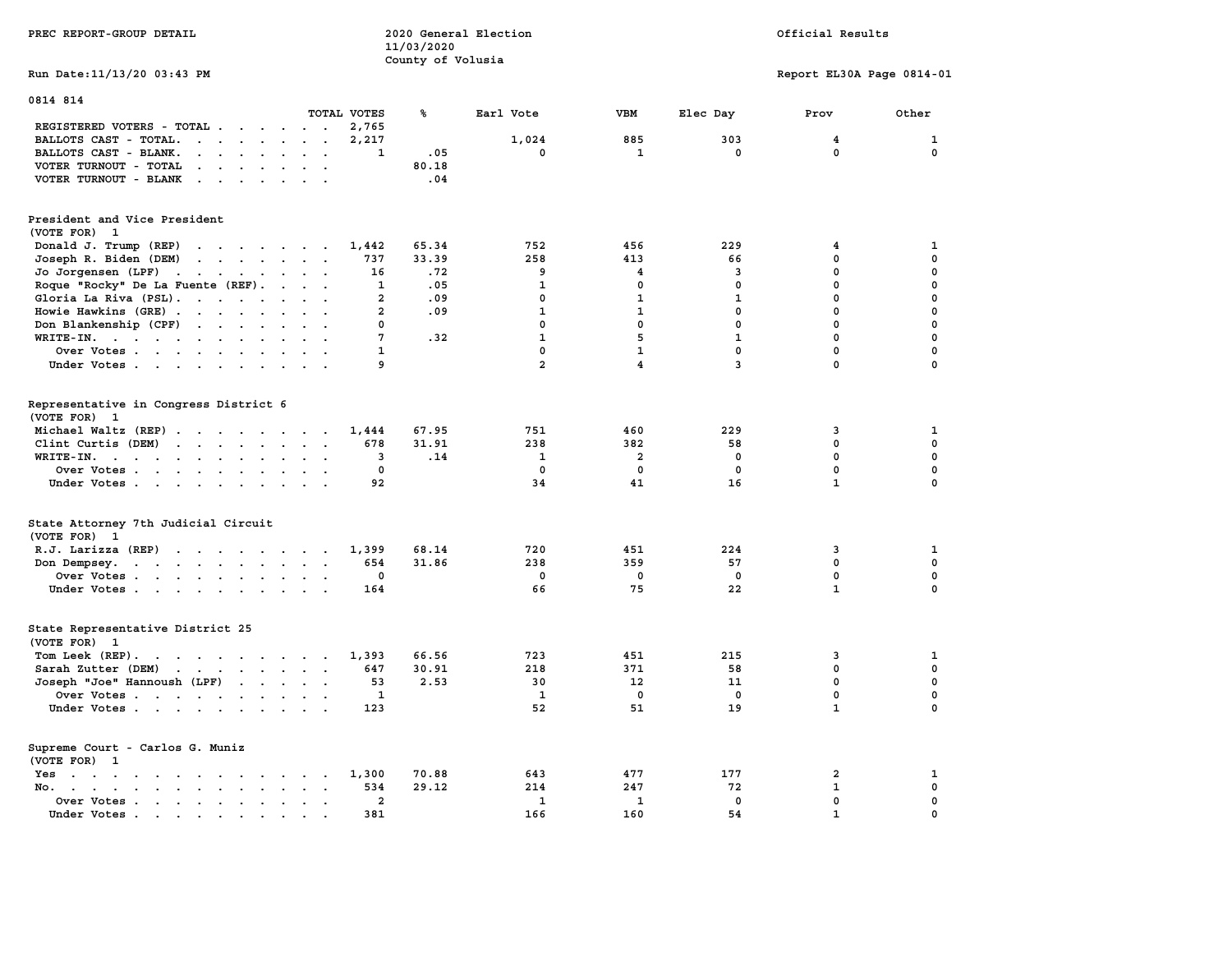PREC REPORT-GROUP DETAIL

2020 General Election
11/03/2020
County of Volusia

Official Results

Run Date:11/13/20 03:43 PM

Report EL30A Page 0814-01

## 0814 814

| | TOTAL VOTES | % | Earl Vote | VBM | Elec Day | Prov | Other |
|---|---|---|---|---|---|---|---|
| REGISTERED VOTERS - TOTAL | 2,765 | | | | | | |
| BALLOTS CAST - TOTAL. | 2,217 | | 1,024 | 885 | 303 | 4 | 1 |
| BALLOTS CAST - BLANK. | 1 | .05 | 0 | 1 | 0 | 0 | 0 |
| VOTER TURNOUT - TOTAL | | 80.18 | | | | | |
| VOTER TURNOUT - BLANK | | .04 | | | | | |

### President and Vice President
(VOTE FOR) 1

| | TOTAL VOTES | % | Earl Vote | VBM | Elec Day | Prov | Other |
|---|---|---|---|---|---|---|---|
| Donald J. Trump (REP) | 1,442 | 65.34 | 752 | 456 | 229 | 4 | 1 |
| Joseph R. Biden (DEM) | 737 | 33.39 | 258 | 413 | 66 | 0 | 0 |
| Jo Jorgensen (LPF) | 16 | .72 | 9 | 4 | 3 | 0 | 0 |
| Roque "Rocky" De La Fuente (REF). | 1 | .05 | 1 | 0 | 0 | 0 | 0 |
| Gloria La Riva (PSL). | 2 | .09 | 0 | 1 | 1 | 0 | 0 |
| Howie Hawkins (GRE) | 2 | .09 | 1 | 1 | 0 | 0 | 0 |
| Don Blankenship (CPF) | 0 | | 0 | 0 | 0 | 0 | 0 |
| WRITE-IN. | 7 | .32 | 1 | 5 | 1 | 0 | 0 |
| Over Votes | 1 | | 0 | 1 | 0 | 0 | 0 |
| Under Votes | 9 | | 2 | 4 | 3 | 0 | 0 |

### Representative in Congress District 6
(VOTE FOR) 1

| | TOTAL VOTES | % | Earl Vote | VBM | Elec Day | Prov | Other |
|---|---|---|---|---|---|---|---|
| Michael Waltz (REP) | 1,444 | 67.95 | 751 | 460 | 229 | 3 | 1 |
| Clint Curtis (DEM) | 678 | 31.91 | 238 | 382 | 58 | 0 | 0 |
| WRITE-IN. | 3 | .14 | 1 | 2 | 0 | 0 | 0 |
| Over Votes | 0 | | 0 | 0 | 0 | 0 | 0 |
| Under Votes | 92 | | 34 | 41 | 16 | 1 | 0 |

### State Attorney 7th Judicial Circuit
(VOTE FOR) 1

| | TOTAL VOTES | % | Earl Vote | VBM | Elec Day | Prov | Other |
|---|---|---|---|---|---|---|---|
| R.J. Larizza (REP) | 1,399 | 68.14 | 720 | 451 | 224 | 3 | 1 |
| Don Dempsey. | 654 | 31.86 | 238 | 359 | 57 | 0 | 0 |
| Over Votes | 0 | | 0 | 0 | 0 | 0 | 0 |
| Under Votes | 164 | | 66 | 75 | 22 | 1 | 0 |

### State Representative District 25
(VOTE FOR) 1

| | TOTAL VOTES | % | Earl Vote | VBM | Elec Day | Prov | Other |
|---|---|---|---|---|---|---|---|
| Tom Leek (REP). | 1,393 | 66.56 | 723 | 451 | 215 | 3 | 1 |
| Sarah Zutter (DEM) | 647 | 30.91 | 218 | 371 | 58 | 0 | 0 |
| Joseph "Joe" Hannoush (LPF) | 53 | 2.53 | 30 | 12 | 11 | 0 | 0 |
| Over Votes | 1 | | 1 | 0 | 0 | 0 | 0 |
| Under Votes | 123 | | 52 | 51 | 19 | 1 | 0 |

### Supreme Court - Carlos G. Muniz
(VOTE FOR) 1

| | TOTAL VOTES | % | Earl Vote | VBM | Elec Day | Prov | Other |
|---|---|---|---|---|---|---|---|
| Yes | 1,300 | 70.88 | 643 | 477 | 177 | 2 | 1 |
| No. | 534 | 29.12 | 214 | 247 | 72 | 1 | 0 |
| Over Votes | 2 | | 1 | 1 | 0 | 0 | 0 |
| Under Votes | 381 | | 166 | 160 | 54 | 1 | 0 |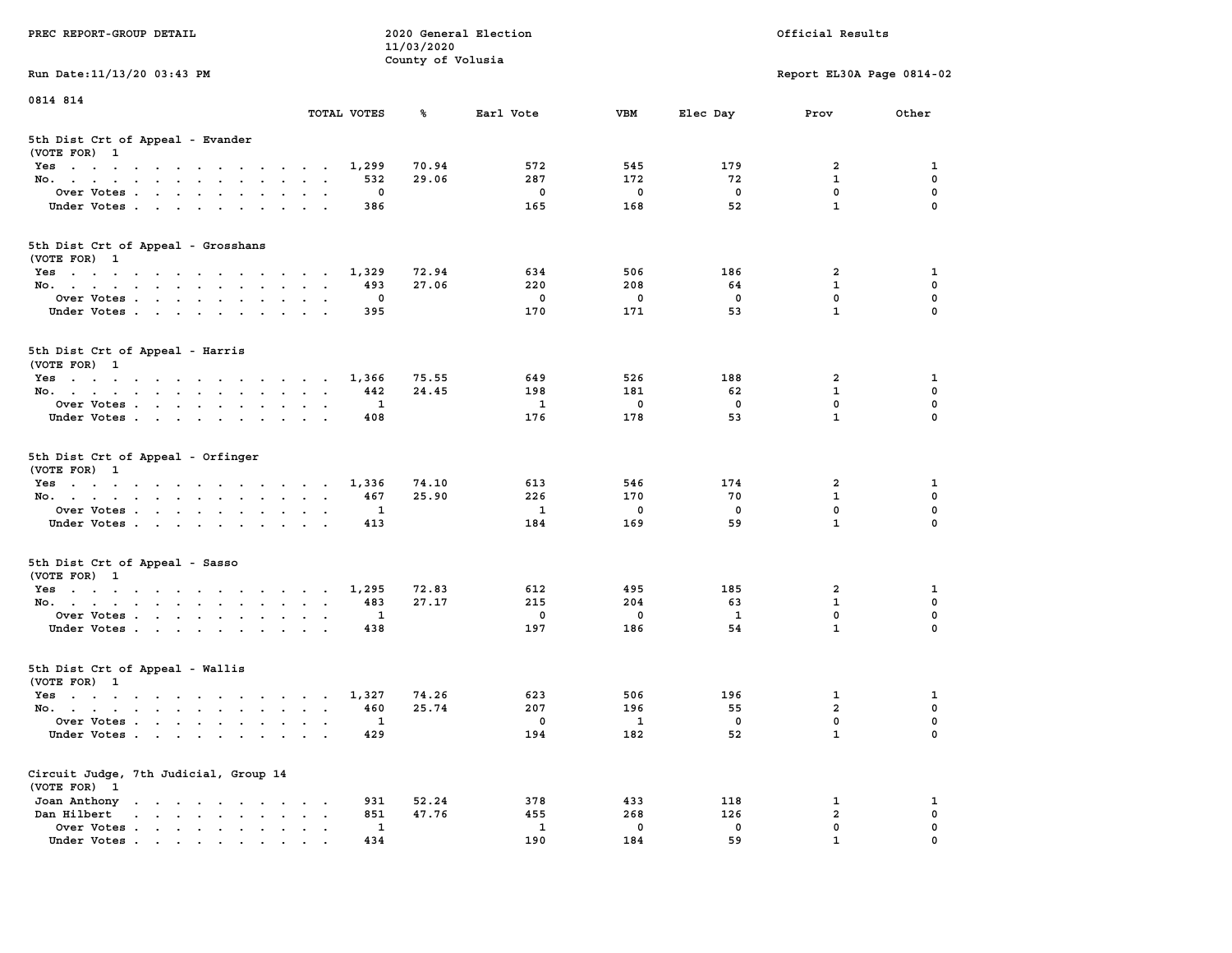PREC REPORT-GROUP DETAIL

2020 General Election
11/03/2020
County of Volusia

Official Results

Run Date:11/13/20 03:43 PM

Report EL30A Page 0814-02

0814 814

## 5th Dist Crt of Appeal - Evander
(VOTE FOR) 1

| | TOTAL VOTES | % | Earl Vote | VBM | Elec Day | Prov | Other |
|---|---|---|---|---|---|---|---|
| Yes | 1,299 | 70.94 | 572 | 545 | 179 | 2 | 1 |
| No. | 532 | 29.06 | 287 | 172 | 72 | 1 | 0 |
| Over Votes | 0 | | 0 | 0 | 0 | 0 | 0 |
| Under Votes | 386 | | 165 | 168 | 52 | 1 | 0 |

## 5th Dist Crt of Appeal - Grosshans
(VOTE FOR) 1

| | TOTAL VOTES | % | Earl Vote | VBM | Elec Day | Prov | Other |
|---|---|---|---|---|---|---|---|
| Yes | 1,329 | 72.94 | 634 | 506 | 186 | 2 | 1 |
| No. | 493 | 27.06 | 220 | 208 | 64 | 1 | 0 |
| Over Votes | 0 | | 0 | 0 | 0 | 0 | 0 |
| Under Votes | 395 | | 170 | 171 | 53 | 1 | 0 |

## 5th Dist Crt of Appeal - Harris
(VOTE FOR) 1

| | TOTAL VOTES | % | Earl Vote | VBM | Elec Day | Prov | Other |
|---|---|---|---|---|---|---|---|
| Yes | 1,366 | 75.55 | 649 | 526 | 188 | 2 | 1 |
| No. | 442 | 24.45 | 198 | 181 | 62 | 1 | 0 |
| Over Votes | 1 | | 1 | 0 | 0 | 0 | 0 |
| Under Votes | 408 | | 176 | 178 | 53 | 1 | 0 |

## 5th Dist Crt of Appeal - Orfinger
(VOTE FOR) 1

| | TOTAL VOTES | % | Earl Vote | VBM | Elec Day | Prov | Other |
|---|---|---|---|---|---|---|---|
| Yes | 1,336 | 74.10 | 613 | 546 | 174 | 2 | 1 |
| No. | 467 | 25.90 | 226 | 170 | 70 | 1 | 0 |
| Over Votes | 1 | | 1 | 0 | 0 | 0 | 0 |
| Under Votes | 413 | | 184 | 169 | 59 | 1 | 0 |

## 5th Dist Crt of Appeal - Sasso
(VOTE FOR) 1

| | TOTAL VOTES | % | Earl Vote | VBM | Elec Day | Prov | Other |
|---|---|---|---|---|---|---|---|
| Yes | 1,295 | 72.83 | 612 | 495 | 185 | 2 | 1 |
| No. | 483 | 27.17 | 215 | 204 | 63 | 1 | 0 |
| Over Votes | 1 | | 0 | 0 | 1 | 0 | 0 |
| Under Votes | 438 | | 197 | 186 | 54 | 1 | 0 |

## 5th Dist Crt of Appeal - Wallis
(VOTE FOR) 1

| | TOTAL VOTES | % | Earl Vote | VBM | Elec Day | Prov | Other |
|---|---|---|---|---|---|---|---|
| Yes | 1,327 | 74.26 | 623 | 506 | 196 | 1 | 1 |
| No. | 460 | 25.74 | 207 | 196 | 55 | 2 | 0 |
| Over Votes | 1 | | 0 | 1 | 0 | 0 | 0 |
| Under Votes | 429 | | 194 | 182 | 52 | 1 | 0 |

## Circuit Judge, 7th Judicial, Group 14
(VOTE FOR) 1

| | TOTAL VOTES | % | Earl Vote | VBM | Elec Day | Prov | Other |
|---|---|---|---|---|---|---|---|
| Joan Anthony | 931 | 52.24 | 378 | 433 | 118 | 1 | 1 |
| Dan Hilbert | 851 | 47.76 | 455 | 268 | 126 | 2 | 0 |
| Over Votes | 1 | | 1 | 0 | 0 | 0 | 0 |
| Under Votes | 434 | | 190 | 184 | 59 | 1 | 0 |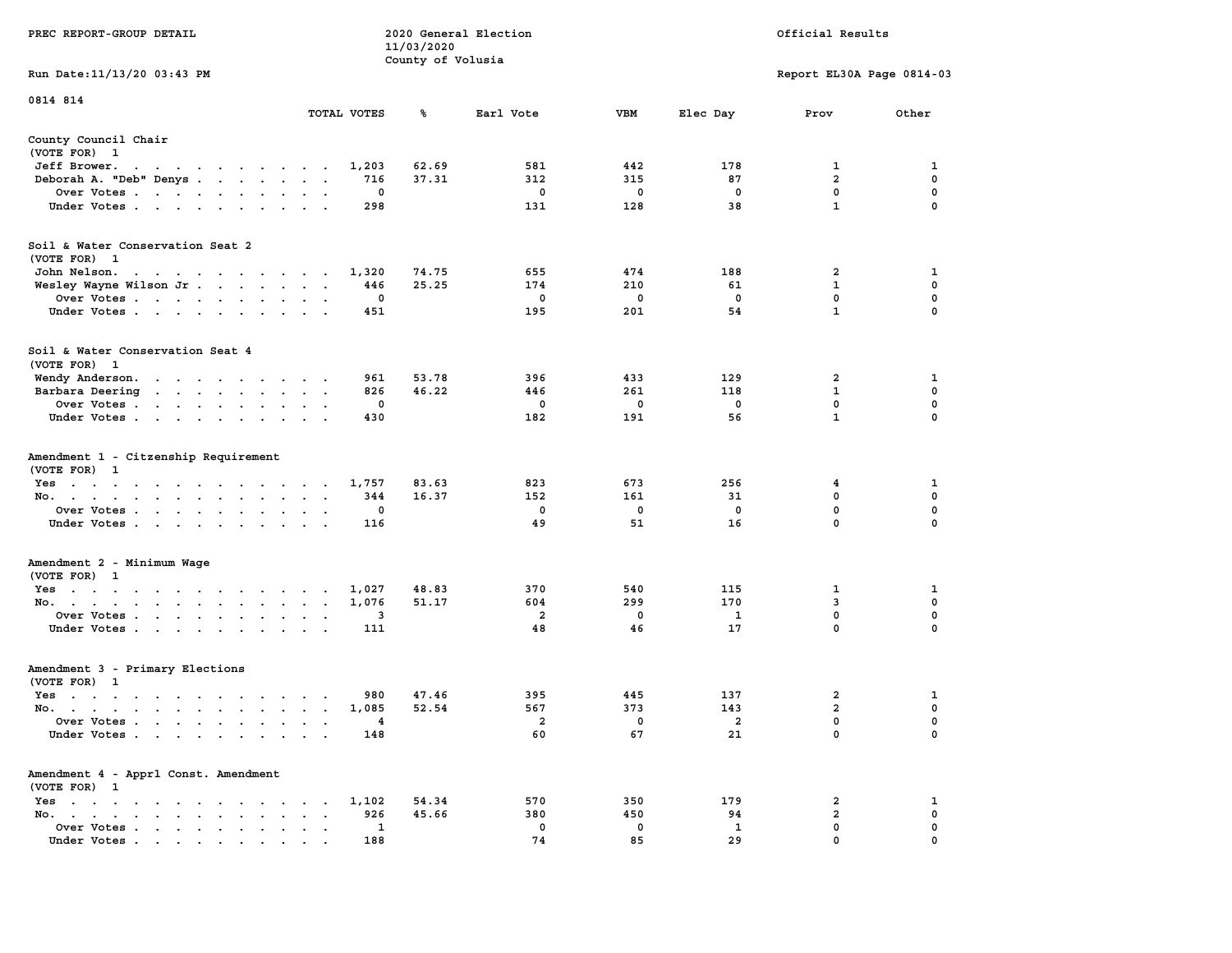PREC REPORT-GROUP DETAIL

2020 General Election
11/03/2020
County of Volusia

Official Results

Run Date:11/13/20 03:43 PM

Report EL30A Page 0814-03

0814 814

| | TOTAL VOTES | % | Earl Vote | VBM | Elec Day | Prov | Other |
|---|---|---|---|---|---|---|---|
| **County Council Chair** | | | | | | | |
| (VOTE FOR) 1 | | | | | | | |
| Jeff Brower | 1,203 | 62.69 | 581 | 442 | 178 | 1 | 1 |
| Deborah A. "Deb" Denys | 716 | 37.31 | 312 | 315 | 87 | 2 | 0 |
| Over Votes | 0 | | 0 | 0 | 0 | 0 | 0 |
| Under Votes | 298 | | 131 | 128 | 38 | 1 | 0 |
| **Soil & Water Conservation Seat 2** | | | | | | | |
| (VOTE FOR) 1 | | | | | | | |
| John Nelson | 1,320 | 74.75 | 655 | 474 | 188 | 2 | 1 |
| Wesley Wayne Wilson Jr | 446 | 25.25 | 174 | 210 | 61 | 1 | 0 |
| Over Votes | 0 | | 0 | 0 | 0 | 0 | 0 |
| Under Votes | 451 | | 195 | 201 | 54 | 1 | 0 |
| **Soil & Water Conservation Seat 4** | | | | | | | |
| (VOTE FOR) 1 | | | | | | | |
| Wendy Anderson | 961 | 53.78 | 396 | 433 | 129 | 2 | 1 |
| Barbara Deering | 826 | 46.22 | 446 | 261 | 118 | 1 | 0 |
| Over Votes | 0 | | 0 | 0 | 0 | 0 | 0 |
| Under Votes | 430 | | 182 | 191 | 56 | 1 | 0 |
| **Amendment 1 - Citzenship Requirement** | | | | | | | |
| (VOTE FOR) 1 | | | | | | | |
| Yes | 1,757 | 83.63 | 823 | 673 | 256 | 4 | 1 |
| No | 344 | 16.37 | 152 | 161 | 31 | 0 | 0 |
| Over Votes | 0 | | 0 | 0 | 0 | 0 | 0 |
| Under Votes | 116 | | 49 | 51 | 16 | 0 | 0 |
| **Amendment 2 - Minimum Wage** | | | | | | | |
| (VOTE FOR) 1 | | | | | | | |
| Yes | 1,027 | 48.83 | 370 | 540 | 115 | 1 | 1 |
| No | 1,076 | 51.17 | 604 | 299 | 170 | 3 | 0 |
| Over Votes | 3 | | 2 | 0 | 1 | 0 | 0 |
| Under Votes | 111 | | 48 | 46 | 17 | 0 | 0 |
| **Amendment 3 - Primary Elections** | | | | | | | |
| (VOTE FOR) 1 | | | | | | | |
| Yes | 980 | 47.46 | 395 | 445 | 137 | 2 | 1 |
| No | 1,085 | 52.54 | 567 | 373 | 143 | 2 | 0 |
| Over Votes | 4 | | 2 | 0 | 2 | 0 | 0 |
| Under Votes | 148 | | 60 | 67 | 21 | 0 | 0 |
| **Amendment 4 - Apprl Const. Amendment** | | | | | | | |
| (VOTE FOR) 1 | | | | | | | |
| Yes | 1,102 | 54.34 | 570 | 350 | 179 | 2 | 1 |
| No | 926 | 45.66 | 380 | 450 | 94 | 2 | 0 |
| Over Votes | 1 | | 0 | 0 | 1 | 0 | 0 |
| Under Votes | 188 | | 74 | 85 | 29 | 0 | 0 |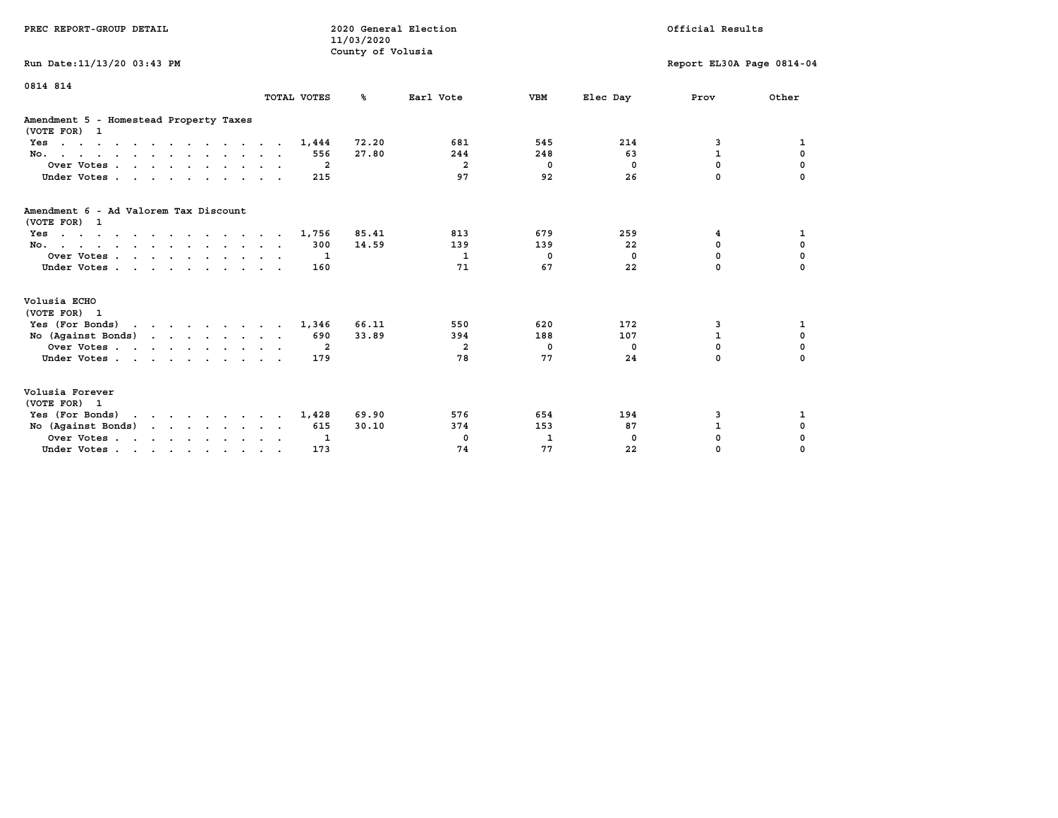0814 814

## Amendment 5 - Homestead Property Taxes

(VOTE FOR) 1

| | TOTAL VOTES | % | Earl Vote | VBM | Elec Day | Prov | Other |
|---|---|---|---|---|---|---|---|
| Yes | 1,444 | 72.20 | 681 | 545 | 214 | 3 | 1 |
| No. | 556 | 27.80 | 244 | 248 | 63 | 1 | 0 |
| Over Votes | 2 | | 2 | 0 | 0 | 0 | 0 |
| Under Votes | 215 | | 97 | 92 | 26 | 0 | 0 |

## Amendment 6 - Ad Valorem Tax Discount

(VOTE FOR) 1

| | TOTAL VOTES | % | Earl Vote | VBM | Elec Day | Prov | Other |
|---|---|---|---|---|---|---|---|
| Yes | 1,756 | 85.41 | 813 | 679 | 259 | 4 | 1 |
| No. | 300 | 14.59 | 139 | 139 | 22 | 0 | 0 |
| Over Votes | 1 | | 1 | 0 | 0 | 0 | 0 |
| Under Votes | 160 | | 71 | 67 | 22 | 0 | 0 |

## Volusia ECHO

(VOTE FOR) 1

| | TOTAL VOTES | % | Earl Vote | VBM | Elec Day | Prov | Other |
|---|---|---|---|---|---|---|---|
| Yes (For Bonds) | 1,346 | 66.11 | 550 | 620 | 172 | 3 | 1 |
| No (Against Bonds) | 690 | 33.89 | 394 | 188 | 107 | 1 | 0 |
| Over Votes | 2 | | 2 | 0 | 0 | 0 | 0 |
| Under Votes | 179 | | 78 | 77 | 24 | 0 | 0 |

## Volusia Forever

(VOTE FOR) 1

| | TOTAL VOTES | % | Earl Vote | VBM | Elec Day | Prov | Other |
|---|---|---|---|---|---|---|---|
| Yes (For Bonds) | 1,428 | 69.90 | 576 | 654 | 194 | 3 | 1 |
| No (Against Bonds) | 615 | 30.10 | 374 | 153 | 87 | 1 | 0 |
| Over Votes | 1 | | 0 | 1 | 0 | 0 | 0 |
| Under Votes | 173 | | 74 | 77 | 22 | 0 | 0 |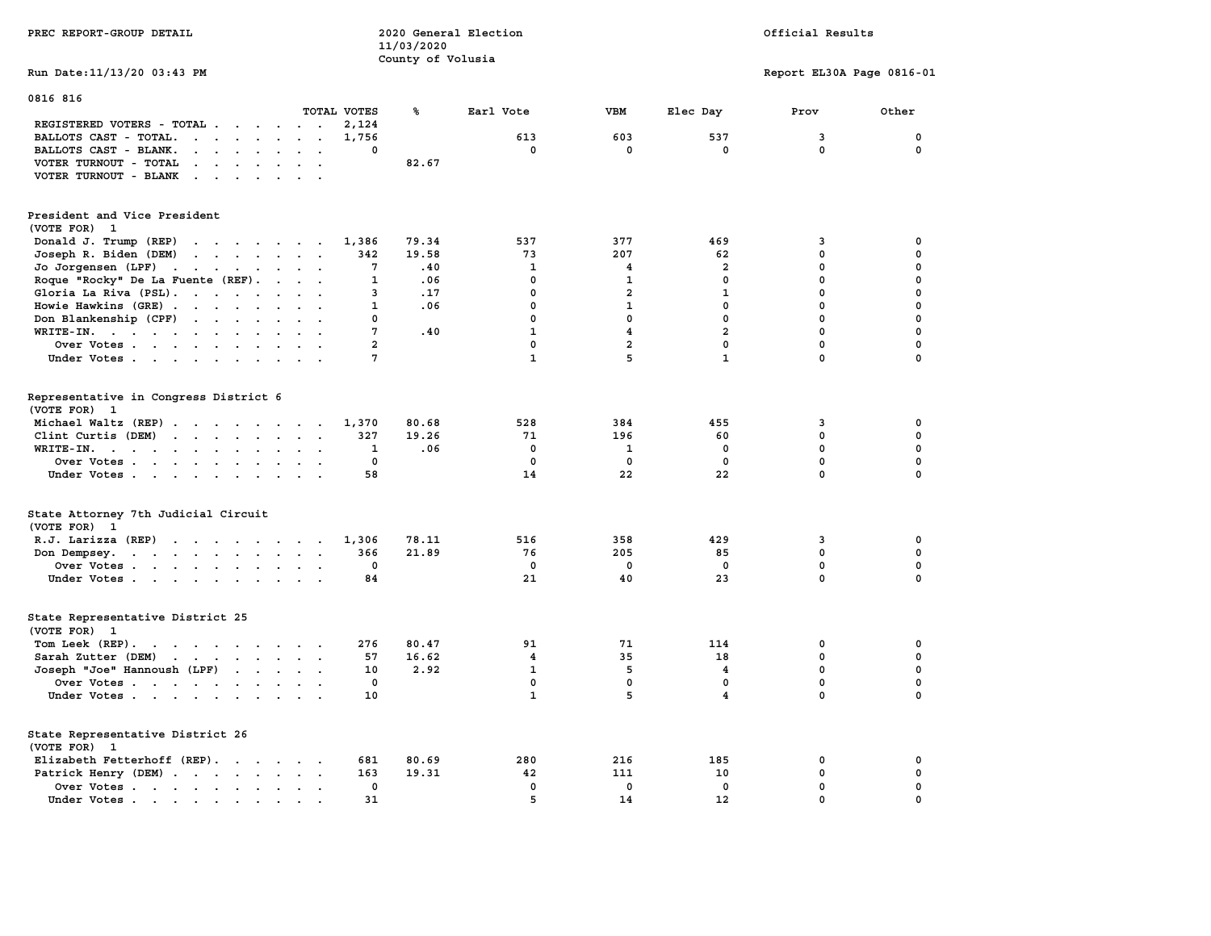PREC REPORT-GROUP DETAIL

2020 General Election
11/03/2020
County of Volusia

Official Results

Run Date:11/13/20 03:43 PM

Report EL30A Page 0816-01

## 0816 816

| | TOTAL VOTES | % | Earl Vote | VBM | Elec Day | Prov | Other |
|---|---|---|---|---|---|---|---|
| REGISTERED VOTERS - TOTAL | 2,124 | | | | | | |
| BALLOTS CAST - TOTAL. | 1,756 | | 613 | 603 | 537 | 3 | 0 |
| BALLOTS CAST - BLANK. | 0 | | 0 | 0 | 0 | 0 | 0 |
| VOTER TURNOUT - TOTAL | | 82.67 | | | | | |
| VOTER TURNOUT - BLANK | | | | | | | |

### President and Vice President
(VOTE FOR) 1

| | TOTAL VOTES | % | Earl Vote | VBM | Elec Day | Prov | Other |
|---|---|---|---|---|---|---|---|
| Donald J. Trump (REP) | 1,386 | 79.34 | 537 | 377 | 469 | 3 | 0 |
| Joseph R. Biden (DEM) | 342 | 19.58 | 73 | 207 | 62 | 0 | 0 |
| Jo Jorgensen (LPF) | 7 | .40 | 1 | 4 | 2 | 0 | 0 |
| Roque "Rocky" De La Fuente (REF). | 1 | .06 | 0 | 1 | 0 | 0 | 0 |
| Gloria La Riva (PSL). | 3 | .17 | 0 | 2 | 1 | 0 | 0 |
| Howie Hawkins (GRE) | 1 | .06 | 0 | 1 | 0 | 0 | 0 |
| Don Blankenship (CPF) | 0 | | 0 | 0 | 0 | 0 | 0 |
| WRITE-IN. | 7 | .40 | 1 | 4 | 2 | 0 | 0 |
| Over Votes | 2 | | 0 | 2 | 0 | 0 | 0 |
| Under Votes | 7 | | 1 | 5 | 1 | 0 | 0 |

### Representative in Congress District 6
(VOTE FOR) 1

| | TOTAL VOTES | % | Earl Vote | VBM | Elec Day | Prov | Other |
|---|---|---|---|---|---|---|---|
| Michael Waltz (REP) | 1,370 | 80.68 | 528 | 384 | 455 | 3 | 0 |
| Clint Curtis (DEM) | 327 | 19.26 | 71 | 196 | 60 | 0 | 0 |
| WRITE-IN. | 1 | .06 | 0 | 1 | 0 | 0 | 0 |
| Over Votes | 0 | | 0 | 0 | 0 | 0 | 0 |
| Under Votes | 58 | | 14 | 22 | 22 | 0 | 0 |

### State Attorney 7th Judicial Circuit
(VOTE FOR) 1

| | TOTAL VOTES | % | Earl Vote | VBM | Elec Day | Prov | Other |
|---|---|---|---|---|---|---|---|
| R.J. Larizza (REP) | 1,306 | 78.11 | 516 | 358 | 429 | 3 | 0 |
| Don Dempsey. | 366 | 21.89 | 76 | 205 | 85 | 0 | 0 |
| Over Votes | 0 | | 0 | 0 | 0 | 0 | 0 |
| Under Votes | 84 | | 21 | 40 | 23 | 0 | 0 |

### State Representative District 25
(VOTE FOR) 1

| | TOTAL VOTES | % | Earl Vote | VBM | Elec Day | Prov | Other |
|---|---|---|---|---|---|---|---|
| Tom Leek (REP). | 276 | 80.47 | 91 | 71 | 114 | 0 | 0 |
| Sarah Zutter (DEM) | 57 | 16.62 | 4 | 35 | 18 | 0 | 0 |
| Joseph "Joe" Hannoush (LPF) | 10 | 2.92 | 1 | 5 | 4 | 0 | 0 |
| Over Votes | 0 | | 0 | 0 | 0 | 0 | 0 |
| Under Votes | 10 | | 1 | 5 | 4 | 0 | 0 |

### State Representative District 26
(VOTE FOR) 1

| | TOTAL VOTES | % | Earl Vote | VBM | Elec Day | Prov | Other |
|---|---|---|---|---|---|---|---|
| Elizabeth Fetterhoff (REP). | 681 | 80.69 | 280 | 216 | 185 | 0 | 0 |
| Patrick Henry (DEM) | 163 | 19.31 | 42 | 111 | 10 | 0 | 0 |
| Over Votes | 0 | | 0 | 0 | 0 | 0 | 0 |
| Under Votes | 31 | | 5 | 14 | 12 | 0 | 0 |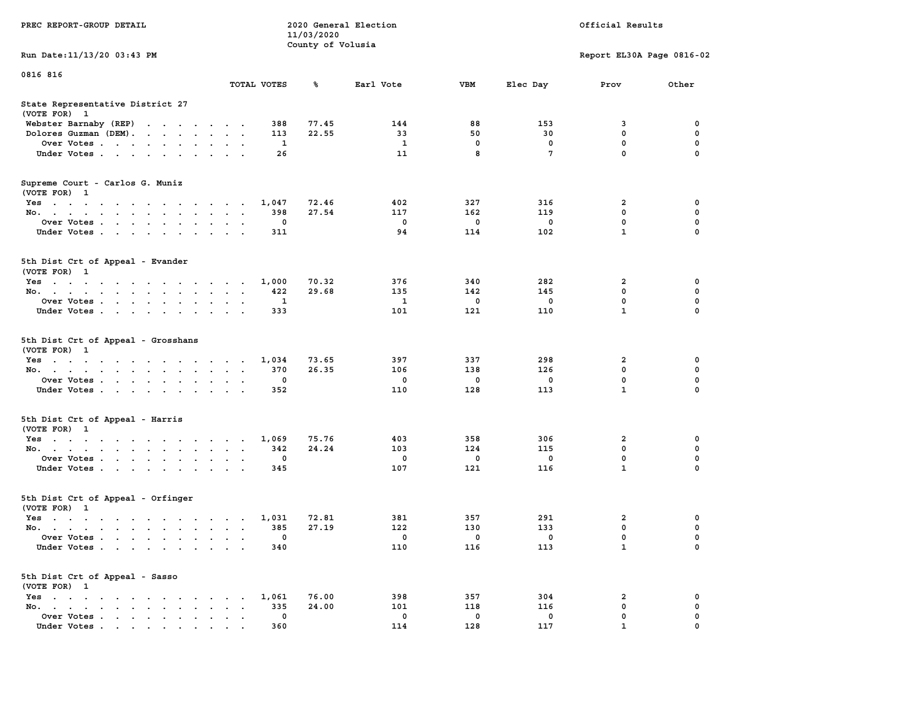PREC REPORT-GROUP DETAIL

2020 General Election
11/03/2020
County of Volusia

Official Results

Run Date:11/13/20 03:43 PM

Report EL30A Page 0816-02

0816 816

| | TOTAL VOTES | % | Earl Vote | VBM | Elec Day | Prov | Other |
|---|---|---|---|---|---|---|---|
| **State Representative District 27** | | | | | | | |
| (VOTE FOR) 1 | | | | | | | |
| Webster Barnaby (REP) | 388 | 77.45 | 144 | 88 | 153 | 3 | 0 |
| Dolores Guzman (DEM) | 113 | 22.55 | 33 | 50 | 30 | 0 | 0 |
| Over Votes | 1 | | 1 | 0 | 0 | 0 | 0 |
| Under Votes | 26 | | 11 | 8 | 7 | 0 | 0 |
| **Supreme Court - Carlos G. Muniz** | | | | | | | |
| (VOTE FOR) 1 | | | | | | | |
| Yes | 1,047 | 72.46 | 402 | 327 | 316 | 2 | 0 |
| No. | 398 | 27.54 | 117 | 162 | 119 | 0 | 0 |
| Over Votes | 0 | | 0 | 0 | 0 | 0 | 0 |
| Under Votes | 311 | | 94 | 114 | 102 | 1 | 0 |
| **5th Dist Crt of Appeal - Evander** | | | | | | | |
| (VOTE FOR) 1 | | | | | | | |
| Yes | 1,000 | 70.32 | 376 | 340 | 282 | 2 | 0 |
| No. | 422 | 29.68 | 135 | 142 | 145 | 0 | 0 |
| Over Votes | 1 | | 1 | 0 | 0 | 0 | 0 |
| Under Votes | 333 | | 101 | 121 | 110 | 1 | 0 |
| **5th Dist Crt of Appeal - Grosshans** | | | | | | | |
| (VOTE FOR) 1 | | | | | | | |
| Yes | 1,034 | 73.65 | 397 | 337 | 298 | 2 | 0 |
| No. | 370 | 26.35 | 106 | 138 | 126 | 0 | 0 |
| Over Votes | 0 | | 0 | 0 | 0 | 0 | 0 |
| Under Votes | 352 | | 110 | 128 | 113 | 1 | 0 |
| **5th Dist Crt of Appeal - Harris** | | | | | | | |
| (VOTE FOR) 1 | | | | | | | |
| Yes | 1,069 | 75.76 | 403 | 358 | 306 | 2 | 0 |
| No. | 342 | 24.24 | 103 | 124 | 115 | 0 | 0 |
| Over Votes | 0 | | 0 | 0 | 0 | 0 | 0 |
| Under Votes | 345 | | 107 | 121 | 116 | 1 | 0 |
| **5th Dist Crt of Appeal - Orfinger** | | | | | | | |
| (VOTE FOR) 1 | | | | | | | |
| Yes | 1,031 | 72.81 | 381 | 357 | 291 | 2 | 0 |
| No. | 385 | 27.19 | 122 | 130 | 133 | 0 | 0 |
| Over Votes | 0 | | 0 | 0 | 0 | 0 | 0 |
| Under Votes | 340 | | 110 | 116 | 113 | 1 | 0 |
| **5th Dist Crt of Appeal - Sasso** | | | | | | | |
| (VOTE FOR) 1 | | | | | | | |
| Yes | 1,061 | 76.00 | 398 | 357 | 304 | 2 | 0 |
| No. | 335 | 24.00 | 101 | 118 | 116 | 0 | 0 |
| Over Votes | 0 | | 0 | 0 | 0 | 0 | 0 |
| Under Votes | 360 | | 114 | 128 | 117 | 1 | 0 |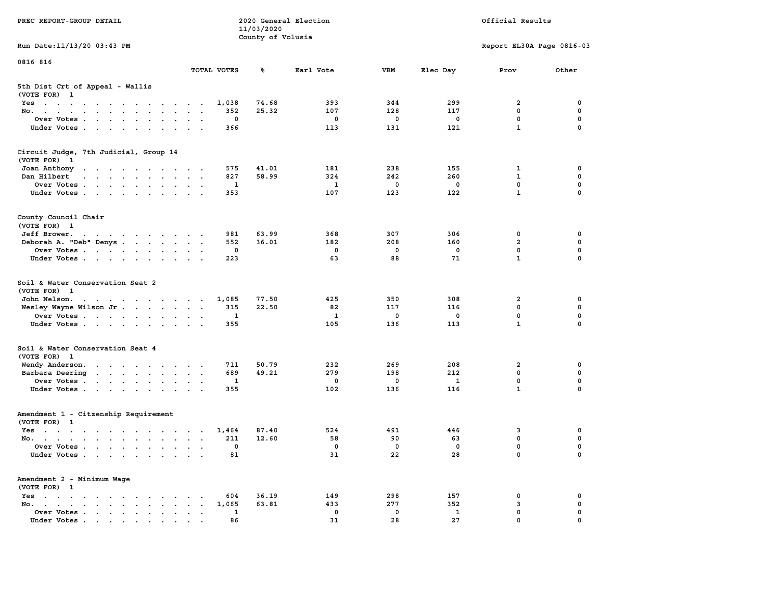PREC REPORT-GROUP DETAIL

2020 General Election
11/03/2020
County of Volusia

Official Results

Run Date:11/13/20 03:43 PM

Report EL30A Page 0816-03

0816 816

| | TOTAL VOTES | % | Earl Vote | VBM | Elec Day | Prov | Other |
|---|---|---|---|---|---|---|---|
| **5th Dist Crt of Appeal - Wallis** | | | | | | | |
| (VOTE FOR) 1 | | | | | | | |
| Yes | 1,038 | 74.68 | 393 | 344 | 299 | 2 | 0 |
| No. | 352 | 25.32 | 107 | 128 | 117 | 0 | 0 |
| Over Votes | 0 | | 0 | 0 | 0 | 0 | 0 |
| Under Votes | 366 | | 113 | 131 | 121 | 1 | 0 |
| **Circuit Judge, 7th Judicial, Group 14** | | | | | | | |
| (VOTE FOR) 1 | | | | | | | |
| Joan Anthony | 575 | 41.01 | 181 | 238 | 155 | 1 | 0 |
| Dan Hilbert | 827 | 58.99 | 324 | 242 | 260 | 1 | 0 |
| Over Votes | 1 | | 1 | 0 | 0 | 0 | 0 |
| Under Votes | 353 | | 107 | 123 | 122 | 1 | 0 |
| **County Council Chair** | | | | | | | |
| (VOTE FOR) 1 | | | | | | | |
| Jeff Brower. | 981 | 63.99 | 368 | 307 | 306 | 0 | 0 |
| Deborah A. "Deb" Denys | 552 | 36.01 | 182 | 208 | 160 | 2 | 0 |
| Over Votes | 0 | | 0 | 0 | 0 | 0 | 0 |
| Under Votes | 223 | | 63 | 88 | 71 | 1 | 0 |
| **Soil & Water Conservation Seat 2** | | | | | | | |
| (VOTE FOR) 1 | | | | | | | |
| John Nelson. | 1,085 | 77.50 | 425 | 350 | 308 | 2 | 0 |
| Wesley Wayne Wilson Jr | 315 | 22.50 | 82 | 117 | 116 | 0 | 0 |
| Over Votes | 1 | | 1 | 0 | 0 | 0 | 0 |
| Under Votes | 355 | | 105 | 136 | 113 | 1 | 0 |
| **Soil & Water Conservation Seat 4** | | | | | | | |
| (VOTE FOR) 1 | | | | | | | |
| Wendy Anderson. | 711 | 50.79 | 232 | 269 | 208 | 2 | 0 |
| Barbara Deering | 689 | 49.21 | 279 | 198 | 212 | 0 | 0 |
| Over Votes | 1 | | 0 | 0 | 1 | 0 | 0 |
| Under Votes | 355 | | 102 | 136 | 116 | 1 | 0 |
| **Amendment 1 - Citzenship Requirement** | | | | | | | |
| (VOTE FOR) 1 | | | | | | | |
| Yes | 1,464 | 87.40 | 524 | 491 | 446 | 3 | 0 |
| No. | 211 | 12.60 | 58 | 90 | 63 | 0 | 0 |
| Over Votes | 0 | | 0 | 0 | 0 | 0 | 0 |
| Under Votes | 81 | | 31 | 22 | 28 | 0 | 0 |
| **Amendment 2 - Minimum Wage** | | | | | | | |
| (VOTE FOR) 1 | | | | | | | |
| Yes | 604 | 36.19 | 149 | 298 | 157 | 0 | 0 |
| No. | 1,065 | 63.81 | 433 | 277 | 352 | 3 | 0 |
| Over Votes | 1 | | 0 | 0 | 1 | 0 | 0 |
| Under Votes | 86 | | 31 | 28 | 27 | 0 | 0 |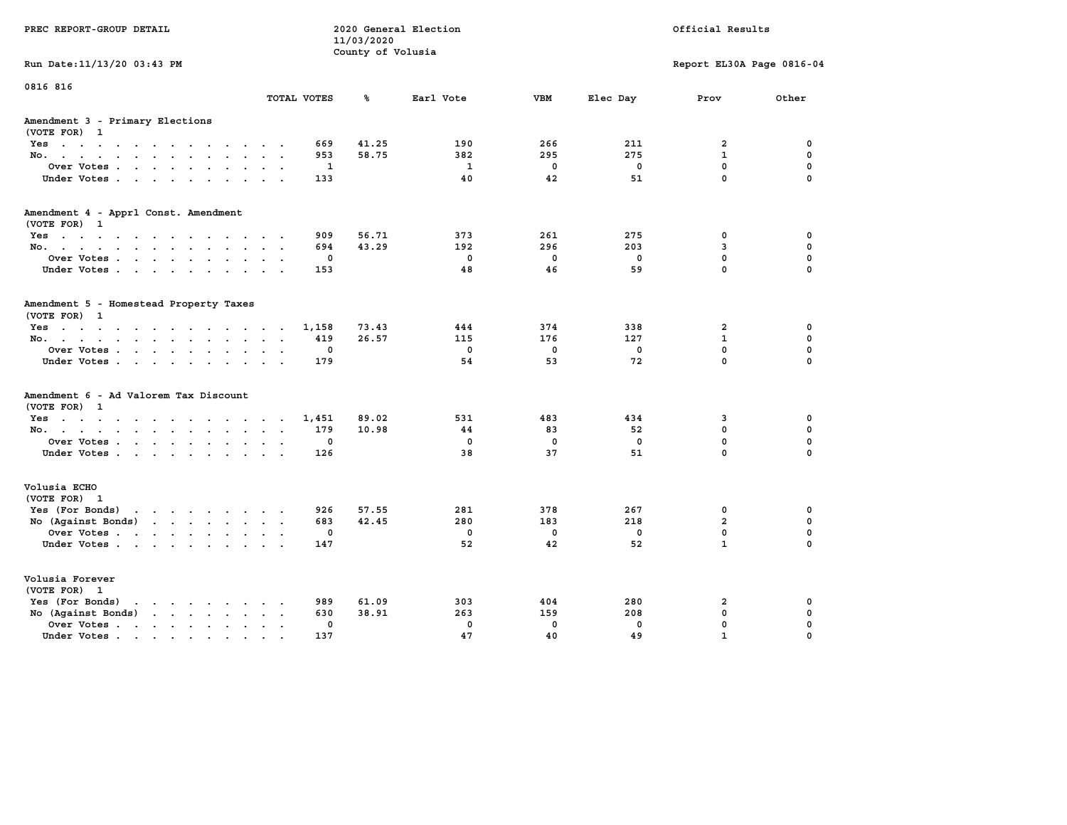PREC REPORT-GROUP DETAIL

2020 General Election
11/03/2020
County of Volusia

Official Results

Run Date:11/13/20 03:43 PM

Report EL30A Page 0816-04

0816 816

### Amendment 3 - Primary Elections
(VOTE FOR) 1

| | TOTAL VOTES | % | Earl Vote | VBM | Elec Day | Prov | Other |
|---|---|---|---|---|---|---|---|
| Yes | 669 | 41.25 | 190 | 266 | 211 | 2 | 0 |
| No. | 953 | 58.75 | 382 | 295 | 275 | 1 | 0 |
| Over Votes | 1 | | 1 | 0 | 0 | 0 | 0 |
| Under Votes | 133 | | 40 | 42 | 51 | 0 | 0 |

### Amendment 4 - Apprl Const. Amendment
(VOTE FOR) 1

| | TOTAL VOTES | % | Earl Vote | VBM | Elec Day | Prov | Other |
|---|---|---|---|---|---|---|---|
| Yes | 909 | 56.71 | 373 | 261 | 275 | 0 | 0 |
| No. | 694 | 43.29 | 192 | 296 | 203 | 3 | 0 |
| Over Votes | 0 | | 0 | 0 | 0 | 0 | 0 |
| Under Votes | 153 | | 48 | 46 | 59 | 0 | 0 |

### Amendment 5 - Homestead Property Taxes
(VOTE FOR) 1

| | TOTAL VOTES | % | Earl Vote | VBM | Elec Day | Prov | Other |
|---|---|---|---|---|---|---|---|
| Yes | 1,158 | 73.43 | 444 | 374 | 338 | 2 | 0 |
| No. | 419 | 26.57 | 115 | 176 | 127 | 1 | 0 |
| Over Votes | 0 | | 0 | 0 | 0 | 0 | 0 |
| Under Votes | 179 | | 54 | 53 | 72 | 0 | 0 |

### Amendment 6 - Ad Valorem Tax Discount
(VOTE FOR) 1

| | TOTAL VOTES | % | Earl Vote | VBM | Elec Day | Prov | Other |
|---|---|---|---|---|---|---|---|
| Yes | 1,451 | 89.02 | 531 | 483 | 434 | 3 | 0 |
| No. | 179 | 10.98 | 44 | 83 | 52 | 0 | 0 |
| Over Votes | 0 | | 0 | 0 | 0 | 0 | 0 |
| Under Votes | 126 | | 38 | 37 | 51 | 0 | 0 |

### Volusia ECHO
(VOTE FOR) 1

| | TOTAL VOTES | % | Earl Vote | VBM | Elec Day | Prov | Other |
|---|---|---|---|---|---|---|---|
| Yes (For Bonds) | 926 | 57.55 | 281 | 378 | 267 | 0 | 0 |
| No (Against Bonds) | 683 | 42.45 | 280 | 183 | 218 | 2 | 0 |
| Over Votes | 0 | | 0 | 0 | 0 | 0 | 0 |
| Under Votes | 147 | | 52 | 42 | 52 | 1 | 0 |

### Volusia Forever
(VOTE FOR) 1

| | TOTAL VOTES | % | Earl Vote | VBM | Elec Day | Prov | Other |
|---|---|---|---|---|---|---|---|
| Yes (For Bonds) | 989 | 61.09 | 303 | 404 | 280 | 2 | 0 |
| No (Against Bonds) | 630 | 38.91 | 263 | 159 | 208 | 0 | 0 |
| Over Votes | 0 | | 0 | 0 | 0 | 0 | 0 |
| Under Votes | 137 | | 47 | 40 | 49 | 1 | 0 |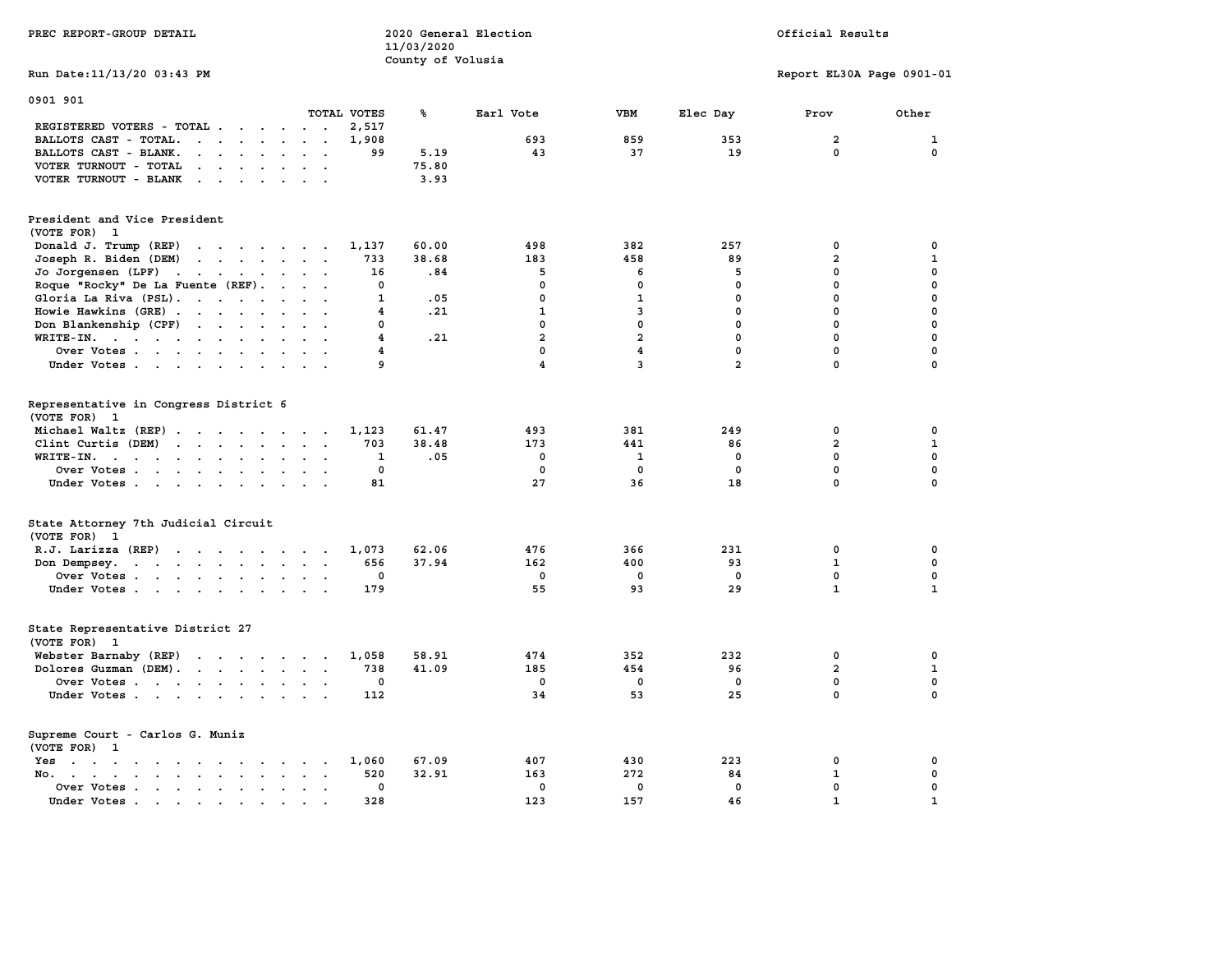PREC REPORT-GROUP DETAIL

2020 General Election
11/03/2020
County of Volusia

Official Results

Run Date:11/13/20 03:43 PM

Report EL30A Page 0901-01

## 0901 901

| | TOTAL VOTES | % | Earl Vote | VBM | Elec Day | Prov | Other |
|---|---|---|---|---|---|---|---|
| REGISTERED VOTERS - TOTAL | 2,517 | | | | | | |
| BALLOTS CAST - TOTAL. | 1,908 | | 693 | 859 | 353 | 2 | 1 |
| BALLOTS CAST - BLANK. | 99 | 5.19 | 43 | 37 | 19 | 0 | 0 |
| VOTER TURNOUT - TOTAL | | 75.80 | | | | | |
| VOTER TURNOUT - BLANK | | 3.93 | | | | | |

### President and Vice President
(VOTE FOR) 1

| | TOTAL VOTES | % | Earl Vote | VBM | Elec Day | Prov | Other |
|---|---|---|---|---|---|---|---|
| Donald J. Trump (REP) | 1,137 | 60.00 | 498 | 382 | 257 | 0 | 0 |
| Joseph R. Biden (DEM) | 733 | 38.68 | 183 | 458 | 89 | 2 | 1 |
| Jo Jorgensen (LPF) | 16 | .84 | 5 | 6 | 5 | 0 | 0 |
| Roque "Rocky" De La Fuente (REF). | 0 | | 0 | 0 | 0 | 0 | 0 |
| Gloria La Riva (PSL). | 1 | .05 | 0 | 1 | 0 | 0 | 0 |
| Howie Hawkins (GRE) | 4 | .21 | 1 | 3 | 0 | 0 | 0 |
| Don Blankenship (CPF) | 0 | | 0 | 0 | 0 | 0 | 0 |
| WRITE-IN. | 4 | .21 | 2 | 2 | 0 | 0 | 0 |
| Over Votes | 4 | | 0 | 4 | 0 | 0 | 0 |
| Under Votes | 9 | | 4 | 3 | 2 | 0 | 0 |

### Representative in Congress District 6
(VOTE FOR) 1

| | TOTAL VOTES | % | Earl Vote | VBM | Elec Day | Prov | Other |
|---|---|---|---|---|---|---|---|
| Michael Waltz (REP) | 1,123 | 61.47 | 493 | 381 | 249 | 0 | 0 |
| Clint Curtis (DEM) | 703 | 38.48 | 173 | 441 | 86 | 2 | 1 |
| WRITE-IN. | 1 | .05 | 0 | 1 | 0 | 0 | 0 |
| Over Votes | 0 | | 0 | 0 | 0 | 0 | 0 |
| Under Votes | 81 | | 27 | 36 | 18 | 0 | 0 |

### State Attorney 7th Judicial Circuit
(VOTE FOR) 1

| | TOTAL VOTES | % | Earl Vote | VBM | Elec Day | Prov | Other |
|---|---|---|---|---|---|---|---|
| R.J. Larizza (REP) | 1,073 | 62.06 | 476 | 366 | 231 | 0 | 0 |
| Don Dempsey. | 656 | 37.94 | 162 | 400 | 93 | 1 | 0 |
| Over Votes | 0 | | 0 | 0 | 0 | 0 | 0 |
| Under Votes | 179 | | 55 | 93 | 29 | 1 | 1 |

### State Representative District 27
(VOTE FOR) 1

| | TOTAL VOTES | % | Earl Vote | VBM | Elec Day | Prov | Other |
|---|---|---|---|---|---|---|---|
| Webster Barnaby (REP) | 1,058 | 58.91 | 474 | 352 | 232 | 0 | 0 |
| Dolores Guzman (DEM). | 738 | 41.09 | 185 | 454 | 96 | 2 | 1 |
| Over Votes | 0 | | 0 | 0 | 0 | 0 | 0 |
| Under Votes | 112 | | 34 | 53 | 25 | 0 | 0 |

### Supreme Court - Carlos G. Muniz
(VOTE FOR) 1

| | TOTAL VOTES | % | Earl Vote | VBM | Elec Day | Prov | Other |
|---|---|---|---|---|---|---|---|
| Yes | 1,060 | 67.09 | 407 | 430 | 223 | 0 | 0 |
| No. | 520 | 32.91 | 163 | 272 | 84 | 1 | 0 |
| Over Votes | 0 | | 0 | 0 | 0 | 0 | 0 |
| Under Votes | 328 | | 123 | 157 | 46 | 1 | 1 |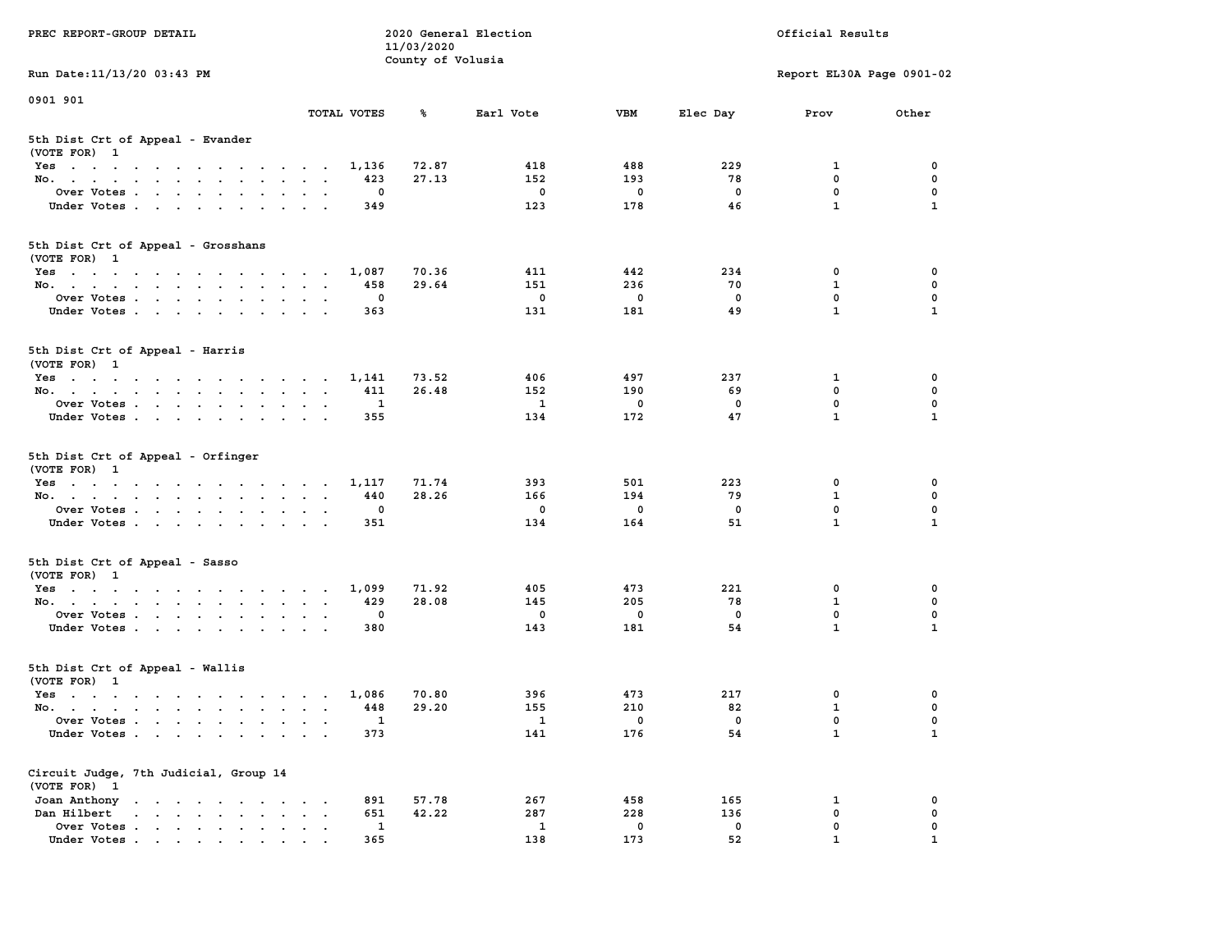PREC REPORT-GROUP DETAIL

2020 General Election
11/03/2020
County of Volusia

Official Results

Run Date:11/13/20 03:43 PM

Report EL30A Page 0901-02

0901 901

### 5th Dist Crt of Appeal - Evander
(VOTE FOR) 1

| | TOTAL VOTES | % | Earl Vote | VBM | Elec Day | Prov | Other |
|---|---|---|---|---|---|---|---|
| Yes | 1,136 | 72.87 | 418 | 488 | 229 | 1 | 0 |
| No. | 423 | 27.13 | 152 | 193 | 78 | 0 | 0 |
| Over Votes | 0 | | 0 | 0 | 0 | 0 | 0 |
| Under Votes | 349 | | 123 | 178 | 46 | 1 | 1 |

### 5th Dist Crt of Appeal - Grosshans
(VOTE FOR) 1

| | TOTAL VOTES | % | Earl Vote | VBM | Elec Day | Prov | Other |
|---|---|---|---|---|---|---|---|
| Yes | 1,087 | 70.36 | 411 | 442 | 234 | 0 | 0 |
| No. | 458 | 29.64 | 151 | 236 | 70 | 1 | 0 |
| Over Votes | 0 | | 0 | 0 | 0 | 0 | 0 |
| Under Votes | 363 | | 131 | 181 | 49 | 1 | 1 |

### 5th Dist Crt of Appeal - Harris
(VOTE FOR) 1

| | TOTAL VOTES | % | Earl Vote | VBM | Elec Day | Prov | Other |
|---|---|---|---|---|---|---|---|
| Yes | 1,141 | 73.52 | 406 | 497 | 237 | 1 | 0 |
| No. | 411 | 26.48 | 152 | 190 | 69 | 0 | 0 |
| Over Votes | 1 | | 1 | 0 | 0 | 0 | 0 |
| Under Votes | 355 | | 134 | 172 | 47 | 1 | 1 |

### 5th Dist Crt of Appeal - Orfinger
(VOTE FOR) 1

| | TOTAL VOTES | % | Earl Vote | VBM | Elec Day | Prov | Other |
|---|---|---|---|---|---|---|---|
| Yes | 1,117 | 71.74 | 393 | 501 | 223 | 0 | 0 |
| No. | 440 | 28.26 | 166 | 194 | 79 | 1 | 0 |
| Over Votes | 0 | | 0 | 0 | 0 | 0 | 0 |
| Under Votes | 351 | | 134 | 164 | 51 | 1 | 1 |

### 5th Dist Crt of Appeal - Sasso
(VOTE FOR) 1

| | TOTAL VOTES | % | Earl Vote | VBM | Elec Day | Prov | Other |
|---|---|---|---|---|---|---|---|
| Yes | 1,099 | 71.92 | 405 | 473 | 221 | 0 | 0 |
| No. | 429 | 28.08 | 145 | 205 | 78 | 1 | 0 |
| Over Votes | 0 | | 0 | 0 | 0 | 0 | 0 |
| Under Votes | 380 | | 143 | 181 | 54 | 1 | 1 |

### 5th Dist Crt of Appeal - Wallis
(VOTE FOR) 1

| | TOTAL VOTES | % | Earl Vote | VBM | Elec Day | Prov | Other |
|---|---|---|---|---|---|---|---|
| Yes | 1,086 | 70.80 | 396 | 473 | 217 | 0 | 0 |
| No. | 448 | 29.20 | 155 | 210 | 82 | 1 | 0 |
| Over Votes | 1 | | 1 | 0 | 0 | 0 | 0 |
| Under Votes | 373 | | 141 | 176 | 54 | 1 | 1 |

### Circuit Judge, 7th Judicial, Group 14
(VOTE FOR) 1

| | TOTAL VOTES | % | Earl Vote | VBM | Elec Day | Prov | Other |
|---|---|---|---|---|---|---|---|
| Joan Anthony | 891 | 57.78 | 267 | 458 | 165 | 1 | 0 |
| Dan Hilbert | 651 | 42.22 | 287 | 228 | 136 | 0 | 0 |
| Over Votes | 1 | | 1 | 0 | 0 | 0 | 0 |
| Under Votes | 365 | | 138 | 173 | 52 | 1 | 1 |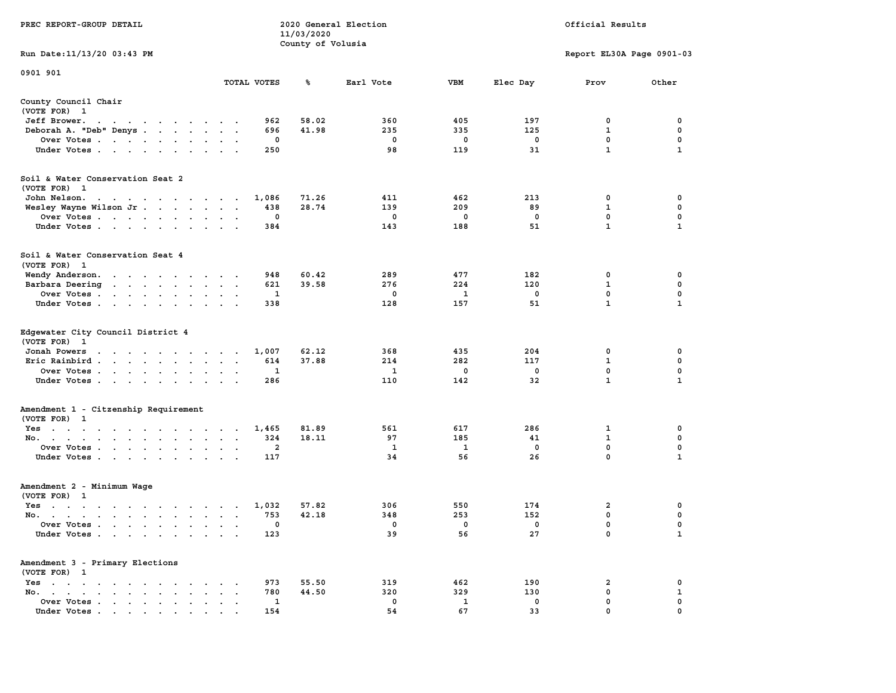PREC REPORT-GROUP DETAIL

2020 General Election
11/03/2020
County of Volusia

Official Results

Run Date:11/13/20 03:43 PM

Report EL30A Page 0901-03

0901 901

| | TOTAL VOTES | % | Earl Vote | VBM | Elec Day | Prov | Other |
|---|---|---|---|---|---|---|---|
| **County Council Chair** | | | | | | | |
| (VOTE FOR) 1 | | | | | | | |
| Jeff Brower | 962 | 58.02 | 360 | 405 | 197 | 0 | 0 |
| Deborah A. "Deb" Denys | 696 | 41.98 | 235 | 335 | 125 | 1 | 0 |
| Over Votes | 0 | | 0 | 0 | 0 | 0 | 0 |
| Under Votes | 250 | | 98 | 119 | 31 | 1 | 1 |
| **Soil & Water Conservation Seat 2** | | | | | | | |
| (VOTE FOR) 1 | | | | | | | |
| John Nelson | 1,086 | 71.26 | 411 | 462 | 213 | 0 | 0 |
| Wesley Wayne Wilson Jr | 438 | 28.74 | 139 | 209 | 89 | 1 | 0 |
| Over Votes | 0 | | 0 | 0 | 0 | 0 | 0 |
| Under Votes | 384 | | 143 | 188 | 51 | 1 | 1 |
| **Soil & Water Conservation Seat 4** | | | | | | | |
| (VOTE FOR) 1 | | | | | | | |
| Wendy Anderson | 948 | 60.42 | 289 | 477 | 182 | 0 | 0 |
| Barbara Deering | 621 | 39.58 | 276 | 224 | 120 | 1 | 0 |
| Over Votes | 1 | | 0 | 1 | 0 | 0 | 0 |
| Under Votes | 338 | | 128 | 157 | 51 | 1 | 1 |
| **Edgewater City Council District 4** | | | | | | | |
| (VOTE FOR) 1 | | | | | | | |
| Jonah Powers | 1,007 | 62.12 | 368 | 435 | 204 | 0 | 0 |
| Eric Rainbird | 614 | 37.88 | 214 | 282 | 117 | 1 | 0 |
| Over Votes | 1 | | 1 | 0 | 0 | 0 | 0 |
| Under Votes | 286 | | 110 | 142 | 32 | 1 | 1 |
| **Amendment 1 - Citzenship Requirement** | | | | | | | |
| (VOTE FOR) 1 | | | | | | | |
| Yes | 1,465 | 81.89 | 561 | 617 | 286 | 1 | 0 |
| No | 324 | 18.11 | 97 | 185 | 41 | 1 | 0 |
| Over Votes | 2 | | 1 | 1 | 0 | 0 | 0 |
| Under Votes | 117 | | 34 | 56 | 26 | 0 | 1 |
| **Amendment 2 - Minimum Wage** | | | | | | | |
| (VOTE FOR) 1 | | | | | | | |
| Yes | 1,032 | 57.82 | 306 | 550 | 174 | 2 | 0 |
| No | 753 | 42.18 | 348 | 253 | 152 | 0 | 0 |
| Over Votes | 0 | | 0 | 0 | 0 | 0 | 0 |
| Under Votes | 123 | | 39 | 56 | 27 | 0 | 1 |
| **Amendment 3 - Primary Elections** | | | | | | | |
| (VOTE FOR) 1 | | | | | | | |
| Yes | 973 | 55.50 | 319 | 462 | 190 | 2 | 0 |
| No | 780 | 44.50 | 320 | 329 | 130 | 0 | 1 |
| Over Votes | 1 | | 0 | 1 | 0 | 0 | 0 |
| Under Votes | 154 | | 54 | 67 | 33 | 0 | 0 |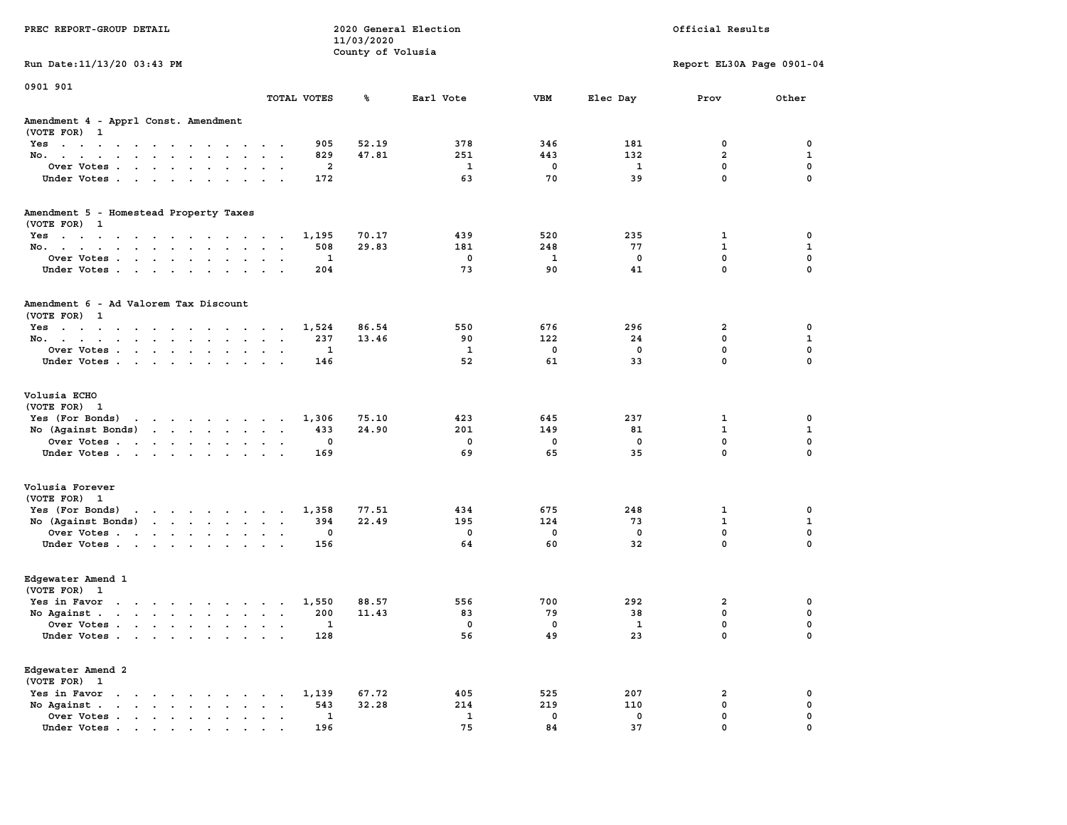PREC REPORT-GROUP DETAIL

2020 General Election
11/03/2020
County of Volusia

Official Results

Run Date:11/13/20 03:43 PM

Report EL30A Page 0901-04

0901 901

## Amendment 4 - Apprl Const. Amendment
(VOTE FOR) 1

| | TOTAL VOTES | % | Earl Vote | VBM | Elec Day | Prov | Other |
|---|---|---|---|---|---|---|---|
| Yes | 905 | 52.19 | 378 | 346 | 181 | 0 | 0 |
| No. | 829 | 47.81 | 251 | 443 | 132 | 2 | 1 |
| Over Votes | 2 | | 1 | 0 | 1 | 0 | 0 |
| Under Votes | 172 | | 63 | 70 | 39 | 0 | 0 |

## Amendment 5 - Homestead Property Taxes
(VOTE FOR) 1

| | TOTAL VOTES | % | Earl Vote | VBM | Elec Day | Prov | Other |
|---|---|---|---|---|---|---|---|
| Yes | 1,195 | 70.17 | 439 | 520 | 235 | 1 | 0 |
| No. | 508 | 29.83 | 181 | 248 | 77 | 1 | 1 |
| Over Votes | 1 | | 0 | 1 | 0 | 0 | 0 |
| Under Votes | 204 | | 73 | 90 | 41 | 0 | 0 |

## Amendment 6 - Ad Valorem Tax Discount
(VOTE FOR) 1

| | TOTAL VOTES | % | Earl Vote | VBM | Elec Day | Prov | Other |
|---|---|---|---|---|---|---|---|
| Yes | 1,524 | 86.54 | 550 | 676 | 296 | 2 | 0 |
| No. | 237 | 13.46 | 90 | 122 | 24 | 0 | 1 |
| Over Votes | 1 | | 1 | 0 | 0 | 0 | 0 |
| Under Votes | 146 | | 52 | 61 | 33 | 0 | 0 |

## Volusia ECHO
(VOTE FOR) 1

| | TOTAL VOTES | % | Earl Vote | VBM | Elec Day | Prov | Other |
|---|---|---|---|---|---|---|---|
| Yes (For Bonds) | 1,306 | 75.10 | 423 | 645 | 237 | 1 | 0 |
| No (Against Bonds) | 433 | 24.90 | 201 | 149 | 81 | 1 | 1 |
| Over Votes | 0 | | 0 | 0 | 0 | 0 | 0 |
| Under Votes | 169 | | 69 | 65 | 35 | 0 | 0 |

## Volusia Forever
(VOTE FOR) 1

| | TOTAL VOTES | % | Earl Vote | VBM | Elec Day | Prov | Other |
|---|---|---|---|---|---|---|---|
| Yes (For Bonds) | 1,358 | 77.51 | 434 | 675 | 248 | 1 | 0 |
| No (Against Bonds) | 394 | 22.49 | 195 | 124 | 73 | 1 | 1 |
| Over Votes | 0 | | 0 | 0 | 0 | 0 | 0 |
| Under Votes | 156 | | 64 | 60 | 32 | 0 | 0 |

## Edgewater Amend 1
(VOTE FOR) 1

| | TOTAL VOTES | % | Earl Vote | VBM | Elec Day | Prov | Other |
|---|---|---|---|---|---|---|---|
| Yes in Favor | 1,550 | 88.57 | 556 | 700 | 292 | 2 | 0 |
| No Against | 200 | 11.43 | 83 | 79 | 38 | 0 | 0 |
| Over Votes | 1 | | 0 | 0 | 1 | 0 | 0 |
| Under Votes | 128 | | 56 | 49 | 23 | 0 | 0 |

## Edgewater Amend 2
(VOTE FOR) 1

| | TOTAL VOTES | % | Earl Vote | VBM | Elec Day | Prov | Other |
|---|---|---|---|---|---|---|---|
| Yes in Favor | 1,139 | 67.72 | 405 | 525 | 207 | 2 | 0 |
| No Against | 543 | 32.28 | 214 | 219 | 110 | 0 | 0 |
| Over Votes | 1 | | 1 | 0 | 0 | 0 | 0 |
| Under Votes | 196 | | 75 | 84 | 37 | 0 | 0 |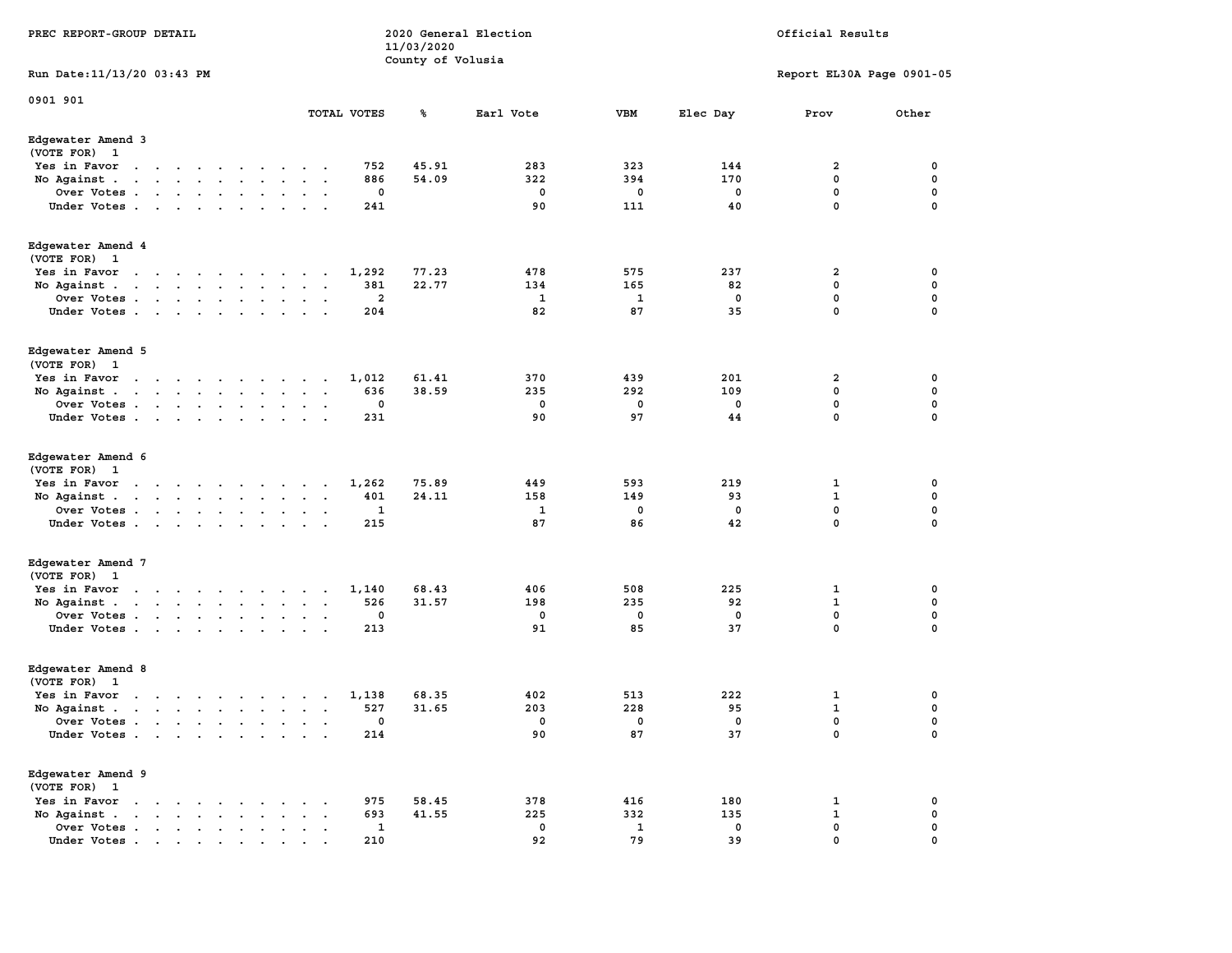PREC REPORT-GROUP DETAIL

2020 General Election
11/03/2020
County of Volusia

Official Results

Run Date:11/13/20 03:43 PM

Report EL30A Page 0901-05

0901 901

| | TOTAL VOTES | % | Earl Vote | VBM | Elec Day | Prov | Other |
|---|---|---|---|---|---|---|---|
| **Edgewater Amend 3** | | | | | | | |
| (VOTE FOR) 1 | | | | | | | |
| Yes in Favor | 752 | 45.91 | 283 | 323 | 144 | 2 | 0 |
| No Against | 886 | 54.09 | 322 | 394 | 170 | 0 | 0 |
| Over Votes | 0 | | 0 | 0 | 0 | 0 | 0 |
| Under Votes | 241 | | 90 | 111 | 40 | 0 | 0 |
| **Edgewater Amend 4** | | | | | | | |
| (VOTE FOR) 1 | | | | | | | |
| Yes in Favor | 1,292 | 77.23 | 478 | 575 | 237 | 2 | 0 |
| No Against | 381 | 22.77 | 134 | 165 | 82 | 0 | 0 |
| Over Votes | 2 | | 1 | 1 | 0 | 0 | 0 |
| Under Votes | 204 | | 82 | 87 | 35 | 0 | 0 |
| **Edgewater Amend 5** | | | | | | | |
| (VOTE FOR) 1 | | | | | | | |
| Yes in Favor | 1,012 | 61.41 | 370 | 439 | 201 | 2 | 0 |
| No Against | 636 | 38.59 | 235 | 292 | 109 | 0 | 0 |
| Over Votes | 0 | | 0 | 0 | 0 | 0 | 0 |
| Under Votes | 231 | | 90 | 97 | 44 | 0 | 0 |
| **Edgewater Amend 6** | | | | | | | |
| (VOTE FOR) 1 | | | | | | | |
| Yes in Favor | 1,262 | 75.89 | 449 | 593 | 219 | 1 | 0 |
| No Against | 401 | 24.11 | 158 | 149 | 93 | 1 | 0 |
| Over Votes | 1 | | 1 | 0 | 0 | 0 | 0 |
| Under Votes | 215 | | 87 | 86 | 42 | 0 | 0 |
| **Edgewater Amend 7** | | | | | | | |
| (VOTE FOR) 1 | | | | | | | |
| Yes in Favor | 1,140 | 68.43 | 406 | 508 | 225 | 1 | 0 |
| No Against | 526 | 31.57 | 198 | 235 | 92 | 1 | 0 |
| Over Votes | 0 | | 0 | 0 | 0 | 0 | 0 |
| Under Votes | 213 | | 91 | 85 | 37 | 0 | 0 |
| **Edgewater Amend 8** | | | | | | | |
| (VOTE FOR) 1 | | | | | | | |
| Yes in Favor | 1,138 | 68.35 | 402 | 513 | 222 | 1 | 0 |
| No Against | 527 | 31.65 | 203 | 228 | 95 | 1 | 0 |
| Over Votes | 0 | | 0 | 0 | 0 | 0 | 0 |
| Under Votes | 214 | | 90 | 87 | 37 | 0 | 0 |
| **Edgewater Amend 9** | | | | | | | |
| (VOTE FOR) 1 | | | | | | | |
| Yes in Favor | 975 | 58.45 | 378 | 416 | 180 | 1 | 0 |
| No Against | 693 | 41.55 | 225 | 332 | 135 | 1 | 0 |
| Over Votes | 1 | | 0 | 1 | 0 | 0 | 0 |
| Under Votes | 210 | | 92 | 79 | 39 | 0 | 0 |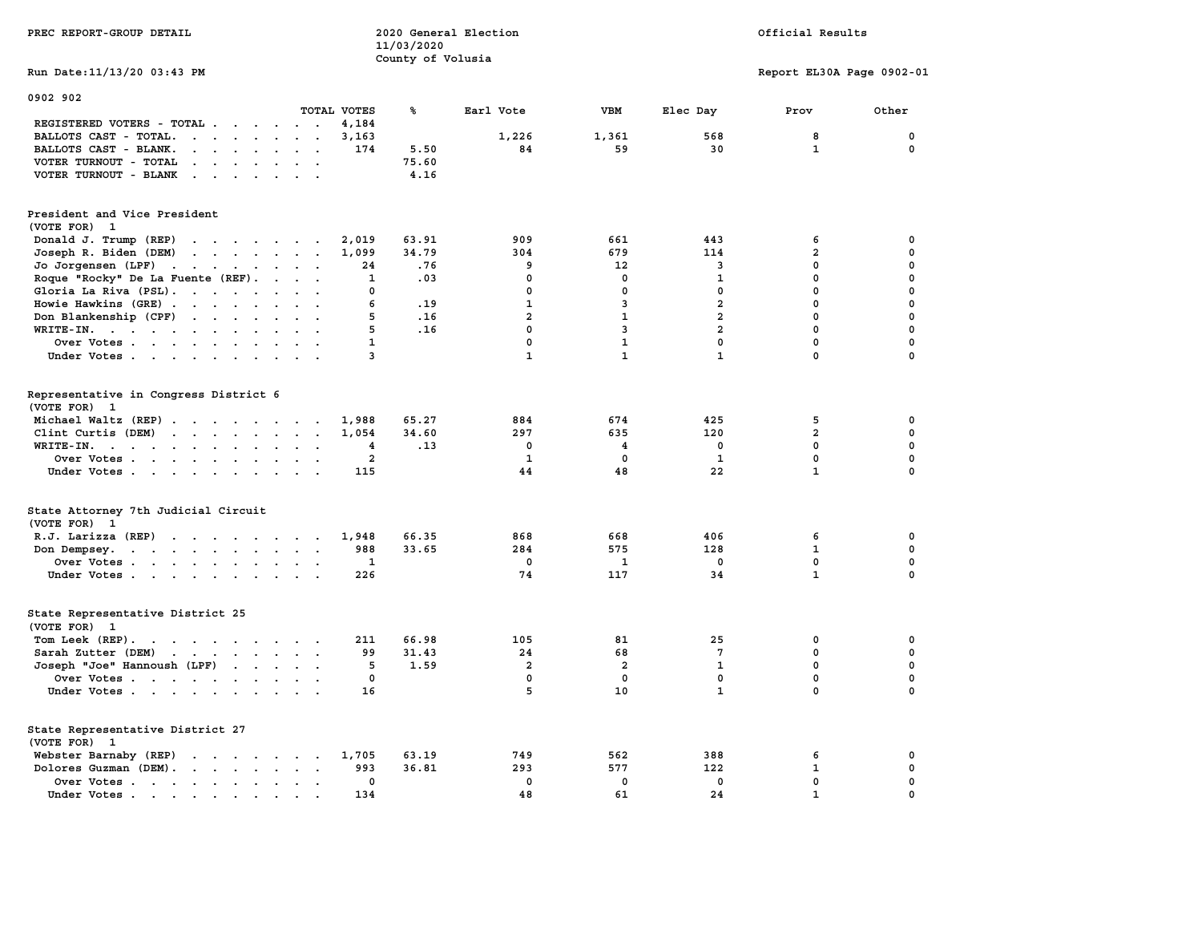PREC REPORT-GROUP DETAIL

2020 General Election
11/03/2020
County of Volusia

Official Results

Run Date:11/13/20 03:43 PM

Report EL30A Page 0902-01

0902 902

| | TOTAL VOTES | % | Earl Vote | VBM | Elec Day | Prov | Other |
|---|---|---|---|---|---|---|---|
| REGISTERED VOTERS - TOTAL | 4,184 | | | | | | |
| BALLOTS CAST - TOTAL. | 3,163 | | 1,226 | 1,361 | 568 | 8 | 0 |
| BALLOTS CAST - BLANK. | 174 | 5.50 | 84 | 59 | 30 | 1 | 0 |
| VOTER TURNOUT - TOTAL | | 75.60 | | | | | |
| VOTER TURNOUT - BLANK | | 4.16 | | | | | |

**President and Vice President**
(VOTE FOR) 1

| | TOTAL VOTES | % | Earl Vote | VBM | Elec Day | Prov | Other |
|---|---|---|---|---|---|---|---|
| Donald J. Trump (REP) | 2,019 | 63.91 | 909 | 661 | 443 | 6 | 0 |
| Joseph R. Biden (DEM) | 1,099 | 34.79 | 304 | 679 | 114 | 2 | 0 |
| Jo Jorgensen (LPF) | 24 | .76 | 9 | 12 | 3 | 0 | 0 |
| Roque "Rocky" De La Fuente (REF). | 1 | .03 | 0 | 0 | 1 | 0 | 0 |
| Gloria La Riva (PSL). | 0 | | 0 | 0 | 0 | 0 | 0 |
| Howie Hawkins (GRE) | 6 | .19 | 1 | 3 | 2 | 0 | 0 |
| Don Blankenship (CPF) | 5 | .16 | 2 | 1 | 2 | 0 | 0 |
| WRITE-IN. | 5 | .16 | 0 | 3 | 2 | 0 | 0 |
| Over Votes | 1 | | 0 | 1 | 0 | 0 | 0 |
| Under Votes | 3 | | 1 | 1 | 1 | 0 | 0 |

**Representative in Congress District 6**
(VOTE FOR) 1

| | TOTAL VOTES | % | Earl Vote | VBM | Elec Day | Prov | Other |
|---|---|---|---|---|---|---|---|
| Michael Waltz (REP) | 1,988 | 65.27 | 884 | 674 | 425 | 5 | 0 |
| Clint Curtis (DEM) | 1,054 | 34.60 | 297 | 635 | 120 | 2 | 0 |
| WRITE-IN. | 4 | .13 | 0 | 4 | 0 | 0 | 0 |
| Over Votes | 2 | | 1 | 0 | 1 | 0 | 0 |
| Under Votes | 115 | | 44 | 48 | 22 | 1 | 0 |

**State Attorney 7th Judicial Circuit**
(VOTE FOR) 1

| | TOTAL VOTES | % | Earl Vote | VBM | Elec Day | Prov | Other |
|---|---|---|---|---|---|---|---|
| R.J. Larizza (REP) | 1,948 | 66.35 | 868 | 668 | 406 | 6 | 0 |
| Don Dempsey. | 988 | 33.65 | 284 | 575 | 128 | 1 | 0 |
| Over Votes | 1 | | 0 | 1 | 0 | 0 | 0 |
| Under Votes | 226 | | 74 | 117 | 34 | 1 | 0 |

**State Representative District 25**
(VOTE FOR) 1

| | TOTAL VOTES | % | Earl Vote | VBM | Elec Day | Prov | Other |
|---|---|---|---|---|---|---|---|
| Tom Leek (REP). | 211 | 66.98 | 105 | 81 | 25 | 0 | 0 |
| Sarah Zutter (DEM) | 99 | 31.43 | 24 | 68 | 7 | 0 | 0 |
| Joseph "Joe" Hannoush (LPF) | 5 | 1.59 | 2 | 2 | 1 | 0 | 0 |
| Over Votes | 0 | | 0 | 0 | 0 | 0 | 0 |
| Under Votes | 16 | | 5 | 10 | 1 | 0 | 0 |

**State Representative District 27**
(VOTE FOR) 1

| | TOTAL VOTES | % | Earl Vote | VBM | Elec Day | Prov | Other |
|---|---|---|---|---|---|---|---|
| Webster Barnaby (REP) | 1,705 | 63.19 | 749 | 562 | 388 | 6 | 0 |
| Dolores Guzman (DEM). | 993 | 36.81 | 293 | 577 | 122 | 1 | 0 |
| Over Votes | 0 | | 0 | 0 | 0 | 0 | 0 |
| Under Votes | 134 | | 48 | 61 | 24 | 1 | 0 |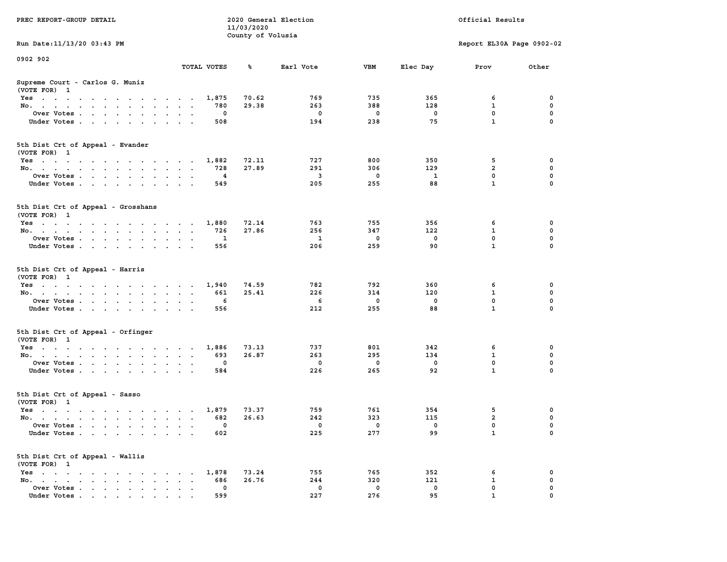PREC REPORT-GROUP DETAIL

2020 General Election
11/03/2020
County of Volusia

Official Results

Run Date:11/13/20 03:43 PM

Report EL30A Page 0902-02

0902 902

## Supreme Court - Carlos G. Muniz
(VOTE FOR) 1

| | TOTAL VOTES | % | Earl Vote | VBM | Elec Day | Prov | Other |
|---|---|---|---|---|---|---|---|
| Yes | 1,875 | 70.62 | 769 | 735 | 365 | 6 | 0 |
| No. | 780 | 29.38 | 263 | 388 | 128 | 1 | 0 |
| Over Votes | 0 | | 0 | 0 | 0 | 0 | 0 |
| Under Votes | 508 | | 194 | 238 | 75 | 1 | 0 |

## 5th Dist Crt of Appeal - Evander
(VOTE FOR) 1

| | TOTAL VOTES | % | Earl Vote | VBM | Elec Day | Prov | Other |
|---|---|---|---|---|---|---|---|
| Yes | 1,882 | 72.11 | 727 | 800 | 350 | 5 | 0 |
| No. | 728 | 27.89 | 291 | 306 | 129 | 2 | 0 |
| Over Votes | 4 | | 3 | 0 | 1 | 0 | 0 |
| Under Votes | 549 | | 205 | 255 | 88 | 1 | 0 |

## 5th Dist Crt of Appeal - Grosshans
(VOTE FOR) 1

| | TOTAL VOTES | % | Earl Vote | VBM | Elec Day | Prov | Other |
|---|---|---|---|---|---|---|---|
| Yes | 1,880 | 72.14 | 763 | 755 | 356 | 6 | 0 |
| No. | 726 | 27.86 | 256 | 347 | 122 | 1 | 0 |
| Over Votes | 1 | | 1 | 0 | 0 | 0 | 0 |
| Under Votes | 556 | | 206 | 259 | 90 | 1 | 0 |

## 5th Dist Crt of Appeal - Harris
(VOTE FOR) 1

| | TOTAL VOTES | % | Earl Vote | VBM | Elec Day | Prov | Other |
|---|---|---|---|---|---|---|---|
| Yes | 1,940 | 74.59 | 782 | 792 | 360 | 6 | 0 |
| No. | 661 | 25.41 | 226 | 314 | 120 | 1 | 0 |
| Over Votes | 6 | | 6 | 0 | 0 | 0 | 0 |
| Under Votes | 556 | | 212 | 255 | 88 | 1 | 0 |

## 5th Dist Crt of Appeal - Orfinger
(VOTE FOR) 1

| | TOTAL VOTES | % | Earl Vote | VBM | Elec Day | Prov | Other |
|---|---|---|---|---|---|---|---|
| Yes | 1,886 | 73.13 | 737 | 801 | 342 | 6 | 0 |
| No. | 693 | 26.87 | 263 | 295 | 134 | 1 | 0 |
| Over Votes | 0 | | 0 | 0 | 0 | 0 | 0 |
| Under Votes | 584 | | 226 | 265 | 92 | 1 | 0 |

## 5th Dist Crt of Appeal - Sasso
(VOTE FOR) 1

| | TOTAL VOTES | % | Earl Vote | VBM | Elec Day | Prov | Other |
|---|---|---|---|---|---|---|---|
| Yes | 1,879 | 73.37 | 759 | 761 | 354 | 5 | 0 |
| No. | 682 | 26.63 | 242 | 323 | 115 | 2 | 0 |
| Over Votes | 0 | | 0 | 0 | 0 | 0 | 0 |
| Under Votes | 602 | | 225 | 277 | 99 | 1 | 0 |

## 5th Dist Crt of Appeal - Wallis
(VOTE FOR) 1

| | TOTAL VOTES | % | Earl Vote | VBM | Elec Day | Prov | Other |
|---|---|---|---|---|---|---|---|
| Yes | 1,878 | 73.24 | 755 | 765 | 352 | 6 | 0 |
| No. | 686 | 26.76 | 244 | 320 | 121 | 1 | 0 |
| Over Votes | 0 | | 0 | 0 | 0 | 0 | 0 |
| Under Votes | 599 | | 227 | 276 | 95 | 1 | 0 |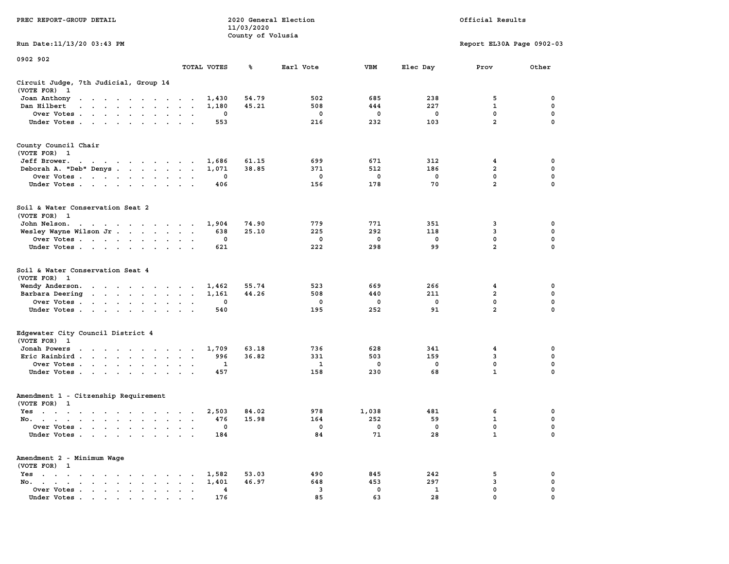PREC REPORT-GROUP DETAIL

2020 General Election
11/03/2020
County of Volusia

Official Results

Run Date:11/13/20 03:43 PM

Report EL30A Page 0902-03

0902 902

### Circuit Judge, 7th Judicial, Group 14
(VOTE FOR) 1

| | TOTAL VOTES | % | Earl Vote | VBM | Elec Day | Prov | Other |
|---|---|---|---|---|---|---|---|
| Joan Anthony | 1,430 | 54.79 | 502 | 685 | 238 | 5 | 0 |
| Dan Hilbert | 1,180 | 45.21 | 508 | 444 | 227 | 1 | 0 |
| Over Votes | 0 | | 0 | 0 | 0 | 0 | 0 |
| Under Votes | 553 | | 216 | 232 | 103 | 2 | 0 |

### County Council Chair
(VOTE FOR) 1

| | TOTAL VOTES | % | Earl Vote | VBM | Elec Day | Prov | Other |
|---|---|---|---|---|---|---|---|
| Jeff Brower | 1,686 | 61.15 | 699 | 671 | 312 | 4 | 0 |
| Deborah A. "Deb" Denys | 1,071 | 38.85 | 371 | 512 | 186 | 2 | 0 |
| Over Votes | 0 | | 0 | 0 | 0 | 0 | 0 |
| Under Votes | 406 | | 156 | 178 | 70 | 2 | 0 |

### Soil & Water Conservation Seat 2
(VOTE FOR) 1

| | TOTAL VOTES | % | Earl Vote | VBM | Elec Day | Prov | Other |
|---|---|---|---|---|---|---|---|
| John Nelson | 1,904 | 74.90 | 779 | 771 | 351 | 3 | 0 |
| Wesley Wayne Wilson Jr | 638 | 25.10 | 225 | 292 | 118 | 3 | 0 |
| Over Votes | 0 | | 0 | 0 | 0 | 0 | 0 |
| Under Votes | 621 | | 222 | 298 | 99 | 2 | 0 |

### Soil & Water Conservation Seat 4
(VOTE FOR) 1

| | TOTAL VOTES | % | Earl Vote | VBM | Elec Day | Prov | Other |
|---|---|---|---|---|---|---|---|
| Wendy Anderson | 1,462 | 55.74 | 523 | 669 | 266 | 4 | 0 |
| Barbara Deering | 1,161 | 44.26 | 508 | 440 | 211 | 2 | 0 |
| Over Votes | 0 | | 0 | 0 | 0 | 0 | 0 |
| Under Votes | 540 | | 195 | 252 | 91 | 2 | 0 |

### Edgewater City Council District 4
(VOTE FOR) 1

| | TOTAL VOTES | % | Earl Vote | VBM | Elec Day | Prov | Other |
|---|---|---|---|---|---|---|---|
| Jonah Powers | 1,709 | 63.18 | 736 | 628 | 341 | 4 | 0 |
| Eric Rainbird | 996 | 36.82 | 331 | 503 | 159 | 3 | 0 |
| Over Votes | 1 | | 1 | 0 | 0 | 0 | 0 |
| Under Votes | 457 | | 158 | 230 | 68 | 1 | 0 |

### Amendment 1 - Citzenship Requirement
(VOTE FOR) 1

| | TOTAL VOTES | % | Earl Vote | VBM | Elec Day | Prov | Other |
|---|---|---|---|---|---|---|---|
| Yes | 2,503 | 84.02 | 978 | 1,038 | 481 | 6 | 0 |
| No | 476 | 15.98 | 164 | 252 | 59 | 1 | 0 |
| Over Votes | 0 | | 0 | 0 | 0 | 0 | 0 |
| Under Votes | 184 | | 84 | 71 | 28 | 1 | 0 |

### Amendment 2 - Minimum Wage
(VOTE FOR) 1

| | TOTAL VOTES | % | Earl Vote | VBM | Elec Day | Prov | Other |
|---|---|---|---|---|---|---|---|
| Yes | 1,582 | 53.03 | 490 | 845 | 242 | 5 | 0 |
| No | 1,401 | 46.97 | 648 | 453 | 297 | 3 | 0 |
| Over Votes | 4 | | 3 | 0 | 1 | 0 | 0 |
| Under Votes | 176 | | 85 | 63 | 28 | 0 | 0 |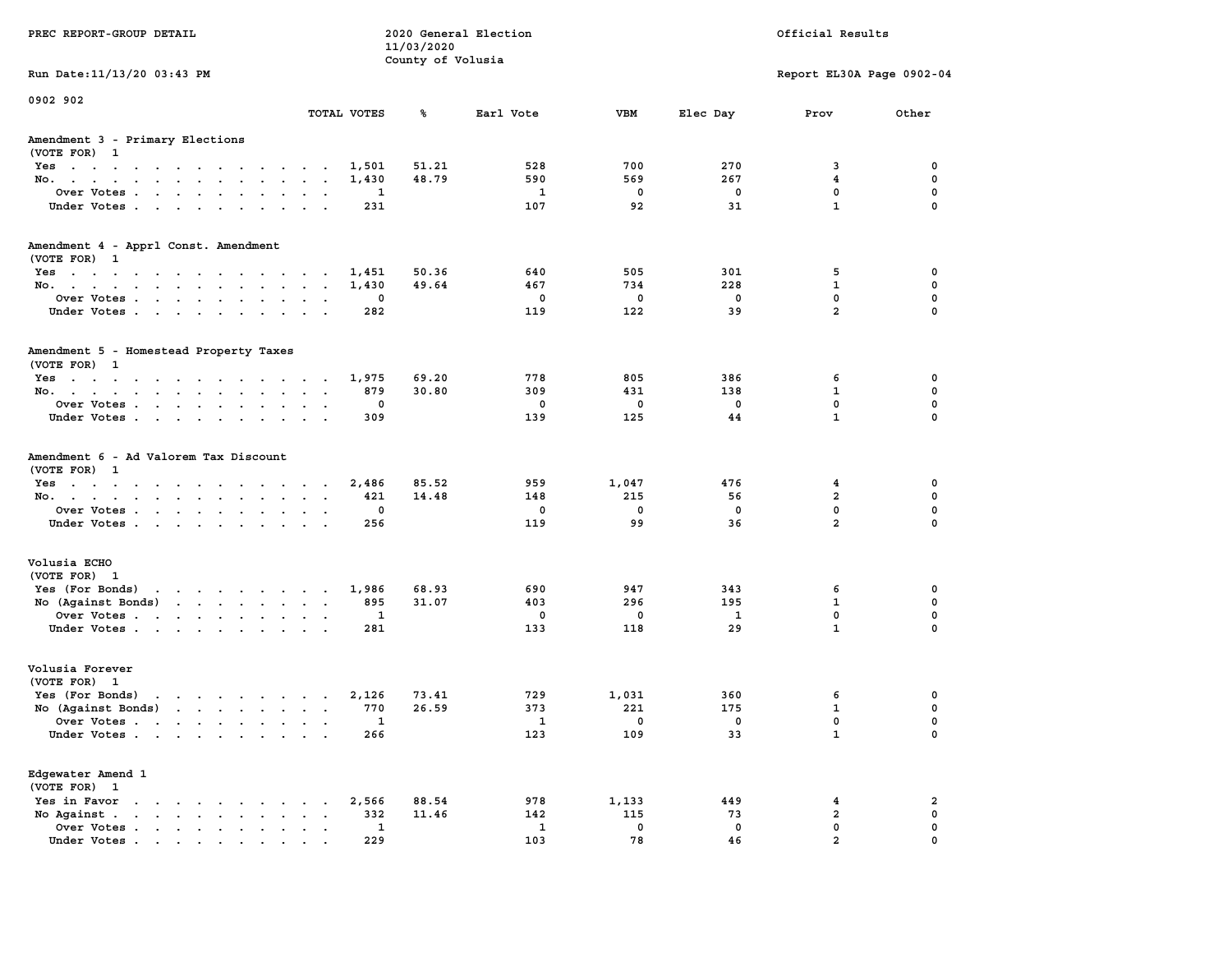PREC REPORT-GROUP DETAIL

2020 General Election
11/03/2020
County of Volusia

Official Results

Run Date:11/13/20 03:43 PM

Report EL30A Page 0902-04

0902 902

| | TOTAL VOTES | % | Earl Vote | VBM | Elec Day | Prov | Other |
|---|---|---|---|---|---|---|---|
| **Amendment 3 - Primary Elections** | | | | | | | |
| (VOTE FOR) 1 | | | | | | | |
| Yes | 1,501 | 51.21 | 528 | 700 | 270 | 3 | 0 |
| No. | 1,430 | 48.79 | 590 | 569 | 267 | 4 | 0 |
| Over Votes | 1 | | 1 | 0 | 0 | 0 | 0 |
| Under Votes | 231 | | 107 | 92 | 31 | 1 | 0 |
| **Amendment 4 - Apprl Const. Amendment** | | | | | | | |
| (VOTE FOR) 1 | | | | | | | |
| Yes | 1,451 | 50.36 | 640 | 505 | 301 | 5 | 0 |
| No. | 1,430 | 49.64 | 467 | 734 | 228 | 1 | 0 |
| Over Votes | 0 | | 0 | 0 | 0 | 0 | 0 |
| Under Votes | 282 | | 119 | 122 | 39 | 2 | 0 |
| **Amendment 5 - Homestead Property Taxes** | | | | | | | |
| (VOTE FOR) 1 | | | | | | | |
| Yes | 1,975 | 69.20 | 778 | 805 | 386 | 6 | 0 |
| No. | 879 | 30.80 | 309 | 431 | 138 | 1 | 0 |
| Over Votes | 0 | | 0 | 0 | 0 | 0 | 0 |
| Under Votes | 309 | | 139 | 125 | 44 | 1 | 0 |
| **Amendment 6 - Ad Valorem Tax Discount** | | | | | | | |
| (VOTE FOR) 1 | | | | | | | |
| Yes | 2,486 | 85.52 | 959 | 1,047 | 476 | 4 | 0 |
| No. | 421 | 14.48 | 148 | 215 | 56 | 2 | 0 |
| Over Votes | 0 | | 0 | 0 | 0 | 0 | 0 |
| Under Votes | 256 | | 119 | 99 | 36 | 2 | 0 |
| **Volusia ECHO** | | | | | | | |
| (VOTE FOR) 1 | | | | | | | |
| Yes (For Bonds) | 1,986 | 68.93 | 690 | 947 | 343 | 6 | 0 |
| No (Against Bonds) | 895 | 31.07 | 403 | 296 | 195 | 1 | 0 |
| Over Votes | 1 | | 0 | 0 | 1 | 0 | 0 |
| Under Votes | 281 | | 133 | 118 | 29 | 1 | 0 |
| **Volusia Forever** | | | | | | | |
| (VOTE FOR) 1 | | | | | | | |
| Yes (For Bonds) | 2,126 | 73.41 | 729 | 1,031 | 360 | 6 | 0 |
| No (Against Bonds) | 770 | 26.59 | 373 | 221 | 175 | 1 | 0 |
| Over Votes | 1 | | 1 | 0 | 0 | 0 | 0 |
| Under Votes | 266 | | 123 | 109 | 33 | 1 | 0 |
| **Edgewater Amend 1** | | | | | | | |
| (VOTE FOR) 1 | | | | | | | |
| Yes in Favor | 2,566 | 88.54 | 978 | 1,133 | 449 | 4 | 2 |
| No Against | 332 | 11.46 | 142 | 115 | 73 | 2 | 0 |
| Over Votes | 1 | | 1 | 0 | 0 | 0 | 0 |
| Under Votes | 229 | | 103 | 78 | 46 | 2 | 0 |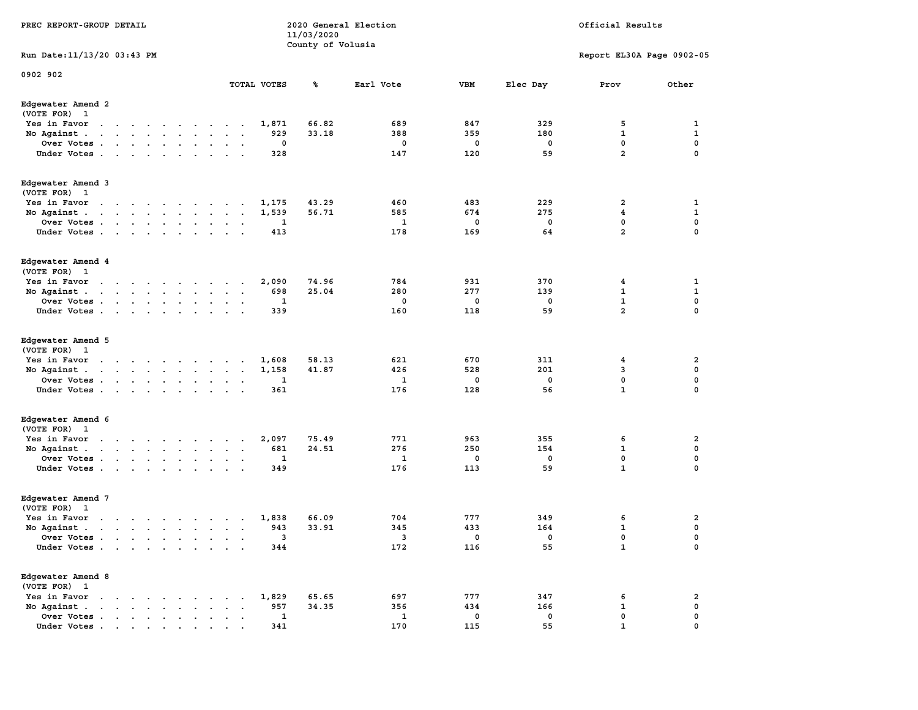PREC REPORT-GROUP DETAIL

2020 General Election
11/03/2020
County of Volusia

Official Results

Run Date:11/13/20 03:43 PM

Report EL30A Page 0902-05

0902 902

| | TOTAL VOTES | % | Earl Vote | VBM | Elec Day | Prov | Other |
|---|---|---|---|---|---|---|---|
| **Edgewater Amend 2** | | | | | | | |
| (VOTE FOR) 1 | | | | | | | |
| Yes in Favor | 1,871 | 66.82 | 689 | 847 | 329 | 5 | 1 |
| No Against | 929 | 33.18 | 388 | 359 | 180 | 1 | 1 |
| Over Votes | 0 | | 0 | 0 | 0 | 0 | 0 |
| Under Votes | 328 | | 147 | 120 | 59 | 2 | 0 |
| **Edgewater Amend 3** | | | | | | | |
| (VOTE FOR) 1 | | | | | | | |
| Yes in Favor | 1,175 | 43.29 | 460 | 483 | 229 | 2 | 1 |
| No Against | 1,539 | 56.71 | 585 | 674 | 275 | 4 | 1 |
| Over Votes | 1 | | 1 | 0 | 0 | 0 | 0 |
| Under Votes | 413 | | 178 | 169 | 64 | 2 | 0 |
| **Edgewater Amend 4** | | | | | | | |
| (VOTE FOR) 1 | | | | | | | |
| Yes in Favor | 2,090 | 74.96 | 784 | 931 | 370 | 4 | 1 |
| No Against | 698 | 25.04 | 280 | 277 | 139 | 1 | 1 |
| Over Votes | 1 | | 0 | 0 | 0 | 1 | 0 |
| Under Votes | 339 | | 160 | 118 | 59 | 2 | 0 |
| **Edgewater Amend 5** | | | | | | | |
| (VOTE FOR) 1 | | | | | | | |
| Yes in Favor | 1,608 | 58.13 | 621 | 670 | 311 | 4 | 2 |
| No Against | 1,158 | 41.87 | 426 | 528 | 201 | 3 | 0 |
| Over Votes | 1 | | 1 | 0 | 0 | 0 | 0 |
| Under Votes | 361 | | 176 | 128 | 56 | 1 | 0 |
| **Edgewater Amend 6** | | | | | | | |
| (VOTE FOR) 1 | | | | | | | |
| Yes in Favor | 2,097 | 75.49 | 771 | 963 | 355 | 6 | 2 |
| No Against | 681 | 24.51 | 276 | 250 | 154 | 1 | 0 |
| Over Votes | 1 | | 1 | 0 | 0 | 0 | 0 |
| Under Votes | 349 | | 176 | 113 | 59 | 1 | 0 |
| **Edgewater Amend 7** | | | | | | | |
| (VOTE FOR) 1 | | | | | | | |
| Yes in Favor | 1,838 | 66.09 | 704 | 777 | 349 | 6 | 2 |
| No Against | 943 | 33.91 | 345 | 433 | 164 | 1 | 0 |
| Over Votes | 3 | | 3 | 0 | 0 | 0 | 0 |
| Under Votes | 344 | | 172 | 116 | 55 | 1 | 0 |
| **Edgewater Amend 8** | | | | | | | |
| (VOTE FOR) 1 | | | | | | | |
| Yes in Favor | 1,829 | 65.65 | 697 | 777 | 347 | 6 | 2 |
| No Against | 957 | 34.35 | 356 | 434 | 166 | 1 | 0 |
| Over Votes | 1 | | 1 | 0 | 0 | 0 | 0 |
| Under Votes | 341 | | 170 | 115 | 55 | 1 | 0 |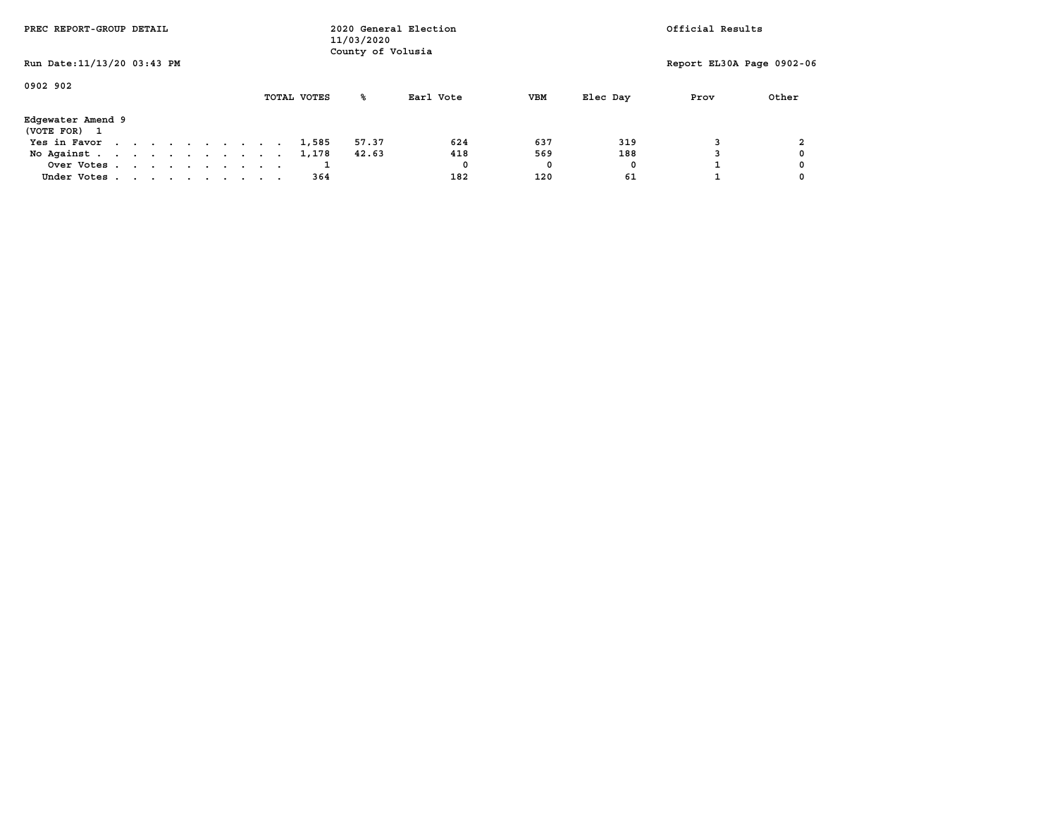PREC REPORT-GROUP DETAIL

2020 General Election
11/03/2020
County of Volusia

Official Results

Run Date:11/13/20 03:43 PM

Report EL30A Page 0902-06

0902 902

| | TOTAL VOTES | % | Earl Vote | VBM | Elec Day | Prov | Other |
|---|---|---|---|---|---|---|---|
| **Edgewater Amend 9** | | | | | | | |
| (VOTE FOR) 1 | | | | | | | |
| Yes in Favor | 1,585 | 57.37 | 624 | 637 | 319 | 3 | 2 |
| No Against | 1,178 | 42.63 | 418 | 569 | 188 | 3 | 0 |
| Over Votes | 1 | | 0 | 0 | 0 | 1 | 0 |
| Under Votes | 364 | | 182 | 120 | 61 | 1 | 0 |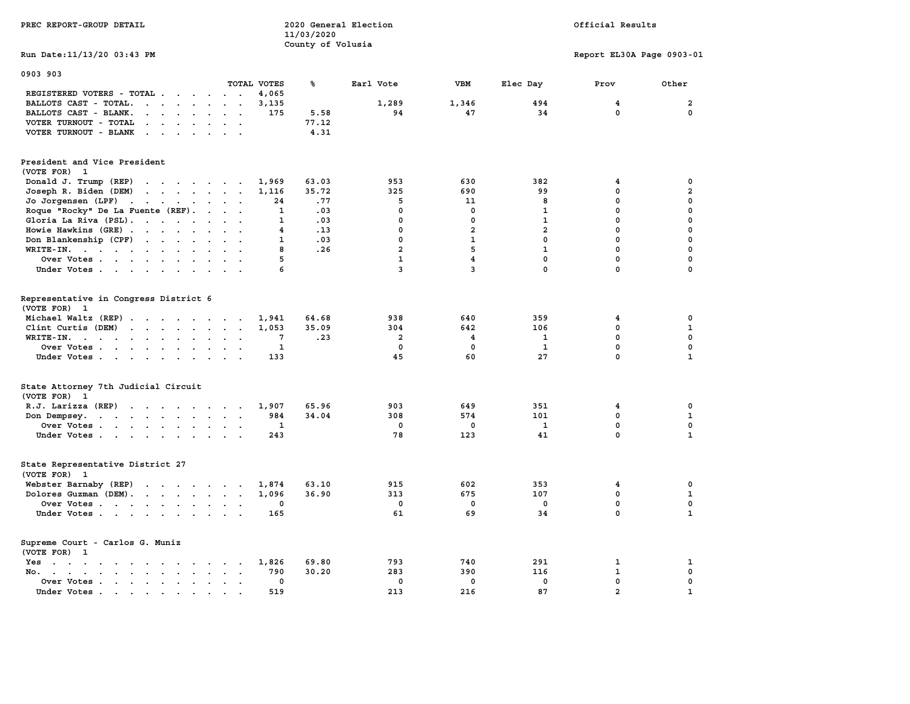PREC REPORT-GROUP DETAIL

2020 General Election
11/03/2020
County of Volusia

Official Results

Run Date:11/13/20 03:43 PM

Report EL30A Page 0903-01

0903 903

| | TOTAL VOTES | % | Earl Vote | VBM | Elec Day | Prov | Other |
|---|---|---|---|---|---|---|---|
| REGISTERED VOTERS - TOTAL | 4,065 | | | | | | |
| BALLOTS CAST - TOTAL. | 3,135 | | 1,289 | 1,346 | 494 | 4 | 2 |
| BALLOTS CAST - BLANK. | 175 | 5.58 | 94 | 47 | 34 | 0 | 0 |
| VOTER TURNOUT - TOTAL | | 77.12 | | | | | |
| VOTER TURNOUT - BLANK | | 4.31 | | | | | |

President and Vice President
(VOTE FOR) 1

| | TOTAL VOTES | % | Earl Vote | VBM | Elec Day | Prov | Other |
|---|---|---|---|---|---|---|---|
| Donald J. Trump (REP) | 1,969 | 63.03 | 953 | 630 | 382 | 4 | 0 |
| Joseph R. Biden (DEM) | 1,116 | 35.72 | 325 | 690 | 99 | 0 | 2 |
| Jo Jorgensen (LPF) | 24 | .77 | 5 | 11 | 8 | 0 | 0 |
| Roque "Rocky" De La Fuente (REF). | 1 | .03 | 0 | 0 | 1 | 0 | 0 |
| Gloria La Riva (PSL). | 1 | .03 | 0 | 0 | 1 | 0 | 0 |
| Howie Hawkins (GRE) | 4 | .13 | 0 | 2 | 2 | 0 | 0 |
| Don Blankenship (CPF) | 1 | .03 | 0 | 1 | 0 | 0 | 0 |
| WRITE-IN. | 8 | .26 | 2 | 5 | 1 | 0 | 0 |
| Over Votes | 5 | | 1 | 4 | 0 | 0 | 0 |
| Under Votes | 6 | | 3 | 3 | 0 | 0 | 0 |

Representative in Congress District 6
(VOTE FOR) 1

| | TOTAL VOTES | % | Earl Vote | VBM | Elec Day | Prov | Other |
|---|---|---|---|---|---|---|---|
| Michael Waltz (REP) | 1,941 | 64.68 | 938 | 640 | 359 | 4 | 0 |
| Clint Curtis (DEM) | 1,053 | 35.09 | 304 | 642 | 106 | 0 | 1 |
| WRITE-IN. | 7 | .23 | 2 | 4 | 1 | 0 | 0 |
| Over Votes | 1 | | 0 | 0 | 1 | 0 | 0 |
| Under Votes | 133 | | 45 | 60 | 27 | 0 | 1 |

State Attorney 7th Judicial Circuit
(VOTE FOR) 1

| | TOTAL VOTES | % | Earl Vote | VBM | Elec Day | Prov | Other |
|---|---|---|---|---|---|---|---|
| R.J. Larizza (REP) | 1,907 | 65.96 | 903 | 649 | 351 | 4 | 0 |
| Don Dempsey. | 984 | 34.04 | 308 | 574 | 101 | 0 | 1 |
| Over Votes | 1 | | 0 | 0 | 1 | 0 | 0 |
| Under Votes | 243 | | 78 | 123 | 41 | 0 | 1 |

State Representative District 27
(VOTE FOR) 1

| | TOTAL VOTES | % | Earl Vote | VBM | Elec Day | Prov | Other |
|---|---|---|---|---|---|---|---|
| Webster Barnaby (REP) | 1,874 | 63.10 | 915 | 602 | 353 | 4 | 0 |
| Dolores Guzman (DEM). | 1,096 | 36.90 | 313 | 675 | 107 | 0 | 1 |
| Over Votes | 0 | | 0 | 0 | 0 | 0 | 0 |
| Under Votes | 165 | | 61 | 69 | 34 | 0 | 1 |

Supreme Court - Carlos G. Muniz
(VOTE FOR) 1

| | TOTAL VOTES | % | Earl Vote | VBM | Elec Day | Prov | Other |
|---|---|---|---|---|---|---|---|
| Yes | 1,826 | 69.80 | 793 | 740 | 291 | 1 | 1 |
| No. | 790 | 30.20 | 283 | 390 | 116 | 1 | 0 |
| Over Votes | 0 | | 0 | 0 | 0 | 0 | 0 |
| Under Votes | 519 | | 213 | 216 | 87 | 2 | 1 |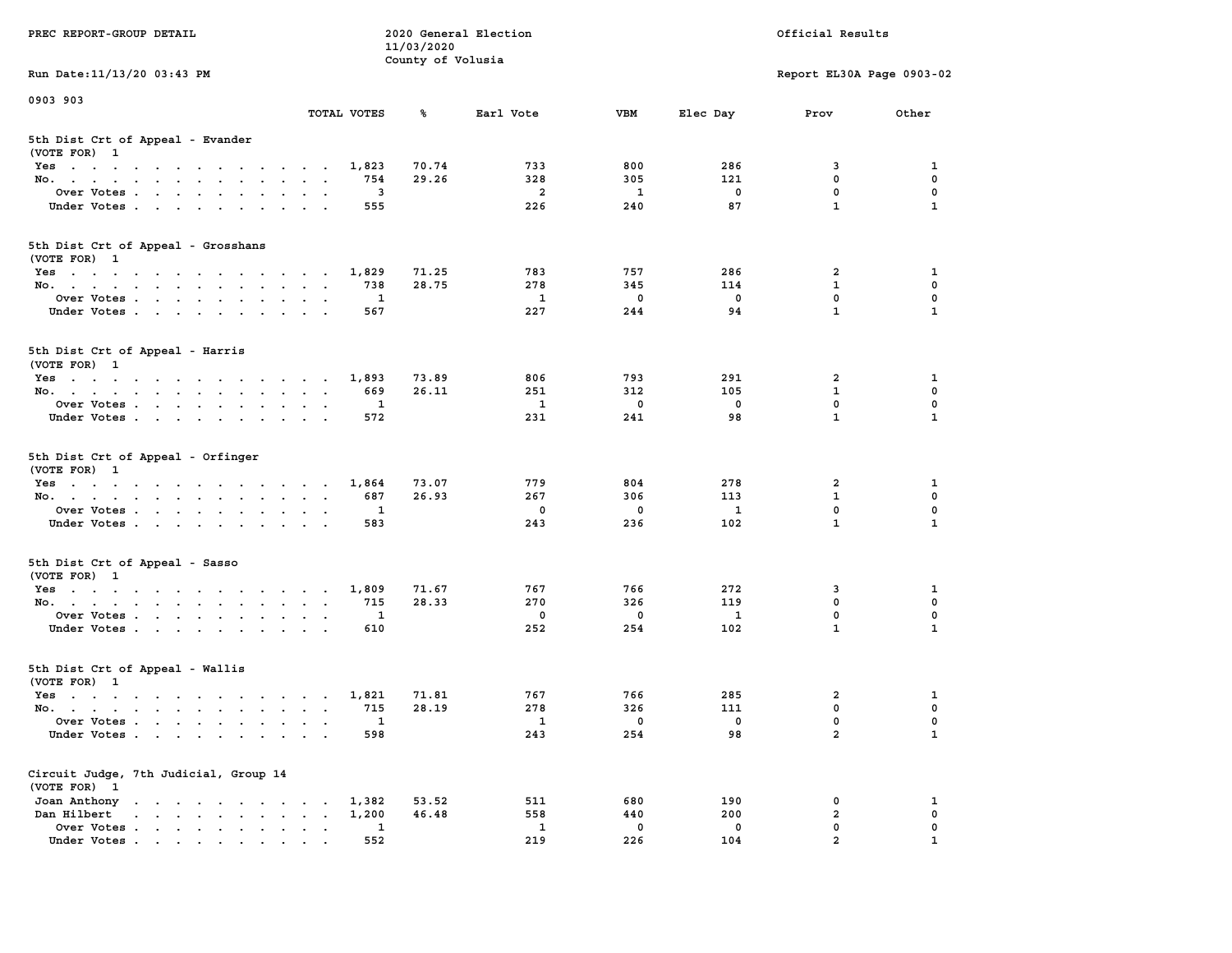PREC REPORT-GROUP DETAIL

2020 General Election
11/03/2020
County of Volusia

Official Results

Run Date:11/13/20 03:43 PM

Report EL30A Page 0903-02

0903 903

| | TOTAL VOTES | % | Earl Vote | VBM | Elec Day | Prov | Other |
|---|---|---|---|---|---|---|---|
| **5th Dist Crt of Appeal - Evander** | | | | | | | |
| (VOTE FOR) 1 | | | | | | | |
| Yes | 1,823 | 70.74 | 733 | 800 | 286 | 3 | 1 |
| No. | 754 | 29.26 | 328 | 305 | 121 | 0 | 0 |
| Over Votes | 3 | | 2 | 1 | 0 | 0 | 0 |
| Under Votes | 555 | | 226 | 240 | 87 | 1 | 1 |
| **5th Dist Crt of Appeal - Grosshans** | | | | | | | |
| (VOTE FOR) 1 | | | | | | | |
| Yes | 1,829 | 71.25 | 783 | 757 | 286 | 2 | 1 |
| No. | 738 | 28.75 | 278 | 345 | 114 | 1 | 0 |
| Over Votes | 1 | | 1 | 0 | 0 | 0 | 0 |
| Under Votes | 567 | | 227 | 244 | 94 | 1 | 1 |
| **5th Dist Crt of Appeal - Harris** | | | | | | | |
| (VOTE FOR) 1 | | | | | | | |
| Yes | 1,893 | 73.89 | 806 | 793 | 291 | 2 | 1 |
| No. | 669 | 26.11 | 251 | 312 | 105 | 1 | 0 |
| Over Votes | 1 | | 1 | 0 | 0 | 0 | 0 |
| Under Votes | 572 | | 231 | 241 | 98 | 1 | 1 |
| **5th Dist Crt of Appeal - Orfinger** | | | | | | | |
| (VOTE FOR) 1 | | | | | | | |
| Yes | 1,864 | 73.07 | 779 | 804 | 278 | 2 | 1 |
| No. | 687 | 26.93 | 267 | 306 | 113 | 1 | 0 |
| Over Votes | 1 | | 0 | 0 | 1 | 0 | 0 |
| Under Votes | 583 | | 243 | 236 | 102 | 1 | 1 |
| **5th Dist Crt of Appeal - Sasso** | | | | | | | |
| (VOTE FOR) 1 | | | | | | | |
| Yes | 1,809 | 71.67 | 767 | 766 | 272 | 3 | 1 |
| No. | 715 | 28.33 | 270 | 326 | 119 | 0 | 0 |
| Over Votes | 1 | | 0 | 0 | 1 | 0 | 0 |
| Under Votes | 610 | | 252 | 254 | 102 | 1 | 1 |
| **5th Dist Crt of Appeal - Wallis** | | | | | | | |
| (VOTE FOR) 1 | | | | | | | |
| Yes | 1,821 | 71.81 | 767 | 766 | 285 | 2 | 1 |
| No. | 715 | 28.19 | 278 | 326 | 111 | 0 | 0 |
| Over Votes | 1 | | 1 | 0 | 0 | 0 | 0 |
| Under Votes | 598 | | 243 | 254 | 98 | 2 | 1 |
| **Circuit Judge, 7th Judicial, Group 14** | | | | | | | |
| (VOTE FOR) 1 | | | | | | | |
| Joan Anthony | 1,382 | 53.52 | 511 | 680 | 190 | 0 | 1 |
| Dan Hilbert | 1,200 | 46.48 | 558 | 440 | 200 | 2 | 0 |
| Over Votes | 1 | | 1 | 0 | 0 | 0 | 0 |
| Under Votes | 552 | | 219 | 226 | 104 | 2 | 1 |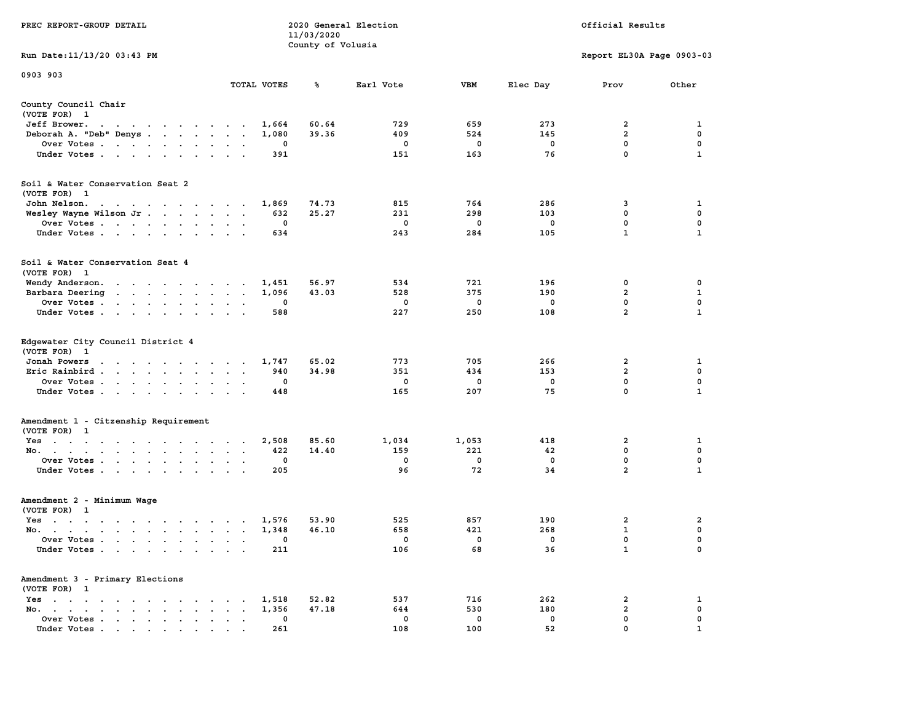PREC REPORT-GROUP DETAIL

2020 General Election
11/03/2020
County of Volusia

Official Results

Run Date:11/13/20 03:43 PM

Report EL30A Page 0903-03

0903 903

| | TOTAL VOTES | % | Earl Vote | VBM | Elec Day | Prov | Other |
|---|---|---|---|---|---|---|---|
| **County Council Chair** | | | | | | | |
| (VOTE FOR) 1 | | | | | | | |
| Jeff Brower | 1,664 | 60.64 | 729 | 659 | 273 | 2 | 1 |
| Deborah A. "Deb" Denys | 1,080 | 39.36 | 409 | 524 | 145 | 2 | 0 |
| Over Votes | 0 | | 0 | 0 | 0 | 0 | 0 |
| Under Votes | 391 | | 151 | 163 | 76 | 0 | 1 |
| **Soil & Water Conservation Seat 2** | | | | | | | |
| (VOTE FOR) 1 | | | | | | | |
| John Nelson | 1,869 | 74.73 | 815 | 764 | 286 | 3 | 1 |
| Wesley Wayne Wilson Jr | 632 | 25.27 | 231 | 298 | 103 | 0 | 0 |
| Over Votes | 0 | | 0 | 0 | 0 | 0 | 0 |
| Under Votes | 634 | | 243 | 284 | 105 | 1 | 1 |
| **Soil & Water Conservation Seat 4** | | | | | | | |
| (VOTE FOR) 1 | | | | | | | |
| Wendy Anderson | 1,451 | 56.97 | 534 | 721 | 196 | 0 | 0 |
| Barbara Deering | 1,096 | 43.03 | 528 | 375 | 190 | 2 | 1 |
| Over Votes | 0 | | 0 | 0 | 0 | 0 | 0 |
| Under Votes | 588 | | 227 | 250 | 108 | 2 | 1 |
| **Edgewater City Council District 4** | | | | | | | |
| (VOTE FOR) 1 | | | | | | | |
| Jonah Powers | 1,747 | 65.02 | 773 | 705 | 266 | 2 | 1 |
| Eric Rainbird | 940 | 34.98 | 351 | 434 | 153 | 2 | 0 |
| Over Votes | 0 | | 0 | 0 | 0 | 0 | 0 |
| Under Votes | 448 | | 165 | 207 | 75 | 0 | 1 |
| **Amendment 1 - Citzenship Requirement** | | | | | | | |
| (VOTE FOR) 1 | | | | | | | |
| Yes | 2,508 | 85.60 | 1,034 | 1,053 | 418 | 2 | 1 |
| No | 422 | 14.40 | 159 | 221 | 42 | 0 | 0 |
| Over Votes | 0 | | 0 | 0 | 0 | 0 | 0 |
| Under Votes | 205 | | 96 | 72 | 34 | 2 | 1 |
| **Amendment 2 - Minimum Wage** | | | | | | | |
| (VOTE FOR) 1 | | | | | | | |
| Yes | 1,576 | 53.90 | 525 | 857 | 190 | 2 | 2 |
| No | 1,348 | 46.10 | 658 | 421 | 268 | 1 | 0 |
| Over Votes | 0 | | 0 | 0 | 0 | 0 | 0 |
| Under Votes | 211 | | 106 | 68 | 36 | 1 | 0 |
| **Amendment 3 - Primary Elections** | | | | | | | |
| (VOTE FOR) 1 | | | | | | | |
| Yes | 1,518 | 52.82 | 537 | 716 | 262 | 2 | 1 |
| No | 1,356 | 47.18 | 644 | 530 | 180 | 2 | 0 |
| Over Votes | 0 | | 0 | 0 | 0 | 0 | 0 |
| Under Votes | 261 | | 108 | 100 | 52 | 0 | 1 |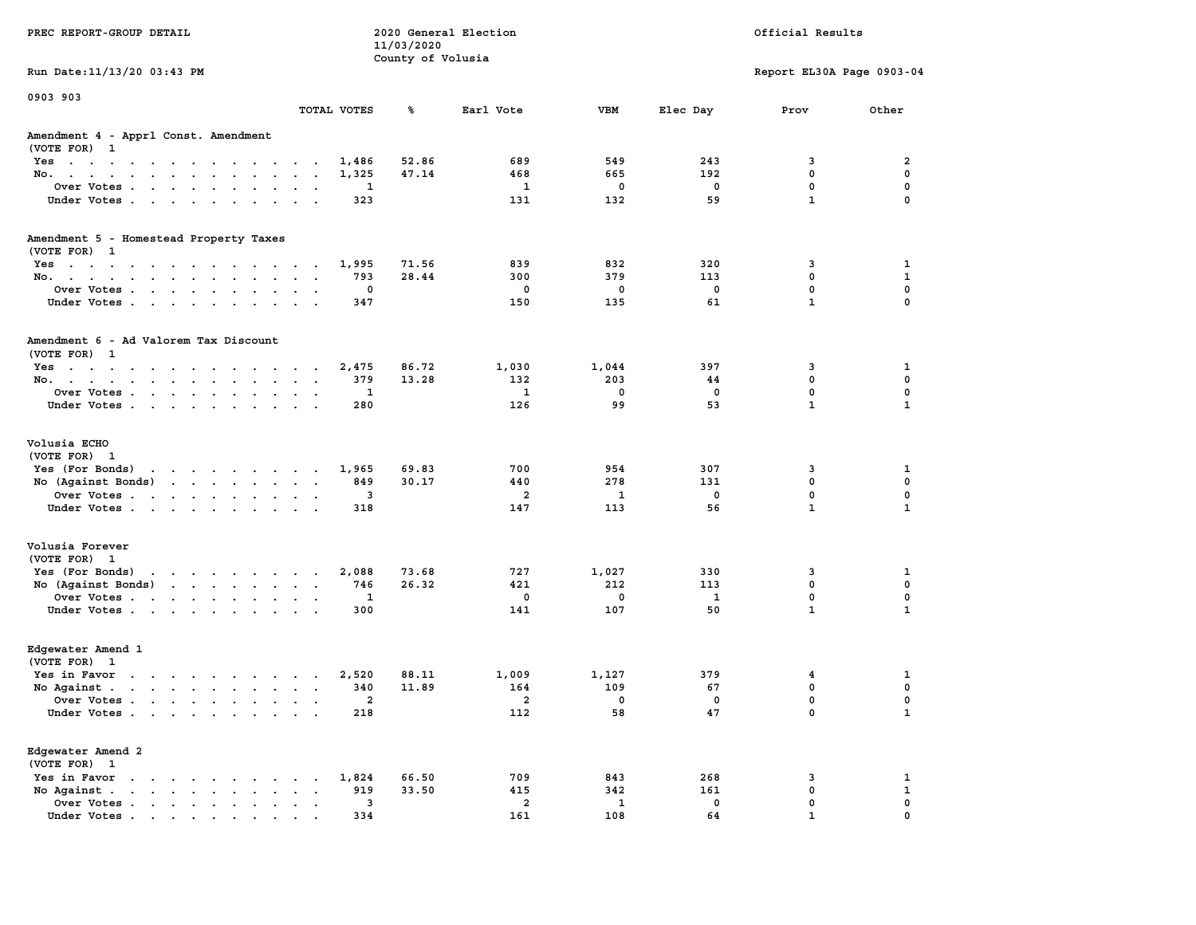PREC REPORT-GROUP DETAIL

2020 General Election
11/03/2020
County of Volusia

Official Results

Run Date:11/13/20 03:43 PM

Report EL30A Page 0903-04

0903 903

| | TOTAL VOTES | % | Earl Vote | VBM | Elec Day | Prov | Other |
|---|---|---|---|---|---|---|---|
| **Amendment 4 - Apprl Const. Amendment** | | | | | | | |
| (VOTE FOR) 1 | | | | | | | |
| Yes | 1,486 | 52.86 | 689 | 549 | 243 | 3 | 2 |
| No. | 1,325 | 47.14 | 468 | 665 | 192 | 0 | 0 |
| Over Votes | 1 | | 1 | 0 | 0 | 0 | 0 |
| Under Votes | 323 | | 131 | 132 | 59 | 1 | 0 |
| **Amendment 5 - Homestead Property Taxes** | | | | | | | |
| (VOTE FOR) 1 | | | | | | | |
| Yes | 1,995 | 71.56 | 839 | 832 | 320 | 3 | 1 |
| No. | 793 | 28.44 | 300 | 379 | 113 | 0 | 1 |
| Over Votes | 0 | | 0 | 0 | 0 | 0 | 0 |
| Under Votes | 347 | | 150 | 135 | 61 | 1 | 0 |
| **Amendment 6 - Ad Valorem Tax Discount** | | | | | | | |
| (VOTE FOR) 1 | | | | | | | |
| Yes | 2,475 | 86.72 | 1,030 | 1,044 | 397 | 3 | 1 |
| No. | 379 | 13.28 | 132 | 203 | 44 | 0 | 0 |
| Over Votes | 1 | | 1 | 0 | 0 | 0 | 0 |
| Under Votes | 280 | | 126 | 99 | 53 | 1 | 1 |
| **Volusia ECHO** | | | | | | | |
| (VOTE FOR) 1 | | | | | | | |
| Yes (For Bonds) | 1,965 | 69.83 | 700 | 954 | 307 | 3 | 1 |
| No (Against Bonds) | 849 | 30.17 | 440 | 278 | 131 | 0 | 0 |
| Over Votes | 3 | | 2 | 1 | 0 | 0 | 0 |
| Under Votes | 318 | | 147 | 113 | 56 | 1 | 1 |
| **Volusia Forever** | | | | | | | |
| (VOTE FOR) 1 | | | | | | | |
| Yes (For Bonds) | 2,088 | 73.68 | 727 | 1,027 | 330 | 3 | 1 |
| No (Against Bonds) | 746 | 26.32 | 421 | 212 | 113 | 0 | 0 |
| Over Votes | 1 | | 0 | 0 | 1 | 0 | 0 |
| Under Votes | 300 | | 141 | 107 | 50 | 1 | 1 |
| **Edgewater Amend 1** | | | | | | | |
| (VOTE FOR) 1 | | | | | | | |
| Yes in Favor | 2,520 | 88.11 | 1,009 | 1,127 | 379 | 4 | 1 |
| No Against | 340 | 11.89 | 164 | 109 | 67 | 0 | 0 |
| Over Votes | 2 | | 2 | 0 | 0 | 0 | 0 |
| Under Votes | 218 | | 112 | 58 | 47 | 0 | 1 |
| **Edgewater Amend 2** | | | | | | | |
| (VOTE FOR) 1 | | | | | | | |
| Yes in Favor | 1,824 | 66.50 | 709 | 843 | 268 | 3 | 1 |
| No Against | 919 | 33.50 | 415 | 342 | 161 | 0 | 1 |
| Over Votes | 3 | | 2 | 1 | 0 | 0 | 0 |
| Under Votes | 334 | | 161 | 108 | 64 | 1 | 0 |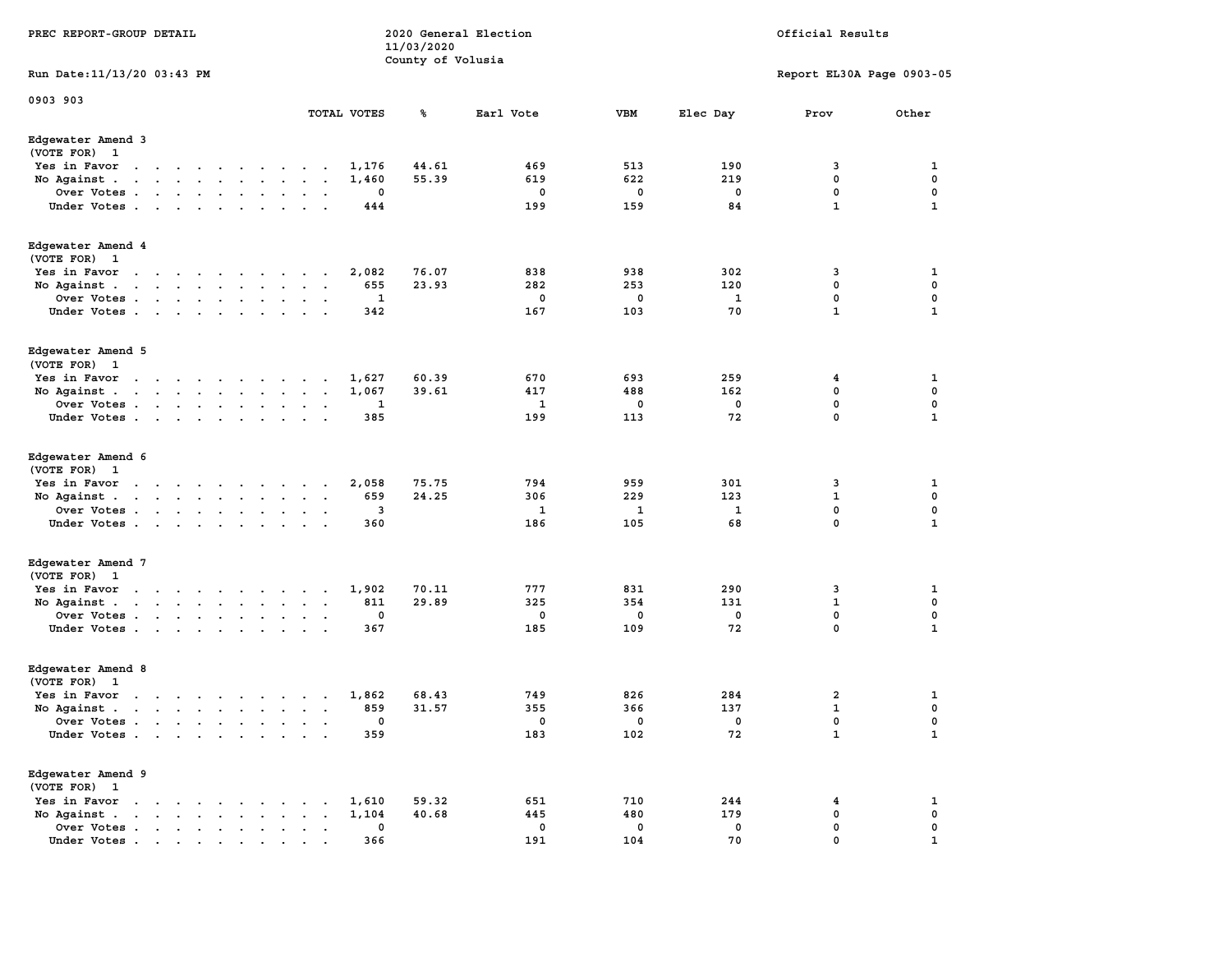PREC REPORT-GROUP DETAIL

2020 General Election
11/03/2020
County of Volusia

Official Results

Run Date:11/13/20 03:43 PM

Report EL30A Page 0903-05

0903 903

### Edgewater Amend 3
(VOTE FOR) 1

| | TOTAL VOTES | % | Earl Vote | VBM | Elec Day | Prov | Other |
|---|---|---|---|---|---|---|---|
| Yes in Favor | 1,176 | 44.61 | 469 | 513 | 190 | 3 | 1 |
| No Against | 1,460 | 55.39 | 619 | 622 | 219 | 0 | 0 |
| Over Votes | 0 | | 0 | 0 | 0 | 0 | 0 |
| Under Votes | 444 | | 199 | 159 | 84 | 1 | 1 |

### Edgewater Amend 4
(VOTE FOR) 1

| | TOTAL VOTES | % | Earl Vote | VBM | Elec Day | Prov | Other |
|---|---|---|---|---|---|---|---|
| Yes in Favor | 2,082 | 76.07 | 838 | 938 | 302 | 3 | 1 |
| No Against | 655 | 23.93 | 282 | 253 | 120 | 0 | 0 |
| Over Votes | 1 | | 0 | 0 | 1 | 0 | 0 |
| Under Votes | 342 | | 167 | 103 | 70 | 1 | 1 |

### Edgewater Amend 5
(VOTE FOR) 1

| | TOTAL VOTES | % | Earl Vote | VBM | Elec Day | Prov | Other |
|---|---|---|---|---|---|---|---|
| Yes in Favor | 1,627 | 60.39 | 670 | 693 | 259 | 4 | 1 |
| No Against | 1,067 | 39.61 | 417 | 488 | 162 | 0 | 0 |
| Over Votes | 1 | | 1 | 0 | 0 | 0 | 0 |
| Under Votes | 385 | | 199 | 113 | 72 | 0 | 1 |

### Edgewater Amend 6
(VOTE FOR) 1

| | TOTAL VOTES | % | Earl Vote | VBM | Elec Day | Prov | Other |
|---|---|---|---|---|---|---|---|
| Yes in Favor | 2,058 | 75.75 | 794 | 959 | 301 | 3 | 1 |
| No Against | 659 | 24.25 | 306 | 229 | 123 | 1 | 0 |
| Over Votes | 3 | | 1 | 1 | 1 | 0 | 0 |
| Under Votes | 360 | | 186 | 105 | 68 | 0 | 1 |

### Edgewater Amend 7
(VOTE FOR) 1

| | TOTAL VOTES | % | Earl Vote | VBM | Elec Day | Prov | Other |
|---|---|---|---|---|---|---|---|
| Yes in Favor | 1,902 | 70.11 | 777 | 831 | 290 | 3 | 1 |
| No Against | 811 | 29.89 | 325 | 354 | 131 | 1 | 0 |
| Over Votes | 0 | | 0 | 0 | 0 | 0 | 0 |
| Under Votes | 367 | | 185 | 109 | 72 | 0 | 1 |

### Edgewater Amend 8
(VOTE FOR) 1

| | TOTAL VOTES | % | Earl Vote | VBM | Elec Day | Prov | Other |
|---|---|---|---|---|---|---|---|
| Yes in Favor | 1,862 | 68.43 | 749 | 826 | 284 | 2 | 1 |
| No Against | 859 | 31.57 | 355 | 366 | 137 | 1 | 0 |
| Over Votes | 0 | | 0 | 0 | 0 | 0 | 0 |
| Under Votes | 359 | | 183 | 102 | 72 | 1 | 1 |

### Edgewater Amend 9
(VOTE FOR) 1

| | TOTAL VOTES | % | Earl Vote | VBM | Elec Day | Prov | Other |
|---|---|---|---|---|---|---|---|
| Yes in Favor | 1,610 | 59.32 | 651 | 710 | 244 | 4 | 1 |
| No Against | 1,104 | 40.68 | 445 | 480 | 179 | 0 | 0 |
| Over Votes | 0 | | 0 | 0 | 0 | 0 | 0 |
| Under Votes | 366 | | 191 | 104 | 70 | 0 | 1 |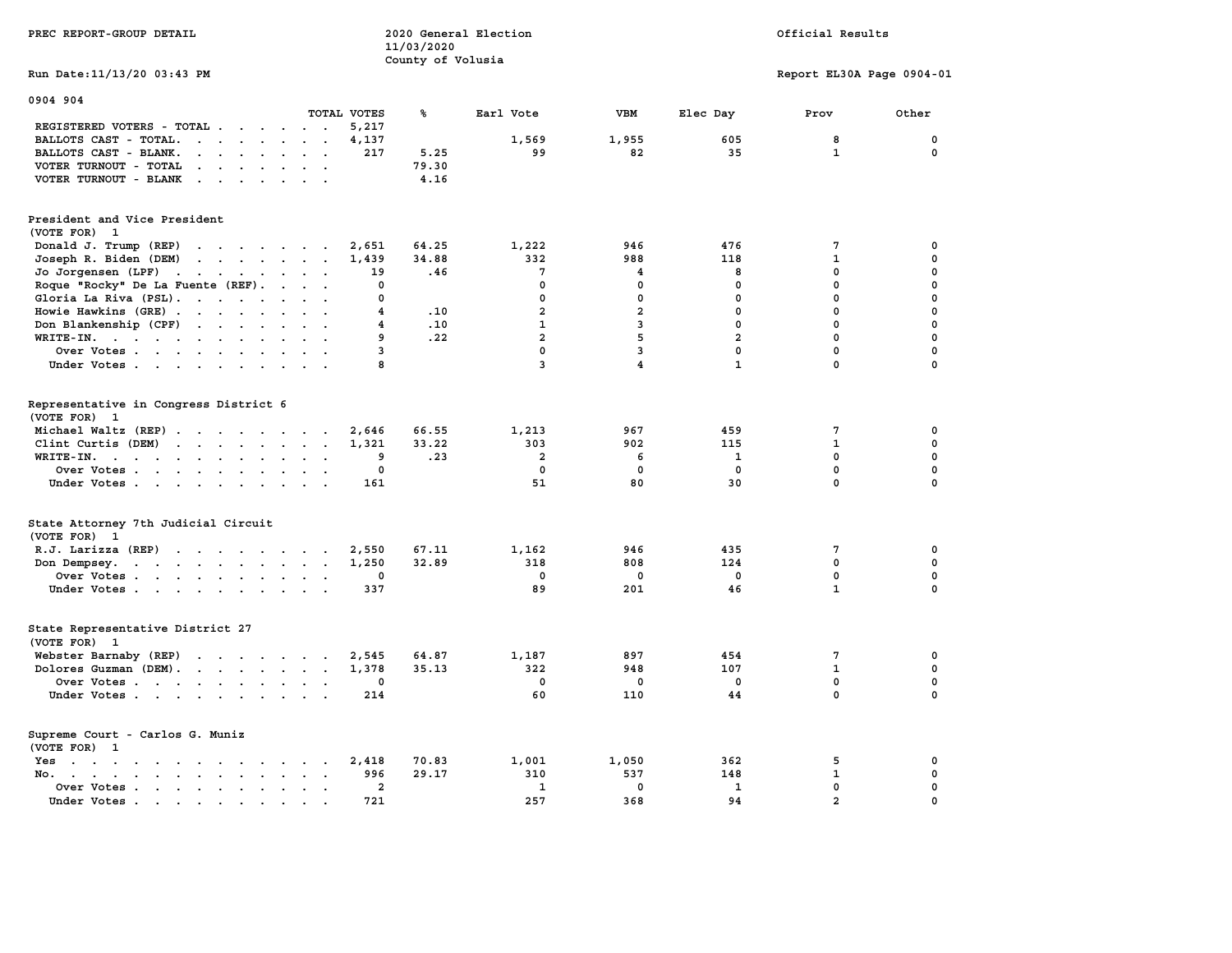PREC REPORT-GROUP DETAIL

2020 General Election
11/03/2020
County of Volusia

Official Results

Run Date:11/13/20 03:43 PM

Report EL30A Page 0904-01

## 0904 904

| | TOTAL VOTES | % | Earl Vote | VBM | Elec Day | Prov | Other |
|---|---|---|---|---|---|---|---|
| REGISTERED VOTERS - TOTAL | 5,217 | | | | | | |
| BALLOTS CAST - TOTAL. | 4,137 | | 1,569 | 1,955 | 605 | 8 | 0 |
| BALLOTS CAST - BLANK. | 217 | 5.25 | 99 | 82 | 35 | 1 | 0 |
| VOTER TURNOUT - TOTAL | | 79.30 | | | | | |
| VOTER TURNOUT - BLANK | | 4.16 | | | | | |

### President and Vice President
(VOTE FOR) 1

| | TOTAL VOTES | % | Earl Vote | VBM | Elec Day | Prov | Other |
|---|---|---|---|---|---|---|---|
| Donald J. Trump (REP) | 2,651 | 64.25 | 1,222 | 946 | 476 | 7 | 0 |
| Joseph R. Biden (DEM) | 1,439 | 34.88 | 332 | 988 | 118 | 1 | 0 |
| Jo Jorgensen (LPF) | 19 | .46 | 7 | 4 | 8 | 0 | 0 |
| Roque "Rocky" De La Fuente (REF). | 0 | | 0 | 0 | 0 | 0 | 0 |
| Gloria La Riva (PSL). | 0 | | 0 | 0 | 0 | 0 | 0 |
| Howie Hawkins (GRE) | 4 | .10 | 2 | 2 | 0 | 0 | 0 |
| Don Blankenship (CPF) | 4 | .10 | 1 | 3 | 0 | 0 | 0 |
| WRITE-IN. | 9 | .22 | 2 | 5 | 2 | 0 | 0 |
| Over Votes | 3 | | 0 | 3 | 0 | 0 | 0 |
| Under Votes | 8 | | 3 | 4 | 1 | 0 | 0 |

### Representative in Congress District 6
(VOTE FOR) 1

| | TOTAL VOTES | % | Earl Vote | VBM | Elec Day | Prov | Other |
|---|---|---|---|---|---|---|---|
| Michael Waltz (REP) | 2,646 | 66.55 | 1,213 | 967 | 459 | 7 | 0 |
| Clint Curtis (DEM) | 1,321 | 33.22 | 303 | 902 | 115 | 1 | 0 |
| WRITE-IN. | 9 | .23 | 2 | 6 | 1 | 0 | 0 |
| Over Votes | 0 | | 0 | 0 | 0 | 0 | 0 |
| Under Votes | 161 | | 51 | 80 | 30 | 0 | 0 |

### State Attorney 7th Judicial Circuit
(VOTE FOR) 1

| | TOTAL VOTES | % | Earl Vote | VBM | Elec Day | Prov | Other |
|---|---|---|---|---|---|---|---|
| R.J. Larizza (REP) | 2,550 | 67.11 | 1,162 | 946 | 435 | 7 | 0 |
| Don Dempsey. | 1,250 | 32.89 | 318 | 808 | 124 | 0 | 0 |
| Over Votes | 0 | | 0 | 0 | 0 | 0 | 0 |
| Under Votes | 337 | | 89 | 201 | 46 | 1 | 0 |

### State Representative District 27
(VOTE FOR) 1

| | TOTAL VOTES | % | Earl Vote | VBM | Elec Day | Prov | Other |
|---|---|---|---|---|---|---|---|
| Webster Barnaby (REP) | 2,545 | 64.87 | 1,187 | 897 | 454 | 7 | 0 |
| Dolores Guzman (DEM). | 1,378 | 35.13 | 322 | 948 | 107 | 1 | 0 |
| Over Votes | 0 | | 0 | 0 | 0 | 0 | 0 |
| Under Votes | 214 | | 60 | 110 | 44 | 0 | 0 |

### Supreme Court - Carlos G. Muniz
(VOTE FOR) 1

| | TOTAL VOTES | % | Earl Vote | VBM | Elec Day | Prov | Other |
|---|---|---|---|---|---|---|---|
| Yes | 2,418 | 70.83 | 1,001 | 1,050 | 362 | 5 | 0 |
| No. | 996 | 29.17 | 310 | 537 | 148 | 1 | 0 |
| Over Votes | 2 | | 1 | 0 | 1 | 0 | 0 |
| Under Votes | 721 | | 257 | 368 | 94 | 2 | 0 |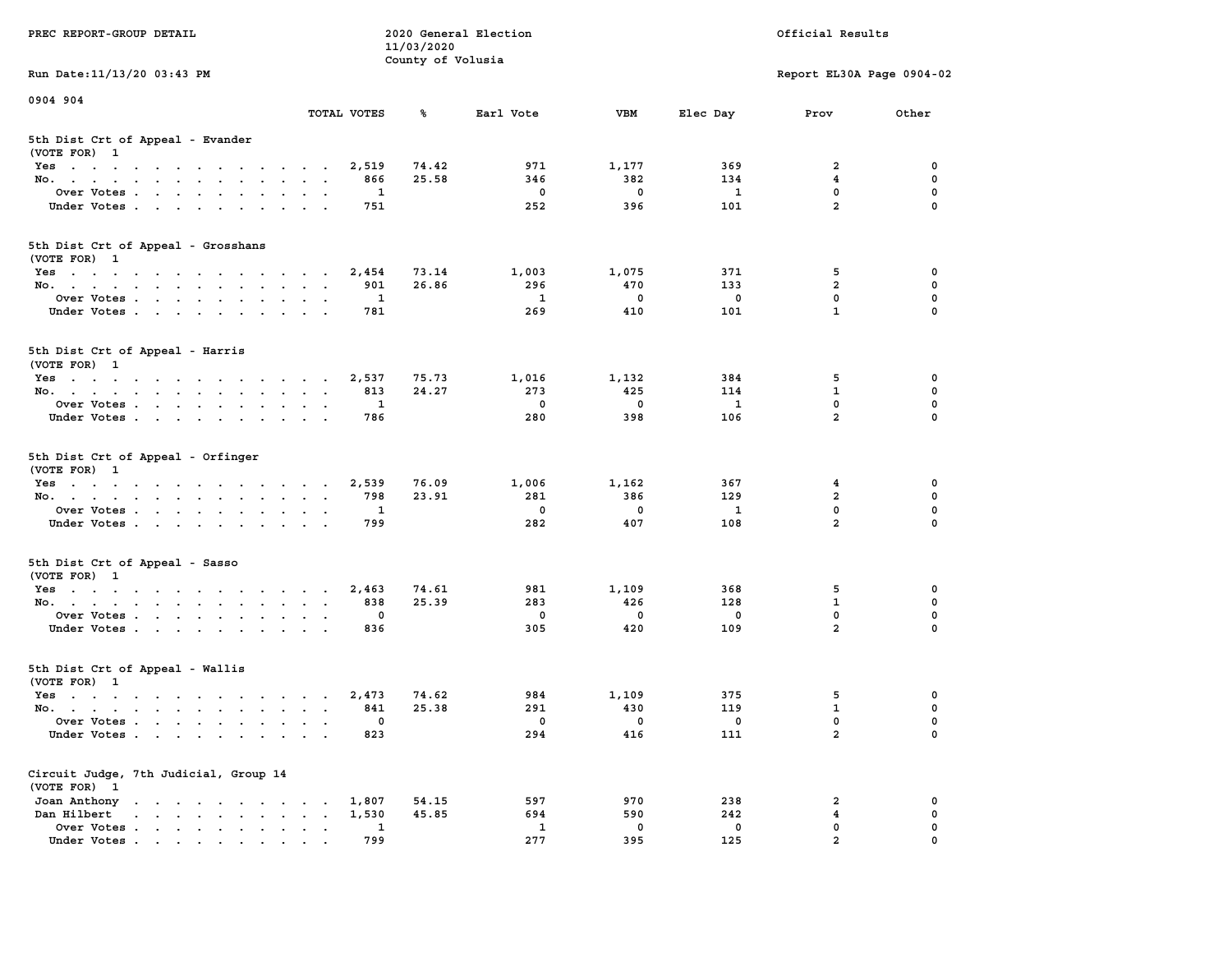PREC REPORT-GROUP DETAIL

2020 General Election
11/03/2020
County of Volusia

Official Results

Run Date:11/13/20 03:43 PM

Report EL30A Page 0904-02

0904 904

### 5th Dist Crt of Appeal - Evander
(VOTE FOR) 1

| | TOTAL VOTES | % | Earl Vote | VBM | Elec Day | Prov | Other |
|---|---|---|---|---|---|---|---|
| Yes | 2,519 | 74.42 | 971 | 1,177 | 369 | 2 | 0 |
| No. | 866 | 25.58 | 346 | 382 | 134 | 4 | 0 |
| Over Votes | 1 | | 0 | 0 | 1 | 0 | 0 |
| Under Votes | 751 | | 252 | 396 | 101 | 2 | 0 |

### 5th Dist Crt of Appeal - Grosshans
(VOTE FOR) 1

| | TOTAL VOTES | % | Earl Vote | VBM | Elec Day | Prov | Other |
|---|---|---|---|---|---|---|---|
| Yes | 2,454 | 73.14 | 1,003 | 1,075 | 371 | 5 | 0 |
| No. | 901 | 26.86 | 296 | 470 | 133 | 2 | 0 |
| Over Votes | 1 | | 1 | 0 | 0 | 0 | 0 |
| Under Votes | 781 | | 269 | 410 | 101 | 1 | 0 |

### 5th Dist Crt of Appeal - Harris
(VOTE FOR) 1

| | TOTAL VOTES | % | Earl Vote | VBM | Elec Day | Prov | Other |
|---|---|---|---|---|---|---|---|
| Yes | 2,537 | 75.73 | 1,016 | 1,132 | 384 | 5 | 0 |
| No. | 813 | 24.27 | 273 | 425 | 114 | 1 | 0 |
| Over Votes | 1 | | 0 | 0 | 1 | 0 | 0 |
| Under Votes | 786 | | 280 | 398 | 106 | 2 | 0 |

### 5th Dist Crt of Appeal - Orfinger
(VOTE FOR) 1

| | TOTAL VOTES | % | Earl Vote | VBM | Elec Day | Prov | Other |
|---|---|---|---|---|---|---|---|
| Yes | 2,539 | 76.09 | 1,006 | 1,162 | 367 | 4 | 0 |
| No. | 798 | 23.91 | 281 | 386 | 129 | 2 | 0 |
| Over Votes | 1 | | 0 | 0 | 1 | 0 | 0 |
| Under Votes | 799 | | 282 | 407 | 108 | 2 | 0 |

### 5th Dist Crt of Appeal - Sasso
(VOTE FOR) 1

| | TOTAL VOTES | % | Earl Vote | VBM | Elec Day | Prov | Other |
|---|---|---|---|---|---|---|---|
| Yes | 2,463 | 74.61 | 981 | 1,109 | 368 | 5 | 0 |
| No. | 838 | 25.39 | 283 | 426 | 128 | 1 | 0 |
| Over Votes | 0 | | 0 | 0 | 0 | 0 | 0 |
| Under Votes | 836 | | 305 | 420 | 109 | 2 | 0 |

### 5th Dist Crt of Appeal - Wallis
(VOTE FOR) 1

| | TOTAL VOTES | % | Earl Vote | VBM | Elec Day | Prov | Other |
|---|---|---|---|---|---|---|---|
| Yes | 2,473 | 74.62 | 984 | 1,109 | 375 | 5 | 0 |
| No. | 841 | 25.38 | 291 | 430 | 119 | 1 | 0 |
| Over Votes | 0 | | 0 | 0 | 0 | 0 | 0 |
| Under Votes | 823 | | 294 | 416 | 111 | 2 | 0 |

### Circuit Judge, 7th Judicial, Group 14
(VOTE FOR) 1

| | TOTAL VOTES | % | Earl Vote | VBM | Elec Day | Prov | Other |
|---|---|---|---|---|---|---|---|
| Joan Anthony | 1,807 | 54.15 | 597 | 970 | 238 | 2 | 0 |
| Dan Hilbert | 1,530 | 45.85 | 694 | 590 | 242 | 4 | 0 |
| Over Votes | 1 | | 1 | 0 | 0 | 0 | 0 |
| Under Votes | 799 | | 277 | 395 | 125 | 2 | 0 |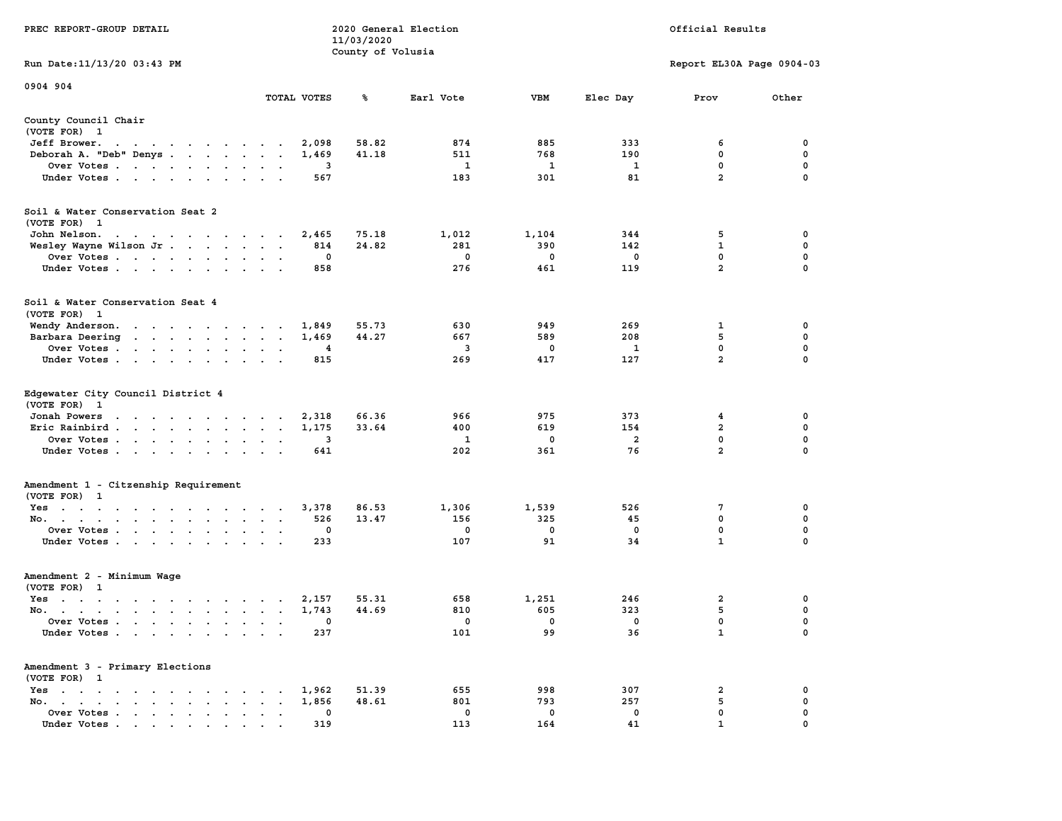PREC REPORT-GROUP DETAIL

2020 General Election
11/03/2020
County of Volusia

Official Results

Run Date:11/13/20 03:43 PM

Report EL30A Page 0904-03

0904 904

| | TOTAL VOTES | % | Earl Vote | VBM | Elec Day | Prov | Other |
|---|---|---|---|---|---|---|---|
| **County Council Chair** | | | | | | | |
| (VOTE FOR) 1 | | | | | | | |
| Jeff Brower. | 2,098 | 58.82 | 874 | 885 | 333 | 6 | 0 |
| Deborah A. "Deb" Denys | 1,469 | 41.18 | 511 | 768 | 190 | 0 | 0 |
| Over Votes | 3 | | 1 | 1 | 1 | 0 | 0 |
| Under Votes | 567 | | 183 | 301 | 81 | 2 | 0 |
| **Soil & Water Conservation Seat 2** | | | | | | | |
| (VOTE FOR) 1 | | | | | | | |
| John Nelson. | 2,465 | 75.18 | 1,012 | 1,104 | 344 | 5 | 0 |
| Wesley Wayne Wilson Jr | 814 | 24.82 | 281 | 390 | 142 | 1 | 0 |
| Over Votes | 0 | | 0 | 0 | 0 | 0 | 0 |
| Under Votes | 858 | | 276 | 461 | 119 | 2 | 0 |
| **Soil & Water Conservation Seat 4** | | | | | | | |
| (VOTE FOR) 1 | | | | | | | |
| Wendy Anderson. | 1,849 | 55.73 | 630 | 949 | 269 | 1 | 0 |
| Barbara Deering | 1,469 | 44.27 | 667 | 589 | 208 | 5 | 0 |
| Over Votes | 4 | | 3 | 0 | 1 | 0 | 0 |
| Under Votes | 815 | | 269 | 417 | 127 | 2 | 0 |
| **Edgewater City Council District 4** | | | | | | | |
| (VOTE FOR) 1 | | | | | | | |
| Jonah Powers | 2,318 | 66.36 | 966 | 975 | 373 | 4 | 0 |
| Eric Rainbird | 1,175 | 33.64 | 400 | 619 | 154 | 2 | 0 |
| Over Votes | 3 | | 1 | 0 | 2 | 0 | 0 |
| Under Votes | 641 | | 202 | 361 | 76 | 2 | 0 |
| **Amendment 1 - Citzenship Requirement** | | | | | | | |
| (VOTE FOR) 1 | | | | | | | |
| Yes | 3,378 | 86.53 | 1,306 | 1,539 | 526 | 7 | 0 |
| No. | 526 | 13.47 | 156 | 325 | 45 | 0 | 0 |
| Over Votes | 0 | | 0 | 0 | 0 | 0 | 0 |
| Under Votes | 233 | | 107 | 91 | 34 | 1 | 0 |
| **Amendment 2 - Minimum Wage** | | | | | | | |
| (VOTE FOR) 1 | | | | | | | |
| Yes | 2,157 | 55.31 | 658 | 1,251 | 246 | 2 | 0 |
| No. | 1,743 | 44.69 | 810 | 605 | 323 | 5 | 0 |
| Over Votes | 0 | | 0 | 0 | 0 | 0 | 0 |
| Under Votes | 237 | | 101 | 99 | 36 | 1 | 0 |
| **Amendment 3 - Primary Elections** | | | | | | | |
| (VOTE FOR) 1 | | | | | | | |
| Yes | 1,962 | 51.39 | 655 | 998 | 307 | 2 | 0 |
| No. | 1,856 | 48.61 | 801 | 793 | 257 | 5 | 0 |
| Over Votes | 0 | | 0 | 0 | 0 | 0 | 0 |
| Under Votes | 319 | | 113 | 164 | 41 | 1 | 0 |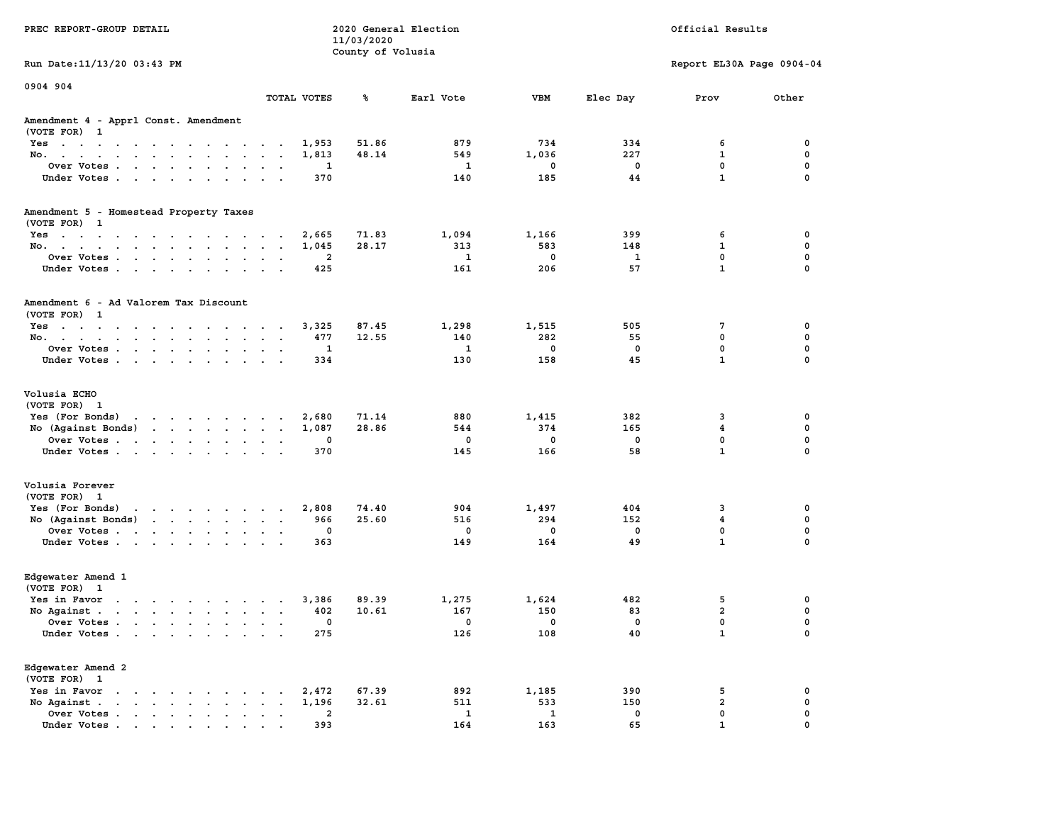PREC REPORT-GROUP DETAIL

2020 General Election
11/03/2020
County of Volusia

Official Results

Run Date:11/13/20 03:43 PM

Report EL30A Page 0904-04

0904 904

## Amendment 4 - Apprl Const. Amendment
(VOTE FOR) 1

| | TOTAL VOTES | % | Earl Vote | VBM | Elec Day | Prov | Other |
|---|---|---|---|---|---|---|---|
| Yes | 1,953 | 51.86 | 879 | 734 | 334 | 6 | 0 |
| No. | 1,813 | 48.14 | 549 | 1,036 | 227 | 1 | 0 |
| Over Votes | 1 | | 1 | 0 | 0 | 0 | 0 |
| Under Votes | 370 | | 140 | 185 | 44 | 1 | 0 |

## Amendment 5 - Homestead Property Taxes
(VOTE FOR) 1

| | TOTAL VOTES | % | Earl Vote | VBM | Elec Day | Prov | Other |
|---|---|---|---|---|---|---|---|
| Yes | 2,665 | 71.83 | 1,094 | 1,166 | 399 | 6 | 0 |
| No. | 1,045 | 28.17 | 313 | 583 | 148 | 1 | 0 |
| Over Votes | 2 | | 1 | 0 | 1 | 0 | 0 |
| Under Votes | 425 | | 161 | 206 | 57 | 1 | 0 |

## Amendment 6 - Ad Valorem Tax Discount
(VOTE FOR) 1

| | TOTAL VOTES | % | Earl Vote | VBM | Elec Day | Prov | Other |
|---|---|---|---|---|---|---|---|
| Yes | 3,325 | 87.45 | 1,298 | 1,515 | 505 | 7 | 0 |
| No. | 477 | 12.55 | 140 | 282 | 55 | 0 | 0 |
| Over Votes | 1 | | 1 | 0 | 0 | 0 | 0 |
| Under Votes | 334 | | 130 | 158 | 45 | 1 | 0 |

## Volusia ECHO
(VOTE FOR) 1

| | TOTAL VOTES | % | Earl Vote | VBM | Elec Day | Prov | Other |
|---|---|---|---|---|---|---|---|
| Yes (For Bonds) | 2,680 | 71.14 | 880 | 1,415 | 382 | 3 | 0 |
| No (Against Bonds) | 1,087 | 28.86 | 544 | 374 | 165 | 4 | 0 |
| Over Votes | 0 | | 0 | 0 | 0 | 0 | 0 |
| Under Votes | 370 | | 145 | 166 | 58 | 1 | 0 |

## Volusia Forever
(VOTE FOR) 1

| | TOTAL VOTES | % | Earl Vote | VBM | Elec Day | Prov | Other |
|---|---|---|---|---|---|---|---|
| Yes (For Bonds) | 2,808 | 74.40 | 904 | 1,497 | 404 | 3 | 0 |
| No (Against Bonds) | 966 | 25.60 | 516 | 294 | 152 | 4 | 0 |
| Over Votes | 0 | | 0 | 0 | 0 | 0 | 0 |
| Under Votes | 363 | | 149 | 164 | 49 | 1 | 0 |

## Edgewater Amend 1
(VOTE FOR) 1

| | TOTAL VOTES | % | Earl Vote | VBM | Elec Day | Prov | Other |
|---|---|---|---|---|---|---|---|
| Yes in Favor | 3,386 | 89.39 | 1,275 | 1,624 | 482 | 5 | 0 |
| No Against | 402 | 10.61 | 167 | 150 | 83 | 2 | 0 |
| Over Votes | 0 | | 0 | 0 | 0 | 0 | 0 |
| Under Votes | 275 | | 126 | 108 | 40 | 1 | 0 |

## Edgewater Amend 2
(VOTE FOR) 1

| | TOTAL VOTES | % | Earl Vote | VBM | Elec Day | Prov | Other |
|---|---|---|---|---|---|---|---|
| Yes in Favor | 2,472 | 67.39 | 892 | 1,185 | 390 | 5 | 0 |
| No Against | 1,196 | 32.61 | 511 | 533 | 150 | 2 | 0 |
| Over Votes | 2 | | 1 | 1 | 0 | 0 | 0 |
| Under Votes | 393 | | 164 | 163 | 65 | 1 | 0 |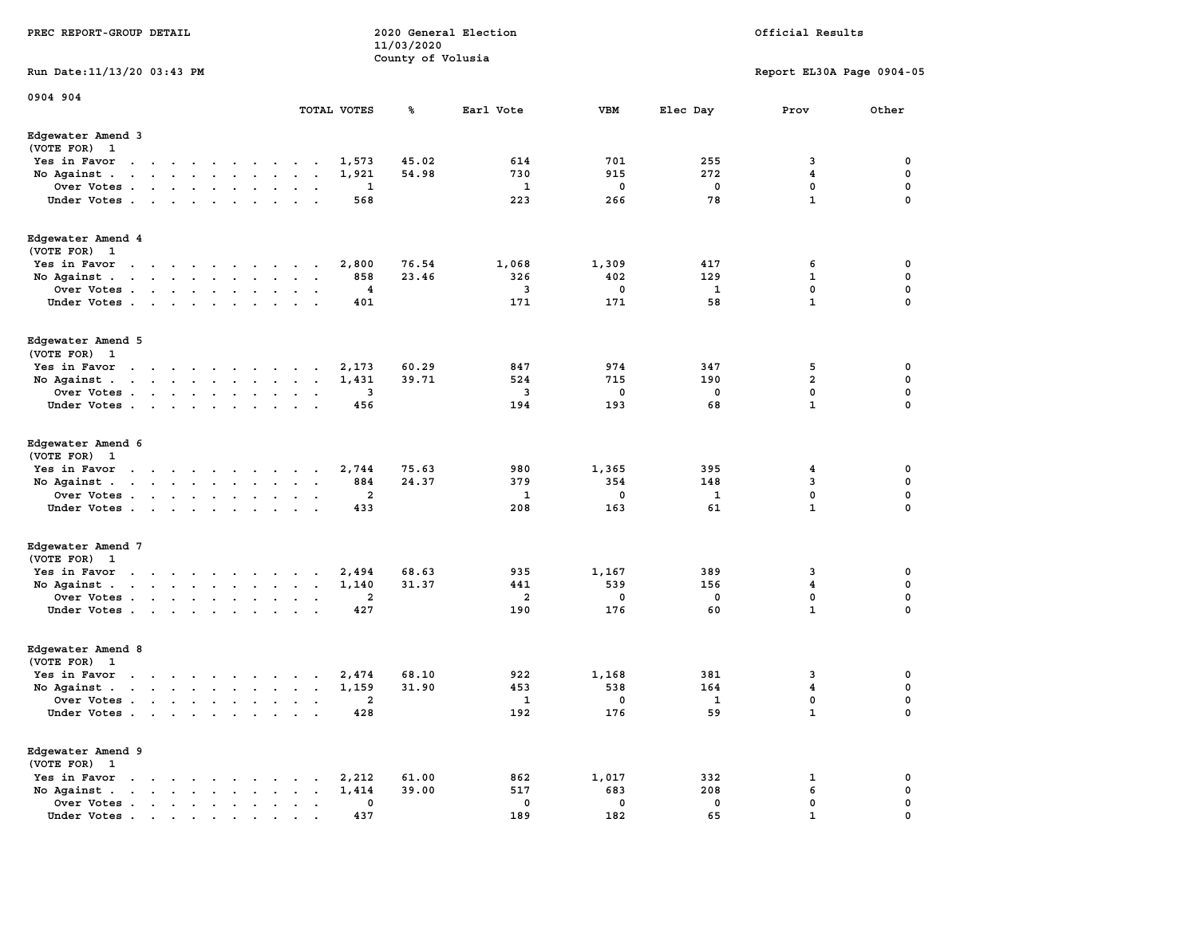PREC REPORT-GROUP DETAIL

2020 General Election
11/03/2020
County of Volusia

Official Results

Run Date:11/13/20 03:43 PM

Report EL30A Page 0904-05

0904 904

| | TOTAL VOTES | % | Earl Vote | VBM | Elec Day | Prov | Other |
|---|---|---|---|---|---|---|---|
| **Edgewater Amend 3** | | | | | | | |
| (VOTE FOR) 1 | | | | | | | |
| Yes in Favor | 1,573 | 45.02 | 614 | 701 | 255 | 3 | 0 |
| No Against | 1,921 | 54.98 | 730 | 915 | 272 | 4 | 0 |
| Over Votes | 1 | | 1 | 0 | 0 | 0 | 0 |
| Under Votes | 568 | | 223 | 266 | 78 | 1 | 0 |
| **Edgewater Amend 4** | | | | | | | |
| (VOTE FOR) 1 | | | | | | | |
| Yes in Favor | 2,800 | 76.54 | 1,068 | 1,309 | 417 | 6 | 0 |
| No Against | 858 | 23.46 | 326 | 402 | 129 | 1 | 0 |
| Over Votes | 4 | | 3 | 0 | 1 | 0 | 0 |
| Under Votes | 401 | | 171 | 171 | 58 | 1 | 0 |
| **Edgewater Amend 5** | | | | | | | |
| (VOTE FOR) 1 | | | | | | | |
| Yes in Favor | 2,173 | 60.29 | 847 | 974 | 347 | 5 | 0 |
| No Against | 1,431 | 39.71 | 524 | 715 | 190 | 2 | 0 |
| Over Votes | 3 | | 3 | 0 | 0 | 0 | 0 |
| Under Votes | 456 | | 194 | 193 | 68 | 1 | 0 |
| **Edgewater Amend 6** | | | | | | | |
| (VOTE FOR) 1 | | | | | | | |
| Yes in Favor | 2,744 | 75.63 | 980 | 1,365 | 395 | 4 | 0 |
| No Against | 884 | 24.37 | 379 | 354 | 148 | 3 | 0 |
| Over Votes | 2 | | 1 | 0 | 1 | 0 | 0 |
| Under Votes | 433 | | 208 | 163 | 61 | 1 | 0 |
| **Edgewater Amend 7** | | | | | | | |
| (VOTE FOR) 1 | | | | | | | |
| Yes in Favor | 2,494 | 68.63 | 935 | 1,167 | 389 | 3 | 0 |
| No Against | 1,140 | 31.37 | 441 | 539 | 156 | 4 | 0 |
| Over Votes | 2 | | 2 | 0 | 0 | 0 | 0 |
| Under Votes | 427 | | 190 | 176 | 60 | 1 | 0 |
| **Edgewater Amend 8** | | | | | | | |
| (VOTE FOR) 1 | | | | | | | |
| Yes in Favor | 2,474 | 68.10 | 922 | 1,168 | 381 | 3 | 0 |
| No Against | 1,159 | 31.90 | 453 | 538 | 164 | 4 | 0 |
| Over Votes | 2 | | 1 | 0 | 1 | 0 | 0 |
| Under Votes | 428 | | 192 | 176 | 59 | 1 | 0 |
| **Edgewater Amend 9** | | | | | | | |
| (VOTE FOR) 1 | | | | | | | |
| Yes in Favor | 2,212 | 61.00 | 862 | 1,017 | 332 | 1 | 0 |
| No Against | 1,414 | 39.00 | 517 | 683 | 208 | 6 | 0 |
| Over Votes | 0 | | 0 | 0 | 0 | 0 | 0 |
| Under Votes | 437 | | 189 | 182 | 65 | 1 | 0 |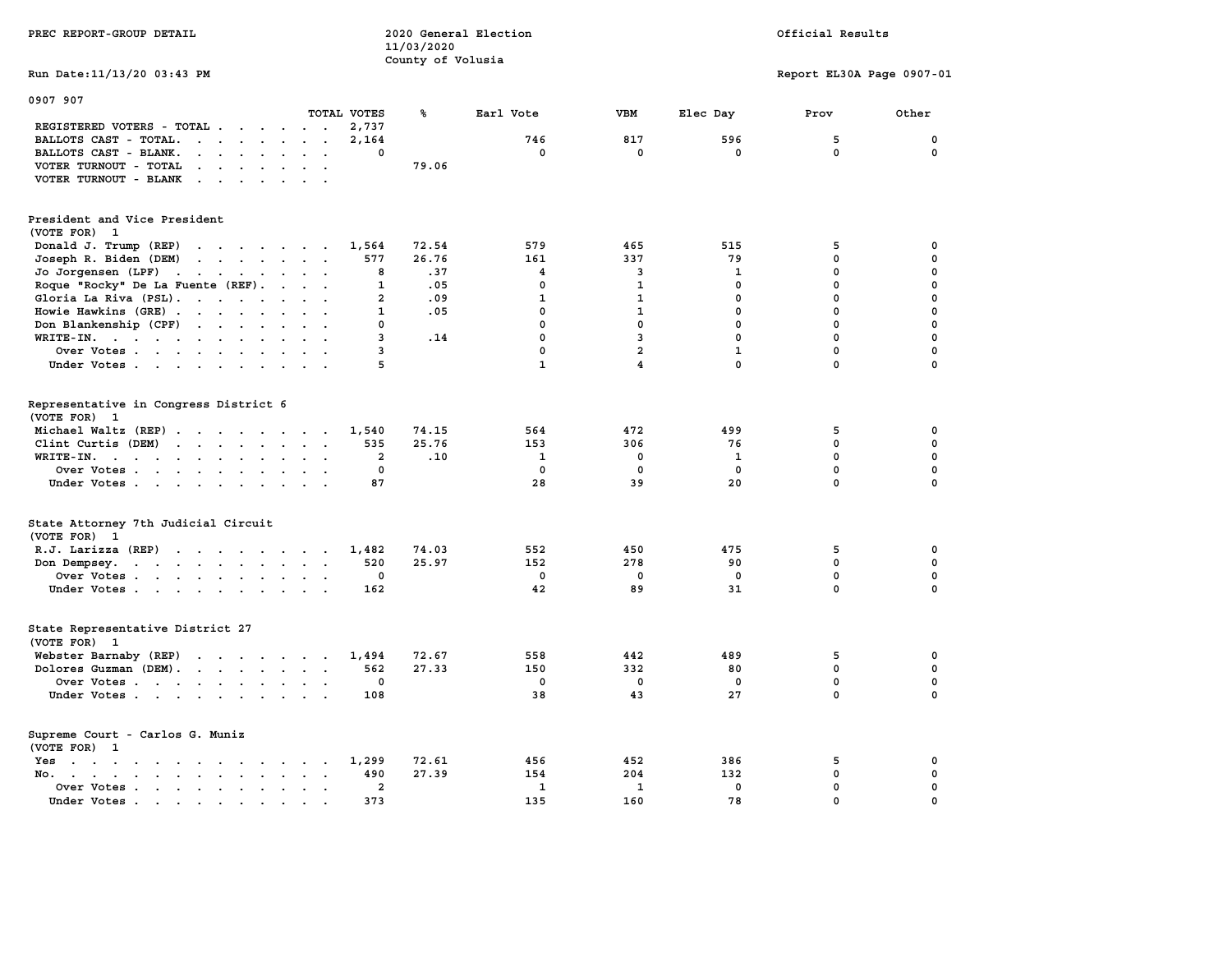PREC REPORT-GROUP DETAIL

2020 General Election
11/03/2020
County of Volusia

Official Results

Run Date:11/13/20 03:43 PM

Report EL30A Page 0907-01

## 0907 907

| | TOTAL VOTES | % | Earl Vote | VBM | Elec Day | Prov | Other |
|---|---|---|---|---|---|---|---|
| REGISTERED VOTERS - TOTAL | 2,737 | | | | | | |
| BALLOTS CAST - TOTAL. | 2,164 | | 746 | 817 | 596 | 5 | 0 |
| BALLOTS CAST - BLANK. | 0 | | 0 | 0 | 0 | 0 | 0 |
| VOTER TURNOUT - TOTAL | | 79.06 | | | | | |
| VOTER TURNOUT - BLANK | | | | | | | |

### President and Vice President
(VOTE FOR) 1

| | TOTAL VOTES | % | Earl Vote | VBM | Elec Day | Prov | Other |
|---|---|---|---|---|---|---|---|
| Donald J. Trump (REP) | 1,564 | 72.54 | 579 | 465 | 515 | 5 | 0 |
| Joseph R. Biden (DEM) | 577 | 26.76 | 161 | 337 | 79 | 0 | 0 |
| Jo Jorgensen (LPF) | 8 | .37 | 4 | 3 | 1 | 0 | 0 |
| Roque "Rocky" De La Fuente (REF). | 1 | .05 | 0 | 1 | 0 | 0 | 0 |
| Gloria La Riva (PSL). | 2 | .09 | 1 | 1 | 0 | 0 | 0 |
| Howie Hawkins (GRE) | 1 | .05 | 0 | 1 | 0 | 0 | 0 |
| Don Blankenship (CPF) | 0 | | 0 | 0 | 0 | 0 | 0 |
| WRITE-IN. | 3 | .14 | 0 | 3 | 0 | 0 | 0 |
| Over Votes | 3 | | 0 | 2 | 1 | 0 | 0 |
| Under Votes | 5 | | 1 | 4 | 0 | 0 | 0 |

### Representative in Congress District 6
(VOTE FOR) 1

| | TOTAL VOTES | % | Earl Vote | VBM | Elec Day | Prov | Other |
|---|---|---|---|---|---|---|---|
| Michael Waltz (REP) | 1,540 | 74.15 | 564 | 472 | 499 | 5 | 0 |
| Clint Curtis (DEM) | 535 | 25.76 | 153 | 306 | 76 | 0 | 0 |
| WRITE-IN. | 2 | .10 | 1 | 0 | 1 | 0 | 0 |
| Over Votes | 0 | | 0 | 0 | 0 | 0 | 0 |
| Under Votes | 87 | | 28 | 39 | 20 | 0 | 0 |

### State Attorney 7th Judicial Circuit
(VOTE FOR) 1

| | TOTAL VOTES | % | Earl Vote | VBM | Elec Day | Prov | Other |
|---|---|---|---|---|---|---|---|
| R.J. Larizza (REP) | 1,482 | 74.03 | 552 | 450 | 475 | 5 | 0 |
| Don Dempsey. | 520 | 25.97 | 152 | 278 | 90 | 0 | 0 |
| Over Votes | 0 | | 0 | 0 | 0 | 0 | 0 |
| Under Votes | 162 | | 42 | 89 | 31 | 0 | 0 |

### State Representative District 27
(VOTE FOR) 1

| | TOTAL VOTES | % | Earl Vote | VBM | Elec Day | Prov | Other |
|---|---|---|---|---|---|---|---|
| Webster Barnaby (REP) | 1,494 | 72.67 | 558 | 442 | 489 | 5 | 0 |
| Dolores Guzman (DEM). | 562 | 27.33 | 150 | 332 | 80 | 0 | 0 |
| Over Votes | 0 | | 0 | 0 | 0 | 0 | 0 |
| Under Votes | 108 | | 38 | 43 | 27 | 0 | 0 |

### Supreme Court - Carlos G. Muniz
(VOTE FOR) 1

| | TOTAL VOTES | % | Earl Vote | VBM | Elec Day | Prov | Other |
|---|---|---|---|---|---|---|---|
| Yes | 1,299 | 72.61 | 456 | 452 | 386 | 5 | 0 |
| No. | 490 | 27.39 | 154 | 204 | 132 | 0 | 0 |
| Over Votes | 2 | | 1 | 1 | 0 | 0 | 0 |
| Under Votes | 373 | | 135 | 160 | 78 | 0 | 0 |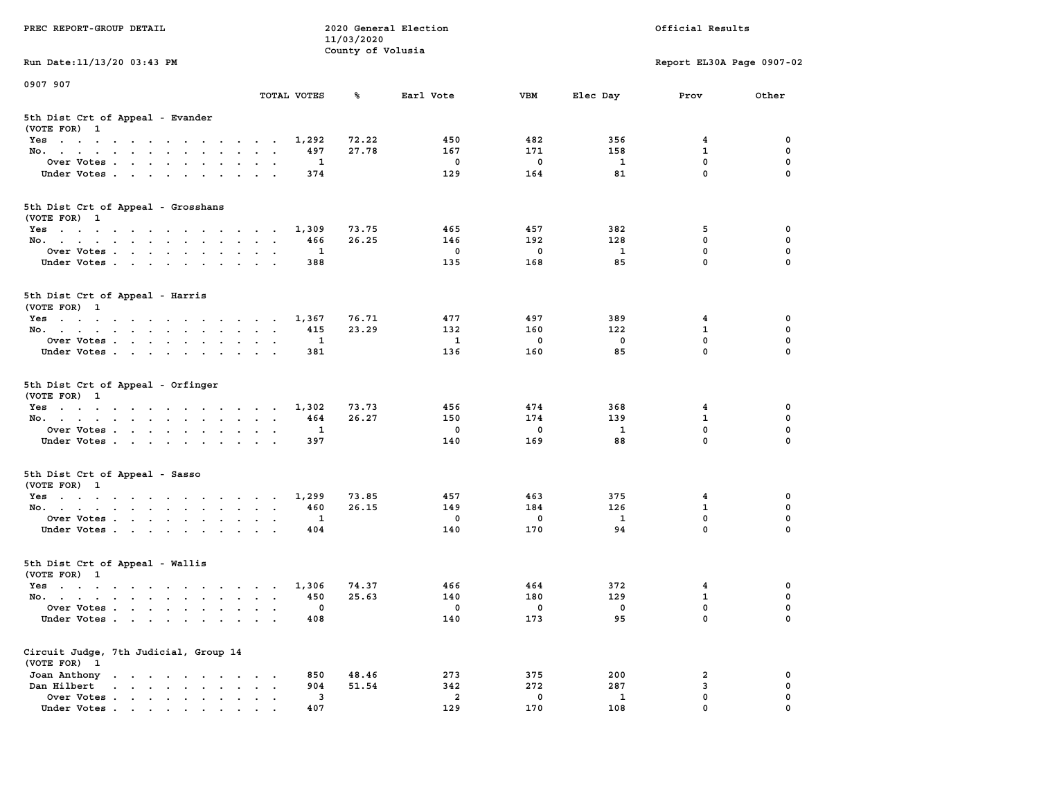0907 907

### 5th Dist Crt of Appeal - Evander

(VOTE FOR) 1

| | TOTAL VOTES | % | Earl Vote | VBM | Elec Day | Prov | Other |
|---|---|---|---|---|---|---|---|
| Yes | 1,292 | 72.22 | 450 | 482 | 356 | 4 | 0 |
| No. | 497 | 27.78 | 167 | 171 | 158 | 1 | 0 |
| Over Votes | 1 | | 0 | 0 | 1 | 0 | 0 |
| Under Votes | 374 | | 129 | 164 | 81 | 0 | 0 |

### 5th Dist Crt of Appeal - Grosshans

(VOTE FOR) 1

| | TOTAL VOTES | % | Earl Vote | VBM | Elec Day | Prov | Other |
|---|---|---|---|---|---|---|---|
| Yes | 1,309 | 73.75 | 465 | 457 | 382 | 5 | 0 |
| No. | 466 | 26.25 | 146 | 192 | 128 | 0 | 0 |
| Over Votes | 1 | | 0 | 0 | 1 | 0 | 0 |
| Under Votes | 388 | | 135 | 168 | 85 | 0 | 0 |

### 5th Dist Crt of Appeal - Harris

(VOTE FOR) 1

| | TOTAL VOTES | % | Earl Vote | VBM | Elec Day | Prov | Other |
|---|---|---|---|---|---|---|---|
| Yes | 1,367 | 76.71 | 477 | 497 | 389 | 4 | 0 |
| No. | 415 | 23.29 | 132 | 160 | 122 | 1 | 0 |
| Over Votes | 1 | | 1 | 0 | 0 | 0 | 0 |
| Under Votes | 381 | | 136 | 160 | 85 | 0 | 0 |

### 5th Dist Crt of Appeal - Orfinger

(VOTE FOR) 1

| | TOTAL VOTES | % | Earl Vote | VBM | Elec Day | Prov | Other |
|---|---|---|---|---|---|---|---|
| Yes | 1,302 | 73.73 | 456 | 474 | 368 | 4 | 0 |
| No. | 464 | 26.27 | 150 | 174 | 139 | 1 | 0 |
| Over Votes | 1 | | 0 | 0 | 1 | 0 | 0 |
| Under Votes | 397 | | 140 | 169 | 88 | 0 | 0 |

### 5th Dist Crt of Appeal - Sasso

(VOTE FOR) 1

| | TOTAL VOTES | % | Earl Vote | VBM | Elec Day | Prov | Other |
|---|---|---|---|---|---|---|---|
| Yes | 1,299 | 73.85 | 457 | 463 | 375 | 4 | 0 |
| No. | 460 | 26.15 | 149 | 184 | 126 | 1 | 0 |
| Over Votes | 1 | | 0 | 0 | 1 | 0 | 0 |
| Under Votes | 404 | | 140 | 170 | 94 | 0 | 0 |

### 5th Dist Crt of Appeal - Wallis

(VOTE FOR) 1

| | TOTAL VOTES | % | Earl Vote | VBM | Elec Day | Prov | Other |
|---|---|---|---|---|---|---|---|
| Yes | 1,306 | 74.37 | 466 | 464 | 372 | 4 | 0 |
| No. | 450 | 25.63 | 140 | 180 | 129 | 1 | 0 |
| Over Votes | 0 | | 0 | 0 | 0 | 0 | 0 |
| Under Votes | 408 | | 140 | 173 | 95 | 0 | 0 |

### Circuit Judge, 7th Judicial, Group 14

(VOTE FOR) 1

| | TOTAL VOTES | % | Earl Vote | VBM | Elec Day | Prov | Other |
|---|---|---|---|---|---|---|---|
| Joan Anthony | 850 | 48.46 | 273 | 375 | 200 | 2 | 0 |
| Dan Hilbert | 904 | 51.54 | 342 | 272 | 287 | 3 | 0 |
| Over Votes | 3 | | 2 | 0 | 1 | 0 | 0 |
| Under Votes | 407 | | 129 | 170 | 108 | 0 | 0 |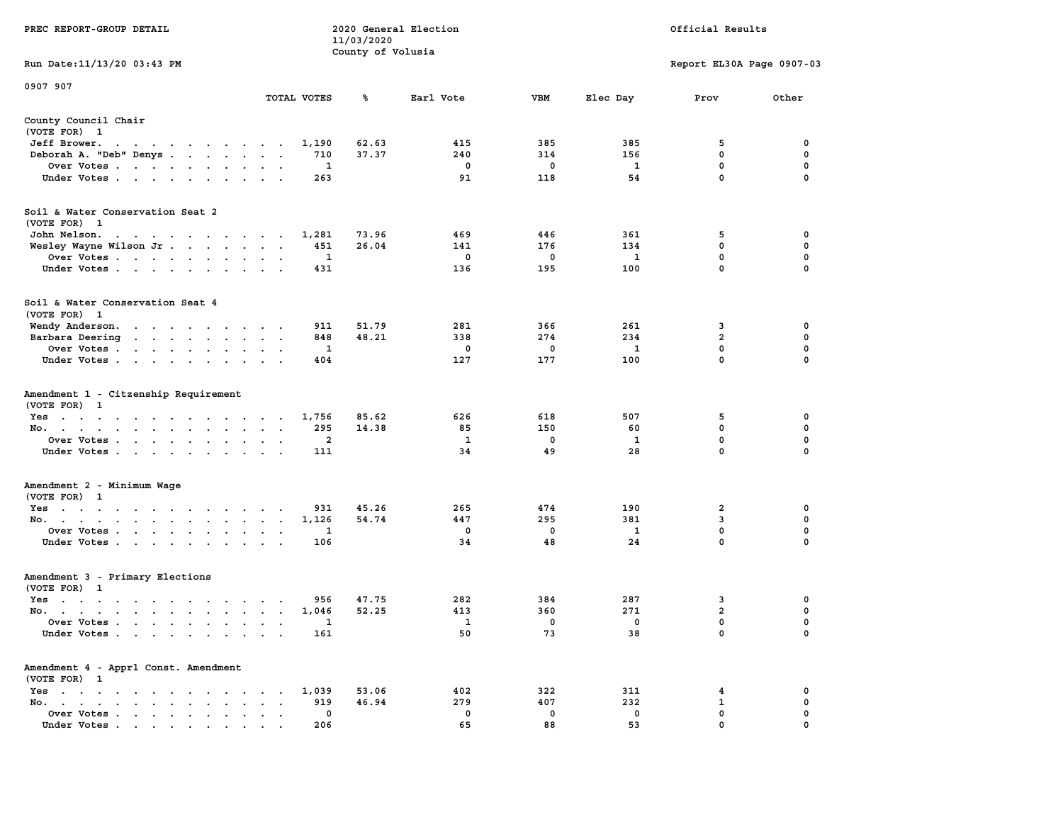PREC REPORT-GROUP DETAIL

2020 General Election
11/03/2020
County of Volusia

Official Results

Run Date:11/13/20 03:43 PM

Report EL30A Page 0907-03

0907 907

| | TOTAL VOTES | % | Earl Vote | VBM | Elec Day | Prov | Other |
|---|---|---|---|---|---|---|---|
| **County Council Chair** | | | | | | | |
| (VOTE FOR) 1 | | | | | | | |
| Jeff Brower | 1,190 | 62.63 | 415 | 385 | 385 | 5 | 0 |
| Deborah A. "Deb" Denys | 710 | 37.37 | 240 | 314 | 156 | 0 | 0 |
| Over Votes | 1 | | 0 | 0 | 1 | 0 | 0 |
| Under Votes | 263 | | 91 | 118 | 54 | 0 | 0 |
| **Soil & Water Conservation Seat 2** | | | | | | | |
| (VOTE FOR) 1 | | | | | | | |
| John Nelson | 1,281 | 73.96 | 469 | 446 | 361 | 5 | 0 |
| Wesley Wayne Wilson Jr | 451 | 26.04 | 141 | 176 | 134 | 0 | 0 |
| Over Votes | 1 | | 0 | 0 | 1 | 0 | 0 |
| Under Votes | 431 | | 136 | 195 | 100 | 0 | 0 |
| **Soil & Water Conservation Seat 4** | | | | | | | |
| (VOTE FOR) 1 | | | | | | | |
| Wendy Anderson | 911 | 51.79 | 281 | 366 | 261 | 3 | 0 |
| Barbara Deering | 848 | 48.21 | 338 | 274 | 234 | 2 | 0 |
| Over Votes | 1 | | 0 | 0 | 1 | 0 | 0 |
| Under Votes | 404 | | 127 | 177 | 100 | 0 | 0 |
| **Amendment 1 - Citzenship Requirement** | | | | | | | |
| (VOTE FOR) 1 | | | | | | | |
| Yes | 1,756 | 85.62 | 626 | 618 | 507 | 5 | 0 |
| No | 295 | 14.38 | 85 | 150 | 60 | 0 | 0 |
| Over Votes | 2 | | 1 | 0 | 1 | 0 | 0 |
| Under Votes | 111 | | 34 | 49 | 28 | 0 | 0 |
| **Amendment 2 - Minimum Wage** | | | | | | | |
| (VOTE FOR) 1 | | | | | | | |
| Yes | 931 | 45.26 | 265 | 474 | 190 | 2 | 0 |
| No | 1,126 | 54.74 | 447 | 295 | 381 | 3 | 0 |
| Over Votes | 1 | | 0 | 0 | 1 | 0 | 0 |
| Under Votes | 106 | | 34 | 48 | 24 | 0 | 0 |
| **Amendment 3 - Primary Elections** | | | | | | | |
| (VOTE FOR) 1 | | | | | | | |
| Yes | 956 | 47.75 | 282 | 384 | 287 | 3 | 0 |
| No | 1,046 | 52.25 | 413 | 360 | 271 | 2 | 0 |
| Over Votes | 1 | | 1 | 0 | 0 | 0 | 0 |
| Under Votes | 161 | | 50 | 73 | 38 | 0 | 0 |
| **Amendment 4 - Apprl Const. Amendment** | | | | | | | |
| (VOTE FOR) 1 | | | | | | | |
| Yes | 1,039 | 53.06 | 402 | 322 | 311 | 4 | 0 |
| No | 919 | 46.94 | 279 | 407 | 232 | 1 | 0 |
| Over Votes | 0 | | 0 | 0 | 0 | 0 | 0 |
| Under Votes | 206 | | 65 | 88 | 53 | 0 | 0 |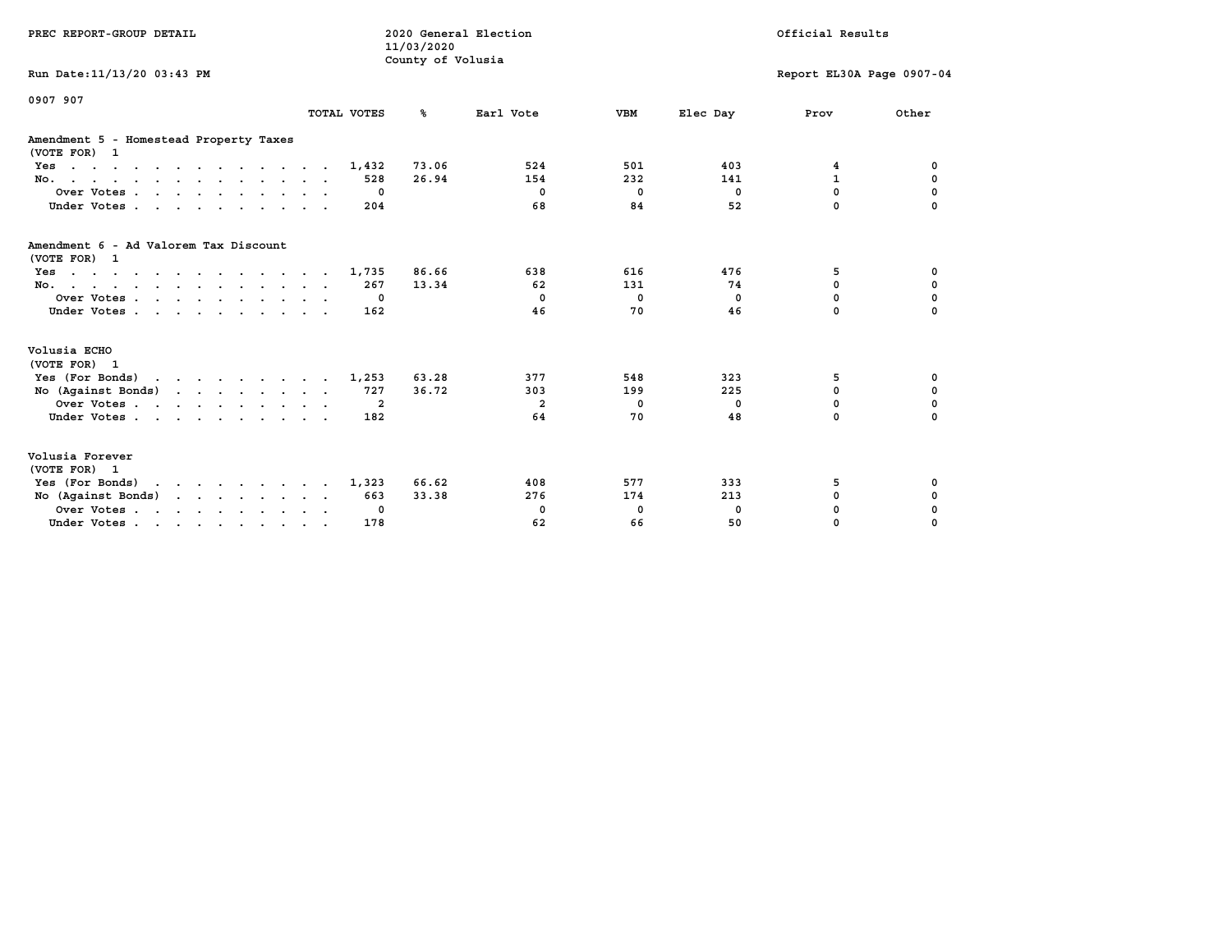PREC REPORT-GROUP DETAIL

2020 General Election
11/03/2020
County of Volusia

Official Results

Run Date:11/13/20 03:43 PM

Report EL30A Page 0907-04

0907 907

| | TOTAL VOTES | % | Earl Vote | VBM | Elec Day | Prov | Other |
|---|---|---|---|---|---|---|---|
| **Amendment 5 - Homestead Property Taxes** | | | | | | | |
| (VOTE FOR) 1 | | | | | | | |
| Yes | 1,432 | 73.06 | 524 | 501 | 403 | 4 | 0 |
| No. | 528 | 26.94 | 154 | 232 | 141 | 1 | 0 |
| Over Votes | 0 | | 0 | 0 | 0 | 0 | 0 |
| Under Votes | 204 | | 68 | 84 | 52 | 0 | 0 |
| **Amendment 6 - Ad Valorem Tax Discount** | | | | | | | |
| (VOTE FOR) 1 | | | | | | | |
| Yes | 1,735 | 86.66 | 638 | 616 | 476 | 5 | 0 |
| No. | 267 | 13.34 | 62 | 131 | 74 | 0 | 0 |
| Over Votes | 0 | | 0 | 0 | 0 | 0 | 0 |
| Under Votes | 162 | | 46 | 70 | 46 | 0 | 0 |
| **Volusia ECHO** | | | | | | | |
| (VOTE FOR) 1 | | | | | | | |
| Yes (For Bonds) | 1,253 | 63.28 | 377 | 548 | 323 | 5 | 0 |
| No (Against Bonds) | 727 | 36.72 | 303 | 199 | 225 | 0 | 0 |
| Over Votes | 2 | | 2 | 0 | 0 | 0 | 0 |
| Under Votes | 182 | | 64 | 70 | 48 | 0 | 0 |
| **Volusia Forever** | | | | | | | |
| (VOTE FOR) 1 | | | | | | | |
| Yes (For Bonds) | 1,323 | 66.62 | 408 | 577 | 333 | 5 | 0 |
| No (Against Bonds) | 663 | 33.38 | 276 | 174 | 213 | 0 | 0 |
| Over Votes | 0 | | 0 | 0 | 0 | 0 | 0 |
| Under Votes | 178 | | 62 | 66 | 50 | 0 | 0 |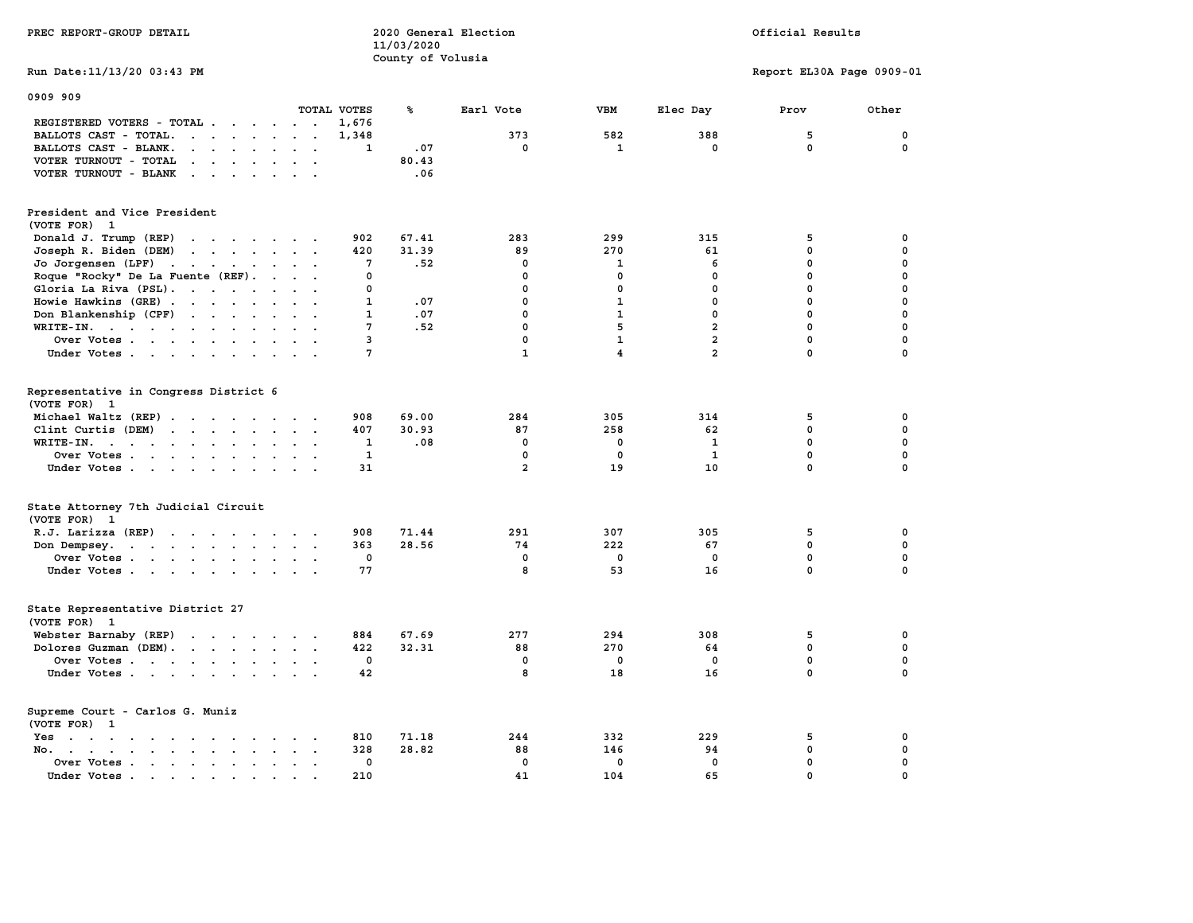PREC REPORT-GROUP DETAIL

2020 General Election
11/03/2020
County of Volusia

Official Results

Run Date:11/13/20 03:43 PM

Report EL30A Page 0909-01

0909 909

| | TOTAL VOTES | % | Earl Vote | VBM | Elec Day | Prov | Other |
|---|---|---|---|---|---|---|---|
| REGISTERED VOTERS - TOTAL | 1,676 | | | | | | |
| BALLOTS CAST - TOTAL. | 1,348 | | 373 | 582 | 388 | 5 | 0 |
| BALLOTS CAST - BLANK. | 1 | .07 | 0 | 1 | 0 | 0 | 0 |
| VOTER TURNOUT - TOTAL | | 80.43 | | | | | |
| VOTER TURNOUT - BLANK | | .06 | | | | | |

President and Vice President
(VOTE FOR) 1

| | TOTAL VOTES | % | Earl Vote | VBM | Elec Day | Prov | Other |
|---|---|---|---|---|---|---|---|
| Donald J. Trump (REP) | 902 | 67.41 | 283 | 299 | 315 | 5 | 0 |
| Joseph R. Biden (DEM) | 420 | 31.39 | 89 | 270 | 61 | 0 | 0 |
| Jo Jorgensen (LPF) | 7 | .52 | 0 | 1 | 6 | 0 | 0 |
| Roque "Rocky" De La Fuente (REF). | 0 | | 0 | 0 | 0 | 0 | 0 |
| Gloria La Riva (PSL). | 0 | | 0 | 0 | 0 | 0 | 0 |
| Howie Hawkins (GRE) | 1 | .07 | 0 | 1 | 0 | 0 | 0 |
| Don Blankenship (CPF) | 1 | .07 | 0 | 1 | 0 | 0 | 0 |
| WRITE-IN. | 7 | .52 | 0 | 5 | 2 | 0 | 0 |
| Over Votes | 3 | | 0 | 1 | 2 | 0 | 0 |
| Under Votes | 7 | | 1 | 4 | 2 | 0 | 0 |

Representative in Congress District 6
(VOTE FOR) 1

| | TOTAL VOTES | % | Earl Vote | VBM | Elec Day | Prov | Other |
|---|---|---|---|---|---|---|---|
| Michael Waltz (REP) | 908 | 69.00 | 284 | 305 | 314 | 5 | 0 |
| Clint Curtis (DEM) | 407 | 30.93 | 87 | 258 | 62 | 0 | 0 |
| WRITE-IN. | 1 | .08 | 0 | 0 | 1 | 0 | 0 |
| Over Votes | 1 | | 0 | 0 | 1 | 0 | 0 |
| Under Votes | 31 | | 2 | 19 | 10 | 0 | 0 |

State Attorney 7th Judicial Circuit
(VOTE FOR) 1

| | TOTAL VOTES | % | Earl Vote | VBM | Elec Day | Prov | Other |
|---|---|---|---|---|---|---|---|
| R.J. Larizza (REP) | 908 | 71.44 | 291 | 307 | 305 | 5 | 0 |
| Don Dempsey. | 363 | 28.56 | 74 | 222 | 67 | 0 | 0 |
| Over Votes | 0 | | 0 | 0 | 0 | 0 | 0 |
| Under Votes | 77 | | 8 | 53 | 16 | 0 | 0 |

State Representative District 27
(VOTE FOR) 1

| | TOTAL VOTES | % | Earl Vote | VBM | Elec Day | Prov | Other |
|---|---|---|---|---|---|---|---|
| Webster Barnaby (REP) | 884 | 67.69 | 277 | 294 | 308 | 5 | 0 |
| Dolores Guzman (DEM). | 422 | 32.31 | 88 | 270 | 64 | 0 | 0 |
| Over Votes | 0 | | 0 | 0 | 0 | 0 | 0 |
| Under Votes | 42 | | 8 | 18 | 16 | 0 | 0 |

Supreme Court - Carlos G. Muniz
(VOTE FOR) 1

| | TOTAL VOTES | % | Earl Vote | VBM | Elec Day | Prov | Other |
|---|---|---|---|---|---|---|---|
| Yes | 810 | 71.18 | 244 | 332 | 229 | 5 | 0 |
| No. | 328 | 28.82 | 88 | 146 | 94 | 0 | 0 |
| Over Votes | 0 | | 0 | 0 | 0 | 0 | 0 |
| Under Votes | 210 | | 41 | 104 | 65 | 0 | 0 |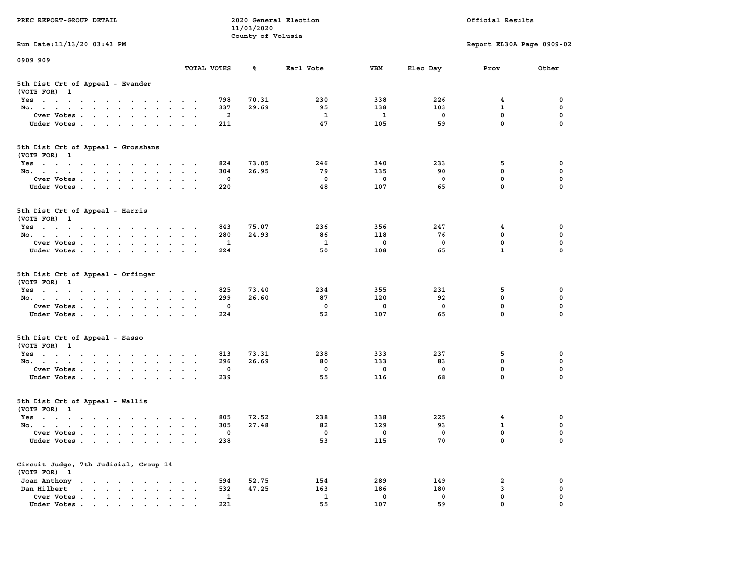PREC REPORT-GROUP DETAIL — 2020 General Election — 11/03/2020 — County of Volusia — Official Results

Run Date:11/13/20 03:43 PM — Report EL30A Page 0909-02

0909 909

## 5th Dist Crt of Appeal - Evander
(VOTE FOR) 1

| | TOTAL VOTES | % | Earl Vote | VBM | Elec Day | Prov | Other |
|---|---|---|---|---|---|---|---|
| Yes | 798 | 70.31 | 230 | 338 | 226 | 4 | 0 |
| No. | 337 | 29.69 | 95 | 138 | 103 | 1 | 0 |
| Over Votes | 2 | | 1 | 1 | 0 | 0 | 0 |
| Under Votes | 211 | | 47 | 105 | 59 | 0 | 0 |

## 5th Dist Crt of Appeal - Grosshans
(VOTE FOR) 1

| | TOTAL VOTES | % | Earl Vote | VBM | Elec Day | Prov | Other |
|---|---|---|---|---|---|---|---|
| Yes | 824 | 73.05 | 246 | 340 | 233 | 5 | 0 |
| No. | 304 | 26.95 | 79 | 135 | 90 | 0 | 0 |
| Over Votes | 0 | | 0 | 0 | 0 | 0 | 0 |
| Under Votes | 220 | | 48 | 107 | 65 | 0 | 0 |

## 5th Dist Crt of Appeal - Harris
(VOTE FOR) 1

| | TOTAL VOTES | % | Earl Vote | VBM | Elec Day | Prov | Other |
|---|---|---|---|---|---|---|---|
| Yes | 843 | 75.07 | 236 | 356 | 247 | 4 | 0 |
| No. | 280 | 24.93 | 86 | 118 | 76 | 0 | 0 |
| Over Votes | 1 | | 1 | 0 | 0 | 0 | 0 |
| Under Votes | 224 | | 50 | 108 | 65 | 1 | 0 |

## 5th Dist Crt of Appeal - Orfinger
(VOTE FOR) 1

| | TOTAL VOTES | % | Earl Vote | VBM | Elec Day | Prov | Other |
|---|---|---|---|---|---|---|---|
| Yes | 825 | 73.40 | 234 | 355 | 231 | 5 | 0 |
| No. | 299 | 26.60 | 87 | 120 | 92 | 0 | 0 |
| Over Votes | 0 | | 0 | 0 | 0 | 0 | 0 |
| Under Votes | 224 | | 52 | 107 | 65 | 0 | 0 |

## 5th Dist Crt of Appeal - Sasso
(VOTE FOR) 1

| | TOTAL VOTES | % | Earl Vote | VBM | Elec Day | Prov | Other |
|---|---|---|---|---|---|---|---|
| Yes | 813 | 73.31 | 238 | 333 | 237 | 5 | 0 |
| No. | 296 | 26.69 | 80 | 133 | 83 | 0 | 0 |
| Over Votes | 0 | | 0 | 0 | 0 | 0 | 0 |
| Under Votes | 239 | | 55 | 116 | 68 | 0 | 0 |

## 5th Dist Crt of Appeal - Wallis
(VOTE FOR) 1

| | TOTAL VOTES | % | Earl Vote | VBM | Elec Day | Prov | Other |
|---|---|---|---|---|---|---|---|
| Yes | 805 | 72.52 | 238 | 338 | 225 | 4 | 0 |
| No. | 305 | 27.48 | 82 | 129 | 93 | 1 | 0 |
| Over Votes | 0 | | 0 | 0 | 0 | 0 | 0 |
| Under Votes | 238 | | 53 | 115 | 70 | 0 | 0 |

## Circuit Judge, 7th Judicial, Group 14
(VOTE FOR) 1

| | TOTAL VOTES | % | Earl Vote | VBM | Elec Day | Prov | Other |
|---|---|---|---|---|---|---|---|
| Joan Anthony | 594 | 52.75 | 154 | 289 | 149 | 2 | 0 |
| Dan Hilbert | 532 | 47.25 | 163 | 186 | 180 | 3 | 0 |
| Over Votes | 1 | | 1 | 0 | 0 | 0 | 0 |
| Under Votes | 221 | | 55 | 107 | 59 | 0 | 0 |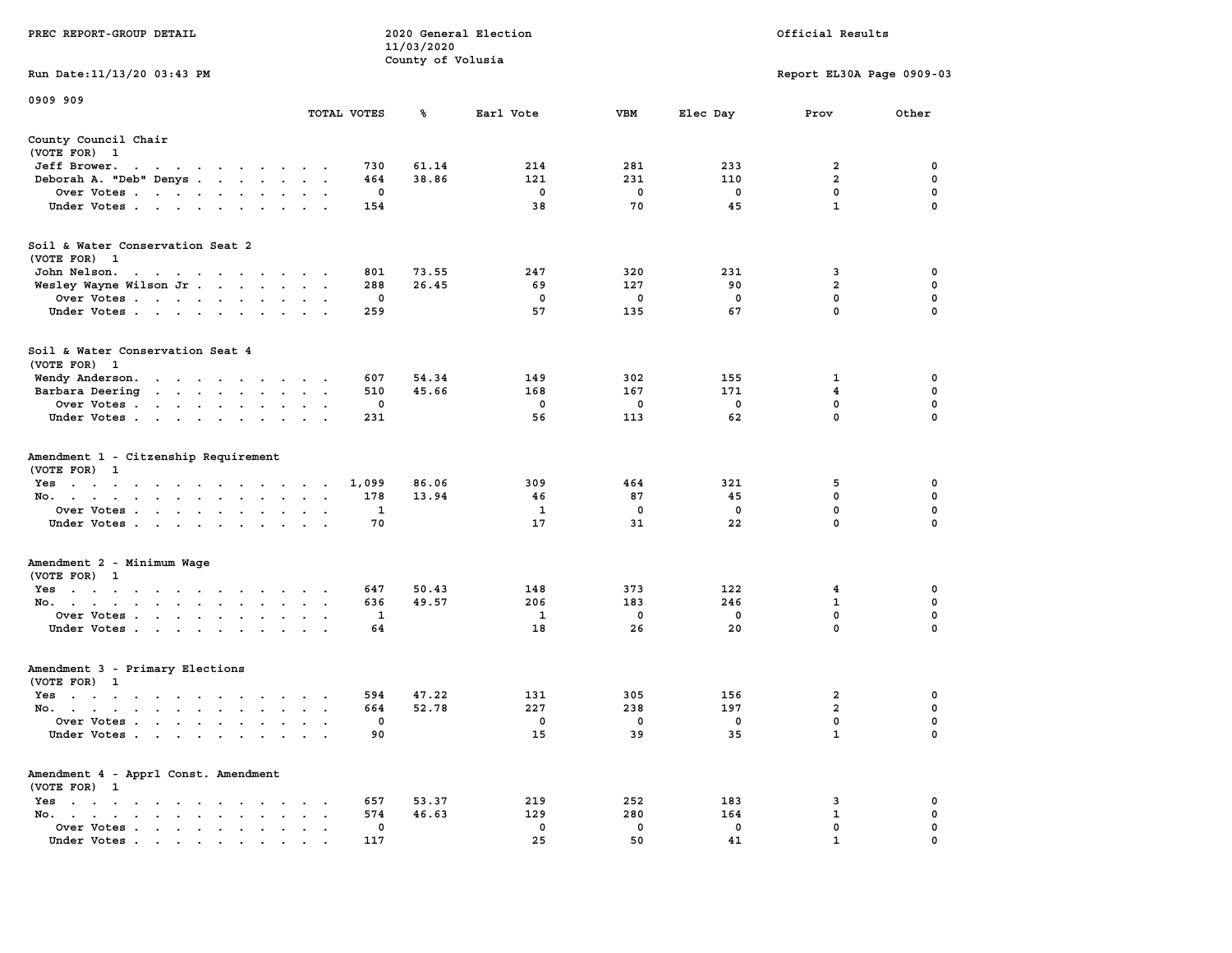PREC REPORT-GROUP DETAIL — 2020 General Election, 11/03/2020, County of Volusia — Official Results

Run Date:11/13/20 03:43 PM — Report EL30A Page 0909-03

0909 909

## County Council Chair
(VOTE FOR) 1

| | TOTAL VOTES | % | Earl Vote | VBM | Elec Day | Prov | Other |
|---|---|---|---|---|---|---|---|
| Jeff Brower | 730 | 61.14 | 214 | 281 | 233 | 2 | 0 |
| Deborah A. "Deb" Denys | 464 | 38.86 | 121 | 231 | 110 | 2 | 0 |
| Over Votes | 0 | | 0 | 0 | 0 | 0 | 0 |
| Under Votes | 154 | | 38 | 70 | 45 | 1 | 0 |

## Soil & Water Conservation Seat 2
(VOTE FOR) 1

| | TOTAL VOTES | % | Earl Vote | VBM | Elec Day | Prov | Other |
|---|---|---|---|---|---|---|---|
| John Nelson | 801 | 73.55 | 247 | 320 | 231 | 3 | 0 |
| Wesley Wayne Wilson Jr | 288 | 26.45 | 69 | 127 | 90 | 2 | 0 |
| Over Votes | 0 | | 0 | 0 | 0 | 0 | 0 |
| Under Votes | 259 | | 57 | 135 | 67 | 0 | 0 |

## Soil & Water Conservation Seat 4
(VOTE FOR) 1

| | TOTAL VOTES | % | Earl Vote | VBM | Elec Day | Prov | Other |
|---|---|---|---|---|---|---|---|
| Wendy Anderson | 607 | 54.34 | 149 | 302 | 155 | 1 | 0 |
| Barbara Deering | 510 | 45.66 | 168 | 167 | 171 | 4 | 0 |
| Over Votes | 0 | | 0 | 0 | 0 | 0 | 0 |
| Under Votes | 231 | | 56 | 113 | 62 | 0 | 0 |

## Amendment 1 - Citzenship Requirement
(VOTE FOR) 1

| | TOTAL VOTES | % | Earl Vote | VBM | Elec Day | Prov | Other |
|---|---|---|---|---|---|---|---|
| Yes | 1,099 | 86.06 | 309 | 464 | 321 | 5 | 0 |
| No | 178 | 13.94 | 46 | 87 | 45 | 0 | 0 |
| Over Votes | 1 | | 1 | 0 | 0 | 0 | 0 |
| Under Votes | 70 | | 17 | 31 | 22 | 0 | 0 |

## Amendment 2 - Minimum Wage
(VOTE FOR) 1

| | TOTAL VOTES | % | Earl Vote | VBM | Elec Day | Prov | Other |
|---|---|---|---|---|---|---|---|
| Yes | 647 | 50.43 | 148 | 373 | 122 | 4 | 0 |
| No | 636 | 49.57 | 206 | 183 | 246 | 1 | 0 |
| Over Votes | 1 | | 1 | 0 | 0 | 0 | 0 |
| Under Votes | 64 | | 18 | 26 | 20 | 0 | 0 |

## Amendment 3 - Primary Elections
(VOTE FOR) 1

| | TOTAL VOTES | % | Earl Vote | VBM | Elec Day | Prov | Other |
|---|---|---|---|---|---|---|---|
| Yes | 594 | 47.22 | 131 | 305 | 156 | 2 | 0 |
| No | 664 | 52.78 | 227 | 238 | 197 | 2 | 0 |
| Over Votes | 0 | | 0 | 0 | 0 | 0 | 0 |
| Under Votes | 90 | | 15 | 39 | 35 | 1 | 0 |

## Amendment 4 - Apprl Const. Amendment
(VOTE FOR) 1

| | TOTAL VOTES | % | Earl Vote | VBM | Elec Day | Prov | Other |
|---|---|---|---|---|---|---|---|
| Yes | 657 | 53.37 | 219 | 252 | 183 | 3 | 0 |
| No | 574 | 46.63 | 129 | 280 | 164 | 1 | 0 |
| Over Votes | 0 | | 0 | 0 | 0 | 0 | 0 |
| Under Votes | 117 | | 25 | 50 | 41 | 1 | 0 |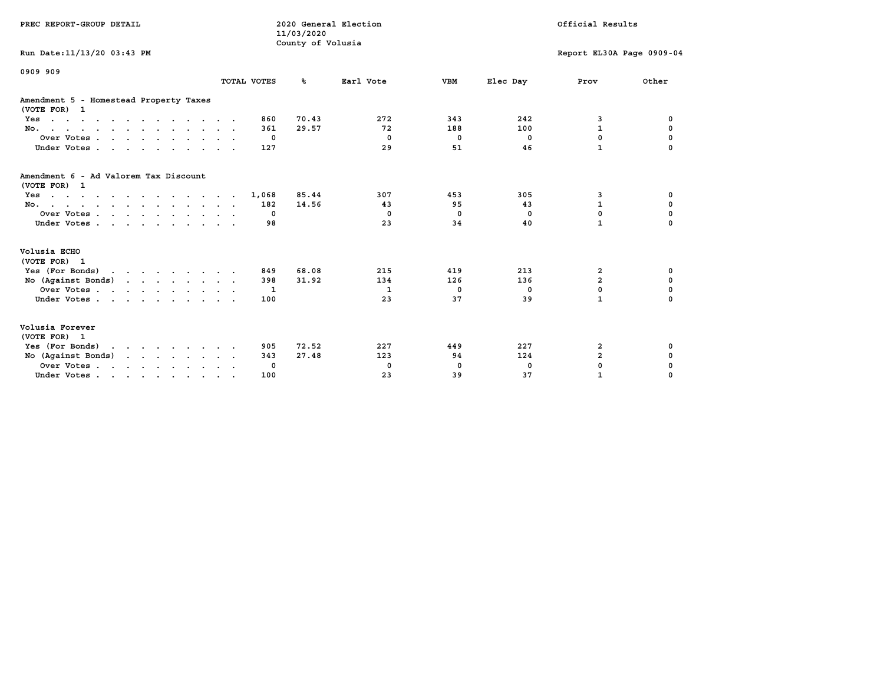PREC REPORT-GROUP DETAIL

2020 General Election
11/03/2020
County of Volusia

Official Results

Run Date:11/13/20 03:43 PM

Report EL30A Page 0909-04

0909 909

| | TOTAL VOTES | % | Earl Vote | VBM | Elec Day | Prov | Other |
|---|---|---|---|---|---|---|---|
| **Amendment 5 - Homestead Property Taxes** | | | | | | | |
| (VOTE FOR) 1 | | | | | | | |
| Yes | 860 | 70.43 | 272 | 343 | 242 | 3 | 0 |
| No. | 361 | 29.57 | 72 | 188 | 100 | 1 | 0 |
| Over Votes | 0 | | 0 | 0 | 0 | 0 | 0 |
| Under Votes | 127 | | 29 | 51 | 46 | 1 | 0 |
| **Amendment 6 - Ad Valorem Tax Discount** | | | | | | | |
| (VOTE FOR) 1 | | | | | | | |
| Yes | 1,068 | 85.44 | 307 | 453 | 305 | 3 | 0 |
| No. | 182 | 14.56 | 43 | 95 | 43 | 1 | 0 |
| Over Votes | 0 | | 0 | 0 | 0 | 0 | 0 |
| Under Votes | 98 | | 23 | 34 | 40 | 1 | 0 |
| **Volusia ECHO** | | | | | | | |
| (VOTE FOR) 1 | | | | | | | |
| Yes (For Bonds) | 849 | 68.08 | 215 | 419 | 213 | 2 | 0 |
| No (Against Bonds) | 398 | 31.92 | 134 | 126 | 136 | 2 | 0 |
| Over Votes | 1 | | 1 | 0 | 0 | 0 | 0 |
| Under Votes | 100 | | 23 | 37 | 39 | 1 | 0 |
| **Volusia Forever** | | | | | | | |
| (VOTE FOR) 1 | | | | | | | |
| Yes (For Bonds) | 905 | 72.52 | 227 | 449 | 227 | 2 | 0 |
| No (Against Bonds) | 343 | 27.48 | 123 | 94 | 124 | 2 | 0 |
| Over Votes | 0 | | 0 | 0 | 0 | 0 | 0 |
| Under Votes | 100 | | 23 | 39 | 37 | 1 | 0 |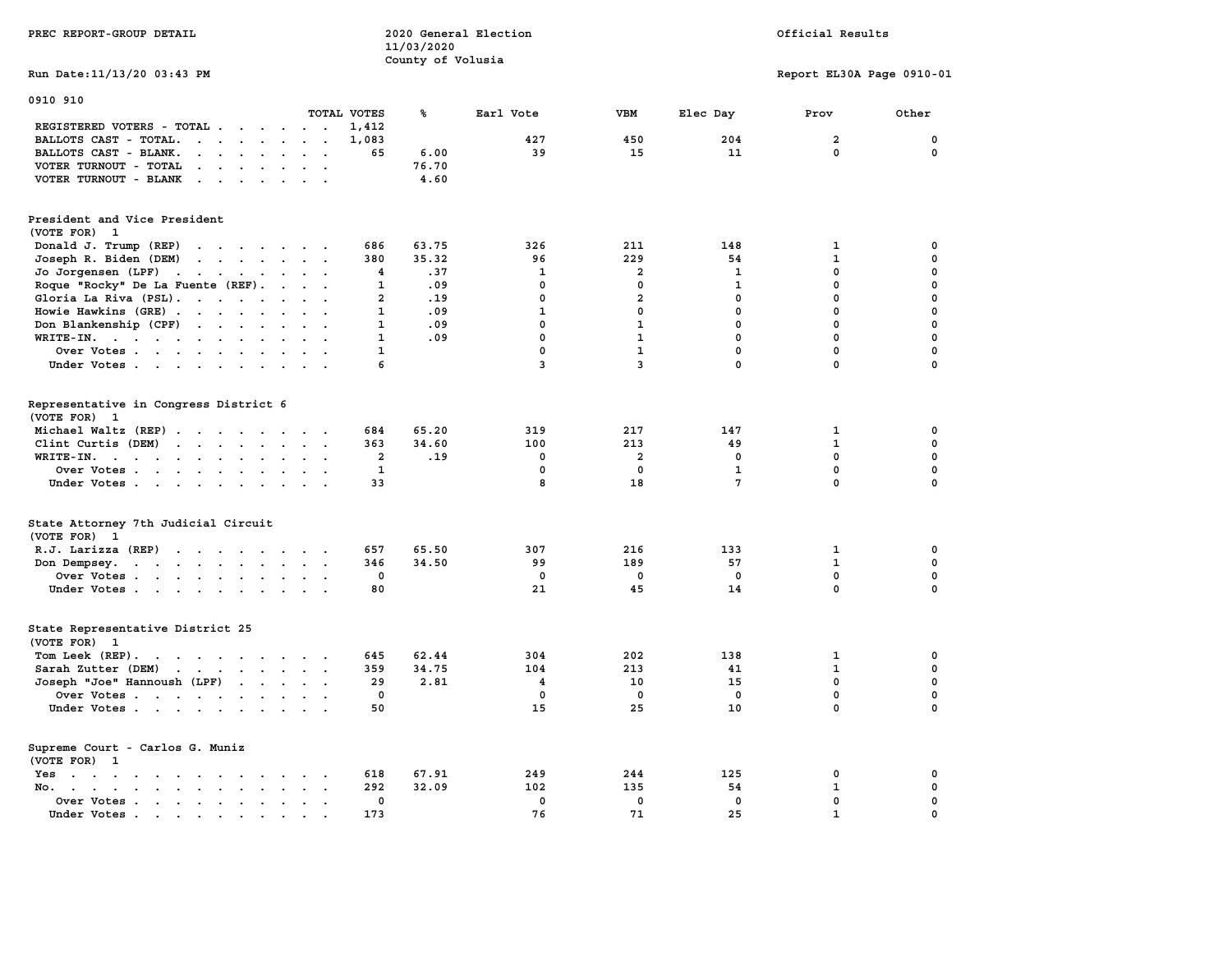PREC REPORT-GROUP DETAIL

2020 General Election
11/03/2020
County of Volusia

Official Results

Run Date:11/13/20 03:43 PM

Report EL30A Page 0910-01

## 0910 910

| | TOTAL VOTES | % | Earl Vote | VBM | Elec Day | Prov | Other |
|---|---|---|---|---|---|---|---|
| REGISTERED VOTERS - TOTAL | 1,412 | | | | | | |
| BALLOTS CAST - TOTAL. | 1,083 | | 427 | 450 | 204 | 2 | 0 |
| BALLOTS CAST - BLANK. | 65 | 6.00 | 39 | 15 | 11 | 0 | 0 |
| VOTER TURNOUT - TOTAL | | 76.70 | | | | | |
| VOTER TURNOUT - BLANK | | 4.60 | | | | | |

### President and Vice President
(VOTE FOR) 1

| | TOTAL VOTES | % | Earl Vote | VBM | Elec Day | Prov | Other |
|---|---|---|---|---|---|---|---|
| Donald J. Trump (REP) | 686 | 63.75 | 326 | 211 | 148 | 1 | 0 |
| Joseph R. Biden (DEM) | 380 | 35.32 | 96 | 229 | 54 | 1 | 0 |
| Jo Jorgensen (LPF) | 4 | .37 | 1 | 2 | 1 | 0 | 0 |
| Roque "Rocky" De La Fuente (REF). | 1 | .09 | 0 | 0 | 1 | 0 | 0 |
| Gloria La Riva (PSL). | 2 | .19 | 0 | 2 | 0 | 0 | 0 |
| Howie Hawkins (GRE) | 1 | .09 | 1 | 0 | 0 | 0 | 0 |
| Don Blankenship (CPF) | 1 | .09 | 0 | 1 | 0 | 0 | 0 |
| WRITE-IN. | 1 | .09 | 0 | 1 | 0 | 0 | 0 |
| Over Votes | 1 | | 0 | 1 | 0 | 0 | 0 |
| Under Votes | 6 | | 3 | 3 | 0 | 0 | 0 |

### Representative in Congress District 6
(VOTE FOR) 1

| | TOTAL VOTES | % | Earl Vote | VBM | Elec Day | Prov | Other |
|---|---|---|---|---|---|---|---|
| Michael Waltz (REP) | 684 | 65.20 | 319 | 217 | 147 | 1 | 0 |
| Clint Curtis (DEM) | 363 | 34.60 | 100 | 213 | 49 | 1 | 0 |
| WRITE-IN. | 2 | .19 | 0 | 2 | 0 | 0 | 0 |
| Over Votes | 1 | | 0 | 0 | 1 | 0 | 0 |
| Under Votes | 33 | | 8 | 18 | 7 | 0 | 0 |

### State Attorney 7th Judicial Circuit
(VOTE FOR) 1

| | TOTAL VOTES | % | Earl Vote | VBM | Elec Day | Prov | Other |
|---|---|---|---|---|---|---|---|
| R.J. Larizza (REP) | 657 | 65.50 | 307 | 216 | 133 | 1 | 0 |
| Don Dempsey. | 346 | 34.50 | 99 | 189 | 57 | 1 | 0 |
| Over Votes | 0 | | 0 | 0 | 0 | 0 | 0 |
| Under Votes | 80 | | 21 | 45 | 14 | 0 | 0 |

### State Representative District 25
(VOTE FOR) 1

| | TOTAL VOTES | % | Earl Vote | VBM | Elec Day | Prov | Other |
|---|---|---|---|---|---|---|---|
| Tom Leek (REP). | 645 | 62.44 | 304 | 202 | 138 | 1 | 0 |
| Sarah Zutter (DEM) | 359 | 34.75 | 104 | 213 | 41 | 1 | 0 |
| Joseph "Joe" Hannoush (LPF) | 29 | 2.81 | 4 | 10 | 15 | 0 | 0 |
| Over Votes | 0 | | 0 | 0 | 0 | 0 | 0 |
| Under Votes | 50 | | 15 | 25 | 10 | 0 | 0 |

### Supreme Court - Carlos G. Muniz
(VOTE FOR) 1

| | TOTAL VOTES | % | Earl Vote | VBM | Elec Day | Prov | Other |
|---|---|---|---|---|---|---|---|
| Yes | 618 | 67.91 | 249 | 244 | 125 | 0 | 0 |
| No. | 292 | 32.09 | 102 | 135 | 54 | 1 | 0 |
| Over Votes | 0 | | 0 | 0 | 0 | 0 | 0 |
| Under Votes | 173 | | 76 | 71 | 25 | 1 | 0 |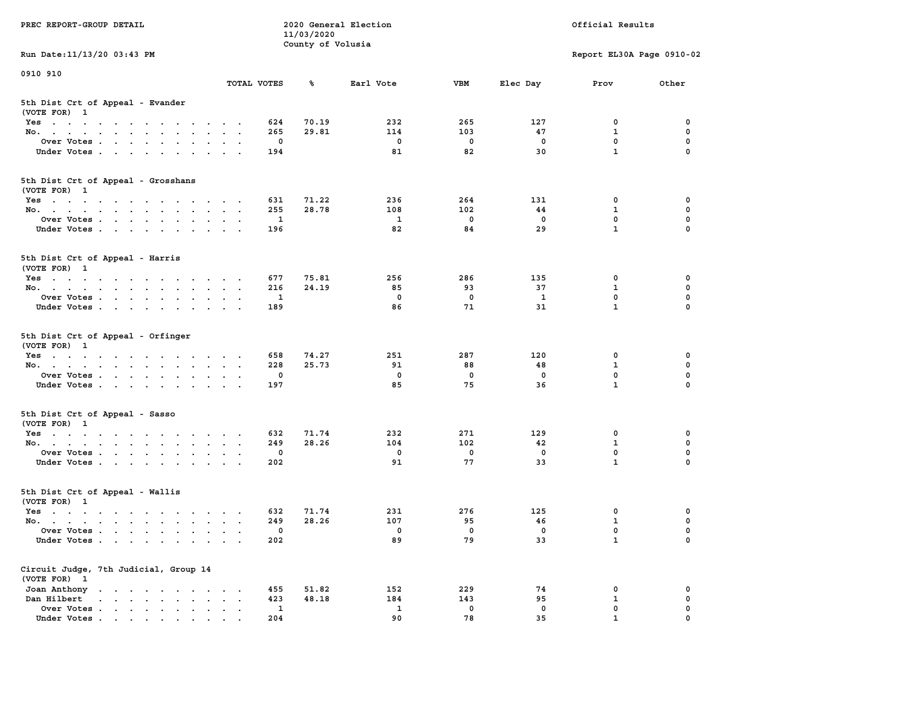PREC REPORT-GROUP DETAIL — 2020 General Election — 11/03/2020 — County of Volusia — Official Results

Run Date:11/13/20 03:43 PM — Report EL30A Page 0910-02

0910 910

### 5th Dist Crt of Appeal - Evander
(VOTE FOR) 1

| | TOTAL VOTES | % | Earl Vote | VBM | Elec Day | Prov | Other |
|---|---|---|---|---|---|---|---|
| Yes | 624 | 70.19 | 232 | 265 | 127 | 0 | 0 |
| No. | 265 | 29.81 | 114 | 103 | 47 | 1 | 0 |
| Over Votes | 0 | | 0 | 0 | 0 | 0 | 0 |
| Under Votes | 194 | | 81 | 82 | 30 | 1 | 0 |

### 5th Dist Crt of Appeal - Grosshans
(VOTE FOR) 1

| | TOTAL VOTES | % | Earl Vote | VBM | Elec Day | Prov | Other |
|---|---|---|---|---|---|---|---|
| Yes | 631 | 71.22 | 236 | 264 | 131 | 0 | 0 |
| No. | 255 | 28.78 | 108 | 102 | 44 | 1 | 0 |
| Over Votes | 1 | | 1 | 0 | 0 | 0 | 0 |
| Under Votes | 196 | | 82 | 84 | 29 | 1 | 0 |

### 5th Dist Crt of Appeal - Harris
(VOTE FOR) 1

| | TOTAL VOTES | % | Earl Vote | VBM | Elec Day | Prov | Other |
|---|---|---|---|---|---|---|---|
| Yes | 677 | 75.81 | 256 | 286 | 135 | 0 | 0 |
| No. | 216 | 24.19 | 85 | 93 | 37 | 1 | 0 |
| Over Votes | 1 | | 0 | 0 | 1 | 0 | 0 |
| Under Votes | 189 | | 86 | 71 | 31 | 1 | 0 |

### 5th Dist Crt of Appeal - Orfinger
(VOTE FOR) 1

| | TOTAL VOTES | % | Earl Vote | VBM | Elec Day | Prov | Other |
|---|---|---|---|---|---|---|---|
| Yes | 658 | 74.27 | 251 | 287 | 120 | 0 | 0 |
| No. | 228 | 25.73 | 91 | 88 | 48 | 1 | 0 |
| Over Votes | 0 | | 0 | 0 | 0 | 0 | 0 |
| Under Votes | 197 | | 85 | 75 | 36 | 1 | 0 |

### 5th Dist Crt of Appeal - Sasso
(VOTE FOR) 1

| | TOTAL VOTES | % | Earl Vote | VBM | Elec Day | Prov | Other |
|---|---|---|---|---|---|---|---|
| Yes | 632 | 71.74 | 232 | 271 | 129 | 0 | 0 |
| No. | 249 | 28.26 | 104 | 102 | 42 | 1 | 0 |
| Over Votes | 0 | | 0 | 0 | 0 | 0 | 0 |
| Under Votes | 202 | | 91 | 77 | 33 | 1 | 0 |

### 5th Dist Crt of Appeal - Wallis
(VOTE FOR) 1

| | TOTAL VOTES | % | Earl Vote | VBM | Elec Day | Prov | Other |
|---|---|---|---|---|---|---|---|
| Yes | 632 | 71.74 | 231 | 276 | 125 | 0 | 0 |
| No. | 249 | 28.26 | 107 | 95 | 46 | 1 | 0 |
| Over Votes | 0 | | 0 | 0 | 0 | 0 | 0 |
| Under Votes | 202 | | 89 | 79 | 33 | 1 | 0 |

### Circuit Judge, 7th Judicial, Group 14
(VOTE FOR) 1

| | TOTAL VOTES | % | Earl Vote | VBM | Elec Day | Prov | Other |
|---|---|---|---|---|---|---|---|
| Joan Anthony | 455 | 51.82 | 152 | 229 | 74 | 0 | 0 |
| Dan Hilbert | 423 | 48.18 | 184 | 143 | 95 | 1 | 0 |
| Over Votes | 1 | | 1 | 0 | 0 | 0 | 0 |
| Under Votes | 204 | | 90 | 78 | 35 | 1 | 0 |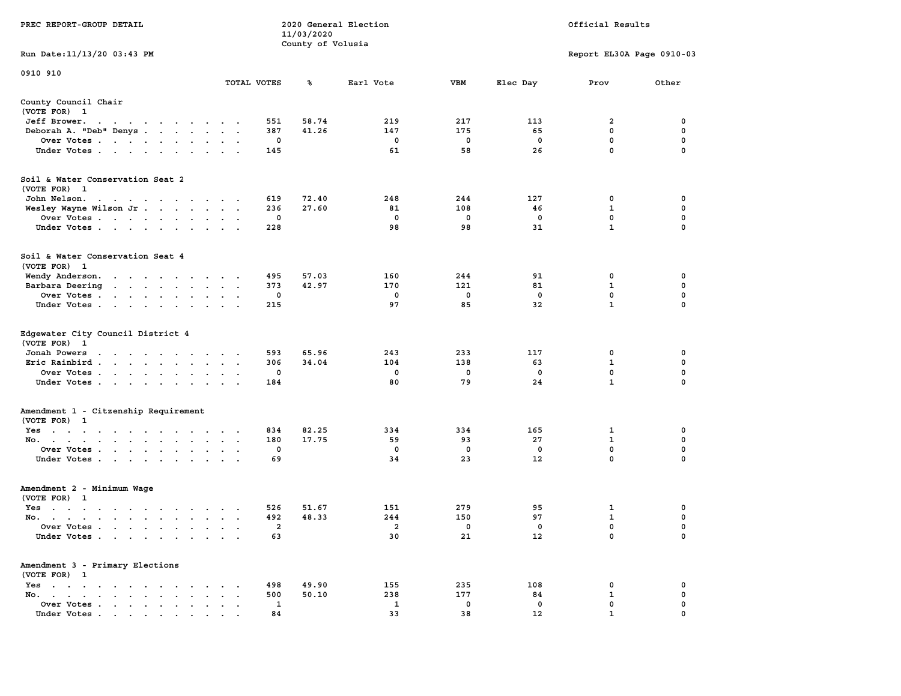PREC REPORT-GROUP DETAIL

2020 General Election
11/03/2020
County of Volusia

Official Results

Run Date:11/13/20 03:43 PM

Report EL30A Page 0910-03

0910 910

| | TOTAL VOTES | % | Earl Vote | VBM | Elec Day | Prov | Other |
|---|---|---|---|---|---|---|---|
| **County Council Chair** | | | | | | | |
| (VOTE FOR) 1 | | | | | | | |
| Jeff Brower | 551 | 58.74 | 219 | 217 | 113 | 2 | 0 |
| Deborah A. "Deb" Denys | 387 | 41.26 | 147 | 175 | 65 | 0 | 0 |
| Over Votes | 0 | | 0 | 0 | 0 | 0 | 0 |
| Under Votes | 145 | | 61 | 58 | 26 | 0 | 0 |
| **Soil & Water Conservation Seat 2** | | | | | | | |
| (VOTE FOR) 1 | | | | | | | |
| John Nelson | 619 | 72.40 | 248 | 244 | 127 | 0 | 0 |
| Wesley Wayne Wilson Jr | 236 | 27.60 | 81 | 108 | 46 | 1 | 0 |
| Over Votes | 0 | | 0 | 0 | 0 | 0 | 0 |
| Under Votes | 228 | | 98 | 98 | 31 | 1 | 0 |
| **Soil & Water Conservation Seat 4** | | | | | | | |
| (VOTE FOR) 1 | | | | | | | |
| Wendy Anderson | 495 | 57.03 | 160 | 244 | 91 | 0 | 0 |
| Barbara Deering | 373 | 42.97 | 170 | 121 | 81 | 1 | 0 |
| Over Votes | 0 | | 0 | 0 | 0 | 0 | 0 |
| Under Votes | 215 | | 97 | 85 | 32 | 1 | 0 |
| **Edgewater City Council District 4** | | | | | | | |
| (VOTE FOR) 1 | | | | | | | |
| Jonah Powers | 593 | 65.96 | 243 | 233 | 117 | 0 | 0 |
| Eric Rainbird | 306 | 34.04 | 104 | 138 | 63 | 1 | 0 |
| Over Votes | 0 | | 0 | 0 | 0 | 0 | 0 |
| Under Votes | 184 | | 80 | 79 | 24 | 1 | 0 |
| **Amendment 1 - Citzenship Requirement** | | | | | | | |
| (VOTE FOR) 1 | | | | | | | |
| Yes | 834 | 82.25 | 334 | 334 | 165 | 1 | 0 |
| No | 180 | 17.75 | 59 | 93 | 27 | 1 | 0 |
| Over Votes | 0 | | 0 | 0 | 0 | 0 | 0 |
| Under Votes | 69 | | 34 | 23 | 12 | 0 | 0 |
| **Amendment 2 - Minimum Wage** | | | | | | | |
| (VOTE FOR) 1 | | | | | | | |
| Yes | 526 | 51.67 | 151 | 279 | 95 | 1 | 0 |
| No | 492 | 48.33 | 244 | 150 | 97 | 1 | 0 |
| Over Votes | 2 | | 2 | 0 | 0 | 0 | 0 |
| Under Votes | 63 | | 30 | 21 | 12 | 0 | 0 |
| **Amendment 3 - Primary Elections** | | | | | | | |
| (VOTE FOR) 1 | | | | | | | |
| Yes | 498 | 49.90 | 155 | 235 | 108 | 0 | 0 |
| No | 500 | 50.10 | 238 | 177 | 84 | 1 | 0 |
| Over Votes | 1 | | 1 | 0 | 0 | 0 | 0 |
| Under Votes | 84 | | 33 | 38 | 12 | 1 | 0 |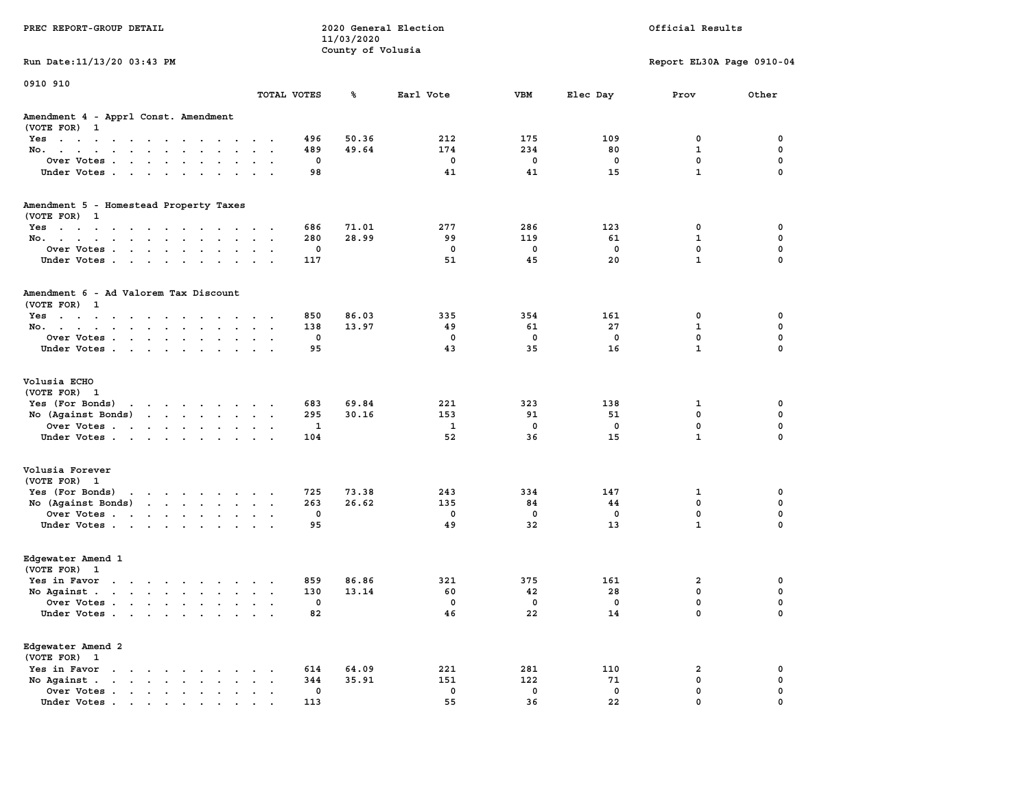PREC REPORT-GROUP DETAIL

2020 General Election
11/03/2020
County of Volusia

Official Results

Run Date:11/13/20 03:43 PM

Report EL30A Page 0910-04

0910 910

### Amendment 4 - Apprl Const. Amendment
(VOTE FOR) 1

| | TOTAL VOTES | % | Earl Vote | VBM | Elec Day | Prov | Other |
|---|---|---|---|---|---|---|---|
| Yes | 496 | 50.36 | 212 | 175 | 109 | 0 | 0 |
| No. | 489 | 49.64 | 174 | 234 | 80 | 1 | 0 |
| Over Votes | 0 | | 0 | 0 | 0 | 0 | 0 |
| Under Votes | 98 | | 41 | 41 | 15 | 1 | 0 |

### Amendment 5 - Homestead Property Taxes
(VOTE FOR) 1

| | TOTAL VOTES | % | Earl Vote | VBM | Elec Day | Prov | Other |
|---|---|---|---|---|---|---|---|
| Yes | 686 | 71.01 | 277 | 286 | 123 | 0 | 0 |
| No. | 280 | 28.99 | 99 | 119 | 61 | 1 | 0 |
| Over Votes | 0 | | 0 | 0 | 0 | 0 | 0 |
| Under Votes | 117 | | 51 | 45 | 20 | 1 | 0 |

### Amendment 6 - Ad Valorem Tax Discount
(VOTE FOR) 1

| | TOTAL VOTES | % | Earl Vote | VBM | Elec Day | Prov | Other |
|---|---|---|---|---|---|---|---|
| Yes | 850 | 86.03 | 335 | 354 | 161 | 0 | 0 |
| No. | 138 | 13.97 | 49 | 61 | 27 | 1 | 0 |
| Over Votes | 0 | | 0 | 0 | 0 | 0 | 0 |
| Under Votes | 95 | | 43 | 35 | 16 | 1 | 0 |

### Volusia ECHO
(VOTE FOR) 1

| | TOTAL VOTES | % | Earl Vote | VBM | Elec Day | Prov | Other |
|---|---|---|---|---|---|---|---|
| Yes (For Bonds) | 683 | 69.84 | 221 | 323 | 138 | 1 | 0 |
| No (Against Bonds) | 295 | 30.16 | 153 | 91 | 51 | 0 | 0 |
| Over Votes | 1 | | 1 | 0 | 0 | 0 | 0 |
| Under Votes | 104 | | 52 | 36 | 15 | 1 | 0 |

### Volusia Forever
(VOTE FOR) 1

| | TOTAL VOTES | % | Earl Vote | VBM | Elec Day | Prov | Other |
|---|---|---|---|---|---|---|---|
| Yes (For Bonds) | 725 | 73.38 | 243 | 334 | 147 | 1 | 0 |
| No (Against Bonds) | 263 | 26.62 | 135 | 84 | 44 | 0 | 0 |
| Over Votes | 0 | | 0 | 0 | 0 | 0 | 0 |
| Under Votes | 95 | | 49 | 32 | 13 | 1 | 0 |

### Edgewater Amend 1
(VOTE FOR) 1

| | TOTAL VOTES | % | Earl Vote | VBM | Elec Day | Prov | Other |
|---|---|---|---|---|---|---|---|
| Yes in Favor | 859 | 86.86 | 321 | 375 | 161 | 2 | 0 |
| No Against | 130 | 13.14 | 60 | 42 | 28 | 0 | 0 |
| Over Votes | 0 | | 0 | 0 | 0 | 0 | 0 |
| Under Votes | 82 | | 46 | 22 | 14 | 0 | 0 |

### Edgewater Amend 2
(VOTE FOR) 1

| | TOTAL VOTES | % | Earl Vote | VBM | Elec Day | Prov | Other |
|---|---|---|---|---|---|---|---|
| Yes in Favor | 614 | 64.09 | 221 | 281 | 110 | 2 | 0 |
| No Against | 344 | 35.91 | 151 | 122 | 71 | 0 | 0 |
| Over Votes | 0 | | 0 | 0 | 0 | 0 | 0 |
| Under Votes | 113 | | 55 | 36 | 22 | 0 | 0 |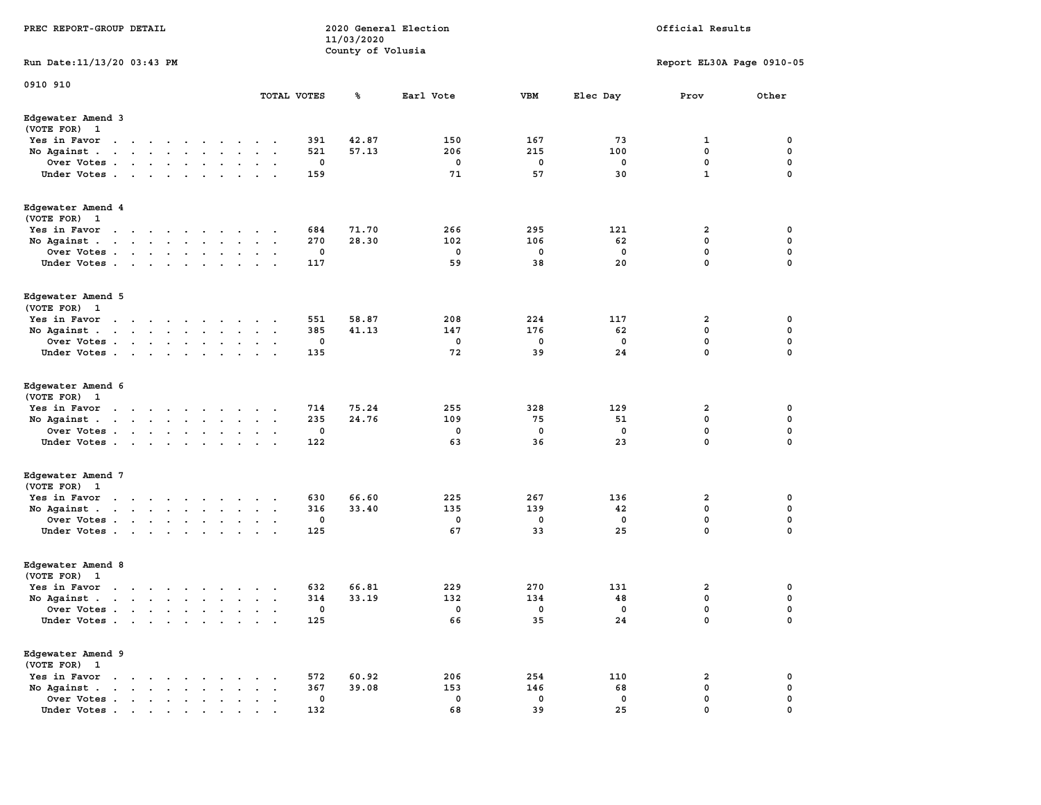PREC REPORT-GROUP DETAIL

2020 General Election
11/03/2020
County of Volusia

Official Results

Run Date:11/13/20 03:43 PM

Report EL30A Page 0910-05

0910 910

| | TOTAL VOTES | % | Earl Vote | VBM | Elec Day | Prov | Other |
|---|---|---|---|---|---|---|---|
| **Edgewater Amend 3** | | | | | | | |
| (VOTE FOR) 1 | | | | | | | |
| Yes in Favor | 391 | 42.87 | 150 | 167 | 73 | 1 | 0 |
| No Against | 521 | 57.13 | 206 | 215 | 100 | 0 | 0 |
| Over Votes | 0 | | 0 | 0 | 0 | 0 | 0 |
| Under Votes | 159 | | 71 | 57 | 30 | 1 | 0 |
| **Edgewater Amend 4** | | | | | | | |
| (VOTE FOR) 1 | | | | | | | |
| Yes in Favor | 684 | 71.70 | 266 | 295 | 121 | 2 | 0 |
| No Against | 270 | 28.30 | 102 | 106 | 62 | 0 | 0 |
| Over Votes | 0 | | 0 | 0 | 0 | 0 | 0 |
| Under Votes | 117 | | 59 | 38 | 20 | 0 | 0 |
| **Edgewater Amend 5** | | | | | | | |
| (VOTE FOR) 1 | | | | | | | |
| Yes in Favor | 551 | 58.87 | 208 | 224 | 117 | 2 | 0 |
| No Against | 385 | 41.13 | 147 | 176 | 62 | 0 | 0 |
| Over Votes | 0 | | 0 | 0 | 0 | 0 | 0 |
| Under Votes | 135 | | 72 | 39 | 24 | 0 | 0 |
| **Edgewater Amend 6** | | | | | | | |
| (VOTE FOR) 1 | | | | | | | |
| Yes in Favor | 714 | 75.24 | 255 | 328 | 129 | 2 | 0 |
| No Against | 235 | 24.76 | 109 | 75 | 51 | 0 | 0 |
| Over Votes | 0 | | 0 | 0 | 0 | 0 | 0 |
| Under Votes | 122 | | 63 | 36 | 23 | 0 | 0 |
| **Edgewater Amend 7** | | | | | | | |
| (VOTE FOR) 1 | | | | | | | |
| Yes in Favor | 630 | 66.60 | 225 | 267 | 136 | 2 | 0 |
| No Against | 316 | 33.40 | 135 | 139 | 42 | 0 | 0 |
| Over Votes | 0 | | 0 | 0 | 0 | 0 | 0 |
| Under Votes | 125 | | 67 | 33 | 25 | 0 | 0 |
| **Edgewater Amend 8** | | | | | | | |
| (VOTE FOR) 1 | | | | | | | |
| Yes in Favor | 632 | 66.81 | 229 | 270 | 131 | 2 | 0 |
| No Against | 314 | 33.19 | 132 | 134 | 48 | 0 | 0 |
| Over Votes | 0 | | 0 | 0 | 0 | 0 | 0 |
| Under Votes | 125 | | 66 | 35 | 24 | 0 | 0 |
| **Edgewater Amend 9** | | | | | | | |
| (VOTE FOR) 1 | | | | | | | |
| Yes in Favor | 572 | 60.92 | 206 | 254 | 110 | 2 | 0 |
| No Against | 367 | 39.08 | 153 | 146 | 68 | 0 | 0 |
| Over Votes | 0 | | 0 | 0 | 0 | 0 | 0 |
| Under Votes | 132 | | 68 | 39 | 25 | 0 | 0 |